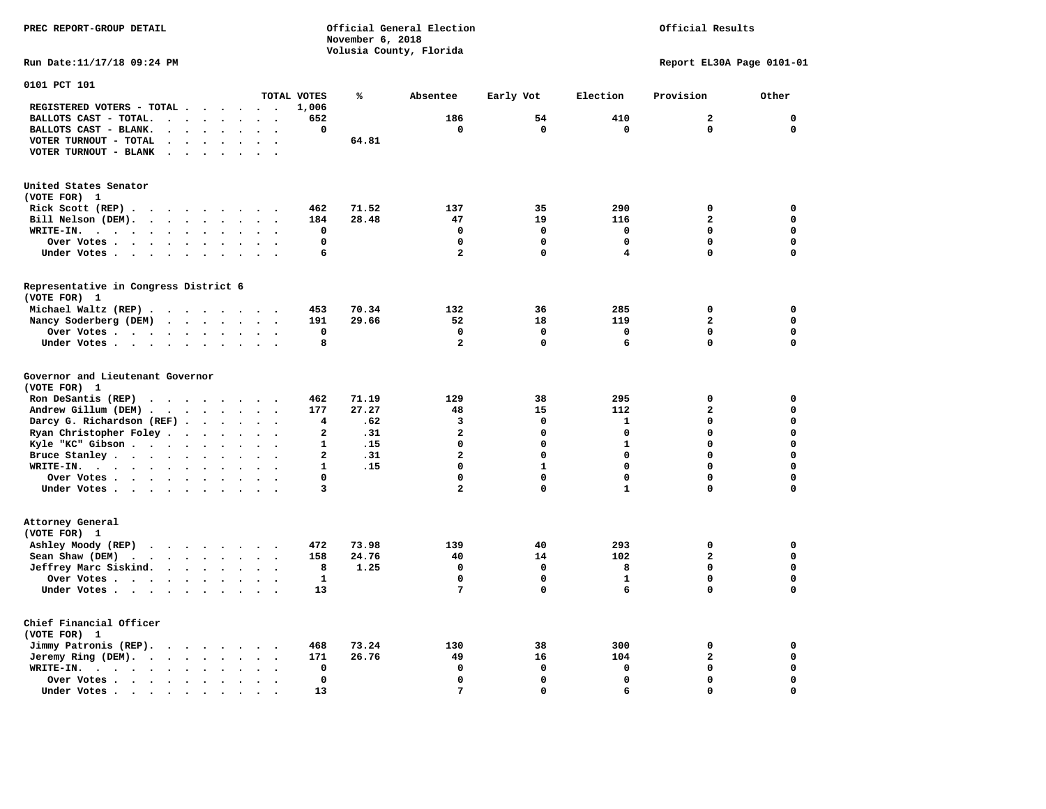PREC REPORT-GROUP DETAIL

Official General Election
November 6, 2018
Volusia County, Florida

Official Results

Run Date:11/17/18 09:24 PM

Report EL30A Page 0101-01

## 0101 PCT 101

| | TOTAL VOTES | % | Absentee | Early Vot | Election | Provision | Other |
|---|---|---|---|---|---|---|---|
| REGISTERED VOTERS - TOTAL | 1,006 | | | | | | |
| BALLOTS CAST - TOTAL. | 652 | | 186 | 54 | 410 | 2 | 0 |
| BALLOTS CAST - BLANK. | 0 | | 0 | 0 | 0 | 0 | 0 |
| VOTER TURNOUT - TOTAL | | 64.81 | | | | | |
| VOTER TURNOUT - BLANK | | | | | | | |

### United States Senator
(VOTE FOR) 1

| | TOTAL VOTES | % | Absentee | Early Vot | Election | Provision | Other |
|---|---|---|---|---|---|---|---|
| Rick Scott (REP) | 462 | 71.52 | 137 | 35 | 290 | 0 | 0 |
| Bill Nelson (DEM). | 184 | 28.48 | 47 | 19 | 116 | 2 | 0 |
| WRITE-IN. | 0 | | 0 | 0 | 0 | 0 | 0 |
| Over Votes | 0 | | 0 | 0 | 0 | 0 | 0 |
| Under Votes | 6 | | 2 | 0 | 4 | 0 | 0 |

### Representative in Congress District 6
(VOTE FOR) 1

| | TOTAL VOTES | % | Absentee | Early Vot | Election | Provision | Other |
|---|---|---|---|---|---|---|---|
| Michael Waltz (REP) | 453 | 70.34 | 132 | 36 | 285 | 0 | 0 |
| Nancy Soderberg (DEM) | 191 | 29.66 | 52 | 18 | 119 | 2 | 0 |
| Over Votes | 0 | | 0 | 0 | 0 | 0 | 0 |
| Under Votes | 8 | | 2 | 0 | 6 | 0 | 0 |

### Governor and Lieutenant Governor
(VOTE FOR) 1

| | TOTAL VOTES | % | Absentee | Early Vot | Election | Provision | Other |
|---|---|---|---|---|---|---|---|
| Ron DeSantis (REP) | 462 | 71.19 | 129 | 38 | 295 | 0 | 0 |
| Andrew Gillum (DEM) | 177 | 27.27 | 48 | 15 | 112 | 2 | 0 |
| Darcy G. Richardson (REF) | 4 | .62 | 3 | 0 | 1 | 0 | 0 |
| Ryan Christopher Foley | 2 | .31 | 2 | 0 | 0 | 0 | 0 |
| Kyle "KC" Gibson | 1 | .15 | 0 | 0 | 1 | 0 | 0 |
| Bruce Stanley | 2 | .31 | 2 | 0 | 0 | 0 | 0 |
| WRITE-IN. | 1 | .15 | 0 | 1 | 0 | 0 | 0 |
| Over Votes | 0 | | 0 | 0 | 0 | 0 | 0 |
| Under Votes | 3 | | 2 | 0 | 1 | 0 | 0 |

### Attorney General
(VOTE FOR) 1

| | TOTAL VOTES | % | Absentee | Early Vot | Election | Provision | Other |
|---|---|---|---|---|---|---|---|
| Ashley Moody (REP) | 472 | 73.98 | 139 | 40 | 293 | 0 | 0 |
| Sean Shaw (DEM) | 158 | 24.76 | 40 | 14 | 102 | 2 | 0 |
| Jeffrey Marc Siskind. | 8 | 1.25 | 0 | 0 | 8 | 0 | 0 |
| Over Votes | 1 | | 0 | 0 | 1 | 0 | 0 |
| Under Votes | 13 | | 7 | 0 | 6 | 0 | 0 |

### Chief Financial Officer
(VOTE FOR) 1

| | TOTAL VOTES | % | Absentee | Early Vot | Election | Provision | Other |
|---|---|---|---|---|---|---|---|
| Jimmy Patronis (REP). | 468 | 73.24 | 130 | 38 | 300 | 0 | 0 |
| Jeremy Ring (DEM). | 171 | 26.76 | 49 | 16 | 104 | 2 | 0 |
| WRITE-IN. | 0 | | 0 | 0 | 0 | 0 | 0 |
| Over Votes | 0 | | 0 | 0 | 0 | 0 | 0 |
| Under Votes | 13 | | 7 | 0 | 6 | 0 | 0 |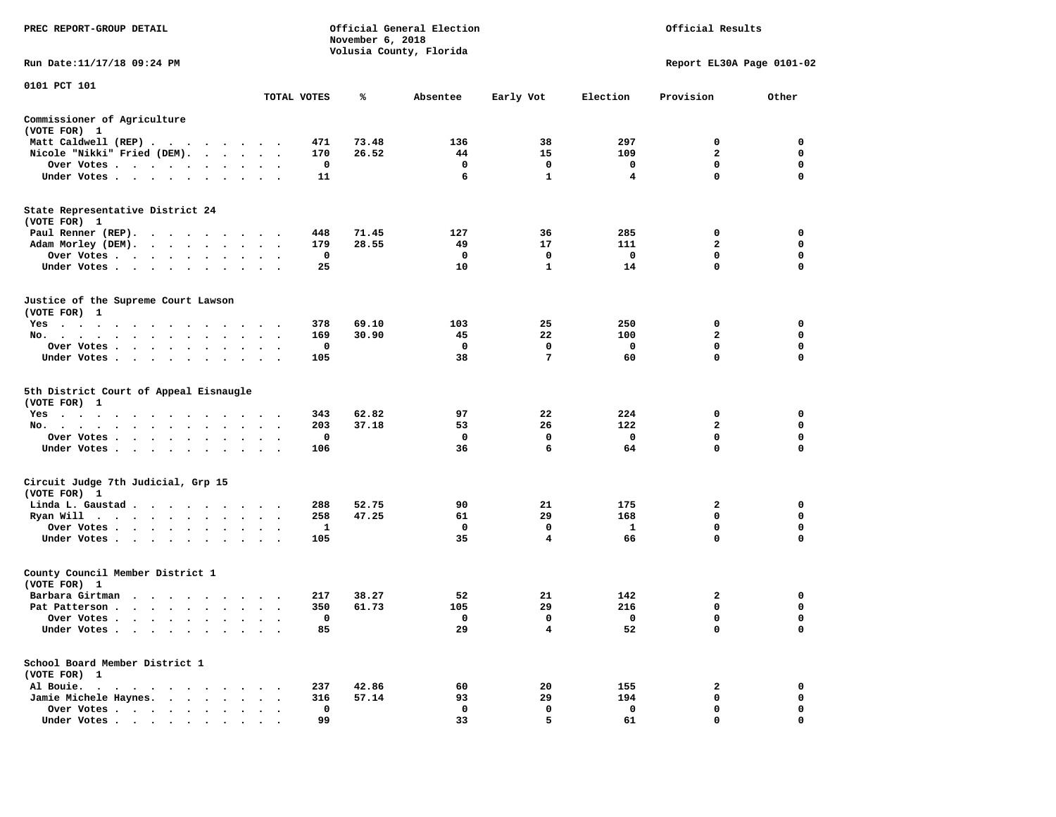PREC REPORT-GROUP DETAIL

Official General Election
November 6, 2018
Volusia County, Florida

Official Results

Run Date:11/17/18 09:24 PM

Report EL30A Page 0101-02

0101 PCT 101

| | TOTAL VOTES | % | Absentee | Early Vot | Election | Provision | Other |
|---|---|---|---|---|---|---|---|
| **Commissioner of Agriculture** | | | | | | | |
| (VOTE FOR) 1 | | | | | | | |
| Matt Caldwell (REP) | 471 | 73.48 | 136 | 38 | 297 | 0 | 0 |
| Nicole "Nikki" Fried (DEM). | 170 | 26.52 | 44 | 15 | 109 | 2 | 0 |
| Over Votes | 0 | | 0 | 0 | 0 | 0 | 0 |
| Under Votes | 11 | | 6 | 1 | 4 | 0 | 0 |
| **State Representative District 24** | | | | | | | |
| (VOTE FOR) 1 | | | | | | | |
| Paul Renner (REP). | 448 | 71.45 | 127 | 36 | 285 | 0 | 0 |
| Adam Morley (DEM). | 179 | 28.55 | 49 | 17 | 111 | 2 | 0 |
| Over Votes | 0 | | 0 | 0 | 0 | 0 | 0 |
| Under Votes | 25 | | 10 | 1 | 14 | 0 | 0 |
| **Justice of the Supreme Court Lawson** | | | | | | | |
| (VOTE FOR) 1 | | | | | | | |
| Yes | 378 | 69.10 | 103 | 25 | 250 | 0 | 0 |
| No. | 169 | 30.90 | 45 | 22 | 100 | 2 | 0 |
| Over Votes | 0 | | 0 | 0 | 0 | 0 | 0 |
| Under Votes | 105 | | 38 | 7 | 60 | 0 | 0 |
| **5th District Court of Appeal Eisnaugle** | | | | | | | |
| (VOTE FOR) 1 | | | | | | | |
| Yes | 343 | 62.82 | 97 | 22 | 224 | 0 | 0 |
| No. | 203 | 37.18 | 53 | 26 | 122 | 2 | 0 |
| Over Votes | 0 | | 0 | 0 | 0 | 0 | 0 |
| Under Votes | 106 | | 36 | 6 | 64 | 0 | 0 |
| **Circuit Judge 7th Judicial, Grp 15** | | | | | | | |
| (VOTE FOR) 1 | | | | | | | |
| Linda L. Gaustad | 288 | 52.75 | 90 | 21 | 175 | 2 | 0 |
| Ryan Will | 258 | 47.25 | 61 | 29 | 168 | 0 | 0 |
| Over Votes | 1 | | 0 | 0 | 1 | 0 | 0 |
| Under Votes | 105 | | 35 | 4 | 66 | 0 | 0 |
| **County Council Member District 1** | | | | | | | |
| (VOTE FOR) 1 | | | | | | | |
| Barbara Girtman | 217 | 38.27 | 52 | 21 | 142 | 2 | 0 |
| Pat Patterson | 350 | 61.73 | 105 | 29 | 216 | 0 | 0 |
| Over Votes | 0 | | 0 | 0 | 0 | 0 | 0 |
| Under Votes | 85 | | 29 | 4 | 52 | 0 | 0 |
| **School Board Member District 1** | | | | | | | |
| (VOTE FOR) 1 | | | | | | | |
| Al Bouie. | 237 | 42.86 | 60 | 20 | 155 | 2 | 0 |
| Jamie Michele Haynes. | 316 | 57.14 | 93 | 29 | 194 | 0 | 0 |
| Over Votes | 0 | | 0 | 0 | 0 | 0 | 0 |
| Under Votes | 99 | | 33 | 5 | 61 | 0 | 0 |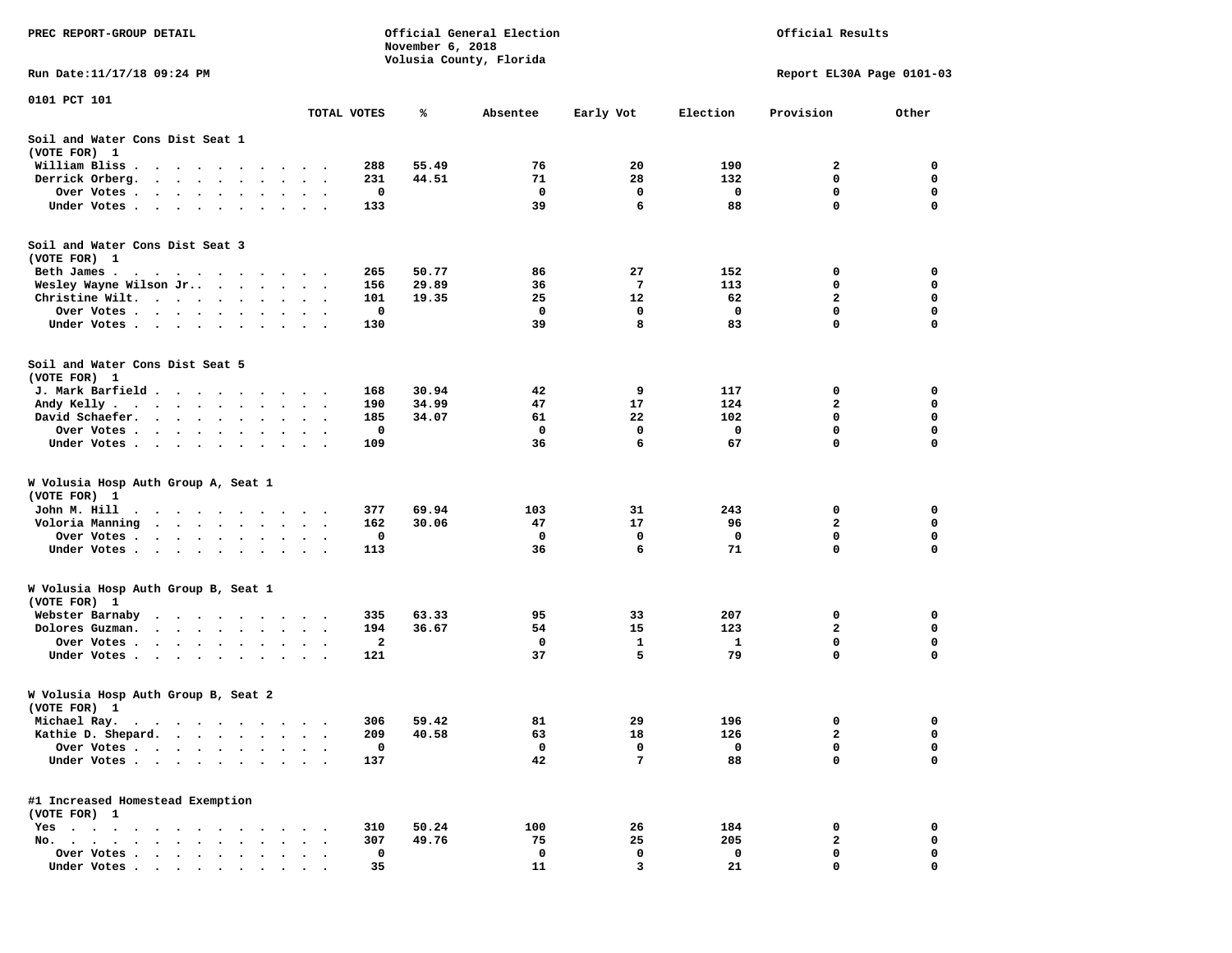PREC REPORT-GROUP DETAIL

Official General Election
November 6, 2018
Volusia County, Florida

Official Results

Run Date:11/17/18 09:24 PM

Report EL30A Page 0101-03

0101 PCT 101

| | TOTAL VOTES | % | Absentee | Early Vot | Election | Provision | Other |
|---|---|---|---|---|---|---|---|
| **Soil and Water Cons Dist Seat 1** | | | | | | | |
| **(VOTE FOR) 1** | | | | | | | |
| William Bliss | 288 | 55.49 | 76 | 20 | 190 | 2 | 0 |
| Derrick Orberg | 231 | 44.51 | 71 | 28 | 132 | 0 | 0 |
| Over Votes | 0 | | 0 | 0 | 0 | 0 | 0 |
| Under Votes | 133 | | 39 | 6 | 88 | 0 | 0 |
| **Soil and Water Cons Dist Seat 3** | | | | | | | |
| **(VOTE FOR) 1** | | | | | | | |
| Beth James | 265 | 50.77 | 86 | 27 | 152 | 0 | 0 |
| Wesley Wayne Wilson Jr. | 156 | 29.89 | 36 | 7 | 113 | 0 | 0 |
| Christine Wilt | 101 | 19.35 | 25 | 12 | 62 | 2 | 0 |
| Over Votes | 0 | | 0 | 0 | 0 | 0 | 0 |
| Under Votes | 130 | | 39 | 8 | 83 | 0 | 0 |
| **Soil and Water Cons Dist Seat 5** | | | | | | | |
| **(VOTE FOR) 1** | | | | | | | |
| J. Mark Barfield | 168 | 30.94 | 42 | 9 | 117 | 0 | 0 |
| Andy Kelly | 190 | 34.99 | 47 | 17 | 124 | 2 | 0 |
| David Schaefer | 185 | 34.07 | 61 | 22 | 102 | 0 | 0 |
| Over Votes | 0 | | 0 | 0 | 0 | 0 | 0 |
| Under Votes | 109 | | 36 | 6 | 67 | 0 | 0 |
| **W Volusia Hosp Auth Group A, Seat 1** | | | | | | | |
| **(VOTE FOR) 1** | | | | | | | |
| John M. Hill | 377 | 69.94 | 103 | 31 | 243 | 0 | 0 |
| Voloria Manning | 162 | 30.06 | 47 | 17 | 96 | 2 | 0 |
| Over Votes | 0 | | 0 | 0 | 0 | 0 | 0 |
| Under Votes | 113 | | 36 | 6 | 71 | 0 | 0 |
| **W Volusia Hosp Auth Group B, Seat 1** | | | | | | | |
| **(VOTE FOR) 1** | | | | | | | |
| Webster Barnaby | 335 | 63.33 | 95 | 33 | 207 | 0 | 0 |
| Dolores Guzman | 194 | 36.67 | 54 | 15 | 123 | 2 | 0 |
| Over Votes | 2 | | 0 | 1 | 1 | 0 | 0 |
| Under Votes | 121 | | 37 | 5 | 79 | 0 | 0 |
| **W Volusia Hosp Auth Group B, Seat 2** | | | | | | | |
| **(VOTE FOR) 1** | | | | | | | |
| Michael Ray | 306 | 59.42 | 81 | 29 | 196 | 0 | 0 |
| Kathie D. Shepard | 209 | 40.58 | 63 | 18 | 126 | 2 | 0 |
| Over Votes | 0 | | 0 | 0 | 0 | 0 | 0 |
| Under Votes | 137 | | 42 | 7 | 88 | 0 | 0 |
| **#1 Increased Homestead Exemption** | | | | | | | |
| **(VOTE FOR) 1** | | | | | | | |
| Yes | 310 | 50.24 | 100 | 26 | 184 | 0 | 0 |
| No | 307 | 49.76 | 75 | 25 | 205 | 2 | 0 |
| Over Votes | 0 | | 0 | 0 | 0 | 0 | 0 |
| Under Votes | 35 | | 11 | 3 | 21 | 0 | 0 |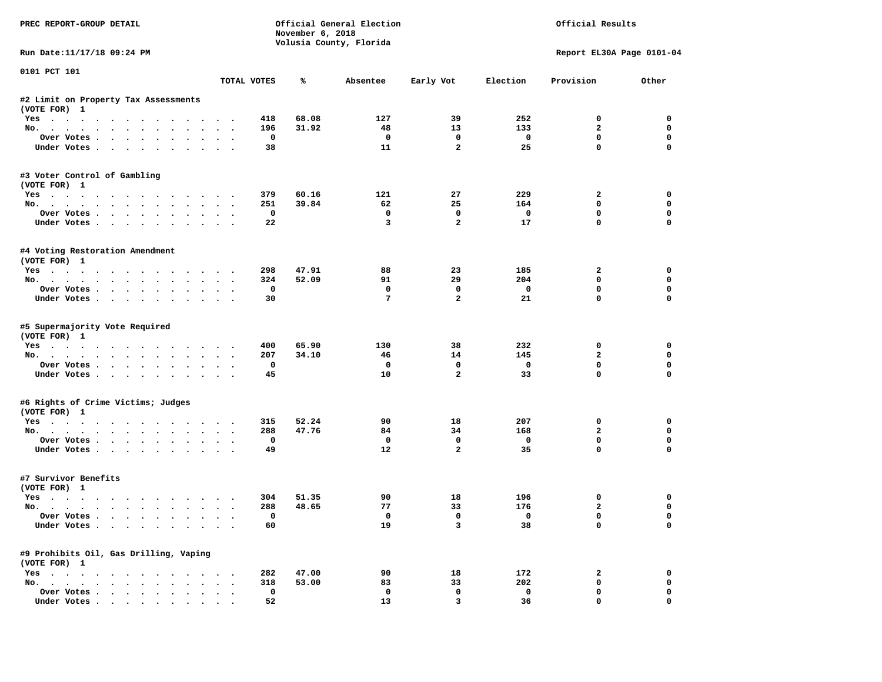PREC REPORT-GROUP DETAIL

Official General Election
November 6, 2018
Volusia County, Florida

Official Results

Run Date:11/17/18 09:24 PM

Report EL30A Page 0101-04

0101 PCT 101

| | TOTAL VOTES | % | Absentee | Early Vot | Election | Provision | Other |
|---|---|---|---|---|---|---|---|
| **#2 Limit on Property Tax Assessments** | | | | | | | |
| (VOTE FOR) 1 | | | | | | | |
| Yes | 418 | 68.08 | 127 | 39 | 252 | 0 | 0 |
| No. | 196 | 31.92 | 48 | 13 | 133 | 2 | 0 |
| Over Votes | 0 | | 0 | 0 | 0 | 0 | 0 |
| Under Votes | 38 | | 11 | 2 | 25 | 0 | 0 |
| **#3 Voter Control of Gambling** | | | | | | | |
| (VOTE FOR) 1 | | | | | | | |
| Yes | 379 | 60.16 | 121 | 27 | 229 | 2 | 0 |
| No. | 251 | 39.84 | 62 | 25 | 164 | 0 | 0 |
| Over Votes | 0 | | 0 | 0 | 0 | 0 | 0 |
| Under Votes | 22 | | 3 | 2 | 17 | 0 | 0 |
| **#4 Voting Restoration Amendment** | | | | | | | |
| (VOTE FOR) 1 | | | | | | | |
| Yes | 298 | 47.91 | 88 | 23 | 185 | 2 | 0 |
| No. | 324 | 52.09 | 91 | 29 | 204 | 0 | 0 |
| Over Votes | 0 | | 0 | 0 | 0 | 0 | 0 |
| Under Votes | 30 | | 7 | 2 | 21 | 0 | 0 |
| **#5 Supermajority Vote Required** | | | | | | | |
| (VOTE FOR) 1 | | | | | | | |
| Yes | 400 | 65.90 | 130 | 38 | 232 | 0 | 0 |
| No. | 207 | 34.10 | 46 | 14 | 145 | 2 | 0 |
| Over Votes | 0 | | 0 | 0 | 0 | 0 | 0 |
| Under Votes | 45 | | 10 | 2 | 33 | 0 | 0 |
| **#6 Rights of Crime Victims; Judges** | | | | | | | |
| (VOTE FOR) 1 | | | | | | | |
| Yes | 315 | 52.24 | 90 | 18 | 207 | 0 | 0 |
| No. | 288 | 47.76 | 84 | 34 | 168 | 2 | 0 |
| Over Votes | 0 | | 0 | 0 | 0 | 0 | 0 |
| Under Votes | 49 | | 12 | 2 | 35 | 0 | 0 |
| **#7 Survivor Benefits** | | | | | | | |
| (VOTE FOR) 1 | | | | | | | |
| Yes | 304 | 51.35 | 90 | 18 | 196 | 0 | 0 |
| No. | 288 | 48.65 | 77 | 33 | 176 | 2 | 0 |
| Over Votes | 0 | | 0 | 0 | 0 | 0 | 0 |
| Under Votes | 60 | | 19 | 3 | 38 | 0 | 0 |
| **#9 Prohibits Oil, Gas Drilling, Vaping** | | | | | | | |
| (VOTE FOR) 1 | | | | | | | |
| Yes | 282 | 47.00 | 90 | 18 | 172 | 2 | 0 |
| No. | 318 | 53.00 | 83 | 33 | 202 | 0 | 0 |
| Over Votes | 0 | | 0 | 0 | 0 | 0 | 0 |
| Under Votes | 52 | | 13 | 3 | 36 | 0 | 0 |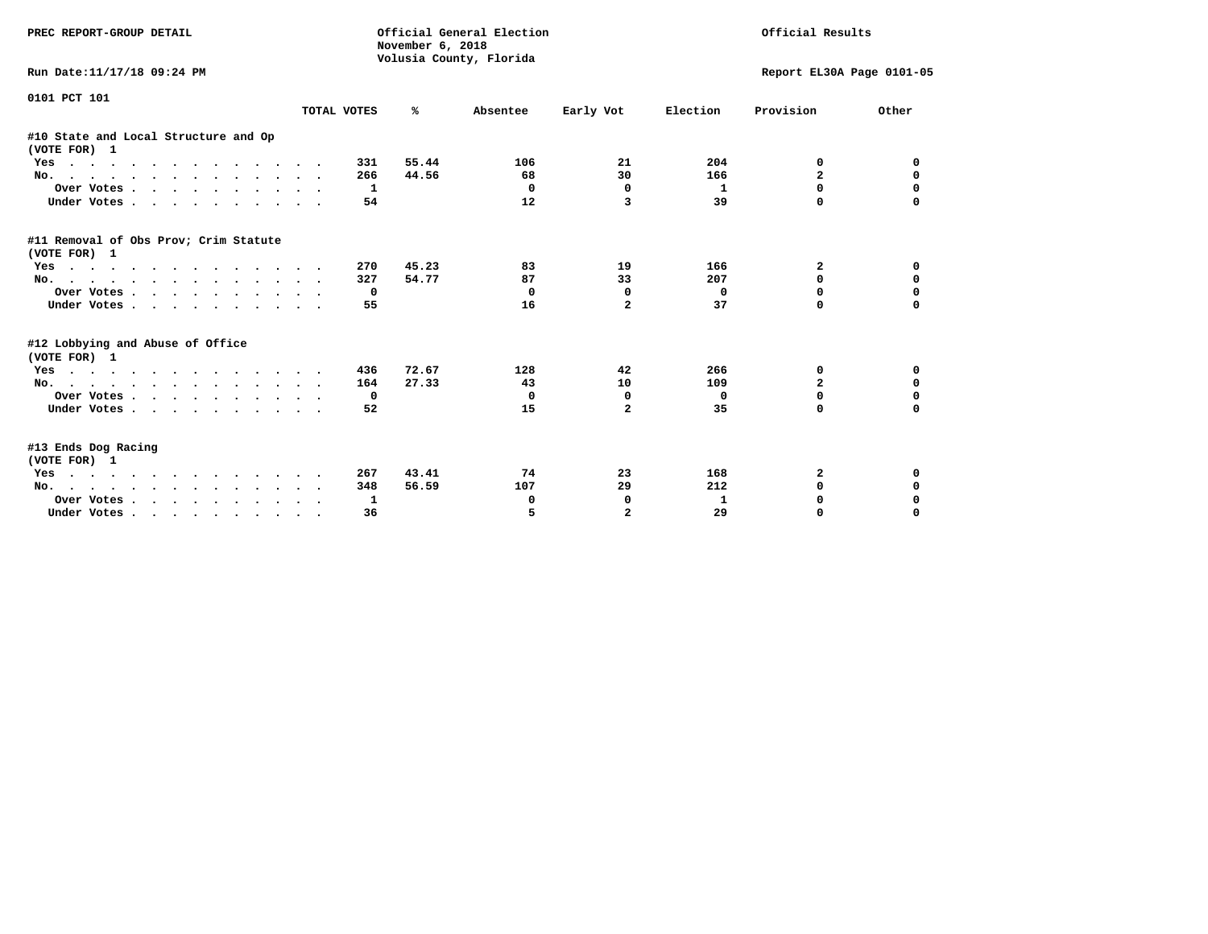PREC REPORT-GROUP DETAIL

Official General Election
November 6, 2018
Volusia County, Florida

Official Results

Run Date:11/17/18 09:24 PM

Report EL30A Page 0101-05

0101 PCT 101

| | TOTAL VOTES | % | Absentee | Early Vot | Election | Provision | Other |
|---|---|---|---|---|---|---|---|
| **#10 State and Local Structure and Op** | | | | | | | |
| **(VOTE FOR) 1** | | | | | | | |
| Yes | 331 | 55.44 | 106 | 21 | 204 | 0 | 0 |
| No. | 266 | 44.56 | 68 | 30 | 166 | 2 | 0 |
| Over Votes | 1 | | 0 | 0 | 1 | 0 | 0 |
| Under Votes | 54 | | 12 | 3 | 39 | 0 | 0 |
| **#11 Removal of Obs Prov; Crim Statute** | | | | | | | |
| **(VOTE FOR) 1** | | | | | | | |
| Yes | 270 | 45.23 | 83 | 19 | 166 | 2 | 0 |
| No. | 327 | 54.77 | 87 | 33 | 207 | 0 | 0 |
| Over Votes | 0 | | 0 | 0 | 0 | 0 | 0 |
| Under Votes | 55 | | 16 | 2 | 37 | 0 | 0 |
| **#12 Lobbying and Abuse of Office** | | | | | | | |
| **(VOTE FOR) 1** | | | | | | | |
| Yes | 436 | 72.67 | 128 | 42 | 266 | 0 | 0 |
| No. | 164 | 27.33 | 43 | 10 | 109 | 2 | 0 |
| Over Votes | 0 | | 0 | 0 | 0 | 0 | 0 |
| Under Votes | 52 | | 15 | 2 | 35 | 0 | 0 |
| **#13 Ends Dog Racing** | | | | | | | |
| **(VOTE FOR) 1** | | | | | | | |
| Yes | 267 | 43.41 | 74 | 23 | 168 | 2 | 0 |
| No. | 348 | 56.59 | 107 | 29 | 212 | 0 | 0 |
| Over Votes | 1 | | 0 | 0 | 1 | 0 | 0 |
| Under Votes | 36 | | 5 | 2 | 29 | 0 | 0 |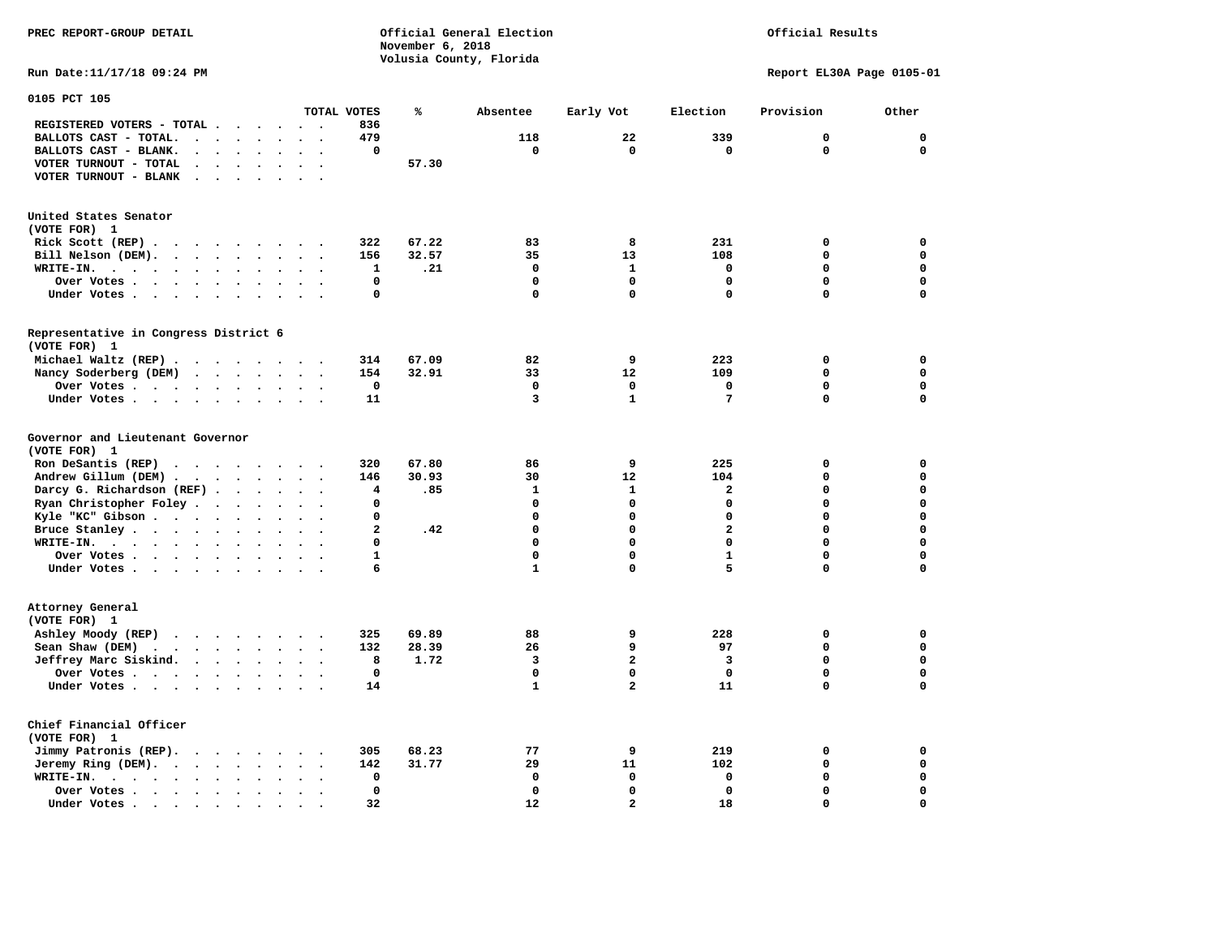PREC REPORT-GROUP DETAIL

Official General Election
November 6, 2018
Volusia County, Florida

Official Results

Run Date:11/17/18 09:24 PM

Report EL30A Page 0105-01

## 0105 PCT 105

| | TOTAL VOTES | % | Absentee | Early Vot | Election | Provision | Other |
|---|---|---|---|---|---|---|---|
| REGISTERED VOTERS - TOTAL | 836 | | | | | | |
| BALLOTS CAST - TOTAL. | 479 | | 118 | 22 | 339 | 0 | 0 |
| BALLOTS CAST - BLANK. | 0 | | 0 | 0 | 0 | 0 | 0 |
| VOTER TURNOUT - TOTAL | | 57.30 | | | | | |
| VOTER TURNOUT - BLANK | | | | | | | |

### United States Senator
(VOTE FOR) 1

| | TOTAL VOTES | % | Absentee | Early Vot | Election | Provision | Other |
|---|---|---|---|---|---|---|---|
| Rick Scott (REP) | 322 | 67.22 | 83 | 8 | 231 | 0 | 0 |
| Bill Nelson (DEM). | 156 | 32.57 | 35 | 13 | 108 | 0 | 0 |
| WRITE-IN. | 1 | .21 | 0 | 1 | 0 | 0 | 0 |
| Over Votes | 0 | | 0 | 0 | 0 | 0 | 0 |
| Under Votes | 0 | | 0 | 0 | 0 | 0 | 0 |

### Representative in Congress District 6
(VOTE FOR) 1

| | TOTAL VOTES | % | Absentee | Early Vot | Election | Provision | Other |
|---|---|---|---|---|---|---|---|
| Michael Waltz (REP) | 314 | 67.09 | 82 | 9 | 223 | 0 | 0 |
| Nancy Soderberg (DEM) | 154 | 32.91 | 33 | 12 | 109 | 0 | 0 |
| Over Votes | 0 | | 0 | 0 | 0 | 0 | 0 |
| Under Votes | 11 | | 3 | 1 | 7 | 0 | 0 |

### Governor and Lieutenant Governor
(VOTE FOR) 1

| | TOTAL VOTES | % | Absentee | Early Vot | Election | Provision | Other |
|---|---|---|---|---|---|---|---|
| Ron DeSantis (REP) | 320 | 67.80 | 86 | 9 | 225 | 0 | 0 |
| Andrew Gillum (DEM) | 146 | 30.93 | 30 | 12 | 104 | 0 | 0 |
| Darcy G. Richardson (REF) | 4 | .85 | 1 | 1 | 2 | 0 | 0 |
| Ryan Christopher Foley | 0 | | 0 | 0 | 0 | 0 | 0 |
| Kyle "KC" Gibson | 0 | | 0 | 0 | 0 | 0 | 0 |
| Bruce Stanley | 2 | .42 | 0 | 0 | 2 | 0 | 0 |
| WRITE-IN. | 0 | | 0 | 0 | 0 | 0 | 0 |
| Over Votes | 1 | | 0 | 0 | 1 | 0 | 0 |
| Under Votes | 6 | | 1 | 0 | 5 | 0 | 0 |

### Attorney General
(VOTE FOR) 1

| | TOTAL VOTES | % | Absentee | Early Vot | Election | Provision | Other |
|---|---|---|---|---|---|---|---|
| Ashley Moody (REP) | 325 | 69.89 | 88 | 9 | 228 | 0 | 0 |
| Sean Shaw (DEM) | 132 | 28.39 | 26 | 9 | 97 | 0 | 0 |
| Jeffrey Marc Siskind. | 8 | 1.72 | 3 | 2 | 3 | 0 | 0 |
| Over Votes | 0 | | 0 | 0 | 0 | 0 | 0 |
| Under Votes | 14 | | 1 | 2 | 11 | 0 | 0 |

### Chief Financial Officer
(VOTE FOR) 1

| | TOTAL VOTES | % | Absentee | Early Vot | Election | Provision | Other |
|---|---|---|---|---|---|---|---|
| Jimmy Patronis (REP). | 305 | 68.23 | 77 | 9 | 219 | 0 | 0 |
| Jeremy Ring (DEM). | 142 | 31.77 | 29 | 11 | 102 | 0 | 0 |
| WRITE-IN. | 0 | | 0 | 0 | 0 | 0 | 0 |
| Over Votes | 0 | | 0 | 0 | 0 | 0 | 0 |
| Under Votes | 32 | | 12 | 2 | 18 | 0 | 0 |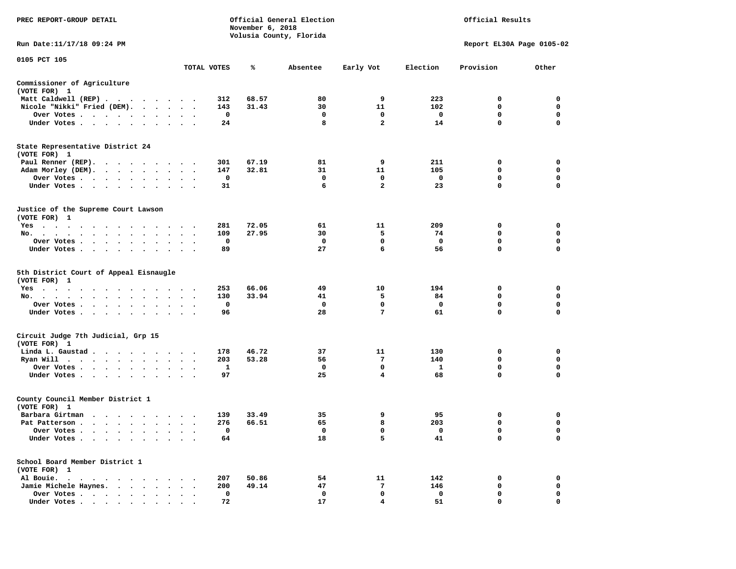PREC REPORT-GROUP DETAIL

Official General Election
November 6, 2018
Volusia County, Florida

Official Results

Run Date:11/17/18 09:24 PM

Report EL30A Page 0105-02

0105 PCT 105

| | TOTAL VOTES | % | Absentee | Early Vot | Election | Provision | Other |
|---|---|---|---|---|---|---|---|
| **Commissioner of Agriculture** | | | | | | | |
| (VOTE FOR) 1 | | | | | | | |
| Matt Caldwell (REP) | 312 | 68.57 | 80 | 9 | 223 | 0 | 0 |
| Nicole "Nikki" Fried (DEM). | 143 | 31.43 | 30 | 11 | 102 | 0 | 0 |
| Over Votes | 0 | | 0 | 0 | 0 | 0 | 0 |
| Under Votes | 24 | | 8 | 2 | 14 | 0 | 0 |
| **State Representative District 24** | | | | | | | |
| (VOTE FOR) 1 | | | | | | | |
| Paul Renner (REP). | 301 | 67.19 | 81 | 9 | 211 | 0 | 0 |
| Adam Morley (DEM). | 147 | 32.81 | 31 | 11 | 105 | 0 | 0 |
| Over Votes | 0 | | 0 | 0 | 0 | 0 | 0 |
| Under Votes | 31 | | 6 | 2 | 23 | 0 | 0 |
| **Justice of the Supreme Court Lawson** | | | | | | | |
| (VOTE FOR) 1 | | | | | | | |
| Yes | 281 | 72.05 | 61 | 11 | 209 | 0 | 0 |
| No. | 109 | 27.95 | 30 | 5 | 74 | 0 | 0 |
| Over Votes | 0 | | 0 | 0 | 0 | 0 | 0 |
| Under Votes | 89 | | 27 | 6 | 56 | 0 | 0 |
| **5th District Court of Appeal Eisnaugle** | | | | | | | |
| (VOTE FOR) 1 | | | | | | | |
| Yes | 253 | 66.06 | 49 | 10 | 194 | 0 | 0 |
| No. | 130 | 33.94 | 41 | 5 | 84 | 0 | 0 |
| Over Votes | 0 | | 0 | 0 | 0 | 0 | 0 |
| Under Votes | 96 | | 28 | 7 | 61 | 0 | 0 |
| **Circuit Judge 7th Judicial, Grp 15** | | | | | | | |
| (VOTE FOR) 1 | | | | | | | |
| Linda L. Gaustad | 178 | 46.72 | 37 | 11 | 130 | 0 | 0 |
| Ryan Will | 203 | 53.28 | 56 | 7 | 140 | 0 | 0 |
| Over Votes | 1 | | 0 | 0 | 1 | 0 | 0 |
| Under Votes | 97 | | 25 | 4 | 68 | 0 | 0 |
| **County Council Member District 1** | | | | | | | |
| (VOTE FOR) 1 | | | | | | | |
| Barbara Girtman | 139 | 33.49 | 35 | 9 | 95 | 0 | 0 |
| Pat Patterson | 276 | 66.51 | 65 | 8 | 203 | 0 | 0 |
| Over Votes | 0 | | 0 | 0 | 0 | 0 | 0 |
| Under Votes | 64 | | 18 | 5 | 41 | 0 | 0 |
| **School Board Member District 1** | | | | | | | |
| (VOTE FOR) 1 | | | | | | | |
| Al Bouie. | 207 | 50.86 | 54 | 11 | 142 | 0 | 0 |
| Jamie Michele Haynes. | 200 | 49.14 | 47 | 7 | 146 | 0 | 0 |
| Over Votes | 0 | | 0 | 0 | 0 | 0 | 0 |
| Under Votes | 72 | | 17 | 4 | 51 | 0 | 0 |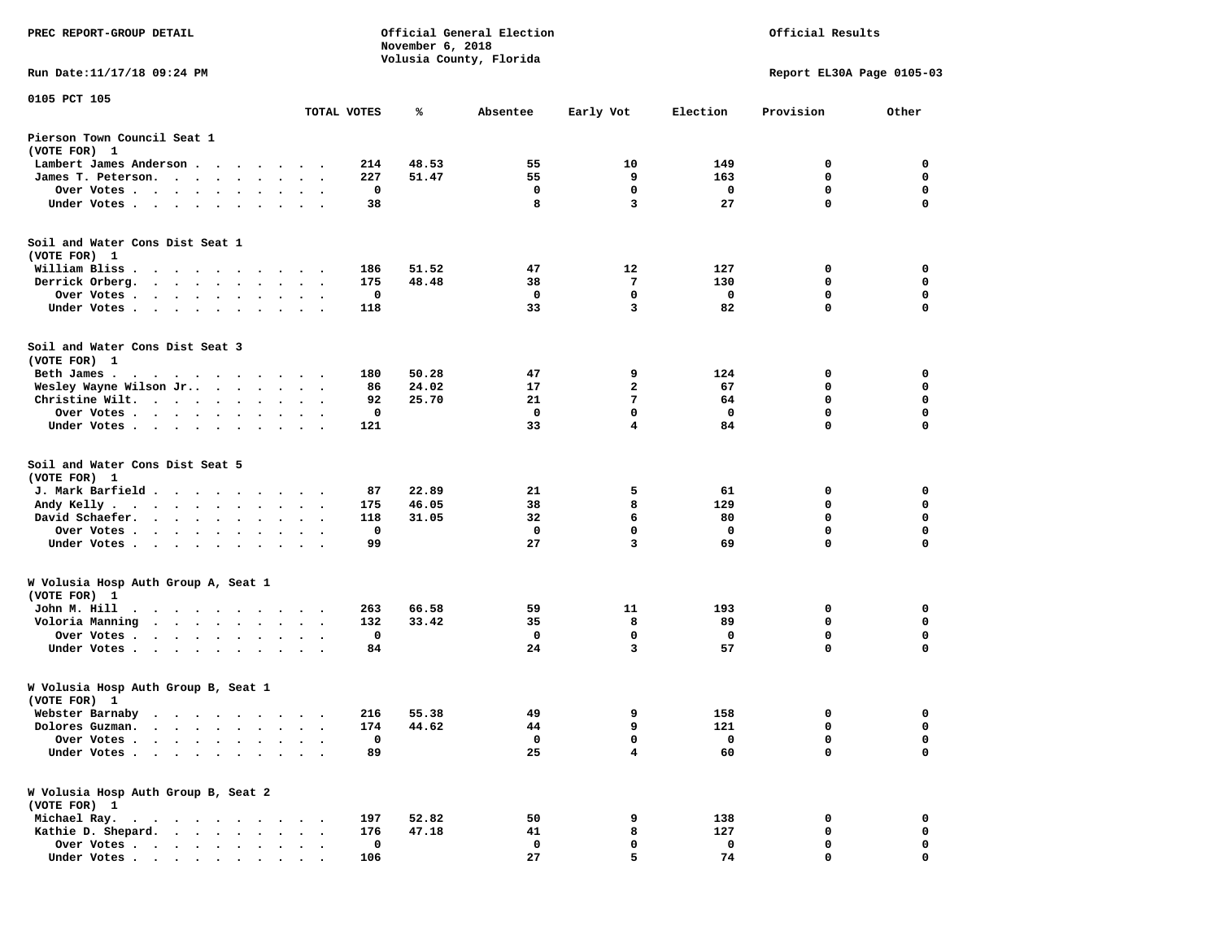PREC REPORT-GROUP DETAIL

Official General Election
November 6, 2018
Volusia County, Florida

Official Results

Run Date:11/17/18 09:24 PM

Report EL30A Page 0105-03

0105 PCT 105

| | TOTAL VOTES | % | Absentee | Early Vot | Election | Provision | Other |
|---|---|---|---|---|---|---|---|
| **Pierson Town Council Seat 1** | | | | | | | |
| (VOTE FOR) 1 | | | | | | | |
| Lambert James Anderson | 214 | 48.53 | 55 | 10 | 149 | 0 | 0 |
| James T. Peterson. | 227 | 51.47 | 55 | 9 | 163 | 0 | 0 |
| Over Votes | 0 | | 0 | 0 | 0 | 0 | 0 |
| Under Votes | 38 | | 8 | 3 | 27 | 0 | 0 |
| **Soil and Water Cons Dist Seat 1** | | | | | | | |
| (VOTE FOR) 1 | | | | | | | |
| William Bliss | 186 | 51.52 | 47 | 12 | 127 | 0 | 0 |
| Derrick Orberg. | 175 | 48.48 | 38 | 7 | 130 | 0 | 0 |
| Over Votes | 0 | | 0 | 0 | 0 | 0 | 0 |
| Under Votes | 118 | | 33 | 3 | 82 | 0 | 0 |
| **Soil and Water Cons Dist Seat 3** | | | | | | | |
| (VOTE FOR) 1 | | | | | | | |
| Beth James | 180 | 50.28 | 47 | 9 | 124 | 0 | 0 |
| Wesley Wayne Wilson Jr. | 86 | 24.02 | 17 | 2 | 67 | 0 | 0 |
| Christine Wilt. | 92 | 25.70 | 21 | 7 | 64 | 0 | 0 |
| Over Votes | 0 | | 0 | 0 | 0 | 0 | 0 |
| Under Votes | 121 | | 33 | 4 | 84 | 0 | 0 |
| **Soil and Water Cons Dist Seat 5** | | | | | | | |
| (VOTE FOR) 1 | | | | | | | |
| J. Mark Barfield | 87 | 22.89 | 21 | 5 | 61 | 0 | 0 |
| Andy Kelly | 175 | 46.05 | 38 | 8 | 129 | 0 | 0 |
| David Schaefer. | 118 | 31.05 | 32 | 6 | 80 | 0 | 0 |
| Over Votes | 0 | | 0 | 0 | 0 | 0 | 0 |
| Under Votes | 99 | | 27 | 3 | 69 | 0 | 0 |
| **W Volusia Hosp Auth Group A, Seat 1** | | | | | | | |
| (VOTE FOR) 1 | | | | | | | |
| John M. Hill | 263 | 66.58 | 59 | 11 | 193 | 0 | 0 |
| Voloria Manning | 132 | 33.42 | 35 | 8 | 89 | 0 | 0 |
| Over Votes | 0 | | 0 | 0 | 0 | 0 | 0 |
| Under Votes | 84 | | 24 | 3 | 57 | 0 | 0 |
| **W Volusia Hosp Auth Group B, Seat 1** | | | | | | | |
| (VOTE FOR) 1 | | | | | | | |
| Webster Barnaby | 216 | 55.38 | 49 | 9 | 158 | 0 | 0 |
| Dolores Guzman. | 174 | 44.62 | 44 | 9 | 121 | 0 | 0 |
| Over Votes | 0 | | 0 | 0 | 0 | 0 | 0 |
| Under Votes | 89 | | 25 | 4 | 60 | 0 | 0 |
| **W Volusia Hosp Auth Group B, Seat 2** | | | | | | | |
| (VOTE FOR) 1 | | | | | | | |
| Michael Ray. | 197 | 52.82 | 50 | 9 | 138 | 0 | 0 |
| Kathie D. Shepard. | 176 | 47.18 | 41 | 8 | 127 | 0 | 0 |
| Over Votes | 0 | | 0 | 0 | 0 | 0 | 0 |
| Under Votes | 106 | | 27 | 5 | 74 | 0 | 0 |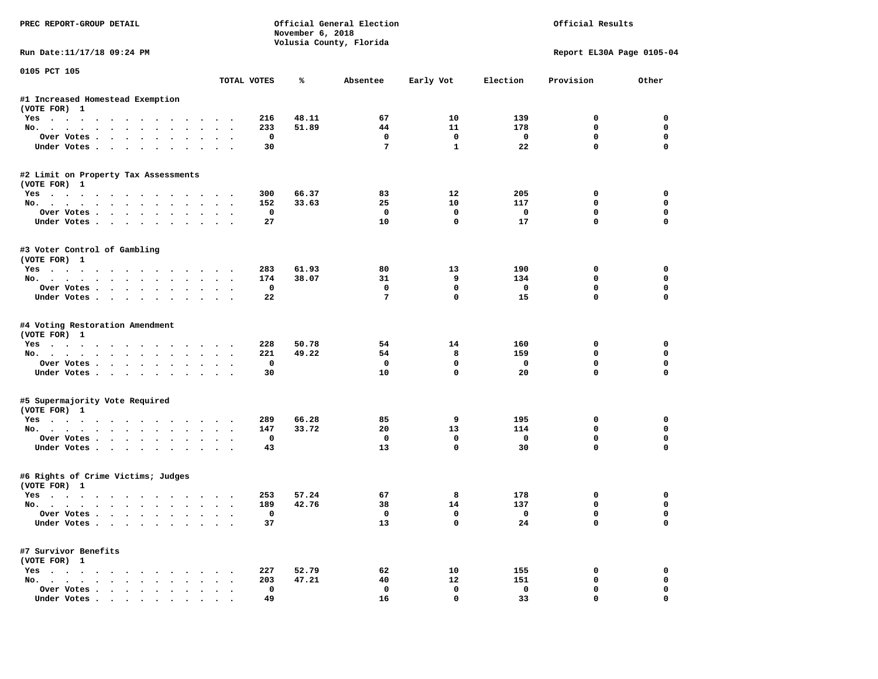PREC REPORT-GROUP DETAIL

Official General Election
November 6, 2018
Volusia County, Florida

Official Results

Run Date:11/17/18 09:24 PM

Report EL30A Page 0105-04

0105 PCT 105

| | TOTAL VOTES | % | Absentee | Early Vot | Election | Provision | Other |
|---|---|---|---|---|---|---|---|
| **#1 Increased Homestead Exemption** | | | | | | | |
| (VOTE FOR) 1 | | | | | | | |
| Yes | 216 | 48.11 | 67 | 10 | 139 | 0 | 0 |
| No. | 233 | 51.89 | 44 | 11 | 178 | 0 | 0 |
| Over Votes | 0 | | 0 | 0 | 0 | 0 | 0 |
| Under Votes | 30 | | 7 | 1 | 22 | 0 | 0 |
| **#2 Limit on Property Tax Assessments** | | | | | | | |
| (VOTE FOR) 1 | | | | | | | |
| Yes | 300 | 66.37 | 83 | 12 | 205 | 0 | 0 |
| No. | 152 | 33.63 | 25 | 10 | 117 | 0 | 0 |
| Over Votes | 0 | | 0 | 0 | 0 | 0 | 0 |
| Under Votes | 27 | | 10 | 0 | 17 | 0 | 0 |
| **#3 Voter Control of Gambling** | | | | | | | |
| (VOTE FOR) 1 | | | | | | | |
| Yes | 283 | 61.93 | 80 | 13 | 190 | 0 | 0 |
| No. | 174 | 38.07 | 31 | 9 | 134 | 0 | 0 |
| Over Votes | 0 | | 0 | 0 | 0 | 0 | 0 |
| Under Votes | 22 | | 7 | 0 | 15 | 0 | 0 |
| **#4 Voting Restoration Amendment** | | | | | | | |
| (VOTE FOR) 1 | | | | | | | |
| Yes | 228 | 50.78 | 54 | 14 | 160 | 0 | 0 |
| No. | 221 | 49.22 | 54 | 8 | 159 | 0 | 0 |
| Over Votes | 0 | | 0 | 0 | 0 | 0 | 0 |
| Under Votes | 30 | | 10 | 0 | 20 | 0 | 0 |
| **#5 Supermajority Vote Required** | | | | | | | |
| (VOTE FOR) 1 | | | | | | | |
| Yes | 289 | 66.28 | 85 | 9 | 195 | 0 | 0 |
| No. | 147 | 33.72 | 20 | 13 | 114 | 0 | 0 |
| Over Votes | 0 | | 0 | 0 | 0 | 0 | 0 |
| Under Votes | 43 | | 13 | 0 | 30 | 0 | 0 |
| **#6 Rights of Crime Victims; Judges** | | | | | | | |
| (VOTE FOR) 1 | | | | | | | |
| Yes | 253 | 57.24 | 67 | 8 | 178 | 0 | 0 |
| No. | 189 | 42.76 | 38 | 14 | 137 | 0 | 0 |
| Over Votes | 0 | | 0 | 0 | 0 | 0 | 0 |
| Under Votes | 37 | | 13 | 0 | 24 | 0 | 0 |
| **#7 Survivor Benefits** | | | | | | | |
| (VOTE FOR) 1 | | | | | | | |
| Yes | 227 | 52.79 | 62 | 10 | 155 | 0 | 0 |
| No. | 203 | 47.21 | 40 | 12 | 151 | 0 | 0 |
| Over Votes | 0 | | 0 | 0 | 0 | 0 | 0 |
| Under Votes | 49 | | 16 | 0 | 33 | 0 | 0 |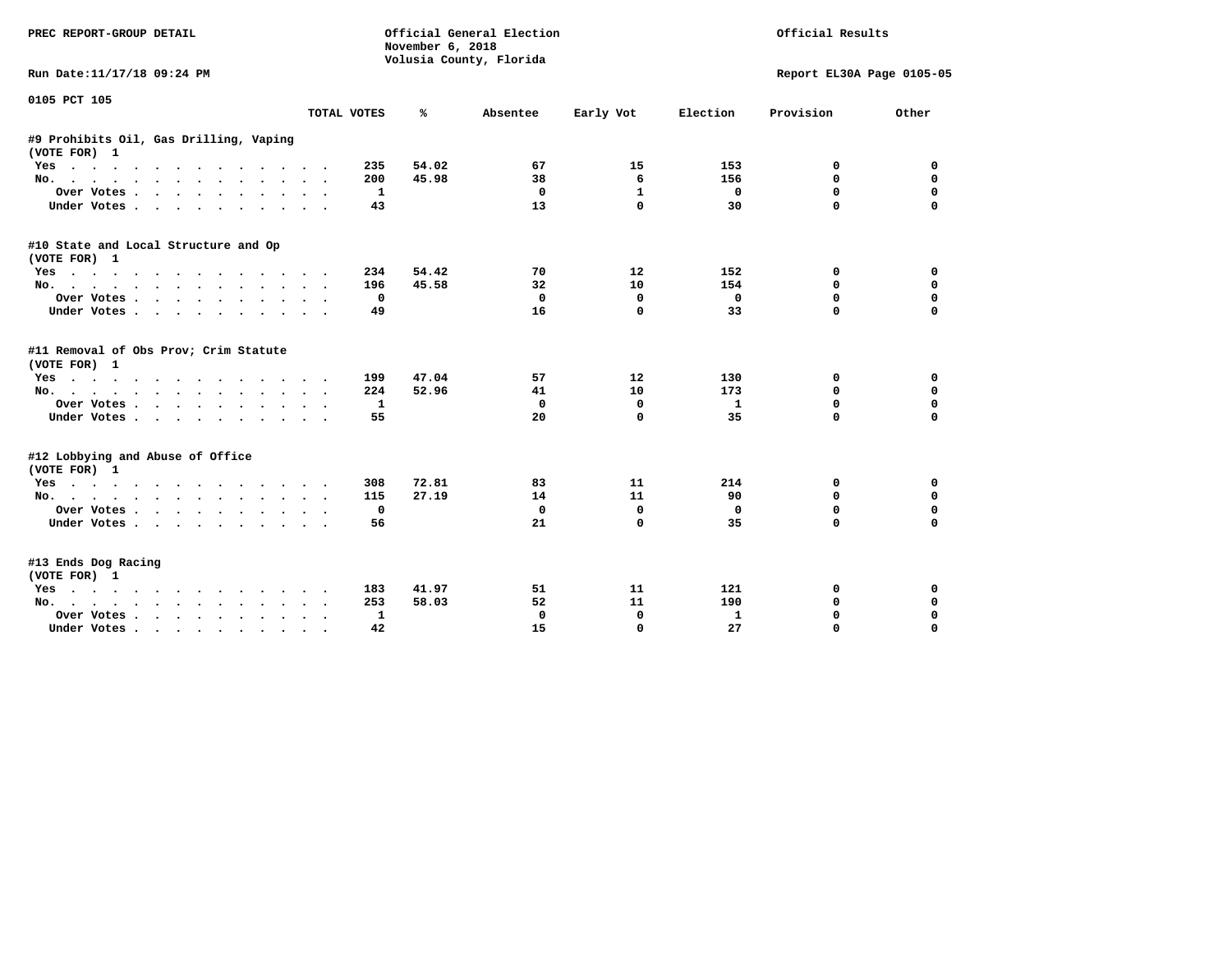PREC REPORT-GROUP DETAIL

Official General Election
November 6, 2018
Volusia County, Florida

Official Results

Run Date:11/17/18 09:24 PM

Report EL30A Page 0105-05

0105 PCT 105

| | TOTAL VOTES | % | Absentee | Early Vot | Election | Provision | Other |
|---|---|---|---|---|---|---|---|
| **#9 Prohibits Oil, Gas Drilling, Vaping** | | | | | | | |
| **(VOTE FOR) 1** | | | | | | | |
| Yes | 235 | 54.02 | 67 | 15 | 153 | 0 | 0 |
| No. | 200 | 45.98 | 38 | 6 | 156 | 0 | 0 |
| Over Votes | 1 | | 0 | 1 | 0 | 0 | 0 |
| Under Votes | 43 | | 13 | 0 | 30 | 0 | 0 |
| **#10 State and Local Structure and Op** | | | | | | | |
| **(VOTE FOR) 1** | | | | | | | |
| Yes | 234 | 54.42 | 70 | 12 | 152 | 0 | 0 |
| No. | 196 | 45.58 | 32 | 10 | 154 | 0 | 0 |
| Over Votes | 0 | | 0 | 0 | 0 | 0 | 0 |
| Under Votes | 49 | | 16 | 0 | 33 | 0 | 0 |
| **#11 Removal of Obs Prov; Crim Statute** | | | | | | | |
| **(VOTE FOR) 1** | | | | | | | |
| Yes | 199 | 47.04 | 57 | 12 | 130 | 0 | 0 |
| No. | 224 | 52.96 | 41 | 10 | 173 | 0 | 0 |
| Over Votes | 1 | | 0 | 0 | 1 | 0 | 0 |
| Under Votes | 55 | | 20 | 0 | 35 | 0 | 0 |
| **#12 Lobbying and Abuse of Office** | | | | | | | |
| **(VOTE FOR) 1** | | | | | | | |
| Yes | 308 | 72.81 | 83 | 11 | 214 | 0 | 0 |
| No. | 115 | 27.19 | 14 | 11 | 90 | 0 | 0 |
| Over Votes | 0 | | 0 | 0 | 0 | 0 | 0 |
| Under Votes | 56 | | 21 | 0 | 35 | 0 | 0 |
| **#13 Ends Dog Racing** | | | | | | | |
| **(VOTE FOR) 1** | | | | | | | |
| Yes | 183 | 41.97 | 51 | 11 | 121 | 0 | 0 |
| No. | 253 | 58.03 | 52 | 11 | 190 | 0 | 0 |
| Over Votes | 1 | | 0 | 0 | 1 | 0 | 0 |
| Under Votes | 42 | | 15 | 0 | 27 | 0 | 0 |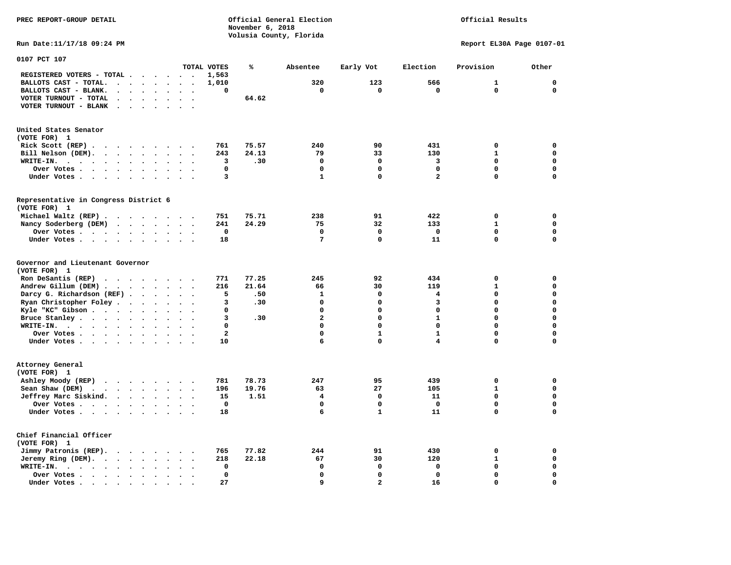PREC REPORT-GROUP DETAIL

Official General Election
November 6, 2018
Volusia County, Florida

Official Results

Run Date:11/17/18 09:24 PM

Report EL30A Page 0107-01

## 0107 PCT 107

| | TOTAL VOTES | % | Absentee | Early Vot | Election | Provision | Other |
|---|---|---|---|---|---|---|---|
| REGISTERED VOTERS - TOTAL | 1,563 | | | | | | |
| BALLOTS CAST - TOTAL. | 1,010 | | 320 | 123 | 566 | 1 | 0 |
| BALLOTS CAST - BLANK. | 0 | | 0 | 0 | 0 | 0 | 0 |
| VOTER TURNOUT - TOTAL | | 64.62 | | | | | |
| VOTER TURNOUT - BLANK | | | | | | | |

### United States Senator (VOTE FOR) 1

| | TOTAL VOTES | % | Absentee | Early Vot | Election | Provision | Other |
|---|---|---|---|---|---|---|---|
| Rick Scott (REP) | 761 | 75.57 | 240 | 90 | 431 | 0 | 0 |
| Bill Nelson (DEM). | 243 | 24.13 | 79 | 33 | 130 | 1 | 0 |
| WRITE-IN. | 3 | .30 | 0 | 0 | 3 | 0 | 0 |
| Over Votes | 0 | | 0 | 0 | 0 | 0 | 0 |
| Under Votes | 3 | | 1 | 0 | 2 | 0 | 0 |

### Representative in Congress District 6 (VOTE FOR) 1

| | TOTAL VOTES | % | Absentee | Early Vot | Election | Provision | Other |
|---|---|---|---|---|---|---|---|
| Michael Waltz (REP) | 751 | 75.71 | 238 | 91 | 422 | 0 | 0 |
| Nancy Soderberg (DEM) | 241 | 24.29 | 75 | 32 | 133 | 1 | 0 |
| Over Votes | 0 | | 0 | 0 | 0 | 0 | 0 |
| Under Votes | 18 | | 7 | 0 | 11 | 0 | 0 |

### Governor and Lieutenant Governor (VOTE FOR) 1

| | TOTAL VOTES | % | Absentee | Early Vot | Election | Provision | Other |
|---|---|---|---|---|---|---|---|
| Ron DeSantis (REP) | 771 | 77.25 | 245 | 92 | 434 | 0 | 0 |
| Andrew Gillum (DEM) | 216 | 21.64 | 66 | 30 | 119 | 1 | 0 |
| Darcy G. Richardson (REF) | 5 | .50 | 1 | 0 | 4 | 0 | 0 |
| Ryan Christopher Foley | 3 | .30 | 0 | 0 | 3 | 0 | 0 |
| Kyle "KC" Gibson | 0 | | 0 | 0 | 0 | 0 | 0 |
| Bruce Stanley | 3 | .30 | 2 | 0 | 1 | 0 | 0 |
| WRITE-IN. | 0 | | 0 | 0 | 0 | 0 | 0 |
| Over Votes | 2 | | 0 | 1 | 1 | 0 | 0 |
| Under Votes | 10 | | 6 | 0 | 4 | 0 | 0 |

### Attorney General (VOTE FOR) 1

| | TOTAL VOTES | % | Absentee | Early Vot | Election | Provision | Other |
|---|---|---|---|---|---|---|---|
| Ashley Moody (REP) | 781 | 78.73 | 247 | 95 | 439 | 0 | 0 |
| Sean Shaw (DEM) | 196 | 19.76 | 63 | 27 | 105 | 1 | 0 |
| Jeffrey Marc Siskind. | 15 | 1.51 | 4 | 0 | 11 | 0 | 0 |
| Over Votes | 0 | | 0 | 0 | 0 | 0 | 0 |
| Under Votes | 18 | | 6 | 1 | 11 | 0 | 0 |

### Chief Financial Officer (VOTE FOR) 1

| | TOTAL VOTES | % | Absentee | Early Vot | Election | Provision | Other |
|---|---|---|---|---|---|---|---|
| Jimmy Patronis (REP). | 765 | 77.82 | 244 | 91 | 430 | 0 | 0 |
| Jeremy Ring (DEM). | 218 | 22.18 | 67 | 30 | 120 | 1 | 0 |
| WRITE-IN. | 0 | | 0 | 0 | 0 | 0 | 0 |
| Over Votes | 0 | | 0 | 0 | 0 | 0 | 0 |
| Under Votes | 27 | | 9 | 2 | 16 | 0 | 0 |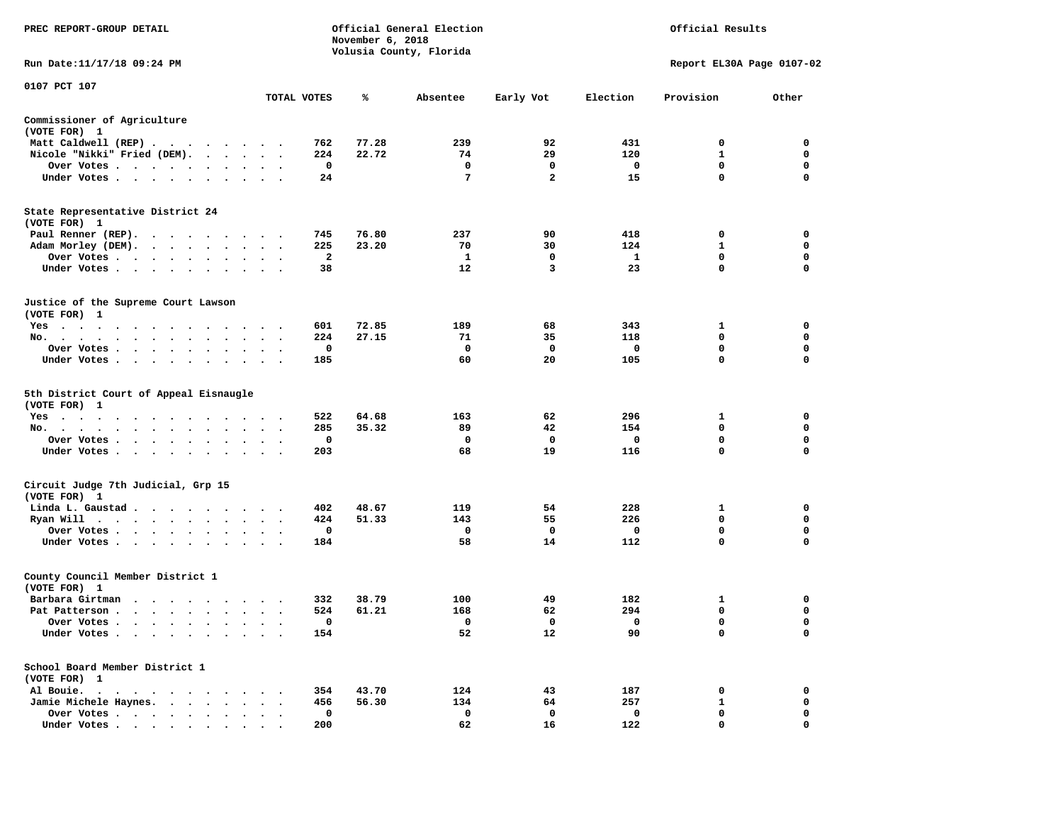PREC REPORT-GROUP DETAIL

Official General Election
November 6, 2018
Volusia County, Florida

Official Results

Run Date:11/17/18 09:24 PM

Report EL30A Page 0107-02

0107 PCT 107

| | TOTAL VOTES | % | Absentee | Early Vot | Election | Provision | Other |
|---|---|---|---|---|---|---|---|
| **Commissioner of Agriculture** | | | | | | | |
| (VOTE FOR) 1 | | | | | | | |
| Matt Caldwell (REP) | 762 | 77.28 | 239 | 92 | 431 | 0 | 0 |
| Nicole "Nikki" Fried (DEM). | 224 | 22.72 | 74 | 29 | 120 | 1 | 0 |
| Over Votes | 0 | | 0 | 0 | 0 | 0 | 0 |
| Under Votes | 24 | | 7 | 2 | 15 | 0 | 0 |
| **State Representative District 24** | | | | | | | |
| (VOTE FOR) 1 | | | | | | | |
| Paul Renner (REP). | 745 | 76.80 | 237 | 90 | 418 | 0 | 0 |
| Adam Morley (DEM). | 225 | 23.20 | 70 | 30 | 124 | 1 | 0 |
| Over Votes | 2 | | 1 | 0 | 1 | 0 | 0 |
| Under Votes | 38 | | 12 | 3 | 23 | 0 | 0 |
| **Justice of the Supreme Court Lawson** | | | | | | | |
| (VOTE FOR) 1 | | | | | | | |
| Yes | 601 | 72.85 | 189 | 68 | 343 | 1 | 0 |
| No. | 224 | 27.15 | 71 | 35 | 118 | 0 | 0 |
| Over Votes | 0 | | 0 | 0 | 0 | 0 | 0 |
| Under Votes | 185 | | 60 | 20 | 105 | 0 | 0 |
| **5th District Court of Appeal Eisnaugle** | | | | | | | |
| (VOTE FOR) 1 | | | | | | | |
| Yes | 522 | 64.68 | 163 | 62 | 296 | 1 | 0 |
| No. | 285 | 35.32 | 89 | 42 | 154 | 0 | 0 |
| Over Votes | 0 | | 0 | 0 | 0 | 0 | 0 |
| Under Votes | 203 | | 68 | 19 | 116 | 0 | 0 |
| **Circuit Judge 7th Judicial, Grp 15** | | | | | | | |
| (VOTE FOR) 1 | | | | | | | |
| Linda L. Gaustad | 402 | 48.67 | 119 | 54 | 228 | 1 | 0 |
| Ryan Will | 424 | 51.33 | 143 | 55 | 226 | 0 | 0 |
| Over Votes | 0 | | 0 | 0 | 0 | 0 | 0 |
| Under Votes | 184 | | 58 | 14 | 112 | 0 | 0 |
| **County Council Member District 1** | | | | | | | |
| (VOTE FOR) 1 | | | | | | | |
| Barbara Girtman | 332 | 38.79 | 100 | 49 | 182 | 1 | 0 |
| Pat Patterson | 524 | 61.21 | 168 | 62 | 294 | 0 | 0 |
| Over Votes | 0 | | 0 | 0 | 0 | 0 | 0 |
| Under Votes | 154 | | 52 | 12 | 90 | 0 | 0 |
| **School Board Member District 1** | | | | | | | |
| (VOTE FOR) 1 | | | | | | | |
| Al Bouie. | 354 | 43.70 | 124 | 43 | 187 | 0 | 0 |
| Jamie Michele Haynes. | 456 | 56.30 | 134 | 64 | 257 | 1 | 0 |
| Over Votes | 0 | | 0 | 0 | 0 | 0 | 0 |
| Under Votes | 200 | | 62 | 16 | 122 | 0 | 0 |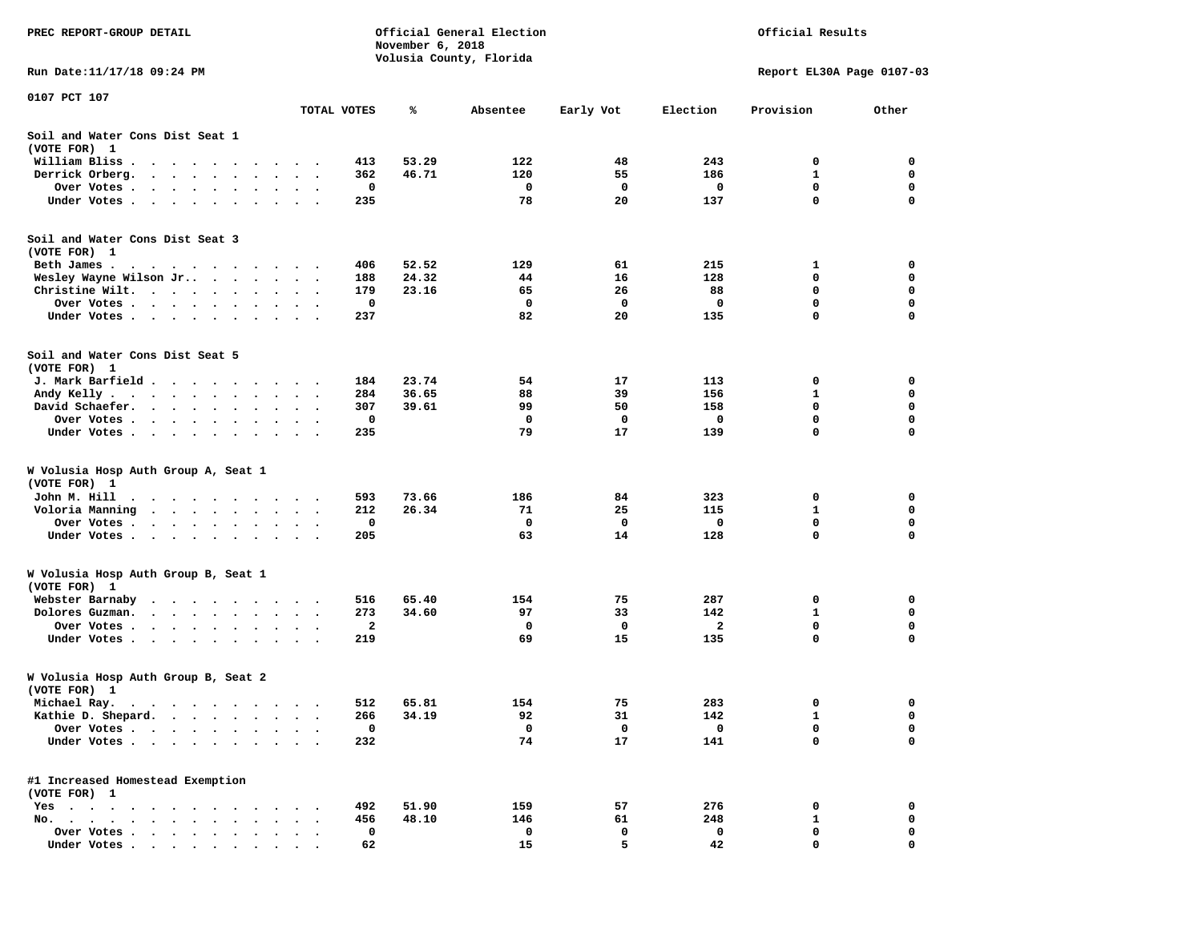PREC REPORT-GROUP DETAIL

Official General Election
November 6, 2018
Volusia County, Florida

Official Results

Run Date:11/17/18 09:24 PM

Report EL30A Page 0107-03

0107 PCT 107

| | TOTAL VOTES | % | Absentee | Early Vot | Election | Provision | Other |
|---|---|---|---|---|---|---|---|
| **Soil and Water Cons Dist Seat 1** | | | | | | | |
| (VOTE FOR) 1 | | | | | | | |
| William Bliss | 413 | 53.29 | 122 | 48 | 243 | 0 | 0 |
| Derrick Orberg | 362 | 46.71 | 120 | 55 | 186 | 1 | 0 |
| Over Votes | 0 | | 0 | 0 | 0 | 0 | 0 |
| Under Votes | 235 | | 78 | 20 | 137 | 0 | 0 |
| **Soil and Water Cons Dist Seat 3** | | | | | | | |
| (VOTE FOR) 1 | | | | | | | |
| Beth James | 406 | 52.52 | 129 | 61 | 215 | 1 | 0 |
| Wesley Wayne Wilson Jr. | 188 | 24.32 | 44 | 16 | 128 | 0 | 0 |
| Christine Wilt | 179 | 23.16 | 65 | 26 | 88 | 0 | 0 |
| Over Votes | 0 | | 0 | 0 | 0 | 0 | 0 |
| Under Votes | 237 | | 82 | 20 | 135 | 0 | 0 |
| **Soil and Water Cons Dist Seat 5** | | | | | | | |
| (VOTE FOR) 1 | | | | | | | |
| J. Mark Barfield | 184 | 23.74 | 54 | 17 | 113 | 0 | 0 |
| Andy Kelly | 284 | 36.65 | 88 | 39 | 156 | 1 | 0 |
| David Schaefer | 307 | 39.61 | 99 | 50 | 158 | 0 | 0 |
| Over Votes | 0 | | 0 | 0 | 0 | 0 | 0 |
| Under Votes | 235 | | 79 | 17 | 139 | 0 | 0 |
| **W Volusia Hosp Auth Group A, Seat 1** | | | | | | | |
| (VOTE FOR) 1 | | | | | | | |
| John M. Hill | 593 | 73.66 | 186 | 84 | 323 | 0 | 0 |
| Voloria Manning | 212 | 26.34 | 71 | 25 | 115 | 1 | 0 |
| Over Votes | 0 | | 0 | 0 | 0 | 0 | 0 |
| Under Votes | 205 | | 63 | 14 | 128 | 0 | 0 |
| **W Volusia Hosp Auth Group B, Seat 1** | | | | | | | |
| (VOTE FOR) 1 | | | | | | | |
| Webster Barnaby | 516 | 65.40 | 154 | 75 | 287 | 0 | 0 |
| Dolores Guzman | 273 | 34.60 | 97 | 33 | 142 | 1 | 0 |
| Over Votes | 2 | | 0 | 0 | 2 | 0 | 0 |
| Under Votes | 219 | | 69 | 15 | 135 | 0 | 0 |
| **W Volusia Hosp Auth Group B, Seat 2** | | | | | | | |
| (VOTE FOR) 1 | | | | | | | |
| Michael Ray | 512 | 65.81 | 154 | 75 | 283 | 0 | 0 |
| Kathie D. Shepard | 266 | 34.19 | 92 | 31 | 142 | 1 | 0 |
| Over Votes | 0 | | 0 | 0 | 0 | 0 | 0 |
| Under Votes | 232 | | 74 | 17 | 141 | 0 | 0 |
| **#1 Increased Homestead Exemption** | | | | | | | |
| (VOTE FOR) 1 | | | | | | | |
| Yes | 492 | 51.90 | 159 | 57 | 276 | 0 | 0 |
| No | 456 | 48.10 | 146 | 61 | 248 | 1 | 0 |
| Over Votes | 0 | | 0 | 0 | 0 | 0 | 0 |
| Under Votes | 62 | | 15 | 5 | 42 | 0 | 0 |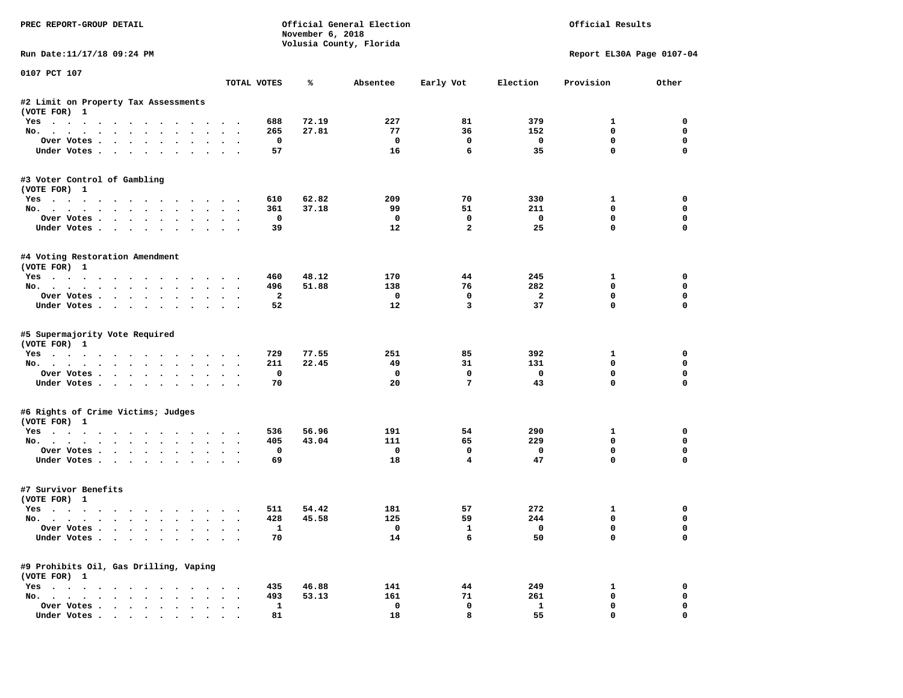PREC REPORT-GROUP DETAIL

Official General Election
November 6, 2018
Volusia County, Florida

Official Results

Run Date:11/17/18 09:24 PM

Report EL30A Page 0107-04

0107 PCT 107

| | TOTAL VOTES | % | Absentee | Early Vot | Election | Provision | Other |
|---|---|---|---|---|---|---|---|
| **#2 Limit on Property Tax Assessments** | | | | | | | |
| (VOTE FOR) 1 | | | | | | | |
| Yes | 688 | 72.19 | 227 | 81 | 379 | 1 | 0 |
| No. | 265 | 27.81 | 77 | 36 | 152 | 0 | 0 |
| Over Votes | 0 | | 0 | 0 | 0 | 0 | 0 |
| Under Votes | 57 | | 16 | 6 | 35 | 0 | 0 |
| **#3 Voter Control of Gambling** | | | | | | | |
| (VOTE FOR) 1 | | | | | | | |
| Yes | 610 | 62.82 | 209 | 70 | 330 | 1 | 0 |
| No. | 361 | 37.18 | 99 | 51 | 211 | 0 | 0 |
| Over Votes | 0 | | 0 | 0 | 0 | 0 | 0 |
| Under Votes | 39 | | 12 | 2 | 25 | 0 | 0 |
| **#4 Voting Restoration Amendment** | | | | | | | |
| (VOTE FOR) 1 | | | | | | | |
| Yes | 460 | 48.12 | 170 | 44 | 245 | 1 | 0 |
| No. | 496 | 51.88 | 138 | 76 | 282 | 0 | 0 |
| Over Votes | 2 | | 0 | 0 | 2 | 0 | 0 |
| Under Votes | 52 | | 12 | 3 | 37 | 0 | 0 |
| **#5 Supermajority Vote Required** | | | | | | | |
| (VOTE FOR) 1 | | | | | | | |
| Yes | 729 | 77.55 | 251 | 85 | 392 | 1 | 0 |
| No. | 211 | 22.45 | 49 | 31 | 131 | 0 | 0 |
| Over Votes | 0 | | 0 | 0 | 0 | 0 | 0 |
| Under Votes | 70 | | 20 | 7 | 43 | 0 | 0 |
| **#6 Rights of Crime Victims; Judges** | | | | | | | |
| (VOTE FOR) 1 | | | | | | | |
| Yes | 536 | 56.96 | 191 | 54 | 290 | 1 | 0 |
| No. | 405 | 43.04 | 111 | 65 | 229 | 0 | 0 |
| Over Votes | 0 | | 0 | 0 | 0 | 0 | 0 |
| Under Votes | 69 | | 18 | 4 | 47 | 0 | 0 |
| **#7 Survivor Benefits** | | | | | | | |
| (VOTE FOR) 1 | | | | | | | |
| Yes | 511 | 54.42 | 181 | 57 | 272 | 1 | 0 |
| No. | 428 | 45.58 | 125 | 59 | 244 | 0 | 0 |
| Over Votes | 1 | | 0 | 1 | 0 | 0 | 0 |
| Under Votes | 70 | | 14 | 6 | 50 | 0 | 0 |
| **#9 Prohibits Oil, Gas Drilling, Vaping** | | | | | | | |
| (VOTE FOR) 1 | | | | | | | |
| Yes | 435 | 46.88 | 141 | 44 | 249 | 1 | 0 |
| No. | 493 | 53.13 | 161 | 71 | 261 | 0 | 0 |
| Over Votes | 1 | | 0 | 0 | 1 | 0 | 0 |
| Under Votes | 81 | | 18 | 8 | 55 | 0 | 0 |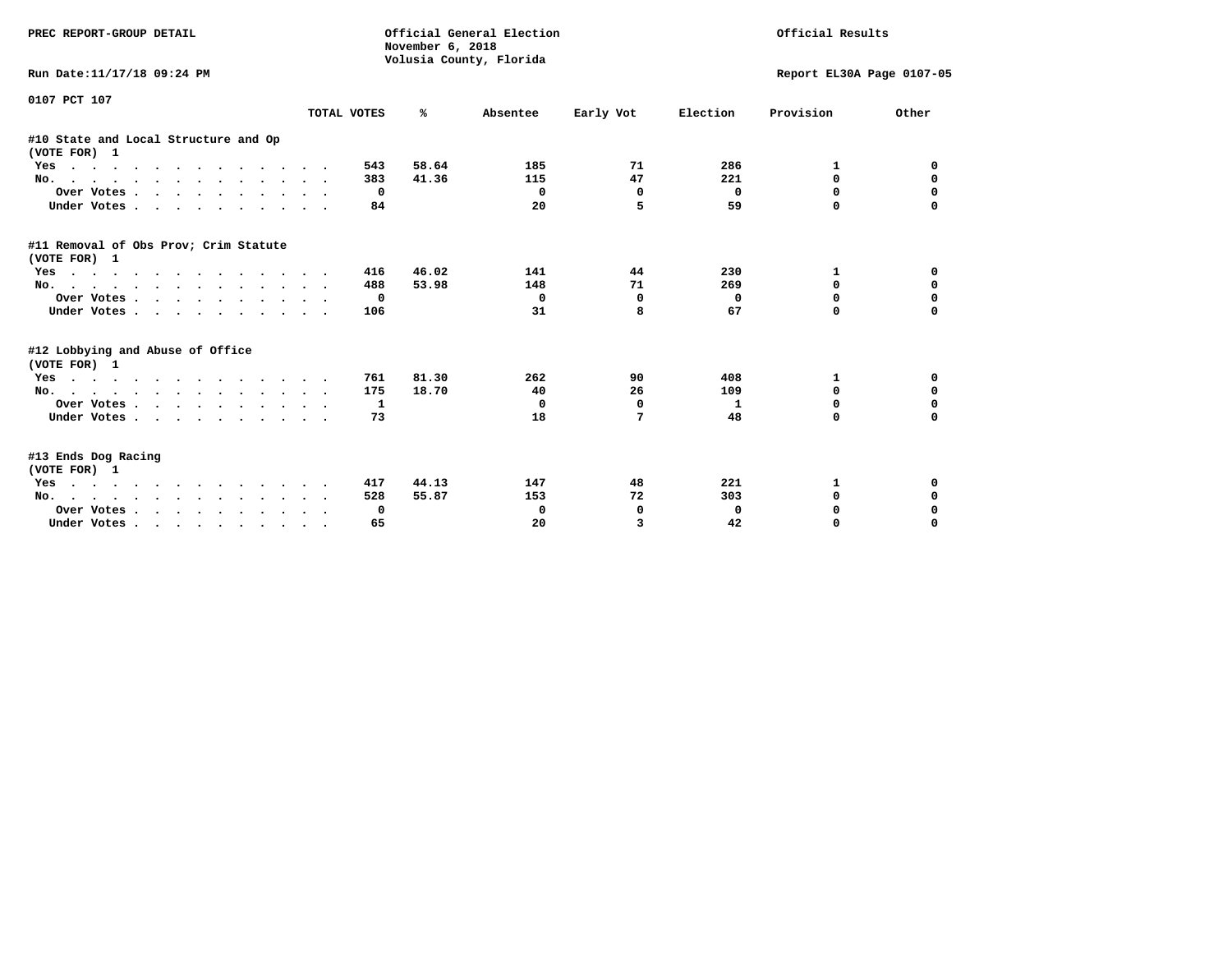PREC REPORT-GROUP DETAIL

Official General Election
November 6, 2018
Volusia County, Florida

Official Results

Run Date:11/17/18 09:24 PM

Report EL30A Page 0107-05

0107 PCT 107

| | TOTAL VOTES | % | Absentee | Early Vot | Election | Provision | Other |
|---|---|---|---|---|---|---|---|
| **#10 State and Local Structure and Op** | | | | | | | |
| **(VOTE FOR) 1** | | | | | | | |
| Yes | 543 | 58.64 | 185 | 71 | 286 | 1 | 0 |
| No. | 383 | 41.36 | 115 | 47 | 221 | 0 | 0 |
| Over Votes | 0 | | 0 | 0 | 0 | 0 | 0 |
| Under Votes | 84 | | 20 | 5 | 59 | 0 | 0 |
| **#11 Removal of Obs Prov; Crim Statute** | | | | | | | |
| **(VOTE FOR) 1** | | | | | | | |
| Yes | 416 | 46.02 | 141 | 44 | 230 | 1 | 0 |
| No. | 488 | 53.98 | 148 | 71 | 269 | 0 | 0 |
| Over Votes | 0 | | 0 | 0 | 0 | 0 | 0 |
| Under Votes | 106 | | 31 | 8 | 67 | 0 | 0 |
| **#12 Lobbying and Abuse of Office** | | | | | | | |
| **(VOTE FOR) 1** | | | | | | | |
| Yes | 761 | 81.30 | 262 | 90 | 408 | 1 | 0 |
| No. | 175 | 18.70 | 40 | 26 | 109 | 0 | 0 |
| Over Votes | 1 | | 0 | 0 | 1 | 0 | 0 |
| Under Votes | 73 | | 18 | 7 | 48 | 0 | 0 |
| **#13 Ends Dog Racing** | | | | | | | |
| **(VOTE FOR) 1** | | | | | | | |
| Yes | 417 | 44.13 | 147 | 48 | 221 | 1 | 0 |
| No. | 528 | 55.87 | 153 | 72 | 303 | 0 | 0 |
| Over Votes | 0 | | 0 | 0 | 0 | 0 | 0 |
| Under Votes | 65 | | 20 | 3 | 42 | 0 | 0 |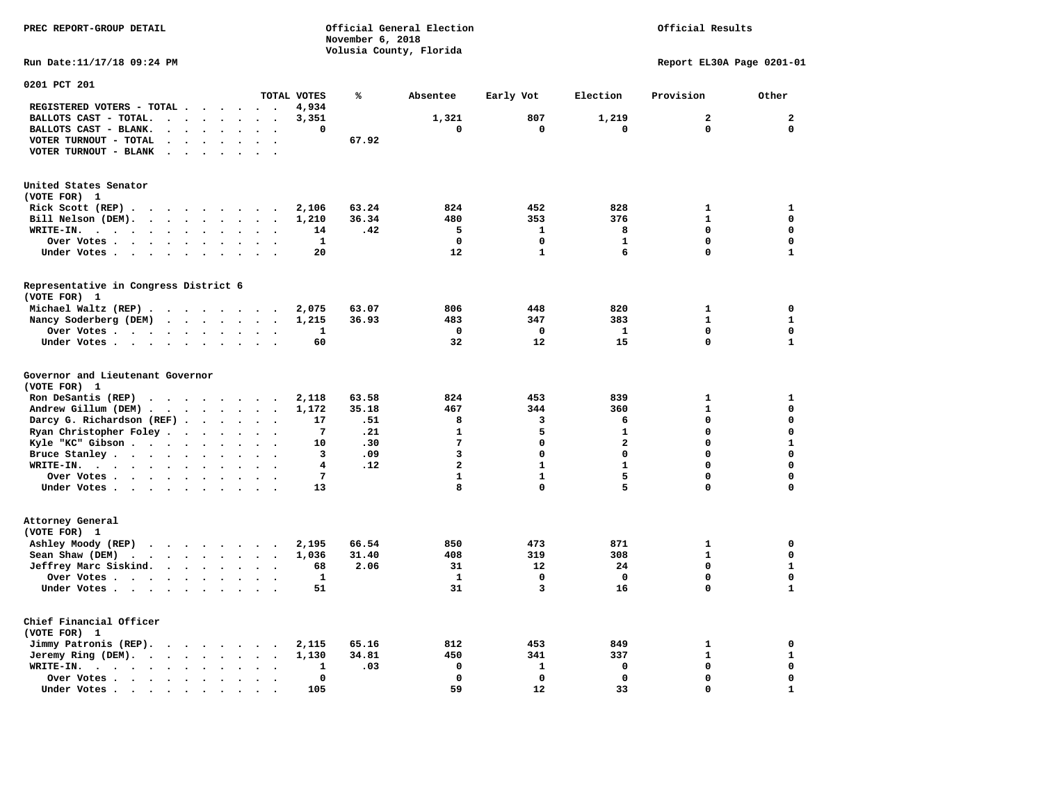PREC REPORT-GROUP DETAIL

Official General Election
November 6, 2018
Volusia County, Florida

Official Results

Run Date:11/17/18 09:24 PM

Report EL30A Page 0201-01

## 0201 PCT 201

| | TOTAL VOTES | % | Absentee | Early Vot | Election | Provision | Other |
|---|---|---|---|---|---|---|---|
| REGISTERED VOTERS - TOTAL | 4,934 | | | | | | |
| BALLOTS CAST - TOTAL. | 3,351 | | 1,321 | 807 | 1,219 | 2 | 2 |
| BALLOTS CAST - BLANK. | 0 | | 0 | 0 | 0 | 0 | 0 |
| VOTER TURNOUT - TOTAL | | 67.92 | | | | | |
| VOTER TURNOUT - BLANK | | | | | | | |

### United States Senator
(VOTE FOR) 1

| | TOTAL VOTES | % | Absentee | Early Vot | Election | Provision | Other |
|---|---|---|---|---|---|---|---|
| Rick Scott (REP) | 2,106 | 63.24 | 824 | 452 | 828 | 1 | 1 |
| Bill Nelson (DEM). | 1,210 | 36.34 | 480 | 353 | 376 | 1 | 0 |
| WRITE-IN. | 14 | .42 | 5 | 1 | 8 | 0 | 0 |
| Over Votes | 1 | | 0 | 0 | 1 | 0 | 0 |
| Under Votes | 20 | | 12 | 1 | 6 | 0 | 1 |

### Representative in Congress District 6
(VOTE FOR) 1

| | TOTAL VOTES | % | Absentee | Early Vot | Election | Provision | Other |
|---|---|---|---|---|---|---|---|
| Michael Waltz (REP) | 2,075 | 63.07 | 806 | 448 | 820 | 1 | 0 |
| Nancy Soderberg (DEM) | 1,215 | 36.93 | 483 | 347 | 383 | 1 | 1 |
| Over Votes | 1 | | 0 | 0 | 1 | 0 | 0 |
| Under Votes | 60 | | 32 | 12 | 15 | 0 | 1 |

### Governor and Lieutenant Governor
(VOTE FOR) 1

| | TOTAL VOTES | % | Absentee | Early Vot | Election | Provision | Other |
|---|---|---|---|---|---|---|---|
| Ron DeSantis (REP) | 2,118 | 63.58 | 824 | 453 | 839 | 1 | 1 |
| Andrew Gillum (DEM) | 1,172 | 35.18 | 467 | 344 | 360 | 1 | 0 |
| Darcy G. Richardson (REF) | 17 | .51 | 8 | 3 | 6 | 0 | 0 |
| Ryan Christopher Foley | 7 | .21 | 1 | 5 | 1 | 0 | 0 |
| Kyle "KC" Gibson | 10 | .30 | 7 | 0 | 2 | 0 | 1 |
| Bruce Stanley | 3 | .09 | 3 | 0 | 0 | 0 | 0 |
| WRITE-IN. | 4 | .12 | 2 | 1 | 1 | 0 | 0 |
| Over Votes | 7 | | 1 | 1 | 5 | 0 | 0 |
| Under Votes | 13 | | 8 | 0 | 5 | 0 | 0 |

### Attorney General
(VOTE FOR) 1

| | TOTAL VOTES | % | Absentee | Early Vot | Election | Provision | Other |
|---|---|---|---|---|---|---|---|
| Ashley Moody (REP) | 2,195 | 66.54 | 850 | 473 | 871 | 1 | 0 |
| Sean Shaw (DEM) | 1,036 | 31.40 | 408 | 319 | 308 | 1 | 0 |
| Jeffrey Marc Siskind. | 68 | 2.06 | 31 | 12 | 24 | 0 | 1 |
| Over Votes | 1 | | 1 | 0 | 0 | 0 | 0 |
| Under Votes | 51 | | 31 | 3 | 16 | 0 | 1 |

### Chief Financial Officer
(VOTE FOR) 1

| | TOTAL VOTES | % | Absentee | Early Vot | Election | Provision | Other |
|---|---|---|---|---|---|---|---|
| Jimmy Patronis (REP). | 2,115 | 65.16 | 812 | 453 | 849 | 1 | 0 |
| Jeremy Ring (DEM). | 1,130 | 34.81 | 450 | 341 | 337 | 1 | 1 |
| WRITE-IN. | 1 | .03 | 0 | 1 | 0 | 0 | 0 |
| Over Votes | 0 | | 0 | 0 | 0 | 0 | 0 |
| Under Votes | 105 | | 59 | 12 | 33 | 0 | 1 |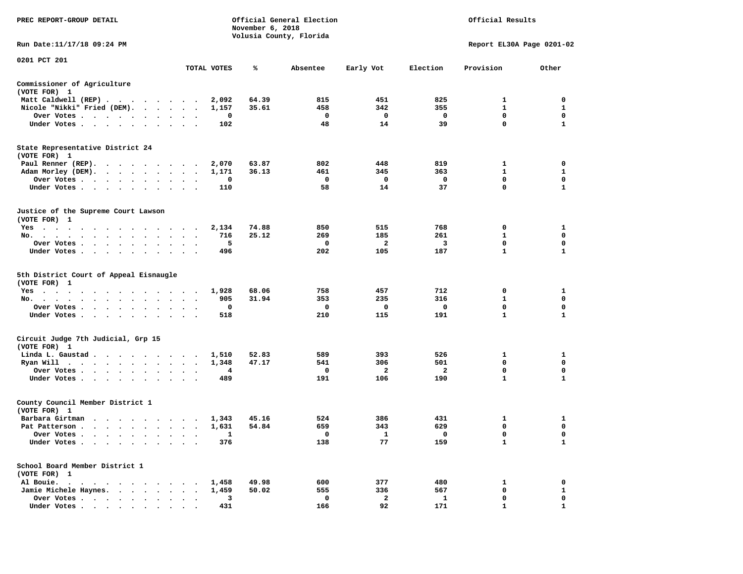PREC REPORT-GROUP DETAIL

Official General Election
November 6, 2018
Volusia County, Florida

Official Results

Run Date:11/17/18 09:24 PM

Report EL30A Page 0201-02

0201 PCT 201

| | TOTAL VOTES | % | Absentee | Early Vot | Election | Provision | Other |
|---|---|---|---|---|---|---|---|
| **Commissioner of Agriculture (VOTE FOR) 1** | | | | | | | |
| Matt Caldwell (REP) | 2,092 | 64.39 | 815 | 451 | 825 | 1 | 0 |
| Nicole "Nikki" Fried (DEM) | 1,157 | 35.61 | 458 | 342 | 355 | 1 | 1 |
| Over Votes | 0 | | 0 | 0 | 0 | 0 | 0 |
| Under Votes | 102 | | 48 | 14 | 39 | 0 | 1 |
| **State Representative District 24 (VOTE FOR) 1** | | | | | | | |
| Paul Renner (REP) | 2,070 | 63.87 | 802 | 448 | 819 | 1 | 0 |
| Adam Morley (DEM) | 1,171 | 36.13 | 461 | 345 | 363 | 1 | 1 |
| Over Votes | 0 | | 0 | 0 | 0 | 0 | 0 |
| Under Votes | 110 | | 58 | 14 | 37 | 0 | 1 |
| **Justice of the Supreme Court Lawson (VOTE FOR) 1** | | | | | | | |
| Yes | 2,134 | 74.88 | 850 | 515 | 768 | 0 | 1 |
| No | 716 | 25.12 | 269 | 185 | 261 | 1 | 0 |
| Over Votes | 5 | | 0 | 2 | 3 | 0 | 0 |
| Under Votes | 496 | | 202 | 105 | 187 | 1 | 1 |
| **5th District Court of Appeal Eisnaugle (VOTE FOR) 1** | | | | | | | |
| Yes | 1,928 | 68.06 | 758 | 457 | 712 | 0 | 1 |
| No | 905 | 31.94 | 353 | 235 | 316 | 1 | 0 |
| Over Votes | 0 | | 0 | 0 | 0 | 0 | 0 |
| Under Votes | 518 | | 210 | 115 | 191 | 1 | 1 |
| **Circuit Judge 7th Judicial, Grp 15 (VOTE FOR) 1** | | | | | | | |
| Linda L. Gaustad | 1,510 | 52.83 | 589 | 393 | 526 | 1 | 1 |
| Ryan Will | 1,348 | 47.17 | 541 | 306 | 501 | 0 | 0 |
| Over Votes | 4 | | 0 | 2 | 2 | 0 | 0 |
| Under Votes | 489 | | 191 | 106 | 190 | 1 | 1 |
| **County Council Member District 1 (VOTE FOR) 1** | | | | | | | |
| Barbara Girtman | 1,343 | 45.16 | 524 | 386 | 431 | 1 | 1 |
| Pat Patterson | 1,631 | 54.84 | 659 | 343 | 629 | 0 | 0 |
| Over Votes | 1 | | 0 | 1 | 0 | 0 | 0 |
| Under Votes | 376 | | 138 | 77 | 159 | 1 | 1 |
| **School Board Member District 1 (VOTE FOR) 1** | | | | | | | |
| Al Bouie | 1,458 | 49.98 | 600 | 377 | 480 | 1 | 0 |
| Jamie Michele Haynes | 1,459 | 50.02 | 555 | 336 | 567 | 0 | 1 |
| Over Votes | 3 | | 0 | 2 | 1 | 0 | 0 |
| Under Votes | 431 | | 166 | 92 | 171 | 1 | 1 |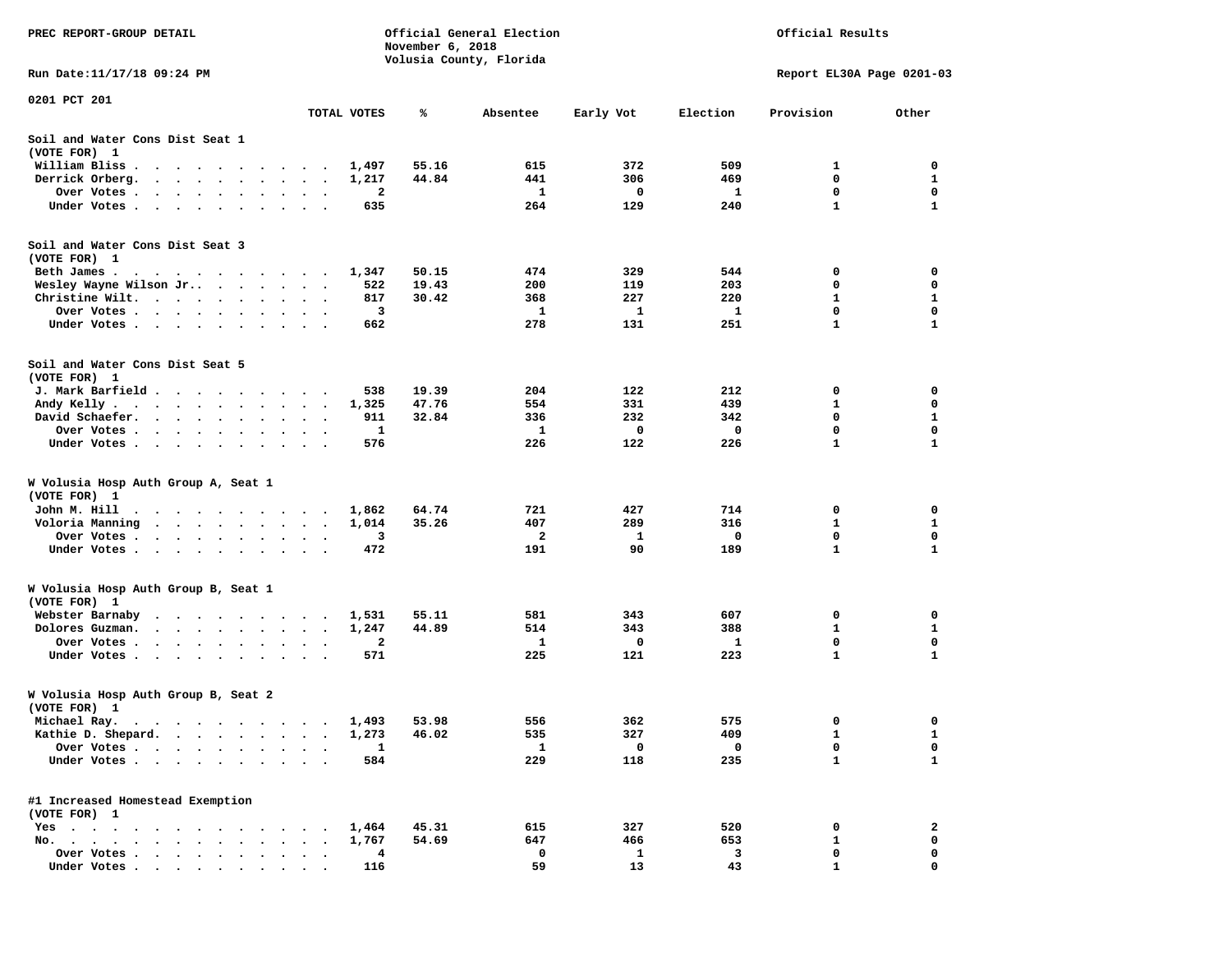PREC REPORT-GROUP DETAIL

Official General Election
November 6, 2018
Volusia County, Florida

Official Results

Run Date:11/17/18 09:24 PM

Report EL30A Page 0201-03

0201 PCT 201

| | TOTAL VOTES | % | Absentee | Early Vot | Election | Provision | Other |
|---|---|---|---|---|---|---|---|
| **Soil and Water Cons Dist Seat 1** | | | | | | | |
| (VOTE FOR) 1 | | | | | | | |
| William Bliss | 1,497 | 55.16 | 615 | 372 | 509 | 1 | 0 |
| Derrick Orberg. | 1,217 | 44.84 | 441 | 306 | 469 | 0 | 1 |
| Over Votes | 2 | | 1 | 0 | 1 | 0 | 0 |
| Under Votes | 635 | | 264 | 129 | 240 | 1 | 1 |
| **Soil and Water Cons Dist Seat 3** | | | | | | | |
| (VOTE FOR) 1 | | | | | | | |
| Beth James | 1,347 | 50.15 | 474 | 329 | 544 | 0 | 0 |
| Wesley Wayne Wilson Jr.. | 522 | 19.43 | 200 | 119 | 203 | 0 | 0 |
| Christine Wilt. | 817 | 30.42 | 368 | 227 | 220 | 1 | 1 |
| Over Votes | 3 | | 1 | 1 | 1 | 0 | 0 |
| Under Votes | 662 | | 278 | 131 | 251 | 1 | 1 |
| **Soil and Water Cons Dist Seat 5** | | | | | | | |
| (VOTE FOR) 1 | | | | | | | |
| J. Mark Barfield | 538 | 19.39 | 204 | 122 | 212 | 0 | 0 |
| Andy Kelly | 1,325 | 47.76 | 554 | 331 | 439 | 1 | 0 |
| David Schaefer. | 911 | 32.84 | 336 | 232 | 342 | 0 | 1 |
| Over Votes | 1 | | 1 | 0 | 0 | 0 | 0 |
| Under Votes | 576 | | 226 | 122 | 226 | 1 | 1 |
| **W Volusia Hosp Auth Group A, Seat 1** | | | | | | | |
| (VOTE FOR) 1 | | | | | | | |
| John M. Hill | 1,862 | 64.74 | 721 | 427 | 714 | 0 | 0 |
| Voloria Manning | 1,014 | 35.26 | 407 | 289 | 316 | 1 | 1 |
| Over Votes | 3 | | 2 | 1 | 0 | 0 | 0 |
| Under Votes | 472 | | 191 | 90 | 189 | 1 | 1 |
| **W Volusia Hosp Auth Group B, Seat 1** | | | | | | | |
| (VOTE FOR) 1 | | | | | | | |
| Webster Barnaby | 1,531 | 55.11 | 581 | 343 | 607 | 0 | 0 |
| Dolores Guzman. | 1,247 | 44.89 | 514 | 343 | 388 | 1 | 1 |
| Over Votes | 2 | | 1 | 0 | 1 | 0 | 0 |
| Under Votes | 571 | | 225 | 121 | 223 | 1 | 1 |
| **W Volusia Hosp Auth Group B, Seat 2** | | | | | | | |
| (VOTE FOR) 1 | | | | | | | |
| Michael Ray. | 1,493 | 53.98 | 556 | 362 | 575 | 0 | 0 |
| Kathie D. Shepard. | 1,273 | 46.02 | 535 | 327 | 409 | 1 | 1 |
| Over Votes | 1 | | 1 | 0 | 0 | 0 | 0 |
| Under Votes | 584 | | 229 | 118 | 235 | 1 | 1 |
| **#1 Increased Homestead Exemption** | | | | | | | |
| (VOTE FOR) 1 | | | | | | | |
| Yes | 1,464 | 45.31 | 615 | 327 | 520 | 0 | 2 |
| No. | 1,767 | 54.69 | 647 | 466 | 653 | 1 | 0 |
| Over Votes | 4 | | 0 | 1 | 3 | 0 | 0 |
| Under Votes | 116 | | 59 | 13 | 43 | 1 | 0 |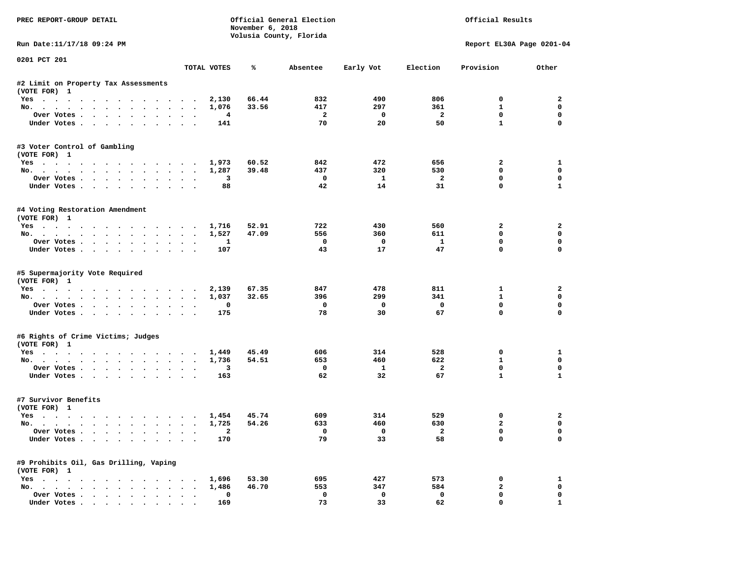PREC REPORT-GROUP DETAIL

Official General Election
November 6, 2018
Volusia County, Florida

Official Results

Run Date:11/17/18 09:24 PM

Report EL30A Page 0201-04

0201 PCT 201

| | TOTAL VOTES | % | Absentee | Early Vot | Election | Provision | Other |
|---|---|---|---|---|---|---|---|
| **#2 Limit on Property Tax Assessments** | | | | | | | |
| (VOTE FOR) 1 | | | | | | | |
| Yes | 2,130 | 66.44 | 832 | 490 | 806 | 0 | 2 |
| No. | 1,076 | 33.56 | 417 | 297 | 361 | 1 | 0 |
| Over Votes | 4 | | 2 | 0 | 2 | 0 | 0 |
| Under Votes | 141 | | 70 | 20 | 50 | 1 | 0 |
| **#3 Voter Control of Gambling** | | | | | | | |
| (VOTE FOR) 1 | | | | | | | |
| Yes | 1,973 | 60.52 | 842 | 472 | 656 | 2 | 1 |
| No. | 1,287 | 39.48 | 437 | 320 | 530 | 0 | 0 |
| Over Votes | 3 | | 0 | 1 | 2 | 0 | 0 |
| Under Votes | 88 | | 42 | 14 | 31 | 0 | 1 |
| **#4 Voting Restoration Amendment** | | | | | | | |
| (VOTE FOR) 1 | | | | | | | |
| Yes | 1,716 | 52.91 | 722 | 430 | 560 | 2 | 2 |
| No. | 1,527 | 47.09 | 556 | 360 | 611 | 0 | 0 |
| Over Votes | 1 | | 0 | 0 | 1 | 0 | 0 |
| Under Votes | 107 | | 43 | 17 | 47 | 0 | 0 |
| **#5 Supermajority Vote Required** | | | | | | | |
| (VOTE FOR) 1 | | | | | | | |
| Yes | 2,139 | 67.35 | 847 | 478 | 811 | 1 | 2 |
| No. | 1,037 | 32.65 | 396 | 299 | 341 | 1 | 0 |
| Over Votes | 0 | | 0 | 0 | 0 | 0 | 0 |
| Under Votes | 175 | | 78 | 30 | 67 | 0 | 0 |
| **#6 Rights of Crime Victims; Judges** | | | | | | | |
| (VOTE FOR) 1 | | | | | | | |
| Yes | 1,449 | 45.49 | 606 | 314 | 528 | 0 | 1 |
| No. | 1,736 | 54.51 | 653 | 460 | 622 | 1 | 0 |
| Over Votes | 3 | | 0 | 1 | 2 | 0 | 0 |
| Under Votes | 163 | | 62 | 32 | 67 | 1 | 1 |
| **#7 Survivor Benefits** | | | | | | | |
| (VOTE FOR) 1 | | | | | | | |
| Yes | 1,454 | 45.74 | 609 | 314 | 529 | 0 | 2 |
| No. | 1,725 | 54.26 | 633 | 460 | 630 | 2 | 0 |
| Over Votes | 2 | | 0 | 0 | 2 | 0 | 0 |
| Under Votes | 170 | | 79 | 33 | 58 | 0 | 0 |
| **#9 Prohibits Oil, Gas Drilling, Vaping** | | | | | | | |
| (VOTE FOR) 1 | | | | | | | |
| Yes | 1,696 | 53.30 | 695 | 427 | 573 | 0 | 1 |
| No. | 1,486 | 46.70 | 553 | 347 | 584 | 2 | 0 |
| Over Votes | 0 | | 0 | 0 | 0 | 0 | 0 |
| Under Votes | 169 | | 73 | 33 | 62 | 0 | 1 |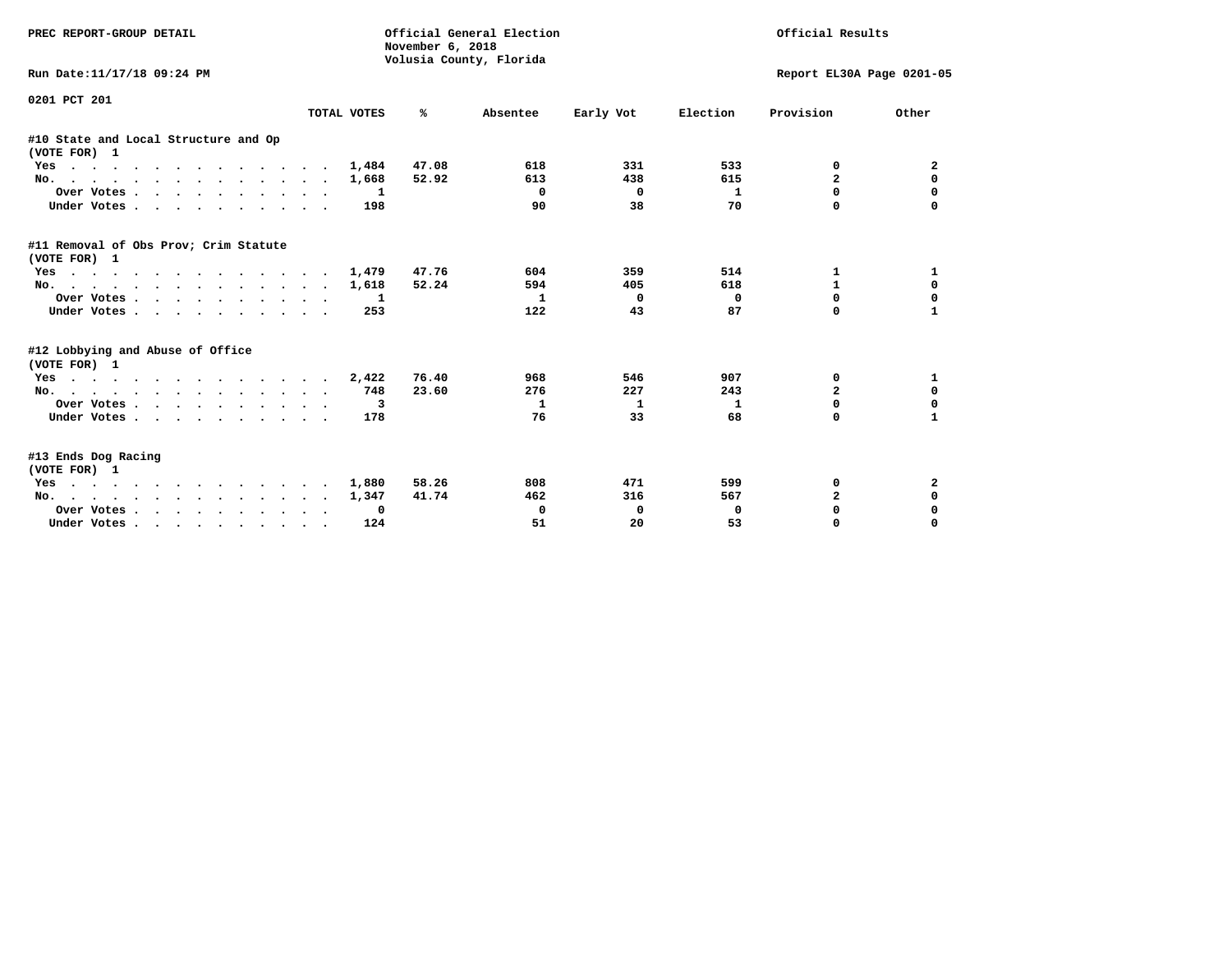PREC REPORT-GROUP DETAIL

Official General Election
November 6, 2018
Volusia County, Florida

Official Results

Run Date:11/17/18 09:24 PM

Report EL30A Page 0201-05

0201 PCT 201

| | TOTAL VOTES | % | Absentee | Early Vot | Election | Provision | Other |
|---|---|---|---|---|---|---|---|
| **#10 State and Local Structure and Op (VOTE FOR) 1** | | | | | | | |
| Yes | 1,484 | 47.08 | 618 | 331 | 533 | 0 | 2 |
| No. | 1,668 | 52.92 | 613 | 438 | 615 | 2 | 0 |
| Over Votes | 1 | | 0 | 0 | 1 | 0 | 0 |
| Under Votes | 198 | | 90 | 38 | 70 | 0 | 0 |
| **#11 Removal of Obs Prov; Crim Statute (VOTE FOR) 1** | | | | | | | |
| Yes | 1,479 | 47.76 | 604 | 359 | 514 | 1 | 1 |
| No. | 1,618 | 52.24 | 594 | 405 | 618 | 1 | 0 |
| Over Votes | 1 | | 1 | 0 | 0 | 0 | 0 |
| Under Votes | 253 | | 122 | 43 | 87 | 0 | 1 |
| **#12 Lobbying and Abuse of Office (VOTE FOR) 1** | | | | | | | |
| Yes | 2,422 | 76.40 | 968 | 546 | 907 | 0 | 1 |
| No. | 748 | 23.60 | 276 | 227 | 243 | 2 | 0 |
| Over Votes | 3 | | 1 | 1 | 1 | 0 | 0 |
| Under Votes | 178 | | 76 | 33 | 68 | 0 | 1 |
| **#13 Ends Dog Racing (VOTE FOR) 1** | | | | | | | |
| Yes | 1,880 | 58.26 | 808 | 471 | 599 | 0 | 2 |
| No. | 1,347 | 41.74 | 462 | 316 | 567 | 2 | 0 |
| Over Votes | 0 | | 0 | 0 | 0 | 0 | 0 |
| Under Votes | 124 | | 51 | 20 | 53 | 0 | 0 |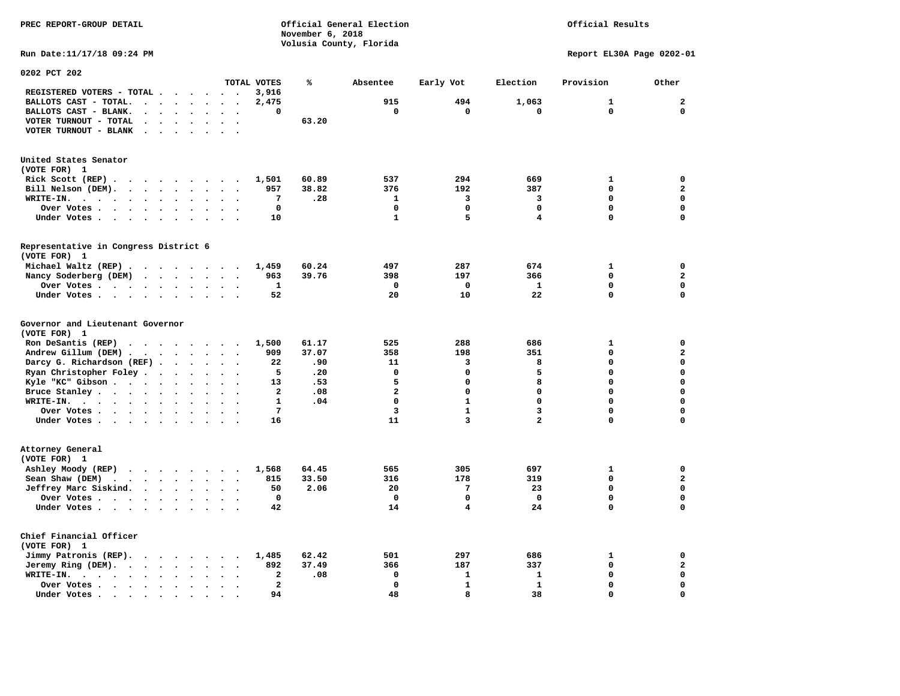PREC REPORT-GROUP DETAIL

Official General Election
November 6, 2018
Volusia County, Florida

Official Results

Run Date:11/17/18 09:24 PM

Report EL30A Page 0202-01

## 0202 PCT 202

| | TOTAL VOTES | % | Absentee | Early Vot | Election | Provision | Other |
|---|---|---|---|---|---|---|---|
| REGISTERED VOTERS - TOTAL | 3,916 | | | | | | |
| BALLOTS CAST - TOTAL. | 2,475 | | 915 | 494 | 1,063 | 1 | 2 |
| BALLOTS CAST - BLANK. | 0 | | 0 | 0 | 0 | 0 | 0 |
| VOTER TURNOUT - TOTAL | | 63.20 | | | | | |
| VOTER TURNOUT - BLANK | | | | | | | |

### United States Senator
(VOTE FOR) 1

| | TOTAL VOTES | % | Absentee | Early Vot | Election | Provision | Other |
|---|---|---|---|---|---|---|---|
| Rick Scott (REP) | 1,501 | 60.89 | 537 | 294 | 669 | 1 | 0 |
| Bill Nelson (DEM). | 957 | 38.82 | 376 | 192 | 387 | 0 | 2 |
| WRITE-IN. | 7 | .28 | 1 | 3 | 3 | 0 | 0 |
| Over Votes | 0 | | 0 | 0 | 0 | 0 | 0 |
| Under Votes | 10 | | 1 | 5 | 4 | 0 | 0 |

### Representative in Congress District 6
(VOTE FOR) 1

| | TOTAL VOTES | % | Absentee | Early Vot | Election | Provision | Other |
|---|---|---|---|---|---|---|---|
| Michael Waltz (REP) | 1,459 | 60.24 | 497 | 287 | 674 | 1 | 0 |
| Nancy Soderberg (DEM) | 963 | 39.76 | 398 | 197 | 366 | 0 | 2 |
| Over Votes | 1 | | 0 | 0 | 1 | 0 | 0 |
| Under Votes | 52 | | 20 | 10 | 22 | 0 | 0 |

### Governor and Lieutenant Governor
(VOTE FOR) 1

| | TOTAL VOTES | % | Absentee | Early Vot | Election | Provision | Other |
|---|---|---|---|---|---|---|---|
| Ron DeSantis (REP) | 1,500 | 61.17 | 525 | 288 | 686 | 1 | 0 |
| Andrew Gillum (DEM) | 909 | 37.07 | 358 | 198 | 351 | 0 | 2 |
| Darcy G. Richardson (REF) | 22 | .90 | 11 | 3 | 8 | 0 | 0 |
| Ryan Christopher Foley | 5 | .20 | 0 | 0 | 5 | 0 | 0 |
| Kyle "KC" Gibson | 13 | .53 | 5 | 0 | 8 | 0 | 0 |
| Bruce Stanley | 2 | .08 | 2 | 0 | 0 | 0 | 0 |
| WRITE-IN. | 1 | .04 | 0 | 1 | 0 | 0 | 0 |
| Over Votes | 7 | | 3 | 1 | 3 | 0 | 0 |
| Under Votes | 16 | | 11 | 3 | 2 | 0 | 0 |

### Attorney General
(VOTE FOR) 1

| | TOTAL VOTES | % | Absentee | Early Vot | Election | Provision | Other |
|---|---|---|---|---|---|---|---|
| Ashley Moody (REP) | 1,568 | 64.45 | 565 | 305 | 697 | 1 | 0 |
| Sean Shaw (DEM) | 815 | 33.50 | 316 | 178 | 319 | 0 | 2 |
| Jeffrey Marc Siskind. | 50 | 2.06 | 20 | 7 | 23 | 0 | 0 |
| Over Votes | 0 | | 0 | 0 | 0 | 0 | 0 |
| Under Votes | 42 | | 14 | 4 | 24 | 0 | 0 |

### Chief Financial Officer
(VOTE FOR) 1

| | TOTAL VOTES | % | Absentee | Early Vot | Election | Provision | Other |
|---|---|---|---|---|---|---|---|
| Jimmy Patronis (REP). | 1,485 | 62.42 | 501 | 297 | 686 | 1 | 0 |
| Jeremy Ring (DEM). | 892 | 37.49 | 366 | 187 | 337 | 0 | 2 |
| WRITE-IN. | 2 | .08 | 0 | 1 | 1 | 0 | 0 |
| Over Votes | 2 | | 0 | 1 | 1 | 0 | 0 |
| Under Votes | 94 | | 48 | 8 | 38 | 0 | 0 |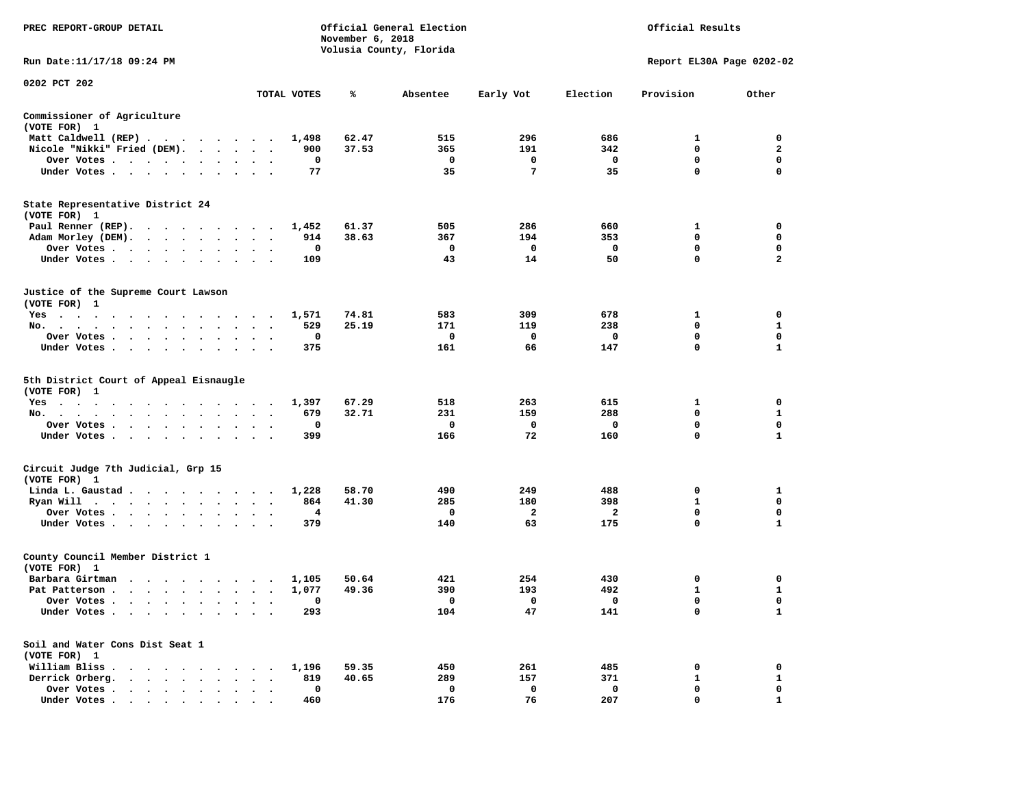PREC REPORT-GROUP DETAIL

Official General Election
November 6, 2018
Volusia County, Florida

Official Results

Run Date:11/17/18 09:24 PM

Report EL30A Page 0202-02

0202 PCT 202

| | TOTAL VOTES | % | Absentee | Early Vot | Election | Provision | Other |
|---|---|---|---|---|---|---|---|
| **Commissioner of Agriculture** | | | | | | | |
| (VOTE FOR) 1 | | | | | | | |
| Matt Caldwell (REP) | 1,498 | 62.47 | 515 | 296 | 686 | 1 | 0 |
| Nicole "Nikki" Fried (DEM) | 900 | 37.53 | 365 | 191 | 342 | 0 | 2 |
| Over Votes | 0 | | 0 | 0 | 0 | 0 | 0 |
| Under Votes | 77 | | 35 | 7 | 35 | 0 | 0 |
| **State Representative District 24** | | | | | | | |
| (VOTE FOR) 1 | | | | | | | |
| Paul Renner (REP) | 1,452 | 61.37 | 505 | 286 | 660 | 1 | 0 |
| Adam Morley (DEM) | 914 | 38.63 | 367 | 194 | 353 | 0 | 0 |
| Over Votes | 0 | | 0 | 0 | 0 | 0 | 0 |
| Under Votes | 109 | | 43 | 14 | 50 | 0 | 2 |
| **Justice of the Supreme Court Lawson** | | | | | | | |
| (VOTE FOR) 1 | | | | | | | |
| Yes | 1,571 | 74.81 | 583 | 309 | 678 | 1 | 0 |
| No | 529 | 25.19 | 171 | 119 | 238 | 0 | 1 |
| Over Votes | 0 | | 0 | 0 | 0 | 0 | 0 |
| Under Votes | 375 | | 161 | 66 | 147 | 0 | 1 |
| **5th District Court of Appeal Eisnaugle** | | | | | | | |
| (VOTE FOR) 1 | | | | | | | |
| Yes | 1,397 | 67.29 | 518 | 263 | 615 | 1 | 0 |
| No | 679 | 32.71 | 231 | 159 | 288 | 0 | 1 |
| Over Votes | 0 | | 0 | 0 | 0 | 0 | 0 |
| Under Votes | 399 | | 166 | 72 | 160 | 0 | 1 |
| **Circuit Judge 7th Judicial, Grp 15** | | | | | | | |
| (VOTE FOR) 1 | | | | | | | |
| Linda L. Gaustad | 1,228 | 58.70 | 490 | 249 | 488 | 0 | 1 |
| Ryan Will | 864 | 41.30 | 285 | 180 | 398 | 1 | 0 |
| Over Votes | 4 | | 0 | 2 | 2 | 0 | 0 |
| Under Votes | 379 | | 140 | 63 | 175 | 0 | 1 |
| **County Council Member District 1** | | | | | | | |
| (VOTE FOR) 1 | | | | | | | |
| Barbara Girtman | 1,105 | 50.64 | 421 | 254 | 430 | 0 | 0 |
| Pat Patterson | 1,077 | 49.36 | 390 | 193 | 492 | 1 | 1 |
| Over Votes | 0 | | 0 | 0 | 0 | 0 | 0 |
| Under Votes | 293 | | 104 | 47 | 141 | 0 | 1 |
| **Soil and Water Cons Dist Seat 1** | | | | | | | |
| (VOTE FOR) 1 | | | | | | | |
| William Bliss | 1,196 | 59.35 | 450 | 261 | 485 | 0 | 0 |
| Derrick Orberg | 819 | 40.65 | 289 | 157 | 371 | 1 | 1 |
| Over Votes | 0 | | 0 | 0 | 0 | 0 | 0 |
| Under Votes | 460 | | 176 | 76 | 207 | 0 | 1 |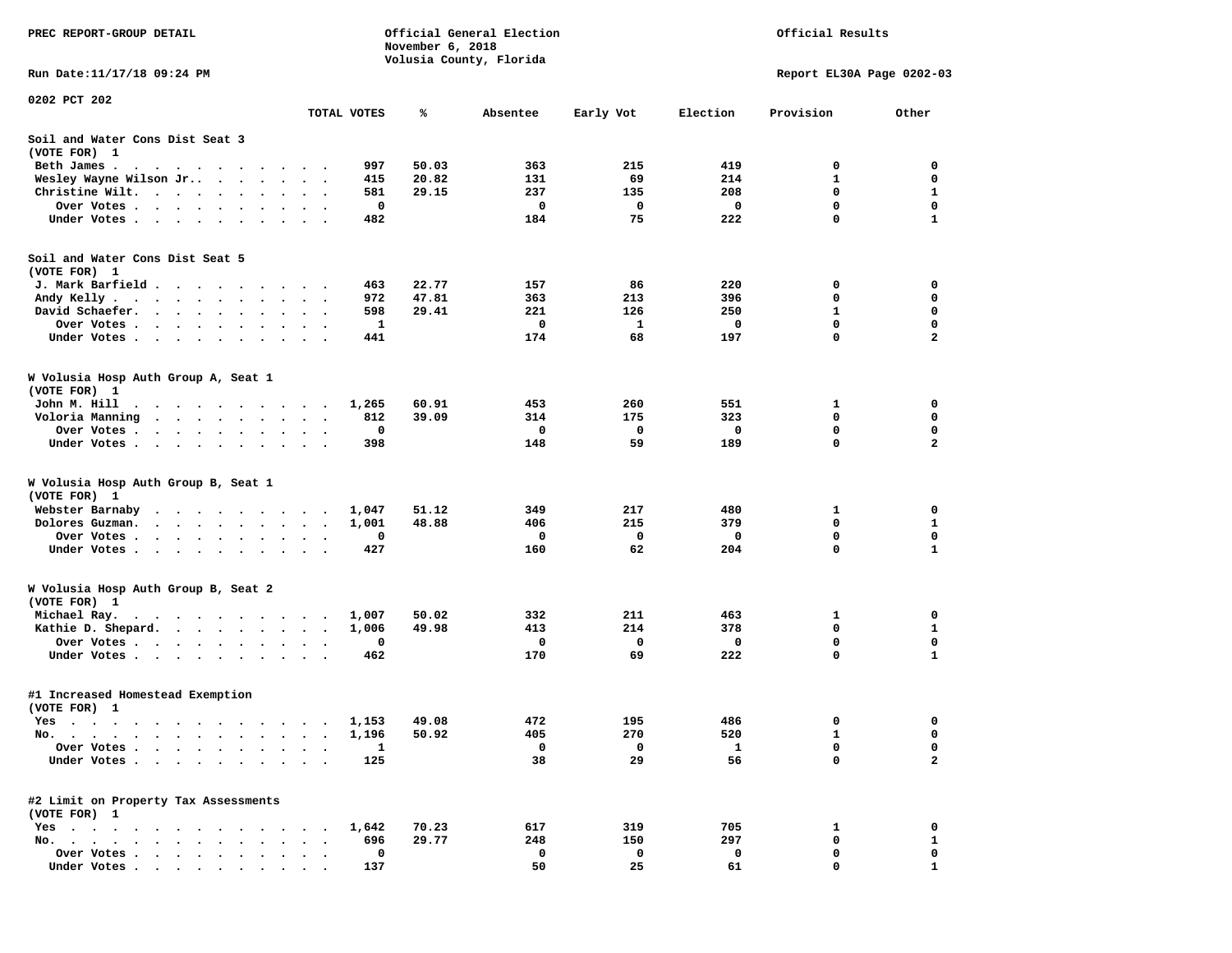PREC REPORT-GROUP DETAIL

Official General Election
November 6, 2018
Volusia County, Florida

Official Results

Run Date:11/17/18 09:24 PM

Report EL30A Page 0202-03

0202 PCT 202

| | TOTAL VOTES | % | Absentee | Early Vot | Election | Provision | Other |
|---|---|---|---|---|---|---|---|
| **Soil and Water Cons Dist Seat 3** | | | | | | | |
| **(VOTE FOR) 1** | | | | | | | |
| Beth James | 997 | 50.03 | 363 | 215 | 419 | 0 | 0 |
| Wesley Wayne Wilson Jr. | 415 | 20.82 | 131 | 69 | 214 | 1 | 0 |
| Christine Wilt | 581 | 29.15 | 237 | 135 | 208 | 0 | 1 |
| Over Votes | 0 | | 0 | 0 | 0 | 0 | 0 |
| Under Votes | 482 | | 184 | 75 | 222 | 0 | 1 |
| **Soil and Water Cons Dist Seat 5** | | | | | | | |
| **(VOTE FOR) 1** | | | | | | | |
| J. Mark Barfield | 463 | 22.77 | 157 | 86 | 220 | 0 | 0 |
| Andy Kelly | 972 | 47.81 | 363 | 213 | 396 | 0 | 0 |
| David Schaefer | 598 | 29.41 | 221 | 126 | 250 | 1 | 0 |
| Over Votes | 1 | | 0 | 1 | 0 | 0 | 0 |
| Under Votes | 441 | | 174 | 68 | 197 | 0 | 2 |
| **W Volusia Hosp Auth Group A, Seat 1** | | | | | | | |
| **(VOTE FOR) 1** | | | | | | | |
| John M. Hill | 1,265 | 60.91 | 453 | 260 | 551 | 1 | 0 |
| Voloria Manning | 812 | 39.09 | 314 | 175 | 323 | 0 | 0 |
| Over Votes | 0 | | 0 | 0 | 0 | 0 | 0 |
| Under Votes | 398 | | 148 | 59 | 189 | 0 | 2 |
| **W Volusia Hosp Auth Group B, Seat 1** | | | | | | | |
| **(VOTE FOR) 1** | | | | | | | |
| Webster Barnaby | 1,047 | 51.12 | 349 | 217 | 480 | 1 | 0 |
| Dolores Guzman | 1,001 | 48.88 | 406 | 215 | 379 | 0 | 1 |
| Over Votes | 0 | | 0 | 0 | 0 | 0 | 0 |
| Under Votes | 427 | | 160 | 62 | 204 | 0 | 1 |
| **W Volusia Hosp Auth Group B, Seat 2** | | | | | | | |
| **(VOTE FOR) 1** | | | | | | | |
| Michael Ray | 1,007 | 50.02 | 332 | 211 | 463 | 1 | 0 |
| Kathie D. Shepard | 1,006 | 49.98 | 413 | 214 | 378 | 0 | 1 |
| Over Votes | 0 | | 0 | 0 | 0 | 0 | 0 |
| Under Votes | 462 | | 170 | 69 | 222 | 0 | 1 |
| **#1 Increased Homestead Exemption** | | | | | | | |
| **(VOTE FOR) 1** | | | | | | | |
| Yes | 1,153 | 49.08 | 472 | 195 | 486 | 0 | 0 |
| No | 1,196 | 50.92 | 405 | 270 | 520 | 1 | 0 |
| Over Votes | 1 | | 0 | 0 | 1 | 0 | 0 |
| Under Votes | 125 | | 38 | 29 | 56 | 0 | 2 |
| **#2 Limit on Property Tax Assessments** | | | | | | | |
| **(VOTE FOR) 1** | | | | | | | |
| Yes | 1,642 | 70.23 | 617 | 319 | 705 | 1 | 0 |
| No | 696 | 29.77 | 248 | 150 | 297 | 0 | 1 |
| Over Votes | 0 | | 0 | 0 | 0 | 0 | 0 |
| Under Votes | 137 | | 50 | 25 | 61 | 0 | 1 |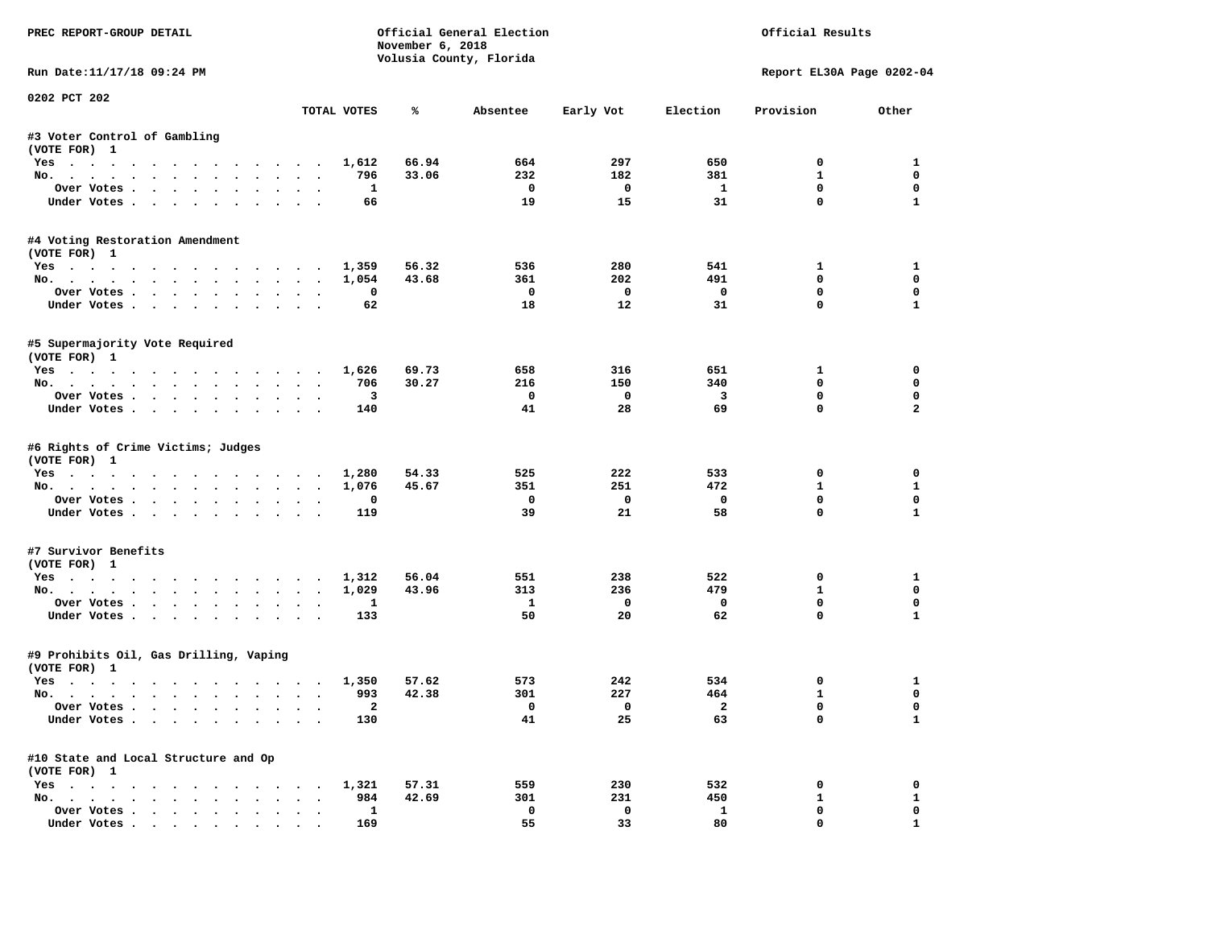PREC REPORT-GROUP DETAIL

Official General Election
November 6, 2018
Volusia County, Florida

Official Results

Run Date:11/17/18 09:24 PM

Report EL30A Page 0202-04

0202 PCT 202

| | TOTAL VOTES | % | Absentee | Early Vot | Election | Provision | Other |
|---|---|---|---|---|---|---|---|
| **#3 Voter Control of Gambling** | | | | | | | |
| (VOTE FOR) 1 | | | | | | | |
| Yes | 1,612 | 66.94 | 664 | 297 | 650 | 0 | 1 |
| No. | 796 | 33.06 | 232 | 182 | 381 | 1 | 0 |
| Over Votes | 1 | | 0 | 0 | 1 | 0 | 0 |
| Under Votes | 66 | | 19 | 15 | 31 | 0 | 1 |
| **#4 Voting Restoration Amendment** | | | | | | | |
| (VOTE FOR) 1 | | | | | | | |
| Yes | 1,359 | 56.32 | 536 | 280 | 541 | 1 | 1 |
| No. | 1,054 | 43.68 | 361 | 202 | 491 | 0 | 0 |
| Over Votes | 0 | | 0 | 0 | 0 | 0 | 0 |
| Under Votes | 62 | | 18 | 12 | 31 | 0 | 1 |
| **#5 Supermajority Vote Required** | | | | | | | |
| (VOTE FOR) 1 | | | | | | | |
| Yes | 1,626 | 69.73 | 658 | 316 | 651 | 1 | 0 |
| No. | 706 | 30.27 | 216 | 150 | 340 | 0 | 0 |
| Over Votes | 3 | | 0 | 0 | 3 | 0 | 0 |
| Under Votes | 140 | | 41 | 28 | 69 | 0 | 2 |
| **#6 Rights of Crime Victims; Judges** | | | | | | | |
| (VOTE FOR) 1 | | | | | | | |
| Yes | 1,280 | 54.33 | 525 | 222 | 533 | 0 | 0 |
| No. | 1,076 | 45.67 | 351 | 251 | 472 | 1 | 1 |
| Over Votes | 0 | | 0 | 0 | 0 | 0 | 0 |
| Under Votes | 119 | | 39 | 21 | 58 | 0 | 1 |
| **#7 Survivor Benefits** | | | | | | | |
| (VOTE FOR) 1 | | | | | | | |
| Yes | 1,312 | 56.04 | 551 | 238 | 522 | 0 | 1 |
| No. | 1,029 | 43.96 | 313 | 236 | 479 | 1 | 0 |
| Over Votes | 1 | | 1 | 0 | 0 | 0 | 0 |
| Under Votes | 133 | | 50 | 20 | 62 | 0 | 1 |
| **#9 Prohibits Oil, Gas Drilling, Vaping** | | | | | | | |
| (VOTE FOR) 1 | | | | | | | |
| Yes | 1,350 | 57.62 | 573 | 242 | 534 | 0 | 1 |
| No. | 993 | 42.38 | 301 | 227 | 464 | 1 | 0 |
| Over Votes | 2 | | 0 | 0 | 2 | 0 | 0 |
| Under Votes | 130 | | 41 | 25 | 63 | 0 | 1 |
| **#10 State and Local Structure and Op** | | | | | | | |
| (VOTE FOR) 1 | | | | | | | |
| Yes | 1,321 | 57.31 | 559 | 230 | 532 | 0 | 0 |
| No. | 984 | 42.69 | 301 | 231 | 450 | 1 | 1 |
| Over Votes | 1 | | 0 | 0 | 1 | 0 | 0 |
| Under Votes | 169 | | 55 | 33 | 80 | 0 | 1 |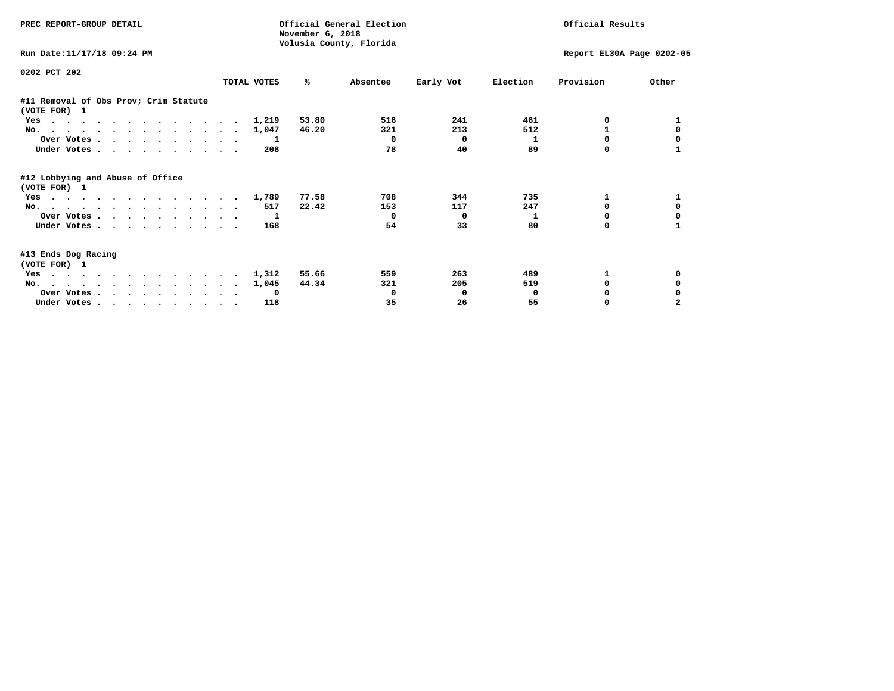PREC REPORT-GROUP DETAIL

Official General Election
November 6, 2018
Volusia County, Florida

Official Results

Run Date:11/17/18 09:24 PM

Report EL30A Page 0202-05

0202 PCT 202

| | TOTAL VOTES | % | Absentee | Early Vot | Election | Provision | Other |
|---|---|---|---|---|---|---|---|
| **#11 Removal of Obs Prov; Crim Statute** | | | | | | | |
| **(VOTE FOR) 1** | | | | | | | |
| Yes | 1,219 | 53.80 | 516 | 241 | 461 | 0 | 1 |
| No. | 1,047 | 46.20 | 321 | 213 | 512 | 1 | 0 |
| Over Votes | 1 | | 0 | 0 | 1 | 0 | 0 |
| Under Votes | 208 | | 78 | 40 | 89 | 0 | 1 |
| **#12 Lobbying and Abuse of Office** | | | | | | | |
| **(VOTE FOR) 1** | | | | | | | |
| Yes | 1,789 | 77.58 | 708 | 344 | 735 | 1 | 1 |
| No. | 517 | 22.42 | 153 | 117 | 247 | 0 | 0 |
| Over Votes | 1 | | 0 | 0 | 1 | 0 | 0 |
| Under Votes | 168 | | 54 | 33 | 80 | 0 | 1 |
| **#13 Ends Dog Racing** | | | | | | | |
| **(VOTE FOR) 1** | | | | | | | |
| Yes | 1,312 | 55.66 | 559 | 263 | 489 | 1 | 0 |
| No. | 1,045 | 44.34 | 321 | 205 | 519 | 0 | 0 |
| Over Votes | 0 | | 0 | 0 | 0 | 0 | 0 |
| Under Votes | 118 | | 35 | 26 | 55 | 0 | 2 |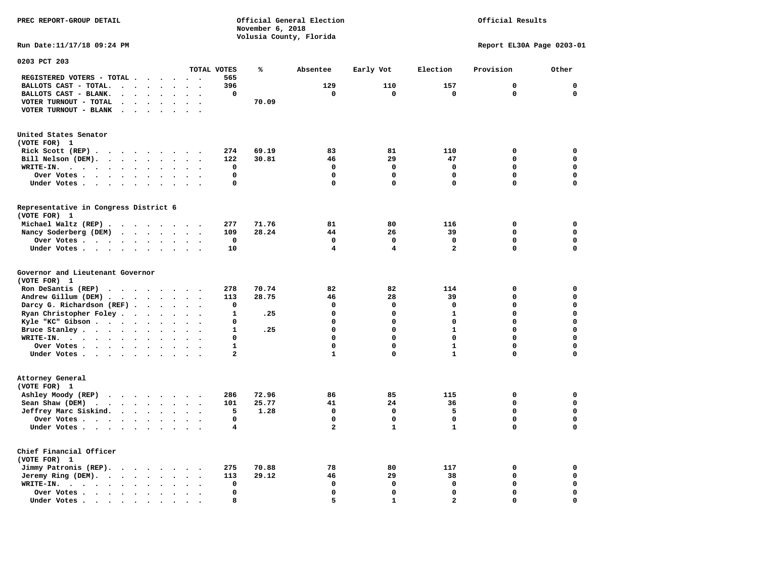PREC REPORT-GROUP DETAIL

Official General Election
November 6, 2018
Volusia County, Florida

Official Results

Run Date:11/17/18 09:24 PM

Report EL30A Page 0203-01

## 0203 PCT 203

| | TOTAL VOTES | % | Absentee | Early Vot | Election | Provision | Other |
|---|---|---|---|---|---|---|---|
| REGISTERED VOTERS - TOTAL | 565 | | | | | | |
| BALLOTS CAST - TOTAL. | 396 | | 129 | 110 | 157 | 0 | 0 |
| BALLOTS CAST - BLANK. | 0 | | 0 | 0 | 0 | 0 | 0 |
| VOTER TURNOUT - TOTAL | | 70.09 | | | | | |
| VOTER TURNOUT - BLANK | | | | | | | |

### United States Senator (VOTE FOR) 1

| | TOTAL VOTES | % | Absentee | Early Vot | Election | Provision | Other |
|---|---|---|---|---|---|---|---|
| Rick Scott (REP) | 274 | 69.19 | 83 | 81 | 110 | 0 | 0 |
| Bill Nelson (DEM). | 122 | 30.81 | 46 | 29 | 47 | 0 | 0 |
| WRITE-IN. | 0 | | 0 | 0 | 0 | 0 | 0 |
| Over Votes | 0 | | 0 | 0 | 0 | 0 | 0 |
| Under Votes | 0 | | 0 | 0 | 0 | 0 | 0 |

### Representative in Congress District 6 (VOTE FOR) 1

| | TOTAL VOTES | % | Absentee | Early Vot | Election | Provision | Other |
|---|---|---|---|---|---|---|---|
| Michael Waltz (REP) | 277 | 71.76 | 81 | 80 | 116 | 0 | 0 |
| Nancy Soderberg (DEM) | 109 | 28.24 | 44 | 26 | 39 | 0 | 0 |
| Over Votes | 0 | | 0 | 0 | 0 | 0 | 0 |
| Under Votes | 10 | | 4 | 4 | 2 | 0 | 0 |

### Governor and Lieutenant Governor (VOTE FOR) 1

| | TOTAL VOTES | % | Absentee | Early Vot | Election | Provision | Other |
|---|---|---|---|---|---|---|---|
| Ron DeSantis (REP) | 278 | 70.74 | 82 | 82 | 114 | 0 | 0 |
| Andrew Gillum (DEM) | 113 | 28.75 | 46 | 28 | 39 | 0 | 0 |
| Darcy G. Richardson (REF) | 0 | | 0 | 0 | 0 | 0 | 0 |
| Ryan Christopher Foley | 1 | .25 | 0 | 0 | 1 | 0 | 0 |
| Kyle "KC" Gibson | 0 | | 0 | 0 | 0 | 0 | 0 |
| Bruce Stanley | 1 | .25 | 0 | 0 | 1 | 0 | 0 |
| WRITE-IN. | 0 | | 0 | 0 | 0 | 0 | 0 |
| Over Votes | 1 | | 0 | 0 | 1 | 0 | 0 |
| Under Votes | 2 | | 1 | 0 | 1 | 0 | 0 |

### Attorney General (VOTE FOR) 1

| | TOTAL VOTES | % | Absentee | Early Vot | Election | Provision | Other |
|---|---|---|---|---|---|---|---|
| Ashley Moody (REP) | 286 | 72.96 | 86 | 85 | 115 | 0 | 0 |
| Sean Shaw (DEM) | 101 | 25.77 | 41 | 24 | 36 | 0 | 0 |
| Jeffrey Marc Siskind. | 5 | 1.28 | 0 | 0 | 5 | 0 | 0 |
| Over Votes | 0 | | 0 | 0 | 0 | 0 | 0 |
| Under Votes | 4 | | 2 | 1 | 1 | 0 | 0 |

### Chief Financial Officer (VOTE FOR) 1

| | TOTAL VOTES | % | Absentee | Early Vot | Election | Provision | Other |
|---|---|---|---|---|---|---|---|
| Jimmy Patronis (REP). | 275 | 70.88 | 78 | 80 | 117 | 0 | 0 |
| Jeremy Ring (DEM). | 113 | 29.12 | 46 | 29 | 38 | 0 | 0 |
| WRITE-IN. | 0 | | 0 | 0 | 0 | 0 | 0 |
| Over Votes | 0 | | 0 | 0 | 0 | 0 | 0 |
| Under Votes | 8 | | 5 | 1 | 2 | 0 | 0 |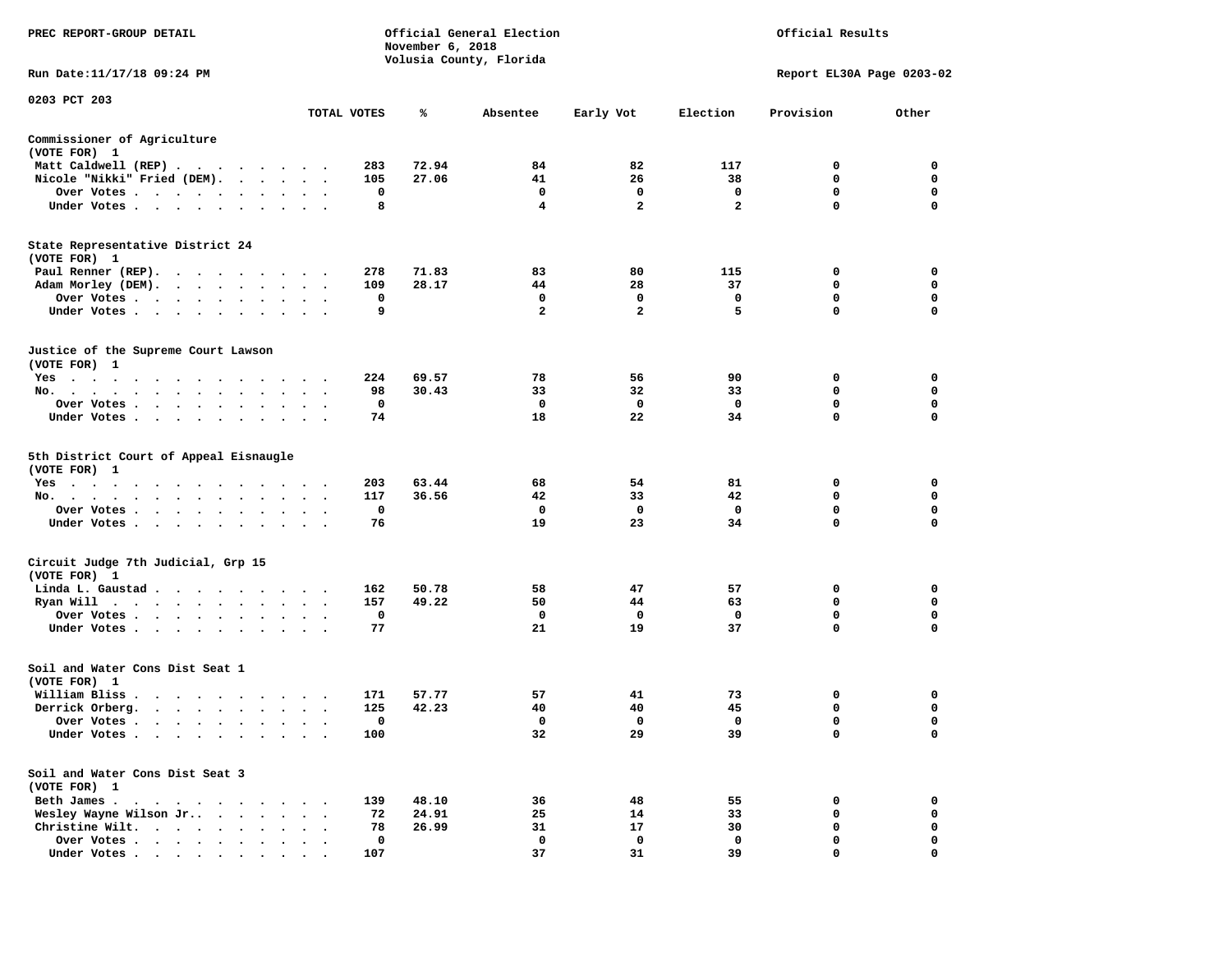PREC REPORT-GROUP DETAIL

Official General Election
November 6, 2018
Volusia County, Florida

Official Results

Run Date:11/17/18 09:24 PM

Report EL30A Page 0203-02

0203 PCT 203

| | TOTAL VOTES | % | Absentee | Early Vot | Election | Provision | Other |
|---|---|---|---|---|---|---|---|
| **Commissioner of Agriculture** | | | | | | | |
| (VOTE FOR) 1 | | | | | | | |
| Matt Caldwell (REP) | 283 | 72.94 | 84 | 82 | 117 | 0 | 0 |
| Nicole "Nikki" Fried (DEM). | 105 | 27.06 | 41 | 26 | 38 | 0 | 0 |
| Over Votes | 0 | | 0 | 0 | 0 | 0 | 0 |
| Under Votes | 8 | | 4 | 2 | 2 | 0 | 0 |
| **State Representative District 24** | | | | | | | |
| (VOTE FOR) 1 | | | | | | | |
| Paul Renner (REP). | 278 | 71.83 | 83 | 80 | 115 | 0 | 0 |
| Adam Morley (DEM). | 109 | 28.17 | 44 | 28 | 37 | 0 | 0 |
| Over Votes | 0 | | 0 | 0 | 0 | 0 | 0 |
| Under Votes | 9 | | 2 | 2 | 5 | 0 | 0 |
| **Justice of the Supreme Court Lawson** | | | | | | | |
| (VOTE FOR) 1 | | | | | | | |
| Yes | 224 | 69.57 | 78 | 56 | 90 | 0 | 0 |
| No. | 98 | 30.43 | 33 | 32 | 33 | 0 | 0 |
| Over Votes | 0 | | 0 | 0 | 0 | 0 | 0 |
| Under Votes | 74 | | 18 | 22 | 34 | 0 | 0 |
| **5th District Court of Appeal Eisnaugle** | | | | | | | |
| (VOTE FOR) 1 | | | | | | | |
| Yes | 203 | 63.44 | 68 | 54 | 81 | 0 | 0 |
| No. | 117 | 36.56 | 42 | 33 | 42 | 0 | 0 |
| Over Votes | 0 | | 0 | 0 | 0 | 0 | 0 |
| Under Votes | 76 | | 19 | 23 | 34 | 0 | 0 |
| **Circuit Judge 7th Judicial, Grp 15** | | | | | | | |
| (VOTE FOR) 1 | | | | | | | |
| Linda L. Gaustad | 162 | 50.78 | 58 | 47 | 57 | 0 | 0 |
| Ryan Will | 157 | 49.22 | 50 | 44 | 63 | 0 | 0 |
| Over Votes | 0 | | 0 | 0 | 0 | 0 | 0 |
| Under Votes | 77 | | 21 | 19 | 37 | 0 | 0 |
| **Soil and Water Cons Dist Seat 1** | | | | | | | |
| (VOTE FOR) 1 | | | | | | | |
| William Bliss | 171 | 57.77 | 57 | 41 | 73 | 0 | 0 |
| Derrick Orberg. | 125 | 42.23 | 40 | 40 | 45 | 0 | 0 |
| Over Votes | 0 | | 0 | 0 | 0 | 0 | 0 |
| Under Votes | 100 | | 32 | 29 | 39 | 0 | 0 |
| **Soil and Water Cons Dist Seat 3** | | | | | | | |
| (VOTE FOR) 1 | | | | | | | |
| Beth James | 139 | 48.10 | 36 | 48 | 55 | 0 | 0 |
| Wesley Wayne Wilson Jr.. | 72 | 24.91 | 25 | 14 | 33 | 0 | 0 |
| Christine Wilt. | 78 | 26.99 | 31 | 17 | 30 | 0 | 0 |
| Over Votes | 0 | | 0 | 0 | 0 | 0 | 0 |
| Under Votes | 107 | | 37 | 31 | 39 | 0 | 0 |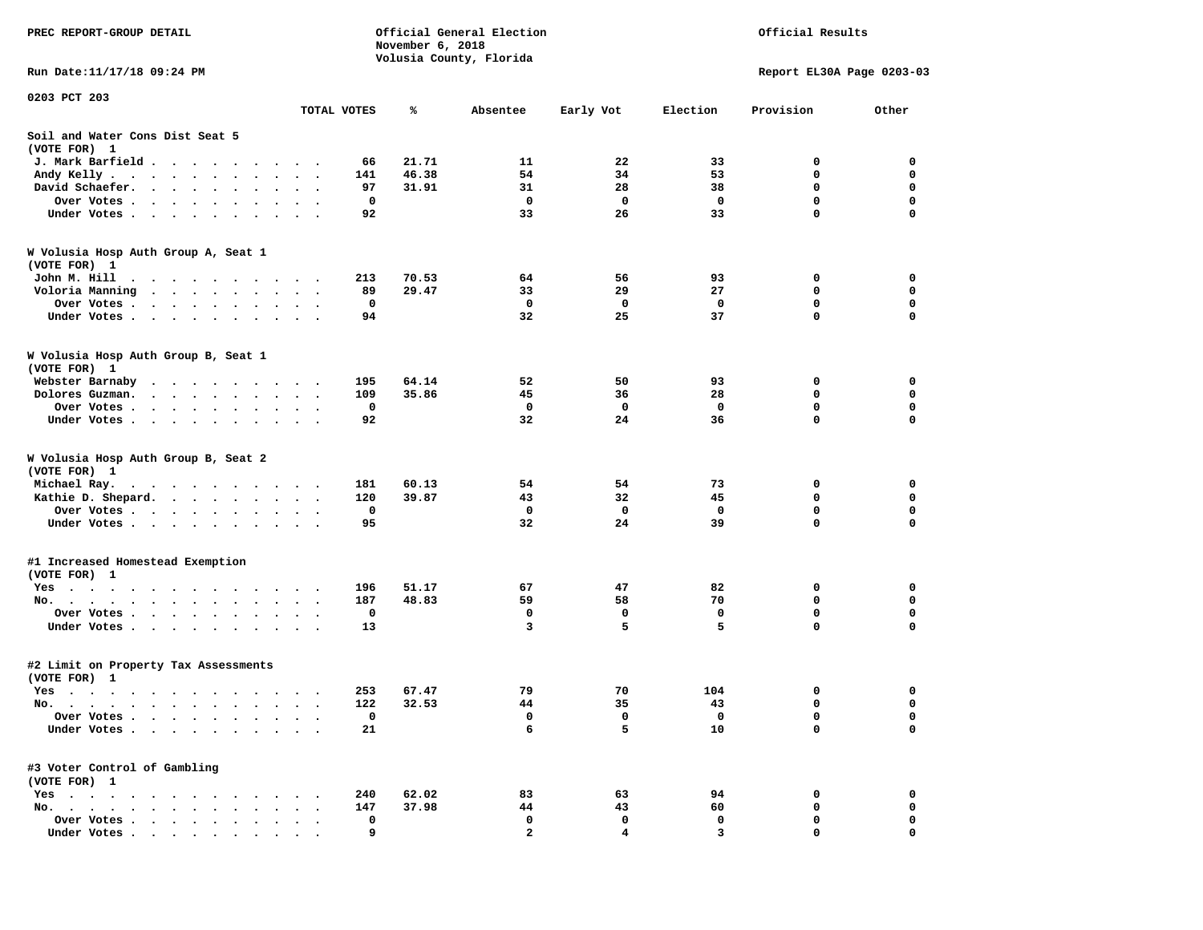PREC REPORT-GROUP DETAIL

Official General Election
November 6, 2018
Volusia County, Florida

Official Results

Run Date:11/17/18 09:24 PM

Report EL30A Page 0203-03

0203 PCT 203

| | TOTAL VOTES | % | Absentee | Early Vot | Election | Provision | Other |
|---|---|---|---|---|---|---|---|
| **Soil and Water Cons Dist Seat 5** | | | | | | | |
| (VOTE FOR) 1 | | | | | | | |
| J. Mark Barfield | 66 | 21.71 | 11 | 22 | 33 | 0 | 0 |
| Andy Kelly | 141 | 46.38 | 54 | 34 | 53 | 0 | 0 |
| David Schaefer. | 97 | 31.91 | 31 | 28 | 38 | 0 | 0 |
| Over Votes | 0 | | 0 | 0 | 0 | 0 | 0 |
| Under Votes | 92 | | 33 | 26 | 33 | 0 | 0 |
| **W Volusia Hosp Auth Group A, Seat 1** | | | | | | | |
| (VOTE FOR) 1 | | | | | | | |
| John M. Hill | 213 | 70.53 | 64 | 56 | 93 | 0 | 0 |
| Voloria Manning | 89 | 29.47 | 33 | 29 | 27 | 0 | 0 |
| Over Votes | 0 | | 0 | 0 | 0 | 0 | 0 |
| Under Votes | 94 | | 32 | 25 | 37 | 0 | 0 |
| **W Volusia Hosp Auth Group B, Seat 1** | | | | | | | |
| (VOTE FOR) 1 | | | | | | | |
| Webster Barnaby | 195 | 64.14 | 52 | 50 | 93 | 0 | 0 |
| Dolores Guzman. | 109 | 35.86 | 45 | 36 | 28 | 0 | 0 |
| Over Votes | 0 | | 0 | 0 | 0 | 0 | 0 |
| Under Votes | 92 | | 32 | 24 | 36 | 0 | 0 |
| **W Volusia Hosp Auth Group B, Seat 2** | | | | | | | |
| (VOTE FOR) 1 | | | | | | | |
| Michael Ray. | 181 | 60.13 | 54 | 54 | 73 | 0 | 0 |
| Kathie D. Shepard. | 120 | 39.87 | 43 | 32 | 45 | 0 | 0 |
| Over Votes | 0 | | 0 | 0 | 0 | 0 | 0 |
| Under Votes | 95 | | 32 | 24 | 39 | 0 | 0 |
| **#1 Increased Homestead Exemption** | | | | | | | |
| (VOTE FOR) 1 | | | | | | | |
| Yes | 196 | 51.17 | 67 | 47 | 82 | 0 | 0 |
| No. | 187 | 48.83 | 59 | 58 | 70 | 0 | 0 |
| Over Votes | 0 | | 0 | 0 | 0 | 0 | 0 |
| Under Votes | 13 | | 3 | 5 | 5 | 0 | 0 |
| **#2 Limit on Property Tax Assessments** | | | | | | | |
| (VOTE FOR) 1 | | | | | | | |
| Yes | 253 | 67.47 | 79 | 70 | 104 | 0 | 0 |
| No. | 122 | 32.53 | 44 | 35 | 43 | 0 | 0 |
| Over Votes | 0 | | 0 | 0 | 0 | 0 | 0 |
| Under Votes | 21 | | 6 | 5 | 10 | 0 | 0 |
| **#3 Voter Control of Gambling** | | | | | | | |
| (VOTE FOR) 1 | | | | | | | |
| Yes | 240 | 62.02 | 83 | 63 | 94 | 0 | 0 |
| No. | 147 | 37.98 | 44 | 43 | 60 | 0 | 0 |
| Over Votes | 0 | | 0 | 0 | 0 | 0 | 0 |
| Under Votes | 9 | | 2 | 4 | 3 | 0 | 0 |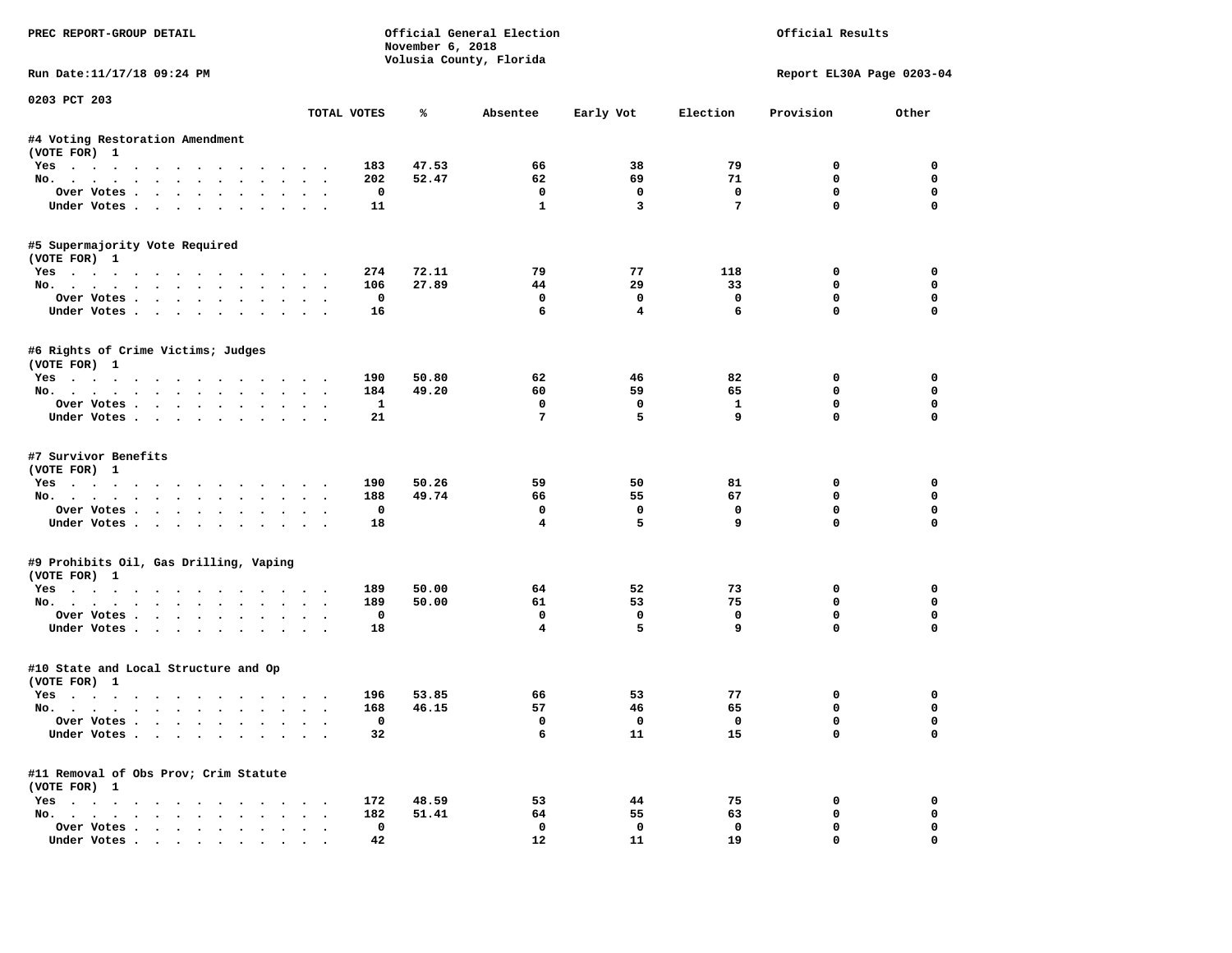PREC REPORT-GROUP DETAIL

Official General Election
November 6, 2018
Volusia County, Florida

Official Results

Run Date:11/17/18 09:24 PM

Report EL30A Page 0203-04

0203 PCT 203

| | TOTAL VOTES | % | Absentee | Early Vot | Election | Provision | Other |
|---|---|---|---|---|---|---|---|
| **#4 Voting Restoration Amendment** | | | | | | | |
| (VOTE FOR) 1 | | | | | | | |
| Yes | 183 | 47.53 | 66 | 38 | 79 | 0 | 0 |
| No. | 202 | 52.47 | 62 | 69 | 71 | 0 | 0 |
| Over Votes | 0 | | 0 | 0 | 0 | 0 | 0 |
| Under Votes | 11 | | 1 | 3 | 7 | 0 | 0 |
| **#5 Supermajority Vote Required** | | | | | | | |
| (VOTE FOR) 1 | | | | | | | |
| Yes | 274 | 72.11 | 79 | 77 | 118 | 0 | 0 |
| No. | 106 | 27.89 | 44 | 29 | 33 | 0 | 0 |
| Over Votes | 0 | | 0 | 0 | 0 | 0 | 0 |
| Under Votes | 16 | | 6 | 4 | 6 | 0 | 0 |
| **#6 Rights of Crime Victims; Judges** | | | | | | | |
| (VOTE FOR) 1 | | | | | | | |
| Yes | 190 | 50.80 | 62 | 46 | 82 | 0 | 0 |
| No. | 184 | 49.20 | 60 | 59 | 65 | 0 | 0 |
| Over Votes | 1 | | 0 | 0 | 1 | 0 | 0 |
| Under Votes | 21 | | 7 | 5 | 9 | 0 | 0 |
| **#7 Survivor Benefits** | | | | | | | |
| (VOTE FOR) 1 | | | | | | | |
| Yes | 190 | 50.26 | 59 | 50 | 81 | 0 | 0 |
| No. | 188 | 49.74 | 66 | 55 | 67 | 0 | 0 |
| Over Votes | 0 | | 0 | 0 | 0 | 0 | 0 |
| Under Votes | 18 | | 4 | 5 | 9 | 0 | 0 |
| **#9 Prohibits Oil, Gas Drilling, Vaping** | | | | | | | |
| (VOTE FOR) 1 | | | | | | | |
| Yes | 189 | 50.00 | 64 | 52 | 73 | 0 | 0 |
| No. | 189 | 50.00 | 61 | 53 | 75 | 0 | 0 |
| Over Votes | 0 | | 0 | 0 | 0 | 0 | 0 |
| Under Votes | 18 | | 4 | 5 | 9 | 0 | 0 |
| **#10 State and Local Structure and Op** | | | | | | | |
| (VOTE FOR) 1 | | | | | | | |
| Yes | 196 | 53.85 | 66 | 53 | 77 | 0 | 0 |
| No. | 168 | 46.15 | 57 | 46 | 65 | 0 | 0 |
| Over Votes | 0 | | 0 | 0 | 0 | 0 | 0 |
| Under Votes | 32 | | 6 | 11 | 15 | 0 | 0 |
| **#11 Removal of Obs Prov; Crim Statute** | | | | | | | |
| (VOTE FOR) 1 | | | | | | | |
| Yes | 172 | 48.59 | 53 | 44 | 75 | 0 | 0 |
| No. | 182 | 51.41 | 64 | 55 | 63 | 0 | 0 |
| Over Votes | 0 | | 0 | 0 | 0 | 0 | 0 |
| Under Votes | 42 | | 12 | 11 | 19 | 0 | 0 |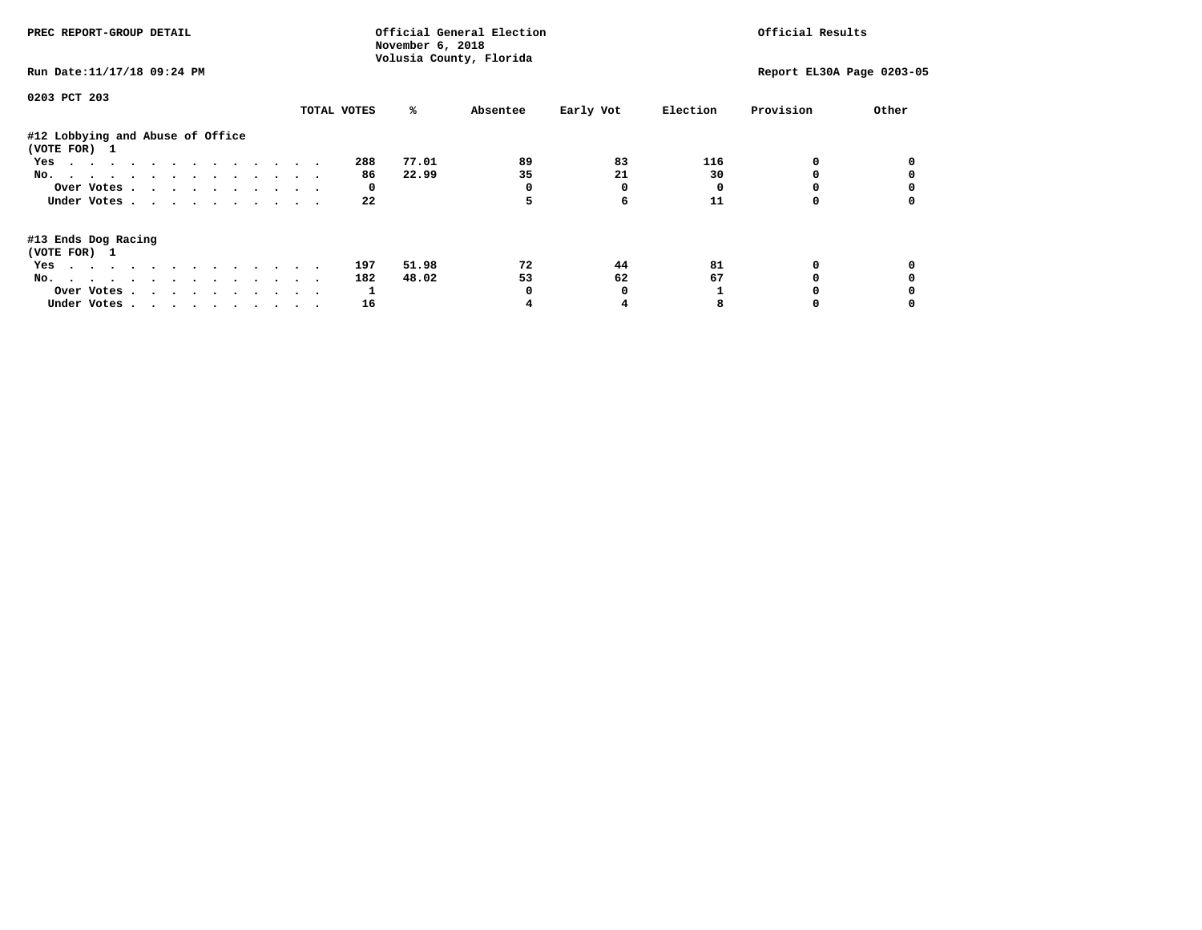PREC REPORT-GROUP DETAIL

Official General Election
November 6, 2018
Volusia County, Florida

Official Results

Run Date:11/17/18 09:24 PM

Report EL30A Page 0203-05

0203 PCT 203

| | TOTAL VOTES | % | Absentee | Early Vot | Election | Provision | Other |
|---|---|---|---|---|---|---|---|
| **#12 Lobbying and Abuse of Office** | | | | | | | |
| **(VOTE FOR) 1** | | | | | | | |
| Yes | 288 | 77.01 | 89 | 83 | 116 | 0 | 0 |
| No. | 86 | 22.99 | 35 | 21 | 30 | 0 | 0 |
| Over Votes | 0 | | 0 | 0 | 0 | 0 | 0 |
| Under Votes | 22 | | 5 | 6 | 11 | 0 | 0 |
| **#13 Ends Dog Racing** | | | | | | | |
| **(VOTE FOR) 1** | | | | | | | |
| Yes | 197 | 51.98 | 72 | 44 | 81 | 0 | 0 |
| No. | 182 | 48.02 | 53 | 62 | 67 | 0 | 0 |
| Over Votes | 1 | | 0 | 0 | 1 | 0 | 0 |
| Under Votes | 16 | | 4 | 4 | 8 | 0 | 0 |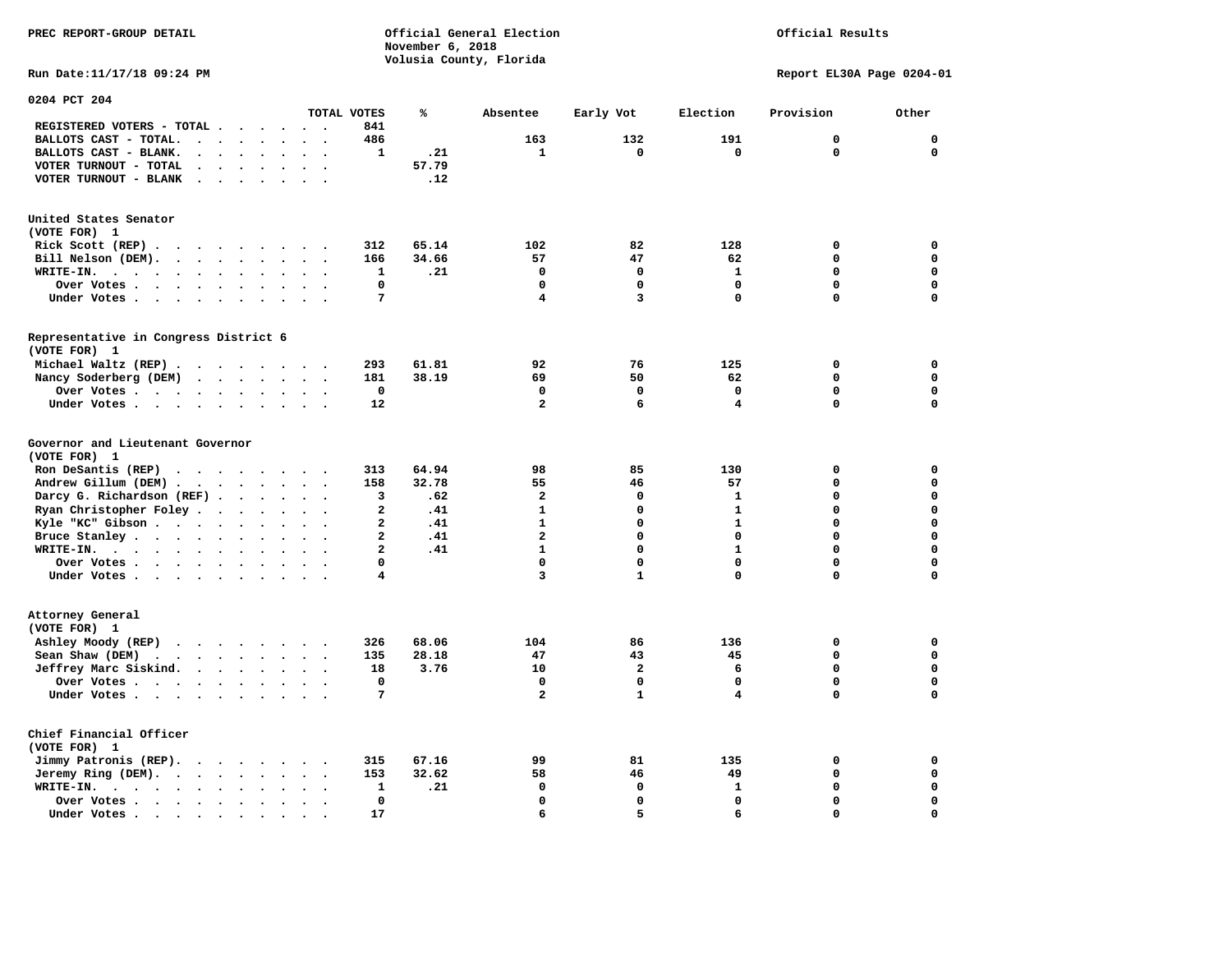PREC REPORT-GROUP DETAIL

Official General Election
November 6, 2018
Volusia County, Florida

Official Results

Run Date:11/17/18 09:24 PM

Report EL30A Page 0204-01

0204 PCT 204

| | TOTAL VOTES | % | Absentee | Early Vot | Election | Provision | Other |
|---|---|---|---|---|---|---|---|
| REGISTERED VOTERS - TOTAL | 841 | | | | | | |
| BALLOTS CAST - TOTAL. | 486 | | 163 | 132 | 191 | 0 | 0 |
| BALLOTS CAST - BLANK. | 1 | .21 | 1 | 0 | 0 | 0 | 0 |
| VOTER TURNOUT - TOTAL | | 57.79 | | | | | |
| VOTER TURNOUT - BLANK | | .12 | | | | | |

United States Senator
(VOTE FOR) 1

| | TOTAL VOTES | % | Absentee | Early Vot | Election | Provision | Other |
|---|---|---|---|---|---|---|---|
| Rick Scott (REP) | 312 | 65.14 | 102 | 82 | 128 | 0 | 0 |
| Bill Nelson (DEM). | 166 | 34.66 | 57 | 47 | 62 | 0 | 0 |
| WRITE-IN. | 1 | .21 | 0 | 0 | 1 | 0 | 0 |
| Over Votes | 0 | | 0 | 0 | 0 | 0 | 0 |
| Under Votes | 7 | | 4 | 3 | 0 | 0 | 0 |

Representative in Congress District 6
(VOTE FOR) 1

| | TOTAL VOTES | % | Absentee | Early Vot | Election | Provision | Other |
|---|---|---|---|---|---|---|---|
| Michael Waltz (REP) | 293 | 61.81 | 92 | 76 | 125 | 0 | 0 |
| Nancy Soderberg (DEM) | 181 | 38.19 | 69 | 50 | 62 | 0 | 0 |
| Over Votes | 0 | | 0 | 0 | 0 | 0 | 0 |
| Under Votes | 12 | | 2 | 6 | 4 | 0 | 0 |

Governor and Lieutenant Governor
(VOTE FOR) 1

| | TOTAL VOTES | % | Absentee | Early Vot | Election | Provision | Other |
|---|---|---|---|---|---|---|---|
| Ron DeSantis (REP) | 313 | 64.94 | 98 | 85 | 130 | 0 | 0 |
| Andrew Gillum (DEM) | 158 | 32.78 | 55 | 46 | 57 | 0 | 0 |
| Darcy G. Richardson (REF) | 3 | .62 | 2 | 0 | 1 | 0 | 0 |
| Ryan Christopher Foley | 2 | .41 | 1 | 0 | 1 | 0 | 0 |
| Kyle "KC" Gibson | 2 | .41 | 1 | 0 | 1 | 0 | 0 |
| Bruce Stanley | 2 | .41 | 2 | 0 | 0 | 0 | 0 |
| WRITE-IN. | 2 | .41 | 1 | 0 | 1 | 0 | 0 |
| Over Votes | 0 | | 0 | 0 | 0 | 0 | 0 |
| Under Votes | 4 | | 3 | 1 | 0 | 0 | 0 |

Attorney General
(VOTE FOR) 1

| | TOTAL VOTES | % | Absentee | Early Vot | Election | Provision | Other |
|---|---|---|---|---|---|---|---|
| Ashley Moody (REP) | 326 | 68.06 | 104 | 86 | 136 | 0 | 0 |
| Sean Shaw (DEM) | 135 | 28.18 | 47 | 43 | 45 | 0 | 0 |
| Jeffrey Marc Siskind. | 18 | 3.76 | 10 | 2 | 6 | 0 | 0 |
| Over Votes | 0 | | 0 | 0 | 0 | 0 | 0 |
| Under Votes | 7 | | 2 | 1 | 4 | 0 | 0 |

Chief Financial Officer
(VOTE FOR) 1

| | TOTAL VOTES | % | Absentee | Early Vot | Election | Provision | Other |
|---|---|---|---|---|---|---|---|
| Jimmy Patronis (REP). | 315 | 67.16 | 99 | 81 | 135 | 0 | 0 |
| Jeremy Ring (DEM). | 153 | 32.62 | 58 | 46 | 49 | 0 | 0 |
| WRITE-IN. | 1 | .21 | 0 | 0 | 1 | 0 | 0 |
| Over Votes | 0 | | 0 | 0 | 0 | 0 | 0 |
| Under Votes | 17 | | 6 | 5 | 6 | 0 | 0 |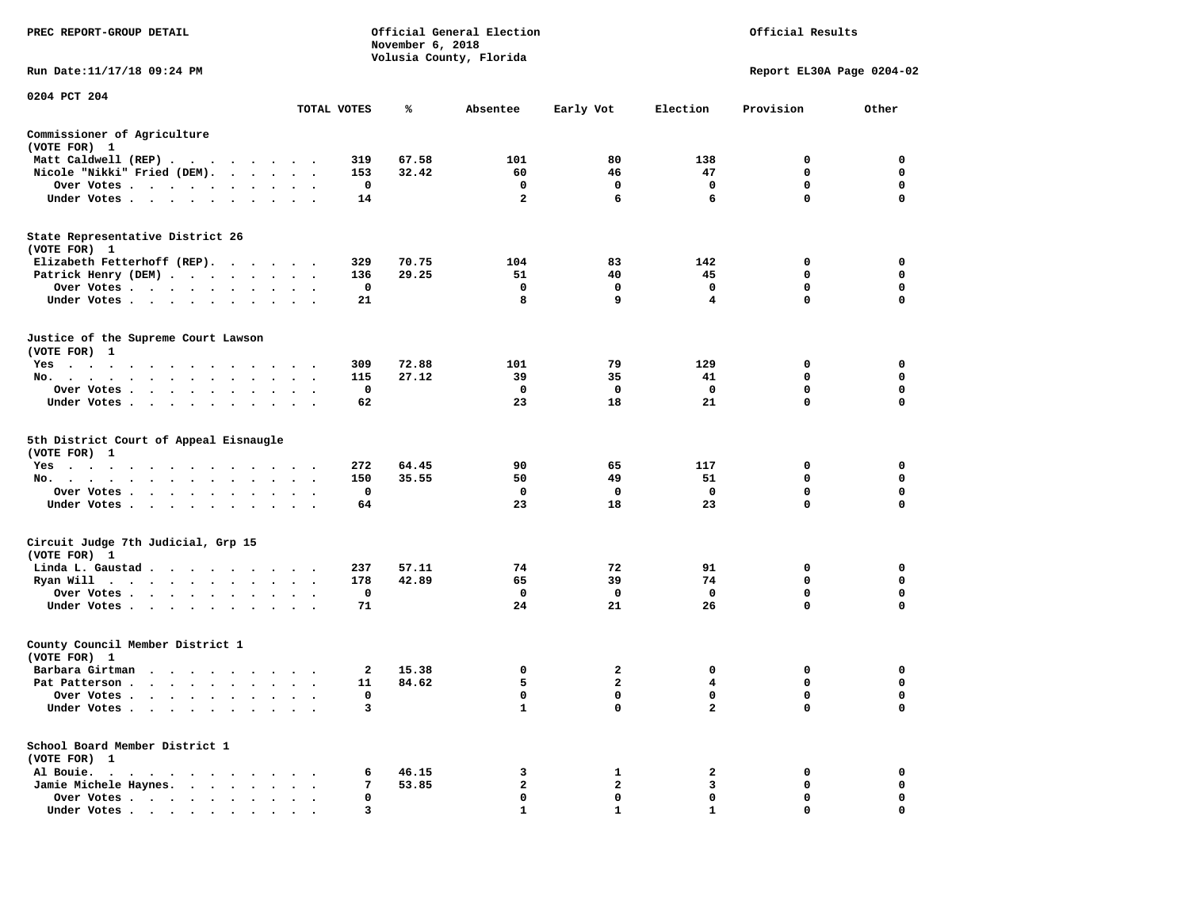PREC REPORT-GROUP DETAIL

Official General Election
November 6, 2018
Volusia County, Florida

Official Results

Run Date:11/17/18 09:24 PM

Report EL30A Page 0204-02

0204 PCT 204

| | TOTAL VOTES | % | Absentee | Early Vot | Election | Provision | Other |
|---|---|---|---|---|---|---|---|
| **Commissioner of Agriculture** | | | | | | | |
| (VOTE FOR) 1 | | | | | | | |
| Matt Caldwell (REP) | 319 | 67.58 | 101 | 80 | 138 | 0 | 0 |
| Nicole "Nikki" Fried (DEM) | 153 | 32.42 | 60 | 46 | 47 | 0 | 0 |
| Over Votes | 0 | | 0 | 0 | 0 | 0 | 0 |
| Under Votes | 14 | | 2 | 6 | 6 | 0 | 0 |
| **State Representative District 26** | | | | | | | |
| (VOTE FOR) 1 | | | | | | | |
| Elizabeth Fetterhoff (REP) | 329 | 70.75 | 104 | 83 | 142 | 0 | 0 |
| Patrick Henry (DEM) | 136 | 29.25 | 51 | 40 | 45 | 0 | 0 |
| Over Votes | 0 | | 0 | 0 | 0 | 0 | 0 |
| Under Votes | 21 | | 8 | 9 | 4 | 0 | 0 |
| **Justice of the Supreme Court Lawson** | | | | | | | |
| (VOTE FOR) 1 | | | | | | | |
| Yes | 309 | 72.88 | 101 | 79 | 129 | 0 | 0 |
| No. | 115 | 27.12 | 39 | 35 | 41 | 0 | 0 |
| Over Votes | 0 | | 0 | 0 | 0 | 0 | 0 |
| Under Votes | 62 | | 23 | 18 | 21 | 0 | 0 |
| **5th District Court of Appeal Eisnaugle** | | | | | | | |
| (VOTE FOR) 1 | | | | | | | |
| Yes | 272 | 64.45 | 90 | 65 | 117 | 0 | 0 |
| No. | 150 | 35.55 | 50 | 49 | 51 | 0 | 0 |
| Over Votes | 0 | | 0 | 0 | 0 | 0 | 0 |
| Under Votes | 64 | | 23 | 18 | 23 | 0 | 0 |
| **Circuit Judge 7th Judicial, Grp 15** | | | | | | | |
| (VOTE FOR) 1 | | | | | | | |
| Linda L. Gaustad | 237 | 57.11 | 74 | 72 | 91 | 0 | 0 |
| Ryan Will | 178 | 42.89 | 65 | 39 | 74 | 0 | 0 |
| Over Votes | 0 | | 0 | 0 | 0 | 0 | 0 |
| Under Votes | 71 | | 24 | 21 | 26 | 0 | 0 |
| **County Council Member District 1** | | | | | | | |
| (VOTE FOR) 1 | | | | | | | |
| Barbara Girtman | 2 | 15.38 | 0 | 2 | 0 | 0 | 0 |
| Pat Patterson | 11 | 84.62 | 5 | 2 | 4 | 0 | 0 |
| Over Votes | 0 | | 0 | 0 | 0 | 0 | 0 |
| Under Votes | 3 | | 1 | 0 | 2 | 0 | 0 |
| **School Board Member District 1** | | | | | | | |
| (VOTE FOR) 1 | | | | | | | |
| Al Bouie. | 6 | 46.15 | 3 | 1 | 2 | 0 | 0 |
| Jamie Michele Haynes. | 7 | 53.85 | 2 | 2 | 3 | 0 | 0 |
| Over Votes | 0 | | 0 | 0 | 0 | 0 | 0 |
| Under Votes | 3 | | 1 | 1 | 1 | 0 | 0 |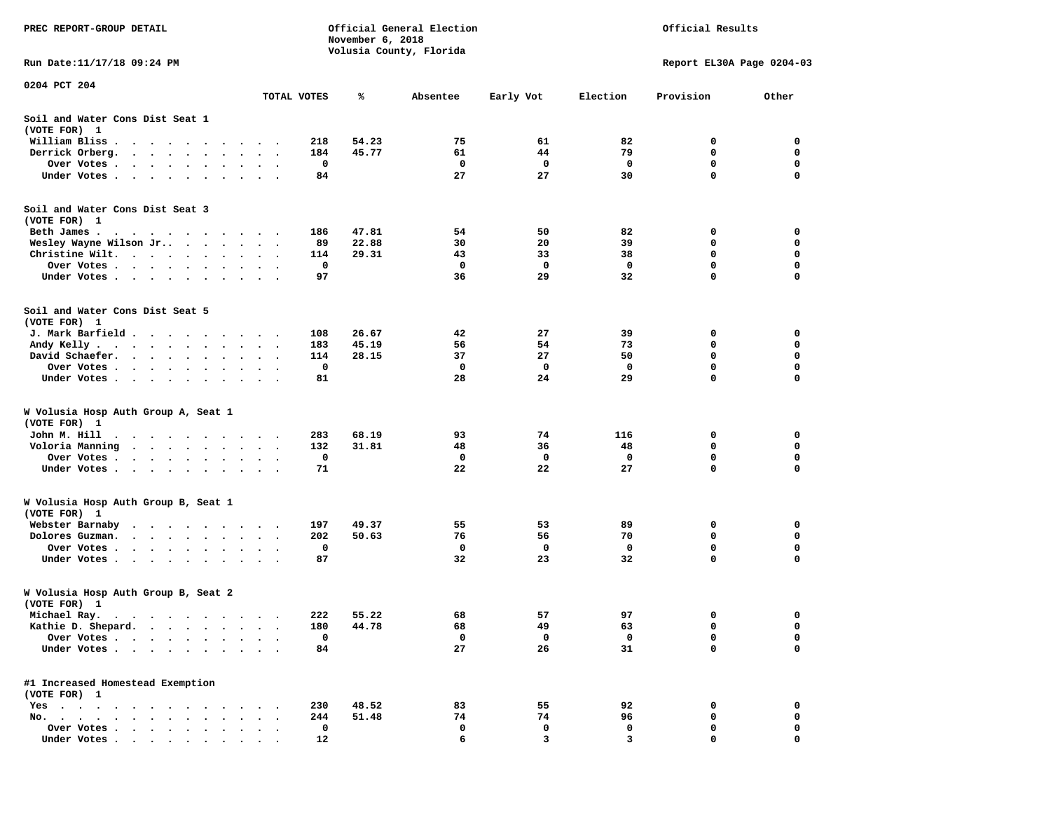PREC REPORT-GROUP DETAIL

Official General Election
November 6, 2018
Volusia County, Florida

Official Results

Run Date:11/17/18 09:24 PM

Report EL30A Page 0204-03

0204 PCT 204

| | TOTAL VOTES | % | Absentee | Early Vot | Election | Provision | Other |
|---|---|---|---|---|---|---|---|
| **Soil and Water Cons Dist Seat 1** | | | | | | | |
| (VOTE FOR) 1 | | | | | | | |
| William Bliss | 218 | 54.23 | 75 | 61 | 82 | 0 | 0 |
| Derrick Orberg. | 184 | 45.77 | 61 | 44 | 79 | 0 | 0 |
| Over Votes | 0 | | 0 | 0 | 0 | 0 | 0 |
| Under Votes | 84 | | 27 | 27 | 30 | 0 | 0 |
| **Soil and Water Cons Dist Seat 3** | | | | | | | |
| (VOTE FOR) 1 | | | | | | | |
| Beth James | 186 | 47.81 | 54 | 50 | 82 | 0 | 0 |
| Wesley Wayne Wilson Jr. | 89 | 22.88 | 30 | 20 | 39 | 0 | 0 |
| Christine Wilt. | 114 | 29.31 | 43 | 33 | 38 | 0 | 0 |
| Over Votes | 0 | | 0 | 0 | 0 | 0 | 0 |
| Under Votes | 97 | | 36 | 29 | 32 | 0 | 0 |
| **Soil and Water Cons Dist Seat 5** | | | | | | | |
| (VOTE FOR) 1 | | | | | | | |
| J. Mark Barfield | 108 | 26.67 | 42 | 27 | 39 | 0 | 0 |
| Andy Kelly | 183 | 45.19 | 56 | 54 | 73 | 0 | 0 |
| David Schaefer. | 114 | 28.15 | 37 | 27 | 50 | 0 | 0 |
| Over Votes | 0 | | 0 | 0 | 0 | 0 | 0 |
| Under Votes | 81 | | 28 | 24 | 29 | 0 | 0 |
| **W Volusia Hosp Auth Group A, Seat 1** | | | | | | | |
| (VOTE FOR) 1 | | | | | | | |
| John M. Hill | 283 | 68.19 | 93 | 74 | 116 | 0 | 0 |
| Voloria Manning | 132 | 31.81 | 48 | 36 | 48 | 0 | 0 |
| Over Votes | 0 | | 0 | 0 | 0 | 0 | 0 |
| Under Votes | 71 | | 22 | 22 | 27 | 0 | 0 |
| **W Volusia Hosp Auth Group B, Seat 1** | | | | | | | |
| (VOTE FOR) 1 | | | | | | | |
| Webster Barnaby | 197 | 49.37 | 55 | 53 | 89 | 0 | 0 |
| Dolores Guzman. | 202 | 50.63 | 76 | 56 | 70 | 0 | 0 |
| Over Votes | 0 | | 0 | 0 | 0 | 0 | 0 |
| Under Votes | 87 | | 32 | 23 | 32 | 0 | 0 |
| **W Volusia Hosp Auth Group B, Seat 2** | | | | | | | |
| (VOTE FOR) 1 | | | | | | | |
| Michael Ray. | 222 | 55.22 | 68 | 57 | 97 | 0 | 0 |
| Kathie D. Shepard. | 180 | 44.78 | 68 | 49 | 63 | 0 | 0 |
| Over Votes | 0 | | 0 | 0 | 0 | 0 | 0 |
| Under Votes | 84 | | 27 | 26 | 31 | 0 | 0 |
| **#1 Increased Homestead Exemption** | | | | | | | |
| (VOTE FOR) 1 | | | | | | | |
| Yes | 230 | 48.52 | 83 | 55 | 92 | 0 | 0 |
| No. | 244 | 51.48 | 74 | 74 | 96 | 0 | 0 |
| Over Votes | 0 | | 0 | 0 | 0 | 0 | 0 |
| Under Votes | 12 | | 6 | 3 | 3 | 0 | 0 |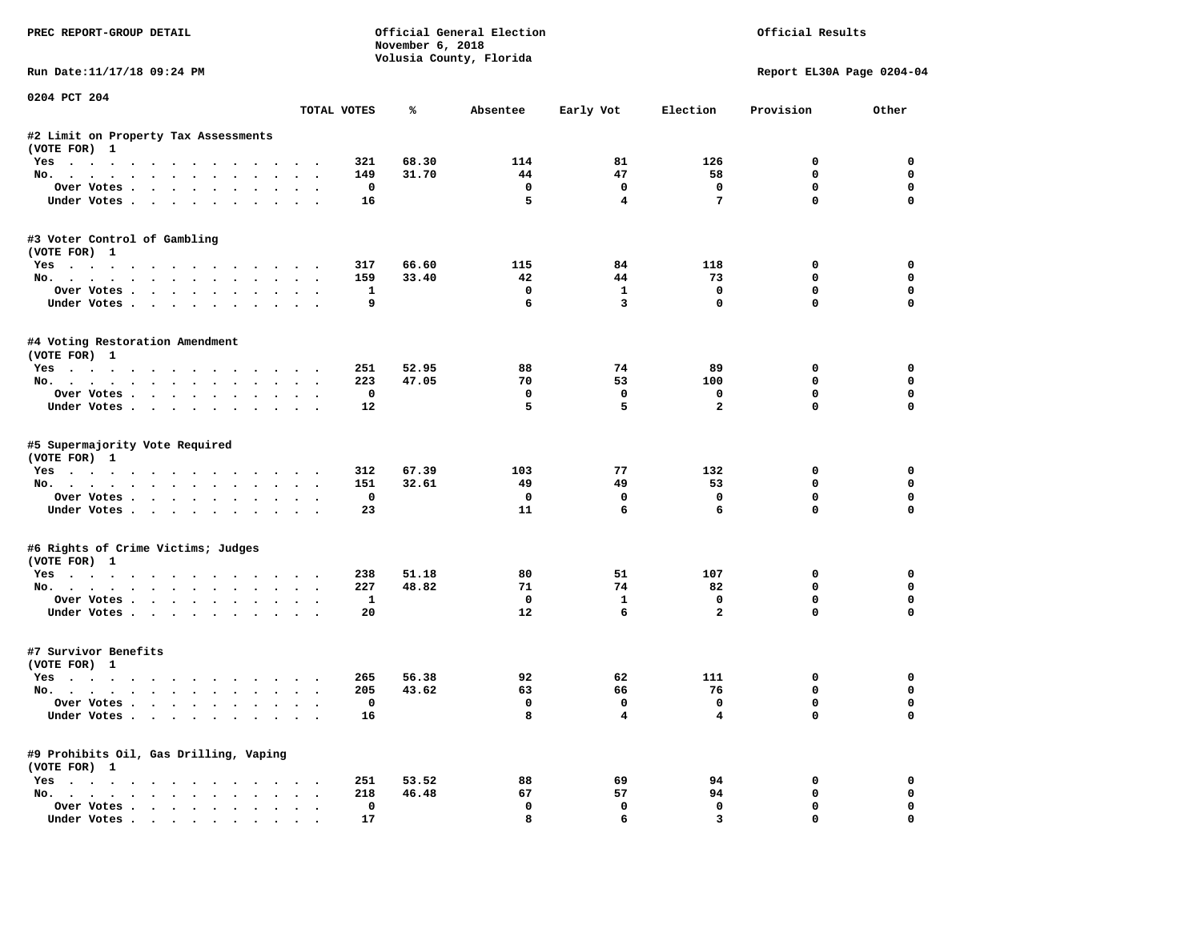PREC REPORT-GROUP DETAIL

Official General Election
November 6, 2018
Volusia County, Florida

Official Results

Run Date:11/17/18 09:24 PM

Report EL30A Page 0204-04

0204 PCT 204

| | TOTAL VOTES | % | Absentee | Early Vot | Election | Provision | Other |
|---|---|---|---|---|---|---|---|
| **#2 Limit on Property Tax Assessments** | | | | | | | |
| (VOTE FOR) 1 | | | | | | | |
| Yes | 321 | 68.30 | 114 | 81 | 126 | 0 | 0 |
| No. | 149 | 31.70 | 44 | 47 | 58 | 0 | 0 |
| Over Votes | 0 | | 0 | 0 | 0 | 0 | 0 |
| Under Votes | 16 | | 5 | 4 | 7 | 0 | 0 |
| **#3 Voter Control of Gambling** | | | | | | | |
| (VOTE FOR) 1 | | | | | | | |
| Yes | 317 | 66.60 | 115 | 84 | 118 | 0 | 0 |
| No. | 159 | 33.40 | 42 | 44 | 73 | 0 | 0 |
| Over Votes | 1 | | 0 | 1 | 0 | 0 | 0 |
| Under Votes | 9 | | 6 | 3 | 0 | 0 | 0 |
| **#4 Voting Restoration Amendment** | | | | | | | |
| (VOTE FOR) 1 | | | | | | | |
| Yes | 251 | 52.95 | 88 | 74 | 89 | 0 | 0 |
| No. | 223 | 47.05 | 70 | 53 | 100 | 0 | 0 |
| Over Votes | 0 | | 0 | 0 | 0 | 0 | 0 |
| Under Votes | 12 | | 5 | 5 | 2 | 0 | 0 |
| **#5 Supermajority Vote Required** | | | | | | | |
| (VOTE FOR) 1 | | | | | | | |
| Yes | 312 | 67.39 | 103 | 77 | 132 | 0 | 0 |
| No. | 151 | 32.61 | 49 | 49 | 53 | 0 | 0 |
| Over Votes | 0 | | 0 | 0 | 0 | 0 | 0 |
| Under Votes | 23 | | 11 | 6 | 6 | 0 | 0 |
| **#6 Rights of Crime Victims; Judges** | | | | | | | |
| (VOTE FOR) 1 | | | | | | | |
| Yes | 238 | 51.18 | 80 | 51 | 107 | 0 | 0 |
| No. | 227 | 48.82 | 71 | 74 | 82 | 0 | 0 |
| Over Votes | 1 | | 0 | 1 | 0 | 0 | 0 |
| Under Votes | 20 | | 12 | 6 | 2 | 0 | 0 |
| **#7 Survivor Benefits** | | | | | | | |
| (VOTE FOR) 1 | | | | | | | |
| Yes | 265 | 56.38 | 92 | 62 | 111 | 0 | 0 |
| No. | 205 | 43.62 | 63 | 66 | 76 | 0 | 0 |
| Over Votes | 0 | | 0 | 0 | 0 | 0 | 0 |
| Under Votes | 16 | | 8 | 4 | 4 | 0 | 0 |
| **#9 Prohibits Oil, Gas Drilling, Vaping** | | | | | | | |
| (VOTE FOR) 1 | | | | | | | |
| Yes | 251 | 53.52 | 88 | 69 | 94 | 0 | 0 |
| No. | 218 | 46.48 | 67 | 57 | 94 | 0 | 0 |
| Over Votes | 0 | | 0 | 0 | 0 | 0 | 0 |
| Under Votes | 17 | | 8 | 6 | 3 | 0 | 0 |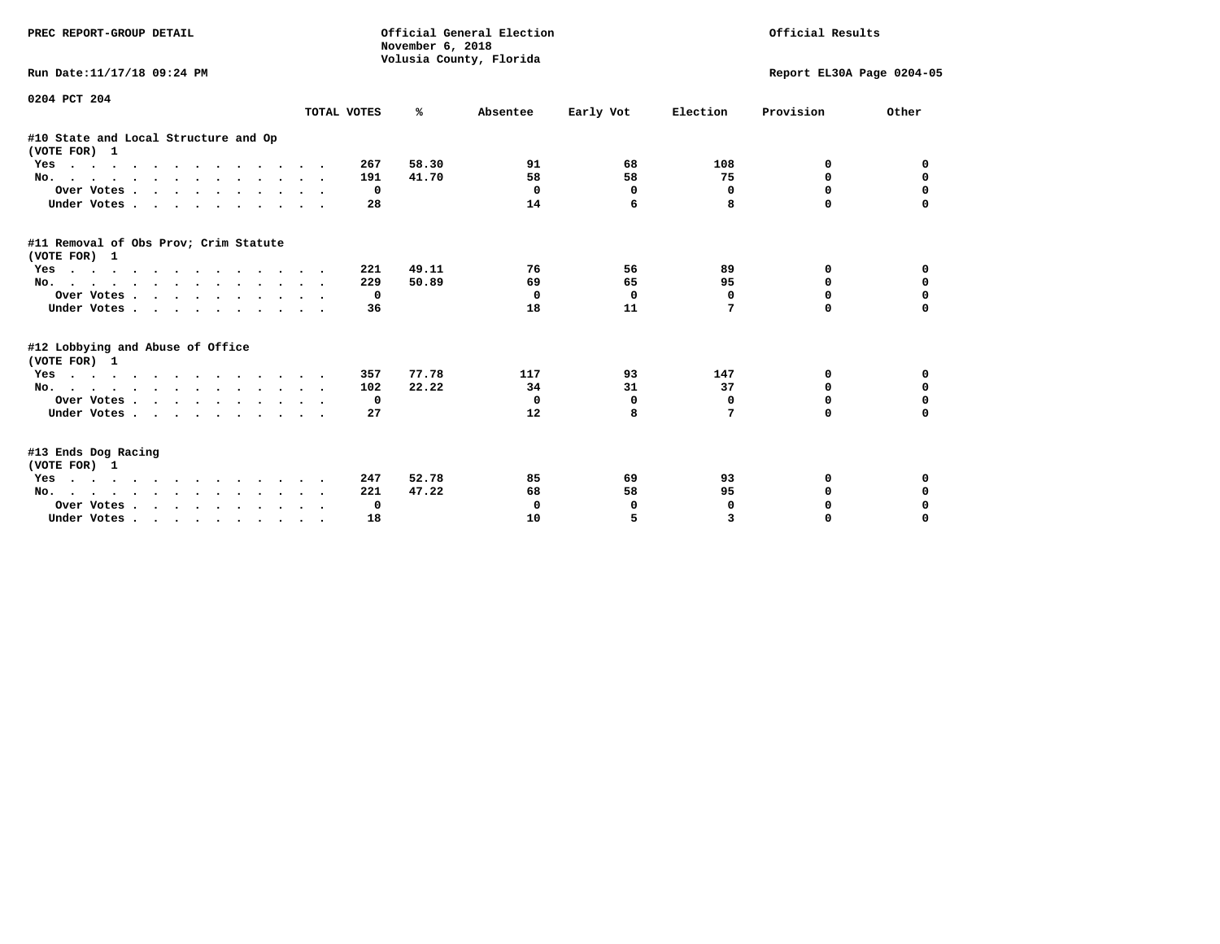PREC REPORT-GROUP DETAIL

Official General Election
November 6, 2018
Volusia County, Florida

Official Results

Run Date:11/17/18 09:24 PM

Report EL30A Page 0204-05

0204 PCT 204

| | TOTAL VOTES | % | Absentee | Early Vot | Election | Provision | Other |
|---|---|---|---|---|---|---|---|
| **#10 State and Local Structure and Op** | | | | | | | |
| **(VOTE FOR) 1** | | | | | | | |
| Yes | 267 | 58.30 | 91 | 68 | 108 | 0 | 0 |
| No. | 191 | 41.70 | 58 | 58 | 75 | 0 | 0 |
| Over Votes | 0 | | 0 | 0 | 0 | 0 | 0 |
| Under Votes | 28 | | 14 | 6 | 8 | 0 | 0 |
| **#11 Removal of Obs Prov; Crim Statute** | | | | | | | |
| **(VOTE FOR) 1** | | | | | | | |
| Yes | 221 | 49.11 | 76 | 56 | 89 | 0 | 0 |
| No. | 229 | 50.89 | 69 | 65 | 95 | 0 | 0 |
| Over Votes | 0 | | 0 | 0 | 0 | 0 | 0 |
| Under Votes | 36 | | 18 | 11 | 7 | 0 | 0 |
| **#12 Lobbying and Abuse of Office** | | | | | | | |
| **(VOTE FOR) 1** | | | | | | | |
| Yes | 357 | 77.78 | 117 | 93 | 147 | 0 | 0 |
| No. | 102 | 22.22 | 34 | 31 | 37 | 0 | 0 |
| Over Votes | 0 | | 0 | 0 | 0 | 0 | 0 |
| Under Votes | 27 | | 12 | 8 | 7 | 0 | 0 |
| **#13 Ends Dog Racing** | | | | | | | |
| **(VOTE FOR) 1** | | | | | | | |
| Yes | 247 | 52.78 | 85 | 69 | 93 | 0 | 0 |
| No. | 221 | 47.22 | 68 | 58 | 95 | 0 | 0 |
| Over Votes | 0 | | 0 | 0 | 0 | 0 | 0 |
| Under Votes | 18 | | 10 | 5 | 3 | 0 | 0 |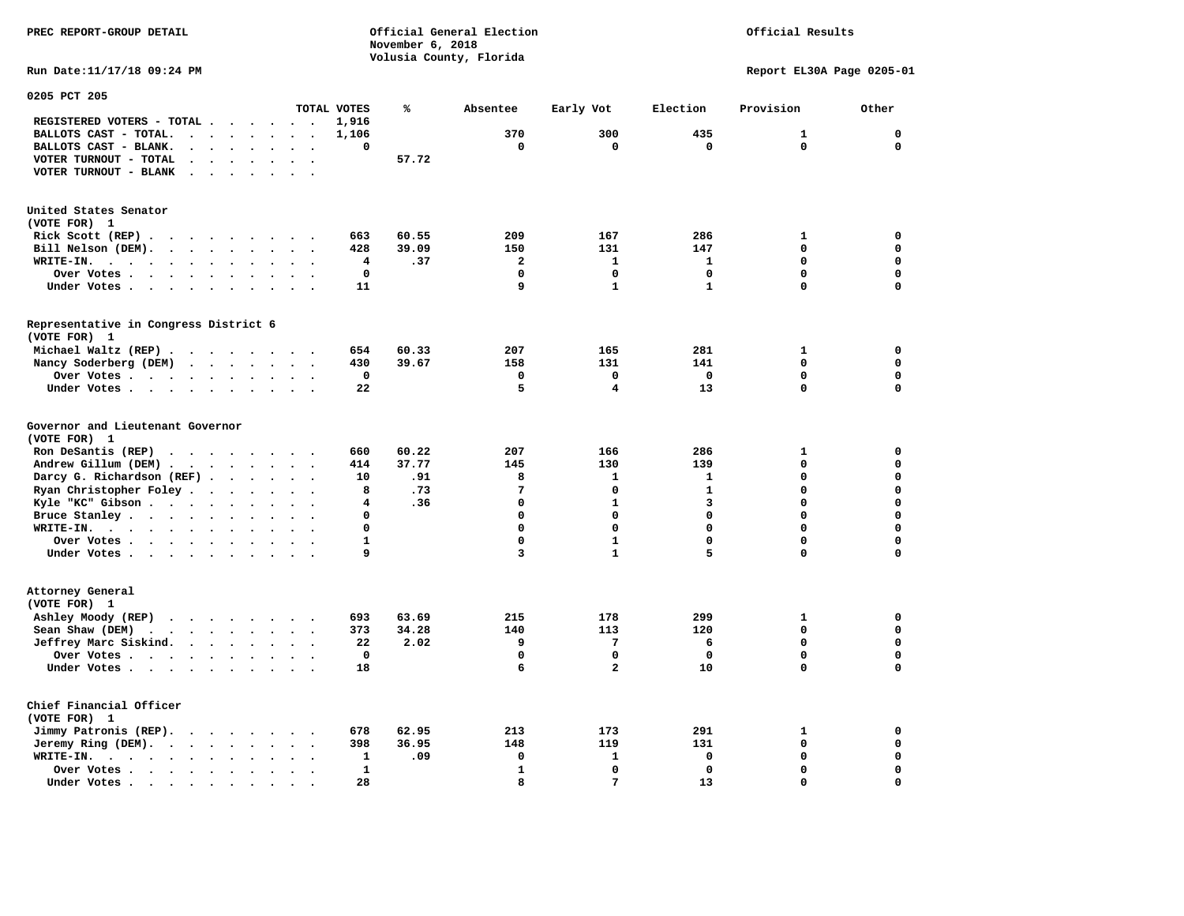PREC REPORT-GROUP DETAIL

Official General Election
November 6, 2018
Volusia County, Florida

Official Results

Run Date:11/17/18 09:24 PM

Report EL30A Page 0205-01

## 0205 PCT 205

| | TOTAL VOTES | % | Absentee | Early Vot | Election | Provision | Other |
|---|---|---|---|---|---|---|---|
| REGISTERED VOTERS - TOTAL | 1,916 | | | | | | |
| BALLOTS CAST - TOTAL. | 1,106 | | 370 | 300 | 435 | 1 | 0 |
| BALLOTS CAST - BLANK. | 0 | | 0 | 0 | 0 | 0 | 0 |
| VOTER TURNOUT - TOTAL | | 57.72 | | | | | |
| VOTER TURNOUT - BLANK | | | | | | | |

### United States Senator
(VOTE FOR) 1

| | TOTAL VOTES | % | Absentee | Early Vot | Election | Provision | Other |
|---|---|---|---|---|---|---|---|
| Rick Scott (REP) | 663 | 60.55 | 209 | 167 | 286 | 1 | 0 |
| Bill Nelson (DEM). | 428 | 39.09 | 150 | 131 | 147 | 0 | 0 |
| WRITE-IN. | 4 | .37 | 2 | 1 | 1 | 0 | 0 |
| Over Votes | 0 | | 0 | 0 | 0 | 0 | 0 |
| Under Votes | 11 | | 9 | 1 | 1 | 0 | 0 |

### Representative in Congress District 6
(VOTE FOR) 1

| | TOTAL VOTES | % | Absentee | Early Vot | Election | Provision | Other |
|---|---|---|---|---|---|---|---|
| Michael Waltz (REP) | 654 | 60.33 | 207 | 165 | 281 | 1 | 0 |
| Nancy Soderberg (DEM) | 430 | 39.67 | 158 | 131 | 141 | 0 | 0 |
| Over Votes | 0 | | 0 | 0 | 0 | 0 | 0 |
| Under Votes | 22 | | 5 | 4 | 13 | 0 | 0 |

### Governor and Lieutenant Governor
(VOTE FOR) 1

| | TOTAL VOTES | % | Absentee | Early Vot | Election | Provision | Other |
|---|---|---|---|---|---|---|---|
| Ron DeSantis (REP) | 660 | 60.22 | 207 | 166 | 286 | 1 | 0 |
| Andrew Gillum (DEM) | 414 | 37.77 | 145 | 130 | 139 | 0 | 0 |
| Darcy G. Richardson (REF) | 10 | .91 | 8 | 1 | 1 | 0 | 0 |
| Ryan Christopher Foley | 8 | .73 | 7 | 0 | 1 | 0 | 0 |
| Kyle "KC" Gibson | 4 | .36 | 0 | 1 | 3 | 0 | 0 |
| Bruce Stanley | 0 | | 0 | 0 | 0 | 0 | 0 |
| WRITE-IN. | 0 | | 0 | 0 | 0 | 0 | 0 |
| Over Votes | 1 | | 0 | 1 | 0 | 0 | 0 |
| Under Votes | 9 | | 3 | 1 | 5 | 0 | 0 |

### Attorney General
(VOTE FOR) 1

| | TOTAL VOTES | % | Absentee | Early Vot | Election | Provision | Other |
|---|---|---|---|---|---|---|---|
| Ashley Moody (REP) | 693 | 63.69 | 215 | 178 | 299 | 1 | 0 |
| Sean Shaw (DEM) | 373 | 34.28 | 140 | 113 | 120 | 0 | 0 |
| Jeffrey Marc Siskind. | 22 | 2.02 | 9 | 7 | 6 | 0 | 0 |
| Over Votes | 0 | | 0 | 0 | 0 | 0 | 0 |
| Under Votes | 18 | | 6 | 2 | 10 | 0 | 0 |

### Chief Financial Officer
(VOTE FOR) 1

| | TOTAL VOTES | % | Absentee | Early Vot | Election | Provision | Other |
|---|---|---|---|---|---|---|---|
| Jimmy Patronis (REP). | 678 | 62.95 | 213 | 173 | 291 | 1 | 0 |
| Jeremy Ring (DEM). | 398 | 36.95 | 148 | 119 | 131 | 0 | 0 |
| WRITE-IN. | 1 | .09 | 0 | 1 | 0 | 0 | 0 |
| Over Votes | 1 | | 1 | 0 | 0 | 0 | 0 |
| Under Votes | 28 | | 8 | 7 | 13 | 0 | 0 |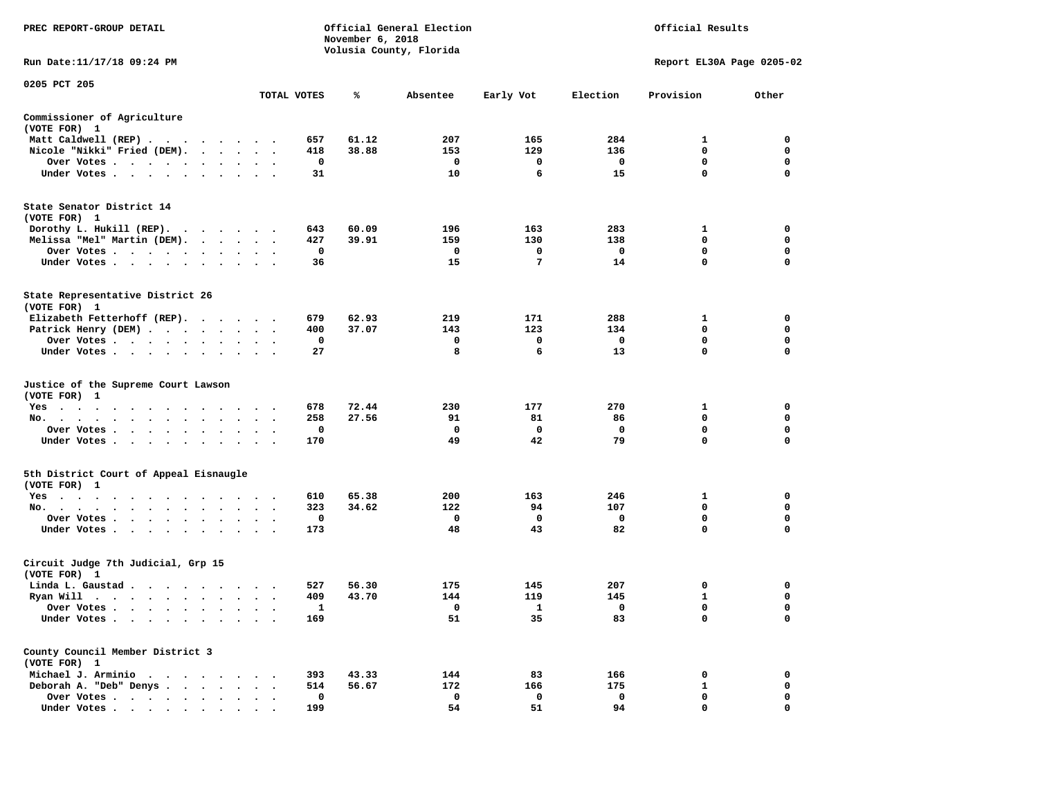PREC REPORT-GROUP DETAIL

Official General Election
November 6, 2018
Volusia County, Florida

Official Results

Run Date:11/17/18 09:24 PM

Report EL30A Page 0205-02

0205 PCT 205

| | TOTAL VOTES | % | Absentee | Early Vot | Election | Provision | Other |
|---|---|---|---|---|---|---|---|
| **Commissioner of Agriculture** | | | | | | | |
| (VOTE FOR) 1 | | | | | | | |
| Matt Caldwell (REP) | 657 | 61.12 | 207 | 165 | 284 | 1 | 0 |
| Nicole "Nikki" Fried (DEM) | 418 | 38.88 | 153 | 129 | 136 | 0 | 0 |
| Over Votes | 0 | | 0 | 0 | 0 | 0 | 0 |
| Under Votes | 31 | | 10 | 6 | 15 | 0 | 0 |
| **State Senator District 14** | | | | | | | |
| (VOTE FOR) 1 | | | | | | | |
| Dorothy L. Hukill (REP) | 643 | 60.09 | 196 | 163 | 283 | 1 | 0 |
| Melissa "Mel" Martin (DEM) | 427 | 39.91 | 159 | 130 | 138 | 0 | 0 |
| Over Votes | 0 | | 0 | 0 | 0 | 0 | 0 |
| Under Votes | 36 | | 15 | 7 | 14 | 0 | 0 |
| **State Representative District 26** | | | | | | | |
| (VOTE FOR) 1 | | | | | | | |
| Elizabeth Fetterhoff (REP) | 679 | 62.93 | 219 | 171 | 288 | 1 | 0 |
| Patrick Henry (DEM) | 400 | 37.07 | 143 | 123 | 134 | 0 | 0 |
| Over Votes | 0 | | 0 | 0 | 0 | 0 | 0 |
| Under Votes | 27 | | 8 | 6 | 13 | 0 | 0 |
| **Justice of the Supreme Court Lawson** | | | | | | | |
| (VOTE FOR) 1 | | | | | | | |
| Yes | 678 | 72.44 | 230 | 177 | 270 | 1 | 0 |
| No | 258 | 27.56 | 91 | 81 | 86 | 0 | 0 |
| Over Votes | 0 | | 0 | 0 | 0 | 0 | 0 |
| Under Votes | 170 | | 49 | 42 | 79 | 0 | 0 |
| **5th District Court of Appeal Eisnaugle** | | | | | | | |
| (VOTE FOR) 1 | | | | | | | |
| Yes | 610 | 65.38 | 200 | 163 | 246 | 1 | 0 |
| No | 323 | 34.62 | 122 | 94 | 107 | 0 | 0 |
| Over Votes | 0 | | 0 | 0 | 0 | 0 | 0 |
| Under Votes | 173 | | 48 | 43 | 82 | 0 | 0 |
| **Circuit Judge 7th Judicial, Grp 15** | | | | | | | |
| (VOTE FOR) 1 | | | | | | | |
| Linda L. Gaustad | 527 | 56.30 | 175 | 145 | 207 | 0 | 0 |
| Ryan Will | 409 | 43.70 | 144 | 119 | 145 | 1 | 0 |
| Over Votes | 1 | | 0 | 1 | 0 | 0 | 0 |
| Under Votes | 169 | | 51 | 35 | 83 | 0 | 0 |
| **County Council Member District 3** | | | | | | | |
| (VOTE FOR) 1 | | | | | | | |
| Michael J. Arminio | 393 | 43.33 | 144 | 83 | 166 | 0 | 0 |
| Deborah A. "Deb" Denys | 514 | 56.67 | 172 | 166 | 175 | 1 | 0 |
| Over Votes | 0 | | 0 | 0 | 0 | 0 | 0 |
| Under Votes | 199 | | 54 | 51 | 94 | 0 | 0 |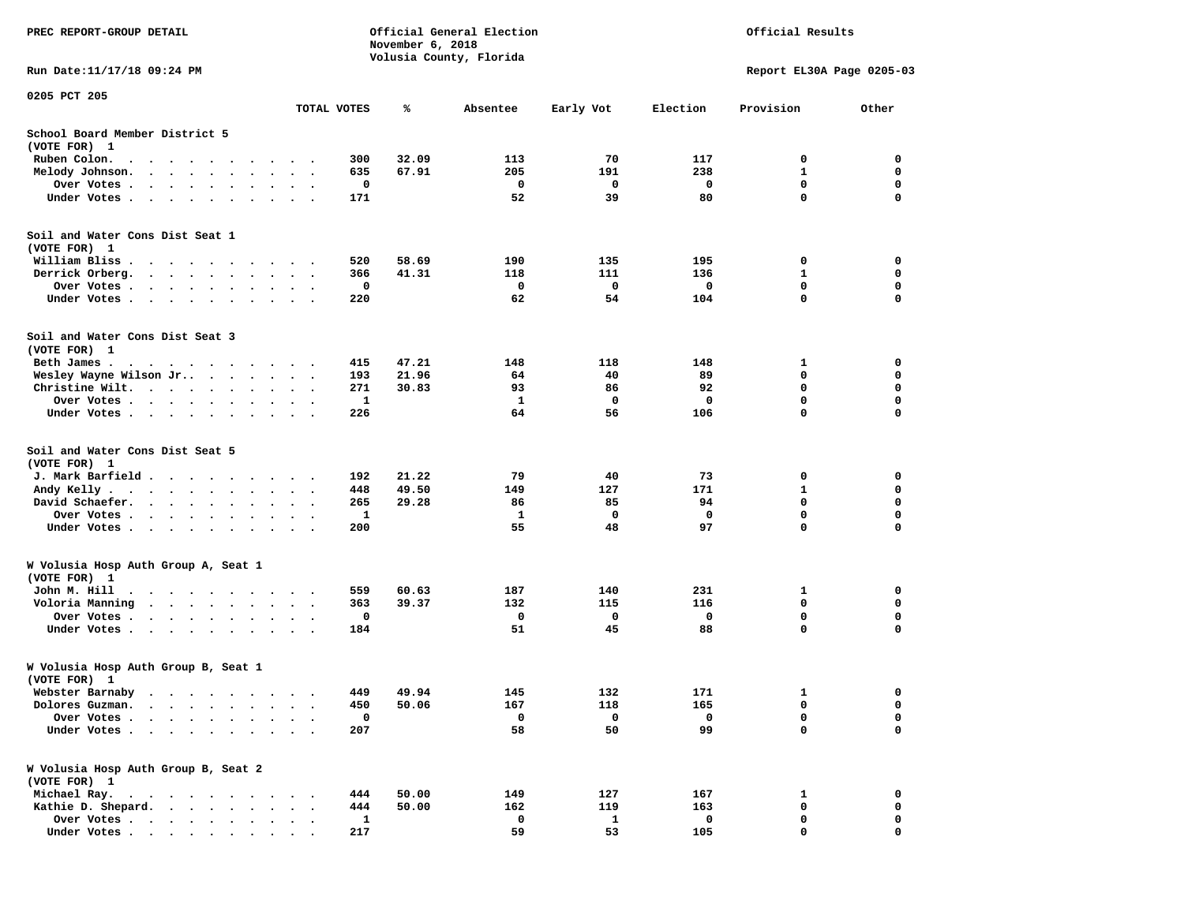PREC REPORT-GROUP DETAIL

Official General Election
November 6, 2018
Volusia County, Florida

Official Results

Run Date:11/17/18 09:24 PM

Report EL30A Page 0205-03

0205 PCT 205

| | TOTAL VOTES | % | Absentee | Early Vot | Election | Provision | Other |
|---|---|---|---|---|---|---|---|
| **School Board Member District 5 (VOTE FOR) 1** | | | | | | | |
| Ruben Colon. | 300 | 32.09 | 113 | 70 | 117 | 0 | 0 |
| Melody Johnson. | 635 | 67.91 | 205 | 191 | 238 | 1 | 0 |
| Over Votes | 0 | | 0 | 0 | 0 | 0 | 0 |
| Under Votes | 171 | | 52 | 39 | 80 | 0 | 0 |
| **Soil and Water Cons Dist Seat 1 (VOTE FOR) 1** | | | | | | | |
| William Bliss | 520 | 58.69 | 190 | 135 | 195 | 0 | 0 |
| Derrick Orberg. | 366 | 41.31 | 118 | 111 | 136 | 1 | 0 |
| Over Votes | 0 | | 0 | 0 | 0 | 0 | 0 |
| Under Votes | 220 | | 62 | 54 | 104 | 0 | 0 |
| **Soil and Water Cons Dist Seat 3 (VOTE FOR) 1** | | | | | | | |
| Beth James | 415 | 47.21 | 148 | 118 | 148 | 1 | 0 |
| Wesley Wayne Wilson Jr.. | 193 | 21.96 | 64 | 40 | 89 | 0 | 0 |
| Christine Wilt. | 271 | 30.83 | 93 | 86 | 92 | 0 | 0 |
| Over Votes | 1 | | 1 | 0 | 0 | 0 | 0 |
| Under Votes | 226 | | 64 | 56 | 106 | 0 | 0 |
| **Soil and Water Cons Dist Seat 5 (VOTE FOR) 1** | | | | | | | |
| J. Mark Barfield | 192 | 21.22 | 79 | 40 | 73 | 0 | 0 |
| Andy Kelly | 448 | 49.50 | 149 | 127 | 171 | 1 | 0 |
| David Schaefer. | 265 | 29.28 | 86 | 85 | 94 | 0 | 0 |
| Over Votes | 1 | | 1 | 0 | 0 | 0 | 0 |
| Under Votes | 200 | | 55 | 48 | 97 | 0 | 0 |
| **W Volusia Hosp Auth Group A, Seat 1 (VOTE FOR) 1** | | | | | | | |
| John M. Hill | 559 | 60.63 | 187 | 140 | 231 | 1 | 0 |
| Voloria Manning | 363 | 39.37 | 132 | 115 | 116 | 0 | 0 |
| Over Votes | 0 | | 0 | 0 | 0 | 0 | 0 |
| Under Votes | 184 | | 51 | 45 | 88 | 0 | 0 |
| **W Volusia Hosp Auth Group B, Seat 1 (VOTE FOR) 1** | | | | | | | |
| Webster Barnaby | 449 | 49.94 | 145 | 132 | 171 | 1 | 0 |
| Dolores Guzman. | 450 | 50.06 | 167 | 118 | 165 | 0 | 0 |
| Over Votes | 0 | | 0 | 0 | 0 | 0 | 0 |
| Under Votes | 207 | | 58 | 50 | 99 | 0 | 0 |
| **W Volusia Hosp Auth Group B, Seat 2 (VOTE FOR) 1** | | | | | | | |
| Michael Ray. | 444 | 50.00 | 149 | 127 | 167 | 1 | 0 |
| Kathie D. Shepard. | 444 | 50.00 | 162 | 119 | 163 | 0 | 0 |
| Over Votes | 1 | | 0 | 1 | 0 | 0 | 0 |
| Under Votes | 217 | | 59 | 53 | 105 | 0 | 0 |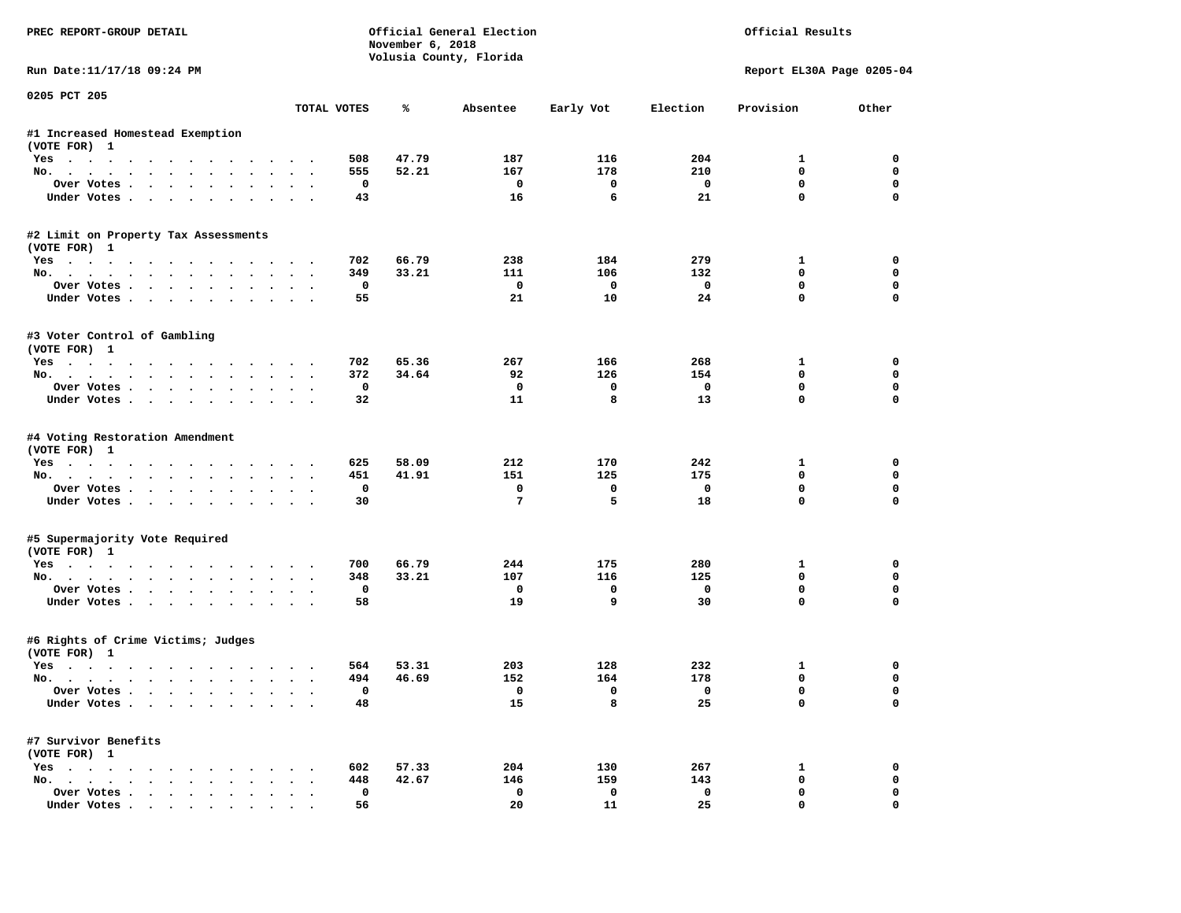PREC REPORT-GROUP DETAIL

Official General Election
November 6, 2018
Volusia County, Florida

Official Results

Run Date:11/17/18 09:24 PM

Report EL30A Page 0205-04

0205 PCT 205

| | TOTAL VOTES | % | Absentee | Early Vot | Election | Provision | Other |
|---|---|---|---|---|---|---|---|
| **#1 Increased Homestead Exemption** | | | | | | | |
| (VOTE FOR) 1 | | | | | | | |
| Yes | 508 | 47.79 | 187 | 116 | 204 | 1 | 0 |
| No. | 555 | 52.21 | 167 | 178 | 210 | 0 | 0 |
| Over Votes | 0 | | 0 | 0 | 0 | 0 | 0 |
| Under Votes | 43 | | 16 | 6 | 21 | 0 | 0 |
| **#2 Limit on Property Tax Assessments** | | | | | | | |
| (VOTE FOR) 1 | | | | | | | |
| Yes | 702 | 66.79 | 238 | 184 | 279 | 1 | 0 |
| No. | 349 | 33.21 | 111 | 106 | 132 | 0 | 0 |
| Over Votes | 0 | | 0 | 0 | 0 | 0 | 0 |
| Under Votes | 55 | | 21 | 10 | 24 | 0 | 0 |
| **#3 Voter Control of Gambling** | | | | | | | |
| (VOTE FOR) 1 | | | | | | | |
| Yes | 702 | 65.36 | 267 | 166 | 268 | 1 | 0 |
| No. | 372 | 34.64 | 92 | 126 | 154 | 0 | 0 |
| Over Votes | 0 | | 0 | 0 | 0 | 0 | 0 |
| Under Votes | 32 | | 11 | 8 | 13 | 0 | 0 |
| **#4 Voting Restoration Amendment** | | | | | | | |
| (VOTE FOR) 1 | | | | | | | |
| Yes | 625 | 58.09 | 212 | 170 | 242 | 1 | 0 |
| No. | 451 | 41.91 | 151 | 125 | 175 | 0 | 0 |
| Over Votes | 0 | | 0 | 0 | 0 | 0 | 0 |
| Under Votes | 30 | | 7 | 5 | 18 | 0 | 0 |
| **#5 Supermajority Vote Required** | | | | | | | |
| (VOTE FOR) 1 | | | | | | | |
| Yes | 700 | 66.79 | 244 | 175 | 280 | 1 | 0 |
| No. | 348 | 33.21 | 107 | 116 | 125 | 0 | 0 |
| Over Votes | 0 | | 0 | 0 | 0 | 0 | 0 |
| Under Votes | 58 | | 19 | 9 | 30 | 0 | 0 |
| **#6 Rights of Crime Victims; Judges** | | | | | | | |
| (VOTE FOR) 1 | | | | | | | |
| Yes | 564 | 53.31 | 203 | 128 | 232 | 1 | 0 |
| No. | 494 | 46.69 | 152 | 164 | 178 | 0 | 0 |
| Over Votes | 0 | | 0 | 0 | 0 | 0 | 0 |
| Under Votes | 48 | | 15 | 8 | 25 | 0 | 0 |
| **#7 Survivor Benefits** | | | | | | | |
| (VOTE FOR) 1 | | | | | | | |
| Yes | 602 | 57.33 | 204 | 130 | 267 | 1 | 0 |
| No. | 448 | 42.67 | 146 | 159 | 143 | 0 | 0 |
| Over Votes | 0 | | 0 | 0 | 0 | 0 | 0 |
| Under Votes | 56 | | 20 | 11 | 25 | 0 | 0 |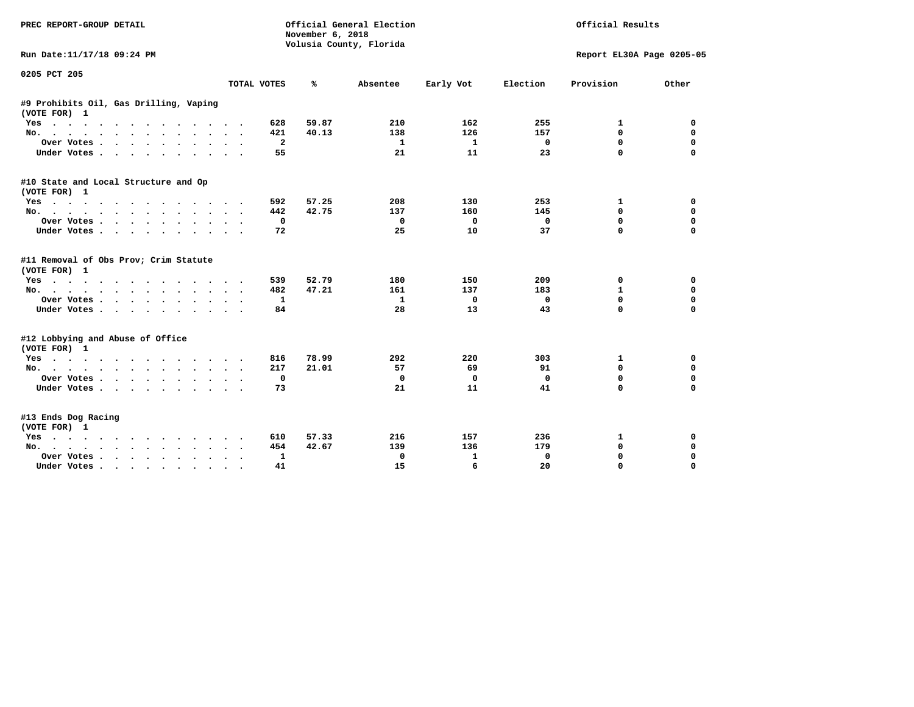PREC REPORT-GROUP DETAIL

Official General Election
November 6, 2018
Volusia County, Florida

Official Results

Run Date:11/17/18 09:24 PM

Report EL30A Page 0205-05

0205 PCT 205

| | TOTAL VOTES | % | Absentee | Early Vot | Election | Provision | Other |
|---|---|---|---|---|---|---|---|
| **#9 Prohibits Oil, Gas Drilling, Vaping** | | | | | | | |
| (VOTE FOR) 1 | | | | | | | |
| Yes | 628 | 59.87 | 210 | 162 | 255 | 1 | 0 |
| No. | 421 | 40.13 | 138 | 126 | 157 | 0 | 0 |
| Over Votes | 2 | | 1 | 1 | 0 | 0 | 0 |
| Under Votes | 55 | | 21 | 11 | 23 | 0 | 0 |
| **#10 State and Local Structure and Op** | | | | | | | |
| (VOTE FOR) 1 | | | | | | | |
| Yes | 592 | 57.25 | 208 | 130 | 253 | 1 | 0 |
| No. | 442 | 42.75 | 137 | 160 | 145 | 0 | 0 |
| Over Votes | 0 | | 0 | 0 | 0 | 0 | 0 |
| Under Votes | 72 | | 25 | 10 | 37 | 0 | 0 |
| **#11 Removal of Obs Prov; Crim Statute** | | | | | | | |
| (VOTE FOR) 1 | | | | | | | |
| Yes | 539 | 52.79 | 180 | 150 | 209 | 0 | 0 |
| No. | 482 | 47.21 | 161 | 137 | 183 | 1 | 0 |
| Over Votes | 1 | | 1 | 0 | 0 | 0 | 0 |
| Under Votes | 84 | | 28 | 13 | 43 | 0 | 0 |
| **#12 Lobbying and Abuse of Office** | | | | | | | |
| (VOTE FOR) 1 | | | | | | | |
| Yes | 816 | 78.99 | 292 | 220 | 303 | 1 | 0 |
| No. | 217 | 21.01 | 57 | 69 | 91 | 0 | 0 |
| Over Votes | 0 | | 0 | 0 | 0 | 0 | 0 |
| Under Votes | 73 | | 21 | 11 | 41 | 0 | 0 |
| **#13 Ends Dog Racing** | | | | | | | |
| (VOTE FOR) 1 | | | | | | | |
| Yes | 610 | 57.33 | 216 | 157 | 236 | 1 | 0 |
| No. | 454 | 42.67 | 139 | 136 | 179 | 0 | 0 |
| Over Votes | 1 | | 0 | 1 | 0 | 0 | 0 |
| Under Votes | 41 | | 15 | 6 | 20 | 0 | 0 |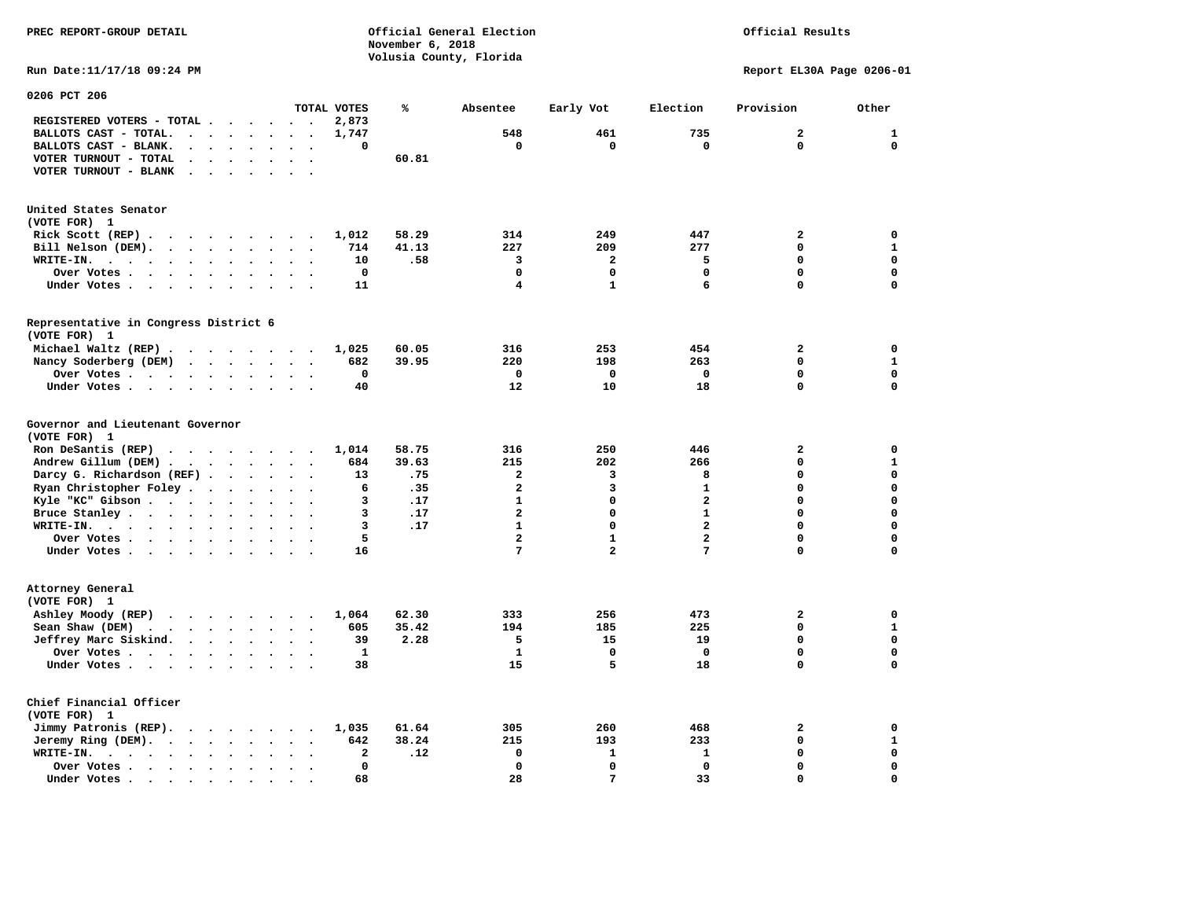PREC REPORT-GROUP DETAIL

Official General Election
November 6, 2018
Volusia County, Florida

Official Results

Run Date:11/17/18 09:24 PM

Report EL30A Page 0206-01

## 0206 PCT 206

| | TOTAL VOTES | % | Absentee | Early Vot | Election | Provision | Other |
|---|---|---|---|---|---|---|---|
| REGISTERED VOTERS - TOTAL | 2,873 | | | | | | |
| BALLOTS CAST - TOTAL. | 1,747 | | 548 | 461 | 735 | 2 | 1 |
| BALLOTS CAST - BLANK. | 0 | | 0 | 0 | 0 | 0 | 0 |
| VOTER TURNOUT - TOTAL | | 60.81 | | | | | |
| VOTER TURNOUT - BLANK | | | | | | | |

### United States Senator
(VOTE FOR) 1

| | TOTAL VOTES | % | Absentee | Early Vot | Election | Provision | Other |
|---|---|---|---|---|---|---|---|
| Rick Scott (REP) | 1,012 | 58.29 | 314 | 249 | 447 | 2 | 0 |
| Bill Nelson (DEM). | 714 | 41.13 | 227 | 209 | 277 | 0 | 1 |
| WRITE-IN. | 10 | .58 | 3 | 2 | 5 | 0 | 0 |
| Over Votes | 0 | | 0 | 0 | 0 | 0 | 0 |
| Under Votes | 11 | | 4 | 1 | 6 | 0 | 0 |

### Representative in Congress District 6
(VOTE FOR) 1

| | TOTAL VOTES | % | Absentee | Early Vot | Election | Provision | Other |
|---|---|---|---|---|---|---|---|
| Michael Waltz (REP) | 1,025 | 60.05 | 316 | 253 | 454 | 2 | 0 |
| Nancy Soderberg (DEM) | 682 | 39.95 | 220 | 198 | 263 | 0 | 1 |
| Over Votes | 0 | | 0 | 0 | 0 | 0 | 0 |
| Under Votes | 40 | | 12 | 10 | 18 | 0 | 0 |

### Governor and Lieutenant Governor
(VOTE FOR) 1

| | TOTAL VOTES | % | Absentee | Early Vot | Election | Provision | Other |
|---|---|---|---|---|---|---|---|
| Ron DeSantis (REP) | 1,014 | 58.75 | 316 | 250 | 446 | 2 | 0 |
| Andrew Gillum (DEM) | 684 | 39.63 | 215 | 202 | 266 | 0 | 1 |
| Darcy G. Richardson (REF) | 13 | .75 | 2 | 3 | 8 | 0 | 0 |
| Ryan Christopher Foley | 6 | .35 | 2 | 3 | 1 | 0 | 0 |
| Kyle "KC" Gibson | 3 | .17 | 1 | 0 | 2 | 0 | 0 |
| Bruce Stanley | 3 | .17 | 2 | 0 | 1 | 0 | 0 |
| WRITE-IN. | 3 | .17 | 1 | 0 | 2 | 0 | 0 |
| Over Votes | 5 | | 2 | 1 | 2 | 0 | 0 |
| Under Votes | 16 | | 7 | 2 | 7 | 0 | 0 |

### Attorney General
(VOTE FOR) 1

| | TOTAL VOTES | % | Absentee | Early Vot | Election | Provision | Other |
|---|---|---|---|---|---|---|---|
| Ashley Moody (REP) | 1,064 | 62.30 | 333 | 256 | 473 | 2 | 0 |
| Sean Shaw (DEM) | 605 | 35.42 | 194 | 185 | 225 | 0 | 1 |
| Jeffrey Marc Siskind. | 39 | 2.28 | 5 | 15 | 19 | 0 | 0 |
| Over Votes | 1 | | 1 | 0 | 0 | 0 | 0 |
| Under Votes | 38 | | 15 | 5 | 18 | 0 | 0 |

### Chief Financial Officer
(VOTE FOR) 1

| | TOTAL VOTES | % | Absentee | Early Vot | Election | Provision | Other |
|---|---|---|---|---|---|---|---|
| Jimmy Patronis (REP). | 1,035 | 61.64 | 305 | 260 | 468 | 2 | 0 |
| Jeremy Ring (DEM). | 642 | 38.24 | 215 | 193 | 233 | 0 | 1 |
| WRITE-IN. | 2 | .12 | 0 | 1 | 1 | 0 | 0 |
| Over Votes | 0 | | 0 | 0 | 0 | 0 | 0 |
| Under Votes | 68 | | 28 | 7 | 33 | 0 | 0 |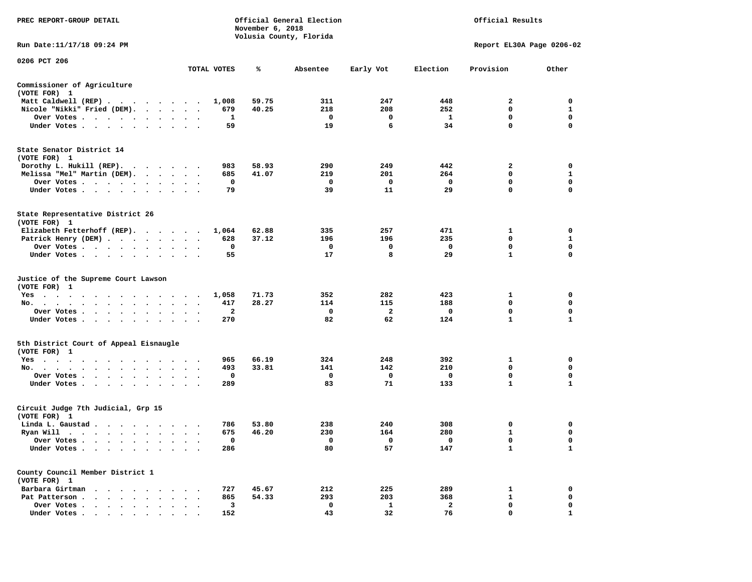PREC REPORT-GROUP DETAIL

Official General Election
November 6, 2018
Volusia County, Florida

Official Results

Run Date:11/17/18 09:24 PM

Report EL30A Page 0206-02

0206 PCT 206

| | TOTAL VOTES | % | Absentee | Early Vot | Election | Provision | Other |
|---|---|---|---|---|---|---|---|
| **Commissioner of Agriculture** | | | | | | | |
| (VOTE FOR) 1 | | | | | | | |
| Matt Caldwell (REP) | 1,008 | 59.75 | 311 | 247 | 448 | 2 | 0 |
| Nicole "Nikki" Fried (DEM) | 679 | 40.25 | 218 | 208 | 252 | 0 | 1 |
| Over Votes | 1 | | 0 | 0 | 1 | 0 | 0 |
| Under Votes | 59 | | 19 | 6 | 34 | 0 | 0 |
| **State Senator District 14** | | | | | | | |
| (VOTE FOR) 1 | | | | | | | |
| Dorothy L. Hukill (REP) | 983 | 58.93 | 290 | 249 | 442 | 2 | 0 |
| Melissa "Mel" Martin (DEM) | 685 | 41.07 | 219 | 201 | 264 | 0 | 1 |
| Over Votes | 0 | | 0 | 0 | 0 | 0 | 0 |
| Under Votes | 79 | | 39 | 11 | 29 | 0 | 0 |
| **State Representative District 26** | | | | | | | |
| (VOTE FOR) 1 | | | | | | | |
| Elizabeth Fetterhoff (REP) | 1,064 | 62.88 | 335 | 257 | 471 | 1 | 0 |
| Patrick Henry (DEM) | 628 | 37.12 | 196 | 196 | 235 | 0 | 1 |
| Over Votes | 0 | | 0 | 0 | 0 | 0 | 0 |
| Under Votes | 55 | | 17 | 8 | 29 | 1 | 0 |
| **Justice of the Supreme Court Lawson** | | | | | | | |
| (VOTE FOR) 1 | | | | | | | |
| Yes | 1,058 | 71.73 | 352 | 282 | 423 | 1 | 0 |
| No. | 417 | 28.27 | 114 | 115 | 188 | 0 | 0 |
| Over Votes | 2 | | 0 | 2 | 0 | 0 | 0 |
| Under Votes | 270 | | 82 | 62 | 124 | 1 | 1 |
| **5th District Court of Appeal Eisnaugle** | | | | | | | |
| (VOTE FOR) 1 | | | | | | | |
| Yes | 965 | 66.19 | 324 | 248 | 392 | 1 | 0 |
| No. | 493 | 33.81 | 141 | 142 | 210 | 0 | 0 |
| Over Votes | 0 | | 0 | 0 | 0 | 0 | 0 |
| Under Votes | 289 | | 83 | 71 | 133 | 1 | 1 |
| **Circuit Judge 7th Judicial, Grp 15** | | | | | | | |
| (VOTE FOR) 1 | | | | | | | |
| Linda L. Gaustad | 786 | 53.80 | 238 | 240 | 308 | 0 | 0 |
| Ryan Will | 675 | 46.20 | 230 | 164 | 280 | 1 | 0 |
| Over Votes | 0 | | 0 | 0 | 0 | 0 | 0 |
| Under Votes | 286 | | 80 | 57 | 147 | 1 | 1 |
| **County Council Member District 1** | | | | | | | |
| (VOTE FOR) 1 | | | | | | | |
| Barbara Girtman | 727 | 45.67 | 212 | 225 | 289 | 1 | 0 |
| Pat Patterson | 865 | 54.33 | 293 | 203 | 368 | 1 | 0 |
| Over Votes | 3 | | 0 | 1 | 2 | 0 | 0 |
| Under Votes | 152 | | 43 | 32 | 76 | 0 | 1 |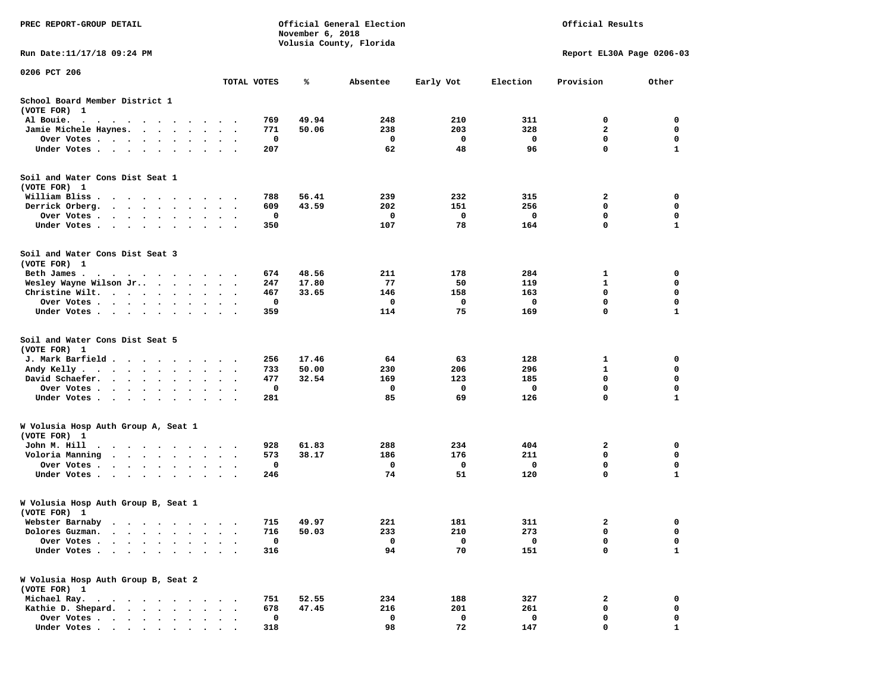PREC REPORT-GROUP DETAIL

Official General Election
November 6, 2018
Volusia County, Florida

Official Results

Run Date:11/17/18 09:24 PM

Report EL30A Page 0206-03

0206 PCT 206

| | TOTAL VOTES | % | Absentee | Early Vot | Election | Provision | Other |
|---|---|---|---|---|---|---|---|
| **School Board Member District 1** | | | | | | | |
| (VOTE FOR) 1 | | | | | | | |
| Al Bouie. | 769 | 49.94 | 248 | 210 | 311 | 0 | 0 |
| Jamie Michele Haynes. | 771 | 50.06 | 238 | 203 | 328 | 2 | 0 |
| Over Votes | 0 | | 0 | 0 | 0 | 0 | 0 |
| Under Votes | 207 | | 62 | 48 | 96 | 0 | 1 |
| **Soil and Water Cons Dist Seat 1** | | | | | | | |
| (VOTE FOR) 1 | | | | | | | |
| William Bliss | 788 | 56.41 | 239 | 232 | 315 | 2 | 0 |
| Derrick Orberg. | 609 | 43.59 | 202 | 151 | 256 | 0 | 0 |
| Over Votes | 0 | | 0 | 0 | 0 | 0 | 0 |
| Under Votes | 350 | | 107 | 78 | 164 | 0 | 1 |
| **Soil and Water Cons Dist Seat 3** | | | | | | | |
| (VOTE FOR) 1 | | | | | | | |
| Beth James | 674 | 48.56 | 211 | 178 | 284 | 1 | 0 |
| Wesley Wayne Wilson Jr.. | 247 | 17.80 | 77 | 50 | 119 | 1 | 0 |
| Christine Wilt. | 467 | 33.65 | 146 | 158 | 163 | 0 | 0 |
| Over Votes | 0 | | 0 | 0 | 0 | 0 | 0 |
| Under Votes | 359 | | 114 | 75 | 169 | 0 | 1 |
| **Soil and Water Cons Dist Seat 5** | | | | | | | |
| (VOTE FOR) 1 | | | | | | | |
| J. Mark Barfield | 256 | 17.46 | 64 | 63 | 128 | 1 | 0 |
| Andy Kelly | 733 | 50.00 | 230 | 206 | 296 | 1 | 0 |
| David Schaefer. | 477 | 32.54 | 169 | 123 | 185 | 0 | 0 |
| Over Votes | 0 | | 0 | 0 | 0 | 0 | 0 |
| Under Votes | 281 | | 85 | 69 | 126 | 0 | 1 |
| **W Volusia Hosp Auth Group A, Seat 1** | | | | | | | |
| (VOTE FOR) 1 | | | | | | | |
| John M. Hill | 928 | 61.83 | 288 | 234 | 404 | 2 | 0 |
| Voloria Manning | 573 | 38.17 | 186 | 176 | 211 | 0 | 0 |
| Over Votes | 0 | | 0 | 0 | 0 | 0 | 0 |
| Under Votes | 246 | | 74 | 51 | 120 | 0 | 1 |
| **W Volusia Hosp Auth Group B, Seat 1** | | | | | | | |
| (VOTE FOR) 1 | | | | | | | |
| Webster Barnaby | 715 | 49.97 | 221 | 181 | 311 | 2 | 0 |
| Dolores Guzman. | 716 | 50.03 | 233 | 210 | 273 | 0 | 0 |
| Over Votes | 0 | | 0 | 0 | 0 | 0 | 0 |
| Under Votes | 316 | | 94 | 70 | 151 | 0 | 1 |
| **W Volusia Hosp Auth Group B, Seat 2** | | | | | | | |
| (VOTE FOR) 1 | | | | | | | |
| Michael Ray. | 751 | 52.55 | 234 | 188 | 327 | 2 | 0 |
| Kathie D. Shepard. | 678 | 47.45 | 216 | 201 | 261 | 0 | 0 |
| Over Votes | 0 | | 0 | 0 | 0 | 0 | 0 |
| Under Votes | 318 | | 98 | 72 | 147 | 0 | 1 |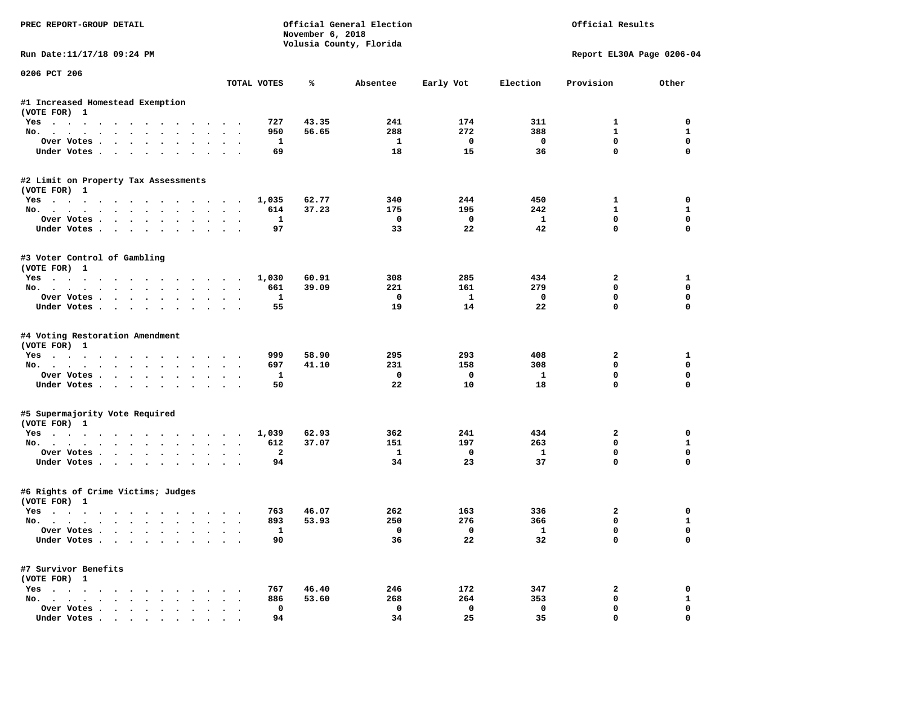PREC REPORT-GROUP DETAIL

Official General Election
November 6, 2018
Volusia County, Florida

Official Results

Run Date:11/17/18 09:24 PM

Report EL30A Page 0206-04

0206 PCT 206

| | TOTAL VOTES | % | Absentee | Early Vot | Election | Provision | Other |
|---|---|---|---|---|---|---|---|
| **#1 Increased Homestead Exemption** | | | | | | | |
| (VOTE FOR) 1 | | | | | | | |
| Yes | 727 | 43.35 | 241 | 174 | 311 | 1 | 0 |
| No. | 950 | 56.65 | 288 | 272 | 388 | 1 | 1 |
| Over Votes | 1 | | 1 | 0 | 0 | 0 | 0 |
| Under Votes | 69 | | 18 | 15 | 36 | 0 | 0 |
| **#2 Limit on Property Tax Assessments** | | | | | | | |
| (VOTE FOR) 1 | | | | | | | |
| Yes | 1,035 | 62.77 | 340 | 244 | 450 | 1 | 0 |
| No. | 614 | 37.23 | 175 | 195 | 242 | 1 | 1 |
| Over Votes | 1 | | 0 | 0 | 1 | 0 | 0 |
| Under Votes | 97 | | 33 | 22 | 42 | 0 | 0 |
| **#3 Voter Control of Gambling** | | | | | | | |
| (VOTE FOR) 1 | | | | | | | |
| Yes | 1,030 | 60.91 | 308 | 285 | 434 | 2 | 1 |
| No. | 661 | 39.09 | 221 | 161 | 279 | 0 | 0 |
| Over Votes | 1 | | 0 | 1 | 0 | 0 | 0 |
| Under Votes | 55 | | 19 | 14 | 22 | 0 | 0 |
| **#4 Voting Restoration Amendment** | | | | | | | |
| (VOTE FOR) 1 | | | | | | | |
| Yes | 999 | 58.90 | 295 | 293 | 408 | 2 | 1 |
| No. | 697 | 41.10 | 231 | 158 | 308 | 0 | 0 |
| Over Votes | 1 | | 0 | 0 | 1 | 0 | 0 |
| Under Votes | 50 | | 22 | 10 | 18 | 0 | 0 |
| **#5 Supermajority Vote Required** | | | | | | | |
| (VOTE FOR) 1 | | | | | | | |
| Yes | 1,039 | 62.93 | 362 | 241 | 434 | 2 | 0 |
| No. | 612 | 37.07 | 151 | 197 | 263 | 0 | 1 |
| Over Votes | 2 | | 1 | 0 | 1 | 0 | 0 |
| Under Votes | 94 | | 34 | 23 | 37 | 0 | 0 |
| **#6 Rights of Crime Victims; Judges** | | | | | | | |
| (VOTE FOR) 1 | | | | | | | |
| Yes | 763 | 46.07 | 262 | 163 | 336 | 2 | 0 |
| No. | 893 | 53.93 | 250 | 276 | 366 | 0 | 1 |
| Over Votes | 1 | | 0 | 0 | 1 | 0 | 0 |
| Under Votes | 90 | | 36 | 22 | 32 | 0 | 0 |
| **#7 Survivor Benefits** | | | | | | | |
| (VOTE FOR) 1 | | | | | | | |
| Yes | 767 | 46.40 | 246 | 172 | 347 | 2 | 0 |
| No. | 886 | 53.60 | 268 | 264 | 353 | 0 | 1 |
| Over Votes | 0 | | 0 | 0 | 0 | 0 | 0 |
| Under Votes | 94 | | 34 | 25 | 35 | 0 | 0 |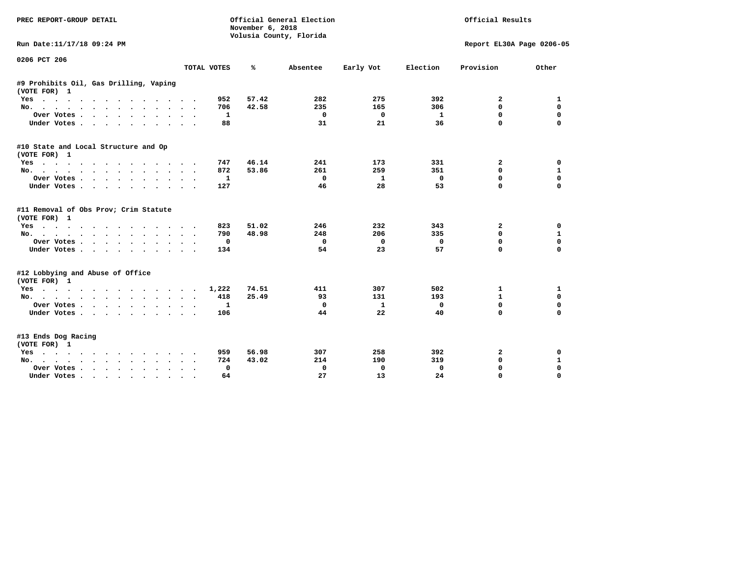PREC REPORT-GROUP DETAIL

Official General Election
November 6, 2018
Volusia County, Florida

Official Results

Run Date:11/17/18 09:24 PM

Report EL30A Page 0206-05

0206 PCT 206

| | TOTAL VOTES | % | Absentee | Early Vot | Election | Provision | Other |
|---|---|---|---|---|---|---|---|
| **#9 Prohibits Oil, Gas Drilling, Vaping** | | | | | | | |
| (VOTE FOR) 1 | | | | | | | |
| Yes | 952 | 57.42 | 282 | 275 | 392 | 2 | 1 |
| No. | 706 | 42.58 | 235 | 165 | 306 | 0 | 0 |
| Over Votes | 1 | | 0 | 0 | 1 | 0 | 0 |
| Under Votes | 88 | | 31 | 21 | 36 | 0 | 0 |
| **#10 State and Local Structure and Op** | | | | | | | |
| (VOTE FOR) 1 | | | | | | | |
| Yes | 747 | 46.14 | 241 | 173 | 331 | 2 | 0 |
| No. | 872 | 53.86 | 261 | 259 | 351 | 0 | 1 |
| Over Votes | 1 | | 0 | 1 | 0 | 0 | 0 |
| Under Votes | 127 | | 46 | 28 | 53 | 0 | 0 |
| **#11 Removal of Obs Prov; Crim Statute** | | | | | | | |
| (VOTE FOR) 1 | | | | | | | |
| Yes | 823 | 51.02 | 246 | 232 | 343 | 2 | 0 |
| No. | 790 | 48.98 | 248 | 206 | 335 | 0 | 1 |
| Over Votes | 0 | | 0 | 0 | 0 | 0 | 0 |
| Under Votes | 134 | | 54 | 23 | 57 | 0 | 0 |
| **#12 Lobbying and Abuse of Office** | | | | | | | |
| (VOTE FOR) 1 | | | | | | | |
| Yes | 1,222 | 74.51 | 411 | 307 | 502 | 1 | 1 |
| No. | 418 | 25.49 | 93 | 131 | 193 | 1 | 0 |
| Over Votes | 1 | | 0 | 1 | 0 | 0 | 0 |
| Under Votes | 106 | | 44 | 22 | 40 | 0 | 0 |
| **#13 Ends Dog Racing** | | | | | | | |
| (VOTE FOR) 1 | | | | | | | |
| Yes | 959 | 56.98 | 307 | 258 | 392 | 2 | 0 |
| No. | 724 | 43.02 | 214 | 190 | 319 | 0 | 1 |
| Over Votes | 0 | | 0 | 0 | 0 | 0 | 0 |
| Under Votes | 64 | | 27 | 13 | 24 | 0 | 0 |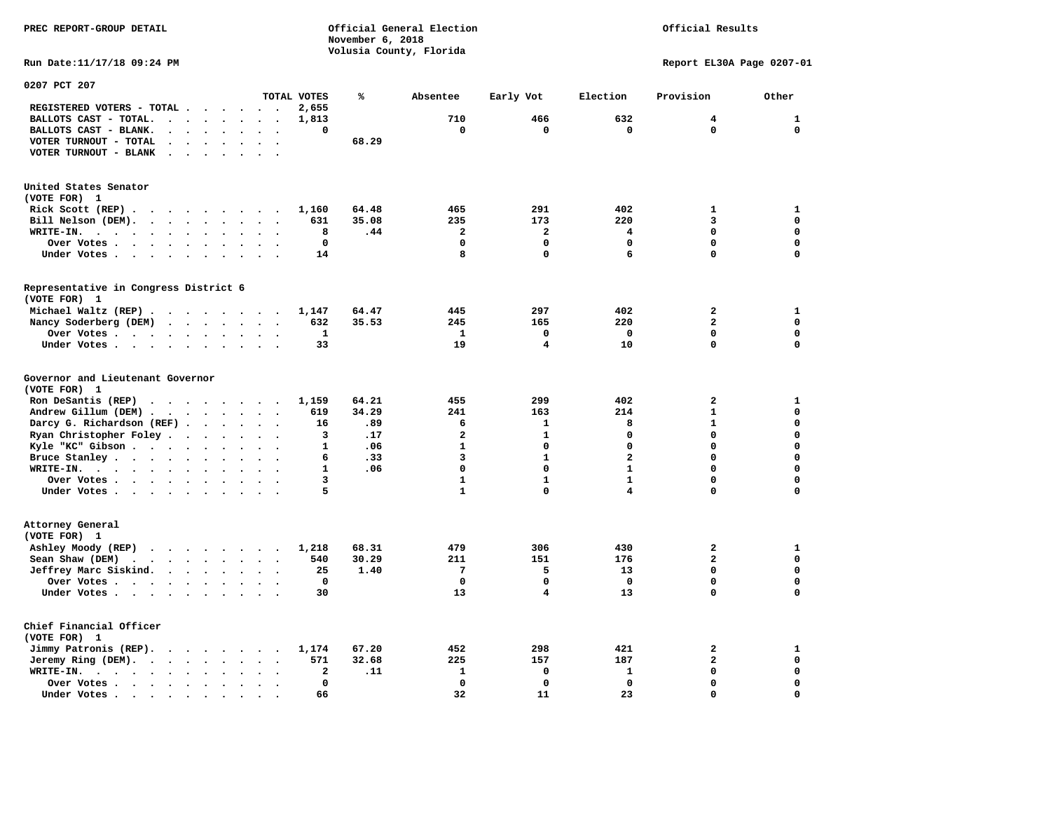PREC REPORT-GROUP DETAIL

Official General Election
November 6, 2018
Volusia County, Florida

Official Results

Run Date:11/17/18 09:24 PM

Report EL30A Page 0207-01

## 0207 PCT 207

| | TOTAL VOTES | % | Absentee | Early Vot | Election | Provision | Other |
|---|---|---|---|---|---|---|---|
| REGISTERED VOTERS - TOTAL | 2,655 | | | | | | |
| BALLOTS CAST - TOTAL. | 1,813 | | 710 | 466 | 632 | 4 | 1 |
| BALLOTS CAST - BLANK. | 0 | | 0 | 0 | 0 | 0 | 0 |
| VOTER TURNOUT - TOTAL | | 68.29 | | | | | |
| VOTER TURNOUT - BLANK | | | | | | | |

### United States Senator
(VOTE FOR) 1

| | TOTAL VOTES | % | Absentee | Early Vot | Election | Provision | Other |
|---|---|---|---|---|---|---|---|
| Rick Scott (REP) | 1,160 | 64.48 | 465 | 291 | 402 | 1 | 1 |
| Bill Nelson (DEM). | 631 | 35.08 | 235 | 173 | 220 | 3 | 0 |
| WRITE-IN. | 8 | .44 | 2 | 2 | 4 | 0 | 0 |
| Over Votes | 0 | | 0 | 0 | 0 | 0 | 0 |
| Under Votes | 14 | | 8 | 0 | 6 | 0 | 0 |

### Representative in Congress District 6
(VOTE FOR) 1

| | TOTAL VOTES | % | Absentee | Early Vot | Election | Provision | Other |
|---|---|---|---|---|---|---|---|
| Michael Waltz (REP) | 1,147 | 64.47 | 445 | 297 | 402 | 2 | 1 |
| Nancy Soderberg (DEM) | 632 | 35.53 | 245 | 165 | 220 | 2 | 0 |
| Over Votes | 1 | | 1 | 0 | 0 | 0 | 0 |
| Under Votes | 33 | | 19 | 4 | 10 | 0 | 0 |

### Governor and Lieutenant Governor
(VOTE FOR) 1

| | TOTAL VOTES | % | Absentee | Early Vot | Election | Provision | Other |
|---|---|---|---|---|---|---|---|
| Ron DeSantis (REP) | 1,159 | 64.21 | 455 | 299 | 402 | 2 | 1 |
| Andrew Gillum (DEM) | 619 | 34.29 | 241 | 163 | 214 | 1 | 0 |
| Darcy G. Richardson (REF) | 16 | .89 | 6 | 1 | 8 | 1 | 0 |
| Ryan Christopher Foley | 3 | .17 | 2 | 1 | 0 | 0 | 0 |
| Kyle "KC" Gibson | 1 | .06 | 1 | 0 | 0 | 0 | 0 |
| Bruce Stanley | 6 | .33 | 3 | 1 | 2 | 0 | 0 |
| WRITE-IN. | 1 | .06 | 0 | 0 | 1 | 0 | 0 |
| Over Votes | 3 | | 1 | 1 | 1 | 0 | 0 |
| Under Votes | 5 | | 1 | 0 | 4 | 0 | 0 |

### Attorney General
(VOTE FOR) 1

| | TOTAL VOTES | % | Absentee | Early Vot | Election | Provision | Other |
|---|---|---|---|---|---|---|---|
| Ashley Moody (REP) | 1,218 | 68.31 | 479 | 306 | 430 | 2 | 1 |
| Sean Shaw (DEM) | 540 | 30.29 | 211 | 151 | 176 | 2 | 0 |
| Jeffrey Marc Siskind. | 25 | 1.40 | 7 | 5 | 13 | 0 | 0 |
| Over Votes | 0 | | 0 | 0 | 0 | 0 | 0 |
| Under Votes | 30 | | 13 | 4 | 13 | 0 | 0 |

### Chief Financial Officer
(VOTE FOR) 1

| | TOTAL VOTES | % | Absentee | Early Vot | Election | Provision | Other |
|---|---|---|---|---|---|---|---|
| Jimmy Patronis (REP). | 1,174 | 67.20 | 452 | 298 | 421 | 2 | 1 |
| Jeremy Ring (DEM). | 571 | 32.68 | 225 | 157 | 187 | 2 | 0 |
| WRITE-IN. | 2 | .11 | 1 | 0 | 1 | 0 | 0 |
| Over Votes | 0 | | 0 | 0 | 0 | 0 | 0 |
| Under Votes | 66 | | 32 | 11 | 23 | 0 | 0 |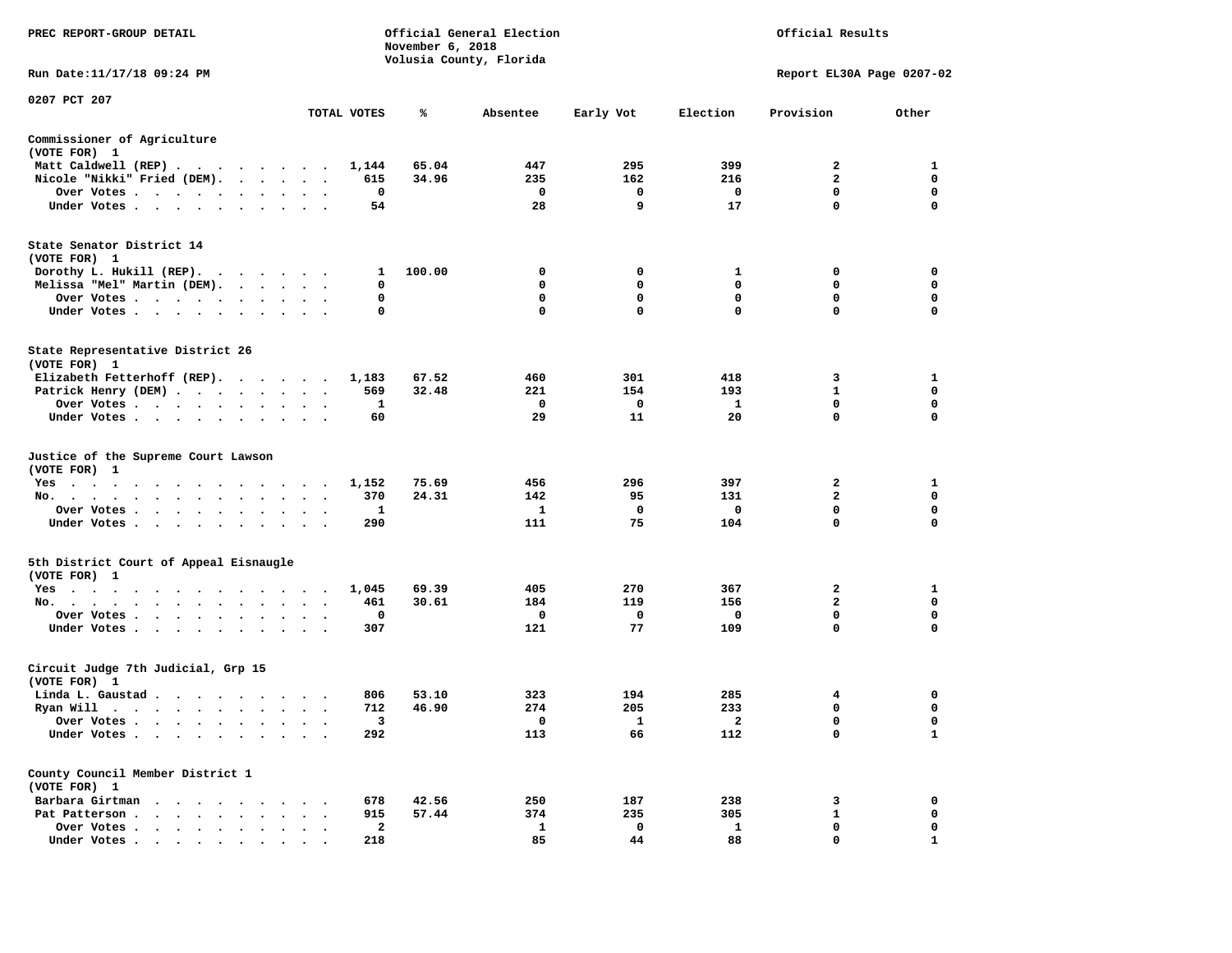PREC REPORT-GROUP DETAIL

Official General Election
November 6, 2018
Volusia County, Florida

Official Results

Run Date:11/17/18 09:24 PM

Report EL30A Page 0207-02

0207 PCT 207

| | TOTAL VOTES | % | Absentee | Early Vot | Election | Provision | Other |
|---|---|---|---|---|---|---|---|
| **Commissioner of Agriculture** | | | | | | | |
| (VOTE FOR) 1 | | | | | | | |
| Matt Caldwell (REP) | 1,144 | 65.04 | 447 | 295 | 399 | 2 | 1 |
| Nicole "Nikki" Fried (DEM) | 615 | 34.96 | 235 | 162 | 216 | 2 | 0 |
| Over Votes | 0 | | 0 | 0 | 0 | 0 | 0 |
| Under Votes | 54 | | 28 | 9 | 17 | 0 | 0 |
| **State Senator District 14** | | | | | | | |
| (VOTE FOR) 1 | | | | | | | |
| Dorothy L. Hukill (REP) | 1 | 100.00 | 0 | 0 | 1 | 0 | 0 |
| Melissa "Mel" Martin (DEM) | 0 | | 0 | 0 | 0 | 0 | 0 |
| Over Votes | 0 | | 0 | 0 | 0 | 0 | 0 |
| Under Votes | 0 | | 0 | 0 | 0 | 0 | 0 |
| **State Representative District 26** | | | | | | | |
| (VOTE FOR) 1 | | | | | | | |
| Elizabeth Fetterhoff (REP) | 1,183 | 67.52 | 460 | 301 | 418 | 3 | 1 |
| Patrick Henry (DEM) | 569 | 32.48 | 221 | 154 | 193 | 1 | 0 |
| Over Votes | 1 | | 0 | 0 | 1 | 0 | 0 |
| Under Votes | 60 | | 29 | 11 | 20 | 0 | 0 |
| **Justice of the Supreme Court Lawson** | | | | | | | |
| (VOTE FOR) 1 | | | | | | | |
| Yes | 1,152 | 75.69 | 456 | 296 | 397 | 2 | 1 |
| No | 370 | 24.31 | 142 | 95 | 131 | 2 | 0 |
| Over Votes | 1 | | 1 | 0 | 0 | 0 | 0 |
| Under Votes | 290 | | 111 | 75 | 104 | 0 | 0 |
| **5th District Court of Appeal Eisnaugle** | | | | | | | |
| (VOTE FOR) 1 | | | | | | | |
| Yes | 1,045 | 69.39 | 405 | 270 | 367 | 2 | 1 |
| No | 461 | 30.61 | 184 | 119 | 156 | 2 | 0 |
| Over Votes | 0 | | 0 | 0 | 0 | 0 | 0 |
| Under Votes | 307 | | 121 | 77 | 109 | 0 | 0 |
| **Circuit Judge 7th Judicial, Grp 15** | | | | | | | |
| (VOTE FOR) 1 | | | | | | | |
| Linda L. Gaustad | 806 | 53.10 | 323 | 194 | 285 | 4 | 0 |
| Ryan Will | 712 | 46.90 | 274 | 205 | 233 | 0 | 0 |
| Over Votes | 3 | | 0 | 1 | 2 | 0 | 0 |
| Under Votes | 292 | | 113 | 66 | 112 | 0 | 1 |
| **County Council Member District 1** | | | | | | | |
| (VOTE FOR) 1 | | | | | | | |
| Barbara Girtman | 678 | 42.56 | 250 | 187 | 238 | 3 | 0 |
| Pat Patterson | 915 | 57.44 | 374 | 235 | 305 | 1 | 0 |
| Over Votes | 2 | | 1 | 0 | 1 | 0 | 0 |
| Under Votes | 218 | | 85 | 44 | 88 | 0 | 1 |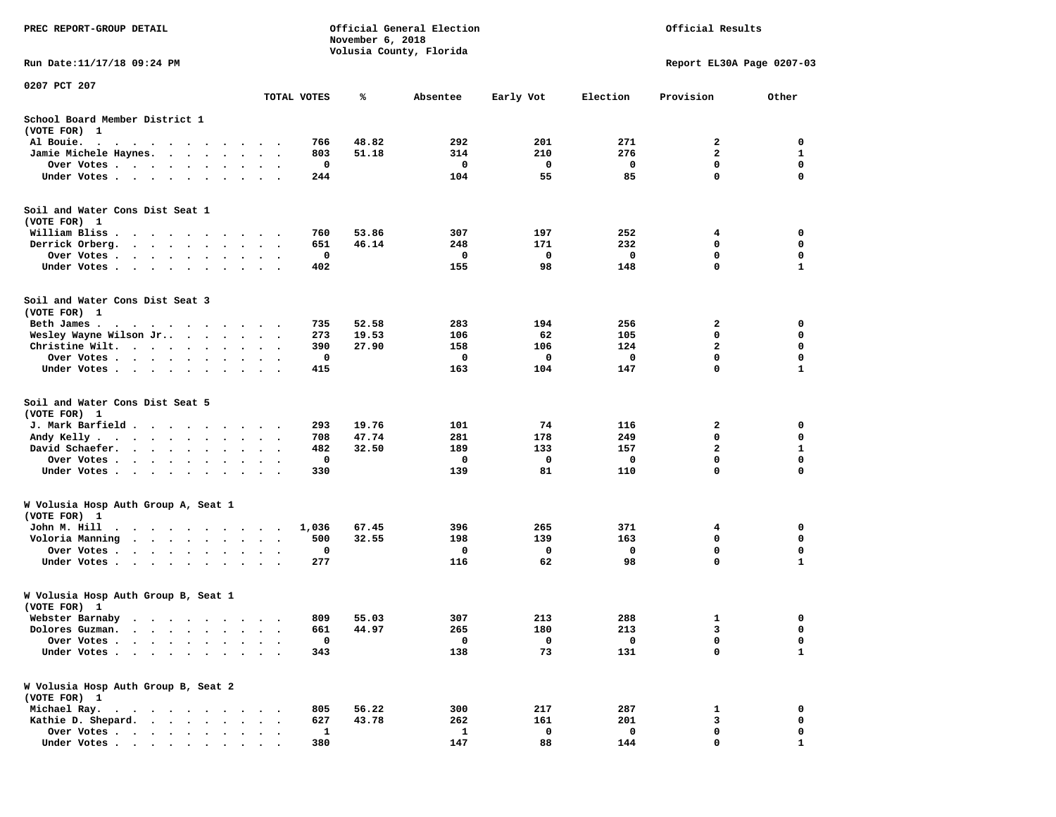PREC REPORT-GROUP DETAIL

Official General Election
November 6, 2018
Volusia County, Florida

Official Results

Run Date:11/17/18 09:24 PM

Report EL30A Page 0207-03

0207 PCT 207

| | TOTAL VOTES | % | Absentee | Early Vot | Election | Provision | Other |
|---|---|---|---|---|---|---|---|
| **School Board Member District 1** | | | | | | | |
| **(VOTE FOR) 1** | | | | | | | |
| Al Bouie. | 766 | 48.82 | 292 | 201 | 271 | 2 | 0 |
| Jamie Michele Haynes. | 803 | 51.18 | 314 | 210 | 276 | 2 | 1 |
| Over Votes | 0 | | 0 | 0 | 0 | 0 | 0 |
| Under Votes | 244 | | 104 | 55 | 85 | 0 | 0 |
| **Soil and Water Cons Dist Seat 1** | | | | | | | |
| **(VOTE FOR) 1** | | | | | | | |
| William Bliss | 760 | 53.86 | 307 | 197 | 252 | 4 | 0 |
| Derrick Orberg. | 651 | 46.14 | 248 | 171 | 232 | 0 | 0 |
| Over Votes | 0 | | 0 | 0 | 0 | 0 | 0 |
| Under Votes | 402 | | 155 | 98 | 148 | 0 | 1 |
| **Soil and Water Cons Dist Seat 3** | | | | | | | |
| **(VOTE FOR) 1** | | | | | | | |
| Beth James | 735 | 52.58 | 283 | 194 | 256 | 2 | 0 |
| Wesley Wayne Wilson Jr.. | 273 | 19.53 | 106 | 62 | 105 | 0 | 0 |
| Christine Wilt. | 390 | 27.90 | 158 | 106 | 124 | 2 | 0 |
| Over Votes | 0 | | 0 | 0 | 0 | 0 | 0 |
| Under Votes | 415 | | 163 | 104 | 147 | 0 | 1 |
| **Soil and Water Cons Dist Seat 5** | | | | | | | |
| **(VOTE FOR) 1** | | | | | | | |
| J. Mark Barfield | 293 | 19.76 | 101 | 74 | 116 | 2 | 0 |
| Andy Kelly | 708 | 47.74 | 281 | 178 | 249 | 0 | 0 |
| David Schaefer. | 482 | 32.50 | 189 | 133 | 157 | 2 | 1 |
| Over Votes | 0 | | 0 | 0 | 0 | 0 | 0 |
| Under Votes | 330 | | 139 | 81 | 110 | 0 | 0 |
| **W Volusia Hosp Auth Group A, Seat 1** | | | | | | | |
| **(VOTE FOR) 1** | | | | | | | |
| John M. Hill | 1,036 | 67.45 | 396 | 265 | 371 | 4 | 0 |
| Voloria Manning | 500 | 32.55 | 198 | 139 | 163 | 0 | 0 |
| Over Votes | 0 | | 0 | 0 | 0 | 0 | 0 |
| Under Votes | 277 | | 116 | 62 | 98 | 0 | 1 |
| **W Volusia Hosp Auth Group B, Seat 1** | | | | | | | |
| **(VOTE FOR) 1** | | | | | | | |
| Webster Barnaby | 809 | 55.03 | 307 | 213 | 288 | 1 | 0 |
| Dolores Guzman. | 661 | 44.97 | 265 | 180 | 213 | 3 | 0 |
| Over Votes | 0 | | 0 | 0 | 0 | 0 | 0 |
| Under Votes | 343 | | 138 | 73 | 131 | 0 | 1 |
| **W Volusia Hosp Auth Group B, Seat 2** | | | | | | | |
| **(VOTE FOR) 1** | | | | | | | |
| Michael Ray. | 805 | 56.22 | 300 | 217 | 287 | 1 | 0 |
| Kathie D. Shepard. | 627 | 43.78 | 262 | 161 | 201 | 3 | 0 |
| Over Votes | 1 | | 1 | 0 | 0 | 0 | 0 |
| Under Votes | 380 | | 147 | 88 | 144 | 0 | 1 |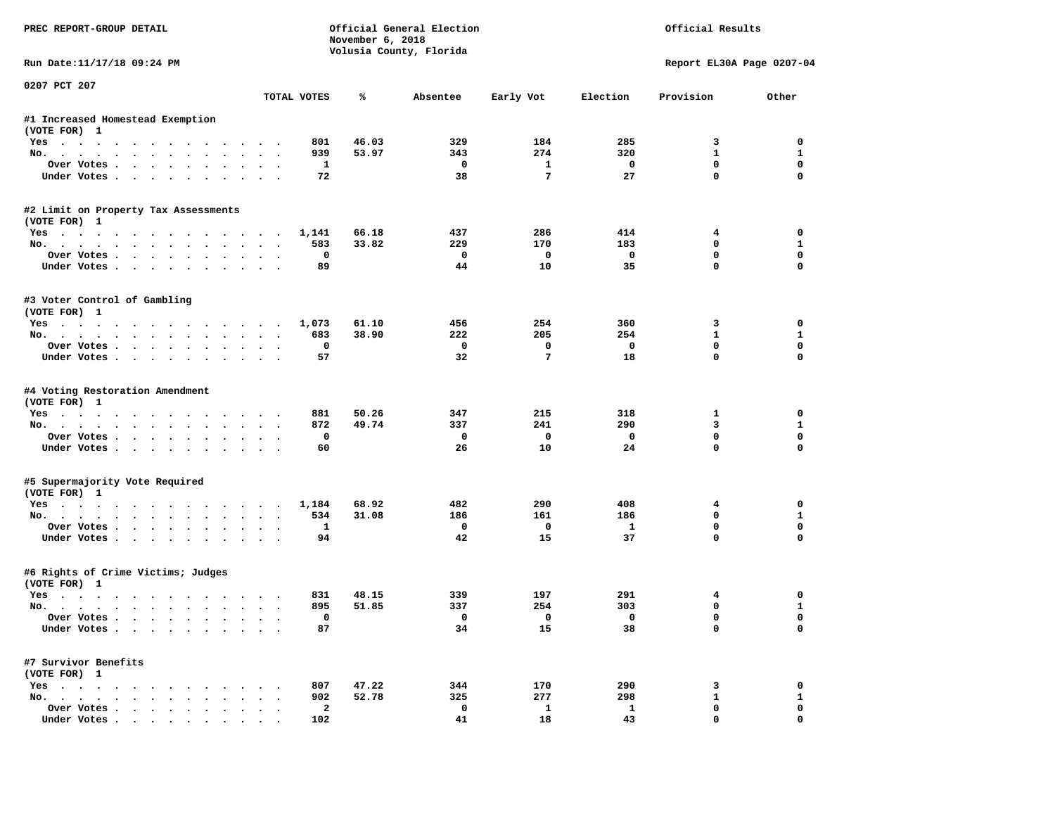PREC REPORT-GROUP DETAIL

Official General Election
November 6, 2018
Volusia County, Florida

Official Results

Run Date:11/17/18 09:24 PM

Report EL30A Page 0207-04

0207 PCT 207

| | TOTAL VOTES | % | Absentee | Early Vot | Election | Provision | Other |
|---|---|---|---|---|---|---|---|
| **#1 Increased Homestead Exemption** | | | | | | | |
| (VOTE FOR) 1 | | | | | | | |
| Yes | 801 | 46.03 | 329 | 184 | 285 | 3 | 0 |
| No. | 939 | 53.97 | 343 | 274 | 320 | 1 | 1 |
| Over Votes | 1 | | 0 | 1 | 0 | 0 | 0 |
| Under Votes | 72 | | 38 | 7 | 27 | 0 | 0 |
| **#2 Limit on Property Tax Assessments** | | | | | | | |
| (VOTE FOR) 1 | | | | | | | |
| Yes | 1,141 | 66.18 | 437 | 286 | 414 | 4 | 0 |
| No. | 583 | 33.82 | 229 | 170 | 183 | 0 | 1 |
| Over Votes | 0 | | 0 | 0 | 0 | 0 | 0 |
| Under Votes | 89 | | 44 | 10 | 35 | 0 | 0 |
| **#3 Voter Control of Gambling** | | | | | | | |
| (VOTE FOR) 1 | | | | | | | |
| Yes | 1,073 | 61.10 | 456 | 254 | 360 | 3 | 0 |
| No. | 683 | 38.90 | 222 | 205 | 254 | 1 | 1 |
| Over Votes | 0 | | 0 | 0 | 0 | 0 | 0 |
| Under Votes | 57 | | 32 | 7 | 18 | 0 | 0 |
| **#4 Voting Restoration Amendment** | | | | | | | |
| (VOTE FOR) 1 | | | | | | | |
| Yes | 881 | 50.26 | 347 | 215 | 318 | 1 | 0 |
| No. | 872 | 49.74 | 337 | 241 | 290 | 3 | 1 |
| Over Votes | 0 | | 0 | 0 | 0 | 0 | 0 |
| Under Votes | 60 | | 26 | 10 | 24 | 0 | 0 |
| **#5 Supermajority Vote Required** | | | | | | | |
| (VOTE FOR) 1 | | | | | | | |
| Yes | 1,184 | 68.92 | 482 | 290 | 408 | 4 | 0 |
| No. | 534 | 31.08 | 186 | 161 | 186 | 0 | 1 |
| Over Votes | 1 | | 0 | 0 | 1 | 0 | 0 |
| Under Votes | 94 | | 42 | 15 | 37 | 0 | 0 |
| **#6 Rights of Crime Victims; Judges** | | | | | | | |
| (VOTE FOR) 1 | | | | | | | |
| Yes | 831 | 48.15 | 339 | 197 | 291 | 4 | 0 |
| No. | 895 | 51.85 | 337 | 254 | 303 | 0 | 1 |
| Over Votes | 0 | | 0 | 0 | 0 | 0 | 0 |
| Under Votes | 87 | | 34 | 15 | 38 | 0 | 0 |
| **#7 Survivor Benefits** | | | | | | | |
| (VOTE FOR) 1 | | | | | | | |
| Yes | 807 | 47.22 | 344 | 170 | 290 | 3 | 0 |
| No. | 902 | 52.78 | 325 | 277 | 298 | 1 | 1 |
| Over Votes | 2 | | 0 | 1 | 1 | 0 | 0 |
| Under Votes | 102 | | 41 | 18 | 43 | 0 | 0 |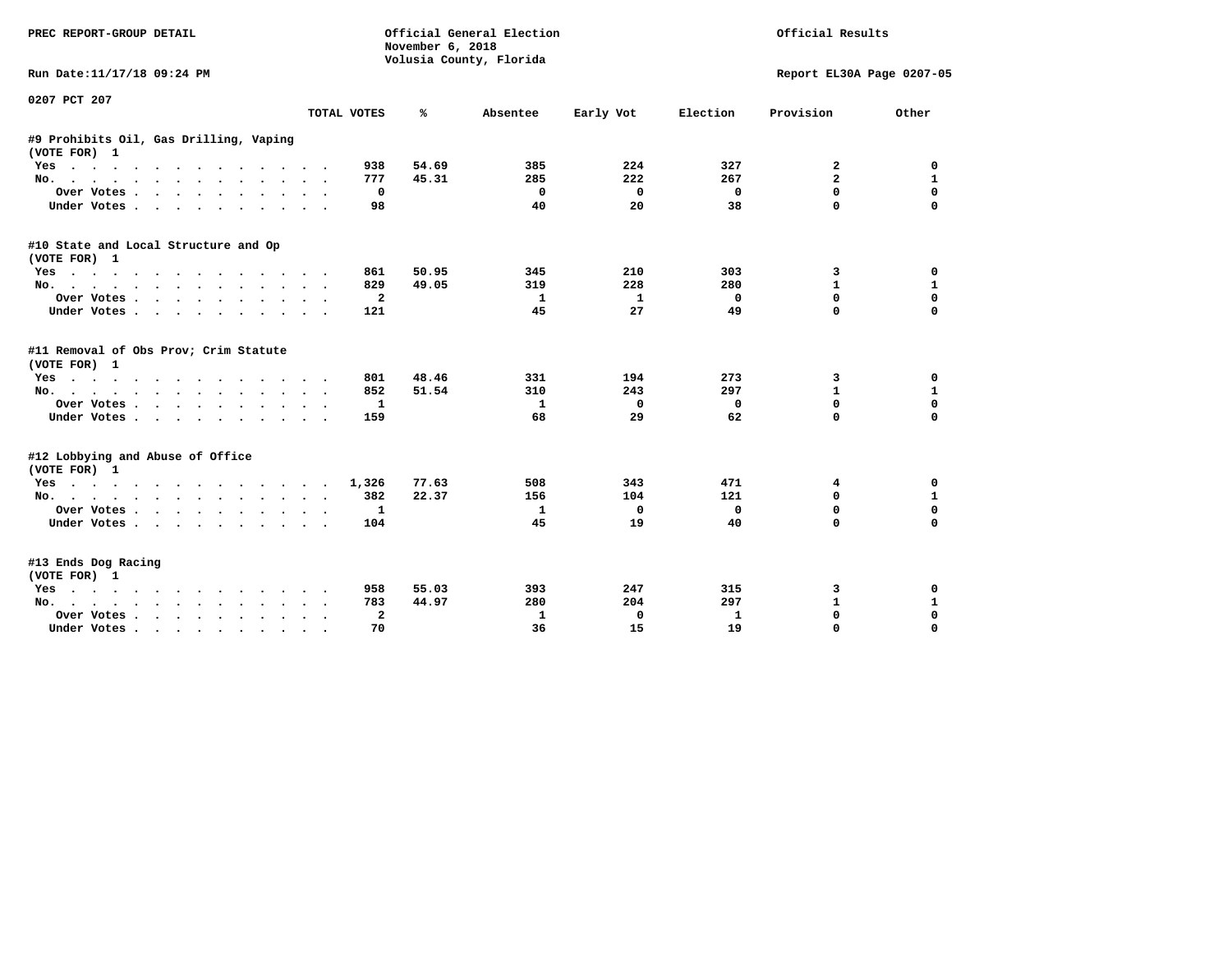PREC REPORT-GROUP DETAIL

Official General Election
November 6, 2018
Volusia County, Florida

Official Results

Run Date:11/17/18 09:24 PM

Report EL30A Page 0207-05

## 0207 PCT 207

| | TOTAL VOTES | % | Absentee | Early Vot | Election | Provision | Other |
|---|---|---|---|---|---|---|---|
| **#9 Prohibits Oil, Gas Drilling, Vaping** | | | | | | | |
| (VOTE FOR) 1 | | | | | | | |
| Yes | 938 | 54.69 | 385 | 224 | 327 | 2 | 0 |
| No. | 777 | 45.31 | 285 | 222 | 267 | 2 | 1 |
| Over Votes | 0 | | 0 | 0 | 0 | 0 | 0 |
| Under Votes | 98 | | 40 | 20 | 38 | 0 | 0 |
| **#10 State and Local Structure and Op** | | | | | | | |
| (VOTE FOR) 1 | | | | | | | |
| Yes | 861 | 50.95 | 345 | 210 | 303 | 3 | 0 |
| No. | 829 | 49.05 | 319 | 228 | 280 | 1 | 1 |
| Over Votes | 2 | | 1 | 1 | 0 | 0 | 0 |
| Under Votes | 121 | | 45 | 27 | 49 | 0 | 0 |
| **#11 Removal of Obs Prov; Crim Statute** | | | | | | | |
| (VOTE FOR) 1 | | | | | | | |
| Yes | 801 | 48.46 | 331 | 194 | 273 | 3 | 0 |
| No. | 852 | 51.54 | 310 | 243 | 297 | 1 | 1 |
| Over Votes | 1 | | 1 | 0 | 0 | 0 | 0 |
| Under Votes | 159 | | 68 | 29 | 62 | 0 | 0 |
| **#12 Lobbying and Abuse of Office** | | | | | | | |
| (VOTE FOR) 1 | | | | | | | |
| Yes | 1,326 | 77.63 | 508 | 343 | 471 | 4 | 0 |
| No. | 382 | 22.37 | 156 | 104 | 121 | 0 | 1 |
| Over Votes | 1 | | 1 | 0 | 0 | 0 | 0 |
| Under Votes | 104 | | 45 | 19 | 40 | 0 | 0 |
| **#13 Ends Dog Racing** | | | | | | | |
| (VOTE FOR) 1 | | | | | | | |
| Yes | 958 | 55.03 | 393 | 247 | 315 | 3 | 0 |
| No. | 783 | 44.97 | 280 | 204 | 297 | 1 | 1 |
| Over Votes | 2 | | 1 | 0 | 1 | 0 | 0 |
| Under Votes | 70 | | 36 | 15 | 19 | 0 | 0 |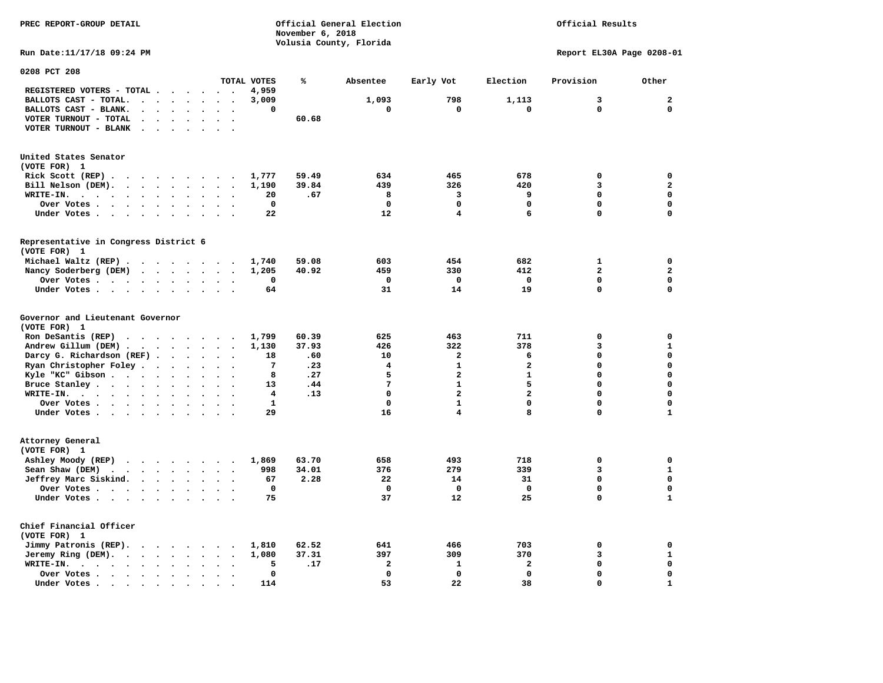PREC REPORT-GROUP DETAIL

Official General Election
November 6, 2018
Volusia County, Florida

Official Results

Run Date:11/17/18 09:24 PM

Report EL30A Page 0208-01

## 0208 PCT 208

| | TOTAL VOTES | % | Absentee | Early Vot | Election | Provision | Other |
|---|---|---|---|---|---|---|---|
| REGISTERED VOTERS - TOTAL | 4,959 | | | | | | |
| BALLOTS CAST - TOTAL. | 3,009 | | 1,093 | 798 | 1,113 | 3 | 2 |
| BALLOTS CAST - BLANK. | 0 | | 0 | 0 | 0 | 0 | 0 |
| VOTER TURNOUT - TOTAL | | 60.68 | | | | | |
| VOTER TURNOUT - BLANK | | | | | | | |

### United States Senator
(VOTE FOR) 1

| | TOTAL VOTES | % | Absentee | Early Vot | Election | Provision | Other |
|---|---|---|---|---|---|---|---|
| Rick Scott (REP) | 1,777 | 59.49 | 634 | 465 | 678 | 0 | 0 |
| Bill Nelson (DEM). | 1,190 | 39.84 | 439 | 326 | 420 | 3 | 2 |
| WRITE-IN. | 20 | .67 | 8 | 3 | 9 | 0 | 0 |
| Over Votes | 0 | | 0 | 0 | 0 | 0 | 0 |
| Under Votes | 22 | | 12 | 4 | 6 | 0 | 0 |

### Representative in Congress District 6
(VOTE FOR) 1

| | TOTAL VOTES | % | Absentee | Early Vot | Election | Provision | Other |
|---|---|---|---|---|---|---|---|
| Michael Waltz (REP) | 1,740 | 59.08 | 603 | 454 | 682 | 1 | 0 |
| Nancy Soderberg (DEM) | 1,205 | 40.92 | 459 | 330 | 412 | 2 | 2 |
| Over Votes | 0 | | 0 | 0 | 0 | 0 | 0 |
| Under Votes | 64 | | 31 | 14 | 19 | 0 | 0 |

### Governor and Lieutenant Governor
(VOTE FOR) 1

| | TOTAL VOTES | % | Absentee | Early Vot | Election | Provision | Other |
|---|---|---|---|---|---|---|---|
| Ron DeSantis (REP) | 1,799 | 60.39 | 625 | 463 | 711 | 0 | 0 |
| Andrew Gillum (DEM) | 1,130 | 37.93 | 426 | 322 | 378 | 3 | 1 |
| Darcy G. Richardson (REF) | 18 | .60 | 10 | 2 | 6 | 0 | 0 |
| Ryan Christopher Foley | 7 | .23 | 4 | 1 | 2 | 0 | 0 |
| Kyle "KC" Gibson | 8 | .27 | 5 | 2 | 1 | 0 | 0 |
| Bruce Stanley | 13 | .44 | 7 | 1 | 5 | 0 | 0 |
| WRITE-IN. | 4 | .13 | 0 | 2 | 2 | 0 | 0 |
| Over Votes | 1 | | 0 | 1 | 0 | 0 | 0 |
| Under Votes | 29 | | 16 | 4 | 8 | 0 | 1 |

### Attorney General
(VOTE FOR) 1

| | TOTAL VOTES | % | Absentee | Early Vot | Election | Provision | Other |
|---|---|---|---|---|---|---|---|
| Ashley Moody (REP) | 1,869 | 63.70 | 658 | 493 | 718 | 0 | 0 |
| Sean Shaw (DEM) | 998 | 34.01 | 376 | 279 | 339 | 3 | 1 |
| Jeffrey Marc Siskind. | 67 | 2.28 | 22 | 14 | 31 | 0 | 0 |
| Over Votes | 0 | | 0 | 0 | 0 | 0 | 0 |
| Under Votes | 75 | | 37 | 12 | 25 | 0 | 1 |

### Chief Financial Officer
(VOTE FOR) 1

| | TOTAL VOTES | % | Absentee | Early Vot | Election | Provision | Other |
|---|---|---|---|---|---|---|---|
| Jimmy Patronis (REP). | 1,810 | 62.52 | 641 | 466 | 703 | 0 | 0 |
| Jeremy Ring (DEM). | 1,080 | 37.31 | 397 | 309 | 370 | 3 | 1 |
| WRITE-IN. | 5 | .17 | 2 | 1 | 2 | 0 | 0 |
| Over Votes | 0 | | 0 | 0 | 0 | 0 | 0 |
| Under Votes | 114 | | 53 | 22 | 38 | 0 | 1 |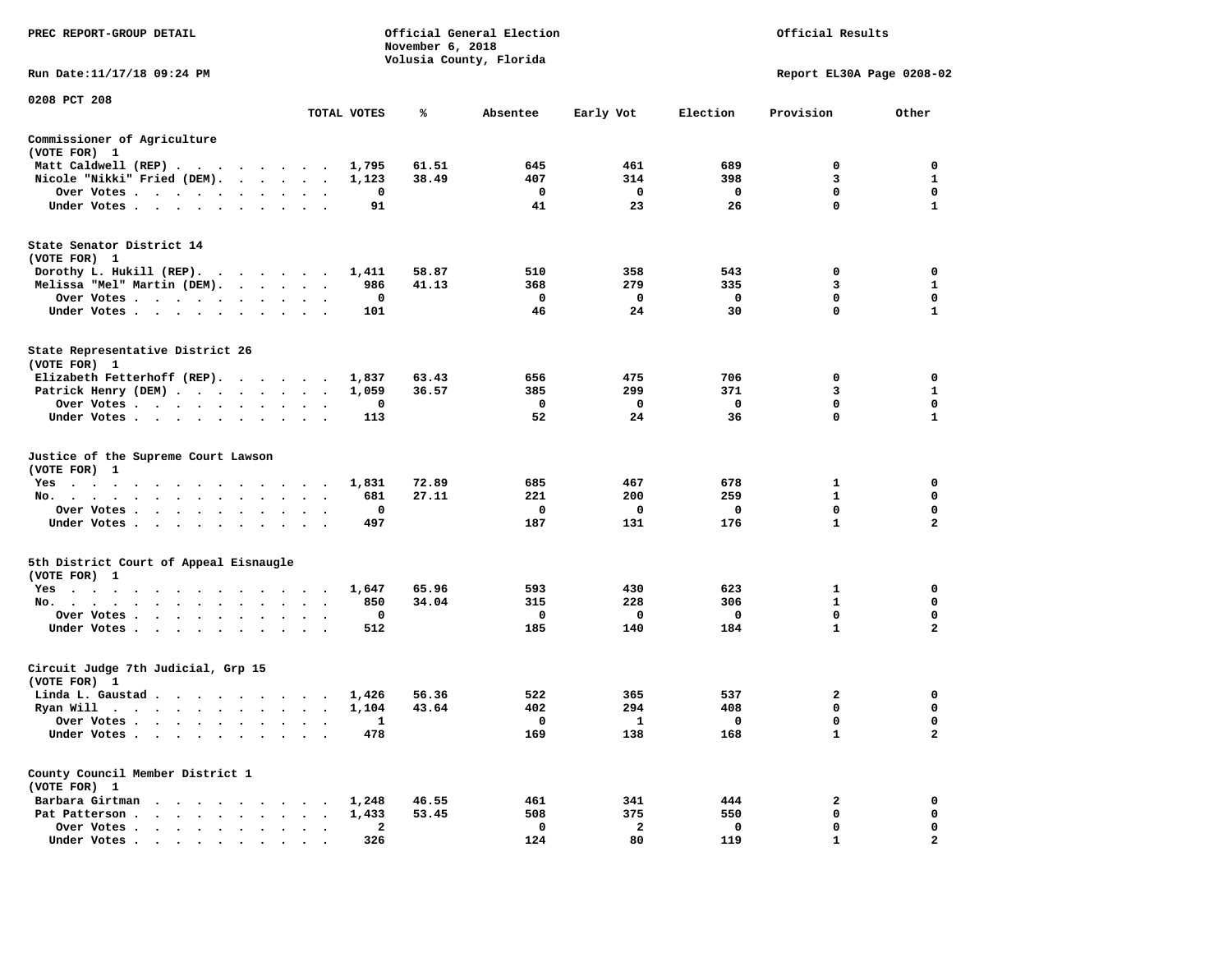PREC REPORT-GROUP DETAIL

Official General Election
November 6, 2018
Volusia County, Florida

Official Results

Run Date:11/17/18 09:24 PM

Report EL30A Page 0208-02

0208 PCT 208

| | TOTAL VOTES | % | Absentee | Early Vot | Election | Provision | Other |
|---|---|---|---|---|---|---|---|
| **Commissioner of Agriculture (VOTE FOR) 1** | | | | | | | |
| Matt Caldwell (REP) | 1,795 | 61.51 | 645 | 461 | 689 | 0 | 0 |
| Nicole "Nikki" Fried (DEM) | 1,123 | 38.49 | 407 | 314 | 398 | 3 | 1 |
| Over Votes | 0 | | 0 | 0 | 0 | 0 | 0 |
| Under Votes | 91 | | 41 | 23 | 26 | 0 | 1 |
| **State Senator District 14 (VOTE FOR) 1** | | | | | | | |
| Dorothy L. Hukill (REP) | 1,411 | 58.87 | 510 | 358 | 543 | 0 | 0 |
| Melissa "Mel" Martin (DEM) | 986 | 41.13 | 368 | 279 | 335 | 3 | 1 |
| Over Votes | 0 | | 0 | 0 | 0 | 0 | 0 |
| Under Votes | 101 | | 46 | 24 | 30 | 0 | 1 |
| **State Representative District 26 (VOTE FOR) 1** | | | | | | | |
| Elizabeth Fetterhoff (REP) | 1,837 | 63.43 | 656 | 475 | 706 | 0 | 0 |
| Patrick Henry (DEM) | 1,059 | 36.57 | 385 | 299 | 371 | 3 | 1 |
| Over Votes | 0 | | 0 | 0 | 0 | 0 | 0 |
| Under Votes | 113 | | 52 | 24 | 36 | 0 | 1 |
| **Justice of the Supreme Court Lawson (VOTE FOR) 1** | | | | | | | |
| Yes | 1,831 | 72.89 | 685 | 467 | 678 | 1 | 0 |
| No | 681 | 27.11 | 221 | 200 | 259 | 1 | 0 |
| Over Votes | 0 | | 0 | 0 | 0 | 0 | 0 |
| Under Votes | 497 | | 187 | 131 | 176 | 1 | 2 |
| **5th District Court of Appeal Eisnaugle (VOTE FOR) 1** | | | | | | | |
| Yes | 1,647 | 65.96 | 593 | 430 | 623 | 1 | 0 |
| No | 850 | 34.04 | 315 | 228 | 306 | 1 | 0 |
| Over Votes | 0 | | 0 | 0 | 0 | 0 | 0 |
| Under Votes | 512 | | 185 | 140 | 184 | 1 | 2 |
| **Circuit Judge 7th Judicial, Grp 15 (VOTE FOR) 1** | | | | | | | |
| Linda L. Gaustad | 1,426 | 56.36 | 522 | 365 | 537 | 2 | 0 |
| Ryan Will | 1,104 | 43.64 | 402 | 294 | 408 | 0 | 0 |
| Over Votes | 1 | | 0 | 1 | 0 | 0 | 0 |
| Under Votes | 478 | | 169 | 138 | 168 | 1 | 2 |
| **County Council Member District 1 (VOTE FOR) 1** | | | | | | | |
| Barbara Girtman | 1,248 | 46.55 | 461 | 341 | 444 | 2 | 0 |
| Pat Patterson | 1,433 | 53.45 | 508 | 375 | 550 | 0 | 0 |
| Over Votes | 2 | | 0 | 2 | 0 | 0 | 0 |
| Under Votes | 326 | | 124 | 80 | 119 | 1 | 2 |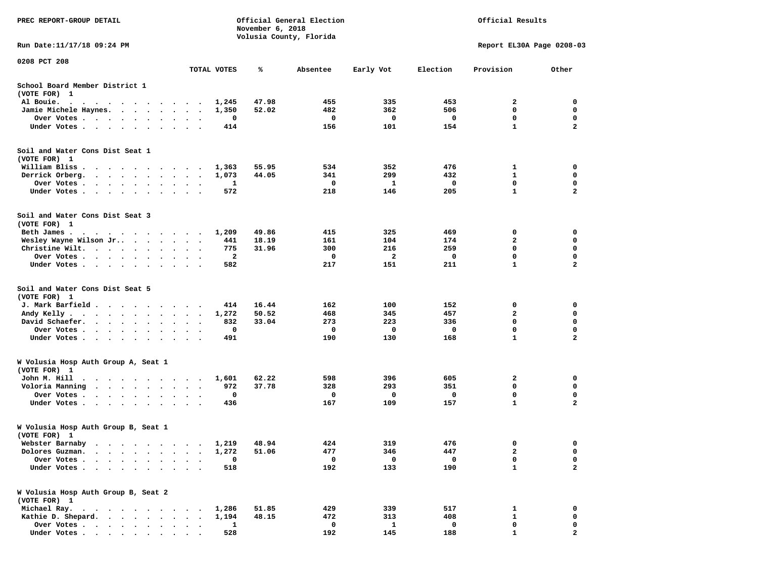PREC REPORT-GROUP DETAIL

Official General Election
November 6, 2018
Volusia County, Florida

Official Results

Run Date:11/17/18 09:24 PM

Report EL30A Page 0208-03

0208 PCT 208

| | TOTAL VOTES | % | Absentee | Early Vot | Election | Provision | Other |
|---|---|---|---|---|---|---|---|
| **School Board Member District 1 (VOTE FOR) 1** | | | | | | | |
| Al Bouie. | 1,245 | 47.98 | 455 | 335 | 453 | 2 | 0 |
| Jamie Michele Haynes. | 1,350 | 52.02 | 482 | 362 | 506 | 0 | 0 |
| Over Votes | 0 | | 0 | 0 | 0 | 0 | 0 |
| Under Votes | 414 | | 156 | 101 | 154 | 1 | 2 |
| **Soil and Water Cons Dist Seat 1 (VOTE FOR) 1** | | | | | | | |
| William Bliss | 1,363 | 55.95 | 534 | 352 | 476 | 1 | 0 |
| Derrick Orberg. | 1,073 | 44.05 | 341 | 299 | 432 | 1 | 0 |
| Over Votes | 1 | | 0 | 1 | 0 | 0 | 0 |
| Under Votes | 572 | | 218 | 146 | 205 | 1 | 2 |
| **Soil and Water Cons Dist Seat 3 (VOTE FOR) 1** | | | | | | | |
| Beth James | 1,209 | 49.86 | 415 | 325 | 469 | 0 | 0 |
| Wesley Wayne Wilson Jr.. | 441 | 18.19 | 161 | 104 | 174 | 2 | 0 |
| Christine Wilt. | 775 | 31.96 | 300 | 216 | 259 | 0 | 0 |
| Over Votes | 2 | | 0 | 2 | 0 | 0 | 0 |
| Under Votes | 582 | | 217 | 151 | 211 | 1 | 2 |
| **Soil and Water Cons Dist Seat 5 (VOTE FOR) 1** | | | | | | | |
| J. Mark Barfield | 414 | 16.44 | 162 | 100 | 152 | 0 | 0 |
| Andy Kelly | 1,272 | 50.52 | 468 | 345 | 457 | 2 | 0 |
| David Schaefer. | 832 | 33.04 | 273 | 223 | 336 | 0 | 0 |
| Over Votes | 0 | | 0 | 0 | 0 | 0 | 0 |
| Under Votes | 491 | | 190 | 130 | 168 | 1 | 2 |
| **W Volusia Hosp Auth Group A, Seat 1 (VOTE FOR) 1** | | | | | | | |
| John M. Hill | 1,601 | 62.22 | 598 | 396 | 605 | 2 | 0 |
| Voloria Manning | 972 | 37.78 | 328 | 293 | 351 | 0 | 0 |
| Over Votes | 0 | | 0 | 0 | 0 | 0 | 0 |
| Under Votes | 436 | | 167 | 109 | 157 | 1 | 2 |
| **W Volusia Hosp Auth Group B, Seat 1 (VOTE FOR) 1** | | | | | | | |
| Webster Barnaby | 1,219 | 48.94 | 424 | 319 | 476 | 0 | 0 |
| Dolores Guzman. | 1,272 | 51.06 | 477 | 346 | 447 | 2 | 0 |
| Over Votes | 0 | | 0 | 0 | 0 | 0 | 0 |
| Under Votes | 518 | | 192 | 133 | 190 | 1 | 2 |
| **W Volusia Hosp Auth Group B, Seat 2 (VOTE FOR) 1** | | | | | | | |
| Michael Ray. | 1,286 | 51.85 | 429 | 339 | 517 | 1 | 0 |
| Kathie D. Shepard. | 1,194 | 48.15 | 472 | 313 | 408 | 1 | 0 |
| Over Votes | 1 | | 0 | 1 | 0 | 0 | 0 |
| Under Votes | 528 | | 192 | 145 | 188 | 1 | 2 |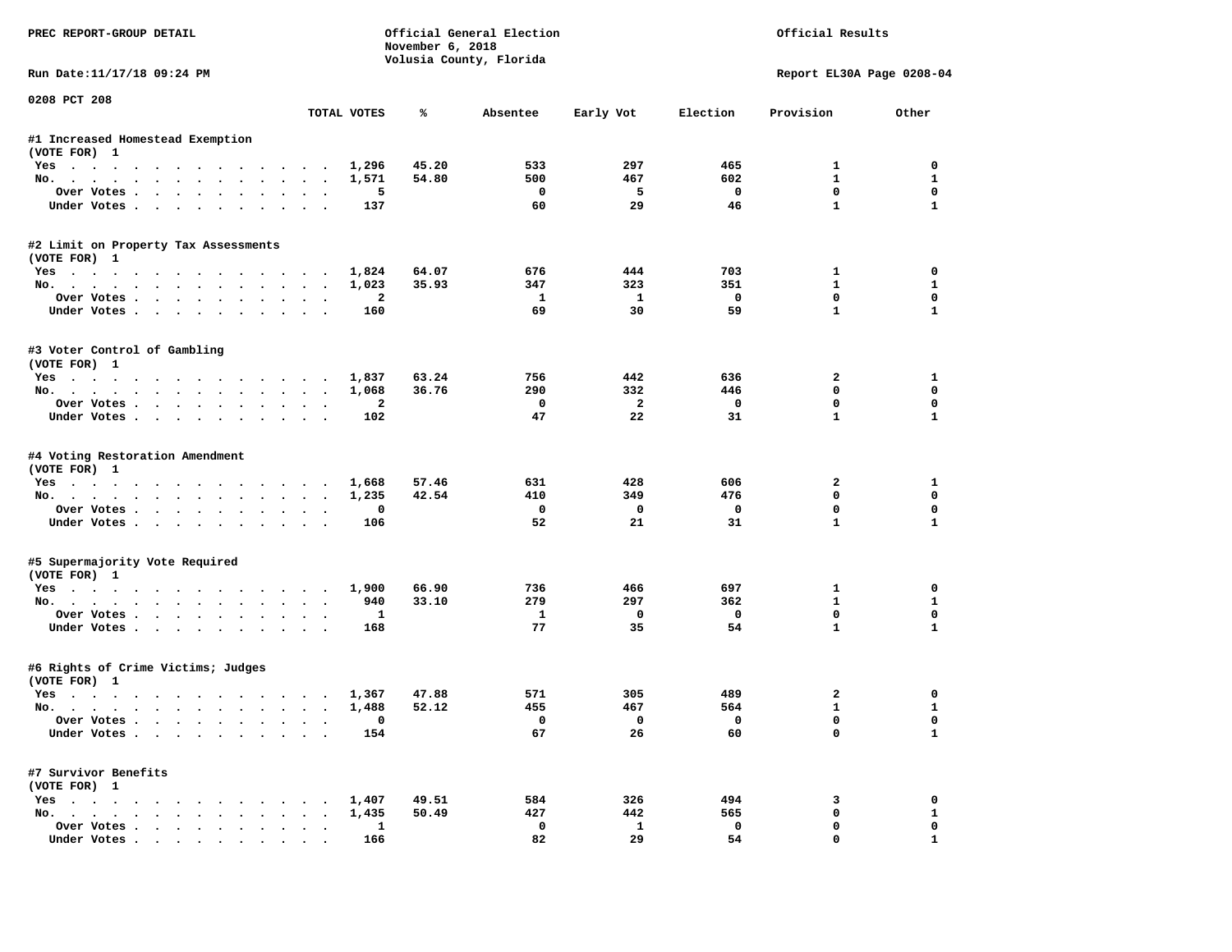PREC REPORT-GROUP DETAIL

Official General Election
November 6, 2018
Volusia County, Florida

Official Results

Run Date:11/17/18 09:24 PM

Report EL30A Page 0208-04

0208 PCT 208

| | TOTAL VOTES | % | Absentee | Early Vot | Election | Provision | Other |
|---|---|---|---|---|---|---|---|
| **#1 Increased Homestead Exemption** | | | | | | | |
| (VOTE FOR) 1 | | | | | | | |
| Yes | 1,296 | 45.20 | 533 | 297 | 465 | 1 | 0 |
| No. | 1,571 | 54.80 | 500 | 467 | 602 | 1 | 1 |
| Over Votes | 5 | | 0 | 5 | 0 | 0 | 0 |
| Under Votes | 137 | | 60 | 29 | 46 | 1 | 1 |
| **#2 Limit on Property Tax Assessments** | | | | | | | |
| (VOTE FOR) 1 | | | | | | | |
| Yes | 1,824 | 64.07 | 676 | 444 | 703 | 1 | 0 |
| No. | 1,023 | 35.93 | 347 | 323 | 351 | 1 | 1 |
| Over Votes | 2 | | 1 | 1 | 0 | 0 | 0 |
| Under Votes | 160 | | 69 | 30 | 59 | 1 | 1 |
| **#3 Voter Control of Gambling** | | | | | | | |
| (VOTE FOR) 1 | | | | | | | |
| Yes | 1,837 | 63.24 | 756 | 442 | 636 | 2 | 1 |
| No. | 1,068 | 36.76 | 290 | 332 | 446 | 0 | 0 |
| Over Votes | 2 | | 0 | 2 | 0 | 0 | 0 |
| Under Votes | 102 | | 47 | 22 | 31 | 1 | 1 |
| **#4 Voting Restoration Amendment** | | | | | | | |
| (VOTE FOR) 1 | | | | | | | |
| Yes | 1,668 | 57.46 | 631 | 428 | 606 | 2 | 1 |
| No. | 1,235 | 42.54 | 410 | 349 | 476 | 0 | 0 |
| Over Votes | 0 | | 0 | 0 | 0 | 0 | 0 |
| Under Votes | 106 | | 52 | 21 | 31 | 1 | 1 |
| **#5 Supermajority Vote Required** | | | | | | | |
| (VOTE FOR) 1 | | | | | | | |
| Yes | 1,900 | 66.90 | 736 | 466 | 697 | 1 | 0 |
| No. | 940 | 33.10 | 279 | 297 | 362 | 1 | 1 |
| Over Votes | 1 | | 1 | 0 | 0 | 0 | 0 |
| Under Votes | 168 | | 77 | 35 | 54 | 1 | 1 |
| **#6 Rights of Crime Victims; Judges** | | | | | | | |
| (VOTE FOR) 1 | | | | | | | |
| Yes | 1,367 | 47.88 | 571 | 305 | 489 | 2 | 0 |
| No. | 1,488 | 52.12 | 455 | 467 | 564 | 1 | 1 |
| Over Votes | 0 | | 0 | 0 | 0 | 0 | 0 |
| Under Votes | 154 | | 67 | 26 | 60 | 0 | 1 |
| **#7 Survivor Benefits** | | | | | | | |
| (VOTE FOR) 1 | | | | | | | |
| Yes | 1,407 | 49.51 | 584 | 326 | 494 | 3 | 0 |
| No. | 1,435 | 50.49 | 427 | 442 | 565 | 0 | 1 |
| Over Votes | 1 | | 0 | 1 | 0 | 0 | 0 |
| Under Votes | 166 | | 82 | 29 | 54 | 0 | 1 |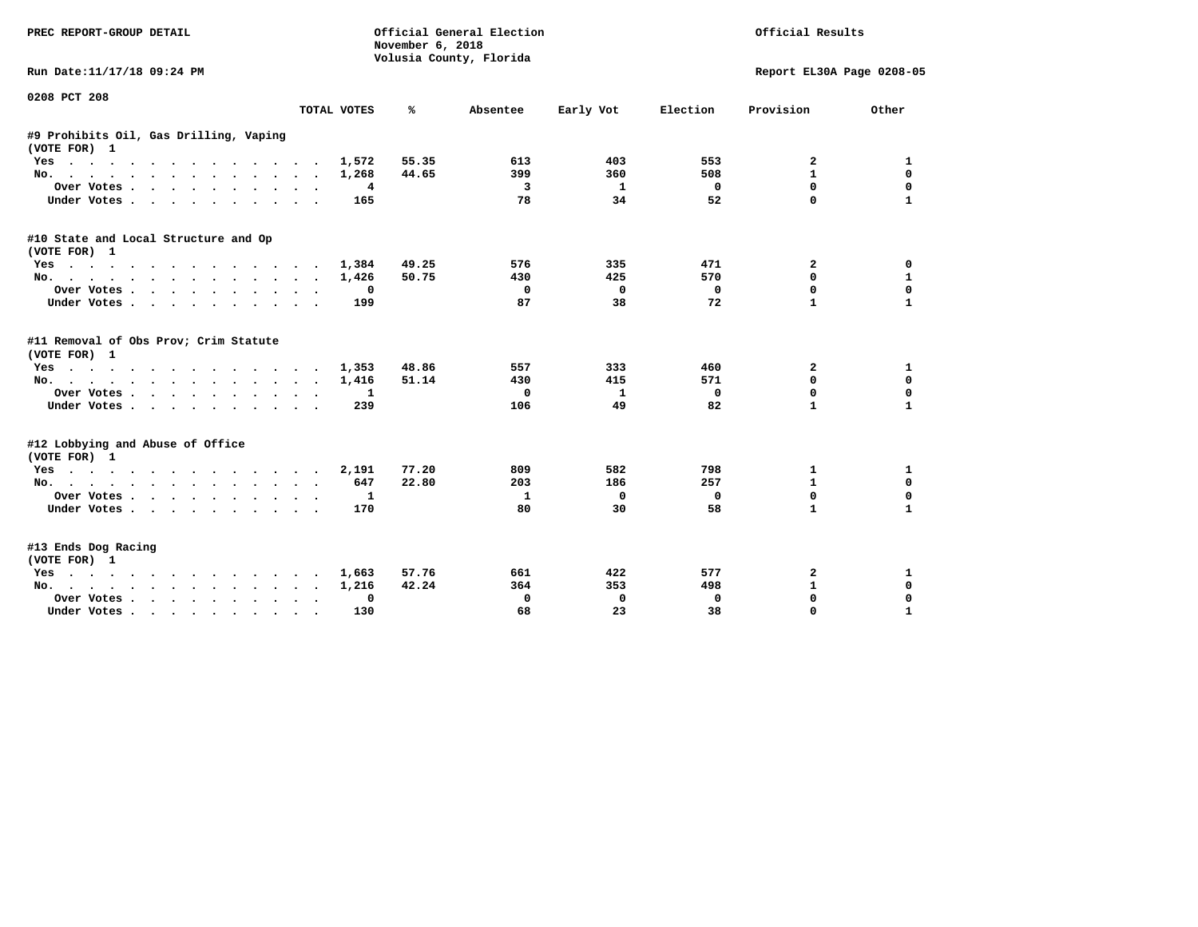PREC REPORT-GROUP DETAIL

Official General Election
November 6, 2018
Volusia County, Florida

Official Results

Run Date:11/17/18 09:24 PM

Report EL30A Page 0208-05

0208 PCT 208

| | TOTAL VOTES | % | Absentee | Early Vot | Election | Provision | Other |
|---|---|---|---|---|---|---|---|
| **#9 Prohibits Oil, Gas Drilling, Vaping** | | | | | | | |
| (VOTE FOR) 1 | | | | | | | |
| Yes | 1,572 | 55.35 | 613 | 403 | 553 | 2 | 1 |
| No. | 1,268 | 44.65 | 399 | 360 | 508 | 1 | 0 |
| Over Votes | 4 | | 3 | 1 | 0 | 0 | 0 |
| Under Votes | 165 | | 78 | 34 | 52 | 0 | 1 |
| **#10 State and Local Structure and Op** | | | | | | | |
| (VOTE FOR) 1 | | | | | | | |
| Yes | 1,384 | 49.25 | 576 | 335 | 471 | 2 | 0 |
| No. | 1,426 | 50.75 | 430 | 425 | 570 | 0 | 1 |
| Over Votes | 0 | | 0 | 0 | 0 | 0 | 0 |
| Under Votes | 199 | | 87 | 38 | 72 | 1 | 1 |
| **#11 Removal of Obs Prov; Crim Statute** | | | | | | | |
| (VOTE FOR) 1 | | | | | | | |
| Yes | 1,353 | 48.86 | 557 | 333 | 460 | 2 | 1 |
| No. | 1,416 | 51.14 | 430 | 415 | 571 | 0 | 0 |
| Over Votes | 1 | | 0 | 1 | 0 | 0 | 0 |
| Under Votes | 239 | | 106 | 49 | 82 | 1 | 1 |
| **#12 Lobbying and Abuse of Office** | | | | | | | |
| (VOTE FOR) 1 | | | | | | | |
| Yes | 2,191 | 77.20 | 809 | 582 | 798 | 1 | 1 |
| No. | 647 | 22.80 | 203 | 186 | 257 | 1 | 0 |
| Over Votes | 1 | | 1 | 0 | 0 | 0 | 0 |
| Under Votes | 170 | | 80 | 30 | 58 | 1 | 1 |
| **#13 Ends Dog Racing** | | | | | | | |
| (VOTE FOR) 1 | | | | | | | |
| Yes | 1,663 | 57.76 | 661 | 422 | 577 | 2 | 1 |
| No. | 1,216 | 42.24 | 364 | 353 | 498 | 1 | 0 |
| Over Votes | 0 | | 0 | 0 | 0 | 0 | 0 |
| Under Votes | 130 | | 68 | 23 | 38 | 0 | 1 |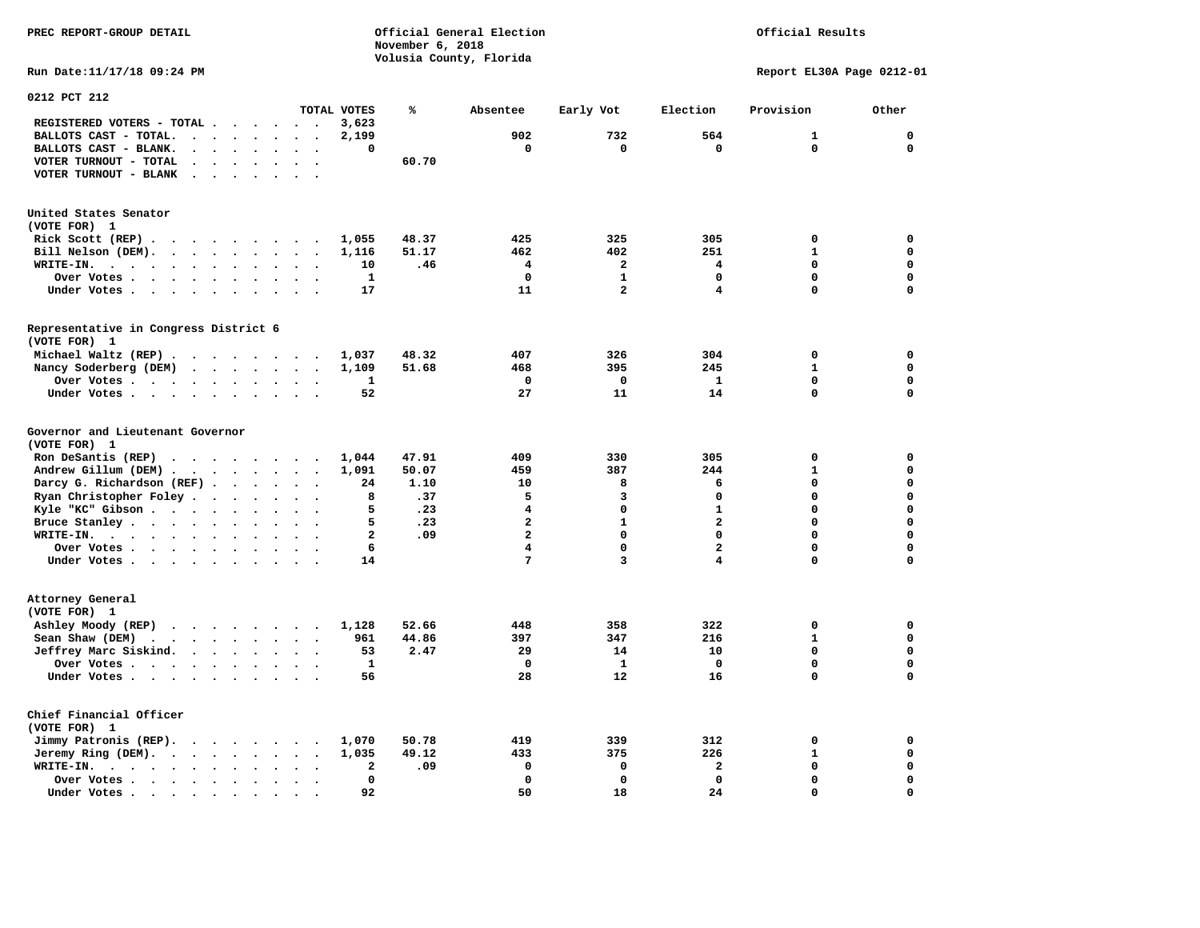PREC REPORT-GROUP DETAIL

Official General Election
November 6, 2018
Volusia County, Florida

Official Results

Run Date:11/17/18 09:24 PM

Report EL30A Page 0212-01

## 0212 PCT 212

| | TOTAL VOTES | % | Absentee | Early Vot | Election | Provision | Other |
|---|---|---|---|---|---|---|---|
| REGISTERED VOTERS - TOTAL | 3,623 | | | | | | |
| BALLOTS CAST - TOTAL. | 2,199 | | 902 | 732 | 564 | 1 | 0 |
| BALLOTS CAST - BLANK. | 0 | | 0 | 0 | 0 | 0 | 0 |
| VOTER TURNOUT - TOTAL | | 60.70 | | | | | |
| VOTER TURNOUT - BLANK | | | | | | | |

### United States Senator
(VOTE FOR) 1

| | TOTAL VOTES | % | Absentee | Early Vot | Election | Provision | Other |
|---|---|---|---|---|---|---|---|
| Rick Scott (REP) | 1,055 | 48.37 | 425 | 325 | 305 | 0 | 0 |
| Bill Nelson (DEM). | 1,116 | 51.17 | 462 | 402 | 251 | 1 | 0 |
| WRITE-IN. | 10 | .46 | 4 | 2 | 4 | 0 | 0 |
| Over Votes | 1 | | 0 | 1 | 0 | 0 | 0 |
| Under Votes | 17 | | 11 | 2 | 4 | 0 | 0 |

### Representative in Congress District 6
(VOTE FOR) 1

| | TOTAL VOTES | % | Absentee | Early Vot | Election | Provision | Other |
|---|---|---|---|---|---|---|---|
| Michael Waltz (REP) | 1,037 | 48.32 | 407 | 326 | 304 | 0 | 0 |
| Nancy Soderberg (DEM) | 1,109 | 51.68 | 468 | 395 | 245 | 1 | 0 |
| Over Votes | 1 | | 0 | 0 | 1 | 0 | 0 |
| Under Votes | 52 | | 27 | 11 | 14 | 0 | 0 |

### Governor and Lieutenant Governor
(VOTE FOR) 1

| | TOTAL VOTES | % | Absentee | Early Vot | Election | Provision | Other |
|---|---|---|---|---|---|---|---|
| Ron DeSantis (REP) | 1,044 | 47.91 | 409 | 330 | 305 | 0 | 0 |
| Andrew Gillum (DEM) | 1,091 | 50.07 | 459 | 387 | 244 | 1 | 0 |
| Darcy G. Richardson (REF) | 24 | 1.10 | 10 | 8 | 6 | 0 | 0 |
| Ryan Christopher Foley | 8 | .37 | 5 | 3 | 0 | 0 | 0 |
| Kyle "KC" Gibson | 5 | .23 | 4 | 0 | 1 | 0 | 0 |
| Bruce Stanley | 5 | .23 | 2 | 1 | 2 | 0 | 0 |
| WRITE-IN. | 2 | .09 | 2 | 0 | 0 | 0 | 0 |
| Over Votes | 6 | | 4 | 0 | 2 | 0 | 0 |
| Under Votes | 14 | | 7 | 3 | 4 | 0 | 0 |

### Attorney General
(VOTE FOR) 1

| | TOTAL VOTES | % | Absentee | Early Vot | Election | Provision | Other |
|---|---|---|---|---|---|---|---|
| Ashley Moody (REP) | 1,128 | 52.66 | 448 | 358 | 322 | 0 | 0 |
| Sean Shaw (DEM) | 961 | 44.86 | 397 | 347 | 216 | 1 | 0 |
| Jeffrey Marc Siskind. | 53 | 2.47 | 29 | 14 | 10 | 0 | 0 |
| Over Votes | 1 | | 0 | 1 | 0 | 0 | 0 |
| Under Votes | 56 | | 28 | 12 | 16 | 0 | 0 |

### Chief Financial Officer
(VOTE FOR) 1

| | TOTAL VOTES | % | Absentee | Early Vot | Election | Provision | Other |
|---|---|---|---|---|---|---|---|
| Jimmy Patronis (REP). | 1,070 | 50.78 | 419 | 339 | 312 | 0 | 0 |
| Jeremy Ring (DEM). | 1,035 | 49.12 | 433 | 375 | 226 | 1 | 0 |
| WRITE-IN. | 2 | .09 | 0 | 0 | 2 | 0 | 0 |
| Over Votes | 0 | | 0 | 0 | 0 | 0 | 0 |
| Under Votes | 92 | | 50 | 18 | 24 | 0 | 0 |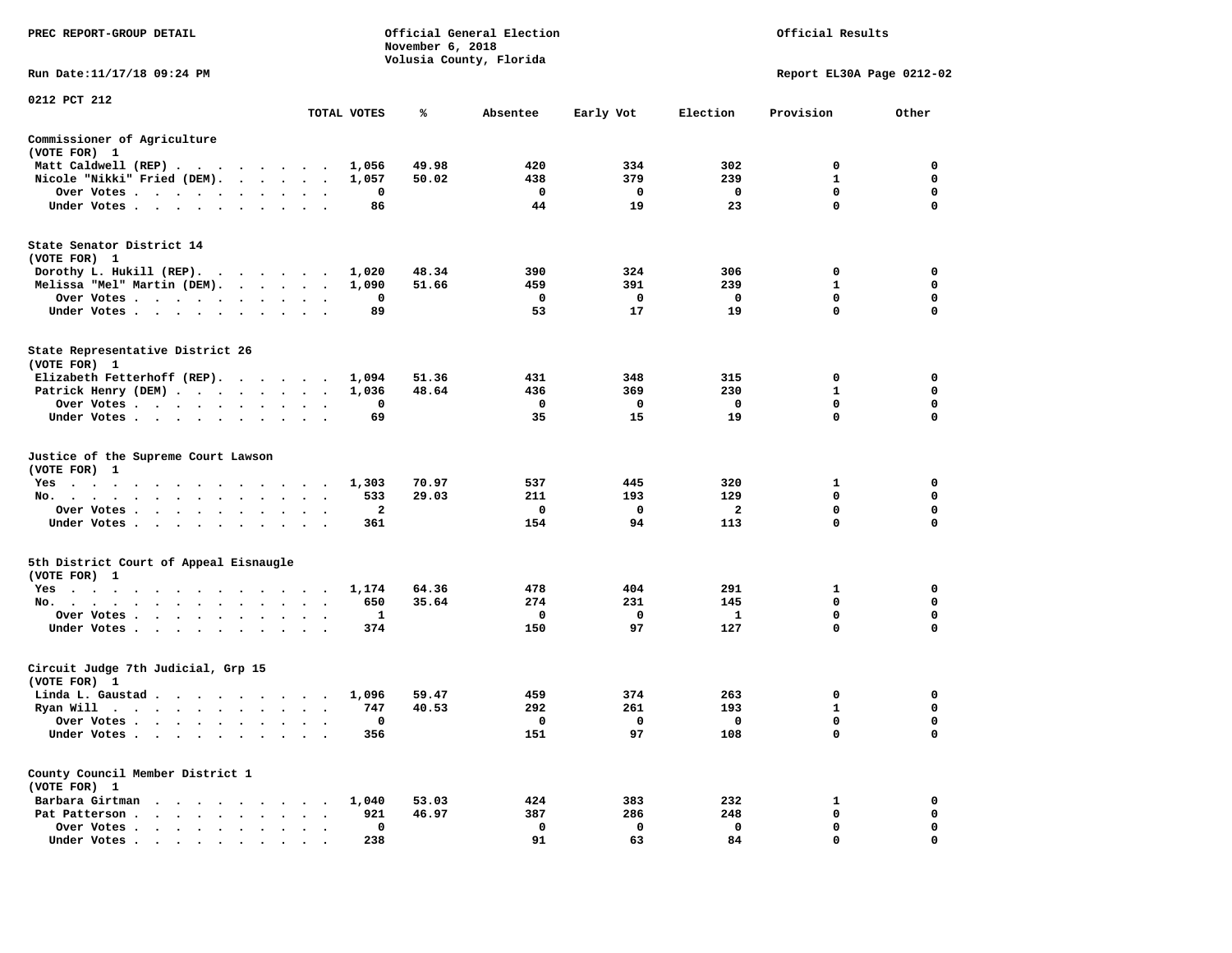PREC REPORT-GROUP DETAIL

Official General Election
November 6, 2018
Volusia County, Florida

Official Results

Run Date:11/17/18 09:24 PM

Report EL30A Page 0212-02

0212 PCT 212

| | TOTAL VOTES | % | Absentee | Early Vot | Election | Provision | Other |
|---|---|---|---|---|---|---|---|
| **Commissioner of Agriculture** | | | | | | | |
| (VOTE FOR) 1 | | | | | | | |
| Matt Caldwell (REP) | 1,056 | 49.98 | 420 | 334 | 302 | 0 | 0 |
| Nicole "Nikki" Fried (DEM) | 1,057 | 50.02 | 438 | 379 | 239 | 1 | 0 |
| Over Votes | 0 | | 0 | 0 | 0 | 0 | 0 |
| Under Votes | 86 | | 44 | 19 | 23 | 0 | 0 |
| **State Senator District 14** | | | | | | | |
| (VOTE FOR) 1 | | | | | | | |
| Dorothy L. Hukill (REP) | 1,020 | 48.34 | 390 | 324 | 306 | 0 | 0 |
| Melissa "Mel" Martin (DEM) | 1,090 | 51.66 | 459 | 391 | 239 | 1 | 0 |
| Over Votes | 0 | | 0 | 0 | 0 | 0 | 0 |
| Under Votes | 89 | | 53 | 17 | 19 | 0 | 0 |
| **State Representative District 26** | | | | | | | |
| (VOTE FOR) 1 | | | | | | | |
| Elizabeth Fetterhoff (REP) | 1,094 | 51.36 | 431 | 348 | 315 | 0 | 0 |
| Patrick Henry (DEM) | 1,036 | 48.64 | 436 | 369 | 230 | 1 | 0 |
| Over Votes | 0 | | 0 | 0 | 0 | 0 | 0 |
| Under Votes | 69 | | 35 | 15 | 19 | 0 | 0 |
| **Justice of the Supreme Court Lawson** | | | | | | | |
| (VOTE FOR) 1 | | | | | | | |
| Yes | 1,303 | 70.97 | 537 | 445 | 320 | 1 | 0 |
| No | 533 | 29.03 | 211 | 193 | 129 | 0 | 0 |
| Over Votes | 2 | | 0 | 0 | 2 | 0 | 0 |
| Under Votes | 361 | | 154 | 94 | 113 | 0 | 0 |
| **5th District Court of Appeal Eisnaugle** | | | | | | | |
| (VOTE FOR) 1 | | | | | | | |
| Yes | 1,174 | 64.36 | 478 | 404 | 291 | 1 | 0 |
| No | 650 | 35.64 | 274 | 231 | 145 | 0 | 0 |
| Over Votes | 1 | | 0 | 0 | 1 | 0 | 0 |
| Under Votes | 374 | | 150 | 97 | 127 | 0 | 0 |
| **Circuit Judge 7th Judicial, Grp 15** | | | | | | | |
| (VOTE FOR) 1 | | | | | | | |
| Linda L. Gaustad | 1,096 | 59.47 | 459 | 374 | 263 | 0 | 0 |
| Ryan Will | 747 | 40.53 | 292 | 261 | 193 | 1 | 0 |
| Over Votes | 0 | | 0 | 0 | 0 | 0 | 0 |
| Under Votes | 356 | | 151 | 97 | 108 | 0 | 0 |
| **County Council Member District 1** | | | | | | | |
| (VOTE FOR) 1 | | | | | | | |
| Barbara Girtman | 1,040 | 53.03 | 424 | 383 | 232 | 1 | 0 |
| Pat Patterson | 921 | 46.97 | 387 | 286 | 248 | 0 | 0 |
| Over Votes | 0 | | 0 | 0 | 0 | 0 | 0 |
| Under Votes | 238 | | 91 | 63 | 84 | 0 | 0 |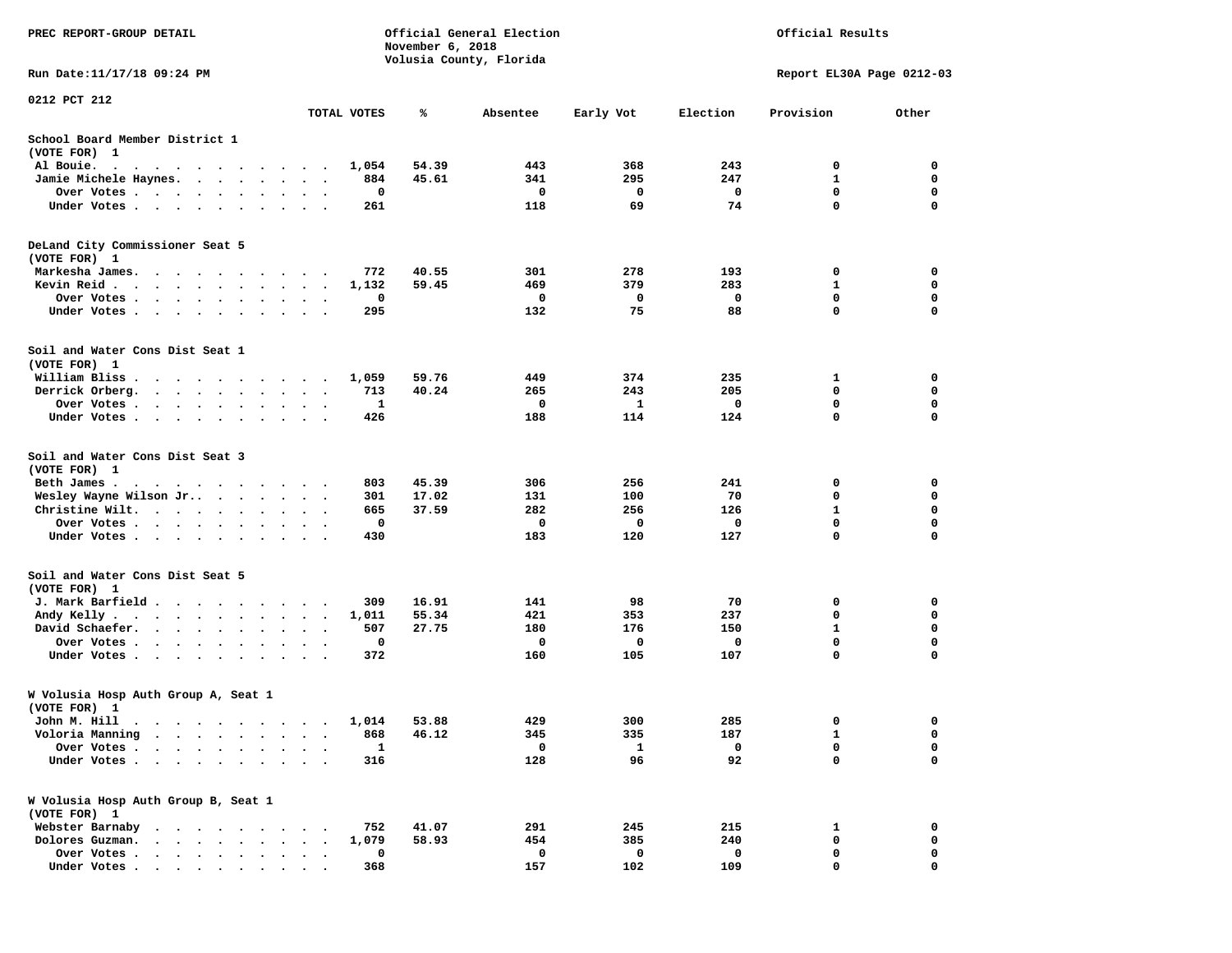PREC REPORT-GROUP DETAIL

Official General Election
November 6, 2018
Volusia County, Florida

Official Results

Run Date:11/17/18 09:24 PM

Report EL30A Page 0212-03

0212 PCT 212

| | TOTAL VOTES | % | Absentee | Early Vot | Election | Provision | Other |
|---|---|---|---|---|---|---|---|
| **School Board Member District 1** | | | | | | | |
| (VOTE FOR) 1 | | | | | | | |
| Al Bouie. | 1,054 | 54.39 | 443 | 368 | 243 | 0 | 0 |
| Jamie Michele Haynes. | 884 | 45.61 | 341 | 295 | 247 | 1 | 0 |
| Over Votes | 0 | | 0 | 0 | 0 | 0 | 0 |
| Under Votes | 261 | | 118 | 69 | 74 | 0 | 0 |
| **DeLand City Commissioner Seat 5** | | | | | | | |
| (VOTE FOR) 1 | | | | | | | |
| Markesha James. | 772 | 40.55 | 301 | 278 | 193 | 0 | 0 |
| Kevin Reid | 1,132 | 59.45 | 469 | 379 | 283 | 1 | 0 |
| Over Votes | 0 | | 0 | 0 | 0 | 0 | 0 |
| Under Votes | 295 | | 132 | 75 | 88 | 0 | 0 |
| **Soil and Water Cons Dist Seat 1** | | | | | | | |
| (VOTE FOR) 1 | | | | | | | |
| William Bliss | 1,059 | 59.76 | 449 | 374 | 235 | 1 | 0 |
| Derrick Orberg. | 713 | 40.24 | 265 | 243 | 205 | 0 | 0 |
| Over Votes | 1 | | 0 | 1 | 0 | 0 | 0 |
| Under Votes | 426 | | 188 | 114 | 124 | 0 | 0 |
| **Soil and Water Cons Dist Seat 3** | | | | | | | |
| (VOTE FOR) 1 | | | | | | | |
| Beth James | 803 | 45.39 | 306 | 256 | 241 | 0 | 0 |
| Wesley Wayne Wilson Jr.. | 301 | 17.02 | 131 | 100 | 70 | 0 | 0 |
| Christine Wilt. | 665 | 37.59 | 282 | 256 | 126 | 1 | 0 |
| Over Votes | 0 | | 0 | 0 | 0 | 0 | 0 |
| Under Votes | 430 | | 183 | 120 | 127 | 0 | 0 |
| **Soil and Water Cons Dist Seat 5** | | | | | | | |
| (VOTE FOR) 1 | | | | | | | |
| J. Mark Barfield | 309 | 16.91 | 141 | 98 | 70 | 0 | 0 |
| Andy Kelly | 1,011 | 55.34 | 421 | 353 | 237 | 0 | 0 |
| David Schaefer. | 507 | 27.75 | 180 | 176 | 150 | 1 | 0 |
| Over Votes | 0 | | 0 | 0 | 0 | 0 | 0 |
| Under Votes | 372 | | 160 | 105 | 107 | 0 | 0 |
| **W Volusia Hosp Auth Group A, Seat 1** | | | | | | | |
| (VOTE FOR) 1 | | | | | | | |
| John M. Hill | 1,014 | 53.88 | 429 | 300 | 285 | 0 | 0 |
| Voloria Manning | 868 | 46.12 | 345 | 335 | 187 | 1 | 0 |
| Over Votes | 1 | | 0 | 1 | 0 | 0 | 0 |
| Under Votes | 316 | | 128 | 96 | 92 | 0 | 0 |
| **W Volusia Hosp Auth Group B, Seat 1** | | | | | | | |
| (VOTE FOR) 1 | | | | | | | |
| Webster Barnaby | 752 | 41.07 | 291 | 245 | 215 | 1 | 0 |
| Dolores Guzman. | 1,079 | 58.93 | 454 | 385 | 240 | 0 | 0 |
| Over Votes | 0 | | 0 | 0 | 0 | 0 | 0 |
| Under Votes | 368 | | 157 | 102 | 109 | 0 | 0 |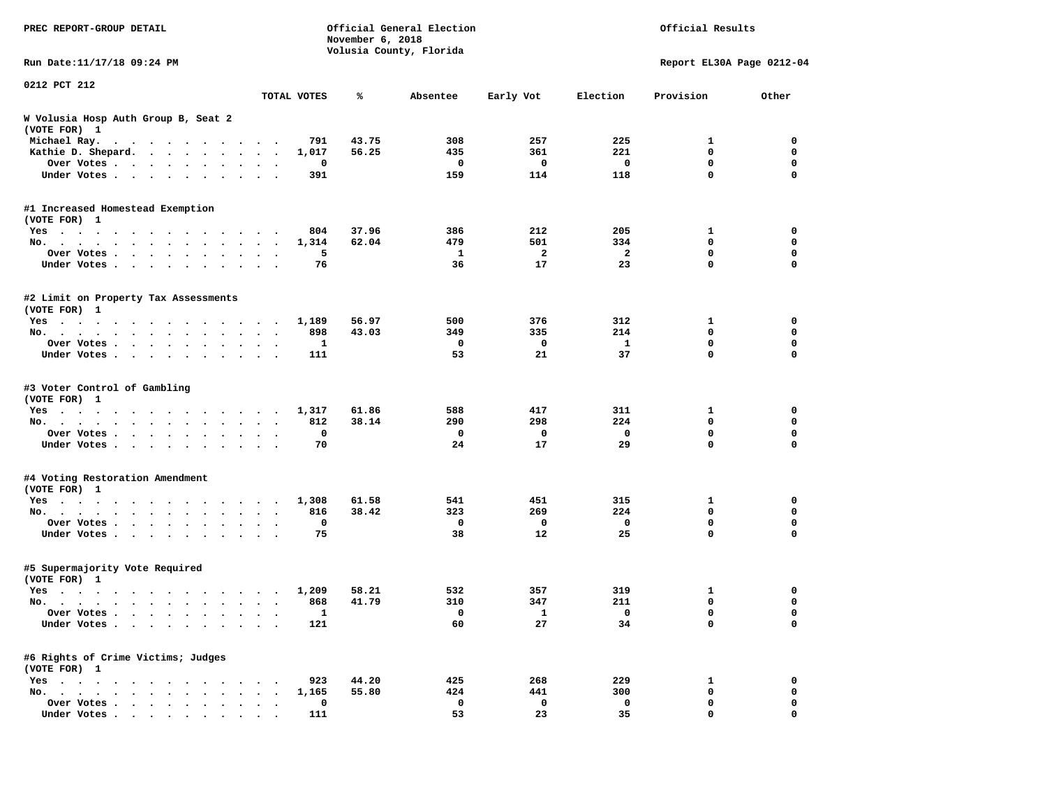PREC REPORT-GROUP DETAIL

Official General Election
November 6, 2018
Volusia County, Florida

Official Results

Run Date:11/17/18 09:24 PM

Report EL30A Page 0212-04

0212 PCT 212

| | TOTAL VOTES | % | Absentee | Early Vot | Election | Provision | Other |
|---|---|---|---|---|---|---|---|
| **W Volusia Hosp Auth Group B, Seat 2 (VOTE FOR) 1** | | | | | | | |
| Michael Ray. | 791 | 43.75 | 308 | 257 | 225 | 1 | 0 |
| Kathie D. Shepard. | 1,017 | 56.25 | 435 | 361 | 221 | 0 | 0 |
| Over Votes | 0 | | 0 | 0 | 0 | 0 | 0 |
| Under Votes | 391 | | 159 | 114 | 118 | 0 | 0 |
| **#1 Increased Homestead Exemption (VOTE FOR) 1** | | | | | | | |
| Yes | 804 | 37.96 | 386 | 212 | 205 | 1 | 0 |
| No. | 1,314 | 62.04 | 479 | 501 | 334 | 0 | 0 |
| Over Votes | 5 | | 1 | 2 | 2 | 0 | 0 |
| Under Votes | 76 | | 36 | 17 | 23 | 0 | 0 |
| **#2 Limit on Property Tax Assessments (VOTE FOR) 1** | | | | | | | |
| Yes | 1,189 | 56.97 | 500 | 376 | 312 | 1 | 0 |
| No. | 898 | 43.03 | 349 | 335 | 214 | 0 | 0 |
| Over Votes | 1 | | 0 | 0 | 1 | 0 | 0 |
| Under Votes | 111 | | 53 | 21 | 37 | 0 | 0 |
| **#3 Voter Control of Gambling (VOTE FOR) 1** | | | | | | | |
| Yes | 1,317 | 61.86 | 588 | 417 | 311 | 1 | 0 |
| No. | 812 | 38.14 | 290 | 298 | 224 | 0 | 0 |
| Over Votes | 0 | | 0 | 0 | 0 | 0 | 0 |
| Under Votes | 70 | | 24 | 17 | 29 | 0 | 0 |
| **#4 Voting Restoration Amendment (VOTE FOR) 1** | | | | | | | |
| Yes | 1,308 | 61.58 | 541 | 451 | 315 | 1 | 0 |
| No. | 816 | 38.42 | 323 | 269 | 224 | 0 | 0 |
| Over Votes | 0 | | 0 | 0 | 0 | 0 | 0 |
| Under Votes | 75 | | 38 | 12 | 25 | 0 | 0 |
| **#5 Supermajority Vote Required (VOTE FOR) 1** | | | | | | | |
| Yes | 1,209 | 58.21 | 532 | 357 | 319 | 1 | 0 |
| No. | 868 | 41.79 | 310 | 347 | 211 | 0 | 0 |
| Over Votes | 1 | | 0 | 1 | 0 | 0 | 0 |
| Under Votes | 121 | | 60 | 27 | 34 | 0 | 0 |
| **#6 Rights of Crime Victims; Judges (VOTE FOR) 1** | | | | | | | |
| Yes | 923 | 44.20 | 425 | 268 | 229 | 1 | 0 |
| No. | 1,165 | 55.80 | 424 | 441 | 300 | 0 | 0 |
| Over Votes | 0 | | 0 | 0 | 0 | 0 | 0 |
| Under Votes | 111 | | 53 | 23 | 35 | 0 | 0 |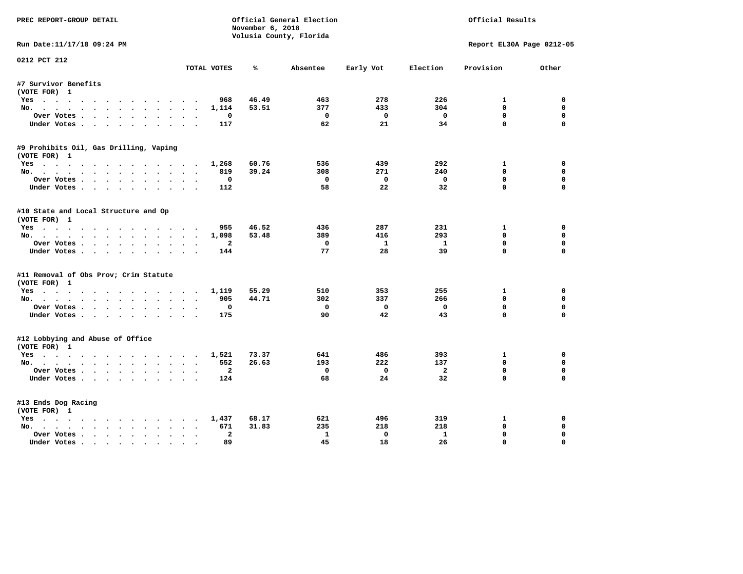PREC REPORT-GROUP DETAIL

Official General Election
November 6, 2018
Volusia County, Florida

Official Results

Run Date:11/17/18 09:24 PM

Report EL30A Page 0212-05

0212 PCT 212

| | TOTAL VOTES | % | Absentee | Early Vot | Election | Provision | Other |
|---|---|---|---|---|---|---|---|
| **#7 Survivor Benefits** | | | | | | | |
| (VOTE FOR) 1 | | | | | | | |
| Yes | 968 | 46.49 | 463 | 278 | 226 | 1 | 0 |
| No. | 1,114 | 53.51 | 377 | 433 | 304 | 0 | 0 |
| Over Votes | 0 | | 0 | 0 | 0 | 0 | 0 |
| Under Votes | 117 | | 62 | 21 | 34 | 0 | 0 |
| **#9 Prohibits Oil, Gas Drilling, Vaping** | | | | | | | |
| (VOTE FOR) 1 | | | | | | | |
| Yes | 1,268 | 60.76 | 536 | 439 | 292 | 1 | 0 |
| No. | 819 | 39.24 | 308 | 271 | 240 | 0 | 0 |
| Over Votes | 0 | | 0 | 0 | 0 | 0 | 0 |
| Under Votes | 112 | | 58 | 22 | 32 | 0 | 0 |
| **#10 State and Local Structure and Op** | | | | | | | |
| (VOTE FOR) 1 | | | | | | | |
| Yes | 955 | 46.52 | 436 | 287 | 231 | 1 | 0 |
| No. | 1,098 | 53.48 | 389 | 416 | 293 | 0 | 0 |
| Over Votes | 2 | | 0 | 1 | 1 | 0 | 0 |
| Under Votes | 144 | | 77 | 28 | 39 | 0 | 0 |
| **#11 Removal of Obs Prov; Crim Statute** | | | | | | | |
| (VOTE FOR) 1 | | | | | | | |
| Yes | 1,119 | 55.29 | 510 | 353 | 255 | 1 | 0 |
| No. | 905 | 44.71 | 302 | 337 | 266 | 0 | 0 |
| Over Votes | 0 | | 0 | 0 | 0 | 0 | 0 |
| Under Votes | 175 | | 90 | 42 | 43 | 0 | 0 |
| **#12 Lobbying and Abuse of Office** | | | | | | | |
| (VOTE FOR) 1 | | | | | | | |
| Yes | 1,521 | 73.37 | 641 | 486 | 393 | 1 | 0 |
| No. | 552 | 26.63 | 193 | 222 | 137 | 0 | 0 |
| Over Votes | 2 | | 0 | 0 | 2 | 0 | 0 |
| Under Votes | 124 | | 68 | 24 | 32 | 0 | 0 |
| **#13 Ends Dog Racing** | | | | | | | |
| (VOTE FOR) 1 | | | | | | | |
| Yes | 1,437 | 68.17 | 621 | 496 | 319 | 1 | 0 |
| No. | 671 | 31.83 | 235 | 218 | 218 | 0 | 0 |
| Over Votes | 2 | | 1 | 0 | 1 | 0 | 0 |
| Under Votes | 89 | | 45 | 18 | 26 | 0 | 0 |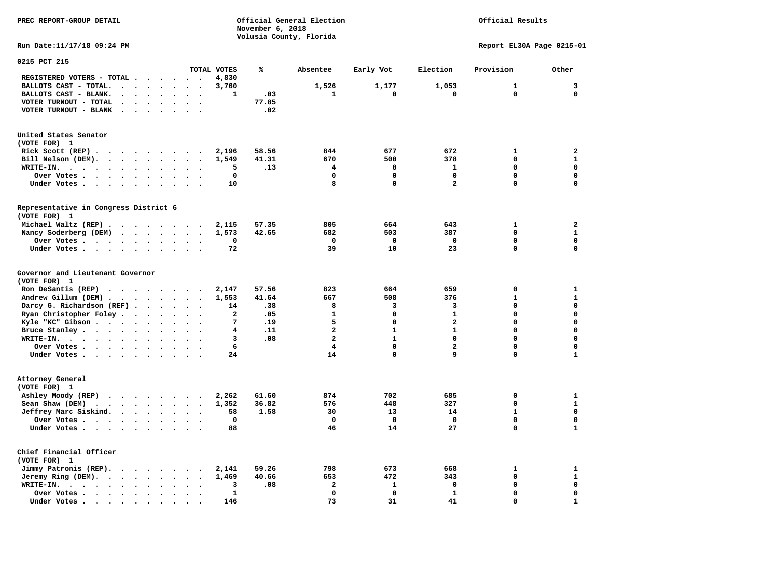PREC REPORT-GROUP DETAIL

Official General Election
November 6, 2018
Volusia County, Florida

Official Results

Run Date:11/17/18 09:24 PM

Report EL30A Page 0215-01

## 0215 PCT 215

| | TOTAL VOTES | % | Absentee | Early Vot | Election | Provision | Other |
|---|---|---|---|---|---|---|---|
| REGISTERED VOTERS - TOTAL | 4,830 | | | | | | |
| BALLOTS CAST - TOTAL. | 3,760 | | 1,526 | 1,177 | 1,053 | 1 | 3 |
| BALLOTS CAST - BLANK. | 1 | .03 | 1 | 0 | 0 | 0 | 0 |
| VOTER TURNOUT - TOTAL | | 77.85 | | | | | |
| VOTER TURNOUT - BLANK | | .02 | | | | | |

### United States Senator
(VOTE FOR) 1

| | TOTAL VOTES | % | Absentee | Early Vot | Election | Provision | Other |
|---|---|---|---|---|---|---|---|
| Rick Scott (REP) | 2,196 | 58.56 | 844 | 677 | 672 | 1 | 2 |
| Bill Nelson (DEM). | 1,549 | 41.31 | 670 | 500 | 378 | 0 | 1 |
| WRITE-IN. | 5 | .13 | 4 | 0 | 1 | 0 | 0 |
| Over Votes | 0 | | 0 | 0 | 0 | 0 | 0 |
| Under Votes | 10 | | 8 | 0 | 2 | 0 | 0 |

### Representative in Congress District 6
(VOTE FOR) 1

| | TOTAL VOTES | % | Absentee | Early Vot | Election | Provision | Other |
|---|---|---|---|---|---|---|---|
| Michael Waltz (REP) | 2,115 | 57.35 | 805 | 664 | 643 | 1 | 2 |
| Nancy Soderberg (DEM) | 1,573 | 42.65 | 682 | 503 | 387 | 0 | 1 |
| Over Votes | 0 | | 0 | 0 | 0 | 0 | 0 |
| Under Votes | 72 | | 39 | 10 | 23 | 0 | 0 |

### Governor and Lieutenant Governor
(VOTE FOR) 1

| | TOTAL VOTES | % | Absentee | Early Vot | Election | Provision | Other |
|---|---|---|---|---|---|---|---|
| Ron DeSantis (REP) | 2,147 | 57.56 | 823 | 664 | 659 | 0 | 1 |
| Andrew Gillum (DEM) | 1,553 | 41.64 | 667 | 508 | 376 | 1 | 1 |
| Darcy G. Richardson (REF) | 14 | .38 | 8 | 3 | 3 | 0 | 0 |
| Ryan Christopher Foley | 2 | .05 | 1 | 0 | 1 | 0 | 0 |
| Kyle "KC" Gibson | 7 | .19 | 5 | 0 | 2 | 0 | 0 |
| Bruce Stanley | 4 | .11 | 2 | 1 | 1 | 0 | 0 |
| WRITE-IN. | 3 | .08 | 2 | 1 | 0 | 0 | 0 |
| Over Votes | 6 | | 4 | 0 | 2 | 0 | 0 |
| Under Votes | 24 | | 14 | 0 | 9 | 0 | 1 |

### Attorney General
(VOTE FOR) 1

| | TOTAL VOTES | % | Absentee | Early Vot | Election | Provision | Other |
|---|---|---|---|---|---|---|---|
| Ashley Moody (REP) | 2,262 | 61.60 | 874 | 702 | 685 | 0 | 1 |
| Sean Shaw (DEM) | 1,352 | 36.82 | 576 | 448 | 327 | 0 | 1 |
| Jeffrey Marc Siskind. | 58 | 1.58 | 30 | 13 | 14 | 1 | 0 |
| Over Votes | 0 | | 0 | 0 | 0 | 0 | 0 |
| Under Votes | 88 | | 46 | 14 | 27 | 0 | 1 |

### Chief Financial Officer
(VOTE FOR) 1

| | TOTAL VOTES | % | Absentee | Early Vot | Election | Provision | Other |
|---|---|---|---|---|---|---|---|
| Jimmy Patronis (REP). | 2,141 | 59.26 | 798 | 673 | 668 | 1 | 1 |
| Jeremy Ring (DEM). | 1,469 | 40.66 | 653 | 472 | 343 | 0 | 1 |
| WRITE-IN. | 3 | .08 | 2 | 1 | 0 | 0 | 0 |
| Over Votes | 1 | | 0 | 0 | 1 | 0 | 0 |
| Under Votes | 146 | | 73 | 31 | 41 | 0 | 1 |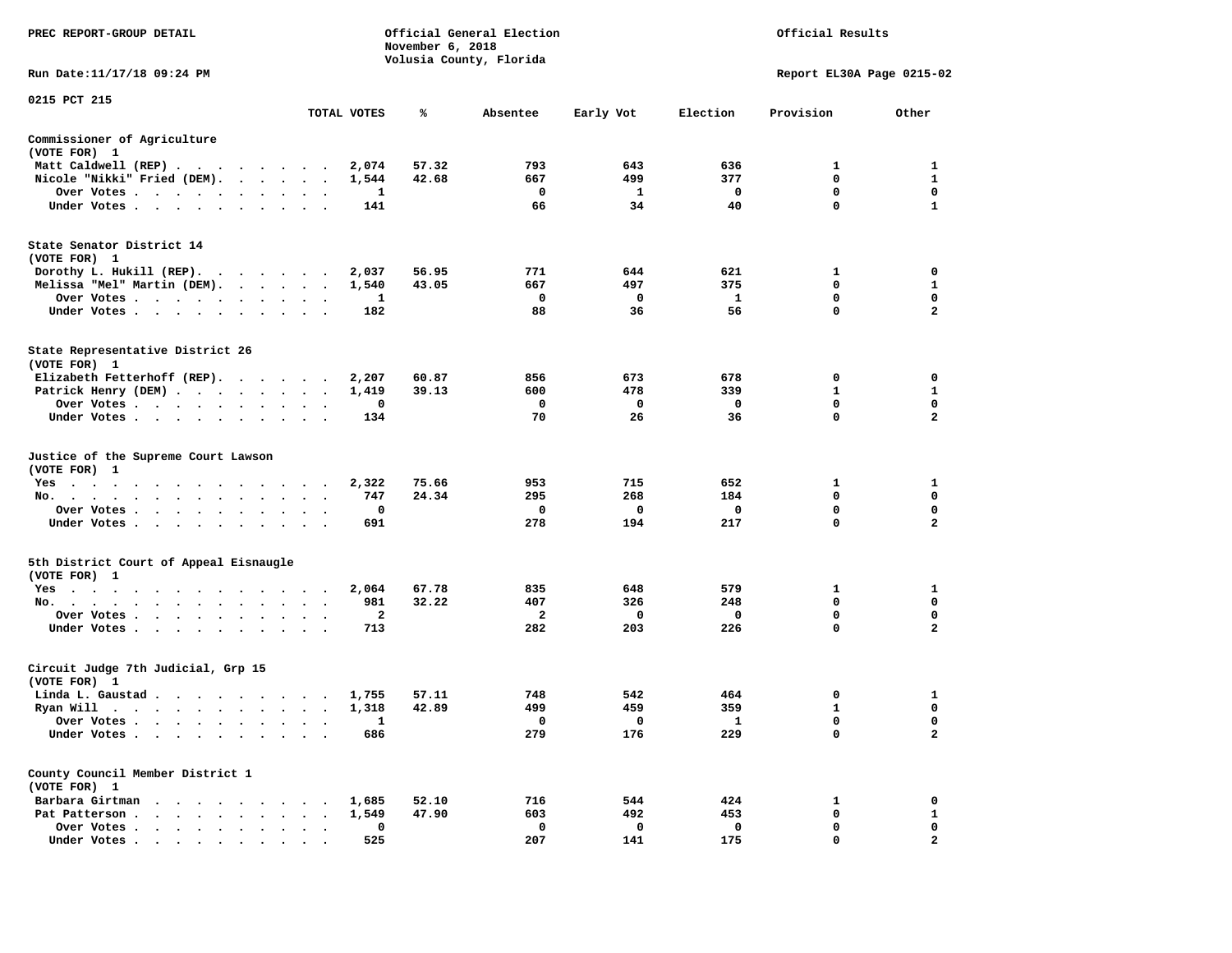PREC REPORT-GROUP DETAIL

Official General Election
November 6, 2018
Volusia County, Florida

Official Results

Run Date:11/17/18 09:24 PM

Report EL30A Page 0215-02

0215 PCT 215

| | TOTAL VOTES | % | Absentee | Early Vot | Election | Provision | Other |
|---|---|---|---|---|---|---|---|
| **Commissioner of Agriculture** | | | | | | | |
| (VOTE FOR) 1 | | | | | | | |
| Matt Caldwell (REP) | 2,074 | 57.32 | 793 | 643 | 636 | 1 | 1 |
| Nicole "Nikki" Fried (DEM) | 1,544 | 42.68 | 667 | 499 | 377 | 0 | 1 |
| Over Votes | 1 | | 0 | 1 | 0 | 0 | 0 |
| Under Votes | 141 | | 66 | 34 | 40 | 0 | 1 |
| **State Senator District 14** | | | | | | | |
| (VOTE FOR) 1 | | | | | | | |
| Dorothy L. Hukill (REP) | 2,037 | 56.95 | 771 | 644 | 621 | 1 | 0 |
| Melissa "Mel" Martin (DEM) | 1,540 | 43.05 | 667 | 497 | 375 | 0 | 1 |
| Over Votes | 1 | | 0 | 0 | 1 | 0 | 0 |
| Under Votes | 182 | | 88 | 36 | 56 | 0 | 2 |
| **State Representative District 26** | | | | | | | |
| (VOTE FOR) 1 | | | | | | | |
| Elizabeth Fetterhoff (REP) | 2,207 | 60.87 | 856 | 673 | 678 | 0 | 0 |
| Patrick Henry (DEM) | 1,419 | 39.13 | 600 | 478 | 339 | 1 | 1 |
| Over Votes | 0 | | 0 | 0 | 0 | 0 | 0 |
| Under Votes | 134 | | 70 | 26 | 36 | 0 | 2 |
| **Justice of the Supreme Court Lawson** | | | | | | | |
| (VOTE FOR) 1 | | | | | | | |
| Yes | 2,322 | 75.66 | 953 | 715 | 652 | 1 | 1 |
| No. | 747 | 24.34 | 295 | 268 | 184 | 0 | 0 |
| Over Votes | 0 | | 0 | 0 | 0 | 0 | 0 |
| Under Votes | 691 | | 278 | 194 | 217 | 0 | 2 |
| **5th District Court of Appeal Eisnaugle** | | | | | | | |
| (VOTE FOR) 1 | | | | | | | |
| Yes | 2,064 | 67.78 | 835 | 648 | 579 | 1 | 1 |
| No. | 981 | 32.22 | 407 | 326 | 248 | 0 | 0 |
| Over Votes | 2 | | 2 | 0 | 0 | 0 | 0 |
| Under Votes | 713 | | 282 | 203 | 226 | 0 | 2 |
| **Circuit Judge 7th Judicial, Grp 15** | | | | | | | |
| (VOTE FOR) 1 | | | | | | | |
| Linda L. Gaustad | 1,755 | 57.11 | 748 | 542 | 464 | 0 | 1 |
| Ryan Will | 1,318 | 42.89 | 499 | 459 | 359 | 1 | 0 |
| Over Votes | 1 | | 0 | 0 | 1 | 0 | 0 |
| Under Votes | 686 | | 279 | 176 | 229 | 0 | 2 |
| **County Council Member District 1** | | | | | | | |
| (VOTE FOR) 1 | | | | | | | |
| Barbara Girtman | 1,685 | 52.10 | 716 | 544 | 424 | 1 | 0 |
| Pat Patterson | 1,549 | 47.90 | 603 | 492 | 453 | 0 | 1 |
| Over Votes | 0 | | 0 | 0 | 0 | 0 | 0 |
| Under Votes | 525 | | 207 | 141 | 175 | 0 | 2 |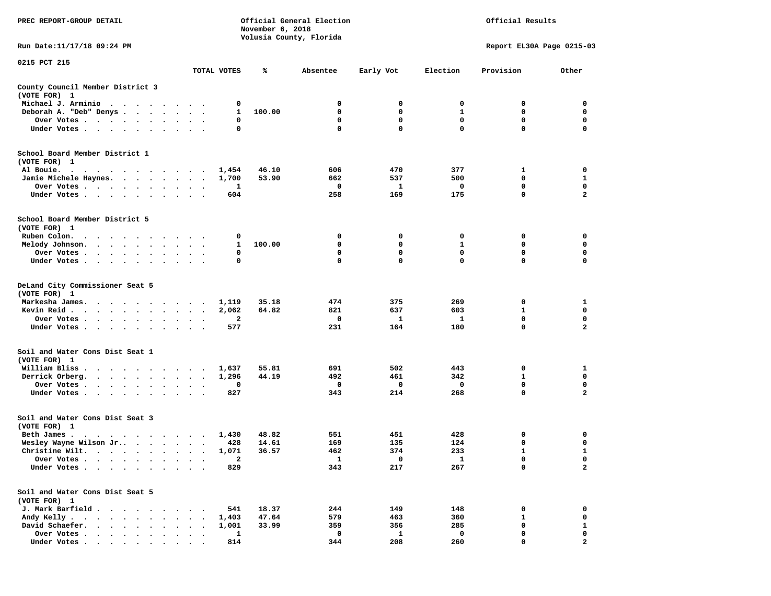PREC REPORT-GROUP DETAIL

Official General Election
November 6, 2018
Volusia County, Florida

Official Results

Run Date:11/17/18 09:24 PM

Report EL30A Page 0215-03

0215 PCT 215

| | TOTAL VOTES | % | Absentee | Early Vot | Election | Provision | Other |
|---|---|---|---|---|---|---|---|
| **County Council Member District 3** | | | | | | | |
| (VOTE FOR) 1 | | | | | | | |
| Michael J. Arminio | 0 | | 0 | 0 | 0 | 0 | 0 |
| Deborah A. "Deb" Denys | 1 | 100.00 | 0 | 0 | 1 | 0 | 0 |
| Over Votes | 0 | | 0 | 0 | 0 | 0 | 0 |
| Under Votes | 0 | | 0 | 0 | 0 | 0 | 0 |
| **School Board Member District 1** | | | | | | | |
| (VOTE FOR) 1 | | | | | | | |
| Al Bouie | 1,454 | 46.10 | 606 | 470 | 377 | 1 | 0 |
| Jamie Michele Haynes | 1,700 | 53.90 | 662 | 537 | 500 | 0 | 1 |
| Over Votes | 1 | | 0 | 1 | 0 | 0 | 0 |
| Under Votes | 604 | | 258 | 169 | 175 | 0 | 2 |
| **School Board Member District 5** | | | | | | | |
| (VOTE FOR) 1 | | | | | | | |
| Ruben Colon | 0 | | 0 | 0 | 0 | 0 | 0 |
| Melody Johnson | 1 | 100.00 | 0 | 0 | 1 | 0 | 0 |
| Over Votes | 0 | | 0 | 0 | 0 | 0 | 0 |
| Under Votes | 0 | | 0 | 0 | 0 | 0 | 0 |
| **DeLand City Commissioner Seat 5** | | | | | | | |
| (VOTE FOR) 1 | | | | | | | |
| Markesha James | 1,119 | 35.18 | 474 | 375 | 269 | 0 | 1 |
| Kevin Reid | 2,062 | 64.82 | 821 | 637 | 603 | 1 | 0 |
| Over Votes | 2 | | 0 | 1 | 1 | 0 | 0 |
| Under Votes | 577 | | 231 | 164 | 180 | 0 | 2 |
| **Soil and Water Cons Dist Seat 1** | | | | | | | |
| (VOTE FOR) 1 | | | | | | | |
| William Bliss | 1,637 | 55.81 | 691 | 502 | 443 | 0 | 1 |
| Derrick Orberg | 1,296 | 44.19 | 492 | 461 | 342 | 1 | 0 |
| Over Votes | 0 | | 0 | 0 | 0 | 0 | 0 |
| Under Votes | 827 | | 343 | 214 | 268 | 0 | 2 |
| **Soil and Water Cons Dist Seat 3** | | | | | | | |
| (VOTE FOR) 1 | | | | | | | |
| Beth James | 1,430 | 48.82 | 551 | 451 | 428 | 0 | 0 |
| Wesley Wayne Wilson Jr. | 428 | 14.61 | 169 | 135 | 124 | 0 | 0 |
| Christine Wilt | 1,071 | 36.57 | 462 | 374 | 233 | 1 | 1 |
| Over Votes | 2 | | 1 | 0 | 1 | 0 | 0 |
| Under Votes | 829 | | 343 | 217 | 267 | 0 | 2 |
| **Soil and Water Cons Dist Seat 5** | | | | | | | |
| (VOTE FOR) 1 | | | | | | | |
| J. Mark Barfield | 541 | 18.37 | 244 | 149 | 148 | 0 | 0 |
| Andy Kelly | 1,403 | 47.64 | 579 | 463 | 360 | 1 | 0 |
| David Schaefer | 1,001 | 33.99 | 359 | 356 | 285 | 0 | 1 |
| Over Votes | 1 | | 0 | 1 | 0 | 0 | 0 |
| Under Votes | 814 | | 344 | 208 | 260 | 0 | 2 |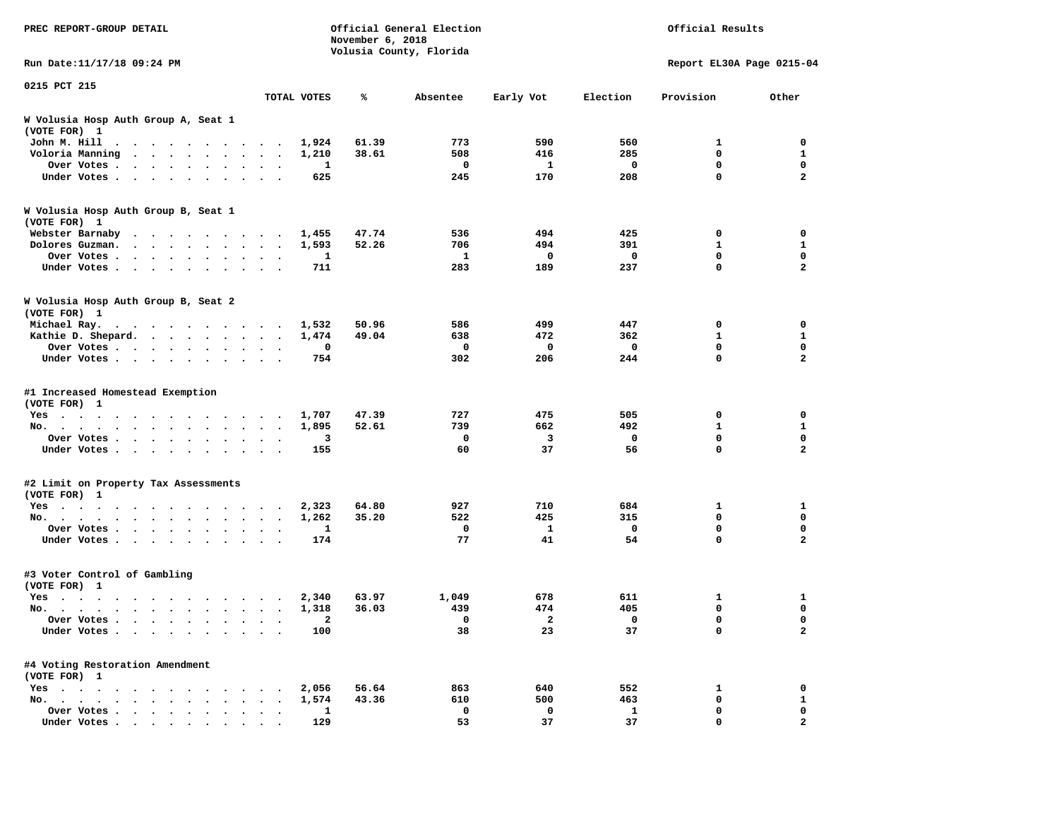PREC REPORT-GROUP DETAIL

Official General Election
November 6, 2018
Volusia County, Florida

Official Results

Run Date:11/17/18 09:24 PM

Report EL30A Page 0215-04

0215 PCT 215

| | TOTAL VOTES | % | Absentee | Early Vot | Election | Provision | Other |
|---|---|---|---|---|---|---|---|
| **W Volusia Hosp Auth Group A, Seat 1** | | | | | | | |
| (VOTE FOR) 1 | | | | | | | |
| John M. Hill | 1,924 | 61.39 | 773 | 590 | 560 | 1 | 0 |
| Voloria Manning | 1,210 | 38.61 | 508 | 416 | 285 | 0 | 1 |
| Over Votes | 1 | | 0 | 1 | 0 | 0 | 0 |
| Under Votes | 625 | | 245 | 170 | 208 | 0 | 2 |
| **W Volusia Hosp Auth Group B, Seat 1** | | | | | | | |
| (VOTE FOR) 1 | | | | | | | |
| Webster Barnaby | 1,455 | 47.74 | 536 | 494 | 425 | 0 | 0 |
| Dolores Guzman. | 1,593 | 52.26 | 706 | 494 | 391 | 1 | 1 |
| Over Votes | 1 | | 1 | 0 | 0 | 0 | 0 |
| Under Votes | 711 | | 283 | 189 | 237 | 0 | 2 |
| **W Volusia Hosp Auth Group B, Seat 2** | | | | | | | |
| (VOTE FOR) 1 | | | | | | | |
| Michael Ray. | 1,532 | 50.96 | 586 | 499 | 447 | 0 | 0 |
| Kathie D. Shepard. | 1,474 | 49.04 | 638 | 472 | 362 | 1 | 1 |
| Over Votes | 0 | | 0 | 0 | 0 | 0 | 0 |
| Under Votes | 754 | | 302 | 206 | 244 | 0 | 2 |
| **#1 Increased Homestead Exemption** | | | | | | | |
| (VOTE FOR) 1 | | | | | | | |
| Yes | 1,707 | 47.39 | 727 | 475 | 505 | 0 | 0 |
| No. | 1,895 | 52.61 | 739 | 662 | 492 | 1 | 1 |
| Over Votes | 3 | | 0 | 3 | 0 | 0 | 0 |
| Under Votes | 155 | | 60 | 37 | 56 | 0 | 2 |
| **#2 Limit on Property Tax Assessments** | | | | | | | |
| (VOTE FOR) 1 | | | | | | | |
| Yes | 2,323 | 64.80 | 927 | 710 | 684 | 1 | 1 |
| No. | 1,262 | 35.20 | 522 | 425 | 315 | 0 | 0 |
| Over Votes | 1 | | 0 | 1 | 0 | 0 | 0 |
| Under Votes | 174 | | 77 | 41 | 54 | 0 | 2 |
| **#3 Voter Control of Gambling** | | | | | | | |
| (VOTE FOR) 1 | | | | | | | |
| Yes | 2,340 | 63.97 | 1,049 | 678 | 611 | 1 | 1 |
| No. | 1,318 | 36.03 | 439 | 474 | 405 | 0 | 0 |
| Over Votes | 2 | | 0 | 2 | 0 | 0 | 0 |
| Under Votes | 100 | | 38 | 23 | 37 | 0 | 2 |
| **#4 Voting Restoration Amendment** | | | | | | | |
| (VOTE FOR) 1 | | | | | | | |
| Yes | 2,056 | 56.64 | 863 | 640 | 552 | 1 | 0 |
| No. | 1,574 | 43.36 | 610 | 500 | 463 | 0 | 1 |
| Over Votes | 1 | | 0 | 0 | 1 | 0 | 0 |
| Under Votes | 129 | | 53 | 37 | 37 | 0 | 2 |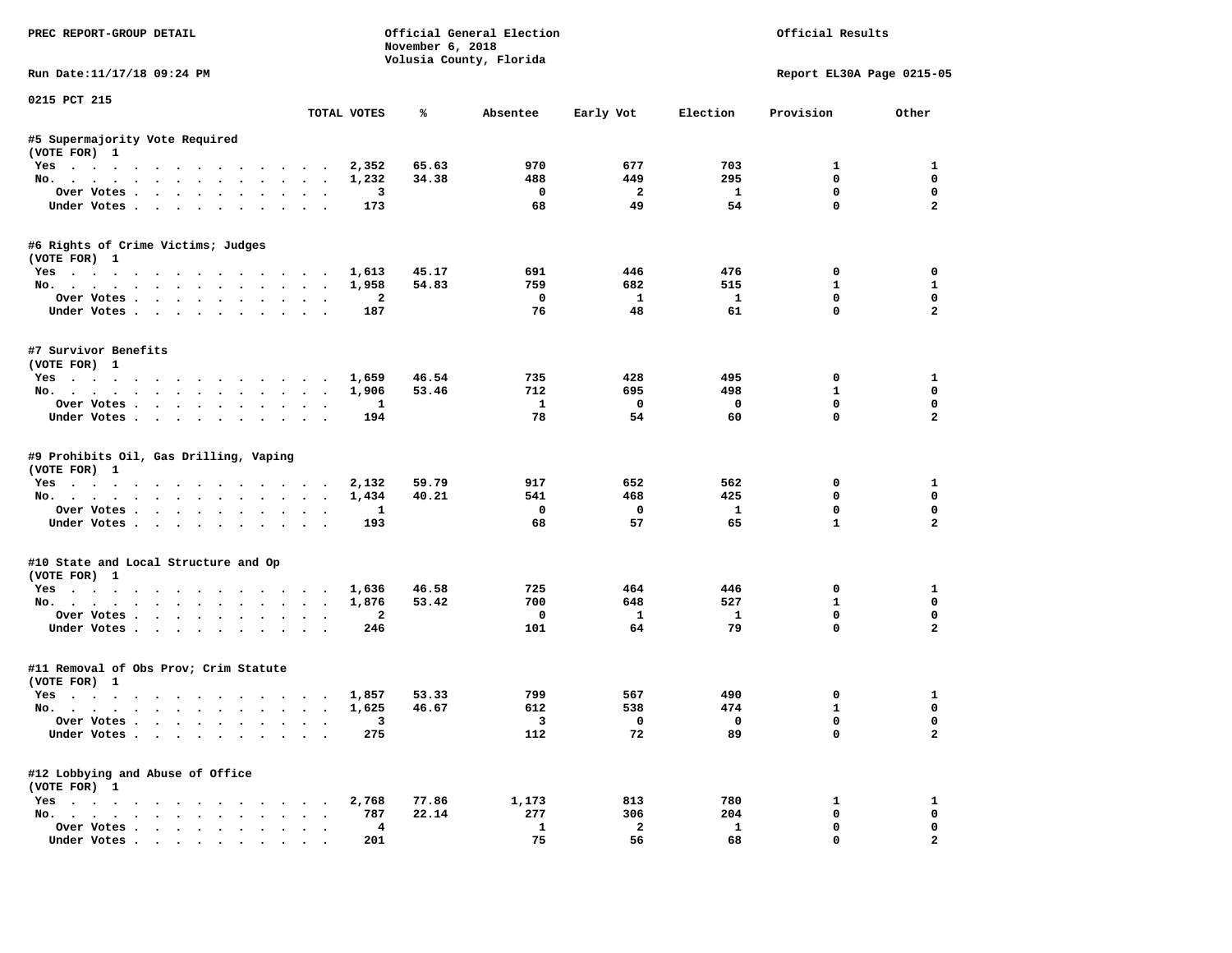PREC REPORT-GROUP DETAIL

Official General Election
November 6, 2018
Volusia County, Florida

Official Results

Run Date:11/17/18 09:24 PM

Report EL30A Page 0215-05

0215 PCT 215

| | TOTAL VOTES | % | Absentee | Early Vot | Election | Provision | Other |
|---|---|---|---|---|---|---|---|
| **#5 Supermajority Vote Required** | | | | | | | |
| (VOTE FOR) 1 | | | | | | | |
| Yes | 2,352 | 65.63 | 970 | 677 | 703 | 1 | 1 |
| No. | 1,232 | 34.38 | 488 | 449 | 295 | 0 | 0 |
| Over Votes | 3 | | 0 | 2 | 1 | 0 | 0 |
| Under Votes | 173 | | 68 | 49 | 54 | 0 | 2 |
| **#6 Rights of Crime Victims; Judges** | | | | | | | |
| (VOTE FOR) 1 | | | | | | | |
| Yes | 1,613 | 45.17 | 691 | 446 | 476 | 0 | 0 |
| No. | 1,958 | 54.83 | 759 | 682 | 515 | 1 | 1 |
| Over Votes | 2 | | 0 | 1 | 1 | 0 | 0 |
| Under Votes | 187 | | 76 | 48 | 61 | 0 | 2 |
| **#7 Survivor Benefits** | | | | | | | |
| (VOTE FOR) 1 | | | | | | | |
| Yes | 1,659 | 46.54 | 735 | 428 | 495 | 0 | 1 |
| No. | 1,906 | 53.46 | 712 | 695 | 498 | 1 | 0 |
| Over Votes | 1 | | 1 | 0 | 0 | 0 | 0 |
| Under Votes | 194 | | 78 | 54 | 60 | 0 | 2 |
| **#9 Prohibits Oil, Gas Drilling, Vaping** | | | | | | | |
| (VOTE FOR) 1 | | | | | | | |
| Yes | 2,132 | 59.79 | 917 | 652 | 562 | 0 | 1 |
| No. | 1,434 | 40.21 | 541 | 468 | 425 | 0 | 0 |
| Over Votes | 1 | | 0 | 0 | 1 | 0 | 0 |
| Under Votes | 193 | | 68 | 57 | 65 | 1 | 2 |
| **#10 State and Local Structure and Op** | | | | | | | |
| (VOTE FOR) 1 | | | | | | | |
| Yes | 1,636 | 46.58 | 725 | 464 | 446 | 0 | 1 |
| No. | 1,876 | 53.42 | 700 | 648 | 527 | 1 | 0 |
| Over Votes | 2 | | 0 | 1 | 1 | 0 | 0 |
| Under Votes | 246 | | 101 | 64 | 79 | 0 | 2 |
| **#11 Removal of Obs Prov; Crim Statute** | | | | | | | |
| (VOTE FOR) 1 | | | | | | | |
| Yes | 1,857 | 53.33 | 799 | 567 | 490 | 0 | 1 |
| No. | 1,625 | 46.67 | 612 | 538 | 474 | 1 | 0 |
| Over Votes | 3 | | 3 | 0 | 0 | 0 | 0 |
| Under Votes | 275 | | 112 | 72 | 89 | 0 | 2 |
| **#12 Lobbying and Abuse of Office** | | | | | | | |
| (VOTE FOR) 1 | | | | | | | |
| Yes | 2,768 | 77.86 | 1,173 | 813 | 780 | 1 | 1 |
| No. | 787 | 22.14 | 277 | 306 | 204 | 0 | 0 |
| Over Votes | 4 | | 1 | 2 | 1 | 0 | 0 |
| Under Votes | 201 | | 75 | 56 | 68 | 0 | 2 |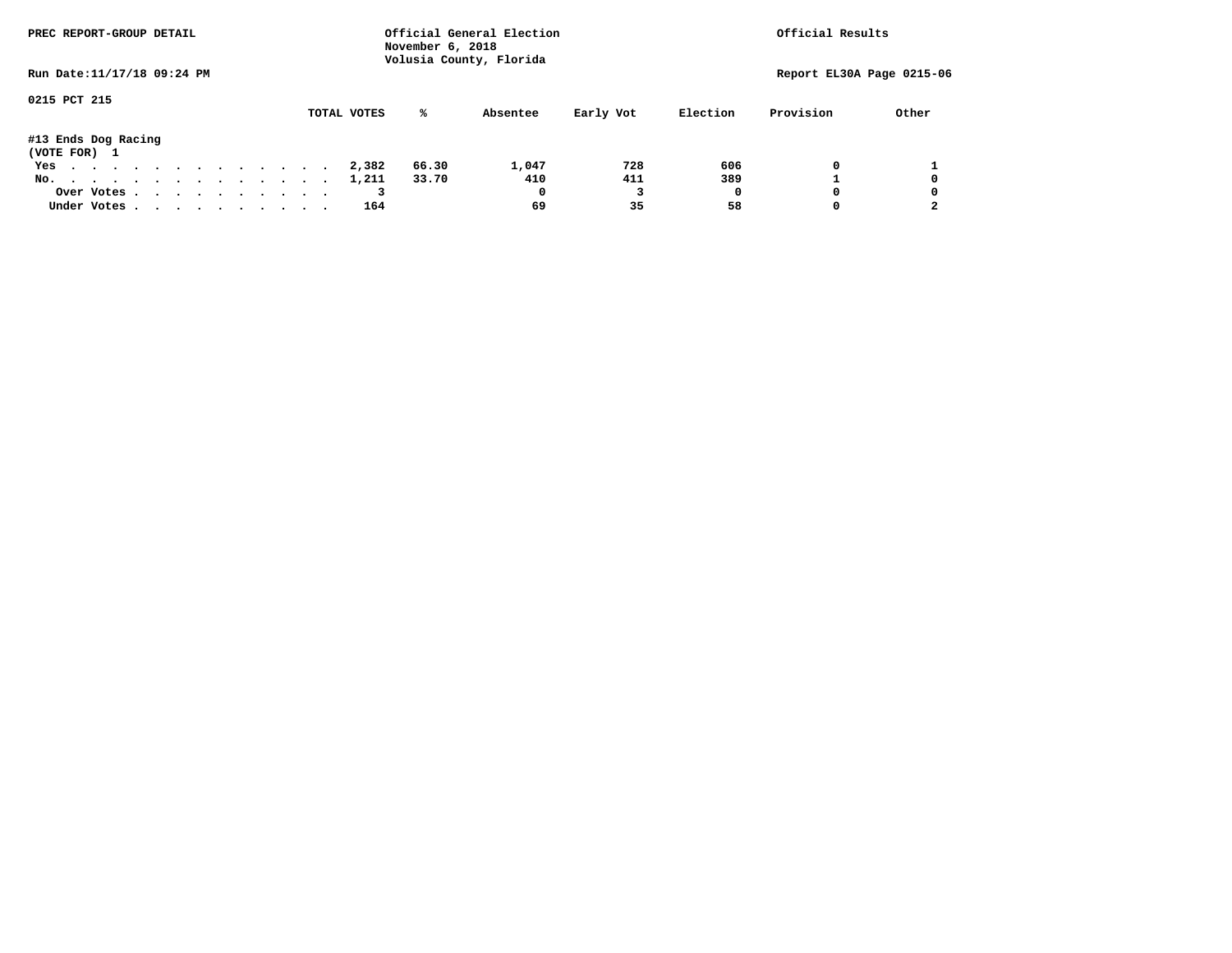PREC REPORT-GROUP DETAIL

Official General Election
November 6, 2018
Volusia County, Florida

Official Results

Run Date:11/17/18 09:24 PM

Report EL30A Page 0215-06

0215 PCT 215

#13 Ends Dog Racing
(VOTE FOR) 1

| | TOTAL VOTES | % | Absentee | Early Vot | Election | Provision | Other |
|---|---|---|---|---|---|---|---|
| Yes | 2,382 | 66.30 | 1,047 | 728 | 606 | 0 | 1 |
| No. | 1,211 | 33.70 | 410 | 411 | 389 | 1 | 0 |
| Over Votes | 3 | | 0 | 3 | 0 | 0 | 0 |
| Under Votes | 164 | | 69 | 35 | 58 | 0 | 2 |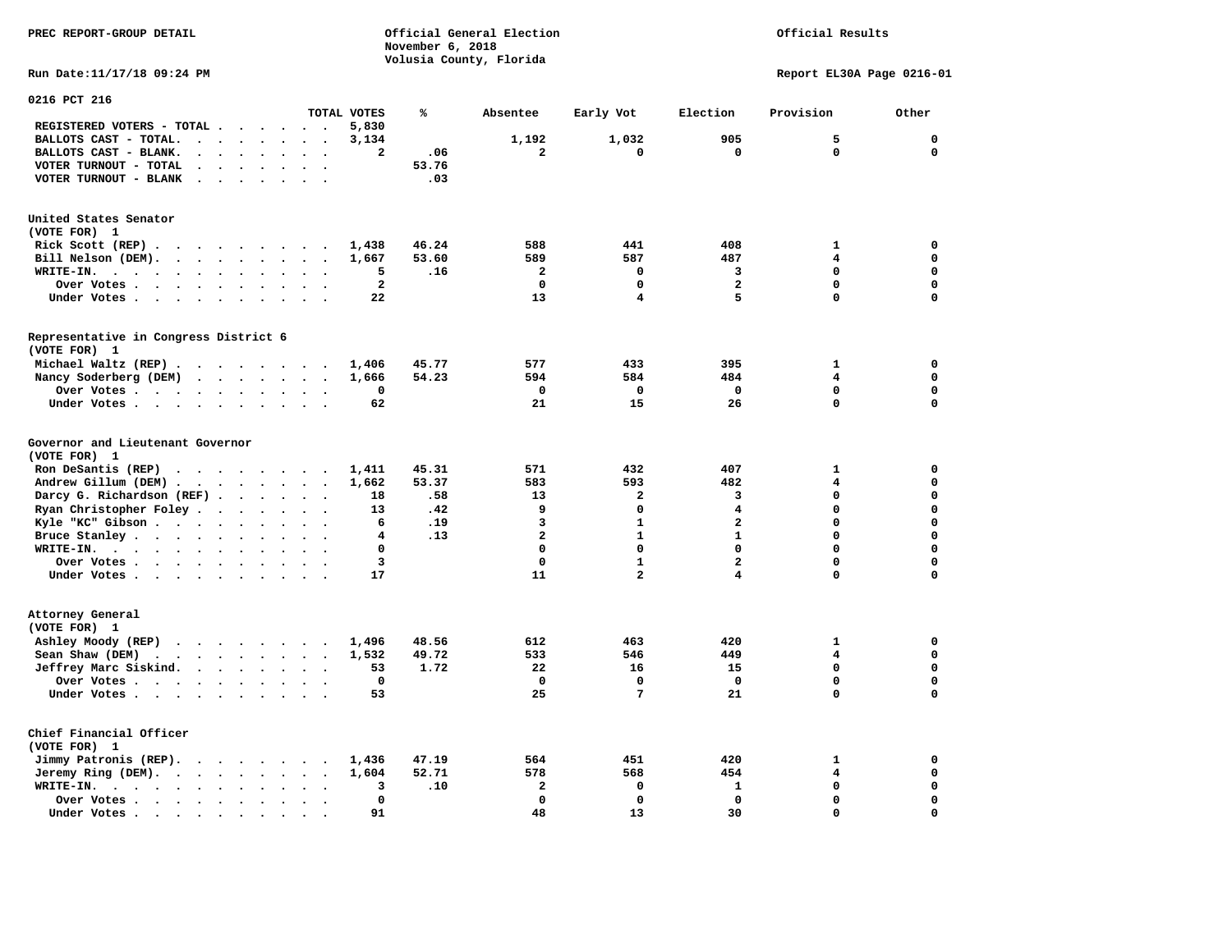PREC REPORT-GROUP DETAIL

Official General Election
November 6, 2018
Volusia County, Florida

Official Results

Run Date:11/17/18 09:24 PM

Report EL30A Page 0216-01

## 0216 PCT 216

| | TOTAL VOTES | % | Absentee | Early Vot | Election | Provision | Other |
|---|---|---|---|---|---|---|---|
| REGISTERED VOTERS - TOTAL | 5,830 | | | | | | |
| BALLOTS CAST - TOTAL. | 3,134 | | 1,192 | 1,032 | 905 | 5 | 0 |
| BALLOTS CAST - BLANK. | 2 | .06 | 2 | 0 | 0 | 0 | 0 |
| VOTER TURNOUT - TOTAL | | 53.76 | | | | | |
| VOTER TURNOUT - BLANK | | .03 | | | | | |

### United States Senator
(VOTE FOR) 1

| | TOTAL VOTES | % | Absentee | Early Vot | Election | Provision | Other |
|---|---|---|---|---|---|---|---|
| Rick Scott (REP) | 1,438 | 46.24 | 588 | 441 | 408 | 1 | 0 |
| Bill Nelson (DEM). | 1,667 | 53.60 | 589 | 587 | 487 | 4 | 0 |
| WRITE-IN. | 5 | .16 | 2 | 0 | 3 | 0 | 0 |
| Over Votes | 2 | | 0 | 0 | 2 | 0 | 0 |
| Under Votes | 22 | | 13 | 4 | 5 | 0 | 0 |

### Representative in Congress District 6
(VOTE FOR) 1

| | TOTAL VOTES | % | Absentee | Early Vot | Election | Provision | Other |
|---|---|---|---|---|---|---|---|
| Michael Waltz (REP) | 1,406 | 45.77 | 577 | 433 | 395 | 1 | 0 |
| Nancy Soderberg (DEM) | 1,666 | 54.23 | 594 | 584 | 484 | 4 | 0 |
| Over Votes | 0 | | 0 | 0 | 0 | 0 | 0 |
| Under Votes | 62 | | 21 | 15 | 26 | 0 | 0 |

### Governor and Lieutenant Governor
(VOTE FOR) 1

| | TOTAL VOTES | % | Absentee | Early Vot | Election | Provision | Other |
|---|---|---|---|---|---|---|---|
| Ron DeSantis (REP) | 1,411 | 45.31 | 571 | 432 | 407 | 1 | 0 |
| Andrew Gillum (DEM) | 1,662 | 53.37 | 583 | 593 | 482 | 4 | 0 |
| Darcy G. Richardson (REF) | 18 | .58 | 13 | 2 | 3 | 0 | 0 |
| Ryan Christopher Foley | 13 | .42 | 9 | 0 | 4 | 0 | 0 |
| Kyle "KC" Gibson | 6 | .19 | 3 | 1 | 2 | 0 | 0 |
| Bruce Stanley | 4 | .13 | 2 | 1 | 1 | 0 | 0 |
| WRITE-IN. | 0 | | 0 | 0 | 0 | 0 | 0 |
| Over Votes | 3 | | 0 | 1 | 2 | 0 | 0 |
| Under Votes | 17 | | 11 | 2 | 4 | 0 | 0 |

### Attorney General
(VOTE FOR) 1

| | TOTAL VOTES | % | Absentee | Early Vot | Election | Provision | Other |
|---|---|---|---|---|---|---|---|
| Ashley Moody (REP) | 1,496 | 48.56 | 612 | 463 | 420 | 1 | 0 |
| Sean Shaw (DEM) | 1,532 | 49.72 | 533 | 546 | 449 | 4 | 0 |
| Jeffrey Marc Siskind. | 53 | 1.72 | 22 | 16 | 15 | 0 | 0 |
| Over Votes | 0 | | 0 | 0 | 0 | 0 | 0 |
| Under Votes | 53 | | 25 | 7 | 21 | 0 | 0 |

### Chief Financial Officer
(VOTE FOR) 1

| | TOTAL VOTES | % | Absentee | Early Vot | Election | Provision | Other |
|---|---|---|---|---|---|---|---|
| Jimmy Patronis (REP). | 1,436 | 47.19 | 564 | 451 | 420 | 1 | 0 |
| Jeremy Ring (DEM). | 1,604 | 52.71 | 578 | 568 | 454 | 4 | 0 |
| WRITE-IN. | 3 | .10 | 2 | 0 | 1 | 0 | 0 |
| Over Votes | 0 | | 0 | 0 | 0 | 0 | 0 |
| Under Votes | 91 | | 48 | 13 | 30 | 0 | 0 |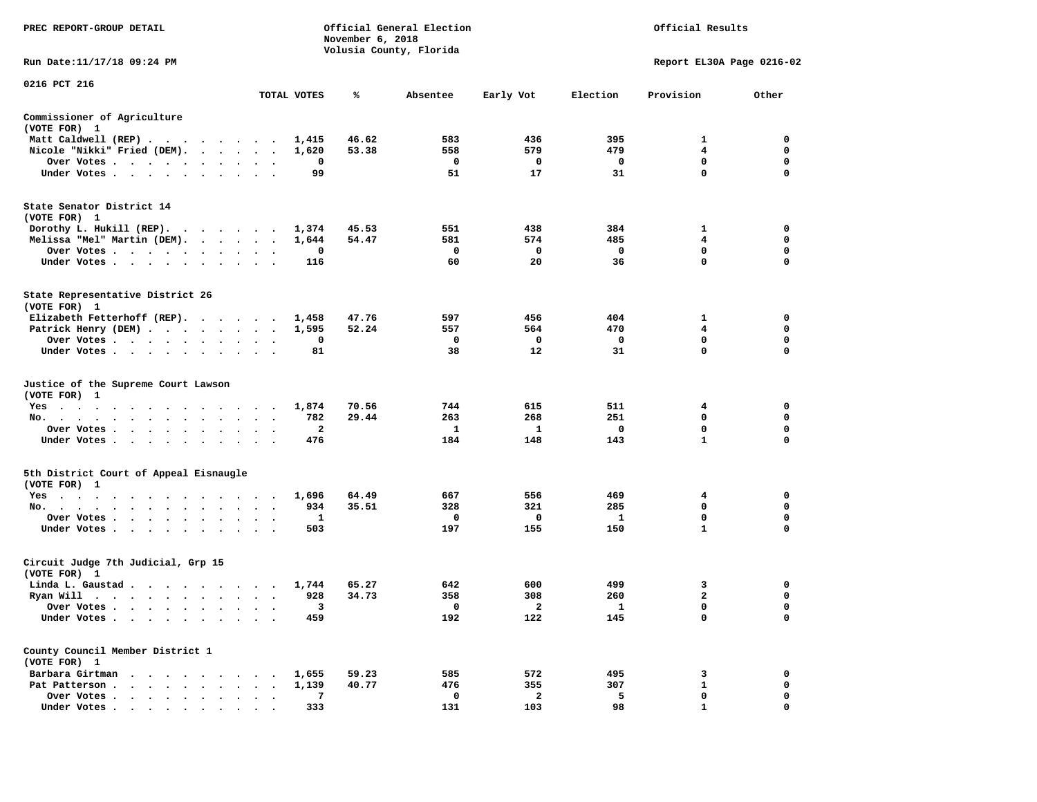PREC REPORT-GROUP DETAIL

Official General Election
November 6, 2018
Volusia County, Florida

Official Results

Run Date:11/17/18 09:24 PM

Report EL30A Page 0216-02

0216 PCT 216

| | TOTAL VOTES | % | Absentee | Early Vot | Election | Provision | Other |
|---|---|---|---|---|---|---|---|
| **Commissioner of Agriculture (VOTE FOR) 1** | | | | | | | |
| Matt Caldwell (REP) | 1,415 | 46.62 | 583 | 436 | 395 | 1 | 0 |
| Nicole "Nikki" Fried (DEM) | 1,620 | 53.38 | 558 | 579 | 479 | 4 | 0 |
| Over Votes | 0 | | 0 | 0 | 0 | 0 | 0 |
| Under Votes | 99 | | 51 | 17 | 31 | 0 | 0 |
| **State Senator District 14 (VOTE FOR) 1** | | | | | | | |
| Dorothy L. Hukill (REP) | 1,374 | 45.53 | 551 | 438 | 384 | 1 | 0 |
| Melissa "Mel" Martin (DEM) | 1,644 | 54.47 | 581 | 574 | 485 | 4 | 0 |
| Over Votes | 0 | | 0 | 0 | 0 | 0 | 0 |
| Under Votes | 116 | | 60 | 20 | 36 | 0 | 0 |
| **State Representative District 26 (VOTE FOR) 1** | | | | | | | |
| Elizabeth Fetterhoff (REP) | 1,458 | 47.76 | 597 | 456 | 404 | 1 | 0 |
| Patrick Henry (DEM) | 1,595 | 52.24 | 557 | 564 | 470 | 4 | 0 |
| Over Votes | 0 | | 0 | 0 | 0 | 0 | 0 |
| Under Votes | 81 | | 38 | 12 | 31 | 0 | 0 |
| **Justice of the Supreme Court Lawson (VOTE FOR) 1** | | | | | | | |
| Yes | 1,874 | 70.56 | 744 | 615 | 511 | 4 | 0 |
| No | 782 | 29.44 | 263 | 268 | 251 | 0 | 0 |
| Over Votes | 2 | | 1 | 1 | 0 | 0 | 0 |
| Under Votes | 476 | | 184 | 148 | 143 | 1 | 0 |
| **5th District Court of Appeal Eisnaugle (VOTE FOR) 1** | | | | | | | |
| Yes | 1,696 | 64.49 | 667 | 556 | 469 | 4 | 0 |
| No | 934 | 35.51 | 328 | 321 | 285 | 0 | 0 |
| Over Votes | 1 | | 0 | 0 | 1 | 0 | 0 |
| Under Votes | 503 | | 197 | 155 | 150 | 1 | 0 |
| **Circuit Judge 7th Judicial, Grp 15 (VOTE FOR) 1** | | | | | | | |
| Linda L. Gaustad | 1,744 | 65.27 | 642 | 600 | 499 | 3 | 0 |
| Ryan Will | 928 | 34.73 | 358 | 308 | 260 | 2 | 0 |
| Over Votes | 3 | | 0 | 2 | 1 | 0 | 0 |
| Under Votes | 459 | | 192 | 122 | 145 | 0 | 0 |
| **County Council Member District 1 (VOTE FOR) 1** | | | | | | | |
| Barbara Girtman | 1,655 | 59.23 | 585 | 572 | 495 | 3 | 0 |
| Pat Patterson | 1,139 | 40.77 | 476 | 355 | 307 | 1 | 0 |
| Over Votes | 7 | | 0 | 2 | 5 | 0 | 0 |
| Under Votes | 333 | | 131 | 103 | 98 | 1 | 0 |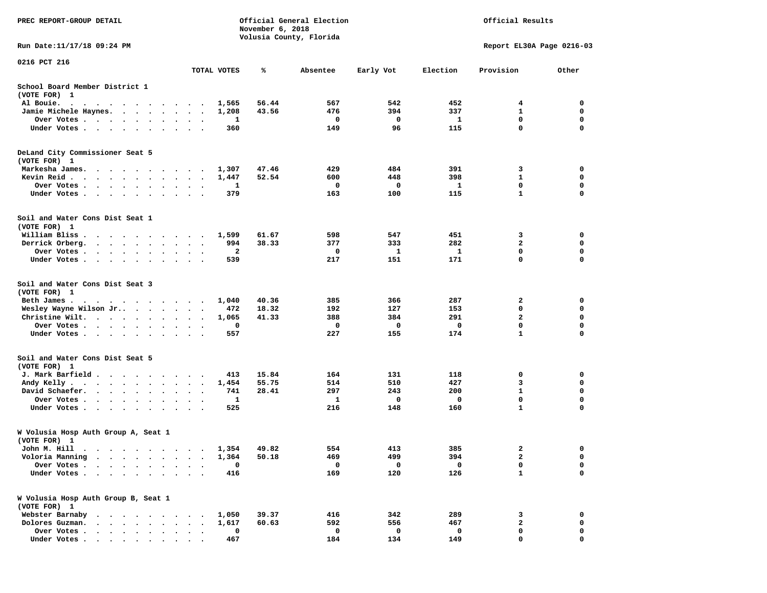PREC REPORT-GROUP DETAIL

Official General Election
November 6, 2018
Volusia County, Florida

Official Results

Run Date:11/17/18 09:24 PM

Report EL30A Page 0216-03

0216 PCT 216

| | TOTAL VOTES | % | Absentee | Early Vot | Election | Provision | Other |
|---|---|---|---|---|---|---|---|
| **School Board Member District 1** | | | | | | | |
| (VOTE FOR) 1 | | | | | | | |
| Al Bouie. | 1,565 | 56.44 | 567 | 542 | 452 | 4 | 0 |
| Jamie Michele Haynes. | 1,208 | 43.56 | 476 | 394 | 337 | 1 | 0 |
| Over Votes | 1 | | 0 | 0 | 1 | 0 | 0 |
| Under Votes | 360 | | 149 | 96 | 115 | 0 | 0 |
| **DeLand City Commissioner Seat 5** | | | | | | | |
| (VOTE FOR) 1 | | | | | | | |
| Markesha James. | 1,307 | 47.46 | 429 | 484 | 391 | 3 | 0 |
| Kevin Reid | 1,447 | 52.54 | 600 | 448 | 398 | 1 | 0 |
| Over Votes | 1 | | 0 | 0 | 1 | 0 | 0 |
| Under Votes | 379 | | 163 | 100 | 115 | 1 | 0 |
| **Soil and Water Cons Dist Seat 1** | | | | | | | |
| (VOTE FOR) 1 | | | | | | | |
| William Bliss | 1,599 | 61.67 | 598 | 547 | 451 | 3 | 0 |
| Derrick Orberg. | 994 | 38.33 | 377 | 333 | 282 | 2 | 0 |
| Over Votes | 2 | | 0 | 1 | 1 | 0 | 0 |
| Under Votes | 539 | | 217 | 151 | 171 | 0 | 0 |
| **Soil and Water Cons Dist Seat 3** | | | | | | | |
| (VOTE FOR) 1 | | | | | | | |
| Beth James | 1,040 | 40.36 | 385 | 366 | 287 | 2 | 0 |
| Wesley Wayne Wilson Jr.. | 472 | 18.32 | 192 | 127 | 153 | 0 | 0 |
| Christine Wilt. | 1,065 | 41.33 | 388 | 384 | 291 | 2 | 0 |
| Over Votes | 0 | | 0 | 0 | 0 | 0 | 0 |
| Under Votes | 557 | | 227 | 155 | 174 | 1 | 0 |
| **Soil and Water Cons Dist Seat 5** | | | | | | | |
| (VOTE FOR) 1 | | | | | | | |
| J. Mark Barfield | 413 | 15.84 | 164 | 131 | 118 | 0 | 0 |
| Andy Kelly | 1,454 | 55.75 | 514 | 510 | 427 | 3 | 0 |
| David Schaefer. | 741 | 28.41 | 297 | 243 | 200 | 1 | 0 |
| Over Votes | 1 | | 1 | 0 | 0 | 0 | 0 |
| Under Votes | 525 | | 216 | 148 | 160 | 1 | 0 |
| **W Volusia Hosp Auth Group A, Seat 1** | | | | | | | |
| (VOTE FOR) 1 | | | | | | | |
| John M. Hill | 1,354 | 49.82 | 554 | 413 | 385 | 2 | 0 |
| Voloria Manning | 1,364 | 50.18 | 469 | 499 | 394 | 2 | 0 |
| Over Votes | 0 | | 0 | 0 | 0 | 0 | 0 |
| Under Votes | 416 | | 169 | 120 | 126 | 1 | 0 |
| **W Volusia Hosp Auth Group B, Seat 1** | | | | | | | |
| (VOTE FOR) 1 | | | | | | | |
| Webster Barnaby | 1,050 | 39.37 | 416 | 342 | 289 | 3 | 0 |
| Dolores Guzman. | 1,617 | 60.63 | 592 | 556 | 467 | 2 | 0 |
| Over Votes | 0 | | 0 | 0 | 0 | 0 | 0 |
| Under Votes | 467 | | 184 | 134 | 149 | 0 | 0 |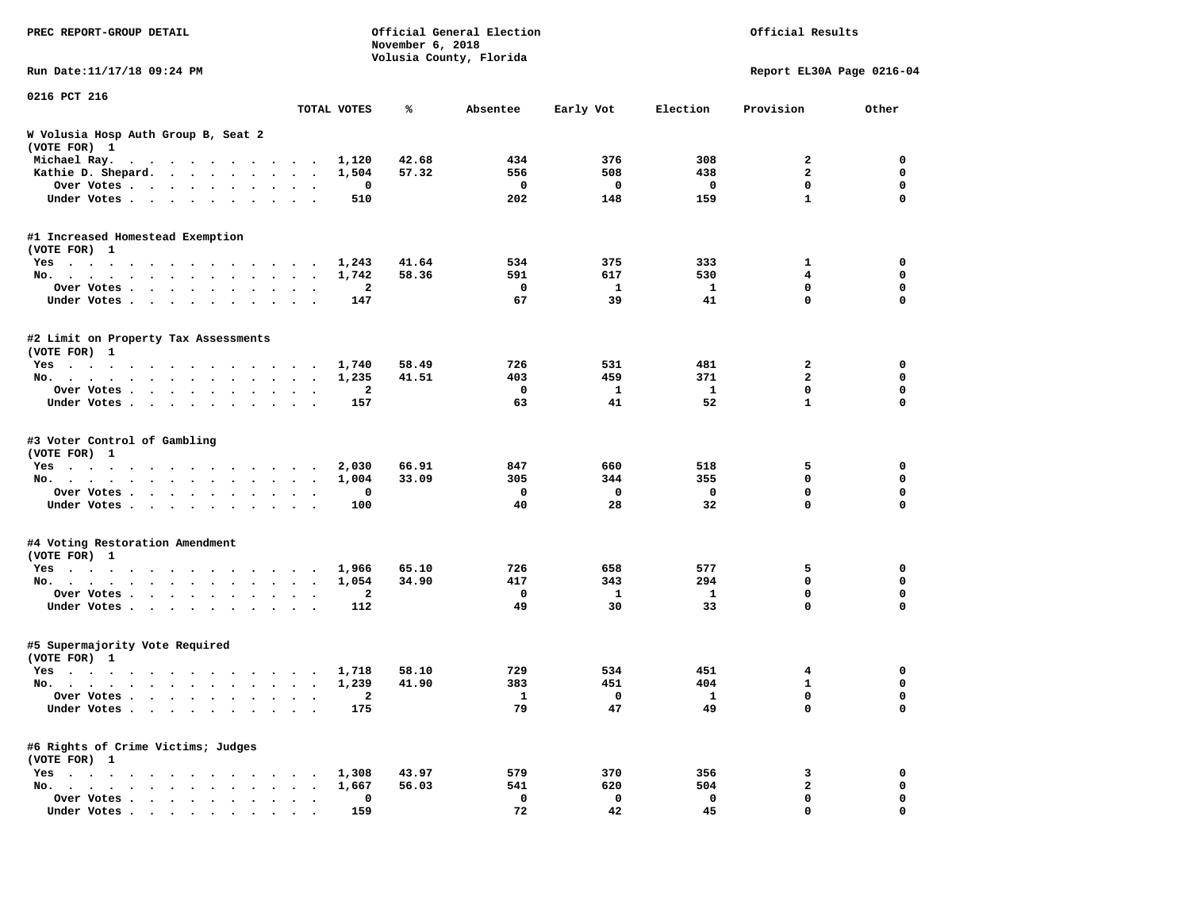PREC REPORT-GROUP DETAIL

Official General Election
November 6, 2018
Volusia County, Florida

Official Results

Run Date:11/17/18 09:24 PM

Report EL30A Page 0216-04

0216 PCT 216

| | TOTAL VOTES | % | Absentee | Early Vot | Election | Provision | Other |
|---|---|---|---|---|---|---|---|
| **W Volusia Hosp Auth Group B, Seat 2** | | | | | | | |
| **(VOTE FOR) 1** | | | | | | | |
| Michael Ray. | 1,120 | 42.68 | 434 | 376 | 308 | 2 | 0 |
| Kathie D. Shepard. | 1,504 | 57.32 | 556 | 508 | 438 | 2 | 0 |
| Over Votes | 0 | | 0 | 0 | 0 | 0 | 0 |
| Under Votes | 510 | | 202 | 148 | 159 | 1 | 0 |
| **#1 Increased Homestead Exemption** | | | | | | | |
| **(VOTE FOR) 1** | | | | | | | |
| Yes | 1,243 | 41.64 | 534 | 375 | 333 | 1 | 0 |
| No. | 1,742 | 58.36 | 591 | 617 | 530 | 4 | 0 |
| Over Votes | 2 | | 0 | 1 | 1 | 0 | 0 |
| Under Votes | 147 | | 67 | 39 | 41 | 0 | 0 |
| **#2 Limit on Property Tax Assessments** | | | | | | | |
| **(VOTE FOR) 1** | | | | | | | |
| Yes | 1,740 | 58.49 | 726 | 531 | 481 | 2 | 0 |
| No. | 1,235 | 41.51 | 403 | 459 | 371 | 2 | 0 |
| Over Votes | 2 | | 0 | 1 | 1 | 0 | 0 |
| Under Votes | 157 | | 63 | 41 | 52 | 1 | 0 |
| **#3 Voter Control of Gambling** | | | | | | | |
| **(VOTE FOR) 1** | | | | | | | |
| Yes | 2,030 | 66.91 | 847 | 660 | 518 | 5 | 0 |
| No. | 1,004 | 33.09 | 305 | 344 | 355 | 0 | 0 |
| Over Votes | 0 | | 0 | 0 | 0 | 0 | 0 |
| Under Votes | 100 | | 40 | 28 | 32 | 0 | 0 |
| **#4 Voting Restoration Amendment** | | | | | | | |
| **(VOTE FOR) 1** | | | | | | | |
| Yes | 1,966 | 65.10 | 726 | 658 | 577 | 5 | 0 |
| No. | 1,054 | 34.90 | 417 | 343 | 294 | 0 | 0 |
| Over Votes | 2 | | 0 | 1 | 1 | 0 | 0 |
| Under Votes | 112 | | 49 | 30 | 33 | 0 | 0 |
| **#5 Supermajority Vote Required** | | | | | | | |
| **(VOTE FOR) 1** | | | | | | | |
| Yes | 1,718 | 58.10 | 729 | 534 | 451 | 4 | 0 |
| No. | 1,239 | 41.90 | 383 | 451 | 404 | 1 | 0 |
| Over Votes | 2 | | 1 | 0 | 1 | 0 | 0 |
| Under Votes | 175 | | 79 | 47 | 49 | 0 | 0 |
| **#6 Rights of Crime Victims; Judges** | | | | | | | |
| **(VOTE FOR) 1** | | | | | | | |
| Yes | 1,308 | 43.97 | 579 | 370 | 356 | 3 | 0 |
| No. | 1,667 | 56.03 | 541 | 620 | 504 | 2 | 0 |
| Over Votes | 0 | | 0 | 0 | 0 | 0 | 0 |
| Under Votes | 159 | | 72 | 42 | 45 | 0 | 0 |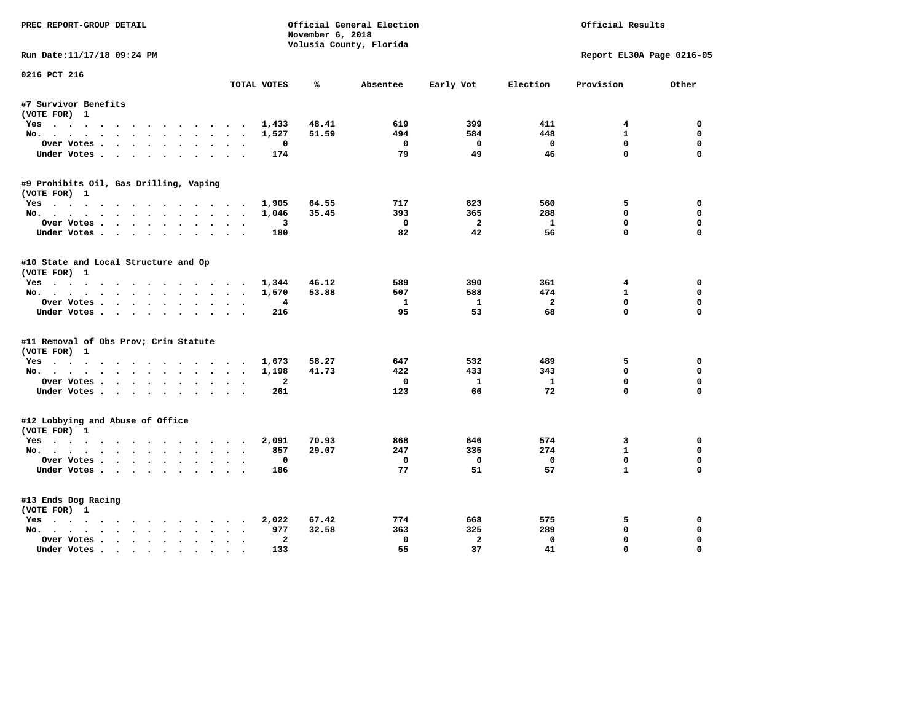PREC REPORT-GROUP DETAIL

Official General Election
November 6, 2018
Volusia County, Florida

Official Results

Run Date:11/17/18 09:24 PM

Report EL30A Page 0216-05

0216 PCT 216

| | TOTAL VOTES | % | Absentee | Early Vot | Election | Provision | Other |
|---|---|---|---|---|---|---|---|
| **#7 Survivor Benefits** | | | | | | | |
| (VOTE FOR) 1 | | | | | | | |
| Yes | 1,433 | 48.41 | 619 | 399 | 411 | 4 | 0 |
| No. | 1,527 | 51.59 | 494 | 584 | 448 | 1 | 0 |
| Over Votes | 0 | | 0 | 0 | 0 | 0 | 0 |
| Under Votes | 174 | | 79 | 49 | 46 | 0 | 0 |
| **#9 Prohibits Oil, Gas Drilling, Vaping** | | | | | | | |
| (VOTE FOR) 1 | | | | | | | |
| Yes | 1,905 | 64.55 | 717 | 623 | 560 | 5 | 0 |
| No. | 1,046 | 35.45 | 393 | 365 | 288 | 0 | 0 |
| Over Votes | 3 | | 0 | 2 | 1 | 0 | 0 |
| Under Votes | 180 | | 82 | 42 | 56 | 0 | 0 |
| **#10 State and Local Structure and Op** | | | | | | | |
| (VOTE FOR) 1 | | | | | | | |
| Yes | 1,344 | 46.12 | 589 | 390 | 361 | 4 | 0 |
| No. | 1,570 | 53.88 | 507 | 588 | 474 | 1 | 0 |
| Over Votes | 4 | | 1 | 1 | 2 | 0 | 0 |
| Under Votes | 216 | | 95 | 53 | 68 | 0 | 0 |
| **#11 Removal of Obs Prov; Crim Statute** | | | | | | | |
| (VOTE FOR) 1 | | | | | | | |
| Yes | 1,673 | 58.27 | 647 | 532 | 489 | 5 | 0 |
| No. | 1,198 | 41.73 | 422 | 433 | 343 | 0 | 0 |
| Over Votes | 2 | | 0 | 1 | 1 | 0 | 0 |
| Under Votes | 261 | | 123 | 66 | 72 | 0 | 0 |
| **#12 Lobbying and Abuse of Office** | | | | | | | |
| (VOTE FOR) 1 | | | | | | | |
| Yes | 2,091 | 70.93 | 868 | 646 | 574 | 3 | 0 |
| No. | 857 | 29.07 | 247 | 335 | 274 | 1 | 0 |
| Over Votes | 0 | | 0 | 0 | 0 | 0 | 0 |
| Under Votes | 186 | | 77 | 51 | 57 | 1 | 0 |
| **#13 Ends Dog Racing** | | | | | | | |
| (VOTE FOR) 1 | | | | | | | |
| Yes | 2,022 | 67.42 | 774 | 668 | 575 | 5 | 0 |
| No. | 977 | 32.58 | 363 | 325 | 289 | 0 | 0 |
| Over Votes | 2 | | 0 | 2 | 0 | 0 | 0 |
| Under Votes | 133 | | 55 | 37 | 41 | 0 | 0 |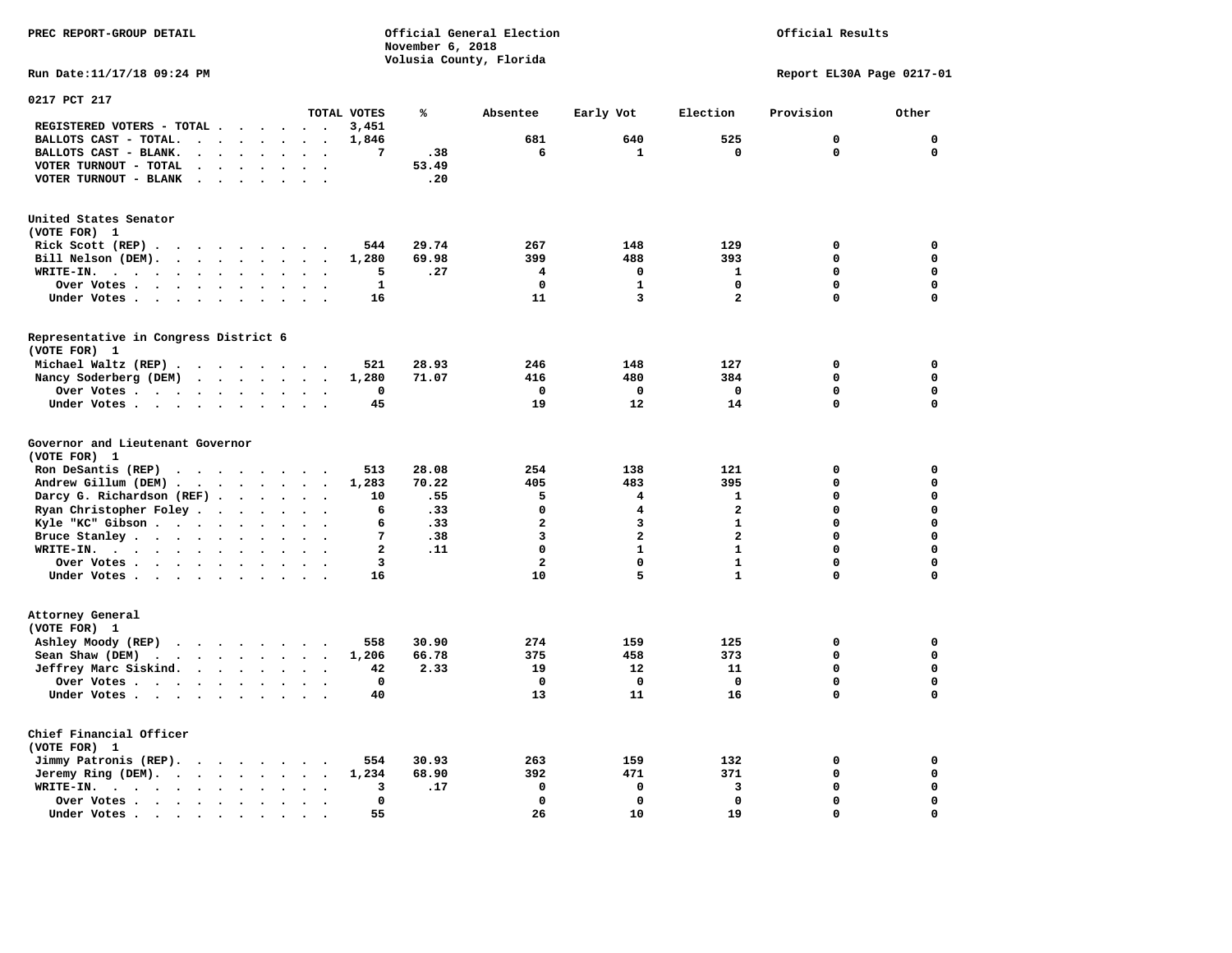PREC REPORT-GROUP DETAIL

Official General Election
November 6, 2018
Volusia County, Florida

Official Results

Run Date:11/17/18 09:24 PM

Report EL30A Page 0217-01

## 0217 PCT 217

| | TOTAL VOTES | % | Absentee | Early Vot | Election | Provision | Other |
|---|---|---|---|---|---|---|---|
| REGISTERED VOTERS - TOTAL | 3,451 | | | | | | |
| BALLOTS CAST - TOTAL. | 1,846 | | 681 | 640 | 525 | 0 | 0 |
| BALLOTS CAST - BLANK. | 7 | .38 | 6 | 1 | 0 | 0 | 0 |
| VOTER TURNOUT - TOTAL | | 53.49 | | | | | |
| VOTER TURNOUT - BLANK | | .20 | | | | | |

### United States Senator
(VOTE FOR) 1

| | TOTAL VOTES | % | Absentee | Early Vot | Election | Provision | Other |
|---|---|---|---|---|---|---|---|
| Rick Scott (REP) | 544 | 29.74 | 267 | 148 | 129 | 0 | 0 |
| Bill Nelson (DEM). | 1,280 | 69.98 | 399 | 488 | 393 | 0 | 0 |
| WRITE-IN. | 5 | .27 | 4 | 0 | 1 | 0 | 0 |
| Over Votes | 1 | | 0 | 1 | 0 | 0 | 0 |
| Under Votes | 16 | | 11 | 3 | 2 | 0 | 0 |

### Representative in Congress District 6
(VOTE FOR) 1

| | TOTAL VOTES | % | Absentee | Early Vot | Election | Provision | Other |
|---|---|---|---|---|---|---|---|
| Michael Waltz (REP) | 521 | 28.93 | 246 | 148 | 127 | 0 | 0 |
| Nancy Soderberg (DEM) | 1,280 | 71.07 | 416 | 480 | 384 | 0 | 0 |
| Over Votes | 0 | | 0 | 0 | 0 | 0 | 0 |
| Under Votes | 45 | | 19 | 12 | 14 | 0 | 0 |

### Governor and Lieutenant Governor
(VOTE FOR) 1

| | TOTAL VOTES | % | Absentee | Early Vot | Election | Provision | Other |
|---|---|---|---|---|---|---|---|
| Ron DeSantis (REP) | 513 | 28.08 | 254 | 138 | 121 | 0 | 0 |
| Andrew Gillum (DEM) | 1,283 | 70.22 | 405 | 483 | 395 | 0 | 0 |
| Darcy G. Richardson (REF) | 10 | .55 | 5 | 4 | 1 | 0 | 0 |
| Ryan Christopher Foley | 6 | .33 | 0 | 4 | 2 | 0 | 0 |
| Kyle "KC" Gibson | 6 | .33 | 2 | 3 | 1 | 0 | 0 |
| Bruce Stanley | 7 | .38 | 3 | 2 | 2 | 0 | 0 |
| WRITE-IN. | 2 | .11 | 0 | 1 | 1 | 0 | 0 |
| Over Votes | 3 | | 2 | 0 | 1 | 0 | 0 |
| Under Votes | 16 | | 10 | 5 | 1 | 0 | 0 |

### Attorney General
(VOTE FOR) 1

| | TOTAL VOTES | % | Absentee | Early Vot | Election | Provision | Other |
|---|---|---|---|---|---|---|---|
| Ashley Moody (REP) | 558 | 30.90 | 274 | 159 | 125 | 0 | 0 |
| Sean Shaw (DEM) | 1,206 | 66.78 | 375 | 458 | 373 | 0 | 0 |
| Jeffrey Marc Siskind. | 42 | 2.33 | 19 | 12 | 11 | 0 | 0 |
| Over Votes | 0 | | 0 | 0 | 0 | 0 | 0 |
| Under Votes | 40 | | 13 | 11 | 16 | 0 | 0 |

### Chief Financial Officer
(VOTE FOR) 1

| | TOTAL VOTES | % | Absentee | Early Vot | Election | Provision | Other |
|---|---|---|---|---|---|---|---|
| Jimmy Patronis (REP). | 554 | 30.93 | 263 | 159 | 132 | 0 | 0 |
| Jeremy Ring (DEM). | 1,234 | 68.90 | 392 | 471 | 371 | 0 | 0 |
| WRITE-IN. | 3 | .17 | 0 | 0 | 3 | 0 | 0 |
| Over Votes | 0 | | 0 | 0 | 0 | 0 | 0 |
| Under Votes | 55 | | 26 | 10 | 19 | 0 | 0 |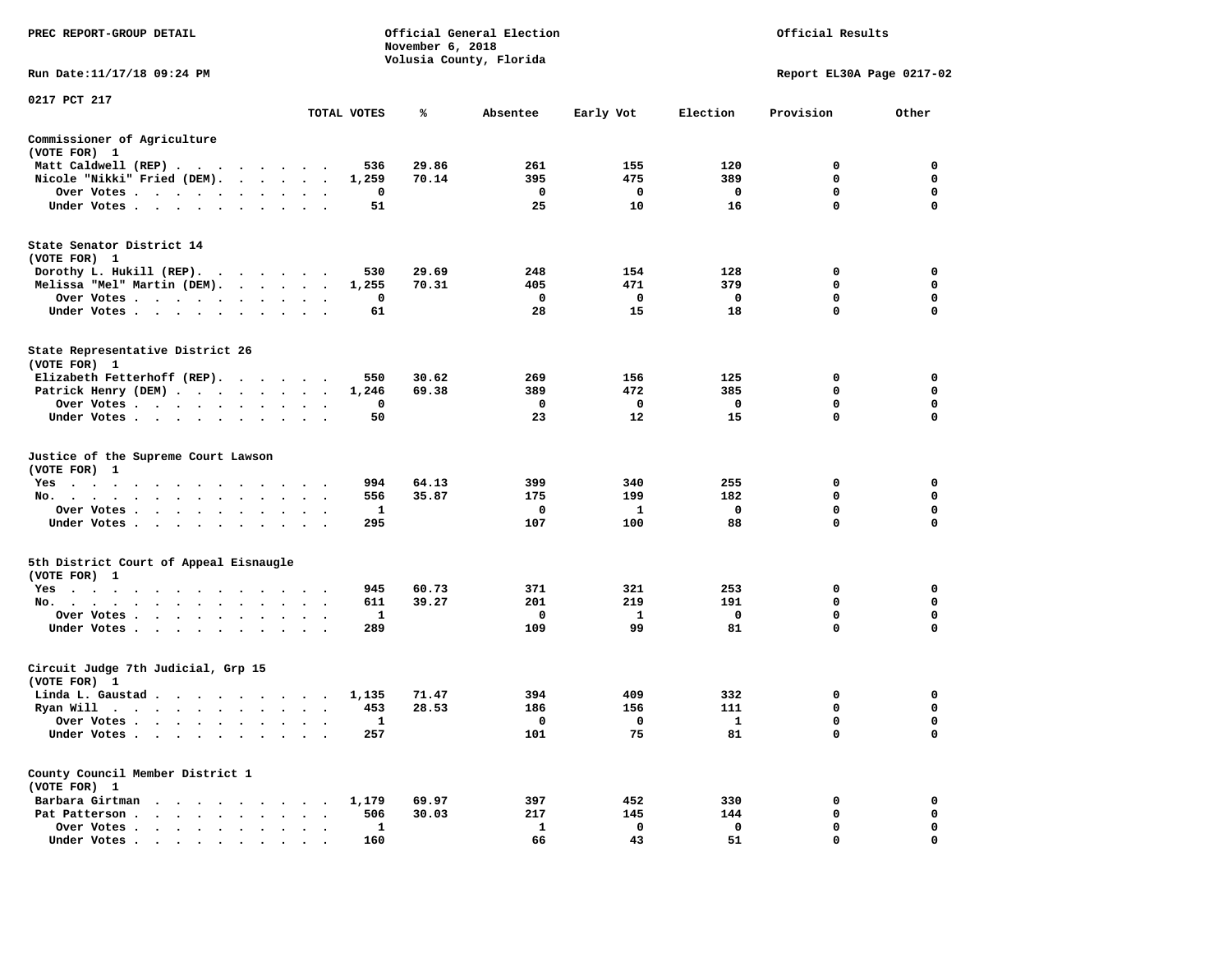PREC REPORT-GROUP DETAIL

Official General Election
November 6, 2018
Volusia County, Florida

Official Results

Run Date:11/17/18 09:24 PM

Report EL30A Page 0217-02

0217 PCT 217

| | TOTAL VOTES | % | Absentee | Early Vot | Election | Provision | Other |
|---|---|---|---|---|---|---|---|
| **Commissioner of Agriculture (VOTE FOR) 1** | | | | | | | |
| Matt Caldwell (REP) | 536 | 29.86 | 261 | 155 | 120 | 0 | 0 |
| Nicole "Nikki" Fried (DEM) | 1,259 | 70.14 | 395 | 475 | 389 | 0 | 0 |
| Over Votes | 0 | | 0 | 0 | 0 | 0 | 0 |
| Under Votes | 51 | | 25 | 10 | 16 | 0 | 0 |
| **State Senator District 14 (VOTE FOR) 1** | | | | | | | |
| Dorothy L. Hukill (REP) | 530 | 29.69 | 248 | 154 | 128 | 0 | 0 |
| Melissa "Mel" Martin (DEM) | 1,255 | 70.31 | 405 | 471 | 379 | 0 | 0 |
| Over Votes | 0 | | 0 | 0 | 0 | 0 | 0 |
| Under Votes | 61 | | 28 | 15 | 18 | 0 | 0 |
| **State Representative District 26 (VOTE FOR) 1** | | | | | | | |
| Elizabeth Fetterhoff (REP) | 550 | 30.62 | 269 | 156 | 125 | 0 | 0 |
| Patrick Henry (DEM) | 1,246 | 69.38 | 389 | 472 | 385 | 0 | 0 |
| Over Votes | 0 | | 0 | 0 | 0 | 0 | 0 |
| Under Votes | 50 | | 23 | 12 | 15 | 0 | 0 |
| **Justice of the Supreme Court Lawson (VOTE FOR) 1** | | | | | | | |
| Yes | 994 | 64.13 | 399 | 340 | 255 | 0 | 0 |
| No | 556 | 35.87 | 175 | 199 | 182 | 0 | 0 |
| Over Votes | 1 | | 0 | 1 | 0 | 0 | 0 |
| Under Votes | 295 | | 107 | 100 | 88 | 0 | 0 |
| **5th District Court of Appeal Eisnaugle (VOTE FOR) 1** | | | | | | | |
| Yes | 945 | 60.73 | 371 | 321 | 253 | 0 | 0 |
| No | 611 | 39.27 | 201 | 219 | 191 | 0 | 0 |
| Over Votes | 1 | | 0 | 1 | 0 | 0 | 0 |
| Under Votes | 289 | | 109 | 99 | 81 | 0 | 0 |
| **Circuit Judge 7th Judicial, Grp 15 (VOTE FOR) 1** | | | | | | | |
| Linda L. Gaustad | 1,135 | 71.47 | 394 | 409 | 332 | 0 | 0 |
| Ryan Will | 453 | 28.53 | 186 | 156 | 111 | 0 | 0 |
| Over Votes | 1 | | 0 | 0 | 1 | 0 | 0 |
| Under Votes | 257 | | 101 | 75 | 81 | 0 | 0 |
| **County Council Member District 1 (VOTE FOR) 1** | | | | | | | |
| Barbara Girtman | 1,179 | 69.97 | 397 | 452 | 330 | 0 | 0 |
| Pat Patterson | 506 | 30.03 | 217 | 145 | 144 | 0 | 0 |
| Over Votes | 1 | | 1 | 0 | 0 | 0 | 0 |
| Under Votes | 160 | | 66 | 43 | 51 | 0 | 0 |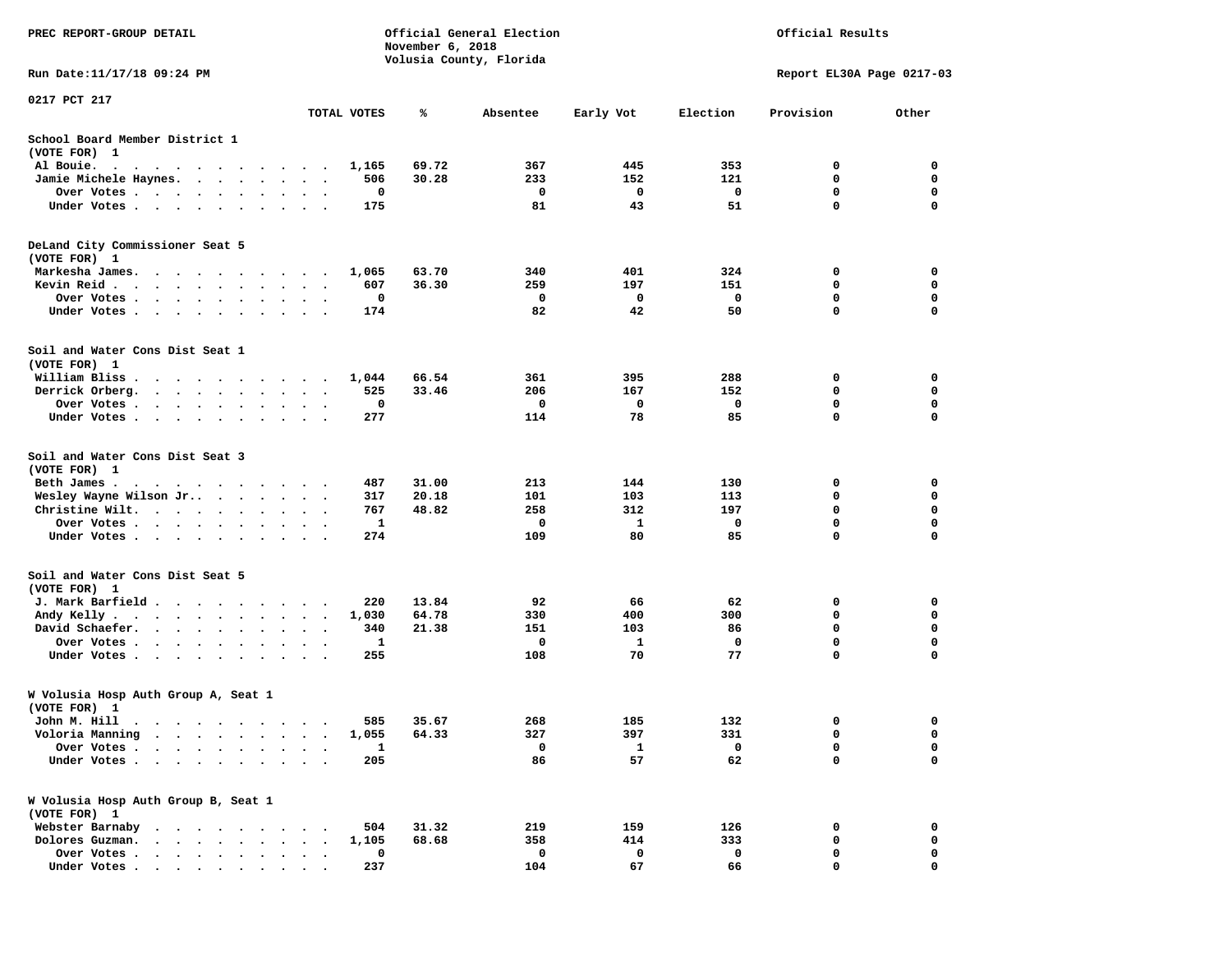PREC REPORT-GROUP DETAIL

Official General Election
November 6, 2018
Volusia County, Florida

Official Results

Run Date:11/17/18 09:24 PM

Report EL30A Page 0217-03

0217 PCT 217

| | TOTAL VOTES | % | Absentee | Early Vot | Election | Provision | Other |
|---|---|---|---|---|---|---|---|
| **School Board Member District 1** | | | | | | | |
| (VOTE FOR) 1 | | | | | | | |
| Al Bouie. | 1,165 | 69.72 | 367 | 445 | 353 | 0 | 0 |
| Jamie Michele Haynes. | 506 | 30.28 | 233 | 152 | 121 | 0 | 0 |
| Over Votes | 0 | | 0 | 0 | 0 | 0 | 0 |
| Under Votes | 175 | | 81 | 43 | 51 | 0 | 0 |
| **DeLand City Commissioner Seat 5** | | | | | | | |
| (VOTE FOR) 1 | | | | | | | |
| Markesha James. | 1,065 | 63.70 | 340 | 401 | 324 | 0 | 0 |
| Kevin Reid | 607 | 36.30 | 259 | 197 | 151 | 0 | 0 |
| Over Votes | 0 | | 0 | 0 | 0 | 0 | 0 |
| Under Votes | 174 | | 82 | 42 | 50 | 0 | 0 |
| **Soil and Water Cons Dist Seat 1** | | | | | | | |
| (VOTE FOR) 1 | | | | | | | |
| William Bliss | 1,044 | 66.54 | 361 | 395 | 288 | 0 | 0 |
| Derrick Orberg. | 525 | 33.46 | 206 | 167 | 152 | 0 | 0 |
| Over Votes | 0 | | 0 | 0 | 0 | 0 | 0 |
| Under Votes | 277 | | 114 | 78 | 85 | 0 | 0 |
| **Soil and Water Cons Dist Seat 3** | | | | | | | |
| (VOTE FOR) 1 | | | | | | | |
| Beth James | 487 | 31.00 | 213 | 144 | 130 | 0 | 0 |
| Wesley Wayne Wilson Jr.. | 317 | 20.18 | 101 | 103 | 113 | 0 | 0 |
| Christine Wilt. | 767 | 48.82 | 258 | 312 | 197 | 0 | 0 |
| Over Votes | 1 | | 0 | 1 | 0 | 0 | 0 |
| Under Votes | 274 | | 109 | 80 | 85 | 0 | 0 |
| **Soil and Water Cons Dist Seat 5** | | | | | | | |
| (VOTE FOR) 1 | | | | | | | |
| J. Mark Barfield | 220 | 13.84 | 92 | 66 | 62 | 0 | 0 |
| Andy Kelly | 1,030 | 64.78 | 330 | 400 | 300 | 0 | 0 |
| David Schaefer. | 340 | 21.38 | 151 | 103 | 86 | 0 | 0 |
| Over Votes | 1 | | 0 | 1 | 0 | 0 | 0 |
| Under Votes | 255 | | 108 | 70 | 77 | 0 | 0 |
| **W Volusia Hosp Auth Group A, Seat 1** | | | | | | | |
| (VOTE FOR) 1 | | | | | | | |
| John M. Hill | 585 | 35.67 | 268 | 185 | 132 | 0 | 0 |
| Voloria Manning | 1,055 | 64.33 | 327 | 397 | 331 | 0 | 0 |
| Over Votes | 1 | | 0 | 1 | 0 | 0 | 0 |
| Under Votes | 205 | | 86 | 57 | 62 | 0 | 0 |
| **W Volusia Hosp Auth Group B, Seat 1** | | | | | | | |
| (VOTE FOR) 1 | | | | | | | |
| Webster Barnaby | 504 | 31.32 | 219 | 159 | 126 | 0 | 0 |
| Dolores Guzman. | 1,105 | 68.68 | 358 | 414 | 333 | 0 | 0 |
| Over Votes | 0 | | 0 | 0 | 0 | 0 | 0 |
| Under Votes | 237 | | 104 | 67 | 66 | 0 | 0 |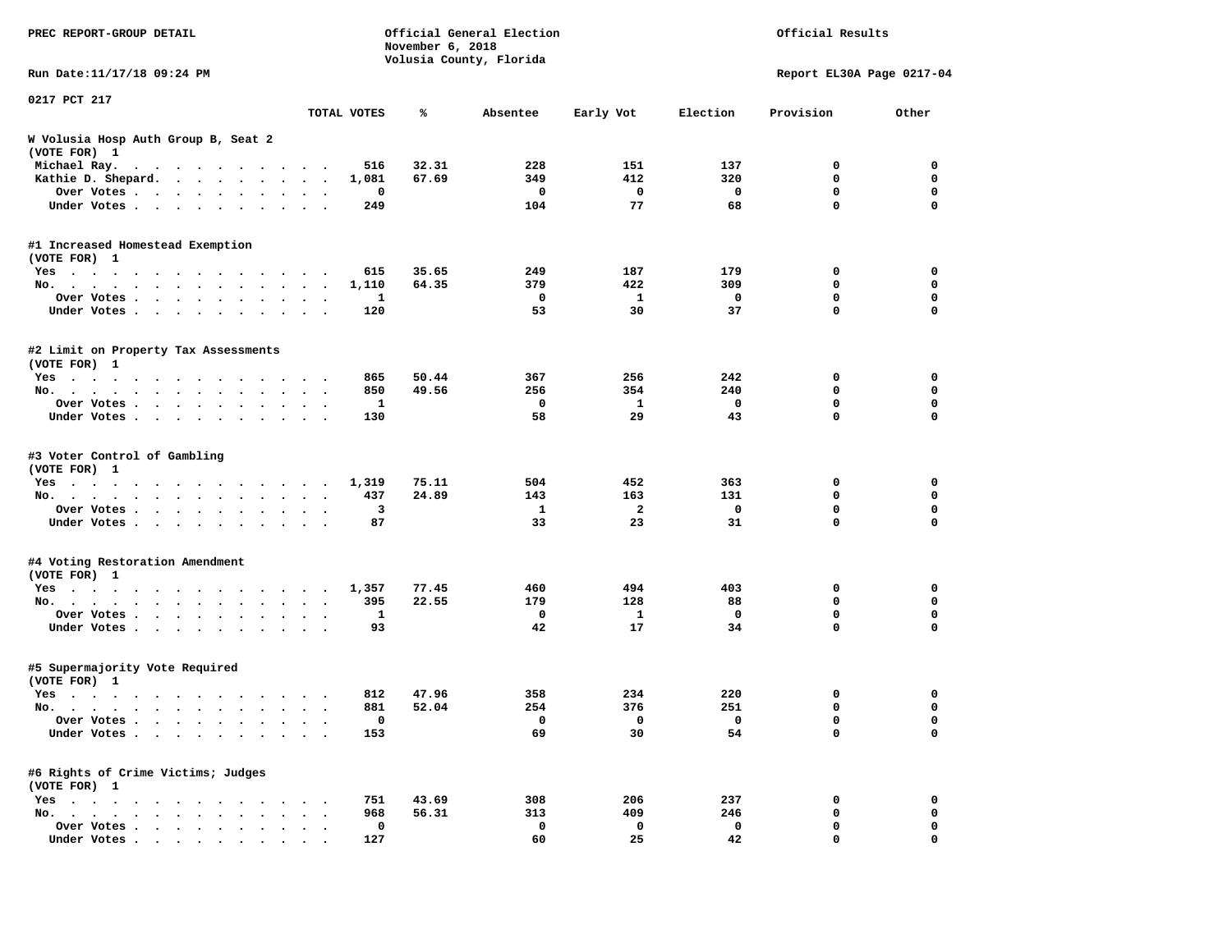PREC REPORT-GROUP DETAIL

Official General Election
November 6, 2018
Volusia County, Florida

Official Results

Run Date:11/17/18 09:24 PM

Report EL30A Page 0217-04

0217 PCT 217

| | TOTAL VOTES | % | Absentee | Early Vot | Election | Provision | Other |
|---|---|---|---|---|---|---|---|
| **W Volusia Hosp Auth Group B, Seat 2** | | | | | | | |
| **(VOTE FOR) 1** | | | | | | | |
| Michael Ray. | 516 | 32.31 | 228 | 151 | 137 | 0 | 0 |
| Kathie D. Shepard. | 1,081 | 67.69 | 349 | 412 | 320 | 0 | 0 |
| Over Votes | 0 | | 0 | 0 | 0 | 0 | 0 |
| Under Votes | 249 | | 104 | 77 | 68 | 0 | 0 |
| **#1 Increased Homestead Exemption** | | | | | | | |
| **(VOTE FOR) 1** | | | | | | | |
| Yes | 615 | 35.65 | 249 | 187 | 179 | 0 | 0 |
| No. | 1,110 | 64.35 | 379 | 422 | 309 | 0 | 0 |
| Over Votes | 1 | | 0 | 1 | 0 | 0 | 0 |
| Under Votes | 120 | | 53 | 30 | 37 | 0 | 0 |
| **#2 Limit on Property Tax Assessments** | | | | | | | |
| **(VOTE FOR) 1** | | | | | | | |
| Yes | 865 | 50.44 | 367 | 256 | 242 | 0 | 0 |
| No. | 850 | 49.56 | 256 | 354 | 240 | 0 | 0 |
| Over Votes | 1 | | 0 | 1 | 0 | 0 | 0 |
| Under Votes | 130 | | 58 | 29 | 43 | 0 | 0 |
| **#3 Voter Control of Gambling** | | | | | | | |
| **(VOTE FOR) 1** | | | | | | | |
| Yes | 1,319 | 75.11 | 504 | 452 | 363 | 0 | 0 |
| No. | 437 | 24.89 | 143 | 163 | 131 | 0 | 0 |
| Over Votes | 3 | | 1 | 2 | 0 | 0 | 0 |
| Under Votes | 87 | | 33 | 23 | 31 | 0 | 0 |
| **#4 Voting Restoration Amendment** | | | | | | | |
| **(VOTE FOR) 1** | | | | | | | |
| Yes | 1,357 | 77.45 | 460 | 494 | 403 | 0 | 0 |
| No. | 395 | 22.55 | 179 | 128 | 88 | 0 | 0 |
| Over Votes | 1 | | 0 | 1 | 0 | 0 | 0 |
| Under Votes | 93 | | 42 | 17 | 34 | 0 | 0 |
| **#5 Supermajority Vote Required** | | | | | | | |
| **(VOTE FOR) 1** | | | | | | | |
| Yes | 812 | 47.96 | 358 | 234 | 220 | 0 | 0 |
| No. | 881 | 52.04 | 254 | 376 | 251 | 0 | 0 |
| Over Votes | 0 | | 0 | 0 | 0 | 0 | 0 |
| Under Votes | 153 | | 69 | 30 | 54 | 0 | 0 |
| **#6 Rights of Crime Victims; Judges** | | | | | | | |
| **(VOTE FOR) 1** | | | | | | | |
| Yes | 751 | 43.69 | 308 | 206 | 237 | 0 | 0 |
| No. | 968 | 56.31 | 313 | 409 | 246 | 0 | 0 |
| Over Votes | 0 | | 0 | 0 | 0 | 0 | 0 |
| Under Votes | 127 | | 60 | 25 | 42 | 0 | 0 |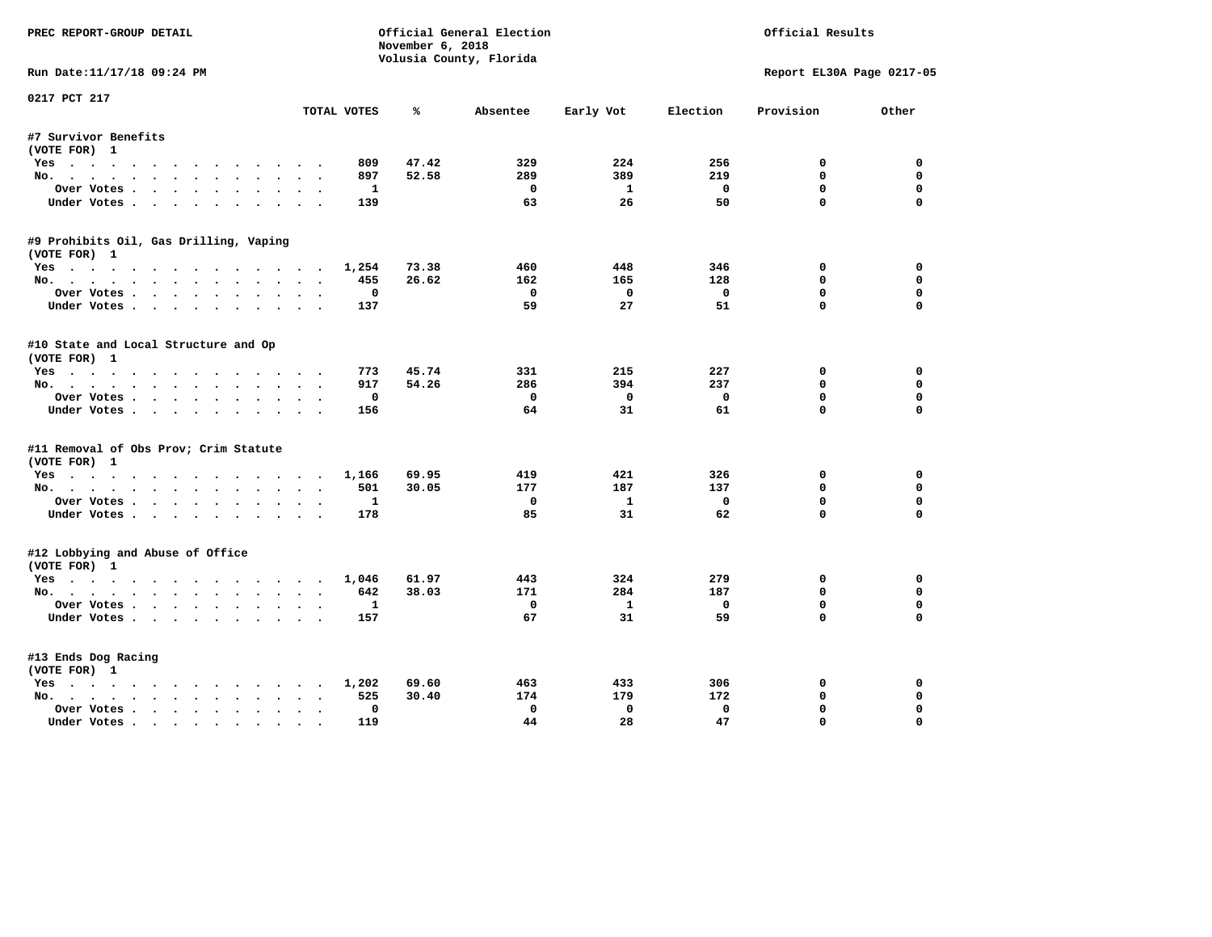PREC REPORT-GROUP DETAIL — Official General Election, November 6, 2018, Volusia County, Florida — Official Results

Run Date:11/17/18 09:24 PM — Report EL30A Page 0217-05

## 0217 PCT 217

### #7 Survivor Benefits
(VOTE FOR) 1

| | TOTAL VOTES | % | Absentee | Early Vot | Election | Provision | Other |
|---|---|---|---|---|---|---|---|
| Yes | 809 | 47.42 | 329 | 224 | 256 | 0 | 0 |
| No. | 897 | 52.58 | 289 | 389 | 219 | 0 | 0 |
| Over Votes | 1 | | 0 | 1 | 0 | 0 | 0 |
| Under Votes | 139 | | 63 | 26 | 50 | 0 | 0 |

### #9 Prohibits Oil, Gas Drilling, Vaping
(VOTE FOR) 1

| | TOTAL VOTES | % | Absentee | Early Vot | Election | Provision | Other |
|---|---|---|---|---|---|---|---|
| Yes | 1,254 | 73.38 | 460 | 448 | 346 | 0 | 0 |
| No. | 455 | 26.62 | 162 | 165 | 128 | 0 | 0 |
| Over Votes | 0 | | 0 | 0 | 0 | 0 | 0 |
| Under Votes | 137 | | 59 | 27 | 51 | 0 | 0 |

### #10 State and Local Structure and Op
(VOTE FOR) 1

| | TOTAL VOTES | % | Absentee | Early Vot | Election | Provision | Other |
|---|---|---|---|---|---|---|---|
| Yes | 773 | 45.74 | 331 | 215 | 227 | 0 | 0 |
| No. | 917 | 54.26 | 286 | 394 | 237 | 0 | 0 |
| Over Votes | 0 | | 0 | 0 | 0 | 0 | 0 |
| Under Votes | 156 | | 64 | 31 | 61 | 0 | 0 |

### #11 Removal of Obs Prov; Crim Statute
(VOTE FOR) 1

| | TOTAL VOTES | % | Absentee | Early Vot | Election | Provision | Other |
|---|---|---|---|---|---|---|---|
| Yes | 1,166 | 69.95 | 419 | 421 | 326 | 0 | 0 |
| No. | 501 | 30.05 | 177 | 187 | 137 | 0 | 0 |
| Over Votes | 1 | | 0 | 1 | 0 | 0 | 0 |
| Under Votes | 178 | | 85 | 31 | 62 | 0 | 0 |

### #12 Lobbying and Abuse of Office
(VOTE FOR) 1

| | TOTAL VOTES | % | Absentee | Early Vot | Election | Provision | Other |
|---|---|---|---|---|---|---|---|
| Yes | 1,046 | 61.97 | 443 | 324 | 279 | 0 | 0 |
| No. | 642 | 38.03 | 171 | 284 | 187 | 0 | 0 |
| Over Votes | 1 | | 0 | 1 | 0 | 0 | 0 |
| Under Votes | 157 | | 67 | 31 | 59 | 0 | 0 |

### #13 Ends Dog Racing
(VOTE FOR) 1

| | TOTAL VOTES | % | Absentee | Early Vot | Election | Provision | Other |
|---|---|---|---|---|---|---|---|
| Yes | 1,202 | 69.60 | 463 | 433 | 306 | 0 | 0 |
| No. | 525 | 30.40 | 174 | 179 | 172 | 0 | 0 |
| Over Votes | 0 | | 0 | 0 | 0 | 0 | 0 |
| Under Votes | 119 | | 44 | 28 | 47 | 0 | 0 |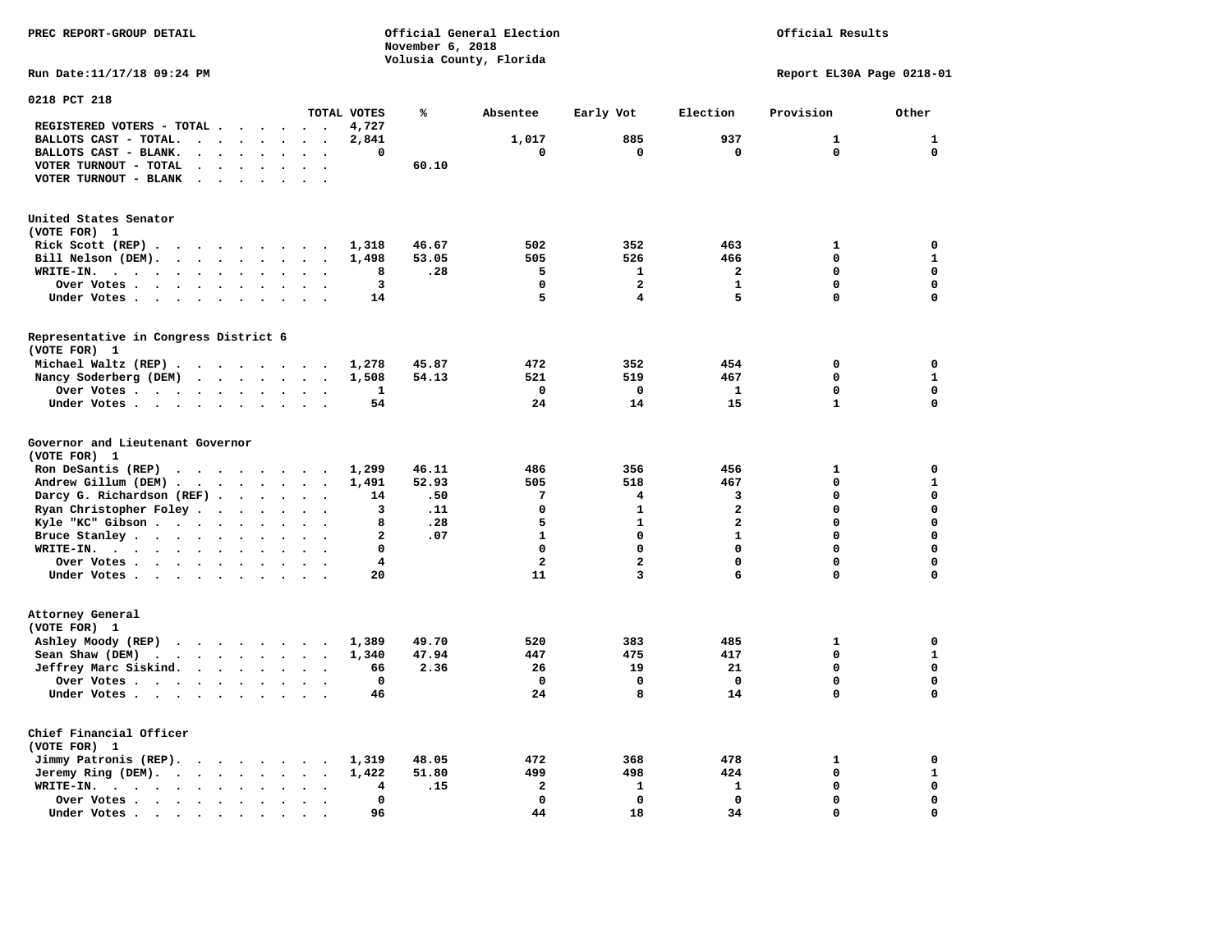PREC REPORT-GROUP DETAIL

Official General Election
November 6, 2018
Volusia County, Florida

Official Results

Run Date:11/17/18 09:24 PM

Report EL30A Page 0218-01

## 0218 PCT 218

| | TOTAL VOTES | % | Absentee | Early Vot | Election | Provision | Other |
|---|---|---|---|---|---|---|---|
| REGISTERED VOTERS - TOTAL | 4,727 | | | | | | |
| BALLOTS CAST - TOTAL. | 2,841 | | 1,017 | 885 | 937 | 1 | 1 |
| BALLOTS CAST - BLANK. | 0 | | 0 | 0 | 0 | 0 | 0 |
| VOTER TURNOUT - TOTAL | | 60.10 | | | | | |
| VOTER TURNOUT - BLANK | | | | | | | |

### United States Senator
(VOTE FOR) 1

| | TOTAL VOTES | % | Absentee | Early Vot | Election | Provision | Other |
|---|---|---|---|---|---|---|---|
| Rick Scott (REP) | 1,318 | 46.67 | 502 | 352 | 463 | 1 | 0 |
| Bill Nelson (DEM). | 1,498 | 53.05 | 505 | 526 | 466 | 0 | 1 |
| WRITE-IN. | 8 | .28 | 5 | 1 | 2 | 0 | 0 |
| Over Votes | 3 | | 0 | 2 | 1 | 0 | 0 |
| Under Votes | 14 | | 5 | 4 | 5 | 0 | 0 |

### Representative in Congress District 6
(VOTE FOR) 1

| | TOTAL VOTES | % | Absentee | Early Vot | Election | Provision | Other |
|---|---|---|---|---|---|---|---|
| Michael Waltz (REP) | 1,278 | 45.87 | 472 | 352 | 454 | 0 | 0 |
| Nancy Soderberg (DEM) | 1,508 | 54.13 | 521 | 519 | 467 | 0 | 1 |
| Over Votes | 1 | | 0 | 0 | 1 | 0 | 0 |
| Under Votes | 54 | | 24 | 14 | 15 | 1 | 0 |

### Governor and Lieutenant Governor
(VOTE FOR) 1

| | TOTAL VOTES | % | Absentee | Early Vot | Election | Provision | Other |
|---|---|---|---|---|---|---|---|
| Ron DeSantis (REP) | 1,299 | 46.11 | 486 | 356 | 456 | 1 | 0 |
| Andrew Gillum (DEM) | 1,491 | 52.93 | 505 | 518 | 467 | 0 | 1 |
| Darcy G. Richardson (REF) | 14 | .50 | 7 | 4 | 3 | 0 | 0 |
| Ryan Christopher Foley | 3 | .11 | 0 | 1 | 2 | 0 | 0 |
| Kyle "KC" Gibson | 8 | .28 | 5 | 1 | 2 | 0 | 0 |
| Bruce Stanley | 2 | .07 | 1 | 0 | 1 | 0 | 0 |
| WRITE-IN. | 0 | | 0 | 0 | 0 | 0 | 0 |
| Over Votes | 4 | | 2 | 2 | 0 | 0 | 0 |
| Under Votes | 20 | | 11 | 3 | 6 | 0 | 0 |

### Attorney General
(VOTE FOR) 1

| | TOTAL VOTES | % | Absentee | Early Vot | Election | Provision | Other |
|---|---|---|---|---|---|---|---|
| Ashley Moody (REP) | 1,389 | 49.70 | 520 | 383 | 485 | 1 | 0 |
| Sean Shaw (DEM) | 1,340 | 47.94 | 447 | 475 | 417 | 0 | 1 |
| Jeffrey Marc Siskind. | 66 | 2.36 | 26 | 19 | 21 | 0 | 0 |
| Over Votes | 0 | | 0 | 0 | 0 | 0 | 0 |
| Under Votes | 46 | | 24 | 8 | 14 | 0 | 0 |

### Chief Financial Officer
(VOTE FOR) 1

| | TOTAL VOTES | % | Absentee | Early Vot | Election | Provision | Other |
|---|---|---|---|---|---|---|---|
| Jimmy Patronis (REP). | 1,319 | 48.05 | 472 | 368 | 478 | 1 | 0 |
| Jeremy Ring (DEM). | 1,422 | 51.80 | 499 | 498 | 424 | 0 | 1 |
| WRITE-IN. | 4 | .15 | 2 | 1 | 1 | 0 | 0 |
| Over Votes | 0 | | 0 | 0 | 0 | 0 | 0 |
| Under Votes | 96 | | 44 | 18 | 34 | 0 | 0 |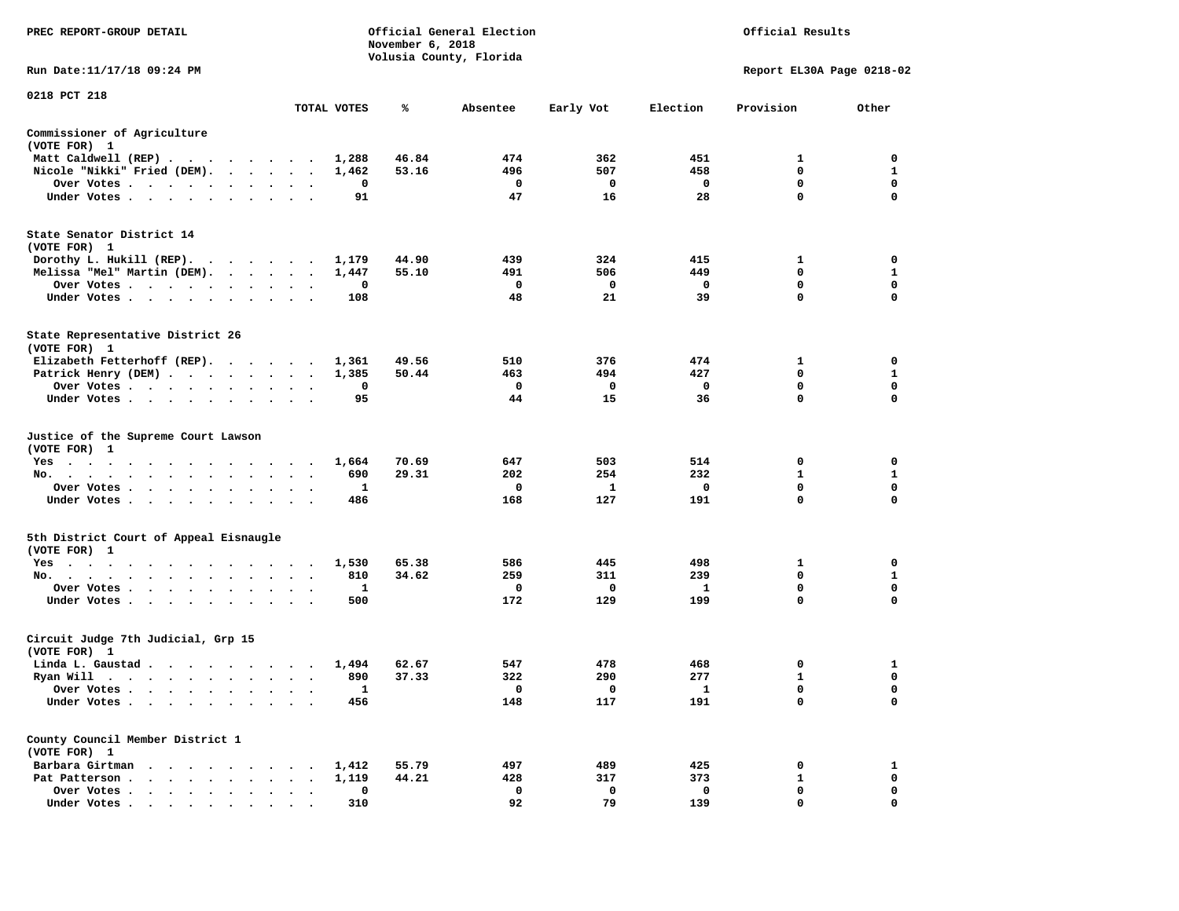PREC REPORT-GROUP DETAIL

Official General Election
November 6, 2018
Volusia County, Florida

Official Results

Run Date:11/17/18 09:24 PM

Report EL30A Page 0218-02

0218 PCT 218

| | TOTAL VOTES | % | Absentee | Early Vot | Election | Provision | Other |
|---|---|---|---|---|---|---|---|
| **Commissioner of Agriculture** | | | | | | | |
| (VOTE FOR) 1 | | | | | | | |
| Matt Caldwell (REP) | 1,288 | 46.84 | 474 | 362 | 451 | 1 | 0 |
| Nicole "Nikki" Fried (DEM) | 1,462 | 53.16 | 496 | 507 | 458 | 0 | 1 |
| Over Votes | 0 | | 0 | 0 | 0 | 0 | 0 |
| Under Votes | 91 | | 47 | 16 | 28 | 0 | 0 |
| **State Senator District 14** | | | | | | | |
| (VOTE FOR) 1 | | | | | | | |
| Dorothy L. Hukill (REP) | 1,179 | 44.90 | 439 | 324 | 415 | 1 | 0 |
| Melissa "Mel" Martin (DEM) | 1,447 | 55.10 | 491 | 506 | 449 | 0 | 1 |
| Over Votes | 0 | | 0 | 0 | 0 | 0 | 0 |
| Under Votes | 108 | | 48 | 21 | 39 | 0 | 0 |
| **State Representative District 26** | | | | | | | |
| (VOTE FOR) 1 | | | | | | | |
| Elizabeth Fetterhoff (REP) | 1,361 | 49.56 | 510 | 376 | 474 | 1 | 0 |
| Patrick Henry (DEM) | 1,385 | 50.44 | 463 | 494 | 427 | 0 | 1 |
| Over Votes | 0 | | 0 | 0 | 0 | 0 | 0 |
| Under Votes | 95 | | 44 | 15 | 36 | 0 | 0 |
| **Justice of the Supreme Court Lawson** | | | | | | | |
| (VOTE FOR) 1 | | | | | | | |
| Yes | 1,664 | 70.69 | 647 | 503 | 514 | 0 | 0 |
| No. | 690 | 29.31 | 202 | 254 | 232 | 1 | 1 |
| Over Votes | 1 | | 0 | 1 | 0 | 0 | 0 |
| Under Votes | 486 | | 168 | 127 | 191 | 0 | 0 |
| **5th District Court of Appeal Eisnaugle** | | | | | | | |
| (VOTE FOR) 1 | | | | | | | |
| Yes | 1,530 | 65.38 | 586 | 445 | 498 | 1 | 0 |
| No. | 810 | 34.62 | 259 | 311 | 239 | 0 | 1 |
| Over Votes | 1 | | 0 | 0 | 1 | 0 | 0 |
| Under Votes | 500 | | 172 | 129 | 199 | 0 | 0 |
| **Circuit Judge 7th Judicial, Grp 15** | | | | | | | |
| (VOTE FOR) 1 | | | | | | | |
| Linda L. Gaustad | 1,494 | 62.67 | 547 | 478 | 468 | 0 | 1 |
| Ryan Will | 890 | 37.33 | 322 | 290 | 277 | 1 | 0 |
| Over Votes | 1 | | 0 | 0 | 1 | 0 | 0 |
| Under Votes | 456 | | 148 | 117 | 191 | 0 | 0 |
| **County Council Member District 1** | | | | | | | |
| (VOTE FOR) 1 | | | | | | | |
| Barbara Girtman | 1,412 | 55.79 | 497 | 489 | 425 | 0 | 1 |
| Pat Patterson | 1,119 | 44.21 | 428 | 317 | 373 | 1 | 0 |
| Over Votes | 0 | | 0 | 0 | 0 | 0 | 0 |
| Under Votes | 310 | | 92 | 79 | 139 | 0 | 0 |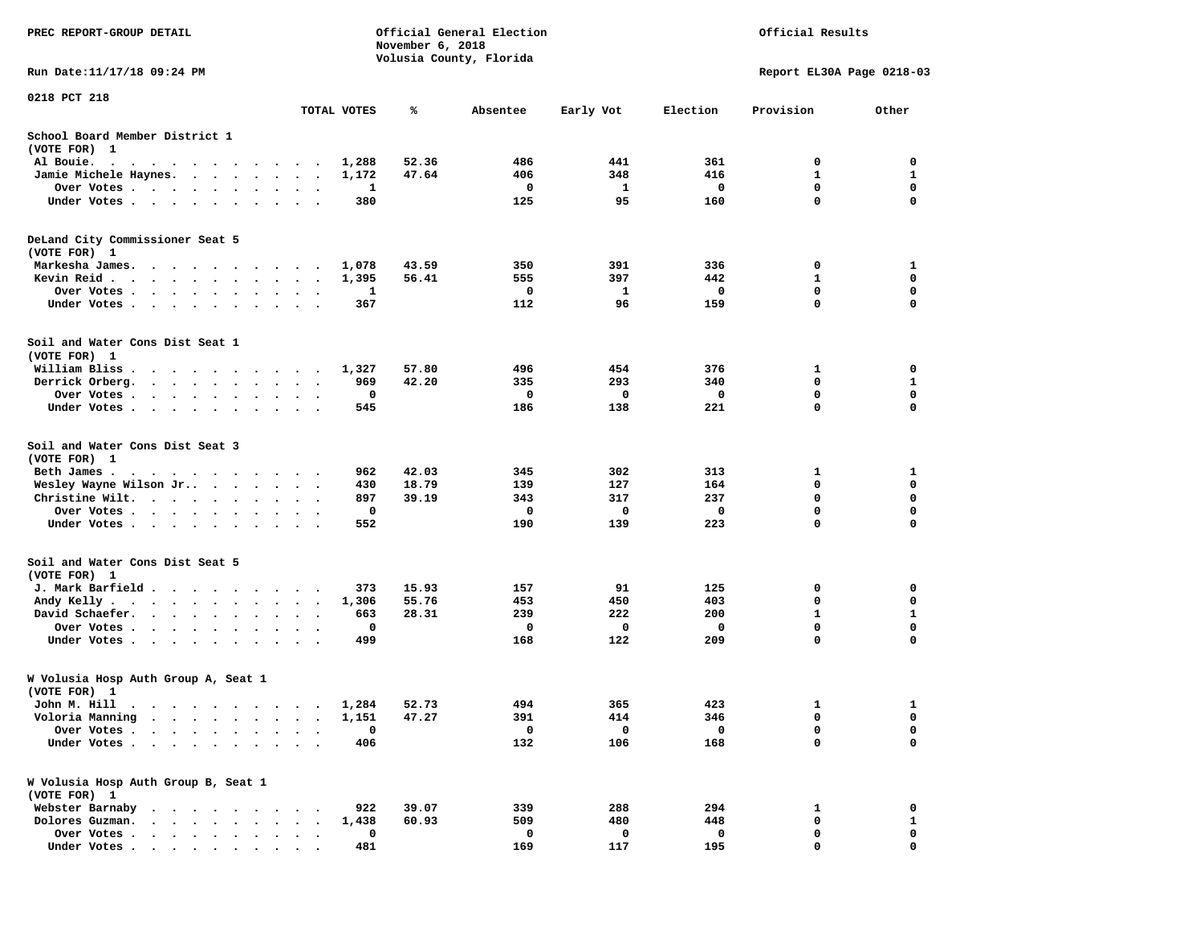PREC REPORT-GROUP DETAIL

Official General Election
November 6, 2018
Volusia County, Florida

Official Results

Run Date:11/17/18 09:24 PM

Report EL30A Page 0218-03

0218 PCT 218

| | TOTAL VOTES | % | Absentee | Early Vot | Election | Provision | Other |
|---|---|---|---|---|---|---|---|
| **School Board Member District 1** | | | | | | | |
| (VOTE FOR) 1 | | | | | | | |
| Al Bouie. | 1,288 | 52.36 | 486 | 441 | 361 | 0 | 0 |
| Jamie Michele Haynes. | 1,172 | 47.64 | 406 | 348 | 416 | 1 | 1 |
| Over Votes | 1 | | 0 | 1 | 0 | 0 | 0 |
| Under Votes | 380 | | 125 | 95 | 160 | 0 | 0 |
| **DeLand City Commissioner Seat 5** | | | | | | | |
| (VOTE FOR) 1 | | | | | | | |
| Markesha James. | 1,078 | 43.59 | 350 | 391 | 336 | 0 | 1 |
| Kevin Reid | 1,395 | 56.41 | 555 | 397 | 442 | 1 | 0 |
| Over Votes | 1 | | 0 | 1 | 0 | 0 | 0 |
| Under Votes | 367 | | 112 | 96 | 159 | 0 | 0 |
| **Soil and Water Cons Dist Seat 1** | | | | | | | |
| (VOTE FOR) 1 | | | | | | | |
| William Bliss | 1,327 | 57.80 | 496 | 454 | 376 | 1 | 0 |
| Derrick Orberg. | 969 | 42.20 | 335 | 293 | 340 | 0 | 1 |
| Over Votes | 0 | | 0 | 0 | 0 | 0 | 0 |
| Under Votes | 545 | | 186 | 138 | 221 | 0 | 0 |
| **Soil and Water Cons Dist Seat 3** | | | | | | | |
| (VOTE FOR) 1 | | | | | | | |
| Beth James | 962 | 42.03 | 345 | 302 | 313 | 1 | 1 |
| Wesley Wayne Wilson Jr.. | 430 | 18.79 | 139 | 127 | 164 | 0 | 0 |
| Christine Wilt. | 897 | 39.19 | 343 | 317 | 237 | 0 | 0 |
| Over Votes | 0 | | 0 | 0 | 0 | 0 | 0 |
| Under Votes | 552 | | 190 | 139 | 223 | 0 | 0 |
| **Soil and Water Cons Dist Seat 5** | | | | | | | |
| (VOTE FOR) 1 | | | | | | | |
| J. Mark Barfield | 373 | 15.93 | 157 | 91 | 125 | 0 | 0 |
| Andy Kelly | 1,306 | 55.76 | 453 | 450 | 403 | 0 | 0 |
| David Schaefer. | 663 | 28.31 | 239 | 222 | 200 | 1 | 1 |
| Over Votes | 0 | | 0 | 0 | 0 | 0 | 0 |
| Under Votes | 499 | | 168 | 122 | 209 | 0 | 0 |
| **W Volusia Hosp Auth Group A, Seat 1** | | | | | | | |
| (VOTE FOR) 1 | | | | | | | |
| John M. Hill | 1,284 | 52.73 | 494 | 365 | 423 | 1 | 1 |
| Voloria Manning | 1,151 | 47.27 | 391 | 414 | 346 | 0 | 0 |
| Over Votes | 0 | | 0 | 0 | 0 | 0 | 0 |
| Under Votes | 406 | | 132 | 106 | 168 | 0 | 0 |
| **W Volusia Hosp Auth Group B, Seat 1** | | | | | | | |
| (VOTE FOR) 1 | | | | | | | |
| Webster Barnaby | 922 | 39.07 | 339 | 288 | 294 | 1 | 0 |
| Dolores Guzman. | 1,438 | 60.93 | 509 | 480 | 448 | 0 | 1 |
| Over Votes | 0 | | 0 | 0 | 0 | 0 | 0 |
| Under Votes | 481 | | 169 | 117 | 195 | 0 | 0 |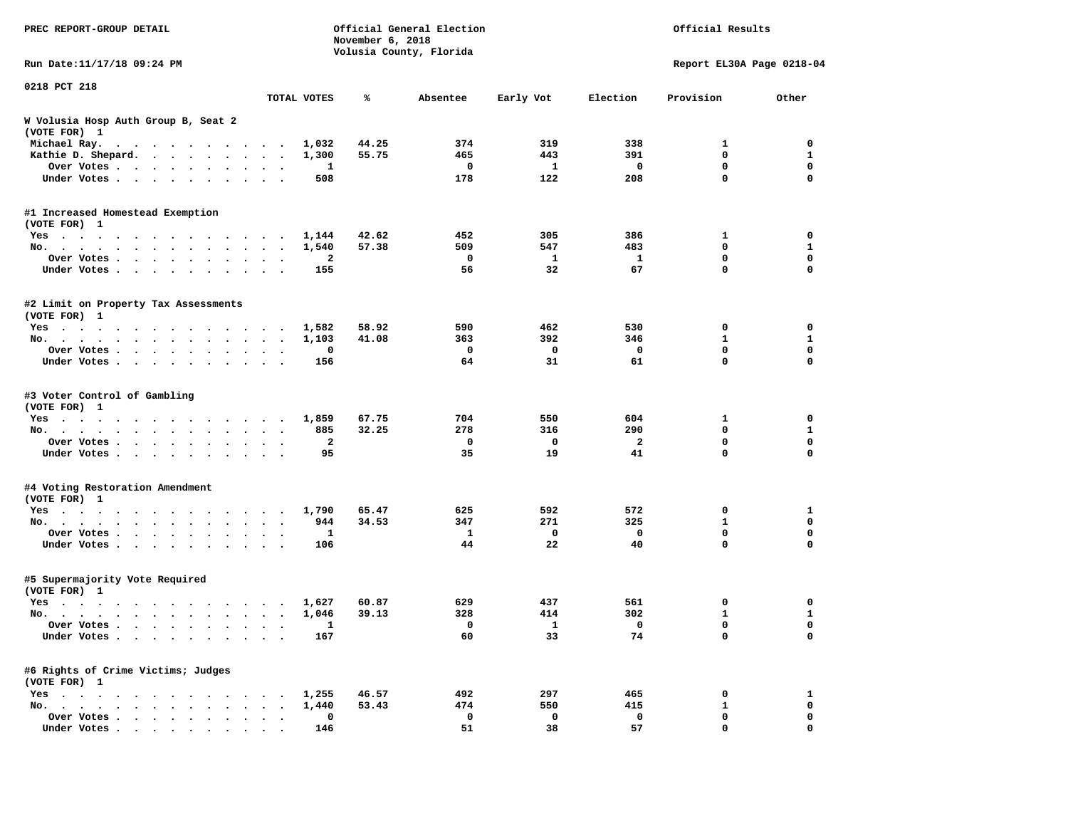PREC REPORT-GROUP DETAIL

Official General Election
November 6, 2018
Volusia County, Florida

Official Results

Run Date:11/17/18 09:24 PM

Report EL30A Page 0218-04

0218 PCT 218

| | TOTAL VOTES | % | Absentee | Early Vot | Election | Provision | Other |
|---|---|---|---|---|---|---|---|
| **W Volusia Hosp Auth Group B, Seat 2** | | | | | | | |
| **(VOTE FOR) 1** | | | | | | | |
| Michael Ray. | 1,032 | 44.25 | 374 | 319 | 338 | 1 | 0 |
| Kathie D. Shepard. | 1,300 | 55.75 | 465 | 443 | 391 | 0 | 1 |
| Over Votes | 1 | | 0 | 1 | 0 | 0 | 0 |
| Under Votes | 508 | | 178 | 122 | 208 | 0 | 0 |
| **#1 Increased Homestead Exemption** | | | | | | | |
| **(VOTE FOR) 1** | | | | | | | |
| Yes | 1,144 | 42.62 | 452 | 305 | 386 | 1 | 0 |
| No. | 1,540 | 57.38 | 509 | 547 | 483 | 0 | 1 |
| Over Votes | 2 | | 0 | 1 | 1 | 0 | 0 |
| Under Votes | 155 | | 56 | 32 | 67 | 0 | 0 |
| **#2 Limit on Property Tax Assessments** | | | | | | | |
| **(VOTE FOR) 1** | | | | | | | |
| Yes | 1,582 | 58.92 | 590 | 462 | 530 | 0 | 0 |
| No. | 1,103 | 41.08 | 363 | 392 | 346 | 1 | 1 |
| Over Votes | 0 | | 0 | 0 | 0 | 0 | 0 |
| Under Votes | 156 | | 64 | 31 | 61 | 0 | 0 |
| **#3 Voter Control of Gambling** | | | | | | | |
| **(VOTE FOR) 1** | | | | | | | |
| Yes | 1,859 | 67.75 | 704 | 550 | 604 | 1 | 0 |
| No. | 885 | 32.25 | 278 | 316 | 290 | 0 | 1 |
| Over Votes | 2 | | 0 | 0 | 2 | 0 | 0 |
| Under Votes | 95 | | 35 | 19 | 41 | 0 | 0 |
| **#4 Voting Restoration Amendment** | | | | | | | |
| **(VOTE FOR) 1** | | | | | | | |
| Yes | 1,790 | 65.47 | 625 | 592 | 572 | 0 | 1 |
| No. | 944 | 34.53 | 347 | 271 | 325 | 1 | 0 |
| Over Votes | 1 | | 1 | 0 | 0 | 0 | 0 |
| Under Votes | 106 | | 44 | 22 | 40 | 0 | 0 |
| **#5 Supermajority Vote Required** | | | | | | | |
| **(VOTE FOR) 1** | | | | | | | |
| Yes | 1,627 | 60.87 | 629 | 437 | 561 | 0 | 0 |
| No. | 1,046 | 39.13 | 328 | 414 | 302 | 1 | 1 |
| Over Votes | 1 | | 0 | 1 | 0 | 0 | 0 |
| Under Votes | 167 | | 60 | 33 | 74 | 0 | 0 |
| **#6 Rights of Crime Victims; Judges** | | | | | | | |
| **(VOTE FOR) 1** | | | | | | | |
| Yes | 1,255 | 46.57 | 492 | 297 | 465 | 0 | 1 |
| No. | 1,440 | 53.43 | 474 | 550 | 415 | 1 | 0 |
| Over Votes | 0 | | 0 | 0 | 0 | 0 | 0 |
| Under Votes | 146 | | 51 | 38 | 57 | 0 | 0 |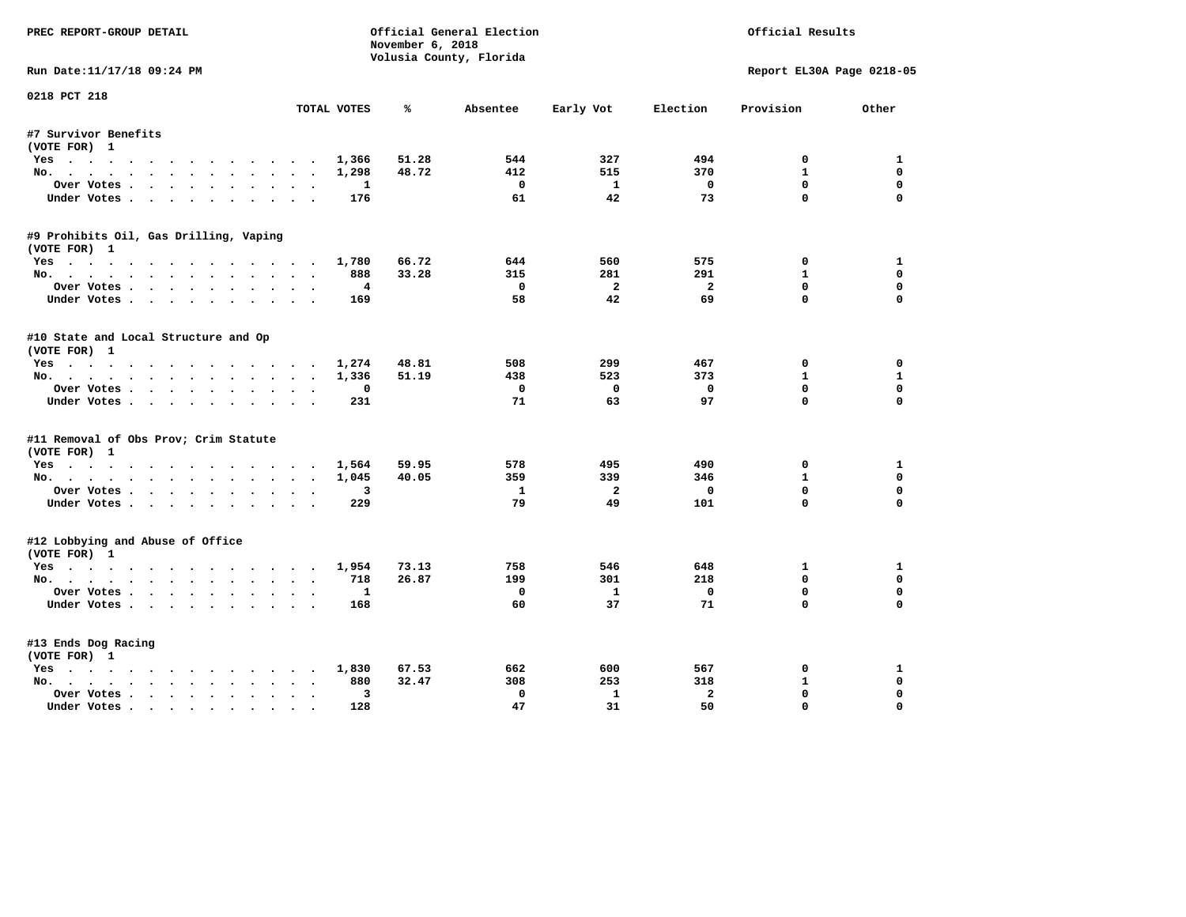PREC REPORT-GROUP DETAIL

Official General Election
November 6, 2018
Volusia County, Florida

Official Results

Run Date:11/17/18 09:24 PM

Report EL30A Page 0218-05

0218 PCT 218

| | TOTAL VOTES | % | Absentee | Early Vot | Election | Provision | Other |
|---|---|---|---|---|---|---|---|
| **#7 Survivor Benefits** | | | | | | | |
| (VOTE FOR) 1 | | | | | | | |
| Yes | 1,366 | 51.28 | 544 | 327 | 494 | 0 | 1 |
| No. | 1,298 | 48.72 | 412 | 515 | 370 | 1 | 0 |
| Over Votes | 1 | | 0 | 1 | 0 | 0 | 0 |
| Under Votes | 176 | | 61 | 42 | 73 | 0 | 0 |
| **#9 Prohibits Oil, Gas Drilling, Vaping** | | | | | | | |
| (VOTE FOR) 1 | | | | | | | |
| Yes | 1,780 | 66.72 | 644 | 560 | 575 | 0 | 1 |
| No. | 888 | 33.28 | 315 | 281 | 291 | 1 | 0 |
| Over Votes | 4 | | 0 | 2 | 2 | 0 | 0 |
| Under Votes | 169 | | 58 | 42 | 69 | 0 | 0 |
| **#10 State and Local Structure and Op** | | | | | | | |
| (VOTE FOR) 1 | | | | | | | |
| Yes | 1,274 | 48.81 | 508 | 299 | 467 | 0 | 0 |
| No. | 1,336 | 51.19 | 438 | 523 | 373 | 1 | 1 |
| Over Votes | 0 | | 0 | 0 | 0 | 0 | 0 |
| Under Votes | 231 | | 71 | 63 | 97 | 0 | 0 |
| **#11 Removal of Obs Prov; Crim Statute** | | | | | | | |
| (VOTE FOR) 1 | | | | | | | |
| Yes | 1,564 | 59.95 | 578 | 495 | 490 | 0 | 1 |
| No. | 1,045 | 40.05 | 359 | 339 | 346 | 1 | 0 |
| Over Votes | 3 | | 1 | 2 | 0 | 0 | 0 |
| Under Votes | 229 | | 79 | 49 | 101 | 0 | 0 |
| **#12 Lobbying and Abuse of Office** | | | | | | | |
| (VOTE FOR) 1 | | | | | | | |
| Yes | 1,954 | 73.13 | 758 | 546 | 648 | 1 | 1 |
| No. | 718 | 26.87 | 199 | 301 | 218 | 0 | 0 |
| Over Votes | 1 | | 0 | 1 | 0 | 0 | 0 |
| Under Votes | 168 | | 60 | 37 | 71 | 0 | 0 |
| **#13 Ends Dog Racing** | | | | | | | |
| (VOTE FOR) 1 | | | | | | | |
| Yes | 1,830 | 67.53 | 662 | 600 | 567 | 0 | 1 |
| No. | 880 | 32.47 | 308 | 253 | 318 | 1 | 0 |
| Over Votes | 3 | | 0 | 1 | 2 | 0 | 0 |
| Under Votes | 128 | | 47 | 31 | 50 | 0 | 0 |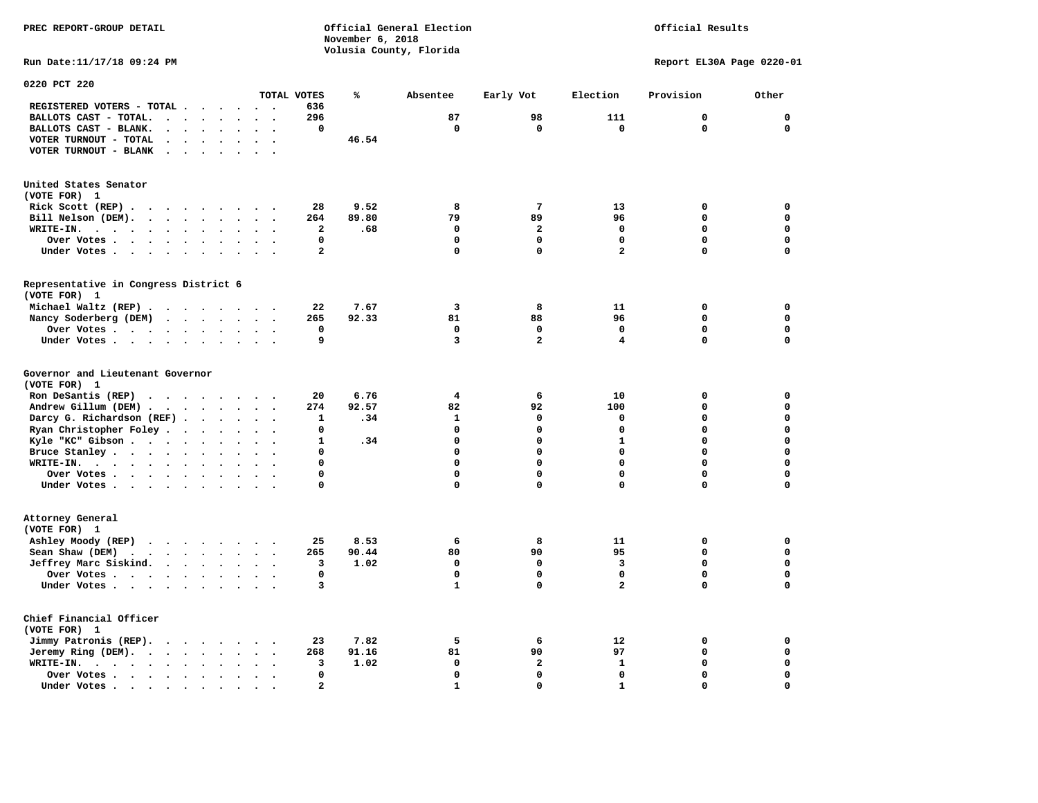PREC REPORT-GROUP DETAIL

Official General Election
November 6, 2018
Volusia County, Florida

Official Results

Run Date:11/17/18 09:24 PM

Report EL30A Page 0220-01

## 0220 PCT 220

| | TOTAL VOTES | % | Absentee | Early Vot | Election | Provision | Other |
|---|---|---|---|---|---|---|---|
| REGISTERED VOTERS - TOTAL | 636 | | | | | | |
| BALLOTS CAST - TOTAL. | 296 | | 87 | 98 | 111 | 0 | 0 |
| BALLOTS CAST - BLANK. | 0 | | 0 | 0 | 0 | 0 | 0 |
| VOTER TURNOUT - TOTAL | | 46.54 | | | | | |
| VOTER TURNOUT - BLANK | | | | | | | |

### United States Senator
(VOTE FOR) 1

| | TOTAL VOTES | % | Absentee | Early Vot | Election | Provision | Other |
|---|---|---|---|---|---|---|---|
| Rick Scott (REP) | 28 | 9.52 | 8 | 7 | 13 | 0 | 0 |
| Bill Nelson (DEM). | 264 | 89.80 | 79 | 89 | 96 | 0 | 0 |
| WRITE-IN. | 2 | .68 | 0 | 2 | 0 | 0 | 0 |
| Over Votes | 0 | | 0 | 0 | 0 | 0 | 0 |
| Under Votes | 2 | | 0 | 0 | 2 | 0 | 0 |

### Representative in Congress District 6
(VOTE FOR) 1

| | TOTAL VOTES | % | Absentee | Early Vot | Election | Provision | Other |
|---|---|---|---|---|---|---|---|
| Michael Waltz (REP) | 22 | 7.67 | 3 | 8 | 11 | 0 | 0 |
| Nancy Soderberg (DEM) | 265 | 92.33 | 81 | 88 | 96 | 0 | 0 |
| Over Votes | 0 | | 0 | 0 | 0 | 0 | 0 |
| Under Votes | 9 | | 3 | 2 | 4 | 0 | 0 |

### Governor and Lieutenant Governor
(VOTE FOR) 1

| | TOTAL VOTES | % | Absentee | Early Vot | Election | Provision | Other |
|---|---|---|---|---|---|---|---|
| Ron DeSantis (REP) | 20 | 6.76 | 4 | 6 | 10 | 0 | 0 |
| Andrew Gillum (DEM) | 274 | 92.57 | 82 | 92 | 100 | 0 | 0 |
| Darcy G. Richardson (REF) | 1 | .34 | 1 | 0 | 0 | 0 | 0 |
| Ryan Christopher Foley | 0 | | 0 | 0 | 0 | 0 | 0 |
| Kyle "KC" Gibson | 1 | .34 | 0 | 0 | 1 | 0 | 0 |
| Bruce Stanley | 0 | | 0 | 0 | 0 | 0 | 0 |
| WRITE-IN. | 0 | | 0 | 0 | 0 | 0 | 0 |
| Over Votes | 0 | | 0 | 0 | 0 | 0 | 0 |
| Under Votes | 0 | | 0 | 0 | 0 | 0 | 0 |

### Attorney General
(VOTE FOR) 1

| | TOTAL VOTES | % | Absentee | Early Vot | Election | Provision | Other |
|---|---|---|---|---|---|---|---|
| Ashley Moody (REP) | 25 | 8.53 | 6 | 8 | 11 | 0 | 0 |
| Sean Shaw (DEM) | 265 | 90.44 | 80 | 90 | 95 | 0 | 0 |
| Jeffrey Marc Siskind. | 3 | 1.02 | 0 | 0 | 3 | 0 | 0 |
| Over Votes | 0 | | 0 | 0 | 0 | 0 | 0 |
| Under Votes | 3 | | 1 | 0 | 2 | 0 | 0 |

### Chief Financial Officer
(VOTE FOR) 1

| | TOTAL VOTES | % | Absentee | Early Vot | Election | Provision | Other |
|---|---|---|---|---|---|---|---|
| Jimmy Patronis (REP). | 23 | 7.82 | 5 | 6 | 12 | 0 | 0 |
| Jeremy Ring (DEM). | 268 | 91.16 | 81 | 90 | 97 | 0 | 0 |
| WRITE-IN. | 3 | 1.02 | 0 | 2 | 1 | 0 | 0 |
| Over Votes | 0 | | 0 | 0 | 0 | 0 | 0 |
| Under Votes | 2 | | 1 | 0 | 1 | 0 | 0 |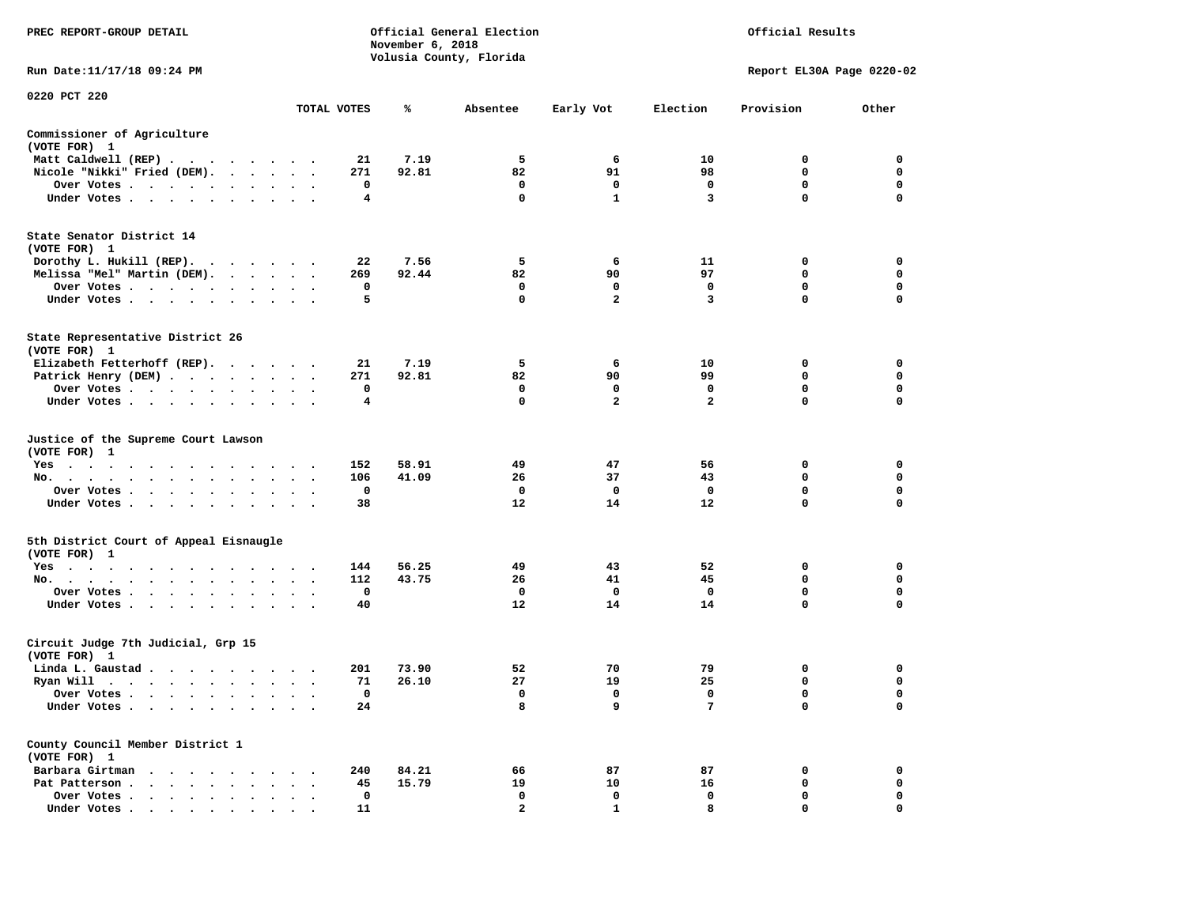PREC REPORT-GROUP DETAIL

Official General Election
November 6, 2018
Volusia County, Florida

Official Results

Run Date:11/17/18 09:24 PM

Report EL30A Page 0220-02

0220 PCT 220

| | TOTAL VOTES | % | Absentee | Early Vot | Election | Provision | Other |
|---|---|---|---|---|---|---|---|
| **Commissioner of Agriculture (VOTE FOR) 1** | | | | | | | |
| Matt Caldwell (REP) | 21 | 7.19 | 5 | 6 | 10 | 0 | 0 |
| Nicole "Nikki" Fried (DEM) | 271 | 92.81 | 82 | 91 | 98 | 0 | 0 |
| Over Votes | 0 | | 0 | 0 | 0 | 0 | 0 |
| Under Votes | 4 | | 0 | 1 | 3 | 0 | 0 |
| **State Senator District 14 (VOTE FOR) 1** | | | | | | | |
| Dorothy L. Hukill (REP) | 22 | 7.56 | 5 | 6 | 11 | 0 | 0 |
| Melissa "Mel" Martin (DEM) | 269 | 92.44 | 82 | 90 | 97 | 0 | 0 |
| Over Votes | 0 | | 0 | 0 | 0 | 0 | 0 |
| Under Votes | 5 | | 0 | 2 | 3 | 0 | 0 |
| **State Representative District 26 (VOTE FOR) 1** | | | | | | | |
| Elizabeth Fetterhoff (REP) | 21 | 7.19 | 5 | 6 | 10 | 0 | 0 |
| Patrick Henry (DEM) | 271 | 92.81 | 82 | 90 | 99 | 0 | 0 |
| Over Votes | 0 | | 0 | 0 | 0 | 0 | 0 |
| Under Votes | 4 | | 0 | 2 | 2 | 0 | 0 |
| **Justice of the Supreme Court Lawson (VOTE FOR) 1** | | | | | | | |
| Yes | 152 | 58.91 | 49 | 47 | 56 | 0 | 0 |
| No | 106 | 41.09 | 26 | 37 | 43 | 0 | 0 |
| Over Votes | 0 | | 0 | 0 | 0 | 0 | 0 |
| Under Votes | 38 | | 12 | 14 | 12 | 0 | 0 |
| **5th District Court of Appeal Eisnaugle (VOTE FOR) 1** | | | | | | | |
| Yes | 144 | 56.25 | 49 | 43 | 52 | 0 | 0 |
| No | 112 | 43.75 | 26 | 41 | 45 | 0 | 0 |
| Over Votes | 0 | | 0 | 0 | 0 | 0 | 0 |
| Under Votes | 40 | | 12 | 14 | 14 | 0 | 0 |
| **Circuit Judge 7th Judicial, Grp 15 (VOTE FOR) 1** | | | | | | | |
| Linda L. Gaustad | 201 | 73.90 | 52 | 70 | 79 | 0 | 0 |
| Ryan Will | 71 | 26.10 | 27 | 19 | 25 | 0 | 0 |
| Over Votes | 0 | | 0 | 0 | 0 | 0 | 0 |
| Under Votes | 24 | | 8 | 9 | 7 | 0 | 0 |
| **County Council Member District 1 (VOTE FOR) 1** | | | | | | | |
| Barbara Girtman | 240 | 84.21 | 66 | 87 | 87 | 0 | 0 |
| Pat Patterson | 45 | 15.79 | 19 | 10 | 16 | 0 | 0 |
| Over Votes | 0 | | 0 | 0 | 0 | 0 | 0 |
| Under Votes | 11 | | 2 | 1 | 8 | 0 | 0 |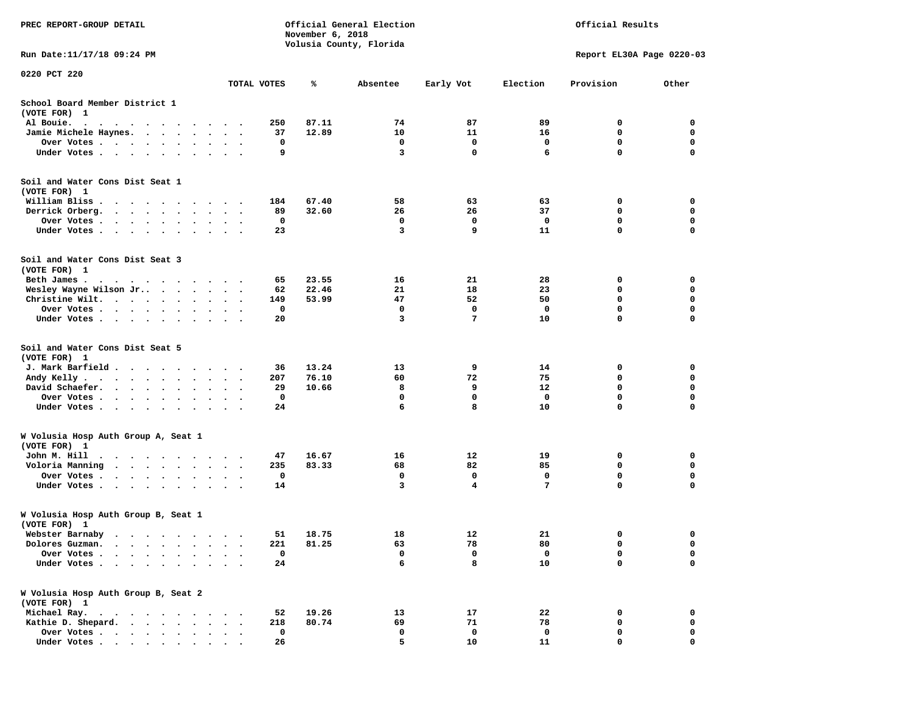PREC REPORT-GROUP DETAIL

Official General Election
November 6, 2018
Volusia County, Florida

Official Results

Run Date:11/17/18 09:24 PM

Report EL30A Page 0220-03

0220 PCT 220

| | TOTAL VOTES | % | Absentee | Early Vot | Election | Provision | Other |
|---|---|---|---|---|---|---|---|
| **School Board Member District 1** | | | | | | | |
| (VOTE FOR) 1 | | | | | | | |
| Al Bouie | 250 | 87.11 | 74 | 87 | 89 | 0 | 0 |
| Jamie Michele Haynes | 37 | 12.89 | 10 | 11 | 16 | 0 | 0 |
| Over Votes | 0 | | 0 | 0 | 0 | 0 | 0 |
| Under Votes | 9 | | 3 | 0 | 6 | 0 | 0 |
| **Soil and Water Cons Dist Seat 1** | | | | | | | |
| (VOTE FOR) 1 | | | | | | | |
| William Bliss | 184 | 67.40 | 58 | 63 | 63 | 0 | 0 |
| Derrick Orberg | 89 | 32.60 | 26 | 26 | 37 | 0 | 0 |
| Over Votes | 0 | | 0 | 0 | 0 | 0 | 0 |
| Under Votes | 23 | | 3 | 9 | 11 | 0 | 0 |
| **Soil and Water Cons Dist Seat 3** | | | | | | | |
| (VOTE FOR) 1 | | | | | | | |
| Beth James | 65 | 23.55 | 16 | 21 | 28 | 0 | 0 |
| Wesley Wayne Wilson Jr. | 62 | 22.46 | 21 | 18 | 23 | 0 | 0 |
| Christine Wilt | 149 | 53.99 | 47 | 52 | 50 | 0 | 0 |
| Over Votes | 0 | | 0 | 0 | 0 | 0 | 0 |
| Under Votes | 20 | | 3 | 7 | 10 | 0 | 0 |
| **Soil and Water Cons Dist Seat 5** | | | | | | | |
| (VOTE FOR) 1 | | | | | | | |
| J. Mark Barfield | 36 | 13.24 | 13 | 9 | 14 | 0 | 0 |
| Andy Kelly | 207 | 76.10 | 60 | 72 | 75 | 0 | 0 |
| David Schaefer | 29 | 10.66 | 8 | 9 | 12 | 0 | 0 |
| Over Votes | 0 | | 0 | 0 | 0 | 0 | 0 |
| Under Votes | 24 | | 6 | 8 | 10 | 0 | 0 |
| **W Volusia Hosp Auth Group A, Seat 1** | | | | | | | |
| (VOTE FOR) 1 | | | | | | | |
| John M. Hill | 47 | 16.67 | 16 | 12 | 19 | 0 | 0 |
| Voloria Manning | 235 | 83.33 | 68 | 82 | 85 | 0 | 0 |
| Over Votes | 0 | | 0 | 0 | 0 | 0 | 0 |
| Under Votes | 14 | | 3 | 4 | 7 | 0 | 0 |
| **W Volusia Hosp Auth Group B, Seat 1** | | | | | | | |
| (VOTE FOR) 1 | | | | | | | |
| Webster Barnaby | 51 | 18.75 | 18 | 12 | 21 | 0 | 0 |
| Dolores Guzman | 221 | 81.25 | 63 | 78 | 80 | 0 | 0 |
| Over Votes | 0 | | 0 | 0 | 0 | 0 | 0 |
| Under Votes | 24 | | 6 | 8 | 10 | 0 | 0 |
| **W Volusia Hosp Auth Group B, Seat 2** | | | | | | | |
| (VOTE FOR) 1 | | | | | | | |
| Michael Ray | 52 | 19.26 | 13 | 17 | 22 | 0 | 0 |
| Kathie D. Shepard | 218 | 80.74 | 69 | 71 | 78 | 0 | 0 |
| Over Votes | 0 | | 0 | 0 | 0 | 0 | 0 |
| Under Votes | 26 | | 5 | 10 | 11 | 0 | 0 |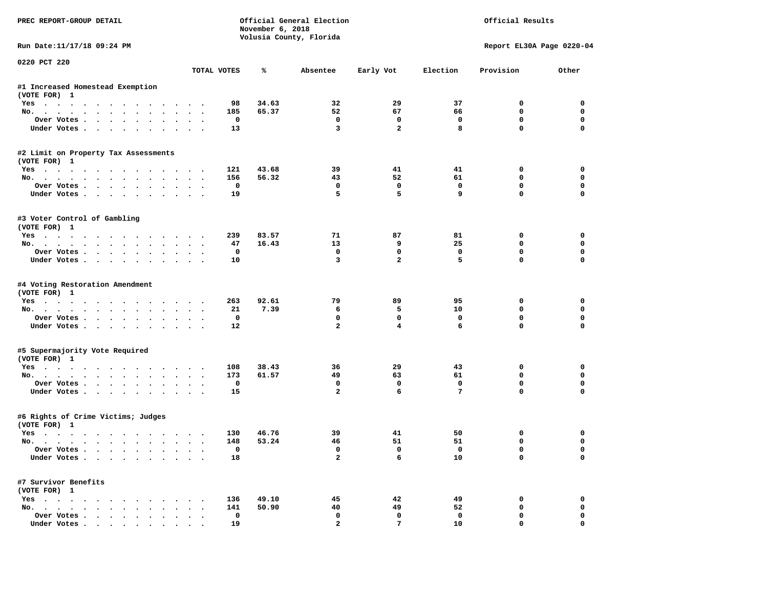PREC REPORT-GROUP DETAIL

Official General Election
November 6, 2018
Volusia County, Florida

Official Results

Run Date:11/17/18 09:24 PM

Report EL30A Page 0220-04

0220 PCT 220

| | TOTAL VOTES | % | Absentee | Early Vot | Election | Provision | Other |
|---|---|---|---|---|---|---|---|
| **#1 Increased Homestead Exemption** | | | | | | | |
| (VOTE FOR) 1 | | | | | | | |
| Yes | 98 | 34.63 | 32 | 29 | 37 | 0 | 0 |
| No. | 185 | 65.37 | 52 | 67 | 66 | 0 | 0 |
| Over Votes | 0 | | 0 | 0 | 0 | 0 | 0 |
| Under Votes | 13 | | 3 | 2 | 8 | 0 | 0 |
| **#2 Limit on Property Tax Assessments** | | | | | | | |
| (VOTE FOR) 1 | | | | | | | |
| Yes | 121 | 43.68 | 39 | 41 | 41 | 0 | 0 |
| No. | 156 | 56.32 | 43 | 52 | 61 | 0 | 0 |
| Over Votes | 0 | | 0 | 0 | 0 | 0 | 0 |
| Under Votes | 19 | | 5 | 5 | 9 | 0 | 0 |
| **#3 Voter Control of Gambling** | | | | | | | |
| (VOTE FOR) 1 | | | | | | | |
| Yes | 239 | 83.57 | 71 | 87 | 81 | 0 | 0 |
| No. | 47 | 16.43 | 13 | 9 | 25 | 0 | 0 |
| Over Votes | 0 | | 0 | 0 | 0 | 0 | 0 |
| Under Votes | 10 | | 3 | 2 | 5 | 0 | 0 |
| **#4 Voting Restoration Amendment** | | | | | | | |
| (VOTE FOR) 1 | | | | | | | |
| Yes | 263 | 92.61 | 79 | 89 | 95 | 0 | 0 |
| No. | 21 | 7.39 | 6 | 5 | 10 | 0 | 0 |
| Over Votes | 0 | | 0 | 0 | 0 | 0 | 0 |
| Under Votes | 12 | | 2 | 4 | 6 | 0 | 0 |
| **#5 Supermajority Vote Required** | | | | | | | |
| (VOTE FOR) 1 | | | | | | | |
| Yes | 108 | 38.43 | 36 | 29 | 43 | 0 | 0 |
| No. | 173 | 61.57 | 49 | 63 | 61 | 0 | 0 |
| Over Votes | 0 | | 0 | 0 | 0 | 0 | 0 |
| Under Votes | 15 | | 2 | 6 | 7 | 0 | 0 |
| **#6 Rights of Crime Victims; Judges** | | | | | | | |
| (VOTE FOR) 1 | | | | | | | |
| Yes | 130 | 46.76 | 39 | 41 | 50 | 0 | 0 |
| No. | 148 | 53.24 | 46 | 51 | 51 | 0 | 0 |
| Over Votes | 0 | | 0 | 0 | 0 | 0 | 0 |
| Under Votes | 18 | | 2 | 6 | 10 | 0 | 0 |
| **#7 Survivor Benefits** | | | | | | | |
| (VOTE FOR) 1 | | | | | | | |
| Yes | 136 | 49.10 | 45 | 42 | 49 | 0 | 0 |
| No. | 141 | 50.90 | 40 | 49 | 52 | 0 | 0 |
| Over Votes | 0 | | 0 | 0 | 0 | 0 | 0 |
| Under Votes | 19 | | 2 | 7 | 10 | 0 | 0 |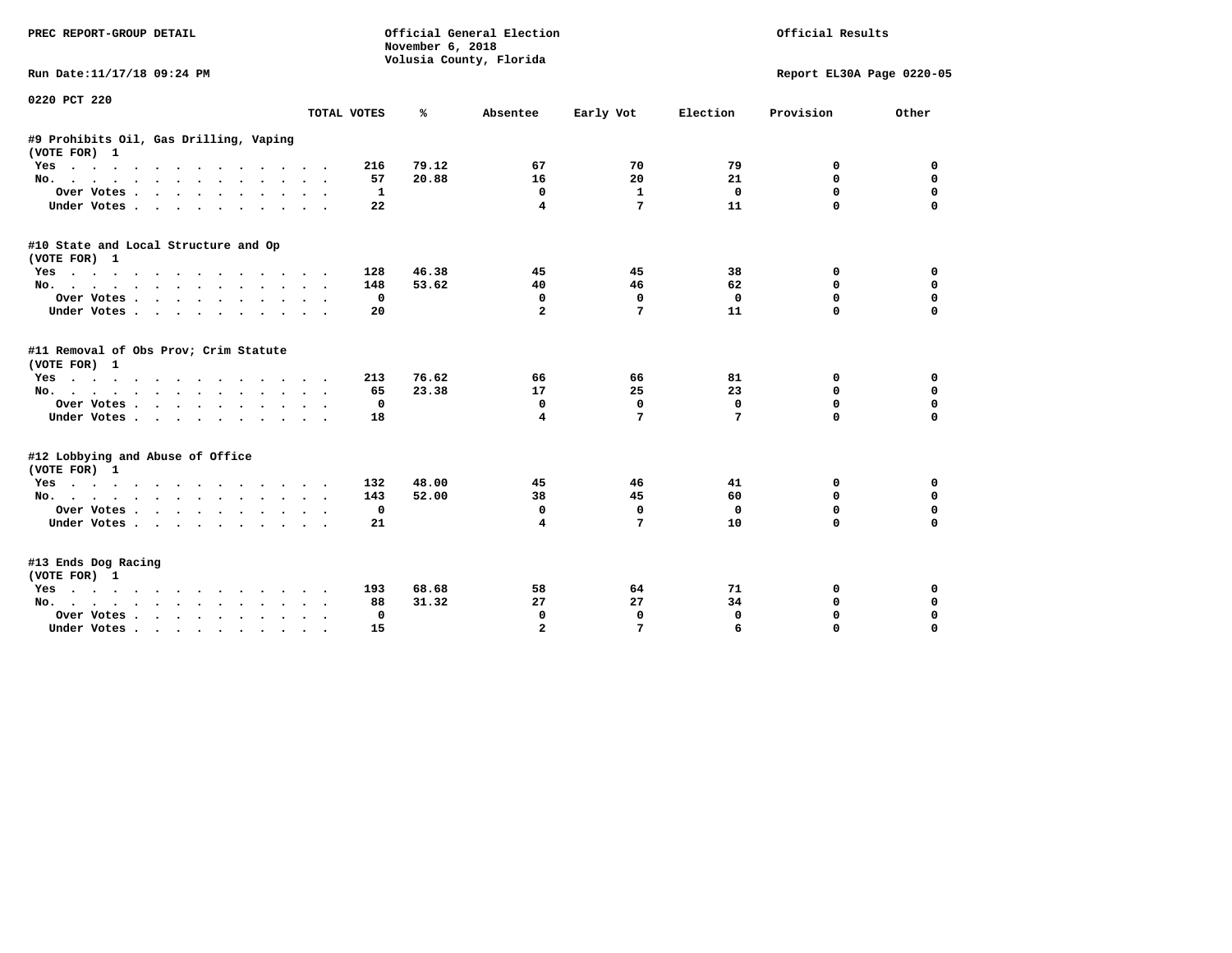PREC REPORT-GROUP DETAIL

Official General Election
November 6, 2018
Volusia County, Florida

Official Results

Run Date:11/17/18 09:24 PM

Report EL30A Page 0220-05

0220 PCT 220

| | TOTAL VOTES | % | Absentee | Early Vot | Election | Provision | Other |
|---|---|---|---|---|---|---|---|
| **#9 Prohibits Oil, Gas Drilling, Vaping** | | | | | | | |
| (VOTE FOR) 1 | | | | | | | |
| Yes | 216 | 79.12 | 67 | 70 | 79 | 0 | 0 |
| No. | 57 | 20.88 | 16 | 20 | 21 | 0 | 0 |
| Over Votes | 1 | | 0 | 1 | 0 | 0 | 0 |
| Under Votes | 22 | | 4 | 7 | 11 | 0 | 0 |
| **#10 State and Local Structure and Op** | | | | | | | |
| (VOTE FOR) 1 | | | | | | | |
| Yes | 128 | 46.38 | 45 | 45 | 38 | 0 | 0 |
| No. | 148 | 53.62 | 40 | 46 | 62 | 0 | 0 |
| Over Votes | 0 | | 0 | 0 | 0 | 0 | 0 |
| Under Votes | 20 | | 2 | 7 | 11 | 0 | 0 |
| **#11 Removal of Obs Prov; Crim Statute** | | | | | | | |
| (VOTE FOR) 1 | | | | | | | |
| Yes | 213 | 76.62 | 66 | 66 | 81 | 0 | 0 |
| No. | 65 | 23.38 | 17 | 25 | 23 | 0 | 0 |
| Over Votes | 0 | | 0 | 0 | 0 | 0 | 0 |
| Under Votes | 18 | | 4 | 7 | 7 | 0 | 0 |
| **#12 Lobbying and Abuse of Office** | | | | | | | |
| (VOTE FOR) 1 | | | | | | | |
| Yes | 132 | 48.00 | 45 | 46 | 41 | 0 | 0 |
| No. | 143 | 52.00 | 38 | 45 | 60 | 0 | 0 |
| Over Votes | 0 | | 0 | 0 | 0 | 0 | 0 |
| Under Votes | 21 | | 4 | 7 | 10 | 0 | 0 |
| **#13 Ends Dog Racing** | | | | | | | |
| (VOTE FOR) 1 | | | | | | | |
| Yes | 193 | 68.68 | 58 | 64 | 71 | 0 | 0 |
| No. | 88 | 31.32 | 27 | 27 | 34 | 0 | 0 |
| Over Votes | 0 | | 0 | 0 | 0 | 0 | 0 |
| Under Votes | 15 | | 2 | 7 | 6 | 0 | 0 |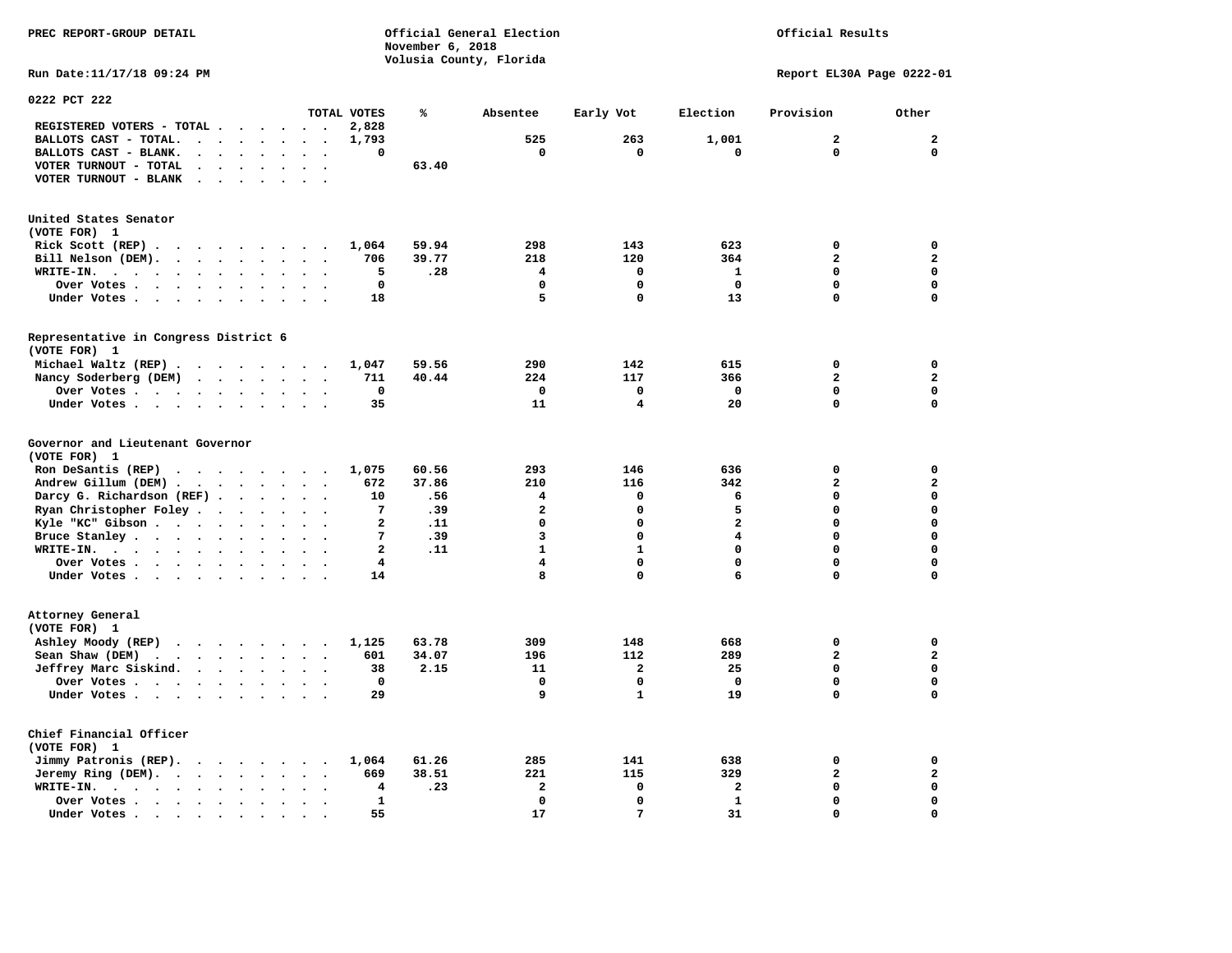PREC REPORT-GROUP DETAIL

Official General Election
November 6, 2018
Volusia County, Florida

Official Results

Run Date:11/17/18 09:24 PM

Report EL30A Page 0222-01

## 0222 PCT 222

| | TOTAL VOTES | % | Absentee | Early Vot | Election | Provision | Other |
|---|---|---|---|---|---|---|---|
| REGISTERED VOTERS - TOTAL | 2,828 | | | | | | |
| BALLOTS CAST - TOTAL. | 1,793 | | 525 | 263 | 1,001 | 2 | 2 |
| BALLOTS CAST - BLANK. | 0 | | 0 | 0 | 0 | 0 | 0 |
| VOTER TURNOUT - TOTAL | | 63.40 | | | | | |
| VOTER TURNOUT - BLANK | | | | | | | |

### United States Senator
(VOTE FOR) 1

| | TOTAL VOTES | % | Absentee | Early Vot | Election | Provision | Other |
|---|---|---|---|---|---|---|---|
| Rick Scott (REP) | 1,064 | 59.94 | 298 | 143 | 623 | 0 | 0 |
| Bill Nelson (DEM). | 706 | 39.77 | 218 | 120 | 364 | 2 | 2 |
| WRITE-IN. | 5 | .28 | 4 | 0 | 1 | 0 | 0 |
| Over Votes | 0 | | 0 | 0 | 0 | 0 | 0 |
| Under Votes | 18 | | 5 | 0 | 13 | 0 | 0 |

### Representative in Congress District 6
(VOTE FOR) 1

| | TOTAL VOTES | % | Absentee | Early Vot | Election | Provision | Other |
|---|---|---|---|---|---|---|---|
| Michael Waltz (REP) | 1,047 | 59.56 | 290 | 142 | 615 | 0 | 0 |
| Nancy Soderberg (DEM) | 711 | 40.44 | 224 | 117 | 366 | 2 | 2 |
| Over Votes | 0 | | 0 | 0 | 0 | 0 | 0 |
| Under Votes | 35 | | 11 | 4 | 20 | 0 | 0 |

### Governor and Lieutenant Governor
(VOTE FOR) 1

| | TOTAL VOTES | % | Absentee | Early Vot | Election | Provision | Other |
|---|---|---|---|---|---|---|---|
| Ron DeSantis (REP) | 1,075 | 60.56 | 293 | 146 | 636 | 0 | 0 |
| Andrew Gillum (DEM) | 672 | 37.86 | 210 | 116 | 342 | 2 | 2 |
| Darcy G. Richardson (REF) | 10 | .56 | 4 | 0 | 6 | 0 | 0 |
| Ryan Christopher Foley | 7 | .39 | 2 | 0 | 5 | 0 | 0 |
| Kyle "KC" Gibson | 2 | .11 | 0 | 0 | 2 | 0 | 0 |
| Bruce Stanley | 7 | .39 | 3 | 0 | 4 | 0 | 0 |
| WRITE-IN. | 2 | .11 | 1 | 1 | 0 | 0 | 0 |
| Over Votes | 4 | | 4 | 0 | 0 | 0 | 0 |
| Under Votes | 14 | | 8 | 0 | 6 | 0 | 0 |

### Attorney General
(VOTE FOR) 1

| | TOTAL VOTES | % | Absentee | Early Vot | Election | Provision | Other |
|---|---|---|---|---|---|---|---|
| Ashley Moody (REP) | 1,125 | 63.78 | 309 | 148 | 668 | 0 | 0 |
| Sean Shaw (DEM) | 601 | 34.07 | 196 | 112 | 289 | 2 | 2 |
| Jeffrey Marc Siskind. | 38 | 2.15 | 11 | 2 | 25 | 0 | 0 |
| Over Votes | 0 | | 0 | 0 | 0 | 0 | 0 |
| Under Votes | 29 | | 9 | 1 | 19 | 0 | 0 |

### Chief Financial Officer
(VOTE FOR) 1

| | TOTAL VOTES | % | Absentee | Early Vot | Election | Provision | Other |
|---|---|---|---|---|---|---|---|
| Jimmy Patronis (REP). | 1,064 | 61.26 | 285 | 141 | 638 | 0 | 0 |
| Jeremy Ring (DEM). | 669 | 38.51 | 221 | 115 | 329 | 2 | 2 |
| WRITE-IN. | 4 | .23 | 2 | 0 | 2 | 0 | 0 |
| Over Votes | 1 | | 0 | 0 | 1 | 0 | 0 |
| Under Votes | 55 | | 17 | 7 | 31 | 0 | 0 |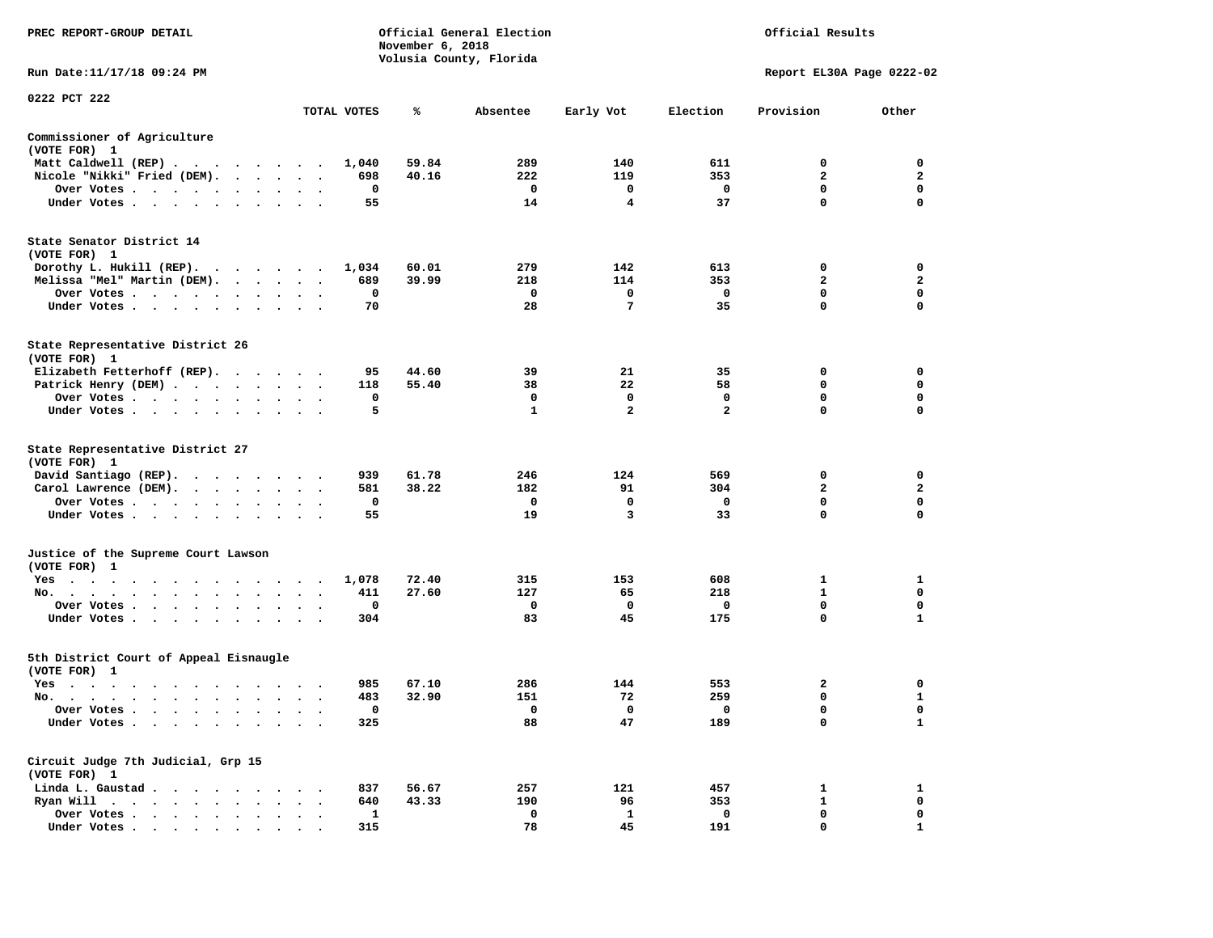PREC REPORT-GROUP DETAIL

Official General Election
November 6, 2018
Volusia County, Florida

Official Results

Run Date:11/17/18 09:24 PM

Report EL30A Page 0222-02

0222 PCT 222

| | TOTAL VOTES | % | Absentee | Early Vot | Election | Provision | Other |
|---|---|---|---|---|---|---|---|
| **Commissioner of Agriculture** | | | | | | | |
| (VOTE FOR) 1 | | | | | | | |
| Matt Caldwell (REP) | 1,040 | 59.84 | 289 | 140 | 611 | 0 | 0 |
| Nicole "Nikki" Fried (DEM) | 698 | 40.16 | 222 | 119 | 353 | 2 | 2 |
| Over Votes | 0 | | 0 | 0 | 0 | 0 | 0 |
| Under Votes | 55 | | 14 | 4 | 37 | 0 | 0 |
| **State Senator District 14** | | | | | | | |
| (VOTE FOR) 1 | | | | | | | |
| Dorothy L. Hukill (REP) | 1,034 | 60.01 | 279 | 142 | 613 | 0 | 0 |
| Melissa "Mel" Martin (DEM) | 689 | 39.99 | 218 | 114 | 353 | 2 | 2 |
| Over Votes | 0 | | 0 | 0 | 0 | 0 | 0 |
| Under Votes | 70 | | 28 | 7 | 35 | 0 | 0 |
| **State Representative District 26** | | | | | | | |
| (VOTE FOR) 1 | | | | | | | |
| Elizabeth Fetterhoff (REP) | 95 | 44.60 | 39 | 21 | 35 | 0 | 0 |
| Patrick Henry (DEM) | 118 | 55.40 | 38 | 22 | 58 | 0 | 0 |
| Over Votes | 0 | | 0 | 0 | 0 | 0 | 0 |
| Under Votes | 5 | | 1 | 2 | 2 | 0 | 0 |
| **State Representative District 27** | | | | | | | |
| (VOTE FOR) 1 | | | | | | | |
| David Santiago (REP) | 939 | 61.78 | 246 | 124 | 569 | 0 | 0 |
| Carol Lawrence (DEM) | 581 | 38.22 | 182 | 91 | 304 | 2 | 2 |
| Over Votes | 0 | | 0 | 0 | 0 | 0 | 0 |
| Under Votes | 55 | | 19 | 3 | 33 | 0 | 0 |
| **Justice of the Supreme Court Lawson** | | | | | | | |
| (VOTE FOR) 1 | | | | | | | |
| Yes | 1,078 | 72.40 | 315 | 153 | 608 | 1 | 1 |
| No | 411 | 27.60 | 127 | 65 | 218 | 1 | 0 |
| Over Votes | 0 | | 0 | 0 | 0 | 0 | 0 |
| Under Votes | 304 | | 83 | 45 | 175 | 0 | 1 |
| **5th District Court of Appeal Eisnaugle** | | | | | | | |
| (VOTE FOR) 1 | | | | | | | |
| Yes | 985 | 67.10 | 286 | 144 | 553 | 2 | 0 |
| No | 483 | 32.90 | 151 | 72 | 259 | 0 | 1 |
| Over Votes | 0 | | 0 | 0 | 0 | 0 | 0 |
| Under Votes | 325 | | 88 | 47 | 189 | 0 | 1 |
| **Circuit Judge 7th Judicial, Grp 15** | | | | | | | |
| (VOTE FOR) 1 | | | | | | | |
| Linda L. Gaustad | 837 | 56.67 | 257 | 121 | 457 | 1 | 1 |
| Ryan Will | 640 | 43.33 | 190 | 96 | 353 | 1 | 0 |
| Over Votes | 1 | | 0 | 1 | 0 | 0 | 0 |
| Under Votes | 315 | | 78 | 45 | 191 | 0 | 1 |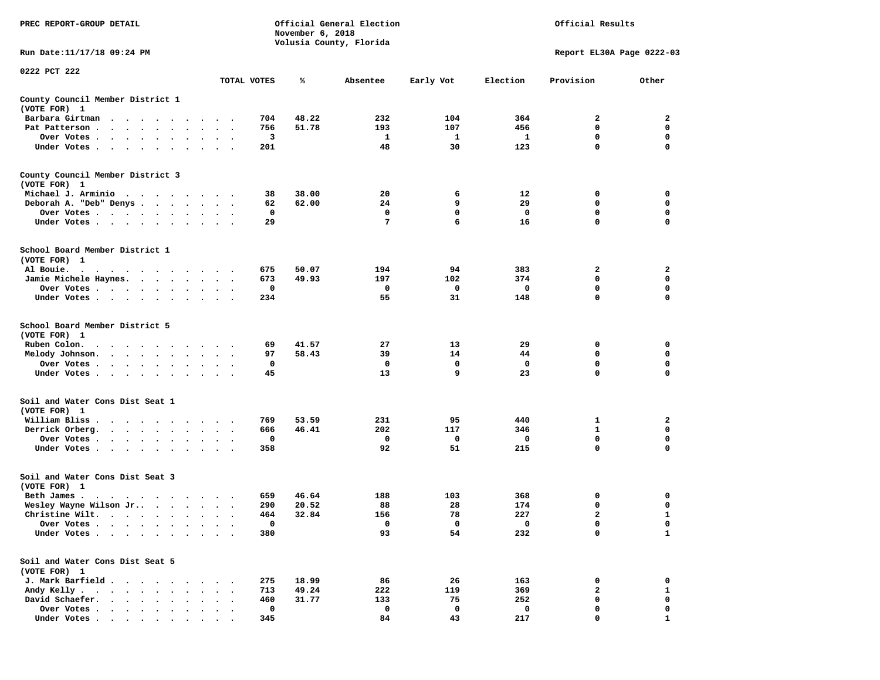PREC REPORT-GROUP DETAIL

Official General Election
November 6, 2018
Volusia County, Florida

Official Results

Run Date:11/17/18 09:24 PM

Report EL30A Page 0222-03

0222 PCT 222

| | TOTAL VOTES | % | Absentee | Early Vot | Election | Provision | Other |
|---|---|---|---|---|---|---|---|
| **County Council Member District 1** | | | | | | | |
| (VOTE FOR) 1 | | | | | | | |
| Barbara Girtman | 704 | 48.22 | 232 | 104 | 364 | 2 | 2 |
| Pat Patterson | 756 | 51.78 | 193 | 107 | 456 | 0 | 0 |
| Over Votes | 3 | | 1 | 1 | 1 | 0 | 0 |
| Under Votes | 201 | | 48 | 30 | 123 | 0 | 0 |
| **County Council Member District 3** | | | | | | | |
| (VOTE FOR) 1 | | | | | | | |
| Michael J. Arminio | 38 | 38.00 | 20 | 6 | 12 | 0 | 0 |
| Deborah A. "Deb" Denys | 62 | 62.00 | 24 | 9 | 29 | 0 | 0 |
| Over Votes | 0 | | 0 | 0 | 0 | 0 | 0 |
| Under Votes | 29 | | 7 | 6 | 16 | 0 | 0 |
| **School Board Member District 1** | | | | | | | |
| (VOTE FOR) 1 | | | | | | | |
| Al Bouie | 675 | 50.07 | 194 | 94 | 383 | 2 | 2 |
| Jamie Michele Haynes | 673 | 49.93 | 197 | 102 | 374 | 0 | 0 |
| Over Votes | 0 | | 0 | 0 | 0 | 0 | 0 |
| Under Votes | 234 | | 55 | 31 | 148 | 0 | 0 |
| **School Board Member District 5** | | | | | | | |
| (VOTE FOR) 1 | | | | | | | |
| Ruben Colon | 69 | 41.57 | 27 | 13 | 29 | 0 | 0 |
| Melody Johnson | 97 | 58.43 | 39 | 14 | 44 | 0 | 0 |
| Over Votes | 0 | | 0 | 0 | 0 | 0 | 0 |
| Under Votes | 45 | | 13 | 9 | 23 | 0 | 0 |
| **Soil and Water Cons Dist Seat 1** | | | | | | | |
| (VOTE FOR) 1 | | | | | | | |
| William Bliss | 769 | 53.59 | 231 | 95 | 440 | 1 | 2 |
| Derrick Orberg | 666 | 46.41 | 202 | 117 | 346 | 1 | 0 |
| Over Votes | 0 | | 0 | 0 | 0 | 0 | 0 |
| Under Votes | 358 | | 92 | 51 | 215 | 0 | 0 |
| **Soil and Water Cons Dist Seat 3** | | | | | | | |
| (VOTE FOR) 1 | | | | | | | |
| Beth James | 659 | 46.64 | 188 | 103 | 368 | 0 | 0 |
| Wesley Wayne Wilson Jr. | 290 | 20.52 | 88 | 28 | 174 | 0 | 0 |
| Christine Wilt | 464 | 32.84 | 156 | 78 | 227 | 2 | 1 |
| Over Votes | 0 | | 0 | 0 | 0 | 0 | 0 |
| Under Votes | 380 | | 93 | 54 | 232 | 0 | 1 |
| **Soil and Water Cons Dist Seat 5** | | | | | | | |
| (VOTE FOR) 1 | | | | | | | |
| J. Mark Barfield | 275 | 18.99 | 86 | 26 | 163 | 0 | 0 |
| Andy Kelly | 713 | 49.24 | 222 | 119 | 369 | 2 | 1 |
| David Schaefer | 460 | 31.77 | 133 | 75 | 252 | 0 | 0 |
| Over Votes | 0 | | 0 | 0 | 0 | 0 | 0 |
| Under Votes | 345 | | 84 | 43 | 217 | 0 | 1 |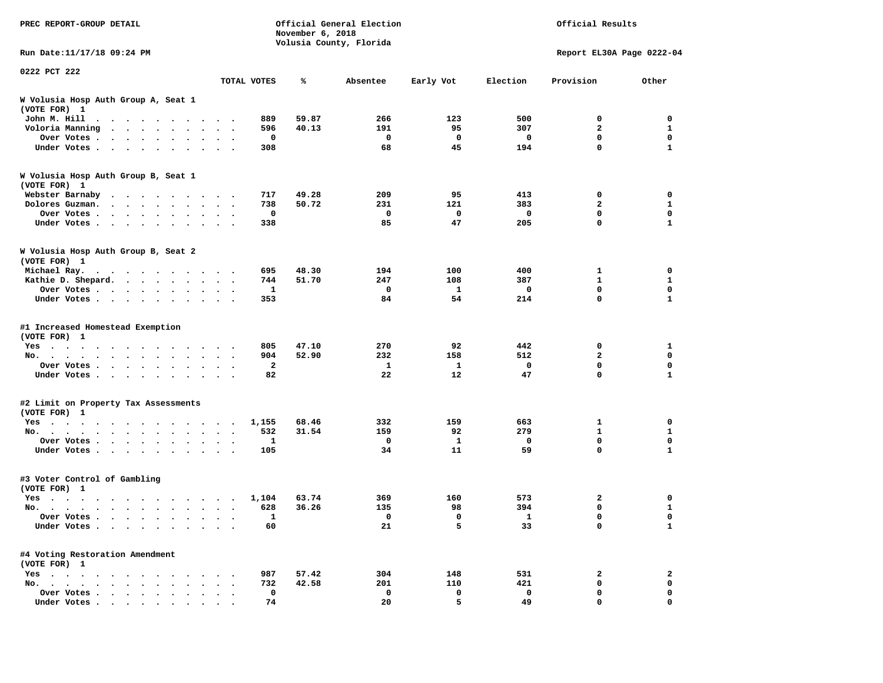PREC REPORT-GROUP DETAIL

Official General Election
November 6, 2018
Volusia County, Florida

Official Results

Run Date:11/17/18 09:24 PM

Report EL30A Page 0222-04

0222 PCT 222

| | TOTAL VOTES | % | Absentee | Early Vot | Election | Provision | Other |
|---|---|---|---|---|---|---|---|
| **W Volusia Hosp Auth Group A, Seat 1** | | | | | | | |
| **(VOTE FOR) 1** | | | | | | | |
| John M. Hill | 889 | 59.87 | 266 | 123 | 500 | 0 | 0 |
| Voloria Manning | 596 | 40.13 | 191 | 95 | 307 | 2 | 1 |
| Over Votes | 0 | | 0 | 0 | 0 | 0 | 0 |
| Under Votes | 308 | | 68 | 45 | 194 | 0 | 1 |
| **W Volusia Hosp Auth Group B, Seat 1** | | | | | | | |
| **(VOTE FOR) 1** | | | | | | | |
| Webster Barnaby | 717 | 49.28 | 209 | 95 | 413 | 0 | 0 |
| Dolores Guzman. | 738 | 50.72 | 231 | 121 | 383 | 2 | 1 |
| Over Votes | 0 | | 0 | 0 | 0 | 0 | 0 |
| Under Votes | 338 | | 85 | 47 | 205 | 0 | 1 |
| **W Volusia Hosp Auth Group B, Seat 2** | | | | | | | |
| **(VOTE FOR) 1** | | | | | | | |
| Michael Ray. | 695 | 48.30 | 194 | 100 | 400 | 1 | 0 |
| Kathie D. Shepard. | 744 | 51.70 | 247 | 108 | 387 | 1 | 1 |
| Over Votes | 1 | | 0 | 1 | 0 | 0 | 0 |
| Under Votes | 353 | | 84 | 54 | 214 | 0 | 1 |
| **#1 Increased Homestead Exemption** | | | | | | | |
| **(VOTE FOR) 1** | | | | | | | |
| Yes | 805 | 47.10 | 270 | 92 | 442 | 0 | 1 |
| No. | 904 | 52.90 | 232 | 158 | 512 | 2 | 0 |
| Over Votes | 2 | | 1 | 1 | 0 | 0 | 0 |
| Under Votes | 82 | | 22 | 12 | 47 | 0 | 1 |
| **#2 Limit on Property Tax Assessments** | | | | | | | |
| **(VOTE FOR) 1** | | | | | | | |
| Yes | 1,155 | 68.46 | 332 | 159 | 663 | 1 | 0 |
| No. | 532 | 31.54 | 159 | 92 | 279 | 1 | 1 |
| Over Votes | 1 | | 0 | 1 | 0 | 0 | 0 |
| Under Votes | 105 | | 34 | 11 | 59 | 0 | 1 |
| **#3 Voter Control of Gambling** | | | | | | | |
| **(VOTE FOR) 1** | | | | | | | |
| Yes | 1,104 | 63.74 | 369 | 160 | 573 | 2 | 0 |
| No. | 628 | 36.26 | 135 | 98 | 394 | 0 | 1 |
| Over Votes | 1 | | 0 | 0 | 1 | 0 | 0 |
| Under Votes | 60 | | 21 | 5 | 33 | 0 | 1 |
| **#4 Voting Restoration Amendment** | | | | | | | |
| **(VOTE FOR) 1** | | | | | | | |
| Yes | 987 | 57.42 | 304 | 148 | 531 | 2 | 2 |
| No. | 732 | 42.58 | 201 | 110 | 421 | 0 | 0 |
| Over Votes | 0 | | 0 | 0 | 0 | 0 | 0 |
| Under Votes | 74 | | 20 | 5 | 49 | 0 | 0 |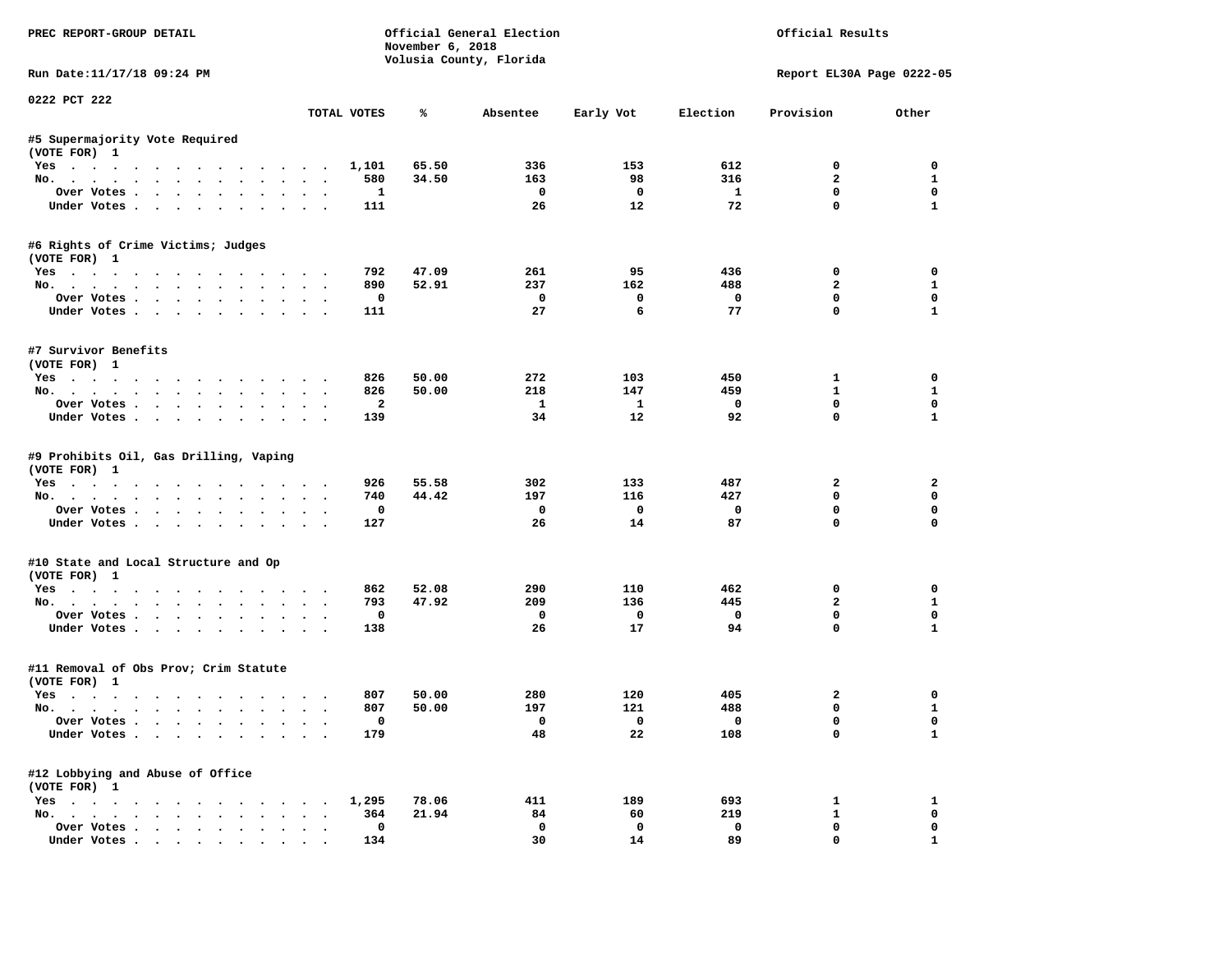PREC REPORT-GROUP DETAIL

Official General Election
November 6, 2018
Volusia County, Florida

Official Results

Run Date:11/17/18 09:24 PM

Report EL30A Page 0222-05

0222 PCT 222

| | TOTAL VOTES | % | Absentee | Early Vot | Election | Provision | Other |
|---|---|---|---|---|---|---|---|
| **#5 Supermajority Vote Required** | | | | | | | |
| (VOTE FOR) 1 | | | | | | | |
| Yes | 1,101 | 65.50 | 336 | 153 | 612 | 0 | 0 |
| No. | 580 | 34.50 | 163 | 98 | 316 | 2 | 1 |
| Over Votes | 1 | | 0 | 0 | 1 | 0 | 0 |
| Under Votes | 111 | | 26 | 12 | 72 | 0 | 1 |
| **#6 Rights of Crime Victims; Judges** | | | | | | | |
| (VOTE FOR) 1 | | | | | | | |
| Yes | 792 | 47.09 | 261 | 95 | 436 | 0 | 0 |
| No. | 890 | 52.91 | 237 | 162 | 488 | 2 | 1 |
| Over Votes | 0 | | 0 | 0 | 0 | 0 | 0 |
| Under Votes | 111 | | 27 | 6 | 77 | 0 | 1 |
| **#7 Survivor Benefits** | | | | | | | |
| (VOTE FOR) 1 | | | | | | | |
| Yes | 826 | 50.00 | 272 | 103 | 450 | 1 | 0 |
| No. | 826 | 50.00 | 218 | 147 | 459 | 1 | 1 |
| Over Votes | 2 | | 1 | 1 | 0 | 0 | 0 |
| Under Votes | 139 | | 34 | 12 | 92 | 0 | 1 |
| **#9 Prohibits Oil, Gas Drilling, Vaping** | | | | | | | |
| (VOTE FOR) 1 | | | | | | | |
| Yes | 926 | 55.58 | 302 | 133 | 487 | 2 | 2 |
| No. | 740 | 44.42 | 197 | 116 | 427 | 0 | 0 |
| Over Votes | 0 | | 0 | 0 | 0 | 0 | 0 |
| Under Votes | 127 | | 26 | 14 | 87 | 0 | 0 |
| **#10 State and Local Structure and Op** | | | | | | | |
| (VOTE FOR) 1 | | | | | | | |
| Yes | 862 | 52.08 | 290 | 110 | 462 | 0 | 0 |
| No. | 793 | 47.92 | 209 | 136 | 445 | 2 | 1 |
| Over Votes | 0 | | 0 | 0 | 0 | 0 | 0 |
| Under Votes | 138 | | 26 | 17 | 94 | 0 | 1 |
| **#11 Removal of Obs Prov; Crim Statute** | | | | | | | |
| (VOTE FOR) 1 | | | | | | | |
| Yes | 807 | 50.00 | 280 | 120 | 405 | 2 | 0 |
| No. | 807 | 50.00 | 197 | 121 | 488 | 0 | 1 |
| Over Votes | 0 | | 0 | 0 | 0 | 0 | 0 |
| Under Votes | 179 | | 48 | 22 | 108 | 0 | 1 |
| **#12 Lobbying and Abuse of Office** | | | | | | | |
| (VOTE FOR) 1 | | | | | | | |
| Yes | 1,295 | 78.06 | 411 | 189 | 693 | 1 | 1 |
| No. | 364 | 21.94 | 84 | 60 | 219 | 1 | 0 |
| Over Votes | 0 | | 0 | 0 | 0 | 0 | 0 |
| Under Votes | 134 | | 30 | 14 | 89 | 0 | 1 |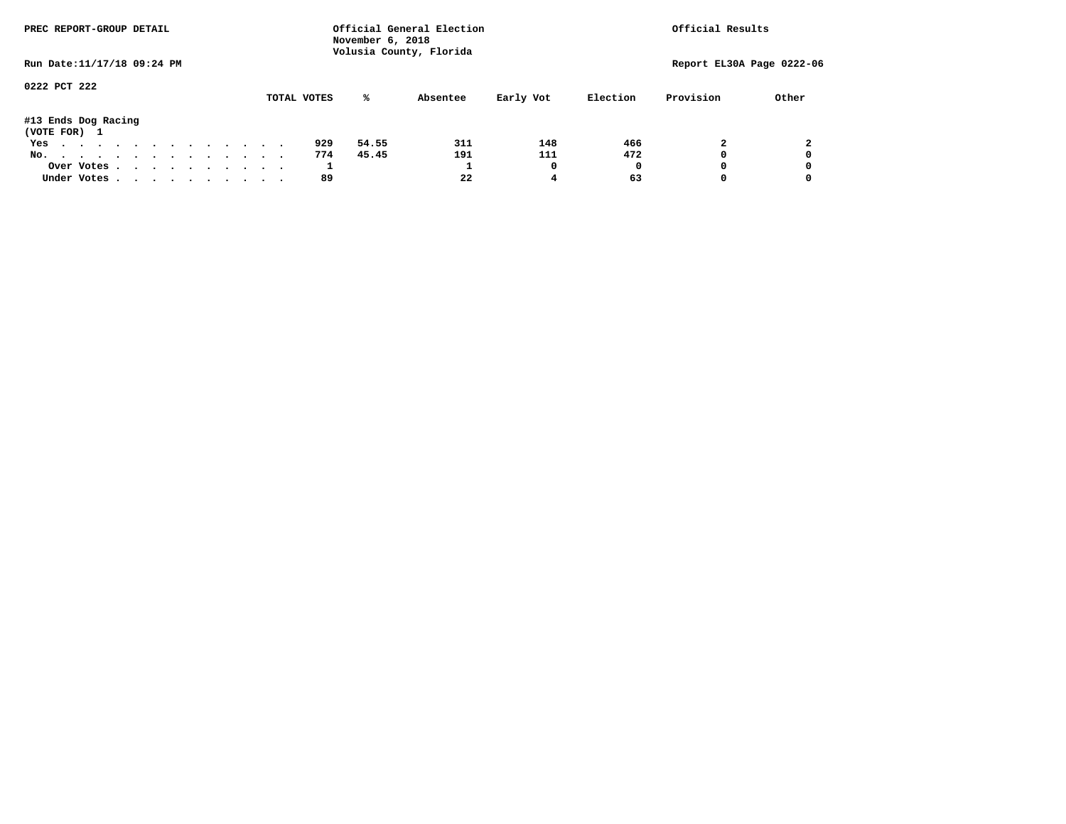PREC REPORT-GROUP DETAIL

Official General Election
November 6, 2018
Volusia County, Florida

Official Results

Run Date:11/17/18 09:24 PM

Report EL30A Page 0222-06

0222 PCT 222

#13 Ends Dog Racing
(VOTE FOR) 1

| | TOTAL VOTES | % | Absentee | Early Vot | Election | Provision | Other |
|---|---|---|---|---|---|---|---|
| Yes | 929 | 54.55 | 311 | 148 | 466 | 2 | 2 |
| No. | 774 | 45.45 | 191 | 111 | 472 | 0 | 0 |
| Over Votes | 1 | | 1 | 0 | 0 | 0 | 0 |
| Under Votes | 89 | | 22 | 4 | 63 | 0 | 0 |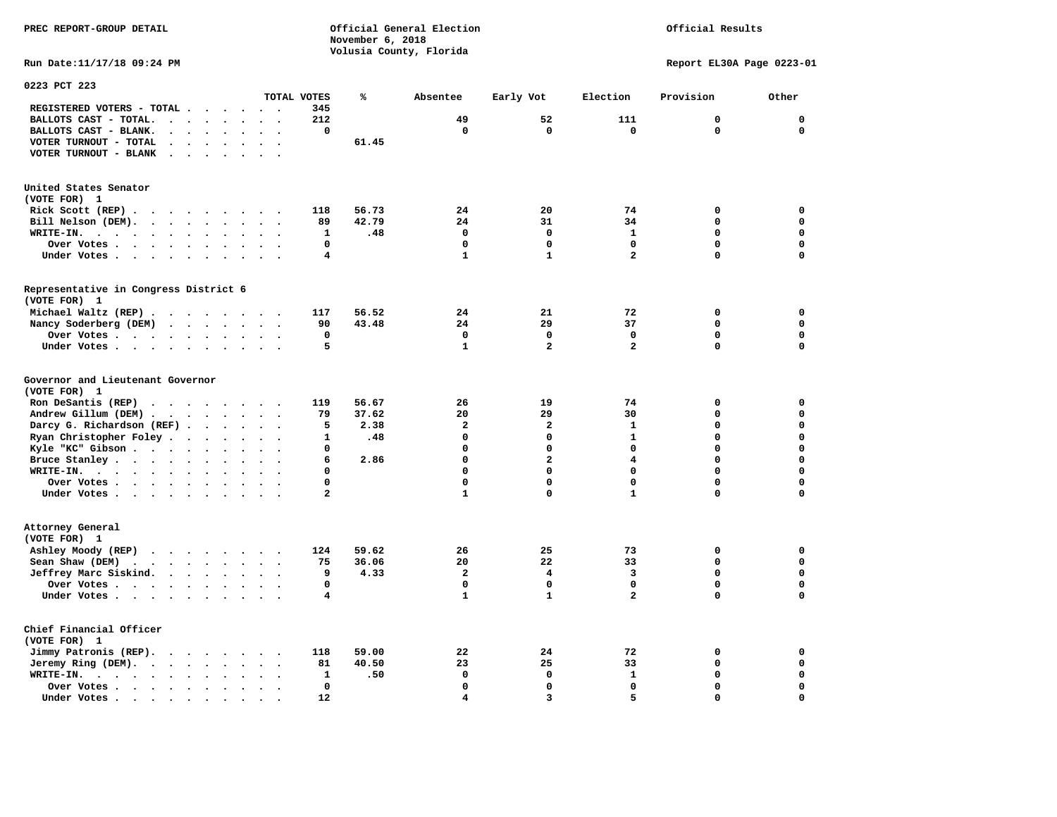PREC REPORT-GROUP DETAIL

Official General Election
November 6, 2018
Volusia County, Florida

Official Results

Run Date:11/17/18 09:24 PM

Report EL30A Page 0223-01

## 0223 PCT 223

| | TOTAL VOTES | % | Absentee | Early Vot | Election | Provision | Other |
|---|---|---|---|---|---|---|---|
| REGISTERED VOTERS - TOTAL | 345 | | | | | | |
| BALLOTS CAST - TOTAL. | 212 | | 49 | 52 | 111 | 0 | 0 |
| BALLOTS CAST - BLANK. | 0 | | 0 | 0 | 0 | 0 | 0 |
| VOTER TURNOUT - TOTAL | | 61.45 | | | | | |
| VOTER TURNOUT - BLANK | | | | | | | |

### United States Senator
(VOTE FOR) 1

| | TOTAL VOTES | % | Absentee | Early Vot | Election | Provision | Other |
|---|---|---|---|---|---|---|---|
| Rick Scott (REP) | 118 | 56.73 | 24 | 20 | 74 | 0 | 0 |
| Bill Nelson (DEM). | 89 | 42.79 | 24 | 31 | 34 | 0 | 0 |
| WRITE-IN. | 1 | .48 | 0 | 0 | 1 | 0 | 0 |
| Over Votes | 0 | | 0 | 0 | 0 | 0 | 0 |
| Under Votes | 4 | | 1 | 1 | 2 | 0 | 0 |

### Representative in Congress District 6
(VOTE FOR) 1

| | TOTAL VOTES | % | Absentee | Early Vot | Election | Provision | Other |
|---|---|---|---|---|---|---|---|
| Michael Waltz (REP) | 117 | 56.52 | 24 | 21 | 72 | 0 | 0 |
| Nancy Soderberg (DEM) | 90 | 43.48 | 24 | 29 | 37 | 0 | 0 |
| Over Votes | 0 | | 0 | 0 | 0 | 0 | 0 |
| Under Votes | 5 | | 1 | 2 | 2 | 0 | 0 |

### Governor and Lieutenant Governor
(VOTE FOR) 1

| | TOTAL VOTES | % | Absentee | Early Vot | Election | Provision | Other |
|---|---|---|---|---|---|---|---|
| Ron DeSantis (REP) | 119 | 56.67 | 26 | 19 | 74 | 0 | 0 |
| Andrew Gillum (DEM) | 79 | 37.62 | 20 | 29 | 30 | 0 | 0 |
| Darcy G. Richardson (REF) | 5 | 2.38 | 2 | 2 | 1 | 0 | 0 |
| Ryan Christopher Foley | 1 | .48 | 0 | 0 | 1 | 0 | 0 |
| Kyle "KC" Gibson | 0 | | 0 | 0 | 0 | 0 | 0 |
| Bruce Stanley | 6 | 2.86 | 0 | 2 | 4 | 0 | 0 |
| WRITE-IN. | 0 | | 0 | 0 | 0 | 0 | 0 |
| Over Votes | 0 | | 0 | 0 | 0 | 0 | 0 |
| Under Votes | 2 | | 1 | 0 | 1 | 0 | 0 |

### Attorney General
(VOTE FOR) 1

| | TOTAL VOTES | % | Absentee | Early Vot | Election | Provision | Other |
|---|---|---|---|---|---|---|---|
| Ashley Moody (REP) | 124 | 59.62 | 26 | 25 | 73 | 0 | 0 |
| Sean Shaw (DEM) | 75 | 36.06 | 20 | 22 | 33 | 0 | 0 |
| Jeffrey Marc Siskind. | 9 | 4.33 | 2 | 4 | 3 | 0 | 0 |
| Over Votes | 0 | | 0 | 0 | 0 | 0 | 0 |
| Under Votes | 4 | | 1 | 1 | 2 | 0 | 0 |

### Chief Financial Officer
(VOTE FOR) 1

| | TOTAL VOTES | % | Absentee | Early Vot | Election | Provision | Other |
|---|---|---|---|---|---|---|---|
| Jimmy Patronis (REP). | 118 | 59.00 | 22 | 24 | 72 | 0 | 0 |
| Jeremy Ring (DEM). | 81 | 40.50 | 23 | 25 | 33 | 0 | 0 |
| WRITE-IN. | 1 | .50 | 0 | 0 | 1 | 0 | 0 |
| Over Votes | 0 | | 0 | 0 | 0 | 0 | 0 |
| Under Votes | 12 | | 4 | 3 | 5 | 0 | 0 |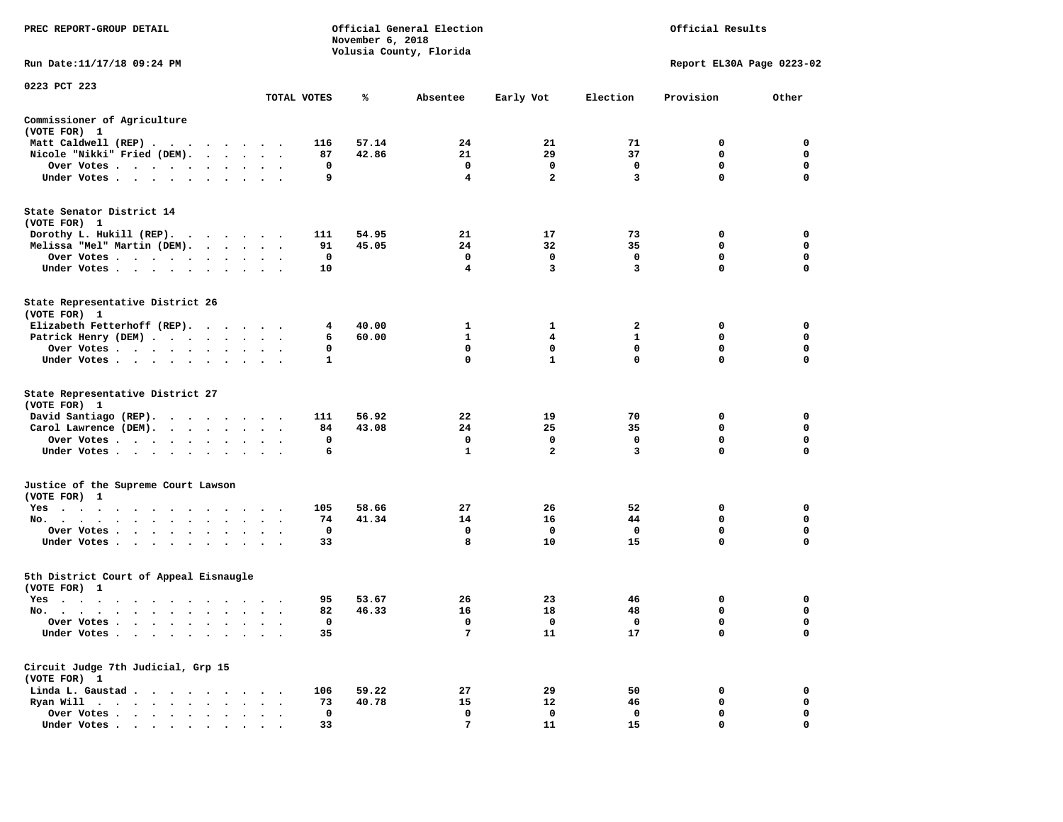PREC REPORT-GROUP DETAIL

Official General Election
November 6, 2018
Volusia County, Florida

Official Results

Run Date:11/17/18 09:24 PM

Report EL30A Page 0223-02

0223 PCT 223

| | TOTAL VOTES | % | Absentee | Early Vot | Election | Provision | Other |
|---|---|---|---|---|---|---|---|
| **Commissioner of Agriculture** | | | | | | | |
| (VOTE FOR) 1 | | | | | | | |
| Matt Caldwell (REP) | 116 | 57.14 | 24 | 21 | 71 | 0 | 0 |
| Nicole "Nikki" Fried (DEM) | 87 | 42.86 | 21 | 29 | 37 | 0 | 0 |
| Over Votes | 0 | | 0 | 0 | 0 | 0 | 0 |
| Under Votes | 9 | | 4 | 2 | 3 | 0 | 0 |
| **State Senator District 14** | | | | | | | |
| (VOTE FOR) 1 | | | | | | | |
| Dorothy L. Hukill (REP) | 111 | 54.95 | 21 | 17 | 73 | 0 | 0 |
| Melissa "Mel" Martin (DEM) | 91 | 45.05 | 24 | 32 | 35 | 0 | 0 |
| Over Votes | 0 | | 0 | 0 | 0 | 0 | 0 |
| Under Votes | 10 | | 4 | 3 | 3 | 0 | 0 |
| **State Representative District 26** | | | | | | | |
| (VOTE FOR) 1 | | | | | | | |
| Elizabeth Fetterhoff (REP) | 4 | 40.00 | 1 | 1 | 2 | 0 | 0 |
| Patrick Henry (DEM) | 6 | 60.00 | 1 | 4 | 1 | 0 | 0 |
| Over Votes | 0 | | 0 | 0 | 0 | 0 | 0 |
| Under Votes | 1 | | 0 | 1 | 0 | 0 | 0 |
| **State Representative District 27** | | | | | | | |
| (VOTE FOR) 1 | | | | | | | |
| David Santiago (REP) | 111 | 56.92 | 22 | 19 | 70 | 0 | 0 |
| Carol Lawrence (DEM) | 84 | 43.08 | 24 | 25 | 35 | 0 | 0 |
| Over Votes | 0 | | 0 | 0 | 0 | 0 | 0 |
| Under Votes | 6 | | 1 | 2 | 3 | 0 | 0 |
| **Justice of the Supreme Court Lawson** | | | | | | | |
| (VOTE FOR) 1 | | | | | | | |
| Yes | 105 | 58.66 | 27 | 26 | 52 | 0 | 0 |
| No | 74 | 41.34 | 14 | 16 | 44 | 0 | 0 |
| Over Votes | 0 | | 0 | 0 | 0 | 0 | 0 |
| Under Votes | 33 | | 8 | 10 | 15 | 0 | 0 |
| **5th District Court of Appeal Eisnaugle** | | | | | | | |
| (VOTE FOR) 1 | | | | | | | |
| Yes | 95 | 53.67 | 26 | 23 | 46 | 0 | 0 |
| No | 82 | 46.33 | 16 | 18 | 48 | 0 | 0 |
| Over Votes | 0 | | 0 | 0 | 0 | 0 | 0 |
| Under Votes | 35 | | 7 | 11 | 17 | 0 | 0 |
| **Circuit Judge 7th Judicial, Grp 15** | | | | | | | |
| (VOTE FOR) 1 | | | | | | | |
| Linda L. Gaustad | 106 | 59.22 | 27 | 29 | 50 | 0 | 0 |
| Ryan Will | 73 | 40.78 | 15 | 12 | 46 | 0 | 0 |
| Over Votes | 0 | | 0 | 0 | 0 | 0 | 0 |
| Under Votes | 33 | | 7 | 11 | 15 | 0 | 0 |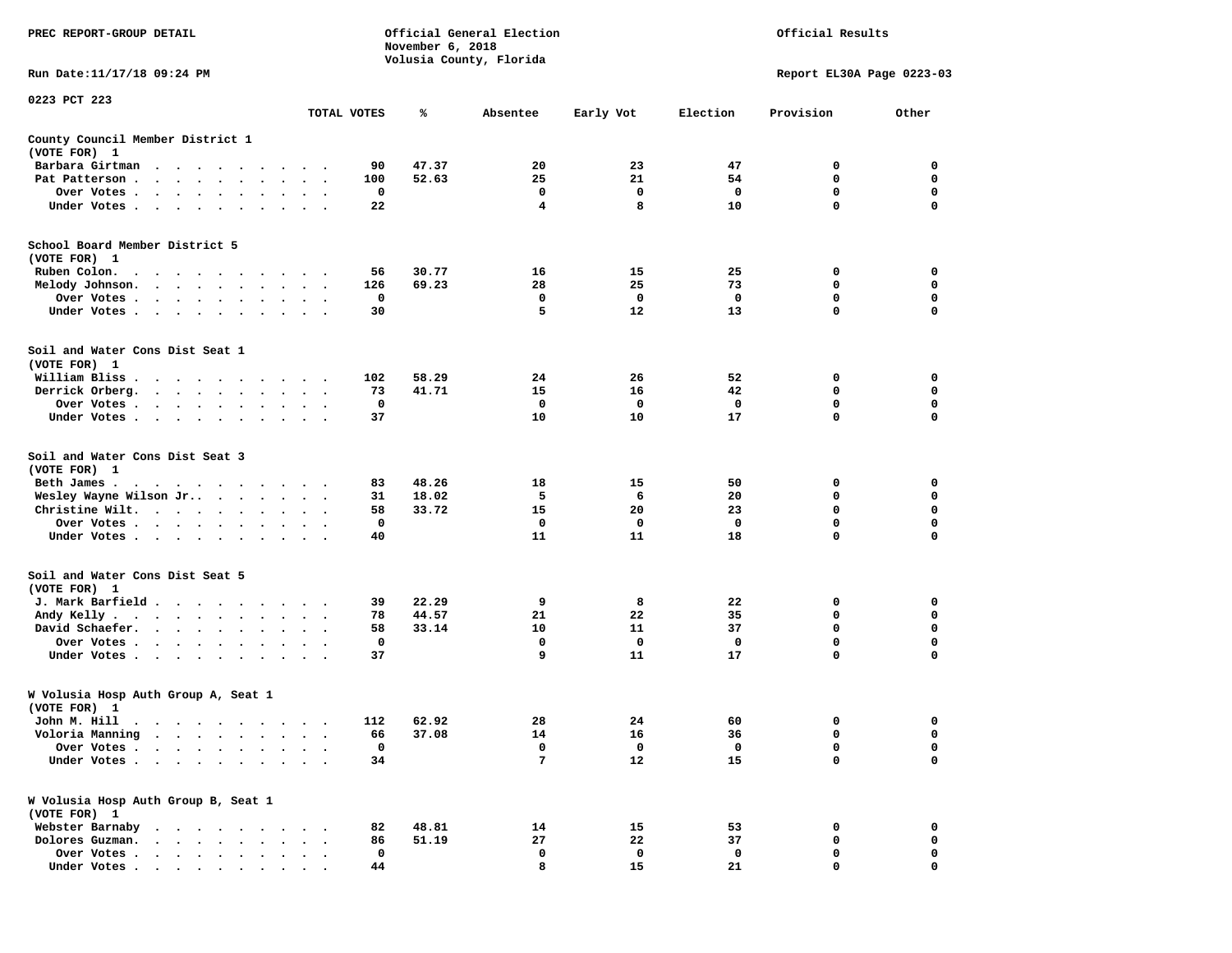PREC REPORT-GROUP DETAIL

Official General Election
November 6, 2018
Volusia County, Florida

Official Results

Run Date:11/17/18 09:24 PM

Report EL30A Page 0223-03

0223 PCT 223

| | TOTAL VOTES | % | Absentee | Early Vot | Election | Provision | Other |
|---|---|---|---|---|---|---|---|
| **County Council Member District 1 (VOTE FOR) 1** | | | | | | | |
| Barbara Girtman | 90 | 47.37 | 20 | 23 | 47 | 0 | 0 |
| Pat Patterson | 100 | 52.63 | 25 | 21 | 54 | 0 | 0 |
| Over Votes | 0 | | 0 | 0 | 0 | 0 | 0 |
| Under Votes | 22 | | 4 | 8 | 10 | 0 | 0 |
| **School Board Member District 5 (VOTE FOR) 1** | | | | | | | |
| Ruben Colon. | 56 | 30.77 | 16 | 15 | 25 | 0 | 0 |
| Melody Johnson. | 126 | 69.23 | 28 | 25 | 73 | 0 | 0 |
| Over Votes | 0 | | 0 | 0 | 0 | 0 | 0 |
| Under Votes | 30 | | 5 | 12 | 13 | 0 | 0 |
| **Soil and Water Cons Dist Seat 1 (VOTE FOR) 1** | | | | | | | |
| William Bliss | 102 | 58.29 | 24 | 26 | 52 | 0 | 0 |
| Derrick Orberg. | 73 | 41.71 | 15 | 16 | 42 | 0 | 0 |
| Over Votes | 0 | | 0 | 0 | 0 | 0 | 0 |
| Under Votes | 37 | | 10 | 10 | 17 | 0 | 0 |
| **Soil and Water Cons Dist Seat 3 (VOTE FOR) 1** | | | | | | | |
| Beth James | 83 | 48.26 | 18 | 15 | 50 | 0 | 0 |
| Wesley Wayne Wilson Jr. | 31 | 18.02 | 5 | 6 | 20 | 0 | 0 |
| Christine Wilt. | 58 | 33.72 | 15 | 20 | 23 | 0 | 0 |
| Over Votes | 0 | | 0 | 0 | 0 | 0 | 0 |
| Under Votes | 40 | | 11 | 11 | 18 | 0 | 0 |
| **Soil and Water Cons Dist Seat 5 (VOTE FOR) 1** | | | | | | | |
| J. Mark Barfield | 39 | 22.29 | 9 | 8 | 22 | 0 | 0 |
| Andy Kelly | 78 | 44.57 | 21 | 22 | 35 | 0 | 0 |
| David Schaefer. | 58 | 33.14 | 10 | 11 | 37 | 0 | 0 |
| Over Votes | 0 | | 0 | 0 | 0 | 0 | 0 |
| Under Votes | 37 | | 9 | 11 | 17 | 0 | 0 |
| **W Volusia Hosp Auth Group A, Seat 1 (VOTE FOR) 1** | | | | | | | |
| John M. Hill | 112 | 62.92 | 28 | 24 | 60 | 0 | 0 |
| Voloria Manning | 66 | 37.08 | 14 | 16 | 36 | 0 | 0 |
| Over Votes | 0 | | 0 | 0 | 0 | 0 | 0 |
| Under Votes | 34 | | 7 | 12 | 15 | 0 | 0 |
| **W Volusia Hosp Auth Group B, Seat 1 (VOTE FOR) 1** | | | | | | | |
| Webster Barnaby | 82 | 48.81 | 14 | 15 | 53 | 0 | 0 |
| Dolores Guzman. | 86 | 51.19 | 27 | 22 | 37 | 0 | 0 |
| Over Votes | 0 | | 0 | 0 | 0 | 0 | 0 |
| Under Votes | 44 | | 8 | 15 | 21 | 0 | 0 |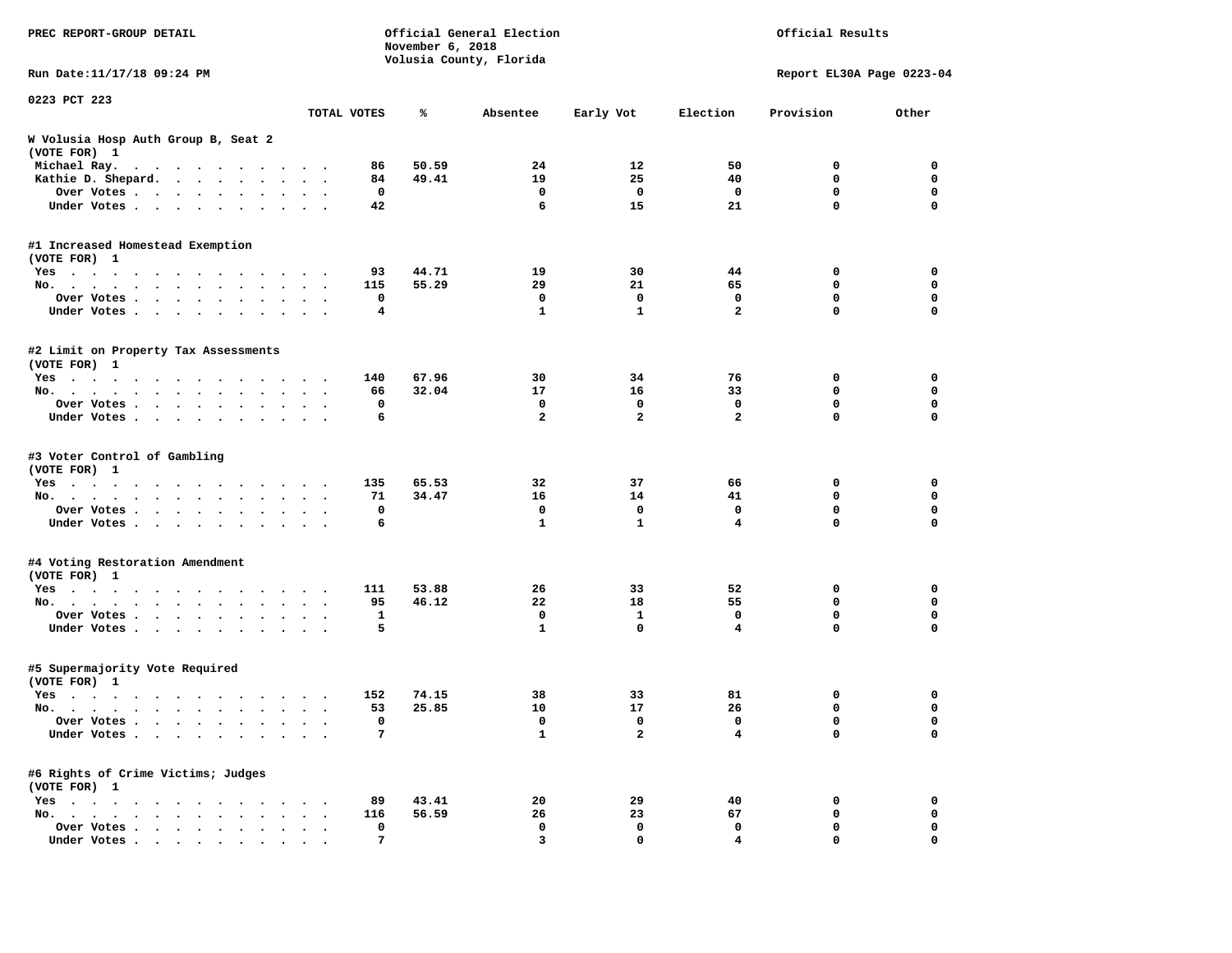PREC REPORT-GROUP DETAIL

Official General Election
November 6, 2018
Volusia County, Florida

Official Results

Run Date:11/17/18 09:24 PM

Report EL30A Page 0223-04

0223 PCT 223

| | TOTAL VOTES | % | Absentee | Early Vot | Election | Provision | Other |
|---|---|---|---|---|---|---|---|
| **W Volusia Hosp Auth Group B, Seat 2** | | | | | | | |
| **(VOTE FOR) 1** | | | | | | | |
| Michael Ray. | 86 | 50.59 | 24 | 12 | 50 | 0 | 0 |
| Kathie D. Shepard. | 84 | 49.41 | 19 | 25 | 40 | 0 | 0 |
| Over Votes | 0 | | 0 | 0 | 0 | 0 | 0 |
| Under Votes | 42 | | 6 | 15 | 21 | 0 | 0 |
| **#1 Increased Homestead Exemption** | | | | | | | |
| **(VOTE FOR) 1** | | | | | | | |
| Yes | 93 | 44.71 | 19 | 30 | 44 | 0 | 0 |
| No. | 115 | 55.29 | 29 | 21 | 65 | 0 | 0 |
| Over Votes | 0 | | 0 | 0 | 0 | 0 | 0 |
| Under Votes | 4 | | 1 | 1 | 2 | 0 | 0 |
| **#2 Limit on Property Tax Assessments** | | | | | | | |
| **(VOTE FOR) 1** | | | | | | | |
| Yes | 140 | 67.96 | 30 | 34 | 76 | 0 | 0 |
| No. | 66 | 32.04 | 17 | 16 | 33 | 0 | 0 |
| Over Votes | 0 | | 0 | 0 | 0 | 0 | 0 |
| Under Votes | 6 | | 2 | 2 | 2 | 0 | 0 |
| **#3 Voter Control of Gambling** | | | | | | | |
| **(VOTE FOR) 1** | | | | | | | |
| Yes | 135 | 65.53 | 32 | 37 | 66 | 0 | 0 |
| No. | 71 | 34.47 | 16 | 14 | 41 | 0 | 0 |
| Over Votes | 0 | | 0 | 0 | 0 | 0 | 0 |
| Under Votes | 6 | | 1 | 1 | 4 | 0 | 0 |
| **#4 Voting Restoration Amendment** | | | | | | | |
| **(VOTE FOR) 1** | | | | | | | |
| Yes | 111 | 53.88 | 26 | 33 | 52 | 0 | 0 |
| No. | 95 | 46.12 | 22 | 18 | 55 | 0 | 0 |
| Over Votes | 1 | | 0 | 1 | 0 | 0 | 0 |
| Under Votes | 5 | | 1 | 0 | 4 | 0 | 0 |
| **#5 Supermajority Vote Required** | | | | | | | |
| **(VOTE FOR) 1** | | | | | | | |
| Yes | 152 | 74.15 | 38 | 33 | 81 | 0 | 0 |
| No. | 53 | 25.85 | 10 | 17 | 26 | 0 | 0 |
| Over Votes | 0 | | 0 | 0 | 0 | 0 | 0 |
| Under Votes | 7 | | 1 | 2 | 4 | 0 | 0 |
| **#6 Rights of Crime Victims; Judges** | | | | | | | |
| **(VOTE FOR) 1** | | | | | | | |
| Yes | 89 | 43.41 | 20 | 29 | 40 | 0 | 0 |
| No. | 116 | 56.59 | 26 | 23 | 67 | 0 | 0 |
| Over Votes | 0 | | 0 | 0 | 0 | 0 | 0 |
| Under Votes | 7 | | 3 | 0 | 4 | 0 | 0 |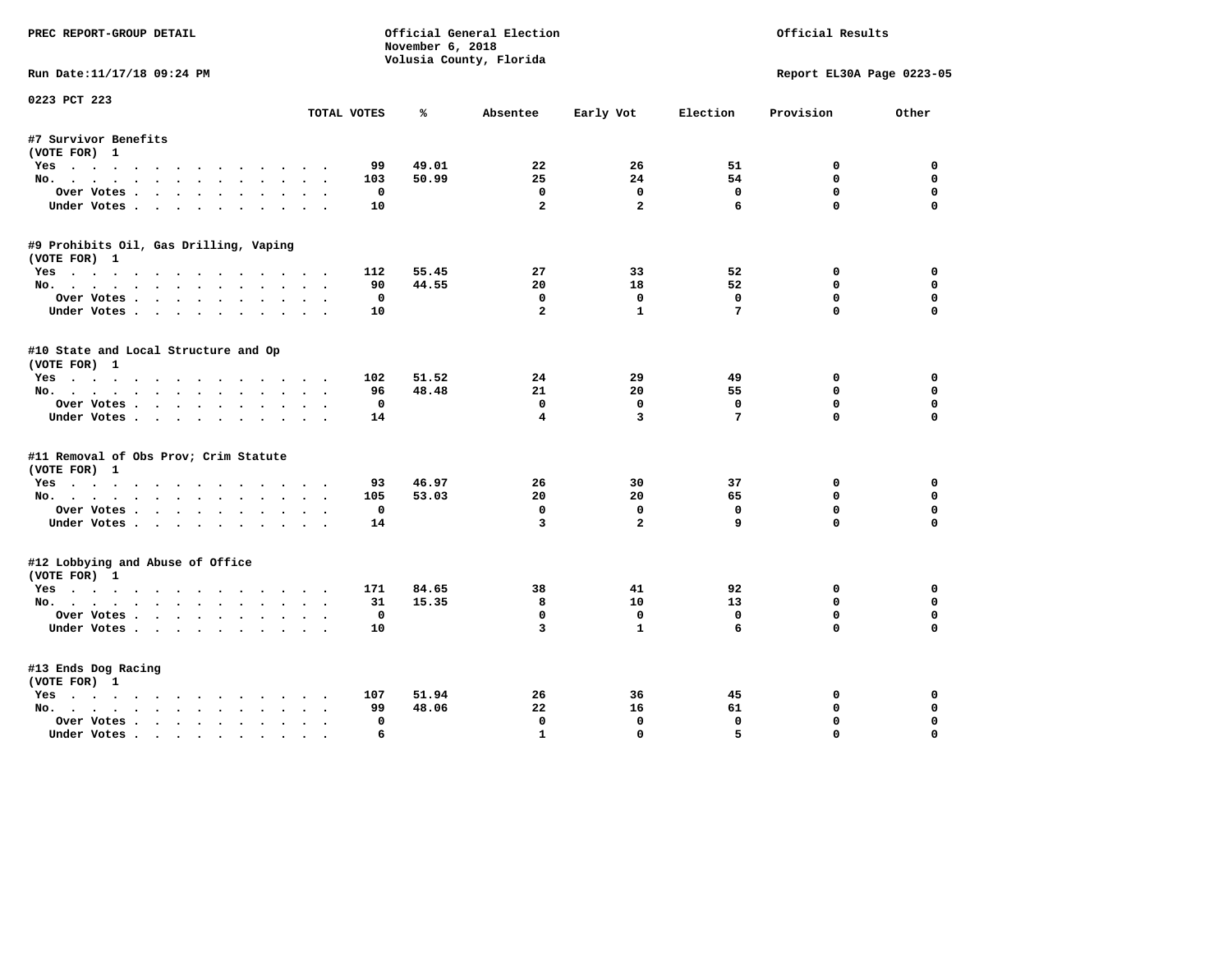PREC REPORT-GROUP DETAIL

Official General Election
November 6, 2018
Volusia County, Florida

Official Results

Run Date:11/17/18 09:24 PM

Report EL30A Page 0223-05

0223 PCT 223

| | TOTAL VOTES | % | Absentee | Early Vot | Election | Provision | Other |
|---|---|---|---|---|---|---|---|
| **#7 Survivor Benefits** | | | | | | | |
| (VOTE FOR) 1 | | | | | | | |
| Yes | 99 | 49.01 | 22 | 26 | 51 | 0 | 0 |
| No. | 103 | 50.99 | 25 | 24 | 54 | 0 | 0 |
| Over Votes | 0 | | 0 | 0 | 0 | 0 | 0 |
| Under Votes | 10 | | 2 | 2 | 6 | 0 | 0 |
| **#9 Prohibits Oil, Gas Drilling, Vaping** | | | | | | | |
| (VOTE FOR) 1 | | | | | | | |
| Yes | 112 | 55.45 | 27 | 33 | 52 | 0 | 0 |
| No. | 90 | 44.55 | 20 | 18 | 52 | 0 | 0 |
| Over Votes | 0 | | 0 | 0 | 0 | 0 | 0 |
| Under Votes | 10 | | 2 | 1 | 7 | 0 | 0 |
| **#10 State and Local Structure and Op** | | | | | | | |
| (VOTE FOR) 1 | | | | | | | |
| Yes | 102 | 51.52 | 24 | 29 | 49 | 0 | 0 |
| No. | 96 | 48.48 | 21 | 20 | 55 | 0 | 0 |
| Over Votes | 0 | | 0 | 0 | 0 | 0 | 0 |
| Under Votes | 14 | | 4 | 3 | 7 | 0 | 0 |
| **#11 Removal of Obs Prov; Crim Statute** | | | | | | | |
| (VOTE FOR) 1 | | | | | | | |
| Yes | 93 | 46.97 | 26 | 30 | 37 | 0 | 0 |
| No. | 105 | 53.03 | 20 | 20 | 65 | 0 | 0 |
| Over Votes | 0 | | 0 | 0 | 0 | 0 | 0 |
| Under Votes | 14 | | 3 | 2 | 9 | 0 | 0 |
| **#12 Lobbying and Abuse of Office** | | | | | | | |
| (VOTE FOR) 1 | | | | | | | |
| Yes | 171 | 84.65 | 38 | 41 | 92 | 0 | 0 |
| No. | 31 | 15.35 | 8 | 10 | 13 | 0 | 0 |
| Over Votes | 0 | | 0 | 0 | 0 | 0 | 0 |
| Under Votes | 10 | | 3 | 1 | 6 | 0 | 0 |
| **#13 Ends Dog Racing** | | | | | | | |
| (VOTE FOR) 1 | | | | | | | |
| Yes | 107 | 51.94 | 26 | 36 | 45 | 0 | 0 |
| No. | 99 | 48.06 | 22 | 16 | 61 | 0 | 0 |
| Over Votes | 0 | | 0 | 0 | 0 | 0 | 0 |
| Under Votes | 6 | | 1 | 0 | 5 | 0 | 0 |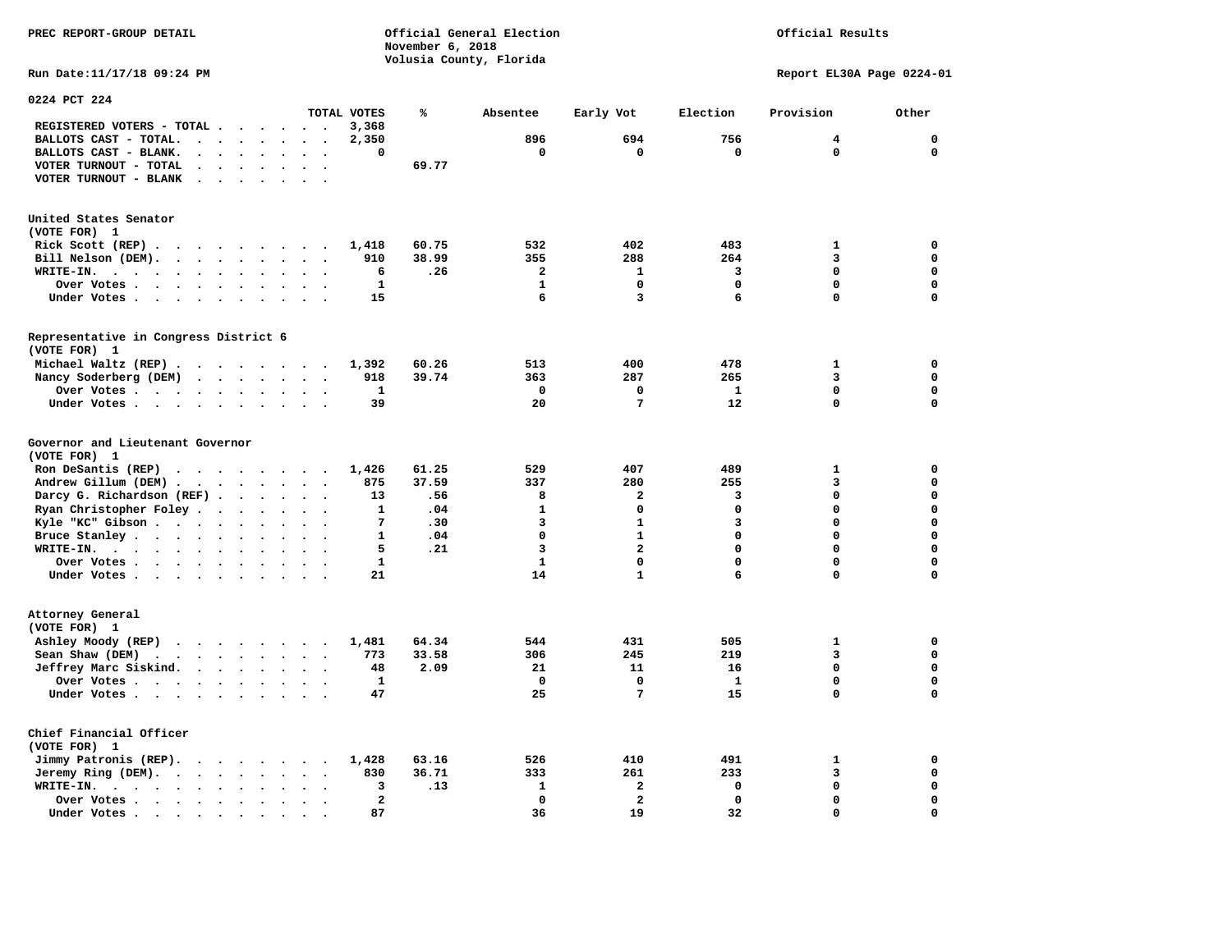PREC REPORT-GROUP DETAIL

Official General Election
November 6, 2018
Volusia County, Florida

Official Results

Run Date:11/17/18 09:24 PM

Report EL30A Page 0224-01

## 0224 PCT 224

| | TOTAL VOTES | % | Absentee | Early Vot | Election | Provision | Other |
|---|---|---|---|---|---|---|---|
| REGISTERED VOTERS - TOTAL | 3,368 | | | | | | |
| BALLOTS CAST - TOTAL. | 2,350 | | 896 | 694 | 756 | 4 | 0 |
| BALLOTS CAST - BLANK. | 0 | | 0 | 0 | 0 | 0 | 0 |
| VOTER TURNOUT - TOTAL | | 69.77 | | | | | |
| VOTER TURNOUT - BLANK | | | | | | | |

### United States Senator (VOTE FOR) 1

| | TOTAL VOTES | % | Absentee | Early Vot | Election | Provision | Other |
|---|---|---|---|---|---|---|---|
| Rick Scott (REP) | 1,418 | 60.75 | 532 | 402 | 483 | 1 | 0 |
| Bill Nelson (DEM). | 910 | 38.99 | 355 | 288 | 264 | 3 | 0 |
| WRITE-IN. | 6 | .26 | 2 | 1 | 3 | 0 | 0 |
| Over Votes | 1 | | 1 | 0 | 0 | 0 | 0 |
| Under Votes | 15 | | 6 | 3 | 6 | 0 | 0 |

### Representative in Congress District 6 (VOTE FOR) 1

| | TOTAL VOTES | % | Absentee | Early Vot | Election | Provision | Other |
|---|---|---|---|---|---|---|---|
| Michael Waltz (REP) | 1,392 | 60.26 | 513 | 400 | 478 | 1 | 0 |
| Nancy Soderberg (DEM) | 918 | 39.74 | 363 | 287 | 265 | 3 | 0 |
| Over Votes | 1 | | 0 | 0 | 1 | 0 | 0 |
| Under Votes | 39 | | 20 | 7 | 12 | 0 | 0 |

### Governor and Lieutenant Governor (VOTE FOR) 1

| | TOTAL VOTES | % | Absentee | Early Vot | Election | Provision | Other |
|---|---|---|---|---|---|---|---|
| Ron DeSantis (REP) | 1,426 | 61.25 | 529 | 407 | 489 | 1 | 0 |
| Andrew Gillum (DEM) | 875 | 37.59 | 337 | 280 | 255 | 3 | 0 |
| Darcy G. Richardson (REF) | 13 | .56 | 8 | 2 | 3 | 0 | 0 |
| Ryan Christopher Foley | 1 | .04 | 1 | 0 | 0 | 0 | 0 |
| Kyle "KC" Gibson | 7 | .30 | 3 | 1 | 3 | 0 | 0 |
| Bruce Stanley | 1 | .04 | 0 | 1 | 0 | 0 | 0 |
| WRITE-IN. | 5 | .21 | 3 | 2 | 0 | 0 | 0 |
| Over Votes | 1 | | 1 | 0 | 0 | 0 | 0 |
| Under Votes | 21 | | 14 | 1 | 6 | 0 | 0 |

### Attorney General (VOTE FOR) 1

| | TOTAL VOTES | % | Absentee | Early Vot | Election | Provision | Other |
|---|---|---|---|---|---|---|---|
| Ashley Moody (REP) | 1,481 | 64.34 | 544 | 431 | 505 | 1 | 0 |
| Sean Shaw (DEM) | 773 | 33.58 | 306 | 245 | 219 | 3 | 0 |
| Jeffrey Marc Siskind. | 48 | 2.09 | 21 | 11 | 16 | 0 | 0 |
| Over Votes | 1 | | 0 | 0 | 1 | 0 | 0 |
| Under Votes | 47 | | 25 | 7 | 15 | 0 | 0 |

### Chief Financial Officer (VOTE FOR) 1

| | TOTAL VOTES | % | Absentee | Early Vot | Election | Provision | Other |
|---|---|---|---|---|---|---|---|
| Jimmy Patronis (REP). | 1,428 | 63.16 | 526 | 410 | 491 | 1 | 0 |
| Jeremy Ring (DEM). | 830 | 36.71 | 333 | 261 | 233 | 3 | 0 |
| WRITE-IN. | 3 | .13 | 1 | 2 | 0 | 0 | 0 |
| Over Votes | 2 | | 0 | 2 | 0 | 0 | 0 |
| Under Votes | 87 | | 36 | 19 | 32 | 0 | 0 |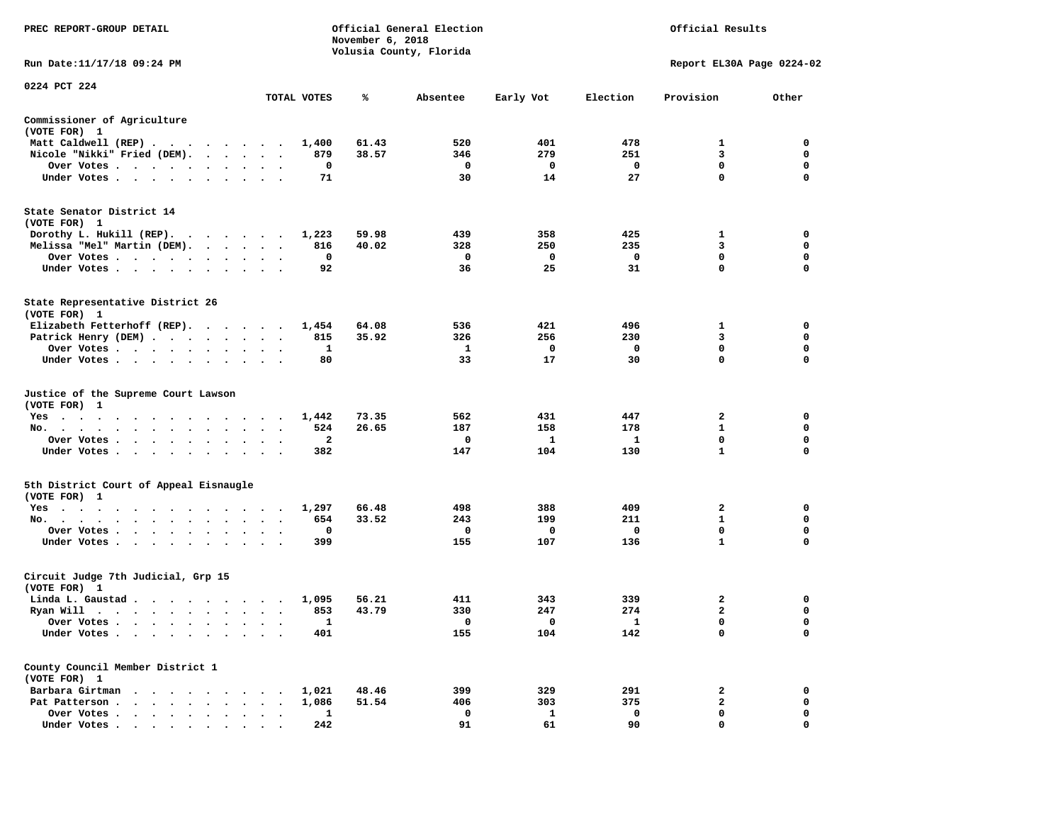PREC REPORT-GROUP DETAIL

Official General Election
November 6, 2018
Volusia County, Florida

Official Results

Run Date:11/17/18 09:24 PM

Report EL30A Page 0224-02

0224 PCT 224

| | TOTAL VOTES | % | Absentee | Early Vot | Election | Provision | Other |
|---|---|---|---|---|---|---|---|
| **Commissioner of Agriculture (VOTE FOR) 1** | | | | | | | |
| Matt Caldwell (REP) | 1,400 | 61.43 | 520 | 401 | 478 | 1 | 0 |
| Nicole "Nikki" Fried (DEM) | 879 | 38.57 | 346 | 279 | 251 | 3 | 0 |
| Over Votes | 0 | | 0 | 0 | 0 | 0 | 0 |
| Under Votes | 71 | | 30 | 14 | 27 | 0 | 0 |
| **State Senator District 14 (VOTE FOR) 1** | | | | | | | |
| Dorothy L. Hukill (REP) | 1,223 | 59.98 | 439 | 358 | 425 | 1 | 0 |
| Melissa "Mel" Martin (DEM) | 816 | 40.02 | 328 | 250 | 235 | 3 | 0 |
| Over Votes | 0 | | 0 | 0 | 0 | 0 | 0 |
| Under Votes | 92 | | 36 | 25 | 31 | 0 | 0 |
| **State Representative District 26 (VOTE FOR) 1** | | | | | | | |
| Elizabeth Fetterhoff (REP) | 1,454 | 64.08 | 536 | 421 | 496 | 1 | 0 |
| Patrick Henry (DEM) | 815 | 35.92 | 326 | 256 | 230 | 3 | 0 |
| Over Votes | 1 | | 1 | 0 | 0 | 0 | 0 |
| Under Votes | 80 | | 33 | 17 | 30 | 0 | 0 |
| **Justice of the Supreme Court Lawson (VOTE FOR) 1** | | | | | | | |
| Yes | 1,442 | 73.35 | 562 | 431 | 447 | 2 | 0 |
| No | 524 | 26.65 | 187 | 158 | 178 | 1 | 0 |
| Over Votes | 2 | | 0 | 1 | 1 | 0 | 0 |
| Under Votes | 382 | | 147 | 104 | 130 | 1 | 0 |
| **5th District Court of Appeal Eisnaugle (VOTE FOR) 1** | | | | | | | |
| Yes | 1,297 | 66.48 | 498 | 388 | 409 | 2 | 0 |
| No | 654 | 33.52 | 243 | 199 | 211 | 1 | 0 |
| Over Votes | 0 | | 0 | 0 | 0 | 0 | 0 |
| Under Votes | 399 | | 155 | 107 | 136 | 1 | 0 |
| **Circuit Judge 7th Judicial, Grp 15 (VOTE FOR) 1** | | | | | | | |
| Linda L. Gaustad | 1,095 | 56.21 | 411 | 343 | 339 | 2 | 0 |
| Ryan Will | 853 | 43.79 | 330 | 247 | 274 | 2 | 0 |
| Over Votes | 1 | | 0 | 0 | 1 | 0 | 0 |
| Under Votes | 401 | | 155 | 104 | 142 | 0 | 0 |
| **County Council Member District 1 (VOTE FOR) 1** | | | | | | | |
| Barbara Girtman | 1,021 | 48.46 | 399 | 329 | 291 | 2 | 0 |
| Pat Patterson | 1,086 | 51.54 | 406 | 303 | 375 | 2 | 0 |
| Over Votes | 1 | | 0 | 1 | 0 | 0 | 0 |
| Under Votes | 242 | | 91 | 61 | 90 | 0 | 0 |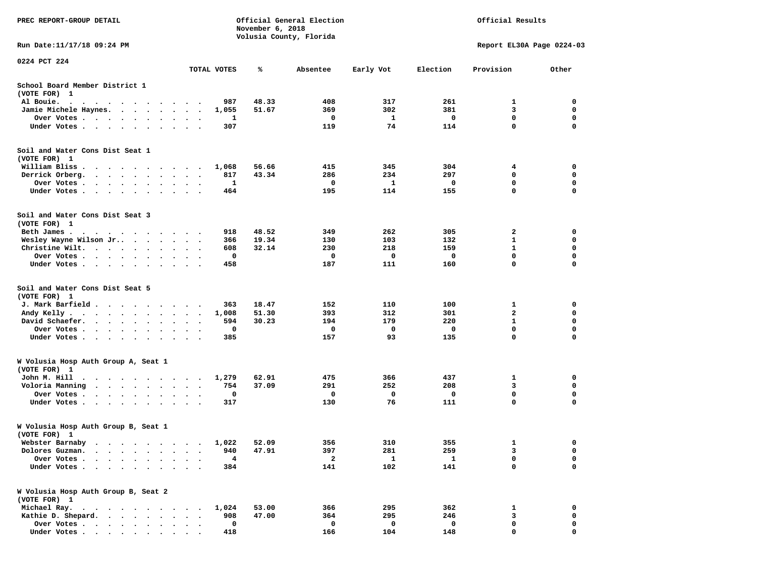PREC REPORT-GROUP DETAIL

Official General Election
November 6, 2018
Volusia County, Florida

Official Results

Run Date:11/17/18 09:24 PM

Report EL30A Page 0224-03

0224 PCT 224

| | TOTAL VOTES | % | Absentee | Early Vot | Election | Provision | Other |
|---|---|---|---|---|---|---|---|
| **School Board Member District 1** | | | | | | | |
| (VOTE FOR) 1 | | | | | | | |
| Al Bouie. | 987 | 48.33 | 408 | 317 | 261 | 1 | 0 |
| Jamie Michele Haynes. | 1,055 | 51.67 | 369 | 302 | 381 | 3 | 0 |
| Over Votes | 1 | | 0 | 1 | 0 | 0 | 0 |
| Under Votes | 307 | | 119 | 74 | 114 | 0 | 0 |
| **Soil and Water Cons Dist Seat 1** | | | | | | | |
| (VOTE FOR) 1 | | | | | | | |
| William Bliss | 1,068 | 56.66 | 415 | 345 | 304 | 4 | 0 |
| Derrick Orberg. | 817 | 43.34 | 286 | 234 | 297 | 0 | 0 |
| Over Votes | 1 | | 0 | 1 | 0 | 0 | 0 |
| Under Votes | 464 | | 195 | 114 | 155 | 0 | 0 |
| **Soil and Water Cons Dist Seat 3** | | | | | | | |
| (VOTE FOR) 1 | | | | | | | |
| Beth James | 918 | 48.52 | 349 | 262 | 305 | 2 | 0 |
| Wesley Wayne Wilson Jr.. | 366 | 19.34 | 130 | 103 | 132 | 1 | 0 |
| Christine Wilt. | 608 | 32.14 | 230 | 218 | 159 | 1 | 0 |
| Over Votes | 0 | | 0 | 0 | 0 | 0 | 0 |
| Under Votes | 458 | | 187 | 111 | 160 | 0 | 0 |
| **Soil and Water Cons Dist Seat 5** | | | | | | | |
| (VOTE FOR) 1 | | | | | | | |
| J. Mark Barfield | 363 | 18.47 | 152 | 110 | 100 | 1 | 0 |
| Andy Kelly | 1,008 | 51.30 | 393 | 312 | 301 | 2 | 0 |
| David Schaefer. | 594 | 30.23 | 194 | 179 | 220 | 1 | 0 |
| Over Votes | 0 | | 0 | 0 | 0 | 0 | 0 |
| Under Votes | 385 | | 157 | 93 | 135 | 0 | 0 |
| **W Volusia Hosp Auth Group A, Seat 1** | | | | | | | |
| (VOTE FOR) 1 | | | | | | | |
| John M. Hill | 1,279 | 62.91 | 475 | 366 | 437 | 1 | 0 |
| Voloria Manning | 754 | 37.09 | 291 | 252 | 208 | 3 | 0 |
| Over Votes | 0 | | 0 | 0 | 0 | 0 | 0 |
| Under Votes | 317 | | 130 | 76 | 111 | 0 | 0 |
| **W Volusia Hosp Auth Group B, Seat 1** | | | | | | | |
| (VOTE FOR) 1 | | | | | | | |
| Webster Barnaby | 1,022 | 52.09 | 356 | 310 | 355 | 1 | 0 |
| Dolores Guzman. | 940 | 47.91 | 397 | 281 | 259 | 3 | 0 |
| Over Votes | 4 | | 2 | 1 | 1 | 0 | 0 |
| Under Votes | 384 | | 141 | 102 | 141 | 0 | 0 |
| **W Volusia Hosp Auth Group B, Seat 2** | | | | | | | |
| (VOTE FOR) 1 | | | | | | | |
| Michael Ray. | 1,024 | 53.00 | 366 | 295 | 362 | 1 | 0 |
| Kathie D. Shepard. | 908 | 47.00 | 364 | 295 | 246 | 3 | 0 |
| Over Votes | 0 | | 0 | 0 | 0 | 0 | 0 |
| Under Votes | 418 | | 166 | 104 | 148 | 0 | 0 |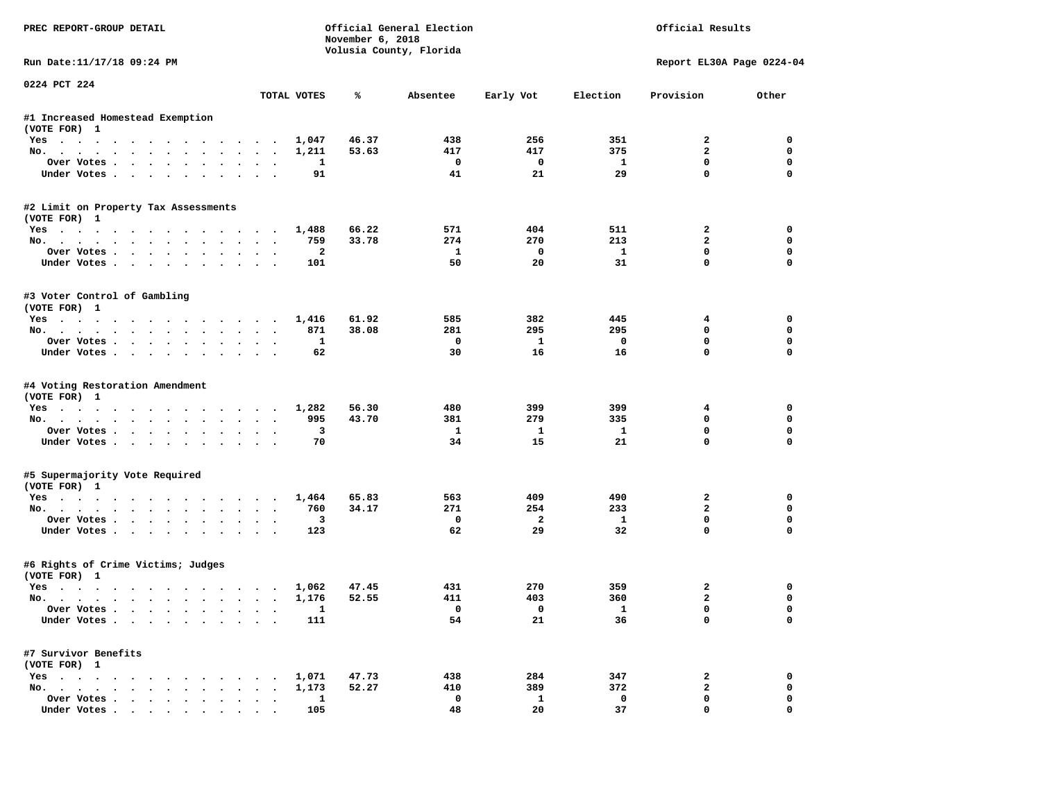PREC REPORT-GROUP DETAIL

Official General Election
November 6, 2018
Volusia County, Florida

Official Results

Run Date:11/17/18 09:24 PM

Report EL30A Page 0224-04

0224 PCT 224

| | TOTAL VOTES | % | Absentee | Early Vot | Election | Provision | Other |
|---|---|---|---|---|---|---|---|
| **#1 Increased Homestead Exemption** | | | | | | | |
| (VOTE FOR) 1 | | | | | | | |
| Yes | 1,047 | 46.37 | 438 | 256 | 351 | 2 | 0 |
| No. | 1,211 | 53.63 | 417 | 417 | 375 | 2 | 0 |
| Over Votes | 1 | | 0 | 0 | 1 | 0 | 0 |
| Under Votes | 91 | | 41 | 21 | 29 | 0 | 0 |
| **#2 Limit on Property Tax Assessments** | | | | | | | |
| (VOTE FOR) 1 | | | | | | | |
| Yes | 1,488 | 66.22 | 571 | 404 | 511 | 2 | 0 |
| No. | 759 | 33.78 | 274 | 270 | 213 | 2 | 0 |
| Over Votes | 2 | | 1 | 0 | 1 | 0 | 0 |
| Under Votes | 101 | | 50 | 20 | 31 | 0 | 0 |
| **#3 Voter Control of Gambling** | | | | | | | |
| (VOTE FOR) 1 | | | | | | | |
| Yes | 1,416 | 61.92 | 585 | 382 | 445 | 4 | 0 |
| No. | 871 | 38.08 | 281 | 295 | 295 | 0 | 0 |
| Over Votes | 1 | | 0 | 1 | 0 | 0 | 0 |
| Under Votes | 62 | | 30 | 16 | 16 | 0 | 0 |
| **#4 Voting Restoration Amendment** | | | | | | | |
| (VOTE FOR) 1 | | | | | | | |
| Yes | 1,282 | 56.30 | 480 | 399 | 399 | 4 | 0 |
| No. | 995 | 43.70 | 381 | 279 | 335 | 0 | 0 |
| Over Votes | 3 | | 1 | 1 | 1 | 0 | 0 |
| Under Votes | 70 | | 34 | 15 | 21 | 0 | 0 |
| **#5 Supermajority Vote Required** | | | | | | | |
| (VOTE FOR) 1 | | | | | | | |
| Yes | 1,464 | 65.83 | 563 | 409 | 490 | 2 | 0 |
| No. | 760 | 34.17 | 271 | 254 | 233 | 2 | 0 |
| Over Votes | 3 | | 0 | 2 | 1 | 0 | 0 |
| Under Votes | 123 | | 62 | 29 | 32 | 0 | 0 |
| **#6 Rights of Crime Victims; Judges** | | | | | | | |
| (VOTE FOR) 1 | | | | | | | |
| Yes | 1,062 | 47.45 | 431 | 270 | 359 | 2 | 0 |
| No. | 1,176 | 52.55 | 411 | 403 | 360 | 2 | 0 |
| Over Votes | 1 | | 0 | 0 | 1 | 0 | 0 |
| Under Votes | 111 | | 54 | 21 | 36 | 0 | 0 |
| **#7 Survivor Benefits** | | | | | | | |
| (VOTE FOR) 1 | | | | | | | |
| Yes | 1,071 | 47.73 | 438 | 284 | 347 | 2 | 0 |
| No. | 1,173 | 52.27 | 410 | 389 | 372 | 2 | 0 |
| Over Votes | 1 | | 0 | 1 | 0 | 0 | 0 |
| Under Votes | 105 | | 48 | 20 | 37 | 0 | 0 |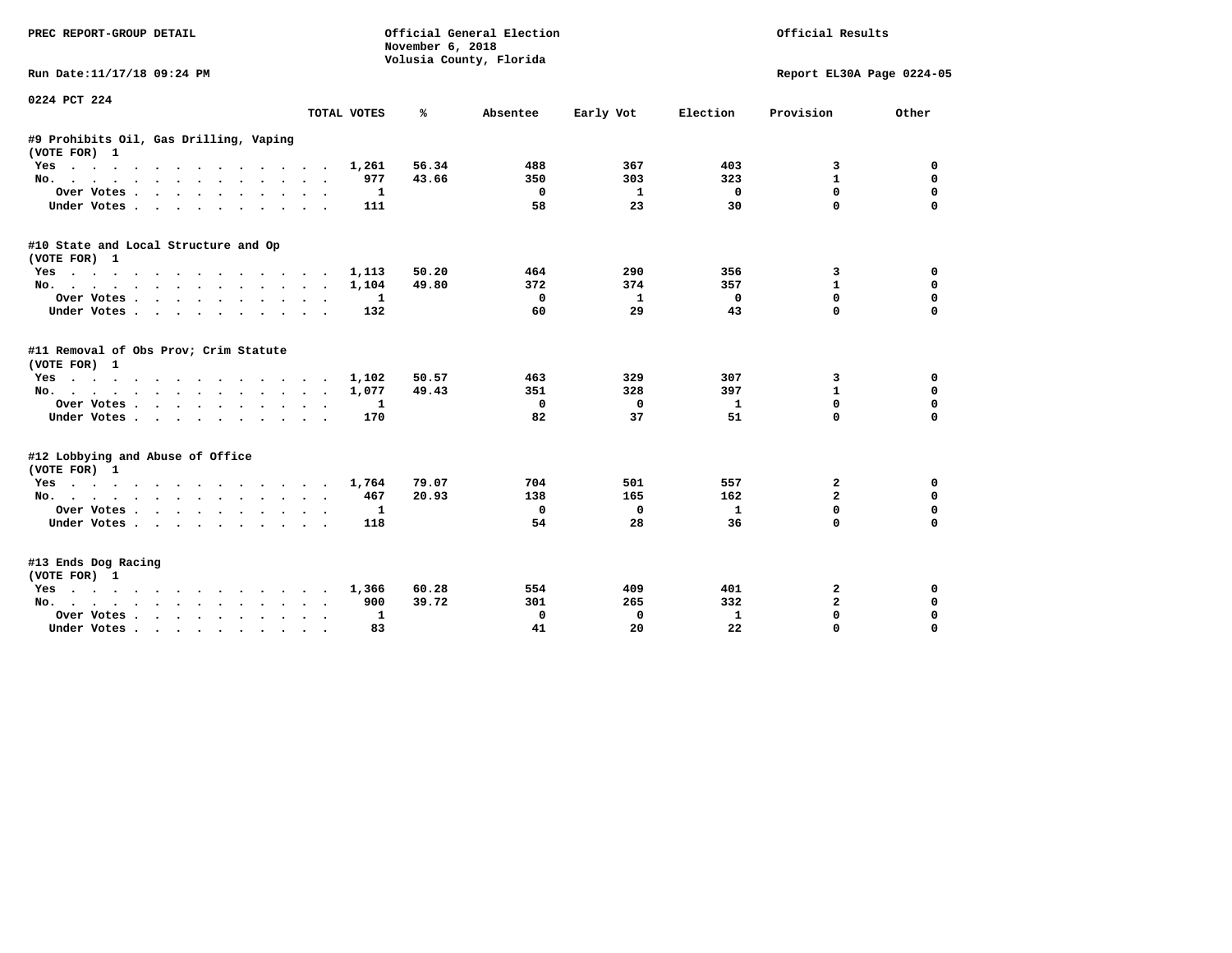PREC REPORT-GROUP DETAIL

Official General Election
November 6, 2018
Volusia County, Florida

Official Results

Run Date:11/17/18 09:24 PM

Report EL30A Page 0224-05

0224 PCT 224

| | TOTAL VOTES | % | Absentee | Early Vot | Election | Provision | Other |
|---|---|---|---|---|---|---|---|
| **#9 Prohibits Oil, Gas Drilling, Vaping** | | | | | | | |
| (VOTE FOR) 1 | | | | | | | |
| Yes | 1,261 | 56.34 | 488 | 367 | 403 | 3 | 0 |
| No. | 977 | 43.66 | 350 | 303 | 323 | 1 | 0 |
| Over Votes | 1 | | 0 | 1 | 0 | 0 | 0 |
| Under Votes | 111 | | 58 | 23 | 30 | 0 | 0 |
| **#10 State and Local Structure and Op** | | | | | | | |
| (VOTE FOR) 1 | | | | | | | |
| Yes | 1,113 | 50.20 | 464 | 290 | 356 | 3 | 0 |
| No. | 1,104 | 49.80 | 372 | 374 | 357 | 1 | 0 |
| Over Votes | 1 | | 0 | 1 | 0 | 0 | 0 |
| Under Votes | 132 | | 60 | 29 | 43 | 0 | 0 |
| **#11 Removal of Obs Prov; Crim Statute** | | | | | | | |
| (VOTE FOR) 1 | | | | | | | |
| Yes | 1,102 | 50.57 | 463 | 329 | 307 | 3 | 0 |
| No. | 1,077 | 49.43 | 351 | 328 | 397 | 1 | 0 |
| Over Votes | 1 | | 0 | 0 | 1 | 0 | 0 |
| Under Votes | 170 | | 82 | 37 | 51 | 0 | 0 |
| **#12 Lobbying and Abuse of Office** | | | | | | | |
| (VOTE FOR) 1 | | | | | | | |
| Yes | 1,764 | 79.07 | 704 | 501 | 557 | 2 | 0 |
| No. | 467 | 20.93 | 138 | 165 | 162 | 2 | 0 |
| Over Votes | 1 | | 0 | 0 | 1 | 0 | 0 |
| Under Votes | 118 | | 54 | 28 | 36 | 0 | 0 |
| **#13 Ends Dog Racing** | | | | | | | |
| (VOTE FOR) 1 | | | | | | | |
| Yes | 1,366 | 60.28 | 554 | 409 | 401 | 2 | 0 |
| No. | 900 | 39.72 | 301 | 265 | 332 | 2 | 0 |
| Over Votes | 1 | | 0 | 0 | 1 | 0 | 0 |
| Under Votes | 83 | | 41 | 20 | 22 | 0 | 0 |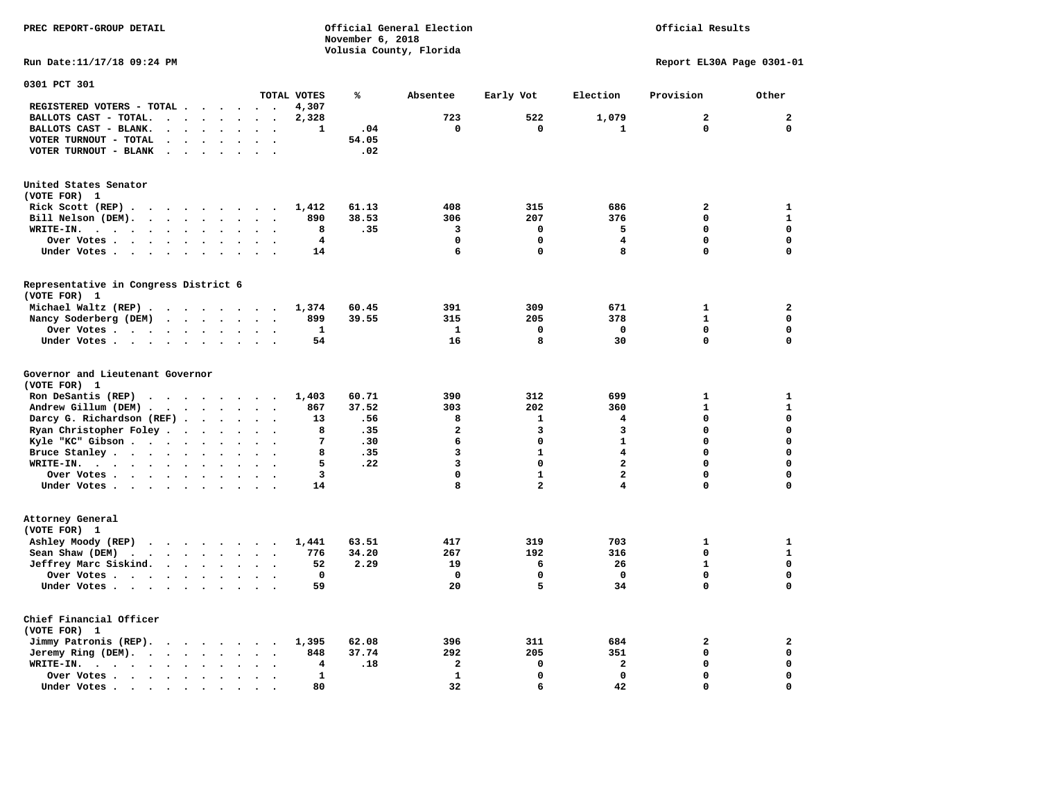PREC REPORT-GROUP DETAIL

Official General Election
November 6, 2018
Volusia County, Florida

Official Results

Run Date:11/17/18 09:24 PM

Report EL30A Page 0301-01

## 0301 PCT 301

| | TOTAL VOTES | % | Absentee | Early Vot | Election | Provision | Other |
|---|---|---|---|---|---|---|---|
| REGISTERED VOTERS - TOTAL | 4,307 | | | | | | |
| BALLOTS CAST - TOTAL. | 2,328 | | 723 | 522 | 1,079 | 2 | 2 |
| BALLOTS CAST - BLANK. | 1 | .04 | 0 | 0 | 1 | 0 | 0 |
| VOTER TURNOUT - TOTAL | | 54.05 | | | | | |
| VOTER TURNOUT - BLANK | | .02 | | | | | |

### United States Senator
(VOTE FOR) 1

| | TOTAL VOTES | % | Absentee | Early Vot | Election | Provision | Other |
|---|---|---|---|---|---|---|---|
| Rick Scott (REP) | 1,412 | 61.13 | 408 | 315 | 686 | 2 | 1 |
| Bill Nelson (DEM) | 890 | 38.53 | 306 | 207 | 376 | 0 | 1 |
| WRITE-IN. | 8 | .35 | 3 | 0 | 5 | 0 | 0 |
| Over Votes | 4 | | 0 | 0 | 4 | 0 | 0 |
| Under Votes | 14 | | 6 | 0 | 8 | 0 | 0 |

### Representative in Congress District 6
(VOTE FOR) 1

| | TOTAL VOTES | % | Absentee | Early Vot | Election | Provision | Other |
|---|---|---|---|---|---|---|---|
| Michael Waltz (REP) | 1,374 | 60.45 | 391 | 309 | 671 | 1 | 2 |
| Nancy Soderberg (DEM) | 899 | 39.55 | 315 | 205 | 378 | 1 | 0 |
| Over Votes | 1 | | 1 | 0 | 0 | 0 | 0 |
| Under Votes | 54 | | 16 | 8 | 30 | 0 | 0 |

### Governor and Lieutenant Governor
(VOTE FOR) 1

| | TOTAL VOTES | % | Absentee | Early Vot | Election | Provision | Other |
|---|---|---|---|---|---|---|---|
| Ron DeSantis (REP) | 1,403 | 60.71 | 390 | 312 | 699 | 1 | 1 |
| Andrew Gillum (DEM) | 867 | 37.52 | 303 | 202 | 360 | 1 | 1 |
| Darcy G. Richardson (REF) | 13 | .56 | 8 | 1 | 4 | 0 | 0 |
| Ryan Christopher Foley | 8 | .35 | 2 | 3 | 3 | 0 | 0 |
| Kyle "KC" Gibson | 7 | .30 | 6 | 0 | 1 | 0 | 0 |
| Bruce Stanley | 8 | .35 | 3 | 1 | 4 | 0 | 0 |
| WRITE-IN. | 5 | .22 | 3 | 0 | 2 | 0 | 0 |
| Over Votes | 3 | | 0 | 1 | 2 | 0 | 0 |
| Under Votes | 14 | | 8 | 2 | 4 | 0 | 0 |

### Attorney General
(VOTE FOR) 1

| | TOTAL VOTES | % | Absentee | Early Vot | Election | Provision | Other |
|---|---|---|---|---|---|---|---|
| Ashley Moody (REP) | 1,441 | 63.51 | 417 | 319 | 703 | 1 | 1 |
| Sean Shaw (DEM) | 776 | 34.20 | 267 | 192 | 316 | 0 | 1 |
| Jeffrey Marc Siskind. | 52 | 2.29 | 19 | 6 | 26 | 1 | 0 |
| Over Votes | 0 | | 0 | 0 | 0 | 0 | 0 |
| Under Votes | 59 | | 20 | 5 | 34 | 0 | 0 |

### Chief Financial Officer
(VOTE FOR) 1

| | TOTAL VOTES | % | Absentee | Early Vot | Election | Provision | Other |
|---|---|---|---|---|---|---|---|
| Jimmy Patronis (REP). | 1,395 | 62.08 | 396 | 311 | 684 | 2 | 2 |
| Jeremy Ring (DEM). | 848 | 37.74 | 292 | 205 | 351 | 0 | 0 |
| WRITE-IN. | 4 | .18 | 2 | 0 | 2 | 0 | 0 |
| Over Votes | 1 | | 1 | 0 | 0 | 0 | 0 |
| Under Votes | 80 | | 32 | 6 | 42 | 0 | 0 |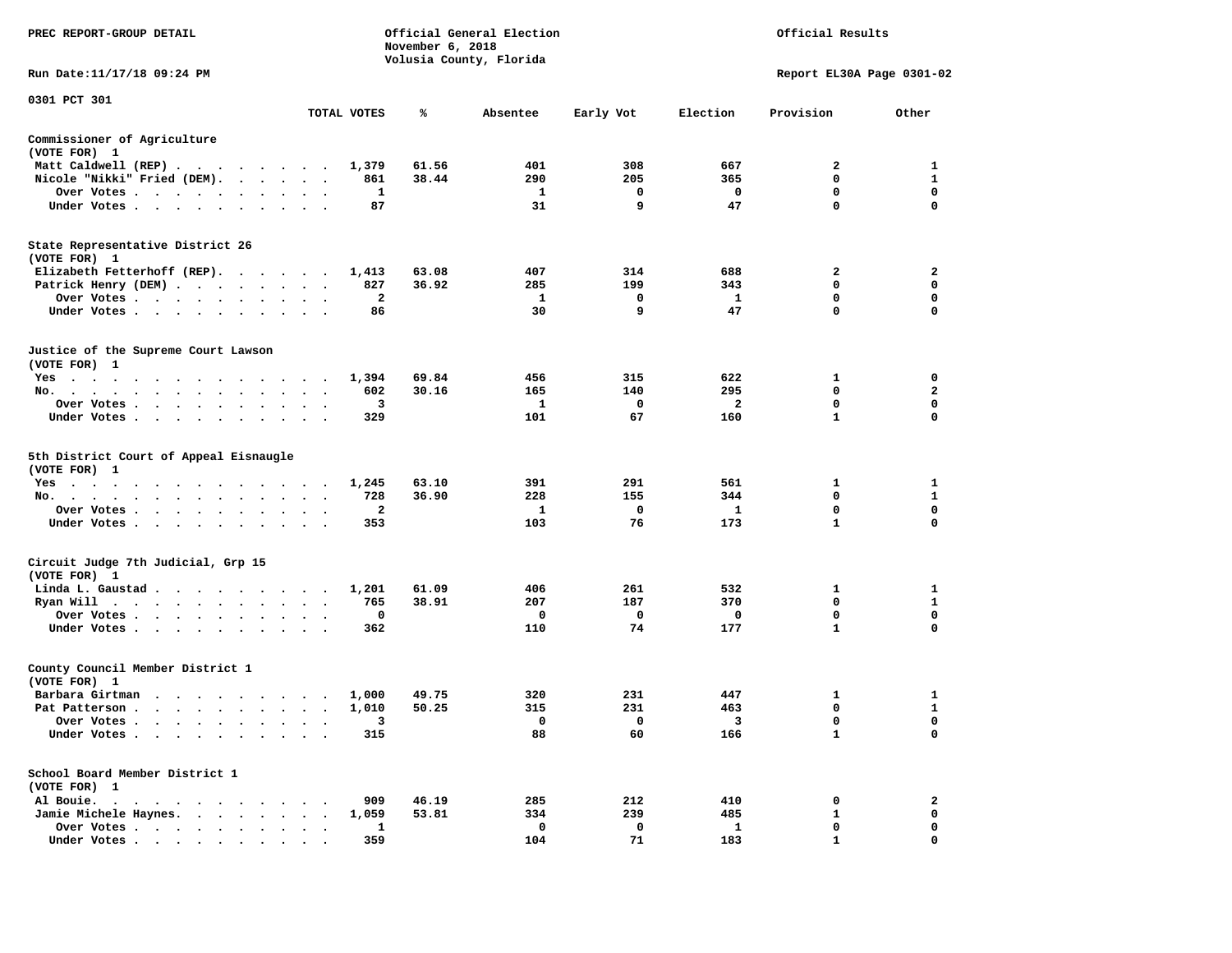PREC REPORT-GROUP DETAIL

Official General Election
November 6, 2018
Volusia County, Florida

Official Results

Run Date:11/17/18 09:24 PM

Report EL30A Page 0301-02

0301 PCT 301

| | TOTAL VOTES | % | Absentee | Early Vot | Election | Provision | Other |
|---|---|---|---|---|---|---|---|
| **Commissioner of Agriculture** | | | | | | | |
| (VOTE FOR) 1 | | | | | | | |
| Matt Caldwell (REP) | 1,379 | 61.56 | 401 | 308 | 667 | 2 | 1 |
| Nicole "Nikki" Fried (DEM) | 861 | 38.44 | 290 | 205 | 365 | 0 | 1 |
| Over Votes | 1 | | 1 | 0 | 0 | 0 | 0 |
| Under Votes | 87 | | 31 | 9 | 47 | 0 | 0 |
| **State Representative District 26** | | | | | | | |
| (VOTE FOR) 1 | | | | | | | |
| Elizabeth Fetterhoff (REP) | 1,413 | 63.08 | 407 | 314 | 688 | 2 | 2 |
| Patrick Henry (DEM) | 827 | 36.92 | 285 | 199 | 343 | 0 | 0 |
| Over Votes | 2 | | 1 | 0 | 1 | 0 | 0 |
| Under Votes | 86 | | 30 | 9 | 47 | 0 | 0 |
| **Justice of the Supreme Court Lawson** | | | | | | | |
| (VOTE FOR) 1 | | | | | | | |
| Yes | 1,394 | 69.84 | 456 | 315 | 622 | 1 | 0 |
| No | 602 | 30.16 | 165 | 140 | 295 | 0 | 2 |
| Over Votes | 3 | | 1 | 0 | 2 | 0 | 0 |
| Under Votes | 329 | | 101 | 67 | 160 | 1 | 0 |
| **5th District Court of Appeal Eisnaugle** | | | | | | | |
| (VOTE FOR) 1 | | | | | | | |
| Yes | 1,245 | 63.10 | 391 | 291 | 561 | 1 | 1 |
| No | 728 | 36.90 | 228 | 155 | 344 | 0 | 1 |
| Over Votes | 2 | | 1 | 0 | 1 | 0 | 0 |
| Under Votes | 353 | | 103 | 76 | 173 | 1 | 0 |
| **Circuit Judge 7th Judicial, Grp 15** | | | | | | | |
| (VOTE FOR) 1 | | | | | | | |
| Linda L. Gaustad | 1,201 | 61.09 | 406 | 261 | 532 | 1 | 1 |
| Ryan Will | 765 | 38.91 | 207 | 187 | 370 | 0 | 1 |
| Over Votes | 0 | | 0 | 0 | 0 | 0 | 0 |
| Under Votes | 362 | | 110 | 74 | 177 | 1 | 0 |
| **County Council Member District 1** | | | | | | | |
| (VOTE FOR) 1 | | | | | | | |
| Barbara Girtman | 1,000 | 49.75 | 320 | 231 | 447 | 1 | 1 |
| Pat Patterson | 1,010 | 50.25 | 315 | 231 | 463 | 0 | 1 |
| Over Votes | 3 | | 0 | 0 | 3 | 0 | 0 |
| Under Votes | 315 | | 88 | 60 | 166 | 1 | 0 |
| **School Board Member District 1** | | | | | | | |
| (VOTE FOR) 1 | | | | | | | |
| Al Bouie | 909 | 46.19 | 285 | 212 | 410 | 0 | 2 |
| Jamie Michele Haynes | 1,059 | 53.81 | 334 | 239 | 485 | 1 | 0 |
| Over Votes | 1 | | 0 | 0 | 1 | 0 | 0 |
| Under Votes | 359 | | 104 | 71 | 183 | 1 | 0 |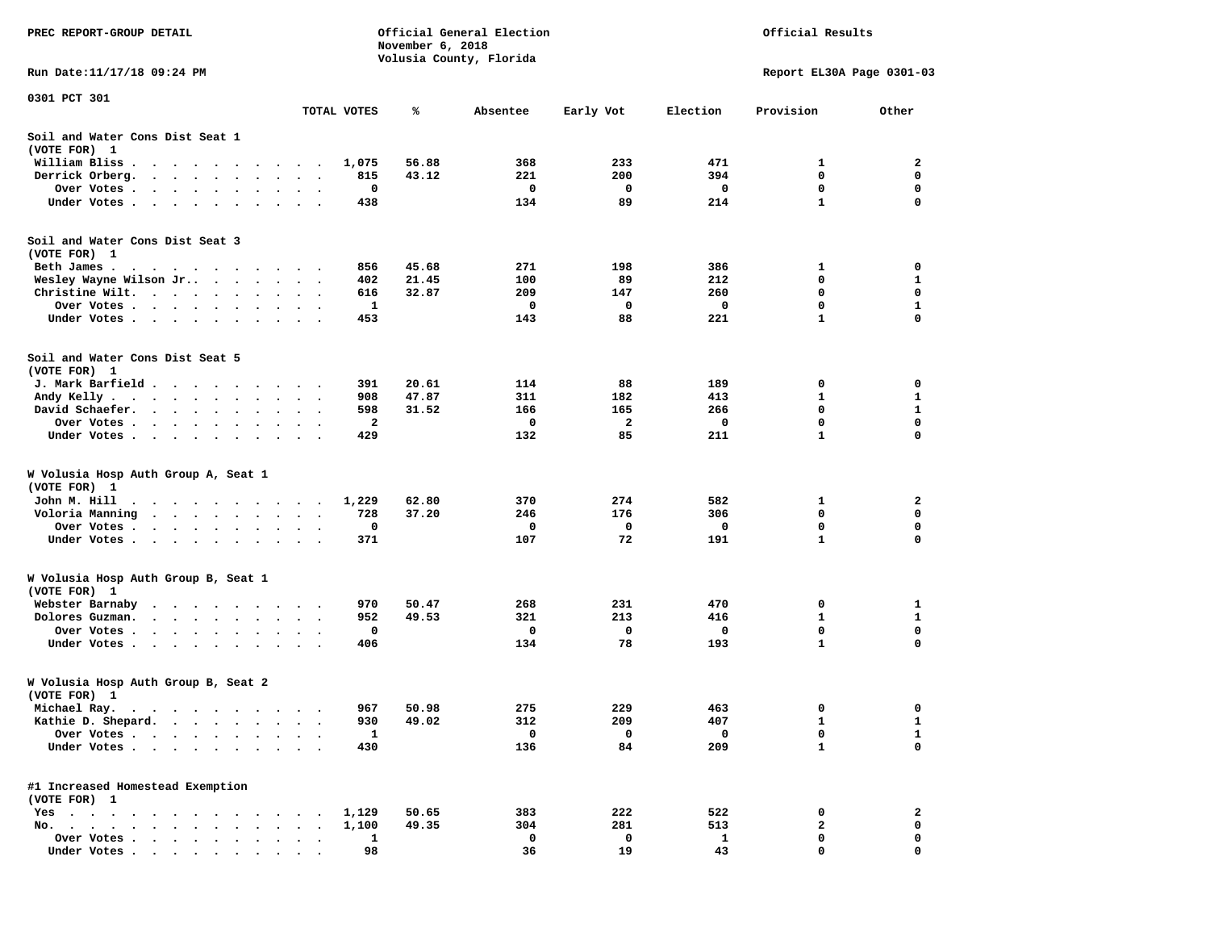PREC REPORT-GROUP DETAIL

Official General Election
November 6, 2018
Volusia County, Florida

Official Results

Run Date:11/17/18 09:24 PM

Report EL30A Page 0301-03

0301 PCT 301

| | TOTAL VOTES | % | Absentee | Early Vot | Election | Provision | Other |
|---|---|---|---|---|---|---|---|
| **Soil and Water Cons Dist Seat 1** | | | | | | | |
| (VOTE FOR) 1 | | | | | | | |
| William Bliss | 1,075 | 56.88 | 368 | 233 | 471 | 1 | 2 |
| Derrick Orberg. | 815 | 43.12 | 221 | 200 | 394 | 0 | 0 |
| Over Votes | 0 | | 0 | 0 | 0 | 0 | 0 |
| Under Votes | 438 | | 134 | 89 | 214 | 1 | 0 |
| **Soil and Water Cons Dist Seat 3** | | | | | | | |
| (VOTE FOR) 1 | | | | | | | |
| Beth James | 856 | 45.68 | 271 | 198 | 386 | 1 | 0 |
| Wesley Wayne Wilson Jr. | 402 | 21.45 | 100 | 89 | 212 | 0 | 1 |
| Christine Wilt. | 616 | 32.87 | 209 | 147 | 260 | 0 | 0 |
| Over Votes | 1 | | 0 | 0 | 0 | 0 | 1 |
| Under Votes | 453 | | 143 | 88 | 221 | 1 | 0 |
| **Soil and Water Cons Dist Seat 5** | | | | | | | |
| (VOTE FOR) 1 | | | | | | | |
| J. Mark Barfield | 391 | 20.61 | 114 | 88 | 189 | 0 | 0 |
| Andy Kelly | 908 | 47.87 | 311 | 182 | 413 | 1 | 1 |
| David Schaefer. | 598 | 31.52 | 166 | 165 | 266 | 0 | 1 |
| Over Votes | 2 | | 0 | 2 | 0 | 0 | 0 |
| Under Votes | 429 | | 132 | 85 | 211 | 1 | 0 |
| **W Volusia Hosp Auth Group A, Seat 1** | | | | | | | |
| (VOTE FOR) 1 | | | | | | | |
| John M. Hill | 1,229 | 62.80 | 370 | 274 | 582 | 1 | 2 |
| Voloria Manning | 728 | 37.20 | 246 | 176 | 306 | 0 | 0 |
| Over Votes | 0 | | 0 | 0 | 0 | 0 | 0 |
| Under Votes | 371 | | 107 | 72 | 191 | 1 | 0 |
| **W Volusia Hosp Auth Group B, Seat 1** | | | | | | | |
| (VOTE FOR) 1 | | | | | | | |
| Webster Barnaby | 970 | 50.47 | 268 | 231 | 470 | 0 | 1 |
| Dolores Guzman. | 952 | 49.53 | 321 | 213 | 416 | 1 | 1 |
| Over Votes | 0 | | 0 | 0 | 0 | 0 | 0 |
| Under Votes | 406 | | 134 | 78 | 193 | 1 | 0 |
| **W Volusia Hosp Auth Group B, Seat 2** | | | | | | | |
| (VOTE FOR) 1 | | | | | | | |
| Michael Ray. | 967 | 50.98 | 275 | 229 | 463 | 0 | 0 |
| Kathie D. Shepard. | 930 | 49.02 | 312 | 209 | 407 | 1 | 1 |
| Over Votes | 1 | | 0 | 0 | 0 | 0 | 1 |
| Under Votes | 430 | | 136 | 84 | 209 | 1 | 0 |
| **#1 Increased Homestead Exemption** | | | | | | | |
| (VOTE FOR) 1 | | | | | | | |
| Yes | 1,129 | 50.65 | 383 | 222 | 522 | 0 | 2 |
| No. | 1,100 | 49.35 | 304 | 281 | 513 | 2 | 0 |
| Over Votes | 1 | | 0 | 0 | 1 | 0 | 0 |
| Under Votes | 98 | | 36 | 19 | 43 | 0 | 0 |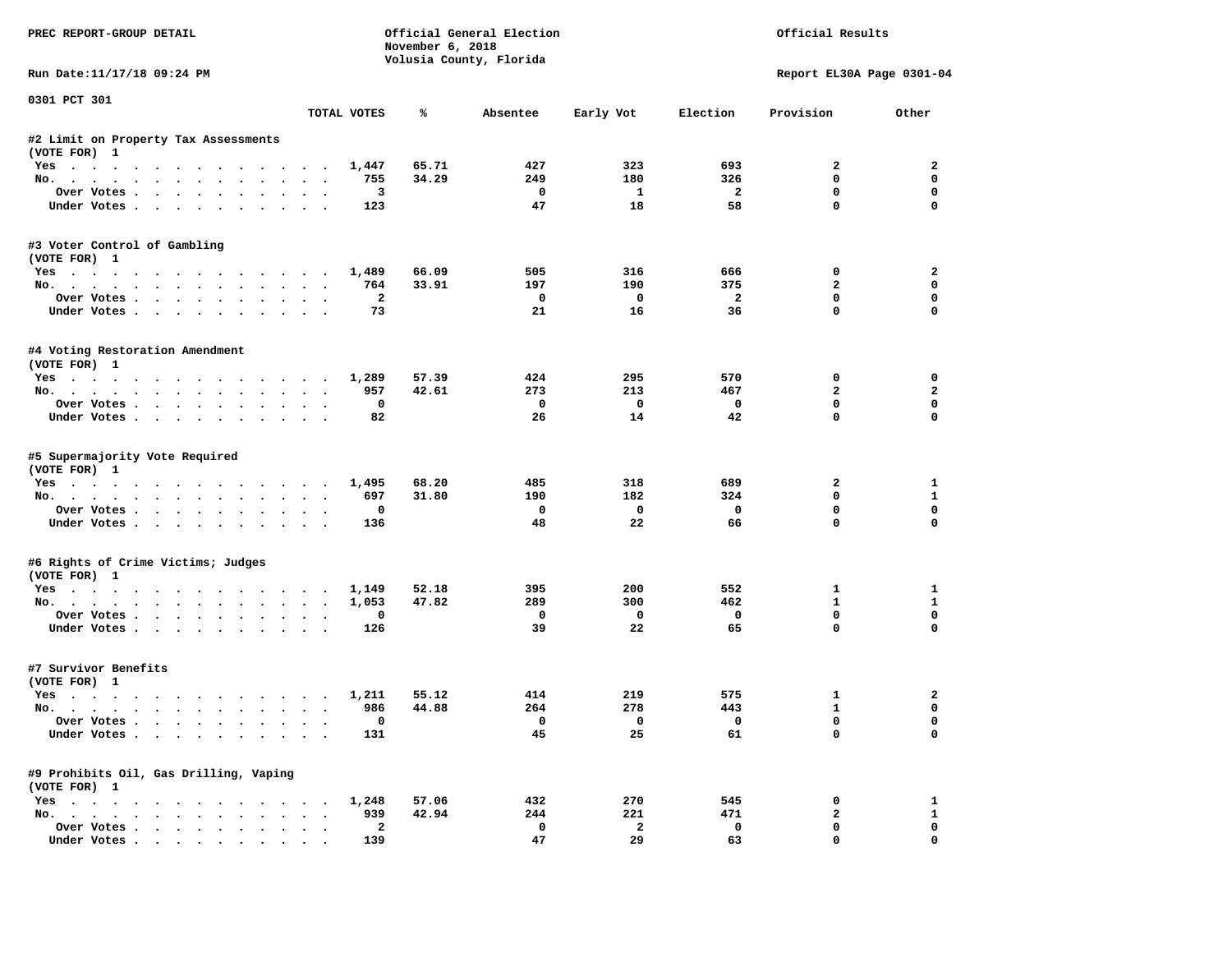PREC REPORT-GROUP DETAIL

Official General Election
November 6, 2018
Volusia County, Florida

Official Results

Run Date:11/17/18 09:24 PM

Report EL30A Page 0301-04

0301 PCT 301

| | TOTAL VOTES | % | Absentee | Early Vot | Election | Provision | Other |
|---|---|---|---|---|---|---|---|
| **#2 Limit on Property Tax Assessments** | | | | | | | |
| (VOTE FOR) 1 | | | | | | | |
| Yes | 1,447 | 65.71 | 427 | 323 | 693 | 2 | 2 |
| No. | 755 | 34.29 | 249 | 180 | 326 | 0 | 0 |
| Over Votes | 3 | | 0 | 1 | 2 | 0 | 0 |
| Under Votes | 123 | | 47 | 18 | 58 | 0 | 0 |
| **#3 Voter Control of Gambling** | | | | | | | |
| (VOTE FOR) 1 | | | | | | | |
| Yes | 1,489 | 66.09 | 505 | 316 | 666 | 0 | 2 |
| No. | 764 | 33.91 | 197 | 190 | 375 | 2 | 0 |
| Over Votes | 2 | | 0 | 0 | 2 | 0 | 0 |
| Under Votes | 73 | | 21 | 16 | 36 | 0 | 0 |
| **#4 Voting Restoration Amendment** | | | | | | | |
| (VOTE FOR) 1 | | | | | | | |
| Yes | 1,289 | 57.39 | 424 | 295 | 570 | 0 | 0 |
| No. | 957 | 42.61 | 273 | 213 | 467 | 2 | 2 |
| Over Votes | 0 | | 0 | 0 | 0 | 0 | 0 |
| Under Votes | 82 | | 26 | 14 | 42 | 0 | 0 |
| **#5 Supermajority Vote Required** | | | | | | | |
| (VOTE FOR) 1 | | | | | | | |
| Yes | 1,495 | 68.20 | 485 | 318 | 689 | 2 | 1 |
| No. | 697 | 31.80 | 190 | 182 | 324 | 0 | 1 |
| Over Votes | 0 | | 0 | 0 | 0 | 0 | 0 |
| Under Votes | 136 | | 48 | 22 | 66 | 0 | 0 |
| **#6 Rights of Crime Victims; Judges** | | | | | | | |
| (VOTE FOR) 1 | | | | | | | |
| Yes | 1,149 | 52.18 | 395 | 200 | 552 | 1 | 1 |
| No. | 1,053 | 47.82 | 289 | 300 | 462 | 1 | 1 |
| Over Votes | 0 | | 0 | 0 | 0 | 0 | 0 |
| Under Votes | 126 | | 39 | 22 | 65 | 0 | 0 |
| **#7 Survivor Benefits** | | | | | | | |
| (VOTE FOR) 1 | | | | | | | |
| Yes | 1,211 | 55.12 | 414 | 219 | 575 | 1 | 2 |
| No. | 986 | 44.88 | 264 | 278 | 443 | 1 | 0 |
| Over Votes | 0 | | 0 | 0 | 0 | 0 | 0 |
| Under Votes | 131 | | 45 | 25 | 61 | 0 | 0 |
| **#9 Prohibits Oil, Gas Drilling, Vaping** | | | | | | | |
| (VOTE FOR) 1 | | | | | | | |
| Yes | 1,248 | 57.06 | 432 | 270 | 545 | 0 | 1 |
| No. | 939 | 42.94 | 244 | 221 | 471 | 2 | 1 |
| Over Votes | 2 | | 0 | 2 | 0 | 0 | 0 |
| Under Votes | 139 | | 47 | 29 | 63 | 0 | 0 |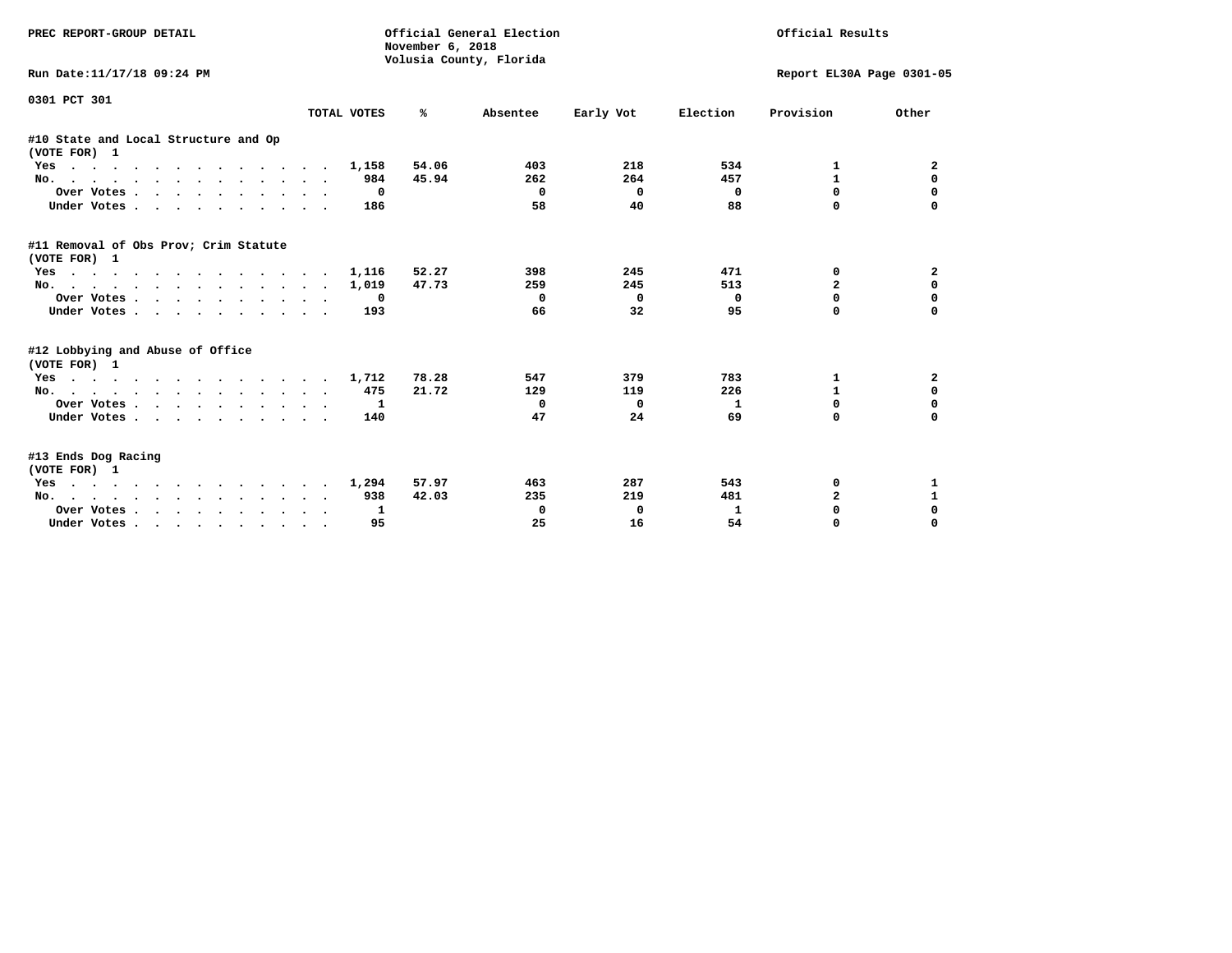PREC REPORT-GROUP DETAIL

Official General Election
November 6, 2018
Volusia County, Florida

Official Results

Run Date:11/17/18 09:24 PM

Report EL30A Page 0301-05

0301 PCT 301

| | TOTAL VOTES | % | Absentee | Early Vot | Election | Provision | Other |
|---|---|---|---|---|---|---|---|
| **#10 State and Local Structure and Op** | | | | | | | |
| **(VOTE FOR) 1** | | | | | | | |
| Yes | 1,158 | 54.06 | 403 | 218 | 534 | 1 | 2 |
| No. | 984 | 45.94 | 262 | 264 | 457 | 1 | 0 |
| Over Votes | 0 | | 0 | 0 | 0 | 0 | 0 |
| Under Votes | 186 | | 58 | 40 | 88 | 0 | 0 |
| **#11 Removal of Obs Prov; Crim Statute** | | | | | | | |
| **(VOTE FOR) 1** | | | | | | | |
| Yes | 1,116 | 52.27 | 398 | 245 | 471 | 0 | 2 |
| No. | 1,019 | 47.73 | 259 | 245 | 513 | 2 | 0 |
| Over Votes | 0 | | 0 | 0 | 0 | 0 | 0 |
| Under Votes | 193 | | 66 | 32 | 95 | 0 | 0 |
| **#12 Lobbying and Abuse of Office** | | | | | | | |
| **(VOTE FOR) 1** | | | | | | | |
| Yes | 1,712 | 78.28 | 547 | 379 | 783 | 1 | 2 |
| No. | 475 | 21.72 | 129 | 119 | 226 | 1 | 0 |
| Over Votes | 1 | | 0 | 0 | 1 | 0 | 0 |
| Under Votes | 140 | | 47 | 24 | 69 | 0 | 0 |
| **#13 Ends Dog Racing** | | | | | | | |
| **(VOTE FOR) 1** | | | | | | | |
| Yes | 1,294 | 57.97 | 463 | 287 | 543 | 0 | 1 |
| No. | 938 | 42.03 | 235 | 219 | 481 | 2 | 1 |
| Over Votes | 1 | | 0 | 0 | 1 | 0 | 0 |
| Under Votes | 95 | | 25 | 16 | 54 | 0 | 0 |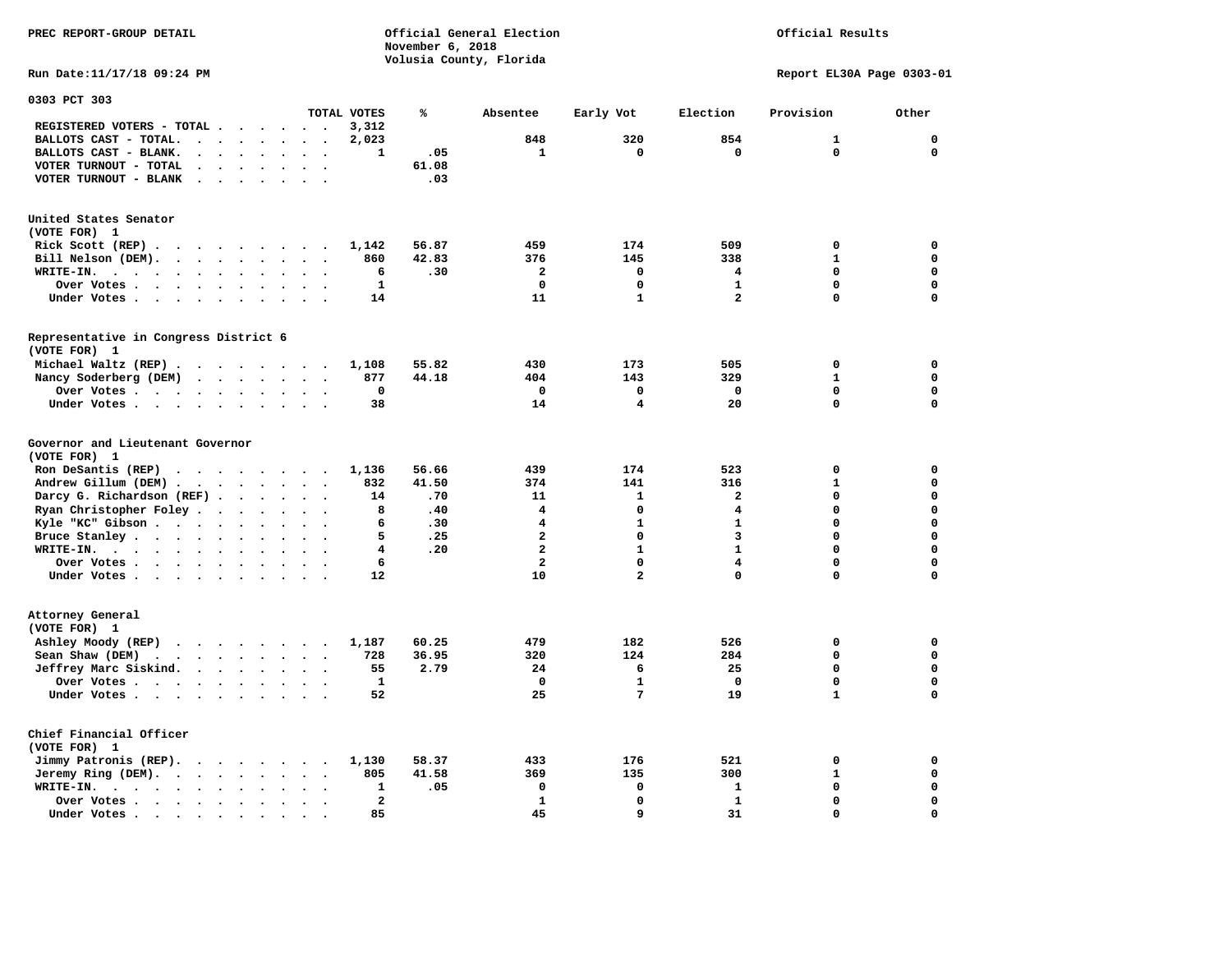PREC REPORT-GROUP DETAIL

Official General Election
November 6, 2018
Volusia County, Florida

Official Results

Run Date:11/17/18 09:24 PM

Report EL30A Page 0303-01

## 0303 PCT 303

| | TOTAL VOTES | % | Absentee | Early Vot | Election | Provision | Other |
|---|---|---|---|---|---|---|---|
| REGISTERED VOTERS - TOTAL | 3,312 | | | | | | |
| BALLOTS CAST - TOTAL. | 2,023 | | 848 | 320 | 854 | 1 | 0 |
| BALLOTS CAST - BLANK. | 1 | .05 | 1 | 0 | 0 | 0 | 0 |
| VOTER TURNOUT - TOTAL | | 61.08 | | | | | |
| VOTER TURNOUT - BLANK | | .03 | | | | | |

### United States Senator
(VOTE FOR) 1

| | TOTAL VOTES | % | Absentee | Early Vot | Election | Provision | Other |
|---|---|---|---|---|---|---|---|
| Rick Scott (REP) | 1,142 | 56.87 | 459 | 174 | 509 | 0 | 0 |
| Bill Nelson (DEM) | 860 | 42.83 | 376 | 145 | 338 | 1 | 0 |
| WRITE-IN. | 6 | .30 | 2 | 0 | 4 | 0 | 0 |
| Over Votes | 1 | | 0 | 0 | 1 | 0 | 0 |
| Under Votes | 14 | | 11 | 1 | 2 | 0 | 0 |

### Representative in Congress District 6
(VOTE FOR) 1

| | TOTAL VOTES | % | Absentee | Early Vot | Election | Provision | Other |
|---|---|---|---|---|---|---|---|
| Michael Waltz (REP) | 1,108 | 55.82 | 430 | 173 | 505 | 0 | 0 |
| Nancy Soderberg (DEM) | 877 | 44.18 | 404 | 143 | 329 | 1 | 0 |
| Over Votes | 0 | | 0 | 0 | 0 | 0 | 0 |
| Under Votes | 38 | | 14 | 4 | 20 | 0 | 0 |

### Governor and Lieutenant Governor
(VOTE FOR) 1

| | TOTAL VOTES | % | Absentee | Early Vot | Election | Provision | Other |
|---|---|---|---|---|---|---|---|
| Ron DeSantis (REP) | 1,136 | 56.66 | 439 | 174 | 523 | 0 | 0 |
| Andrew Gillum (DEM) | 832 | 41.50 | 374 | 141 | 316 | 1 | 0 |
| Darcy G. Richardson (REF) | 14 | .70 | 11 | 1 | 2 | 0 | 0 |
| Ryan Christopher Foley | 8 | .40 | 4 | 0 | 4 | 0 | 0 |
| Kyle "KC" Gibson | 6 | .30 | 4 | 1 | 1 | 0 | 0 |
| Bruce Stanley | 5 | .25 | 2 | 0 | 3 | 0 | 0 |
| WRITE-IN. | 4 | .20 | 2 | 1 | 1 | 0 | 0 |
| Over Votes | 6 | | 2 | 0 | 4 | 0 | 0 |
| Under Votes | 12 | | 10 | 2 | 0 | 0 | 0 |

### Attorney General
(VOTE FOR) 1

| | TOTAL VOTES | % | Absentee | Early Vot | Election | Provision | Other |
|---|---|---|---|---|---|---|---|
| Ashley Moody (REP) | 1,187 | 60.25 | 479 | 182 | 526 | 0 | 0 |
| Sean Shaw (DEM) | 728 | 36.95 | 320 | 124 | 284 | 0 | 0 |
| Jeffrey Marc Siskind. | 55 | 2.79 | 24 | 6 | 25 | 0 | 0 |
| Over Votes | 1 | | 0 | 1 | 0 | 0 | 0 |
| Under Votes | 52 | | 25 | 7 | 19 | 1 | 0 |

### Chief Financial Officer
(VOTE FOR) 1

| | TOTAL VOTES | % | Absentee | Early Vot | Election | Provision | Other |
|---|---|---|---|---|---|---|---|
| Jimmy Patronis (REP). | 1,130 | 58.37 | 433 | 176 | 521 | 0 | 0 |
| Jeremy Ring (DEM). | 805 | 41.58 | 369 | 135 | 300 | 1 | 0 |
| WRITE-IN. | 1 | .05 | 0 | 0 | 1 | 0 | 0 |
| Over Votes | 2 | | 1 | 0 | 1 | 0 | 0 |
| Under Votes | 85 | | 45 | 9 | 31 | 0 | 0 |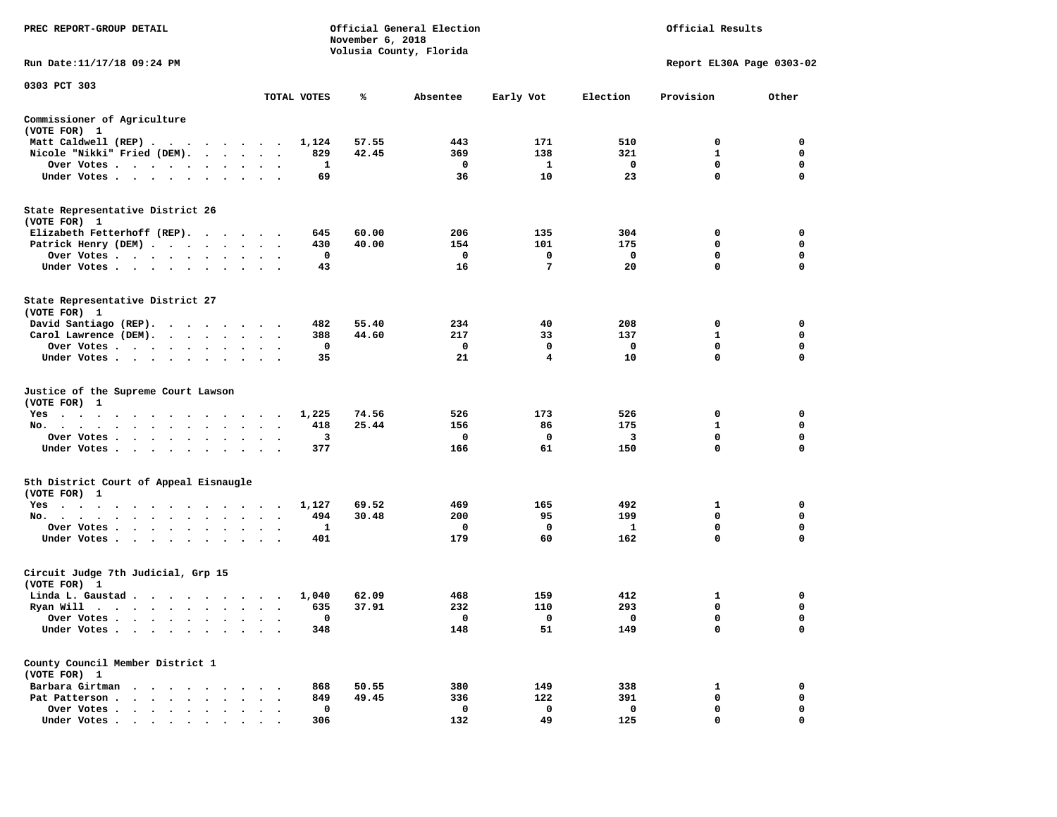PREC REPORT-GROUP DETAIL

Official General Election
November 6, 2018
Volusia County, Florida

Official Results

Run Date:11/17/18 09:24 PM

Report EL30A Page 0303-02

0303 PCT 303

| | TOTAL VOTES | % | Absentee | Early Vot | Election | Provision | Other |
|---|---|---|---|---|---|---|---|
| **Commissioner of Agriculture** | | | | | | | |
| (VOTE FOR) 1 | | | | | | | |
| Matt Caldwell (REP) | 1,124 | 57.55 | 443 | 171 | 510 | 0 | 0 |
| Nicole "Nikki" Fried (DEM) | 829 | 42.45 | 369 | 138 | 321 | 1 | 0 |
| Over Votes | 1 | | 0 | 1 | 0 | 0 | 0 |
| Under Votes | 69 | | 36 | 10 | 23 | 0 | 0 |
| **State Representative District 26** | | | | | | | |
| (VOTE FOR) 1 | | | | | | | |
| Elizabeth Fetterhoff (REP) | 645 | 60.00 | 206 | 135 | 304 | 0 | 0 |
| Patrick Henry (DEM) | 430 | 40.00 | 154 | 101 | 175 | 0 | 0 |
| Over Votes | 0 | | 0 | 0 | 0 | 0 | 0 |
| Under Votes | 43 | | 16 | 7 | 20 | 0 | 0 |
| **State Representative District 27** | | | | | | | |
| (VOTE FOR) 1 | | | | | | | |
| David Santiago (REP) | 482 | 55.40 | 234 | 40 | 208 | 0 | 0 |
| Carol Lawrence (DEM) | 388 | 44.60 | 217 | 33 | 137 | 1 | 0 |
| Over Votes | 0 | | 0 | 0 | 0 | 0 | 0 |
| Under Votes | 35 | | 21 | 4 | 10 | 0 | 0 |
| **Justice of the Supreme Court Lawson** | | | | | | | |
| (VOTE FOR) 1 | | | | | | | |
| Yes | 1,225 | 74.56 | 526 | 173 | 526 | 0 | 0 |
| No. | 418 | 25.44 | 156 | 86 | 175 | 1 | 0 |
| Over Votes | 3 | | 0 | 0 | 3 | 0 | 0 |
| Under Votes | 377 | | 166 | 61 | 150 | 0 | 0 |
| **5th District Court of Appeal Eisnaugle** | | | | | | | |
| (VOTE FOR) 1 | | | | | | | |
| Yes | 1,127 | 69.52 | 469 | 165 | 492 | 1 | 0 |
| No. | 494 | 30.48 | 200 | 95 | 199 | 0 | 0 |
| Over Votes | 1 | | 0 | 0 | 1 | 0 | 0 |
| Under Votes | 401 | | 179 | 60 | 162 | 0 | 0 |
| **Circuit Judge 7th Judicial, Grp 15** | | | | | | | |
| (VOTE FOR) 1 | | | | | | | |
| Linda L. Gaustad | 1,040 | 62.09 | 468 | 159 | 412 | 1 | 0 |
| Ryan Will | 635 | 37.91 | 232 | 110 | 293 | 0 | 0 |
| Over Votes | 0 | | 0 | 0 | 0 | 0 | 0 |
| Under Votes | 348 | | 148 | 51 | 149 | 0 | 0 |
| **County Council Member District 1** | | | | | | | |
| (VOTE FOR) 1 | | | | | | | |
| Barbara Girtman | 868 | 50.55 | 380 | 149 | 338 | 1 | 0 |
| Pat Patterson | 849 | 49.45 | 336 | 122 | 391 | 0 | 0 |
| Over Votes | 0 | | 0 | 0 | 0 | 0 | 0 |
| Under Votes | 306 | | 132 | 49 | 125 | 0 | 0 |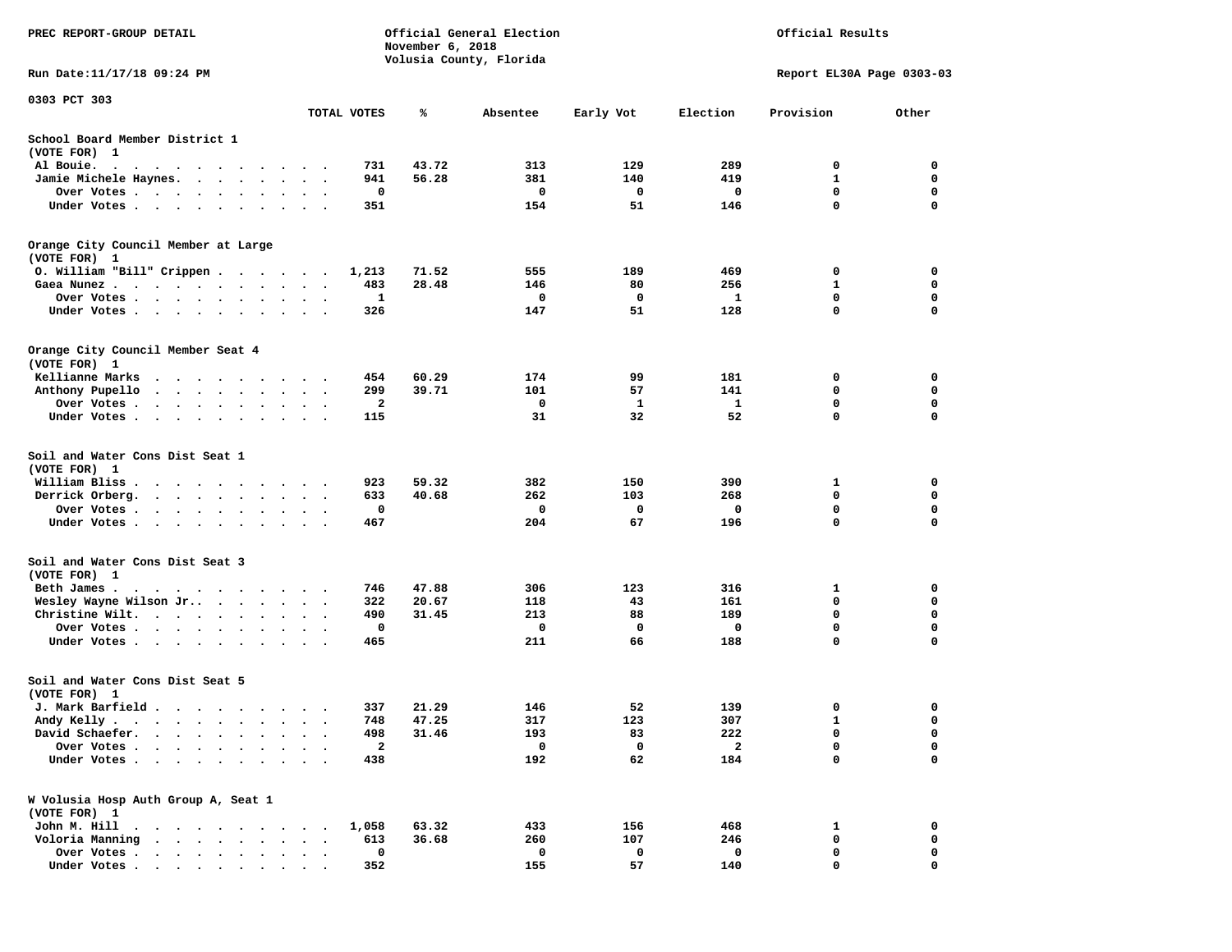PREC REPORT-GROUP DETAIL

Official General Election
November 6, 2018
Volusia County, Florida

Official Results

Run Date:11/17/18 09:24 PM

Report EL30A Page 0303-03

0303 PCT 303

| | TOTAL VOTES | % | Absentee | Early Vot | Election | Provision | Other |
|---|---|---|---|---|---|---|---|
| **School Board Member District 1** | | | | | | | |
| (VOTE FOR) 1 | | | | | | | |
| Al Bouie. | 731 | 43.72 | 313 | 129 | 289 | 0 | 0 |
| Jamie Michele Haynes. | 941 | 56.28 | 381 | 140 | 419 | 1 | 0 |
| Over Votes | 0 | | 0 | 0 | 0 | 0 | 0 |
| Under Votes | 351 | | 154 | 51 | 146 | 0 | 0 |
| **Orange City Council Member at Large** | | | | | | | |
| (VOTE FOR) 1 | | | | | | | |
| O. William "Bill" Crippen | 1,213 | 71.52 | 555 | 189 | 469 | 0 | 0 |
| Gaea Nunez | 483 | 28.48 | 146 | 80 | 256 | 1 | 0 |
| Over Votes | 1 | | 0 | 0 | 1 | 0 | 0 |
| Under Votes | 326 | | 147 | 51 | 128 | 0 | 0 |
| **Orange City Council Member Seat 4** | | | | | | | |
| (VOTE FOR) 1 | | | | | | | |
| Kellianne Marks | 454 | 60.29 | 174 | 99 | 181 | 0 | 0 |
| Anthony Pupello | 299 | 39.71 | 101 | 57 | 141 | 0 | 0 |
| Over Votes | 2 | | 0 | 1 | 1 | 0 | 0 |
| Under Votes | 115 | | 31 | 32 | 52 | 0 | 0 |
| **Soil and Water Cons Dist Seat 1** | | | | | | | |
| (VOTE FOR) 1 | | | | | | | |
| William Bliss | 923 | 59.32 | 382 | 150 | 390 | 1 | 0 |
| Derrick Orberg. | 633 | 40.68 | 262 | 103 | 268 | 0 | 0 |
| Over Votes | 0 | | 0 | 0 | 0 | 0 | 0 |
| Under Votes | 467 | | 204 | 67 | 196 | 0 | 0 |
| **Soil and Water Cons Dist Seat 3** | | | | | | | |
| (VOTE FOR) 1 | | | | | | | |
| Beth James | 746 | 47.88 | 306 | 123 | 316 | 1 | 0 |
| Wesley Wayne Wilson Jr. | 322 | 20.67 | 118 | 43 | 161 | 0 | 0 |
| Christine Wilt. | 490 | 31.45 | 213 | 88 | 189 | 0 | 0 |
| Over Votes | 0 | | 0 | 0 | 0 | 0 | 0 |
| Under Votes | 465 | | 211 | 66 | 188 | 0 | 0 |
| **Soil and Water Cons Dist Seat 5** | | | | | | | |
| (VOTE FOR) 1 | | | | | | | |
| J. Mark Barfield | 337 | 21.29 | 146 | 52 | 139 | 0 | 0 |
| Andy Kelly | 748 | 47.25 | 317 | 123 | 307 | 1 | 0 |
| David Schaefer. | 498 | 31.46 | 193 | 83 | 222 | 0 | 0 |
| Over Votes | 2 | | 0 | 0 | 2 | 0 | 0 |
| Under Votes | 438 | | 192 | 62 | 184 | 0 | 0 |
| **W Volusia Hosp Auth Group A, Seat 1** | | | | | | | |
| (VOTE FOR) 1 | | | | | | | |
| John M. Hill | 1,058 | 63.32 | 433 | 156 | 468 | 1 | 0 |
| Voloria Manning | 613 | 36.68 | 260 | 107 | 246 | 0 | 0 |
| Over Votes | 0 | | 0 | 0 | 0 | 0 | 0 |
| Under Votes | 352 | | 155 | 57 | 140 | 0 | 0 |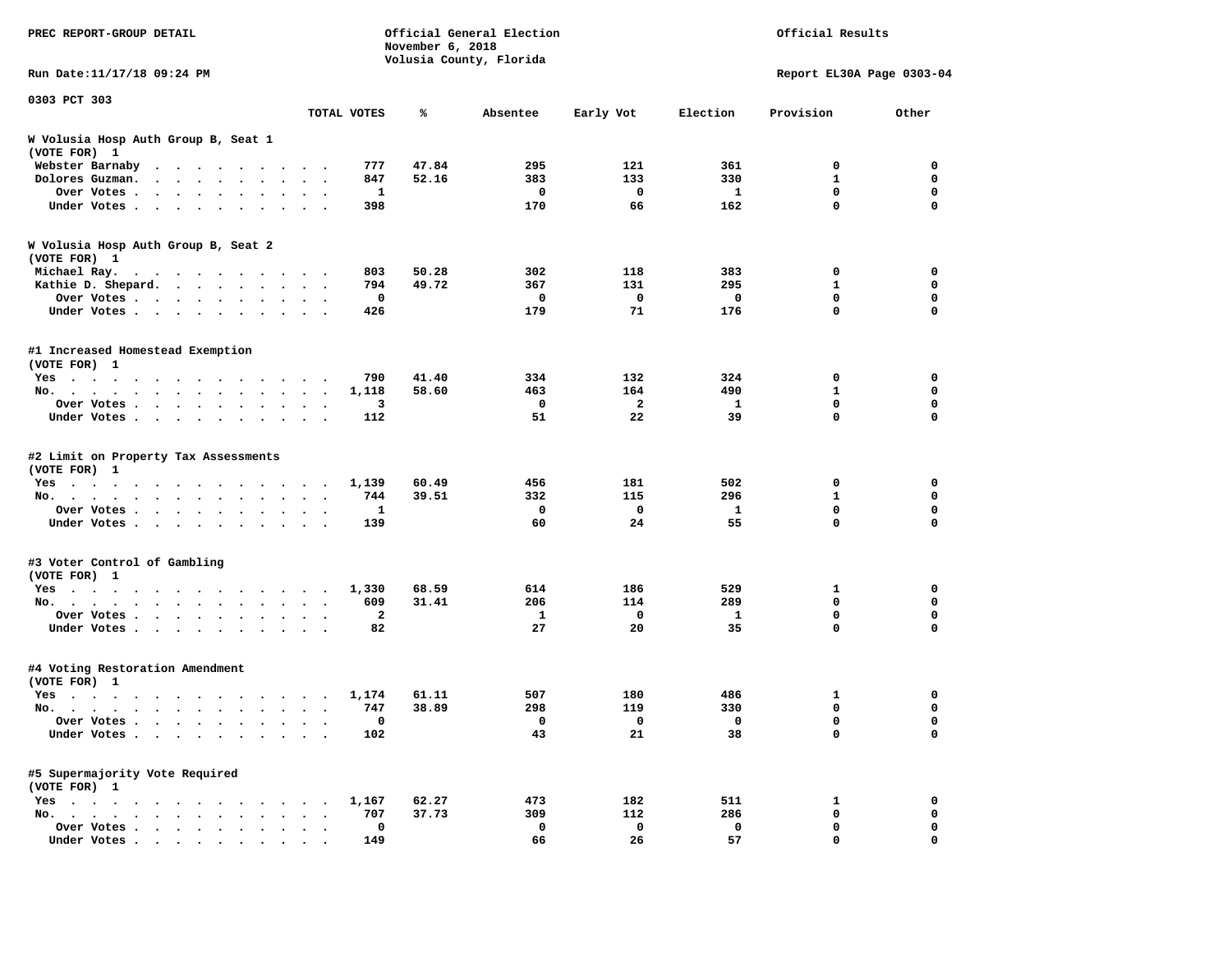PREC REPORT-GROUP DETAIL

Official General Election
November 6, 2018
Volusia County, Florida

Official Results

Run Date:11/17/18 09:24 PM

Report EL30A Page 0303-04

0303 PCT 303

| | TOTAL VOTES | % | Absentee | Early Vot | Election | Provision | Other |
|---|---|---|---|---|---|---|---|
| **W Volusia Hosp Auth Group B, Seat 1** | | | | | | | |
| (VOTE FOR) 1 | | | | | | | |
| Webster Barnaby | 777 | 47.84 | 295 | 121 | 361 | 0 | 0 |
| Dolores Guzman. | 847 | 52.16 | 383 | 133 | 330 | 1 | 0 |
| Over Votes | 1 | | 0 | 0 | 1 | 0 | 0 |
| Under Votes | 398 | | 170 | 66 | 162 | 0 | 0 |
| **W Volusia Hosp Auth Group B, Seat 2** | | | | | | | |
| (VOTE FOR) 1 | | | | | | | |
| Michael Ray. | 803 | 50.28 | 302 | 118 | 383 | 0 | 0 |
| Kathie D. Shepard. | 794 | 49.72 | 367 | 131 | 295 | 1 | 0 |
| Over Votes | 0 | | 0 | 0 | 0 | 0 | 0 |
| Under Votes | 426 | | 179 | 71 | 176 | 0 | 0 |
| **#1 Increased Homestead Exemption** | | | | | | | |
| (VOTE FOR) 1 | | | | | | | |
| Yes | 790 | 41.40 | 334 | 132 | 324 | 0 | 0 |
| No. | 1,118 | 58.60 | 463 | 164 | 490 | 1 | 0 |
| Over Votes | 3 | | 0 | 2 | 1 | 0 | 0 |
| Under Votes | 112 | | 51 | 22 | 39 | 0 | 0 |
| **#2 Limit on Property Tax Assessments** | | | | | | | |
| (VOTE FOR) 1 | | | | | | | |
| Yes | 1,139 | 60.49 | 456 | 181 | 502 | 0 | 0 |
| No. | 744 | 39.51 | 332 | 115 | 296 | 1 | 0 |
| Over Votes | 1 | | 0 | 0 | 1 | 0 | 0 |
| Under Votes | 139 | | 60 | 24 | 55 | 0 | 0 |
| **#3 Voter Control of Gambling** | | | | | | | |
| (VOTE FOR) 1 | | | | | | | |
| Yes | 1,330 | 68.59 | 614 | 186 | 529 | 1 | 0 |
| No. | 609 | 31.41 | 206 | 114 | 289 | 0 | 0 |
| Over Votes | 2 | | 1 | 0 | 1 | 0 | 0 |
| Under Votes | 82 | | 27 | 20 | 35 | 0 | 0 |
| **#4 Voting Restoration Amendment** | | | | | | | |
| (VOTE FOR) 1 | | | | | | | |
| Yes | 1,174 | 61.11 | 507 | 180 | 486 | 1 | 0 |
| No. | 747 | 38.89 | 298 | 119 | 330 | 0 | 0 |
| Over Votes | 0 | | 0 | 0 | 0 | 0 | 0 |
| Under Votes | 102 | | 43 | 21 | 38 | 0 | 0 |
| **#5 Supermajority Vote Required** | | | | | | | |
| (VOTE FOR) 1 | | | | | | | |
| Yes | 1,167 | 62.27 | 473 | 182 | 511 | 1 | 0 |
| No. | 707 | 37.73 | 309 | 112 | 286 | 0 | 0 |
| Over Votes | 0 | | 0 | 0 | 0 | 0 | 0 |
| Under Votes | 149 | | 66 | 26 | 57 | 0 | 0 |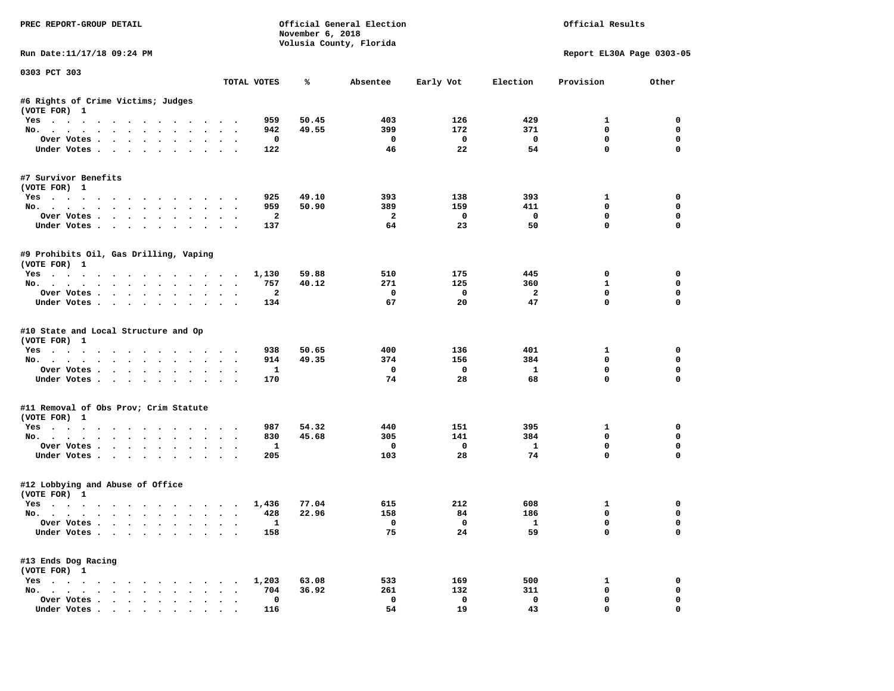PREC REPORT-GROUP DETAIL

Official General Election
November 6, 2018
Volusia County, Florida

Official Results

Run Date:11/17/18 09:24 PM

Report EL30A Page 0303-05

0303 PCT 303

| | TOTAL VOTES | % | Absentee | Early Vot | Election | Provision | Other |
|---|---|---|---|---|---|---|---|
| **#6 Rights of Crime Victims; Judges** | | | | | | | |
| (VOTE FOR) 1 | | | | | | | |
| Yes | 959 | 50.45 | 403 | 126 | 429 | 1 | 0 |
| No. | 942 | 49.55 | 399 | 172 | 371 | 0 | 0 |
| Over Votes | 0 | | 0 | 0 | 0 | 0 | 0 |
| Under Votes | 122 | | 46 | 22 | 54 | 0 | 0 |
| **#7 Survivor Benefits** | | | | | | | |
| (VOTE FOR) 1 | | | | | | | |
| Yes | 925 | 49.10 | 393 | 138 | 393 | 1 | 0 |
| No. | 959 | 50.90 | 389 | 159 | 411 | 0 | 0 |
| Over Votes | 2 | | 2 | 0 | 0 | 0 | 0 |
| Under Votes | 137 | | 64 | 23 | 50 | 0 | 0 |
| **#9 Prohibits Oil, Gas Drilling, Vaping** | | | | | | | |
| (VOTE FOR) 1 | | | | | | | |
| Yes | 1,130 | 59.88 | 510 | 175 | 445 | 0 | 0 |
| No. | 757 | 40.12 | 271 | 125 | 360 | 1 | 0 |
| Over Votes | 2 | | 0 | 0 | 2 | 0 | 0 |
| Under Votes | 134 | | 67 | 20 | 47 | 0 | 0 |
| **#10 State and Local Structure and Op** | | | | | | | |
| (VOTE FOR) 1 | | | | | | | |
| Yes | 938 | 50.65 | 400 | 136 | 401 | 1 | 0 |
| No. | 914 | 49.35 | 374 | 156 | 384 | 0 | 0 |
| Over Votes | 1 | | 0 | 0 | 1 | 0 | 0 |
| Under Votes | 170 | | 74 | 28 | 68 | 0 | 0 |
| **#11 Removal of Obs Prov; Crim Statute** | | | | | | | |
| (VOTE FOR) 1 | | | | | | | |
| Yes | 987 | 54.32 | 440 | 151 | 395 | 1 | 0 |
| No. | 830 | 45.68 | 305 | 141 | 384 | 0 | 0 |
| Over Votes | 1 | | 0 | 0 | 1 | 0 | 0 |
| Under Votes | 205 | | 103 | 28 | 74 | 0 | 0 |
| **#12 Lobbying and Abuse of Office** | | | | | | | |
| (VOTE FOR) 1 | | | | | | | |
| Yes | 1,436 | 77.04 | 615 | 212 | 608 | 1 | 0 |
| No. | 428 | 22.96 | 158 | 84 | 186 | 0 | 0 |
| Over Votes | 1 | | 0 | 0 | 1 | 0 | 0 |
| Under Votes | 158 | | 75 | 24 | 59 | 0 | 0 |
| **#13 Ends Dog Racing** | | | | | | | |
| (VOTE FOR) 1 | | | | | | | |
| Yes | 1,203 | 63.08 | 533 | 169 | 500 | 1 | 0 |
| No. | 704 | 36.92 | 261 | 132 | 311 | 0 | 0 |
| Over Votes | 0 | | 0 | 0 | 0 | 0 | 0 |
| Under Votes | 116 | | 54 | 19 | 43 | 0 | 0 |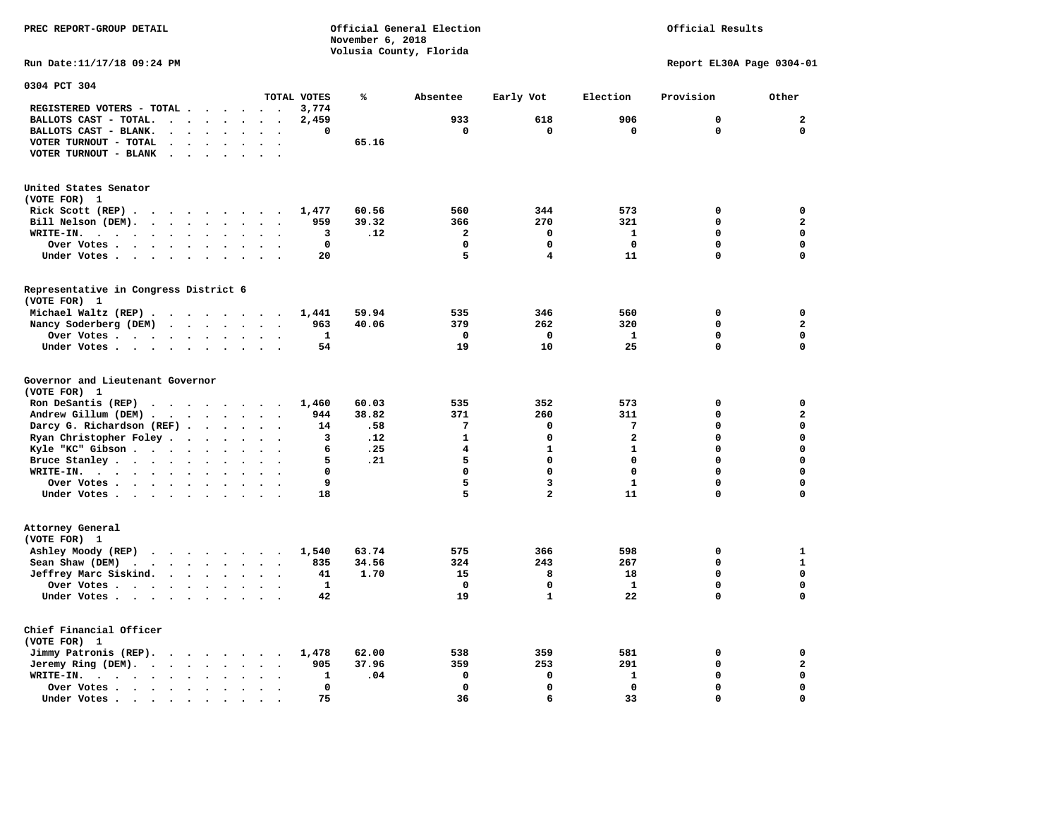PREC REPORT-GROUP DETAIL

Official General Election
November 6, 2018
Volusia County, Florida

Official Results

Run Date:11/17/18 09:24 PM

Report EL30A Page 0304-01

## 0304 PCT 304

| | TOTAL VOTES | % | Absentee | Early Vot | Election | Provision | Other |
|---|---|---|---|---|---|---|---|
| REGISTERED VOTERS - TOTAL | 3,774 | | | | | | |
| BALLOTS CAST - TOTAL. | 2,459 | | 933 | 618 | 906 | 0 | 2 |
| BALLOTS CAST - BLANK. | 0 | | 0 | 0 | 0 | 0 | 0 |
| VOTER TURNOUT - TOTAL | | 65.16 | | | | | |
| VOTER TURNOUT - BLANK | | | | | | | |

### United States Senator
(VOTE FOR) 1

| | TOTAL VOTES | % | Absentee | Early Vot | Election | Provision | Other |
|---|---|---|---|---|---|---|---|
| Rick Scott (REP) | 1,477 | 60.56 | 560 | 344 | 573 | 0 | 0 |
| Bill Nelson (DEM). | 959 | 39.32 | 366 | 270 | 321 | 0 | 2 |
| WRITE-IN. | 3 | .12 | 2 | 0 | 1 | 0 | 0 |
| Over Votes | 0 | | 0 | 0 | 0 | 0 | 0 |
| Under Votes | 20 | | 5 | 4 | 11 | 0 | 0 |

### Representative in Congress District 6
(VOTE FOR) 1

| | TOTAL VOTES | % | Absentee | Early Vot | Election | Provision | Other |
|---|---|---|---|---|---|---|---|
| Michael Waltz (REP) | 1,441 | 59.94 | 535 | 346 | 560 | 0 | 0 |
| Nancy Soderberg (DEM) | 963 | 40.06 | 379 | 262 | 320 | 0 | 2 |
| Over Votes | 1 | | 0 | 0 | 1 | 0 | 0 |
| Under Votes | 54 | | 19 | 10 | 25 | 0 | 0 |

### Governor and Lieutenant Governor
(VOTE FOR) 1

| | TOTAL VOTES | % | Absentee | Early Vot | Election | Provision | Other |
|---|---|---|---|---|---|---|---|
| Ron DeSantis (REP) | 1,460 | 60.03 | 535 | 352 | 573 | 0 | 0 |
| Andrew Gillum (DEM) | 944 | 38.82 | 371 | 260 | 311 | 0 | 2 |
| Darcy G. Richardson (REF) | 14 | .58 | 7 | 0 | 7 | 0 | 0 |
| Ryan Christopher Foley | 3 | .12 | 1 | 0 | 2 | 0 | 0 |
| Kyle "KC" Gibson | 6 | .25 | 4 | 1 | 1 | 0 | 0 |
| Bruce Stanley | 5 | .21 | 5 | 0 | 0 | 0 | 0 |
| WRITE-IN. | 0 | | 0 | 0 | 0 | 0 | 0 |
| Over Votes | 9 | | 5 | 3 | 1 | 0 | 0 |
| Under Votes | 18 | | 5 | 2 | 11 | 0 | 0 |

### Attorney General
(VOTE FOR) 1

| | TOTAL VOTES | % | Absentee | Early Vot | Election | Provision | Other |
|---|---|---|---|---|---|---|---|
| Ashley Moody (REP) | 1,540 | 63.74 | 575 | 366 | 598 | 0 | 1 |
| Sean Shaw (DEM) | 835 | 34.56 | 324 | 243 | 267 | 0 | 1 |
| Jeffrey Marc Siskind. | 41 | 1.70 | 15 | 8 | 18 | 0 | 0 |
| Over Votes | 1 | | 0 | 0 | 1 | 0 | 0 |
| Under Votes | 42 | | 19 | 1 | 22 | 0 | 0 |

### Chief Financial Officer
(VOTE FOR) 1

| | TOTAL VOTES | % | Absentee | Early Vot | Election | Provision | Other |
|---|---|---|---|---|---|---|---|
| Jimmy Patronis (REP). | 1,478 | 62.00 | 538 | 359 | 581 | 0 | 0 |
| Jeremy Ring (DEM). | 905 | 37.96 | 359 | 253 | 291 | 0 | 2 |
| WRITE-IN. | 1 | .04 | 0 | 0 | 1 | 0 | 0 |
| Over Votes | 0 | | 0 | 0 | 0 | 0 | 0 |
| Under Votes | 75 | | 36 | 6 | 33 | 0 | 0 |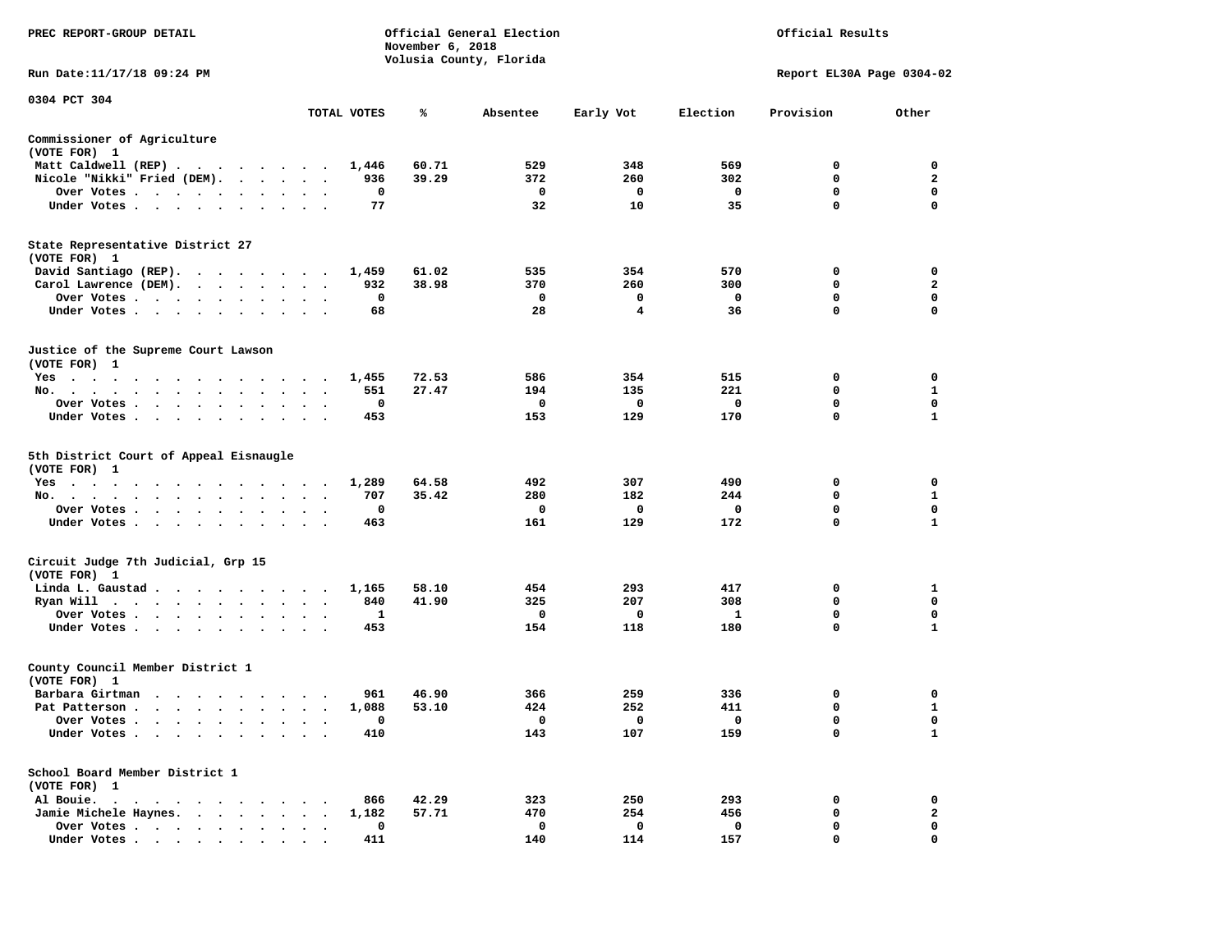PREC REPORT-GROUP DETAIL

Official General Election
November 6, 2018
Volusia County, Florida

Official Results

Run Date:11/17/18 09:24 PM

Report EL30A Page 0304-02

0304 PCT 304

| | TOTAL VOTES | % | Absentee | Early Vot | Election | Provision | Other |
|---|---|---|---|---|---|---|---|
| **Commissioner of Agriculture** | | | | | | | |
| (VOTE FOR) 1 | | | | | | | |
| Matt Caldwell (REP) | 1,446 | 60.71 | 529 | 348 | 569 | 0 | 0 |
| Nicole "Nikki" Fried (DEM) | 936 | 39.29 | 372 | 260 | 302 | 0 | 2 |
| Over Votes | 0 | | 0 | 0 | 0 | 0 | 0 |
| Under Votes | 77 | | 32 | 10 | 35 | 0 | 0 |
| **State Representative District 27** | | | | | | | |
| (VOTE FOR) 1 | | | | | | | |
| David Santiago (REP) | 1,459 | 61.02 | 535 | 354 | 570 | 0 | 0 |
| Carol Lawrence (DEM) | 932 | 38.98 | 370 | 260 | 300 | 0 | 2 |
| Over Votes | 0 | | 0 | 0 | 0 | 0 | 0 |
| Under Votes | 68 | | 28 | 4 | 36 | 0 | 0 |
| **Justice of the Supreme Court Lawson** | | | | | | | |
| (VOTE FOR) 1 | | | | | | | |
| Yes | 1,455 | 72.53 | 586 | 354 | 515 | 0 | 0 |
| No | 551 | 27.47 | 194 | 135 | 221 | 0 | 1 |
| Over Votes | 0 | | 0 | 0 | 0 | 0 | 0 |
| Under Votes | 453 | | 153 | 129 | 170 | 0 | 1 |
| **5th District Court of Appeal Eisnaugle** | | | | | | | |
| (VOTE FOR) 1 | | | | | | | |
| Yes | 1,289 | 64.58 | 492 | 307 | 490 | 0 | 0 |
| No | 707 | 35.42 | 280 | 182 | 244 | 0 | 1 |
| Over Votes | 0 | | 0 | 0 | 0 | 0 | 0 |
| Under Votes | 463 | | 161 | 129 | 172 | 0 | 1 |
| **Circuit Judge 7th Judicial, Grp 15** | | | | | | | |
| (VOTE FOR) 1 | | | | | | | |
| Linda L. Gaustad | 1,165 | 58.10 | 454 | 293 | 417 | 0 | 1 |
| Ryan Will | 840 | 41.90 | 325 | 207 | 308 | 0 | 0 |
| Over Votes | 1 | | 0 | 0 | 1 | 0 | 0 |
| Under Votes | 453 | | 154 | 118 | 180 | 0 | 1 |
| **County Council Member District 1** | | | | | | | |
| (VOTE FOR) 1 | | | | | | | |
| Barbara Girtman | 961 | 46.90 | 366 | 259 | 336 | 0 | 0 |
| Pat Patterson | 1,088 | 53.10 | 424 | 252 | 411 | 0 | 1 |
| Over Votes | 0 | | 0 | 0 | 0 | 0 | 0 |
| Under Votes | 410 | | 143 | 107 | 159 | 0 | 1 |
| **School Board Member District 1** | | | | | | | |
| (VOTE FOR) 1 | | | | | | | |
| Al Bouie | 866 | 42.29 | 323 | 250 | 293 | 0 | 0 |
| Jamie Michele Haynes | 1,182 | 57.71 | 470 | 254 | 456 | 0 | 2 |
| Over Votes | 0 | | 0 | 0 | 0 | 0 | 0 |
| Under Votes | 411 | | 140 | 114 | 157 | 0 | 0 |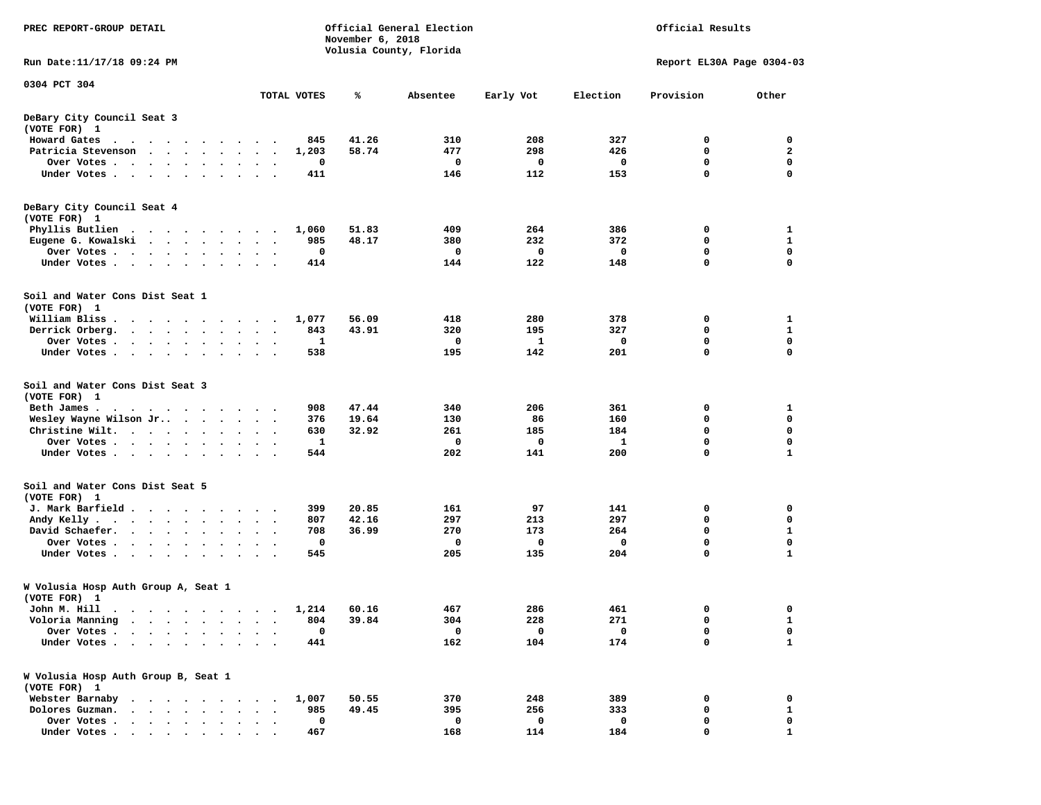PREC REPORT-GROUP DETAIL

Official General Election
November 6, 2018
Volusia County, Florida

Official Results

Run Date:11/17/18 09:24 PM

Report EL30A Page 0304-03

0304 PCT 304

| | TOTAL VOTES | % | Absentee | Early Vot | Election | Provision | Other |
|---|---|---|---|---|---|---|---|
| **DeBary City Council Seat 3 (VOTE FOR) 1** | | | | | | | |
| Howard Gates | 845 | 41.26 | 310 | 208 | 327 | 0 | 0 |
| Patricia Stevenson | 1,203 | 58.74 | 477 | 298 | 426 | 0 | 2 |
| Over Votes | 0 | | 0 | 0 | 0 | 0 | 0 |
| Under Votes | 411 | | 146 | 112 | 153 | 0 | 0 |
| **DeBary City Council Seat 4 (VOTE FOR) 1** | | | | | | | |
| Phyllis Butlien | 1,060 | 51.83 | 409 | 264 | 386 | 0 | 1 |
| Eugene G. Kowalski | 985 | 48.17 | 380 | 232 | 372 | 0 | 1 |
| Over Votes | 0 | | 0 | 0 | 0 | 0 | 0 |
| Under Votes | 414 | | 144 | 122 | 148 | 0 | 0 |
| **Soil and Water Cons Dist Seat 1 (VOTE FOR) 1** | | | | | | | |
| William Bliss | 1,077 | 56.09 | 418 | 280 | 378 | 0 | 1 |
| Derrick Orberg. | 843 | 43.91 | 320 | 195 | 327 | 0 | 1 |
| Over Votes | 1 | | 0 | 1 | 0 | 0 | 0 |
| Under Votes | 538 | | 195 | 142 | 201 | 0 | 0 |
| **Soil and Water Cons Dist Seat 3 (VOTE FOR) 1** | | | | | | | |
| Beth James | 908 | 47.44 | 340 | 206 | 361 | 0 | 1 |
| Wesley Wayne Wilson Jr. | 376 | 19.64 | 130 | 86 | 160 | 0 | 0 |
| Christine Wilt. | 630 | 32.92 | 261 | 185 | 184 | 0 | 0 |
| Over Votes | 1 | | 0 | 0 | 1 | 0 | 0 |
| Under Votes | 544 | | 202 | 141 | 200 | 0 | 1 |
| **Soil and Water Cons Dist Seat 5 (VOTE FOR) 1** | | | | | | | |
| J. Mark Barfield | 399 | 20.85 | 161 | 97 | 141 | 0 | 0 |
| Andy Kelly | 807 | 42.16 | 297 | 213 | 297 | 0 | 0 |
| David Schaefer. | 708 | 36.99 | 270 | 173 | 264 | 0 | 1 |
| Over Votes | 0 | | 0 | 0 | 0 | 0 | 0 |
| Under Votes | 545 | | 205 | 135 | 204 | 0 | 1 |
| **W Volusia Hosp Auth Group A, Seat 1 (VOTE FOR) 1** | | | | | | | |
| John M. Hill | 1,214 | 60.16 | 467 | 286 | 461 | 0 | 0 |
| Voloria Manning | 804 | 39.84 | 304 | 228 | 271 | 0 | 1 |
| Over Votes | 0 | | 0 | 0 | 0 | 0 | 0 |
| Under Votes | 441 | | 162 | 104 | 174 | 0 | 1 |
| **W Volusia Hosp Auth Group B, Seat 1 (VOTE FOR) 1** | | | | | | | |
| Webster Barnaby | 1,007 | 50.55 | 370 | 248 | 389 | 0 | 0 |
| Dolores Guzman. | 985 | 49.45 | 395 | 256 | 333 | 0 | 1 |
| Over Votes | 0 | | 0 | 0 | 0 | 0 | 0 |
| Under Votes | 467 | | 168 | 114 | 184 | 0 | 1 |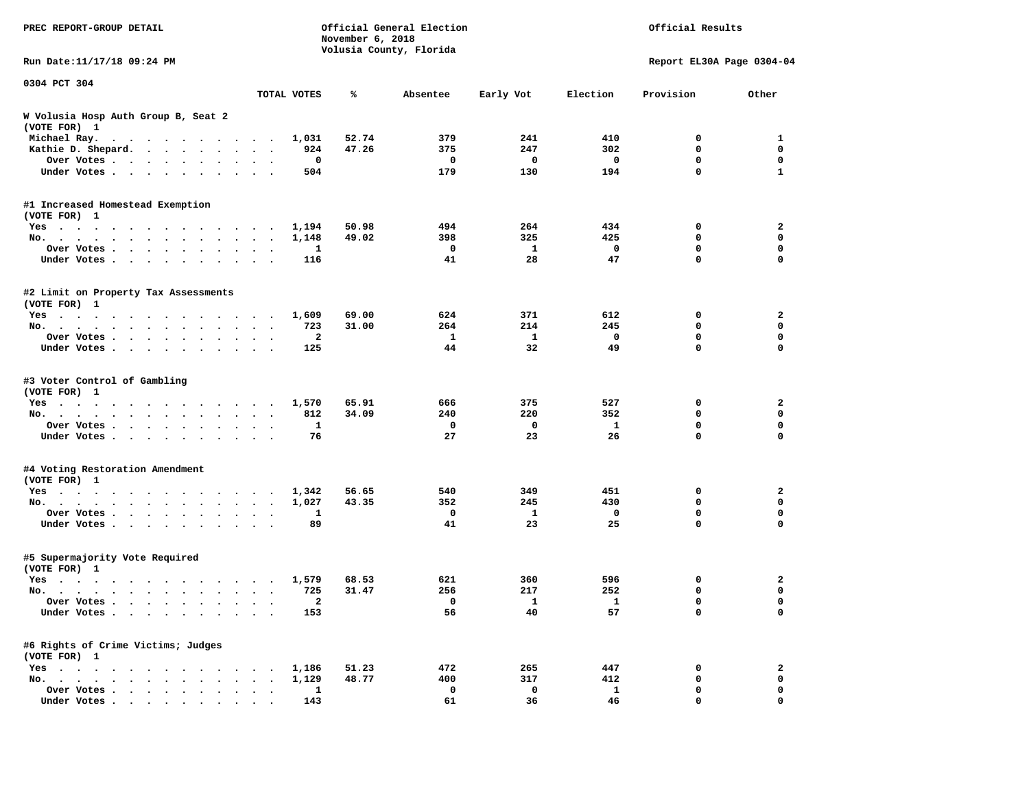PREC REPORT-GROUP DETAIL

Official General Election
November 6, 2018
Volusia County, Florida

Official Results

Run Date:11/17/18 09:24 PM

Report EL30A Page 0304-04

0304 PCT 304

| | TOTAL VOTES | % | Absentee | Early Vot | Election | Provision | Other |
|---|---|---|---|---|---|---|---|
| **W Volusia Hosp Auth Group B, Seat 2** | | | | | | | |
| (VOTE FOR) 1 | | | | | | | |
| Michael Ray. | 1,031 | 52.74 | 379 | 241 | 410 | 0 | 1 |
| Kathie D. Shepard. | 924 | 47.26 | 375 | 247 | 302 | 0 | 0 |
| Over Votes | 0 | | 0 | 0 | 0 | 0 | 0 |
| Under Votes | 504 | | 179 | 130 | 194 | 0 | 1 |
| **#1 Increased Homestead Exemption** | | | | | | | |
| (VOTE FOR) 1 | | | | | | | |
| Yes | 1,194 | 50.98 | 494 | 264 | 434 | 0 | 2 |
| No. | 1,148 | 49.02 | 398 | 325 | 425 | 0 | 0 |
| Over Votes | 1 | | 0 | 1 | 0 | 0 | 0 |
| Under Votes | 116 | | 41 | 28 | 47 | 0 | 0 |
| **#2 Limit on Property Tax Assessments** | | | | | | | |
| (VOTE FOR) 1 | | | | | | | |
| Yes | 1,609 | 69.00 | 624 | 371 | 612 | 0 | 2 |
| No. | 723 | 31.00 | 264 | 214 | 245 | 0 | 0 |
| Over Votes | 2 | | 1 | 1 | 0 | 0 | 0 |
| Under Votes | 125 | | 44 | 32 | 49 | 0 | 0 |
| **#3 Voter Control of Gambling** | | | | | | | |
| (VOTE FOR) 1 | | | | | | | |
| Yes | 1,570 | 65.91 | 666 | 375 | 527 | 0 | 2 |
| No. | 812 | 34.09 | 240 | 220 | 352 | 0 | 0 |
| Over Votes | 1 | | 0 | 0 | 1 | 0 | 0 |
| Under Votes | 76 | | 27 | 23 | 26 | 0 | 0 |
| **#4 Voting Restoration Amendment** | | | | | | | |
| (VOTE FOR) 1 | | | | | | | |
| Yes | 1,342 | 56.65 | 540 | 349 | 451 | 0 | 2 |
| No. | 1,027 | 43.35 | 352 | 245 | 430 | 0 | 0 |
| Over Votes | 1 | | 0 | 1 | 0 | 0 | 0 |
| Under Votes | 89 | | 41 | 23 | 25 | 0 | 0 |
| **#5 Supermajority Vote Required** | | | | | | | |
| (VOTE FOR) 1 | | | | | | | |
| Yes | 1,579 | 68.53 | 621 | 360 | 596 | 0 | 2 |
| No. | 725 | 31.47 | 256 | 217 | 252 | 0 | 0 |
| Over Votes | 2 | | 0 | 1 | 1 | 0 | 0 |
| Under Votes | 153 | | 56 | 40 | 57 | 0 | 0 |
| **#6 Rights of Crime Victims; Judges** | | | | | | | |
| (VOTE FOR) 1 | | | | | | | |
| Yes | 1,186 | 51.23 | 472 | 265 | 447 | 0 | 2 |
| No. | 1,129 | 48.77 | 400 | 317 | 412 | 0 | 0 |
| Over Votes | 1 | | 0 | 0 | 1 | 0 | 0 |
| Under Votes | 143 | | 61 | 36 | 46 | 0 | 0 |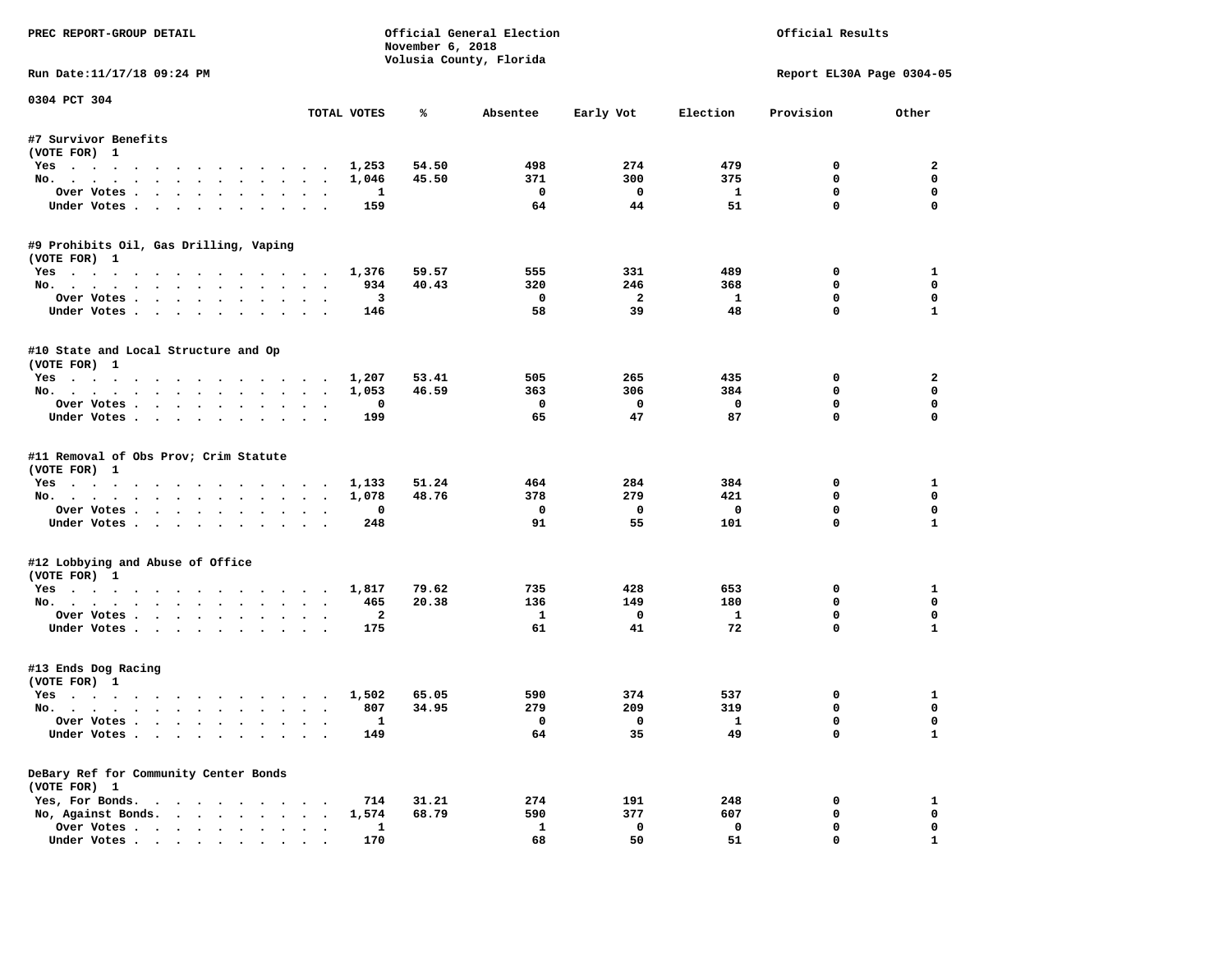PREC REPORT-GROUP DETAIL

Official General Election
November 6, 2018
Volusia County, Florida

Official Results

Run Date:11/17/18 09:24 PM

Report EL30A Page 0304-05

0304 PCT 304

| | TOTAL VOTES | % | Absentee | Early Vot | Election | Provision | Other |
|---|---|---|---|---|---|---|---|
| **#7 Survivor Benefits** | | | | | | | |
| (VOTE FOR) 1 | | | | | | | |
| Yes | 1,253 | 54.50 | 498 | 274 | 479 | 0 | 2 |
| No. | 1,046 | 45.50 | 371 | 300 | 375 | 0 | 0 |
| Over Votes | 1 | | 0 | 0 | 1 | 0 | 0 |
| Under Votes | 159 | | 64 | 44 | 51 | 0 | 0 |
| **#9 Prohibits Oil, Gas Drilling, Vaping** | | | | | | | |
| (VOTE FOR) 1 | | | | | | | |
| Yes | 1,376 | 59.57 | 555 | 331 | 489 | 0 | 1 |
| No. | 934 | 40.43 | 320 | 246 | 368 | 0 | 0 |
| Over Votes | 3 | | 0 | 2 | 1 | 0 | 0 |
| Under Votes | 146 | | 58 | 39 | 48 | 0 | 1 |
| **#10 State and Local Structure and Op** | | | | | | | |
| (VOTE FOR) 1 | | | | | | | |
| Yes | 1,207 | 53.41 | 505 | 265 | 435 | 0 | 2 |
| No. | 1,053 | 46.59 | 363 | 306 | 384 | 0 | 0 |
| Over Votes | 0 | | 0 | 0 | 0 | 0 | 0 |
| Under Votes | 199 | | 65 | 47 | 87 | 0 | 0 |
| **#11 Removal of Obs Prov; Crim Statute** | | | | | | | |
| (VOTE FOR) 1 | | | | | | | |
| Yes | 1,133 | 51.24 | 464 | 284 | 384 | 0 | 1 |
| No. | 1,078 | 48.76 | 378 | 279 | 421 | 0 | 0 |
| Over Votes | 0 | | 0 | 0 | 0 | 0 | 0 |
| Under Votes | 248 | | 91 | 55 | 101 | 0 | 1 |
| **#12 Lobbying and Abuse of Office** | | | | | | | |
| (VOTE FOR) 1 | | | | | | | |
| Yes | 1,817 | 79.62 | 735 | 428 | 653 | 0 | 1 |
| No. | 465 | 20.38 | 136 | 149 | 180 | 0 | 0 |
| Over Votes | 2 | | 1 | 0 | 1 | 0 | 0 |
| Under Votes | 175 | | 61 | 41 | 72 | 0 | 1 |
| **#13 Ends Dog Racing** | | | | | | | |
| (VOTE FOR) 1 | | | | | | | |
| Yes | 1,502 | 65.05 | 590 | 374 | 537 | 0 | 1 |
| No. | 807 | 34.95 | 279 | 209 | 319 | 0 | 0 |
| Over Votes | 1 | | 0 | 0 | 1 | 0 | 0 |
| Under Votes | 149 | | 64 | 35 | 49 | 0 | 1 |
| **DeBary Ref for Community Center Bonds** | | | | | | | |
| (VOTE FOR) 1 | | | | | | | |
| Yes, For Bonds. | 714 | 31.21 | 274 | 191 | 248 | 0 | 1 |
| No, Against Bonds. | 1,574 | 68.79 | 590 | 377 | 607 | 0 | 0 |
| Over Votes | 1 | | 1 | 0 | 0 | 0 | 0 |
| Under Votes | 170 | | 68 | 50 | 51 | 0 | 1 |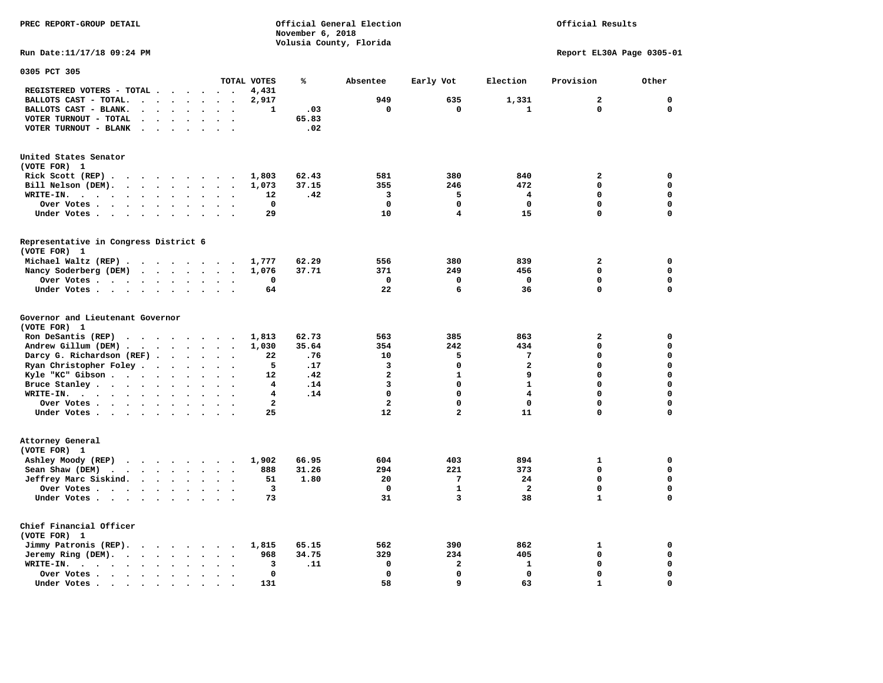PREC REPORT-GROUP DETAIL

Official General Election
November 6, 2018
Volusia County, Florida

Official Results

Run Date:11/17/18 09:24 PM

Report EL30A Page 0305-01

## 0305 PCT 305

| | TOTAL VOTES | % | Absentee | Early Vot | Election | Provision | Other |
|---|---|---|---|---|---|---|---|
| REGISTERED VOTERS - TOTAL | 4,431 | | | | | | |
| BALLOTS CAST - TOTAL. | 2,917 | | 949 | 635 | 1,331 | 2 | 0 |
| BALLOTS CAST - BLANK. | 1 | .03 | 0 | 0 | 1 | 0 | 0 |
| VOTER TURNOUT - TOTAL | | 65.83 | | | | | |
| VOTER TURNOUT - BLANK | | .02 | | | | | |

### United States Senator
(VOTE FOR) 1

| | TOTAL VOTES | % | Absentee | Early Vot | Election | Provision | Other |
|---|---|---|---|---|---|---|---|
| Rick Scott (REP) | 1,803 | 62.43 | 581 | 380 | 840 | 2 | 0 |
| Bill Nelson (DEM). | 1,073 | 37.15 | 355 | 246 | 472 | 0 | 0 |
| WRITE-IN. | 12 | .42 | 3 | 5 | 4 | 0 | 0 |
| Over Votes | 0 | | 0 | 0 | 0 | 0 | 0 |
| Under Votes | 29 | | 10 | 4 | 15 | 0 | 0 |

### Representative in Congress District 6
(VOTE FOR) 1

| | TOTAL VOTES | % | Absentee | Early Vot | Election | Provision | Other |
|---|---|---|---|---|---|---|---|
| Michael Waltz (REP) | 1,777 | 62.29 | 556 | 380 | 839 | 2 | 0 |
| Nancy Soderberg (DEM) | 1,076 | 37.71 | 371 | 249 | 456 | 0 | 0 |
| Over Votes | 0 | | 0 | 0 | 0 | 0 | 0 |
| Under Votes | 64 | | 22 | 6 | 36 | 0 | 0 |

### Governor and Lieutenant Governor
(VOTE FOR) 1

| | TOTAL VOTES | % | Absentee | Early Vot | Election | Provision | Other |
|---|---|---|---|---|---|---|---|
| Ron DeSantis (REP) | 1,813 | 62.73 | 563 | 385 | 863 | 2 | 0 |
| Andrew Gillum (DEM) | 1,030 | 35.64 | 354 | 242 | 434 | 0 | 0 |
| Darcy G. Richardson (REF) | 22 | .76 | 10 | 5 | 7 | 0 | 0 |
| Ryan Christopher Foley | 5 | .17 | 3 | 0 | 2 | 0 | 0 |
| Kyle "KC" Gibson | 12 | .42 | 2 | 1 | 9 | 0 | 0 |
| Bruce Stanley | 4 | .14 | 3 | 0 | 1 | 0 | 0 |
| WRITE-IN. | 4 | .14 | 0 | 0 | 4 | 0 | 0 |
| Over Votes | 2 | | 2 | 0 | 0 | 0 | 0 |
| Under Votes | 25 | | 12 | 2 | 11 | 0 | 0 |

### Attorney General
(VOTE FOR) 1

| | TOTAL VOTES | % | Absentee | Early Vot | Election | Provision | Other |
|---|---|---|---|---|---|---|---|
| Ashley Moody (REP) | 1,902 | 66.95 | 604 | 403 | 894 | 1 | 0 |
| Sean Shaw (DEM) | 888 | 31.26 | 294 | 221 | 373 | 0 | 0 |
| Jeffrey Marc Siskind. | 51 | 1.80 | 20 | 7 | 24 | 0 | 0 |
| Over Votes | 3 | | 0 | 1 | 2 | 0 | 0 |
| Under Votes | 73 | | 31 | 3 | 38 | 1 | 0 |

### Chief Financial Officer
(VOTE FOR) 1

| | TOTAL VOTES | % | Absentee | Early Vot | Election | Provision | Other |
|---|---|---|---|---|---|---|---|
| Jimmy Patronis (REP). | 1,815 | 65.15 | 562 | 390 | 862 | 1 | 0 |
| Jeremy Ring (DEM). | 968 | 34.75 | 329 | 234 | 405 | 0 | 0 |
| WRITE-IN. | 3 | .11 | 0 | 2 | 1 | 0 | 0 |
| Over Votes | 0 | | 0 | 0 | 0 | 0 | 0 |
| Under Votes | 131 | | 58 | 9 | 63 | 1 | 0 |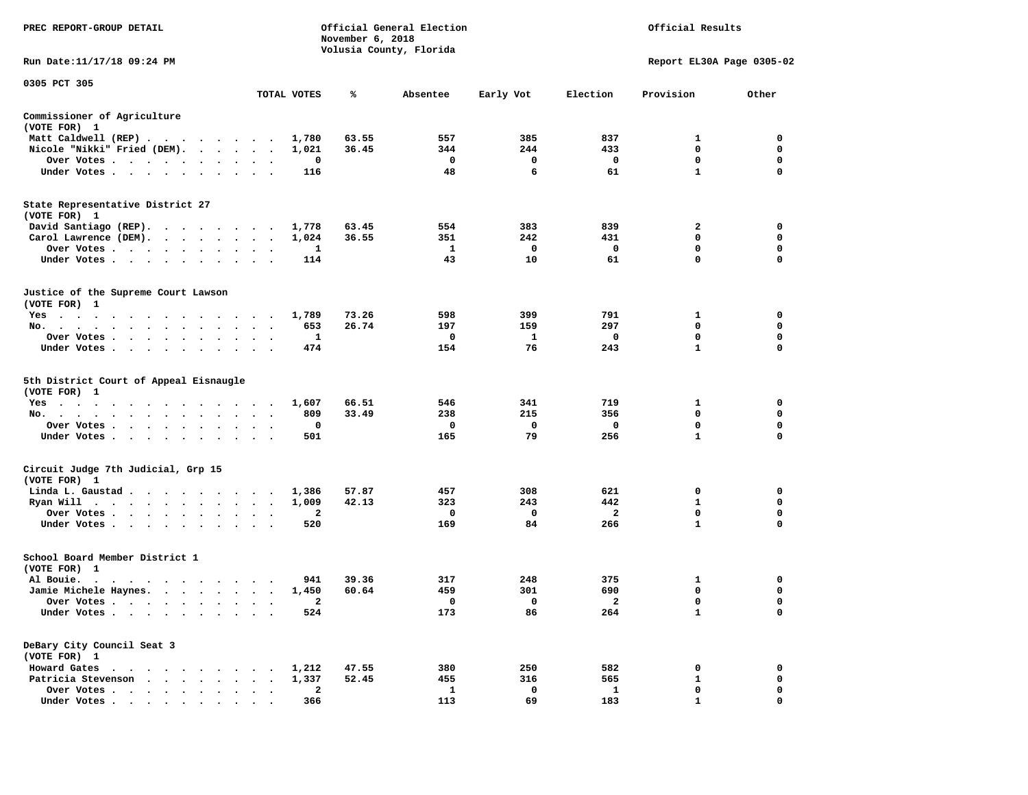PREC REPORT-GROUP DETAIL

Official General Election
November 6, 2018
Volusia County, Florida

Official Results

Run Date:11/17/18 09:24 PM

Report EL30A Page 0305-02

0305 PCT 305

| | TOTAL VOTES | % | Absentee | Early Vot | Election | Provision | Other |
|---|---|---|---|---|---|---|---|
| **Commissioner of Agriculture** | | | | | | | |
| (VOTE FOR) 1 | | | | | | | |
| Matt Caldwell (REP) | 1,780 | 63.55 | 557 | 385 | 837 | 1 | 0 |
| Nicole "Nikki" Fried (DEM) | 1,021 | 36.45 | 344 | 244 | 433 | 0 | 0 |
| Over Votes | 0 | | 0 | 0 | 0 | 0 | 0 |
| Under Votes | 116 | | 48 | 6 | 61 | 1 | 0 |
| **State Representative District 27** | | | | | | | |
| (VOTE FOR) 1 | | | | | | | |
| David Santiago (REP) | 1,778 | 63.45 | 554 | 383 | 839 | 2 | 0 |
| Carol Lawrence (DEM) | 1,024 | 36.55 | 351 | 242 | 431 | 0 | 0 |
| Over Votes | 1 | | 1 | 0 | 0 | 0 | 0 |
| Under Votes | 114 | | 43 | 10 | 61 | 0 | 0 |
| **Justice of the Supreme Court Lawson** | | | | | | | |
| (VOTE FOR) 1 | | | | | | | |
| Yes | 1,789 | 73.26 | 598 | 399 | 791 | 1 | 0 |
| No | 653 | 26.74 | 197 | 159 | 297 | 0 | 0 |
| Over Votes | 1 | | 0 | 1 | 0 | 0 | 0 |
| Under Votes | 474 | | 154 | 76 | 243 | 1 | 0 |
| **5th District Court of Appeal Eisnaugle** | | | | | | | |
| (VOTE FOR) 1 | | | | | | | |
| Yes | 1,607 | 66.51 | 546 | 341 | 719 | 1 | 0 |
| No | 809 | 33.49 | 238 | 215 | 356 | 0 | 0 |
| Over Votes | 0 | | 0 | 0 | 0 | 0 | 0 |
| Under Votes | 501 | | 165 | 79 | 256 | 1 | 0 |
| **Circuit Judge 7th Judicial, Grp 15** | | | | | | | |
| (VOTE FOR) 1 | | | | | | | |
| Linda L. Gaustad | 1,386 | 57.87 | 457 | 308 | 621 | 0 | 0 |
| Ryan Will | 1,009 | 42.13 | 323 | 243 | 442 | 1 | 0 |
| Over Votes | 2 | | 0 | 0 | 2 | 0 | 0 |
| Under Votes | 520 | | 169 | 84 | 266 | 1 | 0 |
| **School Board Member District 1** | | | | | | | |
| (VOTE FOR) 1 | | | | | | | |
| Al Bouie | 941 | 39.36 | 317 | 248 | 375 | 1 | 0 |
| Jamie Michele Haynes | 1,450 | 60.64 | 459 | 301 | 690 | 0 | 0 |
| Over Votes | 2 | | 0 | 0 | 2 | 0 | 0 |
| Under Votes | 524 | | 173 | 86 | 264 | 1 | 0 |
| **DeBary City Council Seat 3** | | | | | | | |
| (VOTE FOR) 1 | | | | | | | |
| Howard Gates | 1,212 | 47.55 | 380 | 250 | 582 | 0 | 0 |
| Patricia Stevenson | 1,337 | 52.45 | 455 | 316 | 565 | 1 | 0 |
| Over Votes | 2 | | 1 | 0 | 1 | 0 | 0 |
| Under Votes | 366 | | 113 | 69 | 183 | 1 | 0 |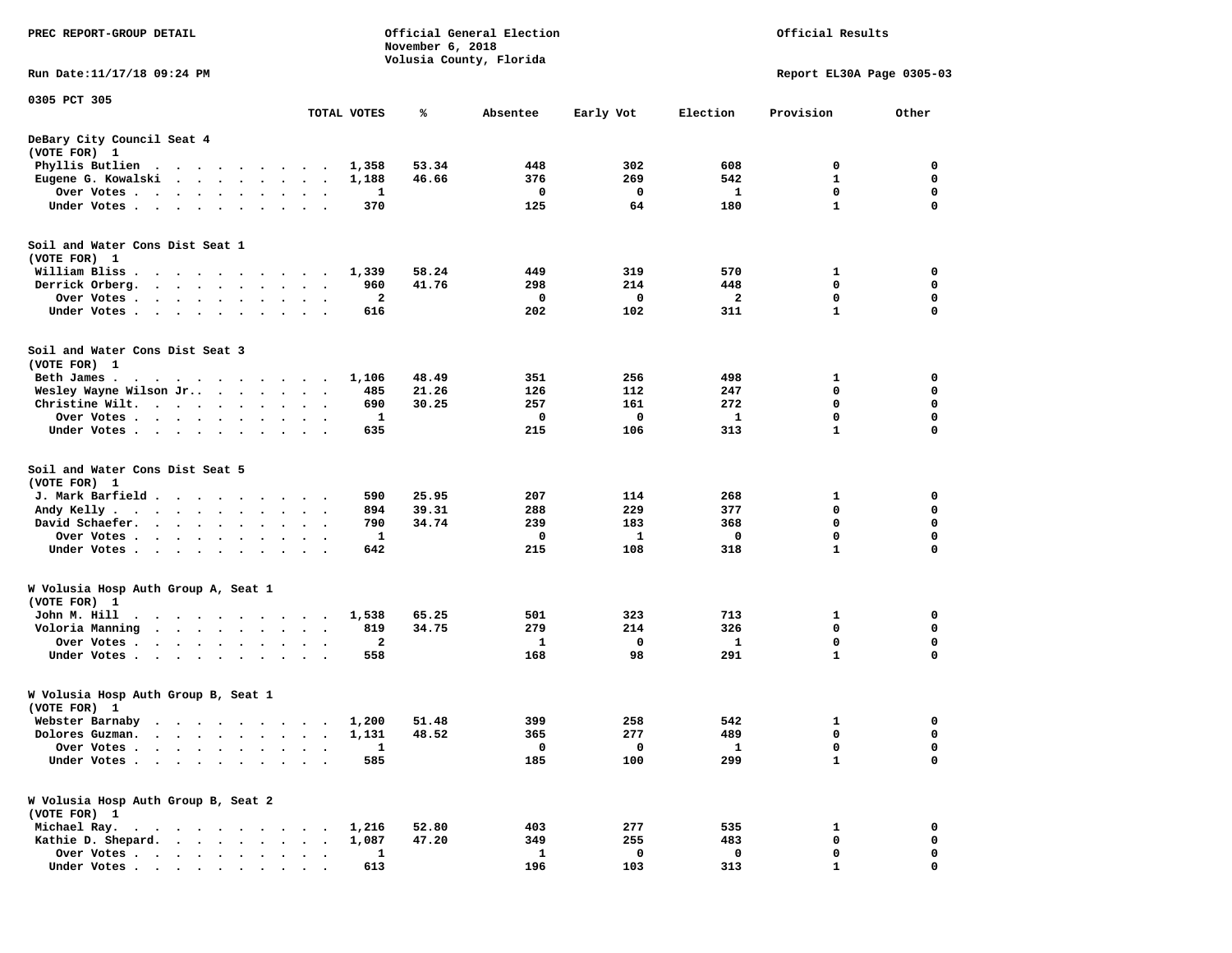PREC REPORT-GROUP DETAIL — Official General Election, November 6, 2018, Volusia County, Florida — Official Results

Run Date:11/17/18 09:24 PM — Report EL30A Page 0305-03

## 0305 PCT 305

| | TOTAL VOTES | % | Absentee | Early Vot | Election | Provision | Other |
|---|---|---|---|---|---|---|---|
| **DeBary City Council Seat 4** | | | | | | | |
| (VOTE FOR) 1 | | | | | | | |
| Phyllis Butlien | 1,358 | 53.34 | 448 | 302 | 608 | 0 | 0 |
| Eugene G. Kowalski | 1,188 | 46.66 | 376 | 269 | 542 | 1 | 0 |
| Over Votes | 1 | | 0 | 0 | 1 | 0 | 0 |
| Under Votes | 370 | | 125 | 64 | 180 | 1 | 0 |
| **Soil and Water Cons Dist Seat 1** | | | | | | | |
| (VOTE FOR) 1 | | | | | | | |
| William Bliss | 1,339 | 58.24 | 449 | 319 | 570 | 1 | 0 |
| Derrick Orberg | 960 | 41.76 | 298 | 214 | 448 | 0 | 0 |
| Over Votes | 2 | | 0 | 0 | 2 | 0 | 0 |
| Under Votes | 616 | | 202 | 102 | 311 | 1 | 0 |
| **Soil and Water Cons Dist Seat 3** | | | | | | | |
| (VOTE FOR) 1 | | | | | | | |
| Beth James | 1,106 | 48.49 | 351 | 256 | 498 | 1 | 0 |
| Wesley Wayne Wilson Jr. | 485 | 21.26 | 126 | 112 | 247 | 0 | 0 |
| Christine Wilt | 690 | 30.25 | 257 | 161 | 272 | 0 | 0 |
| Over Votes | 1 | | 0 | 0 | 1 | 0 | 0 |
| Under Votes | 635 | | 215 | 106 | 313 | 1 | 0 |
| **Soil and Water Cons Dist Seat 5** | | | | | | | |
| (VOTE FOR) 1 | | | | | | | |
| J. Mark Barfield | 590 | 25.95 | 207 | 114 | 268 | 1 | 0 |
| Andy Kelly | 894 | 39.31 | 288 | 229 | 377 | 0 | 0 |
| David Schaefer | 790 | 34.74 | 239 | 183 | 368 | 0 | 0 |
| Over Votes | 1 | | 0 | 1 | 0 | 0 | 0 |
| Under Votes | 642 | | 215 | 108 | 318 | 1 | 0 |
| **W Volusia Hosp Auth Group A, Seat 1** | | | | | | | |
| (VOTE FOR) 1 | | | | | | | |
| John M. Hill | 1,538 | 65.25 | 501 | 323 | 713 | 1 | 0 |
| Voloria Manning | 819 | 34.75 | 279 | 214 | 326 | 0 | 0 |
| Over Votes | 2 | | 1 | 0 | 1 | 0 | 0 |
| Under Votes | 558 | | 168 | 98 | 291 | 1 | 0 |
| **W Volusia Hosp Auth Group B, Seat 1** | | | | | | | |
| (VOTE FOR) 1 | | | | | | | |
| Webster Barnaby | 1,200 | 51.48 | 399 | 258 | 542 | 1 | 0 |
| Dolores Guzman | 1,131 | 48.52 | 365 | 277 | 489 | 0 | 0 |
| Over Votes | 1 | | 0 | 0 | 1 | 0 | 0 |
| Under Votes | 585 | | 185 | 100 | 299 | 1 | 0 |
| **W Volusia Hosp Auth Group B, Seat 2** | | | | | | | |
| (VOTE FOR) 1 | | | | | | | |
| Michael Ray | 1,216 | 52.80 | 403 | 277 | 535 | 1 | 0 |
| Kathie D. Shepard | 1,087 | 47.20 | 349 | 255 | 483 | 0 | 0 |
| Over Votes | 1 | | 1 | 0 | 0 | 0 | 0 |
| Under Votes | 613 | | 196 | 103 | 313 | 1 | 0 |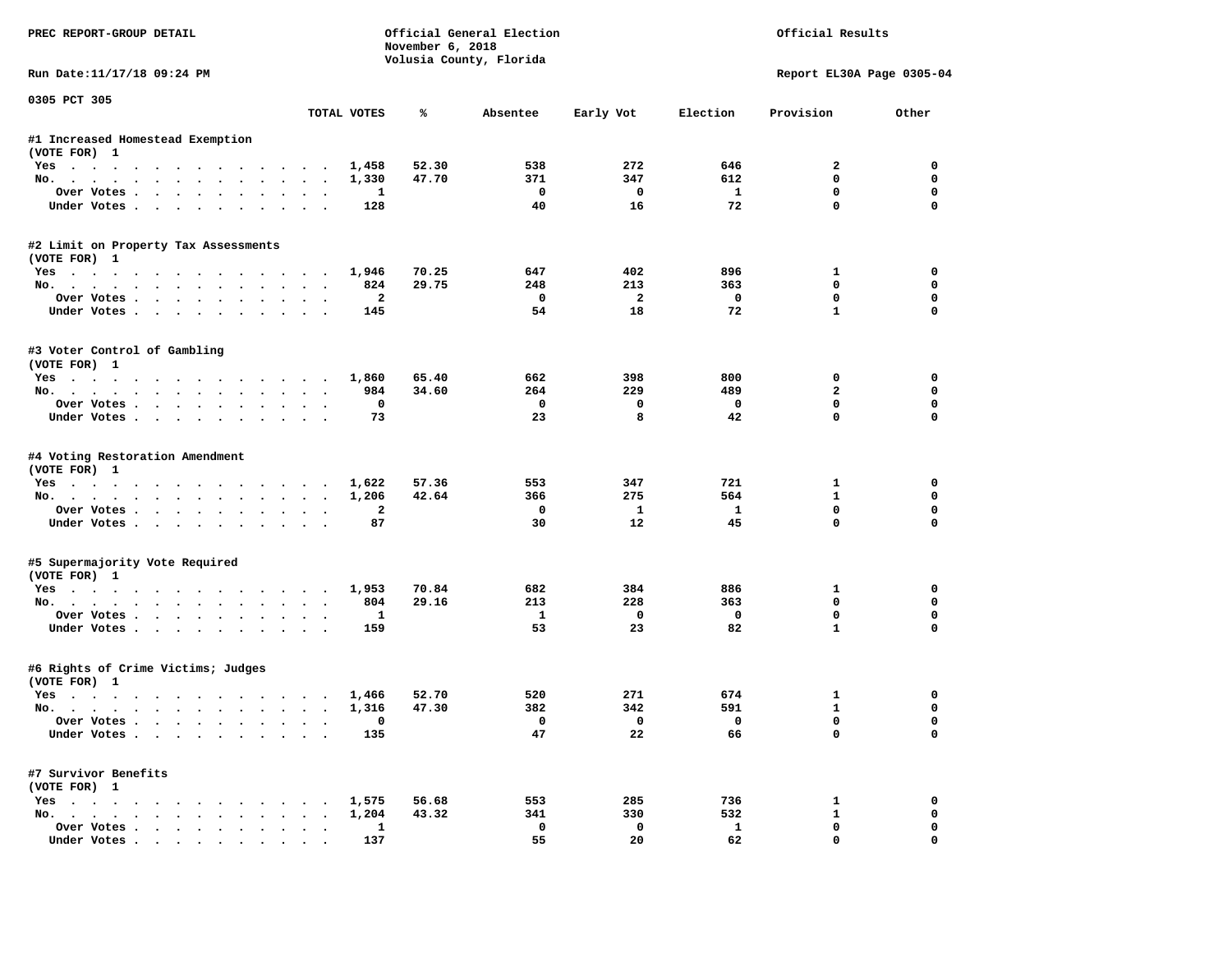PREC REPORT-GROUP DETAIL

Official General Election
November 6, 2018
Volusia County, Florida

Official Results

Run Date:11/17/18 09:24 PM

Report EL30A Page 0305-04

0305 PCT 305

| | TOTAL VOTES | % | Absentee | Early Vot | Election | Provision | Other |
|---|---|---|---|---|---|---|---|
| **#1 Increased Homestead Exemption** | | | | | | | |
| (VOTE FOR) 1 | | | | | | | |
| Yes | 1,458 | 52.30 | 538 | 272 | 646 | 2 | 0 |
| No. | 1,330 | 47.70 | 371 | 347 | 612 | 0 | 0 |
| Over Votes | 1 | | 0 | 0 | 1 | 0 | 0 |
| Under Votes | 128 | | 40 | 16 | 72 | 0 | 0 |
| **#2 Limit on Property Tax Assessments** | | | | | | | |
| (VOTE FOR) 1 | | | | | | | |
| Yes | 1,946 | 70.25 | 647 | 402 | 896 | 1 | 0 |
| No. | 824 | 29.75 | 248 | 213 | 363 | 0 | 0 |
| Over Votes | 2 | | 0 | 2 | 0 | 0 | 0 |
| Under Votes | 145 | | 54 | 18 | 72 | 1 | 0 |
| **#3 Voter Control of Gambling** | | | | | | | |
| (VOTE FOR) 1 | | | | | | | |
| Yes | 1,860 | 65.40 | 662 | 398 | 800 | 0 | 0 |
| No. | 984 | 34.60 | 264 | 229 | 489 | 2 | 0 |
| Over Votes | 0 | | 0 | 0 | 0 | 0 | 0 |
| Under Votes | 73 | | 23 | 8 | 42 | 0 | 0 |
| **#4 Voting Restoration Amendment** | | | | | | | |
| (VOTE FOR) 1 | | | | | | | |
| Yes | 1,622 | 57.36 | 553 | 347 | 721 | 1 | 0 |
| No. | 1,206 | 42.64 | 366 | 275 | 564 | 1 | 0 |
| Over Votes | 2 | | 0 | 1 | 1 | 0 | 0 |
| Under Votes | 87 | | 30 | 12 | 45 | 0 | 0 |
| **#5 Supermajority Vote Required** | | | | | | | |
| (VOTE FOR) 1 | | | | | | | |
| Yes | 1,953 | 70.84 | 682 | 384 | 886 | 1 | 0 |
| No. | 804 | 29.16 | 213 | 228 | 363 | 0 | 0 |
| Over Votes | 1 | | 1 | 0 | 0 | 0 | 0 |
| Under Votes | 159 | | 53 | 23 | 82 | 1 | 0 |
| **#6 Rights of Crime Victims; Judges** | | | | | | | |
| (VOTE FOR) 1 | | | | | | | |
| Yes | 1,466 | 52.70 | 520 | 271 | 674 | 1 | 0 |
| No. | 1,316 | 47.30 | 382 | 342 | 591 | 1 | 0 |
| Over Votes | 0 | | 0 | 0 | 0 | 0 | 0 |
| Under Votes | 135 | | 47 | 22 | 66 | 0 | 0 |
| **#7 Survivor Benefits** | | | | | | | |
| (VOTE FOR) 1 | | | | | | | |
| Yes | 1,575 | 56.68 | 553 | 285 | 736 | 1 | 0 |
| No. | 1,204 | 43.32 | 341 | 330 | 532 | 1 | 0 |
| Over Votes | 1 | | 0 | 0 | 1 | 0 | 0 |
| Under Votes | 137 | | 55 | 20 | 62 | 0 | 0 |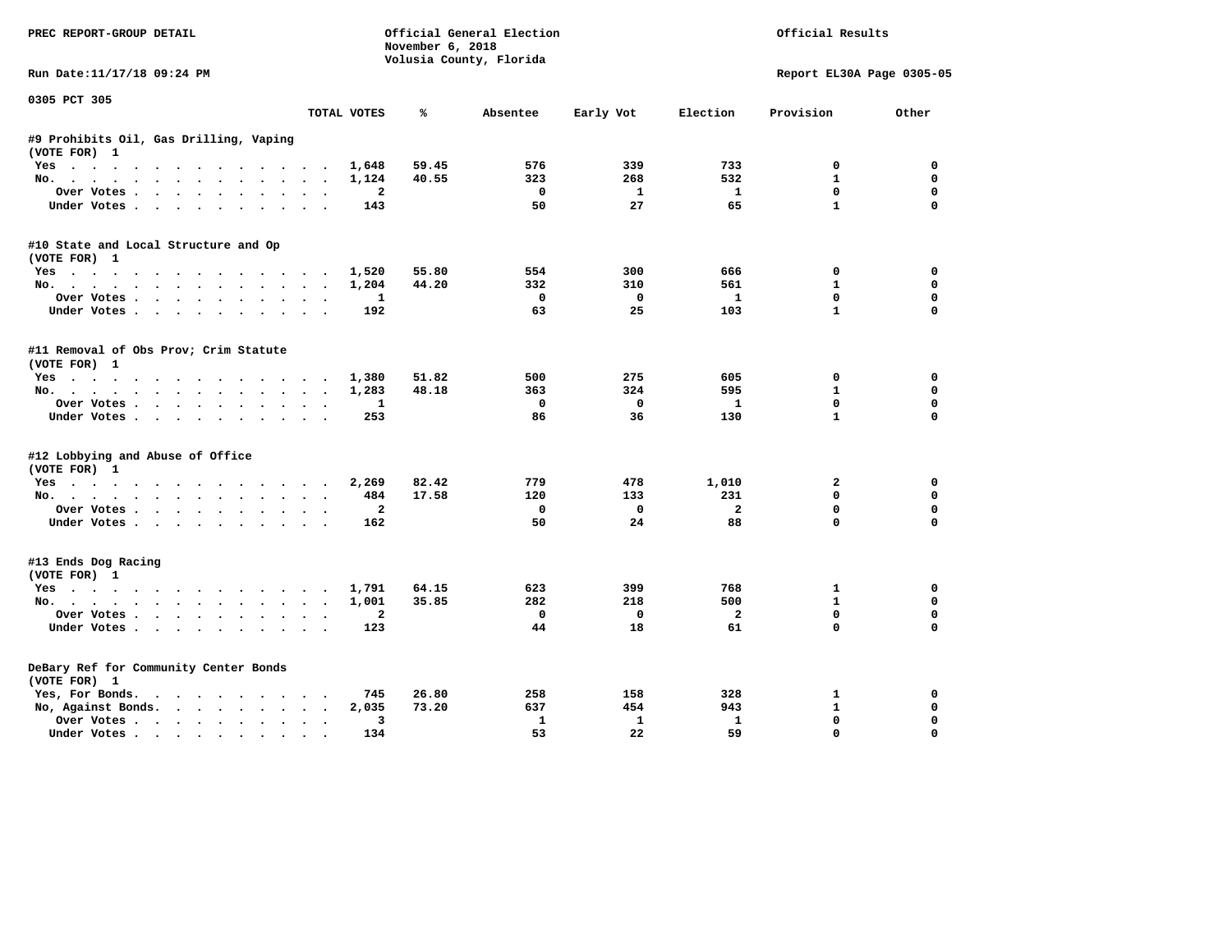PREC REPORT-GROUP DETAIL

Official General Election
November 6, 2018
Volusia County, Florida

Official Results

Run Date:11/17/18 09:24 PM

Report EL30A Page 0305-05

0305 PCT 305

| | TOTAL VOTES | % | Absentee | Early Vot | Election | Provision | Other |
|---|---|---|---|---|---|---|---|
| **#9 Prohibits Oil, Gas Drilling, Vaping** | | | | | | | |
| (VOTE FOR) 1 | | | | | | | |
| Yes | 1,648 | 59.45 | 576 | 339 | 733 | 0 | 0 |
| No. | 1,124 | 40.55 | 323 | 268 | 532 | 1 | 0 |
| Over Votes | 2 | | 0 | 1 | 1 | 0 | 0 |
| Under Votes | 143 | | 50 | 27 | 65 | 1 | 0 |
| **#10 State and Local Structure and Op** | | | | | | | |
| (VOTE FOR) 1 | | | | | | | |
| Yes | 1,520 | 55.80 | 554 | 300 | 666 | 0 | 0 |
| No. | 1,204 | 44.20 | 332 | 310 | 561 | 1 | 0 |
| Over Votes | 1 | | 0 | 0 | 1 | 0 | 0 |
| Under Votes | 192 | | 63 | 25 | 103 | 1 | 0 |
| **#11 Removal of Obs Prov; Crim Statute** | | | | | | | |
| (VOTE FOR) 1 | | | | | | | |
| Yes | 1,380 | 51.82 | 500 | 275 | 605 | 0 | 0 |
| No. | 1,283 | 48.18 | 363 | 324 | 595 | 1 | 0 |
| Over Votes | 1 | | 0 | 0 | 1 | 0 | 0 |
| Under Votes | 253 | | 86 | 36 | 130 | 1 | 0 |
| **#12 Lobbying and Abuse of Office** | | | | | | | |
| (VOTE FOR) 1 | | | | | | | |
| Yes | 2,269 | 82.42 | 779 | 478 | 1,010 | 2 | 0 |
| No. | 484 | 17.58 | 120 | 133 | 231 | 0 | 0 |
| Over Votes | 2 | | 0 | 0 | 2 | 0 | 0 |
| Under Votes | 162 | | 50 | 24 | 88 | 0 | 0 |
| **#13 Ends Dog Racing** | | | | | | | |
| (VOTE FOR) 1 | | | | | | | |
| Yes | 1,791 | 64.15 | 623 | 399 | 768 | 1 | 0 |
| No. | 1,001 | 35.85 | 282 | 218 | 500 | 1 | 0 |
| Over Votes | 2 | | 0 | 0 | 2 | 0 | 0 |
| Under Votes | 123 | | 44 | 18 | 61 | 0 | 0 |
| **DeBary Ref for Community Center Bonds** | | | | | | | |
| (VOTE FOR) 1 | | | | | | | |
| Yes, For Bonds. | 745 | 26.80 | 258 | 158 | 328 | 1 | 0 |
| No, Against Bonds. | 2,035 | 73.20 | 637 | 454 | 943 | 1 | 0 |
| Over Votes | 3 | | 1 | 1 | 1 | 0 | 0 |
| Under Votes | 134 | | 53 | 22 | 59 | 0 | 0 |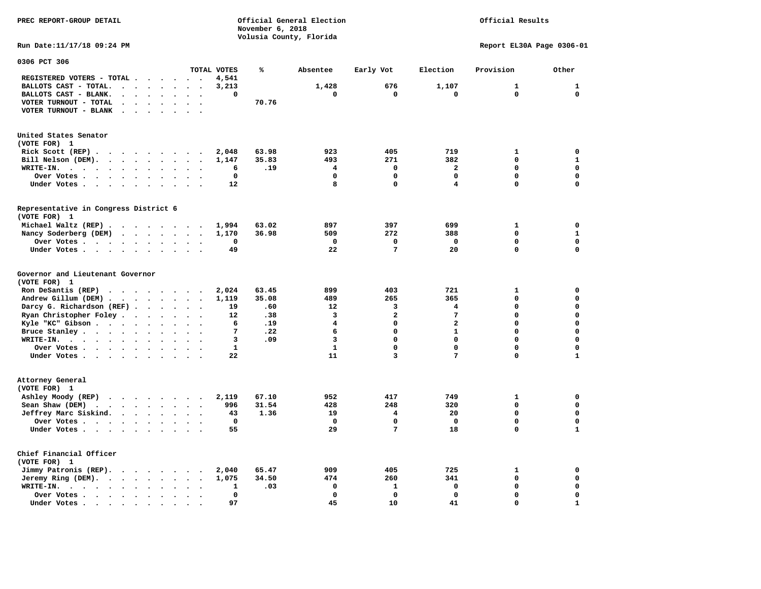PREC REPORT-GROUP DETAIL

Official General Election
November 6, 2018
Volusia County, Florida

Official Results

Run Date:11/17/18 09:24 PM

Report EL30A Page 0306-01

0306 PCT 306

| | TOTAL VOTES | % | Absentee | Early Vot | Election | Provision | Other |
|---|---|---|---|---|---|---|---|
| REGISTERED VOTERS - TOTAL | 4,541 | | | | | | |
| BALLOTS CAST - TOTAL. | 3,213 | | 1,428 | 676 | 1,107 | 1 | 1 |
| BALLOTS CAST - BLANK. | 0 | | 0 | 0 | 0 | 0 | 0 |
| VOTER TURNOUT - TOTAL | | 70.76 | | | | | |
| VOTER TURNOUT - BLANK | | | | | | | |

United States Senator
(VOTE FOR) 1

| | TOTAL VOTES | % | Absentee | Early Vot | Election | Provision | Other |
|---|---|---|---|---|---|---|---|
| Rick Scott (REP) | 2,048 | 63.98 | 923 | 405 | 719 | 1 | 0 |
| Bill Nelson (DEM). | 1,147 | 35.83 | 493 | 271 | 382 | 0 | 1 |
| WRITE-IN. | 6 | .19 | 4 | 0 | 2 | 0 | 0 |
| Over Votes | 0 | | 0 | 0 | 0 | 0 | 0 |
| Under Votes | 12 | | 8 | 0 | 4 | 0 | 0 |

Representative in Congress District 6
(VOTE FOR) 1

| | TOTAL VOTES | % | Absentee | Early Vot | Election | Provision | Other |
|---|---|---|---|---|---|---|---|
| Michael Waltz (REP) | 1,994 | 63.02 | 897 | 397 | 699 | 1 | 0 |
| Nancy Soderberg (DEM) | 1,170 | 36.98 | 509 | 272 | 388 | 0 | 1 |
| Over Votes | 0 | | 0 | 0 | 0 | 0 | 0 |
| Under Votes | 49 | | 22 | 7 | 20 | 0 | 0 |

Governor and Lieutenant Governor
(VOTE FOR) 1

| | TOTAL VOTES | % | Absentee | Early Vot | Election | Provision | Other |
|---|---|---|---|---|---|---|---|
| Ron DeSantis (REP) | 2,024 | 63.45 | 899 | 403 | 721 | 1 | 0 |
| Andrew Gillum (DEM) | 1,119 | 35.08 | 489 | 265 | 365 | 0 | 0 |
| Darcy G. Richardson (REF) | 19 | .60 | 12 | 3 | 4 | 0 | 0 |
| Ryan Christopher Foley | 12 | .38 | 3 | 2 | 7 | 0 | 0 |
| Kyle "KC" Gibson | 6 | .19 | 4 | 0 | 2 | 0 | 0 |
| Bruce Stanley | 7 | .22 | 6 | 0 | 1 | 0 | 0 |
| WRITE-IN. | 3 | .09 | 3 | 0 | 0 | 0 | 0 |
| Over Votes | 1 | | 1 | 0 | 0 | 0 | 0 |
| Under Votes | 22 | | 11 | 3 | 7 | 0 | 1 |

Attorney General
(VOTE FOR) 1

| | TOTAL VOTES | % | Absentee | Early Vot | Election | Provision | Other |
|---|---|---|---|---|---|---|---|
| Ashley Moody (REP) | 2,119 | 67.10 | 952 | 417 | 749 | 1 | 0 |
| Sean Shaw (DEM) | 996 | 31.54 | 428 | 248 | 320 | 0 | 0 |
| Jeffrey Marc Siskind. | 43 | 1.36 | 19 | 4 | 20 | 0 | 0 |
| Over Votes | 0 | | 0 | 0 | 0 | 0 | 0 |
| Under Votes | 55 | | 29 | 7 | 18 | 0 | 1 |

Chief Financial Officer
(VOTE FOR) 1

| | TOTAL VOTES | % | Absentee | Early Vot | Election | Provision | Other |
|---|---|---|---|---|---|---|---|
| Jimmy Patronis (REP). | 2,040 | 65.47 | 909 | 405 | 725 | 1 | 0 |
| Jeremy Ring (DEM). | 1,075 | 34.50 | 474 | 260 | 341 | 0 | 0 |
| WRITE-IN. | 1 | .03 | 0 | 1 | 0 | 0 | 0 |
| Over Votes | 0 | | 0 | 0 | 0 | 0 | 0 |
| Under Votes | 97 | | 45 | 10 | 41 | 0 | 1 |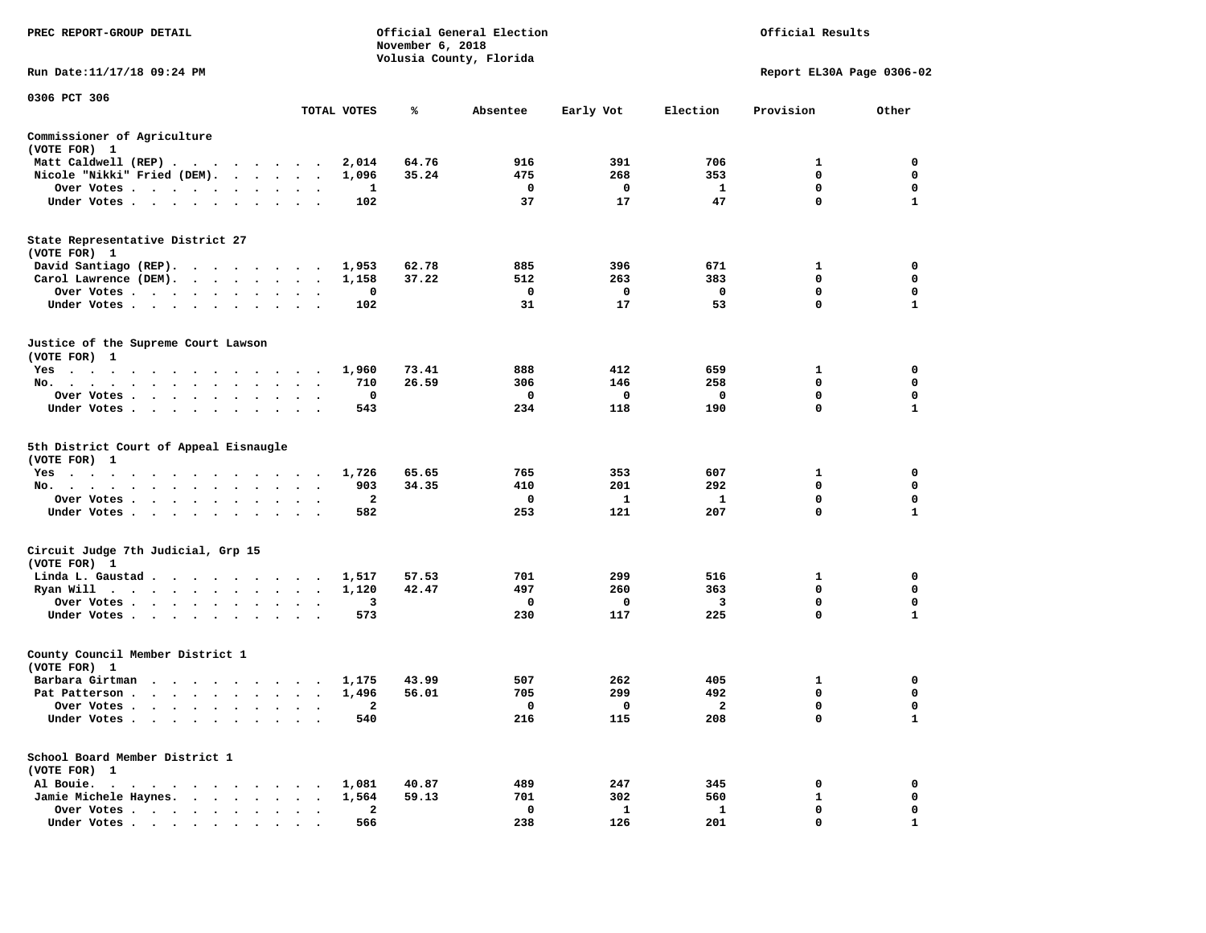PREC REPORT-GROUP DETAIL

Official General Election
November 6, 2018
Volusia County, Florida

Official Results

Run Date:11/17/18 09:24 PM

Report EL30A Page 0306-02

0306 PCT 306

## Commissioner of Agriculture
(VOTE FOR) 1

| | TOTAL VOTES | % | Absentee | Early Vot | Election | Provision | Other |
|---|---|---|---|---|---|---|---|
| Matt Caldwell (REP) | 2,014 | 64.76 | 916 | 391 | 706 | 1 | 0 |
| Nicole "Nikki" Fried (DEM). | 1,096 | 35.24 | 475 | 268 | 353 | 0 | 0 |
| Over Votes | 1 | | 0 | 0 | 1 | 0 | 0 |
| Under Votes | 102 | | 37 | 17 | 47 | 0 | 1 |

## State Representative District 27
(VOTE FOR) 1

| | TOTAL VOTES | % | Absentee | Early Vot | Election | Provision | Other |
|---|---|---|---|---|---|---|---|
| David Santiago (REP). | 1,953 | 62.78 | 885 | 396 | 671 | 1 | 0 |
| Carol Lawrence (DEM). | 1,158 | 37.22 | 512 | 263 | 383 | 0 | 0 |
| Over Votes | 0 | | 0 | 0 | 0 | 0 | 0 |
| Under Votes | 102 | | 31 | 17 | 53 | 0 | 1 |

## Justice of the Supreme Court Lawson
(VOTE FOR) 1

| | TOTAL VOTES | % | Absentee | Early Vot | Election | Provision | Other |
|---|---|---|---|---|---|---|---|
| Yes | 1,960 | 73.41 | 888 | 412 | 659 | 1 | 0 |
| No. | 710 | 26.59 | 306 | 146 | 258 | 0 | 0 |
| Over Votes | 0 | | 0 | 0 | 0 | 0 | 0 |
| Under Votes | 543 | | 234 | 118 | 190 | 0 | 1 |

## 5th District Court of Appeal Eisnaugle
(VOTE FOR) 1

| | TOTAL VOTES | % | Absentee | Early Vot | Election | Provision | Other |
|---|---|---|---|---|---|---|---|
| Yes | 1,726 | 65.65 | 765 | 353 | 607 | 1 | 0 |
| No. | 903 | 34.35 | 410 | 201 | 292 | 0 | 0 |
| Over Votes | 2 | | 0 | 1 | 1 | 0 | 0 |
| Under Votes | 582 | | 253 | 121 | 207 | 0 | 1 |

## Circuit Judge 7th Judicial, Grp 15
(VOTE FOR) 1

| | TOTAL VOTES | % | Absentee | Early Vot | Election | Provision | Other |
|---|---|---|---|---|---|---|---|
| Linda L. Gaustad | 1,517 | 57.53 | 701 | 299 | 516 | 1 | 0 |
| Ryan Will | 1,120 | 42.47 | 497 | 260 | 363 | 0 | 0 |
| Over Votes | 3 | | 0 | 0 | 3 | 0 | 0 |
| Under Votes | 573 | | 230 | 117 | 225 | 0 | 1 |

## County Council Member District 1
(VOTE FOR) 1

| | TOTAL VOTES | % | Absentee | Early Vot | Election | Provision | Other |
|---|---|---|---|---|---|---|---|
| Barbara Girtman | 1,175 | 43.99 | 507 | 262 | 405 | 1 | 0 |
| Pat Patterson | 1,496 | 56.01 | 705 | 299 | 492 | 0 | 0 |
| Over Votes | 2 | | 0 | 0 | 2 | 0 | 0 |
| Under Votes | 540 | | 216 | 115 | 208 | 0 | 1 |

## School Board Member District 1
(VOTE FOR) 1

| | TOTAL VOTES | % | Absentee | Early Vot | Election | Provision | Other |
|---|---|---|---|---|---|---|---|
| Al Bouie. | 1,081 | 40.87 | 489 | 247 | 345 | 0 | 0 |
| Jamie Michele Haynes. | 1,564 | 59.13 | 701 | 302 | 560 | 1 | 0 |
| Over Votes | 2 | | 0 | 1 | 1 | 0 | 0 |
| Under Votes | 566 | | 238 | 126 | 201 | 0 | 1 |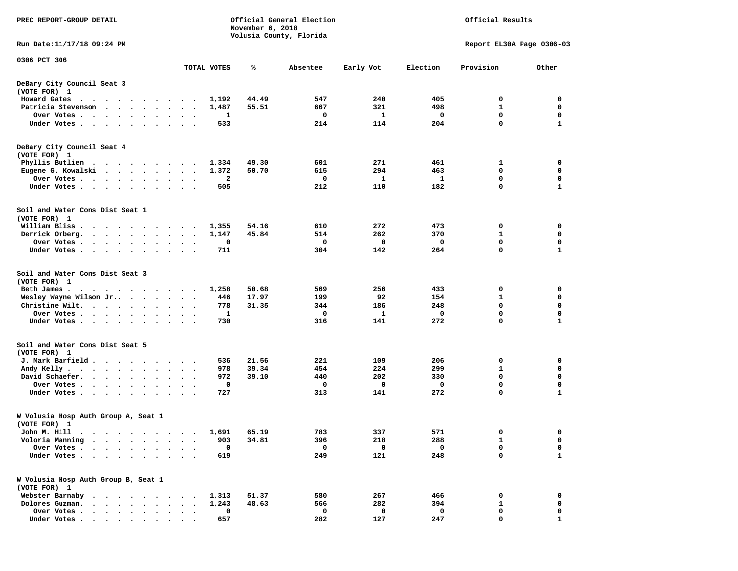PREC REPORT-GROUP DETAIL

Official General Election
November 6, 2018
Volusia County, Florida

Official Results

Run Date:11/17/18 09:24 PM

Report EL30A Page 0306-03

0306 PCT 306

| | TOTAL VOTES | % | Absentee | Early Vot | Election | Provision | Other |
|---|---|---|---|---|---|---|---|
| **DeBary City Council Seat 3** | | | | | | | |
| **(VOTE FOR) 1** | | | | | | | |
| Howard Gates | 1,192 | 44.49 | 547 | 240 | 405 | 0 | 0 |
| Patricia Stevenson | 1,487 | 55.51 | 667 | 321 | 498 | 1 | 0 |
| Over Votes | 1 | | 0 | 1 | 0 | 0 | 0 |
| Under Votes | 533 | | 214 | 114 | 204 | 0 | 1 |
| **DeBary City Council Seat 4** | | | | | | | |
| **(VOTE FOR) 1** | | | | | | | |
| Phyllis Butlien | 1,334 | 49.30 | 601 | 271 | 461 | 1 | 0 |
| Eugene G. Kowalski | 1,372 | 50.70 | 615 | 294 | 463 | 0 | 0 |
| Over Votes | 2 | | 0 | 1 | 1 | 0 | 0 |
| Under Votes | 505 | | 212 | 110 | 182 | 0 | 1 |
| **Soil and Water Cons Dist Seat 1** | | | | | | | |
| **(VOTE FOR) 1** | | | | | | | |
| William Bliss | 1,355 | 54.16 | 610 | 272 | 473 | 0 | 0 |
| Derrick Orberg. | 1,147 | 45.84 | 514 | 262 | 370 | 1 | 0 |
| Over Votes | 0 | | 0 | 0 | 0 | 0 | 0 |
| Under Votes | 711 | | 304 | 142 | 264 | 0 | 1 |
| **Soil and Water Cons Dist Seat 3** | | | | | | | |
| **(VOTE FOR) 1** | | | | | | | |
| Beth James | 1,258 | 50.68 | 569 | 256 | 433 | 0 | 0 |
| Wesley Wayne Wilson Jr. | 446 | 17.97 | 199 | 92 | 154 | 1 | 0 |
| Christine Wilt. | 778 | 31.35 | 344 | 186 | 248 | 0 | 0 |
| Over Votes | 1 | | 0 | 1 | 0 | 0 | 0 |
| Under Votes | 730 | | 316 | 141 | 272 | 0 | 1 |
| **Soil and Water Cons Dist Seat 5** | | | | | | | |
| **(VOTE FOR) 1** | | | | | | | |
| J. Mark Barfield | 536 | 21.56 | 221 | 109 | 206 | 0 | 0 |
| Andy Kelly | 978 | 39.34 | 454 | 224 | 299 | 1 | 0 |
| David Schaefer. | 972 | 39.10 | 440 | 202 | 330 | 0 | 0 |
| Over Votes | 0 | | 0 | 0 | 0 | 0 | 0 |
| Under Votes | 727 | | 313 | 141 | 272 | 0 | 1 |
| **W Volusia Hosp Auth Group A, Seat 1** | | | | | | | |
| **(VOTE FOR) 1** | | | | | | | |
| John M. Hill | 1,691 | 65.19 | 783 | 337 | 571 | 0 | 0 |
| Voloria Manning | 903 | 34.81 | 396 | 218 | 288 | 1 | 0 |
| Over Votes | 0 | | 0 | 0 | 0 | 0 | 0 |
| Under Votes | 619 | | 249 | 121 | 248 | 0 | 1 |
| **W Volusia Hosp Auth Group B, Seat 1** | | | | | | | |
| **(VOTE FOR) 1** | | | | | | | |
| Webster Barnaby | 1,313 | 51.37 | 580 | 267 | 466 | 0 | 0 |
| Dolores Guzman. | 1,243 | 48.63 | 566 | 282 | 394 | 1 | 0 |
| Over Votes | 0 | | 0 | 0 | 0 | 0 | 0 |
| Under Votes | 657 | | 282 | 127 | 247 | 0 | 1 |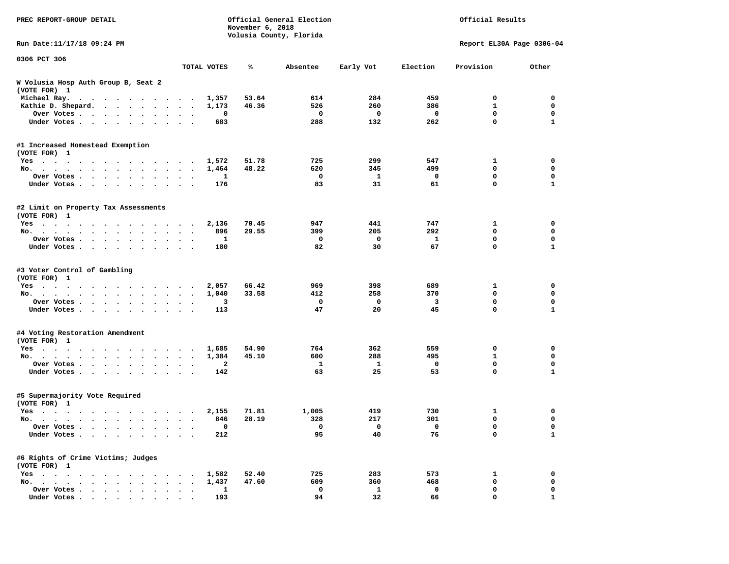PREC REPORT-GROUP DETAIL

Official General Election
November 6, 2018
Volusia County, Florida

Official Results

Run Date:11/17/18 09:24 PM

Report EL30A Page 0306-04

0306 PCT 306

| | TOTAL VOTES | % | Absentee | Early Vot | Election | Provision | Other |
|---|---|---|---|---|---|---|---|
| **W Volusia Hosp Auth Group B, Seat 2** | | | | | | | |
| **(VOTE FOR) 1** | | | | | | | |
| Michael Ray. | 1,357 | 53.64 | 614 | 284 | 459 | 0 | 0 |
| Kathie D. Shepard. | 1,173 | 46.36 | 526 | 260 | 386 | 1 | 0 |
| Over Votes | 0 | | 0 | 0 | 0 | 0 | 0 |
| Under Votes | 683 | | 288 | 132 | 262 | 0 | 1 |
| **#1 Increased Homestead Exemption** | | | | | | | |
| **(VOTE FOR) 1** | | | | | | | |
| Yes | 1,572 | 51.78 | 725 | 299 | 547 | 1 | 0 |
| No. | 1,464 | 48.22 | 620 | 345 | 499 | 0 | 0 |
| Over Votes | 1 | | 0 | 1 | 0 | 0 | 0 |
| Under Votes | 176 | | 83 | 31 | 61 | 0 | 1 |
| **#2 Limit on Property Tax Assessments** | | | | | | | |
| **(VOTE FOR) 1** | | | | | | | |
| Yes | 2,136 | 70.45 | 947 | 441 | 747 | 1 | 0 |
| No. | 896 | 29.55 | 399 | 205 | 292 | 0 | 0 |
| Over Votes | 1 | | 0 | 0 | 1 | 0 | 0 |
| Under Votes | 180 | | 82 | 30 | 67 | 0 | 1 |
| **#3 Voter Control of Gambling** | | | | | | | |
| **(VOTE FOR) 1** | | | | | | | |
| Yes | 2,057 | 66.42 | 969 | 398 | 689 | 1 | 0 |
| No. | 1,040 | 33.58 | 412 | 258 | 370 | 0 | 0 |
| Over Votes | 3 | | 0 | 0 | 3 | 0 | 0 |
| Under Votes | 113 | | 47 | 20 | 45 | 0 | 1 |
| **#4 Voting Restoration Amendment** | | | | | | | |
| **(VOTE FOR) 1** | | | | | | | |
| Yes | 1,685 | 54.90 | 764 | 362 | 559 | 0 | 0 |
| No. | 1,384 | 45.10 | 600 | 288 | 495 | 1 | 0 |
| Over Votes | 2 | | 1 | 1 | 0 | 0 | 0 |
| Under Votes | 142 | | 63 | 25 | 53 | 0 | 1 |
| **#5 Supermajority Vote Required** | | | | | | | |
| **(VOTE FOR) 1** | | | | | | | |
| Yes | 2,155 | 71.81 | 1,005 | 419 | 730 | 1 | 0 |
| No. | 846 | 28.19 | 328 | 217 | 301 | 0 | 0 |
| Over Votes | 0 | | 0 | 0 | 0 | 0 | 0 |
| Under Votes | 212 | | 95 | 40 | 76 | 0 | 1 |
| **#6 Rights of Crime Victims; Judges** | | | | | | | |
| **(VOTE FOR) 1** | | | | | | | |
| Yes | 1,582 | 52.40 | 725 | 283 | 573 | 1 | 0 |
| No. | 1,437 | 47.60 | 609 | 360 | 468 | 0 | 0 |
| Over Votes | 1 | | 0 | 1 | 0 | 0 | 0 |
| Under Votes | 193 | | 94 | 32 | 66 | 0 | 1 |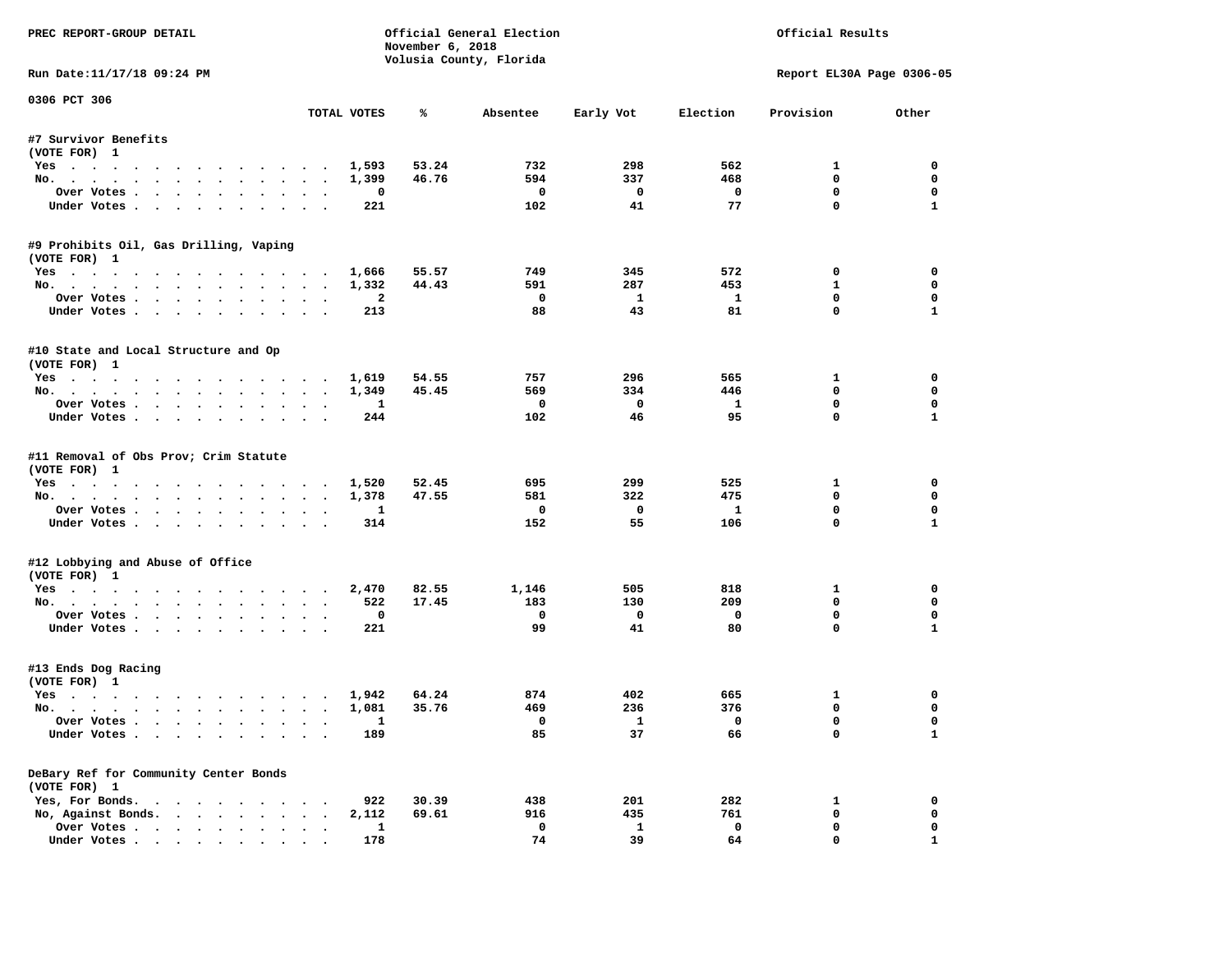PREC REPORT-GROUP DETAIL

Official General Election
November 6, 2018
Volusia County, Florida

Official Results

Run Date:11/17/18 09:24 PM

Report EL30A Page 0306-05

0306 PCT 306

| | TOTAL VOTES | % | Absentee | Early Vot | Election | Provision | Other |
|---|---|---|---|---|---|---|---|
| **#7 Survivor Benefits** | | | | | | | |
| (VOTE FOR) 1 | | | | | | | |
| Yes | 1,593 | 53.24 | 732 | 298 | 562 | 1 | 0 |
| No. | 1,399 | 46.76 | 594 | 337 | 468 | 0 | 0 |
| Over Votes | 0 | | 0 | 0 | 0 | 0 | 0 |
| Under Votes | 221 | | 102 | 41 | 77 | 0 | 1 |
| **#9 Prohibits Oil, Gas Drilling, Vaping** | | | | | | | |
| (VOTE FOR) 1 | | | | | | | |
| Yes | 1,666 | 55.57 | 749 | 345 | 572 | 0 | 0 |
| No. | 1,332 | 44.43 | 591 | 287 | 453 | 1 | 0 |
| Over Votes | 2 | | 0 | 1 | 1 | 0 | 0 |
| Under Votes | 213 | | 88 | 43 | 81 | 0 | 1 |
| **#10 State and Local Structure and Op** | | | | | | | |
| (VOTE FOR) 1 | | | | | | | |
| Yes | 1,619 | 54.55 | 757 | 296 | 565 | 1 | 0 |
| No. | 1,349 | 45.45 | 569 | 334 | 446 | 0 | 0 |
| Over Votes | 1 | | 0 | 0 | 1 | 0 | 0 |
| Under Votes | 244 | | 102 | 46 | 95 | 0 | 1 |
| **#11 Removal of Obs Prov; Crim Statute** | | | | | | | |
| (VOTE FOR) 1 | | | | | | | |
| Yes | 1,520 | 52.45 | 695 | 299 | 525 | 1 | 0 |
| No. | 1,378 | 47.55 | 581 | 322 | 475 | 0 | 0 |
| Over Votes | 1 | | 0 | 0 | 1 | 0 | 0 |
| Under Votes | 314 | | 152 | 55 | 106 | 0 | 1 |
| **#12 Lobbying and Abuse of Office** | | | | | | | |
| (VOTE FOR) 1 | | | | | | | |
| Yes | 2,470 | 82.55 | 1,146 | 505 | 818 | 1 | 0 |
| No. | 522 | 17.45 | 183 | 130 | 209 | 0 | 0 |
| Over Votes | 0 | | 0 | 0 | 0 | 0 | 0 |
| Under Votes | 221 | | 99 | 41 | 80 | 0 | 1 |
| **#13 Ends Dog Racing** | | | | | | | |
| (VOTE FOR) 1 | | | | | | | |
| Yes | 1,942 | 64.24 | 874 | 402 | 665 | 1 | 0 |
| No. | 1,081 | 35.76 | 469 | 236 | 376 | 0 | 0 |
| Over Votes | 1 | | 0 | 1 | 0 | 0 | 0 |
| Under Votes | 189 | | 85 | 37 | 66 | 0 | 1 |
| **DeBary Ref for Community Center Bonds** | | | | | | | |
| (VOTE FOR) 1 | | | | | | | |
| Yes, For Bonds. | 922 | 30.39 | 438 | 201 | 282 | 1 | 0 |
| No, Against Bonds. | 2,112 | 69.61 | 916 | 435 | 761 | 0 | 0 |
| Over Votes | 1 | | 0 | 1 | 0 | 0 | 0 |
| Under Votes | 178 | | 74 | 39 | 64 | 0 | 1 |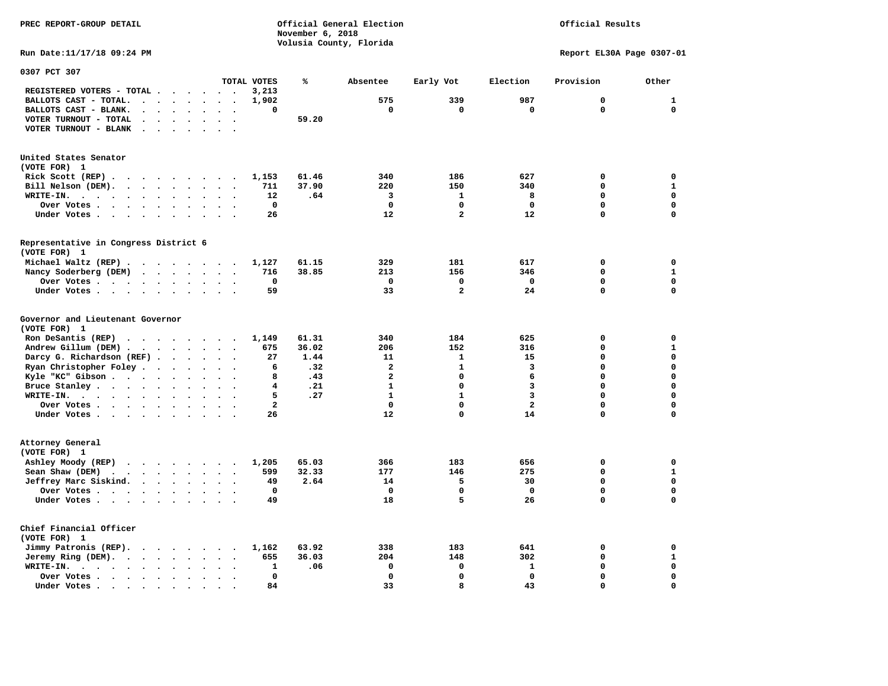PREC REPORT-GROUP DETAIL

Official General Election
November 6, 2018
Volusia County, Florida

Official Results

Run Date:11/17/18 09:24 PM

Report EL30A Page 0307-01

## 0307 PCT 307

| | TOTAL VOTES | % | Absentee | Early Vot | Election | Provision | Other |
|---|---|---|---|---|---|---|---|
| REGISTERED VOTERS - TOTAL | 3,213 | | | | | | |
| BALLOTS CAST - TOTAL. | 1,902 | | 575 | 339 | 987 | 0 | 1 |
| BALLOTS CAST - BLANK. | 0 | | 0 | 0 | 0 | 0 | 0 |
| VOTER TURNOUT - TOTAL | | 59.20 | | | | | |
| VOTER TURNOUT - BLANK | | | | | | | |

### United States Senator
(VOTE FOR) 1

| | TOTAL VOTES | % | Absentee | Early Vot | Election | Provision | Other |
|---|---|---|---|---|---|---|---|
| Rick Scott (REP) | 1,153 | 61.46 | 340 | 186 | 627 | 0 | 0 |
| Bill Nelson (DEM). | 711 | 37.90 | 220 | 150 | 340 | 0 | 1 |
| WRITE-IN. | 12 | .64 | 3 | 1 | 8 | 0 | 0 |
| Over Votes | 0 | | 0 | 0 | 0 | 0 | 0 |
| Under Votes | 26 | | 12 | 2 | 12 | 0 | 0 |

### Representative in Congress District 6
(VOTE FOR) 1

| | TOTAL VOTES | % | Absentee | Early Vot | Election | Provision | Other |
|---|---|---|---|---|---|---|---|
| Michael Waltz (REP) | 1,127 | 61.15 | 329 | 181 | 617 | 0 | 0 |
| Nancy Soderberg (DEM) | 716 | 38.85 | 213 | 156 | 346 | 0 | 1 |
| Over Votes | 0 | | 0 | 0 | 0 | 0 | 0 |
| Under Votes | 59 | | 33 | 2 | 24 | 0 | 0 |

### Governor and Lieutenant Governor
(VOTE FOR) 1

| | TOTAL VOTES | % | Absentee | Early Vot | Election | Provision | Other |
|---|---|---|---|---|---|---|---|
| Ron DeSantis (REP) | 1,149 | 61.31 | 340 | 184 | 625 | 0 | 0 |
| Andrew Gillum (DEM) | 675 | 36.02 | 206 | 152 | 316 | 0 | 1 |
| Darcy G. Richardson (REF) | 27 | 1.44 | 11 | 1 | 15 | 0 | 0 |
| Ryan Christopher Foley | 6 | .32 | 2 | 1 | 3 | 0 | 0 |
| Kyle "KC" Gibson | 8 | .43 | 2 | 0 | 6 | 0 | 0 |
| Bruce Stanley | 4 | .21 | 1 | 0 | 3 | 0 | 0 |
| WRITE-IN. | 5 | .27 | 1 | 1 | 3 | 0 | 0 |
| Over Votes | 2 | | 0 | 0 | 2 | 0 | 0 |
| Under Votes | 26 | | 12 | 0 | 14 | 0 | 0 |

### Attorney General
(VOTE FOR) 1

| | TOTAL VOTES | % | Absentee | Early Vot | Election | Provision | Other |
|---|---|---|---|---|---|---|---|
| Ashley Moody (REP) | 1,205 | 65.03 | 366 | 183 | 656 | 0 | 0 |
| Sean Shaw (DEM) | 599 | 32.33 | 177 | 146 | 275 | 0 | 1 |
| Jeffrey Marc Siskind. | 49 | 2.64 | 14 | 5 | 30 | 0 | 0 |
| Over Votes | 0 | | 0 | 0 | 0 | 0 | 0 |
| Under Votes | 49 | | 18 | 5 | 26 | 0 | 0 |

### Chief Financial Officer
(VOTE FOR) 1

| | TOTAL VOTES | % | Absentee | Early Vot | Election | Provision | Other |
|---|---|---|---|---|---|---|---|
| Jimmy Patronis (REP). | 1,162 | 63.92 | 338 | 183 | 641 | 0 | 0 |
| Jeremy Ring (DEM). | 655 | 36.03 | 204 | 148 | 302 | 0 | 1 |
| WRITE-IN. | 1 | .06 | 0 | 0 | 1 | 0 | 0 |
| Over Votes | 0 | | 0 | 0 | 0 | 0 | 0 |
| Under Votes | 84 | | 33 | 8 | 43 | 0 | 0 |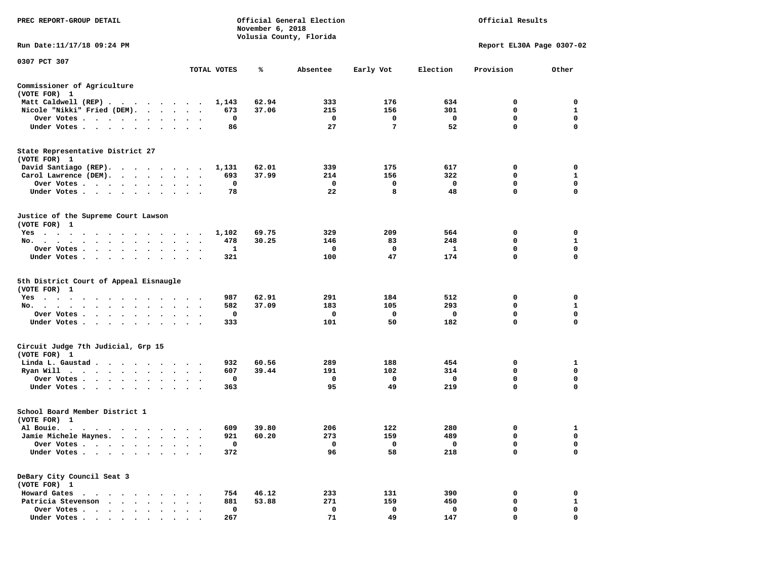PREC REPORT-GROUP DETAIL

Official General Election
November 6, 2018
Volusia County, Florida

Official Results

Run Date:11/17/18 09:24 PM

Report EL30A Page 0307-02

0307 PCT 307

| | TOTAL VOTES | % | Absentee | Early Vot | Election | Provision | Other |
|---|---|---|---|---|---|---|---|
| **Commissioner of Agriculture** | | | | | | | |
| (VOTE FOR) 1 | | | | | | | |
| Matt Caldwell (REP) | 1,143 | 62.94 | 333 | 176 | 634 | 0 | 0 |
| Nicole "Nikki" Fried (DEM). | 673 | 37.06 | 215 | 156 | 301 | 0 | 1 |
| Over Votes | 0 | | 0 | 0 | 0 | 0 | 0 |
| Under Votes | 86 | | 27 | 7 | 52 | 0 | 0 |
| **State Representative District 27** | | | | | | | |
| (VOTE FOR) 1 | | | | | | | |
| David Santiago (REP). | 1,131 | 62.01 | 339 | 175 | 617 | 0 | 0 |
| Carol Lawrence (DEM). | 693 | 37.99 | 214 | 156 | 322 | 0 | 1 |
| Over Votes | 0 | | 0 | 0 | 0 | 0 | 0 |
| Under Votes | 78 | | 22 | 8 | 48 | 0 | 0 |
| **Justice of the Supreme Court Lawson** | | | | | | | |
| (VOTE FOR) 1 | | | | | | | |
| Yes | 1,102 | 69.75 | 329 | 209 | 564 | 0 | 0 |
| No. | 478 | 30.25 | 146 | 83 | 248 | 0 | 1 |
| Over Votes | 1 | | 0 | 0 | 1 | 0 | 0 |
| Under Votes | 321 | | 100 | 47 | 174 | 0 | 0 |
| **5th District Court of Appeal Eisnaugle** | | | | | | | |
| (VOTE FOR) 1 | | | | | | | |
| Yes | 987 | 62.91 | 291 | 184 | 512 | 0 | 0 |
| No. | 582 | 37.09 | 183 | 105 | 293 | 0 | 1 |
| Over Votes | 0 | | 0 | 0 | 0 | 0 | 0 |
| Under Votes | 333 | | 101 | 50 | 182 | 0 | 0 |
| **Circuit Judge 7th Judicial, Grp 15** | | | | | | | |
| (VOTE FOR) 1 | | | | | | | |
| Linda L. Gaustad | 932 | 60.56 | 289 | 188 | 454 | 0 | 1 |
| Ryan Will | 607 | 39.44 | 191 | 102 | 314 | 0 | 0 |
| Over Votes | 0 | | 0 | 0 | 0 | 0 | 0 |
| Under Votes | 363 | | 95 | 49 | 219 | 0 | 0 |
| **School Board Member District 1** | | | | | | | |
| (VOTE FOR) 1 | | | | | | | |
| Al Bouie. | 609 | 39.80 | 206 | 122 | 280 | 0 | 1 |
| Jamie Michele Haynes. | 921 | 60.20 | 273 | 159 | 489 | 0 | 0 |
| Over Votes | 0 | | 0 | 0 | 0 | 0 | 0 |
| Under Votes | 372 | | 96 | 58 | 218 | 0 | 0 |
| **DeBary City Council Seat 3** | | | | | | | |
| (VOTE FOR) 1 | | | | | | | |
| Howard Gates | 754 | 46.12 | 233 | 131 | 390 | 0 | 0 |
| Patricia Stevenson | 881 | 53.88 | 271 | 159 | 450 | 0 | 1 |
| Over Votes | 0 | | 0 | 0 | 0 | 0 | 0 |
| Under Votes | 267 | | 71 | 49 | 147 | 0 | 0 |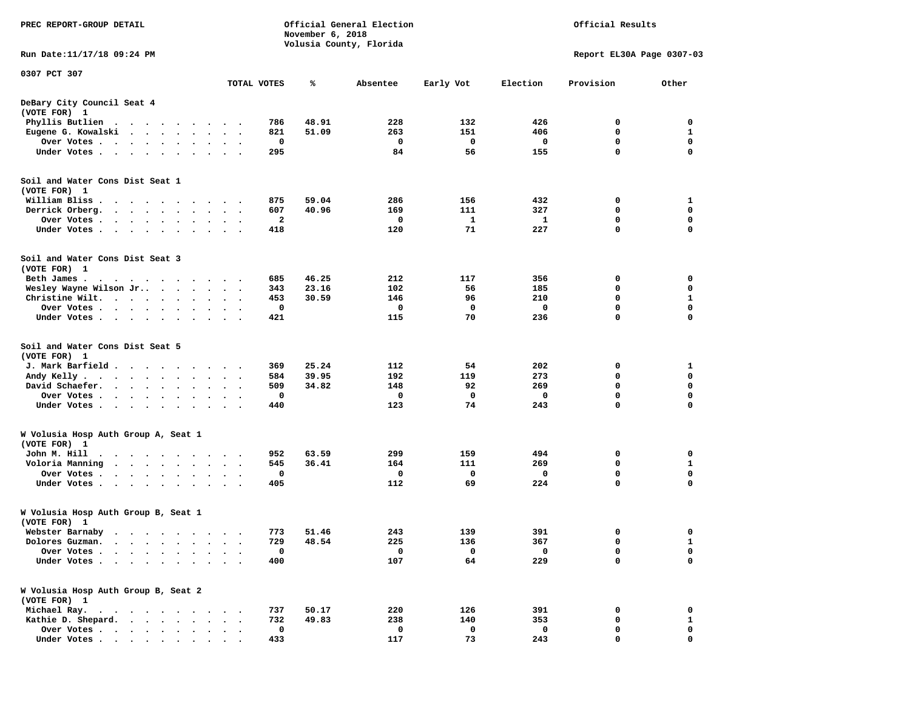PREC REPORT-GROUP DETAIL

Official General Election
November 6, 2018
Volusia County, Florida

Official Results

Run Date:11/17/18 09:24 PM

Report EL30A Page 0307-03

## 0307 PCT 307

| | TOTAL VOTES | % | Absentee | Early Vot | Election | Provision | Other |
|---|---|---|---|---|---|---|---|
| **DeBary City Council Seat 4** | | | | | | | |
| **(VOTE FOR) 1** | | | | | | | |
| Phyllis Butlien | 786 | 48.91 | 228 | 132 | 426 | 0 | 0 |
| Eugene G. Kowalski | 821 | 51.09 | 263 | 151 | 406 | 0 | 1 |
| Over Votes | 0 | | 0 | 0 | 0 | 0 | 0 |
| Under Votes | 295 | | 84 | 56 | 155 | 0 | 0 |
| **Soil and Water Cons Dist Seat 1** | | | | | | | |
| **(VOTE FOR) 1** | | | | | | | |
| William Bliss | 875 | 59.04 | 286 | 156 | 432 | 0 | 1 |
| Derrick Orberg. | 607 | 40.96 | 169 | 111 | 327 | 0 | 0 |
| Over Votes | 2 | | 0 | 1 | 1 | 0 | 0 |
| Under Votes | 418 | | 120 | 71 | 227 | 0 | 0 |
| **Soil and Water Cons Dist Seat 3** | | | | | | | |
| **(VOTE FOR) 1** | | | | | | | |
| Beth James | 685 | 46.25 | 212 | 117 | 356 | 0 | 0 |
| Wesley Wayne Wilson Jr. | 343 | 23.16 | 102 | 56 | 185 | 0 | 0 |
| Christine Wilt. | 453 | 30.59 | 146 | 96 | 210 | 0 | 1 |
| Over Votes | 0 | | 0 | 0 | 0 | 0 | 0 |
| Under Votes | 421 | | 115 | 70 | 236 | 0 | 0 |
| **Soil and Water Cons Dist Seat 5** | | | | | | | |
| **(VOTE FOR) 1** | | | | | | | |
| J. Mark Barfield | 369 | 25.24 | 112 | 54 | 202 | 0 | 1 |
| Andy Kelly | 584 | 39.95 | 192 | 119 | 273 | 0 | 0 |
| David Schaefer. | 509 | 34.82 | 148 | 92 | 269 | 0 | 0 |
| Over Votes | 0 | | 0 | 0 | 0 | 0 | 0 |
| Under Votes | 440 | | 123 | 74 | 243 | 0 | 0 |
| **W Volusia Hosp Auth Group A, Seat 1** | | | | | | | |
| **(VOTE FOR) 1** | | | | | | | |
| John M. Hill | 952 | 63.59 | 299 | 159 | 494 | 0 | 0 |
| Voloria Manning | 545 | 36.41 | 164 | 111 | 269 | 0 | 1 |
| Over Votes | 0 | | 0 | 0 | 0 | 0 | 0 |
| Under Votes | 405 | | 112 | 69 | 224 | 0 | 0 |
| **W Volusia Hosp Auth Group B, Seat 1** | | | | | | | |
| **(VOTE FOR) 1** | | | | | | | |
| Webster Barnaby | 773 | 51.46 | 243 | 139 | 391 | 0 | 0 |
| Dolores Guzman. | 729 | 48.54 | 225 | 136 | 367 | 0 | 1 |
| Over Votes | 0 | | 0 | 0 | 0 | 0 | 0 |
| Under Votes | 400 | | 107 | 64 | 229 | 0 | 0 |
| **W Volusia Hosp Auth Group B, Seat 2** | | | | | | | |
| **(VOTE FOR) 1** | | | | | | | |
| Michael Ray. | 737 | 50.17 | 220 | 126 | 391 | 0 | 0 |
| Kathie D. Shepard. | 732 | 49.83 | 238 | 140 | 353 | 0 | 1 |
| Over Votes | 0 | | 0 | 0 | 0 | 0 | 0 |
| Under Votes | 433 | | 117 | 73 | 243 | 0 | 0 |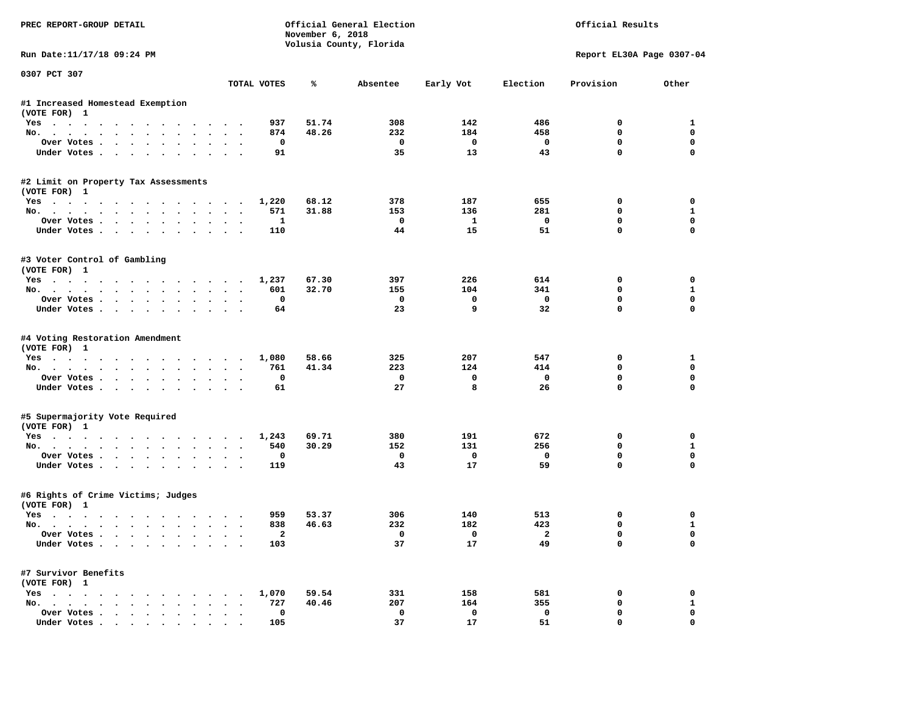PREC REPORT-GROUP DETAIL

Official General Election
November 6, 2018
Volusia County, Florida

Official Results

Run Date:11/17/18 09:24 PM

Report EL30A Page 0307-04

0307 PCT 307

| | TOTAL VOTES | % | Absentee | Early Vot | Election | Provision | Other |
|---|---|---|---|---|---|---|---|
| **#1 Increased Homestead Exemption** | | | | | | | |
| (VOTE FOR) 1 | | | | | | | |
| Yes | 937 | 51.74 | 308 | 142 | 486 | 0 | 1 |
| No. | 874 | 48.26 | 232 | 184 | 458 | 0 | 0 |
| Over Votes | 0 | | 0 | 0 | 0 | 0 | 0 |
| Under Votes | 91 | | 35 | 13 | 43 | 0 | 0 |
| **#2 Limit on Property Tax Assessments** | | | | | | | |
| (VOTE FOR) 1 | | | | | | | |
| Yes | 1,220 | 68.12 | 378 | 187 | 655 | 0 | 0 |
| No. | 571 | 31.88 | 153 | 136 | 281 | 0 | 1 |
| Over Votes | 1 | | 0 | 1 | 0 | 0 | 0 |
| Under Votes | 110 | | 44 | 15 | 51 | 0 | 0 |
| **#3 Voter Control of Gambling** | | | | | | | |
| (VOTE FOR) 1 | | | | | | | |
| Yes | 1,237 | 67.30 | 397 | 226 | 614 | 0 | 0 |
| No. | 601 | 32.70 | 155 | 104 | 341 | 0 | 1 |
| Over Votes | 0 | | 0 | 0 | 0 | 0 | 0 |
| Under Votes | 64 | | 23 | 9 | 32 | 0 | 0 |
| **#4 Voting Restoration Amendment** | | | | | | | |
| (VOTE FOR) 1 | | | | | | | |
| Yes | 1,080 | 58.66 | 325 | 207 | 547 | 0 | 1 |
| No. | 761 | 41.34 | 223 | 124 | 414 | 0 | 0 |
| Over Votes | 0 | | 0 | 0 | 0 | 0 | 0 |
| Under Votes | 61 | | 27 | 8 | 26 | 0 | 0 |
| **#5 Supermajority Vote Required** | | | | | | | |
| (VOTE FOR) 1 | | | | | | | |
| Yes | 1,243 | 69.71 | 380 | 191 | 672 | 0 | 0 |
| No. | 540 | 30.29 | 152 | 131 | 256 | 0 | 1 |
| Over Votes | 0 | | 0 | 0 | 0 | 0 | 0 |
| Under Votes | 119 | | 43 | 17 | 59 | 0 | 0 |
| **#6 Rights of Crime Victims; Judges** | | | | | | | |
| (VOTE FOR) 1 | | | | | | | |
| Yes | 959 | 53.37 | 306 | 140 | 513 | 0 | 0 |
| No. | 838 | 46.63 | 232 | 182 | 423 | 0 | 1 |
| Over Votes | 2 | | 0 | 0 | 2 | 0 | 0 |
| Under Votes | 103 | | 37 | 17 | 49 | 0 | 0 |
| **#7 Survivor Benefits** | | | | | | | |
| (VOTE FOR) 1 | | | | | | | |
| Yes | 1,070 | 59.54 | 331 | 158 | 581 | 0 | 0 |
| No. | 727 | 40.46 | 207 | 164 | 355 | 0 | 1 |
| Over Votes | 0 | | 0 | 0 | 0 | 0 | 0 |
| Under Votes | 105 | | 37 | 17 | 51 | 0 | 0 |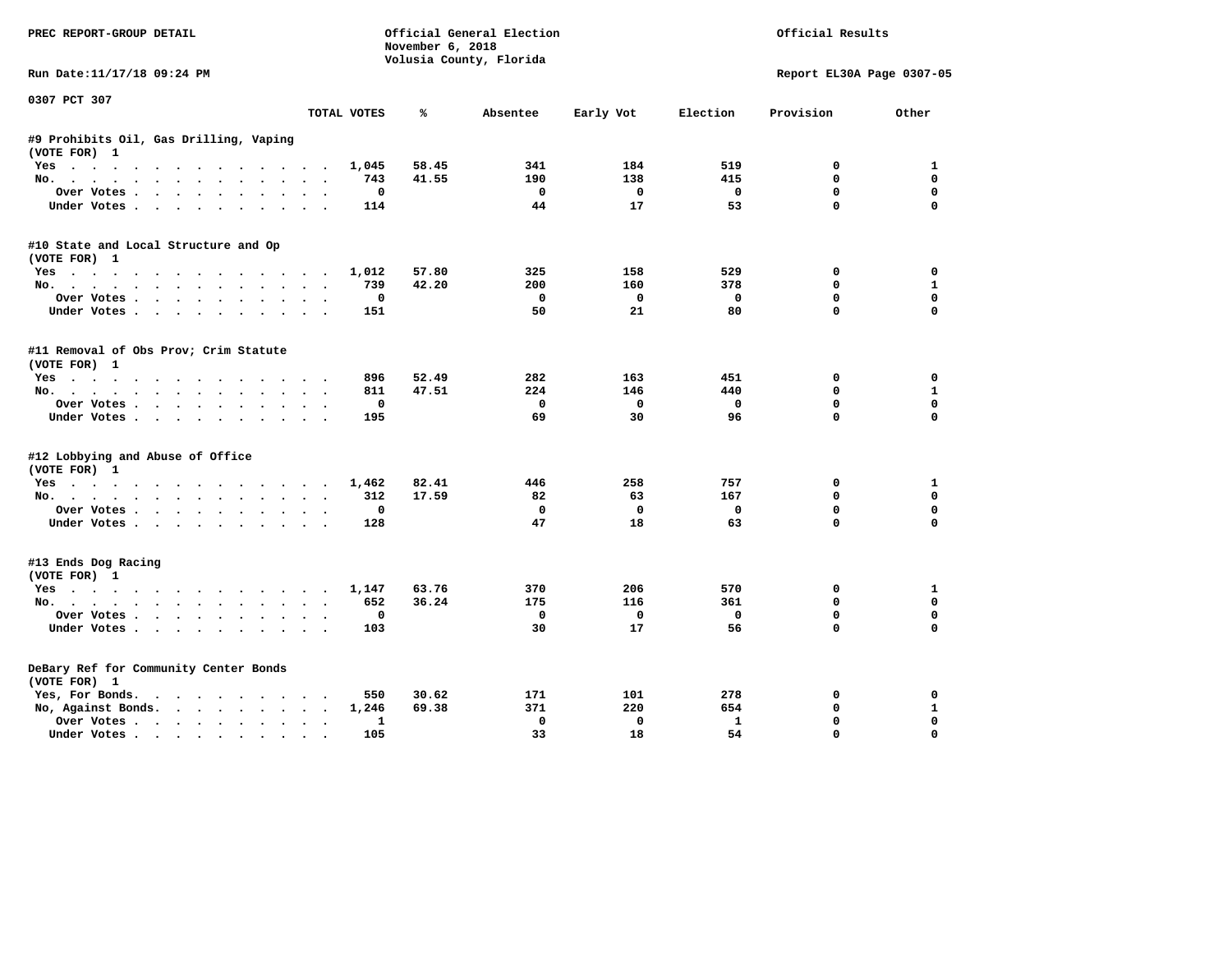PREC REPORT-GROUP DETAIL

Official General Election
November 6, 2018
Volusia County, Florida

Official Results

Run Date:11/17/18 09:24 PM

Report EL30A Page 0307-05

0307 PCT 307

| | TOTAL VOTES | % | Absentee | Early Vot | Election | Provision | Other |
|---|---|---|---|---|---|---|---|
| **#9 Prohibits Oil, Gas Drilling, Vaping** | | | | | | | |
| (VOTE FOR) 1 | | | | | | | |
| Yes | 1,045 | 58.45 | 341 | 184 | 519 | 0 | 1 |
| No. | 743 | 41.55 | 190 | 138 | 415 | 0 | 0 |
| Over Votes | 0 | | 0 | 0 | 0 | 0 | 0 |
| Under Votes | 114 | | 44 | 17 | 53 | 0 | 0 |
| **#10 State and Local Structure and Op** | | | | | | | |
| (VOTE FOR) 1 | | | | | | | |
| Yes | 1,012 | 57.80 | 325 | 158 | 529 | 0 | 0 |
| No. | 739 | 42.20 | 200 | 160 | 378 | 0 | 1 |
| Over Votes | 0 | | 0 | 0 | 0 | 0 | 0 |
| Under Votes | 151 | | 50 | 21 | 80 | 0 | 0 |
| **#11 Removal of Obs Prov; Crim Statute** | | | | | | | |
| (VOTE FOR) 1 | | | | | | | |
| Yes | 896 | 52.49 | 282 | 163 | 451 | 0 | 0 |
| No. | 811 | 47.51 | 224 | 146 | 440 | 0 | 1 |
| Over Votes | 0 | | 0 | 0 | 0 | 0 | 0 |
| Under Votes | 195 | | 69 | 30 | 96 | 0 | 0 |
| **#12 Lobbying and Abuse of Office** | | | | | | | |
| (VOTE FOR) 1 | | | | | | | |
| Yes | 1,462 | 82.41 | 446 | 258 | 757 | 0 | 1 |
| No. | 312 | 17.59 | 82 | 63 | 167 | 0 | 0 |
| Over Votes | 0 | | 0 | 0 | 0 | 0 | 0 |
| Under Votes | 128 | | 47 | 18 | 63 | 0 | 0 |
| **#13 Ends Dog Racing** | | | | | | | |
| (VOTE FOR) 1 | | | | | | | |
| Yes | 1,147 | 63.76 | 370 | 206 | 570 | 0 | 1 |
| No. | 652 | 36.24 | 175 | 116 | 361 | 0 | 0 |
| Over Votes | 0 | | 0 | 0 | 0 | 0 | 0 |
| Under Votes | 103 | | 30 | 17 | 56 | 0 | 0 |
| **DeBary Ref for Community Center Bonds** | | | | | | | |
| (VOTE FOR) 1 | | | | | | | |
| Yes, For Bonds. | 550 | 30.62 | 171 | 101 | 278 | 0 | 0 |
| No, Against Bonds. | 1,246 | 69.38 | 371 | 220 | 654 | 0 | 1 |
| Over Votes | 1 | | 0 | 0 | 1 | 0 | 0 |
| Under Votes | 105 | | 33 | 18 | 54 | 0 | 0 |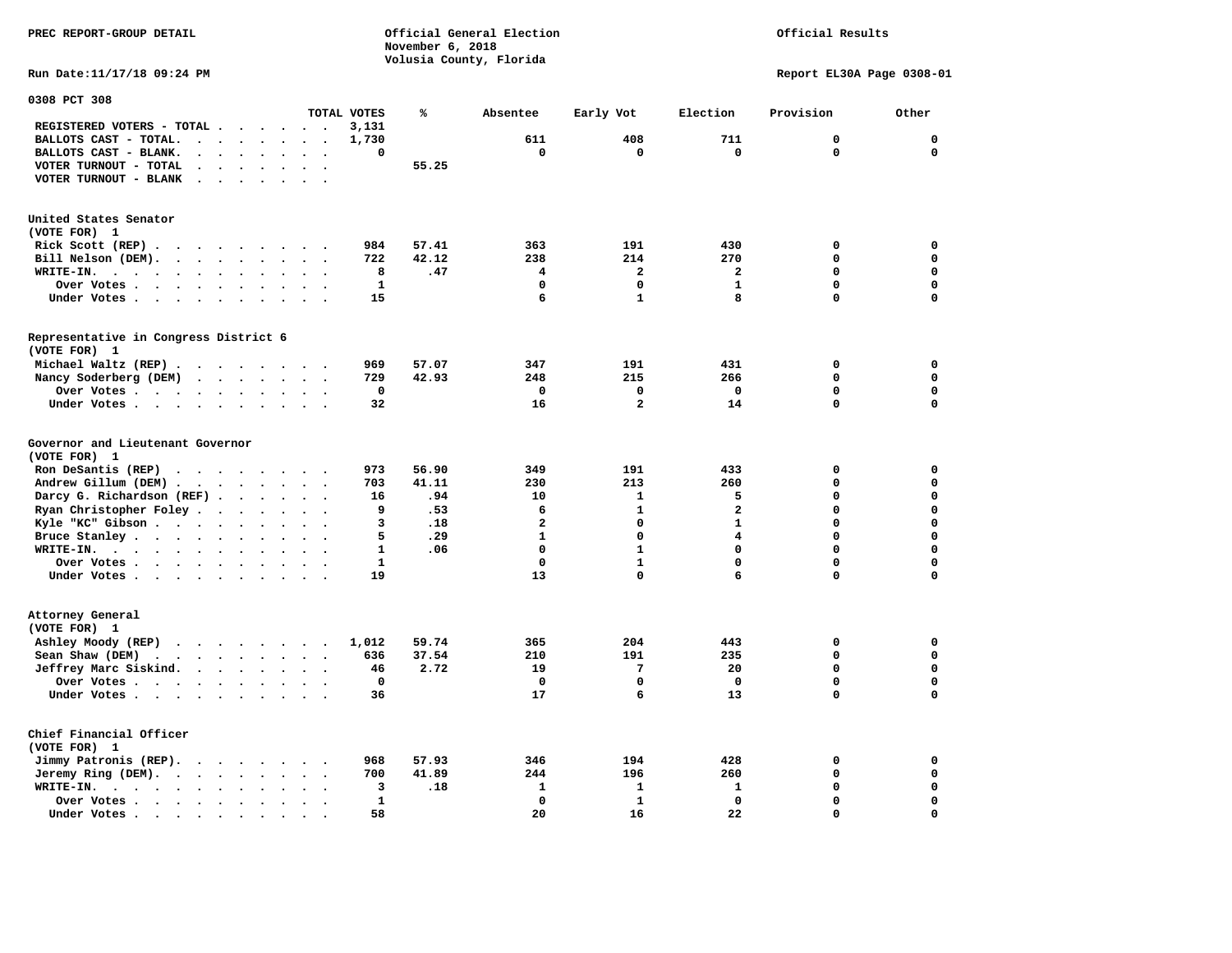PREC REPORT-GROUP DETAIL

Official General Election
November 6, 2018
Volusia County, Florida

Official Results

Run Date:11/17/18 09:24 PM

Report EL30A Page 0308-01

0308 PCT 308

| | TOTAL VOTES | % | Absentee | Early Vot | Election | Provision | Other |
|---|---|---|---|---|---|---|---|
| REGISTERED VOTERS - TOTAL | 3,131 | | | | | | |
| BALLOTS CAST - TOTAL. | 1,730 | | 611 | 408 | 711 | 0 | 0 |
| BALLOTS CAST - BLANK. | 0 | | 0 | 0 | 0 | 0 | 0 |
| VOTER TURNOUT - TOTAL | | 55.25 | | | | | |
| VOTER TURNOUT - BLANK | | | | | | | |

## United States Senator
(VOTE FOR) 1

| | TOTAL VOTES | % | Absentee | Early Vot | Election | Provision | Other |
|---|---|---|---|---|---|---|---|
| Rick Scott (REP) | 984 | 57.41 | 363 | 191 | 430 | 0 | 0 |
| Bill Nelson (DEM). | 722 | 42.12 | 238 | 214 | 270 | 0 | 0 |
| WRITE-IN. | 8 | .47 | 4 | 2 | 2 | 0 | 0 |
| Over Votes | 1 | | 0 | 0 | 1 | 0 | 0 |
| Under Votes | 15 | | 6 | 1 | 8 | 0 | 0 |

## Representative in Congress District 6
(VOTE FOR) 1

| | TOTAL VOTES | % | Absentee | Early Vot | Election | Provision | Other |
|---|---|---|---|---|---|---|---|
| Michael Waltz (REP) | 969 | 57.07 | 347 | 191 | 431 | 0 | 0 |
| Nancy Soderberg (DEM) | 729 | 42.93 | 248 | 215 | 266 | 0 | 0 |
| Over Votes | 0 | | 0 | 0 | 0 | 0 | 0 |
| Under Votes | 32 | | 16 | 2 | 14 | 0 | 0 |

## Governor and Lieutenant Governor
(VOTE FOR) 1

| | TOTAL VOTES | % | Absentee | Early Vot | Election | Provision | Other |
|---|---|---|---|---|---|---|---|
| Ron DeSantis (REP) | 973 | 56.90 | 349 | 191 | 433 | 0 | 0 |
| Andrew Gillum (DEM) | 703 | 41.11 | 230 | 213 | 260 | 0 | 0 |
| Darcy G. Richardson (REF) | 16 | .94 | 10 | 1 | 5 | 0 | 0 |
| Ryan Christopher Foley | 9 | .53 | 6 | 1 | 2 | 0 | 0 |
| Kyle "KC" Gibson | 3 | .18 | 2 | 0 | 1 | 0 | 0 |
| Bruce Stanley | 5 | .29 | 1 | 0 | 4 | 0 | 0 |
| WRITE-IN. | 1 | .06 | 0 | 1 | 0 | 0 | 0 |
| Over Votes | 1 | | 0 | 1 | 0 | 0 | 0 |
| Under Votes | 19 | | 13 | 0 | 6 | 0 | 0 |

## Attorney General
(VOTE FOR) 1

| | TOTAL VOTES | % | Absentee | Early Vot | Election | Provision | Other |
|---|---|---|---|---|---|---|---|
| Ashley Moody (REP) | 1,012 | 59.74 | 365 | 204 | 443 | 0 | 0 |
| Sean Shaw (DEM) | 636 | 37.54 | 210 | 191 | 235 | 0 | 0 |
| Jeffrey Marc Siskind. | 46 | 2.72 | 19 | 7 | 20 | 0 | 0 |
| Over Votes | 0 | | 0 | 0 | 0 | 0 | 0 |
| Under Votes | 36 | | 17 | 6 | 13 | 0 | 0 |

## Chief Financial Officer
(VOTE FOR) 1

| | TOTAL VOTES | % | Absentee | Early Vot | Election | Provision | Other |
|---|---|---|---|---|---|---|---|
| Jimmy Patronis (REP). | 968 | 57.93 | 346 | 194 | 428 | 0 | 0 |
| Jeremy Ring (DEM). | 700 | 41.89 | 244 | 196 | 260 | 0 | 0 |
| WRITE-IN. | 3 | .18 | 1 | 1 | 1 | 0 | 0 |
| Over Votes | 1 | | 0 | 1 | 0 | 0 | 0 |
| Under Votes | 58 | | 20 | 16 | 22 | 0 | 0 |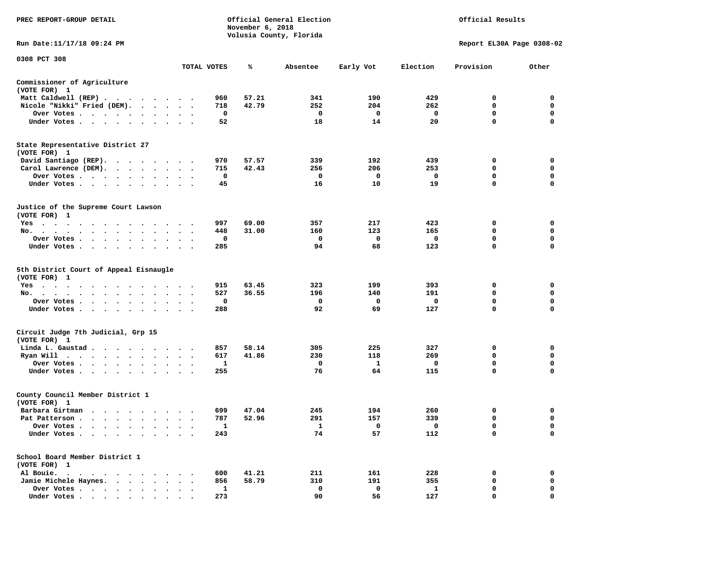PREC REPORT-GROUP DETAIL

Official General Election
November 6, 2018
Volusia County, Florida

Official Results

Run Date:11/17/18 09:24 PM

Report EL30A Page 0308-02

0308 PCT 308

| | TOTAL VOTES | % | Absentee | Early Vot | Election | Provision | Other |
|---|---|---|---|---|---|---|---|
| **Commissioner of Agriculture** | | | | | | | |
| (VOTE FOR) 1 | | | | | | | |
| Matt Caldwell (REP) | 960 | 57.21 | 341 | 190 | 429 | 0 | 0 |
| Nicole "Nikki" Fried (DEM) | 718 | 42.79 | 252 | 204 | 262 | 0 | 0 |
| Over Votes | 0 | | 0 | 0 | 0 | 0 | 0 |
| Under Votes | 52 | | 18 | 14 | 20 | 0 | 0 |
| **State Representative District 27** | | | | | | | |
| (VOTE FOR) 1 | | | | | | | |
| David Santiago (REP) | 970 | 57.57 | 339 | 192 | 439 | 0 | 0 |
| Carol Lawrence (DEM) | 715 | 42.43 | 256 | 206 | 253 | 0 | 0 |
| Over Votes | 0 | | 0 | 0 | 0 | 0 | 0 |
| Under Votes | 45 | | 16 | 10 | 19 | 0 | 0 |
| **Justice of the Supreme Court Lawson** | | | | | | | |
| (VOTE FOR) 1 | | | | | | | |
| Yes | 997 | 69.00 | 357 | 217 | 423 | 0 | 0 |
| No | 448 | 31.00 | 160 | 123 | 165 | 0 | 0 |
| Over Votes | 0 | | 0 | 0 | 0 | 0 | 0 |
| Under Votes | 285 | | 94 | 68 | 123 | 0 | 0 |
| **5th District Court of Appeal Eisnaugle** | | | | | | | |
| (VOTE FOR) 1 | | | | | | | |
| Yes | 915 | 63.45 | 323 | 199 | 393 | 0 | 0 |
| No | 527 | 36.55 | 196 | 140 | 191 | 0 | 0 |
| Over Votes | 0 | | 0 | 0 | 0 | 0 | 0 |
| Under Votes | 288 | | 92 | 69 | 127 | 0 | 0 |
| **Circuit Judge 7th Judicial, Grp 15** | | | | | | | |
| (VOTE FOR) 1 | | | | | | | |
| Linda L. Gaustad | 857 | 58.14 | 305 | 225 | 327 | 0 | 0 |
| Ryan Will | 617 | 41.86 | 230 | 118 | 269 | 0 | 0 |
| Over Votes | 1 | | 0 | 1 | 0 | 0 | 0 |
| Under Votes | 255 | | 76 | 64 | 115 | 0 | 0 |
| **County Council Member District 1** | | | | | | | |
| (VOTE FOR) 1 | | | | | | | |
| Barbara Girtman | 699 | 47.04 | 245 | 194 | 260 | 0 | 0 |
| Pat Patterson | 787 | 52.96 | 291 | 157 | 339 | 0 | 0 |
| Over Votes | 1 | | 1 | 0 | 0 | 0 | 0 |
| Under Votes | 243 | | 74 | 57 | 112 | 0 | 0 |
| **School Board Member District 1** | | | | | | | |
| (VOTE FOR) 1 | | | | | | | |
| Al Bouie | 600 | 41.21 | 211 | 161 | 228 | 0 | 0 |
| Jamie Michele Haynes | 856 | 58.79 | 310 | 191 | 355 | 0 | 0 |
| Over Votes | 1 | | 0 | 0 | 1 | 0 | 0 |
| Under Votes | 273 | | 90 | 56 | 127 | 0 | 0 |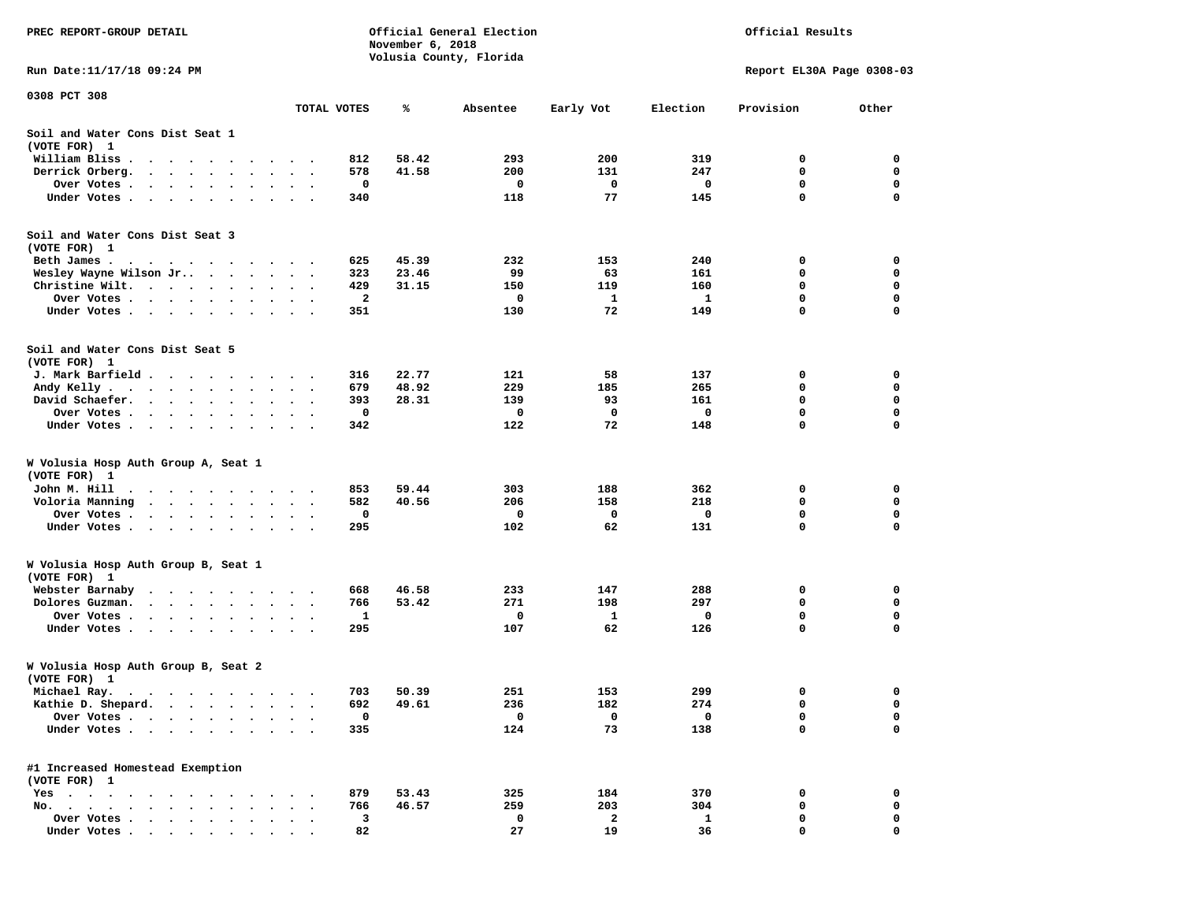PREC REPORT-GROUP DETAIL

Official General Election
November 6, 2018
Volusia County, Florida

Official Results

Run Date:11/17/18 09:24 PM

Report EL30A Page 0308-03

0308 PCT 308

| | TOTAL VOTES | % | Absentee | Early Vot | Election | Provision | Other |
|---|---|---|---|---|---|---|---|
| **Soil and Water Cons Dist Seat 1** | | | | | | | |
| (VOTE FOR) 1 | | | | | | | |
| William Bliss | 812 | 58.42 | 293 | 200 | 319 | 0 | 0 |
| Derrick Orberg | 578 | 41.58 | 200 | 131 | 247 | 0 | 0 |
| Over Votes | 0 | | 0 | 0 | 0 | 0 | 0 |
| Under Votes | 340 | | 118 | 77 | 145 | 0 | 0 |
| **Soil and Water Cons Dist Seat 3** | | | | | | | |
| (VOTE FOR) 1 | | | | | | | |
| Beth James | 625 | 45.39 | 232 | 153 | 240 | 0 | 0 |
| Wesley Wayne Wilson Jr. | 323 | 23.46 | 99 | 63 | 161 | 0 | 0 |
| Christine Wilt | 429 | 31.15 | 150 | 119 | 160 | 0 | 0 |
| Over Votes | 2 | | 0 | 1 | 1 | 0 | 0 |
| Under Votes | 351 | | 130 | 72 | 149 | 0 | 0 |
| **Soil and Water Cons Dist Seat 5** | | | | | | | |
| (VOTE FOR) 1 | | | | | | | |
| J. Mark Barfield | 316 | 22.77 | 121 | 58 | 137 | 0 | 0 |
| Andy Kelly | 679 | 48.92 | 229 | 185 | 265 | 0 | 0 |
| David Schaefer | 393 | 28.31 | 139 | 93 | 161 | 0 | 0 |
| Over Votes | 0 | | 0 | 0 | 0 | 0 | 0 |
| Under Votes | 342 | | 122 | 72 | 148 | 0 | 0 |
| **W Volusia Hosp Auth Group A, Seat 1** | | | | | | | |
| (VOTE FOR) 1 | | | | | | | |
| John M. Hill | 853 | 59.44 | 303 | 188 | 362 | 0 | 0 |
| Voloria Manning | 582 | 40.56 | 206 | 158 | 218 | 0 | 0 |
| Over Votes | 0 | | 0 | 0 | 0 | 0 | 0 |
| Under Votes | 295 | | 102 | 62 | 131 | 0 | 0 |
| **W Volusia Hosp Auth Group B, Seat 1** | | | | | | | |
| (VOTE FOR) 1 | | | | | | | |
| Webster Barnaby | 668 | 46.58 | 233 | 147 | 288 | 0 | 0 |
| Dolores Guzman | 766 | 53.42 | 271 | 198 | 297 | 0 | 0 |
| Over Votes | 1 | | 0 | 1 | 0 | 0 | 0 |
| Under Votes | 295 | | 107 | 62 | 126 | 0 | 0 |
| **W Volusia Hosp Auth Group B, Seat 2** | | | | | | | |
| (VOTE FOR) 1 | | | | | | | |
| Michael Ray | 703 | 50.39 | 251 | 153 | 299 | 0 | 0 |
| Kathie D. Shepard | 692 | 49.61 | 236 | 182 | 274 | 0 | 0 |
| Over Votes | 0 | | 0 | 0 | 0 | 0 | 0 |
| Under Votes | 335 | | 124 | 73 | 138 | 0 | 0 |
| **#1 Increased Homestead Exemption** | | | | | | | |
| (VOTE FOR) 1 | | | | | | | |
| Yes | 879 | 53.43 | 325 | 184 | 370 | 0 | 0 |
| No | 766 | 46.57 | 259 | 203 | 304 | 0 | 0 |
| Over Votes | 3 | | 0 | 2 | 1 | 0 | 0 |
| Under Votes | 82 | | 27 | 19 | 36 | 0 | 0 |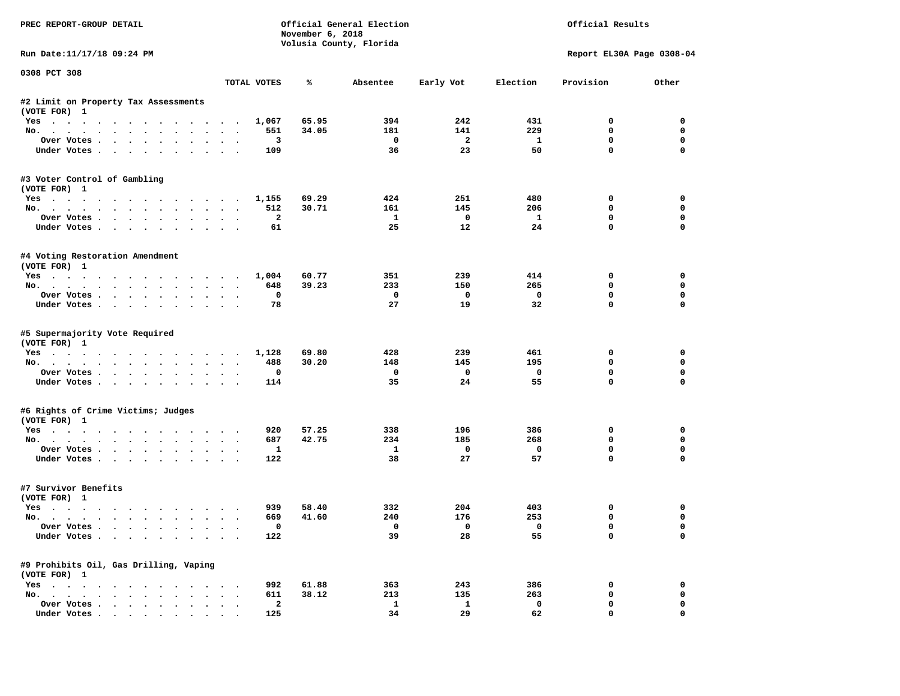PREC REPORT-GROUP DETAIL

Official General Election
November 6, 2018
Volusia County, Florida

Official Results

Run Date:11/17/18 09:24 PM

Report EL30A Page 0308-04

0308 PCT 308

| | TOTAL VOTES | % | Absentee | Early Vot | Election | Provision | Other |
|---|---|---|---|---|---|---|---|
| **#2 Limit on Property Tax Assessments** | | | | | | | |
| (VOTE FOR) 1 | | | | | | | |
| Yes | 1,067 | 65.95 | 394 | 242 | 431 | 0 | 0 |
| No. | 551 | 34.05 | 181 | 141 | 229 | 0 | 0 |
| Over Votes | 3 | | 0 | 2 | 1 | 0 | 0 |
| Under Votes | 109 | | 36 | 23 | 50 | 0 | 0 |
| **#3 Voter Control of Gambling** | | | | | | | |
| (VOTE FOR) 1 | | | | | | | |
| Yes | 1,155 | 69.29 | 424 | 251 | 480 | 0 | 0 |
| No. | 512 | 30.71 | 161 | 145 | 206 | 0 | 0 |
| Over Votes | 2 | | 1 | 0 | 1 | 0 | 0 |
| Under Votes | 61 | | 25 | 12 | 24 | 0 | 0 |
| **#4 Voting Restoration Amendment** | | | | | | | |
| (VOTE FOR) 1 | | | | | | | |
| Yes | 1,004 | 60.77 | 351 | 239 | 414 | 0 | 0 |
| No. | 648 | 39.23 | 233 | 150 | 265 | 0 | 0 |
| Over Votes | 0 | | 0 | 0 | 0 | 0 | 0 |
| Under Votes | 78 | | 27 | 19 | 32 | 0 | 0 |
| **#5 Supermajority Vote Required** | | | | | | | |
| (VOTE FOR) 1 | | | | | | | |
| Yes | 1,128 | 69.80 | 428 | 239 | 461 | 0 | 0 |
| No. | 488 | 30.20 | 148 | 145 | 195 | 0 | 0 |
| Over Votes | 0 | | 0 | 0 | 0 | 0 | 0 |
| Under Votes | 114 | | 35 | 24 | 55 | 0 | 0 |
| **#6 Rights of Crime Victims; Judges** | | | | | | | |
| (VOTE FOR) 1 | | | | | | | |
| Yes | 920 | 57.25 | 338 | 196 | 386 | 0 | 0 |
| No. | 687 | 42.75 | 234 | 185 | 268 | 0 | 0 |
| Over Votes | 1 | | 1 | 0 | 0 | 0 | 0 |
| Under Votes | 122 | | 38 | 27 | 57 | 0 | 0 |
| **#7 Survivor Benefits** | | | | | | | |
| (VOTE FOR) 1 | | | | | | | |
| Yes | 939 | 58.40 | 332 | 204 | 403 | 0 | 0 |
| No. | 669 | 41.60 | 240 | 176 | 253 | 0 | 0 |
| Over Votes | 0 | | 0 | 0 | 0 | 0 | 0 |
| Under Votes | 122 | | 39 | 28 | 55 | 0 | 0 |
| **#9 Prohibits Oil, Gas Drilling, Vaping** | | | | | | | |
| (VOTE FOR) 1 | | | | | | | |
| Yes | 992 | 61.88 | 363 | 243 | 386 | 0 | 0 |
| No. | 611 | 38.12 | 213 | 135 | 263 | 0 | 0 |
| Over Votes | 2 | | 1 | 1 | 0 | 0 | 0 |
| Under Votes | 125 | | 34 | 29 | 62 | 0 | 0 |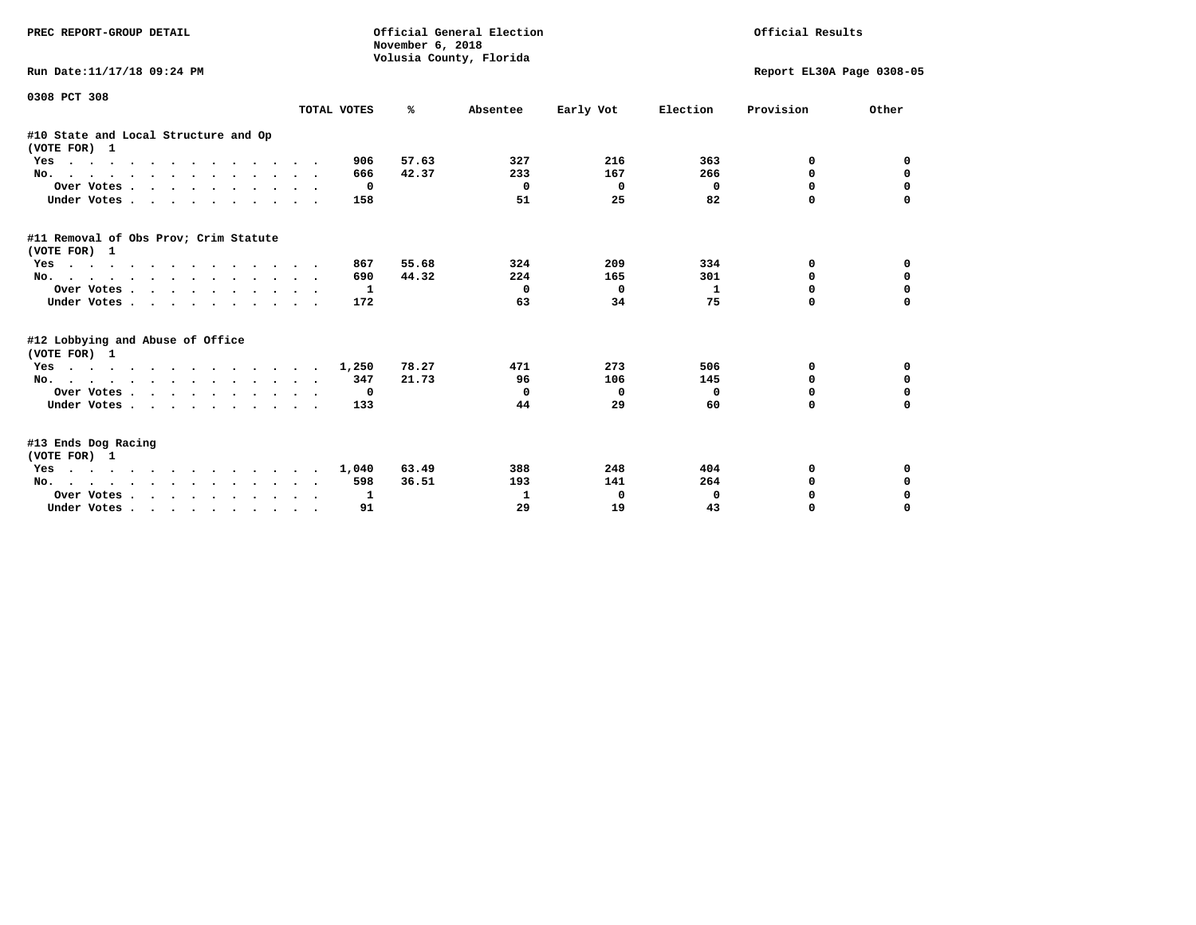PREC REPORT-GROUP DETAIL

Official General Election
November 6, 2018
Volusia County, Florida

Official Results

Run Date:11/17/18 09:24 PM

Report EL30A Page 0308-05

0308 PCT 308

| | TOTAL VOTES | % | Absentee | Early Vot | Election | Provision | Other |
|---|---|---|---|---|---|---|---|
| **#10 State and Local Structure and Op (VOTE FOR) 1** | | | | | | | |
| Yes | 906 | 57.63 | 327 | 216 | 363 | 0 | 0 |
| No. | 666 | 42.37 | 233 | 167 | 266 | 0 | 0 |
| Over Votes | 0 | | 0 | 0 | 0 | 0 | 0 |
| Under Votes | 158 | | 51 | 25 | 82 | 0 | 0 |
| **#11 Removal of Obs Prov; Crim Statute (VOTE FOR) 1** | | | | | | | |
| Yes | 867 | 55.68 | 324 | 209 | 334 | 0 | 0 |
| No. | 690 | 44.32 | 224 | 165 | 301 | 0 | 0 |
| Over Votes | 1 | | 0 | 0 | 1 | 0 | 0 |
| Under Votes | 172 | | 63 | 34 | 75 | 0 | 0 |
| **#12 Lobbying and Abuse of Office (VOTE FOR) 1** | | | | | | | |
| Yes | 1,250 | 78.27 | 471 | 273 | 506 | 0 | 0 |
| No. | 347 | 21.73 | 96 | 106 | 145 | 0 | 0 |
| Over Votes | 0 | | 0 | 0 | 0 | 0 | 0 |
| Under Votes | 133 | | 44 | 29 | 60 | 0 | 0 |
| **#13 Ends Dog Racing (VOTE FOR) 1** | | | | | | | |
| Yes | 1,040 | 63.49 | 388 | 248 | 404 | 0 | 0 |
| No. | 598 | 36.51 | 193 | 141 | 264 | 0 | 0 |
| Over Votes | 1 | | 1 | 0 | 0 | 0 | 0 |
| Under Votes | 91 | | 29 | 19 | 43 | 0 | 0 |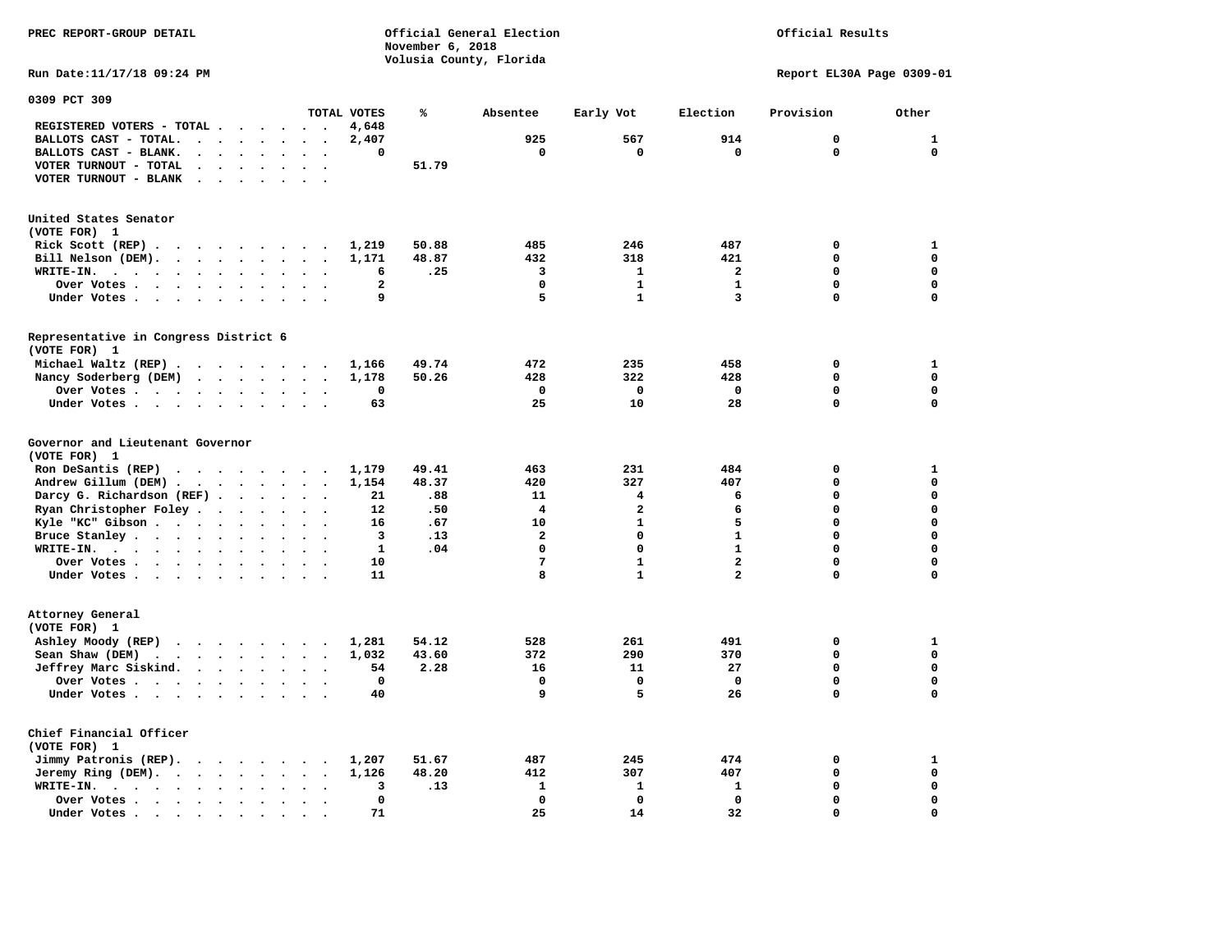PREC REPORT-GROUP DETAIL

Official General Election
November 6, 2018
Volusia County, Florida

Official Results

Run Date:11/17/18 09:24 PM

Report EL30A Page 0309-01

## 0309 PCT 309

| | TOTAL VOTES | % | Absentee | Early Vot | Election | Provision | Other |
|---|---|---|---|---|---|---|---|
| REGISTERED VOTERS - TOTAL | 4,648 | | | | | | |
| BALLOTS CAST - TOTAL. | 2,407 | | 925 | 567 | 914 | 0 | 1 |
| BALLOTS CAST - BLANK. | 0 | | 0 | 0 | 0 | 0 | 0 |
| VOTER TURNOUT - TOTAL | | 51.79 | | | | | |
| VOTER TURNOUT - BLANK | | | | | | | |

### United States Senator
(VOTE FOR) 1

| | TOTAL VOTES | % | Absentee | Early Vot | Election | Provision | Other |
|---|---|---|---|---|---|---|---|
| Rick Scott (REP) | 1,219 | 50.88 | 485 | 246 | 487 | 0 | 1 |
| Bill Nelson (DEM) | 1,171 | 48.87 | 432 | 318 | 421 | 0 | 0 |
| WRITE-IN. | 6 | .25 | 3 | 1 | 2 | 0 | 0 |
| Over Votes | 2 | | 0 | 1 | 1 | 0 | 0 |
| Under Votes | 9 | | 5 | 1 | 3 | 0 | 0 |

### Representative in Congress District 6
(VOTE FOR) 1

| | TOTAL VOTES | % | Absentee | Early Vot | Election | Provision | Other |
|---|---|---|---|---|---|---|---|
| Michael Waltz (REP) | 1,166 | 49.74 | 472 | 235 | 458 | 0 | 1 |
| Nancy Soderberg (DEM) | 1,178 | 50.26 | 428 | 322 | 428 | 0 | 0 |
| Over Votes | 0 | | 0 | 0 | 0 | 0 | 0 |
| Under Votes | 63 | | 25 | 10 | 28 | 0 | 0 |

### Governor and Lieutenant Governor
(VOTE FOR) 1

| | TOTAL VOTES | % | Absentee | Early Vot | Election | Provision | Other |
|---|---|---|---|---|---|---|---|
| Ron DeSantis (REP) | 1,179 | 49.41 | 463 | 231 | 484 | 0 | 1 |
| Andrew Gillum (DEM) | 1,154 | 48.37 | 420 | 327 | 407 | 0 | 0 |
| Darcy G. Richardson (REF) | 21 | .88 | 11 | 4 | 6 | 0 | 0 |
| Ryan Christopher Foley | 12 | .50 | 4 | 2 | 6 | 0 | 0 |
| Kyle "KC" Gibson | 16 | .67 | 10 | 1 | 5 | 0 | 0 |
| Bruce Stanley | 3 | .13 | 2 | 0 | 1 | 0 | 0 |
| WRITE-IN. | 1 | .04 | 0 | 0 | 1 | 0 | 0 |
| Over Votes | 10 | | 7 | 1 | 2 | 0 | 0 |
| Under Votes | 11 | | 8 | 1 | 2 | 0 | 0 |

### Attorney General
(VOTE FOR) 1

| | TOTAL VOTES | % | Absentee | Early Vot | Election | Provision | Other |
|---|---|---|---|---|---|---|---|
| Ashley Moody (REP) | 1,281 | 54.12 | 528 | 261 | 491 | 0 | 1 |
| Sean Shaw (DEM) | 1,032 | 43.60 | 372 | 290 | 370 | 0 | 0 |
| Jeffrey Marc Siskind. | 54 | 2.28 | 16 | 11 | 27 | 0 | 0 |
| Over Votes | 0 | | 0 | 0 | 0 | 0 | 0 |
| Under Votes | 40 | | 9 | 5 | 26 | 0 | 0 |

### Chief Financial Officer
(VOTE FOR) 1

| | TOTAL VOTES | % | Absentee | Early Vot | Election | Provision | Other |
|---|---|---|---|---|---|---|---|
| Jimmy Patronis (REP). | 1,207 | 51.67 | 487 | 245 | 474 | 0 | 1 |
| Jeremy Ring (DEM). | 1,126 | 48.20 | 412 | 307 | 407 | 0 | 0 |
| WRITE-IN. | 3 | .13 | 1 | 1 | 1 | 0 | 0 |
| Over Votes | 0 | | 0 | 0 | 0 | 0 | 0 |
| Under Votes | 71 | | 25 | 14 | 32 | 0 | 0 |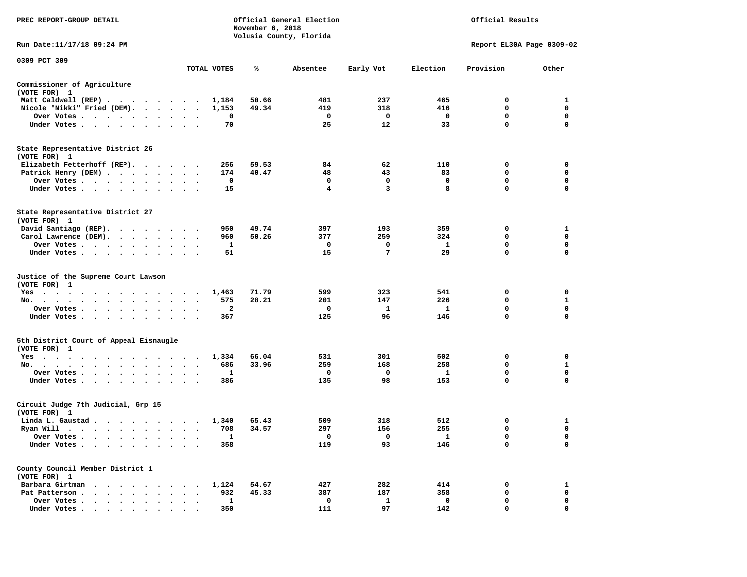PREC REPORT-GROUP DETAIL

Official General Election
November 6, 2018
Volusia County, Florida

Official Results

Run Date:11/17/18 09:24 PM

Report EL30A Page 0309-02

0309 PCT 309

| | TOTAL VOTES | % | Absentee | Early Vot | Election | Provision | Other |
|---|---|---|---|---|---|---|---|
| **Commissioner of Agriculture** | | | | | | | |
| (VOTE FOR) 1 | | | | | | | |
| Matt Caldwell (REP) | 1,184 | 50.66 | 481 | 237 | 465 | 0 | 1 |
| Nicole "Nikki" Fried (DEM) | 1,153 | 49.34 | 419 | 318 | 416 | 0 | 0 |
| Over Votes | 0 | | 0 | 0 | 0 | 0 | 0 |
| Under Votes | 70 | | 25 | 12 | 33 | 0 | 0 |
| **State Representative District 26** | | | | | | | |
| (VOTE FOR) 1 | | | | | | | |
| Elizabeth Fetterhoff (REP) | 256 | 59.53 | 84 | 62 | 110 | 0 | 0 |
| Patrick Henry (DEM) | 174 | 40.47 | 48 | 43 | 83 | 0 | 0 |
| Over Votes | 0 | | 0 | 0 | 0 | 0 | 0 |
| Under Votes | 15 | | 4 | 3 | 8 | 0 | 0 |
| **State Representative District 27** | | | | | | | |
| (VOTE FOR) 1 | | | | | | | |
| David Santiago (REP) | 950 | 49.74 | 397 | 193 | 359 | 0 | 1 |
| Carol Lawrence (DEM) | 960 | 50.26 | 377 | 259 | 324 | 0 | 0 |
| Over Votes | 1 | | 0 | 0 | 1 | 0 | 0 |
| Under Votes | 51 | | 15 | 7 | 29 | 0 | 0 |
| **Justice of the Supreme Court Lawson** | | | | | | | |
| (VOTE FOR) 1 | | | | | | | |
| Yes | 1,463 | 71.79 | 599 | 323 | 541 | 0 | 0 |
| No | 575 | 28.21 | 201 | 147 | 226 | 0 | 1 |
| Over Votes | 2 | | 0 | 1 | 1 | 0 | 0 |
| Under Votes | 367 | | 125 | 96 | 146 | 0 | 0 |
| **5th District Court of Appeal Eisnaugle** | | | | | | | |
| (VOTE FOR) 1 | | | | | | | |
| Yes | 1,334 | 66.04 | 531 | 301 | 502 | 0 | 0 |
| No | 686 | 33.96 | 259 | 168 | 258 | 0 | 1 |
| Over Votes | 1 | | 0 | 0 | 1 | 0 | 0 |
| Under Votes | 386 | | 135 | 98 | 153 | 0 | 0 |
| **Circuit Judge 7th Judicial, Grp 15** | | | | | | | |
| (VOTE FOR) 1 | | | | | | | |
| Linda L. Gaustad | 1,340 | 65.43 | 509 | 318 | 512 | 0 | 1 |
| Ryan Will | 708 | 34.57 | 297 | 156 | 255 | 0 | 0 |
| Over Votes | 1 | | 0 | 0 | 1 | 0 | 0 |
| Under Votes | 358 | | 119 | 93 | 146 | 0 | 0 |
| **County Council Member District 1** | | | | | | | |
| (VOTE FOR) 1 | | | | | | | |
| Barbara Girtman | 1,124 | 54.67 | 427 | 282 | 414 | 0 | 1 |
| Pat Patterson | 932 | 45.33 | 387 | 187 | 358 | 0 | 0 |
| Over Votes | 1 | | 0 | 1 | 0 | 0 | 0 |
| Under Votes | 350 | | 111 | 97 | 142 | 0 | 0 |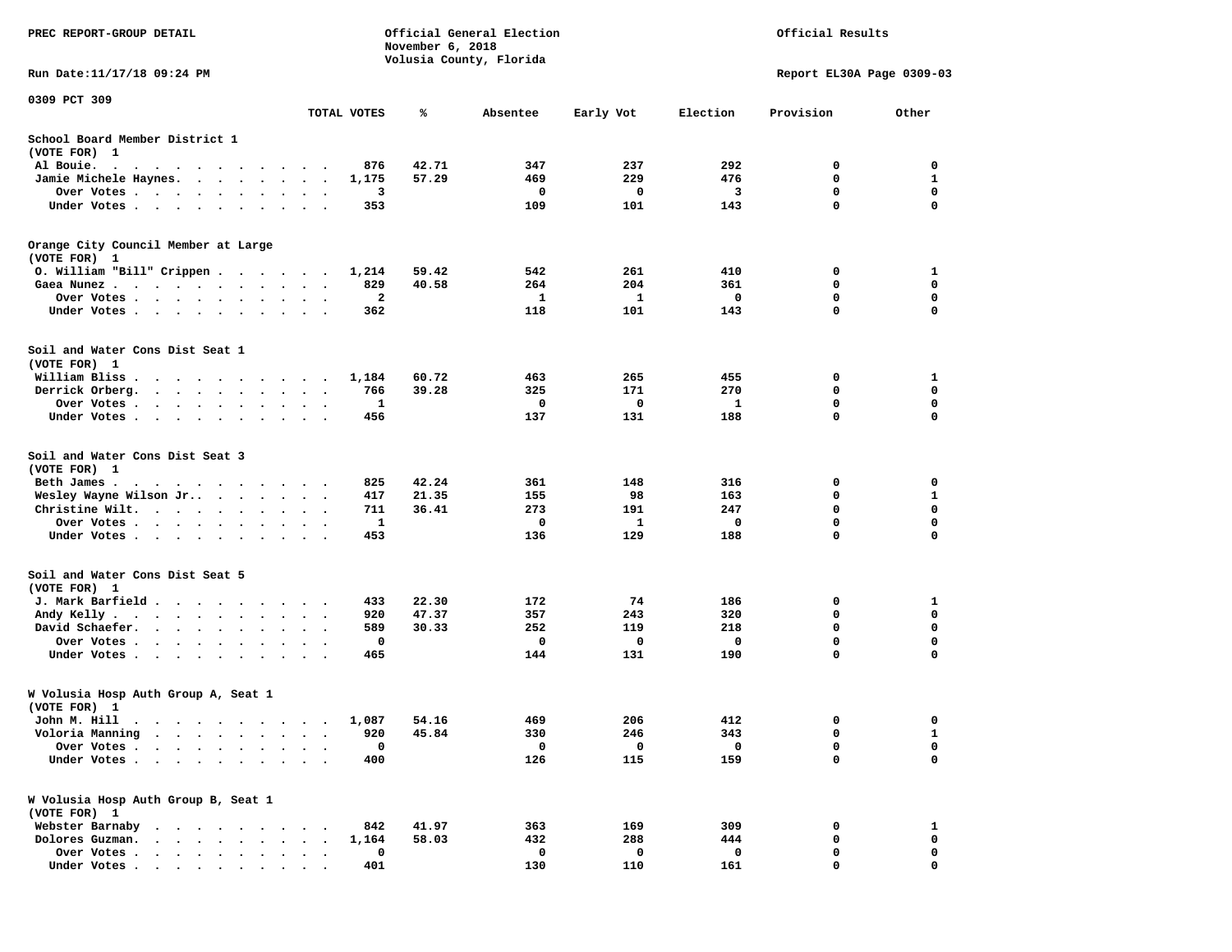PREC REPORT-GROUP DETAIL — Official General Election, November 6, 2018, Volusia County, Florida — Official Results

Run Date:11/17/18 09:24 PM — Report EL30A Page 0309-03

0309 PCT 309

| | TOTAL VOTES | % | Absentee | Early Vot | Election | Provision | Other |
|---|---|---|---|---|---|---|---|
| **School Board Member District 1** | | | | | | | |
| (VOTE FOR) 1 | | | | | | | |
| Al Bouie. | 876 | 42.71 | 347 | 237 | 292 | 0 | 0 |
| Jamie Michele Haynes. | 1,175 | 57.29 | 469 | 229 | 476 | 0 | 1 |
| Over Votes | 3 | | 0 | 0 | 3 | 0 | 0 |
| Under Votes | 353 | | 109 | 101 | 143 | 0 | 0 |
| **Orange City Council Member at Large** | | | | | | | |
| (VOTE FOR) 1 | | | | | | | |
| O. William "Bill" Crippen | 1,214 | 59.42 | 542 | 261 | 410 | 0 | 1 |
| Gaea Nunez | 829 | 40.58 | 264 | 204 | 361 | 0 | 0 |
| Over Votes | 2 | | 1 | 1 | 0 | 0 | 0 |
| Under Votes | 362 | | 118 | 101 | 143 | 0 | 0 |
| **Soil and Water Cons Dist Seat 1** | | | | | | | |
| (VOTE FOR) 1 | | | | | | | |
| William Bliss | 1,184 | 60.72 | 463 | 265 | 455 | 0 | 1 |
| Derrick Orberg. | 766 | 39.28 | 325 | 171 | 270 | 0 | 0 |
| Over Votes | 1 | | 0 | 0 | 1 | 0 | 0 |
| Under Votes | 456 | | 137 | 131 | 188 | 0 | 0 |
| **Soil and Water Cons Dist Seat 3** | | | | | | | |
| (VOTE FOR) 1 | | | | | | | |
| Beth James | 825 | 42.24 | 361 | 148 | 316 | 0 | 0 |
| Wesley Wayne Wilson Jr.. | 417 | 21.35 | 155 | 98 | 163 | 0 | 1 |
| Christine Wilt. | 711 | 36.41 | 273 | 191 | 247 | 0 | 0 |
| Over Votes | 1 | | 0 | 1 | 0 | 0 | 0 |
| Under Votes | 453 | | 136 | 129 | 188 | 0 | 0 |
| **Soil and Water Cons Dist Seat 5** | | | | | | | |
| (VOTE FOR) 1 | | | | | | | |
| J. Mark Barfield | 433 | 22.30 | 172 | 74 | 186 | 0 | 1 |
| Andy Kelly | 920 | 47.37 | 357 | 243 | 320 | 0 | 0 |
| David Schaefer. | 589 | 30.33 | 252 | 119 | 218 | 0 | 0 |
| Over Votes | 0 | | 0 | 0 | 0 | 0 | 0 |
| Under Votes | 465 | | 144 | 131 | 190 | 0 | 0 |
| **W Volusia Hosp Auth Group A, Seat 1** | | | | | | | |
| (VOTE FOR) 1 | | | | | | | |
| John M. Hill | 1,087 | 54.16 | 469 | 206 | 412 | 0 | 0 |
| Voloria Manning | 920 | 45.84 | 330 | 246 | 343 | 0 | 1 |
| Over Votes | 0 | | 0 | 0 | 0 | 0 | 0 |
| Under Votes | 400 | | 126 | 115 | 159 | 0 | 0 |
| **W Volusia Hosp Auth Group B, Seat 1** | | | | | | | |
| (VOTE FOR) 1 | | | | | | | |
| Webster Barnaby | 842 | 41.97 | 363 | 169 | 309 | 0 | 1 |
| Dolores Guzman. | 1,164 | 58.03 | 432 | 288 | 444 | 0 | 0 |
| Over Votes | 0 | | 0 | 0 | 0 | 0 | 0 |
| Under Votes | 401 | | 130 | 110 | 161 | 0 | 0 |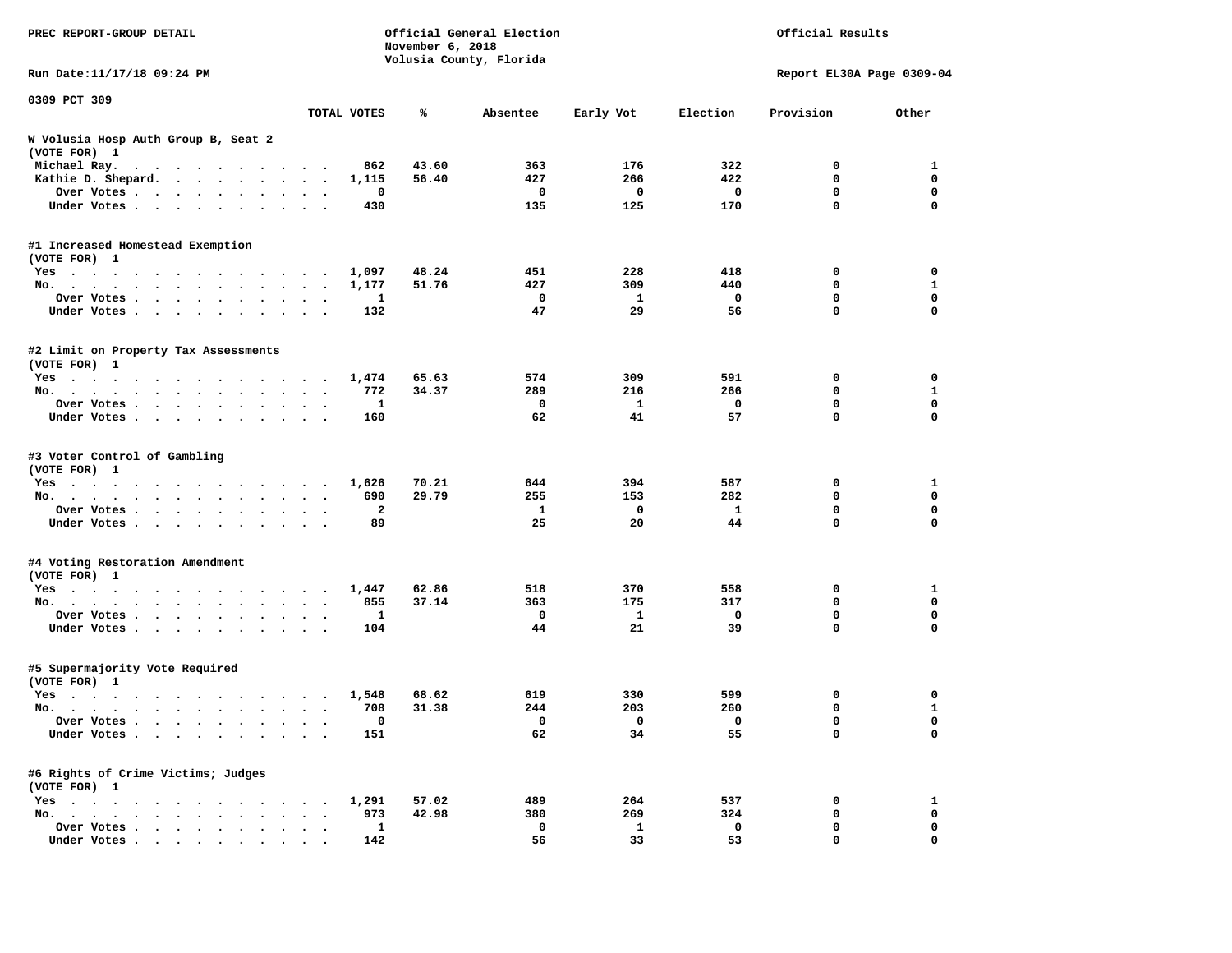PREC REPORT-GROUP DETAIL

Official General Election
November 6, 2018
Volusia County, Florida

Official Results

Run Date:11/17/18 09:24 PM

Report EL30A Page 0309-04

0309 PCT 309

| | TOTAL VOTES | % | Absentee | Early Vot | Election | Provision | Other |
|---|---|---|---|---|---|---|---|
| **W Volusia Hosp Auth Group B, Seat 2** | | | | | | | |
| (VOTE FOR) 1 | | | | | | | |
| Michael Ray. | 862 | 43.60 | 363 | 176 | 322 | 0 | 1 |
| Kathie D. Shepard. | 1,115 | 56.40 | 427 | 266 | 422 | 0 | 0 |
| Over Votes | 0 | | 0 | 0 | 0 | 0 | 0 |
| Under Votes | 430 | | 135 | 125 | 170 | 0 | 0 |
| **#1 Increased Homestead Exemption** | | | | | | | |
| (VOTE FOR) 1 | | | | | | | |
| Yes | 1,097 | 48.24 | 451 | 228 | 418 | 0 | 0 |
| No. | 1,177 | 51.76 | 427 | 309 | 440 | 0 | 1 |
| Over Votes | 1 | | 0 | 1 | 0 | 0 | 0 |
| Under Votes | 132 | | 47 | 29 | 56 | 0 | 0 |
| **#2 Limit on Property Tax Assessments** | | | | | | | |
| (VOTE FOR) 1 | | | | | | | |
| Yes | 1,474 | 65.63 | 574 | 309 | 591 | 0 | 0 |
| No. | 772 | 34.37 | 289 | 216 | 266 | 0 | 1 |
| Over Votes | 1 | | 0 | 1 | 0 | 0 | 0 |
| Under Votes | 160 | | 62 | 41 | 57 | 0 | 0 |
| **#3 Voter Control of Gambling** | | | | | | | |
| (VOTE FOR) 1 | | | | | | | |
| Yes | 1,626 | 70.21 | 644 | 394 | 587 | 0 | 1 |
| No. | 690 | 29.79 | 255 | 153 | 282 | 0 | 0 |
| Over Votes | 2 | | 1 | 0 | 1 | 0 | 0 |
| Under Votes | 89 | | 25 | 20 | 44 | 0 | 0 |
| **#4 Voting Restoration Amendment** | | | | | | | |
| (VOTE FOR) 1 | | | | | | | |
| Yes | 1,447 | 62.86 | 518 | 370 | 558 | 0 | 1 |
| No. | 855 | 37.14 | 363 | 175 | 317 | 0 | 0 |
| Over Votes | 1 | | 0 | 1 | 0 | 0 | 0 |
| Under Votes | 104 | | 44 | 21 | 39 | 0 | 0 |
| **#5 Supermajority Vote Required** | | | | | | | |
| (VOTE FOR) 1 | | | | | | | |
| Yes | 1,548 | 68.62 | 619 | 330 | 599 | 0 | 0 |
| No. | 708 | 31.38 | 244 | 203 | 260 | 0 | 1 |
| Over Votes | 0 | | 0 | 0 | 0 | 0 | 0 |
| Under Votes | 151 | | 62 | 34 | 55 | 0 | 0 |
| **#6 Rights of Crime Victims; Judges** | | | | | | | |
| (VOTE FOR) 1 | | | | | | | |
| Yes | 1,291 | 57.02 | 489 | 264 | 537 | 0 | 1 |
| No. | 973 | 42.98 | 380 | 269 | 324 | 0 | 0 |
| Over Votes | 1 | | 0 | 1 | 0 | 0 | 0 |
| Under Votes | 142 | | 56 | 33 | 53 | 0 | 0 |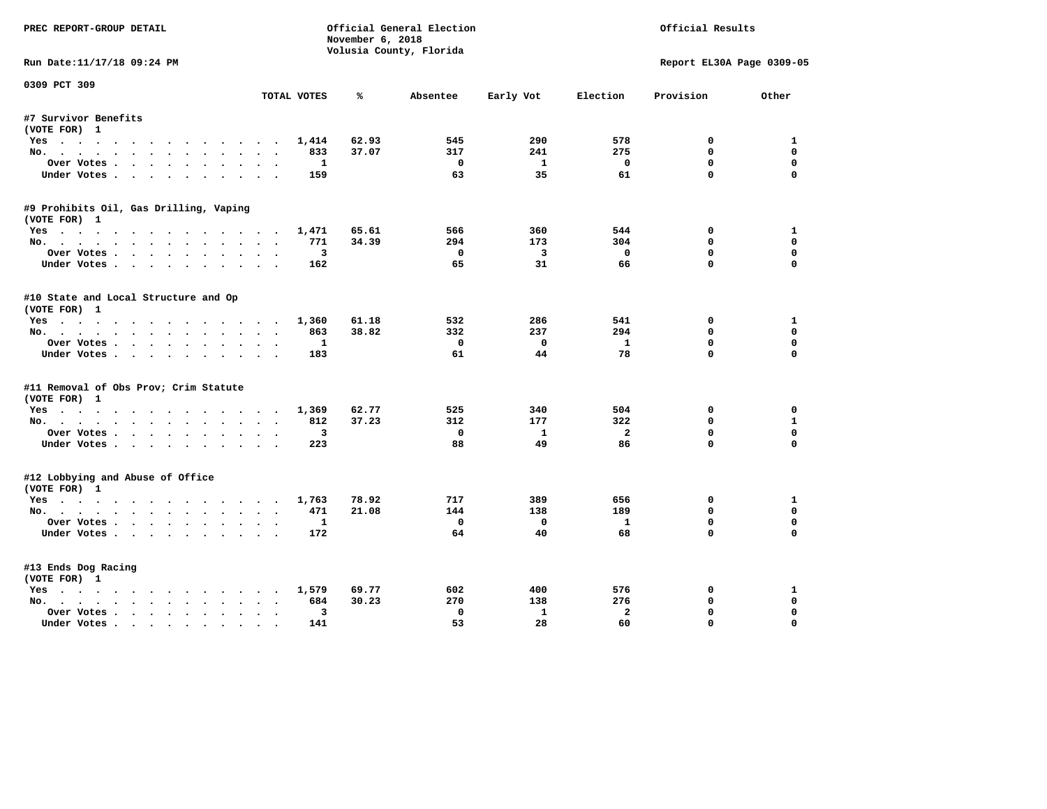PREC REPORT-GROUP DETAIL

Official General Election
November 6, 2018
Volusia County, Florida

Official Results

Run Date:11/17/18 09:24 PM

Report EL30A Page 0309-05

0309 PCT 309

| | TOTAL VOTES | % | Absentee | Early Vot | Election | Provision | Other |
|---|---|---|---|---|---|---|---|
| **#7 Survivor Benefits** | | | | | | | |
| (VOTE FOR) 1 | | | | | | | |
| Yes | 1,414 | 62.93 | 545 | 290 | 578 | 0 | 1 |
| No. | 833 | 37.07 | 317 | 241 | 275 | 0 | 0 |
| Over Votes | 1 | | 0 | 1 | 0 | 0 | 0 |
| Under Votes | 159 | | 63 | 35 | 61 | 0 | 0 |
| **#9 Prohibits Oil, Gas Drilling, Vaping** | | | | | | | |
| (VOTE FOR) 1 | | | | | | | |
| Yes | 1,471 | 65.61 | 566 | 360 | 544 | 0 | 1 |
| No. | 771 | 34.39 | 294 | 173 | 304 | 0 | 0 |
| Over Votes | 3 | | 0 | 3 | 0 | 0 | 0 |
| Under Votes | 162 | | 65 | 31 | 66 | 0 | 0 |
| **#10 State and Local Structure and Op** | | | | | | | |
| (VOTE FOR) 1 | | | | | | | |
| Yes | 1,360 | 61.18 | 532 | 286 | 541 | 0 | 1 |
| No. | 863 | 38.82 | 332 | 237 | 294 | 0 | 0 |
| Over Votes | 1 | | 0 | 0 | 1 | 0 | 0 |
| Under Votes | 183 | | 61 | 44 | 78 | 0 | 0 |
| **#11 Removal of Obs Prov; Crim Statute** | | | | | | | |
| (VOTE FOR) 1 | | | | | | | |
| Yes | 1,369 | 62.77 | 525 | 340 | 504 | 0 | 0 |
| No. | 812 | 37.23 | 312 | 177 | 322 | 0 | 1 |
| Over Votes | 3 | | 0 | 1 | 2 | 0 | 0 |
| Under Votes | 223 | | 88 | 49 | 86 | 0 | 0 |
| **#12 Lobbying and Abuse of Office** | | | | | | | |
| (VOTE FOR) 1 | | | | | | | |
| Yes | 1,763 | 78.92 | 717 | 389 | 656 | 0 | 1 |
| No. | 471 | 21.08 | 144 | 138 | 189 | 0 | 0 |
| Over Votes | 1 | | 0 | 0 | 1 | 0 | 0 |
| Under Votes | 172 | | 64 | 40 | 68 | 0 | 0 |
| **#13 Ends Dog Racing** | | | | | | | |
| (VOTE FOR) 1 | | | | | | | |
| Yes | 1,579 | 69.77 | 602 | 400 | 576 | 0 | 1 |
| No. | 684 | 30.23 | 270 | 138 | 276 | 0 | 0 |
| Over Votes | 3 | | 0 | 1 | 2 | 0 | 0 |
| Under Votes | 141 | | 53 | 28 | 60 | 0 | 0 |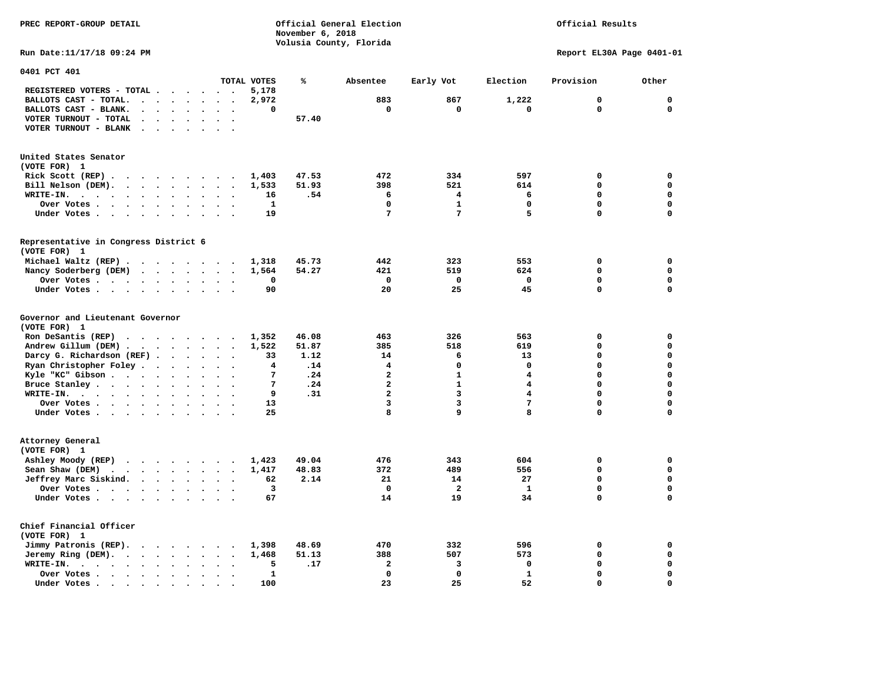PREC REPORT-GROUP DETAIL

Official General Election
November 6, 2018
Volusia County, Florida

Official Results

Run Date:11/17/18 09:24 PM

Report EL30A Page 0401-01

## 0401 PCT 401

| | TOTAL VOTES | % | Absentee | Early Vot | Election | Provision | Other |
|---|---|---|---|---|---|---|---|
| REGISTERED VOTERS - TOTAL | 5,178 | | | | | | |
| BALLOTS CAST - TOTAL. | 2,972 | | 883 | 867 | 1,222 | 0 | 0 |
| BALLOTS CAST - BLANK. | 0 | | 0 | 0 | 0 | 0 | 0 |
| VOTER TURNOUT - TOTAL | | 57.40 | | | | | |
| VOTER TURNOUT - BLANK | | | | | | | |

### United States Senator
(VOTE FOR) 1

| | TOTAL VOTES | % | Absentee | Early Vot | Election | Provision | Other |
|---|---|---|---|---|---|---|---|
| Rick Scott (REP) | 1,403 | 47.53 | 472 | 334 | 597 | 0 | 0 |
| Bill Nelson (DEM). | 1,533 | 51.93 | 398 | 521 | 614 | 0 | 0 |
| WRITE-IN. | 16 | .54 | 6 | 4 | 6 | 0 | 0 |
| Over Votes | 1 | | 0 | 1 | 0 | 0 | 0 |
| Under Votes | 19 | | 7 | 7 | 5 | 0 | 0 |

### Representative in Congress District 6
(VOTE FOR) 1

| | TOTAL VOTES | % | Absentee | Early Vot | Election | Provision | Other |
|---|---|---|---|---|---|---|---|
| Michael Waltz (REP) | 1,318 | 45.73 | 442 | 323 | 553 | 0 | 0 |
| Nancy Soderberg (DEM) | 1,564 | 54.27 | 421 | 519 | 624 | 0 | 0 |
| Over Votes | 0 | | 0 | 0 | 0 | 0 | 0 |
| Under Votes | 90 | | 20 | 25 | 45 | 0 | 0 |

### Governor and Lieutenant Governor
(VOTE FOR) 1

| | TOTAL VOTES | % | Absentee | Early Vot | Election | Provision | Other |
|---|---|---|---|---|---|---|---|
| Ron DeSantis (REP) | 1,352 | 46.08 | 463 | 326 | 563 | 0 | 0 |
| Andrew Gillum (DEM) | 1,522 | 51.87 | 385 | 518 | 619 | 0 | 0 |
| Darcy G. Richardson (REF) | 33 | 1.12 | 14 | 6 | 13 | 0 | 0 |
| Ryan Christopher Foley | 4 | .14 | 4 | 0 | 0 | 0 | 0 |
| Kyle "KC" Gibson | 7 | .24 | 2 | 1 | 4 | 0 | 0 |
| Bruce Stanley | 7 | .24 | 2 | 1 | 4 | 0 | 0 |
| WRITE-IN. | 9 | .31 | 2 | 3 | 4 | 0 | 0 |
| Over Votes | 13 | | 3 | 3 | 7 | 0 | 0 |
| Under Votes | 25 | | 8 | 9 | 8 | 0 | 0 |

### Attorney General
(VOTE FOR) 1

| | TOTAL VOTES | % | Absentee | Early Vot | Election | Provision | Other |
|---|---|---|---|---|---|---|---|
| Ashley Moody (REP) | 1,423 | 49.04 | 476 | 343 | 604 | 0 | 0 |
| Sean Shaw (DEM) | 1,417 | 48.83 | 372 | 489 | 556 | 0 | 0 |
| Jeffrey Marc Siskind. | 62 | 2.14 | 21 | 14 | 27 | 0 | 0 |
| Over Votes | 3 | | 0 | 2 | 1 | 0 | 0 |
| Under Votes | 67 | | 14 | 19 | 34 | 0 | 0 |

### Chief Financial Officer
(VOTE FOR) 1

| | TOTAL VOTES | % | Absentee | Early Vot | Election | Provision | Other |
|---|---|---|---|---|---|---|---|
| Jimmy Patronis (REP). | 1,398 | 48.69 | 470 | 332 | 596 | 0 | 0 |
| Jeremy Ring (DEM). | 1,468 | 51.13 | 388 | 507 | 573 | 0 | 0 |
| WRITE-IN. | 5 | .17 | 2 | 3 | 0 | 0 | 0 |
| Over Votes | 1 | | 0 | 0 | 1 | 0 | 0 |
| Under Votes | 100 | | 23 | 25 | 52 | 0 | 0 |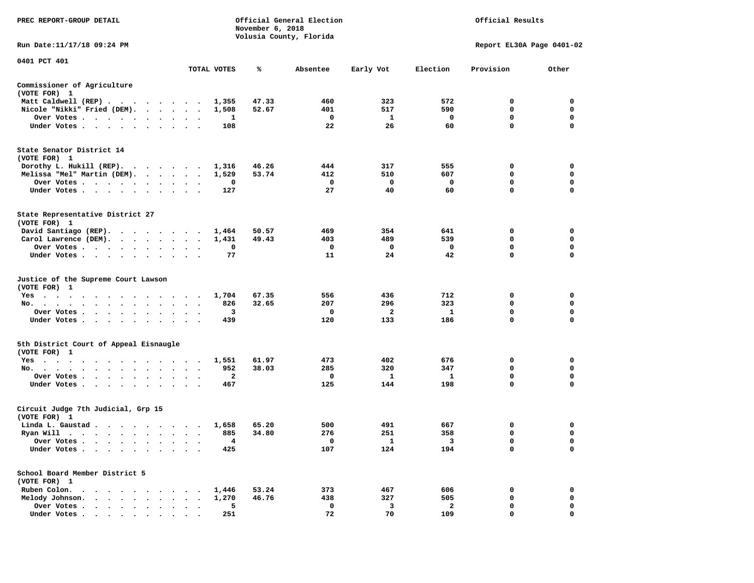PREC REPORT-GROUP DETAIL

Official General Election
November 6, 2018
Volusia County, Florida

Official Results

Run Date:11/17/18 09:24 PM

Report EL30A Page 0401-02

0401 PCT 401

| | TOTAL VOTES | % | Absentee | Early Vot | Election | Provision | Other |
|---|---|---|---|---|---|---|---|
| **Commissioner of Agriculture (VOTE FOR) 1** | | | | | | | |
| Matt Caldwell (REP) | 1,355 | 47.33 | 460 | 323 | 572 | 0 | 0 |
| Nicole "Nikki" Fried (DEM) | 1,508 | 52.67 | 401 | 517 | 590 | 0 | 0 |
| Over Votes | 1 | | 0 | 1 | 0 | 0 | 0 |
| Under Votes | 108 | | 22 | 26 | 60 | 0 | 0 |
| **State Senator District 14 (VOTE FOR) 1** | | | | | | | |
| Dorothy L. Hukill (REP) | 1,316 | 46.26 | 444 | 317 | 555 | 0 | 0 |
| Melissa "Mel" Martin (DEM) | 1,529 | 53.74 | 412 | 510 | 607 | 0 | 0 |
| Over Votes | 0 | | 0 | 0 | 0 | 0 | 0 |
| Under Votes | 127 | | 27 | 40 | 60 | 0 | 0 |
| **State Representative District 27 (VOTE FOR) 1** | | | | | | | |
| David Santiago (REP) | 1,464 | 50.57 | 469 | 354 | 641 | 0 | 0 |
| Carol Lawrence (DEM) | 1,431 | 49.43 | 403 | 489 | 539 | 0 | 0 |
| Over Votes | 0 | | 0 | 0 | 0 | 0 | 0 |
| Under Votes | 77 | | 11 | 24 | 42 | 0 | 0 |
| **Justice of the Supreme Court Lawson (VOTE FOR) 1** | | | | | | | |
| Yes | 1,704 | 67.35 | 556 | 436 | 712 | 0 | 0 |
| No | 826 | 32.65 | 207 | 296 | 323 | 0 | 0 |
| Over Votes | 3 | | 0 | 2 | 1 | 0 | 0 |
| Under Votes | 439 | | 120 | 133 | 186 | 0 | 0 |
| **5th District Court of Appeal Eisnaugle (VOTE FOR) 1** | | | | | | | |
| Yes | 1,551 | 61.97 | 473 | 402 | 676 | 0 | 0 |
| No | 952 | 38.03 | 285 | 320 | 347 | 0 | 0 |
| Over Votes | 2 | | 0 | 1 | 1 | 0 | 0 |
| Under Votes | 467 | | 125 | 144 | 198 | 0 | 0 |
| **Circuit Judge 7th Judicial, Grp 15 (VOTE FOR) 1** | | | | | | | |
| Linda L. Gaustad | 1,658 | 65.20 | 500 | 491 | 667 | 0 | 0 |
| Ryan Will | 885 | 34.80 | 276 | 251 | 358 | 0 | 0 |
| Over Votes | 4 | | 0 | 1 | 3 | 0 | 0 |
| Under Votes | 425 | | 107 | 124 | 194 | 0 | 0 |
| **School Board Member District 5 (VOTE FOR) 1** | | | | | | | |
| Ruben Colon | 1,446 | 53.24 | 373 | 467 | 606 | 0 | 0 |
| Melody Johnson | 1,270 | 46.76 | 438 | 327 | 505 | 0 | 0 |
| Over Votes | 5 | | 0 | 3 | 2 | 0 | 0 |
| Under Votes | 251 | | 72 | 70 | 109 | 0 | 0 |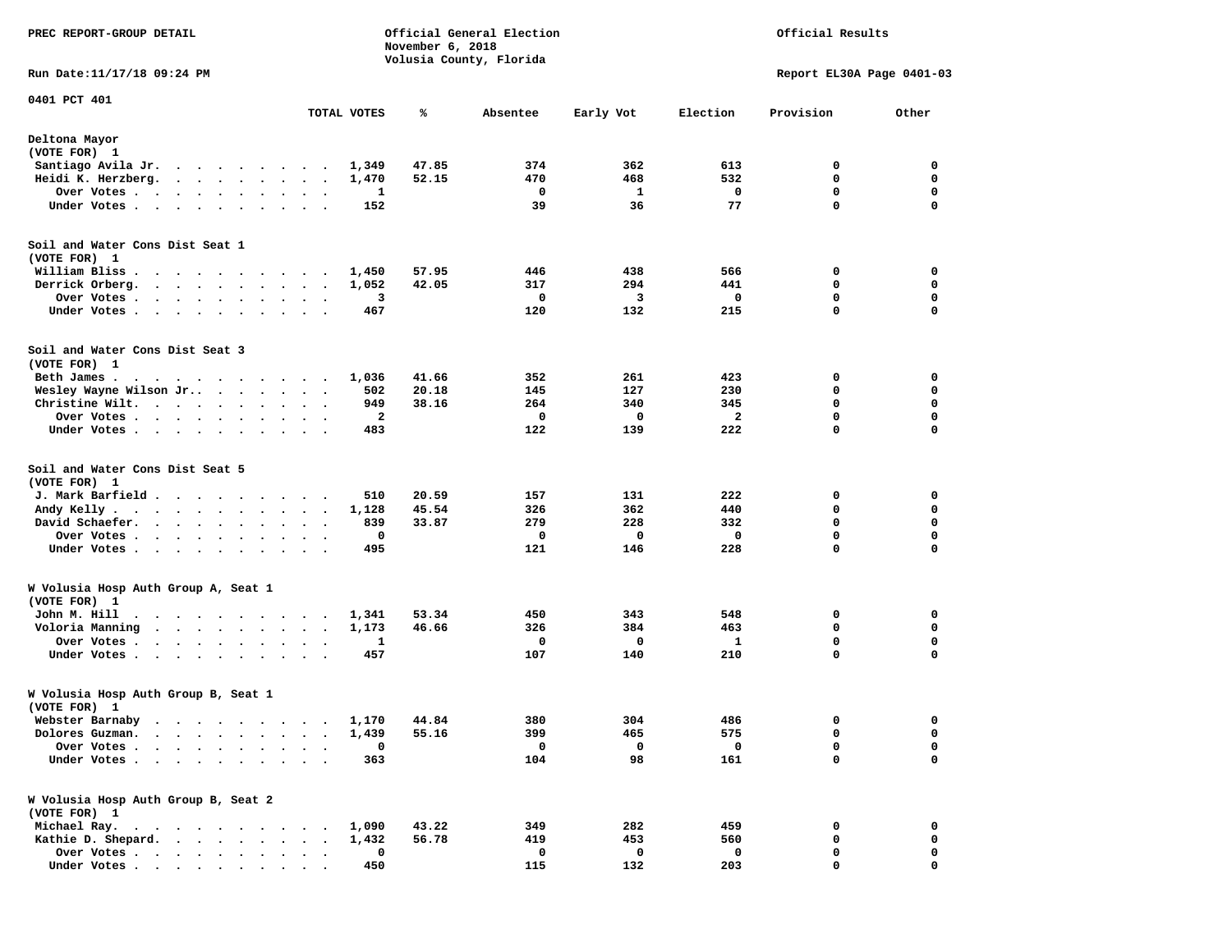PREC REPORT-GROUP DETAIL

Official General Election
November 6, 2018
Volusia County, Florida

Official Results

Run Date:11/17/18 09:24 PM

Report EL30A Page 0401-03

0401 PCT 401

| | TOTAL VOTES | % | Absentee | Early Vot | Election | Provision | Other |
|---|---|---|---|---|---|---|---|
| **Deltona Mayor** | | | | | | | |
| (VOTE FOR) 1 | | | | | | | |
| Santiago Avila Jr. | 1,349 | 47.85 | 374 | 362 | 613 | 0 | 0 |
| Heidi K. Herzberg. | 1,470 | 52.15 | 470 | 468 | 532 | 0 | 0 |
| Over Votes | 1 | | 0 | 1 | 0 | 0 | 0 |
| Under Votes | 152 | | 39 | 36 | 77 | 0 | 0 |
| **Soil and Water Cons Dist Seat 1** | | | | | | | |
| (VOTE FOR) 1 | | | | | | | |
| William Bliss | 1,450 | 57.95 | 446 | 438 | 566 | 0 | 0 |
| Derrick Orberg. | 1,052 | 42.05 | 317 | 294 | 441 | 0 | 0 |
| Over Votes | 3 | | 0 | 3 | 0 | 0 | 0 |
| Under Votes | 467 | | 120 | 132 | 215 | 0 | 0 |
| **Soil and Water Cons Dist Seat 3** | | | | | | | |
| (VOTE FOR) 1 | | | | | | | |
| Beth James | 1,036 | 41.66 | 352 | 261 | 423 | 0 | 0 |
| Wesley Wayne Wilson Jr.. | 502 | 20.18 | 145 | 127 | 230 | 0 | 0 |
| Christine Wilt. | 949 | 38.16 | 264 | 340 | 345 | 0 | 0 |
| Over Votes | 2 | | 0 | 0 | 2 | 0 | 0 |
| Under Votes | 483 | | 122 | 139 | 222 | 0 | 0 |
| **Soil and Water Cons Dist Seat 5** | | | | | | | |
| (VOTE FOR) 1 | | | | | | | |
| J. Mark Barfield | 510 | 20.59 | 157 | 131 | 222 | 0 | 0 |
| Andy Kelly | 1,128 | 45.54 | 326 | 362 | 440 | 0 | 0 |
| David Schaefer. | 839 | 33.87 | 279 | 228 | 332 | 0 | 0 |
| Over Votes | 0 | | 0 | 0 | 0 | 0 | 0 |
| Under Votes | 495 | | 121 | 146 | 228 | 0 | 0 |
| **W Volusia Hosp Auth Group A, Seat 1** | | | | | | | |
| (VOTE FOR) 1 | | | | | | | |
| John M. Hill | 1,341 | 53.34 | 450 | 343 | 548 | 0 | 0 |
| Voloria Manning | 1,173 | 46.66 | 326 | 384 | 463 | 0 | 0 |
| Over Votes | 1 | | 0 | 0 | 1 | 0 | 0 |
| Under Votes | 457 | | 107 | 140 | 210 | 0 | 0 |
| **W Volusia Hosp Auth Group B, Seat 1** | | | | | | | |
| (VOTE FOR) 1 | | | | | | | |
| Webster Barnaby | 1,170 | 44.84 | 380 | 304 | 486 | 0 | 0 |
| Dolores Guzman. | 1,439 | 55.16 | 399 | 465 | 575 | 0 | 0 |
| Over Votes | 0 | | 0 | 0 | 0 | 0 | 0 |
| Under Votes | 363 | | 104 | 98 | 161 | 0 | 0 |
| **W Volusia Hosp Auth Group B, Seat 2** | | | | | | | |
| (VOTE FOR) 1 | | | | | | | |
| Michael Ray. | 1,090 | 43.22 | 349 | 282 | 459 | 0 | 0 |
| Kathie D. Shepard. | 1,432 | 56.78 | 419 | 453 | 560 | 0 | 0 |
| Over Votes | 0 | | 0 | 0 | 0 | 0 | 0 |
| Under Votes | 450 | | 115 | 132 | 203 | 0 | 0 |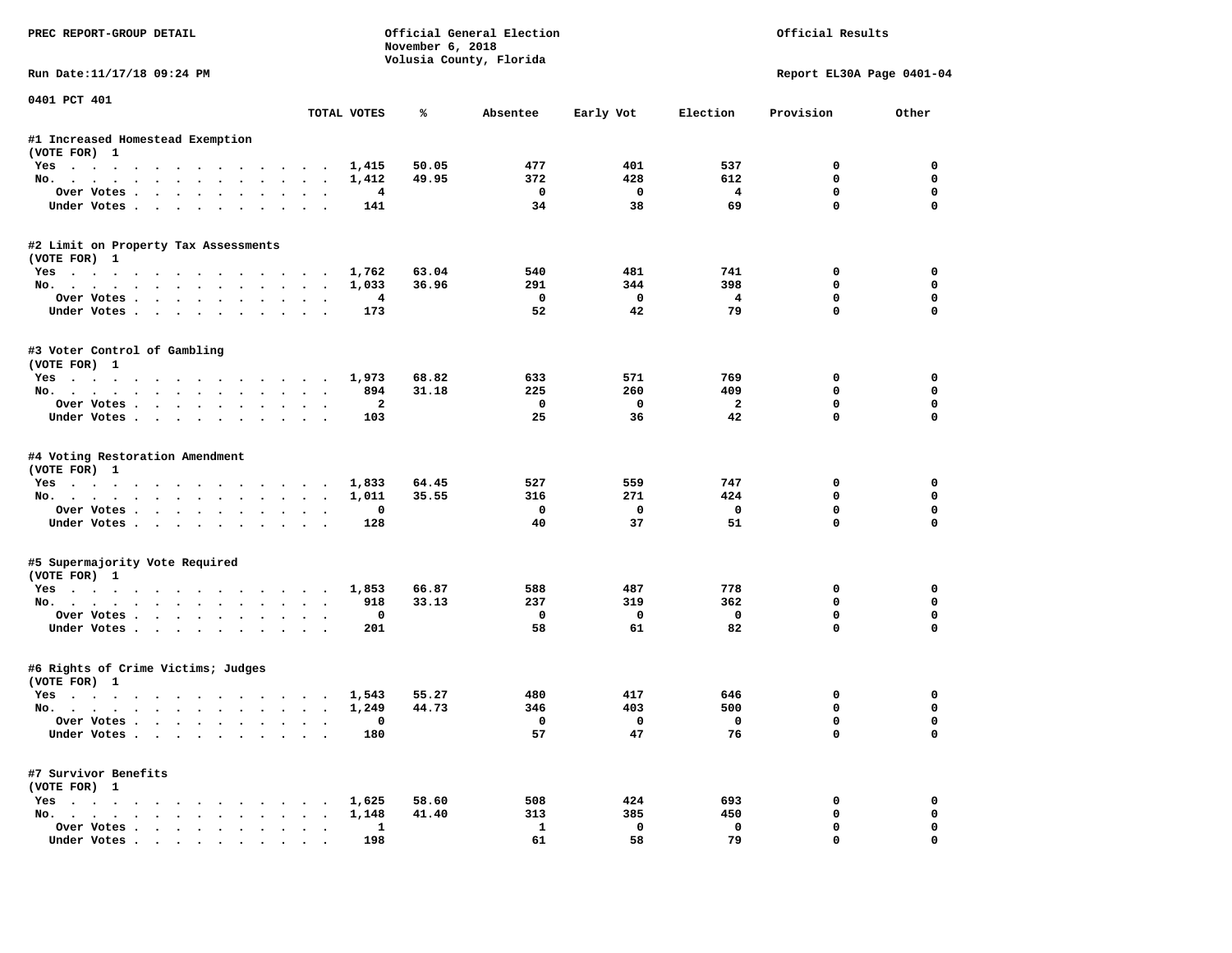PREC REPORT-GROUP DETAIL

Official General Election
November 6, 2018
Volusia County, Florida

Official Results

Run Date:11/17/18 09:24 PM

Report EL30A Page 0401-04

0401 PCT 401

| | TOTAL VOTES | % | Absentee | Early Vot | Election | Provision | Other |
|---|---|---|---|---|---|---|---|
| **#1 Increased Homestead Exemption** | | | | | | | |
| (VOTE FOR) 1 | | | | | | | |
| Yes | 1,415 | 50.05 | 477 | 401 | 537 | 0 | 0 |
| No. | 1,412 | 49.95 | 372 | 428 | 612 | 0 | 0 |
| Over Votes | 4 | | 0 | 0 | 4 | 0 | 0 |
| Under Votes | 141 | | 34 | 38 | 69 | 0 | 0 |
| **#2 Limit on Property Tax Assessments** | | | | | | | |
| (VOTE FOR) 1 | | | | | | | |
| Yes | 1,762 | 63.04 | 540 | 481 | 741 | 0 | 0 |
| No. | 1,033 | 36.96 | 291 | 344 | 398 | 0 | 0 |
| Over Votes | 4 | | 0 | 0 | 4 | 0 | 0 |
| Under Votes | 173 | | 52 | 42 | 79 | 0 | 0 |
| **#3 Voter Control of Gambling** | | | | | | | |
| (VOTE FOR) 1 | | | | | | | |
| Yes | 1,973 | 68.82 | 633 | 571 | 769 | 0 | 0 |
| No. | 894 | 31.18 | 225 | 260 | 409 | 0 | 0 |
| Over Votes | 2 | | 0 | 0 | 2 | 0 | 0 |
| Under Votes | 103 | | 25 | 36 | 42 | 0 | 0 |
| **#4 Voting Restoration Amendment** | | | | | | | |
| (VOTE FOR) 1 | | | | | | | |
| Yes | 1,833 | 64.45 | 527 | 559 | 747 | 0 | 0 |
| No. | 1,011 | 35.55 | 316 | 271 | 424 | 0 | 0 |
| Over Votes | 0 | | 0 | 0 | 0 | 0 | 0 |
| Under Votes | 128 | | 40 | 37 | 51 | 0 | 0 |
| **#5 Supermajority Vote Required** | | | | | | | |
| (VOTE FOR) 1 | | | | | | | |
| Yes | 1,853 | 66.87 | 588 | 487 | 778 | 0 | 0 |
| No. | 918 | 33.13 | 237 | 319 | 362 | 0 | 0 |
| Over Votes | 0 | | 0 | 0 | 0 | 0 | 0 |
| Under Votes | 201 | | 58 | 61 | 82 | 0 | 0 |
| **#6 Rights of Crime Victims; Judges** | | | | | | | |
| (VOTE FOR) 1 | | | | | | | |
| Yes | 1,543 | 55.27 | 480 | 417 | 646 | 0 | 0 |
| No. | 1,249 | 44.73 | 346 | 403 | 500 | 0 | 0 |
| Over Votes | 0 | | 0 | 0 | 0 | 0 | 0 |
| Under Votes | 180 | | 57 | 47 | 76 | 0 | 0 |
| **#7 Survivor Benefits** | | | | | | | |
| (VOTE FOR) 1 | | | | | | | |
| Yes | 1,625 | 58.60 | 508 | 424 | 693 | 0 | 0 |
| No. | 1,148 | 41.40 | 313 | 385 | 450 | 0 | 0 |
| Over Votes | 1 | | 1 | 0 | 0 | 0 | 0 |
| Under Votes | 198 | | 61 | 58 | 79 | 0 | 0 |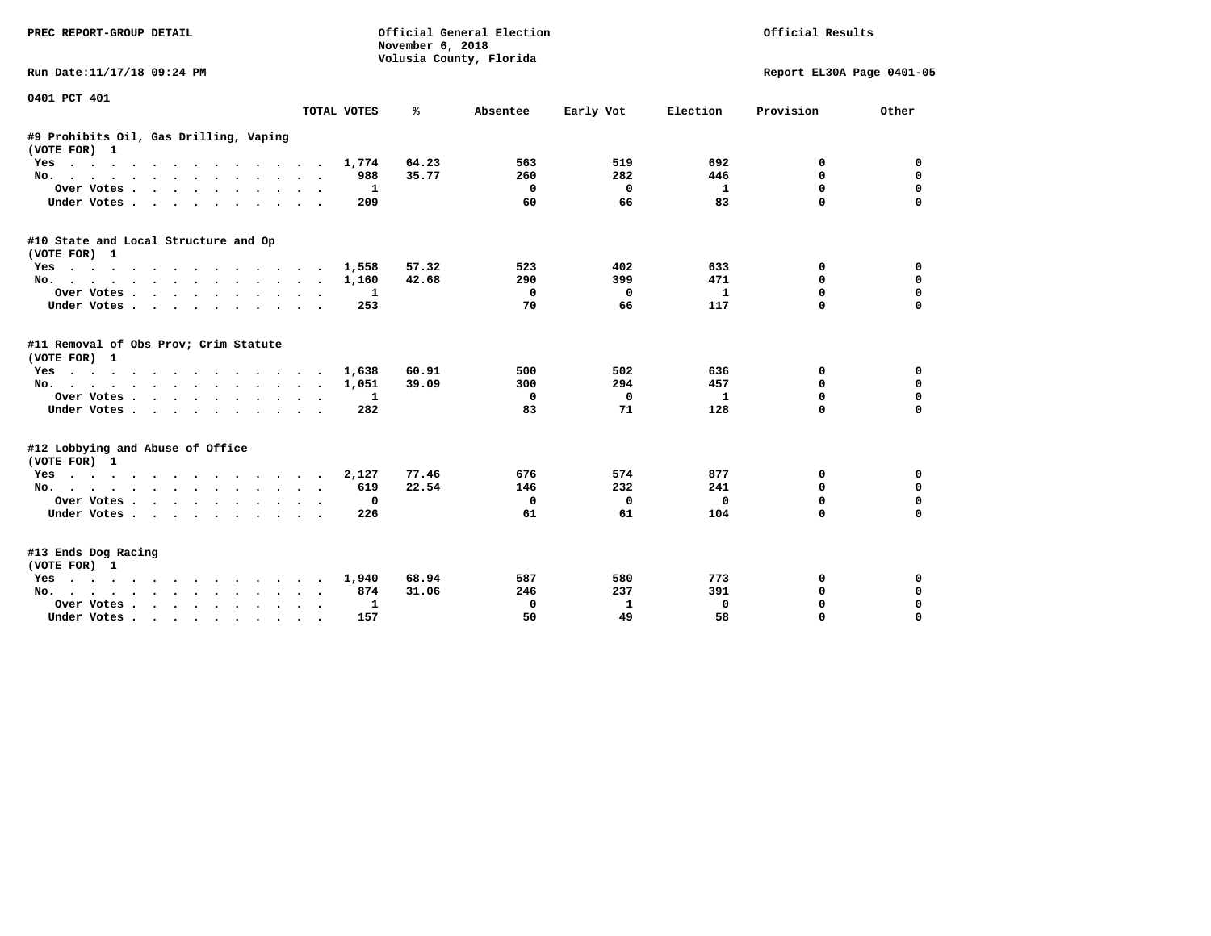PREC REPORT-GROUP DETAIL

Official General Election
November 6, 2018
Volusia County, Florida

Official Results

Run Date:11/17/18 09:24 PM

Report EL30A Page 0401-05

0401 PCT 401

| | TOTAL VOTES | % | Absentee | Early Vot | Election | Provision | Other |
|---|---|---|---|---|---|---|---|
| **#9 Prohibits Oil, Gas Drilling, Vaping (VOTE FOR) 1** | | | | | | | |
| Yes | 1,774 | 64.23 | 563 | 519 | 692 | 0 | 0 |
| No. | 988 | 35.77 | 260 | 282 | 446 | 0 | 0 |
| Over Votes | 1 | | 0 | 0 | 1 | 0 | 0 |
| Under Votes | 209 | | 60 | 66 | 83 | 0 | 0 |
| **#10 State and Local Structure and Op (VOTE FOR) 1** | | | | | | | |
| Yes | 1,558 | 57.32 | 523 | 402 | 633 | 0 | 0 |
| No. | 1,160 | 42.68 | 290 | 399 | 471 | 0 | 0 |
| Over Votes | 1 | | 0 | 0 | 1 | 0 | 0 |
| Under Votes | 253 | | 70 | 66 | 117 | 0 | 0 |
| **#11 Removal of Obs Prov; Crim Statute (VOTE FOR) 1** | | | | | | | |
| Yes | 1,638 | 60.91 | 500 | 502 | 636 | 0 | 0 |
| No. | 1,051 | 39.09 | 300 | 294 | 457 | 0 | 0 |
| Over Votes | 1 | | 0 | 0 | 1 | 0 | 0 |
| Under Votes | 282 | | 83 | 71 | 128 | 0 | 0 |
| **#12 Lobbying and Abuse of Office (VOTE FOR) 1** | | | | | | | |
| Yes | 2,127 | 77.46 | 676 | 574 | 877 | 0 | 0 |
| No. | 619 | 22.54 | 146 | 232 | 241 | 0 | 0 |
| Over Votes | 0 | | 0 | 0 | 0 | 0 | 0 |
| Under Votes | 226 | | 61 | 61 | 104 | 0 | 0 |
| **#13 Ends Dog Racing (VOTE FOR) 1** | | | | | | | |
| Yes | 1,940 | 68.94 | 587 | 580 | 773 | 0 | 0 |
| No. | 874 | 31.06 | 246 | 237 | 391 | 0 | 0 |
| Over Votes | 1 | | 0 | 1 | 0 | 0 | 0 |
| Under Votes | 157 | | 50 | 49 | 58 | 0 | 0 |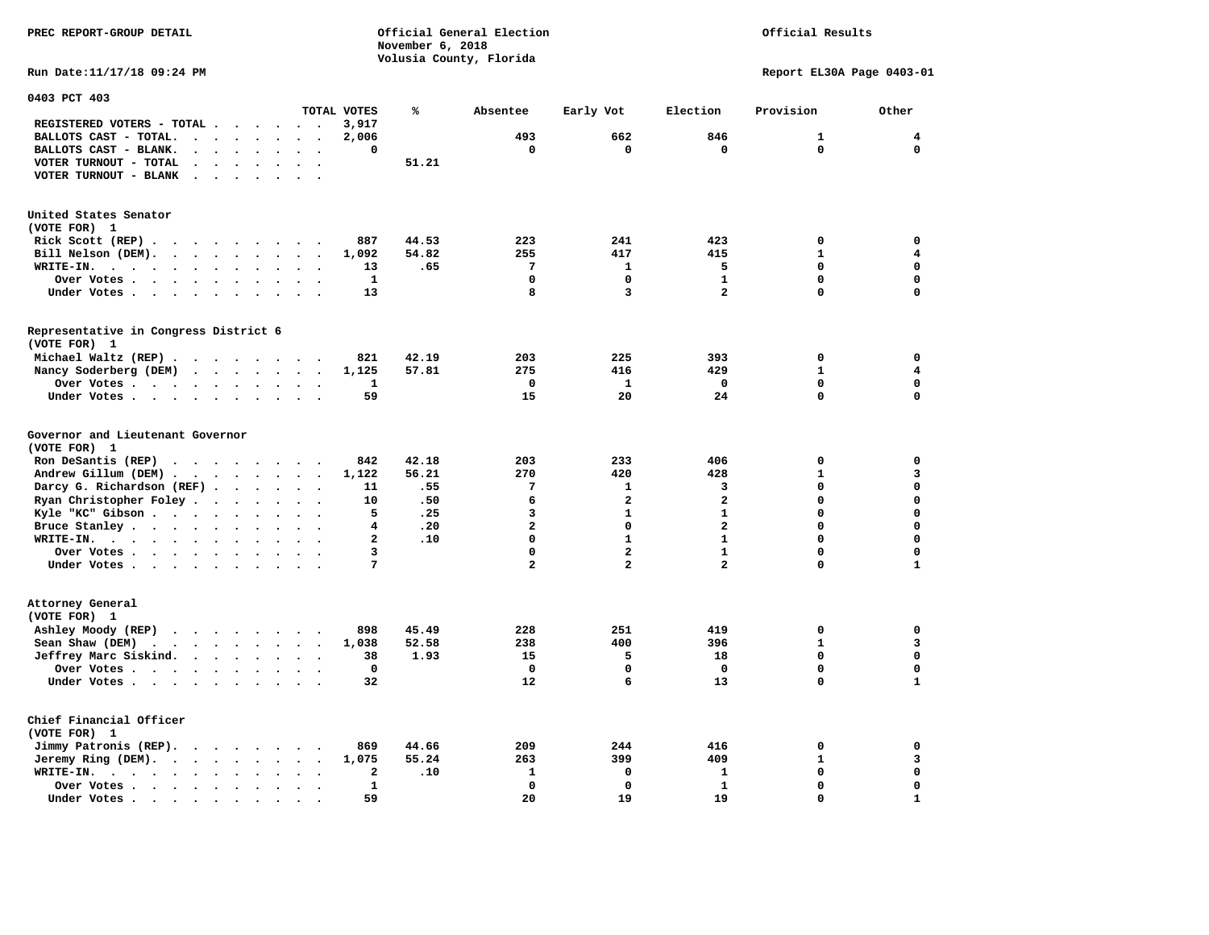PREC REPORT-GROUP DETAIL

Official General Election
November 6, 2018
Volusia County, Florida

Official Results

Run Date:11/17/18 09:24 PM

Report EL30A Page 0403-01

## 0403 PCT 403

| | TOTAL VOTES | % | Absentee | Early Vot | Election | Provision | Other |
|---|---|---|---|---|---|---|---|
| REGISTERED VOTERS - TOTAL | 3,917 | | | | | | |
| BALLOTS CAST - TOTAL. | 2,006 | | 493 | 662 | 846 | 1 | 4 |
| BALLOTS CAST - BLANK. | 0 | | 0 | 0 | 0 | 0 | 0 |
| VOTER TURNOUT - TOTAL | | 51.21 | | | | | |
| VOTER TURNOUT - BLANK | | | | | | | |

### United States Senator (VOTE FOR) 1

| | TOTAL VOTES | % | Absentee | Early Vot | Election | Provision | Other |
|---|---|---|---|---|---|---|---|
| Rick Scott (REP) | 887 | 44.53 | 223 | 241 | 423 | 0 | 0 |
| Bill Nelson (DEM). | 1,092 | 54.82 | 255 | 417 | 415 | 1 | 4 |
| WRITE-IN. | 13 | .65 | 7 | 1 | 5 | 0 | 0 |
| Over Votes | 1 | | 0 | 0 | 1 | 0 | 0 |
| Under Votes | 13 | | 8 | 3 | 2 | 0 | 0 |

### Representative in Congress District 6 (VOTE FOR) 1

| | TOTAL VOTES | % | Absentee | Early Vot | Election | Provision | Other |
|---|---|---|---|---|---|---|---|
| Michael Waltz (REP) | 821 | 42.19 | 203 | 225 | 393 | 0 | 0 |
| Nancy Soderberg (DEM) | 1,125 | 57.81 | 275 | 416 | 429 | 1 | 4 |
| Over Votes | 1 | | 0 | 1 | 0 | 0 | 0 |
| Under Votes | 59 | | 15 | 20 | 24 | 0 | 0 |

### Governor and Lieutenant Governor (VOTE FOR) 1

| | TOTAL VOTES | % | Absentee | Early Vot | Election | Provision | Other |
|---|---|---|---|---|---|---|---|
| Ron DeSantis (REP) | 842 | 42.18 | 203 | 233 | 406 | 0 | 0 |
| Andrew Gillum (DEM) | 1,122 | 56.21 | 270 | 420 | 428 | 1 | 3 |
| Darcy G. Richardson (REF) | 11 | .55 | 7 | 1 | 3 | 0 | 0 |
| Ryan Christopher Foley | 10 | .50 | 6 | 2 | 2 | 0 | 0 |
| Kyle "KC" Gibson | 5 | .25 | 3 | 1 | 1 | 0 | 0 |
| Bruce Stanley | 4 | .20 | 2 | 0 | 2 | 0 | 0 |
| WRITE-IN. | 2 | .10 | 0 | 1 | 1 | 0 | 0 |
| Over Votes | 3 | | 0 | 2 | 1 | 0 | 0 |
| Under Votes | 7 | | 2 | 2 | 2 | 0 | 1 |

### Attorney General (VOTE FOR) 1

| | TOTAL VOTES | % | Absentee | Early Vot | Election | Provision | Other |
|---|---|---|---|---|---|---|---|
| Ashley Moody (REP) | 898 | 45.49 | 228 | 251 | 419 | 0 | 0 |
| Sean Shaw (DEM) | 1,038 | 52.58 | 238 | 400 | 396 | 1 | 3 |
| Jeffrey Marc Siskind. | 38 | 1.93 | 15 | 5 | 18 | 0 | 0 |
| Over Votes | 0 | | 0 | 0 | 0 | 0 | 0 |
| Under Votes | 32 | | 12 | 6 | 13 | 0 | 1 |

### Chief Financial Officer (VOTE FOR) 1

| | TOTAL VOTES | % | Absentee | Early Vot | Election | Provision | Other |
|---|---|---|---|---|---|---|---|
| Jimmy Patronis (REP). | 869 | 44.66 | 209 | 244 | 416 | 0 | 0 |
| Jeremy Ring (DEM). | 1,075 | 55.24 | 263 | 399 | 409 | 1 | 3 |
| WRITE-IN. | 2 | .10 | 1 | 0 | 1 | 0 | 0 |
| Over Votes | 1 | | 0 | 0 | 1 | 0 | 0 |
| Under Votes | 59 | | 20 | 19 | 19 | 0 | 1 |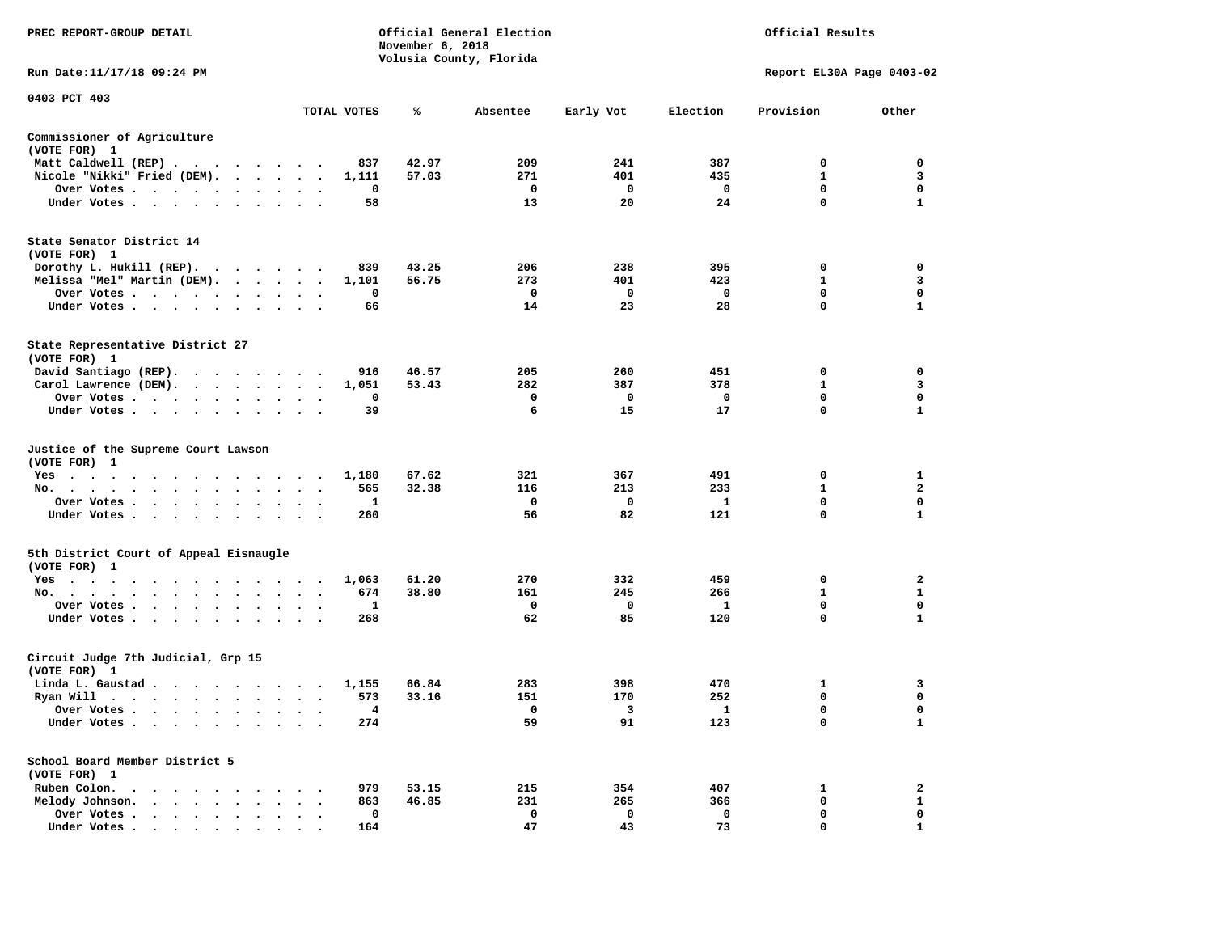PREC REPORT-GROUP DETAIL

Official General Election
November 6, 2018
Volusia County, Florida

Official Results

Run Date:11/17/18 09:24 PM

Report EL30A Page 0403-02

0403 PCT 403

| | TOTAL VOTES | % | Absentee | Early Vot | Election | Provision | Other |
|---|---|---|---|---|---|---|---|
| **Commissioner of Agriculture** | | | | | | | |
| (VOTE FOR) 1 | | | | | | | |
| Matt Caldwell (REP) | 837 | 42.97 | 209 | 241 | 387 | 0 | 0 |
| Nicole "Nikki" Fried (DEM) | 1,111 | 57.03 | 271 | 401 | 435 | 1 | 3 |
| Over Votes | 0 | | 0 | 0 | 0 | 0 | 0 |
| Under Votes | 58 | | 13 | 20 | 24 | 0 | 1 |
| **State Senator District 14** | | | | | | | |
| (VOTE FOR) 1 | | | | | | | |
| Dorothy L. Hukill (REP) | 839 | 43.25 | 206 | 238 | 395 | 0 | 0 |
| Melissa "Mel" Martin (DEM) | 1,101 | 56.75 | 273 | 401 | 423 | 1 | 3 |
| Over Votes | 0 | | 0 | 0 | 0 | 0 | 0 |
| Under Votes | 66 | | 14 | 23 | 28 | 0 | 1 |
| **State Representative District 27** | | | | | | | |
| (VOTE FOR) 1 | | | | | | | |
| David Santiago (REP) | 916 | 46.57 | 205 | 260 | 451 | 0 | 0 |
| Carol Lawrence (DEM) | 1,051 | 53.43 | 282 | 387 | 378 | 1 | 3 |
| Over Votes | 0 | | 0 | 0 | 0 | 0 | 0 |
| Under Votes | 39 | | 6 | 15 | 17 | 0 | 1 |
| **Justice of the Supreme Court Lawson** | | | | | | | |
| (VOTE FOR) 1 | | | | | | | |
| Yes | 1,180 | 67.62 | 321 | 367 | 491 | 0 | 1 |
| No | 565 | 32.38 | 116 | 213 | 233 | 1 | 2 |
| Over Votes | 1 | | 0 | 0 | 1 | 0 | 0 |
| Under Votes | 260 | | 56 | 82 | 121 | 0 | 1 |
| **5th District Court of Appeal Eisnaugle** | | | | | | | |
| (VOTE FOR) 1 | | | | | | | |
| Yes | 1,063 | 61.20 | 270 | 332 | 459 | 0 | 2 |
| No | 674 | 38.80 | 161 | 245 | 266 | 1 | 1 |
| Over Votes | 1 | | 0 | 0 | 1 | 0 | 0 |
| Under Votes | 268 | | 62 | 85 | 120 | 0 | 1 |
| **Circuit Judge 7th Judicial, Grp 15** | | | | | | | |
| (VOTE FOR) 1 | | | | | | | |
| Linda L. Gaustad | 1,155 | 66.84 | 283 | 398 | 470 | 1 | 3 |
| Ryan Will | 573 | 33.16 | 151 | 170 | 252 | 0 | 0 |
| Over Votes | 4 | | 0 | 3 | 1 | 0 | 0 |
| Under Votes | 274 | | 59 | 91 | 123 | 0 | 1 |
| **School Board Member District 5** | | | | | | | |
| (VOTE FOR) 1 | | | | | | | |
| Ruben Colon | 979 | 53.15 | 215 | 354 | 407 | 1 | 2 |
| Melody Johnson | 863 | 46.85 | 231 | 265 | 366 | 0 | 1 |
| Over Votes | 0 | | 0 | 0 | 0 | 0 | 0 |
| Under Votes | 164 | | 47 | 43 | 73 | 0 | 1 |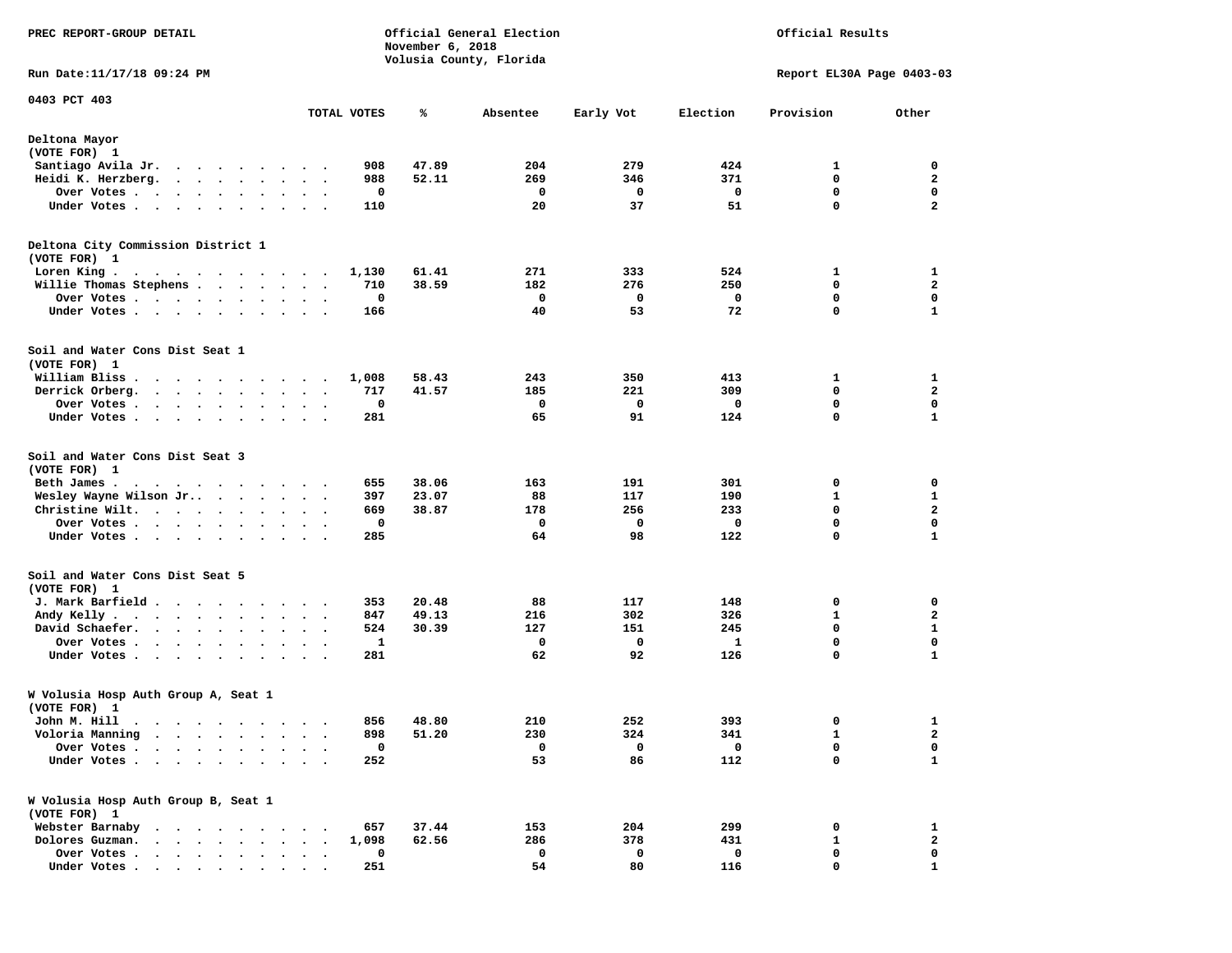PREC REPORT-GROUP DETAIL

Official General Election
November 6, 2018
Volusia County, Florida

Official Results

Run Date:11/17/18 09:24 PM

Report EL30A Page 0403-03

0403 PCT 403

| | TOTAL VOTES | % | Absentee | Early Vot | Election | Provision | Other |
|---|---|---|---|---|---|---|---|
| **Deltona Mayor** | | | | | | | |
| (VOTE FOR) 1 | | | | | | | |
| Santiago Avila Jr. | 908 | 47.89 | 204 | 279 | 424 | 1 | 0 |
| Heidi K. Herzberg. | 988 | 52.11 | 269 | 346 | 371 | 0 | 2 |
| Over Votes | 0 | | 0 | 0 | 0 | 0 | 0 |
| Under Votes | 110 | | 20 | 37 | 51 | 0 | 2 |
| **Deltona City Commission District 1** | | | | | | | |
| (VOTE FOR) 1 | | | | | | | |
| Loren King | 1,130 | 61.41 | 271 | 333 | 524 | 1 | 1 |
| Willie Thomas Stephens | 710 | 38.59 | 182 | 276 | 250 | 0 | 2 |
| Over Votes | 0 | | 0 | 0 | 0 | 0 | 0 |
| Under Votes | 166 | | 40 | 53 | 72 | 0 | 1 |
| **Soil and Water Cons Dist Seat 1** | | | | | | | |
| (VOTE FOR) 1 | | | | | | | |
| William Bliss | 1,008 | 58.43 | 243 | 350 | 413 | 1 | 1 |
| Derrick Orberg. | 717 | 41.57 | 185 | 221 | 309 | 0 | 2 |
| Over Votes | 0 | | 0 | 0 | 0 | 0 | 0 |
| Under Votes | 281 | | 65 | 91 | 124 | 0 | 1 |
| **Soil and Water Cons Dist Seat 3** | | | | | | | |
| (VOTE FOR) 1 | | | | | | | |
| Beth James | 655 | 38.06 | 163 | 191 | 301 | 0 | 0 |
| Wesley Wayne Wilson Jr.. | 397 | 23.07 | 88 | 117 | 190 | 1 | 1 |
| Christine Wilt. | 669 | 38.87 | 178 | 256 | 233 | 0 | 2 |
| Over Votes | 0 | | 0 | 0 | 0 | 0 | 0 |
| Under Votes | 285 | | 64 | 98 | 122 | 0 | 1 |
| **Soil and Water Cons Dist Seat 5** | | | | | | | |
| (VOTE FOR) 1 | | | | | | | |
| J. Mark Barfield | 353 | 20.48 | 88 | 117 | 148 | 0 | 0 |
| Andy Kelly | 847 | 49.13 | 216 | 302 | 326 | 1 | 2 |
| David Schaefer. | 524 | 30.39 | 127 | 151 | 245 | 0 | 1 |
| Over Votes | 1 | | 0 | 0 | 1 | 0 | 0 |
| Under Votes | 281 | | 62 | 92 | 126 | 0 | 1 |
| **W Volusia Hosp Auth Group A, Seat 1** | | | | | | | |
| (VOTE FOR) 1 | | | | | | | |
| John M. Hill | 856 | 48.80 | 210 | 252 | 393 | 0 | 1 |
| Voloria Manning | 898 | 51.20 | 230 | 324 | 341 | 1 | 2 |
| Over Votes | 0 | | 0 | 0 | 0 | 0 | 0 |
| Under Votes | 252 | | 53 | 86 | 112 | 0 | 1 |
| **W Volusia Hosp Auth Group B, Seat 1** | | | | | | | |
| (VOTE FOR) 1 | | | | | | | |
| Webster Barnaby | 657 | 37.44 | 153 | 204 | 299 | 0 | 1 |
| Dolores Guzman. | 1,098 | 62.56 | 286 | 378 | 431 | 1 | 2 |
| Over Votes | 0 | | 0 | 0 | 0 | 0 | 0 |
| Under Votes | 251 | | 54 | 80 | 116 | 0 | 1 |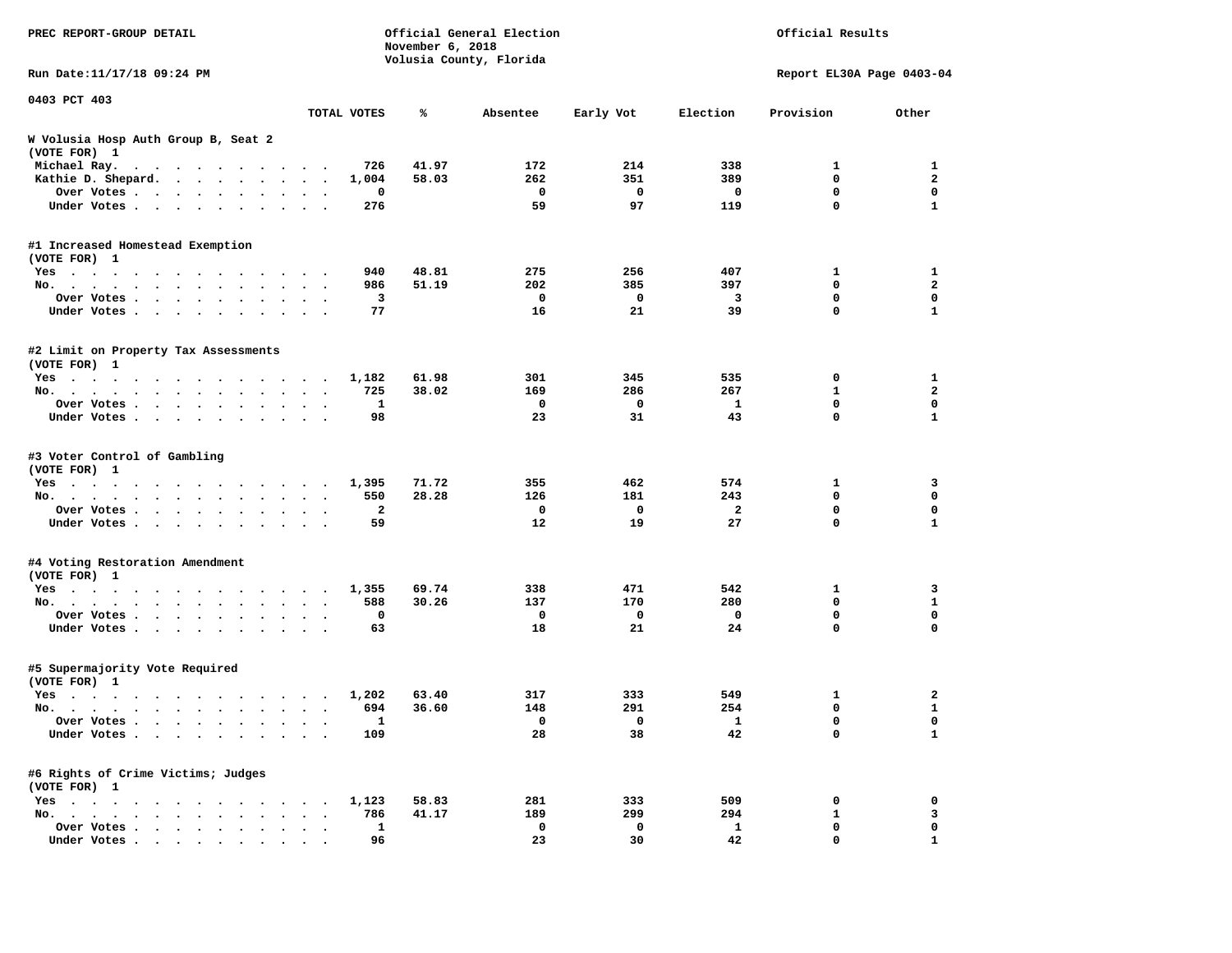PREC REPORT-GROUP DETAIL

Official General Election
November 6, 2018
Volusia County, Florida

Official Results

Run Date:11/17/18 09:24 PM

Report EL30A Page 0403-04

0403 PCT 403

| | TOTAL VOTES | % | Absentee | Early Vot | Election | Provision | Other |
|---|---|---|---|---|---|---|---|
| **W Volusia Hosp Auth Group B, Seat 2** | | | | | | | |
| **(VOTE FOR) 1** | | | | | | | |
| Michael Ray. | 726 | 41.97 | 172 | 214 | 338 | 1 | 1 |
| Kathie D. Shepard. | 1,004 | 58.03 | 262 | 351 | 389 | 0 | 2 |
| Over Votes | 0 | | 0 | 0 | 0 | 0 | 0 |
| Under Votes | 276 | | 59 | 97 | 119 | 0 | 1 |
| **#1 Increased Homestead Exemption** | | | | | | | |
| **(VOTE FOR) 1** | | | | | | | |
| Yes | 940 | 48.81 | 275 | 256 | 407 | 1 | 1 |
| No. | 986 | 51.19 | 202 | 385 | 397 | 0 | 2 |
| Over Votes | 3 | | 0 | 0 | 3 | 0 | 0 |
| Under Votes | 77 | | 16 | 21 | 39 | 0 | 1 |
| **#2 Limit on Property Tax Assessments** | | | | | | | |
| **(VOTE FOR) 1** | | | | | | | |
| Yes | 1,182 | 61.98 | 301 | 345 | 535 | 0 | 1 |
| No. | 725 | 38.02 | 169 | 286 | 267 | 1 | 2 |
| Over Votes | 1 | | 0 | 0 | 1 | 0 | 0 |
| Under Votes | 98 | | 23 | 31 | 43 | 0 | 1 |
| **#3 Voter Control of Gambling** | | | | | | | |
| **(VOTE FOR) 1** | | | | | | | |
| Yes | 1,395 | 71.72 | 355 | 462 | 574 | 1 | 3 |
| No. | 550 | 28.28 | 126 | 181 | 243 | 0 | 0 |
| Over Votes | 2 | | 0 | 0 | 2 | 0 | 0 |
| Under Votes | 59 | | 12 | 19 | 27 | 0 | 1 |
| **#4 Voting Restoration Amendment** | | | | | | | |
| **(VOTE FOR) 1** | | | | | | | |
| Yes | 1,355 | 69.74 | 338 | 471 | 542 | 1 | 3 |
| No. | 588 | 30.26 | 137 | 170 | 280 | 0 | 1 |
| Over Votes | 0 | | 0 | 0 | 0 | 0 | 0 |
| Under Votes | 63 | | 18 | 21 | 24 | 0 | 0 |
| **#5 Supermajority Vote Required** | | | | | | | |
| **(VOTE FOR) 1** | | | | | | | |
| Yes | 1,202 | 63.40 | 317 | 333 | 549 | 1 | 2 |
| No. | 694 | 36.60 | 148 | 291 | 254 | 0 | 1 |
| Over Votes | 1 | | 0 | 0 | 1 | 0 | 0 |
| Under Votes | 109 | | 28 | 38 | 42 | 0 | 1 |
| **#6 Rights of Crime Victims; Judges** | | | | | | | |
| **(VOTE FOR) 1** | | | | | | | |
| Yes | 1,123 | 58.83 | 281 | 333 | 509 | 0 | 0 |
| No. | 786 | 41.17 | 189 | 299 | 294 | 1 | 3 |
| Over Votes | 1 | | 0 | 0 | 1 | 0 | 0 |
| Under Votes | 96 | | 23 | 30 | 42 | 0 | 1 |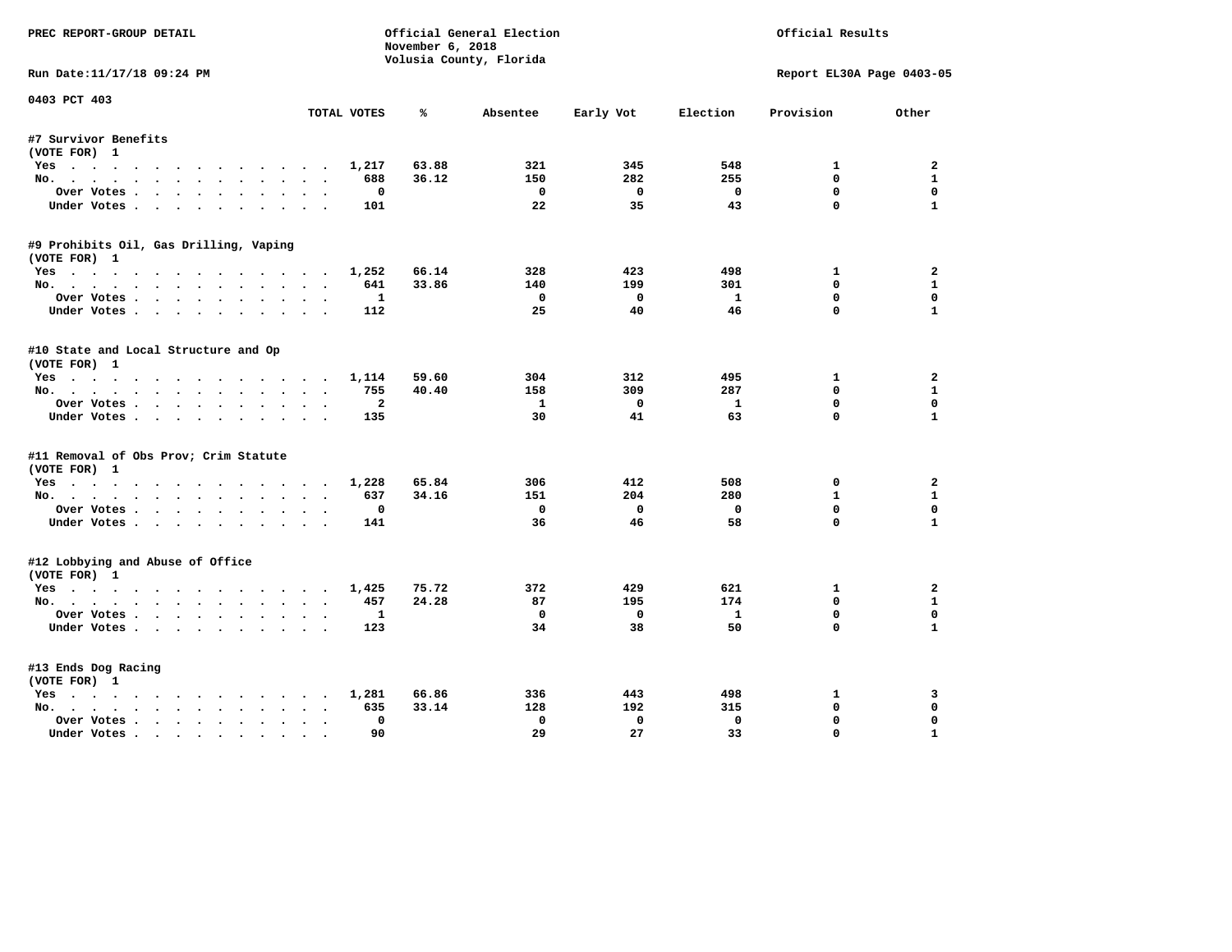PREC REPORT-GROUP DETAIL

Official General Election
November 6, 2018
Volusia County, Florida

Official Results

Run Date:11/17/18 09:24 PM

Report EL30A Page 0403-05

0403 PCT 403

| | TOTAL VOTES | % | Absentee | Early Vot | Election | Provision | Other |
|---|---|---|---|---|---|---|---|
| **#7 Survivor Benefits** | | | | | | | |
| (VOTE FOR) 1 | | | | | | | |
| Yes | 1,217 | 63.88 | 321 | 345 | 548 | 1 | 2 |
| No. | 688 | 36.12 | 150 | 282 | 255 | 0 | 1 |
| Over Votes | 0 | | 0 | 0 | 0 | 0 | 0 |
| Under Votes | 101 | | 22 | 35 | 43 | 0 | 1 |
| **#9 Prohibits Oil, Gas Drilling, Vaping** | | | | | | | |
| (VOTE FOR) 1 | | | | | | | |
| Yes | 1,252 | 66.14 | 328 | 423 | 498 | 1 | 2 |
| No. | 641 | 33.86 | 140 | 199 | 301 | 0 | 1 |
| Over Votes | 1 | | 0 | 0 | 1 | 0 | 0 |
| Under Votes | 112 | | 25 | 40 | 46 | 0 | 1 |
| **#10 State and Local Structure and Op** | | | | | | | |
| (VOTE FOR) 1 | | | | | | | |
| Yes | 1,114 | 59.60 | 304 | 312 | 495 | 1 | 2 |
| No. | 755 | 40.40 | 158 | 309 | 287 | 0 | 1 |
| Over Votes | 2 | | 1 | 0 | 1 | 0 | 0 |
| Under Votes | 135 | | 30 | 41 | 63 | 0 | 1 |
| **#11 Removal of Obs Prov; Crim Statute** | | | | | | | |
| (VOTE FOR) 1 | | | | | | | |
| Yes | 1,228 | 65.84 | 306 | 412 | 508 | 0 | 2 |
| No. | 637 | 34.16 | 151 | 204 | 280 | 1 | 1 |
| Over Votes | 0 | | 0 | 0 | 0 | 0 | 0 |
| Under Votes | 141 | | 36 | 46 | 58 | 0 | 1 |
| **#12 Lobbying and Abuse of Office** | | | | | | | |
| (VOTE FOR) 1 | | | | | | | |
| Yes | 1,425 | 75.72 | 372 | 429 | 621 | 1 | 2 |
| No. | 457 | 24.28 | 87 | 195 | 174 | 0 | 1 |
| Over Votes | 1 | | 0 | 0 | 1 | 0 | 0 |
| Under Votes | 123 | | 34 | 38 | 50 | 0 | 1 |
| **#13 Ends Dog Racing** | | | | | | | |
| (VOTE FOR) 1 | | | | | | | |
| Yes | 1,281 | 66.86 | 336 | 443 | 498 | 1 | 3 |
| No. | 635 | 33.14 | 128 | 192 | 315 | 0 | 0 |
| Over Votes | 0 | | 0 | 0 | 0 | 0 | 0 |
| Under Votes | 90 | | 29 | 27 | 33 | 0 | 1 |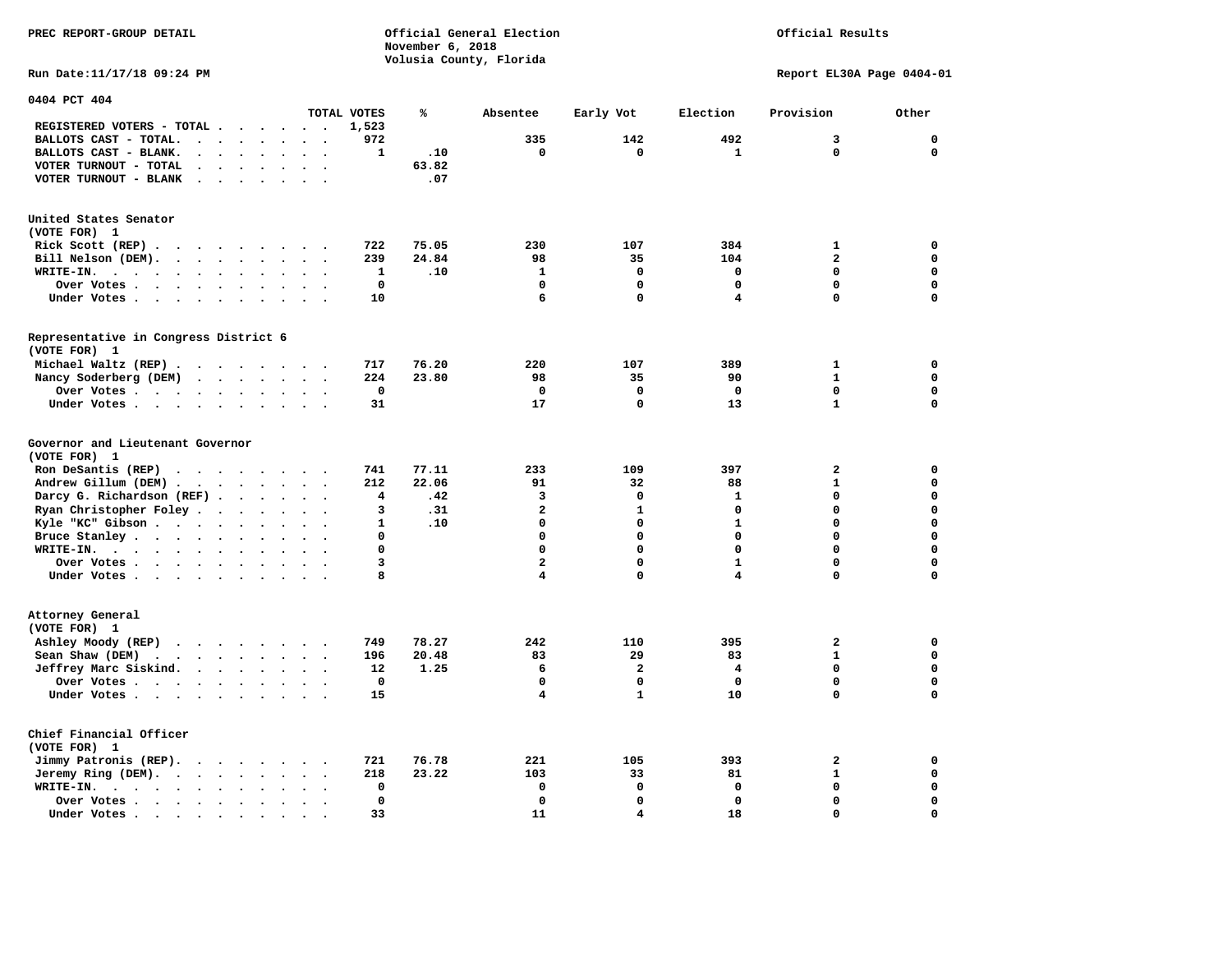PREC REPORT-GROUP DETAIL

Official General Election
November 6, 2018
Volusia County, Florida

Official Results

Run Date:11/17/18 09:24 PM

Report EL30A Page 0404-01

## 0404 PCT 404

| | TOTAL VOTES | % | Absentee | Early Vot | Election | Provision | Other |
|---|---|---|---|---|---|---|---|
| REGISTERED VOTERS - TOTAL | 1,523 | | | | | | |
| BALLOTS CAST - TOTAL. | 972 | | 335 | 142 | 492 | 3 | 0 |
| BALLOTS CAST - BLANK. | 1 | .10 | 0 | 0 | 1 | 0 | 0 |
| VOTER TURNOUT - TOTAL | | 63.82 | | | | | |
| VOTER TURNOUT - BLANK | | .07 | | | | | |

### United States Senator
(VOTE FOR) 1

| | TOTAL VOTES | % | Absentee | Early Vot | Election | Provision | Other |
|---|---|---|---|---|---|---|---|
| Rick Scott (REP) | 722 | 75.05 | 230 | 107 | 384 | 1 | 0 |
| Bill Nelson (DEM). | 239 | 24.84 | 98 | 35 | 104 | 2 | 0 |
| WRITE-IN. | 1 | .10 | 1 | 0 | 0 | 0 | 0 |
| Over Votes | 0 | | 0 | 0 | 0 | 0 | 0 |
| Under Votes | 10 | | 6 | 0 | 4 | 0 | 0 |

### Representative in Congress District 6
(VOTE FOR) 1

| | TOTAL VOTES | % | Absentee | Early Vot | Election | Provision | Other |
|---|---|---|---|---|---|---|---|
| Michael Waltz (REP) | 717 | 76.20 | 220 | 107 | 389 | 1 | 0 |
| Nancy Soderberg (DEM) | 224 | 23.80 | 98 | 35 | 90 | 1 | 0 |
| Over Votes | 0 | | 0 | 0 | 0 | 0 | 0 |
| Under Votes | 31 | | 17 | 0 | 13 | 1 | 0 |

### Governor and Lieutenant Governor
(VOTE FOR) 1

| | TOTAL VOTES | % | Absentee | Early Vot | Election | Provision | Other |
|---|---|---|---|---|---|---|---|
| Ron DeSantis (REP) | 741 | 77.11 | 233 | 109 | 397 | 2 | 0 |
| Andrew Gillum (DEM) | 212 | 22.06 | 91 | 32 | 88 | 1 | 0 |
| Darcy G. Richardson (REF) | 4 | .42 | 3 | 0 | 1 | 0 | 0 |
| Ryan Christopher Foley | 3 | .31 | 2 | 1 | 0 | 0 | 0 |
| Kyle "KC" Gibson | 1 | .10 | 0 | 0 | 1 | 0 | 0 |
| Bruce Stanley | 0 | | 0 | 0 | 0 | 0 | 0 |
| WRITE-IN. | 0 | | 0 | 0 | 0 | 0 | 0 |
| Over Votes | 3 | | 2 | 0 | 1 | 0 | 0 |
| Under Votes | 8 | | 4 | 0 | 4 | 0 | 0 |

### Attorney General
(VOTE FOR) 1

| | TOTAL VOTES | % | Absentee | Early Vot | Election | Provision | Other |
|---|---|---|---|---|---|---|---|
| Ashley Moody (REP) | 749 | 78.27 | 242 | 110 | 395 | 2 | 0 |
| Sean Shaw (DEM) | 196 | 20.48 | 83 | 29 | 83 | 1 | 0 |
| Jeffrey Marc Siskind. | 12 | 1.25 | 6 | 2 | 4 | 0 | 0 |
| Over Votes | 0 | | 0 | 0 | 0 | 0 | 0 |
| Under Votes | 15 | | 4 | 1 | 10 | 0 | 0 |

### Chief Financial Officer
(VOTE FOR) 1

| | TOTAL VOTES | % | Absentee | Early Vot | Election | Provision | Other |
|---|---|---|---|---|---|---|---|
| Jimmy Patronis (REP). | 721 | 76.78 | 221 | 105 | 393 | 2 | 0 |
| Jeremy Ring (DEM). | 218 | 23.22 | 103 | 33 | 81 | 1 | 0 |
| WRITE-IN. | 0 | | 0 | 0 | 0 | 0 | 0 |
| Over Votes | 0 | | 0 | 0 | 0 | 0 | 0 |
| Under Votes | 33 | | 11 | 4 | 18 | 0 | 0 |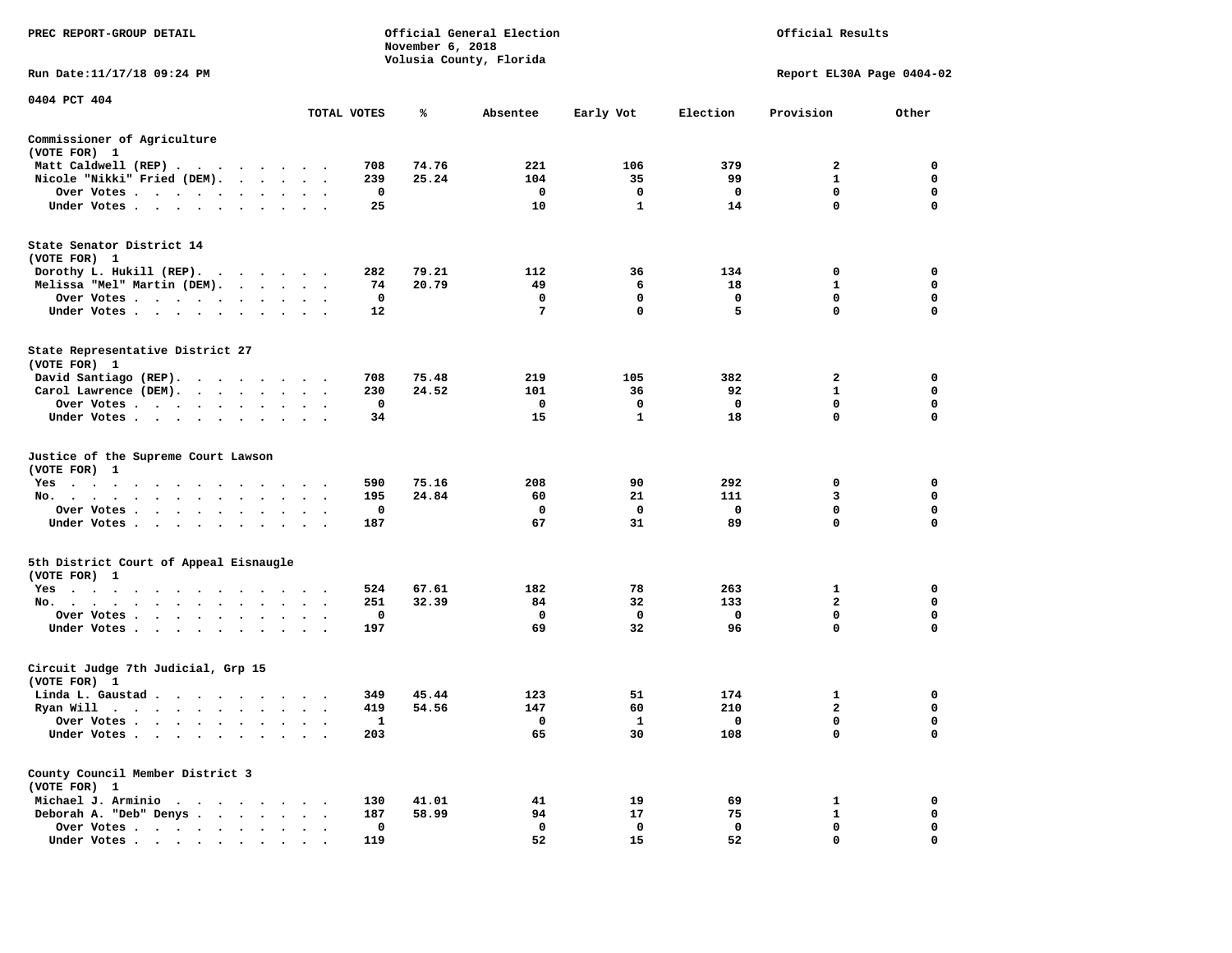PREC REPORT-GROUP DETAIL

Official General Election
November 6, 2018
Volusia County, Florida

Official Results

Run Date:11/17/18 09:24 PM

Report EL30A Page 0404-02

0404 PCT 404

| | TOTAL VOTES | % | Absentee | Early Vot | Election | Provision | Other |
|---|---|---|---|---|---|---|---|
| **Commissioner of Agriculture** | | | | | | | |
| (VOTE FOR) 1 | | | | | | | |
| Matt Caldwell (REP) | 708 | 74.76 | 221 | 106 | 379 | 2 | 0 |
| Nicole "Nikki" Fried (DEM) | 239 | 25.24 | 104 | 35 | 99 | 1 | 0 |
| Over Votes | 0 | | 0 | 0 | 0 | 0 | 0 |
| Under Votes | 25 | | 10 | 1 | 14 | 0 | 0 |
| **State Senator District 14** | | | | | | | |
| (VOTE FOR) 1 | | | | | | | |
| Dorothy L. Hukill (REP) | 282 | 79.21 | 112 | 36 | 134 | 0 | 0 |
| Melissa "Mel" Martin (DEM) | 74 | 20.79 | 49 | 6 | 18 | 1 | 0 |
| Over Votes | 0 | | 0 | 0 | 0 | 0 | 0 |
| Under Votes | 12 | | 7 | 0 | 5 | 0 | 0 |
| **State Representative District 27** | | | | | | | |
| (VOTE FOR) 1 | | | | | | | |
| David Santiago (REP) | 708 | 75.48 | 219 | 105 | 382 | 2 | 0 |
| Carol Lawrence (DEM) | 230 | 24.52 | 101 | 36 | 92 | 1 | 0 |
| Over Votes | 0 | | 0 | 0 | 0 | 0 | 0 |
| Under Votes | 34 | | 15 | 1 | 18 | 0 | 0 |
| **Justice of the Supreme Court Lawson** | | | | | | | |
| (VOTE FOR) 1 | | | | | | | |
| Yes | 590 | 75.16 | 208 | 90 | 292 | 0 | 0 |
| No | 195 | 24.84 | 60 | 21 | 111 | 3 | 0 |
| Over Votes | 0 | | 0 | 0 | 0 | 0 | 0 |
| Under Votes | 187 | | 67 | 31 | 89 | 0 | 0 |
| **5th District Court of Appeal Eisnaugle** | | | | | | | |
| (VOTE FOR) 1 | | | | | | | |
| Yes | 524 | 67.61 | 182 | 78 | 263 | 1 | 0 |
| No | 251 | 32.39 | 84 | 32 | 133 | 2 | 0 |
| Over Votes | 0 | | 0 | 0 | 0 | 0 | 0 |
| Under Votes | 197 | | 69 | 32 | 96 | 0 | 0 |
| **Circuit Judge 7th Judicial, Grp 15** | | | | | | | |
| (VOTE FOR) 1 | | | | | | | |
| Linda L. Gaustad | 349 | 45.44 | 123 | 51 | 174 | 1 | 0 |
| Ryan Will | 419 | 54.56 | 147 | 60 | 210 | 2 | 0 |
| Over Votes | 1 | | 0 | 1 | 0 | 0 | 0 |
| Under Votes | 203 | | 65 | 30 | 108 | 0 | 0 |
| **County Council Member District 3** | | | | | | | |
| (VOTE FOR) 1 | | | | | | | |
| Michael J. Arminio | 130 | 41.01 | 41 | 19 | 69 | 1 | 0 |
| Deborah A. "Deb" Denys | 187 | 58.99 | 94 | 17 | 75 | 1 | 0 |
| Over Votes | 0 | | 0 | 0 | 0 | 0 | 0 |
| Under Votes | 119 | | 52 | 15 | 52 | 0 | 0 |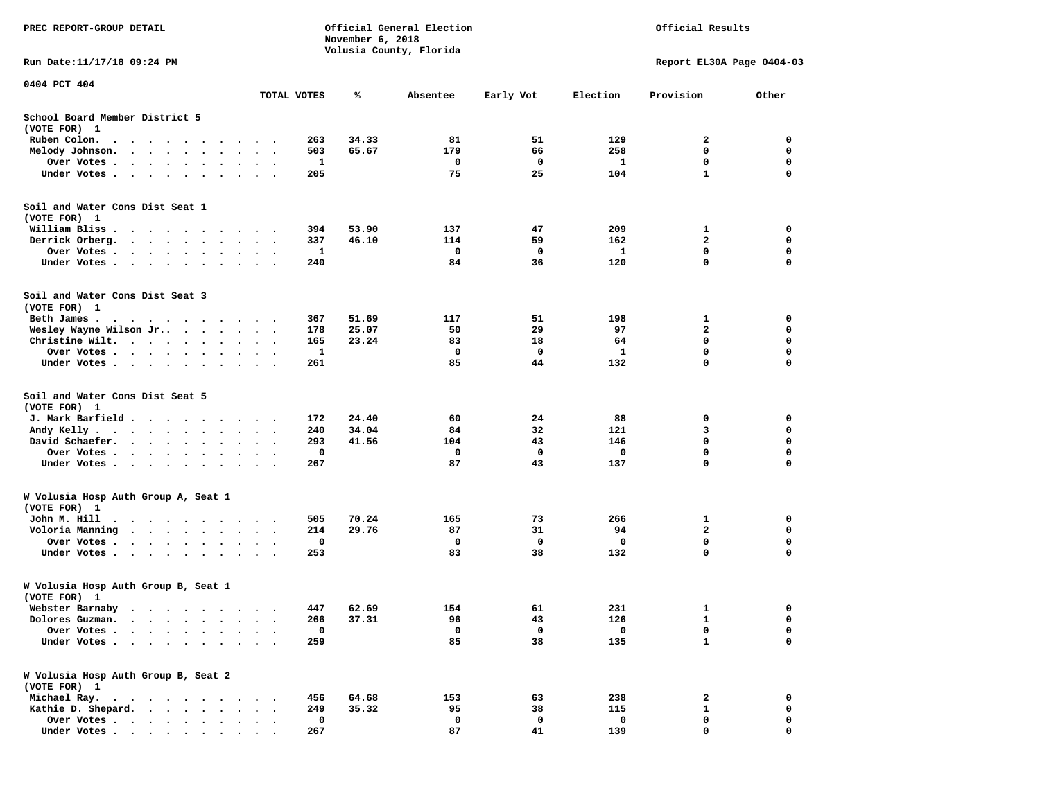PREC REPORT-GROUP DETAIL

Official General Election
November 6, 2018
Volusia County, Florida

Official Results

Run Date:11/17/18 09:24 PM

Report EL30A Page 0404-03

0404 PCT 404

| | TOTAL VOTES | % | Absentee | Early Vot | Election | Provision | Other |
|---|---|---|---|---|---|---|---|
| **School Board Member District 5** | | | | | | | |
| (VOTE FOR) 1 | | | | | | | |
| Ruben Colon. | 263 | 34.33 | 81 | 51 | 129 | 2 | 0 |
| Melody Johnson. | 503 | 65.67 | 179 | 66 | 258 | 0 | 0 |
| Over Votes | 1 | | 0 | 0 | 1 | 0 | 0 |
| Under Votes | 205 | | 75 | 25 | 104 | 1 | 0 |
| **Soil and Water Cons Dist Seat 1** | | | | | | | |
| (VOTE FOR) 1 | | | | | | | |
| William Bliss | 394 | 53.90 | 137 | 47 | 209 | 1 | 0 |
| Derrick Orberg. | 337 | 46.10 | 114 | 59 | 162 | 2 | 0 |
| Over Votes | 1 | | 0 | 0 | 1 | 0 | 0 |
| Under Votes | 240 | | 84 | 36 | 120 | 0 | 0 |
| **Soil and Water Cons Dist Seat 3** | | | | | | | |
| (VOTE FOR) 1 | | | | | | | |
| Beth James | 367 | 51.69 | 117 | 51 | 198 | 1 | 0 |
| Wesley Wayne Wilson Jr.. | 178 | 25.07 | 50 | 29 | 97 | 2 | 0 |
| Christine Wilt. | 165 | 23.24 | 83 | 18 | 64 | 0 | 0 |
| Over Votes | 1 | | 0 | 0 | 1 | 0 | 0 |
| Under Votes | 261 | | 85 | 44 | 132 | 0 | 0 |
| **Soil and Water Cons Dist Seat 5** | | | | | | | |
| (VOTE FOR) 1 | | | | | | | |
| J. Mark Barfield | 172 | 24.40 | 60 | 24 | 88 | 0 | 0 |
| Andy Kelly | 240 | 34.04 | 84 | 32 | 121 | 3 | 0 |
| David Schaefer. | 293 | 41.56 | 104 | 43 | 146 | 0 | 0 |
| Over Votes | 0 | | 0 | 0 | 0 | 0 | 0 |
| Under Votes | 267 | | 87 | 43 | 137 | 0 | 0 |
| **W Volusia Hosp Auth Group A, Seat 1** | | | | | | | |
| (VOTE FOR) 1 | | | | | | | |
| John M. Hill | 505 | 70.24 | 165 | 73 | 266 | 1 | 0 |
| Voloria Manning | 214 | 29.76 | 87 | 31 | 94 | 2 | 0 |
| Over Votes | 0 | | 0 | 0 | 0 | 0 | 0 |
| Under Votes | 253 | | 83 | 38 | 132 | 0 | 0 |
| **W Volusia Hosp Auth Group B, Seat 1** | | | | | | | |
| (VOTE FOR) 1 | | | | | | | |
| Webster Barnaby | 447 | 62.69 | 154 | 61 | 231 | 1 | 0 |
| Dolores Guzman. | 266 | 37.31 | 96 | 43 | 126 | 1 | 0 |
| Over Votes | 0 | | 0 | 0 | 0 | 0 | 0 |
| Under Votes | 259 | | 85 | 38 | 135 | 1 | 0 |
| **W Volusia Hosp Auth Group B, Seat 2** | | | | | | | |
| (VOTE FOR) 1 | | | | | | | |
| Michael Ray. | 456 | 64.68 | 153 | 63 | 238 | 2 | 0 |
| Kathie D. Shepard. | 249 | 35.32 | 95 | 38 | 115 | 1 | 0 |
| Over Votes | 0 | | 0 | 0 | 0 | 0 | 0 |
| Under Votes | 267 | | 87 | 41 | 139 | 0 | 0 |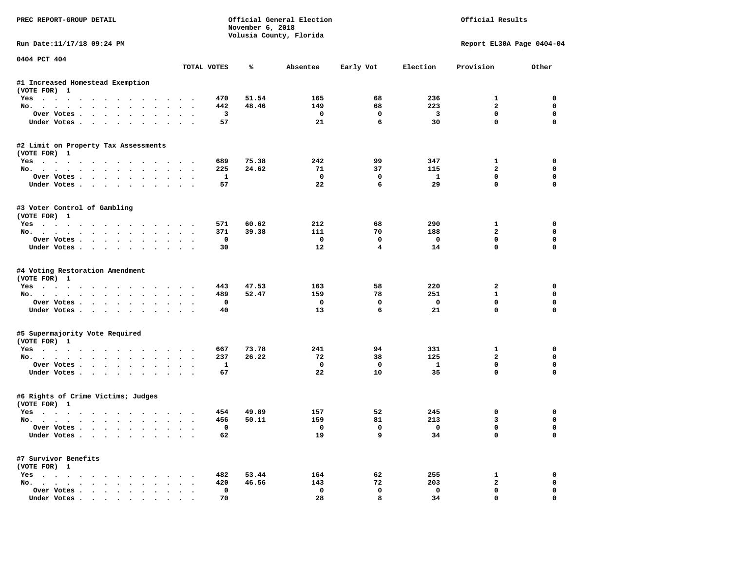PREC REPORT-GROUP DETAIL

Official General Election
November 6, 2018
Volusia County, Florida

Official Results

Run Date:11/17/18 09:24 PM

Report EL30A Page 0404-04

0404 PCT 404

| | TOTAL VOTES | % | Absentee | Early Vot | Election | Provision | Other |
|---|---|---|---|---|---|---|---|
| **#1 Increased Homestead Exemption** | | | | | | | |
| (VOTE FOR) 1 | | | | | | | |
| Yes | 470 | 51.54 | 165 | 68 | 236 | 1 | 0 |
| No. | 442 | 48.46 | 149 | 68 | 223 | 2 | 0 |
| Over Votes | 3 | | 0 | 0 | 3 | 0 | 0 |
| Under Votes | 57 | | 21 | 6 | 30 | 0 | 0 |
| **#2 Limit on Property Tax Assessments** | | | | | | | |
| (VOTE FOR) 1 | | | | | | | |
| Yes | 689 | 75.38 | 242 | 99 | 347 | 1 | 0 |
| No. | 225 | 24.62 | 71 | 37 | 115 | 2 | 0 |
| Over Votes | 1 | | 0 | 0 | 1 | 0 | 0 |
| Under Votes | 57 | | 22 | 6 | 29 | 0 | 0 |
| **#3 Voter Control of Gambling** | | | | | | | |
| (VOTE FOR) 1 | | | | | | | |
| Yes | 571 | 60.62 | 212 | 68 | 290 | 1 | 0 |
| No. | 371 | 39.38 | 111 | 70 | 188 | 2 | 0 |
| Over Votes | 0 | | 0 | 0 | 0 | 0 | 0 |
| Under Votes | 30 | | 12 | 4 | 14 | 0 | 0 |
| **#4 Voting Restoration Amendment** | | | | | | | |
| (VOTE FOR) 1 | | | | | | | |
| Yes | 443 | 47.53 | 163 | 58 | 220 | 2 | 0 |
| No. | 489 | 52.47 | 159 | 78 | 251 | 1 | 0 |
| Over Votes | 0 | | 0 | 0 | 0 | 0 | 0 |
| Under Votes | 40 | | 13 | 6 | 21 | 0 | 0 |
| **#5 Supermajority Vote Required** | | | | | | | |
| (VOTE FOR) 1 | | | | | | | |
| Yes | 667 | 73.78 | 241 | 94 | 331 | 1 | 0 |
| No. | 237 | 26.22 | 72 | 38 | 125 | 2 | 0 |
| Over Votes | 1 | | 0 | 0 | 1 | 0 | 0 |
| Under Votes | 67 | | 22 | 10 | 35 | 0 | 0 |
| **#6 Rights of Crime Victims; Judges** | | | | | | | |
| (VOTE FOR) 1 | | | | | | | |
| Yes | 454 | 49.89 | 157 | 52 | 245 | 0 | 0 |
| No. | 456 | 50.11 | 159 | 81 | 213 | 3 | 0 |
| Over Votes | 0 | | 0 | 0 | 0 | 0 | 0 |
| Under Votes | 62 | | 19 | 9 | 34 | 0 | 0 |
| **#7 Survivor Benefits** | | | | | | | |
| (VOTE FOR) 1 | | | | | | | |
| Yes | 482 | 53.44 | 164 | 62 | 255 | 1 | 0 |
| No. | 420 | 46.56 | 143 | 72 | 203 | 2 | 0 |
| Over Votes | 0 | | 0 | 0 | 0 | 0 | 0 |
| Under Votes | 70 | | 28 | 8 | 34 | 0 | 0 |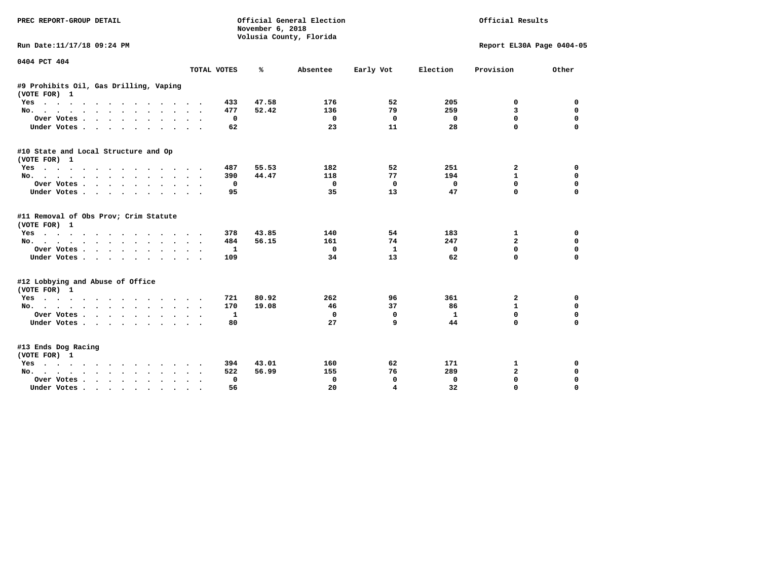PREC REPORT-GROUP DETAIL

Official General Election
November 6, 2018
Volusia County, Florida

Official Results

Run Date:11/17/18 09:24 PM

Report EL30A Page 0404-05

0404 PCT 404

| | TOTAL VOTES | % | Absentee | Early Vot | Election | Provision | Other |
|---|---|---|---|---|---|---|---|
| **#9 Prohibits Oil, Gas Drilling, Vaping** | | | | | | | |
| (VOTE FOR) 1 | | | | | | | |
| Yes | 433 | 47.58 | 176 | 52 | 205 | 0 | 0 |
| No. | 477 | 52.42 | 136 | 79 | 259 | 3 | 0 |
| Over Votes | 0 | | 0 | 0 | 0 | 0 | 0 |
| Under Votes | 62 | | 23 | 11 | 28 | 0 | 0 |
| **#10 State and Local Structure and Op** | | | | | | | |
| (VOTE FOR) 1 | | | | | | | |
| Yes | 487 | 55.53 | 182 | 52 | 251 | 2 | 0 |
| No. | 390 | 44.47 | 118 | 77 | 194 | 1 | 0 |
| Over Votes | 0 | | 0 | 0 | 0 | 0 | 0 |
| Under Votes | 95 | | 35 | 13 | 47 | 0 | 0 |
| **#11 Removal of Obs Prov; Crim Statute** | | | | | | | |
| (VOTE FOR) 1 | | | | | | | |
| Yes | 378 | 43.85 | 140 | 54 | 183 | 1 | 0 |
| No. | 484 | 56.15 | 161 | 74 | 247 | 2 | 0 |
| Over Votes | 1 | | 0 | 1 | 0 | 0 | 0 |
| Under Votes | 109 | | 34 | 13 | 62 | 0 | 0 |
| **#12 Lobbying and Abuse of Office** | | | | | | | |
| (VOTE FOR) 1 | | | | | | | |
| Yes | 721 | 80.92 | 262 | 96 | 361 | 2 | 0 |
| No. | 170 | 19.08 | 46 | 37 | 86 | 1 | 0 |
| Over Votes | 1 | | 0 | 0 | 1 | 0 | 0 |
| Under Votes | 80 | | 27 | 9 | 44 | 0 | 0 |
| **#13 Ends Dog Racing** | | | | | | | |
| (VOTE FOR) 1 | | | | | | | |
| Yes | 394 | 43.01 | 160 | 62 | 171 | 1 | 0 |
| No. | 522 | 56.99 | 155 | 76 | 289 | 2 | 0 |
| Over Votes | 0 | | 0 | 0 | 0 | 0 | 0 |
| Under Votes | 56 | | 20 | 4 | 32 | 0 | 0 |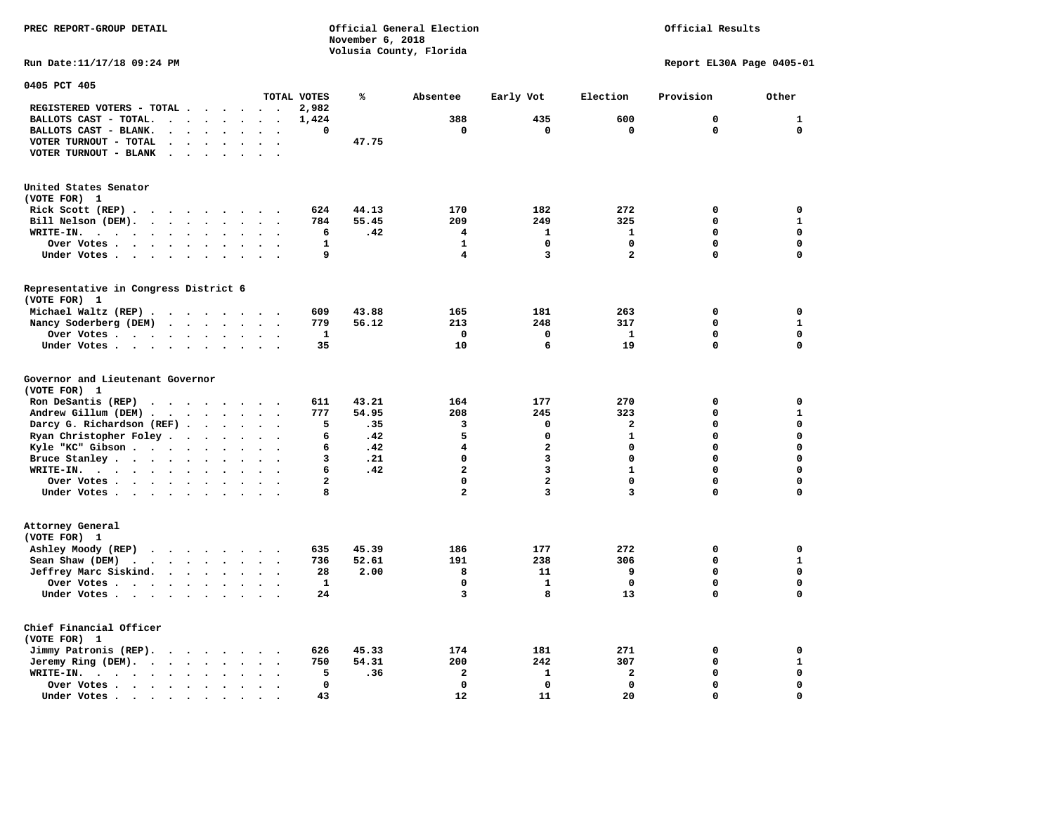PREC REPORT-GROUP DETAIL

Official General Election
November 6, 2018
Volusia County, Florida

Official Results

Run Date:11/17/18 09:24 PM

Report EL30A Page 0405-01

## 0405 PCT 405

| | TOTAL VOTES | % | Absentee | Early Vot | Election | Provision | Other |
|---|---|---|---|---|---|---|---|
| REGISTERED VOTERS - TOTAL | 2,982 | | | | | | |
| BALLOTS CAST - TOTAL. | 1,424 | | 388 | 435 | 600 | 0 | 1 |
| BALLOTS CAST - BLANK. | 0 | | 0 | 0 | 0 | 0 | 0 |
| VOTER TURNOUT - TOTAL | | 47.75 | | | | | |
| VOTER TURNOUT - BLANK | | | | | | | |

### United States Senator
(VOTE FOR) 1

| | TOTAL VOTES | % | Absentee | Early Vot | Election | Provision | Other |
|---|---|---|---|---|---|---|---|
| Rick Scott (REP) | 624 | 44.13 | 170 | 182 | 272 | 0 | 0 |
| Bill Nelson (DEM). | 784 | 55.45 | 209 | 249 | 325 | 0 | 1 |
| WRITE-IN. | 6 | .42 | 4 | 1 | 1 | 0 | 0 |
| Over Votes | 1 | | 1 | 0 | 0 | 0 | 0 |
| Under Votes | 9 | | 4 | 3 | 2 | 0 | 0 |

### Representative in Congress District 6
(VOTE FOR) 1

| | TOTAL VOTES | % | Absentee | Early Vot | Election | Provision | Other |
|---|---|---|---|---|---|---|---|
| Michael Waltz (REP) | 609 | 43.88 | 165 | 181 | 263 | 0 | 0 |
| Nancy Soderberg (DEM) | 779 | 56.12 | 213 | 248 | 317 | 0 | 1 |
| Over Votes | 1 | | 0 | 0 | 1 | 0 | 0 |
| Under Votes | 35 | | 10 | 6 | 19 | 0 | 0 |

### Governor and Lieutenant Governor
(VOTE FOR) 1

| | TOTAL VOTES | % | Absentee | Early Vot | Election | Provision | Other |
|---|---|---|---|---|---|---|---|
| Ron DeSantis (REP) | 611 | 43.21 | 164 | 177 | 270 | 0 | 0 |
| Andrew Gillum (DEM) | 777 | 54.95 | 208 | 245 | 323 | 0 | 1 |
| Darcy G. Richardson (REF) | 5 | .35 | 3 | 0 | 2 | 0 | 0 |
| Ryan Christopher Foley | 6 | .42 | 5 | 0 | 1 | 0 | 0 |
| Kyle "KC" Gibson | 6 | .42 | 4 | 2 | 0 | 0 | 0 |
| Bruce Stanley | 3 | .21 | 0 | 3 | 0 | 0 | 0 |
| WRITE-IN. | 6 | .42 | 2 | 3 | 1 | 0 | 0 |
| Over Votes | 2 | | 0 | 2 | 0 | 0 | 0 |
| Under Votes | 8 | | 2 | 3 | 3 | 0 | 0 |

### Attorney General
(VOTE FOR) 1

| | TOTAL VOTES | % | Absentee | Early Vot | Election | Provision | Other |
|---|---|---|---|---|---|---|---|
| Ashley Moody (REP) | 635 | 45.39 | 186 | 177 | 272 | 0 | 0 |
| Sean Shaw (DEM) | 736 | 52.61 | 191 | 238 | 306 | 0 | 1 |
| Jeffrey Marc Siskind. | 28 | 2.00 | 8 | 11 | 9 | 0 | 0 |
| Over Votes | 1 | | 0 | 1 | 0 | 0 | 0 |
| Under Votes | 24 | | 3 | 8 | 13 | 0 | 0 |

### Chief Financial Officer
(VOTE FOR) 1

| | TOTAL VOTES | % | Absentee | Early Vot | Election | Provision | Other |
|---|---|---|---|---|---|---|---|
| Jimmy Patronis (REP). | 626 | 45.33 | 174 | 181 | 271 | 0 | 0 |
| Jeremy Ring (DEM). | 750 | 54.31 | 200 | 242 | 307 | 0 | 1 |
| WRITE-IN. | 5 | .36 | 2 | 1 | 2 | 0 | 0 |
| Over Votes | 0 | | 0 | 0 | 0 | 0 | 0 |
| Under Votes | 43 | | 12 | 11 | 20 | 0 | 0 |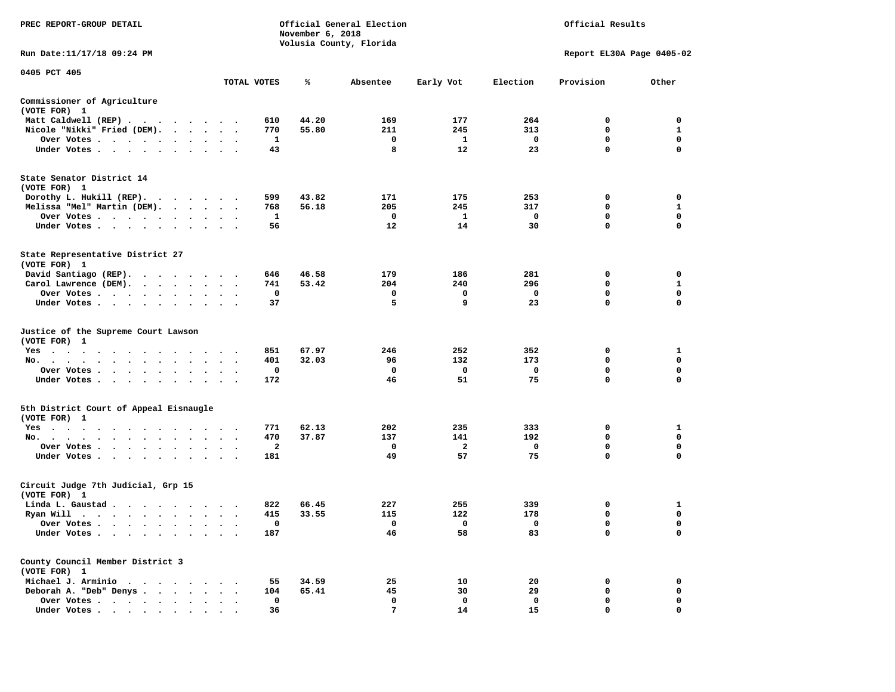PREC REPORT-GROUP DETAIL — Official General Election, November 6, 2018, Volusia County, Florida — Official Results

Run Date:11/17/18 09:24 PM — Report EL30A Page 0405-02

**0405 PCT 405**

| | TOTAL VOTES | % | Absentee | Early Vot | Election | Provision | Other |
|---|---|---|---|---|---|---|---|
| **Commissioner of Agriculture (VOTE FOR) 1** | | | | | | | |
| Matt Caldwell (REP) | 610 | 44.20 | 169 | 177 | 264 | 0 | 0 |
| Nicole "Nikki" Fried (DEM) | 770 | 55.80 | 211 | 245 | 313 | 0 | 1 |
| Over Votes | 1 | | 0 | 1 | 0 | 0 | 0 |
| Under Votes | 43 | | 8 | 12 | 23 | 0 | 0 |
| **State Senator District 14 (VOTE FOR) 1** | | | | | | | |
| Dorothy L. Hukill (REP) | 599 | 43.82 | 171 | 175 | 253 | 0 | 0 |
| Melissa "Mel" Martin (DEM) | 768 | 56.18 | 205 | 245 | 317 | 0 | 1 |
| Over Votes | 1 | | 0 | 1 | 0 | 0 | 0 |
| Under Votes | 56 | | 12 | 14 | 30 | 0 | 0 |
| **State Representative District 27 (VOTE FOR) 1** | | | | | | | |
| David Santiago (REP) | 646 | 46.58 | 179 | 186 | 281 | 0 | 0 |
| Carol Lawrence (DEM) | 741 | 53.42 | 204 | 240 | 296 | 0 | 1 |
| Over Votes | 0 | | 0 | 0 | 0 | 0 | 0 |
| Under Votes | 37 | | 5 | 9 | 23 | 0 | 0 |
| **Justice of the Supreme Court Lawson (VOTE FOR) 1** | | | | | | | |
| Yes | 851 | 67.97 | 246 | 252 | 352 | 0 | 1 |
| No | 401 | 32.03 | 96 | 132 | 173 | 0 | 0 |
| Over Votes | 0 | | 0 | 0 | 0 | 0 | 0 |
| Under Votes | 172 | | 46 | 51 | 75 | 0 | 0 |
| **5th District Court of Appeal Eisnaugle (VOTE FOR) 1** | | | | | | | |
| Yes | 771 | 62.13 | 202 | 235 | 333 | 0 | 1 |
| No | 470 | 37.87 | 137 | 141 | 192 | 0 | 0 |
| Over Votes | 2 | | 0 | 2 | 0 | 0 | 0 |
| Under Votes | 181 | | 49 | 57 | 75 | 0 | 0 |
| **Circuit Judge 7th Judicial, Grp 15 (VOTE FOR) 1** | | | | | | | |
| Linda L. Gaustad | 822 | 66.45 | 227 | 255 | 339 | 0 | 1 |
| Ryan Will | 415 | 33.55 | 115 | 122 | 178 | 0 | 0 |
| Over Votes | 0 | | 0 | 0 | 0 | 0 | 0 |
| Under Votes | 187 | | 46 | 58 | 83 | 0 | 0 |
| **County Council Member District 3 (VOTE FOR) 1** | | | | | | | |
| Michael J. Arminio | 55 | 34.59 | 25 | 10 | 20 | 0 | 0 |
| Deborah A. "Deb" Denys | 104 | 65.41 | 45 | 30 | 29 | 0 | 0 |
| Over Votes | 0 | | 0 | 0 | 0 | 0 | 0 |
| Under Votes | 36 | | 7 | 14 | 15 | 0 | 0 |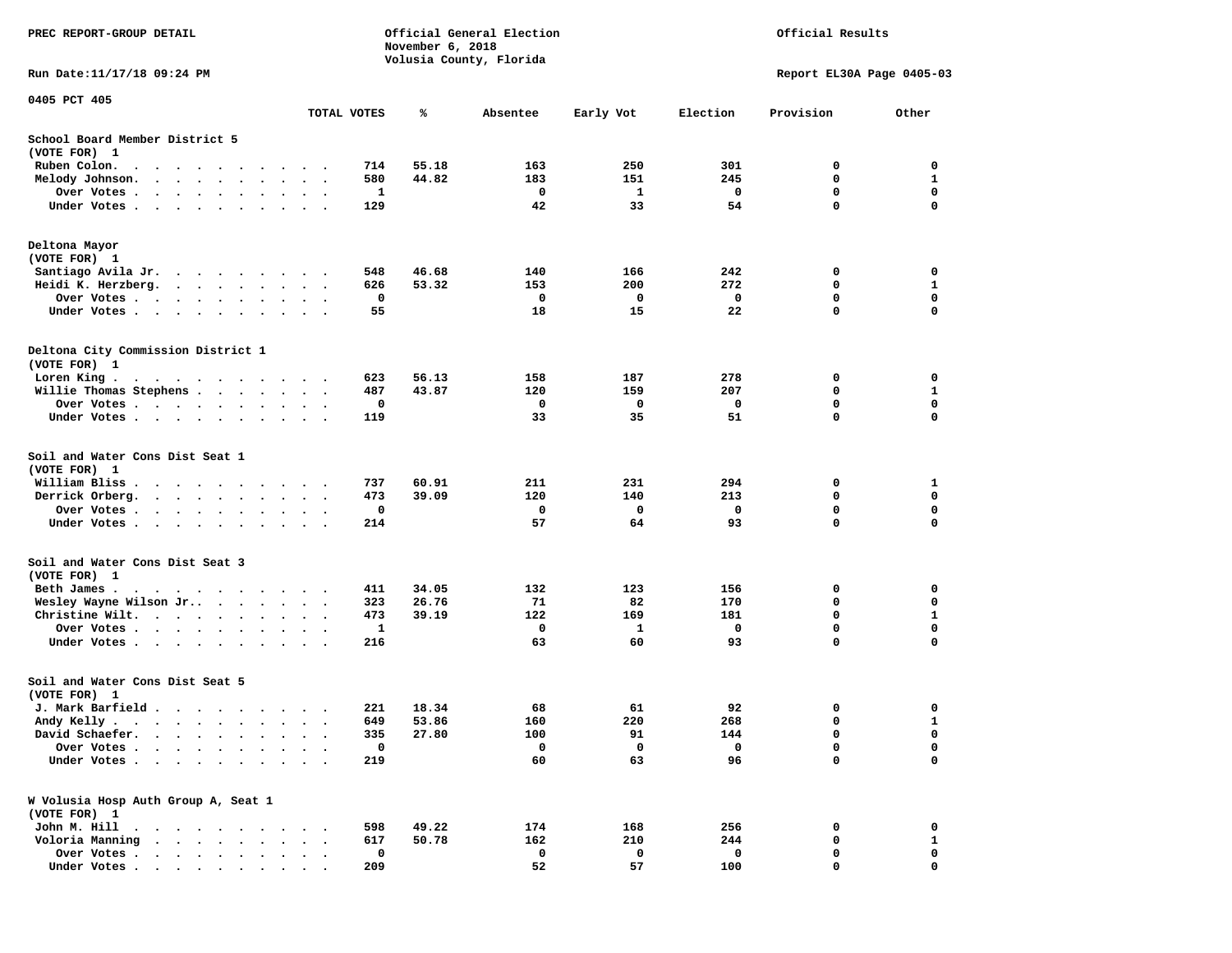PREC REPORT-GROUP DETAIL

Official General Election
November 6, 2018
Volusia County, Florida

Official Results

Run Date:11/17/18 09:24 PM

Report EL30A Page 0405-03

0405 PCT 405

| | TOTAL VOTES | % | Absentee | Early Vot | Election | Provision | Other |
|---|---|---|---|---|---|---|---|
| **School Board Member District 5** | | | | | | | |
| (VOTE FOR) 1 | | | | | | | |
| Ruben Colon. | 714 | 55.18 | 163 | 250 | 301 | 0 | 0 |
| Melody Johnson. | 580 | 44.82 | 183 | 151 | 245 | 0 | 1 |
| Over Votes | 1 | | 0 | 1 | 0 | 0 | 0 |
| Under Votes | 129 | | 42 | 33 | 54 | 0 | 0 |
| **Deltona Mayor** | | | | | | | |
| (VOTE FOR) 1 | | | | | | | |
| Santiago Avila Jr. | 548 | 46.68 | 140 | 166 | 242 | 0 | 0 |
| Heidi K. Herzberg. | 626 | 53.32 | 153 | 200 | 272 | 0 | 1 |
| Over Votes | 0 | | 0 | 0 | 0 | 0 | 0 |
| Under Votes | 55 | | 18 | 15 | 22 | 0 | 0 |
| **Deltona City Commission District 1** | | | | | | | |
| (VOTE FOR) 1 | | | | | | | |
| Loren King | 623 | 56.13 | 158 | 187 | 278 | 0 | 0 |
| Willie Thomas Stephens | 487 | 43.87 | 120 | 159 | 207 | 0 | 1 |
| Over Votes | 0 | | 0 | 0 | 0 | 0 | 0 |
| Under Votes | 119 | | 33 | 35 | 51 | 0 | 0 |
| **Soil and Water Cons Dist Seat 1** | | | | | | | |
| (VOTE FOR) 1 | | | | | | | |
| William Bliss | 737 | 60.91 | 211 | 231 | 294 | 0 | 1 |
| Derrick Orberg. | 473 | 39.09 | 120 | 140 | 213 | 0 | 0 |
| Over Votes | 0 | | 0 | 0 | 0 | 0 | 0 |
| Under Votes | 214 | | 57 | 64 | 93 | 0 | 0 |
| **Soil and Water Cons Dist Seat 3** | | | | | | | |
| (VOTE FOR) 1 | | | | | | | |
| Beth James | 411 | 34.05 | 132 | 123 | 156 | 0 | 0 |
| Wesley Wayne Wilson Jr.. | 323 | 26.76 | 71 | 82 | 170 | 0 | 0 |
| Christine Wilt. | 473 | 39.19 | 122 | 169 | 181 | 0 | 1 |
| Over Votes | 1 | | 0 | 1 | 0 | 0 | 0 |
| Under Votes | 216 | | 63 | 60 | 93 | 0 | 0 |
| **Soil and Water Cons Dist Seat 5** | | | | | | | |
| (VOTE FOR) 1 | | | | | | | |
| J. Mark Barfield | 221 | 18.34 | 68 | 61 | 92 | 0 | 0 |
| Andy Kelly | 649 | 53.86 | 160 | 220 | 268 | 0 | 1 |
| David Schaefer. | 335 | 27.80 | 100 | 91 | 144 | 0 | 0 |
| Over Votes | 0 | | 0 | 0 | 0 | 0 | 0 |
| Under Votes | 219 | | 60 | 63 | 96 | 0 | 0 |
| **W Volusia Hosp Auth Group A, Seat 1** | | | | | | | |
| (VOTE FOR) 1 | | | | | | | |
| John M. Hill | 598 | 49.22 | 174 | 168 | 256 | 0 | 0 |
| Voloria Manning | 617 | 50.78 | 162 | 210 | 244 | 0 | 1 |
| Over Votes | 0 | | 0 | 0 | 0 | 0 | 0 |
| Under Votes | 209 | | 52 | 57 | 100 | 0 | 0 |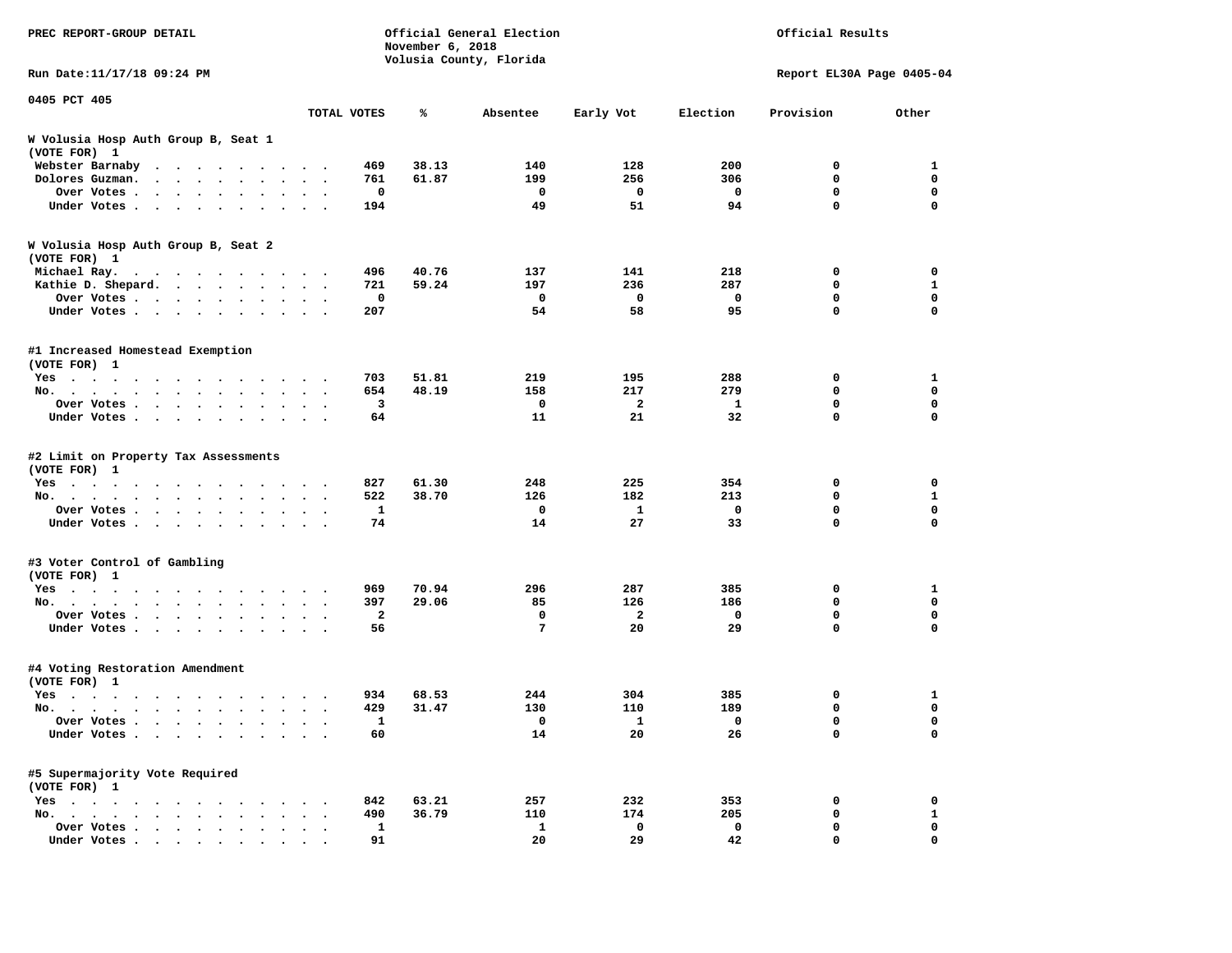PREC REPORT-GROUP DETAIL

Official General Election
November 6, 2018
Volusia County, Florida

Official Results

Run Date:11/17/18 09:24 PM

Report EL30A Page 0405-04

0405 PCT 405

| | TOTAL VOTES | % | Absentee | Early Vot | Election | Provision | Other |
|---|---|---|---|---|---|---|---|
| **W Volusia Hosp Auth Group B, Seat 1** | | | | | | | |
| **(VOTE FOR) 1** | | | | | | | |
| Webster Barnaby | 469 | 38.13 | 140 | 128 | 200 | 0 | 1 |
| Dolores Guzman. | 761 | 61.87 | 199 | 256 | 306 | 0 | 0 |
| Over Votes | 0 | | 0 | 0 | 0 | 0 | 0 |
| Under Votes | 194 | | 49 | 51 | 94 | 0 | 0 |
| **W Volusia Hosp Auth Group B, Seat 2** | | | | | | | |
| **(VOTE FOR) 1** | | | | | | | |
| Michael Ray. | 496 | 40.76 | 137 | 141 | 218 | 0 | 0 |
| Kathie D. Shepard. | 721 | 59.24 | 197 | 236 | 287 | 0 | 1 |
| Over Votes | 0 | | 0 | 0 | 0 | 0 | 0 |
| Under Votes | 207 | | 54 | 58 | 95 | 0 | 0 |
| **#1 Increased Homestead Exemption** | | | | | | | |
| **(VOTE FOR) 1** | | | | | | | |
| Yes | 703 | 51.81 | 219 | 195 | 288 | 0 | 1 |
| No. | 654 | 48.19 | 158 | 217 | 279 | 0 | 0 |
| Over Votes | 3 | | 0 | 2 | 1 | 0 | 0 |
| Under Votes | 64 | | 11 | 21 | 32 | 0 | 0 |
| **#2 Limit on Property Tax Assessments** | | | | | | | |
| **(VOTE FOR) 1** | | | | | | | |
| Yes | 827 | 61.30 | 248 | 225 | 354 | 0 | 0 |
| No. | 522 | 38.70 | 126 | 182 | 213 | 0 | 1 |
| Over Votes | 1 | | 0 | 1 | 0 | 0 | 0 |
| Under Votes | 74 | | 14 | 27 | 33 | 0 | 0 |
| **#3 Voter Control of Gambling** | | | | | | | |
| **(VOTE FOR) 1** | | | | | | | |
| Yes | 969 | 70.94 | 296 | 287 | 385 | 0 | 1 |
| No. | 397 | 29.06 | 85 | 126 | 186 | 0 | 0 |
| Over Votes | 2 | | 0 | 2 | 0 | 0 | 0 |
| Under Votes | 56 | | 7 | 20 | 29 | 0 | 0 |
| **#4 Voting Restoration Amendment** | | | | | | | |
| **(VOTE FOR) 1** | | | | | | | |
| Yes | 934 | 68.53 | 244 | 304 | 385 | 0 | 1 |
| No. | 429 | 31.47 | 130 | 110 | 189 | 0 | 0 |
| Over Votes | 1 | | 0 | 1 | 0 | 0 | 0 |
| Under Votes | 60 | | 14 | 20 | 26 | 0 | 0 |
| **#5 Supermajority Vote Required** | | | | | | | |
| **(VOTE FOR) 1** | | | | | | | |
| Yes | 842 | 63.21 | 257 | 232 | 353 | 0 | 0 |
| No. | 490 | 36.79 | 110 | 174 | 205 | 0 | 1 |
| Over Votes | 1 | | 1 | 0 | 0 | 0 | 0 |
| Under Votes | 91 | | 20 | 29 | 42 | 0 | 0 |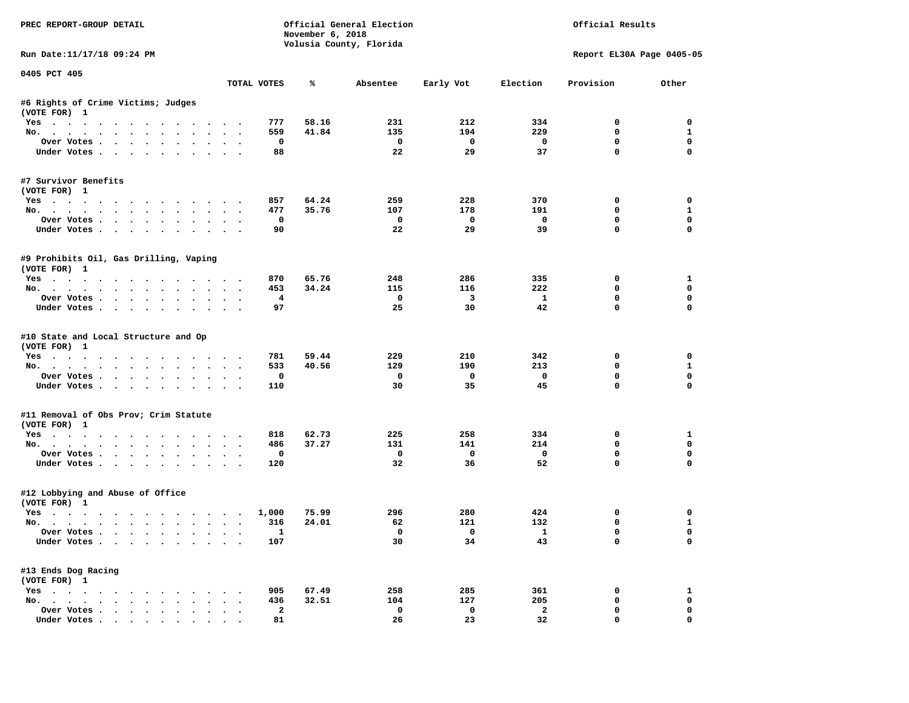PREC REPORT-GROUP DETAIL

Official General Election
November 6, 2018
Volusia County, Florida

Official Results

Run Date:11/17/18 09:24 PM

Report EL30A Page 0405-05

0405 PCT 405

| | TOTAL VOTES | % | Absentee | Early Vot | Election | Provision | Other |
|---|---|---|---|---|---|---|---|
| **#6 Rights of Crime Victims; Judges** | | | | | | | |
| (VOTE FOR) 1 | | | | | | | |
| Yes | 777 | 58.16 | 231 | 212 | 334 | 0 | 0 |
| No. | 559 | 41.84 | 135 | 194 | 229 | 0 | 1 |
| Over Votes | 0 | | 0 | 0 | 0 | 0 | 0 |
| Under Votes | 88 | | 22 | 29 | 37 | 0 | 0 |
| **#7 Survivor Benefits** | | | | | | | |
| (VOTE FOR) 1 | | | | | | | |
| Yes | 857 | 64.24 | 259 | 228 | 370 | 0 | 0 |
| No. | 477 | 35.76 | 107 | 178 | 191 | 0 | 1 |
| Over Votes | 0 | | 0 | 0 | 0 | 0 | 0 |
| Under Votes | 90 | | 22 | 29 | 39 | 0 | 0 |
| **#9 Prohibits Oil, Gas Drilling, Vaping** | | | | | | | |
| (VOTE FOR) 1 | | | | | | | |
| Yes | 870 | 65.76 | 248 | 286 | 335 | 0 | 1 |
| No. | 453 | 34.24 | 115 | 116 | 222 | 0 | 0 |
| Over Votes | 4 | | 0 | 3 | 1 | 0 | 0 |
| Under Votes | 97 | | 25 | 30 | 42 | 0 | 0 |
| **#10 State and Local Structure and Op** | | | | | | | |
| (VOTE FOR) 1 | | | | | | | |
| Yes | 781 | 59.44 | 229 | 210 | 342 | 0 | 0 |
| No. | 533 | 40.56 | 129 | 190 | 213 | 0 | 1 |
| Over Votes | 0 | | 0 | 0 | 0 | 0 | 0 |
| Under Votes | 110 | | 30 | 35 | 45 | 0 | 0 |
| **#11 Removal of Obs Prov; Crim Statute** | | | | | | | |
| (VOTE FOR) 1 | | | | | | | |
| Yes | 818 | 62.73 | 225 | 258 | 334 | 0 | 1 |
| No. | 486 | 37.27 | 131 | 141 | 214 | 0 | 0 |
| Over Votes | 0 | | 0 | 0 | 0 | 0 | 0 |
| Under Votes | 120 | | 32 | 36 | 52 | 0 | 0 |
| **#12 Lobbying and Abuse of Office** | | | | | | | |
| (VOTE FOR) 1 | | | | | | | |
| Yes | 1,000 | 75.99 | 296 | 280 | 424 | 0 | 0 |
| No. | 316 | 24.01 | 62 | 121 | 132 | 0 | 1 |
| Over Votes | 1 | | 0 | 0 | 1 | 0 | 0 |
| Under Votes | 107 | | 30 | 34 | 43 | 0 | 0 |
| **#13 Ends Dog Racing** | | | | | | | |
| (VOTE FOR) 1 | | | | | | | |
| Yes | 905 | 67.49 | 258 | 285 | 361 | 0 | 1 |
| No. | 436 | 32.51 | 104 | 127 | 205 | 0 | 0 |
| Over Votes | 2 | | 0 | 0 | 2 | 0 | 0 |
| Under Votes | 81 | | 26 | 23 | 32 | 0 | 0 |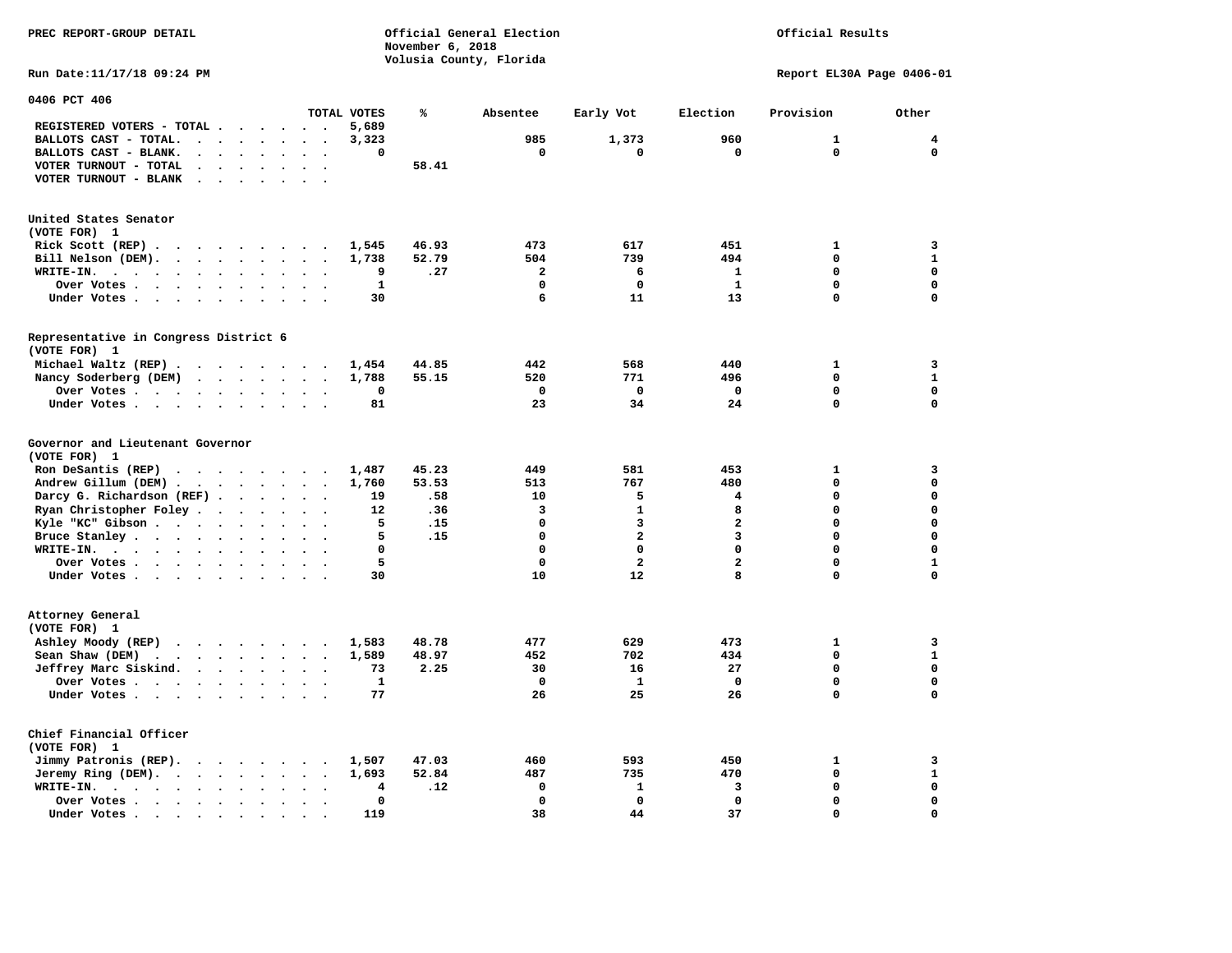PREC REPORT-GROUP DETAIL

Official General Election
November 6, 2018
Volusia County, Florida

Official Results

Run Date:11/17/18 09:24 PM

Report EL30A Page 0406-01

## 0406 PCT 406

| | TOTAL VOTES | % | Absentee | Early Vot | Election | Provision | Other |
|---|---|---|---|---|---|---|---|
| REGISTERED VOTERS - TOTAL | 5,689 | | | | | | |
| BALLOTS CAST - TOTAL. | 3,323 | | 985 | 1,373 | 960 | 1 | 4 |
| BALLOTS CAST - BLANK. | 0 | | 0 | 0 | 0 | 0 | 0 |
| VOTER TURNOUT - TOTAL | | 58.41 | | | | | |
| VOTER TURNOUT - BLANK | | | | | | | |

### United States Senator
(VOTE FOR) 1

| | TOTAL VOTES | % | Absentee | Early Vot | Election | Provision | Other |
|---|---|---|---|---|---|---|---|
| Rick Scott (REP) | 1,545 | 46.93 | 473 | 617 | 451 | 1 | 3 |
| Bill Nelson (DEM). | 1,738 | 52.79 | 504 | 739 | 494 | 0 | 1 |
| WRITE-IN. | 9 | .27 | 2 | 6 | 1 | 0 | 0 |
| Over Votes | 1 | | 0 | 0 | 1 | 0 | 0 |
| Under Votes | 30 | | 6 | 11 | 13 | 0 | 0 |

### Representative in Congress District 6
(VOTE FOR) 1

| | TOTAL VOTES | % | Absentee | Early Vot | Election | Provision | Other |
|---|---|---|---|---|---|---|---|
| Michael Waltz (REP) | 1,454 | 44.85 | 442 | 568 | 440 | 1 | 3 |
| Nancy Soderberg (DEM) | 1,788 | 55.15 | 520 | 771 | 496 | 0 | 1 |
| Over Votes | 0 | | 0 | 0 | 0 | 0 | 0 |
| Under Votes | 81 | | 23 | 34 | 24 | 0 | 0 |

### Governor and Lieutenant Governor
(VOTE FOR) 1

| | TOTAL VOTES | % | Absentee | Early Vot | Election | Provision | Other |
|---|---|---|---|---|---|---|---|
| Ron DeSantis (REP) | 1,487 | 45.23 | 449 | 581 | 453 | 1 | 3 |
| Andrew Gillum (DEM) | 1,760 | 53.53 | 513 | 767 | 480 | 0 | 0 |
| Darcy G. Richardson (REF) | 19 | .58 | 10 | 5 | 4 | 0 | 0 |
| Ryan Christopher Foley | 12 | .36 | 3 | 1 | 8 | 0 | 0 |
| Kyle "KC" Gibson | 5 | .15 | 0 | 3 | 2 | 0 | 0 |
| Bruce Stanley | 5 | .15 | 0 | 2 | 3 | 0 | 0 |
| WRITE-IN. | 0 | | 0 | 0 | 0 | 0 | 0 |
| Over Votes | 5 | | 0 | 2 | 2 | 0 | 1 |
| Under Votes | 30 | | 10 | 12 | 8 | 0 | 0 |

### Attorney General
(VOTE FOR) 1

| | TOTAL VOTES | % | Absentee | Early Vot | Election | Provision | Other |
|---|---|---|---|---|---|---|---|
| Ashley Moody (REP) | 1,583 | 48.78 | 477 | 629 | 473 | 1 | 3 |
| Sean Shaw (DEM) | 1,589 | 48.97 | 452 | 702 | 434 | 0 | 1 |
| Jeffrey Marc Siskind. | 73 | 2.25 | 30 | 16 | 27 | 0 | 0 |
| Over Votes | 1 | | 0 | 1 | 0 | 0 | 0 |
| Under Votes | 77 | | 26 | 25 | 26 | 0 | 0 |

### Chief Financial Officer
(VOTE FOR) 1

| | TOTAL VOTES | % | Absentee | Early Vot | Election | Provision | Other |
|---|---|---|---|---|---|---|---|
| Jimmy Patronis (REP). | 1,507 | 47.03 | 460 | 593 | 450 | 1 | 3 |
| Jeremy Ring (DEM). | 1,693 | 52.84 | 487 | 735 | 470 | 0 | 1 |
| WRITE-IN. | 4 | .12 | 0 | 1 | 3 | 0 | 0 |
| Over Votes | 0 | | 0 | 0 | 0 | 0 | 0 |
| Under Votes | 119 | | 38 | 44 | 37 | 0 | 0 |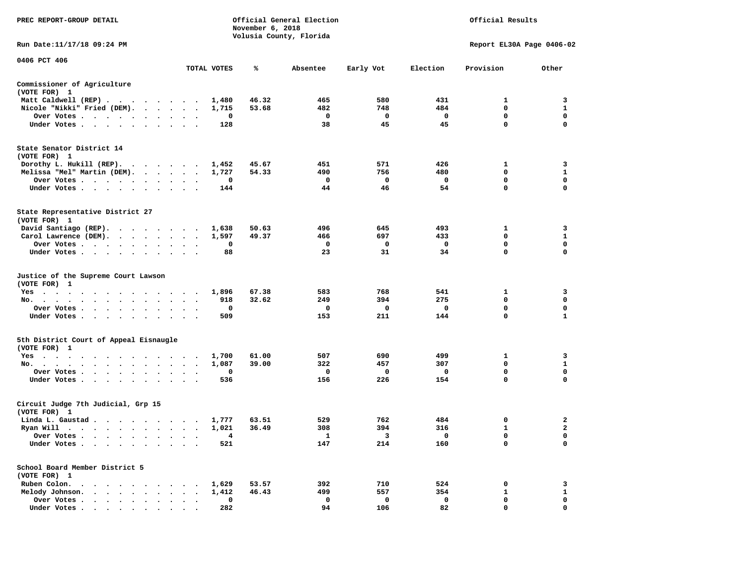PREC REPORT-GROUP DETAIL

Official General Election
November 6, 2018
Volusia County, Florida

Official Results

Run Date:11/17/18 09:24 PM

Report EL30A Page 0406-02

0406 PCT 406

| | TOTAL VOTES | % | Absentee | Early Vot | Election | Provision | Other |
|---|---|---|---|---|---|---|---|
| **Commissioner of Agriculture** | | | | | | | |
| (VOTE FOR) 1 | | | | | | | |
| Matt Caldwell (REP) | 1,480 | 46.32 | 465 | 580 | 431 | 1 | 3 |
| Nicole "Nikki" Fried (DEM) | 1,715 | 53.68 | 482 | 748 | 484 | 0 | 1 |
| Over Votes | 0 | | 0 | 0 | 0 | 0 | 0 |
| Under Votes | 128 | | 38 | 45 | 45 | 0 | 0 |
| **State Senator District 14** | | | | | | | |
| (VOTE FOR) 1 | | | | | | | |
| Dorothy L. Hukill (REP) | 1,452 | 45.67 | 451 | 571 | 426 | 1 | 3 |
| Melissa "Mel" Martin (DEM) | 1,727 | 54.33 | 490 | 756 | 480 | 0 | 1 |
| Over Votes | 0 | | 0 | 0 | 0 | 0 | 0 |
| Under Votes | 144 | | 44 | 46 | 54 | 0 | 0 |
| **State Representative District 27** | | | | | | | |
| (VOTE FOR) 1 | | | | | | | |
| David Santiago (REP) | 1,638 | 50.63 | 496 | 645 | 493 | 1 | 3 |
| Carol Lawrence (DEM) | 1,597 | 49.37 | 466 | 697 | 433 | 0 | 1 |
| Over Votes | 0 | | 0 | 0 | 0 | 0 | 0 |
| Under Votes | 88 | | 23 | 31 | 34 | 0 | 0 |
| **Justice of the Supreme Court Lawson** | | | | | | | |
| (VOTE FOR) 1 | | | | | | | |
| Yes | 1,896 | 67.38 | 583 | 768 | 541 | 1 | 3 |
| No. | 918 | 32.62 | 249 | 394 | 275 | 0 | 0 |
| Over Votes | 0 | | 0 | 0 | 0 | 0 | 0 |
| Under Votes | 509 | | 153 | 211 | 144 | 0 | 1 |
| **5th District Court of Appeal Eisnaugle** | | | | | | | |
| (VOTE FOR) 1 | | | | | | | |
| Yes | 1,700 | 61.00 | 507 | 690 | 499 | 1 | 3 |
| No. | 1,087 | 39.00 | 322 | 457 | 307 | 0 | 1 |
| Over Votes | 0 | | 0 | 0 | 0 | 0 | 0 |
| Under Votes | 536 | | 156 | 226 | 154 | 0 | 0 |
| **Circuit Judge 7th Judicial, Grp 15** | | | | | | | |
| (VOTE FOR) 1 | | | | | | | |
| Linda L. Gaustad | 1,777 | 63.51 | 529 | 762 | 484 | 0 | 2 |
| Ryan Will | 1,021 | 36.49 | 308 | 394 | 316 | 1 | 2 |
| Over Votes | 4 | | 1 | 3 | 0 | 0 | 0 |
| Under Votes | 521 | | 147 | 214 | 160 | 0 | 0 |
| **School Board Member District 5** | | | | | | | |
| (VOTE FOR) 1 | | | | | | | |
| Ruben Colon. | 1,629 | 53.57 | 392 | 710 | 524 | 0 | 3 |
| Melody Johnson. | 1,412 | 46.43 | 499 | 557 | 354 | 1 | 1 |
| Over Votes | 0 | | 0 | 0 | 0 | 0 | 0 |
| Under Votes | 282 | | 94 | 106 | 82 | 0 | 0 |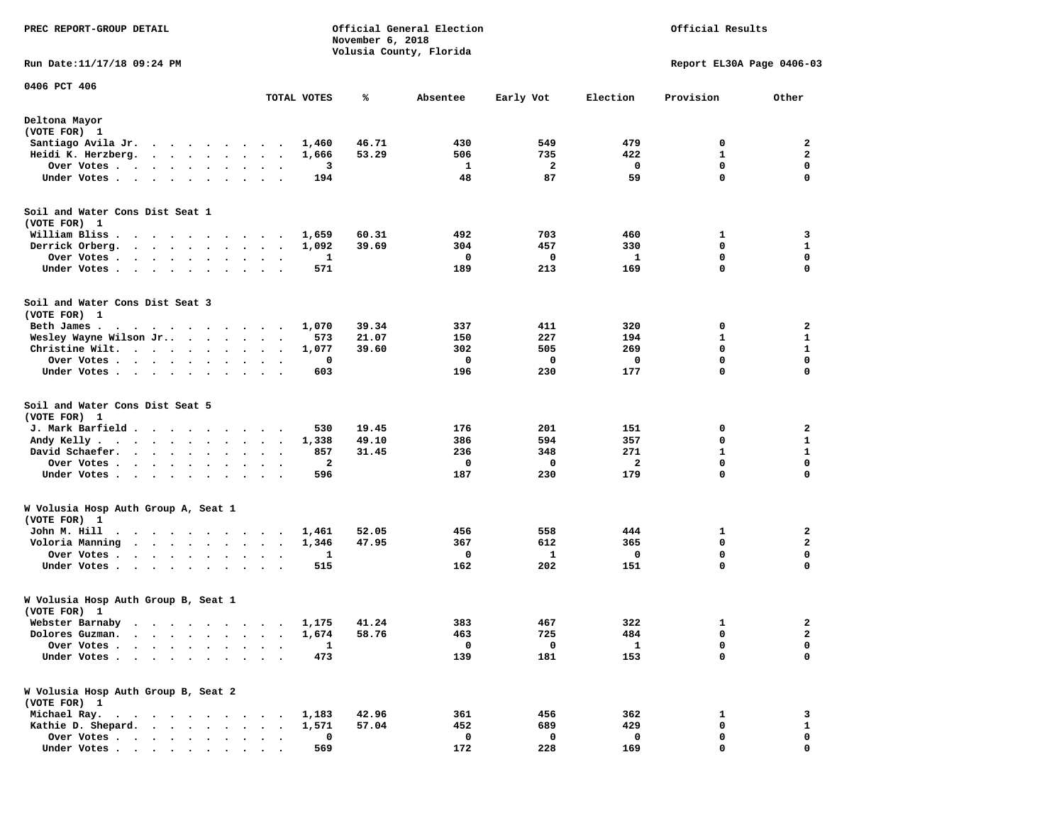PREC REPORT-GROUP DETAIL

Official General Election
November 6, 2018
Volusia County, Florida

Official Results

Run Date:11/17/18 09:24 PM

Report EL30A Page 0406-03

0406 PCT 406

| | TOTAL VOTES | % | Absentee | Early Vot | Election | Provision | Other |
|---|---|---|---|---|---|---|---|
| **Deltona Mayor** | | | | | | | |
| (VOTE FOR) 1 | | | | | | | |
| Santiago Avila Jr. | 1,460 | 46.71 | 430 | 549 | 479 | 0 | 2 |
| Heidi K. Herzberg. | 1,666 | 53.29 | 506 | 735 | 422 | 1 | 2 |
| Over Votes | 3 | | 1 | 2 | 0 | 0 | 0 |
| Under Votes | 194 | | 48 | 87 | 59 | 0 | 0 |
| **Soil and Water Cons Dist Seat 1** | | | | | | | |
| (VOTE FOR) 1 | | | | | | | |
| William Bliss | 1,659 | 60.31 | 492 | 703 | 460 | 1 | 3 |
| Derrick Orberg. | 1,092 | 39.69 | 304 | 457 | 330 | 0 | 1 |
| Over Votes | 1 | | 0 | 0 | 1 | 0 | 0 |
| Under Votes | 571 | | 189 | 213 | 169 | 0 | 0 |
| **Soil and Water Cons Dist Seat 3** | | | | | | | |
| (VOTE FOR) 1 | | | | | | | |
| Beth James | 1,070 | 39.34 | 337 | 411 | 320 | 0 | 2 |
| Wesley Wayne Wilson Jr. | 573 | 21.07 | 150 | 227 | 194 | 1 | 1 |
| Christine Wilt. | 1,077 | 39.60 | 302 | 505 | 269 | 0 | 1 |
| Over Votes | 0 | | 0 | 0 | 0 | 0 | 0 |
| Under Votes | 603 | | 196 | 230 | 177 | 0 | 0 |
| **Soil and Water Cons Dist Seat 5** | | | | | | | |
| (VOTE FOR) 1 | | | | | | | |
| J. Mark Barfield | 530 | 19.45 | 176 | 201 | 151 | 0 | 2 |
| Andy Kelly | 1,338 | 49.10 | 386 | 594 | 357 | 0 | 1 |
| David Schaefer. | 857 | 31.45 | 236 | 348 | 271 | 1 | 1 |
| Over Votes | 2 | | 0 | 0 | 2 | 0 | 0 |
| Under Votes | 596 | | 187 | 230 | 179 | 0 | 0 |
| **W Volusia Hosp Auth Group A, Seat 1** | | | | | | | |
| (VOTE FOR) 1 | | | | | | | |
| John M. Hill | 1,461 | 52.05 | 456 | 558 | 444 | 1 | 2 |
| Voloria Manning | 1,346 | 47.95 | 367 | 612 | 365 | 0 | 2 |
| Over Votes | 1 | | 0 | 1 | 0 | 0 | 0 |
| Under Votes | 515 | | 162 | 202 | 151 | 0 | 0 |
| **W Volusia Hosp Auth Group B, Seat 1** | | | | | | | |
| (VOTE FOR) 1 | | | | | | | |
| Webster Barnaby | 1,175 | 41.24 | 383 | 467 | 322 | 1 | 2 |
| Dolores Guzman. | 1,674 | 58.76 | 463 | 725 | 484 | 0 | 2 |
| Over Votes | 1 | | 0 | 0 | 1 | 0 | 0 |
| Under Votes | 473 | | 139 | 181 | 153 | 0 | 0 |
| **W Volusia Hosp Auth Group B, Seat 2** | | | | | | | |
| (VOTE FOR) 1 | | | | | | | |
| Michael Ray. | 1,183 | 42.96 | 361 | 456 | 362 | 1 | 3 |
| Kathie D. Shepard. | 1,571 | 57.04 | 452 | 689 | 429 | 0 | 1 |
| Over Votes | 0 | | 0 | 0 | 0 | 0 | 0 |
| Under Votes | 569 | | 172 | 228 | 169 | 0 | 0 |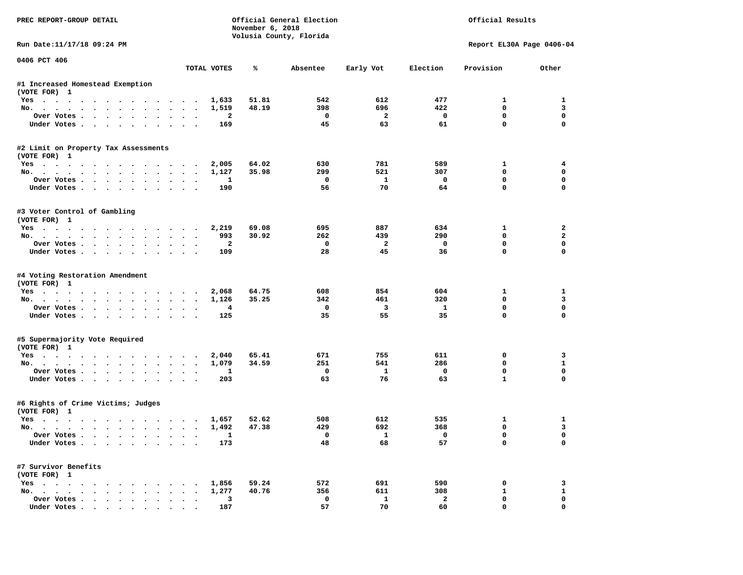PREC REPORT-GROUP DETAIL

Official General Election
November 6, 2018
Volusia County, Florida

Official Results

Run Date:11/17/18 09:24 PM

Report EL30A Page 0406-04

0406 PCT 406

| | TOTAL VOTES | % | Absentee | Early Vot | Election | Provision | Other |
|---|---|---|---|---|---|---|---|
| **#1 Increased Homestead Exemption** | | | | | | | |
| (VOTE FOR) 1 | | | | | | | |
| Yes | 1,633 | 51.81 | 542 | 612 | 477 | 1 | 1 |
| No. | 1,519 | 48.19 | 398 | 696 | 422 | 0 | 3 |
| Over Votes | 2 | | 0 | 2 | 0 | 0 | 0 |
| Under Votes | 169 | | 45 | 63 | 61 | 0 | 0 |
| **#2 Limit on Property Tax Assessments** | | | | | | | |
| (VOTE FOR) 1 | | | | | | | |
| Yes | 2,005 | 64.02 | 630 | 781 | 589 | 1 | 4 |
| No. | 1,127 | 35.98 | 299 | 521 | 307 | 0 | 0 |
| Over Votes | 1 | | 0 | 1 | 0 | 0 | 0 |
| Under Votes | 190 | | 56 | 70 | 64 | 0 | 0 |
| **#3 Voter Control of Gambling** | | | | | | | |
| (VOTE FOR) 1 | | | | | | | |
| Yes | 2,219 | 69.08 | 695 | 887 | 634 | 1 | 2 |
| No. | 993 | 30.92 | 262 | 439 | 290 | 0 | 2 |
| Over Votes | 2 | | 0 | 2 | 0 | 0 | 0 |
| Under Votes | 109 | | 28 | 45 | 36 | 0 | 0 |
| **#4 Voting Restoration Amendment** | | | | | | | |
| (VOTE FOR) 1 | | | | | | | |
| Yes | 2,068 | 64.75 | 608 | 854 | 604 | 1 | 1 |
| No. | 1,126 | 35.25 | 342 | 461 | 320 | 0 | 3 |
| Over Votes | 4 | | 0 | 3 | 1 | 0 | 0 |
| Under Votes | 125 | | 35 | 55 | 35 | 0 | 0 |
| **#5 Supermajority Vote Required** | | | | | | | |
| (VOTE FOR) 1 | | | | | | | |
| Yes | 2,040 | 65.41 | 671 | 755 | 611 | 0 | 3 |
| No. | 1,079 | 34.59 | 251 | 541 | 286 | 0 | 1 |
| Over Votes | 1 | | 0 | 1 | 0 | 0 | 0 |
| Under Votes | 203 | | 63 | 76 | 63 | 1 | 0 |
| **#6 Rights of Crime Victims; Judges** | | | | | | | |
| (VOTE FOR) 1 | | | | | | | |
| Yes | 1,657 | 52.62 | 508 | 612 | 535 | 1 | 1 |
| No. | 1,492 | 47.38 | 429 | 692 | 368 | 0 | 3 |
| Over Votes | 1 | | 0 | 1 | 0 | 0 | 0 |
| Under Votes | 173 | | 48 | 68 | 57 | 0 | 0 |
| **#7 Survivor Benefits** | | | | | | | |
| (VOTE FOR) 1 | | | | | | | |
| Yes | 1,856 | 59.24 | 572 | 691 | 590 | 0 | 3 |
| No. | 1,277 | 40.76 | 356 | 611 | 308 | 1 | 1 |
| Over Votes | 3 | | 0 | 1 | 2 | 0 | 0 |
| Under Votes | 187 | | 57 | 70 | 60 | 0 | 0 |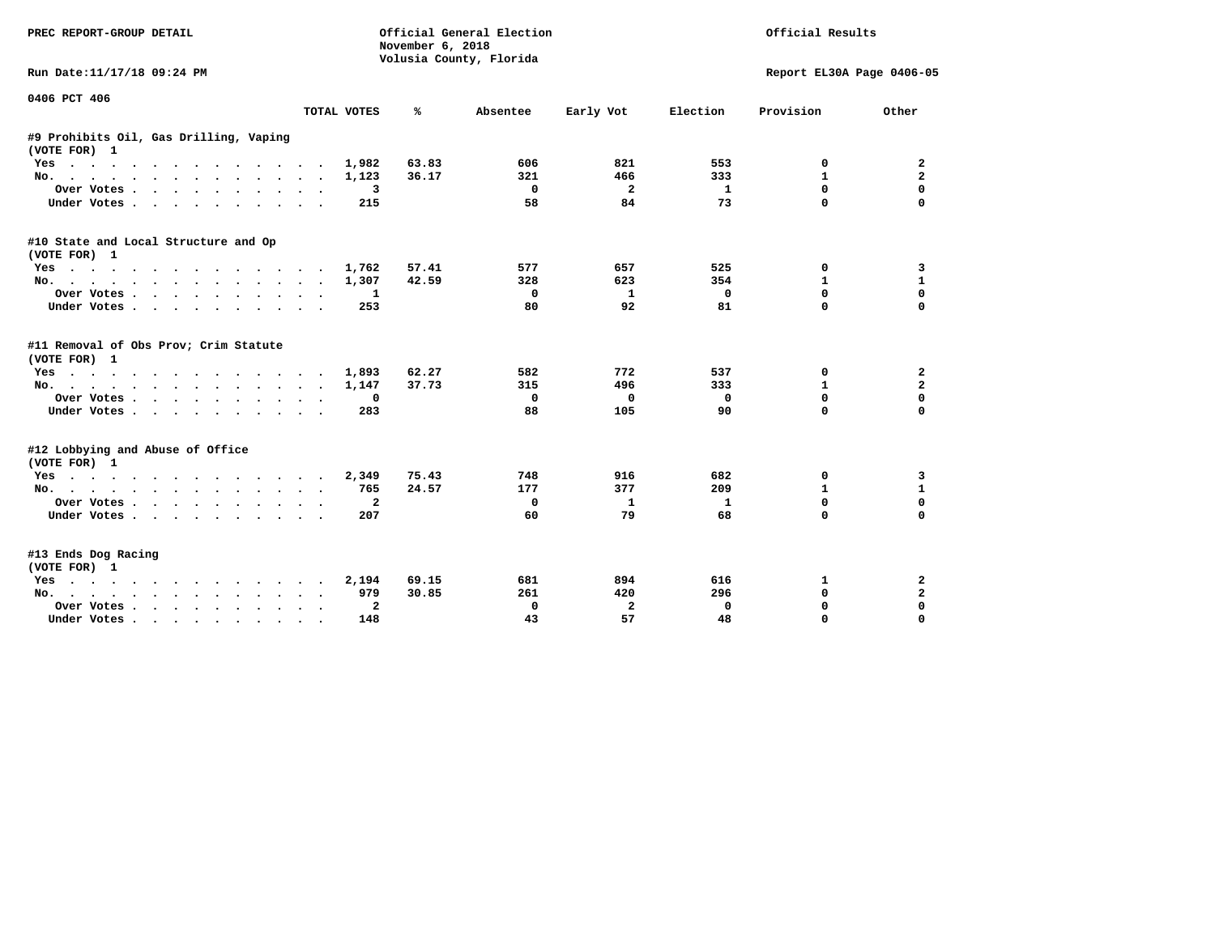PREC REPORT-GROUP DETAIL

Official General Election
November 6, 2018
Volusia County, Florida

Official Results

Run Date:11/17/18 09:24 PM

Report EL30A Page 0406-05

0406 PCT 406

| | TOTAL VOTES | % | Absentee | Early Vot | Election | Provision | Other |
|---|---|---|---|---|---|---|---|
| **#9 Prohibits Oil, Gas Drilling, Vaping** | | | | | | | |
| **(VOTE FOR) 1** | | | | | | | |
| Yes | 1,982 | 63.83 | 606 | 821 | 553 | 0 | 2 |
| No. | 1,123 | 36.17 | 321 | 466 | 333 | 1 | 2 |
| Over Votes | 3 | | 0 | 2 | 1 | 0 | 0 |
| Under Votes | 215 | | 58 | 84 | 73 | 0 | 0 |
| **#10 State and Local Structure and Op** | | | | | | | |
| **(VOTE FOR) 1** | | | | | | | |
| Yes | 1,762 | 57.41 | 577 | 657 | 525 | 0 | 3 |
| No. | 1,307 | 42.59 | 328 | 623 | 354 | 1 | 1 |
| Over Votes | 1 | | 0 | 1 | 0 | 0 | 0 |
| Under Votes | 253 | | 80 | 92 | 81 | 0 | 0 |
| **#11 Removal of Obs Prov; Crim Statute** | | | | | | | |
| **(VOTE FOR) 1** | | | | | | | |
| Yes | 1,893 | 62.27 | 582 | 772 | 537 | 0 | 2 |
| No. | 1,147 | 37.73 | 315 | 496 | 333 | 1 | 2 |
| Over Votes | 0 | | 0 | 0 | 0 | 0 | 0 |
| Under Votes | 283 | | 88 | 105 | 90 | 0 | 0 |
| **#12 Lobbying and Abuse of Office** | | | | | | | |
| **(VOTE FOR) 1** | | | | | | | |
| Yes | 2,349 | 75.43 | 748 | 916 | 682 | 0 | 3 |
| No. | 765 | 24.57 | 177 | 377 | 209 | 1 | 1 |
| Over Votes | 2 | | 0 | 1 | 1 | 0 | 0 |
| Under Votes | 207 | | 60 | 79 | 68 | 0 | 0 |
| **#13 Ends Dog Racing** | | | | | | | |
| **(VOTE FOR) 1** | | | | | | | |
| Yes | 2,194 | 69.15 | 681 | 894 | 616 | 1 | 2 |
| No. | 979 | 30.85 | 261 | 420 | 296 | 0 | 2 |
| Over Votes | 2 | | 0 | 2 | 0 | 0 | 0 |
| Under Votes | 148 | | 43 | 57 | 48 | 0 | 0 |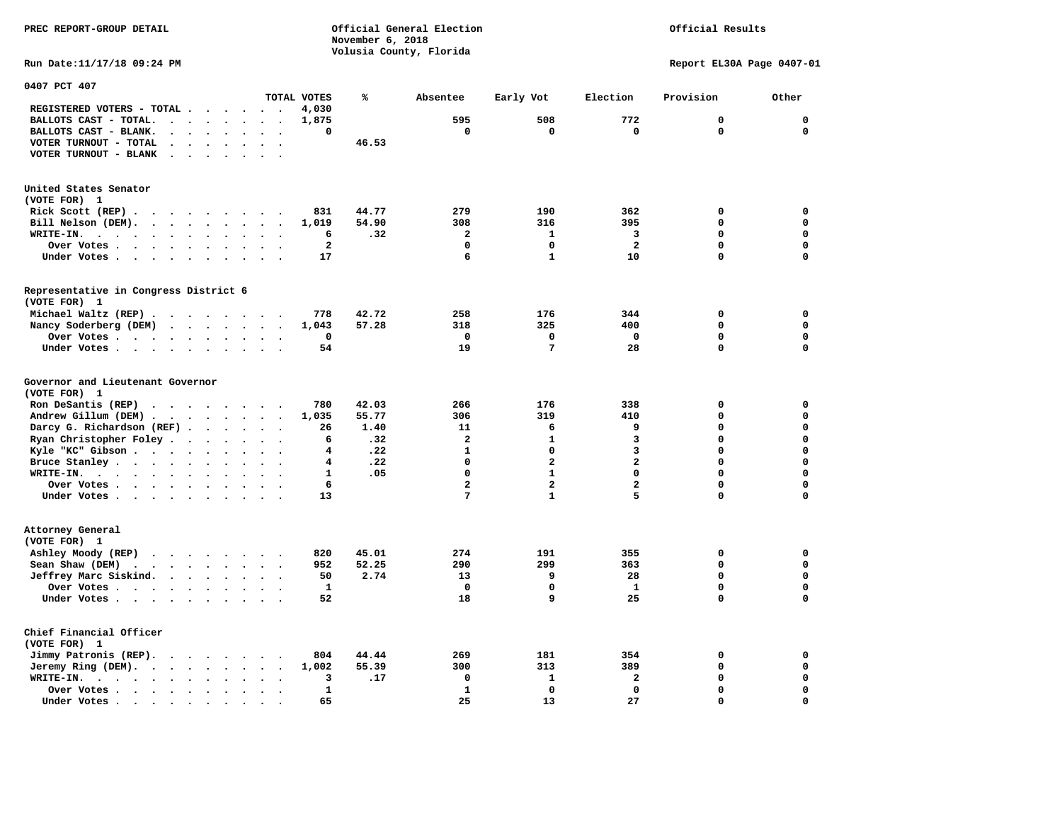PREC REPORT-GROUP DETAIL

Official General Election
November 6, 2018
Volusia County, Florida

Official Results

Run Date:11/17/18 09:24 PM

Report EL30A Page 0407-01

## 0407 PCT 407

| | TOTAL VOTES | % | Absentee | Early Vot | Election | Provision | Other |
|---|---|---|---|---|---|---|---|
| REGISTERED VOTERS - TOTAL | 4,030 | | | | | | |
| BALLOTS CAST - TOTAL. | 1,875 | | 595 | 508 | 772 | 0 | 0 |
| BALLOTS CAST - BLANK. | 0 | | 0 | 0 | 0 | 0 | 0 |
| VOTER TURNOUT - TOTAL | | 46.53 | | | | | |
| VOTER TURNOUT - BLANK | | | | | | | |

### United States Senator
(VOTE FOR) 1

| | TOTAL VOTES | % | Absentee | Early Vot | Election | Provision | Other |
|---|---|---|---|---|---|---|---|
| Rick Scott (REP) | 831 | 44.77 | 279 | 190 | 362 | 0 | 0 |
| Bill Nelson (DEM). | 1,019 | 54.90 | 308 | 316 | 395 | 0 | 0 |
| WRITE-IN. | 6 | .32 | 2 | 1 | 3 | 0 | 0 |
| Over Votes | 2 | | 0 | 0 | 2 | 0 | 0 |
| Under Votes | 17 | | 6 | 1 | 10 | 0 | 0 |

### Representative in Congress District 6
(VOTE FOR) 1

| | TOTAL VOTES | % | Absentee | Early Vot | Election | Provision | Other |
|---|---|---|---|---|---|---|---|
| Michael Waltz (REP) | 778 | 42.72 | 258 | 176 | 344 | 0 | 0 |
| Nancy Soderberg (DEM) | 1,043 | 57.28 | 318 | 325 | 400 | 0 | 0 |
| Over Votes | 0 | | 0 | 0 | 0 | 0 | 0 |
| Under Votes | 54 | | 19 | 7 | 28 | 0 | 0 |

### Governor and Lieutenant Governor
(VOTE FOR) 1

| | TOTAL VOTES | % | Absentee | Early Vot | Election | Provision | Other |
|---|---|---|---|---|---|---|---|
| Ron DeSantis (REP) | 780 | 42.03 | 266 | 176 | 338 | 0 | 0 |
| Andrew Gillum (DEM) | 1,035 | 55.77 | 306 | 319 | 410 | 0 | 0 |
| Darcy G. Richardson (REF) | 26 | 1.40 | 11 | 6 | 9 | 0 | 0 |
| Ryan Christopher Foley | 6 | .32 | 2 | 1 | 3 | 0 | 0 |
| Kyle "KC" Gibson | 4 | .22 | 1 | 0 | 3 | 0 | 0 |
| Bruce Stanley | 4 | .22 | 0 | 2 | 2 | 0 | 0 |
| WRITE-IN. | 1 | .05 | 0 | 1 | 0 | 0 | 0 |
| Over Votes | 6 | | 2 | 2 | 2 | 0 | 0 |
| Under Votes | 13 | | 7 | 1 | 5 | 0 | 0 |

### Attorney General
(VOTE FOR) 1

| | TOTAL VOTES | % | Absentee | Early Vot | Election | Provision | Other |
|---|---|---|---|---|---|---|---|
| Ashley Moody (REP) | 820 | 45.01 | 274 | 191 | 355 | 0 | 0 |
| Sean Shaw (DEM) | 952 | 52.25 | 290 | 299 | 363 | 0 | 0 |
| Jeffrey Marc Siskind. | 50 | 2.74 | 13 | 9 | 28 | 0 | 0 |
| Over Votes | 1 | | 0 | 0 | 1 | 0 | 0 |
| Under Votes | 52 | | 18 | 9 | 25 | 0 | 0 |

### Chief Financial Officer
(VOTE FOR) 1

| | TOTAL VOTES | % | Absentee | Early Vot | Election | Provision | Other |
|---|---|---|---|---|---|---|---|
| Jimmy Patronis (REP). | 804 | 44.44 | 269 | 181 | 354 | 0 | 0 |
| Jeremy Ring (DEM). | 1,002 | 55.39 | 300 | 313 | 389 | 0 | 0 |
| WRITE-IN. | 3 | .17 | 0 | 1 | 2 | 0 | 0 |
| Over Votes | 1 | | 1 | 0 | 0 | 0 | 0 |
| Under Votes | 65 | | 25 | 13 | 27 | 0 | 0 |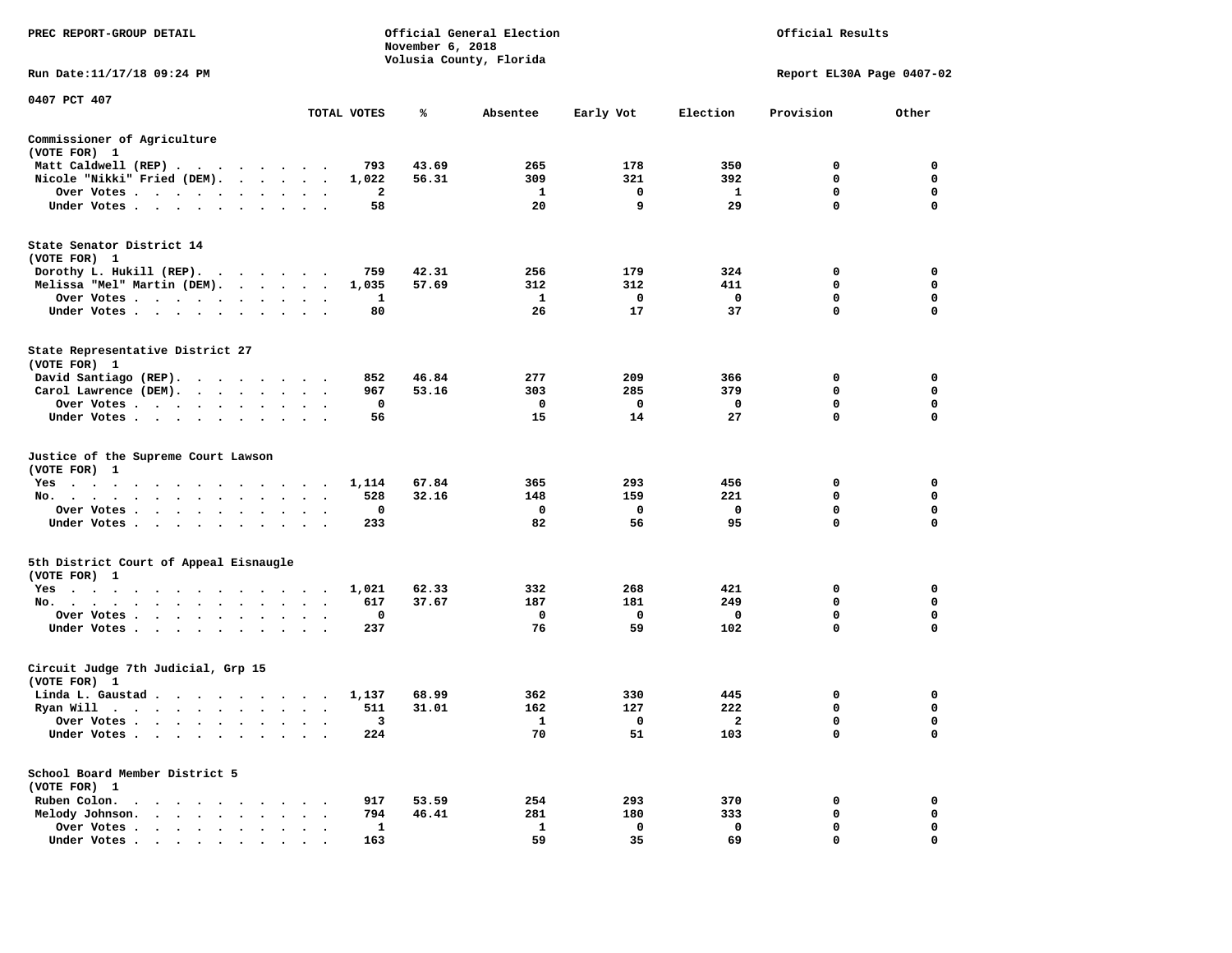PREC REPORT-GROUP DETAIL

Official General Election
November 6, 2018
Volusia County, Florida

Official Results

Run Date:11/17/18 09:24 PM

Report EL30A Page 0407-02

0407 PCT 407

| | TOTAL VOTES | % | Absentee | Early Vot | Election | Provision | Other |
|---|---|---|---|---|---|---|---|
| **Commissioner of Agriculture** | | | | | | | |
| (VOTE FOR) 1 | | | | | | | |
| Matt Caldwell (REP) | 793 | 43.69 | 265 | 178 | 350 | 0 | 0 |
| Nicole "Nikki" Fried (DEM) | 1,022 | 56.31 | 309 | 321 | 392 | 0 | 0 |
| Over Votes | 2 | | 1 | 0 | 1 | 0 | 0 |
| Under Votes | 58 | | 20 | 9 | 29 | 0 | 0 |
| **State Senator District 14** | | | | | | | |
| (VOTE FOR) 1 | | | | | | | |
| Dorothy L. Hukill (REP) | 759 | 42.31 | 256 | 179 | 324 | 0 | 0 |
| Melissa "Mel" Martin (DEM) | 1,035 | 57.69 | 312 | 312 | 411 | 0 | 0 |
| Over Votes | 1 | | 1 | 0 | 0 | 0 | 0 |
| Under Votes | 80 | | 26 | 17 | 37 | 0 | 0 |
| **State Representative District 27** | | | | | | | |
| (VOTE FOR) 1 | | | | | | | |
| David Santiago (REP) | 852 | 46.84 | 277 | 209 | 366 | 0 | 0 |
| Carol Lawrence (DEM) | 967 | 53.16 | 303 | 285 | 379 | 0 | 0 |
| Over Votes | 0 | | 0 | 0 | 0 | 0 | 0 |
| Under Votes | 56 | | 15 | 14 | 27 | 0 | 0 |
| **Justice of the Supreme Court Lawson** | | | | | | | |
| (VOTE FOR) 1 | | | | | | | |
| Yes | 1,114 | 67.84 | 365 | 293 | 456 | 0 | 0 |
| No | 528 | 32.16 | 148 | 159 | 221 | 0 | 0 |
| Over Votes | 0 | | 0 | 0 | 0 | 0 | 0 |
| Under Votes | 233 | | 82 | 56 | 95 | 0 | 0 |
| **5th District Court of Appeal Eisnaugle** | | | | | | | |
| (VOTE FOR) 1 | | | | | | | |
| Yes | 1,021 | 62.33 | 332 | 268 | 421 | 0 | 0 |
| No | 617 | 37.67 | 187 | 181 | 249 | 0 | 0 |
| Over Votes | 0 | | 0 | 0 | 0 | 0 | 0 |
| Under Votes | 237 | | 76 | 59 | 102 | 0 | 0 |
| **Circuit Judge 7th Judicial, Grp 15** | | | | | | | |
| (VOTE FOR) 1 | | | | | | | |
| Linda L. Gaustad | 1,137 | 68.99 | 362 | 330 | 445 | 0 | 0 |
| Ryan Will | 511 | 31.01 | 162 | 127 | 222 | 0 | 0 |
| Over Votes | 3 | | 1 | 0 | 2 | 0 | 0 |
| Under Votes | 224 | | 70 | 51 | 103 | 0 | 0 |
| **School Board Member District 5** | | | | | | | |
| (VOTE FOR) 1 | | | | | | | |
| Ruben Colon | 917 | 53.59 | 254 | 293 | 370 | 0 | 0 |
| Melody Johnson | 794 | 46.41 | 281 | 180 | 333 | 0 | 0 |
| Over Votes | 1 | | 1 | 0 | 0 | 0 | 0 |
| Under Votes | 163 | | 59 | 35 | 69 | 0 | 0 |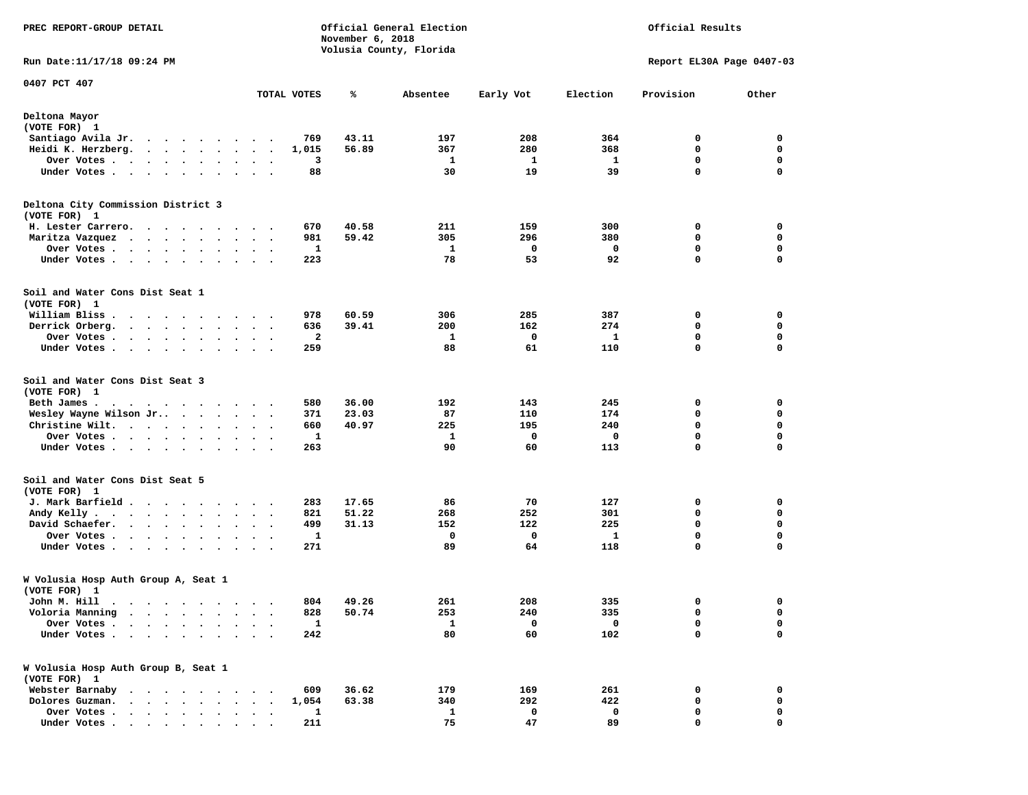PREC REPORT-GROUP DETAIL

Official General Election
November 6, 2018
Volusia County, Florida

Official Results

Run Date:11/17/18 09:24 PM

Report EL30A Page 0407-03

0407 PCT 407

| | TOTAL VOTES | % | Absentee | Early Vot | Election | Provision | Other |
|---|---|---|---|---|---|---|---|
| **Deltona Mayor** | | | | | | | |
| (VOTE FOR) 1 | | | | | | | |
| Santiago Avila Jr. | 769 | 43.11 | 197 | 208 | 364 | 0 | 0 |
| Heidi K. Herzberg. | 1,015 | 56.89 | 367 | 280 | 368 | 0 | 0 |
| Over Votes | 3 | | 1 | 1 | 1 | 0 | 0 |
| Under Votes | 88 | | 30 | 19 | 39 | 0 | 0 |
| **Deltona City Commission District 3** | | | | | | | |
| (VOTE FOR) 1 | | | | | | | |
| H. Lester Carrero. | 670 | 40.58 | 211 | 159 | 300 | 0 | 0 |
| Maritza Vazquez | 981 | 59.42 | 305 | 296 | 380 | 0 | 0 |
| Over Votes | 1 | | 1 | 0 | 0 | 0 | 0 |
| Under Votes | 223 | | 78 | 53 | 92 | 0 | 0 |
| **Soil and Water Cons Dist Seat 1** | | | | | | | |
| (VOTE FOR) 1 | | | | | | | |
| William Bliss | 978 | 60.59 | 306 | 285 | 387 | 0 | 0 |
| Derrick Orberg. | 636 | 39.41 | 200 | 162 | 274 | 0 | 0 |
| Over Votes | 2 | | 1 | 0 | 1 | 0 | 0 |
| Under Votes | 259 | | 88 | 61 | 110 | 0 | 0 |
| **Soil and Water Cons Dist Seat 3** | | | | | | | |
| (VOTE FOR) 1 | | | | | | | |
| Beth James | 580 | 36.00 | 192 | 143 | 245 | 0 | 0 |
| Wesley Wayne Wilson Jr.. | 371 | 23.03 | 87 | 110 | 174 | 0 | 0 |
| Christine Wilt. | 660 | 40.97 | 225 | 195 | 240 | 0 | 0 |
| Over Votes | 1 | | 1 | 0 | 0 | 0 | 0 |
| Under Votes | 263 | | 90 | 60 | 113 | 0 | 0 |
| **Soil and Water Cons Dist Seat 5** | | | | | | | |
| (VOTE FOR) 1 | | | | | | | |
| J. Mark Barfield | 283 | 17.65 | 86 | 70 | 127 | 0 | 0 |
| Andy Kelly | 821 | 51.22 | 268 | 252 | 301 | 0 | 0 |
| David Schaefer. | 499 | 31.13 | 152 | 122 | 225 | 0 | 0 |
| Over Votes | 1 | | 0 | 0 | 1 | 0 | 0 |
| Under Votes | 271 | | 89 | 64 | 118 | 0 | 0 |
| **W Volusia Hosp Auth Group A, Seat 1** | | | | | | | |
| (VOTE FOR) 1 | | | | | | | |
| John M. Hill | 804 | 49.26 | 261 | 208 | 335 | 0 | 0 |
| Voloria Manning | 828 | 50.74 | 253 | 240 | 335 | 0 | 0 |
| Over Votes | 1 | | 1 | 0 | 0 | 0 | 0 |
| Under Votes | 242 | | 80 | 60 | 102 | 0 | 0 |
| **W Volusia Hosp Auth Group B, Seat 1** | | | | | | | |
| (VOTE FOR) 1 | | | | | | | |
| Webster Barnaby | 609 | 36.62 | 179 | 169 | 261 | 0 | 0 |
| Dolores Guzman. | 1,054 | 63.38 | 340 | 292 | 422 | 0 | 0 |
| Over Votes | 1 | | 1 | 0 | 0 | 0 | 0 |
| Under Votes | 211 | | 75 | 47 | 89 | 0 | 0 |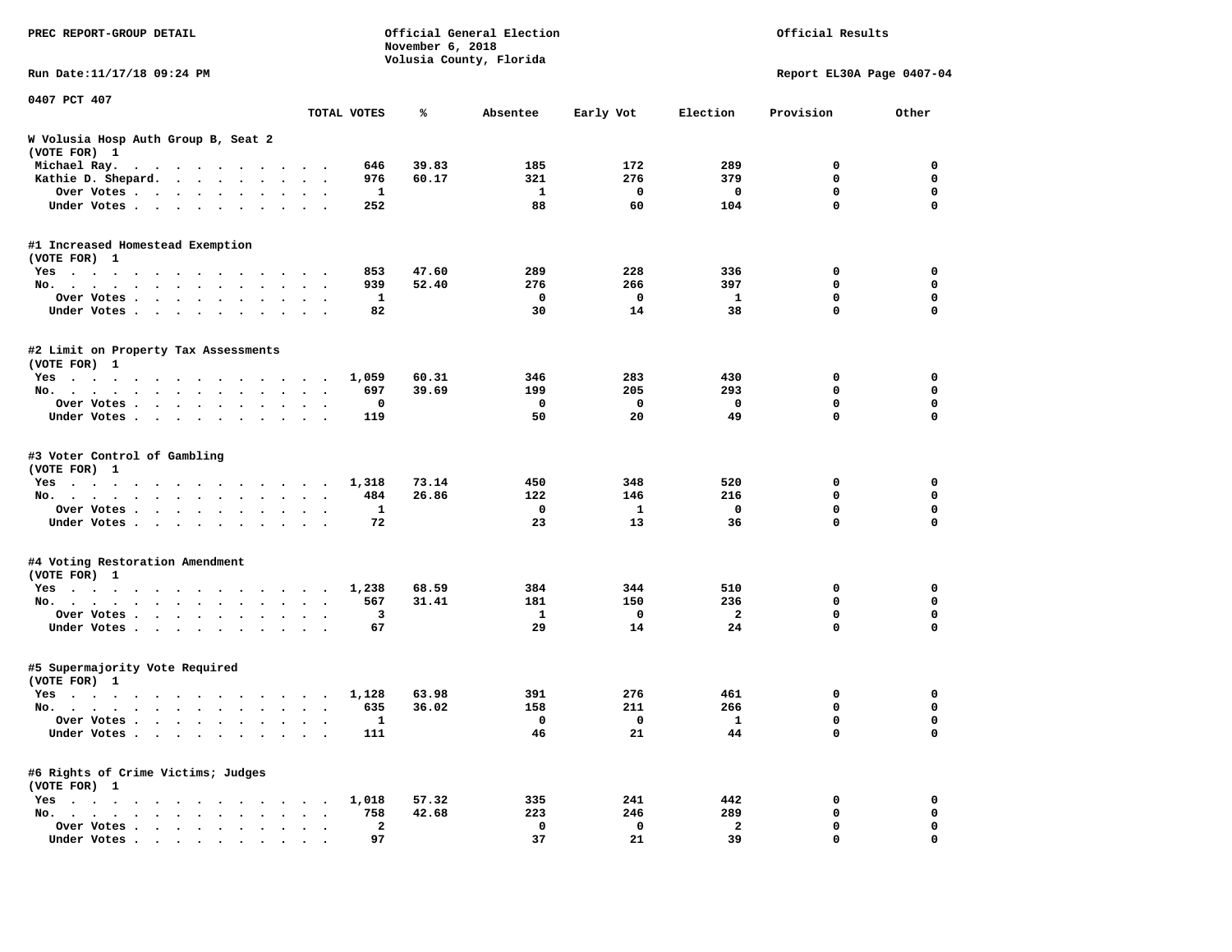PREC REPORT-GROUP DETAIL

Official General Election
November 6, 2018
Volusia County, Florida

Official Results

Run Date:11/17/18 09:24 PM

Report EL30A Page 0407-04

0407 PCT 407

| | TOTAL VOTES | % | Absentee | Early Vot | Election | Provision | Other |
|---|---|---|---|---|---|---|---|
| **W Volusia Hosp Auth Group B, Seat 2 (VOTE FOR) 1** | | | | | | | |
| Michael Ray. | 646 | 39.83 | 185 | 172 | 289 | 0 | 0 |
| Kathie D. Shepard. | 976 | 60.17 | 321 | 276 | 379 | 0 | 0 |
| Over Votes | 1 | | 1 | 0 | 0 | 0 | 0 |
| Under Votes | 252 | | 88 | 60 | 104 | 0 | 0 |
| **#1 Increased Homestead Exemption (VOTE FOR) 1** | | | | | | | |
| Yes | 853 | 47.60 | 289 | 228 | 336 | 0 | 0 |
| No. | 939 | 52.40 | 276 | 266 | 397 | 0 | 0 |
| Over Votes | 1 | | 0 | 0 | 1 | 0 | 0 |
| Under Votes | 82 | | 30 | 14 | 38 | 0 | 0 |
| **#2 Limit on Property Tax Assessments (VOTE FOR) 1** | | | | | | | |
| Yes | 1,059 | 60.31 | 346 | 283 | 430 | 0 | 0 |
| No. | 697 | 39.69 | 199 | 205 | 293 | 0 | 0 |
| Over Votes | 0 | | 0 | 0 | 0 | 0 | 0 |
| Under Votes | 119 | | 50 | 20 | 49 | 0 | 0 |
| **#3 Voter Control of Gambling (VOTE FOR) 1** | | | | | | | |
| Yes | 1,318 | 73.14 | 450 | 348 | 520 | 0 | 0 |
| No. | 484 | 26.86 | 122 | 146 | 216 | 0 | 0 |
| Over Votes | 1 | | 0 | 1 | 0 | 0 | 0 |
| Under Votes | 72 | | 23 | 13 | 36 | 0 | 0 |
| **#4 Voting Restoration Amendment (VOTE FOR) 1** | | | | | | | |
| Yes | 1,238 | 68.59 | 384 | 344 | 510 | 0 | 0 |
| No. | 567 | 31.41 | 181 | 150 | 236 | 0 | 0 |
| Over Votes | 3 | | 1 | 0 | 2 | 0 | 0 |
| Under Votes | 67 | | 29 | 14 | 24 | 0 | 0 |
| **#5 Supermajority Vote Required (VOTE FOR) 1** | | | | | | | |
| Yes | 1,128 | 63.98 | 391 | 276 | 461 | 0 | 0 |
| No. | 635 | 36.02 | 158 | 211 | 266 | 0 | 0 |
| Over Votes | 1 | | 0 | 0 | 1 | 0 | 0 |
| Under Votes | 111 | | 46 | 21 | 44 | 0 | 0 |
| **#6 Rights of Crime Victims; Judges (VOTE FOR) 1** | | | | | | | |
| Yes | 1,018 | 57.32 | 335 | 241 | 442 | 0 | 0 |
| No. | 758 | 42.68 | 223 | 246 | 289 | 0 | 0 |
| Over Votes | 2 | | 0 | 0 | 2 | 0 | 0 |
| Under Votes | 97 | | 37 | 21 | 39 | 0 | 0 |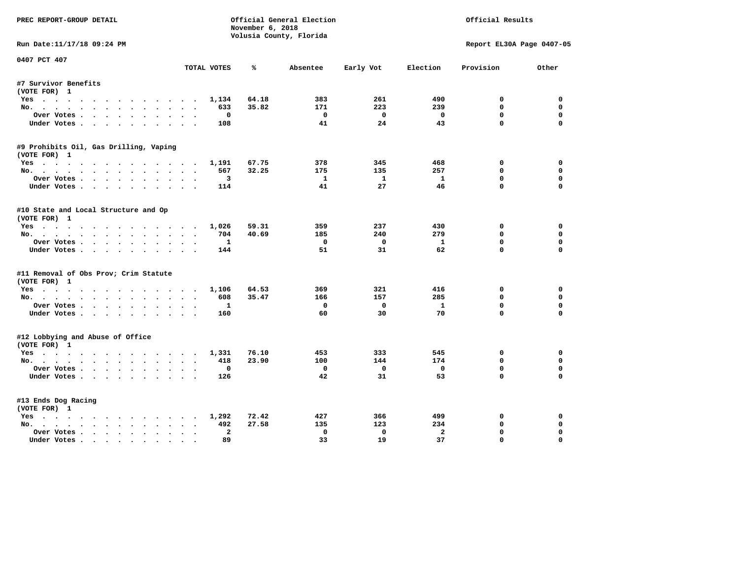PREC REPORT-GROUP DETAIL

Official General Election
November 6, 2018
Volusia County, Florida

Official Results

Run Date:11/17/18 09:24 PM

Report EL30A Page 0407-05

0407 PCT 407

| | TOTAL VOTES | % | Absentee | Early Vot | Election | Provision | Other |
|---|---|---|---|---|---|---|---|
| **#7 Survivor Benefits** | | | | | | | |
| (VOTE FOR) 1 | | | | | | | |
| Yes | 1,134 | 64.18 | 383 | 261 | 490 | 0 | 0 |
| No. | 633 | 35.82 | 171 | 223 | 239 | 0 | 0 |
| Over Votes | 0 | | 0 | 0 | 0 | 0 | 0 |
| Under Votes | 108 | | 41 | 24 | 43 | 0 | 0 |
| **#9 Prohibits Oil, Gas Drilling, Vaping** | | | | | | | |
| (VOTE FOR) 1 | | | | | | | |
| Yes | 1,191 | 67.75 | 378 | 345 | 468 | 0 | 0 |
| No. | 567 | 32.25 | 175 | 135 | 257 | 0 | 0 |
| Over Votes | 3 | | 1 | 1 | 1 | 0 | 0 |
| Under Votes | 114 | | 41 | 27 | 46 | 0 | 0 |
| **#10 State and Local Structure and Op** | | | | | | | |
| (VOTE FOR) 1 | | | | | | | |
| Yes | 1,026 | 59.31 | 359 | 237 | 430 | 0 | 0 |
| No. | 704 | 40.69 | 185 | 240 | 279 | 0 | 0 |
| Over Votes | 1 | | 0 | 0 | 1 | 0 | 0 |
| Under Votes | 144 | | 51 | 31 | 62 | 0 | 0 |
| **#11 Removal of Obs Prov; Crim Statute** | | | | | | | |
| (VOTE FOR) 1 | | | | | | | |
| Yes | 1,106 | 64.53 | 369 | 321 | 416 | 0 | 0 |
| No. | 608 | 35.47 | 166 | 157 | 285 | 0 | 0 |
| Over Votes | 1 | | 0 | 0 | 1 | 0 | 0 |
| Under Votes | 160 | | 60 | 30 | 70 | 0 | 0 |
| **#12 Lobbying and Abuse of Office** | | | | | | | |
| (VOTE FOR) 1 | | | | | | | |
| Yes | 1,331 | 76.10 | 453 | 333 | 545 | 0 | 0 |
| No. | 418 | 23.90 | 100 | 144 | 174 | 0 | 0 |
| Over Votes | 0 | | 0 | 0 | 0 | 0 | 0 |
| Under Votes | 126 | | 42 | 31 | 53 | 0 | 0 |
| **#13 Ends Dog Racing** | | | | | | | |
| (VOTE FOR) 1 | | | | | | | |
| Yes | 1,292 | 72.42 | 427 | 366 | 499 | 0 | 0 |
| No. | 492 | 27.58 | 135 | 123 | 234 | 0 | 0 |
| Over Votes | 2 | | 0 | 0 | 2 | 0 | 0 |
| Under Votes | 89 | | 33 | 19 | 37 | 0 | 0 |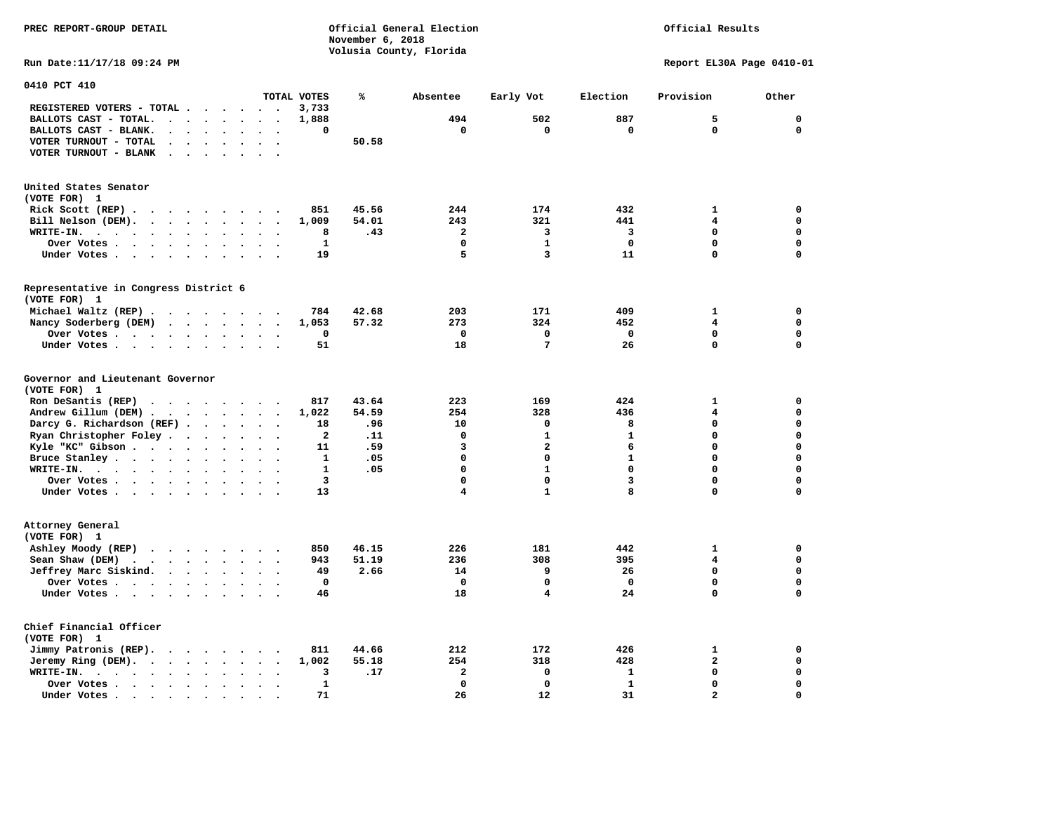PREC REPORT-GROUP DETAIL

Official General Election
November 6, 2018
Volusia County, Florida

Official Results

Run Date:11/17/18 09:24 PM

Report EL30A Page 0410-01

## 0410 PCT 410

| | TOTAL VOTES | % | Absentee | Early Vot | Election | Provision | Other |
|---|---|---|---|---|---|---|---|
| REGISTERED VOTERS - TOTAL | 3,733 | | | | | | |
| BALLOTS CAST - TOTAL. | 1,888 | | 494 | 502 | 887 | 5 | 0 |
| BALLOTS CAST - BLANK. | 0 | | 0 | 0 | 0 | 0 | 0 |
| VOTER TURNOUT - TOTAL | | 50.58 | | | | | |
| VOTER TURNOUT - BLANK | | | | | | | |

### United States Senator
(VOTE FOR) 1

| | TOTAL VOTES | % | Absentee | Early Vot | Election | Provision | Other |
|---|---|---|---|---|---|---|---|
| Rick Scott (REP) | 851 | 45.56 | 244 | 174 | 432 | 1 | 0 |
| Bill Nelson (DEM). | 1,009 | 54.01 | 243 | 321 | 441 | 4 | 0 |
| WRITE-IN. | 8 | .43 | 2 | 3 | 3 | 0 | 0 |
| Over Votes | 1 | | 0 | 1 | 0 | 0 | 0 |
| Under Votes | 19 | | 5 | 3 | 11 | 0 | 0 |

### Representative in Congress District 6
(VOTE FOR) 1

| | TOTAL VOTES | % | Absentee | Early Vot | Election | Provision | Other |
|---|---|---|---|---|---|---|---|
| Michael Waltz (REP) | 784 | 42.68 | 203 | 171 | 409 | 1 | 0 |
| Nancy Soderberg (DEM) | 1,053 | 57.32 | 273 | 324 | 452 | 4 | 0 |
| Over Votes | 0 | | 0 | 0 | 0 | 0 | 0 |
| Under Votes | 51 | | 18 | 7 | 26 | 0 | 0 |

### Governor and Lieutenant Governor
(VOTE FOR) 1

| | TOTAL VOTES | % | Absentee | Early Vot | Election | Provision | Other |
|---|---|---|---|---|---|---|---|
| Ron DeSantis (REP) | 817 | 43.64 | 223 | 169 | 424 | 1 | 0 |
| Andrew Gillum (DEM) | 1,022 | 54.59 | 254 | 328 | 436 | 4 | 0 |
| Darcy G. Richardson (REF) | 18 | .96 | 10 | 0 | 8 | 0 | 0 |
| Ryan Christopher Foley | 2 | .11 | 0 | 1 | 1 | 0 | 0 |
| Kyle "KC" Gibson | 11 | .59 | 3 | 2 | 6 | 0 | 0 |
| Bruce Stanley | 1 | .05 | 0 | 0 | 1 | 0 | 0 |
| WRITE-IN. | 1 | .05 | 0 | 1 | 0 | 0 | 0 |
| Over Votes | 3 | | 0 | 0 | 3 | 0 | 0 |
| Under Votes | 13 | | 4 | 1 | 8 | 0 | 0 |

### Attorney General
(VOTE FOR) 1

| | TOTAL VOTES | % | Absentee | Early Vot | Election | Provision | Other |
|---|---|---|---|---|---|---|---|
| Ashley Moody (REP) | 850 | 46.15 | 226 | 181 | 442 | 1 | 0 |
| Sean Shaw (DEM) | 943 | 51.19 | 236 | 308 | 395 | 4 | 0 |
| Jeffrey Marc Siskind. | 49 | 2.66 | 14 | 9 | 26 | 0 | 0 |
| Over Votes | 0 | | 0 | 0 | 0 | 0 | 0 |
| Under Votes | 46 | | 18 | 4 | 24 | 0 | 0 |

### Chief Financial Officer
(VOTE FOR) 1

| | TOTAL VOTES | % | Absentee | Early Vot | Election | Provision | Other |
|---|---|---|---|---|---|---|---|
| Jimmy Patronis (REP). | 811 | 44.66 | 212 | 172 | 426 | 1 | 0 |
| Jeremy Ring (DEM). | 1,002 | 55.18 | 254 | 318 | 428 | 2 | 0 |
| WRITE-IN. | 3 | .17 | 2 | 0 | 1 | 0 | 0 |
| Over Votes | 1 | | 0 | 0 | 1 | 0 | 0 |
| Under Votes | 71 | | 26 | 12 | 31 | 2 | 0 |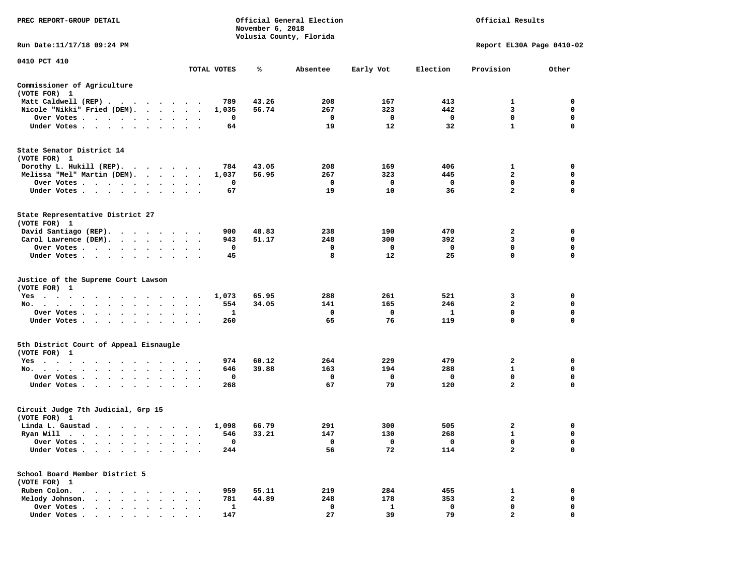PREC REPORT-GROUP DETAIL

Official General Election
November 6, 2018
Volusia County, Florida

Official Results

Run Date:11/17/18 09:24 PM

Report EL30A Page 0410-02

0410 PCT 410

| | TOTAL VOTES | % | Absentee | Early Vot | Election | Provision | Other |
|---|---|---|---|---|---|---|---|
| **Commissioner of Agriculture** | | | | | | | |
| (VOTE FOR) 1 | | | | | | | |
| Matt Caldwell (REP) | 789 | 43.26 | 208 | 167 | 413 | 1 | 0 |
| Nicole "Nikki" Fried (DEM). | 1,035 | 56.74 | 267 | 323 | 442 | 3 | 0 |
| Over Votes | 0 | | 0 | 0 | 0 | 0 | 0 |
| Under Votes | 64 | | 19 | 12 | 32 | 1 | 0 |
| **State Senator District 14** | | | | | | | |
| (VOTE FOR) 1 | | | | | | | |
| Dorothy L. Hukill (REP). | 784 | 43.05 | 208 | 169 | 406 | 1 | 0 |
| Melissa "Mel" Martin (DEM). | 1,037 | 56.95 | 267 | 323 | 445 | 2 | 0 |
| Over Votes | 0 | | 0 | 0 | 0 | 0 | 0 |
| Under Votes | 67 | | 19 | 10 | 36 | 2 | 0 |
| **State Representative District 27** | | | | | | | |
| (VOTE FOR) 1 | | | | | | | |
| David Santiago (REP). | 900 | 48.83 | 238 | 190 | 470 | 2 | 0 |
| Carol Lawrence (DEM). | 943 | 51.17 | 248 | 300 | 392 | 3 | 0 |
| Over Votes | 0 | | 0 | 0 | 0 | 0 | 0 |
| Under Votes | 45 | | 8 | 12 | 25 | 0 | 0 |
| **Justice of the Supreme Court Lawson** | | | | | | | |
| (VOTE FOR) 1 | | | | | | | |
| Yes | 1,073 | 65.95 | 288 | 261 | 521 | 3 | 0 |
| No. | 554 | 34.05 | 141 | 165 | 246 | 2 | 0 |
| Over Votes | 1 | | 0 | 0 | 1 | 0 | 0 |
| Under Votes | 260 | | 65 | 76 | 119 | 0 | 0 |
| **5th District Court of Appeal Eisnaugle** | | | | | | | |
| (VOTE FOR) 1 | | | | | | | |
| Yes | 974 | 60.12 | 264 | 229 | 479 | 2 | 0 |
| No. | 646 | 39.88 | 163 | 194 | 288 | 1 | 0 |
| Over Votes | 0 | | 0 | 0 | 0 | 0 | 0 |
| Under Votes | 268 | | 67 | 79 | 120 | 2 | 0 |
| **Circuit Judge 7th Judicial, Grp 15** | | | | | | | |
| (VOTE FOR) 1 | | | | | | | |
| Linda L. Gaustad | 1,098 | 66.79 | 291 | 300 | 505 | 2 | 0 |
| Ryan Will | 546 | 33.21 | 147 | 130 | 268 | 1 | 0 |
| Over Votes | 0 | | 0 | 0 | 0 | 0 | 0 |
| Under Votes | 244 | | 56 | 72 | 114 | 2 | 0 |
| **School Board Member District 5** | | | | | | | |
| (VOTE FOR) 1 | | | | | | | |
| Ruben Colon. | 959 | 55.11 | 219 | 284 | 455 | 1 | 0 |
| Melody Johnson. | 781 | 44.89 | 248 | 178 | 353 | 2 | 0 |
| Over Votes | 1 | | 0 | 1 | 0 | 0 | 0 |
| Under Votes | 147 | | 27 | 39 | 79 | 2 | 0 |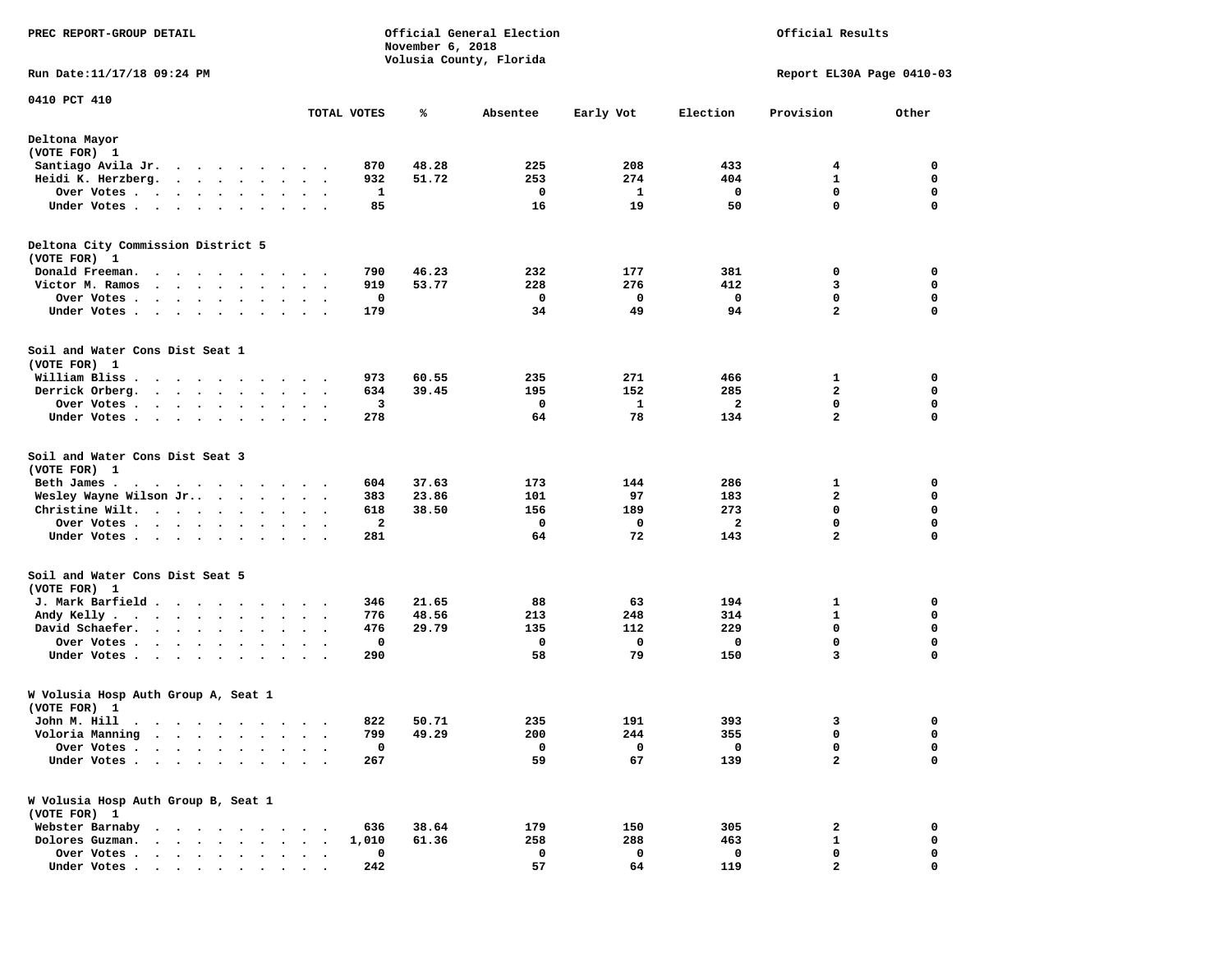PREC REPORT-GROUP DETAIL

Official General Election
November 6, 2018
Volusia County, Florida

Official Results

Run Date:11/17/18 09:24 PM

Report EL30A Page 0410-03

## 0410 PCT 410

### Deltona Mayor
(VOTE FOR) 1

| | TOTAL VOTES | % | Absentee | Early Vot | Election | Provision | Other |
|---|---|---|---|---|---|---|---|
| Santiago Avila Jr. | 870 | 48.28 | 225 | 208 | 433 | 4 | 0 |
| Heidi K. Herzberg. | 932 | 51.72 | 253 | 274 | 404 | 1 | 0 |
| Over Votes | 1 | | 0 | 1 | 0 | 0 | 0 |
| Under Votes | 85 | | 16 | 19 | 50 | 0 | 0 |

### Deltona City Commission District 5
(VOTE FOR) 1

| | TOTAL VOTES | % | Absentee | Early Vot | Election | Provision | Other |
|---|---|---|---|---|---|---|---|
| Donald Freeman. | 790 | 46.23 | 232 | 177 | 381 | 0 | 0 |
| Victor M. Ramos | 919 | 53.77 | 228 | 276 | 412 | 3 | 0 |
| Over Votes | 0 | | 0 | 0 | 0 | 0 | 0 |
| Under Votes | 179 | | 34 | 49 | 94 | 2 | 0 |

### Soil and Water Cons Dist Seat 1
(VOTE FOR) 1

| | TOTAL VOTES | % | Absentee | Early Vot | Election | Provision | Other |
|---|---|---|---|---|---|---|---|
| William Bliss | 973 | 60.55 | 235 | 271 | 466 | 1 | 0 |
| Derrick Orberg. | 634 | 39.45 | 195 | 152 | 285 | 2 | 0 |
| Over Votes | 3 | | 0 | 1 | 2 | 0 | 0 |
| Under Votes | 278 | | 64 | 78 | 134 | 2 | 0 |

### Soil and Water Cons Dist Seat 3
(VOTE FOR) 1

| | TOTAL VOTES | % | Absentee | Early Vot | Election | Provision | Other |
|---|---|---|---|---|---|---|---|
| Beth James | 604 | 37.63 | 173 | 144 | 286 | 1 | 0 |
| Wesley Wayne Wilson Jr. | 383 | 23.86 | 101 | 97 | 183 | 2 | 0 |
| Christine Wilt. | 618 | 38.50 | 156 | 189 | 273 | 0 | 0 |
| Over Votes | 2 | | 0 | 0 | 2 | 0 | 0 |
| Under Votes | 281 | | 64 | 72 | 143 | 2 | 0 |

### Soil and Water Cons Dist Seat 5
(VOTE FOR) 1

| | TOTAL VOTES | % | Absentee | Early Vot | Election | Provision | Other |
|---|---|---|---|---|---|---|---|
| J. Mark Barfield | 346 | 21.65 | 88 | 63 | 194 | 1 | 0 |
| Andy Kelly | 776 | 48.56 | 213 | 248 | 314 | 1 | 0 |
| David Schaefer. | 476 | 29.79 | 135 | 112 | 229 | 0 | 0 |
| Over Votes | 0 | | 0 | 0 | 0 | 0 | 0 |
| Under Votes | 290 | | 58 | 79 | 150 | 3 | 0 |

### W Volusia Hosp Auth Group A, Seat 1
(VOTE FOR) 1

| | TOTAL VOTES | % | Absentee | Early Vot | Election | Provision | Other |
|---|---|---|---|---|---|---|---|
| John M. Hill | 822 | 50.71 | 235 | 191 | 393 | 3 | 0 |
| Voloria Manning | 799 | 49.29 | 200 | 244 | 355 | 0 | 0 |
| Over Votes | 0 | | 0 | 0 | 0 | 0 | 0 |
| Under Votes | 267 | | 59 | 67 | 139 | 2 | 0 |

### W Volusia Hosp Auth Group B, Seat 1
(VOTE FOR) 1

| | TOTAL VOTES | % | Absentee | Early Vot | Election | Provision | Other |
|---|---|---|---|---|---|---|---|
| Webster Barnaby | 636 | 38.64 | 179 | 150 | 305 | 2 | 0 |
| Dolores Guzman. | 1,010 | 61.36 | 258 | 288 | 463 | 1 | 0 |
| Over Votes | 0 | | 0 | 0 | 0 | 0 | 0 |
| Under Votes | 242 | | 57 | 64 | 119 | 2 | 0 |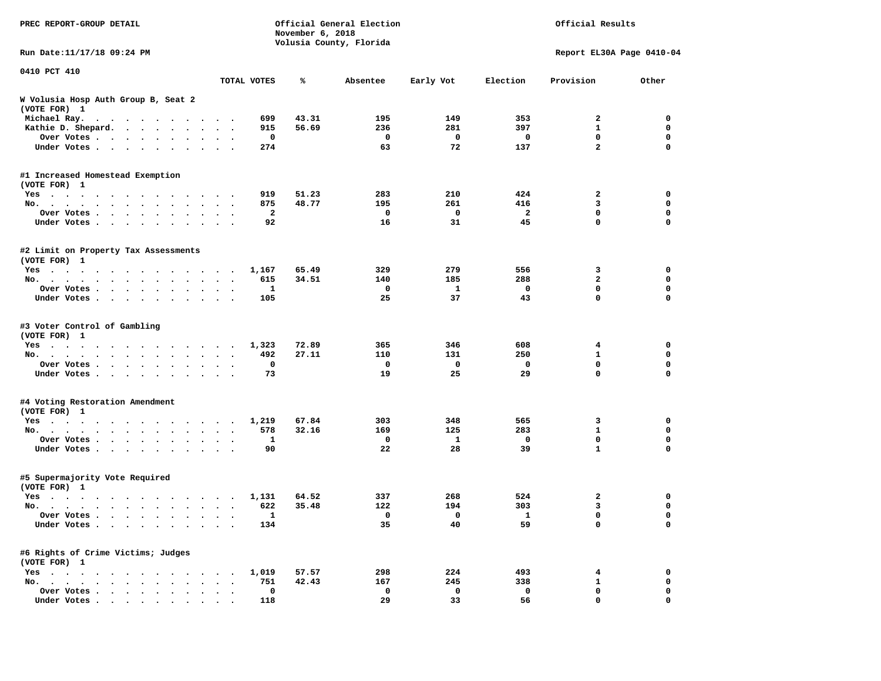PREC REPORT-GROUP DETAIL

Official General Election
November 6, 2018
Volusia County, Florida

Official Results

Run Date:11/17/18 09:24 PM

Report EL30A Page 0410-04

0410 PCT 410

| | TOTAL VOTES | % | Absentee | Early Vot | Election | Provision | Other |
|---|---|---|---|---|---|---|---|
| **W Volusia Hosp Auth Group B, Seat 2** | | | | | | | |
| (VOTE FOR) 1 | | | | | | | |
| Michael Ray. | 699 | 43.31 | 195 | 149 | 353 | 2 | 0 |
| Kathie D. Shepard. | 915 | 56.69 | 236 | 281 | 397 | 1 | 0 |
| Over Votes | 0 | | 0 | 0 | 0 | 0 | 0 |
| Under Votes | 274 | | 63 | 72 | 137 | 2 | 0 |
| **#1 Increased Homestead Exemption** | | | | | | | |
| (VOTE FOR) 1 | | | | | | | |
| Yes | 919 | 51.23 | 283 | 210 | 424 | 2 | 0 |
| No. | 875 | 48.77 | 195 | 261 | 416 | 3 | 0 |
| Over Votes | 2 | | 0 | 0 | 2 | 0 | 0 |
| Under Votes | 92 | | 16 | 31 | 45 | 0 | 0 |
| **#2 Limit on Property Tax Assessments** | | | | | | | |
| (VOTE FOR) 1 | | | | | | | |
| Yes | 1,167 | 65.49 | 329 | 279 | 556 | 3 | 0 |
| No. | 615 | 34.51 | 140 | 185 | 288 | 2 | 0 |
| Over Votes | 1 | | 0 | 1 | 0 | 0 | 0 |
| Under Votes | 105 | | 25 | 37 | 43 | 0 | 0 |
| **#3 Voter Control of Gambling** | | | | | | | |
| (VOTE FOR) 1 | | | | | | | |
| Yes | 1,323 | 72.89 | 365 | 346 | 608 | 4 | 0 |
| No. | 492 | 27.11 | 110 | 131 | 250 | 1 | 0 |
| Over Votes | 0 | | 0 | 0 | 0 | 0 | 0 |
| Under Votes | 73 | | 19 | 25 | 29 | 0 | 0 |
| **#4 Voting Restoration Amendment** | | | | | | | |
| (VOTE FOR) 1 | | | | | | | |
| Yes | 1,219 | 67.84 | 303 | 348 | 565 | 3 | 0 |
| No. | 578 | 32.16 | 169 | 125 | 283 | 1 | 0 |
| Over Votes | 1 | | 0 | 1 | 0 | 0 | 0 |
| Under Votes | 90 | | 22 | 28 | 39 | 1 | 0 |
| **#5 Supermajority Vote Required** | | | | | | | |
| (VOTE FOR) 1 | | | | | | | |
| Yes | 1,131 | 64.52 | 337 | 268 | 524 | 2 | 0 |
| No. | 622 | 35.48 | 122 | 194 | 303 | 3 | 0 |
| Over Votes | 1 | | 0 | 0 | 1 | 0 | 0 |
| Under Votes | 134 | | 35 | 40 | 59 | 0 | 0 |
| **#6 Rights of Crime Victims; Judges** | | | | | | | |
| (VOTE FOR) 1 | | | | | | | |
| Yes | 1,019 | 57.57 | 298 | 224 | 493 | 4 | 0 |
| No. | 751 | 42.43 | 167 | 245 | 338 | 1 | 0 |
| Over Votes | 0 | | 0 | 0 | 0 | 0 | 0 |
| Under Votes | 118 | | 29 | 33 | 56 | 0 | 0 |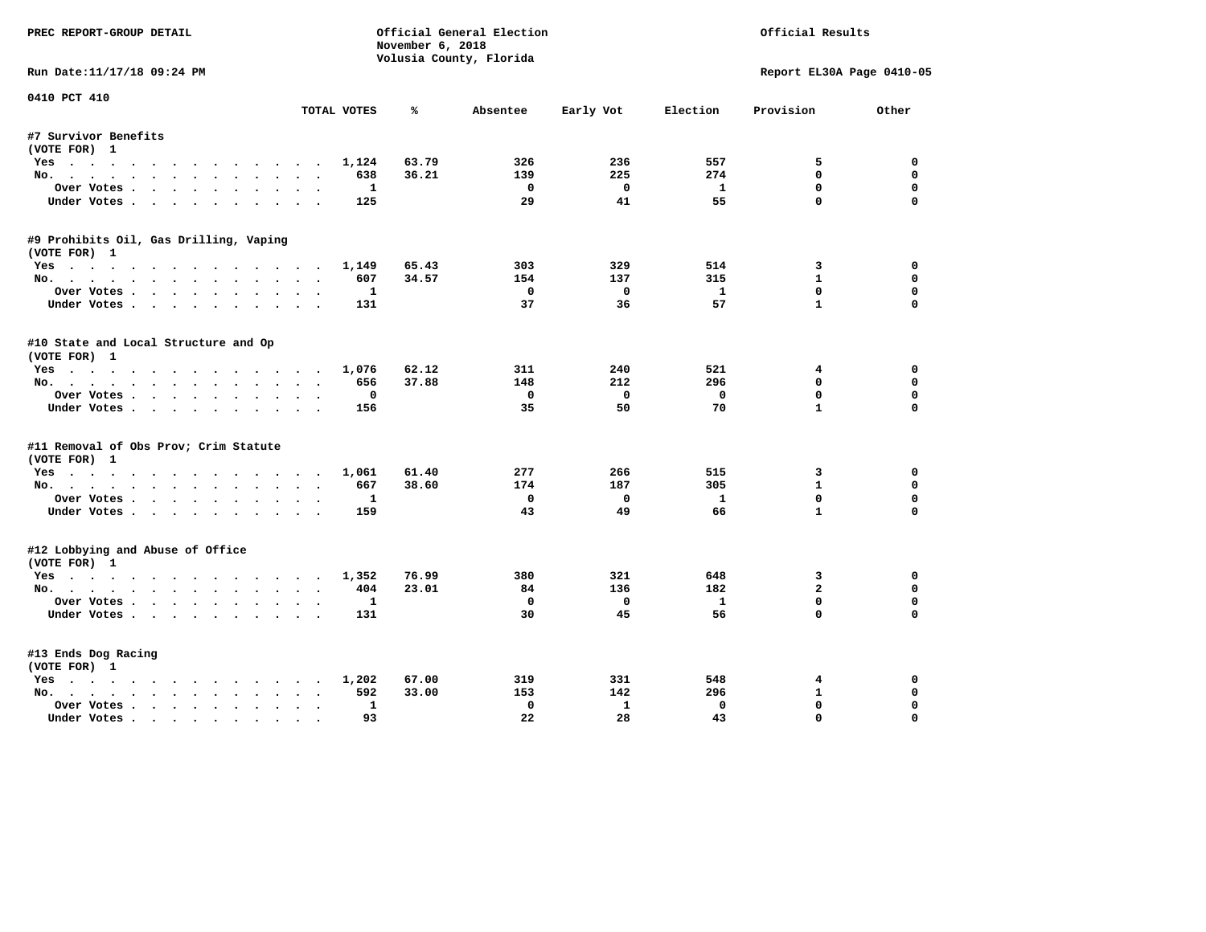PREC REPORT-GROUP DETAIL

Official General Election
November 6, 2018
Volusia County, Florida

Official Results

Run Date:11/17/18 09:24 PM

Report EL30A Page 0410-05

0410 PCT 410

| | TOTAL VOTES | % | Absentee | Early Vot | Election | Provision | Other |
|---|---|---|---|---|---|---|---|
| **#7 Survivor Benefits** | | | | | | | |
| (VOTE FOR) 1 | | | | | | | |
| Yes | 1,124 | 63.79 | 326 | 236 | 557 | 5 | 0 |
| No. | 638 | 36.21 | 139 | 225 | 274 | 0 | 0 |
| Over Votes | 1 | | 0 | 0 | 1 | 0 | 0 |
| Under Votes | 125 | | 29 | 41 | 55 | 0 | 0 |
| **#9 Prohibits Oil, Gas Drilling, Vaping** | | | | | | | |
| (VOTE FOR) 1 | | | | | | | |
| Yes | 1,149 | 65.43 | 303 | 329 | 514 | 3 | 0 |
| No. | 607 | 34.57 | 154 | 137 | 315 | 1 | 0 |
| Over Votes | 1 | | 0 | 0 | 1 | 0 | 0 |
| Under Votes | 131 | | 37 | 36 | 57 | 1 | 0 |
| **#10 State and Local Structure and Op** | | | | | | | |
| (VOTE FOR) 1 | | | | | | | |
| Yes | 1,076 | 62.12 | 311 | 240 | 521 | 4 | 0 |
| No. | 656 | 37.88 | 148 | 212 | 296 | 0 | 0 |
| Over Votes | 0 | | 0 | 0 | 0 | 0 | 0 |
| Under Votes | 156 | | 35 | 50 | 70 | 1 | 0 |
| **#11 Removal of Obs Prov; Crim Statute** | | | | | | | |
| (VOTE FOR) 1 | | | | | | | |
| Yes | 1,061 | 61.40 | 277 | 266 | 515 | 3 | 0 |
| No. | 667 | 38.60 | 174 | 187 | 305 | 1 | 0 |
| Over Votes | 1 | | 0 | 0 | 1 | 0 | 0 |
| Under Votes | 159 | | 43 | 49 | 66 | 1 | 0 |
| **#12 Lobbying and Abuse of Office** | | | | | | | |
| (VOTE FOR) 1 | | | | | | | |
| Yes | 1,352 | 76.99 | 380 | 321 | 648 | 3 | 0 |
| No. | 404 | 23.01 | 84 | 136 | 182 | 2 | 0 |
| Over Votes | 1 | | 0 | 0 | 1 | 0 | 0 |
| Under Votes | 131 | | 30 | 45 | 56 | 0 | 0 |
| **#13 Ends Dog Racing** | | | | | | | |
| (VOTE FOR) 1 | | | | | | | |
| Yes | 1,202 | 67.00 | 319 | 331 | 548 | 4 | 0 |
| No. | 592 | 33.00 | 153 | 142 | 296 | 1 | 0 |
| Over Votes | 1 | | 0 | 1 | 0 | 0 | 0 |
| Under Votes | 93 | | 22 | 28 | 43 | 0 | 0 |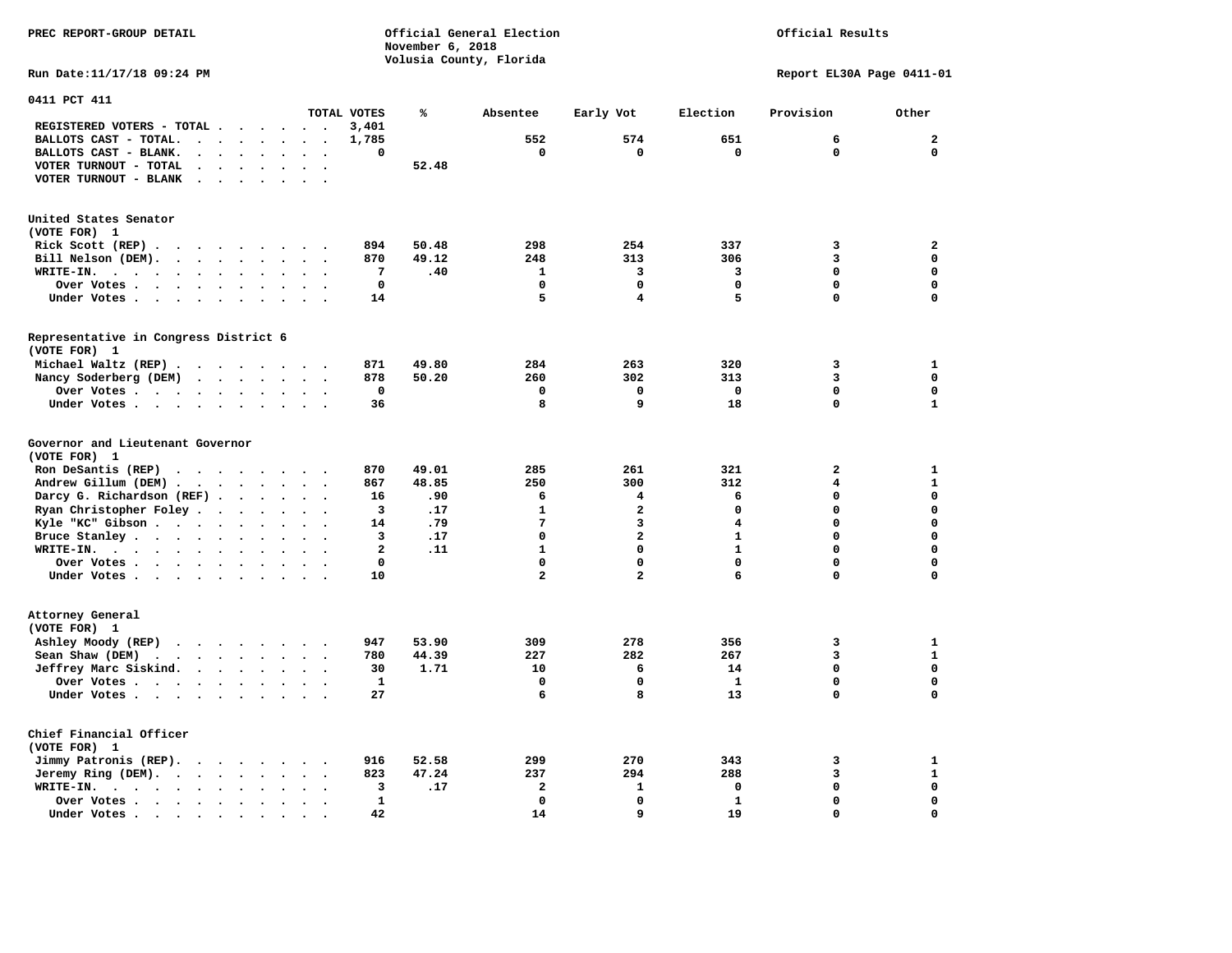PREC REPORT-GROUP DETAIL

Official General Election
November 6, 2018
Volusia County, Florida

Official Results

Run Date:11/17/18 09:24 PM

Report EL30A Page 0411-01

## 0411 PCT 411

| | TOTAL VOTES | % | Absentee | Early Vot | Election | Provision | Other |
|---|---|---|---|---|---|---|---|
| REGISTERED VOTERS - TOTAL | 3,401 | | | | | | |
| BALLOTS CAST - TOTAL. | 1,785 | | 552 | 574 | 651 | 6 | 2 |
| BALLOTS CAST - BLANK. | 0 | | 0 | 0 | 0 | 0 | 0 |
| VOTER TURNOUT - TOTAL | | 52.48 | | | | | |
| VOTER TURNOUT - BLANK | | | | | | | |

### United States Senator
(VOTE FOR) 1

| | TOTAL VOTES | % | Absentee | Early Vot | Election | Provision | Other |
|---|---|---|---|---|---|---|---|
| Rick Scott (REP) | 894 | 50.48 | 298 | 254 | 337 | 3 | 2 |
| Bill Nelson (DEM). | 870 | 49.12 | 248 | 313 | 306 | 3 | 0 |
| WRITE-IN. | 7 | .40 | 1 | 3 | 3 | 0 | 0 |
| Over Votes | 0 | | 0 | 0 | 0 | 0 | 0 |
| Under Votes | 14 | | 5 | 4 | 5 | 0 | 0 |

### Representative in Congress District 6
(VOTE FOR) 1

| | TOTAL VOTES | % | Absentee | Early Vot | Election | Provision | Other |
|---|---|---|---|---|---|---|---|
| Michael Waltz (REP) | 871 | 49.80 | 284 | 263 | 320 | 3 | 1 |
| Nancy Soderberg (DEM) | 878 | 50.20 | 260 | 302 | 313 | 3 | 0 |
| Over Votes | 0 | | 0 | 0 | 0 | 0 | 0 |
| Under Votes | 36 | | 8 | 9 | 18 | 0 | 1 |

### Governor and Lieutenant Governor
(VOTE FOR) 1

| | TOTAL VOTES | % | Absentee | Early Vot | Election | Provision | Other |
|---|---|---|---|---|---|---|---|
| Ron DeSantis (REP) | 870 | 49.01 | 285 | 261 | 321 | 2 | 1 |
| Andrew Gillum (DEM) | 867 | 48.85 | 250 | 300 | 312 | 4 | 1 |
| Darcy G. Richardson (REF) | 16 | .90 | 6 | 4 | 6 | 0 | 0 |
| Ryan Christopher Foley | 3 | .17 | 1 | 2 | 0 | 0 | 0 |
| Kyle "KC" Gibson | 14 | .79 | 7 | 3 | 4 | 0 | 0 |
| Bruce Stanley | 3 | .17 | 0 | 2 | 1 | 0 | 0 |
| WRITE-IN. | 2 | .11 | 1 | 0 | 1 | 0 | 0 |
| Over Votes | 0 | | 0 | 0 | 0 | 0 | 0 |
| Under Votes | 10 | | 2 | 2 | 6 | 0 | 0 |

### Attorney General
(VOTE FOR) 1

| | TOTAL VOTES | % | Absentee | Early Vot | Election | Provision | Other |
|---|---|---|---|---|---|---|---|
| Ashley Moody (REP) | 947 | 53.90 | 309 | 278 | 356 | 3 | 1 |
| Sean Shaw (DEM) | 780 | 44.39 | 227 | 282 | 267 | 3 | 1 |
| Jeffrey Marc Siskind. | 30 | 1.71 | 10 | 6 | 14 | 0 | 0 |
| Over Votes | 1 | | 0 | 0 | 1 | 0 | 0 |
| Under Votes | 27 | | 6 | 8 | 13 | 0 | 0 |

### Chief Financial Officer
(VOTE FOR) 1

| | TOTAL VOTES | % | Absentee | Early Vot | Election | Provision | Other |
|---|---|---|---|---|---|---|---|
| Jimmy Patronis (REP). | 916 | 52.58 | 299 | 270 | 343 | 3 | 1 |
| Jeremy Ring (DEM). | 823 | 47.24 | 237 | 294 | 288 | 3 | 1 |
| WRITE-IN. | 3 | .17 | 2 | 1 | 0 | 0 | 0 |
| Over Votes | 1 | | 0 | 0 | 1 | 0 | 0 |
| Under Votes | 42 | | 14 | 9 | 19 | 0 | 0 |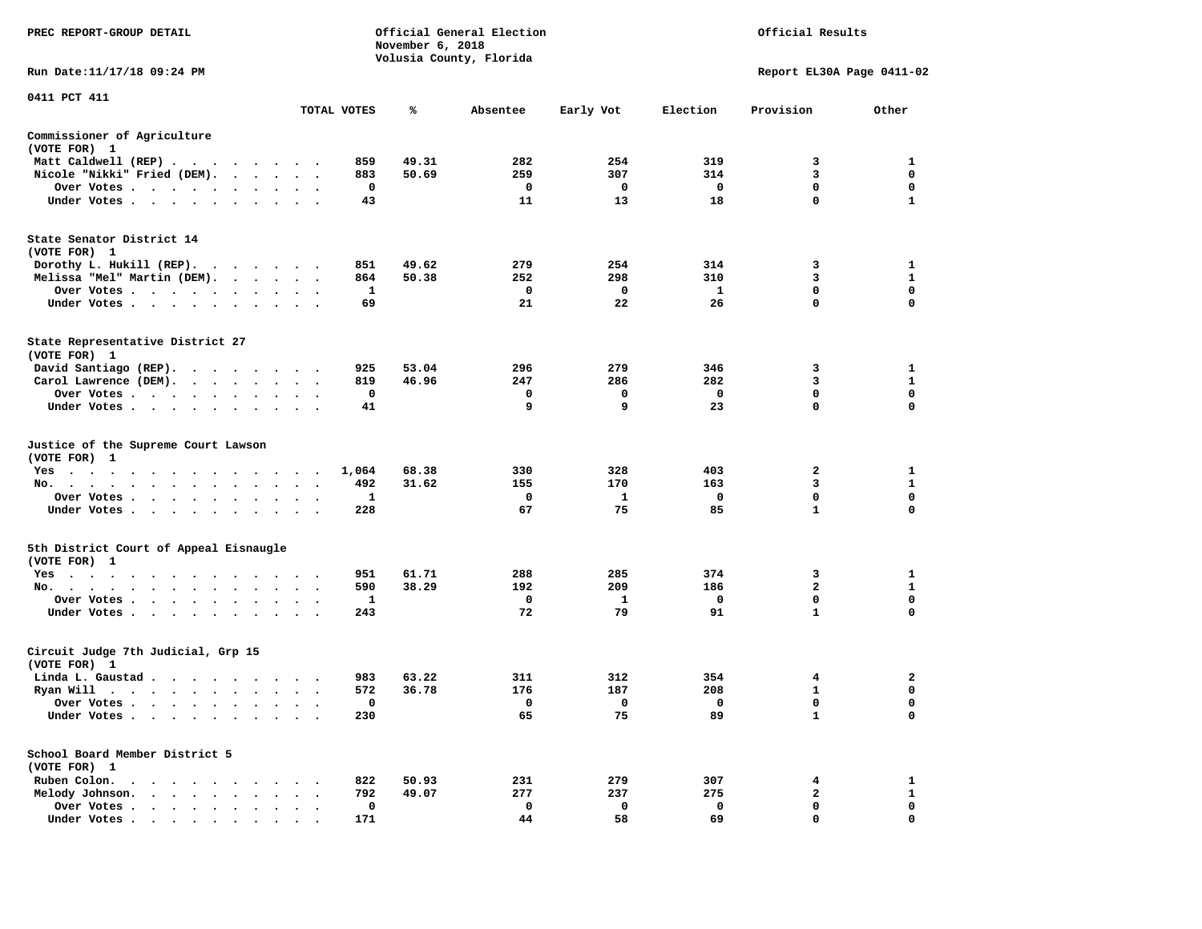PREC REPORT-GROUP DETAIL

Official General Election
November 6, 2018
Volusia County, Florida

Official Results

Run Date:11/17/18 09:24 PM

Report EL30A Page 0411-02

0411 PCT 411

| | TOTAL VOTES | % | Absentee | Early Vot | Election | Provision | Other |
|---|---|---|---|---|---|---|---|
| **Commissioner of Agriculture** | | | | | | | |
| (VOTE FOR) 1 | | | | | | | |
| Matt Caldwell (REP) | 859 | 49.31 | 282 | 254 | 319 | 3 | 1 |
| Nicole "Nikki" Fried (DEM). | 883 | 50.69 | 259 | 307 | 314 | 3 | 0 |
| Over Votes | 0 | | 0 | 0 | 0 | 0 | 0 |
| Under Votes | 43 | | 11 | 13 | 18 | 0 | 1 |
| **State Senator District 14** | | | | | | | |
| (VOTE FOR) 1 | | | | | | | |
| Dorothy L. Hukill (REP). | 851 | 49.62 | 279 | 254 | 314 | 3 | 1 |
| Melissa "Mel" Martin (DEM). | 864 | 50.38 | 252 | 298 | 310 | 3 | 1 |
| Over Votes | 1 | | 0 | 0 | 1 | 0 | 0 |
| Under Votes | 69 | | 21 | 22 | 26 | 0 | 0 |
| **State Representative District 27** | | | | | | | |
| (VOTE FOR) 1 | | | | | | | |
| David Santiago (REP). | 925 | 53.04 | 296 | 279 | 346 | 3 | 1 |
| Carol Lawrence (DEM). | 819 | 46.96 | 247 | 286 | 282 | 3 | 1 |
| Over Votes | 0 | | 0 | 0 | 0 | 0 | 0 |
| Under Votes | 41 | | 9 | 9 | 23 | 0 | 0 |
| **Justice of the Supreme Court Lawson** | | | | | | | |
| (VOTE FOR) 1 | | | | | | | |
| Yes | 1,064 | 68.38 | 330 | 328 | 403 | 2 | 1 |
| No. | 492 | 31.62 | 155 | 170 | 163 | 3 | 1 |
| Over Votes | 1 | | 0 | 1 | 0 | 0 | 0 |
| Under Votes | 228 | | 67 | 75 | 85 | 1 | 0 |
| **5th District Court of Appeal Eisnaugle** | | | | | | | |
| (VOTE FOR) 1 | | | | | | | |
| Yes | 951 | 61.71 | 288 | 285 | 374 | 3 | 1 |
| No. | 590 | 38.29 | 192 | 209 | 186 | 2 | 1 |
| Over Votes | 1 | | 0 | 1 | 0 | 0 | 0 |
| Under Votes | 243 | | 72 | 79 | 91 | 1 | 0 |
| **Circuit Judge 7th Judicial, Grp 15** | | | | | | | |
| (VOTE FOR) 1 | | | | | | | |
| Linda L. Gaustad | 983 | 63.22 | 311 | 312 | 354 | 4 | 2 |
| Ryan Will | 572 | 36.78 | 176 | 187 | 208 | 1 | 0 |
| Over Votes | 0 | | 0 | 0 | 0 | 0 | 0 |
| Under Votes | 230 | | 65 | 75 | 89 | 1 | 0 |
| **School Board Member District 5** | | | | | | | |
| (VOTE FOR) 1 | | | | | | | |
| Ruben Colon. | 822 | 50.93 | 231 | 279 | 307 | 4 | 1 |
| Melody Johnson. | 792 | 49.07 | 277 | 237 | 275 | 2 | 1 |
| Over Votes | 0 | | 0 | 0 | 0 | 0 | 0 |
| Under Votes | 171 | | 44 | 58 | 69 | 0 | 0 |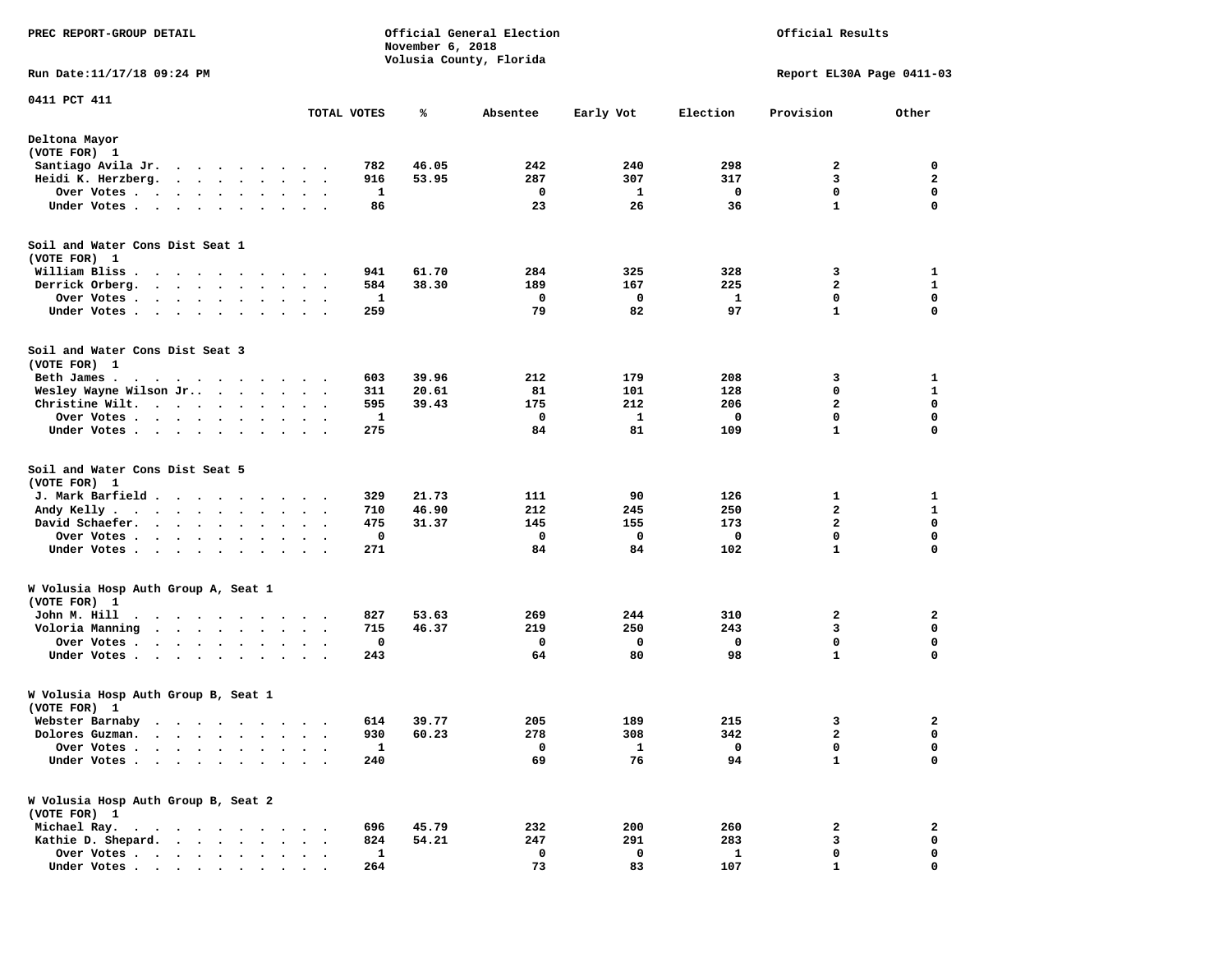PREC REPORT-GROUP DETAIL

Official General Election
November 6, 2018
Volusia County, Florida

Official Results

Run Date:11/17/18 09:24 PM

Report EL30A Page 0411-03

0411 PCT 411

| | TOTAL VOTES | % | Absentee | Early Vot | Election | Provision | Other |
|---|---|---|---|---|---|---|---|
| **Deltona Mayor** | | | | | | | |
| (VOTE FOR) 1 | | | | | | | |
| Santiago Avila Jr. | 782 | 46.05 | 242 | 240 | 298 | 2 | 0 |
| Heidi K. Herzberg. | 916 | 53.95 | 287 | 307 | 317 | 3 | 2 |
| Over Votes | 1 | | 0 | 1 | 0 | 0 | 0 |
| Under Votes | 86 | | 23 | 26 | 36 | 1 | 0 |
| **Soil and Water Cons Dist Seat 1** | | | | | | | |
| (VOTE FOR) 1 | | | | | | | |
| William Bliss | 941 | 61.70 | 284 | 325 | 328 | 3 | 1 |
| Derrick Orberg. | 584 | 38.30 | 189 | 167 | 225 | 2 | 1 |
| Over Votes | 1 | | 0 | 0 | 1 | 0 | 0 |
| Under Votes | 259 | | 79 | 82 | 97 | 1 | 0 |
| **Soil and Water Cons Dist Seat 3** | | | | | | | |
| (VOTE FOR) 1 | | | | | | | |
| Beth James | 603 | 39.96 | 212 | 179 | 208 | 3 | 1 |
| Wesley Wayne Wilson Jr. | 311 | 20.61 | 81 | 101 | 128 | 0 | 1 |
| Christine Wilt. | 595 | 39.43 | 175 | 212 | 206 | 2 | 0 |
| Over Votes | 1 | | 0 | 1 | 0 | 0 | 0 |
| Under Votes | 275 | | 84 | 81 | 109 | 1 | 0 |
| **Soil and Water Cons Dist Seat 5** | | | | | | | |
| (VOTE FOR) 1 | | | | | | | |
| J. Mark Barfield | 329 | 21.73 | 111 | 90 | 126 | 1 | 1 |
| Andy Kelly | 710 | 46.90 | 212 | 245 | 250 | 2 | 1 |
| David Schaefer. | 475 | 31.37 | 145 | 155 | 173 | 2 | 0 |
| Over Votes | 0 | | 0 | 0 | 0 | 0 | 0 |
| Under Votes | 271 | | 84 | 84 | 102 | 1 | 0 |
| **W Volusia Hosp Auth Group A, Seat 1** | | | | | | | |
| (VOTE FOR) 1 | | | | | | | |
| John M. Hill | 827 | 53.63 | 269 | 244 | 310 | 2 | 2 |
| Voloria Manning | 715 | 46.37 | 219 | 250 | 243 | 3 | 0 |
| Over Votes | 0 | | 0 | 0 | 0 | 0 | 0 |
| Under Votes | 243 | | 64 | 80 | 98 | 1 | 0 |
| **W Volusia Hosp Auth Group B, Seat 1** | | | | | | | |
| (VOTE FOR) 1 | | | | | | | |
| Webster Barnaby | 614 | 39.77 | 205 | 189 | 215 | 3 | 2 |
| Dolores Guzman. | 930 | 60.23 | 278 | 308 | 342 | 2 | 0 |
| Over Votes | 1 | | 0 | 1 | 0 | 0 | 0 |
| Under Votes | 240 | | 69 | 76 | 94 | 1 | 0 |
| **W Volusia Hosp Auth Group B, Seat 2** | | | | | | | |
| (VOTE FOR) 1 | | | | | | | |
| Michael Ray. | 696 | 45.79 | 232 | 200 | 260 | 2 | 2 |
| Kathie D. Shepard. | 824 | 54.21 | 247 | 291 | 283 | 3 | 0 |
| Over Votes | 1 | | 0 | 0 | 1 | 0 | 0 |
| Under Votes | 264 | | 73 | 83 | 107 | 1 | 0 |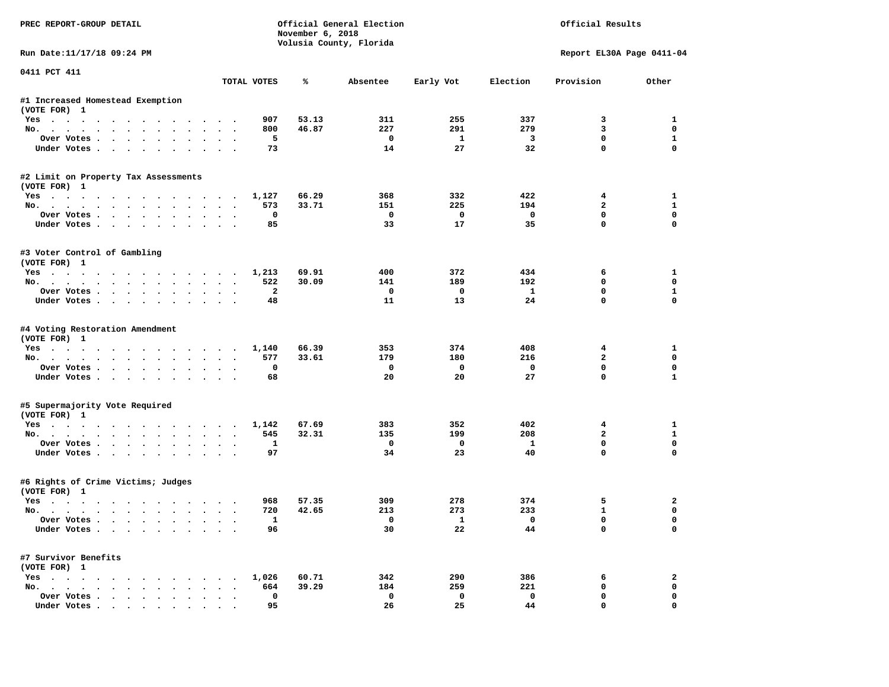PREC REPORT-GROUP DETAIL

Official General Election
November 6, 2018
Volusia County, Florida

Official Results

Run Date:11/17/18 09:24 PM

Report EL30A Page 0411-04

0411 PCT 411

| | TOTAL VOTES | % | Absentee | Early Vot | Election | Provision | Other |
|---|---|---|---|---|---|---|---|
| **#1 Increased Homestead Exemption** | | | | | | | |
| (VOTE FOR) 1 | | | | | | | |
| Yes | 907 | 53.13 | 311 | 255 | 337 | 3 | 1 |
| No. | 800 | 46.87 | 227 | 291 | 279 | 3 | 0 |
| Over Votes | 5 | | 0 | 1 | 3 | 0 | 1 |
| Under Votes | 73 | | 14 | 27 | 32 | 0 | 0 |
| **#2 Limit on Property Tax Assessments** | | | | | | | |
| (VOTE FOR) 1 | | | | | | | |
| Yes | 1,127 | 66.29 | 368 | 332 | 422 | 4 | 1 |
| No. | 573 | 33.71 | 151 | 225 | 194 | 2 | 1 |
| Over Votes | 0 | | 0 | 0 | 0 | 0 | 0 |
| Under Votes | 85 | | 33 | 17 | 35 | 0 | 0 |
| **#3 Voter Control of Gambling** | | | | | | | |
| (VOTE FOR) 1 | | | | | | | |
| Yes | 1,213 | 69.91 | 400 | 372 | 434 | 6 | 1 |
| No. | 522 | 30.09 | 141 | 189 | 192 | 0 | 0 |
| Over Votes | 2 | | 0 | 0 | 1 | 0 | 1 |
| Under Votes | 48 | | 11 | 13 | 24 | 0 | 0 |
| **#4 Voting Restoration Amendment** | | | | | | | |
| (VOTE FOR) 1 | | | | | | | |
| Yes | 1,140 | 66.39 | 353 | 374 | 408 | 4 | 1 |
| No. | 577 | 33.61 | 179 | 180 | 216 | 2 | 0 |
| Over Votes | 0 | | 0 | 0 | 0 | 0 | 0 |
| Under Votes | 68 | | 20 | 20 | 27 | 0 | 1 |
| **#5 Supermajority Vote Required** | | | | | | | |
| (VOTE FOR) 1 | | | | | | | |
| Yes | 1,142 | 67.69 | 383 | 352 | 402 | 4 | 1 |
| No. | 545 | 32.31 | 135 | 199 | 208 | 2 | 1 |
| Over Votes | 1 | | 0 | 0 | 1 | 0 | 0 |
| Under Votes | 97 | | 34 | 23 | 40 | 0 | 0 |
| **#6 Rights of Crime Victims; Judges** | | | | | | | |
| (VOTE FOR) 1 | | | | | | | |
| Yes | 968 | 57.35 | 309 | 278 | 374 | 5 | 2 |
| No. | 720 | 42.65 | 213 | 273 | 233 | 1 | 0 |
| Over Votes | 1 | | 0 | 1 | 0 | 0 | 0 |
| Under Votes | 96 | | 30 | 22 | 44 | 0 | 0 |
| **#7 Survivor Benefits** | | | | | | | |
| (VOTE FOR) 1 | | | | | | | |
| Yes | 1,026 | 60.71 | 342 | 290 | 386 | 6 | 2 |
| No. | 664 | 39.29 | 184 | 259 | 221 | 0 | 0 |
| Over Votes | 0 | | 0 | 0 | 0 | 0 | 0 |
| Under Votes | 95 | | 26 | 25 | 44 | 0 | 0 |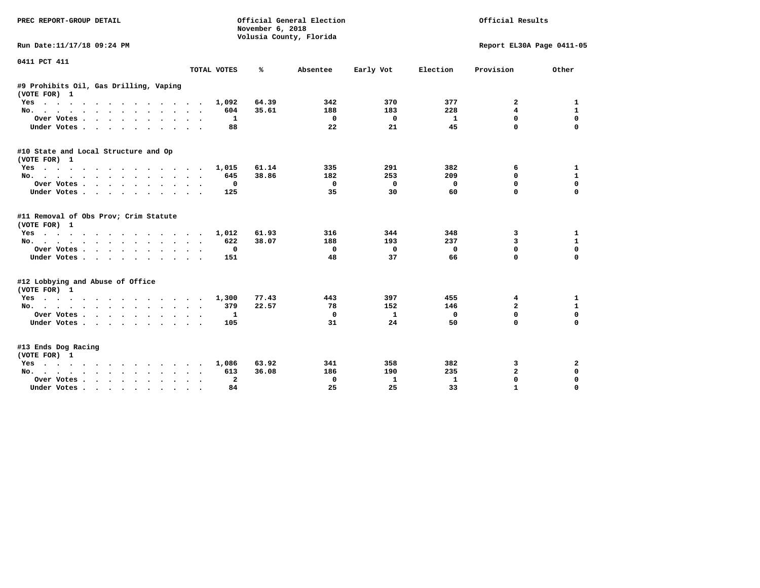PREC REPORT-GROUP DETAIL

Official General Election
November 6, 2018
Volusia County, Florida

Official Results

Run Date:11/17/18 09:24 PM

Report EL30A Page 0411-05

0411 PCT 411

| | TOTAL VOTES | % | Absentee | Early Vot | Election | Provision | Other |
|---|---|---|---|---|---|---|---|
| **#9 Prohibits Oil, Gas Drilling, Vaping** | | | | | | | |
| **(VOTE FOR) 1** | | | | | | | |
| Yes | 1,092 | 64.39 | 342 | 370 | 377 | 2 | 1 |
| No. | 604 | 35.61 | 188 | 183 | 228 | 4 | 1 |
| Over Votes | 1 | | 0 | 0 | 1 | 0 | 0 |
| Under Votes | 88 | | 22 | 21 | 45 | 0 | 0 |
| **#10 State and Local Structure and Op** | | | | | | | |
| **(VOTE FOR) 1** | | | | | | | |
| Yes | 1,015 | 61.14 | 335 | 291 | 382 | 6 | 1 |
| No. | 645 | 38.86 | 182 | 253 | 209 | 0 | 1 |
| Over Votes | 0 | | 0 | 0 | 0 | 0 | 0 |
| Under Votes | 125 | | 35 | 30 | 60 | 0 | 0 |
| **#11 Removal of Obs Prov; Crim Statute** | | | | | | | |
| **(VOTE FOR) 1** | | | | | | | |
| Yes | 1,012 | 61.93 | 316 | 344 | 348 | 3 | 1 |
| No. | 622 | 38.07 | 188 | 193 | 237 | 3 | 1 |
| Over Votes | 0 | | 0 | 0 | 0 | 0 | 0 |
| Under Votes | 151 | | 48 | 37 | 66 | 0 | 0 |
| **#12 Lobbying and Abuse of Office** | | | | | | | |
| **(VOTE FOR) 1** | | | | | | | |
| Yes | 1,300 | 77.43 | 443 | 397 | 455 | 4 | 1 |
| No. | 379 | 22.57 | 78 | 152 | 146 | 2 | 1 |
| Over Votes | 1 | | 0 | 1 | 0 | 0 | 0 |
| Under Votes | 105 | | 31 | 24 | 50 | 0 | 0 |
| **#13 Ends Dog Racing** | | | | | | | |
| **(VOTE FOR) 1** | | | | | | | |
| Yes | 1,086 | 63.92 | 341 | 358 | 382 | 3 | 2 |
| No. | 613 | 36.08 | 186 | 190 | 235 | 2 | 0 |
| Over Votes | 2 | | 0 | 1 | 1 | 0 | 0 |
| Under Votes | 84 | | 25 | 25 | 33 | 1 | 0 |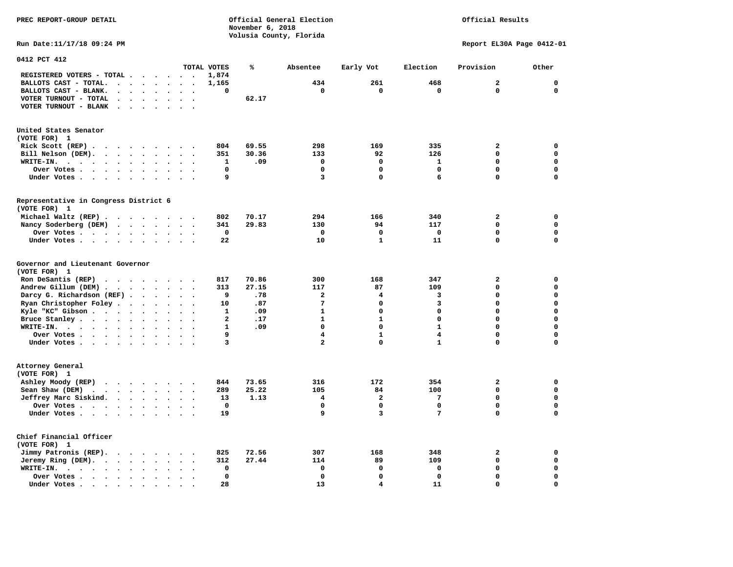PREC REPORT-GROUP DETAIL

Official General Election
November 6, 2018
Volusia County, Florida

Official Results

Run Date:11/17/18 09:24 PM

Report EL30A Page 0412-01

## 0412 PCT 412

| | TOTAL VOTES | % | Absentee | Early Vot | Election | Provision | Other |
|---|---|---|---|---|---|---|---|
| REGISTERED VOTERS - TOTAL | 1,874 | | | | | | |
| BALLOTS CAST - TOTAL. | 1,165 | | 434 | 261 | 468 | 2 | 0 |
| BALLOTS CAST - BLANK. | 0 | | 0 | 0 | 0 | 0 | 0 |
| VOTER TURNOUT - TOTAL | | 62.17 | | | | | |
| VOTER TURNOUT - BLANK | | | | | | | |

### United States Senator
(VOTE FOR) 1

| | TOTAL VOTES | % | Absentee | Early Vot | Election | Provision | Other |
|---|---|---|---|---|---|---|---|
| Rick Scott (REP) | 804 | 69.55 | 298 | 169 | 335 | 2 | 0 |
| Bill Nelson (DEM). | 351 | 30.36 | 133 | 92 | 126 | 0 | 0 |
| WRITE-IN. | 1 | .09 | 0 | 0 | 1 | 0 | 0 |
| Over Votes | 0 | | 0 | 0 | 0 | 0 | 0 |
| Under Votes | 9 | | 3 | 0 | 6 | 0 | 0 |

### Representative in Congress District 6
(VOTE FOR) 1

| | TOTAL VOTES | % | Absentee | Early Vot | Election | Provision | Other |
|---|---|---|---|---|---|---|---|
| Michael Waltz (REP) | 802 | 70.17 | 294 | 166 | 340 | 2 | 0 |
| Nancy Soderberg (DEM) | 341 | 29.83 | 130 | 94 | 117 | 0 | 0 |
| Over Votes | 0 | | 0 | 0 | 0 | 0 | 0 |
| Under Votes | 22 | | 10 | 1 | 11 | 0 | 0 |

### Governor and Lieutenant Governor
(VOTE FOR) 1

| | TOTAL VOTES | % | Absentee | Early Vot | Election | Provision | Other |
|---|---|---|---|---|---|---|---|
| Ron DeSantis (REP) | 817 | 70.86 | 300 | 168 | 347 | 2 | 0 |
| Andrew Gillum (DEM) | 313 | 27.15 | 117 | 87 | 109 | 0 | 0 |
| Darcy G. Richardson (REF) | 9 | .78 | 2 | 4 | 3 | 0 | 0 |
| Ryan Christopher Foley | 10 | .87 | 7 | 0 | 3 | 0 | 0 |
| Kyle "KC" Gibson | 1 | .09 | 1 | 0 | 0 | 0 | 0 |
| Bruce Stanley | 2 | .17 | 1 | 1 | 0 | 0 | 0 |
| WRITE-IN. | 1 | .09 | 0 | 0 | 1 | 0 | 0 |
| Over Votes | 9 | | 4 | 1 | 4 | 0 | 0 |
| Under Votes | 3 | | 2 | 0 | 1 | 0 | 0 |

### Attorney General
(VOTE FOR) 1

| | TOTAL VOTES | % | Absentee | Early Vot | Election | Provision | Other |
|---|---|---|---|---|---|---|---|
| Ashley Moody (REP) | 844 | 73.65 | 316 | 172 | 354 | 2 | 0 |
| Sean Shaw (DEM) | 289 | 25.22 | 105 | 84 | 100 | 0 | 0 |
| Jeffrey Marc Siskind. | 13 | 1.13 | 4 | 2 | 7 | 0 | 0 |
| Over Votes | 0 | | 0 | 0 | 0 | 0 | 0 |
| Under Votes | 19 | | 9 | 3 | 7 | 0 | 0 |

### Chief Financial Officer
(VOTE FOR) 1

| | TOTAL VOTES | % | Absentee | Early Vot | Election | Provision | Other |
|---|---|---|---|---|---|---|---|
| Jimmy Patronis (REP). | 825 | 72.56 | 307 | 168 | 348 | 2 | 0 |
| Jeremy Ring (DEM). | 312 | 27.44 | 114 | 89 | 109 | 0 | 0 |
| WRITE-IN. | 0 | | 0 | 0 | 0 | 0 | 0 |
| Over Votes | 0 | | 0 | 0 | 0 | 0 | 0 |
| Under Votes | 28 | | 13 | 4 | 11 | 0 | 0 |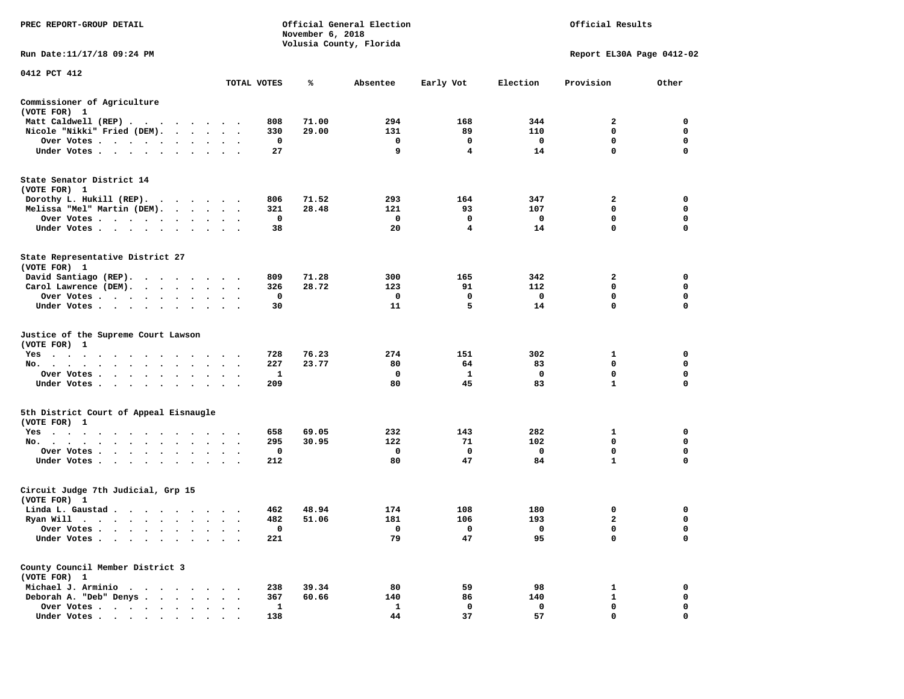PREC REPORT-GROUP DETAIL

Official General Election
November 6, 2018
Volusia County, Florida

Official Results

Run Date:11/17/18 09:24 PM

Report EL30A Page 0412-02

0412 PCT 412

| | TOTAL VOTES | % | Absentee | Early Vot | Election | Provision | Other |
|---|---|---|---|---|---|---|---|
| **Commissioner of Agriculture** | | | | | | | |
| (VOTE FOR) 1 | | | | | | | |
| Matt Caldwell (REP) | 808 | 71.00 | 294 | 168 | 344 | 2 | 0 |
| Nicole "Nikki" Fried (DEM) | 330 | 29.00 | 131 | 89 | 110 | 0 | 0 |
| Over Votes | 0 | | 0 | 0 | 0 | 0 | 0 |
| Under Votes | 27 | | 9 | 4 | 14 | 0 | 0 |
| **State Senator District 14** | | | | | | | |
| (VOTE FOR) 1 | | | | | | | |
| Dorothy L. Hukill (REP) | 806 | 71.52 | 293 | 164 | 347 | 2 | 0 |
| Melissa "Mel" Martin (DEM) | 321 | 28.48 | 121 | 93 | 107 | 0 | 0 |
| Over Votes | 0 | | 0 | 0 | 0 | 0 | 0 |
| Under Votes | 38 | | 20 | 4 | 14 | 0 | 0 |
| **State Representative District 27** | | | | | | | |
| (VOTE FOR) 1 | | | | | | | |
| David Santiago (REP) | 809 | 71.28 | 300 | 165 | 342 | 2 | 0 |
| Carol Lawrence (DEM) | 326 | 28.72 | 123 | 91 | 112 | 0 | 0 |
| Over Votes | 0 | | 0 | 0 | 0 | 0 | 0 |
| Under Votes | 30 | | 11 | 5 | 14 | 0 | 0 |
| **Justice of the Supreme Court Lawson** | | | | | | | |
| (VOTE FOR) 1 | | | | | | | |
| Yes | 728 | 76.23 | 274 | 151 | 302 | 1 | 0 |
| No | 227 | 23.77 | 80 | 64 | 83 | 0 | 0 |
| Over Votes | 1 | | 0 | 1 | 0 | 0 | 0 |
| Under Votes | 209 | | 80 | 45 | 83 | 1 | 0 |
| **5th District Court of Appeal Eisnaugle** | | | | | | | |
| (VOTE FOR) 1 | | | | | | | |
| Yes | 658 | 69.05 | 232 | 143 | 282 | 1 | 0 |
| No | 295 | 30.95 | 122 | 71 | 102 | 0 | 0 |
| Over Votes | 0 | | 0 | 0 | 0 | 0 | 0 |
| Under Votes | 212 | | 80 | 47 | 84 | 1 | 0 |
| **Circuit Judge 7th Judicial, Grp 15** | | | | | | | |
| (VOTE FOR) 1 | | | | | | | |
| Linda L. Gaustad | 462 | 48.94 | 174 | 108 | 180 | 0 | 0 |
| Ryan Will | 482 | 51.06 | 181 | 106 | 193 | 2 | 0 |
| Over Votes | 0 | | 0 | 0 | 0 | 0 | 0 |
| Under Votes | 221 | | 79 | 47 | 95 | 0 | 0 |
| **County Council Member District 3** | | | | | | | |
| (VOTE FOR) 1 | | | | | | | |
| Michael J. Arminio | 238 | 39.34 | 80 | 59 | 98 | 1 | 0 |
| Deborah A. "Deb" Denys | 367 | 60.66 | 140 | 86 | 140 | 1 | 0 |
| Over Votes | 1 | | 1 | 0 | 0 | 0 | 0 |
| Under Votes | 138 | | 44 | 37 | 57 | 0 | 0 |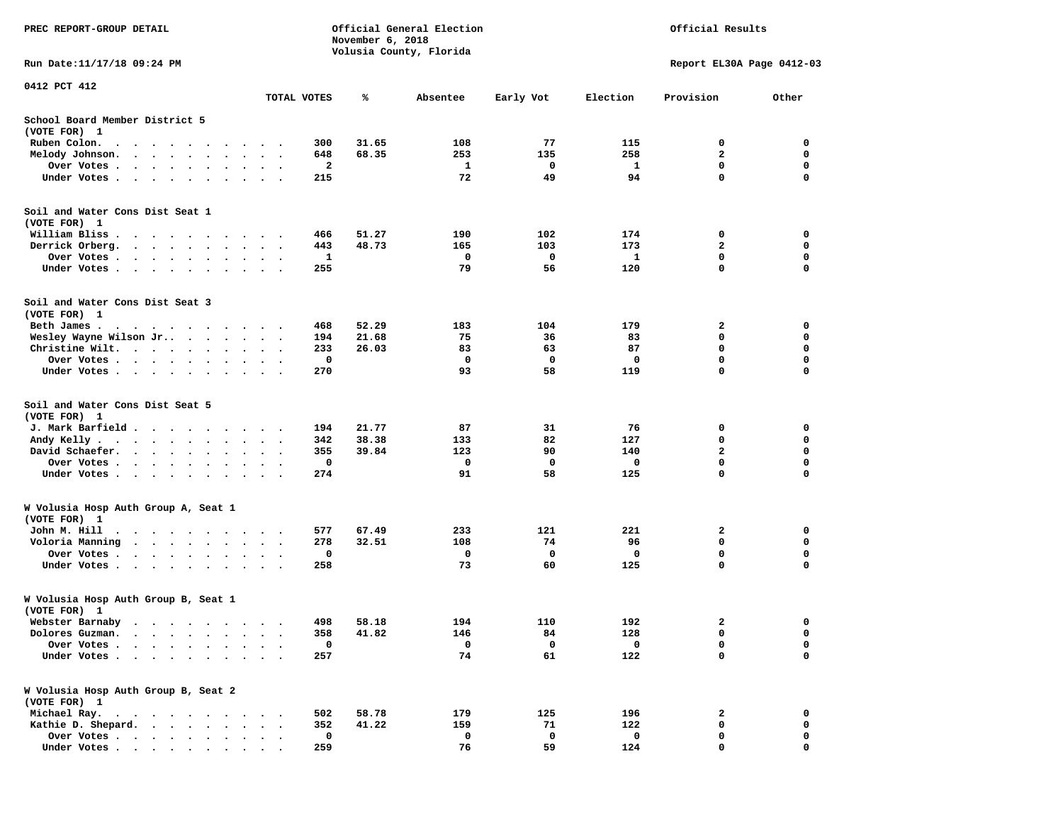PREC REPORT-GROUP DETAIL

Official General Election
November 6, 2018
Volusia County, Florida

Official Results

Run Date:11/17/18 09:24 PM

Report EL30A Page 0412-03

0412 PCT 412

| | TOTAL VOTES | % | Absentee | Early Vot | Election | Provision | Other |
|---|---|---|---|---|---|---|---|
| **School Board Member District 5** | | | | | | | |
| (VOTE FOR) 1 | | | | | | | |
| Ruben Colon. | 300 | 31.65 | 108 | 77 | 115 | 0 | 0 |
| Melody Johnson. | 648 | 68.35 | 253 | 135 | 258 | 2 | 0 |
| Over Votes | 2 | | 1 | 0 | 1 | 0 | 0 |
| Under Votes | 215 | | 72 | 49 | 94 | 0 | 0 |
| **Soil and Water Cons Dist Seat 1** | | | | | | | |
| (VOTE FOR) 1 | | | | | | | |
| William Bliss | 466 | 51.27 | 190 | 102 | 174 | 0 | 0 |
| Derrick Orberg. | 443 | 48.73 | 165 | 103 | 173 | 2 | 0 |
| Over Votes | 1 | | 0 | 0 | 1 | 0 | 0 |
| Under Votes | 255 | | 79 | 56 | 120 | 0 | 0 |
| **Soil and Water Cons Dist Seat 3** | | | | | | | |
| (VOTE FOR) 1 | | | | | | | |
| Beth James | 468 | 52.29 | 183 | 104 | 179 | 2 | 0 |
| Wesley Wayne Wilson Jr.. | 194 | 21.68 | 75 | 36 | 83 | 0 | 0 |
| Christine Wilt. | 233 | 26.03 | 83 | 63 | 87 | 0 | 0 |
| Over Votes | 0 | | 0 | 0 | 0 | 0 | 0 |
| Under Votes | 270 | | 93 | 58 | 119 | 0 | 0 |
| **Soil and Water Cons Dist Seat 5** | | | | | | | |
| (VOTE FOR) 1 | | | | | | | |
| J. Mark Barfield | 194 | 21.77 | 87 | 31 | 76 | 0 | 0 |
| Andy Kelly | 342 | 38.38 | 133 | 82 | 127 | 0 | 0 |
| David Schaefer. | 355 | 39.84 | 123 | 90 | 140 | 2 | 0 |
| Over Votes | 0 | | 0 | 0 | 0 | 0 | 0 |
| Under Votes | 274 | | 91 | 58 | 125 | 0 | 0 |
| **W Volusia Hosp Auth Group A, Seat 1** | | | | | | | |
| (VOTE FOR) 1 | | | | | | | |
| John M. Hill | 577 | 67.49 | 233 | 121 | 221 | 2 | 0 |
| Voloria Manning | 278 | 32.51 | 108 | 74 | 96 | 0 | 0 |
| Over Votes | 0 | | 0 | 0 | 0 | 0 | 0 |
| Under Votes | 258 | | 73 | 60 | 125 | 0 | 0 |
| **W Volusia Hosp Auth Group B, Seat 1** | | | | | | | |
| (VOTE FOR) 1 | | | | | | | |
| Webster Barnaby | 498 | 58.18 | 194 | 110 | 192 | 2 | 0 |
| Dolores Guzman. | 358 | 41.82 | 146 | 84 | 128 | 0 | 0 |
| Over Votes | 0 | | 0 | 0 | 0 | 0 | 0 |
| Under Votes | 257 | | 74 | 61 | 122 | 0 | 0 |
| **W Volusia Hosp Auth Group B, Seat 2** | | | | | | | |
| (VOTE FOR) 1 | | | | | | | |
| Michael Ray. | 502 | 58.78 | 179 | 125 | 196 | 2 | 0 |
| Kathie D. Shepard. | 352 | 41.22 | 159 | 71 | 122 | 0 | 0 |
| Over Votes | 0 | | 0 | 0 | 0 | 0 | 0 |
| Under Votes | 259 | | 76 | 59 | 124 | 0 | 0 |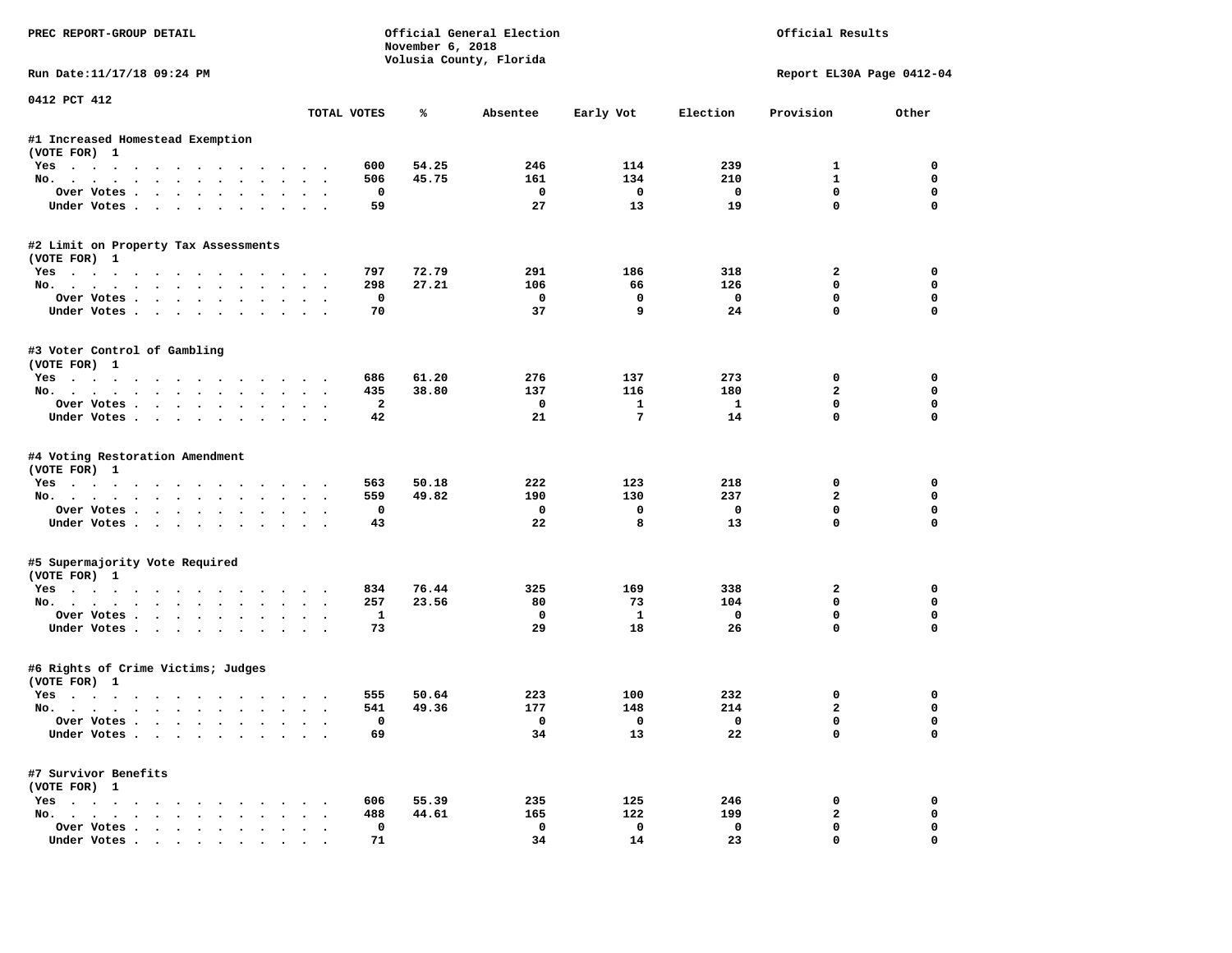PREC REPORT-GROUP DETAIL

Official General Election
November 6, 2018
Volusia County, Florida

Official Results

Run Date:11/17/18 09:24 PM

Report EL30A Page 0412-04

0412 PCT 412

| | TOTAL VOTES | % | Absentee | Early Vot | Election | Provision | Other |
|---|---|---|---|---|---|---|---|
| **#1 Increased Homestead Exemption** | | | | | | | |
| (VOTE FOR) 1 | | | | | | | |
| Yes | 600 | 54.25 | 246 | 114 | 239 | 1 | 0 |
| No. | 506 | 45.75 | 161 | 134 | 210 | 1 | 0 |
| Over Votes | 0 | | 0 | 0 | 0 | 0 | 0 |
| Under Votes | 59 | | 27 | 13 | 19 | 0 | 0 |
| **#2 Limit on Property Tax Assessments** | | | | | | | |
| (VOTE FOR) 1 | | | | | | | |
| Yes | 797 | 72.79 | 291 | 186 | 318 | 2 | 0 |
| No. | 298 | 27.21 | 106 | 66 | 126 | 0 | 0 |
| Over Votes | 0 | | 0 | 0 | 0 | 0 | 0 |
| Under Votes | 70 | | 37 | 9 | 24 | 0 | 0 |
| **#3 Voter Control of Gambling** | | | | | | | |
| (VOTE FOR) 1 | | | | | | | |
| Yes | 686 | 61.20 | 276 | 137 | 273 | 0 | 0 |
| No. | 435 | 38.80 | 137 | 116 | 180 | 2 | 0 |
| Over Votes | 2 | | 0 | 1 | 1 | 0 | 0 |
| Under Votes | 42 | | 21 | 7 | 14 | 0 | 0 |
| **#4 Voting Restoration Amendment** | | | | | | | |
| (VOTE FOR) 1 | | | | | | | |
| Yes | 563 | 50.18 | 222 | 123 | 218 | 0 | 0 |
| No. | 559 | 49.82 | 190 | 130 | 237 | 2 | 0 |
| Over Votes | 0 | | 0 | 0 | 0 | 0 | 0 |
| Under Votes | 43 | | 22 | 8 | 13 | 0 | 0 |
| **#5 Supermajority Vote Required** | | | | | | | |
| (VOTE FOR) 1 | | | | | | | |
| Yes | 834 | 76.44 | 325 | 169 | 338 | 2 | 0 |
| No. | 257 | 23.56 | 80 | 73 | 104 | 0 | 0 |
| Over Votes | 1 | | 0 | 1 | 0 | 0 | 0 |
| Under Votes | 73 | | 29 | 18 | 26 | 0 | 0 |
| **#6 Rights of Crime Victims; Judges** | | | | | | | |
| (VOTE FOR) 1 | | | | | | | |
| Yes | 555 | 50.64 | 223 | 100 | 232 | 0 | 0 |
| No. | 541 | 49.36 | 177 | 148 | 214 | 2 | 0 |
| Over Votes | 0 | | 0 | 0 | 0 | 0 | 0 |
| Under Votes | 69 | | 34 | 13 | 22 | 0 | 0 |
| **#7 Survivor Benefits** | | | | | | | |
| (VOTE FOR) 1 | | | | | | | |
| Yes | 606 | 55.39 | 235 | 125 | 246 | 0 | 0 |
| No. | 488 | 44.61 | 165 | 122 | 199 | 2 | 0 |
| Over Votes | 0 | | 0 | 0 | 0 | 0 | 0 |
| Under Votes | 71 | | 34 | 14 | 23 | 0 | 0 |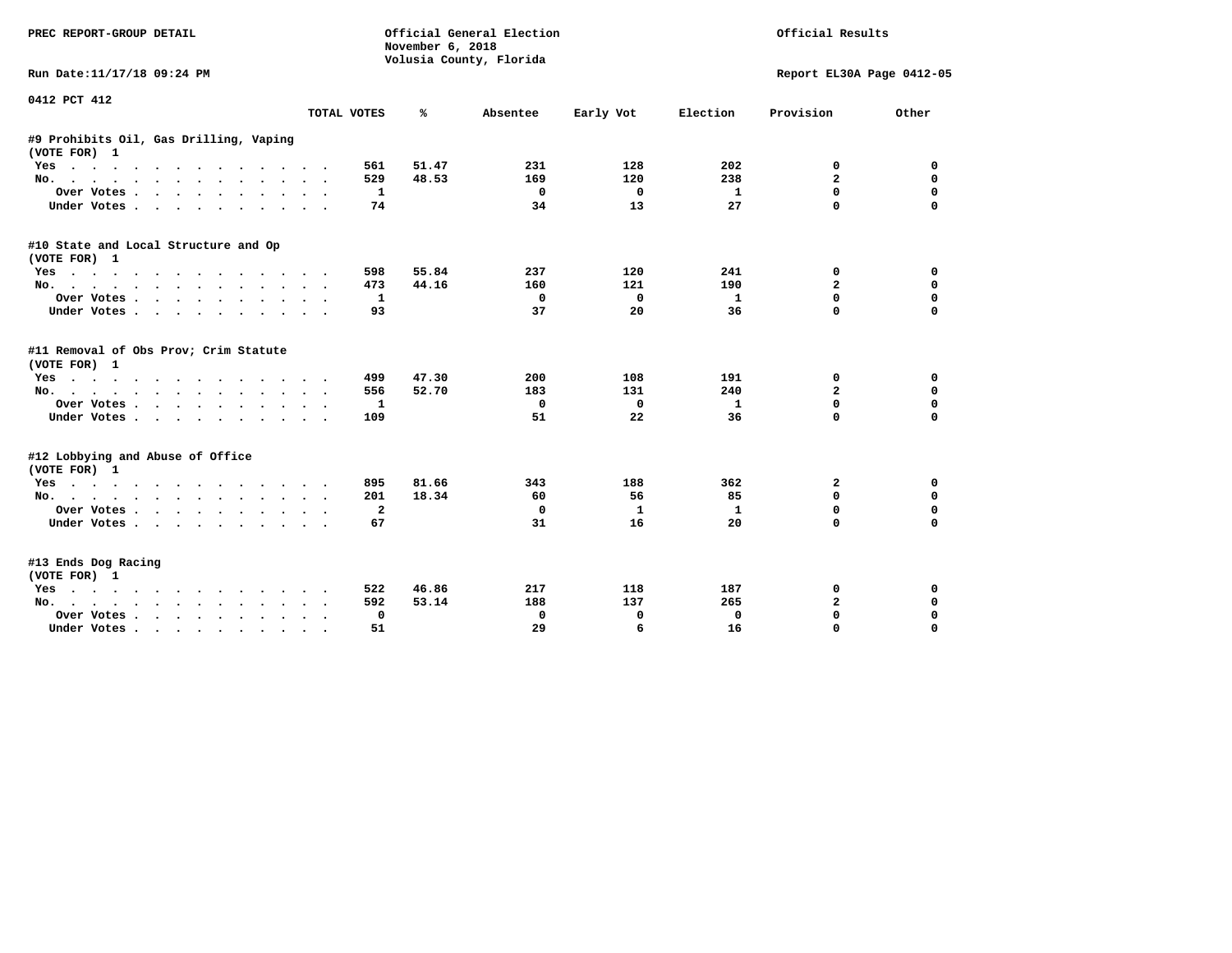PREC REPORT-GROUP DETAIL

Official General Election
November 6, 2018
Volusia County, Florida

Official Results

Run Date:11/17/18 09:24 PM

Report EL30A Page 0412-05

0412 PCT 412

| | TOTAL VOTES | % | Absentee | Early Vot | Election | Provision | Other |
|---|---|---|---|---|---|---|---|
| **#9 Prohibits Oil, Gas Drilling, Vaping** | | | | | | | |
| **(VOTE FOR) 1** | | | | | | | |
| Yes | 561 | 51.47 | 231 | 128 | 202 | 0 | 0 |
| No. | 529 | 48.53 | 169 | 120 | 238 | 2 | 0 |
| Over Votes | 1 | | 0 | 0 | 1 | 0 | 0 |
| Under Votes | 74 | | 34 | 13 | 27 | 0 | 0 |
| **#10 State and Local Structure and Op** | | | | | | | |
| **(VOTE FOR) 1** | | | | | | | |
| Yes | 598 | 55.84 | 237 | 120 | 241 | 0 | 0 |
| No. | 473 | 44.16 | 160 | 121 | 190 | 2 | 0 |
| Over Votes | 1 | | 0 | 0 | 1 | 0 | 0 |
| Under Votes | 93 | | 37 | 20 | 36 | 0 | 0 |
| **#11 Removal of Obs Prov; Crim Statute** | | | | | | | |
| **(VOTE FOR) 1** | | | | | | | |
| Yes | 499 | 47.30 | 200 | 108 | 191 | 0 | 0 |
| No. | 556 | 52.70 | 183 | 131 | 240 | 2 | 0 |
| Over Votes | 1 | | 0 | 0 | 1 | 0 | 0 |
| Under Votes | 109 | | 51 | 22 | 36 | 0 | 0 |
| **#12 Lobbying and Abuse of Office** | | | | | | | |
| **(VOTE FOR) 1** | | | | | | | |
| Yes | 895 | 81.66 | 343 | 188 | 362 | 2 | 0 |
| No. | 201 | 18.34 | 60 | 56 | 85 | 0 | 0 |
| Over Votes | 2 | | 0 | 1 | 1 | 0 | 0 |
| Under Votes | 67 | | 31 | 16 | 20 | 0 | 0 |
| **#13 Ends Dog Racing** | | | | | | | |
| **(VOTE FOR) 1** | | | | | | | |
| Yes | 522 | 46.86 | 217 | 118 | 187 | 0 | 0 |
| No. | 592 | 53.14 | 188 | 137 | 265 | 2 | 0 |
| Over Votes | 0 | | 0 | 0 | 0 | 0 | 0 |
| Under Votes | 51 | | 29 | 6 | 16 | 0 | 0 |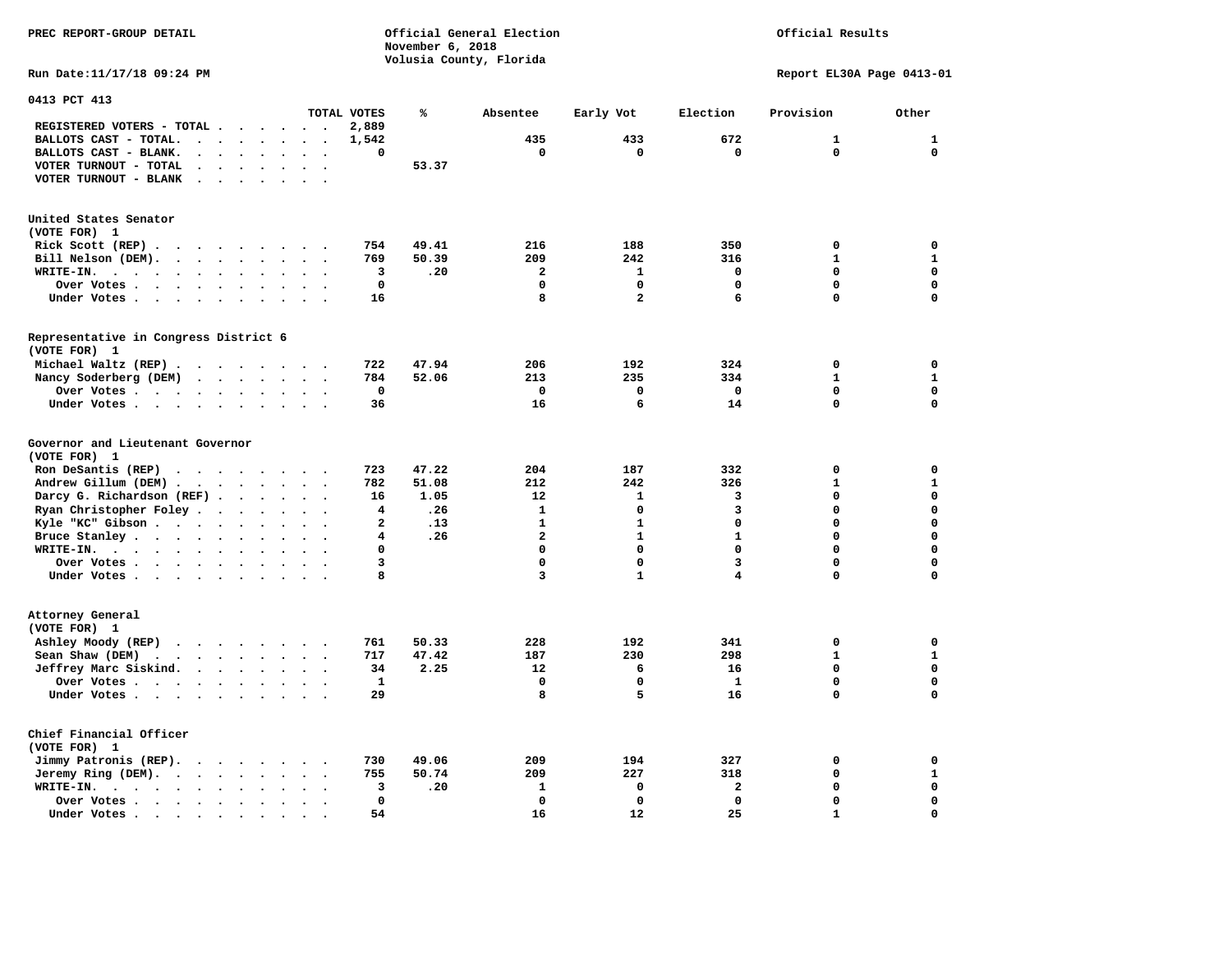PREC REPORT-GROUP DETAIL

Official General Election
November 6, 2018
Volusia County, Florida

Official Results

Run Date:11/17/18 09:24 PM

Report EL30A Page 0413-01

## 0413 PCT 413

| | TOTAL VOTES | % | Absentee | Early Vot | Election | Provision | Other |
|---|---|---|---|---|---|---|---|
| REGISTERED VOTERS - TOTAL | 2,889 | | | | | | |
| BALLOTS CAST - TOTAL. | 1,542 | | 435 | 433 | 672 | 1 | 1 |
| BALLOTS CAST - BLANK. | 0 | | 0 | 0 | 0 | 0 | 0 |
| VOTER TURNOUT - TOTAL | | 53.37 | | | | | |
| VOTER TURNOUT - BLANK | | | | | | | |

### United States Senator
(VOTE FOR) 1

| | TOTAL VOTES | % | Absentee | Early Vot | Election | Provision | Other |
|---|---|---|---|---|---|---|---|
| Rick Scott (REP) | 754 | 49.41 | 216 | 188 | 350 | 0 | 0 |
| Bill Nelson (DEM). | 769 | 50.39 | 209 | 242 | 316 | 1 | 1 |
| WRITE-IN. | 3 | .20 | 2 | 1 | 0 | 0 | 0 |
| Over Votes | 0 | | 0 | 0 | 0 | 0 | 0 |
| Under Votes | 16 | | 8 | 2 | 6 | 0 | 0 |

### Representative in Congress District 6
(VOTE FOR) 1

| | TOTAL VOTES | % | Absentee | Early Vot | Election | Provision | Other |
|---|---|---|---|---|---|---|---|
| Michael Waltz (REP) | 722 | 47.94 | 206 | 192 | 324 | 0 | 0 |
| Nancy Soderberg (DEM) | 784 | 52.06 | 213 | 235 | 334 | 1 | 1 |
| Over Votes | 0 | | 0 | 0 | 0 | 0 | 0 |
| Under Votes | 36 | | 16 | 6 | 14 | 0 | 0 |

### Governor and Lieutenant Governor
(VOTE FOR) 1

| | TOTAL VOTES | % | Absentee | Early Vot | Election | Provision | Other |
|---|---|---|---|---|---|---|---|
| Ron DeSantis (REP) | 723 | 47.22 | 204 | 187 | 332 | 0 | 0 |
| Andrew Gillum (DEM) | 782 | 51.08 | 212 | 242 | 326 | 1 | 1 |
| Darcy G. Richardson (REF) | 16 | 1.05 | 12 | 1 | 3 | 0 | 0 |
| Ryan Christopher Foley | 4 | .26 | 1 | 0 | 3 | 0 | 0 |
| Kyle "KC" Gibson | 2 | .13 | 1 | 1 | 0 | 0 | 0 |
| Bruce Stanley | 4 | .26 | 2 | 1 | 1 | 0 | 0 |
| WRITE-IN. | 0 | | 0 | 0 | 0 | 0 | 0 |
| Over Votes | 3 | | 0 | 0 | 3 | 0 | 0 |
| Under Votes | 8 | | 3 | 1 | 4 | 0 | 0 |

### Attorney General
(VOTE FOR) 1

| | TOTAL VOTES | % | Absentee | Early Vot | Election | Provision | Other |
|---|---|---|---|---|---|---|---|
| Ashley Moody (REP) | 761 | 50.33 | 228 | 192 | 341 | 0 | 0 |
| Sean Shaw (DEM) | 717 | 47.42 | 187 | 230 | 298 | 1 | 1 |
| Jeffrey Marc Siskind. | 34 | 2.25 | 12 | 6 | 16 | 0 | 0 |
| Over Votes | 1 | | 0 | 0 | 1 | 0 | 0 |
| Under Votes | 29 | | 8 | 5 | 16 | 0 | 0 |

### Chief Financial Officer
(VOTE FOR) 1

| | TOTAL VOTES | % | Absentee | Early Vot | Election | Provision | Other |
|---|---|---|---|---|---|---|---|
| Jimmy Patronis (REP). | 730 | 49.06 | 209 | 194 | 327 | 0 | 0 |
| Jeremy Ring (DEM). | 755 | 50.74 | 209 | 227 | 318 | 0 | 1 |
| WRITE-IN. | 3 | .20 | 1 | 0 | 2 | 0 | 0 |
| Over Votes | 0 | | 0 | 0 | 0 | 0 | 0 |
| Under Votes | 54 | | 16 | 12 | 25 | 1 | 0 |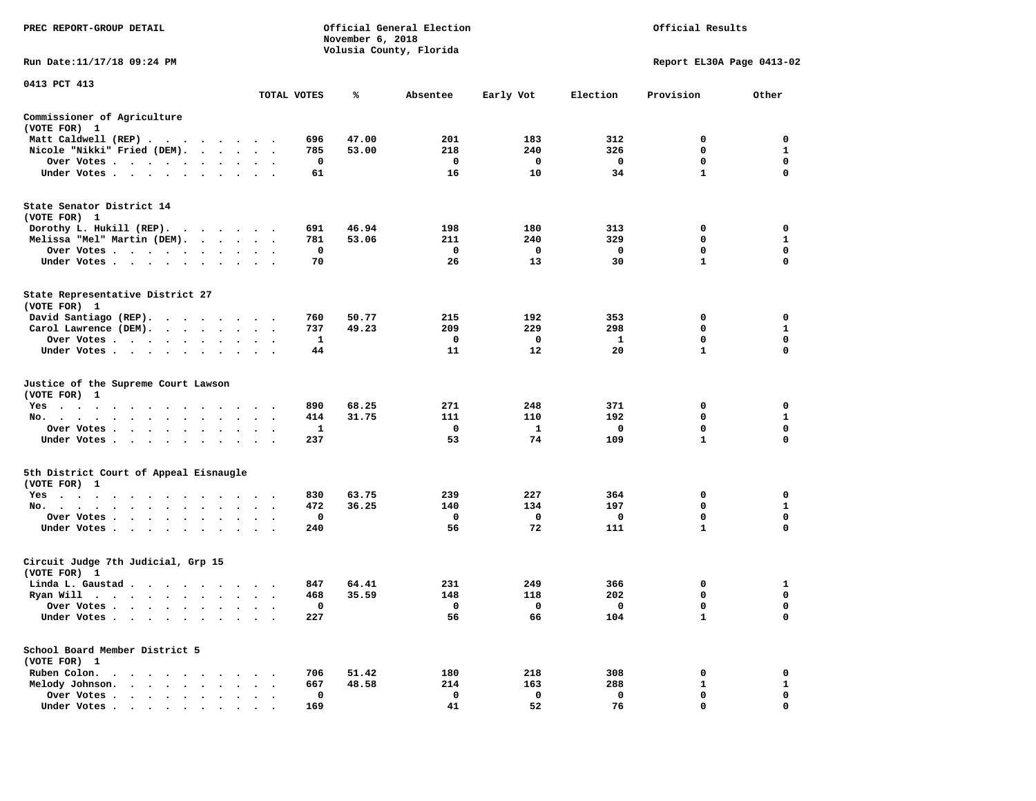PREC REPORT-GROUP DETAIL

Official General Election
November 6, 2018
Volusia County, Florida

Official Results

Run Date:11/17/18 09:24 PM

Report EL30A Page 0413-02

0413 PCT 413

| | TOTAL VOTES | % | Absentee | Early Vot | Election | Provision | Other |
|---|---|---|---|---|---|---|---|
| **Commissioner of Agriculture** | | | | | | | |
| (VOTE FOR) 1 | | | | | | | |
| Matt Caldwell (REP) | 696 | 47.00 | 201 | 183 | 312 | 0 | 0 |
| Nicole "Nikki" Fried (DEM) | 785 | 53.00 | 218 | 240 | 326 | 0 | 1 |
| Over Votes | 0 | | 0 | 0 | 0 | 0 | 0 |
| Under Votes | 61 | | 16 | 10 | 34 | 1 | 0 |
| **State Senator District 14** | | | | | | | |
| (VOTE FOR) 1 | | | | | | | |
| Dorothy L. Hukill (REP) | 691 | 46.94 | 198 | 180 | 313 | 0 | 0 |
| Melissa "Mel" Martin (DEM) | 781 | 53.06 | 211 | 240 | 329 | 0 | 1 |
| Over Votes | 0 | | 0 | 0 | 0 | 0 | 0 |
| Under Votes | 70 | | 26 | 13 | 30 | 1 | 0 |
| **State Representative District 27** | | | | | | | |
| (VOTE FOR) 1 | | | | | | | |
| David Santiago (REP) | 760 | 50.77 | 215 | 192 | 353 | 0 | 0 |
| Carol Lawrence (DEM) | 737 | 49.23 | 209 | 229 | 298 | 0 | 1 |
| Over Votes | 1 | | 0 | 0 | 1 | 0 | 0 |
| Under Votes | 44 | | 11 | 12 | 20 | 1 | 0 |
| **Justice of the Supreme Court Lawson** | | | | | | | |
| (VOTE FOR) 1 | | | | | | | |
| Yes | 890 | 68.25 | 271 | 248 | 371 | 0 | 0 |
| No | 414 | 31.75 | 111 | 110 | 192 | 0 | 1 |
| Over Votes | 1 | | 0 | 1 | 0 | 0 | 0 |
| Under Votes | 237 | | 53 | 74 | 109 | 1 | 0 |
| **5th District Court of Appeal Eisnaugle** | | | | | | | |
| (VOTE FOR) 1 | | | | | | | |
| Yes | 830 | 63.75 | 239 | 227 | 364 | 0 | 0 |
| No | 472 | 36.25 | 140 | 134 | 197 | 0 | 1 |
| Over Votes | 0 | | 0 | 0 | 0 | 0 | 0 |
| Under Votes | 240 | | 56 | 72 | 111 | 1 | 0 |
| **Circuit Judge 7th Judicial, Grp 15** | | | | | | | |
| (VOTE FOR) 1 | | | | | | | |
| Linda L. Gaustad | 847 | 64.41 | 231 | 249 | 366 | 0 | 1 |
| Ryan Will | 468 | 35.59 | 148 | 118 | 202 | 0 | 0 |
| Over Votes | 0 | | 0 | 0 | 0 | 0 | 0 |
| Under Votes | 227 | | 56 | 66 | 104 | 1 | 0 |
| **School Board Member District 5** | | | | | | | |
| (VOTE FOR) 1 | | | | | | | |
| Ruben Colon | 706 | 51.42 | 180 | 218 | 308 | 0 | 0 |
| Melody Johnson | 667 | 48.58 | 214 | 163 | 288 | 1 | 1 |
| Over Votes | 0 | | 0 | 0 | 0 | 0 | 0 |
| Under Votes | 169 | | 41 | 52 | 76 | 0 | 0 |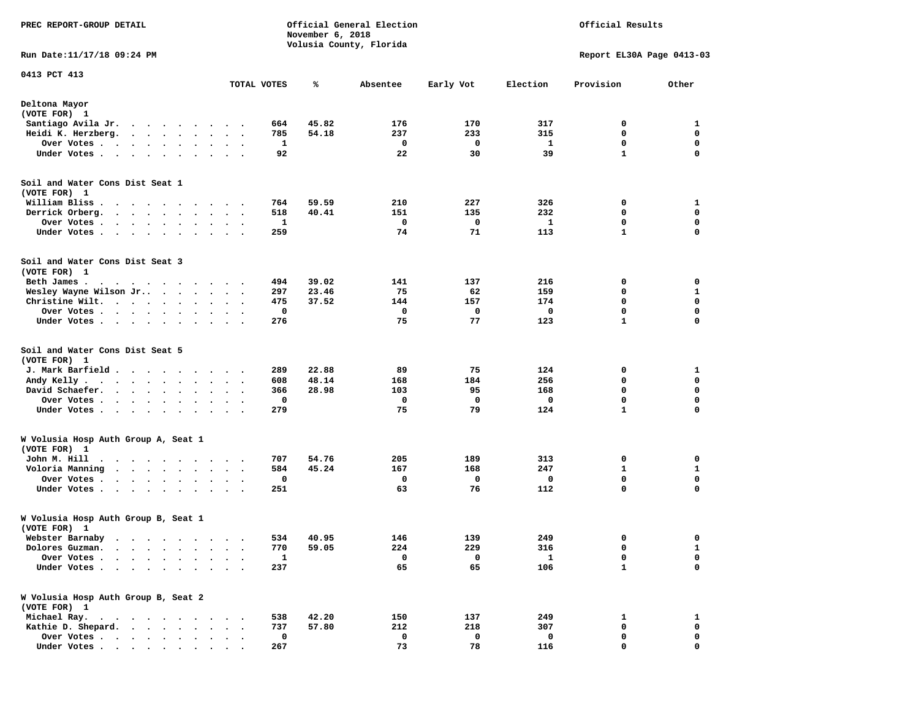PREC REPORT-GROUP DETAIL

Official General Election
November 6, 2018
Volusia County, Florida

Official Results

Run Date:11/17/18 09:24 PM

Report EL30A Page 0413-03

0413 PCT 413

| | TOTAL VOTES | % | Absentee | Early Vot | Election | Provision | Other |
|---|---|---|---|---|---|---|---|
| **Deltona Mayor** | | | | | | | |
| (VOTE FOR) 1 | | | | | | | |
| Santiago Avila Jr. | 664 | 45.82 | 176 | 170 | 317 | 0 | 1 |
| Heidi K. Herzberg. | 785 | 54.18 | 237 | 233 | 315 | 0 | 0 |
| Over Votes | 1 | | 0 | 0 | 1 | 0 | 0 |
| Under Votes | 92 | | 22 | 30 | 39 | 1 | 0 |
| **Soil and Water Cons Dist Seat 1** | | | | | | | |
| (VOTE FOR) 1 | | | | | | | |
| William Bliss | 764 | 59.59 | 210 | 227 | 326 | 0 | 1 |
| Derrick Orberg. | 518 | 40.41 | 151 | 135 | 232 | 0 | 0 |
| Over Votes | 1 | | 0 | 0 | 1 | 0 | 0 |
| Under Votes | 259 | | 74 | 71 | 113 | 1 | 0 |
| **Soil and Water Cons Dist Seat 3** | | | | | | | |
| (VOTE FOR) 1 | | | | | | | |
| Beth James | 494 | 39.02 | 141 | 137 | 216 | 0 | 0 |
| Wesley Wayne Wilson Jr. | 297 | 23.46 | 75 | 62 | 159 | 0 | 1 |
| Christine Wilt. | 475 | 37.52 | 144 | 157 | 174 | 0 | 0 |
| Over Votes | 0 | | 0 | 0 | 0 | 0 | 0 |
| Under Votes | 276 | | 75 | 77 | 123 | 1 | 0 |
| **Soil and Water Cons Dist Seat 5** | | | | | | | |
| (VOTE FOR) 1 | | | | | | | |
| J. Mark Barfield | 289 | 22.88 | 89 | 75 | 124 | 0 | 1 |
| Andy Kelly | 608 | 48.14 | 168 | 184 | 256 | 0 | 0 |
| David Schaefer. | 366 | 28.98 | 103 | 95 | 168 | 0 | 0 |
| Over Votes | 0 | | 0 | 0 | 0 | 0 | 0 |
| Under Votes | 279 | | 75 | 79 | 124 | 1 | 0 |
| **W Volusia Hosp Auth Group A, Seat 1** | | | | | | | |
| (VOTE FOR) 1 | | | | | | | |
| John M. Hill | 707 | 54.76 | 205 | 189 | 313 | 0 | 0 |
| Voloria Manning | 584 | 45.24 | 167 | 168 | 247 | 1 | 1 |
| Over Votes | 0 | | 0 | 0 | 0 | 0 | 0 |
| Under Votes | 251 | | 63 | 76 | 112 | 0 | 0 |
| **W Volusia Hosp Auth Group B, Seat 1** | | | | | | | |
| (VOTE FOR) 1 | | | | | | | |
| Webster Barnaby | 534 | 40.95 | 146 | 139 | 249 | 0 | 0 |
| Dolores Guzman. | 770 | 59.05 | 224 | 229 | 316 | 0 | 1 |
| Over Votes | 1 | | 0 | 0 | 1 | 0 | 0 |
| Under Votes | 237 | | 65 | 65 | 106 | 1 | 0 |
| **W Volusia Hosp Auth Group B, Seat 2** | | | | | | | |
| (VOTE FOR) 1 | | | | | | | |
| Michael Ray. | 538 | 42.20 | 150 | 137 | 249 | 1 | 1 |
| Kathie D. Shepard. | 737 | 57.80 | 212 | 218 | 307 | 0 | 0 |
| Over Votes | 0 | | 0 | 0 | 0 | 0 | 0 |
| Under Votes | 267 | | 73 | 78 | 116 | 0 | 0 |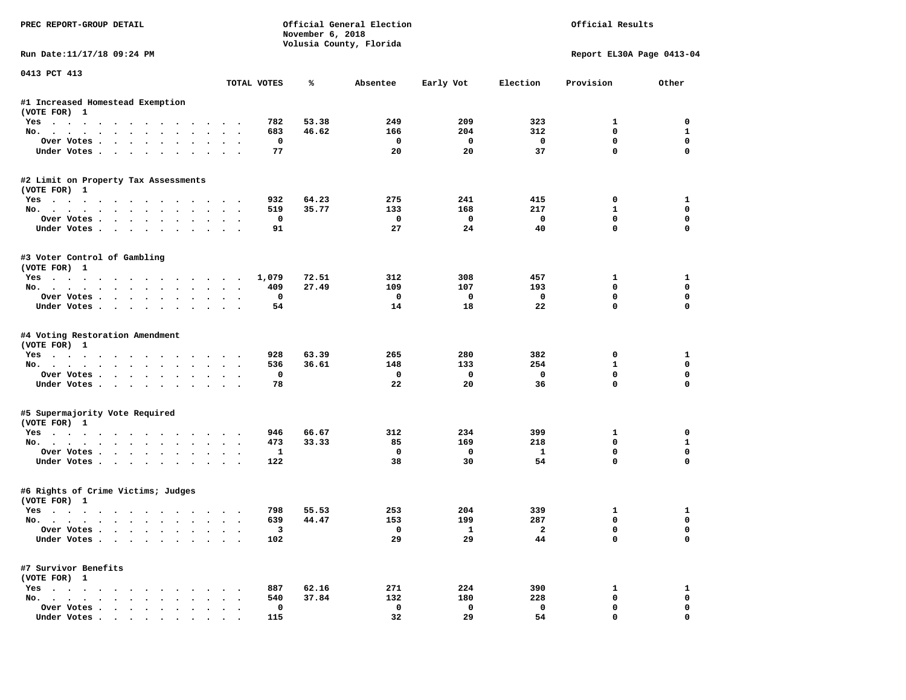PREC REPORT-GROUP DETAIL

Official General Election
November 6, 2018
Volusia County, Florida

Official Results

Run Date:11/17/18 09:24 PM

Report EL30A Page 0413-04

0413 PCT 413

| | TOTAL VOTES | % | Absentee | Early Vot | Election | Provision | Other |
|---|---|---|---|---|---|---|---|
| **#1 Increased Homestead Exemption** | | | | | | | |
| (VOTE FOR) 1 | | | | | | | |
| Yes | 782 | 53.38 | 249 | 209 | 323 | 1 | 0 |
| No. | 683 | 46.62 | 166 | 204 | 312 | 0 | 1 |
| Over Votes | 0 | | 0 | 0 | 0 | 0 | 0 |
| Under Votes | 77 | | 20 | 20 | 37 | 0 | 0 |
| **#2 Limit on Property Tax Assessments** | | | | | | | |
| (VOTE FOR) 1 | | | | | | | |
| Yes | 932 | 64.23 | 275 | 241 | 415 | 0 | 1 |
| No. | 519 | 35.77 | 133 | 168 | 217 | 1 | 0 |
| Over Votes | 0 | | 0 | 0 | 0 | 0 | 0 |
| Under Votes | 91 | | 27 | 24 | 40 | 0 | 0 |
| **#3 Voter Control of Gambling** | | | | | | | |
| (VOTE FOR) 1 | | | | | | | |
| Yes | 1,079 | 72.51 | 312 | 308 | 457 | 1 | 1 |
| No. | 409 | 27.49 | 109 | 107 | 193 | 0 | 0 |
| Over Votes | 0 | | 0 | 0 | 0 | 0 | 0 |
| Under Votes | 54 | | 14 | 18 | 22 | 0 | 0 |
| **#4 Voting Restoration Amendment** | | | | | | | |
| (VOTE FOR) 1 | | | | | | | |
| Yes | 928 | 63.39 | 265 | 280 | 382 | 0 | 1 |
| No. | 536 | 36.61 | 148 | 133 | 254 | 1 | 0 |
| Over Votes | 0 | | 0 | 0 | 0 | 0 | 0 |
| Under Votes | 78 | | 22 | 20 | 36 | 0 | 0 |
| **#5 Supermajority Vote Required** | | | | | | | |
| (VOTE FOR) 1 | | | | | | | |
| Yes | 946 | 66.67 | 312 | 234 | 399 | 1 | 0 |
| No. | 473 | 33.33 | 85 | 169 | 218 | 0 | 1 |
| Over Votes | 1 | | 0 | 0 | 1 | 0 | 0 |
| Under Votes | 122 | | 38 | 30 | 54 | 0 | 0 |
| **#6 Rights of Crime Victims; Judges** | | | | | | | |
| (VOTE FOR) 1 | | | | | | | |
| Yes | 798 | 55.53 | 253 | 204 | 339 | 1 | 1 |
| No. | 639 | 44.47 | 153 | 199 | 287 | 0 | 0 |
| Over Votes | 3 | | 0 | 1 | 2 | 0 | 0 |
| Under Votes | 102 | | 29 | 29 | 44 | 0 | 0 |
| **#7 Survivor Benefits** | | | | | | | |
| (VOTE FOR) 1 | | | | | | | |
| Yes | 887 | 62.16 | 271 | 224 | 390 | 1 | 1 |
| No. | 540 | 37.84 | 132 | 180 | 228 | 0 | 0 |
| Over Votes | 0 | | 0 | 0 | 0 | 0 | 0 |
| Under Votes | 115 | | 32 | 29 | 54 | 0 | 0 |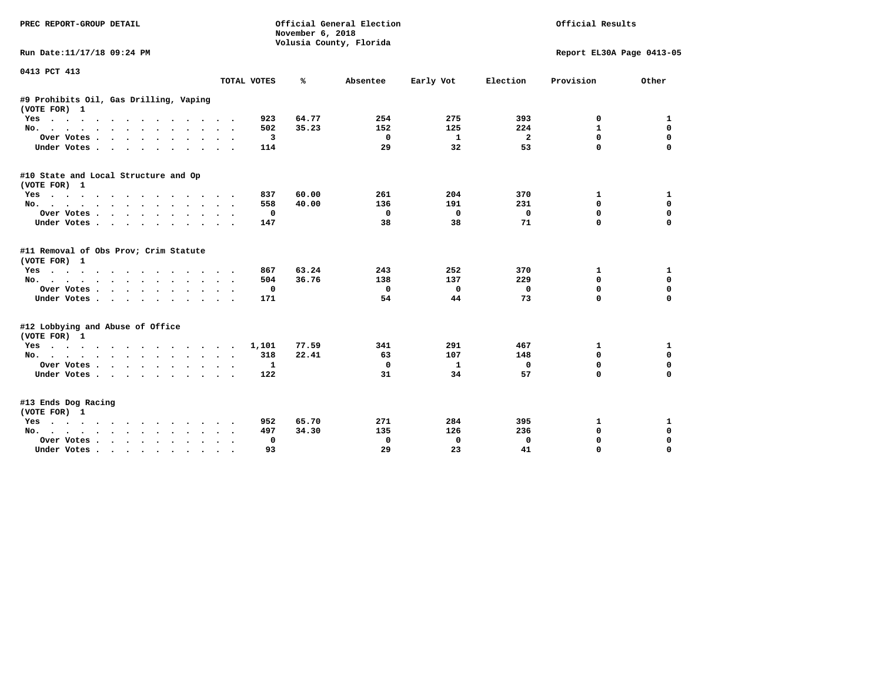PREC REPORT-GROUP DETAIL

Official General Election
November 6, 2018
Volusia County, Florida

Official Results

Run Date:11/17/18 09:24 PM

Report EL30A Page 0413-05

0413 PCT 413

| | TOTAL VOTES | % | Absentee | Early Vot | Election | Provision | Other |
|---|---|---|---|---|---|---|---|
| **#9 Prohibits Oil, Gas Drilling, Vaping** | | | | | | | |
| **(VOTE FOR) 1** | | | | | | | |
| Yes | 923 | 64.77 | 254 | 275 | 393 | 0 | 1 |
| No. | 502 | 35.23 | 152 | 125 | 224 | 1 | 0 |
| Over Votes | 3 | | 0 | 1 | 2 | 0 | 0 |
| Under Votes | 114 | | 29 | 32 | 53 | 0 | 0 |
| **#10 State and Local Structure and Op** | | | | | | | |
| **(VOTE FOR) 1** | | | | | | | |
| Yes | 837 | 60.00 | 261 | 204 | 370 | 1 | 1 |
| No. | 558 | 40.00 | 136 | 191 | 231 | 0 | 0 |
| Over Votes | 0 | | 0 | 0 | 0 | 0 | 0 |
| Under Votes | 147 | | 38 | 38 | 71 | 0 | 0 |
| **#11 Removal of Obs Prov; Crim Statute** | | | | | | | |
| **(VOTE FOR) 1** | | | | | | | |
| Yes | 867 | 63.24 | 243 | 252 | 370 | 1 | 1 |
| No. | 504 | 36.76 | 138 | 137 | 229 | 0 | 0 |
| Over Votes | 0 | | 0 | 0 | 0 | 0 | 0 |
| Under Votes | 171 | | 54 | 44 | 73 | 0 | 0 |
| **#12 Lobbying and Abuse of Office** | | | | | | | |
| **(VOTE FOR) 1** | | | | | | | |
| Yes | 1,101 | 77.59 | 341 | 291 | 467 | 1 | 1 |
| No. | 318 | 22.41 | 63 | 107 | 148 | 0 | 0 |
| Over Votes | 1 | | 0 | 1 | 0 | 0 | 0 |
| Under Votes | 122 | | 31 | 34 | 57 | 0 | 0 |
| **#13 Ends Dog Racing** | | | | | | | |
| **(VOTE FOR) 1** | | | | | | | |
| Yes | 952 | 65.70 | 271 | 284 | 395 | 1 | 1 |
| No. | 497 | 34.30 | 135 | 126 | 236 | 0 | 0 |
| Over Votes | 0 | | 0 | 0 | 0 | 0 | 0 |
| Under Votes | 93 | | 29 | 23 | 41 | 0 | 0 |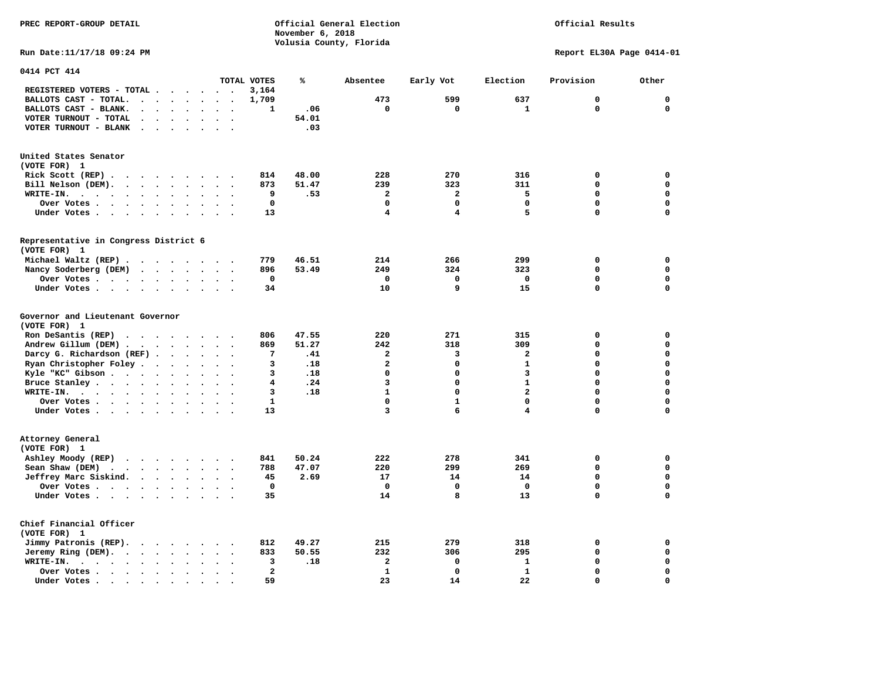PREC REPORT-GROUP DETAIL

Official General Election
November 6, 2018
Volusia County, Florida

Official Results

Run Date:11/17/18 09:24 PM

Report EL30A Page 0414-01

## 0414 PCT 414

| | TOTAL VOTES | % | Absentee | Early Vot | Election | Provision | Other |
|---|---|---|---|---|---|---|---|
| REGISTERED VOTERS - TOTAL | 3,164 | | | | | | |
| BALLOTS CAST - TOTAL. | 1,709 | | 473 | 599 | 637 | 0 | 0 |
| BALLOTS CAST - BLANK. | 1 | .06 | 0 | 0 | 1 | 0 | 0 |
| VOTER TURNOUT - TOTAL | | 54.01 | | | | | |
| VOTER TURNOUT - BLANK | | .03 | | | | | |

### United States Senator
(VOTE FOR) 1

| | TOTAL VOTES | % | Absentee | Early Vot | Election | Provision | Other |
|---|---|---|---|---|---|---|---|
| Rick Scott (REP) | 814 | 48.00 | 228 | 270 | 316 | 0 | 0 |
| Bill Nelson (DEM). | 873 | 51.47 | 239 | 323 | 311 | 0 | 0 |
| WRITE-IN. | 9 | .53 | 2 | 2 | 5 | 0 | 0 |
| Over Votes | 0 | | 0 | 0 | 0 | 0 | 0 |
| Under Votes | 13 | | 4 | 4 | 5 | 0 | 0 |

### Representative in Congress District 6
(VOTE FOR) 1

| | TOTAL VOTES | % | Absentee | Early Vot | Election | Provision | Other |
|---|---|---|---|---|---|---|---|
| Michael Waltz (REP) | 779 | 46.51 | 214 | 266 | 299 | 0 | 0 |
| Nancy Soderberg (DEM) | 896 | 53.49 | 249 | 324 | 323 | 0 | 0 |
| Over Votes | 0 | | 0 | 0 | 0 | 0 | 0 |
| Under Votes | 34 | | 10 | 9 | 15 | 0 | 0 |

### Governor and Lieutenant Governor
(VOTE FOR) 1

| | TOTAL VOTES | % | Absentee | Early Vot | Election | Provision | Other |
|---|---|---|---|---|---|---|---|
| Ron DeSantis (REP) | 806 | 47.55 | 220 | 271 | 315 | 0 | 0 |
| Andrew Gillum (DEM) | 869 | 51.27 | 242 | 318 | 309 | 0 | 0 |
| Darcy G. Richardson (REF) | 7 | .41 | 2 | 3 | 2 | 0 | 0 |
| Ryan Christopher Foley | 3 | .18 | 2 | 0 | 1 | 0 | 0 |
| Kyle "KC" Gibson | 3 | .18 | 0 | 0 | 3 | 0 | 0 |
| Bruce Stanley | 4 | .24 | 3 | 0 | 1 | 0 | 0 |
| WRITE-IN. | 3 | .18 | 1 | 0 | 2 | 0 | 0 |
| Over Votes | 1 | | 0 | 1 | 0 | 0 | 0 |
| Under Votes | 13 | | 3 | 6 | 4 | 0 | 0 |

### Attorney General
(VOTE FOR) 1

| | TOTAL VOTES | % | Absentee | Early Vot | Election | Provision | Other |
|---|---|---|---|---|---|---|---|
| Ashley Moody (REP) | 841 | 50.24 | 222 | 278 | 341 | 0 | 0 |
| Sean Shaw (DEM) | 788 | 47.07 | 220 | 299 | 269 | 0 | 0 |
| Jeffrey Marc Siskind. | 45 | 2.69 | 17 | 14 | 14 | 0 | 0 |
| Over Votes | 0 | | 0 | 0 | 0 | 0 | 0 |
| Under Votes | 35 | | 14 | 8 | 13 | 0 | 0 |

### Chief Financial Officer
(VOTE FOR) 1

| | TOTAL VOTES | % | Absentee | Early Vot | Election | Provision | Other |
|---|---|---|---|---|---|---|---|
| Jimmy Patronis (REP). | 812 | 49.27 | 215 | 279 | 318 | 0 | 0 |
| Jeremy Ring (DEM). | 833 | 50.55 | 232 | 306 | 295 | 0 | 0 |
| WRITE-IN. | 3 | .18 | 2 | 0 | 1 | 0 | 0 |
| Over Votes | 2 | | 1 | 0 | 1 | 0 | 0 |
| Under Votes | 59 | | 23 | 14 | 22 | 0 | 0 |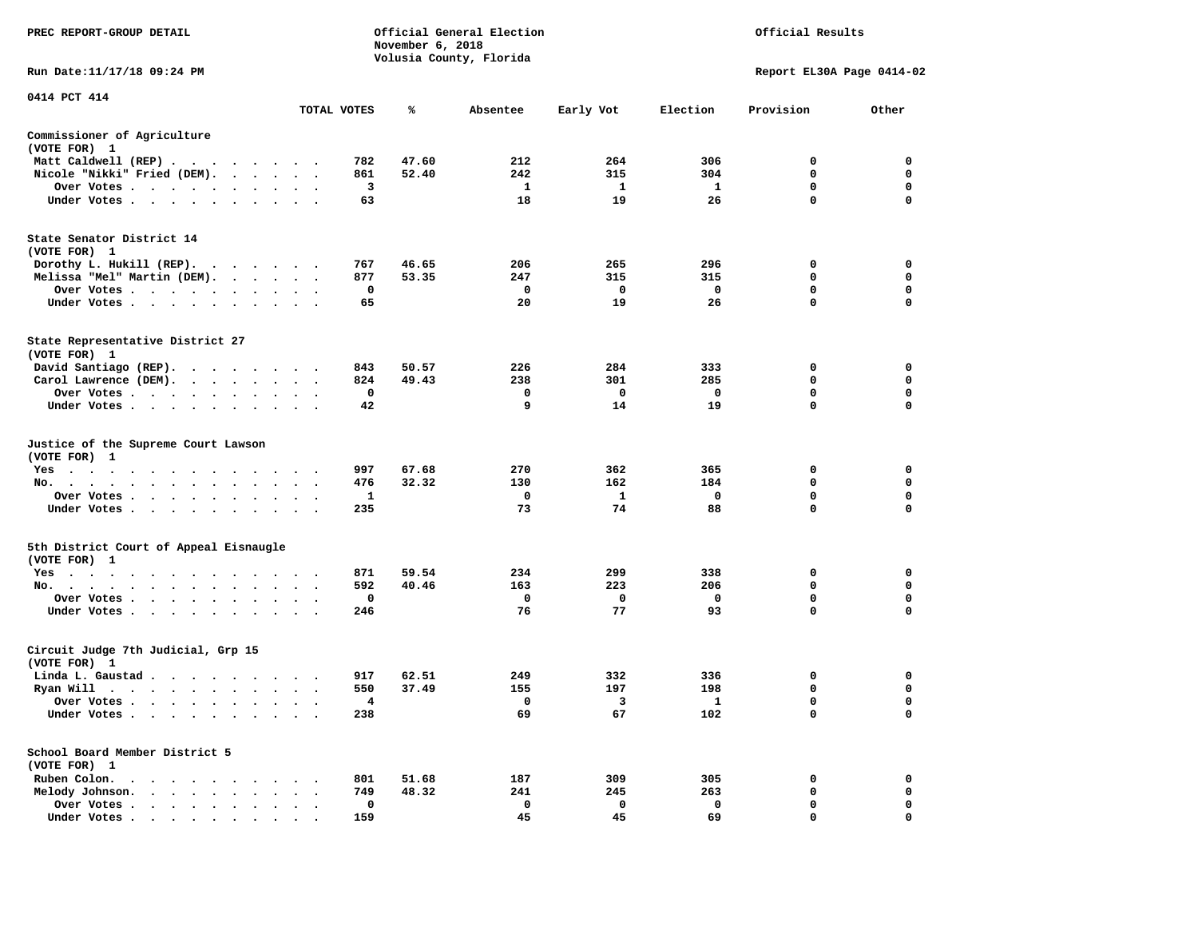PREC REPORT-GROUP DETAIL

Official General Election
November 6, 2018
Volusia County, Florida

Official Results

Run Date:11/17/18 09:24 PM

Report EL30A Page 0414-02

0414 PCT 414

| | TOTAL VOTES | % | Absentee | Early Vot | Election | Provision | Other |
|---|---|---|---|---|---|---|---|
| **Commissioner of Agriculture** | | | | | | | |
| (VOTE FOR) 1 | | | | | | | |
| Matt Caldwell (REP) | 782 | 47.60 | 212 | 264 | 306 | 0 | 0 |
| Nicole "Nikki" Fried (DEM). | 861 | 52.40 | 242 | 315 | 304 | 0 | 0 |
| Over Votes | 3 | | 1 | 1 | 1 | 0 | 0 |
| Under Votes | 63 | | 18 | 19 | 26 | 0 | 0 |
| **State Senator District 14** | | | | | | | |
| (VOTE FOR) 1 | | | | | | | |
| Dorothy L. Hukill (REP). | 767 | 46.65 | 206 | 265 | 296 | 0 | 0 |
| Melissa "Mel" Martin (DEM). | 877 | 53.35 | 247 | 315 | 315 | 0 | 0 |
| Over Votes | 0 | | 0 | 0 | 0 | 0 | 0 |
| Under Votes | 65 | | 20 | 19 | 26 | 0 | 0 |
| **State Representative District 27** | | | | | | | |
| (VOTE FOR) 1 | | | | | | | |
| David Santiago (REP). | 843 | 50.57 | 226 | 284 | 333 | 0 | 0 |
| Carol Lawrence (DEM). | 824 | 49.43 | 238 | 301 | 285 | 0 | 0 |
| Over Votes | 0 | | 0 | 0 | 0 | 0 | 0 |
| Under Votes | 42 | | 9 | 14 | 19 | 0 | 0 |
| **Justice of the Supreme Court Lawson** | | | | | | | |
| (VOTE FOR) 1 | | | | | | | |
| Yes | 997 | 67.68 | 270 | 362 | 365 | 0 | 0 |
| No. | 476 | 32.32 | 130 | 162 | 184 | 0 | 0 |
| Over Votes | 1 | | 0 | 1 | 0 | 0 | 0 |
| Under Votes | 235 | | 73 | 74 | 88 | 0 | 0 |
| **5th District Court of Appeal Eisnaugle** | | | | | | | |
| (VOTE FOR) 1 | | | | | | | |
| Yes | 871 | 59.54 | 234 | 299 | 338 | 0 | 0 |
| No. | 592 | 40.46 | 163 | 223 | 206 | 0 | 0 |
| Over Votes | 0 | | 0 | 0 | 0 | 0 | 0 |
| Under Votes | 246 | | 76 | 77 | 93 | 0 | 0 |
| **Circuit Judge 7th Judicial, Grp 15** | | | | | | | |
| (VOTE FOR) 1 | | | | | | | |
| Linda L. Gaustad | 917 | 62.51 | 249 | 332 | 336 | 0 | 0 |
| Ryan Will | 550 | 37.49 | 155 | 197 | 198 | 0 | 0 |
| Over Votes | 4 | | 0 | 3 | 1 | 0 | 0 |
| Under Votes | 238 | | 69 | 67 | 102 | 0 | 0 |
| **School Board Member District 5** | | | | | | | |
| (VOTE FOR) 1 | | | | | | | |
| Ruben Colon. | 801 | 51.68 | 187 | 309 | 305 | 0 | 0 |
| Melody Johnson. | 749 | 48.32 | 241 | 245 | 263 | 0 | 0 |
| Over Votes | 0 | | 0 | 0 | 0 | 0 | 0 |
| Under Votes | 159 | | 45 | 45 | 69 | 0 | 0 |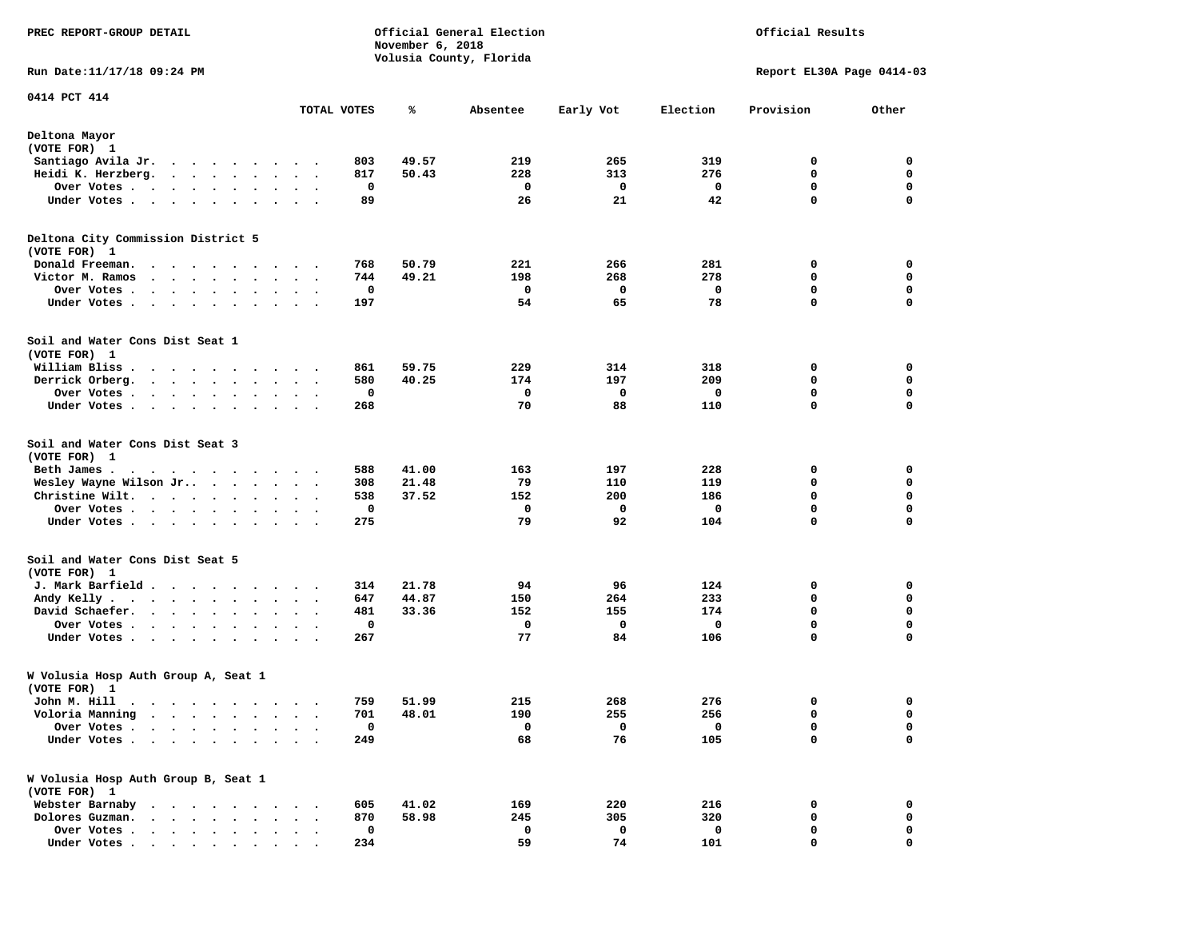PREC REPORT-GROUP DETAIL

Official General Election
November 6, 2018
Volusia County, Florida

Official Results

Run Date:11/17/18 09:24 PM

Report EL30A Page 0414-03

0414 PCT 414

| | TOTAL VOTES | % | Absentee | Early Vot | Election | Provision | Other |
|---|---|---|---|---|---|---|---|
| **Deltona Mayor** | | | | | | | |
| (VOTE FOR) 1 | | | | | | | |
| Santiago Avila Jr. | 803 | 49.57 | 219 | 265 | 319 | 0 | 0 |
| Heidi K. Herzberg. | 817 | 50.43 | 228 | 313 | 276 | 0 | 0 |
| Over Votes | 0 | | 0 | 0 | 0 | 0 | 0 |
| Under Votes | 89 | | 26 | 21 | 42 | 0 | 0 |
| **Deltona City Commission District 5** | | | | | | | |
| (VOTE FOR) 1 | | | | | | | |
| Donald Freeman. | 768 | 50.79 | 221 | 266 | 281 | 0 | 0 |
| Victor M. Ramos | 744 | 49.21 | 198 | 268 | 278 | 0 | 0 |
| Over Votes | 0 | | 0 | 0 | 0 | 0 | 0 |
| Under Votes | 197 | | 54 | 65 | 78 | 0 | 0 |
| **Soil and Water Cons Dist Seat 1** | | | | | | | |
| (VOTE FOR) 1 | | | | | | | |
| William Bliss | 861 | 59.75 | 229 | 314 | 318 | 0 | 0 |
| Derrick Orberg. | 580 | 40.25 | 174 | 197 | 209 | 0 | 0 |
| Over Votes | 0 | | 0 | 0 | 0 | 0 | 0 |
| Under Votes | 268 | | 70 | 88 | 110 | 0 | 0 |
| **Soil and Water Cons Dist Seat 3** | | | | | | | |
| (VOTE FOR) 1 | | | | | | | |
| Beth James | 588 | 41.00 | 163 | 197 | 228 | 0 | 0 |
| Wesley Wayne Wilson Jr.. | 308 | 21.48 | 79 | 110 | 119 | 0 | 0 |
| Christine Wilt. | 538 | 37.52 | 152 | 200 | 186 | 0 | 0 |
| Over Votes | 0 | | 0 | 0 | 0 | 0 | 0 |
| Under Votes | 275 | | 79 | 92 | 104 | 0 | 0 |
| **Soil and Water Cons Dist Seat 5** | | | | | | | |
| (VOTE FOR) 1 | | | | | | | |
| J. Mark Barfield | 314 | 21.78 | 94 | 96 | 124 | 0 | 0 |
| Andy Kelly | 647 | 44.87 | 150 | 264 | 233 | 0 | 0 |
| David Schaefer. | 481 | 33.36 | 152 | 155 | 174 | 0 | 0 |
| Over Votes | 0 | | 0 | 0 | 0 | 0 | 0 |
| Under Votes | 267 | | 77 | 84 | 106 | 0 | 0 |
| **W Volusia Hosp Auth Group A, Seat 1** | | | | | | | |
| (VOTE FOR) 1 | | | | | | | |
| John M. Hill | 759 | 51.99 | 215 | 268 | 276 | 0 | 0 |
| Voloria Manning | 701 | 48.01 | 190 | 255 | 256 | 0 | 0 |
| Over Votes | 0 | | 0 | 0 | 0 | 0 | 0 |
| Under Votes | 249 | | 68 | 76 | 105 | 0 | 0 |
| **W Volusia Hosp Auth Group B, Seat 1** | | | | | | | |
| (VOTE FOR) 1 | | | | | | | |
| Webster Barnaby | 605 | 41.02 | 169 | 220 | 216 | 0 | 0 |
| Dolores Guzman. | 870 | 58.98 | 245 | 305 | 320 | 0 | 0 |
| Over Votes | 0 | | 0 | 0 | 0 | 0 | 0 |
| Under Votes | 234 | | 59 | 74 | 101 | 0 | 0 |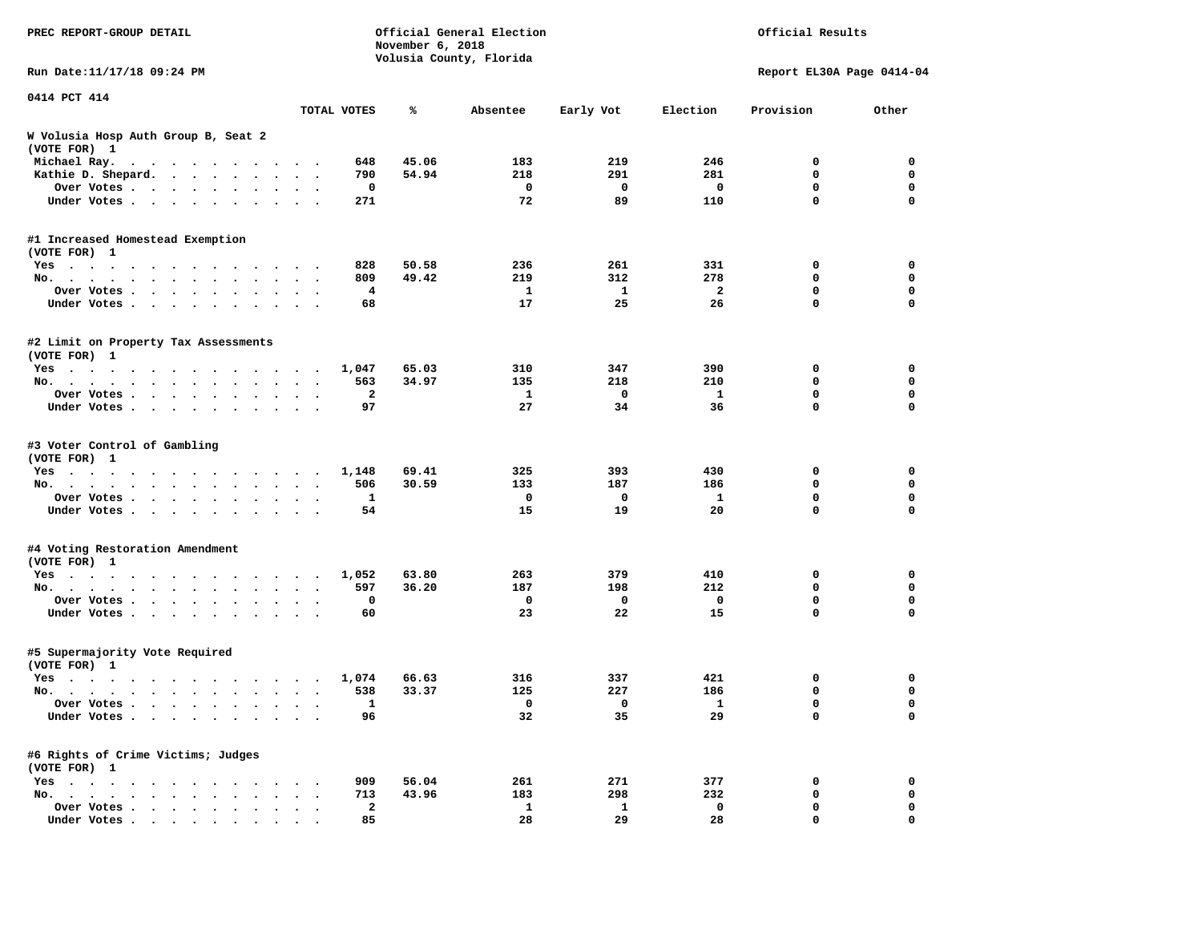PREC REPORT-GROUP DETAIL

Official General Election
November 6, 2018
Volusia County, Florida

Official Results

Run Date:11/17/18 09:24 PM

Report EL30A Page 0414-04

0414 PCT 414

| | TOTAL VOTES | % | Absentee | Early Vot | Election | Provision | Other |
|---|---|---|---|---|---|---|---|
| **W Volusia Hosp Auth Group B, Seat 2** | | | | | | | |
| (VOTE FOR) 1 | | | | | | | |
| Michael Ray. | 648 | 45.06 | 183 | 219 | 246 | 0 | 0 |
| Kathie D. Shepard. | 790 | 54.94 | 218 | 291 | 281 | 0 | 0 |
| Over Votes | 0 | | 0 | 0 | 0 | 0 | 0 |
| Under Votes | 271 | | 72 | 89 | 110 | 0 | 0 |
| **#1 Increased Homestead Exemption** | | | | | | | |
| (VOTE FOR) 1 | | | | | | | |
| Yes | 828 | 50.58 | 236 | 261 | 331 | 0 | 0 |
| No. | 809 | 49.42 | 219 | 312 | 278 | 0 | 0 |
| Over Votes | 4 | | 1 | 1 | 2 | 0 | 0 |
| Under Votes | 68 | | 17 | 25 | 26 | 0 | 0 |
| **#2 Limit on Property Tax Assessments** | | | | | | | |
| (VOTE FOR) 1 | | | | | | | |
| Yes | 1,047 | 65.03 | 310 | 347 | 390 | 0 | 0 |
| No. | 563 | 34.97 | 135 | 218 | 210 | 0 | 0 |
| Over Votes | 2 | | 1 | 0 | 1 | 0 | 0 |
| Under Votes | 97 | | 27 | 34 | 36 | 0 | 0 |
| **#3 Voter Control of Gambling** | | | | | | | |
| (VOTE FOR) 1 | | | | | | | |
| Yes | 1,148 | 69.41 | 325 | 393 | 430 | 0 | 0 |
| No. | 506 | 30.59 | 133 | 187 | 186 | 0 | 0 |
| Over Votes | 1 | | 0 | 0 | 1 | 0 | 0 |
| Under Votes | 54 | | 15 | 19 | 20 | 0 | 0 |
| **#4 Voting Restoration Amendment** | | | | | | | |
| (VOTE FOR) 1 | | | | | | | |
| Yes | 1,052 | 63.80 | 263 | 379 | 410 | 0 | 0 |
| No. | 597 | 36.20 | 187 | 198 | 212 | 0 | 0 |
| Over Votes | 0 | | 0 | 0 | 0 | 0 | 0 |
| Under Votes | 60 | | 23 | 22 | 15 | 0 | 0 |
| **#5 Supermajority Vote Required** | | | | | | | |
| (VOTE FOR) 1 | | | | | | | |
| Yes | 1,074 | 66.63 | 316 | 337 | 421 | 0 | 0 |
| No. | 538 | 33.37 | 125 | 227 | 186 | 0 | 0 |
| Over Votes | 1 | | 0 | 0 | 1 | 0 | 0 |
| Under Votes | 96 | | 32 | 35 | 29 | 0 | 0 |
| **#6 Rights of Crime Victims; Judges** | | | | | | | |
| (VOTE FOR) 1 | | | | | | | |
| Yes | 909 | 56.04 | 261 | 271 | 377 | 0 | 0 |
| No. | 713 | 43.96 | 183 | 298 | 232 | 0 | 0 |
| Over Votes | 2 | | 1 | 1 | 0 | 0 | 0 |
| Under Votes | 85 | | 28 | 29 | 28 | 0 | 0 |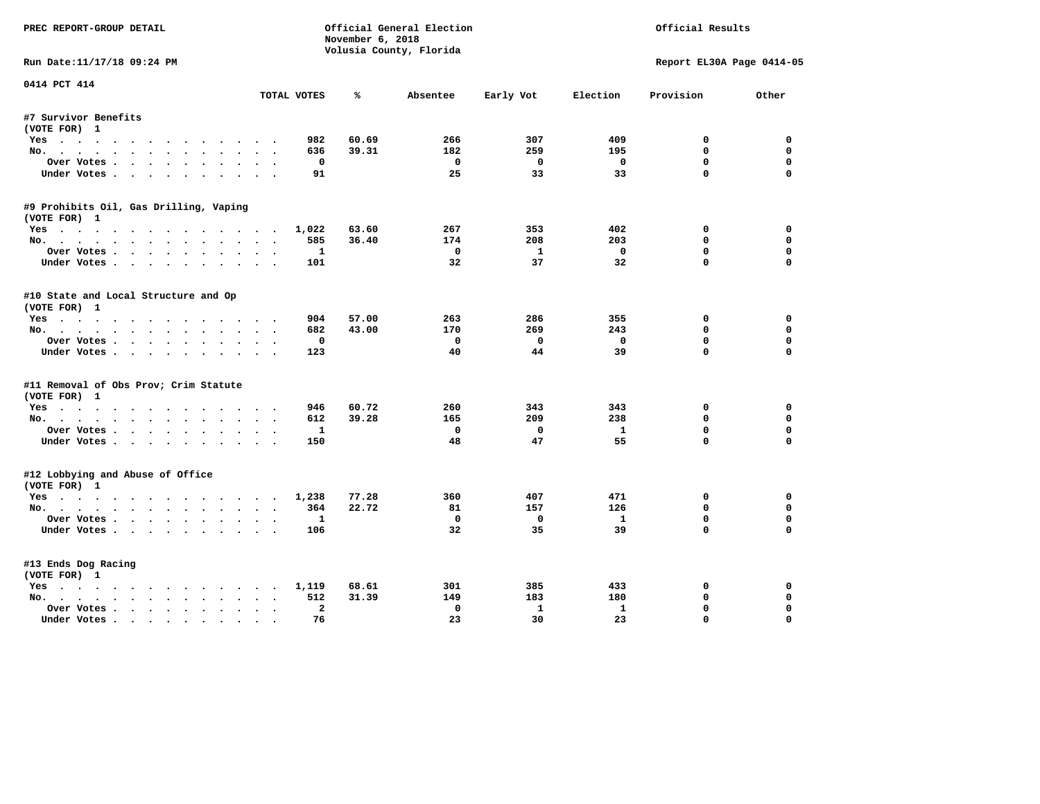PREC REPORT-GROUP DETAIL

Official General Election
November 6, 2018
Volusia County, Florida

Official Results

Run Date:11/17/18 09:24 PM

Report EL30A Page 0414-05

0414 PCT 414

| | TOTAL VOTES | % | Absentee | Early Vot | Election | Provision | Other |
|---|---|---|---|---|---|---|---|
| **#7 Survivor Benefits** | | | | | | | |
| (VOTE FOR) 1 | | | | | | | |
| Yes | 982 | 60.69 | 266 | 307 | 409 | 0 | 0 |
| No. | 636 | 39.31 | 182 | 259 | 195 | 0 | 0 |
| Over Votes | 0 | | 0 | 0 | 0 | 0 | 0 |
| Under Votes | 91 | | 25 | 33 | 33 | 0 | 0 |
| **#9 Prohibits Oil, Gas Drilling, Vaping** | | | | | | | |
| (VOTE FOR) 1 | | | | | | | |
| Yes | 1,022 | 63.60 | 267 | 353 | 402 | 0 | 0 |
| No. | 585 | 36.40 | 174 | 208 | 203 | 0 | 0 |
| Over Votes | 1 | | 0 | 1 | 0 | 0 | 0 |
| Under Votes | 101 | | 32 | 37 | 32 | 0 | 0 |
| **#10 State and Local Structure and Op** | | | | | | | |
| (VOTE FOR) 1 | | | | | | | |
| Yes | 904 | 57.00 | 263 | 286 | 355 | 0 | 0 |
| No. | 682 | 43.00 | 170 | 269 | 243 | 0 | 0 |
| Over Votes | 0 | | 0 | 0 | 0 | 0 | 0 |
| Under Votes | 123 | | 40 | 44 | 39 | 0 | 0 |
| **#11 Removal of Obs Prov; Crim Statute** | | | | | | | |
| (VOTE FOR) 1 | | | | | | | |
| Yes | 946 | 60.72 | 260 | 343 | 343 | 0 | 0 |
| No. | 612 | 39.28 | 165 | 209 | 238 | 0 | 0 |
| Over Votes | 1 | | 0 | 0 | 1 | 0 | 0 |
| Under Votes | 150 | | 48 | 47 | 55 | 0 | 0 |
| **#12 Lobbying and Abuse of Office** | | | | | | | |
| (VOTE FOR) 1 | | | | | | | |
| Yes | 1,238 | 77.28 | 360 | 407 | 471 | 0 | 0 |
| No. | 364 | 22.72 | 81 | 157 | 126 | 0 | 0 |
| Over Votes | 1 | | 0 | 0 | 1 | 0 | 0 |
| Under Votes | 106 | | 32 | 35 | 39 | 0 | 0 |
| **#13 Ends Dog Racing** | | | | | | | |
| (VOTE FOR) 1 | | | | | | | |
| Yes | 1,119 | 68.61 | 301 | 385 | 433 | 0 | 0 |
| No. | 512 | 31.39 | 149 | 183 | 180 | 0 | 0 |
| Over Votes | 2 | | 0 | 1 | 1 | 0 | 0 |
| Under Votes | 76 | | 23 | 30 | 23 | 0 | 0 |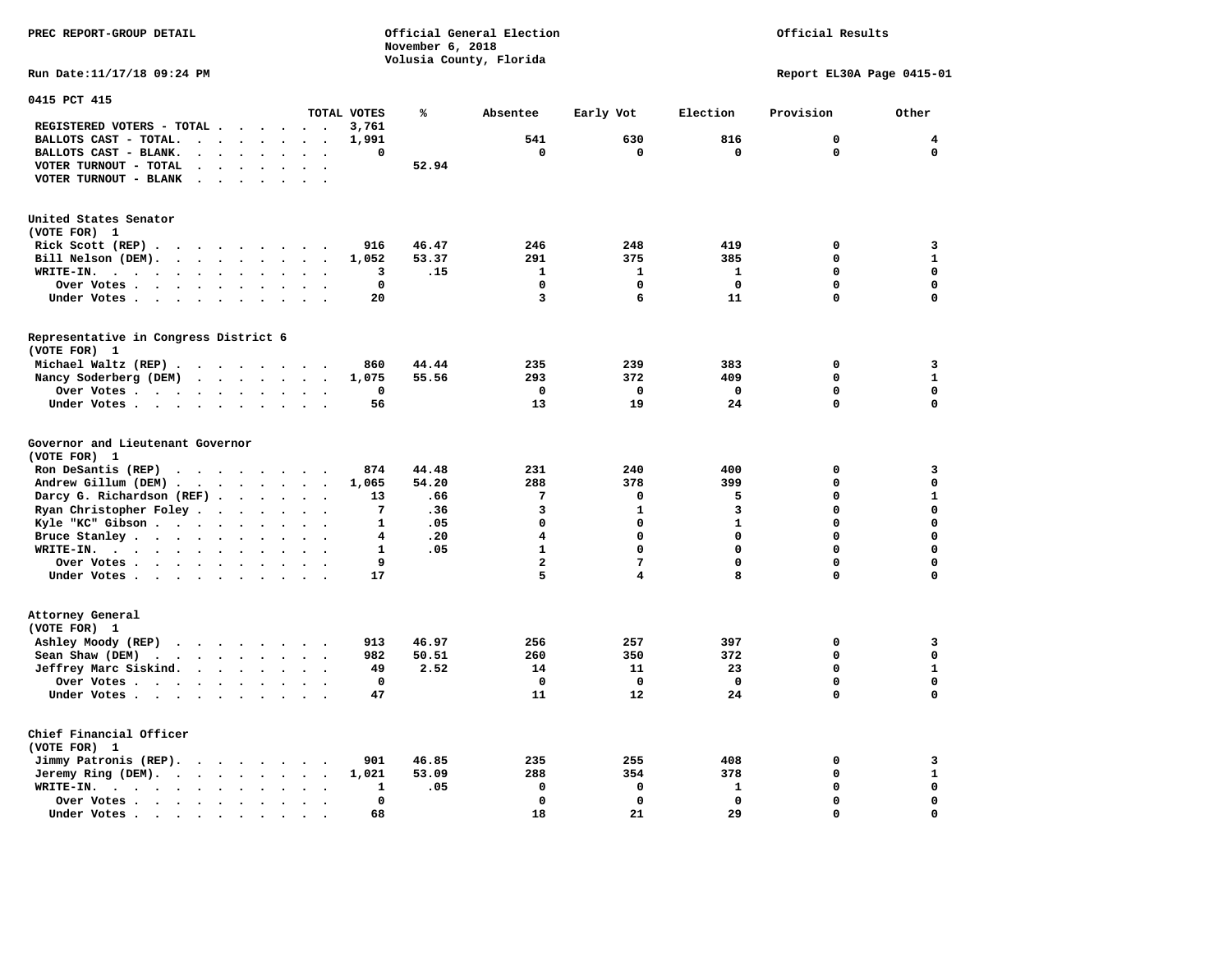PREC REPORT-GROUP DETAIL

Official General Election
November 6, 2018
Volusia County, Florida

Official Results

Run Date:11/17/18 09:24 PM

Report EL30A Page 0415-01

## 0415 PCT 415

| | TOTAL VOTES | % | Absentee | Early Vot | Election | Provision | Other |
|---|---|---|---|---|---|---|---|
| REGISTERED VOTERS - TOTAL | 3,761 | | | | | | |
| BALLOTS CAST - TOTAL. | 1,991 | | 541 | 630 | 816 | 0 | 4 |
| BALLOTS CAST - BLANK. | 0 | | 0 | 0 | 0 | 0 | 0 |
| VOTER TURNOUT - TOTAL | | 52.94 | | | | | |
| VOTER TURNOUT - BLANK | | | | | | | |

### United States Senator
(VOTE FOR) 1

| | TOTAL VOTES | % | Absentee | Early Vot | Election | Provision | Other |
|---|---|---|---|---|---|---|---|
| Rick Scott (REP) | 916 | 46.47 | 246 | 248 | 419 | 0 | 3 |
| Bill Nelson (DEM). | 1,052 | 53.37 | 291 | 375 | 385 | 0 | 1 |
| WRITE-IN. | 3 | .15 | 1 | 1 | 1 | 0 | 0 |
| Over Votes | 0 | | 0 | 0 | 0 | 0 | 0 |
| Under Votes | 20 | | 3 | 6 | 11 | 0 | 0 |

### Representative in Congress District 6
(VOTE FOR) 1

| | TOTAL VOTES | % | Absentee | Early Vot | Election | Provision | Other |
|---|---|---|---|---|---|---|---|
| Michael Waltz (REP) | 860 | 44.44 | 235 | 239 | 383 | 0 | 3 |
| Nancy Soderberg (DEM) | 1,075 | 55.56 | 293 | 372 | 409 | 0 | 1 |
| Over Votes | 0 | | 0 | 0 | 0 | 0 | 0 |
| Under Votes | 56 | | 13 | 19 | 24 | 0 | 0 |

### Governor and Lieutenant Governor
(VOTE FOR) 1

| | TOTAL VOTES | % | Absentee | Early Vot | Election | Provision | Other |
|---|---|---|---|---|---|---|---|
| Ron DeSantis (REP) | 874 | 44.48 | 231 | 240 | 400 | 0 | 3 |
| Andrew Gillum (DEM) | 1,065 | 54.20 | 288 | 378 | 399 | 0 | 0 |
| Darcy G. Richardson (REF) | 13 | .66 | 7 | 0 | 5 | 0 | 1 |
| Ryan Christopher Foley | 7 | .36 | 3 | 1 | 3 | 0 | 0 |
| Kyle "KC" Gibson | 1 | .05 | 0 | 0 | 1 | 0 | 0 |
| Bruce Stanley | 4 | .20 | 4 | 0 | 0 | 0 | 0 |
| WRITE-IN. | 1 | .05 | 1 | 0 | 0 | 0 | 0 |
| Over Votes | 9 | | 2 | 7 | 0 | 0 | 0 |
| Under Votes | 17 | | 5 | 4 | 8 | 0 | 0 |

### Attorney General
(VOTE FOR) 1

| | TOTAL VOTES | % | Absentee | Early Vot | Election | Provision | Other |
|---|---|---|---|---|---|---|---|
| Ashley Moody (REP) | 913 | 46.97 | 256 | 257 | 397 | 0 | 3 |
| Sean Shaw (DEM) | 982 | 50.51 | 260 | 350 | 372 | 0 | 0 |
| Jeffrey Marc Siskind. | 49 | 2.52 | 14 | 11 | 23 | 0 | 1 |
| Over Votes | 0 | | 0 | 0 | 0 | 0 | 0 |
| Under Votes | 47 | | 11 | 12 | 24 | 0 | 0 |

### Chief Financial Officer
(VOTE FOR) 1

| | TOTAL VOTES | % | Absentee | Early Vot | Election | Provision | Other |
|---|---|---|---|---|---|---|---|
| Jimmy Patronis (REP). | 901 | 46.85 | 235 | 255 | 408 | 0 | 3 |
| Jeremy Ring (DEM). | 1,021 | 53.09 | 288 | 354 | 378 | 0 | 1 |
| WRITE-IN. | 1 | .05 | 0 | 0 | 1 | 0 | 0 |
| Over Votes | 0 | | 0 | 0 | 0 | 0 | 0 |
| Under Votes | 68 | | 18 | 21 | 29 | 0 | 0 |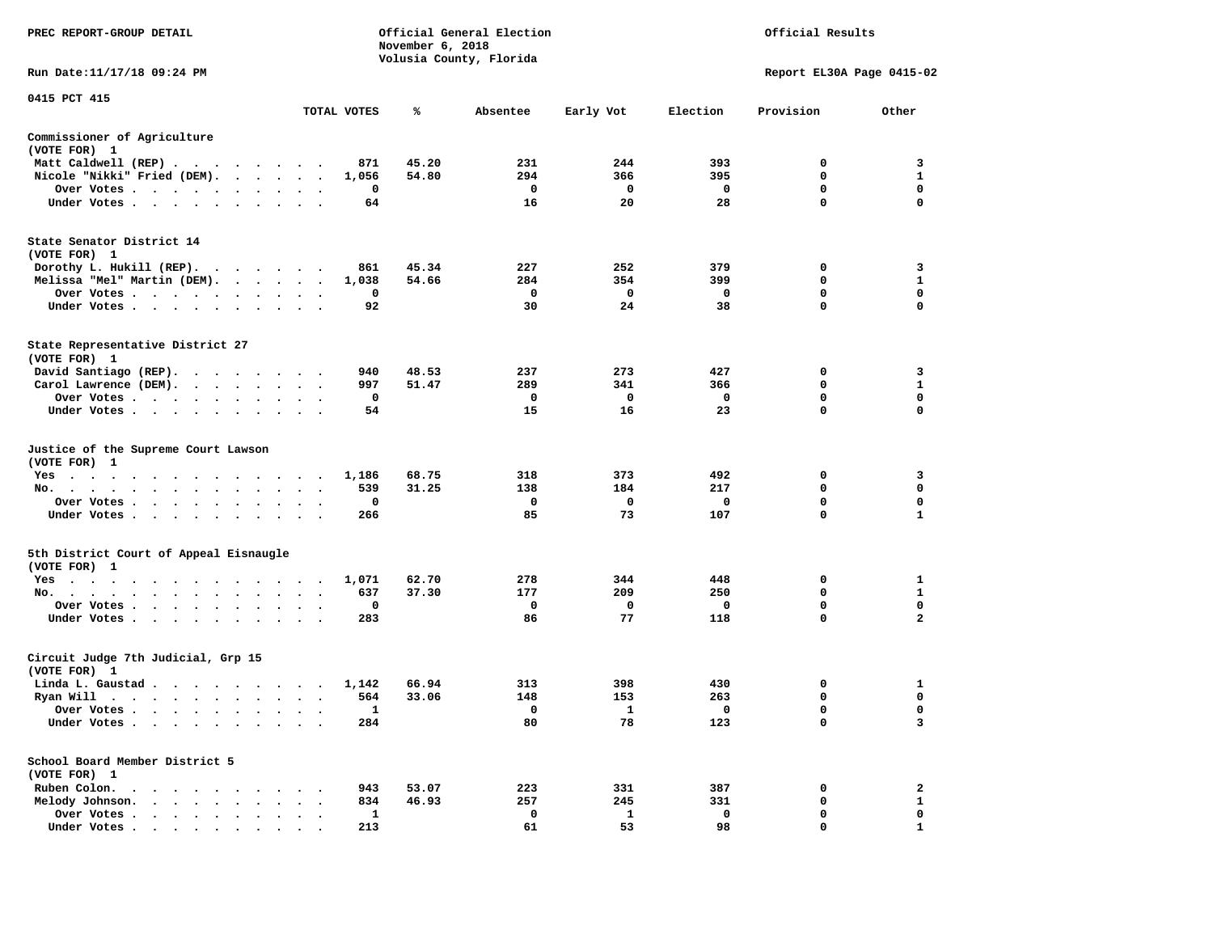PREC REPORT-GROUP DETAIL

Official General Election
November 6, 2018
Volusia County, Florida

Official Results

Run Date:11/17/18 09:24 PM

Report EL30A Page 0415-02

0415 PCT 415

| | TOTAL VOTES | % | Absentee | Early Vot | Election | Provision | Other |
|---|---|---|---|---|---|---|---|
| **Commissioner of Agriculture** | | | | | | | |
| (VOTE FOR) 1 | | | | | | | |
| Matt Caldwell (REP) | 871 | 45.20 | 231 | 244 | 393 | 0 | 3 |
| Nicole "Nikki" Fried (DEM) | 1,056 | 54.80 | 294 | 366 | 395 | 0 | 1 |
| Over Votes | 0 | | 0 | 0 | 0 | 0 | 0 |
| Under Votes | 64 | | 16 | 20 | 28 | 0 | 0 |
| **State Senator District 14** | | | | | | | |
| (VOTE FOR) 1 | | | | | | | |
| Dorothy L. Hukill (REP) | 861 | 45.34 | 227 | 252 | 379 | 0 | 3 |
| Melissa "Mel" Martin (DEM) | 1,038 | 54.66 | 284 | 354 | 399 | 0 | 1 |
| Over Votes | 0 | | 0 | 0 | 0 | 0 | 0 |
| Under Votes | 92 | | 30 | 24 | 38 | 0 | 0 |
| **State Representative District 27** | | | | | | | |
| (VOTE FOR) 1 | | | | | | | |
| David Santiago (REP) | 940 | 48.53 | 237 | 273 | 427 | 0 | 3 |
| Carol Lawrence (DEM) | 997 | 51.47 | 289 | 341 | 366 | 0 | 1 |
| Over Votes | 0 | | 0 | 0 | 0 | 0 | 0 |
| Under Votes | 54 | | 15 | 16 | 23 | 0 | 0 |
| **Justice of the Supreme Court Lawson** | | | | | | | |
| (VOTE FOR) 1 | | | | | | | |
| Yes | 1,186 | 68.75 | 318 | 373 | 492 | 0 | 3 |
| No | 539 | 31.25 | 138 | 184 | 217 | 0 | 0 |
| Over Votes | 0 | | 0 | 0 | 0 | 0 | 0 |
| Under Votes | 266 | | 85 | 73 | 107 | 0 | 1 |
| **5th District Court of Appeal Eisnaugle** | | | | | | | |
| (VOTE FOR) 1 | | | | | | | |
| Yes | 1,071 | 62.70 | 278 | 344 | 448 | 0 | 1 |
| No | 637 | 37.30 | 177 | 209 | 250 | 0 | 1 |
| Over Votes | 0 | | 0 | 0 | 0 | 0 | 0 |
| Under Votes | 283 | | 86 | 77 | 118 | 0 | 2 |
| **Circuit Judge 7th Judicial, Grp 15** | | | | | | | |
| (VOTE FOR) 1 | | | | | | | |
| Linda L. Gaustad | 1,142 | 66.94 | 313 | 398 | 430 | 0 | 1 |
| Ryan Will | 564 | 33.06 | 148 | 153 | 263 | 0 | 0 |
| Over Votes | 1 | | 0 | 1 | 0 | 0 | 0 |
| Under Votes | 284 | | 80 | 78 | 123 | 0 | 3 |
| **School Board Member District 5** | | | | | | | |
| (VOTE FOR) 1 | | | | | | | |
| Ruben Colon | 943 | 53.07 | 223 | 331 | 387 | 0 | 2 |
| Melody Johnson | 834 | 46.93 | 257 | 245 | 331 | 0 | 1 |
| Over Votes | 1 | | 0 | 1 | 0 | 0 | 0 |
| Under Votes | 213 | | 61 | 53 | 98 | 0 | 1 |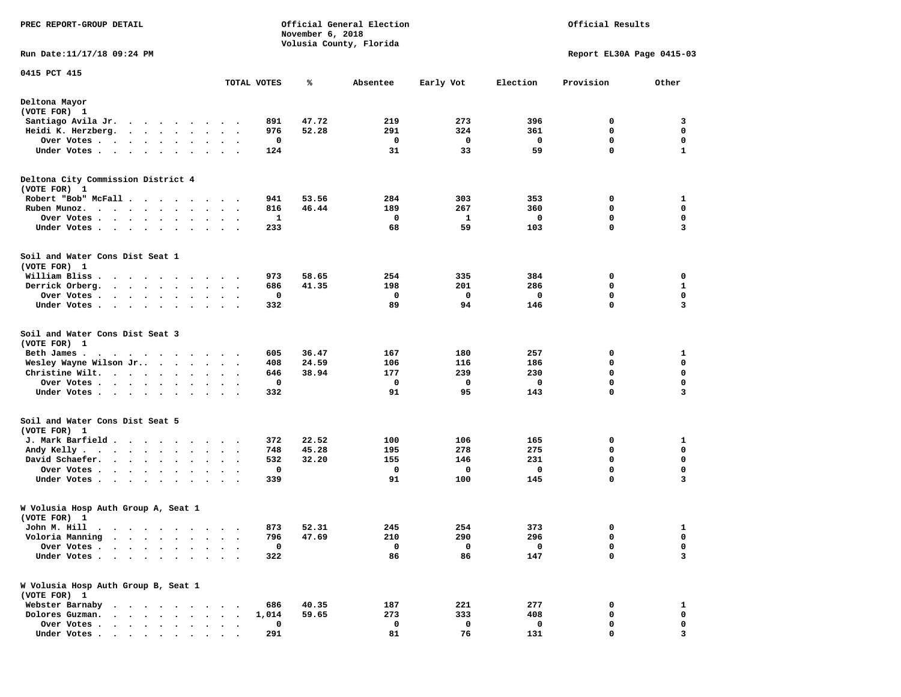PREC REPORT-GROUP DETAIL

Official General Election
November 6, 2018
Volusia County, Florida

Official Results

Run Date:11/17/18 09:24 PM

Report EL30A Page 0415-03

0415 PCT 415

| | TOTAL VOTES | % | Absentee | Early Vot | Election | Provision | Other |
|---|---|---|---|---|---|---|---|
| **Deltona Mayor** | | | | | | | |
| **(VOTE FOR) 1** | | | | | | | |
| Santiago Avila Jr. | 891 | 47.72 | 219 | 273 | 396 | 0 | 3 |
| Heidi K. Herzberg. | 976 | 52.28 | 291 | 324 | 361 | 0 | 0 |
| Over Votes | 0 | | 0 | 0 | 0 | 0 | 0 |
| Under Votes | 124 | | 31 | 33 | 59 | 0 | 1 |
| **Deltona City Commission District 4** | | | | | | | |
| **(VOTE FOR) 1** | | | | | | | |
| Robert "Bob" McFall | 941 | 53.56 | 284 | 303 | 353 | 0 | 1 |
| Ruben Munoz. | 816 | 46.44 | 189 | 267 | 360 | 0 | 0 |
| Over Votes | 1 | | 0 | 1 | 0 | 0 | 0 |
| Under Votes | 233 | | 68 | 59 | 103 | 0 | 3 |
| **Soil and Water Cons Dist Seat 1** | | | | | | | |
| **(VOTE FOR) 1** | | | | | | | |
| William Bliss | 973 | 58.65 | 254 | 335 | 384 | 0 | 0 |
| Derrick Orberg. | 686 | 41.35 | 198 | 201 | 286 | 0 | 1 |
| Over Votes | 0 | | 0 | 0 | 0 | 0 | 0 |
| Under Votes | 332 | | 89 | 94 | 146 | 0 | 3 |
| **Soil and Water Cons Dist Seat 3** | | | | | | | |
| **(VOTE FOR) 1** | | | | | | | |
| Beth James | 605 | 36.47 | 167 | 180 | 257 | 0 | 1 |
| Wesley Wayne Wilson Jr.. | 408 | 24.59 | 106 | 116 | 186 | 0 | 0 |
| Christine Wilt. | 646 | 38.94 | 177 | 239 | 230 | 0 | 0 |
| Over Votes | 0 | | 0 | 0 | 0 | 0 | 0 |
| Under Votes | 332 | | 91 | 95 | 143 | 0 | 3 |
| **Soil and Water Cons Dist Seat 5** | | | | | | | |
| **(VOTE FOR) 1** | | | | | | | |
| J. Mark Barfield | 372 | 22.52 | 100 | 106 | 165 | 0 | 1 |
| Andy Kelly | 748 | 45.28 | 195 | 278 | 275 | 0 | 0 |
| David Schaefer. | 532 | 32.20 | 155 | 146 | 231 | 0 | 0 |
| Over Votes | 0 | | 0 | 0 | 0 | 0 | 0 |
| Under Votes | 339 | | 91 | 100 | 145 | 0 | 3 |
| **W Volusia Hosp Auth Group A, Seat 1** | | | | | | | |
| **(VOTE FOR) 1** | | | | | | | |
| John M. Hill | 873 | 52.31 | 245 | 254 | 373 | 0 | 1 |
| Voloria Manning | 796 | 47.69 | 210 | 290 | 296 | 0 | 0 |
| Over Votes | 0 | | 0 | 0 | 0 | 0 | 0 |
| Under Votes | 322 | | 86 | 86 | 147 | 0 | 3 |
| **W Volusia Hosp Auth Group B, Seat 1** | | | | | | | |
| **(VOTE FOR) 1** | | | | | | | |
| Webster Barnaby | 686 | 40.35 | 187 | 221 | 277 | 0 | 1 |
| Dolores Guzman. | 1,014 | 59.65 | 273 | 333 | 408 | 0 | 0 |
| Over Votes | 0 | | 0 | 0 | 0 | 0 | 0 |
| Under Votes | 291 | | 81 | 76 | 131 | 0 | 3 |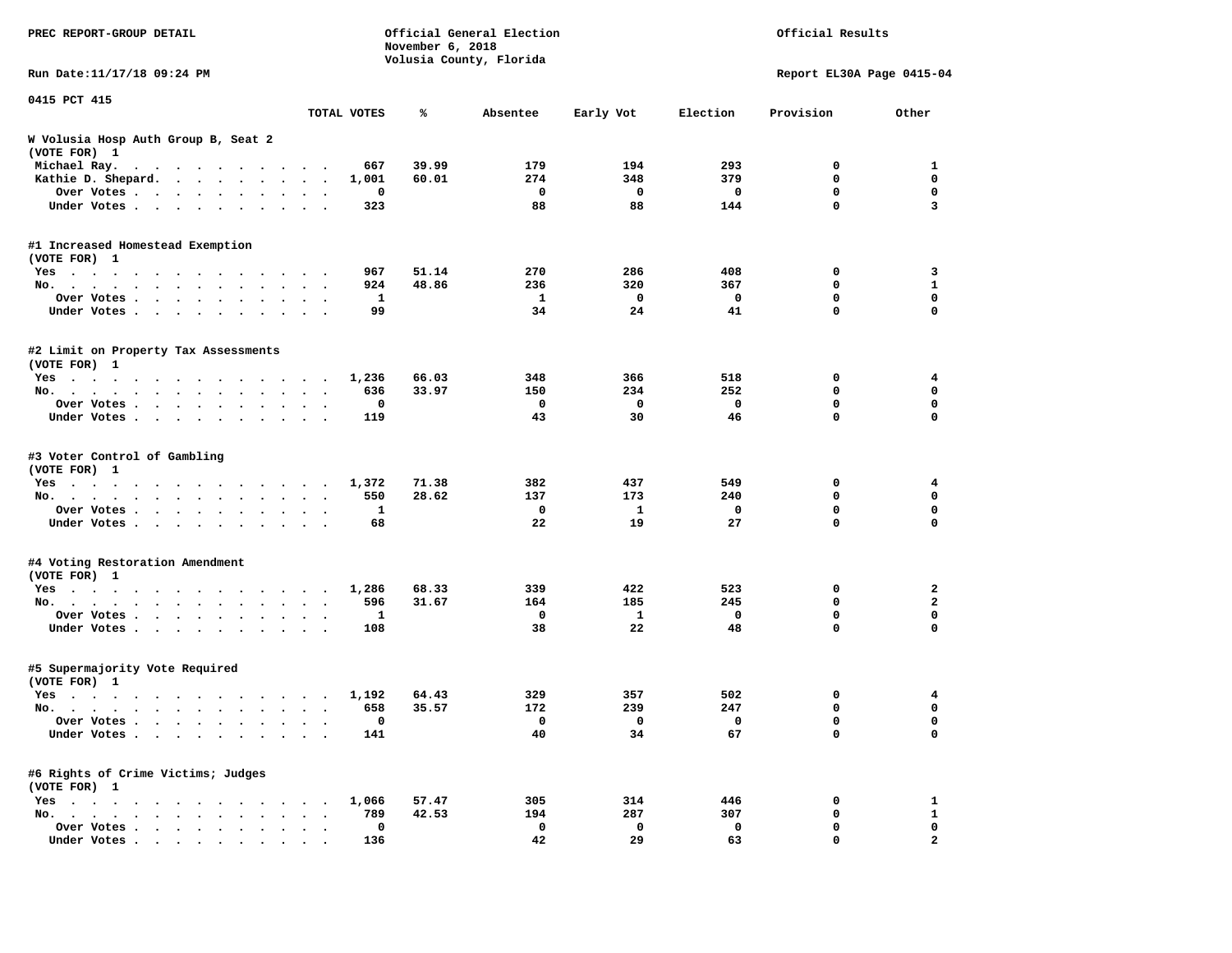PREC REPORT-GROUP DETAIL

Official General Election
November 6, 2018
Volusia County, Florida

Official Results

Run Date:11/17/18 09:24 PM

Report EL30A Page 0415-04

0415 PCT 415

| | TOTAL VOTES | % | Absentee | Early Vot | Election | Provision | Other |
|---|---|---|---|---|---|---|---|
| **W Volusia Hosp Auth Group B, Seat 2 (VOTE FOR) 1** | | | | | | | |
| Michael Ray. | 667 | 39.99 | 179 | 194 | 293 | 0 | 1 |
| Kathie D. Shepard. | 1,001 | 60.01 | 274 | 348 | 379 | 0 | 0 |
| Over Votes | 0 | | 0 | 0 | 0 | 0 | 0 |
| Under Votes | 323 | | 88 | 88 | 144 | 0 | 3 |
| **#1 Increased Homestead Exemption (VOTE FOR) 1** | | | | | | | |
| Yes | 967 | 51.14 | 270 | 286 | 408 | 0 | 3 |
| No. | 924 | 48.86 | 236 | 320 | 367 | 0 | 1 |
| Over Votes | 1 | | 1 | 0 | 0 | 0 | 0 |
| Under Votes | 99 | | 34 | 24 | 41 | 0 | 0 |
| **#2 Limit on Property Tax Assessments (VOTE FOR) 1** | | | | | | | |
| Yes | 1,236 | 66.03 | 348 | 366 | 518 | 0 | 4 |
| No. | 636 | 33.97 | 150 | 234 | 252 | 0 | 0 |
| Over Votes | 0 | | 0 | 0 | 0 | 0 | 0 |
| Under Votes | 119 | | 43 | 30 | 46 | 0 | 0 |
| **#3 Voter Control of Gambling (VOTE FOR) 1** | | | | | | | |
| Yes | 1,372 | 71.38 | 382 | 437 | 549 | 0 | 4 |
| No. | 550 | 28.62 | 137 | 173 | 240 | 0 | 0 |
| Over Votes | 1 | | 0 | 1 | 0 | 0 | 0 |
| Under Votes | 68 | | 22 | 19 | 27 | 0 | 0 |
| **#4 Voting Restoration Amendment (VOTE FOR) 1** | | | | | | | |
| Yes | 1,286 | 68.33 | 339 | 422 | 523 | 0 | 2 |
| No. | 596 | 31.67 | 164 | 185 | 245 | 0 | 2 |
| Over Votes | 1 | | 0 | 1 | 0 | 0 | 0 |
| Under Votes | 108 | | 38 | 22 | 48 | 0 | 0 |
| **#5 Supermajority Vote Required (VOTE FOR) 1** | | | | | | | |
| Yes | 1,192 | 64.43 | 329 | 357 | 502 | 0 | 4 |
| No. | 658 | 35.57 | 172 | 239 | 247 | 0 | 0 |
| Over Votes | 0 | | 0 | 0 | 0 | 0 | 0 |
| Under Votes | 141 | | 40 | 34 | 67 | 0 | 0 |
| **#6 Rights of Crime Victims; Judges (VOTE FOR) 1** | | | | | | | |
| Yes | 1,066 | 57.47 | 305 | 314 | 446 | 0 | 1 |
| No. | 789 | 42.53 | 194 | 287 | 307 | 0 | 1 |
| Over Votes | 0 | | 0 | 0 | 0 | 0 | 0 |
| Under Votes | 136 | | 42 | 29 | 63 | 0 | 2 |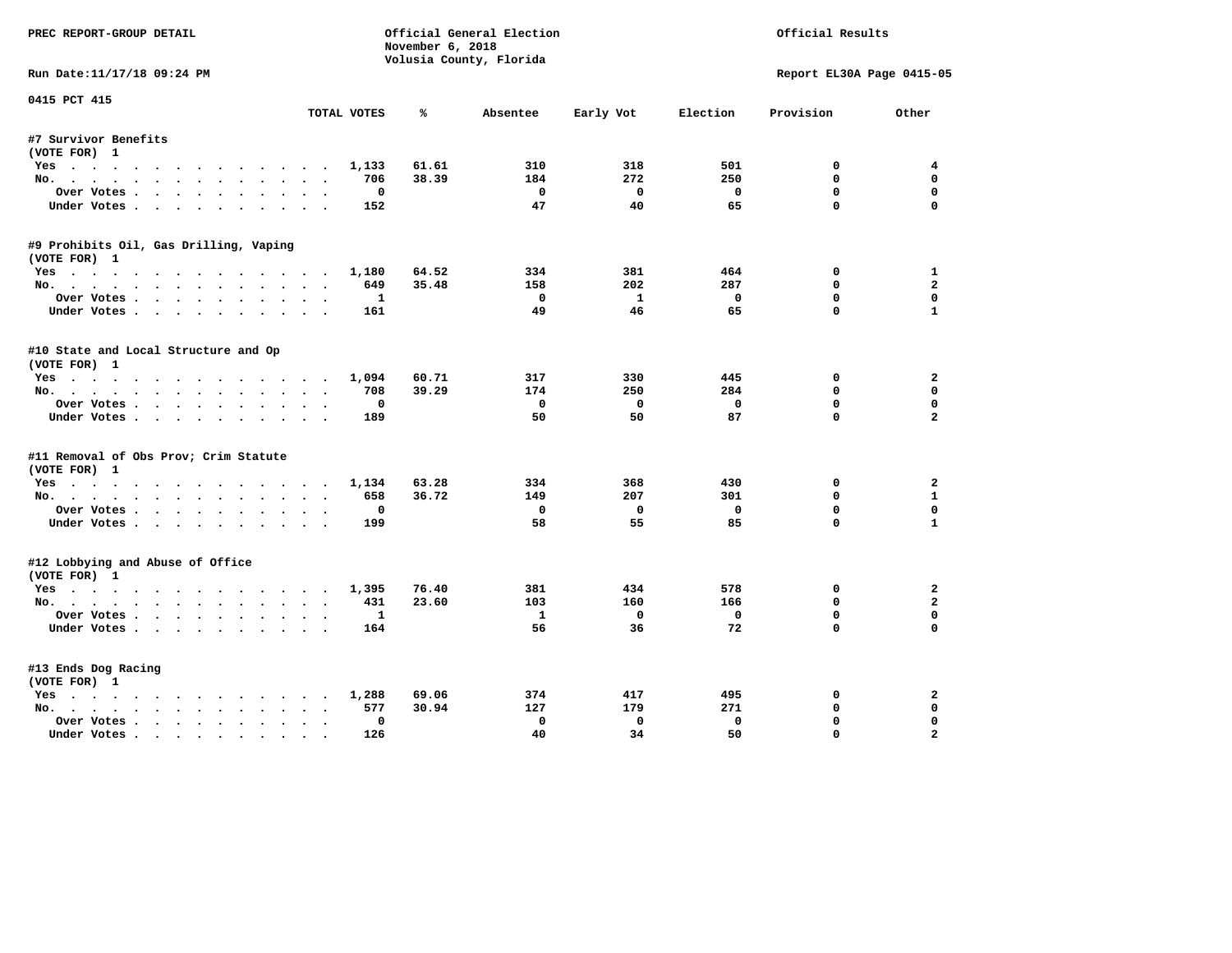PREC REPORT-GROUP DETAIL

Official General Election
November 6, 2018
Volusia County, Florida

Official Results

Run Date:11/17/18 09:24 PM

Report EL30A Page 0415-05

0415 PCT 415

| | TOTAL VOTES | % | Absentee | Early Vot | Election | Provision | Other |
|---|---|---|---|---|---|---|---|
| **#7 Survivor Benefits** | | | | | | | |
| (VOTE FOR) 1 | | | | | | | |
| Yes | 1,133 | 61.61 | 310 | 318 | 501 | 0 | 4 |
| No. | 706 | 38.39 | 184 | 272 | 250 | 0 | 0 |
| Over Votes | 0 | | 0 | 0 | 0 | 0 | 0 |
| Under Votes | 152 | | 47 | 40 | 65 | 0 | 0 |
| **#9 Prohibits Oil, Gas Drilling, Vaping** | | | | | | | |
| (VOTE FOR) 1 | | | | | | | |
| Yes | 1,180 | 64.52 | 334 | 381 | 464 | 0 | 1 |
| No. | 649 | 35.48 | 158 | 202 | 287 | 0 | 2 |
| Over Votes | 1 | | 0 | 1 | 0 | 0 | 0 |
| Under Votes | 161 | | 49 | 46 | 65 | 0 | 1 |
| **#10 State and Local Structure and Op** | | | | | | | |
| (VOTE FOR) 1 | | | | | | | |
| Yes | 1,094 | 60.71 | 317 | 330 | 445 | 0 | 2 |
| No. | 708 | 39.29 | 174 | 250 | 284 | 0 | 0 |
| Over Votes | 0 | | 0 | 0 | 0 | 0 | 0 |
| Under Votes | 189 | | 50 | 50 | 87 | 0 | 2 |
| **#11 Removal of Obs Prov; Crim Statute** | | | | | | | |
| (VOTE FOR) 1 | | | | | | | |
| Yes | 1,134 | 63.28 | 334 | 368 | 430 | 0 | 2 |
| No. | 658 | 36.72 | 149 | 207 | 301 | 0 | 1 |
| Over Votes | 0 | | 0 | 0 | 0 | 0 | 0 |
| Under Votes | 199 | | 58 | 55 | 85 | 0 | 1 |
| **#12 Lobbying and Abuse of Office** | | | | | | | |
| (VOTE FOR) 1 | | | | | | | |
| Yes | 1,395 | 76.40 | 381 | 434 | 578 | 0 | 2 |
| No. | 431 | 23.60 | 103 | 160 | 166 | 0 | 2 |
| Over Votes | 1 | | 1 | 0 | 0 | 0 | 0 |
| Under Votes | 164 | | 56 | 36 | 72 | 0 | 0 |
| **#13 Ends Dog Racing** | | | | | | | |
| (VOTE FOR) 1 | | | | | | | |
| Yes | 1,288 | 69.06 | 374 | 417 | 495 | 0 | 2 |
| No. | 577 | 30.94 | 127 | 179 | 271 | 0 | 0 |
| Over Votes | 0 | | 0 | 0 | 0 | 0 | 0 |
| Under Votes | 126 | | 40 | 34 | 50 | 0 | 2 |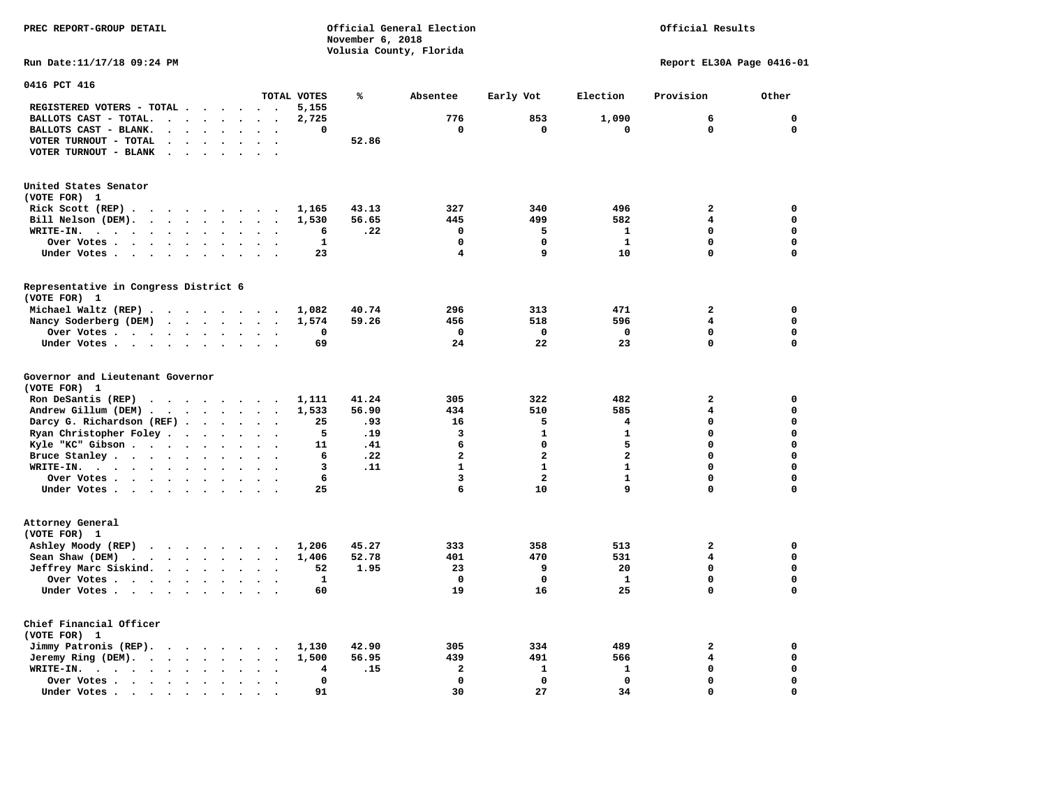PREC REPORT-GROUP DETAIL

Official General Election
November 6, 2018
Volusia County, Florida

Official Results

Run Date:11/17/18 09:24 PM

Report EL30A Page 0416-01

## 0416 PCT 416

| | TOTAL VOTES | % | Absentee | Early Vot | Election | Provision | Other |
|---|---|---|---|---|---|---|---|
| REGISTERED VOTERS - TOTAL | 5,155 | | | | | | |
| BALLOTS CAST - TOTAL. | 2,725 | | 776 | 853 | 1,090 | 6 | 0 |
| BALLOTS CAST - BLANK. | 0 | | 0 | 0 | 0 | 0 | 0 |
| VOTER TURNOUT - TOTAL | | 52.86 | | | | | |
| VOTER TURNOUT - BLANK | | | | | | | |

### United States Senator
(VOTE FOR) 1

| | TOTAL VOTES | % | Absentee | Early Vot | Election | Provision | Other |
|---|---|---|---|---|---|---|---|
| Rick Scott (REP) | 1,165 | 43.13 | 327 | 340 | 496 | 2 | 0 |
| Bill Nelson (DEM). | 1,530 | 56.65 | 445 | 499 | 582 | 4 | 0 |
| WRITE-IN. | 6 | .22 | 0 | 5 | 1 | 0 | 0 |
| Over Votes | 1 | | 0 | 0 | 1 | 0 | 0 |
| Under Votes | 23 | | 4 | 9 | 10 | 0 | 0 |

### Representative in Congress District 6
(VOTE FOR) 1

| | TOTAL VOTES | % | Absentee | Early Vot | Election | Provision | Other |
|---|---|---|---|---|---|---|---|
| Michael Waltz (REP) | 1,082 | 40.74 | 296 | 313 | 471 | 2 | 0 |
| Nancy Soderberg (DEM) | 1,574 | 59.26 | 456 | 518 | 596 | 4 | 0 |
| Over Votes | 0 | | 0 | 0 | 0 | 0 | 0 |
| Under Votes | 69 | | 24 | 22 | 23 | 0 | 0 |

### Governor and Lieutenant Governor
(VOTE FOR) 1

| | TOTAL VOTES | % | Absentee | Early Vot | Election | Provision | Other |
|---|---|---|---|---|---|---|---|
| Ron DeSantis (REP) | 1,111 | 41.24 | 305 | 322 | 482 | 2 | 0 |
| Andrew Gillum (DEM) | 1,533 | 56.90 | 434 | 510 | 585 | 4 | 0 |
| Darcy G. Richardson (REF) | 25 | .93 | 16 | 5 | 4 | 0 | 0 |
| Ryan Christopher Foley | 5 | .19 | 3 | 1 | 1 | 0 | 0 |
| Kyle "KC" Gibson | 11 | .41 | 6 | 0 | 5 | 0 | 0 |
| Bruce Stanley | 6 | .22 | 2 | 2 | 2 | 0 | 0 |
| WRITE-IN. | 3 | .11 | 1 | 1 | 1 | 0 | 0 |
| Over Votes | 6 | | 3 | 2 | 1 | 0 | 0 |
| Under Votes | 25 | | 6 | 10 | 9 | 0 | 0 |

### Attorney General
(VOTE FOR) 1

| | TOTAL VOTES | % | Absentee | Early Vot | Election | Provision | Other |
|---|---|---|---|---|---|---|---|
| Ashley Moody (REP) | 1,206 | 45.27 | 333 | 358 | 513 | 2 | 0 |
| Sean Shaw (DEM) | 1,406 | 52.78 | 401 | 470 | 531 | 4 | 0 |
| Jeffrey Marc Siskind. | 52 | 1.95 | 23 | 9 | 20 | 0 | 0 |
| Over Votes | 1 | | 0 | 0 | 1 | 0 | 0 |
| Under Votes | 60 | | 19 | 16 | 25 | 0 | 0 |

### Chief Financial Officer
(VOTE FOR) 1

| | TOTAL VOTES | % | Absentee | Early Vot | Election | Provision | Other |
|---|---|---|---|---|---|---|---|
| Jimmy Patronis (REP). | 1,130 | 42.90 | 305 | 334 | 489 | 2 | 0 |
| Jeremy Ring (DEM). | 1,500 | 56.95 | 439 | 491 | 566 | 4 | 0 |
| WRITE-IN. | 4 | .15 | 2 | 1 | 1 | 0 | 0 |
| Over Votes | 0 | | 0 | 0 | 0 | 0 | 0 |
| Under Votes | 91 | | 30 | 27 | 34 | 0 | 0 |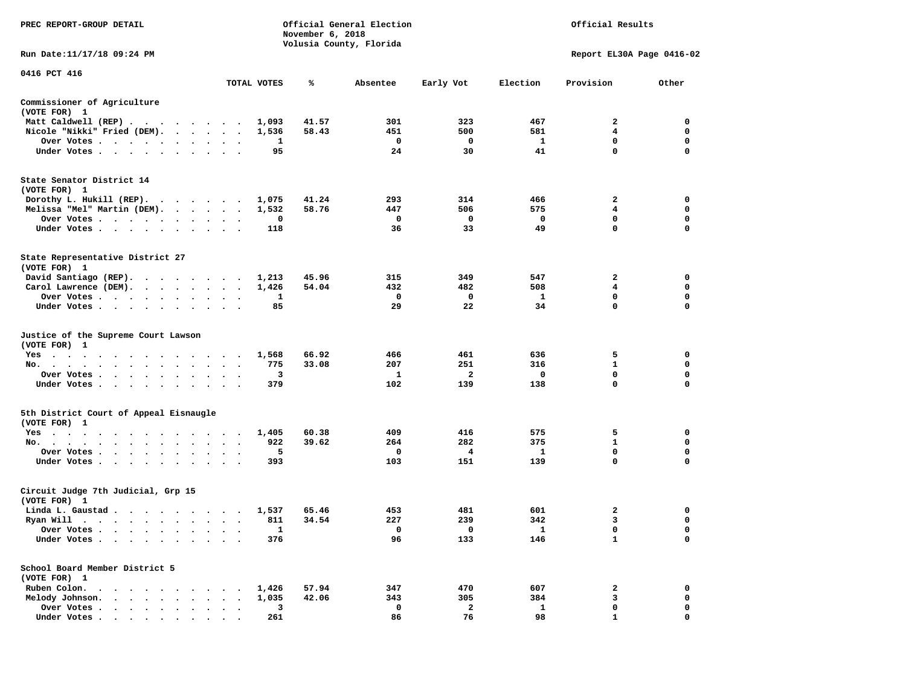PREC REPORT-GROUP DETAIL

Official General Election
November 6, 2018
Volusia County, Florida

Official Results

Run Date:11/17/18 09:24 PM

Report EL30A Page 0416-02

0416 PCT 416

| | TOTAL VOTES | % | Absentee | Early Vot | Election | Provision | Other |
|---|---|---|---|---|---|---|---|
| **Commissioner of Agriculture** | | | | | | | |
| (VOTE FOR) 1 | | | | | | | |
| Matt Caldwell (REP) | 1,093 | 41.57 | 301 | 323 | 467 | 2 | 0 |
| Nicole "Nikki" Fried (DEM) | 1,536 | 58.43 | 451 | 500 | 581 | 4 | 0 |
| Over Votes | 1 | | 0 | 0 | 1 | 0 | 0 |
| Under Votes | 95 | | 24 | 30 | 41 | 0 | 0 |
| **State Senator District 14** | | | | | | | |
| (VOTE FOR) 1 | | | | | | | |
| Dorothy L. Hukill (REP) | 1,075 | 41.24 | 293 | 314 | 466 | 2 | 0 |
| Melissa "Mel" Martin (DEM) | 1,532 | 58.76 | 447 | 506 | 575 | 4 | 0 |
| Over Votes | 0 | | 0 | 0 | 0 | 0 | 0 |
| Under Votes | 118 | | 36 | 33 | 49 | 0 | 0 |
| **State Representative District 27** | | | | | | | |
| (VOTE FOR) 1 | | | | | | | |
| David Santiago (REP) | 1,213 | 45.96 | 315 | 349 | 547 | 2 | 0 |
| Carol Lawrence (DEM) | 1,426 | 54.04 | 432 | 482 | 508 | 4 | 0 |
| Over Votes | 1 | | 0 | 0 | 1 | 0 | 0 |
| Under Votes | 85 | | 29 | 22 | 34 | 0 | 0 |
| **Justice of the Supreme Court Lawson** | | | | | | | |
| (VOTE FOR) 1 | | | | | | | |
| Yes | 1,568 | 66.92 | 466 | 461 | 636 | 5 | 0 |
| No | 775 | 33.08 | 207 | 251 | 316 | 1 | 0 |
| Over Votes | 3 | | 1 | 2 | 0 | 0 | 0 |
| Under Votes | 379 | | 102 | 139 | 138 | 0 | 0 |
| **5th District Court of Appeal Eisnaugle** | | | | | | | |
| (VOTE FOR) 1 | | | | | | | |
| Yes | 1,405 | 60.38 | 409 | 416 | 575 | 5 | 0 |
| No | 922 | 39.62 | 264 | 282 | 375 | 1 | 0 |
| Over Votes | 5 | | 0 | 4 | 1 | 0 | 0 |
| Under Votes | 393 | | 103 | 151 | 139 | 0 | 0 |
| **Circuit Judge 7th Judicial, Grp 15** | | | | | | | |
| (VOTE FOR) 1 | | | | | | | |
| Linda L. Gaustad | 1,537 | 65.46 | 453 | 481 | 601 | 2 | 0 |
| Ryan Will | 811 | 34.54 | 227 | 239 | 342 | 3 | 0 |
| Over Votes | 1 | | 0 | 0 | 1 | 0 | 0 |
| Under Votes | 376 | | 96 | 133 | 146 | 1 | 0 |
| **School Board Member District 5** | | | | | | | |
| (VOTE FOR) 1 | | | | | | | |
| Ruben Colon | 1,426 | 57.94 | 347 | 470 | 607 | 2 | 0 |
| Melody Johnson | 1,035 | 42.06 | 343 | 305 | 384 | 3 | 0 |
| Over Votes | 3 | | 0 | 2 | 1 | 0 | 0 |
| Under Votes | 261 | | 86 | 76 | 98 | 1 | 0 |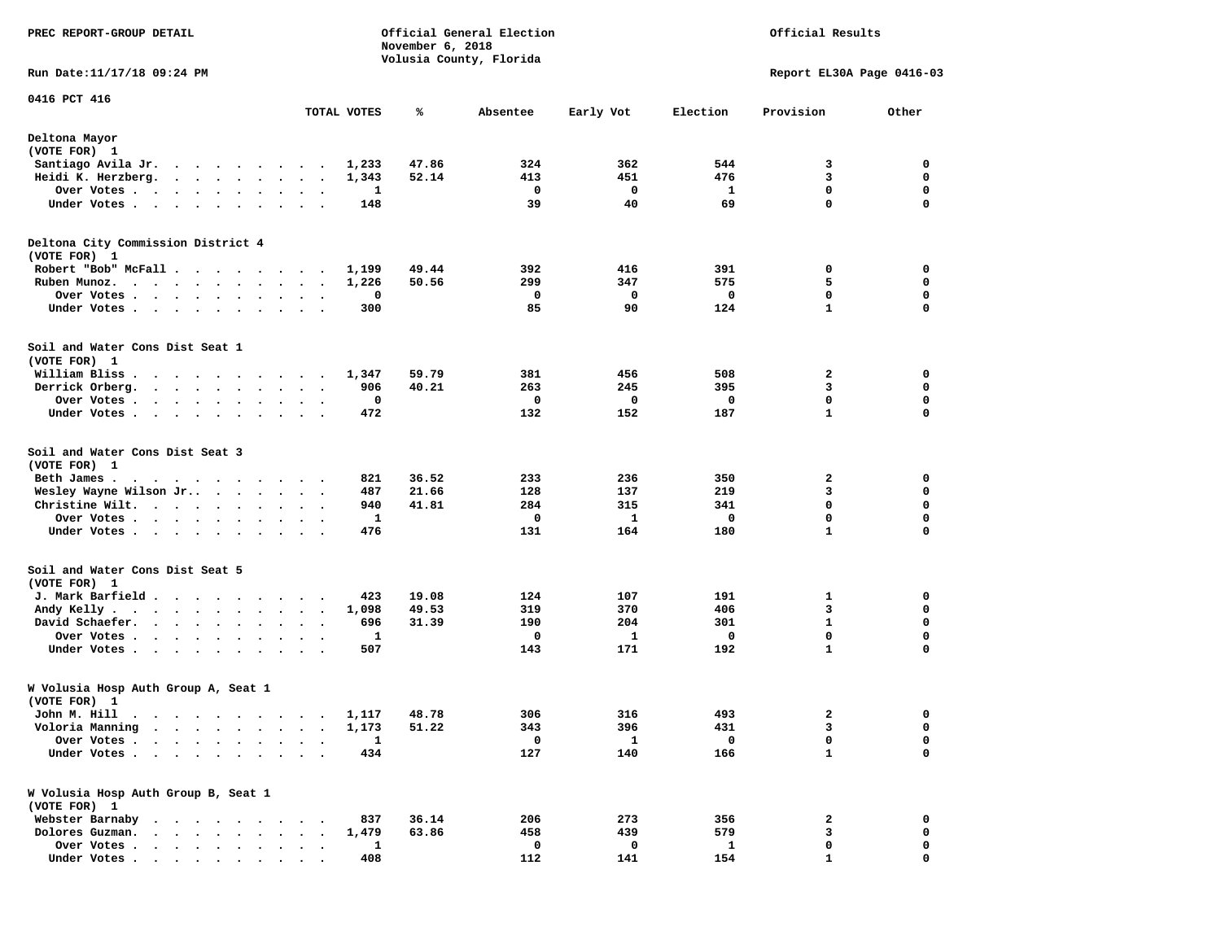PREC REPORT-GROUP DETAIL

Official General Election
November 6, 2018
Volusia County, Florida

Official Results

Run Date:11/17/18 09:24 PM

Report EL30A Page 0416-03

0416 PCT 416

| | TOTAL VOTES | % | Absentee | Early Vot | Election | Provision | Other |
|---|---|---|---|---|---|---|---|
| **Deltona Mayor** | | | | | | | |
| (VOTE FOR) 1 | | | | | | | |
| Santiago Avila Jr. | 1,233 | 47.86 | 324 | 362 | 544 | 3 | 0 |
| Heidi K. Herzberg. | 1,343 | 52.14 | 413 | 451 | 476 | 3 | 0 |
| Over Votes | 1 | | 0 | 0 | 1 | 0 | 0 |
| Under Votes | 148 | | 39 | 40 | 69 | 0 | 0 |
| **Deltona City Commission District 4** | | | | | | | |
| (VOTE FOR) 1 | | | | | | | |
| Robert "Bob" McFall | 1,199 | 49.44 | 392 | 416 | 391 | 0 | 0 |
| Ruben Munoz. | 1,226 | 50.56 | 299 | 347 | 575 | 5 | 0 |
| Over Votes | 0 | | 0 | 0 | 0 | 0 | 0 |
| Under Votes | 300 | | 85 | 90 | 124 | 1 | 0 |
| **Soil and Water Cons Dist Seat 1** | | | | | | | |
| (VOTE FOR) 1 | | | | | | | |
| William Bliss | 1,347 | 59.79 | 381 | 456 | 508 | 2 | 0 |
| Derrick Orberg. | 906 | 40.21 | 263 | 245 | 395 | 3 | 0 |
| Over Votes | 0 | | 0 | 0 | 0 | 0 | 0 |
| Under Votes | 472 | | 132 | 152 | 187 | 1 | 0 |
| **Soil and Water Cons Dist Seat 3** | | | | | | | |
| (VOTE FOR) 1 | | | | | | | |
| Beth James | 821 | 36.52 | 233 | 236 | 350 | 2 | 0 |
| Wesley Wayne Wilson Jr.. | 487 | 21.66 | 128 | 137 | 219 | 3 | 0 |
| Christine Wilt. | 940 | 41.81 | 284 | 315 | 341 | 0 | 0 |
| Over Votes | 1 | | 0 | 1 | 0 | 0 | 0 |
| Under Votes | 476 | | 131 | 164 | 180 | 1 | 0 |
| **Soil and Water Cons Dist Seat 5** | | | | | | | |
| (VOTE FOR) 1 | | | | | | | |
| J. Mark Barfield | 423 | 19.08 | 124 | 107 | 191 | 1 | 0 |
| Andy Kelly | 1,098 | 49.53 | 319 | 370 | 406 | 3 | 0 |
| David Schaefer. | 696 | 31.39 | 190 | 204 | 301 | 1 | 0 |
| Over Votes | 1 | | 0 | 1 | 0 | 0 | 0 |
| Under Votes | 507 | | 143 | 171 | 192 | 1 | 0 |
| **W Volusia Hosp Auth Group A, Seat 1** | | | | | | | |
| (VOTE FOR) 1 | | | | | | | |
| John M. Hill | 1,117 | 48.78 | 306 | 316 | 493 | 2 | 0 |
| Voloria Manning | 1,173 | 51.22 | 343 | 396 | 431 | 3 | 0 |
| Over Votes | 1 | | 0 | 1 | 0 | 0 | 0 |
| Under Votes | 434 | | 127 | 140 | 166 | 1 | 0 |
| **W Volusia Hosp Auth Group B, Seat 1** | | | | | | | |
| (VOTE FOR) 1 | | | | | | | |
| Webster Barnaby | 837 | 36.14 | 206 | 273 | 356 | 2 | 0 |
| Dolores Guzman. | 1,479 | 63.86 | 458 | 439 | 579 | 3 | 0 |
| Over Votes | 1 | | 0 | 0 | 1 | 0 | 0 |
| Under Votes | 408 | | 112 | 141 | 154 | 1 | 0 |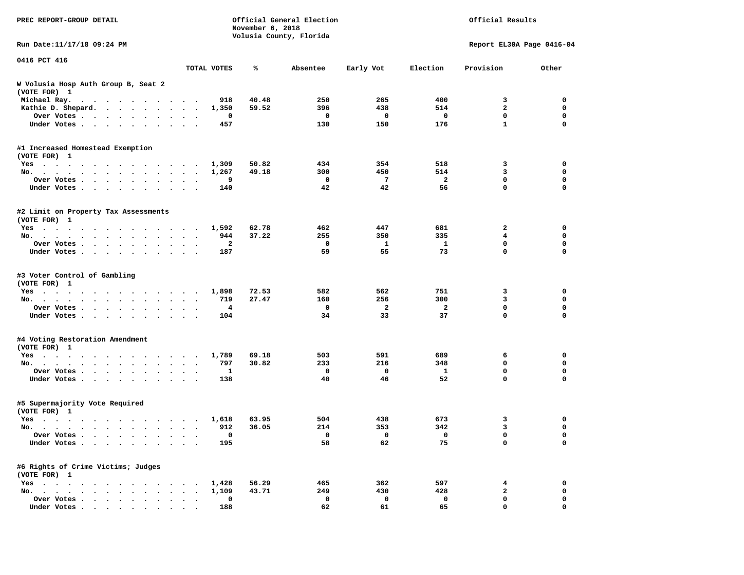PREC REPORT-GROUP DETAIL

Official General Election
November 6, 2018
Volusia County, Florida

Official Results

Run Date:11/17/18 09:24 PM

Report EL30A Page 0416-04

0416 PCT 416

| | TOTAL VOTES | % | Absentee | Early Vot | Election | Provision | Other |
|---|---|---|---|---|---|---|---|
| **W Volusia Hosp Auth Group B, Seat 2** | | | | | | | |
| **(VOTE FOR) 1** | | | | | | | |
| Michael Ray. | 918 | 40.48 | 250 | 265 | 400 | 3 | 0 |
| Kathie D. Shepard. | 1,350 | 59.52 | 396 | 438 | 514 | 2 | 0 |
| Over Votes | 0 | | 0 | 0 | 0 | 0 | 0 |
| Under Votes | 457 | | 130 | 150 | 176 | 1 | 0 |
| **#1 Increased Homestead Exemption** | | | | | | | |
| **(VOTE FOR) 1** | | | | | | | |
| Yes | 1,309 | 50.82 | 434 | 354 | 518 | 3 | 0 |
| No. | 1,267 | 49.18 | 300 | 450 | 514 | 3 | 0 |
| Over Votes | 9 | | 0 | 7 | 2 | 0 | 0 |
| Under Votes | 140 | | 42 | 42 | 56 | 0 | 0 |
| **#2 Limit on Property Tax Assessments** | | | | | | | |
| **(VOTE FOR) 1** | | | | | | | |
| Yes | 1,592 | 62.78 | 462 | 447 | 681 | 2 | 0 |
| No. | 944 | 37.22 | 255 | 350 | 335 | 4 | 0 |
| Over Votes | 2 | | 0 | 1 | 1 | 0 | 0 |
| Under Votes | 187 | | 59 | 55 | 73 | 0 | 0 |
| **#3 Voter Control of Gambling** | | | | | | | |
| **(VOTE FOR) 1** | | | | | | | |
| Yes | 1,898 | 72.53 | 582 | 562 | 751 | 3 | 0 |
| No. | 719 | 27.47 | 160 | 256 | 300 | 3 | 0 |
| Over Votes | 4 | | 0 | 2 | 2 | 0 | 0 |
| Under Votes | 104 | | 34 | 33 | 37 | 0 | 0 |
| **#4 Voting Restoration Amendment** | | | | | | | |
| **(VOTE FOR) 1** | | | | | | | |
| Yes | 1,789 | 69.18 | 503 | 591 | 689 | 6 | 0 |
| No. | 797 | 30.82 | 233 | 216 | 348 | 0 | 0 |
| Over Votes | 1 | | 0 | 0 | 1 | 0 | 0 |
| Under Votes | 138 | | 40 | 46 | 52 | 0 | 0 |
| **#5 Supermajority Vote Required** | | | | | | | |
| **(VOTE FOR) 1** | | | | | | | |
| Yes | 1,618 | 63.95 | 504 | 438 | 673 | 3 | 0 |
| No. | 912 | 36.05 | 214 | 353 | 342 | 3 | 0 |
| Over Votes | 0 | | 0 | 0 | 0 | 0 | 0 |
| Under Votes | 195 | | 58 | 62 | 75 | 0 | 0 |
| **#6 Rights of Crime Victims; Judges** | | | | | | | |
| **(VOTE FOR) 1** | | | | | | | |
| Yes | 1,428 | 56.29 | 465 | 362 | 597 | 4 | 0 |
| No. | 1,109 | 43.71 | 249 | 430 | 428 | 2 | 0 |
| Over Votes | 0 | | 0 | 0 | 0 | 0 | 0 |
| Under Votes | 188 | | 62 | 61 | 65 | 0 | 0 |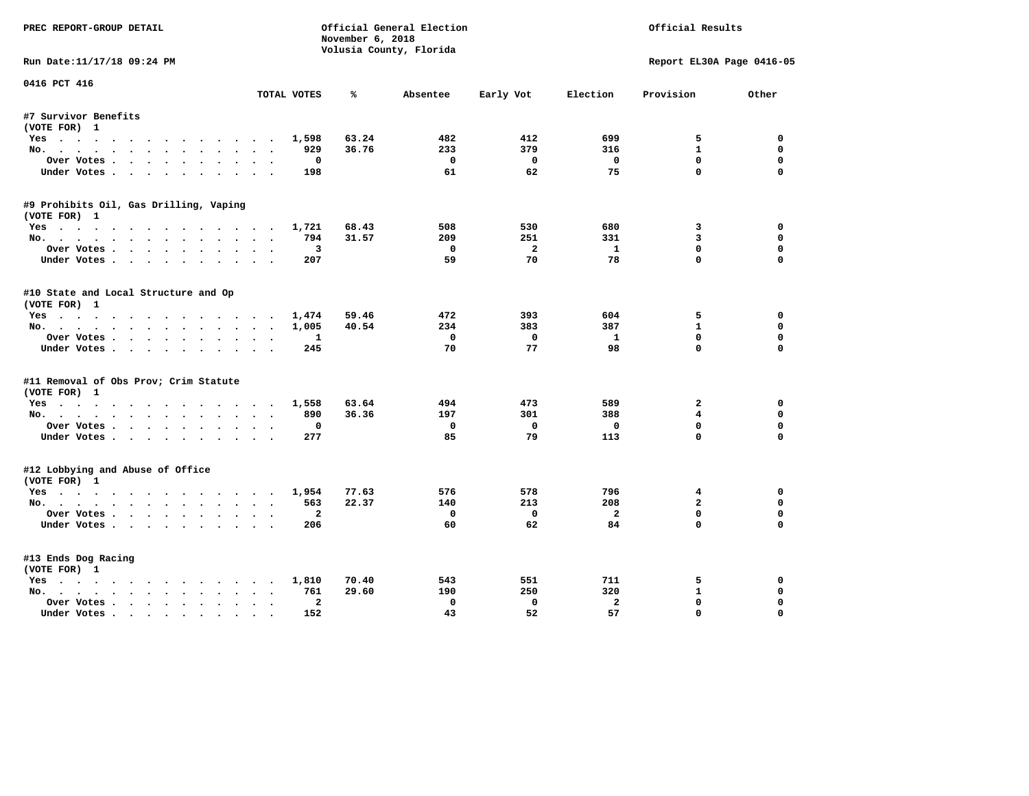PREC REPORT-GROUP DETAIL

Official General Election
November 6, 2018
Volusia County, Florida

Official Results

Run Date:11/17/18 09:24 PM

Report EL30A Page 0416-05

0416 PCT 416

| | TOTAL VOTES | % | Absentee | Early Vot | Election | Provision | Other |
|---|---|---|---|---|---|---|---|
| **#7 Survivor Benefits** | | | | | | | |
| (VOTE FOR) 1 | | | | | | | |
| Yes | 1,598 | 63.24 | 482 | 412 | 699 | 5 | 0 |
| No. | 929 | 36.76 | 233 | 379 | 316 | 1 | 0 |
| Over Votes | 0 | | 0 | 0 | 0 | 0 | 0 |
| Under Votes | 198 | | 61 | 62 | 75 | 0 | 0 |
| **#9 Prohibits Oil, Gas Drilling, Vaping** | | | | | | | |
| (VOTE FOR) 1 | | | | | | | |
| Yes | 1,721 | 68.43 | 508 | 530 | 680 | 3 | 0 |
| No. | 794 | 31.57 | 209 | 251 | 331 | 3 | 0 |
| Over Votes | 3 | | 0 | 2 | 1 | 0 | 0 |
| Under Votes | 207 | | 59 | 70 | 78 | 0 | 0 |
| **#10 State and Local Structure and Op** | | | | | | | |
| (VOTE FOR) 1 | | | | | | | |
| Yes | 1,474 | 59.46 | 472 | 393 | 604 | 5 | 0 |
| No. | 1,005 | 40.54 | 234 | 383 | 387 | 1 | 0 |
| Over Votes | 1 | | 0 | 0 | 1 | 0 | 0 |
| Under Votes | 245 | | 70 | 77 | 98 | 0 | 0 |
| **#11 Removal of Obs Prov; Crim Statute** | | | | | | | |
| (VOTE FOR) 1 | | | | | | | |
| Yes | 1,558 | 63.64 | 494 | 473 | 589 | 2 | 0 |
| No. | 890 | 36.36 | 197 | 301 | 388 | 4 | 0 |
| Over Votes | 0 | | 0 | 0 | 0 | 0 | 0 |
| Under Votes | 277 | | 85 | 79 | 113 | 0 | 0 |
| **#12 Lobbying and Abuse of Office** | | | | | | | |
| (VOTE FOR) 1 | | | | | | | |
| Yes | 1,954 | 77.63 | 576 | 578 | 796 | 4 | 0 |
| No. | 563 | 22.37 | 140 | 213 | 208 | 2 | 0 |
| Over Votes | 2 | | 0 | 0 | 2 | 0 | 0 |
| Under Votes | 206 | | 60 | 62 | 84 | 0 | 0 |
| **#13 Ends Dog Racing** | | | | | | | |
| (VOTE FOR) 1 | | | | | | | |
| Yes | 1,810 | 70.40 | 543 | 551 | 711 | 5 | 0 |
| No. | 761 | 29.60 | 190 | 250 | 320 | 1 | 0 |
| Over Votes | 2 | | 0 | 0 | 2 | 0 | 0 |
| Under Votes | 152 | | 43 | 52 | 57 | 0 | 0 |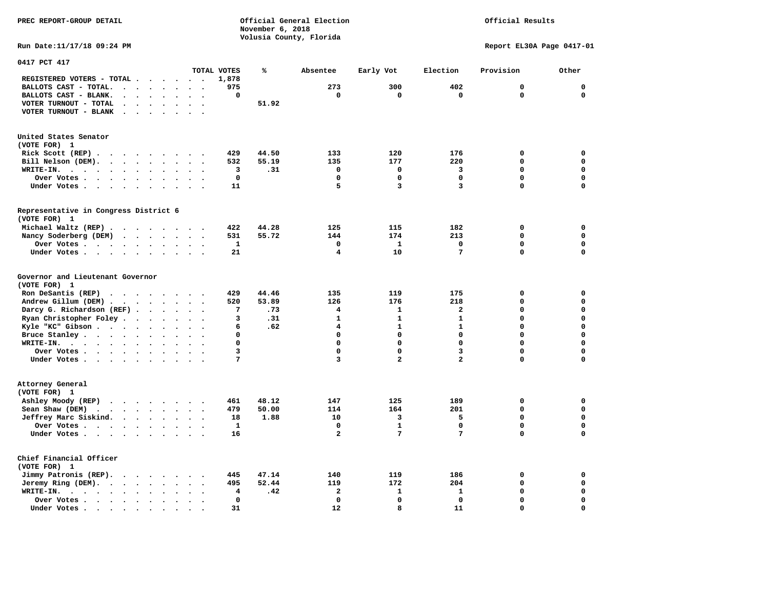PREC REPORT-GROUP DETAIL

Official General Election
November 6, 2018
Volusia County, Florida

Official Results

Run Date:11/17/18 09:24 PM

Report EL30A Page 0417-01

## 0417 PCT 417

| | TOTAL VOTES | % | Absentee | Early Vot | Election | Provision | Other |
|---|---|---|---|---|---|---|---|
| REGISTERED VOTERS - TOTAL | 1,878 | | | | | | |
| BALLOTS CAST - TOTAL. | 975 | | 273 | 300 | 402 | 0 | 0 |
| BALLOTS CAST - BLANK. | 0 | | 0 | 0 | 0 | 0 | 0 |
| VOTER TURNOUT - TOTAL | | 51.92 | | | | | |
| VOTER TURNOUT - BLANK | | | | | | | |

### United States Senator
(VOTE FOR) 1

| | TOTAL VOTES | % | Absentee | Early Vot | Election | Provision | Other |
|---|---|---|---|---|---|---|---|
| Rick Scott (REP) | 429 | 44.50 | 133 | 120 | 176 | 0 | 0 |
| Bill Nelson (DEM). | 532 | 55.19 | 135 | 177 | 220 | 0 | 0 |
| WRITE-IN. | 3 | .31 | 0 | 0 | 3 | 0 | 0 |
| Over Votes | 0 | | 0 | 0 | 0 | 0 | 0 |
| Under Votes | 11 | | 5 | 3 | 3 | 0 | 0 |

### Representative in Congress District 6
(VOTE FOR) 1

| | TOTAL VOTES | % | Absentee | Early Vot | Election | Provision | Other |
|---|---|---|---|---|---|---|---|
| Michael Waltz (REP) | 422 | 44.28 | 125 | 115 | 182 | 0 | 0 |
| Nancy Soderberg (DEM) | 531 | 55.72 | 144 | 174 | 213 | 0 | 0 |
| Over Votes | 1 | | 0 | 1 | 0 | 0 | 0 |
| Under Votes | 21 | | 4 | 10 | 7 | 0 | 0 |

### Governor and Lieutenant Governor
(VOTE FOR) 1

| | TOTAL VOTES | % | Absentee | Early Vot | Election | Provision | Other |
|---|---|---|---|---|---|---|---|
| Ron DeSantis (REP) | 429 | 44.46 | 135 | 119 | 175 | 0 | 0 |
| Andrew Gillum (DEM) | 520 | 53.89 | 126 | 176 | 218 | 0 | 0 |
| Darcy G. Richardson (REF) | 7 | .73 | 4 | 1 | 2 | 0 | 0 |
| Ryan Christopher Foley | 3 | .31 | 1 | 1 | 1 | 0 | 0 |
| Kyle "KC" Gibson | 6 | .62 | 4 | 1 | 1 | 0 | 0 |
| Bruce Stanley | 0 | | 0 | 0 | 0 | 0 | 0 |
| WRITE-IN. | 0 | | 0 | 0 | 0 | 0 | 0 |
| Over Votes | 3 | | 0 | 0 | 3 | 0 | 0 |
| Under Votes | 7 | | 3 | 2 | 2 | 0 | 0 |

### Attorney General
(VOTE FOR) 1

| | TOTAL VOTES | % | Absentee | Early Vot | Election | Provision | Other |
|---|---|---|---|---|---|---|---|
| Ashley Moody (REP) | 461 | 48.12 | 147 | 125 | 189 | 0 | 0 |
| Sean Shaw (DEM) | 479 | 50.00 | 114 | 164 | 201 | 0 | 0 |
| Jeffrey Marc Siskind. | 18 | 1.88 | 10 | 3 | 5 | 0 | 0 |
| Over Votes | 1 | | 0 | 1 | 0 | 0 | 0 |
| Under Votes | 16 | | 2 | 7 | 7 | 0 | 0 |

### Chief Financial Officer
(VOTE FOR) 1

| | TOTAL VOTES | % | Absentee | Early Vot | Election | Provision | Other |
|---|---|---|---|---|---|---|---|
| Jimmy Patronis (REP). | 445 | 47.14 | 140 | 119 | 186 | 0 | 0 |
| Jeremy Ring (DEM). | 495 | 52.44 | 119 | 172 | 204 | 0 | 0 |
| WRITE-IN. | 4 | .42 | 2 | 1 | 1 | 0 | 0 |
| Over Votes | 0 | | 0 | 0 | 0 | 0 | 0 |
| Under Votes | 31 | | 12 | 8 | 11 | 0 | 0 |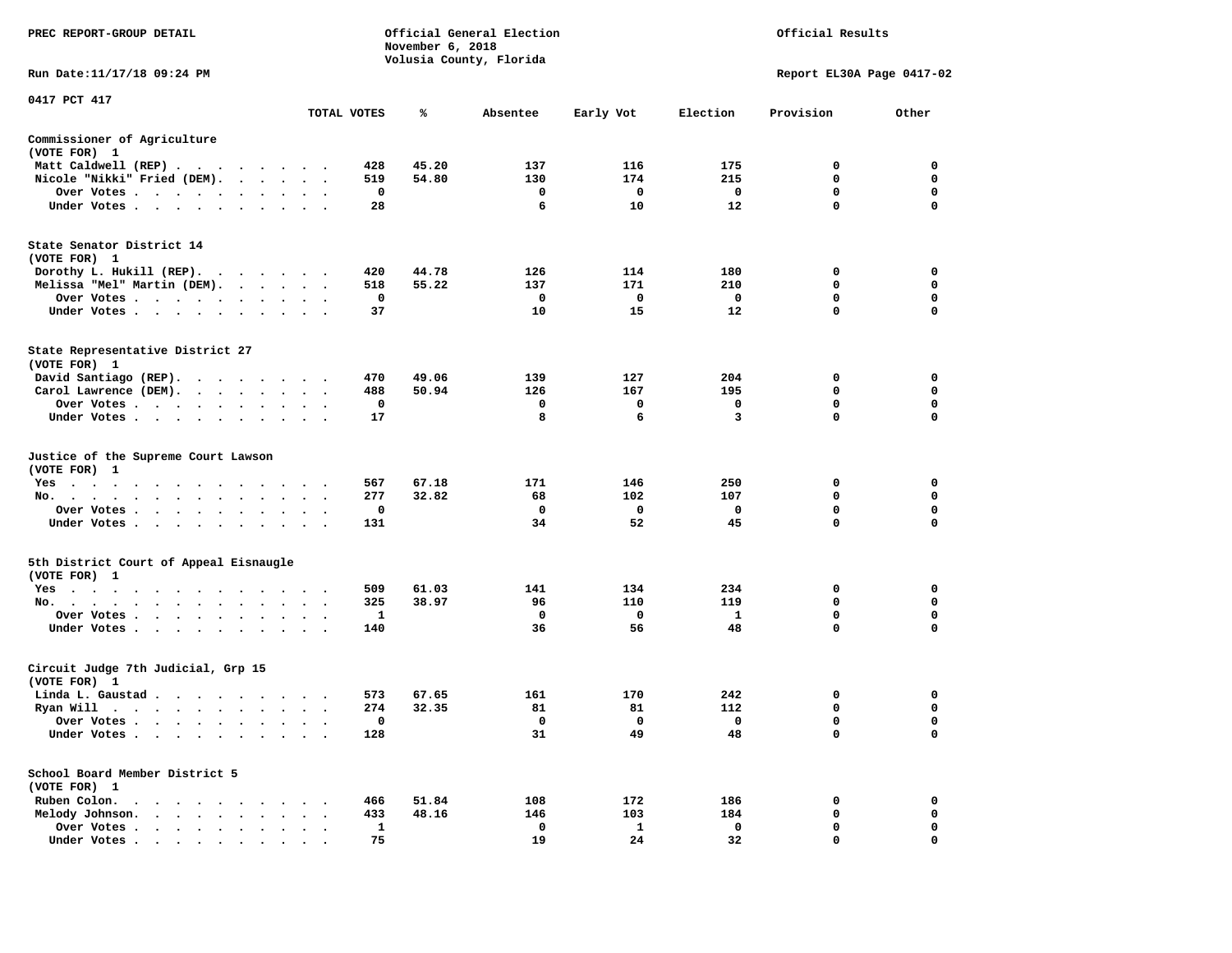PREC REPORT-GROUP DETAIL

Official General Election
November 6, 2018
Volusia County, Florida

Official Results

Run Date:11/17/18 09:24 PM

Report EL30A Page 0417-02

0417 PCT 417

| | TOTAL VOTES | % | Absentee | Early Vot | Election | Provision | Other |
|---|---|---|---|---|---|---|---|
| **Commissioner of Agriculture** | | | | | | | |
| (VOTE FOR) 1 | | | | | | | |
| Matt Caldwell (REP) | 428 | 45.20 | 137 | 116 | 175 | 0 | 0 |
| Nicole "Nikki" Fried (DEM) | 519 | 54.80 | 130 | 174 | 215 | 0 | 0 |
| Over Votes | 0 | | 0 | 0 | 0 | 0 | 0 |
| Under Votes | 28 | | 6 | 10 | 12 | 0 | 0 |
| **State Senator District 14** | | | | | | | |
| (VOTE FOR) 1 | | | | | | | |
| Dorothy L. Hukill (REP) | 420 | 44.78 | 126 | 114 | 180 | 0 | 0 |
| Melissa "Mel" Martin (DEM) | 518 | 55.22 | 137 | 171 | 210 | 0 | 0 |
| Over Votes | 0 | | 0 | 0 | 0 | 0 | 0 |
| Under Votes | 37 | | 10 | 15 | 12 | 0 | 0 |
| **State Representative District 27** | | | | | | | |
| (VOTE FOR) 1 | | | | | | | |
| David Santiago (REP) | 470 | 49.06 | 139 | 127 | 204 | 0 | 0 |
| Carol Lawrence (DEM) | 488 | 50.94 | 126 | 167 | 195 | 0 | 0 |
| Over Votes | 0 | | 0 | 0 | 0 | 0 | 0 |
| Under Votes | 17 | | 8 | 6 | 3 | 0 | 0 |
| **Justice of the Supreme Court Lawson** | | | | | | | |
| (VOTE FOR) 1 | | | | | | | |
| Yes | 567 | 67.18 | 171 | 146 | 250 | 0 | 0 |
| No | 277 | 32.82 | 68 | 102 | 107 | 0 | 0 |
| Over Votes | 0 | | 0 | 0 | 0 | 0 | 0 |
| Under Votes | 131 | | 34 | 52 | 45 | 0 | 0 |
| **5th District Court of Appeal Eisnaugle** | | | | | | | |
| (VOTE FOR) 1 | | | | | | | |
| Yes | 509 | 61.03 | 141 | 134 | 234 | 0 | 0 |
| No | 325 | 38.97 | 96 | 110 | 119 | 0 | 0 |
| Over Votes | 1 | | 0 | 0 | 1 | 0 | 0 |
| Under Votes | 140 | | 36 | 56 | 48 | 0 | 0 |
| **Circuit Judge 7th Judicial, Grp 15** | | | | | | | |
| (VOTE FOR) 1 | | | | | | | |
| Linda L. Gaustad | 573 | 67.65 | 161 | 170 | 242 | 0 | 0 |
| Ryan Will | 274 | 32.35 | 81 | 81 | 112 | 0 | 0 |
| Over Votes | 0 | | 0 | 0 | 0 | 0 | 0 |
| Under Votes | 128 | | 31 | 49 | 48 | 0 | 0 |
| **School Board Member District 5** | | | | | | | |
| (VOTE FOR) 1 | | | | | | | |
| Ruben Colon | 466 | 51.84 | 108 | 172 | 186 | 0 | 0 |
| Melody Johnson | 433 | 48.16 | 146 | 103 | 184 | 0 | 0 |
| Over Votes | 1 | | 0 | 1 | 0 | 0 | 0 |
| Under Votes | 75 | | 19 | 24 | 32 | 0 | 0 |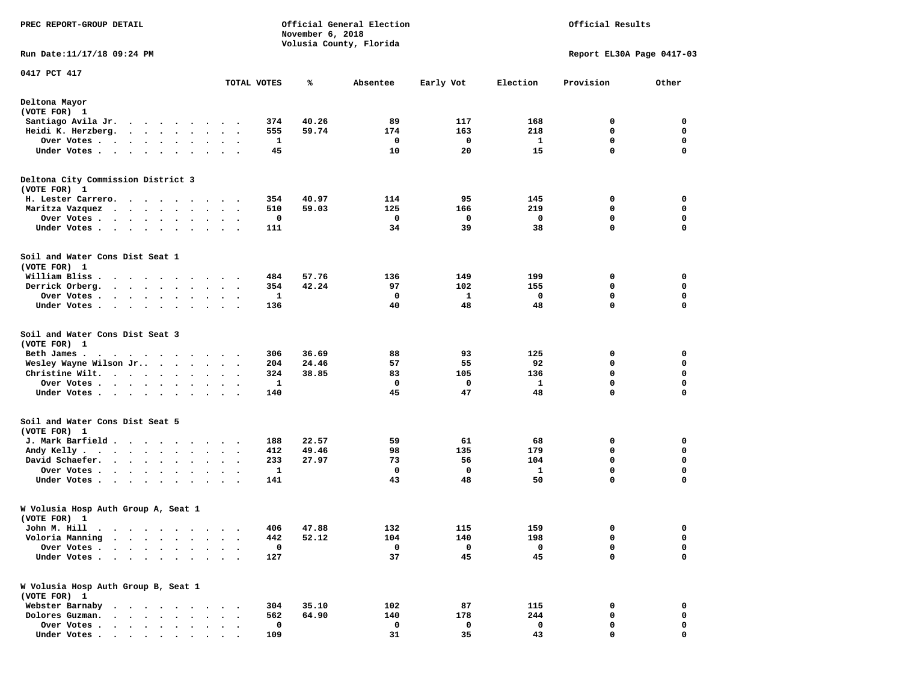PREC REPORT-GROUP DETAIL

Official General Election
November 6, 2018
Volusia County, Florida

Official Results

Run Date:11/17/18 09:24 PM

Report EL30A Page 0417-03

0417 PCT 417

| | TOTAL VOTES | % | Absentee | Early Vot | Election | Provision | Other |
|---|---|---|---|---|---|---|---|
| **Deltona Mayor** | | | | | | | |
| (VOTE FOR) 1 | | | | | | | |
| Santiago Avila Jr. | 374 | 40.26 | 89 | 117 | 168 | 0 | 0 |
| Heidi K. Herzberg. | 555 | 59.74 | 174 | 163 | 218 | 0 | 0 |
| Over Votes | 1 | | 0 | 0 | 1 | 0 | 0 |
| Under Votes | 45 | | 10 | 20 | 15 | 0 | 0 |
| **Deltona City Commission District 3** | | | | | | | |
| (VOTE FOR) 1 | | | | | | | |
| H. Lester Carrero. | 354 | 40.97 | 114 | 95 | 145 | 0 | 0 |
| Maritza Vazquez | 510 | 59.03 | 125 | 166 | 219 | 0 | 0 |
| Over Votes | 0 | | 0 | 0 | 0 | 0 | 0 |
| Under Votes | 111 | | 34 | 39 | 38 | 0 | 0 |
| **Soil and Water Cons Dist Seat 1** | | | | | | | |
| (VOTE FOR) 1 | | | | | | | |
| William Bliss | 484 | 57.76 | 136 | 149 | 199 | 0 | 0 |
| Derrick Orberg. | 354 | 42.24 | 97 | 102 | 155 | 0 | 0 |
| Over Votes | 1 | | 0 | 1 | 0 | 0 | 0 |
| Under Votes | 136 | | 40 | 48 | 48 | 0 | 0 |
| **Soil and Water Cons Dist Seat 3** | | | | | | | |
| (VOTE FOR) 1 | | | | | | | |
| Beth James | 306 | 36.69 | 88 | 93 | 125 | 0 | 0 |
| Wesley Wayne Wilson Jr.. | 204 | 24.46 | 57 | 55 | 92 | 0 | 0 |
| Christine Wilt. | 324 | 38.85 | 83 | 105 | 136 | 0 | 0 |
| Over Votes | 1 | | 0 | 0 | 1 | 0 | 0 |
| Under Votes | 140 | | 45 | 47 | 48 | 0 | 0 |
| **Soil and Water Cons Dist Seat 5** | | | | | | | |
| (VOTE FOR) 1 | | | | | | | |
| J. Mark Barfield | 188 | 22.57 | 59 | 61 | 68 | 0 | 0 |
| Andy Kelly | 412 | 49.46 | 98 | 135 | 179 | 0 | 0 |
| David Schaefer. | 233 | 27.97 | 73 | 56 | 104 | 0 | 0 |
| Over Votes | 1 | | 0 | 0 | 1 | 0 | 0 |
| Under Votes | 141 | | 43 | 48 | 50 | 0 | 0 |
| **W Volusia Hosp Auth Group A, Seat 1** | | | | | | | |
| (VOTE FOR) 1 | | | | | | | |
| John M. Hill | 406 | 47.88 | 132 | 115 | 159 | 0 | 0 |
| Voloria Manning | 442 | 52.12 | 104 | 140 | 198 | 0 | 0 |
| Over Votes | 0 | | 0 | 0 | 0 | 0 | 0 |
| Under Votes | 127 | | 37 | 45 | 45 | 0 | 0 |
| **W Volusia Hosp Auth Group B, Seat 1** | | | | | | | |
| (VOTE FOR) 1 | | | | | | | |
| Webster Barnaby | 304 | 35.10 | 102 | 87 | 115 | 0 | 0 |
| Dolores Guzman. | 562 | 64.90 | 140 | 178 | 244 | 0 | 0 |
| Over Votes | 0 | | 0 | 0 | 0 | 0 | 0 |
| Under Votes | 109 | | 31 | 35 | 43 | 0 | 0 |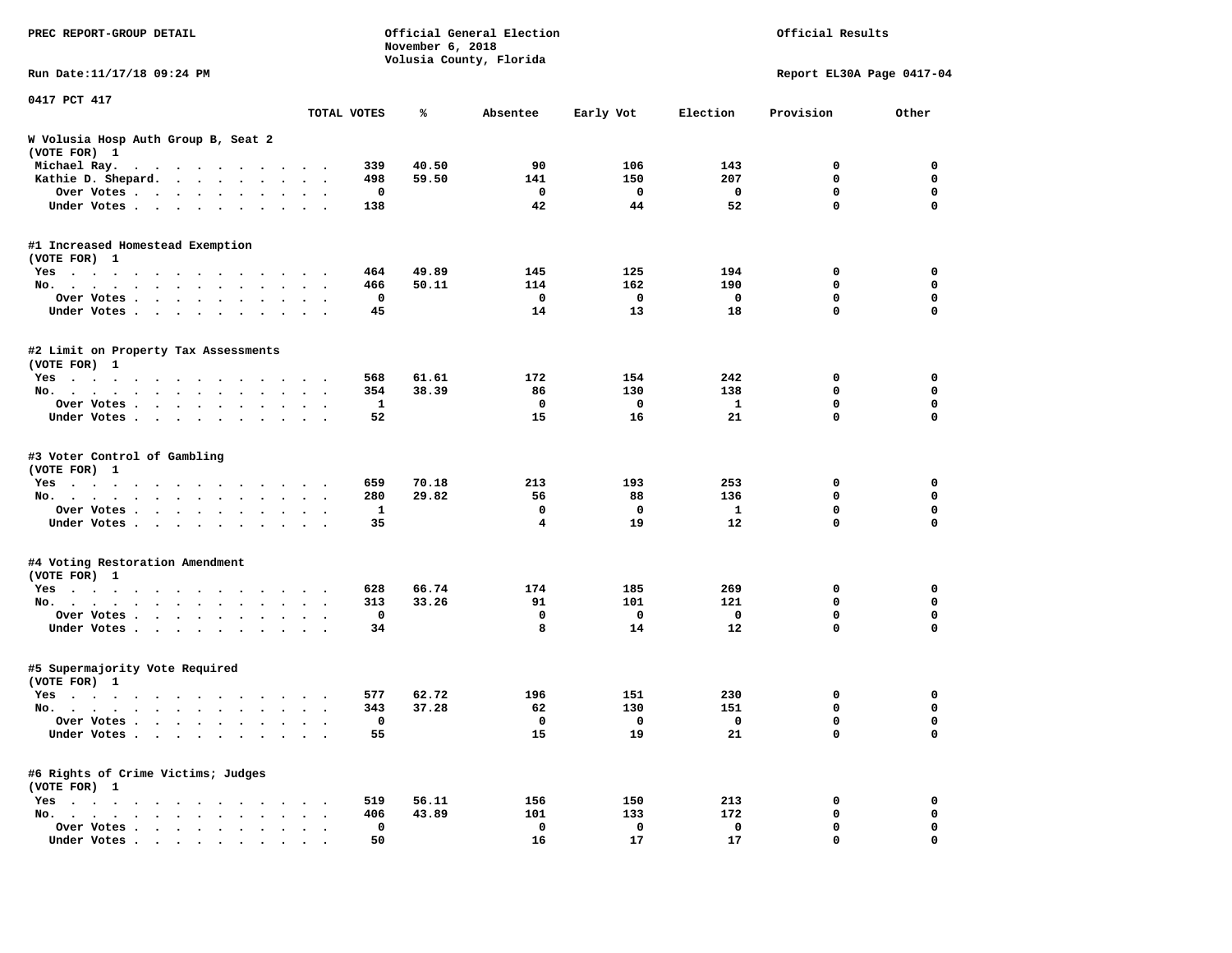PREC REPORT-GROUP DETAIL

Official General Election
November 6, 2018
Volusia County, Florida

Official Results

Run Date:11/17/18 09:24 PM

Report EL30A Page 0417-04

0417 PCT 417

| | TOTAL VOTES | % | Absentee | Early Vot | Election | Provision | Other |
|---|---|---|---|---|---|---|---|
| **W Volusia Hosp Auth Group B, Seat 2 (VOTE FOR) 1** | | | | | | | |
| Michael Ray. | 339 | 40.50 | 90 | 106 | 143 | 0 | 0 |
| Kathie D. Shepard. | 498 | 59.50 | 141 | 150 | 207 | 0 | 0 |
| Over Votes | 0 | | 0 | 0 | 0 | 0 | 0 |
| Under Votes | 138 | | 42 | 44 | 52 | 0 | 0 |
| **#1 Increased Homestead Exemption (VOTE FOR) 1** | | | | | | | |
| Yes | 464 | 49.89 | 145 | 125 | 194 | 0 | 0 |
| No. | 466 | 50.11 | 114 | 162 | 190 | 0 | 0 |
| Over Votes | 0 | | 0 | 0 | 0 | 0 | 0 |
| Under Votes | 45 | | 14 | 13 | 18 | 0 | 0 |
| **#2 Limit on Property Tax Assessments (VOTE FOR) 1** | | | | | | | |
| Yes | 568 | 61.61 | 172 | 154 | 242 | 0 | 0 |
| No. | 354 | 38.39 | 86 | 130 | 138 | 0 | 0 |
| Over Votes | 1 | | 0 | 0 | 1 | 0 | 0 |
| Under Votes | 52 | | 15 | 16 | 21 | 0 | 0 |
| **#3 Voter Control of Gambling (VOTE FOR) 1** | | | | | | | |
| Yes | 659 | 70.18 | 213 | 193 | 253 | 0 | 0 |
| No. | 280 | 29.82 | 56 | 88 | 136 | 0 | 0 |
| Over Votes | 1 | | 0 | 0 | 1 | 0 | 0 |
| Under Votes | 35 | | 4 | 19 | 12 | 0 | 0 |
| **#4 Voting Restoration Amendment (VOTE FOR) 1** | | | | | | | |
| Yes | 628 | 66.74 | 174 | 185 | 269 | 0 | 0 |
| No. | 313 | 33.26 | 91 | 101 | 121 | 0 | 0 |
| Over Votes | 0 | | 0 | 0 | 0 | 0 | 0 |
| Under Votes | 34 | | 8 | 14 | 12 | 0 | 0 |
| **#5 Supermajority Vote Required (VOTE FOR) 1** | | | | | | | |
| Yes | 577 | 62.72 | 196 | 151 | 230 | 0 | 0 |
| No. | 343 | 37.28 | 62 | 130 | 151 | 0 | 0 |
| Over Votes | 0 | | 0 | 0 | 0 | 0 | 0 |
| Under Votes | 55 | | 15 | 19 | 21 | 0 | 0 |
| **#6 Rights of Crime Victims; Judges (VOTE FOR) 1** | | | | | | | |
| Yes | 519 | 56.11 | 156 | 150 | 213 | 0 | 0 |
| No. | 406 | 43.89 | 101 | 133 | 172 | 0 | 0 |
| Over Votes | 0 | | 0 | 0 | 0 | 0 | 0 |
| Under Votes | 50 | | 16 | 17 | 17 | 0 | 0 |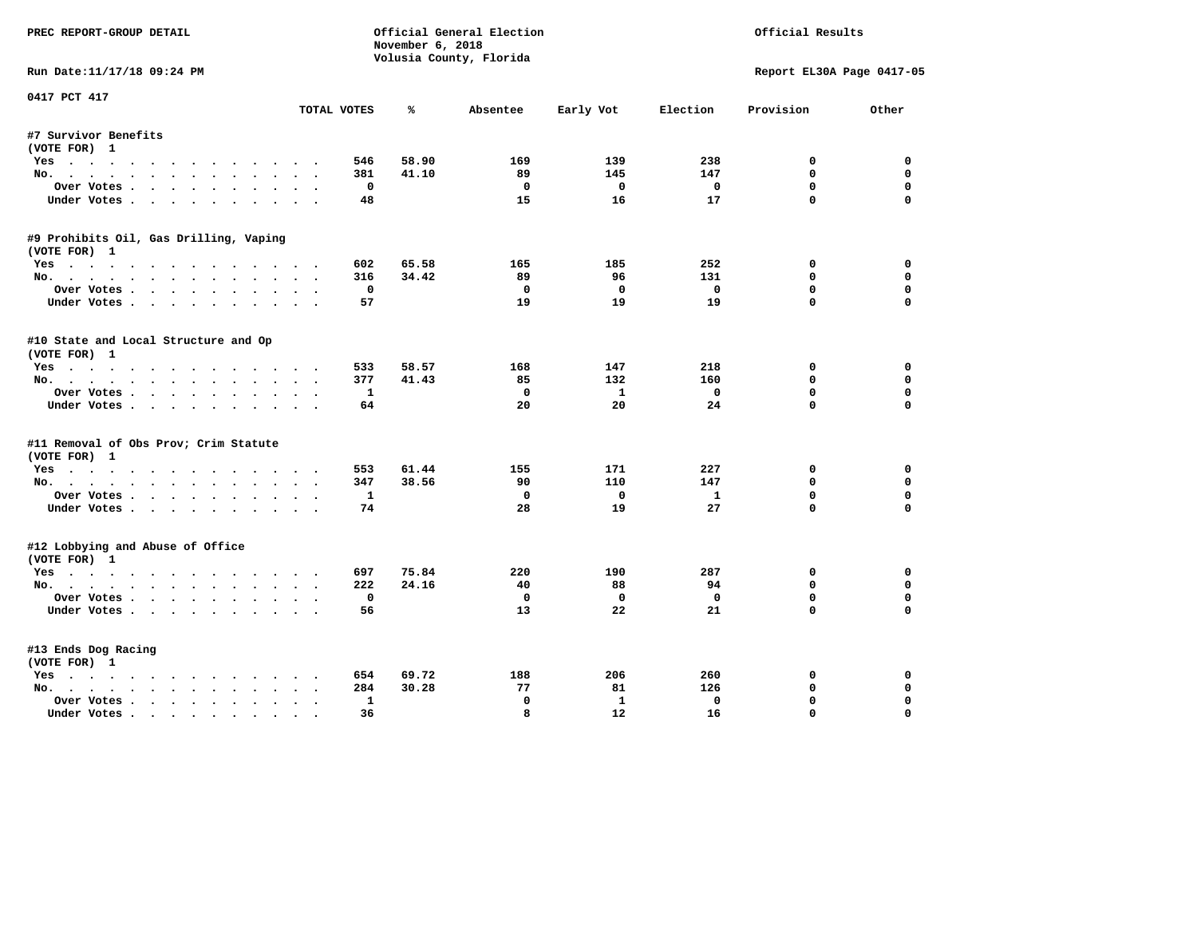PREC REPORT-GROUP DETAIL

Official General Election
November 6, 2018
Volusia County, Florida

Official Results

Run Date:11/17/18 09:24 PM

Report EL30A Page 0417-05

0417 PCT 417

| | TOTAL VOTES | % | Absentee | Early Vot | Election | Provision | Other |
|---|---|---|---|---|---|---|---|
| **#7 Survivor Benefits** | | | | | | | |
| (VOTE FOR) 1 | | | | | | | |
| Yes | 546 | 58.90 | 169 | 139 | 238 | 0 | 0 |
| No. | 381 | 41.10 | 89 | 145 | 147 | 0 | 0 |
| Over Votes | 0 | | 0 | 0 | 0 | 0 | 0 |
| Under Votes | 48 | | 15 | 16 | 17 | 0 | 0 |
| **#9 Prohibits Oil, Gas Drilling, Vaping** | | | | | | | |
| (VOTE FOR) 1 | | | | | | | |
| Yes | 602 | 65.58 | 165 | 185 | 252 | 0 | 0 |
| No. | 316 | 34.42 | 89 | 96 | 131 | 0 | 0 |
| Over Votes | 0 | | 0 | 0 | 0 | 0 | 0 |
| Under Votes | 57 | | 19 | 19 | 19 | 0 | 0 |
| **#10 State and Local Structure and Op** | | | | | | | |
| (VOTE FOR) 1 | | | | | | | |
| Yes | 533 | 58.57 | 168 | 147 | 218 | 0 | 0 |
| No. | 377 | 41.43 | 85 | 132 | 160 | 0 | 0 |
| Over Votes | 1 | | 0 | 1 | 0 | 0 | 0 |
| Under Votes | 64 | | 20 | 20 | 24 | 0 | 0 |
| **#11 Removal of Obs Prov; Crim Statute** | | | | | | | |
| (VOTE FOR) 1 | | | | | | | |
| Yes | 553 | 61.44 | 155 | 171 | 227 | 0 | 0 |
| No. | 347 | 38.56 | 90 | 110 | 147 | 0 | 0 |
| Over Votes | 1 | | 0 | 0 | 1 | 0 | 0 |
| Under Votes | 74 | | 28 | 19 | 27 | 0 | 0 |
| **#12 Lobbying and Abuse of Office** | | | | | | | |
| (VOTE FOR) 1 | | | | | | | |
| Yes | 697 | 75.84 | 220 | 190 | 287 | 0 | 0 |
| No. | 222 | 24.16 | 40 | 88 | 94 | 0 | 0 |
| Over Votes | 0 | | 0 | 0 | 0 | 0 | 0 |
| Under Votes | 56 | | 13 | 22 | 21 | 0 | 0 |
| **#13 Ends Dog Racing** | | | | | | | |
| (VOTE FOR) 1 | | | | | | | |
| Yes | 654 | 69.72 | 188 | 206 | 260 | 0 | 0 |
| No. | 284 | 30.28 | 77 | 81 | 126 | 0 | 0 |
| Over Votes | 1 | | 0 | 1 | 0 | 0 | 0 |
| Under Votes | 36 | | 8 | 12 | 16 | 0 | 0 |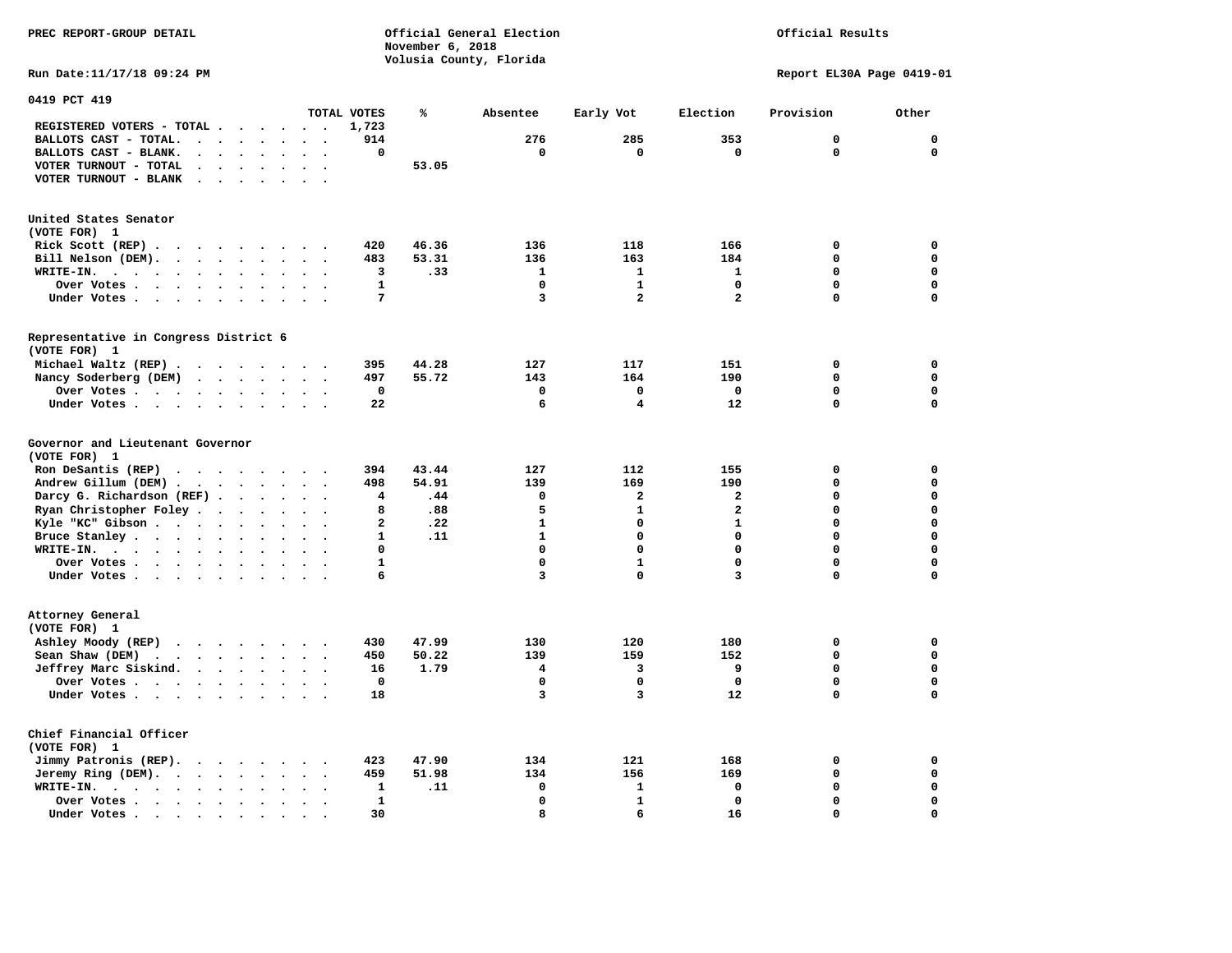PREC REPORT-GROUP DETAIL

Official General Election
November 6, 2018
Volusia County, Florida

Official Results

Run Date:11/17/18 09:24 PM

Report EL30A Page 0419-01

## 0419 PCT 419

| | TOTAL VOTES | % | Absentee | Early Vot | Election | Provision | Other |
|---|---|---|---|---|---|---|---|
| REGISTERED VOTERS - TOTAL | 1,723 | | | | | | |
| BALLOTS CAST - TOTAL. | 914 | | 276 | 285 | 353 | 0 | 0 |
| BALLOTS CAST - BLANK. | 0 | | 0 | 0 | 0 | 0 | 0 |
| VOTER TURNOUT - TOTAL | | 53.05 | | | | | |
| VOTER TURNOUT - BLANK | | | | | | | |

### United States Senator
(VOTE FOR) 1

| | TOTAL VOTES | % | Absentee | Early Vot | Election | Provision | Other |
|---|---|---|---|---|---|---|---|
| Rick Scott (REP) | 420 | 46.36 | 136 | 118 | 166 | 0 | 0 |
| Bill Nelson (DEM). | 483 | 53.31 | 136 | 163 | 184 | 0 | 0 |
| WRITE-IN. | 3 | .33 | 1 | 1 | 1 | 0 | 0 |
| Over Votes | 1 | | 0 | 1 | 0 | 0 | 0 |
| Under Votes | 7 | | 3 | 2 | 2 | 0 | 0 |

### Representative in Congress District 6
(VOTE FOR) 1

| | TOTAL VOTES | % | Absentee | Early Vot | Election | Provision | Other |
|---|---|---|---|---|---|---|---|
| Michael Waltz (REP) | 395 | 44.28 | 127 | 117 | 151 | 0 | 0 |
| Nancy Soderberg (DEM) | 497 | 55.72 | 143 | 164 | 190 | 0 | 0 |
| Over Votes | 0 | | 0 | 0 | 0 | 0 | 0 |
| Under Votes | 22 | | 6 | 4 | 12 | 0 | 0 |

### Governor and Lieutenant Governor
(VOTE FOR) 1

| | TOTAL VOTES | % | Absentee | Early Vot | Election | Provision | Other |
|---|---|---|---|---|---|---|---|
| Ron DeSantis (REP) | 394 | 43.44 | 127 | 112 | 155 | 0 | 0 |
| Andrew Gillum (DEM) | 498 | 54.91 | 139 | 169 | 190 | 0 | 0 |
| Darcy G. Richardson (REF) | 4 | .44 | 0 | 2 | 2 | 0 | 0 |
| Ryan Christopher Foley | 8 | .88 | 5 | 1 | 2 | 0 | 0 |
| Kyle "KC" Gibson | 2 | .22 | 1 | 0 | 1 | 0 | 0 |
| Bruce Stanley | 1 | .11 | 1 | 0 | 0 | 0 | 0 |
| WRITE-IN. | 0 | | 0 | 0 | 0 | 0 | 0 |
| Over Votes | 1 | | 0 | 1 | 0 | 0 | 0 |
| Under Votes | 6 | | 3 | 0 | 3 | 0 | 0 |

### Attorney General
(VOTE FOR) 1

| | TOTAL VOTES | % | Absentee | Early Vot | Election | Provision | Other |
|---|---|---|---|---|---|---|---|
| Ashley Moody (REP) | 430 | 47.99 | 130 | 120 | 180 | 0 | 0 |
| Sean Shaw (DEM) | 450 | 50.22 | 139 | 159 | 152 | 0 | 0 |
| Jeffrey Marc Siskind. | 16 | 1.79 | 4 | 3 | 9 | 0 | 0 |
| Over Votes | 0 | | 0 | 0 | 0 | 0 | 0 |
| Under Votes | 18 | | 3 | 3 | 12 | 0 | 0 |

### Chief Financial Officer
(VOTE FOR) 1

| | TOTAL VOTES | % | Absentee | Early Vot | Election | Provision | Other |
|---|---|---|---|---|---|---|---|
| Jimmy Patronis (REP). | 423 | 47.90 | 134 | 121 | 168 | 0 | 0 |
| Jeremy Ring (DEM). | 459 | 51.98 | 134 | 156 | 169 | 0 | 0 |
| WRITE-IN. | 1 | .11 | 0 | 1 | 0 | 0 | 0 |
| Over Votes | 1 | | 0 | 1 | 0 | 0 | 0 |
| Under Votes | 30 | | 8 | 6 | 16 | 0 | 0 |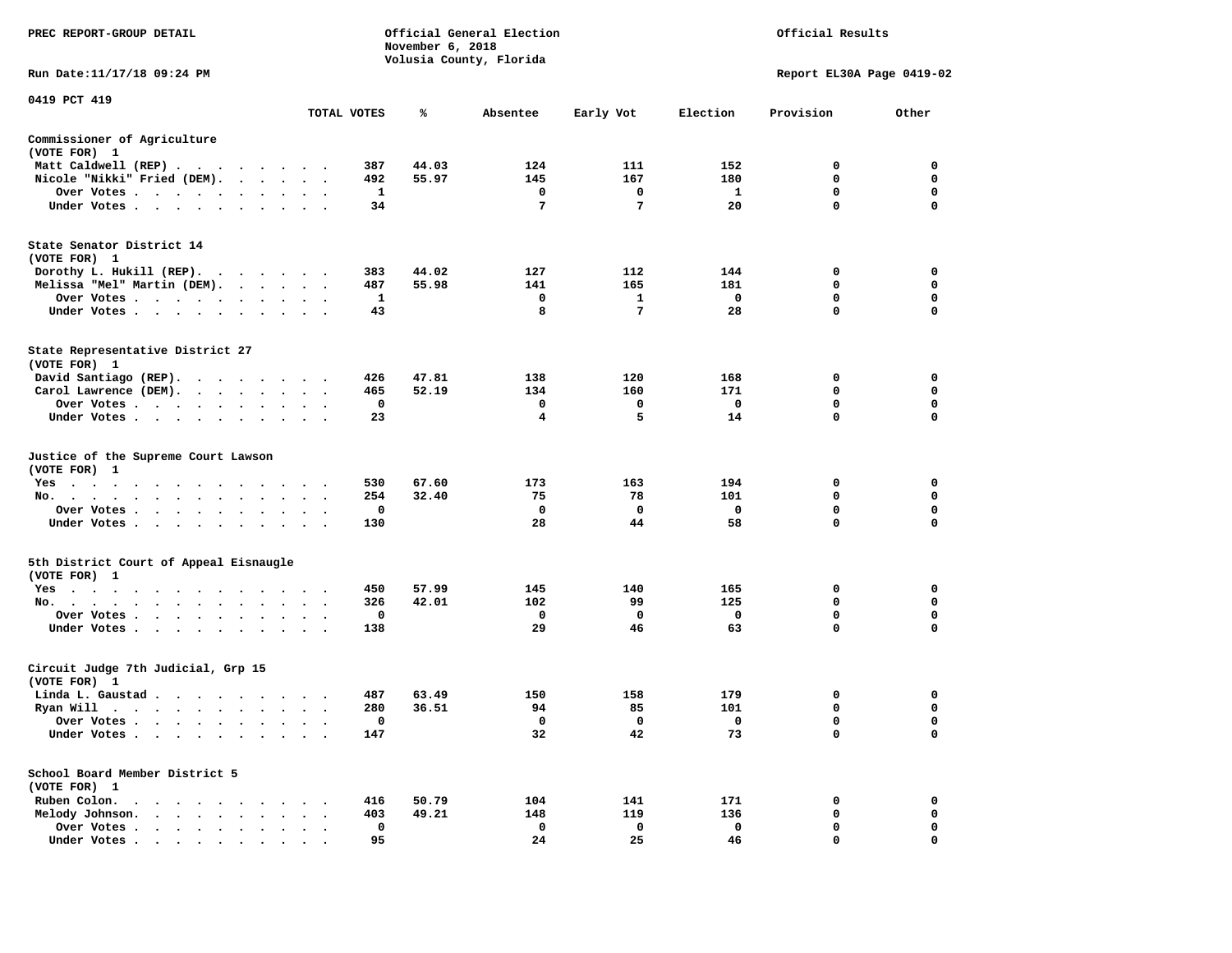PREC REPORT-GROUP DETAIL

Official General Election
November 6, 2018
Volusia County, Florida

Official Results

Run Date:11/17/18 09:24 PM

Report EL30A Page 0419-02

0419 PCT 419

| | TOTAL VOTES | % | Absentee | Early Vot | Election | Provision | Other |
|---|---|---|---|---|---|---|---|
| **Commissioner of Agriculture** | | | | | | | |
| (VOTE FOR) 1 | | | | | | | |
| Matt Caldwell (REP) | 387 | 44.03 | 124 | 111 | 152 | 0 | 0 |
| Nicole "Nikki" Fried (DEM) | 492 | 55.97 | 145 | 167 | 180 | 0 | 0 |
| Over Votes | 1 | | 0 | 0 | 1 | 0 | 0 |
| Under Votes | 34 | | 7 | 7 | 20 | 0 | 0 |
| **State Senator District 14** | | | | | | | |
| (VOTE FOR) 1 | | | | | | | |
| Dorothy L. Hukill (REP) | 383 | 44.02 | 127 | 112 | 144 | 0 | 0 |
| Melissa "Mel" Martin (DEM) | 487 | 55.98 | 141 | 165 | 181 | 0 | 0 |
| Over Votes | 1 | | 0 | 1 | 0 | 0 | 0 |
| Under Votes | 43 | | 8 | 7 | 28 | 0 | 0 |
| **State Representative District 27** | | | | | | | |
| (VOTE FOR) 1 | | | | | | | |
| David Santiago (REP) | 426 | 47.81 | 138 | 120 | 168 | 0 | 0 |
| Carol Lawrence (DEM) | 465 | 52.19 | 134 | 160 | 171 | 0 | 0 |
| Over Votes | 0 | | 0 | 0 | 0 | 0 | 0 |
| Under Votes | 23 | | 4 | 5 | 14 | 0 | 0 |
| **Justice of the Supreme Court Lawson** | | | | | | | |
| (VOTE FOR) 1 | | | | | | | |
| Yes | 530 | 67.60 | 173 | 163 | 194 | 0 | 0 |
| No | 254 | 32.40 | 75 | 78 | 101 | 0 | 0 |
| Over Votes | 0 | | 0 | 0 | 0 | 0 | 0 |
| Under Votes | 130 | | 28 | 44 | 58 | 0 | 0 |
| **5th District Court of Appeal Eisnaugle** | | | | | | | |
| (VOTE FOR) 1 | | | | | | | |
| Yes | 450 | 57.99 | 145 | 140 | 165 | 0 | 0 |
| No | 326 | 42.01 | 102 | 99 | 125 | 0 | 0 |
| Over Votes | 0 | | 0 | 0 | 0 | 0 | 0 |
| Under Votes | 138 | | 29 | 46 | 63 | 0 | 0 |
| **Circuit Judge 7th Judicial, Grp 15** | | | | | | | |
| (VOTE FOR) 1 | | | | | | | |
| Linda L. Gaustad | 487 | 63.49 | 150 | 158 | 179 | 0 | 0 |
| Ryan Will | 280 | 36.51 | 94 | 85 | 101 | 0 | 0 |
| Over Votes | 0 | | 0 | 0 | 0 | 0 | 0 |
| Under Votes | 147 | | 32 | 42 | 73 | 0 | 0 |
| **School Board Member District 5** | | | | | | | |
| (VOTE FOR) 1 | | | | | | | |
| Ruben Colon | 416 | 50.79 | 104 | 141 | 171 | 0 | 0 |
| Melody Johnson | 403 | 49.21 | 148 | 119 | 136 | 0 | 0 |
| Over Votes | 0 | | 0 | 0 | 0 | 0 | 0 |
| Under Votes | 95 | | 24 | 25 | 46 | 0 | 0 |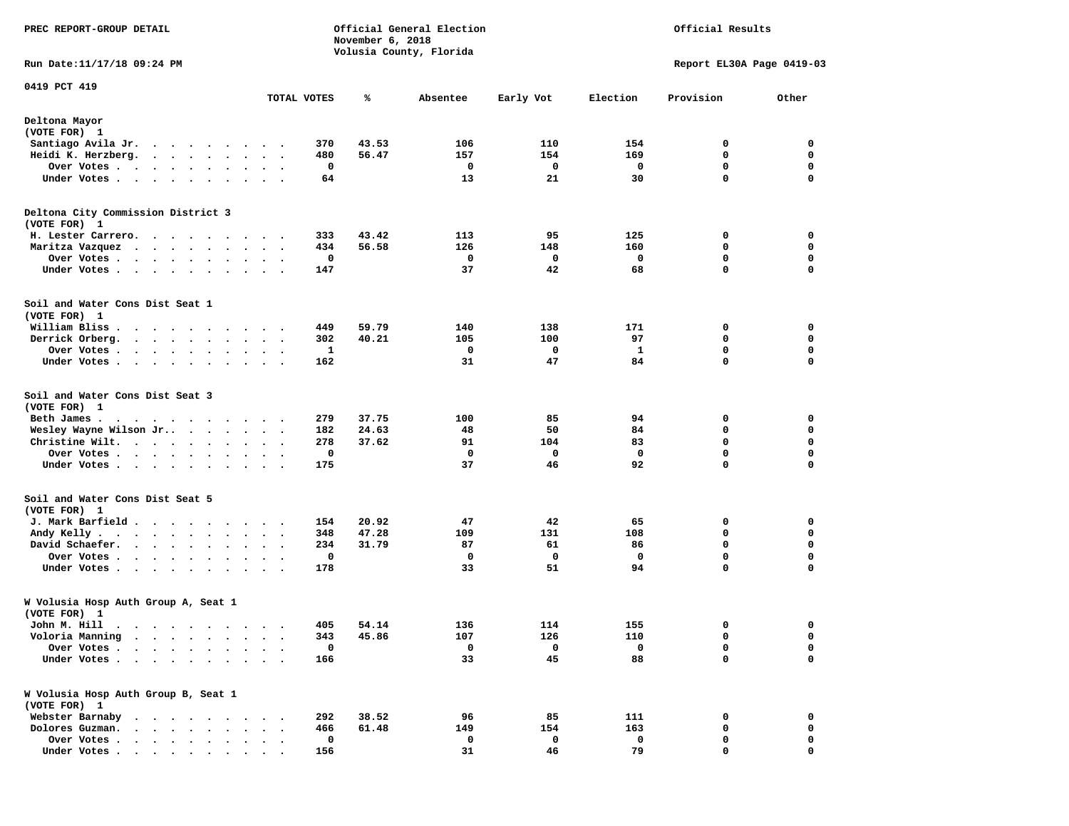PREC REPORT-GROUP DETAIL

Official General Election
November 6, 2018
Volusia County, Florida

Official Results

Run Date:11/17/18 09:24 PM

Report EL30A Page 0419-03

0419 PCT 419

| | TOTAL VOTES | % | Absentee | Early Vot | Election | Provision | Other |
|---|---|---|---|---|---|---|---|
| **Deltona Mayor** | | | | | | | |
| (VOTE FOR) 1 | | | | | | | |
| Santiago Avila Jr. | 370 | 43.53 | 106 | 110 | 154 | 0 | 0 |
| Heidi K. Herzberg. | 480 | 56.47 | 157 | 154 | 169 | 0 | 0 |
| Over Votes | 0 | | 0 | 0 | 0 | 0 | 0 |
| Under Votes | 64 | | 13 | 21 | 30 | 0 | 0 |
| **Deltona City Commission District 3** | | | | | | | |
| (VOTE FOR) 1 | | | | | | | |
| H. Lester Carrero. | 333 | 43.42 | 113 | 95 | 125 | 0 | 0 |
| Maritza Vazquez | 434 | 56.58 | 126 | 148 | 160 | 0 | 0 |
| Over Votes | 0 | | 0 | 0 | 0 | 0 | 0 |
| Under Votes | 147 | | 37 | 42 | 68 | 0 | 0 |
| **Soil and Water Cons Dist Seat 1** | | | | | | | |
| (VOTE FOR) 1 | | | | | | | |
| William Bliss | 449 | 59.79 | 140 | 138 | 171 | 0 | 0 |
| Derrick Orberg. | 302 | 40.21 | 105 | 100 | 97 | 0 | 0 |
| Over Votes | 1 | | 0 | 0 | 1 | 0 | 0 |
| Under Votes | 162 | | 31 | 47 | 84 | 0 | 0 |
| **Soil and Water Cons Dist Seat 3** | | | | | | | |
| (VOTE FOR) 1 | | | | | | | |
| Beth James | 279 | 37.75 | 100 | 85 | 94 | 0 | 0 |
| Wesley Wayne Wilson Jr.. | 182 | 24.63 | 48 | 50 | 84 | 0 | 0 |
| Christine Wilt. | 278 | 37.62 | 91 | 104 | 83 | 0 | 0 |
| Over Votes | 0 | | 0 | 0 | 0 | 0 | 0 |
| Under Votes | 175 | | 37 | 46 | 92 | 0 | 0 |
| **Soil and Water Cons Dist Seat 5** | | | | | | | |
| (VOTE FOR) 1 | | | | | | | |
| J. Mark Barfield | 154 | 20.92 | 47 | 42 | 65 | 0 | 0 |
| Andy Kelly | 348 | 47.28 | 109 | 131 | 108 | 0 | 0 |
| David Schaefer. | 234 | 31.79 | 87 | 61 | 86 | 0 | 0 |
| Over Votes | 0 | | 0 | 0 | 0 | 0 | 0 |
| Under Votes | 178 | | 33 | 51 | 94 | 0 | 0 |
| **W Volusia Hosp Auth Group A, Seat 1** | | | | | | | |
| (VOTE FOR) 1 | | | | | | | |
| John M. Hill | 405 | 54.14 | 136 | 114 | 155 | 0 | 0 |
| Voloria Manning | 343 | 45.86 | 107 | 126 | 110 | 0 | 0 |
| Over Votes | 0 | | 0 | 0 | 0 | 0 | 0 |
| Under Votes | 166 | | 33 | 45 | 88 | 0 | 0 |
| **W Volusia Hosp Auth Group B, Seat 1** | | | | | | | |
| (VOTE FOR) 1 | | | | | | | |
| Webster Barnaby | 292 | 38.52 | 96 | 85 | 111 | 0 | 0 |
| Dolores Guzman. | 466 | 61.48 | 149 | 154 | 163 | 0 | 0 |
| Over Votes | 0 | | 0 | 0 | 0 | 0 | 0 |
| Under Votes | 156 | | 31 | 46 | 79 | 0 | 0 |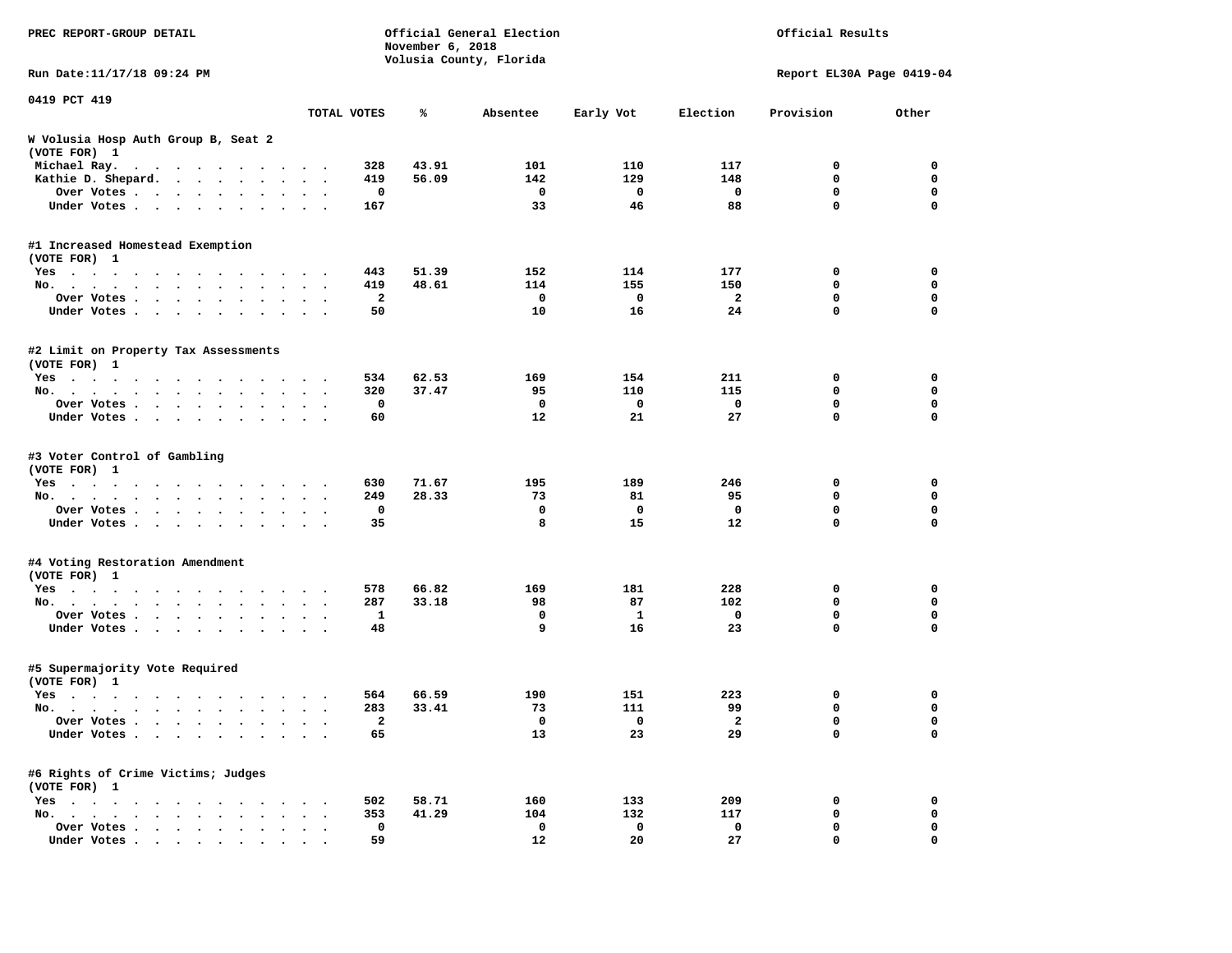PREC REPORT-GROUP DETAIL

Official General Election
November 6, 2018
Volusia County, Florida

Official Results

Run Date:11/17/18 09:24 PM

Report EL30A Page 0419-04

0419 PCT 419

| | TOTAL VOTES | % | Absentee | Early Vot | Election | Provision | Other |
|---|---|---|---|---|---|---|---|
| **W Volusia Hosp Auth Group B, Seat 2** | | | | | | | |
| (VOTE FOR) 1 | | | | | | | |
| Michael Ray. | 328 | 43.91 | 101 | 110 | 117 | 0 | 0 |
| Kathie D. Shepard. | 419 | 56.09 | 142 | 129 | 148 | 0 | 0 |
| Over Votes | 0 | | 0 | 0 | 0 | 0 | 0 |
| Under Votes | 167 | | 33 | 46 | 88 | 0 | 0 |
| **#1 Increased Homestead Exemption** | | | | | | | |
| (VOTE FOR) 1 | | | | | | | |
| Yes | 443 | 51.39 | 152 | 114 | 177 | 0 | 0 |
| No. | 419 | 48.61 | 114 | 155 | 150 | 0 | 0 |
| Over Votes | 2 | | 0 | 0 | 2 | 0 | 0 |
| Under Votes | 50 | | 10 | 16 | 24 | 0 | 0 |
| **#2 Limit on Property Tax Assessments** | | | | | | | |
| (VOTE FOR) 1 | | | | | | | |
| Yes | 534 | 62.53 | 169 | 154 | 211 | 0 | 0 |
| No. | 320 | 37.47 | 95 | 110 | 115 | 0 | 0 |
| Over Votes | 0 | | 0 | 0 | 0 | 0 | 0 |
| Under Votes | 60 | | 12 | 21 | 27 | 0 | 0 |
| **#3 Voter Control of Gambling** | | | | | | | |
| (VOTE FOR) 1 | | | | | | | |
| Yes | 630 | 71.67 | 195 | 189 | 246 | 0 | 0 |
| No. | 249 | 28.33 | 73 | 81 | 95 | 0 | 0 |
| Over Votes | 0 | | 0 | 0 | 0 | 0 | 0 |
| Under Votes | 35 | | 8 | 15 | 12 | 0 | 0 |
| **#4 Voting Restoration Amendment** | | | | | | | |
| (VOTE FOR) 1 | | | | | | | |
| Yes | 578 | 66.82 | 169 | 181 | 228 | 0 | 0 |
| No. | 287 | 33.18 | 98 | 87 | 102 | 0 | 0 |
| Over Votes | 1 | | 0 | 1 | 0 | 0 | 0 |
| Under Votes | 48 | | 9 | 16 | 23 | 0 | 0 |
| **#5 Supermajority Vote Required** | | | | | | | |
| (VOTE FOR) 1 | | | | | | | |
| Yes | 564 | 66.59 | 190 | 151 | 223 | 0 | 0 |
| No. | 283 | 33.41 | 73 | 111 | 99 | 0 | 0 |
| Over Votes | 2 | | 0 | 0 | 2 | 0 | 0 |
| Under Votes | 65 | | 13 | 23 | 29 | 0 | 0 |
| **#6 Rights of Crime Victims; Judges** | | | | | | | |
| (VOTE FOR) 1 | | | | | | | |
| Yes | 502 | 58.71 | 160 | 133 | 209 | 0 | 0 |
| No. | 353 | 41.29 | 104 | 132 | 117 | 0 | 0 |
| Over Votes | 0 | | 0 | 0 | 0 | 0 | 0 |
| Under Votes | 59 | | 12 | 20 | 27 | 0 | 0 |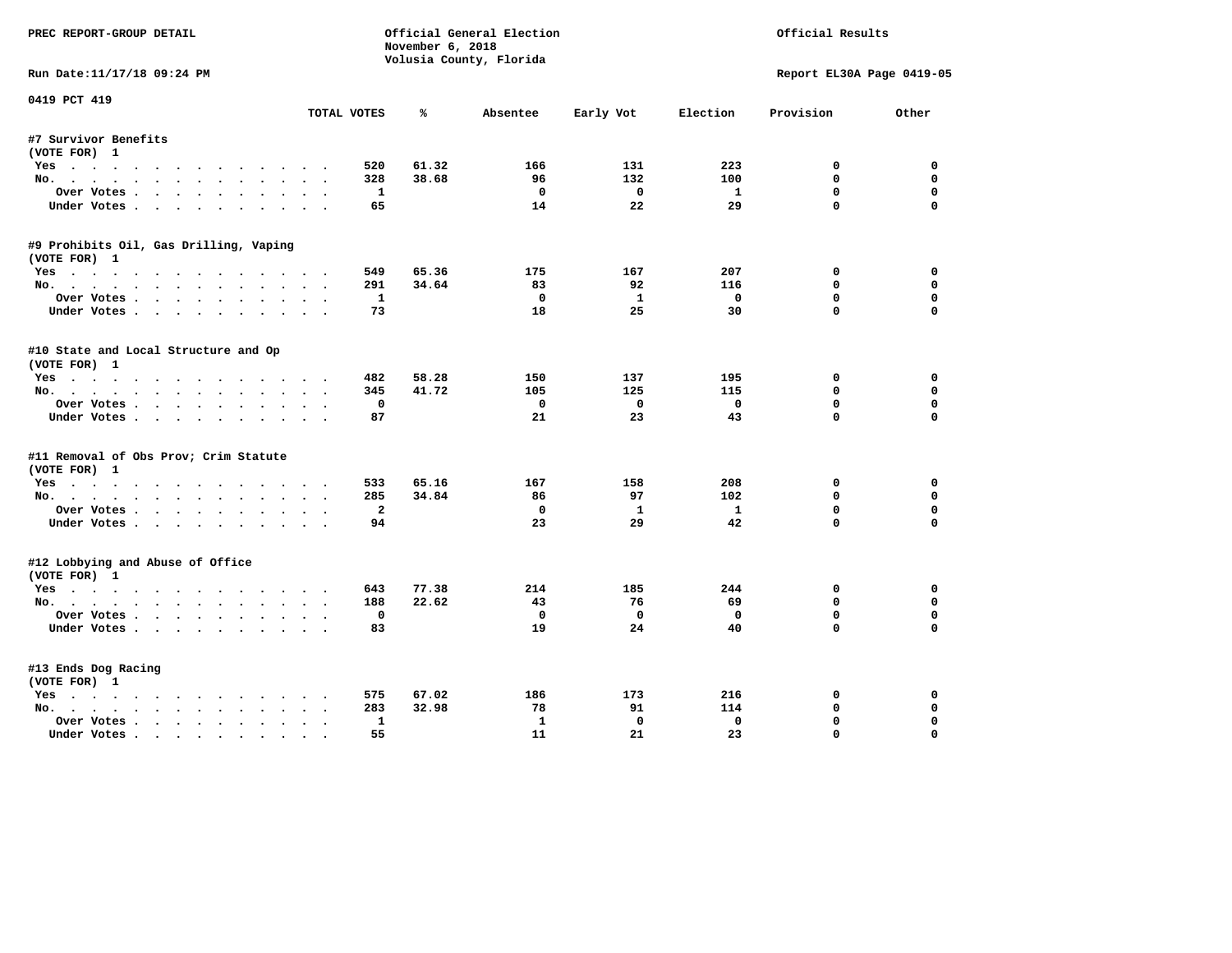PREC REPORT-GROUP DETAIL

Official General Election
November 6, 2018
Volusia County, Florida

Official Results

Run Date:11/17/18 09:24 PM

Report EL30A Page 0419-05

0419 PCT 419

| | TOTAL VOTES | % | Absentee | Early Vot | Election | Provision | Other |
|---|---|---|---|---|---|---|---|
| **#7 Survivor Benefits** | | | | | | | |
| (VOTE FOR) 1 | | | | | | | |
| Yes | 520 | 61.32 | 166 | 131 | 223 | 0 | 0 |
| No. | 328 | 38.68 | 96 | 132 | 100 | 0 | 0 |
| Over Votes | 1 | | 0 | 0 | 1 | 0 | 0 |
| Under Votes | 65 | | 14 | 22 | 29 | 0 | 0 |
| **#9 Prohibits Oil, Gas Drilling, Vaping** | | | | | | | |
| (VOTE FOR) 1 | | | | | | | |
| Yes | 549 | 65.36 | 175 | 167 | 207 | 0 | 0 |
| No. | 291 | 34.64 | 83 | 92 | 116 | 0 | 0 |
| Over Votes | 1 | | 0 | 1 | 0 | 0 | 0 |
| Under Votes | 73 | | 18 | 25 | 30 | 0 | 0 |
| **#10 State and Local Structure and Op** | | | | | | | |
| (VOTE FOR) 1 | | | | | | | |
| Yes | 482 | 58.28 | 150 | 137 | 195 | 0 | 0 |
| No. | 345 | 41.72 | 105 | 125 | 115 | 0 | 0 |
| Over Votes | 0 | | 0 | 0 | 0 | 0 | 0 |
| Under Votes | 87 | | 21 | 23 | 43 | 0 | 0 |
| **#11 Removal of Obs Prov; Crim Statute** | | | | | | | |
| (VOTE FOR) 1 | | | | | | | |
| Yes | 533 | 65.16 | 167 | 158 | 208 | 0 | 0 |
| No. | 285 | 34.84 | 86 | 97 | 102 | 0 | 0 |
| Over Votes | 2 | | 0 | 1 | 1 | 0 | 0 |
| Under Votes | 94 | | 23 | 29 | 42 | 0 | 0 |
| **#12 Lobbying and Abuse of Office** | | | | | | | |
| (VOTE FOR) 1 | | | | | | | |
| Yes | 643 | 77.38 | 214 | 185 | 244 | 0 | 0 |
| No. | 188 | 22.62 | 43 | 76 | 69 | 0 | 0 |
| Over Votes | 0 | | 0 | 0 | 0 | 0 | 0 |
| Under Votes | 83 | | 19 | 24 | 40 | 0 | 0 |
| **#13 Ends Dog Racing** | | | | | | | |
| (VOTE FOR) 1 | | | | | | | |
| Yes | 575 | 67.02 | 186 | 173 | 216 | 0 | 0 |
| No. | 283 | 32.98 | 78 | 91 | 114 | 0 | 0 |
| Over Votes | 1 | | 1 | 0 | 0 | 0 | 0 |
| Under Votes | 55 | | 11 | 21 | 23 | 0 | 0 |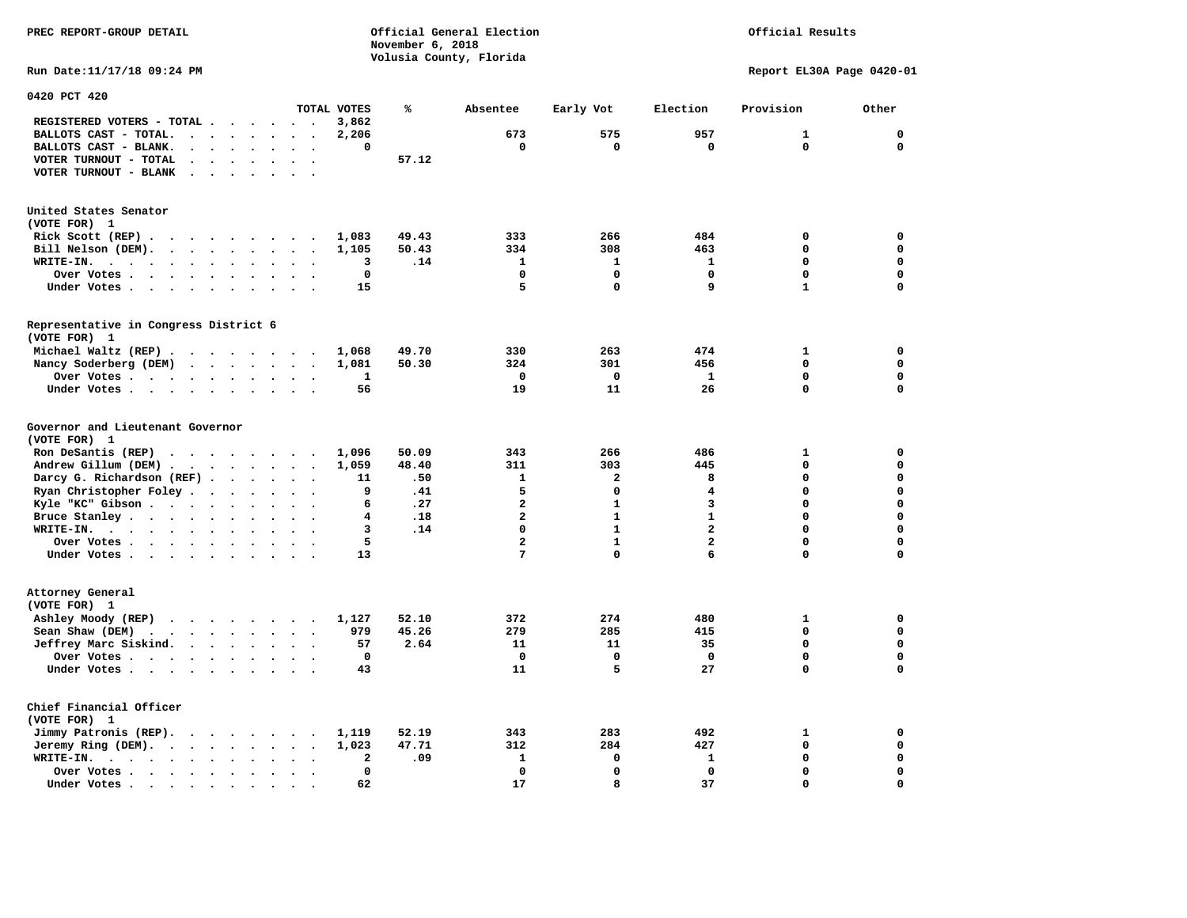PREC REPORT-GROUP DETAIL

Official General Election
November 6, 2018
Volusia County, Florida

Official Results

Run Date:11/17/18 09:24 PM

Report EL30A Page 0420-01

## 0420 PCT 420

| | TOTAL VOTES | % | Absentee | Early Vot | Election | Provision | Other |
|---|---|---|---|---|---|---|---|
| REGISTERED VOTERS - TOTAL | 3,862 | | | | | | |
| BALLOTS CAST - TOTAL. | 2,206 | | 673 | 575 | 957 | 1 | 0 |
| BALLOTS CAST - BLANK. | 0 | | 0 | 0 | 0 | 0 | 0 |
| VOTER TURNOUT - TOTAL | | 57.12 | | | | | |
| VOTER TURNOUT - BLANK | | | | | | | |

### United States Senator
(VOTE FOR) 1

| | TOTAL VOTES | % | Absentee | Early Vot | Election | Provision | Other |
|---|---|---|---|---|---|---|---|
| Rick Scott (REP) | 1,083 | 49.43 | 333 | 266 | 484 | 0 | 0 |
| Bill Nelson (DEM). | 1,105 | 50.43 | 334 | 308 | 463 | 0 | 0 |
| WRITE-IN. | 3 | .14 | 1 | 1 | 1 | 0 | 0 |
| Over Votes | 0 | | 0 | 0 | 0 | 0 | 0 |
| Under Votes | 15 | | 5 | 0 | 9 | 1 | 0 |

### Representative in Congress District 6
(VOTE FOR) 1

| | TOTAL VOTES | % | Absentee | Early Vot | Election | Provision | Other |
|---|---|---|---|---|---|---|---|
| Michael Waltz (REP) | 1,068 | 49.70 | 330 | 263 | 474 | 1 | 0 |
| Nancy Soderberg (DEM) | 1,081 | 50.30 | 324 | 301 | 456 | 0 | 0 |
| Over Votes | 1 | | 0 | 0 | 1 | 0 | 0 |
| Under Votes | 56 | | 19 | 11 | 26 | 0 | 0 |

### Governor and Lieutenant Governor
(VOTE FOR) 1

| | TOTAL VOTES | % | Absentee | Early Vot | Election | Provision | Other |
|---|---|---|---|---|---|---|---|
| Ron DeSantis (REP) | 1,096 | 50.09 | 343 | 266 | 486 | 1 | 0 |
| Andrew Gillum (DEM) | 1,059 | 48.40 | 311 | 303 | 445 | 0 | 0 |
| Darcy G. Richardson (REF) | 11 | .50 | 1 | 2 | 8 | 0 | 0 |
| Ryan Christopher Foley | 9 | .41 | 5 | 0 | 4 | 0 | 0 |
| Kyle "KC" Gibson | 6 | .27 | 2 | 1 | 3 | 0 | 0 |
| Bruce Stanley | 4 | .18 | 2 | 1 | 1 | 0 | 0 |
| WRITE-IN. | 3 | .14 | 0 | 1 | 2 | 0 | 0 |
| Over Votes | 5 | | 2 | 1 | 2 | 0 | 0 |
| Under Votes | 13 | | 7 | 0 | 6 | 0 | 0 |

### Attorney General
(VOTE FOR) 1

| | TOTAL VOTES | % | Absentee | Early Vot | Election | Provision | Other |
|---|---|---|---|---|---|---|---|
| Ashley Moody (REP) | 1,127 | 52.10 | 372 | 274 | 480 | 1 | 0 |
| Sean Shaw (DEM) | 979 | 45.26 | 279 | 285 | 415 | 0 | 0 |
| Jeffrey Marc Siskind. | 57 | 2.64 | 11 | 11 | 35 | 0 | 0 |
| Over Votes | 0 | | 0 | 0 | 0 | 0 | 0 |
| Under Votes | 43 | | 11 | 5 | 27 | 0 | 0 |

### Chief Financial Officer
(VOTE FOR) 1

| | TOTAL VOTES | % | Absentee | Early Vot | Election | Provision | Other |
|---|---|---|---|---|---|---|---|
| Jimmy Patronis (REP). | 1,119 | 52.19 | 343 | 283 | 492 | 1 | 0 |
| Jeremy Ring (DEM). | 1,023 | 47.71 | 312 | 284 | 427 | 0 | 0 |
| WRITE-IN. | 2 | .09 | 1 | 0 | 1 | 0 | 0 |
| Over Votes | 0 | | 0 | 0 | 0 | 0 | 0 |
| Under Votes | 62 | | 17 | 8 | 37 | 0 | 0 |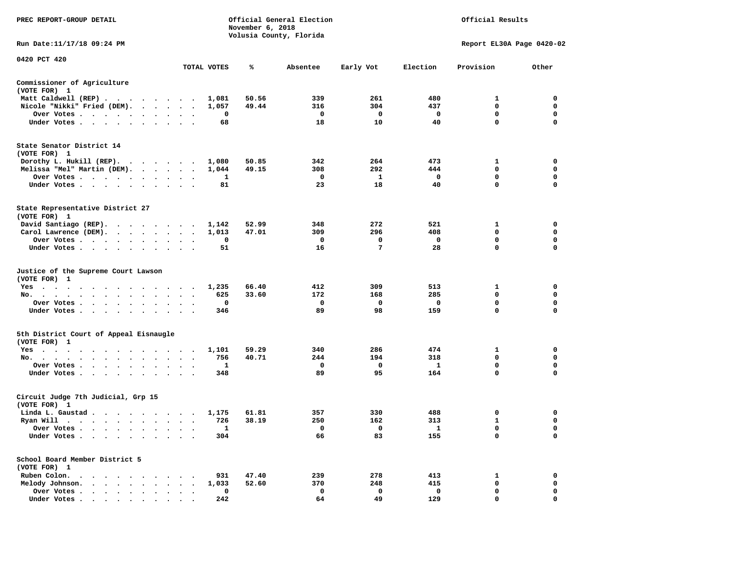PREC REPORT-GROUP DETAIL

Official General Election
November 6, 2018
Volusia County, Florida

Official Results

Run Date:11/17/18 09:24 PM

Report EL30A Page 0420-02

0420 PCT 420

| | TOTAL VOTES | % | Absentee | Early Vot | Election | Provision | Other |
|---|---|---|---|---|---|---|---|
| **Commissioner of Agriculture** | | | | | | | |
| (VOTE FOR) 1 | | | | | | | |
| Matt Caldwell (REP) | 1,081 | 50.56 | 339 | 261 | 480 | 1 | 0 |
| Nicole "Nikki" Fried (DEM). | 1,057 | 49.44 | 316 | 304 | 437 | 0 | 0 |
| Over Votes | 0 | | 0 | 0 | 0 | 0 | 0 |
| Under Votes | 68 | | 18 | 10 | 40 | 0 | 0 |
| **State Senator District 14** | | | | | | | |
| (VOTE FOR) 1 | | | | | | | |
| Dorothy L. Hukill (REP). | 1,080 | 50.85 | 342 | 264 | 473 | 1 | 0 |
| Melissa "Mel" Martin (DEM). | 1,044 | 49.15 | 308 | 292 | 444 | 0 | 0 |
| Over Votes | 1 | | 0 | 1 | 0 | 0 | 0 |
| Under Votes | 81 | | 23 | 18 | 40 | 0 | 0 |
| **State Representative District 27** | | | | | | | |
| (VOTE FOR) 1 | | | | | | | |
| David Santiago (REP). | 1,142 | 52.99 | 348 | 272 | 521 | 1 | 0 |
| Carol Lawrence (DEM). | 1,013 | 47.01 | 309 | 296 | 408 | 0 | 0 |
| Over Votes | 0 | | 0 | 0 | 0 | 0 | 0 |
| Under Votes | 51 | | 16 | 7 | 28 | 0 | 0 |
| **Justice of the Supreme Court Lawson** | | | | | | | |
| (VOTE FOR) 1 | | | | | | | |
| Yes | 1,235 | 66.40 | 412 | 309 | 513 | 1 | 0 |
| No. | 625 | 33.60 | 172 | 168 | 285 | 0 | 0 |
| Over Votes | 0 | | 0 | 0 | 0 | 0 | 0 |
| Under Votes | 346 | | 89 | 98 | 159 | 0 | 0 |
| **5th District Court of Appeal Eisnaugle** | | | | | | | |
| (VOTE FOR) 1 | | | | | | | |
| Yes | 1,101 | 59.29 | 340 | 286 | 474 | 1 | 0 |
| No. | 756 | 40.71 | 244 | 194 | 318 | 0 | 0 |
| Over Votes | 1 | | 0 | 0 | 1 | 0 | 0 |
| Under Votes | 348 | | 89 | 95 | 164 | 0 | 0 |
| **Circuit Judge 7th Judicial, Grp 15** | | | | | | | |
| (VOTE FOR) 1 | | | | | | | |
| Linda L. Gaustad | 1,175 | 61.81 | 357 | 330 | 488 | 0 | 0 |
| Ryan Will | 726 | 38.19 | 250 | 162 | 313 | 1 | 0 |
| Over Votes | 1 | | 0 | 0 | 1 | 0 | 0 |
| Under Votes | 304 | | 66 | 83 | 155 | 0 | 0 |
| **School Board Member District 5** | | | | | | | |
| (VOTE FOR) 1 | | | | | | | |
| Ruben Colon. | 931 | 47.40 | 239 | 278 | 413 | 1 | 0 |
| Melody Johnson. | 1,033 | 52.60 | 370 | 248 | 415 | 0 | 0 |
| Over Votes | 0 | | 0 | 0 | 0 | 0 | 0 |
| Under Votes | 242 | | 64 | 49 | 129 | 0 | 0 |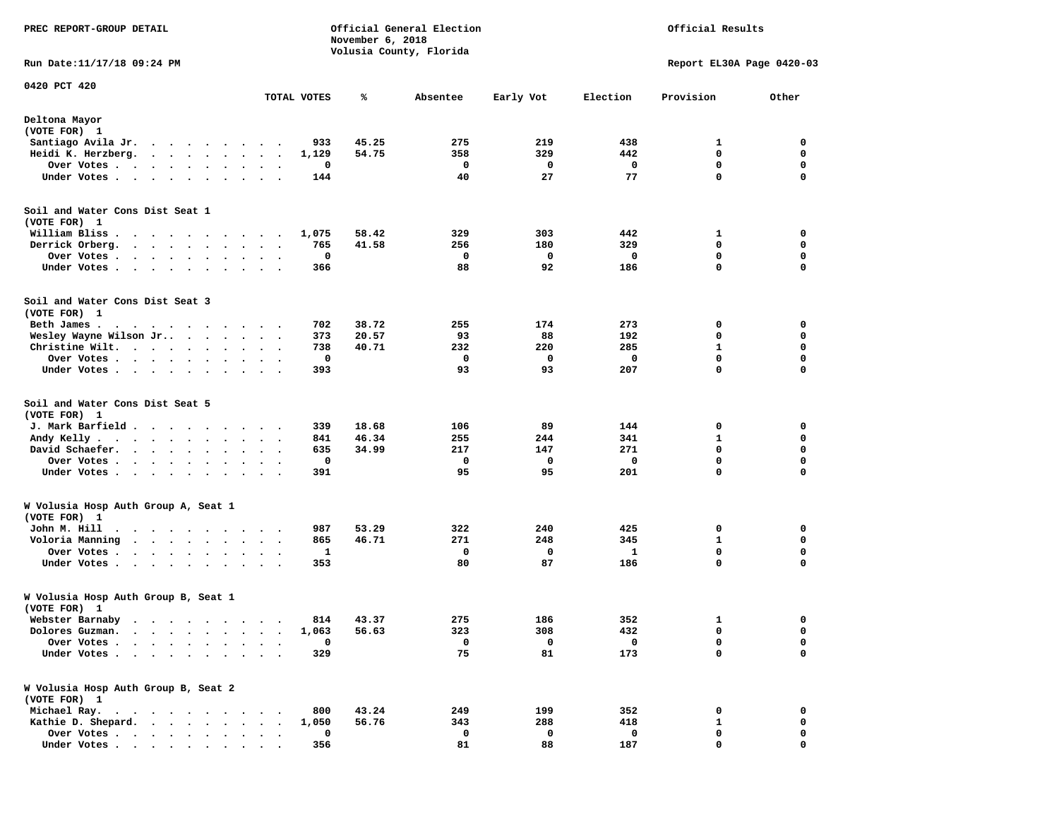PREC REPORT-GROUP DETAIL

Official General Election
November 6, 2018
Volusia County, Florida

Official Results

Run Date:11/17/18 09:24 PM

Report EL30A Page 0420-03

0420 PCT 420

| | TOTAL VOTES | % | Absentee | Early Vot | Election | Provision | Other |
|---|---|---|---|---|---|---|---|
| **Deltona Mayor** | | | | | | | |
| (VOTE FOR) 1 | | | | | | | |
| Santiago Avila Jr. | 933 | 45.25 | 275 | 219 | 438 | 1 | 0 |
| Heidi K. Herzberg. | 1,129 | 54.75 | 358 | 329 | 442 | 0 | 0 |
| Over Votes | 0 | | 0 | 0 | 0 | 0 | 0 |
| Under Votes | 144 | | 40 | 27 | 77 | 0 | 0 |
| **Soil and Water Cons Dist Seat 1** | | | | | | | |
| (VOTE FOR) 1 | | | | | | | |
| William Bliss | 1,075 | 58.42 | 329 | 303 | 442 | 1 | 0 |
| Derrick Orberg. | 765 | 41.58 | 256 | 180 | 329 | 0 | 0 |
| Over Votes | 0 | | 0 | 0 | 0 | 0 | 0 |
| Under Votes | 366 | | 88 | 92 | 186 | 0 | 0 |
| **Soil and Water Cons Dist Seat 3** | | | | | | | |
| (VOTE FOR) 1 | | | | | | | |
| Beth James | 702 | 38.72 | 255 | 174 | 273 | 0 | 0 |
| Wesley Wayne Wilson Jr.. | 373 | 20.57 | 93 | 88 | 192 | 0 | 0 |
| Christine Wilt. | 738 | 40.71 | 232 | 220 | 285 | 1 | 0 |
| Over Votes | 0 | | 0 | 0 | 0 | 0 | 0 |
| Under Votes | 393 | | 93 | 93 | 207 | 0 | 0 |
| **Soil and Water Cons Dist Seat 5** | | | | | | | |
| (VOTE FOR) 1 | | | | | | | |
| J. Mark Barfield | 339 | 18.68 | 106 | 89 | 144 | 0 | 0 |
| Andy Kelly | 841 | 46.34 | 255 | 244 | 341 | 1 | 0 |
| David Schaefer. | 635 | 34.99 | 217 | 147 | 271 | 0 | 0 |
| Over Votes | 0 | | 0 | 0 | 0 | 0 | 0 |
| Under Votes | 391 | | 95 | 95 | 201 | 0 | 0 |
| **W Volusia Hosp Auth Group A, Seat 1** | | | | | | | |
| (VOTE FOR) 1 | | | | | | | |
| John M. Hill | 987 | 53.29 | 322 | 240 | 425 | 0 | 0 |
| Voloria Manning | 865 | 46.71 | 271 | 248 | 345 | 1 | 0 |
| Over Votes | 1 | | 0 | 0 | 1 | 0 | 0 |
| Under Votes | 353 | | 80 | 87 | 186 | 0 | 0 |
| **W Volusia Hosp Auth Group B, Seat 1** | | | | | | | |
| (VOTE FOR) 1 | | | | | | | |
| Webster Barnaby | 814 | 43.37 | 275 | 186 | 352 | 1 | 0 |
| Dolores Guzman. | 1,063 | 56.63 | 323 | 308 | 432 | 0 | 0 |
| Over Votes | 0 | | 0 | 0 | 0 | 0 | 0 |
| Under Votes | 329 | | 75 | 81 | 173 | 0 | 0 |
| **W Volusia Hosp Auth Group B, Seat 2** | | | | | | | |
| (VOTE FOR) 1 | | | | | | | |
| Michael Ray. | 800 | 43.24 | 249 | 199 | 352 | 0 | 0 |
| Kathie D. Shepard. | 1,050 | 56.76 | 343 | 288 | 418 | 1 | 0 |
| Over Votes | 0 | | 0 | 0 | 0 | 0 | 0 |
| Under Votes | 356 | | 81 | 88 | 187 | 0 | 0 |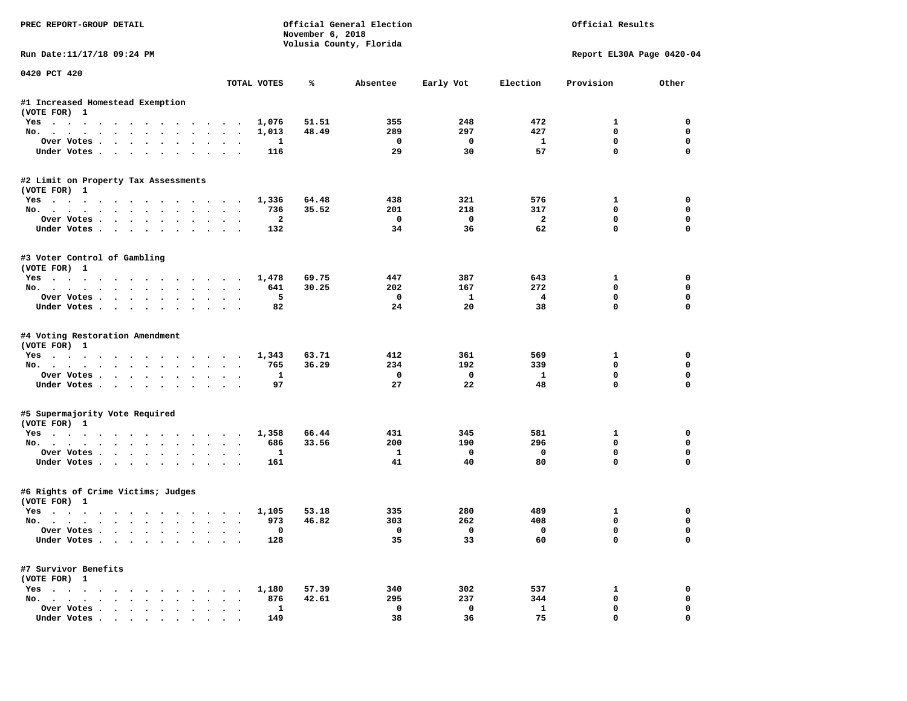PREC REPORT-GROUP DETAIL

Official General Election
November 6, 2018
Volusia County, Florida

Official Results

Run Date:11/17/18 09:24 PM

Report EL30A Page 0420-04

0420 PCT 420

| | TOTAL VOTES | % | Absentee | Early Vot | Election | Provision | Other |
|---|---|---|---|---|---|---|---|
| **#1 Increased Homestead Exemption** | | | | | | | |
| (VOTE FOR) 1 | | | | | | | |
| Yes | 1,076 | 51.51 | 355 | 248 | 472 | 1 | 0 |
| No. | 1,013 | 48.49 | 289 | 297 | 427 | 0 | 0 |
| Over Votes | 1 | | 0 | 0 | 1 | 0 | 0 |
| Under Votes | 116 | | 29 | 30 | 57 | 0 | 0 |
| **#2 Limit on Property Tax Assessments** | | | | | | | |
| (VOTE FOR) 1 | | | | | | | |
| Yes | 1,336 | 64.48 | 438 | 321 | 576 | 1 | 0 |
| No. | 736 | 35.52 | 201 | 218 | 317 | 0 | 0 |
| Over Votes | 2 | | 0 | 0 | 2 | 0 | 0 |
| Under Votes | 132 | | 34 | 36 | 62 | 0 | 0 |
| **#3 Voter Control of Gambling** | | | | | | | |
| (VOTE FOR) 1 | | | | | | | |
| Yes | 1,478 | 69.75 | 447 | 387 | 643 | 1 | 0 |
| No. | 641 | 30.25 | 202 | 167 | 272 | 0 | 0 |
| Over Votes | 5 | | 0 | 1 | 4 | 0 | 0 |
| Under Votes | 82 | | 24 | 20 | 38 | 0 | 0 |
| **#4 Voting Restoration Amendment** | | | | | | | |
| (VOTE FOR) 1 | | | | | | | |
| Yes | 1,343 | 63.71 | 412 | 361 | 569 | 1 | 0 |
| No. | 765 | 36.29 | 234 | 192 | 339 | 0 | 0 |
| Over Votes | 1 | | 0 | 0 | 1 | 0 | 0 |
| Under Votes | 97 | | 27 | 22 | 48 | 0 | 0 |
| **#5 Supermajority Vote Required** | | | | | | | |
| (VOTE FOR) 1 | | | | | | | |
| Yes | 1,358 | 66.44 | 431 | 345 | 581 | 1 | 0 |
| No. | 686 | 33.56 | 200 | 190 | 296 | 0 | 0 |
| Over Votes | 1 | | 1 | 0 | 0 | 0 | 0 |
| Under Votes | 161 | | 41 | 40 | 80 | 0 | 0 |
| **#6 Rights of Crime Victims; Judges** | | | | | | | |
| (VOTE FOR) 1 | | | | | | | |
| Yes | 1,105 | 53.18 | 335 | 280 | 489 | 1 | 0 |
| No. | 973 | 46.82 | 303 | 262 | 408 | 0 | 0 |
| Over Votes | 0 | | 0 | 0 | 0 | 0 | 0 |
| Under Votes | 128 | | 35 | 33 | 60 | 0 | 0 |
| **#7 Survivor Benefits** | | | | | | | |
| (VOTE FOR) 1 | | | | | | | |
| Yes | 1,180 | 57.39 | 340 | 302 | 537 | 1 | 0 |
| No. | 876 | 42.61 | 295 | 237 | 344 | 0 | 0 |
| Over Votes | 1 | | 0 | 0 | 1 | 0 | 0 |
| Under Votes | 149 | | 38 | 36 | 75 | 0 | 0 |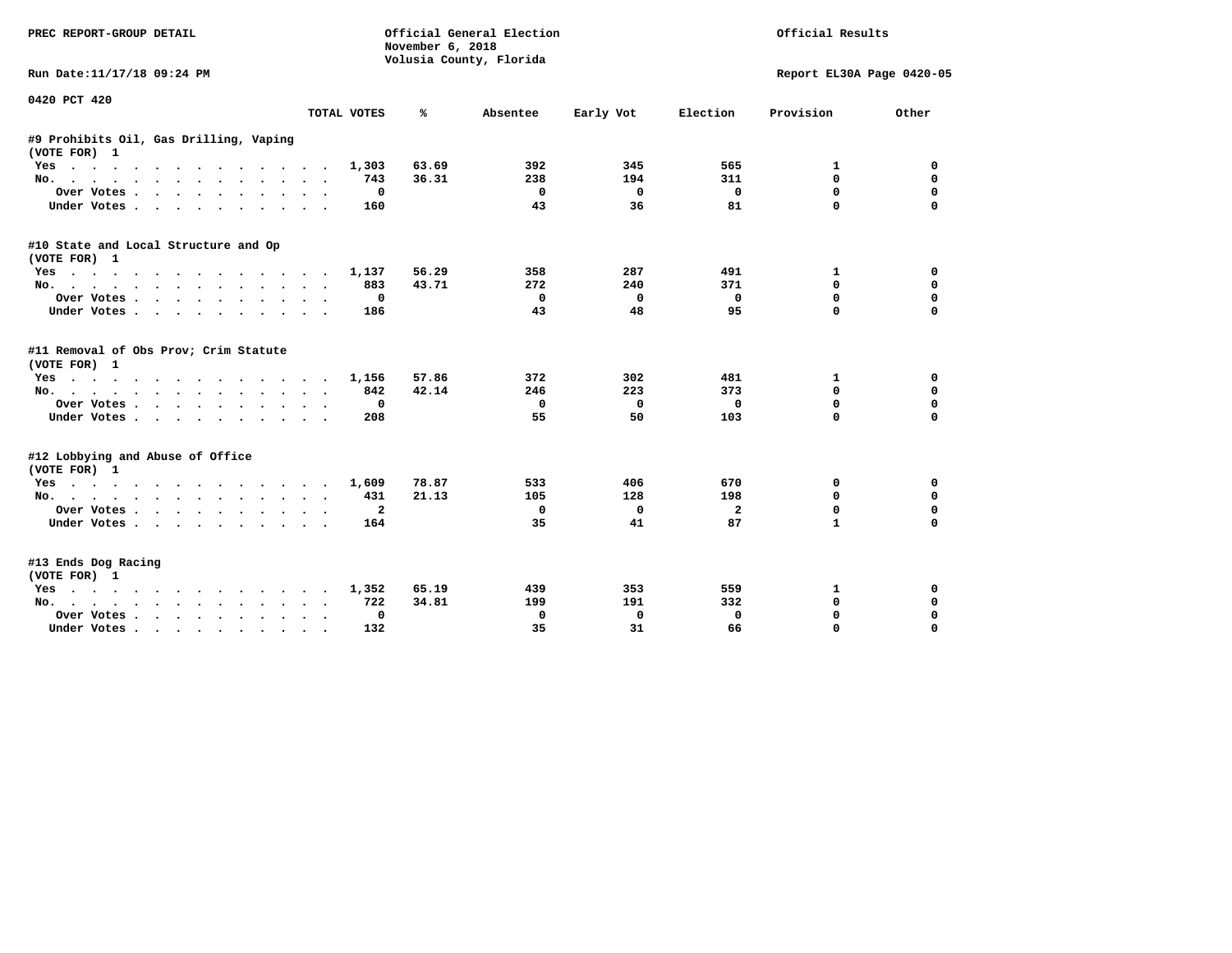PREC REPORT-GROUP DETAIL

Official General Election
November 6, 2018
Volusia County, Florida

Official Results

Run Date:11/17/18 09:24 PM

Report EL30A Page 0420-05

0420 PCT 420

| | TOTAL VOTES | % | Absentee | Early Vot | Election | Provision | Other |
|---|---|---|---|---|---|---|---|
| **#9 Prohibits Oil, Gas Drilling, Vaping** | | | | | | | |
| (VOTE FOR) 1 | | | | | | | |
| Yes | 1,303 | 63.69 | 392 | 345 | 565 | 1 | 0 |
| No. | 743 | 36.31 | 238 | 194 | 311 | 0 | 0 |
| Over Votes | 0 | | 0 | 0 | 0 | 0 | 0 |
| Under Votes | 160 | | 43 | 36 | 81 | 0 | 0 |
| **#10 State and Local Structure and Op** | | | | | | | |
| (VOTE FOR) 1 | | | | | | | |
| Yes | 1,137 | 56.29 | 358 | 287 | 491 | 1 | 0 |
| No. | 883 | 43.71 | 272 | 240 | 371 | 0 | 0 |
| Over Votes | 0 | | 0 | 0 | 0 | 0 | 0 |
| Under Votes | 186 | | 43 | 48 | 95 | 0 | 0 |
| **#11 Removal of Obs Prov; Crim Statute** | | | | | | | |
| (VOTE FOR) 1 | | | | | | | |
| Yes | 1,156 | 57.86 | 372 | 302 | 481 | 1 | 0 |
| No. | 842 | 42.14 | 246 | 223 | 373 | 0 | 0 |
| Over Votes | 0 | | 0 | 0 | 0 | 0 | 0 |
| Under Votes | 208 | | 55 | 50 | 103 | 0 | 0 |
| **#12 Lobbying and Abuse of Office** | | | | | | | |
| (VOTE FOR) 1 | | | | | | | |
| Yes | 1,609 | 78.87 | 533 | 406 | 670 | 0 | 0 |
| No. | 431 | 21.13 | 105 | 128 | 198 | 0 | 0 |
| Over Votes | 2 | | 0 | 0 | 2 | 0 | 0 |
| Under Votes | 164 | | 35 | 41 | 87 | 1 | 0 |
| **#13 Ends Dog Racing** | | | | | | | |
| (VOTE FOR) 1 | | | | | | | |
| Yes | 1,352 | 65.19 | 439 | 353 | 559 | 1 | 0 |
| No. | 722 | 34.81 | 199 | 191 | 332 | 0 | 0 |
| Over Votes | 0 | | 0 | 0 | 0 | 0 | 0 |
| Under Votes | 132 | | 35 | 31 | 66 | 0 | 0 |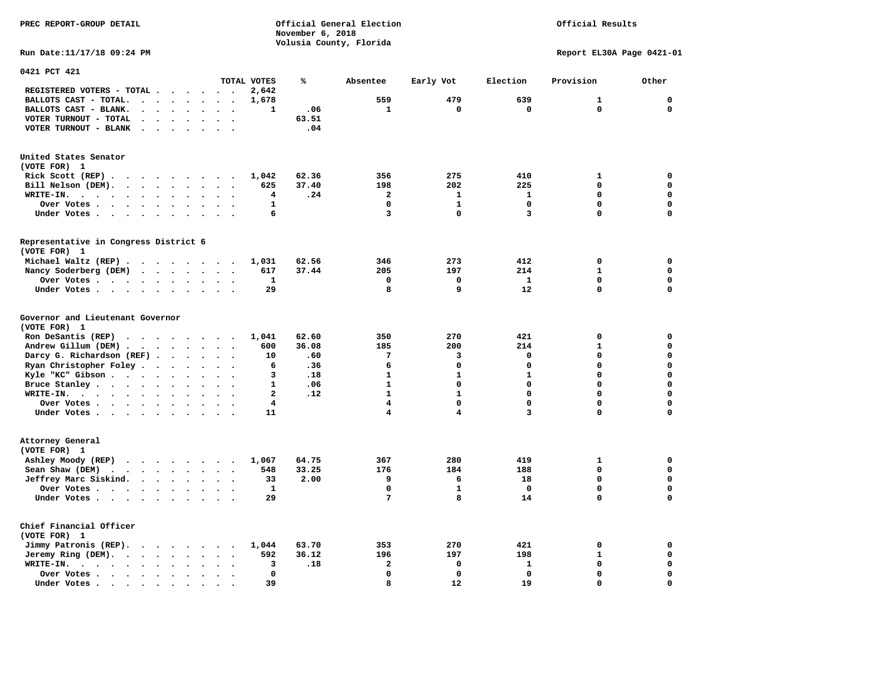PREC REPORT-GROUP DETAIL

Official General Election
November 6, 2018
Volusia County, Florida

Official Results

Run Date:11/17/18 09:24 PM

Report EL30A Page 0421-01

## 0421 PCT 421

| | TOTAL VOTES | % | Absentee | Early Vot | Election | Provision | Other |
|---|---|---|---|---|---|---|---|
| REGISTERED VOTERS - TOTAL | 2,642 | | | | | | |
| BALLOTS CAST - TOTAL. | 1,678 | | 559 | 479 | 639 | 1 | 0 |
| BALLOTS CAST - BLANK. | 1 | .06 | 1 | 0 | 0 | 0 | 0 |
| VOTER TURNOUT - TOTAL | | 63.51 | | | | | |
| VOTER TURNOUT - BLANK | | .04 | | | | | |

### United States Senator
(VOTE FOR) 1

| | TOTAL VOTES | % | Absentee | Early Vot | Election | Provision | Other |
|---|---|---|---|---|---|---|---|
| Rick Scott (REP) | 1,042 | 62.36 | 356 | 275 | 410 | 1 | 0 |
| Bill Nelson (DEM). | 625 | 37.40 | 198 | 202 | 225 | 0 | 0 |
| WRITE-IN. | 4 | .24 | 2 | 1 | 1 | 0 | 0 |
| Over Votes | 1 | | 0 | 1 | 0 | 0 | 0 |
| Under Votes | 6 | | 3 | 0 | 3 | 0 | 0 |

### Representative in Congress District 6
(VOTE FOR) 1

| | TOTAL VOTES | % | Absentee | Early Vot | Election | Provision | Other |
|---|---|---|---|---|---|---|---|
| Michael Waltz (REP) | 1,031 | 62.56 | 346 | 273 | 412 | 0 | 0 |
| Nancy Soderberg (DEM) | 617 | 37.44 | 205 | 197 | 214 | 1 | 0 |
| Over Votes | 1 | | 0 | 0 | 1 | 0 | 0 |
| Under Votes | 29 | | 8 | 9 | 12 | 0 | 0 |

### Governor and Lieutenant Governor
(VOTE FOR) 1

| | TOTAL VOTES | % | Absentee | Early Vot | Election | Provision | Other |
|---|---|---|---|---|---|---|---|
| Ron DeSantis (REP) | 1,041 | 62.60 | 350 | 270 | 421 | 0 | 0 |
| Andrew Gillum (DEM) | 600 | 36.08 | 185 | 200 | 214 | 1 | 0 |
| Darcy G. Richardson (REF) | 10 | .60 | 7 | 3 | 0 | 0 | 0 |
| Ryan Christopher Foley | 6 | .36 | 6 | 0 | 0 | 0 | 0 |
| Kyle "KC" Gibson | 3 | .18 | 1 | 1 | 1 | 0 | 0 |
| Bruce Stanley | 1 | .06 | 1 | 0 | 0 | 0 | 0 |
| WRITE-IN. | 2 | .12 | 1 | 1 | 0 | 0 | 0 |
| Over Votes | 4 | | 4 | 0 | 0 | 0 | 0 |
| Under Votes | 11 | | 4 | 4 | 3 | 0 | 0 |

### Attorney General
(VOTE FOR) 1

| | TOTAL VOTES | % | Absentee | Early Vot | Election | Provision | Other |
|---|---|---|---|---|---|---|---|
| Ashley Moody (REP) | 1,067 | 64.75 | 367 | 280 | 419 | 1 | 0 |
| Sean Shaw (DEM) | 548 | 33.25 | 176 | 184 | 188 | 0 | 0 |
| Jeffrey Marc Siskind. | 33 | 2.00 | 9 | 6 | 18 | 0 | 0 |
| Over Votes | 1 | | 0 | 1 | 0 | 0 | 0 |
| Under Votes | 29 | | 7 | 8 | 14 | 0 | 0 |

### Chief Financial Officer
(VOTE FOR) 1

| | TOTAL VOTES | % | Absentee | Early Vot | Election | Provision | Other |
|---|---|---|---|---|---|---|---|
| Jimmy Patronis (REP). | 1,044 | 63.70 | 353 | 270 | 421 | 0 | 0 |
| Jeremy Ring (DEM). | 592 | 36.12 | 196 | 197 | 198 | 1 | 0 |
| WRITE-IN. | 3 | .18 | 2 | 0 | 1 | 0 | 0 |
| Over Votes | 0 | | 0 | 0 | 0 | 0 | 0 |
| Under Votes | 39 | | 8 | 12 | 19 | 0 | 0 |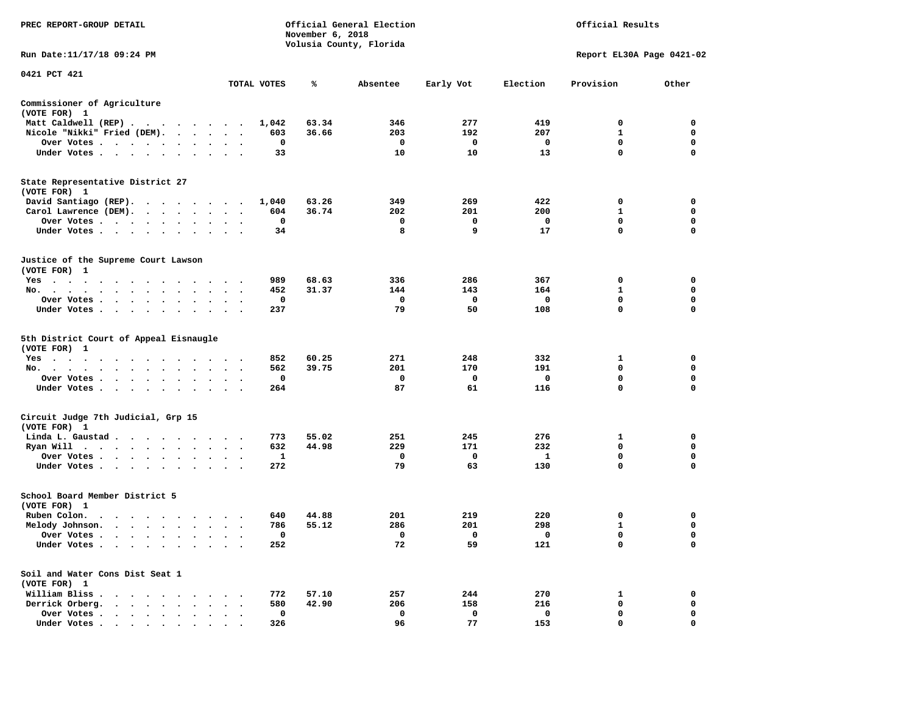PREC REPORT-GROUP DETAIL

Official General Election
November 6, 2018
Volusia County, Florida

Official Results

Run Date:11/17/18 09:24 PM

Report EL30A Page 0421-02

0421 PCT 421

| | TOTAL VOTES | % | Absentee | Early Vot | Election | Provision | Other |
|---|---|---|---|---|---|---|---|
| **Commissioner of Agriculture** | | | | | | | |
| (VOTE FOR) 1 | | | | | | | |
| Matt Caldwell (REP) | 1,042 | 63.34 | 346 | 277 | 419 | 0 | 0 |
| Nicole "Nikki" Fried (DEM). | 603 | 36.66 | 203 | 192 | 207 | 1 | 0 |
| Over Votes | 0 | | 0 | 0 | 0 | 0 | 0 |
| Under Votes | 33 | | 10 | 10 | 13 | 0 | 0 |
| **State Representative District 27** | | | | | | | |
| (VOTE FOR) 1 | | | | | | | |
| David Santiago (REP). | 1,040 | 63.26 | 349 | 269 | 422 | 0 | 0 |
| Carol Lawrence (DEM). | 604 | 36.74 | 202 | 201 | 200 | 1 | 0 |
| Over Votes | 0 | | 0 | 0 | 0 | 0 | 0 |
| Under Votes | 34 | | 8 | 9 | 17 | 0 | 0 |
| **Justice of the Supreme Court Lawson** | | | | | | | |
| (VOTE FOR) 1 | | | | | | | |
| Yes | 989 | 68.63 | 336 | 286 | 367 | 0 | 0 |
| No. | 452 | 31.37 | 144 | 143 | 164 | 1 | 0 |
| Over Votes | 0 | | 0 | 0 | 0 | 0 | 0 |
| Under Votes | 237 | | 79 | 50 | 108 | 0 | 0 |
| **5th District Court of Appeal Eisnaugle** | | | | | | | |
| (VOTE FOR) 1 | | | | | | | |
| Yes | 852 | 60.25 | 271 | 248 | 332 | 1 | 0 |
| No. | 562 | 39.75 | 201 | 170 | 191 | 0 | 0 |
| Over Votes | 0 | | 0 | 0 | 0 | 0 | 0 |
| Under Votes | 264 | | 87 | 61 | 116 | 0 | 0 |
| **Circuit Judge 7th Judicial, Grp 15** | | | | | | | |
| (VOTE FOR) 1 | | | | | | | |
| Linda L. Gaustad | 773 | 55.02 | 251 | 245 | 276 | 1 | 0 |
| Ryan Will | 632 | 44.98 | 229 | 171 | 232 | 0 | 0 |
| Over Votes | 1 | | 0 | 0 | 1 | 0 | 0 |
| Under Votes | 272 | | 79 | 63 | 130 | 0 | 0 |
| **School Board Member District 5** | | | | | | | |
| (VOTE FOR) 1 | | | | | | | |
| Ruben Colon. | 640 | 44.88 | 201 | 219 | 220 | 0 | 0 |
| Melody Johnson. | 786 | 55.12 | 286 | 201 | 298 | 1 | 0 |
| Over Votes | 0 | | 0 | 0 | 0 | 0 | 0 |
| Under Votes | 252 | | 72 | 59 | 121 | 0 | 0 |
| **Soil and Water Cons Dist Seat 1** | | | | | | | |
| (VOTE FOR) 1 | | | | | | | |
| William Bliss | 772 | 57.10 | 257 | 244 | 270 | 1 | 0 |
| Derrick Orberg. | 580 | 42.90 | 206 | 158 | 216 | 0 | 0 |
| Over Votes | 0 | | 0 | 0 | 0 | 0 | 0 |
| Under Votes | 326 | | 96 | 77 | 153 | 0 | 0 |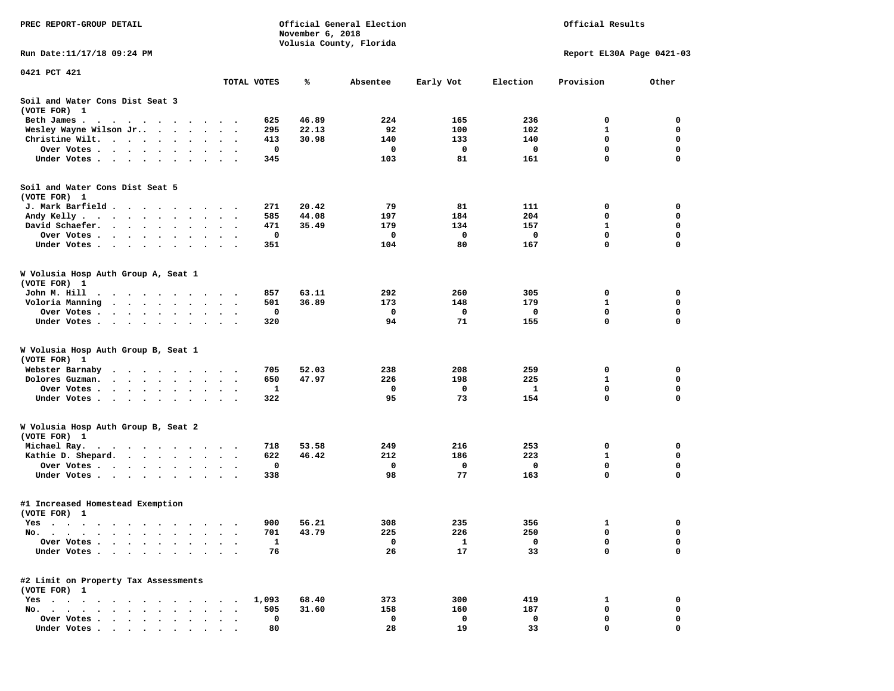PREC REPORT-GROUP DETAIL

Official General Election
November 6, 2018
Volusia County, Florida

Official Results

Run Date:11/17/18 09:24 PM

Report EL30A Page 0421-03

0421 PCT 421

| | TOTAL VOTES | % | Absentee | Early Vot | Election | Provision | Other |
|---|---|---|---|---|---|---|---|
| **Soil and Water Cons Dist Seat 3** | | | | | | | |
| (VOTE FOR) 1 | | | | | | | |
| Beth James | 625 | 46.89 | 224 | 165 | 236 | 0 | 0 |
| Wesley Wayne Wilson Jr. | 295 | 22.13 | 92 | 100 | 102 | 1 | 0 |
| Christine Wilt. | 413 | 30.98 | 140 | 133 | 140 | 0 | 0 |
| Over Votes | 0 | | 0 | 0 | 0 | 0 | 0 |
| Under Votes | 345 | | 103 | 81 | 161 | 0 | 0 |
| **Soil and Water Cons Dist Seat 5** | | | | | | | |
| (VOTE FOR) 1 | | | | | | | |
| J. Mark Barfield | 271 | 20.42 | 79 | 81 | 111 | 0 | 0 |
| Andy Kelly | 585 | 44.08 | 197 | 184 | 204 | 0 | 0 |
| David Schaefer. | 471 | 35.49 | 179 | 134 | 157 | 1 | 0 |
| Over Votes | 0 | | 0 | 0 | 0 | 0 | 0 |
| Under Votes | 351 | | 104 | 80 | 167 | 0 | 0 |
| **W Volusia Hosp Auth Group A, Seat 1** | | | | | | | |
| (VOTE FOR) 1 | | | | | | | |
| John M. Hill | 857 | 63.11 | 292 | 260 | 305 | 0 | 0 |
| Voloria Manning | 501 | 36.89 | 173 | 148 | 179 | 1 | 0 |
| Over Votes | 0 | | 0 | 0 | 0 | 0 | 0 |
| Under Votes | 320 | | 94 | 71 | 155 | 0 | 0 |
| **W Volusia Hosp Auth Group B, Seat 1** | | | | | | | |
| (VOTE FOR) 1 | | | | | | | |
| Webster Barnaby | 705 | 52.03 | 238 | 208 | 259 | 0 | 0 |
| Dolores Guzman. | 650 | 47.97 | 226 | 198 | 225 | 1 | 0 |
| Over Votes | 1 | | 0 | 0 | 1 | 0 | 0 |
| Under Votes | 322 | | 95 | 73 | 154 | 0 | 0 |
| **W Volusia Hosp Auth Group B, Seat 2** | | | | | | | |
| (VOTE FOR) 1 | | | | | | | |
| Michael Ray. | 718 | 53.58 | 249 | 216 | 253 | 0 | 0 |
| Kathie D. Shepard. | 622 | 46.42 | 212 | 186 | 223 | 1 | 0 |
| Over Votes | 0 | | 0 | 0 | 0 | 0 | 0 |
| Under Votes | 338 | | 98 | 77 | 163 | 0 | 0 |
| **#1 Increased Homestead Exemption** | | | | | | | |
| (VOTE FOR) 1 | | | | | | | |
| Yes | 900 | 56.21 | 308 | 235 | 356 | 1 | 0 |
| No. | 701 | 43.79 | 225 | 226 | 250 | 0 | 0 |
| Over Votes | 1 | | 0 | 1 | 0 | 0 | 0 |
| Under Votes | 76 | | 26 | 17 | 33 | 0 | 0 |
| **#2 Limit on Property Tax Assessments** | | | | | | | |
| (VOTE FOR) 1 | | | | | | | |
| Yes | 1,093 | 68.40 | 373 | 300 | 419 | 1 | 0 |
| No. | 505 | 31.60 | 158 | 160 | 187 | 0 | 0 |
| Over Votes | 0 | | 0 | 0 | 0 | 0 | 0 |
| Under Votes | 80 | | 28 | 19 | 33 | 0 | 0 |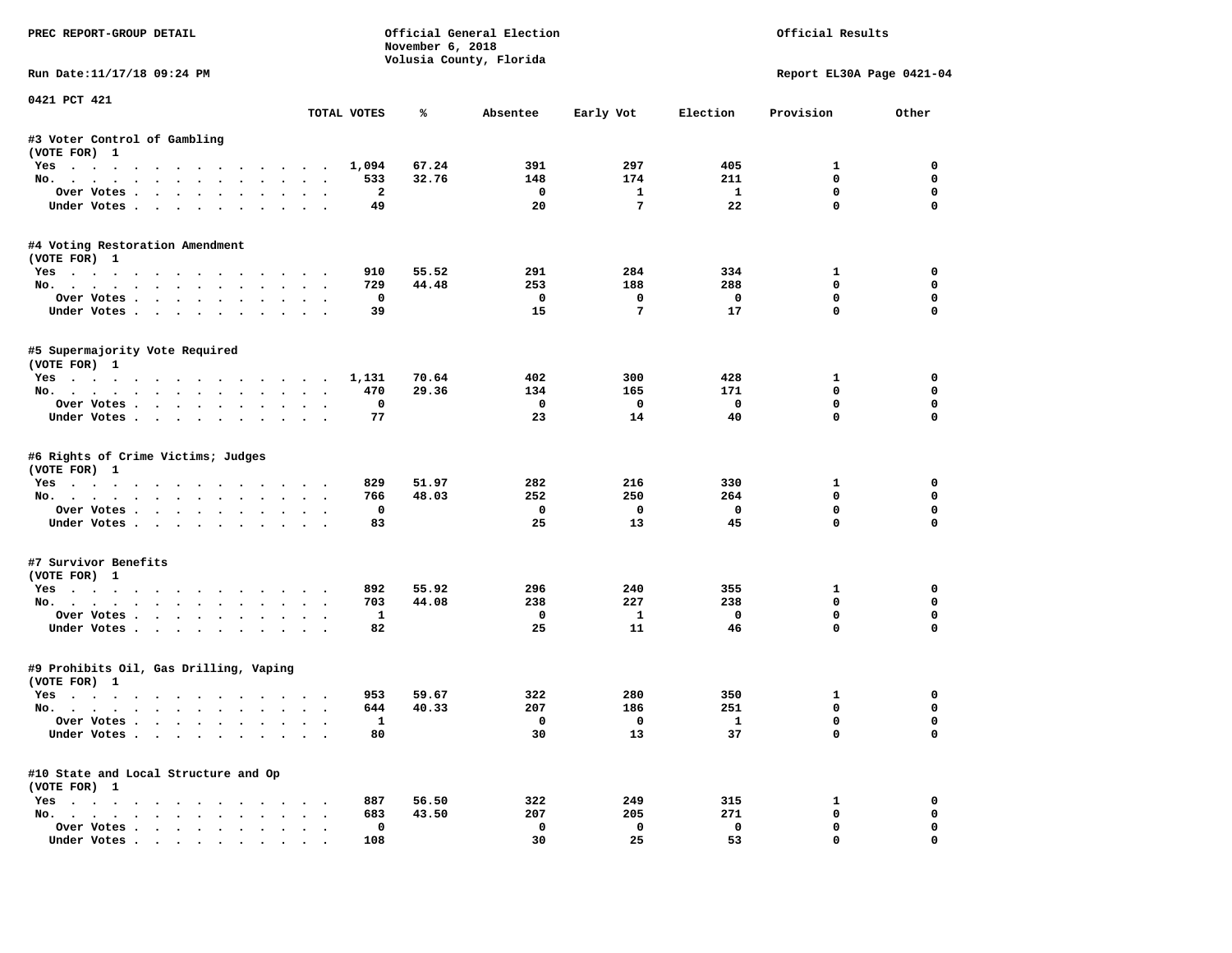PREC REPORT-GROUP DETAIL

Official General Election
November 6, 2018
Volusia County, Florida

Official Results

Run Date:11/17/18 09:24 PM

Report EL30A Page 0421-04

0421 PCT 421

| | TOTAL VOTES | % | Absentee | Early Vot | Election | Provision | Other |
|---|---|---|---|---|---|---|---|
| **#3 Voter Control of Gambling** | | | | | | | |
| (VOTE FOR) 1 | | | | | | | |
| Yes | 1,094 | 67.24 | 391 | 297 | 405 | 1 | 0 |
| No. | 533 | 32.76 | 148 | 174 | 211 | 0 | 0 |
| Over Votes | 2 | | 0 | 1 | 1 | 0 | 0 |
| Under Votes | 49 | | 20 | 7 | 22 | 0 | 0 |
| **#4 Voting Restoration Amendment** | | | | | | | |
| (VOTE FOR) 1 | | | | | | | |
| Yes | 910 | 55.52 | 291 | 284 | 334 | 1 | 0 |
| No. | 729 | 44.48 | 253 | 188 | 288 | 0 | 0 |
| Over Votes | 0 | | 0 | 0 | 0 | 0 | 0 |
| Under Votes | 39 | | 15 | 7 | 17 | 0 | 0 |
| **#5 Supermajority Vote Required** | | | | | | | |
| (VOTE FOR) 1 | | | | | | | |
| Yes | 1,131 | 70.64 | 402 | 300 | 428 | 1 | 0 |
| No. | 470 | 29.36 | 134 | 165 | 171 | 0 | 0 |
| Over Votes | 0 | | 0 | 0 | 0 | 0 | 0 |
| Under Votes | 77 | | 23 | 14 | 40 | 0 | 0 |
| **#6 Rights of Crime Victims; Judges** | | | | | | | |
| (VOTE FOR) 1 | | | | | | | |
| Yes | 829 | 51.97 | 282 | 216 | 330 | 1 | 0 |
| No. | 766 | 48.03 | 252 | 250 | 264 | 0 | 0 |
| Over Votes | 0 | | 0 | 0 | 0 | 0 | 0 |
| Under Votes | 83 | | 25 | 13 | 45 | 0 | 0 |
| **#7 Survivor Benefits** | | | | | | | |
| (VOTE FOR) 1 | | | | | | | |
| Yes | 892 | 55.92 | 296 | 240 | 355 | 1 | 0 |
| No. | 703 | 44.08 | 238 | 227 | 238 | 0 | 0 |
| Over Votes | 1 | | 0 | 1 | 0 | 0 | 0 |
| Under Votes | 82 | | 25 | 11 | 46 | 0 | 0 |
| **#9 Prohibits Oil, Gas Drilling, Vaping** | | | | | | | |
| (VOTE FOR) 1 | | | | | | | |
| Yes | 953 | 59.67 | 322 | 280 | 350 | 1 | 0 |
| No. | 644 | 40.33 | 207 | 186 | 251 | 0 | 0 |
| Over Votes | 1 | | 0 | 0 | 1 | 0 | 0 |
| Under Votes | 80 | | 30 | 13 | 37 | 0 | 0 |
| **#10 State and Local Structure and Op** | | | | | | | |
| (VOTE FOR) 1 | | | | | | | |
| Yes | 887 | 56.50 | 322 | 249 | 315 | 1 | 0 |
| No. | 683 | 43.50 | 207 | 205 | 271 | 0 | 0 |
| Over Votes | 0 | | 0 | 0 | 0 | 0 | 0 |
| Under Votes | 108 | | 30 | 25 | 53 | 0 | 0 |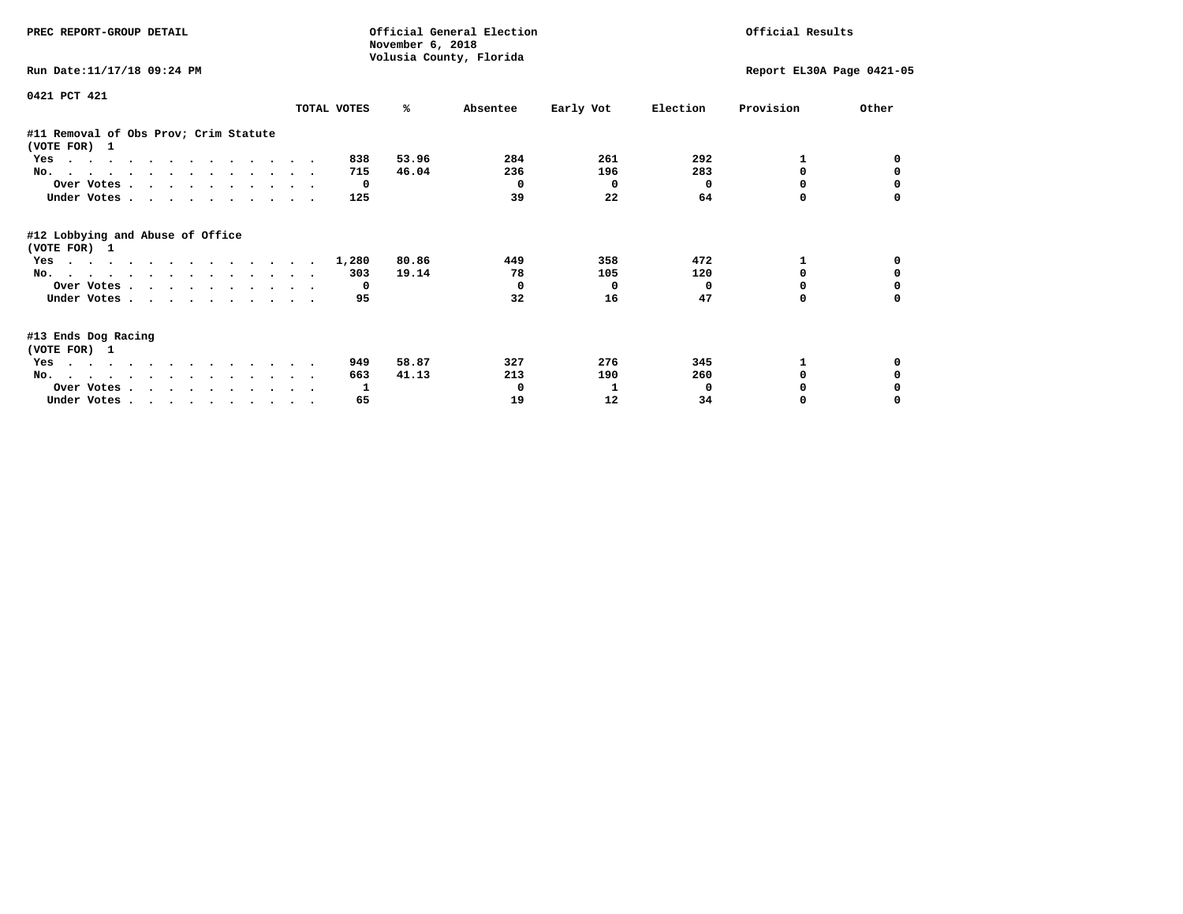PREC REPORT-GROUP DETAIL

Official General Election
November 6, 2018
Volusia County, Florida

Official Results

Run Date:11/17/18 09:24 PM

Report EL30A Page 0421-05

0421 PCT 421

| | TOTAL VOTES | % | Absentee | Early Vot | Election | Provision | Other |
|---|---|---|---|---|---|---|---|
| **#11 Removal of Obs Prov; Crim Statute** | | | | | | | |
| (VOTE FOR) 1 | | | | | | | |
| Yes | 838 | 53.96 | 284 | 261 | 292 | 1 | 0 |
| No. | 715 | 46.04 | 236 | 196 | 283 | 0 | 0 |
| Over Votes | 0 | | 0 | 0 | 0 | 0 | 0 |
| Under Votes | 125 | | 39 | 22 | 64 | 0 | 0 |
| **#12 Lobbying and Abuse of Office** | | | | | | | |
| (VOTE FOR) 1 | | | | | | | |
| Yes | 1,280 | 80.86 | 449 | 358 | 472 | 1 | 0 |
| No. | 303 | 19.14 | 78 | 105 | 120 | 0 | 0 |
| Over Votes | 0 | | 0 | 0 | 0 | 0 | 0 |
| Under Votes | 95 | | 32 | 16 | 47 | 0 | 0 |
| **#13 Ends Dog Racing** | | | | | | | |
| (VOTE FOR) 1 | | | | | | | |
| Yes | 949 | 58.87 | 327 | 276 | 345 | 1 | 0 |
| No. | 663 | 41.13 | 213 | 190 | 260 | 0 | 0 |
| Over Votes | 1 | | 0 | 1 | 0 | 0 | 0 |
| Under Votes | 65 | | 19 | 12 | 34 | 0 | 0 |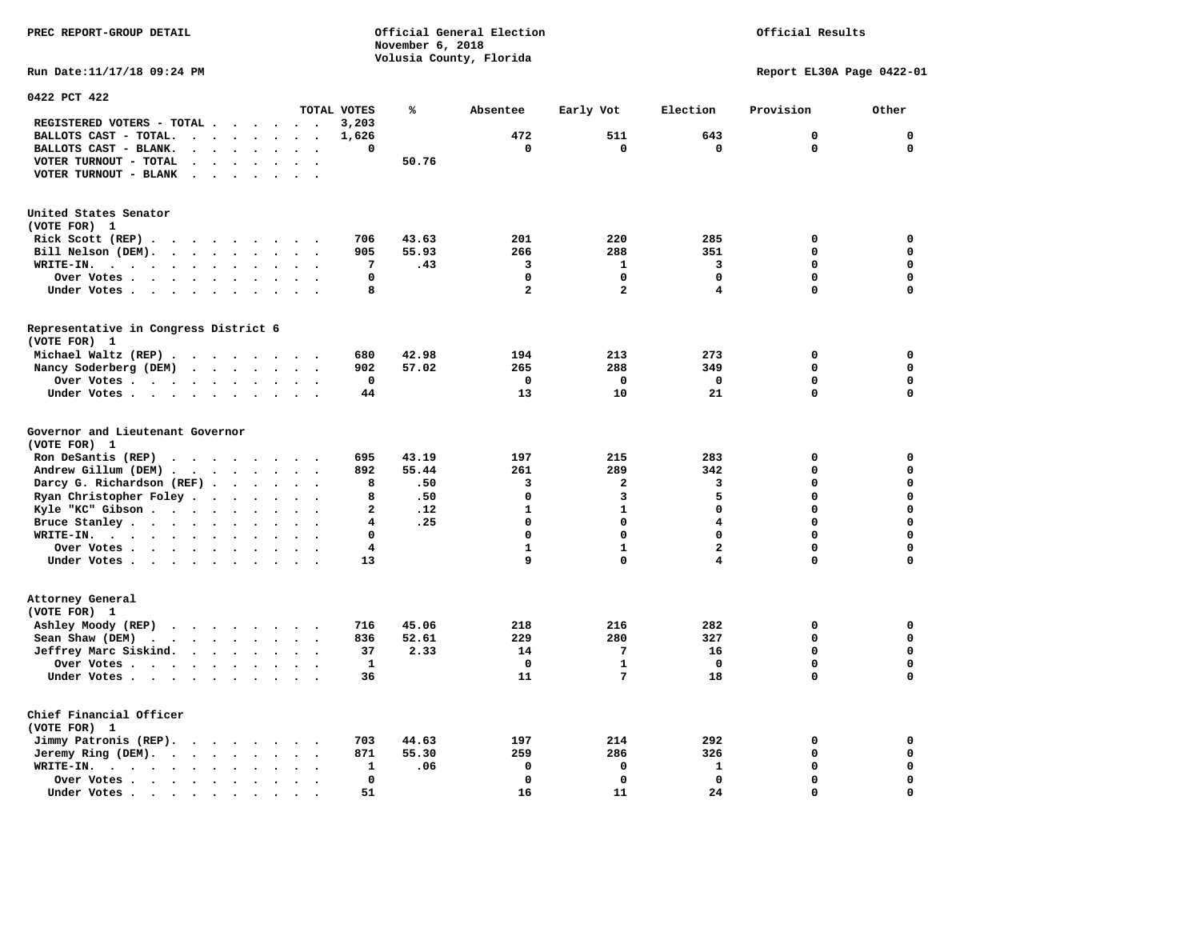PREC REPORT-GROUP DETAIL

Official General Election
November 6, 2018
Volusia County, Florida

Official Results

Run Date:11/17/18 09:24 PM

Report EL30A Page 0422-01

## 0422 PCT 422

| | TOTAL VOTES | % | Absentee | Early Vot | Election | Provision | Other |
|---|---|---|---|---|---|---|---|
| REGISTERED VOTERS - TOTAL | 3,203 | | | | | | |
| BALLOTS CAST - TOTAL. | 1,626 | | 472 | 511 | 643 | 0 | 0 |
| BALLOTS CAST - BLANK. | 0 | | 0 | 0 | 0 | 0 | 0 |
| VOTER TURNOUT - TOTAL | | 50.76 | | | | | |
| VOTER TURNOUT - BLANK | | | | | | | |

### United States Senator
(VOTE FOR) 1

| | TOTAL VOTES | % | Absentee | Early Vot | Election | Provision | Other |
|---|---|---|---|---|---|---|---|
| Rick Scott (REP) | 706 | 43.63 | 201 | 220 | 285 | 0 | 0 |
| Bill Nelson (DEM). | 905 | 55.93 | 266 | 288 | 351 | 0 | 0 |
| WRITE-IN. | 7 | .43 | 3 | 1 | 3 | 0 | 0 |
| Over Votes | 0 | | 0 | 0 | 0 | 0 | 0 |
| Under Votes | 8 | | 2 | 2 | 4 | 0 | 0 |

### Representative in Congress District 6
(VOTE FOR) 1

| | TOTAL VOTES | % | Absentee | Early Vot | Election | Provision | Other |
|---|---|---|---|---|---|---|---|
| Michael Waltz (REP) | 680 | 42.98 | 194 | 213 | 273 | 0 | 0 |
| Nancy Soderberg (DEM) | 902 | 57.02 | 265 | 288 | 349 | 0 | 0 |
| Over Votes | 0 | | 0 | 0 | 0 | 0 | 0 |
| Under Votes | 44 | | 13 | 10 | 21 | 0 | 0 |

### Governor and Lieutenant Governor
(VOTE FOR) 1

| | TOTAL VOTES | % | Absentee | Early Vot | Election | Provision | Other |
|---|---|---|---|---|---|---|---|
| Ron DeSantis (REP) | 695 | 43.19 | 197 | 215 | 283 | 0 | 0 |
| Andrew Gillum (DEM) | 892 | 55.44 | 261 | 289 | 342 | 0 | 0 |
| Darcy G. Richardson (REF) | 8 | .50 | 3 | 2 | 3 | 0 | 0 |
| Ryan Christopher Foley | 8 | .50 | 0 | 3 | 5 | 0 | 0 |
| Kyle "KC" Gibson | 2 | .12 | 1 | 1 | 0 | 0 | 0 |
| Bruce Stanley | 4 | .25 | 0 | 0 | 4 | 0 | 0 |
| WRITE-IN. | 0 | | 0 | 0 | 0 | 0 | 0 |
| Over Votes | 4 | | 1 | 1 | 2 | 0 | 0 |
| Under Votes | 13 | | 9 | 0 | 4 | 0 | 0 |

### Attorney General
(VOTE FOR) 1

| | TOTAL VOTES | % | Absentee | Early Vot | Election | Provision | Other |
|---|---|---|---|---|---|---|---|
| Ashley Moody (REP) | 716 | 45.06 | 218 | 216 | 282 | 0 | 0 |
| Sean Shaw (DEM) | 836 | 52.61 | 229 | 280 | 327 | 0 | 0 |
| Jeffrey Marc Siskind. | 37 | 2.33 | 14 | 7 | 16 | 0 | 0 |
| Over Votes | 1 | | 0 | 1 | 0 | 0 | 0 |
| Under Votes | 36 | | 11 | 7 | 18 | 0 | 0 |

### Chief Financial Officer
(VOTE FOR) 1

| | TOTAL VOTES | % | Absentee | Early Vot | Election | Provision | Other |
|---|---|---|---|---|---|---|---|
| Jimmy Patronis (REP). | 703 | 44.63 | 197 | 214 | 292 | 0 | 0 |
| Jeremy Ring (DEM). | 871 | 55.30 | 259 | 286 | 326 | 0 | 0 |
| WRITE-IN. | 1 | .06 | 0 | 0 | 1 | 0 | 0 |
| Over Votes | 0 | | 0 | 0 | 0 | 0 | 0 |
| Under Votes | 51 | | 16 | 11 | 24 | 0 | 0 |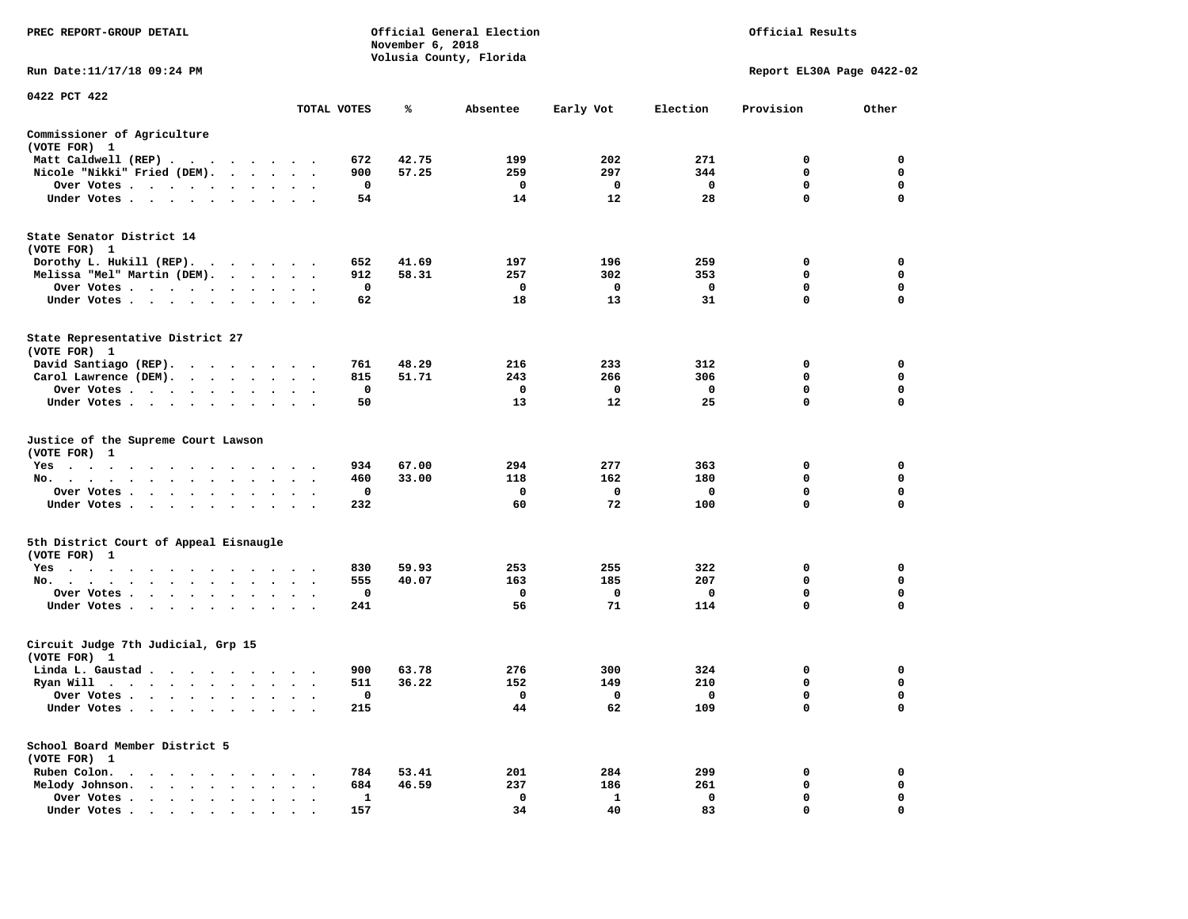PREC REPORT-GROUP DETAIL

Official General Election
November 6, 2018
Volusia County, Florida

Official Results

Run Date:11/17/18 09:24 PM

Report EL30A Page 0422-02

0422 PCT 422

| | TOTAL VOTES | % | Absentee | Early Vot | Election | Provision | Other |
|---|---|---|---|---|---|---|---|
| **Commissioner of Agriculture** | | | | | | | |
| (VOTE FOR) 1 | | | | | | | |
| Matt Caldwell (REP) | 672 | 42.75 | 199 | 202 | 271 | 0 | 0 |
| Nicole "Nikki" Fried (DEM) | 900 | 57.25 | 259 | 297 | 344 | 0 | 0 |
| Over Votes | 0 | | 0 | 0 | 0 | 0 | 0 |
| Under Votes | 54 | | 14 | 12 | 28 | 0 | 0 |
| **State Senator District 14** | | | | | | | |
| (VOTE FOR) 1 | | | | | | | |
| Dorothy L. Hukill (REP) | 652 | 41.69 | 197 | 196 | 259 | 0 | 0 |
| Melissa "Mel" Martin (DEM) | 912 | 58.31 | 257 | 302 | 353 | 0 | 0 |
| Over Votes | 0 | | 0 | 0 | 0 | 0 | 0 |
| Under Votes | 62 | | 18 | 13 | 31 | 0 | 0 |
| **State Representative District 27** | | | | | | | |
| (VOTE FOR) 1 | | | | | | | |
| David Santiago (REP) | 761 | 48.29 | 216 | 233 | 312 | 0 | 0 |
| Carol Lawrence (DEM) | 815 | 51.71 | 243 | 266 | 306 | 0 | 0 |
| Over Votes | 0 | | 0 | 0 | 0 | 0 | 0 |
| Under Votes | 50 | | 13 | 12 | 25 | 0 | 0 |
| **Justice of the Supreme Court Lawson** | | | | | | | |
| (VOTE FOR) 1 | | | | | | | |
| Yes | 934 | 67.00 | 294 | 277 | 363 | 0 | 0 |
| No | 460 | 33.00 | 118 | 162 | 180 | 0 | 0 |
| Over Votes | 0 | | 0 | 0 | 0 | 0 | 0 |
| Under Votes | 232 | | 60 | 72 | 100 | 0 | 0 |
| **5th District Court of Appeal Eisnaugle** | | | | | | | |
| (VOTE FOR) 1 | | | | | | | |
| Yes | 830 | 59.93 | 253 | 255 | 322 | 0 | 0 |
| No | 555 | 40.07 | 163 | 185 | 207 | 0 | 0 |
| Over Votes | 0 | | 0 | 0 | 0 | 0 | 0 |
| Under Votes | 241 | | 56 | 71 | 114 | 0 | 0 |
| **Circuit Judge 7th Judicial, Grp 15** | | | | | | | |
| (VOTE FOR) 1 | | | | | | | |
| Linda L. Gaustad | 900 | 63.78 | 276 | 300 | 324 | 0 | 0 |
| Ryan Will | 511 | 36.22 | 152 | 149 | 210 | 0 | 0 |
| Over Votes | 0 | | 0 | 0 | 0 | 0 | 0 |
| Under Votes | 215 | | 44 | 62 | 109 | 0 | 0 |
| **School Board Member District 5** | | | | | | | |
| (VOTE FOR) 1 | | | | | | | |
| Ruben Colon | 784 | 53.41 | 201 | 284 | 299 | 0 | 0 |
| Melody Johnson | 684 | 46.59 | 237 | 186 | 261 | 0 | 0 |
| Over Votes | 1 | | 0 | 1 | 0 | 0 | 0 |
| Under Votes | 157 | | 34 | 40 | 83 | 0 | 0 |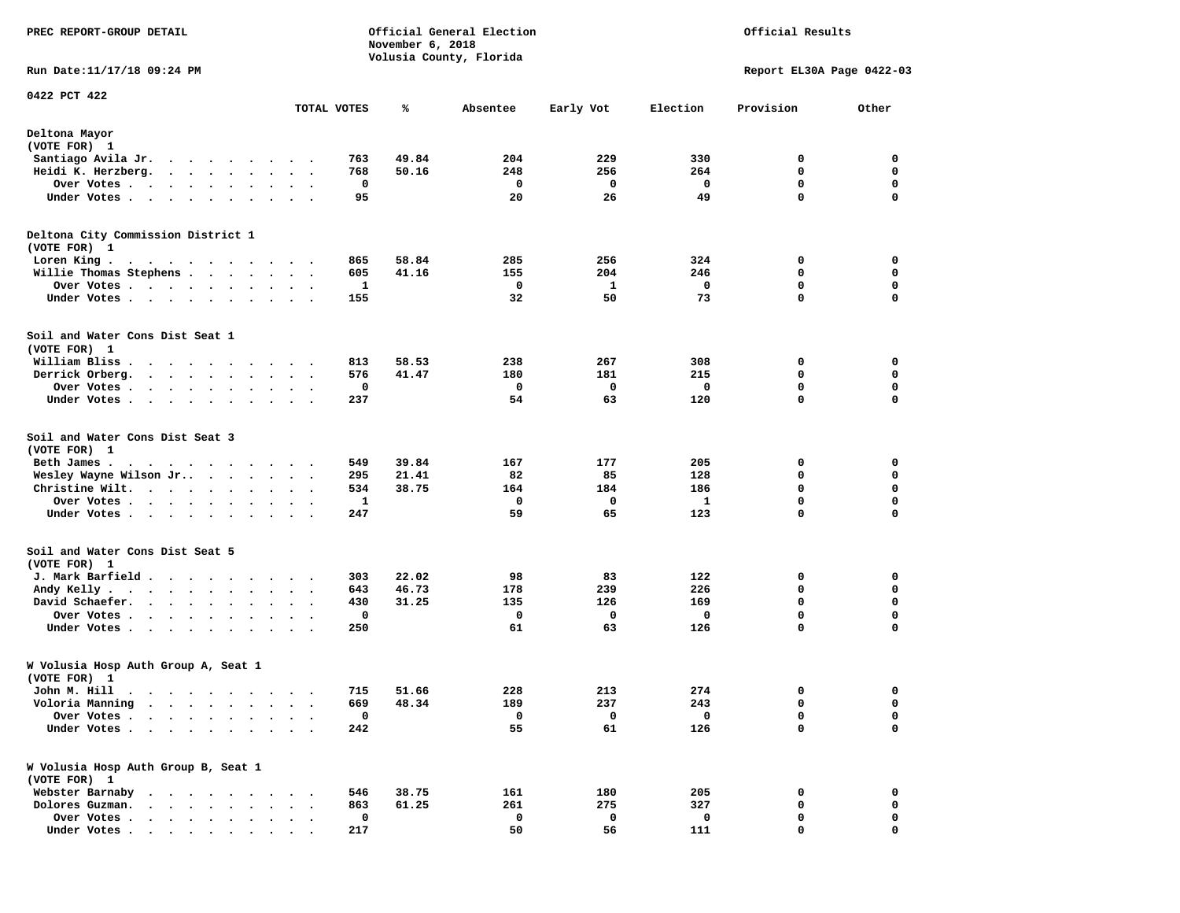PREC REPORT-GROUP DETAIL

Official General Election
November 6, 2018
Volusia County, Florida

Official Results

Run Date:11/17/18 09:24 PM

Report EL30A Page 0422-03

0422 PCT 422

| | TOTAL VOTES | % | Absentee | Early Vot | Election | Provision | Other |
|---|---|---|---|---|---|---|---|
| **Deltona Mayor** | | | | | | | |
| (VOTE FOR) 1 | | | | | | | |
| Santiago Avila Jr. | 763 | 49.84 | 204 | 229 | 330 | 0 | 0 |
| Heidi K. Herzberg. | 768 | 50.16 | 248 | 256 | 264 | 0 | 0 |
| Over Votes | 0 | | 0 | 0 | 0 | 0 | 0 |
| Under Votes | 95 | | 20 | 26 | 49 | 0 | 0 |
| **Deltona City Commission District 1** | | | | | | | |
| (VOTE FOR) 1 | | | | | | | |
| Loren King | 865 | 58.84 | 285 | 256 | 324 | 0 | 0 |
| Willie Thomas Stephens | 605 | 41.16 | 155 | 204 | 246 | 0 | 0 |
| Over Votes | 1 | | 0 | 1 | 0 | 0 | 0 |
| Under Votes | 155 | | 32 | 50 | 73 | 0 | 0 |
| **Soil and Water Cons Dist Seat 1** | | | | | | | |
| (VOTE FOR) 1 | | | | | | | |
| William Bliss | 813 | 58.53 | 238 | 267 | 308 | 0 | 0 |
| Derrick Orberg. | 576 | 41.47 | 180 | 181 | 215 | 0 | 0 |
| Over Votes | 0 | | 0 | 0 | 0 | 0 | 0 |
| Under Votes | 237 | | 54 | 63 | 120 | 0 | 0 |
| **Soil and Water Cons Dist Seat 3** | | | | | | | |
| (VOTE FOR) 1 | | | | | | | |
| Beth James | 549 | 39.84 | 167 | 177 | 205 | 0 | 0 |
| Wesley Wayne Wilson Jr.. | 295 | 21.41 | 82 | 85 | 128 | 0 | 0 |
| Christine Wilt. | 534 | 38.75 | 164 | 184 | 186 | 0 | 0 |
| Over Votes | 1 | | 0 | 0 | 1 | 0 | 0 |
| Under Votes | 247 | | 59 | 65 | 123 | 0 | 0 |
| **Soil and Water Cons Dist Seat 5** | | | | | | | |
| (VOTE FOR) 1 | | | | | | | |
| J. Mark Barfield | 303 | 22.02 | 98 | 83 | 122 | 0 | 0 |
| Andy Kelly | 643 | 46.73 | 178 | 239 | 226 | 0 | 0 |
| David Schaefer. | 430 | 31.25 | 135 | 126 | 169 | 0 | 0 |
| Over Votes | 0 | | 0 | 0 | 0 | 0 | 0 |
| Under Votes | 250 | | 61 | 63 | 126 | 0 | 0 |
| **W Volusia Hosp Auth Group A, Seat 1** | | | | | | | |
| (VOTE FOR) 1 | | | | | | | |
| John M. Hill | 715 | 51.66 | 228 | 213 | 274 | 0 | 0 |
| Voloria Manning | 669 | 48.34 | 189 | 237 | 243 | 0 | 0 |
| Over Votes | 0 | | 0 | 0 | 0 | 0 | 0 |
| Under Votes | 242 | | 55 | 61 | 126 | 0 | 0 |
| **W Volusia Hosp Auth Group B, Seat 1** | | | | | | | |
| (VOTE FOR) 1 | | | | | | | |
| Webster Barnaby | 546 | 38.75 | 161 | 180 | 205 | 0 | 0 |
| Dolores Guzman. | 863 | 61.25 | 261 | 275 | 327 | 0 | 0 |
| Over Votes | 0 | | 0 | 0 | 0 | 0 | 0 |
| Under Votes | 217 | | 50 | 56 | 111 | 0 | 0 |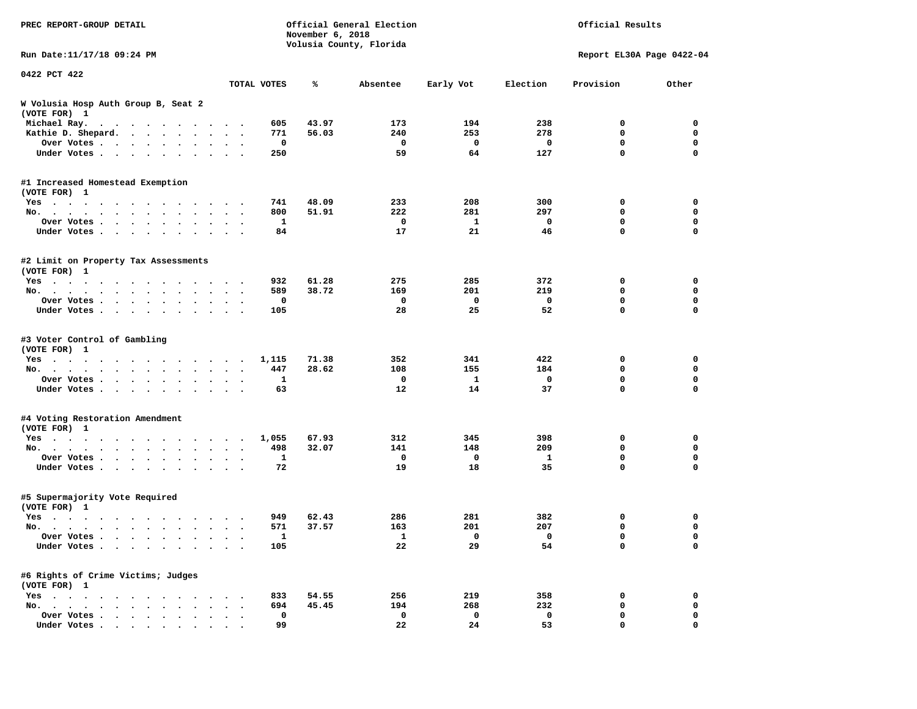PREC REPORT-GROUP DETAIL

Official General Election
November 6, 2018
Volusia County, Florida

Official Results

Run Date:11/17/18 09:24 PM

Report EL30A Page 0422-04

0422 PCT 422

| | TOTAL VOTES | % | Absentee | Early Vot | Election | Provision | Other |
|---|---|---|---|---|---|---|---|
| **W Volusia Hosp Auth Group B, Seat 2** | | | | | | | |
| (VOTE FOR) 1 | | | | | | | |
| Michael Ray. | 605 | 43.97 | 173 | 194 | 238 | 0 | 0 |
| Kathie D. Shepard. | 771 | 56.03 | 240 | 253 | 278 | 0 | 0 |
| Over Votes | 0 | | 0 | 0 | 0 | 0 | 0 |
| Under Votes | 250 | | 59 | 64 | 127 | 0 | 0 |
| **#1 Increased Homestead Exemption** | | | | | | | |
| (VOTE FOR) 1 | | | | | | | |
| Yes | 741 | 48.09 | 233 | 208 | 300 | 0 | 0 |
| No. | 800 | 51.91 | 222 | 281 | 297 | 0 | 0 |
| Over Votes | 1 | | 0 | 1 | 0 | 0 | 0 |
| Under Votes | 84 | | 17 | 21 | 46 | 0 | 0 |
| **#2 Limit on Property Tax Assessments** | | | | | | | |
| (VOTE FOR) 1 | | | | | | | |
| Yes | 932 | 61.28 | 275 | 285 | 372 | 0 | 0 |
| No. | 589 | 38.72 | 169 | 201 | 219 | 0 | 0 |
| Over Votes | 0 | | 0 | 0 | 0 | 0 | 0 |
| Under Votes | 105 | | 28 | 25 | 52 | 0 | 0 |
| **#3 Voter Control of Gambling** | | | | | | | |
| (VOTE FOR) 1 | | | | | | | |
| Yes | 1,115 | 71.38 | 352 | 341 | 422 | 0 | 0 |
| No. | 447 | 28.62 | 108 | 155 | 184 | 0 | 0 |
| Over Votes | 1 | | 0 | 1 | 0 | 0 | 0 |
| Under Votes | 63 | | 12 | 14 | 37 | 0 | 0 |
| **#4 Voting Restoration Amendment** | | | | | | | |
| (VOTE FOR) 1 | | | | | | | |
| Yes | 1,055 | 67.93 | 312 | 345 | 398 | 0 | 0 |
| No. | 498 | 32.07 | 141 | 148 | 209 | 0 | 0 |
| Over Votes | 1 | | 0 | 0 | 1 | 0 | 0 |
| Under Votes | 72 | | 19 | 18 | 35 | 0 | 0 |
| **#5 Supermajority Vote Required** | | | | | | | |
| (VOTE FOR) 1 | | | | | | | |
| Yes | 949 | 62.43 | 286 | 281 | 382 | 0 | 0 |
| No. | 571 | 37.57 | 163 | 201 | 207 | 0 | 0 |
| Over Votes | 1 | | 1 | 0 | 0 | 0 | 0 |
| Under Votes | 105 | | 22 | 29 | 54 | 0 | 0 |
| **#6 Rights of Crime Victims; Judges** | | | | | | | |
| (VOTE FOR) 1 | | | | | | | |
| Yes | 833 | 54.55 | 256 | 219 | 358 | 0 | 0 |
| No. | 694 | 45.45 | 194 | 268 | 232 | 0 | 0 |
| Over Votes | 0 | | 0 | 0 | 0 | 0 | 0 |
| Under Votes | 99 | | 22 | 24 | 53 | 0 | 0 |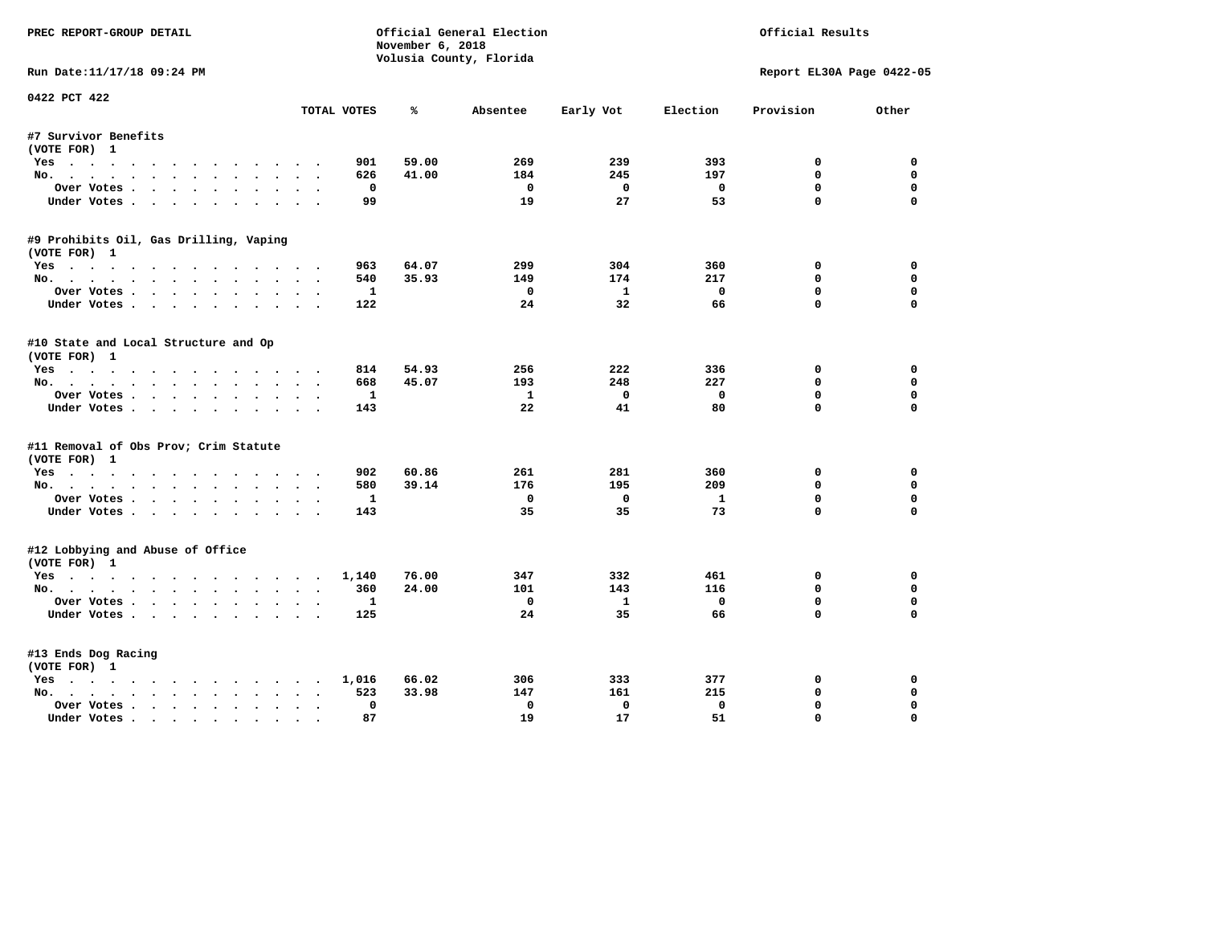PREC REPORT-GROUP DETAIL

Official General Election
November 6, 2018
Volusia County, Florida

Official Results

Run Date:11/17/18 09:24 PM

Report EL30A Page 0422-05

0422 PCT 422

| | TOTAL VOTES | % | Absentee | Early Vot | Election | Provision | Other |
|---|---|---|---|---|---|---|---|
| **#7 Survivor Benefits** | | | | | | | |
| (VOTE FOR) 1 | | | | | | | |
| Yes | 901 | 59.00 | 269 | 239 | 393 | 0 | 0 |
| No. | 626 | 41.00 | 184 | 245 | 197 | 0 | 0 |
| Over Votes | 0 | | 0 | 0 | 0 | 0 | 0 |
| Under Votes | 99 | | 19 | 27 | 53 | 0 | 0 |
| **#9 Prohibits Oil, Gas Drilling, Vaping** | | | | | | | |
| (VOTE FOR) 1 | | | | | | | |
| Yes | 963 | 64.07 | 299 | 304 | 360 | 0 | 0 |
| No. | 540 | 35.93 | 149 | 174 | 217 | 0 | 0 |
| Over Votes | 1 | | 0 | 1 | 0 | 0 | 0 |
| Under Votes | 122 | | 24 | 32 | 66 | 0 | 0 |
| **#10 State and Local Structure and Op** | | | | | | | |
| (VOTE FOR) 1 | | | | | | | |
| Yes | 814 | 54.93 | 256 | 222 | 336 | 0 | 0 |
| No. | 668 | 45.07 | 193 | 248 | 227 | 0 | 0 |
| Over Votes | 1 | | 1 | 0 | 0 | 0 | 0 |
| Under Votes | 143 | | 22 | 41 | 80 | 0 | 0 |
| **#11 Removal of Obs Prov; Crim Statute** | | | | | | | |
| (VOTE FOR) 1 | | | | | | | |
| Yes | 902 | 60.86 | 261 | 281 | 360 | 0 | 0 |
| No. | 580 | 39.14 | 176 | 195 | 209 | 0 | 0 |
| Over Votes | 1 | | 0 | 0 | 1 | 0 | 0 |
| Under Votes | 143 | | 35 | 35 | 73 | 0 | 0 |
| **#12 Lobbying and Abuse of Office** | | | | | | | |
| (VOTE FOR) 1 | | | | | | | |
| Yes | 1,140 | 76.00 | 347 | 332 | 461 | 0 | 0 |
| No. | 360 | 24.00 | 101 | 143 | 116 | 0 | 0 |
| Over Votes | 1 | | 0 | 1 | 0 | 0 | 0 |
| Under Votes | 125 | | 24 | 35 | 66 | 0 | 0 |
| **#13 Ends Dog Racing** | | | | | | | |
| (VOTE FOR) 1 | | | | | | | |
| Yes | 1,016 | 66.02 | 306 | 333 | 377 | 0 | 0 |
| No. | 523 | 33.98 | 147 | 161 | 215 | 0 | 0 |
| Over Votes | 0 | | 0 | 0 | 0 | 0 | 0 |
| Under Votes | 87 | | 19 | 17 | 51 | 0 | 0 |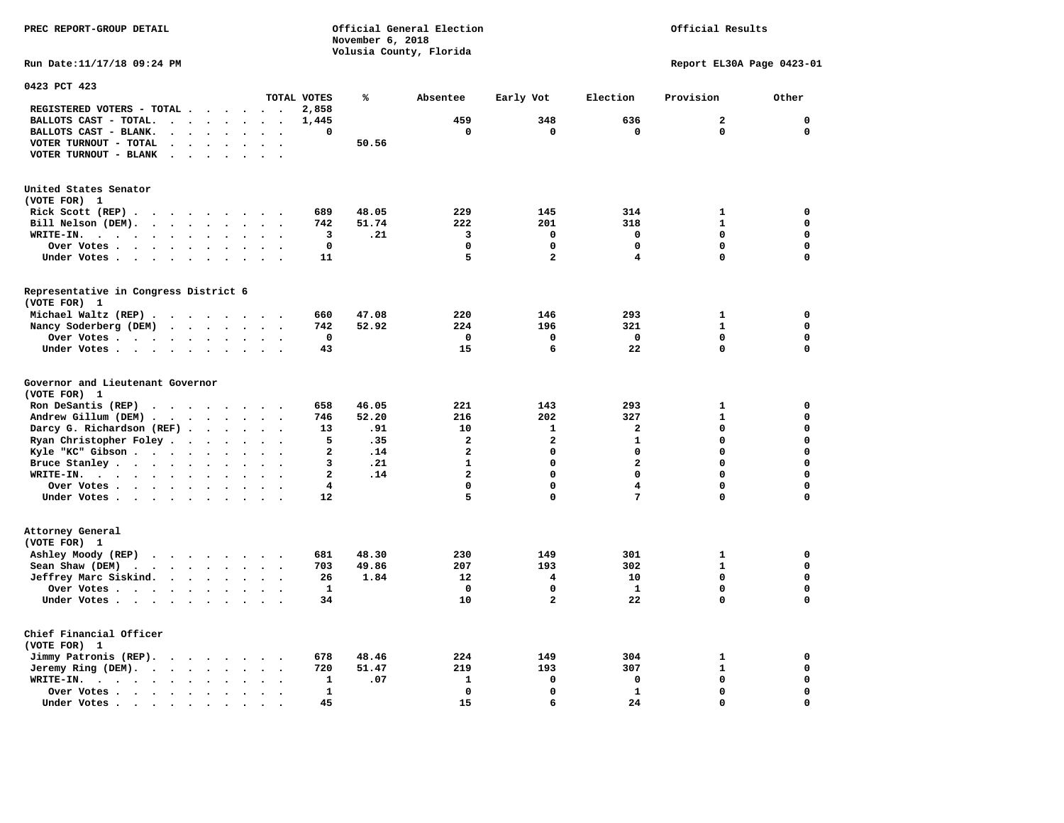PREC REPORT-GROUP DETAIL

Official General Election
November 6, 2018
Volusia County, Florida

Official Results

Run Date:11/17/18 09:24 PM

Report EL30A Page 0423-01

## 0423 PCT 423

| | TOTAL VOTES | % | Absentee | Early Vot | Election | Provision | Other |
|---|---|---|---|---|---|---|---|
| REGISTERED VOTERS - TOTAL | 2,858 | | | | | | |
| BALLOTS CAST - TOTAL. | 1,445 | | 459 | 348 | 636 | 2 | 0 |
| BALLOTS CAST - BLANK. | 0 | | 0 | 0 | 0 | 0 | 0 |
| VOTER TURNOUT - TOTAL | | 50.56 | | | | | |
| VOTER TURNOUT - BLANK | | | | | | | |

### United States Senator
(VOTE FOR) 1

| | TOTAL VOTES | % | Absentee | Early Vot | Election | Provision | Other |
|---|---|---|---|---|---|---|---|
| Rick Scott (REP) | 689 | 48.05 | 229 | 145 | 314 | 1 | 0 |
| Bill Nelson (DEM). | 742 | 51.74 | 222 | 201 | 318 | 1 | 0 |
| WRITE-IN. | 3 | .21 | 3 | 0 | 0 | 0 | 0 |
| Over Votes | 0 | | 0 | 0 | 0 | 0 | 0 |
| Under Votes | 11 | | 5 | 2 | 4 | 0 | 0 |

### Representative in Congress District 6
(VOTE FOR) 1

| | TOTAL VOTES | % | Absentee | Early Vot | Election | Provision | Other |
|---|---|---|---|---|---|---|---|
| Michael Waltz (REP) | 660 | 47.08 | 220 | 146 | 293 | 1 | 0 |
| Nancy Soderberg (DEM) | 742 | 52.92 | 224 | 196 | 321 | 1 | 0 |
| Over Votes | 0 | | 0 | 0 | 0 | 0 | 0 |
| Under Votes | 43 | | 15 | 6 | 22 | 0 | 0 |

### Governor and Lieutenant Governor
(VOTE FOR) 1

| | TOTAL VOTES | % | Absentee | Early Vot | Election | Provision | Other |
|---|---|---|---|---|---|---|---|
| Ron DeSantis (REP) | 658 | 46.05 | 221 | 143 | 293 | 1 | 0 |
| Andrew Gillum (DEM) | 746 | 52.20 | 216 | 202 | 327 | 1 | 0 |
| Darcy G. Richardson (REF) | 13 | .91 | 10 | 1 | 2 | 0 | 0 |
| Ryan Christopher Foley | 5 | .35 | 2 | 2 | 1 | 0 | 0 |
| Kyle "KC" Gibson | 2 | .14 | 2 | 0 | 0 | 0 | 0 |
| Bruce Stanley | 3 | .21 | 1 | 0 | 2 | 0 | 0 |
| WRITE-IN. | 2 | .14 | 2 | 0 | 0 | 0 | 0 |
| Over Votes | 4 | | 0 | 0 | 4 | 0 | 0 |
| Under Votes | 12 | | 5 | 0 | 7 | 0 | 0 |

### Attorney General
(VOTE FOR) 1

| | TOTAL VOTES | % | Absentee | Early Vot | Election | Provision | Other |
|---|---|---|---|---|---|---|---|
| Ashley Moody (REP) | 681 | 48.30 | 230 | 149 | 301 | 1 | 0 |
| Sean Shaw (DEM) | 703 | 49.86 | 207 | 193 | 302 | 1 | 0 |
| Jeffrey Marc Siskind. | 26 | 1.84 | 12 | 4 | 10 | 0 | 0 |
| Over Votes | 1 | | 0 | 0 | 1 | 0 | 0 |
| Under Votes | 34 | | 10 | 2 | 22 | 0 | 0 |

### Chief Financial Officer
(VOTE FOR) 1

| | TOTAL VOTES | % | Absentee | Early Vot | Election | Provision | Other |
|---|---|---|---|---|---|---|---|
| Jimmy Patronis (REP). | 678 | 48.46 | 224 | 149 | 304 | 1 | 0 |
| Jeremy Ring (DEM). | 720 | 51.47 | 219 | 193 | 307 | 1 | 0 |
| WRITE-IN. | 1 | .07 | 1 | 0 | 0 | 0 | 0 |
| Over Votes | 1 | | 0 | 0 | 1 | 0 | 0 |
| Under Votes | 45 | | 15 | 6 | 24 | 0 | 0 |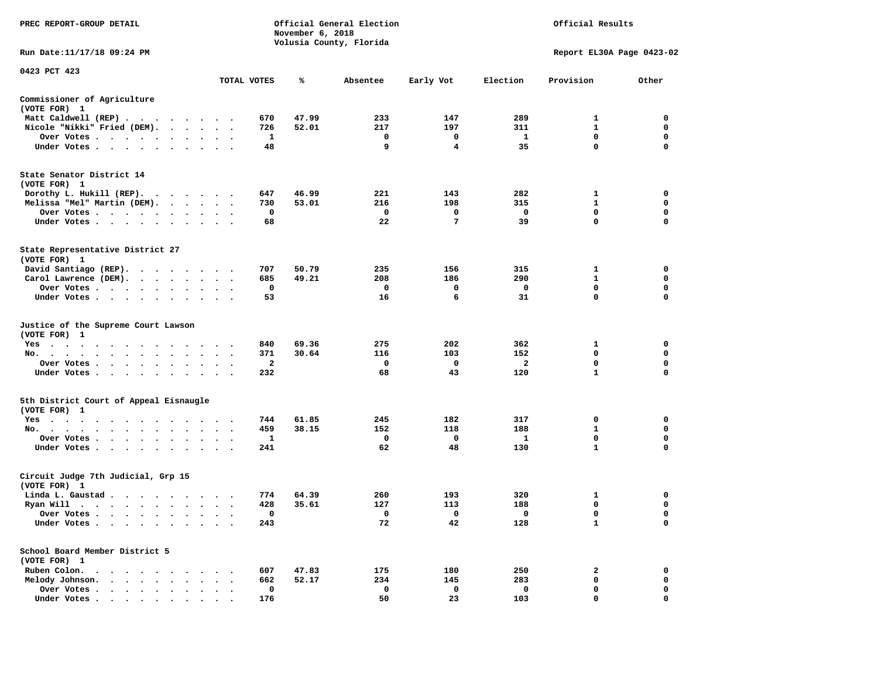PREC REPORT-GROUP DETAIL

Official General Election
November 6, 2018
Volusia County, Florida

Official Results

Run Date:11/17/18 09:24 PM

Report EL30A Page 0423-02

0423 PCT 423

| | TOTAL VOTES | % | Absentee | Early Vot | Election | Provision | Other |
|---|---|---|---|---|---|---|---|
| **Commissioner of Agriculture** | | | | | | | |
| (VOTE FOR) 1 | | | | | | | |
| Matt Caldwell (REP) | 670 | 47.99 | 233 | 147 | 289 | 1 | 0 |
| Nicole "Nikki" Fried (DEM) | 726 | 52.01 | 217 | 197 | 311 | 1 | 0 |
| Over Votes | 1 | | 0 | 0 | 1 | 0 | 0 |
| Under Votes | 48 | | 9 | 4 | 35 | 0 | 0 |
| **State Senator District 14** | | | | | | | |
| (VOTE FOR) 1 | | | | | | | |
| Dorothy L. Hukill (REP) | 647 | 46.99 | 221 | 143 | 282 | 1 | 0 |
| Melissa "Mel" Martin (DEM) | 730 | 53.01 | 216 | 198 | 315 | 1 | 0 |
| Over Votes | 0 | | 0 | 0 | 0 | 0 | 0 |
| Under Votes | 68 | | 22 | 7 | 39 | 0 | 0 |
| **State Representative District 27** | | | | | | | |
| (VOTE FOR) 1 | | | | | | | |
| David Santiago (REP) | 707 | 50.79 | 235 | 156 | 315 | 1 | 0 |
| Carol Lawrence (DEM) | 685 | 49.21 | 208 | 186 | 290 | 1 | 0 |
| Over Votes | 0 | | 0 | 0 | 0 | 0 | 0 |
| Under Votes | 53 | | 16 | 6 | 31 | 0 | 0 |
| **Justice of the Supreme Court Lawson** | | | | | | | |
| (VOTE FOR) 1 | | | | | | | |
| Yes | 840 | 69.36 | 275 | 202 | 362 | 1 | 0 |
| No | 371 | 30.64 | 116 | 103 | 152 | 0 | 0 |
| Over Votes | 2 | | 0 | 0 | 2 | 0 | 0 |
| Under Votes | 232 | | 68 | 43 | 120 | 1 | 0 |
| **5th District Court of Appeal Eisnaugle** | | | | | | | |
| (VOTE FOR) 1 | | | | | | | |
| Yes | 744 | 61.85 | 245 | 182 | 317 | 0 | 0 |
| No | 459 | 38.15 | 152 | 118 | 188 | 1 | 0 |
| Over Votes | 1 | | 0 | 0 | 1 | 0 | 0 |
| Under Votes | 241 | | 62 | 48 | 130 | 1 | 0 |
| **Circuit Judge 7th Judicial, Grp 15** | | | | | | | |
| (VOTE FOR) 1 | | | | | | | |
| Linda L. Gaustad | 774 | 64.39 | 260 | 193 | 320 | 1 | 0 |
| Ryan Will | 428 | 35.61 | 127 | 113 | 188 | 0 | 0 |
| Over Votes | 0 | | 0 | 0 | 0 | 0 | 0 |
| Under Votes | 243 | | 72 | 42 | 128 | 1 | 0 |
| **School Board Member District 5** | | | | | | | |
| (VOTE FOR) 1 | | | | | | | |
| Ruben Colon | 607 | 47.83 | 175 | 180 | 250 | 2 | 0 |
| Melody Johnson | 662 | 52.17 | 234 | 145 | 283 | 0 | 0 |
| Over Votes | 0 | | 0 | 0 | 0 | 0 | 0 |
| Under Votes | 176 | | 50 | 23 | 103 | 0 | 0 |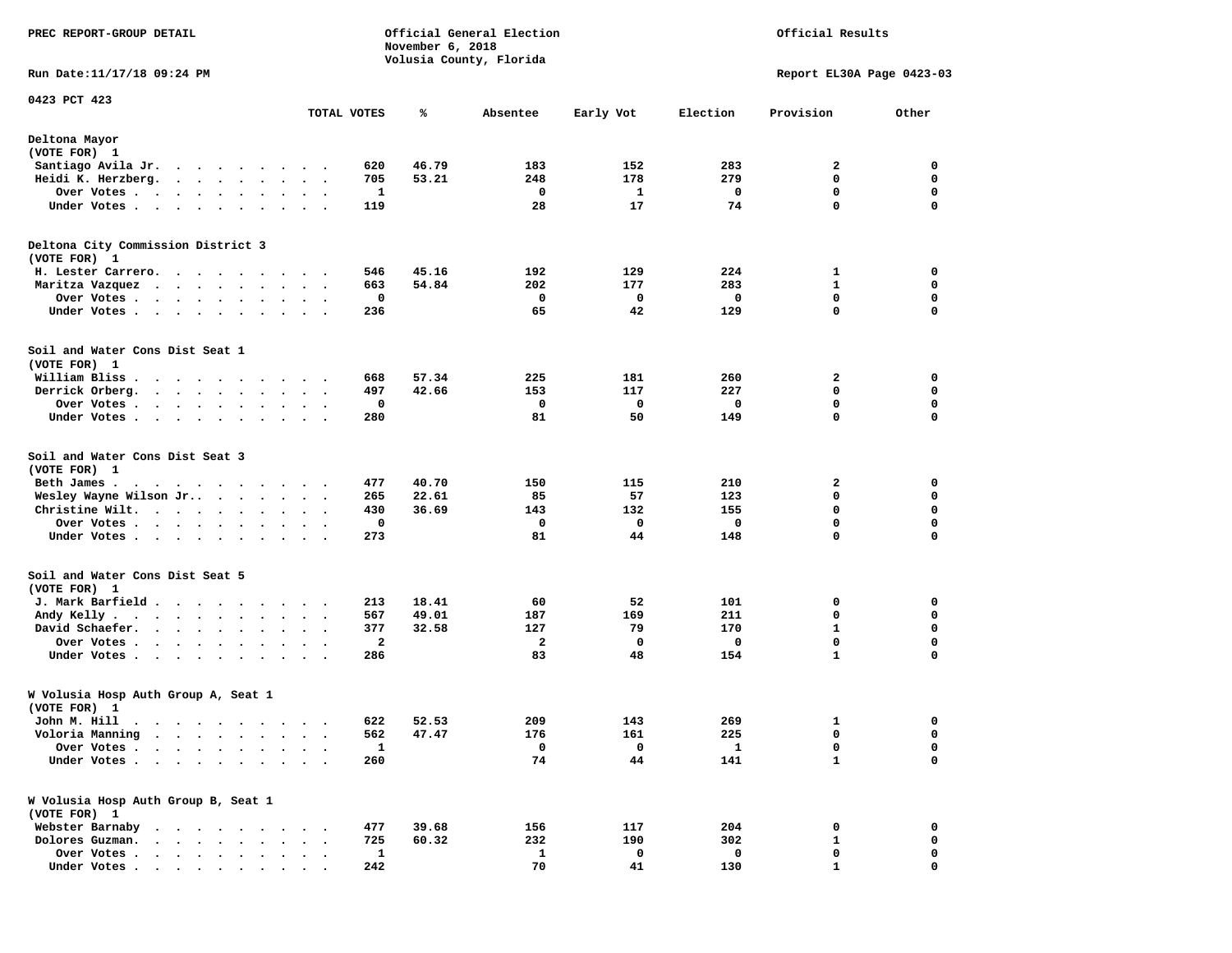PREC REPORT-GROUP DETAIL

Official General Election
November 6, 2018
Volusia County, Florida

Official Results

Run Date:11/17/18 09:24 PM

Report EL30A Page 0423-03

0423 PCT 423

## Deltona Mayor
(VOTE FOR) 1

| | TOTAL VOTES | % | Absentee | Early Vot | Election | Provision | Other |
|---|---|---|---|---|---|---|---|
| Santiago Avila Jr. | 620 | 46.79 | 183 | 152 | 283 | 2 | 0 |
| Heidi K. Herzberg. | 705 | 53.21 | 248 | 178 | 279 | 0 | 0 |
| Over Votes | 1 | | 0 | 1 | 0 | 0 | 0 |
| Under Votes | 119 | | 28 | 17 | 74 | 0 | 0 |

## Deltona City Commission District 3
(VOTE FOR) 1

| | TOTAL VOTES | % | Absentee | Early Vot | Election | Provision | Other |
|---|---|---|---|---|---|---|---|
| H. Lester Carrero. | 546 | 45.16 | 192 | 129 | 224 | 1 | 0 |
| Maritza Vazquez | 663 | 54.84 | 202 | 177 | 283 | 1 | 0 |
| Over Votes | 0 | | 0 | 0 | 0 | 0 | 0 |
| Under Votes | 236 | | 65 | 42 | 129 | 0 | 0 |

## Soil and Water Cons Dist Seat 1
(VOTE FOR) 1

| | TOTAL VOTES | % | Absentee | Early Vot | Election | Provision | Other |
|---|---|---|---|---|---|---|---|
| William Bliss | 668 | 57.34 | 225 | 181 | 260 | 2 | 0 |
| Derrick Orberg. | 497 | 42.66 | 153 | 117 | 227 | 0 | 0 |
| Over Votes | 0 | | 0 | 0 | 0 | 0 | 0 |
| Under Votes | 280 | | 81 | 50 | 149 | 0 | 0 |

## Soil and Water Cons Dist Seat 3
(VOTE FOR) 1

| | TOTAL VOTES | % | Absentee | Early Vot | Election | Provision | Other |
|---|---|---|---|---|---|---|---|
| Beth James | 477 | 40.70 | 150 | 115 | 210 | 2 | 0 |
| Wesley Wayne Wilson Jr.. | 265 | 22.61 | 85 | 57 | 123 | 0 | 0 |
| Christine Wilt. | 430 | 36.69 | 143 | 132 | 155 | 0 | 0 |
| Over Votes | 0 | | 0 | 0 | 0 | 0 | 0 |
| Under Votes | 273 | | 81 | 44 | 148 | 0 | 0 |

## Soil and Water Cons Dist Seat 5
(VOTE FOR) 1

| | TOTAL VOTES | % | Absentee | Early Vot | Election | Provision | Other |
|---|---|---|---|---|---|---|---|
| J. Mark Barfield | 213 | 18.41 | 60 | 52 | 101 | 0 | 0 |
| Andy Kelly | 567 | 49.01 | 187 | 169 | 211 | 0 | 0 |
| David Schaefer. | 377 | 32.58 | 127 | 79 | 170 | 1 | 0 |
| Over Votes | 2 | | 2 | 0 | 0 | 0 | 0 |
| Under Votes | 286 | | 83 | 48 | 154 | 1 | 0 |

## W Volusia Hosp Auth Group A, Seat 1
(VOTE FOR) 1

| | TOTAL VOTES | % | Absentee | Early Vot | Election | Provision | Other |
|---|---|---|---|---|---|---|---|
| John M. Hill | 622 | 52.53 | 209 | 143 | 269 | 1 | 0 |
| Voloria Manning | 562 | 47.47 | 176 | 161 | 225 | 0 | 0 |
| Over Votes | 1 | | 0 | 0 | 1 | 0 | 0 |
| Under Votes | 260 | | 74 | 44 | 141 | 1 | 0 |

## W Volusia Hosp Auth Group B, Seat 1
(VOTE FOR) 1

| | TOTAL VOTES | % | Absentee | Early Vot | Election | Provision | Other |
|---|---|---|---|---|---|---|---|
| Webster Barnaby | 477 | 39.68 | 156 | 117 | 204 | 0 | 0 |
| Dolores Guzman. | 725 | 60.32 | 232 | 190 | 302 | 1 | 0 |
| Over Votes | 1 | | 1 | 0 | 0 | 0 | 0 |
| Under Votes | 242 | | 70 | 41 | 130 | 1 | 0 |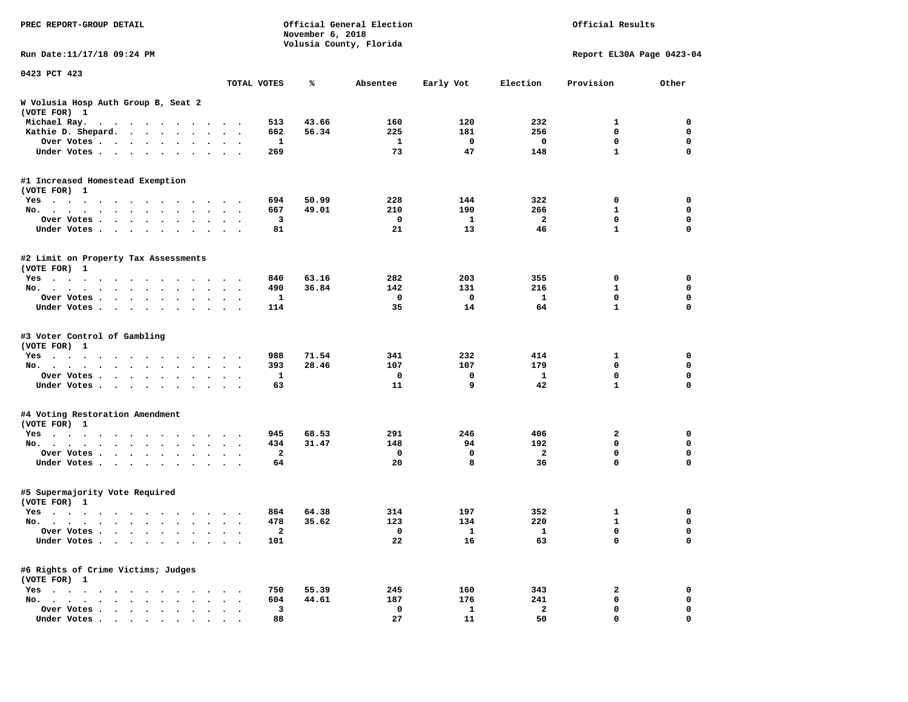PREC REPORT-GROUP DETAIL

Official General Election
November 6, 2018
Volusia County, Florida

Official Results

Run Date:11/17/18 09:24 PM

Report EL30A Page 0423-04

0423 PCT 423

| | TOTAL VOTES | % | Absentee | Early Vot | Election | Provision | Other |
|---|---|---|---|---|---|---|---|
| **W Volusia Hosp Auth Group B, Seat 2 (VOTE FOR) 1** | | | | | | | |
| Michael Ray. | 513 | 43.66 | 160 | 120 | 232 | 1 | 0 |
| Kathie D. Shepard. | 662 | 56.34 | 225 | 181 | 256 | 0 | 0 |
| Over Votes | 1 | | 1 | 0 | 0 | 0 | 0 |
| Under Votes | 269 | | 73 | 47 | 148 | 1 | 0 |
| **#1 Increased Homestead Exemption (VOTE FOR) 1** | | | | | | | |
| Yes | 694 | 50.99 | 228 | 144 | 322 | 0 | 0 |
| No. | 667 | 49.01 | 210 | 190 | 266 | 1 | 0 |
| Over Votes | 3 | | 0 | 1 | 2 | 0 | 0 |
| Under Votes | 81 | | 21 | 13 | 46 | 1 | 0 |
| **#2 Limit on Property Tax Assessments (VOTE FOR) 1** | | | | | | | |
| Yes | 840 | 63.16 | 282 | 203 | 355 | 0 | 0 |
| No. | 490 | 36.84 | 142 | 131 | 216 | 1 | 0 |
| Over Votes | 1 | | 0 | 0 | 1 | 0 | 0 |
| Under Votes | 114 | | 35 | 14 | 64 | 1 | 0 |
| **#3 Voter Control of Gambling (VOTE FOR) 1** | | | | | | | |
| Yes | 988 | 71.54 | 341 | 232 | 414 | 1 | 0 |
| No. | 393 | 28.46 | 107 | 107 | 179 | 0 | 0 |
| Over Votes | 1 | | 0 | 0 | 1 | 0 | 0 |
| Under Votes | 63 | | 11 | 9 | 42 | 1 | 0 |
| **#4 Voting Restoration Amendment (VOTE FOR) 1** | | | | | | | |
| Yes | 945 | 68.53 | 291 | 246 | 406 | 2 | 0 |
| No. | 434 | 31.47 | 148 | 94 | 192 | 0 | 0 |
| Over Votes | 2 | | 0 | 0 | 2 | 0 | 0 |
| Under Votes | 64 | | 20 | 8 | 36 | 0 | 0 |
| **#5 Supermajority Vote Required (VOTE FOR) 1** | | | | | | | |
| Yes | 864 | 64.38 | 314 | 197 | 352 | 1 | 0 |
| No. | 478 | 35.62 | 123 | 134 | 220 | 1 | 0 |
| Over Votes | 2 | | 0 | 1 | 1 | 0 | 0 |
| Under Votes | 101 | | 22 | 16 | 63 | 0 | 0 |
| **#6 Rights of Crime Victims; Judges (VOTE FOR) 1** | | | | | | | |
| Yes | 750 | 55.39 | 245 | 160 | 343 | 2 | 0 |
| No. | 604 | 44.61 | 187 | 176 | 241 | 0 | 0 |
| Over Votes | 3 | | 0 | 1 | 2 | 0 | 0 |
| Under Votes | 88 | | 27 | 11 | 50 | 0 | 0 |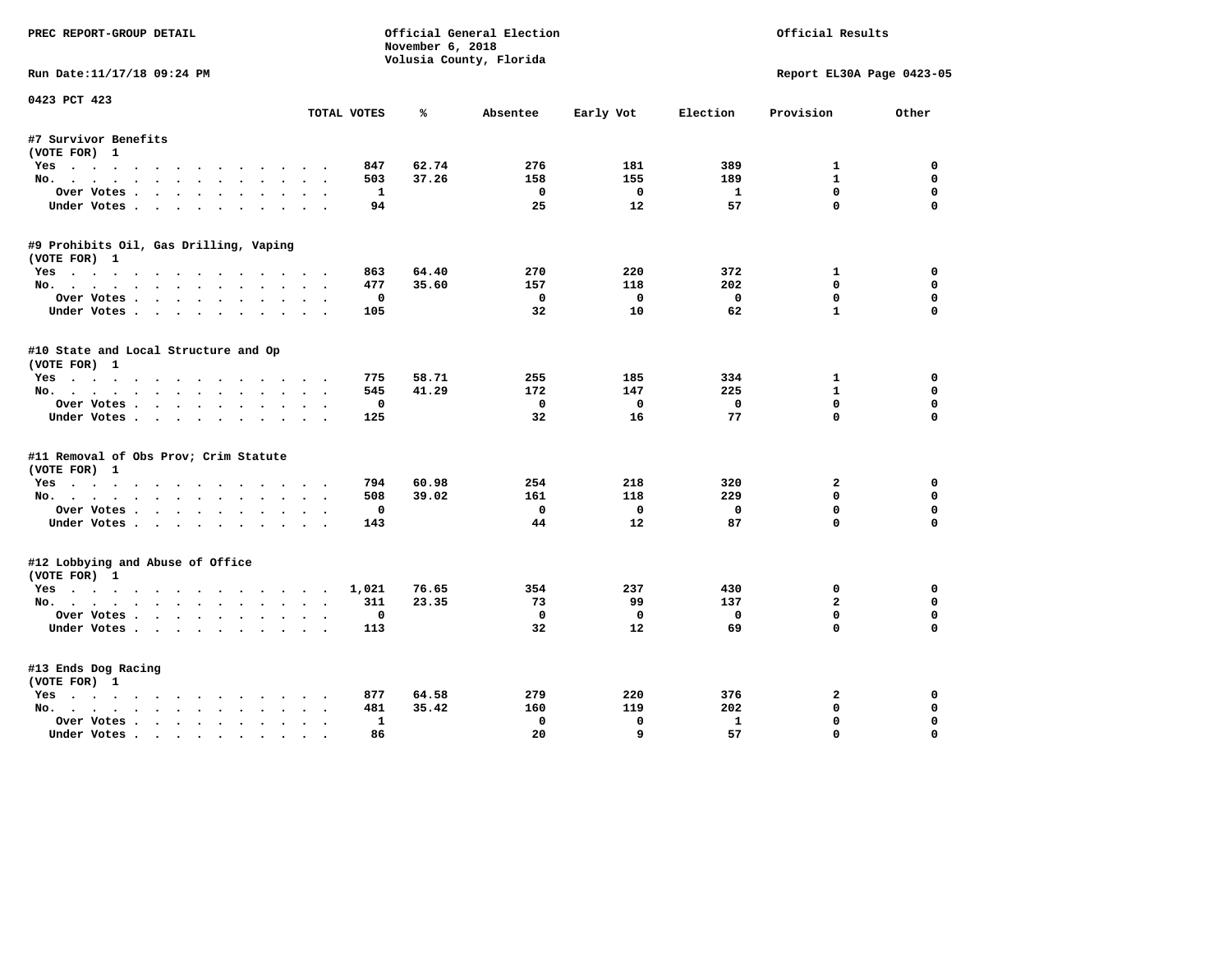PREC REPORT-GROUP DETAIL

Official General Election
November 6, 2018
Volusia County, Florida

Official Results

Run Date:11/17/18 09:24 PM

Report EL30A Page 0423-05

0423 PCT 423

| | TOTAL VOTES | % | Absentee | Early Vot | Election | Provision | Other |
|---|---|---|---|---|---|---|---|
| **#7 Survivor Benefits** | | | | | | | |
| (VOTE FOR) 1 | | | | | | | |
| Yes | 847 | 62.74 | 276 | 181 | 389 | 1 | 0 |
| No. | 503 | 37.26 | 158 | 155 | 189 | 1 | 0 |
| Over Votes | 1 | | 0 | 0 | 1 | 0 | 0 |
| Under Votes | 94 | | 25 | 12 | 57 | 0 | 0 |
| **#9 Prohibits Oil, Gas Drilling, Vaping** | | | | | | | |
| (VOTE FOR) 1 | | | | | | | |
| Yes | 863 | 64.40 | 270 | 220 | 372 | 1 | 0 |
| No. | 477 | 35.60 | 157 | 118 | 202 | 0 | 0 |
| Over Votes | 0 | | 0 | 0 | 0 | 0 | 0 |
| Under Votes | 105 | | 32 | 10 | 62 | 1 | 0 |
| **#10 State and Local Structure and Op** | | | | | | | |
| (VOTE FOR) 1 | | | | | | | |
| Yes | 775 | 58.71 | 255 | 185 | 334 | 1 | 0 |
| No. | 545 | 41.29 | 172 | 147 | 225 | 1 | 0 |
| Over Votes | 0 | | 0 | 0 | 0 | 0 | 0 |
| Under Votes | 125 | | 32 | 16 | 77 | 0 | 0 |
| **#11 Removal of Obs Prov; Crim Statute** | | | | | | | |
| (VOTE FOR) 1 | | | | | | | |
| Yes | 794 | 60.98 | 254 | 218 | 320 | 2 | 0 |
| No. | 508 | 39.02 | 161 | 118 | 229 | 0 | 0 |
| Over Votes | 0 | | 0 | 0 | 0 | 0 | 0 |
| Under Votes | 143 | | 44 | 12 | 87 | 0 | 0 |
| **#12 Lobbying and Abuse of Office** | | | | | | | |
| (VOTE FOR) 1 | | | | | | | |
| Yes | 1,021 | 76.65 | 354 | 237 | 430 | 0 | 0 |
| No. | 311 | 23.35 | 73 | 99 | 137 | 2 | 0 |
| Over Votes | 0 | | 0 | 0 | 0 | 0 | 0 |
| Under Votes | 113 | | 32 | 12 | 69 | 0 | 0 |
| **#13 Ends Dog Racing** | | | | | | | |
| (VOTE FOR) 1 | | | | | | | |
| Yes | 877 | 64.58 | 279 | 220 | 376 | 2 | 0 |
| No. | 481 | 35.42 | 160 | 119 | 202 | 0 | 0 |
| Over Votes | 1 | | 0 | 0 | 1 | 0 | 0 |
| Under Votes | 86 | | 20 | 9 | 57 | 0 | 0 |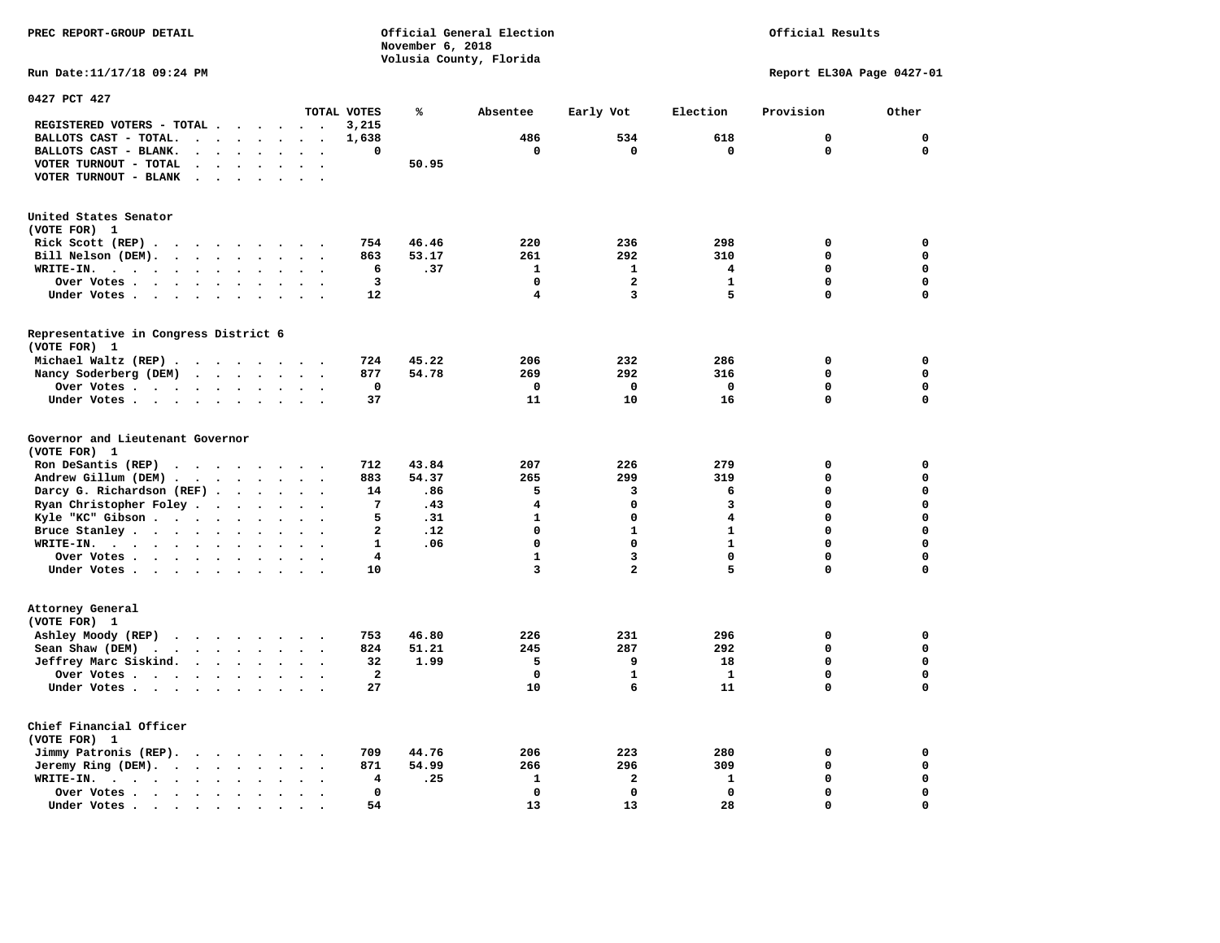PREC REPORT-GROUP DETAIL

Official General Election
November 6, 2018
Volusia County, Florida

Official Results

Run Date:11/17/18 09:24 PM

Report EL30A Page 0427-01

## 0427 PCT 427

| | TOTAL VOTES | % | Absentee | Early Vot | Election | Provision | Other |
|---|---|---|---|---|---|---|---|
| REGISTERED VOTERS - TOTAL | 3,215 | | | | | | |
| BALLOTS CAST - TOTAL. | 1,638 | | 486 | 534 | 618 | 0 | 0 |
| BALLOTS CAST - BLANK. | 0 | | 0 | 0 | 0 | 0 | 0 |
| VOTER TURNOUT - TOTAL | | 50.95 | | | | | |
| VOTER TURNOUT - BLANK | | | | | | | |

### United States Senator
(VOTE FOR) 1

| | TOTAL VOTES | % | Absentee | Early Vot | Election | Provision | Other |
|---|---|---|---|---|---|---|---|
| Rick Scott (REP) | 754 | 46.46 | 220 | 236 | 298 | 0 | 0 |
| Bill Nelson (DEM). | 863 | 53.17 | 261 | 292 | 310 | 0 | 0 |
| WRITE-IN. | 6 | .37 | 1 | 1 | 4 | 0 | 0 |
| Over Votes | 3 | | 0 | 2 | 1 | 0 | 0 |
| Under Votes | 12 | | 4 | 3 | 5 | 0 | 0 |

### Representative in Congress District 6
(VOTE FOR) 1

| | TOTAL VOTES | % | Absentee | Early Vot | Election | Provision | Other |
|---|---|---|---|---|---|---|---|
| Michael Waltz (REP) | 724 | 45.22 | 206 | 232 | 286 | 0 | 0 |
| Nancy Soderberg (DEM) | 877 | 54.78 | 269 | 292 | 316 | 0 | 0 |
| Over Votes | 0 | | 0 | 0 | 0 | 0 | 0 |
| Under Votes | 37 | | 11 | 10 | 16 | 0 | 0 |

### Governor and Lieutenant Governor
(VOTE FOR) 1

| | TOTAL VOTES | % | Absentee | Early Vot | Election | Provision | Other |
|---|---|---|---|---|---|---|---|
| Ron DeSantis (REP) | 712 | 43.84 | 207 | 226 | 279 | 0 | 0 |
| Andrew Gillum (DEM) | 883 | 54.37 | 265 | 299 | 319 | 0 | 0 |
| Darcy G. Richardson (REF) | 14 | .86 | 5 | 3 | 6 | 0 | 0 |
| Ryan Christopher Foley | 7 | .43 | 4 | 0 | 3 | 0 | 0 |
| Kyle "KC" Gibson | 5 | .31 | 1 | 0 | 4 | 0 | 0 |
| Bruce Stanley | 2 | .12 | 0 | 1 | 1 | 0 | 0 |
| WRITE-IN. | 1 | .06 | 0 | 0 | 1 | 0 | 0 |
| Over Votes | 4 | | 1 | 3 | 0 | 0 | 0 |
| Under Votes | 10 | | 3 | 2 | 5 | 0 | 0 |

### Attorney General
(VOTE FOR) 1

| | TOTAL VOTES | % | Absentee | Early Vot | Election | Provision | Other |
|---|---|---|---|---|---|---|---|
| Ashley Moody (REP) | 753 | 46.80 | 226 | 231 | 296 | 0 | 0 |
| Sean Shaw (DEM) | 824 | 51.21 | 245 | 287 | 292 | 0 | 0 |
| Jeffrey Marc Siskind. | 32 | 1.99 | 5 | 9 | 18 | 0 | 0 |
| Over Votes | 2 | | 0 | 1 | 1 | 0 | 0 |
| Under Votes | 27 | | 10 | 6 | 11 | 0 | 0 |

### Chief Financial Officer
(VOTE FOR) 1

| | TOTAL VOTES | % | Absentee | Early Vot | Election | Provision | Other |
|---|---|---|---|---|---|---|---|
| Jimmy Patronis (REP). | 709 | 44.76 | 206 | 223 | 280 | 0 | 0 |
| Jeremy Ring (DEM). | 871 | 54.99 | 266 | 296 | 309 | 0 | 0 |
| WRITE-IN. | 4 | .25 | 1 | 2 | 1 | 0 | 0 |
| Over Votes | 0 | | 0 | 0 | 0 | 0 | 0 |
| Under Votes | 54 | | 13 | 13 | 28 | 0 | 0 |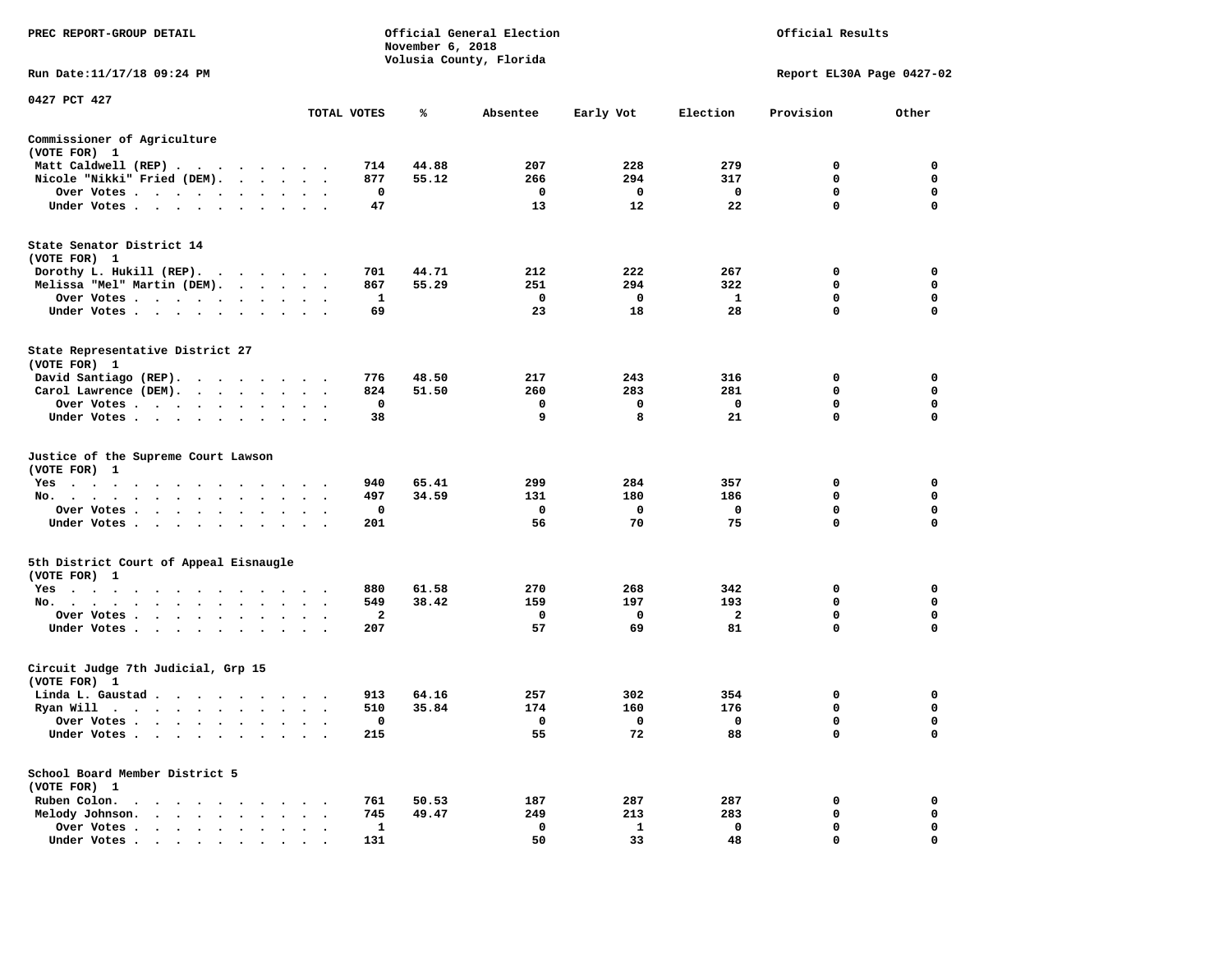PREC REPORT-GROUP DETAIL

Official General Election
November 6, 2018
Volusia County, Florida

Official Results

Run Date:11/17/18 09:24 PM

Report EL30A Page 0427-02

0427 PCT 427

| | TOTAL VOTES | % | Absentee | Early Vot | Election | Provision | Other |
|---|---|---|---|---|---|---|---|
| **Commissioner of Agriculture** | | | | | | | |
| (VOTE FOR) 1 | | | | | | | |
| Matt Caldwell (REP) | 714 | 44.88 | 207 | 228 | 279 | 0 | 0 |
| Nicole "Nikki" Fried (DEM) | 877 | 55.12 | 266 | 294 | 317 | 0 | 0 |
| Over Votes | 0 | | 0 | 0 | 0 | 0 | 0 |
| Under Votes | 47 | | 13 | 12 | 22 | 0 | 0 |
| **State Senator District 14** | | | | | | | |
| (VOTE FOR) 1 | | | | | | | |
| Dorothy L. Hukill (REP) | 701 | 44.71 | 212 | 222 | 267 | 0 | 0 |
| Melissa "Mel" Martin (DEM) | 867 | 55.29 | 251 | 294 | 322 | 0 | 0 |
| Over Votes | 1 | | 0 | 0 | 1 | 0 | 0 |
| Under Votes | 69 | | 23 | 18 | 28 | 0 | 0 |
| **State Representative District 27** | | | | | | | |
| (VOTE FOR) 1 | | | | | | | |
| David Santiago (REP) | 776 | 48.50 | 217 | 243 | 316 | 0 | 0 |
| Carol Lawrence (DEM) | 824 | 51.50 | 260 | 283 | 281 | 0 | 0 |
| Over Votes | 0 | | 0 | 0 | 0 | 0 | 0 |
| Under Votes | 38 | | 9 | 8 | 21 | 0 | 0 |
| **Justice of the Supreme Court Lawson** | | | | | | | |
| (VOTE FOR) 1 | | | | | | | |
| Yes | 940 | 65.41 | 299 | 284 | 357 | 0 | 0 |
| No | 497 | 34.59 | 131 | 180 | 186 | 0 | 0 |
| Over Votes | 0 | | 0 | 0 | 0 | 0 | 0 |
| Under Votes | 201 | | 56 | 70 | 75 | 0 | 0 |
| **5th District Court of Appeal Eisnaugle** | | | | | | | |
| (VOTE FOR) 1 | | | | | | | |
| Yes | 880 | 61.58 | 270 | 268 | 342 | 0 | 0 |
| No | 549 | 38.42 | 159 | 197 | 193 | 0 | 0 |
| Over Votes | 2 | | 0 | 0 | 2 | 0 | 0 |
| Under Votes | 207 | | 57 | 69 | 81 | 0 | 0 |
| **Circuit Judge 7th Judicial, Grp 15** | | | | | | | |
| (VOTE FOR) 1 | | | | | | | |
| Linda L. Gaustad | 913 | 64.16 | 257 | 302 | 354 | 0 | 0 |
| Ryan Will | 510 | 35.84 | 174 | 160 | 176 | 0 | 0 |
| Over Votes | 0 | | 0 | 0 | 0 | 0 | 0 |
| Under Votes | 215 | | 55 | 72 | 88 | 0 | 0 |
| **School Board Member District 5** | | | | | | | |
| (VOTE FOR) 1 | | | | | | | |
| Ruben Colon | 761 | 50.53 | 187 | 287 | 287 | 0 | 0 |
| Melody Johnson | 745 | 49.47 | 249 | 213 | 283 | 0 | 0 |
| Over Votes | 1 | | 0 | 1 | 0 | 0 | 0 |
| Under Votes | 131 | | 50 | 33 | 48 | 0 | 0 |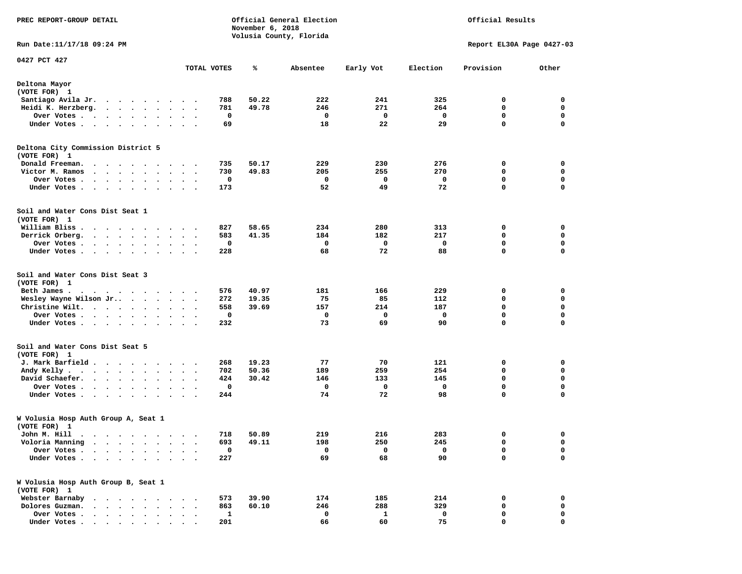PREC REPORT-GROUP DETAIL

Official General Election
November 6, 2018
Volusia County, Florida

Official Results

Run Date:11/17/18 09:24 PM

Report EL30A Page 0427-03

0427 PCT 427

| | TOTAL VOTES | % | Absentee | Early Vot | Election | Provision | Other |
|---|---|---|---|---|---|---|---|
| **Deltona Mayor** | | | | | | | |
| (VOTE FOR) 1 | | | | | | | |
| Santiago Avila Jr. | 788 | 50.22 | 222 | 241 | 325 | 0 | 0 |
| Heidi K. Herzberg. | 781 | 49.78 | 246 | 271 | 264 | 0 | 0 |
| Over Votes | 0 | | 0 | 0 | 0 | 0 | 0 |
| Under Votes | 69 | | 18 | 22 | 29 | 0 | 0 |
| **Deltona City Commission District 5** | | | | | | | |
| (VOTE FOR) 1 | | | | | | | |
| Donald Freeman. | 735 | 50.17 | 229 | 230 | 276 | 0 | 0 |
| Victor M. Ramos | 730 | 49.83 | 205 | 255 | 270 | 0 | 0 |
| Over Votes | 0 | | 0 | 0 | 0 | 0 | 0 |
| Under Votes | 173 | | 52 | 49 | 72 | 0 | 0 |
| **Soil and Water Cons Dist Seat 1** | | | | | | | |
| (VOTE FOR) 1 | | | | | | | |
| William Bliss | 827 | 58.65 | 234 | 280 | 313 | 0 | 0 |
| Derrick Orberg. | 583 | 41.35 | 184 | 182 | 217 | 0 | 0 |
| Over Votes | 0 | | 0 | 0 | 0 | 0 | 0 |
| Under Votes | 228 | | 68 | 72 | 88 | 0 | 0 |
| **Soil and Water Cons Dist Seat 3** | | | | | | | |
| (VOTE FOR) 1 | | | | | | | |
| Beth James | 576 | 40.97 | 181 | 166 | 229 | 0 | 0 |
| Wesley Wayne Wilson Jr.. | 272 | 19.35 | 75 | 85 | 112 | 0 | 0 |
| Christine Wilt. | 558 | 39.69 | 157 | 214 | 187 | 0 | 0 |
| Over Votes | 0 | | 0 | 0 | 0 | 0 | 0 |
| Under Votes | 232 | | 73 | 69 | 90 | 0 | 0 |
| **Soil and Water Cons Dist Seat 5** | | | | | | | |
| (VOTE FOR) 1 | | | | | | | |
| J. Mark Barfield | 268 | 19.23 | 77 | 70 | 121 | 0 | 0 |
| Andy Kelly | 702 | 50.36 | 189 | 259 | 254 | 0 | 0 |
| David Schaefer. | 424 | 30.42 | 146 | 133 | 145 | 0 | 0 |
| Over Votes | 0 | | 0 | 0 | 0 | 0 | 0 |
| Under Votes | 244 | | 74 | 72 | 98 | 0 | 0 |
| **W Volusia Hosp Auth Group A, Seat 1** | | | | | | | |
| (VOTE FOR) 1 | | | | | | | |
| John M. Hill | 718 | 50.89 | 219 | 216 | 283 | 0 | 0 |
| Voloria Manning | 693 | 49.11 | 198 | 250 | 245 | 0 | 0 |
| Over Votes | 0 | | 0 | 0 | 0 | 0 | 0 |
| Under Votes | 227 | | 69 | 68 | 90 | 0 | 0 |
| **W Volusia Hosp Auth Group B, Seat 1** | | | | | | | |
| (VOTE FOR) 1 | | | | | | | |
| Webster Barnaby | 573 | 39.90 | 174 | 185 | 214 | 0 | 0 |
| Dolores Guzman. | 863 | 60.10 | 246 | 288 | 329 | 0 | 0 |
| Over Votes | 1 | | 0 | 1 | 0 | 0 | 0 |
| Under Votes | 201 | | 66 | 60 | 75 | 0 | 0 |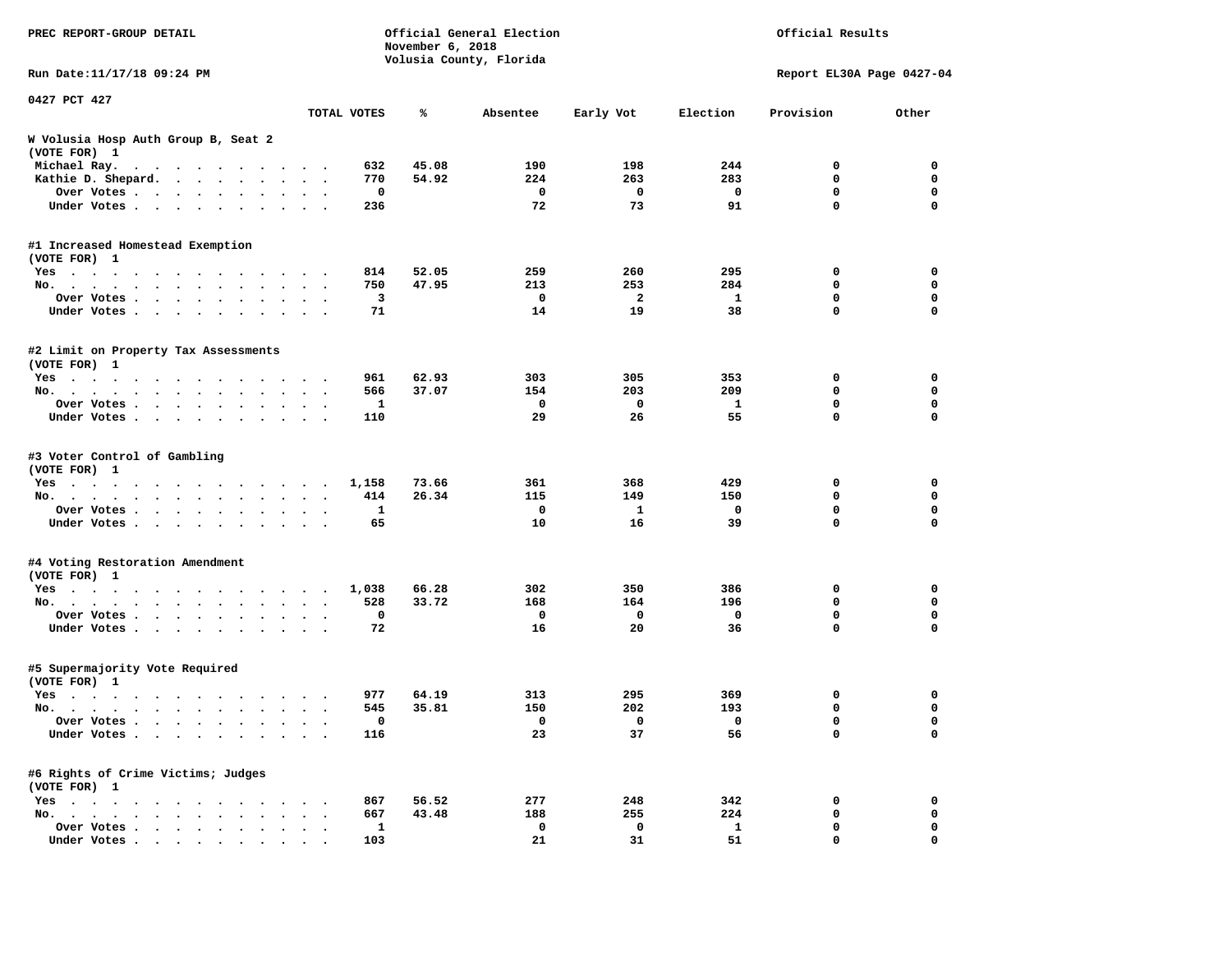PREC REPORT-GROUP DETAIL

Official General Election
November 6, 2018
Volusia County, Florida

Official Results

Run Date:11/17/18 09:24 PM

Report EL30A Page 0427-04

0427 PCT 427

| | TOTAL VOTES | % | Absentee | Early Vot | Election | Provision | Other |
|---|---|---|---|---|---|---|---|
| **W Volusia Hosp Auth Group B, Seat 2** | | | | | | | |
| (VOTE FOR) 1 | | | | | | | |
| Michael Ray. | 632 | 45.08 | 190 | 198 | 244 | 0 | 0 |
| Kathie D. Shepard. | 770 | 54.92 | 224 | 263 | 283 | 0 | 0 |
| Over Votes | 0 | | 0 | 0 | 0 | 0 | 0 |
| Under Votes | 236 | | 72 | 73 | 91 | 0 | 0 |
| **#1 Increased Homestead Exemption** | | | | | | | |
| (VOTE FOR) 1 | | | | | | | |
| Yes | 814 | 52.05 | 259 | 260 | 295 | 0 | 0 |
| No. | 750 | 47.95 | 213 | 253 | 284 | 0 | 0 |
| Over Votes | 3 | | 0 | 2 | 1 | 0 | 0 |
| Under Votes | 71 | | 14 | 19 | 38 | 0 | 0 |
| **#2 Limit on Property Tax Assessments** | | | | | | | |
| (VOTE FOR) 1 | | | | | | | |
| Yes | 961 | 62.93 | 303 | 305 | 353 | 0 | 0 |
| No. | 566 | 37.07 | 154 | 203 | 209 | 0 | 0 |
| Over Votes | 1 | | 0 | 0 | 1 | 0 | 0 |
| Under Votes | 110 | | 29 | 26 | 55 | 0 | 0 |
| **#3 Voter Control of Gambling** | | | | | | | |
| (VOTE FOR) 1 | | | | | | | |
| Yes | 1,158 | 73.66 | 361 | 368 | 429 | 0 | 0 |
| No. | 414 | 26.34 | 115 | 149 | 150 | 0 | 0 |
| Over Votes | 1 | | 0 | 1 | 0 | 0 | 0 |
| Under Votes | 65 | | 10 | 16 | 39 | 0 | 0 |
| **#4 Voting Restoration Amendment** | | | | | | | |
| (VOTE FOR) 1 | | | | | | | |
| Yes | 1,038 | 66.28 | 302 | 350 | 386 | 0 | 0 |
| No. | 528 | 33.72 | 168 | 164 | 196 | 0 | 0 |
| Over Votes | 0 | | 0 | 0 | 0 | 0 | 0 |
| Under Votes | 72 | | 16 | 20 | 36 | 0 | 0 |
| **#5 Supermajority Vote Required** | | | | | | | |
| (VOTE FOR) 1 | | | | | | | |
| Yes | 977 | 64.19 | 313 | 295 | 369 | 0 | 0 |
| No. | 545 | 35.81 | 150 | 202 | 193 | 0 | 0 |
| Over Votes | 0 | | 0 | 0 | 0 | 0 | 0 |
| Under Votes | 116 | | 23 | 37 | 56 | 0 | 0 |
| **#6 Rights of Crime Victims; Judges** | | | | | | | |
| (VOTE FOR) 1 | | | | | | | |
| Yes | 867 | 56.52 | 277 | 248 | 342 | 0 | 0 |
| No. | 667 | 43.48 | 188 | 255 | 224 | 0 | 0 |
| Over Votes | 1 | | 0 | 0 | 1 | 0 | 0 |
| Under Votes | 103 | | 21 | 31 | 51 | 0 | 0 |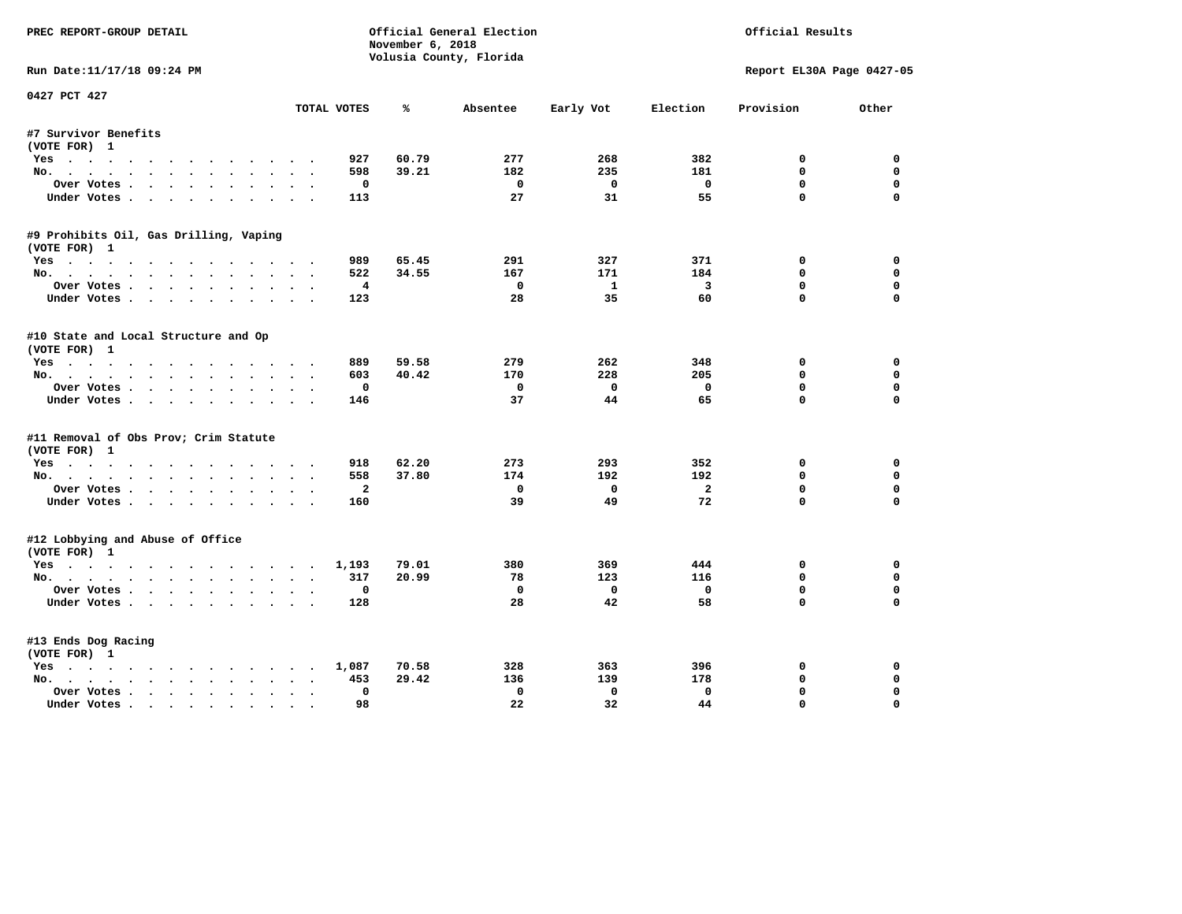PREC REPORT-GROUP DETAIL

Official General Election
November 6, 2018
Volusia County, Florida

Official Results

Run Date:11/17/18 09:24 PM

Report EL30A Page 0427-05

0427 PCT 427

| | TOTAL VOTES | % | Absentee | Early Vot | Election | Provision | Other |
|---|---|---|---|---|---|---|---|
| **#7 Survivor Benefits** | | | | | | | |
| (VOTE FOR) 1 | | | | | | | |
| Yes | 927 | 60.79 | 277 | 268 | 382 | 0 | 0 |
| No. | 598 | 39.21 | 182 | 235 | 181 | 0 | 0 |
| Over Votes | 0 | | 0 | 0 | 0 | 0 | 0 |
| Under Votes | 113 | | 27 | 31 | 55 | 0 | 0 |
| **#9 Prohibits Oil, Gas Drilling, Vaping** | | | | | | | |
| (VOTE FOR) 1 | | | | | | | |
| Yes | 989 | 65.45 | 291 | 327 | 371 | 0 | 0 |
| No. | 522 | 34.55 | 167 | 171 | 184 | 0 | 0 |
| Over Votes | 4 | | 0 | 1 | 3 | 0 | 0 |
| Under Votes | 123 | | 28 | 35 | 60 | 0 | 0 |
| **#10 State and Local Structure and Op** | | | | | | | |
| (VOTE FOR) 1 | | | | | | | |
| Yes | 889 | 59.58 | 279 | 262 | 348 | 0 | 0 |
| No. | 603 | 40.42 | 170 | 228 | 205 | 0 | 0 |
| Over Votes | 0 | | 0 | 0 | 0 | 0 | 0 |
| Under Votes | 146 | | 37 | 44 | 65 | 0 | 0 |
| **#11 Removal of Obs Prov; Crim Statute** | | | | | | | |
| (VOTE FOR) 1 | | | | | | | |
| Yes | 918 | 62.20 | 273 | 293 | 352 | 0 | 0 |
| No. | 558 | 37.80 | 174 | 192 | 192 | 0 | 0 |
| Over Votes | 2 | | 0 | 0 | 2 | 0 | 0 |
| Under Votes | 160 | | 39 | 49 | 72 | 0 | 0 |
| **#12 Lobbying and Abuse of Office** | | | | | | | |
| (VOTE FOR) 1 | | | | | | | |
| Yes | 1,193 | 79.01 | 380 | 369 | 444 | 0 | 0 |
| No. | 317 | 20.99 | 78 | 123 | 116 | 0 | 0 |
| Over Votes | 0 | | 0 | 0 | 0 | 0 | 0 |
| Under Votes | 128 | | 28 | 42 | 58 | 0 | 0 |
| **#13 Ends Dog Racing** | | | | | | | |
| (VOTE FOR) 1 | | | | | | | |
| Yes | 1,087 | 70.58 | 328 | 363 | 396 | 0 | 0 |
| No. | 453 | 29.42 | 136 | 139 | 178 | 0 | 0 |
| Over Votes | 0 | | 0 | 0 | 0 | 0 | 0 |
| Under Votes | 98 | | 22 | 32 | 44 | 0 | 0 |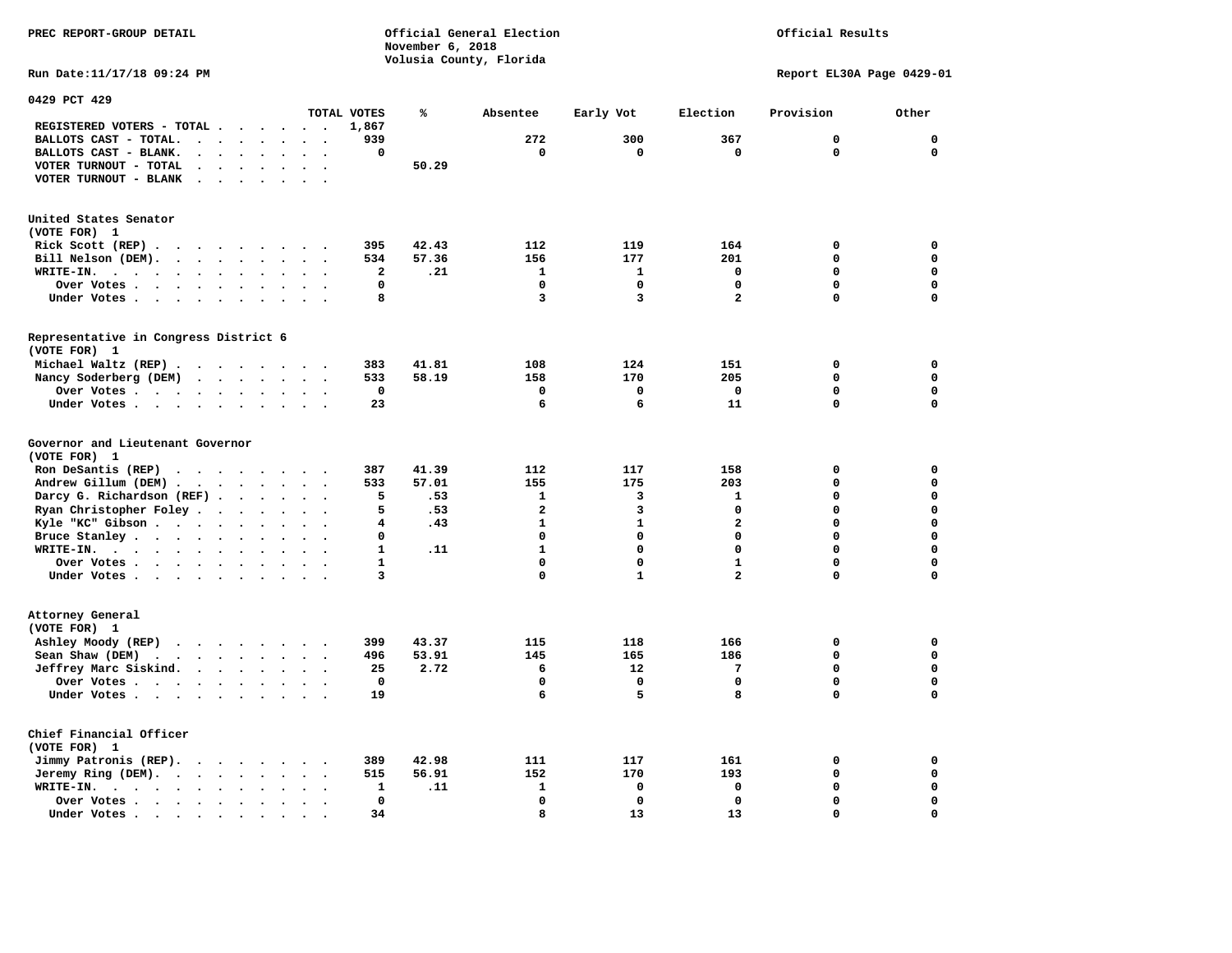PREC REPORT-GROUP DETAIL

Official General Election
November 6, 2018
Volusia County, Florida

Official Results

Run Date:11/17/18 09:24 PM

Report EL30A Page 0429-01

## 0429 PCT 429

| | TOTAL VOTES | % | Absentee | Early Vot | Election | Provision | Other |
|---|---|---|---|---|---|---|---|
| REGISTERED VOTERS - TOTAL | 1,867 | | | | | | |
| BALLOTS CAST - TOTAL. | 939 | | 272 | 300 | 367 | 0 | 0 |
| BALLOTS CAST - BLANK. | 0 | | 0 | 0 | 0 | 0 | 0 |
| VOTER TURNOUT - TOTAL | | 50.29 | | | | | |
| VOTER TURNOUT - BLANK | | | | | | | |

### United States Senator (VOTE FOR) 1

| | TOTAL VOTES | % | Absentee | Early Vot | Election | Provision | Other |
|---|---|---|---|---|---|---|---|
| Rick Scott (REP) | 395 | 42.43 | 112 | 119 | 164 | 0 | 0 |
| Bill Nelson (DEM). | 534 | 57.36 | 156 | 177 | 201 | 0 | 0 |
| WRITE-IN. | 2 | .21 | 1 | 1 | 0 | 0 | 0 |
| Over Votes | 0 | | 0 | 0 | 0 | 0 | 0 |
| Under Votes | 8 | | 3 | 3 | 2 | 0 | 0 |

### Representative in Congress District 6 (VOTE FOR) 1

| | TOTAL VOTES | % | Absentee | Early Vot | Election | Provision | Other |
|---|---|---|---|---|---|---|---|
| Michael Waltz (REP) | 383 | 41.81 | 108 | 124 | 151 | 0 | 0 |
| Nancy Soderberg (DEM) | 533 | 58.19 | 158 | 170 | 205 | 0 | 0 |
| Over Votes | 0 | | 0 | 0 | 0 | 0 | 0 |
| Under Votes | 23 | | 6 | 6 | 11 | 0 | 0 |

### Governor and Lieutenant Governor (VOTE FOR) 1

| | TOTAL VOTES | % | Absentee | Early Vot | Election | Provision | Other |
|---|---|---|---|---|---|---|---|
| Ron DeSantis (REP) | 387 | 41.39 | 112 | 117 | 158 | 0 | 0 |
| Andrew Gillum (DEM) | 533 | 57.01 | 155 | 175 | 203 | 0 | 0 |
| Darcy G. Richardson (REF) | 5 | .53 | 1 | 3 | 1 | 0 | 0 |
| Ryan Christopher Foley | 5 | .53 | 2 | 3 | 0 | 0 | 0 |
| Kyle "KC" Gibson | 4 | .43 | 1 | 1 | 2 | 0 | 0 |
| Bruce Stanley | 0 | | 0 | 0 | 0 | 0 | 0 |
| WRITE-IN. | 1 | .11 | 1 | 0 | 0 | 0 | 0 |
| Over Votes | 1 | | 0 | 0 | 1 | 0 | 0 |
| Under Votes | 3 | | 0 | 1 | 2 | 0 | 0 |

### Attorney General (VOTE FOR) 1

| | TOTAL VOTES | % | Absentee | Early Vot | Election | Provision | Other |
|---|---|---|---|---|---|---|---|
| Ashley Moody (REP) | 399 | 43.37 | 115 | 118 | 166 | 0 | 0 |
| Sean Shaw (DEM) | 496 | 53.91 | 145 | 165 | 186 | 0 | 0 |
| Jeffrey Marc Siskind. | 25 | 2.72 | 6 | 12 | 7 | 0 | 0 |
| Over Votes | 0 | | 0 | 0 | 0 | 0 | 0 |
| Under Votes | 19 | | 6 | 5 | 8 | 0 | 0 |

### Chief Financial Officer (VOTE FOR) 1

| | TOTAL VOTES | % | Absentee | Early Vot | Election | Provision | Other |
|---|---|---|---|---|---|---|---|
| Jimmy Patronis (REP). | 389 | 42.98 | 111 | 117 | 161 | 0 | 0 |
| Jeremy Ring (DEM). | 515 | 56.91 | 152 | 170 | 193 | 0 | 0 |
| WRITE-IN. | 1 | .11 | 1 | 0 | 0 | 0 | 0 |
| Over Votes | 0 | | 0 | 0 | 0 | 0 | 0 |
| Under Votes | 34 | | 8 | 13 | 13 | 0 | 0 |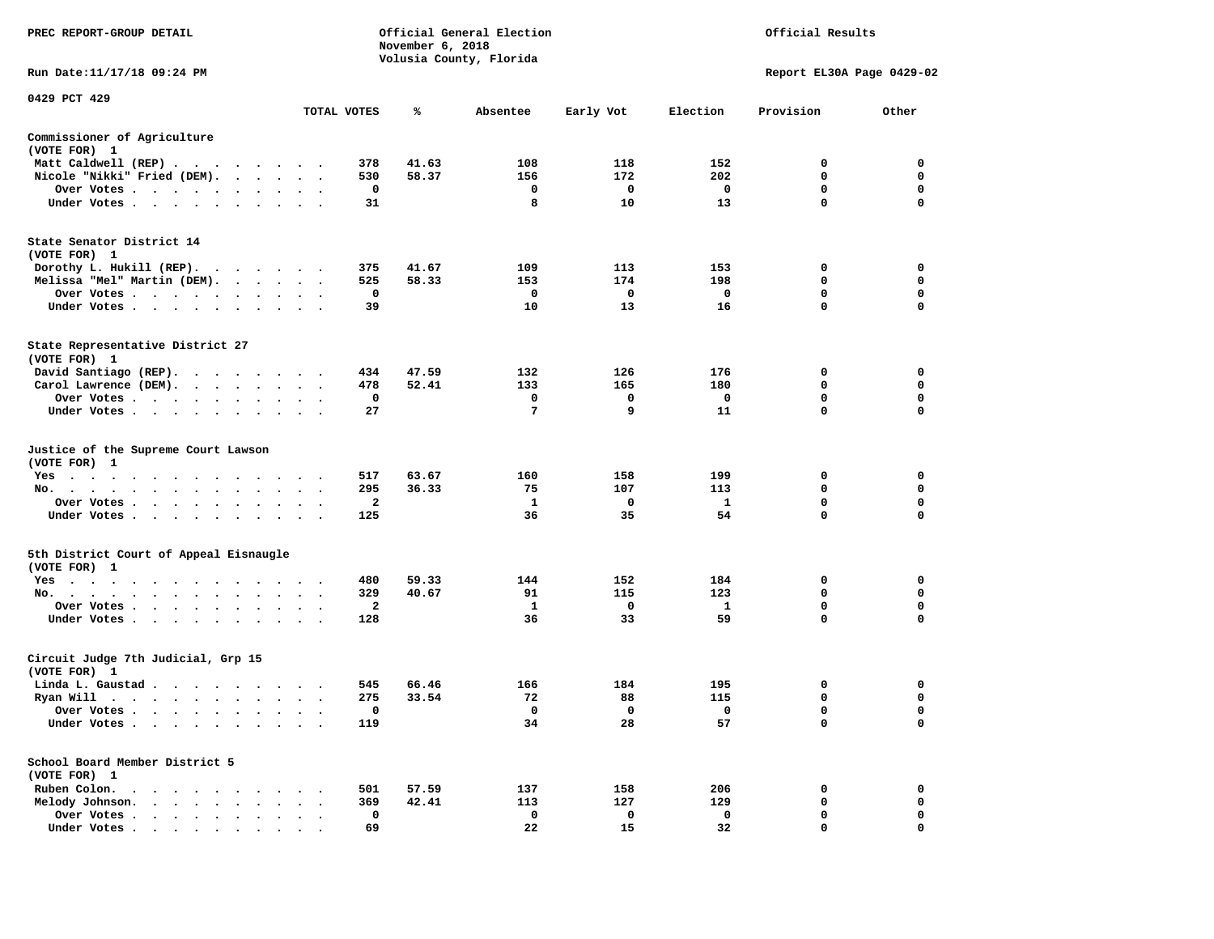PREC REPORT-GROUP DETAIL

Official General Election
November 6, 2018
Volusia County, Florida

Official Results

Run Date:11/17/18 09:24 PM

Report EL30A Page 0429-02

0429 PCT 429

| | TOTAL VOTES | % | Absentee | Early Vot | Election | Provision | Other |
|---|---|---|---|---|---|---|---|
| **Commissioner of Agriculture** | | | | | | | |
| (VOTE FOR) 1 | | | | | | | |
| Matt Caldwell (REP) | 378 | 41.63 | 108 | 118 | 152 | 0 | 0 |
| Nicole "Nikki" Fried (DEM) | 530 | 58.37 | 156 | 172 | 202 | 0 | 0 |
| Over Votes | 0 | | 0 | 0 | 0 | 0 | 0 |
| Under Votes | 31 | | 8 | 10 | 13 | 0 | 0 |
| **State Senator District 14** | | | | | | | |
| (VOTE FOR) 1 | | | | | | | |
| Dorothy L. Hukill (REP) | 375 | 41.67 | 109 | 113 | 153 | 0 | 0 |
| Melissa "Mel" Martin (DEM) | 525 | 58.33 | 153 | 174 | 198 | 0 | 0 |
| Over Votes | 0 | | 0 | 0 | 0 | 0 | 0 |
| Under Votes | 39 | | 10 | 13 | 16 | 0 | 0 |
| **State Representative District 27** | | | | | | | |
| (VOTE FOR) 1 | | | | | | | |
| David Santiago (REP) | 434 | 47.59 | 132 | 126 | 176 | 0 | 0 |
| Carol Lawrence (DEM) | 478 | 52.41 | 133 | 165 | 180 | 0 | 0 |
| Over Votes | 0 | | 0 | 0 | 0 | 0 | 0 |
| Under Votes | 27 | | 7 | 9 | 11 | 0 | 0 |
| **Justice of the Supreme Court Lawson** | | | | | | | |
| (VOTE FOR) 1 | | | | | | | |
| Yes | 517 | 63.67 | 160 | 158 | 199 | 0 | 0 |
| No | 295 | 36.33 | 75 | 107 | 113 | 0 | 0 |
| Over Votes | 2 | | 1 | 0 | 1 | 0 | 0 |
| Under Votes | 125 | | 36 | 35 | 54 | 0 | 0 |
| **5th District Court of Appeal Eisnaugle** | | | | | | | |
| (VOTE FOR) 1 | | | | | | | |
| Yes | 480 | 59.33 | 144 | 152 | 184 | 0 | 0 |
| No | 329 | 40.67 | 91 | 115 | 123 | 0 | 0 |
| Over Votes | 2 | | 1 | 0 | 1 | 0 | 0 |
| Under Votes | 128 | | 36 | 33 | 59 | 0 | 0 |
| **Circuit Judge 7th Judicial, Grp 15** | | | | | | | |
| (VOTE FOR) 1 | | | | | | | |
| Linda L. Gaustad | 545 | 66.46 | 166 | 184 | 195 | 0 | 0 |
| Ryan Will | 275 | 33.54 | 72 | 88 | 115 | 0 | 0 |
| Over Votes | 0 | | 0 | 0 | 0 | 0 | 0 |
| Under Votes | 119 | | 34 | 28 | 57 | 0 | 0 |
| **School Board Member District 5** | | | | | | | |
| (VOTE FOR) 1 | | | | | | | |
| Ruben Colon | 501 | 57.59 | 137 | 158 | 206 | 0 | 0 |
| Melody Johnson | 369 | 42.41 | 113 | 127 | 129 | 0 | 0 |
| Over Votes | 0 | | 0 | 0 | 0 | 0 | 0 |
| Under Votes | 69 | | 22 | 15 | 32 | 0 | 0 |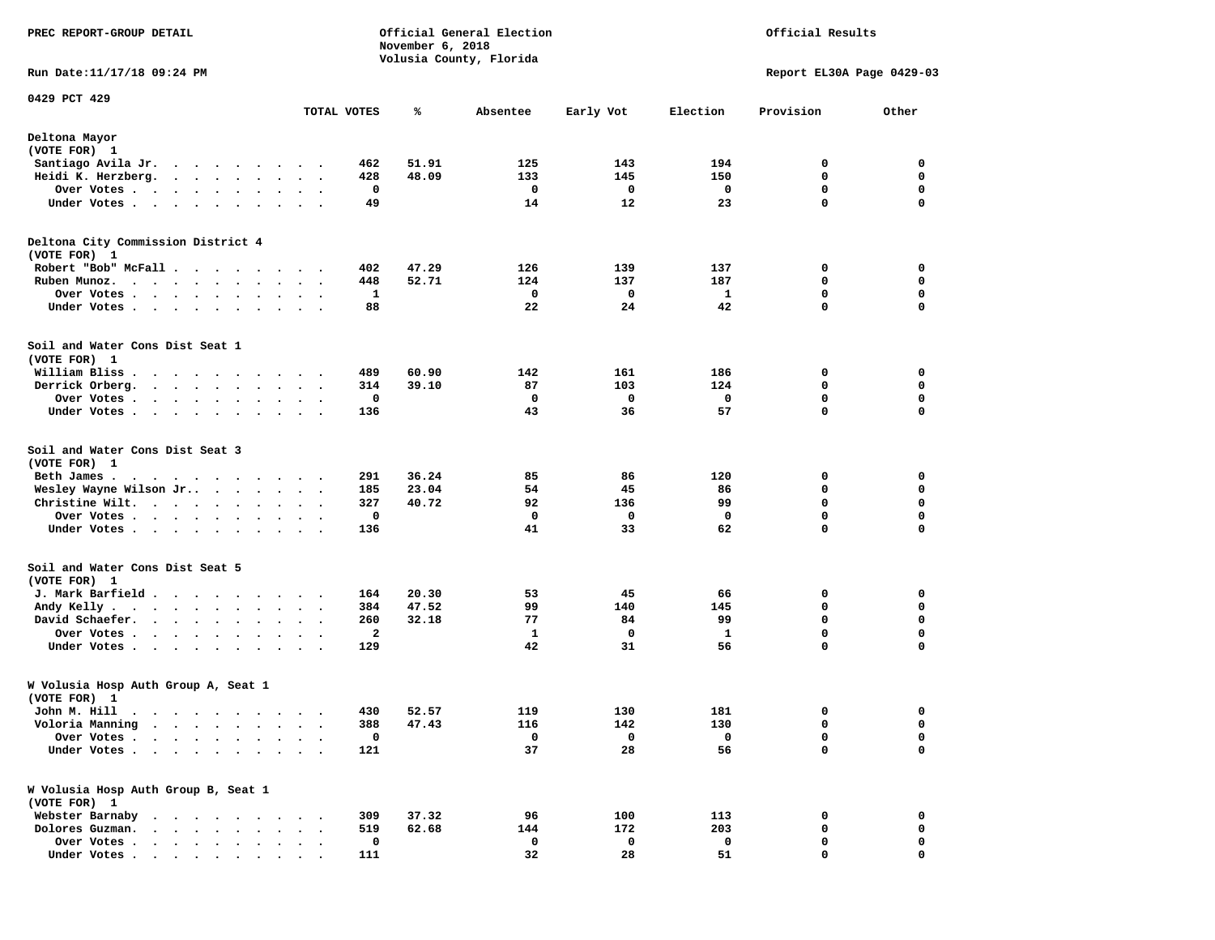PREC REPORT-GROUP DETAIL

Official General Election
November 6, 2018
Volusia County, Florida

Official Results

Run Date:11/17/18 09:24 PM

Report EL30A Page 0429-03

0429 PCT 429

| | TOTAL VOTES | % | Absentee | Early Vot | Election | Provision | Other |
|---|---|---|---|---|---|---|---|
| **Deltona Mayor** | | | | | | | |
| (VOTE FOR) 1 | | | | | | | |
| Santiago Avila Jr. | 462 | 51.91 | 125 | 143 | 194 | 0 | 0 |
| Heidi K. Herzberg. | 428 | 48.09 | 133 | 145 | 150 | 0 | 0 |
| Over Votes | 0 | | 0 | 0 | 0 | 0 | 0 |
| Under Votes | 49 | | 14 | 12 | 23 | 0 | 0 |
| **Deltona City Commission District 4** | | | | | | | |
| (VOTE FOR) 1 | | | | | | | |
| Robert "Bob" McFall | 402 | 47.29 | 126 | 139 | 137 | 0 | 0 |
| Ruben Munoz. | 448 | 52.71 | 124 | 137 | 187 | 0 | 0 |
| Over Votes | 1 | | 0 | 0 | 1 | 0 | 0 |
| Under Votes | 88 | | 22 | 24 | 42 | 0 | 0 |
| **Soil and Water Cons Dist Seat 1** | | | | | | | |
| (VOTE FOR) 1 | | | | | | | |
| William Bliss | 489 | 60.90 | 142 | 161 | 186 | 0 | 0 |
| Derrick Orberg. | 314 | 39.10 | 87 | 103 | 124 | 0 | 0 |
| Over Votes | 0 | | 0 | 0 | 0 | 0 | 0 |
| Under Votes | 136 | | 43 | 36 | 57 | 0 | 0 |
| **Soil and Water Cons Dist Seat 3** | | | | | | | |
| (VOTE FOR) 1 | | | | | | | |
| Beth James | 291 | 36.24 | 85 | 86 | 120 | 0 | 0 |
| Wesley Wayne Wilson Jr.. | 185 | 23.04 | 54 | 45 | 86 | 0 | 0 |
| Christine Wilt. | 327 | 40.72 | 92 | 136 | 99 | 0 | 0 |
| Over Votes | 0 | | 0 | 0 | 0 | 0 | 0 |
| Under Votes | 136 | | 41 | 33 | 62 | 0 | 0 |
| **Soil and Water Cons Dist Seat 5** | | | | | | | |
| (VOTE FOR) 1 | | | | | | | |
| J. Mark Barfield | 164 | 20.30 | 53 | 45 | 66 | 0 | 0 |
| Andy Kelly | 384 | 47.52 | 99 | 140 | 145 | 0 | 0 |
| David Schaefer. | 260 | 32.18 | 77 | 84 | 99 | 0 | 0 |
| Over Votes | 2 | | 1 | 0 | 1 | 0 | 0 |
| Under Votes | 129 | | 42 | 31 | 56 | 0 | 0 |
| **W Volusia Hosp Auth Group A, Seat 1** | | | | | | | |
| (VOTE FOR) 1 | | | | | | | |
| John M. Hill | 430 | 52.57 | 119 | 130 | 181 | 0 | 0 |
| Voloria Manning | 388 | 47.43 | 116 | 142 | 130 | 0 | 0 |
| Over Votes | 0 | | 0 | 0 | 0 | 0 | 0 |
| Under Votes | 121 | | 37 | 28 | 56 | 0 | 0 |
| **W Volusia Hosp Auth Group B, Seat 1** | | | | | | | |
| (VOTE FOR) 1 | | | | | | | |
| Webster Barnaby | 309 | 37.32 | 96 | 100 | 113 | 0 | 0 |
| Dolores Guzman. | 519 | 62.68 | 144 | 172 | 203 | 0 | 0 |
| Over Votes | 0 | | 0 | 0 | 0 | 0 | 0 |
| Under Votes | 111 | | 32 | 28 | 51 | 0 | 0 |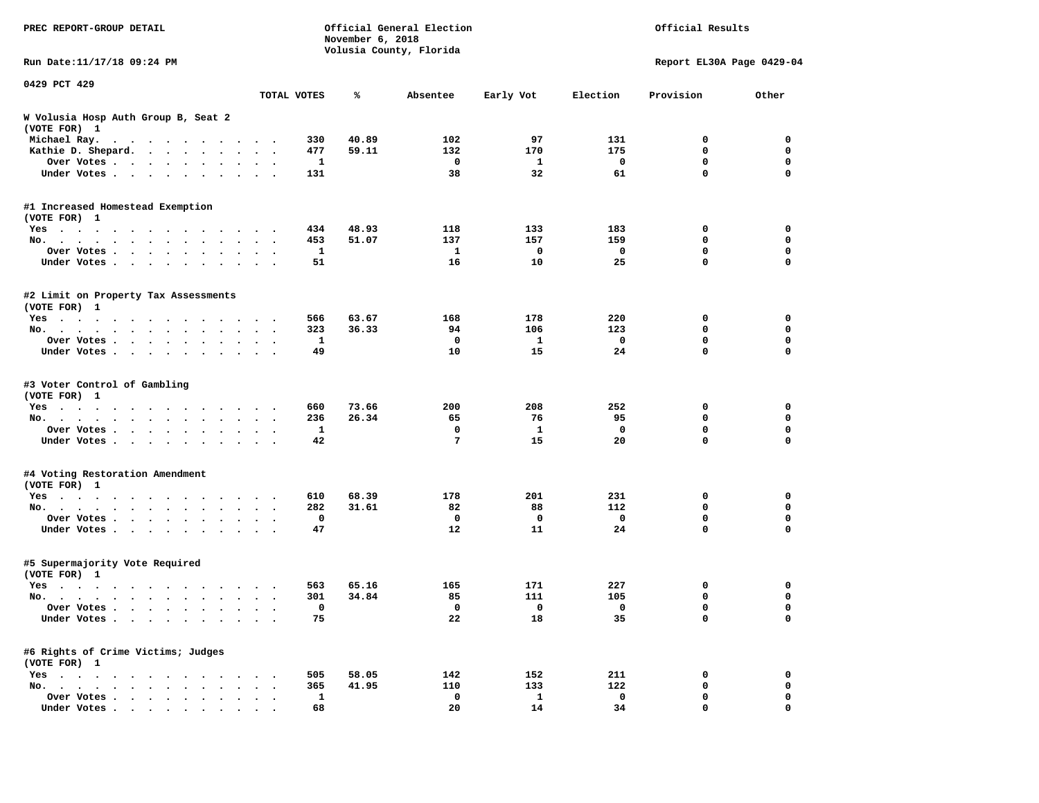PREC REPORT-GROUP DETAIL

Official General Election
November 6, 2018
Volusia County, Florida

Official Results

Run Date:11/17/18 09:24 PM

Report EL30A Page 0429-04

0429 PCT 429

| | TOTAL VOTES | % | Absentee | Early Vot | Election | Provision | Other |
|---|---|---|---|---|---|---|---|
| **W Volusia Hosp Auth Group B, Seat 2** | | | | | | | |
| **(VOTE FOR) 1** | | | | | | | |
| Michael Ray. | 330 | 40.89 | 102 | 97 | 131 | 0 | 0 |
| Kathie D. Shepard. | 477 | 59.11 | 132 | 170 | 175 | 0 | 0 |
| Over Votes | 1 | | 0 | 1 | 0 | 0 | 0 |
| Under Votes | 131 | | 38 | 32 | 61 | 0 | 0 |
| **#1 Increased Homestead Exemption** | | | | | | | |
| **(VOTE FOR) 1** | | | | | | | |
| Yes | 434 | 48.93 | 118 | 133 | 183 | 0 | 0 |
| No. | 453 | 51.07 | 137 | 157 | 159 | 0 | 0 |
| Over Votes | 1 | | 1 | 0 | 0 | 0 | 0 |
| Under Votes | 51 | | 16 | 10 | 25 | 0 | 0 |
| **#2 Limit on Property Tax Assessments** | | | | | | | |
| **(VOTE FOR) 1** | | | | | | | |
| Yes | 566 | 63.67 | 168 | 178 | 220 | 0 | 0 |
| No. | 323 | 36.33 | 94 | 106 | 123 | 0 | 0 |
| Over Votes | 1 | | 0 | 1 | 0 | 0 | 0 |
| Under Votes | 49 | | 10 | 15 | 24 | 0 | 0 |
| **#3 Voter Control of Gambling** | | | | | | | |
| **(VOTE FOR) 1** | | | | | | | |
| Yes | 660 | 73.66 | 200 | 208 | 252 | 0 | 0 |
| No. | 236 | 26.34 | 65 | 76 | 95 | 0 | 0 |
| Over Votes | 1 | | 0 | 1 | 0 | 0 | 0 |
| Under Votes | 42 | | 7 | 15 | 20 | 0 | 0 |
| **#4 Voting Restoration Amendment** | | | | | | | |
| **(VOTE FOR) 1** | | | | | | | |
| Yes | 610 | 68.39 | 178 | 201 | 231 | 0 | 0 |
| No. | 282 | 31.61 | 82 | 88 | 112 | 0 | 0 |
| Over Votes | 0 | | 0 | 0 | 0 | 0 | 0 |
| Under Votes | 47 | | 12 | 11 | 24 | 0 | 0 |
| **#5 Supermajority Vote Required** | | | | | | | |
| **(VOTE FOR) 1** | | | | | | | |
| Yes | 563 | 65.16 | 165 | 171 | 227 | 0 | 0 |
| No. | 301 | 34.84 | 85 | 111 | 105 | 0 | 0 |
| Over Votes | 0 | | 0 | 0 | 0 | 0 | 0 |
| Under Votes | 75 | | 22 | 18 | 35 | 0 | 0 |
| **#6 Rights of Crime Victims; Judges** | | | | | | | |
| **(VOTE FOR) 1** | | | | | | | |
| Yes | 505 | 58.05 | 142 | 152 | 211 | 0 | 0 |
| No. | 365 | 41.95 | 110 | 133 | 122 | 0 | 0 |
| Over Votes | 1 | | 0 | 1 | 0 | 0 | 0 |
| Under Votes | 68 | | 20 | 14 | 34 | 0 | 0 |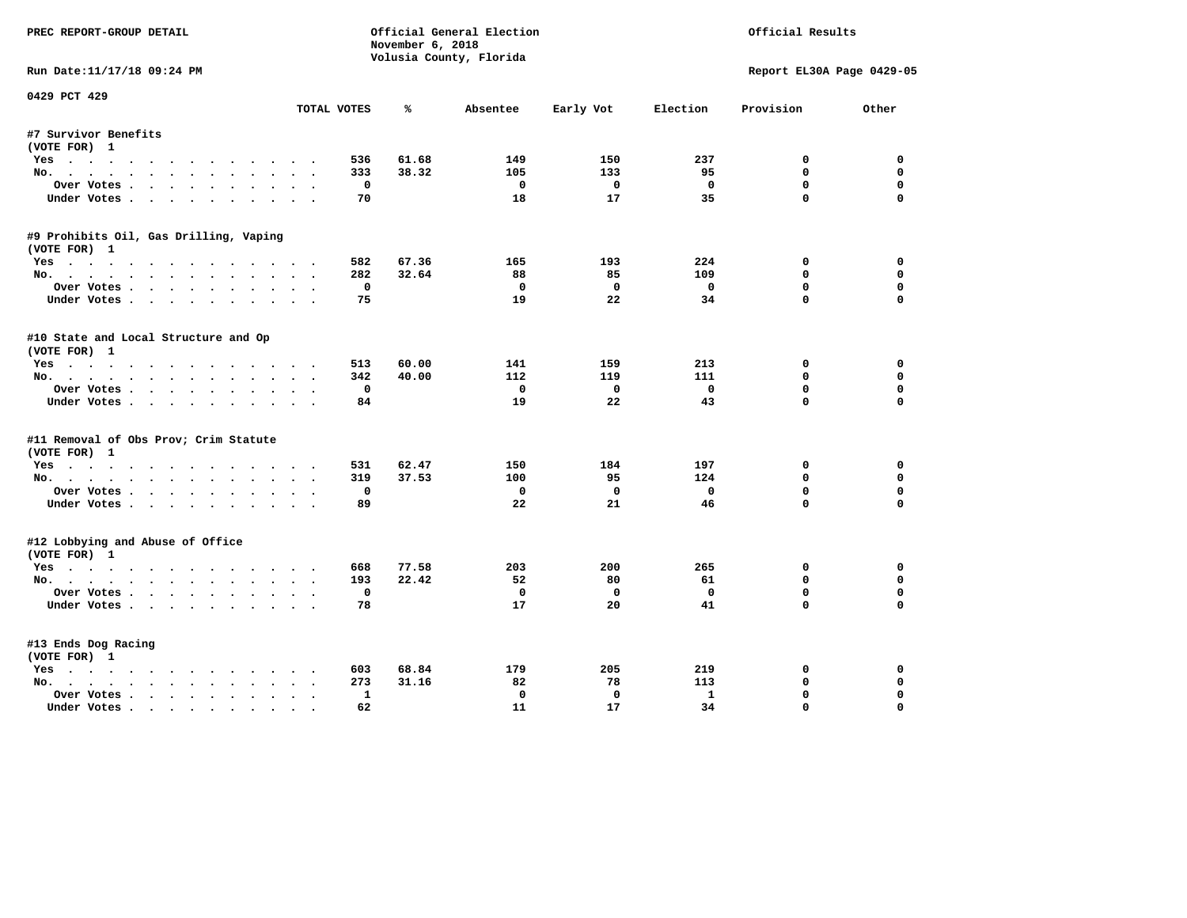PREC REPORT-GROUP DETAIL

Official General Election
November 6, 2018
Volusia County, Florida

Official Results

Run Date:11/17/18 09:24 PM

Report EL30A Page 0429-05

0429 PCT 429

| | TOTAL VOTES | % | Absentee | Early Vot | Election | Provision | Other |
|---|---|---|---|---|---|---|---|
| **#7 Survivor Benefits** | | | | | | | |
| (VOTE FOR) 1 | | | | | | | |
| Yes | 536 | 61.68 | 149 | 150 | 237 | 0 | 0 |
| No. | 333 | 38.32 | 105 | 133 | 95 | 0 | 0 |
| Over Votes | 0 | | 0 | 0 | 0 | 0 | 0 |
| Under Votes | 70 | | 18 | 17 | 35 | 0 | 0 |
| **#9 Prohibits Oil, Gas Drilling, Vaping** | | | | | | | |
| (VOTE FOR) 1 | | | | | | | |
| Yes | 582 | 67.36 | 165 | 193 | 224 | 0 | 0 |
| No. | 282 | 32.64 | 88 | 85 | 109 | 0 | 0 |
| Over Votes | 0 | | 0 | 0 | 0 | 0 | 0 |
| Under Votes | 75 | | 19 | 22 | 34 | 0 | 0 |
| **#10 State and Local Structure and Op** | | | | | | | |
| (VOTE FOR) 1 | | | | | | | |
| Yes | 513 | 60.00 | 141 | 159 | 213 | 0 | 0 |
| No. | 342 | 40.00 | 112 | 119 | 111 | 0 | 0 |
| Over Votes | 0 | | 0 | 0 | 0 | 0 | 0 |
| Under Votes | 84 | | 19 | 22 | 43 | 0 | 0 |
| **#11 Removal of Obs Prov; Crim Statute** | | | | | | | |
| (VOTE FOR) 1 | | | | | | | |
| Yes | 531 | 62.47 | 150 | 184 | 197 | 0 | 0 |
| No. | 319 | 37.53 | 100 | 95 | 124 | 0 | 0 |
| Over Votes | 0 | | 0 | 0 | 0 | 0 | 0 |
| Under Votes | 89 | | 22 | 21 | 46 | 0 | 0 |
| **#12 Lobbying and Abuse of Office** | | | | | | | |
| (VOTE FOR) 1 | | | | | | | |
| Yes | 668 | 77.58 | 203 | 200 | 265 | 0 | 0 |
| No. | 193 | 22.42 | 52 | 80 | 61 | 0 | 0 |
| Over Votes | 0 | | 0 | 0 | 0 | 0 | 0 |
| Under Votes | 78 | | 17 | 20 | 41 | 0 | 0 |
| **#13 Ends Dog Racing** | | | | | | | |
| (VOTE FOR) 1 | | | | | | | |
| Yes | 603 | 68.84 | 179 | 205 | 219 | 0 | 0 |
| No. | 273 | 31.16 | 82 | 78 | 113 | 0 | 0 |
| Over Votes | 1 | | 0 | 0 | 1 | 0 | 0 |
| Under Votes | 62 | | 11 | 17 | 34 | 0 | 0 |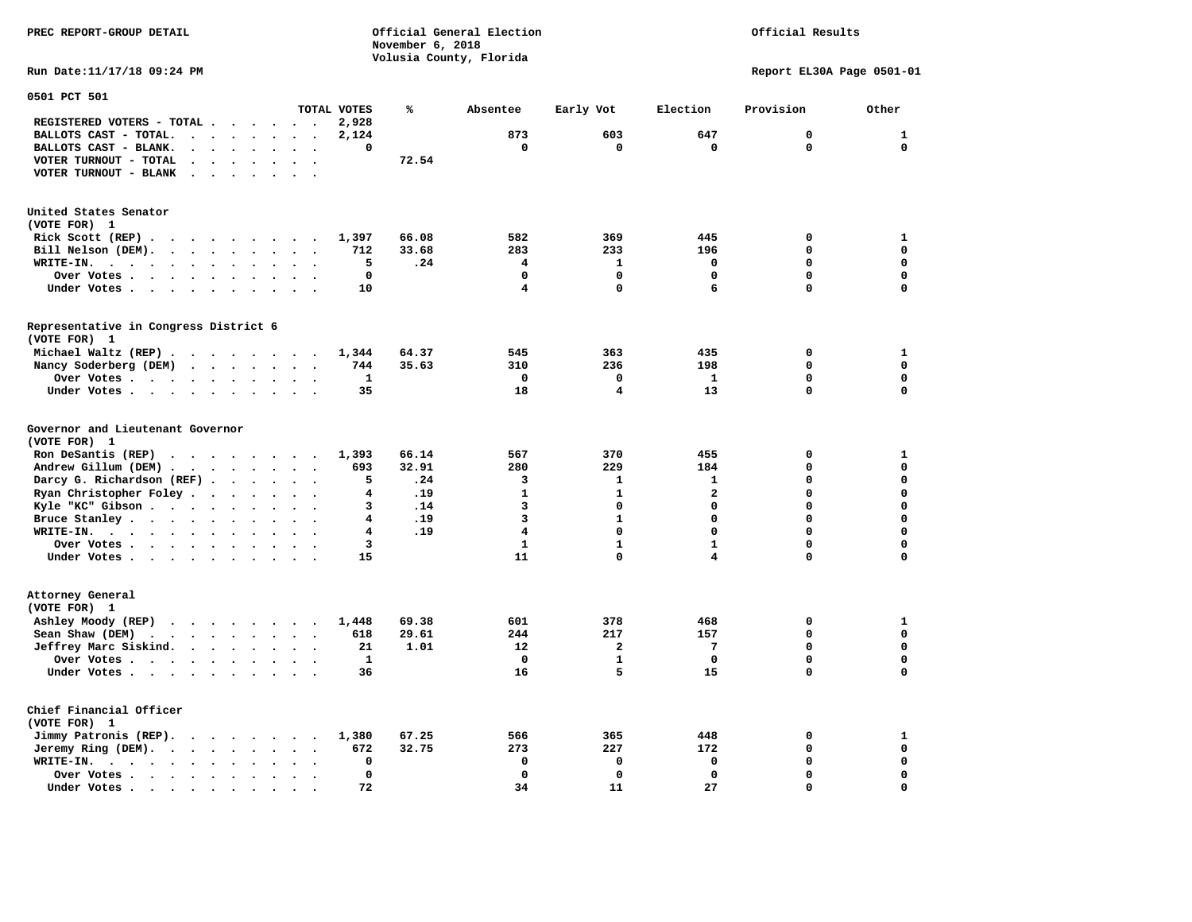PREC REPORT-GROUP DETAIL

Official General Election
November 6, 2018
Volusia County, Florida

Official Results

Run Date:11/17/18 09:24 PM

Report EL30A Page 0501-01

## 0501 PCT 501

| | TOTAL VOTES | % | Absentee | Early Vot | Election | Provision | Other |
|---|---|---|---|---|---|---|---|
| REGISTERED VOTERS - TOTAL | 2,928 | | | | | | |
| BALLOTS CAST - TOTAL. | 2,124 | | 873 | 603 | 647 | 0 | 1 |
| BALLOTS CAST - BLANK. | 0 | | 0 | 0 | 0 | 0 | 0 |
| VOTER TURNOUT - TOTAL | | 72.54 | | | | | |
| VOTER TURNOUT - BLANK | | | | | | | |

### United States Senator
(VOTE FOR) 1

| | TOTAL VOTES | % | Absentee | Early Vot | Election | Provision | Other |
|---|---|---|---|---|---|---|---|
| Rick Scott (REP) | 1,397 | 66.08 | 582 | 369 | 445 | 0 | 1 |
| Bill Nelson (DEM). | 712 | 33.68 | 283 | 233 | 196 | 0 | 0 |
| WRITE-IN. | 5 | .24 | 4 | 1 | 0 | 0 | 0 |
| Over Votes | 0 | | 0 | 0 | 0 | 0 | 0 |
| Under Votes | 10 | | 4 | 0 | 6 | 0 | 0 |

### Representative in Congress District 6
(VOTE FOR) 1

| | TOTAL VOTES | % | Absentee | Early Vot | Election | Provision | Other |
|---|---|---|---|---|---|---|---|
| Michael Waltz (REP) | 1,344 | 64.37 | 545 | 363 | 435 | 0 | 1 |
| Nancy Soderberg (DEM) | 744 | 35.63 | 310 | 236 | 198 | 0 | 0 |
| Over Votes | 1 | | 0 | 0 | 1 | 0 | 0 |
| Under Votes | 35 | | 18 | 4 | 13 | 0 | 0 |

### Governor and Lieutenant Governor
(VOTE FOR) 1

| | TOTAL VOTES | % | Absentee | Early Vot | Election | Provision | Other |
|---|---|---|---|---|---|---|---|
| Ron DeSantis (REP) | 1,393 | 66.14 | 567 | 370 | 455 | 0 | 1 |
| Andrew Gillum (DEM) | 693 | 32.91 | 280 | 229 | 184 | 0 | 0 |
| Darcy G. Richardson (REF) | 5 | .24 | 3 | 1 | 1 | 0 | 0 |
| Ryan Christopher Foley | 4 | .19 | 1 | 1 | 2 | 0 | 0 |
| Kyle "KC" Gibson | 3 | .14 | 3 | 0 | 0 | 0 | 0 |
| Bruce Stanley | 4 | .19 | 3 | 1 | 0 | 0 | 0 |
| WRITE-IN. | 4 | .19 | 4 | 0 | 0 | 0 | 0 |
| Over Votes | 3 | | 1 | 1 | 1 | 0 | 0 |
| Under Votes | 15 | | 11 | 0 | 4 | 0 | 0 |

### Attorney General
(VOTE FOR) 1

| | TOTAL VOTES | % | Absentee | Early Vot | Election | Provision | Other |
|---|---|---|---|---|---|---|---|
| Ashley Moody (REP) | 1,448 | 69.38 | 601 | 378 | 468 | 0 | 1 |
| Sean Shaw (DEM) | 618 | 29.61 | 244 | 217 | 157 | 0 | 0 |
| Jeffrey Marc Siskind. | 21 | 1.01 | 12 | 2 | 7 | 0 | 0 |
| Over Votes | 1 | | 0 | 1 | 0 | 0 | 0 |
| Under Votes | 36 | | 16 | 5 | 15 | 0 | 0 |

### Chief Financial Officer
(VOTE FOR) 1

| | TOTAL VOTES | % | Absentee | Early Vot | Election | Provision | Other |
|---|---|---|---|---|---|---|---|
| Jimmy Patronis (REP). | 1,380 | 67.25 | 566 | 365 | 448 | 0 | 1 |
| Jeremy Ring (DEM). | 672 | 32.75 | 273 | 227 | 172 | 0 | 0 |
| WRITE-IN. | 0 | | 0 | 0 | 0 | 0 | 0 |
| Over Votes | 0 | | 0 | 0 | 0 | 0 | 0 |
| Under Votes | 72 | | 34 | 11 | 27 | 0 | 0 |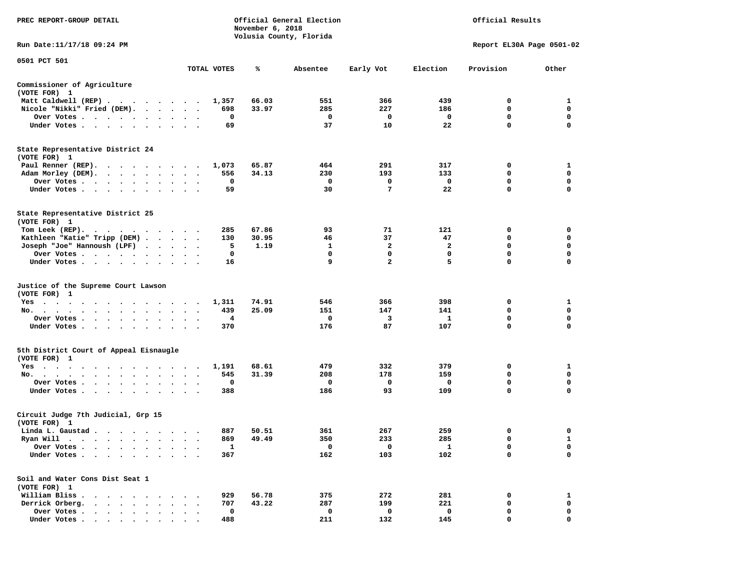PREC REPORT-GROUP DETAIL

Official General Election
November 6, 2018
Volusia County, Florida

Official Results

Run Date:11/17/18 09:24 PM

Report EL30A Page 0501-02

0501 PCT 501

| | TOTAL VOTES | % | Absentee | Early Vot | Election | Provision | Other |
|---|---|---|---|---|---|---|---|
| **Commissioner of Agriculture** | | | | | | | |
| (VOTE FOR) 1 | | | | | | | |
| Matt Caldwell (REP) | 1,357 | 66.03 | 551 | 366 | 439 | 0 | 1 |
| Nicole "Nikki" Fried (DEM) | 698 | 33.97 | 285 | 227 | 186 | 0 | 0 |
| Over Votes | 0 | | 0 | 0 | 0 | 0 | 0 |
| Under Votes | 69 | | 37 | 10 | 22 | 0 | 0 |
| **State Representative District 24** | | | | | | | |
| (VOTE FOR) 1 | | | | | | | |
| Paul Renner (REP) | 1,073 | 65.87 | 464 | 291 | 317 | 0 | 1 |
| Adam Morley (DEM) | 556 | 34.13 | 230 | 193 | 133 | 0 | 0 |
| Over Votes | 0 | | 0 | 0 | 0 | 0 | 0 |
| Under Votes | 59 | | 30 | 7 | 22 | 0 | 0 |
| **State Representative District 25** | | | | | | | |
| (VOTE FOR) 1 | | | | | | | |
| Tom Leek (REP) | 285 | 67.86 | 93 | 71 | 121 | 0 | 0 |
| Kathleen "Katie" Tripp (DEM) | 130 | 30.95 | 46 | 37 | 47 | 0 | 0 |
| Joseph "Joe" Hannoush (LPF) | 5 | 1.19 | 1 | 2 | 2 | 0 | 0 |
| Over Votes | 0 | | 0 | 0 | 0 | 0 | 0 |
| Under Votes | 16 | | 9 | 2 | 5 | 0 | 0 |
| **Justice of the Supreme Court Lawson** | | | | | | | |
| (VOTE FOR) 1 | | | | | | | |
| Yes | 1,311 | 74.91 | 546 | 366 | 398 | 0 | 1 |
| No | 439 | 25.09 | 151 | 147 | 141 | 0 | 0 |
| Over Votes | 4 | | 0 | 3 | 1 | 0 | 0 |
| Under Votes | 370 | | 176 | 87 | 107 | 0 | 0 |
| **5th District Court of Appeal Eisnaugle** | | | | | | | |
| (VOTE FOR) 1 | | | | | | | |
| Yes | 1,191 | 68.61 | 479 | 332 | 379 | 0 | 1 |
| No | 545 | 31.39 | 208 | 178 | 159 | 0 | 0 |
| Over Votes | 0 | | 0 | 0 | 0 | 0 | 0 |
| Under Votes | 388 | | 186 | 93 | 109 | 0 | 0 |
| **Circuit Judge 7th Judicial, Grp 15** | | | | | | | |
| (VOTE FOR) 1 | | | | | | | |
| Linda L. Gaustad | 887 | 50.51 | 361 | 267 | 259 | 0 | 0 |
| Ryan Will | 869 | 49.49 | 350 | 233 | 285 | 0 | 1 |
| Over Votes | 1 | | 0 | 0 | 1 | 0 | 0 |
| Under Votes | 367 | | 162 | 103 | 102 | 0 | 0 |
| **Soil and Water Cons Dist Seat 1** | | | | | | | |
| (VOTE FOR) 1 | | | | | | | |
| William Bliss | 929 | 56.78 | 375 | 272 | 281 | 0 | 1 |
| Derrick Orberg | 707 | 43.22 | 287 | 199 | 221 | 0 | 0 |
| Over Votes | 0 | | 0 | 0 | 0 | 0 | 0 |
| Under Votes | 488 | | 211 | 132 | 145 | 0 | 0 |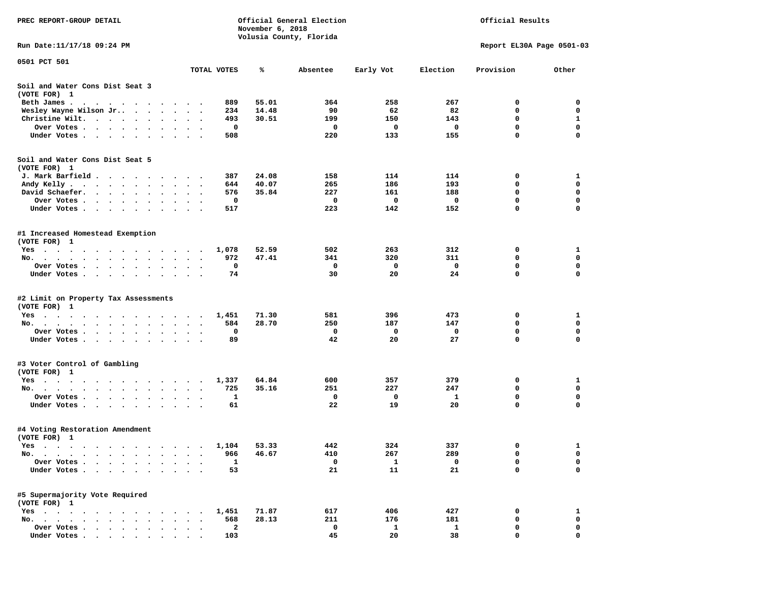PREC REPORT-GROUP DETAIL

Official General Election
November 6, 2018
Volusia County, Florida

Official Results

Run Date:11/17/18 09:24 PM

Report EL30A Page 0501-03

0501 PCT 501

| | TOTAL VOTES | % | Absentee | Early Vot | Election | Provision | Other |
|---|---|---|---|---|---|---|---|
| **Soil and Water Cons Dist Seat 3** | | | | | | | |
| (VOTE FOR) 1 | | | | | | | |
| Beth James | 889 | 55.01 | 364 | 258 | 267 | 0 | 0 |
| Wesley Wayne Wilson Jr. | 234 | 14.48 | 90 | 62 | 82 | 0 | 0 |
| Christine Wilt | 493 | 30.51 | 199 | 150 | 143 | 0 | 1 |
| Over Votes | 0 | | 0 | 0 | 0 | 0 | 0 |
| Under Votes | 508 | | 220 | 133 | 155 | 0 | 0 |
| **Soil and Water Cons Dist Seat 5** | | | | | | | |
| (VOTE FOR) 1 | | | | | | | |
| J. Mark Barfield | 387 | 24.08 | 158 | 114 | 114 | 0 | 1 |
| Andy Kelly | 644 | 40.07 | 265 | 186 | 193 | 0 | 0 |
| David Schaefer | 576 | 35.84 | 227 | 161 | 188 | 0 | 0 |
| Over Votes | 0 | | 0 | 0 | 0 | 0 | 0 |
| Under Votes | 517 | | 223 | 142 | 152 | 0 | 0 |
| **#1 Increased Homestead Exemption** | | | | | | | |
| (VOTE FOR) 1 | | | | | | | |
| Yes | 1,078 | 52.59 | 502 | 263 | 312 | 0 | 1 |
| No | 972 | 47.41 | 341 | 320 | 311 | 0 | 0 |
| Over Votes | 0 | | 0 | 0 | 0 | 0 | 0 |
| Under Votes | 74 | | 30 | 20 | 24 | 0 | 0 |
| **#2 Limit on Property Tax Assessments** | | | | | | | |
| (VOTE FOR) 1 | | | | | | | |
| Yes | 1,451 | 71.30 | 581 | 396 | 473 | 0 | 1 |
| No | 584 | 28.70 | 250 | 187 | 147 | 0 | 0 |
| Over Votes | 0 | | 0 | 0 | 0 | 0 | 0 |
| Under Votes | 89 | | 42 | 20 | 27 | 0 | 0 |
| **#3 Voter Control of Gambling** | | | | | | | |
| (VOTE FOR) 1 | | | | | | | |
| Yes | 1,337 | 64.84 | 600 | 357 | 379 | 0 | 1 |
| No | 725 | 35.16 | 251 | 227 | 247 | 0 | 0 |
| Over Votes | 1 | | 0 | 0 | 1 | 0 | 0 |
| Under Votes | 61 | | 22 | 19 | 20 | 0 | 0 |
| **#4 Voting Restoration Amendment** | | | | | | | |
| (VOTE FOR) 1 | | | | | | | |
| Yes | 1,104 | 53.33 | 442 | 324 | 337 | 0 | 1 |
| No | 966 | 46.67 | 410 | 267 | 289 | 0 | 0 |
| Over Votes | 1 | | 0 | 1 | 0 | 0 | 0 |
| Under Votes | 53 | | 21 | 11 | 21 | 0 | 0 |
| **#5 Supermajority Vote Required** | | | | | | | |
| (VOTE FOR) 1 | | | | | | | |
| Yes | 1,451 | 71.87 | 617 | 406 | 427 | 0 | 1 |
| No | 568 | 28.13 | 211 | 176 | 181 | 0 | 0 |
| Over Votes | 2 | | 0 | 1 | 1 | 0 | 0 |
| Under Votes | 103 | | 45 | 20 | 38 | 0 | 0 |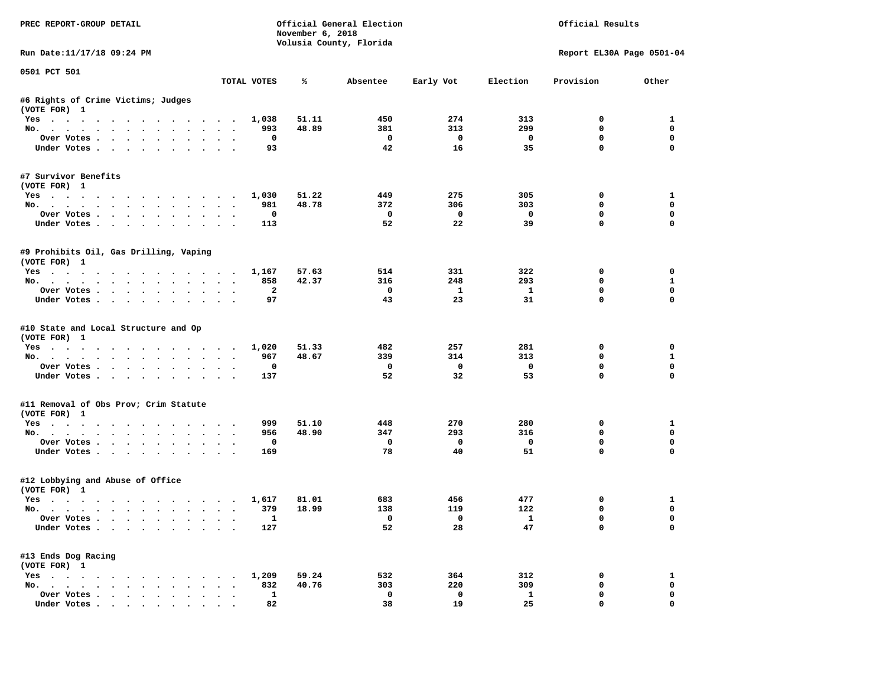PREC REPORT-GROUP DETAIL

Official General Election
November 6, 2018
Volusia County, Florida

Official Results

Run Date:11/17/18 09:24 PM

Report EL30A Page 0501-04

0501 PCT 501

| | TOTAL VOTES | % | Absentee | Early Vot | Election | Provision | Other |
|---|---|---|---|---|---|---|---|
| **#6 Rights of Crime Victims; Judges** | | | | | | | |
| (VOTE FOR) 1 | | | | | | | |
| Yes | 1,038 | 51.11 | 450 | 274 | 313 | 0 | 1 |
| No. | 993 | 48.89 | 381 | 313 | 299 | 0 | 0 |
| Over Votes | 0 | | 0 | 0 | 0 | 0 | 0 |
| Under Votes | 93 | | 42 | 16 | 35 | 0 | 0 |
| **#7 Survivor Benefits** | | | | | | | |
| (VOTE FOR) 1 | | | | | | | |
| Yes | 1,030 | 51.22 | 449 | 275 | 305 | 0 | 1 |
| No. | 981 | 48.78 | 372 | 306 | 303 | 0 | 0 |
| Over Votes | 0 | | 0 | 0 | 0 | 0 | 0 |
| Under Votes | 113 | | 52 | 22 | 39 | 0 | 0 |
| **#9 Prohibits Oil, Gas Drilling, Vaping** | | | | | | | |
| (VOTE FOR) 1 | | | | | | | |
| Yes | 1,167 | 57.63 | 514 | 331 | 322 | 0 | 0 |
| No. | 858 | 42.37 | 316 | 248 | 293 | 0 | 1 |
| Over Votes | 2 | | 0 | 1 | 1 | 0 | 0 |
| Under Votes | 97 | | 43 | 23 | 31 | 0 | 0 |
| **#10 State and Local Structure and Op** | | | | | | | |
| (VOTE FOR) 1 | | | | | | | |
| Yes | 1,020 | 51.33 | 482 | 257 | 281 | 0 | 0 |
| No. | 967 | 48.67 | 339 | 314 | 313 | 0 | 1 |
| Over Votes | 0 | | 0 | 0 | 0 | 0 | 0 |
| Under Votes | 137 | | 52 | 32 | 53 | 0 | 0 |
| **#11 Removal of Obs Prov; Crim Statute** | | | | | | | |
| (VOTE FOR) 1 | | | | | | | |
| Yes | 999 | 51.10 | 448 | 270 | 280 | 0 | 1 |
| No. | 956 | 48.90 | 347 | 293 | 316 | 0 | 0 |
| Over Votes | 0 | | 0 | 0 | 0 | 0 | 0 |
| Under Votes | 169 | | 78 | 40 | 51 | 0 | 0 |
| **#12 Lobbying and Abuse of Office** | | | | | | | |
| (VOTE FOR) 1 | | | | | | | |
| Yes | 1,617 | 81.01 | 683 | 456 | 477 | 0 | 1 |
| No. | 379 | 18.99 | 138 | 119 | 122 | 0 | 0 |
| Over Votes | 1 | | 0 | 0 | 1 | 0 | 0 |
| Under Votes | 127 | | 52 | 28 | 47 | 0 | 0 |
| **#13 Ends Dog Racing** | | | | | | | |
| (VOTE FOR) 1 | | | | | | | |
| Yes | 1,209 | 59.24 | 532 | 364 | 312 | 0 | 1 |
| No. | 832 | 40.76 | 303 | 220 | 309 | 0 | 0 |
| Over Votes | 1 | | 0 | 0 | 1 | 0 | 0 |
| Under Votes | 82 | | 38 | 19 | 25 | 0 | 0 |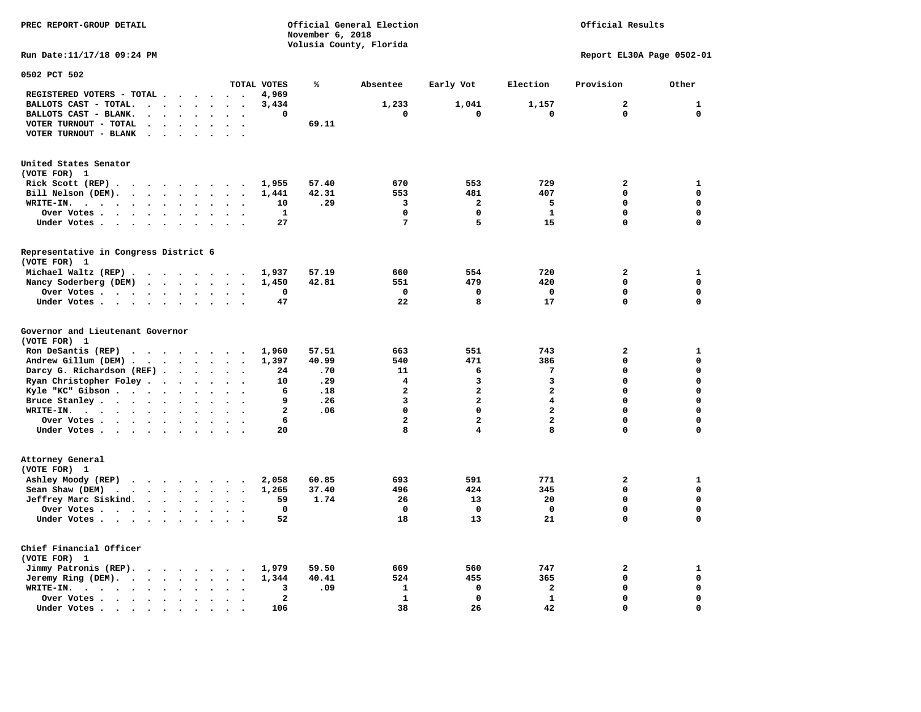PREC REPORT-GROUP DETAIL

Official General Election
November 6, 2018
Volusia County, Florida

Official Results

Run Date:11/17/18 09:24 PM

Report EL30A Page 0502-01

## 0502 PCT 502

| | TOTAL VOTES | % | Absentee | Early Vot | Election | Provision | Other |
|---|---|---|---|---|---|---|---|
| REGISTERED VOTERS - TOTAL | 4,969 | | | | | | |
| BALLOTS CAST - TOTAL. | 3,434 | | 1,233 | 1,041 | 1,157 | 2 | 1 |
| BALLOTS CAST - BLANK. | 0 | | 0 | 0 | 0 | 0 | 0 |
| VOTER TURNOUT - TOTAL | | 69.11 | | | | | |
| VOTER TURNOUT - BLANK | | | | | | | |

### United States Senator
(VOTE FOR) 1

| | TOTAL VOTES | % | Absentee | Early Vot | Election | Provision | Other |
|---|---|---|---|---|---|---|---|
| Rick Scott (REP) | 1,955 | 57.40 | 670 | 553 | 729 | 2 | 1 |
| Bill Nelson (DEM). | 1,441 | 42.31 | 553 | 481 | 407 | 0 | 0 |
| WRITE-IN. | 10 | .29 | 3 | 2 | 5 | 0 | 0 |
| Over Votes | 1 | | 0 | 0 | 1 | 0 | 0 |
| Under Votes | 27 | | 7 | 5 | 15 | 0 | 0 |

### Representative in Congress District 6
(VOTE FOR) 1

| | TOTAL VOTES | % | Absentee | Early Vot | Election | Provision | Other |
|---|---|---|---|---|---|---|---|
| Michael Waltz (REP) | 1,937 | 57.19 | 660 | 554 | 720 | 2 | 1 |
| Nancy Soderberg (DEM) | 1,450 | 42.81 | 551 | 479 | 420 | 0 | 0 |
| Over Votes | 0 | | 0 | 0 | 0 | 0 | 0 |
| Under Votes | 47 | | 22 | 8 | 17 | 0 | 0 |

### Governor and Lieutenant Governor
(VOTE FOR) 1

| | TOTAL VOTES | % | Absentee | Early Vot | Election | Provision | Other |
|---|---|---|---|---|---|---|---|
| Ron DeSantis (REP) | 1,960 | 57.51 | 663 | 551 | 743 | 2 | 1 |
| Andrew Gillum (DEM) | 1,397 | 40.99 | 540 | 471 | 386 | 0 | 0 |
| Darcy G. Richardson (REF) | 24 | .70 | 11 | 6 | 7 | 0 | 0 |
| Ryan Christopher Foley | 10 | .29 | 4 | 3 | 3 | 0 | 0 |
| Kyle "KC" Gibson | 6 | .18 | 2 | 2 | 2 | 0 | 0 |
| Bruce Stanley | 9 | .26 | 3 | 2 | 4 | 0 | 0 |
| WRITE-IN. | 2 | .06 | 0 | 0 | 2 | 0 | 0 |
| Over Votes | 6 | | 2 | 2 | 2 | 0 | 0 |
| Under Votes | 20 | | 8 | 4 | 8 | 0 | 0 |

### Attorney General
(VOTE FOR) 1

| | TOTAL VOTES | % | Absentee | Early Vot | Election | Provision | Other |
|---|---|---|---|---|---|---|---|
| Ashley Moody (REP) | 2,058 | 60.85 | 693 | 591 | 771 | 2 | 1 |
| Sean Shaw (DEM) | 1,265 | 37.40 | 496 | 424 | 345 | 0 | 0 |
| Jeffrey Marc Siskind. | 59 | 1.74 | 26 | 13 | 20 | 0 | 0 |
| Over Votes | 0 | | 0 | 0 | 0 | 0 | 0 |
| Under Votes | 52 | | 18 | 13 | 21 | 0 | 0 |

### Chief Financial Officer
(VOTE FOR) 1

| | TOTAL VOTES | % | Absentee | Early Vot | Election | Provision | Other |
|---|---|---|---|---|---|---|---|
| Jimmy Patronis (REP). | 1,979 | 59.50 | 669 | 560 | 747 | 2 | 1 |
| Jeremy Ring (DEM). | 1,344 | 40.41 | 524 | 455 | 365 | 0 | 0 |
| WRITE-IN. | 3 | .09 | 1 | 0 | 2 | 0 | 0 |
| Over Votes | 2 | | 1 | 0 | 1 | 0 | 0 |
| Under Votes | 106 | | 38 | 26 | 42 | 0 | 0 |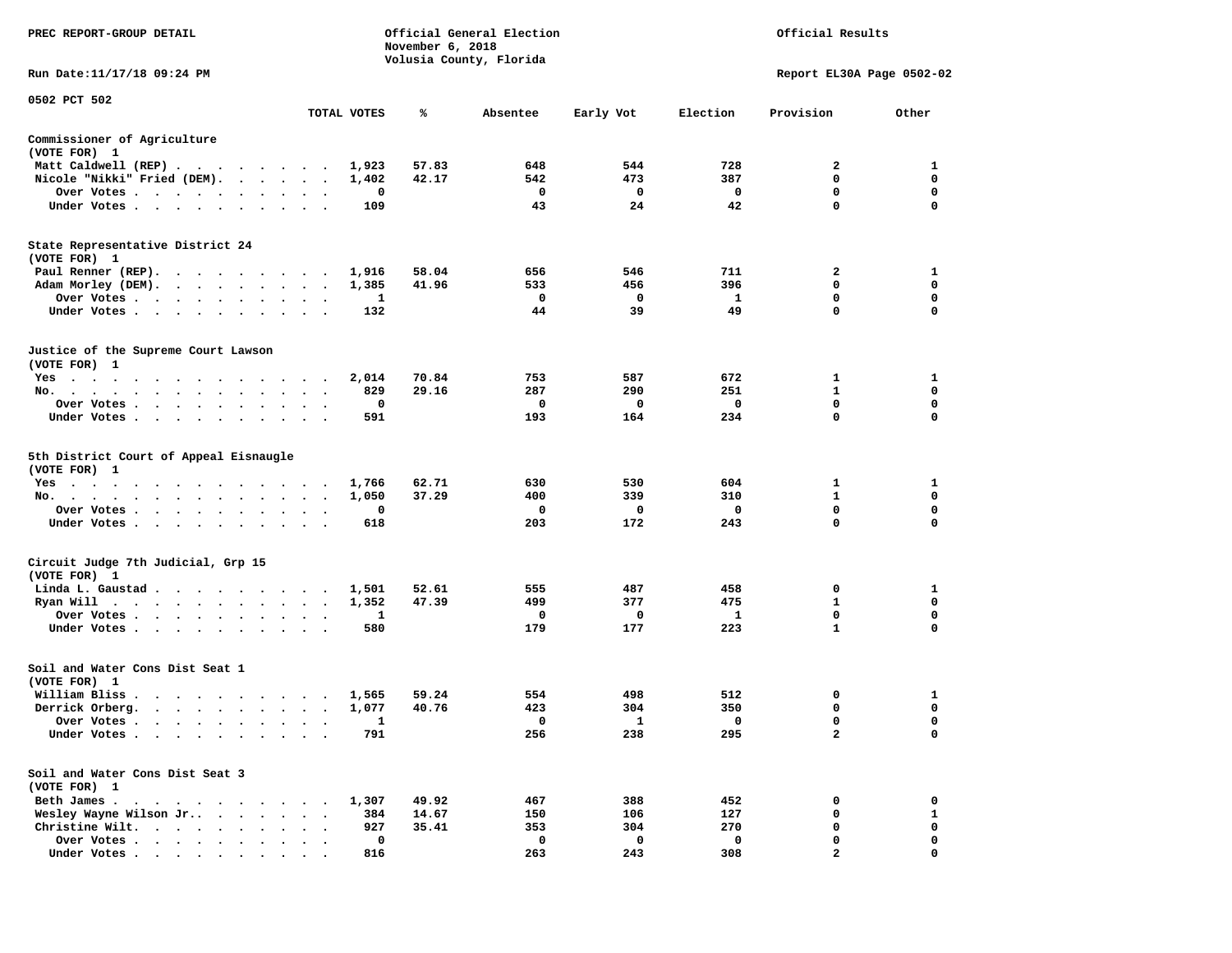PREC REPORT-GROUP DETAIL

Official General Election
November 6, 2018
Volusia County, Florida

Official Results

Run Date:11/17/18 09:24 PM

Report EL30A Page 0502-02

0502 PCT 502

| | TOTAL VOTES | % | Absentee | Early Vot | Election | Provision | Other |
|---|---|---|---|---|---|---|---|
| **Commissioner of Agriculture** | | | | | | | |
| (VOTE FOR) 1 | | | | | | | |
| Matt Caldwell (REP) | 1,923 | 57.83 | 648 | 544 | 728 | 2 | 1 |
| Nicole "Nikki" Fried (DEM) | 1,402 | 42.17 | 542 | 473 | 387 | 0 | 0 |
| Over Votes | 0 | | 0 | 0 | 0 | 0 | 0 |
| Under Votes | 109 | | 43 | 24 | 42 | 0 | 0 |
| **State Representative District 24** | | | | | | | |
| (VOTE FOR) 1 | | | | | | | |
| Paul Renner (REP) | 1,916 | 58.04 | 656 | 546 | 711 | 2 | 1 |
| Adam Morley (DEM) | 1,385 | 41.96 | 533 | 456 | 396 | 0 | 0 |
| Over Votes | 1 | | 0 | 0 | 1 | 0 | 0 |
| Under Votes | 132 | | 44 | 39 | 49 | 0 | 0 |
| **Justice of the Supreme Court Lawson** | | | | | | | |
| (VOTE FOR) 1 | | | | | | | |
| Yes | 2,014 | 70.84 | 753 | 587 | 672 | 1 | 1 |
| No | 829 | 29.16 | 287 | 290 | 251 | 1 | 0 |
| Over Votes | 0 | | 0 | 0 | 0 | 0 | 0 |
| Under Votes | 591 | | 193 | 164 | 234 | 0 | 0 |
| **5th District Court of Appeal Eisnaugle** | | | | | | | |
| (VOTE FOR) 1 | | | | | | | |
| Yes | 1,766 | 62.71 | 630 | 530 | 604 | 1 | 1 |
| No | 1,050 | 37.29 | 400 | 339 | 310 | 1 | 0 |
| Over Votes | 0 | | 0 | 0 | 0 | 0 | 0 |
| Under Votes | 618 | | 203 | 172 | 243 | 0 | 0 |
| **Circuit Judge 7th Judicial, Grp 15** | | | | | | | |
| (VOTE FOR) 1 | | | | | | | |
| Linda L. Gaustad | 1,501 | 52.61 | 555 | 487 | 458 | 0 | 1 |
| Ryan Will | 1,352 | 47.39 | 499 | 377 | 475 | 1 | 0 |
| Over Votes | 1 | | 0 | 0 | 1 | 0 | 0 |
| Under Votes | 580 | | 179 | 177 | 223 | 1 | 0 |
| **Soil and Water Cons Dist Seat 1** | | | | | | | |
| (VOTE FOR) 1 | | | | | | | |
| William Bliss | 1,565 | 59.24 | 554 | 498 | 512 | 0 | 1 |
| Derrick Orberg | 1,077 | 40.76 | 423 | 304 | 350 | 0 | 0 |
| Over Votes | 1 | | 0 | 1 | 0 | 0 | 0 |
| Under Votes | 791 | | 256 | 238 | 295 | 2 | 0 |
| **Soil and Water Cons Dist Seat 3** | | | | | | | |
| (VOTE FOR) 1 | | | | | | | |
| Beth James | 1,307 | 49.92 | 467 | 388 | 452 | 0 | 0 |
| Wesley Wayne Wilson Jr. | 384 | 14.67 | 150 | 106 | 127 | 0 | 1 |
| Christine Wilt | 927 | 35.41 | 353 | 304 | 270 | 0 | 0 |
| Over Votes | 0 | | 0 | 0 | 0 | 0 | 0 |
| Under Votes | 816 | | 263 | 243 | 308 | 2 | 0 |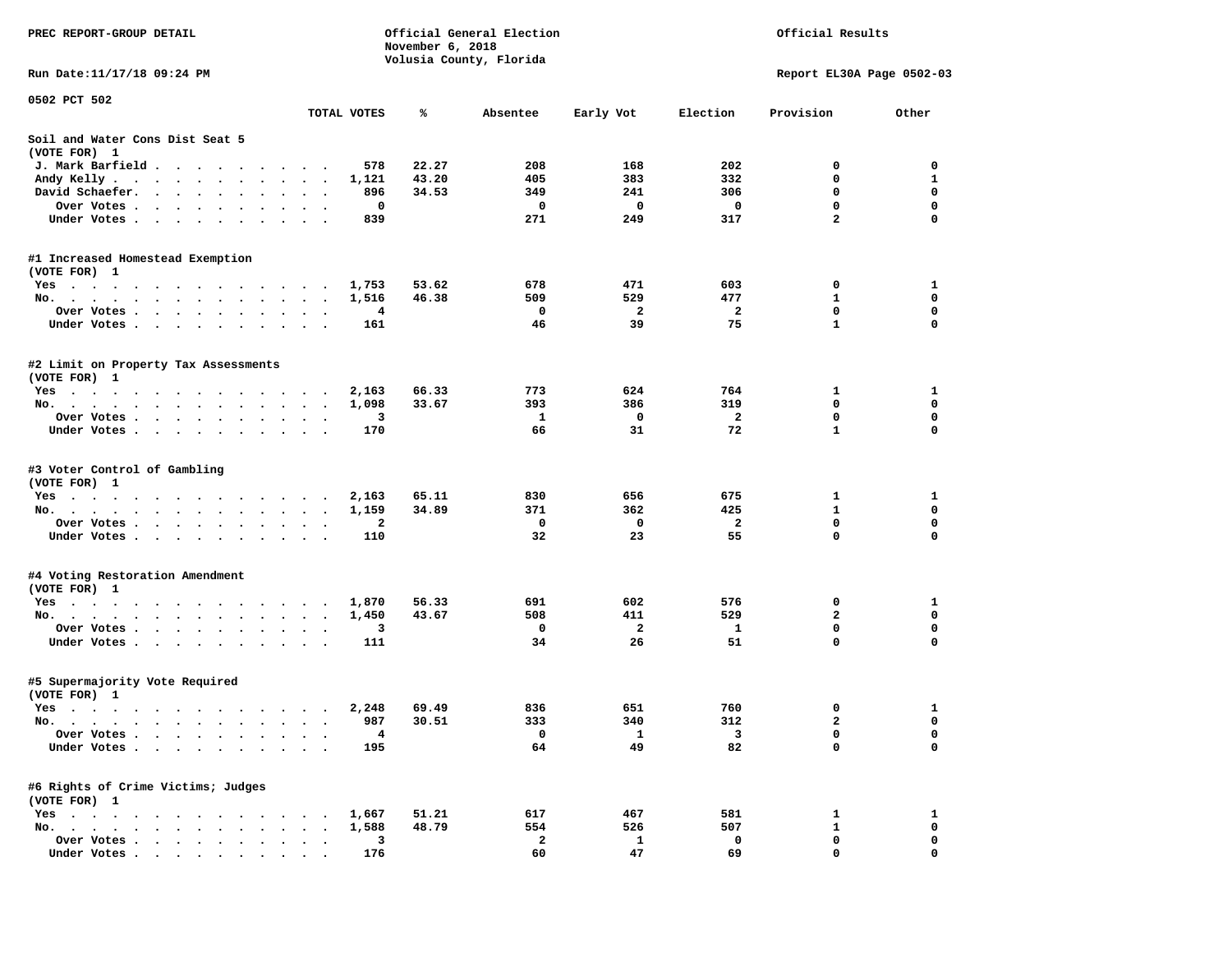PREC REPORT-GROUP DETAIL

Official General Election
November 6, 2018
Volusia County, Florida

Official Results

Run Date:11/17/18 09:24 PM

Report EL30A Page 0502-03

0502 PCT 502

| | TOTAL VOTES | % | Absentee | Early Vot | Election | Provision | Other |
|---|---|---|---|---|---|---|---|
| **Soil and Water Cons Dist Seat 5** | | | | | | | |
| (VOTE FOR) 1 | | | | | | | |
| J. Mark Barfield | 578 | 22.27 | 208 | 168 | 202 | 0 | 0 |
| Andy Kelly | 1,121 | 43.20 | 405 | 383 | 332 | 0 | 1 |
| David Schaefer | 896 | 34.53 | 349 | 241 | 306 | 0 | 0 |
| Over Votes | 0 | | 0 | 0 | 0 | 0 | 0 |
| Under Votes | 839 | | 271 | 249 | 317 | 2 | 0 |
| **#1 Increased Homestead Exemption** | | | | | | | |
| (VOTE FOR) 1 | | | | | | | |
| Yes | 1,753 | 53.62 | 678 | 471 | 603 | 0 | 1 |
| No | 1,516 | 46.38 | 509 | 529 | 477 | 1 | 0 |
| Over Votes | 4 | | 0 | 2 | 2 | 0 | 0 |
| Under Votes | 161 | | 46 | 39 | 75 | 1 | 0 |
| **#2 Limit on Property Tax Assessments** | | | | | | | |
| (VOTE FOR) 1 | | | | | | | |
| Yes | 2,163 | 66.33 | 773 | 624 | 764 | 1 | 1 |
| No | 1,098 | 33.67 | 393 | 386 | 319 | 0 | 0 |
| Over Votes | 3 | | 1 | 0 | 2 | 0 | 0 |
| Under Votes | 170 | | 66 | 31 | 72 | 1 | 0 |
| **#3 Voter Control of Gambling** | | | | | | | |
| (VOTE FOR) 1 | | | | | | | |
| Yes | 2,163 | 65.11 | 830 | 656 | 675 | 1 | 1 |
| No | 1,159 | 34.89 | 371 | 362 | 425 | 1 | 0 |
| Over Votes | 2 | | 0 | 0 | 2 | 0 | 0 |
| Under Votes | 110 | | 32 | 23 | 55 | 0 | 0 |
| **#4 Voting Restoration Amendment** | | | | | | | |
| (VOTE FOR) 1 | | | | | | | |
| Yes | 1,870 | 56.33 | 691 | 602 | 576 | 0 | 1 |
| No | 1,450 | 43.67 | 508 | 411 | 529 | 2 | 0 |
| Over Votes | 3 | | 0 | 2 | 1 | 0 | 0 |
| Under Votes | 111 | | 34 | 26 | 51 | 0 | 0 |
| **#5 Supermajority Vote Required** | | | | | | | |
| (VOTE FOR) 1 | | | | | | | |
| Yes | 2,248 | 69.49 | 836 | 651 | 760 | 0 | 1 |
| No | 987 | 30.51 | 333 | 340 | 312 | 2 | 0 |
| Over Votes | 4 | | 0 | 1 | 3 | 0 | 0 |
| Under Votes | 195 | | 64 | 49 | 82 | 0 | 0 |
| **#6 Rights of Crime Victims; Judges** | | | | | | | |
| (VOTE FOR) 1 | | | | | | | |
| Yes | 1,667 | 51.21 | 617 | 467 | 581 | 1 | 1 |
| No | 1,588 | 48.79 | 554 | 526 | 507 | 1 | 0 |
| Over Votes | 3 | | 2 | 1 | 0 | 0 | 0 |
| Under Votes | 176 | | 60 | 47 | 69 | 0 | 0 |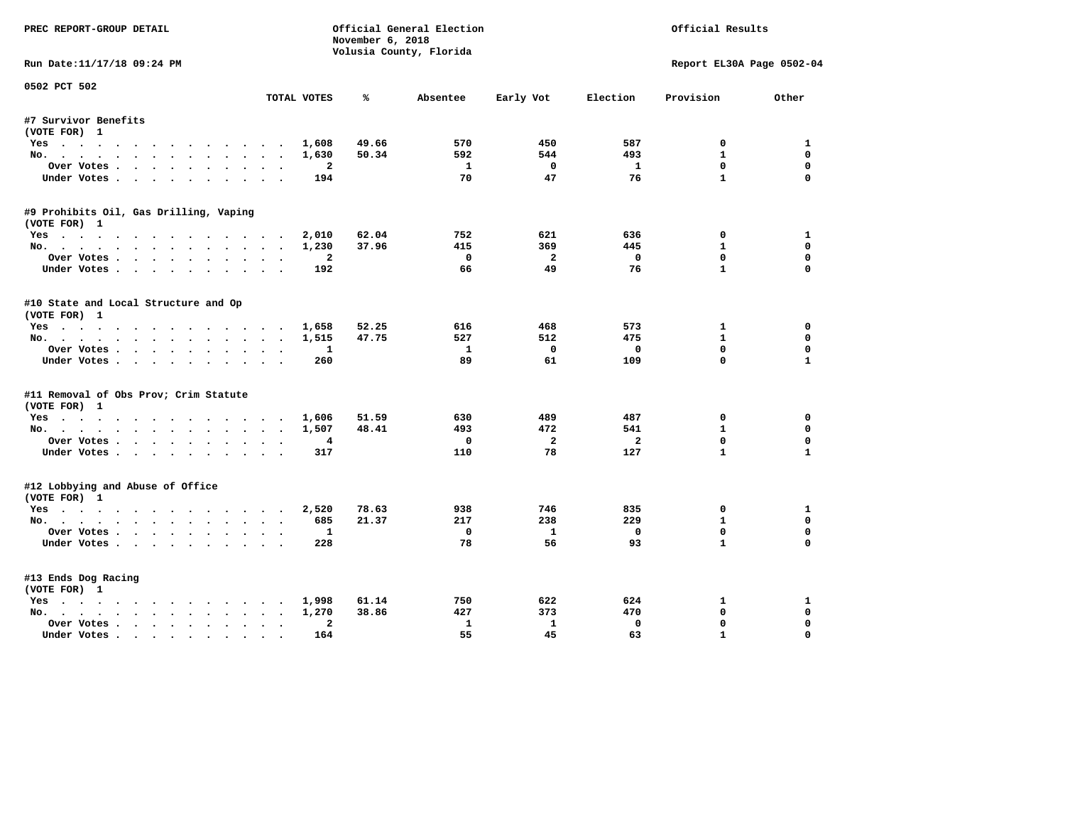PREC REPORT-GROUP DETAIL

Official General Election
November 6, 2018
Volusia County, Florida

Official Results

Run Date:11/17/18 09:24 PM

Report EL30A Page 0502-04

0502 PCT 502

| | TOTAL VOTES | % | Absentee | Early Vot | Election | Provision | Other |
|---|---|---|---|---|---|---|---|
| **#7 Survivor Benefits** | | | | | | | |
| (VOTE FOR) 1 | | | | | | | |
| Yes | 1,608 | 49.66 | 570 | 450 | 587 | 0 | 1 |
| No. | 1,630 | 50.34 | 592 | 544 | 493 | 1 | 0 |
| Over Votes | 2 | | 1 | 0 | 1 | 0 | 0 |
| Under Votes | 194 | | 70 | 47 | 76 | 1 | 0 |
| **#9 Prohibits Oil, Gas Drilling, Vaping** | | | | | | | |
| (VOTE FOR) 1 | | | | | | | |
| Yes | 2,010 | 62.04 | 752 | 621 | 636 | 0 | 1 |
| No. | 1,230 | 37.96 | 415 | 369 | 445 | 1 | 0 |
| Over Votes | 2 | | 0 | 2 | 0 | 0 | 0 |
| Under Votes | 192 | | 66 | 49 | 76 | 1 | 0 |
| **#10 State and Local Structure and Op** | | | | | | | |
| (VOTE FOR) 1 | | | | | | | |
| Yes | 1,658 | 52.25 | 616 | 468 | 573 | 1 | 0 |
| No. | 1,515 | 47.75 | 527 | 512 | 475 | 1 | 0 |
| Over Votes | 1 | | 1 | 0 | 0 | 0 | 0 |
| Under Votes | 260 | | 89 | 61 | 109 | 0 | 1 |
| **#11 Removal of Obs Prov; Crim Statute** | | | | | | | |
| (VOTE FOR) 1 | | | | | | | |
| Yes | 1,606 | 51.59 | 630 | 489 | 487 | 0 | 0 |
| No. | 1,507 | 48.41 | 493 | 472 | 541 | 1 | 0 |
| Over Votes | 4 | | 0 | 2 | 2 | 0 | 0 |
| Under Votes | 317 | | 110 | 78 | 127 | 1 | 1 |
| **#12 Lobbying and Abuse of Office** | | | | | | | |
| (VOTE FOR) 1 | | | | | | | |
| Yes | 2,520 | 78.63 | 938 | 746 | 835 | 0 | 1 |
| No. | 685 | 21.37 | 217 | 238 | 229 | 1 | 0 |
| Over Votes | 1 | | 0 | 1 | 0 | 0 | 0 |
| Under Votes | 228 | | 78 | 56 | 93 | 1 | 0 |
| **#13 Ends Dog Racing** | | | | | | | |
| (VOTE FOR) 1 | | | | | | | |
| Yes | 1,998 | 61.14 | 750 | 622 | 624 | 1 | 1 |
| No. | 1,270 | 38.86 | 427 | 373 | 470 | 0 | 0 |
| Over Votes | 2 | | 1 | 1 | 0 | 0 | 0 |
| Under Votes | 164 | | 55 | 45 | 63 | 1 | 0 |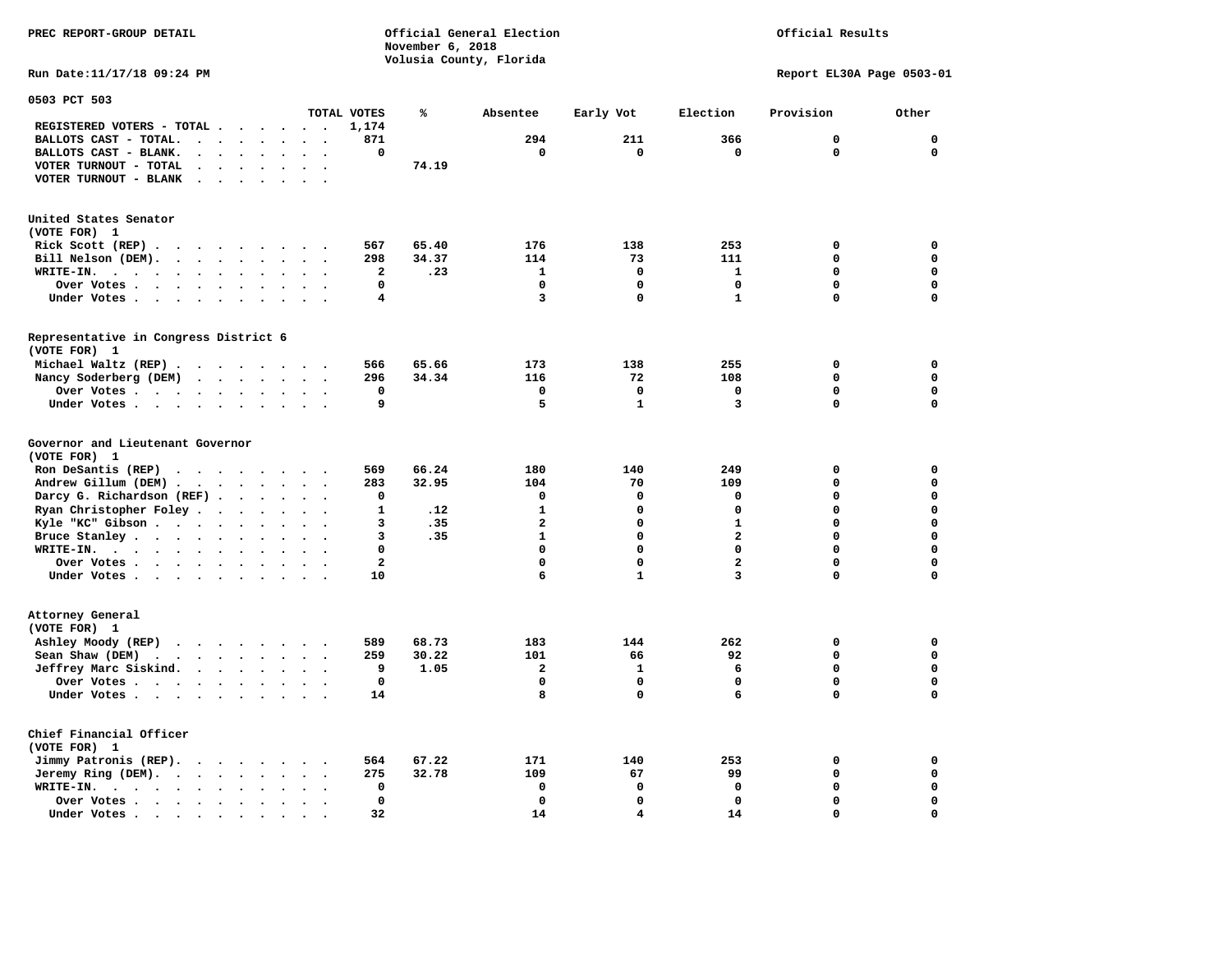PREC REPORT-GROUP DETAIL

Official General Election
November 6, 2018
Volusia County, Florida

Official Results

Run Date:11/17/18 09:24 PM

Report EL30A Page 0503-01

## 0503 PCT 503

| | TOTAL VOTES | % | Absentee | Early Vot | Election | Provision | Other |
|---|---|---|---|---|---|---|---|
| REGISTERED VOTERS - TOTAL | 1,174 | | | | | | |
| BALLOTS CAST - TOTAL. | 871 | | 294 | 211 | 366 | 0 | 0 |
| BALLOTS CAST - BLANK. | 0 | | 0 | 0 | 0 | 0 | 0 |
| VOTER TURNOUT - TOTAL | | 74.19 | | | | | |
| VOTER TURNOUT - BLANK | | | | | | | |

### United States Senator
(VOTE FOR) 1

| | TOTAL VOTES | % | Absentee | Early Vot | Election | Provision | Other |
|---|---|---|---|---|---|---|---|
| Rick Scott (REP) | 567 | 65.40 | 176 | 138 | 253 | 0 | 0 |
| Bill Nelson (DEM). | 298 | 34.37 | 114 | 73 | 111 | 0 | 0 |
| WRITE-IN. | 2 | .23 | 1 | 0 | 1 | 0 | 0 |
| Over Votes | 0 | | 0 | 0 | 0 | 0 | 0 |
| Under Votes | 4 | | 3 | 0 | 1 | 0 | 0 |

### Representative in Congress District 6
(VOTE FOR) 1

| | TOTAL VOTES | % | Absentee | Early Vot | Election | Provision | Other |
|---|---|---|---|---|---|---|---|
| Michael Waltz (REP) | 566 | 65.66 | 173 | 138 | 255 | 0 | 0 |
| Nancy Soderberg (DEM) | 296 | 34.34 | 116 | 72 | 108 | 0 | 0 |
| Over Votes | 0 | | 0 | 0 | 0 | 0 | 0 |
| Under Votes | 9 | | 5 | 1 | 3 | 0 | 0 |

### Governor and Lieutenant Governor
(VOTE FOR) 1

| | TOTAL VOTES | % | Absentee | Early Vot | Election | Provision | Other |
|---|---|---|---|---|---|---|---|
| Ron DeSantis (REP) | 569 | 66.24 | 180 | 140 | 249 | 0 | 0 |
| Andrew Gillum (DEM) | 283 | 32.95 | 104 | 70 | 109 | 0 | 0 |
| Darcy G. Richardson (REF) | 0 | | 0 | 0 | 0 | 0 | 0 |
| Ryan Christopher Foley | 1 | .12 | 1 | 0 | 0 | 0 | 0 |
| Kyle "KC" Gibson | 3 | .35 | 2 | 0 | 1 | 0 | 0 |
| Bruce Stanley | 3 | .35 | 1 | 0 | 2 | 0 | 0 |
| WRITE-IN. | 0 | | 0 | 0 | 0 | 0 | 0 |
| Over Votes | 2 | | 0 | 0 | 2 | 0 | 0 |
| Under Votes | 10 | | 6 | 1 | 3 | 0 | 0 |

### Attorney General
(VOTE FOR) 1

| | TOTAL VOTES | % | Absentee | Early Vot | Election | Provision | Other |
|---|---|---|---|---|---|---|---|
| Ashley Moody (REP) | 589 | 68.73 | 183 | 144 | 262 | 0 | 0 |
| Sean Shaw (DEM) | 259 | 30.22 | 101 | 66 | 92 | 0 | 0 |
| Jeffrey Marc Siskind. | 9 | 1.05 | 2 | 1 | 6 | 0 | 0 |
| Over Votes | 0 | | 0 | 0 | 0 | 0 | 0 |
| Under Votes | 14 | | 8 | 0 | 6 | 0 | 0 |

### Chief Financial Officer
(VOTE FOR) 1

| | TOTAL VOTES | % | Absentee | Early Vot | Election | Provision | Other |
|---|---|---|---|---|---|---|---|
| Jimmy Patronis (REP). | 564 | 67.22 | 171 | 140 | 253 | 0 | 0 |
| Jeremy Ring (DEM). | 275 | 32.78 | 109 | 67 | 99 | 0 | 0 |
| WRITE-IN. | 0 | | 0 | 0 | 0 | 0 | 0 |
| Over Votes | 0 | | 0 | 0 | 0 | 0 | 0 |
| Under Votes | 32 | | 14 | 4 | 14 | 0 | 0 |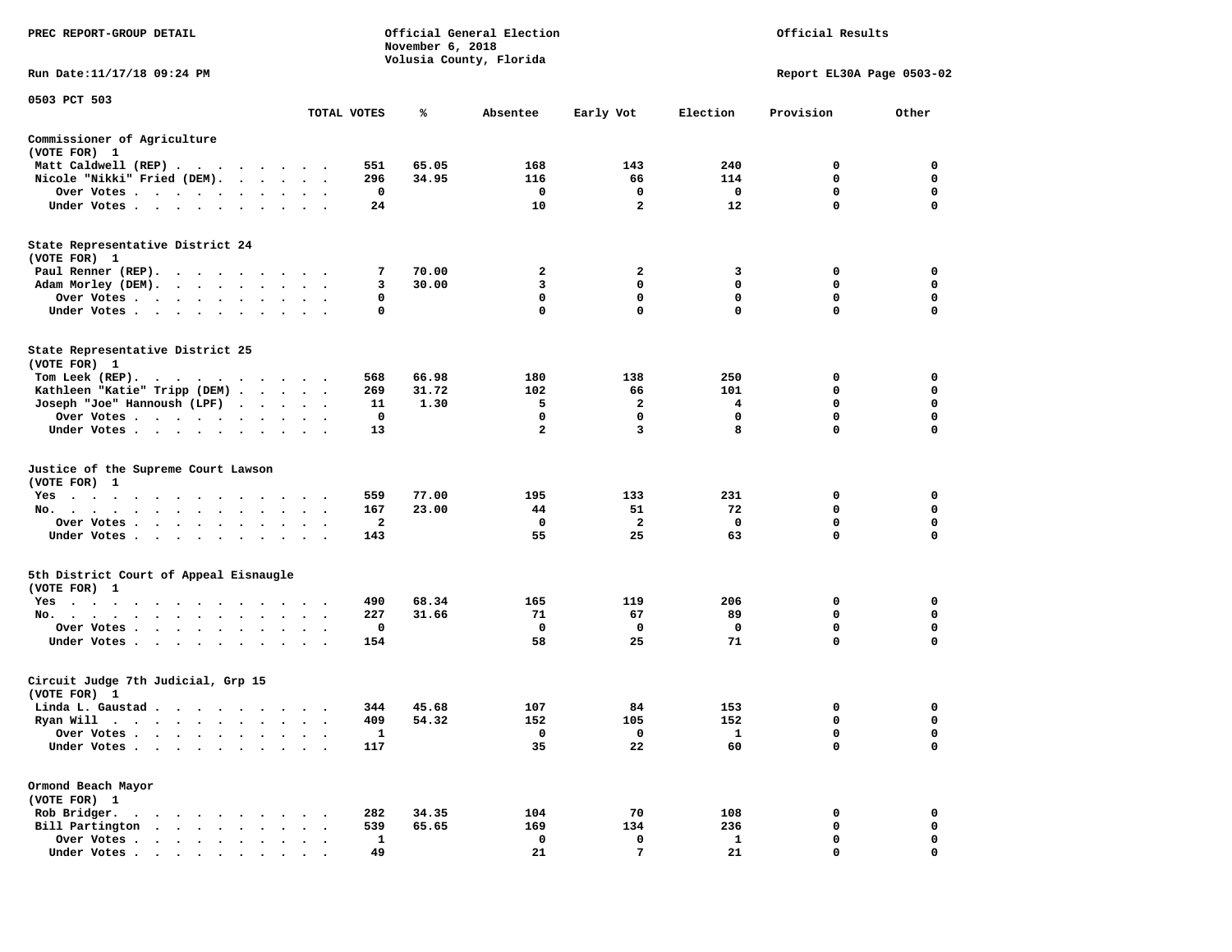PREC REPORT-GROUP DETAIL

Official General Election
November 6, 2018
Volusia County, Florida

Official Results

Run Date:11/17/18 09:24 PM

Report EL30A Page 0503-02

0503 PCT 503

| | TOTAL VOTES | % | Absentee | Early Vot | Election | Provision | Other |
|---|---|---|---|---|---|---|---|
| **Commissioner of Agriculture** | | | | | | | |
| (VOTE FOR) 1 | | | | | | | |
| Matt Caldwell (REP) | 551 | 65.05 | 168 | 143 | 240 | 0 | 0 |
| Nicole "Nikki" Fried (DEM) | 296 | 34.95 | 116 | 66 | 114 | 0 | 0 |
| Over Votes | 0 | | 0 | 0 | 0 | 0 | 0 |
| Under Votes | 24 | | 10 | 2 | 12 | 0 | 0 |
| **State Representative District 24** | | | | | | | |
| (VOTE FOR) 1 | | | | | | | |
| Paul Renner (REP) | 7 | 70.00 | 2 | 2 | 3 | 0 | 0 |
| Adam Morley (DEM) | 3 | 30.00 | 3 | 0 | 0 | 0 | 0 |
| Over Votes | 0 | | 0 | 0 | 0 | 0 | 0 |
| Under Votes | 0 | | 0 | 0 | 0 | 0 | 0 |
| **State Representative District 25** | | | | | | | |
| (VOTE FOR) 1 | | | | | | | |
| Tom Leek (REP) | 568 | 66.98 | 180 | 138 | 250 | 0 | 0 |
| Kathleen "Katie" Tripp (DEM) | 269 | 31.72 | 102 | 66 | 101 | 0 | 0 |
| Joseph "Joe" Hannoush (LPF) | 11 | 1.30 | 5 | 2 | 4 | 0 | 0 |
| Over Votes | 0 | | 0 | 0 | 0 | 0 | 0 |
| Under Votes | 13 | | 2 | 3 | 8 | 0 | 0 |
| **Justice of the Supreme Court Lawson** | | | | | | | |
| (VOTE FOR) 1 | | | | | | | |
| Yes | 559 | 77.00 | 195 | 133 | 231 | 0 | 0 |
| No | 167 | 23.00 | 44 | 51 | 72 | 0 | 0 |
| Over Votes | 2 | | 0 | 2 | 0 | 0 | 0 |
| Under Votes | 143 | | 55 | 25 | 63 | 0 | 0 |
| **5th District Court of Appeal Eisnaugle** | | | | | | | |
| (VOTE FOR) 1 | | | | | | | |
| Yes | 490 | 68.34 | 165 | 119 | 206 | 0 | 0 |
| No | 227 | 31.66 | 71 | 67 | 89 | 0 | 0 |
| Over Votes | 0 | | 0 | 0 | 0 | 0 | 0 |
| Under Votes | 154 | | 58 | 25 | 71 | 0 | 0 |
| **Circuit Judge 7th Judicial, Grp 15** | | | | | | | |
| (VOTE FOR) 1 | | | | | | | |
| Linda L. Gaustad | 344 | 45.68 | 107 | 84 | 153 | 0 | 0 |
| Ryan Will | 409 | 54.32 | 152 | 105 | 152 | 0 | 0 |
| Over Votes | 1 | | 0 | 0 | 1 | 0 | 0 |
| Under Votes | 117 | | 35 | 22 | 60 | 0 | 0 |
| **Ormond Beach Mayor** | | | | | | | |
| (VOTE FOR) 1 | | | | | | | |
| Rob Bridger | 282 | 34.35 | 104 | 70 | 108 | 0 | 0 |
| Bill Partington | 539 | 65.65 | 169 | 134 | 236 | 0 | 0 |
| Over Votes | 1 | | 0 | 0 | 1 | 0 | 0 |
| Under Votes | 49 | | 21 | 7 | 21 | 0 | 0 |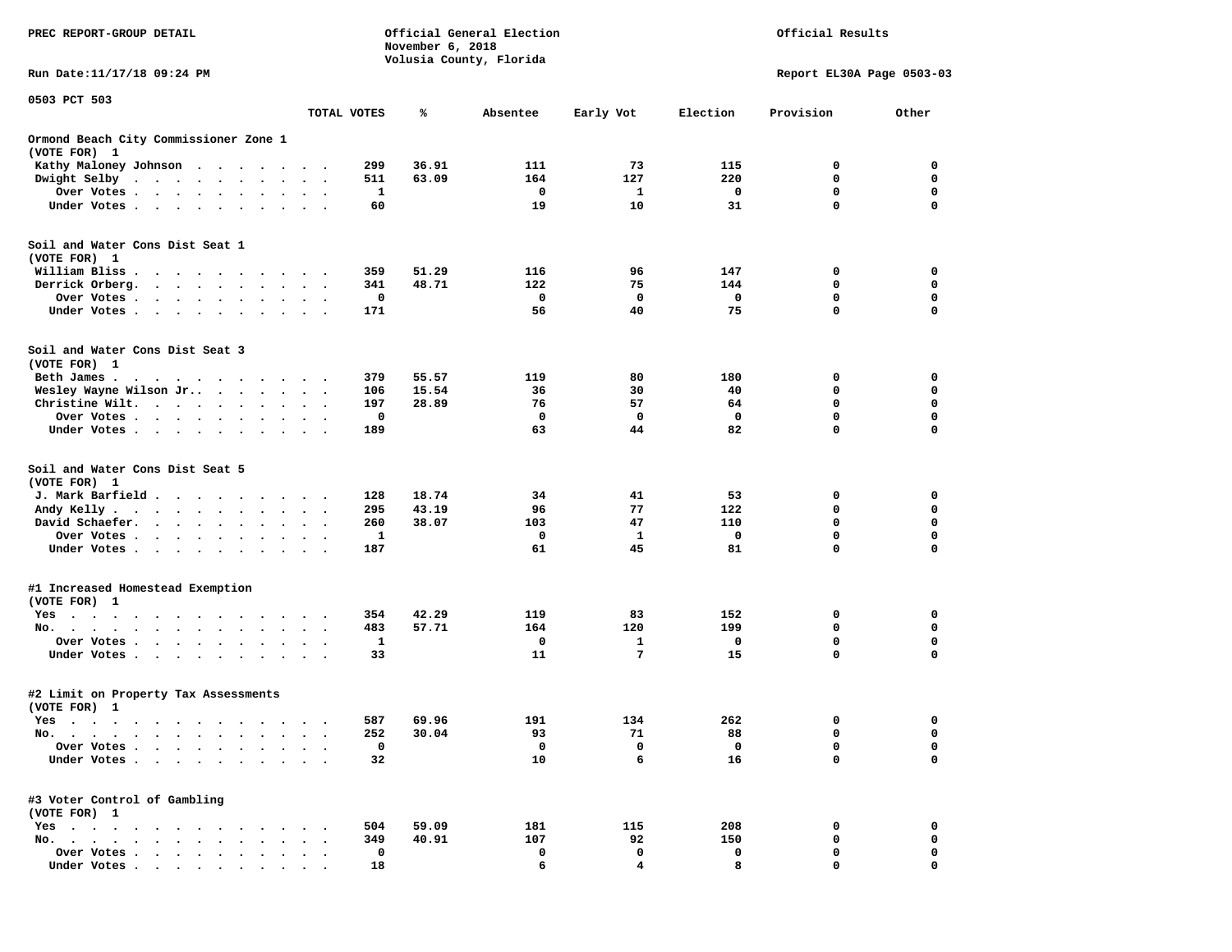PREC REPORT-GROUP DETAIL

Official General Election
November 6, 2018
Volusia County, Florida

Official Results

Run Date:11/17/18 09:24 PM

Report EL30A Page 0503-03

0503 PCT 503

| | TOTAL VOTES | % | Absentee | Early Vot | Election | Provision | Other |
|---|---|---|---|---|---|---|---|
| **Ormond Beach City Commissioner Zone 1** | | | | | | | |
| (VOTE FOR) 1 | | | | | | | |
| Kathy Maloney Johnson | 299 | 36.91 | 111 | 73 | 115 | 0 | 0 |
| Dwight Selby | 511 | 63.09 | 164 | 127 | 220 | 0 | 0 |
| Over Votes | 1 | | 0 | 1 | 0 | 0 | 0 |
| Under Votes | 60 | | 19 | 10 | 31 | 0 | 0 |
| **Soil and Water Cons Dist Seat 1** | | | | | | | |
| (VOTE FOR) 1 | | | | | | | |
| William Bliss | 359 | 51.29 | 116 | 96 | 147 | 0 | 0 |
| Derrick Orberg | 341 | 48.71 | 122 | 75 | 144 | 0 | 0 |
| Over Votes | 0 | | 0 | 0 | 0 | 0 | 0 |
| Under Votes | 171 | | 56 | 40 | 75 | 0 | 0 |
| **Soil and Water Cons Dist Seat 3** | | | | | | | |
| (VOTE FOR) 1 | | | | | | | |
| Beth James | 379 | 55.57 | 119 | 80 | 180 | 0 | 0 |
| Wesley Wayne Wilson Jr. | 106 | 15.54 | 36 | 30 | 40 | 0 | 0 |
| Christine Wilt | 197 | 28.89 | 76 | 57 | 64 | 0 | 0 |
| Over Votes | 0 | | 0 | 0 | 0 | 0 | 0 |
| Under Votes | 189 | | 63 | 44 | 82 | 0 | 0 |
| **Soil and Water Cons Dist Seat 5** | | | | | | | |
| (VOTE FOR) 1 | | | | | | | |
| J. Mark Barfield | 128 | 18.74 | 34 | 41 | 53 | 0 | 0 |
| Andy Kelly | 295 | 43.19 | 96 | 77 | 122 | 0 | 0 |
| David Schaefer | 260 | 38.07 | 103 | 47 | 110 | 0 | 0 |
| Over Votes | 1 | | 0 | 1 | 0 | 0 | 0 |
| Under Votes | 187 | | 61 | 45 | 81 | 0 | 0 |
| **#1 Increased Homestead Exemption** | | | | | | | |
| (VOTE FOR) 1 | | | | | | | |
| Yes | 354 | 42.29 | 119 | 83 | 152 | 0 | 0 |
| No | 483 | 57.71 | 164 | 120 | 199 | 0 | 0 |
| Over Votes | 1 | | 0 | 1 | 0 | 0 | 0 |
| Under Votes | 33 | | 11 | 7 | 15 | 0 | 0 |
| **#2 Limit on Property Tax Assessments** | | | | | | | |
| (VOTE FOR) 1 | | | | | | | |
| Yes | 587 | 69.96 | 191 | 134 | 262 | 0 | 0 |
| No | 252 | 30.04 | 93 | 71 | 88 | 0 | 0 |
| Over Votes | 0 | | 0 | 0 | 0 | 0 | 0 |
| Under Votes | 32 | | 10 | 6 | 16 | 0 | 0 |
| **#3 Voter Control of Gambling** | | | | | | | |
| (VOTE FOR) 1 | | | | | | | |
| Yes | 504 | 59.09 | 181 | 115 | 208 | 0 | 0 |
| No | 349 | 40.91 | 107 | 92 | 150 | 0 | 0 |
| Over Votes | 0 | | 0 | 0 | 0 | 0 | 0 |
| Under Votes | 18 | | 6 | 4 | 8 | 0 | 0 |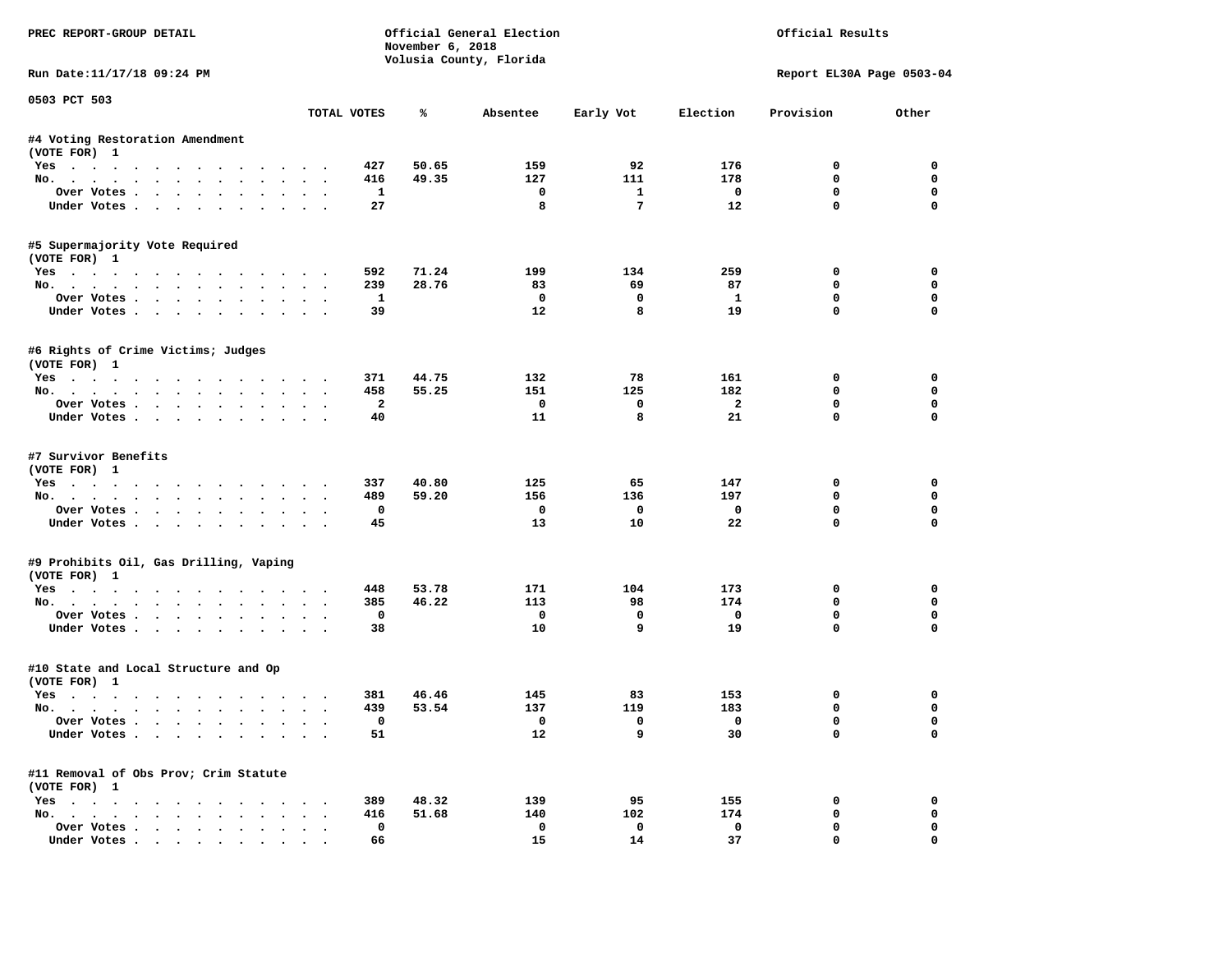PREC REPORT-GROUP DETAIL

Official General Election
November 6, 2018
Volusia County, Florida

Official Results

Run Date:11/17/18 09:24 PM

Report EL30A Page 0503-04

0503 PCT 503

| | TOTAL VOTES | % | Absentee | Early Vot | Election | Provision | Other |
|---|---|---|---|---|---|---|---|
| **#4 Voting Restoration Amendment** | | | | | | | |
| (VOTE FOR) 1 | | | | | | | |
| Yes | 427 | 50.65 | 159 | 92 | 176 | 0 | 0 |
| No. | 416 | 49.35 | 127 | 111 | 178 | 0 | 0 |
| Over Votes | 1 | | 0 | 1 | 0 | 0 | 0 |
| Under Votes | 27 | | 8 | 7 | 12 | 0 | 0 |
| **#5 Supermajority Vote Required** | | | | | | | |
| (VOTE FOR) 1 | | | | | | | |
| Yes | 592 | 71.24 | 199 | 134 | 259 | 0 | 0 |
| No. | 239 | 28.76 | 83 | 69 | 87 | 0 | 0 |
| Over Votes | 1 | | 0 | 0 | 1 | 0 | 0 |
| Under Votes | 39 | | 12 | 8 | 19 | 0 | 0 |
| **#6 Rights of Crime Victims; Judges** | | | | | | | |
| (VOTE FOR) 1 | | | | | | | |
| Yes | 371 | 44.75 | 132 | 78 | 161 | 0 | 0 |
| No. | 458 | 55.25 | 151 | 125 | 182 | 0 | 0 |
| Over Votes | 2 | | 0 | 0 | 2 | 0 | 0 |
| Under Votes | 40 | | 11 | 8 | 21 | 0 | 0 |
| **#7 Survivor Benefits** | | | | | | | |
| (VOTE FOR) 1 | | | | | | | |
| Yes | 337 | 40.80 | 125 | 65 | 147 | 0 | 0 |
| No. | 489 | 59.20 | 156 | 136 | 197 | 0 | 0 |
| Over Votes | 0 | | 0 | 0 | 0 | 0 | 0 |
| Under Votes | 45 | | 13 | 10 | 22 | 0 | 0 |
| **#9 Prohibits Oil, Gas Drilling, Vaping** | | | | | | | |
| (VOTE FOR) 1 | | | | | | | |
| Yes | 448 | 53.78 | 171 | 104 | 173 | 0 | 0 |
| No. | 385 | 46.22 | 113 | 98 | 174 | 0 | 0 |
| Over Votes | 0 | | 0 | 0 | 0 | 0 | 0 |
| Under Votes | 38 | | 10 | 9 | 19 | 0 | 0 |
| **#10 State and Local Structure and Op** | | | | | | | |
| (VOTE FOR) 1 | | | | | | | |
| Yes | 381 | 46.46 | 145 | 83 | 153 | 0 | 0 |
| No. | 439 | 53.54 | 137 | 119 | 183 | 0 | 0 |
| Over Votes | 0 | | 0 | 0 | 0 | 0 | 0 |
| Under Votes | 51 | | 12 | 9 | 30 | 0 | 0 |
| **#11 Removal of Obs Prov; Crim Statute** | | | | | | | |
| (VOTE FOR) 1 | | | | | | | |
| Yes | 389 | 48.32 | 139 | 95 | 155 | 0 | 0 |
| No. | 416 | 51.68 | 140 | 102 | 174 | 0 | 0 |
| Over Votes | 0 | | 0 | 0 | 0 | 0 | 0 |
| Under Votes | 66 | | 15 | 14 | 37 | 0 | 0 |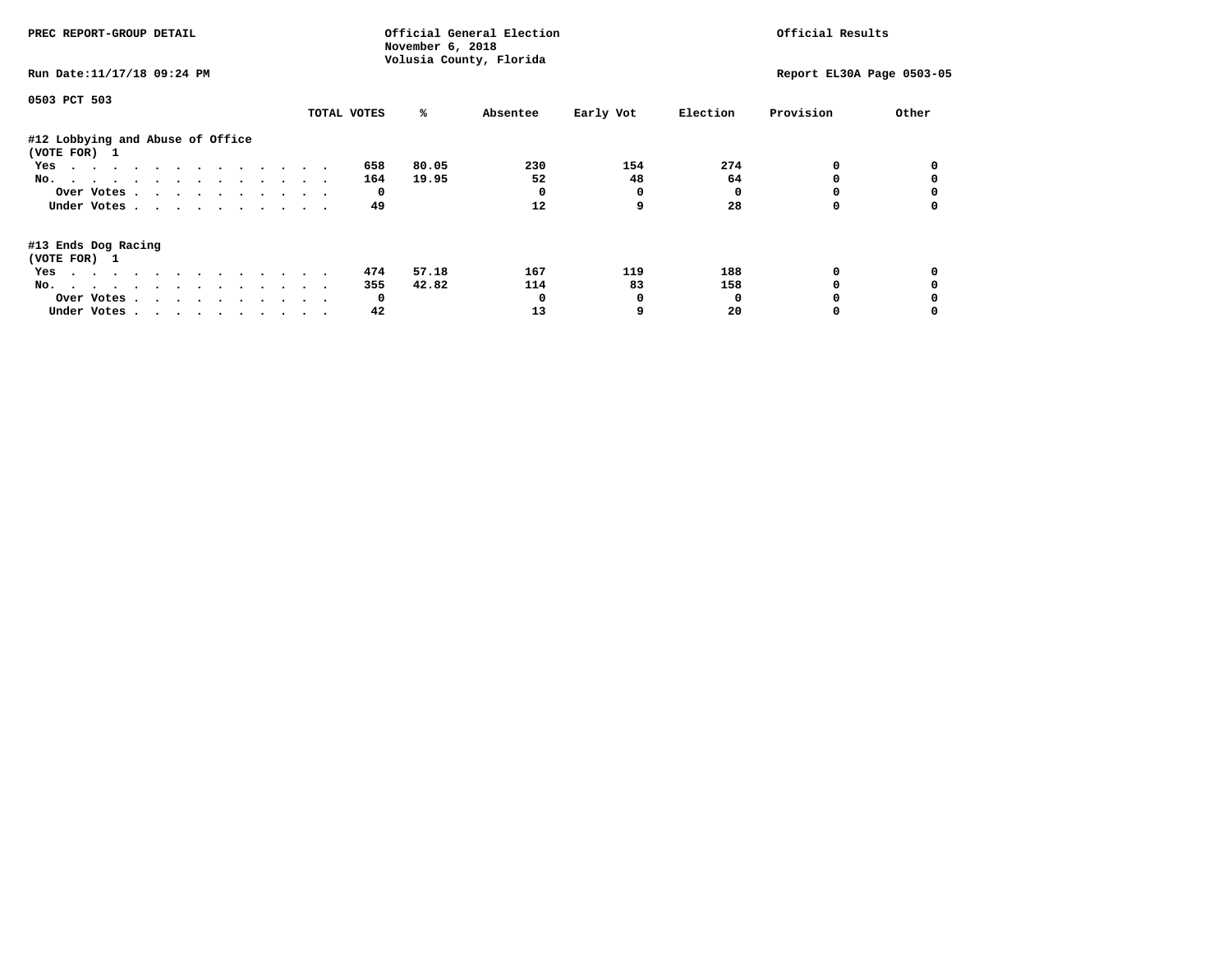PREC REPORT-GROUP DETAIL

Official General Election
November 6, 2018
Volusia County, Florida

Official Results

Run Date:11/17/18 09:24 PM

Report EL30A Page 0503-05

0503 PCT 503

| | TOTAL VOTES | % | Absentee | Early Vot | Election | Provision | Other |
|---|---|---|---|---|---|---|---|
| **#12 Lobbying and Abuse of Office** | | | | | | | |
| **(VOTE FOR) 1** | | | | | | | |
| Yes | 658 | 80.05 | 230 | 154 | 274 | 0 | 0 |
| No. | 164 | 19.95 | 52 | 48 | 64 | 0 | 0 |
| Over Votes | 0 | | 0 | 0 | 0 | 0 | 0 |
| Under Votes | 49 | | 12 | 9 | 28 | 0 | 0 |
| **#13 Ends Dog Racing** | | | | | | | |
| **(VOTE FOR) 1** | | | | | | | |
| Yes | 474 | 57.18 | 167 | 119 | 188 | 0 | 0 |
| No. | 355 | 42.82 | 114 | 83 | 158 | 0 | 0 |
| Over Votes | 0 | | 0 | 0 | 0 | 0 | 0 |
| Under Votes | 42 | | 13 | 9 | 20 | 0 | 0 |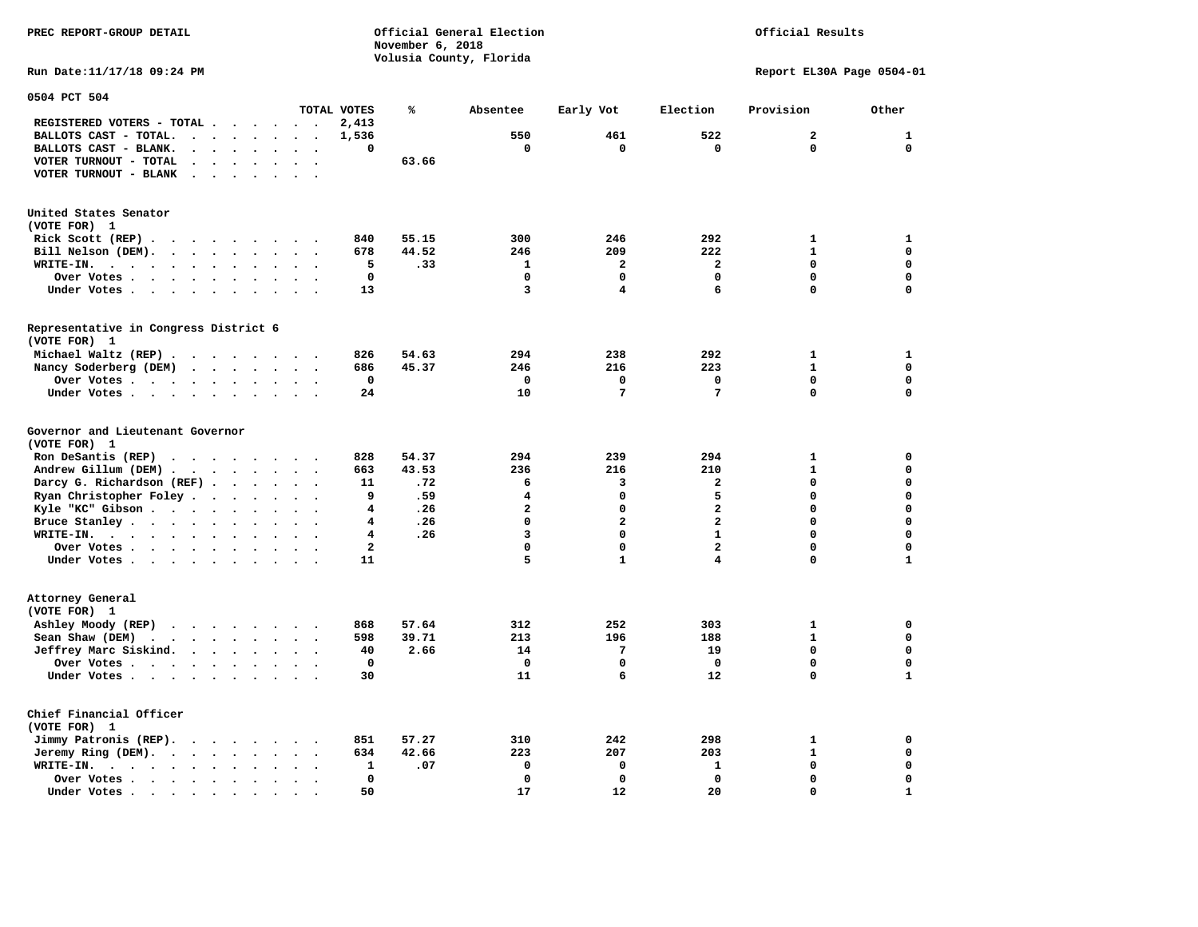PREC REPORT-GROUP DETAIL

Official General Election
November 6, 2018
Volusia County, Florida

Official Results

Run Date:11/17/18 09:24 PM

Report EL30A Page 0504-01

## 0504 PCT 504

| | TOTAL VOTES | % | Absentee | Early Vot | Election | Provision | Other |
|---|---|---|---|---|---|---|---|
| REGISTERED VOTERS - TOTAL | 2,413 | | | | | | |
| BALLOTS CAST - TOTAL. | 1,536 | | 550 | 461 | 522 | 2 | 1 |
| BALLOTS CAST - BLANK. | 0 | | 0 | 0 | 0 | 0 | 0 |
| VOTER TURNOUT - TOTAL | | 63.66 | | | | | |
| VOTER TURNOUT - BLANK | | | | | | | |

### United States Senator
(VOTE FOR) 1

| | TOTAL VOTES | % | Absentee | Early Vot | Election | Provision | Other |
|---|---|---|---|---|---|---|---|
| Rick Scott (REP) | 840 | 55.15 | 300 | 246 | 292 | 1 | 1 |
| Bill Nelson (DEM). | 678 | 44.52 | 246 | 209 | 222 | 1 | 0 |
| WRITE-IN. | 5 | .33 | 1 | 2 | 2 | 0 | 0 |
| Over Votes | 0 | | 0 | 0 | 0 | 0 | 0 |
| Under Votes | 13 | | 3 | 4 | 6 | 0 | 0 |

### Representative in Congress District 6
(VOTE FOR) 1

| | TOTAL VOTES | % | Absentee | Early Vot | Election | Provision | Other |
|---|---|---|---|---|---|---|---|
| Michael Waltz (REP) | 826 | 54.63 | 294 | 238 | 292 | 1 | 1 |
| Nancy Soderberg (DEM) | 686 | 45.37 | 246 | 216 | 223 | 1 | 0 |
| Over Votes | 0 | | 0 | 0 | 0 | 0 | 0 |
| Under Votes | 24 | | 10 | 7 | 7 | 0 | 0 |

### Governor and Lieutenant Governor
(VOTE FOR) 1

| | TOTAL VOTES | % | Absentee | Early Vot | Election | Provision | Other |
|---|---|---|---|---|---|---|---|
| Ron DeSantis (REP) | 828 | 54.37 | 294 | 239 | 294 | 1 | 0 |
| Andrew Gillum (DEM) | 663 | 43.53 | 236 | 216 | 210 | 1 | 0 |
| Darcy G. Richardson (REF) | 11 | .72 | 6 | 3 | 2 | 0 | 0 |
| Ryan Christopher Foley | 9 | .59 | 4 | 0 | 5 | 0 | 0 |
| Kyle "KC" Gibson | 4 | .26 | 2 | 0 | 2 | 0 | 0 |
| Bruce Stanley | 4 | .26 | 0 | 2 | 2 | 0 | 0 |
| WRITE-IN. | 4 | .26 | 3 | 0 | 1 | 0 | 0 |
| Over Votes | 2 | | 0 | 0 | 2 | 0 | 0 |
| Under Votes | 11 | | 5 | 1 | 4 | 0 | 1 |

### Attorney General
(VOTE FOR) 1

| | TOTAL VOTES | % | Absentee | Early Vot | Election | Provision | Other |
|---|---|---|---|---|---|---|---|
| Ashley Moody (REP) | 868 | 57.64 | 312 | 252 | 303 | 1 | 0 |
| Sean Shaw (DEM) | 598 | 39.71 | 213 | 196 | 188 | 1 | 0 |
| Jeffrey Marc Siskind. | 40 | 2.66 | 14 | 7 | 19 | 0 | 0 |
| Over Votes | 0 | | 0 | 0 | 0 | 0 | 0 |
| Under Votes | 30 | | 11 | 6 | 12 | 0 | 1 |

### Chief Financial Officer
(VOTE FOR) 1

| | TOTAL VOTES | % | Absentee | Early Vot | Election | Provision | Other |
|---|---|---|---|---|---|---|---|
| Jimmy Patronis (REP). | 851 | 57.27 | 310 | 242 | 298 | 1 | 0 |
| Jeremy Ring (DEM). | 634 | 42.66 | 223 | 207 | 203 | 1 | 0 |
| WRITE-IN. | 1 | .07 | 0 | 0 | 1 | 0 | 0 |
| Over Votes | 0 | | 0 | 0 | 0 | 0 | 0 |
| Under Votes | 50 | | 17 | 12 | 20 | 0 | 1 |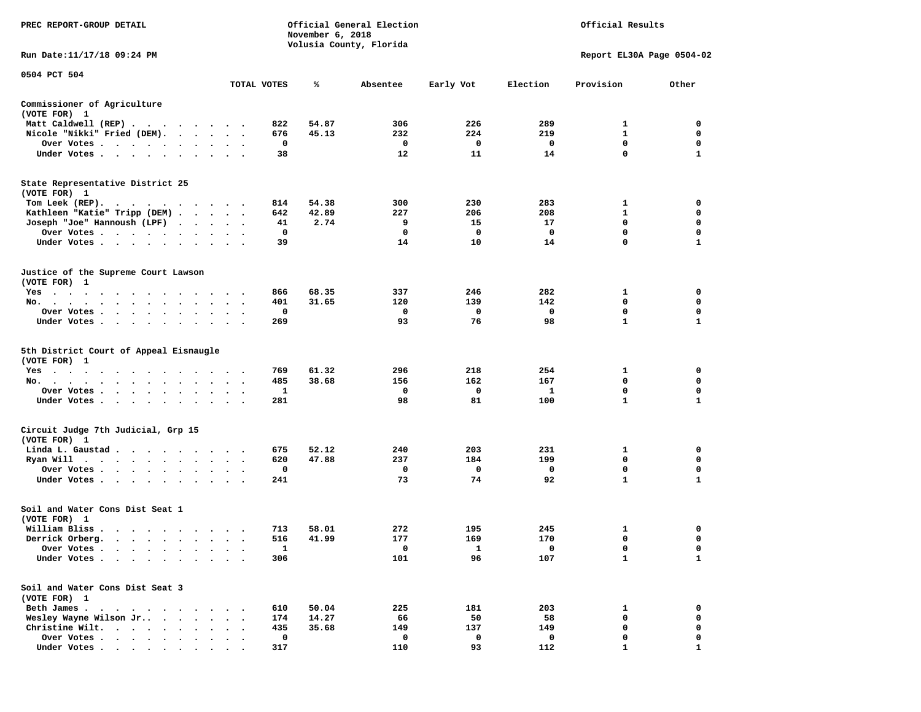PREC REPORT-GROUP DETAIL

Official General Election
November 6, 2018
Volusia County, Florida

Official Results

Run Date:11/17/18 09:24 PM

Report EL30A Page 0504-02

0504 PCT 504

| | TOTAL VOTES | % | Absentee | Early Vot | Election | Provision | Other |
|---|---|---|---|---|---|---|---|
| **Commissioner of Agriculture (VOTE FOR) 1** | | | | | | | |
| Matt Caldwell (REP) | 822 | 54.87 | 306 | 226 | 289 | 1 | 0 |
| Nicole "Nikki" Fried (DEM) | 676 | 45.13 | 232 | 224 | 219 | 1 | 0 |
| Over Votes | 0 | | 0 | 0 | 0 | 0 | 0 |
| Under Votes | 38 | | 12 | 11 | 14 | 0 | 1 |
| **State Representative District 25 (VOTE FOR) 1** | | | | | | | |
| Tom Leek (REP) | 814 | 54.38 | 300 | 230 | 283 | 1 | 0 |
| Kathleen "Katie" Tripp (DEM) | 642 | 42.89 | 227 | 206 | 208 | 1 | 0 |
| Joseph "Joe" Hannoush (LPF) | 41 | 2.74 | 9 | 15 | 17 | 0 | 0 |
| Over Votes | 0 | | 0 | 0 | 0 | 0 | 0 |
| Under Votes | 39 | | 14 | 10 | 14 | 0 | 1 |
| **Justice of the Supreme Court Lawson (VOTE FOR) 1** | | | | | | | |
| Yes | 866 | 68.35 | 337 | 246 | 282 | 1 | 0 |
| No | 401 | 31.65 | 120 | 139 | 142 | 0 | 0 |
| Over Votes | 0 | | 0 | 0 | 0 | 0 | 0 |
| Under Votes | 269 | | 93 | 76 | 98 | 1 | 1 |
| **5th District Court of Appeal Eisnaugle (VOTE FOR) 1** | | | | | | | |
| Yes | 769 | 61.32 | 296 | 218 | 254 | 1 | 0 |
| No | 485 | 38.68 | 156 | 162 | 167 | 0 | 0 |
| Over Votes | 1 | | 0 | 0 | 1 | 0 | 0 |
| Under Votes | 281 | | 98 | 81 | 100 | 1 | 1 |
| **Circuit Judge 7th Judicial, Grp 15 (VOTE FOR) 1** | | | | | | | |
| Linda L. Gaustad | 675 | 52.12 | 240 | 203 | 231 | 1 | 0 |
| Ryan Will | 620 | 47.88 | 237 | 184 | 199 | 0 | 0 |
| Over Votes | 0 | | 0 | 0 | 0 | 0 | 0 |
| Under Votes | 241 | | 73 | 74 | 92 | 1 | 1 |
| **Soil and Water Cons Dist Seat 1 (VOTE FOR) 1** | | | | | | | |
| William Bliss | 713 | 58.01 | 272 | 195 | 245 | 1 | 0 |
| Derrick Orberg | 516 | 41.99 | 177 | 169 | 170 | 0 | 0 |
| Over Votes | 1 | | 0 | 1 | 0 | 0 | 0 |
| Under Votes | 306 | | 101 | 96 | 107 | 1 | 1 |
| **Soil and Water Cons Dist Seat 3 (VOTE FOR) 1** | | | | | | | |
| Beth James | 610 | 50.04 | 225 | 181 | 203 | 1 | 0 |
| Wesley Wayne Wilson Jr. | 174 | 14.27 | 66 | 50 | 58 | 0 | 0 |
| Christine Wilt | 435 | 35.68 | 149 | 137 | 149 | 0 | 0 |
| Over Votes | 0 | | 0 | 0 | 0 | 0 | 0 |
| Under Votes | 317 | | 110 | 93 | 112 | 1 | 1 |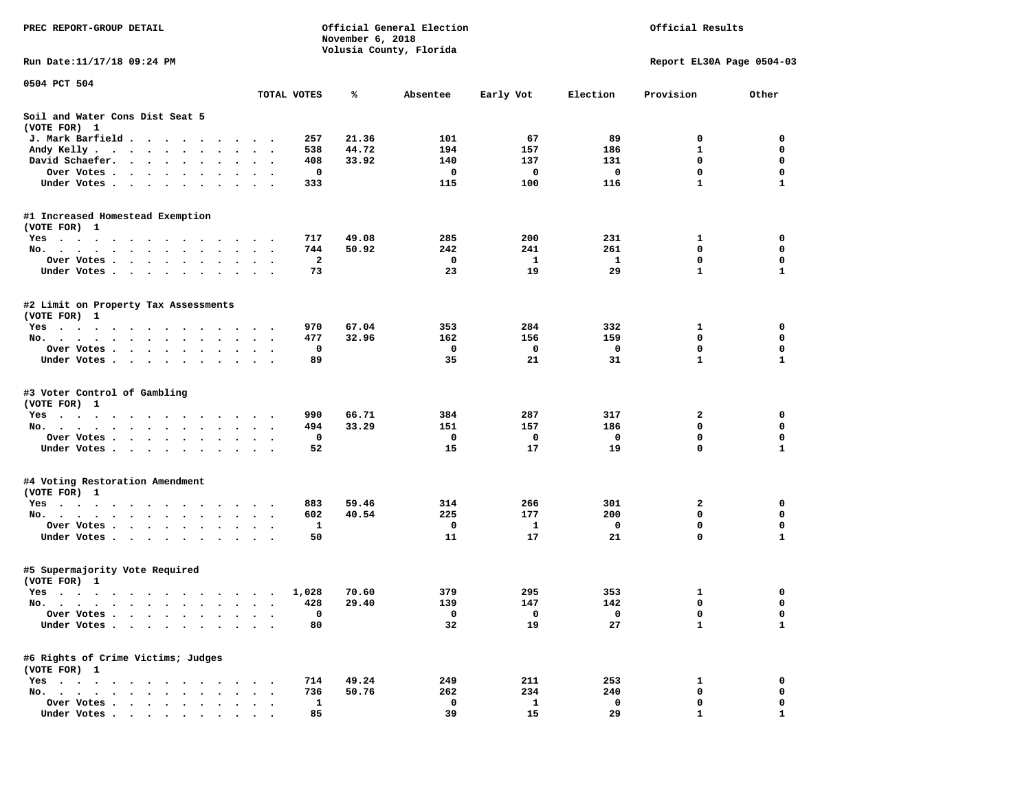PREC REPORT-GROUP DETAIL

Official General Election
November 6, 2018
Volusia County, Florida

Official Results

Run Date:11/17/18 09:24 PM

Report EL30A Page 0504-03

## 0504 PCT 504

### Soil and Water Cons Dist Seat 5 (VOTE FOR) 1

| | TOTAL VOTES | % | Absentee | Early Vot | Election | Provision | Other |
|---|---|---|---|---|---|---|---|
| J. Mark Barfield | 257 | 21.36 | 101 | 67 | 89 | 0 | 0 |
| Andy Kelly | 538 | 44.72 | 194 | 157 | 186 | 1 | 0 |
| David Schaefer | 408 | 33.92 | 140 | 137 | 131 | 0 | 0 |
| Over Votes | 0 | | 0 | 0 | 0 | 0 | 0 |
| Under Votes | 333 | | 115 | 100 | 116 | 1 | 1 |

### #1 Increased Homestead Exemption (VOTE FOR) 1

| | TOTAL VOTES | % | Absentee | Early Vot | Election | Provision | Other |
|---|---|---|---|---|---|---|---|
| Yes | 717 | 49.08 | 285 | 200 | 231 | 1 | 0 |
| No | 744 | 50.92 | 242 | 241 | 261 | 0 | 0 |
| Over Votes | 2 | | 0 | 1 | 1 | 0 | 0 |
| Under Votes | 73 | | 23 | 19 | 29 | 1 | 1 |

### #2 Limit on Property Tax Assessments (VOTE FOR) 1

| | TOTAL VOTES | % | Absentee | Early Vot | Election | Provision | Other |
|---|---|---|---|---|---|---|---|
| Yes | 970 | 67.04 | 353 | 284 | 332 | 1 | 0 |
| No | 477 | 32.96 | 162 | 156 | 159 | 0 | 0 |
| Over Votes | 0 | | 0 | 0 | 0 | 0 | 0 |
| Under Votes | 89 | | 35 | 21 | 31 | 1 | 1 |

### #3 Voter Control of Gambling (VOTE FOR) 1

| | TOTAL VOTES | % | Absentee | Early Vot | Election | Provision | Other |
|---|---|---|---|---|---|---|---|
| Yes | 990 | 66.71 | 384 | 287 | 317 | 2 | 0 |
| No | 494 | 33.29 | 151 | 157 | 186 | 0 | 0 |
| Over Votes | 0 | | 0 | 0 | 0 | 0 | 0 |
| Under Votes | 52 | | 15 | 17 | 19 | 0 | 1 |

### #4 Voting Restoration Amendment (VOTE FOR) 1

| | TOTAL VOTES | % | Absentee | Early Vot | Election | Provision | Other |
|---|---|---|---|---|---|---|---|
| Yes | 883 | 59.46 | 314 | 266 | 301 | 2 | 0 |
| No | 602 | 40.54 | 225 | 177 | 200 | 0 | 0 |
| Over Votes | 1 | | 0 | 1 | 0 | 0 | 0 |
| Under Votes | 50 | | 11 | 17 | 21 | 0 | 1 |

### #5 Supermajority Vote Required (VOTE FOR) 1

| | TOTAL VOTES | % | Absentee | Early Vot | Election | Provision | Other |
|---|---|---|---|---|---|---|---|
| Yes | 1,028 | 70.60 | 379 | 295 | 353 | 1 | 0 |
| No | 428 | 29.40 | 139 | 147 | 142 | 0 | 0 |
| Over Votes | 0 | | 0 | 0 | 0 | 0 | 0 |
| Under Votes | 80 | | 32 | 19 | 27 | 1 | 1 |

### #6 Rights of Crime Victims; Judges (VOTE FOR) 1

| | TOTAL VOTES | % | Absentee | Early Vot | Election | Provision | Other |
|---|---|---|---|---|---|---|---|
| Yes | 714 | 49.24 | 249 | 211 | 253 | 1 | 0 |
| No | 736 | 50.76 | 262 | 234 | 240 | 0 | 0 |
| Over Votes | 1 | | 0 | 1 | 0 | 0 | 0 |
| Under Votes | 85 | | 39 | 15 | 29 | 1 | 1 |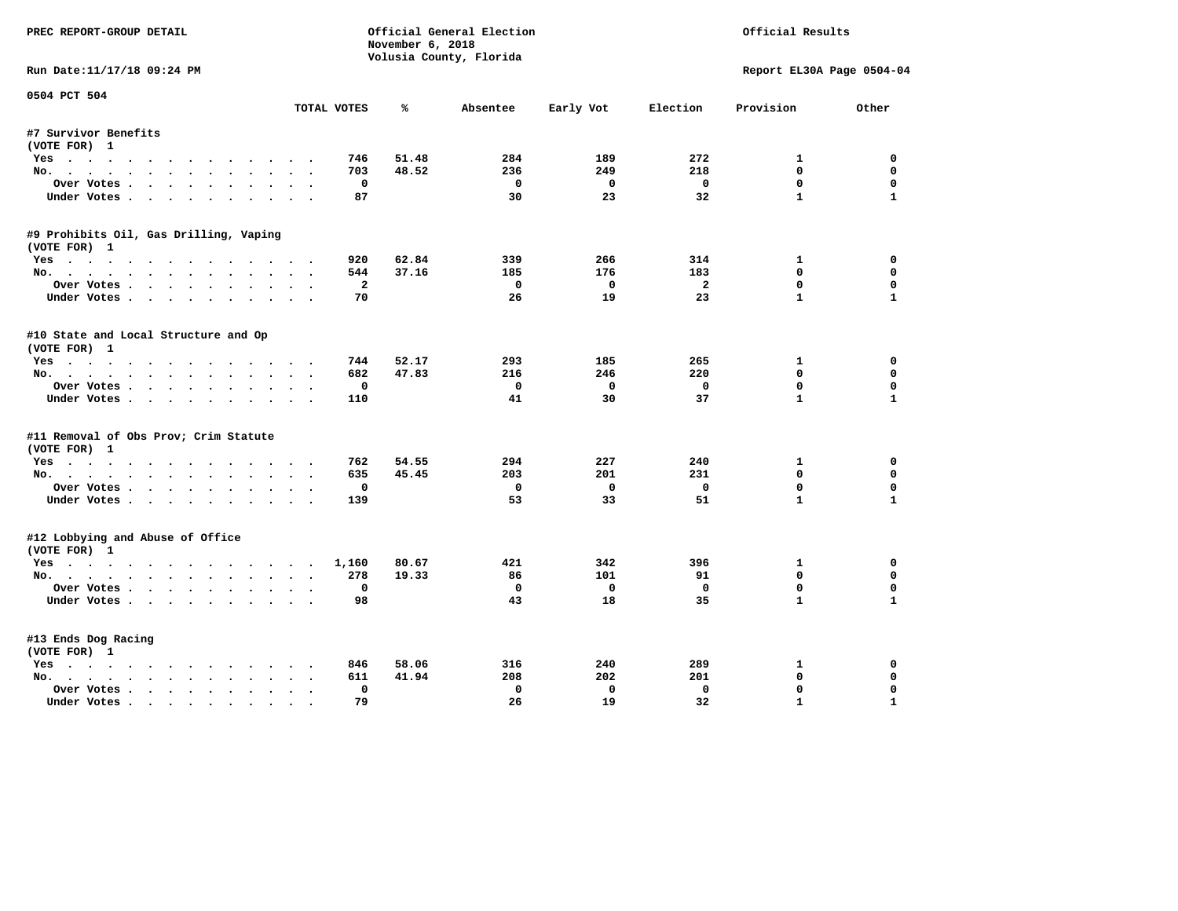PREC REPORT-GROUP DETAIL

Official General Election
November 6, 2018
Volusia County, Florida

Official Results

Run Date:11/17/18 09:24 PM

Report EL30A Page 0504-04

0504 PCT 504

| | TOTAL VOTES | % | Absentee | Early Vot | Election | Provision | Other |
|---|---|---|---|---|---|---|---|
| **#7 Survivor Benefits** | | | | | | | |
| (VOTE FOR) 1 | | | | | | | |
| Yes | 746 | 51.48 | 284 | 189 | 272 | 1 | 0 |
| No. | 703 | 48.52 | 236 | 249 | 218 | 0 | 0 |
| Over Votes | 0 | | 0 | 0 | 0 | 0 | 0 |
| Under Votes | 87 | | 30 | 23 | 32 | 1 | 1 |
| **#9 Prohibits Oil, Gas Drilling, Vaping** | | | | | | | |
| (VOTE FOR) 1 | | | | | | | |
| Yes | 920 | 62.84 | 339 | 266 | 314 | 1 | 0 |
| No. | 544 | 37.16 | 185 | 176 | 183 | 0 | 0 |
| Over Votes | 2 | | 0 | 0 | 2 | 0 | 0 |
| Under Votes | 70 | | 26 | 19 | 23 | 1 | 1 |
| **#10 State and Local Structure and Op** | | | | | | | |
| (VOTE FOR) 1 | | | | | | | |
| Yes | 744 | 52.17 | 293 | 185 | 265 | 1 | 0 |
| No. | 682 | 47.83 | 216 | 246 | 220 | 0 | 0 |
| Over Votes | 0 | | 0 | 0 | 0 | 0 | 0 |
| Under Votes | 110 | | 41 | 30 | 37 | 1 | 1 |
| **#11 Removal of Obs Prov; Crim Statute** | | | | | | | |
| (VOTE FOR) 1 | | | | | | | |
| Yes | 762 | 54.55 | 294 | 227 | 240 | 1 | 0 |
| No. | 635 | 45.45 | 203 | 201 | 231 | 0 | 0 |
| Over Votes | 0 | | 0 | 0 | 0 | 0 | 0 |
| Under Votes | 139 | | 53 | 33 | 51 | 1 | 1 |
| **#12 Lobbying and Abuse of Office** | | | | | | | |
| (VOTE FOR) 1 | | | | | | | |
| Yes | 1,160 | 80.67 | 421 | 342 | 396 | 1 | 0 |
| No. | 278 | 19.33 | 86 | 101 | 91 | 0 | 0 |
| Over Votes | 0 | | 0 | 0 | 0 | 0 | 0 |
| Under Votes | 98 | | 43 | 18 | 35 | 1 | 1 |
| **#13 Ends Dog Racing** | | | | | | | |
| (VOTE FOR) 1 | | | | | | | |
| Yes | 846 | 58.06 | 316 | 240 | 289 | 1 | 0 |
| No. | 611 | 41.94 | 208 | 202 | 201 | 0 | 0 |
| Over Votes | 0 | | 0 | 0 | 0 | 0 | 0 |
| Under Votes | 79 | | 26 | 19 | 32 | 1 | 1 |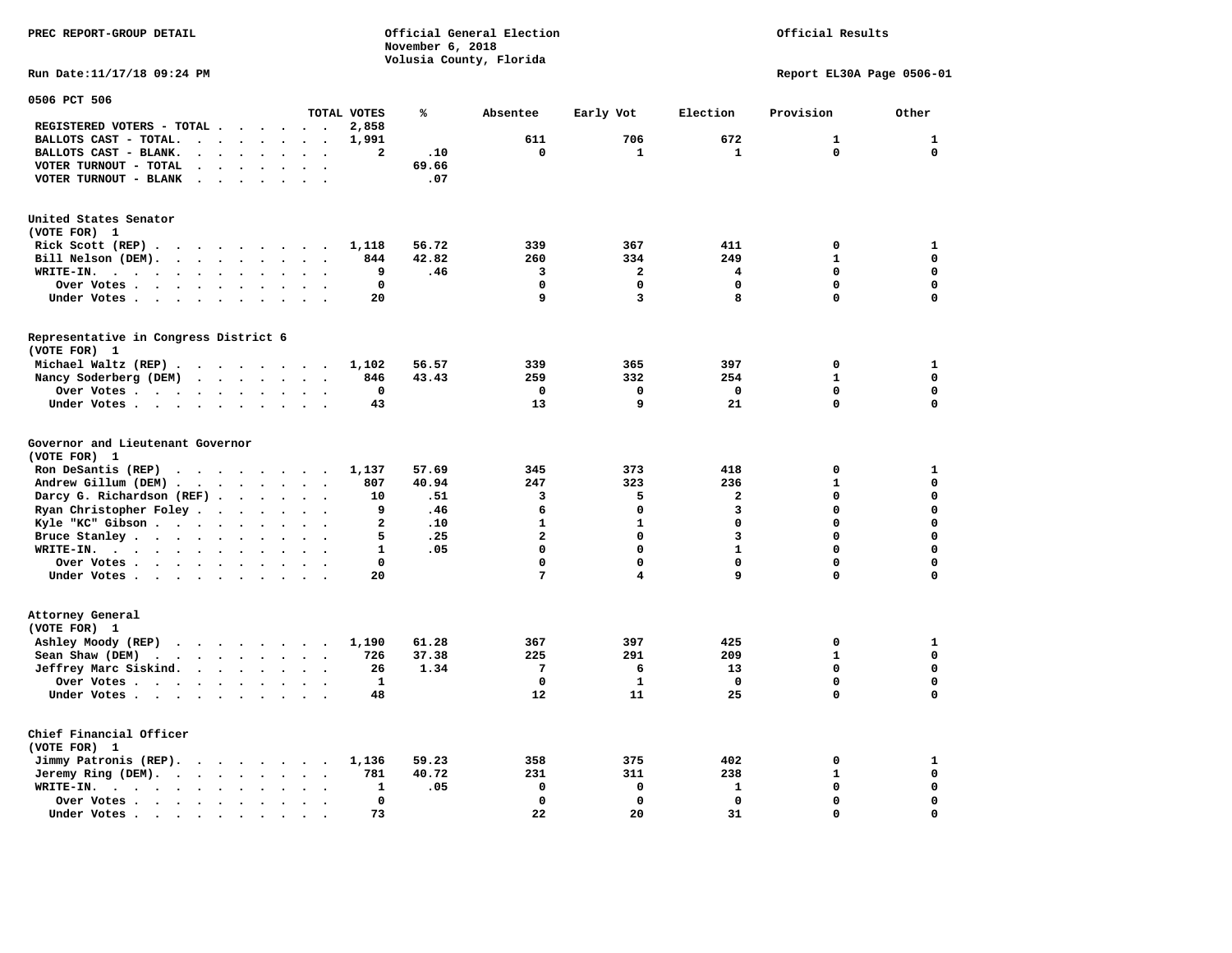PREC REPORT-GROUP DETAIL

Official General Election
November 6, 2018
Volusia County, Florida

Official Results

Run Date:11/17/18 09:24 PM

Report EL30A Page 0506-01

## 0506 PCT 506

| | TOTAL VOTES | % | Absentee | Early Vot | Election | Provision | Other |
|---|---|---|---|---|---|---|---|
| REGISTERED VOTERS - TOTAL | 2,858 | | | | | | |
| BALLOTS CAST - TOTAL. | 1,991 | | 611 | 706 | 672 | 1 | 1 |
| BALLOTS CAST - BLANK. | 2 | .10 | 0 | 1 | 1 | 0 | 0 |
| VOTER TURNOUT - TOTAL | | 69.66 | | | | | |
| VOTER TURNOUT - BLANK | | .07 | | | | | |

### United States Senator
(VOTE FOR) 1

| | TOTAL VOTES | % | Absentee | Early Vot | Election | Provision | Other |
|---|---|---|---|---|---|---|---|
| Rick Scott (REP) | 1,118 | 56.72 | 339 | 367 | 411 | 0 | 1 |
| Bill Nelson (DEM). | 844 | 42.82 | 260 | 334 | 249 | 1 | 0 |
| WRITE-IN. | 9 | .46 | 3 | 2 | 4 | 0 | 0 |
| Over Votes | 0 | | 0 | 0 | 0 | 0 | 0 |
| Under Votes | 20 | | 9 | 3 | 8 | 0 | 0 |

### Representative in Congress District 6
(VOTE FOR) 1

| | TOTAL VOTES | % | Absentee | Early Vot | Election | Provision | Other |
|---|---|---|---|---|---|---|---|
| Michael Waltz (REP) | 1,102 | 56.57 | 339 | 365 | 397 | 0 | 1 |
| Nancy Soderberg (DEM) | 846 | 43.43 | 259 | 332 | 254 | 1 | 0 |
| Over Votes | 0 | | 0 | 0 | 0 | 0 | 0 |
| Under Votes | 43 | | 13 | 9 | 21 | 0 | 0 |

### Governor and Lieutenant Governor
(VOTE FOR) 1

| | TOTAL VOTES | % | Absentee | Early Vot | Election | Provision | Other |
|---|---|---|---|---|---|---|---|
| Ron DeSantis (REP) | 1,137 | 57.69 | 345 | 373 | 418 | 0 | 1 |
| Andrew Gillum (DEM) | 807 | 40.94 | 247 | 323 | 236 | 1 | 0 |
| Darcy G. Richardson (REF) | 10 | .51 | 3 | 5 | 2 | 0 | 0 |
| Ryan Christopher Foley | 9 | .46 | 6 | 0 | 3 | 0 | 0 |
| Kyle "KC" Gibson | 2 | .10 | 1 | 1 | 0 | 0 | 0 |
| Bruce Stanley | 5 | .25 | 2 | 0 | 3 | 0 | 0 |
| WRITE-IN. | 1 | .05 | 0 | 0 | 1 | 0 | 0 |
| Over Votes | 0 | | 0 | 0 | 0 | 0 | 0 |
| Under Votes | 20 | | 7 | 4 | 9 | 0 | 0 |

### Attorney General
(VOTE FOR) 1

| | TOTAL VOTES | % | Absentee | Early Vot | Election | Provision | Other |
|---|---|---|---|---|---|---|---|
| Ashley Moody (REP) | 1,190 | 61.28 | 367 | 397 | 425 | 0 | 1 |
| Sean Shaw (DEM) | 726 | 37.38 | 225 | 291 | 209 | 1 | 0 |
| Jeffrey Marc Siskind. | 26 | 1.34 | 7 | 6 | 13 | 0 | 0 |
| Over Votes | 1 | | 0 | 1 | 0 | 0 | 0 |
| Under Votes | 48 | | 12 | 11 | 25 | 0 | 0 |

### Chief Financial Officer
(VOTE FOR) 1

| | TOTAL VOTES | % | Absentee | Early Vot | Election | Provision | Other |
|---|---|---|---|---|---|---|---|
| Jimmy Patronis (REP). | 1,136 | 59.23 | 358 | 375 | 402 | 0 | 1 |
| Jeremy Ring (DEM). | 781 | 40.72 | 231 | 311 | 238 | 1 | 0 |
| WRITE-IN. | 1 | .05 | 0 | 0 | 1 | 0 | 0 |
| Over Votes | 0 | | 0 | 0 | 0 | 0 | 0 |
| Under Votes | 73 | | 22 | 20 | 31 | 0 | 0 |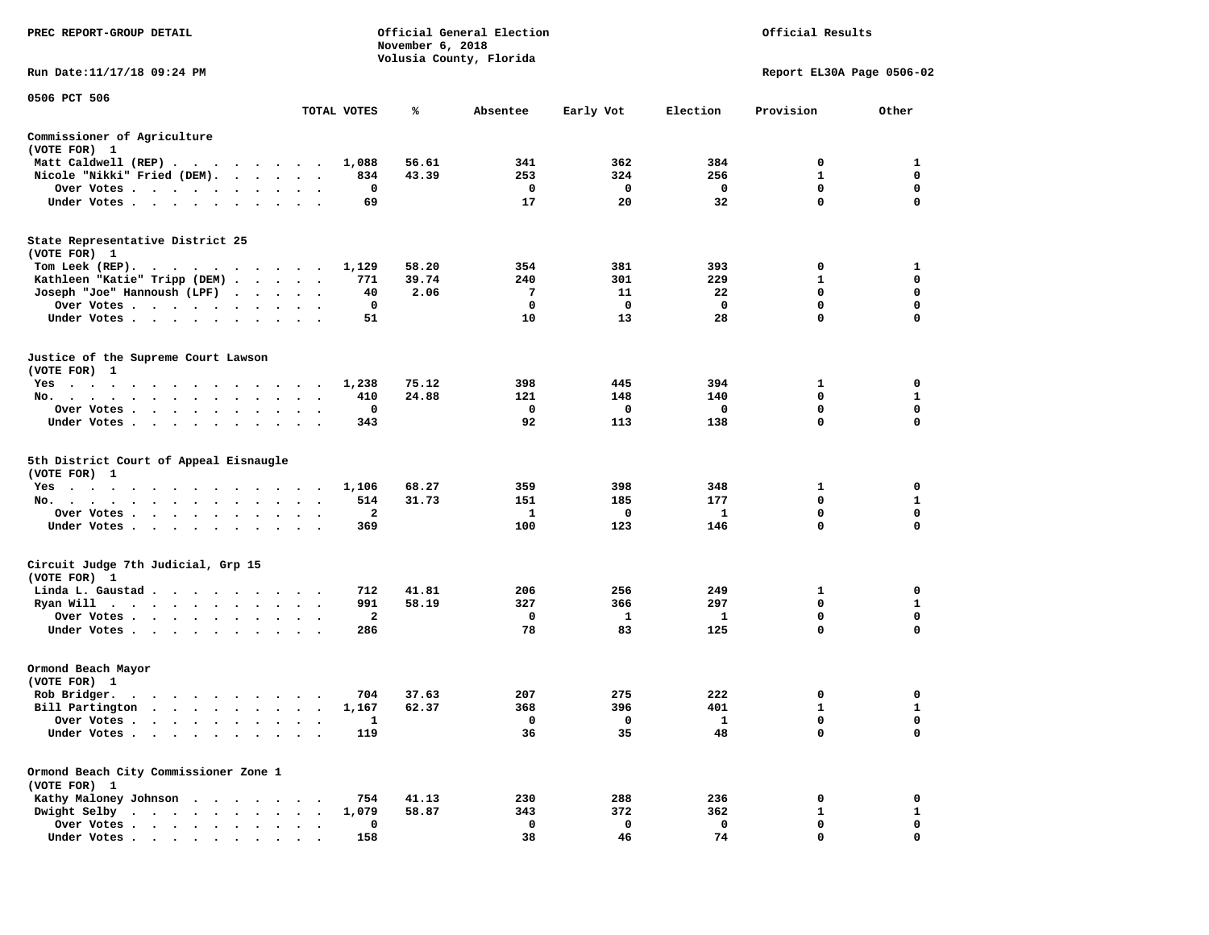PREC REPORT-GROUP DETAIL

Official General Election
November 6, 2018
Volusia County, Florida

Official Results

Run Date:11/17/18 09:24 PM

Report EL30A Page 0506-02

0506 PCT 506

| | TOTAL VOTES | % | Absentee | Early Vot | Election | Provision | Other |
|---|---|---|---|---|---|---|---|
| **Commissioner of Agriculture** | | | | | | | |
| (VOTE FOR) 1 | | | | | | | |
| Matt Caldwell (REP) | 1,088 | 56.61 | 341 | 362 | 384 | 0 | 1 |
| Nicole "Nikki" Fried (DEM) | 834 | 43.39 | 253 | 324 | 256 | 1 | 0 |
| Over Votes | 0 | | 0 | 0 | 0 | 0 | 0 |
| Under Votes | 69 | | 17 | 20 | 32 | 0 | 0 |
| **State Representative District 25** | | | | | | | |
| (VOTE FOR) 1 | | | | | | | |
| Tom Leek (REP) | 1,129 | 58.20 | 354 | 381 | 393 | 0 | 1 |
| Kathleen "Katie" Tripp (DEM) | 771 | 39.74 | 240 | 301 | 229 | 1 | 0 |
| Joseph "Joe" Hannoush (LPF) | 40 | 2.06 | 7 | 11 | 22 | 0 | 0 |
| Over Votes | 0 | | 0 | 0 | 0 | 0 | 0 |
| Under Votes | 51 | | 10 | 13 | 28 | 0 | 0 |
| **Justice of the Supreme Court Lawson** | | | | | | | |
| (VOTE FOR) 1 | | | | | | | |
| Yes | 1,238 | 75.12 | 398 | 445 | 394 | 1 | 0 |
| No | 410 | 24.88 | 121 | 148 | 140 | 0 | 1 |
| Over Votes | 0 | | 0 | 0 | 0 | 0 | 0 |
| Under Votes | 343 | | 92 | 113 | 138 | 0 | 0 |
| **5th District Court of Appeal Eisnaugle** | | | | | | | |
| (VOTE FOR) 1 | | | | | | | |
| Yes | 1,106 | 68.27 | 359 | 398 | 348 | 1 | 0 |
| No | 514 | 31.73 | 151 | 185 | 177 | 0 | 1 |
| Over Votes | 2 | | 1 | 0 | 1 | 0 | 0 |
| Under Votes | 369 | | 100 | 123 | 146 | 0 | 0 |
| **Circuit Judge 7th Judicial, Grp 15** | | | | | | | |
| (VOTE FOR) 1 | | | | | | | |
| Linda L. Gaustad | 712 | 41.81 | 206 | 256 | 249 | 1 | 0 |
| Ryan Will | 991 | 58.19 | 327 | 366 | 297 | 0 | 1 |
| Over Votes | 2 | | 0 | 1 | 1 | 0 | 0 |
| Under Votes | 286 | | 78 | 83 | 125 | 0 | 0 |
| **Ormond Beach Mayor** | | | | | | | |
| (VOTE FOR) 1 | | | | | | | |
| Rob Bridger | 704 | 37.63 | 207 | 275 | 222 | 0 | 0 |
| Bill Partington | 1,167 | 62.37 | 368 | 396 | 401 | 1 | 1 |
| Over Votes | 1 | | 0 | 0 | 1 | 0 | 0 |
| Under Votes | 119 | | 36 | 35 | 48 | 0 | 0 |
| **Ormond Beach City Commissioner Zone 1** | | | | | | | |
| (VOTE FOR) 1 | | | | | | | |
| Kathy Maloney Johnson | 754 | 41.13 | 230 | 288 | 236 | 0 | 0 |
| Dwight Selby | 1,079 | 58.87 | 343 | 372 | 362 | 1 | 1 |
| Over Votes | 0 | | 0 | 0 | 0 | 0 | 0 |
| Under Votes | 158 | | 38 | 46 | 74 | 0 | 0 |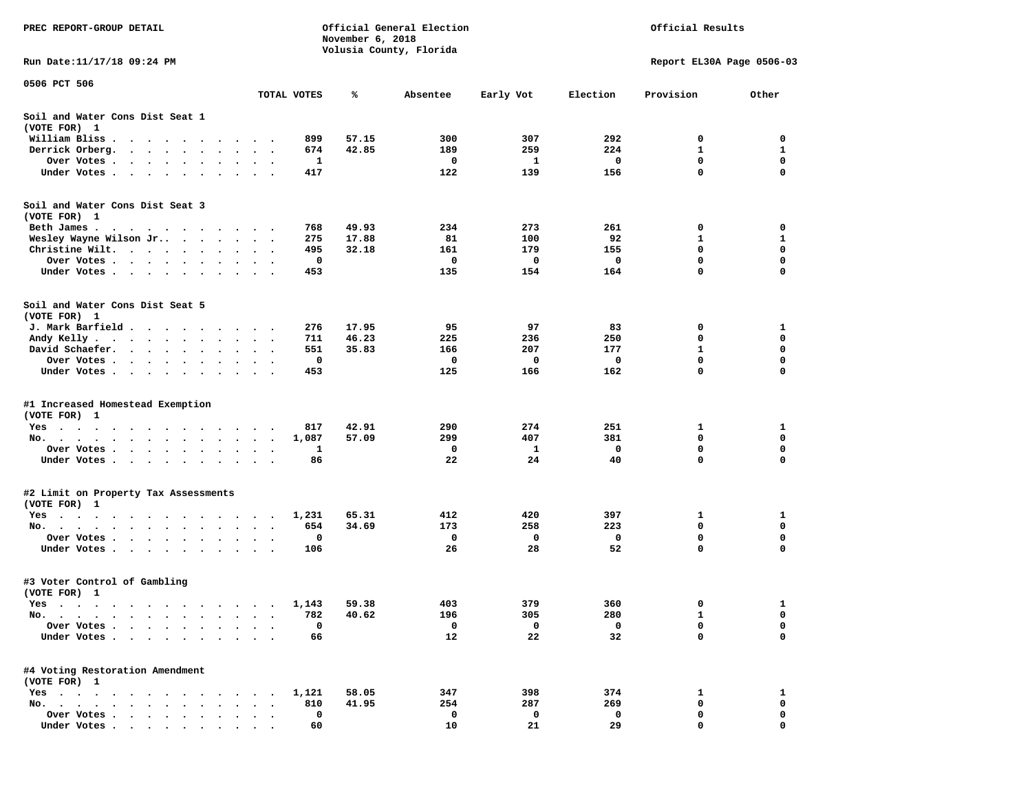PREC REPORT-GROUP DETAIL

Official General Election
November 6, 2018
Volusia County, Florida

Official Results

Run Date:11/17/18 09:24 PM

Report EL30A Page 0506-03

0506 PCT 506

| | TOTAL VOTES | % | Absentee | Early Vot | Election | Provision | Other |
|---|---|---|---|---|---|---|---|
| **Soil and Water Cons Dist Seat 1** | | | | | | | |
| (VOTE FOR) 1 | | | | | | | |
| William Bliss | 899 | 57.15 | 300 | 307 | 292 | 0 | 0 |
| Derrick Orberg | 674 | 42.85 | 189 | 259 | 224 | 1 | 1 |
| Over Votes | 1 | | 0 | 1 | 0 | 0 | 0 |
| Under Votes | 417 | | 122 | 139 | 156 | 0 | 0 |
| **Soil and Water Cons Dist Seat 3** | | | | | | | |
| (VOTE FOR) 1 | | | | | | | |
| Beth James | 768 | 49.93 | 234 | 273 | 261 | 0 | 0 |
| Wesley Wayne Wilson Jr. | 275 | 17.88 | 81 | 100 | 92 | 1 | 1 |
| Christine Wilt | 495 | 32.18 | 161 | 179 | 155 | 0 | 0 |
| Over Votes | 0 | | 0 | 0 | 0 | 0 | 0 |
| Under Votes | 453 | | 135 | 154 | 164 | 0 | 0 |
| **Soil and Water Cons Dist Seat 5** | | | | | | | |
| (VOTE FOR) 1 | | | | | | | |
| J. Mark Barfield | 276 | 17.95 | 95 | 97 | 83 | 0 | 1 |
| Andy Kelly | 711 | 46.23 | 225 | 236 | 250 | 0 | 0 |
| David Schaefer | 551 | 35.83 | 166 | 207 | 177 | 1 | 0 |
| Over Votes | 0 | | 0 | 0 | 0 | 0 | 0 |
| Under Votes | 453 | | 125 | 166 | 162 | 0 | 0 |
| **#1 Increased Homestead Exemption** | | | | | | | |
| (VOTE FOR) 1 | | | | | | | |
| Yes | 817 | 42.91 | 290 | 274 | 251 | 1 | 1 |
| No | 1,087 | 57.09 | 299 | 407 | 381 | 0 | 0 |
| Over Votes | 1 | | 0 | 1 | 0 | 0 | 0 |
| Under Votes | 86 | | 22 | 24 | 40 | 0 | 0 |
| **#2 Limit on Property Tax Assessments** | | | | | | | |
| (VOTE FOR) 1 | | | | | | | |
| Yes | 1,231 | 65.31 | 412 | 420 | 397 | 1 | 1 |
| No | 654 | 34.69 | 173 | 258 | 223 | 0 | 0 |
| Over Votes | 0 | | 0 | 0 | 0 | 0 | 0 |
| Under Votes | 106 | | 26 | 28 | 52 | 0 | 0 |
| **#3 Voter Control of Gambling** | | | | | | | |
| (VOTE FOR) 1 | | | | | | | |
| Yes | 1,143 | 59.38 | 403 | 379 | 360 | 0 | 1 |
| No | 782 | 40.62 | 196 | 305 | 280 | 1 | 0 |
| Over Votes | 0 | | 0 | 0 | 0 | 0 | 0 |
| Under Votes | 66 | | 12 | 22 | 32 | 0 | 0 |
| **#4 Voting Restoration Amendment** | | | | | | | |
| (VOTE FOR) 1 | | | | | | | |
| Yes | 1,121 | 58.05 | 347 | 398 | 374 | 1 | 1 |
| No | 810 | 41.95 | 254 | 287 | 269 | 0 | 0 |
| Over Votes | 0 | | 0 | 0 | 0 | 0 | 0 |
| Under Votes | 60 | | 10 | 21 | 29 | 0 | 0 |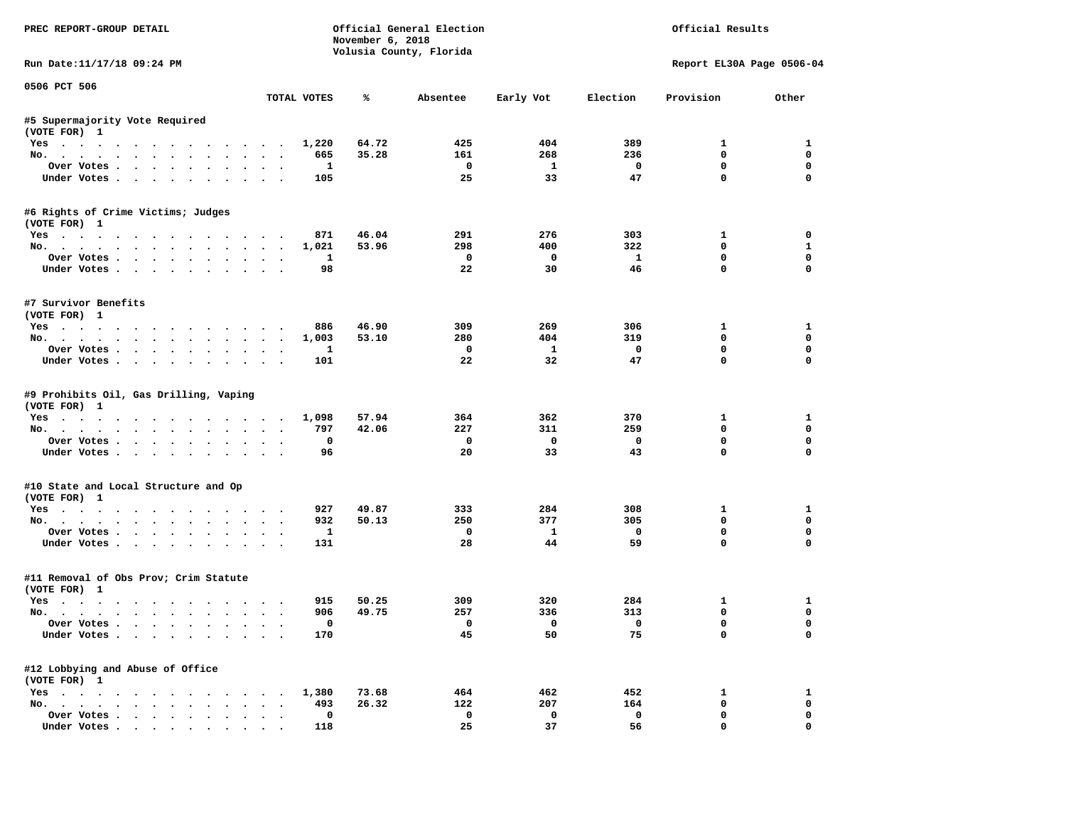PREC REPORT-GROUP DETAIL

Official General Election
November 6, 2018
Volusia County, Florida

Official Results

Run Date:11/17/18 09:24 PM

Report EL30A Page 0506-04

0506 PCT 506

| | TOTAL VOTES | % | Absentee | Early Vot | Election | Provision | Other |
|---|---|---|---|---|---|---|---|
| **#5 Supermajority Vote Required** | | | | | | | |
| (VOTE FOR) 1 | | | | | | | |
| Yes | 1,220 | 64.72 | 425 | 404 | 389 | 1 | 1 |
| No. | 665 | 35.28 | 161 | 268 | 236 | 0 | 0 |
| Over Votes | 1 | | 0 | 1 | 0 | 0 | 0 |
| Under Votes | 105 | | 25 | 33 | 47 | 0 | 0 |
| **#6 Rights of Crime Victims; Judges** | | | | | | | |
| (VOTE FOR) 1 | | | | | | | |
| Yes | 871 | 46.04 | 291 | 276 | 303 | 1 | 0 |
| No. | 1,021 | 53.96 | 298 | 400 | 322 | 0 | 1 |
| Over Votes | 1 | | 0 | 0 | 1 | 0 | 0 |
| Under Votes | 98 | | 22 | 30 | 46 | 0 | 0 |
| **#7 Survivor Benefits** | | | | | | | |
| (VOTE FOR) 1 | | | | | | | |
| Yes | 886 | 46.90 | 309 | 269 | 306 | 1 | 1 |
| No. | 1,003 | 53.10 | 280 | 404 | 319 | 0 | 0 |
| Over Votes | 1 | | 0 | 1 | 0 | 0 | 0 |
| Under Votes | 101 | | 22 | 32 | 47 | 0 | 0 |
| **#9 Prohibits Oil, Gas Drilling, Vaping** | | | | | | | |
| (VOTE FOR) 1 | | | | | | | |
| Yes | 1,098 | 57.94 | 364 | 362 | 370 | 1 | 1 |
| No. | 797 | 42.06 | 227 | 311 | 259 | 0 | 0 |
| Over Votes | 0 | | 0 | 0 | 0 | 0 | 0 |
| Under Votes | 96 | | 20 | 33 | 43 | 0 | 0 |
| **#10 State and Local Structure and Op** | | | | | | | |
| (VOTE FOR) 1 | | | | | | | |
| Yes | 927 | 49.87 | 333 | 284 | 308 | 1 | 1 |
| No. | 932 | 50.13 | 250 | 377 | 305 | 0 | 0 |
| Over Votes | 1 | | 0 | 1 | 0 | 0 | 0 |
| Under Votes | 131 | | 28 | 44 | 59 | 0 | 0 |
| **#11 Removal of Obs Prov; Crim Statute** | | | | | | | |
| (VOTE FOR) 1 | | | | | | | |
| Yes | 915 | 50.25 | 309 | 320 | 284 | 1 | 1 |
| No. | 906 | 49.75 | 257 | 336 | 313 | 0 | 0 |
| Over Votes | 0 | | 0 | 0 | 0 | 0 | 0 |
| Under Votes | 170 | | 45 | 50 | 75 | 0 | 0 |
| **#12 Lobbying and Abuse of Office** | | | | | | | |
| (VOTE FOR) 1 | | | | | | | |
| Yes | 1,380 | 73.68 | 464 | 462 | 452 | 1 | 1 |
| No. | 493 | 26.32 | 122 | 207 | 164 | 0 | 0 |
| Over Votes | 0 | | 0 | 0 | 0 | 0 | 0 |
| Under Votes | 118 | | 25 | 37 | 56 | 0 | 0 |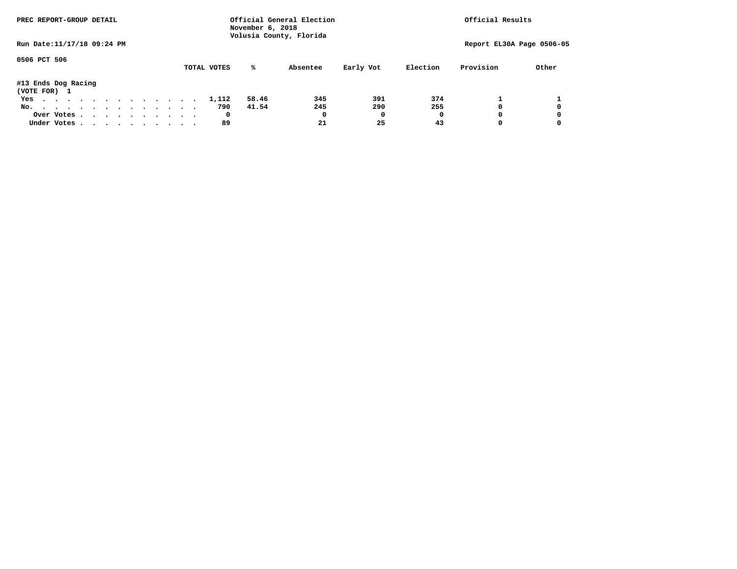PREC REPORT-GROUP DETAIL

Official General Election
November 6, 2018
Volusia County, Florida

Official Results

Run Date:11/17/18 09:24 PM

Report EL30A Page 0506-05

0506 PCT 506

#13 Ends Dog Racing
(VOTE FOR) 1

| | TOTAL VOTES | % | Absentee | Early Vot | Election | Provision | Other |
|---|---|---|---|---|---|---|---|
| Yes | 1,112 | 58.46 | 345 | 391 | 374 | 1 | 1 |
| No. | 790 | 41.54 | 245 | 290 | 255 | 0 | 0 |
| Over Votes | 0 | | 0 | 0 | 0 | 0 | 0 |
| Under Votes | 89 | | 21 | 25 | 43 | 0 | 0 |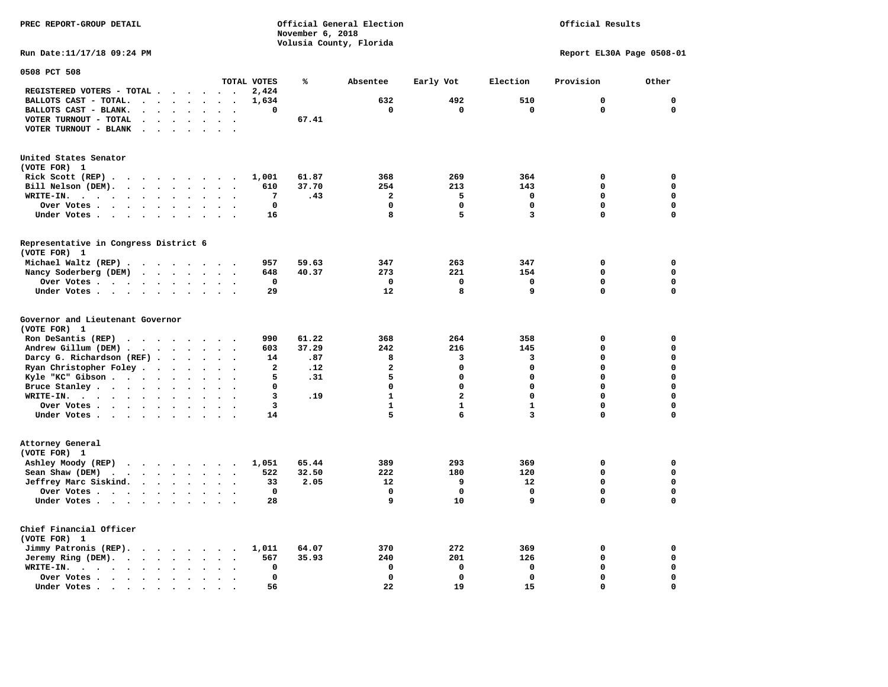PREC REPORT-GROUP DETAIL

Official General Election
November 6, 2018
Volusia County, Florida

Official Results

Run Date:11/17/18 09:24 PM

Report EL30A Page 0508-01

## 0508 PCT 508

| | TOTAL VOTES | % | Absentee | Early Vot | Election | Provision | Other |
|---|---|---|---|---|---|---|---|
| REGISTERED VOTERS - TOTAL | 2,424 | | | | | | |
| BALLOTS CAST - TOTAL. | 1,634 | | 632 | 492 | 510 | 0 | 0 |
| BALLOTS CAST - BLANK. | 0 | | 0 | 0 | 0 | 0 | 0 |
| VOTER TURNOUT - TOTAL | | 67.41 | | | | | |
| VOTER TURNOUT - BLANK | | | | | | | |

### United States Senator
(VOTE FOR) 1

| | TOTAL VOTES | % | Absentee | Early Vot | Election | Provision | Other |
|---|---|---|---|---|---|---|---|
| Rick Scott (REP) | 1,001 | 61.87 | 368 | 269 | 364 | 0 | 0 |
| Bill Nelson (DEM). | 610 | 37.70 | 254 | 213 | 143 | 0 | 0 |
| WRITE-IN. | 7 | .43 | 2 | 5 | 0 | 0 | 0 |
| Over Votes | 0 | | 0 | 0 | 0 | 0 | 0 |
| Under Votes | 16 | | 8 | 5 | 3 | 0 | 0 |

### Representative in Congress District 6
(VOTE FOR) 1

| | TOTAL VOTES | % | Absentee | Early Vot | Election | Provision | Other |
|---|---|---|---|---|---|---|---|
| Michael Waltz (REP) | 957 | 59.63 | 347 | 263 | 347 | 0 | 0 |
| Nancy Soderberg (DEM) | 648 | 40.37 | 273 | 221 | 154 | 0 | 0 |
| Over Votes | 0 | | 0 | 0 | 0 | 0 | 0 |
| Under Votes | 29 | | 12 | 8 | 9 | 0 | 0 |

### Governor and Lieutenant Governor
(VOTE FOR) 1

| | TOTAL VOTES | % | Absentee | Early Vot | Election | Provision | Other |
|---|---|---|---|---|---|---|---|
| Ron DeSantis (REP) | 990 | 61.22 | 368 | 264 | 358 | 0 | 0 |
| Andrew Gillum (DEM) | 603 | 37.29 | 242 | 216 | 145 | 0 | 0 |
| Darcy G. Richardson (REF) | 14 | .87 | 8 | 3 | 3 | 0 | 0 |
| Ryan Christopher Foley | 2 | .12 | 2 | 0 | 0 | 0 | 0 |
| Kyle "KC" Gibson | 5 | .31 | 5 | 0 | 0 | 0 | 0 |
| Bruce Stanley | 0 | | 0 | 0 | 0 | 0 | 0 |
| WRITE-IN. | 3 | .19 | 1 | 2 | 0 | 0 | 0 |
| Over Votes | 3 | | 1 | 1 | 1 | 0 | 0 |
| Under Votes | 14 | | 5 | 6 | 3 | 0 | 0 |

### Attorney General
(VOTE FOR) 1

| | TOTAL VOTES | % | Absentee | Early Vot | Election | Provision | Other |
|---|---|---|---|---|---|---|---|
| Ashley Moody (REP) | 1,051 | 65.44 | 389 | 293 | 369 | 0 | 0 |
| Sean Shaw (DEM) | 522 | 32.50 | 222 | 180 | 120 | 0 | 0 |
| Jeffrey Marc Siskind. | 33 | 2.05 | 12 | 9 | 12 | 0 | 0 |
| Over Votes | 0 | | 0 | 0 | 0 | 0 | 0 |
| Under Votes | 28 | | 9 | 10 | 9 | 0 | 0 |

### Chief Financial Officer
(VOTE FOR) 1

| | TOTAL VOTES | % | Absentee | Early Vot | Election | Provision | Other |
|---|---|---|---|---|---|---|---|
| Jimmy Patronis (REP). | 1,011 | 64.07 | 370 | 272 | 369 | 0 | 0 |
| Jeremy Ring (DEM). | 567 | 35.93 | 240 | 201 | 126 | 0 | 0 |
| WRITE-IN. | 0 | | 0 | 0 | 0 | 0 | 0 |
| Over Votes | 0 | | 0 | 0 | 0 | 0 | 0 |
| Under Votes | 56 | | 22 | 19 | 15 | 0 | 0 |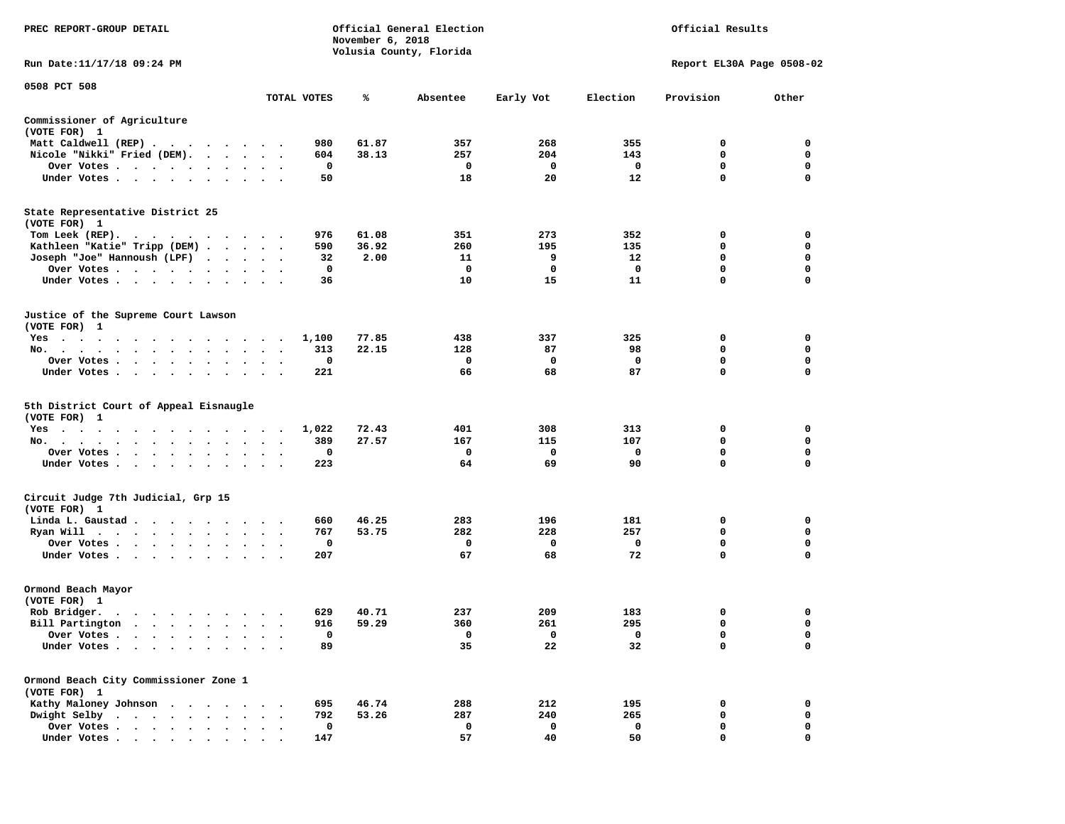PREC REPORT-GROUP DETAIL

Official General Election
November 6, 2018
Volusia County, Florida

Official Results

Run Date:11/17/18 09:24 PM

Report EL30A Page 0508-02

0508 PCT 508

| | TOTAL VOTES | % | Absentee | Early Vot | Election | Provision | Other |
|---|---|---|---|---|---|---|---|
| **Commissioner of Agriculture (VOTE FOR) 1** | | | | | | | |
| Matt Caldwell (REP) | 980 | 61.87 | 357 | 268 | 355 | 0 | 0 |
| Nicole "Nikki" Fried (DEM) | 604 | 38.13 | 257 | 204 | 143 | 0 | 0 |
| Over Votes | 0 | | 0 | 0 | 0 | 0 | 0 |
| Under Votes | 50 | | 18 | 20 | 12 | 0 | 0 |
| **State Representative District 25 (VOTE FOR) 1** | | | | | | | |
| Tom Leek (REP) | 976 | 61.08 | 351 | 273 | 352 | 0 | 0 |
| Kathleen "Katie" Tripp (DEM) | 590 | 36.92 | 260 | 195 | 135 | 0 | 0 |
| Joseph "Joe" Hannoush (LPF) | 32 | 2.00 | 11 | 9 | 12 | 0 | 0 |
| Over Votes | 0 | | 0 | 0 | 0 | 0 | 0 |
| Under Votes | 36 | | 10 | 15 | 11 | 0 | 0 |
| **Justice of the Supreme Court Lawson (VOTE FOR) 1** | | | | | | | |
| Yes | 1,100 | 77.85 | 438 | 337 | 325 | 0 | 0 |
| No | 313 | 22.15 | 128 | 87 | 98 | 0 | 0 |
| Over Votes | 0 | | 0 | 0 | 0 | 0 | 0 |
| Under Votes | 221 | | 66 | 68 | 87 | 0 | 0 |
| **5th District Court of Appeal Eisnaugle (VOTE FOR) 1** | | | | | | | |
| Yes | 1,022 | 72.43 | 401 | 308 | 313 | 0 | 0 |
| No | 389 | 27.57 | 167 | 115 | 107 | 0 | 0 |
| Over Votes | 0 | | 0 | 0 | 0 | 0 | 0 |
| Under Votes | 223 | | 64 | 69 | 90 | 0 | 0 |
| **Circuit Judge 7th Judicial, Grp 15 (VOTE FOR) 1** | | | | | | | |
| Linda L. Gaustad | 660 | 46.25 | 283 | 196 | 181 | 0 | 0 |
| Ryan Will | 767 | 53.75 | 282 | 228 | 257 | 0 | 0 |
| Over Votes | 0 | | 0 | 0 | 0 | 0 | 0 |
| Under Votes | 207 | | 67 | 68 | 72 | 0 | 0 |
| **Ormond Beach Mayor (VOTE FOR) 1** | | | | | | | |
| Rob Bridger | 629 | 40.71 | 237 | 209 | 183 | 0 | 0 |
| Bill Partington | 916 | 59.29 | 360 | 261 | 295 | 0 | 0 |
| Over Votes | 0 | | 0 | 0 | 0 | 0 | 0 |
| Under Votes | 89 | | 35 | 22 | 32 | 0 | 0 |
| **Ormond Beach City Commissioner Zone 1 (VOTE FOR) 1** | | | | | | | |
| Kathy Maloney Johnson | 695 | 46.74 | 288 | 212 | 195 | 0 | 0 |
| Dwight Selby | 792 | 53.26 | 287 | 240 | 265 | 0 | 0 |
| Over Votes | 0 | | 0 | 0 | 0 | 0 | 0 |
| Under Votes | 147 | | 57 | 40 | 50 | 0 | 0 |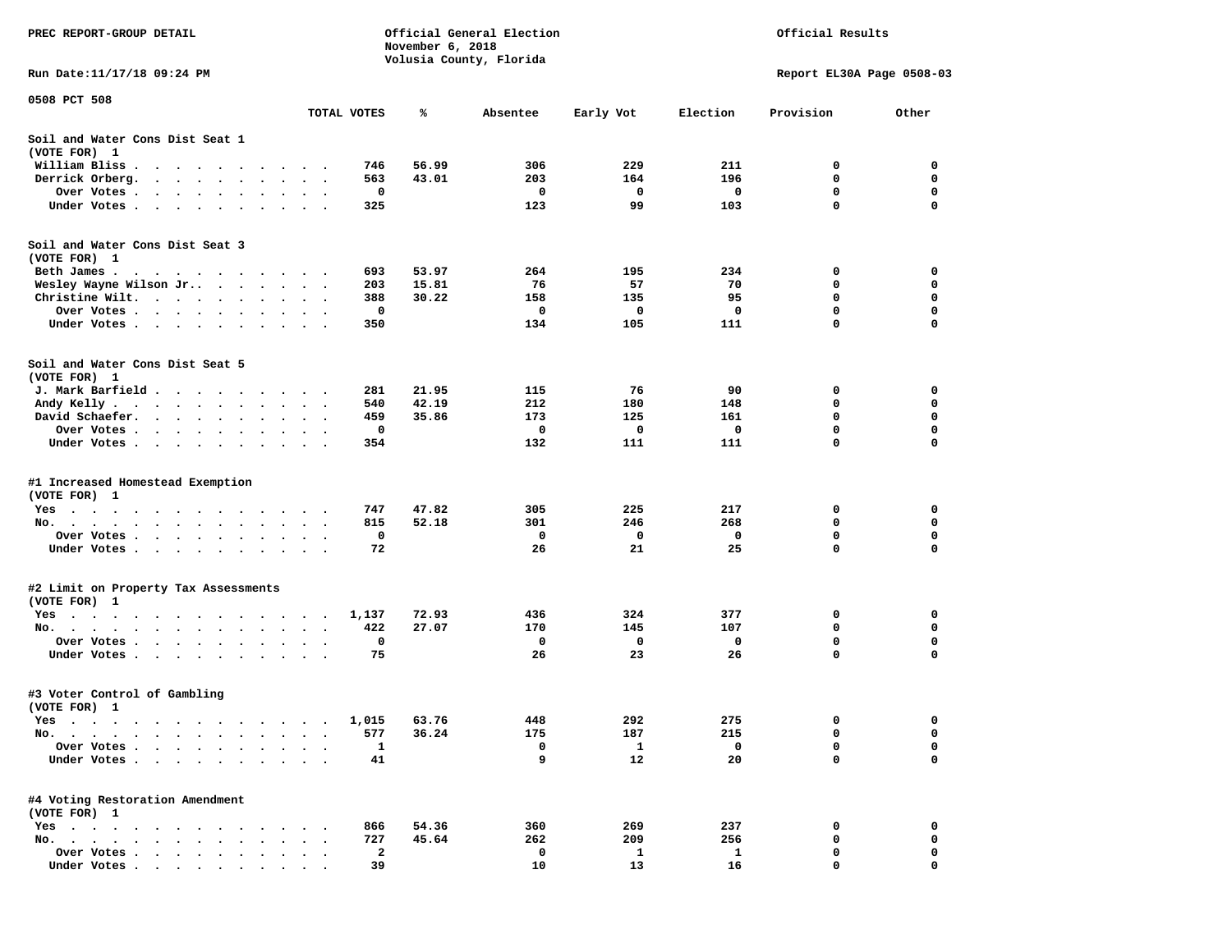PREC REPORT-GROUP DETAIL

Official General Election
November 6, 2018
Volusia County, Florida

Official Results

Run Date:11/17/18 09:24 PM

Report EL30A Page 0508-03

0508 PCT 508

| | TOTAL VOTES | % | Absentee | Early Vot | Election | Provision | Other |
|---|---|---|---|---|---|---|---|
| **Soil and Water Cons Dist Seat 1** | | | | | | | |
| (VOTE FOR) 1 | | | | | | | |
| William Bliss | 746 | 56.99 | 306 | 229 | 211 | 0 | 0 |
| Derrick Orberg | 563 | 43.01 | 203 | 164 | 196 | 0 | 0 |
| Over Votes | 0 | | 0 | 0 | 0 | 0 | 0 |
| Under Votes | 325 | | 123 | 99 | 103 | 0 | 0 |
| **Soil and Water Cons Dist Seat 3** | | | | | | | |
| (VOTE FOR) 1 | | | | | | | |
| Beth James | 693 | 53.97 | 264 | 195 | 234 | 0 | 0 |
| Wesley Wayne Wilson Jr. | 203 | 15.81 | 76 | 57 | 70 | 0 | 0 |
| Christine Wilt | 388 | 30.22 | 158 | 135 | 95 | 0 | 0 |
| Over Votes | 0 | | 0 | 0 | 0 | 0 | 0 |
| Under Votes | 350 | | 134 | 105 | 111 | 0 | 0 |
| **Soil and Water Cons Dist Seat 5** | | | | | | | |
| (VOTE FOR) 1 | | | | | | | |
| J. Mark Barfield | 281 | 21.95 | 115 | 76 | 90 | 0 | 0 |
| Andy Kelly | 540 | 42.19 | 212 | 180 | 148 | 0 | 0 |
| David Schaefer | 459 | 35.86 | 173 | 125 | 161 | 0 | 0 |
| Over Votes | 0 | | 0 | 0 | 0 | 0 | 0 |
| Under Votes | 354 | | 132 | 111 | 111 | 0 | 0 |
| **#1 Increased Homestead Exemption** | | | | | | | |
| (VOTE FOR) 1 | | | | | | | |
| Yes | 747 | 47.82 | 305 | 225 | 217 | 0 | 0 |
| No | 815 | 52.18 | 301 | 246 | 268 | 0 | 0 |
| Over Votes | 0 | | 0 | 0 | 0 | 0 | 0 |
| Under Votes | 72 | | 26 | 21 | 25 | 0 | 0 |
| **#2 Limit on Property Tax Assessments** | | | | | | | |
| (VOTE FOR) 1 | | | | | | | |
| Yes | 1,137 | 72.93 | 436 | 324 | 377 | 0 | 0 |
| No | 422 | 27.07 | 170 | 145 | 107 | 0 | 0 |
| Over Votes | 0 | | 0 | 0 | 0 | 0 | 0 |
| Under Votes | 75 | | 26 | 23 | 26 | 0 | 0 |
| **#3 Voter Control of Gambling** | | | | | | | |
| (VOTE FOR) 1 | | | | | | | |
| Yes | 1,015 | 63.76 | 448 | 292 | 275 | 0 | 0 |
| No | 577 | 36.24 | 175 | 187 | 215 | 0 | 0 |
| Over Votes | 1 | | 0 | 1 | 0 | 0 | 0 |
| Under Votes | 41 | | 9 | 12 | 20 | 0 | 0 |
| **#4 Voting Restoration Amendment** | | | | | | | |
| (VOTE FOR) 1 | | | | | | | |
| Yes | 866 | 54.36 | 360 | 269 | 237 | 0 | 0 |
| No | 727 | 45.64 | 262 | 209 | 256 | 0 | 0 |
| Over Votes | 2 | | 0 | 1 | 1 | 0 | 0 |
| Under Votes | 39 | | 10 | 13 | 16 | 0 | 0 |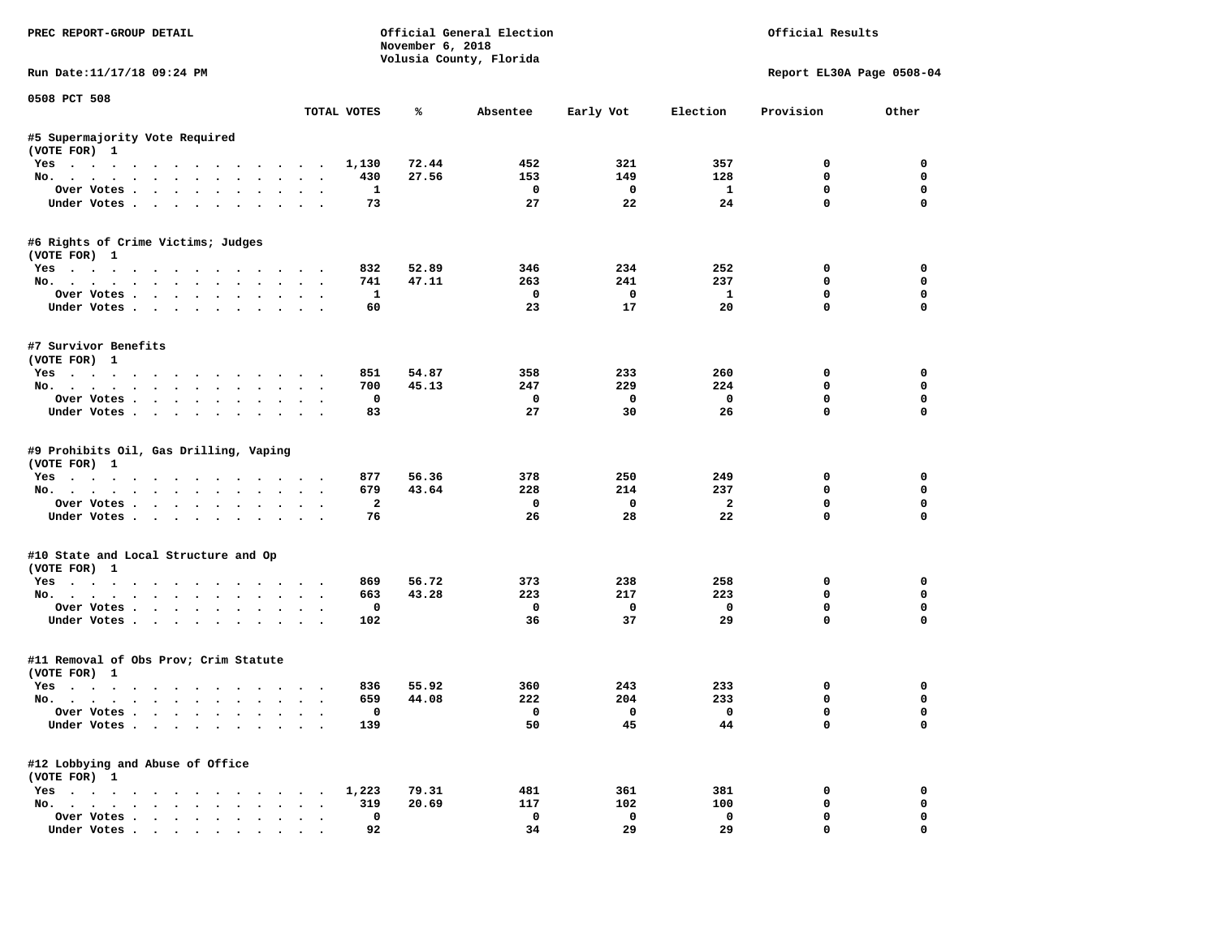PREC REPORT-GROUP DETAIL

Official General Election
November 6, 2018
Volusia County, Florida

Official Results

Run Date:11/17/18 09:24 PM

Report EL30A Page 0508-04

0508 PCT 508

| | TOTAL VOTES | % | Absentee | Early Vot | Election | Provision | Other |
|---|---|---|---|---|---|---|---|
| **#5 Supermajority Vote Required** | | | | | | | |
| (VOTE FOR) 1 | | | | | | | |
| Yes | 1,130 | 72.44 | 452 | 321 | 357 | 0 | 0 |
| No. | 430 | 27.56 | 153 | 149 | 128 | 0 | 0 |
| Over Votes | 1 | | 0 | 0 | 1 | 0 | 0 |
| Under Votes | 73 | | 27 | 22 | 24 | 0 | 0 |
| **#6 Rights of Crime Victims; Judges** | | | | | | | |
| (VOTE FOR) 1 | | | | | | | |
| Yes | 832 | 52.89 | 346 | 234 | 252 | 0 | 0 |
| No. | 741 | 47.11 | 263 | 241 | 237 | 0 | 0 |
| Over Votes | 1 | | 0 | 0 | 1 | 0 | 0 |
| Under Votes | 60 | | 23 | 17 | 20 | 0 | 0 |
| **#7 Survivor Benefits** | | | | | | | |
| (VOTE FOR) 1 | | | | | | | |
| Yes | 851 | 54.87 | 358 | 233 | 260 | 0 | 0 |
| No. | 700 | 45.13 | 247 | 229 | 224 | 0 | 0 |
| Over Votes | 0 | | 0 | 0 | 0 | 0 | 0 |
| Under Votes | 83 | | 27 | 30 | 26 | 0 | 0 |
| **#9 Prohibits Oil, Gas Drilling, Vaping** | | | | | | | |
| (VOTE FOR) 1 | | | | | | | |
| Yes | 877 | 56.36 | 378 | 250 | 249 | 0 | 0 |
| No. | 679 | 43.64 | 228 | 214 | 237 | 0 | 0 |
| Over Votes | 2 | | 0 | 0 | 2 | 0 | 0 |
| Under Votes | 76 | | 26 | 28 | 22 | 0 | 0 |
| **#10 State and Local Structure and Op** | | | | | | | |
| (VOTE FOR) 1 | | | | | | | |
| Yes | 869 | 56.72 | 373 | 238 | 258 | 0 | 0 |
| No. | 663 | 43.28 | 223 | 217 | 223 | 0 | 0 |
| Over Votes | 0 | | 0 | 0 | 0 | 0 | 0 |
| Under Votes | 102 | | 36 | 37 | 29 | 0 | 0 |
| **#11 Removal of Obs Prov; Crim Statute** | | | | | | | |
| (VOTE FOR) 1 | | | | | | | |
| Yes | 836 | 55.92 | 360 | 243 | 233 | 0 | 0 |
| No. | 659 | 44.08 | 222 | 204 | 233 | 0 | 0 |
| Over Votes | 0 | | 0 | 0 | 0 | 0 | 0 |
| Under Votes | 139 | | 50 | 45 | 44 | 0 | 0 |
| **#12 Lobbying and Abuse of Office** | | | | | | | |
| (VOTE FOR) 1 | | | | | | | |
| Yes | 1,223 | 79.31 | 481 | 361 | 381 | 0 | 0 |
| No. | 319 | 20.69 | 117 | 102 | 100 | 0 | 0 |
| Over Votes | 0 | | 0 | 0 | 0 | 0 | 0 |
| Under Votes | 92 | | 34 | 29 | 29 | 0 | 0 |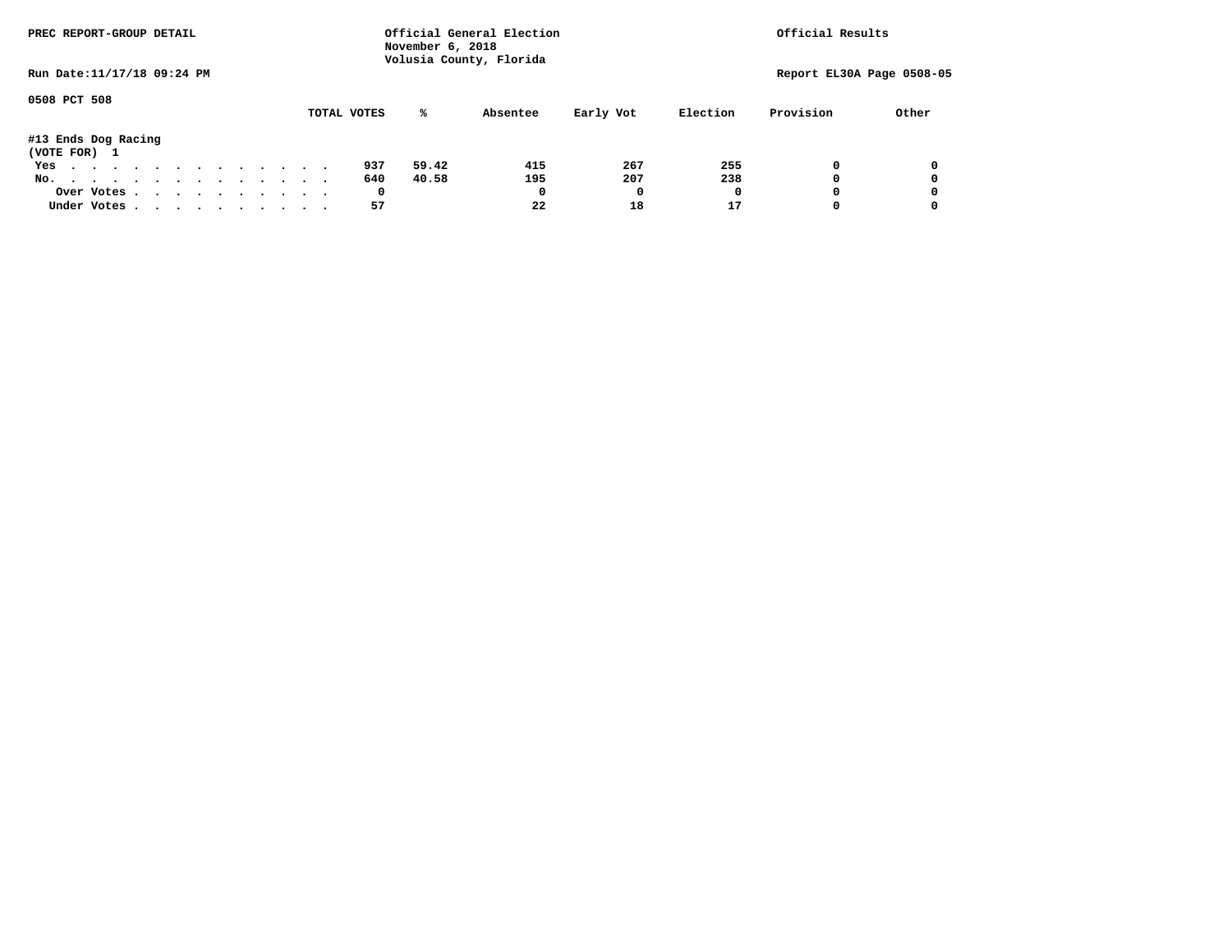0508 PCT 508

#13 Ends Dog Racing
(VOTE FOR) 1

| | TOTAL VOTES | % | Absentee | Early Vot | Election | Provision | Other |
|---|---|---|---|---|---|---|---|
| Yes | 937 | 59.42 | 415 | 267 | 255 | 0 | 0 |
| No. | 640 | 40.58 | 195 | 207 | 238 | 0 | 0 |
| Over Votes | 0 | | 0 | 0 | 0 | 0 | 0 |
| Under Votes | 57 | | 22 | 18 | 17 | 0 | 0 |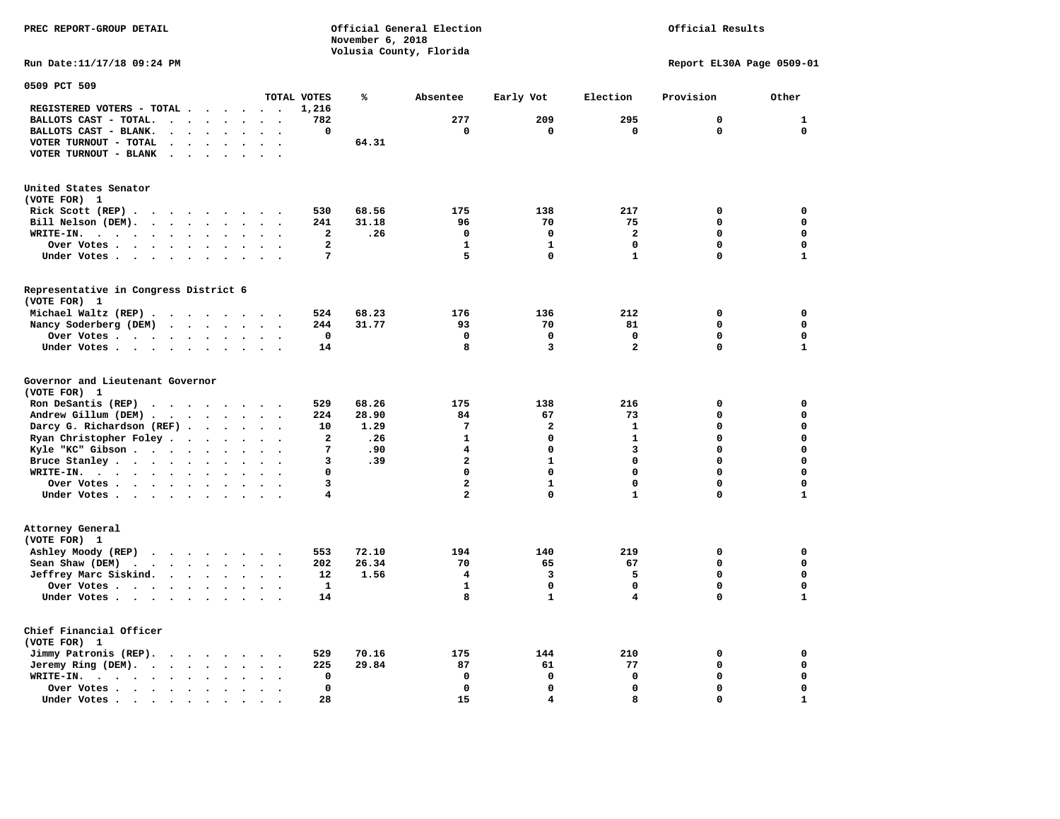PREC REPORT-GROUP DETAIL

Official General Election
November 6, 2018
Volusia County, Florida

Official Results

Run Date:11/17/18 09:24 PM

Report EL30A Page 0509-01

## 0509 PCT 509

| | TOTAL VOTES | % | Absentee | Early Vot | Election | Provision | Other |
|---|---|---|---|---|---|---|---|
| REGISTERED VOTERS - TOTAL | 1,216 | | | | | | |
| BALLOTS CAST - TOTAL. | 782 | | 277 | 209 | 295 | 0 | 1 |
| BALLOTS CAST - BLANK. | 0 | | 0 | 0 | 0 | 0 | 0 |
| VOTER TURNOUT - TOTAL | | 64.31 | | | | | |
| VOTER TURNOUT - BLANK | | | | | | | |

### United States Senator
(VOTE FOR) 1

| | TOTAL VOTES | % | Absentee | Early Vot | Election | Provision | Other |
|---|---|---|---|---|---|---|---|
| Rick Scott (REP) | 530 | 68.56 | 175 | 138 | 217 | 0 | 0 |
| Bill Nelson (DEM). | 241 | 31.18 | 96 | 70 | 75 | 0 | 0 |
| WRITE-IN. | 2 | .26 | 0 | 0 | 2 | 0 | 0 |
| Over Votes | 2 | | 1 | 1 | 0 | 0 | 0 |
| Under Votes | 7 | | 5 | 0 | 1 | 0 | 1 |

### Representative in Congress District 6
(VOTE FOR) 1

| | TOTAL VOTES | % | Absentee | Early Vot | Election | Provision | Other |
|---|---|---|---|---|---|---|---|
| Michael Waltz (REP) | 524 | 68.23 | 176 | 136 | 212 | 0 | 0 |
| Nancy Soderberg (DEM) | 244 | 31.77 | 93 | 70 | 81 | 0 | 0 |
| Over Votes | 0 | | 0 | 0 | 0 | 0 | 0 |
| Under Votes | 14 | | 8 | 3 | 2 | 0 | 1 |

### Governor and Lieutenant Governor
(VOTE FOR) 1

| | TOTAL VOTES | % | Absentee | Early Vot | Election | Provision | Other |
|---|---|---|---|---|---|---|---|
| Ron DeSantis (REP) | 529 | 68.26 | 175 | 138 | 216 | 0 | 0 |
| Andrew Gillum (DEM) | 224 | 28.90 | 84 | 67 | 73 | 0 | 0 |
| Darcy G. Richardson (REF) | 10 | 1.29 | 7 | 2 | 1 | 0 | 0 |
| Ryan Christopher Foley | 2 | .26 | 1 | 0 | 1 | 0 | 0 |
| Kyle "KC" Gibson | 7 | .90 | 4 | 0 | 3 | 0 | 0 |
| Bruce Stanley | 3 | .39 | 2 | 1 | 0 | 0 | 0 |
| WRITE-IN. | 0 | | 0 | 0 | 0 | 0 | 0 |
| Over Votes | 3 | | 2 | 1 | 0 | 0 | 0 |
| Under Votes | 4 | | 2 | 0 | 1 | 0 | 1 |

### Attorney General
(VOTE FOR) 1

| | TOTAL VOTES | % | Absentee | Early Vot | Election | Provision | Other |
|---|---|---|---|---|---|---|---|
| Ashley Moody (REP) | 553 | 72.10 | 194 | 140 | 219 | 0 | 0 |
| Sean Shaw (DEM) | 202 | 26.34 | 70 | 65 | 67 | 0 | 0 |
| Jeffrey Marc Siskind. | 12 | 1.56 | 4 | 3 | 5 | 0 | 0 |
| Over Votes | 1 | | 1 | 0 | 0 | 0 | 0 |
| Under Votes | 14 | | 8 | 1 | 4 | 0 | 1 |

### Chief Financial Officer
(VOTE FOR) 1

| | TOTAL VOTES | % | Absentee | Early Vot | Election | Provision | Other |
|---|---|---|---|---|---|---|---|
| Jimmy Patronis (REP). | 529 | 70.16 | 175 | 144 | 210 | 0 | 0 |
| Jeremy Ring (DEM). | 225 | 29.84 | 87 | 61 | 77 | 0 | 0 |
| WRITE-IN. | 0 | | 0 | 0 | 0 | 0 | 0 |
| Over Votes | 0 | | 0 | 0 | 0 | 0 | 0 |
| Under Votes | 28 | | 15 | 4 | 8 | 0 | 1 |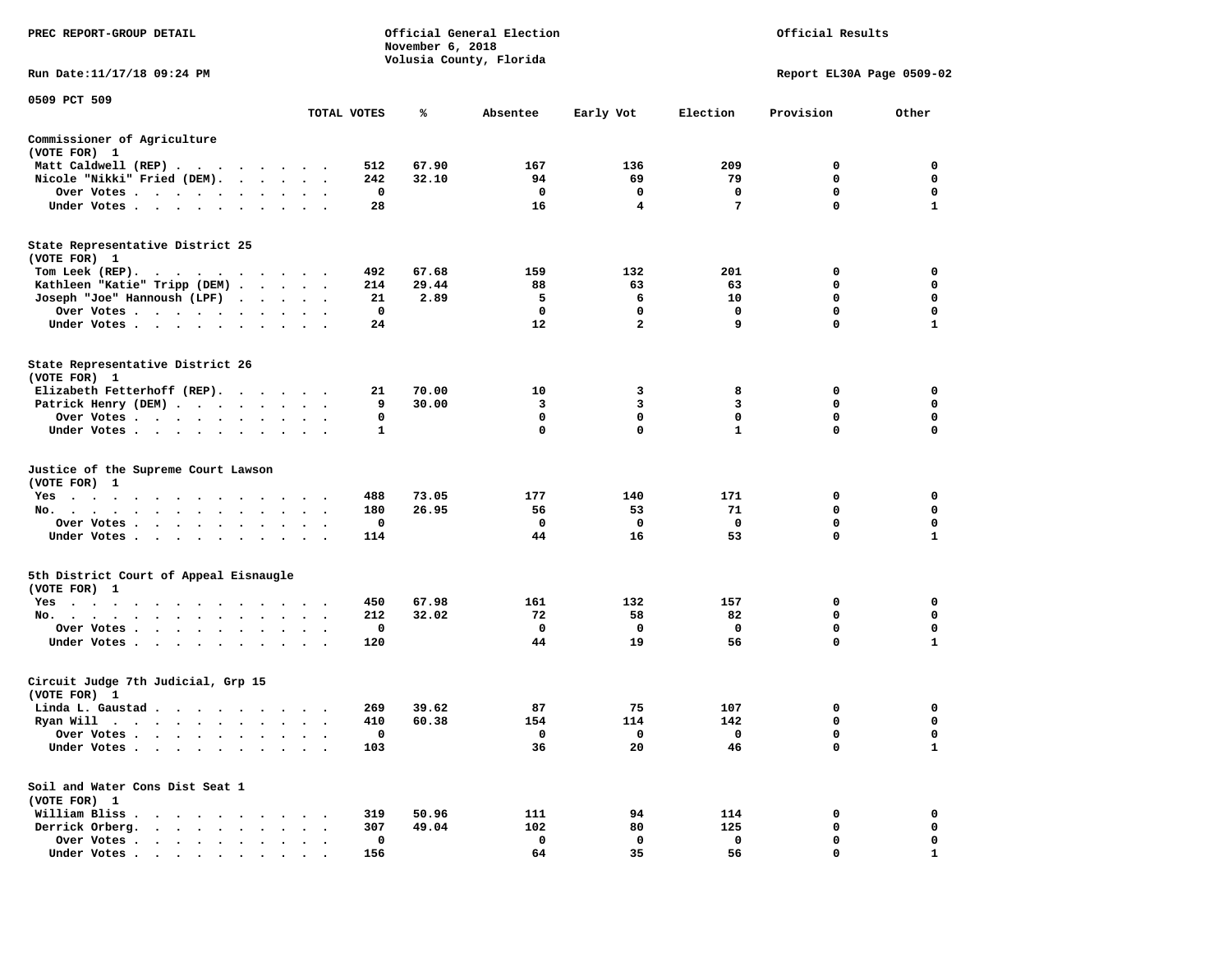PREC REPORT-GROUP DETAIL

Official General Election
November 6, 2018
Volusia County, Florida

Official Results

Run Date:11/17/18 09:24 PM

Report EL30A Page 0509-02

0509 PCT 509

| | TOTAL VOTES | % | Absentee | Early Vot | Election | Provision | Other |
|---|---|---|---|---|---|---|---|
| **Commissioner of Agriculture** | | | | | | | |
| (VOTE FOR) 1 | | | | | | | |
| Matt Caldwell (REP) | 512 | 67.90 | 167 | 136 | 209 | 0 | 0 |
| Nicole "Nikki" Fried (DEM) | 242 | 32.10 | 94 | 69 | 79 | 0 | 0 |
| Over Votes | 0 | | 0 | 0 | 0 | 0 | 0 |
| Under Votes | 28 | | 16 | 4 | 7 | 0 | 1 |
| **State Representative District 25** | | | | | | | |
| (VOTE FOR) 1 | | | | | | | |
| Tom Leek (REP) | 492 | 67.68 | 159 | 132 | 201 | 0 | 0 |
| Kathleen "Katie" Tripp (DEM) | 214 | 29.44 | 88 | 63 | 63 | 0 | 0 |
| Joseph "Joe" Hannoush (LPF) | 21 | 2.89 | 5 | 6 | 10 | 0 | 0 |
| Over Votes | 0 | | 0 | 0 | 0 | 0 | 0 |
| Under Votes | 24 | | 12 | 2 | 9 | 0 | 1 |
| **State Representative District 26** | | | | | | | |
| (VOTE FOR) 1 | | | | | | | |
| Elizabeth Fetterhoff (REP) | 21 | 70.00 | 10 | 3 | 8 | 0 | 0 |
| Patrick Henry (DEM) | 9 | 30.00 | 3 | 3 | 3 | 0 | 0 |
| Over Votes | 0 | | 0 | 0 | 0 | 0 | 0 |
| Under Votes | 1 | | 0 | 0 | 1 | 0 | 0 |
| **Justice of the Supreme Court Lawson** | | | | | | | |
| (VOTE FOR) 1 | | | | | | | |
| Yes | 488 | 73.05 | 177 | 140 | 171 | 0 | 0 |
| No | 180 | 26.95 | 56 | 53 | 71 | 0 | 0 |
| Over Votes | 0 | | 0 | 0 | 0 | 0 | 0 |
| Under Votes | 114 | | 44 | 16 | 53 | 0 | 1 |
| **5th District Court of Appeal Eisnaugle** | | | | | | | |
| (VOTE FOR) 1 | | | | | | | |
| Yes | 450 | 67.98 | 161 | 132 | 157 | 0 | 0 |
| No | 212 | 32.02 | 72 | 58 | 82 | 0 | 0 |
| Over Votes | 0 | | 0 | 0 | 0 | 0 | 0 |
| Under Votes | 120 | | 44 | 19 | 56 | 0 | 1 |
| **Circuit Judge 7th Judicial, Grp 15** | | | | | | | |
| (VOTE FOR) 1 | | | | | | | |
| Linda L. Gaustad | 269 | 39.62 | 87 | 75 | 107 | 0 | 0 |
| Ryan Will | 410 | 60.38 | 154 | 114 | 142 | 0 | 0 |
| Over Votes | 0 | | 0 | 0 | 0 | 0 | 0 |
| Under Votes | 103 | | 36 | 20 | 46 | 0 | 1 |
| **Soil and Water Cons Dist Seat 1** | | | | | | | |
| (VOTE FOR) 1 | | | | | | | |
| William Bliss | 319 | 50.96 | 111 | 94 | 114 | 0 | 0 |
| Derrick Orberg | 307 | 49.04 | 102 | 80 | 125 | 0 | 0 |
| Over Votes | 0 | | 0 | 0 | 0 | 0 | 0 |
| Under Votes | 156 | | 64 | 35 | 56 | 0 | 1 |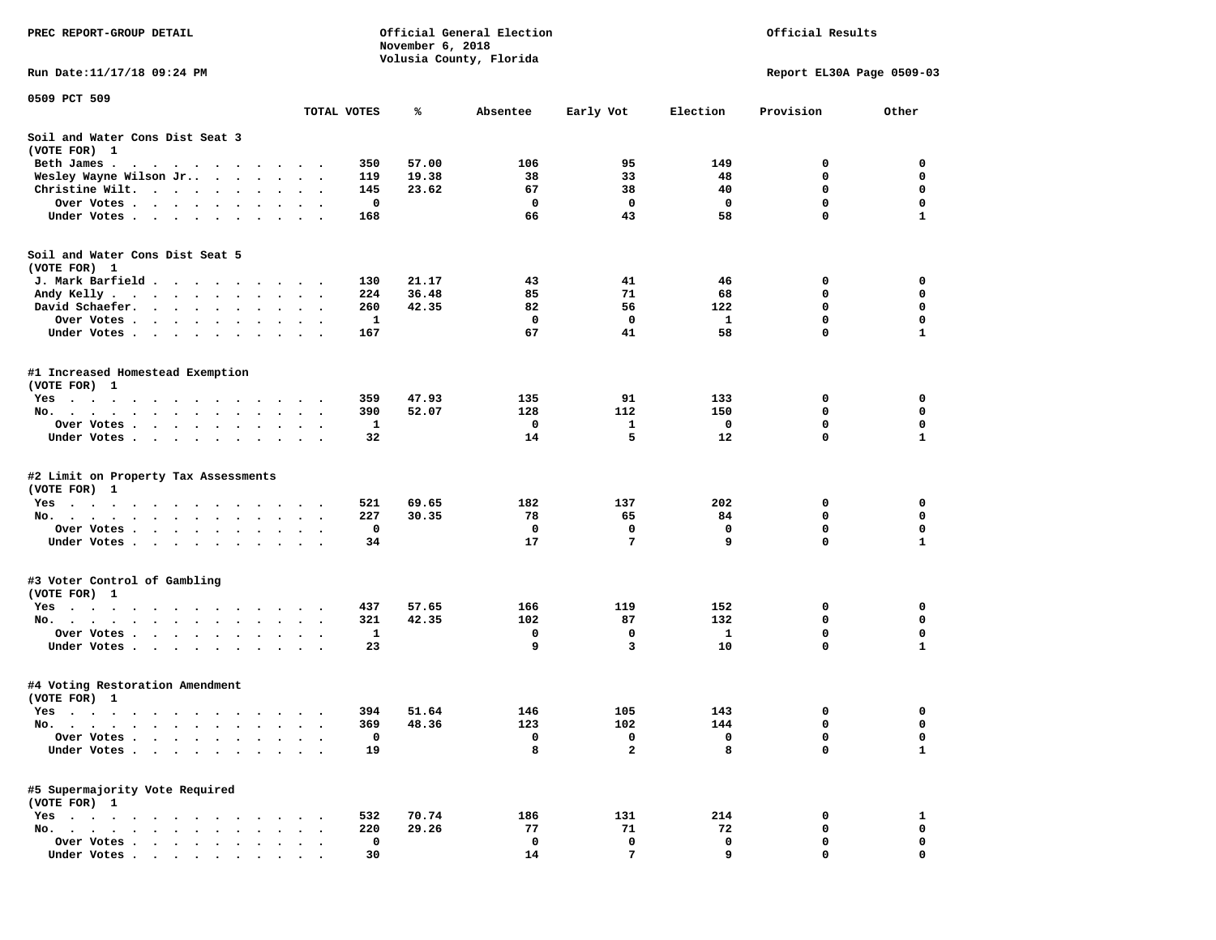PREC REPORT-GROUP DETAIL

Official General Election
November 6, 2018
Volusia County, Florida

Official Results

Run Date:11/17/18 09:24 PM

Report EL30A Page 0509-03

0509 PCT 509

| | TOTAL VOTES | % | Absentee | Early Vot | Election | Provision | Other |
|---|---|---|---|---|---|---|---|
| **Soil and Water Cons Dist Seat 3** | | | | | | | |
| (VOTE FOR) 1 | | | | | | | |
| Beth James | 350 | 57.00 | 106 | 95 | 149 | 0 | 0 |
| Wesley Wayne Wilson Jr. | 119 | 19.38 | 38 | 33 | 48 | 0 | 0 |
| Christine Wilt | 145 | 23.62 | 67 | 38 | 40 | 0 | 0 |
| Over Votes | 0 | | 0 | 0 | 0 | 0 | 0 |
| Under Votes | 168 | | 66 | 43 | 58 | 0 | 1 |
| **Soil and Water Cons Dist Seat 5** | | | | | | | |
| (VOTE FOR) 1 | | | | | | | |
| J. Mark Barfield | 130 | 21.17 | 43 | 41 | 46 | 0 | 0 |
| Andy Kelly | 224 | 36.48 | 85 | 71 | 68 | 0 | 0 |
| David Schaefer | 260 | 42.35 | 82 | 56 | 122 | 0 | 0 |
| Over Votes | 1 | | 0 | 0 | 1 | 0 | 0 |
| Under Votes | 167 | | 67 | 41 | 58 | 0 | 1 |
| **#1 Increased Homestead Exemption** | | | | | | | |
| (VOTE FOR) 1 | | | | | | | |
| Yes | 359 | 47.93 | 135 | 91 | 133 | 0 | 0 |
| No | 390 | 52.07 | 128 | 112 | 150 | 0 | 0 |
| Over Votes | 1 | | 0 | 1 | 0 | 0 | 0 |
| Under Votes | 32 | | 14 | 5 | 12 | 0 | 1 |
| **#2 Limit on Property Tax Assessments** | | | | | | | |
| (VOTE FOR) 1 | | | | | | | |
| Yes | 521 | 69.65 | 182 | 137 | 202 | 0 | 0 |
| No | 227 | 30.35 | 78 | 65 | 84 | 0 | 0 |
| Over Votes | 0 | | 0 | 0 | 0 | 0 | 0 |
| Under Votes | 34 | | 17 | 7 | 9 | 0 | 1 |
| **#3 Voter Control of Gambling** | | | | | | | |
| (VOTE FOR) 1 | | | | | | | |
| Yes | 437 | 57.65 | 166 | 119 | 152 | 0 | 0 |
| No | 321 | 42.35 | 102 | 87 | 132 | 0 | 0 |
| Over Votes | 1 | | 0 | 0 | 1 | 0 | 0 |
| Under Votes | 23 | | 9 | 3 | 10 | 0 | 1 |
| **#4 Voting Restoration Amendment** | | | | | | | |
| (VOTE FOR) 1 | | | | | | | |
| Yes | 394 | 51.64 | 146 | 105 | 143 | 0 | 0 |
| No | 369 | 48.36 | 123 | 102 | 144 | 0 | 0 |
| Over Votes | 0 | | 0 | 0 | 0 | 0 | 0 |
| Under Votes | 19 | | 8 | 2 | 8 | 0 | 1 |
| **#5 Supermajority Vote Required** | | | | | | | |
| (VOTE FOR) 1 | | | | | | | |
| Yes | 532 | 70.74 | 186 | 131 | 214 | 0 | 1 |
| No | 220 | 29.26 | 77 | 71 | 72 | 0 | 0 |
| Over Votes | 0 | | 0 | 0 | 0 | 0 | 0 |
| Under Votes | 30 | | 14 | 7 | 9 | 0 | 0 |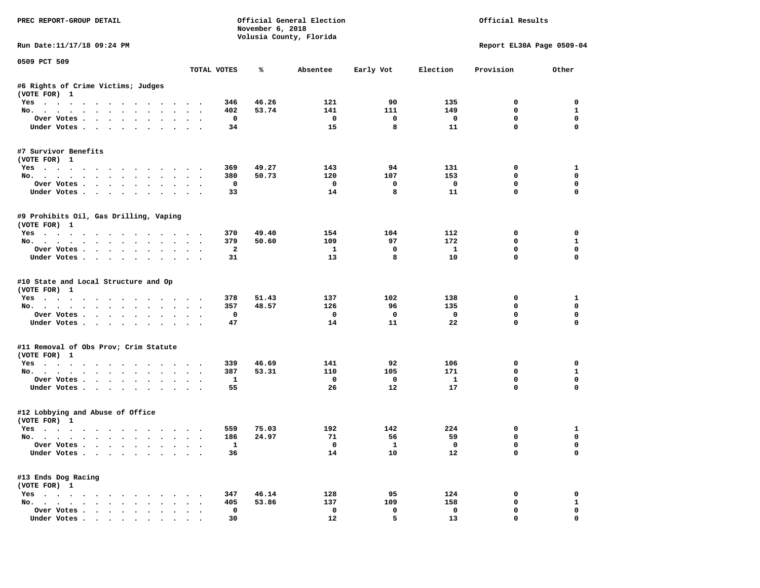PREC REPORT-GROUP DETAIL

Official General Election
November 6, 2018
Volusia County, Florida

Official Results

Run Date:11/17/18 09:24 PM

Report EL30A Page 0509-04

0509 PCT 509

| | TOTAL VOTES | % | Absentee | Early Vot | Election | Provision | Other |
|---|---|---|---|---|---|---|---|
| **#6 Rights of Crime Victims; Judges** | | | | | | | |
| (VOTE FOR) 1 | | | | | | | |
| Yes | 346 | 46.26 | 121 | 90 | 135 | 0 | 0 |
| No. | 402 | 53.74 | 141 | 111 | 149 | 0 | 1 |
| Over Votes | 0 | | 0 | 0 | 0 | 0 | 0 |
| Under Votes | 34 | | 15 | 8 | 11 | 0 | 0 |
| **#7 Survivor Benefits** | | | | | | | |
| (VOTE FOR) 1 | | | | | | | |
| Yes | 369 | 49.27 | 143 | 94 | 131 | 0 | 1 |
| No. | 380 | 50.73 | 120 | 107 | 153 | 0 | 0 |
| Over Votes | 0 | | 0 | 0 | 0 | 0 | 0 |
| Under Votes | 33 | | 14 | 8 | 11 | 0 | 0 |
| **#9 Prohibits Oil, Gas Drilling, Vaping** | | | | | | | |
| (VOTE FOR) 1 | | | | | | | |
| Yes | 370 | 49.40 | 154 | 104 | 112 | 0 | 0 |
| No. | 379 | 50.60 | 109 | 97 | 172 | 0 | 1 |
| Over Votes | 2 | | 1 | 0 | 1 | 0 | 0 |
| Under Votes | 31 | | 13 | 8 | 10 | 0 | 0 |
| **#10 State and Local Structure and Op** | | | | | | | |
| (VOTE FOR) 1 | | | | | | | |
| Yes | 378 | 51.43 | 137 | 102 | 138 | 0 | 1 |
| No. | 357 | 48.57 | 126 | 96 | 135 | 0 | 0 |
| Over Votes | 0 | | 0 | 0 | 0 | 0 | 0 |
| Under Votes | 47 | | 14 | 11 | 22 | 0 | 0 |
| **#11 Removal of Obs Prov; Crim Statute** | | | | | | | |
| (VOTE FOR) 1 | | | | | | | |
| Yes | 339 | 46.69 | 141 | 92 | 106 | 0 | 0 |
| No. | 387 | 53.31 | 110 | 105 | 171 | 0 | 1 |
| Over Votes | 1 | | 0 | 0 | 1 | 0 | 0 |
| Under Votes | 55 | | 26 | 12 | 17 | 0 | 0 |
| **#12 Lobbying and Abuse of Office** | | | | | | | |
| (VOTE FOR) 1 | | | | | | | |
| Yes | 559 | 75.03 | 192 | 142 | 224 | 0 | 1 |
| No. | 186 | 24.97 | 71 | 56 | 59 | 0 | 0 |
| Over Votes | 1 | | 0 | 1 | 0 | 0 | 0 |
| Under Votes | 36 | | 14 | 10 | 12 | 0 | 0 |
| **#13 Ends Dog Racing** | | | | | | | |
| (VOTE FOR) 1 | | | | | | | |
| Yes | 347 | 46.14 | 128 | 95 | 124 | 0 | 0 |
| No. | 405 | 53.86 | 137 | 109 | 158 | 0 | 1 |
| Over Votes | 0 | | 0 | 0 | 0 | 0 | 0 |
| Under Votes | 30 | | 12 | 5 | 13 | 0 | 0 |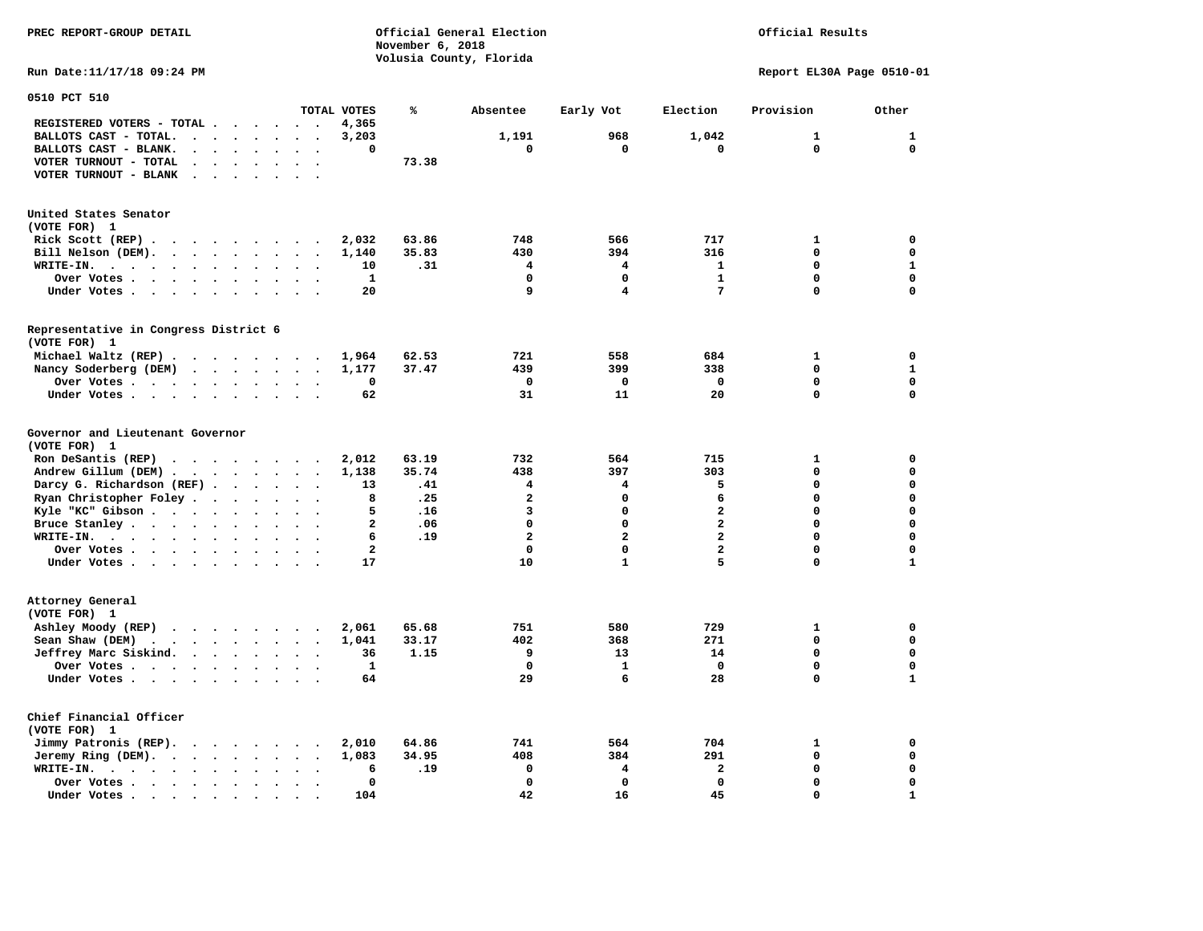PREC REPORT-GROUP DETAIL

Official General Election
November 6, 2018
Volusia County, Florida

Official Results

Run Date:11/17/18 09:24 PM

Report EL30A Page 0510-01

## 0510 PCT 510

| | TOTAL VOTES | % | Absentee | Early Vot | Election | Provision | Other |
|---|---|---|---|---|---|---|---|
| REGISTERED VOTERS - TOTAL | 4,365 | | | | | | |
| BALLOTS CAST - TOTAL. | 3,203 | | 1,191 | 968 | 1,042 | 1 | 1 |
| BALLOTS CAST - BLANK. | 0 | | 0 | 0 | 0 | 0 | 0 |
| VOTER TURNOUT - TOTAL | | 73.38 | | | | | |
| VOTER TURNOUT - BLANK | | | | | | | |

### United States Senator
(VOTE FOR) 1

| | TOTAL VOTES | % | Absentee | Early Vot | Election | Provision | Other |
|---|---|---|---|---|---|---|---|
| Rick Scott (REP) | 2,032 | 63.86 | 748 | 566 | 717 | 1 | 0 |
| Bill Nelson (DEM). | 1,140 | 35.83 | 430 | 394 | 316 | 0 | 0 |
| WRITE-IN. | 10 | .31 | 4 | 4 | 1 | 0 | 1 |
| Over Votes | 1 | | 0 | 0 | 1 | 0 | 0 |
| Under Votes | 20 | | 9 | 4 | 7 | 0 | 0 |

### Representative in Congress District 6
(VOTE FOR) 1

| | TOTAL VOTES | % | Absentee | Early Vot | Election | Provision | Other |
|---|---|---|---|---|---|---|---|
| Michael Waltz (REP) | 1,964 | 62.53 | 721 | 558 | 684 | 1 | 0 |
| Nancy Soderberg (DEM) | 1,177 | 37.47 | 439 | 399 | 338 | 0 | 1 |
| Over Votes | 0 | | 0 | 0 | 0 | 0 | 0 |
| Under Votes | 62 | | 31 | 11 | 20 | 0 | 0 |

### Governor and Lieutenant Governor
(VOTE FOR) 1

| | TOTAL VOTES | % | Absentee | Early Vot | Election | Provision | Other |
|---|---|---|---|---|---|---|---|
| Ron DeSantis (REP) | 2,012 | 63.19 | 732 | 564 | 715 | 1 | 0 |
| Andrew Gillum (DEM) | 1,138 | 35.74 | 438 | 397 | 303 | 0 | 0 |
| Darcy G. Richardson (REF) | 13 | .41 | 4 | 4 | 5 | 0 | 0 |
| Ryan Christopher Foley | 8 | .25 | 2 | 0 | 6 | 0 | 0 |
| Kyle "KC" Gibson | 5 | .16 | 3 | 0 | 2 | 0 | 0 |
| Bruce Stanley | 2 | .06 | 0 | 0 | 2 | 0 | 0 |
| WRITE-IN. | 6 | .19 | 2 | 2 | 2 | 0 | 0 |
| Over Votes | 2 | | 0 | 0 | 2 | 0 | 0 |
| Under Votes | 17 | | 10 | 1 | 5 | 0 | 1 |

### Attorney General
(VOTE FOR) 1

| | TOTAL VOTES | % | Absentee | Early Vot | Election | Provision | Other |
|---|---|---|---|---|---|---|---|
| Ashley Moody (REP) | 2,061 | 65.68 | 751 | 580 | 729 | 1 | 0 |
| Sean Shaw (DEM) | 1,041 | 33.17 | 402 | 368 | 271 | 0 | 0 |
| Jeffrey Marc Siskind. | 36 | 1.15 | 9 | 13 | 14 | 0 | 0 |
| Over Votes | 1 | | 0 | 1 | 0 | 0 | 0 |
| Under Votes | 64 | | 29 | 6 | 28 | 0 | 1 |

### Chief Financial Officer
(VOTE FOR) 1

| | TOTAL VOTES | % | Absentee | Early Vot | Election | Provision | Other |
|---|---|---|---|---|---|---|---|
| Jimmy Patronis (REP). | 2,010 | 64.86 | 741 | 564 | 704 | 1 | 0 |
| Jeremy Ring (DEM). | 1,083 | 34.95 | 408 | 384 | 291 | 0 | 0 |
| WRITE-IN. | 6 | .19 | 0 | 4 | 2 | 0 | 0 |
| Over Votes | 0 | | 0 | 0 | 0 | 0 | 0 |
| Under Votes | 104 | | 42 | 16 | 45 | 0 | 1 |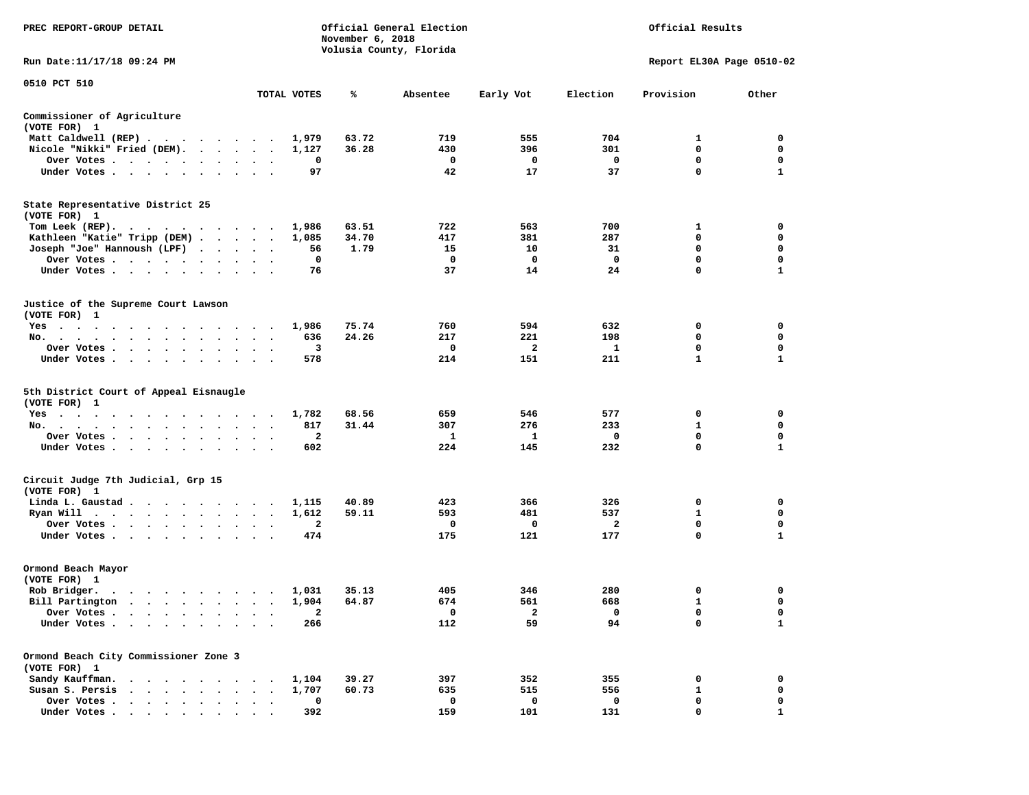PREC REPORT-GROUP DETAIL

Official General Election
November 6, 2018
Volusia County, Florida

Official Results

Run Date:11/17/18 09:24 PM

Report EL30A Page 0510-02

0510 PCT 510

| | TOTAL VOTES | % | Absentee | Early Vot | Election | Provision | Other |
|---|---|---|---|---|---|---|---|
| **Commissioner of Agriculture (VOTE FOR) 1** | | | | | | | |
| Matt Caldwell (REP) | 1,979 | 63.72 | 719 | 555 | 704 | 1 | 0 |
| Nicole "Nikki" Fried (DEM) | 1,127 | 36.28 | 430 | 396 | 301 | 0 | 0 |
| Over Votes | 0 | | 0 | 0 | 0 | 0 | 0 |
| Under Votes | 97 | | 42 | 17 | 37 | 0 | 1 |
| **State Representative District 25 (VOTE FOR) 1** | | | | | | | |
| Tom Leek (REP) | 1,986 | 63.51 | 722 | 563 | 700 | 1 | 0 |
| Kathleen "Katie" Tripp (DEM) | 1,085 | 34.70 | 417 | 381 | 287 | 0 | 0 |
| Joseph "Joe" Hannoush (LPF) | 56 | 1.79 | 15 | 10 | 31 | 0 | 0 |
| Over Votes | 0 | | 0 | 0 | 0 | 0 | 0 |
| Under Votes | 76 | | 37 | 14 | 24 | 0 | 1 |
| **Justice of the Supreme Court Lawson (VOTE FOR) 1** | | | | | | | |
| Yes | 1,986 | 75.74 | 760 | 594 | 632 | 0 | 0 |
| No | 636 | 24.26 | 217 | 221 | 198 | 0 | 0 |
| Over Votes | 3 | | 0 | 2 | 1 | 0 | 0 |
| Under Votes | 578 | | 214 | 151 | 211 | 1 | 1 |
| **5th District Court of Appeal Eisnaugle (VOTE FOR) 1** | | | | | | | |
| Yes | 1,782 | 68.56 | 659 | 546 | 577 | 0 | 0 |
| No | 817 | 31.44 | 307 | 276 | 233 | 1 | 0 |
| Over Votes | 2 | | 1 | 1 | 0 | 0 | 0 |
| Under Votes | 602 | | 224 | 145 | 232 | 0 | 1 |
| **Circuit Judge 7th Judicial, Grp 15 (VOTE FOR) 1** | | | | | | | |
| Linda L. Gaustad | 1,115 | 40.89 | 423 | 366 | 326 | 0 | 0 |
| Ryan Will | 1,612 | 59.11 | 593 | 481 | 537 | 1 | 0 |
| Over Votes | 2 | | 0 | 0 | 2 | 0 | 0 |
| Under Votes | 474 | | 175 | 121 | 177 | 0 | 1 |
| **Ormond Beach Mayor (VOTE FOR) 1** | | | | | | | |
| Rob Bridger | 1,031 | 35.13 | 405 | 346 | 280 | 0 | 0 |
| Bill Partington | 1,904 | 64.87 | 674 | 561 | 668 | 1 | 0 |
| Over Votes | 2 | | 0 | 2 | 0 | 0 | 0 |
| Under Votes | 266 | | 112 | 59 | 94 | 0 | 1 |
| **Ormond Beach City Commissioner Zone 3 (VOTE FOR) 1** | | | | | | | |
| Sandy Kauffman | 1,104 | 39.27 | 397 | 352 | 355 | 0 | 0 |
| Susan S. Persis | 1,707 | 60.73 | 635 | 515 | 556 | 1 | 0 |
| Over Votes | 0 | | 0 | 0 | 0 | 0 | 0 |
| Under Votes | 392 | | 159 | 101 | 131 | 0 | 1 |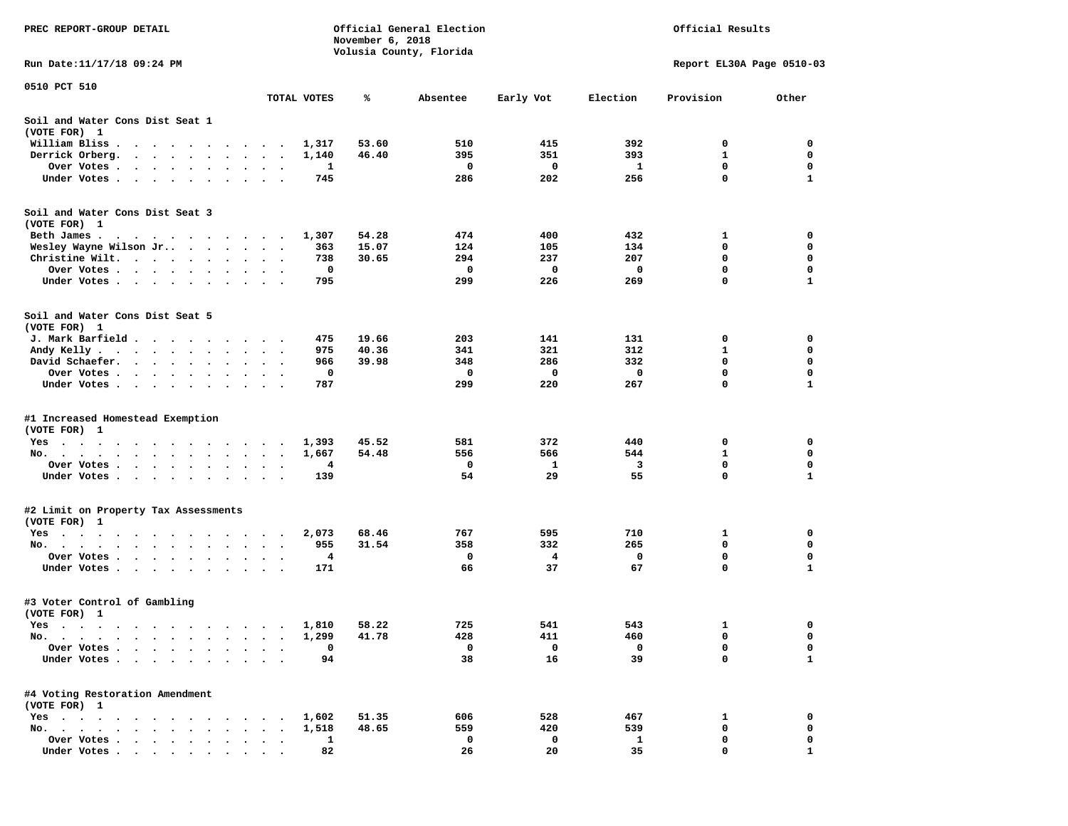PREC REPORT-GROUP DETAIL

Official General Election
November 6, 2018
Volusia County, Florida

Official Results

Run Date:11/17/18 09:24 PM

Report EL30A Page 0510-03

0510 PCT 510

| | TOTAL VOTES | % | Absentee | Early Vot | Election | Provision | Other |
|---|---|---|---|---|---|---|---|
| **Soil and Water Cons Dist Seat 1** | | | | | | | |
| (VOTE FOR) 1 | | | | | | | |
| William Bliss | 1,317 | 53.60 | 510 | 415 | 392 | 0 | 0 |
| Derrick Orberg | 1,140 | 46.40 | 395 | 351 | 393 | 1 | 0 |
| Over Votes | 1 | | 0 | 0 | 1 | 0 | 0 |
| Under Votes | 745 | | 286 | 202 | 256 | 0 | 1 |
| **Soil and Water Cons Dist Seat 3** | | | | | | | |
| (VOTE FOR) 1 | | | | | | | |
| Beth James | 1,307 | 54.28 | 474 | 400 | 432 | 1 | 0 |
| Wesley Wayne Wilson Jr. | 363 | 15.07 | 124 | 105 | 134 | 0 | 0 |
| Christine Wilt | 738 | 30.65 | 294 | 237 | 207 | 0 | 0 |
| Over Votes | 0 | | 0 | 0 | 0 | 0 | 0 |
| Under Votes | 795 | | 299 | 226 | 269 | 0 | 1 |
| **Soil and Water Cons Dist Seat 5** | | | | | | | |
| (VOTE FOR) 1 | | | | | | | |
| J. Mark Barfield | 475 | 19.66 | 203 | 141 | 131 | 0 | 0 |
| Andy Kelly | 975 | 40.36 | 341 | 321 | 312 | 1 | 0 |
| David Schaefer | 966 | 39.98 | 348 | 286 | 332 | 0 | 0 |
| Over Votes | 0 | | 0 | 0 | 0 | 0 | 0 |
| Under Votes | 787 | | 299 | 220 | 267 | 0 | 1 |
| **#1 Increased Homestead Exemption** | | | | | | | |
| (VOTE FOR) 1 | | | | | | | |
| Yes | 1,393 | 45.52 | 581 | 372 | 440 | 0 | 0 |
| No | 1,667 | 54.48 | 556 | 566 | 544 | 1 | 0 |
| Over Votes | 4 | | 0 | 1 | 3 | 0 | 0 |
| Under Votes | 139 | | 54 | 29 | 55 | 0 | 1 |
| **#2 Limit on Property Tax Assessments** | | | | | | | |
| (VOTE FOR) 1 | | | | | | | |
| Yes | 2,073 | 68.46 | 767 | 595 | 710 | 1 | 0 |
| No | 955 | 31.54 | 358 | 332 | 265 | 0 | 0 |
| Over Votes | 4 | | 0 | 4 | 0 | 0 | 0 |
| Under Votes | 171 | | 66 | 37 | 67 | 0 | 1 |
| **#3 Voter Control of Gambling** | | | | | | | |
| (VOTE FOR) 1 | | | | | | | |
| Yes | 1,810 | 58.22 | 725 | 541 | 543 | 1 | 0 |
| No | 1,299 | 41.78 | 428 | 411 | 460 | 0 | 0 |
| Over Votes | 0 | | 0 | 0 | 0 | 0 | 0 |
| Under Votes | 94 | | 38 | 16 | 39 | 0 | 1 |
| **#4 Voting Restoration Amendment** | | | | | | | |
| (VOTE FOR) 1 | | | | | | | |
| Yes | 1,602 | 51.35 | 606 | 528 | 467 | 1 | 0 |
| No | 1,518 | 48.65 | 559 | 420 | 539 | 0 | 0 |
| Over Votes | 1 | | 0 | 0 | 1 | 0 | 0 |
| Under Votes | 82 | | 26 | 20 | 35 | 0 | 1 |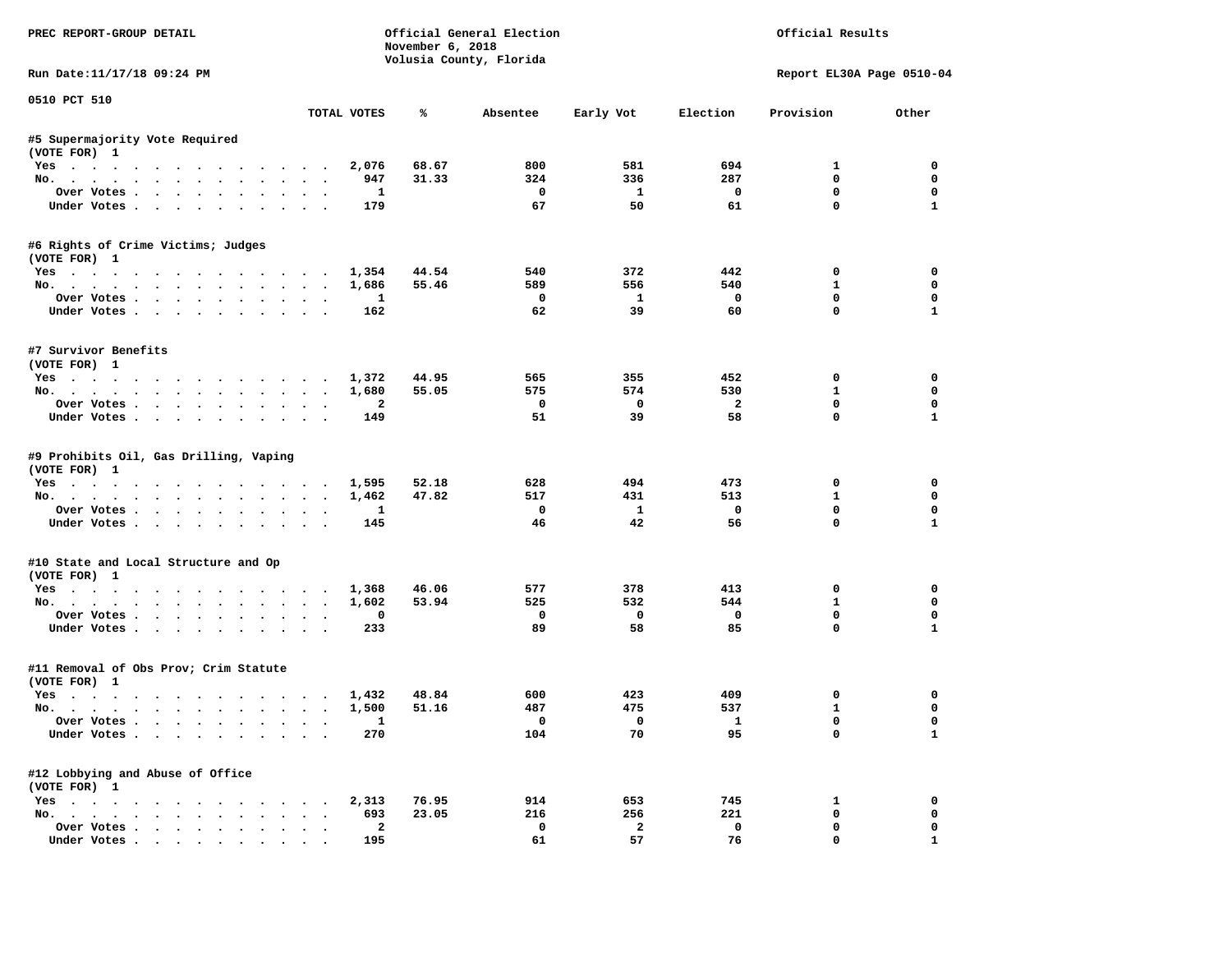PREC REPORT-GROUP DETAIL

Official General Election
November 6, 2018
Volusia County, Florida

Official Results

Run Date:11/17/18 09:24 PM

Report EL30A Page 0510-04

0510 PCT 510

| | TOTAL VOTES | % | Absentee | Early Vot | Election | Provision | Other |
|---|---|---|---|---|---|---|---|
| **#5 Supermajority Vote Required** | | | | | | | |
| (VOTE FOR) 1 | | | | | | | |
| Yes | 2,076 | 68.67 | 800 | 581 | 694 | 1 | 0 |
| No. | 947 | 31.33 | 324 | 336 | 287 | 0 | 0 |
| Over Votes | 1 | | 0 | 1 | 0 | 0 | 0 |
| Under Votes | 179 | | 67 | 50 | 61 | 0 | 1 |
| **#6 Rights of Crime Victims; Judges** | | | | | | | |
| (VOTE FOR) 1 | | | | | | | |
| Yes | 1,354 | 44.54 | 540 | 372 | 442 | 0 | 0 |
| No. | 1,686 | 55.46 | 589 | 556 | 540 | 1 | 0 |
| Over Votes | 1 | | 0 | 1 | 0 | 0 | 0 |
| Under Votes | 162 | | 62 | 39 | 60 | 0 | 1 |
| **#7 Survivor Benefits** | | | | | | | |
| (VOTE FOR) 1 | | | | | | | |
| Yes | 1,372 | 44.95 | 565 | 355 | 452 | 0 | 0 |
| No. | 1,680 | 55.05 | 575 | 574 | 530 | 1 | 0 |
| Over Votes | 2 | | 0 | 0 | 2 | 0 | 0 |
| Under Votes | 149 | | 51 | 39 | 58 | 0 | 1 |
| **#9 Prohibits Oil, Gas Drilling, Vaping** | | | | | | | |
| (VOTE FOR) 1 | | | | | | | |
| Yes | 1,595 | 52.18 | 628 | 494 | 473 | 0 | 0 |
| No. | 1,462 | 47.82 | 517 | 431 | 513 | 1 | 0 |
| Over Votes | 1 | | 0 | 1 | 0 | 0 | 0 |
| Under Votes | 145 | | 46 | 42 | 56 | 0 | 1 |
| **#10 State and Local Structure and Op** | | | | | | | |
| (VOTE FOR) 1 | | | | | | | |
| Yes | 1,368 | 46.06 | 577 | 378 | 413 | 0 | 0 |
| No. | 1,602 | 53.94 | 525 | 532 | 544 | 1 | 0 |
| Over Votes | 0 | | 0 | 0 | 0 | 0 | 0 |
| Under Votes | 233 | | 89 | 58 | 85 | 0 | 1 |
| **#11 Removal of Obs Prov; Crim Statute** | | | | | | | |
| (VOTE FOR) 1 | | | | | | | |
| Yes | 1,432 | 48.84 | 600 | 423 | 409 | 0 | 0 |
| No. | 1,500 | 51.16 | 487 | 475 | 537 | 1 | 0 |
| Over Votes | 1 | | 0 | 0 | 1 | 0 | 0 |
| Under Votes | 270 | | 104 | 70 | 95 | 0 | 1 |
| **#12 Lobbying and Abuse of Office** | | | | | | | |
| (VOTE FOR) 1 | | | | | | | |
| Yes | 2,313 | 76.95 | 914 | 653 | 745 | 1 | 0 |
| No. | 693 | 23.05 | 216 | 256 | 221 | 0 | 0 |
| Over Votes | 2 | | 0 | 2 | 0 | 0 | 0 |
| Under Votes | 195 | | 61 | 57 | 76 | 0 | 1 |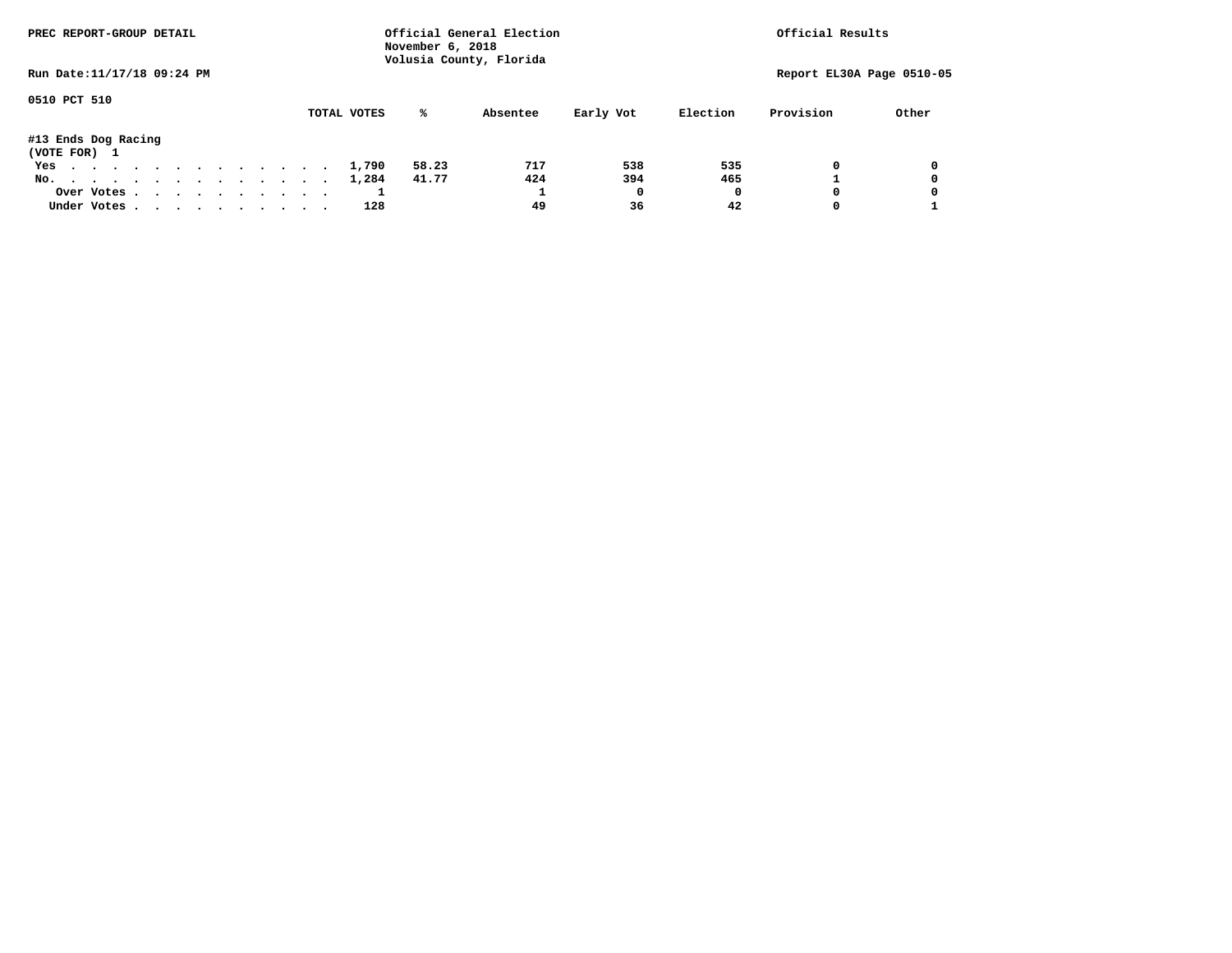PREC REPORT-GROUP DETAIL

Official General Election
November 6, 2018
Volusia County, Florida

Official Results

Run Date:11/17/18 09:24 PM

Report EL30A Page 0510-05

0510 PCT 510

#13 Ends Dog Racing
(VOTE FOR) 1

| | TOTAL VOTES | % | Absentee | Early Vot | Election | Provision | Other |
|---|---|---|---|---|---|---|---|
| Yes | 1,790 | 58.23 | 717 | 538 | 535 | 0 | 0 |
| No. | 1,284 | 41.77 | 424 | 394 | 465 | 1 | 0 |
| Over Votes | 1 | | 1 | 0 | 0 | 0 | 0 |
| Under Votes | 128 | | 49 | 36 | 42 | 0 | 1 |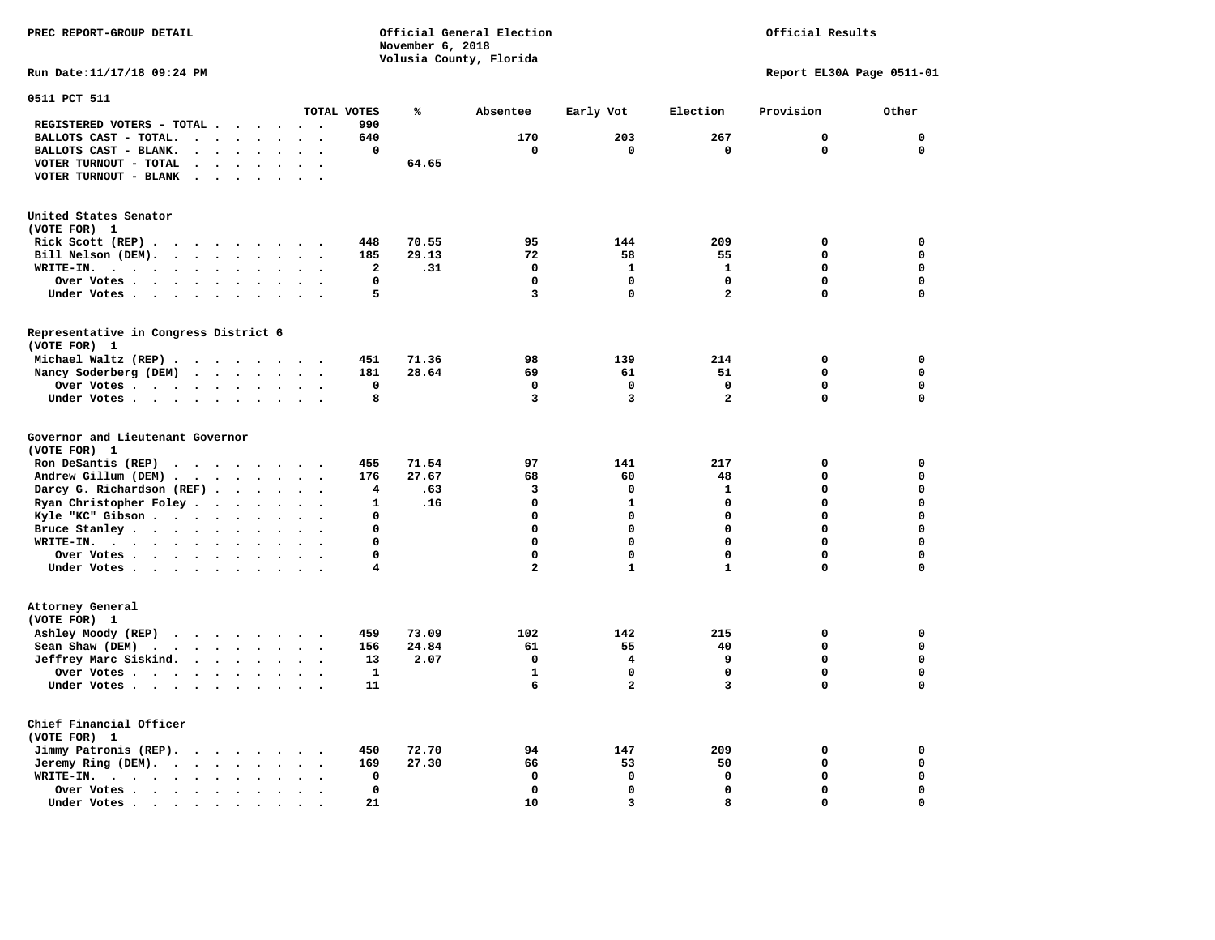PREC REPORT-GROUP DETAIL

Official General Election
November 6, 2018
Volusia County, Florida

Official Results

Run Date:11/17/18 09:24 PM

Report EL30A Page 0511-01

## 0511 PCT 511

| | TOTAL VOTES | % | Absentee | Early Vot | Election | Provision | Other |
|---|---|---|---|---|---|---|---|
| REGISTERED VOTERS - TOTAL | 990 | | | | | | |
| BALLOTS CAST - TOTAL. | 640 | | 170 | 203 | 267 | 0 | 0 |
| BALLOTS CAST - BLANK. | 0 | | 0 | 0 | 0 | 0 | 0 |
| VOTER TURNOUT - TOTAL | | 64.65 | | | | | |
| VOTER TURNOUT - BLANK | | | | | | | |

### United States Senator
(VOTE FOR) 1

| | TOTAL VOTES | % | Absentee | Early Vot | Election | Provision | Other |
|---|---|---|---|---|---|---|---|
| Rick Scott (REP) | 448 | 70.55 | 95 | 144 | 209 | 0 | 0 |
| Bill Nelson (DEM). | 185 | 29.13 | 72 | 58 | 55 | 0 | 0 |
| WRITE-IN. | 2 | .31 | 0 | 1 | 1 | 0 | 0 |
| Over Votes | 0 | | 0 | 0 | 0 | 0 | 0 |
| Under Votes | 5 | | 3 | 0 | 2 | 0 | 0 |

### Representative in Congress District 6
(VOTE FOR) 1

| | TOTAL VOTES | % | Absentee | Early Vot | Election | Provision | Other |
|---|---|---|---|---|---|---|---|
| Michael Waltz (REP) | 451 | 71.36 | 98 | 139 | 214 | 0 | 0 |
| Nancy Soderberg (DEM) | 181 | 28.64 | 69 | 61 | 51 | 0 | 0 |
| Over Votes | 0 | | 0 | 0 | 0 | 0 | 0 |
| Under Votes | 8 | | 3 | 3 | 2 | 0 | 0 |

### Governor and Lieutenant Governor
(VOTE FOR) 1

| | TOTAL VOTES | % | Absentee | Early Vot | Election | Provision | Other |
|---|---|---|---|---|---|---|---|
| Ron DeSantis (REP) | 455 | 71.54 | 97 | 141 | 217 | 0 | 0 |
| Andrew Gillum (DEM) | 176 | 27.67 | 68 | 60 | 48 | 0 | 0 |
| Darcy G. Richardson (REF) | 4 | .63 | 3 | 0 | 1 | 0 | 0 |
| Ryan Christopher Foley | 1 | .16 | 0 | 1 | 0 | 0 | 0 |
| Kyle "KC" Gibson | 0 | | 0 | 0 | 0 | 0 | 0 |
| Bruce Stanley | 0 | | 0 | 0 | 0 | 0 | 0 |
| WRITE-IN. | 0 | | 0 | 0 | 0 | 0 | 0 |
| Over Votes | 0 | | 0 | 0 | 0 | 0 | 0 |
| Under Votes | 4 | | 2 | 1 | 1 | 0 | 0 |

### Attorney General
(VOTE FOR) 1

| | TOTAL VOTES | % | Absentee | Early Vot | Election | Provision | Other |
|---|---|---|---|---|---|---|---|
| Ashley Moody (REP) | 459 | 73.09 | 102 | 142 | 215 | 0 | 0 |
| Sean Shaw (DEM) | 156 | 24.84 | 61 | 55 | 40 | 0 | 0 |
| Jeffrey Marc Siskind. | 13 | 2.07 | 0 | 4 | 9 | 0 | 0 |
| Over Votes | 1 | | 1 | 0 | 0 | 0 | 0 |
| Under Votes | 11 | | 6 | 2 | 3 | 0 | 0 |

### Chief Financial Officer
(VOTE FOR) 1

| | TOTAL VOTES | % | Absentee | Early Vot | Election | Provision | Other |
|---|---|---|---|---|---|---|---|
| Jimmy Patronis (REP). | 450 | 72.70 | 94 | 147 | 209 | 0 | 0 |
| Jeremy Ring (DEM). | 169 | 27.30 | 66 | 53 | 50 | 0 | 0 |
| WRITE-IN. | 0 | | 0 | 0 | 0 | 0 | 0 |
| Over Votes | 0 | | 0 | 0 | 0 | 0 | 0 |
| Under Votes | 21 | | 10 | 3 | 8 | 0 | 0 |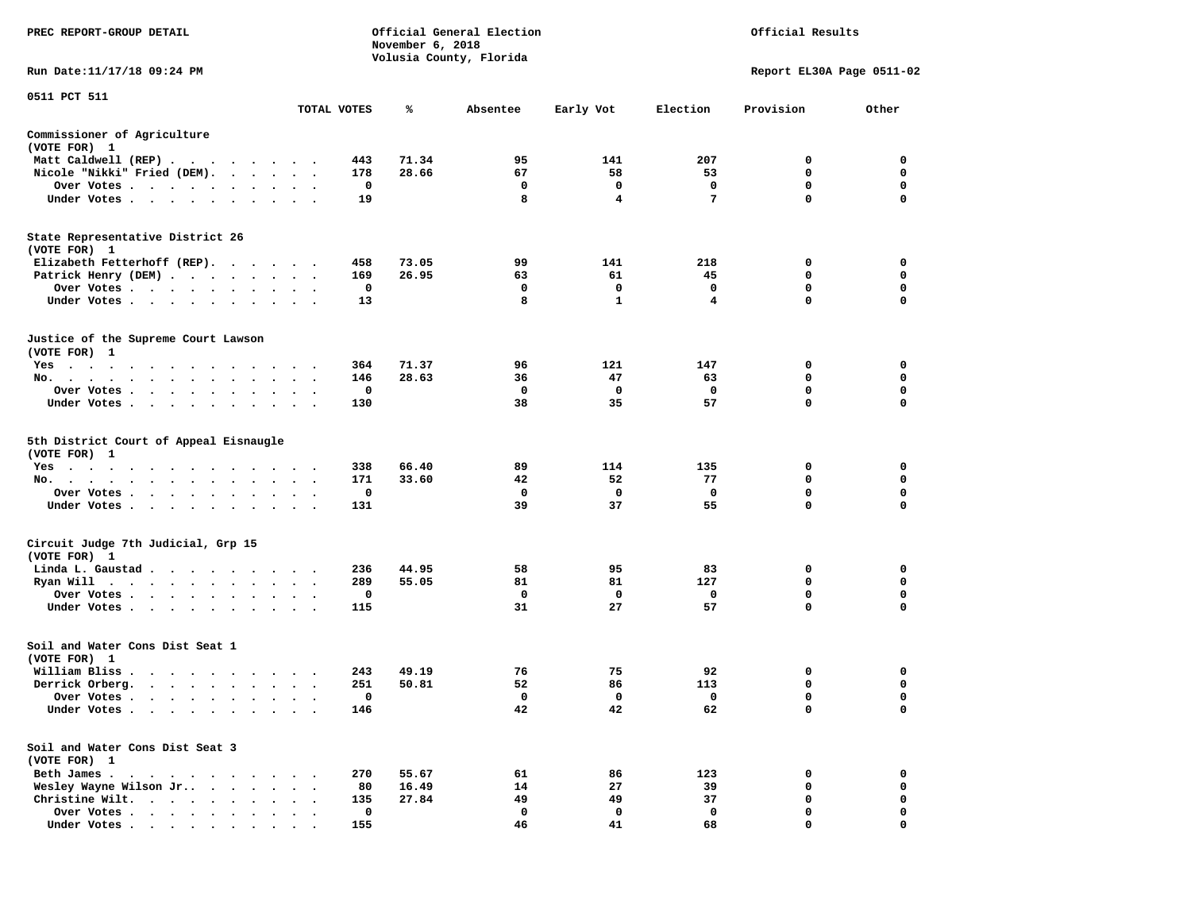PREC REPORT-GROUP DETAIL

Official General Election
November 6, 2018
Volusia County, Florida

Official Results

Run Date:11/17/18 09:24 PM

Report EL30A Page 0511-02

0511 PCT 511

| | TOTAL VOTES | % | Absentee | Early Vot | Election | Provision | Other |
|---|---|---|---|---|---|---|---|
| **Commissioner of Agriculture** | | | | | | | |
| (VOTE FOR) 1 | | | | | | | |
| Matt Caldwell (REP) | 443 | 71.34 | 95 | 141 | 207 | 0 | 0 |
| Nicole "Nikki" Fried (DEM) | 178 | 28.66 | 67 | 58 | 53 | 0 | 0 |
| Over Votes | 0 | | 0 | 0 | 0 | 0 | 0 |
| Under Votes | 19 | | 8 | 4 | 7 | 0 | 0 |
| **State Representative District 26** | | | | | | | |
| (VOTE FOR) 1 | | | | | | | |
| Elizabeth Fetterhoff (REP) | 458 | 73.05 | 99 | 141 | 218 | 0 | 0 |
| Patrick Henry (DEM) | 169 | 26.95 | 63 | 61 | 45 | 0 | 0 |
| Over Votes | 0 | | 0 | 0 | 0 | 0 | 0 |
| Under Votes | 13 | | 8 | 1 | 4 | 0 | 0 |
| **Justice of the Supreme Court Lawson** | | | | | | | |
| (VOTE FOR) 1 | | | | | | | |
| Yes | 364 | 71.37 | 96 | 121 | 147 | 0 | 0 |
| No | 146 | 28.63 | 36 | 47 | 63 | 0 | 0 |
| Over Votes | 0 | | 0 | 0 | 0 | 0 | 0 |
| Under Votes | 130 | | 38 | 35 | 57 | 0 | 0 |
| **5th District Court of Appeal Eisnaugle** | | | | | | | |
| (VOTE FOR) 1 | | | | | | | |
| Yes | 338 | 66.40 | 89 | 114 | 135 | 0 | 0 |
| No | 171 | 33.60 | 42 | 52 | 77 | 0 | 0 |
| Over Votes | 0 | | 0 | 0 | 0 | 0 | 0 |
| Under Votes | 131 | | 39 | 37 | 55 | 0 | 0 |
| **Circuit Judge 7th Judicial, Grp 15** | | | | | | | |
| (VOTE FOR) 1 | | | | | | | |
| Linda L. Gaustad | 236 | 44.95 | 58 | 95 | 83 | 0 | 0 |
| Ryan Will | 289 | 55.05 | 81 | 81 | 127 | 0 | 0 |
| Over Votes | 0 | | 0 | 0 | 0 | 0 | 0 |
| Under Votes | 115 | | 31 | 27 | 57 | 0 | 0 |
| **Soil and Water Cons Dist Seat 1** | | | | | | | |
| (VOTE FOR) 1 | | | | | | | |
| William Bliss | 243 | 49.19 | 76 | 75 | 92 | 0 | 0 |
| Derrick Orberg | 251 | 50.81 | 52 | 86 | 113 | 0 | 0 |
| Over Votes | 0 | | 0 | 0 | 0 | 0 | 0 |
| Under Votes | 146 | | 42 | 42 | 62 | 0 | 0 |
| **Soil and Water Cons Dist Seat 3** | | | | | | | |
| (VOTE FOR) 1 | | | | | | | |
| Beth James | 270 | 55.67 | 61 | 86 | 123 | 0 | 0 |
| Wesley Wayne Wilson Jr. | 80 | 16.49 | 14 | 27 | 39 | 0 | 0 |
| Christine Wilt | 135 | 27.84 | 49 | 49 | 37 | 0 | 0 |
| Over Votes | 0 | | 0 | 0 | 0 | 0 | 0 |
| Under Votes | 155 | | 46 | 41 | 68 | 0 | 0 |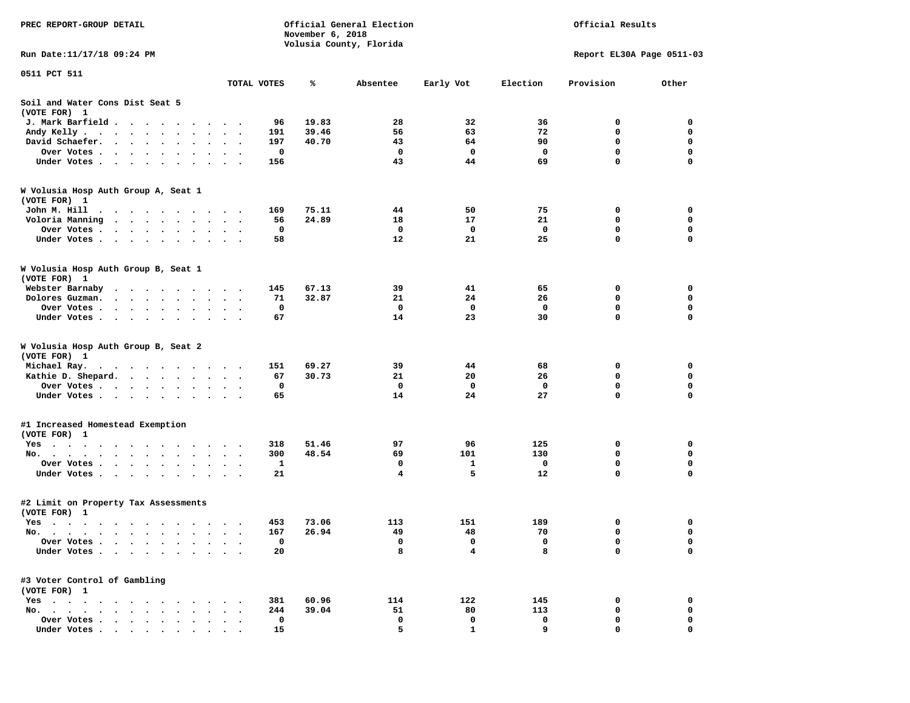PREC REPORT-GROUP DETAIL

Official General Election
November 6, 2018
Volusia County, Florida

Official Results

Run Date:11/17/18 09:24 PM

Report EL30A Page 0511-03

0511 PCT 511

| | TOTAL VOTES | % | Absentee | Early Vot | Election | Provision | Other |
|---|---|---|---|---|---|---|---|
| **Soil and Water Cons Dist Seat 5** | | | | | | | |
| (VOTE FOR) 1 | | | | | | | |
| J. Mark Barfield | 96 | 19.83 | 28 | 32 | 36 | 0 | 0 |
| Andy Kelly | 191 | 39.46 | 56 | 63 | 72 | 0 | 0 |
| David Schaefer | 197 | 40.70 | 43 | 64 | 90 | 0 | 0 |
| Over Votes | 0 | | 0 | 0 | 0 | 0 | 0 |
| Under Votes | 156 | | 43 | 44 | 69 | 0 | 0 |
| **W Volusia Hosp Auth Group A, Seat 1** | | | | | | | |
| (VOTE FOR) 1 | | | | | | | |
| John M. Hill | 169 | 75.11 | 44 | 50 | 75 | 0 | 0 |
| Voloria Manning | 56 | 24.89 | 18 | 17 | 21 | 0 | 0 |
| Over Votes | 0 | | 0 | 0 | 0 | 0 | 0 |
| Under Votes | 58 | | 12 | 21 | 25 | 0 | 0 |
| **W Volusia Hosp Auth Group B, Seat 1** | | | | | | | |
| (VOTE FOR) 1 | | | | | | | |
| Webster Barnaby | 145 | 67.13 | 39 | 41 | 65 | 0 | 0 |
| Dolores Guzman | 71 | 32.87 | 21 | 24 | 26 | 0 | 0 |
| Over Votes | 0 | | 0 | 0 | 0 | 0 | 0 |
| Under Votes | 67 | | 14 | 23 | 30 | 0 | 0 |
| **W Volusia Hosp Auth Group B, Seat 2** | | | | | | | |
| (VOTE FOR) 1 | | | | | | | |
| Michael Ray | 151 | 69.27 | 39 | 44 | 68 | 0 | 0 |
| Kathie D. Shepard | 67 | 30.73 | 21 | 20 | 26 | 0 | 0 |
| Over Votes | 0 | | 0 | 0 | 0 | 0 | 0 |
| Under Votes | 65 | | 14 | 24 | 27 | 0 | 0 |
| **#1 Increased Homestead Exemption** | | | | | | | |
| (VOTE FOR) 1 | | | | | | | |
| Yes | 318 | 51.46 | 97 | 96 | 125 | 0 | 0 |
| No | 300 | 48.54 | 69 | 101 | 130 | 0 | 0 |
| Over Votes | 1 | | 0 | 1 | 0 | 0 | 0 |
| Under Votes | 21 | | 4 | 5 | 12 | 0 | 0 |
| **#2 Limit on Property Tax Assessments** | | | | | | | |
| (VOTE FOR) 1 | | | | | | | |
| Yes | 453 | 73.06 | 113 | 151 | 189 | 0 | 0 |
| No | 167 | 26.94 | 49 | 48 | 70 | 0 | 0 |
| Over Votes | 0 | | 0 | 0 | 0 | 0 | 0 |
| Under Votes | 20 | | 8 | 4 | 8 | 0 | 0 |
| **#3 Voter Control of Gambling** | | | | | | | |
| (VOTE FOR) 1 | | | | | | | |
| Yes | 381 | 60.96 | 114 | 122 | 145 | 0 | 0 |
| No | 244 | 39.04 | 51 | 80 | 113 | 0 | 0 |
| Over Votes | 0 | | 0 | 0 | 0 | 0 | 0 |
| Under Votes | 15 | | 5 | 1 | 9 | 0 | 0 |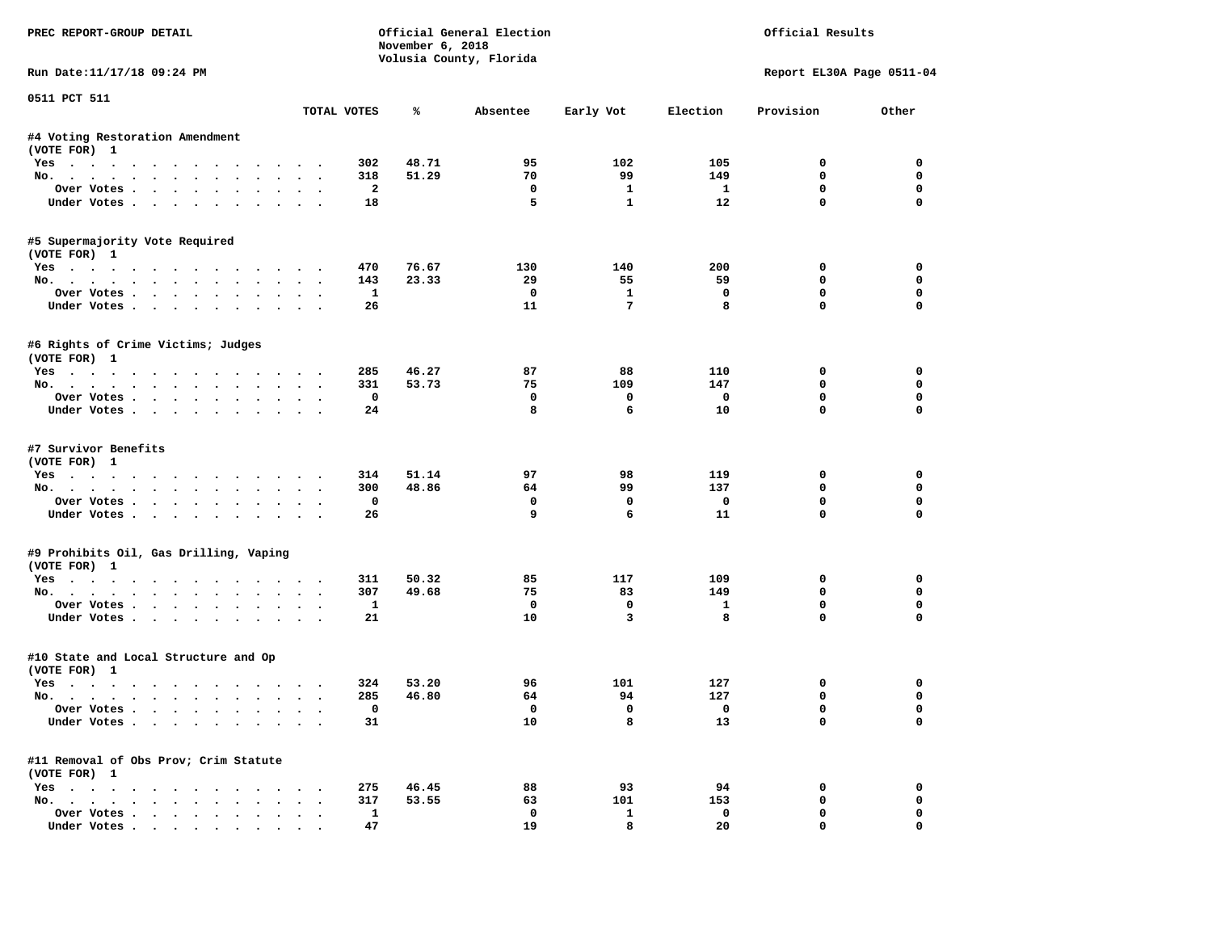PREC REPORT-GROUP DETAIL

Official General Election
November 6, 2018
Volusia County, Florida

Official Results

Run Date:11/17/18 09:24 PM

Report EL30A Page 0511-04

0511 PCT 511

| | TOTAL VOTES | % | Absentee | Early Vot | Election | Provision | Other |
|---|---|---|---|---|---|---|---|
| **#4 Voting Restoration Amendment** | | | | | | | |
| (VOTE FOR) 1 | | | | | | | |
| Yes | 302 | 48.71 | 95 | 102 | 105 | 0 | 0 |
| No. | 318 | 51.29 | 70 | 99 | 149 | 0 | 0 |
| Over Votes | 2 | | 0 | 1 | 1 | 0 | 0 |
| Under Votes | 18 | | 5 | 1 | 12 | 0 | 0 |
| **#5 Supermajority Vote Required** | | | | | | | |
| (VOTE FOR) 1 | | | | | | | |
| Yes | 470 | 76.67 | 130 | 140 | 200 | 0 | 0 |
| No. | 143 | 23.33 | 29 | 55 | 59 | 0 | 0 |
| Over Votes | 1 | | 0 | 1 | 0 | 0 | 0 |
| Under Votes | 26 | | 11 | 7 | 8 | 0 | 0 |
| **#6 Rights of Crime Victims; Judges** | | | | | | | |
| (VOTE FOR) 1 | | | | | | | |
| Yes | 285 | 46.27 | 87 | 88 | 110 | 0 | 0 |
| No. | 331 | 53.73 | 75 | 109 | 147 | 0 | 0 |
| Over Votes | 0 | | 0 | 0 | 0 | 0 | 0 |
| Under Votes | 24 | | 8 | 6 | 10 | 0 | 0 |
| **#7 Survivor Benefits** | | | | | | | |
| (VOTE FOR) 1 | | | | | | | |
| Yes | 314 | 51.14 | 97 | 98 | 119 | 0 | 0 |
| No. | 300 | 48.86 | 64 | 99 | 137 | 0 | 0 |
| Over Votes | 0 | | 0 | 0 | 0 | 0 | 0 |
| Under Votes | 26 | | 9 | 6 | 11 | 0 | 0 |
| **#9 Prohibits Oil, Gas Drilling, Vaping** | | | | | | | |
| (VOTE FOR) 1 | | | | | | | |
| Yes | 311 | 50.32 | 85 | 117 | 109 | 0 | 0 |
| No. | 307 | 49.68 | 75 | 83 | 149 | 0 | 0 |
| Over Votes | 1 | | 0 | 0 | 1 | 0 | 0 |
| Under Votes | 21 | | 10 | 3 | 8 | 0 | 0 |
| **#10 State and Local Structure and Op** | | | | | | | |
| (VOTE FOR) 1 | | | | | | | |
| Yes | 324 | 53.20 | 96 | 101 | 127 | 0 | 0 |
| No. | 285 | 46.80 | 64 | 94 | 127 | 0 | 0 |
| Over Votes | 0 | | 0 | 0 | 0 | 0 | 0 |
| Under Votes | 31 | | 10 | 8 | 13 | 0 | 0 |
| **#11 Removal of Obs Prov; Crim Statute** | | | | | | | |
| (VOTE FOR) 1 | | | | | | | |
| Yes | 275 | 46.45 | 88 | 93 | 94 | 0 | 0 |
| No. | 317 | 53.55 | 63 | 101 | 153 | 0 | 0 |
| Over Votes | 1 | | 0 | 1 | 0 | 0 | 0 |
| Under Votes | 47 | | 19 | 8 | 20 | 0 | 0 |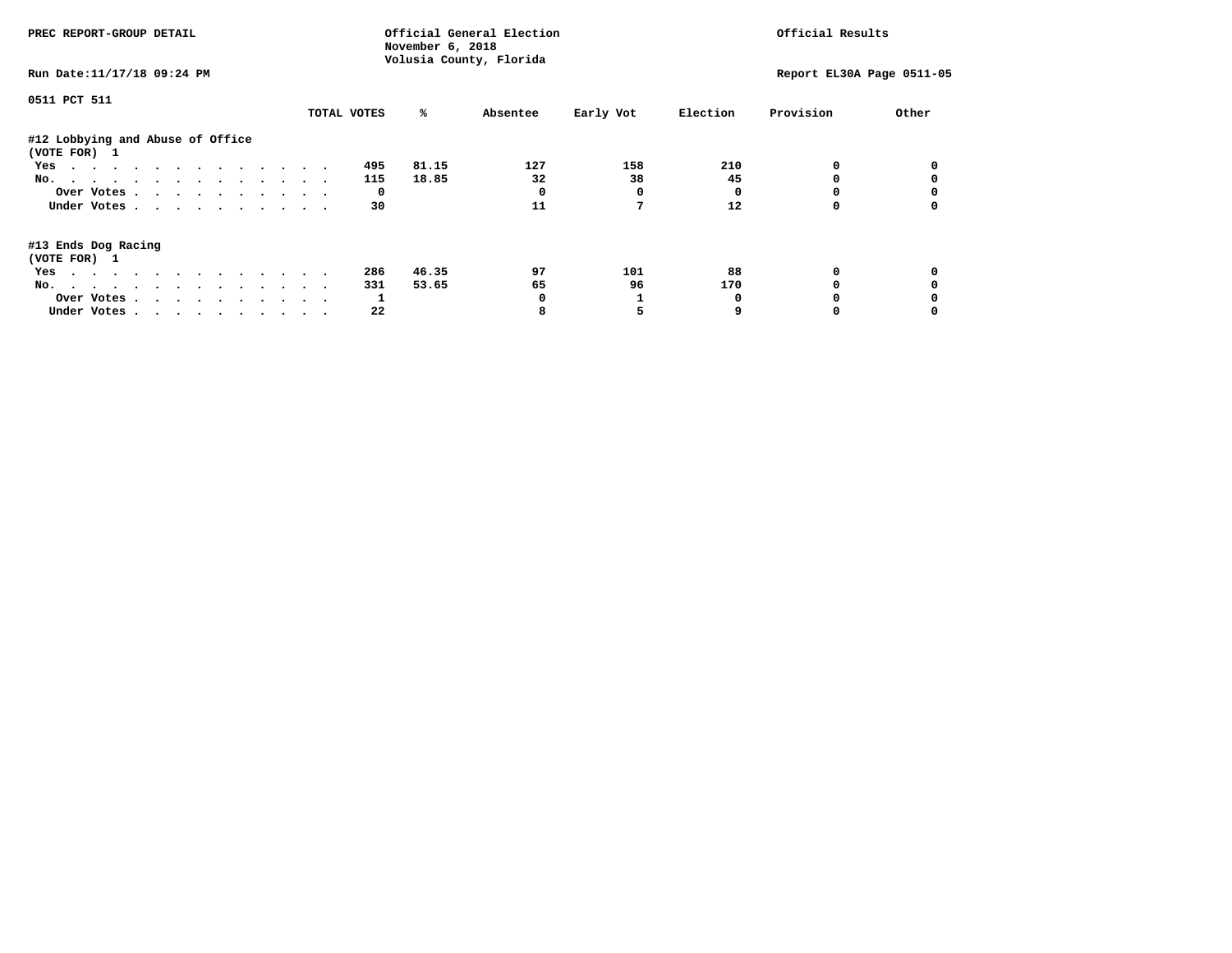PREC REPORT-GROUP DETAIL

Official General Election
November 6, 2018
Volusia County, Florida

Official Results

Run Date:11/17/18 09:24 PM

Report EL30A Page 0511-05

0511 PCT 511

| | TOTAL VOTES | % | Absentee | Early Vot | Election | Provision | Other |
|---|---|---|---|---|---|---|---|
| **#12 Lobbying and Abuse of Office** | | | | | | | |
| **(VOTE FOR) 1** | | | | | | | |
| Yes | 495 | 81.15 | 127 | 158 | 210 | 0 | 0 |
| No. | 115 | 18.85 | 32 | 38 | 45 | 0 | 0 |
| Over Votes | 0 | | 0 | 0 | 0 | 0 | 0 |
| Under Votes | 30 | | 11 | 7 | 12 | 0 | 0 |
| **#13 Ends Dog Racing** | | | | | | | |
| **(VOTE FOR) 1** | | | | | | | |
| Yes | 286 | 46.35 | 97 | 101 | 88 | 0 | 0 |
| No. | 331 | 53.65 | 65 | 96 | 170 | 0 | 0 |
| Over Votes | 1 | | 0 | 1 | 0 | 0 | 0 |
| Under Votes | 22 | | 8 | 5 | 9 | 0 | 0 |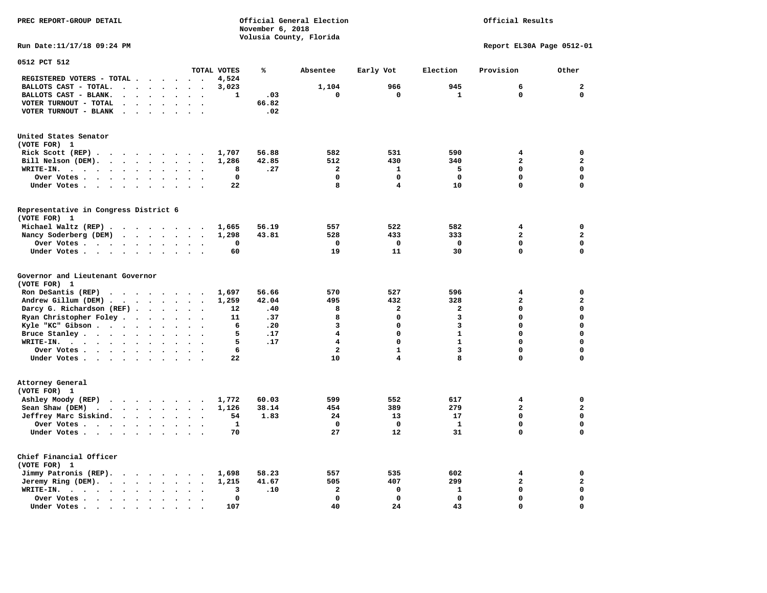PREC REPORT-GROUP DETAIL

Official General Election
November 6, 2018
Volusia County, Florida

Official Results

Run Date:11/17/18 09:24 PM

Report EL30A Page 0512-01

**0512 PCT 512**

| | TOTAL VOTES | % | Absentee | Early Vot | Election | Provision | Other |
|---|---|---|---|---|---|---|---|
| REGISTERED VOTERS - TOTAL | 4,524 | | | | | | |
| BALLOTS CAST - TOTAL. | 3,023 | | 1,104 | 966 | 945 | 6 | 2 |
| BALLOTS CAST - BLANK. | 1 | .03 | 0 | 0 | 1 | 0 | 0 |
| VOTER TURNOUT - TOTAL | | 66.82 | | | | | |
| VOTER TURNOUT - BLANK | | .02 | | | | | |

**United States Senator**
**(VOTE FOR) 1**

| | TOTAL VOTES | % | Absentee | Early Vot | Election | Provision | Other |
|---|---|---|---|---|---|---|---|
| Rick Scott (REP) | 1,707 | 56.88 | 582 | 531 | 590 | 4 | 0 |
| Bill Nelson (DEM). | 1,286 | 42.85 | 512 | 430 | 340 | 2 | 2 |
| WRITE-IN. | 8 | .27 | 2 | 1 | 5 | 0 | 0 |
| Over Votes | 0 | | 0 | 0 | 0 | 0 | 0 |
| Under Votes | 22 | | 8 | 4 | 10 | 0 | 0 |

**Representative in Congress District 6**
**(VOTE FOR) 1**

| | TOTAL VOTES | % | Absentee | Early Vot | Election | Provision | Other |
|---|---|---|---|---|---|---|---|
| Michael Waltz (REP) | 1,665 | 56.19 | 557 | 522 | 582 | 4 | 0 |
| Nancy Soderberg (DEM) | 1,298 | 43.81 | 528 | 433 | 333 | 2 | 2 |
| Over Votes | 0 | | 0 | 0 | 0 | 0 | 0 |
| Under Votes | 60 | | 19 | 11 | 30 | 0 | 0 |

**Governor and Lieutenant Governor**
**(VOTE FOR) 1**

| | TOTAL VOTES | % | Absentee | Early Vot | Election | Provision | Other |
|---|---|---|---|---|---|---|---|
| Ron DeSantis (REP) | 1,697 | 56.66 | 570 | 527 | 596 | 4 | 0 |
| Andrew Gillum (DEM) | 1,259 | 42.04 | 495 | 432 | 328 | 2 | 2 |
| Darcy G. Richardson (REF) | 12 | .40 | 8 | 2 | 2 | 0 | 0 |
| Ryan Christopher Foley | 11 | .37 | 8 | 0 | 3 | 0 | 0 |
| Kyle "KC" Gibson | 6 | .20 | 3 | 0 | 3 | 0 | 0 |
| Bruce Stanley | 5 | .17 | 4 | 0 | 1 | 0 | 0 |
| WRITE-IN. | 5 | .17 | 4 | 0 | 1 | 0 | 0 |
| Over Votes | 6 | | 2 | 1 | 3 | 0 | 0 |
| Under Votes | 22 | | 10 | 4 | 8 | 0 | 0 |

**Attorney General**
**(VOTE FOR) 1**

| | TOTAL VOTES | % | Absentee | Early Vot | Election | Provision | Other |
|---|---|---|---|---|---|---|---|
| Ashley Moody (REP) | 1,772 | 60.03 | 599 | 552 | 617 | 4 | 0 |
| Sean Shaw (DEM) | 1,126 | 38.14 | 454 | 389 | 279 | 2 | 2 |
| Jeffrey Marc Siskind. | 54 | 1.83 | 24 | 13 | 17 | 0 | 0 |
| Over Votes | 1 | | 0 | 0 | 1 | 0 | 0 |
| Under Votes | 70 | | 27 | 12 | 31 | 0 | 0 |

**Chief Financial Officer**
**(VOTE FOR) 1**

| | TOTAL VOTES | % | Absentee | Early Vot | Election | Provision | Other |
|---|---|---|---|---|---|---|---|
| Jimmy Patronis (REP). | 1,698 | 58.23 | 557 | 535 | 602 | 4 | 0 |
| Jeremy Ring (DEM). | 1,215 | 41.67 | 505 | 407 | 299 | 2 | 2 |
| WRITE-IN. | 3 | .10 | 2 | 0 | 1 | 0 | 0 |
| Over Votes | 0 | | 0 | 0 | 0 | 0 | 0 |
| Under Votes | 107 | | 40 | 24 | 43 | 0 | 0 |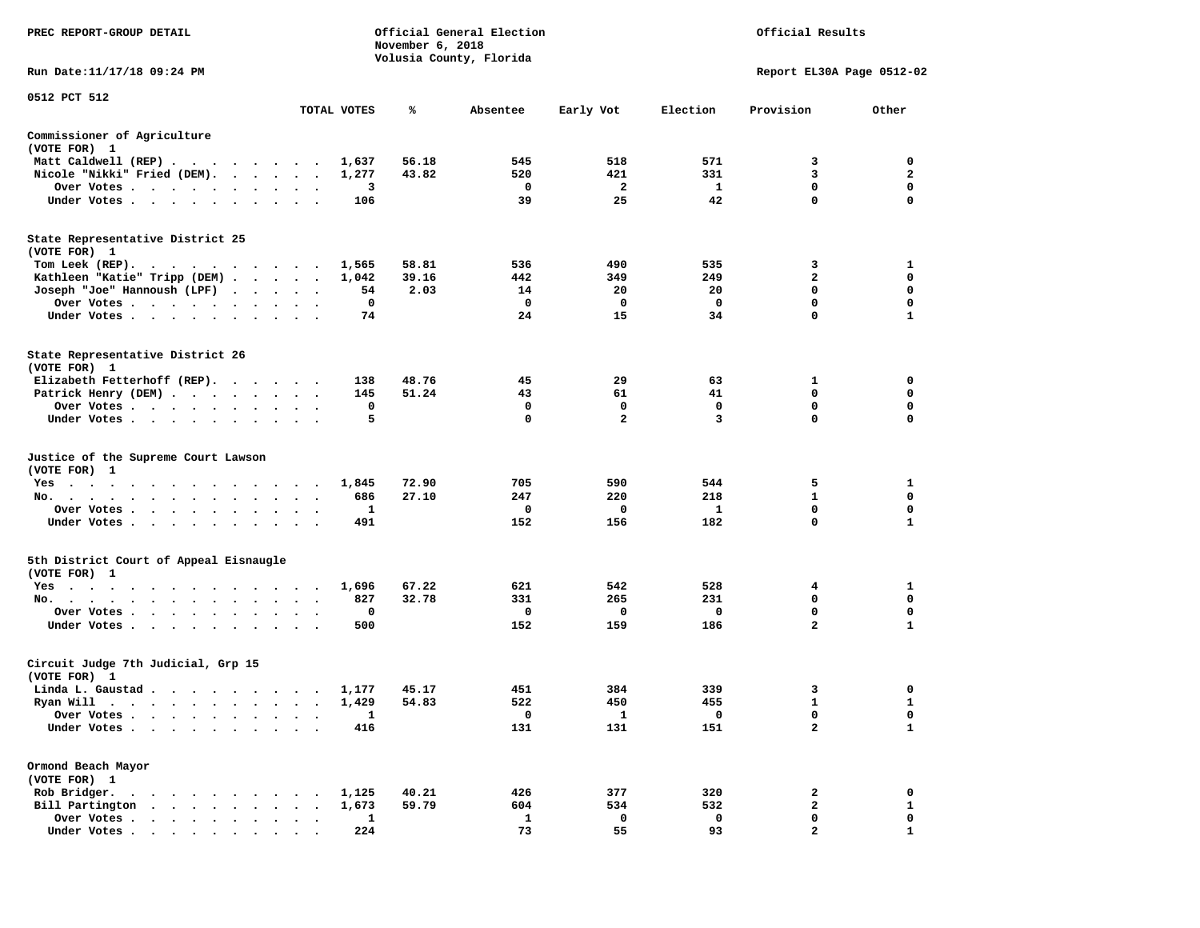PREC REPORT-GROUP DETAIL

Official General Election
November 6, 2018
Volusia County, Florida

Official Results

Run Date:11/17/18 09:24 PM

Report EL30A Page 0512-02

0512 PCT 512

| | TOTAL VOTES | % | Absentee | Early Vot | Election | Provision | Other |
|---|---|---|---|---|---|---|---|
| **Commissioner of Agriculture** | | | | | | | |
| (VOTE FOR) 1 | | | | | | | |
| Matt Caldwell (REP) | 1,637 | 56.18 | 545 | 518 | 571 | 3 | 0 |
| Nicole "Nikki" Fried (DEM) | 1,277 | 43.82 | 520 | 421 | 331 | 3 | 2 |
| Over Votes | 3 | | 0 | 2 | 1 | 0 | 0 |
| Under Votes | 106 | | 39 | 25 | 42 | 0 | 0 |
| **State Representative District 25** | | | | | | | |
| (VOTE FOR) 1 | | | | | | | |
| Tom Leek (REP) | 1,565 | 58.81 | 536 | 490 | 535 | 3 | 1 |
| Kathleen "Katie" Tripp (DEM) | 1,042 | 39.16 | 442 | 349 | 249 | 2 | 0 |
| Joseph "Joe" Hannoush (LPF) | 54 | 2.03 | 14 | 20 | 20 | 0 | 0 |
| Over Votes | 0 | | 0 | 0 | 0 | 0 | 0 |
| Under Votes | 74 | | 24 | 15 | 34 | 0 | 1 |
| **State Representative District 26** | | | | | | | |
| (VOTE FOR) 1 | | | | | | | |
| Elizabeth Fetterhoff (REP) | 138 | 48.76 | 45 | 29 | 63 | 1 | 0 |
| Patrick Henry (DEM) | 145 | 51.24 | 43 | 61 | 41 | 0 | 0 |
| Over Votes | 0 | | 0 | 0 | 0 | 0 | 0 |
| Under Votes | 5 | | 0 | 2 | 3 | 0 | 0 |
| **Justice of the Supreme Court Lawson** | | | | | | | |
| (VOTE FOR) 1 | | | | | | | |
| Yes | 1,845 | 72.90 | 705 | 590 | 544 | 5 | 1 |
| No | 686 | 27.10 | 247 | 220 | 218 | 1 | 0 |
| Over Votes | 1 | | 0 | 0 | 1 | 0 | 0 |
| Under Votes | 491 | | 152 | 156 | 182 | 0 | 1 |
| **5th District Court of Appeal Eisnaugle** | | | | | | | |
| (VOTE FOR) 1 | | | | | | | |
| Yes | 1,696 | 67.22 | 621 | 542 | 528 | 4 | 1 |
| No | 827 | 32.78 | 331 | 265 | 231 | 0 | 0 |
| Over Votes | 0 | | 0 | 0 | 0 | 0 | 0 |
| Under Votes | 500 | | 152 | 159 | 186 | 2 | 1 |
| **Circuit Judge 7th Judicial, Grp 15** | | | | | | | |
| (VOTE FOR) 1 | | | | | | | |
| Linda L. Gaustad | 1,177 | 45.17 | 451 | 384 | 339 | 3 | 0 |
| Ryan Will | 1,429 | 54.83 | 522 | 450 | 455 | 1 | 1 |
| Over Votes | 1 | | 0 | 1 | 0 | 0 | 0 |
| Under Votes | 416 | | 131 | 131 | 151 | 2 | 1 |
| **Ormond Beach Mayor** | | | | | | | |
| (VOTE FOR) 1 | | | | | | | |
| Rob Bridger | 1,125 | 40.21 | 426 | 377 | 320 | 2 | 0 |
| Bill Partington | 1,673 | 59.79 | 604 | 534 | 532 | 2 | 1 |
| Over Votes | 1 | | 1 | 0 | 0 | 0 | 0 |
| Under Votes | 224 | | 73 | 55 | 93 | 2 | 1 |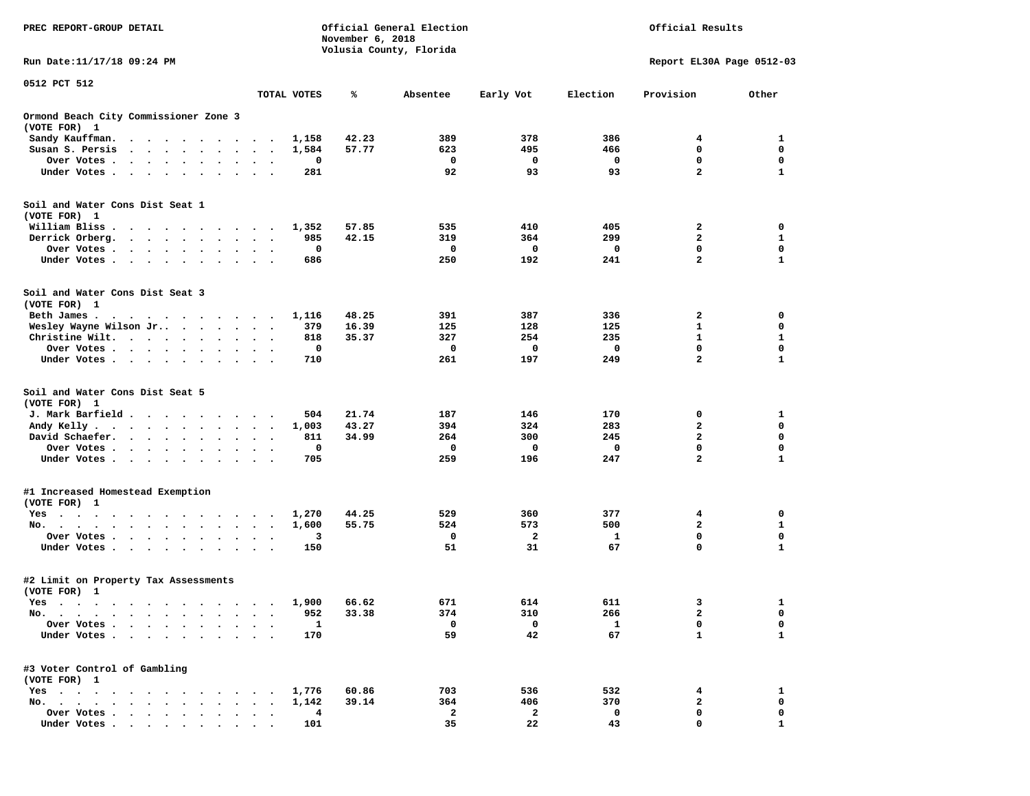PREC REPORT-GROUP DETAIL

Official General Election
November 6, 2018
Volusia County, Florida

Official Results

Run Date:11/17/18 09:24 PM

Report EL30A Page 0512-03

0512 PCT 512

| | TOTAL VOTES | % | Absentee | Early Vot | Election | Provision | Other |
|---|---|---|---|---|---|---|---|
| **Ormond Beach City Commissioner Zone 3** | | | | | | | |
| **(VOTE FOR) 1** | | | | | | | |
| Sandy Kauffman. | 1,158 | 42.23 | 389 | 378 | 386 | 4 | 1 |
| Susan S. Persis | 1,584 | 57.77 | 623 | 495 | 466 | 0 | 0 |
| Over Votes . | 0 | | 0 | 0 | 0 | 0 | 0 |
| Under Votes . | 281 | | 92 | 93 | 93 | 2 | 1 |
| **Soil and Water Cons Dist Seat 1** | | | | | | | |
| **(VOTE FOR) 1** | | | | | | | |
| William Bliss . | 1,352 | 57.85 | 535 | 410 | 405 | 2 | 0 |
| Derrick Orberg. | 985 | 42.15 | 319 | 364 | 299 | 2 | 1 |
| Over Votes . | 0 | | 0 | 0 | 0 | 0 | 0 |
| Under Votes . | 686 | | 250 | 192 | 241 | 2 | 1 |
| **Soil and Water Cons Dist Seat 3** | | | | | | | |
| **(VOTE FOR) 1** | | | | | | | |
| Beth James . | 1,116 | 48.25 | 391 | 387 | 336 | 2 | 0 |
| Wesley Wayne Wilson Jr.. | 379 | 16.39 | 125 | 128 | 125 | 1 | 0 |
| Christine Wilt. | 818 | 35.37 | 327 | 254 | 235 | 1 | 1 |
| Over Votes . | 0 | | 0 | 0 | 0 | 0 | 0 |
| Under Votes . | 710 | | 261 | 197 | 249 | 2 | 1 |
| **Soil and Water Cons Dist Seat 5** | | | | | | | |
| **(VOTE FOR) 1** | | | | | | | |
| J. Mark Barfield . | 504 | 21.74 | 187 | 146 | 170 | 0 | 1 |
| Andy Kelly . | 1,003 | 43.27 | 394 | 324 | 283 | 2 | 0 |
| David Schaefer. | 811 | 34.99 | 264 | 300 | 245 | 2 | 0 |
| Over Votes . | 0 | | 0 | 0 | 0 | 0 | 0 |
| Under Votes . | 705 | | 259 | 196 | 247 | 2 | 1 |
| **#1 Increased Homestead Exemption** | | | | | | | |
| **(VOTE FOR) 1** | | | | | | | |
| Yes | 1,270 | 44.25 | 529 | 360 | 377 | 4 | 0 |
| No. | 1,600 | 55.75 | 524 | 573 | 500 | 2 | 1 |
| Over Votes . | 3 | | 0 | 2 | 1 | 0 | 0 |
| Under Votes . | 150 | | 51 | 31 | 67 | 0 | 1 |
| **#2 Limit on Property Tax Assessments** | | | | | | | |
| **(VOTE FOR) 1** | | | | | | | |
| Yes | 1,900 | 66.62 | 671 | 614 | 611 | 3 | 1 |
| No. | 952 | 33.38 | 374 | 310 | 266 | 2 | 0 |
| Over Votes . | 1 | | 0 | 0 | 1 | 0 | 0 |
| Under Votes . | 170 | | 59 | 42 | 67 | 1 | 1 |
| **#3 Voter Control of Gambling** | | | | | | | |
| **(VOTE FOR) 1** | | | | | | | |
| Yes | 1,776 | 60.86 | 703 | 536 | 532 | 4 | 1 |
| No. | 1,142 | 39.14 | 364 | 406 | 370 | 2 | 0 |
| Over Votes . | 4 | | 2 | 2 | 0 | 0 | 0 |
| Under Votes . | 101 | | 35 | 22 | 43 | 0 | 1 |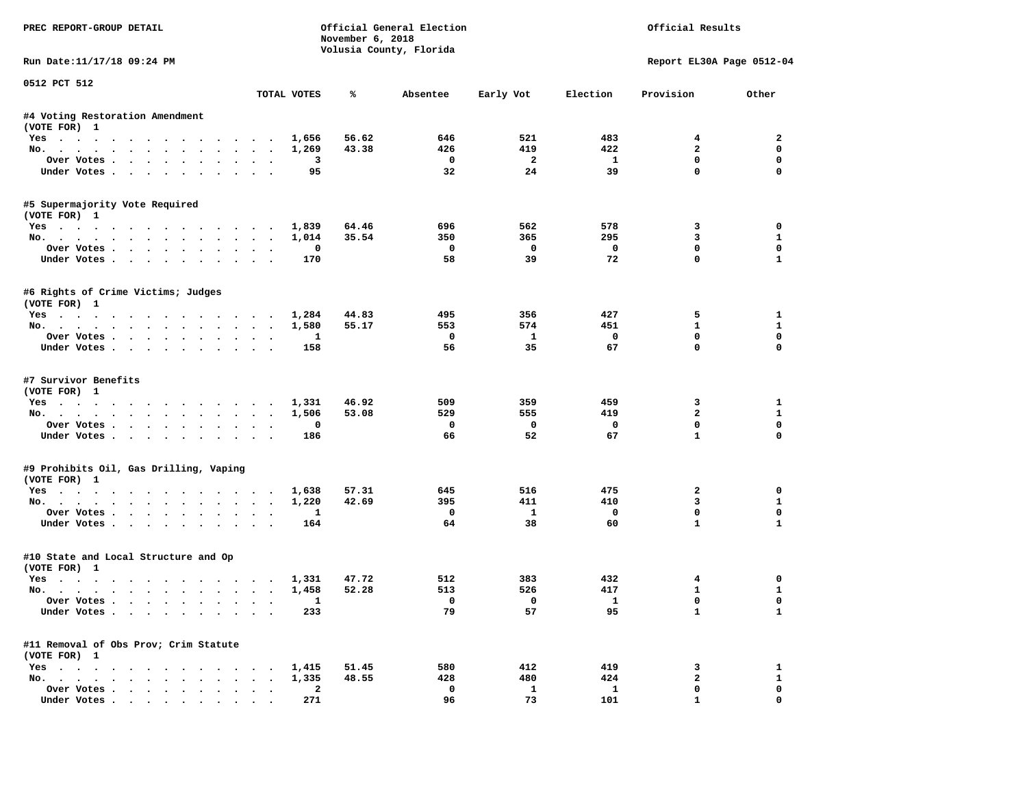PREC REPORT-GROUP DETAIL

Official General Election
November 6, 2018
Volusia County, Florida

Official Results

Run Date:11/17/18 09:24 PM

Report EL30A Page 0512-04

0512 PCT 512

| | TOTAL VOTES | % | Absentee | Early Vot | Election | Provision | Other |
|---|---|---|---|---|---|---|---|
| **#4 Voting Restoration Amendment** | | | | | | | |
| (VOTE FOR) 1 | | | | | | | |
| Yes | 1,656 | 56.62 | 646 | 521 | 483 | 4 | 2 |
| No. | 1,269 | 43.38 | 426 | 419 | 422 | 2 | 0 |
| Over Votes | 3 | | 0 | 2 | 1 | 0 | 0 |
| Under Votes | 95 | | 32 | 24 | 39 | 0 | 0 |
| **#5 Supermajority Vote Required** | | | | | | | |
| (VOTE FOR) 1 | | | | | | | |
| Yes | 1,839 | 64.46 | 696 | 562 | 578 | 3 | 0 |
| No. | 1,014 | 35.54 | 350 | 365 | 295 | 3 | 1 |
| Over Votes | 0 | | 0 | 0 | 0 | 0 | 0 |
| Under Votes | 170 | | 58 | 39 | 72 | 0 | 1 |
| **#6 Rights of Crime Victims; Judges** | | | | | | | |
| (VOTE FOR) 1 | | | | | | | |
| Yes | 1,284 | 44.83 | 495 | 356 | 427 | 5 | 1 |
| No. | 1,580 | 55.17 | 553 | 574 | 451 | 1 | 1 |
| Over Votes | 1 | | 0 | 1 | 0 | 0 | 0 |
| Under Votes | 158 | | 56 | 35 | 67 | 0 | 0 |
| **#7 Survivor Benefits** | | | | | | | |
| (VOTE FOR) 1 | | | | | | | |
| Yes | 1,331 | 46.92 | 509 | 359 | 459 | 3 | 1 |
| No. | 1,506 | 53.08 | 529 | 555 | 419 | 2 | 1 |
| Over Votes | 0 | | 0 | 0 | 0 | 0 | 0 |
| Under Votes | 186 | | 66 | 52 | 67 | 1 | 0 |
| **#9 Prohibits Oil, Gas Drilling, Vaping** | | | | | | | |
| (VOTE FOR) 1 | | | | | | | |
| Yes | 1,638 | 57.31 | 645 | 516 | 475 | 2 | 0 |
| No. | 1,220 | 42.69 | 395 | 411 | 410 | 3 | 1 |
| Over Votes | 1 | | 0 | 1 | 0 | 0 | 0 |
| Under Votes | 164 | | 64 | 38 | 60 | 1 | 1 |
| **#10 State and Local Structure and Op** | | | | | | | |
| (VOTE FOR) 1 | | | | | | | |
| Yes | 1,331 | 47.72 | 512 | 383 | 432 | 4 | 0 |
| No. | 1,458 | 52.28 | 513 | 526 | 417 | 1 | 1 |
| Over Votes | 1 | | 0 | 0 | 1 | 0 | 0 |
| Under Votes | 233 | | 79 | 57 | 95 | 1 | 1 |
| **#11 Removal of Obs Prov; Crim Statute** | | | | | | | |
| (VOTE FOR) 1 | | | | | | | |
| Yes | 1,415 | 51.45 | 580 | 412 | 419 | 3 | 1 |
| No. | 1,335 | 48.55 | 428 | 480 | 424 | 2 | 1 |
| Over Votes | 2 | | 0 | 1 | 1 | 0 | 0 |
| Under Votes | 271 | | 96 | 73 | 101 | 1 | 0 |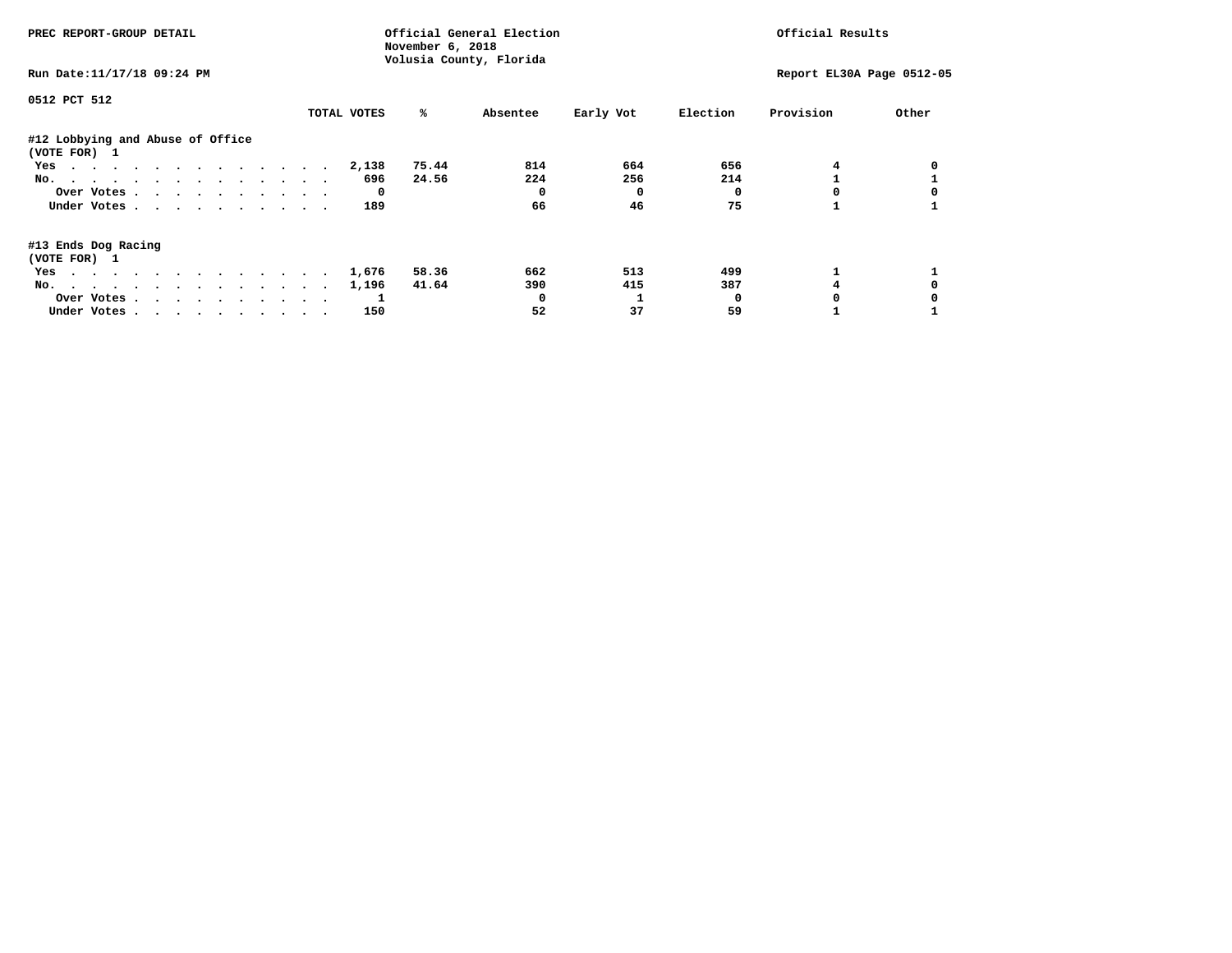PREC REPORT-GROUP DETAIL

Official General Election
November 6, 2018
Volusia County, Florida

Official Results

Run Date:11/17/18 09:24 PM

Report EL30A Page 0512-05

0512 PCT 512

| | TOTAL VOTES | % | Absentee | Early Vot | Election | Provision | Other |
|---|---|---|---|---|---|---|---|
| **#12 Lobbying and Abuse of Office** | | | | | | | |
| **(VOTE FOR) 1** | | | | | | | |
| Yes | 2,138 | 75.44 | 814 | 664 | 656 | 4 | 0 |
| No. | 696 | 24.56 | 224 | 256 | 214 | 1 | 1 |
| Over Votes | 0 | | 0 | 0 | 0 | 0 | 0 |
| Under Votes | 189 | | 66 | 46 | 75 | 1 | 1 |
| **#13 Ends Dog Racing** | | | | | | | |
| **(VOTE FOR) 1** | | | | | | | |
| Yes | 1,676 | 58.36 | 662 | 513 | 499 | 1 | 1 |
| No. | 1,196 | 41.64 | 390 | 415 | 387 | 4 | 0 |
| Over Votes | 1 | | 0 | 1 | 0 | 0 | 0 |
| Under Votes | 150 | | 52 | 37 | 59 | 1 | 1 |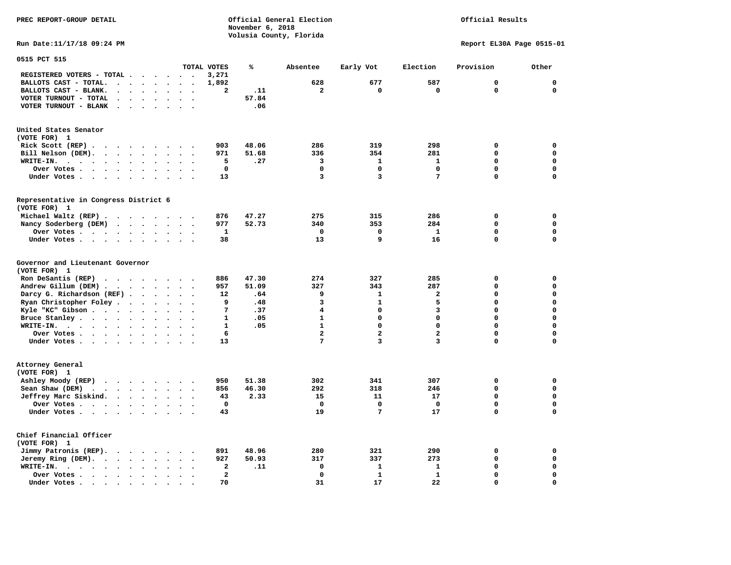PREC REPORT-GROUP DETAIL

Official General Election
November 6, 2018
Volusia County, Florida

Official Results

Run Date:11/17/18 09:24 PM

Report EL30A Page 0515-01

## 0515 PCT 515

| | TOTAL VOTES | % | Absentee | Early Vot | Election | Provision | Other |
|---|---|---|---|---|---|---|---|
| REGISTERED VOTERS - TOTAL | 3,271 | | | | | | |
| BALLOTS CAST - TOTAL. | 1,892 | | 628 | 677 | 587 | 0 | 0 |
| BALLOTS CAST - BLANK. | 2 | .11 | 2 | 0 | 0 | 0 | 0 |
| VOTER TURNOUT - TOTAL | | 57.84 | | | | | |
| VOTER TURNOUT - BLANK | | .06 | | | | | |

### United States Senator
(VOTE FOR) 1

| | TOTAL VOTES | % | Absentee | Early Vot | Election | Provision | Other |
|---|---|---|---|---|---|---|---|
| Rick Scott (REP) | 903 | 48.06 | 286 | 319 | 298 | 0 | 0 |
| Bill Nelson (DEM). | 971 | 51.68 | 336 | 354 | 281 | 0 | 0 |
| WRITE-IN. | 5 | .27 | 3 | 1 | 1 | 0 | 0 |
| Over Votes | 0 | | 0 | 0 | 0 | 0 | 0 |
| Under Votes | 13 | | 3 | 3 | 7 | 0 | 0 |

### Representative in Congress District 6
(VOTE FOR) 1

| | TOTAL VOTES | % | Absentee | Early Vot | Election | Provision | Other |
|---|---|---|---|---|---|---|---|
| Michael Waltz (REP) | 876 | 47.27 | 275 | 315 | 286 | 0 | 0 |
| Nancy Soderberg (DEM) | 977 | 52.73 | 340 | 353 | 284 | 0 | 0 |
| Over Votes | 1 | | 0 | 0 | 1 | 0 | 0 |
| Under Votes | 38 | | 13 | 9 | 16 | 0 | 0 |

### Governor and Lieutenant Governor
(VOTE FOR) 1

| | TOTAL VOTES | % | Absentee | Early Vot | Election | Provision | Other |
|---|---|---|---|---|---|---|---|
| Ron DeSantis (REP) | 886 | 47.30 | 274 | 327 | 285 | 0 | 0 |
| Andrew Gillum (DEM) | 957 | 51.09 | 327 | 343 | 287 | 0 | 0 |
| Darcy G. Richardson (REF) | 12 | .64 | 9 | 1 | 2 | 0 | 0 |
| Ryan Christopher Foley | 9 | .48 | 3 | 1 | 5 | 0 | 0 |
| Kyle "KC" Gibson | 7 | .37 | 4 | 0 | 3 | 0 | 0 |
| Bruce Stanley | 1 | .05 | 1 | 0 | 0 | 0 | 0 |
| WRITE-IN. | 1 | .05 | 1 | 0 | 0 | 0 | 0 |
| Over Votes | 6 | | 2 | 2 | 2 | 0 | 0 |
| Under Votes | 13 | | 7 | 3 | 3 | 0 | 0 |

### Attorney General
(VOTE FOR) 1

| | TOTAL VOTES | % | Absentee | Early Vot | Election | Provision | Other |
|---|---|---|---|---|---|---|---|
| Ashley Moody (REP) | 950 | 51.38 | 302 | 341 | 307 | 0 | 0 |
| Sean Shaw (DEM) | 856 | 46.30 | 292 | 318 | 246 | 0 | 0 |
| Jeffrey Marc Siskind. | 43 | 2.33 | 15 | 11 | 17 | 0 | 0 |
| Over Votes | 0 | | 0 | 0 | 0 | 0 | 0 |
| Under Votes | 43 | | 19 | 7 | 17 | 0 | 0 |

### Chief Financial Officer
(VOTE FOR) 1

| | TOTAL VOTES | % | Absentee | Early Vot | Election | Provision | Other |
|---|---|---|---|---|---|---|---|
| Jimmy Patronis (REP). | 891 | 48.96 | 280 | 321 | 290 | 0 | 0 |
| Jeremy Ring (DEM). | 927 | 50.93 | 317 | 337 | 273 | 0 | 0 |
| WRITE-IN. | 2 | .11 | 0 | 1 | 1 | 0 | 0 |
| Over Votes | 2 | | 0 | 1 | 1 | 0 | 0 |
| Under Votes | 70 | | 31 | 17 | 22 | 0 | 0 |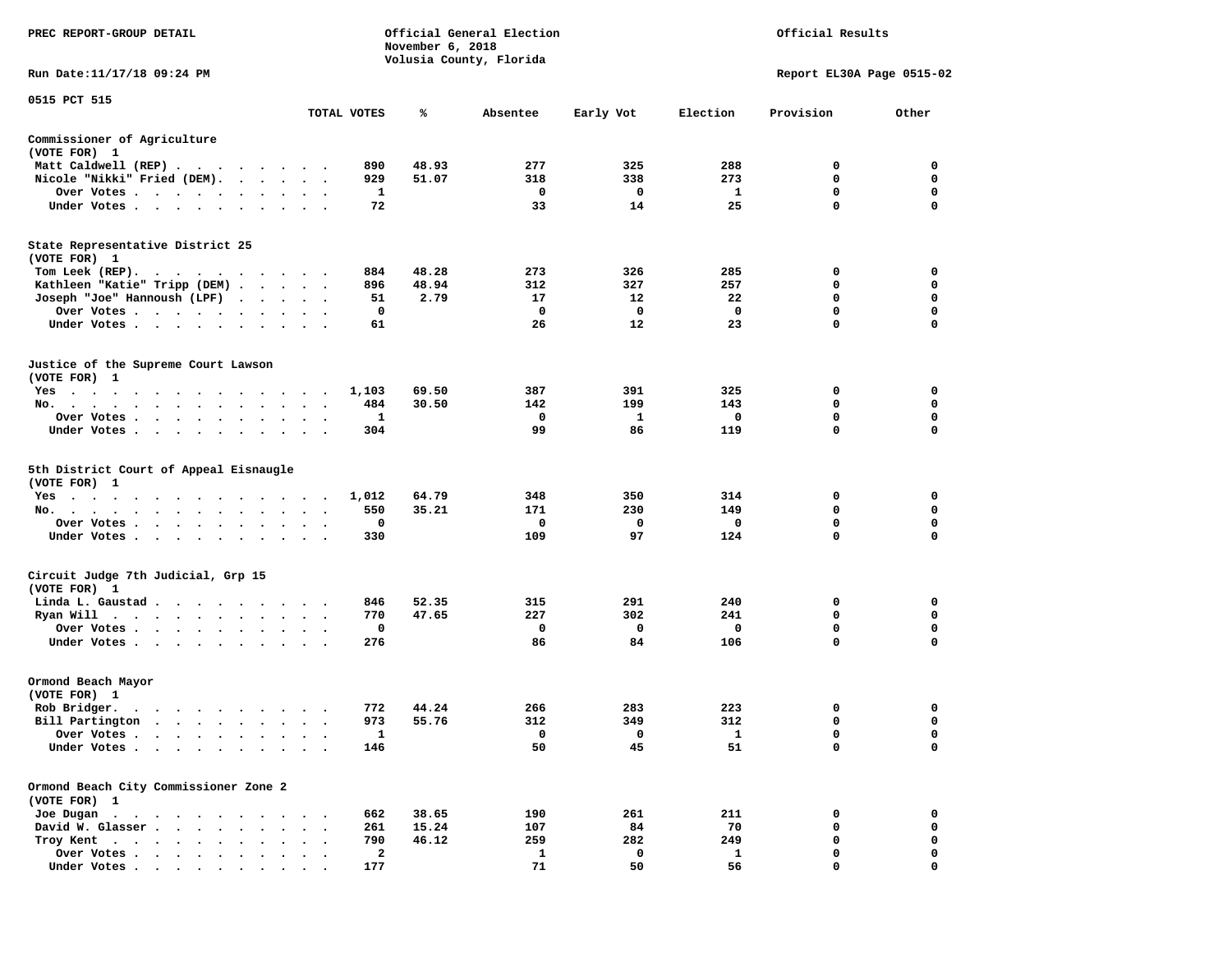PREC REPORT-GROUP DETAIL

Official General Election
November 6, 2018
Volusia County, Florida

Official Results

Run Date:11/17/18 09:24 PM

Report EL30A Page 0515-02

0515 PCT 515

| | TOTAL VOTES | % | Absentee | Early Vot | Election | Provision | Other |
|---|---|---|---|---|---|---|---|
| **Commissioner of Agriculture** | | | | | | | |
| (VOTE FOR) 1 | | | | | | | |
| Matt Caldwell (REP) | 890 | 48.93 | 277 | 325 | 288 | 0 | 0 |
| Nicole "Nikki" Fried (DEM) | 929 | 51.07 | 318 | 338 | 273 | 0 | 0 |
| Over Votes | 1 | | 0 | 0 | 1 | 0 | 0 |
| Under Votes | 72 | | 33 | 14 | 25 | 0 | 0 |
| **State Representative District 25** | | | | | | | |
| (VOTE FOR) 1 | | | | | | | |
| Tom Leek (REP) | 884 | 48.28 | 273 | 326 | 285 | 0 | 0 |
| Kathleen "Katie" Tripp (DEM) | 896 | 48.94 | 312 | 327 | 257 | 0 | 0 |
| Joseph "Joe" Hannoush (LPF) | 51 | 2.79 | 17 | 12 | 22 | 0 | 0 |
| Over Votes | 0 | | 0 | 0 | 0 | 0 | 0 |
| Under Votes | 61 | | 26 | 12 | 23 | 0 | 0 |
| **Justice of the Supreme Court Lawson** | | | | | | | |
| (VOTE FOR) 1 | | | | | | | |
| Yes | 1,103 | 69.50 | 387 | 391 | 325 | 0 | 0 |
| No | 484 | 30.50 | 142 | 199 | 143 | 0 | 0 |
| Over Votes | 1 | | 0 | 1 | 0 | 0 | 0 |
| Under Votes | 304 | | 99 | 86 | 119 | 0 | 0 |
| **5th District Court of Appeal Eisnaugle** | | | | | | | |
| (VOTE FOR) 1 | | | | | | | |
| Yes | 1,012 | 64.79 | 348 | 350 | 314 | 0 | 0 |
| No | 550 | 35.21 | 171 | 230 | 149 | 0 | 0 |
| Over Votes | 0 | | 0 | 0 | 0 | 0 | 0 |
| Under Votes | 330 | | 109 | 97 | 124 | 0 | 0 |
| **Circuit Judge 7th Judicial, Grp 15** | | | | | | | |
| (VOTE FOR) 1 | | | | | | | |
| Linda L. Gaustad | 846 | 52.35 | 315 | 291 | 240 | 0 | 0 |
| Ryan Will | 770 | 47.65 | 227 | 302 | 241 | 0 | 0 |
| Over Votes | 0 | | 0 | 0 | 0 | 0 | 0 |
| Under Votes | 276 | | 86 | 84 | 106 | 0 | 0 |
| **Ormond Beach Mayor** | | | | | | | |
| (VOTE FOR) 1 | | | | | | | |
| Rob Bridger | 772 | 44.24 | 266 | 283 | 223 | 0 | 0 |
| Bill Partington | 973 | 55.76 | 312 | 349 | 312 | 0 | 0 |
| Over Votes | 1 | | 0 | 0 | 1 | 0 | 0 |
| Under Votes | 146 | | 50 | 45 | 51 | 0 | 0 |
| **Ormond Beach City Commissioner Zone 2** | | | | | | | |
| (VOTE FOR) 1 | | | | | | | |
| Joe Dugan | 662 | 38.65 | 190 | 261 | 211 | 0 | 0 |
| David W. Glasser | 261 | 15.24 | 107 | 84 | 70 | 0 | 0 |
| Troy Kent | 790 | 46.12 | 259 | 282 | 249 | 0 | 0 |
| Over Votes | 2 | | 1 | 0 | 1 | 0 | 0 |
| Under Votes | 177 | | 71 | 50 | 56 | 0 | 0 |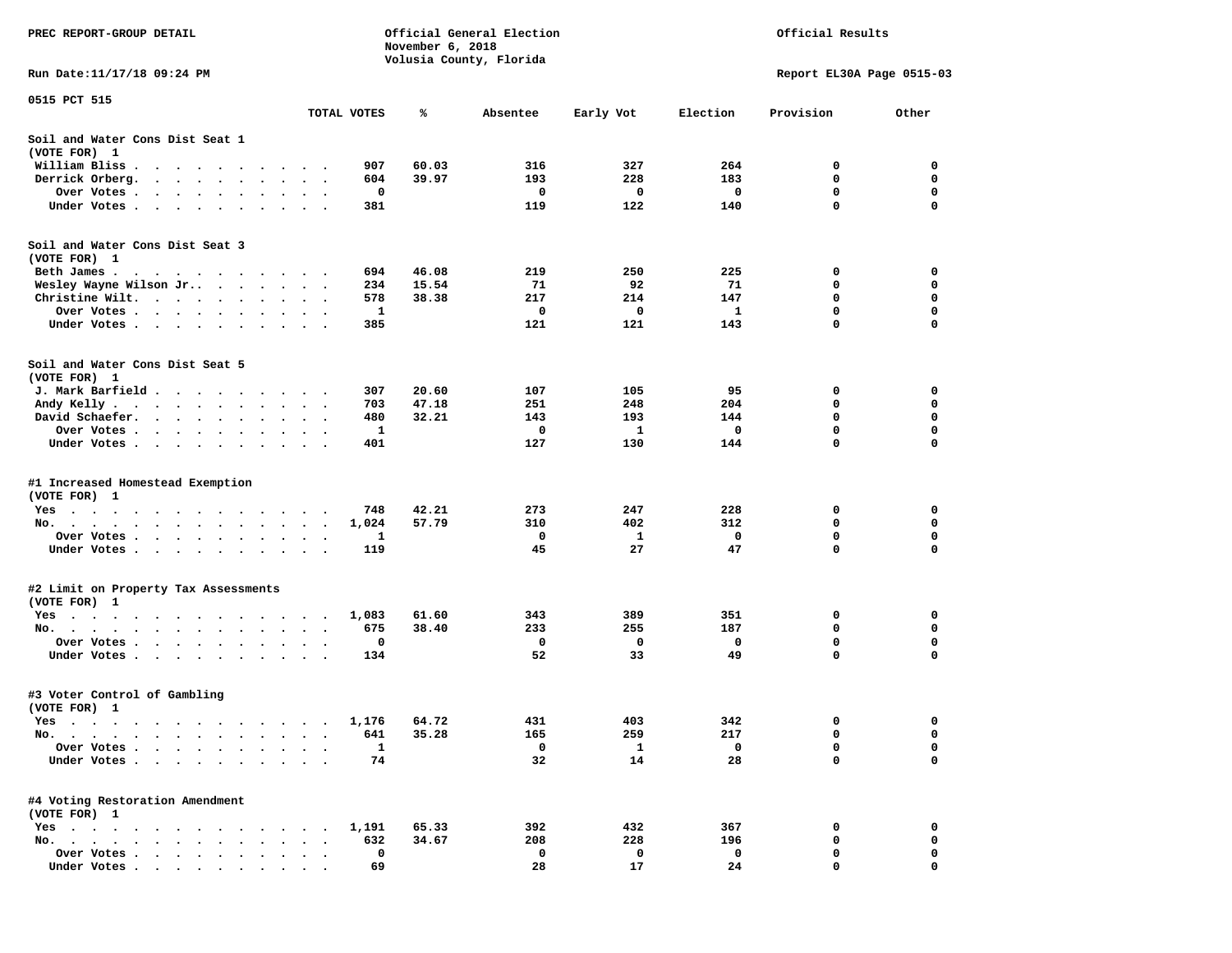PREC REPORT-GROUP DETAIL

Official General Election
November 6, 2018
Volusia County, Florida

Official Results

Run Date:11/17/18 09:24 PM

Report EL30A Page 0515-03

0515 PCT 515

| | TOTAL VOTES | % | Absentee | Early Vot | Election | Provision | Other |
|---|---|---|---|---|---|---|---|
| **Soil and Water Cons Dist Seat 1** | | | | | | | |
| (VOTE FOR) 1 | | | | | | | |
| William Bliss | 907 | 60.03 | 316 | 327 | 264 | 0 | 0 |
| Derrick Orberg | 604 | 39.97 | 193 | 228 | 183 | 0 | 0 |
| Over Votes | 0 | | 0 | 0 | 0 | 0 | 0 |
| Under Votes | 381 | | 119 | 122 | 140 | 0 | 0 |
| **Soil and Water Cons Dist Seat 3** | | | | | | | |
| (VOTE FOR) 1 | | | | | | | |
| Beth James | 694 | 46.08 | 219 | 250 | 225 | 0 | 0 |
| Wesley Wayne Wilson Jr. | 234 | 15.54 | 71 | 92 | 71 | 0 | 0 |
| Christine Wilt | 578 | 38.38 | 217 | 214 | 147 | 0 | 0 |
| Over Votes | 1 | | 0 | 0 | 1 | 0 | 0 |
| Under Votes | 385 | | 121 | 121 | 143 | 0 | 0 |
| **Soil and Water Cons Dist Seat 5** | | | | | | | |
| (VOTE FOR) 1 | | | | | | | |
| J. Mark Barfield | 307 | 20.60 | 107 | 105 | 95 | 0 | 0 |
| Andy Kelly | 703 | 47.18 | 251 | 248 | 204 | 0 | 0 |
| David Schaefer | 480 | 32.21 | 143 | 193 | 144 | 0 | 0 |
| Over Votes | 1 | | 0 | 1 | 0 | 0 | 0 |
| Under Votes | 401 | | 127 | 130 | 144 | 0 | 0 |
| **#1 Increased Homestead Exemption** | | | | | | | |
| (VOTE FOR) 1 | | | | | | | |
| Yes | 748 | 42.21 | 273 | 247 | 228 | 0 | 0 |
| No | 1,024 | 57.79 | 310 | 402 | 312 | 0 | 0 |
| Over Votes | 1 | | 0 | 1 | 0 | 0 | 0 |
| Under Votes | 119 | | 45 | 27 | 47 | 0 | 0 |
| **#2 Limit on Property Tax Assessments** | | | | | | | |
| (VOTE FOR) 1 | | | | | | | |
| Yes | 1,083 | 61.60 | 343 | 389 | 351 | 0 | 0 |
| No | 675 | 38.40 | 233 | 255 | 187 | 0 | 0 |
| Over Votes | 0 | | 0 | 0 | 0 | 0 | 0 |
| Under Votes | 134 | | 52 | 33 | 49 | 0 | 0 |
| **#3 Voter Control of Gambling** | | | | | | | |
| (VOTE FOR) 1 | | | | | | | |
| Yes | 1,176 | 64.72 | 431 | 403 | 342 | 0 | 0 |
| No | 641 | 35.28 | 165 | 259 | 217 | 0 | 0 |
| Over Votes | 1 | | 0 | 1 | 0 | 0 | 0 |
| Under Votes | 74 | | 32 | 14 | 28 | 0 | 0 |
| **#4 Voting Restoration Amendment** | | | | | | | |
| (VOTE FOR) 1 | | | | | | | |
| Yes | 1,191 | 65.33 | 392 | 432 | 367 | 0 | 0 |
| No | 632 | 34.67 | 208 | 228 | 196 | 0 | 0 |
| Over Votes | 0 | | 0 | 0 | 0 | 0 | 0 |
| Under Votes | 69 | | 28 | 17 | 24 | 0 | 0 |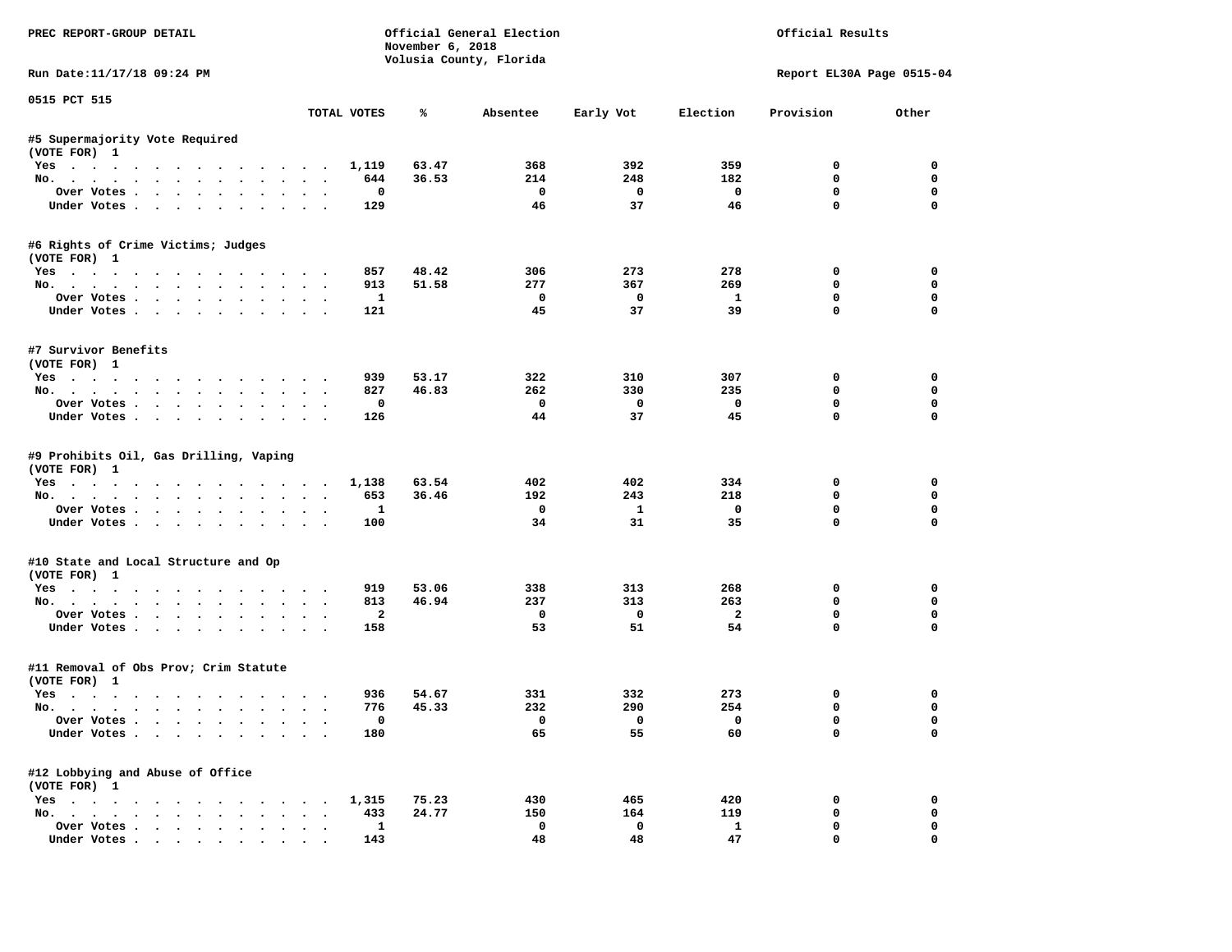PREC REPORT-GROUP DETAIL

Official General Election
November 6, 2018
Volusia County, Florida

Official Results

Run Date:11/17/18 09:24 PM

Report EL30A Page 0515-04

0515 PCT 515

| | TOTAL VOTES | % | Absentee | Early Vot | Election | Provision | Other |
|---|---|---|---|---|---|---|---|
| **#5 Supermajority Vote Required** | | | | | | | |
| (VOTE FOR) 1 | | | | | | | |
| Yes | 1,119 | 63.47 | 368 | 392 | 359 | 0 | 0 |
| No. | 644 | 36.53 | 214 | 248 | 182 | 0 | 0 |
| Over Votes | 0 | | 0 | 0 | 0 | 0 | 0 |
| Under Votes | 129 | | 46 | 37 | 46 | 0 | 0 |
| **#6 Rights of Crime Victims; Judges** | | | | | | | |
| (VOTE FOR) 1 | | | | | | | |
| Yes | 857 | 48.42 | 306 | 273 | 278 | 0 | 0 |
| No. | 913 | 51.58 | 277 | 367 | 269 | 0 | 0 |
| Over Votes | 1 | | 0 | 0 | 1 | 0 | 0 |
| Under Votes | 121 | | 45 | 37 | 39 | 0 | 0 |
| **#7 Survivor Benefits** | | | | | | | |
| (VOTE FOR) 1 | | | | | | | |
| Yes | 939 | 53.17 | 322 | 310 | 307 | 0 | 0 |
| No. | 827 | 46.83 | 262 | 330 | 235 | 0 | 0 |
| Over Votes | 0 | | 0 | 0 | 0 | 0 | 0 |
| Under Votes | 126 | | 44 | 37 | 45 | 0 | 0 |
| **#9 Prohibits Oil, Gas Drilling, Vaping** | | | | | | | |
| (VOTE FOR) 1 | | | | | | | |
| Yes | 1,138 | 63.54 | 402 | 402 | 334 | 0 | 0 |
| No. | 653 | 36.46 | 192 | 243 | 218 | 0 | 0 |
| Over Votes | 1 | | 0 | 1 | 0 | 0 | 0 |
| Under Votes | 100 | | 34 | 31 | 35 | 0 | 0 |
| **#10 State and Local Structure and Op** | | | | | | | |
| (VOTE FOR) 1 | | | | | | | |
| Yes | 919 | 53.06 | 338 | 313 | 268 | 0 | 0 |
| No. | 813 | 46.94 | 237 | 313 | 263 | 0 | 0 |
| Over Votes | 2 | | 0 | 0 | 2 | 0 | 0 |
| Under Votes | 158 | | 53 | 51 | 54 | 0 | 0 |
| **#11 Removal of Obs Prov; Crim Statute** | | | | | | | |
| (VOTE FOR) 1 | | | | | | | |
| Yes | 936 | 54.67 | 331 | 332 | 273 | 0 | 0 |
| No. | 776 | 45.33 | 232 | 290 | 254 | 0 | 0 |
| Over Votes | 0 | | 0 | 0 | 0 | 0 | 0 |
| Under Votes | 180 | | 65 | 55 | 60 | 0 | 0 |
| **#12 Lobbying and Abuse of Office** | | | | | | | |
| (VOTE FOR) 1 | | | | | | | |
| Yes | 1,315 | 75.23 | 430 | 465 | 420 | 0 | 0 |
| No. | 433 | 24.77 | 150 | 164 | 119 | 0 | 0 |
| Over Votes | 1 | | 0 | 0 | 1 | 0 | 0 |
| Under Votes | 143 | | 48 | 48 | 47 | 0 | 0 |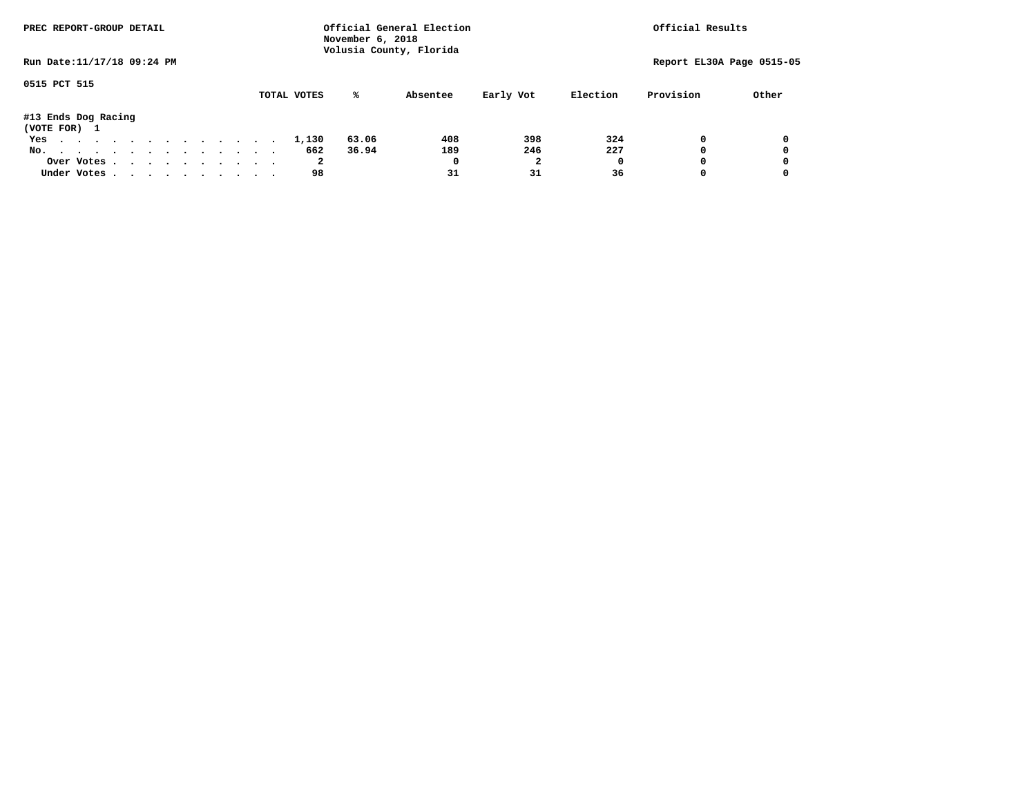PREC REPORT-GROUP DETAIL

Official General Election
November 6, 2018
Volusia County, Florida

Official Results

Run Date:11/17/18 09:24 PM

Report EL30A Page 0515-05

0515 PCT 515

#13 Ends Dog Racing
(VOTE FOR) 1

| | TOTAL VOTES | % | Absentee | Early Vot | Election | Provision | Other |
|---|---|---|---|---|---|---|---|
| Yes | 1,130 | 63.06 | 408 | 398 | 324 | 0 | 0 |
| No. | 662 | 36.94 | 189 | 246 | 227 | 0 | 0 |
| Over Votes | 2 | | 0 | 2 | 0 | 0 | 0 |
| Under Votes | 98 | | 31 | 31 | 36 | 0 | 0 |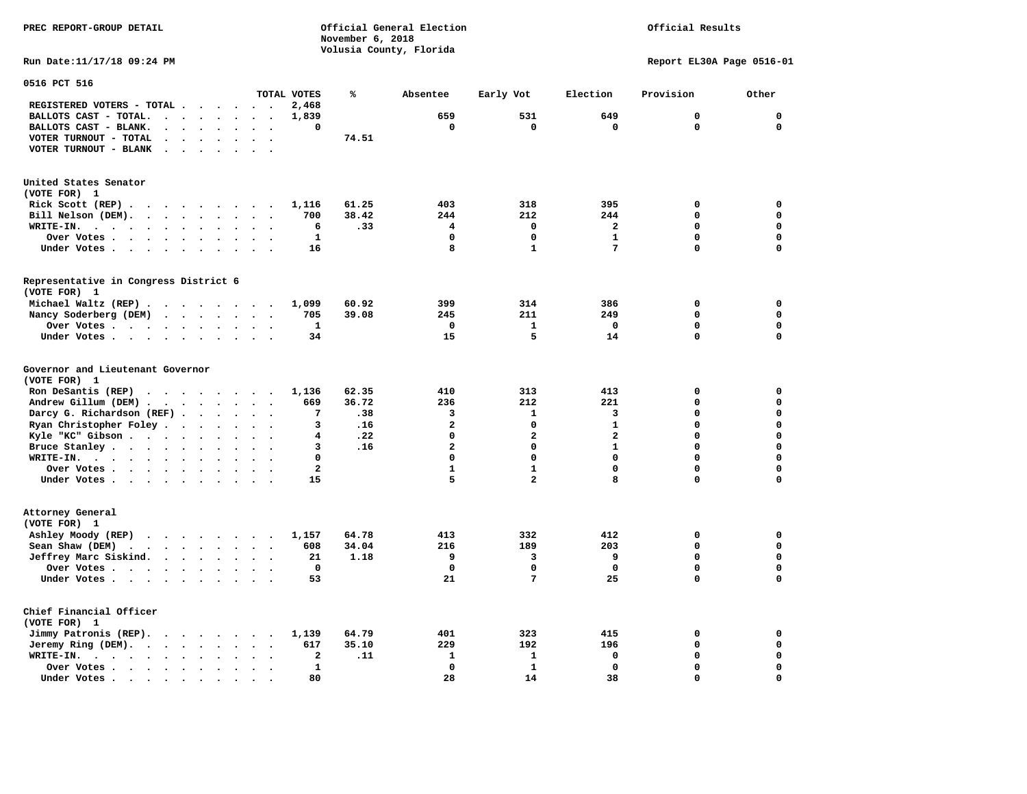PREC REPORT-GROUP DETAIL

Official General Election
November 6, 2018
Volusia County, Florida

Official Results

Run Date:11/17/18 09:24 PM

Report EL30A Page 0516-01

## 0516 PCT 516

| | TOTAL VOTES | % | Absentee | Early Vot | Election | Provision | Other |
|---|---|---|---|---|---|---|---|
| REGISTERED VOTERS - TOTAL | 2,468 | | | | | | |
| BALLOTS CAST - TOTAL. | 1,839 | | 659 | 531 | 649 | 0 | 0 |
| BALLOTS CAST - BLANK. | 0 | | 0 | 0 | 0 | 0 | 0 |
| VOTER TURNOUT - TOTAL | | 74.51 | | | | | |
| VOTER TURNOUT - BLANK | | | | | | | |

### United States Senator
(VOTE FOR) 1

| | TOTAL VOTES | % | Absentee | Early Vot | Election | Provision | Other |
|---|---|---|---|---|---|---|---|
| Rick Scott (REP) | 1,116 | 61.25 | 403 | 318 | 395 | 0 | 0 |
| Bill Nelson (DEM). | 700 | 38.42 | 244 | 212 | 244 | 0 | 0 |
| WRITE-IN. | 6 | .33 | 4 | 0 | 2 | 0 | 0 |
| Over Votes | 1 | | 0 | 0 | 1 | 0 | 0 |
| Under Votes | 16 | | 8 | 1 | 7 | 0 | 0 |

### Representative in Congress District 6
(VOTE FOR) 1

| | TOTAL VOTES | % | Absentee | Early Vot | Election | Provision | Other |
|---|---|---|---|---|---|---|---|
| Michael Waltz (REP) | 1,099 | 60.92 | 399 | 314 | 386 | 0 | 0 |
| Nancy Soderberg (DEM) | 705 | 39.08 | 245 | 211 | 249 | 0 | 0 |
| Over Votes | 1 | | 0 | 1 | 0 | 0 | 0 |
| Under Votes | 34 | | 15 | 5 | 14 | 0 | 0 |

### Governor and Lieutenant Governor
(VOTE FOR) 1

| | TOTAL VOTES | % | Absentee | Early Vot | Election | Provision | Other |
|---|---|---|---|---|---|---|---|
| Ron DeSantis (REP) | 1,136 | 62.35 | 410 | 313 | 413 | 0 | 0 |
| Andrew Gillum (DEM) | 669 | 36.72 | 236 | 212 | 221 | 0 | 0 |
| Darcy G. Richardson (REF) | 7 | .38 | 3 | 1 | 3 | 0 | 0 |
| Ryan Christopher Foley | 3 | .16 | 2 | 0 | 1 | 0 | 0 |
| Kyle "KC" Gibson | 4 | .22 | 0 | 2 | 2 | 0 | 0 |
| Bruce Stanley | 3 | .16 | 2 | 0 | 1 | 0 | 0 |
| WRITE-IN. | 0 | | 0 | 0 | 0 | 0 | 0 |
| Over Votes | 2 | | 1 | 1 | 0 | 0 | 0 |
| Under Votes | 15 | | 5 | 2 | 8 | 0 | 0 |

### Attorney General
(VOTE FOR) 1

| | TOTAL VOTES | % | Absentee | Early Vot | Election | Provision | Other |
|---|---|---|---|---|---|---|---|
| Ashley Moody (REP) | 1,157 | 64.78 | 413 | 332 | 412 | 0 | 0 |
| Sean Shaw (DEM) | 608 | 34.04 | 216 | 189 | 203 | 0 | 0 |
| Jeffrey Marc Siskind. | 21 | 1.18 | 9 | 3 | 9 | 0 | 0 |
| Over Votes | 0 | | 0 | 0 | 0 | 0 | 0 |
| Under Votes | 53 | | 21 | 7 | 25 | 0 | 0 |

### Chief Financial Officer
(VOTE FOR) 1

| | TOTAL VOTES | % | Absentee | Early Vot | Election | Provision | Other |
|---|---|---|---|---|---|---|---|
| Jimmy Patronis (REP). | 1,139 | 64.79 | 401 | 323 | 415 | 0 | 0 |
| Jeremy Ring (DEM). | 617 | 35.10 | 229 | 192 | 196 | 0 | 0 |
| WRITE-IN. | 2 | .11 | 1 | 1 | 0 | 0 | 0 |
| Over Votes | 1 | | 0 | 1 | 0 | 0 | 0 |
| Under Votes | 80 | | 28 | 14 | 38 | 0 | 0 |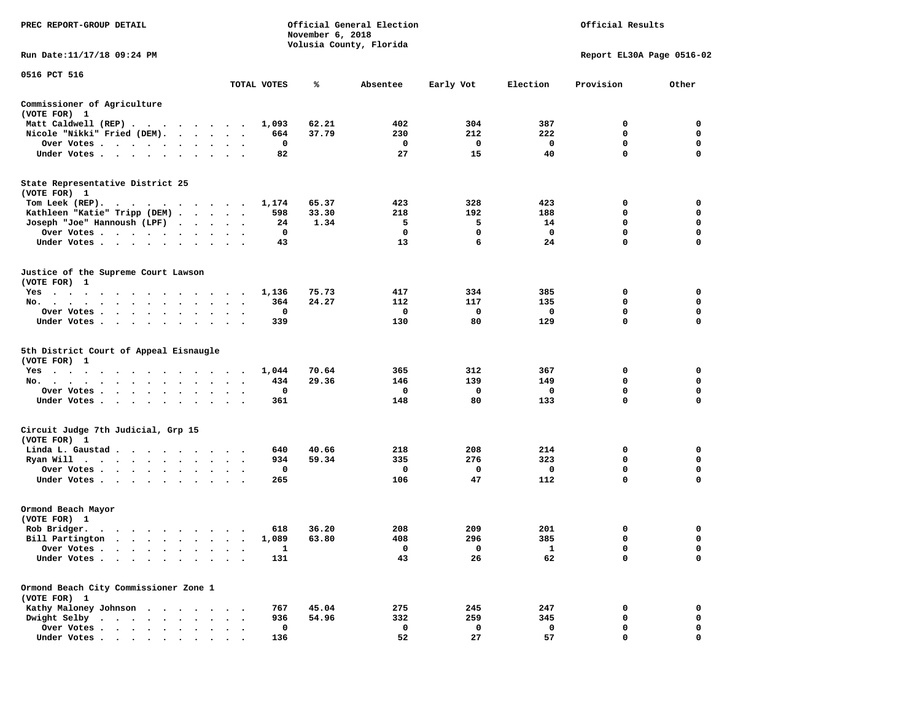PREC REPORT-GROUP DETAIL

Official General Election
November 6, 2018
Volusia County, Florida

Official Results

Run Date:11/17/18 09:24 PM

Report EL30A Page 0516-02

0516 PCT 516

| | TOTAL VOTES | % | Absentee | Early Vot | Election | Provision | Other |
|---|---|---|---|---|---|---|---|
| **Commissioner of Agriculture** | | | | | | | |
| (VOTE FOR) 1 | | | | | | | |
| Matt Caldwell (REP) | 1,093 | 62.21 | 402 | 304 | 387 | 0 | 0 |
| Nicole "Nikki" Fried (DEM) | 664 | 37.79 | 230 | 212 | 222 | 0 | 0 |
| Over Votes | 0 | | 0 | 0 | 0 | 0 | 0 |
| Under Votes | 82 | | 27 | 15 | 40 | 0 | 0 |
| **State Representative District 25** | | | | | | | |
| (VOTE FOR) 1 | | | | | | | |
| Tom Leek (REP) | 1,174 | 65.37 | 423 | 328 | 423 | 0 | 0 |
| Kathleen "Katie" Tripp (DEM) | 598 | 33.30 | 218 | 192 | 188 | 0 | 0 |
| Joseph "Joe" Hannoush (LPF) | 24 | 1.34 | 5 | 5 | 14 | 0 | 0 |
| Over Votes | 0 | | 0 | 0 | 0 | 0 | 0 |
| Under Votes | 43 | | 13 | 6 | 24 | 0 | 0 |
| **Justice of the Supreme Court Lawson** | | | | | | | |
| (VOTE FOR) 1 | | | | | | | |
| Yes | 1,136 | 75.73 | 417 | 334 | 385 | 0 | 0 |
| No | 364 | 24.27 | 112 | 117 | 135 | 0 | 0 |
| Over Votes | 0 | | 0 | 0 | 0 | 0 | 0 |
| Under Votes | 339 | | 130 | 80 | 129 | 0 | 0 |
| **5th District Court of Appeal Eisnaugle** | | | | | | | |
| (VOTE FOR) 1 | | | | | | | |
| Yes | 1,044 | 70.64 | 365 | 312 | 367 | 0 | 0 |
| No | 434 | 29.36 | 146 | 139 | 149 | 0 | 0 |
| Over Votes | 0 | | 0 | 0 | 0 | 0 | 0 |
| Under Votes | 361 | | 148 | 80 | 133 | 0 | 0 |
| **Circuit Judge 7th Judicial, Grp 15** | | | | | | | |
| (VOTE FOR) 1 | | | | | | | |
| Linda L. Gaustad | 640 | 40.66 | 218 | 208 | 214 | 0 | 0 |
| Ryan Will | 934 | 59.34 | 335 | 276 | 323 | 0 | 0 |
| Over Votes | 0 | | 0 | 0 | 0 | 0 | 0 |
| Under Votes | 265 | | 106 | 47 | 112 | 0 | 0 |
| **Ormond Beach Mayor** | | | | | | | |
| (VOTE FOR) 1 | | | | | | | |
| Rob Bridger | 618 | 36.20 | 208 | 209 | 201 | 0 | 0 |
| Bill Partington | 1,089 | 63.80 | 408 | 296 | 385 | 0 | 0 |
| Over Votes | 1 | | 0 | 0 | 1 | 0 | 0 |
| Under Votes | 131 | | 43 | 26 | 62 | 0 | 0 |
| **Ormond Beach City Commissioner Zone 1** | | | | | | | |
| (VOTE FOR) 1 | | | | | | | |
| Kathy Maloney Johnson | 767 | 45.04 | 275 | 245 | 247 | 0 | 0 |
| Dwight Selby | 936 | 54.96 | 332 | 259 | 345 | 0 | 0 |
| Over Votes | 0 | | 0 | 0 | 0 | 0 | 0 |
| Under Votes | 136 | | 52 | 27 | 57 | 0 | 0 |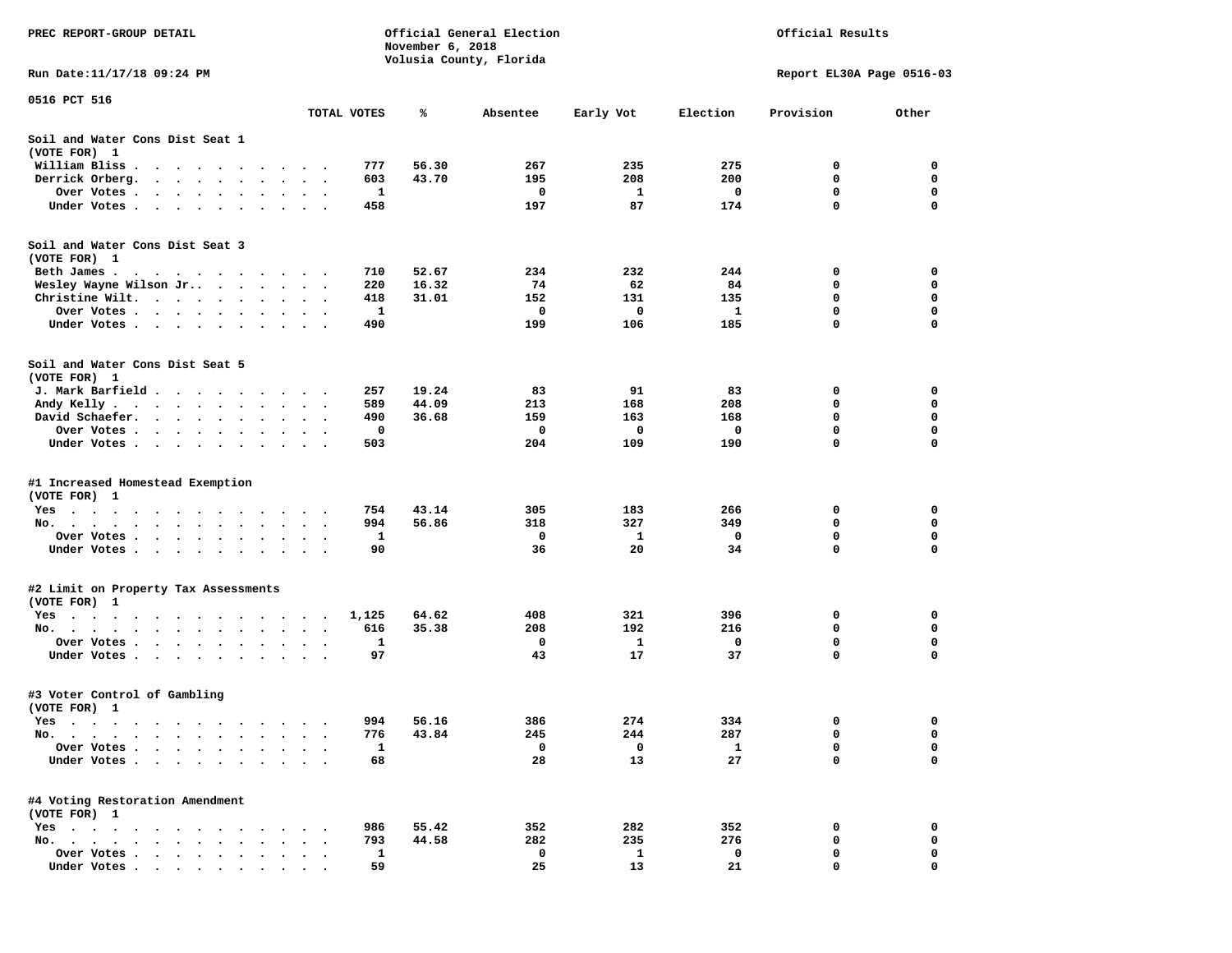PREC REPORT-GROUP DETAIL

Official General Election
November 6, 2018
Volusia County, Florida

Official Results

Run Date:11/17/18 09:24 PM

Report EL30A Page 0516-03

0516 PCT 516

| | TOTAL VOTES | % | Absentee | Early Vot | Election | Provision | Other |
|---|---|---|---|---|---|---|---|
| **Soil and Water Cons Dist Seat 1** | | | | | | | |
| (VOTE FOR) 1 | | | | | | | |
| William Bliss | 777 | 56.30 | 267 | 235 | 275 | 0 | 0 |
| Derrick Orberg | 603 | 43.70 | 195 | 208 | 200 | 0 | 0 |
| Over Votes | 1 | | 0 | 1 | 0 | 0 | 0 |
| Under Votes | 458 | | 197 | 87 | 174 | 0 | 0 |
| **Soil and Water Cons Dist Seat 3** | | | | | | | |
| (VOTE FOR) 1 | | | | | | | |
| Beth James | 710 | 52.67 | 234 | 232 | 244 | 0 | 0 |
| Wesley Wayne Wilson Jr. | 220 | 16.32 | 74 | 62 | 84 | 0 | 0 |
| Christine Wilt | 418 | 31.01 | 152 | 131 | 135 | 0 | 0 |
| Over Votes | 1 | | 0 | 0 | 1 | 0 | 0 |
| Under Votes | 490 | | 199 | 106 | 185 | 0 | 0 |
| **Soil and Water Cons Dist Seat 5** | | | | | | | |
| (VOTE FOR) 1 | | | | | | | |
| J. Mark Barfield | 257 | 19.24 | 83 | 91 | 83 | 0 | 0 |
| Andy Kelly | 589 | 44.09 | 213 | 168 | 208 | 0 | 0 |
| David Schaefer | 490 | 36.68 | 159 | 163 | 168 | 0 | 0 |
| Over Votes | 0 | | 0 | 0 | 0 | 0 | 0 |
| Under Votes | 503 | | 204 | 109 | 190 | 0 | 0 |
| **#1 Increased Homestead Exemption** | | | | | | | |
| (VOTE FOR) 1 | | | | | | | |
| Yes | 754 | 43.14 | 305 | 183 | 266 | 0 | 0 |
| No | 994 | 56.86 | 318 | 327 | 349 | 0 | 0 |
| Over Votes | 1 | | 0 | 1 | 0 | 0 | 0 |
| Under Votes | 90 | | 36 | 20 | 34 | 0 | 0 |
| **#2 Limit on Property Tax Assessments** | | | | | | | |
| (VOTE FOR) 1 | | | | | | | |
| Yes | 1,125 | 64.62 | 408 | 321 | 396 | 0 | 0 |
| No | 616 | 35.38 | 208 | 192 | 216 | 0 | 0 |
| Over Votes | 1 | | 0 | 1 | 0 | 0 | 0 |
| Under Votes | 97 | | 43 | 17 | 37 | 0 | 0 |
| **#3 Voter Control of Gambling** | | | | | | | |
| (VOTE FOR) 1 | | | | | | | |
| Yes | 994 | 56.16 | 386 | 274 | 334 | 0 | 0 |
| No | 776 | 43.84 | 245 | 244 | 287 | 0 | 0 |
| Over Votes | 1 | | 0 | 0 | 1 | 0 | 0 |
| Under Votes | 68 | | 28 | 13 | 27 | 0 | 0 |
| **#4 Voting Restoration Amendment** | | | | | | | |
| (VOTE FOR) 1 | | | | | | | |
| Yes | 986 | 55.42 | 352 | 282 | 352 | 0 | 0 |
| No | 793 | 44.58 | 282 | 235 | 276 | 0 | 0 |
| Over Votes | 1 | | 0 | 1 | 0 | 0 | 0 |
| Under Votes | 59 | | 25 | 13 | 21 | 0 | 0 |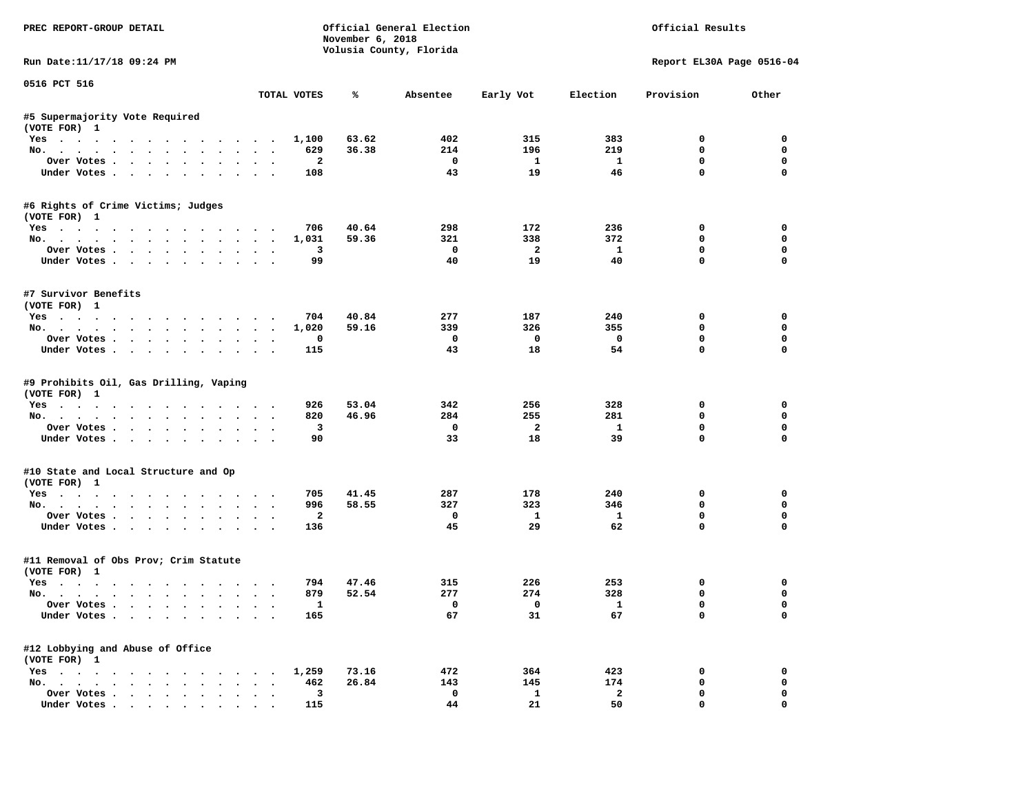PREC REPORT-GROUP DETAIL

Official General Election
November 6, 2018
Volusia County, Florida

Official Results

Run Date:11/17/18 09:24 PM

Report EL30A Page 0516-04

0516 PCT 516

| | TOTAL VOTES | % | Absentee | Early Vot | Election | Provision | Other |
|---|---|---|---|---|---|---|---|
| **#5 Supermajority Vote Required** | | | | | | | |
| (VOTE FOR) 1 | | | | | | | |
| Yes | 1,100 | 63.62 | 402 | 315 | 383 | 0 | 0 |
| No. | 629 | 36.38 | 214 | 196 | 219 | 0 | 0 |
| Over Votes | 2 | | 0 | 1 | 1 | 0 | 0 |
| Under Votes | 108 | | 43 | 19 | 46 | 0 | 0 |
| **#6 Rights of Crime Victims; Judges** | | | | | | | |
| (VOTE FOR) 1 | | | | | | | |
| Yes | 706 | 40.64 | 298 | 172 | 236 | 0 | 0 |
| No. | 1,031 | 59.36 | 321 | 338 | 372 | 0 | 0 |
| Over Votes | 3 | | 0 | 2 | 1 | 0 | 0 |
| Under Votes | 99 | | 40 | 19 | 40 | 0 | 0 |
| **#7 Survivor Benefits** | | | | | | | |
| (VOTE FOR) 1 | | | | | | | |
| Yes | 704 | 40.84 | 277 | 187 | 240 | 0 | 0 |
| No. | 1,020 | 59.16 | 339 | 326 | 355 | 0 | 0 |
| Over Votes | 0 | | 0 | 0 | 0 | 0 | 0 |
| Under Votes | 115 | | 43 | 18 | 54 | 0 | 0 |
| **#9 Prohibits Oil, Gas Drilling, Vaping** | | | | | | | |
| (VOTE FOR) 1 | | | | | | | |
| Yes | 926 | 53.04 | 342 | 256 | 328 | 0 | 0 |
| No. | 820 | 46.96 | 284 | 255 | 281 | 0 | 0 |
| Over Votes | 3 | | 0 | 2 | 1 | 0 | 0 |
| Under Votes | 90 | | 33 | 18 | 39 | 0 | 0 |
| **#10 State and Local Structure and Op** | | | | | | | |
| (VOTE FOR) 1 | | | | | | | |
| Yes | 705 | 41.45 | 287 | 178 | 240 | 0 | 0 |
| No. | 996 | 58.55 | 327 | 323 | 346 | 0 | 0 |
| Over Votes | 2 | | 0 | 1 | 1 | 0 | 0 |
| Under Votes | 136 | | 45 | 29 | 62 | 0 | 0 |
| **#11 Removal of Obs Prov; Crim Statute** | | | | | | | |
| (VOTE FOR) 1 | | | | | | | |
| Yes | 794 | 47.46 | 315 | 226 | 253 | 0 | 0 |
| No. | 879 | 52.54 | 277 | 274 | 328 | 0 | 0 |
| Over Votes | 1 | | 0 | 0 | 1 | 0 | 0 |
| Under Votes | 165 | | 67 | 31 | 67 | 0 | 0 |
| **#12 Lobbying and Abuse of Office** | | | | | | | |
| (VOTE FOR) 1 | | | | | | | |
| Yes | 1,259 | 73.16 | 472 | 364 | 423 | 0 | 0 |
| No. | 462 | 26.84 | 143 | 145 | 174 | 0 | 0 |
| Over Votes | 3 | | 0 | 1 | 2 | 0 | 0 |
| Under Votes | 115 | | 44 | 21 | 50 | 0 | 0 |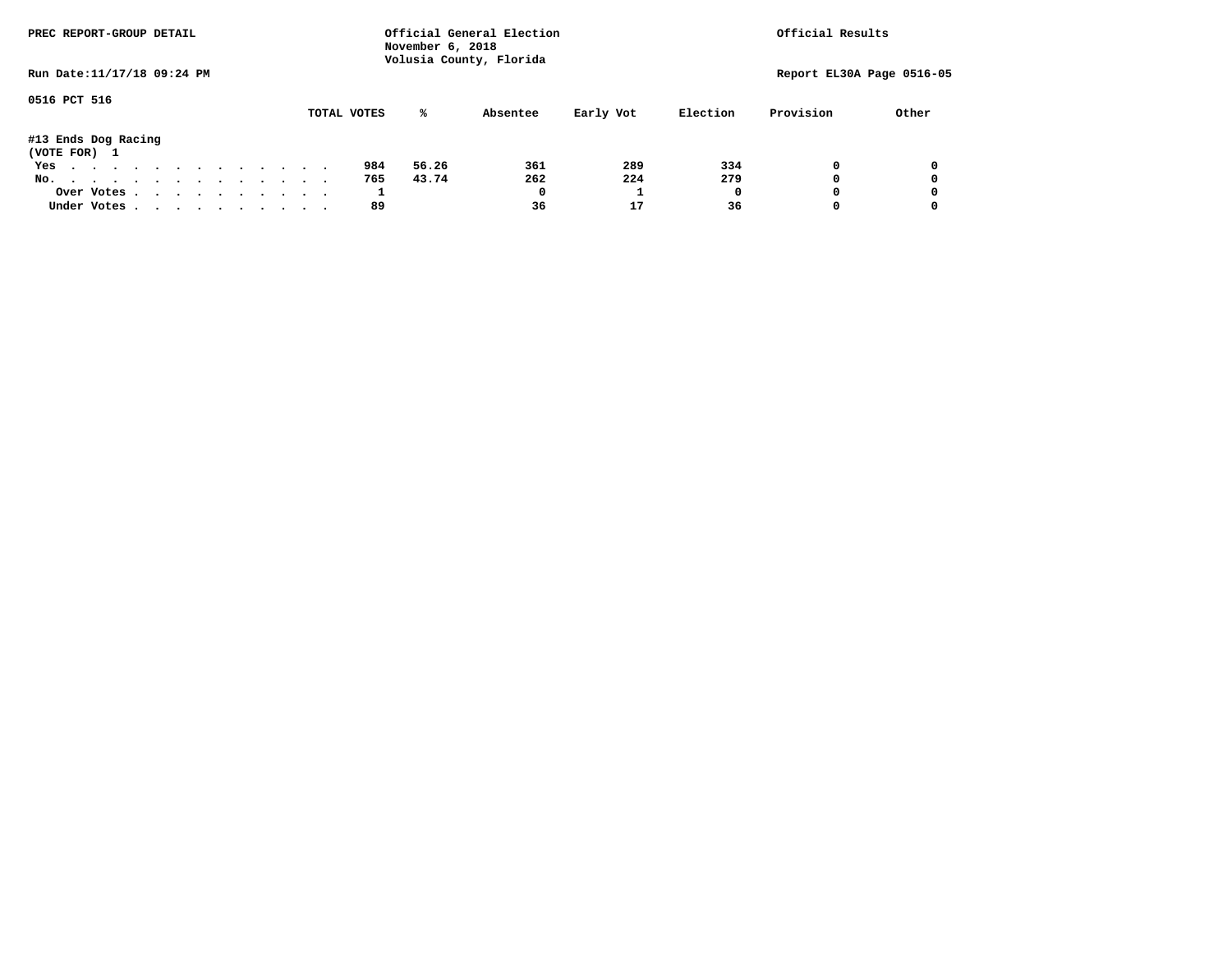PREC REPORT-GROUP DETAIL

Official General Election
November 6, 2018
Volusia County, Florida

Official Results

Run Date:11/17/18 09:24 PM

Report EL30A Page 0516-05

0516 PCT 516

#13 Ends Dog Racing
(VOTE FOR) 1

| | TOTAL VOTES | % | Absentee | Early Vot | Election | Provision | Other |
|---|---|---|---|---|---|---|---|
| Yes | 984 | 56.26 | 361 | 289 | 334 | 0 | 0 |
| No. | 765 | 43.74 | 262 | 224 | 279 | 0 | 0 |
| Over Votes | 1 | | 0 | 1 | 0 | 0 | 0 |
| Under Votes | 89 | | 36 | 17 | 36 | 0 | 0 |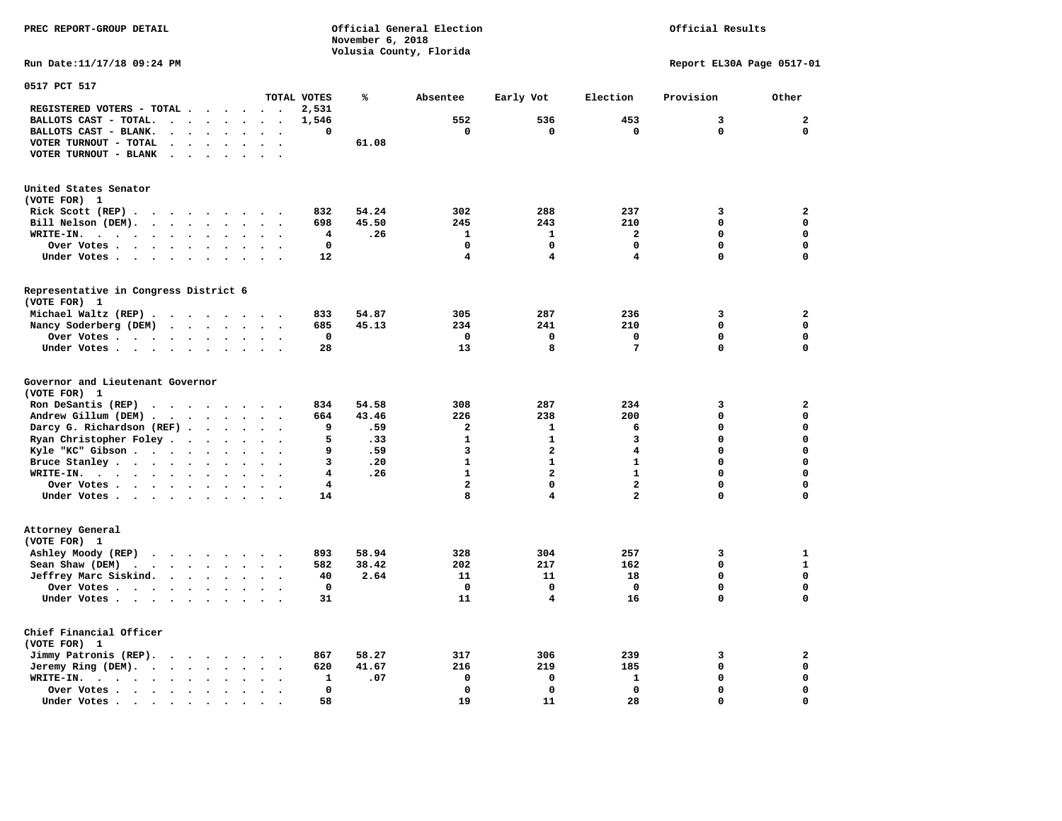PREC REPORT-GROUP DETAIL

Official General Election
November 6, 2018
Volusia County, Florida

Official Results

Run Date:11/17/18 09:24 PM

Report EL30A Page 0517-01

## 0517 PCT 517

| | TOTAL VOTES | % | Absentee | Early Vot | Election | Provision | Other |
|---|---|---|---|---|---|---|---|
| REGISTERED VOTERS - TOTAL | 2,531 | | | | | | |
| BALLOTS CAST - TOTAL. | 1,546 | | 552 | 536 | 453 | 3 | 2 |
| BALLOTS CAST - BLANK. | 0 | | 0 | 0 | 0 | 0 | 0 |
| VOTER TURNOUT - TOTAL | | 61.08 | | | | | |
| VOTER TURNOUT - BLANK | | | | | | | |

### United States Senator
(VOTE FOR) 1

| | TOTAL VOTES | % | Absentee | Early Vot | Election | Provision | Other |
|---|---|---|---|---|---|---|---|
| Rick Scott (REP) | 832 | 54.24 | 302 | 288 | 237 | 3 | 2 |
| Bill Nelson (DEM). | 698 | 45.50 | 245 | 243 | 210 | 0 | 0 |
| WRITE-IN. | 4 | .26 | 1 | 1 | 2 | 0 | 0 |
| Over Votes | 0 | | 0 | 0 | 0 | 0 | 0 |
| Under Votes | 12 | | 4 | 4 | 4 | 0 | 0 |

### Representative in Congress District 6
(VOTE FOR) 1

| | TOTAL VOTES | % | Absentee | Early Vot | Election | Provision | Other |
|---|---|---|---|---|---|---|---|
| Michael Waltz (REP) | 833 | 54.87 | 305 | 287 | 236 | 3 | 2 |
| Nancy Soderberg (DEM) | 685 | 45.13 | 234 | 241 | 210 | 0 | 0 |
| Over Votes | 0 | | 0 | 0 | 0 | 0 | 0 |
| Under Votes | 28 | | 13 | 8 | 7 | 0 | 0 |

### Governor and Lieutenant Governor
(VOTE FOR) 1

| | TOTAL VOTES | % | Absentee | Early Vot | Election | Provision | Other |
|---|---|---|---|---|---|---|---|
| Ron DeSantis (REP) | 834 | 54.58 | 308 | 287 | 234 | 3 | 2 |
| Andrew Gillum (DEM) | 664 | 43.46 | 226 | 238 | 200 | 0 | 0 |
| Darcy G. Richardson (REF) | 9 | .59 | 2 | 1 | 6 | 0 | 0 |
| Ryan Christopher Foley | 5 | .33 | 1 | 1 | 3 | 0 | 0 |
| Kyle "KC" Gibson | 9 | .59 | 3 | 2 | 4 | 0 | 0 |
| Bruce Stanley | 3 | .20 | 1 | 1 | 1 | 0 | 0 |
| WRITE-IN. | 4 | .26 | 1 | 2 | 1 | 0 | 0 |
| Over Votes | 4 | | 2 | 0 | 2 | 0 | 0 |
| Under Votes | 14 | | 8 | 4 | 2 | 0 | 0 |

### Attorney General
(VOTE FOR) 1

| | TOTAL VOTES | % | Absentee | Early Vot | Election | Provision | Other |
|---|---|---|---|---|---|---|---|
| Ashley Moody (REP) | 893 | 58.94 | 328 | 304 | 257 | 3 | 1 |
| Sean Shaw (DEM) | 582 | 38.42 | 202 | 217 | 162 | 0 | 1 |
| Jeffrey Marc Siskind. | 40 | 2.64 | 11 | 11 | 18 | 0 | 0 |
| Over Votes | 0 | | 0 | 0 | 0 | 0 | 0 |
| Under Votes | 31 | | 11 | 4 | 16 | 0 | 0 |

### Chief Financial Officer
(VOTE FOR) 1

| | TOTAL VOTES | % | Absentee | Early Vot | Election | Provision | Other |
|---|---|---|---|---|---|---|---|
| Jimmy Patronis (REP). | 867 | 58.27 | 317 | 306 | 239 | 3 | 2 |
| Jeremy Ring (DEM). | 620 | 41.67 | 216 | 219 | 185 | 0 | 0 |
| WRITE-IN. | 1 | .07 | 0 | 0 | 1 | 0 | 0 |
| Over Votes | 0 | | 0 | 0 | 0 | 0 | 0 |
| Under Votes | 58 | | 19 | 11 | 28 | 0 | 0 |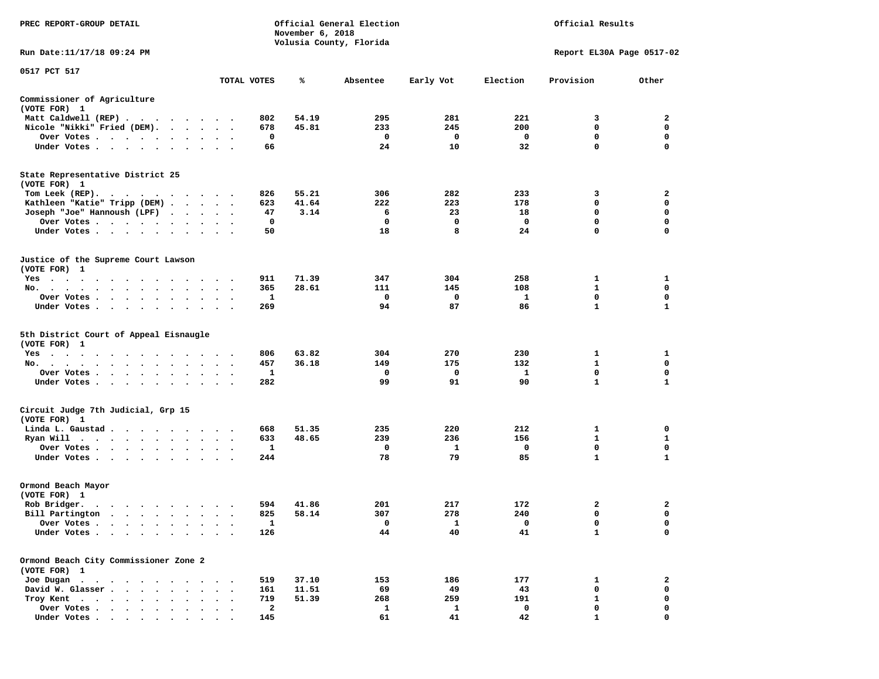PREC REPORT-GROUP DETAIL

Official General Election
November 6, 2018
Volusia County, Florida

Official Results

Run Date:11/17/18 09:24 PM

Report EL30A Page 0517-02

0517 PCT 517

| | TOTAL VOTES | % | Absentee | Early Vot | Election | Provision | Other |
|---|---|---|---|---|---|---|---|
| **Commissioner of Agriculture** | | | | | | | |
| (VOTE FOR) 1 | | | | | | | |
| Matt Caldwell (REP) | 802 | 54.19 | 295 | 281 | 221 | 3 | 2 |
| Nicole "Nikki" Fried (DEM) | 678 | 45.81 | 233 | 245 | 200 | 0 | 0 |
| Over Votes | 0 | | 0 | 0 | 0 | 0 | 0 |
| Under Votes | 66 | | 24 | 10 | 32 | 0 | 0 |
| **State Representative District 25** | | | | | | | |
| (VOTE FOR) 1 | | | | | | | |
| Tom Leek (REP) | 826 | 55.21 | 306 | 282 | 233 | 3 | 2 |
| Kathleen "Katie" Tripp (DEM) | 623 | 41.64 | 222 | 223 | 178 | 0 | 0 |
| Joseph "Joe" Hannoush (LPF) | 47 | 3.14 | 6 | 23 | 18 | 0 | 0 |
| Over Votes | 0 | | 0 | 0 | 0 | 0 | 0 |
| Under Votes | 50 | | 18 | 8 | 24 | 0 | 0 |
| **Justice of the Supreme Court Lawson** | | | | | | | |
| (VOTE FOR) 1 | | | | | | | |
| Yes | 911 | 71.39 | 347 | 304 | 258 | 1 | 1 |
| No | 365 | 28.61 | 111 | 145 | 108 | 1 | 0 |
| Over Votes | 1 | | 0 | 0 | 1 | 0 | 0 |
| Under Votes | 269 | | 94 | 87 | 86 | 1 | 1 |
| **5th District Court of Appeal Eisnaugle** | | | | | | | |
| (VOTE FOR) 1 | | | | | | | |
| Yes | 806 | 63.82 | 304 | 270 | 230 | 1 | 1 |
| No | 457 | 36.18 | 149 | 175 | 132 | 1 | 0 |
| Over Votes | 1 | | 0 | 0 | 1 | 0 | 0 |
| Under Votes | 282 | | 99 | 91 | 90 | 1 | 1 |
| **Circuit Judge 7th Judicial, Grp 15** | | | | | | | |
| (VOTE FOR) 1 | | | | | | | |
| Linda L. Gaustad | 668 | 51.35 | 235 | 220 | 212 | 1 | 0 |
| Ryan Will | 633 | 48.65 | 239 | 236 | 156 | 1 | 1 |
| Over Votes | 1 | | 0 | 1 | 0 | 0 | 0 |
| Under Votes | 244 | | 78 | 79 | 85 | 1 | 1 |
| **Ormond Beach Mayor** | | | | | | | |
| (VOTE FOR) 1 | | | | | | | |
| Rob Bridger | 594 | 41.86 | 201 | 217 | 172 | 2 | 2 |
| Bill Partington | 825 | 58.14 | 307 | 278 | 240 | 0 | 0 |
| Over Votes | 1 | | 0 | 1 | 0 | 0 | 0 |
| Under Votes | 126 | | 44 | 40 | 41 | 1 | 0 |
| **Ormond Beach City Commissioner Zone 2** | | | | | | | |
| (VOTE FOR) 1 | | | | | | | |
| Joe Dugan | 519 | 37.10 | 153 | 186 | 177 | 1 | 2 |
| David W. Glasser | 161 | 11.51 | 69 | 49 | 43 | 0 | 0 |
| Troy Kent | 719 | 51.39 | 268 | 259 | 191 | 1 | 0 |
| Over Votes | 2 | | 1 | 1 | 0 | 0 | 0 |
| Under Votes | 145 | | 61 | 41 | 42 | 1 | 0 |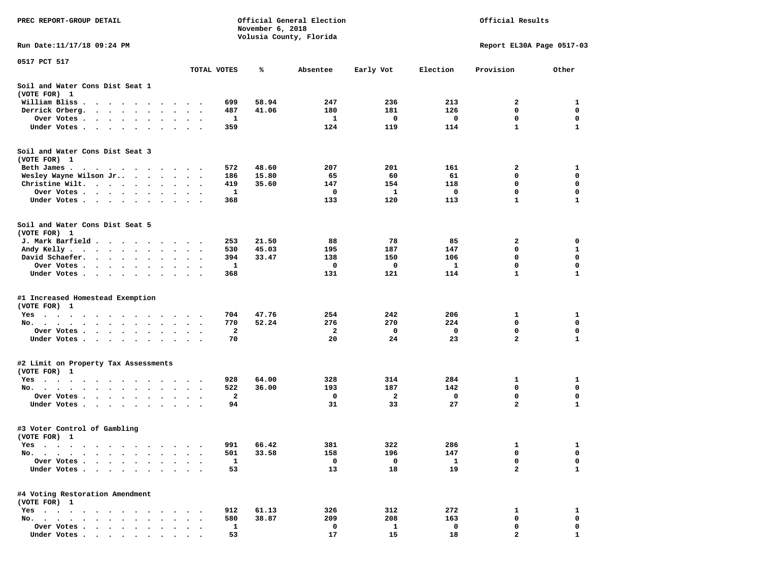PREC REPORT-GROUP DETAIL

Official General Election
November 6, 2018
Volusia County, Florida

Official Results

Run Date:11/17/18 09:24 PM

Report EL30A Page 0517-03

0517 PCT 517

| | TOTAL VOTES | % | Absentee | Early Vot | Election | Provision | Other |
|---|---|---|---|---|---|---|---|
| **Soil and Water Cons Dist Seat 1** | | | | | | | |
| (VOTE FOR) 1 | | | | | | | |
| William Bliss | 699 | 58.94 | 247 | 236 | 213 | 2 | 1 |
| Derrick Orberg | 487 | 41.06 | 180 | 181 | 126 | 0 | 0 |
| Over Votes | 1 | | 1 | 0 | 0 | 0 | 0 |
| Under Votes | 359 | | 124 | 119 | 114 | 1 | 1 |
| **Soil and Water Cons Dist Seat 3** | | | | | | | |
| (VOTE FOR) 1 | | | | | | | |
| Beth James | 572 | 48.60 | 207 | 201 | 161 | 2 | 1 |
| Wesley Wayne Wilson Jr. | 186 | 15.80 | 65 | 60 | 61 | 0 | 0 |
| Christine Wilt | 419 | 35.60 | 147 | 154 | 118 | 0 | 0 |
| Over Votes | 1 | | 0 | 1 | 0 | 0 | 0 |
| Under Votes | 368 | | 133 | 120 | 113 | 1 | 1 |
| **Soil and Water Cons Dist Seat 5** | | | | | | | |
| (VOTE FOR) 1 | | | | | | | |
| J. Mark Barfield | 253 | 21.50 | 88 | 78 | 85 | 2 | 0 |
| Andy Kelly | 530 | 45.03 | 195 | 187 | 147 | 0 | 1 |
| David Schaefer | 394 | 33.47 | 138 | 150 | 106 | 0 | 0 |
| Over Votes | 1 | | 0 | 0 | 1 | 0 | 0 |
| Under Votes | 368 | | 131 | 121 | 114 | 1 | 1 |
| **#1 Increased Homestead Exemption** | | | | | | | |
| (VOTE FOR) 1 | | | | | | | |
| Yes | 704 | 47.76 | 254 | 242 | 206 | 1 | 1 |
| No | 770 | 52.24 | 276 | 270 | 224 | 0 | 0 |
| Over Votes | 2 | | 2 | 0 | 0 | 0 | 0 |
| Under Votes | 70 | | 20 | 24 | 23 | 2 | 1 |
| **#2 Limit on Property Tax Assessments** | | | | | | | |
| (VOTE FOR) 1 | | | | | | | |
| Yes | 928 | 64.00 | 328 | 314 | 284 | 1 | 1 |
| No | 522 | 36.00 | 193 | 187 | 142 | 0 | 0 |
| Over Votes | 2 | | 0 | 2 | 0 | 0 | 0 |
| Under Votes | 94 | | 31 | 33 | 27 | 2 | 1 |
| **#3 Voter Control of Gambling** | | | | | | | |
| (VOTE FOR) 1 | | | | | | | |
| Yes | 991 | 66.42 | 381 | 322 | 286 | 1 | 1 |
| No | 501 | 33.58 | 158 | 196 | 147 | 0 | 0 |
| Over Votes | 1 | | 0 | 0 | 1 | 0 | 0 |
| Under Votes | 53 | | 13 | 18 | 19 | 2 | 1 |
| **#4 Voting Restoration Amendment** | | | | | | | |
| (VOTE FOR) 1 | | | | | | | |
| Yes | 912 | 61.13 | 326 | 312 | 272 | 1 | 1 |
| No | 580 | 38.87 | 209 | 208 | 163 | 0 | 0 |
| Over Votes | 1 | | 0 | 1 | 0 | 0 | 0 |
| Under Votes | 53 | | 17 | 15 | 18 | 2 | 1 |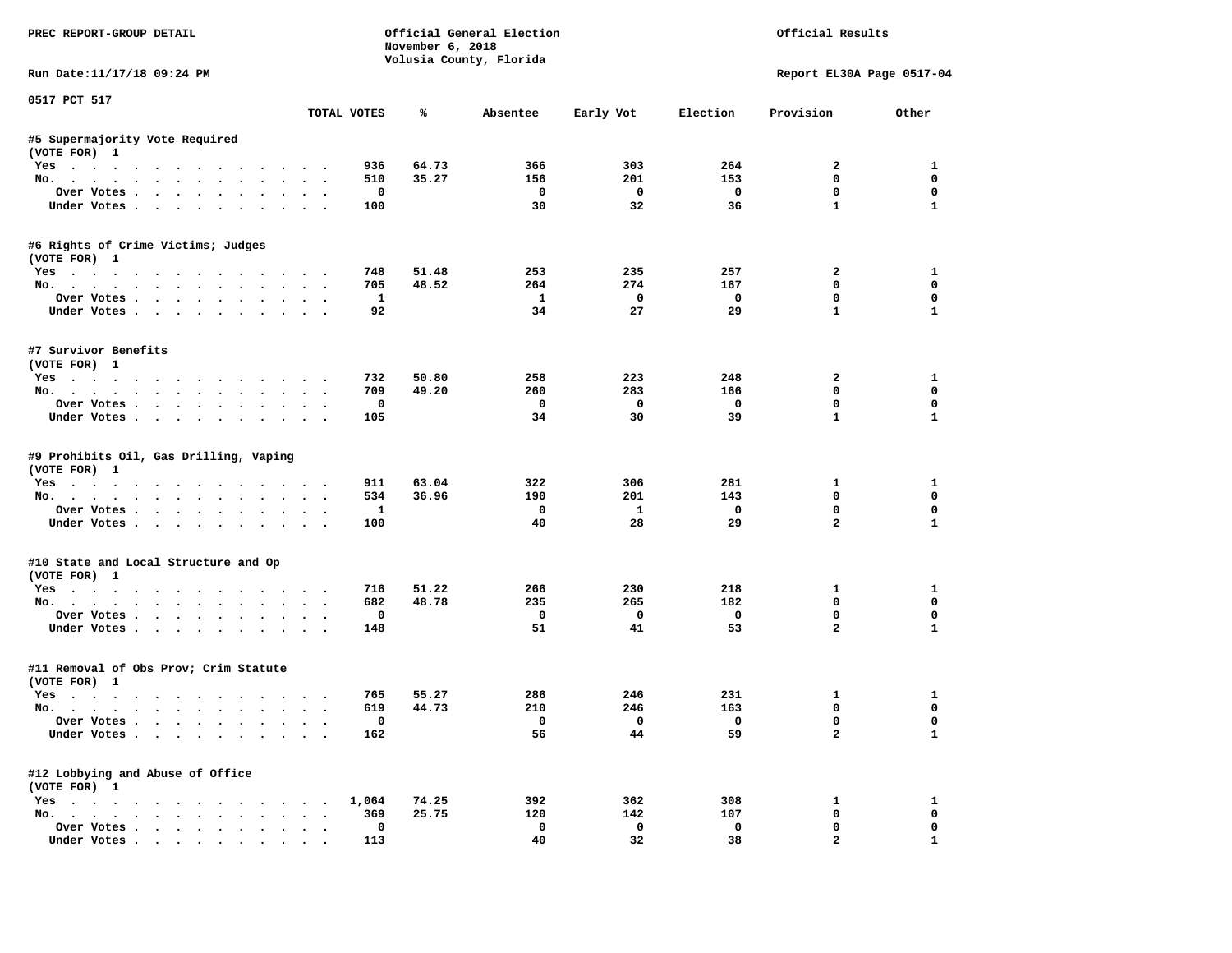PREC REPORT-GROUP DETAIL

Official General Election
November 6, 2018
Volusia County, Florida

Official Results

Run Date:11/17/18 09:24 PM

Report EL30A Page 0517-04

0517 PCT 517

| | TOTAL VOTES | % | Absentee | Early Vot | Election | Provision | Other |
|---|---|---|---|---|---|---|---|
| **#5 Supermajority Vote Required** | | | | | | | |
| (VOTE FOR) 1 | | | | | | | |
| Yes | 936 | 64.73 | 366 | 303 | 264 | 2 | 1 |
| No. | 510 | 35.27 | 156 | 201 | 153 | 0 | 0 |
| Over Votes | 0 | | 0 | 0 | 0 | 0 | 0 |
| Under Votes | 100 | | 30 | 32 | 36 | 1 | 1 |
| **#6 Rights of Crime Victims; Judges** | | | | | | | |
| (VOTE FOR) 1 | | | | | | | |
| Yes | 748 | 51.48 | 253 | 235 | 257 | 2 | 1 |
| No. | 705 | 48.52 | 264 | 274 | 167 | 0 | 0 |
| Over Votes | 1 | | 1 | 0 | 0 | 0 | 0 |
| Under Votes | 92 | | 34 | 27 | 29 | 1 | 1 |
| **#7 Survivor Benefits** | | | | | | | |
| (VOTE FOR) 1 | | | | | | | |
| Yes | 732 | 50.80 | 258 | 223 | 248 | 2 | 1 |
| No. | 709 | 49.20 | 260 | 283 | 166 | 0 | 0 |
| Over Votes | 0 | | 0 | 0 | 0 | 0 | 0 |
| Under Votes | 105 | | 34 | 30 | 39 | 1 | 1 |
| **#9 Prohibits Oil, Gas Drilling, Vaping** | | | | | | | |
| (VOTE FOR) 1 | | | | | | | |
| Yes | 911 | 63.04 | 322 | 306 | 281 | 1 | 1 |
| No. | 534 | 36.96 | 190 | 201 | 143 | 0 | 0 |
| Over Votes | 1 | | 0 | 1 | 0 | 0 | 0 |
| Under Votes | 100 | | 40 | 28 | 29 | 2 | 1 |
| **#10 State and Local Structure and Op** | | | | | | | |
| (VOTE FOR) 1 | | | | | | | |
| Yes | 716 | 51.22 | 266 | 230 | 218 | 1 | 1 |
| No. | 682 | 48.78 | 235 | 265 | 182 | 0 | 0 |
| Over Votes | 0 | | 0 | 0 | 0 | 0 | 0 |
| Under Votes | 148 | | 51 | 41 | 53 | 2 | 1 |
| **#11 Removal of Obs Prov; Crim Statute** | | | | | | | |
| (VOTE FOR) 1 | | | | | | | |
| Yes | 765 | 55.27 | 286 | 246 | 231 | 1 | 1 |
| No. | 619 | 44.73 | 210 | 246 | 163 | 0 | 0 |
| Over Votes | 0 | | 0 | 0 | 0 | 0 | 0 |
| Under Votes | 162 | | 56 | 44 | 59 | 2 | 1 |
| **#12 Lobbying and Abuse of Office** | | | | | | | |
| (VOTE FOR) 1 | | | | | | | |
| Yes | 1,064 | 74.25 | 392 | 362 | 308 | 1 | 1 |
| No. | 369 | 25.75 | 120 | 142 | 107 | 0 | 0 |
| Over Votes | 0 | | 0 | 0 | 0 | 0 | 0 |
| Under Votes | 113 | | 40 | 32 | 38 | 2 | 1 |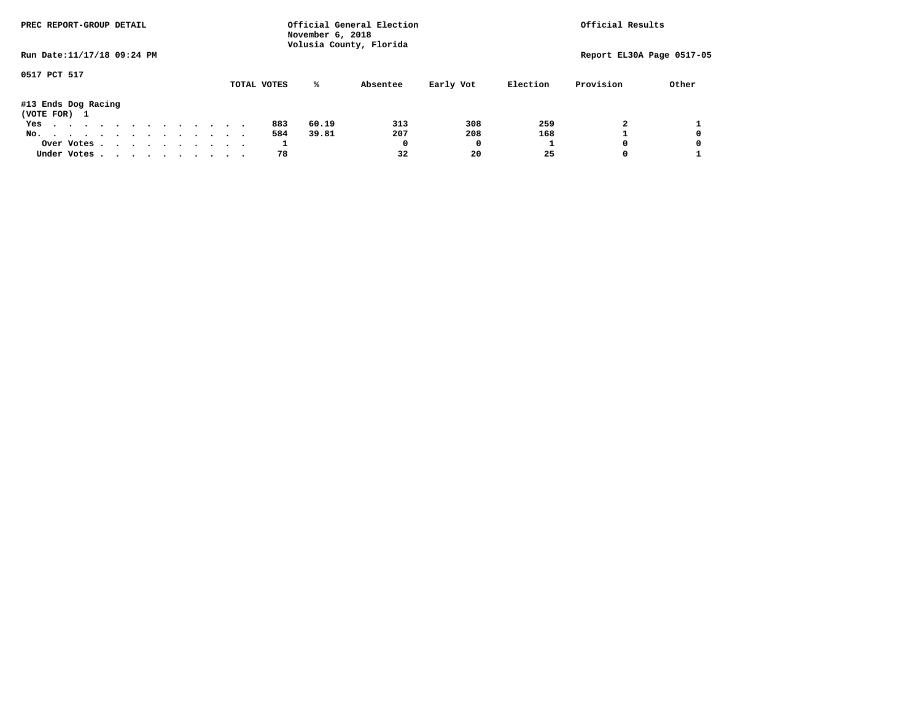PREC REPORT-GROUP DETAIL

Official General Election
November 6, 2018
Volusia County, Florida

Official Results

Run Date:11/17/18 09:24 PM

Report EL30A Page 0517-05

0517 PCT 517

#13 Ends Dog Racing
(VOTE FOR) 1

| | TOTAL VOTES | % | Absentee | Early Vot | Election | Provision | Other |
|---|---|---|---|---|---|---|---|
| Yes | 883 | 60.19 | 313 | 308 | 259 | 2 | 1 |
| No. | 584 | 39.81 | 207 | 208 | 168 | 1 | 0 |
| Over Votes | 1 | | 0 | 0 | 1 | 0 | 0 |
| Under Votes | 78 | | 32 | 20 | 25 | 0 | 1 |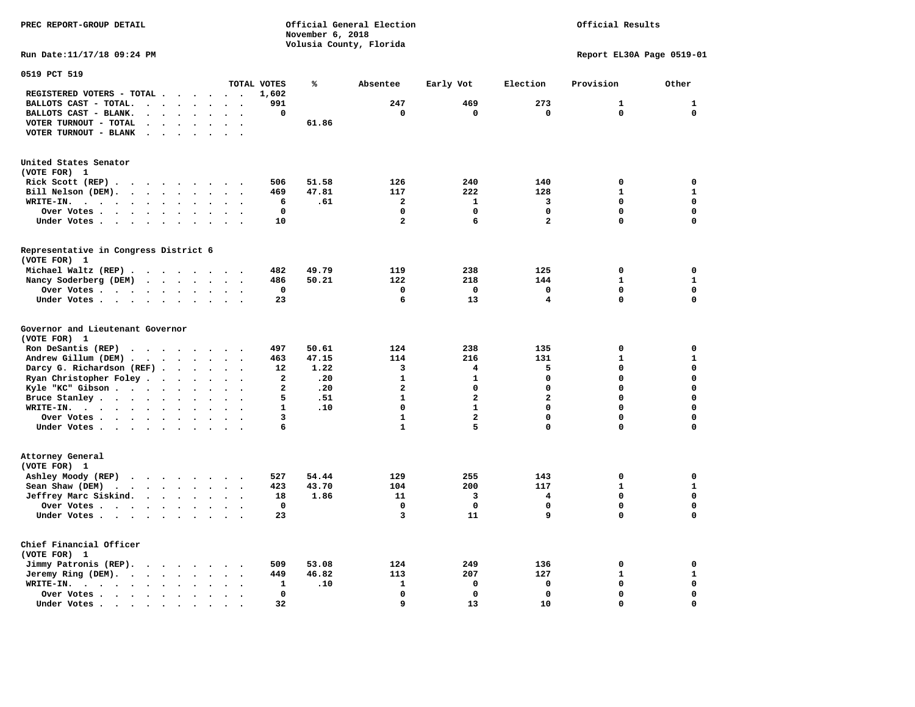PREC REPORT-GROUP DETAIL

Official General Election
November 6, 2018
Volusia County, Florida

Official Results

Run Date:11/17/18 09:24 PM

Report EL30A Page 0519-01

## 0519 PCT 519

| | TOTAL VOTES | % | Absentee | Early Vot | Election | Provision | Other |
|---|---|---|---|---|---|---|---|
| REGISTERED VOTERS - TOTAL | 1,602 | | | | | | |
| BALLOTS CAST - TOTAL. | 991 | | 247 | 469 | 273 | 1 | 1 |
| BALLOTS CAST - BLANK. | 0 | | 0 | 0 | 0 | 0 | 0 |
| VOTER TURNOUT - TOTAL | | 61.86 | | | | | |
| VOTER TURNOUT - BLANK | | | | | | | |

### United States Senator
(VOTE FOR) 1

| | TOTAL VOTES | % | Absentee | Early Vot | Election | Provision | Other |
|---|---|---|---|---|---|---|---|
| Rick Scott (REP) | 506 | 51.58 | 126 | 240 | 140 | 0 | 0 |
| Bill Nelson (DEM). | 469 | 47.81 | 117 | 222 | 128 | 1 | 1 |
| WRITE-IN. | 6 | .61 | 2 | 1 | 3 | 0 | 0 |
| Over Votes | 0 | | 0 | 0 | 0 | 0 | 0 |
| Under Votes | 10 | | 2 | 6 | 2 | 0 | 0 |

### Representative in Congress District 6
(VOTE FOR) 1

| | TOTAL VOTES | % | Absentee | Early Vot | Election | Provision | Other |
|---|---|---|---|---|---|---|---|
| Michael Waltz (REP) | 482 | 49.79 | 119 | 238 | 125 | 0 | 0 |
| Nancy Soderberg (DEM) | 486 | 50.21 | 122 | 218 | 144 | 1 | 1 |
| Over Votes | 0 | | 0 | 0 | 0 | 0 | 0 |
| Under Votes | 23 | | 6 | 13 | 4 | 0 | 0 |

### Governor and Lieutenant Governor
(VOTE FOR) 1

| | TOTAL VOTES | % | Absentee | Early Vot | Election | Provision | Other |
|---|---|---|---|---|---|---|---|
| Ron DeSantis (REP) | 497 | 50.61 | 124 | 238 | 135 | 0 | 0 |
| Andrew Gillum (DEM) | 463 | 47.15 | 114 | 216 | 131 | 1 | 1 |
| Darcy G. Richardson (REF) | 12 | 1.22 | 3 | 4 | 5 | 0 | 0 |
| Ryan Christopher Foley | 2 | .20 | 1 | 1 | 0 | 0 | 0 |
| Kyle "KC" Gibson | 2 | .20 | 2 | 0 | 0 | 0 | 0 |
| Bruce Stanley | 5 | .51 | 1 | 2 | 2 | 0 | 0 |
| WRITE-IN. | 1 | .10 | 0 | 1 | 0 | 0 | 0 |
| Over Votes | 3 | | 1 | 2 | 0 | 0 | 0 |
| Under Votes | 6 | | 1 | 5 | 0 | 0 | 0 |

### Attorney General
(VOTE FOR) 1

| | TOTAL VOTES | % | Absentee | Early Vot | Election | Provision | Other |
|---|---|---|---|---|---|---|---|
| Ashley Moody (REP) | 527 | 54.44 | 129 | 255 | 143 | 0 | 0 |
| Sean Shaw (DEM) | 423 | 43.70 | 104 | 200 | 117 | 1 | 1 |
| Jeffrey Marc Siskind. | 18 | 1.86 | 11 | 3 | 4 | 0 | 0 |
| Over Votes | 0 | | 0 | 0 | 0 | 0 | 0 |
| Under Votes | 23 | | 3 | 11 | 9 | 0 | 0 |

### Chief Financial Officer
(VOTE FOR) 1

| | TOTAL VOTES | % | Absentee | Early Vot | Election | Provision | Other |
|---|---|---|---|---|---|---|---|
| Jimmy Patronis (REP). | 509 | 53.08 | 124 | 249 | 136 | 0 | 0 |
| Jeremy Ring (DEM). | 449 | 46.82 | 113 | 207 | 127 | 1 | 1 |
| WRITE-IN. | 1 | .10 | 1 | 0 | 0 | 0 | 0 |
| Over Votes | 0 | | 0 | 0 | 0 | 0 | 0 |
| Under Votes | 32 | | 9 | 13 | 10 | 0 | 0 |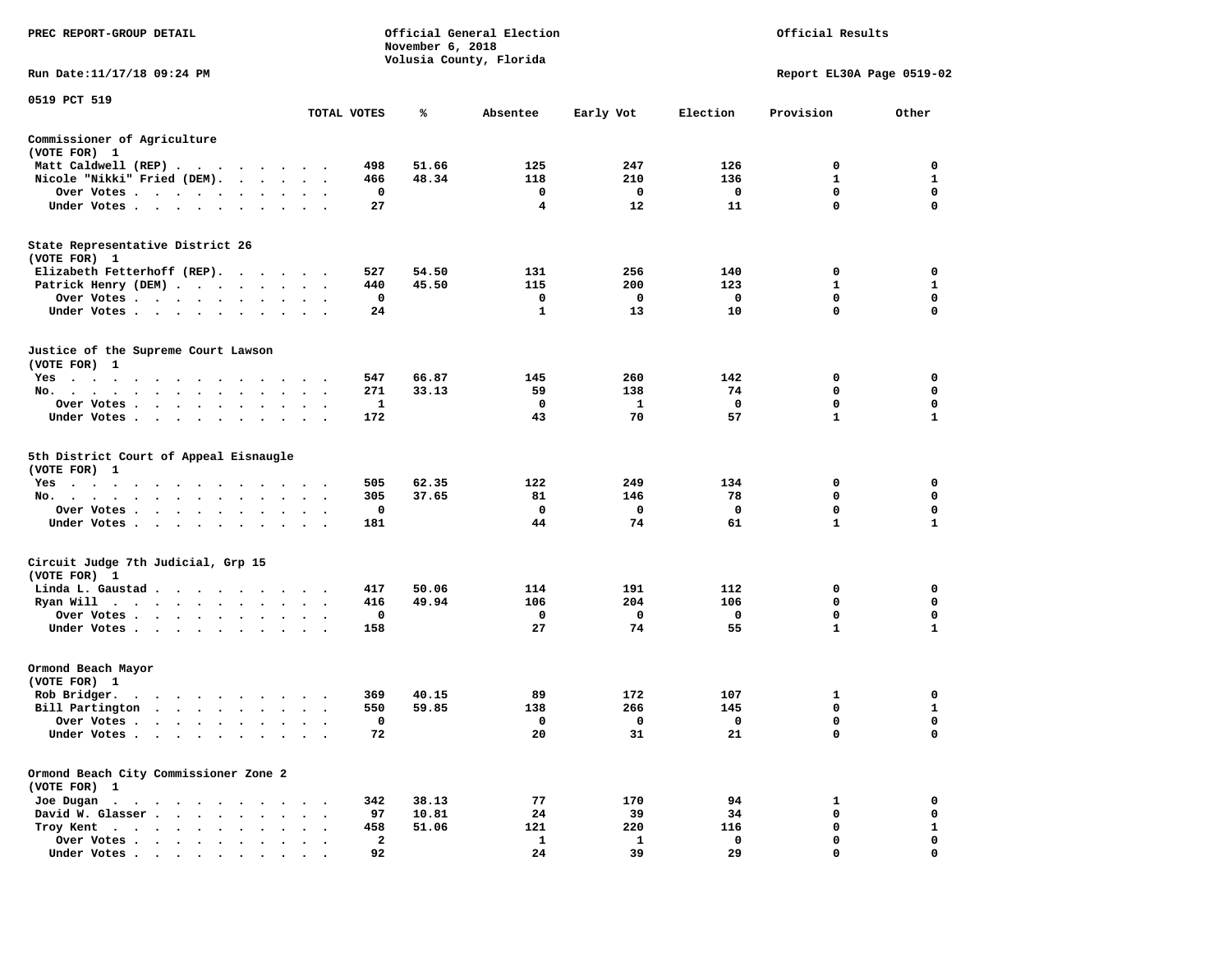PREC REPORT-GROUP DETAIL

Official General Election
November 6, 2018
Volusia County, Florida

Official Results

Run Date:11/17/18 09:24 PM

Report EL30A Page 0519-02

0519 PCT 519

| | TOTAL VOTES | % | Absentee | Early Vot | Election | Provision | Other |
|---|---|---|---|---|---|---|---|
| **Commissioner of Agriculture** | | | | | | | |
| (VOTE FOR) 1 | | | | | | | |
| Matt Caldwell (REP) | 498 | 51.66 | 125 | 247 | 126 | 0 | 0 |
| Nicole "Nikki" Fried (DEM) | 466 | 48.34 | 118 | 210 | 136 | 1 | 1 |
| Over Votes | 0 | | 0 | 0 | 0 | 0 | 0 |
| Under Votes | 27 | | 4 | 12 | 11 | 0 | 0 |
| **State Representative District 26** | | | | | | | |
| (VOTE FOR) 1 | | | | | | | |
| Elizabeth Fetterhoff (REP) | 527 | 54.50 | 131 | 256 | 140 | 0 | 0 |
| Patrick Henry (DEM) | 440 | 45.50 | 115 | 200 | 123 | 1 | 1 |
| Over Votes | 0 | | 0 | 0 | 0 | 0 | 0 |
| Under Votes | 24 | | 1 | 13 | 10 | 0 | 0 |
| **Justice of the Supreme Court Lawson** | | | | | | | |
| (VOTE FOR) 1 | | | | | | | |
| Yes | 547 | 66.87 | 145 | 260 | 142 | 0 | 0 |
| No. | 271 | 33.13 | 59 | 138 | 74 | 0 | 0 |
| Over Votes | 1 | | 0 | 1 | 0 | 0 | 0 |
| Under Votes | 172 | | 43 | 70 | 57 | 1 | 1 |
| **5th District Court of Appeal Eisnaugle** | | | | | | | |
| (VOTE FOR) 1 | | | | | | | |
| Yes | 505 | 62.35 | 122 | 249 | 134 | 0 | 0 |
| No. | 305 | 37.65 | 81 | 146 | 78 | 0 | 0 |
| Over Votes | 0 | | 0 | 0 | 0 | 0 | 0 |
| Under Votes | 181 | | 44 | 74 | 61 | 1 | 1 |
| **Circuit Judge 7th Judicial, Grp 15** | | | | | | | |
| (VOTE FOR) 1 | | | | | | | |
| Linda L. Gaustad | 417 | 50.06 | 114 | 191 | 112 | 0 | 0 |
| Ryan Will | 416 | 49.94 | 106 | 204 | 106 | 0 | 0 |
| Over Votes | 0 | | 0 | 0 | 0 | 0 | 0 |
| Under Votes | 158 | | 27 | 74 | 55 | 1 | 1 |
| **Ormond Beach Mayor** | | | | | | | |
| (VOTE FOR) 1 | | | | | | | |
| Rob Bridger. | 369 | 40.15 | 89 | 172 | 107 | 1 | 0 |
| Bill Partington | 550 | 59.85 | 138 | 266 | 145 | 0 | 1 |
| Over Votes | 0 | | 0 | 0 | 0 | 0 | 0 |
| Under Votes | 72 | | 20 | 31 | 21 | 0 | 0 |
| **Ormond Beach City Commissioner Zone 2** | | | | | | | |
| (VOTE FOR) 1 | | | | | | | |
| Joe Dugan | 342 | 38.13 | 77 | 170 | 94 | 1 | 0 |
| David W. Glasser | 97 | 10.81 | 24 | 39 | 34 | 0 | 0 |
| Troy Kent | 458 | 51.06 | 121 | 220 | 116 | 0 | 1 |
| Over Votes | 2 | | 1 | 1 | 0 | 0 | 0 |
| Under Votes | 92 | | 24 | 39 | 29 | 0 | 0 |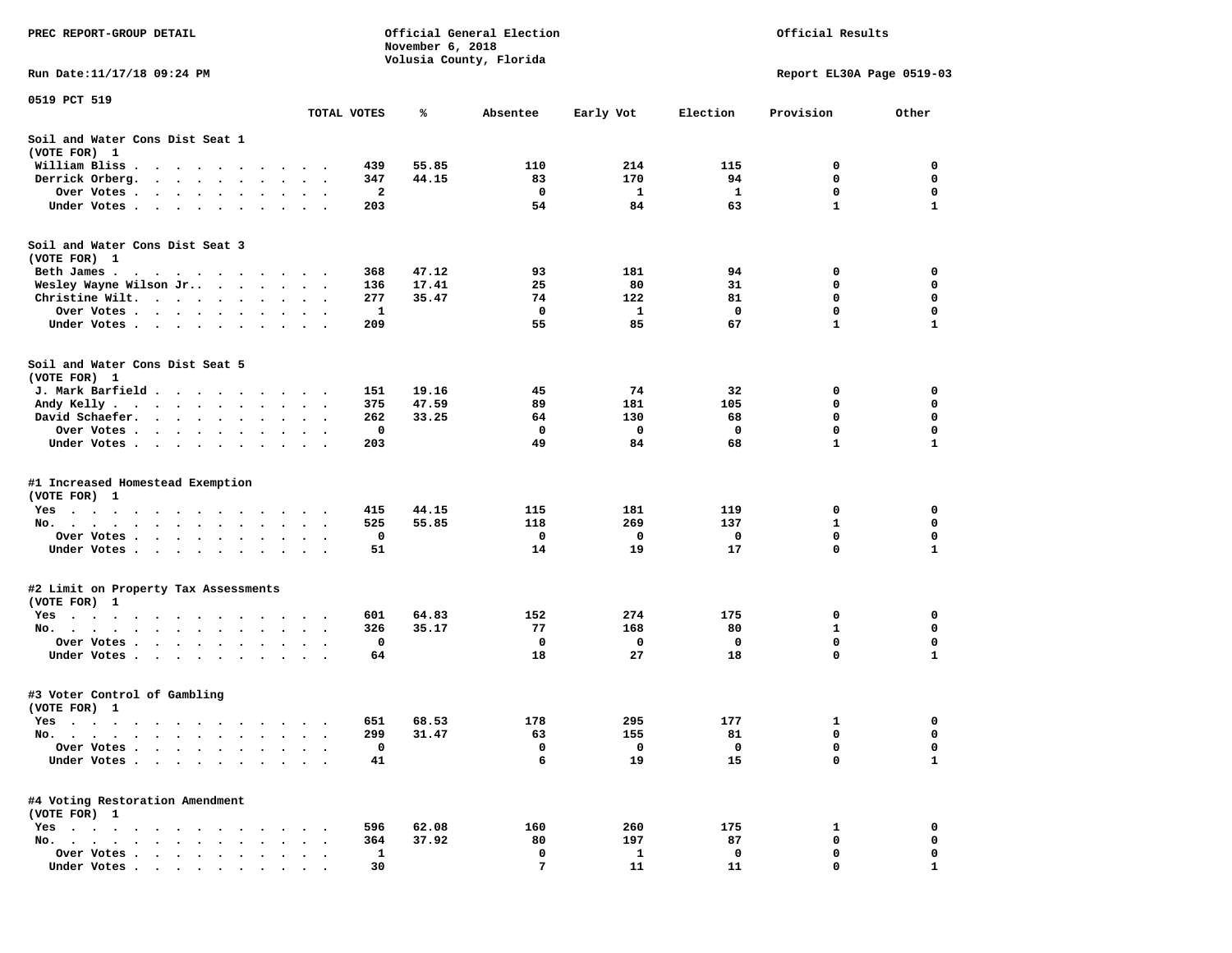PREC REPORT-GROUP DETAIL

Official General Election
November 6, 2018
Volusia County, Florida

Official Results

Run Date:11/17/18 09:24 PM

Report EL30A Page 0519-03

0519 PCT 519

| | TOTAL VOTES | % | Absentee | Early Vot | Election | Provision | Other |
|---|---|---|---|---|---|---|---|
| **Soil and Water Cons Dist Seat 1** | | | | | | | |
| (VOTE FOR) 1 | | | | | | | |
| William Bliss | 439 | 55.85 | 110 | 214 | 115 | 0 | 0 |
| Derrick Orberg | 347 | 44.15 | 83 | 170 | 94 | 0 | 0 |
| Over Votes | 2 | | 0 | 1 | 1 | 0 | 0 |
| Under Votes | 203 | | 54 | 84 | 63 | 1 | 1 |
| **Soil and Water Cons Dist Seat 3** | | | | | | | |
| (VOTE FOR) 1 | | | | | | | |
| Beth James | 368 | 47.12 | 93 | 181 | 94 | 0 | 0 |
| Wesley Wayne Wilson Jr. | 136 | 17.41 | 25 | 80 | 31 | 0 | 0 |
| Christine Wilt | 277 | 35.47 | 74 | 122 | 81 | 0 | 0 |
| Over Votes | 1 | | 0 | 1 | 0 | 0 | 0 |
| Under Votes | 209 | | 55 | 85 | 67 | 1 | 1 |
| **Soil and Water Cons Dist Seat 5** | | | | | | | |
| (VOTE FOR) 1 | | | | | | | |
| J. Mark Barfield | 151 | 19.16 | 45 | 74 | 32 | 0 | 0 |
| Andy Kelly | 375 | 47.59 | 89 | 181 | 105 | 0 | 0 |
| David Schaefer | 262 | 33.25 | 64 | 130 | 68 | 0 | 0 |
| Over Votes | 0 | | 0 | 0 | 0 | 0 | 0 |
| Under Votes | 203 | | 49 | 84 | 68 | 1 | 1 |
| **#1 Increased Homestead Exemption** | | | | | | | |
| (VOTE FOR) 1 | | | | | | | |
| Yes | 415 | 44.15 | 115 | 181 | 119 | 0 | 0 |
| No | 525 | 55.85 | 118 | 269 | 137 | 1 | 0 |
| Over Votes | 0 | | 0 | 0 | 0 | 0 | 0 |
| Under Votes | 51 | | 14 | 19 | 17 | 0 | 1 |
| **#2 Limit on Property Tax Assessments** | | | | | | | |
| (VOTE FOR) 1 | | | | | | | |
| Yes | 601 | 64.83 | 152 | 274 | 175 | 0 | 0 |
| No | 326 | 35.17 | 77 | 168 | 80 | 1 | 0 |
| Over Votes | 0 | | 0 | 0 | 0 | 0 | 0 |
| Under Votes | 64 | | 18 | 27 | 18 | 0 | 1 |
| **#3 Voter Control of Gambling** | | | | | | | |
| (VOTE FOR) 1 | | | | | | | |
| Yes | 651 | 68.53 | 178 | 295 | 177 | 1 | 0 |
| No | 299 | 31.47 | 63 | 155 | 81 | 0 | 0 |
| Over Votes | 0 | | 0 | 0 | 0 | 0 | 0 |
| Under Votes | 41 | | 6 | 19 | 15 | 0 | 1 |
| **#4 Voting Restoration Amendment** | | | | | | | |
| (VOTE FOR) 1 | | | | | | | |
| Yes | 596 | 62.08 | 160 | 260 | 175 | 1 | 0 |
| No | 364 | 37.92 | 80 | 197 | 87 | 0 | 0 |
| Over Votes | 1 | | 0 | 1 | 0 | 0 | 0 |
| Under Votes | 30 | | 7 | 11 | 11 | 0 | 1 |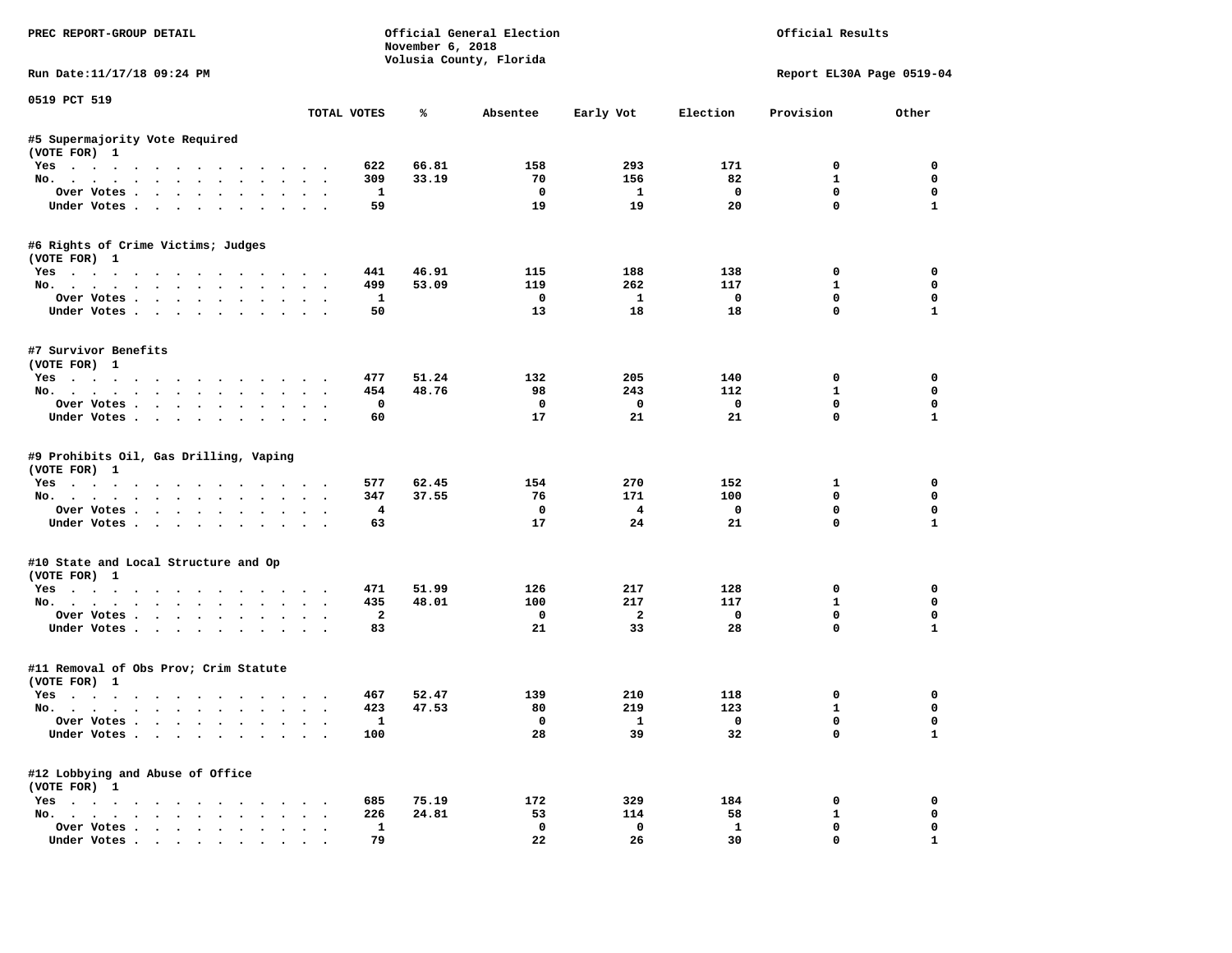PREC REPORT-GROUP DETAIL

Official General Election
November 6, 2018
Volusia County, Florida

Official Results

Run Date:11/17/18 09:24 PM

Report EL30A Page 0519-04

0519 PCT 519

| | TOTAL VOTES | % | Absentee | Early Vot | Election | Provision | Other |
|---|---|---|---|---|---|---|---|
| **#5 Supermajority Vote Required** | | | | | | | |
| (VOTE FOR) 1 | | | | | | | |
| Yes | 622 | 66.81 | 158 | 293 | 171 | 0 | 0 |
| No. | 309 | 33.19 | 70 | 156 | 82 | 1 | 0 |
| Over Votes | 1 | | 0 | 1 | 0 | 0 | 0 |
| Under Votes | 59 | | 19 | 19 | 20 | 0 | 1 |
| **#6 Rights of Crime Victims; Judges** | | | | | | | |
| (VOTE FOR) 1 | | | | | | | |
| Yes | 441 | 46.91 | 115 | 188 | 138 | 0 | 0 |
| No. | 499 | 53.09 | 119 | 262 | 117 | 1 | 0 |
| Over Votes | 1 | | 0 | 1 | 0 | 0 | 0 |
| Under Votes | 50 | | 13 | 18 | 18 | 0 | 1 |
| **#7 Survivor Benefits** | | | | | | | |
| (VOTE FOR) 1 | | | | | | | |
| Yes | 477 | 51.24 | 132 | 205 | 140 | 0 | 0 |
| No. | 454 | 48.76 | 98 | 243 | 112 | 1 | 0 |
| Over Votes | 0 | | 0 | 0 | 0 | 0 | 0 |
| Under Votes | 60 | | 17 | 21 | 21 | 0 | 1 |
| **#9 Prohibits Oil, Gas Drilling, Vaping** | | | | | | | |
| (VOTE FOR) 1 | | | | | | | |
| Yes | 577 | 62.45 | 154 | 270 | 152 | 1 | 0 |
| No. | 347 | 37.55 | 76 | 171 | 100 | 0 | 0 |
| Over Votes | 4 | | 0 | 4 | 0 | 0 | 0 |
| Under Votes | 63 | | 17 | 24 | 21 | 0 | 1 |
| **#10 State and Local Structure and Op** | | | | | | | |
| (VOTE FOR) 1 | | | | | | | |
| Yes | 471 | 51.99 | 126 | 217 | 128 | 0 | 0 |
| No. | 435 | 48.01 | 100 | 217 | 117 | 1 | 0 |
| Over Votes | 2 | | 0 | 2 | 0 | 0 | 0 |
| Under Votes | 83 | | 21 | 33 | 28 | 0 | 1 |
| **#11 Removal of Obs Prov; Crim Statute** | | | | | | | |
| (VOTE FOR) 1 | | | | | | | |
| Yes | 467 | 52.47 | 139 | 210 | 118 | 0 | 0 |
| No. | 423 | 47.53 | 80 | 219 | 123 | 1 | 0 |
| Over Votes | 1 | | 0 | 1 | 0 | 0 | 0 |
| Under Votes | 100 | | 28 | 39 | 32 | 0 | 1 |
| **#12 Lobbying and Abuse of Office** | | | | | | | |
| (VOTE FOR) 1 | | | | | | | |
| Yes | 685 | 75.19 | 172 | 329 | 184 | 0 | 0 |
| No. | 226 | 24.81 | 53 | 114 | 58 | 1 | 0 |
| Over Votes | 1 | | 0 | 0 | 1 | 0 | 0 |
| Under Votes | 79 | | 22 | 26 | 30 | 0 | 1 |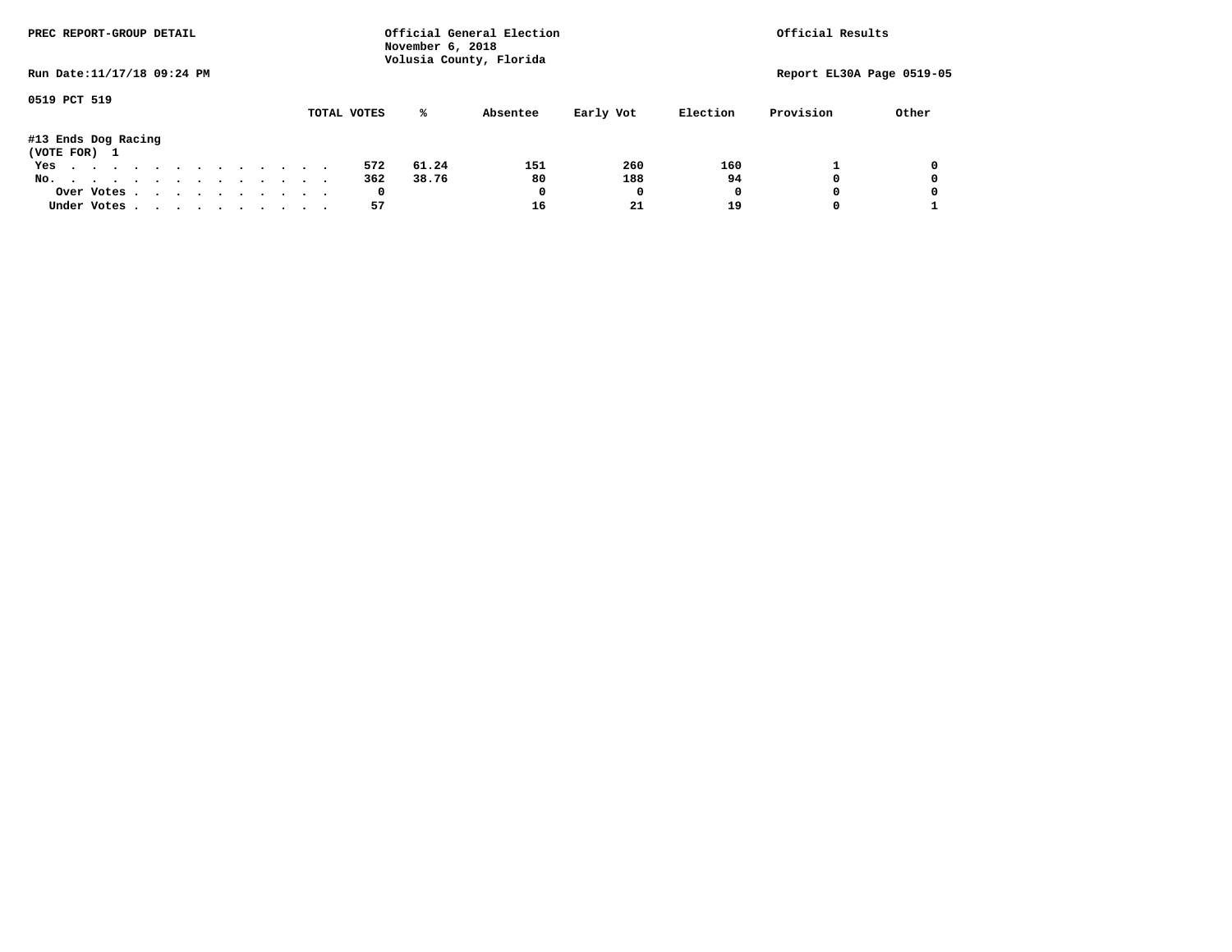PREC REPORT-GROUP DETAIL

Official General Election
November 6, 2018
Volusia County, Florida

Official Results

Run Date:11/17/18 09:24 PM

Report EL30A Page 0519-05

0519 PCT 519

#13 Ends Dog Racing
(VOTE FOR) 1

| | TOTAL VOTES | % | Absentee | Early Vot | Election | Provision | Other |
|---|---|---|---|---|---|---|---|
| Yes | 572 | 61.24 | 151 | 260 | 160 | 1 | 0 |
| No. | 362 | 38.76 | 80 | 188 | 94 | 0 | 0 |
| Over Votes | 0 | | 0 | 0 | 0 | 0 | 0 |
| Under Votes | 57 | | 16 | 21 | 19 | 0 | 1 |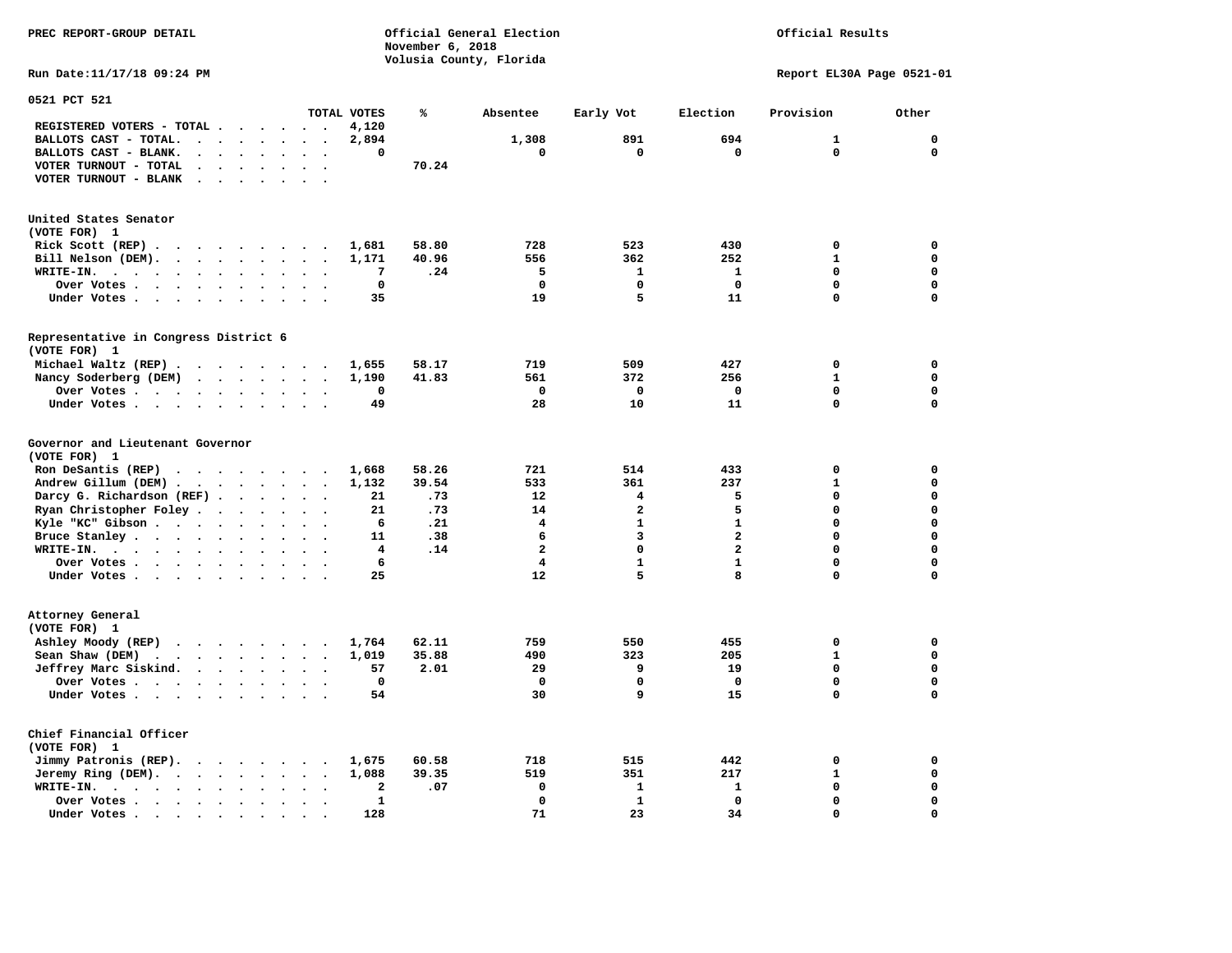PREC REPORT-GROUP DETAIL

Official General Election
November 6, 2018
Volusia County, Florida

Official Results

Run Date:11/17/18 09:24 PM

Report EL30A Page 0521-01

## 0521 PCT 521

| | TOTAL VOTES | % | Absentee | Early Vot | Election | Provision | Other |
|---|---|---|---|---|---|---|---|
| REGISTERED VOTERS - TOTAL | 4,120 | | | | | | |
| BALLOTS CAST - TOTAL. | 2,894 | | 1,308 | 891 | 694 | 1 | 0 |
| BALLOTS CAST - BLANK. | 0 | | 0 | 0 | 0 | 0 | 0 |
| VOTER TURNOUT - TOTAL | | 70.24 | | | | | |
| VOTER TURNOUT - BLANK | | | | | | | |

### United States Senator (VOTE FOR) 1

| | TOTAL VOTES | % | Absentee | Early Vot | Election | Provision | Other |
|---|---|---|---|---|---|---|---|
| Rick Scott (REP) | 1,681 | 58.80 | 728 | 523 | 430 | 0 | 0 |
| Bill Nelson (DEM). | 1,171 | 40.96 | 556 | 362 | 252 | 1 | 0 |
| WRITE-IN. | 7 | .24 | 5 | 1 | 1 | 0 | 0 |
| Over Votes | 0 | | 0 | 0 | 0 | 0 | 0 |
| Under Votes | 35 | | 19 | 5 | 11 | 0 | 0 |

### Representative in Congress District 6 (VOTE FOR) 1

| | TOTAL VOTES | % | Absentee | Early Vot | Election | Provision | Other |
|---|---|---|---|---|---|---|---|
| Michael Waltz (REP) | 1,655 | 58.17 | 719 | 509 | 427 | 0 | 0 |
| Nancy Soderberg (DEM) | 1,190 | 41.83 | 561 | 372 | 256 | 1 | 0 |
| Over Votes | 0 | | 0 | 0 | 0 | 0 | 0 |
| Under Votes | 49 | | 28 | 10 | 11 | 0 | 0 |

### Governor and Lieutenant Governor (VOTE FOR) 1

| | TOTAL VOTES | % | Absentee | Early Vot | Election | Provision | Other |
|---|---|---|---|---|---|---|---|
| Ron DeSantis (REP) | 1,668 | 58.26 | 721 | 514 | 433 | 0 | 0 |
| Andrew Gillum (DEM) | 1,132 | 39.54 | 533 | 361 | 237 | 1 | 0 |
| Darcy G. Richardson (REF) | 21 | .73 | 12 | 4 | 5 | 0 | 0 |
| Ryan Christopher Foley | 21 | .73 | 14 | 2 | 5 | 0 | 0 |
| Kyle "KC" Gibson | 6 | .21 | 4 | 1 | 1 | 0 | 0 |
| Bruce Stanley | 11 | .38 | 6 | 3 | 2 | 0 | 0 |
| WRITE-IN. | 4 | .14 | 2 | 0 | 2 | 0 | 0 |
| Over Votes | 6 | | 4 | 1 | 1 | 0 | 0 |
| Under Votes | 25 | | 12 | 5 | 8 | 0 | 0 |

### Attorney General (VOTE FOR) 1

| | TOTAL VOTES | % | Absentee | Early Vot | Election | Provision | Other |
|---|---|---|---|---|---|---|---|
| Ashley Moody (REP) | 1,764 | 62.11 | 759 | 550 | 455 | 0 | 0 |
| Sean Shaw (DEM) | 1,019 | 35.88 | 490 | 323 | 205 | 1 | 0 |
| Jeffrey Marc Siskind. | 57 | 2.01 | 29 | 9 | 19 | 0 | 0 |
| Over Votes | 0 | | 0 | 0 | 0 | 0 | 0 |
| Under Votes | 54 | | 30 | 9 | 15 | 0 | 0 |

### Chief Financial Officer (VOTE FOR) 1

| | TOTAL VOTES | % | Absentee | Early Vot | Election | Provision | Other |
|---|---|---|---|---|---|---|---|
| Jimmy Patronis (REP). | 1,675 | 60.58 | 718 | 515 | 442 | 0 | 0 |
| Jeremy Ring (DEM). | 1,088 | 39.35 | 519 | 351 | 217 | 1 | 0 |
| WRITE-IN. | 2 | .07 | 0 | 1 | 1 | 0 | 0 |
| Over Votes | 1 | | 0 | 1 | 0 | 0 | 0 |
| Under Votes | 128 | | 71 | 23 | 34 | 0 | 0 |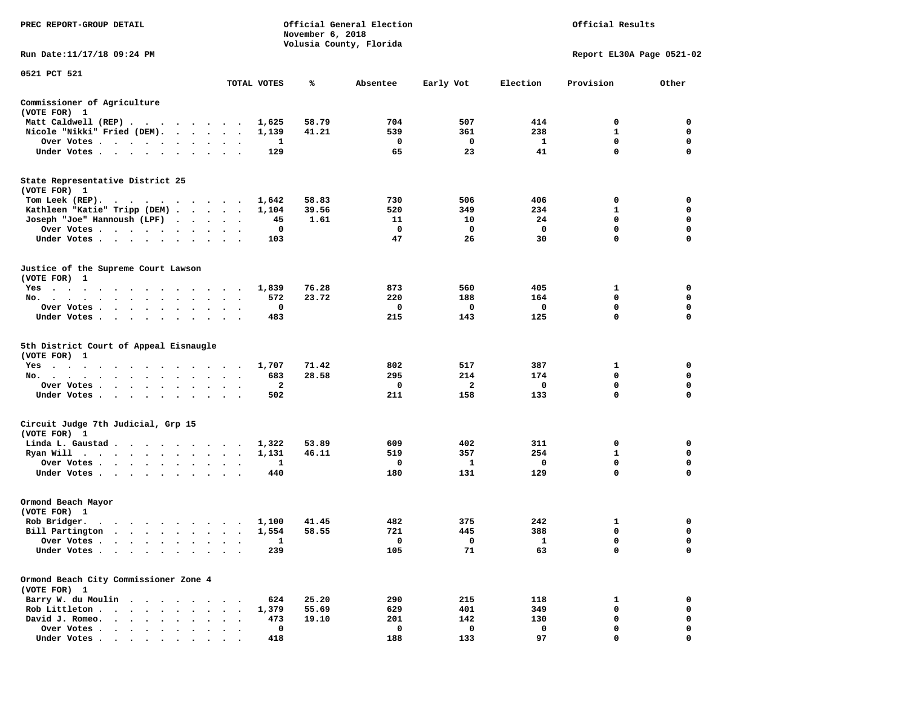PREC REPORT-GROUP DETAIL

Official General Election
November 6, 2018
Volusia County, Florida

Official Results

Run Date:11/17/18 09:24 PM

Report EL30A Page 0521-02

0521 PCT 521

| | TOTAL VOTES | % | Absentee | Early Vot | Election | Provision | Other |
|---|---|---|---|---|---|---|---|
| **Commissioner of Agriculture** | | | | | | | |
| (VOTE FOR) 1 | | | | | | | |
| Matt Caldwell (REP) | 1,625 | 58.79 | 704 | 507 | 414 | 0 | 0 |
| Nicole "Nikki" Fried (DEM) | 1,139 | 41.21 | 539 | 361 | 238 | 1 | 0 |
| Over Votes | 1 | | 0 | 0 | 1 | 0 | 0 |
| Under Votes | 129 | | 65 | 23 | 41 | 0 | 0 |
| **State Representative District 25** | | | | | | | |
| (VOTE FOR) 1 | | | | | | | |
| Tom Leek (REP) | 1,642 | 58.83 | 730 | 506 | 406 | 0 | 0 |
| Kathleen "Katie" Tripp (DEM) | 1,104 | 39.56 | 520 | 349 | 234 | 1 | 0 |
| Joseph "Joe" Hannoush (LPF) | 45 | 1.61 | 11 | 10 | 24 | 0 | 0 |
| Over Votes | 0 | | 0 | 0 | 0 | 0 | 0 |
| Under Votes | 103 | | 47 | 26 | 30 | 0 | 0 |
| **Justice of the Supreme Court Lawson** | | | | | | | |
| (VOTE FOR) 1 | | | | | | | |
| Yes | 1,839 | 76.28 | 873 | 560 | 405 | 1 | 0 |
| No. | 572 | 23.72 | 220 | 188 | 164 | 0 | 0 |
| Over Votes | 0 | | 0 | 0 | 0 | 0 | 0 |
| Under Votes | 483 | | 215 | 143 | 125 | 0 | 0 |
| **5th District Court of Appeal Eisnaugle** | | | | | | | |
| (VOTE FOR) 1 | | | | | | | |
| Yes | 1,707 | 71.42 | 802 | 517 | 387 | 1 | 0 |
| No. | 683 | 28.58 | 295 | 214 | 174 | 0 | 0 |
| Over Votes | 2 | | 0 | 2 | 0 | 0 | 0 |
| Under Votes | 502 | | 211 | 158 | 133 | 0 | 0 |
| **Circuit Judge 7th Judicial, Grp 15** | | | | | | | |
| (VOTE FOR) 1 | | | | | | | |
| Linda L. Gaustad | 1,322 | 53.89 | 609 | 402 | 311 | 0 | 0 |
| Ryan Will | 1,131 | 46.11 | 519 | 357 | 254 | 1 | 0 |
| Over Votes | 1 | | 0 | 1 | 0 | 0 | 0 |
| Under Votes | 440 | | 180 | 131 | 129 | 0 | 0 |
| **Ormond Beach Mayor** | | | | | | | |
| (VOTE FOR) 1 | | | | | | | |
| Rob Bridger | 1,100 | 41.45 | 482 | 375 | 242 | 1 | 0 |
| Bill Partington | 1,554 | 58.55 | 721 | 445 | 388 | 0 | 0 |
| Over Votes | 1 | | 0 | 0 | 1 | 0 | 0 |
| Under Votes | 239 | | 105 | 71 | 63 | 0 | 0 |
| **Ormond Beach City Commissioner Zone 4** | | | | | | | |
| (VOTE FOR) 1 | | | | | | | |
| Barry W. du Moulin | 624 | 25.20 | 290 | 215 | 118 | 1 | 0 |
| Rob Littleton | 1,379 | 55.69 | 629 | 401 | 349 | 0 | 0 |
| David J. Romeo | 473 | 19.10 | 201 | 142 | 130 | 0 | 0 |
| Over Votes | 0 | | 0 | 0 | 0 | 0 | 0 |
| Under Votes | 418 | | 188 | 133 | 97 | 0 | 0 |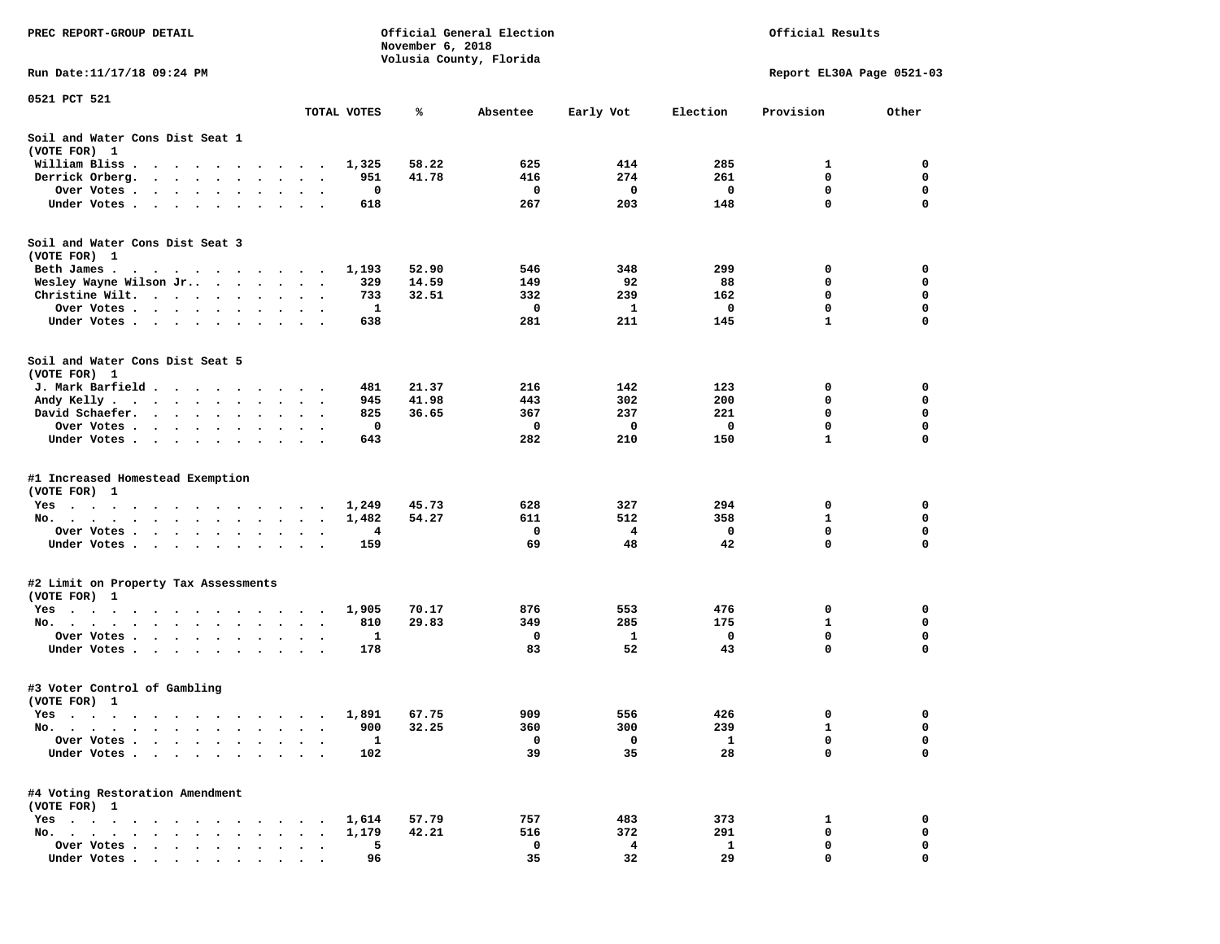PREC REPORT-GROUP DETAIL

Official General Election
November 6, 2018
Volusia County, Florida

Official Results

Run Date:11/17/18 09:24 PM

Report EL30A Page 0521-03

0521 PCT 521

| | TOTAL VOTES | % | Absentee | Early Vot | Election | Provision | Other |
|---|---|---|---|---|---|---|---|
| **Soil and Water Cons Dist Seat 1** | | | | | | | |
| (VOTE FOR) 1 | | | | | | | |
| William Bliss | 1,325 | 58.22 | 625 | 414 | 285 | 1 | 0 |
| Derrick Orberg. | 951 | 41.78 | 416 | 274 | 261 | 0 | 0 |
| Over Votes | 0 | | 0 | 0 | 0 | 0 | 0 |
| Under Votes | 618 | | 267 | 203 | 148 | 0 | 0 |
| **Soil and Water Cons Dist Seat 3** | | | | | | | |
| (VOTE FOR) 1 | | | | | | | |
| Beth James | 1,193 | 52.90 | 546 | 348 | 299 | 0 | 0 |
| Wesley Wayne Wilson Jr.. | 329 | 14.59 | 149 | 92 | 88 | 0 | 0 |
| Christine Wilt. | 733 | 32.51 | 332 | 239 | 162 | 0 | 0 |
| Over Votes | 1 | | 0 | 1 | 0 | 0 | 0 |
| Under Votes | 638 | | 281 | 211 | 145 | 1 | 0 |
| **Soil and Water Cons Dist Seat 5** | | | | | | | |
| (VOTE FOR) 1 | | | | | | | |
| J. Mark Barfield | 481 | 21.37 | 216 | 142 | 123 | 0 | 0 |
| Andy Kelly | 945 | 41.98 | 443 | 302 | 200 | 0 | 0 |
| David Schaefer. | 825 | 36.65 | 367 | 237 | 221 | 0 | 0 |
| Over Votes | 0 | | 0 | 0 | 0 | 0 | 0 |
| Under Votes | 643 | | 282 | 210 | 150 | 1 | 0 |
| **#1 Increased Homestead Exemption** | | | | | | | |
| (VOTE FOR) 1 | | | | | | | |
| Yes | 1,249 | 45.73 | 628 | 327 | 294 | 0 | 0 |
| No. | 1,482 | 54.27 | 611 | 512 | 358 | 1 | 0 |
| Over Votes | 4 | | 0 | 4 | 0 | 0 | 0 |
| Under Votes | 159 | | 69 | 48 | 42 | 0 | 0 |
| **#2 Limit on Property Tax Assessments** | | | | | | | |
| (VOTE FOR) 1 | | | | | | | |
| Yes | 1,905 | 70.17 | 876 | 553 | 476 | 0 | 0 |
| No. | 810 | 29.83 | 349 | 285 | 175 | 1 | 0 |
| Over Votes | 1 | | 0 | 1 | 0 | 0 | 0 |
| Under Votes | 178 | | 83 | 52 | 43 | 0 | 0 |
| **#3 Voter Control of Gambling** | | | | | | | |
| (VOTE FOR) 1 | | | | | | | |
| Yes | 1,891 | 67.75 | 909 | 556 | 426 | 0 | 0 |
| No. | 900 | 32.25 | 360 | 300 | 239 | 1 | 0 |
| Over Votes | 1 | | 0 | 0 | 1 | 0 | 0 |
| Under Votes | 102 | | 39 | 35 | 28 | 0 | 0 |
| **#4 Voting Restoration Amendment** | | | | | | | |
| (VOTE FOR) 1 | | | | | | | |
| Yes | 1,614 | 57.79 | 757 | 483 | 373 | 1 | 0 |
| No. | 1,179 | 42.21 | 516 | 372 | 291 | 0 | 0 |
| Over Votes | 5 | | 0 | 4 | 1 | 0 | 0 |
| Under Votes | 96 | | 35 | 32 | 29 | 0 | 0 |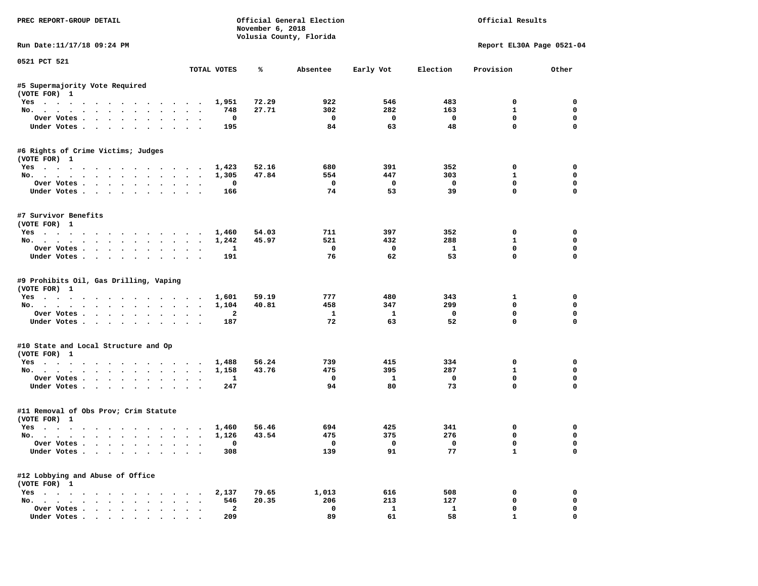PREC REPORT-GROUP DETAIL

Official General Election
November 6, 2018
Volusia County, Florida

Official Results

Run Date:11/17/18 09:24 PM

Report EL30A Page 0521-04

0521 PCT 521

| | TOTAL VOTES | % | Absentee | Early Vot | Election | Provision | Other |
|---|---|---|---|---|---|---|---|
| **#5 Supermajority Vote Required** | | | | | | | |
| (VOTE FOR) 1 | | | | | | | |
| Yes | 1,951 | 72.29 | 922 | 546 | 483 | 0 | 0 |
| No. | 748 | 27.71 | 302 | 282 | 163 | 1 | 0 |
| Over Votes | 0 | | 0 | 0 | 0 | 0 | 0 |
| Under Votes | 195 | | 84 | 63 | 48 | 0 | 0 |
| **#6 Rights of Crime Victims; Judges** | | | | | | | |
| (VOTE FOR) 1 | | | | | | | |
| Yes | 1,423 | 52.16 | 680 | 391 | 352 | 0 | 0 |
| No. | 1,305 | 47.84 | 554 | 447 | 303 | 1 | 0 |
| Over Votes | 0 | | 0 | 0 | 0 | 0 | 0 |
| Under Votes | 166 | | 74 | 53 | 39 | 0 | 0 |
| **#7 Survivor Benefits** | | | | | | | |
| (VOTE FOR) 1 | | | | | | | |
| Yes | 1,460 | 54.03 | 711 | 397 | 352 | 0 | 0 |
| No. | 1,242 | 45.97 | 521 | 432 | 288 | 1 | 0 |
| Over Votes | 1 | | 0 | 0 | 1 | 0 | 0 |
| Under Votes | 191 | | 76 | 62 | 53 | 0 | 0 |
| **#9 Prohibits Oil, Gas Drilling, Vaping** | | | | | | | |
| (VOTE FOR) 1 | | | | | | | |
| Yes | 1,601 | 59.19 | 777 | 480 | 343 | 1 | 0 |
| No. | 1,104 | 40.81 | 458 | 347 | 299 | 0 | 0 |
| Over Votes | 2 | | 1 | 1 | 0 | 0 | 0 |
| Under Votes | 187 | | 72 | 63 | 52 | 0 | 0 |
| **#10 State and Local Structure and Op** | | | | | | | |
| (VOTE FOR) 1 | | | | | | | |
| Yes | 1,488 | 56.24 | 739 | 415 | 334 | 0 | 0 |
| No. | 1,158 | 43.76 | 475 | 395 | 287 | 1 | 0 |
| Over Votes | 1 | | 0 | 1 | 0 | 0 | 0 |
| Under Votes | 247 | | 94 | 80 | 73 | 0 | 0 |
| **#11 Removal of Obs Prov; Crim Statute** | | | | | | | |
| (VOTE FOR) 1 | | | | | | | |
| Yes | 1,460 | 56.46 | 694 | 425 | 341 | 0 | 0 |
| No. | 1,126 | 43.54 | 475 | 375 | 276 | 0 | 0 |
| Over Votes | 0 | | 0 | 0 | 0 | 0 | 0 |
| Under Votes | 308 | | 139 | 91 | 77 | 1 | 0 |
| **#12 Lobbying and Abuse of Office** | | | | | | | |
| (VOTE FOR) 1 | | | | | | | |
| Yes | 2,137 | 79.65 | 1,013 | 616 | 508 | 0 | 0 |
| No. | 546 | 20.35 | 206 | 213 | 127 | 0 | 0 |
| Over Votes | 2 | | 0 | 1 | 1 | 0 | 0 |
| Under Votes | 209 | | 89 | 61 | 58 | 1 | 0 |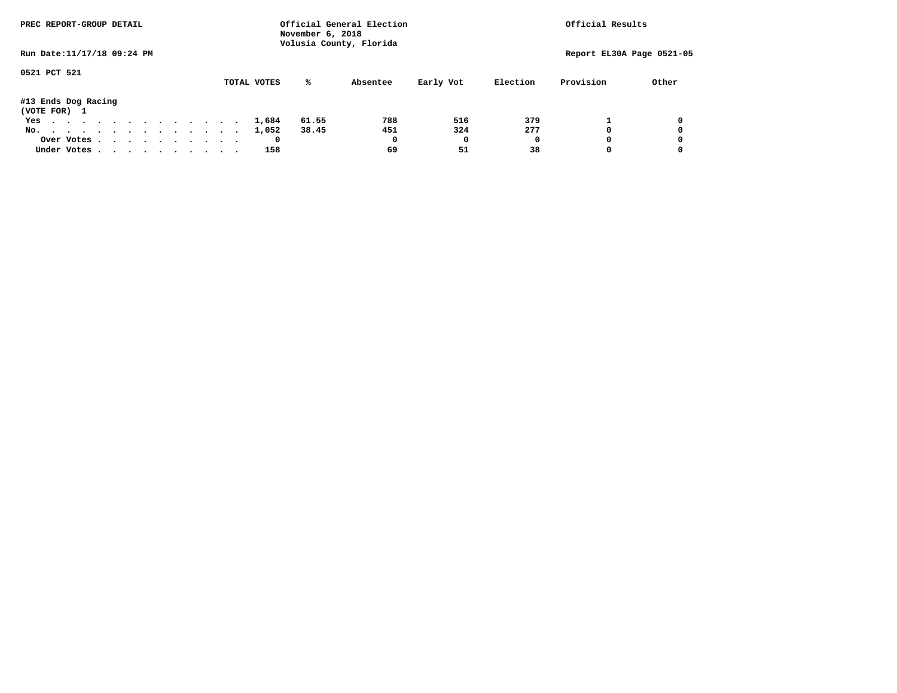PREC REPORT-GROUP DETAIL

Official General Election
November 6, 2018
Volusia County, Florida

Official Results

Run Date:11/17/18 09:24 PM

Report EL30A Page 0521-05

0521 PCT 521

#13 Ends Dog Racing
(VOTE FOR) 1

| | TOTAL VOTES | % | Absentee | Early Vot | Election | Provision | Other |
|---|---|---|---|---|---|---|---|
| Yes | 1,684 | 61.55 | 788 | 516 | 379 | 1 | 0 |
| No. | 1,052 | 38.45 | 451 | 324 | 277 | 0 | 0 |
| Over Votes | 0 | | 0 | 0 | 0 | 0 | 0 |
| Under Votes | 158 | | 69 | 51 | 38 | 0 | 0 |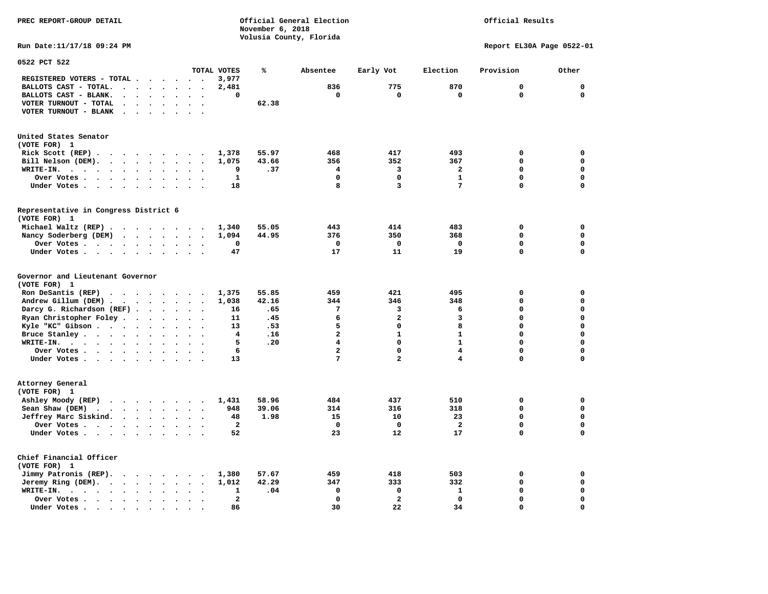PREC REPORT-GROUP DETAIL

Official General Election
November 6, 2018
Volusia County, Florida

Official Results

Run Date:11/17/18 09:24 PM

Report EL30A Page 0522-01

## 0522 PCT 522

| | TOTAL VOTES | % | Absentee | Early Vot | Election | Provision | Other |
|---|---|---|---|---|---|---|---|
| REGISTERED VOTERS - TOTAL | 3,977 | | | | | | |
| BALLOTS CAST - TOTAL. | 2,481 | | 836 | 775 | 870 | 0 | 0 |
| BALLOTS CAST - BLANK. | 0 | | 0 | 0 | 0 | 0 | 0 |
| VOTER TURNOUT - TOTAL | | 62.38 | | | | | |
| VOTER TURNOUT - BLANK | | | | | | | |

### United States Senator
(VOTE FOR) 1

| | TOTAL VOTES | % | Absentee | Early Vot | Election | Provision | Other |
|---|---|---|---|---|---|---|---|
| Rick Scott (REP) | 1,378 | 55.97 | 468 | 417 | 493 | 0 | 0 |
| Bill Nelson (DEM). | 1,075 | 43.66 | 356 | 352 | 367 | 0 | 0 |
| WRITE-IN. | 9 | .37 | 4 | 3 | 2 | 0 | 0 |
| Over Votes | 1 | | 0 | 0 | 1 | 0 | 0 |
| Under Votes | 18 | | 8 | 3 | 7 | 0 | 0 |

### Representative in Congress District 6
(VOTE FOR) 1

| | TOTAL VOTES | % | Absentee | Early Vot | Election | Provision | Other |
|---|---|---|---|---|---|---|---|
| Michael Waltz (REP) | 1,340 | 55.05 | 443 | 414 | 483 | 0 | 0 |
| Nancy Soderberg (DEM) | 1,094 | 44.95 | 376 | 350 | 368 | 0 | 0 |
| Over Votes | 0 | | 0 | 0 | 0 | 0 | 0 |
| Under Votes | 47 | | 17 | 11 | 19 | 0 | 0 |

### Governor and Lieutenant Governor
(VOTE FOR) 1

| | TOTAL VOTES | % | Absentee | Early Vot | Election | Provision | Other |
|---|---|---|---|---|---|---|---|
| Ron DeSantis (REP) | 1,375 | 55.85 | 459 | 421 | 495 | 0 | 0 |
| Andrew Gillum (DEM) | 1,038 | 42.16 | 344 | 346 | 348 | 0 | 0 |
| Darcy G. Richardson (REF) | 16 | .65 | 7 | 3 | 6 | 0 | 0 |
| Ryan Christopher Foley | 11 | .45 | 6 | 2 | 3 | 0 | 0 |
| Kyle "KC" Gibson | 13 | .53 | 5 | 0 | 8 | 0 | 0 |
| Bruce Stanley | 4 | .16 | 2 | 1 | 1 | 0 | 0 |
| WRITE-IN. | 5 | .20 | 4 | 0 | 1 | 0 | 0 |
| Over Votes | 6 | | 2 | 0 | 4 | 0 | 0 |
| Under Votes | 13 | | 7 | 2 | 4 | 0 | 0 |

### Attorney General
(VOTE FOR) 1

| | TOTAL VOTES | % | Absentee | Early Vot | Election | Provision | Other |
|---|---|---|---|---|---|---|---|
| Ashley Moody (REP) | 1,431 | 58.96 | 484 | 437 | 510 | 0 | 0 |
| Sean Shaw (DEM) | 948 | 39.06 | 314 | 316 | 318 | 0 | 0 |
| Jeffrey Marc Siskind. | 48 | 1.98 | 15 | 10 | 23 | 0 | 0 |
| Over Votes | 2 | | 0 | 0 | 2 | 0 | 0 |
| Under Votes | 52 | | 23 | 12 | 17 | 0 | 0 |

### Chief Financial Officer
(VOTE FOR) 1

| | TOTAL VOTES | % | Absentee | Early Vot | Election | Provision | Other |
|---|---|---|---|---|---|---|---|
| Jimmy Patronis (REP). | 1,380 | 57.67 | 459 | 418 | 503 | 0 | 0 |
| Jeremy Ring (DEM). | 1,012 | 42.29 | 347 | 333 | 332 | 0 | 0 |
| WRITE-IN. | 1 | .04 | 0 | 0 | 1 | 0 | 0 |
| Over Votes | 2 | | 0 | 2 | 0 | 0 | 0 |
| Under Votes | 86 | | 30 | 22 | 34 | 0 | 0 |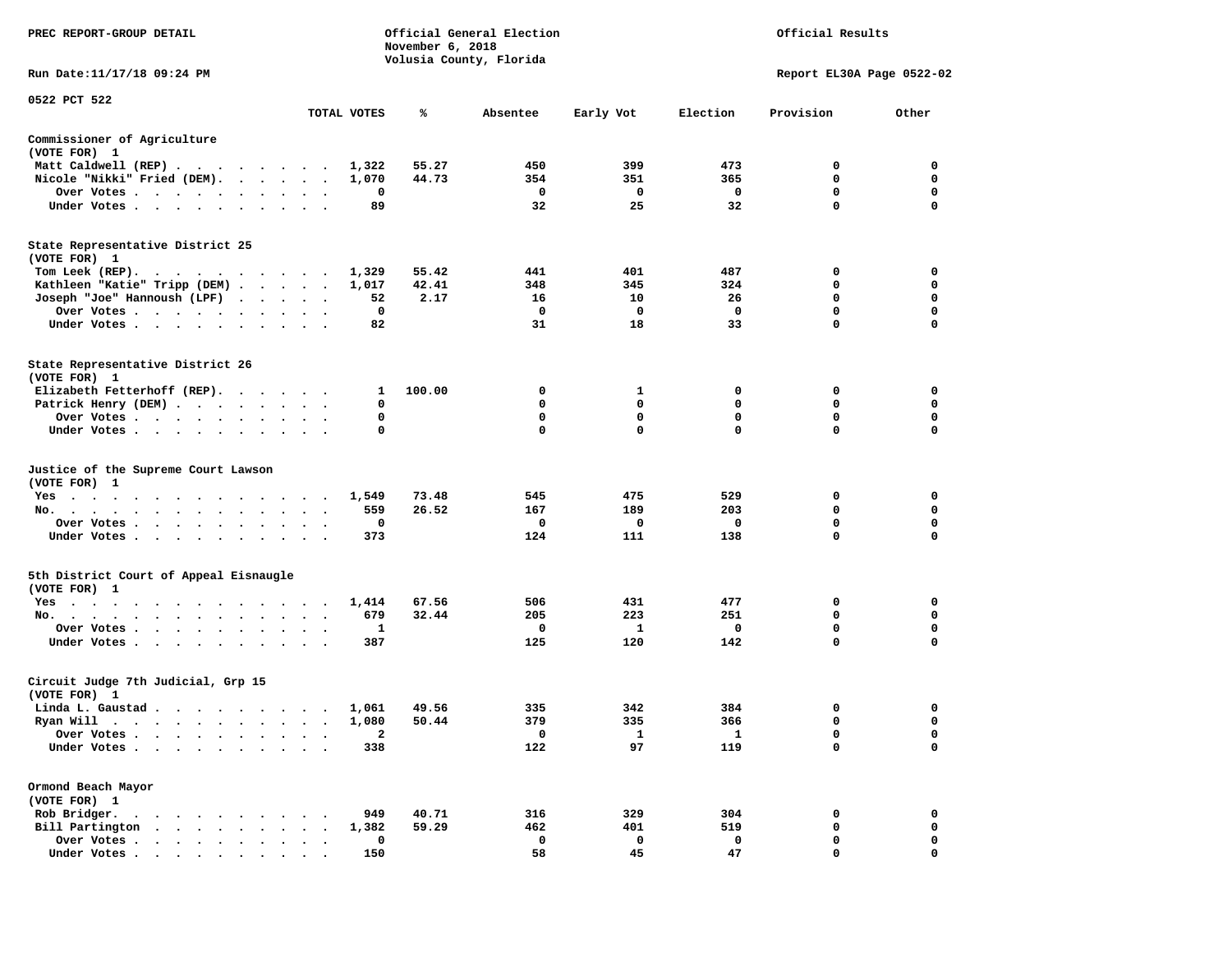PREC REPORT-GROUP DETAIL

Official General Election
November 6, 2018
Volusia County, Florida

Official Results

Run Date:11/17/18 09:24 PM

Report EL30A Page 0522-02

0522 PCT 522

| | TOTAL VOTES | % | Absentee | Early Vot | Election | Provision | Other |
|---|---|---|---|---|---|---|---|
| **Commissioner of Agriculture** | | | | | | | |
| (VOTE FOR) 1 | | | | | | | |
| Matt Caldwell (REP) | 1,322 | 55.27 | 450 | 399 | 473 | 0 | 0 |
| Nicole "Nikki" Fried (DEM) | 1,070 | 44.73 | 354 | 351 | 365 | 0 | 0 |
| Over Votes | 0 | | 0 | 0 | 0 | 0 | 0 |
| Under Votes | 89 | | 32 | 25 | 32 | 0 | 0 |
| **State Representative District 25** | | | | | | | |
| (VOTE FOR) 1 | | | | | | | |
| Tom Leek (REP) | 1,329 | 55.42 | 441 | 401 | 487 | 0 | 0 |
| Kathleen "Katie" Tripp (DEM) | 1,017 | 42.41 | 348 | 345 | 324 | 0 | 0 |
| Joseph "Joe" Hannoush (LPF) | 52 | 2.17 | 16 | 10 | 26 | 0 | 0 |
| Over Votes | 0 | | 0 | 0 | 0 | 0 | 0 |
| Under Votes | 82 | | 31 | 18 | 33 | 0 | 0 |
| **State Representative District 26** | | | | | | | |
| (VOTE FOR) 1 | | | | | | | |
| Elizabeth Fetterhoff (REP) | 1 | 100.00 | 0 | 1 | 0 | 0 | 0 |
| Patrick Henry (DEM) | 0 | | 0 | 0 | 0 | 0 | 0 |
| Over Votes | 0 | | 0 | 0 | 0 | 0 | 0 |
| Under Votes | 0 | | 0 | 0 | 0 | 0 | 0 |
| **Justice of the Supreme Court Lawson** | | | | | | | |
| (VOTE FOR) 1 | | | | | | | |
| Yes | 1,549 | 73.48 | 545 | 475 | 529 | 0 | 0 |
| No | 559 | 26.52 | 167 | 189 | 203 | 0 | 0 |
| Over Votes | 0 | | 0 | 0 | 0 | 0 | 0 |
| Under Votes | 373 | | 124 | 111 | 138 | 0 | 0 |
| **5th District Court of Appeal Eisnaugle** | | | | | | | |
| (VOTE FOR) 1 | | | | | | | |
| Yes | 1,414 | 67.56 | 506 | 431 | 477 | 0 | 0 |
| No | 679 | 32.44 | 205 | 223 | 251 | 0 | 0 |
| Over Votes | 1 | | 0 | 1 | 0 | 0 | 0 |
| Under Votes | 387 | | 125 | 120 | 142 | 0 | 0 |
| **Circuit Judge 7th Judicial, Grp 15** | | | | | | | |
| (VOTE FOR) 1 | | | | | | | |
| Linda L. Gaustad | 1,061 | 49.56 | 335 | 342 | 384 | 0 | 0 |
| Ryan Will | 1,080 | 50.44 | 379 | 335 | 366 | 0 | 0 |
| Over Votes | 2 | | 0 | 1 | 1 | 0 | 0 |
| Under Votes | 338 | | 122 | 97 | 119 | 0 | 0 |
| **Ormond Beach Mayor** | | | | | | | |
| (VOTE FOR) 1 | | | | | | | |
| Rob Bridger | 949 | 40.71 | 316 | 329 | 304 | 0 | 0 |
| Bill Partington | 1,382 | 59.29 | 462 | 401 | 519 | 0 | 0 |
| Over Votes | 0 | | 0 | 0 | 0 | 0 | 0 |
| Under Votes | 150 | | 58 | 45 | 47 | 0 | 0 |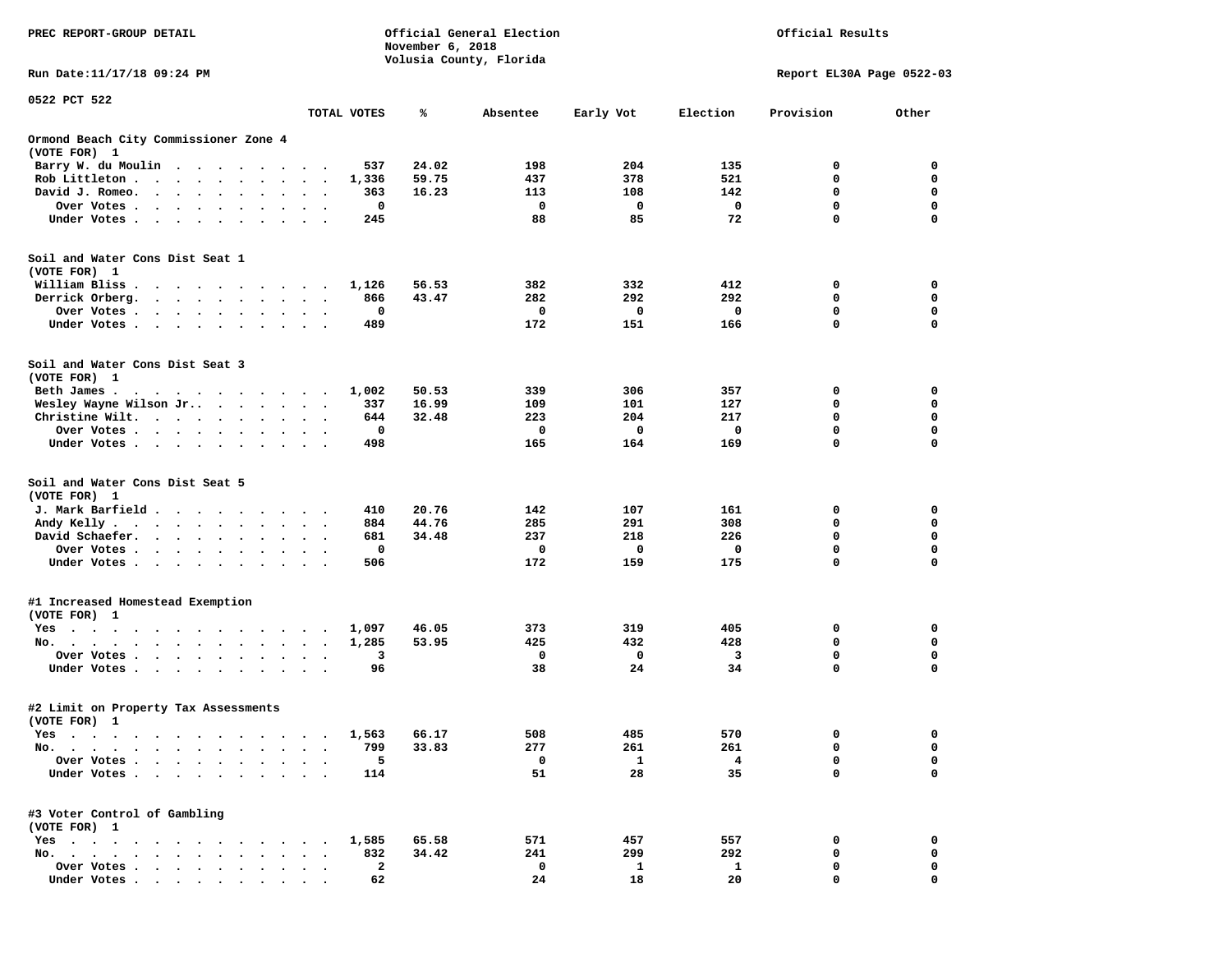PREC REPORT-GROUP DETAIL

Official General Election
November 6, 2018
Volusia County, Florida

Official Results

Run Date:11/17/18 09:24 PM

Report EL30A Page 0522-03

0522 PCT 522

| | TOTAL VOTES | % | Absentee | Early Vot | Election | Provision | Other |
|---|---|---|---|---|---|---|---|
| **Ormond Beach City Commissioner Zone 4** | | | | | | | |
| **(VOTE FOR) 1** | | | | | | | |
| Barry W. du Moulin | 537 | 24.02 | 198 | 204 | 135 | 0 | 0 |
| Rob Littleton | 1,336 | 59.75 | 437 | 378 | 521 | 0 | 0 |
| David J. Romeo. | 363 | 16.23 | 113 | 108 | 142 | 0 | 0 |
| Over Votes | 0 | | 0 | 0 | 0 | 0 | 0 |
| Under Votes | 245 | | 88 | 85 | 72 | 0 | 0 |
| **Soil and Water Cons Dist Seat 1** | | | | | | | |
| **(VOTE FOR) 1** | | | | | | | |
| William Bliss | 1,126 | 56.53 | 382 | 332 | 412 | 0 | 0 |
| Derrick Orberg. | 866 | 43.47 | 282 | 292 | 292 | 0 | 0 |
| Over Votes | 0 | | 0 | 0 | 0 | 0 | 0 |
| Under Votes | 489 | | 172 | 151 | 166 | 0 | 0 |
| **Soil and Water Cons Dist Seat 3** | | | | | | | |
| **(VOTE FOR) 1** | | | | | | | |
| Beth James | 1,002 | 50.53 | 339 | 306 | 357 | 0 | 0 |
| Wesley Wayne Wilson Jr.. | 337 | 16.99 | 109 | 101 | 127 | 0 | 0 |
| Christine Wilt. | 644 | 32.48 | 223 | 204 | 217 | 0 | 0 |
| Over Votes | 0 | | 0 | 0 | 0 | 0 | 0 |
| Under Votes | 498 | | 165 | 164 | 169 | 0 | 0 |
| **Soil and Water Cons Dist Seat 5** | | | | | | | |
| **(VOTE FOR) 1** | | | | | | | |
| J. Mark Barfield | 410 | 20.76 | 142 | 107 | 161 | 0 | 0 |
| Andy Kelly | 884 | 44.76 | 285 | 291 | 308 | 0 | 0 |
| David Schaefer. | 681 | 34.48 | 237 | 218 | 226 | 0 | 0 |
| Over Votes | 0 | | 0 | 0 | 0 | 0 | 0 |
| Under Votes | 506 | | 172 | 159 | 175 | 0 | 0 |
| **#1 Increased Homestead Exemption** | | | | | | | |
| **(VOTE FOR) 1** | | | | | | | |
| Yes | 1,097 | 46.05 | 373 | 319 | 405 | 0 | 0 |
| No. | 1,285 | 53.95 | 425 | 432 | 428 | 0 | 0 |
| Over Votes | 3 | | 0 | 0 | 3 | 0 | 0 |
| Under Votes | 96 | | 38 | 24 | 34 | 0 | 0 |
| **#2 Limit on Property Tax Assessments** | | | | | | | |
| **(VOTE FOR) 1** | | | | | | | |
| Yes | 1,563 | 66.17 | 508 | 485 | 570 | 0 | 0 |
| No. | 799 | 33.83 | 277 | 261 | 261 | 0 | 0 |
| Over Votes | 5 | | 0 | 1 | 4 | 0 | 0 |
| Under Votes | 114 | | 51 | 28 | 35 | 0 | 0 |
| **#3 Voter Control of Gambling** | | | | | | | |
| **(VOTE FOR) 1** | | | | | | | |
| Yes | 1,585 | 65.58 | 571 | 457 | 557 | 0 | 0 |
| No. | 832 | 34.42 | 241 | 299 | 292 | 0 | 0 |
| Over Votes | 2 | | 0 | 1 | 1 | 0 | 0 |
| Under Votes | 62 | | 24 | 18 | 20 | 0 | 0 |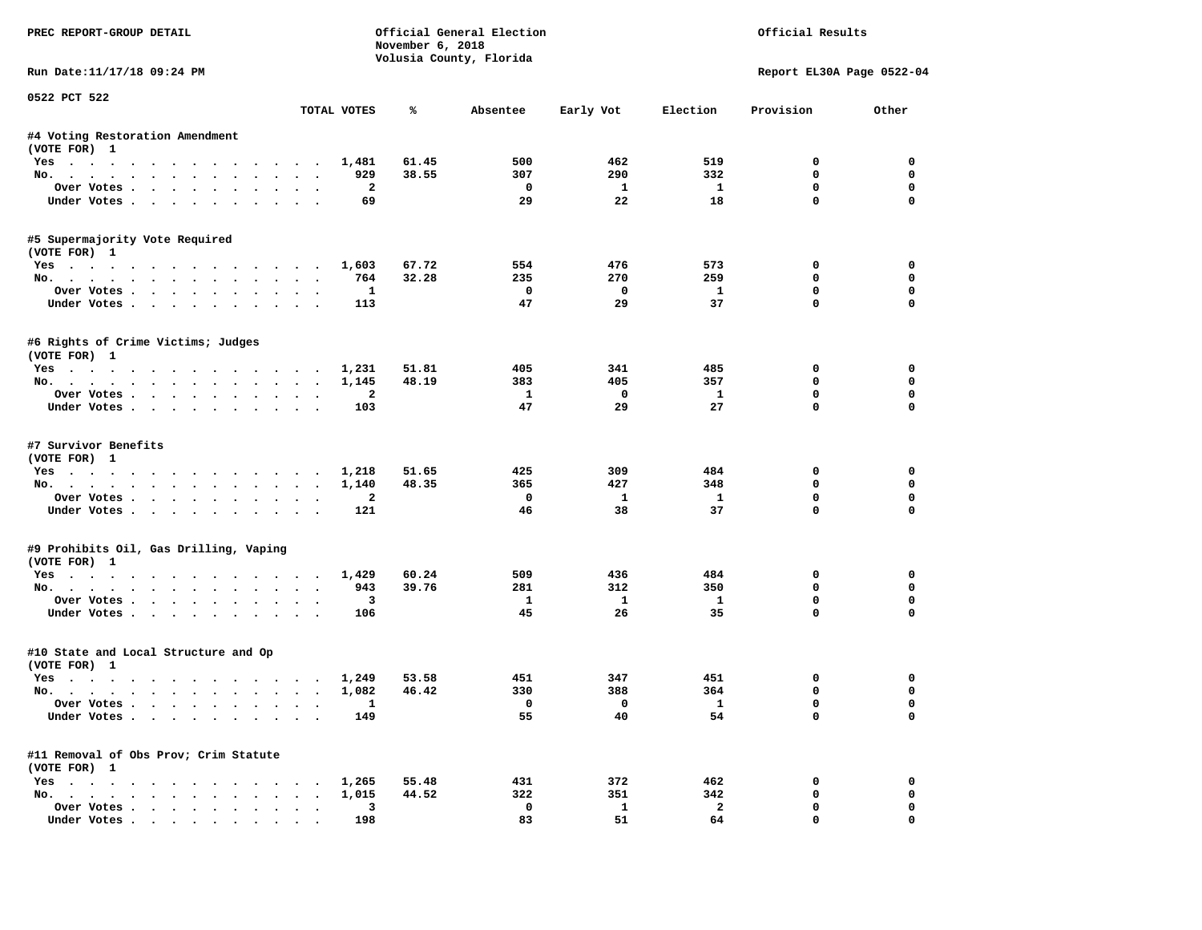PREC REPORT-GROUP DETAIL

Official General Election
November 6, 2018
Volusia County, Florida

Official Results

Run Date:11/17/18 09:24 PM

Report EL30A Page 0522-04

0522 PCT 522

| | TOTAL VOTES | % | Absentee | Early Vot | Election | Provision | Other |
|---|---|---|---|---|---|---|---|
| **#4 Voting Restoration Amendment** | | | | | | | |
| (VOTE FOR) 1 | | | | | | | |
| Yes | 1,481 | 61.45 | 500 | 462 | 519 | 0 | 0 |
| No. | 929 | 38.55 | 307 | 290 | 332 | 0 | 0 |
| Over Votes | 2 | | 0 | 1 | 1 | 0 | 0 |
| Under Votes | 69 | | 29 | 22 | 18 | 0 | 0 |
| **#5 Supermajority Vote Required** | | | | | | | |
| (VOTE FOR) 1 | | | | | | | |
| Yes | 1,603 | 67.72 | 554 | 476 | 573 | 0 | 0 |
| No. | 764 | 32.28 | 235 | 270 | 259 | 0 | 0 |
| Over Votes | 1 | | 0 | 0 | 1 | 0 | 0 |
| Under Votes | 113 | | 47 | 29 | 37 | 0 | 0 |
| **#6 Rights of Crime Victims; Judges** | | | | | | | |
| (VOTE FOR) 1 | | | | | | | |
| Yes | 1,231 | 51.81 | 405 | 341 | 485 | 0 | 0 |
| No. | 1,145 | 48.19 | 383 | 405 | 357 | 0 | 0 |
| Over Votes | 2 | | 1 | 0 | 1 | 0 | 0 |
| Under Votes | 103 | | 47 | 29 | 27 | 0 | 0 |
| **#7 Survivor Benefits** | | | | | | | |
| (VOTE FOR) 1 | | | | | | | |
| Yes | 1,218 | 51.65 | 425 | 309 | 484 | 0 | 0 |
| No. | 1,140 | 48.35 | 365 | 427 | 348 | 0 | 0 |
| Over Votes | 2 | | 0 | 1 | 1 | 0 | 0 |
| Under Votes | 121 | | 46 | 38 | 37 | 0 | 0 |
| **#9 Prohibits Oil, Gas Drilling, Vaping** | | | | | | | |
| (VOTE FOR) 1 | | | | | | | |
| Yes | 1,429 | 60.24 | 509 | 436 | 484 | 0 | 0 |
| No. | 943 | 39.76 | 281 | 312 | 350 | 0 | 0 |
| Over Votes | 3 | | 1 | 1 | 1 | 0 | 0 |
| Under Votes | 106 | | 45 | 26 | 35 | 0 | 0 |
| **#10 State and Local Structure and Op** | | | | | | | |
| (VOTE FOR) 1 | | | | | | | |
| Yes | 1,249 | 53.58 | 451 | 347 | 451 | 0 | 0 |
| No. | 1,082 | 46.42 | 330 | 388 | 364 | 0 | 0 |
| Over Votes | 1 | | 0 | 0 | 1 | 0 | 0 |
| Under Votes | 149 | | 55 | 40 | 54 | 0 | 0 |
| **#11 Removal of Obs Prov; Crim Statute** | | | | | | | |
| (VOTE FOR) 1 | | | | | | | |
| Yes | 1,265 | 55.48 | 431 | 372 | 462 | 0 | 0 |
| No. | 1,015 | 44.52 | 322 | 351 | 342 | 0 | 0 |
| Over Votes | 3 | | 0 | 1 | 2 | 0 | 0 |
| Under Votes | 198 | | 83 | 51 | 64 | 0 | 0 |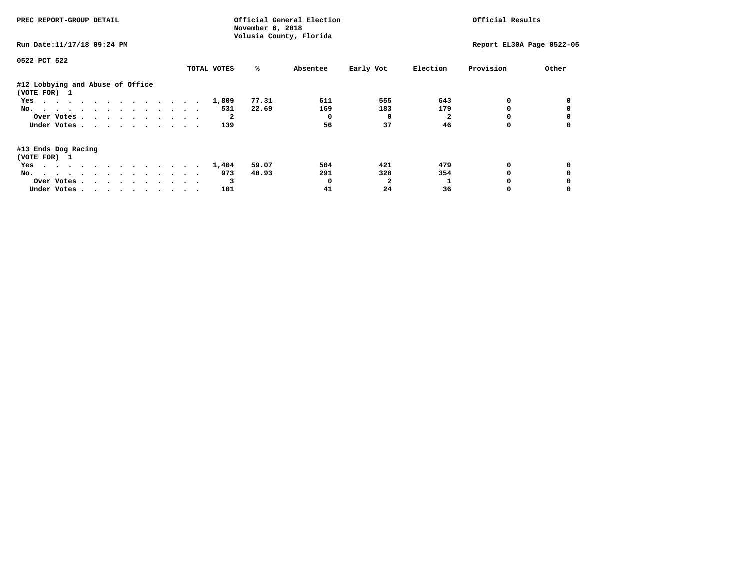PREC REPORT-GROUP DETAIL

Official General Election
November 6, 2018
Volusia County, Florida

Official Results

Run Date:11/17/18 09:24 PM

Report EL30A Page 0522-05

0522 PCT 522

| | TOTAL VOTES | % | Absentee | Early Vot | Election | Provision | Other |
|---|---|---|---|---|---|---|---|
| **#12 Lobbying and Abuse of Office** | | | | | | | |
| **(VOTE FOR) 1** | | | | | | | |
| Yes | 1,809 | 77.31 | 611 | 555 | 643 | 0 | 0 |
| No. | 531 | 22.69 | 169 | 183 | 179 | 0 | 0 |
| Over Votes | 2 | | 0 | 0 | 2 | 0 | 0 |
| Under Votes | 139 | | 56 | 37 | 46 | 0 | 0 |
| **#13 Ends Dog Racing** | | | | | | | |
| **(VOTE FOR) 1** | | | | | | | |
| Yes | 1,404 | 59.07 | 504 | 421 | 479 | 0 | 0 |
| No. | 973 | 40.93 | 291 | 328 | 354 | 0 | 0 |
| Over Votes | 3 | | 0 | 2 | 1 | 0 | 0 |
| Under Votes | 101 | | 41 | 24 | 36 | 0 | 0 |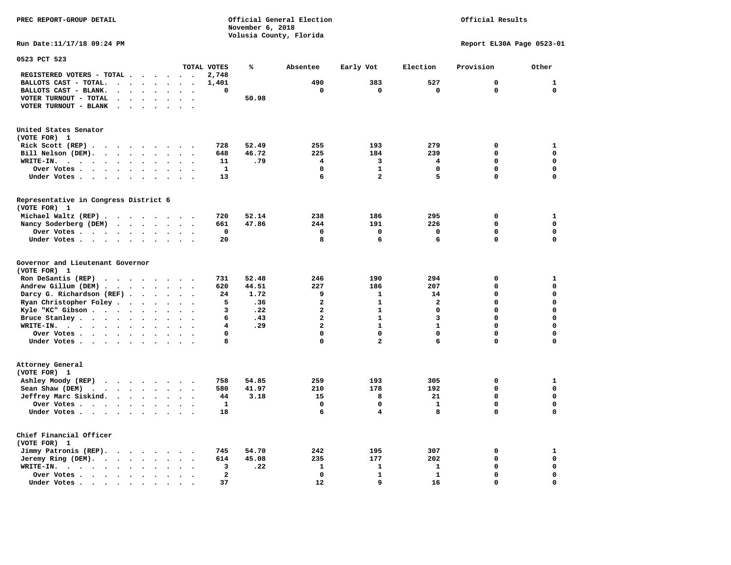PREC REPORT-GROUP DETAIL

Official General Election
November 6, 2018
Volusia County, Florida

Official Results

Run Date:11/17/18 09:24 PM

Report EL30A Page 0523-01

## 0523 PCT 523

| | TOTAL VOTES | % | Absentee | Early Vot | Election | Provision | Other |
|---|---|---|---|---|---|---|---|
| REGISTERED VOTERS - TOTAL | 2,748 | | | | | | |
| BALLOTS CAST - TOTAL. | 1,401 | | 490 | 383 | 527 | 0 | 1 |
| BALLOTS CAST - BLANK. | 0 | | 0 | 0 | 0 | 0 | 0 |
| VOTER TURNOUT - TOTAL | | 50.98 | | | | | |
| VOTER TURNOUT - BLANK | | | | | | | |

### United States Senator
(VOTE FOR) 1

| | TOTAL VOTES | % | Absentee | Early Vot | Election | Provision | Other |
|---|---|---|---|---|---|---|---|
| Rick Scott (REP) | 728 | 52.49 | 255 | 193 | 279 | 0 | 1 |
| Bill Nelson (DEM). | 648 | 46.72 | 225 | 184 | 239 | 0 | 0 |
| WRITE-IN. | 11 | .79 | 4 | 3 | 4 | 0 | 0 |
| Over Votes | 1 | | 0 | 1 | 0 | 0 | 0 |
| Under Votes | 13 | | 6 | 2 | 5 | 0 | 0 |

### Representative in Congress District 6
(VOTE FOR) 1

| | TOTAL VOTES | % | Absentee | Early Vot | Election | Provision | Other |
|---|---|---|---|---|---|---|---|
| Michael Waltz (REP) | 720 | 52.14 | 238 | 186 | 295 | 0 | 1 |
| Nancy Soderberg (DEM) | 661 | 47.86 | 244 | 191 | 226 | 0 | 0 |
| Over Votes | 0 | | 0 | 0 | 0 | 0 | 0 |
| Under Votes | 20 | | 8 | 6 | 6 | 0 | 0 |

### Governor and Lieutenant Governor
(VOTE FOR) 1

| | TOTAL VOTES | % | Absentee | Early Vot | Election | Provision | Other |
|---|---|---|---|---|---|---|---|
| Ron DeSantis (REP) | 731 | 52.48 | 246 | 190 | 294 | 0 | 1 |
| Andrew Gillum (DEM) | 620 | 44.51 | 227 | 186 | 207 | 0 | 0 |
| Darcy G. Richardson (REF) | 24 | 1.72 | 9 | 1 | 14 | 0 | 0 |
| Ryan Christopher Foley | 5 | .36 | 2 | 1 | 2 | 0 | 0 |
| Kyle "KC" Gibson | 3 | .22 | 2 | 1 | 0 | 0 | 0 |
| Bruce Stanley | 6 | .43 | 2 | 1 | 3 | 0 | 0 |
| WRITE-IN. | 4 | .29 | 2 | 1 | 1 | 0 | 0 |
| Over Votes | 0 | | 0 | 0 | 0 | 0 | 0 |
| Under Votes | 8 | | 0 | 2 | 6 | 0 | 0 |

### Attorney General
(VOTE FOR) 1

| | TOTAL VOTES | % | Absentee | Early Vot | Election | Provision | Other |
|---|---|---|---|---|---|---|---|
| Ashley Moody (REP) | 758 | 54.85 | 259 | 193 | 305 | 0 | 1 |
| Sean Shaw (DEM) | 580 | 41.97 | 210 | 178 | 192 | 0 | 0 |
| Jeffrey Marc Siskind. | 44 | 3.18 | 15 | 8 | 21 | 0 | 0 |
| Over Votes | 1 | | 0 | 0 | 1 | 0 | 0 |
| Under Votes | 18 | | 6 | 4 | 8 | 0 | 0 |

### Chief Financial Officer
(VOTE FOR) 1

| | TOTAL VOTES | % | Absentee | Early Vot | Election | Provision | Other |
|---|---|---|---|---|---|---|---|
| Jimmy Patronis (REP). | 745 | 54.70 | 242 | 195 | 307 | 0 | 1 |
| Jeremy Ring (DEM). | 614 | 45.08 | 235 | 177 | 202 | 0 | 0 |
| WRITE-IN. | 3 | .22 | 1 | 1 | 1 | 0 | 0 |
| Over Votes | 2 | | 0 | 1 | 1 | 0 | 0 |
| Under Votes | 37 | | 12 | 9 | 16 | 0 | 0 |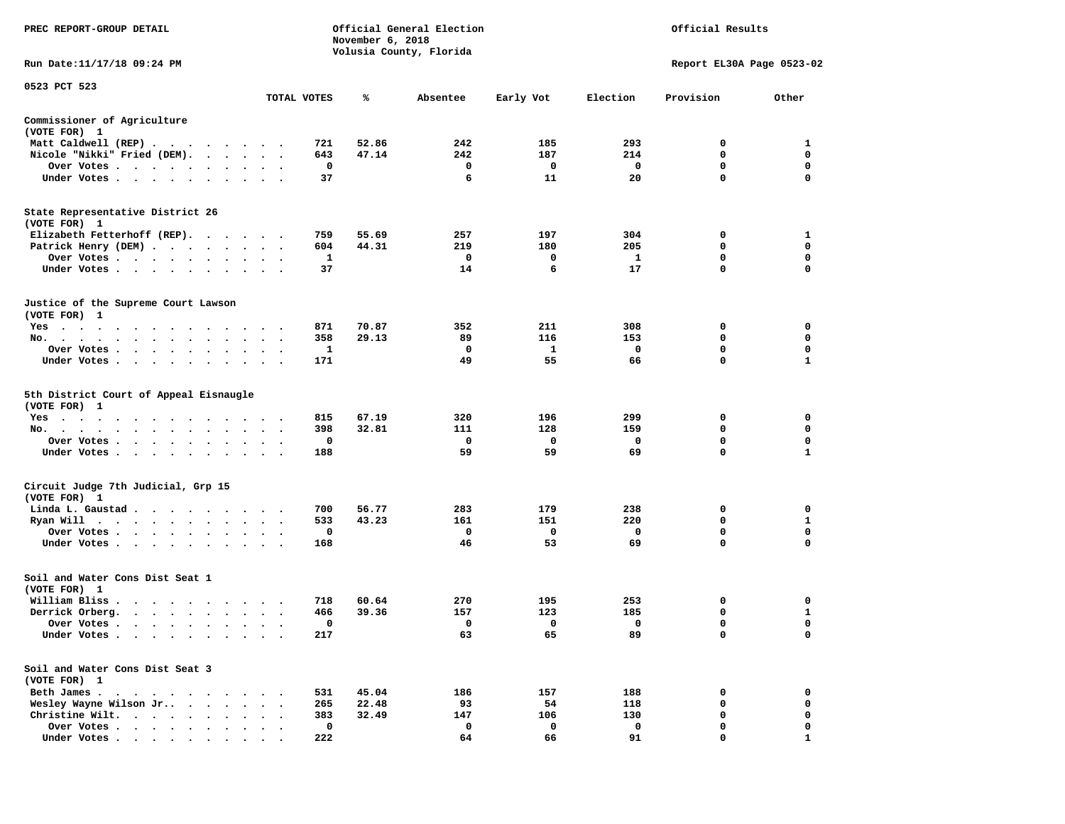PREC REPORT-GROUP DETAIL

Official General Election
November 6, 2018
Volusia County, Florida

Official Results

Run Date:11/17/18 09:24 PM

Report EL30A Page 0523-02

0523 PCT 523

| | TOTAL VOTES | % | Absentee | Early Vot | Election | Provision | Other |
|---|---|---|---|---|---|---|---|
| **Commissioner of Agriculture** | | | | | | | |
| (VOTE FOR) 1 | | | | | | | |
| Matt Caldwell (REP) | 721 | 52.86 | 242 | 185 | 293 | 0 | 1 |
| Nicole "Nikki" Fried (DEM) | 643 | 47.14 | 242 | 187 | 214 | 0 | 0 |
| Over Votes | 0 | | 0 | 0 | 0 | 0 | 0 |
| Under Votes | 37 | | 6 | 11 | 20 | 0 | 0 |
| **State Representative District 26** | | | | | | | |
| (VOTE FOR) 1 | | | | | | | |
| Elizabeth Fetterhoff (REP) | 759 | 55.69 | 257 | 197 | 304 | 0 | 1 |
| Patrick Henry (DEM) | 604 | 44.31 | 219 | 180 | 205 | 0 | 0 |
| Over Votes | 1 | | 0 | 0 | 1 | 0 | 0 |
| Under Votes | 37 | | 14 | 6 | 17 | 0 | 0 |
| **Justice of the Supreme Court Lawson** | | | | | | | |
| (VOTE FOR) 1 | | | | | | | |
| Yes | 871 | 70.87 | 352 | 211 | 308 | 0 | 0 |
| No. | 358 | 29.13 | 89 | 116 | 153 | 0 | 0 |
| Over Votes | 1 | | 0 | 1 | 0 | 0 | 0 |
| Under Votes | 171 | | 49 | 55 | 66 | 0 | 1 |
| **5th District Court of Appeal Eisnaugle** | | | | | | | |
| (VOTE FOR) 1 | | | | | | | |
| Yes | 815 | 67.19 | 320 | 196 | 299 | 0 | 0 |
| No. | 398 | 32.81 | 111 | 128 | 159 | 0 | 0 |
| Over Votes | 0 | | 0 | 0 | 0 | 0 | 0 |
| Under Votes | 188 | | 59 | 59 | 69 | 0 | 1 |
| **Circuit Judge 7th Judicial, Grp 15** | | | | | | | |
| (VOTE FOR) 1 | | | | | | | |
| Linda L. Gaustad | 700 | 56.77 | 283 | 179 | 238 | 0 | 0 |
| Ryan Will | 533 | 43.23 | 161 | 151 | 220 | 0 | 1 |
| Over Votes | 0 | | 0 | 0 | 0 | 0 | 0 |
| Under Votes | 168 | | 46 | 53 | 69 | 0 | 0 |
| **Soil and Water Cons Dist Seat 1** | | | | | | | |
| (VOTE FOR) 1 | | | | | | | |
| William Bliss | 718 | 60.64 | 270 | 195 | 253 | 0 | 0 |
| Derrick Orberg. | 466 | 39.36 | 157 | 123 | 185 | 0 | 1 |
| Over Votes | 0 | | 0 | 0 | 0 | 0 | 0 |
| Under Votes | 217 | | 63 | 65 | 89 | 0 | 0 |
| **Soil and Water Cons Dist Seat 3** | | | | | | | |
| (VOTE FOR) 1 | | | | | | | |
| Beth James | 531 | 45.04 | 186 | 157 | 188 | 0 | 0 |
| Wesley Wayne Wilson Jr. | 265 | 22.48 | 93 | 54 | 118 | 0 | 0 |
| Christine Wilt. | 383 | 32.49 | 147 | 106 | 130 | 0 | 0 |
| Over Votes | 0 | | 0 | 0 | 0 | 0 | 0 |
| Under Votes | 222 | | 64 | 66 | 91 | 0 | 1 |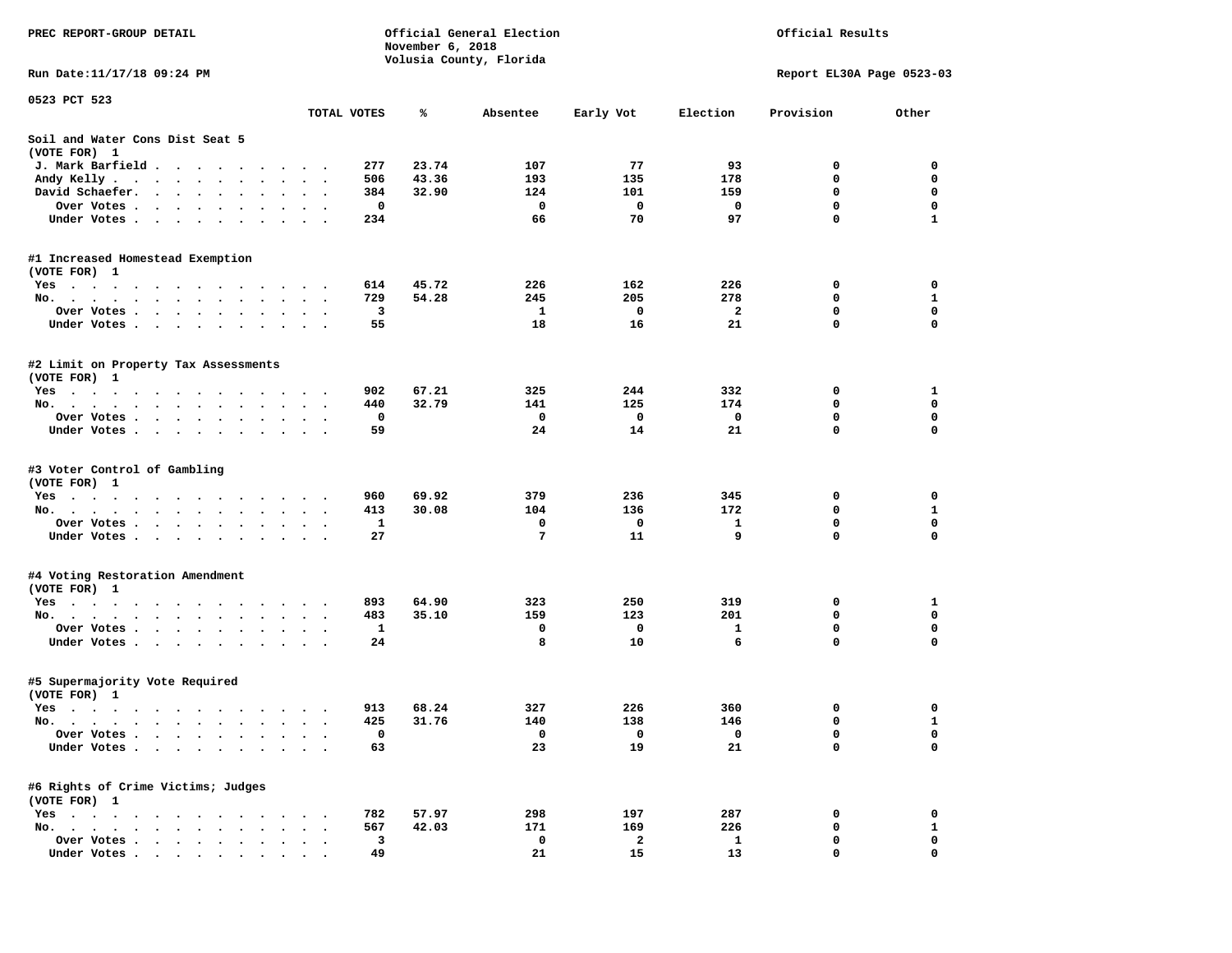PREC REPORT-GROUP DETAIL

Official General Election
November 6, 2018
Volusia County, Florida

Official Results

Run Date:11/17/18 09:24 PM

Report EL30A Page 0523-03

0523 PCT 523

| | TOTAL VOTES | % | Absentee | Early Vot | Election | Provision | Other |
|---|---|---|---|---|---|---|---|
| **Soil and Water Cons Dist Seat 5** | | | | | | | |
| **(VOTE FOR) 1** | | | | | | | |
| J. Mark Barfield | 277 | 23.74 | 107 | 77 | 93 | 0 | 0 |
| Andy Kelly | 506 | 43.36 | 193 | 135 | 178 | 0 | 0 |
| David Schaefer | 384 | 32.90 | 124 | 101 | 159 | 0 | 0 |
| Over Votes | 0 | | 0 | 0 | 0 | 0 | 0 |
| Under Votes | 234 | | 66 | 70 | 97 | 0 | 1 |
| **#1 Increased Homestead Exemption** | | | | | | | |
| **(VOTE FOR) 1** | | | | | | | |
| Yes | 614 | 45.72 | 226 | 162 | 226 | 0 | 0 |
| No | 729 | 54.28 | 245 | 205 | 278 | 0 | 1 |
| Over Votes | 3 | | 1 | 0 | 2 | 0 | 0 |
| Under Votes | 55 | | 18 | 16 | 21 | 0 | 0 |
| **#2 Limit on Property Tax Assessments** | | | | | | | |
| **(VOTE FOR) 1** | | | | | | | |
| Yes | 902 | 67.21 | 325 | 244 | 332 | 0 | 1 |
| No | 440 | 32.79 | 141 | 125 | 174 | 0 | 0 |
| Over Votes | 0 | | 0 | 0 | 0 | 0 | 0 |
| Under Votes | 59 | | 24 | 14 | 21 | 0 | 0 |
| **#3 Voter Control of Gambling** | | | | | | | |
| **(VOTE FOR) 1** | | | | | | | |
| Yes | 960 | 69.92 | 379 | 236 | 345 | 0 | 0 |
| No | 413 | 30.08 | 104 | 136 | 172 | 0 | 1 |
| Over Votes | 1 | | 0 | 0 | 1 | 0 | 0 |
| Under Votes | 27 | | 7 | 11 | 9 | 0 | 0 |
| **#4 Voting Restoration Amendment** | | | | | | | |
| **(VOTE FOR) 1** | | | | | | | |
| Yes | 893 | 64.90 | 323 | 250 | 319 | 0 | 1 |
| No | 483 | 35.10 | 159 | 123 | 201 | 0 | 0 |
| Over Votes | 1 | | 0 | 0 | 1 | 0 | 0 |
| Under Votes | 24 | | 8 | 10 | 6 | 0 | 0 |
| **#5 Supermajority Vote Required** | | | | | | | |
| **(VOTE FOR) 1** | | | | | | | |
| Yes | 913 | 68.24 | 327 | 226 | 360 | 0 | 0 |
| No | 425 | 31.76 | 140 | 138 | 146 | 0 | 1 |
| Over Votes | 0 | | 0 | 0 | 0 | 0 | 0 |
| Under Votes | 63 | | 23 | 19 | 21 | 0 | 0 |
| **#6 Rights of Crime Victims; Judges** | | | | | | | |
| **(VOTE FOR) 1** | | | | | | | |
| Yes | 782 | 57.97 | 298 | 197 | 287 | 0 | 0 |
| No | 567 | 42.03 | 171 | 169 | 226 | 0 | 1 |
| Over Votes | 3 | | 0 | 2 | 1 | 0 | 0 |
| Under Votes | 49 | | 21 | 15 | 13 | 0 | 0 |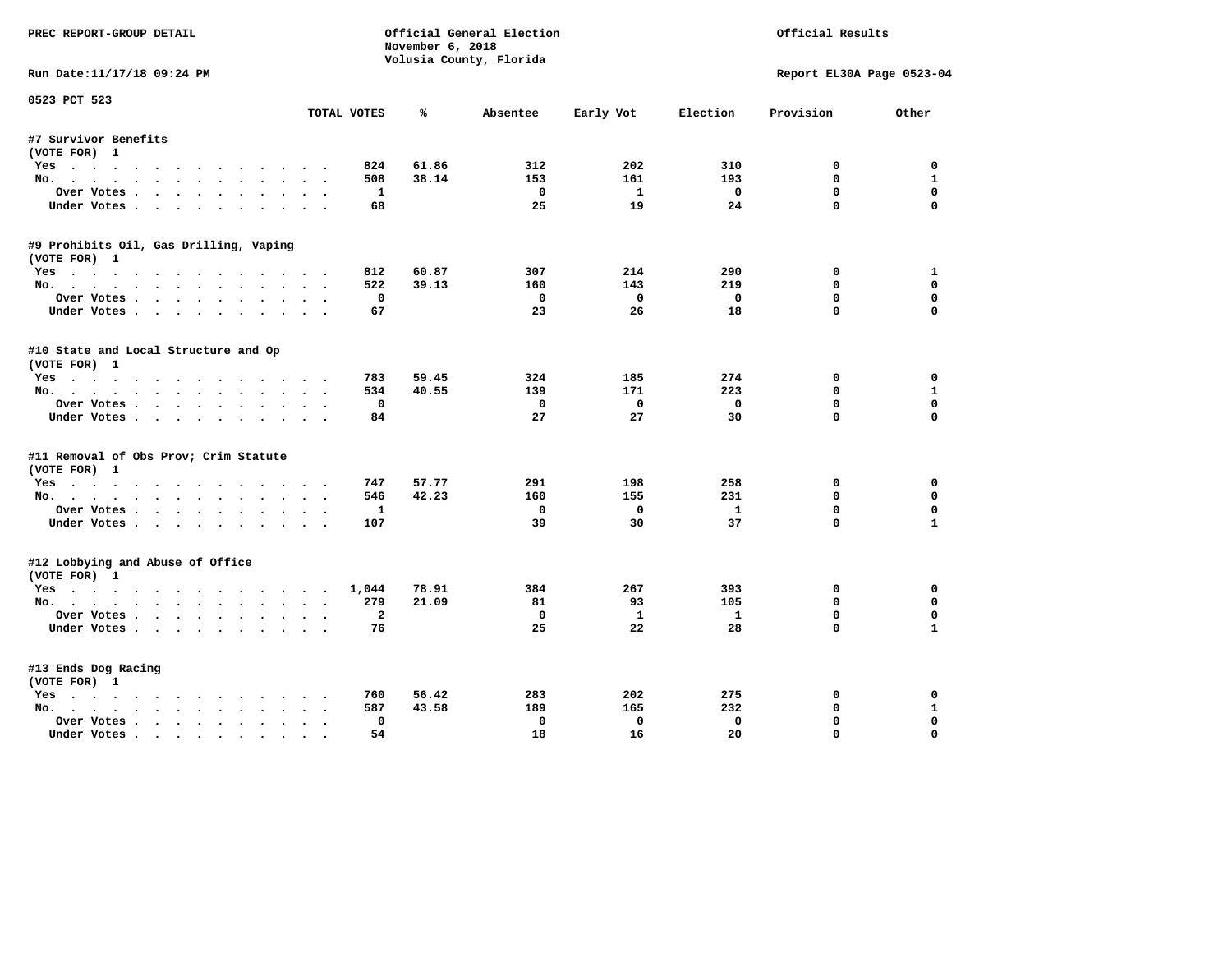PREC REPORT-GROUP DETAIL

Official General Election
November 6, 2018
Volusia County, Florida

Official Results

Run Date:11/17/18 09:24 PM

Report EL30A Page 0523-04

0523 PCT 523

| | TOTAL VOTES | % | Absentee | Early Vot | Election | Provision | Other |
|---|---|---|---|---|---|---|---|
| **#7 Survivor Benefits** | | | | | | | |
| (VOTE FOR) 1 | | | | | | | |
| Yes | 824 | 61.86 | 312 | 202 | 310 | 0 | 0 |
| No. | 508 | 38.14 | 153 | 161 | 193 | 0 | 1 |
| Over Votes | 1 | | 0 | 1 | 0 | 0 | 0 |
| Under Votes | 68 | | 25 | 19 | 24 | 0 | 0 |
| **#9 Prohibits Oil, Gas Drilling, Vaping** | | | | | | | |
| (VOTE FOR) 1 | | | | | | | |
| Yes | 812 | 60.87 | 307 | 214 | 290 | 0 | 1 |
| No. | 522 | 39.13 | 160 | 143 | 219 | 0 | 0 |
| Over Votes | 0 | | 0 | 0 | 0 | 0 | 0 |
| Under Votes | 67 | | 23 | 26 | 18 | 0 | 0 |
| **#10 State and Local Structure and Op** | | | | | | | |
| (VOTE FOR) 1 | | | | | | | |
| Yes | 783 | 59.45 | 324 | 185 | 274 | 0 | 0 |
| No. | 534 | 40.55 | 139 | 171 | 223 | 0 | 1 |
| Over Votes | 0 | | 0 | 0 | 0 | 0 | 0 |
| Under Votes | 84 | | 27 | 27 | 30 | 0 | 0 |
| **#11 Removal of Obs Prov; Crim Statute** | | | | | | | |
| (VOTE FOR) 1 | | | | | | | |
| Yes | 747 | 57.77 | 291 | 198 | 258 | 0 | 0 |
| No. | 546 | 42.23 | 160 | 155 | 231 | 0 | 0 |
| Over Votes | 1 | | 0 | 0 | 1 | 0 | 0 |
| Under Votes | 107 | | 39 | 30 | 37 | 0 | 1 |
| **#12 Lobbying and Abuse of Office** | | | | | | | |
| (VOTE FOR) 1 | | | | | | | |
| Yes | 1,044 | 78.91 | 384 | 267 | 393 | 0 | 0 |
| No. | 279 | 21.09 | 81 | 93 | 105 | 0 | 0 |
| Over Votes | 2 | | 0 | 1 | 1 | 0 | 0 |
| Under Votes | 76 | | 25 | 22 | 28 | 0 | 1 |
| **#13 Ends Dog Racing** | | | | | | | |
| (VOTE FOR) 1 | | | | | | | |
| Yes | 760 | 56.42 | 283 | 202 | 275 | 0 | 0 |
| No. | 587 | 43.58 | 189 | 165 | 232 | 0 | 1 |
| Over Votes | 0 | | 0 | 0 | 0 | 0 | 0 |
| Under Votes | 54 | | 18 | 16 | 20 | 0 | 0 |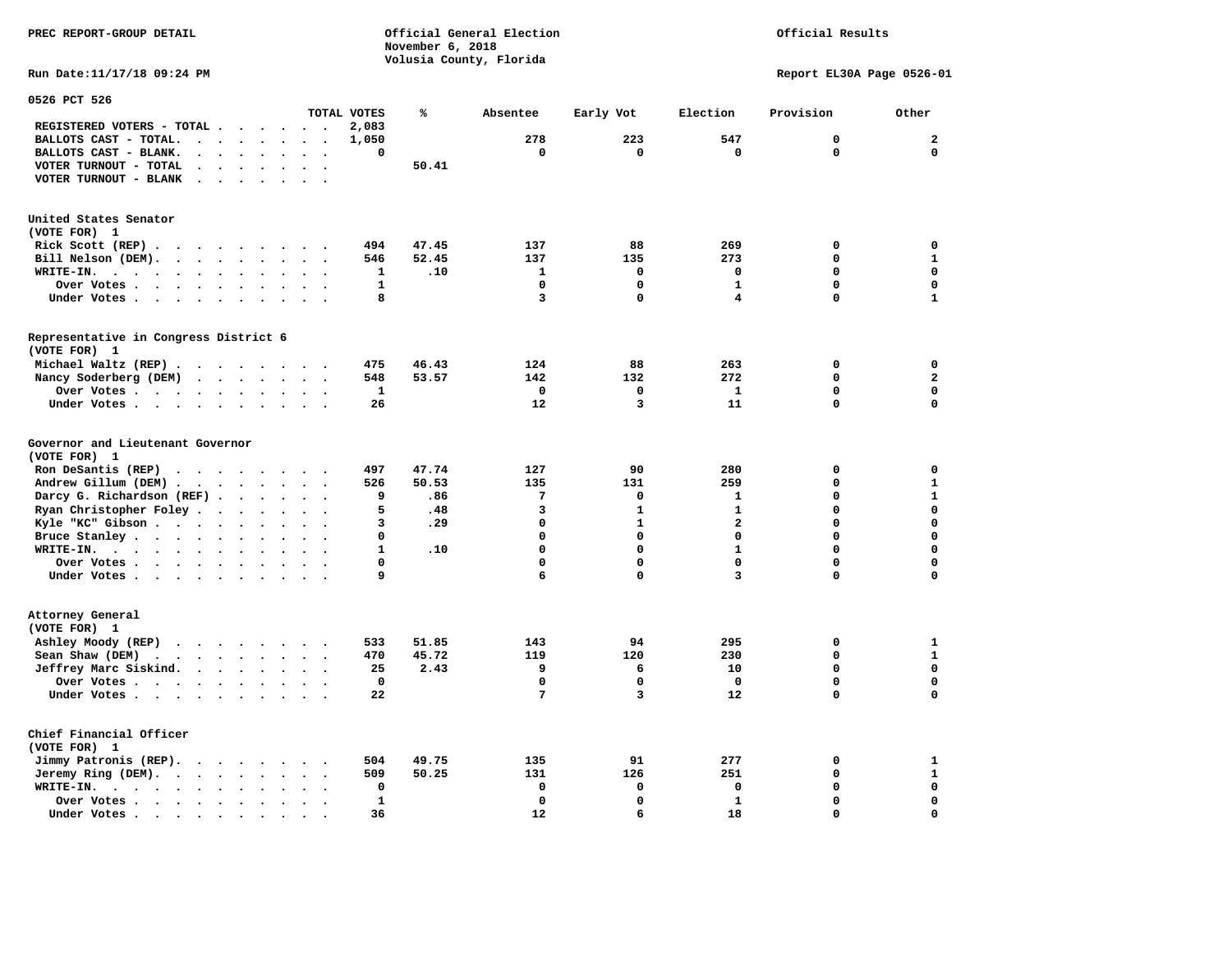PREC REPORT-GROUP DETAIL

Official General Election
November 6, 2018
Volusia County, Florida

Official Results

Run Date:11/17/18 09:24 PM

Report EL30A Page 0526-01

## 0526 PCT 526

| | TOTAL VOTES | % | Absentee | Early Vot | Election | Provision | Other |
|---|---|---|---|---|---|---|---|
| REGISTERED VOTERS - TOTAL | 2,083 | | | | | | |
| BALLOTS CAST - TOTAL. | 1,050 | | 278 | 223 | 547 | 0 | 2 |
| BALLOTS CAST - BLANK. | 0 | | 0 | 0 | 0 | 0 | 0 |
| VOTER TURNOUT - TOTAL | | 50.41 | | | | | |
| VOTER TURNOUT - BLANK | | | | | | | |

### United States Senator
(VOTE FOR) 1

| | TOTAL VOTES | % | Absentee | Early Vot | Election | Provision | Other |
|---|---|---|---|---|---|---|---|
| Rick Scott (REP) | 494 | 47.45 | 137 | 88 | 269 | 0 | 0 |
| Bill Nelson (DEM). | 546 | 52.45 | 137 | 135 | 273 | 0 | 1 |
| WRITE-IN. | 1 | .10 | 1 | 0 | 0 | 0 | 0 |
| Over Votes | 1 | | 0 | 0 | 1 | 0 | 0 |
| Under Votes | 8 | | 3 | 0 | 4 | 0 | 1 |

### Representative in Congress District 6
(VOTE FOR) 1

| | TOTAL VOTES | % | Absentee | Early Vot | Election | Provision | Other |
|---|---|---|---|---|---|---|---|
| Michael Waltz (REP) | 475 | 46.43 | 124 | 88 | 263 | 0 | 0 |
| Nancy Soderberg (DEM) | 548 | 53.57 | 142 | 132 | 272 | 0 | 2 |
| Over Votes | 1 | | 0 | 0 | 1 | 0 | 0 |
| Under Votes | 26 | | 12 | 3 | 11 | 0 | 0 |

### Governor and Lieutenant Governor
(VOTE FOR) 1

| | TOTAL VOTES | % | Absentee | Early Vot | Election | Provision | Other |
|---|---|---|---|---|---|---|---|
| Ron DeSantis (REP) | 497 | 47.74 | 127 | 90 | 280 | 0 | 0 |
| Andrew Gillum (DEM) | 526 | 50.53 | 135 | 131 | 259 | 0 | 1 |
| Darcy G. Richardson (REF) | 9 | .86 | 7 | 0 | 1 | 0 | 1 |
| Ryan Christopher Foley | 5 | .48 | 3 | 1 | 1 | 0 | 0 |
| Kyle "KC" Gibson | 3 | .29 | 0 | 1 | 2 | 0 | 0 |
| Bruce Stanley | 0 | | 0 | 0 | 0 | 0 | 0 |
| WRITE-IN. | 1 | .10 | 0 | 0 | 1 | 0 | 0 |
| Over Votes | 0 | | 0 | 0 | 0 | 0 | 0 |
| Under Votes | 9 | | 6 | 0 | 3 | 0 | 0 |

### Attorney General
(VOTE FOR) 1

| | TOTAL VOTES | % | Absentee | Early Vot | Election | Provision | Other |
|---|---|---|---|---|---|---|---|
| Ashley Moody (REP) | 533 | 51.85 | 143 | 94 | 295 | 0 | 1 |
| Sean Shaw (DEM) | 470 | 45.72 | 119 | 120 | 230 | 0 | 1 |
| Jeffrey Marc Siskind. | 25 | 2.43 | 9 | 6 | 10 | 0 | 0 |
| Over Votes | 0 | | 0 | 0 | 0 | 0 | 0 |
| Under Votes | 22 | | 7 | 3 | 12 | 0 | 0 |

### Chief Financial Officer
(VOTE FOR) 1

| | TOTAL VOTES | % | Absentee | Early Vot | Election | Provision | Other |
|---|---|---|---|---|---|---|---|
| Jimmy Patronis (REP). | 504 | 49.75 | 135 | 91 | 277 | 0 | 1 |
| Jeremy Ring (DEM). | 509 | 50.25 | 131 | 126 | 251 | 0 | 1 |
| WRITE-IN. | 0 | | 0 | 0 | 0 | 0 | 0 |
| Over Votes | 1 | | 0 | 0 | 1 | 0 | 0 |
| Under Votes | 36 | | 12 | 6 | 18 | 0 | 0 |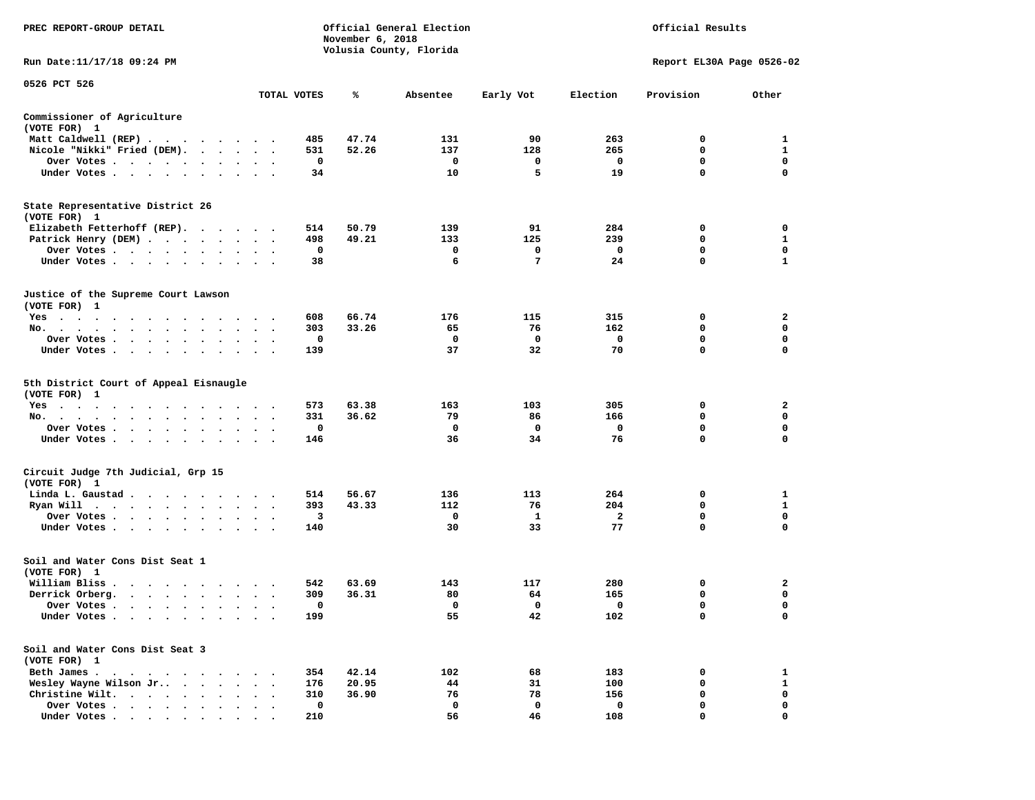PREC REPORT-GROUP DETAIL

Official General Election
November 6, 2018
Volusia County, Florida

Official Results

Run Date:11/17/18 09:24 PM

Report EL30A Page 0526-02

0526 PCT 526

| | TOTAL VOTES | % | Absentee | Early Vot | Election | Provision | Other |
|---|---|---|---|---|---|---|---|
| **Commissioner of Agriculture (VOTE FOR) 1** | | | | | | | |
| Matt Caldwell (REP) | 485 | 47.74 | 131 | 90 | 263 | 0 | 1 |
| Nicole "Nikki" Fried (DEM) | 531 | 52.26 | 137 | 128 | 265 | 0 | 1 |
| Over Votes | 0 | | 0 | 0 | 0 | 0 | 0 |
| Under Votes | 34 | | 10 | 5 | 19 | 0 | 0 |
| **State Representative District 26 (VOTE FOR) 1** | | | | | | | |
| Elizabeth Fetterhoff (REP) | 514 | 50.79 | 139 | 91 | 284 | 0 | 0 |
| Patrick Henry (DEM) | 498 | 49.21 | 133 | 125 | 239 | 0 | 1 |
| Over Votes | 0 | | 0 | 0 | 0 | 0 | 0 |
| Under Votes | 38 | | 6 | 7 | 24 | 0 | 1 |
| **Justice of the Supreme Court Lawson (VOTE FOR) 1** | | | | | | | |
| Yes | 608 | 66.74 | 176 | 115 | 315 | 0 | 2 |
| No | 303 | 33.26 | 65 | 76 | 162 | 0 | 0 |
| Over Votes | 0 | | 0 | 0 | 0 | 0 | 0 |
| Under Votes | 139 | | 37 | 32 | 70 | 0 | 0 |
| **5th District Court of Appeal Eisnaugle (VOTE FOR) 1** | | | | | | | |
| Yes | 573 | 63.38 | 163 | 103 | 305 | 0 | 2 |
| No | 331 | 36.62 | 79 | 86 | 166 | 0 | 0 |
| Over Votes | 0 | | 0 | 0 | 0 | 0 | 0 |
| Under Votes | 146 | | 36 | 34 | 76 | 0 | 0 |
| **Circuit Judge 7th Judicial, Grp 15 (VOTE FOR) 1** | | | | | | | |
| Linda L. Gaustad | 514 | 56.67 | 136 | 113 | 264 | 0 | 1 |
| Ryan Will | 393 | 43.33 | 112 | 76 | 204 | 0 | 1 |
| Over Votes | 3 | | 0 | 1 | 2 | 0 | 0 |
| Under Votes | 140 | | 30 | 33 | 77 | 0 | 0 |
| **Soil and Water Cons Dist Seat 1 (VOTE FOR) 1** | | | | | | | |
| William Bliss | 542 | 63.69 | 143 | 117 | 280 | 0 | 2 |
| Derrick Orberg | 309 | 36.31 | 80 | 64 | 165 | 0 | 0 |
| Over Votes | 0 | | 0 | 0 | 0 | 0 | 0 |
| Under Votes | 199 | | 55 | 42 | 102 | 0 | 0 |
| **Soil and Water Cons Dist Seat 3 (VOTE FOR) 1** | | | | | | | |
| Beth James | 354 | 42.14 | 102 | 68 | 183 | 0 | 1 |
| Wesley Wayne Wilson Jr. | 176 | 20.95 | 44 | 31 | 100 | 0 | 1 |
| Christine Wilt | 310 | 36.90 | 76 | 78 | 156 | 0 | 0 |
| Over Votes | 0 | | 0 | 0 | 0 | 0 | 0 |
| Under Votes | 210 | | 56 | 46 | 108 | 0 | 0 |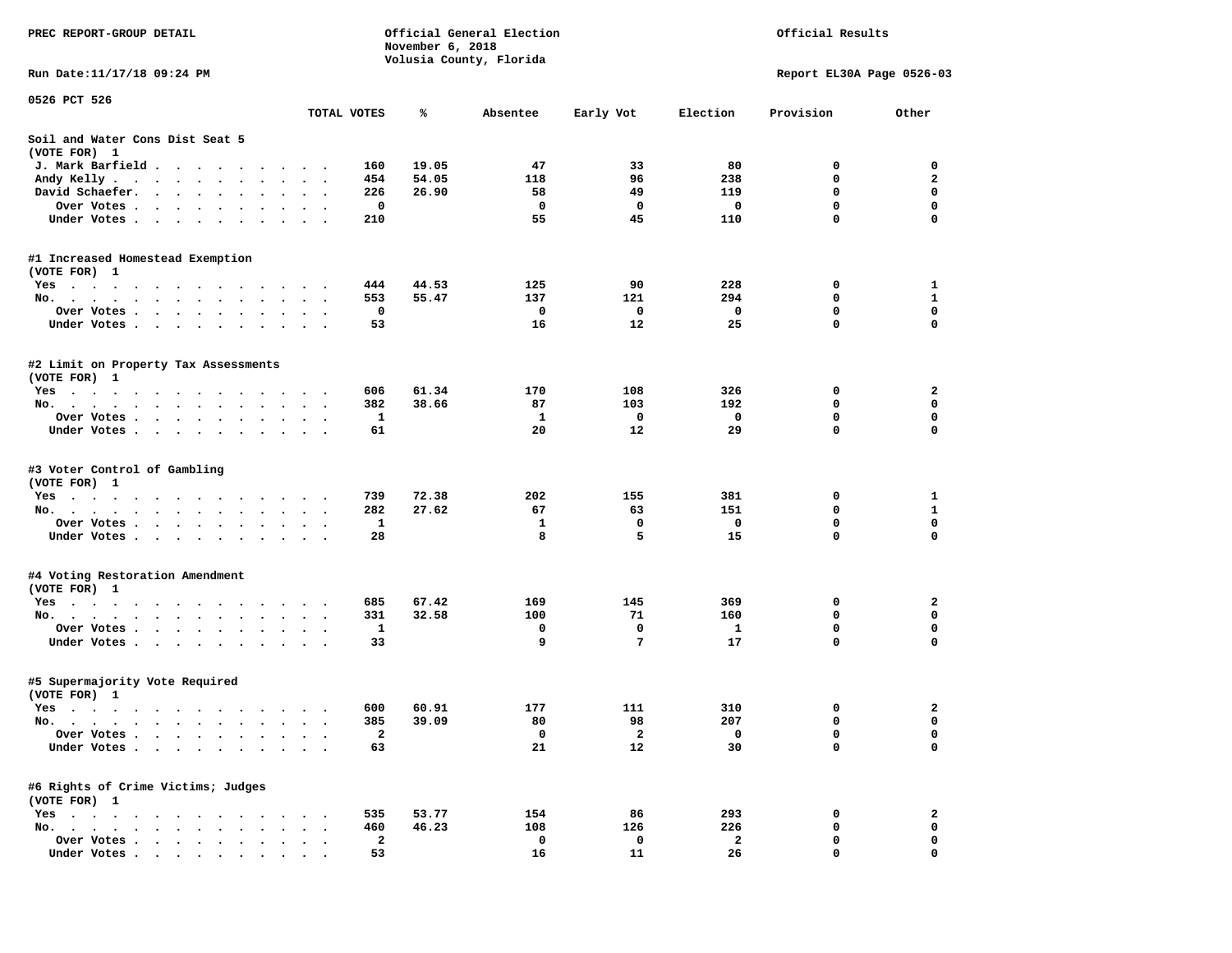PREC REPORT-GROUP DETAIL

Official General Election
November 6, 2018
Volusia County, Florida

Official Results

Run Date:11/17/18 09:24 PM

Report EL30A Page 0526-03

0526 PCT 526

| | TOTAL VOTES | % | Absentee | Early Vot | Election | Provision | Other |
|---|---|---|---|---|---|---|---|
| **Soil and Water Cons Dist Seat 5** | | | | | | | |
| (VOTE FOR) 1 | | | | | | | |
| J. Mark Barfield | 160 | 19.05 | 47 | 33 | 80 | 0 | 0 |
| Andy Kelly | 454 | 54.05 | 118 | 96 | 238 | 0 | 2 |
| David Schaefer | 226 | 26.90 | 58 | 49 | 119 | 0 | 0 |
| Over Votes | 0 | | 0 | 0 | 0 | 0 | 0 |
| Under Votes | 210 | | 55 | 45 | 110 | 0 | 0 |
| **#1 Increased Homestead Exemption** | | | | | | | |
| (VOTE FOR) 1 | | | | | | | |
| Yes | 444 | 44.53 | 125 | 90 | 228 | 0 | 1 |
| No. | 553 | 55.47 | 137 | 121 | 294 | 0 | 1 |
| Over Votes | 0 | | 0 | 0 | 0 | 0 | 0 |
| Under Votes | 53 | | 16 | 12 | 25 | 0 | 0 |
| **#2 Limit on Property Tax Assessments** | | | | | | | |
| (VOTE FOR) 1 | | | | | | | |
| Yes | 606 | 61.34 | 170 | 108 | 326 | 0 | 2 |
| No. | 382 | 38.66 | 87 | 103 | 192 | 0 | 0 |
| Over Votes | 1 | | 1 | 0 | 0 | 0 | 0 |
| Under Votes | 61 | | 20 | 12 | 29 | 0 | 0 |
| **#3 Voter Control of Gambling** | | | | | | | |
| (VOTE FOR) 1 | | | | | | | |
| Yes | 739 | 72.38 | 202 | 155 | 381 | 0 | 1 |
| No. | 282 | 27.62 | 67 | 63 | 151 | 0 | 1 |
| Over Votes | 1 | | 1 | 0 | 0 | 0 | 0 |
| Under Votes | 28 | | 8 | 5 | 15 | 0 | 0 |
| **#4 Voting Restoration Amendment** | | | | | | | |
| (VOTE FOR) 1 | | | | | | | |
| Yes | 685 | 67.42 | 169 | 145 | 369 | 0 | 2 |
| No. | 331 | 32.58 | 100 | 71 | 160 | 0 | 0 |
| Over Votes | 1 | | 0 | 0 | 1 | 0 | 0 |
| Under Votes | 33 | | 9 | 7 | 17 | 0 | 0 |
| **#5 Supermajority Vote Required** | | | | | | | |
| (VOTE FOR) 1 | | | | | | | |
| Yes | 600 | 60.91 | 177 | 111 | 310 | 0 | 2 |
| No. | 385 | 39.09 | 80 | 98 | 207 | 0 | 0 |
| Over Votes | 2 | | 0 | 2 | 0 | 0 | 0 |
| Under Votes | 63 | | 21 | 12 | 30 | 0 | 0 |
| **#6 Rights of Crime Victims; Judges** | | | | | | | |
| (VOTE FOR) 1 | | | | | | | |
| Yes | 535 | 53.77 | 154 | 86 | 293 | 0 | 2 |
| No. | 460 | 46.23 | 108 | 126 | 226 | 0 | 0 |
| Over Votes | 2 | | 0 | 0 | 2 | 0 | 0 |
| Under Votes | 53 | | 16 | 11 | 26 | 0 | 0 |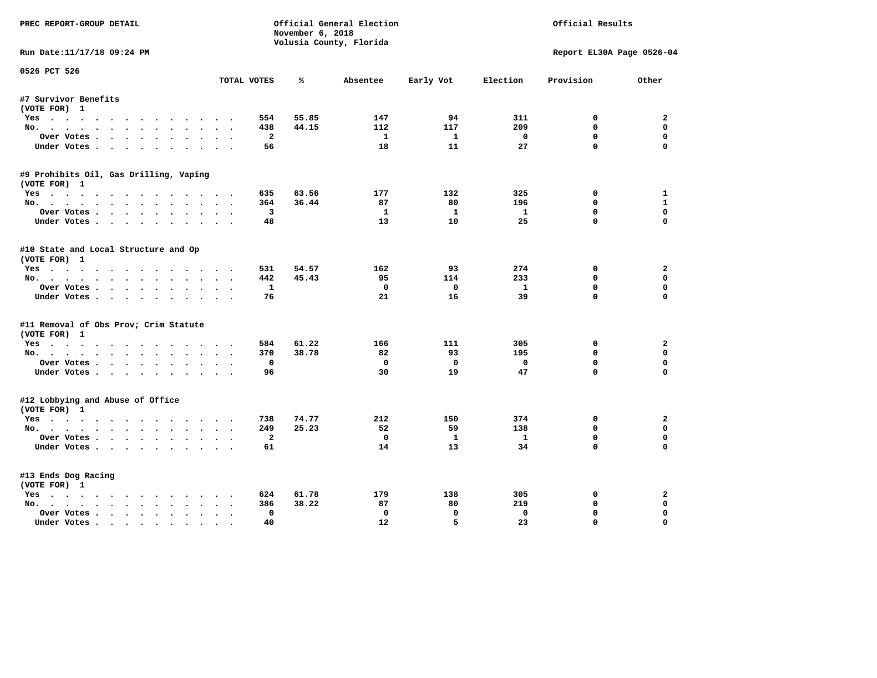PREC REPORT-GROUP DETAIL

Official General Election
November 6, 2018
Volusia County, Florida

Official Results

Run Date:11/17/18 09:24 PM

Report EL30A Page 0526-04

0526 PCT 526

| | TOTAL VOTES | % | Absentee | Early Vot | Election | Provision | Other |
|---|---|---|---|---|---|---|---|
| **#7 Survivor Benefits** | | | | | | | |
| (VOTE FOR) 1 | | | | | | | |
| Yes | 554 | 55.85 | 147 | 94 | 311 | 0 | 2 |
| No. | 438 | 44.15 | 112 | 117 | 209 | 0 | 0 |
| Over Votes | 2 | | 1 | 1 | 0 | 0 | 0 |
| Under Votes | 56 | | 18 | 11 | 27 | 0 | 0 |
| **#9 Prohibits Oil, Gas Drilling, Vaping** | | | | | | | |
| (VOTE FOR) 1 | | | | | | | |
| Yes | 635 | 63.56 | 177 | 132 | 325 | 0 | 1 |
| No. | 364 | 36.44 | 87 | 80 | 196 | 0 | 1 |
| Over Votes | 3 | | 1 | 1 | 1 | 0 | 0 |
| Under Votes | 48 | | 13 | 10 | 25 | 0 | 0 |
| **#10 State and Local Structure and Op** | | | | | | | |
| (VOTE FOR) 1 | | | | | | | |
| Yes | 531 | 54.57 | 162 | 93 | 274 | 0 | 2 |
| No. | 442 | 45.43 | 95 | 114 | 233 | 0 | 0 |
| Over Votes | 1 | | 0 | 0 | 1 | 0 | 0 |
| Under Votes | 76 | | 21 | 16 | 39 | 0 | 0 |
| **#11 Removal of Obs Prov; Crim Statute** | | | | | | | |
| (VOTE FOR) 1 | | | | | | | |
| Yes | 584 | 61.22 | 166 | 111 | 305 | 0 | 2 |
| No. | 370 | 38.78 | 82 | 93 | 195 | 0 | 0 |
| Over Votes | 0 | | 0 | 0 | 0 | 0 | 0 |
| Under Votes | 96 | | 30 | 19 | 47 | 0 | 0 |
| **#12 Lobbying and Abuse of Office** | | | | | | | |
| (VOTE FOR) 1 | | | | | | | |
| Yes | 738 | 74.77 | 212 | 150 | 374 | 0 | 2 |
| No. | 249 | 25.23 | 52 | 59 | 138 | 0 | 0 |
| Over Votes | 2 | | 0 | 1 | 1 | 0 | 0 |
| Under Votes | 61 | | 14 | 13 | 34 | 0 | 0 |
| **#13 Ends Dog Racing** | | | | | | | |
| (VOTE FOR) 1 | | | | | | | |
| Yes | 624 | 61.78 | 179 | 138 | 305 | 0 | 2 |
| No. | 386 | 38.22 | 87 | 80 | 219 | 0 | 0 |
| Over Votes | 0 | | 0 | 0 | 0 | 0 | 0 |
| Under Votes | 40 | | 12 | 5 | 23 | 0 | 0 |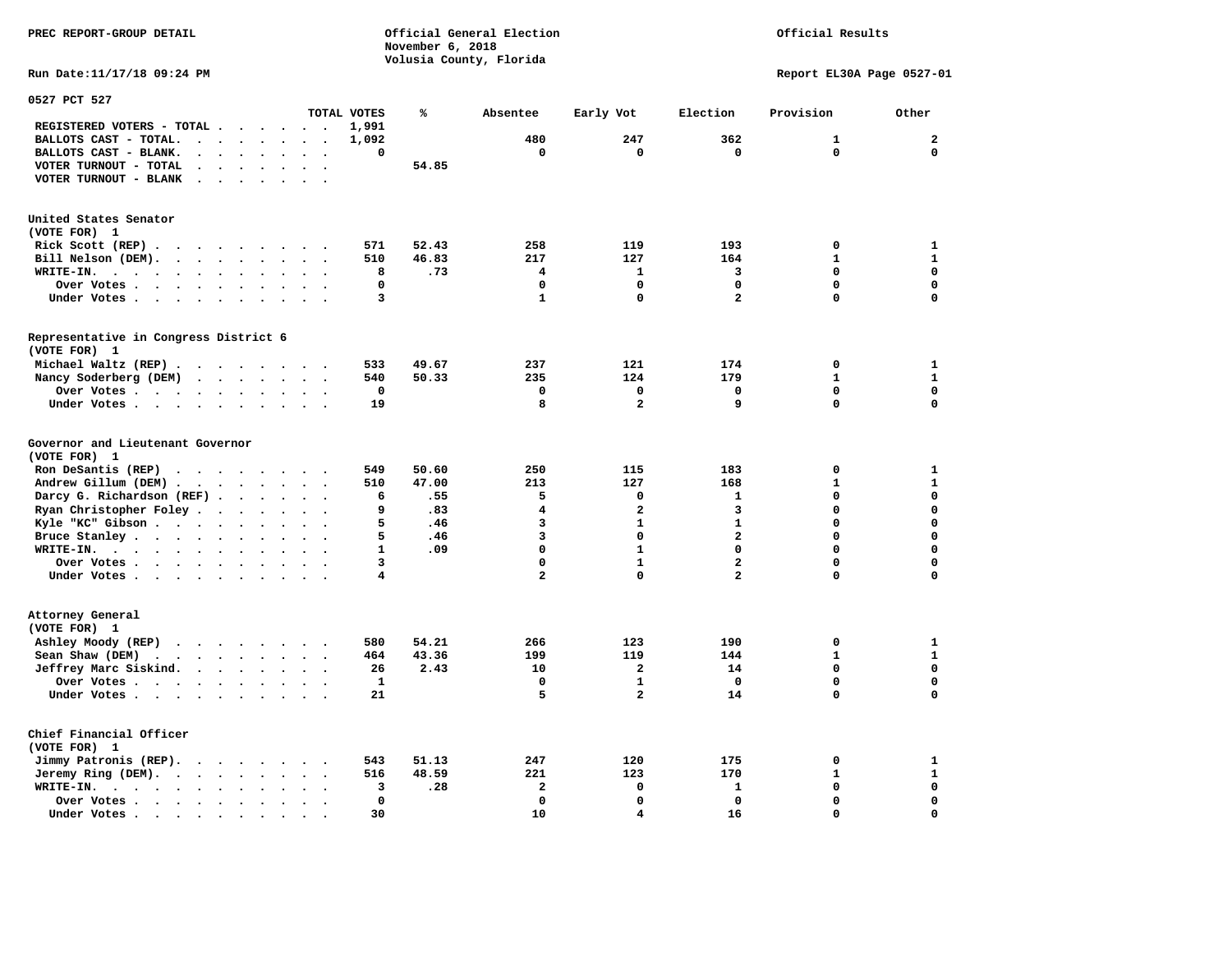PREC REPORT-GROUP DETAIL

Official General Election
November 6, 2018
Volusia County, Florida

Official Results

Run Date:11/17/18 09:24 PM

Report EL30A Page 0527-01

0527 PCT 527

| | TOTAL VOTES | % | Absentee | Early Vot | Election | Provision | Other |
|---|---|---|---|---|---|---|---|
| REGISTERED VOTERS - TOTAL | 1,991 | | | | | | |
| BALLOTS CAST - TOTAL. | 1,092 | | 480 | 247 | 362 | 1 | 2 |
| BALLOTS CAST - BLANK. | 0 | | 0 | 0 | 0 | 0 | 0 |
| VOTER TURNOUT - TOTAL | | 54.85 | | | | | |
| VOTER TURNOUT - BLANK | | | | | | | |

United States Senator
(VOTE FOR) 1

| | TOTAL VOTES | % | Absentee | Early Vot | Election | Provision | Other |
|---|---|---|---|---|---|---|---|
| Rick Scott (REP) | 571 | 52.43 | 258 | 119 | 193 | 0 | 1 |
| Bill Nelson (DEM). | 510 | 46.83 | 217 | 127 | 164 | 1 | 1 |
| WRITE-IN. | 8 | .73 | 4 | 1 | 3 | 0 | 0 |
| Over Votes | 0 | | 0 | 0 | 0 | 0 | 0 |
| Under Votes | 3 | | 1 | 0 | 2 | 0 | 0 |

Representative in Congress District 6
(VOTE FOR) 1

| | TOTAL VOTES | % | Absentee | Early Vot | Election | Provision | Other |
|---|---|---|---|---|---|---|---|
| Michael Waltz (REP) | 533 | 49.67 | 237 | 121 | 174 | 0 | 1 |
| Nancy Soderberg (DEM) | 540 | 50.33 | 235 | 124 | 179 | 1 | 1 |
| Over Votes | 0 | | 0 | 0 | 0 | 0 | 0 |
| Under Votes | 19 | | 8 | 2 | 9 | 0 | 0 |

Governor and Lieutenant Governor
(VOTE FOR) 1

| | TOTAL VOTES | % | Absentee | Early Vot | Election | Provision | Other |
|---|---|---|---|---|---|---|---|
| Ron DeSantis (REP) | 549 | 50.60 | 250 | 115 | 183 | 0 | 1 |
| Andrew Gillum (DEM) | 510 | 47.00 | 213 | 127 | 168 | 1 | 1 |
| Darcy G. Richardson (REF) | 6 | .55 | 5 | 0 | 1 | 0 | 0 |
| Ryan Christopher Foley | 9 | .83 | 4 | 2 | 3 | 0 | 0 |
| Kyle "KC" Gibson | 5 | .46 | 3 | 1 | 1 | 0 | 0 |
| Bruce Stanley | 5 | .46 | 3 | 0 | 2 | 0 | 0 |
| WRITE-IN. | 1 | .09 | 0 | 1 | 0 | 0 | 0 |
| Over Votes | 3 | | 0 | 1 | 2 | 0 | 0 |
| Under Votes | 4 | | 2 | 0 | 2 | 0 | 0 |

Attorney General
(VOTE FOR) 1

| | TOTAL VOTES | % | Absentee | Early Vot | Election | Provision | Other |
|---|---|---|---|---|---|---|---|
| Ashley Moody (REP) | 580 | 54.21 | 266 | 123 | 190 | 0 | 1 |
| Sean Shaw (DEM) | 464 | 43.36 | 199 | 119 | 144 | 1 | 1 |
| Jeffrey Marc Siskind. | 26 | 2.43 | 10 | 2 | 14 | 0 | 0 |
| Over Votes | 1 | | 0 | 1 | 0 | 0 | 0 |
| Under Votes | 21 | | 5 | 2 | 14 | 0 | 0 |

Chief Financial Officer
(VOTE FOR) 1

| | TOTAL VOTES | % | Absentee | Early Vot | Election | Provision | Other |
|---|---|---|---|---|---|---|---|
| Jimmy Patronis (REP). | 543 | 51.13 | 247 | 120 | 175 | 0 | 1 |
| Jeremy Ring (DEM). | 516 | 48.59 | 221 | 123 | 170 | 1 | 1 |
| WRITE-IN. | 3 | .28 | 2 | 0 | 1 | 0 | 0 |
| Over Votes | 0 | | 0 | 0 | 0 | 0 | 0 |
| Under Votes | 30 | | 10 | 4 | 16 | 0 | 0 |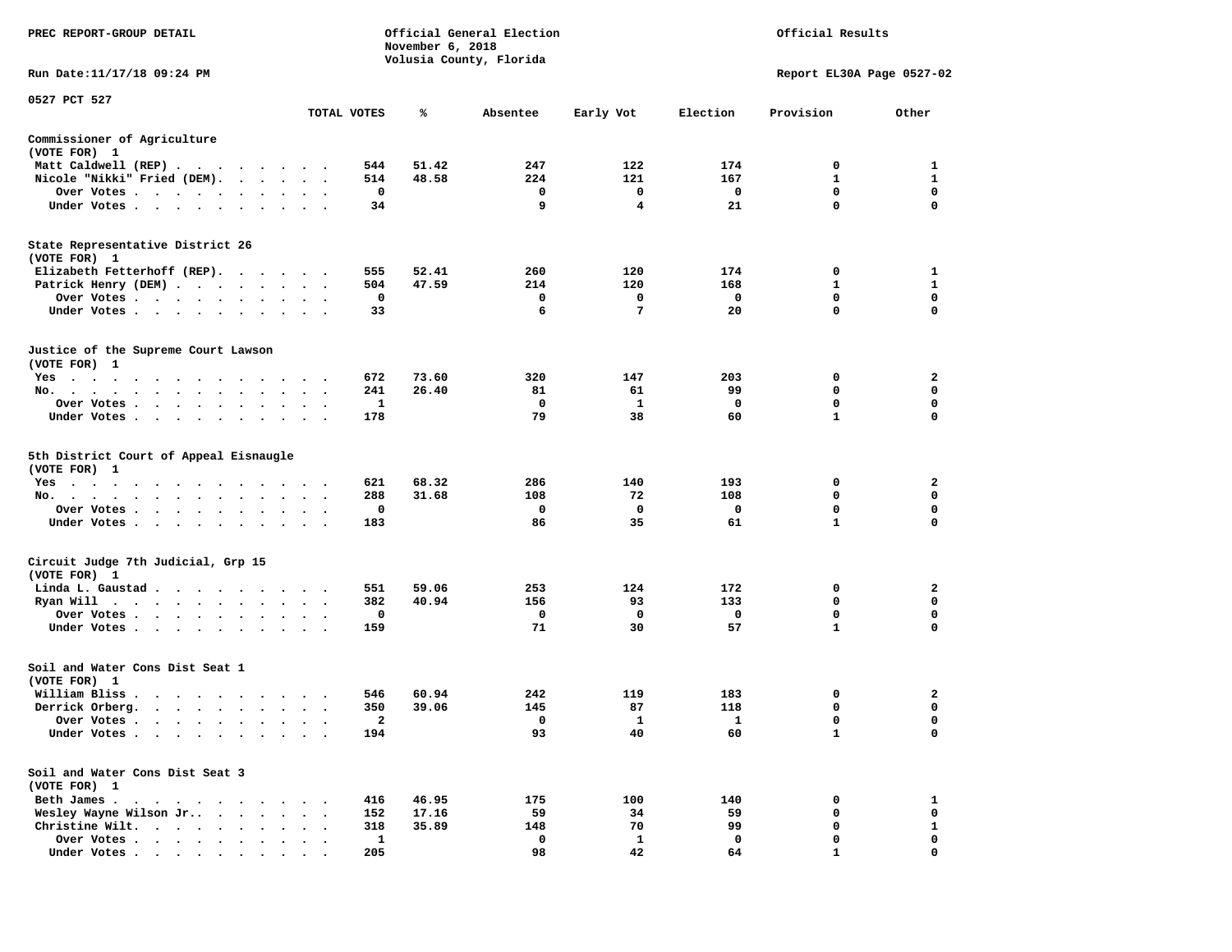PREC REPORT-GROUP DETAIL

Official General Election
November 6, 2018
Volusia County, Florida

Official Results

Run Date:11/17/18 09:24 PM

Report EL30A Page 0527-02

0527 PCT 527

| | TOTAL VOTES | % | Absentee | Early Vot | Election | Provision | Other |
|---|---|---|---|---|---|---|---|
| **Commissioner of Agriculture (VOTE FOR) 1** | | | | | | | |
| Matt Caldwell (REP) | 544 | 51.42 | 247 | 122 | 174 | 0 | 1 |
| Nicole "Nikki" Fried (DEM) | 514 | 48.58 | 224 | 121 | 167 | 1 | 1 |
| Over Votes | 0 | | 0 | 0 | 0 | 0 | 0 |
| Under Votes | 34 | | 9 | 4 | 21 | 0 | 0 |
| **State Representative District 26 (VOTE FOR) 1** | | | | | | | |
| Elizabeth Fetterhoff (REP) | 555 | 52.41 | 260 | 120 | 174 | 0 | 1 |
| Patrick Henry (DEM) | 504 | 47.59 | 214 | 120 | 168 | 1 | 1 |
| Over Votes | 0 | | 0 | 0 | 0 | 0 | 0 |
| Under Votes | 33 | | 6 | 7 | 20 | 0 | 0 |
| **Justice of the Supreme Court Lawson (VOTE FOR) 1** | | | | | | | |
| Yes | 672 | 73.60 | 320 | 147 | 203 | 0 | 2 |
| No | 241 | 26.40 | 81 | 61 | 99 | 0 | 0 |
| Over Votes | 1 | | 0 | 1 | 0 | 0 | 0 |
| Under Votes | 178 | | 79 | 38 | 60 | 1 | 0 |
| **5th District Court of Appeal Eisnaugle (VOTE FOR) 1** | | | | | | | |
| Yes | 621 | 68.32 | 286 | 140 | 193 | 0 | 2 |
| No | 288 | 31.68 | 108 | 72 | 108 | 0 | 0 |
| Over Votes | 0 | | 0 | 0 | 0 | 0 | 0 |
| Under Votes | 183 | | 86 | 35 | 61 | 1 | 0 |
| **Circuit Judge 7th Judicial, Grp 15 (VOTE FOR) 1** | | | | | | | |
| Linda L. Gaustad | 551 | 59.06 | 253 | 124 | 172 | 0 | 2 |
| Ryan Will | 382 | 40.94 | 156 | 93 | 133 | 0 | 0 |
| Over Votes | 0 | | 0 | 0 | 0 | 0 | 0 |
| Under Votes | 159 | | 71 | 30 | 57 | 1 | 0 |
| **Soil and Water Cons Dist Seat 1 (VOTE FOR) 1** | | | | | | | |
| William Bliss | 546 | 60.94 | 242 | 119 | 183 | 0 | 2 |
| Derrick Orberg | 350 | 39.06 | 145 | 87 | 118 | 0 | 0 |
| Over Votes | 2 | | 0 | 1 | 1 | 0 | 0 |
| Under Votes | 194 | | 93 | 40 | 60 | 1 | 0 |
| **Soil and Water Cons Dist Seat 3 (VOTE FOR) 1** | | | | | | | |
| Beth James | 416 | 46.95 | 175 | 100 | 140 | 0 | 1 |
| Wesley Wayne Wilson Jr. | 152 | 17.16 | 59 | 34 | 59 | 0 | 0 |
| Christine Wilt | 318 | 35.89 | 148 | 70 | 99 | 0 | 1 |
| Over Votes | 1 | | 0 | 1 | 0 | 0 | 0 |
| Under Votes | 205 | | 98 | 42 | 64 | 1 | 0 |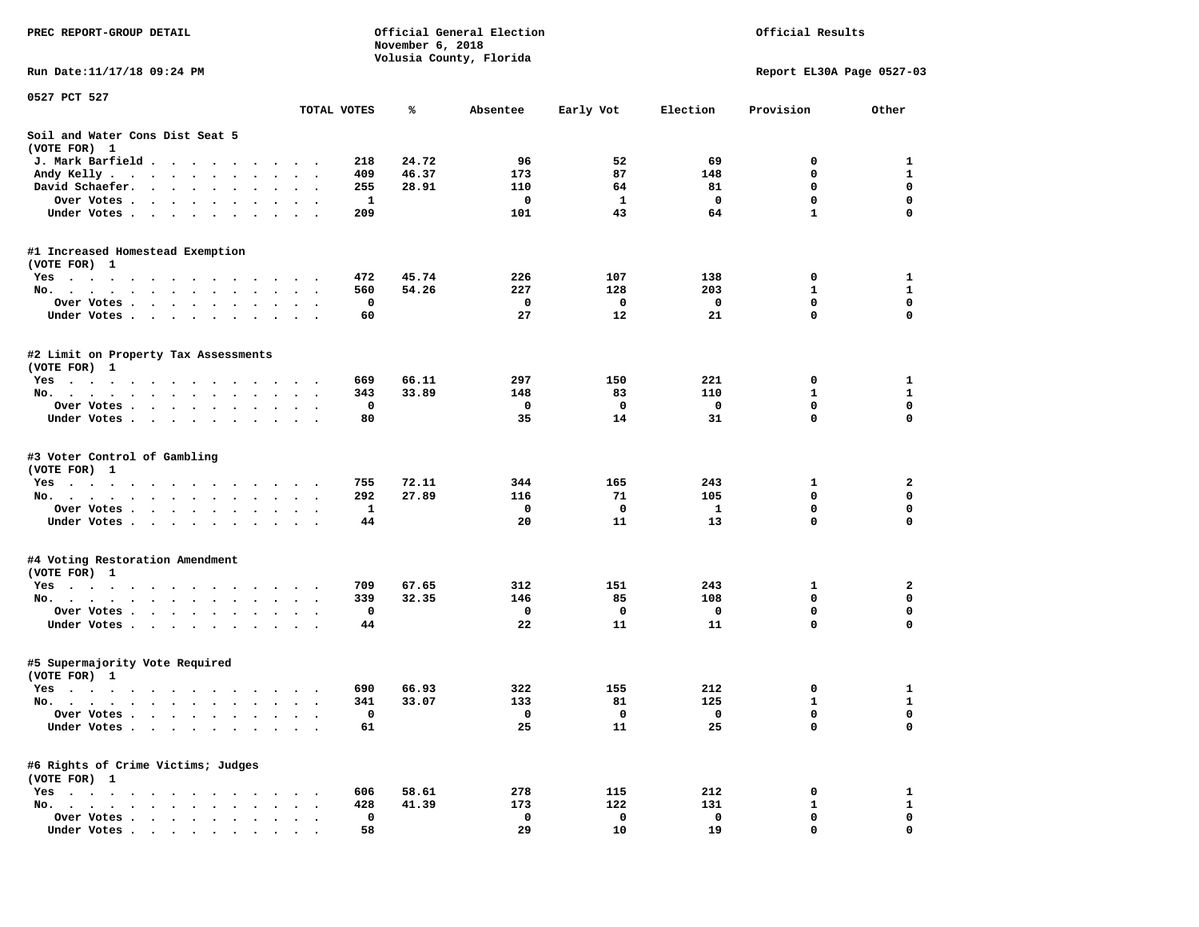PREC REPORT-GROUP DETAIL

Official General Election
November 6, 2018
Volusia County, Florida

Official Results

Run Date:11/17/18 09:24 PM

Report EL30A Page 0527-03

0527 PCT 527

| | TOTAL VOTES | % | Absentee | Early Vot | Election | Provision | Other |
|---|---|---|---|---|---|---|---|
| **Soil and Water Cons Dist Seat 5** | | | | | | | |
| (VOTE FOR) 1 | | | | | | | |
| J. Mark Barfield | 218 | 24.72 | 96 | 52 | 69 | 0 | 1 |
| Andy Kelly | 409 | 46.37 | 173 | 87 | 148 | 0 | 1 |
| David Schaefer | 255 | 28.91 | 110 | 64 | 81 | 0 | 0 |
| Over Votes | 1 | | 0 | 1 | 0 | 0 | 0 |
| Under Votes | 209 | | 101 | 43 | 64 | 1 | 0 |
| **#1 Increased Homestead Exemption** | | | | | | | |
| (VOTE FOR) 1 | | | | | | | |
| Yes | 472 | 45.74 | 226 | 107 | 138 | 0 | 1 |
| No. | 560 | 54.26 | 227 | 128 | 203 | 1 | 1 |
| Over Votes | 0 | | 0 | 0 | 0 | 0 | 0 |
| Under Votes | 60 | | 27 | 12 | 21 | 0 | 0 |
| **#2 Limit on Property Tax Assessments** | | | | | | | |
| (VOTE FOR) 1 | | | | | | | |
| Yes | 669 | 66.11 | 297 | 150 | 221 | 0 | 1 |
| No. | 343 | 33.89 | 148 | 83 | 110 | 1 | 1 |
| Over Votes | 0 | | 0 | 0 | 0 | 0 | 0 |
| Under Votes | 80 | | 35 | 14 | 31 | 0 | 0 |
| **#3 Voter Control of Gambling** | | | | | | | |
| (VOTE FOR) 1 | | | | | | | |
| Yes | 755 | 72.11 | 344 | 165 | 243 | 1 | 2 |
| No. | 292 | 27.89 | 116 | 71 | 105 | 0 | 0 |
| Over Votes | 1 | | 0 | 0 | 1 | 0 | 0 |
| Under Votes | 44 | | 20 | 11 | 13 | 0 | 0 |
| **#4 Voting Restoration Amendment** | | | | | | | |
| (VOTE FOR) 1 | | | | | | | |
| Yes | 709 | 67.65 | 312 | 151 | 243 | 1 | 2 |
| No. | 339 | 32.35 | 146 | 85 | 108 | 0 | 0 |
| Over Votes | 0 | | 0 | 0 | 0 | 0 | 0 |
| Under Votes | 44 | | 22 | 11 | 11 | 0 | 0 |
| **#5 Supermajority Vote Required** | | | | | | | |
| (VOTE FOR) 1 | | | | | | | |
| Yes | 690 | 66.93 | 322 | 155 | 212 | 0 | 1 |
| No. | 341 | 33.07 | 133 | 81 | 125 | 1 | 1 |
| Over Votes | 0 | | 0 | 0 | 0 | 0 | 0 |
| Under Votes | 61 | | 25 | 11 | 25 | 0 | 0 |
| **#6 Rights of Crime Victims; Judges** | | | | | | | |
| (VOTE FOR) 1 | | | | | | | |
| Yes | 606 | 58.61 | 278 | 115 | 212 | 0 | 1 |
| No. | 428 | 41.39 | 173 | 122 | 131 | 1 | 1 |
| Over Votes | 0 | | 0 | 0 | 0 | 0 | 0 |
| Under Votes | 58 | | 29 | 10 | 19 | 0 | 0 |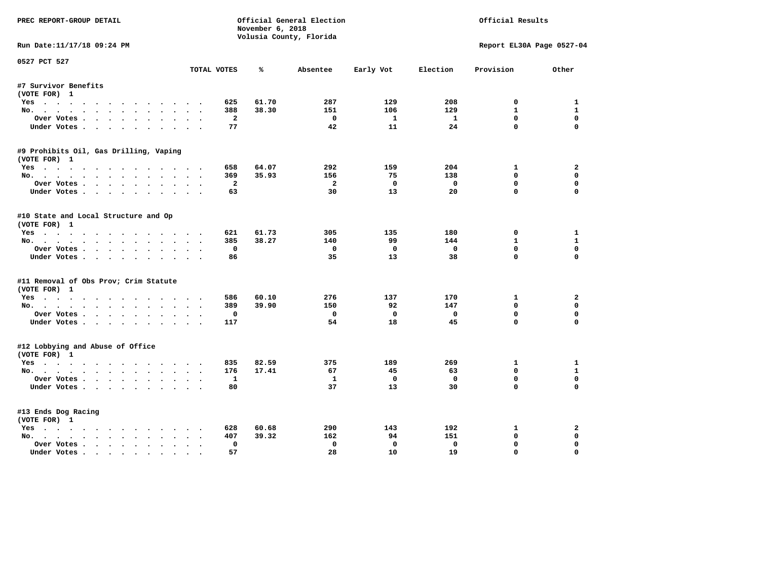PREC REPORT-GROUP DETAIL

Official General Election
November 6, 2018
Volusia County, Florida

Official Results

Run Date:11/17/18 09:24 PM

Report EL30A Page 0527-04

0527 PCT 527

| | TOTAL VOTES | % | Absentee | Early Vot | Election | Provision | Other |
|---|---|---|---|---|---|---|---|
| **#7 Survivor Benefits** | | | | | | | |
| (VOTE FOR) 1 | | | | | | | |
| Yes | 625 | 61.70 | 287 | 129 | 208 | 0 | 1 |
| No. | 388 | 38.30 | 151 | 106 | 129 | 1 | 1 |
| Over Votes | 2 | | 0 | 1 | 1 | 0 | 0 |
| Under Votes | 77 | | 42 | 11 | 24 | 0 | 0 |
| **#9 Prohibits Oil, Gas Drilling, Vaping** | | | | | | | |
| (VOTE FOR) 1 | | | | | | | |
| Yes | 658 | 64.07 | 292 | 159 | 204 | 1 | 2 |
| No. | 369 | 35.93 | 156 | 75 | 138 | 0 | 0 |
| Over Votes | 2 | | 2 | 0 | 0 | 0 | 0 |
| Under Votes | 63 | | 30 | 13 | 20 | 0 | 0 |
| **#10 State and Local Structure and Op** | | | | | | | |
| (VOTE FOR) 1 | | | | | | | |
| Yes | 621 | 61.73 | 305 | 135 | 180 | 0 | 1 |
| No. | 385 | 38.27 | 140 | 99 | 144 | 1 | 1 |
| Over Votes | 0 | | 0 | 0 | 0 | 0 | 0 |
| Under Votes | 86 | | 35 | 13 | 38 | 0 | 0 |
| **#11 Removal of Obs Prov; Crim Statute** | | | | | | | |
| (VOTE FOR) 1 | | | | | | | |
| Yes | 586 | 60.10 | 276 | 137 | 170 | 1 | 2 |
| No. | 389 | 39.90 | 150 | 92 | 147 | 0 | 0 |
| Over Votes | 0 | | 0 | 0 | 0 | 0 | 0 |
| Under Votes | 117 | | 54 | 18 | 45 | 0 | 0 |
| **#12 Lobbying and Abuse of Office** | | | | | | | |
| (VOTE FOR) 1 | | | | | | | |
| Yes | 835 | 82.59 | 375 | 189 | 269 | 1 | 1 |
| No. | 176 | 17.41 | 67 | 45 | 63 | 0 | 1 |
| Over Votes | 1 | | 1 | 0 | 0 | 0 | 0 |
| Under Votes | 80 | | 37 | 13 | 30 | 0 | 0 |
| **#13 Ends Dog Racing** | | | | | | | |
| (VOTE FOR) 1 | | | | | | | |
| Yes | 628 | 60.68 | 290 | 143 | 192 | 1 | 2 |
| No. | 407 | 39.32 | 162 | 94 | 151 | 0 | 0 |
| Over Votes | 0 | | 0 | 0 | 0 | 0 | 0 |
| Under Votes | 57 | | 28 | 10 | 19 | 0 | 0 |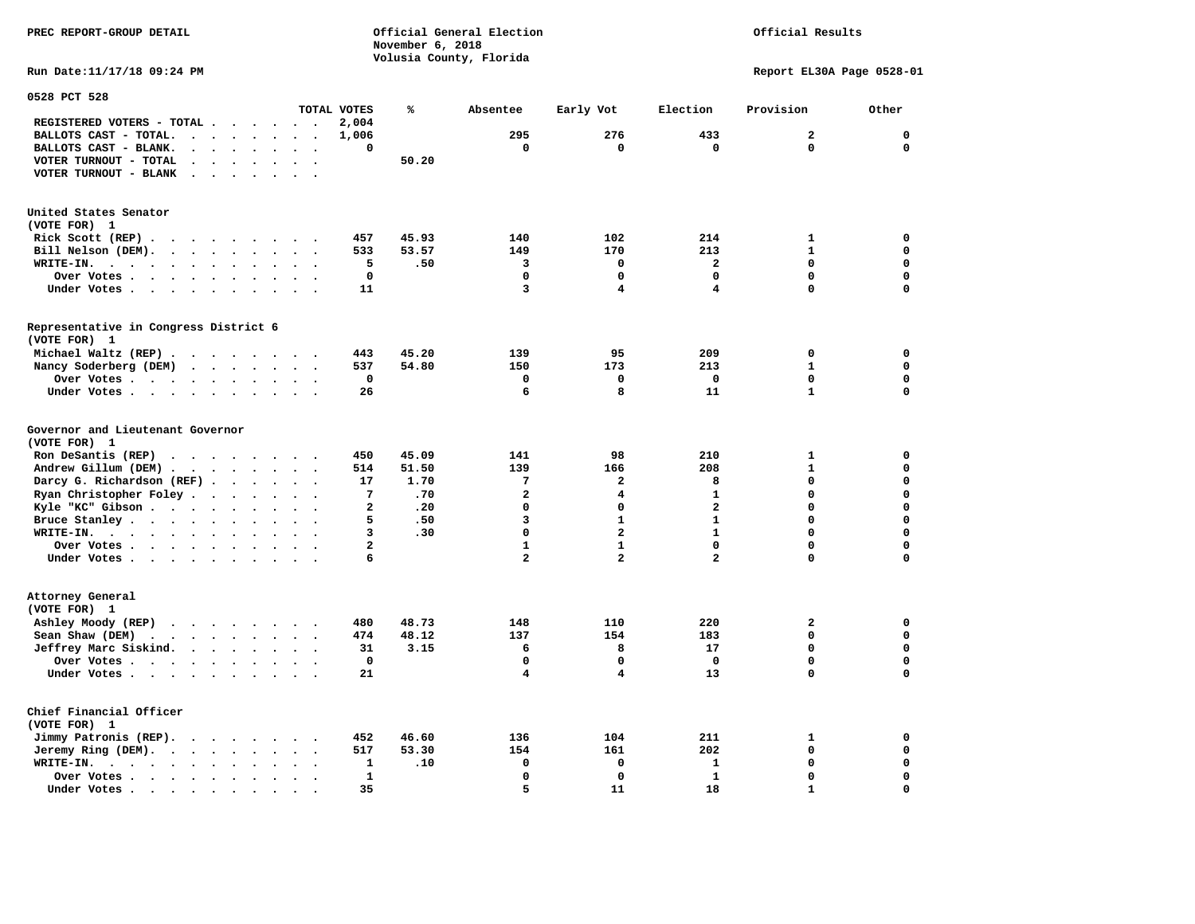PREC REPORT-GROUP DETAIL

Official General Election
November 6, 2018
Volusia County, Florida

Official Results

Run Date:11/17/18 09:24 PM

Report EL30A Page 0528-01

0528 PCT 528

| | TOTAL VOTES | % | Absentee | Early Vot | Election | Provision | Other |
|---|---|---|---|---|---|---|---|
| REGISTERED VOTERS - TOTAL | 2,004 | | | | | | |
| BALLOTS CAST - TOTAL. | 1,006 | | 295 | 276 | 433 | 2 | 0 |
| BALLOTS CAST - BLANK. | 0 | | 0 | 0 | 0 | 0 | 0 |
| VOTER TURNOUT - TOTAL | | 50.20 | | | | | |
| VOTER TURNOUT - BLANK | | | | | | | |

**United States Senator**
(VOTE FOR) 1

| | TOTAL VOTES | % | Absentee | Early Vot | Election | Provision | Other |
|---|---|---|---|---|---|---|---|
| Rick Scott (REP) | 457 | 45.93 | 140 | 102 | 214 | 1 | 0 |
| Bill Nelson (DEM). | 533 | 53.57 | 149 | 170 | 213 | 1 | 0 |
| WRITE-IN. | 5 | .50 | 3 | 0 | 2 | 0 | 0 |
| Over Votes | 0 | | 0 | 0 | 0 | 0 | 0 |
| Under Votes | 11 | | 3 | 4 | 4 | 0 | 0 |

**Representative in Congress District 6**
(VOTE FOR) 1

| | TOTAL VOTES | % | Absentee | Early Vot | Election | Provision | Other |
|---|---|---|---|---|---|---|---|
| Michael Waltz (REP) | 443 | 45.20 | 139 | 95 | 209 | 0 | 0 |
| Nancy Soderberg (DEM) | 537 | 54.80 | 150 | 173 | 213 | 1 | 0 |
| Over Votes | 0 | | 0 | 0 | 0 | 0 | 0 |
| Under Votes | 26 | | 6 | 8 | 11 | 1 | 0 |

**Governor and Lieutenant Governor**
(VOTE FOR) 1

| | TOTAL VOTES | % | Absentee | Early Vot | Election | Provision | Other |
|---|---|---|---|---|---|---|---|
| Ron DeSantis (REP) | 450 | 45.09 | 141 | 98 | 210 | 1 | 0 |
| Andrew Gillum (DEM) | 514 | 51.50 | 139 | 166 | 208 | 1 | 0 |
| Darcy G. Richardson (REF) | 17 | 1.70 | 7 | 2 | 8 | 0 | 0 |
| Ryan Christopher Foley | 7 | .70 | 2 | 4 | 1 | 0 | 0 |
| Kyle "KC" Gibson | 2 | .20 | 0 | 0 | 2 | 0 | 0 |
| Bruce Stanley | 5 | .50 | 3 | 1 | 1 | 0 | 0 |
| WRITE-IN. | 3 | .30 | 0 | 2 | 1 | 0 | 0 |
| Over Votes | 2 | | 1 | 1 | 0 | 0 | 0 |
| Under Votes | 6 | | 2 | 2 | 2 | 0 | 0 |

**Attorney General**
(VOTE FOR) 1

| | TOTAL VOTES | % | Absentee | Early Vot | Election | Provision | Other |
|---|---|---|---|---|---|---|---|
| Ashley Moody (REP) | 480 | 48.73 | 148 | 110 | 220 | 2 | 0 |
| Sean Shaw (DEM) | 474 | 48.12 | 137 | 154 | 183 | 0 | 0 |
| Jeffrey Marc Siskind. | 31 | 3.15 | 6 | 8 | 17 | 0 | 0 |
| Over Votes | 0 | | 0 | 0 | 0 | 0 | 0 |
| Under Votes | 21 | | 4 | 4 | 13 | 0 | 0 |

**Chief Financial Officer**
(VOTE FOR) 1

| | TOTAL VOTES | % | Absentee | Early Vot | Election | Provision | Other |
|---|---|---|---|---|---|---|---|
| Jimmy Patronis (REP). | 452 | 46.60 | 136 | 104 | 211 | 1 | 0 |
| Jeremy Ring (DEM). | 517 | 53.30 | 154 | 161 | 202 | 0 | 0 |
| WRITE-IN. | 1 | .10 | 0 | 0 | 1 | 0 | 0 |
| Over Votes | 1 | | 0 | 0 | 1 | 0 | 0 |
| Under Votes | 35 | | 5 | 11 | 18 | 1 | 0 |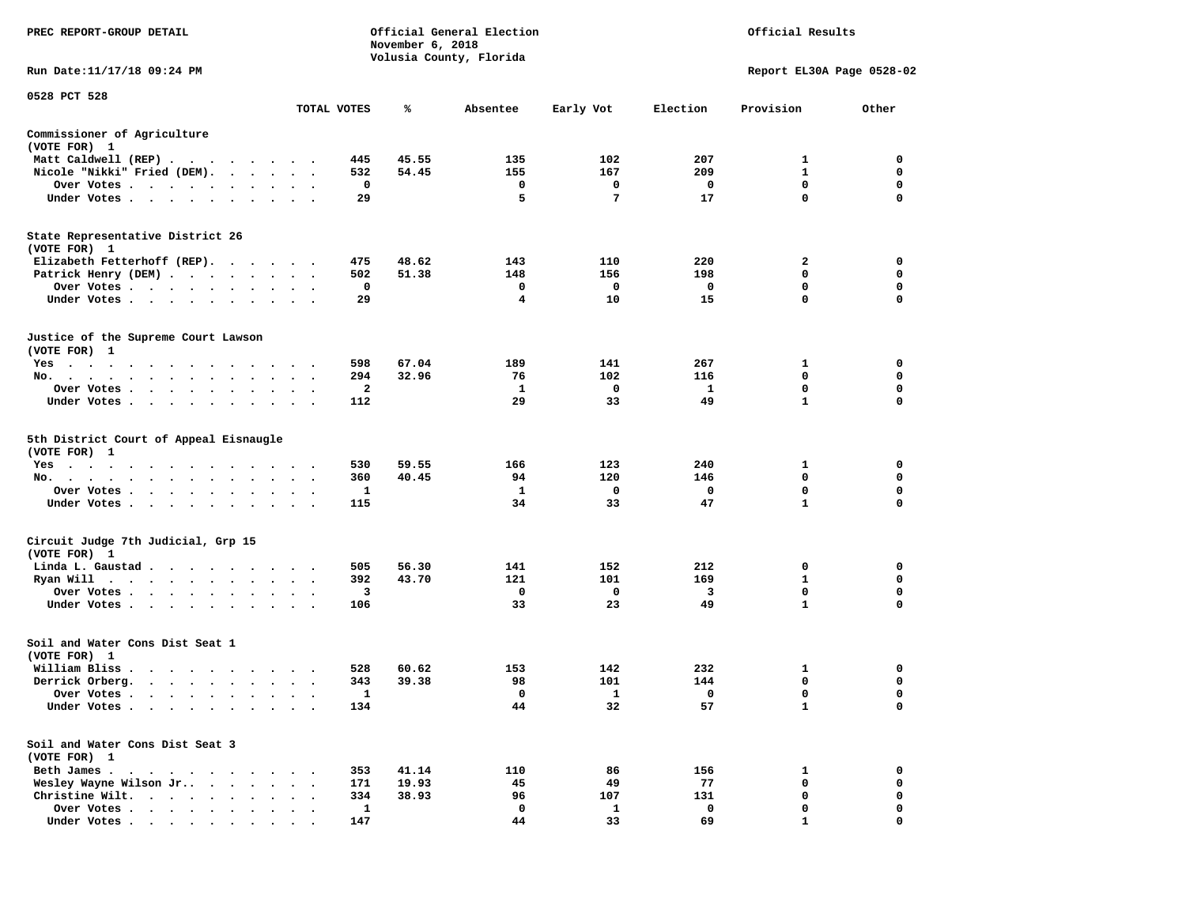PREC REPORT-GROUP DETAIL

Official General Election
November 6, 2018
Volusia County, Florida

Official Results

Run Date:11/17/18 09:24 PM

Report EL30A Page 0528-02

0528 PCT 528

| | TOTAL VOTES | % | Absentee | Early Vot | Election | Provision | Other |
|---|---|---|---|---|---|---|---|
| **Commissioner of Agriculture** | | | | | | | |
| (VOTE FOR) 1 | | | | | | | |
| Matt Caldwell (REP) | 445 | 45.55 | 135 | 102 | 207 | 1 | 0 |
| Nicole "Nikki" Fried (DEM) | 532 | 54.45 | 155 | 167 | 209 | 1 | 0 |
| Over Votes | 0 | | 0 | 0 | 0 | 0 | 0 |
| Under Votes | 29 | | 5 | 7 | 17 | 0 | 0 |
| **State Representative District 26** | | | | | | | |
| (VOTE FOR) 1 | | | | | | | |
| Elizabeth Fetterhoff (REP) | 475 | 48.62 | 143 | 110 | 220 | 2 | 0 |
| Patrick Henry (DEM) | 502 | 51.38 | 148 | 156 | 198 | 0 | 0 |
| Over Votes | 0 | | 0 | 0 | 0 | 0 | 0 |
| Under Votes | 29 | | 4 | 10 | 15 | 0 | 0 |
| **Justice of the Supreme Court Lawson** | | | | | | | |
| (VOTE FOR) 1 | | | | | | | |
| Yes | 598 | 67.04 | 189 | 141 | 267 | 1 | 0 |
| No. | 294 | 32.96 | 76 | 102 | 116 | 0 | 0 |
| Over Votes | 2 | | 1 | 0 | 1 | 0 | 0 |
| Under Votes | 112 | | 29 | 33 | 49 | 1 | 0 |
| **5th District Court of Appeal Eisnaugle** | | | | | | | |
| (VOTE FOR) 1 | | | | | | | |
| Yes | 530 | 59.55 | 166 | 123 | 240 | 1 | 0 |
| No. | 360 | 40.45 | 94 | 120 | 146 | 0 | 0 |
| Over Votes | 1 | | 1 | 0 | 0 | 0 | 0 |
| Under Votes | 115 | | 34 | 33 | 47 | 1 | 0 |
| **Circuit Judge 7th Judicial, Grp 15** | | | | | | | |
| (VOTE FOR) 1 | | | | | | | |
| Linda L. Gaustad | 505 | 56.30 | 141 | 152 | 212 | 0 | 0 |
| Ryan Will | 392 | 43.70 | 121 | 101 | 169 | 1 | 0 |
| Over Votes | 3 | | 0 | 0 | 3 | 0 | 0 |
| Under Votes | 106 | | 33 | 23 | 49 | 1 | 0 |
| **Soil and Water Cons Dist Seat 1** | | | | | | | |
| (VOTE FOR) 1 | | | | | | | |
| William Bliss | 528 | 60.62 | 153 | 142 | 232 | 1 | 0 |
| Derrick Orberg. | 343 | 39.38 | 98 | 101 | 144 | 0 | 0 |
| Over Votes | 1 | | 0 | 1 | 0 | 0 | 0 |
| Under Votes | 134 | | 44 | 32 | 57 | 1 | 0 |
| **Soil and Water Cons Dist Seat 3** | | | | | | | |
| (VOTE FOR) 1 | | | | | | | |
| Beth James | 353 | 41.14 | 110 | 86 | 156 | 1 | 0 |
| Wesley Wayne Wilson Jr. | 171 | 19.93 | 45 | 49 | 77 | 0 | 0 |
| Christine Wilt. | 334 | 38.93 | 96 | 107 | 131 | 0 | 0 |
| Over Votes | 1 | | 0 | 1 | 0 | 0 | 0 |
| Under Votes | 147 | | 44 | 33 | 69 | 1 | 0 |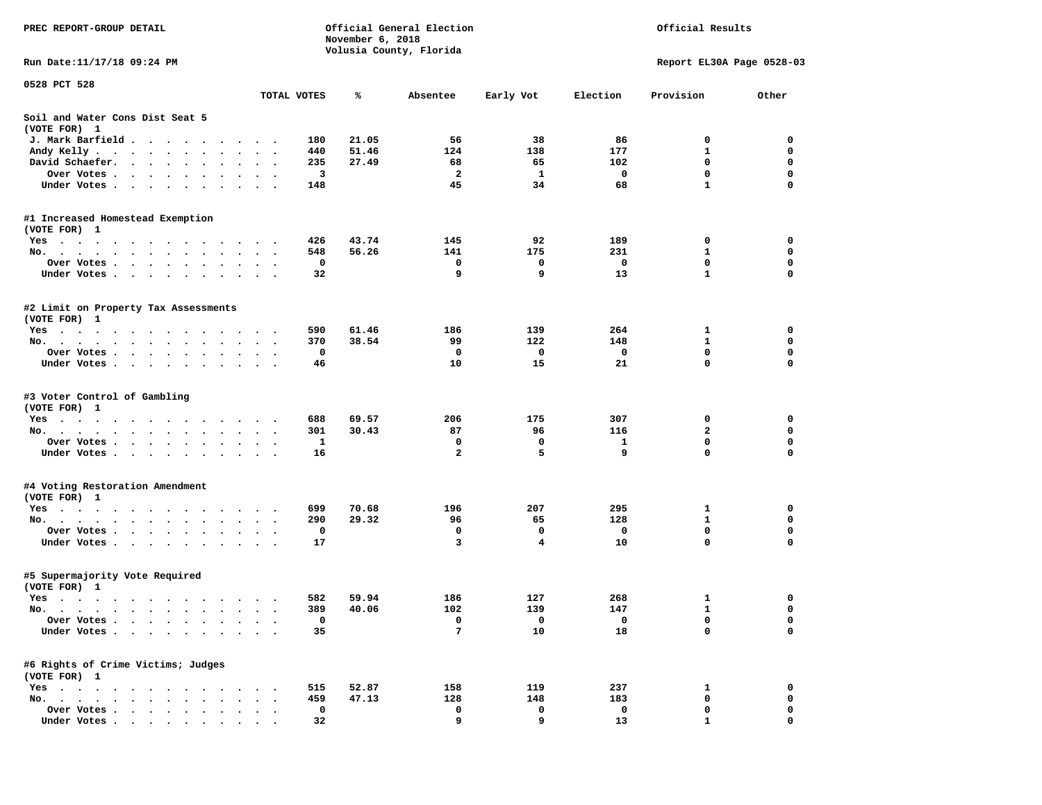PREC REPORT-GROUP DETAIL

Official General Election
November 6, 2018
Volusia County, Florida

Official Results

Run Date:11/17/18 09:24 PM

Report EL30A Page 0528-03

0528 PCT 528

| | TOTAL VOTES | % | Absentee | Early Vot | Election | Provision | Other |
|---|---|---|---|---|---|---|---|
| **Soil and Water Cons Dist Seat 5** | | | | | | | |
| (VOTE FOR) 1 | | | | | | | |
| J. Mark Barfield | 180 | 21.05 | 56 | 38 | 86 | 0 | 0 |
| Andy Kelly | 440 | 51.46 | 124 | 138 | 177 | 1 | 0 |
| David Schaefer | 235 | 27.49 | 68 | 65 | 102 | 0 | 0 |
| Over Votes | 3 | | 2 | 1 | 0 | 0 | 0 |
| Under Votes | 148 | | 45 | 34 | 68 | 1 | 0 |
| **#1 Increased Homestead Exemption** | | | | | | | |
| (VOTE FOR) 1 | | | | | | | |
| Yes | 426 | 43.74 | 145 | 92 | 189 | 0 | 0 |
| No | 548 | 56.26 | 141 | 175 | 231 | 1 | 0 |
| Over Votes | 0 | | 0 | 0 | 0 | 0 | 0 |
| Under Votes | 32 | | 9 | 9 | 13 | 1 | 0 |
| **#2 Limit on Property Tax Assessments** | | | | | | | |
| (VOTE FOR) 1 | | | | | | | |
| Yes | 590 | 61.46 | 186 | 139 | 264 | 1 | 0 |
| No | 370 | 38.54 | 99 | 122 | 148 | 1 | 0 |
| Over Votes | 0 | | 0 | 0 | 0 | 0 | 0 |
| Under Votes | 46 | | 10 | 15 | 21 | 0 | 0 |
| **#3 Voter Control of Gambling** | | | | | | | |
| (VOTE FOR) 1 | | | | | | | |
| Yes | 688 | 69.57 | 206 | 175 | 307 | 0 | 0 |
| No | 301 | 30.43 | 87 | 96 | 116 | 2 | 0 |
| Over Votes | 1 | | 0 | 0 | 1 | 0 | 0 |
| Under Votes | 16 | | 2 | 5 | 9 | 0 | 0 |
| **#4 Voting Restoration Amendment** | | | | | | | |
| (VOTE FOR) 1 | | | | | | | |
| Yes | 699 | 70.68 | 196 | 207 | 295 | 1 | 0 |
| No | 290 | 29.32 | 96 | 65 | 128 | 1 | 0 |
| Over Votes | 0 | | 0 | 0 | 0 | 0 | 0 |
| Under Votes | 17 | | 3 | 4 | 10 | 0 | 0 |
| **#5 Supermajority Vote Required** | | | | | | | |
| (VOTE FOR) 1 | | | | | | | |
| Yes | 582 | 59.94 | 186 | 127 | 268 | 1 | 0 |
| No | 389 | 40.06 | 102 | 139 | 147 | 1 | 0 |
| Over Votes | 0 | | 0 | 0 | 0 | 0 | 0 |
| Under Votes | 35 | | 7 | 10 | 18 | 0 | 0 |
| **#6 Rights of Crime Victims; Judges** | | | | | | | |
| (VOTE FOR) 1 | | | | | | | |
| Yes | 515 | 52.87 | 158 | 119 | 237 | 1 | 0 |
| No | 459 | 47.13 | 128 | 148 | 183 | 0 | 0 |
| Over Votes | 0 | | 0 | 0 | 0 | 0 | 0 |
| Under Votes | 32 | | 9 | 9 | 13 | 1 | 0 |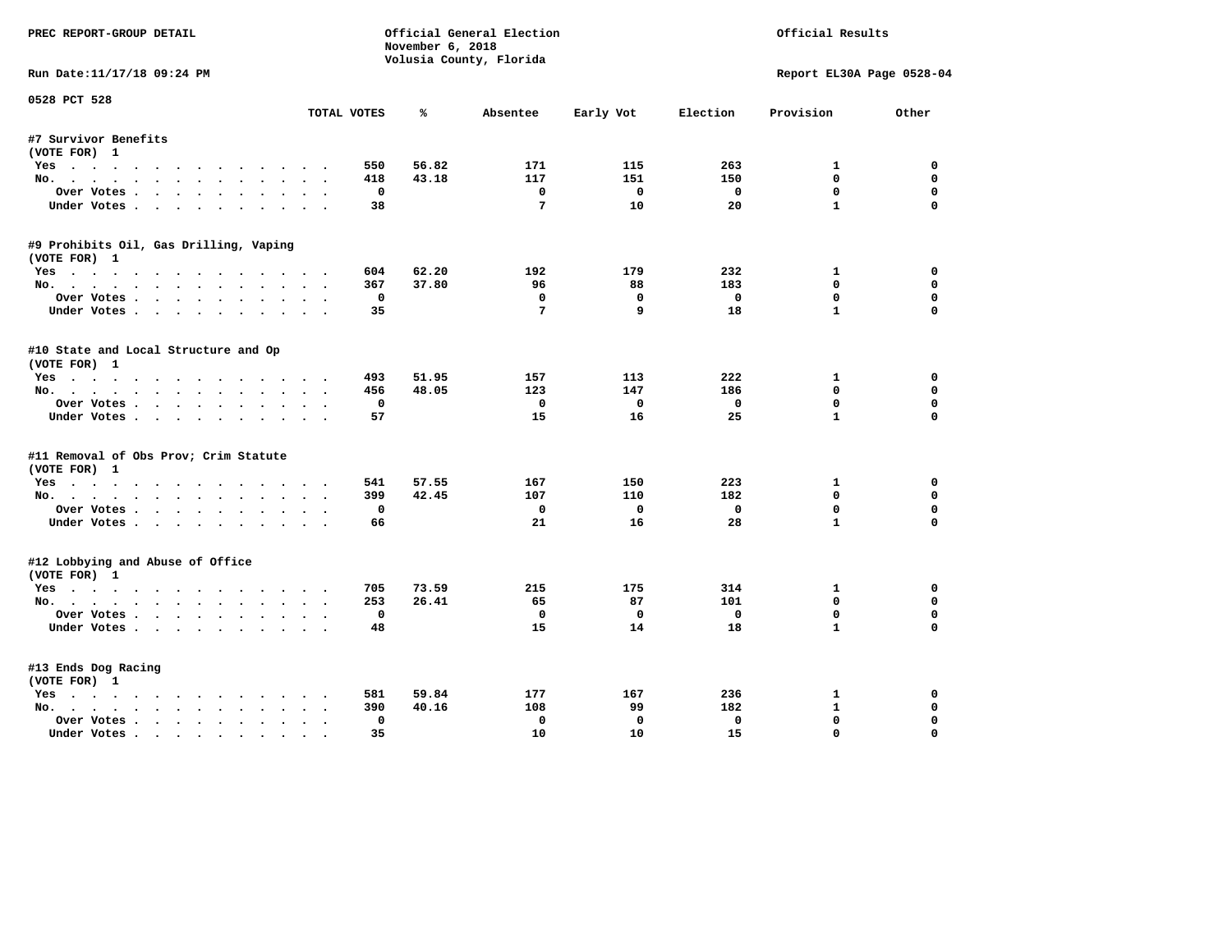PREC REPORT-GROUP DETAIL

Official General Election
November 6, 2018
Volusia County, Florida

Official Results

Run Date:11/17/18 09:24 PM

Report EL30A Page 0528-04

0528 PCT 528

| | TOTAL VOTES | % | Absentee | Early Vot | Election | Provision | Other |
|---|---|---|---|---|---|---|---|
| **#7 Survivor Benefits** | | | | | | | |
| (VOTE FOR) 1 | | | | | | | |
| Yes | 550 | 56.82 | 171 | 115 | 263 | 1 | 0 |
| No. | 418 | 43.18 | 117 | 151 | 150 | 0 | 0 |
| Over Votes | 0 | | 0 | 0 | 0 | 0 | 0 |
| Under Votes | 38 | | 7 | 10 | 20 | 1 | 0 |
| **#9 Prohibits Oil, Gas Drilling, Vaping** | | | | | | | |
| (VOTE FOR) 1 | | | | | | | |
| Yes | 604 | 62.20 | 192 | 179 | 232 | 1 | 0 |
| No. | 367 | 37.80 | 96 | 88 | 183 | 0 | 0 |
| Over Votes | 0 | | 0 | 0 | 0 | 0 | 0 |
| Under Votes | 35 | | 7 | 9 | 18 | 1 | 0 |
| **#10 State and Local Structure and Op** | | | | | | | |
| (VOTE FOR) 1 | | | | | | | |
| Yes | 493 | 51.95 | 157 | 113 | 222 | 1 | 0 |
| No. | 456 | 48.05 | 123 | 147 | 186 | 0 | 0 |
| Over Votes | 0 | | 0 | 0 | 0 | 0 | 0 |
| Under Votes | 57 | | 15 | 16 | 25 | 1 | 0 |
| **#11 Removal of Obs Prov; Crim Statute** | | | | | | | |
| (VOTE FOR) 1 | | | | | | | |
| Yes | 541 | 57.55 | 167 | 150 | 223 | 1 | 0 |
| No. | 399 | 42.45 | 107 | 110 | 182 | 0 | 0 |
| Over Votes | 0 | | 0 | 0 | 0 | 0 | 0 |
| Under Votes | 66 | | 21 | 16 | 28 | 1 | 0 |
| **#12 Lobbying and Abuse of Office** | | | | | | | |
| (VOTE FOR) 1 | | | | | | | |
| Yes | 705 | 73.59 | 215 | 175 | 314 | 1 | 0 |
| No. | 253 | 26.41 | 65 | 87 | 101 | 0 | 0 |
| Over Votes | 0 | | 0 | 0 | 0 | 0 | 0 |
| Under Votes | 48 | | 15 | 14 | 18 | 1 | 0 |
| **#13 Ends Dog Racing** | | | | | | | |
| (VOTE FOR) 1 | | | | | | | |
| Yes | 581 | 59.84 | 177 | 167 | 236 | 1 | 0 |
| No. | 390 | 40.16 | 108 | 99 | 182 | 1 | 0 |
| Over Votes | 0 | | 0 | 0 | 0 | 0 | 0 |
| Under Votes | 35 | | 10 | 10 | 15 | 0 | 0 |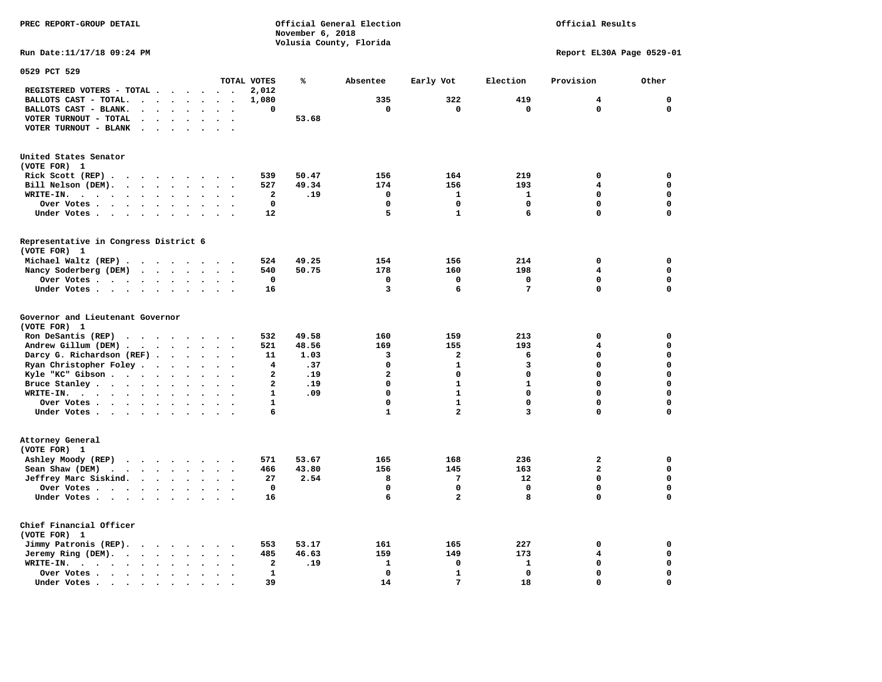PREC REPORT-GROUP DETAIL

Official General Election
November 6, 2018
Volusia County, Florida

Official Results

Run Date:11/17/18 09:24 PM

Report EL30A Page 0529-01

## 0529 PCT 529

| | TOTAL VOTES | % | Absentee | Early Vot | Election | Provision | Other |
|---|---|---|---|---|---|---|---|
| REGISTERED VOTERS - TOTAL | 2,012 | | | | | | |
| BALLOTS CAST - TOTAL. | 1,080 | | 335 | 322 | 419 | 4 | 0 |
| BALLOTS CAST - BLANK. | 0 | | 0 | 0 | 0 | 0 | 0 |
| VOTER TURNOUT - TOTAL | | 53.68 | | | | | |
| VOTER TURNOUT - BLANK | | | | | | | |

### United States Senator
(VOTE FOR) 1

| | TOTAL VOTES | % | Absentee | Early Vot | Election | Provision | Other |
|---|---|---|---|---|---|---|---|
| Rick Scott (REP) | 539 | 50.47 | 156 | 164 | 219 | 0 | 0 |
| Bill Nelson (DEM). | 527 | 49.34 | 174 | 156 | 193 | 4 | 0 |
| WRITE-IN. | 2 | .19 | 0 | 1 | 1 | 0 | 0 |
| Over Votes | 0 | | 0 | 0 | 0 | 0 | 0 |
| Under Votes | 12 | | 5 | 1 | 6 | 0 | 0 |

### Representative in Congress District 6
(VOTE FOR) 1

| | TOTAL VOTES | % | Absentee | Early Vot | Election | Provision | Other |
|---|---|---|---|---|---|---|---|
| Michael Waltz (REP) | 524 | 49.25 | 154 | 156 | 214 | 0 | 0 |
| Nancy Soderberg (DEM) | 540 | 50.75 | 178 | 160 | 198 | 4 | 0 |
| Over Votes | 0 | | 0 | 0 | 0 | 0 | 0 |
| Under Votes | 16 | | 3 | 6 | 7 | 0 | 0 |

### Governor and Lieutenant Governor
(VOTE FOR) 1

| | TOTAL VOTES | % | Absentee | Early Vot | Election | Provision | Other |
|---|---|---|---|---|---|---|---|
| Ron DeSantis (REP) | 532 | 49.58 | 160 | 159 | 213 | 0 | 0 |
| Andrew Gillum (DEM) | 521 | 48.56 | 169 | 155 | 193 | 4 | 0 |
| Darcy G. Richardson (REF) | 11 | 1.03 | 3 | 2 | 6 | 0 | 0 |
| Ryan Christopher Foley | 4 | .37 | 0 | 1 | 3 | 0 | 0 |
| Kyle "KC" Gibson | 2 | .19 | 2 | 0 | 0 | 0 | 0 |
| Bruce Stanley | 2 | .19 | 0 | 1 | 1 | 0 | 0 |
| WRITE-IN. | 1 | .09 | 0 | 1 | 0 | 0 | 0 |
| Over Votes | 1 | | 0 | 1 | 0 | 0 | 0 |
| Under Votes | 6 | | 1 | 2 | 3 | 0 | 0 |

### Attorney General
(VOTE FOR) 1

| | TOTAL VOTES | % | Absentee | Early Vot | Election | Provision | Other |
|---|---|---|---|---|---|---|---|
| Ashley Moody (REP) | 571 | 53.67 | 165 | 168 | 236 | 2 | 0 |
| Sean Shaw (DEM) | 466 | 43.80 | 156 | 145 | 163 | 2 | 0 |
| Jeffrey Marc Siskind. | 27 | 2.54 | 8 | 7 | 12 | 0 | 0 |
| Over Votes | 0 | | 0 | 0 | 0 | 0 | 0 |
| Under Votes | 16 | | 6 | 2 | 8 | 0 | 0 |

### Chief Financial Officer
(VOTE FOR) 1

| | TOTAL VOTES | % | Absentee | Early Vot | Election | Provision | Other |
|---|---|---|---|---|---|---|---|
| Jimmy Patronis (REP). | 553 | 53.17 | 161 | 165 | 227 | 0 | 0 |
| Jeremy Ring (DEM). | 485 | 46.63 | 159 | 149 | 173 | 4 | 0 |
| WRITE-IN. | 2 | .19 | 1 | 0 | 1 | 0 | 0 |
| Over Votes | 1 | | 0 | 1 | 0 | 0 | 0 |
| Under Votes | 39 | | 14 | 7 | 18 | 0 | 0 |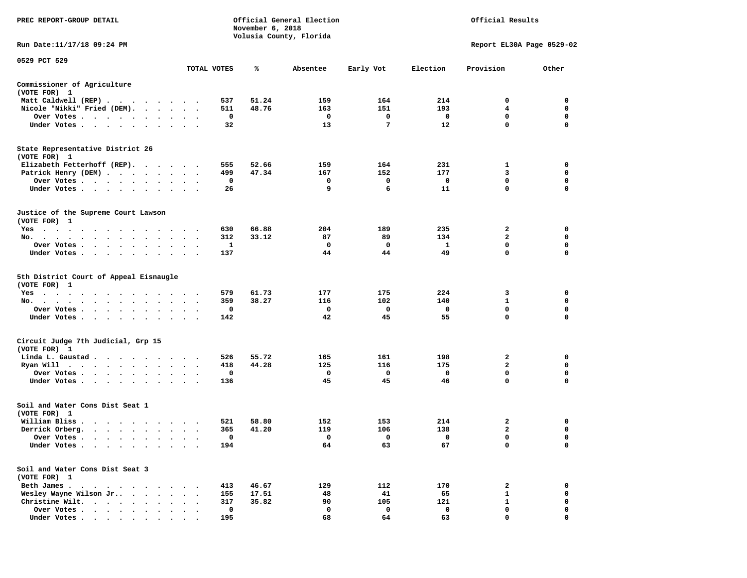PREC REPORT-GROUP DETAIL

Official General Election
November 6, 2018
Volusia County, Florida

Official Results

Run Date:11/17/18 09:24 PM

Report EL30A Page 0529-02

0529 PCT 529

| | TOTAL VOTES | % | Absentee | Early Vot | Election | Provision | Other |
|---|---|---|---|---|---|---|---|
| **Commissioner of Agriculture** | | | | | | | |
| (VOTE FOR) 1 | | | | | | | |
| Matt Caldwell (REP) | 537 | 51.24 | 159 | 164 | 214 | 0 | 0 |
| Nicole "Nikki" Fried (DEM) | 511 | 48.76 | 163 | 151 | 193 | 4 | 0 |
| Over Votes | 0 | | 0 | 0 | 0 | 0 | 0 |
| Under Votes | 32 | | 13 | 7 | 12 | 0 | 0 |
| **State Representative District 26** | | | | | | | |
| (VOTE FOR) 1 | | | | | | | |
| Elizabeth Fetterhoff (REP) | 555 | 52.66 | 159 | 164 | 231 | 1 | 0 |
| Patrick Henry (DEM) | 499 | 47.34 | 167 | 152 | 177 | 3 | 0 |
| Over Votes | 0 | | 0 | 0 | 0 | 0 | 0 |
| Under Votes | 26 | | 9 | 6 | 11 | 0 | 0 |
| **Justice of the Supreme Court Lawson** | | | | | | | |
| (VOTE FOR) 1 | | | | | | | |
| Yes | 630 | 66.88 | 204 | 189 | 235 | 2 | 0 |
| No | 312 | 33.12 | 87 | 89 | 134 | 2 | 0 |
| Over Votes | 1 | | 0 | 0 | 1 | 0 | 0 |
| Under Votes | 137 | | 44 | 44 | 49 | 0 | 0 |
| **5th District Court of Appeal Eisnaugle** | | | | | | | |
| (VOTE FOR) 1 | | | | | | | |
| Yes | 579 | 61.73 | 177 | 175 | 224 | 3 | 0 |
| No | 359 | 38.27 | 116 | 102 | 140 | 1 | 0 |
| Over Votes | 0 | | 0 | 0 | 0 | 0 | 0 |
| Under Votes | 142 | | 42 | 45 | 55 | 0 | 0 |
| **Circuit Judge 7th Judicial, Grp 15** | | | | | | | |
| (VOTE FOR) 1 | | | | | | | |
| Linda L. Gaustad | 526 | 55.72 | 165 | 161 | 198 | 2 | 0 |
| Ryan Will | 418 | 44.28 | 125 | 116 | 175 | 2 | 0 |
| Over Votes | 0 | | 0 | 0 | 0 | 0 | 0 |
| Under Votes | 136 | | 45 | 45 | 46 | 0 | 0 |
| **Soil and Water Cons Dist Seat 1** | | | | | | | |
| (VOTE FOR) 1 | | | | | | | |
| William Bliss | 521 | 58.80 | 152 | 153 | 214 | 2 | 0 |
| Derrick Orberg | 365 | 41.20 | 119 | 106 | 138 | 2 | 0 |
| Over Votes | 0 | | 0 | 0 | 0 | 0 | 0 |
| Under Votes | 194 | | 64 | 63 | 67 | 0 | 0 |
| **Soil and Water Cons Dist Seat 3** | | | | | | | |
| (VOTE FOR) 1 | | | | | | | |
| Beth James | 413 | 46.67 | 129 | 112 | 170 | 2 | 0 |
| Wesley Wayne Wilson Jr. | 155 | 17.51 | 48 | 41 | 65 | 1 | 0 |
| Christine Wilt | 317 | 35.82 | 90 | 105 | 121 | 1 | 0 |
| Over Votes | 0 | | 0 | 0 | 0 | 0 | 0 |
| Under Votes | 195 | | 68 | 64 | 63 | 0 | 0 |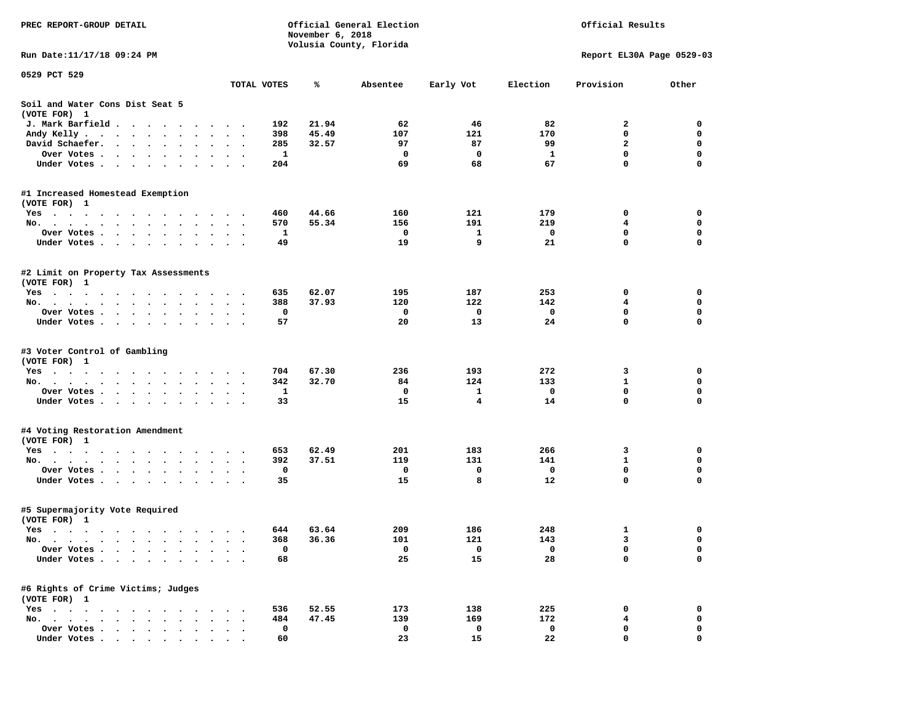PREC REPORT-GROUP DETAIL

Official General Election
November 6, 2018
Volusia County, Florida

Official Results

Run Date:11/17/18 09:24 PM

Report EL30A Page 0529-03

0529 PCT 529

| | TOTAL VOTES | % | Absentee | Early Vot | Election | Provision | Other |
|---|---|---|---|---|---|---|---|
| **Soil and Water Cons Dist Seat 5** | | | | | | | |
| (VOTE FOR) 1 | | | | | | | |
| J. Mark Barfield | 192 | 21.94 | 62 | 46 | 82 | 2 | 0 |
| Andy Kelly | 398 | 45.49 | 107 | 121 | 170 | 0 | 0 |
| David Schaefer | 285 | 32.57 | 97 | 87 | 99 | 2 | 0 |
| Over Votes | 1 | | 0 | 0 | 1 | 0 | 0 |
| Under Votes | 204 | | 69 | 68 | 67 | 0 | 0 |
| **#1 Increased Homestead Exemption** | | | | | | | |
| (VOTE FOR) 1 | | | | | | | |
| Yes | 460 | 44.66 | 160 | 121 | 179 | 0 | 0 |
| No | 570 | 55.34 | 156 | 191 | 219 | 4 | 0 |
| Over Votes | 1 | | 0 | 1 | 0 | 0 | 0 |
| Under Votes | 49 | | 19 | 9 | 21 | 0 | 0 |
| **#2 Limit on Property Tax Assessments** | | | | | | | |
| (VOTE FOR) 1 | | | | | | | |
| Yes | 635 | 62.07 | 195 | 187 | 253 | 0 | 0 |
| No | 388 | 37.93 | 120 | 122 | 142 | 4 | 0 |
| Over Votes | 0 | | 0 | 0 | 0 | 0 | 0 |
| Under Votes | 57 | | 20 | 13 | 24 | 0 | 0 |
| **#3 Voter Control of Gambling** | | | | | | | |
| (VOTE FOR) 1 | | | | | | | |
| Yes | 704 | 67.30 | 236 | 193 | 272 | 3 | 0 |
| No | 342 | 32.70 | 84 | 124 | 133 | 1 | 0 |
| Over Votes | 1 | | 0 | 1 | 0 | 0 | 0 |
| Under Votes | 33 | | 15 | 4 | 14 | 0 | 0 |
| **#4 Voting Restoration Amendment** | | | | | | | |
| (VOTE FOR) 1 | | | | | | | |
| Yes | 653 | 62.49 | 201 | 183 | 266 | 3 | 0 |
| No | 392 | 37.51 | 119 | 131 | 141 | 1 | 0 |
| Over Votes | 0 | | 0 | 0 | 0 | 0 | 0 |
| Under Votes | 35 | | 15 | 8 | 12 | 0 | 0 |
| **#5 Supermajority Vote Required** | | | | | | | |
| (VOTE FOR) 1 | | | | | | | |
| Yes | 644 | 63.64 | 209 | 186 | 248 | 1 | 0 |
| No | 368 | 36.36 | 101 | 121 | 143 | 3 | 0 |
| Over Votes | 0 | | 0 | 0 | 0 | 0 | 0 |
| Under Votes | 68 | | 25 | 15 | 28 | 0 | 0 |
| **#6 Rights of Crime Victims; Judges** | | | | | | | |
| (VOTE FOR) 1 | | | | | | | |
| Yes | 536 | 52.55 | 173 | 138 | 225 | 0 | 0 |
| No | 484 | 47.45 | 139 | 169 | 172 | 4 | 0 |
| Over Votes | 0 | | 0 | 0 | 0 | 0 | 0 |
| Under Votes | 60 | | 23 | 15 | 22 | 0 | 0 |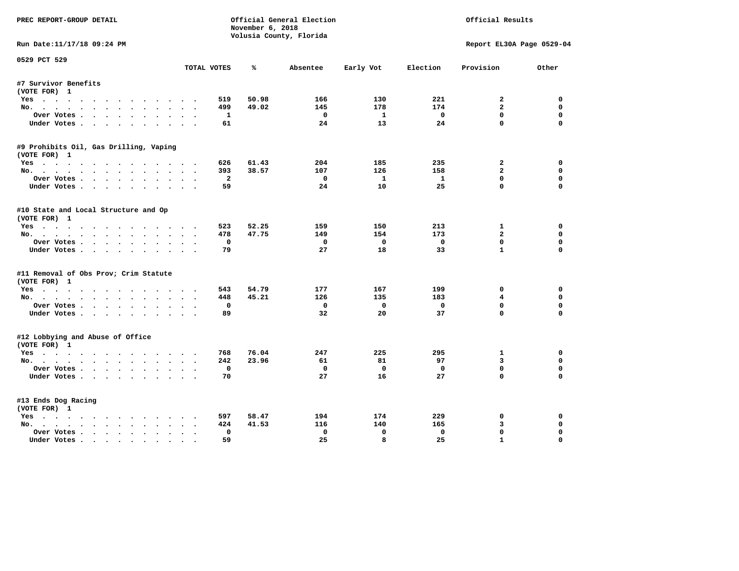PREC REPORT-GROUP DETAIL

Official General Election
November 6, 2018
Volusia County, Florida

Official Results

Run Date:11/17/18 09:24 PM

Report EL30A Page 0529-04

0529 PCT 529

| | TOTAL VOTES | % | Absentee | Early Vot | Election | Provision | Other |
|---|---|---|---|---|---|---|---|
| **#7 Survivor Benefits** | | | | | | | |
| (VOTE FOR) 1 | | | | | | | |
| Yes | 519 | 50.98 | 166 | 130 | 221 | 2 | 0 |
| No. | 499 | 49.02 | 145 | 178 | 174 | 2 | 0 |
| Over Votes | 1 | | 0 | 1 | 0 | 0 | 0 |
| Under Votes | 61 | | 24 | 13 | 24 | 0 | 0 |
| **#9 Prohibits Oil, Gas Drilling, Vaping** | | | | | | | |
| (VOTE FOR) 1 | | | | | | | |
| Yes | 626 | 61.43 | 204 | 185 | 235 | 2 | 0 |
| No. | 393 | 38.57 | 107 | 126 | 158 | 2 | 0 |
| Over Votes | 2 | | 0 | 1 | 1 | 0 | 0 |
| Under Votes | 59 | | 24 | 10 | 25 | 0 | 0 |
| **#10 State and Local Structure and Op** | | | | | | | |
| (VOTE FOR) 1 | | | | | | | |
| Yes | 523 | 52.25 | 159 | 150 | 213 | 1 | 0 |
| No. | 478 | 47.75 | 149 | 154 | 173 | 2 | 0 |
| Over Votes | 0 | | 0 | 0 | 0 | 0 | 0 |
| Under Votes | 79 | | 27 | 18 | 33 | 1 | 0 |
| **#11 Removal of Obs Prov; Crim Statute** | | | | | | | |
| (VOTE FOR) 1 | | | | | | | |
| Yes | 543 | 54.79 | 177 | 167 | 199 | 0 | 0 |
| No. | 448 | 45.21 | 126 | 135 | 183 | 4 | 0 |
| Over Votes | 0 | | 0 | 0 | 0 | 0 | 0 |
| Under Votes | 89 | | 32 | 20 | 37 | 0 | 0 |
| **#12 Lobbying and Abuse of Office** | | | | | | | |
| (VOTE FOR) 1 | | | | | | | |
| Yes | 768 | 76.04 | 247 | 225 | 295 | 1 | 0 |
| No. | 242 | 23.96 | 61 | 81 | 97 | 3 | 0 |
| Over Votes | 0 | | 0 | 0 | 0 | 0 | 0 |
| Under Votes | 70 | | 27 | 16 | 27 | 0 | 0 |
| **#13 Ends Dog Racing** | | | | | | | |
| (VOTE FOR) 1 | | | | | | | |
| Yes | 597 | 58.47 | 194 | 174 | 229 | 0 | 0 |
| No. | 424 | 41.53 | 116 | 140 | 165 | 3 | 0 |
| Over Votes | 0 | | 0 | 0 | 0 | 0 | 0 |
| Under Votes | 59 | | 25 | 8 | 25 | 1 | 0 |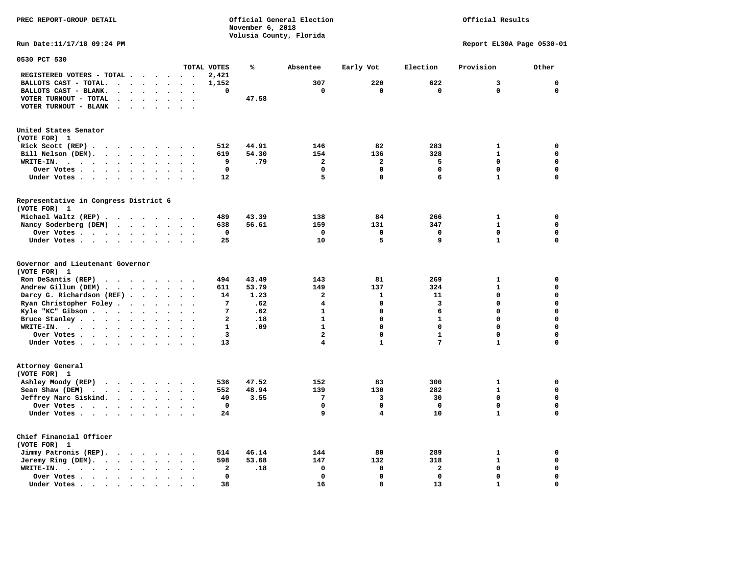PREC REPORT-GROUP DETAIL

Official General Election
November 6, 2018
Volusia County, Florida

Official Results

Run Date:11/17/18 09:24 PM

Report EL30A Page 0530-01

## 0530 PCT 530

| | TOTAL VOTES | % | Absentee | Early Vot | Election | Provision | Other |
|---|---|---|---|---|---|---|---|
| REGISTERED VOTERS - TOTAL | 2,421 | | | | | | |
| BALLOTS CAST - TOTAL. | 1,152 | | 307 | 220 | 622 | 3 | 0 |
| BALLOTS CAST - BLANK. | 0 | | 0 | 0 | 0 | 0 | 0 |
| VOTER TURNOUT - TOTAL | | 47.58 | | | | | |
| VOTER TURNOUT - BLANK | | | | | | | |

### United States Senator
(VOTE FOR) 1

| | TOTAL VOTES | % | Absentee | Early Vot | Election | Provision | Other |
|---|---|---|---|---|---|---|---|
| Rick Scott (REP) | 512 | 44.91 | 146 | 82 | 283 | 1 | 0 |
| Bill Nelson (DEM). | 619 | 54.30 | 154 | 136 | 328 | 1 | 0 |
| WRITE-IN. | 9 | .79 | 2 | 2 | 5 | 0 | 0 |
| Over Votes | 0 | | 0 | 0 | 0 | 0 | 0 |
| Under Votes | 12 | | 5 | 0 | 6 | 1 | 0 |

### Representative in Congress District 6
(VOTE FOR) 1

| | TOTAL VOTES | % | Absentee | Early Vot | Election | Provision | Other |
|---|---|---|---|---|---|---|---|
| Michael Waltz (REP) | 489 | 43.39 | 138 | 84 | 266 | 1 | 0 |
| Nancy Soderberg (DEM) | 638 | 56.61 | 159 | 131 | 347 | 1 | 0 |
| Over Votes | 0 | | 0 | 0 | 0 | 0 | 0 |
| Under Votes | 25 | | 10 | 5 | 9 | 1 | 0 |

### Governor and Lieutenant Governor
(VOTE FOR) 1

| | TOTAL VOTES | % | Absentee | Early Vot | Election | Provision | Other |
|---|---|---|---|---|---|---|---|
| Ron DeSantis (REP) | 494 | 43.49 | 143 | 81 | 269 | 1 | 0 |
| Andrew Gillum (DEM) | 611 | 53.79 | 149 | 137 | 324 | 1 | 0 |
| Darcy G. Richardson (REF) | 14 | 1.23 | 2 | 1 | 11 | 0 | 0 |
| Ryan Christopher Foley | 7 | .62 | 4 | 0 | 3 | 0 | 0 |
| Kyle "KC" Gibson | 7 | .62 | 1 | 0 | 6 | 0 | 0 |
| Bruce Stanley | 2 | .18 | 1 | 0 | 1 | 0 | 0 |
| WRITE-IN. | 1 | .09 | 1 | 0 | 0 | 0 | 0 |
| Over Votes | 3 | | 2 | 0 | 1 | 0 | 0 |
| Under Votes | 13 | | 4 | 1 | 7 | 1 | 0 |

### Attorney General
(VOTE FOR) 1

| | TOTAL VOTES | % | Absentee | Early Vot | Election | Provision | Other |
|---|---|---|---|---|---|---|---|
| Ashley Moody (REP) | 536 | 47.52 | 152 | 83 | 300 | 1 | 0 |
| Sean Shaw (DEM) | 552 | 48.94 | 139 | 130 | 282 | 1 | 0 |
| Jeffrey Marc Siskind. | 40 | 3.55 | 7 | 3 | 30 | 0 | 0 |
| Over Votes | 0 | | 0 | 0 | 0 | 0 | 0 |
| Under Votes | 24 | | 9 | 4 | 10 | 1 | 0 |

### Chief Financial Officer
(VOTE FOR) 1

| | TOTAL VOTES | % | Absentee | Early Vot | Election | Provision | Other |
|---|---|---|---|---|---|---|---|
| Jimmy Patronis (REP). | 514 | 46.14 | 144 | 80 | 289 | 1 | 0 |
| Jeremy Ring (DEM). | 598 | 53.68 | 147 | 132 | 318 | 1 | 0 |
| WRITE-IN. | 2 | .18 | 0 | 0 | 2 | 0 | 0 |
| Over Votes | 0 | | 0 | 0 | 0 | 0 | 0 |
| Under Votes | 38 | | 16 | 8 | 13 | 1 | 0 |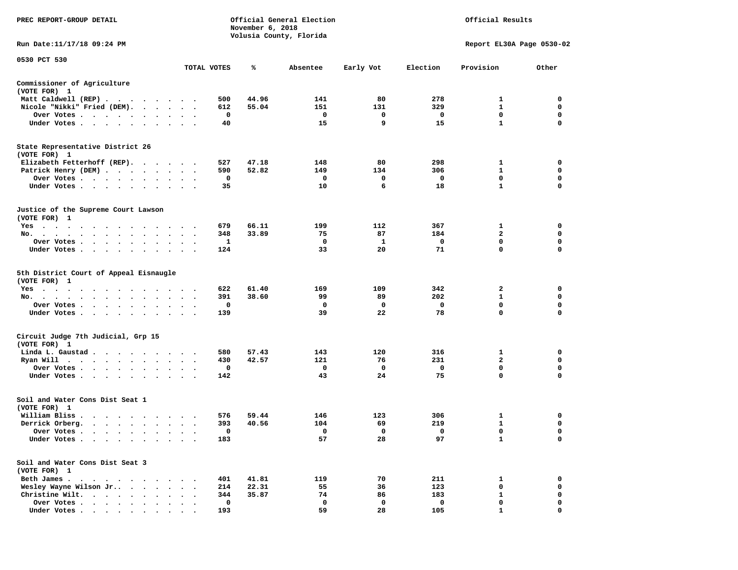PREC REPORT-GROUP DETAIL

Official General Election
November 6, 2018
Volusia County, Florida

Official Results

Run Date:11/17/18 09:24 PM

Report EL30A Page 0530-02

0530 PCT 530

| | TOTAL VOTES | % | Absentee | Early Vot | Election | Provision | Other |
|---|---|---|---|---|---|---|---|
| **Commissioner of Agriculture (VOTE FOR) 1** | | | | | | | |
| Matt Caldwell (REP) | 500 | 44.96 | 141 | 80 | 278 | 1 | 0 |
| Nicole "Nikki" Fried (DEM) | 612 | 55.04 | 151 | 131 | 329 | 1 | 0 |
| Over Votes | 0 | | 0 | 0 | 0 | 0 | 0 |
| Under Votes | 40 | | 15 | 9 | 15 | 1 | 0 |
| **State Representative District 26 (VOTE FOR) 1** | | | | | | | |
| Elizabeth Fetterhoff (REP) | 527 | 47.18 | 148 | 80 | 298 | 1 | 0 |
| Patrick Henry (DEM) | 590 | 52.82 | 149 | 134 | 306 | 1 | 0 |
| Over Votes | 0 | | 0 | 0 | 0 | 0 | 0 |
| Under Votes | 35 | | 10 | 6 | 18 | 1 | 0 |
| **Justice of the Supreme Court Lawson (VOTE FOR) 1** | | | | | | | |
| Yes | 679 | 66.11 | 199 | 112 | 367 | 1 | 0 |
| No | 348 | 33.89 | 75 | 87 | 184 | 2 | 0 |
| Over Votes | 1 | | 0 | 1 | 0 | 0 | 0 |
| Under Votes | 124 | | 33 | 20 | 71 | 0 | 0 |
| **5th District Court of Appeal Eisnaugle (VOTE FOR) 1** | | | | | | | |
| Yes | 622 | 61.40 | 169 | 109 | 342 | 2 | 0 |
| No | 391 | 38.60 | 99 | 89 | 202 | 1 | 0 |
| Over Votes | 0 | | 0 | 0 | 0 | 0 | 0 |
| Under Votes | 139 | | 39 | 22 | 78 | 0 | 0 |
| **Circuit Judge 7th Judicial, Grp 15 (VOTE FOR) 1** | | | | | | | |
| Linda L. Gaustad | 580 | 57.43 | 143 | 120 | 316 | 1 | 0 |
| Ryan Will | 430 | 42.57 | 121 | 76 | 231 | 2 | 0 |
| Over Votes | 0 | | 0 | 0 | 0 | 0 | 0 |
| Under Votes | 142 | | 43 | 24 | 75 | 0 | 0 |
| **Soil and Water Cons Dist Seat 1 (VOTE FOR) 1** | | | | | | | |
| William Bliss | 576 | 59.44 | 146 | 123 | 306 | 1 | 0 |
| Derrick Orberg | 393 | 40.56 | 104 | 69 | 219 | 1 | 0 |
| Over Votes | 0 | | 0 | 0 | 0 | 0 | 0 |
| Under Votes | 183 | | 57 | 28 | 97 | 1 | 0 |
| **Soil and Water Cons Dist Seat 3 (VOTE FOR) 1** | | | | | | | |
| Beth James | 401 | 41.81 | 119 | 70 | 211 | 1 | 0 |
| Wesley Wayne Wilson Jr. | 214 | 22.31 | 55 | 36 | 123 | 0 | 0 |
| Christine Wilt | 344 | 35.87 | 74 | 86 | 183 | 1 | 0 |
| Over Votes | 0 | | 0 | 0 | 0 | 0 | 0 |
| Under Votes | 193 | | 59 | 28 | 105 | 1 | 0 |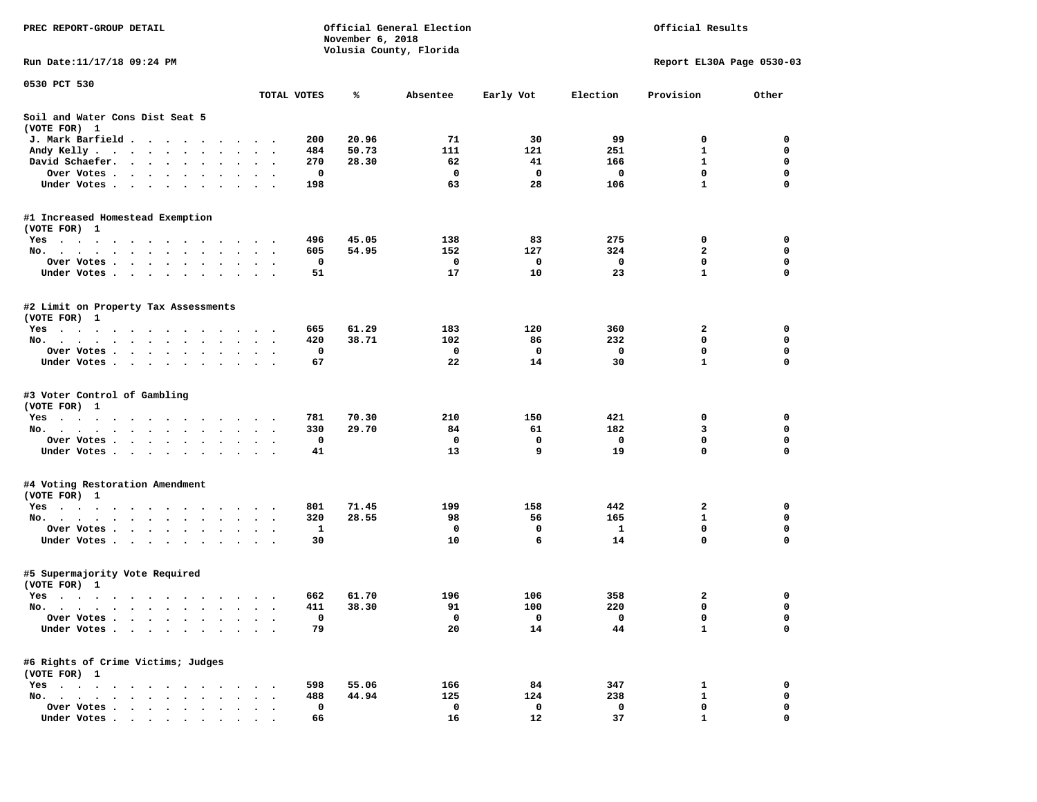PREC REPORT-GROUP DETAIL

Official General Election
November 6, 2018
Volusia County, Florida

Official Results

Run Date:11/17/18 09:24 PM

Report EL30A Page 0530-03

0530 PCT 530

| | TOTAL VOTES | % | Absentee | Early Vot | Election | Provision | Other |
|---|---|---|---|---|---|---|---|
| **Soil and Water Cons Dist Seat 5** | | | | | | | |
| **(VOTE FOR) 1** | | | | | | | |
| J. Mark Barfield | 200 | 20.96 | 71 | 30 | 99 | 0 | 0 |
| Andy Kelly | 484 | 50.73 | 111 | 121 | 251 | 1 | 0 |
| David Schaefer | 270 | 28.30 | 62 | 41 | 166 | 1 | 0 |
| Over Votes | 0 | | 0 | 0 | 0 | 0 | 0 |
| Under Votes | 198 | | 63 | 28 | 106 | 1 | 0 |
| **#1 Increased Homestead Exemption** | | | | | | | |
| **(VOTE FOR) 1** | | | | | | | |
| Yes | 496 | 45.05 | 138 | 83 | 275 | 0 | 0 |
| No. | 605 | 54.95 | 152 | 127 | 324 | 2 | 0 |
| Over Votes | 0 | | 0 | 0 | 0 | 0 | 0 |
| Under Votes | 51 | | 17 | 10 | 23 | 1 | 0 |
| **#2 Limit on Property Tax Assessments** | | | | | | | |
| **(VOTE FOR) 1** | | | | | | | |
| Yes | 665 | 61.29 | 183 | 120 | 360 | 2 | 0 |
| No. | 420 | 38.71 | 102 | 86 | 232 | 0 | 0 |
| Over Votes | 0 | | 0 | 0 | 0 | 0 | 0 |
| Under Votes | 67 | | 22 | 14 | 30 | 1 | 0 |
| **#3 Voter Control of Gambling** | | | | | | | |
| **(VOTE FOR) 1** | | | | | | | |
| Yes | 781 | 70.30 | 210 | 150 | 421 | 0 | 0 |
| No. | 330 | 29.70 | 84 | 61 | 182 | 3 | 0 |
| Over Votes | 0 | | 0 | 0 | 0 | 0 | 0 |
| Under Votes | 41 | | 13 | 9 | 19 | 0 | 0 |
| **#4 Voting Restoration Amendment** | | | | | | | |
| **(VOTE FOR) 1** | | | | | | | |
| Yes | 801 | 71.45 | 199 | 158 | 442 | 2 | 0 |
| No. | 320 | 28.55 | 98 | 56 | 165 | 1 | 0 |
| Over Votes | 1 | | 0 | 0 | 1 | 0 | 0 |
| Under Votes | 30 | | 10 | 6 | 14 | 0 | 0 |
| **#5 Supermajority Vote Required** | | | | | | | |
| **(VOTE FOR) 1** | | | | | | | |
| Yes | 662 | 61.70 | 196 | 106 | 358 | 2 | 0 |
| No. | 411 | 38.30 | 91 | 100 | 220 | 0 | 0 |
| Over Votes | 0 | | 0 | 0 | 0 | 0 | 0 |
| Under Votes | 79 | | 20 | 14 | 44 | 1 | 0 |
| **#6 Rights of Crime Victims; Judges** | | | | | | | |
| **(VOTE FOR) 1** | | | | | | | |
| Yes | 598 | 55.06 | 166 | 84 | 347 | 1 | 0 |
| No. | 488 | 44.94 | 125 | 124 | 238 | 1 | 0 |
| Over Votes | 0 | | 0 | 0 | 0 | 0 | 0 |
| Under Votes | 66 | | 16 | 12 | 37 | 1 | 0 |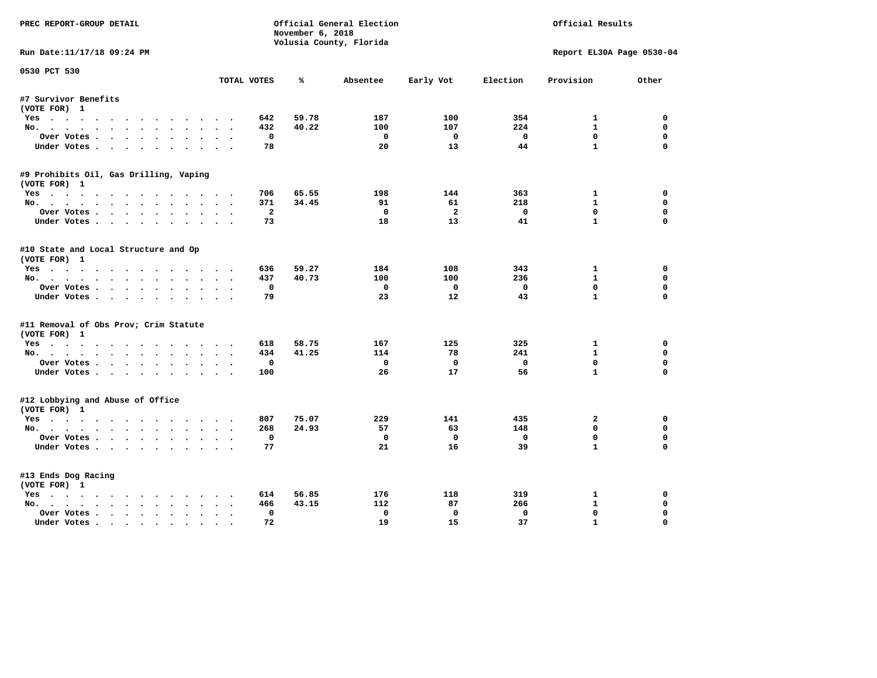PREC REPORT-GROUP DETAIL

Official General Election
November 6, 2018
Volusia County, Florida

Official Results

Run Date:11/17/18 09:24 PM

Report EL30A Page 0530-04

0530 PCT 530

| | TOTAL VOTES | % | Absentee | Early Vot | Election | Provision | Other |
|---|---|---|---|---|---|---|---|
| **#7 Survivor Benefits** | | | | | | | |
| (VOTE FOR) 1 | | | | | | | |
| Yes | 642 | 59.78 | 187 | 100 | 354 | 1 | 0 |
| No. | 432 | 40.22 | 100 | 107 | 224 | 1 | 0 |
| Over Votes | 0 | | 0 | 0 | 0 | 0 | 0 |
| Under Votes | 78 | | 20 | 13 | 44 | 1 | 0 |
| **#9 Prohibits Oil, Gas Drilling, Vaping** | | | | | | | |
| (VOTE FOR) 1 | | | | | | | |
| Yes | 706 | 65.55 | 198 | 144 | 363 | 1 | 0 |
| No. | 371 | 34.45 | 91 | 61 | 218 | 1 | 0 |
| Over Votes | 2 | | 0 | 2 | 0 | 0 | 0 |
| Under Votes | 73 | | 18 | 13 | 41 | 1 | 0 |
| **#10 State and Local Structure and Op** | | | | | | | |
| (VOTE FOR) 1 | | | | | | | |
| Yes | 636 | 59.27 | 184 | 108 | 343 | 1 | 0 |
| No. | 437 | 40.73 | 100 | 100 | 236 | 1 | 0 |
| Over Votes | 0 | | 0 | 0 | 0 | 0 | 0 |
| Under Votes | 79 | | 23 | 12 | 43 | 1 | 0 |
| **#11 Removal of Obs Prov; Crim Statute** | | | | | | | |
| (VOTE FOR) 1 | | | | | | | |
| Yes | 618 | 58.75 | 167 | 125 | 325 | 1 | 0 |
| No. | 434 | 41.25 | 114 | 78 | 241 | 1 | 0 |
| Over Votes | 0 | | 0 | 0 | 0 | 0 | 0 |
| Under Votes | 100 | | 26 | 17 | 56 | 1 | 0 |
| **#12 Lobbying and Abuse of Office** | | | | | | | |
| (VOTE FOR) 1 | | | | | | | |
| Yes | 807 | 75.07 | 229 | 141 | 435 | 2 | 0 |
| No. | 268 | 24.93 | 57 | 63 | 148 | 0 | 0 |
| Over Votes | 0 | | 0 | 0 | 0 | 0 | 0 |
| Under Votes | 77 | | 21 | 16 | 39 | 1 | 0 |
| **#13 Ends Dog Racing** | | | | | | | |
| (VOTE FOR) 1 | | | | | | | |
| Yes | 614 | 56.85 | 176 | 118 | 319 | 1 | 0 |
| No. | 466 | 43.15 | 112 | 87 | 266 | 1 | 0 |
| Over Votes | 0 | | 0 | 0 | 0 | 0 | 0 |
| Under Votes | 72 | | 19 | 15 | 37 | 1 | 0 |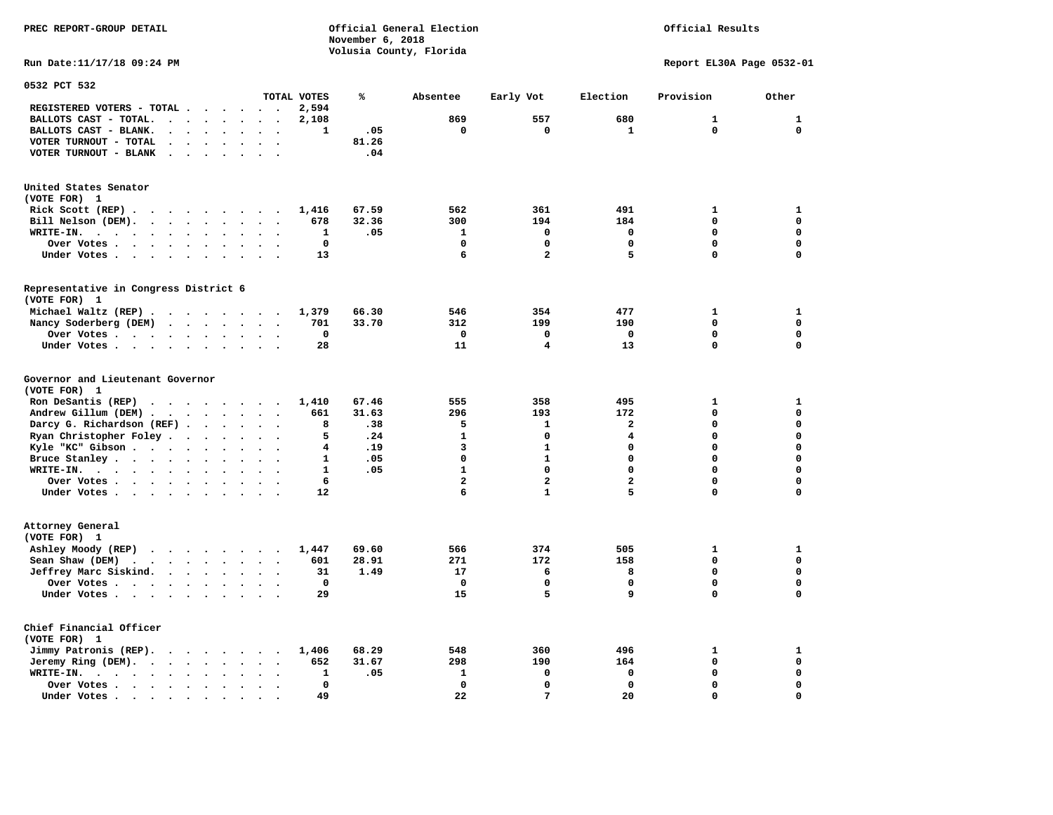PREC REPORT-GROUP DETAIL

Official General Election
November 6, 2018
Volusia County, Florida

Official Results

Run Date:11/17/18 09:24 PM

Report EL30A Page 0532-01

## 0532 PCT 532

| | TOTAL VOTES | % | Absentee | Early Vot | Election | Provision | Other |
|---|---|---|---|---|---|---|---|
| REGISTERED VOTERS - TOTAL | 2,594 | | | | | | |
| BALLOTS CAST - TOTAL. | 2,108 | | 869 | 557 | 680 | 1 | 1 |
| BALLOTS CAST - BLANK. | 1 | .05 | 0 | 0 | 1 | 0 | 0 |
| VOTER TURNOUT - TOTAL | | 81.26 | | | | | |
| VOTER TURNOUT - BLANK | | .04 | | | | | |

### United States Senator
(VOTE FOR) 1

| | TOTAL VOTES | % | Absentee | Early Vot | Election | Provision | Other |
|---|---|---|---|---|---|---|---|
| Rick Scott (REP) | 1,416 | 67.59 | 562 | 361 | 491 | 1 | 1 |
| Bill Nelson (DEM). | 678 | 32.36 | 300 | 194 | 184 | 0 | 0 |
| WRITE-IN. | 1 | .05 | 1 | 0 | 0 | 0 | 0 |
| Over Votes | 0 | | 0 | 0 | 0 | 0 | 0 |
| Under Votes | 13 | | 6 | 2 | 5 | 0 | 0 |

### Representative in Congress District 6
(VOTE FOR) 1

| | TOTAL VOTES | % | Absentee | Early Vot | Election | Provision | Other |
|---|---|---|---|---|---|---|---|
| Michael Waltz (REP) | 1,379 | 66.30 | 546 | 354 | 477 | 1 | 1 |
| Nancy Soderberg (DEM) | 701 | 33.70 | 312 | 199 | 190 | 0 | 0 |
| Over Votes | 0 | | 0 | 0 | 0 | 0 | 0 |
| Under Votes | 28 | | 11 | 4 | 13 | 0 | 0 |

### Governor and Lieutenant Governor
(VOTE FOR) 1

| | TOTAL VOTES | % | Absentee | Early Vot | Election | Provision | Other |
|---|---|---|---|---|---|---|---|
| Ron DeSantis (REP) | 1,410 | 67.46 | 555 | 358 | 495 | 1 | 1 |
| Andrew Gillum (DEM) | 661 | 31.63 | 296 | 193 | 172 | 0 | 0 |
| Darcy G. Richardson (REF) | 8 | .38 | 5 | 1 | 2 | 0 | 0 |
| Ryan Christopher Foley | 5 | .24 | 1 | 0 | 4 | 0 | 0 |
| Kyle "KC" Gibson | 4 | .19 | 3 | 1 | 0 | 0 | 0 |
| Bruce Stanley | 1 | .05 | 0 | 1 | 0 | 0 | 0 |
| WRITE-IN. | 1 | .05 | 1 | 0 | 0 | 0 | 0 |
| Over Votes | 6 | | 2 | 2 | 2 | 0 | 0 |
| Under Votes | 12 | | 6 | 1 | 5 | 0 | 0 |

### Attorney General
(VOTE FOR) 1

| | TOTAL VOTES | % | Absentee | Early Vot | Election | Provision | Other |
|---|---|---|---|---|---|---|---|
| Ashley Moody (REP) | 1,447 | 69.60 | 566 | 374 | 505 | 1 | 1 |
| Sean Shaw (DEM) | 601 | 28.91 | 271 | 172 | 158 | 0 | 0 |
| Jeffrey Marc Siskind. | 31 | 1.49 | 17 | 6 | 8 | 0 | 0 |
| Over Votes | 0 | | 0 | 0 | 0 | 0 | 0 |
| Under Votes | 29 | | 15 | 5 | 9 | 0 | 0 |

### Chief Financial Officer
(VOTE FOR) 1

| | TOTAL VOTES | % | Absentee | Early Vot | Election | Provision | Other |
|---|---|---|---|---|---|---|---|
| Jimmy Patronis (REP). | 1,406 | 68.29 | 548 | 360 | 496 | 1 | 1 |
| Jeremy Ring (DEM). | 652 | 31.67 | 298 | 190 | 164 | 0 | 0 |
| WRITE-IN. | 1 | .05 | 1 | 0 | 0 | 0 | 0 |
| Over Votes | 0 | | 0 | 0 | 0 | 0 | 0 |
| Under Votes | 49 | | 22 | 7 | 20 | 0 | 0 |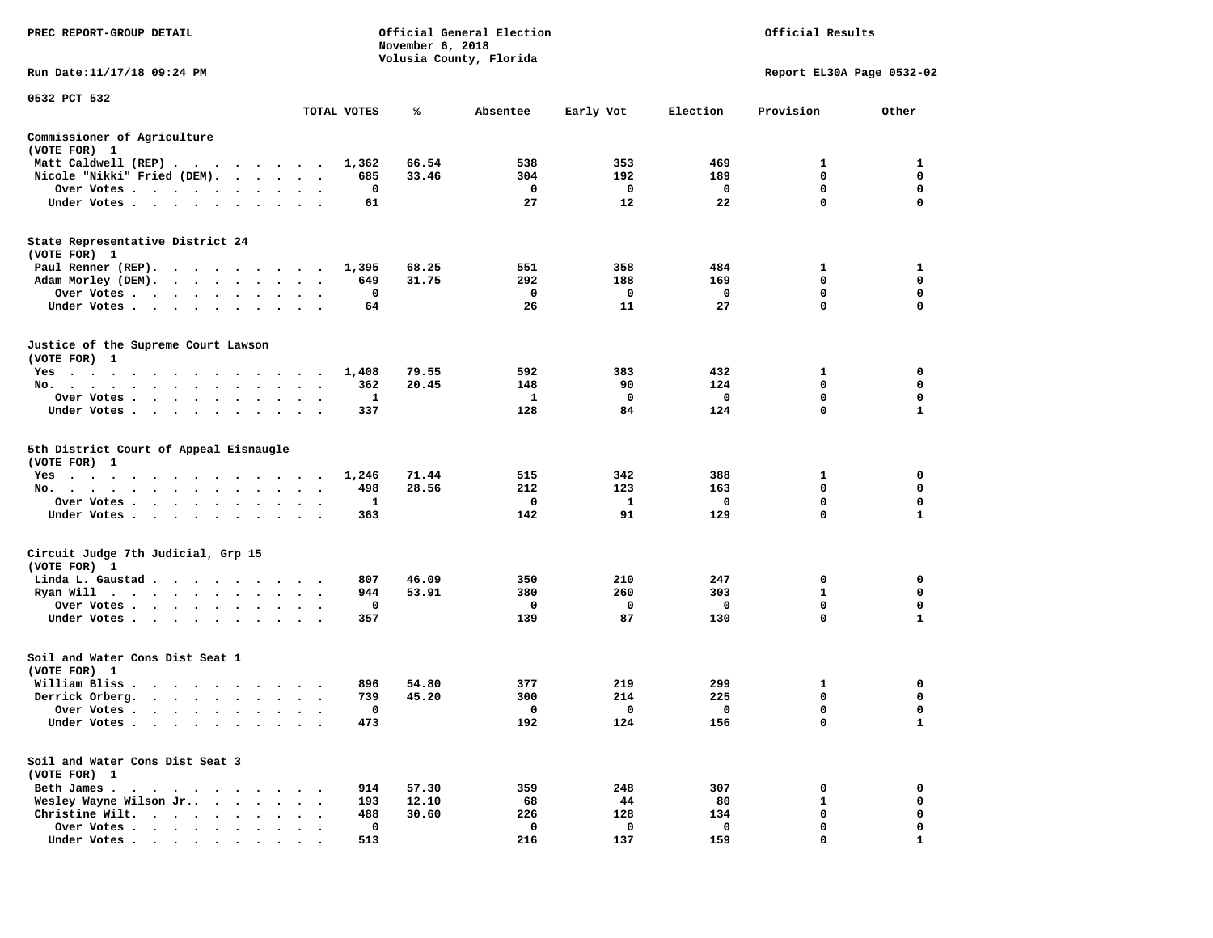PREC REPORT-GROUP DETAIL

Official General Election
November 6, 2018
Volusia County, Florida

Official Results

Run Date:11/17/18 09:24 PM

Report EL30A Page 0532-02

0532 PCT 532

| | TOTAL VOTES | % | Absentee | Early Vot | Election | Provision | Other |
|---|---|---|---|---|---|---|---|
| **Commissioner of Agriculture** | | | | | | | |
| (VOTE FOR) 1 | | | | | | | |
| Matt Caldwell (REP) | 1,362 | 66.54 | 538 | 353 | 469 | 1 | 1 |
| Nicole "Nikki" Fried (DEM). | 685 | 33.46 | 304 | 192 | 189 | 0 | 0 |
| Over Votes | 0 | | 0 | 0 | 0 | 0 | 0 |
| Under Votes | 61 | | 27 | 12 | 22 | 0 | 0 |
| **State Representative District 24** | | | | | | | |
| (VOTE FOR) 1 | | | | | | | |
| Paul Renner (REP). | 1,395 | 68.25 | 551 | 358 | 484 | 1 | 1 |
| Adam Morley (DEM). | 649 | 31.75 | 292 | 188 | 169 | 0 | 0 |
| Over Votes | 0 | | 0 | 0 | 0 | 0 | 0 |
| Under Votes | 64 | | 26 | 11 | 27 | 0 | 0 |
| **Justice of the Supreme Court Lawson** | | | | | | | |
| (VOTE FOR) 1 | | | | | | | |
| Yes | 1,408 | 79.55 | 592 | 383 | 432 | 1 | 0 |
| No. | 362 | 20.45 | 148 | 90 | 124 | 0 | 0 |
| Over Votes | 1 | | 1 | 0 | 0 | 0 | 0 |
| Under Votes | 337 | | 128 | 84 | 124 | 0 | 1 |
| **5th District Court of Appeal Eisnaugle** | | | | | | | |
| (VOTE FOR) 1 | | | | | | | |
| Yes | 1,246 | 71.44 | 515 | 342 | 388 | 1 | 0 |
| No. | 498 | 28.56 | 212 | 123 | 163 | 0 | 0 |
| Over Votes | 1 | | 0 | 1 | 0 | 0 | 0 |
| Under Votes | 363 | | 142 | 91 | 129 | 0 | 1 |
| **Circuit Judge 7th Judicial, Grp 15** | | | | | | | |
| (VOTE FOR) 1 | | | | | | | |
| Linda L. Gaustad | 807 | 46.09 | 350 | 210 | 247 | 0 | 0 |
| Ryan Will | 944 | 53.91 | 380 | 260 | 303 | 1 | 0 |
| Over Votes | 0 | | 0 | 0 | 0 | 0 | 0 |
| Under Votes | 357 | | 139 | 87 | 130 | 0 | 1 |
| **Soil and Water Cons Dist Seat 1** | | | | | | | |
| (VOTE FOR) 1 | | | | | | | |
| William Bliss | 896 | 54.80 | 377 | 219 | 299 | 1 | 0 |
| Derrick Orberg. | 739 | 45.20 | 300 | 214 | 225 | 0 | 0 |
| Over Votes | 0 | | 0 | 0 | 0 | 0 | 0 |
| Under Votes | 473 | | 192 | 124 | 156 | 0 | 1 |
| **Soil and Water Cons Dist Seat 3** | | | | | | | |
| (VOTE FOR) 1 | | | | | | | |
| Beth James | 914 | 57.30 | 359 | 248 | 307 | 0 | 0 |
| Wesley Wayne Wilson Jr.. | 193 | 12.10 | 68 | 44 | 80 | 1 | 0 |
| Christine Wilt. | 488 | 30.60 | 226 | 128 | 134 | 0 | 0 |
| Over Votes | 0 | | 0 | 0 | 0 | 0 | 0 |
| Under Votes | 513 | | 216 | 137 | 159 | 0 | 1 |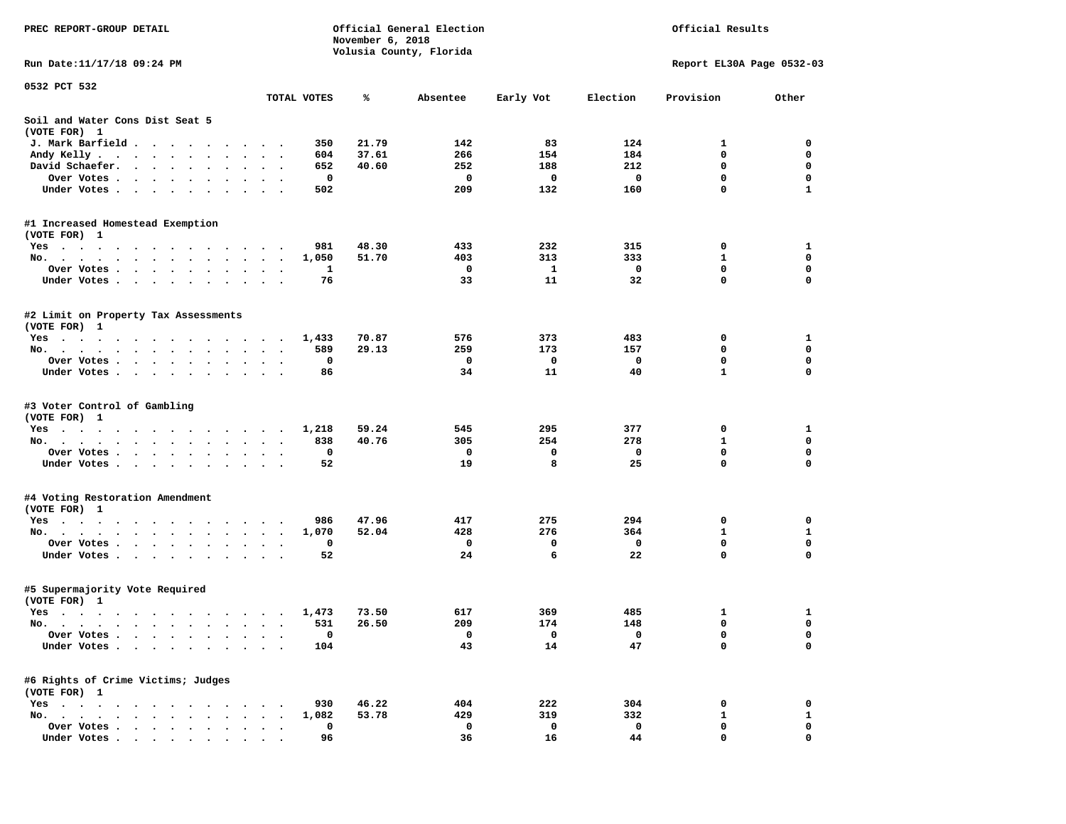PREC REPORT-GROUP DETAIL

Official General Election
November 6, 2018
Volusia County, Florida

Official Results

Run Date:11/17/18 09:24 PM

Report EL30A Page 0532-03

0532 PCT 532

| | TOTAL VOTES | % | Absentee | Early Vot | Election | Provision | Other |
|---|---|---|---|---|---|---|---|
| **Soil and Water Cons Dist Seat 5** | | | | | | | |
| (VOTE FOR) 1 | | | | | | | |
| J. Mark Barfield | 350 | 21.79 | 142 | 83 | 124 | 1 | 0 |
| Andy Kelly | 604 | 37.61 | 266 | 154 | 184 | 0 | 0 |
| David Schaefer | 652 | 40.60 | 252 | 188 | 212 | 0 | 0 |
| Over Votes | 0 | | 0 | 0 | 0 | 0 | 0 |
| Under Votes | 502 | | 209 | 132 | 160 | 0 | 1 |
| **#1 Increased Homestead Exemption** | | | | | | | |
| (VOTE FOR) 1 | | | | | | | |
| Yes | 981 | 48.30 | 433 | 232 | 315 | 0 | 1 |
| No. | 1,050 | 51.70 | 403 | 313 | 333 | 1 | 0 |
| Over Votes | 1 | | 0 | 1 | 0 | 0 | 0 |
| Under Votes | 76 | | 33 | 11 | 32 | 0 | 0 |
| **#2 Limit on Property Tax Assessments** | | | | | | | |
| (VOTE FOR) 1 | | | | | | | |
| Yes | 1,433 | 70.87 | 576 | 373 | 483 | 0 | 1 |
| No. | 589 | 29.13 | 259 | 173 | 157 | 0 | 0 |
| Over Votes | 0 | | 0 | 0 | 0 | 0 | 0 |
| Under Votes | 86 | | 34 | 11 | 40 | 1 | 0 |
| **#3 Voter Control of Gambling** | | | | | | | |
| (VOTE FOR) 1 | | | | | | | |
| Yes | 1,218 | 59.24 | 545 | 295 | 377 | 0 | 1 |
| No. | 838 | 40.76 | 305 | 254 | 278 | 1 | 0 |
| Over Votes | 0 | | 0 | 0 | 0 | 0 | 0 |
| Under Votes | 52 | | 19 | 8 | 25 | 0 | 0 |
| **#4 Voting Restoration Amendment** | | | | | | | |
| (VOTE FOR) 1 | | | | | | | |
| Yes | 986 | 47.96 | 417 | 275 | 294 | 0 | 0 |
| No. | 1,070 | 52.04 | 428 | 276 | 364 | 1 | 1 |
| Over Votes | 0 | | 0 | 0 | 0 | 0 | 0 |
| Under Votes | 52 | | 24 | 6 | 22 | 0 | 0 |
| **#5 Supermajority Vote Required** | | | | | | | |
| (VOTE FOR) 1 | | | | | | | |
| Yes | 1,473 | 73.50 | 617 | 369 | 485 | 1 | 1 |
| No. | 531 | 26.50 | 209 | 174 | 148 | 0 | 0 |
| Over Votes | 0 | | 0 | 0 | 0 | 0 | 0 |
| Under Votes | 104 | | 43 | 14 | 47 | 0 | 0 |
| **#6 Rights of Crime Victims; Judges** | | | | | | | |
| (VOTE FOR) 1 | | | | | | | |
| Yes | 930 | 46.22 | 404 | 222 | 304 | 0 | 0 |
| No. | 1,082 | 53.78 | 429 | 319 | 332 | 1 | 1 |
| Over Votes | 0 | | 0 | 0 | 0 | 0 | 0 |
| Under Votes | 96 | | 36 | 16 | 44 | 0 | 0 |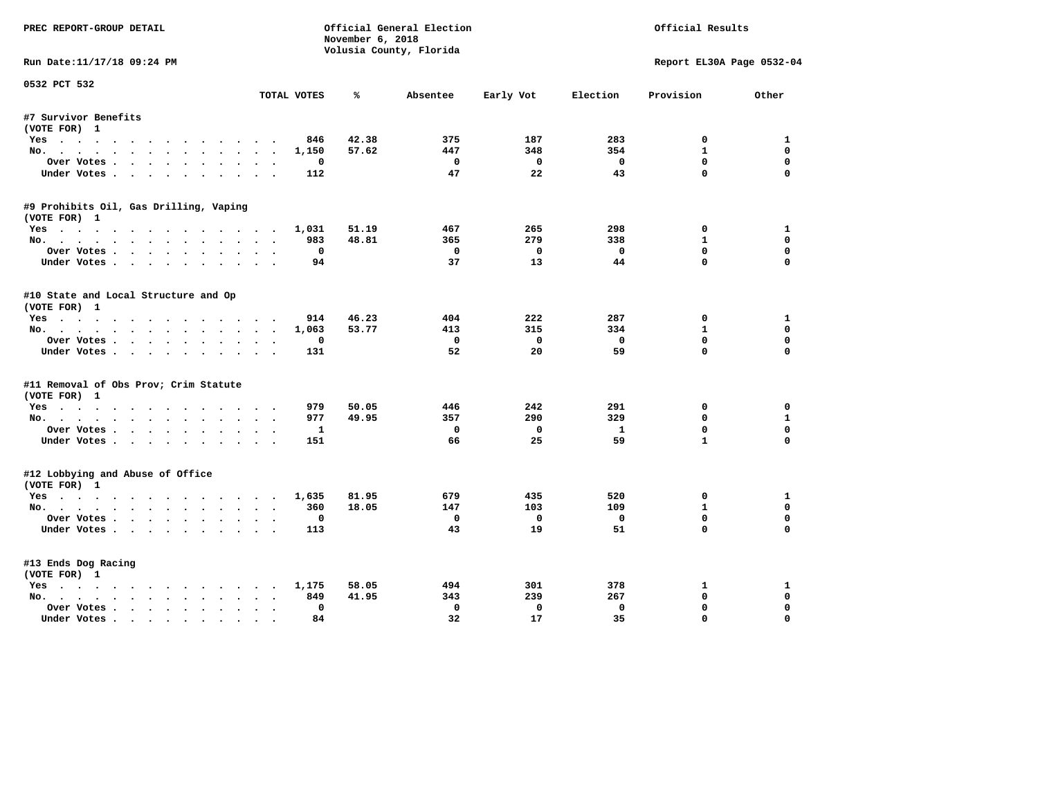PREC REPORT-GROUP DETAIL

Official General Election
November 6, 2018
Volusia County, Florida

Official Results

Run Date:11/17/18 09:24 PM

Report EL30A Page 0532-04

0532 PCT 532

| | TOTAL VOTES | % | Absentee | Early Vot | Election | Provision | Other |
|---|---|---|---|---|---|---|---|
| **#7 Survivor Benefits** | | | | | | | |
| (VOTE FOR) 1 | | | | | | | |
| Yes | 846 | 42.38 | 375 | 187 | 283 | 0 | 1 |
| No. | 1,150 | 57.62 | 447 | 348 | 354 | 1 | 0 |
| Over Votes | 0 | | 0 | 0 | 0 | 0 | 0 |
| Under Votes | 112 | | 47 | 22 | 43 | 0 | 0 |
| **#9 Prohibits Oil, Gas Drilling, Vaping** | | | | | | | |
| (VOTE FOR) 1 | | | | | | | |
| Yes | 1,031 | 51.19 | 467 | 265 | 298 | 0 | 1 |
| No. | 983 | 48.81 | 365 | 279 | 338 | 1 | 0 |
| Over Votes | 0 | | 0 | 0 | 0 | 0 | 0 |
| Under Votes | 94 | | 37 | 13 | 44 | 0 | 0 |
| **#10 State and Local Structure and Op** | | | | | | | |
| (VOTE FOR) 1 | | | | | | | |
| Yes | 914 | 46.23 | 404 | 222 | 287 | 0 | 1 |
| No. | 1,063 | 53.77 | 413 | 315 | 334 | 1 | 0 |
| Over Votes | 0 | | 0 | 0 | 0 | 0 | 0 |
| Under Votes | 131 | | 52 | 20 | 59 | 0 | 0 |
| **#11 Removal of Obs Prov; Crim Statute** | | | | | | | |
| (VOTE FOR) 1 | | | | | | | |
| Yes | 979 | 50.05 | 446 | 242 | 291 | 0 | 0 |
| No. | 977 | 49.95 | 357 | 290 | 329 | 0 | 1 |
| Over Votes | 1 | | 0 | 0 | 1 | 0 | 0 |
| Under Votes | 151 | | 66 | 25 | 59 | 1 | 0 |
| **#12 Lobbying and Abuse of Office** | | | | | | | |
| (VOTE FOR) 1 | | | | | | | |
| Yes | 1,635 | 81.95 | 679 | 435 | 520 | 0 | 1 |
| No. | 360 | 18.05 | 147 | 103 | 109 | 1 | 0 |
| Over Votes | 0 | | 0 | 0 | 0 | 0 | 0 |
| Under Votes | 113 | | 43 | 19 | 51 | 0 | 0 |
| **#13 Ends Dog Racing** | | | | | | | |
| (VOTE FOR) 1 | | | | | | | |
| Yes | 1,175 | 58.05 | 494 | 301 | 378 | 1 | 1 |
| No. | 849 | 41.95 | 343 | 239 | 267 | 0 | 0 |
| Over Votes | 0 | | 0 | 0 | 0 | 0 | 0 |
| Under Votes | 84 | | 32 | 17 | 35 | 0 | 0 |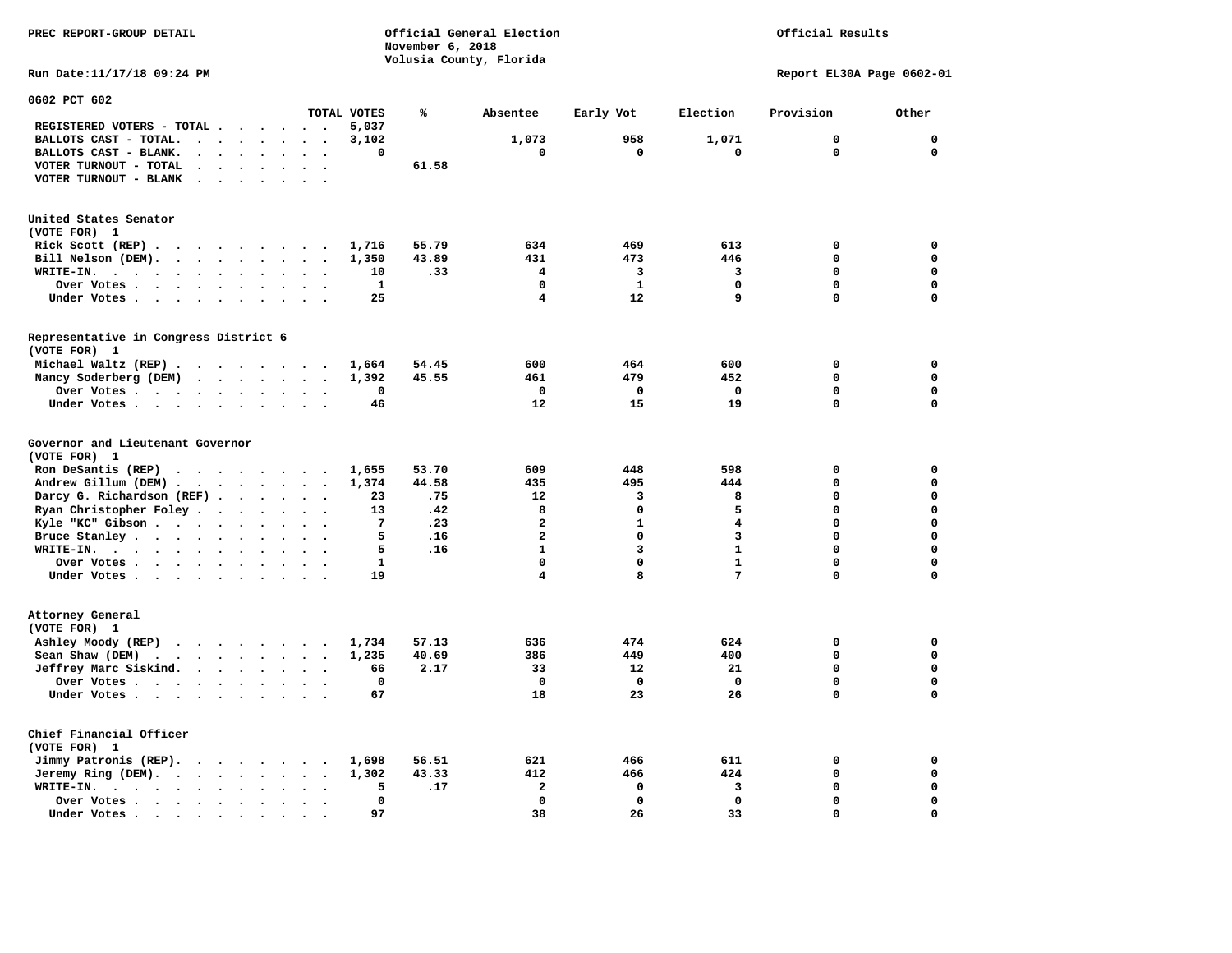PREC REPORT-GROUP DETAIL

Official General Election
November 6, 2018
Volusia County, Florida

Official Results

Run Date:11/17/18 09:24 PM

Report EL30A Page 0602-01

## 0602 PCT 602

| | TOTAL VOTES | % | Absentee | Early Vot | Election | Provision | Other |
|---|---|---|---|---|---|---|---|
| REGISTERED VOTERS - TOTAL | 5,037 | | | | | | |
| BALLOTS CAST - TOTAL. | 3,102 | | 1,073 | 958 | 1,071 | 0 | 0 |
| BALLOTS CAST - BLANK. | 0 | | 0 | 0 | 0 | 0 | 0 |
| VOTER TURNOUT - TOTAL | | 61.58 | | | | | |
| VOTER TURNOUT - BLANK | | | | | | | |

### United States Senator
(VOTE FOR) 1

| | TOTAL VOTES | % | Absentee | Early Vot | Election | Provision | Other |
|---|---|---|---|---|---|---|---|
| Rick Scott (REP) | 1,716 | 55.79 | 634 | 469 | 613 | 0 | 0 |
| Bill Nelson (DEM). | 1,350 | 43.89 | 431 | 473 | 446 | 0 | 0 |
| WRITE-IN. | 10 | .33 | 4 | 3 | 3 | 0 | 0 |
| Over Votes | 1 | | 0 | 1 | 0 | 0 | 0 |
| Under Votes | 25 | | 4 | 12 | 9 | 0 | 0 |

### Representative in Congress District 6
(VOTE FOR) 1

| | TOTAL VOTES | % | Absentee | Early Vot | Election | Provision | Other |
|---|---|---|---|---|---|---|---|
| Michael Waltz (REP) | 1,664 | 54.45 | 600 | 464 | 600 | 0 | 0 |
| Nancy Soderberg (DEM) | 1,392 | 45.55 | 461 | 479 | 452 | 0 | 0 |
| Over Votes | 0 | | 0 | 0 | 0 | 0 | 0 |
| Under Votes | 46 | | 12 | 15 | 19 | 0 | 0 |

### Governor and Lieutenant Governor
(VOTE FOR) 1

| | TOTAL VOTES | % | Absentee | Early Vot | Election | Provision | Other |
|---|---|---|---|---|---|---|---|
| Ron DeSantis (REP) | 1,655 | 53.70 | 609 | 448 | 598 | 0 | 0 |
| Andrew Gillum (DEM) | 1,374 | 44.58 | 435 | 495 | 444 | 0 | 0 |
| Darcy G. Richardson (REF) | 23 | .75 | 12 | 3 | 8 | 0 | 0 |
| Ryan Christopher Foley | 13 | .42 | 8 | 0 | 5 | 0 | 0 |
| Kyle "KC" Gibson | 7 | .23 | 2 | 1 | 4 | 0 | 0 |
| Bruce Stanley | 5 | .16 | 2 | 0 | 3 | 0 | 0 |
| WRITE-IN. | 5 | .16 | 1 | 3 | 1 | 0 | 0 |
| Over Votes | 1 | | 0 | 0 | 1 | 0 | 0 |
| Under Votes | 19 | | 4 | 8 | 7 | 0 | 0 |

### Attorney General
(VOTE FOR) 1

| | TOTAL VOTES | % | Absentee | Early Vot | Election | Provision | Other |
|---|---|---|---|---|---|---|---|
| Ashley Moody (REP) | 1,734 | 57.13 | 636 | 474 | 624 | 0 | 0 |
| Sean Shaw (DEM) | 1,235 | 40.69 | 386 | 449 | 400 | 0 | 0 |
| Jeffrey Marc Siskind. | 66 | 2.17 | 33 | 12 | 21 | 0 | 0 |
| Over Votes | 0 | | 0 | 0 | 0 | 0 | 0 |
| Under Votes | 67 | | 18 | 23 | 26 | 0 | 0 |

### Chief Financial Officer
(VOTE FOR) 1

| | TOTAL VOTES | % | Absentee | Early Vot | Election | Provision | Other |
|---|---|---|---|---|---|---|---|
| Jimmy Patronis (REP). | 1,698 | 56.51 | 621 | 466 | 611 | 0 | 0 |
| Jeremy Ring (DEM). | 1,302 | 43.33 | 412 | 466 | 424 | 0 | 0 |
| WRITE-IN. | 5 | .17 | 2 | 0 | 3 | 0 | 0 |
| Over Votes | 0 | | 0 | 0 | 0 | 0 | 0 |
| Under Votes | 97 | | 38 | 26 | 33 | 0 | 0 |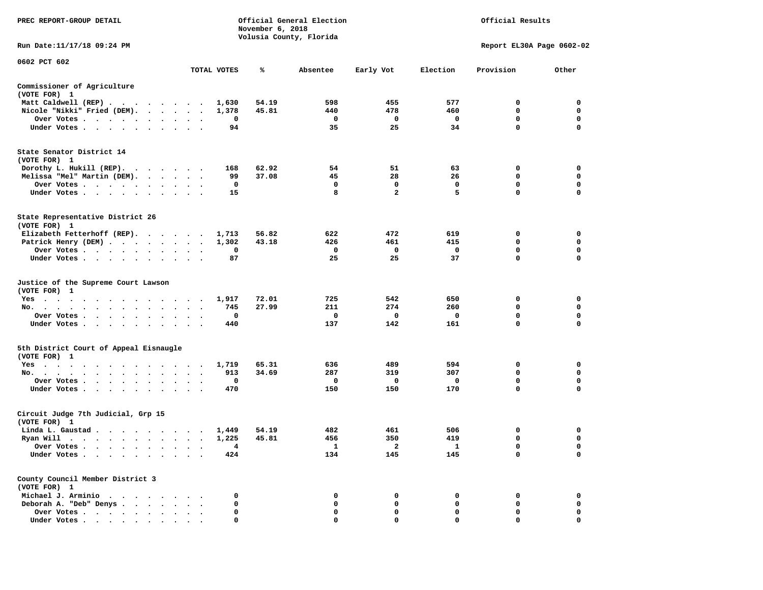PREC REPORT-GROUP DETAIL

Official General Election
November 6, 2018
Volusia County, Florida

Official Results

Run Date:11/17/18 09:24 PM

Report EL30A Page 0602-02

0602 PCT 602

| | TOTAL VOTES | % | Absentee | Early Vot | Election | Provision | Other |
|---|---|---|---|---|---|---|---|
| **Commissioner of Agriculture** | | | | | | | |
| (VOTE FOR) 1 | | | | | | | |
| Matt Caldwell (REP) | 1,630 | 54.19 | 598 | 455 | 577 | 0 | 0 |
| Nicole "Nikki" Fried (DEM) | 1,378 | 45.81 | 440 | 478 | 460 | 0 | 0 |
| Over Votes | 0 | | 0 | 0 | 0 | 0 | 0 |
| Under Votes | 94 | | 35 | 25 | 34 | 0 | 0 |
| **State Senator District 14** | | | | | | | |
| (VOTE FOR) 1 | | | | | | | |
| Dorothy L. Hukill (REP) | 168 | 62.92 | 54 | 51 | 63 | 0 | 0 |
| Melissa "Mel" Martin (DEM) | 99 | 37.08 | 45 | 28 | 26 | 0 | 0 |
| Over Votes | 0 | | 0 | 0 | 0 | 0 | 0 |
| Under Votes | 15 | | 8 | 2 | 5 | 0 | 0 |
| **State Representative District 26** | | | | | | | |
| (VOTE FOR) 1 | | | | | | | |
| Elizabeth Fetterhoff (REP) | 1,713 | 56.82 | 622 | 472 | 619 | 0 | 0 |
| Patrick Henry (DEM) | 1,302 | 43.18 | 426 | 461 | 415 | 0 | 0 |
| Over Votes | 0 | | 0 | 0 | 0 | 0 | 0 |
| Under Votes | 87 | | 25 | 25 | 37 | 0 | 0 |
| **Justice of the Supreme Court Lawson** | | | | | | | |
| (VOTE FOR) 1 | | | | | | | |
| Yes | 1,917 | 72.01 | 725 | 542 | 650 | 0 | 0 |
| No | 745 | 27.99 | 211 | 274 | 260 | 0 | 0 |
| Over Votes | 0 | | 0 | 0 | 0 | 0 | 0 |
| Under Votes | 440 | | 137 | 142 | 161 | 0 | 0 |
| **5th District Court of Appeal Eisnaugle** | | | | | | | |
| (VOTE FOR) 1 | | | | | | | |
| Yes | 1,719 | 65.31 | 636 | 489 | 594 | 0 | 0 |
| No | 913 | 34.69 | 287 | 319 | 307 | 0 | 0 |
| Over Votes | 0 | | 0 | 0 | 0 | 0 | 0 |
| Under Votes | 470 | | 150 | 150 | 170 | 0 | 0 |
| **Circuit Judge 7th Judicial, Grp 15** | | | | | | | |
| (VOTE FOR) 1 | | | | | | | |
| Linda L. Gaustad | 1,449 | 54.19 | 482 | 461 | 506 | 0 | 0 |
| Ryan Will | 1,225 | 45.81 | 456 | 350 | 419 | 0 | 0 |
| Over Votes | 4 | | 1 | 2 | 1 | 0 | 0 |
| Under Votes | 424 | | 134 | 145 | 145 | 0 | 0 |
| **County Council Member District 3** | | | | | | | |
| (VOTE FOR) 1 | | | | | | | |
| Michael J. Arminio | 0 | | 0 | 0 | 0 | 0 | 0 |
| Deborah A. "Deb" Denys | 0 | | 0 | 0 | 0 | 0 | 0 |
| Over Votes | 0 | | 0 | 0 | 0 | 0 | 0 |
| Under Votes | 0 | | 0 | 0 | 0 | 0 | 0 |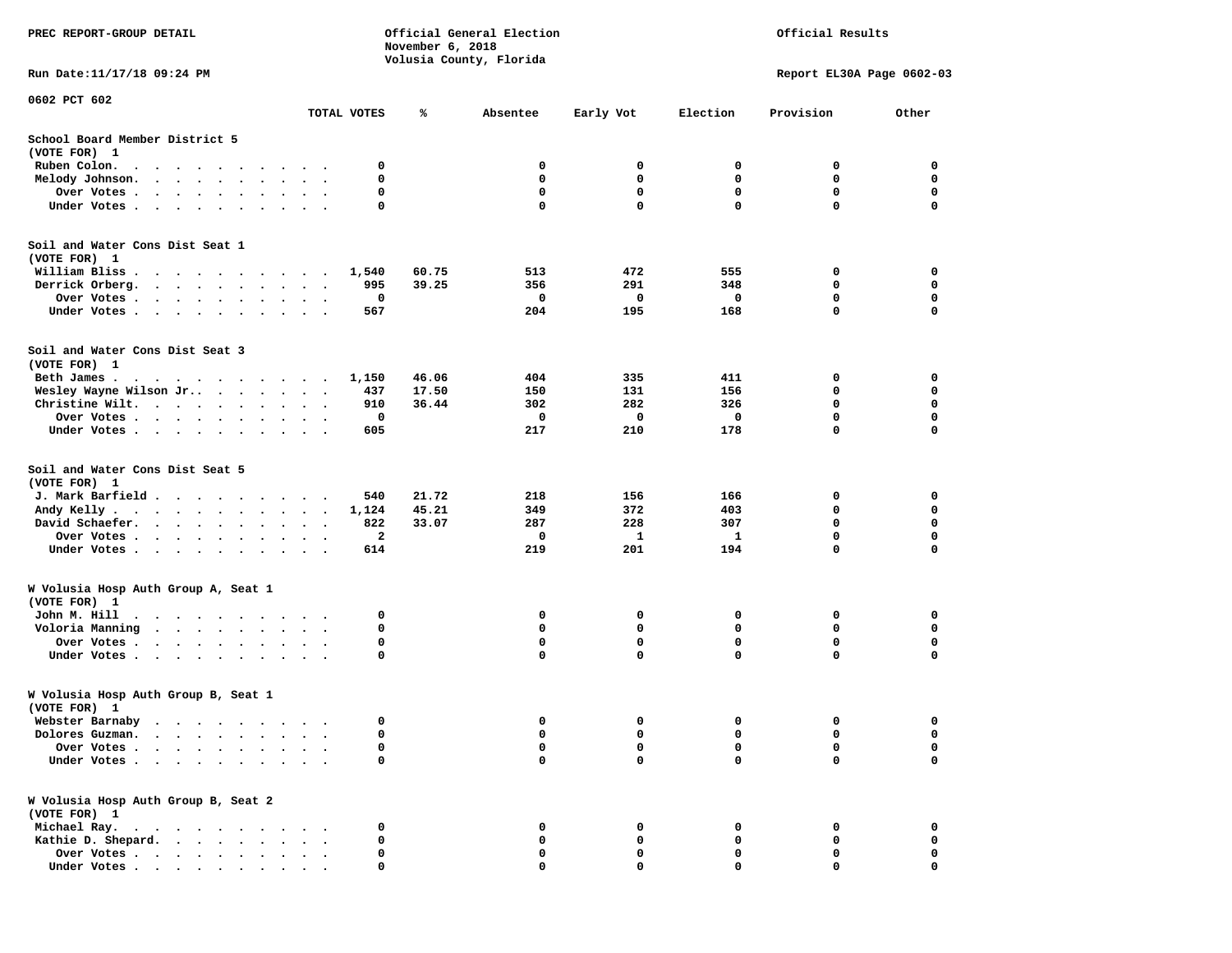PREC REPORT-GROUP DETAIL

Official General Election
November 6, 2018
Volusia County, Florida

Official Results

Run Date:11/17/18 09:24 PM

Report EL30A Page 0602-03

0602 PCT 602

| | TOTAL VOTES | % | Absentee | Early Vot | Election | Provision | Other |
|---|---|---|---|---|---|---|---|
| **School Board Member District 5** | | | | | | | |
| (VOTE FOR) 1 | | | | | | | |
| Ruben Colon. | 0 | | 0 | 0 | 0 | 0 | 0 |
| Melody Johnson. | 0 | | 0 | 0 | 0 | 0 | 0 |
| Over Votes . | 0 | | 0 | 0 | 0 | 0 | 0 |
| Under Votes . | 0 | | 0 | 0 | 0 | 0 | 0 |
| **Soil and Water Cons Dist Seat 1** | | | | | | | |
| (VOTE FOR) 1 | | | | | | | |
| William Bliss . | 1,540 | 60.75 | 513 | 472 | 555 | 0 | 0 |
| Derrick Orberg. | 995 | 39.25 | 356 | 291 | 348 | 0 | 0 |
| Over Votes . | 0 | | 0 | 0 | 0 | 0 | 0 |
| Under Votes . | 567 | | 204 | 195 | 168 | 0 | 0 |
| **Soil and Water Cons Dist Seat 3** | | | | | | | |
| (VOTE FOR) 1 | | | | | | | |
| Beth James . | 1,150 | 46.06 | 404 | 335 | 411 | 0 | 0 |
| Wesley Wayne Wilson Jr.. | 437 | 17.50 | 150 | 131 | 156 | 0 | 0 |
| Christine Wilt. | 910 | 36.44 | 302 | 282 | 326 | 0 | 0 |
| Over Votes . | 0 | | 0 | 0 | 0 | 0 | 0 |
| Under Votes . | 605 | | 217 | 210 | 178 | 0 | 0 |
| **Soil and Water Cons Dist Seat 5** | | | | | | | |
| (VOTE FOR) 1 | | | | | | | |
| J. Mark Barfield . | 540 | 21.72 | 218 | 156 | 166 | 0 | 0 |
| Andy Kelly . | 1,124 | 45.21 | 349 | 372 | 403 | 0 | 0 |
| David Schaefer. | 822 | 33.07 | 287 | 228 | 307 | 0 | 0 |
| Over Votes . | 2 | | 0 | 1 | 1 | 0 | 0 |
| Under Votes . | 614 | | 219 | 201 | 194 | 0 | 0 |
| **W Volusia Hosp Auth Group A, Seat 1** | | | | | | | |
| (VOTE FOR) 1 | | | | | | | |
| John M. Hill | 0 | | 0 | 0 | 0 | 0 | 0 |
| Voloria Manning | 0 | | 0 | 0 | 0 | 0 | 0 |
| Over Votes . | 0 | | 0 | 0 | 0 | 0 | 0 |
| Under Votes . | 0 | | 0 | 0 | 0 | 0 | 0 |
| **W Volusia Hosp Auth Group B, Seat 1** | | | | | | | |
| (VOTE FOR) 1 | | | | | | | |
| Webster Barnaby | 0 | | 0 | 0 | 0 | 0 | 0 |
| Dolores Guzman. | 0 | | 0 | 0 | 0 | 0 | 0 |
| Over Votes . | 0 | | 0 | 0 | 0 | 0 | 0 |
| Under Votes . | 0 | | 0 | 0 | 0 | 0 | 0 |
| **W Volusia Hosp Auth Group B, Seat 2** | | | | | | | |
| (VOTE FOR) 1 | | | | | | | |
| Michael Ray. | 0 | | 0 | 0 | 0 | 0 | 0 |
| Kathie D. Shepard. | 0 | | 0 | 0 | 0 | 0 | 0 |
| Over Votes . | 0 | | 0 | 0 | 0 | 0 | 0 |
| Under Votes . | 0 | | 0 | 0 | 0 | 0 | 0 |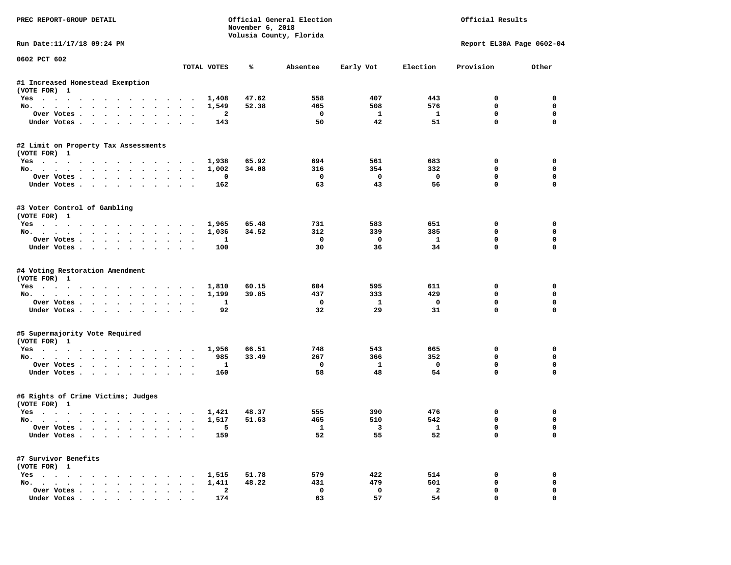PREC REPORT-GROUP DETAIL

Official General Election
November 6, 2018
Volusia County, Florida

Official Results

Run Date:11/17/18 09:24 PM

Report EL30A Page 0602-04

0602 PCT 602

| | TOTAL VOTES | % | Absentee | Early Vot | Election | Provision | Other |
|---|---|---|---|---|---|---|---|
| **#1 Increased Homestead Exemption** | | | | | | | |
| (VOTE FOR) 1 | | | | | | | |
| Yes | 1,408 | 47.62 | 558 | 407 | 443 | 0 | 0 |
| No. | 1,549 | 52.38 | 465 | 508 | 576 | 0 | 0 |
| Over Votes | 2 | | 0 | 1 | 1 | 0 | 0 |
| Under Votes | 143 | | 50 | 42 | 51 | 0 | 0 |
| **#2 Limit on Property Tax Assessments** | | | | | | | |
| (VOTE FOR) 1 | | | | | | | |
| Yes | 1,938 | 65.92 | 694 | 561 | 683 | 0 | 0 |
| No. | 1,002 | 34.08 | 316 | 354 | 332 | 0 | 0 |
| Over Votes | 0 | | 0 | 0 | 0 | 0 | 0 |
| Under Votes | 162 | | 63 | 43 | 56 | 0 | 0 |
| **#3 Voter Control of Gambling** | | | | | | | |
| (VOTE FOR) 1 | | | | | | | |
| Yes | 1,965 | 65.48 | 731 | 583 | 651 | 0 | 0 |
| No. | 1,036 | 34.52 | 312 | 339 | 385 | 0 | 0 |
| Over Votes | 1 | | 0 | 0 | 1 | 0 | 0 |
| Under Votes | 100 | | 30 | 36 | 34 | 0 | 0 |
| **#4 Voting Restoration Amendment** | | | | | | | |
| (VOTE FOR) 1 | | | | | | | |
| Yes | 1,810 | 60.15 | 604 | 595 | 611 | 0 | 0 |
| No. | 1,199 | 39.85 | 437 | 333 | 429 | 0 | 0 |
| Over Votes | 1 | | 0 | 1 | 0 | 0 | 0 |
| Under Votes | 92 | | 32 | 29 | 31 | 0 | 0 |
| **#5 Supermajority Vote Required** | | | | | | | |
| (VOTE FOR) 1 | | | | | | | |
| Yes | 1,956 | 66.51 | 748 | 543 | 665 | 0 | 0 |
| No. | 985 | 33.49 | 267 | 366 | 352 | 0 | 0 |
| Over Votes | 1 | | 0 | 1 | 0 | 0 | 0 |
| Under Votes | 160 | | 58 | 48 | 54 | 0 | 0 |
| **#6 Rights of Crime Victims; Judges** | | | | | | | |
| (VOTE FOR) 1 | | | | | | | |
| Yes | 1,421 | 48.37 | 555 | 390 | 476 | 0 | 0 |
| No. | 1,517 | 51.63 | 465 | 510 | 542 | 0 | 0 |
| Over Votes | 5 | | 1 | 3 | 1 | 0 | 0 |
| Under Votes | 159 | | 52 | 55 | 52 | 0 | 0 |
| **#7 Survivor Benefits** | | | | | | | |
| (VOTE FOR) 1 | | | | | | | |
| Yes | 1,515 | 51.78 | 579 | 422 | 514 | 0 | 0 |
| No. | 1,411 | 48.22 | 431 | 479 | 501 | 0 | 0 |
| Over Votes | 2 | | 0 | 0 | 2 | 0 | 0 |
| Under Votes | 174 | | 63 | 57 | 54 | 0 | 0 |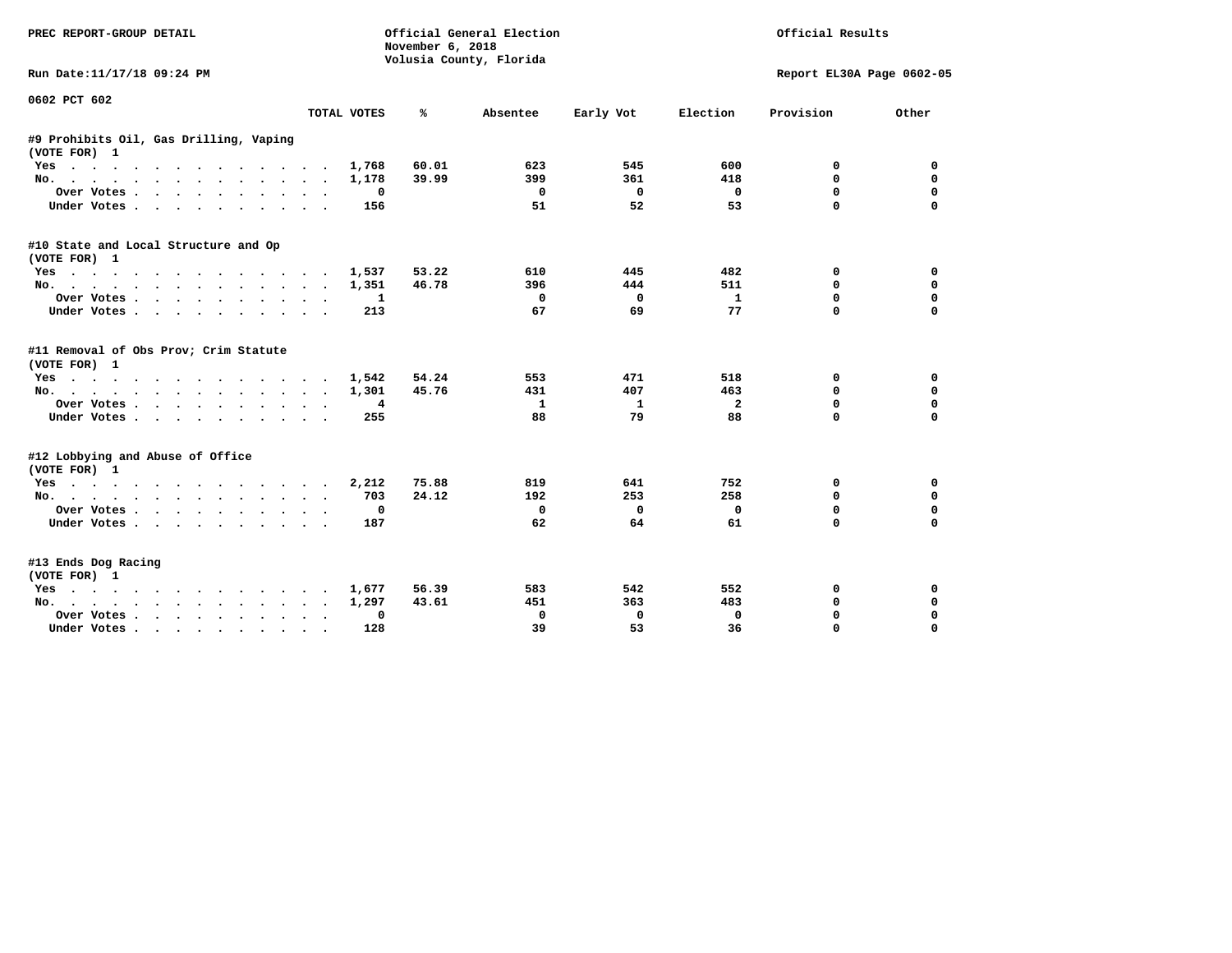PREC REPORT-GROUP DETAIL

Official General Election
November 6, 2018
Volusia County, Florida

Official Results

Run Date:11/17/18 09:24 PM

Report EL30A Page 0602-05

0602 PCT 602

| | TOTAL VOTES | % | Absentee | Early Vot | Election | Provision | Other |
|---|---|---|---|---|---|---|---|
| **#9 Prohibits Oil, Gas Drilling, Vaping** | | | | | | | |
| (VOTE FOR) 1 | | | | | | | |
| Yes | 1,768 | 60.01 | 623 | 545 | 600 | 0 | 0 |
| No. | 1,178 | 39.99 | 399 | 361 | 418 | 0 | 0 |
| Over Votes | 0 | | 0 | 0 | 0 | 0 | 0 |
| Under Votes | 156 | | 51 | 52 | 53 | 0 | 0 |
| **#10 State and Local Structure and Op** | | | | | | | |
| (VOTE FOR) 1 | | | | | | | |
| Yes | 1,537 | 53.22 | 610 | 445 | 482 | 0 | 0 |
| No. | 1,351 | 46.78 | 396 | 444 | 511 | 0 | 0 |
| Over Votes | 1 | | 0 | 0 | 1 | 0 | 0 |
| Under Votes | 213 | | 67 | 69 | 77 | 0 | 0 |
| **#11 Removal of Obs Prov; Crim Statute** | | | | | | | |
| (VOTE FOR) 1 | | | | | | | |
| Yes | 1,542 | 54.24 | 553 | 471 | 518 | 0 | 0 |
| No. | 1,301 | 45.76 | 431 | 407 | 463 | 0 | 0 |
| Over Votes | 4 | | 1 | 1 | 2 | 0 | 0 |
| Under Votes | 255 | | 88 | 79 | 88 | 0 | 0 |
| **#12 Lobbying and Abuse of Office** | | | | | | | |
| (VOTE FOR) 1 | | | | | | | |
| Yes | 2,212 | 75.88 | 819 | 641 | 752 | 0 | 0 |
| No. | 703 | 24.12 | 192 | 253 | 258 | 0 | 0 |
| Over Votes | 0 | | 0 | 0 | 0 | 0 | 0 |
| Under Votes | 187 | | 62 | 64 | 61 | 0 | 0 |
| **#13 Ends Dog Racing** | | | | | | | |
| (VOTE FOR) 1 | | | | | | | |
| Yes | 1,677 | 56.39 | 583 | 542 | 552 | 0 | 0 |
| No. | 1,297 | 43.61 | 451 | 363 | 483 | 0 | 0 |
| Over Votes | 0 | | 0 | 0 | 0 | 0 | 0 |
| Under Votes | 128 | | 39 | 53 | 36 | 0 | 0 |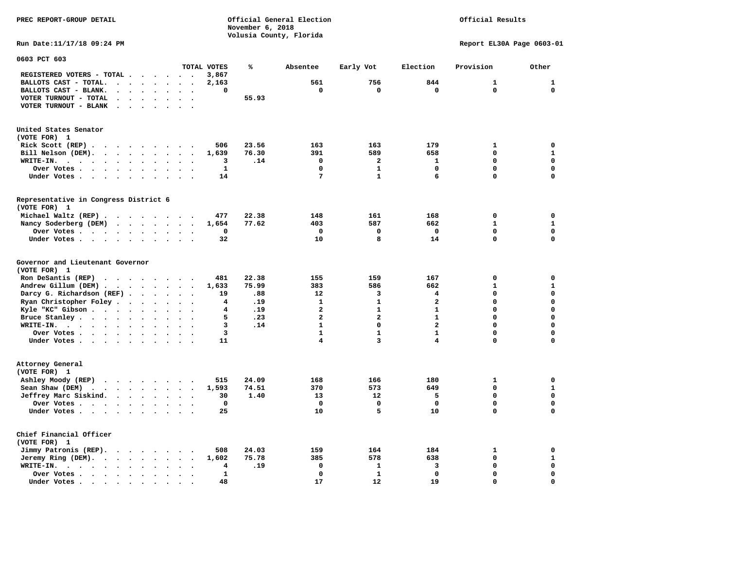PREC REPORT-GROUP DETAIL

Official General Election
November 6, 2018
Volusia County, Florida

Official Results

Run Date:11/17/18 09:24 PM

Report EL30A Page 0603-01

## 0603 PCT 603

| | TOTAL VOTES | % | Absentee | Early Vot | Election | Provision | Other |
|---|---|---|---|---|---|---|---|
| REGISTERED VOTERS - TOTAL | 3,867 | | | | | | |
| BALLOTS CAST - TOTAL. | 2,163 | | 561 | 756 | 844 | 1 | 1 |
| BALLOTS CAST - BLANK. | 0 | | 0 | 0 | 0 | 0 | 0 |
| VOTER TURNOUT - TOTAL | | 55.93 | | | | | |
| VOTER TURNOUT - BLANK | | | | | | | |

### United States Senator
(VOTE FOR) 1

| | TOTAL VOTES | % | Absentee | Early Vot | Election | Provision | Other |
|---|---|---|---|---|---|---|---|
| Rick Scott (REP) | 506 | 23.56 | 163 | 163 | 179 | 1 | 0 |
| Bill Nelson (DEM). | 1,639 | 76.30 | 391 | 589 | 658 | 0 | 1 |
| WRITE-IN. | 3 | .14 | 0 | 2 | 1 | 0 | 0 |
| Over Votes | 1 | | 0 | 1 | 0 | 0 | 0 |
| Under Votes | 14 | | 7 | 1 | 6 | 0 | 0 |

### Representative in Congress District 6
(VOTE FOR) 1

| | TOTAL VOTES | % | Absentee | Early Vot | Election | Provision | Other |
|---|---|---|---|---|---|---|---|
| Michael Waltz (REP) | 477 | 22.38 | 148 | 161 | 168 | 0 | 0 |
| Nancy Soderberg (DEM) | 1,654 | 77.62 | 403 | 587 | 662 | 1 | 1 |
| Over Votes | 0 | | 0 | 0 | 0 | 0 | 0 |
| Under Votes | 32 | | 10 | 8 | 14 | 0 | 0 |

### Governor and Lieutenant Governor
(VOTE FOR) 1

| | TOTAL VOTES | % | Absentee | Early Vot | Election | Provision | Other |
|---|---|---|---|---|---|---|---|
| Ron DeSantis (REP) | 481 | 22.38 | 155 | 159 | 167 | 0 | 0 |
| Andrew Gillum (DEM) | 1,633 | 75.99 | 383 | 586 | 662 | 1 | 1 |
| Darcy G. Richardson (REF) | 19 | .88 | 12 | 3 | 4 | 0 | 0 |
| Ryan Christopher Foley | 4 | .19 | 1 | 1 | 2 | 0 | 0 |
| Kyle "KC" Gibson | 4 | .19 | 2 | 1 | 1 | 0 | 0 |
| Bruce Stanley | 5 | .23 | 2 | 2 | 1 | 0 | 0 |
| WRITE-IN. | 3 | .14 | 1 | 0 | 2 | 0 | 0 |
| Over Votes | 3 | | 1 | 1 | 1 | 0 | 0 |
| Under Votes | 11 | | 4 | 3 | 4 | 0 | 0 |

### Attorney General
(VOTE FOR) 1

| | TOTAL VOTES | % | Absentee | Early Vot | Election | Provision | Other |
|---|---|---|---|---|---|---|---|
| Ashley Moody (REP) | 515 | 24.09 | 168 | 166 | 180 | 1 | 0 |
| Sean Shaw (DEM) | 1,593 | 74.51 | 370 | 573 | 649 | 0 | 1 |
| Jeffrey Marc Siskind. | 30 | 1.40 | 13 | 12 | 5 | 0 | 0 |
| Over Votes | 0 | | 0 | 0 | 0 | 0 | 0 |
| Under Votes | 25 | | 10 | 5 | 10 | 0 | 0 |

### Chief Financial Officer
(VOTE FOR) 1

| | TOTAL VOTES | % | Absentee | Early Vot | Election | Provision | Other |
|---|---|---|---|---|---|---|---|
| Jimmy Patronis (REP). | 508 | 24.03 | 159 | 164 | 184 | 1 | 0 |
| Jeremy Ring (DEM). | 1,602 | 75.78 | 385 | 578 | 638 | 0 | 1 |
| WRITE-IN. | 4 | .19 | 0 | 1 | 3 | 0 | 0 |
| Over Votes | 1 | | 0 | 1 | 0 | 0 | 0 |
| Under Votes | 48 | | 17 | 12 | 19 | 0 | 0 |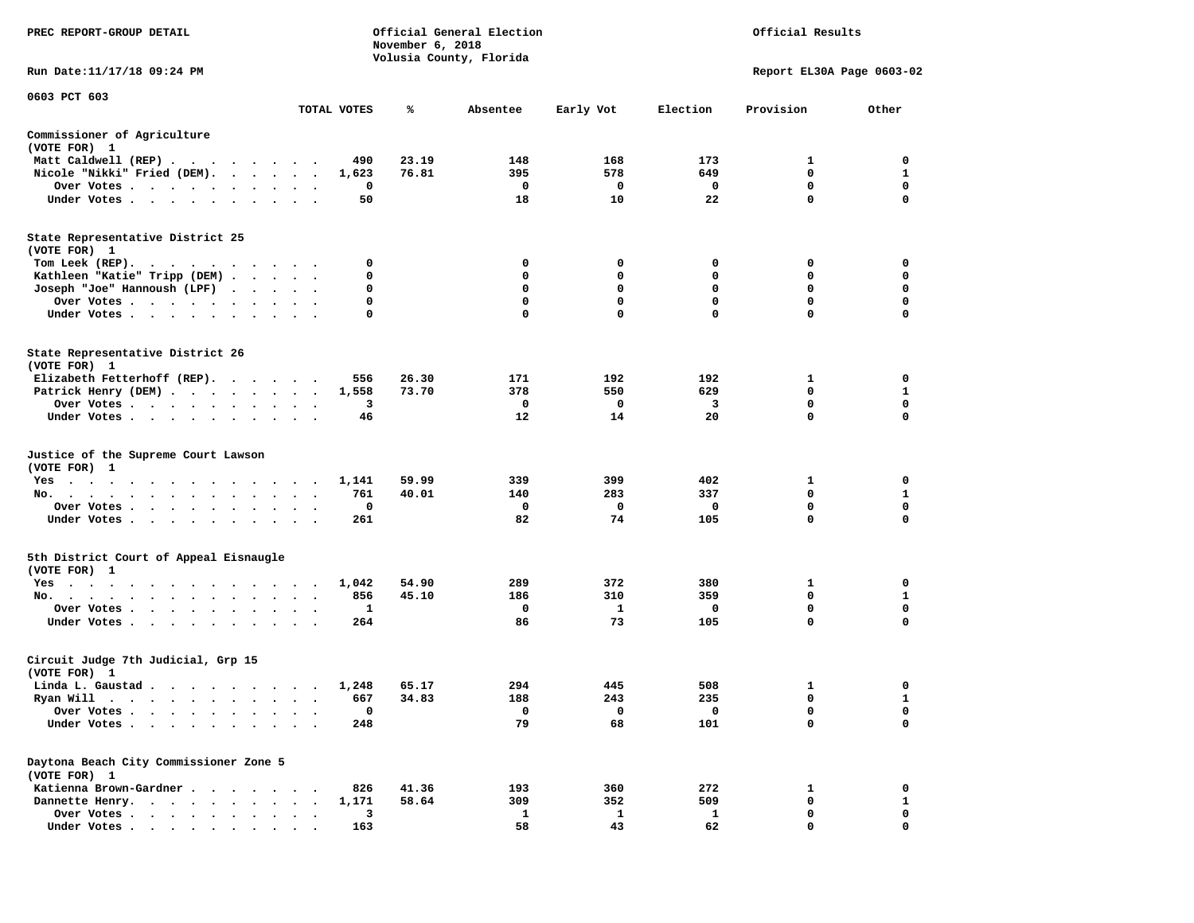PREC REPORT-GROUP DETAIL

Official General Election
November 6, 2018
Volusia County, Florida

Official Results

Run Date:11/17/18 09:24 PM

Report EL30A Page 0603-02

0603 PCT 603

| | TOTAL VOTES | % | Absentee | Early Vot | Election | Provision | Other |
|---|---|---|---|---|---|---|---|
| **Commissioner of Agriculture** | | | | | | | |
| (VOTE FOR) 1 | | | | | | | |
| Matt Caldwell (REP) | 490 | 23.19 | 148 | 168 | 173 | 1 | 0 |
| Nicole "Nikki" Fried (DEM) | 1,623 | 76.81 | 395 | 578 | 649 | 0 | 1 |
| Over Votes | 0 | | 0 | 0 | 0 | 0 | 0 |
| Under Votes | 50 | | 18 | 10 | 22 | 0 | 0 |
| **State Representative District 25** | | | | | | | |
| (VOTE FOR) 1 | | | | | | | |
| Tom Leek (REP) | 0 | | 0 | 0 | 0 | 0 | 0 |
| Kathleen "Katie" Tripp (DEM) | 0 | | 0 | 0 | 0 | 0 | 0 |
| Joseph "Joe" Hannoush (LPF) | 0 | | 0 | 0 | 0 | 0 | 0 |
| Over Votes | 0 | | 0 | 0 | 0 | 0 | 0 |
| Under Votes | 0 | | 0 | 0 | 0 | 0 | 0 |
| **State Representative District 26** | | | | | | | |
| (VOTE FOR) 1 | | | | | | | |
| Elizabeth Fetterhoff (REP) | 556 | 26.30 | 171 | 192 | 192 | 1 | 0 |
| Patrick Henry (DEM) | 1,558 | 73.70 | 378 | 550 | 629 | 0 | 1 |
| Over Votes | 3 | | 0 | 0 | 3 | 0 | 0 |
| Under Votes | 46 | | 12 | 14 | 20 | 0 | 0 |
| **Justice of the Supreme Court Lawson** | | | | | | | |
| (VOTE FOR) 1 | | | | | | | |
| Yes | 1,141 | 59.99 | 339 | 399 | 402 | 1 | 0 |
| No | 761 | 40.01 | 140 | 283 | 337 | 0 | 1 |
| Over Votes | 0 | | 0 | 0 | 0 | 0 | 0 |
| Under Votes | 261 | | 82 | 74 | 105 | 0 | 0 |
| **5th District Court of Appeal Eisnaugle** | | | | | | | |
| (VOTE FOR) 1 | | | | | | | |
| Yes | 1,042 | 54.90 | 289 | 372 | 380 | 1 | 0 |
| No | 856 | 45.10 | 186 | 310 | 359 | 0 | 1 |
| Over Votes | 1 | | 0 | 1 | 0 | 0 | 0 |
| Under Votes | 264 | | 86 | 73 | 105 | 0 | 0 |
| **Circuit Judge 7th Judicial, Grp 15** | | | | | | | |
| (VOTE FOR) 1 | | | | | | | |
| Linda L. Gaustad | 1,248 | 65.17 | 294 | 445 | 508 | 1 | 0 |
| Ryan Will | 667 | 34.83 | 188 | 243 | 235 | 0 | 1 |
| Over Votes | 0 | | 0 | 0 | 0 | 0 | 0 |
| Under Votes | 248 | | 79 | 68 | 101 | 0 | 0 |
| **Daytona Beach City Commissioner Zone 5** | | | | | | | |
| (VOTE FOR) 1 | | | | | | | |
| Katienna Brown-Gardner | 826 | 41.36 | 193 | 360 | 272 | 1 | 0 |
| Dannette Henry | 1,171 | 58.64 | 309 | 352 | 509 | 0 | 1 |
| Over Votes | 3 | | 1 | 1 | 1 | 0 | 0 |
| Under Votes | 163 | | 58 | 43 | 62 | 0 | 0 |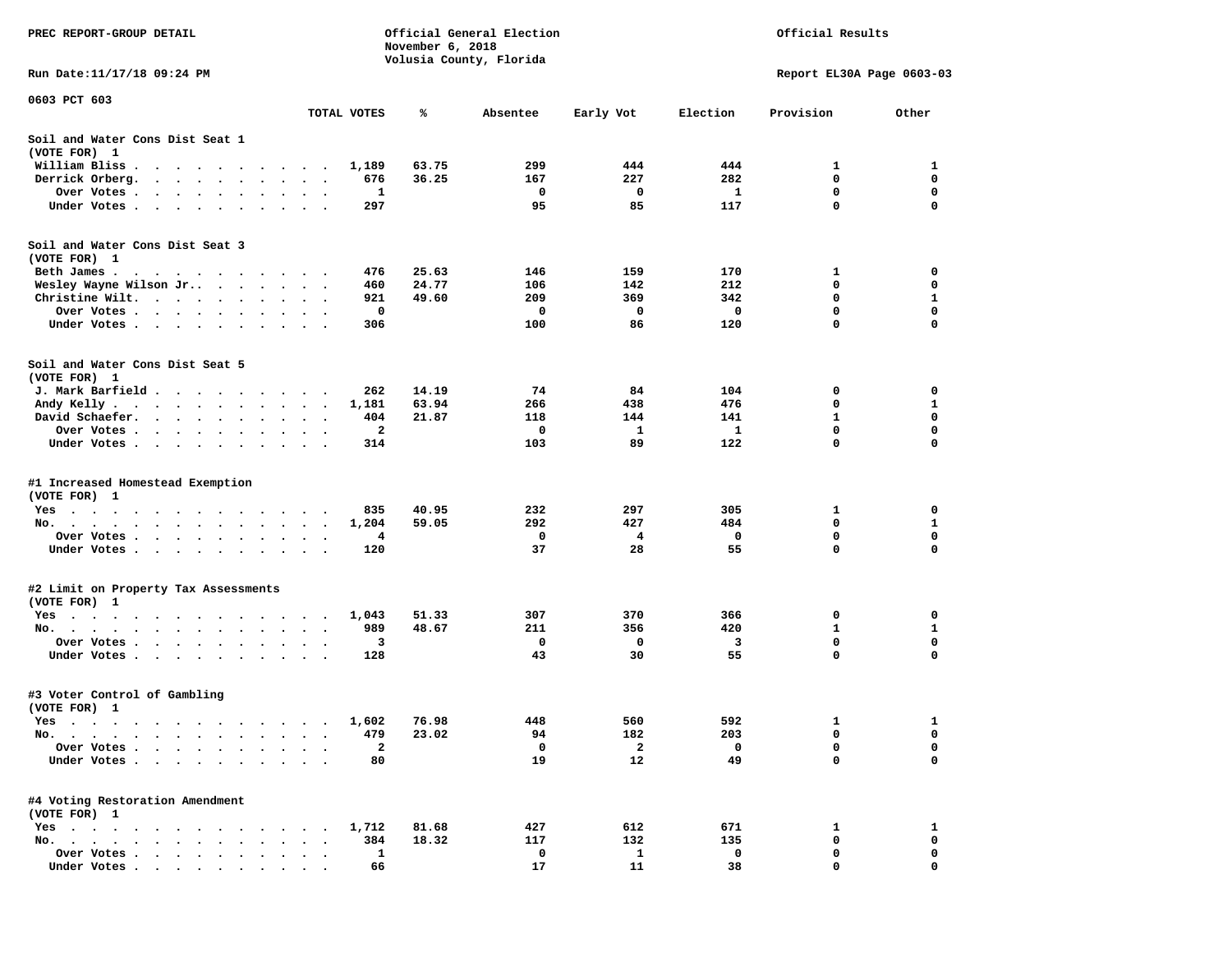PREC REPORT-GROUP DETAIL — Official General Election, November 6, 2018, Volusia County, Florida — Official Results

Run Date:11/17/18 09:24 PM — Report EL30A Page 0603-03

0603 PCT 603

| | TOTAL VOTES | % | Absentee | Early Vot | Election | Provision | Other |
|---|---|---|---|---|---|---|---|
| **Soil and Water Cons Dist Seat 1** | | | | | | | |
| (VOTE FOR) 1 | | | | | | | |
| William Bliss | 1,189 | 63.75 | 299 | 444 | 444 | 1 | 1 |
| Derrick Orberg | 676 | 36.25 | 167 | 227 | 282 | 0 | 0 |
| Over Votes | 1 | | 0 | 0 | 1 | 0 | 0 |
| Under Votes | 297 | | 95 | 85 | 117 | 0 | 0 |
| **Soil and Water Cons Dist Seat 3** | | | | | | | |
| (VOTE FOR) 1 | | | | | | | |
| Beth James | 476 | 25.63 | 146 | 159 | 170 | 1 | 0 |
| Wesley Wayne Wilson Jr. | 460 | 24.77 | 106 | 142 | 212 | 0 | 0 |
| Christine Wilt | 921 | 49.60 | 209 | 369 | 342 | 0 | 1 |
| Over Votes | 0 | | 0 | 0 | 0 | 0 | 0 |
| Under Votes | 306 | | 100 | 86 | 120 | 0 | 0 |
| **Soil and Water Cons Dist Seat 5** | | | | | | | |
| (VOTE FOR) 1 | | | | | | | |
| J. Mark Barfield | 262 | 14.19 | 74 | 84 | 104 | 0 | 0 |
| Andy Kelly | 1,181 | 63.94 | 266 | 438 | 476 | 0 | 1 |
| David Schaefer | 404 | 21.87 | 118 | 144 | 141 | 1 | 0 |
| Over Votes | 2 | | 0 | 1 | 1 | 0 | 0 |
| Under Votes | 314 | | 103 | 89 | 122 | 0 | 0 |
| **#1 Increased Homestead Exemption** | | | | | | | |
| (VOTE FOR) 1 | | | | | | | |
| Yes | 835 | 40.95 | 232 | 297 | 305 | 1 | 0 |
| No | 1,204 | 59.05 | 292 | 427 | 484 | 0 | 1 |
| Over Votes | 4 | | 0 | 4 | 0 | 0 | 0 |
| Under Votes | 120 | | 37 | 28 | 55 | 0 | 0 |
| **#2 Limit on Property Tax Assessments** | | | | | | | |
| (VOTE FOR) 1 | | | | | | | |
| Yes | 1,043 | 51.33 | 307 | 370 | 366 | 0 | 0 |
| No | 989 | 48.67 | 211 | 356 | 420 | 1 | 1 |
| Over Votes | 3 | | 0 | 0 | 3 | 0 | 0 |
| Under Votes | 128 | | 43 | 30 | 55 | 0 | 0 |
| **#3 Voter Control of Gambling** | | | | | | | |
| (VOTE FOR) 1 | | | | | | | |
| Yes | 1,602 | 76.98 | 448 | 560 | 592 | 1 | 1 |
| No | 479 | 23.02 | 94 | 182 | 203 | 0 | 0 |
| Over Votes | 2 | | 0 | 2 | 0 | 0 | 0 |
| Under Votes | 80 | | 19 | 12 | 49 | 0 | 0 |
| **#4 Voting Restoration Amendment** | | | | | | | |
| (VOTE FOR) 1 | | | | | | | |
| Yes | 1,712 | 81.68 | 427 | 612 | 671 | 1 | 1 |
| No | 384 | 18.32 | 117 | 132 | 135 | 0 | 0 |
| Over Votes | 1 | | 0 | 1 | 0 | 0 | 0 |
| Under Votes | 66 | | 17 | 11 | 38 | 0 | 0 |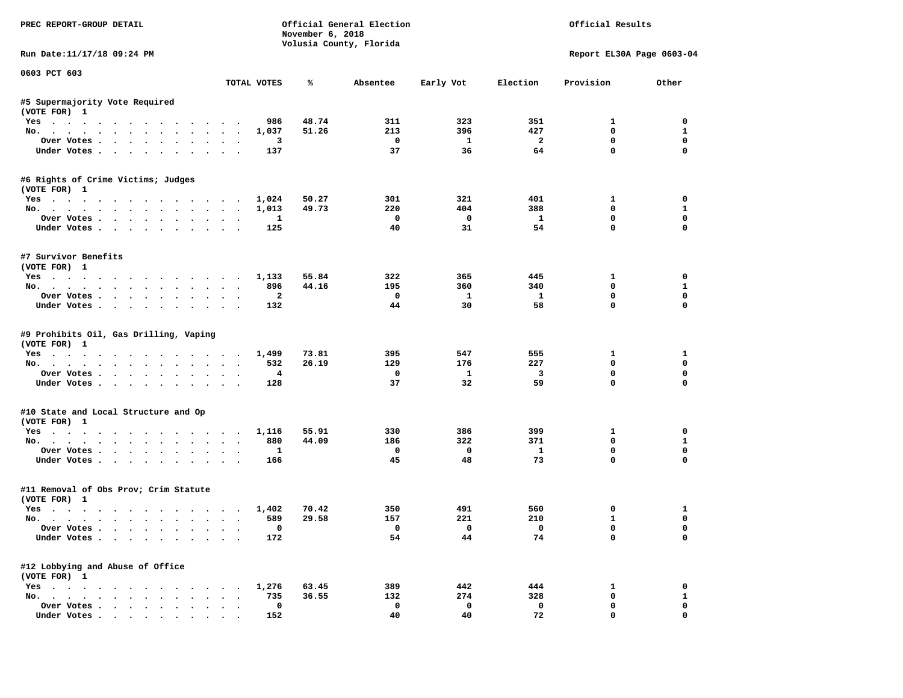PREC REPORT-GROUP DETAIL

Official General Election
November 6, 2018
Volusia County, Florida

Official Results

Run Date:11/17/18 09:24 PM

Report EL30A Page 0603-04

0603 PCT 603

| | TOTAL VOTES | % | Absentee | Early Vot | Election | Provision | Other |
|---|---|---|---|---|---|---|---|
| **#5 Supermajority Vote Required** | | | | | | | |
| (VOTE FOR) 1 | | | | | | | |
| Yes | 986 | 48.74 | 311 | 323 | 351 | 1 | 0 |
| No. | 1,037 | 51.26 | 213 | 396 | 427 | 0 | 1 |
| Over Votes | 3 | | 0 | 1 | 2 | 0 | 0 |
| Under Votes | 137 | | 37 | 36 | 64 | 0 | 0 |
| **#6 Rights of Crime Victims; Judges** | | | | | | | |
| (VOTE FOR) 1 | | | | | | | |
| Yes | 1,024 | 50.27 | 301 | 321 | 401 | 1 | 0 |
| No. | 1,013 | 49.73 | 220 | 404 | 388 | 0 | 1 |
| Over Votes | 1 | | 0 | 0 | 1 | 0 | 0 |
| Under Votes | 125 | | 40 | 31 | 54 | 0 | 0 |
| **#7 Survivor Benefits** | | | | | | | |
| (VOTE FOR) 1 | | | | | | | |
| Yes | 1,133 | 55.84 | 322 | 365 | 445 | 1 | 0 |
| No. | 896 | 44.16 | 195 | 360 | 340 | 0 | 1 |
| Over Votes | 2 | | 0 | 1 | 1 | 0 | 0 |
| Under Votes | 132 | | 44 | 30 | 58 | 0 | 0 |
| **#9 Prohibits Oil, Gas Drilling, Vaping** | | | | | | | |
| (VOTE FOR) 1 | | | | | | | |
| Yes | 1,499 | 73.81 | 395 | 547 | 555 | 1 | 1 |
| No. | 532 | 26.19 | 129 | 176 | 227 | 0 | 0 |
| Over Votes | 4 | | 0 | 1 | 3 | 0 | 0 |
| Under Votes | 128 | | 37 | 32 | 59 | 0 | 0 |
| **#10 State and Local Structure and Op** | | | | | | | |
| (VOTE FOR) 1 | | | | | | | |
| Yes | 1,116 | 55.91 | 330 | 386 | 399 | 1 | 0 |
| No. | 880 | 44.09 | 186 | 322 | 371 | 0 | 1 |
| Over Votes | 1 | | 0 | 0 | 1 | 0 | 0 |
| Under Votes | 166 | | 45 | 48 | 73 | 0 | 0 |
| **#11 Removal of Obs Prov; Crim Statute** | | | | | | | |
| (VOTE FOR) 1 | | | | | | | |
| Yes | 1,402 | 70.42 | 350 | 491 | 560 | 0 | 1 |
| No. | 589 | 29.58 | 157 | 221 | 210 | 1 | 0 |
| Over Votes | 0 | | 0 | 0 | 0 | 0 | 0 |
| Under Votes | 172 | | 54 | 44 | 74 | 0 | 0 |
| **#12 Lobbying and Abuse of Office** | | | | | | | |
| (VOTE FOR) 1 | | | | | | | |
| Yes | 1,276 | 63.45 | 389 | 442 | 444 | 1 | 0 |
| No. | 735 | 36.55 | 132 | 274 | 328 | 0 | 1 |
| Over Votes | 0 | | 0 | 0 | 0 | 0 | 0 |
| Under Votes | 152 | | 40 | 40 | 72 | 0 | 0 |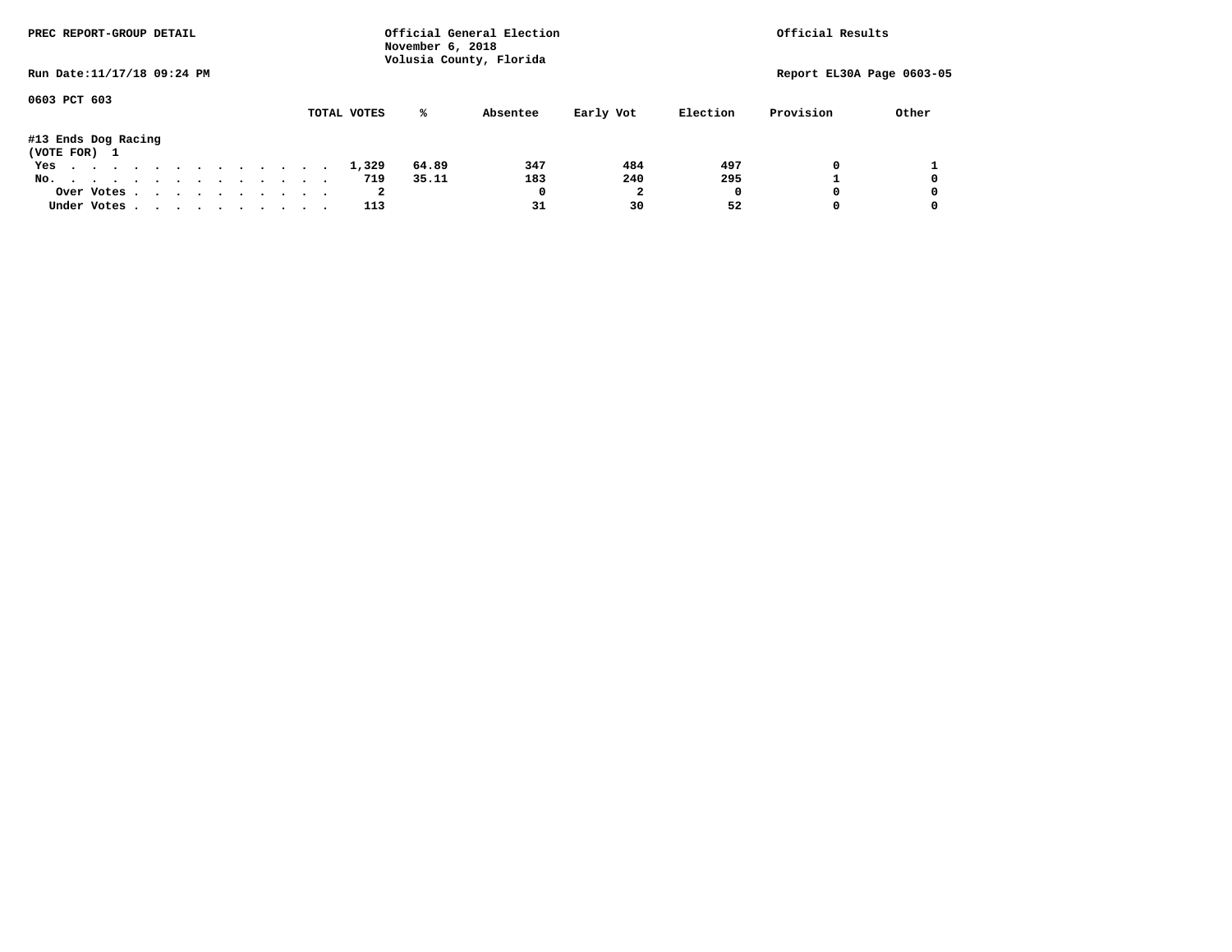PREC REPORT-GROUP DETAIL

Official General Election
November 6, 2018
Volusia County, Florida

Official Results

Run Date:11/17/18 09:24 PM

Report EL30A Page 0603-05

0603 PCT 603

#13 Ends Dog Racing
(VOTE FOR) 1

| | TOTAL VOTES | % | Absentee | Early Vot | Election | Provision | Other |
|---|---|---|---|---|---|---|---|
| Yes | 1,329 | 64.89 | 347 | 484 | 497 | 0 | 1 |
| No. | 719 | 35.11 | 183 | 240 | 295 | 1 | 0 |
| Over Votes | 2 | | 0 | 2 | 0 | 0 | 0 |
| Under Votes | 113 | | 31 | 30 | 52 | 0 | 0 |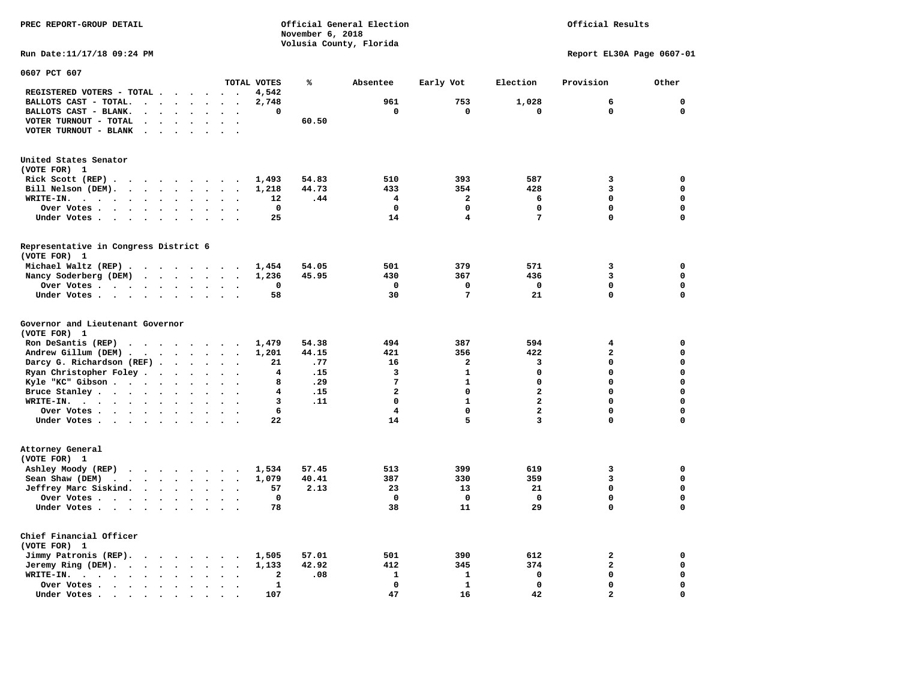PREC REPORT-GROUP DETAIL

Official General Election
November 6, 2018
Volusia County, Florida

Official Results

Run Date:11/17/18 09:24 PM

Report EL30A Page 0607-01

0607 PCT 607

| | TOTAL VOTES | % | Absentee | Early Vot | Election | Provision | Other |
|---|---|---|---|---|---|---|---|
| REGISTERED VOTERS - TOTAL | 4,542 | | | | | | |
| BALLOTS CAST - TOTAL. | 2,748 | | 961 | 753 | 1,028 | 6 | 0 |
| BALLOTS CAST - BLANK. | 0 | | 0 | 0 | 0 | 0 | 0 |
| VOTER TURNOUT - TOTAL | | 60.50 | | | | | |
| VOTER TURNOUT - BLANK | | | | | | | |

United States Senator
(VOTE FOR) 1

| | TOTAL VOTES | % | Absentee | Early Vot | Election | Provision | Other |
|---|---|---|---|---|---|---|---|
| Rick Scott (REP) | 1,493 | 54.83 | 510 | 393 | 587 | 3 | 0 |
| Bill Nelson (DEM). | 1,218 | 44.73 | 433 | 354 | 428 | 3 | 0 |
| WRITE-IN. | 12 | .44 | 4 | 2 | 6 | 0 | 0 |
| Over Votes | 0 | | 0 | 0 | 0 | 0 | 0 |
| Under Votes | 25 | | 14 | 4 | 7 | 0 | 0 |

Representative in Congress District 6
(VOTE FOR) 1

| | TOTAL VOTES | % | Absentee | Early Vot | Election | Provision | Other |
|---|---|---|---|---|---|---|---|
| Michael Waltz (REP) | 1,454 | 54.05 | 501 | 379 | 571 | 3 | 0 |
| Nancy Soderberg (DEM) | 1,236 | 45.95 | 430 | 367 | 436 | 3 | 0 |
| Over Votes | 0 | | 0 | 0 | 0 | 0 | 0 |
| Under Votes | 58 | | 30 | 7 | 21 | 0 | 0 |

Governor and Lieutenant Governor
(VOTE FOR) 1

| | TOTAL VOTES | % | Absentee | Early Vot | Election | Provision | Other |
|---|---|---|---|---|---|---|---|
| Ron DeSantis (REP) | 1,479 | 54.38 | 494 | 387 | 594 | 4 | 0 |
| Andrew Gillum (DEM) | 1,201 | 44.15 | 421 | 356 | 422 | 2 | 0 |
| Darcy G. Richardson (REF) | 21 | .77 | 16 | 2 | 3 | 0 | 0 |
| Ryan Christopher Foley | 4 | .15 | 3 | 1 | 0 | 0 | 0 |
| Kyle "KC" Gibson | 8 | .29 | 7 | 1 | 0 | 0 | 0 |
| Bruce Stanley | 4 | .15 | 2 | 0 | 2 | 0 | 0 |
| WRITE-IN. | 3 | .11 | 0 | 1 | 2 | 0 | 0 |
| Over Votes | 6 | | 4 | 0 | 2 | 0 | 0 |
| Under Votes | 22 | | 14 | 5 | 3 | 0 | 0 |

Attorney General
(VOTE FOR) 1

| | TOTAL VOTES | % | Absentee | Early Vot | Election | Provision | Other |
|---|---|---|---|---|---|---|---|
| Ashley Moody (REP) | 1,534 | 57.45 | 513 | 399 | 619 | 3 | 0 |
| Sean Shaw (DEM) | 1,079 | 40.41 | 387 | 330 | 359 | 3 | 0 |
| Jeffrey Marc Siskind. | 57 | 2.13 | 23 | 13 | 21 | 0 | 0 |
| Over Votes | 0 | | 0 | 0 | 0 | 0 | 0 |
| Under Votes | 78 | | 38 | 11 | 29 | 0 | 0 |

Chief Financial Officer
(VOTE FOR) 1

| | TOTAL VOTES | % | Absentee | Early Vot | Election | Provision | Other |
|---|---|---|---|---|---|---|---|
| Jimmy Patronis (REP). | 1,505 | 57.01 | 501 | 390 | 612 | 2 | 0 |
| Jeremy Ring (DEM). | 1,133 | 42.92 | 412 | 345 | 374 | 2 | 0 |
| WRITE-IN. | 2 | .08 | 1 | 1 | 0 | 0 | 0 |
| Over Votes | 1 | | 0 | 1 | 0 | 0 | 0 |
| Under Votes | 107 | | 47 | 16 | 42 | 2 | 0 |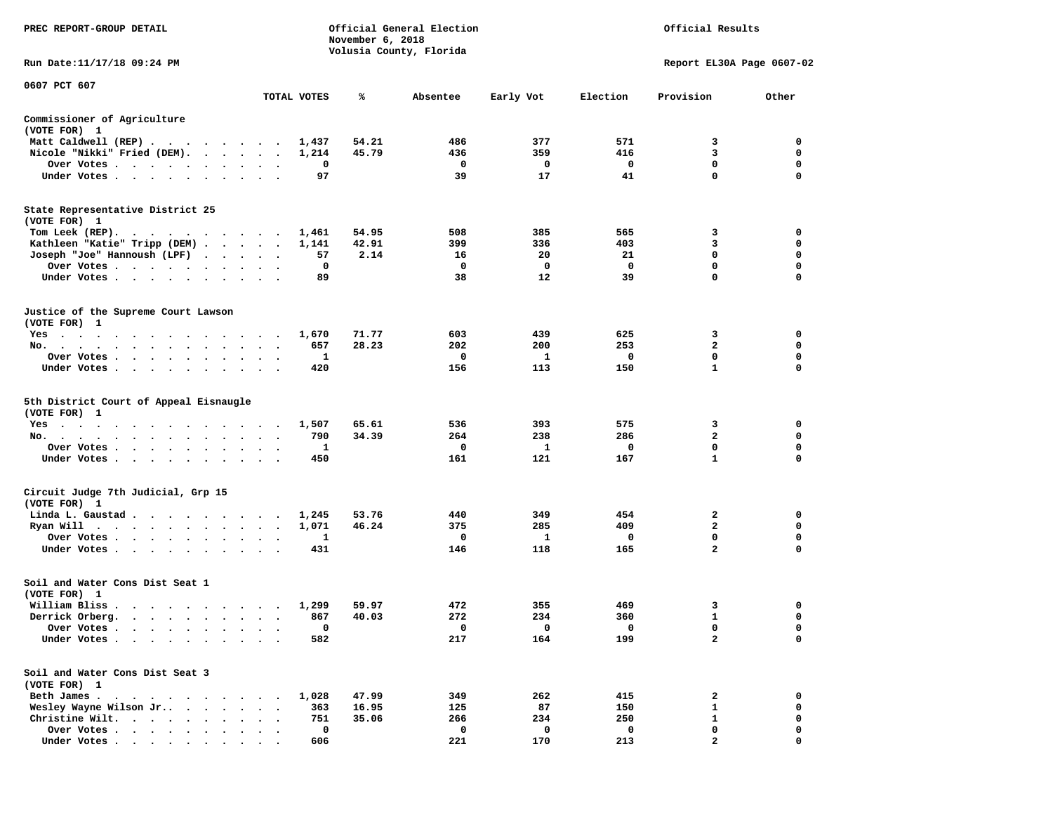PREC REPORT-GROUP DETAIL

Official General Election
November 6, 2018
Volusia County, Florida

Official Results

Run Date:11/17/18 09:24 PM

Report EL30A Page 0607-02

0607 PCT 607

| | TOTAL VOTES | % | Absentee | Early Vot | Election | Provision | Other |
|---|---|---|---|---|---|---|---|
| **Commissioner of Agriculture (VOTE FOR) 1** | | | | | | | |
| Matt Caldwell (REP) | 1,437 | 54.21 | 486 | 377 | 571 | 3 | 0 |
| Nicole "Nikki" Fried (DEM) | 1,214 | 45.79 | 436 | 359 | 416 | 3 | 0 |
| Over Votes | 0 | | 0 | 0 | 0 | 0 | 0 |
| Under Votes | 97 | | 39 | 17 | 41 | 0 | 0 |
| **State Representative District 25 (VOTE FOR) 1** | | | | | | | |
| Tom Leek (REP) | 1,461 | 54.95 | 508 | 385 | 565 | 3 | 0 |
| Kathleen "Katie" Tripp (DEM) | 1,141 | 42.91 | 399 | 336 | 403 | 3 | 0 |
| Joseph "Joe" Hannoush (LPF) | 57 | 2.14 | 16 | 20 | 21 | 0 | 0 |
| Over Votes | 0 | | 0 | 0 | 0 | 0 | 0 |
| Under Votes | 89 | | 38 | 12 | 39 | 0 | 0 |
| **Justice of the Supreme Court Lawson (VOTE FOR) 1** | | | | | | | |
| Yes | 1,670 | 71.77 | 603 | 439 | 625 | 3 | 0 |
| No. | 657 | 28.23 | 202 | 200 | 253 | 2 | 0 |
| Over Votes | 1 | | 0 | 1 | 0 | 0 | 0 |
| Under Votes | 420 | | 156 | 113 | 150 | 1 | 0 |
| **5th District Court of Appeal Eisnaugle (VOTE FOR) 1** | | | | | | | |
| Yes | 1,507 | 65.61 | 536 | 393 | 575 | 3 | 0 |
| No. | 790 | 34.39 | 264 | 238 | 286 | 2 | 0 |
| Over Votes | 1 | | 0 | 1 | 0 | 0 | 0 |
| Under Votes | 450 | | 161 | 121 | 167 | 1 | 0 |
| **Circuit Judge 7th Judicial, Grp 15 (VOTE FOR) 1** | | | | | | | |
| Linda L. Gaustad | 1,245 | 53.76 | 440 | 349 | 454 | 2 | 0 |
| Ryan Will | 1,071 | 46.24 | 375 | 285 | 409 | 2 | 0 |
| Over Votes | 1 | | 0 | 1 | 0 | 0 | 0 |
| Under Votes | 431 | | 146 | 118 | 165 | 2 | 0 |
| **Soil and Water Cons Dist Seat 1 (VOTE FOR) 1** | | | | | | | |
| William Bliss | 1,299 | 59.97 | 472 | 355 | 469 | 3 | 0 |
| Derrick Orberg. | 867 | 40.03 | 272 | 234 | 360 | 1 | 0 |
| Over Votes | 0 | | 0 | 0 | 0 | 0 | 0 |
| Under Votes | 582 | | 217 | 164 | 199 | 2 | 0 |
| **Soil and Water Cons Dist Seat 3 (VOTE FOR) 1** | | | | | | | |
| Beth James | 1,028 | 47.99 | 349 | 262 | 415 | 2 | 0 |
| Wesley Wayne Wilson Jr. | 363 | 16.95 | 125 | 87 | 150 | 1 | 0 |
| Christine Wilt. | 751 | 35.06 | 266 | 234 | 250 | 1 | 0 |
| Over Votes | 0 | | 0 | 0 | 0 | 0 | 0 |
| Under Votes | 606 | | 221 | 170 | 213 | 2 | 0 |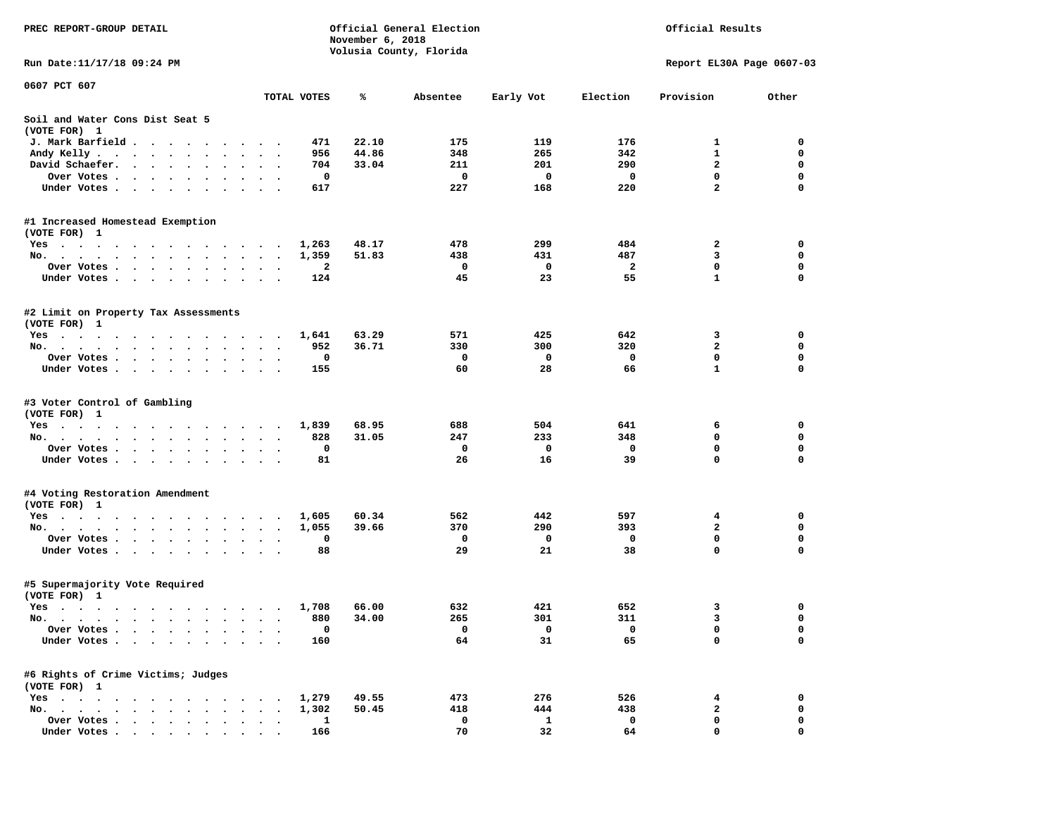PREC REPORT-GROUP DETAIL

Official General Election
November 6, 2018
Volusia County, Florida

Official Results

Run Date:11/17/18 09:24 PM

Report EL30A Page 0607-03

0607 PCT 607

| | TOTAL VOTES | % | Absentee | Early Vot | Election | Provision | Other |
|---|---|---|---|---|---|---|---|
| **Soil and Water Cons Dist Seat 5** | | | | | | | |
| (VOTE FOR) 1 | | | | | | | |
| J. Mark Barfield | 471 | 22.10 | 175 | 119 | 176 | 1 | 0 |
| Andy Kelly | 956 | 44.86 | 348 | 265 | 342 | 1 | 0 |
| David Schaefer | 704 | 33.04 | 211 | 201 | 290 | 2 | 0 |
| Over Votes | 0 | | 0 | 0 | 0 | 0 | 0 |
| Under Votes | 617 | | 227 | 168 | 220 | 2 | 0 |
| **#1 Increased Homestead Exemption** | | | | | | | |
| (VOTE FOR) 1 | | | | | | | |
| Yes | 1,263 | 48.17 | 478 | 299 | 484 | 2 | 0 |
| No | 1,359 | 51.83 | 438 | 431 | 487 | 3 | 0 |
| Over Votes | 2 | | 0 | 0 | 2 | 0 | 0 |
| Under Votes | 124 | | 45 | 23 | 55 | 1 | 0 |
| **#2 Limit on Property Tax Assessments** | | | | | | | |
| (VOTE FOR) 1 | | | | | | | |
| Yes | 1,641 | 63.29 | 571 | 425 | 642 | 3 | 0 |
| No | 952 | 36.71 | 330 | 300 | 320 | 2 | 0 |
| Over Votes | 0 | | 0 | 0 | 0 | 0 | 0 |
| Under Votes | 155 | | 60 | 28 | 66 | 1 | 0 |
| **#3 Voter Control of Gambling** | | | | | | | |
| (VOTE FOR) 1 | | | | | | | |
| Yes | 1,839 | 68.95 | 688 | 504 | 641 | 6 | 0 |
| No | 828 | 31.05 | 247 | 233 | 348 | 0 | 0 |
| Over Votes | 0 | | 0 | 0 | 0 | 0 | 0 |
| Under Votes | 81 | | 26 | 16 | 39 | 0 | 0 |
| **#4 Voting Restoration Amendment** | | | | | | | |
| (VOTE FOR) 1 | | | | | | | |
| Yes | 1,605 | 60.34 | 562 | 442 | 597 | 4 | 0 |
| No | 1,055 | 39.66 | 370 | 290 | 393 | 2 | 0 |
| Over Votes | 0 | | 0 | 0 | 0 | 0 | 0 |
| Under Votes | 88 | | 29 | 21 | 38 | 0 | 0 |
| **#5 Supermajority Vote Required** | | | | | | | |
| (VOTE FOR) 1 | | | | | | | |
| Yes | 1,708 | 66.00 | 632 | 421 | 652 | 3 | 0 |
| No | 880 | 34.00 | 265 | 301 | 311 | 3 | 0 |
| Over Votes | 0 | | 0 | 0 | 0 | 0 | 0 |
| Under Votes | 160 | | 64 | 31 | 65 | 0 | 0 |
| **#6 Rights of Crime Victims; Judges** | | | | | | | |
| (VOTE FOR) 1 | | | | | | | |
| Yes | 1,279 | 49.55 | 473 | 276 | 526 | 4 | 0 |
| No | 1,302 | 50.45 | 418 | 444 | 438 | 2 | 0 |
| Over Votes | 1 | | 0 | 1 | 0 | 0 | 0 |
| Under Votes | 166 | | 70 | 32 | 64 | 0 | 0 |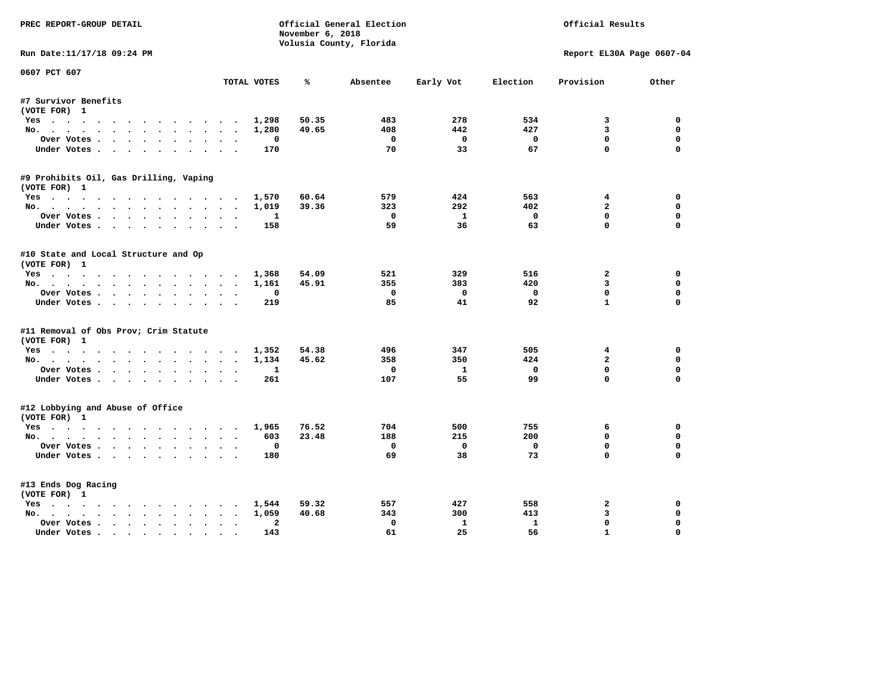PREC REPORT-GROUP DETAIL

Official General Election
November 6, 2018
Volusia County, Florida

Official Results

Run Date:11/17/18 09:24 PM

Report EL30A Page 0607-04

0607 PCT 607

| | TOTAL VOTES | % | Absentee | Early Vot | Election | Provision | Other |
|---|---|---|---|---|---|---|---|
| **#7 Survivor Benefits** | | | | | | | |
| (VOTE FOR) 1 | | | | | | | |
| Yes | 1,298 | 50.35 | 483 | 278 | 534 | 3 | 0 |
| No. | 1,280 | 49.65 | 408 | 442 | 427 | 3 | 0 |
| Over Votes | 0 | | 0 | 0 | 0 | 0 | 0 |
| Under Votes | 170 | | 70 | 33 | 67 | 0 | 0 |
| **#9 Prohibits Oil, Gas Drilling, Vaping** | | | | | | | |
| (VOTE FOR) 1 | | | | | | | |
| Yes | 1,570 | 60.64 | 579 | 424 | 563 | 4 | 0 |
| No. | 1,019 | 39.36 | 323 | 292 | 402 | 2 | 0 |
| Over Votes | 1 | | 0 | 1 | 0 | 0 | 0 |
| Under Votes | 158 | | 59 | 36 | 63 | 0 | 0 |
| **#10 State and Local Structure and Op** | | | | | | | |
| (VOTE FOR) 1 | | | | | | | |
| Yes | 1,368 | 54.09 | 521 | 329 | 516 | 2 | 0 |
| No. | 1,161 | 45.91 | 355 | 383 | 420 | 3 | 0 |
| Over Votes | 0 | | 0 | 0 | 0 | 0 | 0 |
| Under Votes | 219 | | 85 | 41 | 92 | 1 | 0 |
| **#11 Removal of Obs Prov; Crim Statute** | | | | | | | |
| (VOTE FOR) 1 | | | | | | | |
| Yes | 1,352 | 54.38 | 496 | 347 | 505 | 4 | 0 |
| No. | 1,134 | 45.62 | 358 | 350 | 424 | 2 | 0 |
| Over Votes | 1 | | 0 | 1 | 0 | 0 | 0 |
| Under Votes | 261 | | 107 | 55 | 99 | 0 | 0 |
| **#12 Lobbying and Abuse of Office** | | | | | | | |
| (VOTE FOR) 1 | | | | | | | |
| Yes | 1,965 | 76.52 | 704 | 500 | 755 | 6 | 0 |
| No. | 603 | 23.48 | 188 | 215 | 200 | 0 | 0 |
| Over Votes | 0 | | 0 | 0 | 0 | 0 | 0 |
| Under Votes | 180 | | 69 | 38 | 73 | 0 | 0 |
| **#13 Ends Dog Racing** | | | | | | | |
| (VOTE FOR) 1 | | | | | | | |
| Yes | 1,544 | 59.32 | 557 | 427 | 558 | 2 | 0 |
| No. | 1,059 | 40.68 | 343 | 300 | 413 | 3 | 0 |
| Over Votes | 2 | | 0 | 1 | 1 | 0 | 0 |
| Under Votes | 143 | | 61 | 25 | 56 | 1 | 0 |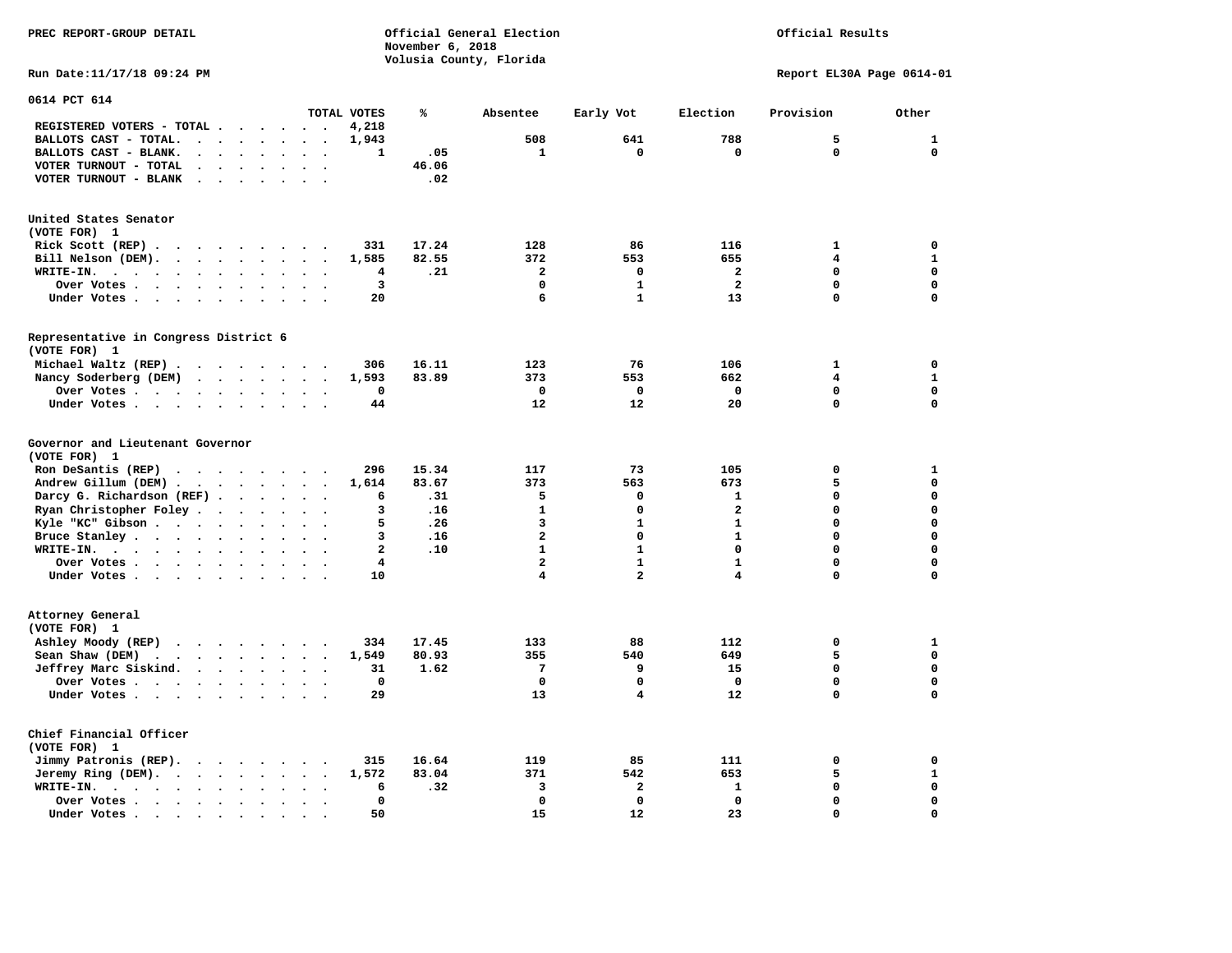PREC REPORT-GROUP DETAIL

Official General Election
November 6, 2018
Volusia County, Florida

Official Results

Run Date:11/17/18 09:24 PM

Report EL30A Page 0614-01

## 0614 PCT 614

| | TOTAL VOTES | % | Absentee | Early Vot | Election | Provision | Other |
|---|---|---|---|---|---|---|---|
| REGISTERED VOTERS - TOTAL | 4,218 | | | | | | |
| BALLOTS CAST - TOTAL. | 1,943 | | 508 | 641 | 788 | 5 | 1 |
| BALLOTS CAST - BLANK. | 1 | .05 | 1 | 0 | 0 | 0 | 0 |
| VOTER TURNOUT - TOTAL | | 46.06 | | | | | |
| VOTER TURNOUT - BLANK | | .02 | | | | | |

### United States Senator
(VOTE FOR) 1

| | TOTAL VOTES | % | Absentee | Early Vot | Election | Provision | Other |
|---|---|---|---|---|---|---|---|
| Rick Scott (REP) | 331 | 17.24 | 128 | 86 | 116 | 1 | 0 |
| Bill Nelson (DEM). | 1,585 | 82.55 | 372 | 553 | 655 | 4 | 1 |
| WRITE-IN. | 4 | .21 | 2 | 0 | 2 | 0 | 0 |
| Over Votes | 3 | | 0 | 1 | 2 | 0 | 0 |
| Under Votes | 20 | | 6 | 1 | 13 | 0 | 0 |

### Representative in Congress District 6
(VOTE FOR) 1

| | TOTAL VOTES | % | Absentee | Early Vot | Election | Provision | Other |
|---|---|---|---|---|---|---|---|
| Michael Waltz (REP) | 306 | 16.11 | 123 | 76 | 106 | 1 | 0 |
| Nancy Soderberg (DEM) | 1,593 | 83.89 | 373 | 553 | 662 | 4 | 1 |
| Over Votes | 0 | | 0 | 0 | 0 | 0 | 0 |
| Under Votes | 44 | | 12 | 12 | 20 | 0 | 0 |

### Governor and Lieutenant Governor
(VOTE FOR) 1

| | TOTAL VOTES | % | Absentee | Early Vot | Election | Provision | Other |
|---|---|---|---|---|---|---|---|
| Ron DeSantis (REP) | 296 | 15.34 | 117 | 73 | 105 | 0 | 1 |
| Andrew Gillum (DEM) | 1,614 | 83.67 | 373 | 563 | 673 | 5 | 0 |
| Darcy G. Richardson (REF) | 6 | .31 | 5 | 0 | 1 | 0 | 0 |
| Ryan Christopher Foley | 3 | .16 | 1 | 0 | 2 | 0 | 0 |
| Kyle "KC" Gibson | 5 | .26 | 3 | 1 | 1 | 0 | 0 |
| Bruce Stanley | 3 | .16 | 2 | 0 | 1 | 0 | 0 |
| WRITE-IN. | 2 | .10 | 1 | 1 | 0 | 0 | 0 |
| Over Votes | 4 | | 2 | 1 | 1 | 0 | 0 |
| Under Votes | 10 | | 4 | 2 | 4 | 0 | 0 |

### Attorney General
(VOTE FOR) 1

| | TOTAL VOTES | % | Absentee | Early Vot | Election | Provision | Other |
|---|---|---|---|---|---|---|---|
| Ashley Moody (REP) | 334 | 17.45 | 133 | 88 | 112 | 0 | 1 |
| Sean Shaw (DEM) | 1,549 | 80.93 | 355 | 540 | 649 | 5 | 0 |
| Jeffrey Marc Siskind. | 31 | 1.62 | 7 | 9 | 15 | 0 | 0 |
| Over Votes | 0 | | 0 | 0 | 0 | 0 | 0 |
| Under Votes | 29 | | 13 | 4 | 12 | 0 | 0 |

### Chief Financial Officer
(VOTE FOR) 1

| | TOTAL VOTES | % | Absentee | Early Vot | Election | Provision | Other |
|---|---|---|---|---|---|---|---|
| Jimmy Patronis (REP). | 315 | 16.64 | 119 | 85 | 111 | 0 | 0 |
| Jeremy Ring (DEM). | 1,572 | 83.04 | 371 | 542 | 653 | 5 | 1 |
| WRITE-IN. | 6 | .32 | 3 | 2 | 1 | 0 | 0 |
| Over Votes | 0 | | 0 | 0 | 0 | 0 | 0 |
| Under Votes | 50 | | 15 | 12 | 23 | 0 | 0 |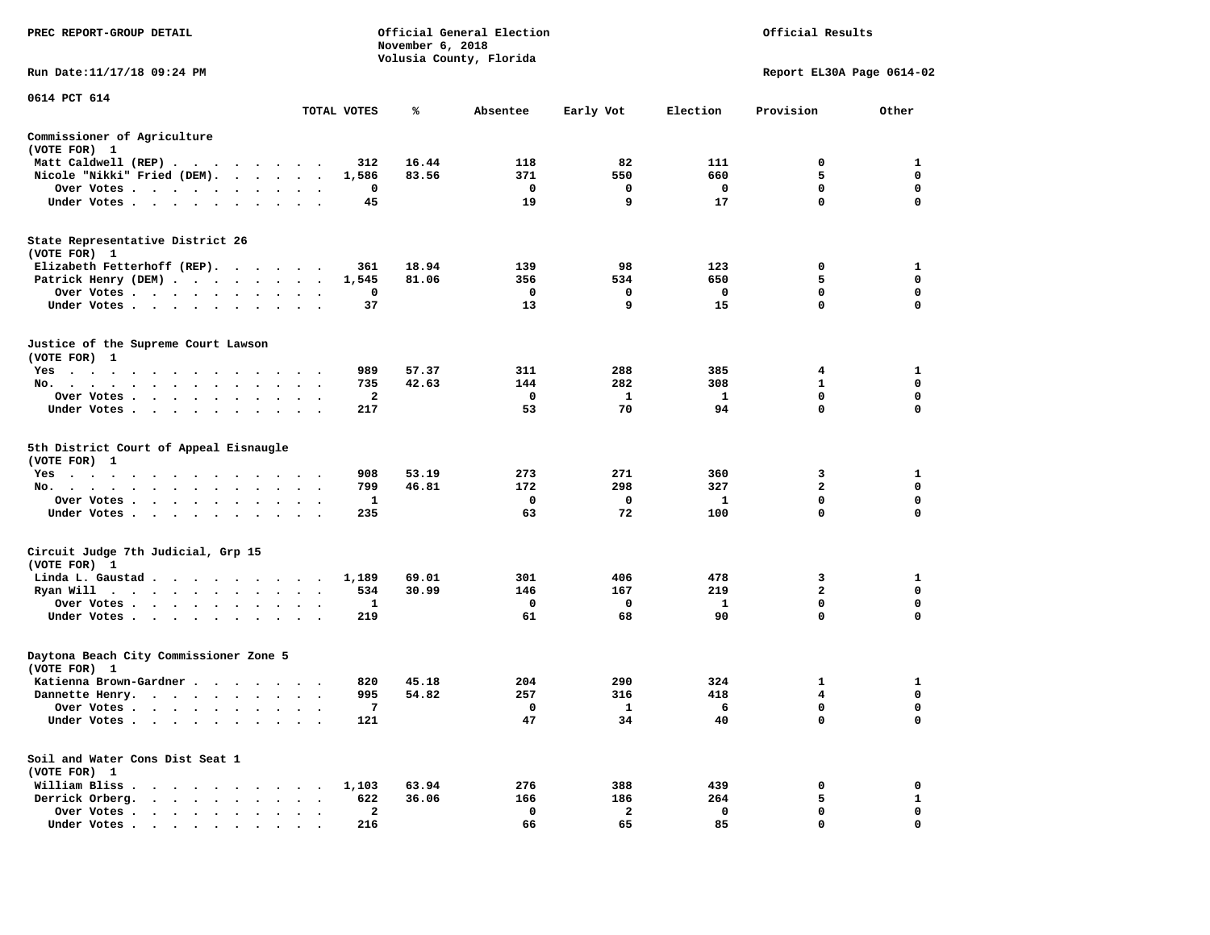PREC REPORT-GROUP DETAIL

Official General Election
November 6, 2018
Volusia County, Florida

Official Results

Run Date:11/17/18 09:24 PM

Report EL30A Page 0614-02

## 0614 PCT 614

| | TOTAL VOTES | % | Absentee | Early Vot | Election | Provision | Other |
|---|---|---|---|---|---|---|---|
| **Commissioner of Agriculture (VOTE FOR) 1** | | | | | | | |
| Matt Caldwell (REP) | 312 | 16.44 | 118 | 82 | 111 | 0 | 1 |
| Nicole "Nikki" Fried (DEM) | 1,586 | 83.56 | 371 | 550 | 660 | 5 | 0 |
| Over Votes | 0 | | 0 | 0 | 0 | 0 | 0 |
| Under Votes | 45 | | 19 | 9 | 17 | 0 | 0 |
| **State Representative District 26 (VOTE FOR) 1** | | | | | | | |
| Elizabeth Fetterhoff (REP) | 361 | 18.94 | 139 | 98 | 123 | 0 | 1 |
| Patrick Henry (DEM) | 1,545 | 81.06 | 356 | 534 | 650 | 5 | 0 |
| Over Votes | 0 | | 0 | 0 | 0 | 0 | 0 |
| Under Votes | 37 | | 13 | 9 | 15 | 0 | 0 |
| **Justice of the Supreme Court Lawson (VOTE FOR) 1** | | | | | | | |
| Yes | 989 | 57.37 | 311 | 288 | 385 | 4 | 1 |
| No | 735 | 42.63 | 144 | 282 | 308 | 1 | 0 |
| Over Votes | 2 | | 0 | 1 | 1 | 0 | 0 |
| Under Votes | 217 | | 53 | 70 | 94 | 0 | 0 |
| **5th District Court of Appeal Eisnaugle (VOTE FOR) 1** | | | | | | | |
| Yes | 908 | 53.19 | 273 | 271 | 360 | 3 | 1 |
| No | 799 | 46.81 | 172 | 298 | 327 | 2 | 0 |
| Over Votes | 1 | | 0 | 0 | 1 | 0 | 0 |
| Under Votes | 235 | | 63 | 72 | 100 | 0 | 0 |
| **Circuit Judge 7th Judicial, Grp 15 (VOTE FOR) 1** | | | | | | | |
| Linda L. Gaustad | 1,189 | 69.01 | 301 | 406 | 478 | 3 | 1 |
| Ryan Will | 534 | 30.99 | 146 | 167 | 219 | 2 | 0 |
| Over Votes | 1 | | 0 | 0 | 1 | 0 | 0 |
| Under Votes | 219 | | 61 | 68 | 90 | 0 | 0 |
| **Daytona Beach City Commissioner Zone 5 (VOTE FOR) 1** | | | | | | | |
| Katienna Brown-Gardner | 820 | 45.18 | 204 | 290 | 324 | 1 | 1 |
| Dannette Henry | 995 | 54.82 | 257 | 316 | 418 | 4 | 0 |
| Over Votes | 7 | | 0 | 1 | 6 | 0 | 0 |
| Under Votes | 121 | | 47 | 34 | 40 | 0 | 0 |
| **Soil and Water Cons Dist Seat 1 (VOTE FOR) 1** | | | | | | | |
| William Bliss | 1,103 | 63.94 | 276 | 388 | 439 | 0 | 0 |
| Derrick Orberg | 622 | 36.06 | 166 | 186 | 264 | 5 | 1 |
| Over Votes | 2 | | 0 | 2 | 0 | 0 | 0 |
| Under Votes | 216 | | 66 | 65 | 85 | 0 | 0 |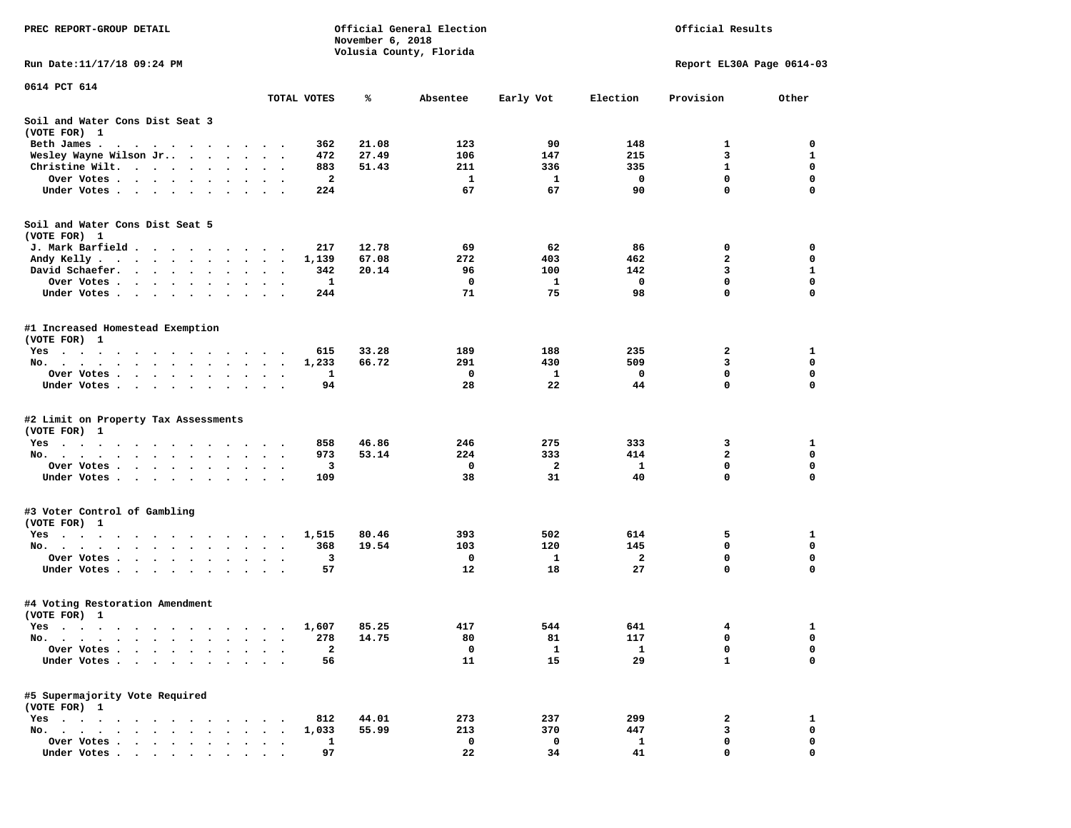PREC REPORT-GROUP DETAIL

Official General Election
November 6, 2018
Volusia County, Florida

Official Results

Run Date:11/17/18 09:24 PM

Report EL30A Page 0614-03

0614 PCT 614

| | TOTAL VOTES | % | Absentee | Early Vot | Election | Provision | Other |
|---|---|---|---|---|---|---|---|
| **Soil and Water Cons Dist Seat 3** | | | | | | | |
| **(VOTE FOR) 1** | | | | | | | |
| Beth James | 362 | 21.08 | 123 | 90 | 148 | 1 | 0 |
| Wesley Wayne Wilson Jr. | 472 | 27.49 | 106 | 147 | 215 | 3 | 1 |
| Christine Wilt | 883 | 51.43 | 211 | 336 | 335 | 1 | 0 |
| Over Votes | 2 | | 1 | 1 | 0 | 0 | 0 |
| Under Votes | 224 | | 67 | 67 | 90 | 0 | 0 |
| **Soil and Water Cons Dist Seat 5** | | | | | | | |
| **(VOTE FOR) 1** | | | | | | | |
| J. Mark Barfield | 217 | 12.78 | 69 | 62 | 86 | 0 | 0 |
| Andy Kelly | 1,139 | 67.08 | 272 | 403 | 462 | 2 | 0 |
| David Schaefer | 342 | 20.14 | 96 | 100 | 142 | 3 | 1 |
| Over Votes | 1 | | 0 | 1 | 0 | 0 | 0 |
| Under Votes | 244 | | 71 | 75 | 98 | 0 | 0 |
| **#1 Increased Homestead Exemption** | | | | | | | |
| **(VOTE FOR) 1** | | | | | | | |
| Yes | 615 | 33.28 | 189 | 188 | 235 | 2 | 1 |
| No | 1,233 | 66.72 | 291 | 430 | 509 | 3 | 0 |
| Over Votes | 1 | | 0 | 1 | 0 | 0 | 0 |
| Under Votes | 94 | | 28 | 22 | 44 | 0 | 0 |
| **#2 Limit on Property Tax Assessments** | | | | | | | |
| **(VOTE FOR) 1** | | | | | | | |
| Yes | 858 | 46.86 | 246 | 275 | 333 | 3 | 1 |
| No | 973 | 53.14 | 224 | 333 | 414 | 2 | 0 |
| Over Votes | 3 | | 0 | 2 | 1 | 0 | 0 |
| Under Votes | 109 | | 38 | 31 | 40 | 0 | 0 |
| **#3 Voter Control of Gambling** | | | | | | | |
| **(VOTE FOR) 1** | | | | | | | |
| Yes | 1,515 | 80.46 | 393 | 502 | 614 | 5 | 1 |
| No | 368 | 19.54 | 103 | 120 | 145 | 0 | 0 |
| Over Votes | 3 | | 0 | 1 | 2 | 0 | 0 |
| Under Votes | 57 | | 12 | 18 | 27 | 0 | 0 |
| **#4 Voting Restoration Amendment** | | | | | | | |
| **(VOTE FOR) 1** | | | | | | | |
| Yes | 1,607 | 85.25 | 417 | 544 | 641 | 4 | 1 |
| No | 278 | 14.75 | 80 | 81 | 117 | 0 | 0 |
| Over Votes | 2 | | 0 | 1 | 1 | 0 | 0 |
| Under Votes | 56 | | 11 | 15 | 29 | 1 | 0 |
| **#5 Supermajority Vote Required** | | | | | | | |
| **(VOTE FOR) 1** | | | | | | | |
| Yes | 812 | 44.01 | 273 | 237 | 299 | 2 | 1 |
| No | 1,033 | 55.99 | 213 | 370 | 447 | 3 | 0 |
| Over Votes | 1 | | 0 | 0 | 1 | 0 | 0 |
| Under Votes | 97 | | 22 | 34 | 41 | 0 | 0 |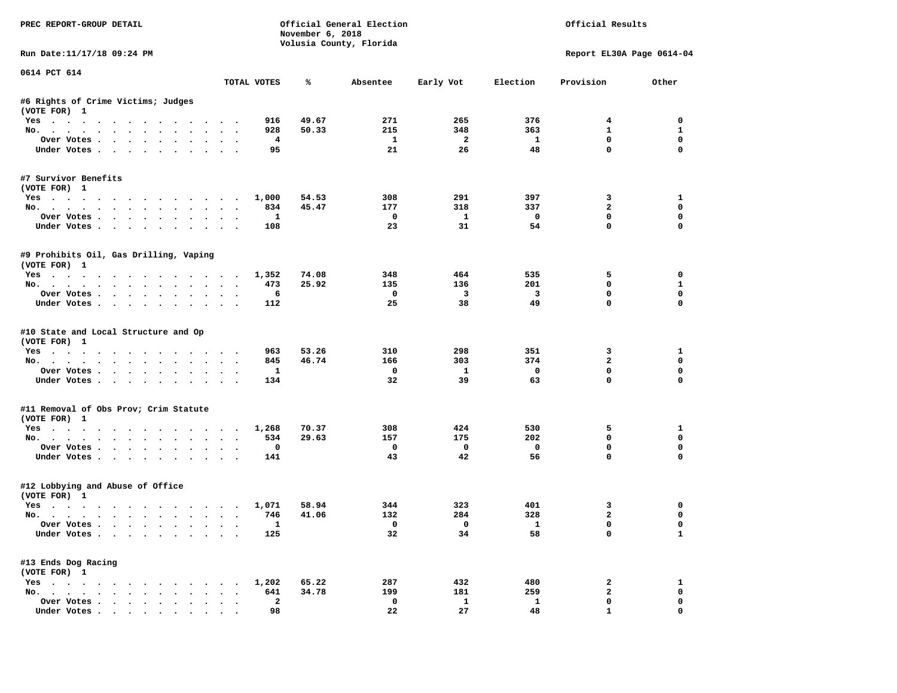PREC REPORT-GROUP DETAIL

Official General Election
November 6, 2018
Volusia County, Florida

Official Results

Run Date:11/17/18 09:24 PM

Report EL30A Page 0614-04

0614 PCT 614

| | TOTAL VOTES | % | Absentee | Early Vot | Election | Provision | Other |
|---|---|---|---|---|---|---|---|
| **#6 Rights of Crime Victims; Judges** | | | | | | | |
| (VOTE FOR) 1 | | | | | | | |
| Yes | 916 | 49.67 | 271 | 265 | 376 | 4 | 0 |
| No. | 928 | 50.33 | 215 | 348 | 363 | 1 | 1 |
| Over Votes | 4 | | 1 | 2 | 1 | 0 | 0 |
| Under Votes | 95 | | 21 | 26 | 48 | 0 | 0 |
| **#7 Survivor Benefits** | | | | | | | |
| (VOTE FOR) 1 | | | | | | | |
| Yes | 1,000 | 54.53 | 308 | 291 | 397 | 3 | 1 |
| No. | 834 | 45.47 | 177 | 318 | 337 | 2 | 0 |
| Over Votes | 1 | | 0 | 1 | 0 | 0 | 0 |
| Under Votes | 108 | | 23 | 31 | 54 | 0 | 0 |
| **#9 Prohibits Oil, Gas Drilling, Vaping** | | | | | | | |
| (VOTE FOR) 1 | | | | | | | |
| Yes | 1,352 | 74.08 | 348 | 464 | 535 | 5 | 0 |
| No. | 473 | 25.92 | 135 | 136 | 201 | 0 | 1 |
| Over Votes | 6 | | 0 | 3 | 3 | 0 | 0 |
| Under Votes | 112 | | 25 | 38 | 49 | 0 | 0 |
| **#10 State and Local Structure and Op** | | | | | | | |
| (VOTE FOR) 1 | | | | | | | |
| Yes | 963 | 53.26 | 310 | 298 | 351 | 3 | 1 |
| No. | 845 | 46.74 | 166 | 303 | 374 | 2 | 0 |
| Over Votes | 1 | | 0 | 1 | 0 | 0 | 0 |
| Under Votes | 134 | | 32 | 39 | 63 | 0 | 0 |
| **#11 Removal of Obs Prov; Crim Statute** | | | | | | | |
| (VOTE FOR) 1 | | | | | | | |
| Yes | 1,268 | 70.37 | 308 | 424 | 530 | 5 | 1 |
| No. | 534 | 29.63 | 157 | 175 | 202 | 0 | 0 |
| Over Votes | 0 | | 0 | 0 | 0 | 0 | 0 |
| Under Votes | 141 | | 43 | 42 | 56 | 0 | 0 |
| **#12 Lobbying and Abuse of Office** | | | | | | | |
| (VOTE FOR) 1 | | | | | | | |
| Yes | 1,071 | 58.94 | 344 | 323 | 401 | 3 | 0 |
| No. | 746 | 41.06 | 132 | 284 | 328 | 2 | 0 |
| Over Votes | 1 | | 0 | 0 | 1 | 0 | 0 |
| Under Votes | 125 | | 32 | 34 | 58 | 0 | 1 |
| **#13 Ends Dog Racing** | | | | | | | |
| (VOTE FOR) 1 | | | | | | | |
| Yes | 1,202 | 65.22 | 287 | 432 | 480 | 2 | 1 |
| No. | 641 | 34.78 | 199 | 181 | 259 | 2 | 0 |
| Over Votes | 2 | | 0 | 1 | 1 | 0 | 0 |
| Under Votes | 98 | | 22 | 27 | 48 | 1 | 0 |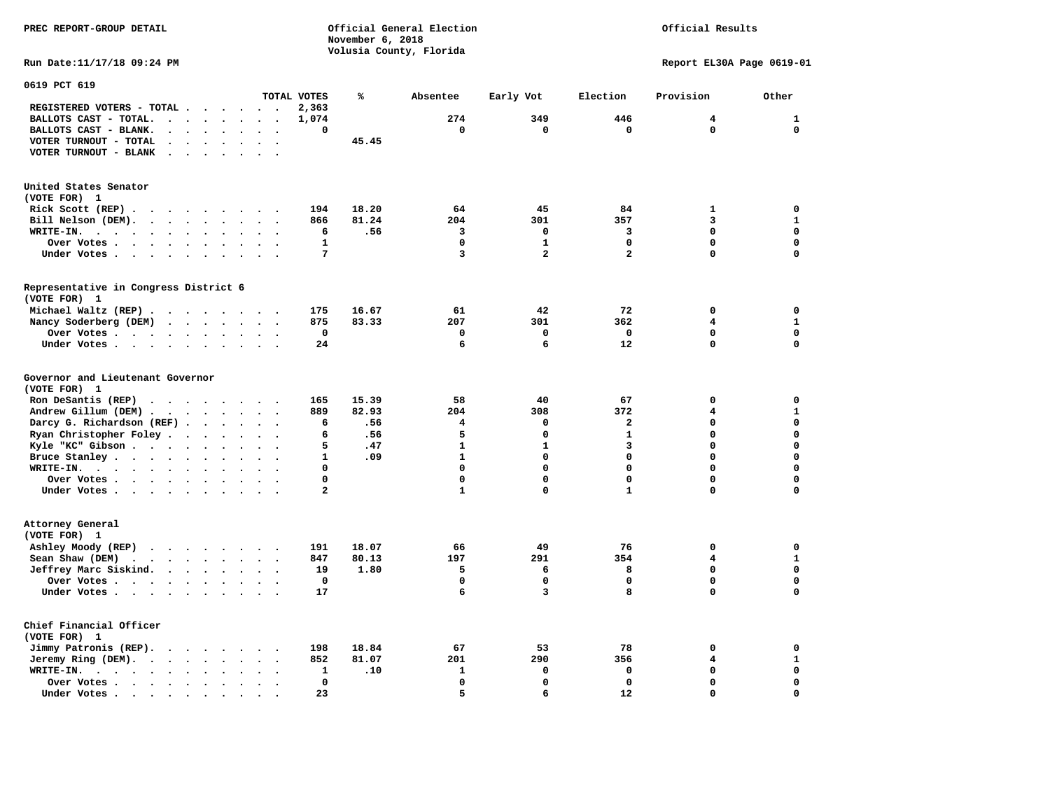PREC REPORT-GROUP DETAIL

Official General Election
November 6, 2018
Volusia County, Florida

Official Results

Run Date:11/17/18 09:24 PM

Report EL30A Page 0619-01

## 0619 PCT 619

| | TOTAL VOTES | % | Absentee | Early Vot | Election | Provision | Other |
|---|---|---|---|---|---|---|---|
| REGISTERED VOTERS - TOTAL | 2,363 | | | | | | |
| BALLOTS CAST - TOTAL. | 1,074 | | 274 | 349 | 446 | 4 | 1 |
| BALLOTS CAST - BLANK. | 0 | | 0 | 0 | 0 | 0 | 0 |
| VOTER TURNOUT - TOTAL | | 45.45 | | | | | |
| VOTER TURNOUT - BLANK | | | | | | | |

### United States Senator
(VOTE FOR) 1

| | TOTAL VOTES | % | Absentee | Early Vot | Election | Provision | Other |
|---|---|---|---|---|---|---|---|
| Rick Scott (REP) | 194 | 18.20 | 64 | 45 | 84 | 1 | 0 |
| Bill Nelson (DEM). | 866 | 81.24 | 204 | 301 | 357 | 3 | 1 |
| WRITE-IN. | 6 | .56 | 3 | 0 | 3 | 0 | 0 |
| Over Votes | 1 | | 0 | 1 | 0 | 0 | 0 |
| Under Votes | 7 | | 3 | 2 | 2 | 0 | 0 |

### Representative in Congress District 6
(VOTE FOR) 1

| | TOTAL VOTES | % | Absentee | Early Vot | Election | Provision | Other |
|---|---|---|---|---|---|---|---|
| Michael Waltz (REP) | 175 | 16.67 | 61 | 42 | 72 | 0 | 0 |
| Nancy Soderberg (DEM) | 875 | 83.33 | 207 | 301 | 362 | 4 | 1 |
| Over Votes | 0 | | 0 | 0 | 0 | 0 | 0 |
| Under Votes | 24 | | 6 | 6 | 12 | 0 | 0 |

### Governor and Lieutenant Governor
(VOTE FOR) 1

| | TOTAL VOTES | % | Absentee | Early Vot | Election | Provision | Other |
|---|---|---|---|---|---|---|---|
| Ron DeSantis (REP) | 165 | 15.39 | 58 | 40 | 67 | 0 | 0 |
| Andrew Gillum (DEM) | 889 | 82.93 | 204 | 308 | 372 | 4 | 1 |
| Darcy G. Richardson (REF) | 6 | .56 | 4 | 0 | 2 | 0 | 0 |
| Ryan Christopher Foley | 6 | .56 | 5 | 0 | 1 | 0 | 0 |
| Kyle "KC" Gibson | 5 | .47 | 1 | 1 | 3 | 0 | 0 |
| Bruce Stanley | 1 | .09 | 1 | 0 | 0 | 0 | 0 |
| WRITE-IN. | 0 | | 0 | 0 | 0 | 0 | 0 |
| Over Votes | 0 | | 0 | 0 | 0 | 0 | 0 |
| Under Votes | 2 | | 1 | 0 | 1 | 0 | 0 |

### Attorney General
(VOTE FOR) 1

| | TOTAL VOTES | % | Absentee | Early Vot | Election | Provision | Other |
|---|---|---|---|---|---|---|---|
| Ashley Moody (REP) | 191 | 18.07 | 66 | 49 | 76 | 0 | 0 |
| Sean Shaw (DEM) | 847 | 80.13 | 197 | 291 | 354 | 4 | 1 |
| Jeffrey Marc Siskind. | 19 | 1.80 | 5 | 6 | 8 | 0 | 0 |
| Over Votes | 0 | | 0 | 0 | 0 | 0 | 0 |
| Under Votes | 17 | | 6 | 3 | 8 | 0 | 0 |

### Chief Financial Officer
(VOTE FOR) 1

| | TOTAL VOTES | % | Absentee | Early Vot | Election | Provision | Other |
|---|---|---|---|---|---|---|---|
| Jimmy Patronis (REP). | 198 | 18.84 | 67 | 53 | 78 | 0 | 0 |
| Jeremy Ring (DEM). | 852 | 81.07 | 201 | 290 | 356 | 4 | 1 |
| WRITE-IN. | 1 | .10 | 1 | 0 | 0 | 0 | 0 |
| Over Votes | 0 | | 0 | 0 | 0 | 0 | 0 |
| Under Votes | 23 | | 5 | 6 | 12 | 0 | 0 |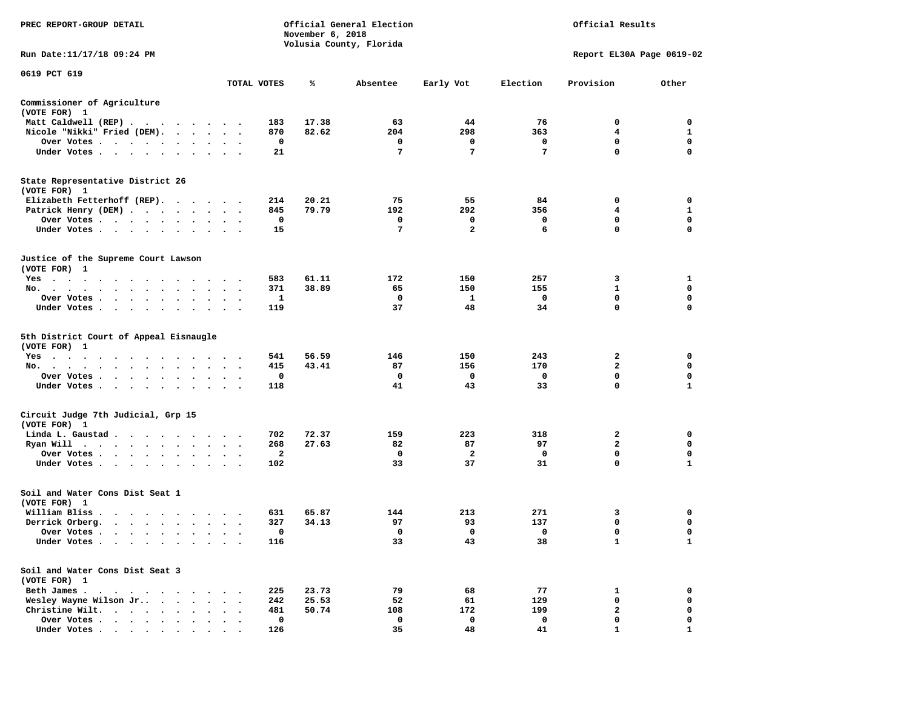PREC REPORT-GROUP DETAIL

Official General Election
November 6, 2018
Volusia County, Florida

Official Results

Run Date:11/17/18 09:24 PM

Report EL30A Page 0619-02

0619 PCT 619

| | TOTAL VOTES | % | Absentee | Early Vot | Election | Provision | Other |
|---|---|---|---|---|---|---|---|
| **Commissioner of Agriculture (VOTE FOR) 1** | | | | | | | |
| Matt Caldwell (REP) | 183 | 17.38 | 63 | 44 | 76 | 0 | 0 |
| Nicole "Nikki" Fried (DEM) | 870 | 82.62 | 204 | 298 | 363 | 4 | 1 |
| Over Votes | 0 | | 0 | 0 | 0 | 0 | 0 |
| Under Votes | 21 | | 7 | 7 | 7 | 0 | 0 |
| **State Representative District 26 (VOTE FOR) 1** | | | | | | | |
| Elizabeth Fetterhoff (REP) | 214 | 20.21 | 75 | 55 | 84 | 0 | 0 |
| Patrick Henry (DEM) | 845 | 79.79 | 192 | 292 | 356 | 4 | 1 |
| Over Votes | 0 | | 0 | 0 | 0 | 0 | 0 |
| Under Votes | 15 | | 7 | 2 | 6 | 0 | 0 |
| **Justice of the Supreme Court Lawson (VOTE FOR) 1** | | | | | | | |
| Yes | 583 | 61.11 | 172 | 150 | 257 | 3 | 1 |
| No | 371 | 38.89 | 65 | 150 | 155 | 1 | 0 |
| Over Votes | 1 | | 0 | 1 | 0 | 0 | 0 |
| Under Votes | 119 | | 37 | 48 | 34 | 0 | 0 |
| **5th District Court of Appeal Eisnaugle (VOTE FOR) 1** | | | | | | | |
| Yes | 541 | 56.59 | 146 | 150 | 243 | 2 | 0 |
| No | 415 | 43.41 | 87 | 156 | 170 | 2 | 0 |
| Over Votes | 0 | | 0 | 0 | 0 | 0 | 0 |
| Under Votes | 118 | | 41 | 43 | 33 | 0 | 1 |
| **Circuit Judge 7th Judicial, Grp 15 (VOTE FOR) 1** | | | | | | | |
| Linda L. Gaustad | 702 | 72.37 | 159 | 223 | 318 | 2 | 0 |
| Ryan Will | 268 | 27.63 | 82 | 87 | 97 | 2 | 0 |
| Over Votes | 2 | | 0 | 2 | 0 | 0 | 0 |
| Under Votes | 102 | | 33 | 37 | 31 | 0 | 1 |
| **Soil and Water Cons Dist Seat 1 (VOTE FOR) 1** | | | | | | | |
| William Bliss | 631 | 65.87 | 144 | 213 | 271 | 3 | 0 |
| Derrick Orberg | 327 | 34.13 | 97 | 93 | 137 | 0 | 0 |
| Over Votes | 0 | | 0 | 0 | 0 | 0 | 0 |
| Under Votes | 116 | | 33 | 43 | 38 | 1 | 1 |
| **Soil and Water Cons Dist Seat 3 (VOTE FOR) 1** | | | | | | | |
| Beth James | 225 | 23.73 | 79 | 68 | 77 | 1 | 0 |
| Wesley Wayne Wilson Jr. | 242 | 25.53 | 52 | 61 | 129 | 0 | 0 |
| Christine Wilt | 481 | 50.74 | 108 | 172 | 199 | 2 | 0 |
| Over Votes | 0 | | 0 | 0 | 0 | 0 | 0 |
| Under Votes | 126 | | 35 | 48 | 41 | 1 | 1 |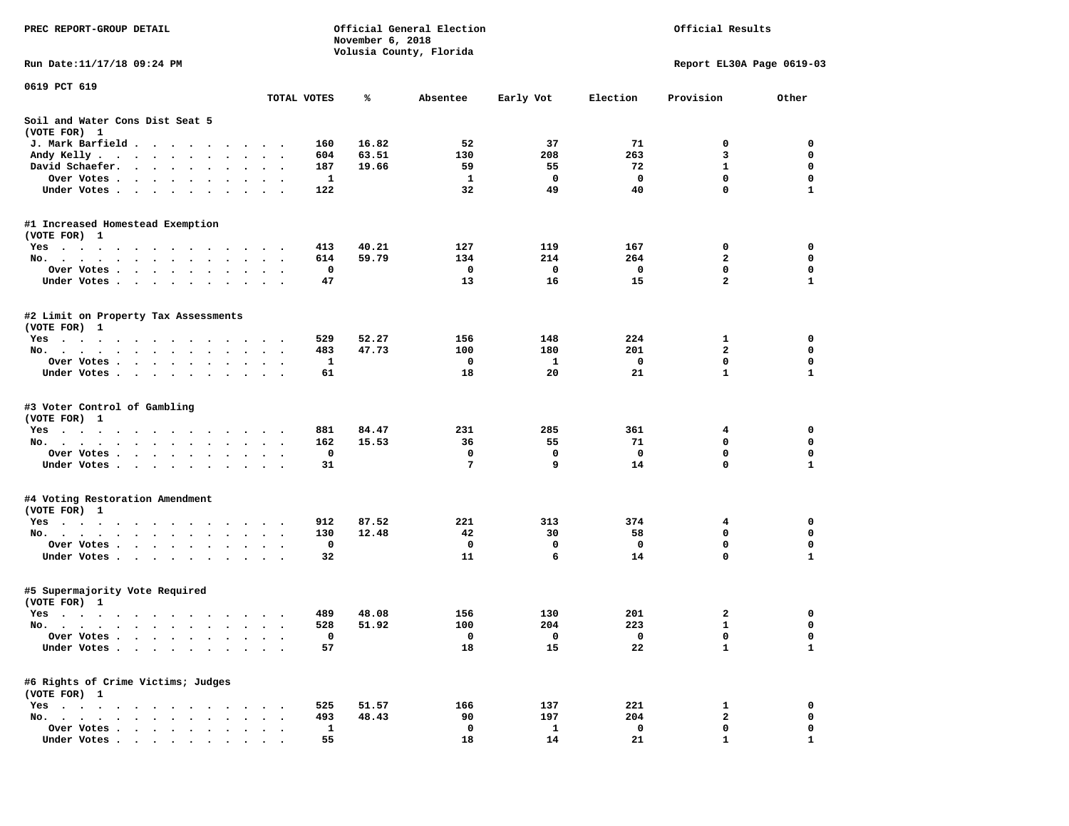PREC REPORT-GROUP DETAIL

Official General Election
November 6, 2018
Volusia County, Florida

Official Results

Run Date:11/17/18 09:24 PM

Report EL30A Page 0619-03

0619 PCT 619

| | TOTAL VOTES | % | Absentee | Early Vot | Election | Provision | Other |
|---|---|---|---|---|---|---|---|
| **Soil and Water Cons Dist Seat 5** | | | | | | | |
| (VOTE FOR) 1 | | | | | | | |
| J. Mark Barfield | 160 | 16.82 | 52 | 37 | 71 | 0 | 0 |
| Andy Kelly | 604 | 63.51 | 130 | 208 | 263 | 3 | 0 |
| David Schaefer | 187 | 19.66 | 59 | 55 | 72 | 1 | 0 |
| Over Votes | 1 | | 1 | 0 | 0 | 0 | 0 |
| Under Votes | 122 | | 32 | 49 | 40 | 0 | 1 |
| **#1 Increased Homestead Exemption** | | | | | | | |
| (VOTE FOR) 1 | | | | | | | |
| Yes | 413 | 40.21 | 127 | 119 | 167 | 0 | 0 |
| No | 614 | 59.79 | 134 | 214 | 264 | 2 | 0 |
| Over Votes | 0 | | 0 | 0 | 0 | 0 | 0 |
| Under Votes | 47 | | 13 | 16 | 15 | 2 | 1 |
| **#2 Limit on Property Tax Assessments** | | | | | | | |
| (VOTE FOR) 1 | | | | | | | |
| Yes | 529 | 52.27 | 156 | 148 | 224 | 1 | 0 |
| No | 483 | 47.73 | 100 | 180 | 201 | 2 | 0 |
| Over Votes | 1 | | 0 | 1 | 0 | 0 | 0 |
| Under Votes | 61 | | 18 | 20 | 21 | 1 | 1 |
| **#3 Voter Control of Gambling** | | | | | | | |
| (VOTE FOR) 1 | | | | | | | |
| Yes | 881 | 84.47 | 231 | 285 | 361 | 4 | 0 |
| No | 162 | 15.53 | 36 | 55 | 71 | 0 | 0 |
| Over Votes | 0 | | 0 | 0 | 0 | 0 | 0 |
| Under Votes | 31 | | 7 | 9 | 14 | 0 | 1 |
| **#4 Voting Restoration Amendment** | | | | | | | |
| (VOTE FOR) 1 | | | | | | | |
| Yes | 912 | 87.52 | 221 | 313 | 374 | 4 | 0 |
| No | 130 | 12.48 | 42 | 30 | 58 | 0 | 0 |
| Over Votes | 0 | | 0 | 0 | 0 | 0 | 0 |
| Under Votes | 32 | | 11 | 6 | 14 | 0 | 1 |
| **#5 Supermajority Vote Required** | | | | | | | |
| (VOTE FOR) 1 | | | | | | | |
| Yes | 489 | 48.08 | 156 | 130 | 201 | 2 | 0 |
| No | 528 | 51.92 | 100 | 204 | 223 | 1 | 0 |
| Over Votes | 0 | | 0 | 0 | 0 | 0 | 0 |
| Under Votes | 57 | | 18 | 15 | 22 | 1 | 1 |
| **#6 Rights of Crime Victims; Judges** | | | | | | | |
| (VOTE FOR) 1 | | | | | | | |
| Yes | 525 | 51.57 | 166 | 137 | 221 | 1 | 0 |
| No | 493 | 48.43 | 90 | 197 | 204 | 2 | 0 |
| Over Votes | 1 | | 0 | 1 | 0 | 0 | 0 |
| Under Votes | 55 | | 18 | 14 | 21 | 1 | 1 |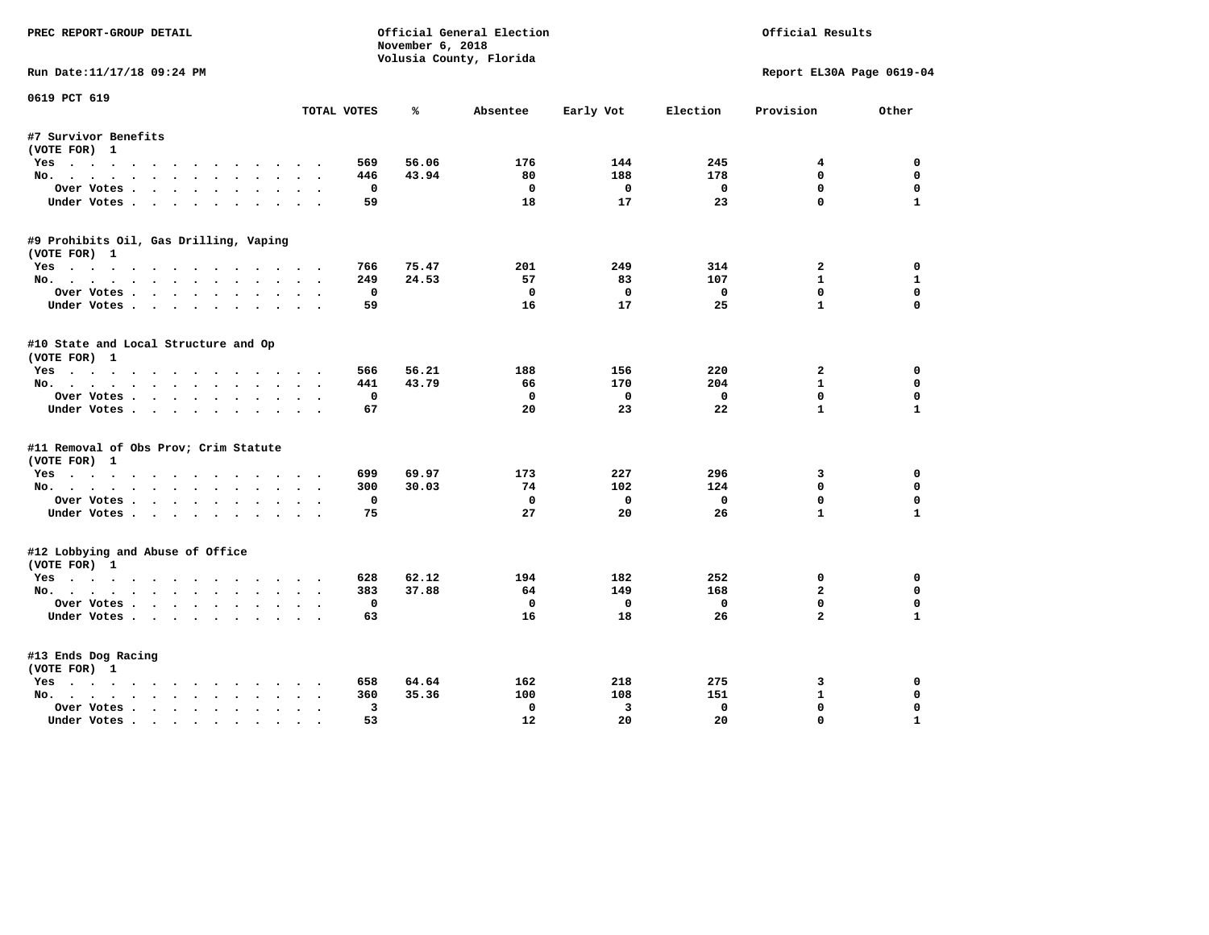PREC REPORT-GROUP DETAIL

Official General Election
November 6, 2018
Volusia County, Florida

Official Results

Run Date:11/17/18 09:24 PM

Report EL30A Page 0619-04

0619 PCT 619

| | TOTAL VOTES | % | Absentee | Early Vot | Election | Provision | Other |
|---|---|---|---|---|---|---|---|
| **#7 Survivor Benefits** | | | | | | | |
| (VOTE FOR) 1 | | | | | | | |
| Yes | 569 | 56.06 | 176 | 144 | 245 | 4 | 0 |
| No. | 446 | 43.94 | 80 | 188 | 178 | 0 | 0 |
| Over Votes | 0 | | 0 | 0 | 0 | 0 | 0 |
| Under Votes | 59 | | 18 | 17 | 23 | 0 | 1 |
| **#9 Prohibits Oil, Gas Drilling, Vaping** | | | | | | | |
| (VOTE FOR) 1 | | | | | | | |
| Yes | 766 | 75.47 | 201 | 249 | 314 | 2 | 0 |
| No. | 249 | 24.53 | 57 | 83 | 107 | 1 | 1 |
| Over Votes | 0 | | 0 | 0 | 0 | 0 | 0 |
| Under Votes | 59 | | 16 | 17 | 25 | 1 | 0 |
| **#10 State and Local Structure and Op** | | | | | | | |
| (VOTE FOR) 1 | | | | | | | |
| Yes | 566 | 56.21 | 188 | 156 | 220 | 2 | 0 |
| No. | 441 | 43.79 | 66 | 170 | 204 | 1 | 0 |
| Over Votes | 0 | | 0 | 0 | 0 | 0 | 0 |
| Under Votes | 67 | | 20 | 23 | 22 | 1 | 1 |
| **#11 Removal of Obs Prov; Crim Statute** | | | | | | | |
| (VOTE FOR) 1 | | | | | | | |
| Yes | 699 | 69.97 | 173 | 227 | 296 | 3 | 0 |
| No. | 300 | 30.03 | 74 | 102 | 124 | 0 | 0 |
| Over Votes | 0 | | 0 | 0 | 0 | 0 | 0 |
| Under Votes | 75 | | 27 | 20 | 26 | 1 | 1 |
| **#12 Lobbying and Abuse of Office** | | | | | | | |
| (VOTE FOR) 1 | | | | | | | |
| Yes | 628 | 62.12 | 194 | 182 | 252 | 0 | 0 |
| No. | 383 | 37.88 | 64 | 149 | 168 | 2 | 0 |
| Over Votes | 0 | | 0 | 0 | 0 | 0 | 0 |
| Under Votes | 63 | | 16 | 18 | 26 | 2 | 1 |
| **#13 Ends Dog Racing** | | | | | | | |
| (VOTE FOR) 1 | | | | | | | |
| Yes | 658 | 64.64 | 162 | 218 | 275 | 3 | 0 |
| No. | 360 | 35.36 | 100 | 108 | 151 | 1 | 0 |
| Over Votes | 3 | | 0 | 3 | 0 | 0 | 0 |
| Under Votes | 53 | | 12 | 20 | 20 | 0 | 1 |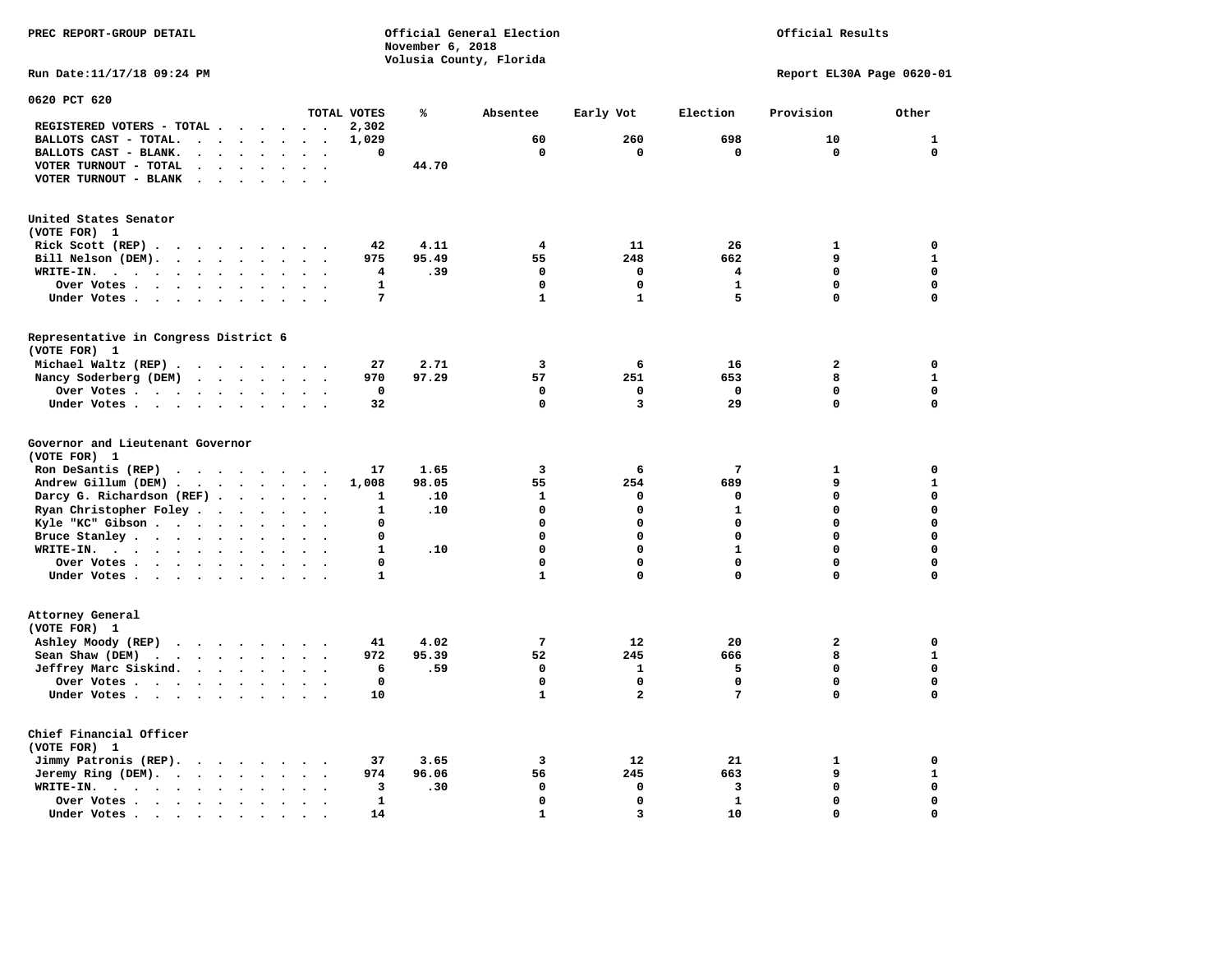PREC REPORT-GROUP DETAIL

Official General Election
November 6, 2018
Volusia County, Florida

Official Results

Run Date:11/17/18 09:24 PM

Report EL30A Page 0620-01

## 0620 PCT 620

| | TOTAL VOTES | % | Absentee | Early Vot | Election | Provision | Other |
|---|---|---|---|---|---|---|---|
| REGISTERED VOTERS - TOTAL | 2,302 | | | | | | |
| BALLOTS CAST - TOTAL. | 1,029 | | 60 | 260 | 698 | 10 | 1 |
| BALLOTS CAST - BLANK. | 0 | | 0 | 0 | 0 | 0 | 0 |
| VOTER TURNOUT - TOTAL | | 44.70 | | | | | |
| VOTER TURNOUT - BLANK | | | | | | | |

### United States Senator
(VOTE FOR) 1

| | TOTAL VOTES | % | Absentee | Early Vot | Election | Provision | Other |
|---|---|---|---|---|---|---|---|
| Rick Scott (REP) | 42 | 4.11 | 4 | 11 | 26 | 1 | 0 |
| Bill Nelson (DEM). | 975 | 95.49 | 55 | 248 | 662 | 9 | 1 |
| WRITE-IN. | 4 | .39 | 0 | 0 | 4 | 0 | 0 |
| Over Votes | 1 | | 0 | 0 | 1 | 0 | 0 |
| Under Votes | 7 | | 1 | 1 | 5 | 0 | 0 |

### Representative in Congress District 6
(VOTE FOR) 1

| | TOTAL VOTES | % | Absentee | Early Vot | Election | Provision | Other |
|---|---|---|---|---|---|---|---|
| Michael Waltz (REP) | 27 | 2.71 | 3 | 6 | 16 | 2 | 0 |
| Nancy Soderberg (DEM) | 970 | 97.29 | 57 | 251 | 653 | 8 | 1 |
| Over Votes | 0 | | 0 | 0 | 0 | 0 | 0 |
| Under Votes | 32 | | 0 | 3 | 29 | 0 | 0 |

### Governor and Lieutenant Governor
(VOTE FOR) 1

| | TOTAL VOTES | % | Absentee | Early Vot | Election | Provision | Other |
|---|---|---|---|---|---|---|---|
| Ron DeSantis (REP) | 17 | 1.65 | 3 | 6 | 7 | 1 | 0 |
| Andrew Gillum (DEM) | 1,008 | 98.05 | 55 | 254 | 689 | 9 | 1 |
| Darcy G. Richardson (REF) | 1 | .10 | 1 | 0 | 0 | 0 | 0 |
| Ryan Christopher Foley | 1 | .10 | 0 | 0 | 1 | 0 | 0 |
| Kyle "KC" Gibson | 0 | | 0 | 0 | 0 | 0 | 0 |
| Bruce Stanley | 0 | | 0 | 0 | 0 | 0 | 0 |
| WRITE-IN. | 1 | .10 | 0 | 0 | 1 | 0 | 0 |
| Over Votes | 0 | | 0 | 0 | 0 | 0 | 0 |
| Under Votes | 1 | | 1 | 0 | 0 | 0 | 0 |

### Attorney General
(VOTE FOR) 1

| | TOTAL VOTES | % | Absentee | Early Vot | Election | Provision | Other |
|---|---|---|---|---|---|---|---|
| Ashley Moody (REP) | 41 | 4.02 | 7 | 12 | 20 | 2 | 0 |
| Sean Shaw (DEM) | 972 | 95.39 | 52 | 245 | 666 | 8 | 1 |
| Jeffrey Marc Siskind. | 6 | .59 | 0 | 1 | 5 | 0 | 0 |
| Over Votes | 0 | | 0 | 0 | 0 | 0 | 0 |
| Under Votes | 10 | | 1 | 2 | 7 | 0 | 0 |

### Chief Financial Officer
(VOTE FOR) 1

| | TOTAL VOTES | % | Absentee | Early Vot | Election | Provision | Other |
|---|---|---|---|---|---|---|---|
| Jimmy Patronis (REP). | 37 | 3.65 | 3 | 12 | 21 | 1 | 0 |
| Jeremy Ring (DEM). | 974 | 96.06 | 56 | 245 | 663 | 9 | 1 |
| WRITE-IN. | 3 | .30 | 0 | 0 | 3 | 0 | 0 |
| Over Votes | 1 | | 0 | 0 | 1 | 0 | 0 |
| Under Votes | 14 | | 1 | 3 | 10 | 0 | 0 |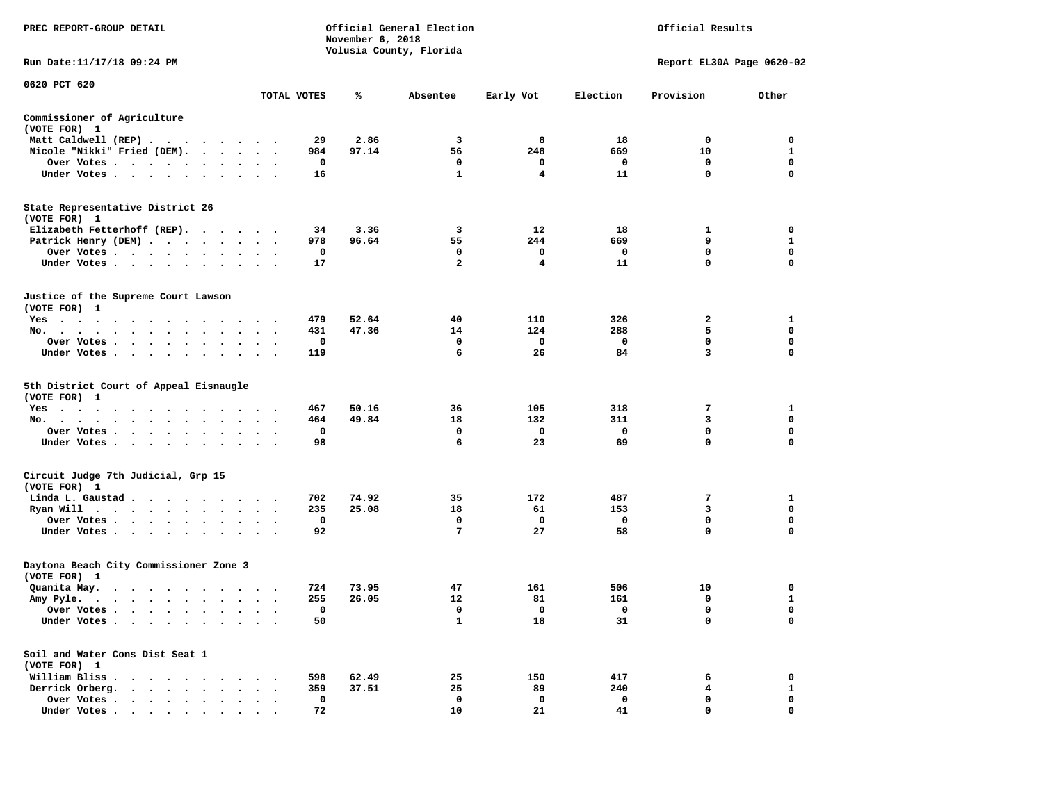PREC REPORT-GROUP DETAIL

Official General Election
November 6, 2018
Volusia County, Florida

Official Results

Run Date:11/17/18 09:24 PM

Report EL30A Page 0620-02

0620 PCT 620

| | TOTAL VOTES | % | Absentee | Early Vot | Election | Provision | Other |
|---|---|---|---|---|---|---|---|
| **Commissioner of Agriculture** | | | | | | | |
| (VOTE FOR) 1 | | | | | | | |
| Matt Caldwell (REP) | 29 | 2.86 | 3 | 8 | 18 | 0 | 0 |
| Nicole "Nikki" Fried (DEM) | 984 | 97.14 | 56 | 248 | 669 | 10 | 1 |
| Over Votes | 0 | | 0 | 0 | 0 | 0 | 0 |
| Under Votes | 16 | | 1 | 4 | 11 | 0 | 0 |
| **State Representative District 26** | | | | | | | |
| (VOTE FOR) 1 | | | | | | | |
| Elizabeth Fetterhoff (REP) | 34 | 3.36 | 3 | 12 | 18 | 1 | 0 |
| Patrick Henry (DEM) | 978 | 96.64 | 55 | 244 | 669 | 9 | 1 |
| Over Votes | 0 | | 0 | 0 | 0 | 0 | 0 |
| Under Votes | 17 | | 2 | 4 | 11 | 0 | 0 |
| **Justice of the Supreme Court Lawson** | | | | | | | |
| (VOTE FOR) 1 | | | | | | | |
| Yes | 479 | 52.64 | 40 | 110 | 326 | 2 | 1 |
| No. | 431 | 47.36 | 14 | 124 | 288 | 5 | 0 |
| Over Votes | 0 | | 0 | 0 | 0 | 0 | 0 |
| Under Votes | 119 | | 6 | 26 | 84 | 3 | 0 |
| **5th District Court of Appeal Eisnaugle** | | | | | | | |
| (VOTE FOR) 1 | | | | | | | |
| Yes | 467 | 50.16 | 36 | 105 | 318 | 7 | 1 |
| No. | 464 | 49.84 | 18 | 132 | 311 | 3 | 0 |
| Over Votes | 0 | | 0 | 0 | 0 | 0 | 0 |
| Under Votes | 98 | | 6 | 23 | 69 | 0 | 0 |
| **Circuit Judge 7th Judicial, Grp 15** | | | | | | | |
| (VOTE FOR) 1 | | | | | | | |
| Linda L. Gaustad | 702 | 74.92 | 35 | 172 | 487 | 7 | 1 |
| Ryan Will | 235 | 25.08 | 18 | 61 | 153 | 3 | 0 |
| Over Votes | 0 | | 0 | 0 | 0 | 0 | 0 |
| Under Votes | 92 | | 7 | 27 | 58 | 0 | 0 |
| **Daytona Beach City Commissioner Zone 3** | | | | | | | |
| (VOTE FOR) 1 | | | | | | | |
| Quanita May. | 724 | 73.95 | 47 | 161 | 506 | 10 | 0 |
| Amy Pyle. | 255 | 26.05 | 12 | 81 | 161 | 0 | 1 |
| Over Votes | 0 | | 0 | 0 | 0 | 0 | 0 |
| Under Votes | 50 | | 1 | 18 | 31 | 0 | 0 |
| **Soil and Water Cons Dist Seat 1** | | | | | | | |
| (VOTE FOR) 1 | | | | | | | |
| William Bliss | 598 | 62.49 | 25 | 150 | 417 | 6 | 0 |
| Derrick Orberg. | 359 | 37.51 | 25 | 89 | 240 | 4 | 1 |
| Over Votes | 0 | | 0 | 0 | 0 | 0 | 0 |
| Under Votes | 72 | | 10 | 21 | 41 | 0 | 0 |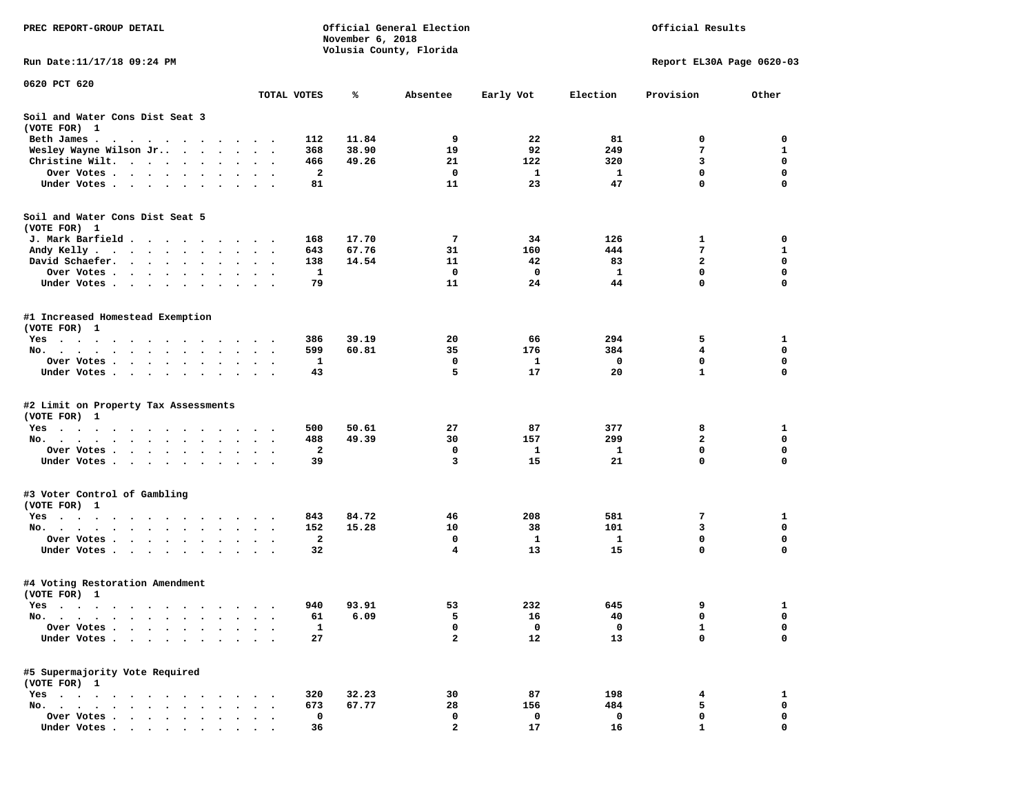PREC REPORT-GROUP DETAIL

Official General Election
November 6, 2018
Volusia County, Florida

Official Results

Run Date:11/17/18 09:24 PM

Report EL30A Page 0620-03

0620 PCT 620

| | TOTAL VOTES | % | Absentee | Early Vot | Election | Provision | Other |
|---|---|---|---|---|---|---|---|
| **Soil and Water Cons Dist Seat 3** | | | | | | | |
| (VOTE FOR) 1 | | | | | | | |
| Beth James | 112 | 11.84 | 9 | 22 | 81 | 0 | 0 |
| Wesley Wayne Wilson Jr. | 368 | 38.90 | 19 | 92 | 249 | 7 | 1 |
| Christine Wilt | 466 | 49.26 | 21 | 122 | 320 | 3 | 0 |
| Over Votes | 2 | | 0 | 1 | 1 | 0 | 0 |
| Under Votes | 81 | | 11 | 23 | 47 | 0 | 0 |
| **Soil and Water Cons Dist Seat 5** | | | | | | | |
| (VOTE FOR) 1 | | | | | | | |
| J. Mark Barfield | 168 | 17.70 | 7 | 34 | 126 | 1 | 0 |
| Andy Kelly | 643 | 67.76 | 31 | 160 | 444 | 7 | 1 |
| David Schaefer | 138 | 14.54 | 11 | 42 | 83 | 2 | 0 |
| Over Votes | 1 | | 0 | 0 | 1 | 0 | 0 |
| Under Votes | 79 | | 11 | 24 | 44 | 0 | 0 |
| **#1 Increased Homestead Exemption** | | | | | | | |
| (VOTE FOR) 1 | | | | | | | |
| Yes | 386 | 39.19 | 20 | 66 | 294 | 5 | 1 |
| No | 599 | 60.81 | 35 | 176 | 384 | 4 | 0 |
| Over Votes | 1 | | 0 | 1 | 0 | 0 | 0 |
| Under Votes | 43 | | 5 | 17 | 20 | 1 | 0 |
| **#2 Limit on Property Tax Assessments** | | | | | | | |
| (VOTE FOR) 1 | | | | | | | |
| Yes | 500 | 50.61 | 27 | 87 | 377 | 8 | 1 |
| No | 488 | 49.39 | 30 | 157 | 299 | 2 | 0 |
| Over Votes | 2 | | 0 | 1 | 1 | 0 | 0 |
| Under Votes | 39 | | 3 | 15 | 21 | 0 | 0 |
| **#3 Voter Control of Gambling** | | | | | | | |
| (VOTE FOR) 1 | | | | | | | |
| Yes | 843 | 84.72 | 46 | 208 | 581 | 7 | 1 |
| No | 152 | 15.28 | 10 | 38 | 101 | 3 | 0 |
| Over Votes | 2 | | 0 | 1 | 1 | 0 | 0 |
| Under Votes | 32 | | 4 | 13 | 15 | 0 | 0 |
| **#4 Voting Restoration Amendment** | | | | | | | |
| (VOTE FOR) 1 | | | | | | | |
| Yes | 940 | 93.91 | 53 | 232 | 645 | 9 | 1 |
| No | 61 | 6.09 | 5 | 16 | 40 | 0 | 0 |
| Over Votes | 1 | | 0 | 0 | 0 | 1 | 0 |
| Under Votes | 27 | | 2 | 12 | 13 | 0 | 0 |
| **#5 Supermajority Vote Required** | | | | | | | |
| (VOTE FOR) 1 | | | | | | | |
| Yes | 320 | 32.23 | 30 | 87 | 198 | 4 | 1 |
| No | 673 | 67.77 | 28 | 156 | 484 | 5 | 0 |
| Over Votes | 0 | | 0 | 0 | 0 | 0 | 0 |
| Under Votes | 36 | | 2 | 17 | 16 | 1 | 0 |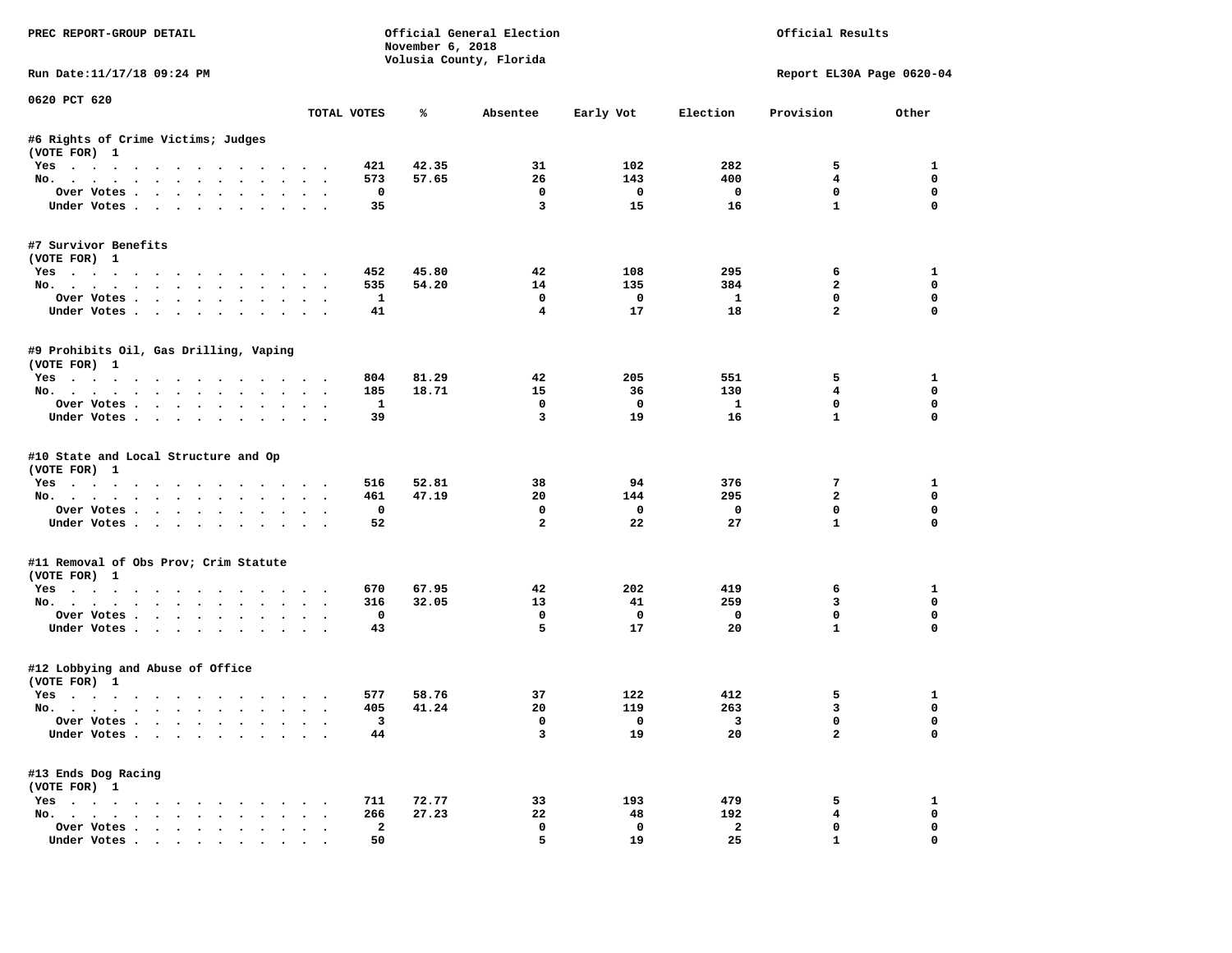PREC REPORT-GROUP DETAIL

Official General Election
November 6, 2018
Volusia County, Florida

Official Results

Run Date:11/17/18 09:24 PM

Report EL30A Page 0620-04

0620 PCT 620

| | TOTAL VOTES | % | Absentee | Early Vot | Election | Provision | Other |
|---|---|---|---|---|---|---|---|
| **#6 Rights of Crime Victims; Judges** | | | | | | | |
| (VOTE FOR) 1 | | | | | | | |
| Yes | 421 | 42.35 | 31 | 102 | 282 | 5 | 1 |
| No. | 573 | 57.65 | 26 | 143 | 400 | 4 | 0 |
| Over Votes | 0 | | 0 | 0 | 0 | 0 | 0 |
| Under Votes | 35 | | 3 | 15 | 16 | 1 | 0 |
| **#7 Survivor Benefits** | | | | | | | |
| (VOTE FOR) 1 | | | | | | | |
| Yes | 452 | 45.80 | 42 | 108 | 295 | 6 | 1 |
| No. | 535 | 54.20 | 14 | 135 | 384 | 2 | 0 |
| Over Votes | 1 | | 0 | 0 | 1 | 0 | 0 |
| Under Votes | 41 | | 4 | 17 | 18 | 2 | 0 |
| **#9 Prohibits Oil, Gas Drilling, Vaping** | | | | | | | |
| (VOTE FOR) 1 | | | | | | | |
| Yes | 804 | 81.29 | 42 | 205 | 551 | 5 | 1 |
| No. | 185 | 18.71 | 15 | 36 | 130 | 4 | 0 |
| Over Votes | 1 | | 0 | 0 | 1 | 0 | 0 |
| Under Votes | 39 | | 3 | 19 | 16 | 1 | 0 |
| **#10 State and Local Structure and Op** | | | | | | | |
| (VOTE FOR) 1 | | | | | | | |
| Yes | 516 | 52.81 | 38 | 94 | 376 | 7 | 1 |
| No. | 461 | 47.19 | 20 | 144 | 295 | 2 | 0 |
| Over Votes | 0 | | 0 | 0 | 0 | 0 | 0 |
| Under Votes | 52 | | 2 | 22 | 27 | 1 | 0 |
| **#11 Removal of Obs Prov; Crim Statute** | | | | | | | |
| (VOTE FOR) 1 | | | | | | | |
| Yes | 670 | 67.95 | 42 | 202 | 419 | 6 | 1 |
| No. | 316 | 32.05 | 13 | 41 | 259 | 3 | 0 |
| Over Votes | 0 | | 0 | 0 | 0 | 0 | 0 |
| Under Votes | 43 | | 5 | 17 | 20 | 1 | 0 |
| **#12 Lobbying and Abuse of Office** | | | | | | | |
| (VOTE FOR) 1 | | | | | | | |
| Yes | 577 | 58.76 | 37 | 122 | 412 | 5 | 1 |
| No. | 405 | 41.24 | 20 | 119 | 263 | 3 | 0 |
| Over Votes | 3 | | 0 | 0 | 3 | 0 | 0 |
| Under Votes | 44 | | 3 | 19 | 20 | 2 | 0 |
| **#13 Ends Dog Racing** | | | | | | | |
| (VOTE FOR) 1 | | | | | | | |
| Yes | 711 | 72.77 | 33 | 193 | 479 | 5 | 1 |
| No. | 266 | 27.23 | 22 | 48 | 192 | 4 | 0 |
| Over Votes | 2 | | 0 | 0 | 2 | 0 | 0 |
| Under Votes | 50 | | 5 | 19 | 25 | 1 | 0 |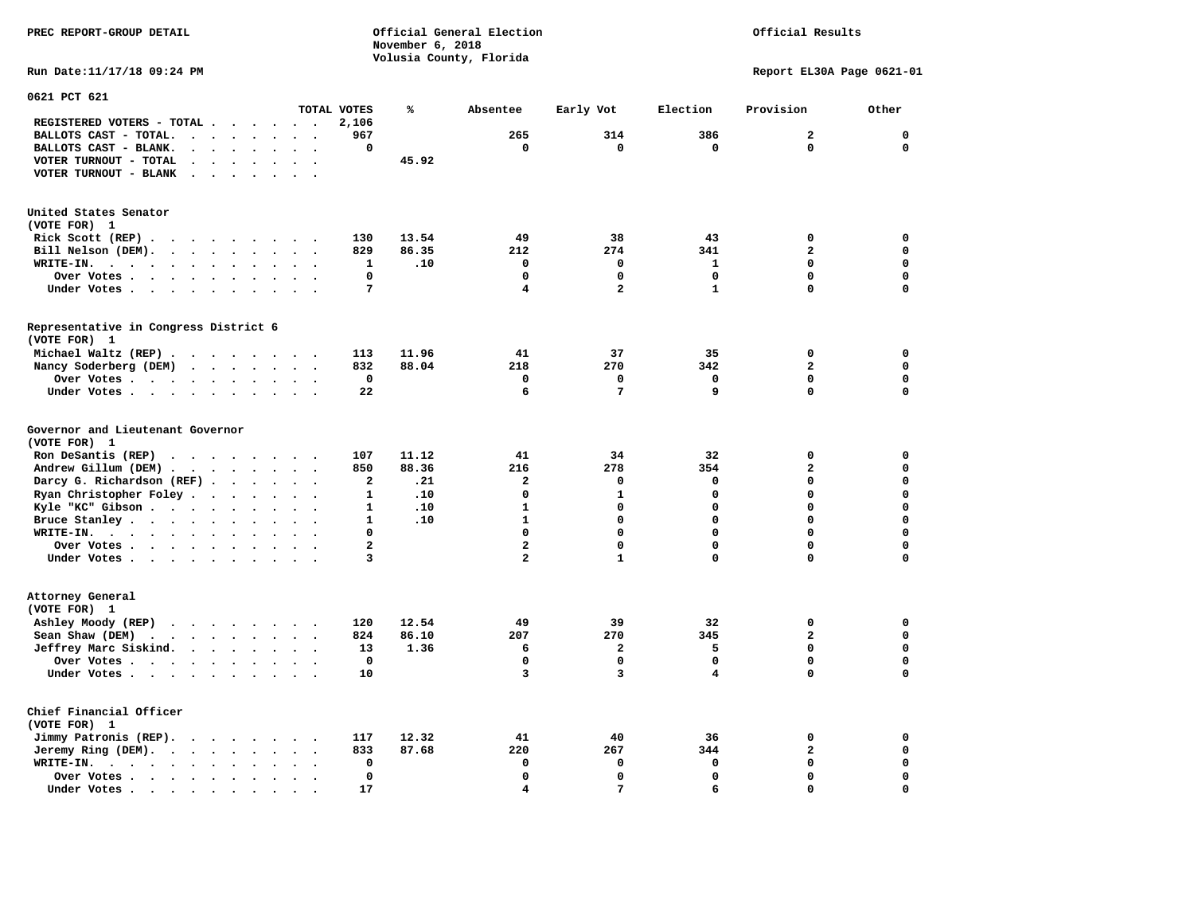PREC REPORT-GROUP DETAIL

Official General Election
November 6, 2018
Volusia County, Florida

Official Results

Run Date:11/17/18 09:24 PM

Report EL30A Page 0621-01

## 0621 PCT 621

| | TOTAL VOTES | % | Absentee | Early Vot | Election | Provision | Other |
|---|---|---|---|---|---|---|---|
| REGISTERED VOTERS - TOTAL | 2,106 | | | | | | |
| BALLOTS CAST - TOTAL. | 967 | | 265 | 314 | 386 | 2 | 0 |
| BALLOTS CAST - BLANK. | 0 | | 0 | 0 | 0 | 0 | 0 |
| VOTER TURNOUT - TOTAL | | 45.92 | | | | | |
| VOTER TURNOUT - BLANK | | | | | | | |

### United States Senator
(VOTE FOR) 1

| | TOTAL VOTES | % | Absentee | Early Vot | Election | Provision | Other |
|---|---|---|---|---|---|---|---|
| Rick Scott (REP) | 130 | 13.54 | 49 | 38 | 43 | 0 | 0 |
| Bill Nelson (DEM). | 829 | 86.35 | 212 | 274 | 341 | 2 | 0 |
| WRITE-IN. | 1 | .10 | 0 | 0 | 1 | 0 | 0 |
| Over Votes | 0 | | 0 | 0 | 0 | 0 | 0 |
| Under Votes | 7 | | 4 | 2 | 1 | 0 | 0 |

### Representative in Congress District 6
(VOTE FOR) 1

| | TOTAL VOTES | % | Absentee | Early Vot | Election | Provision | Other |
|---|---|---|---|---|---|---|---|
| Michael Waltz (REP) | 113 | 11.96 | 41 | 37 | 35 | 0 | 0 |
| Nancy Soderberg (DEM) | 832 | 88.04 | 218 | 270 | 342 | 2 | 0 |
| Over Votes | 0 | | 0 | 0 | 0 | 0 | 0 |
| Under Votes | 22 | | 6 | 7 | 9 | 0 | 0 |

### Governor and Lieutenant Governor
(VOTE FOR) 1

| | TOTAL VOTES | % | Absentee | Early Vot | Election | Provision | Other |
|---|---|---|---|---|---|---|---|
| Ron DeSantis (REP) | 107 | 11.12 | 41 | 34 | 32 | 0 | 0 |
| Andrew Gillum (DEM) | 850 | 88.36 | 216 | 278 | 354 | 2 | 0 |
| Darcy G. Richardson (REF) | 2 | .21 | 2 | 0 | 0 | 0 | 0 |
| Ryan Christopher Foley | 1 | .10 | 0 | 1 | 0 | 0 | 0 |
| Kyle "KC" Gibson | 1 | .10 | 1 | 0 | 0 | 0 | 0 |
| Bruce Stanley | 1 | .10 | 1 | 0 | 0 | 0 | 0 |
| WRITE-IN. | 0 | | 0 | 0 | 0 | 0 | 0 |
| Over Votes | 2 | | 2 | 0 | 0 | 0 | 0 |
| Under Votes | 3 | | 2 | 1 | 0 | 0 | 0 |

### Attorney General
(VOTE FOR) 1

| | TOTAL VOTES | % | Absentee | Early Vot | Election | Provision | Other |
|---|---|---|---|---|---|---|---|
| Ashley Moody (REP) | 120 | 12.54 | 49 | 39 | 32 | 0 | 0 |
| Sean Shaw (DEM) | 824 | 86.10 | 207 | 270 | 345 | 2 | 0 |
| Jeffrey Marc Siskind. | 13 | 1.36 | 6 | 2 | 5 | 0 | 0 |
| Over Votes | 0 | | 0 | 0 | 0 | 0 | 0 |
| Under Votes | 10 | | 3 | 3 | 4 | 0 | 0 |

### Chief Financial Officer
(VOTE FOR) 1

| | TOTAL VOTES | % | Absentee | Early Vot | Election | Provision | Other |
|---|---|---|---|---|---|---|---|
| Jimmy Patronis (REP). | 117 | 12.32 | 41 | 40 | 36 | 0 | 0 |
| Jeremy Ring (DEM). | 833 | 87.68 | 220 | 267 | 344 | 2 | 0 |
| WRITE-IN. | 0 | | 0 | 0 | 0 | 0 | 0 |
| Over Votes | 0 | | 0 | 0 | 0 | 0 | 0 |
| Under Votes | 17 | | 4 | 7 | 6 | 0 | 0 |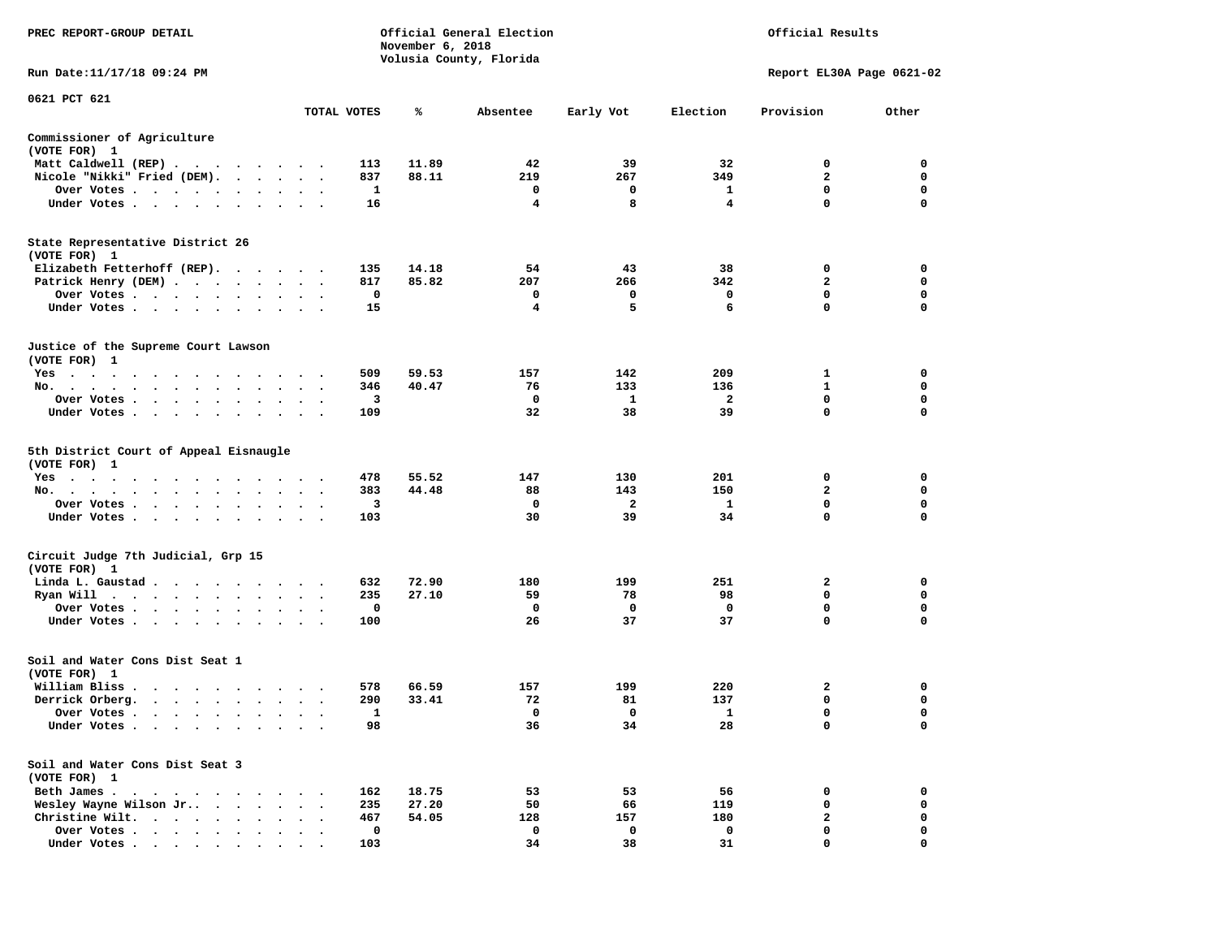PREC REPORT-GROUP DETAIL

Official General Election
November 6, 2018
Volusia County, Florida

Official Results

Run Date:11/17/18 09:24 PM

Report EL30A Page 0621-02

0621 PCT 621

| | TOTAL VOTES | % | Absentee | Early Vot | Election | Provision | Other |
|---|---|---|---|---|---|---|---|
| **Commissioner of Agriculture (VOTE FOR) 1** | | | | | | | |
| Matt Caldwell (REP) | 113 | 11.89 | 42 | 39 | 32 | 0 | 0 |
| Nicole "Nikki" Fried (DEM) | 837 | 88.11 | 219 | 267 | 349 | 2 | 0 |
| Over Votes | 1 | | 0 | 0 | 1 | 0 | 0 |
| Under Votes | 16 | | 4 | 8 | 4 | 0 | 0 |
| **State Representative District 26 (VOTE FOR) 1** | | | | | | | |
| Elizabeth Fetterhoff (REP) | 135 | 14.18 | 54 | 43 | 38 | 0 | 0 |
| Patrick Henry (DEM) | 817 | 85.82 | 207 | 266 | 342 | 2 | 0 |
| Over Votes | 0 | | 0 | 0 | 0 | 0 | 0 |
| Under Votes | 15 | | 4 | 5 | 6 | 0 | 0 |
| **Justice of the Supreme Court Lawson (VOTE FOR) 1** | | | | | | | |
| Yes | 509 | 59.53 | 157 | 142 | 209 | 1 | 0 |
| No | 346 | 40.47 | 76 | 133 | 136 | 1 | 0 |
| Over Votes | 3 | | 0 | 1 | 2 | 0 | 0 |
| Under Votes | 109 | | 32 | 38 | 39 | 0 | 0 |
| **5th District Court of Appeal Eisnaugle (VOTE FOR) 1** | | | | | | | |
| Yes | 478 | 55.52 | 147 | 130 | 201 | 0 | 0 |
| No | 383 | 44.48 | 88 | 143 | 150 | 2 | 0 |
| Over Votes | 3 | | 0 | 2 | 1 | 0 | 0 |
| Under Votes | 103 | | 30 | 39 | 34 | 0 | 0 |
| **Circuit Judge 7th Judicial, Grp 15 (VOTE FOR) 1** | | | | | | | |
| Linda L. Gaustad | 632 | 72.90 | 180 | 199 | 251 | 2 | 0 |
| Ryan Will | 235 | 27.10 | 59 | 78 | 98 | 0 | 0 |
| Over Votes | 0 | | 0 | 0 | 0 | 0 | 0 |
| Under Votes | 100 | | 26 | 37 | 37 | 0 | 0 |
| **Soil and Water Cons Dist Seat 1 (VOTE FOR) 1** | | | | | | | |
| William Bliss | 578 | 66.59 | 157 | 199 | 220 | 2 | 0 |
| Derrick Orberg | 290 | 33.41 | 72 | 81 | 137 | 0 | 0 |
| Over Votes | 1 | | 0 | 0 | 1 | 0 | 0 |
| Under Votes | 98 | | 36 | 34 | 28 | 0 | 0 |
| **Soil and Water Cons Dist Seat 3 (VOTE FOR) 1** | | | | | | | |
| Beth James | 162 | 18.75 | 53 | 53 | 56 | 0 | 0 |
| Wesley Wayne Wilson Jr. | 235 | 27.20 | 50 | 66 | 119 | 0 | 0 |
| Christine Wilt | 467 | 54.05 | 128 | 157 | 180 | 2 | 0 |
| Over Votes | 0 | | 0 | 0 | 0 | 0 | 0 |
| Under Votes | 103 | | 34 | 38 | 31 | 0 | 0 |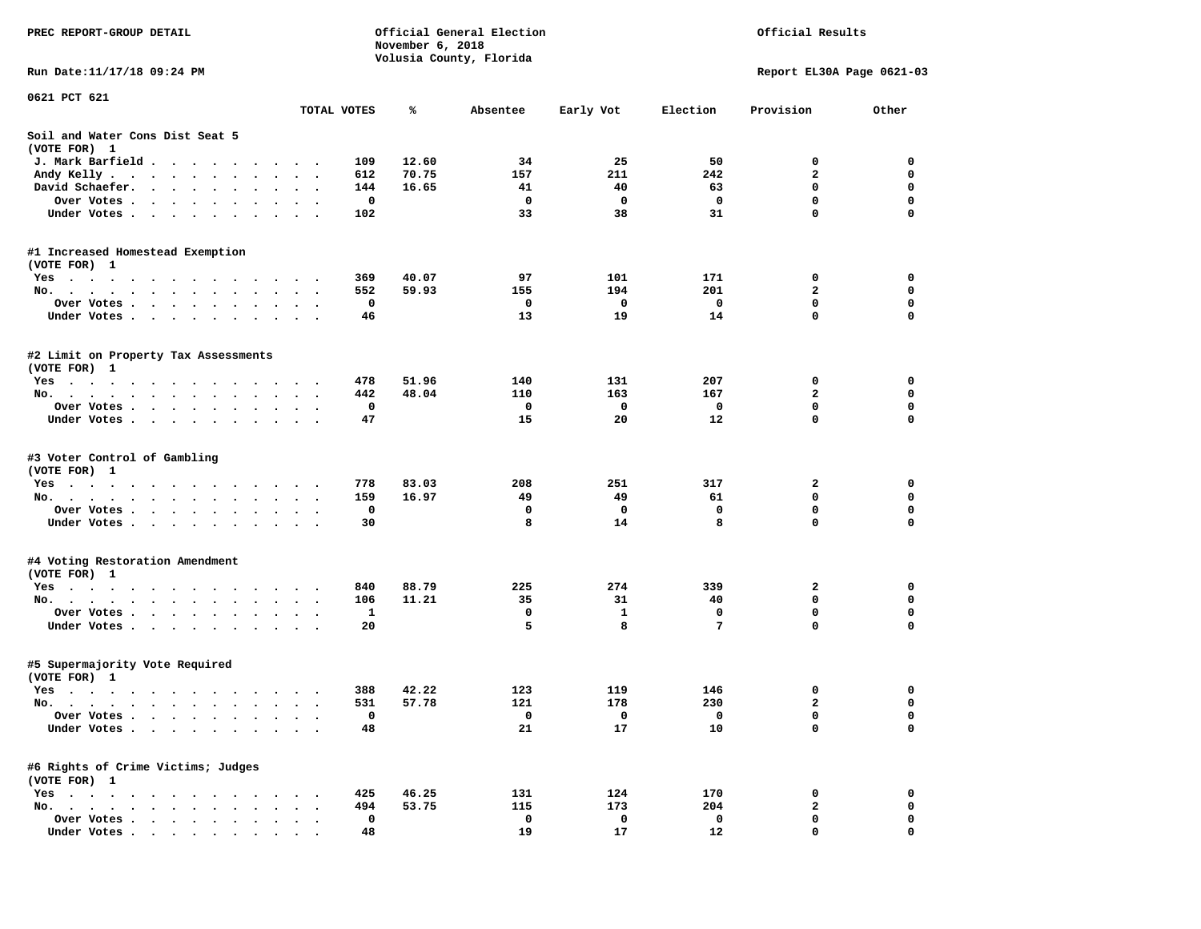PREC REPORT-GROUP DETAIL

Official General Election
November 6, 2018
Volusia County, Florida

Official Results

Run Date:11/17/18 09:24 PM

Report EL30A Page 0621-03

0621 PCT 621

| | TOTAL VOTES | % | Absentee | Early Vot | Election | Provision | Other |
|---|---|---|---|---|---|---|---|
| **Soil and Water Cons Dist Seat 5** | | | | | | | |
| (VOTE FOR) 1 | | | | | | | |
| J. Mark Barfield | 109 | 12.60 | 34 | 25 | 50 | 0 | 0 |
| Andy Kelly | 612 | 70.75 | 157 | 211 | 242 | 2 | 0 |
| David Schaefer | 144 | 16.65 | 41 | 40 | 63 | 0 | 0 |
| Over Votes | 0 | | 0 | 0 | 0 | 0 | 0 |
| Under Votes | 102 | | 33 | 38 | 31 | 0 | 0 |
| **#1 Increased Homestead Exemption** | | | | | | | |
| (VOTE FOR) 1 | | | | | | | |
| Yes | 369 | 40.07 | 97 | 101 | 171 | 0 | 0 |
| No | 552 | 59.93 | 155 | 194 | 201 | 2 | 0 |
| Over Votes | 0 | | 0 | 0 | 0 | 0 | 0 |
| Under Votes | 46 | | 13 | 19 | 14 | 0 | 0 |
| **#2 Limit on Property Tax Assessments** | | | | | | | |
| (VOTE FOR) 1 | | | | | | | |
| Yes | 478 | 51.96 | 140 | 131 | 207 | 0 | 0 |
| No | 442 | 48.04 | 110 | 163 | 167 | 2 | 0 |
| Over Votes | 0 | | 0 | 0 | 0 | 0 | 0 |
| Under Votes | 47 | | 15 | 20 | 12 | 0 | 0 |
| **#3 Voter Control of Gambling** | | | | | | | |
| (VOTE FOR) 1 | | | | | | | |
| Yes | 778 | 83.03 | 208 | 251 | 317 | 2 | 0 |
| No | 159 | 16.97 | 49 | 49 | 61 | 0 | 0 |
| Over Votes | 0 | | 0 | 0 | 0 | 0 | 0 |
| Under Votes | 30 | | 8 | 14 | 8 | 0 | 0 |
| **#4 Voting Restoration Amendment** | | | | | | | |
| (VOTE FOR) 1 | | | | | | | |
| Yes | 840 | 88.79 | 225 | 274 | 339 | 2 | 0 |
| No | 106 | 11.21 | 35 | 31 | 40 | 0 | 0 |
| Over Votes | 1 | | 0 | 1 | 0 | 0 | 0 |
| Under Votes | 20 | | 5 | 8 | 7 | 0 | 0 |
| **#5 Supermajority Vote Required** | | | | | | | |
| (VOTE FOR) 1 | | | | | | | |
| Yes | 388 | 42.22 | 123 | 119 | 146 | 0 | 0 |
| No | 531 | 57.78 | 121 | 178 | 230 | 2 | 0 |
| Over Votes | 0 | | 0 | 0 | 0 | 0 | 0 |
| Under Votes | 48 | | 21 | 17 | 10 | 0 | 0 |
| **#6 Rights of Crime Victims; Judges** | | | | | | | |
| (VOTE FOR) 1 | | | | | | | |
| Yes | 425 | 46.25 | 131 | 124 | 170 | 0 | 0 |
| No | 494 | 53.75 | 115 | 173 | 204 | 2 | 0 |
| Over Votes | 0 | | 0 | 0 | 0 | 0 | 0 |
| Under Votes | 48 | | 19 | 17 | 12 | 0 | 0 |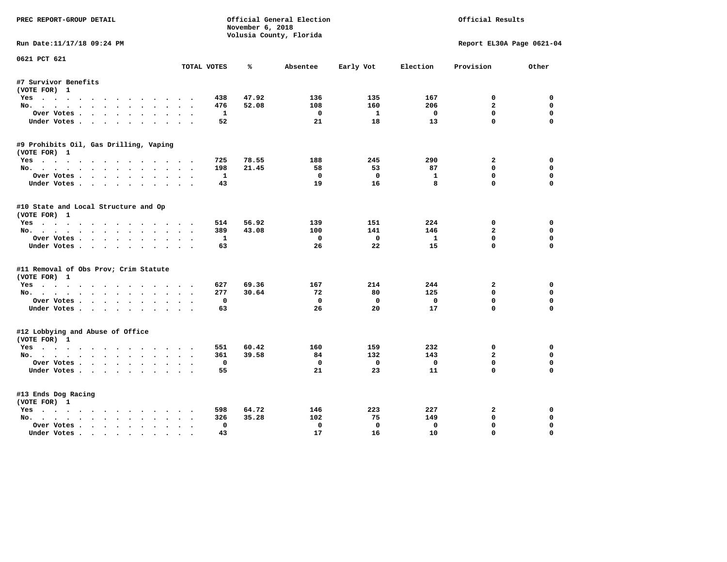PREC REPORT-GROUP DETAIL

Official General Election
November 6, 2018
Volusia County, Florida

Official Results

Run Date:11/17/18 09:24 PM

Report EL30A Page 0621-04

0621 PCT 621

| | TOTAL VOTES | % | Absentee | Early Vot | Election | Provision | Other |
|---|---|---|---|---|---|---|---|
| **#7 Survivor Benefits** | | | | | | | |
| (VOTE FOR) 1 | | | | | | | |
| Yes | 438 | 47.92 | 136 | 135 | 167 | 0 | 0 |
| No. | 476 | 52.08 | 108 | 160 | 206 | 2 | 0 |
| Over Votes | 1 | | 0 | 1 | 0 | 0 | 0 |
| Under Votes | 52 | | 21 | 18 | 13 | 0 | 0 |
| **#9 Prohibits Oil, Gas Drilling, Vaping** | | | | | | | |
| (VOTE FOR) 1 | | | | | | | |
| Yes | 725 | 78.55 | 188 | 245 | 290 | 2 | 0 |
| No. | 198 | 21.45 | 58 | 53 | 87 | 0 | 0 |
| Over Votes | 1 | | 0 | 0 | 1 | 0 | 0 |
| Under Votes | 43 | | 19 | 16 | 8 | 0 | 0 |
| **#10 State and Local Structure and Op** | | | | | | | |
| (VOTE FOR) 1 | | | | | | | |
| Yes | 514 | 56.92 | 139 | 151 | 224 | 0 | 0 |
| No. | 389 | 43.08 | 100 | 141 | 146 | 2 | 0 |
| Over Votes | 1 | | 0 | 0 | 1 | 0 | 0 |
| Under Votes | 63 | | 26 | 22 | 15 | 0 | 0 |
| **#11 Removal of Obs Prov; Crim Statute** | | | | | | | |
| (VOTE FOR) 1 | | | | | | | |
| Yes | 627 | 69.36 | 167 | 214 | 244 | 2 | 0 |
| No. | 277 | 30.64 | 72 | 80 | 125 | 0 | 0 |
| Over Votes | 0 | | 0 | 0 | 0 | 0 | 0 |
| Under Votes | 63 | | 26 | 20 | 17 | 0 | 0 |
| **#12 Lobbying and Abuse of Office** | | | | | | | |
| (VOTE FOR) 1 | | | | | | | |
| Yes | 551 | 60.42 | 160 | 159 | 232 | 0 | 0 |
| No. | 361 | 39.58 | 84 | 132 | 143 | 2 | 0 |
| Over Votes | 0 | | 0 | 0 | 0 | 0 | 0 |
| Under Votes | 55 | | 21 | 23 | 11 | 0 | 0 |
| **#13 Ends Dog Racing** | | | | | | | |
| (VOTE FOR) 1 | | | | | | | |
| Yes | 598 | 64.72 | 146 | 223 | 227 | 2 | 0 |
| No. | 326 | 35.28 | 102 | 75 | 149 | 0 | 0 |
| Over Votes | 0 | | 0 | 0 | 0 | 0 | 0 |
| Under Votes | 43 | | 17 | 16 | 10 | 0 | 0 |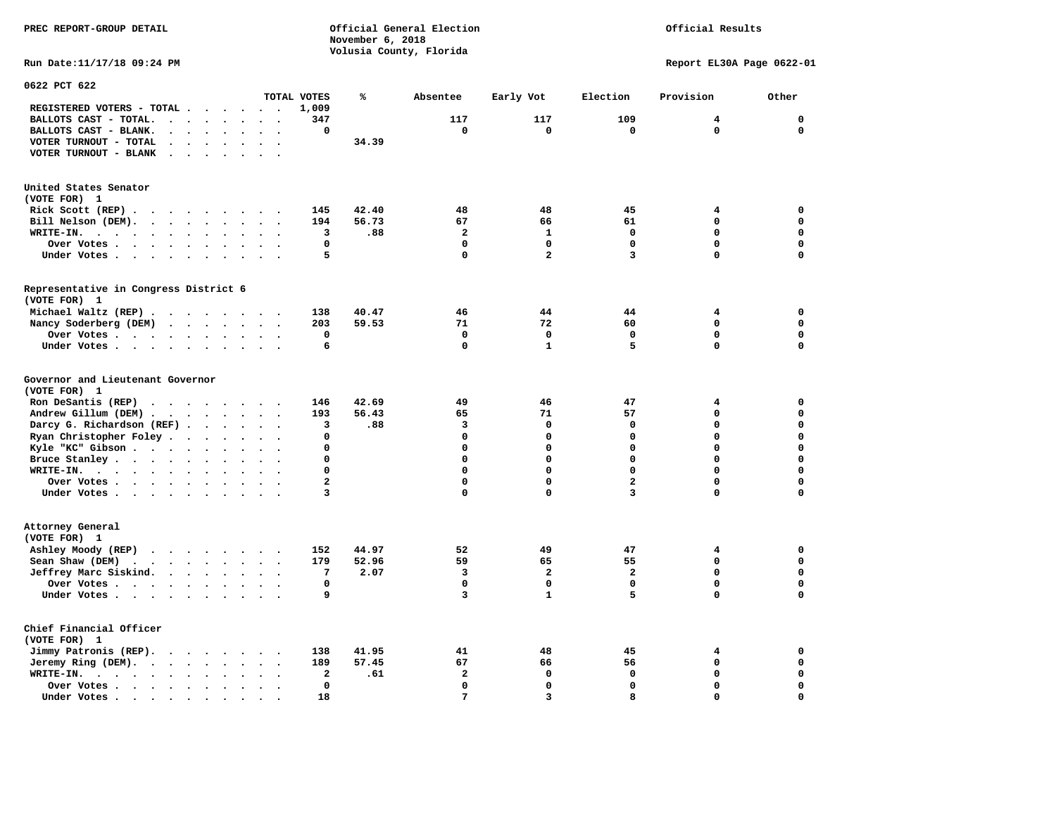PREC REPORT-GROUP DETAIL

Official General Election
November 6, 2018
Volusia County, Florida

Official Results

Run Date:11/17/18 09:24 PM

Report EL30A Page 0622-01

## 0622 PCT 622

| | TOTAL VOTES | % | Absentee | Early Vot | Election | Provision | Other |
|---|---|---|---|---|---|---|---|
| REGISTERED VOTERS - TOTAL | 1,009 | | | | | | |
| BALLOTS CAST - TOTAL. | 347 | | 117 | 117 | 109 | 4 | 0 |
| BALLOTS CAST - BLANK. | 0 | | 0 | 0 | 0 | 0 | 0 |
| VOTER TURNOUT - TOTAL | | 34.39 | | | | | |
| VOTER TURNOUT - BLANK | | | | | | | |

### United States Senator
(VOTE FOR) 1

| | TOTAL VOTES | % | Absentee | Early Vot | Election | Provision | Other |
|---|---|---|---|---|---|---|---|
| Rick Scott (REP) | 145 | 42.40 | 48 | 48 | 45 | 4 | 0 |
| Bill Nelson (DEM). | 194 | 56.73 | 67 | 66 | 61 | 0 | 0 |
| WRITE-IN. | 3 | .88 | 2 | 1 | 0 | 0 | 0 |
| Over Votes | 0 | | 0 | 0 | 0 | 0 | 0 |
| Under Votes | 5 | | 0 | 2 | 3 | 0 | 0 |

### Representative in Congress District 6
(VOTE FOR) 1

| | TOTAL VOTES | % | Absentee | Early Vot | Election | Provision | Other |
|---|---|---|---|---|---|---|---|
| Michael Waltz (REP) | 138 | 40.47 | 46 | 44 | 44 | 4 | 0 |
| Nancy Soderberg (DEM) | 203 | 59.53 | 71 | 72 | 60 | 0 | 0 |
| Over Votes | 0 | | 0 | 0 | 0 | 0 | 0 |
| Under Votes | 6 | | 0 | 1 | 5 | 0 | 0 |

### Governor and Lieutenant Governor
(VOTE FOR) 1

| | TOTAL VOTES | % | Absentee | Early Vot | Election | Provision | Other |
|---|---|---|---|---|---|---|---|
| Ron DeSantis (REP) | 146 | 42.69 | 49 | 46 | 47 | 4 | 0 |
| Andrew Gillum (DEM) | 193 | 56.43 | 65 | 71 | 57 | 0 | 0 |
| Darcy G. Richardson (REF) | 3 | .88 | 3 | 0 | 0 | 0 | 0 |
| Ryan Christopher Foley | 0 | | 0 | 0 | 0 | 0 | 0 |
| Kyle "KC" Gibson | 0 | | 0 | 0 | 0 | 0 | 0 |
| Bruce Stanley | 0 | | 0 | 0 | 0 | 0 | 0 |
| WRITE-IN. | 0 | | 0 | 0 | 0 | 0 | 0 |
| Over Votes | 2 | | 0 | 0 | 2 | 0 | 0 |
| Under Votes | 3 | | 0 | 0 | 3 | 0 | 0 |

### Attorney General
(VOTE FOR) 1

| | TOTAL VOTES | % | Absentee | Early Vot | Election | Provision | Other |
|---|---|---|---|---|---|---|---|
| Ashley Moody (REP) | 152 | 44.97 | 52 | 49 | 47 | 4 | 0 |
| Sean Shaw (DEM) | 179 | 52.96 | 59 | 65 | 55 | 0 | 0 |
| Jeffrey Marc Siskind. | 7 | 2.07 | 3 | 2 | 2 | 0 | 0 |
| Over Votes | 0 | | 0 | 0 | 0 | 0 | 0 |
| Under Votes | 9 | | 3 | 1 | 5 | 0 | 0 |

### Chief Financial Officer
(VOTE FOR) 1

| | TOTAL VOTES | % | Absentee | Early Vot | Election | Provision | Other |
|---|---|---|---|---|---|---|---|
| Jimmy Patronis (REP). | 138 | 41.95 | 41 | 48 | 45 | 4 | 0 |
| Jeremy Ring (DEM). | 189 | 57.45 | 67 | 66 | 56 | 0 | 0 |
| WRITE-IN. | 2 | .61 | 2 | 0 | 0 | 0 | 0 |
| Over Votes | 0 | | 0 | 0 | 0 | 0 | 0 |
| Under Votes | 18 | | 7 | 3 | 8 | 0 | 0 |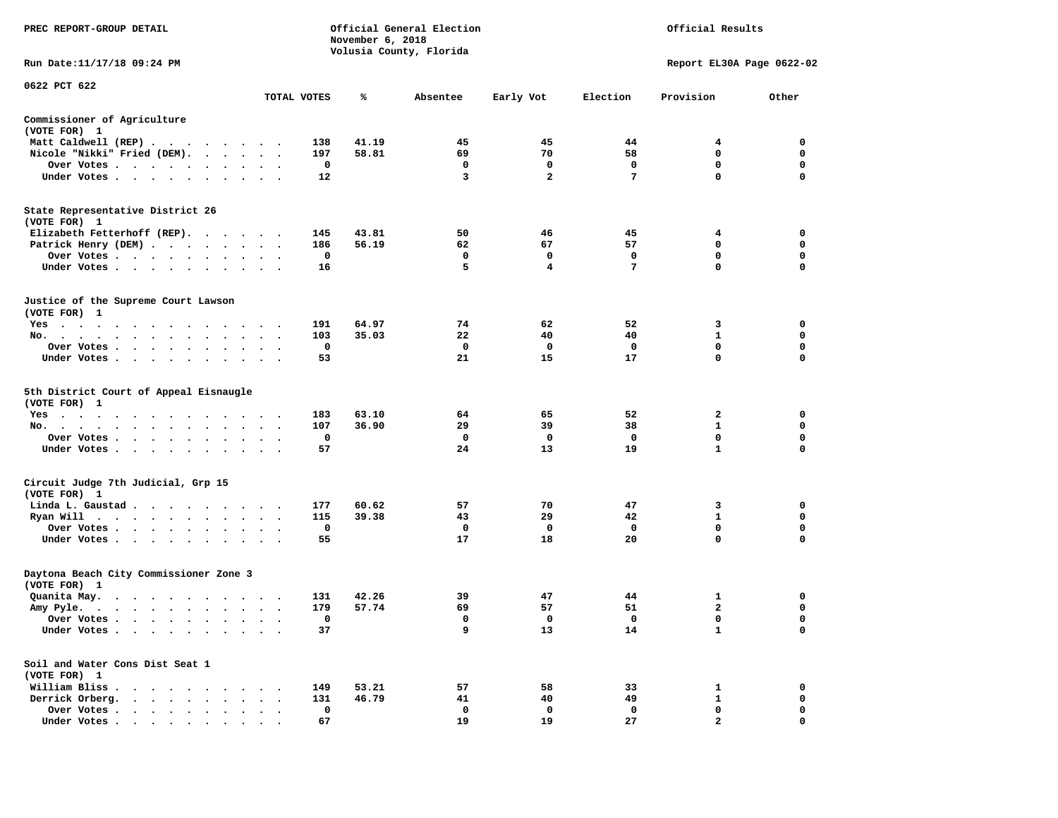PREC REPORT-GROUP DETAIL

Official General Election
November 6, 2018
Volusia County, Florida

Official Results

Run Date:11/17/18 09:24 PM

Report EL30A Page 0622-02

0622 PCT 622

| | TOTAL VOTES | % | Absentee | Early Vot | Election | Provision | Other |
|---|---|---|---|---|---|---|---|
| **Commissioner of Agriculture** | | | | | | | |
| (VOTE FOR) 1 | | | | | | | |
| Matt Caldwell (REP) | 138 | 41.19 | 45 | 45 | 44 | 4 | 0 |
| Nicole "Nikki" Fried (DEM) | 197 | 58.81 | 69 | 70 | 58 | 0 | 0 |
| Over Votes | 0 | | 0 | 0 | 0 | 0 | 0 |
| Under Votes | 12 | | 3 | 2 | 7 | 0 | 0 |
| **State Representative District 26** | | | | | | | |
| (VOTE FOR) 1 | | | | | | | |
| Elizabeth Fetterhoff (REP) | 145 | 43.81 | 50 | 46 | 45 | 4 | 0 |
| Patrick Henry (DEM) | 186 | 56.19 | 62 | 67 | 57 | 0 | 0 |
| Over Votes | 0 | | 0 | 0 | 0 | 0 | 0 |
| Under Votes | 16 | | 5 | 4 | 7 | 0 | 0 |
| **Justice of the Supreme Court Lawson** | | | | | | | |
| (VOTE FOR) 1 | | | | | | | |
| Yes | 191 | 64.97 | 74 | 62 | 52 | 3 | 0 |
| No. | 103 | 35.03 | 22 | 40 | 40 | 1 | 0 |
| Over Votes | 0 | | 0 | 0 | 0 | 0 | 0 |
| Under Votes | 53 | | 21 | 15 | 17 | 0 | 0 |
| **5th District Court of Appeal Eisnaugle** | | | | | | | |
| (VOTE FOR) 1 | | | | | | | |
| Yes | 183 | 63.10 | 64 | 65 | 52 | 2 | 0 |
| No. | 107 | 36.90 | 29 | 39 | 38 | 1 | 0 |
| Over Votes | 0 | | 0 | 0 | 0 | 0 | 0 |
| Under Votes | 57 | | 24 | 13 | 19 | 1 | 0 |
| **Circuit Judge 7th Judicial, Grp 15** | | | | | | | |
| (VOTE FOR) 1 | | | | | | | |
| Linda L. Gaustad | 177 | 60.62 | 57 | 70 | 47 | 3 | 0 |
| Ryan Will | 115 | 39.38 | 43 | 29 | 42 | 1 | 0 |
| Over Votes | 0 | | 0 | 0 | 0 | 0 | 0 |
| Under Votes | 55 | | 17 | 18 | 20 | 0 | 0 |
| **Daytona Beach City Commissioner Zone 3** | | | | | | | |
| (VOTE FOR) 1 | | | | | | | |
| Quanita May. | 131 | 42.26 | 39 | 47 | 44 | 1 | 0 |
| Amy Pyle. | 179 | 57.74 | 69 | 57 | 51 | 2 | 0 |
| Over Votes | 0 | | 0 | 0 | 0 | 0 | 0 |
| Under Votes | 37 | | 9 | 13 | 14 | 1 | 0 |
| **Soil and Water Cons Dist Seat 1** | | | | | | | |
| (VOTE FOR) 1 | | | | | | | |
| William Bliss | 149 | 53.21 | 57 | 58 | 33 | 1 | 0 |
| Derrick Orberg. | 131 | 46.79 | 41 | 40 | 49 | 1 | 0 |
| Over Votes | 0 | | 0 | 0 | 0 | 0 | 0 |
| Under Votes | 67 | | 19 | 19 | 27 | 2 | 0 |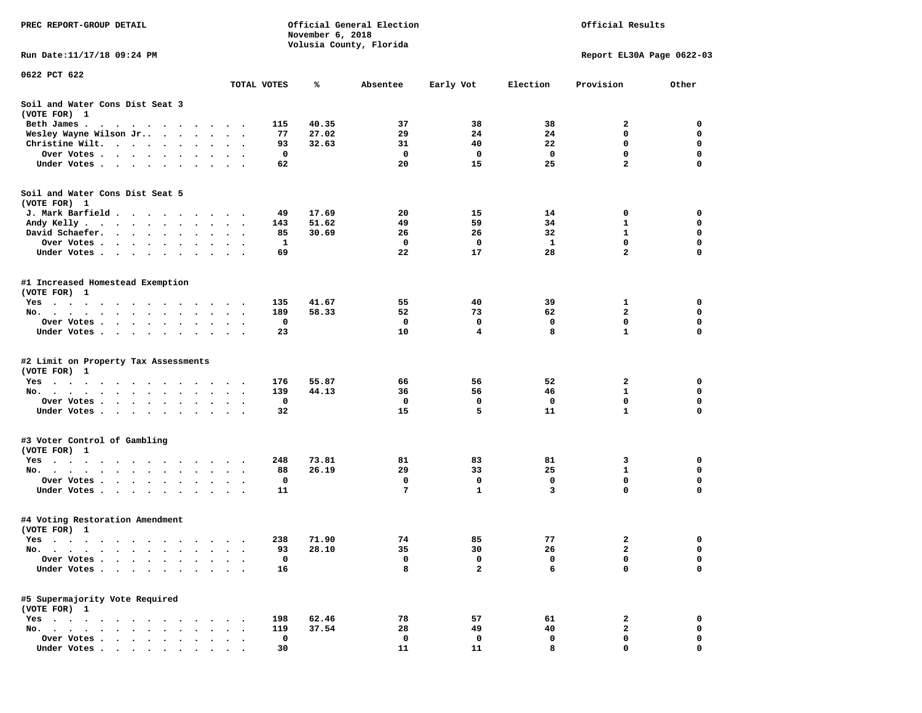PREC REPORT-GROUP DETAIL

Official General Election
November 6, 2018
Volusia County, Florida

Official Results

Run Date:11/17/18 09:24 PM

Report EL30A Page 0622-03

0622 PCT 622

| | TOTAL VOTES | % | Absentee | Early Vot | Election | Provision | Other |
|---|---|---|---|---|---|---|---|
| **Soil and Water Cons Dist Seat 3** | | | | | | | |
| (VOTE FOR) 1 | | | | | | | |
| Beth James | 115 | 40.35 | 37 | 38 | 38 | 2 | 0 |
| Wesley Wayne Wilson Jr. | 77 | 27.02 | 29 | 24 | 24 | 0 | 0 |
| Christine Wilt | 93 | 32.63 | 31 | 40 | 22 | 0 | 0 |
| Over Votes | 0 | | 0 | 0 | 0 | 0 | 0 |
| Under Votes | 62 | | 20 | 15 | 25 | 2 | 0 |
| **Soil and Water Cons Dist Seat 5** | | | | | | | |
| (VOTE FOR) 1 | | | | | | | |
| J. Mark Barfield | 49 | 17.69 | 20 | 15 | 14 | 0 | 0 |
| Andy Kelly | 143 | 51.62 | 49 | 59 | 34 | 1 | 0 |
| David Schaefer | 85 | 30.69 | 26 | 26 | 32 | 1 | 0 |
| Over Votes | 1 | | 0 | 0 | 1 | 0 | 0 |
| Under Votes | 69 | | 22 | 17 | 28 | 2 | 0 |
| **#1 Increased Homestead Exemption** | | | | | | | |
| (VOTE FOR) 1 | | | | | | | |
| Yes | 135 | 41.67 | 55 | 40 | 39 | 1 | 0 |
| No | 189 | 58.33 | 52 | 73 | 62 | 2 | 0 |
| Over Votes | 0 | | 0 | 0 | 0 | 0 | 0 |
| Under Votes | 23 | | 10 | 4 | 8 | 1 | 0 |
| **#2 Limit on Property Tax Assessments** | | | | | | | |
| (VOTE FOR) 1 | | | | | | | |
| Yes | 176 | 55.87 | 66 | 56 | 52 | 2 | 0 |
| No | 139 | 44.13 | 36 | 56 | 46 | 1 | 0 |
| Over Votes | 0 | | 0 | 0 | 0 | 0 | 0 |
| Under Votes | 32 | | 15 | 5 | 11 | 1 | 0 |
| **#3 Voter Control of Gambling** | | | | | | | |
| (VOTE FOR) 1 | | | | | | | |
| Yes | 248 | 73.81 | 81 | 83 | 81 | 3 | 0 |
| No | 88 | 26.19 | 29 | 33 | 25 | 1 | 0 |
| Over Votes | 0 | | 0 | 0 | 0 | 0 | 0 |
| Under Votes | 11 | | 7 | 1 | 3 | 0 | 0 |
| **#4 Voting Restoration Amendment** | | | | | | | |
| (VOTE FOR) 1 | | | | | | | |
| Yes | 238 | 71.90 | 74 | 85 | 77 | 2 | 0 |
| No | 93 | 28.10 | 35 | 30 | 26 | 2 | 0 |
| Over Votes | 0 | | 0 | 0 | 0 | 0 | 0 |
| Under Votes | 16 | | 8 | 2 | 6 | 0 | 0 |
| **#5 Supermajority Vote Required** | | | | | | | |
| (VOTE FOR) 1 | | | | | | | |
| Yes | 198 | 62.46 | 78 | 57 | 61 | 2 | 0 |
| No | 119 | 37.54 | 28 | 49 | 40 | 2 | 0 |
| Over Votes | 0 | | 0 | 0 | 0 | 0 | 0 |
| Under Votes | 30 | | 11 | 11 | 8 | 0 | 0 |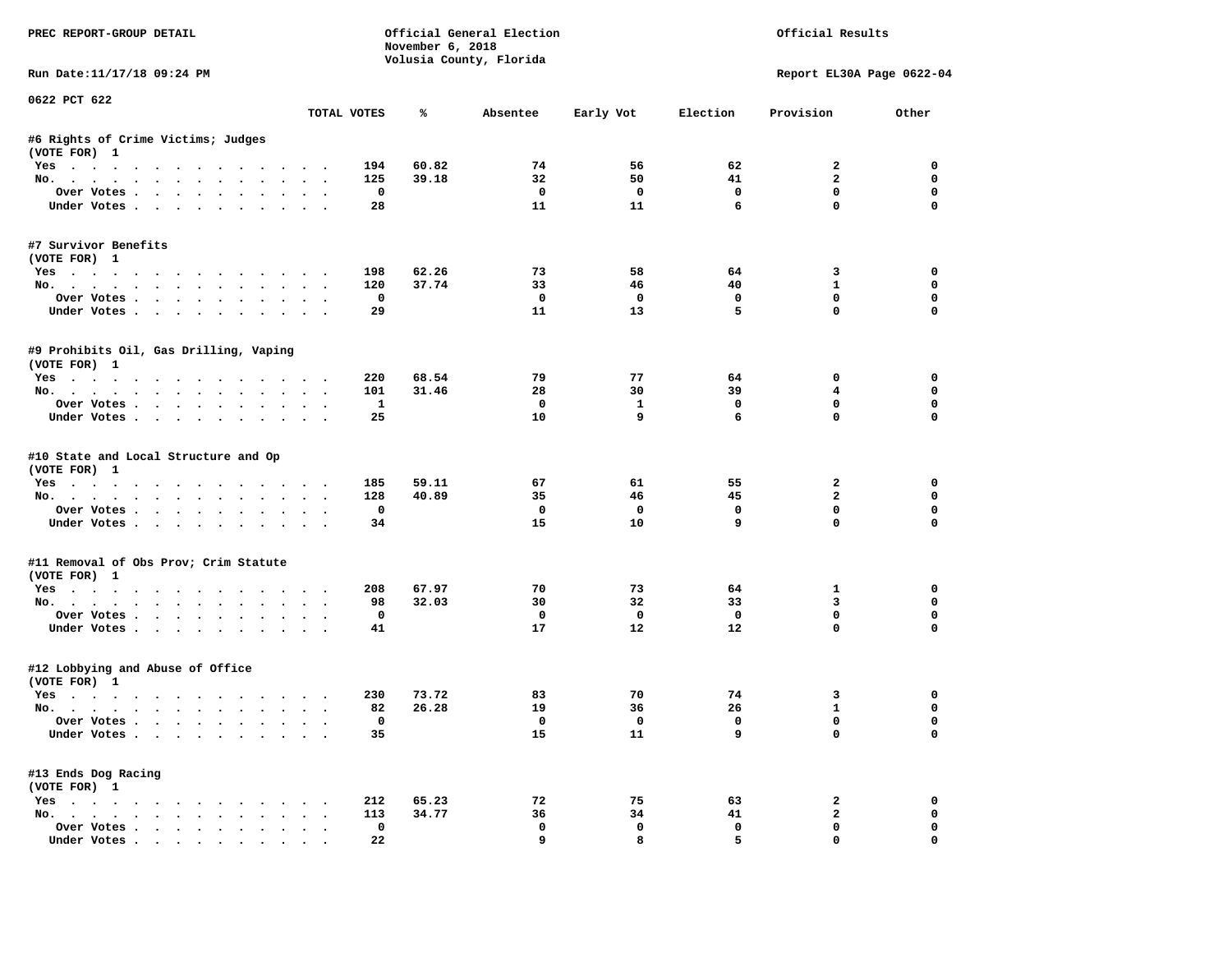PREC REPORT-GROUP DETAIL

Official General Election
November 6, 2018
Volusia County, Florida

Official Results

Run Date:11/17/18 09:24 PM

Report EL30A Page 0622-04

0622 PCT 622

| | TOTAL VOTES | % | Absentee | Early Vot | Election | Provision | Other |
|---|---|---|---|---|---|---|---|
| **#6 Rights of Crime Victims; Judges** | | | | | | | |
| (VOTE FOR) 1 | | | | | | | |
| Yes | 194 | 60.82 | 74 | 56 | 62 | 2 | 0 |
| No. | 125 | 39.18 | 32 | 50 | 41 | 2 | 0 |
| Over Votes | 0 | | 0 | 0 | 0 | 0 | 0 |
| Under Votes | 28 | | 11 | 11 | 6 | 0 | 0 |
| **#7 Survivor Benefits** | | | | | | | |
| (VOTE FOR) 1 | | | | | | | |
| Yes | 198 | 62.26 | 73 | 58 | 64 | 3 | 0 |
| No. | 120 | 37.74 | 33 | 46 | 40 | 1 | 0 |
| Over Votes | 0 | | 0 | 0 | 0 | 0 | 0 |
| Under Votes | 29 | | 11 | 13 | 5 | 0 | 0 |
| **#9 Prohibits Oil, Gas Drilling, Vaping** | | | | | | | |
| (VOTE FOR) 1 | | | | | | | |
| Yes | 220 | 68.54 | 79 | 77 | 64 | 0 | 0 |
| No. | 101 | 31.46 | 28 | 30 | 39 | 4 | 0 |
| Over Votes | 1 | | 0 | 1 | 0 | 0 | 0 |
| Under Votes | 25 | | 10 | 9 | 6 | 0 | 0 |
| **#10 State and Local Structure and Op** | | | | | | | |
| (VOTE FOR) 1 | | | | | | | |
| Yes | 185 | 59.11 | 67 | 61 | 55 | 2 | 0 |
| No. | 128 | 40.89 | 35 | 46 | 45 | 2 | 0 |
| Over Votes | 0 | | 0 | 0 | 0 | 0 | 0 |
| Under Votes | 34 | | 15 | 10 | 9 | 0 | 0 |
| **#11 Removal of Obs Prov; Crim Statute** | | | | | | | |
| (VOTE FOR) 1 | | | | | | | |
| Yes | 208 | 67.97 | 70 | 73 | 64 | 1 | 0 |
| No. | 98 | 32.03 | 30 | 32 | 33 | 3 | 0 |
| Over Votes | 0 | | 0 | 0 | 0 | 0 | 0 |
| Under Votes | 41 | | 17 | 12 | 12 | 0 | 0 |
| **#12 Lobbying and Abuse of Office** | | | | | | | |
| (VOTE FOR) 1 | | | | | | | |
| Yes | 230 | 73.72 | 83 | 70 | 74 | 3 | 0 |
| No. | 82 | 26.28 | 19 | 36 | 26 | 1 | 0 |
| Over Votes | 0 | | 0 | 0 | 0 | 0 | 0 |
| Under Votes | 35 | | 15 | 11 | 9 | 0 | 0 |
| **#13 Ends Dog Racing** | | | | | | | |
| (VOTE FOR) 1 | | | | | | | |
| Yes | 212 | 65.23 | 72 | 75 | 63 | 2 | 0 |
| No. | 113 | 34.77 | 36 | 34 | 41 | 2 | 0 |
| Over Votes | 0 | | 0 | 0 | 0 | 0 | 0 |
| Under Votes | 22 | | 9 | 8 | 5 | 0 | 0 |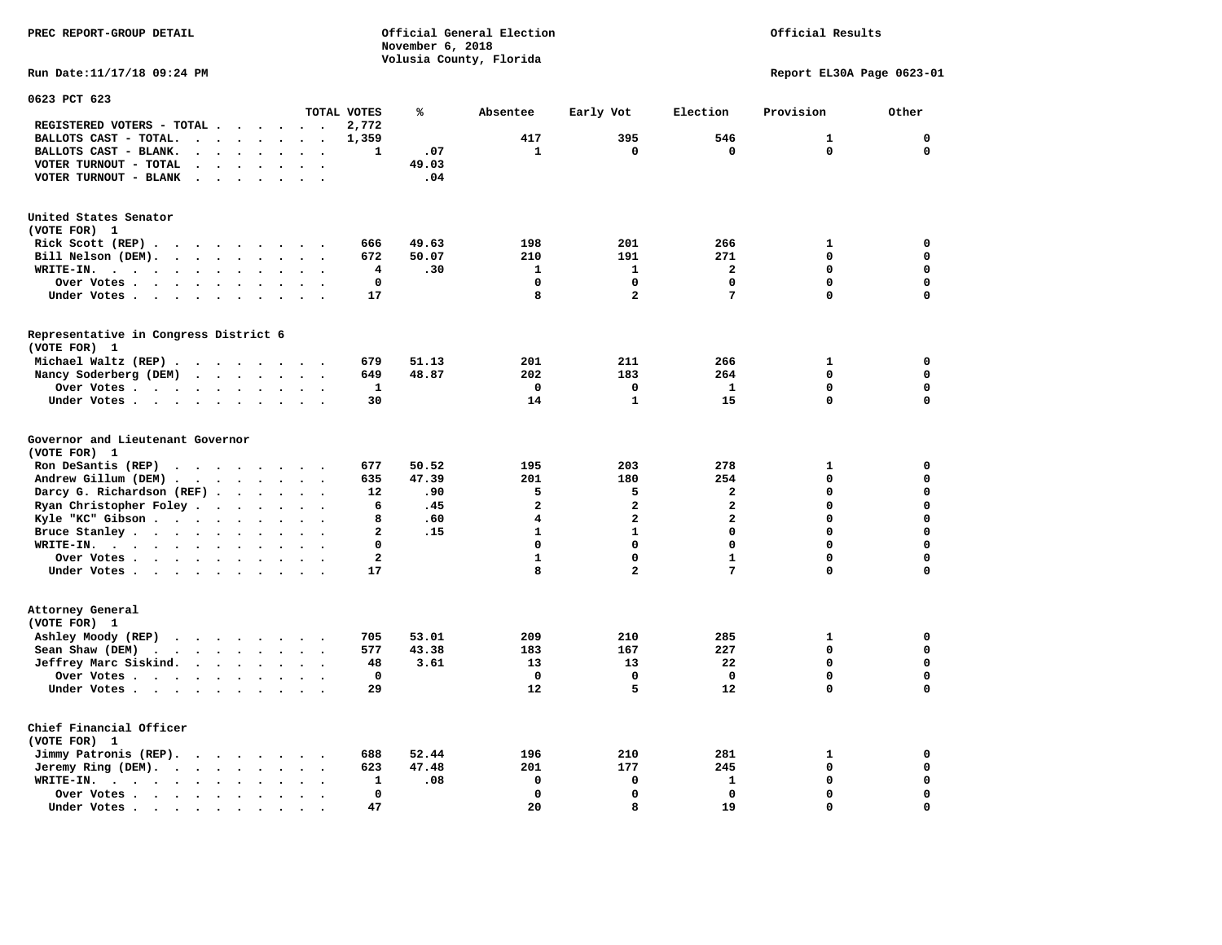PREC REPORT-GROUP DETAIL

Official General Election
November 6, 2018
Volusia County, Florida

Official Results

Run Date:11/17/18 09:24 PM

Report EL30A Page 0623-01

## 0623 PCT 623

| | TOTAL VOTES | % | Absentee | Early Vot | Election | Provision | Other |
|---|---|---|---|---|---|---|---|
| REGISTERED VOTERS - TOTAL | 2,772 | | | | | | |
| BALLOTS CAST - TOTAL | 1,359 | | 417 | 395 | 546 | 1 | 0 |
| BALLOTS CAST - BLANK | 1 | .07 | 1 | 0 | 0 | 0 | 0 |
| VOTER TURNOUT - TOTAL | | 49.03 | | | | | |
| VOTER TURNOUT - BLANK | | .04 | | | | | |

### United States Senator
(VOTE FOR) 1

| | TOTAL VOTES | % | Absentee | Early Vot | Election | Provision | Other |
|---|---|---|---|---|---|---|---|
| Rick Scott (REP) | 666 | 49.63 | 198 | 201 | 266 | 1 | 0 |
| Bill Nelson (DEM) | 672 | 50.07 | 210 | 191 | 271 | 0 | 0 |
| WRITE-IN | 4 | .30 | 1 | 1 | 2 | 0 | 0 |
| Over Votes | 0 | | 0 | 0 | 0 | 0 | 0 |
| Under Votes | 17 | | 8 | 2 | 7 | 0 | 0 |

### Representative in Congress District 6
(VOTE FOR) 1

| | TOTAL VOTES | % | Absentee | Early Vot | Election | Provision | Other |
|---|---|---|---|---|---|---|---|
| Michael Waltz (REP) | 679 | 51.13 | 201 | 211 | 266 | 1 | 0 |
| Nancy Soderberg (DEM) | 649 | 48.87 | 202 | 183 | 264 | 0 | 0 |
| Over Votes | 1 | | 0 | 0 | 1 | 0 | 0 |
| Under Votes | 30 | | 14 | 1 | 15 | 0 | 0 |

### Governor and Lieutenant Governor
(VOTE FOR) 1

| | TOTAL VOTES | % | Absentee | Early Vot | Election | Provision | Other |
|---|---|---|---|---|---|---|---|
| Ron DeSantis (REP) | 677 | 50.52 | 195 | 203 | 278 | 1 | 0 |
| Andrew Gillum (DEM) | 635 | 47.39 | 201 | 180 | 254 | 0 | 0 |
| Darcy G. Richardson (REF) | 12 | .90 | 5 | 5 | 2 | 0 | 0 |
| Ryan Christopher Foley | 6 | .45 | 2 | 2 | 2 | 0 | 0 |
| Kyle "KC" Gibson | 8 | .60 | 4 | 2 | 2 | 0 | 0 |
| Bruce Stanley | 2 | .15 | 1 | 1 | 0 | 0 | 0 |
| WRITE-IN | 0 | | 0 | 0 | 0 | 0 | 0 |
| Over Votes | 2 | | 1 | 0 | 1 | 0 | 0 |
| Under Votes | 17 | | 8 | 2 | 7 | 0 | 0 |

### Attorney General
(VOTE FOR) 1

| | TOTAL VOTES | % | Absentee | Early Vot | Election | Provision | Other |
|---|---|---|---|---|---|---|---|
| Ashley Moody (REP) | 705 | 53.01 | 209 | 210 | 285 | 1 | 0 |
| Sean Shaw (DEM) | 577 | 43.38 | 183 | 167 | 227 | 0 | 0 |
| Jeffrey Marc Siskind | 48 | 3.61 | 13 | 13 | 22 | 0 | 0 |
| Over Votes | 0 | | 0 | 0 | 0 | 0 | 0 |
| Under Votes | 29 | | 12 | 5 | 12 | 0 | 0 |

### Chief Financial Officer
(VOTE FOR) 1

| | TOTAL VOTES | % | Absentee | Early Vot | Election | Provision | Other |
|---|---|---|---|---|---|---|---|
| Jimmy Patronis (REP) | 688 | 52.44 | 196 | 210 | 281 | 1 | 0 |
| Jeremy Ring (DEM) | 623 | 47.48 | 201 | 177 | 245 | 0 | 0 |
| WRITE-IN | 1 | .08 | 0 | 0 | 1 | 0 | 0 |
| Over Votes | 0 | | 0 | 0 | 0 | 0 | 0 |
| Under Votes | 47 | | 20 | 8 | 19 | 0 | 0 |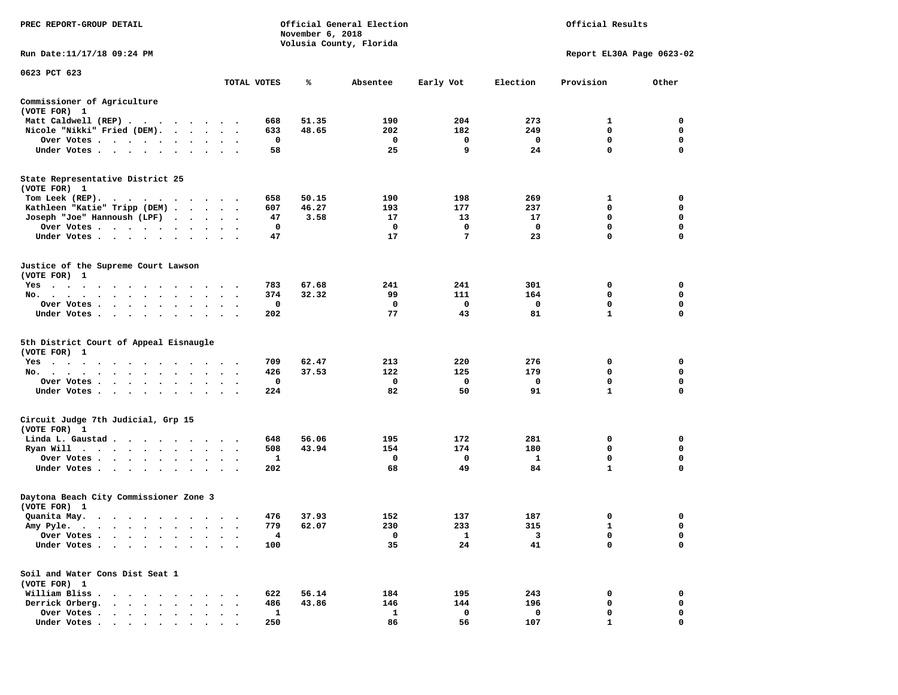PREC REPORT-GROUP DETAIL

Official General Election
November 6, 2018
Volusia County, Florida

Official Results

Run Date:11/17/18 09:24 PM

Report EL30A Page 0623-02

0623 PCT 623

| | TOTAL VOTES | % | Absentee | Early Vot | Election | Provision | Other |
|---|---|---|---|---|---|---|---|
| **Commissioner of Agriculture** | | | | | | | |
| (VOTE FOR) 1 | | | | | | | |
| Matt Caldwell (REP) | 668 | 51.35 | 190 | 204 | 273 | 1 | 0 |
| Nicole "Nikki" Fried (DEM) | 633 | 48.65 | 202 | 182 | 249 | 0 | 0 |
| Over Votes | 0 | | 0 | 0 | 0 | 0 | 0 |
| Under Votes | 58 | | 25 | 9 | 24 | 0 | 0 |
| **State Representative District 25** | | | | | | | |
| (VOTE FOR) 1 | | | | | | | |
| Tom Leek (REP) | 658 | 50.15 | 190 | 198 | 269 | 1 | 0 |
| Kathleen "Katie" Tripp (DEM) | 607 | 46.27 | 193 | 177 | 237 | 0 | 0 |
| Joseph "Joe" Hannoush (LPF) | 47 | 3.58 | 17 | 13 | 17 | 0 | 0 |
| Over Votes | 0 | | 0 | 0 | 0 | 0 | 0 |
| Under Votes | 47 | | 17 | 7 | 23 | 0 | 0 |
| **Justice of the Supreme Court Lawson** | | | | | | | |
| (VOTE FOR) 1 | | | | | | | |
| Yes | 783 | 67.68 | 241 | 241 | 301 | 0 | 0 |
| No | 374 | 32.32 | 99 | 111 | 164 | 0 | 0 |
| Over Votes | 0 | | 0 | 0 | 0 | 0 | 0 |
| Under Votes | 202 | | 77 | 43 | 81 | 1 | 0 |
| **5th District Court of Appeal Eisnaugle** | | | | | | | |
| (VOTE FOR) 1 | | | | | | | |
| Yes | 709 | 62.47 | 213 | 220 | 276 | 0 | 0 |
| No | 426 | 37.53 | 122 | 125 | 179 | 0 | 0 |
| Over Votes | 0 | | 0 | 0 | 0 | 0 | 0 |
| Under Votes | 224 | | 82 | 50 | 91 | 1 | 0 |
| **Circuit Judge 7th Judicial, Grp 15** | | | | | | | |
| (VOTE FOR) 1 | | | | | | | |
| Linda L. Gaustad | 648 | 56.06 | 195 | 172 | 281 | 0 | 0 |
| Ryan Will | 508 | 43.94 | 154 | 174 | 180 | 0 | 0 |
| Over Votes | 1 | | 0 | 0 | 1 | 0 | 0 |
| Under Votes | 202 | | 68 | 49 | 84 | 1 | 0 |
| **Daytona Beach City Commissioner Zone 3** | | | | | | | |
| (VOTE FOR) 1 | | | | | | | |
| Quanita May | 476 | 37.93 | 152 | 137 | 187 | 0 | 0 |
| Amy Pyle | 779 | 62.07 | 230 | 233 | 315 | 1 | 0 |
| Over Votes | 4 | | 0 | 1 | 3 | 0 | 0 |
| Under Votes | 100 | | 35 | 24 | 41 | 0 | 0 |
| **Soil and Water Cons Dist Seat 1** | | | | | | | |
| (VOTE FOR) 1 | | | | | | | |
| William Bliss | 622 | 56.14 | 184 | 195 | 243 | 0 | 0 |
| Derrick Orberg | 486 | 43.86 | 146 | 144 | 196 | 0 | 0 |
| Over Votes | 1 | | 1 | 0 | 0 | 0 | 0 |
| Under Votes | 250 | | 86 | 56 | 107 | 1 | 0 |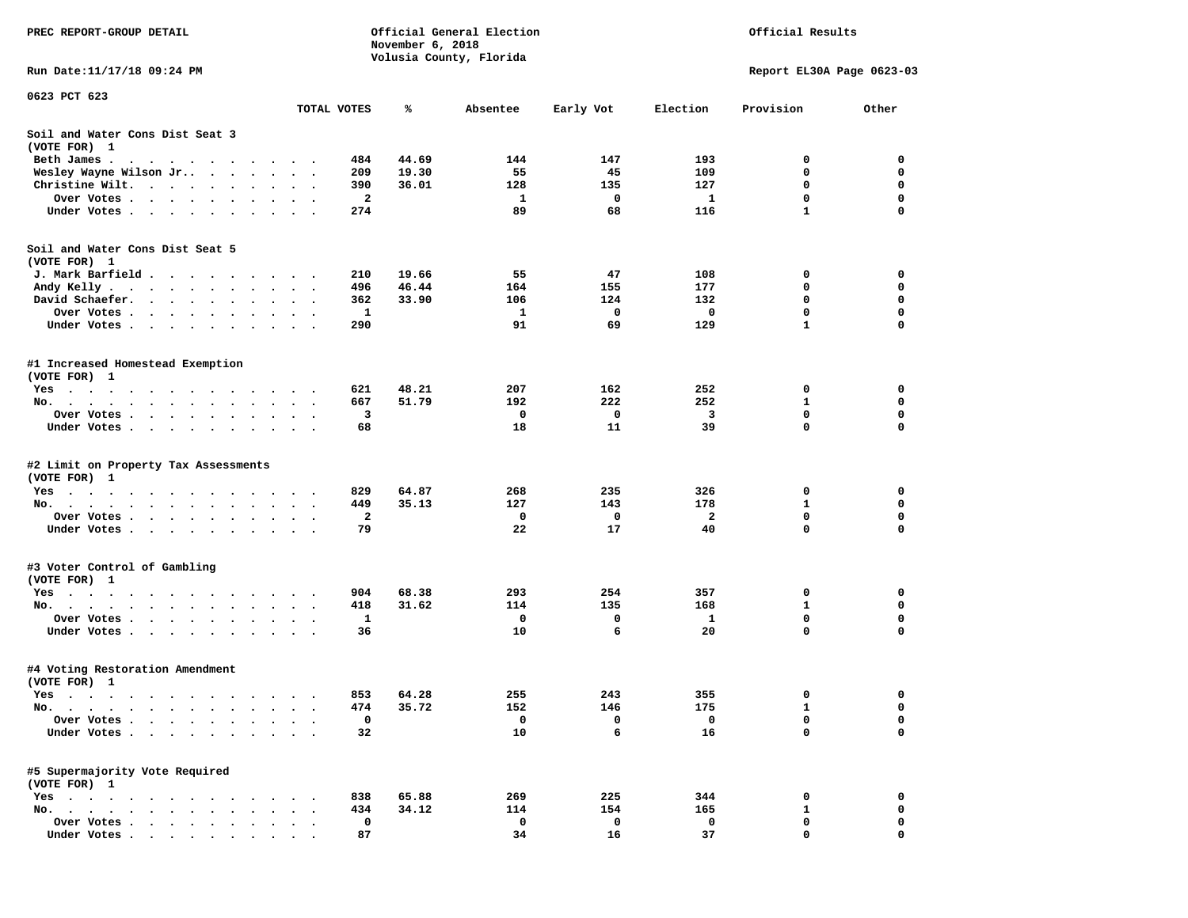PREC REPORT-GROUP DETAIL

Official General Election
November 6, 2018
Volusia County, Florida

Official Results

Run Date:11/17/18 09:24 PM

Report EL30A Page 0623-03

0623 PCT 623

| | TOTAL VOTES | % | Absentee | Early Vot | Election | Provision | Other |
|---|---|---|---|---|---|---|---|
| **Soil and Water Cons Dist Seat 3** | | | | | | | |
| (VOTE FOR) 1 | | | | | | | |
| Beth James | 484 | 44.69 | 144 | 147 | 193 | 0 | 0 |
| Wesley Wayne Wilson Jr. | 209 | 19.30 | 55 | 45 | 109 | 0 | 0 |
| Christine Wilt | 390 | 36.01 | 128 | 135 | 127 | 0 | 0 |
| Over Votes | 2 | | 1 | 0 | 1 | 0 | 0 |
| Under Votes | 274 | | 89 | 68 | 116 | 1 | 0 |
| **Soil and Water Cons Dist Seat 5** | | | | | | | |
| (VOTE FOR) 1 | | | | | | | |
| J. Mark Barfield | 210 | 19.66 | 55 | 47 | 108 | 0 | 0 |
| Andy Kelly | 496 | 46.44 | 164 | 155 | 177 | 0 | 0 |
| David Schaefer | 362 | 33.90 | 106 | 124 | 132 | 0 | 0 |
| Over Votes | 1 | | 1 | 0 | 0 | 0 | 0 |
| Under Votes | 290 | | 91 | 69 | 129 | 1 | 0 |
| **#1 Increased Homestead Exemption** | | | | | | | |
| (VOTE FOR) 1 | | | | | | | |
| Yes | 621 | 48.21 | 207 | 162 | 252 | 0 | 0 |
| No | 667 | 51.79 | 192 | 222 | 252 | 1 | 0 |
| Over Votes | 3 | | 0 | 0 | 3 | 0 | 0 |
| Under Votes | 68 | | 18 | 11 | 39 | 0 | 0 |
| **#2 Limit on Property Tax Assessments** | | | | | | | |
| (VOTE FOR) 1 | | | | | | | |
| Yes | 829 | 64.87 | 268 | 235 | 326 | 0 | 0 |
| No | 449 | 35.13 | 127 | 143 | 178 | 1 | 0 |
| Over Votes | 2 | | 0 | 0 | 2 | 0 | 0 |
| Under Votes | 79 | | 22 | 17 | 40 | 0 | 0 |
| **#3 Voter Control of Gambling** | | | | | | | |
| (VOTE FOR) 1 | | | | | | | |
| Yes | 904 | 68.38 | 293 | 254 | 357 | 0 | 0 |
| No | 418 | 31.62 | 114 | 135 | 168 | 1 | 0 |
| Over Votes | 1 | | 0 | 0 | 1 | 0 | 0 |
| Under Votes | 36 | | 10 | 6 | 20 | 0 | 0 |
| **#4 Voting Restoration Amendment** | | | | | | | |
| (VOTE FOR) 1 | | | | | | | |
| Yes | 853 | 64.28 | 255 | 243 | 355 | 0 | 0 |
| No | 474 | 35.72 | 152 | 146 | 175 | 1 | 0 |
| Over Votes | 0 | | 0 | 0 | 0 | 0 | 0 |
| Under Votes | 32 | | 10 | 6 | 16 | 0 | 0 |
| **#5 Supermajority Vote Required** | | | | | | | |
| (VOTE FOR) 1 | | | | | | | |
| Yes | 838 | 65.88 | 269 | 225 | 344 | 0 | 0 |
| No | 434 | 34.12 | 114 | 154 | 165 | 1 | 0 |
| Over Votes | 0 | | 0 | 0 | 0 | 0 | 0 |
| Under Votes | 87 | | 34 | 16 | 37 | 0 | 0 |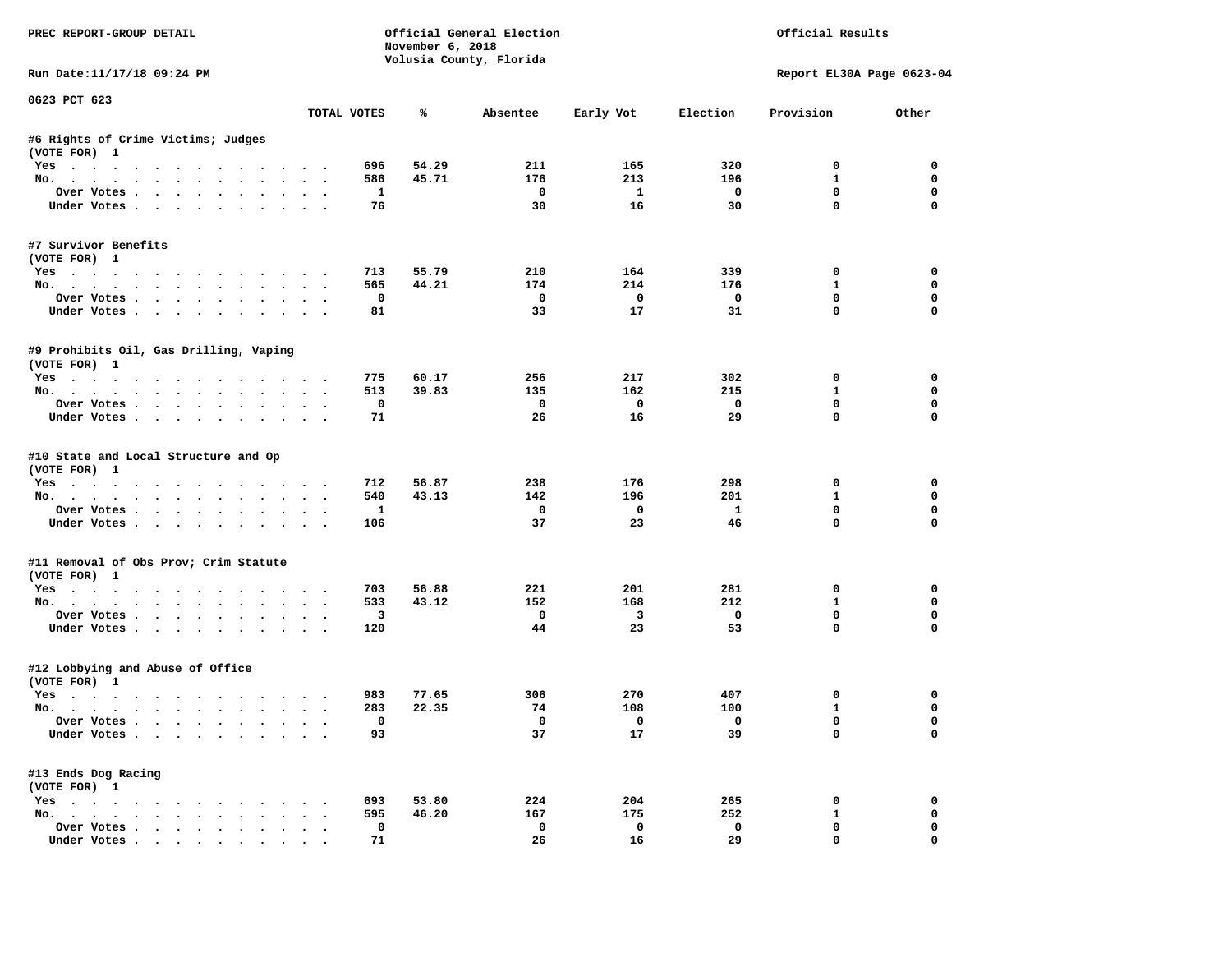PREC REPORT-GROUP DETAIL

Official General Election
November 6, 2018
Volusia County, Florida

Official Results

Run Date:11/17/18 09:24 PM

Report EL30A Page 0623-04

0623 PCT 623

| | TOTAL VOTES | % | Absentee | Early Vot | Election | Provision | Other |
|---|---|---|---|---|---|---|---|
| **#6 Rights of Crime Victims; Judges** | | | | | | | |
| (VOTE FOR) 1 | | | | | | | |
| Yes | 696 | 54.29 | 211 | 165 | 320 | 0 | 0 |
| No. | 586 | 45.71 | 176 | 213 | 196 | 1 | 0 |
| Over Votes | 1 | | 0 | 1 | 0 | 0 | 0 |
| Under Votes | 76 | | 30 | 16 | 30 | 0 | 0 |
| **#7 Survivor Benefits** | | | | | | | |
| (VOTE FOR) 1 | | | | | | | |
| Yes | 713 | 55.79 | 210 | 164 | 339 | 0 | 0 |
| No. | 565 | 44.21 | 174 | 214 | 176 | 1 | 0 |
| Over Votes | 0 | | 0 | 0 | 0 | 0 | 0 |
| Under Votes | 81 | | 33 | 17 | 31 | 0 | 0 |
| **#9 Prohibits Oil, Gas Drilling, Vaping** | | | | | | | |
| (VOTE FOR) 1 | | | | | | | |
| Yes | 775 | 60.17 | 256 | 217 | 302 | 0 | 0 |
| No. | 513 | 39.83 | 135 | 162 | 215 | 1 | 0 |
| Over Votes | 0 | | 0 | 0 | 0 | 0 | 0 |
| Under Votes | 71 | | 26 | 16 | 29 | 0 | 0 |
| **#10 State and Local Structure and Op** | | | | | | | |
| (VOTE FOR) 1 | | | | | | | |
| Yes | 712 | 56.87 | 238 | 176 | 298 | 0 | 0 |
| No. | 540 | 43.13 | 142 | 196 | 201 | 1 | 0 |
| Over Votes | 1 | | 0 | 0 | 1 | 0 | 0 |
| Under Votes | 106 | | 37 | 23 | 46 | 0 | 0 |
| **#11 Removal of Obs Prov; Crim Statute** | | | | | | | |
| (VOTE FOR) 1 | | | | | | | |
| Yes | 703 | 56.88 | 221 | 201 | 281 | 0 | 0 |
| No. | 533 | 43.12 | 152 | 168 | 212 | 1 | 0 |
| Over Votes | 3 | | 0 | 3 | 0 | 0 | 0 |
| Under Votes | 120 | | 44 | 23 | 53 | 0 | 0 |
| **#12 Lobbying and Abuse of Office** | | | | | | | |
| (VOTE FOR) 1 | | | | | | | |
| Yes | 983 | 77.65 | 306 | 270 | 407 | 0 | 0 |
| No. | 283 | 22.35 | 74 | 108 | 100 | 1 | 0 |
| Over Votes | 0 | | 0 | 0 | 0 | 0 | 0 |
| Under Votes | 93 | | 37 | 17 | 39 | 0 | 0 |
| **#13 Ends Dog Racing** | | | | | | | |
| (VOTE FOR) 1 | | | | | | | |
| Yes | 693 | 53.80 | 224 | 204 | 265 | 0 | 0 |
| No. | 595 | 46.20 | 167 | 175 | 252 | 1 | 0 |
| Over Votes | 0 | | 0 | 0 | 0 | 0 | 0 |
| Under Votes | 71 | | 26 | 16 | 29 | 0 | 0 |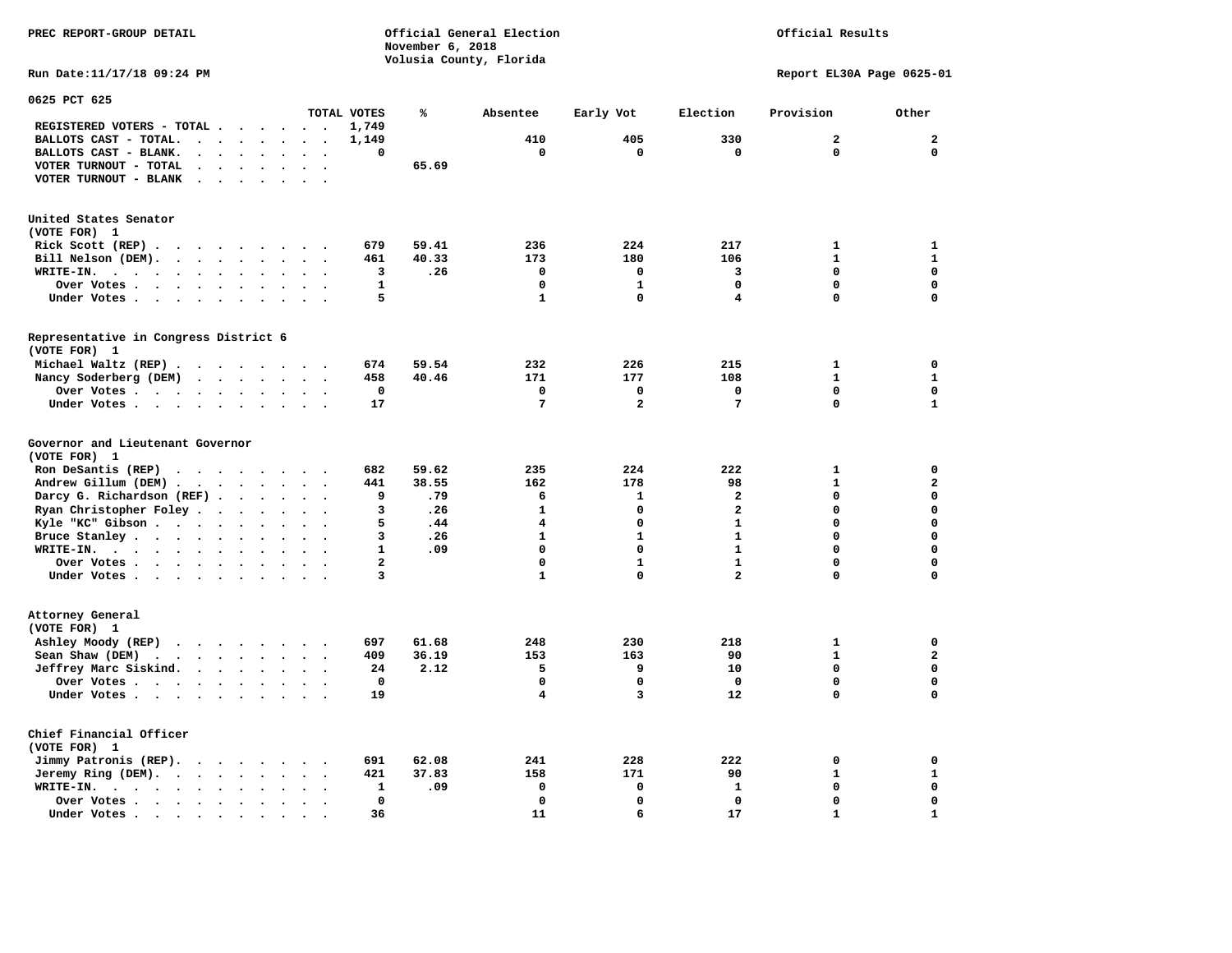PREC REPORT-GROUP DETAIL

Official General Election
November 6, 2018
Volusia County, Florida

Official Results

Run Date:11/17/18 09:24 PM

Report EL30A Page 0625-01

## 0625 PCT 625

| | TOTAL VOTES | % | Absentee | Early Vot | Election | Provision | Other |
|---|---|---|---|---|---|---|---|
| REGISTERED VOTERS - TOTAL | 1,749 | | | | | | |
| BALLOTS CAST - TOTAL. | 1,149 | | 410 | 405 | 330 | 2 | 2 |
| BALLOTS CAST - BLANK. | 0 | | 0 | 0 | 0 | 0 | 0 |
| VOTER TURNOUT - TOTAL | | 65.69 | | | | | |
| VOTER TURNOUT - BLANK | | | | | | | |

### United States Senator
(VOTE FOR) 1

| | TOTAL VOTES | % | Absentee | Early Vot | Election | Provision | Other |
|---|---|---|---|---|---|---|---|
| Rick Scott (REP) | 679 | 59.41 | 236 | 224 | 217 | 1 | 1 |
| Bill Nelson (DEM). | 461 | 40.33 | 173 | 180 | 106 | 1 | 1 |
| WRITE-IN. | 3 | .26 | 0 | 0 | 3 | 0 | 0 |
| Over Votes | 1 | | 0 | 1 | 0 | 0 | 0 |
| Under Votes | 5 | | 1 | 0 | 4 | 0 | 0 |

### Representative in Congress District 6
(VOTE FOR) 1

| | TOTAL VOTES | % | Absentee | Early Vot | Election | Provision | Other |
|---|---|---|---|---|---|---|---|
| Michael Waltz (REP) | 674 | 59.54 | 232 | 226 | 215 | 1 | 0 |
| Nancy Soderberg (DEM) | 458 | 40.46 | 171 | 177 | 108 | 1 | 1 |
| Over Votes | 0 | | 0 | 0 | 0 | 0 | 0 |
| Under Votes | 17 | | 7 | 2 | 7 | 0 | 1 |

### Governor and Lieutenant Governor
(VOTE FOR) 1

| | TOTAL VOTES | % | Absentee | Early Vot | Election | Provision | Other |
|---|---|---|---|---|---|---|---|
| Ron DeSantis (REP) | 682 | 59.62 | 235 | 224 | 222 | 1 | 0 |
| Andrew Gillum (DEM) | 441 | 38.55 | 162 | 178 | 98 | 1 | 2 |
| Darcy G. Richardson (REF) | 9 | .79 | 6 | 1 | 2 | 0 | 0 |
| Ryan Christopher Foley | 3 | .26 | 1 | 0 | 2 | 0 | 0 |
| Kyle "KC" Gibson | 5 | .44 | 4 | 0 | 1 | 0 | 0 |
| Bruce Stanley | 3 | .26 | 1 | 1 | 1 | 0 | 0 |
| WRITE-IN. | 1 | .09 | 0 | 0 | 1 | 0 | 0 |
| Over Votes | 2 | | 0 | 1 | 1 | 0 | 0 |
| Under Votes | 3 | | 1 | 0 | 2 | 0 | 0 |

### Attorney General
(VOTE FOR) 1

| | TOTAL VOTES | % | Absentee | Early Vot | Election | Provision | Other |
|---|---|---|---|---|---|---|---|
| Ashley Moody (REP) | 697 | 61.68 | 248 | 230 | 218 | 1 | 0 |
| Sean Shaw (DEM) | 409 | 36.19 | 153 | 163 | 90 | 1 | 2 |
| Jeffrey Marc Siskind. | 24 | 2.12 | 5 | 9 | 10 | 0 | 0 |
| Over Votes | 0 | | 0 | 0 | 0 | 0 | 0 |
| Under Votes | 19 | | 4 | 3 | 12 | 0 | 0 |

### Chief Financial Officer
(VOTE FOR) 1

| | TOTAL VOTES | % | Absentee | Early Vot | Election | Provision | Other |
|---|---|---|---|---|---|---|---|
| Jimmy Patronis (REP). | 691 | 62.08 | 241 | 228 | 222 | 0 | 0 |
| Jeremy Ring (DEM). | 421 | 37.83 | 158 | 171 | 90 | 1 | 1 |
| WRITE-IN. | 1 | .09 | 0 | 0 | 1 | 0 | 0 |
| Over Votes | 0 | | 0 | 0 | 0 | 0 | 0 |
| Under Votes | 36 | | 11 | 6 | 17 | 1 | 1 |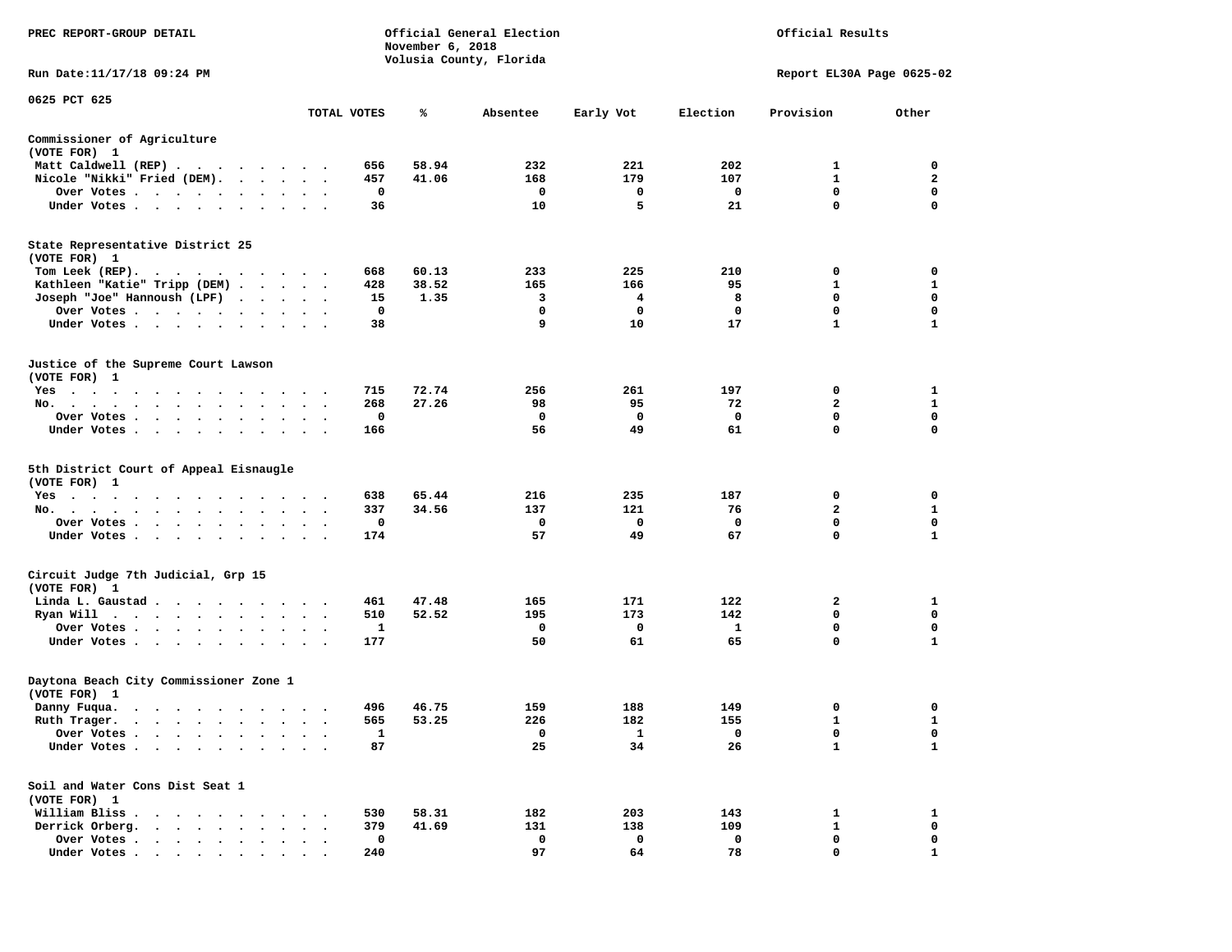PREC REPORT-GROUP DETAIL

Official General Election
November 6, 2018
Volusia County, Florida

Official Results

Run Date:11/17/18 09:24 PM

Report EL30A Page 0625-02

0625 PCT 625

| | TOTAL VOTES | % | Absentee | Early Vot | Election | Provision | Other |
|---|---|---|---|---|---|---|---|
| **Commissioner of Agriculture** | | | | | | | |
| (VOTE FOR) 1 | | | | | | | |
| Matt Caldwell (REP) | 656 | 58.94 | 232 | 221 | 202 | 1 | 0 |
| Nicole "Nikki" Fried (DEM) | 457 | 41.06 | 168 | 179 | 107 | 1 | 2 |
| Over Votes | 0 | | 0 | 0 | 0 | 0 | 0 |
| Under Votes | 36 | | 10 | 5 | 21 | 0 | 0 |
| **State Representative District 25** | | | | | | | |
| (VOTE FOR) 1 | | | | | | | |
| Tom Leek (REP) | 668 | 60.13 | 233 | 225 | 210 | 0 | 0 |
| Kathleen "Katie" Tripp (DEM) | 428 | 38.52 | 165 | 166 | 95 | 1 | 1 |
| Joseph "Joe" Hannoush (LPF) | 15 | 1.35 | 3 | 4 | 8 | 0 | 0 |
| Over Votes | 0 | | 0 | 0 | 0 | 0 | 0 |
| Under Votes | 38 | | 9 | 10 | 17 | 1 | 1 |
| **Justice of the Supreme Court Lawson** | | | | | | | |
| (VOTE FOR) 1 | | | | | | | |
| Yes | 715 | 72.74 | 256 | 261 | 197 | 0 | 1 |
| No | 268 | 27.26 | 98 | 95 | 72 | 2 | 1 |
| Over Votes | 0 | | 0 | 0 | 0 | 0 | 0 |
| Under Votes | 166 | | 56 | 49 | 61 | 0 | 0 |
| **5th District Court of Appeal Eisnaugle** | | | | | | | |
| (VOTE FOR) 1 | | | | | | | |
| Yes | 638 | 65.44 | 216 | 235 | 187 | 0 | 0 |
| No | 337 | 34.56 | 137 | 121 | 76 | 2 | 1 |
| Over Votes | 0 | | 0 | 0 | 0 | 0 | 0 |
| Under Votes | 174 | | 57 | 49 | 67 | 0 | 1 |
| **Circuit Judge 7th Judicial, Grp 15** | | | | | | | |
| (VOTE FOR) 1 | | | | | | | |
| Linda L. Gaustad | 461 | 47.48 | 165 | 171 | 122 | 2 | 1 |
| Ryan Will | 510 | 52.52 | 195 | 173 | 142 | 0 | 0 |
| Over Votes | 1 | | 0 | 0 | 1 | 0 | 0 |
| Under Votes | 177 | | 50 | 61 | 65 | 0 | 1 |
| **Daytona Beach City Commissioner Zone 1** | | | | | | | |
| (VOTE FOR) 1 | | | | | | | |
| Danny Fuqua | 496 | 46.75 | 159 | 188 | 149 | 0 | 0 |
| Ruth Trager | 565 | 53.25 | 226 | 182 | 155 | 1 | 1 |
| Over Votes | 1 | | 0 | 1 | 0 | 0 | 0 |
| Under Votes | 87 | | 25 | 34 | 26 | 1 | 1 |
| **Soil and Water Cons Dist Seat 1** | | | | | | | |
| (VOTE FOR) 1 | | | | | | | |
| William Bliss | 530 | 58.31 | 182 | 203 | 143 | 1 | 1 |
| Derrick Orberg | 379 | 41.69 | 131 | 138 | 109 | 1 | 0 |
| Over Votes | 0 | | 0 | 0 | 0 | 0 | 0 |
| Under Votes | 240 | | 97 | 64 | 78 | 0 | 1 |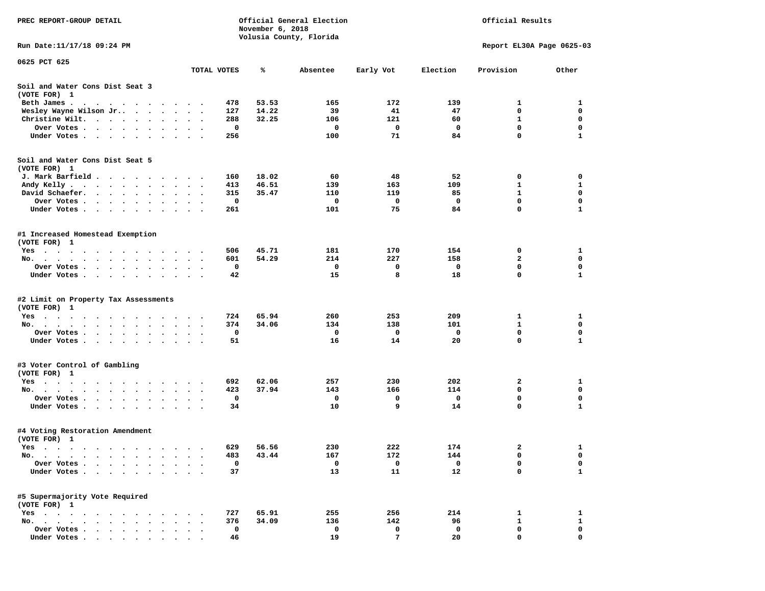0625 PCT 625

| | TOTAL VOTES | % | Absentee | Early Vot | Election | Provision | Other |
|---|---|---|---|---|---|---|---|
| **Soil and Water Cons Dist Seat 3** | | | | | | | |
| **(VOTE FOR) 1** | | | | | | | |
| Beth James | 478 | 53.53 | 165 | 172 | 139 | 1 | 1 |
| Wesley Wayne Wilson Jr. | 127 | 14.22 | 39 | 41 | 47 | 0 | 0 |
| Christine Wilt | 288 | 32.25 | 106 | 121 | 60 | 1 | 0 |
| Over Votes | 0 | | 0 | 0 | 0 | 0 | 0 |
| Under Votes | 256 | | 100 | 71 | 84 | 0 | 1 |
| **Soil and Water Cons Dist Seat 5** | | | | | | | |
| **(VOTE FOR) 1** | | | | | | | |
| J. Mark Barfield | 160 | 18.02 | 60 | 48 | 52 | 0 | 0 |
| Andy Kelly | 413 | 46.51 | 139 | 163 | 109 | 1 | 1 |
| David Schaefer | 315 | 35.47 | 110 | 119 | 85 | 1 | 0 |
| Over Votes | 0 | | 0 | 0 | 0 | 0 | 0 |
| Under Votes | 261 | | 101 | 75 | 84 | 0 | 1 |
| **#1 Increased Homestead Exemption** | | | | | | | |
| **(VOTE FOR) 1** | | | | | | | |
| Yes | 506 | 45.71 | 181 | 170 | 154 | 0 | 1 |
| No | 601 | 54.29 | 214 | 227 | 158 | 2 | 0 |
| Over Votes | 0 | | 0 | 0 | 0 | 0 | 0 |
| Under Votes | 42 | | 15 | 8 | 18 | 0 | 1 |
| **#2 Limit on Property Tax Assessments** | | | | | | | |
| **(VOTE FOR) 1** | | | | | | | |
| Yes | 724 | 65.94 | 260 | 253 | 209 | 1 | 1 |
| No | 374 | 34.06 | 134 | 138 | 101 | 1 | 0 |
| Over Votes | 0 | | 0 | 0 | 0 | 0 | 0 |
| Under Votes | 51 | | 16 | 14 | 20 | 0 | 1 |
| **#3 Voter Control of Gambling** | | | | | | | |
| **(VOTE FOR) 1** | | | | | | | |
| Yes | 692 | 62.06 | 257 | 230 | 202 | 2 | 1 |
| No | 423 | 37.94 | 143 | 166 | 114 | 0 | 0 |
| Over Votes | 0 | | 0 | 0 | 0 | 0 | 0 |
| Under Votes | 34 | | 10 | 9 | 14 | 0 | 1 |
| **#4 Voting Restoration Amendment** | | | | | | | |
| **(VOTE FOR) 1** | | | | | | | |
| Yes | 629 | 56.56 | 230 | 222 | 174 | 2 | 1 |
| No | 483 | 43.44 | 167 | 172 | 144 | 0 | 0 |
| Over Votes | 0 | | 0 | 0 | 0 | 0 | 0 |
| Under Votes | 37 | | 13 | 11 | 12 | 0 | 1 |
| **#5 Supermajority Vote Required** | | | | | | | |
| **(VOTE FOR) 1** | | | | | | | |
| Yes | 727 | 65.91 | 255 | 256 | 214 | 1 | 1 |
| No | 376 | 34.09 | 136 | 142 | 96 | 1 | 1 |
| Over Votes | 0 | | 0 | 0 | 0 | 0 | 0 |
| Under Votes | 46 | | 19 | 7 | 20 | 0 | 0 |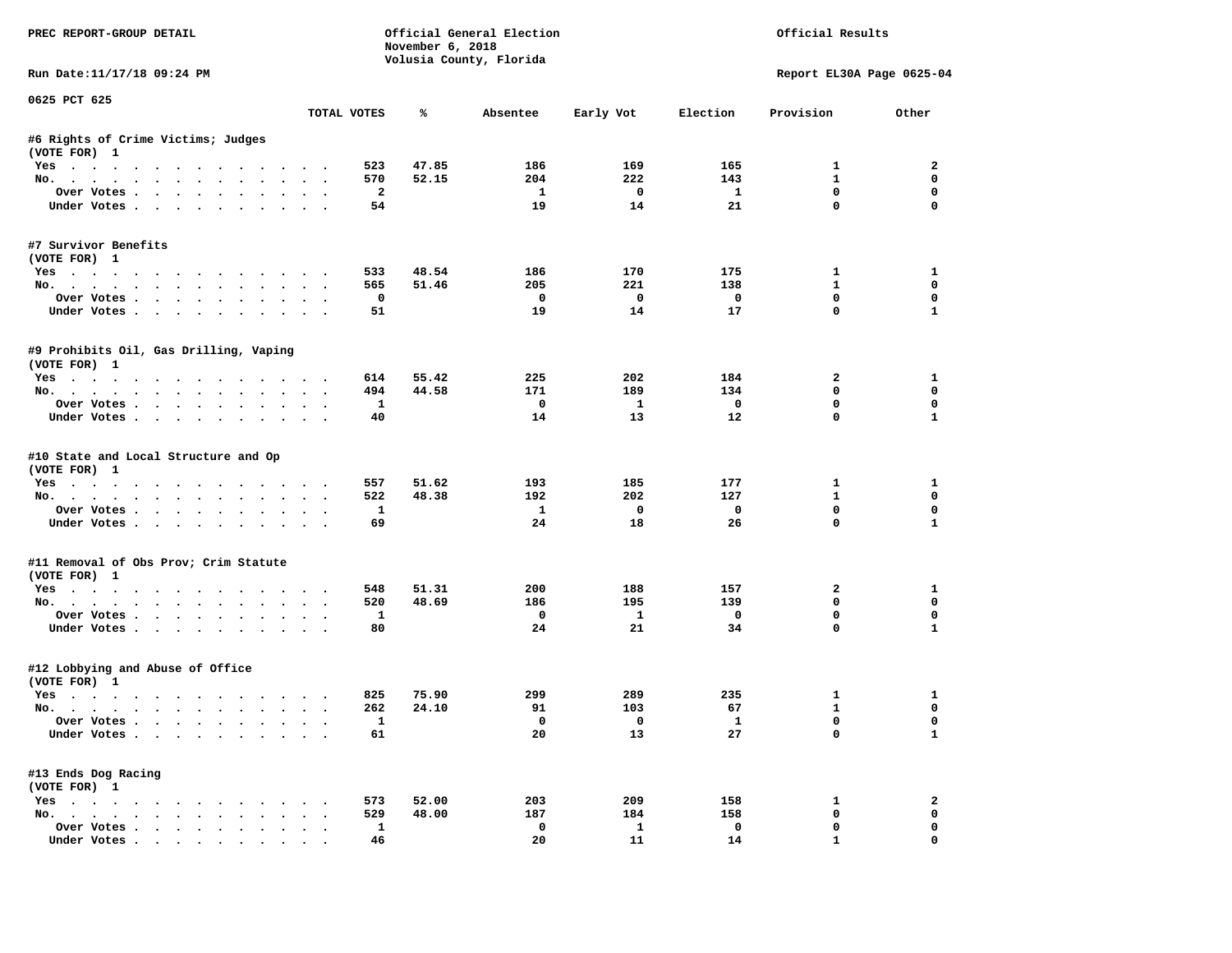PREC REPORT-GROUP DETAIL

Official General Election
November 6, 2018
Volusia County, Florida

Official Results

Run Date:11/17/18 09:24 PM

Report EL30A Page 0625-04

0625 PCT 625

| | TOTAL VOTES | % | Absentee | Early Vot | Election | Provision | Other |
|---|---|---|---|---|---|---|---|
| **#6 Rights of Crime Victims; Judges** | | | | | | | |
| (VOTE FOR) 1 | | | | | | | |
| Yes | 523 | 47.85 | 186 | 169 | 165 | 1 | 2 |
| No. | 570 | 52.15 | 204 | 222 | 143 | 1 | 0 |
| Over Votes | 2 | | 1 | 0 | 1 | 0 | 0 |
| Under Votes | 54 | | 19 | 14 | 21 | 0 | 0 |
| **#7 Survivor Benefits** | | | | | | | |
| (VOTE FOR) 1 | | | | | | | |
| Yes | 533 | 48.54 | 186 | 170 | 175 | 1 | 1 |
| No. | 565 | 51.46 | 205 | 221 | 138 | 1 | 0 |
| Over Votes | 0 | | 0 | 0 | 0 | 0 | 0 |
| Under Votes | 51 | | 19 | 14 | 17 | 0 | 1 |
| **#9 Prohibits Oil, Gas Drilling, Vaping** | | | | | | | |
| (VOTE FOR) 1 | | | | | | | |
| Yes | 614 | 55.42 | 225 | 202 | 184 | 2 | 1 |
| No. | 494 | 44.58 | 171 | 189 | 134 | 0 | 0 |
| Over Votes | 1 | | 0 | 1 | 0 | 0 | 0 |
| Under Votes | 40 | | 14 | 13 | 12 | 0 | 1 |
| **#10 State and Local Structure and Op** | | | | | | | |
| (VOTE FOR) 1 | | | | | | | |
| Yes | 557 | 51.62 | 193 | 185 | 177 | 1 | 1 |
| No. | 522 | 48.38 | 192 | 202 | 127 | 1 | 0 |
| Over Votes | 1 | | 1 | 0 | 0 | 0 | 0 |
| Under Votes | 69 | | 24 | 18 | 26 | 0 | 1 |
| **#11 Removal of Obs Prov; Crim Statute** | | | | | | | |
| (VOTE FOR) 1 | | | | | | | |
| Yes | 548 | 51.31 | 200 | 188 | 157 | 2 | 1 |
| No. | 520 | 48.69 | 186 | 195 | 139 | 0 | 0 |
| Over Votes | 1 | | 0 | 1 | 0 | 0 | 0 |
| Under Votes | 80 | | 24 | 21 | 34 | 0 | 1 |
| **#12 Lobbying and Abuse of Office** | | | | | | | |
| (VOTE FOR) 1 | | | | | | | |
| Yes | 825 | 75.90 | 299 | 289 | 235 | 1 | 1 |
| No. | 262 | 24.10 | 91 | 103 | 67 | 1 | 0 |
| Over Votes | 1 | | 0 | 0 | 1 | 0 | 0 |
| Under Votes | 61 | | 20 | 13 | 27 | 0 | 1 |
| **#13 Ends Dog Racing** | | | | | | | |
| (VOTE FOR) 1 | | | | | | | |
| Yes | 573 | 52.00 | 203 | 209 | 158 | 1 | 2 |
| No. | 529 | 48.00 | 187 | 184 | 158 | 0 | 0 |
| Over Votes | 1 | | 0 | 1 | 0 | 0 | 0 |
| Under Votes | 46 | | 20 | 11 | 14 | 1 | 0 |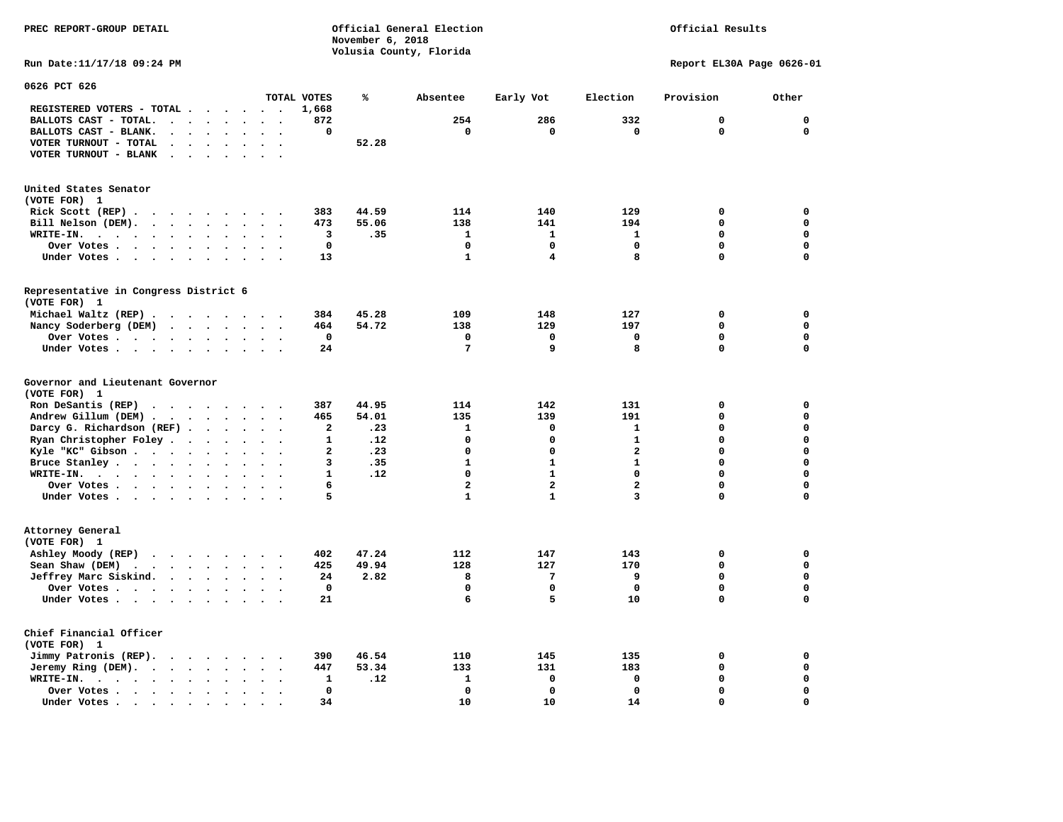PREC REPORT-GROUP DETAIL

Official General Election
November 6, 2018
Volusia County, Florida

Official Results

Run Date:11/17/18 09:24 PM

Report EL30A Page 0626-01

## 0626 PCT 626

| | TOTAL VOTES | % | Absentee | Early Vot | Election | Provision | Other |
|---|---|---|---|---|---|---|---|
| REGISTERED VOTERS - TOTAL | 1,668 | | | | | | |
| BALLOTS CAST - TOTAL. | 872 | | 254 | 286 | 332 | 0 | 0 |
| BALLOTS CAST - BLANK. | 0 | | 0 | 0 | 0 | 0 | 0 |
| VOTER TURNOUT - TOTAL | | 52.28 | | | | | |
| VOTER TURNOUT - BLANK | | | | | | | |

### United States Senator
(VOTE FOR) 1

| | TOTAL VOTES | % | Absentee | Early Vot | Election | Provision | Other |
|---|---|---|---|---|---|---|---|
| Rick Scott (REP) | 383 | 44.59 | 114 | 140 | 129 | 0 | 0 |
| Bill Nelson (DEM). | 473 | 55.06 | 138 | 141 | 194 | 0 | 0 |
| WRITE-IN. | 3 | .35 | 1 | 1 | 1 | 0 | 0 |
| Over Votes | 0 | | 0 | 0 | 0 | 0 | 0 |
| Under Votes | 13 | | 1 | 4 | 8 | 0 | 0 |

### Representative in Congress District 6
(VOTE FOR) 1

| | TOTAL VOTES | % | Absentee | Early Vot | Election | Provision | Other |
|---|---|---|---|---|---|---|---|
| Michael Waltz (REP) | 384 | 45.28 | 109 | 148 | 127 | 0 | 0 |
| Nancy Soderberg (DEM) | 464 | 54.72 | 138 | 129 | 197 | 0 | 0 |
| Over Votes | 0 | | 0 | 0 | 0 | 0 | 0 |
| Under Votes | 24 | | 7 | 9 | 8 | 0 | 0 |

### Governor and Lieutenant Governor
(VOTE FOR) 1

| | TOTAL VOTES | % | Absentee | Early Vot | Election | Provision | Other |
|---|---|---|---|---|---|---|---|
| Ron DeSantis (REP) | 387 | 44.95 | 114 | 142 | 131 | 0 | 0 |
| Andrew Gillum (DEM) | 465 | 54.01 | 135 | 139 | 191 | 0 | 0 |
| Darcy G. Richardson (REF) | 2 | .23 | 1 | 0 | 1 | 0 | 0 |
| Ryan Christopher Foley | 1 | .12 | 0 | 0 | 1 | 0 | 0 |
| Kyle "KC" Gibson | 2 | .23 | 0 | 0 | 2 | 0 | 0 |
| Bruce Stanley | 3 | .35 | 1 | 1 | 1 | 0 | 0 |
| WRITE-IN. | 1 | .12 | 0 | 1 | 0 | 0 | 0 |
| Over Votes | 6 | | 2 | 2 | 2 | 0 | 0 |
| Under Votes | 5 | | 1 | 1 | 3 | 0 | 0 |

### Attorney General
(VOTE FOR) 1

| | TOTAL VOTES | % | Absentee | Early Vot | Election | Provision | Other |
|---|---|---|---|---|---|---|---|
| Ashley Moody (REP) | 402 | 47.24 | 112 | 147 | 143 | 0 | 0 |
| Sean Shaw (DEM) | 425 | 49.94 | 128 | 127 | 170 | 0 | 0 |
| Jeffrey Marc Siskind. | 24 | 2.82 | 8 | 7 | 9 | 0 | 0 |
| Over Votes | 0 | | 0 | 0 | 0 | 0 | 0 |
| Under Votes | 21 | | 6 | 5 | 10 | 0 | 0 |

### Chief Financial Officer
(VOTE FOR) 1

| | TOTAL VOTES | % | Absentee | Early Vot | Election | Provision | Other |
|---|---|---|---|---|---|---|---|
| Jimmy Patronis (REP). | 390 | 46.54 | 110 | 145 | 135 | 0 | 0 |
| Jeremy Ring (DEM). | 447 | 53.34 | 133 | 131 | 183 | 0 | 0 |
| WRITE-IN. | 1 | .12 | 1 | 0 | 0 | 0 | 0 |
| Over Votes | 0 | | 0 | 0 | 0 | 0 | 0 |
| Under Votes | 34 | | 10 | 10 | 14 | 0 | 0 |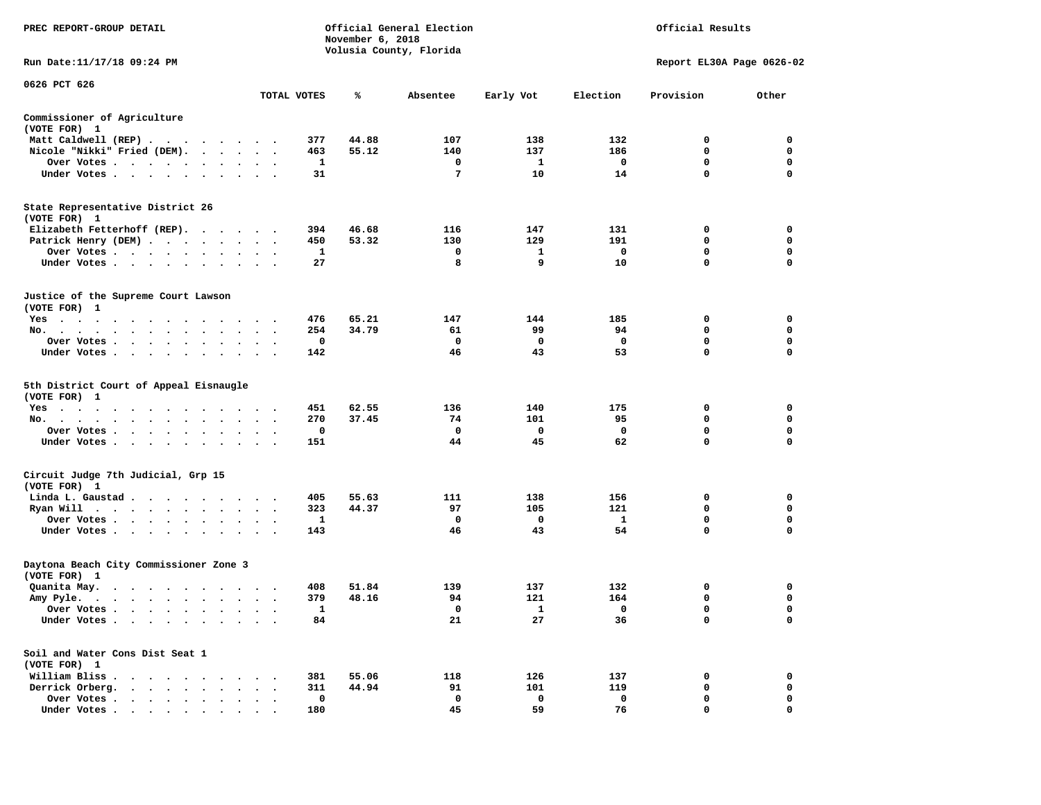PREC REPORT-GROUP DETAIL

Official General Election
November 6, 2018
Volusia County, Florida

Official Results

Run Date:11/17/18 09:24 PM

Report EL30A Page 0626-02

0626 PCT 626

| | TOTAL VOTES | % | Absentee | Early Vot | Election | Provision | Other |
|---|---|---|---|---|---|---|---|
| **Commissioner of Agriculture** | | | | | | | |
| (VOTE FOR) 1 | | | | | | | |
| Matt Caldwell (REP) | 377 | 44.88 | 107 | 138 | 132 | 0 | 0 |
| Nicole "Nikki" Fried (DEM). | 463 | 55.12 | 140 | 137 | 186 | 0 | 0 |
| Over Votes | 1 | | 0 | 1 | 0 | 0 | 0 |
| Under Votes | 31 | | 7 | 10 | 14 | 0 | 0 |
| **State Representative District 26** | | | | | | | |
| (VOTE FOR) 1 | | | | | | | |
| Elizabeth Fetterhoff (REP). | 394 | 46.68 | 116 | 147 | 131 | 0 | 0 |
| Patrick Henry (DEM) | 450 | 53.32 | 130 | 129 | 191 | 0 | 0 |
| Over Votes | 1 | | 0 | 1 | 0 | 0 | 0 |
| Under Votes | 27 | | 8 | 9 | 10 | 0 | 0 |
| **Justice of the Supreme Court Lawson** | | | | | | | |
| (VOTE FOR) 1 | | | | | | | |
| Yes | 476 | 65.21 | 147 | 144 | 185 | 0 | 0 |
| No. | 254 | 34.79 | 61 | 99 | 94 | 0 | 0 |
| Over Votes | 0 | | 0 | 0 | 0 | 0 | 0 |
| Under Votes | 142 | | 46 | 43 | 53 | 0 | 0 |
| **5th District Court of Appeal Eisnaugle** | | | | | | | |
| (VOTE FOR) 1 | | | | | | | |
| Yes | 451 | 62.55 | 136 | 140 | 175 | 0 | 0 |
| No. | 270 | 37.45 | 74 | 101 | 95 | 0 | 0 |
| Over Votes | 0 | | 0 | 0 | 0 | 0 | 0 |
| Under Votes | 151 | | 44 | 45 | 62 | 0 | 0 |
| **Circuit Judge 7th Judicial, Grp 15** | | | | | | | |
| (VOTE FOR) 1 | | | | | | | |
| Linda L. Gaustad | 405 | 55.63 | 111 | 138 | 156 | 0 | 0 |
| Ryan Will | 323 | 44.37 | 97 | 105 | 121 | 0 | 0 |
| Over Votes | 1 | | 0 | 0 | 1 | 0 | 0 |
| Under Votes | 143 | | 46 | 43 | 54 | 0 | 0 |
| **Daytona Beach City Commissioner Zone 3** | | | | | | | |
| (VOTE FOR) 1 | | | | | | | |
| Quanita May. | 408 | 51.84 | 139 | 137 | 132 | 0 | 0 |
| Amy Pyle. | 379 | 48.16 | 94 | 121 | 164 | 0 | 0 |
| Over Votes | 1 | | 0 | 1 | 0 | 0 | 0 |
| Under Votes | 84 | | 21 | 27 | 36 | 0 | 0 |
| **Soil and Water Cons Dist Seat 1** | | | | | | | |
| (VOTE FOR) 1 | | | | | | | |
| William Bliss | 381 | 55.06 | 118 | 126 | 137 | 0 | 0 |
| Derrick Orberg. | 311 | 44.94 | 91 | 101 | 119 | 0 | 0 |
| Over Votes | 0 | | 0 | 0 | 0 | 0 | 0 |
| Under Votes | 180 | | 45 | 59 | 76 | 0 | 0 |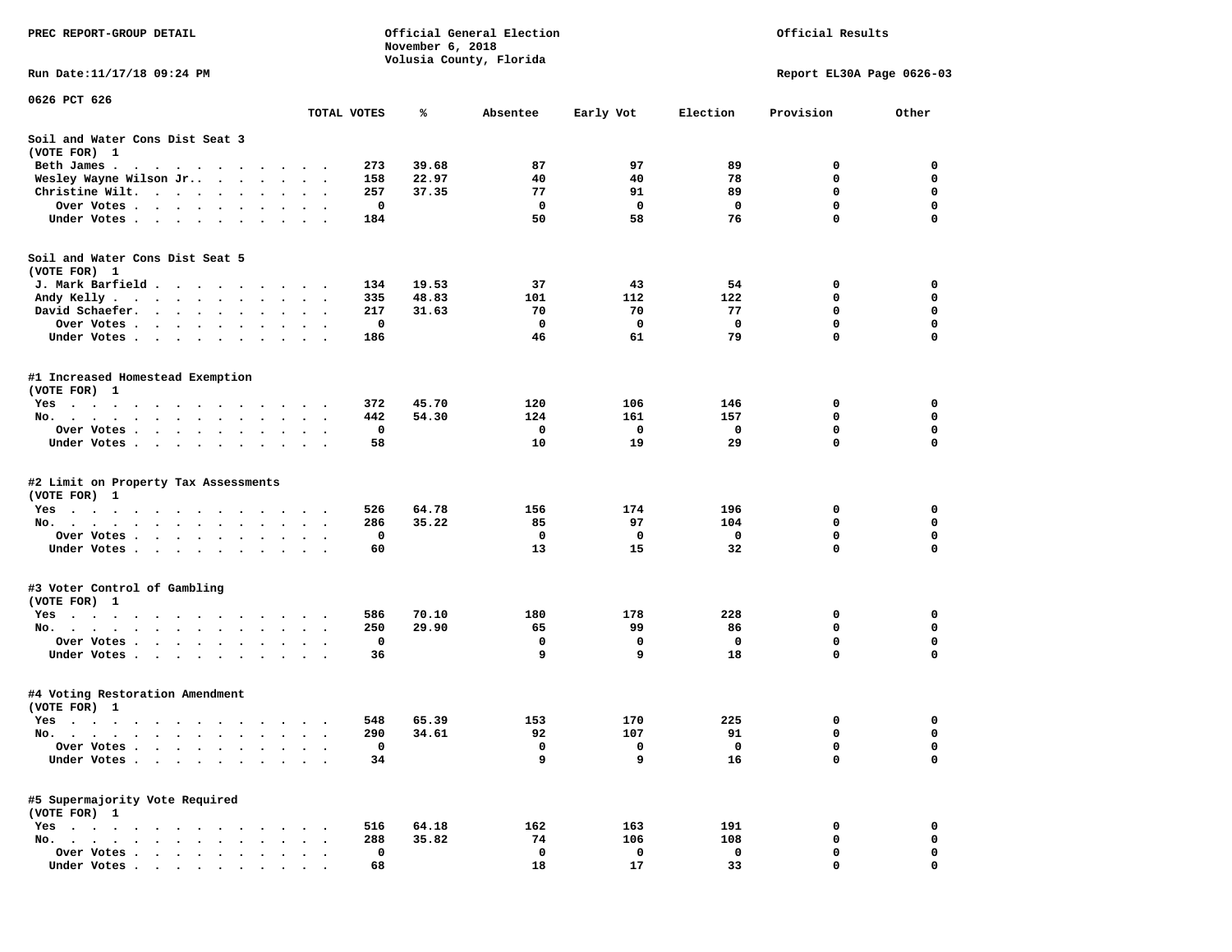PREC REPORT-GROUP DETAIL

Official General Election
November 6, 2018
Volusia County, Florida

Official Results

Run Date:11/17/18 09:24 PM

Report EL30A Page 0626-03

0626 PCT 626

| | TOTAL VOTES | % | Absentee | Early Vot | Election | Provision | Other |
|---|---|---|---|---|---|---|---|
| **Soil and Water Cons Dist Seat 3** | | | | | | | |
| (VOTE FOR) 1 | | | | | | | |
| Beth James | 273 | 39.68 | 87 | 97 | 89 | 0 | 0 |
| Wesley Wayne Wilson Jr. | 158 | 22.97 | 40 | 40 | 78 | 0 | 0 |
| Christine Wilt | 257 | 37.35 | 77 | 91 | 89 | 0 | 0 |
| Over Votes | 0 | | 0 | 0 | 0 | 0 | 0 |
| Under Votes | 184 | | 50 | 58 | 76 | 0 | 0 |
| **Soil and Water Cons Dist Seat 5** | | | | | | | |
| (VOTE FOR) 1 | | | | | | | |
| J. Mark Barfield | 134 | 19.53 | 37 | 43 | 54 | 0 | 0 |
| Andy Kelly | 335 | 48.83 | 101 | 112 | 122 | 0 | 0 |
| David Schaefer | 217 | 31.63 | 70 | 70 | 77 | 0 | 0 |
| Over Votes | 0 | | 0 | 0 | 0 | 0 | 0 |
| Under Votes | 186 | | 46 | 61 | 79 | 0 | 0 |
| **#1 Increased Homestead Exemption** | | | | | | | |
| (VOTE FOR) 1 | | | | | | | |
| Yes | 372 | 45.70 | 120 | 106 | 146 | 0 | 0 |
| No | 442 | 54.30 | 124 | 161 | 157 | 0 | 0 |
| Over Votes | 0 | | 0 | 0 | 0 | 0 | 0 |
| Under Votes | 58 | | 10 | 19 | 29 | 0 | 0 |
| **#2 Limit on Property Tax Assessments** | | | | | | | |
| (VOTE FOR) 1 | | | | | | | |
| Yes | 526 | 64.78 | 156 | 174 | 196 | 0 | 0 |
| No | 286 | 35.22 | 85 | 97 | 104 | 0 | 0 |
| Over Votes | 0 | | 0 | 0 | 0 | 0 | 0 |
| Under Votes | 60 | | 13 | 15 | 32 | 0 | 0 |
| **#3 Voter Control of Gambling** | | | | | | | |
| (VOTE FOR) 1 | | | | | | | |
| Yes | 586 | 70.10 | 180 | 178 | 228 | 0 | 0 |
| No | 250 | 29.90 | 65 | 99 | 86 | 0 | 0 |
| Over Votes | 0 | | 0 | 0 | 0 | 0 | 0 |
| Under Votes | 36 | | 9 | 9 | 18 | 0 | 0 |
| **#4 Voting Restoration Amendment** | | | | | | | |
| (VOTE FOR) 1 | | | | | | | |
| Yes | 548 | 65.39 | 153 | 170 | 225 | 0 | 0 |
| No | 290 | 34.61 | 92 | 107 | 91 | 0 | 0 |
| Over Votes | 0 | | 0 | 0 | 0 | 0 | 0 |
| Under Votes | 34 | | 9 | 9 | 16 | 0 | 0 |
| **#5 Supermajority Vote Required** | | | | | | | |
| (VOTE FOR) 1 | | | | | | | |
| Yes | 516 | 64.18 | 162 | 163 | 191 | 0 | 0 |
| No | 288 | 35.82 | 74 | 106 | 108 | 0 | 0 |
| Over Votes | 0 | | 0 | 0 | 0 | 0 | 0 |
| Under Votes | 68 | | 18 | 17 | 33 | 0 | 0 |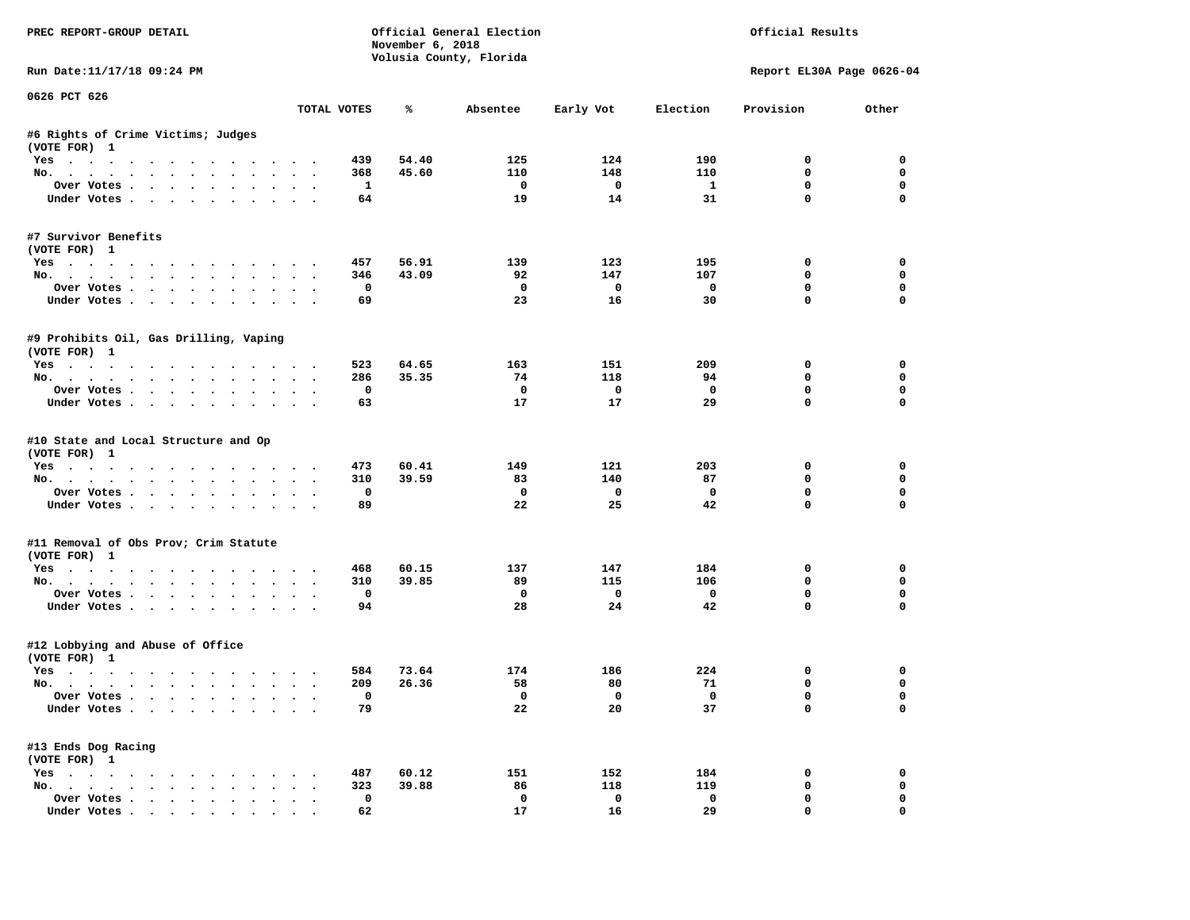PREC REPORT-GROUP DETAIL

Official General Election
November 6, 2018
Volusia County, Florida

Official Results

Run Date:11/17/18 09:24 PM

Report EL30A Page 0626-04

0626 PCT 626

| | TOTAL VOTES | % | Absentee | Early Vot | Election | Provision | Other |
|---|---|---|---|---|---|---|---|
| **#6 Rights of Crime Victims; Judges** | | | | | | | |
| (VOTE FOR) 1 | | | | | | | |
| Yes | 439 | 54.40 | 125 | 124 | 190 | 0 | 0 |
| No. | 368 | 45.60 | 110 | 148 | 110 | 0 | 0 |
| Over Votes | 1 | | 0 | 0 | 1 | 0 | 0 |
| Under Votes | 64 | | 19 | 14 | 31 | 0 | 0 |
| **#7 Survivor Benefits** | | | | | | | |
| (VOTE FOR) 1 | | | | | | | |
| Yes | 457 | 56.91 | 139 | 123 | 195 | 0 | 0 |
| No. | 346 | 43.09 | 92 | 147 | 107 | 0 | 0 |
| Over Votes | 0 | | 0 | 0 | 0 | 0 | 0 |
| Under Votes | 69 | | 23 | 16 | 30 | 0 | 0 |
| **#9 Prohibits Oil, Gas Drilling, Vaping** | | | | | | | |
| (VOTE FOR) 1 | | | | | | | |
| Yes | 523 | 64.65 | 163 | 151 | 209 | 0 | 0 |
| No. | 286 | 35.35 | 74 | 118 | 94 | 0 | 0 |
| Over Votes | 0 | | 0 | 0 | 0 | 0 | 0 |
| Under Votes | 63 | | 17 | 17 | 29 | 0 | 0 |
| **#10 State and Local Structure and Op** | | | | | | | |
| (VOTE FOR) 1 | | | | | | | |
| Yes | 473 | 60.41 | 149 | 121 | 203 | 0 | 0 |
| No. | 310 | 39.59 | 83 | 140 | 87 | 0 | 0 |
| Over Votes | 0 | | 0 | 0 | 0 | 0 | 0 |
| Under Votes | 89 | | 22 | 25 | 42 | 0 | 0 |
| **#11 Removal of Obs Prov; Crim Statute** | | | | | | | |
| (VOTE FOR) 1 | | | | | | | |
| Yes | 468 | 60.15 | 137 | 147 | 184 | 0 | 0 |
| No. | 310 | 39.85 | 89 | 115 | 106 | 0 | 0 |
| Over Votes | 0 | | 0 | 0 | 0 | 0 | 0 |
| Under Votes | 94 | | 28 | 24 | 42 | 0 | 0 |
| **#12 Lobbying and Abuse of Office** | | | | | | | |
| (VOTE FOR) 1 | | | | | | | |
| Yes | 584 | 73.64 | 174 | 186 | 224 | 0 | 0 |
| No. | 209 | 26.36 | 58 | 80 | 71 | 0 | 0 |
| Over Votes | 0 | | 0 | 0 | 0 | 0 | 0 |
| Under Votes | 79 | | 22 | 20 | 37 | 0 | 0 |
| **#13 Ends Dog Racing** | | | | | | | |
| (VOTE FOR) 1 | | | | | | | |
| Yes | 487 | 60.12 | 151 | 152 | 184 | 0 | 0 |
| No. | 323 | 39.88 | 86 | 118 | 119 | 0 | 0 |
| Over Votes | 0 | | 0 | 0 | 0 | 0 | 0 |
| Under Votes | 62 | | 17 | 16 | 29 | 0 | 0 |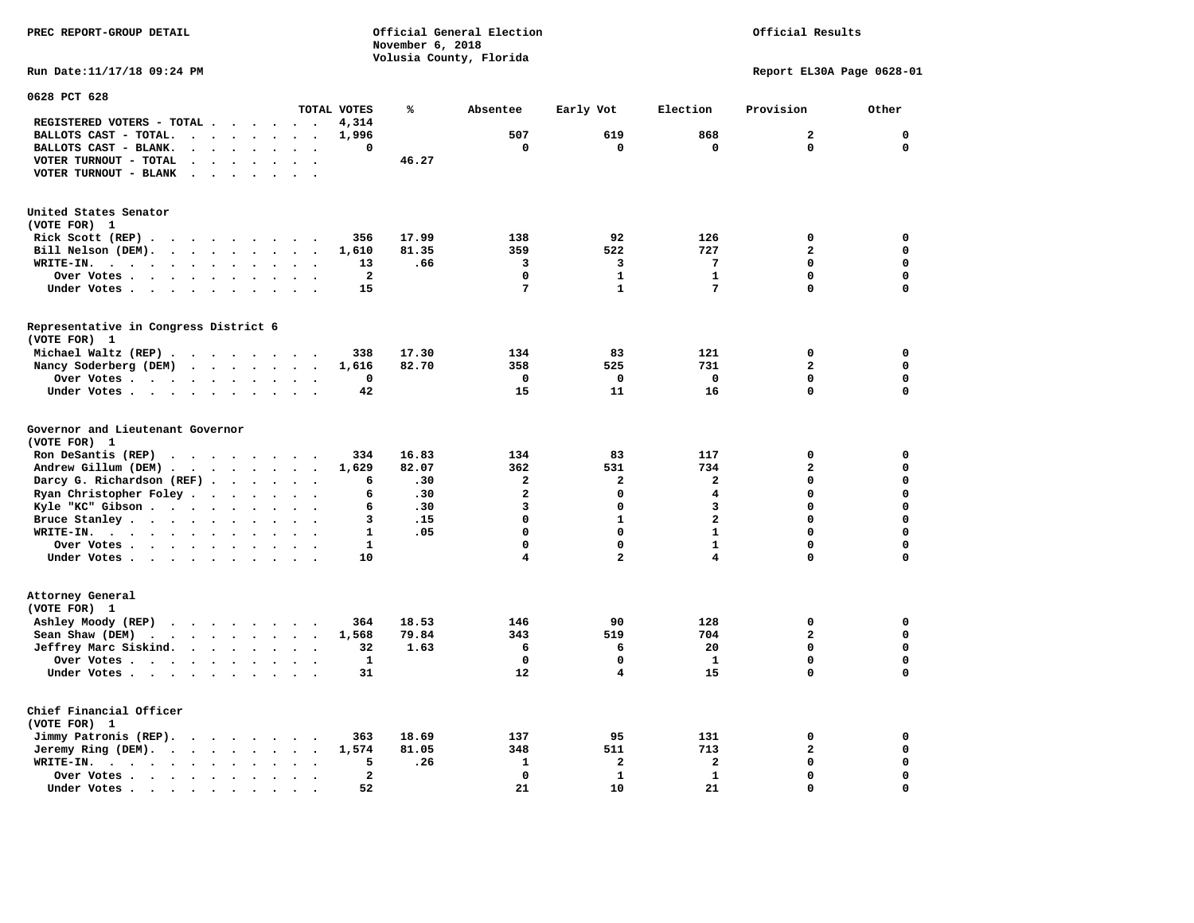PREC REPORT-GROUP DETAIL

Official General Election
November 6, 2018
Volusia County, Florida

Official Results

Run Date:11/17/18 09:24 PM

Report EL30A Page 0628-01

## 0628 PCT 628

| | TOTAL VOTES | % | Absentee | Early Vot | Election | Provision | Other |
|---|---|---|---|---|---|---|---|
| REGISTERED VOTERS - TOTAL | 4,314 | | | | | | |
| BALLOTS CAST - TOTAL. | 1,996 | | 507 | 619 | 868 | 2 | 0 |
| BALLOTS CAST - BLANK. | 0 | | 0 | 0 | 0 | 0 | 0 |
| VOTER TURNOUT - TOTAL | | 46.27 | | | | | |
| VOTER TURNOUT - BLANK | | | | | | | |

### United States Senator
(VOTE FOR) 1

| | TOTAL VOTES | % | Absentee | Early Vot | Election | Provision | Other |
|---|---|---|---|---|---|---|---|
| Rick Scott (REP) | 356 | 17.99 | 138 | 92 | 126 | 0 | 0 |
| Bill Nelson (DEM). | 1,610 | 81.35 | 359 | 522 | 727 | 2 | 0 |
| WRITE-IN. | 13 | .66 | 3 | 3 | 7 | 0 | 0 |
| Over Votes | 2 | | 0 | 1 | 1 | 0 | 0 |
| Under Votes | 15 | | 7 | 1 | 7 | 0 | 0 |

### Representative in Congress District 6
(VOTE FOR) 1

| | TOTAL VOTES | % | Absentee | Early Vot | Election | Provision | Other |
|---|---|---|---|---|---|---|---|
| Michael Waltz (REP) | 338 | 17.30 | 134 | 83 | 121 | 0 | 0 |
| Nancy Soderberg (DEM) | 1,616 | 82.70 | 358 | 525 | 731 | 2 | 0 |
| Over Votes | 0 | | 0 | 0 | 0 | 0 | 0 |
| Under Votes | 42 | | 15 | 11 | 16 | 0 | 0 |

### Governor and Lieutenant Governor
(VOTE FOR) 1

| | TOTAL VOTES | % | Absentee | Early Vot | Election | Provision | Other |
|---|---|---|---|---|---|---|---|
| Ron DeSantis (REP) | 334 | 16.83 | 134 | 83 | 117 | 0 | 0 |
| Andrew Gillum (DEM) | 1,629 | 82.07 | 362 | 531 | 734 | 2 | 0 |
| Darcy G. Richardson (REF) | 6 | .30 | 2 | 2 | 2 | 0 | 0 |
| Ryan Christopher Foley | 6 | .30 | 2 | 0 | 4 | 0 | 0 |
| Kyle "KC" Gibson | 6 | .30 | 3 | 0 | 3 | 0 | 0 |
| Bruce Stanley | 3 | .15 | 0 | 1 | 2 | 0 | 0 |
| WRITE-IN. | 1 | .05 | 0 | 0 | 1 | 0 | 0 |
| Over Votes | 1 | | 0 | 0 | 1 | 0 | 0 |
| Under Votes | 10 | | 4 | 2 | 4 | 0 | 0 |

### Attorney General
(VOTE FOR) 1

| | TOTAL VOTES | % | Absentee | Early Vot | Election | Provision | Other |
|---|---|---|---|---|---|---|---|
| Ashley Moody (REP) | 364 | 18.53 | 146 | 90 | 128 | 0 | 0 |
| Sean Shaw (DEM) | 1,568 | 79.84 | 343 | 519 | 704 | 2 | 0 |
| Jeffrey Marc Siskind. | 32 | 1.63 | 6 | 6 | 20 | 0 | 0 |
| Over Votes | 1 | | 0 | 0 | 1 | 0 | 0 |
| Under Votes | 31 | | 12 | 4 | 15 | 0 | 0 |

### Chief Financial Officer
(VOTE FOR) 1

| | TOTAL VOTES | % | Absentee | Early Vot | Election | Provision | Other |
|---|---|---|---|---|---|---|---|
| Jimmy Patronis (REP). | 363 | 18.69 | 137 | 95 | 131 | 0 | 0 |
| Jeremy Ring (DEM). | 1,574 | 81.05 | 348 | 511 | 713 | 2 | 0 |
| WRITE-IN. | 5 | .26 | 1 | 2 | 2 | 0 | 0 |
| Over Votes | 2 | | 0 | 1 | 1 | 0 | 0 |
| Under Votes | 52 | | 21 | 10 | 21 | 0 | 0 |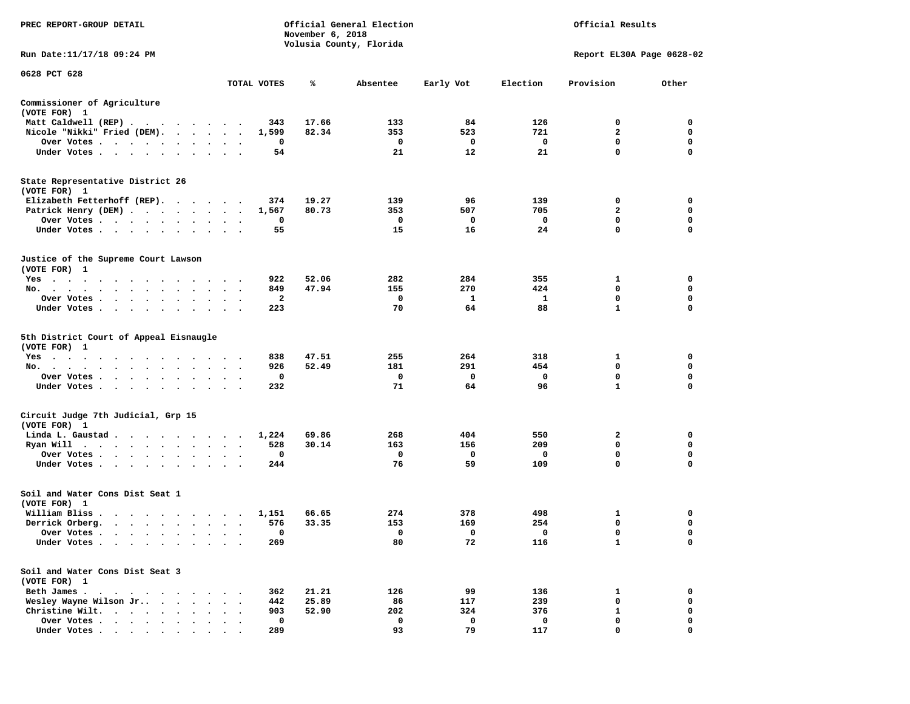PREC REPORT-GROUP DETAIL

Official General Election
November 6, 2018
Volusia County, Florida

Official Results

Run Date:11/17/18 09:24 PM

Report EL30A Page 0628-02

0628 PCT 628

| | TOTAL VOTES | % | Absentee | Early Vot | Election | Provision | Other |
|---|---|---|---|---|---|---|---|
| **Commissioner of Agriculture** | | | | | | | |
| (VOTE FOR) 1 | | | | | | | |
| Matt Caldwell (REP) | 343 | 17.66 | 133 | 84 | 126 | 0 | 0 |
| Nicole "Nikki" Fried (DEM) | 1,599 | 82.34 | 353 | 523 | 721 | 2 | 0 |
| Over Votes | 0 | | 0 | 0 | 0 | 0 | 0 |
| Under Votes | 54 | | 21 | 12 | 21 | 0 | 0 |
| **State Representative District 26** | | | | | | | |
| (VOTE FOR) 1 | | | | | | | |
| Elizabeth Fetterhoff (REP) | 374 | 19.27 | 139 | 96 | 139 | 0 | 0 |
| Patrick Henry (DEM) | 1,567 | 80.73 | 353 | 507 | 705 | 2 | 0 |
| Over Votes | 0 | | 0 | 0 | 0 | 0 | 0 |
| Under Votes | 55 | | 15 | 16 | 24 | 0 | 0 |
| **Justice of the Supreme Court Lawson** | | | | | | | |
| (VOTE FOR) 1 | | | | | | | |
| Yes | 922 | 52.06 | 282 | 284 | 355 | 1 | 0 |
| No | 849 | 47.94 | 155 | 270 | 424 | 0 | 0 |
| Over Votes | 2 | | 0 | 1 | 1 | 0 | 0 |
| Under Votes | 223 | | 70 | 64 | 88 | 1 | 0 |
| **5th District Court of Appeal Eisnaugle** | | | | | | | |
| (VOTE FOR) 1 | | | | | | | |
| Yes | 838 | 47.51 | 255 | 264 | 318 | 1 | 0 |
| No | 926 | 52.49 | 181 | 291 | 454 | 0 | 0 |
| Over Votes | 0 | | 0 | 0 | 0 | 0 | 0 |
| Under Votes | 232 | | 71 | 64 | 96 | 1 | 0 |
| **Circuit Judge 7th Judicial, Grp 15** | | | | | | | |
| (VOTE FOR) 1 | | | | | | | |
| Linda L. Gaustad | 1,224 | 69.86 | 268 | 404 | 550 | 2 | 0 |
| Ryan Will | 528 | 30.14 | 163 | 156 | 209 | 0 | 0 |
| Over Votes | 0 | | 0 | 0 | 0 | 0 | 0 |
| Under Votes | 244 | | 76 | 59 | 109 | 0 | 0 |
| **Soil and Water Cons Dist Seat 1** | | | | | | | |
| (VOTE FOR) 1 | | | | | | | |
| William Bliss | 1,151 | 66.65 | 274 | 378 | 498 | 1 | 0 |
| Derrick Orberg | 576 | 33.35 | 153 | 169 | 254 | 0 | 0 |
| Over Votes | 0 | | 0 | 0 | 0 | 0 | 0 |
| Under Votes | 269 | | 80 | 72 | 116 | 1 | 0 |
| **Soil and Water Cons Dist Seat 3** | | | | | | | |
| (VOTE FOR) 1 | | | | | | | |
| Beth James | 362 | 21.21 | 126 | 99 | 136 | 1 | 0 |
| Wesley Wayne Wilson Jr. | 442 | 25.89 | 86 | 117 | 239 | 0 | 0 |
| Christine Wilt | 903 | 52.90 | 202 | 324 | 376 | 1 | 0 |
| Over Votes | 0 | | 0 | 0 | 0 | 0 | 0 |
| Under Votes | 289 | | 93 | 79 | 117 | 0 | 0 |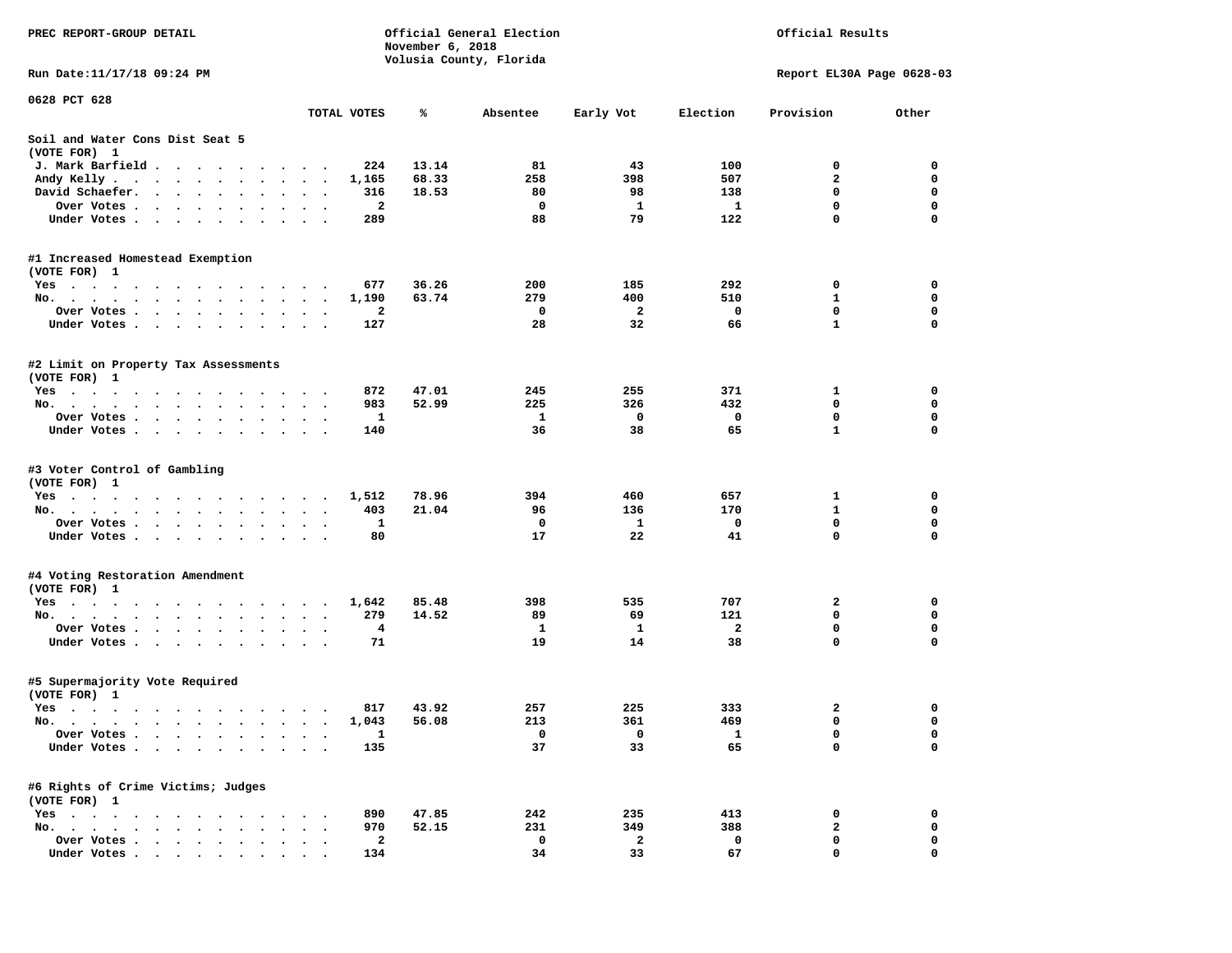PREC REPORT-GROUP DETAIL

Official General Election
November 6, 2018
Volusia County, Florida

Official Results

Run Date:11/17/18 09:24 PM

Report EL30A Page 0628-03

0628 PCT 628

| | TOTAL VOTES | % | Absentee | Early Vot | Election | Provision | Other |
|---|---|---|---|---|---|---|---|
| **Soil and Water Cons Dist Seat 5** | | | | | | | |
| (VOTE FOR) 1 | | | | | | | |
| J. Mark Barfield | 224 | 13.14 | 81 | 43 | 100 | 0 | 0 |
| Andy Kelly | 1,165 | 68.33 | 258 | 398 | 507 | 2 | 0 |
| David Schaefer | 316 | 18.53 | 80 | 98 | 138 | 0 | 0 |
| Over Votes | 2 | | 0 | 1 | 1 | 0 | 0 |
| Under Votes | 289 | | 88 | 79 | 122 | 0 | 0 |
| **#1 Increased Homestead Exemption** | | | | | | | |
| (VOTE FOR) 1 | | | | | | | |
| Yes | 677 | 36.26 | 200 | 185 | 292 | 0 | 0 |
| No | 1,190 | 63.74 | 279 | 400 | 510 | 1 | 0 |
| Over Votes | 2 | | 0 | 2 | 0 | 0 | 0 |
| Under Votes | 127 | | 28 | 32 | 66 | 1 | 0 |
| **#2 Limit on Property Tax Assessments** | | | | | | | |
| (VOTE FOR) 1 | | | | | | | |
| Yes | 872 | 47.01 | 245 | 255 | 371 | 1 | 0 |
| No | 983 | 52.99 | 225 | 326 | 432 | 0 | 0 |
| Over Votes | 1 | | 1 | 0 | 0 | 0 | 0 |
| Under Votes | 140 | | 36 | 38 | 65 | 1 | 0 |
| **#3 Voter Control of Gambling** | | | | | | | |
| (VOTE FOR) 1 | | | | | | | |
| Yes | 1,512 | 78.96 | 394 | 460 | 657 | 1 | 0 |
| No | 403 | 21.04 | 96 | 136 | 170 | 1 | 0 |
| Over Votes | 1 | | 0 | 1 | 0 | 0 | 0 |
| Under Votes | 80 | | 17 | 22 | 41 | 0 | 0 |
| **#4 Voting Restoration Amendment** | | | | | | | |
| (VOTE FOR) 1 | | | | | | | |
| Yes | 1,642 | 85.48 | 398 | 535 | 707 | 2 | 0 |
| No | 279 | 14.52 | 89 | 69 | 121 | 0 | 0 |
| Over Votes | 4 | | 1 | 1 | 2 | 0 | 0 |
| Under Votes | 71 | | 19 | 14 | 38 | 0 | 0 |
| **#5 Supermajority Vote Required** | | | | | | | |
| (VOTE FOR) 1 | | | | | | | |
| Yes | 817 | 43.92 | 257 | 225 | 333 | 2 | 0 |
| No | 1,043 | 56.08 | 213 | 361 | 469 | 0 | 0 |
| Over Votes | 1 | | 0 | 0 | 1 | 0 | 0 |
| Under Votes | 135 | | 37 | 33 | 65 | 0 | 0 |
| **#6 Rights of Crime Victims; Judges** | | | | | | | |
| (VOTE FOR) 1 | | | | | | | |
| Yes | 890 | 47.85 | 242 | 235 | 413 | 0 | 0 |
| No | 970 | 52.15 | 231 | 349 | 388 | 2 | 0 |
| Over Votes | 2 | | 0 | 2 | 0 | 0 | 0 |
| Under Votes | 134 | | 34 | 33 | 67 | 0 | 0 |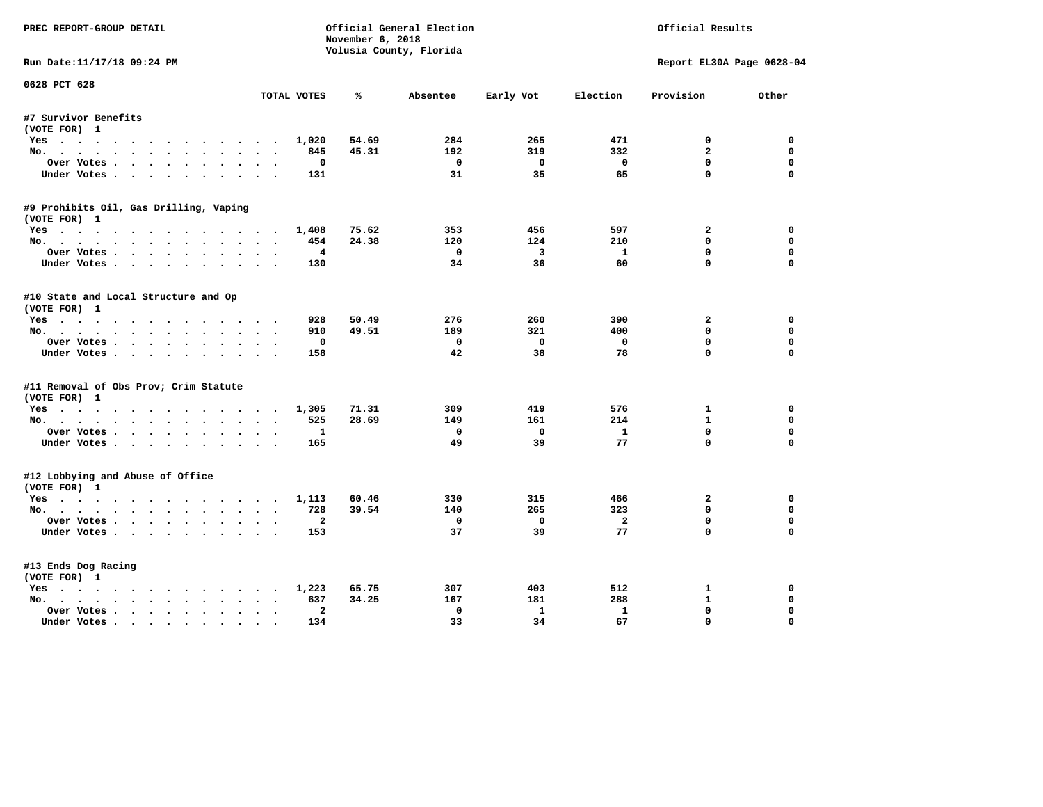PREC REPORT-GROUP DETAIL

Official General Election
November 6, 2018
Volusia County, Florida

Official Results

Run Date:11/17/18 09:24 PM

Report EL30A Page 0628-04

0628 PCT 628

| | TOTAL VOTES | % | Absentee | Early Vot | Election | Provision | Other |
|---|---|---|---|---|---|---|---|
| **#7 Survivor Benefits** | | | | | | | |
| (VOTE FOR) 1 | | | | | | | |
| Yes | 1,020 | 54.69 | 284 | 265 | 471 | 0 | 0 |
| No. | 845 | 45.31 | 192 | 319 | 332 | 2 | 0 |
| Over Votes | 0 | | 0 | 0 | 0 | 0 | 0 |
| Under Votes | 131 | | 31 | 35 | 65 | 0 | 0 |
| **#9 Prohibits Oil, Gas Drilling, Vaping** | | | | | | | |
| (VOTE FOR) 1 | | | | | | | |
| Yes | 1,408 | 75.62 | 353 | 456 | 597 | 2 | 0 |
| No. | 454 | 24.38 | 120 | 124 | 210 | 0 | 0 |
| Over Votes | 4 | | 0 | 3 | 1 | 0 | 0 |
| Under Votes | 130 | | 34 | 36 | 60 | 0 | 0 |
| **#10 State and Local Structure and Op** | | | | | | | |
| (VOTE FOR) 1 | | | | | | | |
| Yes | 928 | 50.49 | 276 | 260 | 390 | 2 | 0 |
| No. | 910 | 49.51 | 189 | 321 | 400 | 0 | 0 |
| Over Votes | 0 | | 0 | 0 | 0 | 0 | 0 |
| Under Votes | 158 | | 42 | 38 | 78 | 0 | 0 |
| **#11 Removal of Obs Prov; Crim Statute** | | | | | | | |
| (VOTE FOR) 1 | | | | | | | |
| Yes | 1,305 | 71.31 | 309 | 419 | 576 | 1 | 0 |
| No. | 525 | 28.69 | 149 | 161 | 214 | 1 | 0 |
| Over Votes | 1 | | 0 | 0 | 1 | 0 | 0 |
| Under Votes | 165 | | 49 | 39 | 77 | 0 | 0 |
| **#12 Lobbying and Abuse of Office** | | | | | | | |
| (VOTE FOR) 1 | | | | | | | |
| Yes | 1,113 | 60.46 | 330 | 315 | 466 | 2 | 0 |
| No. | 728 | 39.54 | 140 | 265 | 323 | 0 | 0 |
| Over Votes | 2 | | 0 | 0 | 2 | 0 | 0 |
| Under Votes | 153 | | 37 | 39 | 77 | 0 | 0 |
| **#13 Ends Dog Racing** | | | | | | | |
| (VOTE FOR) 1 | | | | | | | |
| Yes | 1,223 | 65.75 | 307 | 403 | 512 | 1 | 0 |
| No. | 637 | 34.25 | 167 | 181 | 288 | 1 | 0 |
| Over Votes | 2 | | 0 | 1 | 1 | 0 | 0 |
| Under Votes | 134 | | 33 | 34 | 67 | 0 | 0 |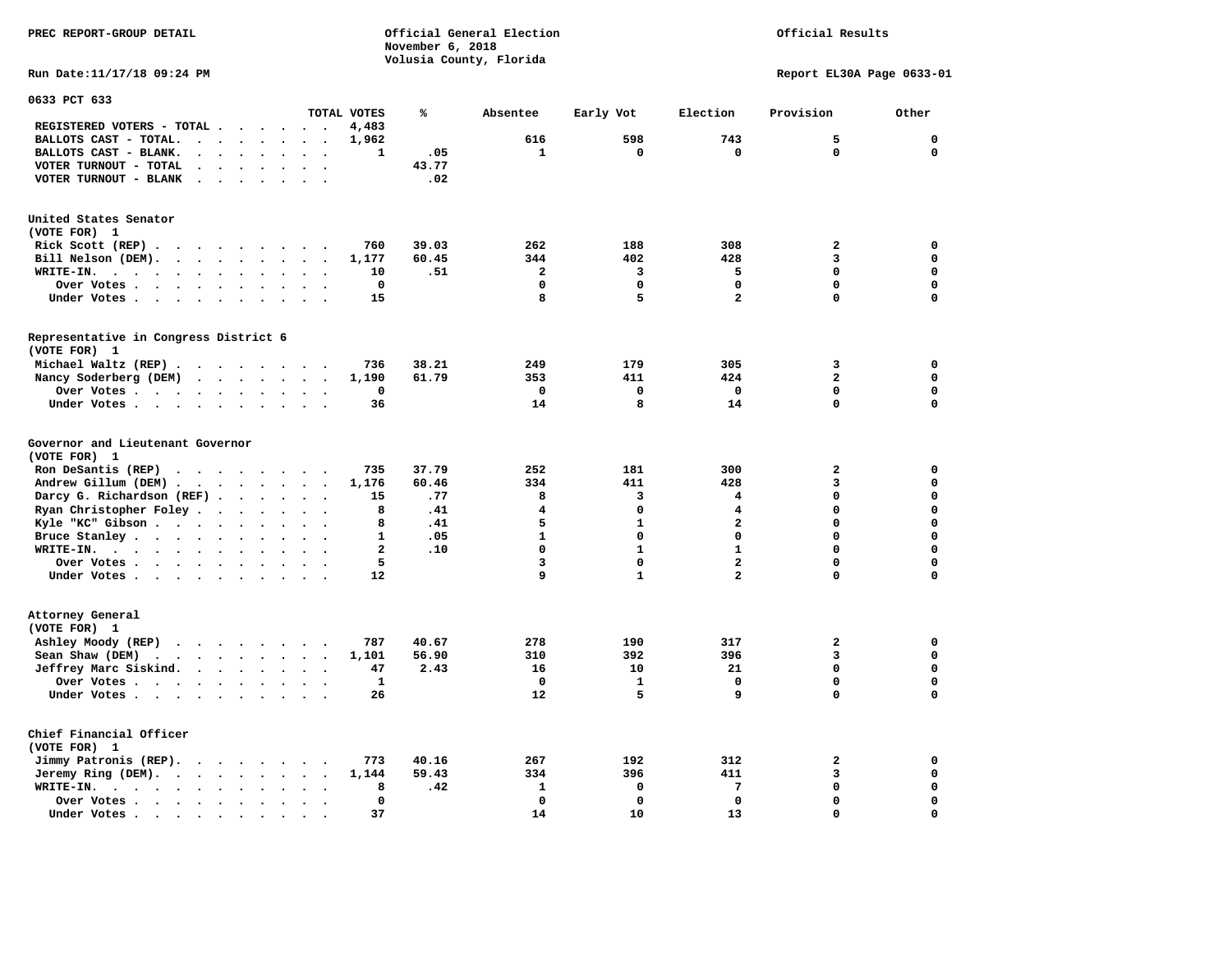PREC REPORT-GROUP DETAIL

Official General Election
November 6, 2018
Volusia County, Florida

Official Results

Run Date:11/17/18 09:24 PM

Report EL30A Page 0633-01

## 0633 PCT 633

| | TOTAL VOTES | % | Absentee | Early Vot | Election | Provision | Other |
|---|---|---|---|---|---|---|---|
| REGISTERED VOTERS - TOTAL | 4,483 | | | | | | |
| BALLOTS CAST - TOTAL. | 1,962 | | 616 | 598 | 743 | 5 | 0 |
| BALLOTS CAST - BLANK. | 1 | .05 | 1 | 0 | 0 | 0 | 0 |
| VOTER TURNOUT - TOTAL | | 43.77 | | | | | |
| VOTER TURNOUT - BLANK | | .02 | | | | | |

### United States Senator
(VOTE FOR) 1

| | TOTAL VOTES | % | Absentee | Early Vot | Election | Provision | Other |
|---|---|---|---|---|---|---|---|
| Rick Scott (REP) | 760 | 39.03 | 262 | 188 | 308 | 2 | 0 |
| Bill Nelson (DEM). | 1,177 | 60.45 | 344 | 402 | 428 | 3 | 0 |
| WRITE-IN. | 10 | .51 | 2 | 3 | 5 | 0 | 0 |
| Over Votes | 0 | | 0 | 0 | 0 | 0 | 0 |
| Under Votes | 15 | | 8 | 5 | 2 | 0 | 0 |

### Representative in Congress District 6
(VOTE FOR) 1

| | TOTAL VOTES | % | Absentee | Early Vot | Election | Provision | Other |
|---|---|---|---|---|---|---|---|
| Michael Waltz (REP) | 736 | 38.21 | 249 | 179 | 305 | 3 | 0 |
| Nancy Soderberg (DEM) | 1,190 | 61.79 | 353 | 411 | 424 | 2 | 0 |
| Over Votes | 0 | | 0 | 0 | 0 | 0 | 0 |
| Under Votes | 36 | | 14 | 8 | 14 | 0 | 0 |

### Governor and Lieutenant Governor
(VOTE FOR) 1

| | TOTAL VOTES | % | Absentee | Early Vot | Election | Provision | Other |
|---|---|---|---|---|---|---|---|
| Ron DeSantis (REP) | 735 | 37.79 | 252 | 181 | 300 | 2 | 0 |
| Andrew Gillum (DEM) | 1,176 | 60.46 | 334 | 411 | 428 | 3 | 0 |
| Darcy G. Richardson (REF) | 15 | .77 | 8 | 3 | 4 | 0 | 0 |
| Ryan Christopher Foley | 8 | .41 | 4 | 0 | 4 | 0 | 0 |
| Kyle "KC" Gibson | 8 | .41 | 5 | 1 | 2 | 0 | 0 |
| Bruce Stanley | 1 | .05 | 1 | 0 | 0 | 0 | 0 |
| WRITE-IN. | 2 | .10 | 0 | 1 | 1 | 0 | 0 |
| Over Votes | 5 | | 3 | 0 | 2 | 0 | 0 |
| Under Votes | 12 | | 9 | 1 | 2 | 0 | 0 |

### Attorney General
(VOTE FOR) 1

| | TOTAL VOTES | % | Absentee | Early Vot | Election | Provision | Other |
|---|---|---|---|---|---|---|---|
| Ashley Moody (REP) | 787 | 40.67 | 278 | 190 | 317 | 2 | 0 |
| Sean Shaw (DEM) | 1,101 | 56.90 | 310 | 392 | 396 | 3 | 0 |
| Jeffrey Marc Siskind. | 47 | 2.43 | 16 | 10 | 21 | 0 | 0 |
| Over Votes | 1 | | 0 | 1 | 0 | 0 | 0 |
| Under Votes | 26 | | 12 | 5 | 9 | 0 | 0 |

### Chief Financial Officer
(VOTE FOR) 1

| | TOTAL VOTES | % | Absentee | Early Vot | Election | Provision | Other |
|---|---|---|---|---|---|---|---|
| Jimmy Patronis (REP). | 773 | 40.16 | 267 | 192 | 312 | 2 | 0 |
| Jeremy Ring (DEM). | 1,144 | 59.43 | 334 | 396 | 411 | 3 | 0 |
| WRITE-IN. | 8 | .42 | 1 | 0 | 7 | 0 | 0 |
| Over Votes | 0 | | 0 | 0 | 0 | 0 | 0 |
| Under Votes | 37 | | 14 | 10 | 13 | 0 | 0 |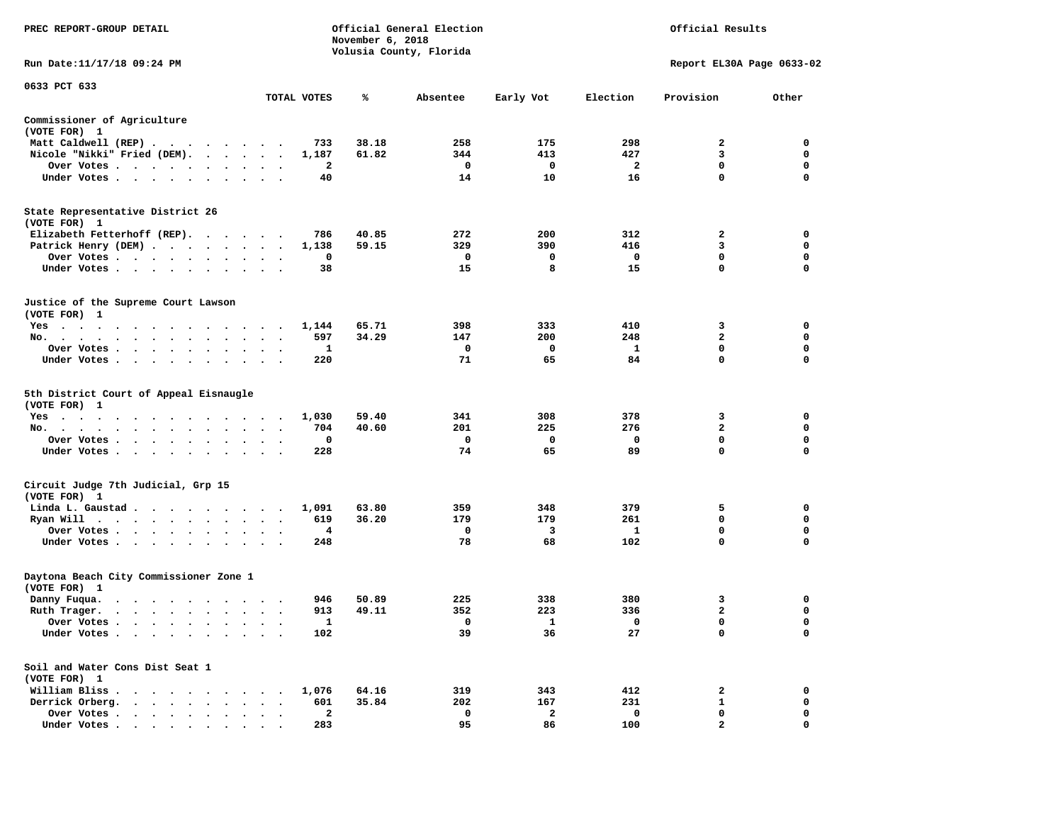PREC REPORT-GROUP DETAIL

Official General Election
November 6, 2018
Volusia County, Florida

Official Results

Run Date:11/17/18 09:24 PM

Report EL30A Page 0633-02

0633 PCT 633

| | TOTAL VOTES | % | Absentee | Early Vot | Election | Provision | Other |
|---|---|---|---|---|---|---|---|
| **Commissioner of Agriculture** | | | | | | | |
| (VOTE FOR) 1 | | | | | | | |
| Matt Caldwell (REP) | 733 | 38.18 | 258 | 175 | 298 | 2 | 0 |
| Nicole "Nikki" Fried (DEM) | 1,187 | 61.82 | 344 | 413 | 427 | 3 | 0 |
| Over Votes | 2 | | 0 | 0 | 2 | 0 | 0 |
| Under Votes | 40 | | 14 | 10 | 16 | 0 | 0 |
| **State Representative District 26** | | | | | | | |
| (VOTE FOR) 1 | | | | | | | |
| Elizabeth Fetterhoff (REP) | 786 | 40.85 | 272 | 200 | 312 | 2 | 0 |
| Patrick Henry (DEM) | 1,138 | 59.15 | 329 | 390 | 416 | 3 | 0 |
| Over Votes | 0 | | 0 | 0 | 0 | 0 | 0 |
| Under Votes | 38 | | 15 | 8 | 15 | 0 | 0 |
| **Justice of the Supreme Court Lawson** | | | | | | | |
| (VOTE FOR) 1 | | | | | | | |
| Yes | 1,144 | 65.71 | 398 | 333 | 410 | 3 | 0 |
| No. | 597 | 34.29 | 147 | 200 | 248 | 2 | 0 |
| Over Votes | 1 | | 0 | 0 | 1 | 0 | 0 |
| Under Votes | 220 | | 71 | 65 | 84 | 0 | 0 |
| **5th District Court of Appeal Eisnaugle** | | | | | | | |
| (VOTE FOR) 1 | | | | | | | |
| Yes | 1,030 | 59.40 | 341 | 308 | 378 | 3 | 0 |
| No. | 704 | 40.60 | 201 | 225 | 276 | 2 | 0 |
| Over Votes | 0 | | 0 | 0 | 0 | 0 | 0 |
| Under Votes | 228 | | 74 | 65 | 89 | 0 | 0 |
| **Circuit Judge 7th Judicial, Grp 15** | | | | | | | |
| (VOTE FOR) 1 | | | | | | | |
| Linda L. Gaustad | 1,091 | 63.80 | 359 | 348 | 379 | 5 | 0 |
| Ryan Will | 619 | 36.20 | 179 | 179 | 261 | 0 | 0 |
| Over Votes | 4 | | 0 | 3 | 1 | 0 | 0 |
| Under Votes | 248 | | 78 | 68 | 102 | 0 | 0 |
| **Daytona Beach City Commissioner Zone 1** | | | | | | | |
| (VOTE FOR) 1 | | | | | | | |
| Danny Fuqua. | 946 | 50.89 | 225 | 338 | 380 | 3 | 0 |
| Ruth Trager. | 913 | 49.11 | 352 | 223 | 336 | 2 | 0 |
| Over Votes | 1 | | 0 | 1 | 0 | 0 | 0 |
| Under Votes | 102 | | 39 | 36 | 27 | 0 | 0 |
| **Soil and Water Cons Dist Seat 1** | | | | | | | |
| (VOTE FOR) 1 | | | | | | | |
| William Bliss | 1,076 | 64.16 | 319 | 343 | 412 | 2 | 0 |
| Derrick Orberg. | 601 | 35.84 | 202 | 167 | 231 | 1 | 0 |
| Over Votes | 2 | | 0 | 2 | 0 | 0 | 0 |
| Under Votes | 283 | | 95 | 86 | 100 | 2 | 0 |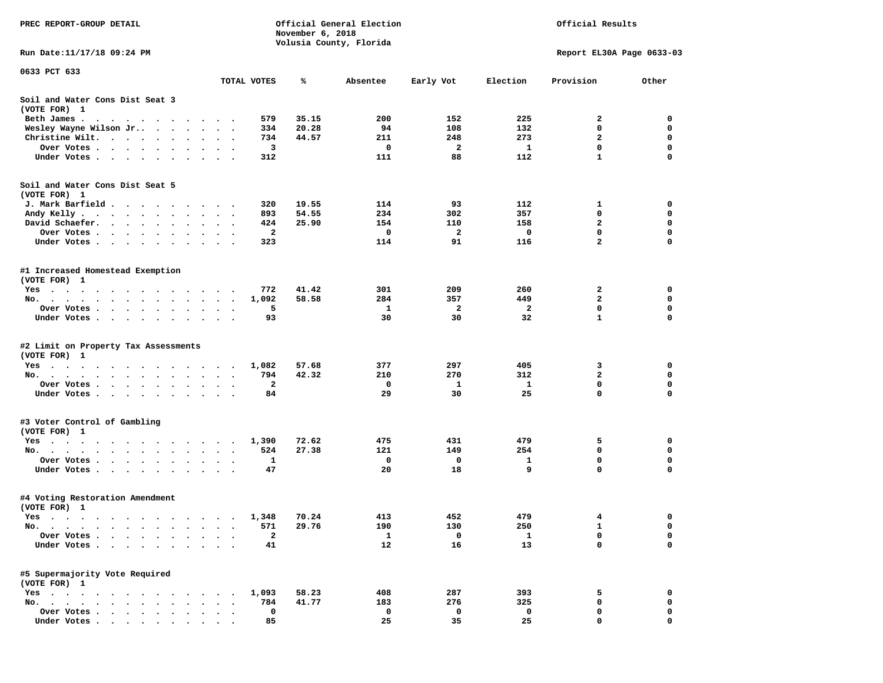PREC REPORT-GROUP DETAIL — Official General Election, November 6, 2018, Volusia County, Florida — Official Results

Run Date:11/17/18 09:24 PM — Report EL30A Page 0633-03

## 0633 PCT 633

### Soil and Water Cons Dist Seat 3
(VOTE FOR) 1

| | TOTAL VOTES | % | Absentee | Early Vot | Election | Provision | Other |
|---|---|---|---|---|---|---|---|
| Beth James | 579 | 35.15 | 200 | 152 | 225 | 2 | 0 |
| Wesley Wayne Wilson Jr. | 334 | 20.28 | 94 | 108 | 132 | 0 | 0 |
| Christine Wilt | 734 | 44.57 | 211 | 248 | 273 | 2 | 0 |
| Over Votes | 3 | | 0 | 2 | 1 | 0 | 0 |
| Under Votes | 312 | | 111 | 88 | 112 | 1 | 0 |

### Soil and Water Cons Dist Seat 5
(VOTE FOR) 1

| | TOTAL VOTES | % | Absentee | Early Vot | Election | Provision | Other |
|---|---|---|---|---|---|---|---|
| J. Mark Barfield | 320 | 19.55 | 114 | 93 | 112 | 1 | 0 |
| Andy Kelly | 893 | 54.55 | 234 | 302 | 357 | 0 | 0 |
| David Schaefer | 424 | 25.90 | 154 | 110 | 158 | 2 | 0 |
| Over Votes | 2 | | 0 | 2 | 0 | 0 | 0 |
| Under Votes | 323 | | 114 | 91 | 116 | 2 | 0 |

### #1 Increased Homestead Exemption
(VOTE FOR) 1

| | TOTAL VOTES | % | Absentee | Early Vot | Election | Provision | Other |
|---|---|---|---|---|---|---|---|
| Yes | 772 | 41.42 | 301 | 209 | 260 | 2 | 0 |
| No | 1,092 | 58.58 | 284 | 357 | 449 | 2 | 0 |
| Over Votes | 5 | | 1 | 2 | 2 | 0 | 0 |
| Under Votes | 93 | | 30 | 30 | 32 | 1 | 0 |

### #2 Limit on Property Tax Assessments
(VOTE FOR) 1

| | TOTAL VOTES | % | Absentee | Early Vot | Election | Provision | Other |
|---|---|---|---|---|---|---|---|
| Yes | 1,082 | 57.68 | 377 | 297 | 405 | 3 | 0 |
| No | 794 | 42.32 | 210 | 270 | 312 | 2 | 0 |
| Over Votes | 2 | | 0 | 1 | 1 | 0 | 0 |
| Under Votes | 84 | | 29 | 30 | 25 | 0 | 0 |

### #3 Voter Control of Gambling
(VOTE FOR) 1

| | TOTAL VOTES | % | Absentee | Early Vot | Election | Provision | Other |
|---|---|---|---|---|---|---|---|
| Yes | 1,390 | 72.62 | 475 | 431 | 479 | 5 | 0 |
| No | 524 | 27.38 | 121 | 149 | 254 | 0 | 0 |
| Over Votes | 1 | | 0 | 0 | 1 | 0 | 0 |
| Under Votes | 47 | | 20 | 18 | 9 | 0 | 0 |

### #4 Voting Restoration Amendment
(VOTE FOR) 1

| | TOTAL VOTES | % | Absentee | Early Vot | Election | Provision | Other |
|---|---|---|---|---|---|---|---|
| Yes | 1,348 | 70.24 | 413 | 452 | 479 | 4 | 0 |
| No | 571 | 29.76 | 190 | 130 | 250 | 1 | 0 |
| Over Votes | 2 | | 1 | 0 | 1 | 0 | 0 |
| Under Votes | 41 | | 12 | 16 | 13 | 0 | 0 |

### #5 Supermajority Vote Required
(VOTE FOR) 1

| | TOTAL VOTES | % | Absentee | Early Vot | Election | Provision | Other |
|---|---|---|---|---|---|---|---|
| Yes | 1,093 | 58.23 | 408 | 287 | 393 | 5 | 0 |
| No | 784 | 41.77 | 183 | 276 | 325 | 0 | 0 |
| Over Votes | 0 | | 0 | 0 | 0 | 0 | 0 |
| Under Votes | 85 | | 25 | 35 | 25 | 0 | 0 |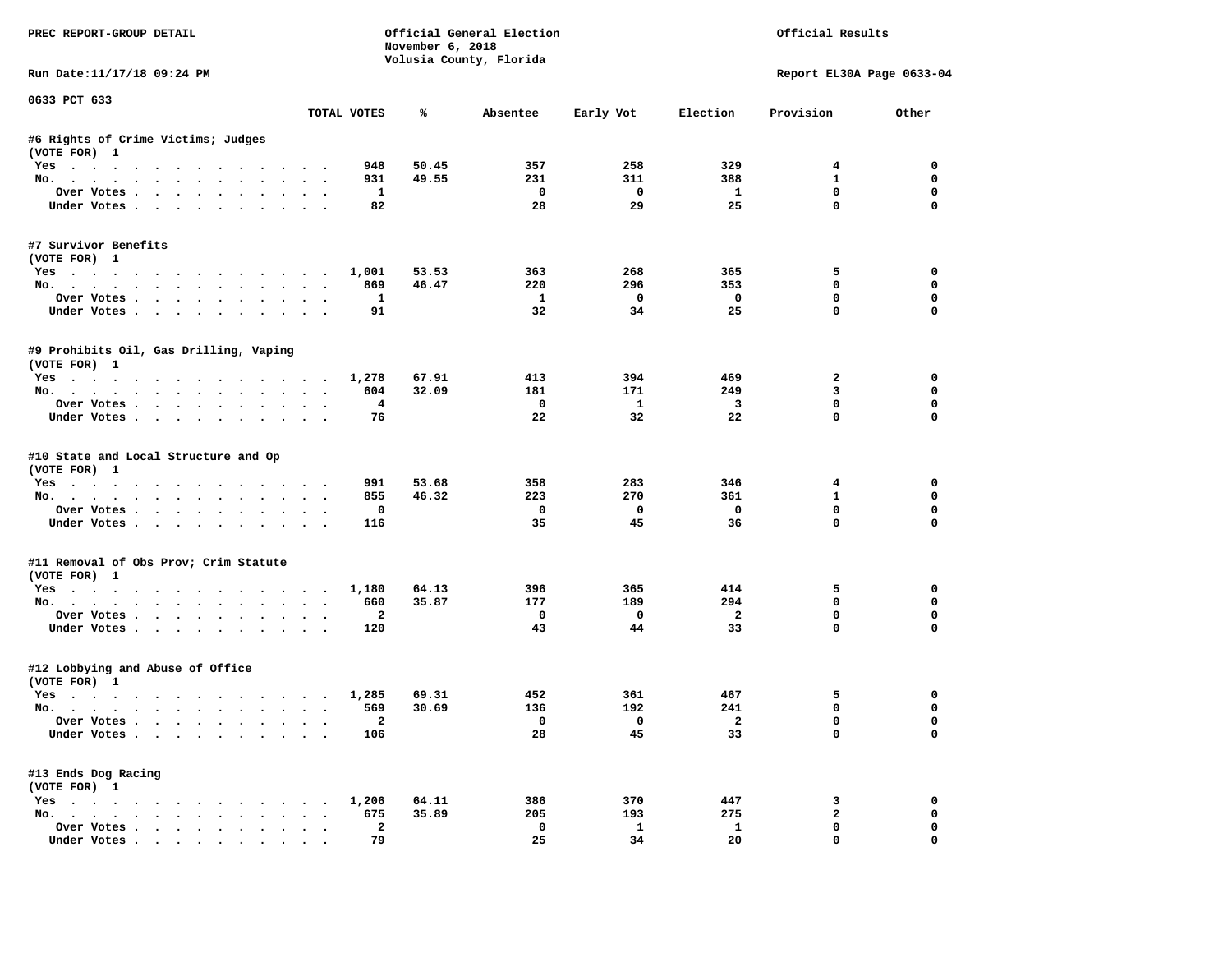PREC REPORT-GROUP DETAIL

Official General Election
November 6, 2018
Volusia County, Florida

Official Results

Run Date:11/17/18 09:24 PM

Report EL30A Page 0633-04

0633 PCT 633

| | TOTAL VOTES | % | Absentee | Early Vot | Election | Provision | Other |
|---|---|---|---|---|---|---|---|
| **#6 Rights of Crime Victims; Judges** | | | | | | | |
| (VOTE FOR) 1 | | | | | | | |
| Yes | 948 | 50.45 | 357 | 258 | 329 | 4 | 0 |
| No. | 931 | 49.55 | 231 | 311 | 388 | 1 | 0 |
| Over Votes | 1 | | 0 | 0 | 1 | 0 | 0 |
| Under Votes | 82 | | 28 | 29 | 25 | 0 | 0 |
| **#7 Survivor Benefits** | | | | | | | |
| (VOTE FOR) 1 | | | | | | | |
| Yes | 1,001 | 53.53 | 363 | 268 | 365 | 5 | 0 |
| No. | 869 | 46.47 | 220 | 296 | 353 | 0 | 0 |
| Over Votes | 1 | | 1 | 0 | 0 | 0 | 0 |
| Under Votes | 91 | | 32 | 34 | 25 | 0 | 0 |
| **#9 Prohibits Oil, Gas Drilling, Vaping** | | | | | | | |
| (VOTE FOR) 1 | | | | | | | |
| Yes | 1,278 | 67.91 | 413 | 394 | 469 | 2 | 0 |
| No. | 604 | 32.09 | 181 | 171 | 249 | 3 | 0 |
| Over Votes | 4 | | 0 | 1 | 3 | 0 | 0 |
| Under Votes | 76 | | 22 | 32 | 22 | 0 | 0 |
| **#10 State and Local Structure and Op** | | | | | | | |
| (VOTE FOR) 1 | | | | | | | |
| Yes | 991 | 53.68 | 358 | 283 | 346 | 4 | 0 |
| No. | 855 | 46.32 | 223 | 270 | 361 | 1 | 0 |
| Over Votes | 0 | | 0 | 0 | 0 | 0 | 0 |
| Under Votes | 116 | | 35 | 45 | 36 | 0 | 0 |
| **#11 Removal of Obs Prov; Crim Statute** | | | | | | | |
| (VOTE FOR) 1 | | | | | | | |
| Yes | 1,180 | 64.13 | 396 | 365 | 414 | 5 | 0 |
| No. | 660 | 35.87 | 177 | 189 | 294 | 0 | 0 |
| Over Votes | 2 | | 0 | 0 | 2 | 0 | 0 |
| Under Votes | 120 | | 43 | 44 | 33 | 0 | 0 |
| **#12 Lobbying and Abuse of Office** | | | | | | | |
| (VOTE FOR) 1 | | | | | | | |
| Yes | 1,285 | 69.31 | 452 | 361 | 467 | 5 | 0 |
| No. | 569 | 30.69 | 136 | 192 | 241 | 0 | 0 |
| Over Votes | 2 | | 0 | 0 | 2 | 0 | 0 |
| Under Votes | 106 | | 28 | 45 | 33 | 0 | 0 |
| **#13 Ends Dog Racing** | | | | | | | |
| (VOTE FOR) 1 | | | | | | | |
| Yes | 1,206 | 64.11 | 386 | 370 | 447 | 3 | 0 |
| No. | 675 | 35.89 | 205 | 193 | 275 | 2 | 0 |
| Over Votes | 2 | | 0 | 1 | 1 | 0 | 0 |
| Under Votes | 79 | | 25 | 34 | 20 | 0 | 0 |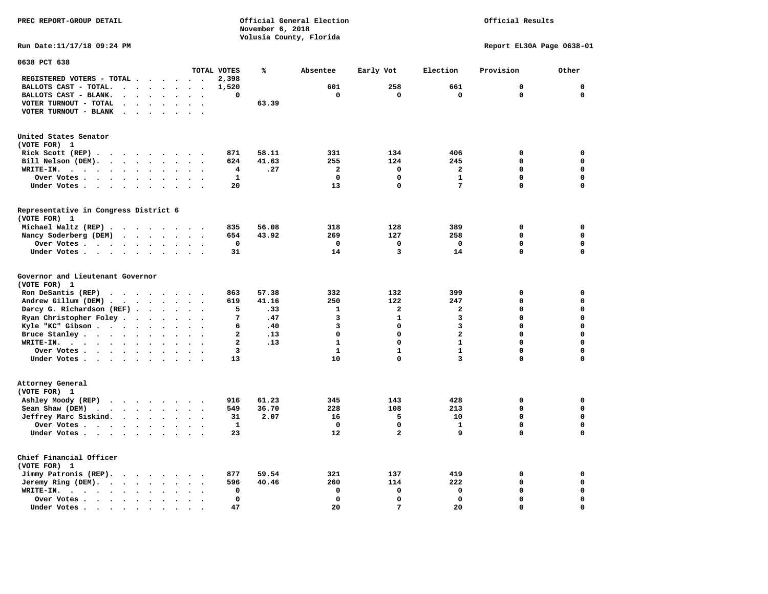PREC REPORT-GROUP DETAIL

Official General Election
November 6, 2018
Volusia County, Florida

Official Results

Run Date:11/17/18 09:24 PM

Report EL30A Page 0638-01

## 0638 PCT 638

| | TOTAL VOTES | % | Absentee | Early Vot | Election | Provision | Other |
|---|---|---|---|---|---|---|---|
| REGISTERED VOTERS - TOTAL | 2,398 | | | | | | |
| BALLOTS CAST - TOTAL. | 1,520 | | 601 | 258 | 661 | 0 | 0 |
| BALLOTS CAST - BLANK. | 0 | | 0 | 0 | 0 | 0 | 0 |
| VOTER TURNOUT - TOTAL | | 63.39 | | | | | |
| VOTER TURNOUT - BLANK | | | | | | | |

### United States Senator
(VOTE FOR) 1

| | TOTAL VOTES | % | Absentee | Early Vot | Election | Provision | Other |
|---|---|---|---|---|---|---|---|
| Rick Scott (REP) | 871 | 58.11 | 331 | 134 | 406 | 0 | 0 |
| Bill Nelson (DEM) | 624 | 41.63 | 255 | 124 | 245 | 0 | 0 |
| WRITE-IN. | 4 | .27 | 2 | 0 | 2 | 0 | 0 |
| Over Votes | 1 | | 0 | 0 | 1 | 0 | 0 |
| Under Votes | 20 | | 13 | 0 | 7 | 0 | 0 |

### Representative in Congress District 6
(VOTE FOR) 1

| | TOTAL VOTES | % | Absentee | Early Vot | Election | Provision | Other |
|---|---|---|---|---|---|---|---|
| Michael Waltz (REP) | 835 | 56.08 | 318 | 128 | 389 | 0 | 0 |
| Nancy Soderberg (DEM) | 654 | 43.92 | 269 | 127 | 258 | 0 | 0 |
| Over Votes | 0 | | 0 | 0 | 0 | 0 | 0 |
| Under Votes | 31 | | 14 | 3 | 14 | 0 | 0 |

### Governor and Lieutenant Governor
(VOTE FOR) 1

| | TOTAL VOTES | % | Absentee | Early Vot | Election | Provision | Other |
|---|---|---|---|---|---|---|---|
| Ron DeSantis (REP) | 863 | 57.38 | 332 | 132 | 399 | 0 | 0 |
| Andrew Gillum (DEM) | 619 | 41.16 | 250 | 122 | 247 | 0 | 0 |
| Darcy G. Richardson (REF) | 5 | .33 | 1 | 2 | 2 | 0 | 0 |
| Ryan Christopher Foley | 7 | .47 | 3 | 1 | 3 | 0 | 0 |
| Kyle "KC" Gibson | 6 | .40 | 3 | 0 | 3 | 0 | 0 |
| Bruce Stanley | 2 | .13 | 0 | 0 | 2 | 0 | 0 |
| WRITE-IN. | 2 | .13 | 1 | 0 | 1 | 0 | 0 |
| Over Votes | 3 | | 1 | 1 | 1 | 0 | 0 |
| Under Votes | 13 | | 10 | 0 | 3 | 0 | 0 |

### Attorney General
(VOTE FOR) 1

| | TOTAL VOTES | % | Absentee | Early Vot | Election | Provision | Other |
|---|---|---|---|---|---|---|---|
| Ashley Moody (REP) | 916 | 61.23 | 345 | 143 | 428 | 0 | 0 |
| Sean Shaw (DEM) | 549 | 36.70 | 228 | 108 | 213 | 0 | 0 |
| Jeffrey Marc Siskind. | 31 | 2.07 | 16 | 5 | 10 | 0 | 0 |
| Over Votes | 1 | | 0 | 0 | 1 | 0 | 0 |
| Under Votes | 23 | | 12 | 2 | 9 | 0 | 0 |

### Chief Financial Officer
(VOTE FOR) 1

| | TOTAL VOTES | % | Absentee | Early Vot | Election | Provision | Other |
|---|---|---|---|---|---|---|---|
| Jimmy Patronis (REP). | 877 | 59.54 | 321 | 137 | 419 | 0 | 0 |
| Jeremy Ring (DEM). | 596 | 40.46 | 260 | 114 | 222 | 0 | 0 |
| WRITE-IN. | 0 | | 0 | 0 | 0 | 0 | 0 |
| Over Votes | 0 | | 0 | 0 | 0 | 0 | 0 |
| Under Votes | 47 | | 20 | 7 | 20 | 0 | 0 |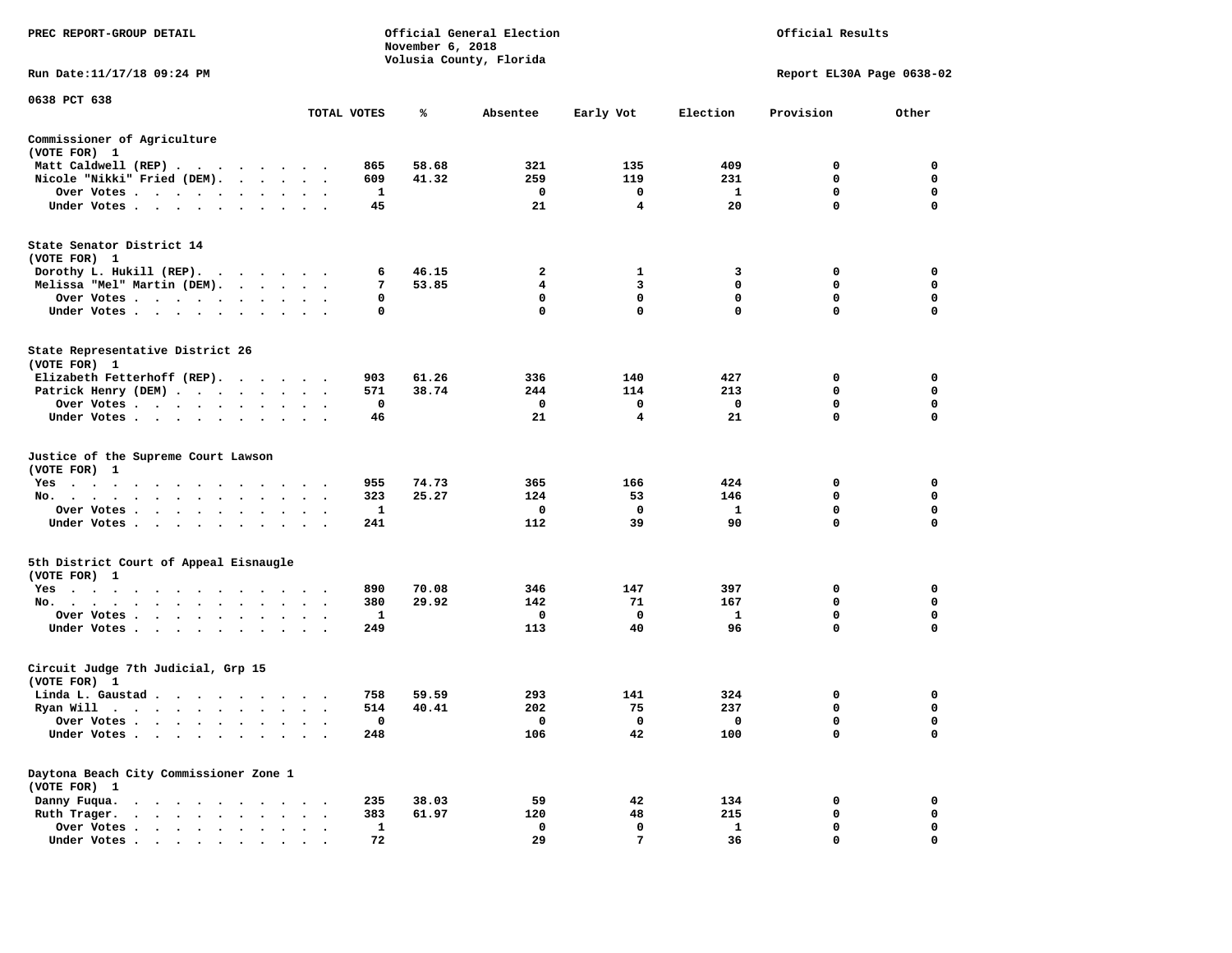PREC REPORT-GROUP DETAIL

Official General Election
November 6, 2018
Volusia County, Florida

Official Results

Run Date:11/17/18 09:24 PM

Report EL30A Page 0638-02

0638 PCT 638

| | TOTAL VOTES | % | Absentee | Early Vot | Election | Provision | Other |
|---|---|---|---|---|---|---|---|
| **Commissioner of Agriculture** | | | | | | | |
| (VOTE FOR) 1 | | | | | | | |
| Matt Caldwell (REP) | 865 | 58.68 | 321 | 135 | 409 | 0 | 0 |
| Nicole "Nikki" Fried (DEM) | 609 | 41.32 | 259 | 119 | 231 | 0 | 0 |
| Over Votes | 1 | | 0 | 0 | 1 | 0 | 0 |
| Under Votes | 45 | | 21 | 4 | 20 | 0 | 0 |
| **State Senator District 14** | | | | | | | |
| (VOTE FOR) 1 | | | | | | | |
| Dorothy L. Hukill (REP) | 6 | 46.15 | 2 | 1 | 3 | 0 | 0 |
| Melissa "Mel" Martin (DEM) | 7 | 53.85 | 4 | 3 | 0 | 0 | 0 |
| Over Votes | 0 | | 0 | 0 | 0 | 0 | 0 |
| Under Votes | 0 | | 0 | 0 | 0 | 0 | 0 |
| **State Representative District 26** | | | | | | | |
| (VOTE FOR) 1 | | | | | | | |
| Elizabeth Fetterhoff (REP) | 903 | 61.26 | 336 | 140 | 427 | 0 | 0 |
| Patrick Henry (DEM) | 571 | 38.74 | 244 | 114 | 213 | 0 | 0 |
| Over Votes | 0 | | 0 | 0 | 0 | 0 | 0 |
| Under Votes | 46 | | 21 | 4 | 21 | 0 | 0 |
| **Justice of the Supreme Court Lawson** | | | | | | | |
| (VOTE FOR) 1 | | | | | | | |
| Yes | 955 | 74.73 | 365 | 166 | 424 | 0 | 0 |
| No. | 323 | 25.27 | 124 | 53 | 146 | 0 | 0 |
| Over Votes | 1 | | 0 | 0 | 1 | 0 | 0 |
| Under Votes | 241 | | 112 | 39 | 90 | 0 | 0 |
| **5th District Court of Appeal Eisnaugle** | | | | | | | |
| (VOTE FOR) 1 | | | | | | | |
| Yes | 890 | 70.08 | 346 | 147 | 397 | 0 | 0 |
| No. | 380 | 29.92 | 142 | 71 | 167 | 0 | 0 |
| Over Votes | 1 | | 0 | 0 | 1 | 0 | 0 |
| Under Votes | 249 | | 113 | 40 | 96 | 0 | 0 |
| **Circuit Judge 7th Judicial, Grp 15** | | | | | | | |
| (VOTE FOR) 1 | | | | | | | |
| Linda L. Gaustad | 758 | 59.59 | 293 | 141 | 324 | 0 | 0 |
| Ryan Will | 514 | 40.41 | 202 | 75 | 237 | 0 | 0 |
| Over Votes | 0 | | 0 | 0 | 0 | 0 | 0 |
| Under Votes | 248 | | 106 | 42 | 100 | 0 | 0 |
| **Daytona Beach City Commissioner Zone 1** | | | | | | | |
| (VOTE FOR) 1 | | | | | | | |
| Danny Fuqua. | 235 | 38.03 | 59 | 42 | 134 | 0 | 0 |
| Ruth Trager. | 383 | 61.97 | 120 | 48 | 215 | 0 | 0 |
| Over Votes | 1 | | 0 | 0 | 1 | 0 | 0 |
| Under Votes | 72 | | 29 | 7 | 36 | 0 | 0 |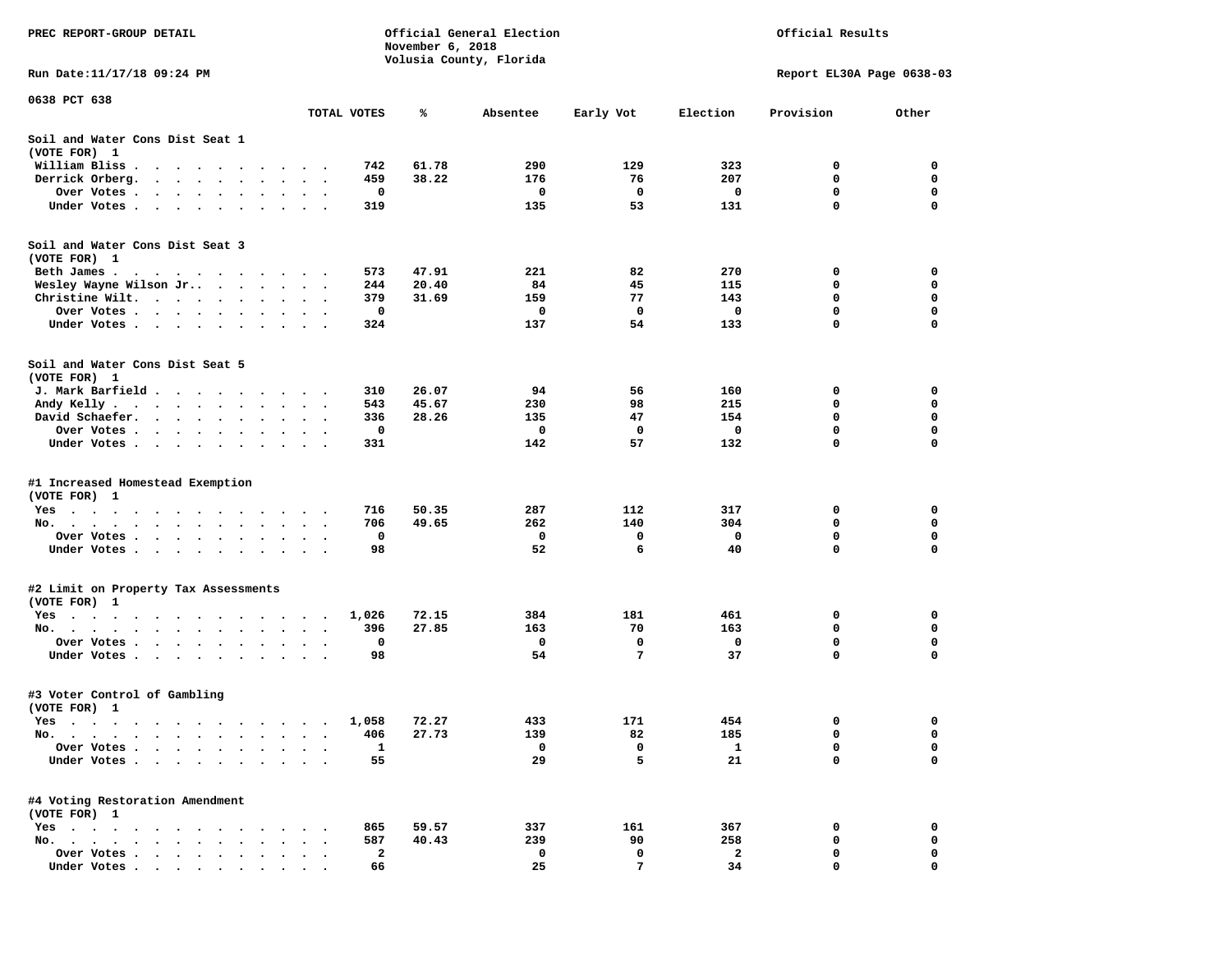PREC REPORT-GROUP DETAIL

Official General Election
November 6, 2018
Volusia County, Florida

Official Results

Run Date:11/17/18 09:24 PM

Report EL30A Page 0638-03

0638 PCT 638

| | TOTAL VOTES | % | Absentee | Early Vot | Election | Provision | Other |
|---|---|---|---|---|---|---|---|
| **Soil and Water Cons Dist Seat 1** | | | | | | | |
| (VOTE FOR) 1 | | | | | | | |
| William Bliss | 742 | 61.78 | 290 | 129 | 323 | 0 | 0 |
| Derrick Orberg | 459 | 38.22 | 176 | 76 | 207 | 0 | 0 |
| Over Votes | 0 | | 0 | 0 | 0 | 0 | 0 |
| Under Votes | 319 | | 135 | 53 | 131 | 0 | 0 |
| **Soil and Water Cons Dist Seat 3** | | | | | | | |
| (VOTE FOR) 1 | | | | | | | |
| Beth James | 573 | 47.91 | 221 | 82 | 270 | 0 | 0 |
| Wesley Wayne Wilson Jr. | 244 | 20.40 | 84 | 45 | 115 | 0 | 0 |
| Christine Wilt | 379 | 31.69 | 159 | 77 | 143 | 0 | 0 |
| Over Votes | 0 | | 0 | 0 | 0 | 0 | 0 |
| Under Votes | 324 | | 137 | 54 | 133 | 0 | 0 |
| **Soil and Water Cons Dist Seat 5** | | | | | | | |
| (VOTE FOR) 1 | | | | | | | |
| J. Mark Barfield | 310 | 26.07 | 94 | 56 | 160 | 0 | 0 |
| Andy Kelly | 543 | 45.67 | 230 | 98 | 215 | 0 | 0 |
| David Schaefer | 336 | 28.26 | 135 | 47 | 154 | 0 | 0 |
| Over Votes | 0 | | 0 | 0 | 0 | 0 | 0 |
| Under Votes | 331 | | 142 | 57 | 132 | 0 | 0 |
| **#1 Increased Homestead Exemption** | | | | | | | |
| (VOTE FOR) 1 | | | | | | | |
| Yes | 716 | 50.35 | 287 | 112 | 317 | 0 | 0 |
| No | 706 | 49.65 | 262 | 140 | 304 | 0 | 0 |
| Over Votes | 0 | | 0 | 0 | 0 | 0 | 0 |
| Under Votes | 98 | | 52 | 6 | 40 | 0 | 0 |
| **#2 Limit on Property Tax Assessments** | | | | | | | |
| (VOTE FOR) 1 | | | | | | | |
| Yes | 1,026 | 72.15 | 384 | 181 | 461 | 0 | 0 |
| No | 396 | 27.85 | 163 | 70 | 163 | 0 | 0 |
| Over Votes | 0 | | 0 | 0 | 0 | 0 | 0 |
| Under Votes | 98 | | 54 | 7 | 37 | 0 | 0 |
| **#3 Voter Control of Gambling** | | | | | | | |
| (VOTE FOR) 1 | | | | | | | |
| Yes | 1,058 | 72.27 | 433 | 171 | 454 | 0 | 0 |
| No | 406 | 27.73 | 139 | 82 | 185 | 0 | 0 |
| Over Votes | 1 | | 0 | 0 | 1 | 0 | 0 |
| Under Votes | 55 | | 29 | 5 | 21 | 0 | 0 |
| **#4 Voting Restoration Amendment** | | | | | | | |
| (VOTE FOR) 1 | | | | | | | |
| Yes | 865 | 59.57 | 337 | 161 | 367 | 0 | 0 |
| No | 587 | 40.43 | 239 | 90 | 258 | 0 | 0 |
| Over Votes | 2 | | 0 | 0 | 2 | 0 | 0 |
| Under Votes | 66 | | 25 | 7 | 34 | 0 | 0 |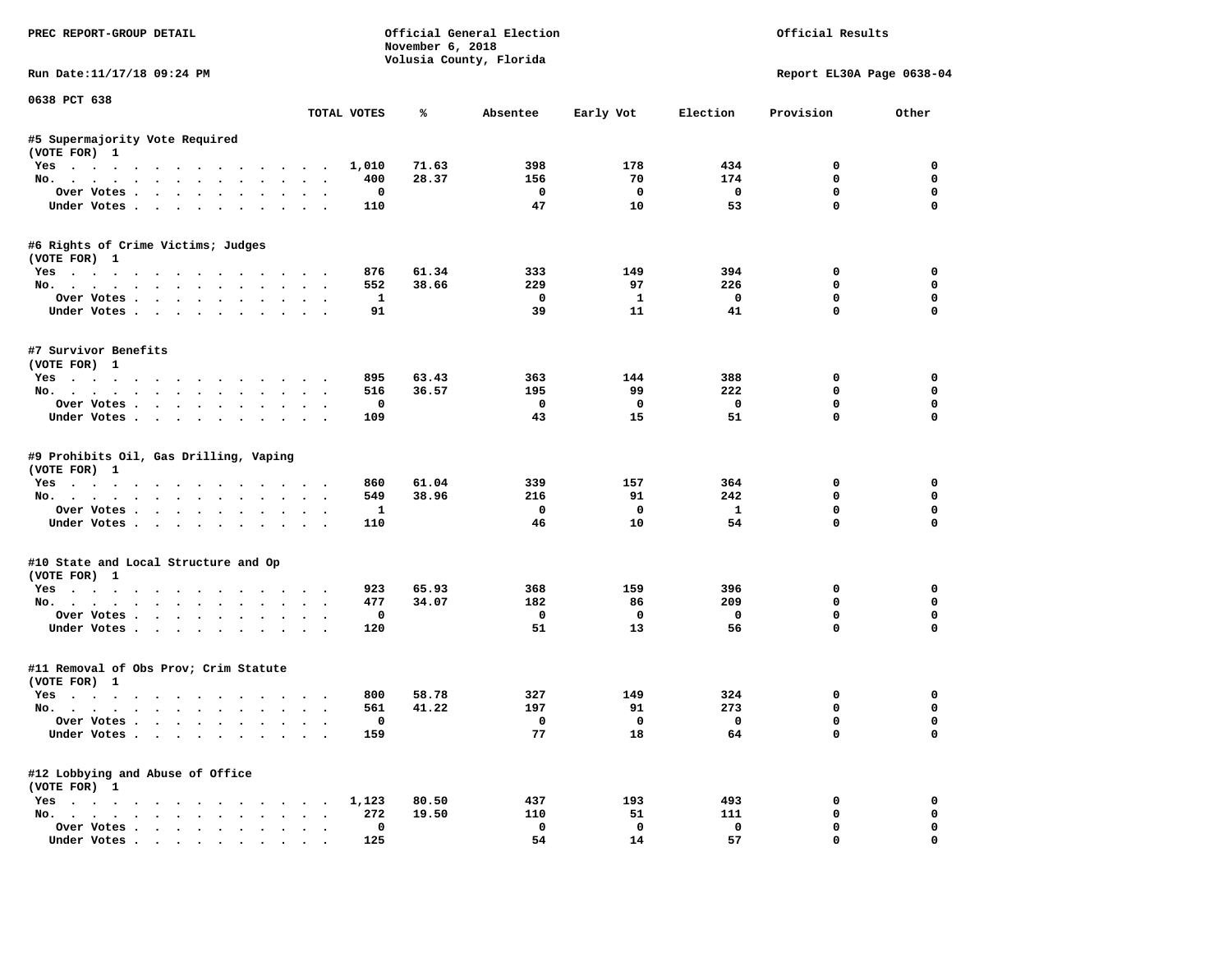PREC REPORT-GROUP DETAIL

Official General Election
November 6, 2018
Volusia County, Florida

Official Results

Run Date:11/17/18 09:24 PM

Report EL30A Page 0638-04

0638 PCT 638

| | TOTAL VOTES | % | Absentee | Early Vot | Election | Provision | Other |
|---|---|---|---|---|---|---|---|
| **#5 Supermajority Vote Required** | | | | | | | |
| (VOTE FOR) 1 | | | | | | | |
| Yes | 1,010 | 71.63 | 398 | 178 | 434 | 0 | 0 |
| No. | 400 | 28.37 | 156 | 70 | 174 | 0 | 0 |
| Over Votes | 0 | | 0 | 0 | 0 | 0 | 0 |
| Under Votes | 110 | | 47 | 10 | 53 | 0 | 0 |
| **#6 Rights of Crime Victims; Judges** | | | | | | | |
| (VOTE FOR) 1 | | | | | | | |
| Yes | 876 | 61.34 | 333 | 149 | 394 | 0 | 0 |
| No. | 552 | 38.66 | 229 | 97 | 226 | 0 | 0 |
| Over Votes | 1 | | 0 | 1 | 0 | 0 | 0 |
| Under Votes | 91 | | 39 | 11 | 41 | 0 | 0 |
| **#7 Survivor Benefits** | | | | | | | |
| (VOTE FOR) 1 | | | | | | | |
| Yes | 895 | 63.43 | 363 | 144 | 388 | 0 | 0 |
| No. | 516 | 36.57 | 195 | 99 | 222 | 0 | 0 |
| Over Votes | 0 | | 0 | 0 | 0 | 0 | 0 |
| Under Votes | 109 | | 43 | 15 | 51 | 0 | 0 |
| **#9 Prohibits Oil, Gas Drilling, Vaping** | | | | | | | |
| (VOTE FOR) 1 | | | | | | | |
| Yes | 860 | 61.04 | 339 | 157 | 364 | 0 | 0 |
| No. | 549 | 38.96 | 216 | 91 | 242 | 0 | 0 |
| Over Votes | 1 | | 0 | 0 | 1 | 0 | 0 |
| Under Votes | 110 | | 46 | 10 | 54 | 0 | 0 |
| **#10 State and Local Structure and Op** | | | | | | | |
| (VOTE FOR) 1 | | | | | | | |
| Yes | 923 | 65.93 | 368 | 159 | 396 | 0 | 0 |
| No. | 477 | 34.07 | 182 | 86 | 209 | 0 | 0 |
| Over Votes | 0 | | 0 | 0 | 0 | 0 | 0 |
| Under Votes | 120 | | 51 | 13 | 56 | 0 | 0 |
| **#11 Removal of Obs Prov; Crim Statute** | | | | | | | |
| (VOTE FOR) 1 | | | | | | | |
| Yes | 800 | 58.78 | 327 | 149 | 324 | 0 | 0 |
| No. | 561 | 41.22 | 197 | 91 | 273 | 0 | 0 |
| Over Votes | 0 | | 0 | 0 | 0 | 0 | 0 |
| Under Votes | 159 | | 77 | 18 | 64 | 0 | 0 |
| **#12 Lobbying and Abuse of Office** | | | | | | | |
| (VOTE FOR) 1 | | | | | | | |
| Yes | 1,123 | 80.50 | 437 | 193 | 493 | 0 | 0 |
| No. | 272 | 19.50 | 110 | 51 | 111 | 0 | 0 |
| Over Votes | 0 | | 0 | 0 | 0 | 0 | 0 |
| Under Votes | 125 | | 54 | 14 | 57 | 0 | 0 |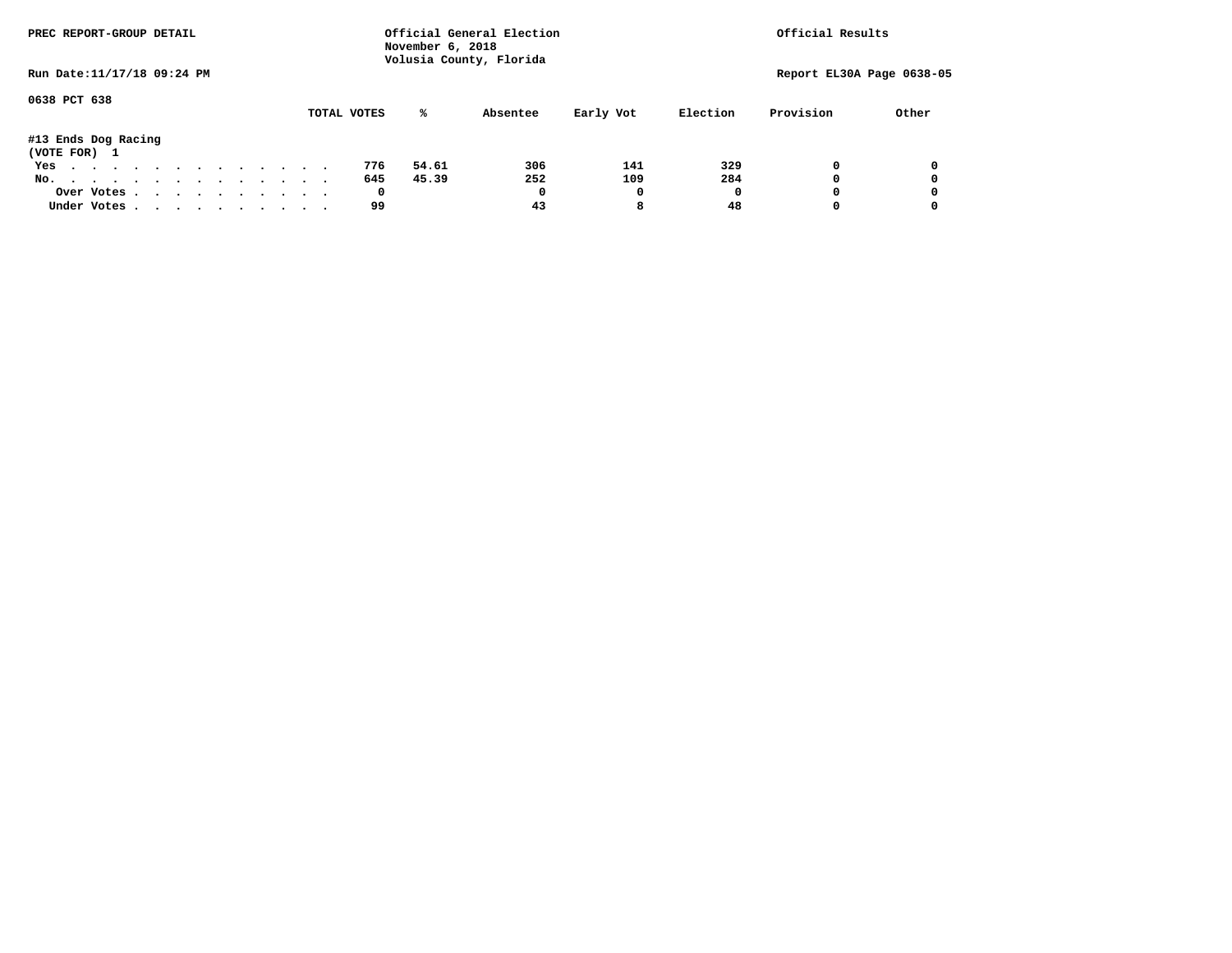0638 PCT 638

| | TOTAL VOTES | % | Absentee | Early Vot | Election | Provision | Other |
|---|---|---|---|---|---|---|---|
| **#13 Ends Dog Racing** | | | | | | | |
| **(VOTE FOR) 1** | | | | | | | |
| Yes | 776 | 54.61 | 306 | 141 | 329 | 0 | 0 |
| No. | 645 | 45.39 | 252 | 109 | 284 | 0 | 0 |
| Over Votes | 0 | | 0 | 0 | 0 | 0 | 0 |
| Under Votes | 99 | | 43 | 8 | 48 | 0 | 0 |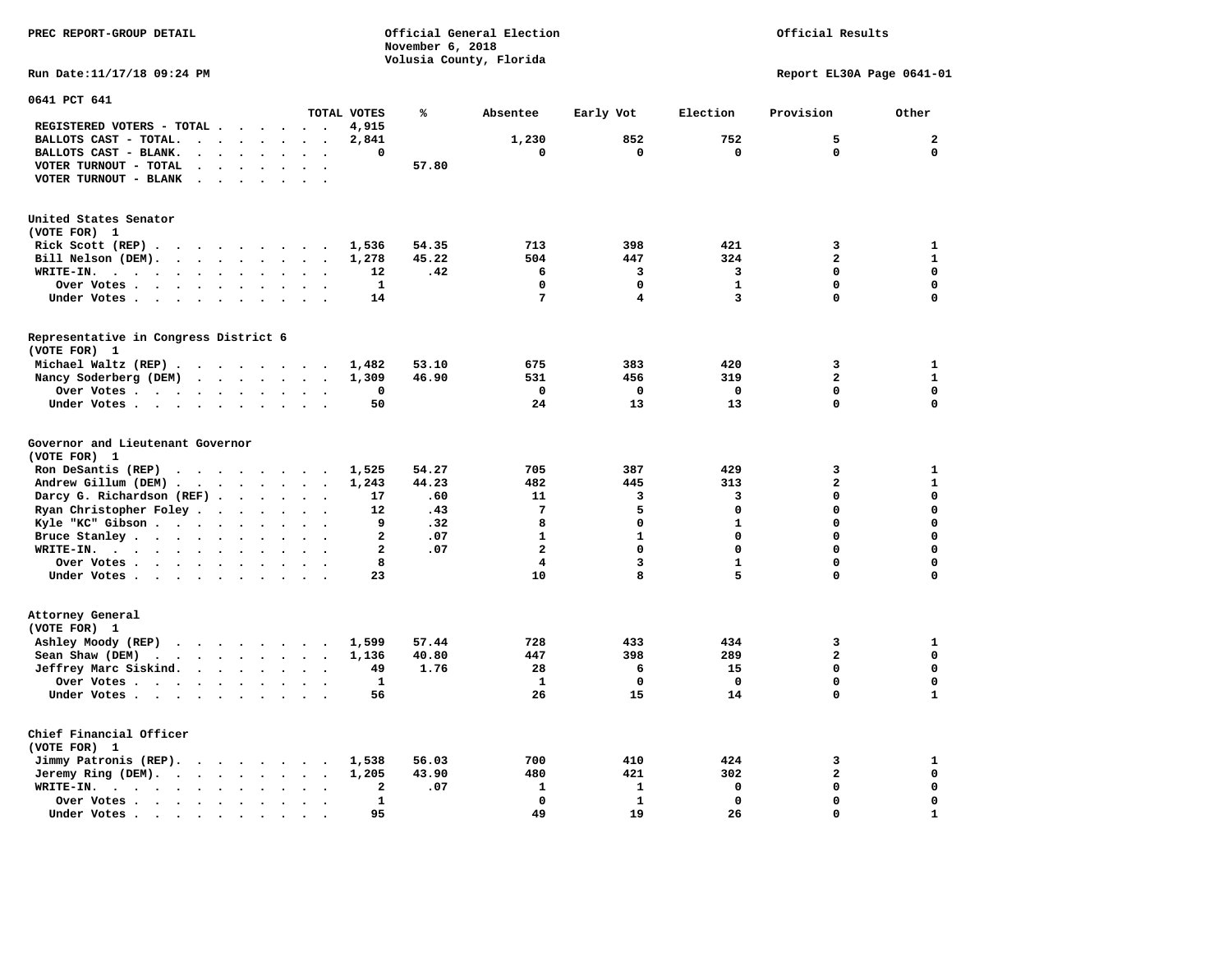PREC REPORT-GROUP DETAIL

Official General Election
November 6, 2018
Volusia County, Florida

Official Results

Run Date:11/17/18 09:24 PM

Report EL30A Page 0641-01

## 0641 PCT 641

| | TOTAL VOTES | % | Absentee | Early Vot | Election | Provision | Other |
|---|---|---|---|---|---|---|---|
| REGISTERED VOTERS - TOTAL | 4,915 | | | | | | |
| BALLOTS CAST - TOTAL. | 2,841 | | 1,230 | 852 | 752 | 5 | 2 |
| BALLOTS CAST - BLANK. | 0 | | 0 | 0 | 0 | 0 | 0 |
| VOTER TURNOUT - TOTAL | | 57.80 | | | | | |
| VOTER TURNOUT - BLANK | | | | | | | |

### United States Senator
(VOTE FOR) 1

| | TOTAL VOTES | % | Absentee | Early Vot | Election | Provision | Other |
|---|---|---|---|---|---|---|---|
| Rick Scott (REP) | 1,536 | 54.35 | 713 | 398 | 421 | 3 | 1 |
| Bill Nelson (DEM). | 1,278 | 45.22 | 504 | 447 | 324 | 2 | 1 |
| WRITE-IN. | 12 | .42 | 6 | 3 | 3 | 0 | 0 |
| Over Votes | 1 | | 0 | 0 | 1 | 0 | 0 |
| Under Votes | 14 | | 7 | 4 | 3 | 0 | 0 |

### Representative in Congress District 6
(VOTE FOR) 1

| | TOTAL VOTES | % | Absentee | Early Vot | Election | Provision | Other |
|---|---|---|---|---|---|---|---|
| Michael Waltz (REP) | 1,482 | 53.10 | 675 | 383 | 420 | 3 | 1 |
| Nancy Soderberg (DEM) | 1,309 | 46.90 | 531 | 456 | 319 | 2 | 1 |
| Over Votes | 0 | | 0 | 0 | 0 | 0 | 0 |
| Under Votes | 50 | | 24 | 13 | 13 | 0 | 0 |

### Governor and Lieutenant Governor
(VOTE FOR) 1

| | TOTAL VOTES | % | Absentee | Early Vot | Election | Provision | Other |
|---|---|---|---|---|---|---|---|
| Ron DeSantis (REP) | 1,525 | 54.27 | 705 | 387 | 429 | 3 | 1 |
| Andrew Gillum (DEM) | 1,243 | 44.23 | 482 | 445 | 313 | 2 | 1 |
| Darcy G. Richardson (REF) | 17 | .60 | 11 | 3 | 3 | 0 | 0 |
| Ryan Christopher Foley | 12 | .43 | 7 | 5 | 0 | 0 | 0 |
| Kyle "KC" Gibson | 9 | .32 | 8 | 0 | 1 | 0 | 0 |
| Bruce Stanley | 2 | .07 | 1 | 1 | 0 | 0 | 0 |
| WRITE-IN. | 2 | .07 | 2 | 0 | 0 | 0 | 0 |
| Over Votes | 8 | | 4 | 3 | 1 | 0 | 0 |
| Under Votes | 23 | | 10 | 8 | 5 | 0 | 0 |

### Attorney General
(VOTE FOR) 1

| | TOTAL VOTES | % | Absentee | Early Vot | Election | Provision | Other |
|---|---|---|---|---|---|---|---|
| Ashley Moody (REP) | 1,599 | 57.44 | 728 | 433 | 434 | 3 | 1 |
| Sean Shaw (DEM) | 1,136 | 40.80 | 447 | 398 | 289 | 2 | 0 |
| Jeffrey Marc Siskind. | 49 | 1.76 | 28 | 6 | 15 | 0 | 0 |
| Over Votes | 1 | | 1 | 0 | 0 | 0 | 0 |
| Under Votes | 56 | | 26 | 15 | 14 | 0 | 1 |

### Chief Financial Officer
(VOTE FOR) 1

| | TOTAL VOTES | % | Absentee | Early Vot | Election | Provision | Other |
|---|---|---|---|---|---|---|---|
| Jimmy Patronis (REP). | 1,538 | 56.03 | 700 | 410 | 424 | 3 | 1 |
| Jeremy Ring (DEM). | 1,205 | 43.90 | 480 | 421 | 302 | 2 | 0 |
| WRITE-IN. | 2 | .07 | 1 | 1 | 0 | 0 | 0 |
| Over Votes | 1 | | 0 | 1 | 0 | 0 | 0 |
| Under Votes | 95 | | 49 | 19 | 26 | 0 | 1 |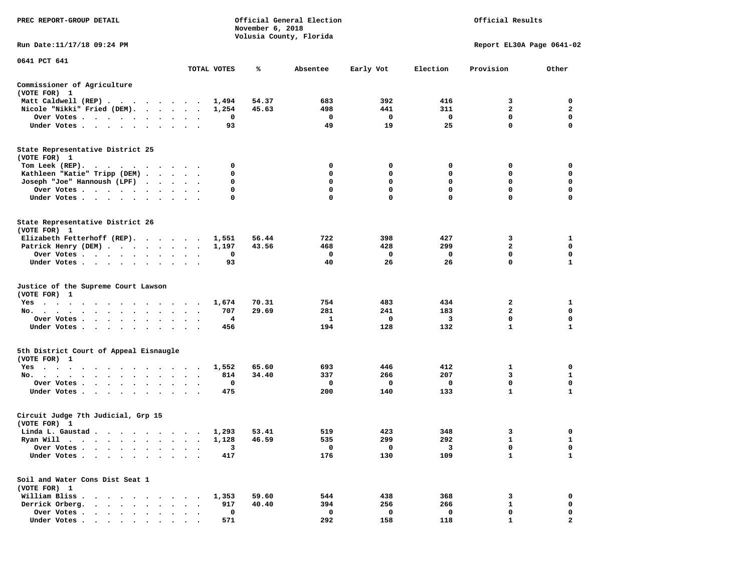PREC REPORT-GROUP DETAIL

Official General Election
November 6, 2018
Volusia County, Florida

Official Results

Run Date:11/17/18 09:24 PM

Report EL30A Page 0641-02

0641 PCT 641

| | TOTAL VOTES | % | Absentee | Early Vot | Election | Provision | Other |
|---|---|---|---|---|---|---|---|
| **Commissioner of Agriculture** | | | | | | | |
| (VOTE FOR) 1 | | | | | | | |
| Matt Caldwell (REP) | 1,494 | 54.37 | 683 | 392 | 416 | 3 | 0 |
| Nicole "Nikki" Fried (DEM) | 1,254 | 45.63 | 498 | 441 | 311 | 2 | 2 |
| Over Votes | 0 | | 0 | 0 | 0 | 0 | 0 |
| Under Votes | 93 | | 49 | 19 | 25 | 0 | 0 |
| **State Representative District 25** | | | | | | | |
| (VOTE FOR) 1 | | | | | | | |
| Tom Leek (REP) | 0 | | 0 | 0 | 0 | 0 | 0 |
| Kathleen "Katie" Tripp (DEM) | 0 | | 0 | 0 | 0 | 0 | 0 |
| Joseph "Joe" Hannoush (LPF) | 0 | | 0 | 0 | 0 | 0 | 0 |
| Over Votes | 0 | | 0 | 0 | 0 | 0 | 0 |
| Under Votes | 0 | | 0 | 0 | 0 | 0 | 0 |
| **State Representative District 26** | | | | | | | |
| (VOTE FOR) 1 | | | | | | | |
| Elizabeth Fetterhoff (REP) | 1,551 | 56.44 | 722 | 398 | 427 | 3 | 1 |
| Patrick Henry (DEM) | 1,197 | 43.56 | 468 | 428 | 299 | 2 | 0 |
| Over Votes | 0 | | 0 | 0 | 0 | 0 | 0 |
| Under Votes | 93 | | 40 | 26 | 26 | 0 | 1 |
| **Justice of the Supreme Court Lawson** | | | | | | | |
| (VOTE FOR) 1 | | | | | | | |
| Yes | 1,674 | 70.31 | 754 | 483 | 434 | 2 | 1 |
| No | 707 | 29.69 | 281 | 241 | 183 | 2 | 0 |
| Over Votes | 4 | | 1 | 0 | 3 | 0 | 0 |
| Under Votes | 456 | | 194 | 128 | 132 | 1 | 1 |
| **5th District Court of Appeal Eisnaugle** | | | | | | | |
| (VOTE FOR) 1 | | | | | | | |
| Yes | 1,552 | 65.60 | 693 | 446 | 412 | 1 | 0 |
| No | 814 | 34.40 | 337 | 266 | 207 | 3 | 1 |
| Over Votes | 0 | | 0 | 0 | 0 | 0 | 0 |
| Under Votes | 475 | | 200 | 140 | 133 | 1 | 1 |
| **Circuit Judge 7th Judicial, Grp 15** | | | | | | | |
| (VOTE FOR) 1 | | | | | | | |
| Linda L. Gaustad | 1,293 | 53.41 | 519 | 423 | 348 | 3 | 0 |
| Ryan Will | 1,128 | 46.59 | 535 | 299 | 292 | 1 | 1 |
| Over Votes | 3 | | 0 | 0 | 3 | 0 | 0 |
| Under Votes | 417 | | 176 | 130 | 109 | 1 | 1 |
| **Soil and Water Cons Dist Seat 1** | | | | | | | |
| (VOTE FOR) 1 | | | | | | | |
| William Bliss | 1,353 | 59.60 | 544 | 438 | 368 | 3 | 0 |
| Derrick Orberg | 917 | 40.40 | 394 | 256 | 266 | 1 | 0 |
| Over Votes | 0 | | 0 | 0 | 0 | 0 | 0 |
| Under Votes | 571 | | 292 | 158 | 118 | 1 | 2 |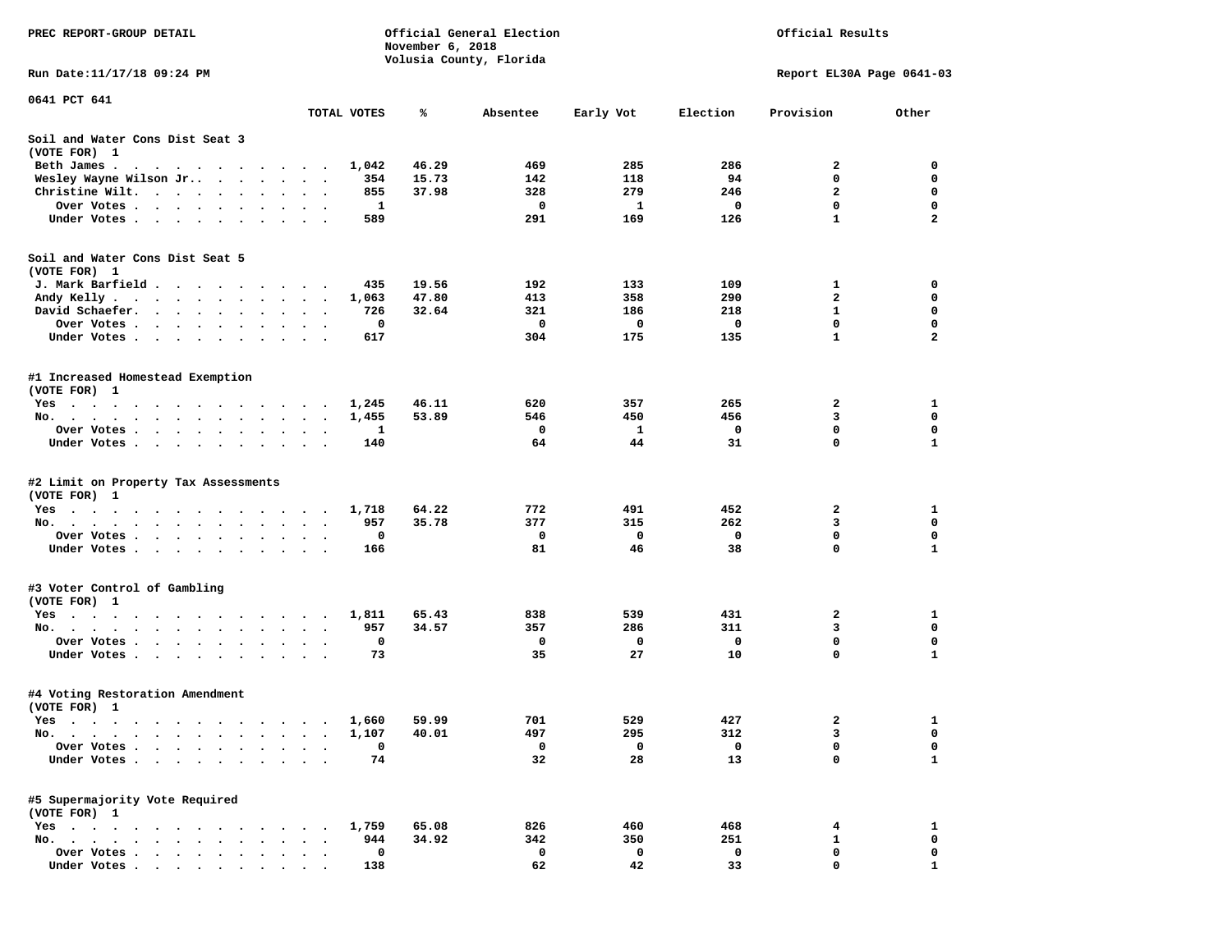PREC REPORT-GROUP DETAIL — Official General Election, November 6, 2018, Volusia County, Florida — Official Results

Run Date:11/17/18 09:24 PM — Report EL30A Page 0641-03

0641 PCT 641

| | TOTAL VOTES | % | Absentee | Early Vot | Election | Provision | Other |
|---|---|---|---|---|---|---|---|
| **Soil and Water Cons Dist Seat 3** | | | | | | | |
| (VOTE FOR) 1 | | | | | | | |
| Beth James | 1,042 | 46.29 | 469 | 285 | 286 | 2 | 0 |
| Wesley Wayne Wilson Jr. | 354 | 15.73 | 142 | 118 | 94 | 0 | 0 |
| Christine Wilt | 855 | 37.98 | 328 | 279 | 246 | 2 | 0 |
| Over Votes | 1 | | 0 | 1 | 0 | 0 | 0 |
| Under Votes | 589 | | 291 | 169 | 126 | 1 | 2 |
| **Soil and Water Cons Dist Seat 5** | | | | | | | |
| (VOTE FOR) 1 | | | | | | | |
| J. Mark Barfield | 435 | 19.56 | 192 | 133 | 109 | 1 | 0 |
| Andy Kelly | 1,063 | 47.80 | 413 | 358 | 290 | 2 | 0 |
| David Schaefer | 726 | 32.64 | 321 | 186 | 218 | 1 | 0 |
| Over Votes | 0 | | 0 | 0 | 0 | 0 | 0 |
| Under Votes | 617 | | 304 | 175 | 135 | 1 | 2 |
| **#1 Increased Homestead Exemption** | | | | | | | |
| (VOTE FOR) 1 | | | | | | | |
| Yes | 1,245 | 46.11 | 620 | 357 | 265 | 2 | 1 |
| No | 1,455 | 53.89 | 546 | 450 | 456 | 3 | 0 |
| Over Votes | 1 | | 0 | 1 | 0 | 0 | 0 |
| Under Votes | 140 | | 64 | 44 | 31 | 0 | 1 |
| **#2 Limit on Property Tax Assessments** | | | | | | | |
| (VOTE FOR) 1 | | | | | | | |
| Yes | 1,718 | 64.22 | 772 | 491 | 452 | 2 | 1 |
| No | 957 | 35.78 | 377 | 315 | 262 | 3 | 0 |
| Over Votes | 0 | | 0 | 0 | 0 | 0 | 0 |
| Under Votes | 166 | | 81 | 46 | 38 | 0 | 1 |
| **#3 Voter Control of Gambling** | | | | | | | |
| (VOTE FOR) 1 | | | | | | | |
| Yes | 1,811 | 65.43 | 838 | 539 | 431 | 2 | 1 |
| No | 957 | 34.57 | 357 | 286 | 311 | 3 | 0 |
| Over Votes | 0 | | 0 | 0 | 0 | 0 | 0 |
| Under Votes | 73 | | 35 | 27 | 10 | 0 | 1 |
| **#4 Voting Restoration Amendment** | | | | | | | |
| (VOTE FOR) 1 | | | | | | | |
| Yes | 1,660 | 59.99 | 701 | 529 | 427 | 2 | 1 |
| No | 1,107 | 40.01 | 497 | 295 | 312 | 3 | 0 |
| Over Votes | 0 | | 0 | 0 | 0 | 0 | 0 |
| Under Votes | 74 | | 32 | 28 | 13 | 0 | 1 |
| **#5 Supermajority Vote Required** | | | | | | | |
| (VOTE FOR) 1 | | | | | | | |
| Yes | 1,759 | 65.08 | 826 | 460 | 468 | 4 | 1 |
| No | 944 | 34.92 | 342 | 350 | 251 | 1 | 0 |
| Over Votes | 0 | | 0 | 0 | 0 | 0 | 0 |
| Under Votes | 138 | | 62 | 42 | 33 | 0 | 1 |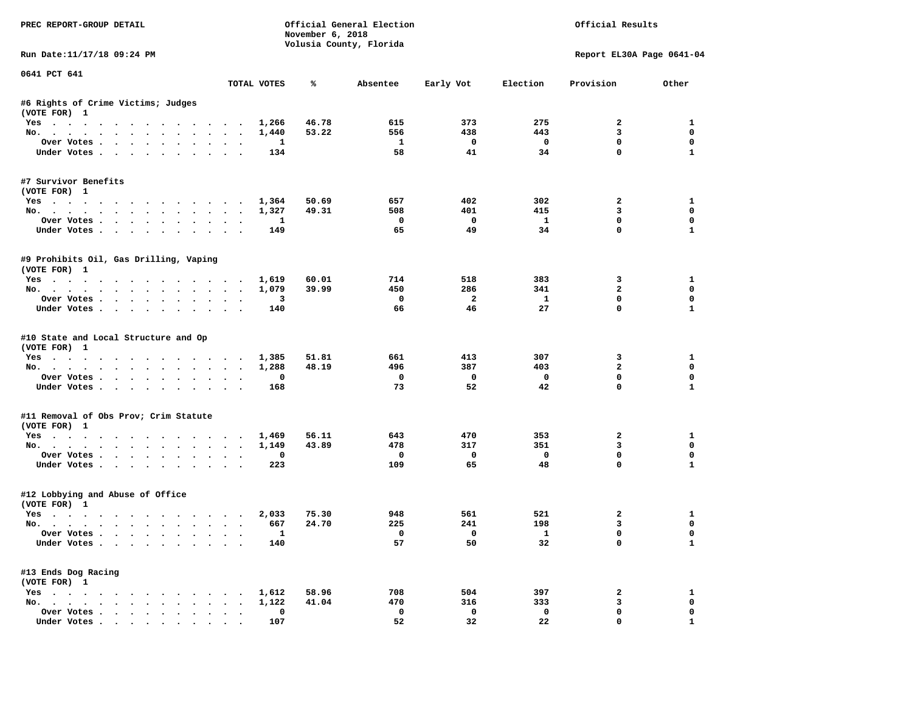PREC REPORT-GROUP DETAIL

Official General Election
November 6, 2018
Volusia County, Florida

Official Results

Run Date:11/17/18 09:24 PM

Report EL30A Page 0641-04

0641 PCT 641

| | TOTAL VOTES | % | Absentee | Early Vot | Election | Provision | Other |
|---|---|---|---|---|---|---|---|
| **#6 Rights of Crime Victims; Judges** | | | | | | | |
| (VOTE FOR) 1 | | | | | | | |
| Yes | 1,266 | 46.78 | 615 | 373 | 275 | 2 | 1 |
| No. | 1,440 | 53.22 | 556 | 438 | 443 | 3 | 0 |
| Over Votes | 1 | | 1 | 0 | 0 | 0 | 0 |
| Under Votes | 134 | | 58 | 41 | 34 | 0 | 1 |
| **#7 Survivor Benefits** | | | | | | | |
| (VOTE FOR) 1 | | | | | | | |
| Yes | 1,364 | 50.69 | 657 | 402 | 302 | 2 | 1 |
| No. | 1,327 | 49.31 | 508 | 401 | 415 | 3 | 0 |
| Over Votes | 1 | | 0 | 0 | 1 | 0 | 0 |
| Under Votes | 149 | | 65 | 49 | 34 | 0 | 1 |
| **#9 Prohibits Oil, Gas Drilling, Vaping** | | | | | | | |
| (VOTE FOR) 1 | | | | | | | |
| Yes | 1,619 | 60.01 | 714 | 518 | 383 | 3 | 1 |
| No. | 1,079 | 39.99 | 450 | 286 | 341 | 2 | 0 |
| Over Votes | 3 | | 0 | 2 | 1 | 0 | 0 |
| Under Votes | 140 | | 66 | 46 | 27 | 0 | 1 |
| **#10 State and Local Structure and Op** | | | | | | | |
| (VOTE FOR) 1 | | | | | | | |
| Yes | 1,385 | 51.81 | 661 | 413 | 307 | 3 | 1 |
| No. | 1,288 | 48.19 | 496 | 387 | 403 | 2 | 0 |
| Over Votes | 0 | | 0 | 0 | 0 | 0 | 0 |
| Under Votes | 168 | | 73 | 52 | 42 | 0 | 1 |
| **#11 Removal of Obs Prov; Crim Statute** | | | | | | | |
| (VOTE FOR) 1 | | | | | | | |
| Yes | 1,469 | 56.11 | 643 | 470 | 353 | 2 | 1 |
| No. | 1,149 | 43.89 | 478 | 317 | 351 | 3 | 0 |
| Over Votes | 0 | | 0 | 0 | 0 | 0 | 0 |
| Under Votes | 223 | | 109 | 65 | 48 | 0 | 1 |
| **#12 Lobbying and Abuse of Office** | | | | | | | |
| (VOTE FOR) 1 | | | | | | | |
| Yes | 2,033 | 75.30 | 948 | 561 | 521 | 2 | 1 |
| No. | 667 | 24.70 | 225 | 241 | 198 | 3 | 0 |
| Over Votes | 1 | | 0 | 0 | 1 | 0 | 0 |
| Under Votes | 140 | | 57 | 50 | 32 | 0 | 1 |
| **#13 Ends Dog Racing** | | | | | | | |
| (VOTE FOR) 1 | | | | | | | |
| Yes | 1,612 | 58.96 | 708 | 504 | 397 | 2 | 1 |
| No. | 1,122 | 41.04 | 470 | 316 | 333 | 3 | 0 |
| Over Votes | 0 | | 0 | 0 | 0 | 0 | 0 |
| Under Votes | 107 | | 52 | 32 | 22 | 0 | 1 |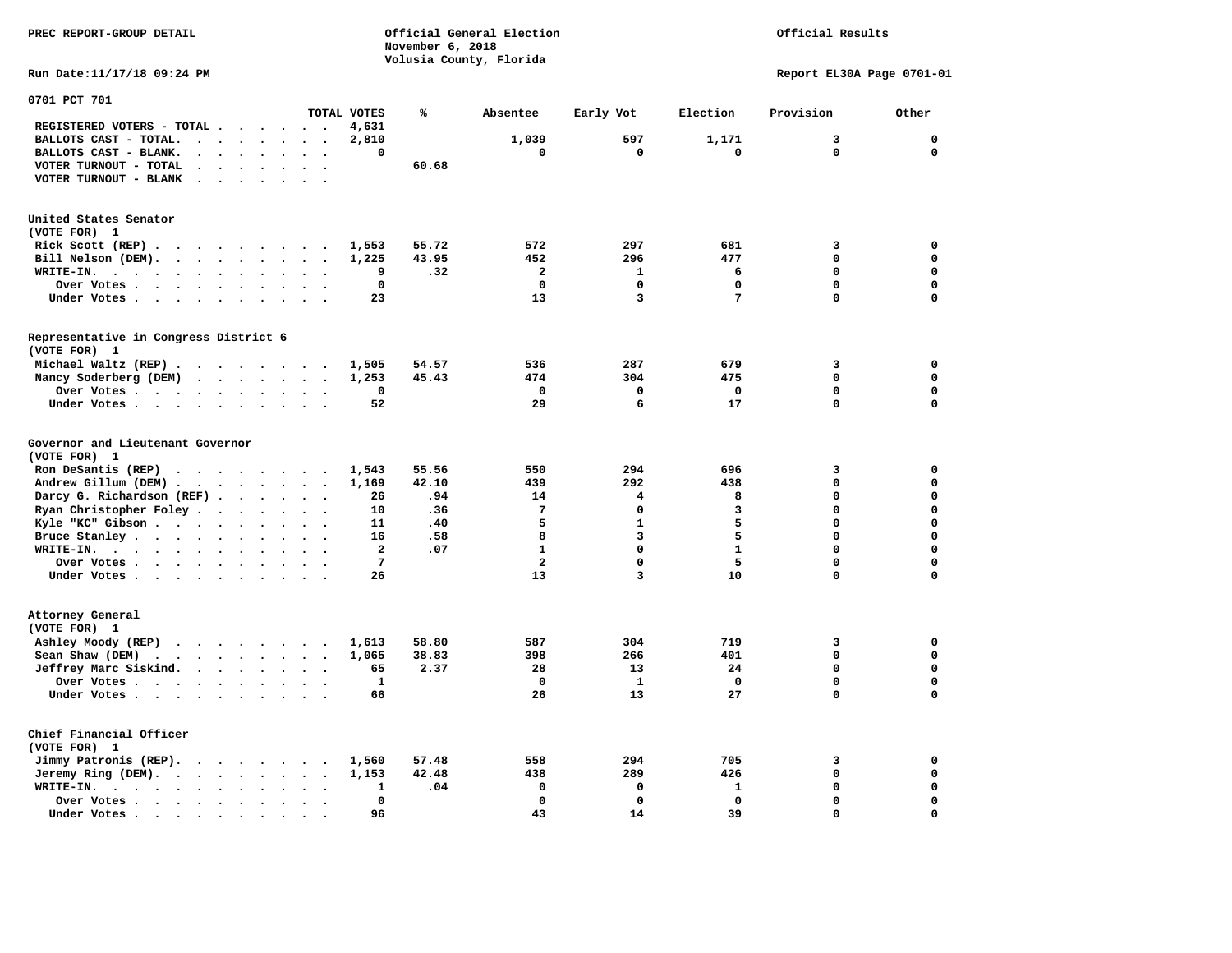PREC REPORT-GROUP DETAIL

Official General Election
November 6, 2018
Volusia County, Florida

Official Results

Run Date:11/17/18 09:24 PM

Report EL30A Page 0701-01

## 0701 PCT 701

| | TOTAL VOTES | % | Absentee | Early Vot | Election | Provision | Other |
|---|---|---|---|---|---|---|---|
| REGISTERED VOTERS - TOTAL | 4,631 | | | | | | |
| BALLOTS CAST - TOTAL. | 2,810 | | 1,039 | 597 | 1,171 | 3 | 0 |
| BALLOTS CAST - BLANK. | 0 | | 0 | 0 | 0 | 0 | 0 |
| VOTER TURNOUT - TOTAL | | 60.68 | | | | | |
| VOTER TURNOUT - BLANK | | | | | | | |

### United States Senator
(VOTE FOR) 1

| | TOTAL VOTES | % | Absentee | Early Vot | Election | Provision | Other |
|---|---|---|---|---|---|---|---|
| Rick Scott (REP) | 1,553 | 55.72 | 572 | 297 | 681 | 3 | 0 |
| Bill Nelson (DEM). | 1,225 | 43.95 | 452 | 296 | 477 | 0 | 0 |
| WRITE-IN. | 9 | .32 | 2 | 1 | 6 | 0 | 0 |
| Over Votes | 0 | | 0 | 0 | 0 | 0 | 0 |
| Under Votes | 23 | | 13 | 3 | 7 | 0 | 0 |

### Representative in Congress District 6
(VOTE FOR) 1

| | TOTAL VOTES | % | Absentee | Early Vot | Election | Provision | Other |
|---|---|---|---|---|---|---|---|
| Michael Waltz (REP) | 1,505 | 54.57 | 536 | 287 | 679 | 3 | 0 |
| Nancy Soderberg (DEM) | 1,253 | 45.43 | 474 | 304 | 475 | 0 | 0 |
| Over Votes | 0 | | 0 | 0 | 0 | 0 | 0 |
| Under Votes | 52 | | 29 | 6 | 17 | 0 | 0 |

### Governor and Lieutenant Governor
(VOTE FOR) 1

| | TOTAL VOTES | % | Absentee | Early Vot | Election | Provision | Other |
|---|---|---|---|---|---|---|---|
| Ron DeSantis (REP) | 1,543 | 55.56 | 550 | 294 | 696 | 3 | 0 |
| Andrew Gillum (DEM) | 1,169 | 42.10 | 439 | 292 | 438 | 0 | 0 |
| Darcy G. Richardson (REF) | 26 | .94 | 14 | 4 | 8 | 0 | 0 |
| Ryan Christopher Foley | 10 | .36 | 7 | 0 | 3 | 0 | 0 |
| Kyle "KC" Gibson | 11 | .40 | 5 | 1 | 5 | 0 | 0 |
| Bruce Stanley | 16 | .58 | 8 | 3 | 5 | 0 | 0 |
| WRITE-IN. | 2 | .07 | 1 | 0 | 1 | 0 | 0 |
| Over Votes | 7 | | 2 | 0 | 5 | 0 | 0 |
| Under Votes | 26 | | 13 | 3 | 10 | 0 | 0 |

### Attorney General
(VOTE FOR) 1

| | TOTAL VOTES | % | Absentee | Early Vot | Election | Provision | Other |
|---|---|---|---|---|---|---|---|
| Ashley Moody (REP) | 1,613 | 58.80 | 587 | 304 | 719 | 3 | 0 |
| Sean Shaw (DEM) | 1,065 | 38.83 | 398 | 266 | 401 | 0 | 0 |
| Jeffrey Marc Siskind. | 65 | 2.37 | 28 | 13 | 24 | 0 | 0 |
| Over Votes | 1 | | 0 | 1 | 0 | 0 | 0 |
| Under Votes | 66 | | 26 | 13 | 27 | 0 | 0 |

### Chief Financial Officer
(VOTE FOR) 1

| | TOTAL VOTES | % | Absentee | Early Vot | Election | Provision | Other |
|---|---|---|---|---|---|---|---|
| Jimmy Patronis (REP). | 1,560 | 57.48 | 558 | 294 | 705 | 3 | 0 |
| Jeremy Ring (DEM). | 1,153 | 42.48 | 438 | 289 | 426 | 0 | 0 |
| WRITE-IN. | 1 | .04 | 0 | 0 | 1 | 0 | 0 |
| Over Votes | 0 | | 0 | 0 | 0 | 0 | 0 |
| Under Votes | 96 | | 43 | 14 | 39 | 0 | 0 |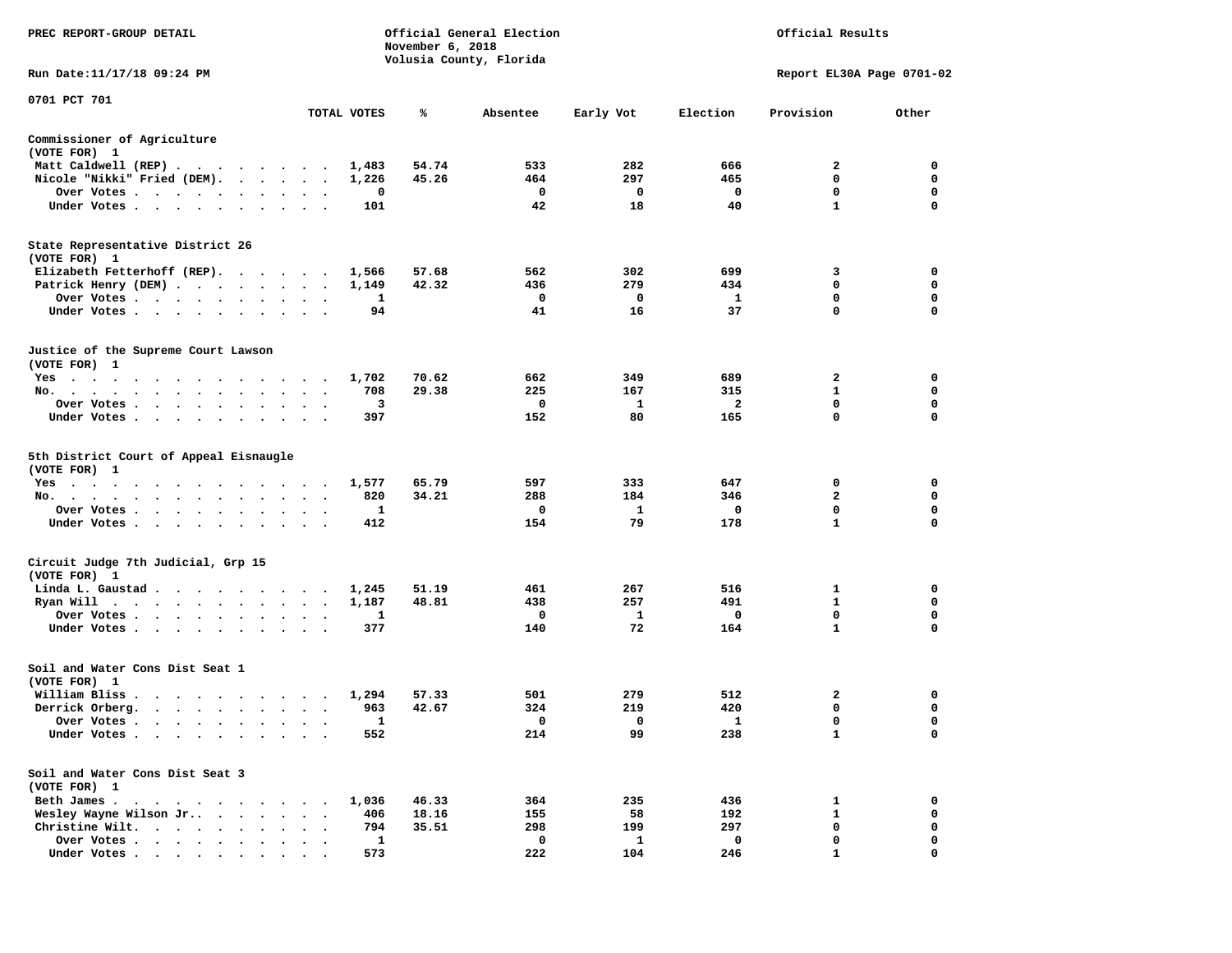PREC REPORT-GROUP DETAIL

Official General Election
November 6, 2018
Volusia County, Florida

Official Results

Run Date:11/17/18 09:24 PM

Report EL30A Page 0701-02

0701 PCT 701

| | TOTAL VOTES | % | Absentee | Early Vot | Election | Provision | Other |
|---|---|---|---|---|---|---|---|
| **Commissioner of Agriculture** | | | | | | | |
| (VOTE FOR) 1 | | | | | | | |
| Matt Caldwell (REP) | 1,483 | 54.74 | 533 | 282 | 666 | 2 | 0 |
| Nicole "Nikki" Fried (DEM). | 1,226 | 45.26 | 464 | 297 | 465 | 0 | 0 |
| Over Votes | 0 | | 0 | 0 | 0 | 0 | 0 |
| Under Votes | 101 | | 42 | 18 | 40 | 1 | 0 |
| **State Representative District 26** | | | | | | | |
| (VOTE FOR) 1 | | | | | | | |
| Elizabeth Fetterhoff (REP). | 1,566 | 57.68 | 562 | 302 | 699 | 3 | 0 |
| Patrick Henry (DEM) | 1,149 | 42.32 | 436 | 279 | 434 | 0 | 0 |
| Over Votes | 1 | | 0 | 0 | 1 | 0 | 0 |
| Under Votes | 94 | | 41 | 16 | 37 | 0 | 0 |
| **Justice of the Supreme Court Lawson** | | | | | | | |
| (VOTE FOR) 1 | | | | | | | |
| Yes | 1,702 | 70.62 | 662 | 349 | 689 | 2 | 0 |
| No. | 708 | 29.38 | 225 | 167 | 315 | 1 | 0 |
| Over Votes | 3 | | 0 | 1 | 2 | 0 | 0 |
| Under Votes | 397 | | 152 | 80 | 165 | 0 | 0 |
| **5th District Court of Appeal Eisnaugle** | | | | | | | |
| (VOTE FOR) 1 | | | | | | | |
| Yes | 1,577 | 65.79 | 597 | 333 | 647 | 0 | 0 |
| No. | 820 | 34.21 | 288 | 184 | 346 | 2 | 0 |
| Over Votes | 1 | | 0 | 1 | 0 | 0 | 0 |
| Under Votes | 412 | | 154 | 79 | 178 | 1 | 0 |
| **Circuit Judge 7th Judicial, Grp 15** | | | | | | | |
| (VOTE FOR) 1 | | | | | | | |
| Linda L. Gaustad | 1,245 | 51.19 | 461 | 267 | 516 | 1 | 0 |
| Ryan Will | 1,187 | 48.81 | 438 | 257 | 491 | 1 | 0 |
| Over Votes | 1 | | 0 | 1 | 0 | 0 | 0 |
| Under Votes | 377 | | 140 | 72 | 164 | 1 | 0 |
| **Soil and Water Cons Dist Seat 1** | | | | | | | |
| (VOTE FOR) 1 | | | | | | | |
| William Bliss | 1,294 | 57.33 | 501 | 279 | 512 | 2 | 0 |
| Derrick Orberg. | 963 | 42.67 | 324 | 219 | 420 | 0 | 0 |
| Over Votes | 1 | | 0 | 0 | 1 | 0 | 0 |
| Under Votes | 552 | | 214 | 99 | 238 | 1 | 0 |
| **Soil and Water Cons Dist Seat 3** | | | | | | | |
| (VOTE FOR) 1 | | | | | | | |
| Beth James | 1,036 | 46.33 | 364 | 235 | 436 | 1 | 0 |
| Wesley Wayne Wilson Jr.. | 406 | 18.16 | 155 | 58 | 192 | 1 | 0 |
| Christine Wilt. | 794 | 35.51 | 298 | 199 | 297 | 0 | 0 |
| Over Votes | 1 | | 0 | 1 | 0 | 0 | 0 |
| Under Votes | 573 | | 222 | 104 | 246 | 1 | 0 |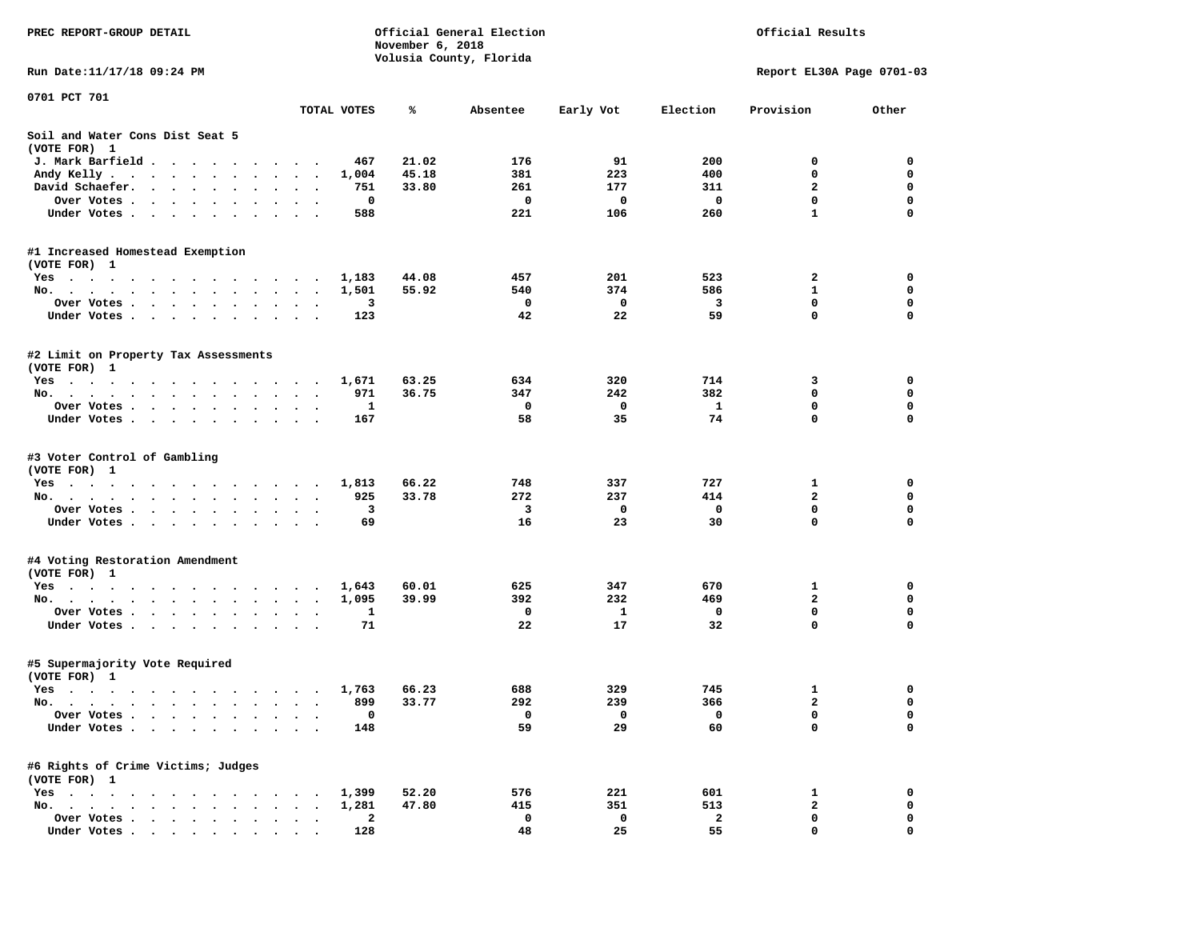PREC REPORT-GROUP DETAIL

Official General Election
November 6, 2018
Volusia County, Florida

Official Results

Run Date:11/17/18 09:24 PM

Report EL30A Page 0701-03

0701 PCT 701

| | TOTAL VOTES | % | Absentee | Early Vot | Election | Provision | Other |
|---|---|---|---|---|---|---|---|
| **Soil and Water Cons Dist Seat 5** | | | | | | | |
| (VOTE FOR) 1 | | | | | | | |
| J. Mark Barfield | 467 | 21.02 | 176 | 91 | 200 | 0 | 0 |
| Andy Kelly | 1,004 | 45.18 | 381 | 223 | 400 | 0 | 0 |
| David Schaefer | 751 | 33.80 | 261 | 177 | 311 | 2 | 0 |
| Over Votes | 0 | | 0 | 0 | 0 | 0 | 0 |
| Under Votes | 588 | | 221 | 106 | 260 | 1 | 0 |
| **#1 Increased Homestead Exemption** | | | | | | | |
| (VOTE FOR) 1 | | | | | | | |
| Yes | 1,183 | 44.08 | 457 | 201 | 523 | 2 | 0 |
| No | 1,501 | 55.92 | 540 | 374 | 586 | 1 | 0 |
| Over Votes | 3 | | 0 | 0 | 3 | 0 | 0 |
| Under Votes | 123 | | 42 | 22 | 59 | 0 | 0 |
| **#2 Limit on Property Tax Assessments** | | | | | | | |
| (VOTE FOR) 1 | | | | | | | |
| Yes | 1,671 | 63.25 | 634 | 320 | 714 | 3 | 0 |
| No | 971 | 36.75 | 347 | 242 | 382 | 0 | 0 |
| Over Votes | 1 | | 0 | 0 | 1 | 0 | 0 |
| Under Votes | 167 | | 58 | 35 | 74 | 0 | 0 |
| **#3 Voter Control of Gambling** | | | | | | | |
| (VOTE FOR) 1 | | | | | | | |
| Yes | 1,813 | 66.22 | 748 | 337 | 727 | 1 | 0 |
| No | 925 | 33.78 | 272 | 237 | 414 | 2 | 0 |
| Over Votes | 3 | | 3 | 0 | 0 | 0 | 0 |
| Under Votes | 69 | | 16 | 23 | 30 | 0 | 0 |
| **#4 Voting Restoration Amendment** | | | | | | | |
| (VOTE FOR) 1 | | | | | | | |
| Yes | 1,643 | 60.01 | 625 | 347 | 670 | 1 | 0 |
| No | 1,095 | 39.99 | 392 | 232 | 469 | 2 | 0 |
| Over Votes | 1 | | 0 | 1 | 0 | 0 | 0 |
| Under Votes | 71 | | 22 | 17 | 32 | 0 | 0 |
| **#5 Supermajority Vote Required** | | | | | | | |
| (VOTE FOR) 1 | | | | | | | |
| Yes | 1,763 | 66.23 | 688 | 329 | 745 | 1 | 0 |
| No | 899 | 33.77 | 292 | 239 | 366 | 2 | 0 |
| Over Votes | 0 | | 0 | 0 | 0 | 0 | 0 |
| Under Votes | 148 | | 59 | 29 | 60 | 0 | 0 |
| **#6 Rights of Crime Victims; Judges** | | | | | | | |
| (VOTE FOR) 1 | | | | | | | |
| Yes | 1,399 | 52.20 | 576 | 221 | 601 | 1 | 0 |
| No | 1,281 | 47.80 | 415 | 351 | 513 | 2 | 0 |
| Over Votes | 2 | | 0 | 0 | 2 | 0 | 0 |
| Under Votes | 128 | | 48 | 25 | 55 | 0 | 0 |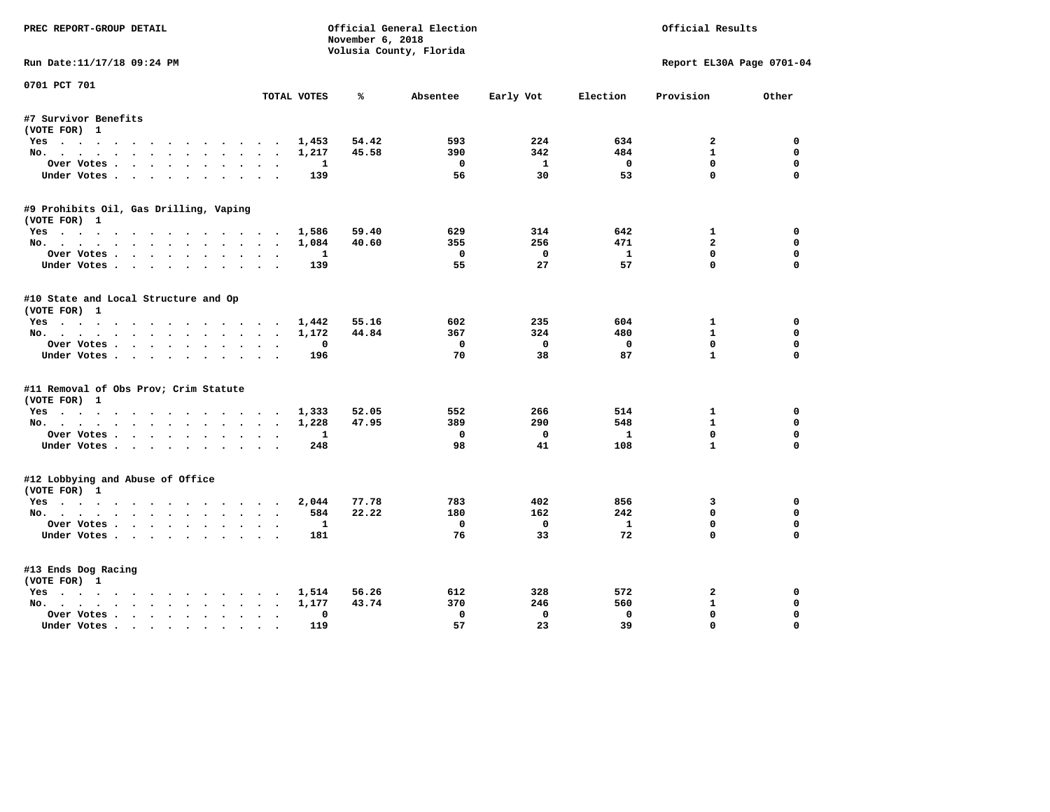PREC REPORT-GROUP DETAIL

Official General Election
November 6, 2018
Volusia County, Florida

Official Results

Run Date:11/17/18 09:24 PM

Report EL30A Page 0701-04

0701 PCT 701

| | TOTAL VOTES | % | Absentee | Early Vot | Election | Provision | Other |
|---|---|---|---|---|---|---|---|
| **#7 Survivor Benefits** | | | | | | | |
| (VOTE FOR) 1 | | | | | | | |
| Yes | 1,453 | 54.42 | 593 | 224 | 634 | 2 | 0 |
| No. | 1,217 | 45.58 | 390 | 342 | 484 | 1 | 0 |
| Over Votes | 1 | | 0 | 1 | 0 | 0 | 0 |
| Under Votes | 139 | | 56 | 30 | 53 | 0 | 0 |
| **#9 Prohibits Oil, Gas Drilling, Vaping** | | | | | | | |
| (VOTE FOR) 1 | | | | | | | |
| Yes | 1,586 | 59.40 | 629 | 314 | 642 | 1 | 0 |
| No. | 1,084 | 40.60 | 355 | 256 | 471 | 2 | 0 |
| Over Votes | 1 | | 0 | 0 | 1 | 0 | 0 |
| Under Votes | 139 | | 55 | 27 | 57 | 0 | 0 |
| **#10 State and Local Structure and Op** | | | | | | | |
| (VOTE FOR) 1 | | | | | | | |
| Yes | 1,442 | 55.16 | 602 | 235 | 604 | 1 | 0 |
| No. | 1,172 | 44.84 | 367 | 324 | 480 | 1 | 0 |
| Over Votes | 0 | | 0 | 0 | 0 | 0 | 0 |
| Under Votes | 196 | | 70 | 38 | 87 | 1 | 0 |
| **#11 Removal of Obs Prov; Crim Statute** | | | | | | | |
| (VOTE FOR) 1 | | | | | | | |
| Yes | 1,333 | 52.05 | 552 | 266 | 514 | 1 | 0 |
| No. | 1,228 | 47.95 | 389 | 290 | 548 | 1 | 0 |
| Over Votes | 1 | | 0 | 0 | 1 | 0 | 0 |
| Under Votes | 248 | | 98 | 41 | 108 | 1 | 0 |
| **#12 Lobbying and Abuse of Office** | | | | | | | |
| (VOTE FOR) 1 | | | | | | | |
| Yes | 2,044 | 77.78 | 783 | 402 | 856 | 3 | 0 |
| No. | 584 | 22.22 | 180 | 162 | 242 | 0 | 0 |
| Over Votes | 1 | | 0 | 0 | 1 | 0 | 0 |
| Under Votes | 181 | | 76 | 33 | 72 | 0 | 0 |
| **#13 Ends Dog Racing** | | | | | | | |
| (VOTE FOR) 1 | | | | | | | |
| Yes | 1,514 | 56.26 | 612 | 328 | 572 | 2 | 0 |
| No. | 1,177 | 43.74 | 370 | 246 | 560 | 1 | 0 |
| Over Votes | 0 | | 0 | 0 | 0 | 0 | 0 |
| Under Votes | 119 | | 57 | 23 | 39 | 0 | 0 |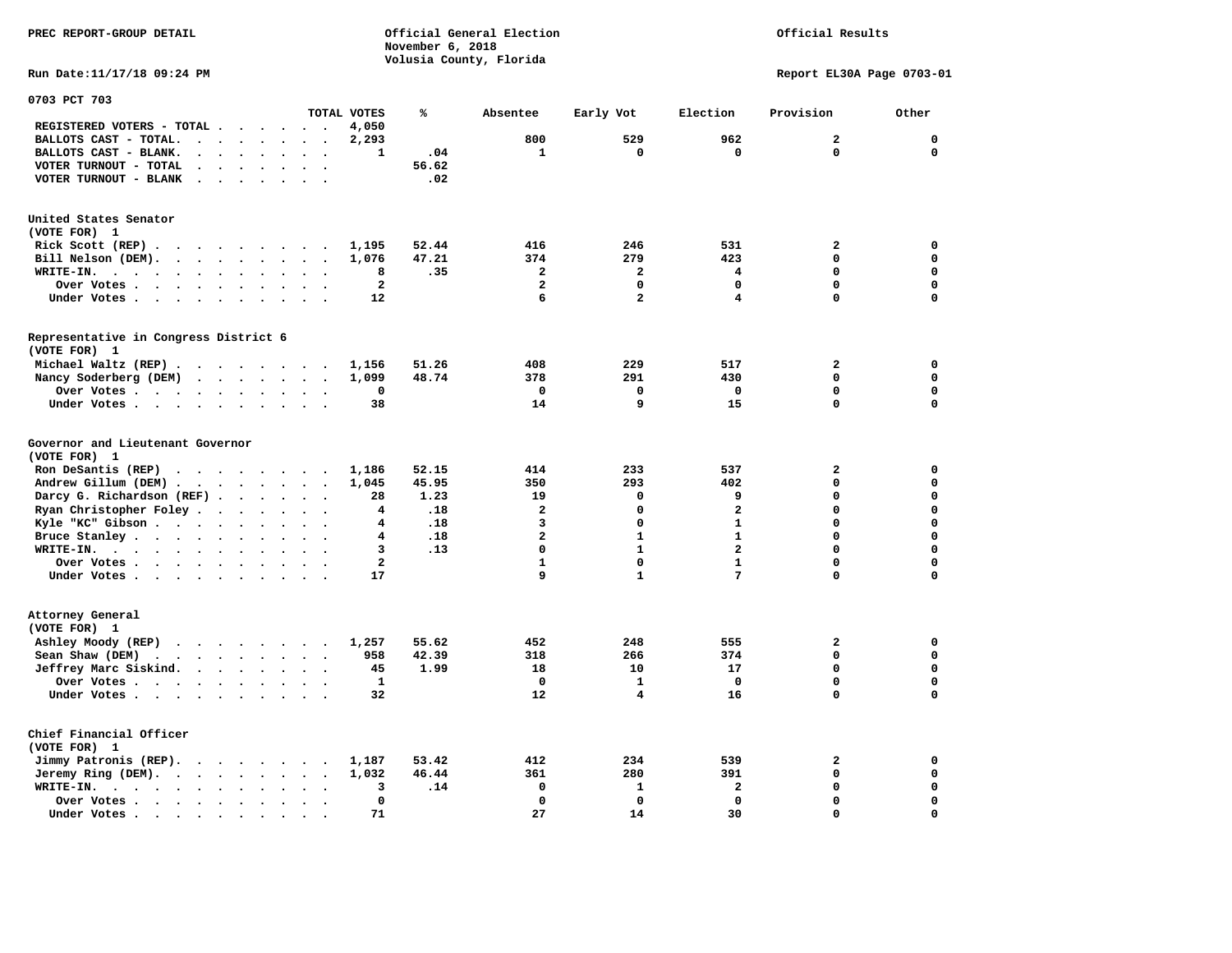PREC REPORT-GROUP DETAIL

Official General Election
November 6, 2018
Volusia County, Florida

Official Results

Run Date:11/17/18 09:24 PM

Report EL30A Page 0703-01

## 0703 PCT 703

| | TOTAL VOTES | % | Absentee | Early Vot | Election | Provision | Other |
|---|---|---|---|---|---|---|---|
| REGISTERED VOTERS - TOTAL | 4,050 | | | | | | |
| BALLOTS CAST - TOTAL. | 2,293 | | 800 | 529 | 962 | 2 | 0 |
| BALLOTS CAST - BLANK. | 1 | .04 | 1 | 0 | 0 | 0 | 0 |
| VOTER TURNOUT - TOTAL | | 56.62 | | | | | |
| VOTER TURNOUT - BLANK | | .02 | | | | | |

### United States Senator
(VOTE FOR) 1

| | TOTAL VOTES | % | Absentee | Early Vot | Election | Provision | Other |
|---|---|---|---|---|---|---|---|
| Rick Scott (REP) | 1,195 | 52.44 | 416 | 246 | 531 | 2 | 0 |
| Bill Nelson (DEM). | 1,076 | 47.21 | 374 | 279 | 423 | 0 | 0 |
| WRITE-IN. | 8 | .35 | 2 | 2 | 4 | 0 | 0 |
| Over Votes | 2 | | 2 | 0 | 0 | 0 | 0 |
| Under Votes | 12 | | 6 | 2 | 4 | 0 | 0 |

### Representative in Congress District 6
(VOTE FOR) 1

| | TOTAL VOTES | % | Absentee | Early Vot | Election | Provision | Other |
|---|---|---|---|---|---|---|---|
| Michael Waltz (REP) | 1,156 | 51.26 | 408 | 229 | 517 | 2 | 0 |
| Nancy Soderberg (DEM) | 1,099 | 48.74 | 378 | 291 | 430 | 0 | 0 |
| Over Votes | 0 | | 0 | 0 | 0 | 0 | 0 |
| Under Votes | 38 | | 14 | 9 | 15 | 0 | 0 |

### Governor and Lieutenant Governor
(VOTE FOR) 1

| | TOTAL VOTES | % | Absentee | Early Vot | Election | Provision | Other |
|---|---|---|---|---|---|---|---|
| Ron DeSantis (REP) | 1,186 | 52.15 | 414 | 233 | 537 | 2 | 0 |
| Andrew Gillum (DEM) | 1,045 | 45.95 | 350 | 293 | 402 | 0 | 0 |
| Darcy G. Richardson (REF) | 28 | 1.23 | 19 | 0 | 9 | 0 | 0 |
| Ryan Christopher Foley | 4 | .18 | 2 | 0 | 2 | 0 | 0 |
| Kyle "KC" Gibson | 4 | .18 | 3 | 0 | 1 | 0 | 0 |
| Bruce Stanley | 4 | .18 | 2 | 1 | 1 | 0 | 0 |
| WRITE-IN. | 3 | .13 | 0 | 1 | 2 | 0 | 0 |
| Over Votes | 2 | | 1 | 0 | 1 | 0 | 0 |
| Under Votes | 17 | | 9 | 1 | 7 | 0 | 0 |

### Attorney General
(VOTE FOR) 1

| | TOTAL VOTES | % | Absentee | Early Vot | Election | Provision | Other |
|---|---|---|---|---|---|---|---|
| Ashley Moody (REP) | 1,257 | 55.62 | 452 | 248 | 555 | 2 | 0 |
| Sean Shaw (DEM) | 958 | 42.39 | 318 | 266 | 374 | 0 | 0 |
| Jeffrey Marc Siskind. | 45 | 1.99 | 18 | 10 | 17 | 0 | 0 |
| Over Votes | 1 | | 0 | 1 | 0 | 0 | 0 |
| Under Votes | 32 | | 12 | 4 | 16 | 0 | 0 |

### Chief Financial Officer
(VOTE FOR) 1

| | TOTAL VOTES | % | Absentee | Early Vot | Election | Provision | Other |
|---|---|---|---|---|---|---|---|
| Jimmy Patronis (REP). | 1,187 | 53.42 | 412 | 234 | 539 | 2 | 0 |
| Jeremy Ring (DEM). | 1,032 | 46.44 | 361 | 280 | 391 | 0 | 0 |
| WRITE-IN. | 3 | .14 | 0 | 1 | 2 | 0 | 0 |
| Over Votes | 0 | | 0 | 0 | 0 | 0 | 0 |
| Under Votes | 71 | | 27 | 14 | 30 | 0 | 0 |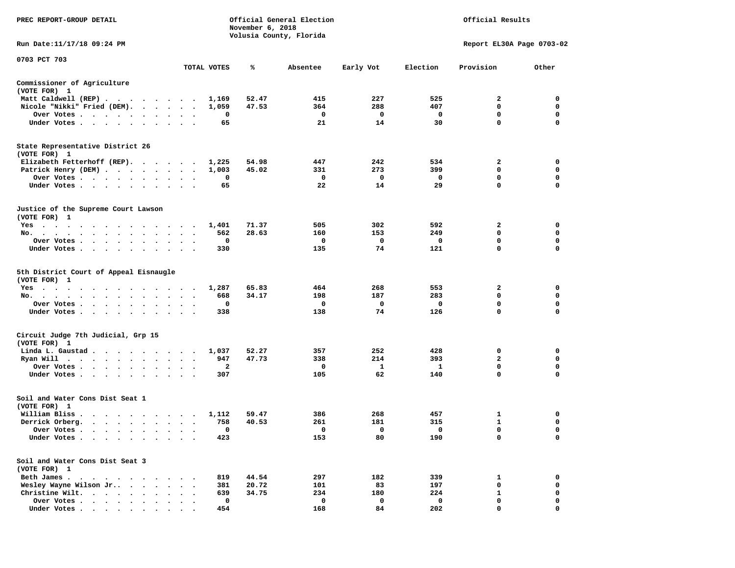PREC REPORT-GROUP DETAIL

Official General Election
November 6, 2018
Volusia County, Florida

Official Results

Run Date:11/17/18 09:24 PM

Report EL30A Page 0703-02

0703 PCT 703

| | TOTAL VOTES | % | Absentee | Early Vot | Election | Provision | Other |
|---|---|---|---|---|---|---|---|
| **Commissioner of Agriculture (VOTE FOR) 1** | | | | | | | |
| Matt Caldwell (REP) | 1,169 | 52.47 | 415 | 227 | 525 | 2 | 0 |
| Nicole "Nikki" Fried (DEM) | 1,059 | 47.53 | 364 | 288 | 407 | 0 | 0 |
| Over Votes | 0 | | 0 | 0 | 0 | 0 | 0 |
| Under Votes | 65 | | 21 | 14 | 30 | 0 | 0 |
| **State Representative District 26 (VOTE FOR) 1** | | | | | | | |
| Elizabeth Fetterhoff (REP) | 1,225 | 54.98 | 447 | 242 | 534 | 2 | 0 |
| Patrick Henry (DEM) | 1,003 | 45.02 | 331 | 273 | 399 | 0 | 0 |
| Over Votes | 0 | | 0 | 0 | 0 | 0 | 0 |
| Under Votes | 65 | | 22 | 14 | 29 | 0 | 0 |
| **Justice of the Supreme Court Lawson (VOTE FOR) 1** | | | | | | | |
| Yes | 1,401 | 71.37 | 505 | 302 | 592 | 2 | 0 |
| No | 562 | 28.63 | 160 | 153 | 249 | 0 | 0 |
| Over Votes | 0 | | 0 | 0 | 0 | 0 | 0 |
| Under Votes | 330 | | 135 | 74 | 121 | 0 | 0 |
| **5th District Court of Appeal Eisnaugle (VOTE FOR) 1** | | | | | | | |
| Yes | 1,287 | 65.83 | 464 | 268 | 553 | 2 | 0 |
| No | 668 | 34.17 | 198 | 187 | 283 | 0 | 0 |
| Over Votes | 0 | | 0 | 0 | 0 | 0 | 0 |
| Under Votes | 338 | | 138 | 74 | 126 | 0 | 0 |
| **Circuit Judge 7th Judicial, Grp 15 (VOTE FOR) 1** | | | | | | | |
| Linda L. Gaustad | 1,037 | 52.27 | 357 | 252 | 428 | 0 | 0 |
| Ryan Will | 947 | 47.73 | 338 | 214 | 393 | 2 | 0 |
| Over Votes | 2 | | 0 | 1 | 1 | 0 | 0 |
| Under Votes | 307 | | 105 | 62 | 140 | 0 | 0 |
| **Soil and Water Cons Dist Seat 1 (VOTE FOR) 1** | | | | | | | |
| William Bliss | 1,112 | 59.47 | 386 | 268 | 457 | 1 | 0 |
| Derrick Orberg | 758 | 40.53 | 261 | 181 | 315 | 1 | 0 |
| Over Votes | 0 | | 0 | 0 | 0 | 0 | 0 |
| Under Votes | 423 | | 153 | 80 | 190 | 0 | 0 |
| **Soil and Water Cons Dist Seat 3 (VOTE FOR) 1** | | | | | | | |
| Beth James | 819 | 44.54 | 297 | 182 | 339 | 1 | 0 |
| Wesley Wayne Wilson Jr. | 381 | 20.72 | 101 | 83 | 197 | 0 | 0 |
| Christine Wilt | 639 | 34.75 | 234 | 180 | 224 | 1 | 0 |
| Over Votes | 0 | | 0 | 0 | 0 | 0 | 0 |
| Under Votes | 454 | | 168 | 84 | 202 | 0 | 0 |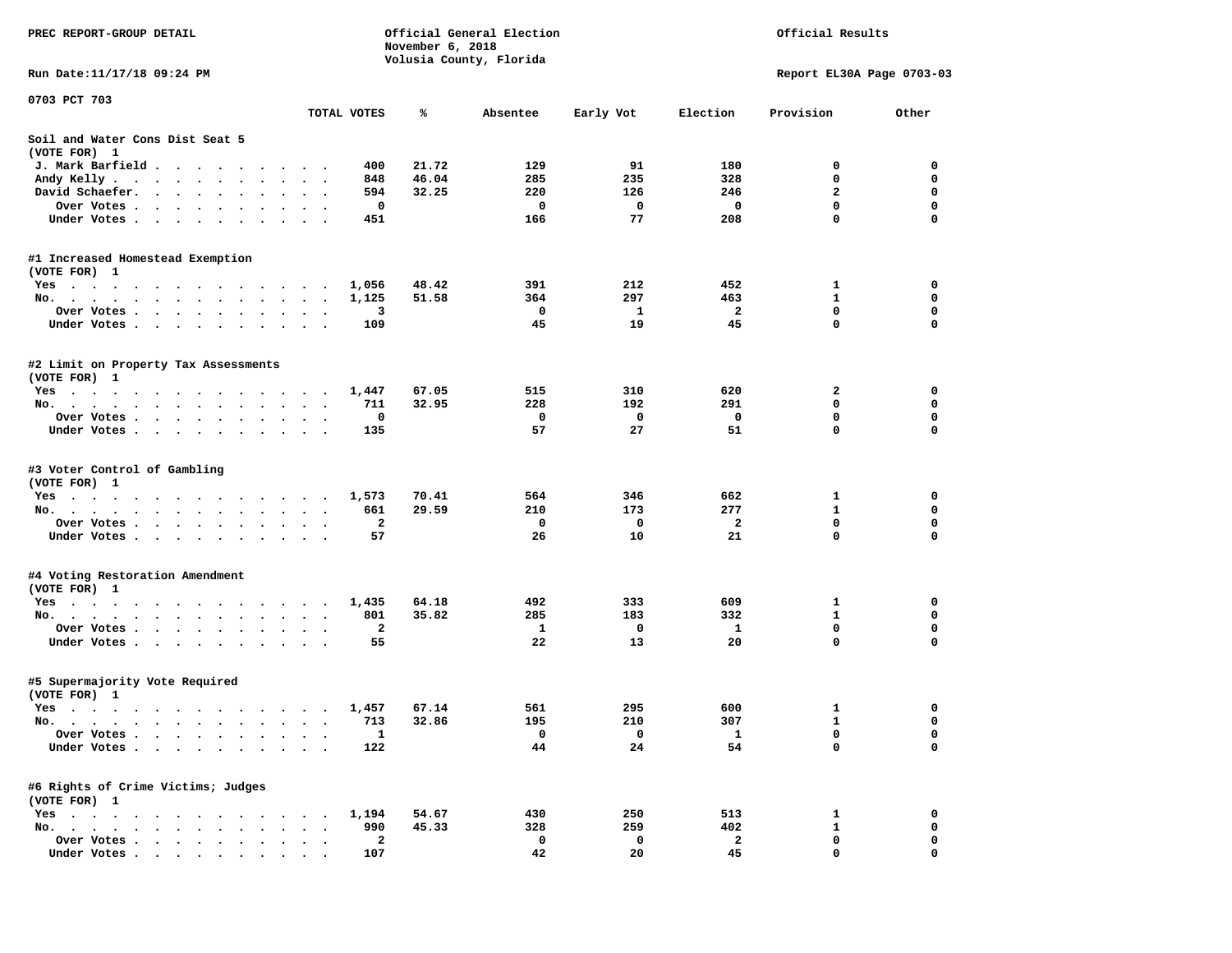PREC REPORT-GROUP DETAIL

Official General Election
November 6, 2018
Volusia County, Florida

Official Results

Run Date:11/17/18 09:24 PM

Report EL30A Page 0703-03

0703 PCT 703

| | TOTAL VOTES | % | Absentee | Early Vot | Election | Provision | Other |
|---|---|---|---|---|---|---|---|
| **Soil and Water Cons Dist Seat 5** | | | | | | | |
| **(VOTE FOR) 1** | | | | | | | |
| J. Mark Barfield | 400 | 21.72 | 129 | 91 | 180 | 0 | 0 |
| Andy Kelly | 848 | 46.04 | 285 | 235 | 328 | 0 | 0 |
| David Schaefer | 594 | 32.25 | 220 | 126 | 246 | 2 | 0 |
| Over Votes | 0 | | 0 | 0 | 0 | 0 | 0 |
| Under Votes | 451 | | 166 | 77 | 208 | 0 | 0 |
| **#1 Increased Homestead Exemption** | | | | | | | |
| **(VOTE FOR) 1** | | | | | | | |
| Yes | 1,056 | 48.42 | 391 | 212 | 452 | 1 | 0 |
| No | 1,125 | 51.58 | 364 | 297 | 463 | 1 | 0 |
| Over Votes | 3 | | 0 | 1 | 2 | 0 | 0 |
| Under Votes | 109 | | 45 | 19 | 45 | 0 | 0 |
| **#2 Limit on Property Tax Assessments** | | | | | | | |
| **(VOTE FOR) 1** | | | | | | | |
| Yes | 1,447 | 67.05 | 515 | 310 | 620 | 2 | 0 |
| No | 711 | 32.95 | 228 | 192 | 291 | 0 | 0 |
| Over Votes | 0 | | 0 | 0 | 0 | 0 | 0 |
| Under Votes | 135 | | 57 | 27 | 51 | 0 | 0 |
| **#3 Voter Control of Gambling** | | | | | | | |
| **(VOTE FOR) 1** | | | | | | | |
| Yes | 1,573 | 70.41 | 564 | 346 | 662 | 1 | 0 |
| No | 661 | 29.59 | 210 | 173 | 277 | 1 | 0 |
| Over Votes | 2 | | 0 | 0 | 2 | 0 | 0 |
| Under Votes | 57 | | 26 | 10 | 21 | 0 | 0 |
| **#4 Voting Restoration Amendment** | | | | | | | |
| **(VOTE FOR) 1** | | | | | | | |
| Yes | 1,435 | 64.18 | 492 | 333 | 609 | 1 | 0 |
| No | 801 | 35.82 | 285 | 183 | 332 | 1 | 0 |
| Over Votes | 2 | | 1 | 0 | 1 | 0 | 0 |
| Under Votes | 55 | | 22 | 13 | 20 | 0 | 0 |
| **#5 Supermajority Vote Required** | | | | | | | |
| **(VOTE FOR) 1** | | | | | | | |
| Yes | 1,457 | 67.14 | 561 | 295 | 600 | 1 | 0 |
| No | 713 | 32.86 | 195 | 210 | 307 | 1 | 0 |
| Over Votes | 1 | | 0 | 0 | 1 | 0 | 0 |
| Under Votes | 122 | | 44 | 24 | 54 | 0 | 0 |
| **#6 Rights of Crime Victims; Judges** | | | | | | | |
| **(VOTE FOR) 1** | | | | | | | |
| Yes | 1,194 | 54.67 | 430 | 250 | 513 | 1 | 0 |
| No | 990 | 45.33 | 328 | 259 | 402 | 1 | 0 |
| Over Votes | 2 | | 0 | 0 | 2 | 0 | 0 |
| Under Votes | 107 | | 42 | 20 | 45 | 0 | 0 |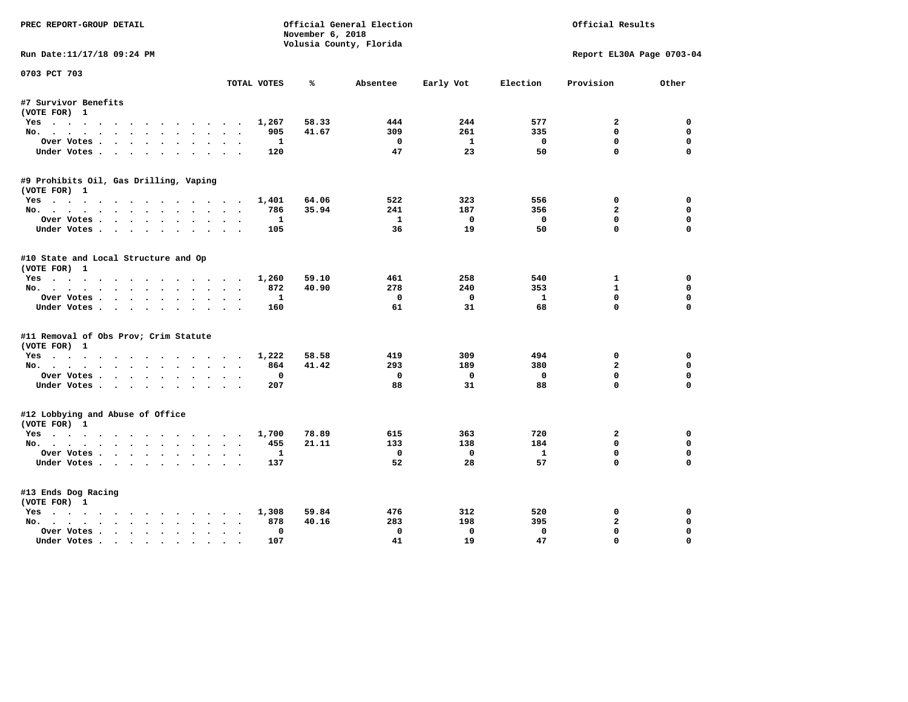PREC REPORT-GROUP DETAIL

Official General Election
November 6, 2018
Volusia County, Florida

Official Results

Run Date:11/17/18 09:24 PM

Report EL30A Page 0703-04

0703 PCT 703

| | TOTAL VOTES | % | Absentee | Early Vot | Election | Provision | Other |
|---|---|---|---|---|---|---|---|
| **#7 Survivor Benefits** | | | | | | | |
| (VOTE FOR) 1 | | | | | | | |
| Yes | 1,267 | 58.33 | 444 | 244 | 577 | 2 | 0 |
| No. | 905 | 41.67 | 309 | 261 | 335 | 0 | 0 |
| Over Votes | 1 | | 0 | 1 | 0 | 0 | 0 |
| Under Votes | 120 | | 47 | 23 | 50 | 0 | 0 |
| **#9 Prohibits Oil, Gas Drilling, Vaping** | | | | | | | |
| (VOTE FOR) 1 | | | | | | | |
| Yes | 1,401 | 64.06 | 522 | 323 | 556 | 0 | 0 |
| No. | 786 | 35.94 | 241 | 187 | 356 | 2 | 0 |
| Over Votes | 1 | | 1 | 0 | 0 | 0 | 0 |
| Under Votes | 105 | | 36 | 19 | 50 | 0 | 0 |
| **#10 State and Local Structure and Op** | | | | | | | |
| (VOTE FOR) 1 | | | | | | | |
| Yes | 1,260 | 59.10 | 461 | 258 | 540 | 1 | 0 |
| No. | 872 | 40.90 | 278 | 240 | 353 | 1 | 0 |
| Over Votes | 1 | | 0 | 0 | 1 | 0 | 0 |
| Under Votes | 160 | | 61 | 31 | 68 | 0 | 0 |
| **#11 Removal of Obs Prov; Crim Statute** | | | | | | | |
| (VOTE FOR) 1 | | | | | | | |
| Yes | 1,222 | 58.58 | 419 | 309 | 494 | 0 | 0 |
| No. | 864 | 41.42 | 293 | 189 | 380 | 2 | 0 |
| Over Votes | 0 | | 0 | 0 | 0 | 0 | 0 |
| Under Votes | 207 | | 88 | 31 | 88 | 0 | 0 |
| **#12 Lobbying and Abuse of Office** | | | | | | | |
| (VOTE FOR) 1 | | | | | | | |
| Yes | 1,700 | 78.89 | 615 | 363 | 720 | 2 | 0 |
| No. | 455 | 21.11 | 133 | 138 | 184 | 0 | 0 |
| Over Votes | 1 | | 0 | 0 | 1 | 0 | 0 |
| Under Votes | 137 | | 52 | 28 | 57 | 0 | 0 |
| **#13 Ends Dog Racing** | | | | | | | |
| (VOTE FOR) 1 | | | | | | | |
| Yes | 1,308 | 59.84 | 476 | 312 | 520 | 0 | 0 |
| No. | 878 | 40.16 | 283 | 198 | 395 | 2 | 0 |
| Over Votes | 0 | | 0 | 0 | 0 | 0 | 0 |
| Under Votes | 107 | | 41 | 19 | 47 | 0 | 0 |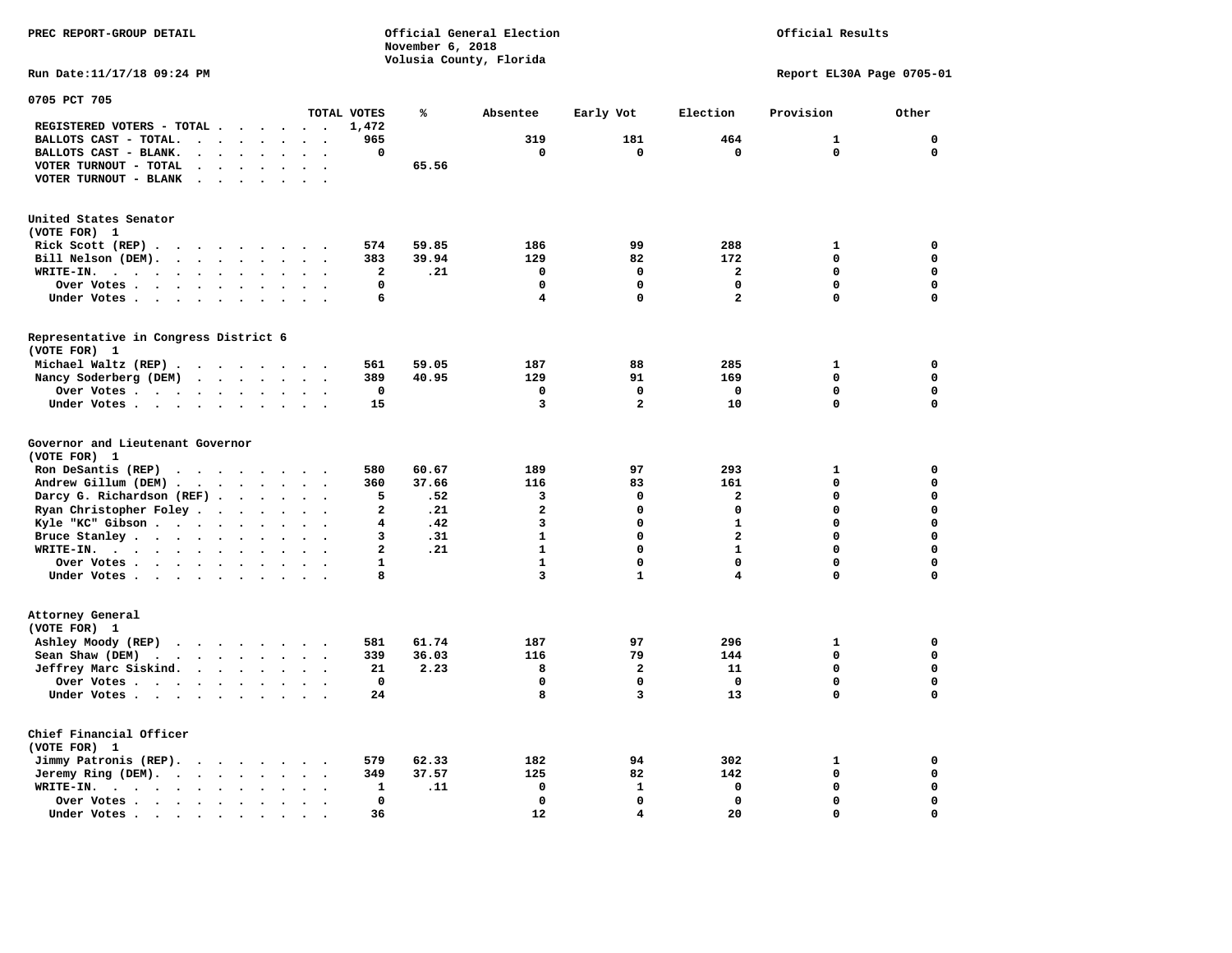PREC REPORT-GROUP DETAIL

Official General Election
November 6, 2018
Volusia County, Florida

Official Results

Run Date:11/17/18 09:24 PM

Report EL30A Page 0705-01

## 0705 PCT 705

| | TOTAL VOTES | % | Absentee | Early Vot | Election | Provision | Other |
|---|---|---|---|---|---|---|---|
| REGISTERED VOTERS - TOTAL | 1,472 | | | | | | |
| BALLOTS CAST - TOTAL. | 965 | | 319 | 181 | 464 | 1 | 0 |
| BALLOTS CAST - BLANK. | 0 | | 0 | 0 | 0 | 0 | 0 |
| VOTER TURNOUT - TOTAL | | 65.56 | | | | | |
| VOTER TURNOUT - BLANK | | | | | | | |

### United States Senator
(VOTE FOR) 1

| | TOTAL VOTES | % | Absentee | Early Vot | Election | Provision | Other |
|---|---|---|---|---|---|---|---|
| Rick Scott (REP) | 574 | 59.85 | 186 | 99 | 288 | 1 | 0 |
| Bill Nelson (DEM). | 383 | 39.94 | 129 | 82 | 172 | 0 | 0 |
| WRITE-IN. | 2 | .21 | 0 | 0 | 2 | 0 | 0 |
| Over Votes | 0 | | 0 | 0 | 0 | 0 | 0 |
| Under Votes | 6 | | 4 | 0 | 2 | 0 | 0 |

### Representative in Congress District 6
(VOTE FOR) 1

| | TOTAL VOTES | % | Absentee | Early Vot | Election | Provision | Other |
|---|---|---|---|---|---|---|---|
| Michael Waltz (REP) | 561 | 59.05 | 187 | 88 | 285 | 1 | 0 |
| Nancy Soderberg (DEM) | 389 | 40.95 | 129 | 91 | 169 | 0 | 0 |
| Over Votes | 0 | | 0 | 0 | 0 | 0 | 0 |
| Under Votes | 15 | | 3 | 2 | 10 | 0 | 0 |

### Governor and Lieutenant Governor
(VOTE FOR) 1

| | TOTAL VOTES | % | Absentee | Early Vot | Election | Provision | Other |
|---|---|---|---|---|---|---|---|
| Ron DeSantis (REP) | 580 | 60.67 | 189 | 97 | 293 | 1 | 0 |
| Andrew Gillum (DEM) | 360 | 37.66 | 116 | 83 | 161 | 0 | 0 |
| Darcy G. Richardson (REF) | 5 | .52 | 3 | 0 | 2 | 0 | 0 |
| Ryan Christopher Foley | 2 | .21 | 2 | 0 | 0 | 0 | 0 |
| Kyle "KC" Gibson | 4 | .42 | 3 | 0 | 1 | 0 | 0 |
| Bruce Stanley | 3 | .31 | 1 | 0 | 2 | 0 | 0 |
| WRITE-IN. | 2 | .21 | 1 | 0 | 1 | 0 | 0 |
| Over Votes | 1 | | 1 | 0 | 0 | 0 | 0 |
| Under Votes | 8 | | 3 | 1 | 4 | 0 | 0 |

### Attorney General
(VOTE FOR) 1

| | TOTAL VOTES | % | Absentee | Early Vot | Election | Provision | Other |
|---|---|---|---|---|---|---|---|
| Ashley Moody (REP) | 581 | 61.74 | 187 | 97 | 296 | 1 | 0 |
| Sean Shaw (DEM) | 339 | 36.03 | 116 | 79 | 144 | 0 | 0 |
| Jeffrey Marc Siskind. | 21 | 2.23 | 8 | 2 | 11 | 0 | 0 |
| Over Votes | 0 | | 0 | 0 | 0 | 0 | 0 |
| Under Votes | 24 | | 8 | 3 | 13 | 0 | 0 |

### Chief Financial Officer
(VOTE FOR) 1

| | TOTAL VOTES | % | Absentee | Early Vot | Election | Provision | Other |
|---|---|---|---|---|---|---|---|
| Jimmy Patronis (REP). | 579 | 62.33 | 182 | 94 | 302 | 1 | 0 |
| Jeremy Ring (DEM). | 349 | 37.57 | 125 | 82 | 142 | 0 | 0 |
| WRITE-IN. | 1 | .11 | 0 | 1 | 0 | 0 | 0 |
| Over Votes | 0 | | 0 | 0 | 0 | 0 | 0 |
| Under Votes | 36 | | 12 | 4 | 20 | 0 | 0 |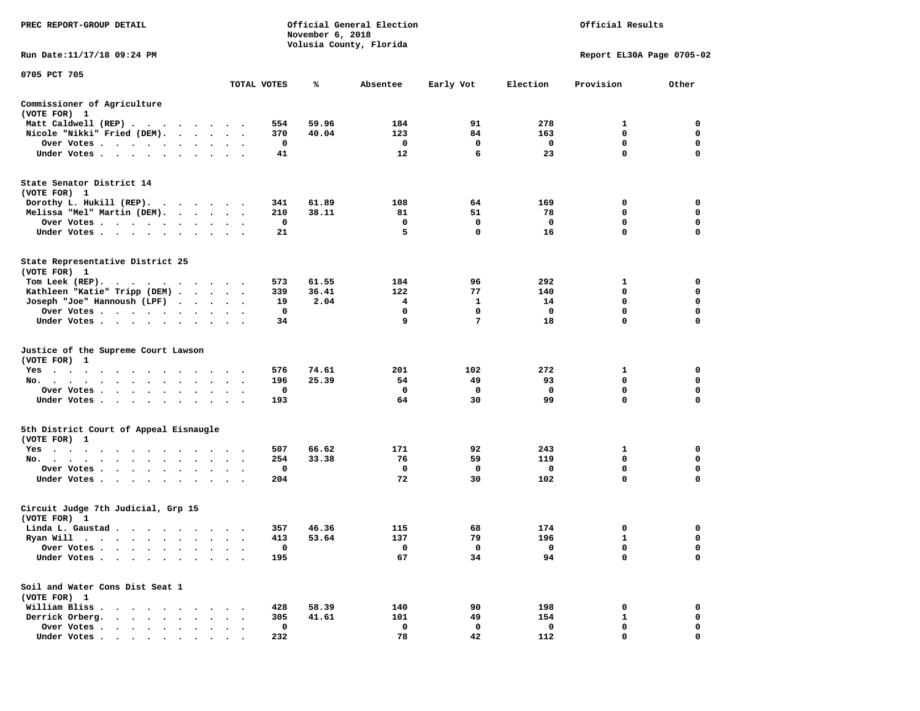PREC REPORT-GROUP DETAIL

Official General Election
November 6, 2018
Volusia County, Florida

Official Results

Run Date:11/17/18 09:24 PM

Report EL30A Page 0705-02

0705 PCT 705

| | TOTAL VOTES | % | Absentee | Early Vot | Election | Provision | Other |
|---|---|---|---|---|---|---|---|
| **Commissioner of Agriculture** | | | | | | | |
| (VOTE FOR) 1 | | | | | | | |
| Matt Caldwell (REP) | 554 | 59.96 | 184 | 91 | 278 | 1 | 0 |
| Nicole "Nikki" Fried (DEM) | 370 | 40.04 | 123 | 84 | 163 | 0 | 0 |
| Over Votes | 0 | | 0 | 0 | 0 | 0 | 0 |
| Under Votes | 41 | | 12 | 6 | 23 | 0 | 0 |
| **State Senator District 14** | | | | | | | |
| (VOTE FOR) 1 | | | | | | | |
| Dorothy L. Hukill (REP) | 341 | 61.89 | 108 | 64 | 169 | 0 | 0 |
| Melissa "Mel" Martin (DEM) | 210 | 38.11 | 81 | 51 | 78 | 0 | 0 |
| Over Votes | 0 | | 0 | 0 | 0 | 0 | 0 |
| Under Votes | 21 | | 5 | 0 | 16 | 0 | 0 |
| **State Representative District 25** | | | | | | | |
| (VOTE FOR) 1 | | | | | | | |
| Tom Leek (REP) | 573 | 61.55 | 184 | 96 | 292 | 1 | 0 |
| Kathleen "Katie" Tripp (DEM) | 339 | 36.41 | 122 | 77 | 140 | 0 | 0 |
| Joseph "Joe" Hannoush (LPF) | 19 | 2.04 | 4 | 1 | 14 | 0 | 0 |
| Over Votes | 0 | | 0 | 0 | 0 | 0 | 0 |
| Under Votes | 34 | | 9 | 7 | 18 | 0 | 0 |
| **Justice of the Supreme Court Lawson** | | | | | | | |
| (VOTE FOR) 1 | | | | | | | |
| Yes | 576 | 74.61 | 201 | 102 | 272 | 1 | 0 |
| No | 196 | 25.39 | 54 | 49 | 93 | 0 | 0 |
| Over Votes | 0 | | 0 | 0 | 0 | 0 | 0 |
| Under Votes | 193 | | 64 | 30 | 99 | 0 | 0 |
| **5th District Court of Appeal Eisnaugle** | | | | | | | |
| (VOTE FOR) 1 | | | | | | | |
| Yes | 507 | 66.62 | 171 | 92 | 243 | 1 | 0 |
| No | 254 | 33.38 | 76 | 59 | 119 | 0 | 0 |
| Over Votes | 0 | | 0 | 0 | 0 | 0 | 0 |
| Under Votes | 204 | | 72 | 30 | 102 | 0 | 0 |
| **Circuit Judge 7th Judicial, Grp 15** | | | | | | | |
| (VOTE FOR) 1 | | | | | | | |
| Linda L. Gaustad | 357 | 46.36 | 115 | 68 | 174 | 0 | 0 |
| Ryan Will | 413 | 53.64 | 137 | 79 | 196 | 1 | 0 |
| Over Votes | 0 | | 0 | 0 | 0 | 0 | 0 |
| Under Votes | 195 | | 67 | 34 | 94 | 0 | 0 |
| **Soil and Water Cons Dist Seat 1** | | | | | | | |
| (VOTE FOR) 1 | | | | | | | |
| William Bliss | 428 | 58.39 | 140 | 90 | 198 | 0 | 0 |
| Derrick Orberg | 305 | 41.61 | 101 | 49 | 154 | 1 | 0 |
| Over Votes | 0 | | 0 | 0 | 0 | 0 | 0 |
| Under Votes | 232 | | 78 | 42 | 112 | 0 | 0 |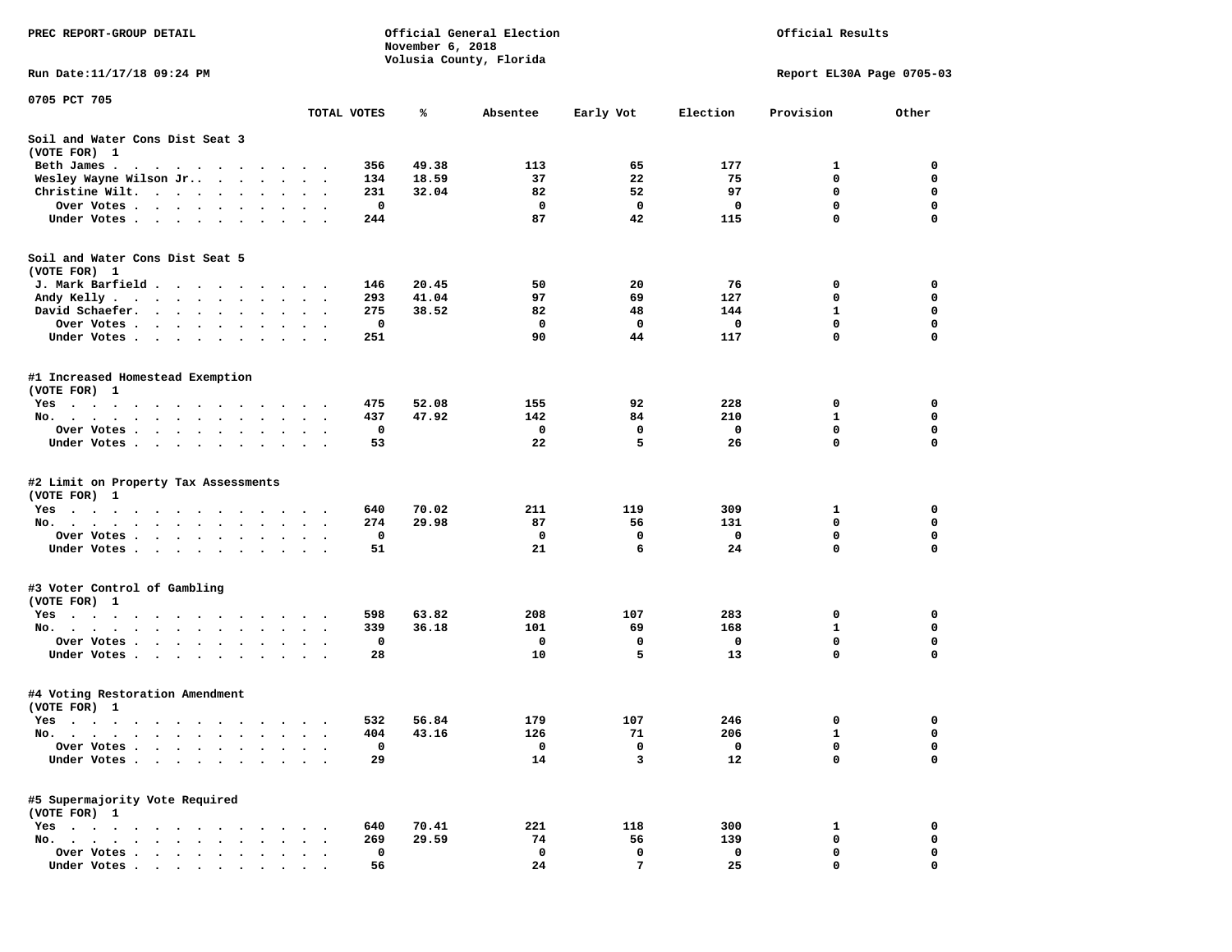PREC REPORT-GROUP DETAIL

Official General Election
November 6, 2018
Volusia County, Florida

Official Results

Run Date:11/17/18 09:24 PM

Report EL30A Page 0705-03

0705 PCT 705

| | TOTAL VOTES | % | Absentee | Early Vot | Election | Provision | Other |
|---|---|---|---|---|---|---|---|
| **Soil and Water Cons Dist Seat 3** | | | | | | | |
| **(VOTE FOR) 1** | | | | | | | |
| Beth James | 356 | 49.38 | 113 | 65 | 177 | 1 | 0 |
| Wesley Wayne Wilson Jr. | 134 | 18.59 | 37 | 22 | 75 | 0 | 0 |
| Christine Wilt. | 231 | 32.04 | 82 | 52 | 97 | 0 | 0 |
| Over Votes | 0 | | 0 | 0 | 0 | 0 | 0 |
| Under Votes | 244 | | 87 | 42 | 115 | 0 | 0 |
| **Soil and Water Cons Dist Seat 5** | | | | | | | |
| **(VOTE FOR) 1** | | | | | | | |
| J. Mark Barfield | 146 | 20.45 | 50 | 20 | 76 | 0 | 0 |
| Andy Kelly | 293 | 41.04 | 97 | 69 | 127 | 0 | 0 |
| David Schaefer. | 275 | 38.52 | 82 | 48 | 144 | 1 | 0 |
| Over Votes | 0 | | 0 | 0 | 0 | 0 | 0 |
| Under Votes | 251 | | 90 | 44 | 117 | 0 | 0 |
| **#1 Increased Homestead Exemption** | | | | | | | |
| **(VOTE FOR) 1** | | | | | | | |
| Yes | 475 | 52.08 | 155 | 92 | 228 | 0 | 0 |
| No. | 437 | 47.92 | 142 | 84 | 210 | 1 | 0 |
| Over Votes | 0 | | 0 | 0 | 0 | 0 | 0 |
| Under Votes | 53 | | 22 | 5 | 26 | 0 | 0 |
| **#2 Limit on Property Tax Assessments** | | | | | | | |
| **(VOTE FOR) 1** | | | | | | | |
| Yes | 640 | 70.02 | 211 | 119 | 309 | 1 | 0 |
| No. | 274 | 29.98 | 87 | 56 | 131 | 0 | 0 |
| Over Votes | 0 | | 0 | 0 | 0 | 0 | 0 |
| Under Votes | 51 | | 21 | 6 | 24 | 0 | 0 |
| **#3 Voter Control of Gambling** | | | | | | | |
| **(VOTE FOR) 1** | | | | | | | |
| Yes | 598 | 63.82 | 208 | 107 | 283 | 0 | 0 |
| No. | 339 | 36.18 | 101 | 69 | 168 | 1 | 0 |
| Over Votes | 0 | | 0 | 0 | 0 | 0 | 0 |
| Under Votes | 28 | | 10 | 5 | 13 | 0 | 0 |
| **#4 Voting Restoration Amendment** | | | | | | | |
| **(VOTE FOR) 1** | | | | | | | |
| Yes | 532 | 56.84 | 179 | 107 | 246 | 0 | 0 |
| No. | 404 | 43.16 | 126 | 71 | 206 | 1 | 0 |
| Over Votes | 0 | | 0 | 0 | 0 | 0 | 0 |
| Under Votes | 29 | | 14 | 3 | 12 | 0 | 0 |
| **#5 Supermajority Vote Required** | | | | | | | |
| **(VOTE FOR) 1** | | | | | | | |
| Yes | 640 | 70.41 | 221 | 118 | 300 | 1 | 0 |
| No. | 269 | 29.59 | 74 | 56 | 139 | 0 | 0 |
| Over Votes | 0 | | 0 | 0 | 0 | 0 | 0 |
| Under Votes | 56 | | 24 | 7 | 25 | 0 | 0 |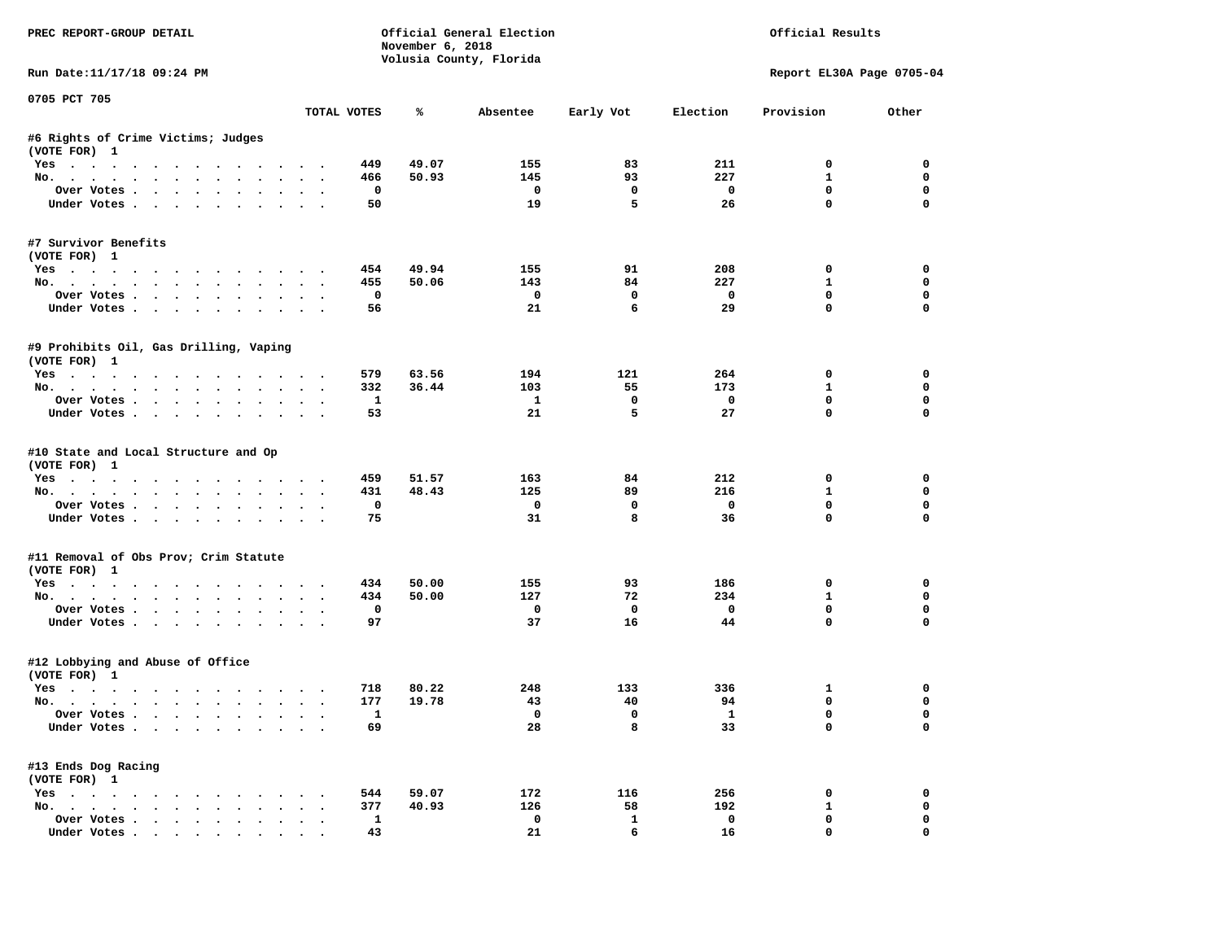PREC REPORT-GROUP DETAIL

Official General Election
November 6, 2018
Volusia County, Florida

Official Results

Run Date:11/17/18 09:24 PM

Report EL30A Page 0705-04

0705 PCT 705

| | TOTAL VOTES | % | Absentee | Early Vot | Election | Provision | Other |
|---|---|---|---|---|---|---|---|
| **#6 Rights of Crime Victims; Judges** | | | | | | | |
| (VOTE FOR) 1 | | | | | | | |
| Yes | 449 | 49.07 | 155 | 83 | 211 | 0 | 0 |
| No. | 466 | 50.93 | 145 | 93 | 227 | 1 | 0 |
| Over Votes | 0 | | 0 | 0 | 0 | 0 | 0 |
| Under Votes | 50 | | 19 | 5 | 26 | 0 | 0 |
| **#7 Survivor Benefits** | | | | | | | |
| (VOTE FOR) 1 | | | | | | | |
| Yes | 454 | 49.94 | 155 | 91 | 208 | 0 | 0 |
| No. | 455 | 50.06 | 143 | 84 | 227 | 1 | 0 |
| Over Votes | 0 | | 0 | 0 | 0 | 0 | 0 |
| Under Votes | 56 | | 21 | 6 | 29 | 0 | 0 |
| **#9 Prohibits Oil, Gas Drilling, Vaping** | | | | | | | |
| (VOTE FOR) 1 | | | | | | | |
| Yes | 579 | 63.56 | 194 | 121 | 264 | 0 | 0 |
| No. | 332 | 36.44 | 103 | 55 | 173 | 1 | 0 |
| Over Votes | 1 | | 1 | 0 | 0 | 0 | 0 |
| Under Votes | 53 | | 21 | 5 | 27 | 0 | 0 |
| **#10 State and Local Structure and Op** | | | | | | | |
| (VOTE FOR) 1 | | | | | | | |
| Yes | 459 | 51.57 | 163 | 84 | 212 | 0 | 0 |
| No. | 431 | 48.43 | 125 | 89 | 216 | 1 | 0 |
| Over Votes | 0 | | 0 | 0 | 0 | 0 | 0 |
| Under Votes | 75 | | 31 | 8 | 36 | 0 | 0 |
| **#11 Removal of Obs Prov; Crim Statute** | | | | | | | |
| (VOTE FOR) 1 | | | | | | | |
| Yes | 434 | 50.00 | 155 | 93 | 186 | 0 | 0 |
| No. | 434 | 50.00 | 127 | 72 | 234 | 1 | 0 |
| Over Votes | 0 | | 0 | 0 | 0 | 0 | 0 |
| Under Votes | 97 | | 37 | 16 | 44 | 0 | 0 |
| **#12 Lobbying and Abuse of Office** | | | | | | | |
| (VOTE FOR) 1 | | | | | | | |
| Yes | 718 | 80.22 | 248 | 133 | 336 | 1 | 0 |
| No. | 177 | 19.78 | 43 | 40 | 94 | 0 | 0 |
| Over Votes | 1 | | 0 | 0 | 1 | 0 | 0 |
| Under Votes | 69 | | 28 | 8 | 33 | 0 | 0 |
| **#13 Ends Dog Racing** | | | | | | | |
| (VOTE FOR) 1 | | | | | | | |
| Yes | 544 | 59.07 | 172 | 116 | 256 | 0 | 0 |
| No. | 377 | 40.93 | 126 | 58 | 192 | 1 | 0 |
| Over Votes | 1 | | 0 | 1 | 0 | 0 | 0 |
| Under Votes | 43 | | 21 | 6 | 16 | 0 | 0 |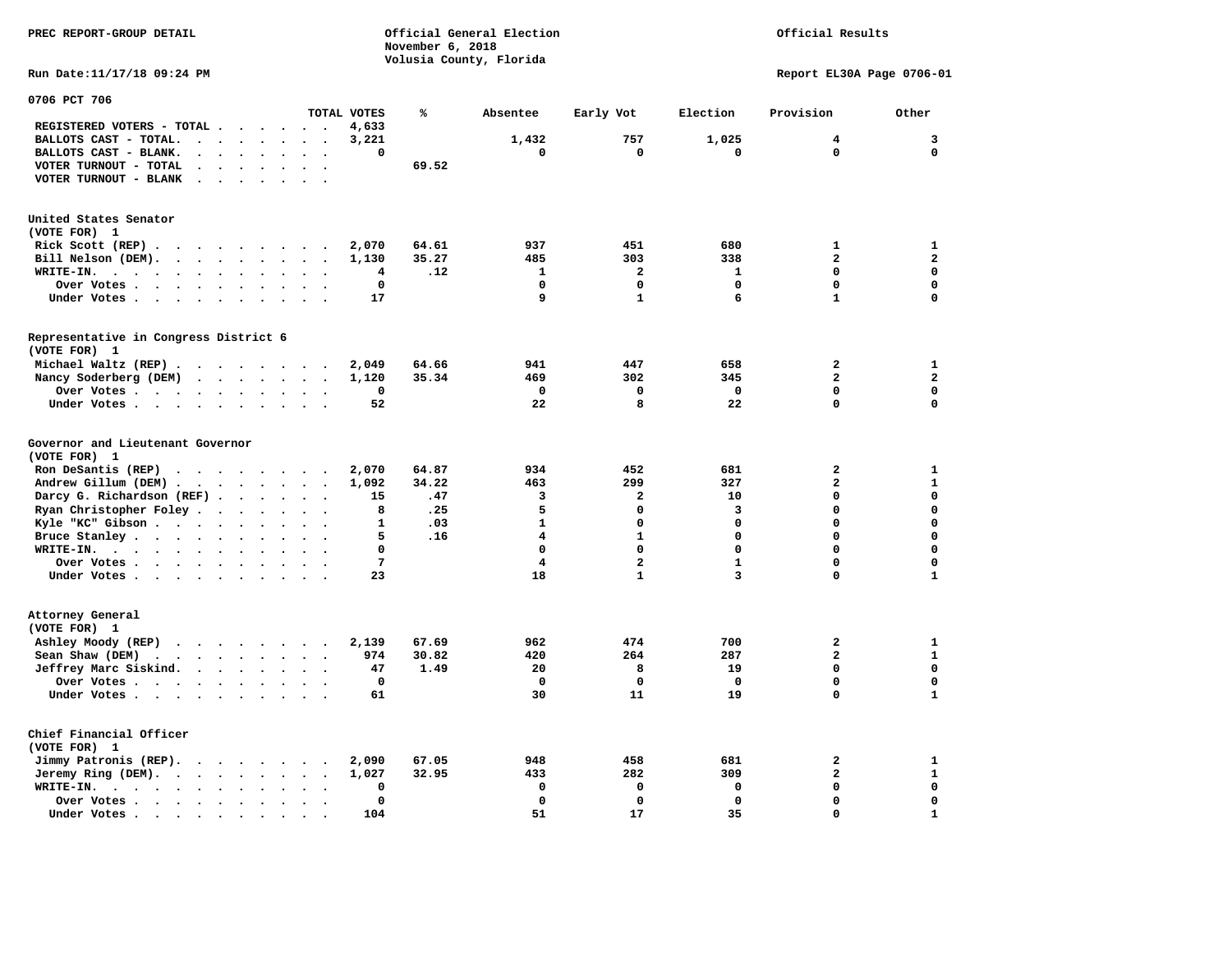PREC REPORT-GROUP DETAIL

Official General Election
November 6, 2018
Volusia County, Florida

Official Results

Run Date:11/17/18 09:24 PM

Report EL30A Page 0706-01

## 0706 PCT 706

| | TOTAL VOTES | % | Absentee | Early Vot | Election | Provision | Other |
|---|---|---|---|---|---|---|---|
| REGISTERED VOTERS - TOTAL | 4,633 | | | | | | |
| BALLOTS CAST - TOTAL. | 3,221 | | 1,432 | 757 | 1,025 | 4 | 3 |
| BALLOTS CAST - BLANK. | 0 | | 0 | 0 | 0 | 0 | 0 |
| VOTER TURNOUT - TOTAL | | 69.52 | | | | | |
| VOTER TURNOUT - BLANK | | | | | | | |

### United States Senator
(VOTE FOR) 1

| | TOTAL VOTES | % | Absentee | Early Vot | Election | Provision | Other |
|---|---|---|---|---|---|---|---|
| Rick Scott (REP) | 2,070 | 64.61 | 937 | 451 | 680 | 1 | 1 |
| Bill Nelson (DEM). | 1,130 | 35.27 | 485 | 303 | 338 | 2 | 2 |
| WRITE-IN. | 4 | .12 | 1 | 2 | 1 | 0 | 0 |
| Over Votes | 0 | | 0 | 0 | 0 | 0 | 0 |
| Under Votes | 17 | | 9 | 1 | 6 | 1 | 0 |

### Representative in Congress District 6
(VOTE FOR) 1

| | TOTAL VOTES | % | Absentee | Early Vot | Election | Provision | Other |
|---|---|---|---|---|---|---|---|
| Michael Waltz (REP) | 2,049 | 64.66 | 941 | 447 | 658 | 2 | 1 |
| Nancy Soderberg (DEM) | 1,120 | 35.34 | 469 | 302 | 345 | 2 | 2 |
| Over Votes | 0 | | 0 | 0 | 0 | 0 | 0 |
| Under Votes | 52 | | 22 | 8 | 22 | 0 | 0 |

### Governor and Lieutenant Governor
(VOTE FOR) 1

| | TOTAL VOTES | % | Absentee | Early Vot | Election | Provision | Other |
|---|---|---|---|---|---|---|---|
| Ron DeSantis (REP) | 2,070 | 64.87 | 934 | 452 | 681 | 2 | 1 |
| Andrew Gillum (DEM) | 1,092 | 34.22 | 463 | 299 | 327 | 2 | 1 |
| Darcy G. Richardson (REF) | 15 | .47 | 3 | 2 | 10 | 0 | 0 |
| Ryan Christopher Foley | 8 | .25 | 5 | 0 | 3 | 0 | 0 |
| Kyle "KC" Gibson | 1 | .03 | 1 | 0 | 0 | 0 | 0 |
| Bruce Stanley | 5 | .16 | 4 | 1 | 0 | 0 | 0 |
| WRITE-IN. | 0 | | 0 | 0 | 0 | 0 | 0 |
| Over Votes | 7 | | 4 | 2 | 1 | 0 | 0 |
| Under Votes | 23 | | 18 | 1 | 3 | 0 | 1 |

### Attorney General
(VOTE FOR) 1

| | TOTAL VOTES | % | Absentee | Early Vot | Election | Provision | Other |
|---|---|---|---|---|---|---|---|
| Ashley Moody (REP) | 2,139 | 67.69 | 962 | 474 | 700 | 2 | 1 |
| Sean Shaw (DEM) | 974 | 30.82 | 420 | 264 | 287 | 2 | 1 |
| Jeffrey Marc Siskind. | 47 | 1.49 | 20 | 8 | 19 | 0 | 0 |
| Over Votes | 0 | | 0 | 0 | 0 | 0 | 0 |
| Under Votes | 61 | | 30 | 11 | 19 | 0 | 1 |

### Chief Financial Officer
(VOTE FOR) 1

| | TOTAL VOTES | % | Absentee | Early Vot | Election | Provision | Other |
|---|---|---|---|---|---|---|---|
| Jimmy Patronis (REP). | 2,090 | 67.05 | 948 | 458 | 681 | 2 | 1 |
| Jeremy Ring (DEM). | 1,027 | 32.95 | 433 | 282 | 309 | 2 | 1 |
| WRITE-IN. | 0 | | 0 | 0 | 0 | 0 | 0 |
| Over Votes | 0 | | 0 | 0 | 0 | 0 | 0 |
| Under Votes | 104 | | 51 | 17 | 35 | 0 | 1 |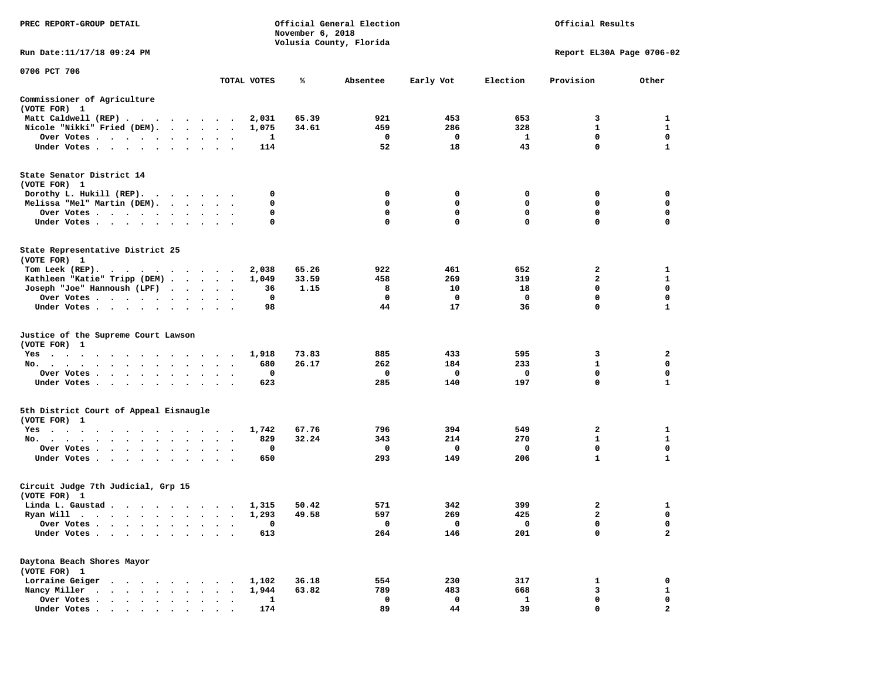PREC REPORT-GROUP DETAIL

Official General Election
November 6, 2018
Volusia County, Florida

Official Results

Run Date:11/17/18 09:24 PM

Report EL30A Page 0706-02

0706 PCT 706

| | TOTAL VOTES | % | Absentee | Early Vot | Election | Provision | Other |
|---|---|---|---|---|---|---|---|
| **Commissioner of Agriculture** | | | | | | | |
| (VOTE FOR) 1 | | | | | | | |
| Matt Caldwell (REP) | 2,031 | 65.39 | 921 | 453 | 653 | 3 | 1 |
| Nicole "Nikki" Fried (DEM) | 1,075 | 34.61 | 459 | 286 | 328 | 1 | 1 |
| Over Votes | 1 | | 0 | 0 | 1 | 0 | 0 |
| Under Votes | 114 | | 52 | 18 | 43 | 0 | 1 |
| **State Senator District 14** | | | | | | | |
| (VOTE FOR) 1 | | | | | | | |
| Dorothy L. Hukill (REP) | 0 | | 0 | 0 | 0 | 0 | 0 |
| Melissa "Mel" Martin (DEM) | 0 | | 0 | 0 | 0 | 0 | 0 |
| Over Votes | 0 | | 0 | 0 | 0 | 0 | 0 |
| Under Votes | 0 | | 0 | 0 | 0 | 0 | 0 |
| **State Representative District 25** | | | | | | | |
| (VOTE FOR) 1 | | | | | | | |
| Tom Leek (REP) | 2,038 | 65.26 | 922 | 461 | 652 | 2 | 1 |
| Kathleen "Katie" Tripp (DEM) | 1,049 | 33.59 | 458 | 269 | 319 | 2 | 1 |
| Joseph "Joe" Hannoush (LPF) | 36 | 1.15 | 8 | 10 | 18 | 0 | 0 |
| Over Votes | 0 | | 0 | 0 | 0 | 0 | 0 |
| Under Votes | 98 | | 44 | 17 | 36 | 0 | 1 |
| **Justice of the Supreme Court Lawson** | | | | | | | |
| (VOTE FOR) 1 | | | | | | | |
| Yes | 1,918 | 73.83 | 885 | 433 | 595 | 3 | 2 |
| No | 680 | 26.17 | 262 | 184 | 233 | 1 | 0 |
| Over Votes | 0 | | 0 | 0 | 0 | 0 | 0 |
| Under Votes | 623 | | 285 | 140 | 197 | 0 | 1 |
| **5th District Court of Appeal Eisnaugle** | | | | | | | |
| (VOTE FOR) 1 | | | | | | | |
| Yes | 1,742 | 67.76 | 796 | 394 | 549 | 2 | 1 |
| No | 829 | 32.24 | 343 | 214 | 270 | 1 | 1 |
| Over Votes | 0 | | 0 | 0 | 0 | 0 | 0 |
| Under Votes | 650 | | 293 | 149 | 206 | 1 | 1 |
| **Circuit Judge 7th Judicial, Grp 15** | | | | | | | |
| (VOTE FOR) 1 | | | | | | | |
| Linda L. Gaustad | 1,315 | 50.42 | 571 | 342 | 399 | 2 | 1 |
| Ryan Will | 1,293 | 49.58 | 597 | 269 | 425 | 2 | 0 |
| Over Votes | 0 | | 0 | 0 | 0 | 0 | 0 |
| Under Votes | 613 | | 264 | 146 | 201 | 0 | 2 |
| **Daytona Beach Shores Mayor** | | | | | | | |
| (VOTE FOR) 1 | | | | | | | |
| Lorraine Geiger | 1,102 | 36.18 | 554 | 230 | 317 | 1 | 0 |
| Nancy Miller | 1,944 | 63.82 | 789 | 483 | 668 | 3 | 1 |
| Over Votes | 1 | | 0 | 0 | 1 | 0 | 0 |
| Under Votes | 174 | | 89 | 44 | 39 | 0 | 2 |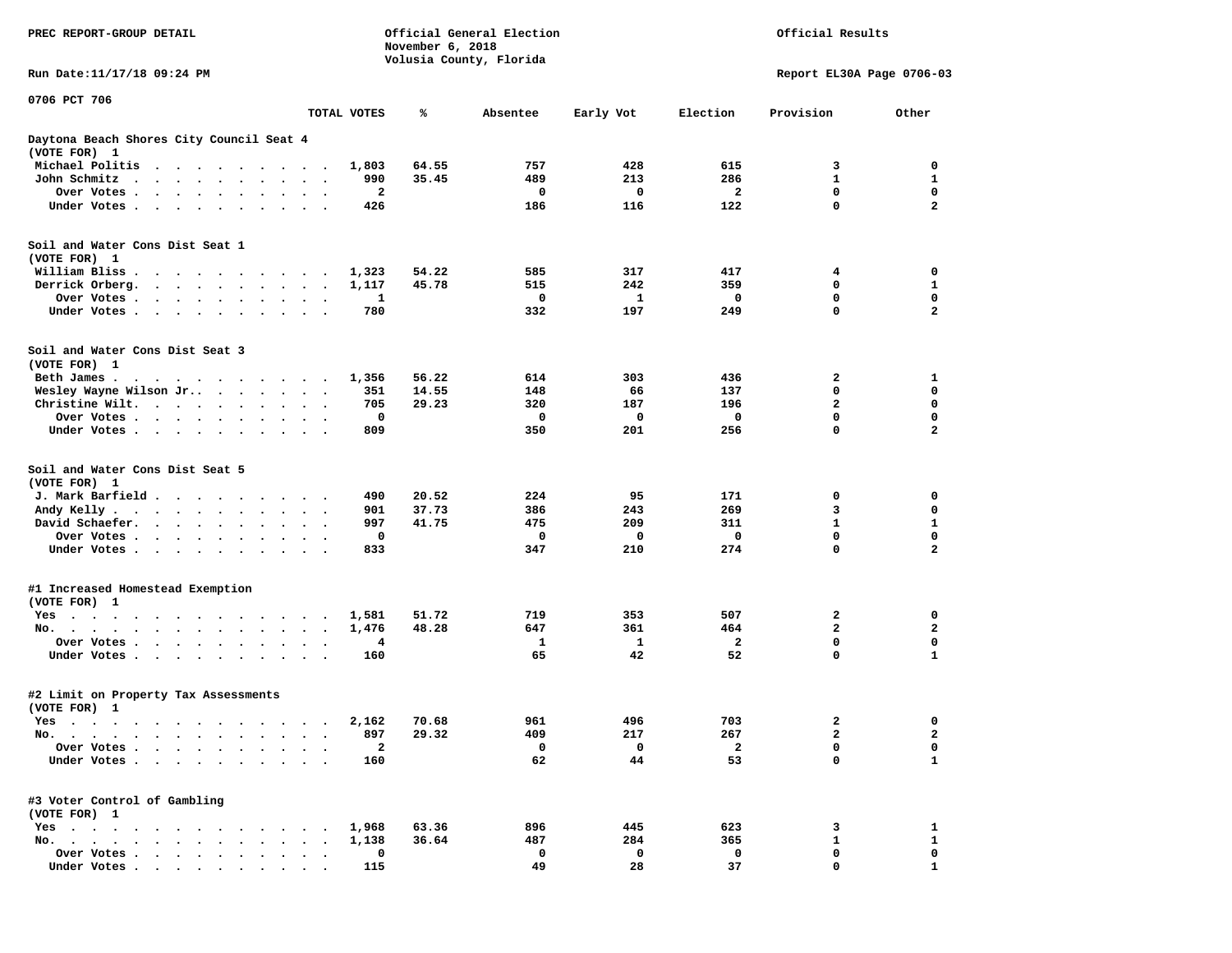PREC REPORT-GROUP DETAIL

Official General Election
November 6, 2018
Volusia County, Florida

Official Results

Run Date:11/17/18 09:24 PM

Report EL30A Page 0706-03

0706 PCT 706

| | TOTAL VOTES | % | Absentee | Early Vot | Election | Provision | Other |
|---|---|---|---|---|---|---|---|
| **Daytona Beach Shores City Council Seat 4** | | | | | | | |
| (VOTE FOR) 1 | | | | | | | |
| Michael Politis | 1,803 | 64.55 | 757 | 428 | 615 | 3 | 0 |
| John Schmitz | 990 | 35.45 | 489 | 213 | 286 | 1 | 1 |
| Over Votes | 2 | | 0 | 0 | 2 | 0 | 0 |
| Under Votes | 426 | | 186 | 116 | 122 | 0 | 2 |
| **Soil and Water Cons Dist Seat 1** | | | | | | | |
| (VOTE FOR) 1 | | | | | | | |
| William Bliss | 1,323 | 54.22 | 585 | 317 | 417 | 4 | 0 |
| Derrick Orberg | 1,117 | 45.78 | 515 | 242 | 359 | 0 | 1 |
| Over Votes | 1 | | 0 | 1 | 0 | 0 | 0 |
| Under Votes | 780 | | 332 | 197 | 249 | 0 | 2 |
| **Soil and Water Cons Dist Seat 3** | | | | | | | |
| (VOTE FOR) 1 | | | | | | | |
| Beth James | 1,356 | 56.22 | 614 | 303 | 436 | 2 | 1 |
| Wesley Wayne Wilson Jr. | 351 | 14.55 | 148 | 66 | 137 | 0 | 0 |
| Christine Wilt | 705 | 29.23 | 320 | 187 | 196 | 2 | 0 |
| Over Votes | 0 | | 0 | 0 | 0 | 0 | 0 |
| Under Votes | 809 | | 350 | 201 | 256 | 0 | 2 |
| **Soil and Water Cons Dist Seat 5** | | | | | | | |
| (VOTE FOR) 1 | | | | | | | |
| J. Mark Barfield | 490 | 20.52 | 224 | 95 | 171 | 0 | 0 |
| Andy Kelly | 901 | 37.73 | 386 | 243 | 269 | 3 | 0 |
| David Schaefer | 997 | 41.75 | 475 | 209 | 311 | 1 | 1 |
| Over Votes | 0 | | 0 | 0 | 0 | 0 | 0 |
| Under Votes | 833 | | 347 | 210 | 274 | 0 | 2 |
| **#1 Increased Homestead Exemption** | | | | | | | |
| (VOTE FOR) 1 | | | | | | | |
| Yes | 1,581 | 51.72 | 719 | 353 | 507 | 2 | 0 |
| No | 1,476 | 48.28 | 647 | 361 | 464 | 2 | 2 |
| Over Votes | 4 | | 1 | 1 | 2 | 0 | 0 |
| Under Votes | 160 | | 65 | 42 | 52 | 0 | 1 |
| **#2 Limit on Property Tax Assessments** | | | | | | | |
| (VOTE FOR) 1 | | | | | | | |
| Yes | 2,162 | 70.68 | 961 | 496 | 703 | 2 | 0 |
| No | 897 | 29.32 | 409 | 217 | 267 | 2 | 2 |
| Over Votes | 2 | | 0 | 0 | 2 | 0 | 0 |
| Under Votes | 160 | | 62 | 44 | 53 | 0 | 1 |
| **#3 Voter Control of Gambling** | | | | | | | |
| (VOTE FOR) 1 | | | | | | | |
| Yes | 1,968 | 63.36 | 896 | 445 | 623 | 3 | 1 |
| No | 1,138 | 36.64 | 487 | 284 | 365 | 1 | 1 |
| Over Votes | 0 | | 0 | 0 | 0 | 0 | 0 |
| Under Votes | 115 | | 49 | 28 | 37 | 0 | 1 |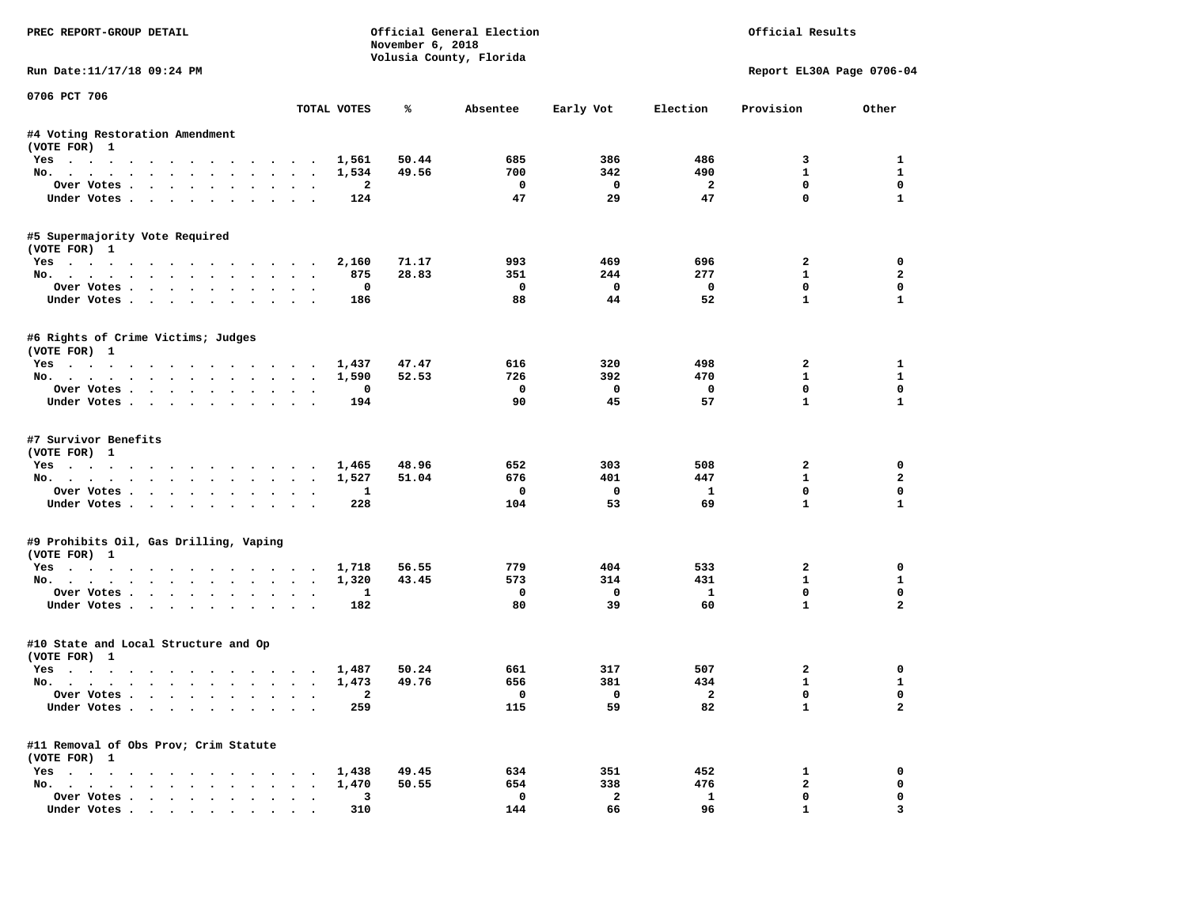PREC REPORT-GROUP DETAIL

Official General Election
November 6, 2018
Volusia County, Florida

Official Results

Run Date:11/17/18 09:24 PM

Report EL30A Page 0706-04

0706 PCT 706

| | TOTAL VOTES | % | Absentee | Early Vot | Election | Provision | Other |
|---|---|---|---|---|---|---|---|
| **#4 Voting Restoration Amendment** | | | | | | | |
| (VOTE FOR) 1 | | | | | | | |
| Yes | 1,561 | 50.44 | 685 | 386 | 486 | 3 | 1 |
| No. | 1,534 | 49.56 | 700 | 342 | 490 | 1 | 1 |
| Over Votes | 2 | | 0 | 0 | 2 | 0 | 0 |
| Under Votes | 124 | | 47 | 29 | 47 | 0 | 1 |
| **#5 Supermajority Vote Required** | | | | | | | |
| (VOTE FOR) 1 | | | | | | | |
| Yes | 2,160 | 71.17 | 993 | 469 | 696 | 2 | 0 |
| No. | 875 | 28.83 | 351 | 244 | 277 | 1 | 2 |
| Over Votes | 0 | | 0 | 0 | 0 | 0 | 0 |
| Under Votes | 186 | | 88 | 44 | 52 | 1 | 1 |
| **#6 Rights of Crime Victims; Judges** | | | | | | | |
| (VOTE FOR) 1 | | | | | | | |
| Yes | 1,437 | 47.47 | 616 | 320 | 498 | 2 | 1 |
| No. | 1,590 | 52.53 | 726 | 392 | 470 | 1 | 1 |
| Over Votes | 0 | | 0 | 0 | 0 | 0 | 0 |
| Under Votes | 194 | | 90 | 45 | 57 | 1 | 1 |
| **#7 Survivor Benefits** | | | | | | | |
| (VOTE FOR) 1 | | | | | | | |
| Yes | 1,465 | 48.96 | 652 | 303 | 508 | 2 | 0 |
| No. | 1,527 | 51.04 | 676 | 401 | 447 | 1 | 2 |
| Over Votes | 1 | | 0 | 0 | 1 | 0 | 0 |
| Under Votes | 228 | | 104 | 53 | 69 | 1 | 1 |
| **#9 Prohibits Oil, Gas Drilling, Vaping** | | | | | | | |
| (VOTE FOR) 1 | | | | | | | |
| Yes | 1,718 | 56.55 | 779 | 404 | 533 | 2 | 0 |
| No. | 1,320 | 43.45 | 573 | 314 | 431 | 1 | 1 |
| Over Votes | 1 | | 0 | 0 | 1 | 0 | 0 |
| Under Votes | 182 | | 80 | 39 | 60 | 1 | 2 |
| **#10 State and Local Structure and Op** | | | | | | | |
| (VOTE FOR) 1 | | | | | | | |
| Yes | 1,487 | 50.24 | 661 | 317 | 507 | 2 | 0 |
| No. | 1,473 | 49.76 | 656 | 381 | 434 | 1 | 1 |
| Over Votes | 2 | | 0 | 0 | 2 | 0 | 0 |
| Under Votes | 259 | | 115 | 59 | 82 | 1 | 2 |
| **#11 Removal of Obs Prov; Crim Statute** | | | | | | | |
| (VOTE FOR) 1 | | | | | | | |
| Yes | 1,438 | 49.45 | 634 | 351 | 452 | 1 | 0 |
| No. | 1,470 | 50.55 | 654 | 338 | 476 | 2 | 0 |
| Over Votes | 3 | | 0 | 2 | 1 | 0 | 0 |
| Under Votes | 310 | | 144 | 66 | 96 | 1 | 3 |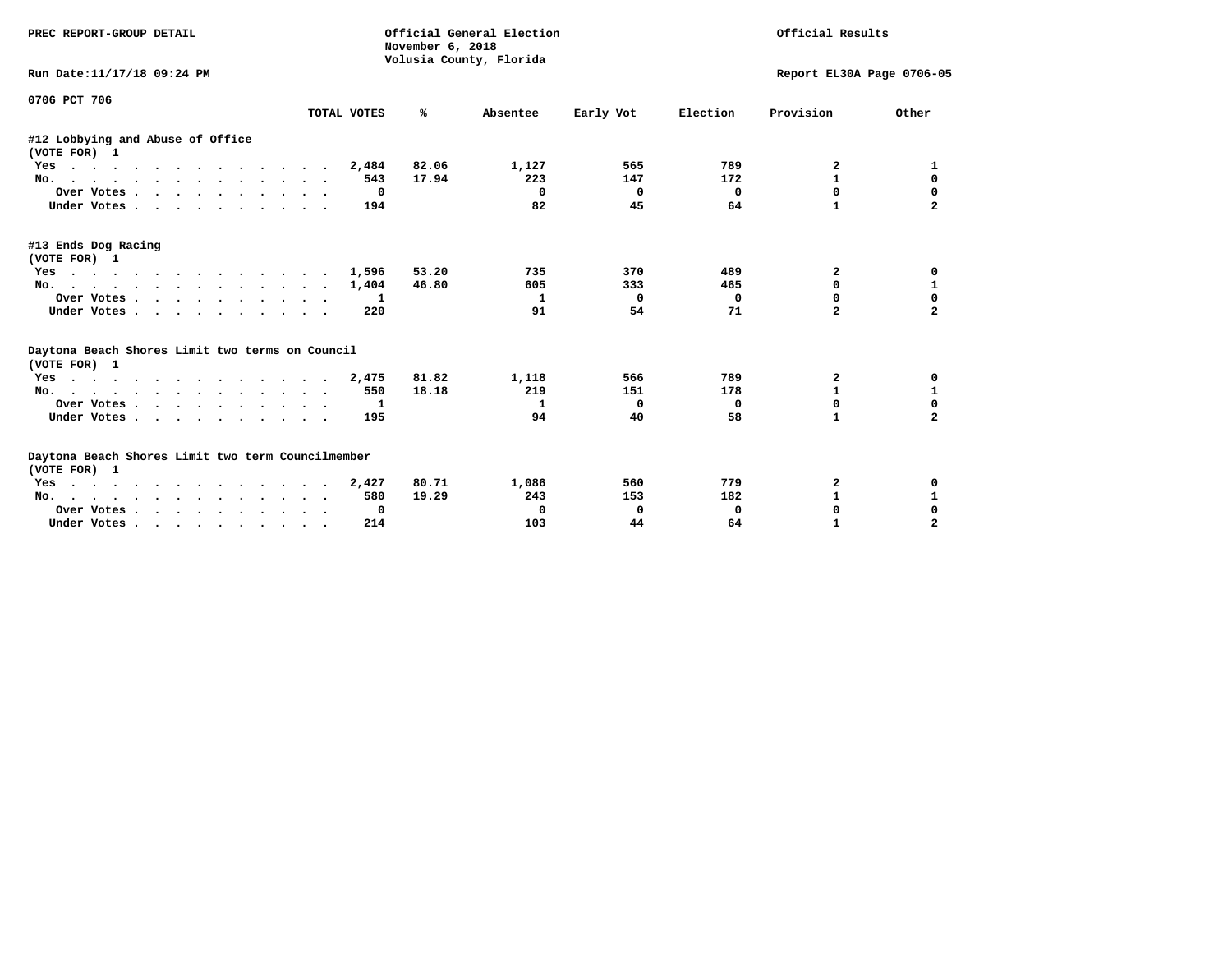PREC REPORT-GROUP DETAIL

Official General Election
November 6, 2018
Volusia County, Florida

Official Results

Run Date:11/17/18 09:24 PM

Report EL30A Page 0706-05

0706 PCT 706

| | TOTAL VOTES | % | Absentee | Early Vot | Election | Provision | Other |
|---|---|---|---|---|---|---|---|
| **#12 Lobbying and Abuse of Office** | | | | | | | |
| **(VOTE FOR) 1** | | | | | | | |
| Yes | 2,484 | 82.06 | 1,127 | 565 | 789 | 2 | 1 |
| No. | 543 | 17.94 | 223 | 147 | 172 | 1 | 0 |
| Over Votes | 0 | | 0 | 0 | 0 | 0 | 0 |
| Under Votes | 194 | | 82 | 45 | 64 | 1 | 2 |
| **#13 Ends Dog Racing** | | | | | | | |
| **(VOTE FOR) 1** | | | | | | | |
| Yes | 1,596 | 53.20 | 735 | 370 | 489 | 2 | 0 |
| No. | 1,404 | 46.80 | 605 | 333 | 465 | 0 | 1 |
| Over Votes | 1 | | 1 | 0 | 0 | 0 | 0 |
| Under Votes | 220 | | 91 | 54 | 71 | 2 | 2 |
| **Daytona Beach Shores Limit two terms on Council** | | | | | | | |
| **(VOTE FOR) 1** | | | | | | | |
| Yes | 2,475 | 81.82 | 1,118 | 566 | 789 | 2 | 0 |
| No. | 550 | 18.18 | 219 | 151 | 178 | 1 | 1 |
| Over Votes | 1 | | 1 | 0 | 0 | 0 | 0 |
| Under Votes | 195 | | 94 | 40 | 58 | 1 | 2 |
| **Daytona Beach Shores Limit two term Councilmember** | | | | | | | |
| **(VOTE FOR) 1** | | | | | | | |
| Yes | 2,427 | 80.71 | 1,086 | 560 | 779 | 2 | 0 |
| No. | 580 | 19.29 | 243 | 153 | 182 | 1 | 1 |
| Over Votes | 0 | | 0 | 0 | 0 | 0 | 0 |
| Under Votes | 214 | | 103 | 44 | 64 | 1 | 2 |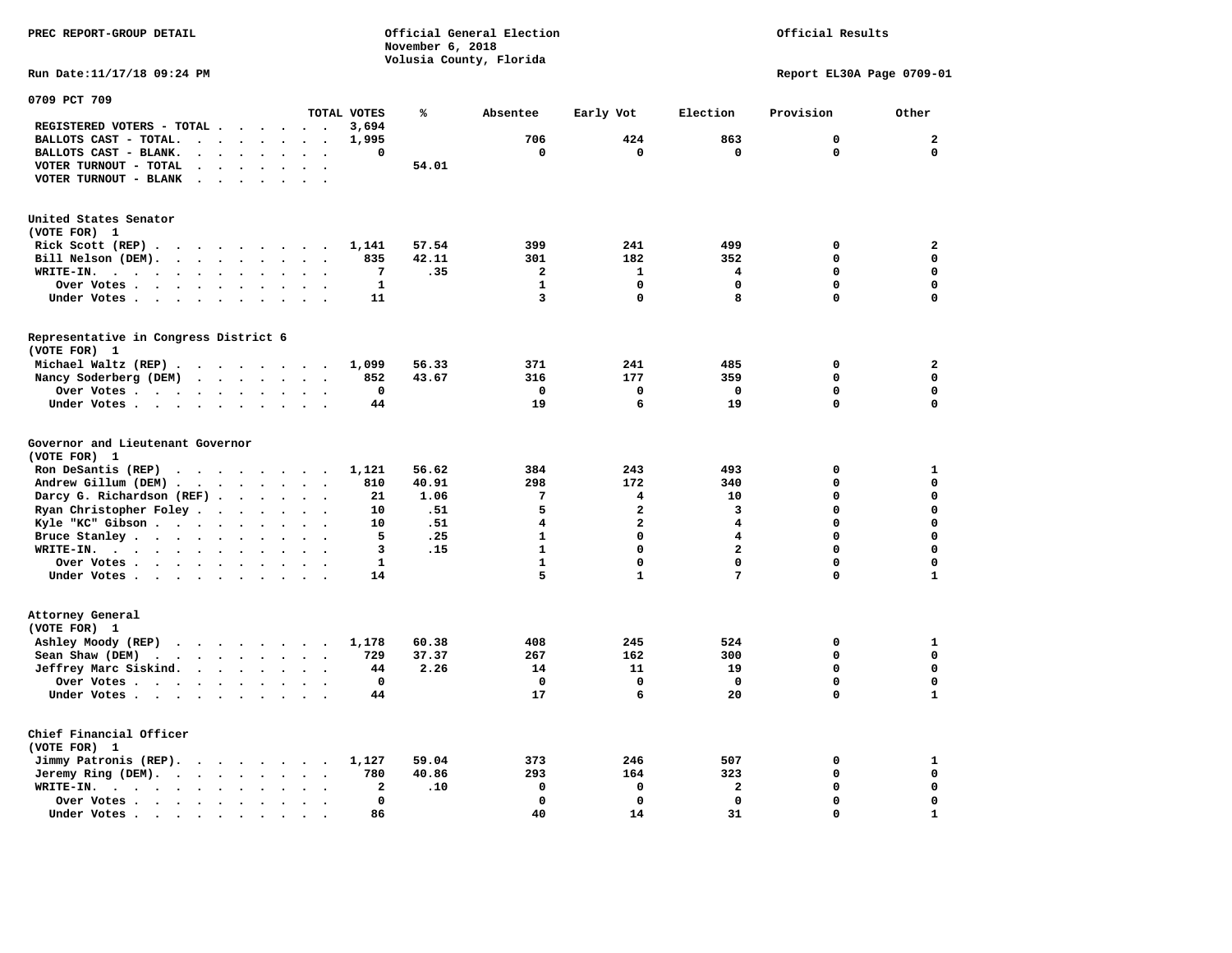PREC REPORT-GROUP DETAIL

Official General Election
November 6, 2018
Volusia County, Florida

Official Results

Run Date:11/17/18 09:24 PM

Report EL30A Page 0709-01

## 0709 PCT 709

| | TOTAL VOTES | % | Absentee | Early Vot | Election | Provision | Other |
|---|---|---|---|---|---|---|---|
| REGISTERED VOTERS - TOTAL | 3,694 | | | | | | |
| BALLOTS CAST - TOTAL. | 1,995 | | 706 | 424 | 863 | 0 | 2 |
| BALLOTS CAST - BLANK. | 0 | | 0 | 0 | 0 | 0 | 0 |
| VOTER TURNOUT - TOTAL | | 54.01 | | | | | |
| VOTER TURNOUT - BLANK | | | | | | | |

### United States Senator (VOTE FOR) 1

| | TOTAL VOTES | % | Absentee | Early Vot | Election | Provision | Other |
|---|---|---|---|---|---|---|---|
| Rick Scott (REP) | 1,141 | 57.54 | 399 | 241 | 499 | 0 | 2 |
| Bill Nelson (DEM). | 835 | 42.11 | 301 | 182 | 352 | 0 | 0 |
| WRITE-IN. | 7 | .35 | 2 | 1 | 4 | 0 | 0 |
| Over Votes | 1 | | 1 | 0 | 0 | 0 | 0 |
| Under Votes | 11 | | 3 | 0 | 8 | 0 | 0 |

### Representative in Congress District 6 (VOTE FOR) 1

| | TOTAL VOTES | % | Absentee | Early Vot | Election | Provision | Other |
|---|---|---|---|---|---|---|---|
| Michael Waltz (REP) | 1,099 | 56.33 | 371 | 241 | 485 | 0 | 2 |
| Nancy Soderberg (DEM) | 852 | 43.67 | 316 | 177 | 359 | 0 | 0 |
| Over Votes | 0 | | 0 | 0 | 0 | 0 | 0 |
| Under Votes | 44 | | 19 | 6 | 19 | 0 | 0 |

### Governor and Lieutenant Governor (VOTE FOR) 1

| | TOTAL VOTES | % | Absentee | Early Vot | Election | Provision | Other |
|---|---|---|---|---|---|---|---|
| Ron DeSantis (REP) | 1,121 | 56.62 | 384 | 243 | 493 | 0 | 1 |
| Andrew Gillum (DEM) | 810 | 40.91 | 298 | 172 | 340 | 0 | 0 |
| Darcy G. Richardson (REF) | 21 | 1.06 | 7 | 4 | 10 | 0 | 0 |
| Ryan Christopher Foley | 10 | .51 | 5 | 2 | 3 | 0 | 0 |
| Kyle "KC" Gibson | 10 | .51 | 4 | 2 | 4 | 0 | 0 |
| Bruce Stanley | 5 | .25 | 1 | 0 | 4 | 0 | 0 |
| WRITE-IN. | 3 | .15 | 1 | 0 | 2 | 0 | 0 |
| Over Votes | 1 | | 1 | 0 | 0 | 0 | 0 |
| Under Votes | 14 | | 5 | 1 | 7 | 0 | 1 |

### Attorney General (VOTE FOR) 1

| | TOTAL VOTES | % | Absentee | Early Vot | Election | Provision | Other |
|---|---|---|---|---|---|---|---|
| Ashley Moody (REP) | 1,178 | 60.38 | 408 | 245 | 524 | 0 | 1 |
| Sean Shaw (DEM) | 729 | 37.37 | 267 | 162 | 300 | 0 | 0 |
| Jeffrey Marc Siskind. | 44 | 2.26 | 14 | 11 | 19 | 0 | 0 |
| Over Votes | 0 | | 0 | 0 | 0 | 0 | 0 |
| Under Votes | 44 | | 17 | 6 | 20 | 0 | 1 |

### Chief Financial Officer (VOTE FOR) 1

| | TOTAL VOTES | % | Absentee | Early Vot | Election | Provision | Other |
|---|---|---|---|---|---|---|---|
| Jimmy Patronis (REP). | 1,127 | 59.04 | 373 | 246 | 507 | 0 | 1 |
| Jeremy Ring (DEM). | 780 | 40.86 | 293 | 164 | 323 | 0 | 0 |
| WRITE-IN. | 2 | .10 | 0 | 0 | 2 | 0 | 0 |
| Over Votes | 0 | | 0 | 0 | 0 | 0 | 0 |
| Under Votes | 86 | | 40 | 14 | 31 | 0 | 1 |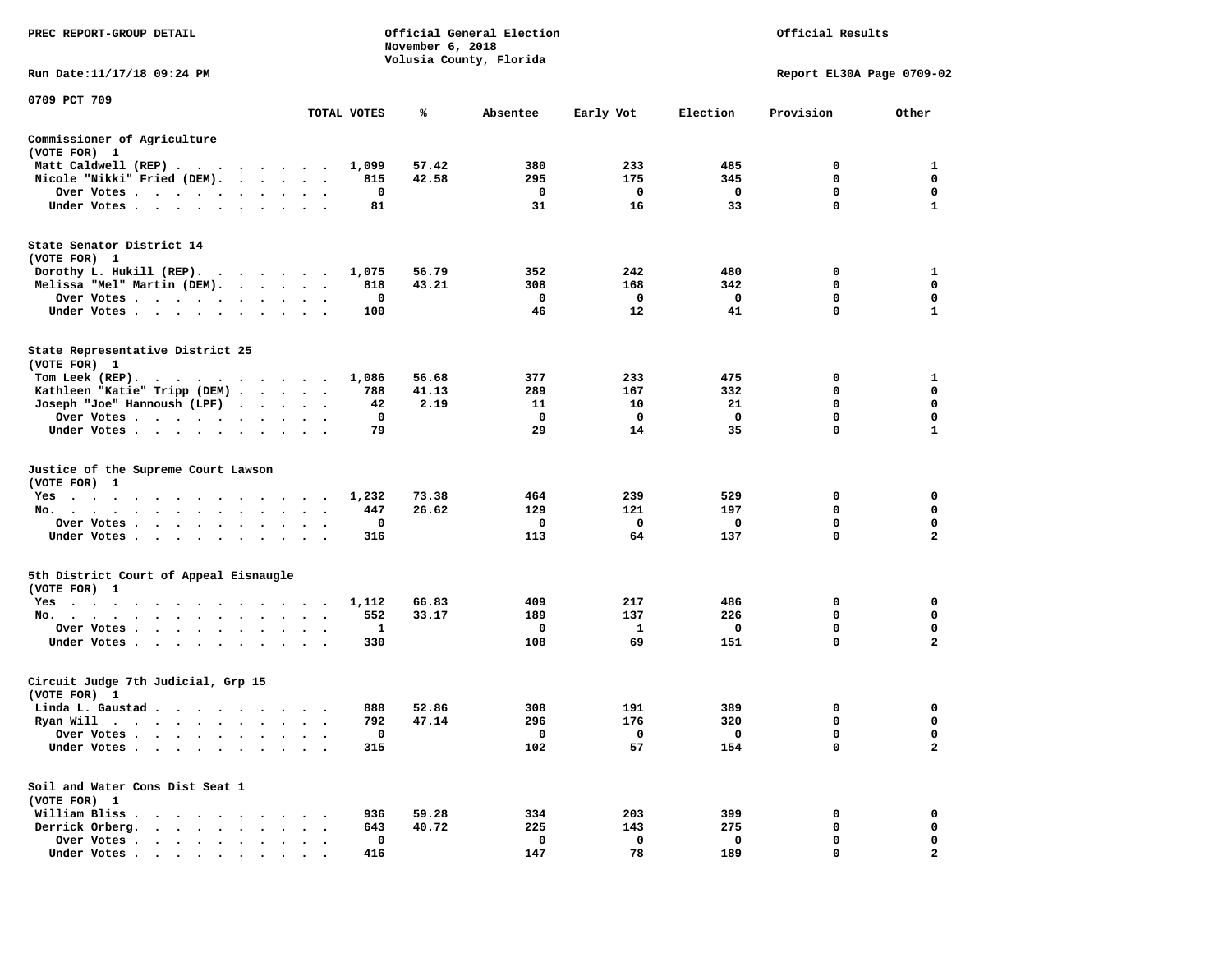PREC REPORT-GROUP DETAIL

Official General Election
November 6, 2018
Volusia County, Florida

Official Results

Run Date:11/17/18 09:24 PM

Report EL30A Page 0709-02

0709 PCT 709

| | TOTAL VOTES | % | Absentee | Early Vot | Election | Provision | Other |
|---|---|---|---|---|---|---|---|
| **Commissioner of Agriculture** | | | | | | | |
| (VOTE FOR) 1 | | | | | | | |
| Matt Caldwell (REP) | 1,099 | 57.42 | 380 | 233 | 485 | 0 | 1 |
| Nicole "Nikki" Fried (DEM) | 815 | 42.58 | 295 | 175 | 345 | 0 | 0 |
| Over Votes | 0 | | 0 | 0 | 0 | 0 | 0 |
| Under Votes | 81 | | 31 | 16 | 33 | 0 | 1 |
| **State Senator District 14** | | | | | | | |
| (VOTE FOR) 1 | | | | | | | |
| Dorothy L. Hukill (REP) | 1,075 | 56.79 | 352 | 242 | 480 | 0 | 1 |
| Melissa "Mel" Martin (DEM) | 818 | 43.21 | 308 | 168 | 342 | 0 | 0 |
| Over Votes | 0 | | 0 | 0 | 0 | 0 | 0 |
| Under Votes | 100 | | 46 | 12 | 41 | 0 | 1 |
| **State Representative District 25** | | | | | | | |
| (VOTE FOR) 1 | | | | | | | |
| Tom Leek (REP) | 1,086 | 56.68 | 377 | 233 | 475 | 0 | 1 |
| Kathleen "Katie" Tripp (DEM) | 788 | 41.13 | 289 | 167 | 332 | 0 | 0 |
| Joseph "Joe" Hannoush (LPF) | 42 | 2.19 | 11 | 10 | 21 | 0 | 0 |
| Over Votes | 0 | | 0 | 0 | 0 | 0 | 0 |
| Under Votes | 79 | | 29 | 14 | 35 | 0 | 1 |
| **Justice of the Supreme Court Lawson** | | | | | | | |
| (VOTE FOR) 1 | | | | | | | |
| Yes | 1,232 | 73.38 | 464 | 239 | 529 | 0 | 0 |
| No | 447 | 26.62 | 129 | 121 | 197 | 0 | 0 |
| Over Votes | 0 | | 0 | 0 | 0 | 0 | 0 |
| Under Votes | 316 | | 113 | 64 | 137 | 0 | 2 |
| **5th District Court of Appeal Eisnaugle** | | | | | | | |
| (VOTE FOR) 1 | | | | | | | |
| Yes | 1,112 | 66.83 | 409 | 217 | 486 | 0 | 0 |
| No | 552 | 33.17 | 189 | 137 | 226 | 0 | 0 |
| Over Votes | 1 | | 0 | 1 | 0 | 0 | 0 |
| Under Votes | 330 | | 108 | 69 | 151 | 0 | 2 |
| **Circuit Judge 7th Judicial, Grp 15** | | | | | | | |
| (VOTE FOR) 1 | | | | | | | |
| Linda L. Gaustad | 888 | 52.86 | 308 | 191 | 389 | 0 | 0 |
| Ryan Will | 792 | 47.14 | 296 | 176 | 320 | 0 | 0 |
| Over Votes | 0 | | 0 | 0 | 0 | 0 | 0 |
| Under Votes | 315 | | 102 | 57 | 154 | 0 | 2 |
| **Soil and Water Cons Dist Seat 1** | | | | | | | |
| (VOTE FOR) 1 | | | | | | | |
| William Bliss | 936 | 59.28 | 334 | 203 | 399 | 0 | 0 |
| Derrick Orberg | 643 | 40.72 | 225 | 143 | 275 | 0 | 0 |
| Over Votes | 0 | | 0 | 0 | 0 | 0 | 0 |
| Under Votes | 416 | | 147 | 78 | 189 | 0 | 2 |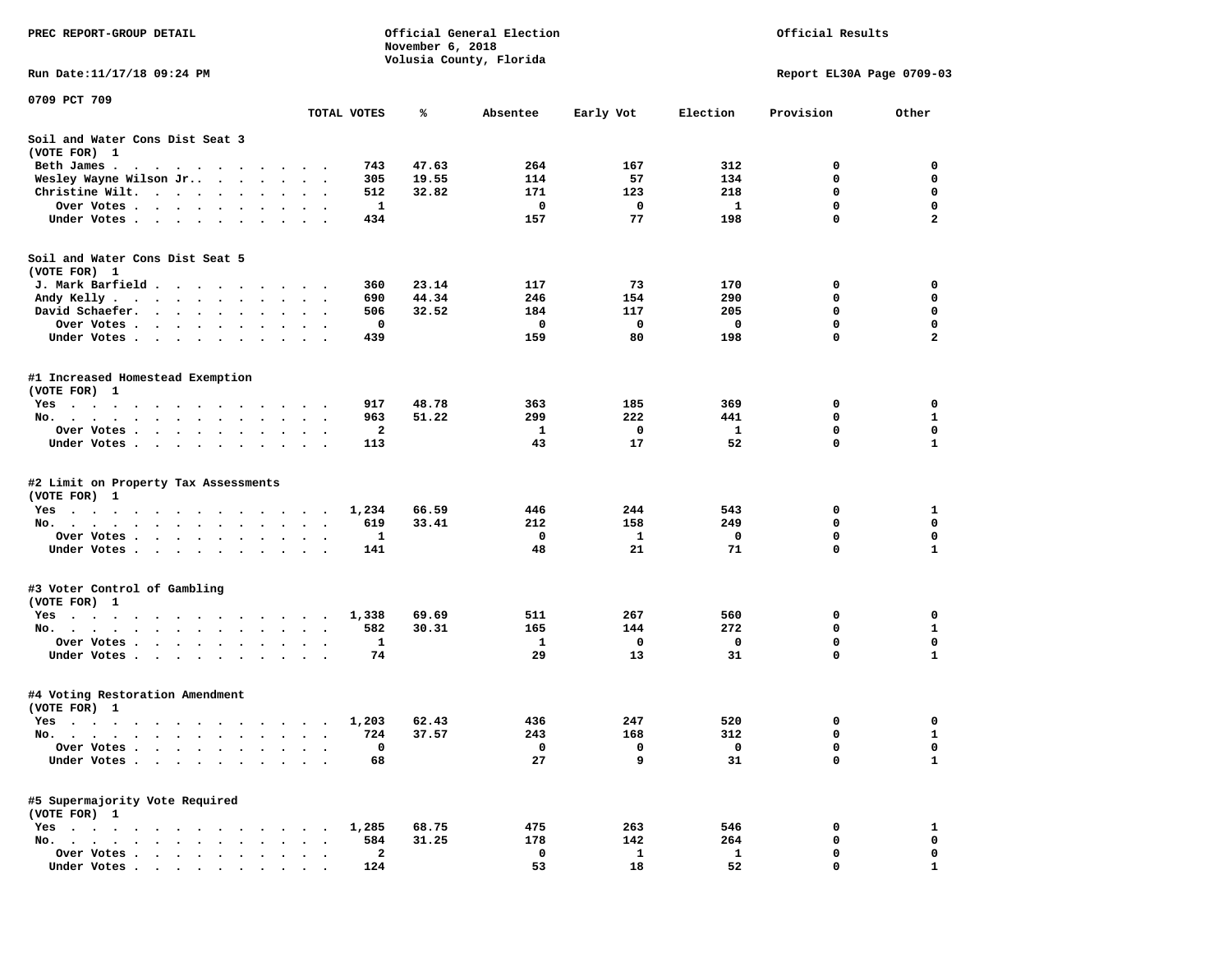PREC REPORT-GROUP DETAIL

Official General Election
November 6, 2018
Volusia County, Florida

Official Results

Run Date:11/17/18 09:24 PM

Report EL30A Page 0709-03

0709 PCT 709

| | TOTAL VOTES | % | Absentee | Early Vot | Election | Provision | Other |
|---|---|---|---|---|---|---|---|
| **Soil and Water Cons Dist Seat 3** | | | | | | | |
| **(VOTE FOR) 1** | | | | | | | |
| Beth James | 743 | 47.63 | 264 | 167 | 312 | 0 | 0 |
| Wesley Wayne Wilson Jr. | 305 | 19.55 | 114 | 57 | 134 | 0 | 0 |
| Christine Wilt | 512 | 32.82 | 171 | 123 | 218 | 0 | 0 |
| Over Votes | 1 | | 0 | 0 | 1 | 0 | 0 |
| Under Votes | 434 | | 157 | 77 | 198 | 0 | 2 |
| **Soil and Water Cons Dist Seat 5** | | | | | | | |
| **(VOTE FOR) 1** | | | | | | | |
| J. Mark Barfield | 360 | 23.14 | 117 | 73 | 170 | 0 | 0 |
| Andy Kelly | 690 | 44.34 | 246 | 154 | 290 | 0 | 0 |
| David Schaefer | 506 | 32.52 | 184 | 117 | 205 | 0 | 0 |
| Over Votes | 0 | | 0 | 0 | 0 | 0 | 0 |
| Under Votes | 439 | | 159 | 80 | 198 | 0 | 2 |
| **#1 Increased Homestead Exemption** | | | | | | | |
| **(VOTE FOR) 1** | | | | | | | |
| Yes | 917 | 48.78 | 363 | 185 | 369 | 0 | 0 |
| No | 963 | 51.22 | 299 | 222 | 441 | 0 | 1 |
| Over Votes | 2 | | 1 | 0 | 1 | 0 | 0 |
| Under Votes | 113 | | 43 | 17 | 52 | 0 | 1 |
| **#2 Limit on Property Tax Assessments** | | | | | | | |
| **(VOTE FOR) 1** | | | | | | | |
| Yes | 1,234 | 66.59 | 446 | 244 | 543 | 0 | 1 |
| No | 619 | 33.41 | 212 | 158 | 249 | 0 | 0 |
| Over Votes | 1 | | 0 | 1 | 0 | 0 | 0 |
| Under Votes | 141 | | 48 | 21 | 71 | 0 | 1 |
| **#3 Voter Control of Gambling** | | | | | | | |
| **(VOTE FOR) 1** | | | | | | | |
| Yes | 1,338 | 69.69 | 511 | 267 | 560 | 0 | 0 |
| No | 582 | 30.31 | 165 | 144 | 272 | 0 | 1 |
| Over Votes | 1 | | 1 | 0 | 0 | 0 | 0 |
| Under Votes | 74 | | 29 | 13 | 31 | 0 | 1 |
| **#4 Voting Restoration Amendment** | | | | | | | |
| **(VOTE FOR) 1** | | | | | | | |
| Yes | 1,203 | 62.43 | 436 | 247 | 520 | 0 | 0 |
| No | 724 | 37.57 | 243 | 168 | 312 | 0 | 1 |
| Over Votes | 0 | | 0 | 0 | 0 | 0 | 0 |
| Under Votes | 68 | | 27 | 9 | 31 | 0 | 1 |
| **#5 Supermajority Vote Required** | | | | | | | |
| **(VOTE FOR) 1** | | | | | | | |
| Yes | 1,285 | 68.75 | 475 | 263 | 546 | 0 | 1 |
| No | 584 | 31.25 | 178 | 142 | 264 | 0 | 0 |
| Over Votes | 2 | | 0 | 1 | 1 | 0 | 0 |
| Under Votes | 124 | | 53 | 18 | 52 | 0 | 1 |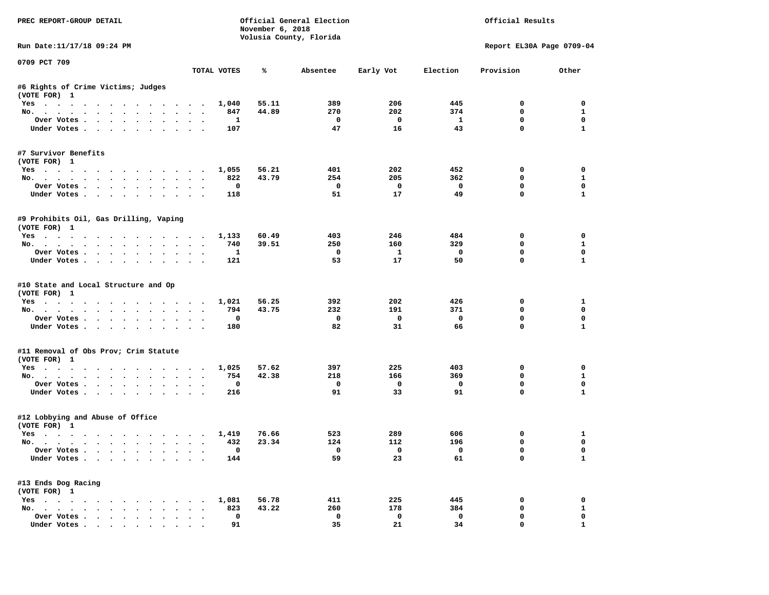PREC REPORT-GROUP DETAIL

Official General Election
November 6, 2018
Volusia County, Florida

Official Results

Run Date:11/17/18 09:24 PM

Report EL30A Page 0709-04

0709 PCT 709

| | TOTAL VOTES | % | Absentee | Early Vot | Election | Provision | Other |
|---|---|---|---|---|---|---|---|
| **#6 Rights of Crime Victims; Judges** | | | | | | | |
| (VOTE FOR) 1 | | | | | | | |
| Yes | 1,040 | 55.11 | 389 | 206 | 445 | 0 | 0 |
| No. | 847 | 44.89 | 270 | 202 | 374 | 0 | 1 |
| Over Votes | 1 | | 0 | 0 | 1 | 0 | 0 |
| Under Votes | 107 | | 47 | 16 | 43 | 0 | 1 |
| **#7 Survivor Benefits** | | | | | | | |
| (VOTE FOR) 1 | | | | | | | |
| Yes | 1,055 | 56.21 | 401 | 202 | 452 | 0 | 0 |
| No. | 822 | 43.79 | 254 | 205 | 362 | 0 | 1 |
| Over Votes | 0 | | 0 | 0 | 0 | 0 | 0 |
| Under Votes | 118 | | 51 | 17 | 49 | 0 | 1 |
| **#9 Prohibits Oil, Gas Drilling, Vaping** | | | | | | | |
| (VOTE FOR) 1 | | | | | | | |
| Yes | 1,133 | 60.49 | 403 | 246 | 484 | 0 | 0 |
| No. | 740 | 39.51 | 250 | 160 | 329 | 0 | 1 |
| Over Votes | 1 | | 0 | 1 | 0 | 0 | 0 |
| Under Votes | 121 | | 53 | 17 | 50 | 0 | 1 |
| **#10 State and Local Structure and Op** | | | | | | | |
| (VOTE FOR) 1 | | | | | | | |
| Yes | 1,021 | 56.25 | 392 | 202 | 426 | 0 | 1 |
| No. | 794 | 43.75 | 232 | 191 | 371 | 0 | 0 |
| Over Votes | 0 | | 0 | 0 | 0 | 0 | 0 |
| Under Votes | 180 | | 82 | 31 | 66 | 0 | 1 |
| **#11 Removal of Obs Prov; Crim Statute** | | | | | | | |
| (VOTE FOR) 1 | | | | | | | |
| Yes | 1,025 | 57.62 | 397 | 225 | 403 | 0 | 0 |
| No. | 754 | 42.38 | 218 | 166 | 369 | 0 | 1 |
| Over Votes | 0 | | 0 | 0 | 0 | 0 | 0 |
| Under Votes | 216 | | 91 | 33 | 91 | 0 | 1 |
| **#12 Lobbying and Abuse of Office** | | | | | | | |
| (VOTE FOR) 1 | | | | | | | |
| Yes | 1,419 | 76.66 | 523 | 289 | 606 | 0 | 1 |
| No. | 432 | 23.34 | 124 | 112 | 196 | 0 | 0 |
| Over Votes | 0 | | 0 | 0 | 0 | 0 | 0 |
| Under Votes | 144 | | 59 | 23 | 61 | 0 | 1 |
| **#13 Ends Dog Racing** | | | | | | | |
| (VOTE FOR) 1 | | | | | | | |
| Yes | 1,081 | 56.78 | 411 | 225 | 445 | 0 | 0 |
| No. | 823 | 43.22 | 260 | 178 | 384 | 0 | 1 |
| Over Votes | 0 | | 0 | 0 | 0 | 0 | 0 |
| Under Votes | 91 | | 35 | 21 | 34 | 0 | 1 |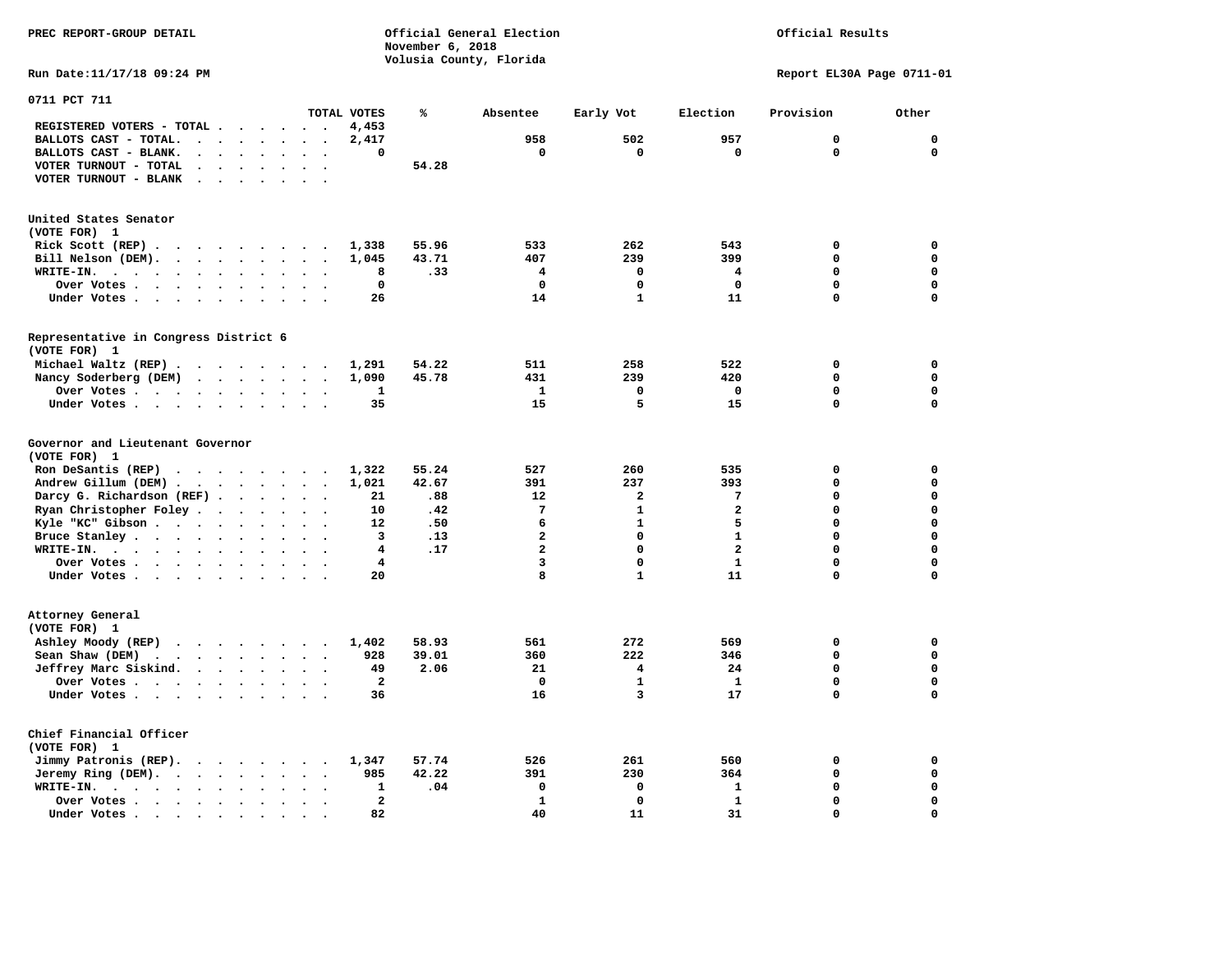PREC REPORT-GROUP DETAIL

Official General Election
November 6, 2018
Volusia County, Florida

Official Results

Run Date:11/17/18 09:24 PM

Report EL30A Page 0711-01

## 0711 PCT 711

| | TOTAL VOTES | % | Absentee | Early Vot | Election | Provision | Other |
|---|---|---|---|---|---|---|---|
| REGISTERED VOTERS - TOTAL | 4,453 | | | | | | |
| BALLOTS CAST - TOTAL. | 2,417 | | 958 | 502 | 957 | 0 | 0 |
| BALLOTS CAST - BLANK. | 0 | | 0 | 0 | 0 | 0 | 0 |
| VOTER TURNOUT - TOTAL | | 54.28 | | | | | |
| VOTER TURNOUT - BLANK | | | | | | | |

### United States Senator
(VOTE FOR) 1

| | TOTAL VOTES | % | Absentee | Early Vot | Election | Provision | Other |
|---|---|---|---|---|---|---|---|
| Rick Scott (REP) | 1,338 | 55.96 | 533 | 262 | 543 | 0 | 0 |
| Bill Nelson (DEM). | 1,045 | 43.71 | 407 | 239 | 399 | 0 | 0 |
| WRITE-IN. | 8 | .33 | 4 | 0 | 4 | 0 | 0 |
| Over Votes | 0 | | 0 | 0 | 0 | 0 | 0 |
| Under Votes | 26 | | 14 | 1 | 11 | 0 | 0 |

### Representative in Congress District 6
(VOTE FOR) 1

| | TOTAL VOTES | % | Absentee | Early Vot | Election | Provision | Other |
|---|---|---|---|---|---|---|---|
| Michael Waltz (REP) | 1,291 | 54.22 | 511 | 258 | 522 | 0 | 0 |
| Nancy Soderberg (DEM) | 1,090 | 45.78 | 431 | 239 | 420 | 0 | 0 |
| Over Votes | 1 | | 1 | 0 | 0 | 0 | 0 |
| Under Votes | 35 | | 15 | 5 | 15 | 0 | 0 |

### Governor and Lieutenant Governor
(VOTE FOR) 1

| | TOTAL VOTES | % | Absentee | Early Vot | Election | Provision | Other |
|---|---|---|---|---|---|---|---|
| Ron DeSantis (REP) | 1,322 | 55.24 | 527 | 260 | 535 | 0 | 0 |
| Andrew Gillum (DEM) | 1,021 | 42.67 | 391 | 237 | 393 | 0 | 0 |
| Darcy G. Richardson (REF) | 21 | .88 | 12 | 2 | 7 | 0 | 0 |
| Ryan Christopher Foley | 10 | .42 | 7 | 1 | 2 | 0 | 0 |
| Kyle "KC" Gibson | 12 | .50 | 6 | 1 | 5 | 0 | 0 |
| Bruce Stanley | 3 | .13 | 2 | 0 | 1 | 0 | 0 |
| WRITE-IN. | 4 | .17 | 2 | 0 | 2 | 0 | 0 |
| Over Votes | 4 | | 3 | 0 | 1 | 0 | 0 |
| Under Votes | 20 | | 8 | 1 | 11 | 0 | 0 |

### Attorney General
(VOTE FOR) 1

| | TOTAL VOTES | % | Absentee | Early Vot | Election | Provision | Other |
|---|---|---|---|---|---|---|---|
| Ashley Moody (REP) | 1,402 | 58.93 | 561 | 272 | 569 | 0 | 0 |
| Sean Shaw (DEM) | 928 | 39.01 | 360 | 222 | 346 | 0 | 0 |
| Jeffrey Marc Siskind. | 49 | 2.06 | 21 | 4 | 24 | 0 | 0 |
| Over Votes | 2 | | 0 | 1 | 1 | 0 | 0 |
| Under Votes | 36 | | 16 | 3 | 17 | 0 | 0 |

### Chief Financial Officer
(VOTE FOR) 1

| | TOTAL VOTES | % | Absentee | Early Vot | Election | Provision | Other |
|---|---|---|---|---|---|---|---|
| Jimmy Patronis (REP). | 1,347 | 57.74 | 526 | 261 | 560 | 0 | 0 |
| Jeremy Ring (DEM). | 985 | 42.22 | 391 | 230 | 364 | 0 | 0 |
| WRITE-IN. | 1 | .04 | 0 | 0 | 1 | 0 | 0 |
| Over Votes | 2 | | 1 | 0 | 1 | 0 | 0 |
| Under Votes | 82 | | 40 | 11 | 31 | 0 | 0 |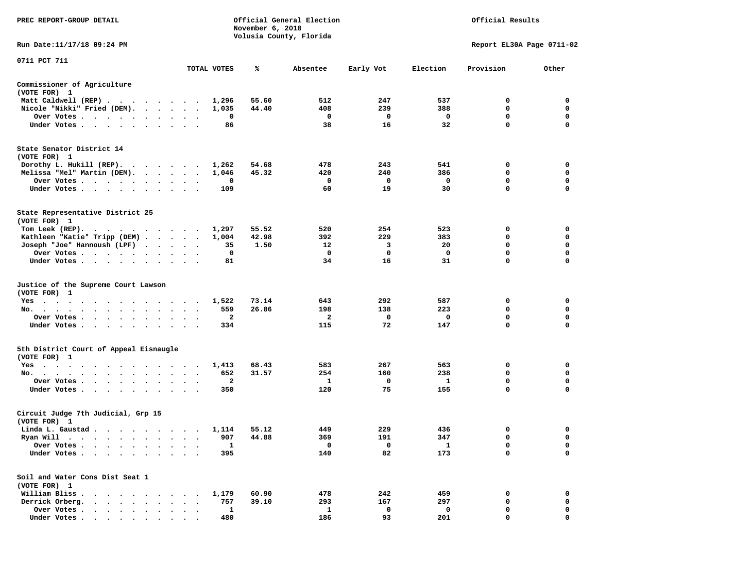PREC REPORT-GROUP DETAIL

Official General Election
November 6, 2018
Volusia County, Florida

Official Results

Run Date:11/17/18 09:24 PM

Report EL30A Page 0711-02

0711 PCT 711

| | TOTAL VOTES | % | Absentee | Early Vot | Election | Provision | Other |
|---|---|---|---|---|---|---|---|
| **Commissioner of Agriculture** | | | | | | | |
| (VOTE FOR) 1 | | | | | | | |
| Matt Caldwell (REP) | 1,296 | 55.60 | 512 | 247 | 537 | 0 | 0 |
| Nicole "Nikki" Fried (DEM) | 1,035 | 44.40 | 408 | 239 | 388 | 0 | 0 |
| Over Votes | 0 | | 0 | 0 | 0 | 0 | 0 |
| Under Votes | 86 | | 38 | 16 | 32 | 0 | 0 |
| **State Senator District 14** | | | | | | | |
| (VOTE FOR) 1 | | | | | | | |
| Dorothy L. Hukill (REP) | 1,262 | 54.68 | 478 | 243 | 541 | 0 | 0 |
| Melissa "Mel" Martin (DEM) | 1,046 | 45.32 | 420 | 240 | 386 | 0 | 0 |
| Over Votes | 0 | | 0 | 0 | 0 | 0 | 0 |
| Under Votes | 109 | | 60 | 19 | 30 | 0 | 0 |
| **State Representative District 25** | | | | | | | |
| (VOTE FOR) 1 | | | | | | | |
| Tom Leek (REP) | 1,297 | 55.52 | 520 | 254 | 523 | 0 | 0 |
| Kathleen "Katie" Tripp (DEM) | 1,004 | 42.98 | 392 | 229 | 383 | 0 | 0 |
| Joseph "Joe" Hannoush (LPF) | 35 | 1.50 | 12 | 3 | 20 | 0 | 0 |
| Over Votes | 0 | | 0 | 0 | 0 | 0 | 0 |
| Under Votes | 81 | | 34 | 16 | 31 | 0 | 0 |
| **Justice of the Supreme Court Lawson** | | | | | | | |
| (VOTE FOR) 1 | | | | | | | |
| Yes | 1,522 | 73.14 | 643 | 292 | 587 | 0 | 0 |
| No | 559 | 26.86 | 198 | 138 | 223 | 0 | 0 |
| Over Votes | 2 | | 2 | 0 | 0 | 0 | 0 |
| Under Votes | 334 | | 115 | 72 | 147 | 0 | 0 |
| **5th District Court of Appeal Eisnaugle** | | | | | | | |
| (VOTE FOR) 1 | | | | | | | |
| Yes | 1,413 | 68.43 | 583 | 267 | 563 | 0 | 0 |
| No | 652 | 31.57 | 254 | 160 | 238 | 0 | 0 |
| Over Votes | 2 | | 1 | 0 | 1 | 0 | 0 |
| Under Votes | 350 | | 120 | 75 | 155 | 0 | 0 |
| **Circuit Judge 7th Judicial, Grp 15** | | | | | | | |
| (VOTE FOR) 1 | | | | | | | |
| Linda L. Gaustad | 1,114 | 55.12 | 449 | 229 | 436 | 0 | 0 |
| Ryan Will | 907 | 44.88 | 369 | 191 | 347 | 0 | 0 |
| Over Votes | 1 | | 0 | 0 | 1 | 0 | 0 |
| Under Votes | 395 | | 140 | 82 | 173 | 0 | 0 |
| **Soil and Water Cons Dist Seat 1** | | | | | | | |
| (VOTE FOR) 1 | | | | | | | |
| William Bliss | 1,179 | 60.90 | 478 | 242 | 459 | 0 | 0 |
| Derrick Orberg | 757 | 39.10 | 293 | 167 | 297 | 0 | 0 |
| Over Votes | 1 | | 1 | 0 | 0 | 0 | 0 |
| Under Votes | 480 | | 186 | 93 | 201 | 0 | 0 |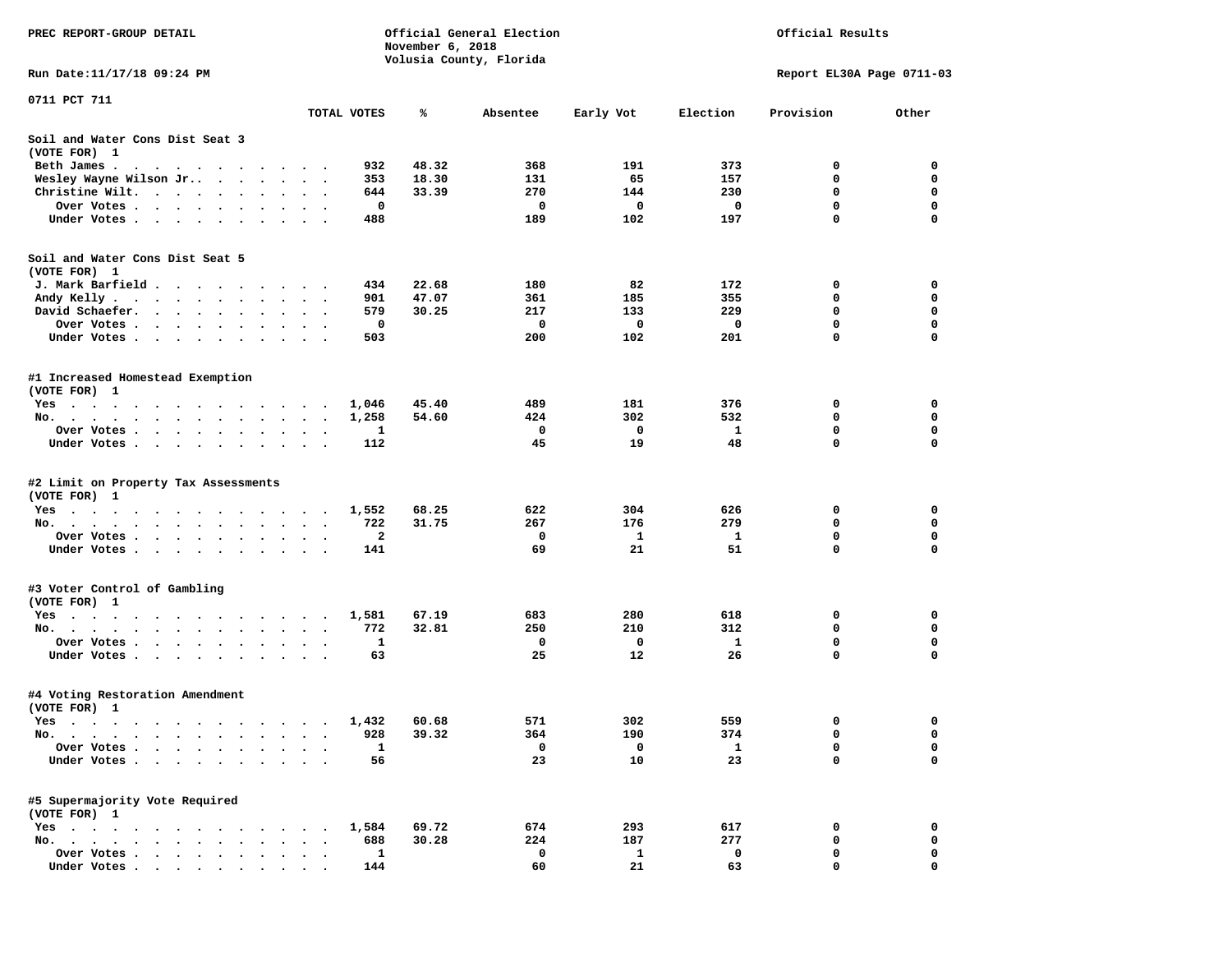PREC REPORT-GROUP DETAIL

Official General Election
November 6, 2018
Volusia County, Florida

Official Results

Run Date:11/17/18 09:24 PM

Report EL30A Page 0711-03

0711 PCT 711

| | TOTAL VOTES | % | Absentee | Early Vot | Election | Provision | Other |
|---|---|---|---|---|---|---|---|
| **Soil and Water Cons Dist Seat 3** | | | | | | | |
| (VOTE FOR) 1 | | | | | | | |
| Beth James | 932 | 48.32 | 368 | 191 | 373 | 0 | 0 |
| Wesley Wayne Wilson Jr. | 353 | 18.30 | 131 | 65 | 157 | 0 | 0 |
| Christine Wilt | 644 | 33.39 | 270 | 144 | 230 | 0 | 0 |
| Over Votes | 0 | | 0 | 0 | 0 | 0 | 0 |
| Under Votes | 488 | | 189 | 102 | 197 | 0 | 0 |
| **Soil and Water Cons Dist Seat 5** | | | | | | | |
| (VOTE FOR) 1 | | | | | | | |
| J. Mark Barfield | 434 | 22.68 | 180 | 82 | 172 | 0 | 0 |
| Andy Kelly | 901 | 47.07 | 361 | 185 | 355 | 0 | 0 |
| David Schaefer | 579 | 30.25 | 217 | 133 | 229 | 0 | 0 |
| Over Votes | 0 | | 0 | 0 | 0 | 0 | 0 |
| Under Votes | 503 | | 200 | 102 | 201 | 0 | 0 |
| **#1 Increased Homestead Exemption** | | | | | | | |
| (VOTE FOR) 1 | | | | | | | |
| Yes | 1,046 | 45.40 | 489 | 181 | 376 | 0 | 0 |
| No | 1,258 | 54.60 | 424 | 302 | 532 | 0 | 0 |
| Over Votes | 1 | | 0 | 0 | 1 | 0 | 0 |
| Under Votes | 112 | | 45 | 19 | 48 | 0 | 0 |
| **#2 Limit on Property Tax Assessments** | | | | | | | |
| (VOTE FOR) 1 | | | | | | | |
| Yes | 1,552 | 68.25 | 622 | 304 | 626 | 0 | 0 |
| No | 722 | 31.75 | 267 | 176 | 279 | 0 | 0 |
| Over Votes | 2 | | 0 | 1 | 1 | 0 | 0 |
| Under Votes | 141 | | 69 | 21 | 51 | 0 | 0 |
| **#3 Voter Control of Gambling** | | | | | | | |
| (VOTE FOR) 1 | | | | | | | |
| Yes | 1,581 | 67.19 | 683 | 280 | 618 | 0 | 0 |
| No | 772 | 32.81 | 250 | 210 | 312 | 0 | 0 |
| Over Votes | 1 | | 0 | 0 | 1 | 0 | 0 |
| Under Votes | 63 | | 25 | 12 | 26 | 0 | 0 |
| **#4 Voting Restoration Amendment** | | | | | | | |
| (VOTE FOR) 1 | | | | | | | |
| Yes | 1,432 | 60.68 | 571 | 302 | 559 | 0 | 0 |
| No | 928 | 39.32 | 364 | 190 | 374 | 0 | 0 |
| Over Votes | 1 | | 0 | 0 | 1 | 0 | 0 |
| Under Votes | 56 | | 23 | 10 | 23 | 0 | 0 |
| **#5 Supermajority Vote Required** | | | | | | | |
| (VOTE FOR) 1 | | | | | | | |
| Yes | 1,584 | 69.72 | 674 | 293 | 617 | 0 | 0 |
| No | 688 | 30.28 | 224 | 187 | 277 | 0 | 0 |
| Over Votes | 1 | | 0 | 1 | 0 | 0 | 0 |
| Under Votes | 144 | | 60 | 21 | 63 | 0 | 0 |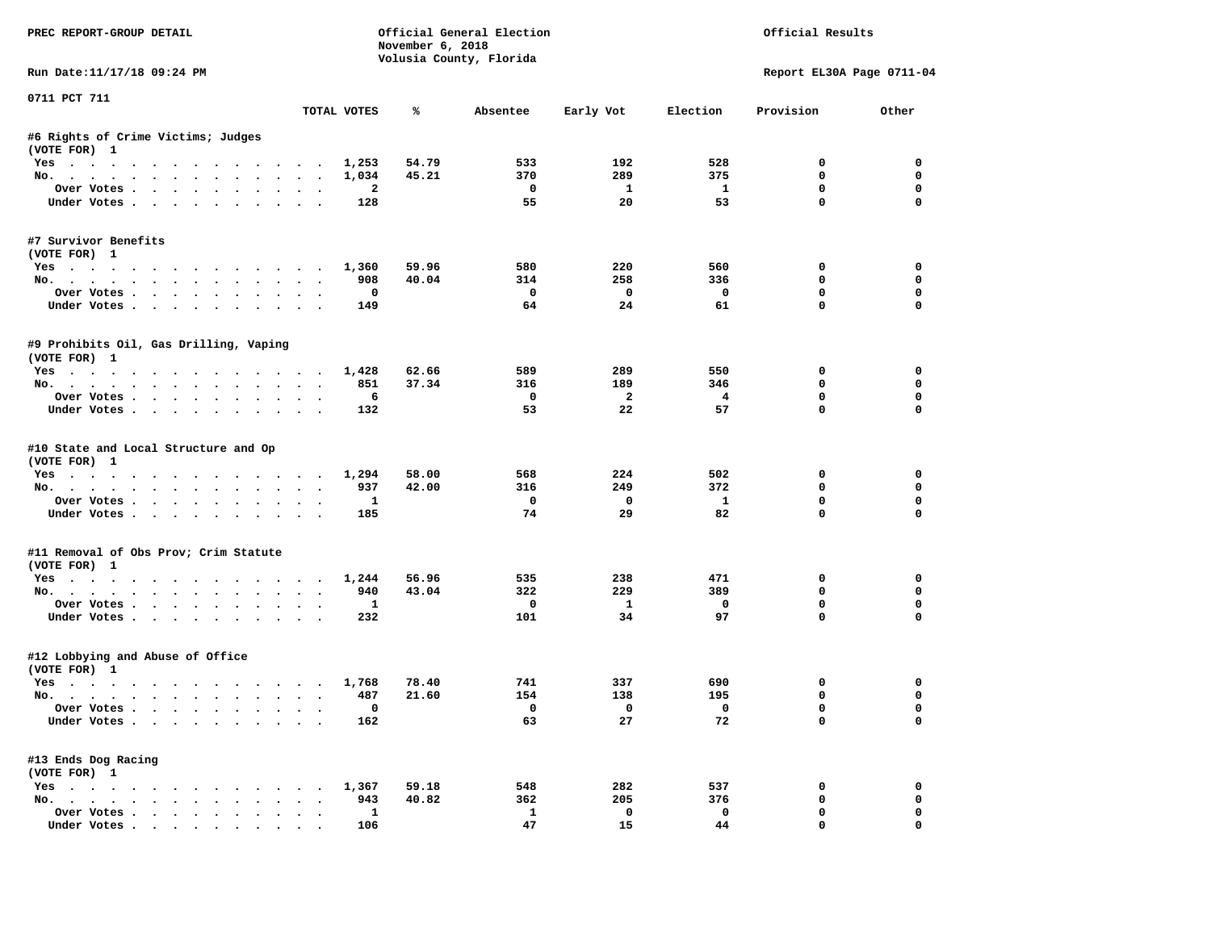PREC REPORT-GROUP DETAIL

Official General Election
November 6, 2018
Volusia County, Florida

Official Results

Run Date:11/17/18 09:24 PM

Report EL30A Page 0711-04

0711 PCT 711

| | TOTAL VOTES | % | Absentee | Early Vot | Election | Provision | Other |
|---|---|---|---|---|---|---|---|
| **#6 Rights of Crime Victims; Judges** | | | | | | | |
| (VOTE FOR) 1 | | | | | | | |
| Yes | 1,253 | 54.79 | 533 | 192 | 528 | 0 | 0 |
| No. | 1,034 | 45.21 | 370 | 289 | 375 | 0 | 0 |
| Over Votes | 2 | | 0 | 1 | 1 | 0 | 0 |
| Under Votes | 128 | | 55 | 20 | 53 | 0 | 0 |
| **#7 Survivor Benefits** | | | | | | | |
| (VOTE FOR) 1 | | | | | | | |
| Yes | 1,360 | 59.96 | 580 | 220 | 560 | 0 | 0 |
| No. | 908 | 40.04 | 314 | 258 | 336 | 0 | 0 |
| Over Votes | 0 | | 0 | 0 | 0 | 0 | 0 |
| Under Votes | 149 | | 64 | 24 | 61 | 0 | 0 |
| **#9 Prohibits Oil, Gas Drilling, Vaping** | | | | | | | |
| (VOTE FOR) 1 | | | | | | | |
| Yes | 1,428 | 62.66 | 589 | 289 | 550 | 0 | 0 |
| No. | 851 | 37.34 | 316 | 189 | 346 | 0 | 0 |
| Over Votes | 6 | | 0 | 2 | 4 | 0 | 0 |
| Under Votes | 132 | | 53 | 22 | 57 | 0 | 0 |
| **#10 State and Local Structure and Op** | | | | | | | |
| (VOTE FOR) 1 | | | | | | | |
| Yes | 1,294 | 58.00 | 568 | 224 | 502 | 0 | 0 |
| No. | 937 | 42.00 | 316 | 249 | 372 | 0 | 0 |
| Over Votes | 1 | | 0 | 0 | 1 | 0 | 0 |
| Under Votes | 185 | | 74 | 29 | 82 | 0 | 0 |
| **#11 Removal of Obs Prov; Crim Statute** | | | | | | | |
| (VOTE FOR) 1 | | | | | | | |
| Yes | 1,244 | 56.96 | 535 | 238 | 471 | 0 | 0 |
| No. | 940 | 43.04 | 322 | 229 | 389 | 0 | 0 |
| Over Votes | 1 | | 0 | 1 | 0 | 0 | 0 |
| Under Votes | 232 | | 101 | 34 | 97 | 0 | 0 |
| **#12 Lobbying and Abuse of Office** | | | | | | | |
| (VOTE FOR) 1 | | | | | | | |
| Yes | 1,768 | 78.40 | 741 | 337 | 690 | 0 | 0 |
| No. | 487 | 21.60 | 154 | 138 | 195 | 0 | 0 |
| Over Votes | 0 | | 0 | 0 | 0 | 0 | 0 |
| Under Votes | 162 | | 63 | 27 | 72 | 0 | 0 |
| **#13 Ends Dog Racing** | | | | | | | |
| (VOTE FOR) 1 | | | | | | | |
| Yes | 1,367 | 59.18 | 548 | 282 | 537 | 0 | 0 |
| No. | 943 | 40.82 | 362 | 205 | 376 | 0 | 0 |
| Over Votes | 1 | | 1 | 0 | 0 | 0 | 0 |
| Under Votes | 106 | | 47 | 15 | 44 | 0 | 0 |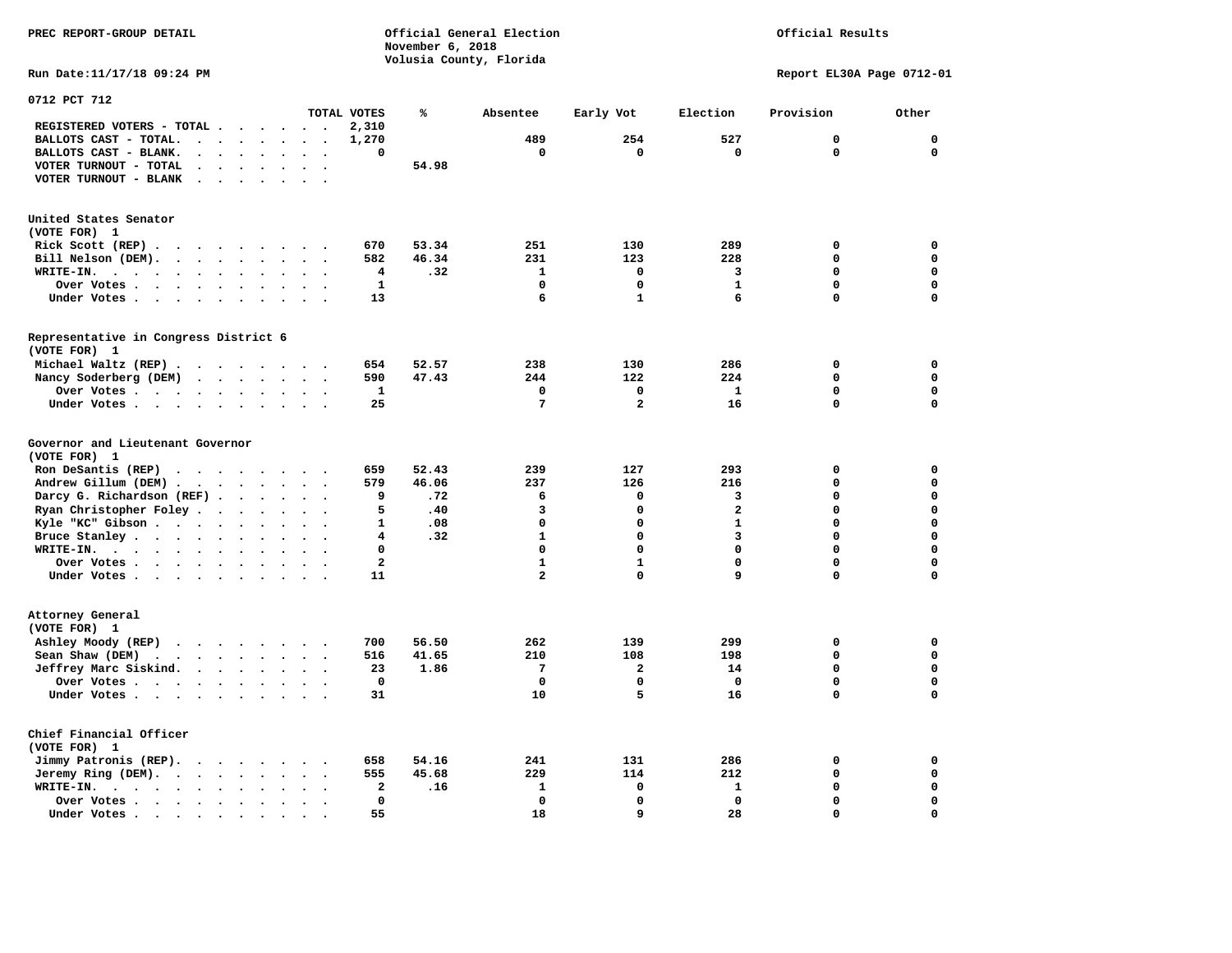PREC REPORT-GROUP DETAIL

Official General Election
November 6, 2018
Volusia County, Florida

Official Results

Run Date:11/17/18 09:24 PM

Report EL30A Page 0712-01

## 0712 PCT 712

| | TOTAL VOTES | % | Absentee | Early Vot | Election | Provision | Other |
|---|---|---|---|---|---|---|---|
| REGISTERED VOTERS - TOTAL | 2,310 | | | | | | |
| BALLOTS CAST - TOTAL. | 1,270 | | 489 | 254 | 527 | 0 | 0 |
| BALLOTS CAST - BLANK. | 0 | | 0 | 0 | 0 | 0 | 0 |
| VOTER TURNOUT - TOTAL | | 54.98 | | | | | |
| VOTER TURNOUT - BLANK | | | | | | | |

### United States Senator
(VOTE FOR) 1

| | TOTAL VOTES | % | Absentee | Early Vot | Election | Provision | Other |
|---|---|---|---|---|---|---|---|
| Rick Scott (REP) | 670 | 53.34 | 251 | 130 | 289 | 0 | 0 |
| Bill Nelson (DEM). | 582 | 46.34 | 231 | 123 | 228 | 0 | 0 |
| WRITE-IN. | 4 | .32 | 1 | 0 | 3 | 0 | 0 |
| Over Votes | 1 | | 0 | 0 | 1 | 0 | 0 |
| Under Votes | 13 | | 6 | 1 | 6 | 0 | 0 |

### Representative in Congress District 6
(VOTE FOR) 1

| | TOTAL VOTES | % | Absentee | Early Vot | Election | Provision | Other |
|---|---|---|---|---|---|---|---|
| Michael Waltz (REP) | 654 | 52.57 | 238 | 130 | 286 | 0 | 0 |
| Nancy Soderberg (DEM) | 590 | 47.43 | 244 | 122 | 224 | 0 | 0 |
| Over Votes | 1 | | 0 | 0 | 1 | 0 | 0 |
| Under Votes | 25 | | 7 | 2 | 16 | 0 | 0 |

### Governor and Lieutenant Governor
(VOTE FOR) 1

| | TOTAL VOTES | % | Absentee | Early Vot | Election | Provision | Other |
|---|---|---|---|---|---|---|---|
| Ron DeSantis (REP) | 659 | 52.43 | 239 | 127 | 293 | 0 | 0 |
| Andrew Gillum (DEM) | 579 | 46.06 | 237 | 126 | 216 | 0 | 0 |
| Darcy G. Richardson (REF) | 9 | .72 | 6 | 0 | 3 | 0 | 0 |
| Ryan Christopher Foley | 5 | .40 | 3 | 0 | 2 | 0 | 0 |
| Kyle "KC" Gibson | 1 | .08 | 0 | 0 | 1 | 0 | 0 |
| Bruce Stanley | 4 | .32 | 1 | 0 | 3 | 0 | 0 |
| WRITE-IN. | 0 | | 0 | 0 | 0 | 0 | 0 |
| Over Votes | 2 | | 1 | 1 | 0 | 0 | 0 |
| Under Votes | 11 | | 2 | 0 | 9 | 0 | 0 |

### Attorney General
(VOTE FOR) 1

| | TOTAL VOTES | % | Absentee | Early Vot | Election | Provision | Other |
|---|---|---|---|---|---|---|---|
| Ashley Moody (REP) | 700 | 56.50 | 262 | 139 | 299 | 0 | 0 |
| Sean Shaw (DEM) | 516 | 41.65 | 210 | 108 | 198 | 0 | 0 |
| Jeffrey Marc Siskind. | 23 | 1.86 | 7 | 2 | 14 | 0 | 0 |
| Over Votes | 0 | | 0 | 0 | 0 | 0 | 0 |
| Under Votes | 31 | | 10 | 5 | 16 | 0 | 0 |

### Chief Financial Officer
(VOTE FOR) 1

| | TOTAL VOTES | % | Absentee | Early Vot | Election | Provision | Other |
|---|---|---|---|---|---|---|---|
| Jimmy Patronis (REP). | 658 | 54.16 | 241 | 131 | 286 | 0 | 0 |
| Jeremy Ring (DEM). | 555 | 45.68 | 229 | 114 | 212 | 0 | 0 |
| WRITE-IN. | 2 | .16 | 1 | 0 | 1 | 0 | 0 |
| Over Votes | 0 | | 0 | 0 | 0 | 0 | 0 |
| Under Votes | 55 | | 18 | 9 | 28 | 0 | 0 |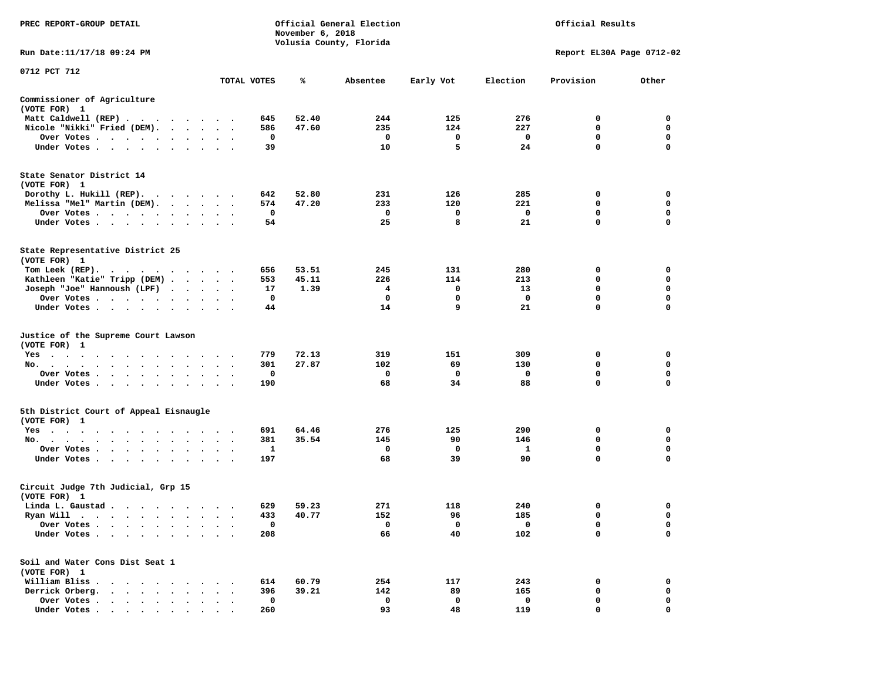PREC REPORT-GROUP DETAIL

Official General Election
November 6, 2018
Volusia County, Florida

Official Results

Run Date:11/17/18 09:24 PM

Report EL30A Page 0712-02

0712 PCT 712

| | TOTAL VOTES | % | Absentee | Early Vot | Election | Provision | Other |
|---|---|---|---|---|---|---|---|
| **Commissioner of Agriculture** | | | | | | | |
| (VOTE FOR) 1 | | | | | | | |
| Matt Caldwell (REP) | 645 | 52.40 | 244 | 125 | 276 | 0 | 0 |
| Nicole "Nikki" Fried (DEM) | 586 | 47.60 | 235 | 124 | 227 | 0 | 0 |
| Over Votes | 0 | | 0 | 0 | 0 | 0 | 0 |
| Under Votes | 39 | | 10 | 5 | 24 | 0 | 0 |
| **State Senator District 14** | | | | | | | |
| (VOTE FOR) 1 | | | | | | | |
| Dorothy L. Hukill (REP) | 642 | 52.80 | 231 | 126 | 285 | 0 | 0 |
| Melissa "Mel" Martin (DEM) | 574 | 47.20 | 233 | 120 | 221 | 0 | 0 |
| Over Votes | 0 | | 0 | 0 | 0 | 0 | 0 |
| Under Votes | 54 | | 25 | 8 | 21 | 0 | 0 |
| **State Representative District 25** | | | | | | | |
| (VOTE FOR) 1 | | | | | | | |
| Tom Leek (REP) | 656 | 53.51 | 245 | 131 | 280 | 0 | 0 |
| Kathleen "Katie" Tripp (DEM) | 553 | 45.11 | 226 | 114 | 213 | 0 | 0 |
| Joseph "Joe" Hannoush (LPF) | 17 | 1.39 | 4 | 0 | 13 | 0 | 0 |
| Over Votes | 0 | | 0 | 0 | 0 | 0 | 0 |
| Under Votes | 44 | | 14 | 9 | 21 | 0 | 0 |
| **Justice of the Supreme Court Lawson** | | | | | | | |
| (VOTE FOR) 1 | | | | | | | |
| Yes | 779 | 72.13 | 319 | 151 | 309 | 0 | 0 |
| No | 301 | 27.87 | 102 | 69 | 130 | 0 | 0 |
| Over Votes | 0 | | 0 | 0 | 0 | 0 | 0 |
| Under Votes | 190 | | 68 | 34 | 88 | 0 | 0 |
| **5th District Court of Appeal Eisnaugle** | | | | | | | |
| (VOTE FOR) 1 | | | | | | | |
| Yes | 691 | 64.46 | 276 | 125 | 290 | 0 | 0 |
| No | 381 | 35.54 | 145 | 90 | 146 | 0 | 0 |
| Over Votes | 1 | | 0 | 0 | 1 | 0 | 0 |
| Under Votes | 197 | | 68 | 39 | 90 | 0 | 0 |
| **Circuit Judge 7th Judicial, Grp 15** | | | | | | | |
| (VOTE FOR) 1 | | | | | | | |
| Linda L. Gaustad | 629 | 59.23 | 271 | 118 | 240 | 0 | 0 |
| Ryan Will | 433 | 40.77 | 152 | 96 | 185 | 0 | 0 |
| Over Votes | 0 | | 0 | 0 | 0 | 0 | 0 |
| Under Votes | 208 | | 66 | 40 | 102 | 0 | 0 |
| **Soil and Water Cons Dist Seat 1** | | | | | | | |
| (VOTE FOR) 1 | | | | | | | |
| William Bliss | 614 | 60.79 | 254 | 117 | 243 | 0 | 0 |
| Derrick Orberg | 396 | 39.21 | 142 | 89 | 165 | 0 | 0 |
| Over Votes | 0 | | 0 | 0 | 0 | 0 | 0 |
| Under Votes | 260 | | 93 | 48 | 119 | 0 | 0 |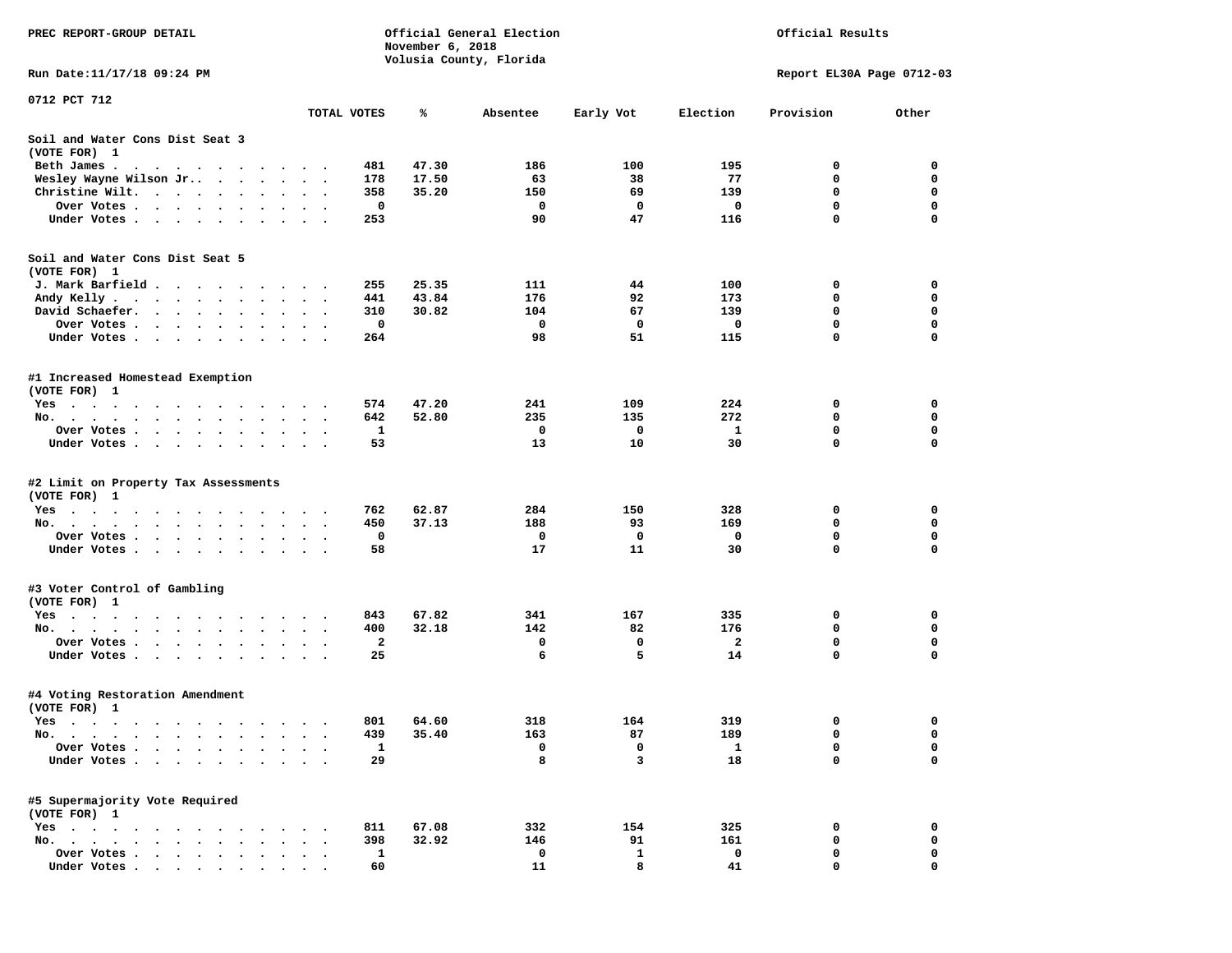PREC REPORT-GROUP DETAIL

Official General Election
November 6, 2018
Volusia County, Florida

Official Results

Run Date:11/17/18 09:24 PM

Report EL30A Page 0712-03

0712 PCT 712

| | TOTAL VOTES | % | Absentee | Early Vot | Election | Provision | Other |
|---|---|---|---|---|---|---|---|
| **Soil and Water Cons Dist Seat 3** | | | | | | | |
| **(VOTE FOR) 1** | | | | | | | |
| Beth James | 481 | 47.30 | 186 | 100 | 195 | 0 | 0 |
| Wesley Wayne Wilson Jr. | 178 | 17.50 | 63 | 38 | 77 | 0 | 0 |
| Christine Wilt | 358 | 35.20 | 150 | 69 | 139 | 0 | 0 |
| Over Votes | 0 | | 0 | 0 | 0 | 0 | 0 |
| Under Votes | 253 | | 90 | 47 | 116 | 0 | 0 |
| **Soil and Water Cons Dist Seat 5** | | | | | | | |
| **(VOTE FOR) 1** | | | | | | | |
| J. Mark Barfield | 255 | 25.35 | 111 | 44 | 100 | 0 | 0 |
| Andy Kelly | 441 | 43.84 | 176 | 92 | 173 | 0 | 0 |
| David Schaefer | 310 | 30.82 | 104 | 67 | 139 | 0 | 0 |
| Over Votes | 0 | | 0 | 0 | 0 | 0 | 0 |
| Under Votes | 264 | | 98 | 51 | 115 | 0 | 0 |
| **#1 Increased Homestead Exemption** | | | | | | | |
| **(VOTE FOR) 1** | | | | | | | |
| Yes | 574 | 47.20 | 241 | 109 | 224 | 0 | 0 |
| No | 642 | 52.80 | 235 | 135 | 272 | 0 | 0 |
| Over Votes | 1 | | 0 | 0 | 1 | 0 | 0 |
| Under Votes | 53 | | 13 | 10 | 30 | 0 | 0 |
| **#2 Limit on Property Tax Assessments** | | | | | | | |
| **(VOTE FOR) 1** | | | | | | | |
| Yes | 762 | 62.87 | 284 | 150 | 328 | 0 | 0 |
| No | 450 | 37.13 | 188 | 93 | 169 | 0 | 0 |
| Over Votes | 0 | | 0 | 0 | 0 | 0 | 0 |
| Under Votes | 58 | | 17 | 11 | 30 | 0 | 0 |
| **#3 Voter Control of Gambling** | | | | | | | |
| **(VOTE FOR) 1** | | | | | | | |
| Yes | 843 | 67.82 | 341 | 167 | 335 | 0 | 0 |
| No | 400 | 32.18 | 142 | 82 | 176 | 0 | 0 |
| Over Votes | 2 | | 0 | 0 | 2 | 0 | 0 |
| Under Votes | 25 | | 6 | 5 | 14 | 0 | 0 |
| **#4 Voting Restoration Amendment** | | | | | | | |
| **(VOTE FOR) 1** | | | | | | | |
| Yes | 801 | 64.60 | 318 | 164 | 319 | 0 | 0 |
| No | 439 | 35.40 | 163 | 87 | 189 | 0 | 0 |
| Over Votes | 1 | | 0 | 0 | 1 | 0 | 0 |
| Under Votes | 29 | | 8 | 3 | 18 | 0 | 0 |
| **#5 Supermajority Vote Required** | | | | | | | |
| **(VOTE FOR) 1** | | | | | | | |
| Yes | 811 | 67.08 | 332 | 154 | 325 | 0 | 0 |
| No | 398 | 32.92 | 146 | 91 | 161 | 0 | 0 |
| Over Votes | 1 | | 0 | 1 | 0 | 0 | 0 |
| Under Votes | 60 | | 11 | 8 | 41 | 0 | 0 |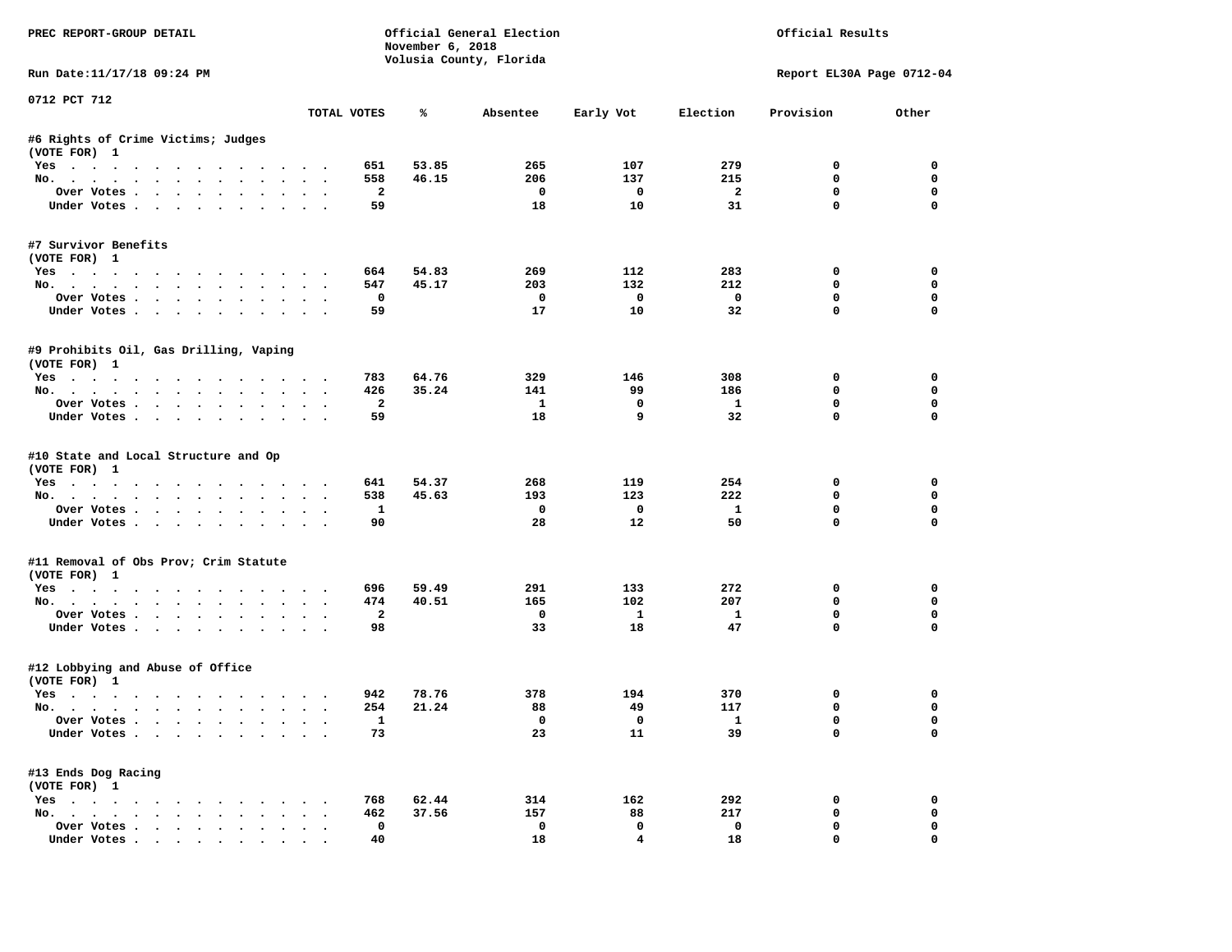PREC REPORT-GROUP DETAIL

Official General Election
November 6, 2018
Volusia County, Florida

Official Results

Run Date:11/17/18 09:24 PM

Report EL30A Page 0712-04

0712 PCT 712

| | TOTAL VOTES | % | Absentee | Early Vot | Election | Provision | Other |
|---|---|---|---|---|---|---|---|
| **#6 Rights of Crime Victims; Judges** | | | | | | | |
| (VOTE FOR) 1 | | | | | | | |
| Yes | 651 | 53.85 | 265 | 107 | 279 | 0 | 0 |
| No. | 558 | 46.15 | 206 | 137 | 215 | 0 | 0 |
| Over Votes | 2 | | 0 | 0 | 2 | 0 | 0 |
| Under Votes | 59 | | 18 | 10 | 31 | 0 | 0 |
| **#7 Survivor Benefits** | | | | | | | |
| (VOTE FOR) 1 | | | | | | | |
| Yes | 664 | 54.83 | 269 | 112 | 283 | 0 | 0 |
| No. | 547 | 45.17 | 203 | 132 | 212 | 0 | 0 |
| Over Votes | 0 | | 0 | 0 | 0 | 0 | 0 |
| Under Votes | 59 | | 17 | 10 | 32 | 0 | 0 |
| **#9 Prohibits Oil, Gas Drilling, Vaping** | | | | | | | |
| (VOTE FOR) 1 | | | | | | | |
| Yes | 783 | 64.76 | 329 | 146 | 308 | 0 | 0 |
| No. | 426 | 35.24 | 141 | 99 | 186 | 0 | 0 |
| Over Votes | 2 | | 1 | 0 | 1 | 0 | 0 |
| Under Votes | 59 | | 18 | 9 | 32 | 0 | 0 |
| **#10 State and Local Structure and Op** | | | | | | | |
| (VOTE FOR) 1 | | | | | | | |
| Yes | 641 | 54.37 | 268 | 119 | 254 | 0 | 0 |
| No. | 538 | 45.63 | 193 | 123 | 222 | 0 | 0 |
| Over Votes | 1 | | 0 | 0 | 1 | 0 | 0 |
| Under Votes | 90 | | 28 | 12 | 50 | 0 | 0 |
| **#11 Removal of Obs Prov; Crim Statute** | | | | | | | |
| (VOTE FOR) 1 | | | | | | | |
| Yes | 696 | 59.49 | 291 | 133 | 272 | 0 | 0 |
| No. | 474 | 40.51 | 165 | 102 | 207 | 0 | 0 |
| Over Votes | 2 | | 0 | 1 | 1 | 0 | 0 |
| Under Votes | 98 | | 33 | 18 | 47 | 0 | 0 |
| **#12 Lobbying and Abuse of Office** | | | | | | | |
| (VOTE FOR) 1 | | | | | | | |
| Yes | 942 | 78.76 | 378 | 194 | 370 | 0 | 0 |
| No. | 254 | 21.24 | 88 | 49 | 117 | 0 | 0 |
| Over Votes | 1 | | 0 | 0 | 1 | 0 | 0 |
| Under Votes | 73 | | 23 | 11 | 39 | 0 | 0 |
| **#13 Ends Dog Racing** | | | | | | | |
| (VOTE FOR) 1 | | | | | | | |
| Yes | 768 | 62.44 | 314 | 162 | 292 | 0 | 0 |
| No. | 462 | 37.56 | 157 | 88 | 217 | 0 | 0 |
| Over Votes | 0 | | 0 | 0 | 0 | 0 | 0 |
| Under Votes | 40 | | 18 | 4 | 18 | 0 | 0 |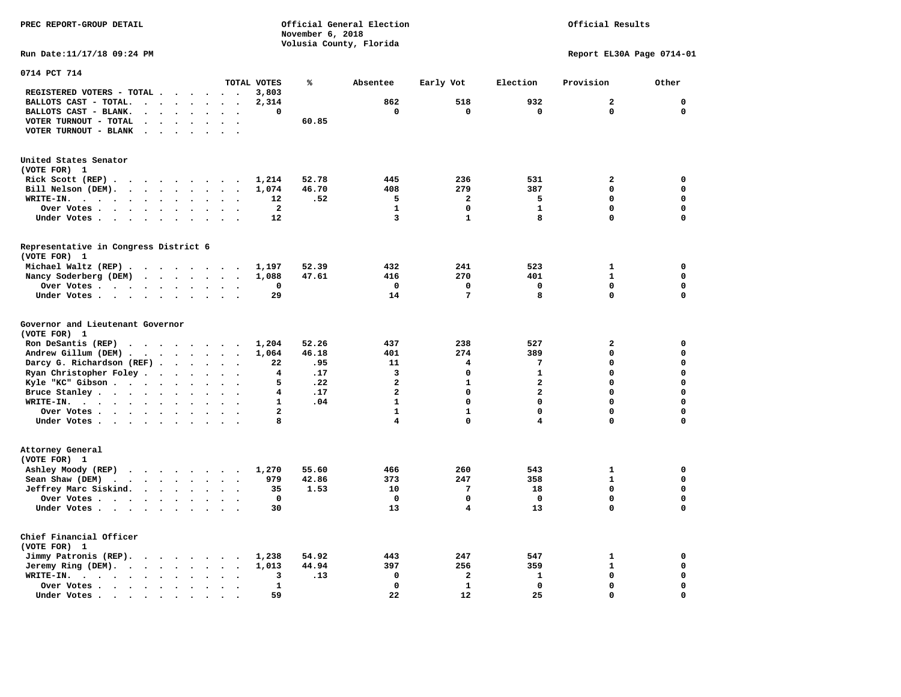PREC REPORT-GROUP DETAIL

Official General Election
November 6, 2018
Volusia County, Florida

Official Results

Run Date:11/17/18 09:24 PM

Report EL30A Page 0714-01

## 0714 PCT 714

| | TOTAL VOTES | % | Absentee | Early Vot | Election | Provision | Other |
|---|---|---|---|---|---|---|---|
| REGISTERED VOTERS - TOTAL | 3,803 | | | | | | |
| BALLOTS CAST - TOTAL. | 2,314 | | 862 | 518 | 932 | 2 | 0 |
| BALLOTS CAST - BLANK. | 0 | | 0 | 0 | 0 | 0 | 0 |
| VOTER TURNOUT - TOTAL | | 60.85 | | | | | |
| VOTER TURNOUT - BLANK | | | | | | | |

### United States Senator
(VOTE FOR) 1

| | TOTAL VOTES | % | Absentee | Early Vot | Election | Provision | Other |
|---|---|---|---|---|---|---|---|
| Rick Scott (REP) | 1,214 | 52.78 | 445 | 236 | 531 | 2 | 0 |
| Bill Nelson (DEM). | 1,074 | 46.70 | 408 | 279 | 387 | 0 | 0 |
| WRITE-IN. | 12 | .52 | 5 | 2 | 5 | 0 | 0 |
| Over Votes | 2 | | 1 | 0 | 1 | 0 | 0 |
| Under Votes | 12 | | 3 | 1 | 8 | 0 | 0 |

### Representative in Congress District 6
(VOTE FOR) 1

| | TOTAL VOTES | % | Absentee | Early Vot | Election | Provision | Other |
|---|---|---|---|---|---|---|---|
| Michael Waltz (REP) | 1,197 | 52.39 | 432 | 241 | 523 | 1 | 0 |
| Nancy Soderberg (DEM) | 1,088 | 47.61 | 416 | 270 | 401 | 1 | 0 |
| Over Votes | 0 | | 0 | 0 | 0 | 0 | 0 |
| Under Votes | 29 | | 14 | 7 | 8 | 0 | 0 |

### Governor and Lieutenant Governor
(VOTE FOR) 1

| | TOTAL VOTES | % | Absentee | Early Vot | Election | Provision | Other |
|---|---|---|---|---|---|---|---|
| Ron DeSantis (REP) | 1,204 | 52.26 | 437 | 238 | 527 | 2 | 0 |
| Andrew Gillum (DEM) | 1,064 | 46.18 | 401 | 274 | 389 | 0 | 0 |
| Darcy G. Richardson (REF) | 22 | .95 | 11 | 4 | 7 | 0 | 0 |
| Ryan Christopher Foley | 4 | .17 | 3 | 0 | 1 | 0 | 0 |
| Kyle "KC" Gibson | 5 | .22 | 2 | 1 | 2 | 0 | 0 |
| Bruce Stanley | 4 | .17 | 2 | 0 | 2 | 0 | 0 |
| WRITE-IN. | 1 | .04 | 1 | 0 | 0 | 0 | 0 |
| Over Votes | 2 | | 1 | 1 | 0 | 0 | 0 |
| Under Votes | 8 | | 4 | 0 | 4 | 0 | 0 |

### Attorney General
(VOTE FOR) 1

| | TOTAL VOTES | % | Absentee | Early Vot | Election | Provision | Other |
|---|---|---|---|---|---|---|---|
| Ashley Moody (REP) | 1,270 | 55.60 | 466 | 260 | 543 | 1 | 0 |
| Sean Shaw (DEM) | 979 | 42.86 | 373 | 247 | 358 | 1 | 0 |
| Jeffrey Marc Siskind. | 35 | 1.53 | 10 | 7 | 18 | 0 | 0 |
| Over Votes | 0 | | 0 | 0 | 0 | 0 | 0 |
| Under Votes | 30 | | 13 | 4 | 13 | 0 | 0 |

### Chief Financial Officer
(VOTE FOR) 1

| | TOTAL VOTES | % | Absentee | Early Vot | Election | Provision | Other |
|---|---|---|---|---|---|---|---|
| Jimmy Patronis (REP). | 1,238 | 54.92 | 443 | 247 | 547 | 1 | 0 |
| Jeremy Ring (DEM). | 1,013 | 44.94 | 397 | 256 | 359 | 1 | 0 |
| WRITE-IN. | 3 | .13 | 0 | 2 | 1 | 0 | 0 |
| Over Votes | 1 | | 0 | 1 | 0 | 0 | 0 |
| Under Votes | 59 | | 22 | 12 | 25 | 0 | 0 |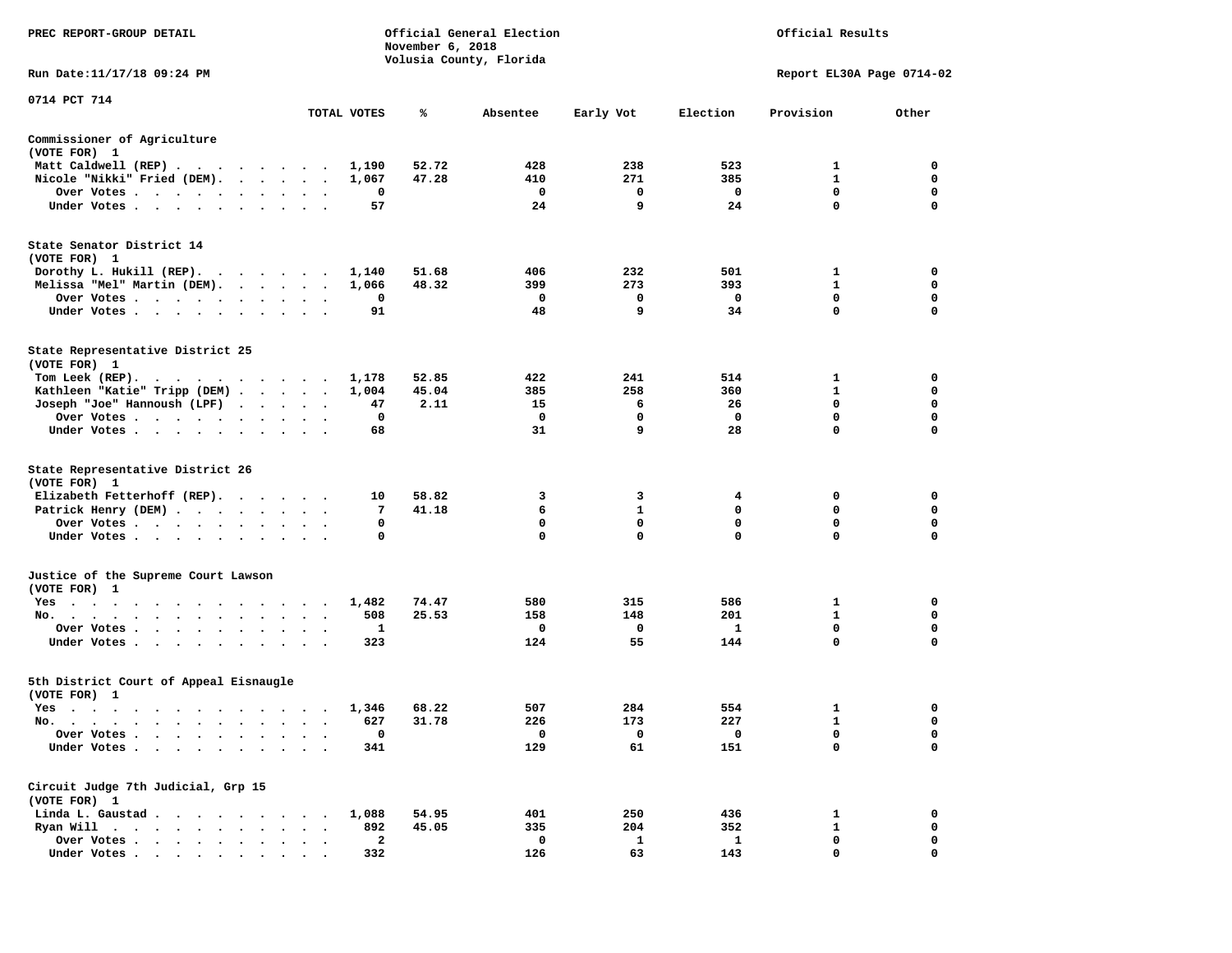PREC REPORT-GROUP DETAIL

Official General Election
November 6, 2018
Volusia County, Florida

Official Results

Run Date:11/17/18 09:24 PM

Report EL30A Page 0714-02

0714 PCT 714

| | TOTAL VOTES | % | Absentee | Early Vot | Election | Provision | Other |
|---|---|---|---|---|---|---|---|
| **Commissioner of Agriculture** | | | | | | | |
| (VOTE FOR) 1 | | | | | | | |
| Matt Caldwell (REP) | 1,190 | 52.72 | 428 | 238 | 523 | 1 | 0 |
| Nicole "Nikki" Fried (DEM) | 1,067 | 47.28 | 410 | 271 | 385 | 1 | 0 |
| Over Votes | 0 | | 0 | 0 | 0 | 0 | 0 |
| Under Votes | 57 | | 24 | 9 | 24 | 0 | 0 |
| **State Senator District 14** | | | | | | | |
| (VOTE FOR) 1 | | | | | | | |
| Dorothy L. Hukill (REP) | 1,140 | 51.68 | 406 | 232 | 501 | 1 | 0 |
| Melissa "Mel" Martin (DEM) | 1,066 | 48.32 | 399 | 273 | 393 | 1 | 0 |
| Over Votes | 0 | | 0 | 0 | 0 | 0 | 0 |
| Under Votes | 91 | | 48 | 9 | 34 | 0 | 0 |
| **State Representative District 25** | | | | | | | |
| (VOTE FOR) 1 | | | | | | | |
| Tom Leek (REP) | 1,178 | 52.85 | 422 | 241 | 514 | 1 | 0 |
| Kathleen "Katie" Tripp (DEM) | 1,004 | 45.04 | 385 | 258 | 360 | 1 | 0 |
| Joseph "Joe" Hannoush (LPF) | 47 | 2.11 | 15 | 6 | 26 | 0 | 0 |
| Over Votes | 0 | | 0 | 0 | 0 | 0 | 0 |
| Under Votes | 68 | | 31 | 9 | 28 | 0 | 0 |
| **State Representative District 26** | | | | | | | |
| (VOTE FOR) 1 | | | | | | | |
| Elizabeth Fetterhoff (REP) | 10 | 58.82 | 3 | 3 | 4 | 0 | 0 |
| Patrick Henry (DEM) | 7 | 41.18 | 6 | 1 | 0 | 0 | 0 |
| Over Votes | 0 | | 0 | 0 | 0 | 0 | 0 |
| Under Votes | 0 | | 0 | 0 | 0 | 0 | 0 |
| **Justice of the Supreme Court Lawson** | | | | | | | |
| (VOTE FOR) 1 | | | | | | | |
| Yes | 1,482 | 74.47 | 580 | 315 | 586 | 1 | 0 |
| No. | 508 | 25.53 | 158 | 148 | 201 | 1 | 0 |
| Over Votes | 1 | | 0 | 0 | 1 | 0 | 0 |
| Under Votes | 323 | | 124 | 55 | 144 | 0 | 0 |
| **5th District Court of Appeal Eisnaugle** | | | | | | | |
| (VOTE FOR) 1 | | | | | | | |
| Yes | 1,346 | 68.22 | 507 | 284 | 554 | 1 | 0 |
| No. | 627 | 31.78 | 226 | 173 | 227 | 1 | 0 |
| Over Votes | 0 | | 0 | 0 | 0 | 0 | 0 |
| Under Votes | 341 | | 129 | 61 | 151 | 0 | 0 |
| **Circuit Judge 7th Judicial, Grp 15** | | | | | | | |
| (VOTE FOR) 1 | | | | | | | |
| Linda L. Gaustad | 1,088 | 54.95 | 401 | 250 | 436 | 1 | 0 |
| Ryan Will | 892 | 45.05 | 335 | 204 | 352 | 1 | 0 |
| Over Votes | 2 | | 0 | 1 | 1 | 0 | 0 |
| Under Votes | 332 | | 126 | 63 | 143 | 0 | 0 |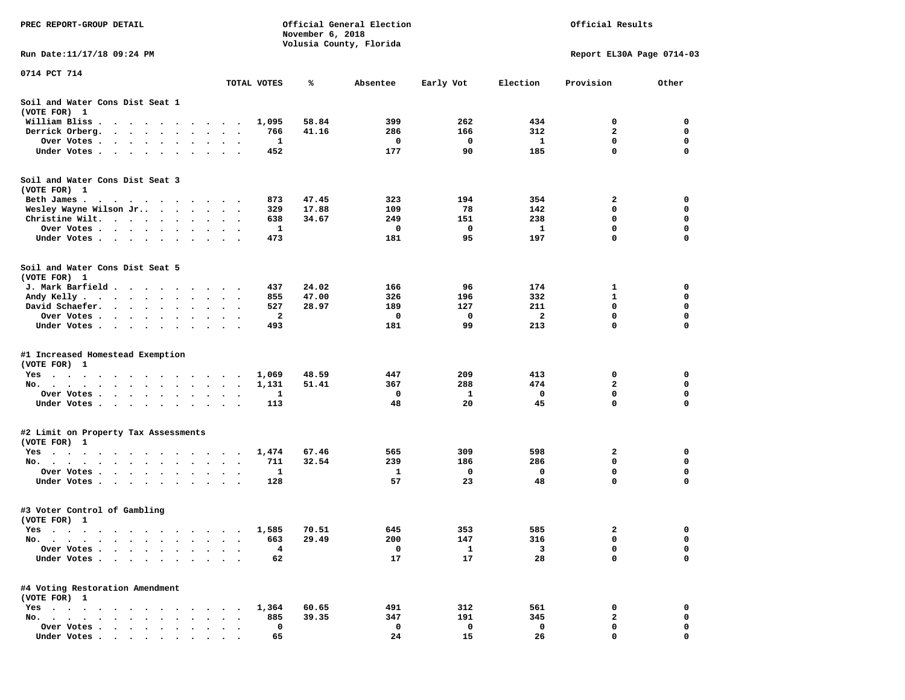PREC REPORT-GROUP DETAIL

Official General Election
November 6, 2018
Volusia County, Florida

Official Results

Run Date:11/17/18 09:24 PM

Report EL30A Page 0714-03

0714 PCT 714

| | TOTAL VOTES | % | Absentee | Early Vot | Election | Provision | Other |
|---|---|---|---|---|---|---|---|
| **Soil and Water Cons Dist Seat 1** | | | | | | | |
| (VOTE FOR) 1 | | | | | | | |
| William Bliss | 1,095 | 58.84 | 399 | 262 | 434 | 0 | 0 |
| Derrick Orberg | 766 | 41.16 | 286 | 166 | 312 | 2 | 0 |
| Over Votes | 1 | | 0 | 0 | 1 | 0 | 0 |
| Under Votes | 452 | | 177 | 90 | 185 | 0 | 0 |
| **Soil and Water Cons Dist Seat 3** | | | | | | | |
| (VOTE FOR) 1 | | | | | | | |
| Beth James | 873 | 47.45 | 323 | 194 | 354 | 2 | 0 |
| Wesley Wayne Wilson Jr. | 329 | 17.88 | 109 | 78 | 142 | 0 | 0 |
| Christine Wilt | 638 | 34.67 | 249 | 151 | 238 | 0 | 0 |
| Over Votes | 1 | | 0 | 0 | 1 | 0 | 0 |
| Under Votes | 473 | | 181 | 95 | 197 | 0 | 0 |
| **Soil and Water Cons Dist Seat 5** | | | | | | | |
| (VOTE FOR) 1 | | | | | | | |
| J. Mark Barfield | 437 | 24.02 | 166 | 96 | 174 | 1 | 0 |
| Andy Kelly | 855 | 47.00 | 326 | 196 | 332 | 1 | 0 |
| David Schaefer | 527 | 28.97 | 189 | 127 | 211 | 0 | 0 |
| Over Votes | 2 | | 0 | 0 | 2 | 0 | 0 |
| Under Votes | 493 | | 181 | 99 | 213 | 0 | 0 |
| **#1 Increased Homestead Exemption** | | | | | | | |
| (VOTE FOR) 1 | | | | | | | |
| Yes | 1,069 | 48.59 | 447 | 209 | 413 | 0 | 0 |
| No | 1,131 | 51.41 | 367 | 288 | 474 | 2 | 0 |
| Over Votes | 1 | | 0 | 1 | 0 | 0 | 0 |
| Under Votes | 113 | | 48 | 20 | 45 | 0 | 0 |
| **#2 Limit on Property Tax Assessments** | | | | | | | |
| (VOTE FOR) 1 | | | | | | | |
| Yes | 1,474 | 67.46 | 565 | 309 | 598 | 2 | 0 |
| No | 711 | 32.54 | 239 | 186 | 286 | 0 | 0 |
| Over Votes | 1 | | 1 | 0 | 0 | 0 | 0 |
| Under Votes | 128 | | 57 | 23 | 48 | 0 | 0 |
| **#3 Voter Control of Gambling** | | | | | | | |
| (VOTE FOR) 1 | | | | | | | |
| Yes | 1,585 | 70.51 | 645 | 353 | 585 | 2 | 0 |
| No | 663 | 29.49 | 200 | 147 | 316 | 0 | 0 |
| Over Votes | 4 | | 0 | 1 | 3 | 0 | 0 |
| Under Votes | 62 | | 17 | 17 | 28 | 0 | 0 |
| **#4 Voting Restoration Amendment** | | | | | | | |
| (VOTE FOR) 1 | | | | | | | |
| Yes | 1,364 | 60.65 | 491 | 312 | 561 | 0 | 0 |
| No | 885 | 39.35 | 347 | 191 | 345 | 2 | 0 |
| Over Votes | 0 | | 0 | 0 | 0 | 0 | 0 |
| Under Votes | 65 | | 24 | 15 | 26 | 0 | 0 |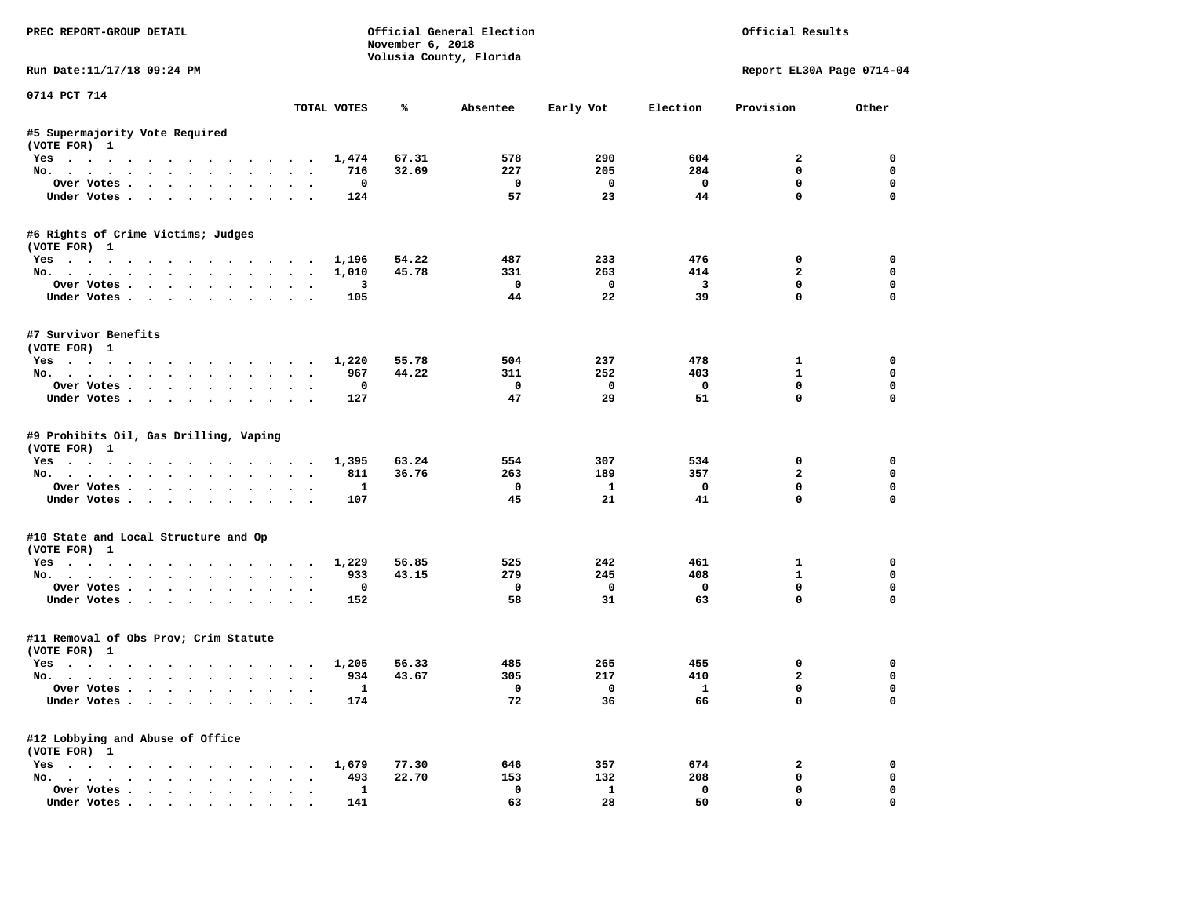PREC REPORT-GROUP DETAIL

Official General Election
November 6, 2018
Volusia County, Florida

Official Results

Run Date:11/17/18 09:24 PM

Report EL30A Page 0714-04

0714 PCT 714

| | TOTAL VOTES | % | Absentee | Early Vot | Election | Provision | Other |
|---|---|---|---|---|---|---|---|
| **#5 Supermajority Vote Required** | | | | | | | |
| (VOTE FOR) 1 | | | | | | | |
| Yes | 1,474 | 67.31 | 578 | 290 | 604 | 2 | 0 |
| No. | 716 | 32.69 | 227 | 205 | 284 | 0 | 0 |
| Over Votes | 0 | | 0 | 0 | 0 | 0 | 0 |
| Under Votes | 124 | | 57 | 23 | 44 | 0 | 0 |
| **#6 Rights of Crime Victims; Judges** | | | | | | | |
| (VOTE FOR) 1 | | | | | | | |
| Yes | 1,196 | 54.22 | 487 | 233 | 476 | 0 | 0 |
| No. | 1,010 | 45.78 | 331 | 263 | 414 | 2 | 0 |
| Over Votes | 3 | | 0 | 0 | 3 | 0 | 0 |
| Under Votes | 105 | | 44 | 22 | 39 | 0 | 0 |
| **#7 Survivor Benefits** | | | | | | | |
| (VOTE FOR) 1 | | | | | | | |
| Yes | 1,220 | 55.78 | 504 | 237 | 478 | 1 | 0 |
| No. | 967 | 44.22 | 311 | 252 | 403 | 1 | 0 |
| Over Votes | 0 | | 0 | 0 | 0 | 0 | 0 |
| Under Votes | 127 | | 47 | 29 | 51 | 0 | 0 |
| **#9 Prohibits Oil, Gas Drilling, Vaping** | | | | | | | |
| (VOTE FOR) 1 | | | | | | | |
| Yes | 1,395 | 63.24 | 554 | 307 | 534 | 0 | 0 |
| No. | 811 | 36.76 | 263 | 189 | 357 | 2 | 0 |
| Over Votes | 1 | | 0 | 1 | 0 | 0 | 0 |
| Under Votes | 107 | | 45 | 21 | 41 | 0 | 0 |
| **#10 State and Local Structure and Op** | | | | | | | |
| (VOTE FOR) 1 | | | | | | | |
| Yes | 1,229 | 56.85 | 525 | 242 | 461 | 1 | 0 |
| No. | 933 | 43.15 | 279 | 245 | 408 | 1 | 0 |
| Over Votes | 0 | | 0 | 0 | 0 | 0 | 0 |
| Under Votes | 152 | | 58 | 31 | 63 | 0 | 0 |
| **#11 Removal of Obs Prov; Crim Statute** | | | | | | | |
| (VOTE FOR) 1 | | | | | | | |
| Yes | 1,205 | 56.33 | 485 | 265 | 455 | 0 | 0 |
| No. | 934 | 43.67 | 305 | 217 | 410 | 2 | 0 |
| Over Votes | 1 | | 0 | 0 | 1 | 0 | 0 |
| Under Votes | 174 | | 72 | 36 | 66 | 0 | 0 |
| **#12 Lobbying and Abuse of Office** | | | | | | | |
| (VOTE FOR) 1 | | | | | | | |
| Yes | 1,679 | 77.30 | 646 | 357 | 674 | 2 | 0 |
| No. | 493 | 22.70 | 153 | 132 | 208 | 0 | 0 |
| Over Votes | 1 | | 0 | 1 | 0 | 0 | 0 |
| Under Votes | 141 | | 63 | 28 | 50 | 0 | 0 |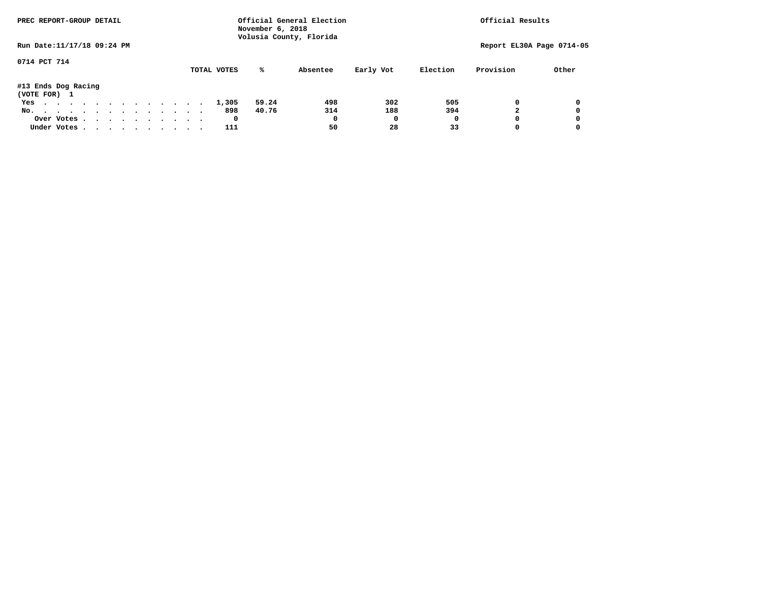PREC REPORT-GROUP DETAIL

Official General Election
November 6, 2018
Volusia County, Florida

Official Results

Run Date:11/17/18 09:24 PM

Report EL30A Page 0714-05

0714 PCT 714

#13 Ends Dog Racing
(VOTE FOR) 1

| | TOTAL VOTES | % | Absentee | Early Vot | Election | Provision | Other |
|---|---|---|---|---|---|---|---|
| Yes | 1,305 | 59.24 | 498 | 302 | 505 | 0 | 0 |
| No. | 898 | 40.76 | 314 | 188 | 394 | 2 | 0 |
| Over Votes | 0 | | 0 | 0 | 0 | 0 | 0 |
| Under Votes | 111 | | 50 | 28 | 33 | 0 | 0 |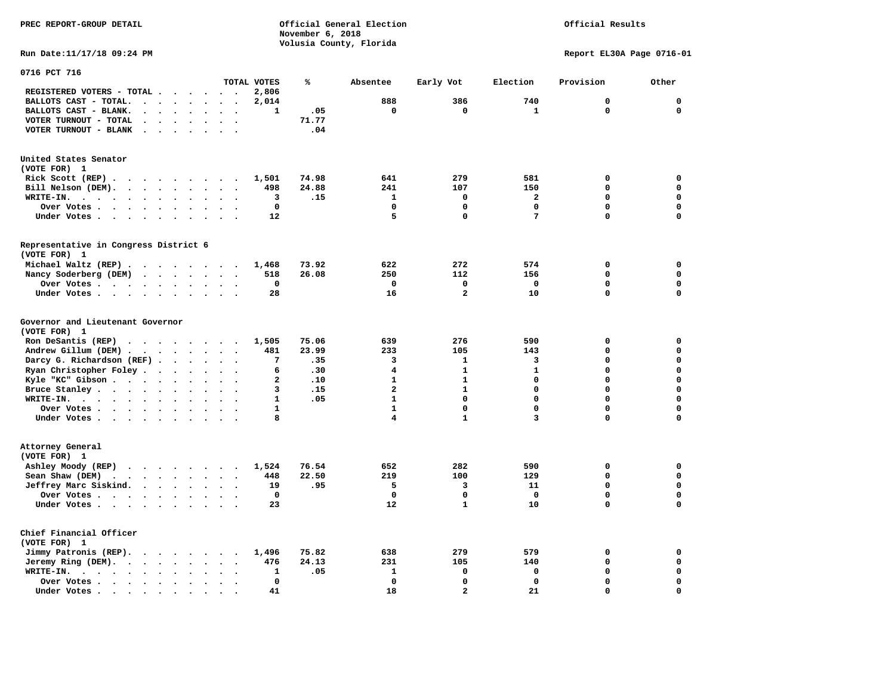PREC REPORT-GROUP DETAIL

Official General Election
November 6, 2018
Volusia County, Florida

Official Results

Run Date:11/17/18 09:24 PM

Report EL30A Page 0716-01

## 0716 PCT 716

| | TOTAL VOTES | % | Absentee | Early Vot | Election | Provision | Other |
|---|---|---|---|---|---|---|---|
| REGISTERED VOTERS - TOTAL | 2,806 | | | | | | |
| BALLOTS CAST - TOTAL. | 2,014 | | 888 | 386 | 740 | 0 | 0 |
| BALLOTS CAST - BLANK. | 1 | .05 | 0 | 0 | 1 | 0 | 0 |
| VOTER TURNOUT - TOTAL | | 71.77 | | | | | |
| VOTER TURNOUT - BLANK | | .04 | | | | | |

### United States Senator
(VOTE FOR) 1

| | TOTAL VOTES | % | Absentee | Early Vot | Election | Provision | Other |
|---|---|---|---|---|---|---|---|
| Rick Scott (REP) | 1,501 | 74.98 | 641 | 279 | 581 | 0 | 0 |
| Bill Nelson (DEM). | 498 | 24.88 | 241 | 107 | 150 | 0 | 0 |
| WRITE-IN. | 3 | .15 | 1 | 0 | 2 | 0 | 0 |
| Over Votes | 0 | | 0 | 0 | 0 | 0 | 0 |
| Under Votes | 12 | | 5 | 0 | 7 | 0 | 0 |

### Representative in Congress District 6
(VOTE FOR) 1

| | TOTAL VOTES | % | Absentee | Early Vot | Election | Provision | Other |
|---|---|---|---|---|---|---|---|
| Michael Waltz (REP) | 1,468 | 73.92 | 622 | 272 | 574 | 0 | 0 |
| Nancy Soderberg (DEM) | 518 | 26.08 | 250 | 112 | 156 | 0 | 0 |
| Over Votes | 0 | | 0 | 0 | 0 | 0 | 0 |
| Under Votes | 28 | | 16 | 2 | 10 | 0 | 0 |

### Governor and Lieutenant Governor
(VOTE FOR) 1

| | TOTAL VOTES | % | Absentee | Early Vot | Election | Provision | Other |
|---|---|---|---|---|---|---|---|
| Ron DeSantis (REP) | 1,505 | 75.06 | 639 | 276 | 590 | 0 | 0 |
| Andrew Gillum (DEM) | 481 | 23.99 | 233 | 105 | 143 | 0 | 0 |
| Darcy G. Richardson (REF) | 7 | .35 | 3 | 1 | 3 | 0 | 0 |
| Ryan Christopher Foley | 6 | .30 | 4 | 1 | 1 | 0 | 0 |
| Kyle "KC" Gibson | 2 | .10 | 1 | 1 | 0 | 0 | 0 |
| Bruce Stanley | 3 | .15 | 2 | 1 | 0 | 0 | 0 |
| WRITE-IN. | 1 | .05 | 1 | 0 | 0 | 0 | 0 |
| Over Votes | 1 | | 1 | 0 | 0 | 0 | 0 |
| Under Votes | 8 | | 4 | 1 | 3 | 0 | 0 |

### Attorney General
(VOTE FOR) 1

| | TOTAL VOTES | % | Absentee | Early Vot | Election | Provision | Other |
|---|---|---|---|---|---|---|---|
| Ashley Moody (REP) | 1,524 | 76.54 | 652 | 282 | 590 | 0 | 0 |
| Sean Shaw (DEM) | 448 | 22.50 | 219 | 100 | 129 | 0 | 0 |
| Jeffrey Marc Siskind. | 19 | .95 | 5 | 3 | 11 | 0 | 0 |
| Over Votes | 0 | | 0 | 0 | 0 | 0 | 0 |
| Under Votes | 23 | | 12 | 1 | 10 | 0 | 0 |

### Chief Financial Officer
(VOTE FOR) 1

| | TOTAL VOTES | % | Absentee | Early Vot | Election | Provision | Other |
|---|---|---|---|---|---|---|---|
| Jimmy Patronis (REP). | 1,496 | 75.82 | 638 | 279 | 579 | 0 | 0 |
| Jeremy Ring (DEM). | 476 | 24.13 | 231 | 105 | 140 | 0 | 0 |
| WRITE-IN. | 1 | .05 | 1 | 0 | 0 | 0 | 0 |
| Over Votes | 0 | | 0 | 0 | 0 | 0 | 0 |
| Under Votes | 41 | | 18 | 2 | 21 | 0 | 0 |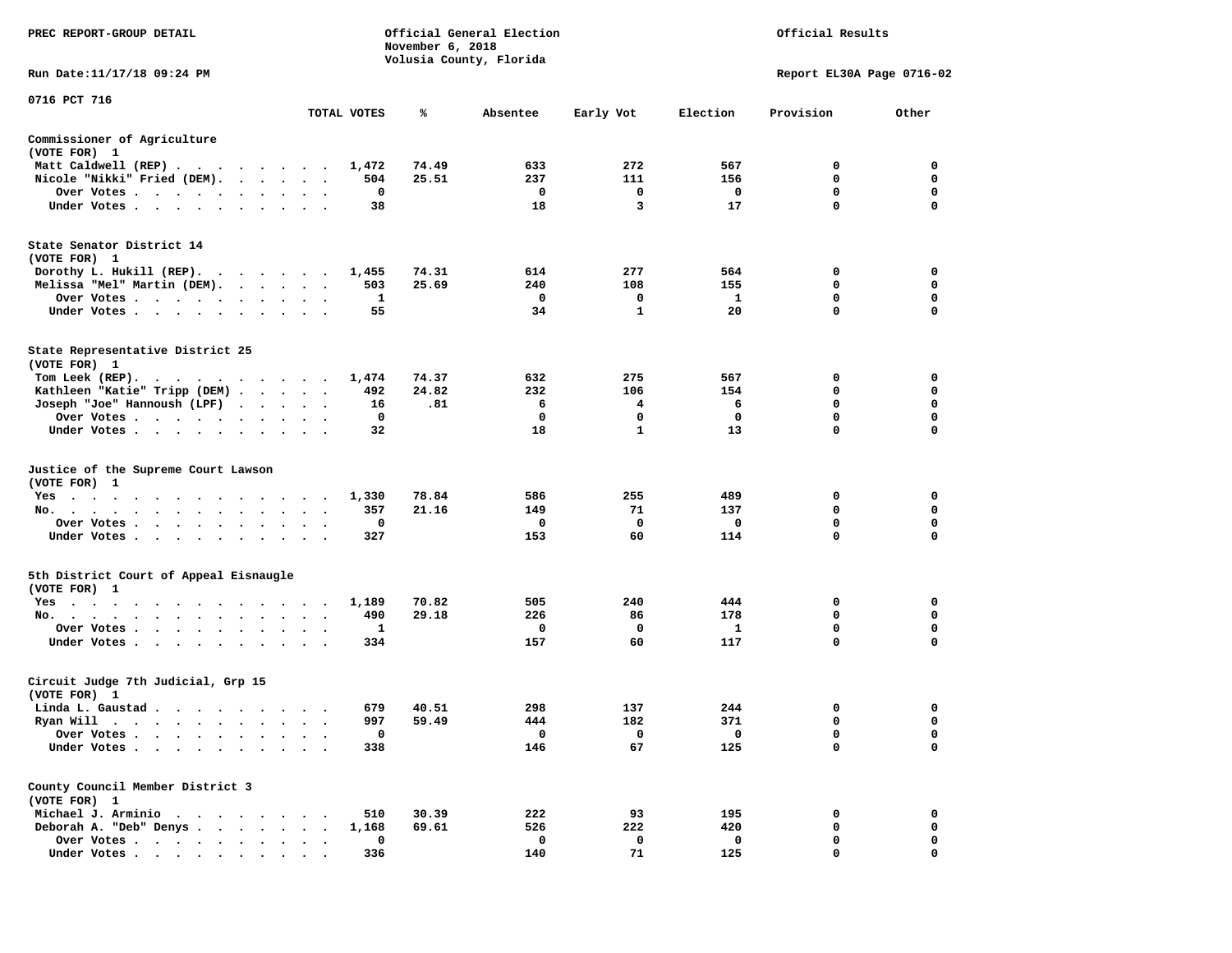PREC REPORT-GROUP DETAIL — Official General Election, November 6, 2018, Volusia County, Florida — Official Results

Run Date:11/17/18 09:24 PM — Report EL30A Page 0716-02

## 0716 PCT 716

| | TOTAL VOTES | % | Absentee | Early Vot | Election | Provision | Other |
|---|---|---|---|---|---|---|---|
| **Commissioner of Agriculture (VOTE FOR) 1** | | | | | | | |
| Matt Caldwell (REP) | 1,472 | 74.49 | 633 | 272 | 567 | 0 | 0 |
| Nicole "Nikki" Fried (DEM) | 504 | 25.51 | 237 | 111 | 156 | 0 | 0 |
| Over Votes | 0 | | 0 | 0 | 0 | 0 | 0 |
| Under Votes | 38 | | 18 | 3 | 17 | 0 | 0 |
| **State Senator District 14 (VOTE FOR) 1** | | | | | | | |
| Dorothy L. Hukill (REP) | 1,455 | 74.31 | 614 | 277 | 564 | 0 | 0 |
| Melissa "Mel" Martin (DEM) | 503 | 25.69 | 240 | 108 | 155 | 0 | 0 |
| Over Votes | 1 | | 0 | 0 | 1 | 0 | 0 |
| Under Votes | 55 | | 34 | 1 | 20 | 0 | 0 |
| **State Representative District 25 (VOTE FOR) 1** | | | | | | | |
| Tom Leek (REP) | 1,474 | 74.37 | 632 | 275 | 567 | 0 | 0 |
| Kathleen "Katie" Tripp (DEM) | 492 | 24.82 | 232 | 106 | 154 | 0 | 0 |
| Joseph "Joe" Hannoush (LPF) | 16 | .81 | 6 | 4 | 6 | 0 | 0 |
| Over Votes | 0 | | 0 | 0 | 0 | 0 | 0 |
| Under Votes | 32 | | 18 | 1 | 13 | 0 | 0 |
| **Justice of the Supreme Court Lawson (VOTE FOR) 1** | | | | | | | |
| Yes | 1,330 | 78.84 | 586 | 255 | 489 | 0 | 0 |
| No | 357 | 21.16 | 149 | 71 | 137 | 0 | 0 |
| Over Votes | 0 | | 0 | 0 | 0 | 0 | 0 |
| Under Votes | 327 | | 153 | 60 | 114 | 0 | 0 |
| **5th District Court of Appeal Eisnaugle (VOTE FOR) 1** | | | | | | | |
| Yes | 1,189 | 70.82 | 505 | 240 | 444 | 0 | 0 |
| No | 490 | 29.18 | 226 | 86 | 178 | 0 | 0 |
| Over Votes | 1 | | 0 | 0 | 1 | 0 | 0 |
| Under Votes | 334 | | 157 | 60 | 117 | 0 | 0 |
| **Circuit Judge 7th Judicial, Grp 15 (VOTE FOR) 1** | | | | | | | |
| Linda L. Gaustad | 679 | 40.51 | 298 | 137 | 244 | 0 | 0 |
| Ryan Will | 997 | 59.49 | 444 | 182 | 371 | 0 | 0 |
| Over Votes | 0 | | 0 | 0 | 0 | 0 | 0 |
| Under Votes | 338 | | 146 | 67 | 125 | 0 | 0 |
| **County Council Member District 3 (VOTE FOR) 1** | | | | | | | |
| Michael J. Arminio | 510 | 30.39 | 222 | 93 | 195 | 0 | 0 |
| Deborah A. "Deb" Denys | 1,168 | 69.61 | 526 | 222 | 420 | 0 | 0 |
| Over Votes | 0 | | 0 | 0 | 0 | 0 | 0 |
| Under Votes | 336 | | 140 | 71 | 125 | 0 | 0 |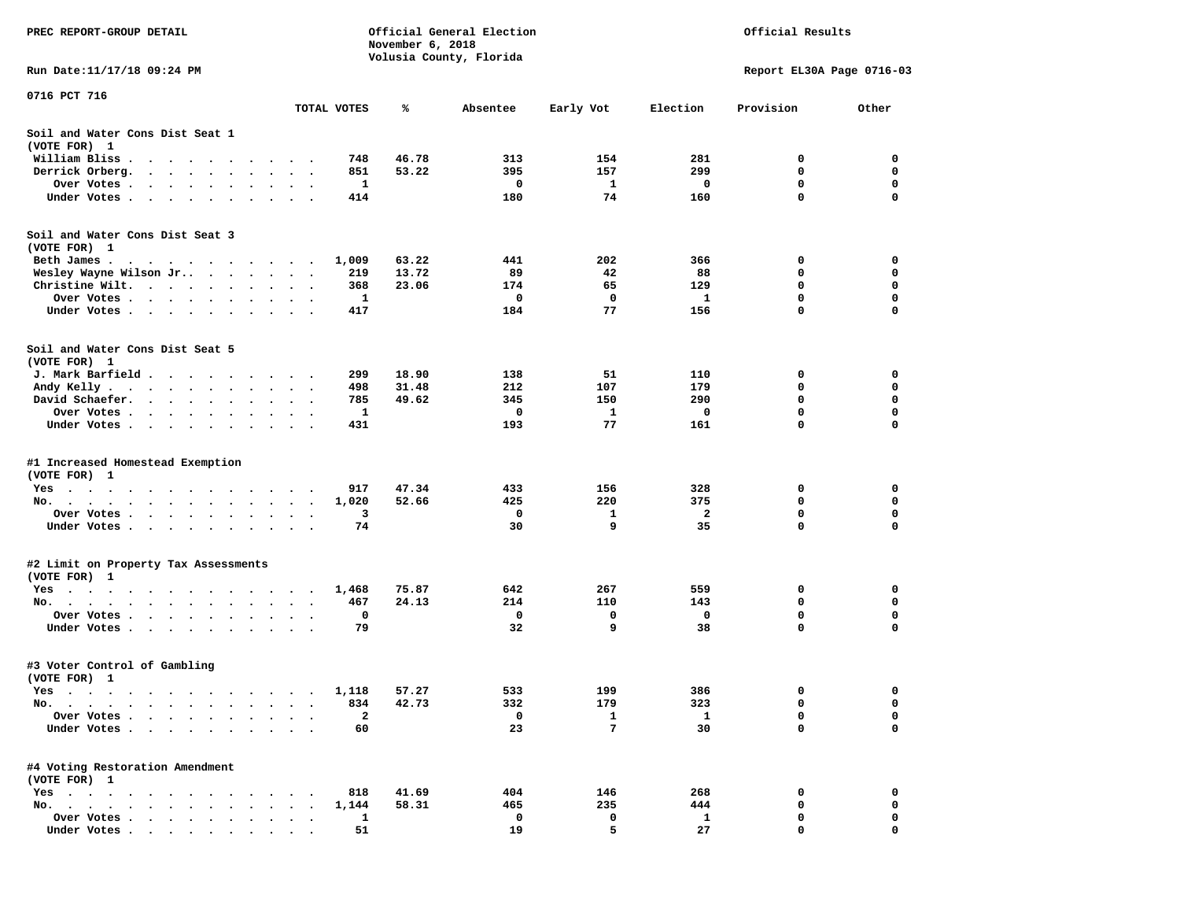PREC REPORT-GROUP DETAIL

Official General Election
November 6, 2018
Volusia County, Florida

Official Results

Run Date:11/17/18 09:24 PM

Report EL30A Page 0716-03

0716 PCT 716

| | TOTAL VOTES | % | Absentee | Early Vot | Election | Provision | Other |
|---|---|---|---|---|---|---|---|
| **Soil and Water Cons Dist Seat 1** | | | | | | | |
| (VOTE FOR) 1 | | | | | | | |
| William Bliss | 748 | 46.78 | 313 | 154 | 281 | 0 | 0 |
| Derrick Orberg | 851 | 53.22 | 395 | 157 | 299 | 0 | 0 |
| Over Votes | 1 | | 0 | 1 | 0 | 0 | 0 |
| Under Votes | 414 | | 180 | 74 | 160 | 0 | 0 |
| **Soil and Water Cons Dist Seat 3** | | | | | | | |
| (VOTE FOR) 1 | | | | | | | |
| Beth James | 1,009 | 63.22 | 441 | 202 | 366 | 0 | 0 |
| Wesley Wayne Wilson Jr. | 219 | 13.72 | 89 | 42 | 88 | 0 | 0 |
| Christine Wilt | 368 | 23.06 | 174 | 65 | 129 | 0 | 0 |
| Over Votes | 1 | | 0 | 0 | 1 | 0 | 0 |
| Under Votes | 417 | | 184 | 77 | 156 | 0 | 0 |
| **Soil and Water Cons Dist Seat 5** | | | | | | | |
| (VOTE FOR) 1 | | | | | | | |
| J. Mark Barfield | 299 | 18.90 | 138 | 51 | 110 | 0 | 0 |
| Andy Kelly | 498 | 31.48 | 212 | 107 | 179 | 0 | 0 |
| David Schaefer | 785 | 49.62 | 345 | 150 | 290 | 0 | 0 |
| Over Votes | 1 | | 0 | 1 | 0 | 0 | 0 |
| Under Votes | 431 | | 193 | 77 | 161 | 0 | 0 |
| **#1 Increased Homestead Exemption** | | | | | | | |
| (VOTE FOR) 1 | | | | | | | |
| Yes | 917 | 47.34 | 433 | 156 | 328 | 0 | 0 |
| No | 1,020 | 52.66 | 425 | 220 | 375 | 0 | 0 |
| Over Votes | 3 | | 0 | 1 | 2 | 0 | 0 |
| Under Votes | 74 | | 30 | 9 | 35 | 0 | 0 |
| **#2 Limit on Property Tax Assessments** | | | | | | | |
| (VOTE FOR) 1 | | | | | | | |
| Yes | 1,468 | 75.87 | 642 | 267 | 559 | 0 | 0 |
| No | 467 | 24.13 | 214 | 110 | 143 | 0 | 0 |
| Over Votes | 0 | | 0 | 0 | 0 | 0 | 0 |
| Under Votes | 79 | | 32 | 9 | 38 | 0 | 0 |
| **#3 Voter Control of Gambling** | | | | | | | |
| (VOTE FOR) 1 | | | | | | | |
| Yes | 1,118 | 57.27 | 533 | 199 | 386 | 0 | 0 |
| No | 834 | 42.73 | 332 | 179 | 323 | 0 | 0 |
| Over Votes | 2 | | 0 | 1 | 1 | 0 | 0 |
| Under Votes | 60 | | 23 | 7 | 30 | 0 | 0 |
| **#4 Voting Restoration Amendment** | | | | | | | |
| (VOTE FOR) 1 | | | | | | | |
| Yes | 818 | 41.69 | 404 | 146 | 268 | 0 | 0 |
| No | 1,144 | 58.31 | 465 | 235 | 444 | 0 | 0 |
| Over Votes | 1 | | 0 | 0 | 1 | 0 | 0 |
| Under Votes | 51 | | 19 | 5 | 27 | 0 | 0 |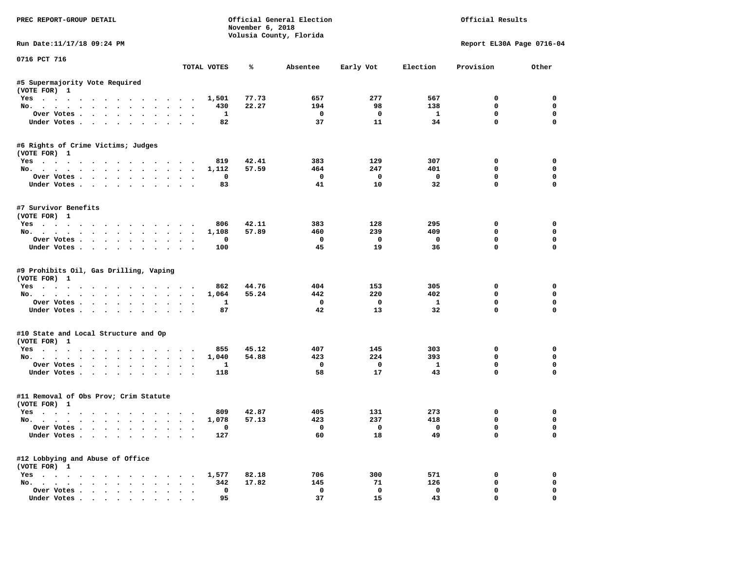PREC REPORT-GROUP DETAIL

Official General Election
November 6, 2018
Volusia County, Florida

Official Results

Run Date:11/17/18 09:24 PM

Report EL30A Page 0716-04

0716 PCT 716

| | TOTAL VOTES | % | Absentee | Early Vot | Election | Provision | Other |
|---|---|---|---|---|---|---|---|
| **#5 Supermajority Vote Required** | | | | | | | |
| (VOTE FOR) 1 | | | | | | | |
| Yes | 1,501 | 77.73 | 657 | 277 | 567 | 0 | 0 |
| No. | 430 | 22.27 | 194 | 98 | 138 | 0 | 0 |
| Over Votes | 1 | | 0 | 0 | 1 | 0 | 0 |
| Under Votes | 82 | | 37 | 11 | 34 | 0 | 0 |
| **#6 Rights of Crime Victims; Judges** | | | | | | | |
| (VOTE FOR) 1 | | | | | | | |
| Yes | 819 | 42.41 | 383 | 129 | 307 | 0 | 0 |
| No. | 1,112 | 57.59 | 464 | 247 | 401 | 0 | 0 |
| Over Votes | 0 | | 0 | 0 | 0 | 0 | 0 |
| Under Votes | 83 | | 41 | 10 | 32 | 0 | 0 |
| **#7 Survivor Benefits** | | | | | | | |
| (VOTE FOR) 1 | | | | | | | |
| Yes | 806 | 42.11 | 383 | 128 | 295 | 0 | 0 |
| No. | 1,108 | 57.89 | 460 | 239 | 409 | 0 | 0 |
| Over Votes | 0 | | 0 | 0 | 0 | 0 | 0 |
| Under Votes | 100 | | 45 | 19 | 36 | 0 | 0 |
| **#9 Prohibits Oil, Gas Drilling, Vaping** | | | | | | | |
| (VOTE FOR) 1 | | | | | | | |
| Yes | 862 | 44.76 | 404 | 153 | 305 | 0 | 0 |
| No. | 1,064 | 55.24 | 442 | 220 | 402 | 0 | 0 |
| Over Votes | 1 | | 0 | 0 | 1 | 0 | 0 |
| Under Votes | 87 | | 42 | 13 | 32 | 0 | 0 |
| **#10 State and Local Structure and Op** | | | | | | | |
| (VOTE FOR) 1 | | | | | | | |
| Yes | 855 | 45.12 | 407 | 145 | 303 | 0 | 0 |
| No. | 1,040 | 54.88 | 423 | 224 | 393 | 0 | 0 |
| Over Votes | 1 | | 0 | 0 | 1 | 0 | 0 |
| Under Votes | 118 | | 58 | 17 | 43 | 0 | 0 |
| **#11 Removal of Obs Prov; Crim Statute** | | | | | | | |
| (VOTE FOR) 1 | | | | | | | |
| Yes | 809 | 42.87 | 405 | 131 | 273 | 0 | 0 |
| No. | 1,078 | 57.13 | 423 | 237 | 418 | 0 | 0 |
| Over Votes | 0 | | 0 | 0 | 0 | 0 | 0 |
| Under Votes | 127 | | 60 | 18 | 49 | 0 | 0 |
| **#12 Lobbying and Abuse of Office** | | | | | | | |
| (VOTE FOR) 1 | | | | | | | |
| Yes | 1,577 | 82.18 | 706 | 300 | 571 | 0 | 0 |
| No. | 342 | 17.82 | 145 | 71 | 126 | 0 | 0 |
| Over Votes | 0 | | 0 | 0 | 0 | 0 | 0 |
| Under Votes | 95 | | 37 | 15 | 43 | 0 | 0 |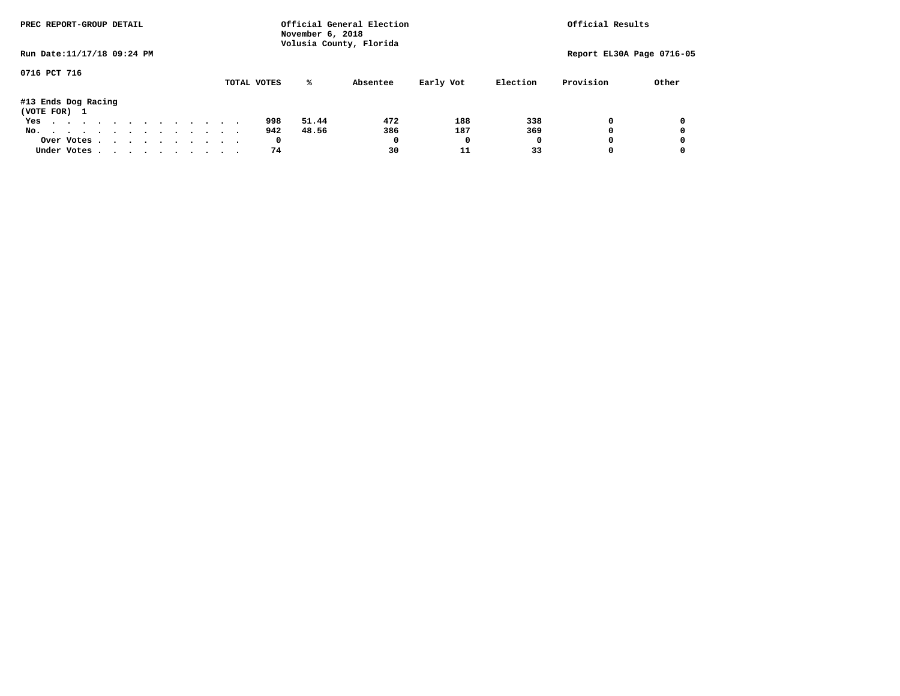PREC REPORT-GROUP DETAIL

Official General Election
November 6, 2018
Volusia County, Florida

Official Results

Run Date:11/17/18 09:24 PM

Report EL30A Page 0716-05

0716 PCT 716

#13 Ends Dog Racing
(VOTE FOR) 1

| | TOTAL VOTES | % | Absentee | Early Vot | Election | Provision | Other |
|---|---|---|---|---|---|---|---|
| Yes | 998 | 51.44 | 472 | 188 | 338 | 0 | 0 |
| No. | 942 | 48.56 | 386 | 187 | 369 | 0 | 0 |
| Over Votes | 0 | | 0 | 0 | 0 | 0 | 0 |
| Under Votes | 74 | | 30 | 11 | 33 | 0 | 0 |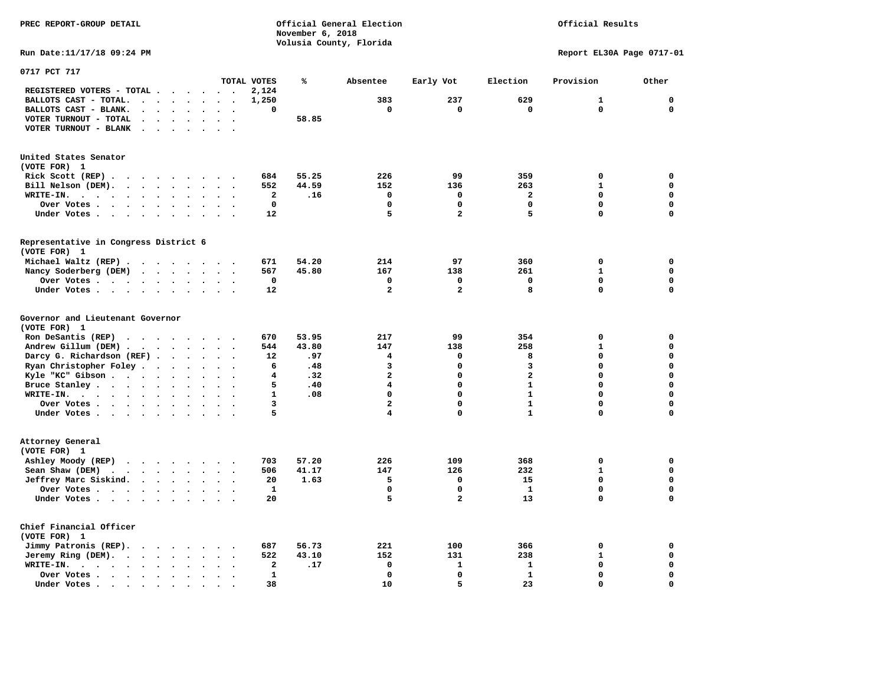PREC REPORT-GROUP DETAIL

Official General Election
November 6, 2018
Volusia County, Florida

Official Results

Run Date:11/17/18 09:24 PM

Report EL30A Page 0717-01

0717 PCT 717

| | TOTAL VOTES | % | Absentee | Early Vot | Election | Provision | Other |
|---|---|---|---|---|---|---|---|
| REGISTERED VOTERS - TOTAL | 2,124 | | | | | | |
| BALLOTS CAST - TOTAL. | 1,250 | | 383 | 237 | 629 | 1 | 0 |
| BALLOTS CAST - BLANK. | 0 | | 0 | 0 | 0 | 0 | 0 |
| VOTER TURNOUT - TOTAL | | 58.85 | | | | | |
| VOTER TURNOUT - BLANK | | | | | | | |

United States Senator
(VOTE FOR) 1

| | TOTAL VOTES | % | Absentee | Early Vot | Election | Provision | Other |
|---|---|---|---|---|---|---|---|
| Rick Scott (REP) | 684 | 55.25 | 226 | 99 | 359 | 0 | 0 |
| Bill Nelson (DEM). | 552 | 44.59 | 152 | 136 | 263 | 1 | 0 |
| WRITE-IN. | 2 | .16 | 0 | 0 | 2 | 0 | 0 |
| Over Votes | 0 | | 0 | 0 | 0 | 0 | 0 |
| Under Votes | 12 | | 5 | 2 | 5 | 0 | 0 |

Representative in Congress District 6
(VOTE FOR) 1

| | TOTAL VOTES | % | Absentee | Early Vot | Election | Provision | Other |
|---|---|---|---|---|---|---|---|
| Michael Waltz (REP) | 671 | 54.20 | 214 | 97 | 360 | 0 | 0 |
| Nancy Soderberg (DEM) | 567 | 45.80 | 167 | 138 | 261 | 1 | 0 |
| Over Votes | 0 | | 0 | 0 | 0 | 0 | 0 |
| Under Votes | 12 | | 2 | 2 | 8 | 0 | 0 |

Governor and Lieutenant Governor
(VOTE FOR) 1

| | TOTAL VOTES | % | Absentee | Early Vot | Election | Provision | Other |
|---|---|---|---|---|---|---|---|
| Ron DeSantis (REP) | 670 | 53.95 | 217 | 99 | 354 | 0 | 0 |
| Andrew Gillum (DEM) | 544 | 43.80 | 147 | 138 | 258 | 1 | 0 |
| Darcy G. Richardson (REF) | 12 | .97 | 4 | 0 | 8 | 0 | 0 |
| Ryan Christopher Foley | 6 | .48 | 3 | 0 | 3 | 0 | 0 |
| Kyle "KC" Gibson | 4 | .32 | 2 | 0 | 2 | 0 | 0 |
| Bruce Stanley | 5 | .40 | 4 | 0 | 1 | 0 | 0 |
| WRITE-IN. | 1 | .08 | 0 | 0 | 1 | 0 | 0 |
| Over Votes | 3 | | 2 | 0 | 1 | 0 | 0 |
| Under Votes | 5 | | 4 | 0 | 1 | 0 | 0 |

Attorney General
(VOTE FOR) 1

| | TOTAL VOTES | % | Absentee | Early Vot | Election | Provision | Other |
|---|---|---|---|---|---|---|---|
| Ashley Moody (REP) | 703 | 57.20 | 226 | 109 | 368 | 0 | 0 |
| Sean Shaw (DEM) | 506 | 41.17 | 147 | 126 | 232 | 1 | 0 |
| Jeffrey Marc Siskind. | 20 | 1.63 | 5 | 0 | 15 | 0 | 0 |
| Over Votes | 1 | | 0 | 0 | 1 | 0 | 0 |
| Under Votes | 20 | | 5 | 2 | 13 | 0 | 0 |

Chief Financial Officer
(VOTE FOR) 1

| | TOTAL VOTES | % | Absentee | Early Vot | Election | Provision | Other |
|---|---|---|---|---|---|---|---|
| Jimmy Patronis (REP). | 687 | 56.73 | 221 | 100 | 366 | 0 | 0 |
| Jeremy Ring (DEM). | 522 | 43.10 | 152 | 131 | 238 | 1 | 0 |
| WRITE-IN. | 2 | .17 | 0 | 1 | 1 | 0 | 0 |
| Over Votes | 1 | | 0 | 0 | 1 | 0 | 0 |
| Under Votes | 38 | | 10 | 5 | 23 | 0 | 0 |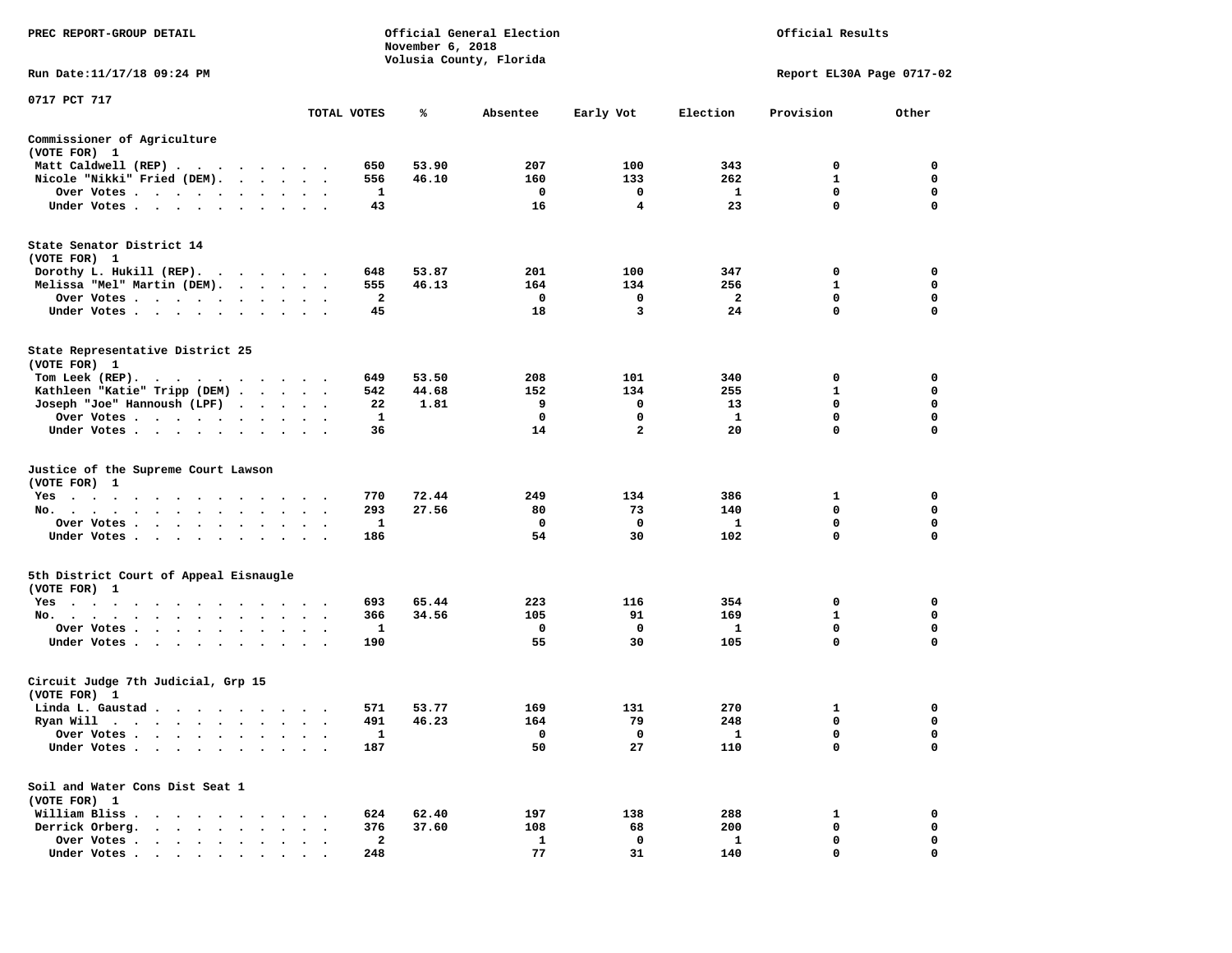PREC REPORT-GROUP DETAIL

Official General Election
November 6, 2018
Volusia County, Florida

Official Results

Run Date:11/17/18 09:24 PM

Report EL30A Page 0717-02

0717 PCT 717

| | TOTAL VOTES | % | Absentee | Early Vot | Election | Provision | Other |
|---|---|---|---|---|---|---|---|
| **Commissioner of Agriculture** | | | | | | | |
| (VOTE FOR) 1 | | | | | | | |
| Matt Caldwell (REP) | 650 | 53.90 | 207 | 100 | 343 | 0 | 0 |
| Nicole "Nikki" Fried (DEM) | 556 | 46.10 | 160 | 133 | 262 | 1 | 0 |
| Over Votes | 1 | | 0 | 0 | 1 | 0 | 0 |
| Under Votes | 43 | | 16 | 4 | 23 | 0 | 0 |
| **State Senator District 14** | | | | | | | |
| (VOTE FOR) 1 | | | | | | | |
| Dorothy L. Hukill (REP) | 648 | 53.87 | 201 | 100 | 347 | 0 | 0 |
| Melissa "Mel" Martin (DEM) | 555 | 46.13 | 164 | 134 | 256 | 1 | 0 |
| Over Votes | 2 | | 0 | 0 | 2 | 0 | 0 |
| Under Votes | 45 | | 18 | 3 | 24 | 0 | 0 |
| **State Representative District 25** | | | | | | | |
| (VOTE FOR) 1 | | | | | | | |
| Tom Leek (REP) | 649 | 53.50 | 208 | 101 | 340 | 0 | 0 |
| Kathleen "Katie" Tripp (DEM) | 542 | 44.68 | 152 | 134 | 255 | 1 | 0 |
| Joseph "Joe" Hannoush (LPF) | 22 | 1.81 | 9 | 0 | 13 | 0 | 0 |
| Over Votes | 1 | | 0 | 0 | 1 | 0 | 0 |
| Under Votes | 36 | | 14 | 2 | 20 | 0 | 0 |
| **Justice of the Supreme Court Lawson** | | | | | | | |
| (VOTE FOR) 1 | | | | | | | |
| Yes | 770 | 72.44 | 249 | 134 | 386 | 1 | 0 |
| No. | 293 | 27.56 | 80 | 73 | 140 | 0 | 0 |
| Over Votes | 1 | | 0 | 0 | 1 | 0 | 0 |
| Under Votes | 186 | | 54 | 30 | 102 | 0 | 0 |
| **5th District Court of Appeal Eisnaugle** | | | | | | | |
| (VOTE FOR) 1 | | | | | | | |
| Yes | 693 | 65.44 | 223 | 116 | 354 | 0 | 0 |
| No. | 366 | 34.56 | 105 | 91 | 169 | 1 | 0 |
| Over Votes | 1 | | 0 | 0 | 1 | 0 | 0 |
| Under Votes | 190 | | 55 | 30 | 105 | 0 | 0 |
| **Circuit Judge 7th Judicial, Grp 15** | | | | | | | |
| (VOTE FOR) 1 | | | | | | | |
| Linda L. Gaustad | 571 | 53.77 | 169 | 131 | 270 | 1 | 0 |
| Ryan Will | 491 | 46.23 | 164 | 79 | 248 | 0 | 0 |
| Over Votes | 1 | | 0 | 0 | 1 | 0 | 0 |
| Under Votes | 187 | | 50 | 27 | 110 | 0 | 0 |
| **Soil and Water Cons Dist Seat 1** | | | | | | | |
| (VOTE FOR) 1 | | | | | | | |
| William Bliss | 624 | 62.40 | 197 | 138 | 288 | 1 | 0 |
| Derrick Orberg. | 376 | 37.60 | 108 | 68 | 200 | 0 | 0 |
| Over Votes | 2 | | 1 | 0 | 1 | 0 | 0 |
| Under Votes | 248 | | 77 | 31 | 140 | 0 | 0 |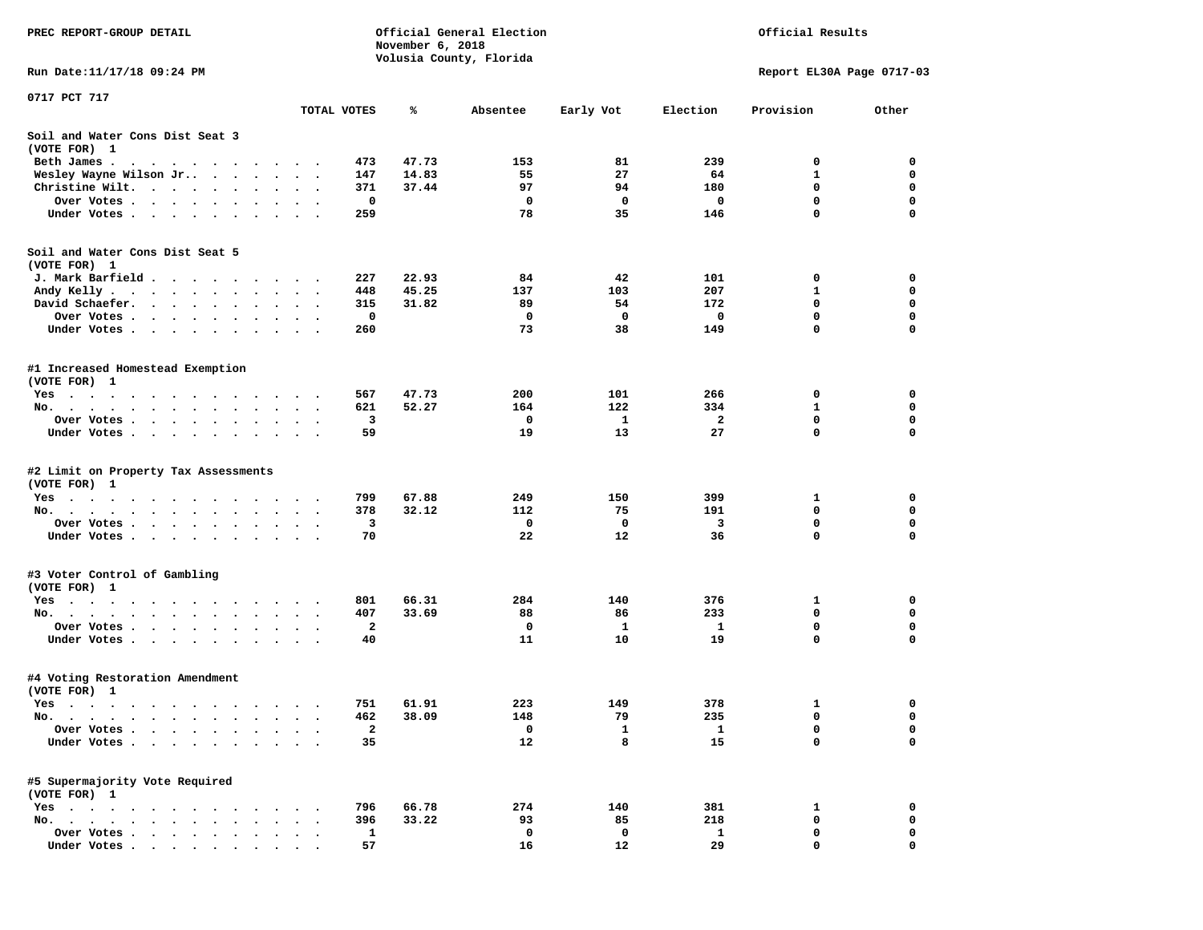PREC REPORT-GROUP DETAIL

Official General Election
November 6, 2018
Volusia County, Florida

Official Results

Run Date:11/17/18 09:24 PM

Report EL30A Page 0717-03

0717 PCT 717

| | TOTAL VOTES | % | Absentee | Early Vot | Election | Provision | Other |
|---|---|---|---|---|---|---|---|
| **Soil and Water Cons Dist Seat 3** | | | | | | | |
| **(VOTE FOR) 1** | | | | | | | |
| Beth James | 473 | 47.73 | 153 | 81 | 239 | 0 | 0 |
| Wesley Wayne Wilson Jr. | 147 | 14.83 | 55 | 27 | 64 | 1 | 0 |
| Christine Wilt | 371 | 37.44 | 97 | 94 | 180 | 0 | 0 |
| Over Votes | 0 | | 0 | 0 | 0 | 0 | 0 |
| Under Votes | 259 | | 78 | 35 | 146 | 0 | 0 |
| **Soil and Water Cons Dist Seat 5** | | | | | | | |
| **(VOTE FOR) 1** | | | | | | | |
| J. Mark Barfield | 227 | 22.93 | 84 | 42 | 101 | 0 | 0 |
| Andy Kelly | 448 | 45.25 | 137 | 103 | 207 | 1 | 0 |
| David Schaefer | 315 | 31.82 | 89 | 54 | 172 | 0 | 0 |
| Over Votes | 0 | | 0 | 0 | 0 | 0 | 0 |
| Under Votes | 260 | | 73 | 38 | 149 | 0 | 0 |
| **#1 Increased Homestead Exemption** | | | | | | | |
| **(VOTE FOR) 1** | | | | | | | |
| Yes | 567 | 47.73 | 200 | 101 | 266 | 0 | 0 |
| No | 621 | 52.27 | 164 | 122 | 334 | 1 | 0 |
| Over Votes | 3 | | 0 | 1 | 2 | 0 | 0 |
| Under Votes | 59 | | 19 | 13 | 27 | 0 | 0 |
| **#2 Limit on Property Tax Assessments** | | | | | | | |
| **(VOTE FOR) 1** | | | | | | | |
| Yes | 799 | 67.88 | 249 | 150 | 399 | 1 | 0 |
| No | 378 | 32.12 | 112 | 75 | 191 | 0 | 0 |
| Over Votes | 3 | | 0 | 0 | 3 | 0 | 0 |
| Under Votes | 70 | | 22 | 12 | 36 | 0 | 0 |
| **#3 Voter Control of Gambling** | | | | | | | |
| **(VOTE FOR) 1** | | | | | | | |
| Yes | 801 | 66.31 | 284 | 140 | 376 | 1 | 0 |
| No | 407 | 33.69 | 88 | 86 | 233 | 0 | 0 |
| Over Votes | 2 | | 0 | 1 | 1 | 0 | 0 |
| Under Votes | 40 | | 11 | 10 | 19 | 0 | 0 |
| **#4 Voting Restoration Amendment** | | | | | | | |
| **(VOTE FOR) 1** | | | | | | | |
| Yes | 751 | 61.91 | 223 | 149 | 378 | 1 | 0 |
| No | 462 | 38.09 | 148 | 79 | 235 | 0 | 0 |
| Over Votes | 2 | | 0 | 1 | 1 | 0 | 0 |
| Under Votes | 35 | | 12 | 8 | 15 | 0 | 0 |
| **#5 Supermajority Vote Required** | | | | | | | |
| **(VOTE FOR) 1** | | | | | | | |
| Yes | 796 | 66.78 | 274 | 140 | 381 | 1 | 0 |
| No | 396 | 33.22 | 93 | 85 | 218 | 0 | 0 |
| Over Votes | 1 | | 0 | 0 | 1 | 0 | 0 |
| Under Votes | 57 | | 16 | 12 | 29 | 0 | 0 |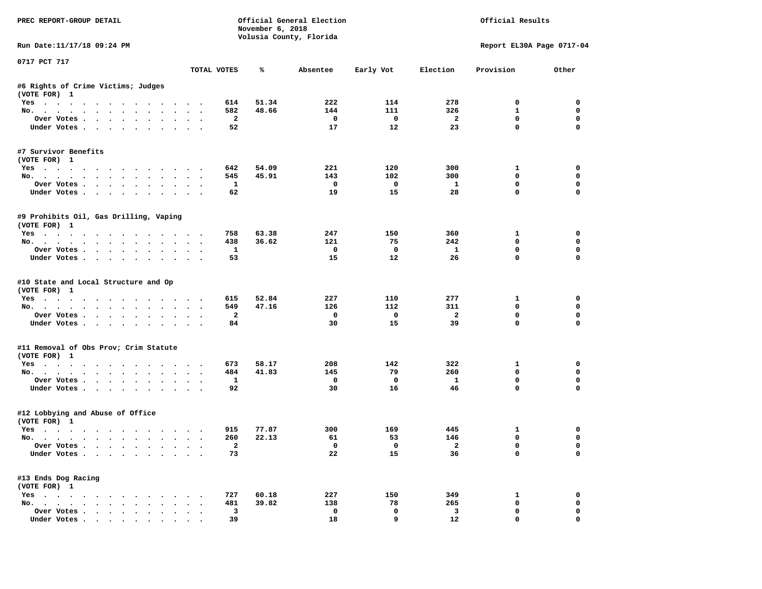PREC REPORT-GROUP DETAIL

Official General Election
November 6, 2018
Volusia County, Florida

Official Results

Run Date:11/17/18 09:24 PM

Report EL30A Page 0717-04

0717 PCT 717

| | TOTAL VOTES | % | Absentee | Early Vot | Election | Provision | Other |
|---|---|---|---|---|---|---|---|
| **#6 Rights of Crime Victims; Judges** | | | | | | | |
| (VOTE FOR) 1 | | | | | | | |
| Yes | 614 | 51.34 | 222 | 114 | 278 | 0 | 0 |
| No. | 582 | 48.66 | 144 | 111 | 326 | 1 | 0 |
| Over Votes | 2 | | 0 | 0 | 2 | 0 | 0 |
| Under Votes | 52 | | 17 | 12 | 23 | 0 | 0 |
| **#7 Survivor Benefits** | | | | | | | |
| (VOTE FOR) 1 | | | | | | | |
| Yes | 642 | 54.09 | 221 | 120 | 300 | 1 | 0 |
| No. | 545 | 45.91 | 143 | 102 | 300 | 0 | 0 |
| Over Votes | 1 | | 0 | 0 | 1 | 0 | 0 |
| Under Votes | 62 | | 19 | 15 | 28 | 0 | 0 |
| **#9 Prohibits Oil, Gas Drilling, Vaping** | | | | | | | |
| (VOTE FOR) 1 | | | | | | | |
| Yes | 758 | 63.38 | 247 | 150 | 360 | 1 | 0 |
| No. | 438 | 36.62 | 121 | 75 | 242 | 0 | 0 |
| Over Votes | 1 | | 0 | 0 | 1 | 0 | 0 |
| Under Votes | 53 | | 15 | 12 | 26 | 0 | 0 |
| **#10 State and Local Structure and Op** | | | | | | | |
| (VOTE FOR) 1 | | | | | | | |
| Yes | 615 | 52.84 | 227 | 110 | 277 | 1 | 0 |
| No. | 549 | 47.16 | 126 | 112 | 311 | 0 | 0 |
| Over Votes | 2 | | 0 | 0 | 2 | 0 | 0 |
| Under Votes | 84 | | 30 | 15 | 39 | 0 | 0 |
| **#11 Removal of Obs Prov; Crim Statute** | | | | | | | |
| (VOTE FOR) 1 | | | | | | | |
| Yes | 673 | 58.17 | 208 | 142 | 322 | 1 | 0 |
| No. | 484 | 41.83 | 145 | 79 | 260 | 0 | 0 |
| Over Votes | 1 | | 0 | 0 | 1 | 0 | 0 |
| Under Votes | 92 | | 30 | 16 | 46 | 0 | 0 |
| **#12 Lobbying and Abuse of Office** | | | | | | | |
| (VOTE FOR) 1 | | | | | | | |
| Yes | 915 | 77.87 | 300 | 169 | 445 | 1 | 0 |
| No. | 260 | 22.13 | 61 | 53 | 146 | 0 | 0 |
| Over Votes | 2 | | 0 | 0 | 2 | 0 | 0 |
| Under Votes | 73 | | 22 | 15 | 36 | 0 | 0 |
| **#13 Ends Dog Racing** | | | | | | | |
| (VOTE FOR) 1 | | | | | | | |
| Yes | 727 | 60.18 | 227 | 150 | 349 | 1 | 0 |
| No. | 481 | 39.82 | 138 | 78 | 265 | 0 | 0 |
| Over Votes | 3 | | 0 | 0 | 3 | 0 | 0 |
| Under Votes | 39 | | 18 | 9 | 12 | 0 | 0 |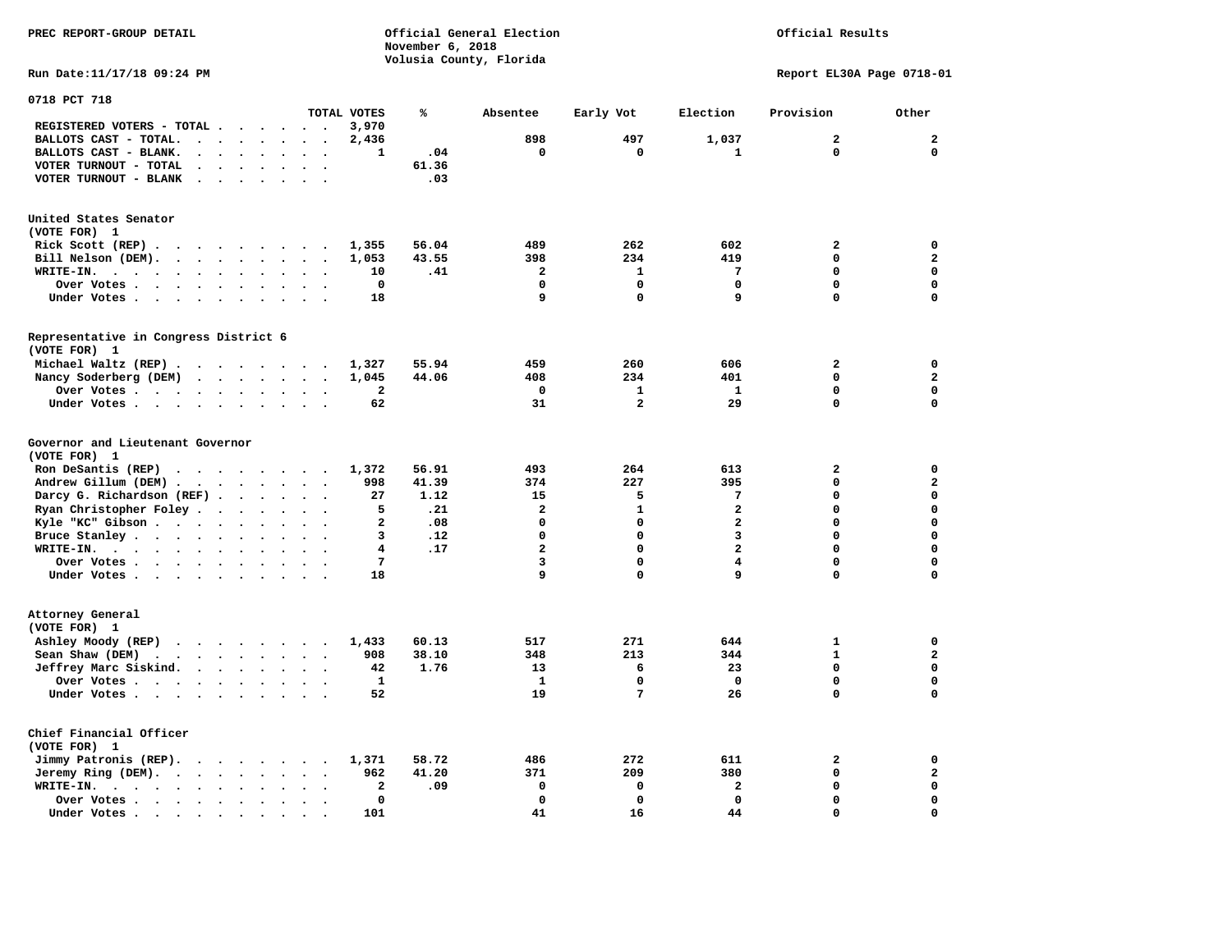PREC REPORT-GROUP DETAIL

Official General Election
November 6, 2018
Volusia County, Florida

Official Results

Run Date:11/17/18 09:24 PM

Report EL30A Page 0718-01

## 0718 PCT 718

| | TOTAL VOTES | % | Absentee | Early Vot | Election | Provision | Other |
|---|---|---|---|---|---|---|---|
| REGISTERED VOTERS - TOTAL | 3,970 | | | | | | |
| BALLOTS CAST - TOTAL. | 2,436 | | 898 | 497 | 1,037 | 2 | 2 |
| BALLOTS CAST - BLANK. | 1 | .04 | 0 | 0 | 1 | 0 | 0 |
| VOTER TURNOUT - TOTAL | | 61.36 | | | | | |
| VOTER TURNOUT - BLANK | | .03 | | | | | |

### United States Senator
(VOTE FOR) 1

| | TOTAL VOTES | % | Absentee | Early Vot | Election | Provision | Other |
|---|---|---|---|---|---|---|---|
| Rick Scott (REP) | 1,355 | 56.04 | 489 | 262 | 602 | 2 | 0 |
| Bill Nelson (DEM). | 1,053 | 43.55 | 398 | 234 | 419 | 0 | 2 |
| WRITE-IN. | 10 | .41 | 2 | 1 | 7 | 0 | 0 |
| Over Votes | 0 | | 0 | 0 | 0 | 0 | 0 |
| Under Votes | 18 | | 9 | 0 | 9 | 0 | 0 |

### Representative in Congress District 6
(VOTE FOR) 1

| | TOTAL VOTES | % | Absentee | Early Vot | Election | Provision | Other |
|---|---|---|---|---|---|---|---|
| Michael Waltz (REP) | 1,327 | 55.94 | 459 | 260 | 606 | 2 | 0 |
| Nancy Soderberg (DEM) | 1,045 | 44.06 | 408 | 234 | 401 | 0 | 2 |
| Over Votes | 2 | | 0 | 1 | 1 | 0 | 0 |
| Under Votes | 62 | | 31 | 2 | 29 | 0 | 0 |

### Governor and Lieutenant Governor
(VOTE FOR) 1

| | TOTAL VOTES | % | Absentee | Early Vot | Election | Provision | Other |
|---|---|---|---|---|---|---|---|
| Ron DeSantis (REP) | 1,372 | 56.91 | 493 | 264 | 613 | 2 | 0 |
| Andrew Gillum (DEM) | 998 | 41.39 | 374 | 227 | 395 | 0 | 2 |
| Darcy G. Richardson (REF) | 27 | 1.12 | 15 | 5 | 7 | 0 | 0 |
| Ryan Christopher Foley | 5 | .21 | 2 | 1 | 2 | 0 | 0 |
| Kyle "KC" Gibson | 2 | .08 | 0 | 0 | 2 | 0 | 0 |
| Bruce Stanley | 3 | .12 | 0 | 0 | 3 | 0 | 0 |
| WRITE-IN. | 4 | .17 | 2 | 0 | 2 | 0 | 0 |
| Over Votes | 7 | | 3 | 0 | 4 | 0 | 0 |
| Under Votes | 18 | | 9 | 0 | 9 | 0 | 0 |

### Attorney General
(VOTE FOR) 1

| | TOTAL VOTES | % | Absentee | Early Vot | Election | Provision | Other |
|---|---|---|---|---|---|---|---|
| Ashley Moody (REP) | 1,433 | 60.13 | 517 | 271 | 644 | 1 | 0 |
| Sean Shaw (DEM) | 908 | 38.10 | 348 | 213 | 344 | 1 | 2 |
| Jeffrey Marc Siskind. | 42 | 1.76 | 13 | 6 | 23 | 0 | 0 |
| Over Votes | 1 | | 1 | 0 | 0 | 0 | 0 |
| Under Votes | 52 | | 19 | 7 | 26 | 0 | 0 |

### Chief Financial Officer
(VOTE FOR) 1

| | TOTAL VOTES | % | Absentee | Early Vot | Election | Provision | Other |
|---|---|---|---|---|---|---|---|
| Jimmy Patronis (REP). | 1,371 | 58.72 | 486 | 272 | 611 | 2 | 0 |
| Jeremy Ring (DEM). | 962 | 41.20 | 371 | 209 | 380 | 0 | 2 |
| WRITE-IN. | 2 | .09 | 0 | 0 | 2 | 0 | 0 |
| Over Votes | 0 | | 0 | 0 | 0 | 0 | 0 |
| Under Votes | 101 | | 41 | 16 | 44 | 0 | 0 |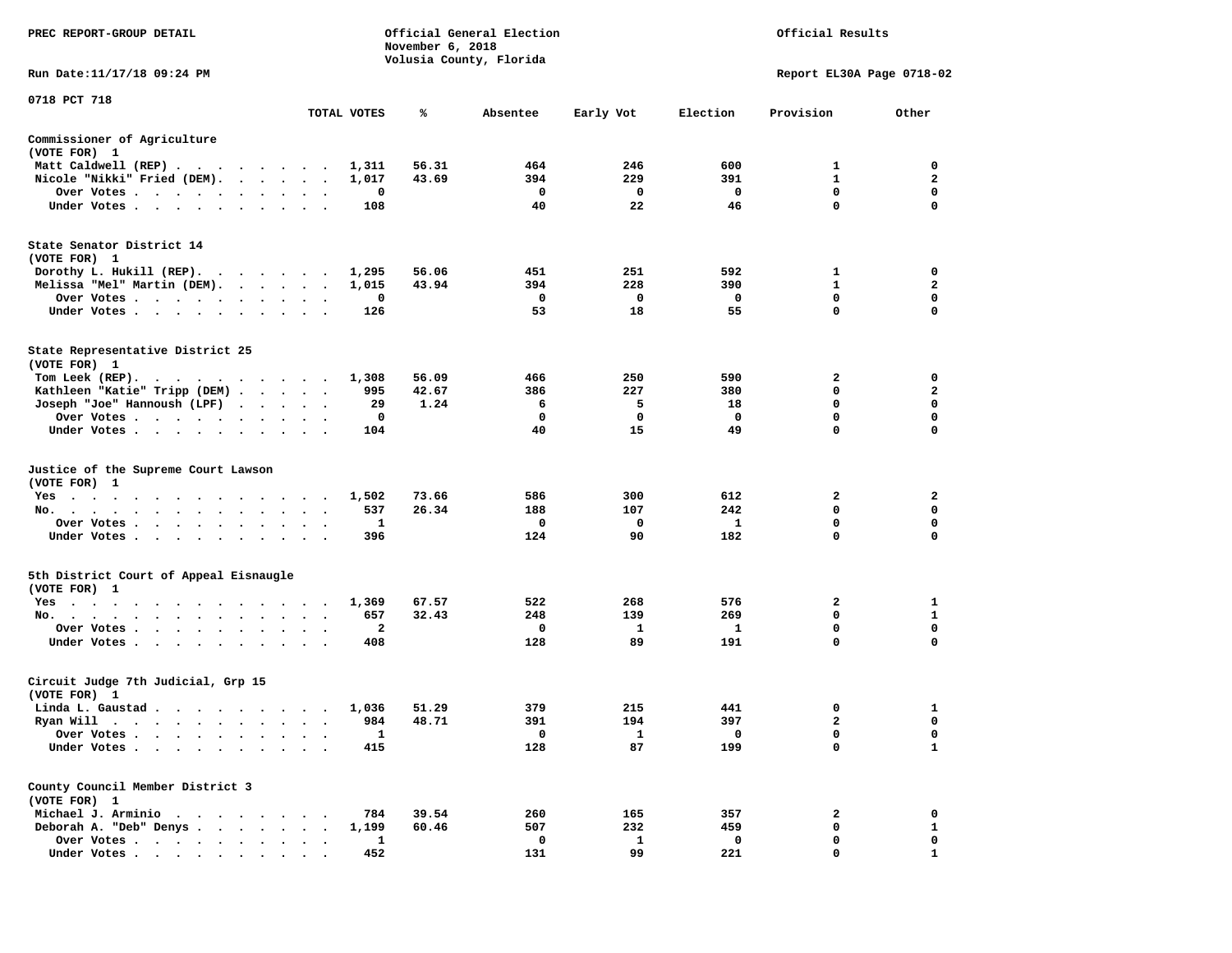PREC REPORT-GROUP DETAIL

Official General Election
November 6, 2018
Volusia County, Florida

Official Results

Run Date:11/17/18 09:24 PM

Report EL30A Page 0718-02

0718 PCT 718

| | TOTAL VOTES | % | Absentee | Early Vot | Election | Provision | Other |
|---|---|---|---|---|---|---|---|
| **Commissioner of Agriculture** | | | | | | | |
| (VOTE FOR) 1 | | | | | | | |
| Matt Caldwell (REP) | 1,311 | 56.31 | 464 | 246 | 600 | 1 | 0 |
| Nicole "Nikki" Fried (DEM) | 1,017 | 43.69 | 394 | 229 | 391 | 1 | 2 |
| Over Votes | 0 | | 0 | 0 | 0 | 0 | 0 |
| Under Votes | 108 | | 40 | 22 | 46 | 0 | 0 |
| **State Senator District 14** | | | | | | | |
| (VOTE FOR) 1 | | | | | | | |
| Dorothy L. Hukill (REP) | 1,295 | 56.06 | 451 | 251 | 592 | 1 | 0 |
| Melissa "Mel" Martin (DEM) | 1,015 | 43.94 | 394 | 228 | 390 | 1 | 2 |
| Over Votes | 0 | | 0 | 0 | 0 | 0 | 0 |
| Under Votes | 126 | | 53 | 18 | 55 | 0 | 0 |
| **State Representative District 25** | | | | | | | |
| (VOTE FOR) 1 | | | | | | | |
| Tom Leek (REP) | 1,308 | 56.09 | 466 | 250 | 590 | 2 | 0 |
| Kathleen "Katie" Tripp (DEM) | 995 | 42.67 | 386 | 227 | 380 | 0 | 2 |
| Joseph "Joe" Hannoush (LPF) | 29 | 1.24 | 6 | 5 | 18 | 0 | 0 |
| Over Votes | 0 | | 0 | 0 | 0 | 0 | 0 |
| Under Votes | 104 | | 40 | 15 | 49 | 0 | 0 |
| **Justice of the Supreme Court Lawson** | | | | | | | |
| (VOTE FOR) 1 | | | | | | | |
| Yes | 1,502 | 73.66 | 586 | 300 | 612 | 2 | 2 |
| No | 537 | 26.34 | 188 | 107 | 242 | 0 | 0 |
| Over Votes | 1 | | 0 | 0 | 1 | 0 | 0 |
| Under Votes | 396 | | 124 | 90 | 182 | 0 | 0 |
| **5th District Court of Appeal Eisnaugle** | | | | | | | |
| (VOTE FOR) 1 | | | | | | | |
| Yes | 1,369 | 67.57 | 522 | 268 | 576 | 2 | 1 |
| No | 657 | 32.43 | 248 | 139 | 269 | 0 | 1 |
| Over Votes | 2 | | 0 | 1 | 1 | 0 | 0 |
| Under Votes | 408 | | 128 | 89 | 191 | 0 | 0 |
| **Circuit Judge 7th Judicial, Grp 15** | | | | | | | |
| (VOTE FOR) 1 | | | | | | | |
| Linda L. Gaustad | 1,036 | 51.29 | 379 | 215 | 441 | 0 | 1 |
| Ryan Will | 984 | 48.71 | 391 | 194 | 397 | 2 | 0 |
| Over Votes | 1 | | 0 | 1 | 0 | 0 | 0 |
| Under Votes | 415 | | 128 | 87 | 199 | 0 | 1 |
| **County Council Member District 3** | | | | | | | |
| (VOTE FOR) 1 | | | | | | | |
| Michael J. Arminio | 784 | 39.54 | 260 | 165 | 357 | 2 | 0 |
| Deborah A. "Deb" Denys | 1,199 | 60.46 | 507 | 232 | 459 | 0 | 1 |
| Over Votes | 1 | | 0 | 1 | 0 | 0 | 0 |
| Under Votes | 452 | | 131 | 99 | 221 | 0 | 1 |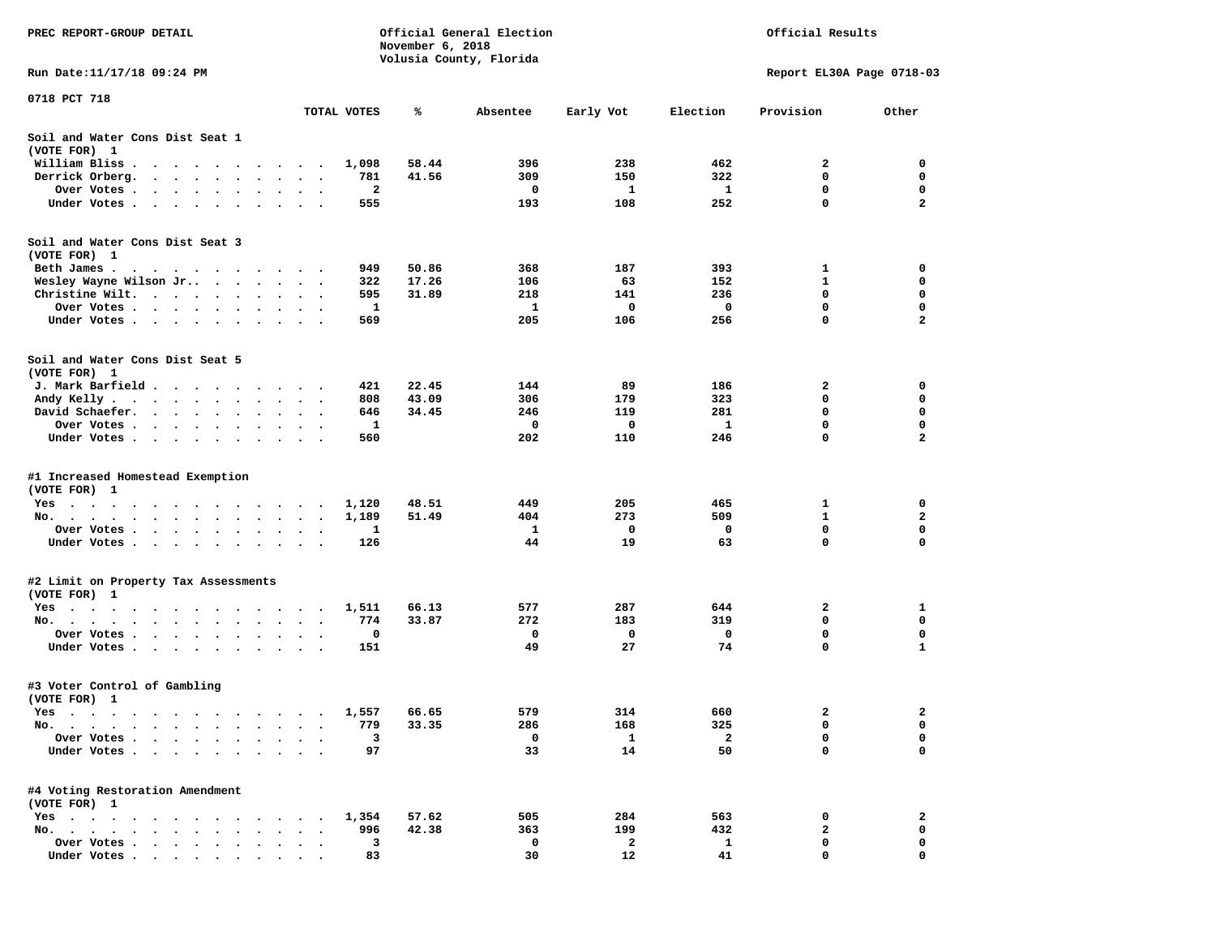PREC REPORT-GROUP DETAIL

Official General Election
November 6, 2018
Volusia County, Florida

Official Results

Run Date:11/17/18 09:24 PM

Report EL30A Page 0718-03

0718 PCT 718

| | TOTAL VOTES | % | Absentee | Early Vot | Election | Provision | Other |
|---|---|---|---|---|---|---|---|
| **Soil and Water Cons Dist Seat 1** | | | | | | | |
| (VOTE FOR) 1 | | | | | | | |
| William Bliss | 1,098 | 58.44 | 396 | 238 | 462 | 2 | 0 |
| Derrick Orberg | 781 | 41.56 | 309 | 150 | 322 | 0 | 0 |
| Over Votes | 2 | | 0 | 1 | 1 | 0 | 0 |
| Under Votes | 555 | | 193 | 108 | 252 | 0 | 2 |
| **Soil and Water Cons Dist Seat 3** | | | | | | | |
| (VOTE FOR) 1 | | | | | | | |
| Beth James | 949 | 50.86 | 368 | 187 | 393 | 1 | 0 |
| Wesley Wayne Wilson Jr. | 322 | 17.26 | 106 | 63 | 152 | 1 | 0 |
| Christine Wilt | 595 | 31.89 | 218 | 141 | 236 | 0 | 0 |
| Over Votes | 1 | | 1 | 0 | 0 | 0 | 0 |
| Under Votes | 569 | | 205 | 106 | 256 | 0 | 2 |
| **Soil and Water Cons Dist Seat 5** | | | | | | | |
| (VOTE FOR) 1 | | | | | | | |
| J. Mark Barfield | 421 | 22.45 | 144 | 89 | 186 | 2 | 0 |
| Andy Kelly | 808 | 43.09 | 306 | 179 | 323 | 0 | 0 |
| David Schaefer | 646 | 34.45 | 246 | 119 | 281 | 0 | 0 |
| Over Votes | 1 | | 0 | 0 | 1 | 0 | 0 |
| Under Votes | 560 | | 202 | 110 | 246 | 0 | 2 |
| **#1 Increased Homestead Exemption** | | | | | | | |
| (VOTE FOR) 1 | | | | | | | |
| Yes | 1,120 | 48.51 | 449 | 205 | 465 | 1 | 0 |
| No | 1,189 | 51.49 | 404 | 273 | 509 | 1 | 2 |
| Over Votes | 1 | | 1 | 0 | 0 | 0 | 0 |
| Under Votes | 126 | | 44 | 19 | 63 | 0 | 0 |
| **#2 Limit on Property Tax Assessments** | | | | | | | |
| (VOTE FOR) 1 | | | | | | | |
| Yes | 1,511 | 66.13 | 577 | 287 | 644 | 2 | 1 |
| No | 774 | 33.87 | 272 | 183 | 319 | 0 | 0 |
| Over Votes | 0 | | 0 | 0 | 0 | 0 | 0 |
| Under Votes | 151 | | 49 | 27 | 74 | 0 | 1 |
| **#3 Voter Control of Gambling** | | | | | | | |
| (VOTE FOR) 1 | | | | | | | |
| Yes | 1,557 | 66.65 | 579 | 314 | 660 | 2 | 2 |
| No | 779 | 33.35 | 286 | 168 | 325 | 0 | 0 |
| Over Votes | 3 | | 0 | 1 | 2 | 0 | 0 |
| Under Votes | 97 | | 33 | 14 | 50 | 0 | 0 |
| **#4 Voting Restoration Amendment** | | | | | | | |
| (VOTE FOR) 1 | | | | | | | |
| Yes | 1,354 | 57.62 | 505 | 284 | 563 | 0 | 2 |
| No | 996 | 42.38 | 363 | 199 | 432 | 2 | 0 |
| Over Votes | 3 | | 0 | 2 | 1 | 0 | 0 |
| Under Votes | 83 | | 30 | 12 | 41 | 0 | 0 |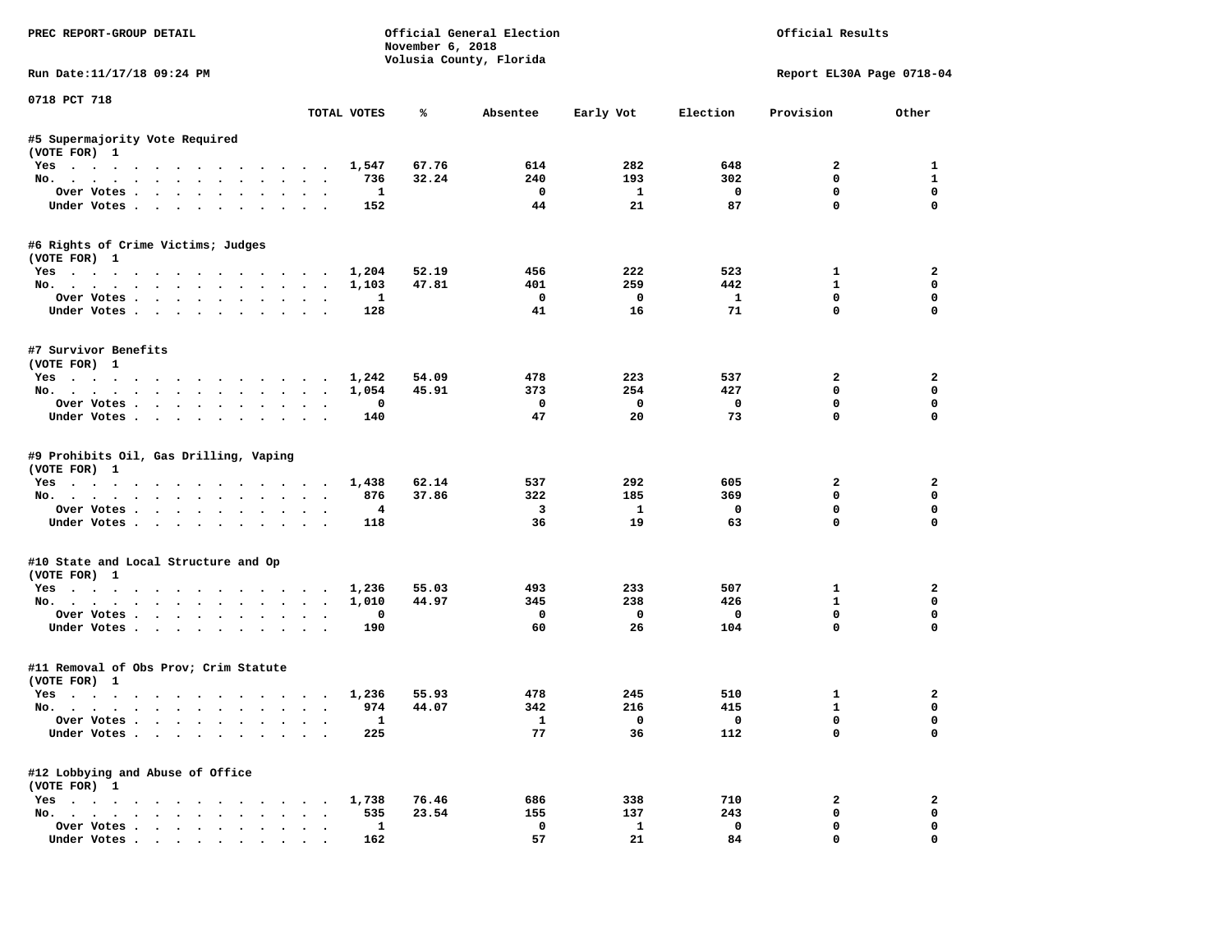PREC REPORT-GROUP DETAIL

Official General Election
November 6, 2018
Volusia County, Florida

Official Results

Run Date:11/17/18 09:24 PM

Report EL30A Page 0718-04

0718 PCT 718

| | TOTAL VOTES | % | Absentee | Early Vot | Election | Provision | Other |
|---|---|---|---|---|---|---|---|
| **#5 Supermajority Vote Required** | | | | | | | |
| (VOTE FOR) 1 | | | | | | | |
| Yes | 1,547 | 67.76 | 614 | 282 | 648 | 2 | 1 |
| No. | 736 | 32.24 | 240 | 193 | 302 | 0 | 1 |
| Over Votes | 1 | | 0 | 1 | 0 | 0 | 0 |
| Under Votes | 152 | | 44 | 21 | 87 | 0 | 0 |
| **#6 Rights of Crime Victims; Judges** | | | | | | | |
| (VOTE FOR) 1 | | | | | | | |
| Yes | 1,204 | 52.19 | 456 | 222 | 523 | 1 | 2 |
| No. | 1,103 | 47.81 | 401 | 259 | 442 | 1 | 0 |
| Over Votes | 1 | | 0 | 0 | 1 | 0 | 0 |
| Under Votes | 128 | | 41 | 16 | 71 | 0 | 0 |
| **#7 Survivor Benefits** | | | | | | | |
| (VOTE FOR) 1 | | | | | | | |
| Yes | 1,242 | 54.09 | 478 | 223 | 537 | 2 | 2 |
| No. | 1,054 | 45.91 | 373 | 254 | 427 | 0 | 0 |
| Over Votes | 0 | | 0 | 0 | 0 | 0 | 0 |
| Under Votes | 140 | | 47 | 20 | 73 | 0 | 0 |
| **#9 Prohibits Oil, Gas Drilling, Vaping** | | | | | | | |
| (VOTE FOR) 1 | | | | | | | |
| Yes | 1,438 | 62.14 | 537 | 292 | 605 | 2 | 2 |
| No. | 876 | 37.86 | 322 | 185 | 369 | 0 | 0 |
| Over Votes | 4 | | 3 | 1 | 0 | 0 | 0 |
| Under Votes | 118 | | 36 | 19 | 63 | 0 | 0 |
| **#10 State and Local Structure and Op** | | | | | | | |
| (VOTE FOR) 1 | | | | | | | |
| Yes | 1,236 | 55.03 | 493 | 233 | 507 | 1 | 2 |
| No. | 1,010 | 44.97 | 345 | 238 | 426 | 1 | 0 |
| Over Votes | 0 | | 0 | 0 | 0 | 0 | 0 |
| Under Votes | 190 | | 60 | 26 | 104 | 0 | 0 |
| **#11 Removal of Obs Prov; Crim Statute** | | | | | | | |
| (VOTE FOR) 1 | | | | | | | |
| Yes | 1,236 | 55.93 | 478 | 245 | 510 | 1 | 2 |
| No. | 974 | 44.07 | 342 | 216 | 415 | 1 | 0 |
| Over Votes | 1 | | 1 | 0 | 0 | 0 | 0 |
| Under Votes | 225 | | 77 | 36 | 112 | 0 | 0 |
| **#12 Lobbying and Abuse of Office** | | | | | | | |
| (VOTE FOR) 1 | | | | | | | |
| Yes | 1,738 | 76.46 | 686 | 338 | 710 | 2 | 2 |
| No. | 535 | 23.54 | 155 | 137 | 243 | 0 | 0 |
| Over Votes | 1 | | 0 | 1 | 0 | 0 | 0 |
| Under Votes | 162 | | 57 | 21 | 84 | 0 | 0 |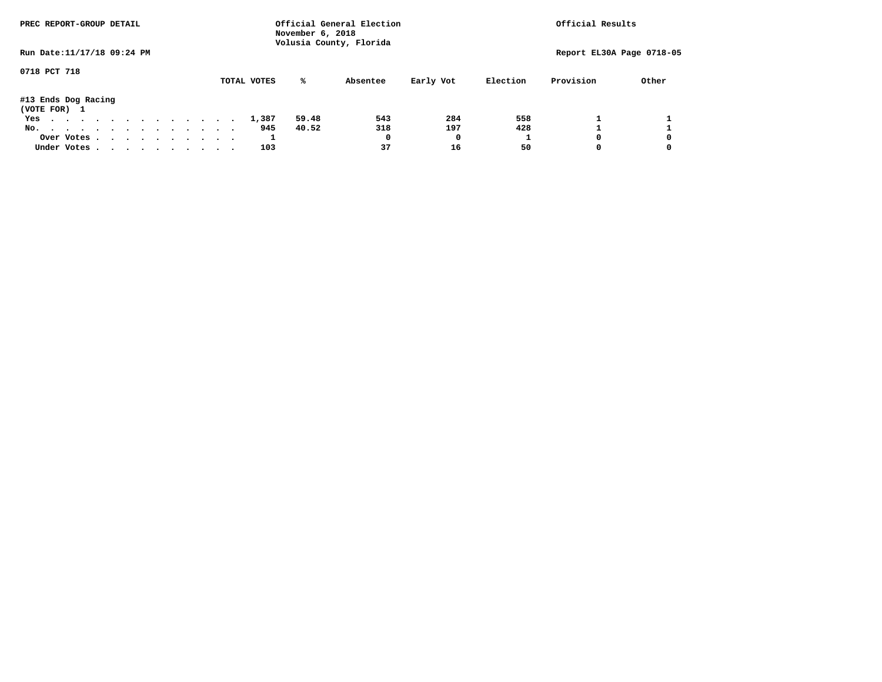PREC REPORT-GROUP DETAIL

Official General Election
November 6, 2018
Volusia County, Florida

Official Results

Run Date:11/17/18 09:24 PM

Report EL30A Page 0718-05

0718 PCT 718

#13 Ends Dog Racing
(VOTE FOR) 1

| | TOTAL VOTES | % | Absentee | Early Vot | Election | Provision | Other |
|---|---|---|---|---|---|---|---|
| Yes | 1,387 | 59.48 | 543 | 284 | 558 | 1 | 1 |
| No. | 945 | 40.52 | 318 | 197 | 428 | 1 | 1 |
| Over Votes | 1 | | 0 | 0 | 1 | 0 | 0 |
| Under Votes | 103 | | 37 | 16 | 50 | 0 | 0 |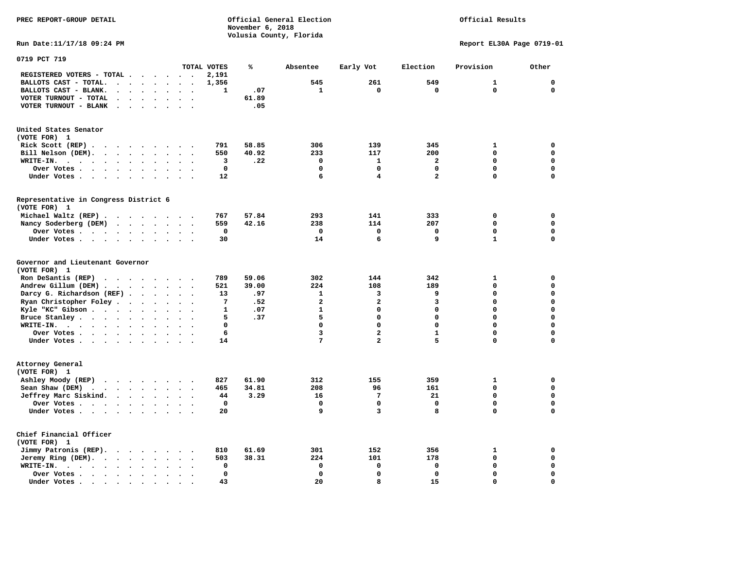PREC REPORT-GROUP DETAIL

Official General Election
November 6, 2018
Volusia County, Florida

Official Results

Run Date:11/17/18 09:24 PM

Report EL30A Page 0719-01

## 0719 PCT 719

| | TOTAL VOTES | % | Absentee | Early Vot | Election | Provision | Other |
|---|---|---|---|---|---|---|---|
| REGISTERED VOTERS - TOTAL | 2,191 | | | | | | |
| BALLOTS CAST - TOTAL. | 1,356 | | 545 | 261 | 549 | 1 | 0 |
| BALLOTS CAST - BLANK. | 1 | .07 | 1 | 0 | 0 | 0 | 0 |
| VOTER TURNOUT - TOTAL | | 61.89 | | | | | |
| VOTER TURNOUT - BLANK | | .05 | | | | | |

### United States Senator
(VOTE FOR) 1

| | TOTAL VOTES | % | Absentee | Early Vot | Election | Provision | Other |
|---|---|---|---|---|---|---|---|
| Rick Scott (REP) | 791 | 58.85 | 306 | 139 | 345 | 1 | 0 |
| Bill Nelson (DEM). | 550 | 40.92 | 233 | 117 | 200 | 0 | 0 |
| WRITE-IN. | 3 | .22 | 0 | 1 | 2 | 0 | 0 |
| Over Votes | 0 | | 0 | 0 | 0 | 0 | 0 |
| Under Votes | 12 | | 6 | 4 | 2 | 0 | 0 |

### Representative in Congress District 6
(VOTE FOR) 1

| | TOTAL VOTES | % | Absentee | Early Vot | Election | Provision | Other |
|---|---|---|---|---|---|---|---|
| Michael Waltz (REP) | 767 | 57.84 | 293 | 141 | 333 | 0 | 0 |
| Nancy Soderberg (DEM) | 559 | 42.16 | 238 | 114 | 207 | 0 | 0 |
| Over Votes | 0 | | 0 | 0 | 0 | 0 | 0 |
| Under Votes | 30 | | 14 | 6 | 9 | 1 | 0 |

### Governor and Lieutenant Governor
(VOTE FOR) 1

| | TOTAL VOTES | % | Absentee | Early Vot | Election | Provision | Other |
|---|---|---|---|---|---|---|---|
| Ron DeSantis (REP) | 789 | 59.06 | 302 | 144 | 342 | 1 | 0 |
| Andrew Gillum (DEM) | 521 | 39.00 | 224 | 108 | 189 | 0 | 0 |
| Darcy G. Richardson (REF) | 13 | .97 | 1 | 3 | 9 | 0 | 0 |
| Ryan Christopher Foley | 7 | .52 | 2 | 2 | 3 | 0 | 0 |
| Kyle "KC" Gibson | 1 | .07 | 1 | 0 | 0 | 0 | 0 |
| Bruce Stanley | 5 | .37 | 5 | 0 | 0 | 0 | 0 |
| WRITE-IN. | 0 | | 0 | 0 | 0 | 0 | 0 |
| Over Votes | 6 | | 3 | 2 | 1 | 0 | 0 |
| Under Votes | 14 | | 7 | 2 | 5 | 0 | 0 |

### Attorney General
(VOTE FOR) 1

| | TOTAL VOTES | % | Absentee | Early Vot | Election | Provision | Other |
|---|---|---|---|---|---|---|---|
| Ashley Moody (REP) | 827 | 61.90 | 312 | 155 | 359 | 1 | 0 |
| Sean Shaw (DEM) | 465 | 34.81 | 208 | 96 | 161 | 0 | 0 |
| Jeffrey Marc Siskind. | 44 | 3.29 | 16 | 7 | 21 | 0 | 0 |
| Over Votes | 0 | | 0 | 0 | 0 | 0 | 0 |
| Under Votes | 20 | | 9 | 3 | 8 | 0 | 0 |

### Chief Financial Officer
(VOTE FOR) 1

| | TOTAL VOTES | % | Absentee | Early Vot | Election | Provision | Other |
|---|---|---|---|---|---|---|---|
| Jimmy Patronis (REP). | 810 | 61.69 | 301 | 152 | 356 | 1 | 0 |
| Jeremy Ring (DEM). | 503 | 38.31 | 224 | 101 | 178 | 0 | 0 |
| WRITE-IN. | 0 | | 0 | 0 | 0 | 0 | 0 |
| Over Votes | 0 | | 0 | 0 | 0 | 0 | 0 |
| Under Votes | 43 | | 20 | 8 | 15 | 0 | 0 |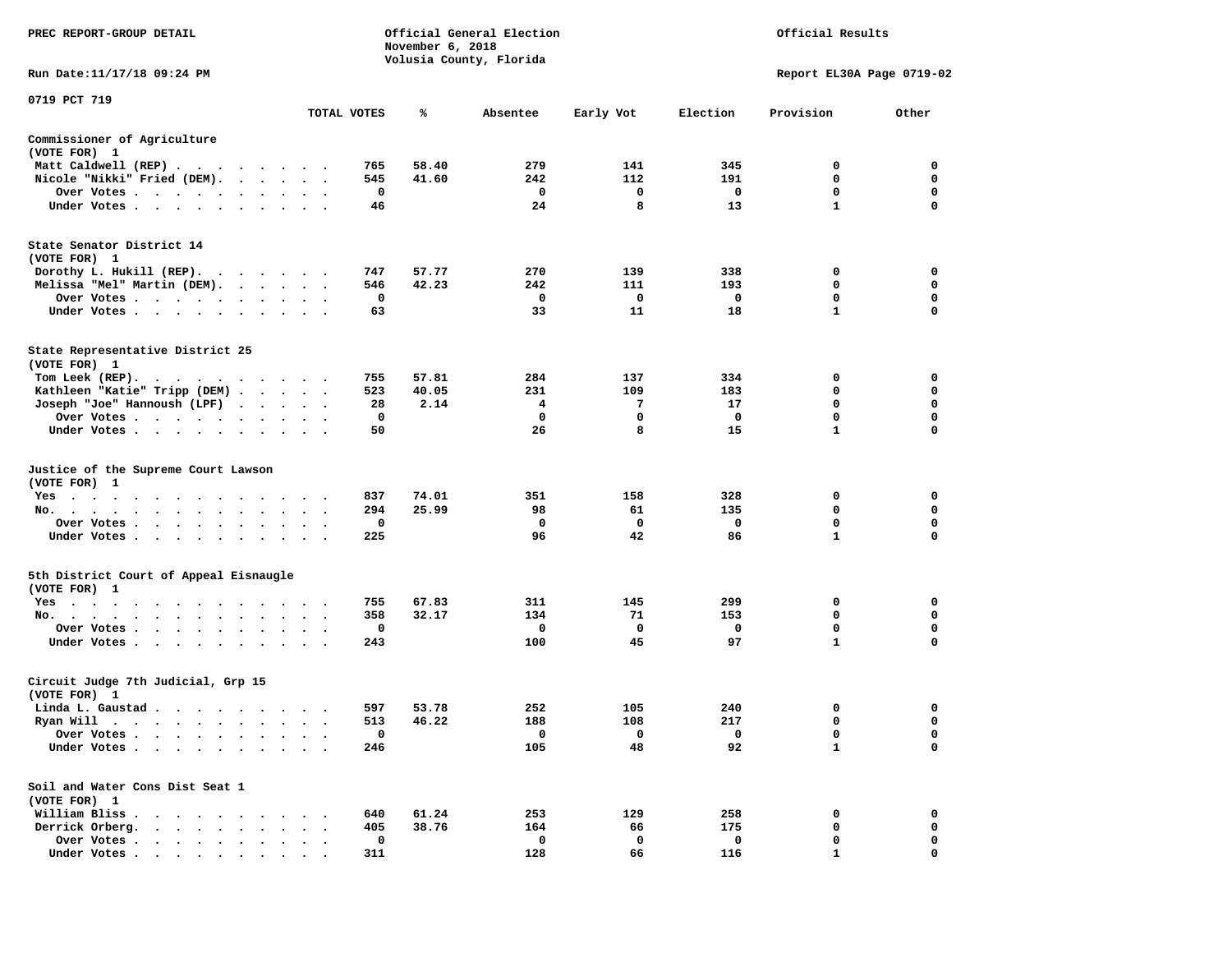0719 PCT 719

| | TOTAL VOTES | % | Absentee | Early Vot | Election | Provision | Other |
|---|---|---|---|---|---|---|---|
| **Commissioner of Agriculture (VOTE FOR) 1** | | | | | | | |
| Matt Caldwell (REP) | 765 | 58.40 | 279 | 141 | 345 | 0 | 0 |
| Nicole "Nikki" Fried (DEM) | 545 | 41.60 | 242 | 112 | 191 | 0 | 0 |
| Over Votes | 0 | | 0 | 0 | 0 | 0 | 0 |
| Under Votes | 46 | | 24 | 8 | 13 | 1 | 0 |
| **State Senator District 14 (VOTE FOR) 1** | | | | | | | |
| Dorothy L. Hukill (REP) | 747 | 57.77 | 270 | 139 | 338 | 0 | 0 |
| Melissa "Mel" Martin (DEM) | 546 | 42.23 | 242 | 111 | 193 | 0 | 0 |
| Over Votes | 0 | | 0 | 0 | 0 | 0 | 0 |
| Under Votes | 63 | | 33 | 11 | 18 | 1 | 0 |
| **State Representative District 25 (VOTE FOR) 1** | | | | | | | |
| Tom Leek (REP) | 755 | 57.81 | 284 | 137 | 334 | 0 | 0 |
| Kathleen "Katie" Tripp (DEM) | 523 | 40.05 | 231 | 109 | 183 | 0 | 0 |
| Joseph "Joe" Hannoush (LPF) | 28 | 2.14 | 4 | 7 | 17 | 0 | 0 |
| Over Votes | 0 | | 0 | 0 | 0 | 0 | 0 |
| Under Votes | 50 | | 26 | 8 | 15 | 1 | 0 |
| **Justice of the Supreme Court Lawson (VOTE FOR) 1** | | | | | | | |
| Yes | 837 | 74.01 | 351 | 158 | 328 | 0 | 0 |
| No | 294 | 25.99 | 98 | 61 | 135 | 0 | 0 |
| Over Votes | 0 | | 0 | 0 | 0 | 0 | 0 |
| Under Votes | 225 | | 96 | 42 | 86 | 1 | 0 |
| **5th District Court of Appeal Eisnaugle (VOTE FOR) 1** | | | | | | | |
| Yes | 755 | 67.83 | 311 | 145 | 299 | 0 | 0 |
| No | 358 | 32.17 | 134 | 71 | 153 | 0 | 0 |
| Over Votes | 0 | | 0 | 0 | 0 | 0 | 0 |
| Under Votes | 243 | | 100 | 45 | 97 | 1 | 0 |
| **Circuit Judge 7th Judicial, Grp 15 (VOTE FOR) 1** | | | | | | | |
| Linda L. Gaustad | 597 | 53.78 | 252 | 105 | 240 | 0 | 0 |
| Ryan Will | 513 | 46.22 | 188 | 108 | 217 | 0 | 0 |
| Over Votes | 0 | | 0 | 0 | 0 | 0 | 0 |
| Under Votes | 246 | | 105 | 48 | 92 | 1 | 0 |
| **Soil and Water Cons Dist Seat 1 (VOTE FOR) 1** | | | | | | | |
| William Bliss | 640 | 61.24 | 253 | 129 | 258 | 0 | 0 |
| Derrick Orberg | 405 | 38.76 | 164 | 66 | 175 | 0 | 0 |
| Over Votes | 0 | | 0 | 0 | 0 | 0 | 0 |
| Under Votes | 311 | | 128 | 66 | 116 | 1 | 0 |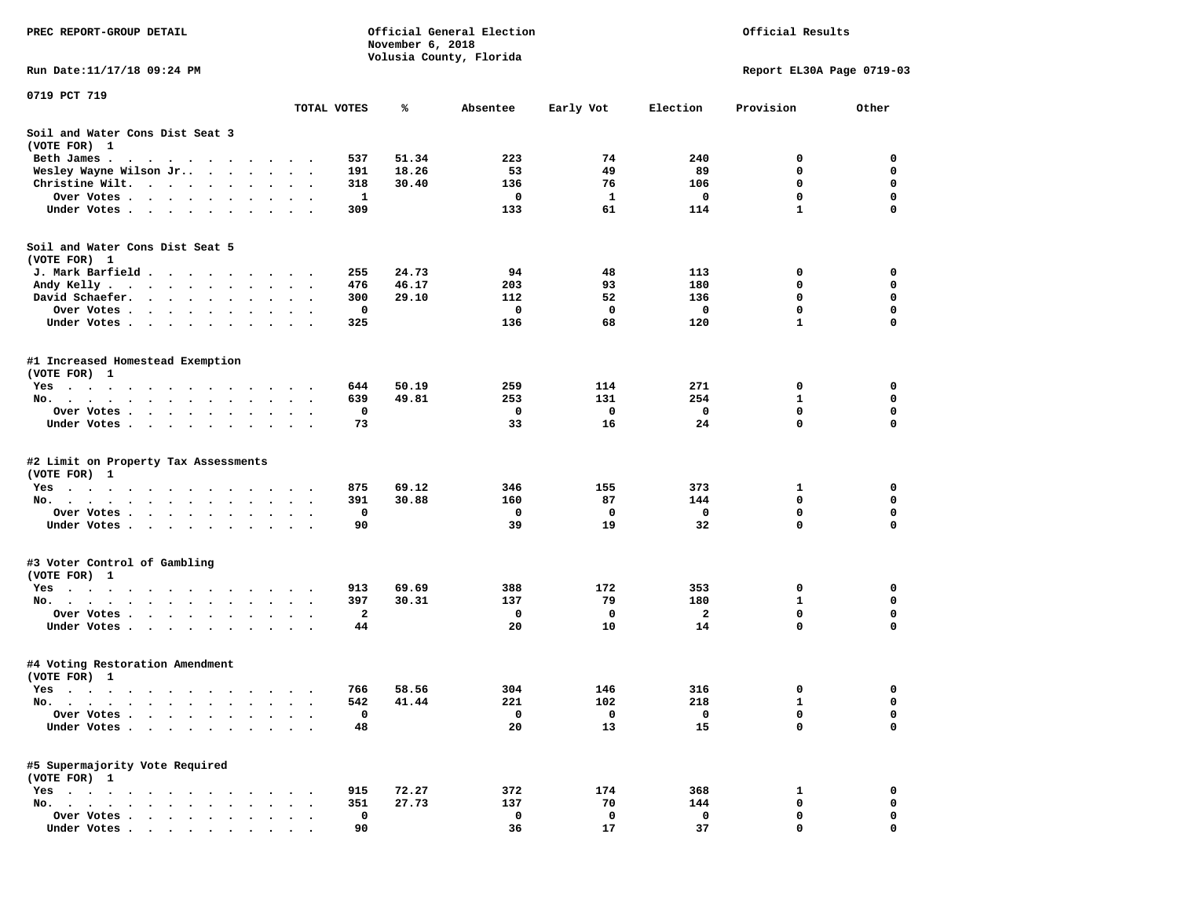PREC REPORT-GROUP DETAIL

Official General Election
November 6, 2018
Volusia County, Florida

Official Results

Run Date:11/17/18 09:24 PM

Report EL30A Page 0719-03

0719 PCT 719

| | TOTAL VOTES | % | Absentee | Early Vot | Election | Provision | Other |
|---|---|---|---|---|---|---|---|
| **Soil and Water Cons Dist Seat 3** | | | | | | | |
| **(VOTE FOR) 1** | | | | | | | |
| Beth James | 537 | 51.34 | 223 | 74 | 240 | 0 | 0 |
| Wesley Wayne Wilson Jr. | 191 | 18.26 | 53 | 49 | 89 | 0 | 0 |
| Christine Wilt | 318 | 30.40 | 136 | 76 | 106 | 0 | 0 |
| Over Votes | 1 | | 0 | 1 | 0 | 0 | 0 |
| Under Votes | 309 | | 133 | 61 | 114 | 1 | 0 |
| **Soil and Water Cons Dist Seat 5** | | | | | | | |
| **(VOTE FOR) 1** | | | | | | | |
| J. Mark Barfield | 255 | 24.73 | 94 | 48 | 113 | 0 | 0 |
| Andy Kelly | 476 | 46.17 | 203 | 93 | 180 | 0 | 0 |
| David Schaefer | 300 | 29.10 | 112 | 52 | 136 | 0 | 0 |
| Over Votes | 0 | | 0 | 0 | 0 | 0 | 0 |
| Under Votes | 325 | | 136 | 68 | 120 | 1 | 0 |
| **#1 Increased Homestead Exemption** | | | | | | | |
| **(VOTE FOR) 1** | | | | | | | |
| Yes | 644 | 50.19 | 259 | 114 | 271 | 0 | 0 |
| No | 639 | 49.81 | 253 | 131 | 254 | 1 | 0 |
| Over Votes | 0 | | 0 | 0 | 0 | 0 | 0 |
| Under Votes | 73 | | 33 | 16 | 24 | 0 | 0 |
| **#2 Limit on Property Tax Assessments** | | | | | | | |
| **(VOTE FOR) 1** | | | | | | | |
| Yes | 875 | 69.12 | 346 | 155 | 373 | 1 | 0 |
| No | 391 | 30.88 | 160 | 87 | 144 | 0 | 0 |
| Over Votes | 0 | | 0 | 0 | 0 | 0 | 0 |
| Under Votes | 90 | | 39 | 19 | 32 | 0 | 0 |
| **#3 Voter Control of Gambling** | | | | | | | |
| **(VOTE FOR) 1** | | | | | | | |
| Yes | 913 | 69.69 | 388 | 172 | 353 | 0 | 0 |
| No | 397 | 30.31 | 137 | 79 | 180 | 1 | 0 |
| Over Votes | 2 | | 0 | 0 | 2 | 0 | 0 |
| Under Votes | 44 | | 20 | 10 | 14 | 0 | 0 |
| **#4 Voting Restoration Amendment** | | | | | | | |
| **(VOTE FOR) 1** | | | | | | | |
| Yes | 766 | 58.56 | 304 | 146 | 316 | 0 | 0 |
| No | 542 | 41.44 | 221 | 102 | 218 | 1 | 0 |
| Over Votes | 0 | | 0 | 0 | 0 | 0 | 0 |
| Under Votes | 48 | | 20 | 13 | 15 | 0 | 0 |
| **#5 Supermajority Vote Required** | | | | | | | |
| **(VOTE FOR) 1** | | | | | | | |
| Yes | 915 | 72.27 | 372 | 174 | 368 | 1 | 0 |
| No | 351 | 27.73 | 137 | 70 | 144 | 0 | 0 |
| Over Votes | 0 | | 0 | 0 | 0 | 0 | 0 |
| Under Votes | 90 | | 36 | 17 | 37 | 0 | 0 |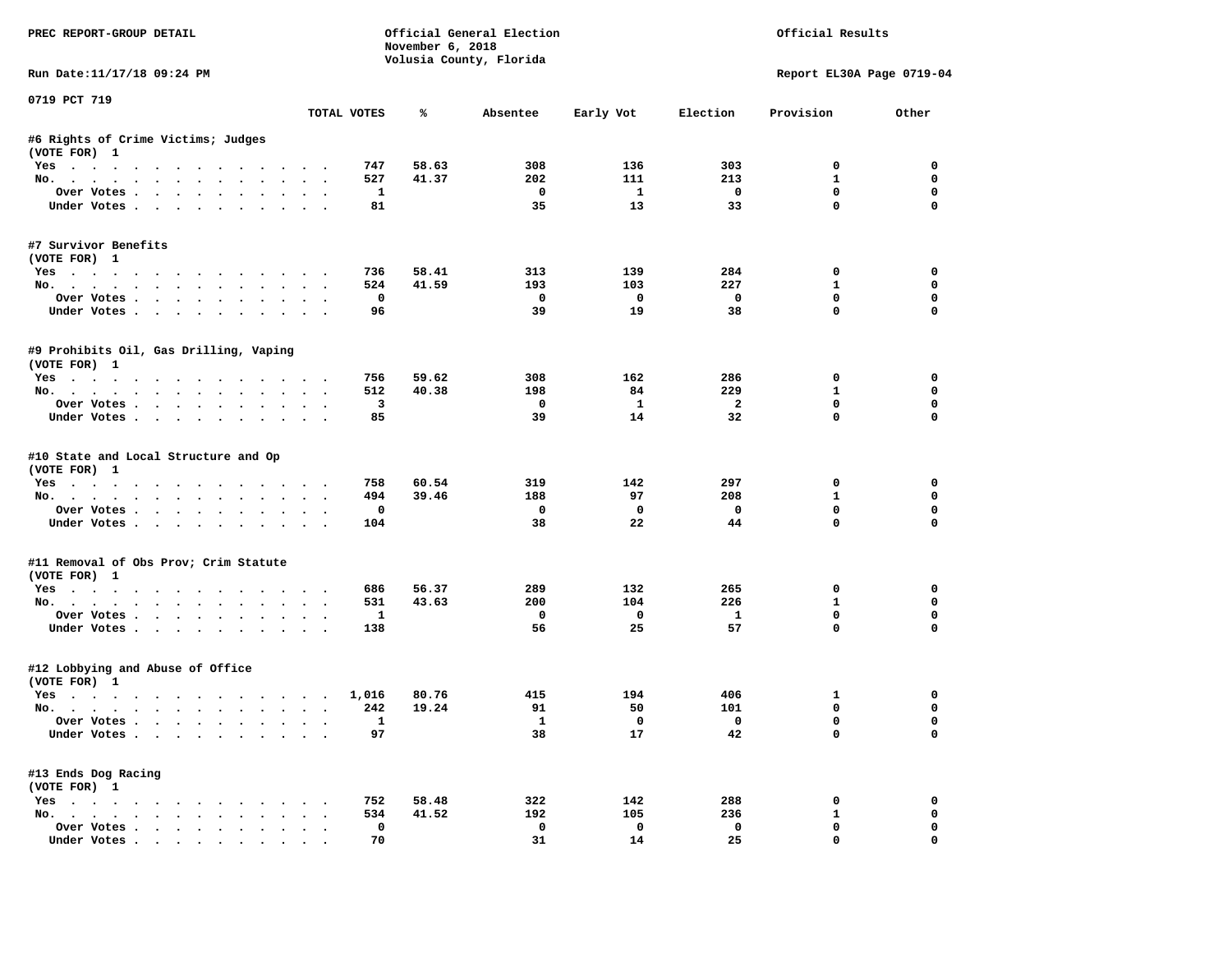PREC REPORT-GROUP DETAIL

Official General Election
November 6, 2018
Volusia County, Florida

Official Results

Run Date:11/17/18 09:24 PM

Report EL30A Page 0719-04

0719 PCT 719

| | TOTAL VOTES | % | Absentee | Early Vot | Election | Provision | Other |
|---|---|---|---|---|---|---|---|
| **#6 Rights of Crime Victims; Judges** | | | | | | | |
| (VOTE FOR) 1 | | | | | | | |
| Yes | 747 | 58.63 | 308 | 136 | 303 | 0 | 0 |
| No. | 527 | 41.37 | 202 | 111 | 213 | 1 | 0 |
| Over Votes | 1 | | 0 | 1 | 0 | 0 | 0 |
| Under Votes | 81 | | 35 | 13 | 33 | 0 | 0 |
| **#7 Survivor Benefits** | | | | | | | |
| (VOTE FOR) 1 | | | | | | | |
| Yes | 736 | 58.41 | 313 | 139 | 284 | 0 | 0 |
| No. | 524 | 41.59 | 193 | 103 | 227 | 1 | 0 |
| Over Votes | 0 | | 0 | 0 | 0 | 0 | 0 |
| Under Votes | 96 | | 39 | 19 | 38 | 0 | 0 |
| **#9 Prohibits Oil, Gas Drilling, Vaping** | | | | | | | |
| (VOTE FOR) 1 | | | | | | | |
| Yes | 756 | 59.62 | 308 | 162 | 286 | 0 | 0 |
| No. | 512 | 40.38 | 198 | 84 | 229 | 1 | 0 |
| Over Votes | 3 | | 0 | 1 | 2 | 0 | 0 |
| Under Votes | 85 | | 39 | 14 | 32 | 0 | 0 |
| **#10 State and Local Structure and Op** | | | | | | | |
| (VOTE FOR) 1 | | | | | | | |
| Yes | 758 | 60.54 | 319 | 142 | 297 | 0 | 0 |
| No. | 494 | 39.46 | 188 | 97 | 208 | 1 | 0 |
| Over Votes | 0 | | 0 | 0 | 0 | 0 | 0 |
| Under Votes | 104 | | 38 | 22 | 44 | 0 | 0 |
| **#11 Removal of Obs Prov; Crim Statute** | | | | | | | |
| (VOTE FOR) 1 | | | | | | | |
| Yes | 686 | 56.37 | 289 | 132 | 265 | 0 | 0 |
| No. | 531 | 43.63 | 200 | 104 | 226 | 1 | 0 |
| Over Votes | 1 | | 0 | 0 | 1 | 0 | 0 |
| Under Votes | 138 | | 56 | 25 | 57 | 0 | 0 |
| **#12 Lobbying and Abuse of Office** | | | | | | | |
| (VOTE FOR) 1 | | | | | | | |
| Yes | 1,016 | 80.76 | 415 | 194 | 406 | 1 | 0 |
| No. | 242 | 19.24 | 91 | 50 | 101 | 0 | 0 |
| Over Votes | 1 | | 1 | 0 | 0 | 0 | 0 |
| Under Votes | 97 | | 38 | 17 | 42 | 0 | 0 |
| **#13 Ends Dog Racing** | | | | | | | |
| (VOTE FOR) 1 | | | | | | | |
| Yes | 752 | 58.48 | 322 | 142 | 288 | 0 | 0 |
| No. | 534 | 41.52 | 192 | 105 | 236 | 1 | 0 |
| Over Votes | 0 | | 0 | 0 | 0 | 0 | 0 |
| Under Votes | 70 | | 31 | 14 | 25 | 0 | 0 |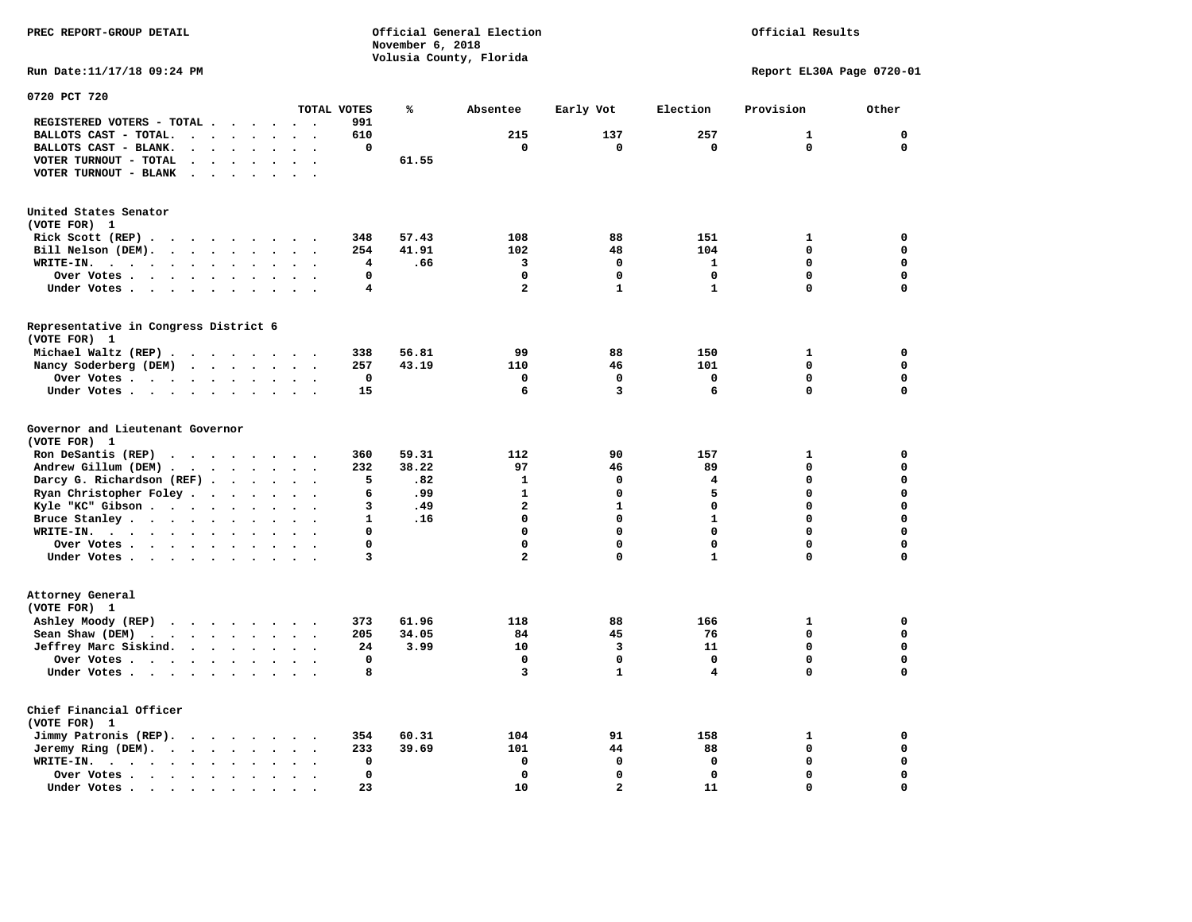PREC REPORT-GROUP DETAIL

Official General Election
November 6, 2018
Volusia County, Florida

Official Results

Run Date:11/17/18 09:24 PM

Report EL30A Page 0720-01

## 0720 PCT 720

| | TOTAL VOTES | % | Absentee | Early Vot | Election | Provision | Other |
|---|---|---|---|---|---|---|---|
| REGISTERED VOTERS - TOTAL | 991 | | | | | | |
| BALLOTS CAST - TOTAL. | 610 | | 215 | 137 | 257 | 1 | 0 |
| BALLOTS CAST - BLANK. | 0 | | 0 | 0 | 0 | 0 | 0 |
| VOTER TURNOUT - TOTAL | | 61.55 | | | | | |
| VOTER TURNOUT - BLANK | | | | | | | |

### United States Senator
(VOTE FOR) 1

| | TOTAL VOTES | % | Absentee | Early Vot | Election | Provision | Other |
|---|---|---|---|---|---|---|---|
| Rick Scott (REP) | 348 | 57.43 | 108 | 88 | 151 | 1 | 0 |
| Bill Nelson (DEM). | 254 | 41.91 | 102 | 48 | 104 | 0 | 0 |
| WRITE-IN. | 4 | .66 | 3 | 0 | 1 | 0 | 0 |
| Over Votes | 0 | | 0 | 0 | 0 | 0 | 0 |
| Under Votes | 4 | | 2 | 1 | 1 | 0 | 0 |

### Representative in Congress District 6
(VOTE FOR) 1

| | TOTAL VOTES | % | Absentee | Early Vot | Election | Provision | Other |
|---|---|---|---|---|---|---|---|
| Michael Waltz (REP) | 338 | 56.81 | 99 | 88 | 150 | 1 | 0 |
| Nancy Soderberg (DEM) | 257 | 43.19 | 110 | 46 | 101 | 0 | 0 |
| Over Votes | 0 | | 0 | 0 | 0 | 0 | 0 |
| Under Votes | 15 | | 6 | 3 | 6 | 0 | 0 |

### Governor and Lieutenant Governor
(VOTE FOR) 1

| | TOTAL VOTES | % | Absentee | Early Vot | Election | Provision | Other |
|---|---|---|---|---|---|---|---|
| Ron DeSantis (REP) | 360 | 59.31 | 112 | 90 | 157 | 1 | 0 |
| Andrew Gillum (DEM) | 232 | 38.22 | 97 | 46 | 89 | 0 | 0 |
| Darcy G. Richardson (REF) | 5 | .82 | 1 | 0 | 4 | 0 | 0 |
| Ryan Christopher Foley | 6 | .99 | 1 | 0 | 5 | 0 | 0 |
| Kyle "KC" Gibson | 3 | .49 | 2 | 1 | 0 | 0 | 0 |
| Bruce Stanley | 1 | .16 | 0 | 0 | 1 | 0 | 0 |
| WRITE-IN. | 0 | | 0 | 0 | 0 | 0 | 0 |
| Over Votes | 0 | | 0 | 0 | 0 | 0 | 0 |
| Under Votes | 3 | | 2 | 0 | 1 | 0 | 0 |

### Attorney General
(VOTE FOR) 1

| | TOTAL VOTES | % | Absentee | Early Vot | Election | Provision | Other |
|---|---|---|---|---|---|---|---|
| Ashley Moody (REP) | 373 | 61.96 | 118 | 88 | 166 | 1 | 0 |
| Sean Shaw (DEM) | 205 | 34.05 | 84 | 45 | 76 | 0 | 0 |
| Jeffrey Marc Siskind. | 24 | 3.99 | 10 | 3 | 11 | 0 | 0 |
| Over Votes | 0 | | 0 | 0 | 0 | 0 | 0 |
| Under Votes | 8 | | 3 | 1 | 4 | 0 | 0 |

### Chief Financial Officer
(VOTE FOR) 1

| | TOTAL VOTES | % | Absentee | Early Vot | Election | Provision | Other |
|---|---|---|---|---|---|---|---|
| Jimmy Patronis (REP). | 354 | 60.31 | 104 | 91 | 158 | 1 | 0 |
| Jeremy Ring (DEM). | 233 | 39.69 | 101 | 44 | 88 | 0 | 0 |
| WRITE-IN. | 0 | | 0 | 0 | 0 | 0 | 0 |
| Over Votes | 0 | | 0 | 0 | 0 | 0 | 0 |
| Under Votes | 23 | | 10 | 2 | 11 | 0 | 0 |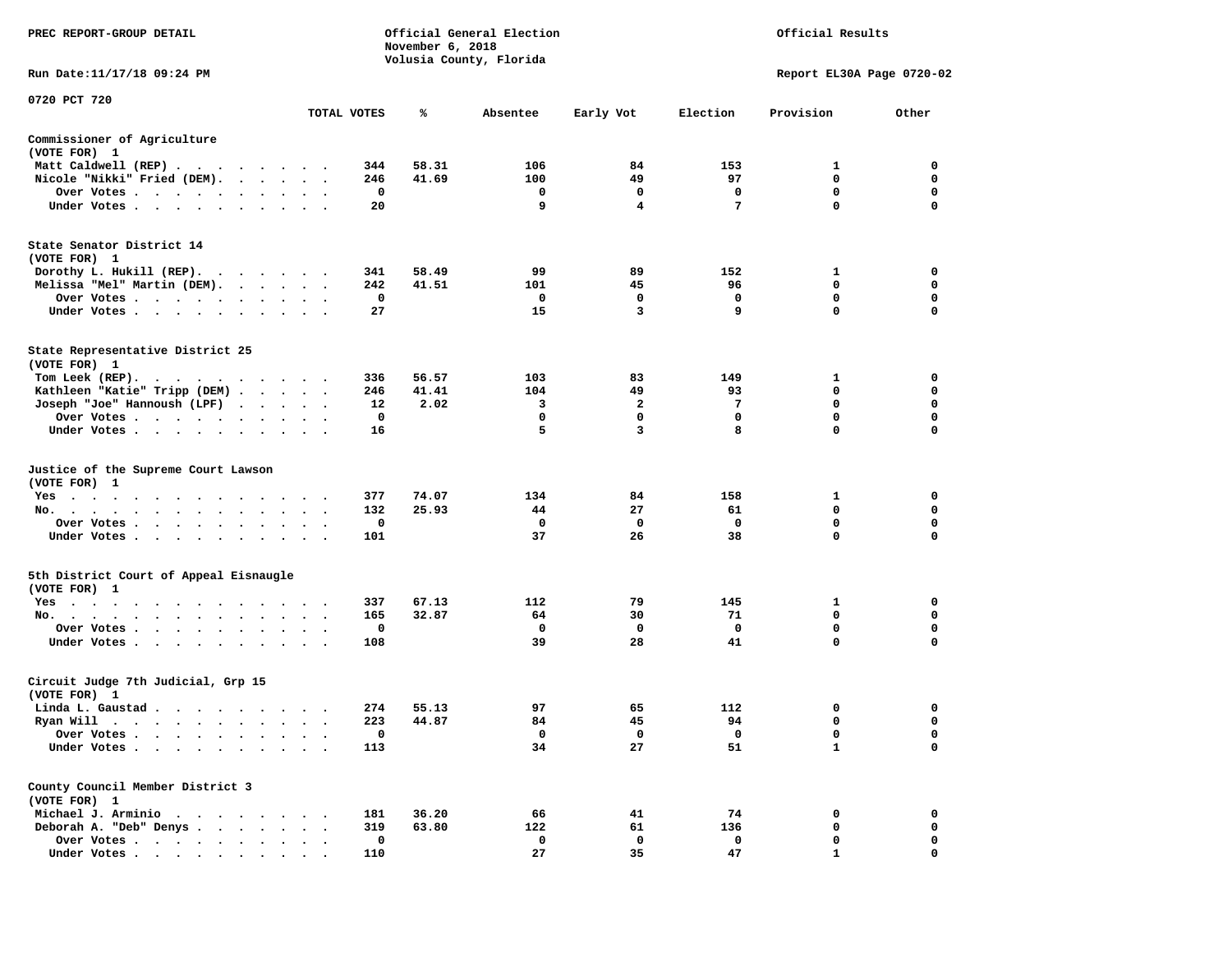PREC REPORT-GROUP DETAIL

Official General Election
November 6, 2018
Volusia County, Florida

Official Results

Run Date:11/17/18 09:24 PM

Report EL30A Page 0720-02

0720 PCT 720

| | TOTAL VOTES | % | Absentee | Early Vot | Election | Provision | Other |
|---|---|---|---|---|---|---|---|
| **Commissioner of Agriculture** | | | | | | | |
| (VOTE FOR) 1 | | | | | | | |
| Matt Caldwell (REP) | 344 | 58.31 | 106 | 84 | 153 | 1 | 0 |
| Nicole "Nikki" Fried (DEM) | 246 | 41.69 | 100 | 49 | 97 | 0 | 0 |
| Over Votes | 0 | | 0 | 0 | 0 | 0 | 0 |
| Under Votes | 20 | | 9 | 4 | 7 | 0 | 0 |
| **State Senator District 14** | | | | | | | |
| (VOTE FOR) 1 | | | | | | | |
| Dorothy L. Hukill (REP) | 341 | 58.49 | 99 | 89 | 152 | 1 | 0 |
| Melissa "Mel" Martin (DEM) | 242 | 41.51 | 101 | 45 | 96 | 0 | 0 |
| Over Votes | 0 | | 0 | 0 | 0 | 0 | 0 |
| Under Votes | 27 | | 15 | 3 | 9 | 0 | 0 |
| **State Representative District 25** | | | | | | | |
| (VOTE FOR) 1 | | | | | | | |
| Tom Leek (REP) | 336 | 56.57 | 103 | 83 | 149 | 1 | 0 |
| Kathleen "Katie" Tripp (DEM) | 246 | 41.41 | 104 | 49 | 93 | 0 | 0 |
| Joseph "Joe" Hannoush (LPF) | 12 | 2.02 | 3 | 2 | 7 | 0 | 0 |
| Over Votes | 0 | | 0 | 0 | 0 | 0 | 0 |
| Under Votes | 16 | | 5 | 3 | 8 | 0 | 0 |
| **Justice of the Supreme Court Lawson** | | | | | | | |
| (VOTE FOR) 1 | | | | | | | |
| Yes | 377 | 74.07 | 134 | 84 | 158 | 1 | 0 |
| No | 132 | 25.93 | 44 | 27 | 61 | 0 | 0 |
| Over Votes | 0 | | 0 | 0 | 0 | 0 | 0 |
| Under Votes | 101 | | 37 | 26 | 38 | 0 | 0 |
| **5th District Court of Appeal Eisnaugle** | | | | | | | |
| (VOTE FOR) 1 | | | | | | | |
| Yes | 337 | 67.13 | 112 | 79 | 145 | 1 | 0 |
| No | 165 | 32.87 | 64 | 30 | 71 | 0 | 0 |
| Over Votes | 0 | | 0 | 0 | 0 | 0 | 0 |
| Under Votes | 108 | | 39 | 28 | 41 | 0 | 0 |
| **Circuit Judge 7th Judicial, Grp 15** | | | | | | | |
| (VOTE FOR) 1 | | | | | | | |
| Linda L. Gaustad | 274 | 55.13 | 97 | 65 | 112 | 0 | 0 |
| Ryan Will | 223 | 44.87 | 84 | 45 | 94 | 0 | 0 |
| Over Votes | 0 | | 0 | 0 | 0 | 0 | 0 |
| Under Votes | 113 | | 34 | 27 | 51 | 1 | 0 |
| **County Council Member District 3** | | | | | | | |
| (VOTE FOR) 1 | | | | | | | |
| Michael J. Arminio | 181 | 36.20 | 66 | 41 | 74 | 0 | 0 |
| Deborah A. "Deb" Denys | 319 | 63.80 | 122 | 61 | 136 | 0 | 0 |
| Over Votes | 0 | | 0 | 0 | 0 | 0 | 0 |
| Under Votes | 110 | | 27 | 35 | 47 | 1 | 0 |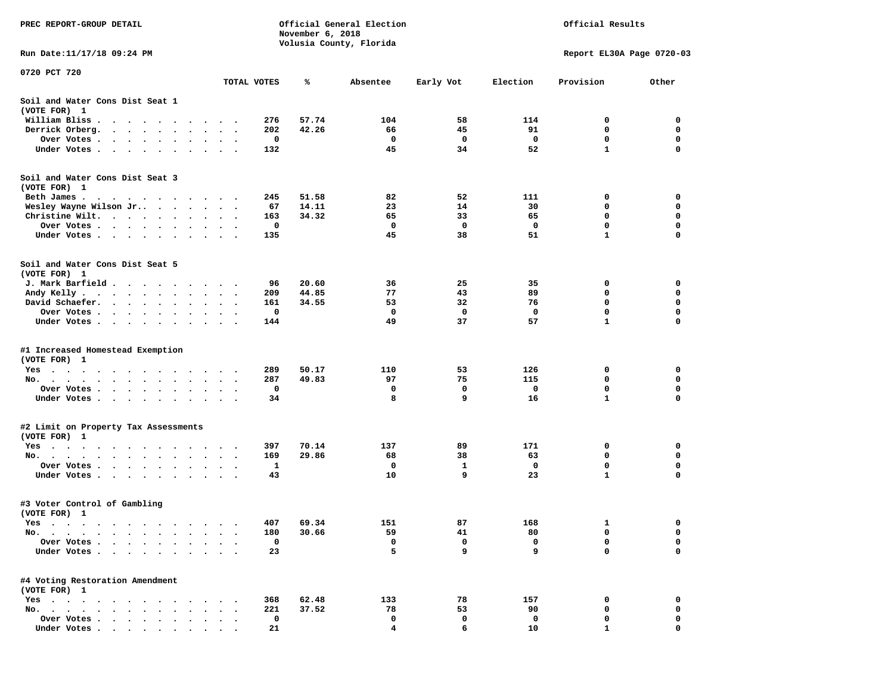PREC REPORT-GROUP DETAIL

Official General Election
November 6, 2018
Volusia County, Florida

Official Results

Run Date:11/17/18 09:24 PM

Report EL30A Page 0720-03

0720 PCT 720

| | TOTAL VOTES | % | Absentee | Early Vot | Election | Provision | Other |
|---|---|---|---|---|---|---|---|
| **Soil and Water Cons Dist Seat 1** | | | | | | | |
| (VOTE FOR) 1 | | | | | | | |
| William Bliss | 276 | 57.74 | 104 | 58 | 114 | 0 | 0 |
| Derrick Orberg. | 202 | 42.26 | 66 | 45 | 91 | 0 | 0 |
| Over Votes | 0 | | 0 | 0 | 0 | 0 | 0 |
| Under Votes | 132 | | 45 | 34 | 52 | 1 | 0 |
| **Soil and Water Cons Dist Seat 3** | | | | | | | |
| (VOTE FOR) 1 | | | | | | | |
| Beth James | 245 | 51.58 | 82 | 52 | 111 | 0 | 0 |
| Wesley Wayne Wilson Jr. | 67 | 14.11 | 23 | 14 | 30 | 0 | 0 |
| Christine Wilt. | 163 | 34.32 | 65 | 33 | 65 | 0 | 0 |
| Over Votes | 0 | | 0 | 0 | 0 | 0 | 0 |
| Under Votes | 135 | | 45 | 38 | 51 | 1 | 0 |
| **Soil and Water Cons Dist Seat 5** | | | | | | | |
| (VOTE FOR) 1 | | | | | | | |
| J. Mark Barfield | 96 | 20.60 | 36 | 25 | 35 | 0 | 0 |
| Andy Kelly | 209 | 44.85 | 77 | 43 | 89 | 0 | 0 |
| David Schaefer. | 161 | 34.55 | 53 | 32 | 76 | 0 | 0 |
| Over Votes | 0 | | 0 | 0 | 0 | 0 | 0 |
| Under Votes | 144 | | 49 | 37 | 57 | 1 | 0 |
| **#1 Increased Homestead Exemption** | | | | | | | |
| (VOTE FOR) 1 | | | | | | | |
| Yes | 289 | 50.17 | 110 | 53 | 126 | 0 | 0 |
| No. | 287 | 49.83 | 97 | 75 | 115 | 0 | 0 |
| Over Votes | 0 | | 0 | 0 | 0 | 0 | 0 |
| Under Votes | 34 | | 8 | 9 | 16 | 1 | 0 |
| **#2 Limit on Property Tax Assessments** | | | | | | | |
| (VOTE FOR) 1 | | | | | | | |
| Yes | 397 | 70.14 | 137 | 89 | 171 | 0 | 0 |
| No. | 169 | 29.86 | 68 | 38 | 63 | 0 | 0 |
| Over Votes | 1 | | 0 | 1 | 0 | 0 | 0 |
| Under Votes | 43 | | 10 | 9 | 23 | 1 | 0 |
| **#3 Voter Control of Gambling** | | | | | | | |
| (VOTE FOR) 1 | | | | | | | |
| Yes | 407 | 69.34 | 151 | 87 | 168 | 1 | 0 |
| No. | 180 | 30.66 | 59 | 41 | 80 | 0 | 0 |
| Over Votes | 0 | | 0 | 0 | 0 | 0 | 0 |
| Under Votes | 23 | | 5 | 9 | 9 | 0 | 0 |
| **#4 Voting Restoration Amendment** | | | | | | | |
| (VOTE FOR) 1 | | | | | | | |
| Yes | 368 | 62.48 | 133 | 78 | 157 | 0 | 0 |
| No. | 221 | 37.52 | 78 | 53 | 90 | 0 | 0 |
| Over Votes | 0 | | 0 | 0 | 0 | 0 | 0 |
| Under Votes | 21 | | 4 | 6 | 10 | 1 | 0 |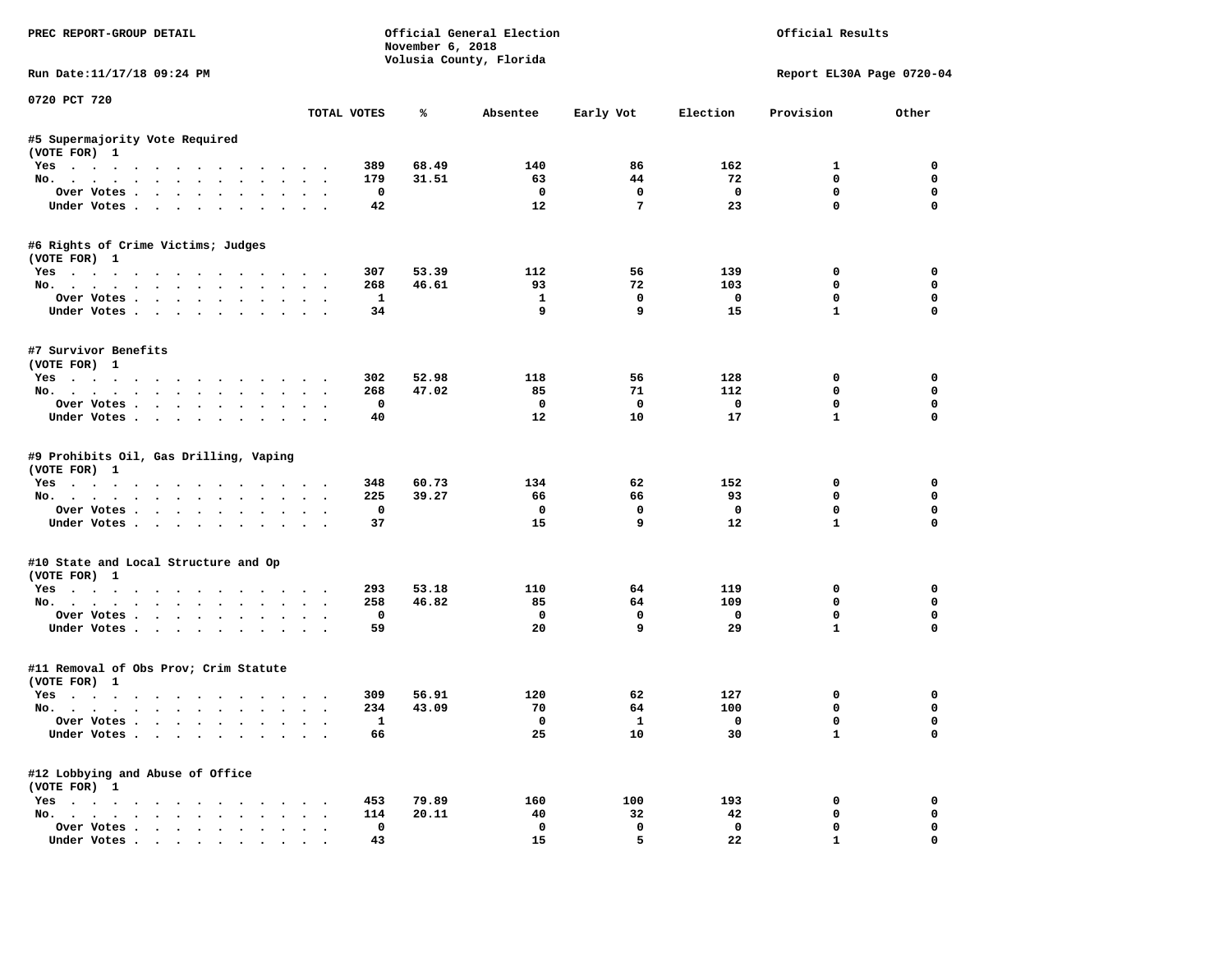PREC REPORT-GROUP DETAIL

Official General Election
November 6, 2018
Volusia County, Florida

Official Results

Run Date:11/17/18 09:24 PM

Report EL30A Page 0720-04

0720 PCT 720

| | TOTAL VOTES | % | Absentee | Early Vot | Election | Provision | Other |
|---|---|---|---|---|---|---|---|
| **#5 Supermajority Vote Required** | | | | | | | |
| (VOTE FOR) 1 | | | | | | | |
| Yes | 389 | 68.49 | 140 | 86 | 162 | 1 | 0 |
| No. | 179 | 31.51 | 63 | 44 | 72 | 0 | 0 |
| Over Votes | 0 | | 0 | 0 | 0 | 0 | 0 |
| Under Votes | 42 | | 12 | 7 | 23 | 0 | 0 |
| **#6 Rights of Crime Victims; Judges** | | | | | | | |
| (VOTE FOR) 1 | | | | | | | |
| Yes | 307 | 53.39 | 112 | 56 | 139 | 0 | 0 |
| No. | 268 | 46.61 | 93 | 72 | 103 | 0 | 0 |
| Over Votes | 1 | | 1 | 0 | 0 | 0 | 0 |
| Under Votes | 34 | | 9 | 9 | 15 | 1 | 0 |
| **#7 Survivor Benefits** | | | | | | | |
| (VOTE FOR) 1 | | | | | | | |
| Yes | 302 | 52.98 | 118 | 56 | 128 | 0 | 0 |
| No. | 268 | 47.02 | 85 | 71 | 112 | 0 | 0 |
| Over Votes | 0 | | 0 | 0 | 0 | 0 | 0 |
| Under Votes | 40 | | 12 | 10 | 17 | 1 | 0 |
| **#9 Prohibits Oil, Gas Drilling, Vaping** | | | | | | | |
| (VOTE FOR) 1 | | | | | | | |
| Yes | 348 | 60.73 | 134 | 62 | 152 | 0 | 0 |
| No. | 225 | 39.27 | 66 | 66 | 93 | 0 | 0 |
| Over Votes | 0 | | 0 | 0 | 0 | 0 | 0 |
| Under Votes | 37 | | 15 | 9 | 12 | 1 | 0 |
| **#10 State and Local Structure and Op** | | | | | | | |
| (VOTE FOR) 1 | | | | | | | |
| Yes | 293 | 53.18 | 110 | 64 | 119 | 0 | 0 |
| No. | 258 | 46.82 | 85 | 64 | 109 | 0 | 0 |
| Over Votes | 0 | | 0 | 0 | 0 | 0 | 0 |
| Under Votes | 59 | | 20 | 9 | 29 | 1 | 0 |
| **#11 Removal of Obs Prov; Crim Statute** | | | | | | | |
| (VOTE FOR) 1 | | | | | | | |
| Yes | 309 | 56.91 | 120 | 62 | 127 | 0 | 0 |
| No. | 234 | 43.09 | 70 | 64 | 100 | 0 | 0 |
| Over Votes | 1 | | 0 | 1 | 0 | 0 | 0 |
| Under Votes | 66 | | 25 | 10 | 30 | 1 | 0 |
| **#12 Lobbying and Abuse of Office** | | | | | | | |
| (VOTE FOR) 1 | | | | | | | |
| Yes | 453 | 79.89 | 160 | 100 | 193 | 0 | 0 |
| No. | 114 | 20.11 | 40 | 32 | 42 | 0 | 0 |
| Over Votes | 0 | | 0 | 0 | 0 | 0 | 0 |
| Under Votes | 43 | | 15 | 5 | 22 | 1 | 0 |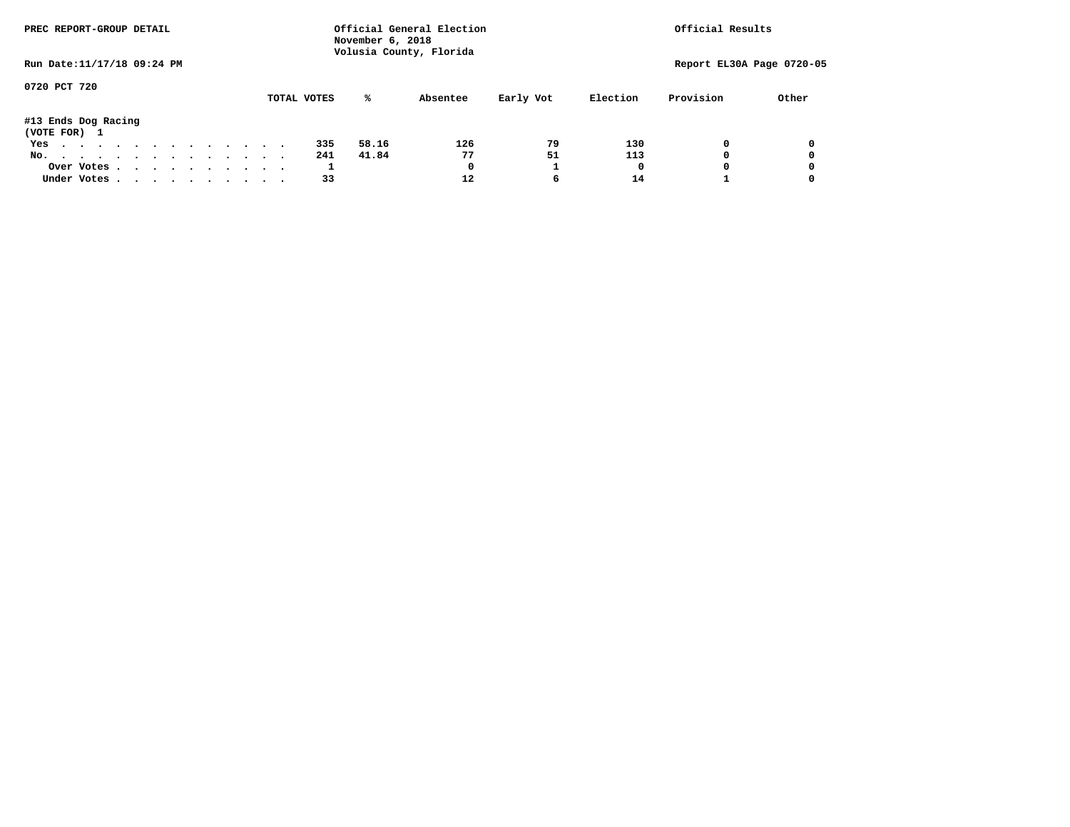PREC REPORT-GROUP DETAIL

Official General Election
November 6, 2018
Volusia County, Florida

Official Results

Run Date:11/17/18 09:24 PM

Report EL30A Page 0720-05

0720 PCT 720

#13 Ends Dog Racing
(VOTE FOR) 1

| | TOTAL VOTES | % | Absentee | Early Vot | Election | Provision | Other |
|---|---|---|---|---|---|---|---|
| Yes | 335 | 58.16 | 126 | 79 | 130 | 0 | 0 |
| No. | 241 | 41.84 | 77 | 51 | 113 | 0 | 0 |
| Over Votes | 1 | | 0 | 1 | 0 | 0 | 0 |
| Under Votes | 33 | | 12 | 6 | 14 | 1 | 0 |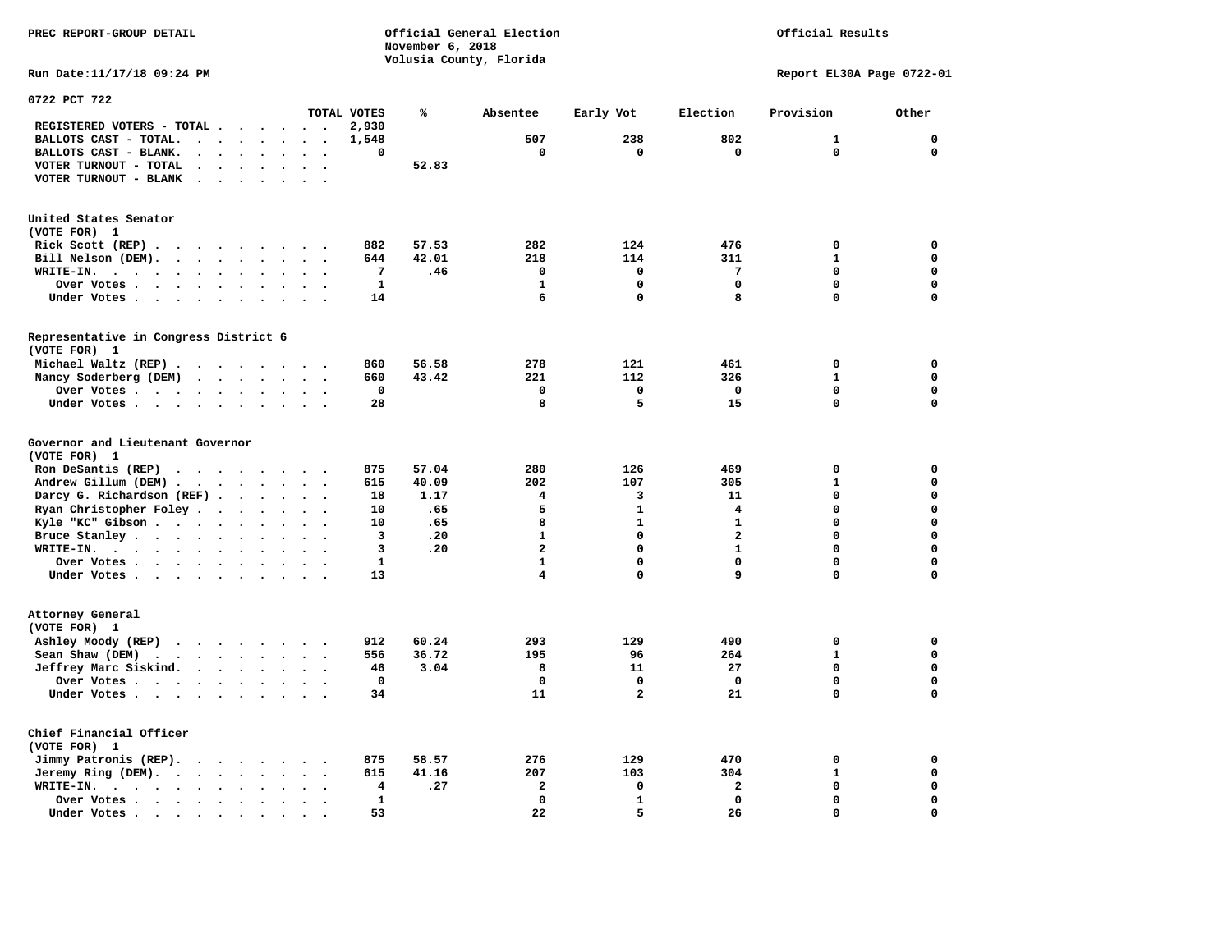PREC REPORT-GROUP DETAIL

Official General Election
November 6, 2018
Volusia County, Florida

Official Results

Run Date:11/17/18 09:24 PM

Report EL30A Page 0722-01

## 0722 PCT 722

| | TOTAL VOTES | % | Absentee | Early Vot | Election | Provision | Other |
|---|---|---|---|---|---|---|---|
| REGISTERED VOTERS - TOTAL | 2,930 | | | | | | |
| BALLOTS CAST - TOTAL. | 1,548 | | 507 | 238 | 802 | 1 | 0 |
| BALLOTS CAST - BLANK. | 0 | | 0 | 0 | 0 | 0 | 0 |
| VOTER TURNOUT - TOTAL | | 52.83 | | | | | |
| VOTER TURNOUT - BLANK | | | | | | | |

### United States Senator
(VOTE FOR) 1

| | TOTAL VOTES | % | Absentee | Early Vot | Election | Provision | Other |
|---|---|---|---|---|---|---|---|
| Rick Scott (REP) | 882 | 57.53 | 282 | 124 | 476 | 0 | 0 |
| Bill Nelson (DEM). | 644 | 42.01 | 218 | 114 | 311 | 1 | 0 |
| WRITE-IN. | 7 | .46 | 0 | 0 | 7 | 0 | 0 |
| Over Votes | 1 | | 1 | 0 | 0 | 0 | 0 |
| Under Votes | 14 | | 6 | 0 | 8 | 0 | 0 |

### Representative in Congress District 6
(VOTE FOR) 1

| | TOTAL VOTES | % | Absentee | Early Vot | Election | Provision | Other |
|---|---|---|---|---|---|---|---|
| Michael Waltz (REP) | 860 | 56.58 | 278 | 121 | 461 | 0 | 0 |
| Nancy Soderberg (DEM) | 660 | 43.42 | 221 | 112 | 326 | 1 | 0 |
| Over Votes | 0 | | 0 | 0 | 0 | 0 | 0 |
| Under Votes | 28 | | 8 | 5 | 15 | 0 | 0 |

### Governor and Lieutenant Governor
(VOTE FOR) 1

| | TOTAL VOTES | % | Absentee | Early Vot | Election | Provision | Other |
|---|---|---|---|---|---|---|---|
| Ron DeSantis (REP) | 875 | 57.04 | 280 | 126 | 469 | 0 | 0 |
| Andrew Gillum (DEM) | 615 | 40.09 | 202 | 107 | 305 | 1 | 0 |
| Darcy G. Richardson (REF) | 18 | 1.17 | 4 | 3 | 11 | 0 | 0 |
| Ryan Christopher Foley | 10 | .65 | 5 | 1 | 4 | 0 | 0 |
| Kyle "KC" Gibson | 10 | .65 | 8 | 1 | 1 | 0 | 0 |
| Bruce Stanley | 3 | .20 | 1 | 0 | 2 | 0 | 0 |
| WRITE-IN. | 3 | .20 | 2 | 0 | 1 | 0 | 0 |
| Over Votes | 1 | | 1 | 0 | 0 | 0 | 0 |
| Under Votes | 13 | | 4 | 0 | 9 | 0 | 0 |

### Attorney General
(VOTE FOR) 1

| | TOTAL VOTES | % | Absentee | Early Vot | Election | Provision | Other |
|---|---|---|---|---|---|---|---|
| Ashley Moody (REP) | 912 | 60.24 | 293 | 129 | 490 | 0 | 0 |
| Sean Shaw (DEM) | 556 | 36.72 | 195 | 96 | 264 | 1 | 0 |
| Jeffrey Marc Siskind. | 46 | 3.04 | 8 | 11 | 27 | 0 | 0 |
| Over Votes | 0 | | 0 | 0 | 0 | 0 | 0 |
| Under Votes | 34 | | 11 | 2 | 21 | 0 | 0 |

### Chief Financial Officer
(VOTE FOR) 1

| | TOTAL VOTES | % | Absentee | Early Vot | Election | Provision | Other |
|---|---|---|---|---|---|---|---|
| Jimmy Patronis (REP). | 875 | 58.57 | 276 | 129 | 470 | 0 | 0 |
| Jeremy Ring (DEM). | 615 | 41.16 | 207 | 103 | 304 | 1 | 0 |
| WRITE-IN. | 4 | .27 | 2 | 0 | 2 | 0 | 0 |
| Over Votes | 1 | | 0 | 1 | 0 | 0 | 0 |
| Under Votes | 53 | | 22 | 5 | 26 | 0 | 0 |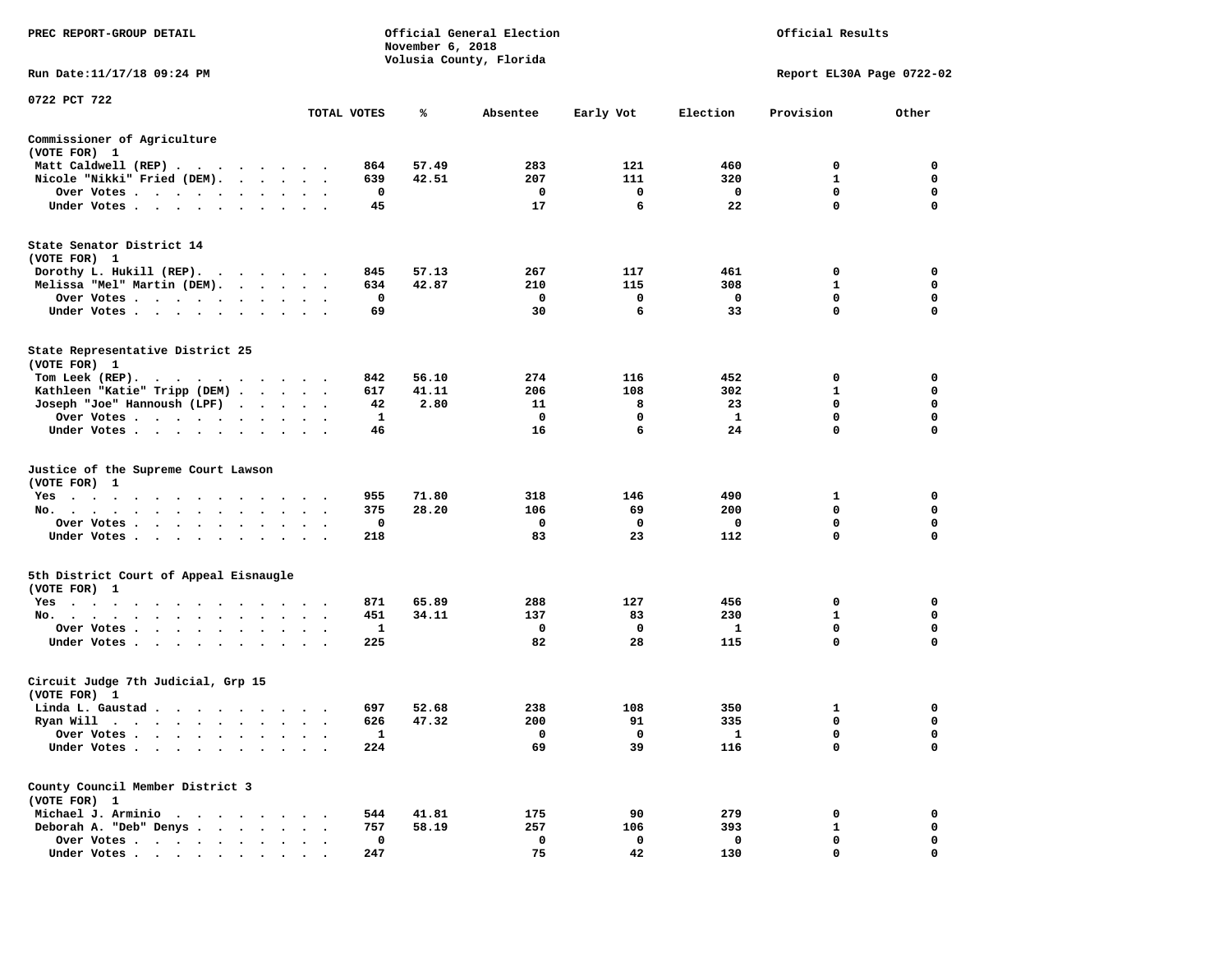PREC REPORT-GROUP DETAIL

Official General Election
November 6, 2018
Volusia County, Florida

Official Results

Run Date:11/17/18 09:24 PM

Report EL30A Page 0722-02

0722 PCT 722

| | TOTAL VOTES | % | Absentee | Early Vot | Election | Provision | Other |
|---|---|---|---|---|---|---|---|
| **Commissioner of Agriculture** | | | | | | | |
| (VOTE FOR) 1 | | | | | | | |
| Matt Caldwell (REP) | 864 | 57.49 | 283 | 121 | 460 | 0 | 0 |
| Nicole "Nikki" Fried (DEM) | 639 | 42.51 | 207 | 111 | 320 | 1 | 0 |
| Over Votes | 0 | | 0 | 0 | 0 | 0 | 0 |
| Under Votes | 45 | | 17 | 6 | 22 | 0 | 0 |
| **State Senator District 14** | | | | | | | |
| (VOTE FOR) 1 | | | | | | | |
| Dorothy L. Hukill (REP) | 845 | 57.13 | 267 | 117 | 461 | 0 | 0 |
| Melissa "Mel" Martin (DEM) | 634 | 42.87 | 210 | 115 | 308 | 1 | 0 |
| Over Votes | 0 | | 0 | 0 | 0 | 0 | 0 |
| Under Votes | 69 | | 30 | 6 | 33 | 0 | 0 |
| **State Representative District 25** | | | | | | | |
| (VOTE FOR) 1 | | | | | | | |
| Tom Leek (REP) | 842 | 56.10 | 274 | 116 | 452 | 0 | 0 |
| Kathleen "Katie" Tripp (DEM) | 617 | 41.11 | 206 | 108 | 302 | 1 | 0 |
| Joseph "Joe" Hannoush (LPF) | 42 | 2.80 | 11 | 8 | 23 | 0 | 0 |
| Over Votes | 1 | | 0 | 0 | 1 | 0 | 0 |
| Under Votes | 46 | | 16 | 6 | 24 | 0 | 0 |
| **Justice of the Supreme Court Lawson** | | | | | | | |
| (VOTE FOR) 1 | | | | | | | |
| Yes | 955 | 71.80 | 318 | 146 | 490 | 1 | 0 |
| No | 375 | 28.20 | 106 | 69 | 200 | 0 | 0 |
| Over Votes | 0 | | 0 | 0 | 0 | 0 | 0 |
| Under Votes | 218 | | 83 | 23 | 112 | 0 | 0 |
| **5th District Court of Appeal Eisnaugle** | | | | | | | |
| (VOTE FOR) 1 | | | | | | | |
| Yes | 871 | 65.89 | 288 | 127 | 456 | 0 | 0 |
| No | 451 | 34.11 | 137 | 83 | 230 | 1 | 0 |
| Over Votes | 1 | | 0 | 0 | 1 | 0 | 0 |
| Under Votes | 225 | | 82 | 28 | 115 | 0 | 0 |
| **Circuit Judge 7th Judicial, Grp 15** | | | | | | | |
| (VOTE FOR) 1 | | | | | | | |
| Linda L. Gaustad | 697 | 52.68 | 238 | 108 | 350 | 1 | 0 |
| Ryan Will | 626 | 47.32 | 200 | 91 | 335 | 0 | 0 |
| Over Votes | 1 | | 0 | 0 | 1 | 0 | 0 |
| Under Votes | 224 | | 69 | 39 | 116 | 0 | 0 |
| **County Council Member District 3** | | | | | | | |
| (VOTE FOR) 1 | | | | | | | |
| Michael J. Arminio | 544 | 41.81 | 175 | 90 | 279 | 0 | 0 |
| Deborah A. "Deb" Denys | 757 | 58.19 | 257 | 106 | 393 | 1 | 0 |
| Over Votes | 0 | | 0 | 0 | 0 | 0 | 0 |
| Under Votes | 247 | | 75 | 42 | 130 | 0 | 0 |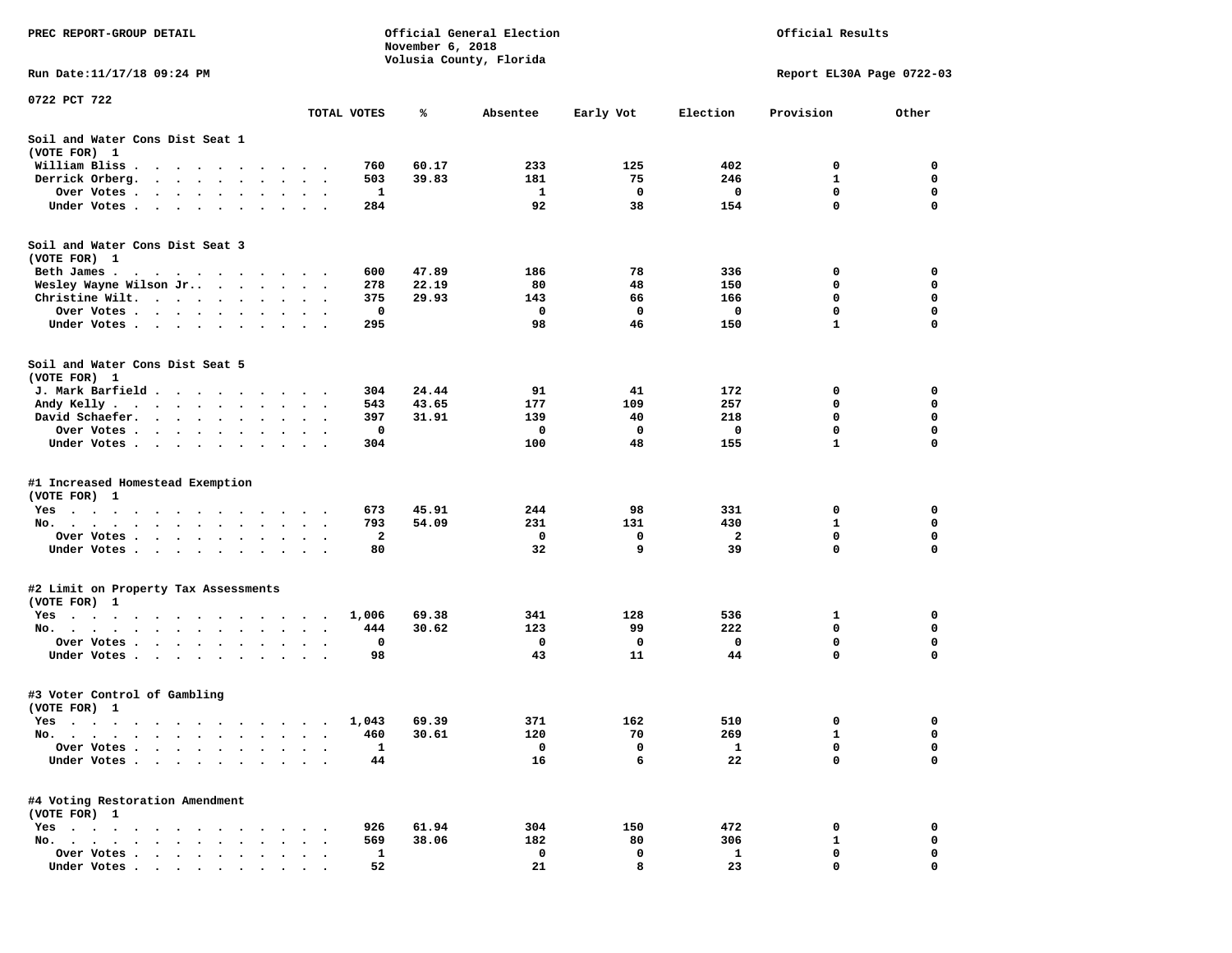PREC REPORT-GROUP DETAIL

Official General Election
November 6, 2018
Volusia County, Florida

Official Results

Run Date:11/17/18 09:24 PM

Report EL30A Page 0722-03

0722 PCT 722

| | TOTAL VOTES | % | Absentee | Early Vot | Election | Provision | Other |
|---|---|---|---|---|---|---|---|
| **Soil and Water Cons Dist Seat 1** | | | | | | | |
| (VOTE FOR) 1 | | | | | | | |
| William Bliss | 760 | 60.17 | 233 | 125 | 402 | 0 | 0 |
| Derrick Orberg | 503 | 39.83 | 181 | 75 | 246 | 1 | 0 |
| Over Votes | 1 | | 1 | 0 | 0 | 0 | 0 |
| Under Votes | 284 | | 92 | 38 | 154 | 0 | 0 |
| **Soil and Water Cons Dist Seat 3** | | | | | | | |
| (VOTE FOR) 1 | | | | | | | |
| Beth James | 600 | 47.89 | 186 | 78 | 336 | 0 | 0 |
| Wesley Wayne Wilson Jr. | 278 | 22.19 | 80 | 48 | 150 | 0 | 0 |
| Christine Wilt | 375 | 29.93 | 143 | 66 | 166 | 0 | 0 |
| Over Votes | 0 | | 0 | 0 | 0 | 0 | 0 |
| Under Votes | 295 | | 98 | 46 | 150 | 1 | 0 |
| **Soil and Water Cons Dist Seat 5** | | | | | | | |
| (VOTE FOR) 1 | | | | | | | |
| J. Mark Barfield | 304 | 24.44 | 91 | 41 | 172 | 0 | 0 |
| Andy Kelly | 543 | 43.65 | 177 | 109 | 257 | 0 | 0 |
| David Schaefer | 397 | 31.91 | 139 | 40 | 218 | 0 | 0 |
| Over Votes | 0 | | 0 | 0 | 0 | 0 | 0 |
| Under Votes | 304 | | 100 | 48 | 155 | 1 | 0 |
| **#1 Increased Homestead Exemption** | | | | | | | |
| (VOTE FOR) 1 | | | | | | | |
| Yes | 673 | 45.91 | 244 | 98 | 331 | 0 | 0 |
| No | 793 | 54.09 | 231 | 131 | 430 | 1 | 0 |
| Over Votes | 2 | | 0 | 0 | 2 | 0 | 0 |
| Under Votes | 80 | | 32 | 9 | 39 | 0 | 0 |
| **#2 Limit on Property Tax Assessments** | | | | | | | |
| (VOTE FOR) 1 | | | | | | | |
| Yes | 1,006 | 69.38 | 341 | 128 | 536 | 1 | 0 |
| No | 444 | 30.62 | 123 | 99 | 222 | 0 | 0 |
| Over Votes | 0 | | 0 | 0 | 0 | 0 | 0 |
| Under Votes | 98 | | 43 | 11 | 44 | 0 | 0 |
| **#3 Voter Control of Gambling** | | | | | | | |
| (VOTE FOR) 1 | | | | | | | |
| Yes | 1,043 | 69.39 | 371 | 162 | 510 | 0 | 0 |
| No | 460 | 30.61 | 120 | 70 | 269 | 1 | 0 |
| Over Votes | 1 | | 0 | 0 | 1 | 0 | 0 |
| Under Votes | 44 | | 16 | 6 | 22 | 0 | 0 |
| **#4 Voting Restoration Amendment** | | | | | | | |
| (VOTE FOR) 1 | | | | | | | |
| Yes | 926 | 61.94 | 304 | 150 | 472 | 0 | 0 |
| No | 569 | 38.06 | 182 | 80 | 306 | 1 | 0 |
| Over Votes | 1 | | 0 | 0 | 1 | 0 | 0 |
| Under Votes | 52 | | 21 | 8 | 23 | 0 | 0 |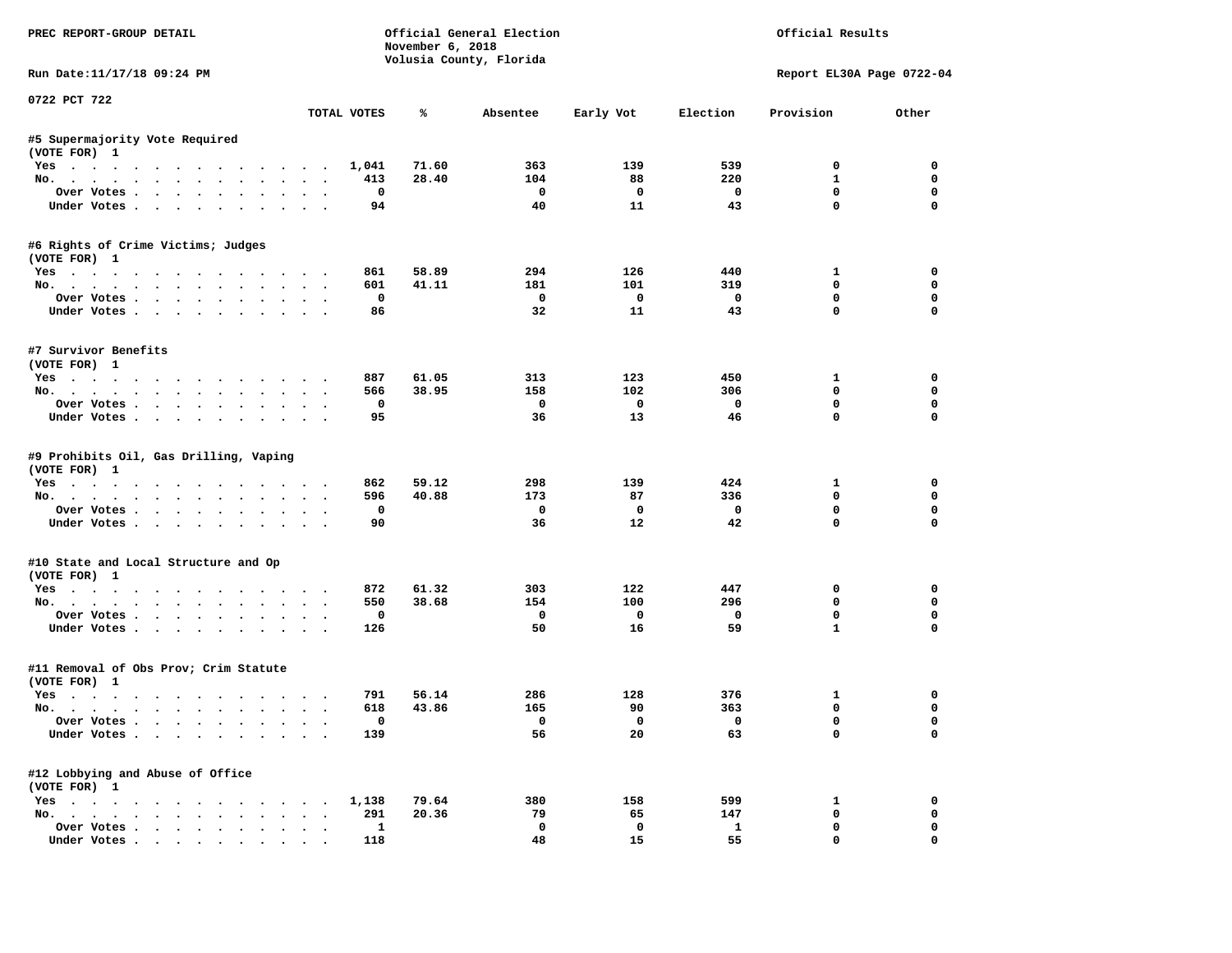PREC REPORT-GROUP DETAIL

Official General Election
November 6, 2018
Volusia County, Florida

Official Results

Run Date:11/17/18 09:24 PM

Report EL30A Page 0722-04

0722 PCT 722

| | TOTAL VOTES | % | Absentee | Early Vot | Election | Provision | Other |
|---|---|---|---|---|---|---|---|
| **#5 Supermajority Vote Required** | | | | | | | |
| (VOTE FOR) 1 | | | | | | | |
| Yes | 1,041 | 71.60 | 363 | 139 | 539 | 0 | 0 |
| No. | 413 | 28.40 | 104 | 88 | 220 | 1 | 0 |
| Over Votes | 0 | | 0 | 0 | 0 | 0 | 0 |
| Under Votes | 94 | | 40 | 11 | 43 | 0 | 0 |
| **#6 Rights of Crime Victims; Judges** | | | | | | | |
| (VOTE FOR) 1 | | | | | | | |
| Yes | 861 | 58.89 | 294 | 126 | 440 | 1 | 0 |
| No. | 601 | 41.11 | 181 | 101 | 319 | 0 | 0 |
| Over Votes | 0 | | 0 | 0 | 0 | 0 | 0 |
| Under Votes | 86 | | 32 | 11 | 43 | 0 | 0 |
| **#7 Survivor Benefits** | | | | | | | |
| (VOTE FOR) 1 | | | | | | | |
| Yes | 887 | 61.05 | 313 | 123 | 450 | 1 | 0 |
| No. | 566 | 38.95 | 158 | 102 | 306 | 0 | 0 |
| Over Votes | 0 | | 0 | 0 | 0 | 0 | 0 |
| Under Votes | 95 | | 36 | 13 | 46 | 0 | 0 |
| **#9 Prohibits Oil, Gas Drilling, Vaping** | | | | | | | |
| (VOTE FOR) 1 | | | | | | | |
| Yes | 862 | 59.12 | 298 | 139 | 424 | 1 | 0 |
| No. | 596 | 40.88 | 173 | 87 | 336 | 0 | 0 |
| Over Votes | 0 | | 0 | 0 | 0 | 0 | 0 |
| Under Votes | 90 | | 36 | 12 | 42 | 0 | 0 |
| **#10 State and Local Structure and Op** | | | | | | | |
| (VOTE FOR) 1 | | | | | | | |
| Yes | 872 | 61.32 | 303 | 122 | 447 | 0 | 0 |
| No. | 550 | 38.68 | 154 | 100 | 296 | 0 | 0 |
| Over Votes | 0 | | 0 | 0 | 0 | 0 | 0 |
| Under Votes | 126 | | 50 | 16 | 59 | 1 | 0 |
| **#11 Removal of Obs Prov; Crim Statute** | | | | | | | |
| (VOTE FOR) 1 | | | | | | | |
| Yes | 791 | 56.14 | 286 | 128 | 376 | 1 | 0 |
| No. | 618 | 43.86 | 165 | 90 | 363 | 0 | 0 |
| Over Votes | 0 | | 0 | 0 | 0 | 0 | 0 |
| Under Votes | 139 | | 56 | 20 | 63 | 0 | 0 |
| **#12 Lobbying and Abuse of Office** | | | | | | | |
| (VOTE FOR) 1 | | | | | | | |
| Yes | 1,138 | 79.64 | 380 | 158 | 599 | 1 | 0 |
| No. | 291 | 20.36 | 79 | 65 | 147 | 0 | 0 |
| Over Votes | 1 | | 0 | 0 | 1 | 0 | 0 |
| Under Votes | 118 | | 48 | 15 | 55 | 0 | 0 |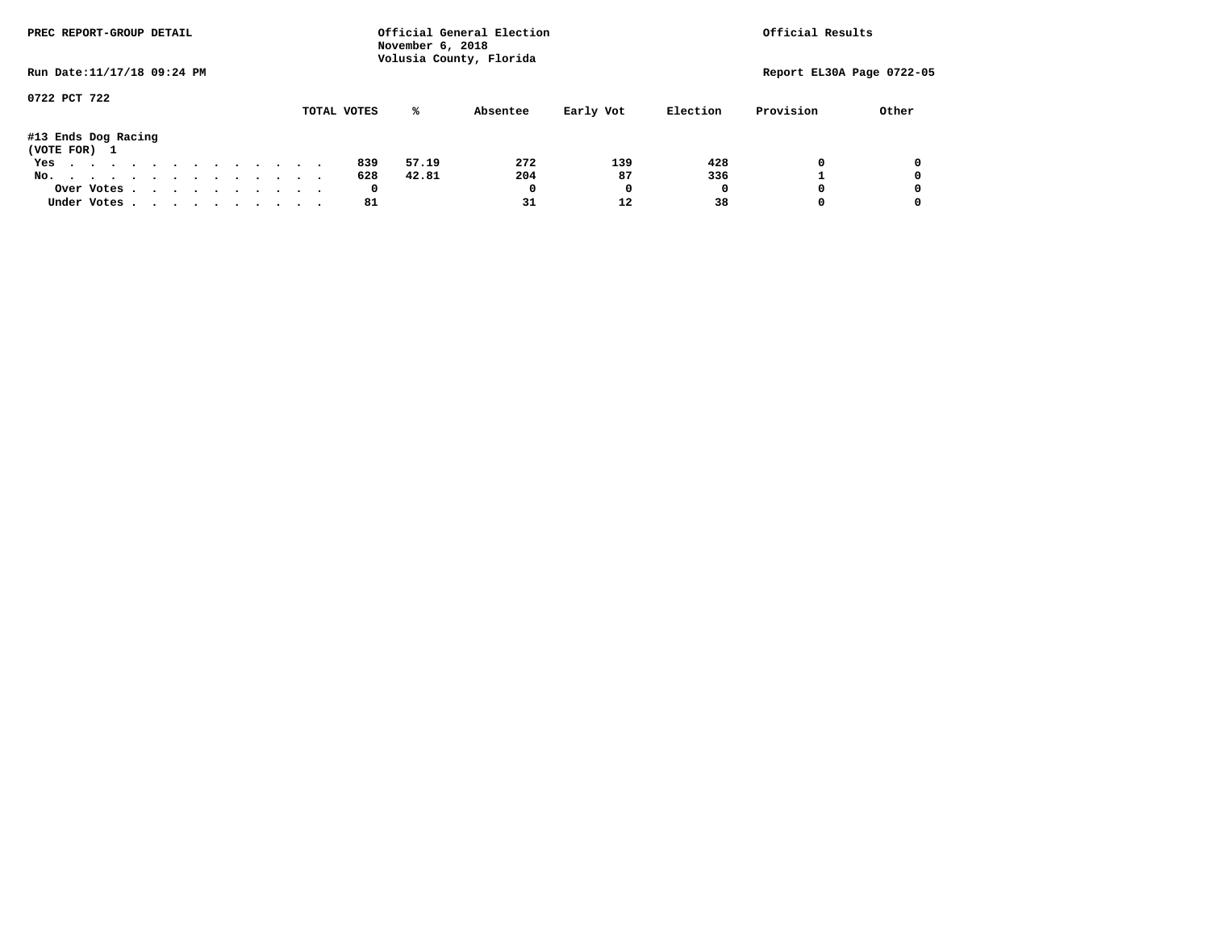PREC REPORT-GROUP DETAIL

Official General Election
November 6, 2018
Volusia County, Florida

Official Results

Run Date:11/17/18 09:24 PM

Report EL30A Page 0722-05

0722 PCT 722

#13 Ends Dog Racing
(VOTE FOR) 1

| | TOTAL VOTES | % | Absentee | Early Vot | Election | Provision | Other |
|---|---|---|---|---|---|---|---|
| Yes | 839 | 57.19 | 272 | 139 | 428 | 0 | 0 |
| No. | 628 | 42.81 | 204 | 87 | 336 | 1 | 0 |
| Over Votes | 0 | | 0 | 0 | 0 | 0 | 0 |
| Under Votes | 81 | | 31 | 12 | 38 | 0 | 0 |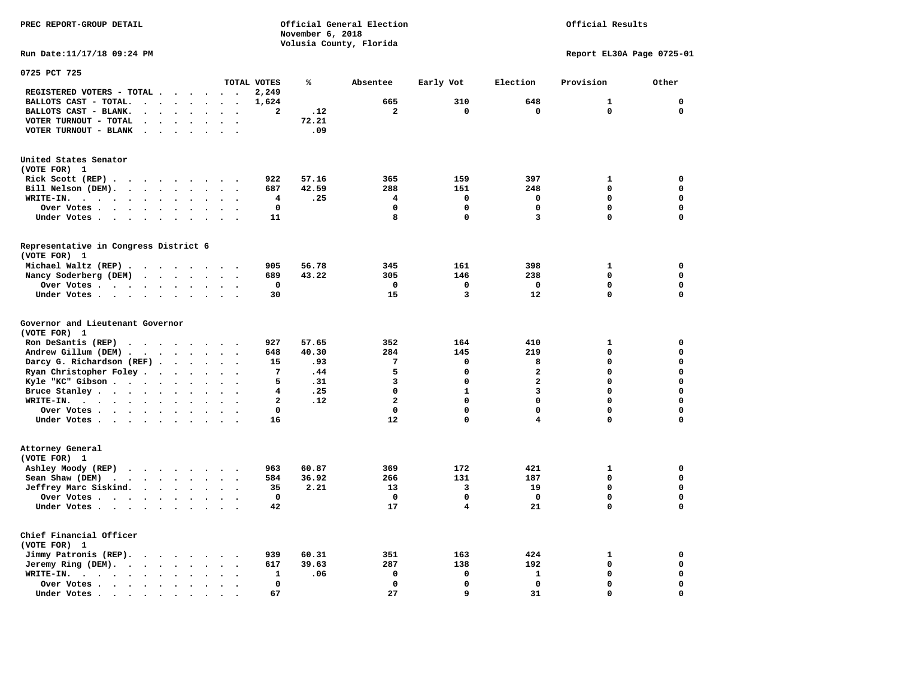PREC REPORT-GROUP DETAIL

Official General Election
November 6, 2018
Volusia County, Florida

Official Results

Run Date:11/17/18 09:24 PM

Report EL30A Page 0725-01

## 0725 PCT 725

| | TOTAL VOTES | % | Absentee | Early Vot | Election | Provision | Other |
|---|---|---|---|---|---|---|---|
| REGISTERED VOTERS - TOTAL | 2,249 | | | | | | |
| BALLOTS CAST - TOTAL. | 1,624 | | 665 | 310 | 648 | 1 | 0 |
| BALLOTS CAST - BLANK. | 2 | .12 | 2 | 0 | 0 | 0 | 0 |
| VOTER TURNOUT - TOTAL | | 72.21 | | | | | |
| VOTER TURNOUT - BLANK | | .09 | | | | | |

### United States Senator
(VOTE FOR) 1

| | TOTAL VOTES | % | Absentee | Early Vot | Election | Provision | Other |
|---|---|---|---|---|---|---|---|
| Rick Scott (REP) | 922 | 57.16 | 365 | 159 | 397 | 1 | 0 |
| Bill Nelson (DEM). | 687 | 42.59 | 288 | 151 | 248 | 0 | 0 |
| WRITE-IN. | 4 | .25 | 4 | 0 | 0 | 0 | 0 |
| Over Votes | 0 | | 0 | 0 | 0 | 0 | 0 |
| Under Votes | 11 | | 8 | 0 | 3 | 0 | 0 |

### Representative in Congress District 6
(VOTE FOR) 1

| | TOTAL VOTES | % | Absentee | Early Vot | Election | Provision | Other |
|---|---|---|---|---|---|---|---|
| Michael Waltz (REP) | 905 | 56.78 | 345 | 161 | 398 | 1 | 0 |
| Nancy Soderberg (DEM) | 689 | 43.22 | 305 | 146 | 238 | 0 | 0 |
| Over Votes | 0 | | 0 | 0 | 0 | 0 | 0 |
| Under Votes | 30 | | 15 | 3 | 12 | 0 | 0 |

### Governor and Lieutenant Governor
(VOTE FOR) 1

| | TOTAL VOTES | % | Absentee | Early Vot | Election | Provision | Other |
|---|---|---|---|---|---|---|---|
| Ron DeSantis (REP) | 927 | 57.65 | 352 | 164 | 410 | 1 | 0 |
| Andrew Gillum (DEM) | 648 | 40.30 | 284 | 145 | 219 | 0 | 0 |
| Darcy G. Richardson (REF) | 15 | .93 | 7 | 0 | 8 | 0 | 0 |
| Ryan Christopher Foley | 7 | .44 | 5 | 0 | 2 | 0 | 0 |
| Kyle "KC" Gibson | 5 | .31 | 3 | 0 | 2 | 0 | 0 |
| Bruce Stanley | 4 | .25 | 0 | 1 | 3 | 0 | 0 |
| WRITE-IN. | 2 | .12 | 2 | 0 | 0 | 0 | 0 |
| Over Votes | 0 | | 0 | 0 | 0 | 0 | 0 |
| Under Votes | 16 | | 12 | 0 | 4 | 0 | 0 |

### Attorney General
(VOTE FOR) 1

| | TOTAL VOTES | % | Absentee | Early Vot | Election | Provision | Other |
|---|---|---|---|---|---|---|---|
| Ashley Moody (REP) | 963 | 60.87 | 369 | 172 | 421 | 1 | 0 |
| Sean Shaw (DEM) | 584 | 36.92 | 266 | 131 | 187 | 0 | 0 |
| Jeffrey Marc Siskind. | 35 | 2.21 | 13 | 3 | 19 | 0 | 0 |
| Over Votes | 0 | | 0 | 0 | 0 | 0 | 0 |
| Under Votes | 42 | | 17 | 4 | 21 | 0 | 0 |

### Chief Financial Officer
(VOTE FOR) 1

| | TOTAL VOTES | % | Absentee | Early Vot | Election | Provision | Other |
|---|---|---|---|---|---|---|---|
| Jimmy Patronis (REP). | 939 | 60.31 | 351 | 163 | 424 | 1 | 0 |
| Jeremy Ring (DEM). | 617 | 39.63 | 287 | 138 | 192 | 0 | 0 |
| WRITE-IN. | 1 | .06 | 0 | 0 | 1 | 0 | 0 |
| Over Votes | 0 | | 0 | 0 | 0 | 0 | 0 |
| Under Votes | 67 | | 27 | 9 | 31 | 0 | 0 |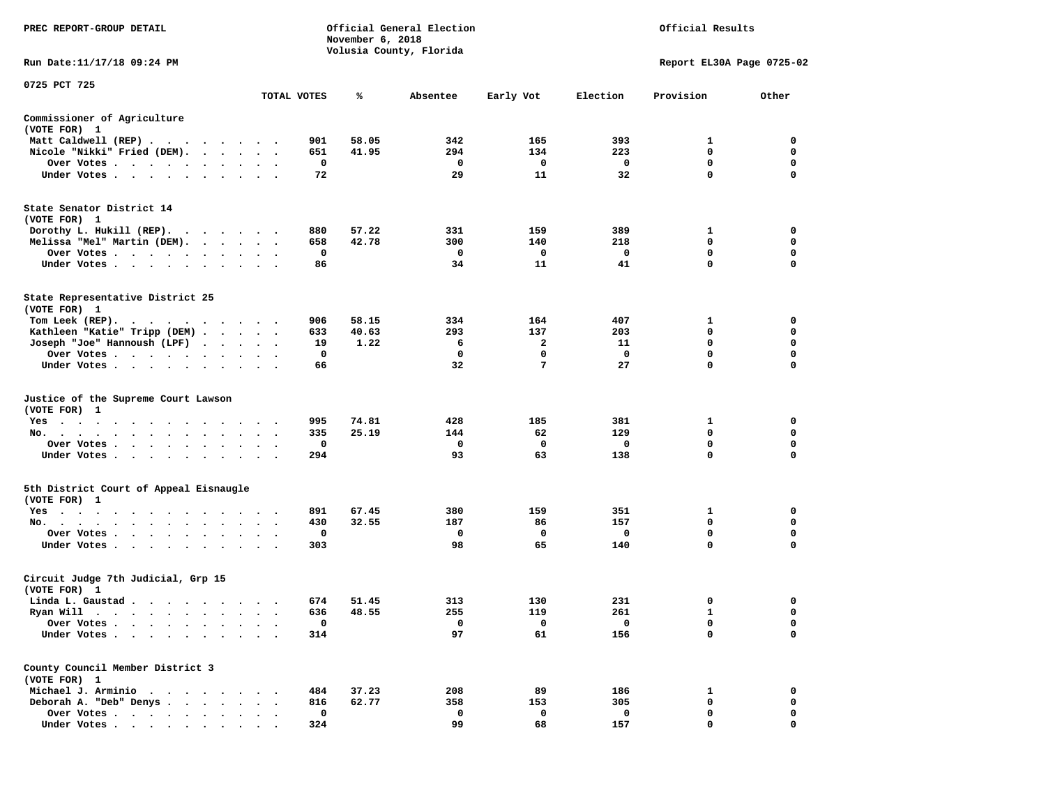PREC REPORT-GROUP DETAIL

Official General Election
November 6, 2018
Volusia County, Florida

Official Results

Run Date:11/17/18 09:24 PM

Report EL30A Page 0725-02

0725 PCT 725

| | TOTAL VOTES | % | Absentee | Early Vot | Election | Provision | Other |
|---|---|---|---|---|---|---|---|
| **Commissioner of Agriculture** | | | | | | | |
| (VOTE FOR) 1 | | | | | | | |
| Matt Caldwell (REP) | 901 | 58.05 | 342 | 165 | 393 | 1 | 0 |
| Nicole "Nikki" Fried (DEM) | 651 | 41.95 | 294 | 134 | 223 | 0 | 0 |
| Over Votes | 0 | | 0 | 0 | 0 | 0 | 0 |
| Under Votes | 72 | | 29 | 11 | 32 | 0 | 0 |
| **State Senator District 14** | | | | | | | |
| (VOTE FOR) 1 | | | | | | | |
| Dorothy L. Hukill (REP) | 880 | 57.22 | 331 | 159 | 389 | 1 | 0 |
| Melissa "Mel" Martin (DEM) | 658 | 42.78 | 300 | 140 | 218 | 0 | 0 |
| Over Votes | 0 | | 0 | 0 | 0 | 0 | 0 |
| Under Votes | 86 | | 34 | 11 | 41 | 0 | 0 |
| **State Representative District 25** | | | | | | | |
| (VOTE FOR) 1 | | | | | | | |
| Tom Leek (REP) | 906 | 58.15 | 334 | 164 | 407 | 1 | 0 |
| Kathleen "Katie" Tripp (DEM) | 633 | 40.63 | 293 | 137 | 203 | 0 | 0 |
| Joseph "Joe" Hannoush (LPF) | 19 | 1.22 | 6 | 2 | 11 | 0 | 0 |
| Over Votes | 0 | | 0 | 0 | 0 | 0 | 0 |
| Under Votes | 66 | | 32 | 7 | 27 | 0 | 0 |
| **Justice of the Supreme Court Lawson** | | | | | | | |
| (VOTE FOR) 1 | | | | | | | |
| Yes | 995 | 74.81 | 428 | 185 | 381 | 1 | 0 |
| No | 335 | 25.19 | 144 | 62 | 129 | 0 | 0 |
| Over Votes | 0 | | 0 | 0 | 0 | 0 | 0 |
| Under Votes | 294 | | 93 | 63 | 138 | 0 | 0 |
| **5th District Court of Appeal Eisnaugle** | | | | | | | |
| (VOTE FOR) 1 | | | | | | | |
| Yes | 891 | 67.45 | 380 | 159 | 351 | 1 | 0 |
| No | 430 | 32.55 | 187 | 86 | 157 | 0 | 0 |
| Over Votes | 0 | | 0 | 0 | 0 | 0 | 0 |
| Under Votes | 303 | | 98 | 65 | 140 | 0 | 0 |
| **Circuit Judge 7th Judicial, Grp 15** | | | | | | | |
| (VOTE FOR) 1 | | | | | | | |
| Linda L. Gaustad | 674 | 51.45 | 313 | 130 | 231 | 0 | 0 |
| Ryan Will | 636 | 48.55 | 255 | 119 | 261 | 1 | 0 |
| Over Votes | 0 | | 0 | 0 | 0 | 0 | 0 |
| Under Votes | 314 | | 97 | 61 | 156 | 0 | 0 |
| **County Council Member District 3** | | | | | | | |
| (VOTE FOR) 1 | | | | | | | |
| Michael J. Arminio | 484 | 37.23 | 208 | 89 | 186 | 1 | 0 |
| Deborah A. "Deb" Denys | 816 | 62.77 | 358 | 153 | 305 | 0 | 0 |
| Over Votes | 0 | | 0 | 0 | 0 | 0 | 0 |
| Under Votes | 324 | | 99 | 68 | 157 | 0 | 0 |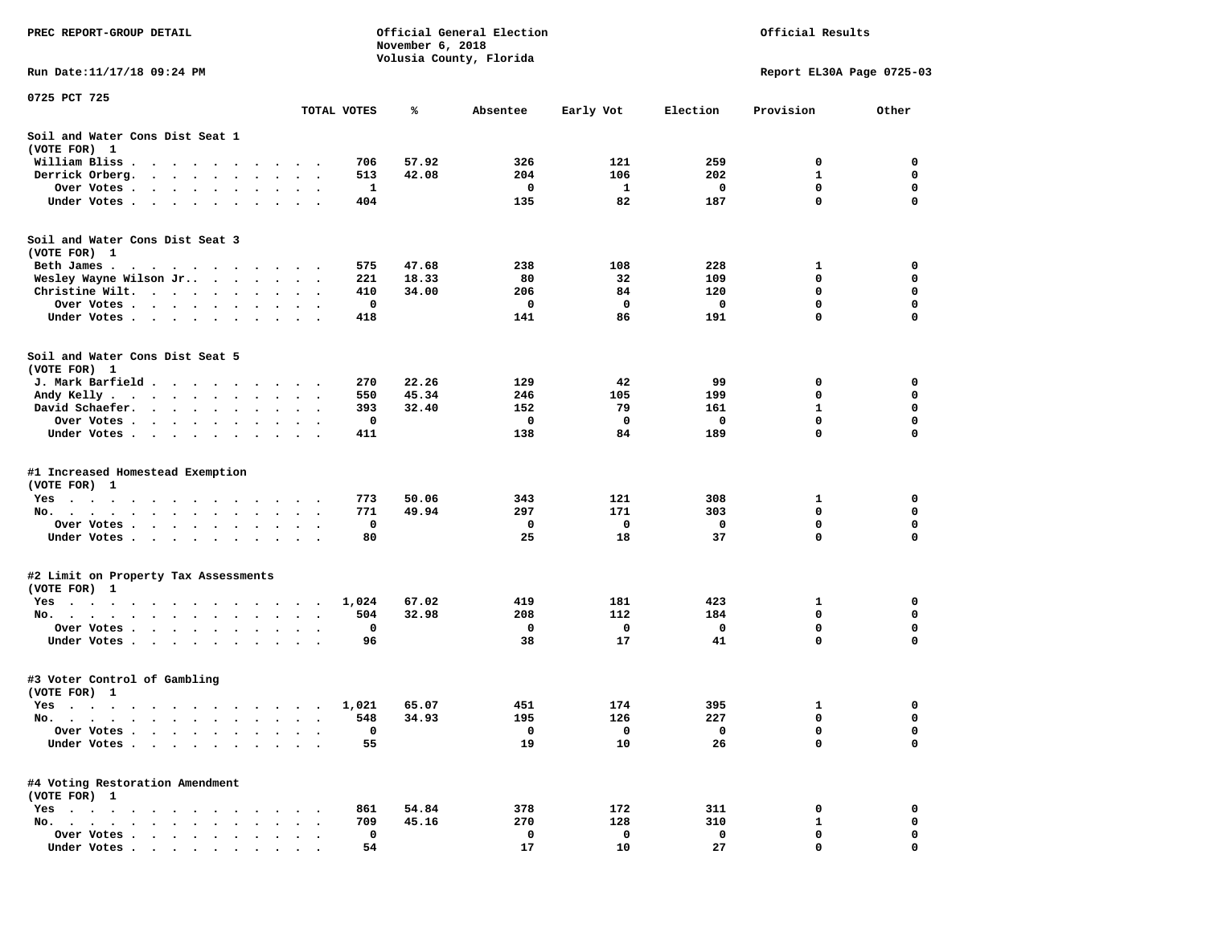PREC REPORT-GROUP DETAIL

Official General Election
November 6, 2018
Volusia County, Florida

Official Results

Run Date:11/17/18 09:24 PM

Report EL30A Page 0725-03

0725 PCT 725

| | TOTAL VOTES | % | Absentee | Early Vot | Election | Provision | Other |
|---|---|---|---|---|---|---|---|
| **Soil and Water Cons Dist Seat 1** | | | | | | | |
| (VOTE FOR) 1 | | | | | | | |
| William Bliss | 706 | 57.92 | 326 | 121 | 259 | 0 | 0 |
| Derrick Orberg. | 513 | 42.08 | 204 | 106 | 202 | 1 | 0 |
| Over Votes | 1 | | 0 | 1 | 0 | 0 | 0 |
| Under Votes | 404 | | 135 | 82 | 187 | 0 | 0 |
| **Soil and Water Cons Dist Seat 3** | | | | | | | |
| (VOTE FOR) 1 | | | | | | | |
| Beth James | 575 | 47.68 | 238 | 108 | 228 | 1 | 0 |
| Wesley Wayne Wilson Jr. | 221 | 18.33 | 80 | 32 | 109 | 0 | 0 |
| Christine Wilt. | 410 | 34.00 | 206 | 84 | 120 | 0 | 0 |
| Over Votes | 0 | | 0 | 0 | 0 | 0 | 0 |
| Under Votes | 418 | | 141 | 86 | 191 | 0 | 0 |
| **Soil and Water Cons Dist Seat 5** | | | | | | | |
| (VOTE FOR) 1 | | | | | | | |
| J. Mark Barfield | 270 | 22.26 | 129 | 42 | 99 | 0 | 0 |
| Andy Kelly | 550 | 45.34 | 246 | 105 | 199 | 0 | 0 |
| David Schaefer. | 393 | 32.40 | 152 | 79 | 161 | 1 | 0 |
| Over Votes | 0 | | 0 | 0 | 0 | 0 | 0 |
| Under Votes | 411 | | 138 | 84 | 189 | 0 | 0 |
| **#1 Increased Homestead Exemption** | | | | | | | |
| (VOTE FOR) 1 | | | | | | | |
| Yes | 773 | 50.06 | 343 | 121 | 308 | 1 | 0 |
| No. | 771 | 49.94 | 297 | 171 | 303 | 0 | 0 |
| Over Votes | 0 | | 0 | 0 | 0 | 0 | 0 |
| Under Votes | 80 | | 25 | 18 | 37 | 0 | 0 |
| **#2 Limit on Property Tax Assessments** | | | | | | | |
| (VOTE FOR) 1 | | | | | | | |
| Yes | 1,024 | 67.02 | 419 | 181 | 423 | 1 | 0 |
| No. | 504 | 32.98 | 208 | 112 | 184 | 0 | 0 |
| Over Votes | 0 | | 0 | 0 | 0 | 0 | 0 |
| Under Votes | 96 | | 38 | 17 | 41 | 0 | 0 |
| **#3 Voter Control of Gambling** | | | | | | | |
| (VOTE FOR) 1 | | | | | | | |
| Yes | 1,021 | 65.07 | 451 | 174 | 395 | 1 | 0 |
| No. | 548 | 34.93 | 195 | 126 | 227 | 0 | 0 |
| Over Votes | 0 | | 0 | 0 | 0 | 0 | 0 |
| Under Votes | 55 | | 19 | 10 | 26 | 0 | 0 |
| **#4 Voting Restoration Amendment** | | | | | | | |
| (VOTE FOR) 1 | | | | | | | |
| Yes | 861 | 54.84 | 378 | 172 | 311 | 0 | 0 |
| No. | 709 | 45.16 | 270 | 128 | 310 | 1 | 0 |
| Over Votes | 0 | | 0 | 0 | 0 | 0 | 0 |
| Under Votes | 54 | | 17 | 10 | 27 | 0 | 0 |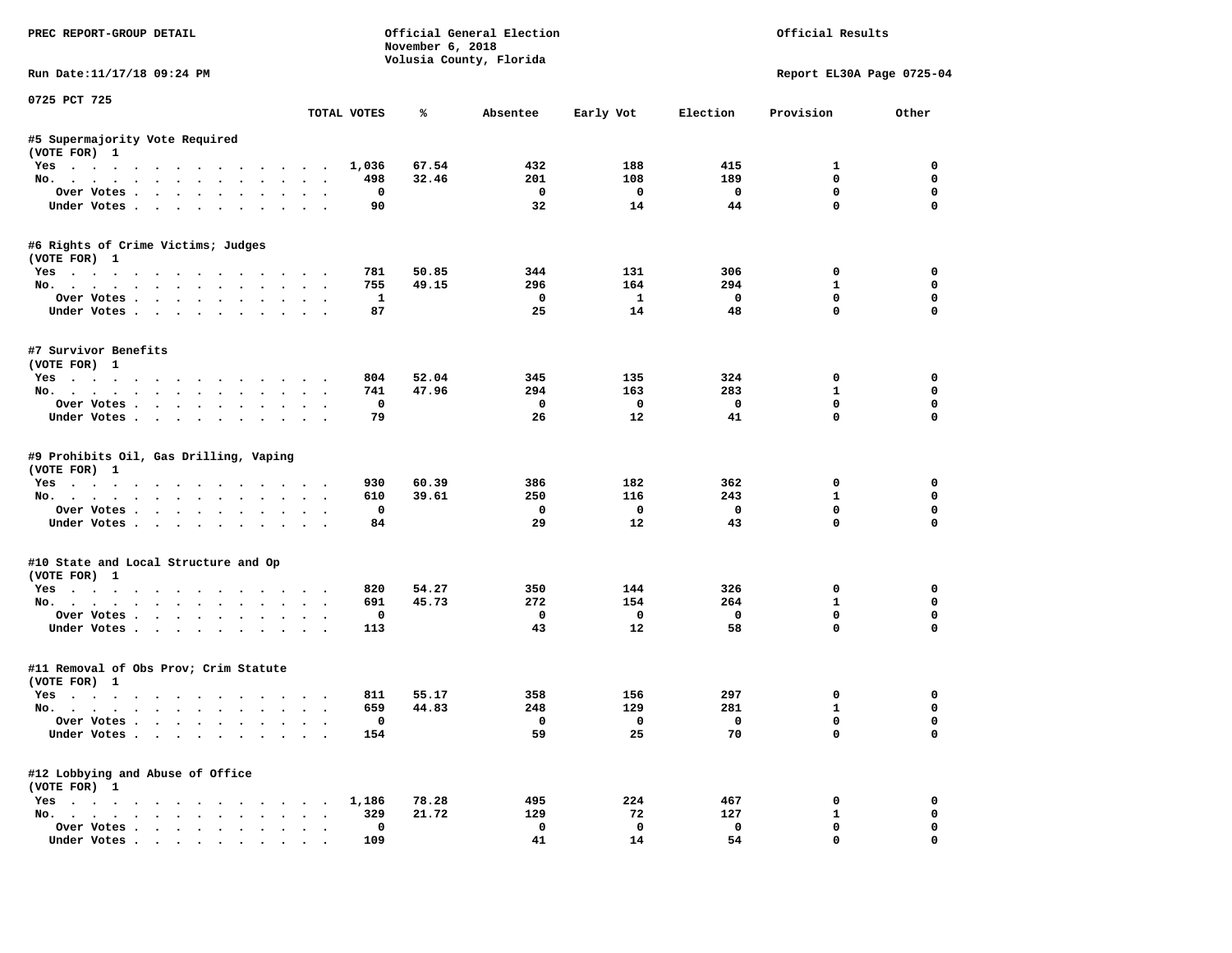PREC REPORT-GROUP DETAIL

Official General Election
November 6, 2018
Volusia County, Florida

Official Results

Run Date:11/17/18 09:24 PM

Report EL30A Page 0725-04

0725 PCT 725

| | TOTAL VOTES | % | Absentee | Early Vot | Election | Provision | Other |
|---|---|---|---|---|---|---|---|
| **#5 Supermajority Vote Required** | | | | | | | |
| (VOTE FOR) 1 | | | | | | | |
| Yes | 1,036 | 67.54 | 432 | 188 | 415 | 1 | 0 |
| No. | 498 | 32.46 | 201 | 108 | 189 | 0 | 0 |
| Over Votes | 0 | | 0 | 0 | 0 | 0 | 0 |
| Under Votes | 90 | | 32 | 14 | 44 | 0 | 0 |
| **#6 Rights of Crime Victims; Judges** | | | | | | | |
| (VOTE FOR) 1 | | | | | | | |
| Yes | 781 | 50.85 | 344 | 131 | 306 | 0 | 0 |
| No. | 755 | 49.15 | 296 | 164 | 294 | 1 | 0 |
| Over Votes | 1 | | 0 | 1 | 0 | 0 | 0 |
| Under Votes | 87 | | 25 | 14 | 48 | 0 | 0 |
| **#7 Survivor Benefits** | | | | | | | |
| (VOTE FOR) 1 | | | | | | | |
| Yes | 804 | 52.04 | 345 | 135 | 324 | 0 | 0 |
| No. | 741 | 47.96 | 294 | 163 | 283 | 1 | 0 |
| Over Votes | 0 | | 0 | 0 | 0 | 0 | 0 |
| Under Votes | 79 | | 26 | 12 | 41 | 0 | 0 |
| **#9 Prohibits Oil, Gas Drilling, Vaping** | | | | | | | |
| (VOTE FOR) 1 | | | | | | | |
| Yes | 930 | 60.39 | 386 | 182 | 362 | 0 | 0 |
| No. | 610 | 39.61 | 250 | 116 | 243 | 1 | 0 |
| Over Votes | 0 | | 0 | 0 | 0 | 0 | 0 |
| Under Votes | 84 | | 29 | 12 | 43 | 0 | 0 |
| **#10 State and Local Structure and Op** | | | | | | | |
| (VOTE FOR) 1 | | | | | | | |
| Yes | 820 | 54.27 | 350 | 144 | 326 | 0 | 0 |
| No. | 691 | 45.73 | 272 | 154 | 264 | 1 | 0 |
| Over Votes | 0 | | 0 | 0 | 0 | 0 | 0 |
| Under Votes | 113 | | 43 | 12 | 58 | 0 | 0 |
| **#11 Removal of Obs Prov; Crim Statute** | | | | | | | |
| (VOTE FOR) 1 | | | | | | | |
| Yes | 811 | 55.17 | 358 | 156 | 297 | 0 | 0 |
| No. | 659 | 44.83 | 248 | 129 | 281 | 1 | 0 |
| Over Votes | 0 | | 0 | 0 | 0 | 0 | 0 |
| Under Votes | 154 | | 59 | 25 | 70 | 0 | 0 |
| **#12 Lobbying and Abuse of Office** | | | | | | | |
| (VOTE FOR) 1 | | | | | | | |
| Yes | 1,186 | 78.28 | 495 | 224 | 467 | 0 | 0 |
| No. | 329 | 21.72 | 129 | 72 | 127 | 1 | 0 |
| Over Votes | 0 | | 0 | 0 | 0 | 0 | 0 |
| Under Votes | 109 | | 41 | 14 | 54 | 0 | 0 |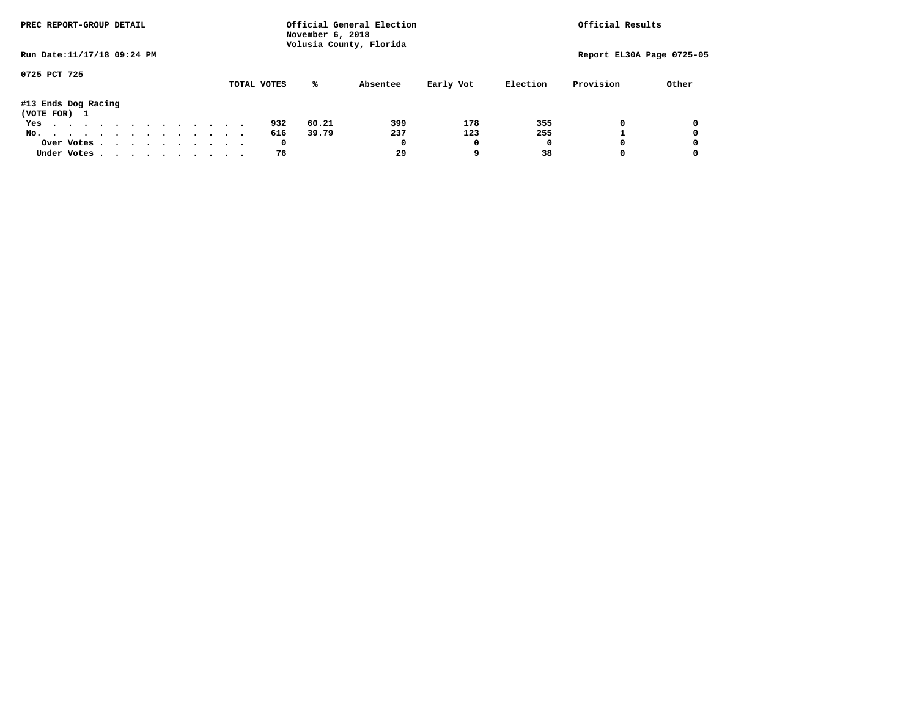PREC REPORT-GROUP DETAIL

Official General Election
November 6, 2018
Volusia County, Florida

Official Results

Run Date:11/17/18 09:24 PM

Report EL30A Page 0725-05

0725 PCT 725

#13 Ends Dog Racing
(VOTE FOR) 1

| | TOTAL VOTES | % | Absentee | Early Vot | Election | Provision | Other |
|---|---|---|---|---|---|---|---|
| Yes | 932 | 60.21 | 399 | 178 | 355 | 0 | 0 |
| No. | 616 | 39.79 | 237 | 123 | 255 | 1 | 0 |
| Over Votes | 0 | | 0 | 0 | 0 | 0 | 0 |
| Under Votes | 76 | | 29 | 9 | 38 | 0 | 0 |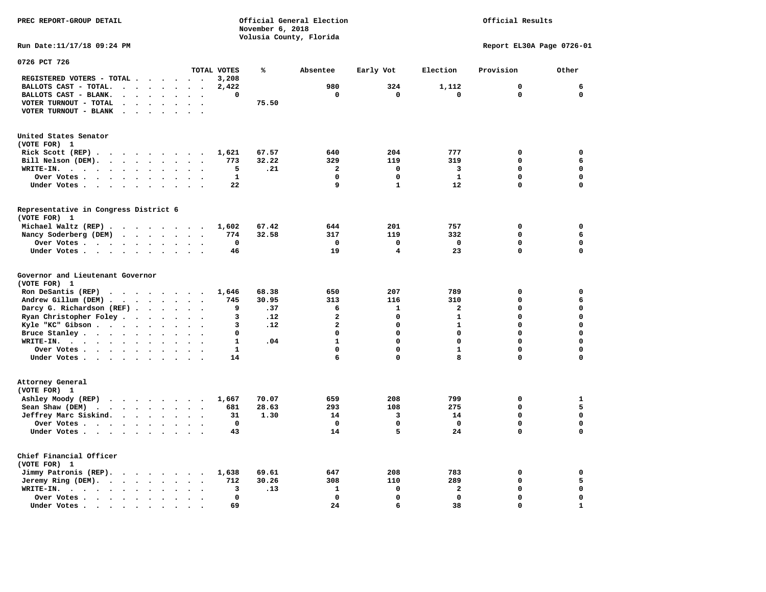PREC REPORT-GROUP DETAIL

Official General Election
November 6, 2018
Volusia County, Florida

Official Results

Run Date:11/17/18 09:24 PM

Report EL30A Page 0726-01

## 0726 PCT 726

| | TOTAL VOTES | % | Absentee | Early Vot | Election | Provision | Other |
|---|---|---|---|---|---|---|---|
| REGISTERED VOTERS - TOTAL | 3,208 | | | | | | |
| BALLOTS CAST - TOTAL. | 2,422 | | 980 | 324 | 1,112 | 0 | 6 |
| BALLOTS CAST - BLANK. | 0 | | 0 | 0 | 0 | 0 | 0 |
| VOTER TURNOUT - TOTAL | | 75.50 | | | | | |
| VOTER TURNOUT - BLANK | | | | | | | |

### United States Senator
(VOTE FOR) 1

| | TOTAL VOTES | % | Absentee | Early Vot | Election | Provision | Other |
|---|---|---|---|---|---|---|---|
| Rick Scott (REP) | 1,621 | 67.57 | 640 | 204 | 777 | 0 | 0 |
| Bill Nelson (DEM). | 773 | 32.22 | 329 | 119 | 319 | 0 | 6 |
| WRITE-IN. | 5 | .21 | 2 | 0 | 3 | 0 | 0 |
| Over Votes | 1 | | 0 | 0 | 1 | 0 | 0 |
| Under Votes | 22 | | 9 | 1 | 12 | 0 | 0 |

### Representative in Congress District 6
(VOTE FOR) 1

| | TOTAL VOTES | % | Absentee | Early Vot | Election | Provision | Other |
|---|---|---|---|---|---|---|---|
| Michael Waltz (REP) | 1,602 | 67.42 | 644 | 201 | 757 | 0 | 0 |
| Nancy Soderberg (DEM) | 774 | 32.58 | 317 | 119 | 332 | 0 | 6 |
| Over Votes | 0 | | 0 | 0 | 0 | 0 | 0 |
| Under Votes | 46 | | 19 | 4 | 23 | 0 | 0 |

### Governor and Lieutenant Governor
(VOTE FOR) 1

| | TOTAL VOTES | % | Absentee | Early Vot | Election | Provision | Other |
|---|---|---|---|---|---|---|---|
| Ron DeSantis (REP) | 1,646 | 68.38 | 650 | 207 | 789 | 0 | 0 |
| Andrew Gillum (DEM) | 745 | 30.95 | 313 | 116 | 310 | 0 | 6 |
| Darcy G. Richardson (REF) | 9 | .37 | 6 | 1 | 2 | 0 | 0 |
| Ryan Christopher Foley | 3 | .12 | 2 | 0 | 1 | 0 | 0 |
| Kyle "KC" Gibson | 3 | .12 | 2 | 0 | 1 | 0 | 0 |
| Bruce Stanley | 0 | | 0 | 0 | 0 | 0 | 0 |
| WRITE-IN. | 1 | .04 | 1 | 0 | 0 | 0 | 0 |
| Over Votes | 1 | | 0 | 0 | 1 | 0 | 0 |
| Under Votes | 14 | | 6 | 0 | 8 | 0 | 0 |

### Attorney General
(VOTE FOR) 1

| | TOTAL VOTES | % | Absentee | Early Vot | Election | Provision | Other |
|---|---|---|---|---|---|---|---|
| Ashley Moody (REP) | 1,667 | 70.07 | 659 | 208 | 799 | 0 | 1 |
| Sean Shaw (DEM) | 681 | 28.63 | 293 | 108 | 275 | 0 | 5 |
| Jeffrey Marc Siskind. | 31 | 1.30 | 14 | 3 | 14 | 0 | 0 |
| Over Votes | 0 | | 0 | 0 | 0 | 0 | 0 |
| Under Votes | 43 | | 14 | 5 | 24 | 0 | 0 |

### Chief Financial Officer
(VOTE FOR) 1

| | TOTAL VOTES | % | Absentee | Early Vot | Election | Provision | Other |
|---|---|---|---|---|---|---|---|
| Jimmy Patronis (REP). | 1,638 | 69.61 | 647 | 208 | 783 | 0 | 0 |
| Jeremy Ring (DEM). | 712 | 30.26 | 308 | 110 | 289 | 0 | 5 |
| WRITE-IN. | 3 | .13 | 1 | 0 | 2 | 0 | 0 |
| Over Votes | 0 | | 0 | 0 | 0 | 0 | 0 |
| Under Votes | 69 | | 24 | 6 | 38 | 0 | 1 |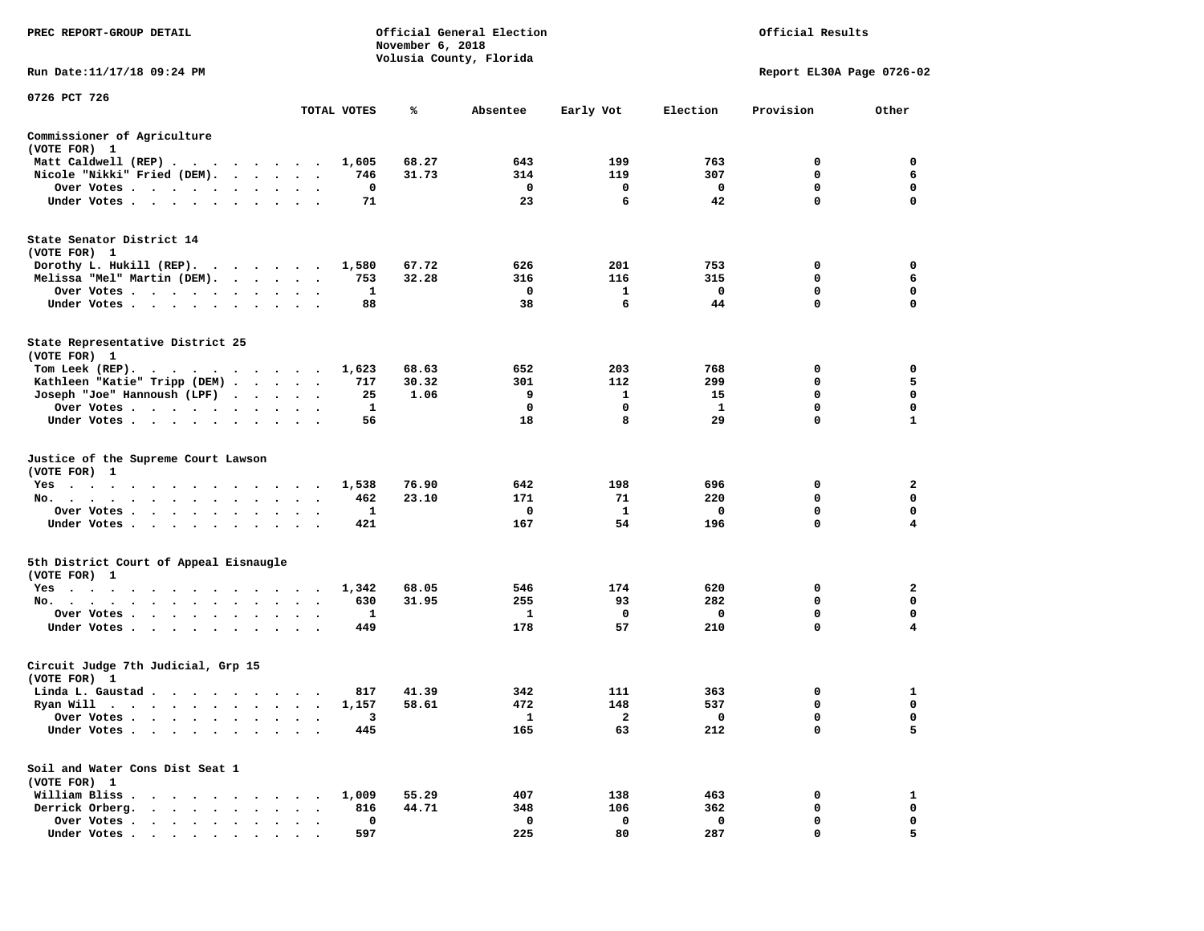PREC REPORT-GROUP DETAIL

Official General Election
November 6, 2018
Volusia County, Florida

Official Results

Run Date:11/17/18 09:24 PM

Report EL30A Page 0726-02

0726 PCT 726

| | TOTAL VOTES | % | Absentee | Early Vot | Election | Provision | Other |
|---|---|---|---|---|---|---|---|
| **Commissioner of Agriculture** | | | | | | | |
| (VOTE FOR) 1 | | | | | | | |
| Matt Caldwell (REP) | 1,605 | 68.27 | 643 | 199 | 763 | 0 | 0 |
| Nicole "Nikki" Fried (DEM) | 746 | 31.73 | 314 | 119 | 307 | 0 | 6 |
| Over Votes | 0 | | 0 | 0 | 0 | 0 | 0 |
| Under Votes | 71 | | 23 | 6 | 42 | 0 | 0 |
| **State Senator District 14** | | | | | | | |
| (VOTE FOR) 1 | | | | | | | |
| Dorothy L. Hukill (REP) | 1,580 | 67.72 | 626 | 201 | 753 | 0 | 0 |
| Melissa "Mel" Martin (DEM) | 753 | 32.28 | 316 | 116 | 315 | 0 | 6 |
| Over Votes | 1 | | 0 | 1 | 0 | 0 | 0 |
| Under Votes | 88 | | 38 | 6 | 44 | 0 | 0 |
| **State Representative District 25** | | | | | | | |
| (VOTE FOR) 1 | | | | | | | |
| Tom Leek (REP) | 1,623 | 68.63 | 652 | 203 | 768 | 0 | 0 |
| Kathleen "Katie" Tripp (DEM) | 717 | 30.32 | 301 | 112 | 299 | 0 | 5 |
| Joseph "Joe" Hannoush (LPF) | 25 | 1.06 | 9 | 1 | 15 | 0 | 0 |
| Over Votes | 1 | | 0 | 0 | 1 | 0 | 0 |
| Under Votes | 56 | | 18 | 8 | 29 | 0 | 1 |
| **Justice of the Supreme Court Lawson** | | | | | | | |
| (VOTE FOR) 1 | | | | | | | |
| Yes | 1,538 | 76.90 | 642 | 198 | 696 | 0 | 2 |
| No | 462 | 23.10 | 171 | 71 | 220 | 0 | 0 |
| Over Votes | 1 | | 0 | 1 | 0 | 0 | 0 |
| Under Votes | 421 | | 167 | 54 | 196 | 0 | 4 |
| **5th District Court of Appeal Eisnaugle** | | | | | | | |
| (VOTE FOR) 1 | | | | | | | |
| Yes | 1,342 | 68.05 | 546 | 174 | 620 | 0 | 2 |
| No | 630 | 31.95 | 255 | 93 | 282 | 0 | 0 |
| Over Votes | 1 | | 1 | 0 | 0 | 0 | 0 |
| Under Votes | 449 | | 178 | 57 | 210 | 0 | 4 |
| **Circuit Judge 7th Judicial, Grp 15** | | | | | | | |
| (VOTE FOR) 1 | | | | | | | |
| Linda L. Gaustad | 817 | 41.39 | 342 | 111 | 363 | 0 | 1 |
| Ryan Will | 1,157 | 58.61 | 472 | 148 | 537 | 0 | 0 |
| Over Votes | 3 | | 1 | 2 | 0 | 0 | 0 |
| Under Votes | 445 | | 165 | 63 | 212 | 0 | 5 |
| **Soil and Water Cons Dist Seat 1** | | | | | | | |
| (VOTE FOR) 1 | | | | | | | |
| William Bliss | 1,009 | 55.29 | 407 | 138 | 463 | 0 | 1 |
| Derrick Orberg | 816 | 44.71 | 348 | 106 | 362 | 0 | 0 |
| Over Votes | 0 | | 0 | 0 | 0 | 0 | 0 |
| Under Votes | 597 | | 225 | 80 | 287 | 0 | 5 |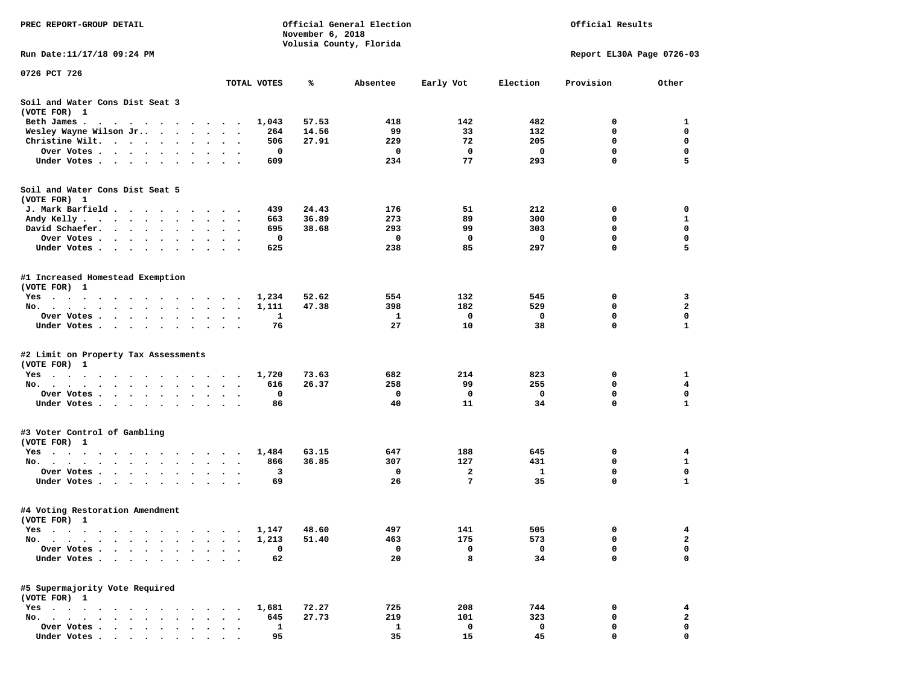PREC REPORT-GROUP DETAIL

Official General Election
November 6, 2018
Volusia County, Florida

Official Results

Run Date:11/17/18 09:24 PM

Report EL30A Page 0726-03

0726 PCT 726

| | TOTAL VOTES | % | Absentee | Early Vot | Election | Provision | Other |
|---|---|---|---|---|---|---|---|
| **Soil and Water Cons Dist Seat 3** | | | | | | | |
| **(VOTE FOR) 1** | | | | | | | |
| Beth James | 1,043 | 57.53 | 418 | 142 | 482 | 0 | 1 |
| Wesley Wayne Wilson Jr. | 264 | 14.56 | 99 | 33 | 132 | 0 | 0 |
| Christine Wilt | 506 | 27.91 | 229 | 72 | 205 | 0 | 0 |
| Over Votes | 0 | | 0 | 0 | 0 | 0 | 0 |
| Under Votes | 609 | | 234 | 77 | 293 | 0 | 5 |
| **Soil and Water Cons Dist Seat 5** | | | | | | | |
| **(VOTE FOR) 1** | | | | | | | |
| J. Mark Barfield | 439 | 24.43 | 176 | 51 | 212 | 0 | 0 |
| Andy Kelly | 663 | 36.89 | 273 | 89 | 300 | 0 | 1 |
| David Schaefer | 695 | 38.68 | 293 | 99 | 303 | 0 | 0 |
| Over Votes | 0 | | 0 | 0 | 0 | 0 | 0 |
| Under Votes | 625 | | 238 | 85 | 297 | 0 | 5 |
| **#1 Increased Homestead Exemption** | | | | | | | |
| **(VOTE FOR) 1** | | | | | | | |
| Yes | 1,234 | 52.62 | 554 | 132 | 545 | 0 | 3 |
| No | 1,111 | 47.38 | 398 | 182 | 529 | 0 | 2 |
| Over Votes | 1 | | 1 | 0 | 0 | 0 | 0 |
| Under Votes | 76 | | 27 | 10 | 38 | 0 | 1 |
| **#2 Limit on Property Tax Assessments** | | | | | | | |
| **(VOTE FOR) 1** | | | | | | | |
| Yes | 1,720 | 73.63 | 682 | 214 | 823 | 0 | 1 |
| No | 616 | 26.37 | 258 | 99 | 255 | 0 | 4 |
| Over Votes | 0 | | 0 | 0 | 0 | 0 | 0 |
| Under Votes | 86 | | 40 | 11 | 34 | 0 | 1 |
| **#3 Voter Control of Gambling** | | | | | | | |
| **(VOTE FOR) 1** | | | | | | | |
| Yes | 1,484 | 63.15 | 647 | 188 | 645 | 0 | 4 |
| No | 866 | 36.85 | 307 | 127 | 431 | 0 | 1 |
| Over Votes | 3 | | 0 | 2 | 1 | 0 | 0 |
| Under Votes | 69 | | 26 | 7 | 35 | 0 | 1 |
| **#4 Voting Restoration Amendment** | | | | | | | |
| **(VOTE FOR) 1** | | | | | | | |
| Yes | 1,147 | 48.60 | 497 | 141 | 505 | 0 | 4 |
| No | 1,213 | 51.40 | 463 | 175 | 573 | 0 | 2 |
| Over Votes | 0 | | 0 | 0 | 0 | 0 | 0 |
| Under Votes | 62 | | 20 | 8 | 34 | 0 | 0 |
| **#5 Supermajority Vote Required** | | | | | | | |
| **(VOTE FOR) 1** | | | | | | | |
| Yes | 1,681 | 72.27 | 725 | 208 | 744 | 0 | 4 |
| No | 645 | 27.73 | 219 | 101 | 323 | 0 | 2 |
| Over Votes | 1 | | 1 | 0 | 0 | 0 | 0 |
| Under Votes | 95 | | 35 | 15 | 45 | 0 | 0 |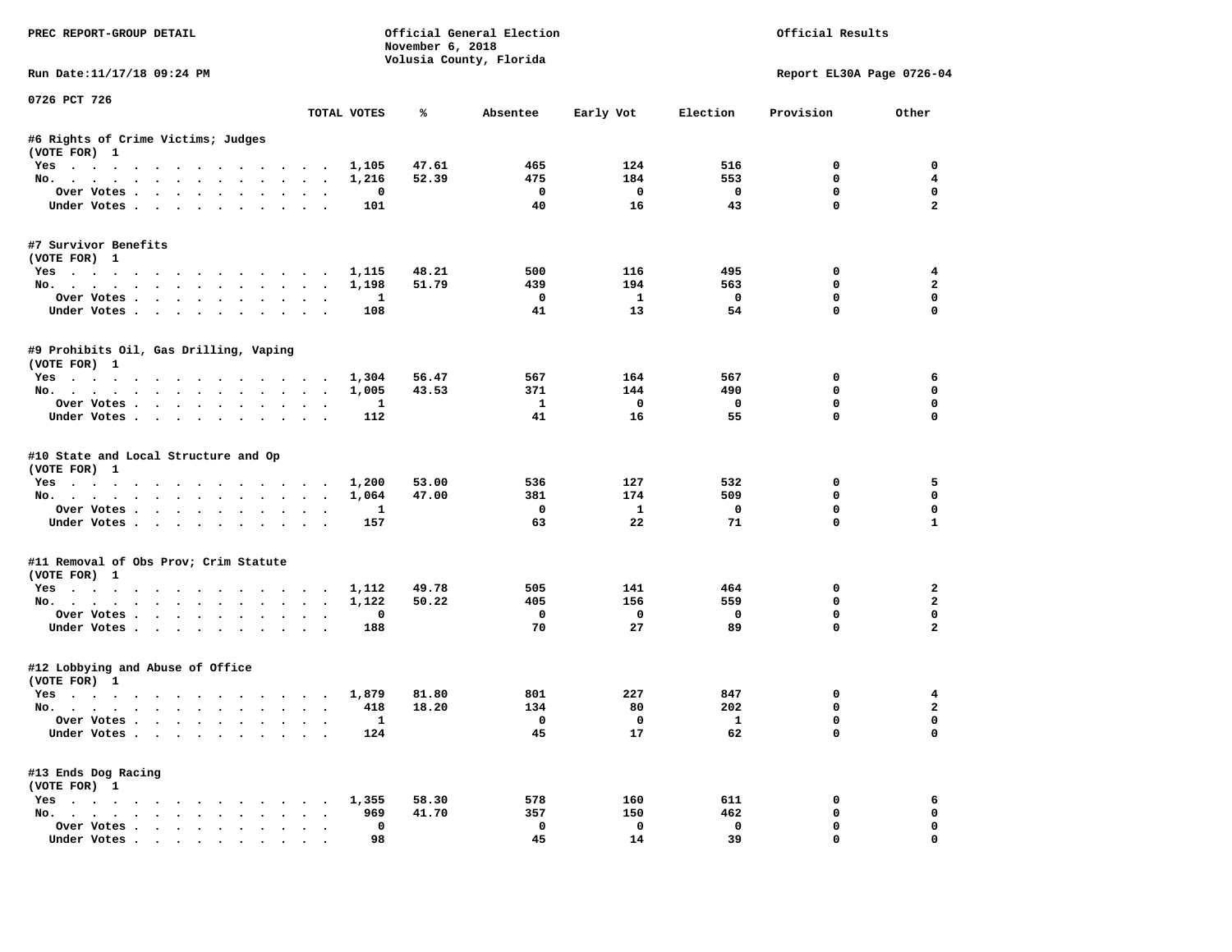PREC REPORT-GROUP DETAIL

Official General Election
November 6, 2018
Volusia County, Florida

Official Results

Run Date:11/17/18 09:24 PM

Report EL30A Page 0726-04

0726 PCT 726

| | TOTAL VOTES | % | Absentee | Early Vot | Election | Provision | Other |
|---|---|---|---|---|---|---|---|
| **#6 Rights of Crime Victims; Judges** | | | | | | | |
| (VOTE FOR) 1 | | | | | | | |
| Yes | 1,105 | 47.61 | 465 | 124 | 516 | 0 | 0 |
| No. | 1,216 | 52.39 | 475 | 184 | 553 | 0 | 4 |
| Over Votes | 0 | | 0 | 0 | 0 | 0 | 0 |
| Under Votes | 101 | | 40 | 16 | 43 | 0 | 2 |
| **#7 Survivor Benefits** | | | | | | | |
| (VOTE FOR) 1 | | | | | | | |
| Yes | 1,115 | 48.21 | 500 | 116 | 495 | 0 | 4 |
| No. | 1,198 | 51.79 | 439 | 194 | 563 | 0 | 2 |
| Over Votes | 1 | | 0 | 1 | 0 | 0 | 0 |
| Under Votes | 108 | | 41 | 13 | 54 | 0 | 0 |
| **#9 Prohibits Oil, Gas Drilling, Vaping** | | | | | | | |
| (VOTE FOR) 1 | | | | | | | |
| Yes | 1,304 | 56.47 | 567 | 164 | 567 | 0 | 6 |
| No. | 1,005 | 43.53 | 371 | 144 | 490 | 0 | 0 |
| Over Votes | 1 | | 1 | 0 | 0 | 0 | 0 |
| Under Votes | 112 | | 41 | 16 | 55 | 0 | 0 |
| **#10 State and Local Structure and Op** | | | | | | | |
| (VOTE FOR) 1 | | | | | | | |
| Yes | 1,200 | 53.00 | 536 | 127 | 532 | 0 | 5 |
| No. | 1,064 | 47.00 | 381 | 174 | 509 | 0 | 0 |
| Over Votes | 1 | | 0 | 1 | 0 | 0 | 0 |
| Under Votes | 157 | | 63 | 22 | 71 | 0 | 1 |
| **#11 Removal of Obs Prov; Crim Statute** | | | | | | | |
| (VOTE FOR) 1 | | | | | | | |
| Yes | 1,112 | 49.78 | 505 | 141 | 464 | 0 | 2 |
| No. | 1,122 | 50.22 | 405 | 156 | 559 | 0 | 2 |
| Over Votes | 0 | | 0 | 0 | 0 | 0 | 0 |
| Under Votes | 188 | | 70 | 27 | 89 | 0 | 2 |
| **#12 Lobbying and Abuse of Office** | | | | | | | |
| (VOTE FOR) 1 | | | | | | | |
| Yes | 1,879 | 81.80 | 801 | 227 | 847 | 0 | 4 |
| No. | 418 | 18.20 | 134 | 80 | 202 | 0 | 2 |
| Over Votes | 1 | | 0 | 0 | 1 | 0 | 0 |
| Under Votes | 124 | | 45 | 17 | 62 | 0 | 0 |
| **#13 Ends Dog Racing** | | | | | | | |
| (VOTE FOR) 1 | | | | | | | |
| Yes | 1,355 | 58.30 | 578 | 160 | 611 | 0 | 6 |
| No. | 969 | 41.70 | 357 | 150 | 462 | 0 | 0 |
| Over Votes | 0 | | 0 | 0 | 0 | 0 | 0 |
| Under Votes | 98 | | 45 | 14 | 39 | 0 | 0 |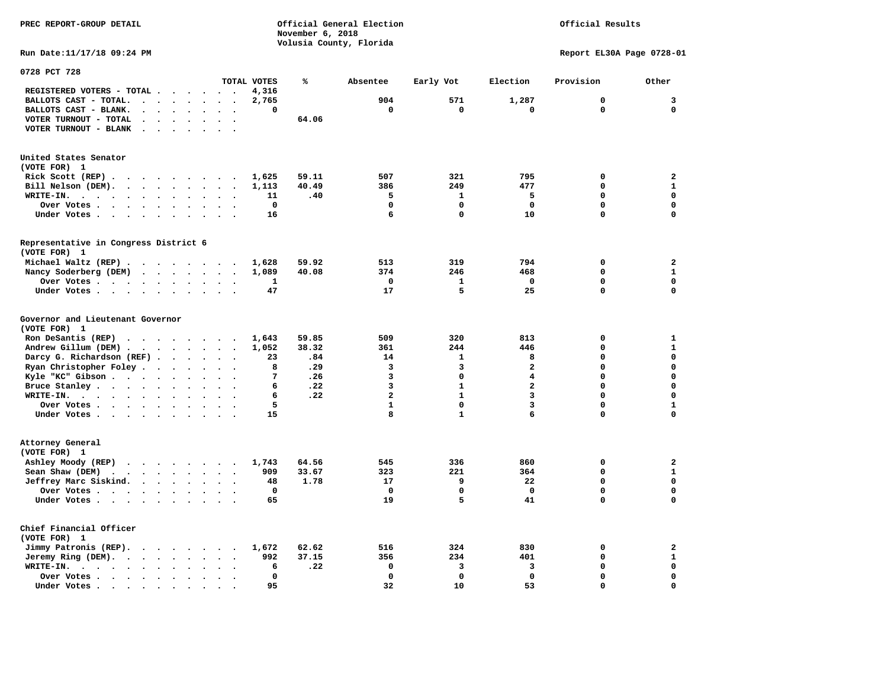PREC REPORT-GROUP DETAIL

Official General Election
November 6, 2018
Volusia County, Florida

Official Results

Run Date:11/17/18 09:24 PM

Report EL30A Page 0728-01

## 0728 PCT 728

| | TOTAL VOTES | % | Absentee | Early Vot | Election | Provision | Other |
|---|---|---|---|---|---|---|---|
| REGISTERED VOTERS - TOTAL | 4,316 | | | | | | |
| BALLOTS CAST - TOTAL. | 2,765 | | 904 | 571 | 1,287 | 0 | 3 |
| BALLOTS CAST - BLANK. | 0 | | 0 | 0 | 0 | 0 | 0 |
| VOTER TURNOUT - TOTAL | | 64.06 | | | | | |
| VOTER TURNOUT - BLANK | | | | | | | |

### United States Senator (VOTE FOR) 1

| | TOTAL VOTES | % | Absentee | Early Vot | Election | Provision | Other |
|---|---|---|---|---|---|---|---|
| Rick Scott (REP) | 1,625 | 59.11 | 507 | 321 | 795 | 0 | 2 |
| Bill Nelson (DEM). | 1,113 | 40.49 | 386 | 249 | 477 | 0 | 1 |
| WRITE-IN. | 11 | .40 | 5 | 1 | 5 | 0 | 0 |
| Over Votes | 0 | | 0 | 0 | 0 | 0 | 0 |
| Under Votes | 16 | | 6 | 0 | 10 | 0 | 0 |

### Representative in Congress District 6 (VOTE FOR) 1

| | TOTAL VOTES | % | Absentee | Early Vot | Election | Provision | Other |
|---|---|---|---|---|---|---|---|
| Michael Waltz (REP) | 1,628 | 59.92 | 513 | 319 | 794 | 0 | 2 |
| Nancy Soderberg (DEM) | 1,089 | 40.08 | 374 | 246 | 468 | 0 | 1 |
| Over Votes | 1 | | 0 | 1 | 0 | 0 | 0 |
| Under Votes | 47 | | 17 | 5 | 25 | 0 | 0 |

### Governor and Lieutenant Governor (VOTE FOR) 1

| | TOTAL VOTES | % | Absentee | Early Vot | Election | Provision | Other |
|---|---|---|---|---|---|---|---|
| Ron DeSantis (REP) | 1,643 | 59.85 | 509 | 320 | 813 | 0 | 1 |
| Andrew Gillum (DEM) | 1,052 | 38.32 | 361 | 244 | 446 | 0 | 1 |
| Darcy G. Richardson (REF) | 23 | .84 | 14 | 1 | 8 | 0 | 0 |
| Ryan Christopher Foley | 8 | .29 | 3 | 3 | 2 | 0 | 0 |
| Kyle "KC" Gibson | 7 | .26 | 3 | 0 | 4 | 0 | 0 |
| Bruce Stanley | 6 | .22 | 3 | 1 | 2 | 0 | 0 |
| WRITE-IN. | 6 | .22 | 2 | 1 | 3 | 0 | 0 |
| Over Votes | 5 | | 1 | 0 | 3 | 0 | 1 |
| Under Votes | 15 | | 8 | 1 | 6 | 0 | 0 |

### Attorney General (VOTE FOR) 1

| | TOTAL VOTES | % | Absentee | Early Vot | Election | Provision | Other |
|---|---|---|---|---|---|---|---|
| Ashley Moody (REP) | 1,743 | 64.56 | 545 | 336 | 860 | 0 | 2 |
| Sean Shaw (DEM) | 909 | 33.67 | 323 | 221 | 364 | 0 | 1 |
| Jeffrey Marc Siskind. | 48 | 1.78 | 17 | 9 | 22 | 0 | 0 |
| Over Votes | 0 | | 0 | 0 | 0 | 0 | 0 |
| Under Votes | 65 | | 19 | 5 | 41 | 0 | 0 |

### Chief Financial Officer (VOTE FOR) 1

| | TOTAL VOTES | % | Absentee | Early Vot | Election | Provision | Other |
|---|---|---|---|---|---|---|---|
| Jimmy Patronis (REP). | 1,672 | 62.62 | 516 | 324 | 830 | 0 | 2 |
| Jeremy Ring (DEM). | 992 | 37.15 | 356 | 234 | 401 | 0 | 1 |
| WRITE-IN. | 6 | .22 | 0 | 3 | 3 | 0 | 0 |
| Over Votes | 0 | | 0 | 0 | 0 | 0 | 0 |
| Under Votes | 95 | | 32 | 10 | 53 | 0 | 0 |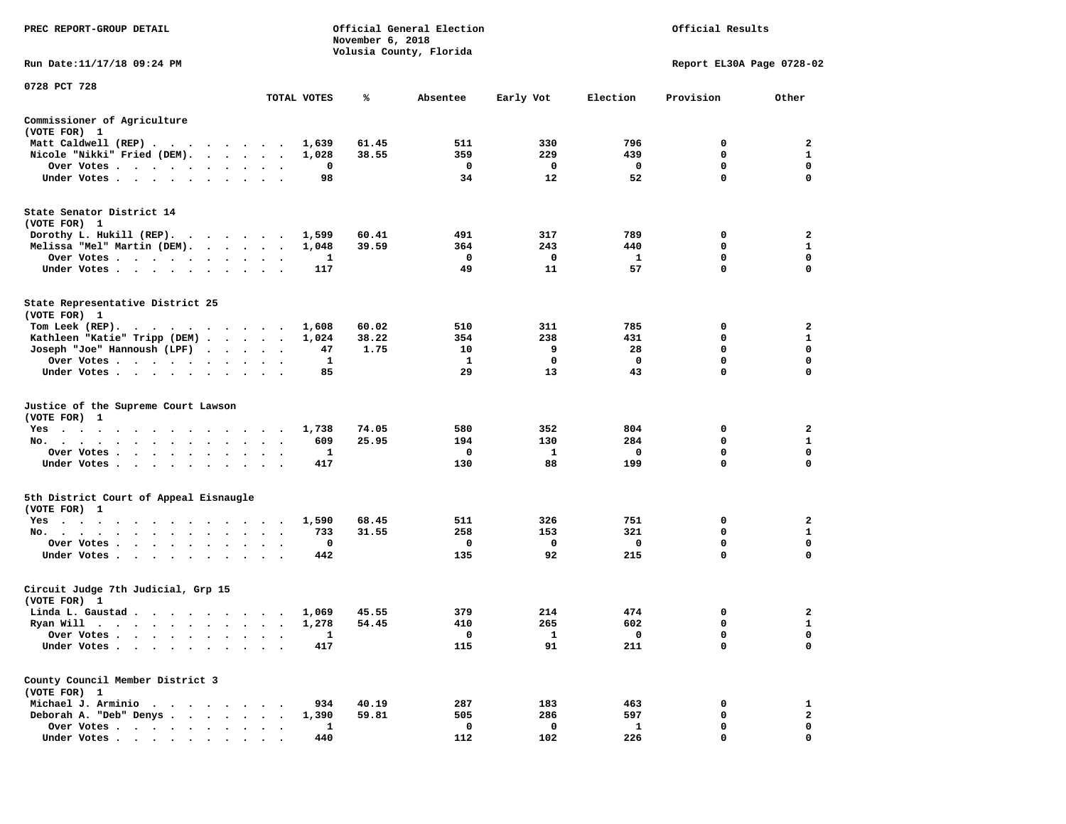PREC REPORT-GROUP DETAIL

Official General Election
November 6, 2018
Volusia County, Florida

Official Results

Run Date:11/17/18 09:24 PM

Report EL30A Page 0728-02

0728 PCT 728

| | TOTAL VOTES | % | Absentee | Early Vot | Election | Provision | Other |
|---|---|---|---|---|---|---|---|
| **Commissioner of Agriculture** | | | | | | | |
| (VOTE FOR) 1 | | | | | | | |
| Matt Caldwell (REP) | 1,639 | 61.45 | 511 | 330 | 796 | 0 | 2 |
| Nicole "Nikki" Fried (DEM) | 1,028 | 38.55 | 359 | 229 | 439 | 0 | 1 |
| Over Votes | 0 | | 0 | 0 | 0 | 0 | 0 |
| Under Votes | 98 | | 34 | 12 | 52 | 0 | 0 |
| **State Senator District 14** | | | | | | | |
| (VOTE FOR) 1 | | | | | | | |
| Dorothy L. Hukill (REP) | 1,599 | 60.41 | 491 | 317 | 789 | 0 | 2 |
| Melissa "Mel" Martin (DEM) | 1,048 | 39.59 | 364 | 243 | 440 | 0 | 1 |
| Over Votes | 1 | | 0 | 0 | 1 | 0 | 0 |
| Under Votes | 117 | | 49 | 11 | 57 | 0 | 0 |
| **State Representative District 25** | | | | | | | |
| (VOTE FOR) 1 | | | | | | | |
| Tom Leek (REP) | 1,608 | 60.02 | 510 | 311 | 785 | 0 | 2 |
| Kathleen "Katie" Tripp (DEM) | 1,024 | 38.22 | 354 | 238 | 431 | 0 | 1 |
| Joseph "Joe" Hannoush (LPF) | 47 | 1.75 | 10 | 9 | 28 | 0 | 0 |
| Over Votes | 1 | | 1 | 0 | 0 | 0 | 0 |
| Under Votes | 85 | | 29 | 13 | 43 | 0 | 0 |
| **Justice of the Supreme Court Lawson** | | | | | | | |
| (VOTE FOR) 1 | | | | | | | |
| Yes | 1,738 | 74.05 | 580 | 352 | 804 | 0 | 2 |
| No | 609 | 25.95 | 194 | 130 | 284 | 0 | 1 |
| Over Votes | 1 | | 0 | 1 | 0 | 0 | 0 |
| Under Votes | 417 | | 130 | 88 | 199 | 0 | 0 |
| **5th District Court of Appeal Eisnaugle** | | | | | | | |
| (VOTE FOR) 1 | | | | | | | |
| Yes | 1,590 | 68.45 | 511 | 326 | 751 | 0 | 2 |
| No | 733 | 31.55 | 258 | 153 | 321 | 0 | 1 |
| Over Votes | 0 | | 0 | 0 | 0 | 0 | 0 |
| Under Votes | 442 | | 135 | 92 | 215 | 0 | 0 |
| **Circuit Judge 7th Judicial, Grp 15** | | | | | | | |
| (VOTE FOR) 1 | | | | | | | |
| Linda L. Gaustad | 1,069 | 45.55 | 379 | 214 | 474 | 0 | 2 |
| Ryan Will | 1,278 | 54.45 | 410 | 265 | 602 | 0 | 1 |
| Over Votes | 1 | | 0 | 1 | 0 | 0 | 0 |
| Under Votes | 417 | | 115 | 91 | 211 | 0 | 0 |
| **County Council Member District 3** | | | | | | | |
| (VOTE FOR) 1 | | | | | | | |
| Michael J. Arminio | 934 | 40.19 | 287 | 183 | 463 | 0 | 1 |
| Deborah A. "Deb" Denys | 1,390 | 59.81 | 505 | 286 | 597 | 0 | 2 |
| Over Votes | 1 | | 0 | 0 | 1 | 0 | 0 |
| Under Votes | 440 | | 112 | 102 | 226 | 0 | 0 |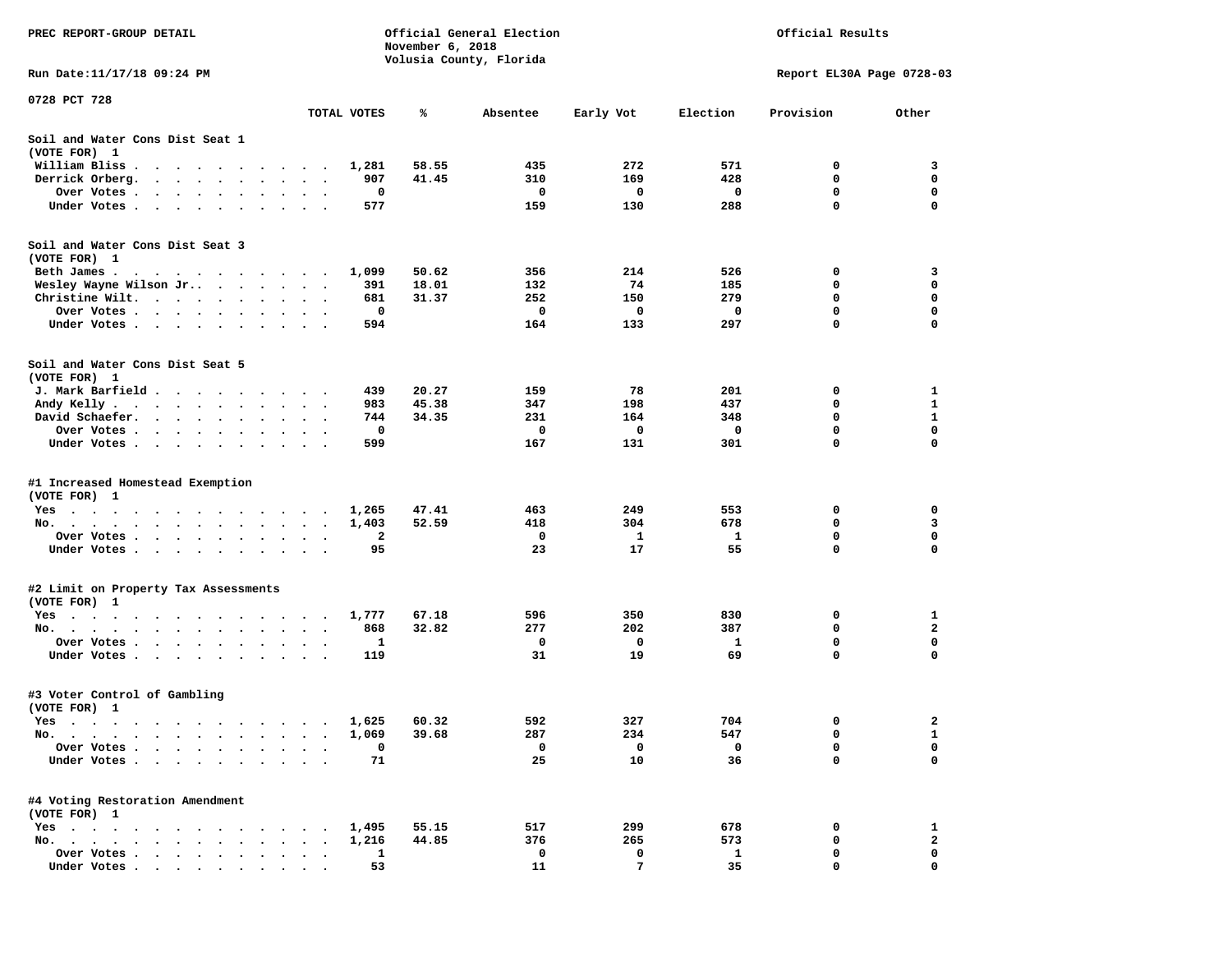PREC REPORT-GROUP DETAIL

Official General Election
November 6, 2018
Volusia County, Florida

Official Results

Run Date:11/17/18 09:24 PM

Report EL30A Page 0728-03

0728 PCT 728

| | TOTAL VOTES | % | Absentee | Early Vot | Election | Provision | Other |
|---|---|---|---|---|---|---|---|
| **Soil and Water Cons Dist Seat 1** | | | | | | | |
| (VOTE FOR) 1 | | | | | | | |
| William Bliss | 1,281 | 58.55 | 435 | 272 | 571 | 0 | 3 |
| Derrick Orberg | 907 | 41.45 | 310 | 169 | 428 | 0 | 0 |
| Over Votes | 0 | | 0 | 0 | 0 | 0 | 0 |
| Under Votes | 577 | | 159 | 130 | 288 | 0 | 0 |
| **Soil and Water Cons Dist Seat 3** | | | | | | | |
| (VOTE FOR) 1 | | | | | | | |
| Beth James | 1,099 | 50.62 | 356 | 214 | 526 | 0 | 3 |
| Wesley Wayne Wilson Jr. | 391 | 18.01 | 132 | 74 | 185 | 0 | 0 |
| Christine Wilt | 681 | 31.37 | 252 | 150 | 279 | 0 | 0 |
| Over Votes | 0 | | 0 | 0 | 0 | 0 | 0 |
| Under Votes | 594 | | 164 | 133 | 297 | 0 | 0 |
| **Soil and Water Cons Dist Seat 5** | | | | | | | |
| (VOTE FOR) 1 | | | | | | | |
| J. Mark Barfield | 439 | 20.27 | 159 | 78 | 201 | 0 | 1 |
| Andy Kelly | 983 | 45.38 | 347 | 198 | 437 | 0 | 1 |
| David Schaefer | 744 | 34.35 | 231 | 164 | 348 | 0 | 1 |
| Over Votes | 0 | | 0 | 0 | 0 | 0 | 0 |
| Under Votes | 599 | | 167 | 131 | 301 | 0 | 0 |
| **#1 Increased Homestead Exemption** | | | | | | | |
| (VOTE FOR) 1 | | | | | | | |
| Yes | 1,265 | 47.41 | 463 | 249 | 553 | 0 | 0 |
| No | 1,403 | 52.59 | 418 | 304 | 678 | 0 | 3 |
| Over Votes | 2 | | 0 | 1 | 1 | 0 | 0 |
| Under Votes | 95 | | 23 | 17 | 55 | 0 | 0 |
| **#2 Limit on Property Tax Assessments** | | | | | | | |
| (VOTE FOR) 1 | | | | | | | |
| Yes | 1,777 | 67.18 | 596 | 350 | 830 | 0 | 1 |
| No | 868 | 32.82 | 277 | 202 | 387 | 0 | 2 |
| Over Votes | 1 | | 0 | 0 | 1 | 0 | 0 |
| Under Votes | 119 | | 31 | 19 | 69 | 0 | 0 |
| **#3 Voter Control of Gambling** | | | | | | | |
| (VOTE FOR) 1 | | | | | | | |
| Yes | 1,625 | 60.32 | 592 | 327 | 704 | 0 | 2 |
| No | 1,069 | 39.68 | 287 | 234 | 547 | 0 | 1 |
| Over Votes | 0 | | 0 | 0 | 0 | 0 | 0 |
| Under Votes | 71 | | 25 | 10 | 36 | 0 | 0 |
| **#4 Voting Restoration Amendment** | | | | | | | |
| (VOTE FOR) 1 | | | | | | | |
| Yes | 1,495 | 55.15 | 517 | 299 | 678 | 0 | 1 |
| No | 1,216 | 44.85 | 376 | 265 | 573 | 0 | 2 |
| Over Votes | 1 | | 0 | 0 | 1 | 0 | 0 |
| Under Votes | 53 | | 11 | 7 | 35 | 0 | 0 |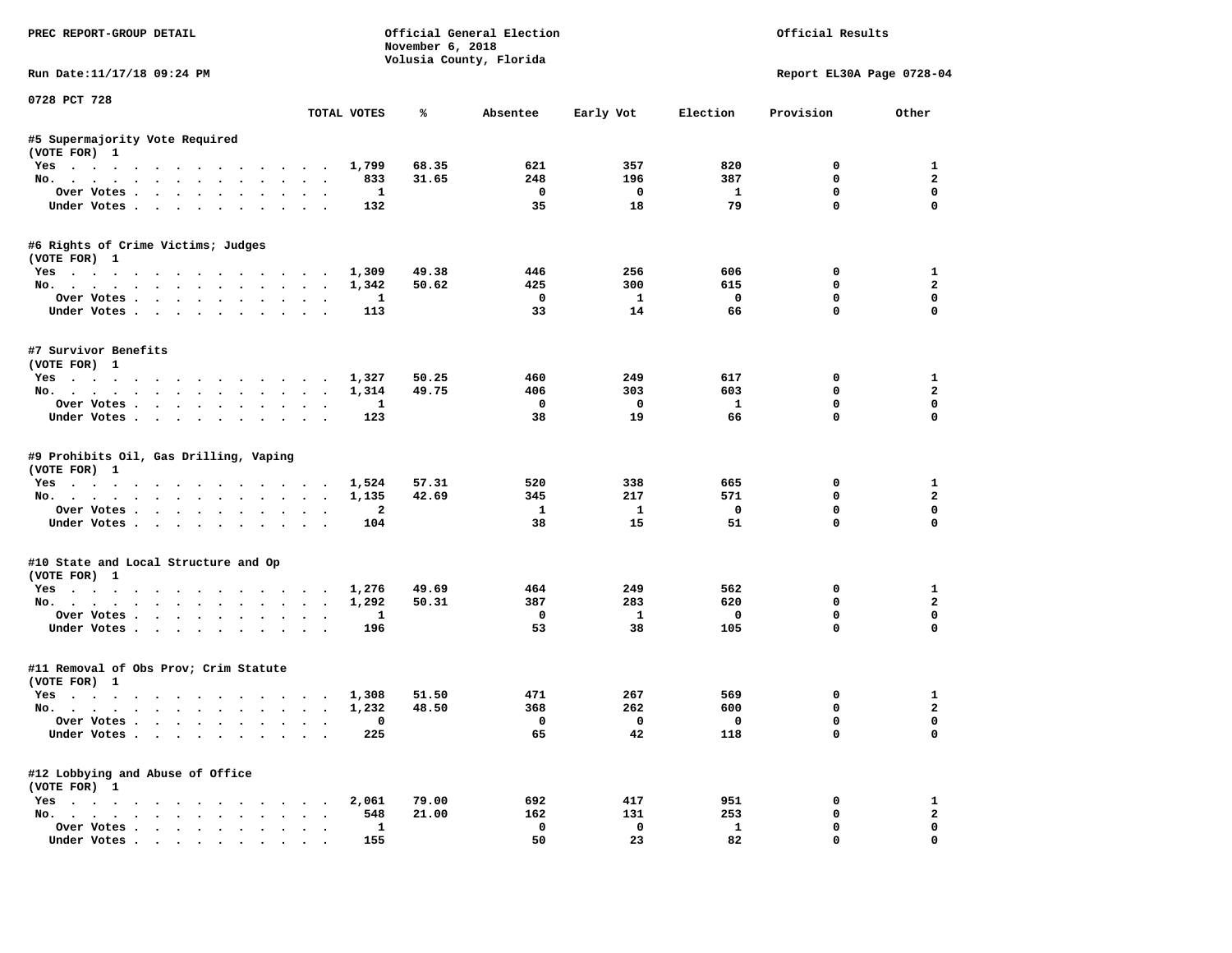PREC REPORT-GROUP DETAIL

Official General Election
November 6, 2018
Volusia County, Florida

Official Results

Run Date:11/17/18 09:24 PM

Report EL30A Page 0728-04

0728 PCT 728

| | TOTAL VOTES | % | Absentee | Early Vot | Election | Provision | Other |
|---|---|---|---|---|---|---|---|
| **#5 Supermajority Vote Required** | | | | | | | |
| (VOTE FOR) 1 | | | | | | | |
| Yes | 1,799 | 68.35 | 621 | 357 | 820 | 0 | 1 |
| No. | 833 | 31.65 | 248 | 196 | 387 | 0 | 2 |
| Over Votes | 1 | | 0 | 0 | 1 | 0 | 0 |
| Under Votes | 132 | | 35 | 18 | 79 | 0 | 0 |
| **#6 Rights of Crime Victims; Judges** | | | | | | | |
| (VOTE FOR) 1 | | | | | | | |
| Yes | 1,309 | 49.38 | 446 | 256 | 606 | 0 | 1 |
| No. | 1,342 | 50.62 | 425 | 300 | 615 | 0 | 2 |
| Over Votes | 1 | | 0 | 1 | 0 | 0 | 0 |
| Under Votes | 113 | | 33 | 14 | 66 | 0 | 0 |
| **#7 Survivor Benefits** | | | | | | | |
| (VOTE FOR) 1 | | | | | | | |
| Yes | 1,327 | 50.25 | 460 | 249 | 617 | 0 | 1 |
| No. | 1,314 | 49.75 | 406 | 303 | 603 | 0 | 2 |
| Over Votes | 1 | | 0 | 0 | 1 | 0 | 0 |
| Under Votes | 123 | | 38 | 19 | 66 | 0 | 0 |
| **#9 Prohibits Oil, Gas Drilling, Vaping** | | | | | | | |
| (VOTE FOR) 1 | | | | | | | |
| Yes | 1,524 | 57.31 | 520 | 338 | 665 | 0 | 1 |
| No. | 1,135 | 42.69 | 345 | 217 | 571 | 0 | 2 |
| Over Votes | 2 | | 1 | 1 | 0 | 0 | 0 |
| Under Votes | 104 | | 38 | 15 | 51 | 0 | 0 |
| **#10 State and Local Structure and Op** | | | | | | | |
| (VOTE FOR) 1 | | | | | | | |
| Yes | 1,276 | 49.69 | 464 | 249 | 562 | 0 | 1 |
| No. | 1,292 | 50.31 | 387 | 283 | 620 | 0 | 2 |
| Over Votes | 1 | | 0 | 1 | 0 | 0 | 0 |
| Under Votes | 196 | | 53 | 38 | 105 | 0 | 0 |
| **#11 Removal of Obs Prov; Crim Statute** | | | | | | | |
| (VOTE FOR) 1 | | | | | | | |
| Yes | 1,308 | 51.50 | 471 | 267 | 569 | 0 | 1 |
| No. | 1,232 | 48.50 | 368 | 262 | 600 | 0 | 2 |
| Over Votes | 0 | | 0 | 0 | 0 | 0 | 0 |
| Under Votes | 225 | | 65 | 42 | 118 | 0 | 0 |
| **#12 Lobbying and Abuse of Office** | | | | | | | |
| (VOTE FOR) 1 | | | | | | | |
| Yes | 2,061 | 79.00 | 692 | 417 | 951 | 0 | 1 |
| No. | 548 | 21.00 | 162 | 131 | 253 | 0 | 2 |
| Over Votes | 1 | | 0 | 0 | 1 | 0 | 0 |
| Under Votes | 155 | | 50 | 23 | 82 | 0 | 0 |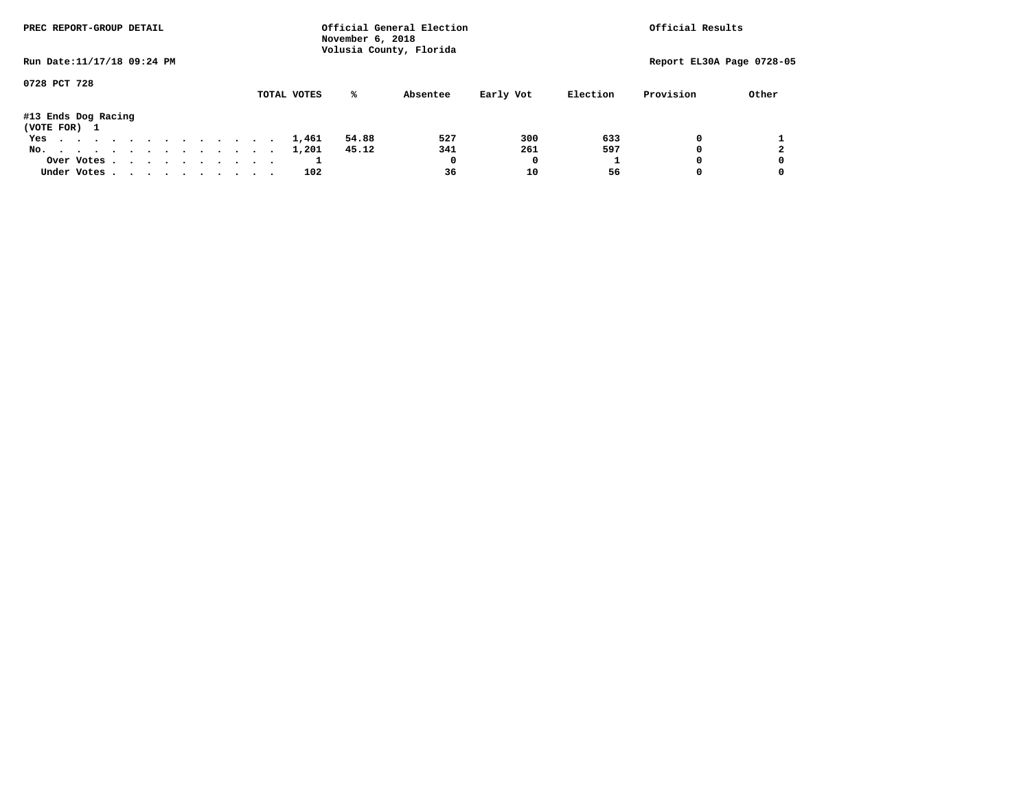PREC REPORT-GROUP DETAIL

Official General Election
November 6, 2018
Volusia County, Florida

Official Results

Run Date:11/17/18 09:24 PM

Report EL30A Page 0728-05

0728 PCT 728

#13 Ends Dog Racing
(VOTE FOR) 1

| | TOTAL VOTES | % | Absentee | Early Vot | Election | Provision | Other |
|---|---|---|---|---|---|---|---|
| Yes | 1,461 | 54.88 | 527 | 300 | 633 | 0 | 1 |
| No. | 1,201 | 45.12 | 341 | 261 | 597 | 0 | 2 |
| Over Votes | 1 | | 0 | 0 | 1 | 0 | 0 |
| Under Votes | 102 | | 36 | 10 | 56 | 0 | 0 |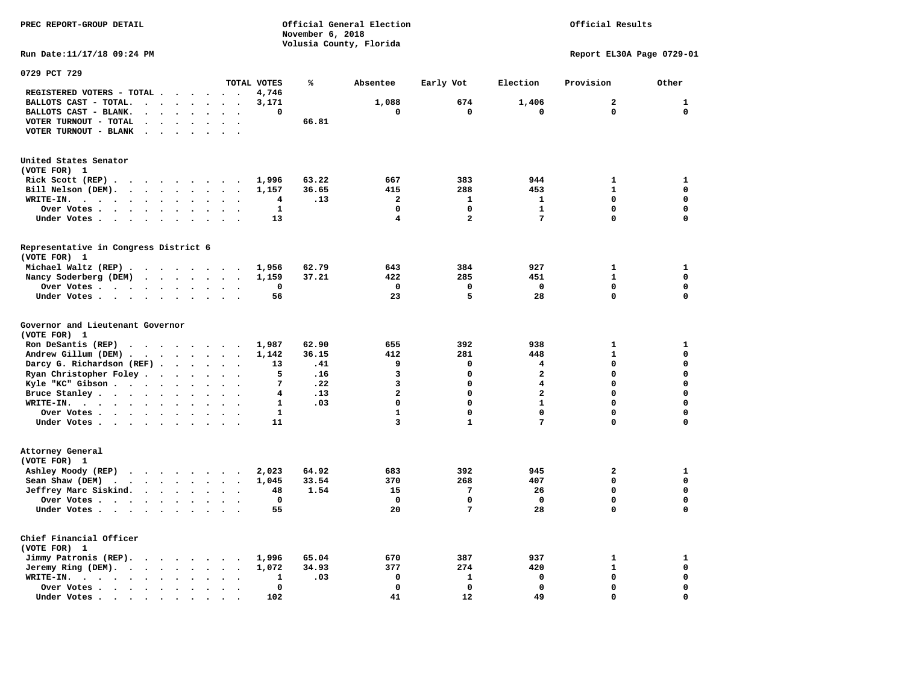PREC REPORT-GROUP DETAIL

Official General Election
November 6, 2018
Volusia County, Florida

Official Results

Run Date:11/17/18 09:24 PM

Report EL30A Page 0729-01

## 0729 PCT 729

| | TOTAL VOTES | % | Absentee | Early Vot | Election | Provision | Other |
|---|---|---|---|---|---|---|---|
| REGISTERED VOTERS - TOTAL | 4,746 | | | | | | |
| BALLOTS CAST - TOTAL. | 3,171 | | 1,088 | 674 | 1,406 | 2 | 1 |
| BALLOTS CAST - BLANK. | 0 | | 0 | 0 | 0 | 0 | 0 |
| VOTER TURNOUT - TOTAL | | 66.81 | | | | | |
| VOTER TURNOUT - BLANK | | | | | | | |

### United States Senator
(VOTE FOR) 1

| | TOTAL VOTES | % | Absentee | Early Vot | Election | Provision | Other |
|---|---|---|---|---|---|---|---|
| Rick Scott (REP) | 1,996 | 63.22 | 667 | 383 | 944 | 1 | 1 |
| Bill Nelson (DEM). | 1,157 | 36.65 | 415 | 288 | 453 | 1 | 0 |
| WRITE-IN. | 4 | .13 | 2 | 1 | 1 | 0 | 0 |
| Over Votes | 1 | | 0 | 0 | 1 | 0 | 0 |
| Under Votes | 13 | | 4 | 2 | 7 | 0 | 0 |

### Representative in Congress District 6
(VOTE FOR) 1

| | TOTAL VOTES | % | Absentee | Early Vot | Election | Provision | Other |
|---|---|---|---|---|---|---|---|
| Michael Waltz (REP) | 1,956 | 62.79 | 643 | 384 | 927 | 1 | 1 |
| Nancy Soderberg (DEM) | 1,159 | 37.21 | 422 | 285 | 451 | 1 | 0 |
| Over Votes | 0 | | 0 | 0 | 0 | 0 | 0 |
| Under Votes | 56 | | 23 | 5 | 28 | 0 | 0 |

### Governor and Lieutenant Governor
(VOTE FOR) 1

| | TOTAL VOTES | % | Absentee | Early Vot | Election | Provision | Other |
|---|---|---|---|---|---|---|---|
| Ron DeSantis (REP) | 1,987 | 62.90 | 655 | 392 | 938 | 1 | 1 |
| Andrew Gillum (DEM) | 1,142 | 36.15 | 412 | 281 | 448 | 1 | 0 |
| Darcy G. Richardson (REF) | 13 | .41 | 9 | 0 | 4 | 0 | 0 |
| Ryan Christopher Foley | 5 | .16 | 3 | 0 | 2 | 0 | 0 |
| Kyle "KC" Gibson | 7 | .22 | 3 | 0 | 4 | 0 | 0 |
| Bruce Stanley | 4 | .13 | 2 | 0 | 2 | 0 | 0 |
| WRITE-IN. | 1 | .03 | 0 | 0 | 1 | 0 | 0 |
| Over Votes | 1 | | 1 | 0 | 0 | 0 | 0 |
| Under Votes | 11 | | 3 | 1 | 7 | 0 | 0 |

### Attorney General
(VOTE FOR) 1

| | TOTAL VOTES | % | Absentee | Early Vot | Election | Provision | Other |
|---|---|---|---|---|---|---|---|
| Ashley Moody (REP) | 2,023 | 64.92 | 683 | 392 | 945 | 2 | 1 |
| Sean Shaw (DEM) | 1,045 | 33.54 | 370 | 268 | 407 | 0 | 0 |
| Jeffrey Marc Siskind. | 48 | 1.54 | 15 | 7 | 26 | 0 | 0 |
| Over Votes | 0 | | 0 | 0 | 0 | 0 | 0 |
| Under Votes | 55 | | 20 | 7 | 28 | 0 | 0 |

### Chief Financial Officer
(VOTE FOR) 1

| | TOTAL VOTES | % | Absentee | Early Vot | Election | Provision | Other |
|---|---|---|---|---|---|---|---|
| Jimmy Patronis (REP). | 1,996 | 65.04 | 670 | 387 | 937 | 1 | 1 |
| Jeremy Ring (DEM). | 1,072 | 34.93 | 377 | 274 | 420 | 1 | 0 |
| WRITE-IN. | 1 | .03 | 0 | 1 | 0 | 0 | 0 |
| Over Votes | 0 | | 0 | 0 | 0 | 0 | 0 |
| Under Votes | 102 | | 41 | 12 | 49 | 0 | 0 |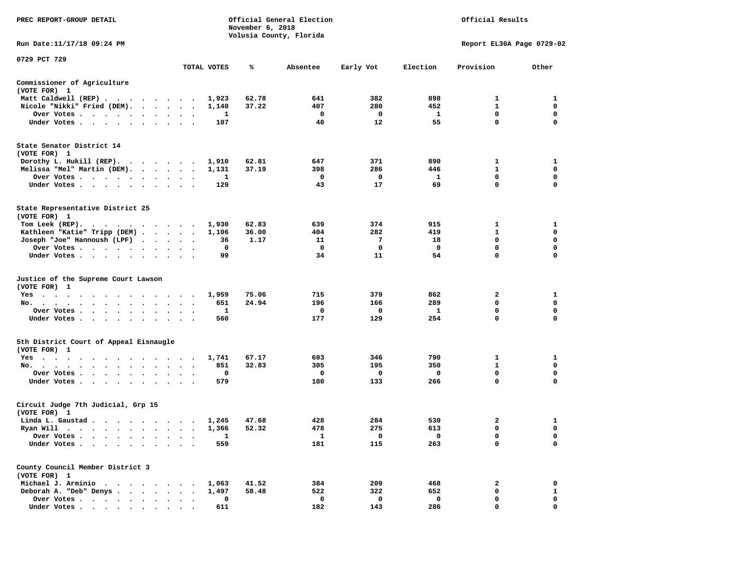PREC REPORT-GROUP DETAIL

Official General Election
November 6, 2018
Volusia County, Florida

Official Results

Run Date:11/17/18 09:24 PM

Report EL30A Page 0729-02

0729 PCT 729

| | TOTAL VOTES | % | Absentee | Early Vot | Election | Provision | Other |
|---|---|---|---|---|---|---|---|
| **Commissioner of Agriculture** | | | | | | | |
| (VOTE FOR) 1 | | | | | | | |
| Matt Caldwell (REP) | 1,923 | 62.78 | 641 | 382 | 898 | 1 | 1 |
| Nicole "Nikki" Fried (DEM) | 1,140 | 37.22 | 407 | 280 | 452 | 1 | 0 |
| Over Votes | 1 | | 0 | 0 | 1 | 0 | 0 |
| Under Votes | 107 | | 40 | 12 | 55 | 0 | 0 |
| **State Senator District 14** | | | | | | | |
| (VOTE FOR) 1 | | | | | | | |
| Dorothy L. Hukill (REP) | 1,910 | 62.81 | 647 | 371 | 890 | 1 | 1 |
| Melissa "Mel" Martin (DEM) | 1,131 | 37.19 | 398 | 286 | 446 | 1 | 0 |
| Over Votes | 1 | | 0 | 0 | 1 | 0 | 0 |
| Under Votes | 129 | | 43 | 17 | 69 | 0 | 0 |
| **State Representative District 25** | | | | | | | |
| (VOTE FOR) 1 | | | | | | | |
| Tom Leek (REP) | 1,930 | 62.83 | 639 | 374 | 915 | 1 | 1 |
| Kathleen "Katie" Tripp (DEM) | 1,106 | 36.00 | 404 | 282 | 419 | 1 | 0 |
| Joseph "Joe" Hannoush (LPF) | 36 | 1.17 | 11 | 7 | 18 | 0 | 0 |
| Over Votes | 0 | | 0 | 0 | 0 | 0 | 0 |
| Under Votes | 99 | | 34 | 11 | 54 | 0 | 0 |
| **Justice of the Supreme Court Lawson** | | | | | | | |
| (VOTE FOR) 1 | | | | | | | |
| Yes | 1,959 | 75.06 | 715 | 379 | 862 | 2 | 1 |
| No | 651 | 24.94 | 196 | 166 | 289 | 0 | 0 |
| Over Votes | 1 | | 0 | 0 | 1 | 0 | 0 |
| Under Votes | 560 | | 177 | 129 | 254 | 0 | 0 |
| **5th District Court of Appeal Eisnaugle** | | | | | | | |
| (VOTE FOR) 1 | | | | | | | |
| Yes | 1,741 | 67.17 | 603 | 346 | 790 | 1 | 1 |
| No | 851 | 32.83 | 305 | 195 | 350 | 1 | 0 |
| Over Votes | 0 | | 0 | 0 | 0 | 0 | 0 |
| Under Votes | 579 | | 180 | 133 | 266 | 0 | 0 |
| **Circuit Judge 7th Judicial, Grp 15** | | | | | | | |
| (VOTE FOR) 1 | | | | | | | |
| Linda L. Gaustad | 1,245 | 47.68 | 428 | 284 | 530 | 2 | 1 |
| Ryan Will | 1,366 | 52.32 | 478 | 275 | 613 | 0 | 0 |
| Over Votes | 1 | | 1 | 0 | 0 | 0 | 0 |
| Under Votes | 559 | | 181 | 115 | 263 | 0 | 0 |
| **County Council Member District 3** | | | | | | | |
| (VOTE FOR) 1 | | | | | | | |
| Michael J. Arminio | 1,063 | 41.52 | 384 | 209 | 468 | 2 | 0 |
| Deborah A. "Deb" Denys | 1,497 | 58.48 | 522 | 322 | 652 | 0 | 1 |
| Over Votes | 0 | | 0 | 0 | 0 | 0 | 0 |
| Under Votes | 611 | | 182 | 143 | 286 | 0 | 0 |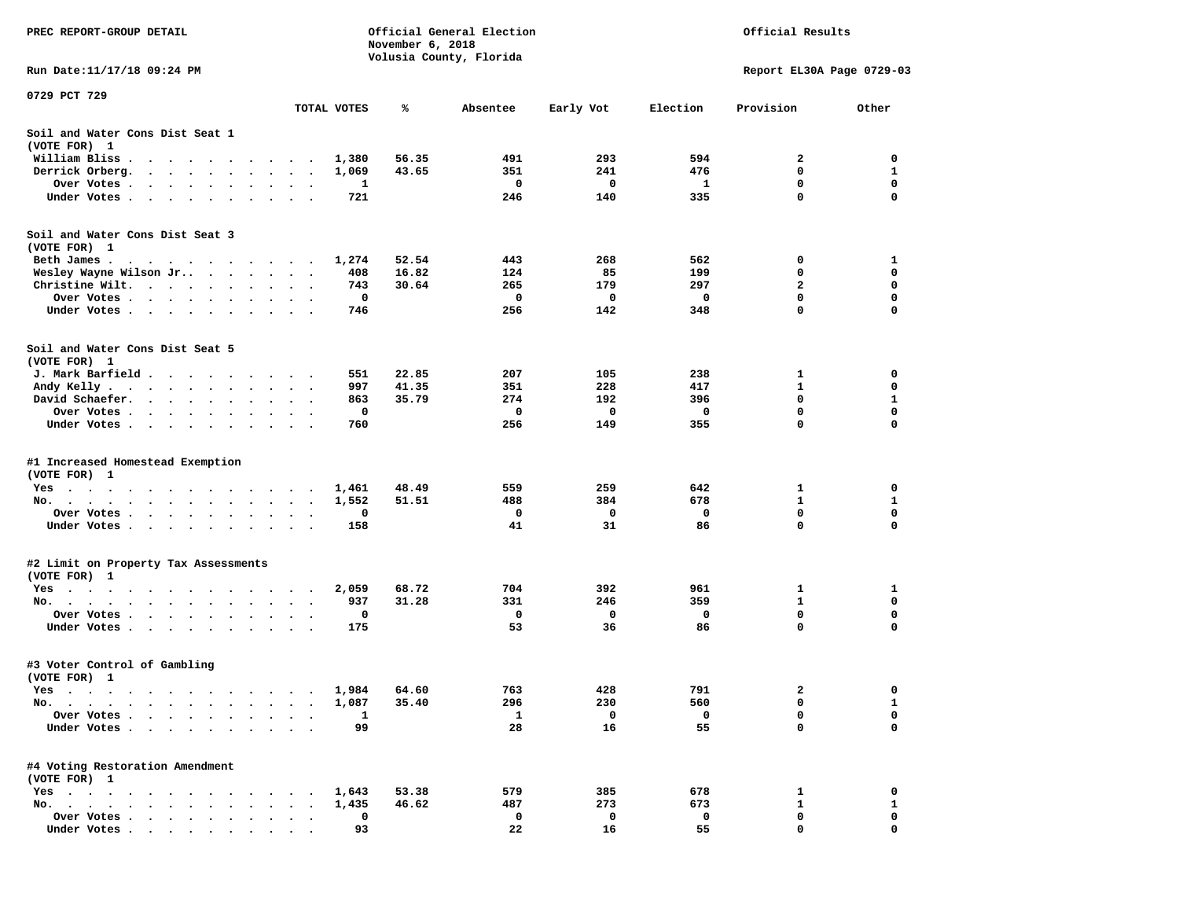PREC REPORT-GROUP DETAIL

Official General Election
November 6, 2018
Volusia County, Florida

Official Results

Run Date:11/17/18 09:24 PM

Report EL30A Page 0729-03

0729 PCT 729

| | TOTAL VOTES | % | Absentee | Early Vot | Election | Provision | Other |
|---|---|---|---|---|---|---|---|
| **Soil and Water Cons Dist Seat 1** | | | | | | | |
| (VOTE FOR) 1 | | | | | | | |
| William Bliss | 1,380 | 56.35 | 491 | 293 | 594 | 2 | 0 |
| Derrick Orberg. | 1,069 | 43.65 | 351 | 241 | 476 | 0 | 1 |
| Over Votes | 1 | | 0 | 0 | 1 | 0 | 0 |
| Under Votes | 721 | | 246 | 140 | 335 | 0 | 0 |
| **Soil and Water Cons Dist Seat 3** | | | | | | | |
| (VOTE FOR) 1 | | | | | | | |
| Beth James | 1,274 | 52.54 | 443 | 268 | 562 | 0 | 1 |
| Wesley Wayne Wilson Jr. | 408 | 16.82 | 124 | 85 | 199 | 0 | 0 |
| Christine Wilt. | 743 | 30.64 | 265 | 179 | 297 | 2 | 0 |
| Over Votes | 0 | | 0 | 0 | 0 | 0 | 0 |
| Under Votes | 746 | | 256 | 142 | 348 | 0 | 0 |
| **Soil and Water Cons Dist Seat 5** | | | | | | | |
| (VOTE FOR) 1 | | | | | | | |
| J. Mark Barfield | 551 | 22.85 | 207 | 105 | 238 | 1 | 0 |
| Andy Kelly | 997 | 41.35 | 351 | 228 | 417 | 1 | 0 |
| David Schaefer. | 863 | 35.79 | 274 | 192 | 396 | 0 | 1 |
| Over Votes | 0 | | 0 | 0 | 0 | 0 | 0 |
| Under Votes | 760 | | 256 | 149 | 355 | 0 | 0 |
| **#1 Increased Homestead Exemption** | | | | | | | |
| (VOTE FOR) 1 | | | | | | | |
| Yes | 1,461 | 48.49 | 559 | 259 | 642 | 1 | 0 |
| No. | 1,552 | 51.51 | 488 | 384 | 678 | 1 | 1 |
| Over Votes | 0 | | 0 | 0 | 0 | 0 | 0 |
| Under Votes | 158 | | 41 | 31 | 86 | 0 | 0 |
| **#2 Limit on Property Tax Assessments** | | | | | | | |
| (VOTE FOR) 1 | | | | | | | |
| Yes | 2,059 | 68.72 | 704 | 392 | 961 | 1 | 1 |
| No. | 937 | 31.28 | 331 | 246 | 359 | 1 | 0 |
| Over Votes | 0 | | 0 | 0 | 0 | 0 | 0 |
| Under Votes | 175 | | 53 | 36 | 86 | 0 | 0 |
| **#3 Voter Control of Gambling** | | | | | | | |
| (VOTE FOR) 1 | | | | | | | |
| Yes | 1,984 | 64.60 | 763 | 428 | 791 | 2 | 0 |
| No. | 1,087 | 35.40 | 296 | 230 | 560 | 0 | 1 |
| Over Votes | 1 | | 1 | 0 | 0 | 0 | 0 |
| Under Votes | 99 | | 28 | 16 | 55 | 0 | 0 |
| **#4 Voting Restoration Amendment** | | | | | | | |
| (VOTE FOR) 1 | | | | | | | |
| Yes | 1,643 | 53.38 | 579 | 385 | 678 | 1 | 0 |
| No. | 1,435 | 46.62 | 487 | 273 | 673 | 1 | 1 |
| Over Votes | 0 | | 0 | 0 | 0 | 0 | 0 |
| Under Votes | 93 | | 22 | 16 | 55 | 0 | 0 |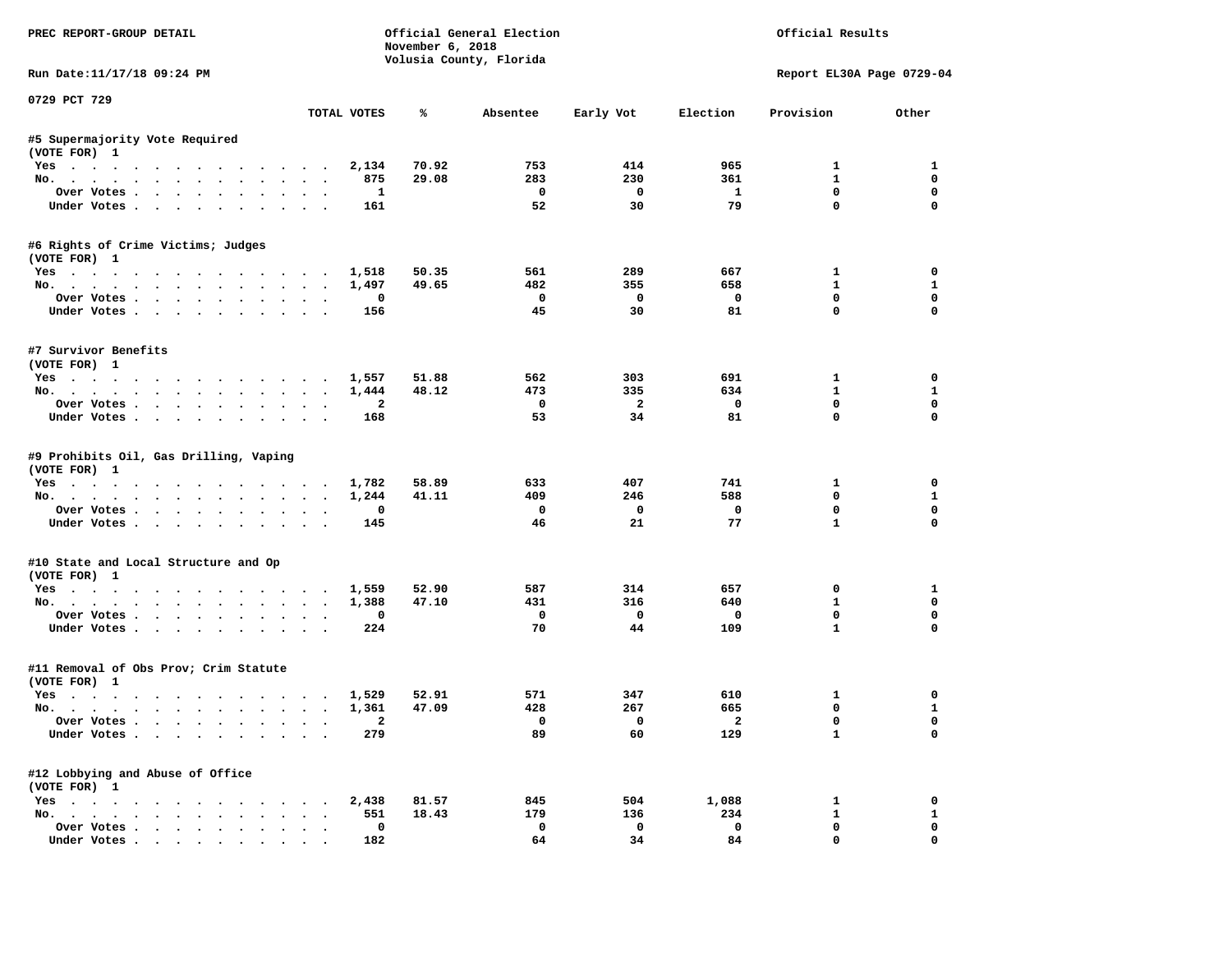PREC REPORT-GROUP DETAIL

Official General Election
November 6, 2018
Volusia County, Florida

Official Results

Run Date:11/17/18 09:24 PM

Report EL30A Page 0729-04

0729 PCT 729

| | TOTAL VOTES | % | Absentee | Early Vot | Election | Provision | Other |
|---|---|---|---|---|---|---|---|
| **#5 Supermajority Vote Required** | | | | | | | |
| (VOTE FOR) 1 | | | | | | | |
| Yes | 2,134 | 70.92 | 753 | 414 | 965 | 1 | 1 |
| No. | 875 | 29.08 | 283 | 230 | 361 | 1 | 0 |
| Over Votes | 1 | | 0 | 0 | 1 | 0 | 0 |
| Under Votes | 161 | | 52 | 30 | 79 | 0 | 0 |
| **#6 Rights of Crime Victims; Judges** | | | | | | | |
| (VOTE FOR) 1 | | | | | | | |
| Yes | 1,518 | 50.35 | 561 | 289 | 667 | 1 | 0 |
| No. | 1,497 | 49.65 | 482 | 355 | 658 | 1 | 1 |
| Over Votes | 0 | | 0 | 0 | 0 | 0 | 0 |
| Under Votes | 156 | | 45 | 30 | 81 | 0 | 0 |
| **#7 Survivor Benefits** | | | | | | | |
| (VOTE FOR) 1 | | | | | | | |
| Yes | 1,557 | 51.88 | 562 | 303 | 691 | 1 | 0 |
| No. | 1,444 | 48.12 | 473 | 335 | 634 | 1 | 1 |
| Over Votes | 2 | | 0 | 2 | 0 | 0 | 0 |
| Under Votes | 168 | | 53 | 34 | 81 | 0 | 0 |
| **#9 Prohibits Oil, Gas Drilling, Vaping** | | | | | | | |
| (VOTE FOR) 1 | | | | | | | |
| Yes | 1,782 | 58.89 | 633 | 407 | 741 | 1 | 0 |
| No. | 1,244 | 41.11 | 409 | 246 | 588 | 0 | 1 |
| Over Votes | 0 | | 0 | 0 | 0 | 0 | 0 |
| Under Votes | 145 | | 46 | 21 | 77 | 1 | 0 |
| **#10 State and Local Structure and Op** | | | | | | | |
| (VOTE FOR) 1 | | | | | | | |
| Yes | 1,559 | 52.90 | 587 | 314 | 657 | 0 | 1 |
| No. | 1,388 | 47.10 | 431 | 316 | 640 | 1 | 0 |
| Over Votes | 0 | | 0 | 0 | 0 | 0 | 0 |
| Under Votes | 224 | | 70 | 44 | 109 | 1 | 0 |
| **#11 Removal of Obs Prov; Crim Statute** | | | | | | | |
| (VOTE FOR) 1 | | | | | | | |
| Yes | 1,529 | 52.91 | 571 | 347 | 610 | 1 | 0 |
| No. | 1,361 | 47.09 | 428 | 267 | 665 | 0 | 1 |
| Over Votes | 2 | | 0 | 0 | 2 | 0 | 0 |
| Under Votes | 279 | | 89 | 60 | 129 | 1 | 0 |
| **#12 Lobbying and Abuse of Office** | | | | | | | |
| (VOTE FOR) 1 | | | | | | | |
| Yes | 2,438 | 81.57 | 845 | 504 | 1,088 | 1 | 0 |
| No. | 551 | 18.43 | 179 | 136 | 234 | 1 | 1 |
| Over Votes | 0 | | 0 | 0 | 0 | 0 | 0 |
| Under Votes | 182 | | 64 | 34 | 84 | 0 | 0 |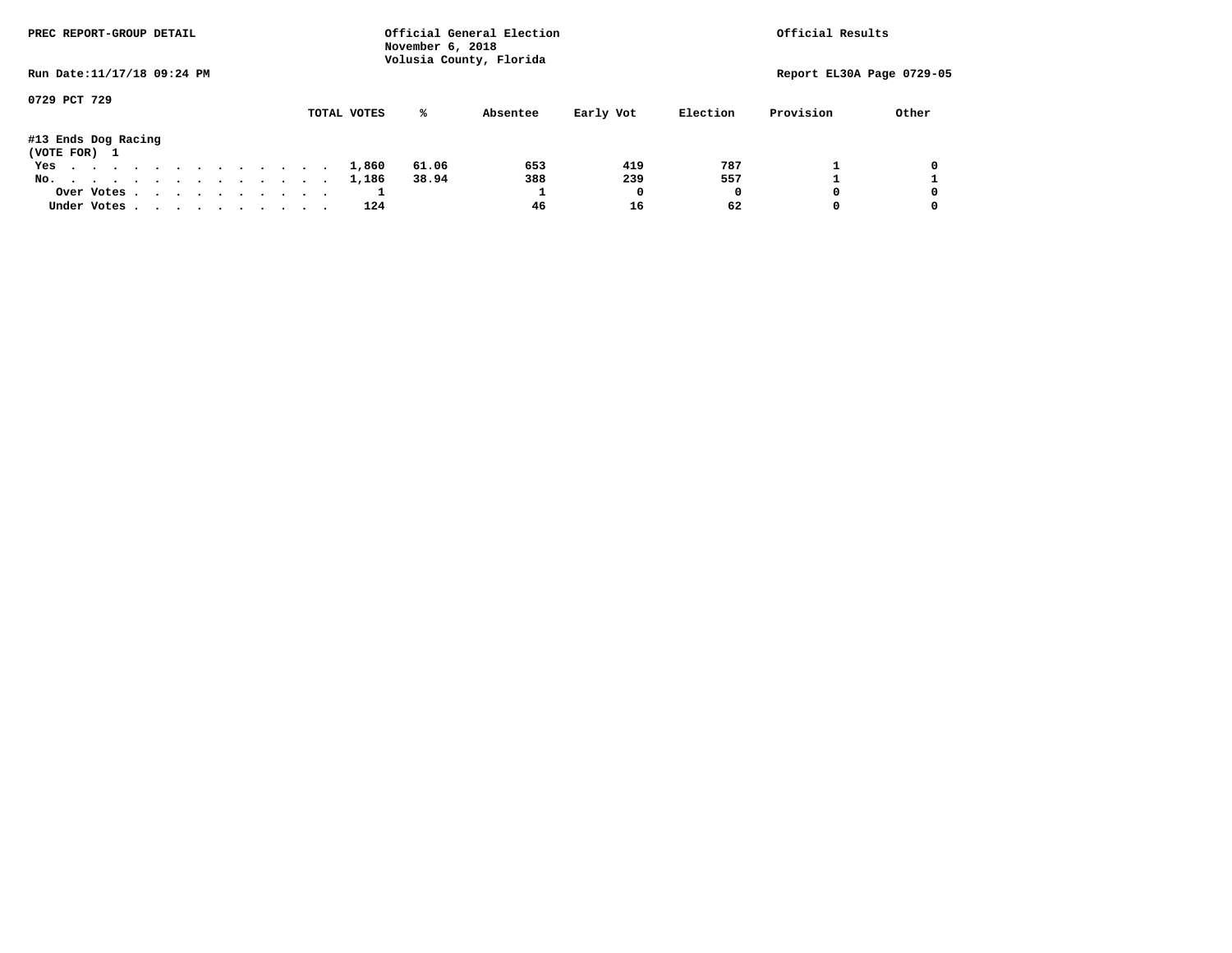PREC REPORT-GROUP DETAIL

Official General Election
November 6, 2018
Volusia County, Florida

Official Results

Run Date:11/17/18 09:24 PM

Report EL30A Page 0729-05

0729 PCT 729

#13 Ends Dog Racing
(VOTE FOR) 1

| | TOTAL VOTES | % | Absentee | Early Vot | Election | Provision | Other |
|---|---|---|---|---|---|---|---|
| Yes | 1,860 | 61.06 | 653 | 419 | 787 | 1 | 0 |
| No. | 1,186 | 38.94 | 388 | 239 | 557 | 1 | 1 |
| Over Votes | 1 | | 1 | 0 | 0 | 0 | 0 |
| Under Votes | 124 | | 46 | 16 | 62 | 0 | 0 |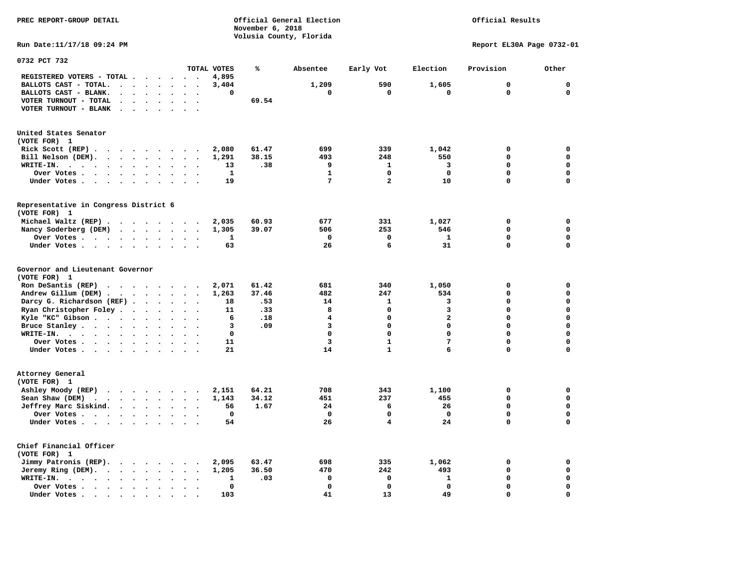PREC REPORT-GROUP DETAIL

Official General Election
November 6, 2018
Volusia County, Florida

Official Results

Run Date:11/17/18 09:24 PM

Report EL30A Page 0732-01

## 0732 PCT 732

| | TOTAL VOTES | % | Absentee | Early Vot | Election | Provision | Other |
|---|---|---|---|---|---|---|---|
| REGISTERED VOTERS - TOTAL | 4,895 | | | | | | |
| BALLOTS CAST - TOTAL. | 3,404 | | 1,209 | 590 | 1,605 | 0 | 0 |
| BALLOTS CAST - BLANK. | 0 | | 0 | 0 | 0 | 0 | 0 |
| VOTER TURNOUT - TOTAL | | 69.54 | | | | | |
| VOTER TURNOUT - BLANK | | | | | | | |

### United States Senator
(VOTE FOR) 1

| | TOTAL VOTES | % | Absentee | Early Vot | Election | Provision | Other |
|---|---|---|---|---|---|---|---|
| Rick Scott (REP) | 2,080 | 61.47 | 699 | 339 | 1,042 | 0 | 0 |
| Bill Nelson (DEM). | 1,291 | 38.15 | 493 | 248 | 550 | 0 | 0 |
| WRITE-IN. | 13 | .38 | 9 | 1 | 3 | 0 | 0 |
| Over Votes | 1 | | 1 | 0 | 0 | 0 | 0 |
| Under Votes | 19 | | 7 | 2 | 10 | 0 | 0 |

### Representative in Congress District 6
(VOTE FOR) 1

| | TOTAL VOTES | % | Absentee | Early Vot | Election | Provision | Other |
|---|---|---|---|---|---|---|---|
| Michael Waltz (REP) | 2,035 | 60.93 | 677 | 331 | 1,027 | 0 | 0 |
| Nancy Soderberg (DEM) | 1,305 | 39.07 | 506 | 253 | 546 | 0 | 0 |
| Over Votes | 1 | | 0 | 0 | 1 | 0 | 0 |
| Under Votes | 63 | | 26 | 6 | 31 | 0 | 0 |

### Governor and Lieutenant Governor
(VOTE FOR) 1

| | TOTAL VOTES | % | Absentee | Early Vot | Election | Provision | Other |
|---|---|---|---|---|---|---|---|
| Ron DeSantis (REP) | 2,071 | 61.42 | 681 | 340 | 1,050 | 0 | 0 |
| Andrew Gillum (DEM) | 1,263 | 37.46 | 482 | 247 | 534 | 0 | 0 |
| Darcy G. Richardson (REF) | 18 | .53 | 14 | 1 | 3 | 0 | 0 |
| Ryan Christopher Foley | 11 | .33 | 8 | 0 | 3 | 0 | 0 |
| Kyle "KC" Gibson | 6 | .18 | 4 | 0 | 2 | 0 | 0 |
| Bruce Stanley | 3 | .09 | 3 | 0 | 0 | 0 | 0 |
| WRITE-IN. | 0 | | 0 | 0 | 0 | 0 | 0 |
| Over Votes | 11 | | 3 | 1 | 7 | 0 | 0 |
| Under Votes | 21 | | 14 | 1 | 6 | 0 | 0 |

### Attorney General
(VOTE FOR) 1

| | TOTAL VOTES | % | Absentee | Early Vot | Election | Provision | Other |
|---|---|---|---|---|---|---|---|
| Ashley Moody (REP) | 2,151 | 64.21 | 708 | 343 | 1,100 | 0 | 0 |
| Sean Shaw (DEM) | 1,143 | 34.12 | 451 | 237 | 455 | 0 | 0 |
| Jeffrey Marc Siskind. | 56 | 1.67 | 24 | 6 | 26 | 0 | 0 |
| Over Votes | 0 | | 0 | 0 | 0 | 0 | 0 |
| Under Votes | 54 | | 26 | 4 | 24 | 0 | 0 |

### Chief Financial Officer
(VOTE FOR) 1

| | TOTAL VOTES | % | Absentee | Early Vot | Election | Provision | Other |
|---|---|---|---|---|---|---|---|
| Jimmy Patronis (REP). | 2,095 | 63.47 | 698 | 335 | 1,062 | 0 | 0 |
| Jeremy Ring (DEM). | 1,205 | 36.50 | 470 | 242 | 493 | 0 | 0 |
| WRITE-IN. | 1 | .03 | 0 | 0 | 1 | 0 | 0 |
| Over Votes | 0 | | 0 | 0 | 0 | 0 | 0 |
| Under Votes | 103 | | 41 | 13 | 49 | 0 | 0 |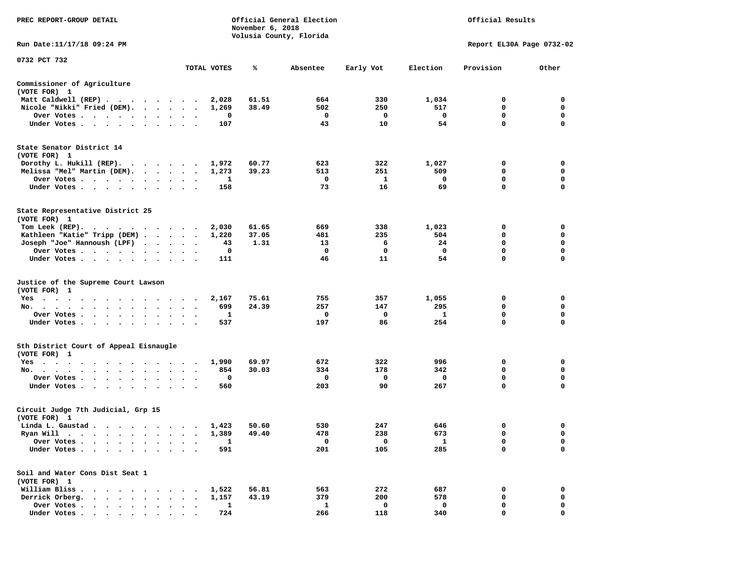PREC REPORT-GROUP DETAIL

Official General Election
November 6, 2018
Volusia County, Florida

Official Results

Run Date:11/17/18 09:24 PM

Report EL30A Page 0732-02

0732 PCT 732

| | TOTAL VOTES | % | Absentee | Early Vot | Election | Provision | Other |
|---|---|---|---|---|---|---|---|
| **Commissioner of Agriculture** | | | | | | | |
| (VOTE FOR) 1 | | | | | | | |
| Matt Caldwell (REP) | 2,028 | 61.51 | 664 | 330 | 1,034 | 0 | 0 |
| Nicole "Nikki" Fried (DEM) | 1,269 | 38.49 | 502 | 250 | 517 | 0 | 0 |
| Over Votes | 0 | | 0 | 0 | 0 | 0 | 0 |
| Under Votes | 107 | | 43 | 10 | 54 | 0 | 0 |
| **State Senator District 14** | | | | | | | |
| (VOTE FOR) 1 | | | | | | | |
| Dorothy L. Hukill (REP) | 1,972 | 60.77 | 623 | 322 | 1,027 | 0 | 0 |
| Melissa "Mel" Martin (DEM) | 1,273 | 39.23 | 513 | 251 | 509 | 0 | 0 |
| Over Votes | 1 | | 0 | 1 | 0 | 0 | 0 |
| Under Votes | 158 | | 73 | 16 | 69 | 0 | 0 |
| **State Representative District 25** | | | | | | | |
| (VOTE FOR) 1 | | | | | | | |
| Tom Leek (REP) | 2,030 | 61.65 | 669 | 338 | 1,023 | 0 | 0 |
| Kathleen "Katie" Tripp (DEM) | 1,220 | 37.05 | 481 | 235 | 504 | 0 | 0 |
| Joseph "Joe" Hannoush (LPF) | 43 | 1.31 | 13 | 6 | 24 | 0 | 0 |
| Over Votes | 0 | | 0 | 0 | 0 | 0 | 0 |
| Under Votes | 111 | | 46 | 11 | 54 | 0 | 0 |
| **Justice of the Supreme Court Lawson** | | | | | | | |
| (VOTE FOR) 1 | | | | | | | |
| Yes | 2,167 | 75.61 | 755 | 357 | 1,055 | 0 | 0 |
| No. | 699 | 24.39 | 257 | 147 | 295 | 0 | 0 |
| Over Votes | 1 | | 0 | 0 | 1 | 0 | 0 |
| Under Votes | 537 | | 197 | 86 | 254 | 0 | 0 |
| **5th District Court of Appeal Eisnaugle** | | | | | | | |
| (VOTE FOR) 1 | | | | | | | |
| Yes | 1,990 | 69.97 | 672 | 322 | 996 | 0 | 0 |
| No. | 854 | 30.03 | 334 | 178 | 342 | 0 | 0 |
| Over Votes | 0 | | 0 | 0 | 0 | 0 | 0 |
| Under Votes | 560 | | 203 | 90 | 267 | 0 | 0 |
| **Circuit Judge 7th Judicial, Grp 15** | | | | | | | |
| (VOTE FOR) 1 | | | | | | | |
| Linda L. Gaustad | 1,423 | 50.60 | 530 | 247 | 646 | 0 | 0 |
| Ryan Will | 1,389 | 49.40 | 478 | 238 | 673 | 0 | 0 |
| Over Votes | 1 | | 0 | 0 | 1 | 0 | 0 |
| Under Votes | 591 | | 201 | 105 | 285 | 0 | 0 |
| **Soil and Water Cons Dist Seat 1** | | | | | | | |
| (VOTE FOR) 1 | | | | | | | |
| William Bliss | 1,522 | 56.81 | 563 | 272 | 687 | 0 | 0 |
| Derrick Orberg. | 1,157 | 43.19 | 379 | 200 | 578 | 0 | 0 |
| Over Votes | 1 | | 1 | 0 | 0 | 0 | 0 |
| Under Votes | 724 | | 266 | 118 | 340 | 0 | 0 |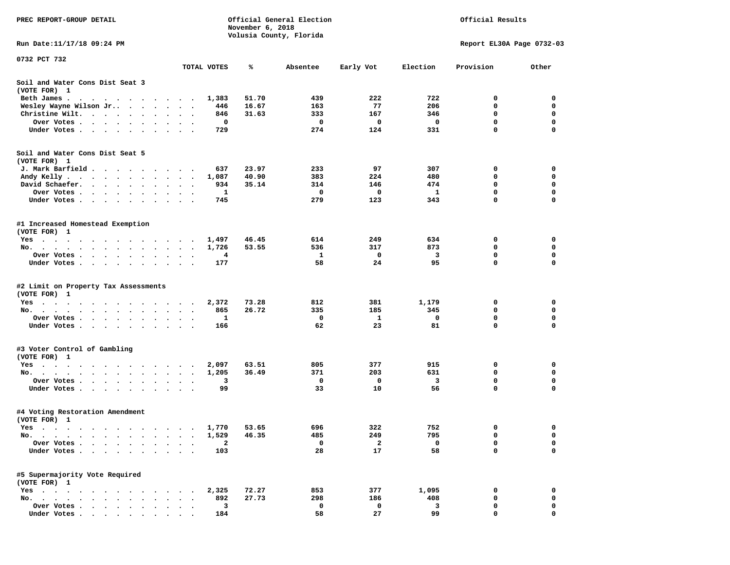PREC REPORT-GROUP DETAIL

Official General Election
November 6, 2018
Volusia County, Florida

Official Results

Run Date:11/17/18 09:24 PM

Report EL30A Page 0732-03

0732 PCT 732

| | TOTAL VOTES | % | Absentee | Early Vot | Election | Provision | Other |
|---|---|---|---|---|---|---|---|
| **Soil and Water Cons Dist Seat 3** | | | | | | | |
| **(VOTE FOR) 1** | | | | | | | |
| Beth James | 1,383 | 51.70 | 439 | 222 | 722 | 0 | 0 |
| Wesley Wayne Wilson Jr. | 446 | 16.67 | 163 | 77 | 206 | 0 | 0 |
| Christine Wilt | 846 | 31.63 | 333 | 167 | 346 | 0 | 0 |
| Over Votes | 0 | | 0 | 0 | 0 | 0 | 0 |
| Under Votes | 729 | | 274 | 124 | 331 | 0 | 0 |
| **Soil and Water Cons Dist Seat 5** | | | | | | | |
| **(VOTE FOR) 1** | | | | | | | |
| J. Mark Barfield | 637 | 23.97 | 233 | 97 | 307 | 0 | 0 |
| Andy Kelly | 1,087 | 40.90 | 383 | 224 | 480 | 0 | 0 |
| David Schaefer | 934 | 35.14 | 314 | 146 | 474 | 0 | 0 |
| Over Votes | 1 | | 0 | 0 | 1 | 0 | 0 |
| Under Votes | 745 | | 279 | 123 | 343 | 0 | 0 |
| **#1 Increased Homestead Exemption** | | | | | | | |
| **(VOTE FOR) 1** | | | | | | | |
| Yes | 1,497 | 46.45 | 614 | 249 | 634 | 0 | 0 |
| No | 1,726 | 53.55 | 536 | 317 | 873 | 0 | 0 |
| Over Votes | 4 | | 1 | 0 | 3 | 0 | 0 |
| Under Votes | 177 | | 58 | 24 | 95 | 0 | 0 |
| **#2 Limit on Property Tax Assessments** | | | | | | | |
| **(VOTE FOR) 1** | | | | | | | |
| Yes | 2,372 | 73.28 | 812 | 381 | 1,179 | 0 | 0 |
| No | 865 | 26.72 | 335 | 185 | 345 | 0 | 0 |
| Over Votes | 1 | | 0 | 1 | 0 | 0 | 0 |
| Under Votes | 166 | | 62 | 23 | 81 | 0 | 0 |
| **#3 Voter Control of Gambling** | | | | | | | |
| **(VOTE FOR) 1** | | | | | | | |
| Yes | 2,097 | 63.51 | 805 | 377 | 915 | 0 | 0 |
| No | 1,205 | 36.49 | 371 | 203 | 631 | 0 | 0 |
| Over Votes | 3 | | 0 | 0 | 3 | 0 | 0 |
| Under Votes | 99 | | 33 | 10 | 56 | 0 | 0 |
| **#4 Voting Restoration Amendment** | | | | | | | |
| **(VOTE FOR) 1** | | | | | | | |
| Yes | 1,770 | 53.65 | 696 | 322 | 752 | 0 | 0 |
| No | 1,529 | 46.35 | 485 | 249 | 795 | 0 | 0 |
| Over Votes | 2 | | 0 | 2 | 0 | 0 | 0 |
| Under Votes | 103 | | 28 | 17 | 58 | 0 | 0 |
| **#5 Supermajority Vote Required** | | | | | | | |
| **(VOTE FOR) 1** | | | | | | | |
| Yes | 2,325 | 72.27 | 853 | 377 | 1,095 | 0 | 0 |
| No | 892 | 27.73 | 298 | 186 | 408 | 0 | 0 |
| Over Votes | 3 | | 0 | 0 | 3 | 0 | 0 |
| Under Votes | 184 | | 58 | 27 | 99 | 0 | 0 |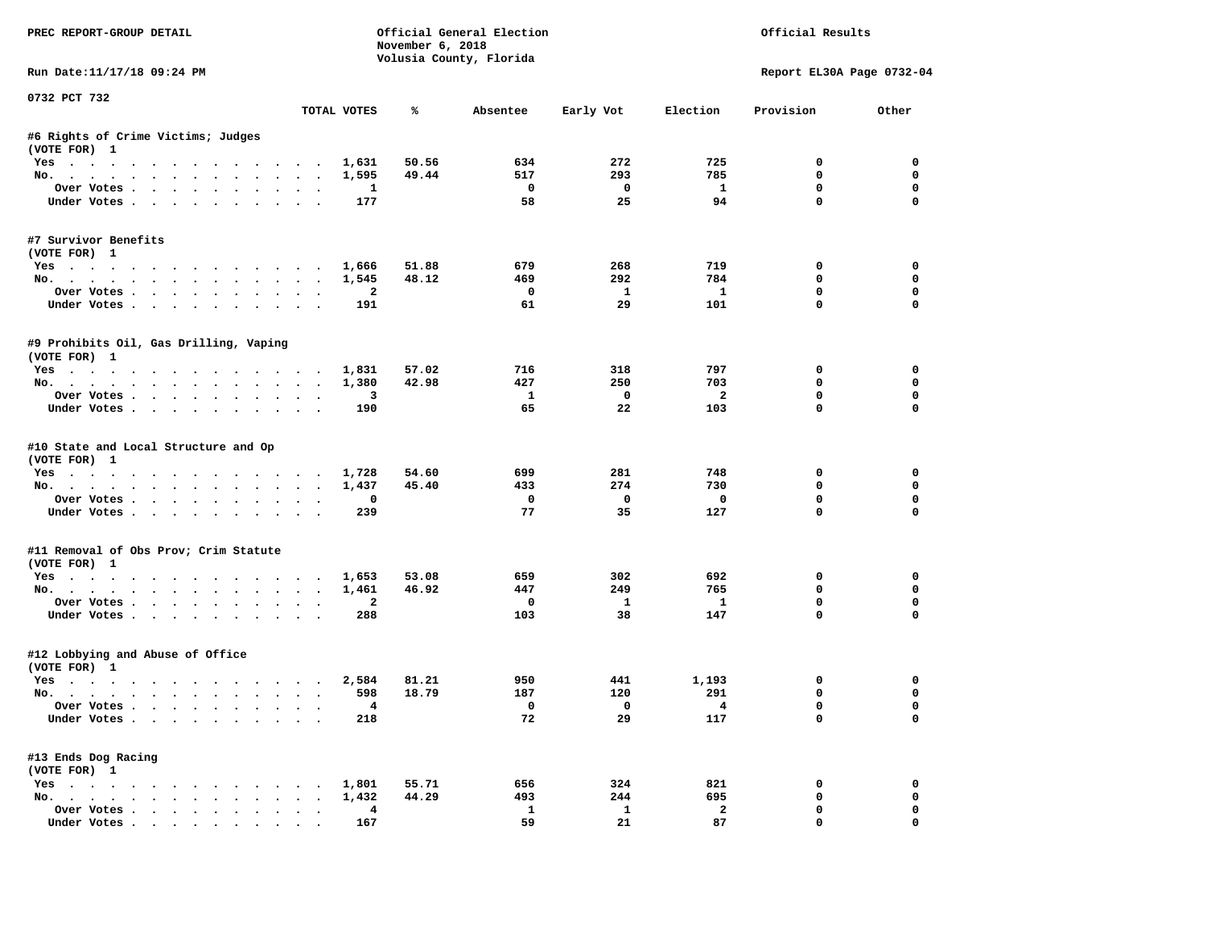PREC REPORT-GROUP DETAIL

Official General Election
November 6, 2018
Volusia County, Florida

Official Results

Run Date:11/17/18 09:24 PM

Report EL30A Page 0732-04

0732 PCT 732

| | TOTAL VOTES | % | Absentee | Early Vot | Election | Provision | Other |
|---|---|---|---|---|---|---|---|
| **#6 Rights of Crime Victims; Judges** | | | | | | | |
| (VOTE FOR) 1 | | | | | | | |
| Yes | 1,631 | 50.56 | 634 | 272 | 725 | 0 | 0 |
| No. | 1,595 | 49.44 | 517 | 293 | 785 | 0 | 0 |
| Over Votes | 1 | | 0 | 0 | 1 | 0 | 0 |
| Under Votes | 177 | | 58 | 25 | 94 | 0 | 0 |
| **#7 Survivor Benefits** | | | | | | | |
| (VOTE FOR) 1 | | | | | | | |
| Yes | 1,666 | 51.88 | 679 | 268 | 719 | 0 | 0 |
| No. | 1,545 | 48.12 | 469 | 292 | 784 | 0 | 0 |
| Over Votes | 2 | | 0 | 1 | 1 | 0 | 0 |
| Under Votes | 191 | | 61 | 29 | 101 | 0 | 0 |
| **#9 Prohibits Oil, Gas Drilling, Vaping** | | | | | | | |
| (VOTE FOR) 1 | | | | | | | |
| Yes | 1,831 | 57.02 | 716 | 318 | 797 | 0 | 0 |
| No. | 1,380 | 42.98 | 427 | 250 | 703 | 0 | 0 |
| Over Votes | 3 | | 1 | 0 | 2 | 0 | 0 |
| Under Votes | 190 | | 65 | 22 | 103 | 0 | 0 |
| **#10 State and Local Structure and Op** | | | | | | | |
| (VOTE FOR) 1 | | | | | | | |
| Yes | 1,728 | 54.60 | 699 | 281 | 748 | 0 | 0 |
| No. | 1,437 | 45.40 | 433 | 274 | 730 | 0 | 0 |
| Over Votes | 0 | | 0 | 0 | 0 | 0 | 0 |
| Under Votes | 239 | | 77 | 35 | 127 | 0 | 0 |
| **#11 Removal of Obs Prov; Crim Statute** | | | | | | | |
| (VOTE FOR) 1 | | | | | | | |
| Yes | 1,653 | 53.08 | 659 | 302 | 692 | 0 | 0 |
| No. | 1,461 | 46.92 | 447 | 249 | 765 | 0 | 0 |
| Over Votes | 2 | | 0 | 1 | 1 | 0 | 0 |
| Under Votes | 288 | | 103 | 38 | 147 | 0 | 0 |
| **#12 Lobbying and Abuse of Office** | | | | | | | |
| (VOTE FOR) 1 | | | | | | | |
| Yes | 2,584 | 81.21 | 950 | 441 | 1,193 | 0 | 0 |
| No. | 598 | 18.79 | 187 | 120 | 291 | 0 | 0 |
| Over Votes | 4 | | 0 | 0 | 4 | 0 | 0 |
| Under Votes | 218 | | 72 | 29 | 117 | 0 | 0 |
| **#13 Ends Dog Racing** | | | | | | | |
| (VOTE FOR) 1 | | | | | | | |
| Yes | 1,801 | 55.71 | 656 | 324 | 821 | 0 | 0 |
| No. | 1,432 | 44.29 | 493 | 244 | 695 | 0 | 0 |
| Over Votes | 4 | | 1 | 1 | 2 | 0 | 0 |
| Under Votes | 167 | | 59 | 21 | 87 | 0 | 0 |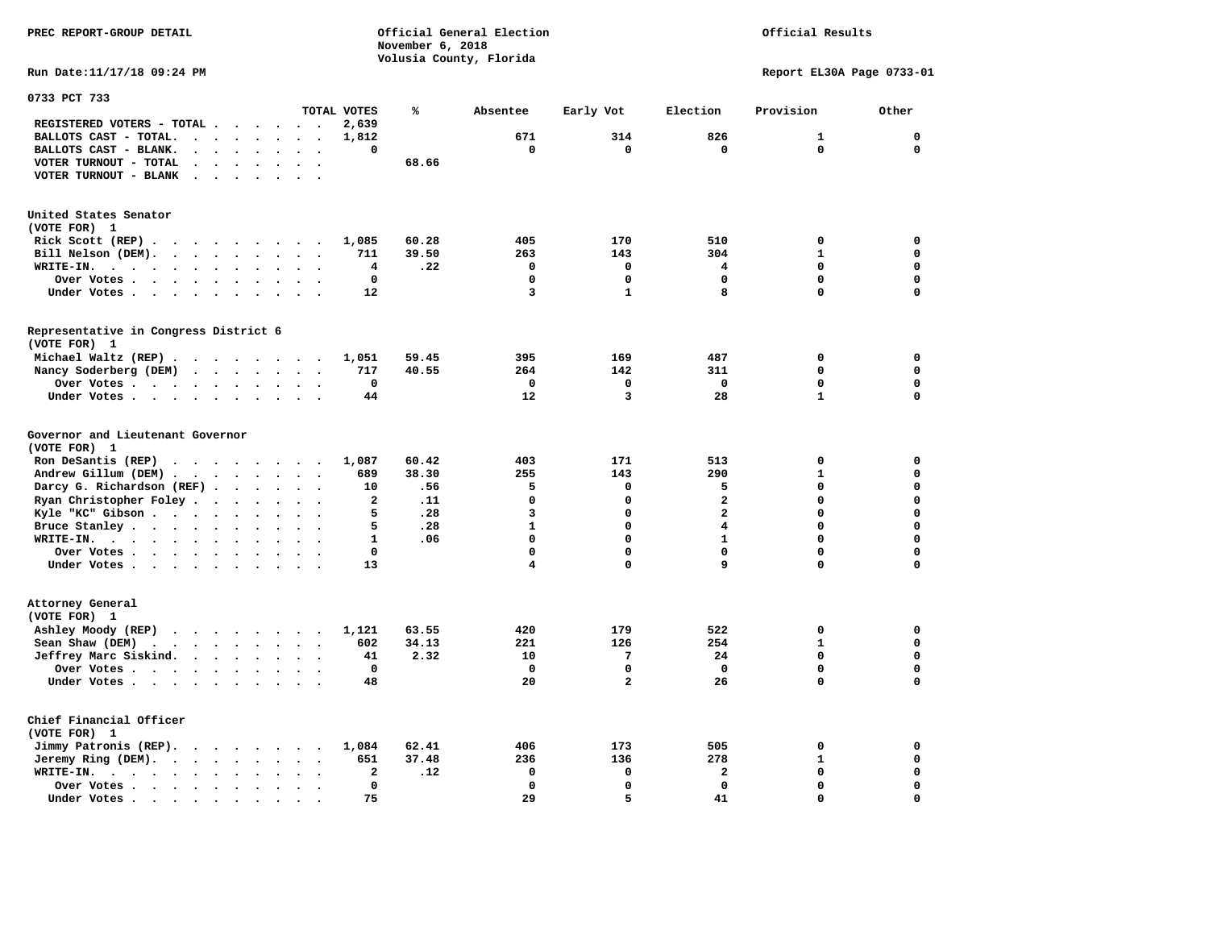PREC REPORT-GROUP DETAIL

Official General Election
November 6, 2018
Volusia County, Florida

Official Results

Run Date:11/17/18 09:24 PM

Report EL30A Page 0733-01

## 0733 PCT 733

| | TOTAL VOTES | % | Absentee | Early Vot | Election | Provision | Other |
|---|---|---|---|---|---|---|---|
| REGISTERED VOTERS - TOTAL | 2,639 | | | | | | |
| BALLOTS CAST - TOTAL. | 1,812 | | 671 | 314 | 826 | 1 | 0 |
| BALLOTS CAST - BLANK. | 0 | | 0 | 0 | 0 | 0 | 0 |
| VOTER TURNOUT - TOTAL | | 68.66 | | | | | |
| VOTER TURNOUT - BLANK | | | | | | | |

### United States Senator (VOTE FOR) 1

| | TOTAL VOTES | % | Absentee | Early Vot | Election | Provision | Other |
|---|---|---|---|---|---|---|---|
| Rick Scott (REP) | 1,085 | 60.28 | 405 | 170 | 510 | 0 | 0 |
| Bill Nelson (DEM) | 711 | 39.50 | 263 | 143 | 304 | 1 | 0 |
| WRITE-IN. | 4 | .22 | 0 | 0 | 4 | 0 | 0 |
| Over Votes | 0 | | 0 | 0 | 0 | 0 | 0 |
| Under Votes | 12 | | 3 | 1 | 8 | 0 | 0 |

### Representative in Congress District 6 (VOTE FOR) 1

| | TOTAL VOTES | % | Absentee | Early Vot | Election | Provision | Other |
|---|---|---|---|---|---|---|---|
| Michael Waltz (REP) | 1,051 | 59.45 | 395 | 169 | 487 | 0 | 0 |
| Nancy Soderberg (DEM) | 717 | 40.55 | 264 | 142 | 311 | 0 | 0 |
| Over Votes | 0 | | 0 | 0 | 0 | 0 | 0 |
| Under Votes | 44 | | 12 | 3 | 28 | 1 | 0 |

### Governor and Lieutenant Governor (VOTE FOR) 1

| | TOTAL VOTES | % | Absentee | Early Vot | Election | Provision | Other |
|---|---|---|---|---|---|---|---|
| Ron DeSantis (REP) | 1,087 | 60.42 | 403 | 171 | 513 | 0 | 0 |
| Andrew Gillum (DEM) | 689 | 38.30 | 255 | 143 | 290 | 1 | 0 |
| Darcy G. Richardson (REF) | 10 | .56 | 5 | 0 | 5 | 0 | 0 |
| Ryan Christopher Foley | 2 | .11 | 0 | 0 | 2 | 0 | 0 |
| Kyle "KC" Gibson | 5 | .28 | 3 | 0 | 2 | 0 | 0 |
| Bruce Stanley | 5 | .28 | 1 | 0 | 4 | 0 | 0 |
| WRITE-IN. | 1 | .06 | 0 | 0 | 1 | 0 | 0 |
| Over Votes | 0 | | 0 | 0 | 0 | 0 | 0 |
| Under Votes | 13 | | 4 | 0 | 9 | 0 | 0 |

### Attorney General (VOTE FOR) 1

| | TOTAL VOTES | % | Absentee | Early Vot | Election | Provision | Other |
|---|---|---|---|---|---|---|---|
| Ashley Moody (REP) | 1,121 | 63.55 | 420 | 179 | 522 | 0 | 0 |
| Sean Shaw (DEM) | 602 | 34.13 | 221 | 126 | 254 | 1 | 0 |
| Jeffrey Marc Siskind. | 41 | 2.32 | 10 | 7 | 24 | 0 | 0 |
| Over Votes | 0 | | 0 | 0 | 0 | 0 | 0 |
| Under Votes | 48 | | 20 | 2 | 26 | 0 | 0 |

### Chief Financial Officer (VOTE FOR) 1

| | TOTAL VOTES | % | Absentee | Early Vot | Election | Provision | Other |
|---|---|---|---|---|---|---|---|
| Jimmy Patronis (REP). | 1,084 | 62.41 | 406 | 173 | 505 | 0 | 0 |
| Jeremy Ring (DEM). | 651 | 37.48 | 236 | 136 | 278 | 1 | 0 |
| WRITE-IN. | 2 | .12 | 0 | 0 | 2 | 0 | 0 |
| Over Votes | 0 | | 0 | 0 | 0 | 0 | 0 |
| Under Votes | 75 | | 29 | 5 | 41 | 0 | 0 |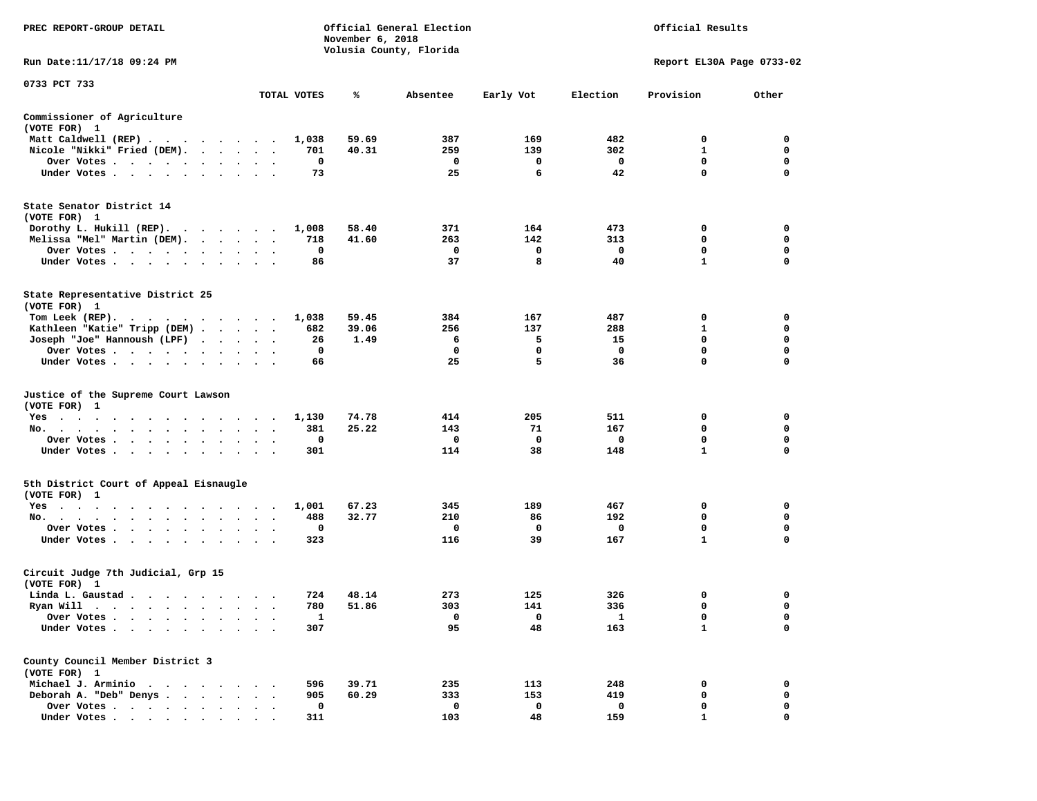PREC REPORT-GROUP DETAIL

Official General Election
November 6, 2018
Volusia County, Florida

Official Results

Run Date:11/17/18 09:24 PM

Report EL30A Page 0733-02

0733 PCT 733

| | TOTAL VOTES | % | Absentee | Early Vot | Election | Provision | Other |
|---|---|---|---|---|---|---|---|
| **Commissioner of Agriculture** | | | | | | | |
| (VOTE FOR) 1 | | | | | | | |
| Matt Caldwell (REP) | 1,038 | 59.69 | 387 | 169 | 482 | 0 | 0 |
| Nicole "Nikki" Fried (DEM) | 701 | 40.31 | 259 | 139 | 302 | 1 | 0 |
| Over Votes | 0 | | 0 | 0 | 0 | 0 | 0 |
| Under Votes | 73 | | 25 | 6 | 42 | 0 | 0 |
| **State Senator District 14** | | | | | | | |
| (VOTE FOR) 1 | | | | | | | |
| Dorothy L. Hukill (REP) | 1,008 | 58.40 | 371 | 164 | 473 | 0 | 0 |
| Melissa "Mel" Martin (DEM) | 718 | 41.60 | 263 | 142 | 313 | 0 | 0 |
| Over Votes | 0 | | 0 | 0 | 0 | 0 | 0 |
| Under Votes | 86 | | 37 | 8 | 40 | 1 | 0 |
| **State Representative District 25** | | | | | | | |
| (VOTE FOR) 1 | | | | | | | |
| Tom Leek (REP) | 1,038 | 59.45 | 384 | 167 | 487 | 0 | 0 |
| Kathleen "Katie" Tripp (DEM) | 682 | 39.06 | 256 | 137 | 288 | 1 | 0 |
| Joseph "Joe" Hannoush (LPF) | 26 | 1.49 | 6 | 5 | 15 | 0 | 0 |
| Over Votes | 0 | | 0 | 0 | 0 | 0 | 0 |
| Under Votes | 66 | | 25 | 5 | 36 | 0 | 0 |
| **Justice of the Supreme Court Lawson** | | | | | | | |
| (VOTE FOR) 1 | | | | | | | |
| Yes | 1,130 | 74.78 | 414 | 205 | 511 | 0 | 0 |
| No | 381 | 25.22 | 143 | 71 | 167 | 0 | 0 |
| Over Votes | 0 | | 0 | 0 | 0 | 0 | 0 |
| Under Votes | 301 | | 114 | 38 | 148 | 1 | 0 |
| **5th District Court of Appeal Eisnaugle** | | | | | | | |
| (VOTE FOR) 1 | | | | | | | |
| Yes | 1,001 | 67.23 | 345 | 189 | 467 | 0 | 0 |
| No | 488 | 32.77 | 210 | 86 | 192 | 0 | 0 |
| Over Votes | 0 | | 0 | 0 | 0 | 0 | 0 |
| Under Votes | 323 | | 116 | 39 | 167 | 1 | 0 |
| **Circuit Judge 7th Judicial, Grp 15** | | | | | | | |
| (VOTE FOR) 1 | | | | | | | |
| Linda L. Gaustad | 724 | 48.14 | 273 | 125 | 326 | 0 | 0 |
| Ryan Will | 780 | 51.86 | 303 | 141 | 336 | 0 | 0 |
| Over Votes | 1 | | 0 | 0 | 1 | 0 | 0 |
| Under Votes | 307 | | 95 | 48 | 163 | 1 | 0 |
| **County Council Member District 3** | | | | | | | |
| (VOTE FOR) 1 | | | | | | | |
| Michael J. Arminio | 596 | 39.71 | 235 | 113 | 248 | 0 | 0 |
| Deborah A. "Deb" Denys | 905 | 60.29 | 333 | 153 | 419 | 0 | 0 |
| Over Votes | 0 | | 0 | 0 | 0 | 0 | 0 |
| Under Votes | 311 | | 103 | 48 | 159 | 1 | 0 |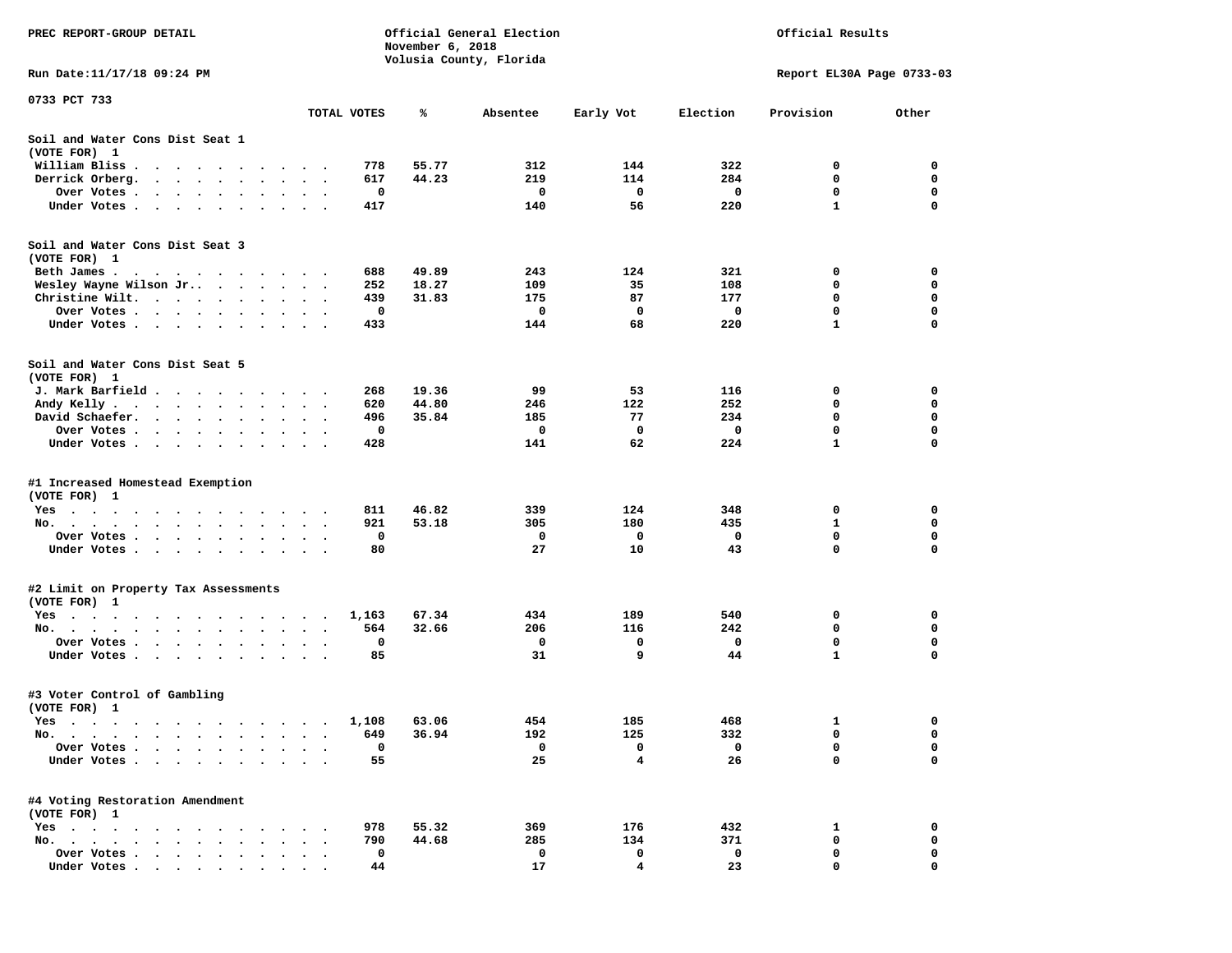PREC REPORT-GROUP DETAIL

Official General Election
November 6, 2018
Volusia County, Florida

Official Results

Run Date:11/17/18 09:24 PM

Report EL30A Page 0733-03

0733 PCT 733

| | TOTAL VOTES | % | Absentee | Early Vot | Election | Provision | Other |
|---|---|---|---|---|---|---|---|
| **Soil and Water Cons Dist Seat 1** | | | | | | | |
| (VOTE FOR) 1 | | | | | | | |
| William Bliss | 778 | 55.77 | 312 | 144 | 322 | 0 | 0 |
| Derrick Orberg | 617 | 44.23 | 219 | 114 | 284 | 0 | 0 |
| Over Votes | 0 | | 0 | 0 | 0 | 0 | 0 |
| Under Votes | 417 | | 140 | 56 | 220 | 1 | 0 |
| **Soil and Water Cons Dist Seat 3** | | | | | | | |
| (VOTE FOR) 1 | | | | | | | |
| Beth James | 688 | 49.89 | 243 | 124 | 321 | 0 | 0 |
| Wesley Wayne Wilson Jr. | 252 | 18.27 | 109 | 35 | 108 | 0 | 0 |
| Christine Wilt | 439 | 31.83 | 175 | 87 | 177 | 0 | 0 |
| Over Votes | 0 | | 0 | 0 | 0 | 0 | 0 |
| Under Votes | 433 | | 144 | 68 | 220 | 1 | 0 |
| **Soil and Water Cons Dist Seat 5** | | | | | | | |
| (VOTE FOR) 1 | | | | | | | |
| J. Mark Barfield | 268 | 19.36 | 99 | 53 | 116 | 0 | 0 |
| Andy Kelly | 620 | 44.80 | 246 | 122 | 252 | 0 | 0 |
| David Schaefer | 496 | 35.84 | 185 | 77 | 234 | 0 | 0 |
| Over Votes | 0 | | 0 | 0 | 0 | 0 | 0 |
| Under Votes | 428 | | 141 | 62 | 224 | 1 | 0 |
| **#1 Increased Homestead Exemption** | | | | | | | |
| (VOTE FOR) 1 | | | | | | | |
| Yes | 811 | 46.82 | 339 | 124 | 348 | 0 | 0 |
| No | 921 | 53.18 | 305 | 180 | 435 | 1 | 0 |
| Over Votes | 0 | | 0 | 0 | 0 | 0 | 0 |
| Under Votes | 80 | | 27 | 10 | 43 | 0 | 0 |
| **#2 Limit on Property Tax Assessments** | | | | | | | |
| (VOTE FOR) 1 | | | | | | | |
| Yes | 1,163 | 67.34 | 434 | 189 | 540 | 0 | 0 |
| No | 564 | 32.66 | 206 | 116 | 242 | 0 | 0 |
| Over Votes | 0 | | 0 | 0 | 0 | 0 | 0 |
| Under Votes | 85 | | 31 | 9 | 44 | 1 | 0 |
| **#3 Voter Control of Gambling** | | | | | | | |
| (VOTE FOR) 1 | | | | | | | |
| Yes | 1,108 | 63.06 | 454 | 185 | 468 | 1 | 0 |
| No | 649 | 36.94 | 192 | 125 | 332 | 0 | 0 |
| Over Votes | 0 | | 0 | 0 | 0 | 0 | 0 |
| Under Votes | 55 | | 25 | 4 | 26 | 0 | 0 |
| **#4 Voting Restoration Amendment** | | | | | | | |
| (VOTE FOR) 1 | | | | | | | |
| Yes | 978 | 55.32 | 369 | 176 | 432 | 1 | 0 |
| No | 790 | 44.68 | 285 | 134 | 371 | 0 | 0 |
| Over Votes | 0 | | 0 | 0 | 0 | 0 | 0 |
| Under Votes | 44 | | 17 | 4 | 23 | 0 | 0 |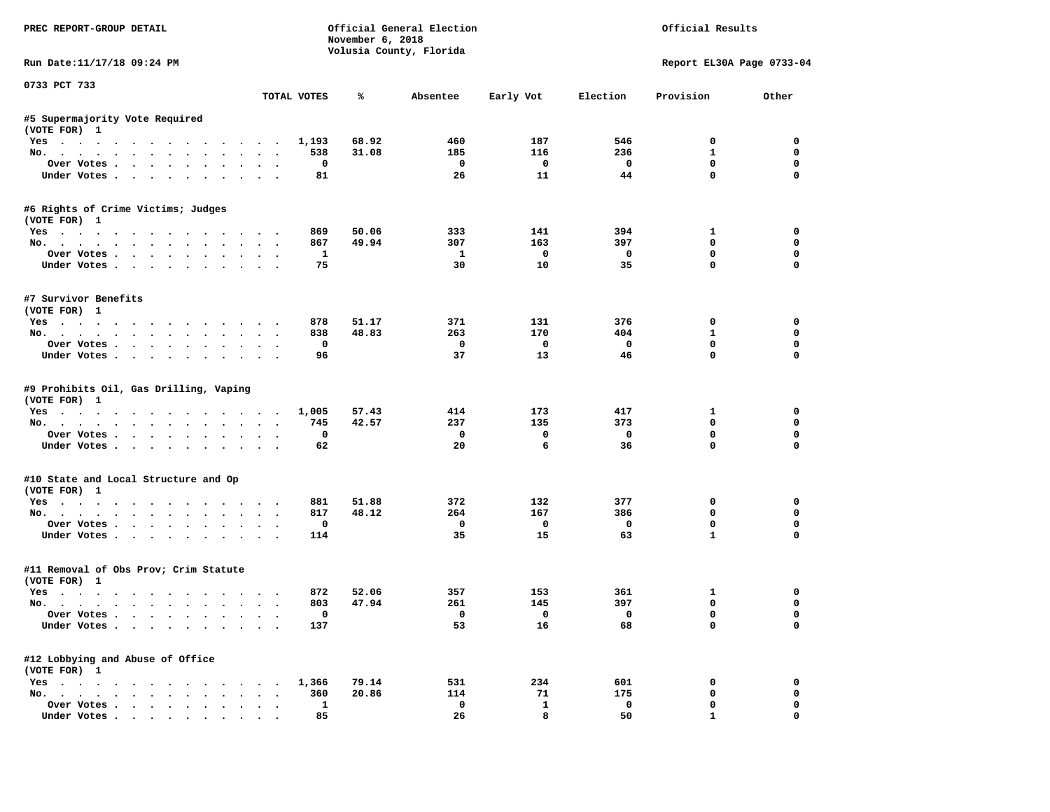PREC REPORT-GROUP DETAIL

Official General Election
November 6, 2018
Volusia County, Florida

Official Results

Run Date:11/17/18 09:24 PM

Report EL30A Page 0733-04

0733 PCT 733

| | TOTAL VOTES | % | Absentee | Early Vot | Election | Provision | Other |
|---|---|---|---|---|---|---|---|
| **#5 Supermajority Vote Required** | | | | | | | |
| (VOTE FOR) 1 | | | | | | | |
| Yes | 1,193 | 68.92 | 460 | 187 | 546 | 0 | 0 |
| No. | 538 | 31.08 | 185 | 116 | 236 | 1 | 0 |
| Over Votes | 0 | | 0 | 0 | 0 | 0 | 0 |
| Under Votes | 81 | | 26 | 11 | 44 | 0 | 0 |
| **#6 Rights of Crime Victims; Judges** | | | | | | | |
| (VOTE FOR) 1 | | | | | | | |
| Yes | 869 | 50.06 | 333 | 141 | 394 | 1 | 0 |
| No. | 867 | 49.94 | 307 | 163 | 397 | 0 | 0 |
| Over Votes | 1 | | 1 | 0 | 0 | 0 | 0 |
| Under Votes | 75 | | 30 | 10 | 35 | 0 | 0 |
| **#7 Survivor Benefits** | | | | | | | |
| (VOTE FOR) 1 | | | | | | | |
| Yes | 878 | 51.17 | 371 | 131 | 376 | 0 | 0 |
| No. | 838 | 48.83 | 263 | 170 | 404 | 1 | 0 |
| Over Votes | 0 | | 0 | 0 | 0 | 0 | 0 |
| Under Votes | 96 | | 37 | 13 | 46 | 0 | 0 |
| **#9 Prohibits Oil, Gas Drilling, Vaping** | | | | | | | |
| (VOTE FOR) 1 | | | | | | | |
| Yes | 1,005 | 57.43 | 414 | 173 | 417 | 1 | 0 |
| No. | 745 | 42.57 | 237 | 135 | 373 | 0 | 0 |
| Over Votes | 0 | | 0 | 0 | 0 | 0 | 0 |
| Under Votes | 62 | | 20 | 6 | 36 | 0 | 0 |
| **#10 State and Local Structure and Op** | | | | | | | |
| (VOTE FOR) 1 | | | | | | | |
| Yes | 881 | 51.88 | 372 | 132 | 377 | 0 | 0 |
| No. | 817 | 48.12 | 264 | 167 | 386 | 0 | 0 |
| Over Votes | 0 | | 0 | 0 | 0 | 0 | 0 |
| Under Votes | 114 | | 35 | 15 | 63 | 1 | 0 |
| **#11 Removal of Obs Prov; Crim Statute** | | | | | | | |
| (VOTE FOR) 1 | | | | | | | |
| Yes | 872 | 52.06 | 357 | 153 | 361 | 1 | 0 |
| No. | 803 | 47.94 | 261 | 145 | 397 | 0 | 0 |
| Over Votes | 0 | | 0 | 0 | 0 | 0 | 0 |
| Under Votes | 137 | | 53 | 16 | 68 | 0 | 0 |
| **#12 Lobbying and Abuse of Office** | | | | | | | |
| (VOTE FOR) 1 | | | | | | | |
| Yes | 1,366 | 79.14 | 531 | 234 | 601 | 0 | 0 |
| No. | 360 | 20.86 | 114 | 71 | 175 | 0 | 0 |
| Over Votes | 1 | | 0 | 1 | 0 | 0 | 0 |
| Under Votes | 85 | | 26 | 8 | 50 | 1 | 0 |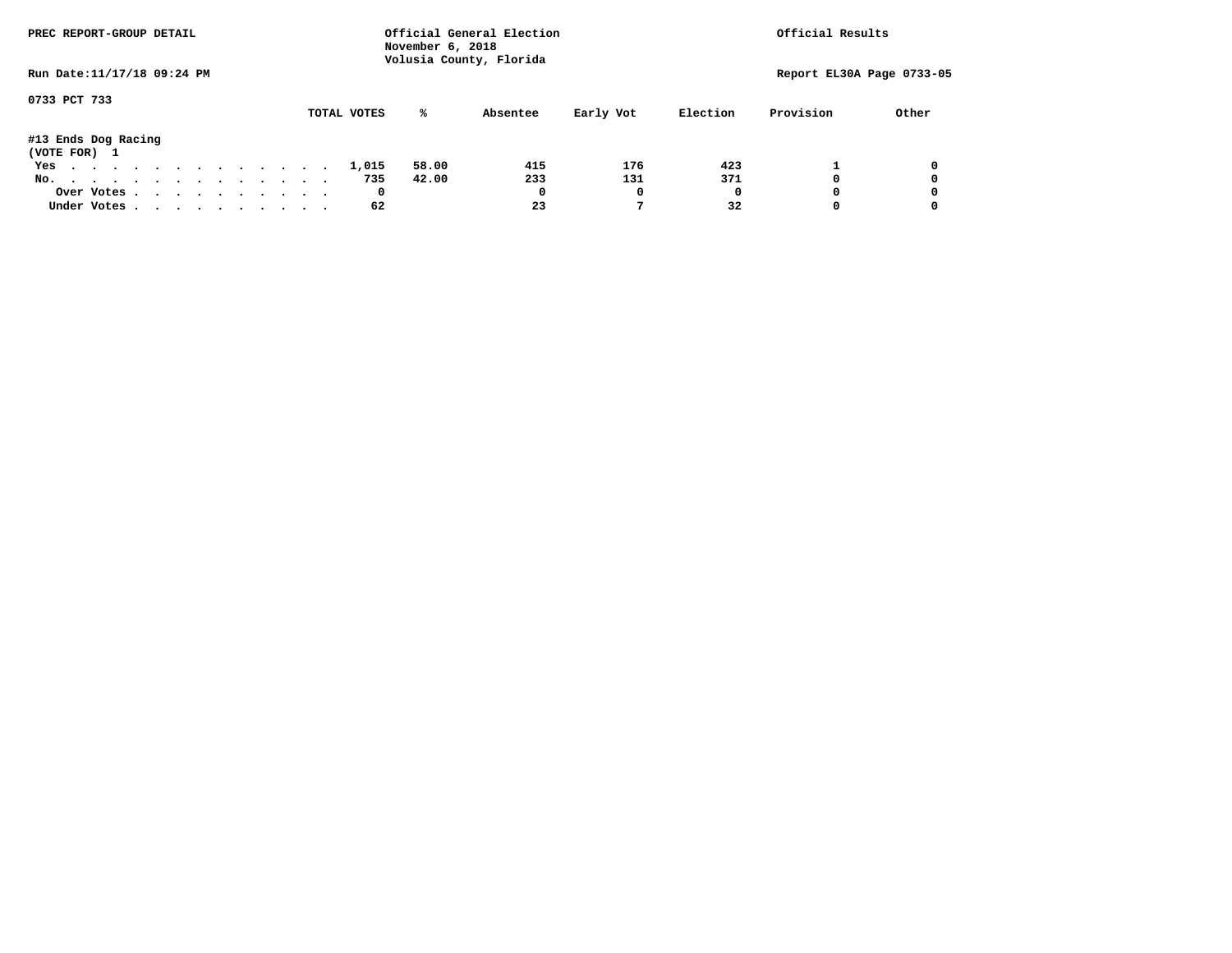PREC REPORT-GROUP DETAIL

Official General Election
November 6, 2018
Volusia County, Florida

Official Results

Run Date:11/17/18 09:24 PM

Report EL30A Page 0733-05

0733 PCT 733

#13 Ends Dog Racing
(VOTE FOR) 1

| | TOTAL VOTES | % | Absentee | Early Vot | Election | Provision | Other |
|---|---|---|---|---|---|---|---|
| Yes | 1,015 | 58.00 | 415 | 176 | 423 | 1 | 0 |
| No. | 735 | 42.00 | 233 | 131 | 371 | 0 | 0 |
| Over Votes | 0 | | 0 | 0 | 0 | 0 | 0 |
| Under Votes | 62 | | 23 | 7 | 32 | 0 | 0 |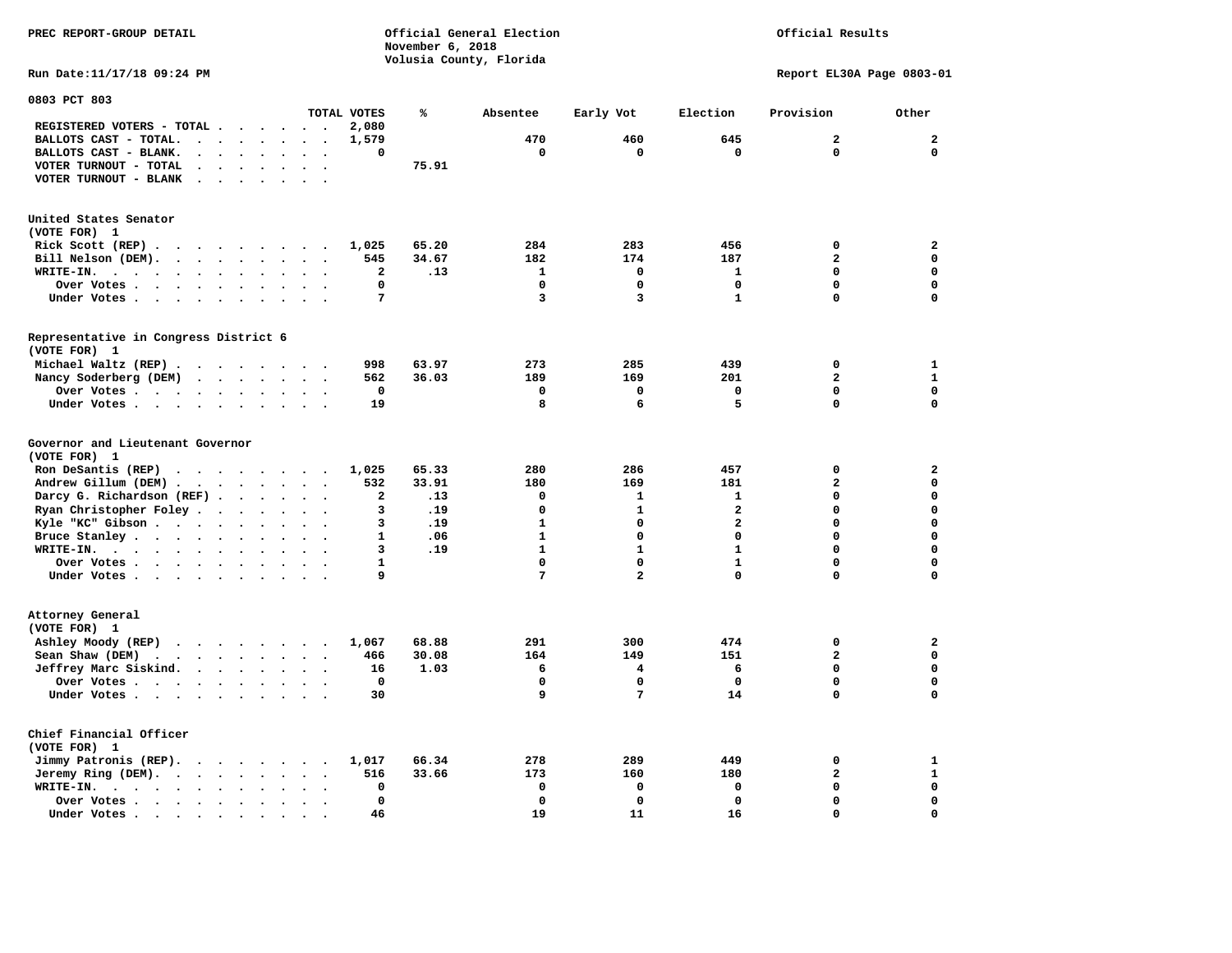PREC REPORT-GROUP DETAIL

Official General Election
November 6, 2018
Volusia County, Florida

Official Results

Run Date:11/17/18 09:24 PM

Report EL30A Page 0803-01

## 0803 PCT 803

| | TOTAL VOTES | % | Absentee | Early Vot | Election | Provision | Other |
|---|---|---|---|---|---|---|---|
| REGISTERED VOTERS - TOTAL | 2,080 | | | | | | |
| BALLOTS CAST - TOTAL. | 1,579 | | 470 | 460 | 645 | 2 | 2 |
| BALLOTS CAST - BLANK. | 0 | | 0 | 0 | 0 | 0 | 0 |
| VOTER TURNOUT - TOTAL | | 75.91 | | | | | |
| VOTER TURNOUT - BLANK | | | | | | | |

### United States Senator
(VOTE FOR) 1

| | TOTAL VOTES | % | Absentee | Early Vot | Election | Provision | Other |
|---|---|---|---|---|---|---|---|
| Rick Scott (REP) | 1,025 | 65.20 | 284 | 283 | 456 | 0 | 2 |
| Bill Nelson (DEM). | 545 | 34.67 | 182 | 174 | 187 | 2 | 0 |
| WRITE-IN. | 2 | .13 | 1 | 0 | 1 | 0 | 0 |
| Over Votes | 0 | | 0 | 0 | 0 | 0 | 0 |
| Under Votes | 7 | | 3 | 3 | 1 | 0 | 0 |

### Representative in Congress District 6
(VOTE FOR) 1

| | TOTAL VOTES | % | Absentee | Early Vot | Election | Provision | Other |
|---|---|---|---|---|---|---|---|
| Michael Waltz (REP) | 998 | 63.97 | 273 | 285 | 439 | 0 | 1 |
| Nancy Soderberg (DEM) | 562 | 36.03 | 189 | 169 | 201 | 2 | 1 |
| Over Votes | 0 | | 0 | 0 | 0 | 0 | 0 |
| Under Votes | 19 | | 8 | 6 | 5 | 0 | 0 |

### Governor and Lieutenant Governor
(VOTE FOR) 1

| | TOTAL VOTES | % | Absentee | Early Vot | Election | Provision | Other |
|---|---|---|---|---|---|---|---|
| Ron DeSantis (REP) | 1,025 | 65.33 | 280 | 286 | 457 | 0 | 2 |
| Andrew Gillum (DEM) | 532 | 33.91 | 180 | 169 | 181 | 2 | 0 |
| Darcy G. Richardson (REF) | 2 | .13 | 0 | 1 | 1 | 0 | 0 |
| Ryan Christopher Foley | 3 | .19 | 0 | 1 | 2 | 0 | 0 |
| Kyle "KC" Gibson | 3 | .19 | 1 | 0 | 2 | 0 | 0 |
| Bruce Stanley | 1 | .06 | 1 | 0 | 0 | 0 | 0 |
| WRITE-IN. | 3 | .19 | 1 | 1 | 1 | 0 | 0 |
| Over Votes | 1 | | 0 | 0 | 1 | 0 | 0 |
| Under Votes | 9 | | 7 | 2 | 0 | 0 | 0 |

### Attorney General
(VOTE FOR) 1

| | TOTAL VOTES | % | Absentee | Early Vot | Election | Provision | Other |
|---|---|---|---|---|---|---|---|
| Ashley Moody (REP) | 1,067 | 68.88 | 291 | 300 | 474 | 0 | 2 |
| Sean Shaw (DEM) | 466 | 30.08 | 164 | 149 | 151 | 2 | 0 |
| Jeffrey Marc Siskind. | 16 | 1.03 | 6 | 4 | 6 | 0 | 0 |
| Over Votes | 0 | | 0 | 0 | 0 | 0 | 0 |
| Under Votes | 30 | | 9 | 7 | 14 | 0 | 0 |

### Chief Financial Officer
(VOTE FOR) 1

| | TOTAL VOTES | % | Absentee | Early Vot | Election | Provision | Other |
|---|---|---|---|---|---|---|---|
| Jimmy Patronis (REP). | 1,017 | 66.34 | 278 | 289 | 449 | 0 | 1 |
| Jeremy Ring (DEM). | 516 | 33.66 | 173 | 160 | 180 | 2 | 1 |
| WRITE-IN. | 0 | | 0 | 0 | 0 | 0 | 0 |
| Over Votes | 0 | | 0 | 0 | 0 | 0 | 0 |
| Under Votes | 46 | | 19 | 11 | 16 | 0 | 0 |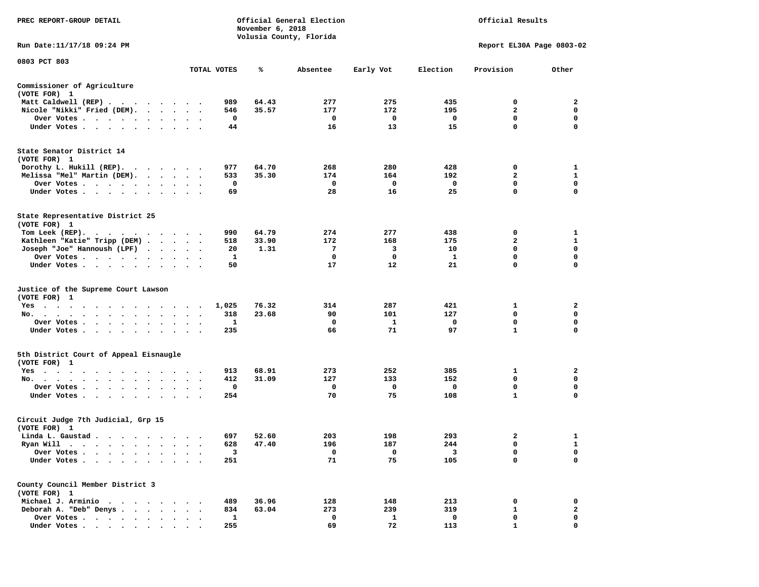PREC REPORT-GROUP DETAIL

Official General Election
November 6, 2018
Volusia County, Florida

Official Results

Run Date:11/17/18 09:24 PM

Report EL30A Page 0803-02

0803 PCT 803

| | TOTAL VOTES | % | Absentee | Early Vot | Election | Provision | Other |
|---|---|---|---|---|---|---|---|
| **Commissioner of Agriculture** | | | | | | | |
| (VOTE FOR) 1 | | | | | | | |
| Matt Caldwell (REP) | 989 | 64.43 | 277 | 275 | 435 | 0 | 2 |
| Nicole "Nikki" Fried (DEM) | 546 | 35.57 | 177 | 172 | 195 | 2 | 0 |
| Over Votes | 0 | | 0 | 0 | 0 | 0 | 0 |
| Under Votes | 44 | | 16 | 13 | 15 | 0 | 0 |
| **State Senator District 14** | | | | | | | |
| (VOTE FOR) 1 | | | | | | | |
| Dorothy L. Hukill (REP) | 977 | 64.70 | 268 | 280 | 428 | 0 | 1 |
| Melissa "Mel" Martin (DEM) | 533 | 35.30 | 174 | 164 | 192 | 2 | 1 |
| Over Votes | 0 | | 0 | 0 | 0 | 0 | 0 |
| Under Votes | 69 | | 28 | 16 | 25 | 0 | 0 |
| **State Representative District 25** | | | | | | | |
| (VOTE FOR) 1 | | | | | | | |
| Tom Leek (REP) | 990 | 64.79 | 274 | 277 | 438 | 0 | 1 |
| Kathleen "Katie" Tripp (DEM) | 518 | 33.90 | 172 | 168 | 175 | 2 | 1 |
| Joseph "Joe" Hannoush (LPF) | 20 | 1.31 | 7 | 3 | 10 | 0 | 0 |
| Over Votes | 1 | | 0 | 0 | 1 | 0 | 0 |
| Under Votes | 50 | | 17 | 12 | 21 | 0 | 0 |
| **Justice of the Supreme Court Lawson** | | | | | | | |
| (VOTE FOR) 1 | | | | | | | |
| Yes | 1,025 | 76.32 | 314 | 287 | 421 | 1 | 2 |
| No | 318 | 23.68 | 90 | 101 | 127 | 0 | 0 |
| Over Votes | 1 | | 0 | 1 | 0 | 0 | 0 |
| Under Votes | 235 | | 66 | 71 | 97 | 1 | 0 |
| **5th District Court of Appeal Eisnaugle** | | | | | | | |
| (VOTE FOR) 1 | | | | | | | |
| Yes | 913 | 68.91 | 273 | 252 | 385 | 1 | 2 |
| No | 412 | 31.09 | 127 | 133 | 152 | 0 | 0 |
| Over Votes | 0 | | 0 | 0 | 0 | 0 | 0 |
| Under Votes | 254 | | 70 | 75 | 108 | 1 | 0 |
| **Circuit Judge 7th Judicial, Grp 15** | | | | | | | |
| (VOTE FOR) 1 | | | | | | | |
| Linda L. Gaustad | 697 | 52.60 | 203 | 198 | 293 | 2 | 1 |
| Ryan Will | 628 | 47.40 | 196 | 187 | 244 | 0 | 1 |
| Over Votes | 3 | | 0 | 0 | 3 | 0 | 0 |
| Under Votes | 251 | | 71 | 75 | 105 | 0 | 0 |
| **County Council Member District 3** | | | | | | | |
| (VOTE FOR) 1 | | | | | | | |
| Michael J. Arminio | 489 | 36.96 | 128 | 148 | 213 | 0 | 0 |
| Deborah A. "Deb" Denys | 834 | 63.04 | 273 | 239 | 319 | 1 | 2 |
| Over Votes | 1 | | 0 | 1 | 0 | 0 | 0 |
| Under Votes | 255 | | 69 | 72 | 113 | 1 | 0 |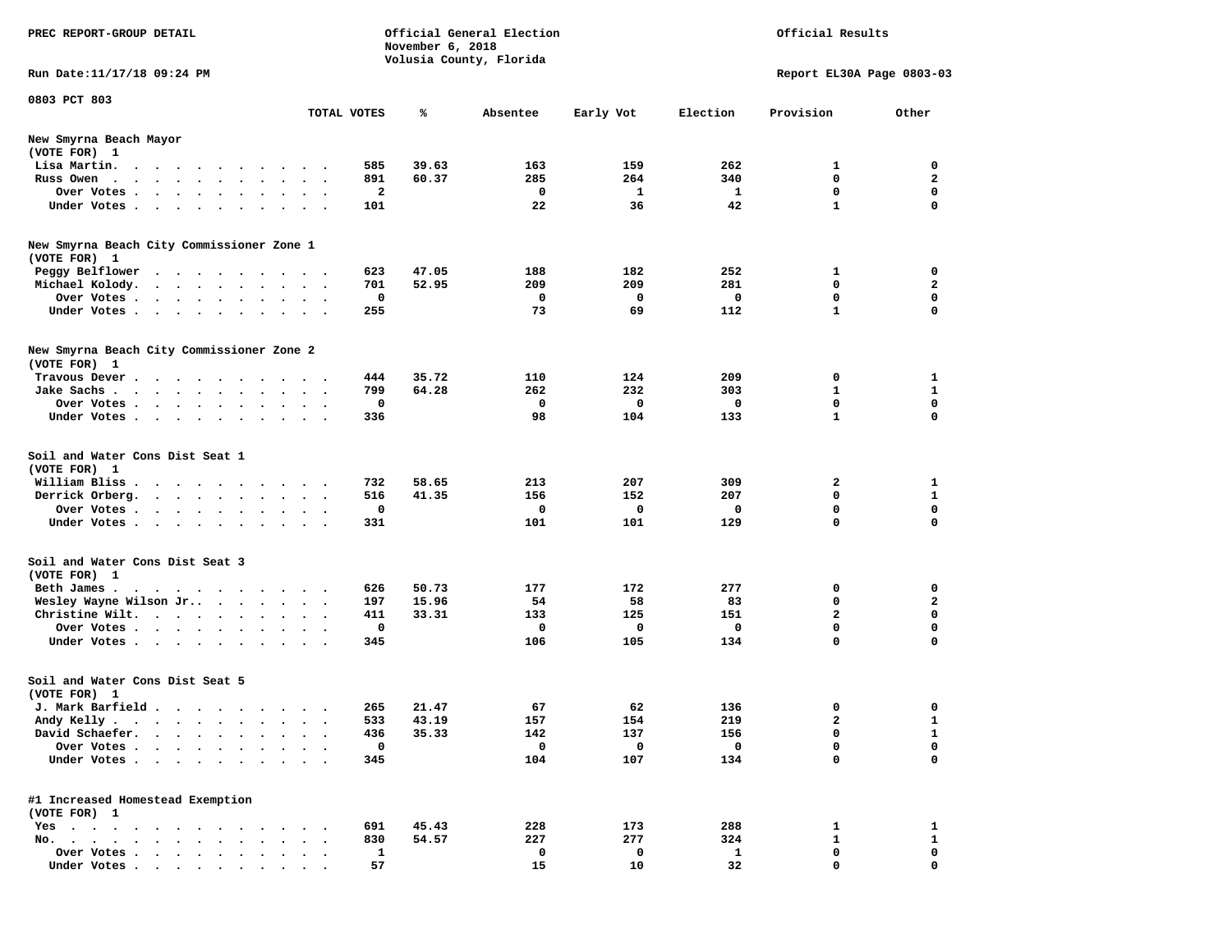PREC REPORT-GROUP DETAIL

Official General Election
November 6, 2018
Volusia County, Florida

Official Results

Run Date:11/17/18 09:24 PM

Report EL30A Page 0803-03

0803 PCT 803

| | TOTAL VOTES | % | Absentee | Early Vot | Election | Provision | Other |
|---|---|---|---|---|---|---|---|
| **New Smyrna Beach Mayor** | | | | | | | |
| (VOTE FOR) 1 | | | | | | | |
| Lisa Martin. | 585 | 39.63 | 163 | 159 | 262 | 1 | 0 |
| Russ Owen | 891 | 60.37 | 285 | 264 | 340 | 0 | 2 |
| Over Votes | 2 | | 0 | 1 | 1 | 0 | 0 |
| Under Votes | 101 | | 22 | 36 | 42 | 1 | 0 |
| **New Smyrna Beach City Commissioner Zone 1** | | | | | | | |
| (VOTE FOR) 1 | | | | | | | |
| Peggy Belflower | 623 | 47.05 | 188 | 182 | 252 | 1 | 0 |
| Michael Kolody. | 701 | 52.95 | 209 | 209 | 281 | 0 | 2 |
| Over Votes | 0 | | 0 | 0 | 0 | 0 | 0 |
| Under Votes | 255 | | 73 | 69 | 112 | 1 | 0 |
| **New Smyrna Beach City Commissioner Zone 2** | | | | | | | |
| (VOTE FOR) 1 | | | | | | | |
| Travous Dever | 444 | 35.72 | 110 | 124 | 209 | 0 | 1 |
| Jake Sachs | 799 | 64.28 | 262 | 232 | 303 | 1 | 1 |
| Over Votes | 0 | | 0 | 0 | 0 | 0 | 0 |
| Under Votes | 336 | | 98 | 104 | 133 | 1 | 0 |
| **Soil and Water Cons Dist Seat 1** | | | | | | | |
| (VOTE FOR) 1 | | | | | | | |
| William Bliss | 732 | 58.65 | 213 | 207 | 309 | 2 | 1 |
| Derrick Orberg. | 516 | 41.35 | 156 | 152 | 207 | 0 | 1 |
| Over Votes | 0 | | 0 | 0 | 0 | 0 | 0 |
| Under Votes | 331 | | 101 | 101 | 129 | 0 | 0 |
| **Soil and Water Cons Dist Seat 3** | | | | | | | |
| (VOTE FOR) 1 | | | | | | | |
| Beth James | 626 | 50.73 | 177 | 172 | 277 | 0 | 0 |
| Wesley Wayne Wilson Jr.. | 197 | 15.96 | 54 | 58 | 83 | 0 | 2 |
| Christine Wilt. | 411 | 33.31 | 133 | 125 | 151 | 2 | 0 |
| Over Votes | 0 | | 0 | 0 | 0 | 0 | 0 |
| Under Votes | 345 | | 106 | 105 | 134 | 0 | 0 |
| **Soil and Water Cons Dist Seat 5** | | | | | | | |
| (VOTE FOR) 1 | | | | | | | |
| J. Mark Barfield | 265 | 21.47 | 67 | 62 | 136 | 0 | 0 |
| Andy Kelly | 533 | 43.19 | 157 | 154 | 219 | 2 | 1 |
| David Schaefer. | 436 | 35.33 | 142 | 137 | 156 | 0 | 1 |
| Over Votes | 0 | | 0 | 0 | 0 | 0 | 0 |
| Under Votes | 345 | | 104 | 107 | 134 | 0 | 0 |
| **#1 Increased Homestead Exemption** | | | | | | | |
| (VOTE FOR) 1 | | | | | | | |
| Yes | 691 | 45.43 | 228 | 173 | 288 | 1 | 1 |
| No. | 830 | 54.57 | 227 | 277 | 324 | 1 | 1 |
| Over Votes | 1 | | 0 | 0 | 1 | 0 | 0 |
| Under Votes | 57 | | 15 | 10 | 32 | 0 | 0 |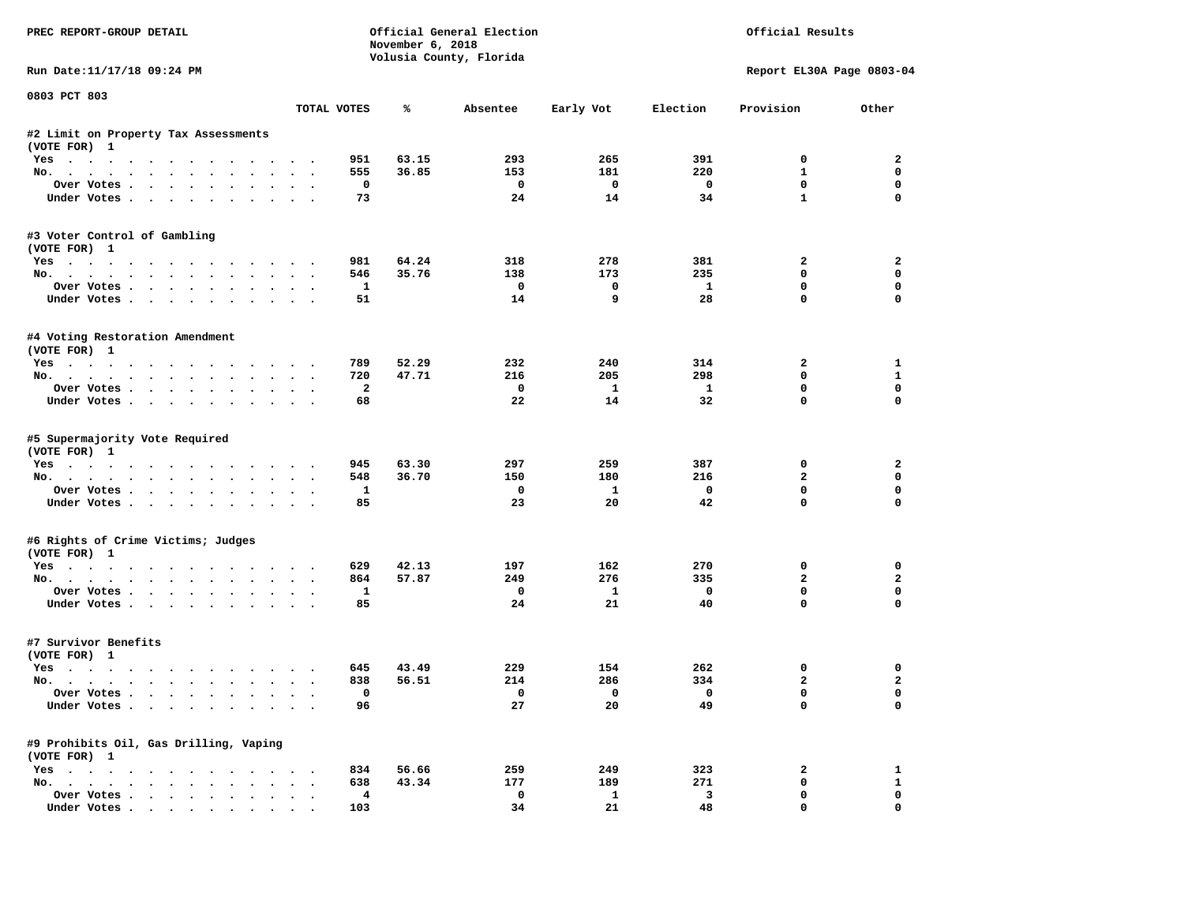PREC REPORT-GROUP DETAIL

Official General Election
November 6, 2018
Volusia County, Florida

Official Results

Run Date:11/17/18 09:24 PM

Report EL30A Page 0803-04

0803 PCT 803

| | TOTAL VOTES | % | Absentee | Early Vot | Election | Provision | Other |
|---|---|---|---|---|---|---|---|
| **#2 Limit on Property Tax Assessments** | | | | | | | |
| (VOTE FOR) 1 | | | | | | | |
| Yes | 951 | 63.15 | 293 | 265 | 391 | 0 | 2 |
| No. | 555 | 36.85 | 153 | 181 | 220 | 1 | 0 |
| Over Votes | 0 | | 0 | 0 | 0 | 0 | 0 |
| Under Votes | 73 | | 24 | 14 | 34 | 1 | 0 |
| **#3 Voter Control of Gambling** | | | | | | | |
| (VOTE FOR) 1 | | | | | | | |
| Yes | 981 | 64.24 | 318 | 278 | 381 | 2 | 2 |
| No. | 546 | 35.76 | 138 | 173 | 235 | 0 | 0 |
| Over Votes | 1 | | 0 | 0 | 1 | 0 | 0 |
| Under Votes | 51 | | 14 | 9 | 28 | 0 | 0 |
| **#4 Voting Restoration Amendment** | | | | | | | |
| (VOTE FOR) 1 | | | | | | | |
| Yes | 789 | 52.29 | 232 | 240 | 314 | 2 | 1 |
| No. | 720 | 47.71 | 216 | 205 | 298 | 0 | 1 |
| Over Votes | 2 | | 0 | 1 | 1 | 0 | 0 |
| Under Votes | 68 | | 22 | 14 | 32 | 0 | 0 |
| **#5 Supermajority Vote Required** | | | | | | | |
| (VOTE FOR) 1 | | | | | | | |
| Yes | 945 | 63.30 | 297 | 259 | 387 | 0 | 2 |
| No. | 548 | 36.70 | 150 | 180 | 216 | 2 | 0 |
| Over Votes | 1 | | 0 | 1 | 0 | 0 | 0 |
| Under Votes | 85 | | 23 | 20 | 42 | 0 | 0 |
| **#6 Rights of Crime Victims; Judges** | | | | | | | |
| (VOTE FOR) 1 | | | | | | | |
| Yes | 629 | 42.13 | 197 | 162 | 270 | 0 | 0 |
| No. | 864 | 57.87 | 249 | 276 | 335 | 2 | 2 |
| Over Votes | 1 | | 0 | 1 | 0 | 0 | 0 |
| Under Votes | 85 | | 24 | 21 | 40 | 0 | 0 |
| **#7 Survivor Benefits** | | | | | | | |
| (VOTE FOR) 1 | | | | | | | |
| Yes | 645 | 43.49 | 229 | 154 | 262 | 0 | 0 |
| No. | 838 | 56.51 | 214 | 286 | 334 | 2 | 2 |
| Over Votes | 0 | | 0 | 0 | 0 | 0 | 0 |
| Under Votes | 96 | | 27 | 20 | 49 | 0 | 0 |
| **#9 Prohibits Oil, Gas Drilling, Vaping** | | | | | | | |
| (VOTE FOR) 1 | | | | | | | |
| Yes | 834 | 56.66 | 259 | 249 | 323 | 2 | 1 |
| No. | 638 | 43.34 | 177 | 189 | 271 | 0 | 1 |
| Over Votes | 4 | | 0 | 1 | 3 | 0 | 0 |
| Under Votes | 103 | | 34 | 21 | 48 | 0 | 0 |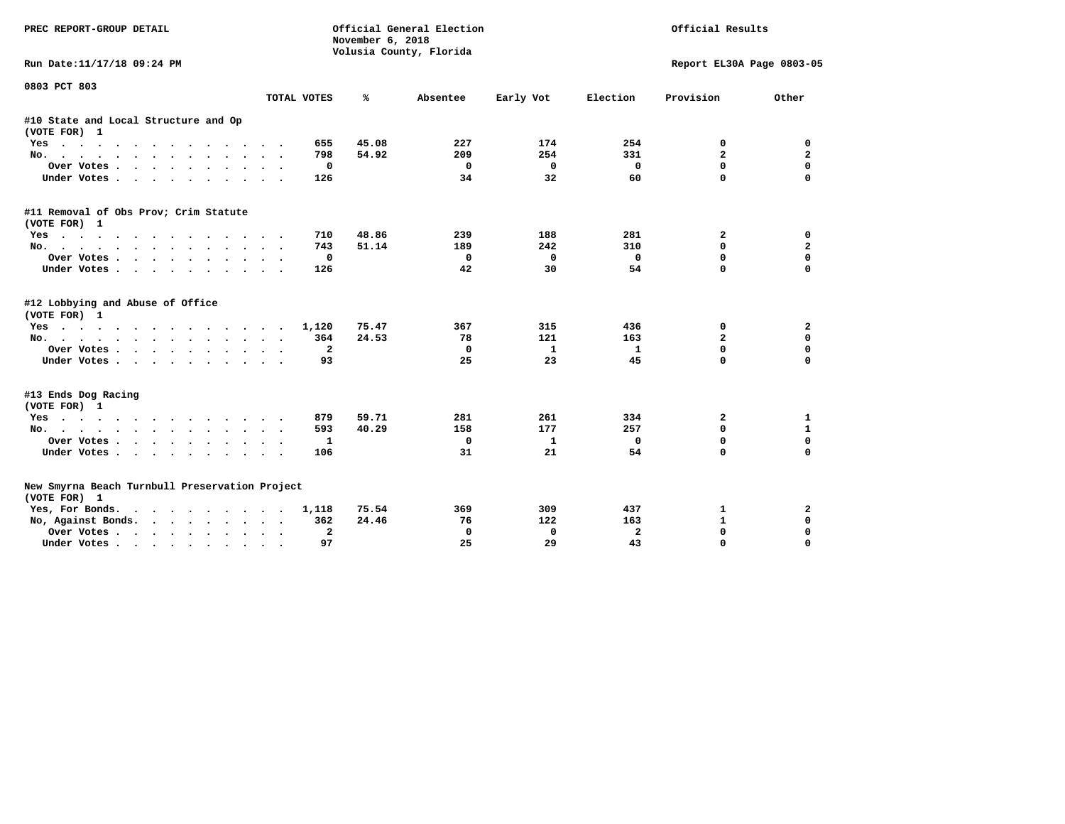PREC REPORT-GROUP DETAIL

Official General Election
November 6, 2018
Volusia County, Florida

Official Results

Run Date:11/17/18 09:24 PM

Report EL30A Page 0803-05

0803 PCT 803

| | TOTAL VOTES | % | Absentee | Early Vot | Election | Provision | Other |
|---|---|---|---|---|---|---|---|
| **#10 State and Local Structure and Op** | | | | | | | |
| **(VOTE FOR) 1** | | | | | | | |
| Yes | 655 | 45.08 | 227 | 174 | 254 | 0 | 0 |
| No. | 798 | 54.92 | 209 | 254 | 331 | 2 | 2 |
| Over Votes | 0 | | 0 | 0 | 0 | 0 | 0 |
| Under Votes | 126 | | 34 | 32 | 60 | 0 | 0 |
| **#11 Removal of Obs Prov; Crim Statute** | | | | | | | |
| **(VOTE FOR) 1** | | | | | | | |
| Yes | 710 | 48.86 | 239 | 188 | 281 | 2 | 0 |
| No. | 743 | 51.14 | 189 | 242 | 310 | 0 | 2 |
| Over Votes | 0 | | 0 | 0 | 0 | 0 | 0 |
| Under Votes | 126 | | 42 | 30 | 54 | 0 | 0 |
| **#12 Lobbying and Abuse of Office** | | | | | | | |
| **(VOTE FOR) 1** | | | | | | | |
| Yes | 1,120 | 75.47 | 367 | 315 | 436 | 0 | 2 |
| No. | 364 | 24.53 | 78 | 121 | 163 | 2 | 0 |
| Over Votes | 2 | | 0 | 1 | 1 | 0 | 0 |
| Under Votes | 93 | | 25 | 23 | 45 | 0 | 0 |
| **#13 Ends Dog Racing** | | | | | | | |
| **(VOTE FOR) 1** | | | | | | | |
| Yes | 879 | 59.71 | 281 | 261 | 334 | 2 | 1 |
| No. | 593 | 40.29 | 158 | 177 | 257 | 0 | 1 |
| Over Votes | 1 | | 0 | 1 | 0 | 0 | 0 |
| Under Votes | 106 | | 31 | 21 | 54 | 0 | 0 |
| **New Smyrna Beach Turnbull Preservation Project** | | | | | | | |
| **(VOTE FOR) 1** | | | | | | | |
| Yes, For Bonds. | 1,118 | 75.54 | 369 | 309 | 437 | 1 | 2 |
| No, Against Bonds. | 362 | 24.46 | 76 | 122 | 163 | 1 | 0 |
| Over Votes | 2 | | 0 | 0 | 2 | 0 | 0 |
| Under Votes | 97 | | 25 | 29 | 43 | 0 | 0 |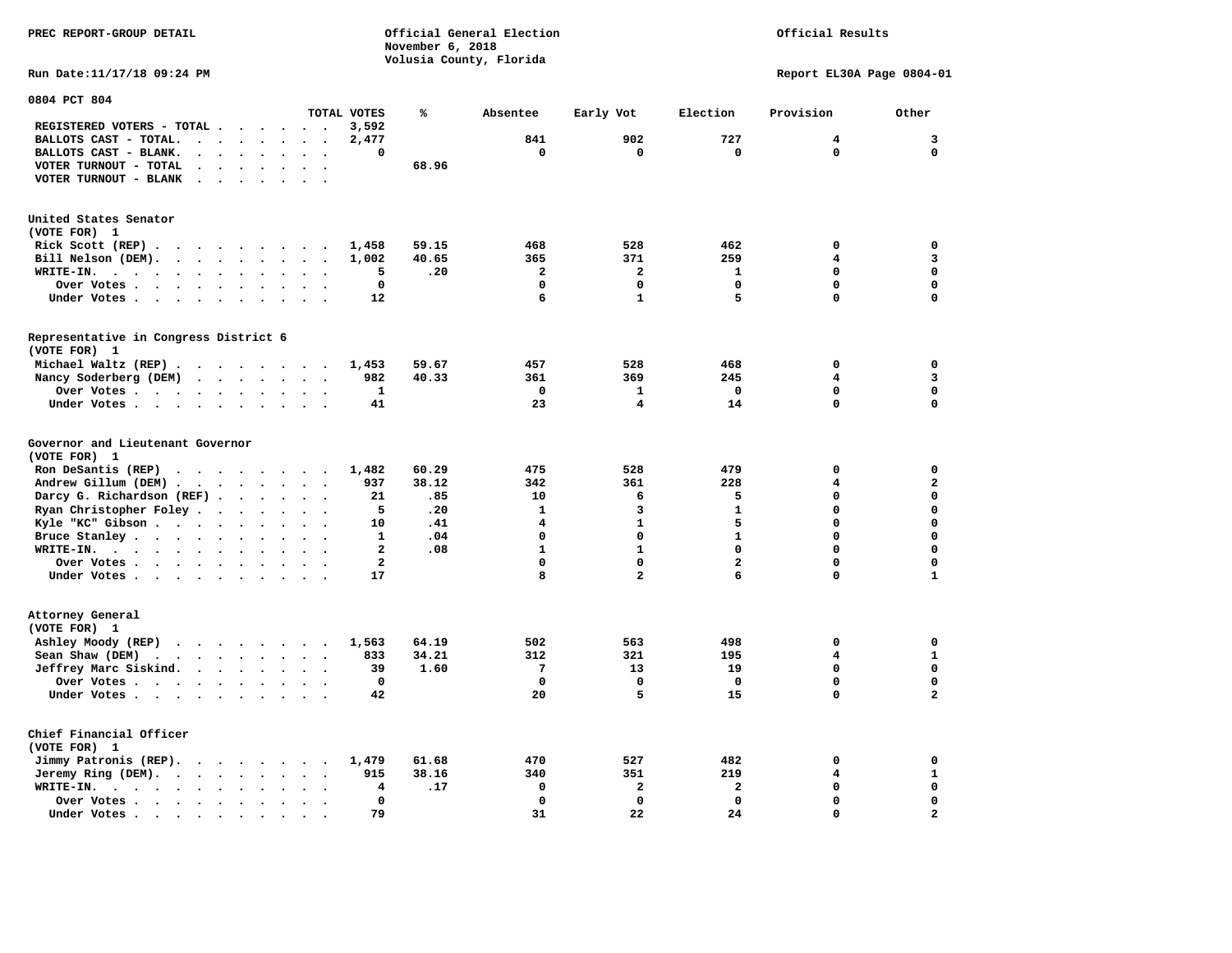PREC REPORT-GROUP DETAIL

Official General Election
November 6, 2018
Volusia County, Florida

Official Results

Run Date:11/17/18 09:24 PM

Report EL30A Page 0804-01

## 0804 PCT 804

| | TOTAL VOTES | % | Absentee | Early Vot | Election | Provision | Other |
|---|---|---|---|---|---|---|---|
| REGISTERED VOTERS - TOTAL | 3,592 | | | | | | |
| BALLOTS CAST - TOTAL. | 2,477 | | 841 | 902 | 727 | 4 | 3 |
| BALLOTS CAST - BLANK. | 0 | | 0 | 0 | 0 | 0 | 0 |
| VOTER TURNOUT - TOTAL | | 68.96 | | | | | |
| VOTER TURNOUT - BLANK | | | | | | | |

### United States Senator
(VOTE FOR) 1

| | TOTAL VOTES | % | Absentee | Early Vot | Election | Provision | Other |
|---|---|---|---|---|---|---|---|
| Rick Scott (REP) | 1,458 | 59.15 | 468 | 528 | 462 | 0 | 0 |
| Bill Nelson (DEM). | 1,002 | 40.65 | 365 | 371 | 259 | 4 | 3 |
| WRITE-IN. | 5 | .20 | 2 | 2 | 1 | 0 | 0 |
| Over Votes | 0 | | 0 | 0 | 0 | 0 | 0 |
| Under Votes | 12 | | 6 | 1 | 5 | 0 | 0 |

### Representative in Congress District 6
(VOTE FOR) 1

| | TOTAL VOTES | % | Absentee | Early Vot | Election | Provision | Other |
|---|---|---|---|---|---|---|---|
| Michael Waltz (REP) | 1,453 | 59.67 | 457 | 528 | 468 | 0 | 0 |
| Nancy Soderberg (DEM) | 982 | 40.33 | 361 | 369 | 245 | 4 | 3 |
| Over Votes | 1 | | 0 | 1 | 0 | 0 | 0 |
| Under Votes | 41 | | 23 | 4 | 14 | 0 | 0 |

### Governor and Lieutenant Governor
(VOTE FOR) 1

| | TOTAL VOTES | % | Absentee | Early Vot | Election | Provision | Other |
|---|---|---|---|---|---|---|---|
| Ron DeSantis (REP) | 1,482 | 60.29 | 475 | 528 | 479 | 0 | 0 |
| Andrew Gillum (DEM) | 937 | 38.12 | 342 | 361 | 228 | 4 | 2 |
| Darcy G. Richardson (REF) | 21 | .85 | 10 | 6 | 5 | 0 | 0 |
| Ryan Christopher Foley | 5 | .20 | 1 | 3 | 1 | 0 | 0 |
| Kyle "KC" Gibson | 10 | .41 | 4 | 1 | 5 | 0 | 0 |
| Bruce Stanley | 1 | .04 | 0 | 0 | 1 | 0 | 0 |
| WRITE-IN. | 2 | .08 | 1 | 1 | 0 | 0 | 0 |
| Over Votes | 2 | | 0 | 0 | 2 | 0 | 0 |
| Under Votes | 17 | | 8 | 2 | 6 | 0 | 1 |

### Attorney General
(VOTE FOR) 1

| | TOTAL VOTES | % | Absentee | Early Vot | Election | Provision | Other |
|---|---|---|---|---|---|---|---|
| Ashley Moody (REP) | 1,563 | 64.19 | 502 | 563 | 498 | 0 | 0 |
| Sean Shaw (DEM) | 833 | 34.21 | 312 | 321 | 195 | 4 | 1 |
| Jeffrey Marc Siskind. | 39 | 1.60 | 7 | 13 | 19 | 0 | 0 |
| Over Votes | 0 | | 0 | 0 | 0 | 0 | 0 |
| Under Votes | 42 | | 20 | 5 | 15 | 0 | 2 |

### Chief Financial Officer
(VOTE FOR) 1

| | TOTAL VOTES | % | Absentee | Early Vot | Election | Provision | Other |
|---|---|---|---|---|---|---|---|
| Jimmy Patronis (REP). | 1,479 | 61.68 | 470 | 527 | 482 | 0 | 0 |
| Jeremy Ring (DEM). | 915 | 38.16 | 340 | 351 | 219 | 4 | 1 |
| WRITE-IN. | 4 | .17 | 0 | 2 | 2 | 0 | 0 |
| Over Votes | 0 | | 0 | 0 | 0 | 0 | 0 |
| Under Votes | 79 | | 31 | 22 | 24 | 0 | 2 |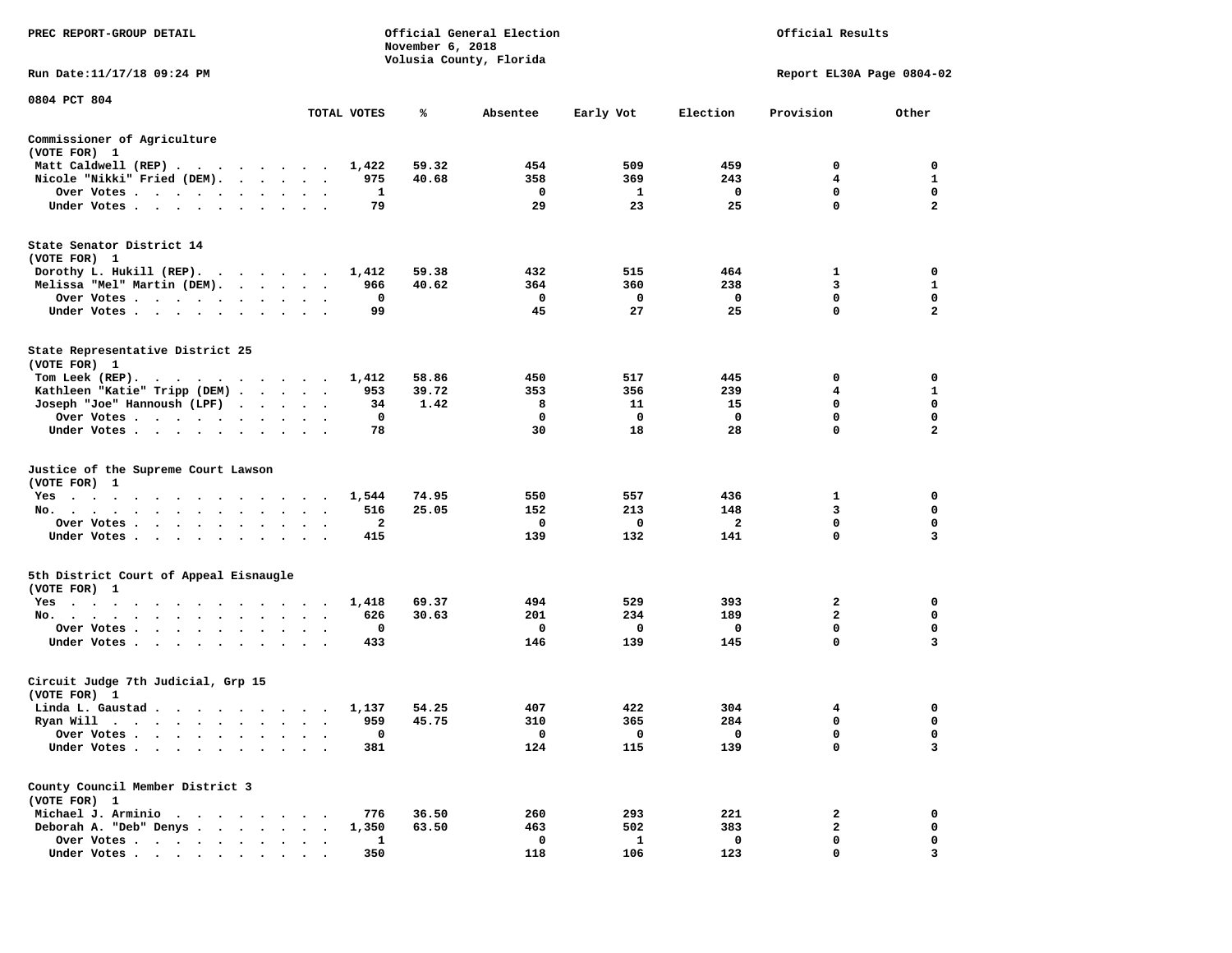PREC REPORT-GROUP DETAIL

Official General Election
November 6, 2018
Volusia County, Florida

Official Results

Run Date:11/17/18 09:24 PM

Report EL30A Page 0804-02

0804 PCT 804

| | TOTAL VOTES | % | Absentee | Early Vot | Election | Provision | Other |
|---|---|---|---|---|---|---|---|
| **Commissioner of Agriculture** | | | | | | | |
| (VOTE FOR) 1 | | | | | | | |
| Matt Caldwell (REP) | 1,422 | 59.32 | 454 | 509 | 459 | 0 | 0 |
| Nicole "Nikki" Fried (DEM) | 975 | 40.68 | 358 | 369 | 243 | 4 | 1 |
| Over Votes | 1 | | 0 | 1 | 0 | 0 | 0 |
| Under Votes | 79 | | 29 | 23 | 25 | 0 | 2 |
| **State Senator District 14** | | | | | | | |
| (VOTE FOR) 1 | | | | | | | |
| Dorothy L. Hukill (REP) | 1,412 | 59.38 | 432 | 515 | 464 | 1 | 0 |
| Melissa "Mel" Martin (DEM) | 966 | 40.62 | 364 | 360 | 238 | 3 | 1 |
| Over Votes | 0 | | 0 | 0 | 0 | 0 | 0 |
| Under Votes | 99 | | 45 | 27 | 25 | 0 | 2 |
| **State Representative District 25** | | | | | | | |
| (VOTE FOR) 1 | | | | | | | |
| Tom Leek (REP) | 1,412 | 58.86 | 450 | 517 | 445 | 0 | 0 |
| Kathleen "Katie" Tripp (DEM) | 953 | 39.72 | 353 | 356 | 239 | 4 | 1 |
| Joseph "Joe" Hannoush (LPF) | 34 | 1.42 | 8 | 11 | 15 | 0 | 0 |
| Over Votes | 0 | | 0 | 0 | 0 | 0 | 0 |
| Under Votes | 78 | | 30 | 18 | 28 | 0 | 2 |
| **Justice of the Supreme Court Lawson** | | | | | | | |
| (VOTE FOR) 1 | | | | | | | |
| Yes | 1,544 | 74.95 | 550 | 557 | 436 | 1 | 0 |
| No | 516 | 25.05 | 152 | 213 | 148 | 3 | 0 |
| Over Votes | 2 | | 0 | 0 | 2 | 0 | 0 |
| Under Votes | 415 | | 139 | 132 | 141 | 0 | 3 |
| **5th District Court of Appeal Eisnaugle** | | | | | | | |
| (VOTE FOR) 1 | | | | | | | |
| Yes | 1,418 | 69.37 | 494 | 529 | 393 | 2 | 0 |
| No | 626 | 30.63 | 201 | 234 | 189 | 2 | 0 |
| Over Votes | 0 | | 0 | 0 | 0 | 0 | 0 |
| Under Votes | 433 | | 146 | 139 | 145 | 0 | 3 |
| **Circuit Judge 7th Judicial, Grp 15** | | | | | | | |
| (VOTE FOR) 1 | | | | | | | |
| Linda L. Gaustad | 1,137 | 54.25 | 407 | 422 | 304 | 4 | 0 |
| Ryan Will | 959 | 45.75 | 310 | 365 | 284 | 0 | 0 |
| Over Votes | 0 | | 0 | 0 | 0 | 0 | 0 |
| Under Votes | 381 | | 124 | 115 | 139 | 0 | 3 |
| **County Council Member District 3** | | | | | | | |
| (VOTE FOR) 1 | | | | | | | |
| Michael J. Arminio | 776 | 36.50 | 260 | 293 | 221 | 2 | 0 |
| Deborah A. "Deb" Denys | 1,350 | 63.50 | 463 | 502 | 383 | 2 | 0 |
| Over Votes | 1 | | 0 | 1 | 0 | 0 | 0 |
| Under Votes | 350 | | 118 | 106 | 123 | 0 | 3 |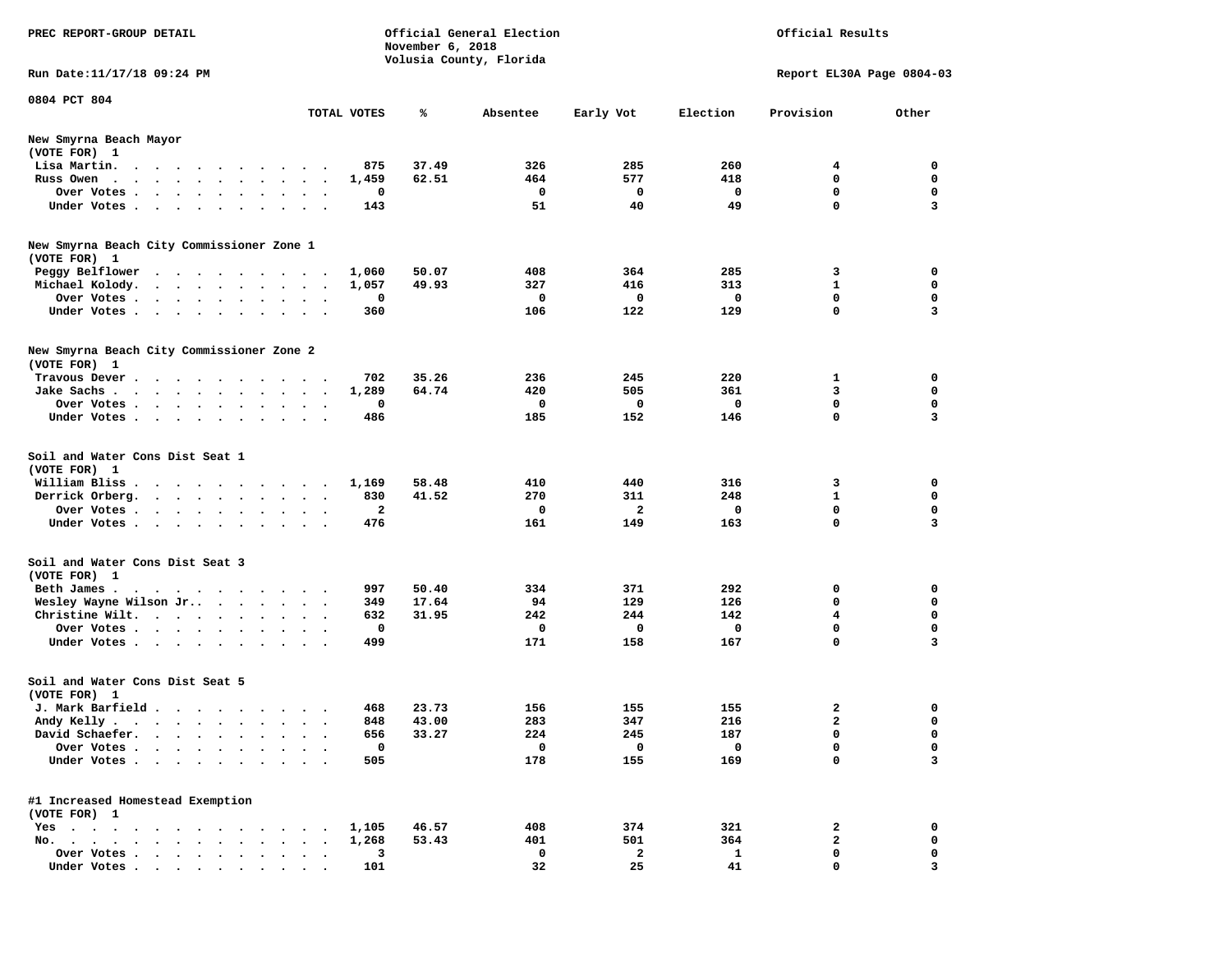PREC REPORT-GROUP DETAIL

Official General Election
November 6, 2018
Volusia County, Florida

Official Results

Run Date:11/17/18 09:24 PM

Report EL30A Page 0804-03

0804 PCT 804

| | TOTAL VOTES | % | Absentee | Early Vot | Election | Provision | Other |
|---|---|---|---|---|---|---|---|
| **New Smyrna Beach Mayor** | | | | | | | |
| (VOTE FOR) 1 | | | | | | | |
| Lisa Martin. | 875 | 37.49 | 326 | 285 | 260 | 4 | 0 |
| Russ Owen | 1,459 | 62.51 | 464 | 577 | 418 | 0 | 0 |
| Over Votes | 0 | | 0 | 0 | 0 | 0 | 0 |
| Under Votes | 143 | | 51 | 40 | 49 | 0 | 3 |
| **New Smyrna Beach City Commissioner Zone 1** | | | | | | | |
| (VOTE FOR) 1 | | | | | | | |
| Peggy Belflower | 1,060 | 50.07 | 408 | 364 | 285 | 3 | 0 |
| Michael Kolody. | 1,057 | 49.93 | 327 | 416 | 313 | 1 | 0 |
| Over Votes | 0 | | 0 | 0 | 0 | 0 | 0 |
| Under Votes | 360 | | 106 | 122 | 129 | 0 | 3 |
| **New Smyrna Beach City Commissioner Zone 2** | | | | | | | |
| (VOTE FOR) 1 | | | | | | | |
| Travous Dever | 702 | 35.26 | 236 | 245 | 220 | 1 | 0 |
| Jake Sachs | 1,289 | 64.74 | 420 | 505 | 361 | 3 | 0 |
| Over Votes | 0 | | 0 | 0 | 0 | 0 | 0 |
| Under Votes | 486 | | 185 | 152 | 146 | 0 | 3 |
| **Soil and Water Cons Dist Seat 1** | | | | | | | |
| (VOTE FOR) 1 | | | | | | | |
| William Bliss | 1,169 | 58.48 | 410 | 440 | 316 | 3 | 0 |
| Derrick Orberg. | 830 | 41.52 | 270 | 311 | 248 | 1 | 0 |
| Over Votes | 2 | | 0 | 2 | 0 | 0 | 0 |
| Under Votes | 476 | | 161 | 149 | 163 | 0 | 3 |
| **Soil and Water Cons Dist Seat 3** | | | | | | | |
| (VOTE FOR) 1 | | | | | | | |
| Beth James | 997 | 50.40 | 334 | 371 | 292 | 0 | 0 |
| Wesley Wayne Wilson Jr.. | 349 | 17.64 | 94 | 129 | 126 | 0 | 0 |
| Christine Wilt. | 632 | 31.95 | 242 | 244 | 142 | 4 | 0 |
| Over Votes | 0 | | 0 | 0 | 0 | 0 | 0 |
| Under Votes | 499 | | 171 | 158 | 167 | 0 | 3 |
| **Soil and Water Cons Dist Seat 5** | | | | | | | |
| (VOTE FOR) 1 | | | | | | | |
| J. Mark Barfield | 468 | 23.73 | 156 | 155 | 155 | 2 | 0 |
| Andy Kelly | 848 | 43.00 | 283 | 347 | 216 | 2 | 0 |
| David Schaefer. | 656 | 33.27 | 224 | 245 | 187 | 0 | 0 |
| Over Votes | 0 | | 0 | 0 | 0 | 0 | 0 |
| Under Votes | 505 | | 178 | 155 | 169 | 0 | 3 |
| **#1 Increased Homestead Exemption** | | | | | | | |
| (VOTE FOR) 1 | | | | | | | |
| Yes | 1,105 | 46.57 | 408 | 374 | 321 | 2 | 0 |
| No. | 1,268 | 53.43 | 401 | 501 | 364 | 2 | 0 |
| Over Votes | 3 | | 0 | 2 | 1 | 0 | 0 |
| Under Votes | 101 | | 32 | 25 | 41 | 0 | 3 |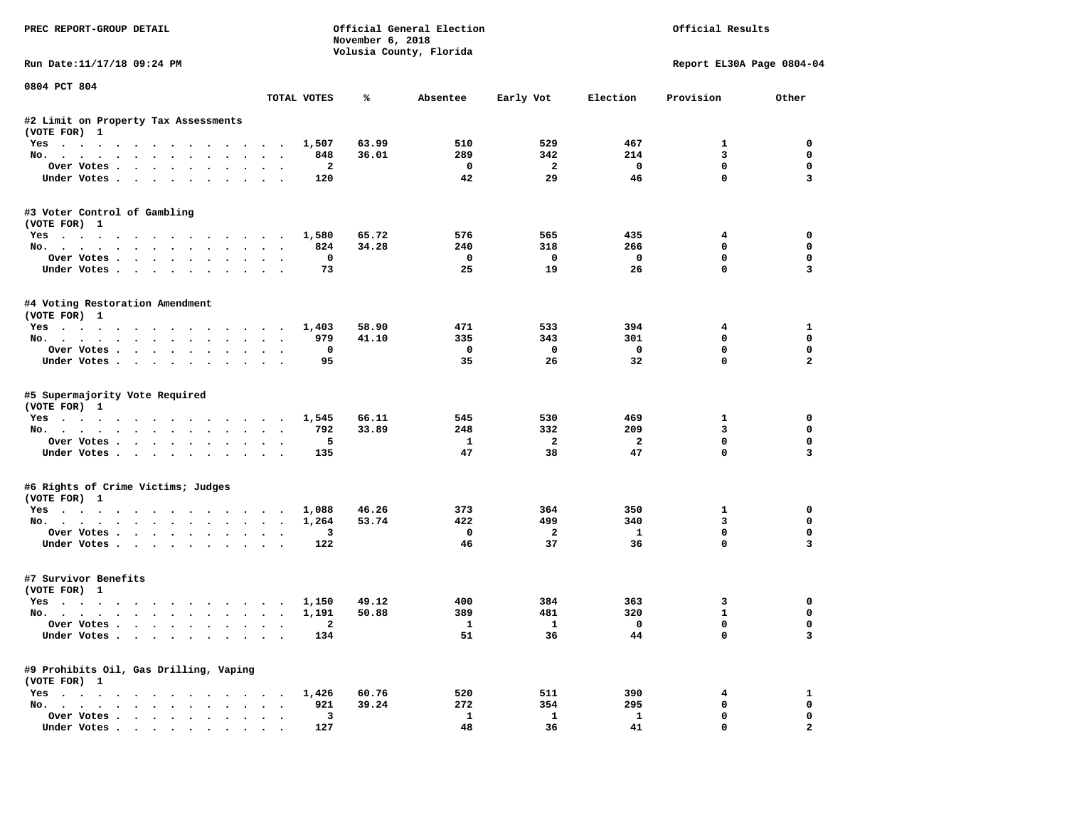PREC REPORT-GROUP DETAIL

Official General Election
November 6, 2018
Volusia County, Florida

Official Results

Run Date:11/17/18 09:24 PM

Report EL30A Page 0804-04

0804 PCT 804

| | TOTAL VOTES | % | Absentee | Early Vot | Election | Provision | Other |
|---|---|---|---|---|---|---|---|
| **#2 Limit on Property Tax Assessments** | | | | | | | |
| (VOTE FOR) 1 | | | | | | | |
| Yes | 1,507 | 63.99 | 510 | 529 | 467 | 1 | 0 |
| No. | 848 | 36.01 | 289 | 342 | 214 | 3 | 0 |
| Over Votes | 2 | | 0 | 2 | 0 | 0 | 0 |
| Under Votes | 120 | | 42 | 29 | 46 | 0 | 3 |
| **#3 Voter Control of Gambling** | | | | | | | |
| (VOTE FOR) 1 | | | | | | | |
| Yes | 1,580 | 65.72 | 576 | 565 | 435 | 4 | 0 |
| No. | 824 | 34.28 | 240 | 318 | 266 | 0 | 0 |
| Over Votes | 0 | | 0 | 0 | 0 | 0 | 0 |
| Under Votes | 73 | | 25 | 19 | 26 | 0 | 3 |
| **#4 Voting Restoration Amendment** | | | | | | | |
| (VOTE FOR) 1 | | | | | | | |
| Yes | 1,403 | 58.90 | 471 | 533 | 394 | 4 | 1 |
| No. | 979 | 41.10 | 335 | 343 | 301 | 0 | 0 |
| Over Votes | 0 | | 0 | 0 | 0 | 0 | 0 |
| Under Votes | 95 | | 35 | 26 | 32 | 0 | 2 |
| **#5 Supermajority Vote Required** | | | | | | | |
| (VOTE FOR) 1 | | | | | | | |
| Yes | 1,545 | 66.11 | 545 | 530 | 469 | 1 | 0 |
| No. | 792 | 33.89 | 248 | 332 | 209 | 3 | 0 |
| Over Votes | 5 | | 1 | 2 | 2 | 0 | 0 |
| Under Votes | 135 | | 47 | 38 | 47 | 0 | 3 |
| **#6 Rights of Crime Victims; Judges** | | | | | | | |
| (VOTE FOR) 1 | | | | | | | |
| Yes | 1,088 | 46.26 | 373 | 364 | 350 | 1 | 0 |
| No. | 1,264 | 53.74 | 422 | 499 | 340 | 3 | 0 |
| Over Votes | 3 | | 0 | 2 | 1 | 0 | 0 |
| Under Votes | 122 | | 46 | 37 | 36 | 0 | 3 |
| **#7 Survivor Benefits** | | | | | | | |
| (VOTE FOR) 1 | | | | | | | |
| Yes | 1,150 | 49.12 | 400 | 384 | 363 | 3 | 0 |
| No. | 1,191 | 50.88 | 389 | 481 | 320 | 1 | 0 |
| Over Votes | 2 | | 1 | 1 | 0 | 0 | 0 |
| Under Votes | 134 | | 51 | 36 | 44 | 0 | 3 |
| **#9 Prohibits Oil, Gas Drilling, Vaping** | | | | | | | |
| (VOTE FOR) 1 | | | | | | | |
| Yes | 1,426 | 60.76 | 520 | 511 | 390 | 4 | 1 |
| No. | 921 | 39.24 | 272 | 354 | 295 | 0 | 0 |
| Over Votes | 3 | | 1 | 1 | 1 | 0 | 0 |
| Under Votes | 127 | | 48 | 36 | 41 | 0 | 2 |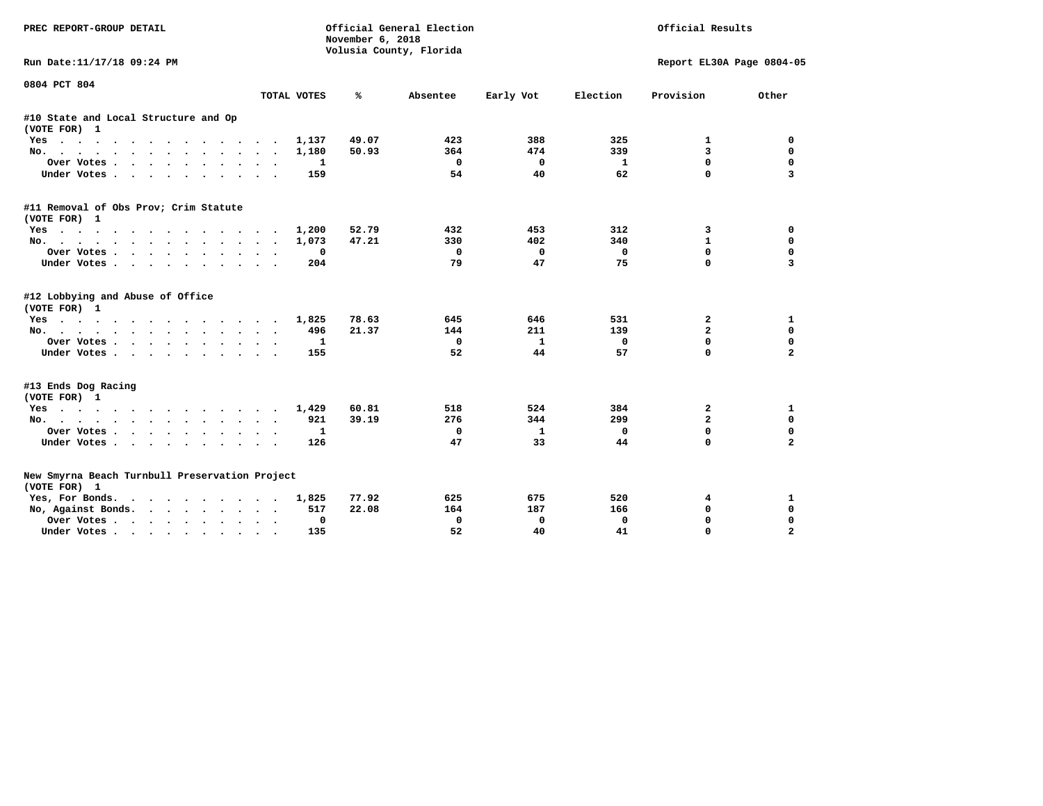PREC REPORT-GROUP DETAIL

Official General Election
November 6, 2018
Volusia County, Florida

Official Results

Run Date:11/17/18 09:24 PM

Report EL30A Page 0804-05

0804 PCT 804

| | TOTAL VOTES | % | Absentee | Early Vot | Election | Provision | Other |
|---|---|---|---|---|---|---|---|
| **#10 State and Local Structure and Op** | | | | | | | |
| **(VOTE FOR) 1** | | | | | | | |
| Yes | 1,137 | 49.07 | 423 | 388 | 325 | 1 | 0 |
| No. | 1,180 | 50.93 | 364 | 474 | 339 | 3 | 0 |
| Over Votes | 1 | | 0 | 0 | 1 | 0 | 0 |
| Under Votes | 159 | | 54 | 40 | 62 | 0 | 3 |
| **#11 Removal of Obs Prov; Crim Statute** | | | | | | | |
| **(VOTE FOR) 1** | | | | | | | |
| Yes | 1,200 | 52.79 | 432 | 453 | 312 | 3 | 0 |
| No. | 1,073 | 47.21 | 330 | 402 | 340 | 1 | 0 |
| Over Votes | 0 | | 0 | 0 | 0 | 0 | 0 |
| Under Votes | 204 | | 79 | 47 | 75 | 0 | 3 |
| **#12 Lobbying and Abuse of Office** | | | | | | | |
| **(VOTE FOR) 1** | | | | | | | |
| Yes | 1,825 | 78.63 | 645 | 646 | 531 | 2 | 1 |
| No. | 496 | 21.37 | 144 | 211 | 139 | 2 | 0 |
| Over Votes | 1 | | 0 | 1 | 0 | 0 | 0 |
| Under Votes | 155 | | 52 | 44 | 57 | 0 | 2 |
| **#13 Ends Dog Racing** | | | | | | | |
| **(VOTE FOR) 1** | | | | | | | |
| Yes | 1,429 | 60.81 | 518 | 524 | 384 | 2 | 1 |
| No. | 921 | 39.19 | 276 | 344 | 299 | 2 | 0 |
| Over Votes | 1 | | 0 | 1 | 0 | 0 | 0 |
| Under Votes | 126 | | 47 | 33 | 44 | 0 | 2 |
| **New Smyrna Beach Turnbull Preservation Project** | | | | | | | |
| **(VOTE FOR) 1** | | | | | | | |
| Yes, For Bonds. | 1,825 | 77.92 | 625 | 675 | 520 | 4 | 1 |
| No, Against Bonds. | 517 | 22.08 | 164 | 187 | 166 | 0 | 0 |
| Over Votes | 0 | | 0 | 0 | 0 | 0 | 0 |
| Under Votes | 135 | | 52 | 40 | 41 | 0 | 2 |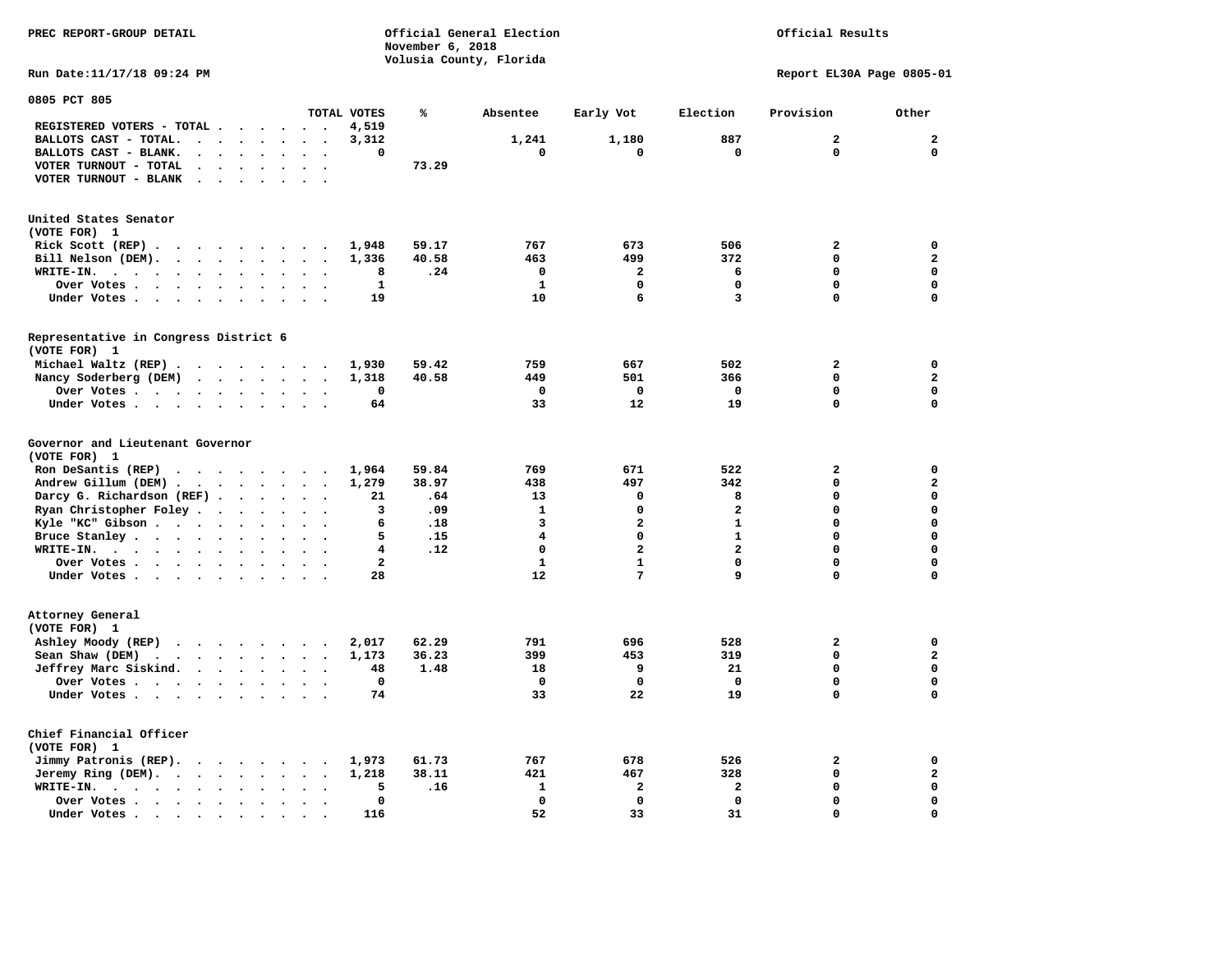PREC REPORT-GROUP DETAIL

Official General Election
November 6, 2018
Volusia County, Florida

Official Results

Run Date:11/17/18 09:24 PM

Report EL30A Page 0805-01

## 0805 PCT 805

| | TOTAL VOTES | % | Absentee | Early Vot | Election | Provision | Other |
|---|---|---|---|---|---|---|---|
| REGISTERED VOTERS - TOTAL | 4,519 | | | | | | |
| BALLOTS CAST - TOTAL. | 3,312 | | 1,241 | 1,180 | 887 | 2 | 2 |
| BALLOTS CAST - BLANK. | 0 | | 0 | 0 | 0 | 0 | 0 |
| VOTER TURNOUT - TOTAL | | 73.29 | | | | | |
| VOTER TURNOUT - BLANK | | | | | | | |

### United States Senator
(VOTE FOR) 1

| | TOTAL VOTES | % | Absentee | Early Vot | Election | Provision | Other |
|---|---|---|---|---|---|---|---|
| Rick Scott (REP) | 1,948 | 59.17 | 767 | 673 | 506 | 2 | 0 |
| Bill Nelson (DEM). | 1,336 | 40.58 | 463 | 499 | 372 | 0 | 2 |
| WRITE-IN. | 8 | .24 | 0 | 2 | 6 | 0 | 0 |
| Over Votes | 1 | | 1 | 0 | 0 | 0 | 0 |
| Under Votes | 19 | | 10 | 6 | 3 | 0 | 0 |

### Representative in Congress District 6
(VOTE FOR) 1

| | TOTAL VOTES | % | Absentee | Early Vot | Election | Provision | Other |
|---|---|---|---|---|---|---|---|
| Michael Waltz (REP) | 1,930 | 59.42 | 759 | 667 | 502 | 2 | 0 |
| Nancy Soderberg (DEM) | 1,318 | 40.58 | 449 | 501 | 366 | 0 | 2 |
| Over Votes | 0 | | 0 | 0 | 0 | 0 | 0 |
| Under Votes | 64 | | 33 | 12 | 19 | 0 | 0 |

### Governor and Lieutenant Governor
(VOTE FOR) 1

| | TOTAL VOTES | % | Absentee | Early Vot | Election | Provision | Other |
|---|---|---|---|---|---|---|---|
| Ron DeSantis (REP) | 1,964 | 59.84 | 769 | 671 | 522 | 2 | 0 |
| Andrew Gillum (DEM) | 1,279 | 38.97 | 438 | 497 | 342 | 0 | 2 |
| Darcy G. Richardson (REF) | 21 | .64 | 13 | 0 | 8 | 0 | 0 |
| Ryan Christopher Foley | 3 | .09 | 1 | 0 | 2 | 0 | 0 |
| Kyle "KC" Gibson | 6 | .18 | 3 | 2 | 1 | 0 | 0 |
| Bruce Stanley | 5 | .15 | 4 | 0 | 1 | 0 | 0 |
| WRITE-IN. | 4 | .12 | 0 | 2 | 2 | 0 | 0 |
| Over Votes | 2 | | 1 | 1 | 0 | 0 | 0 |
| Under Votes | 28 | | 12 | 7 | 9 | 0 | 0 |

### Attorney General
(VOTE FOR) 1

| | TOTAL VOTES | % | Absentee | Early Vot | Election | Provision | Other |
|---|---|---|---|---|---|---|---|
| Ashley Moody (REP) | 2,017 | 62.29 | 791 | 696 | 528 | 2 | 0 |
| Sean Shaw (DEM) | 1,173 | 36.23 | 399 | 453 | 319 | 0 | 2 |
| Jeffrey Marc Siskind. | 48 | 1.48 | 18 | 9 | 21 | 0 | 0 |
| Over Votes | 0 | | 0 | 0 | 0 | 0 | 0 |
| Under Votes | 74 | | 33 | 22 | 19 | 0 | 0 |

### Chief Financial Officer
(VOTE FOR) 1

| | TOTAL VOTES | % | Absentee | Early Vot | Election | Provision | Other |
|---|---|---|---|---|---|---|---|
| Jimmy Patronis (REP). | 1,973 | 61.73 | 767 | 678 | 526 | 2 | 0 |
| Jeremy Ring (DEM). | 1,218 | 38.11 | 421 | 467 | 328 | 0 | 2 |
| WRITE-IN. | 5 | .16 | 1 | 2 | 2 | 0 | 0 |
| Over Votes | 0 | | 0 | 0 | 0 | 0 | 0 |
| Under Votes | 116 | | 52 | 33 | 31 | 0 | 0 |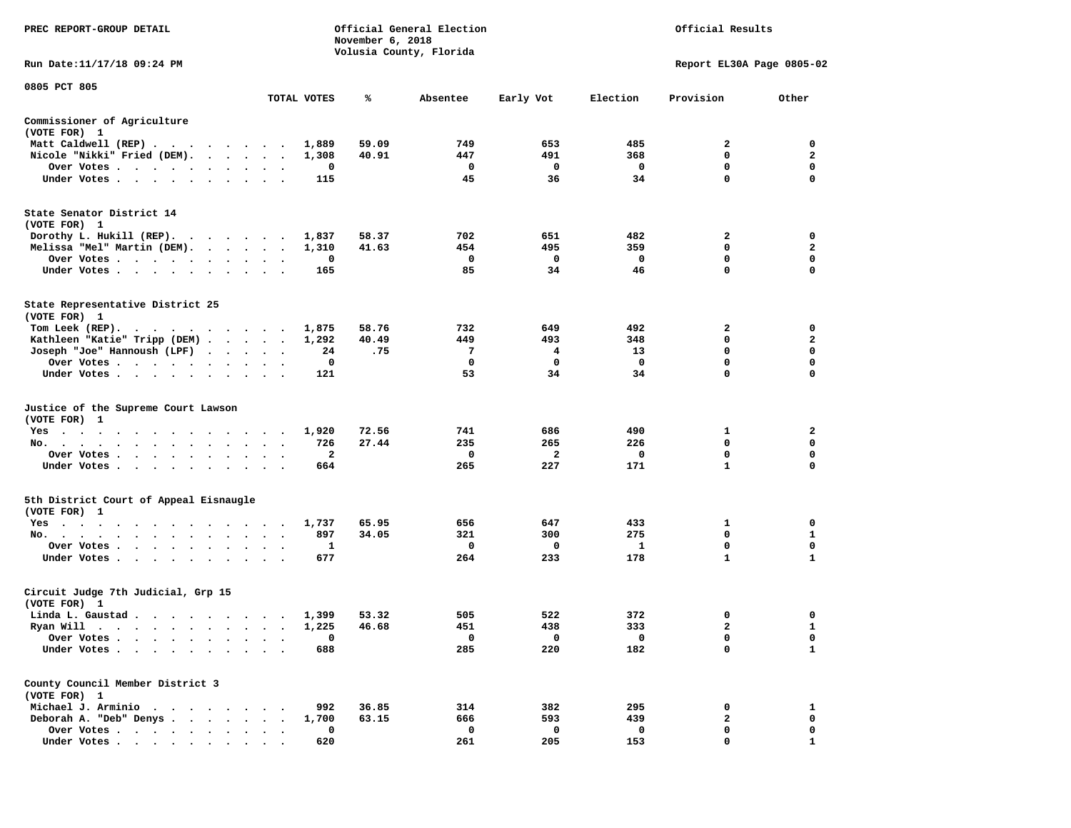PREC REPORT-GROUP DETAIL

Official General Election
November 6, 2018
Volusia County, Florida

Official Results

Run Date:11/17/18 09:24 PM

Report EL30A Page 0805-02

0805 PCT 805

| | TOTAL VOTES | % | Absentee | Early Vot | Election | Provision | Other |
|---|---|---|---|---|---|---|---|
| **Commissioner of Agriculture** | | | | | | | |
| (VOTE FOR) 1 | | | | | | | |
| Matt Caldwell (REP) | 1,889 | 59.09 | 749 | 653 | 485 | 2 | 0 |
| Nicole "Nikki" Fried (DEM) | 1,308 | 40.91 | 447 | 491 | 368 | 0 | 2 |
| Over Votes | 0 | | 0 | 0 | 0 | 0 | 0 |
| Under Votes | 115 | | 45 | 36 | 34 | 0 | 0 |
| **State Senator District 14** | | | | | | | |
| (VOTE FOR) 1 | | | | | | | |
| Dorothy L. Hukill (REP) | 1,837 | 58.37 | 702 | 651 | 482 | 2 | 0 |
| Melissa "Mel" Martin (DEM) | 1,310 | 41.63 | 454 | 495 | 359 | 0 | 2 |
| Over Votes | 0 | | 0 | 0 | 0 | 0 | 0 |
| Under Votes | 165 | | 85 | 34 | 46 | 0 | 0 |
| **State Representative District 25** | | | | | | | |
| (VOTE FOR) 1 | | | | | | | |
| Tom Leek (REP) | 1,875 | 58.76 | 732 | 649 | 492 | 2 | 0 |
| Kathleen "Katie" Tripp (DEM) | 1,292 | 40.49 | 449 | 493 | 348 | 0 | 2 |
| Joseph "Joe" Hannoush (LPF) | 24 | .75 | 7 | 4 | 13 | 0 | 0 |
| Over Votes | 0 | | 0 | 0 | 0 | 0 | 0 |
| Under Votes | 121 | | 53 | 34 | 34 | 0 | 0 |
| **Justice of the Supreme Court Lawson** | | | | | | | |
| (VOTE FOR) 1 | | | | | | | |
| Yes | 1,920 | 72.56 | 741 | 686 | 490 | 1 | 2 |
| No | 726 | 27.44 | 235 | 265 | 226 | 0 | 0 |
| Over Votes | 2 | | 0 | 2 | 0 | 0 | 0 |
| Under Votes | 664 | | 265 | 227 | 171 | 1 | 0 |
| **5th District Court of Appeal Eisnaugle** | | | | | | | |
| (VOTE FOR) 1 | | | | | | | |
| Yes | 1,737 | 65.95 | 656 | 647 | 433 | 1 | 0 |
| No | 897 | 34.05 | 321 | 300 | 275 | 0 | 1 |
| Over Votes | 1 | | 0 | 0 | 1 | 0 | 0 |
| Under Votes | 677 | | 264 | 233 | 178 | 1 | 1 |
| **Circuit Judge 7th Judicial, Grp 15** | | | | | | | |
| (VOTE FOR) 1 | | | | | | | |
| Linda L. Gaustad | 1,399 | 53.32 | 505 | 522 | 372 | 0 | 0 |
| Ryan Will | 1,225 | 46.68 | 451 | 438 | 333 | 2 | 1 |
| Over Votes | 0 | | 0 | 0 | 0 | 0 | 0 |
| Under Votes | 688 | | 285 | 220 | 182 | 0 | 1 |
| **County Council Member District 3** | | | | | | | |
| (VOTE FOR) 1 | | | | | | | |
| Michael J. Arminio | 992 | 36.85 | 314 | 382 | 295 | 0 | 1 |
| Deborah A. "Deb" Denys | 1,700 | 63.15 | 666 | 593 | 439 | 2 | 0 |
| Over Votes | 0 | | 0 | 0 | 0 | 0 | 0 |
| Under Votes | 620 | | 261 | 205 | 153 | 0 | 1 |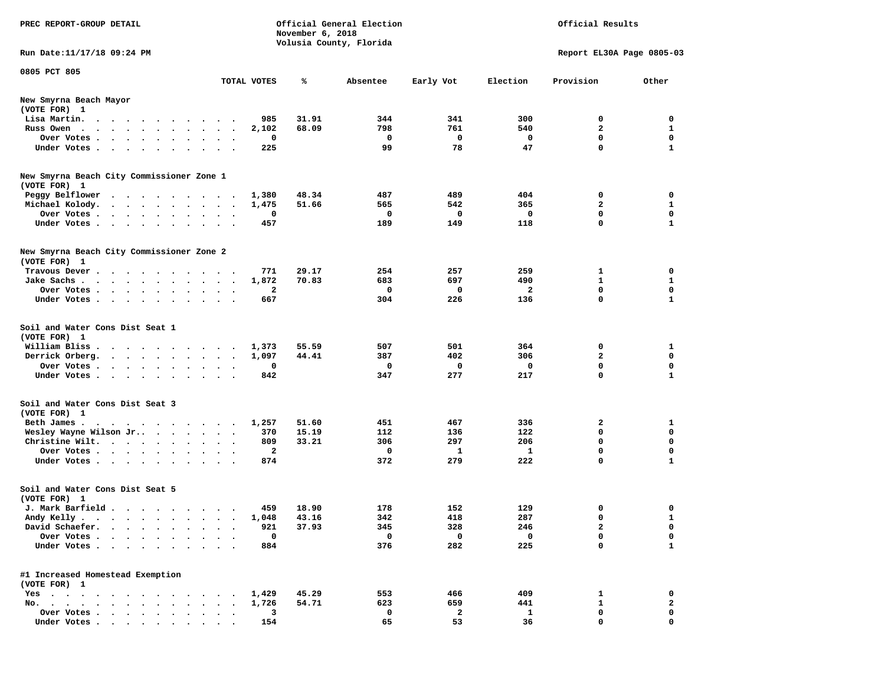PREC REPORT-GROUP DETAIL

Official General Election
November 6, 2018
Volusia County, Florida

Official Results

Run Date:11/17/18 09:24 PM

Report EL30A Page 0805-03

0805 PCT 805

| | TOTAL VOTES | % | Absentee | Early Vot | Election | Provision | Other |
|---|---|---|---|---|---|---|---|
| **New Smyrna Beach Mayor** | | | | | | | |
| (VOTE FOR) 1 | | | | | | | |
| Lisa Martin. | 985 | 31.91 | 344 | 341 | 300 | 0 | 0 |
| Russ Owen | 2,102 | 68.09 | 798 | 761 | 540 | 2 | 1 |
| Over Votes | 0 | | 0 | 0 | 0 | 0 | 0 |
| Under Votes | 225 | | 99 | 78 | 47 | 0 | 1 |
| **New Smyrna Beach City Commissioner Zone 1** | | | | | | | |
| (VOTE FOR) 1 | | | | | | | |
| Peggy Belflower | 1,380 | 48.34 | 487 | 489 | 404 | 0 | 0 |
| Michael Kolody. | 1,475 | 51.66 | 565 | 542 | 365 | 2 | 1 |
| Over Votes | 0 | | 0 | 0 | 0 | 0 | 0 |
| Under Votes | 457 | | 189 | 149 | 118 | 0 | 1 |
| **New Smyrna Beach City Commissioner Zone 2** | | | | | | | |
| (VOTE FOR) 1 | | | | | | | |
| Travous Dever | 771 | 29.17 | 254 | 257 | 259 | 1 | 0 |
| Jake Sachs | 1,872 | 70.83 | 683 | 697 | 490 | 1 | 1 |
| Over Votes | 2 | | 0 | 0 | 2 | 0 | 0 |
| Under Votes | 667 | | 304 | 226 | 136 | 0 | 1 |
| **Soil and Water Cons Dist Seat 1** | | | | | | | |
| (VOTE FOR) 1 | | | | | | | |
| William Bliss | 1,373 | 55.59 | 507 | 501 | 364 | 0 | 1 |
| Derrick Orberg. | 1,097 | 44.41 | 387 | 402 | 306 | 2 | 0 |
| Over Votes | 0 | | 0 | 0 | 0 | 0 | 0 |
| Under Votes | 842 | | 347 | 277 | 217 | 0 | 1 |
| **Soil and Water Cons Dist Seat 3** | | | | | | | |
| (VOTE FOR) 1 | | | | | | | |
| Beth James | 1,257 | 51.60 | 451 | 467 | 336 | 2 | 1 |
| Wesley Wayne Wilson Jr.. | 370 | 15.19 | 112 | 136 | 122 | 0 | 0 |
| Christine Wilt. | 809 | 33.21 | 306 | 297 | 206 | 0 | 0 |
| Over Votes | 2 | | 0 | 1 | 1 | 0 | 0 |
| Under Votes | 874 | | 372 | 279 | 222 | 0 | 1 |
| **Soil and Water Cons Dist Seat 5** | | | | | | | |
| (VOTE FOR) 1 | | | | | | | |
| J. Mark Barfield | 459 | 18.90 | 178 | 152 | 129 | 0 | 0 |
| Andy Kelly | 1,048 | 43.16 | 342 | 418 | 287 | 0 | 1 |
| David Schaefer. | 921 | 37.93 | 345 | 328 | 246 | 2 | 0 |
| Over Votes | 0 | | 0 | 0 | 0 | 0 | 0 |
| Under Votes | 884 | | 376 | 282 | 225 | 0 | 1 |
| **#1 Increased Homestead Exemption** | | | | | | | |
| (VOTE FOR) 1 | | | | | | | |
| Yes | 1,429 | 45.29 | 553 | 466 | 409 | 1 | 0 |
| No. | 1,726 | 54.71 | 623 | 659 | 441 | 1 | 2 |
| Over Votes | 3 | | 0 | 2 | 1 | 0 | 0 |
| Under Votes | 154 | | 65 | 53 | 36 | 0 | 0 |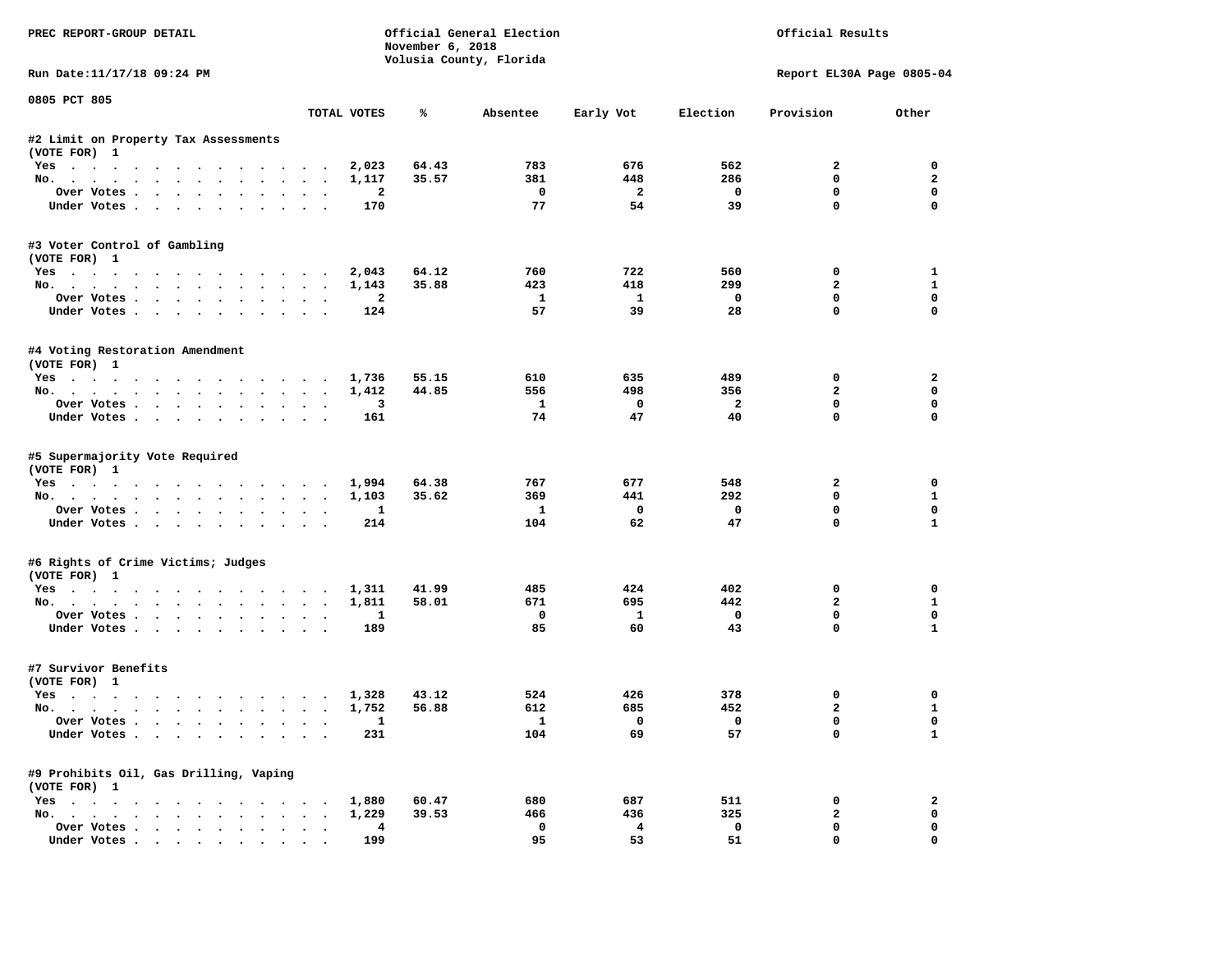PREC REPORT-GROUP DETAIL

Official General Election
November 6, 2018
Volusia County, Florida

Official Results

Run Date:11/17/18 09:24 PM

Report EL30A Page 0805-04

0805 PCT 805

| | TOTAL VOTES | % | Absentee | Early Vot | Election | Provision | Other |
|---|---|---|---|---|---|---|---|
| **#2 Limit on Property Tax Assessments** | | | | | | | |
| (VOTE FOR) 1 | | | | | | | |
| Yes | 2,023 | 64.43 | 783 | 676 | 562 | 2 | 0 |
| No. | 1,117 | 35.57 | 381 | 448 | 286 | 0 | 2 |
| Over Votes | 2 | | 0 | 2 | 0 | 0 | 0 |
| Under Votes | 170 | | 77 | 54 | 39 | 0 | 0 |
| **#3 Voter Control of Gambling** | | | | | | | |
| (VOTE FOR) 1 | | | | | | | |
| Yes | 2,043 | 64.12 | 760 | 722 | 560 | 0 | 1 |
| No. | 1,143 | 35.88 | 423 | 418 | 299 | 2 | 1 |
| Over Votes | 2 | | 1 | 1 | 0 | 0 | 0 |
| Under Votes | 124 | | 57 | 39 | 28 | 0 | 0 |
| **#4 Voting Restoration Amendment** | | | | | | | |
| (VOTE FOR) 1 | | | | | | | |
| Yes | 1,736 | 55.15 | 610 | 635 | 489 | 0 | 2 |
| No. | 1,412 | 44.85 | 556 | 498 | 356 | 2 | 0 |
| Over Votes | 3 | | 1 | 0 | 2 | 0 | 0 |
| Under Votes | 161 | | 74 | 47 | 40 | 0 | 0 |
| **#5 Supermajority Vote Required** | | | | | | | |
| (VOTE FOR) 1 | | | | | | | |
| Yes | 1,994 | 64.38 | 767 | 677 | 548 | 2 | 0 |
| No. | 1,103 | 35.62 | 369 | 441 | 292 | 0 | 1 |
| Over Votes | 1 | | 1 | 0 | 0 | 0 | 0 |
| Under Votes | 214 | | 104 | 62 | 47 | 0 | 1 |
| **#6 Rights of Crime Victims; Judges** | | | | | | | |
| (VOTE FOR) 1 | | | | | | | |
| Yes | 1,311 | 41.99 | 485 | 424 | 402 | 0 | 0 |
| No. | 1,811 | 58.01 | 671 | 695 | 442 | 2 | 1 |
| Over Votes | 1 | | 0 | 1 | 0 | 0 | 0 |
| Under Votes | 189 | | 85 | 60 | 43 | 0 | 1 |
| **#7 Survivor Benefits** | | | | | | | |
| (VOTE FOR) 1 | | | | | | | |
| Yes | 1,328 | 43.12 | 524 | 426 | 378 | 0 | 0 |
| No. | 1,752 | 56.88 | 612 | 685 | 452 | 2 | 1 |
| Over Votes | 1 | | 1 | 0 | 0 | 0 | 0 |
| Under Votes | 231 | | 104 | 69 | 57 | 0 | 1 |
| **#9 Prohibits Oil, Gas Drilling, Vaping** | | | | | | | |
| (VOTE FOR) 1 | | | | | | | |
| Yes | 1,880 | 60.47 | 680 | 687 | 511 | 0 | 2 |
| No. | 1,229 | 39.53 | 466 | 436 | 325 | 2 | 0 |
| Over Votes | 4 | | 0 | 4 | 0 | 0 | 0 |
| Under Votes | 199 | | 95 | 53 | 51 | 0 | 0 |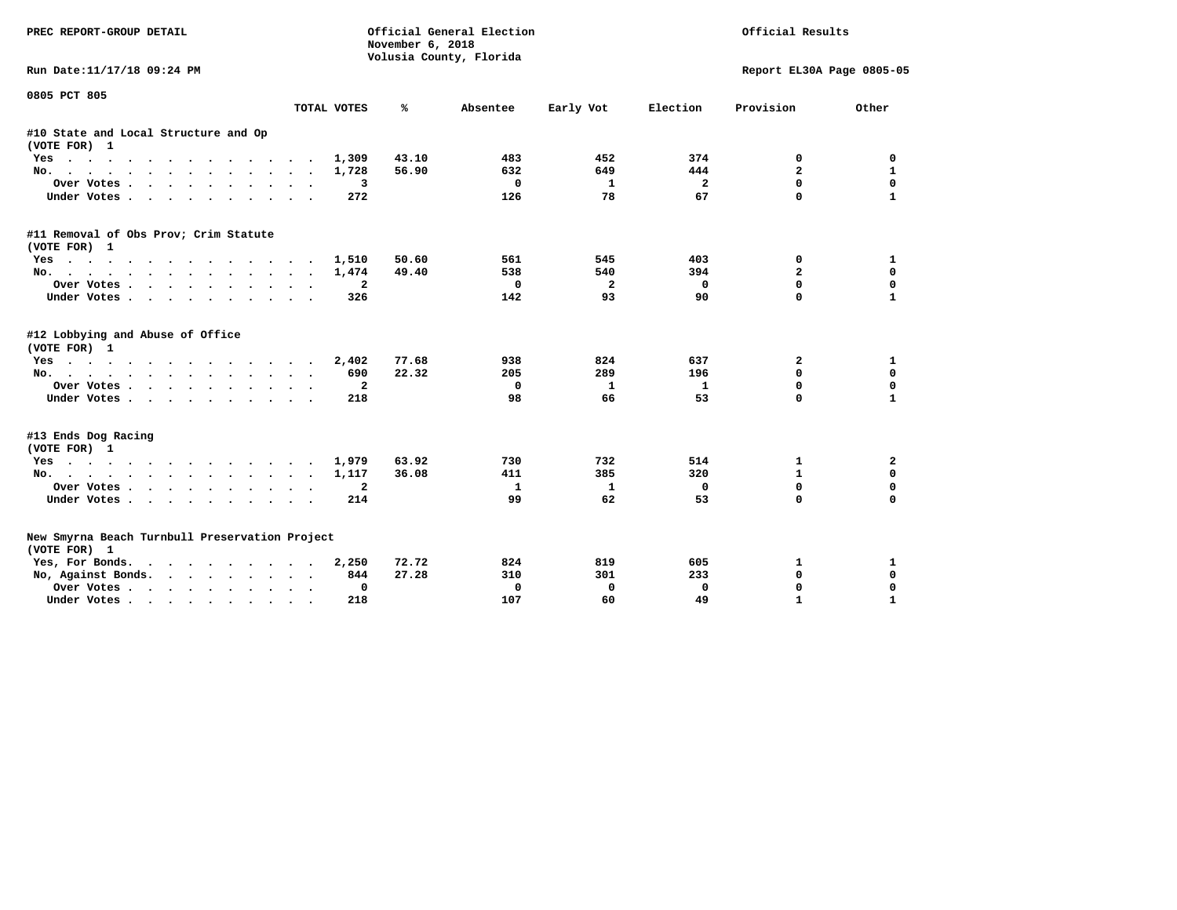PREC REPORT-GROUP DETAIL

Official General Election
November 6, 2018
Volusia County, Florida

Official Results

Run Date:11/17/18 09:24 PM

Report EL30A Page 0805-05

0805 PCT 805

| | TOTAL VOTES | % | Absentee | Early Vot | Election | Provision | Other |
|---|---|---|---|---|---|---|---|
| **#10 State and Local Structure and Op (VOTE FOR) 1** | | | | | | | |
| Yes | 1,309 | 43.10 | 483 | 452 | 374 | 0 | 0 |
| No. | 1,728 | 56.90 | 632 | 649 | 444 | 2 | 1 |
| Over Votes | 3 | | 0 | 1 | 2 | 0 | 0 |
| Under Votes | 272 | | 126 | 78 | 67 | 0 | 1 |
| **#11 Removal of Obs Prov; Crim Statute (VOTE FOR) 1** | | | | | | | |
| Yes | 1,510 | 50.60 | 561 | 545 | 403 | 0 | 1 |
| No. | 1,474 | 49.40 | 538 | 540 | 394 | 2 | 0 |
| Over Votes | 2 | | 0 | 2 | 0 | 0 | 0 |
| Under Votes | 326 | | 142 | 93 | 90 | 0 | 1 |
| **#12 Lobbying and Abuse of Office (VOTE FOR) 1** | | | | | | | |
| Yes | 2,402 | 77.68 | 938 | 824 | 637 | 2 | 1 |
| No. | 690 | 22.32 | 205 | 289 | 196 | 0 | 0 |
| Over Votes | 2 | | 0 | 1 | 1 | 0 | 0 |
| Under Votes | 218 | | 98 | 66 | 53 | 0 | 1 |
| **#13 Ends Dog Racing (VOTE FOR) 1** | | | | | | | |
| Yes | 1,979 | 63.92 | 730 | 732 | 514 | 1 | 2 |
| No. | 1,117 | 36.08 | 411 | 385 | 320 | 1 | 0 |
| Over Votes | 2 | | 1 | 1 | 0 | 0 | 0 |
| Under Votes | 214 | | 99 | 62 | 53 | 0 | 0 |
| **New Smyrna Beach Turnbull Preservation Project (VOTE FOR) 1** | | | | | | | |
| Yes, For Bonds. | 2,250 | 72.72 | 824 | 819 | 605 | 1 | 1 |
| No, Against Bonds. | 844 | 27.28 | 310 | 301 | 233 | 0 | 0 |
| Over Votes | 0 | | 0 | 0 | 0 | 0 | 0 |
| Under Votes | 218 | | 107 | 60 | 49 | 1 | 1 |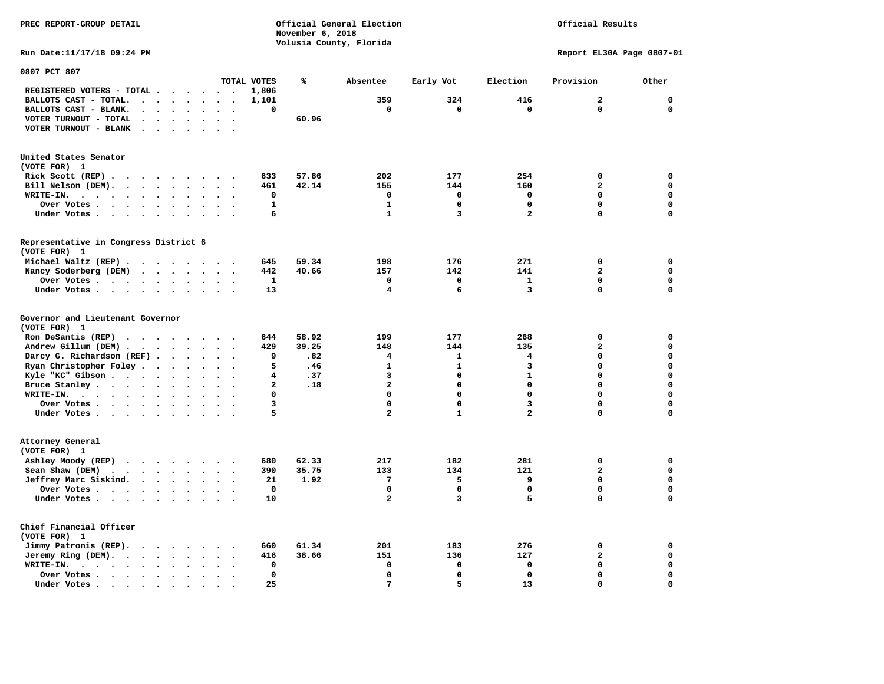PREC REPORT-GROUP DETAIL

Official General Election
November 6, 2018
Volusia County, Florida

Official Results

Run Date:11/17/18 09:24 PM

Report EL30A Page 0807-01

## 0807 PCT 807

| | TOTAL VOTES | % | Absentee | Early Vot | Election | Provision | Other |
|---|---|---|---|---|---|---|---|
| REGISTERED VOTERS - TOTAL | 1,806 | | | | | | |
| BALLOTS CAST - TOTAL. | 1,101 | | 359 | 324 | 416 | 2 | 0 |
| BALLOTS CAST - BLANK. | 0 | | 0 | 0 | 0 | 0 | 0 |
| VOTER TURNOUT - TOTAL | | 60.96 | | | | | |
| VOTER TURNOUT - BLANK | | | | | | | |

### United States Senator
(VOTE FOR) 1

| | TOTAL VOTES | % | Absentee | Early Vot | Election | Provision | Other |
|---|---|---|---|---|---|---|---|
| Rick Scott (REP) | 633 | 57.86 | 202 | 177 | 254 | 0 | 0 |
| Bill Nelson (DEM). | 461 | 42.14 | 155 | 144 | 160 | 2 | 0 |
| WRITE-IN. | 0 | | 0 | 0 | 0 | 0 | 0 |
| Over Votes | 1 | | 1 | 0 | 0 | 0 | 0 |
| Under Votes | 6 | | 1 | 3 | 2 | 0 | 0 |

### Representative in Congress District 6
(VOTE FOR) 1

| | TOTAL VOTES | % | Absentee | Early Vot | Election | Provision | Other |
|---|---|---|---|---|---|---|---|
| Michael Waltz (REP) | 645 | 59.34 | 198 | 176 | 271 | 0 | 0 |
| Nancy Soderberg (DEM) | 442 | 40.66 | 157 | 142 | 141 | 2 | 0 |
| Over Votes | 1 | | 0 | 0 | 1 | 0 | 0 |
| Under Votes | 13 | | 4 | 6 | 3 | 0 | 0 |

### Governor and Lieutenant Governor
(VOTE FOR) 1

| | TOTAL VOTES | % | Absentee | Early Vot | Election | Provision | Other |
|---|---|---|---|---|---|---|---|
| Ron DeSantis (REP) | 644 | 58.92 | 199 | 177 | 268 | 0 | 0 |
| Andrew Gillum (DEM) | 429 | 39.25 | 148 | 144 | 135 | 2 | 0 |
| Darcy G. Richardson (REF) | 9 | .82 | 4 | 1 | 4 | 0 | 0 |
| Ryan Christopher Foley | 5 | .46 | 1 | 1 | 3 | 0 | 0 |
| Kyle "KC" Gibson | 4 | .37 | 3 | 0 | 1 | 0 | 0 |
| Bruce Stanley | 2 | .18 | 2 | 0 | 0 | 0 | 0 |
| WRITE-IN. | 0 | | 0 | 0 | 0 | 0 | 0 |
| Over Votes | 3 | | 0 | 0 | 3 | 0 | 0 |
| Under Votes | 5 | | 2 | 1 | 2 | 0 | 0 |

### Attorney General
(VOTE FOR) 1

| | TOTAL VOTES | % | Absentee | Early Vot | Election | Provision | Other |
|---|---|---|---|---|---|---|---|
| Ashley Moody (REP) | 680 | 62.33 | 217 | 182 | 281 | 0 | 0 |
| Sean Shaw (DEM) | 390 | 35.75 | 133 | 134 | 121 | 2 | 0 |
| Jeffrey Marc Siskind. | 21 | 1.92 | 7 | 5 | 9 | 0 | 0 |
| Over Votes | 0 | | 0 | 0 | 0 | 0 | 0 |
| Under Votes | 10 | | 2 | 3 | 5 | 0 | 0 |

### Chief Financial Officer
(VOTE FOR) 1

| | TOTAL VOTES | % | Absentee | Early Vot | Election | Provision | Other |
|---|---|---|---|---|---|---|---|
| Jimmy Patronis (REP). | 660 | 61.34 | 201 | 183 | 276 | 0 | 0 |
| Jeremy Ring (DEM). | 416 | 38.66 | 151 | 136 | 127 | 2 | 0 |
| WRITE-IN. | 0 | | 0 | 0 | 0 | 0 | 0 |
| Over Votes | 0 | | 0 | 0 | 0 | 0 | 0 |
| Under Votes | 25 | | 7 | 5 | 13 | 0 | 0 |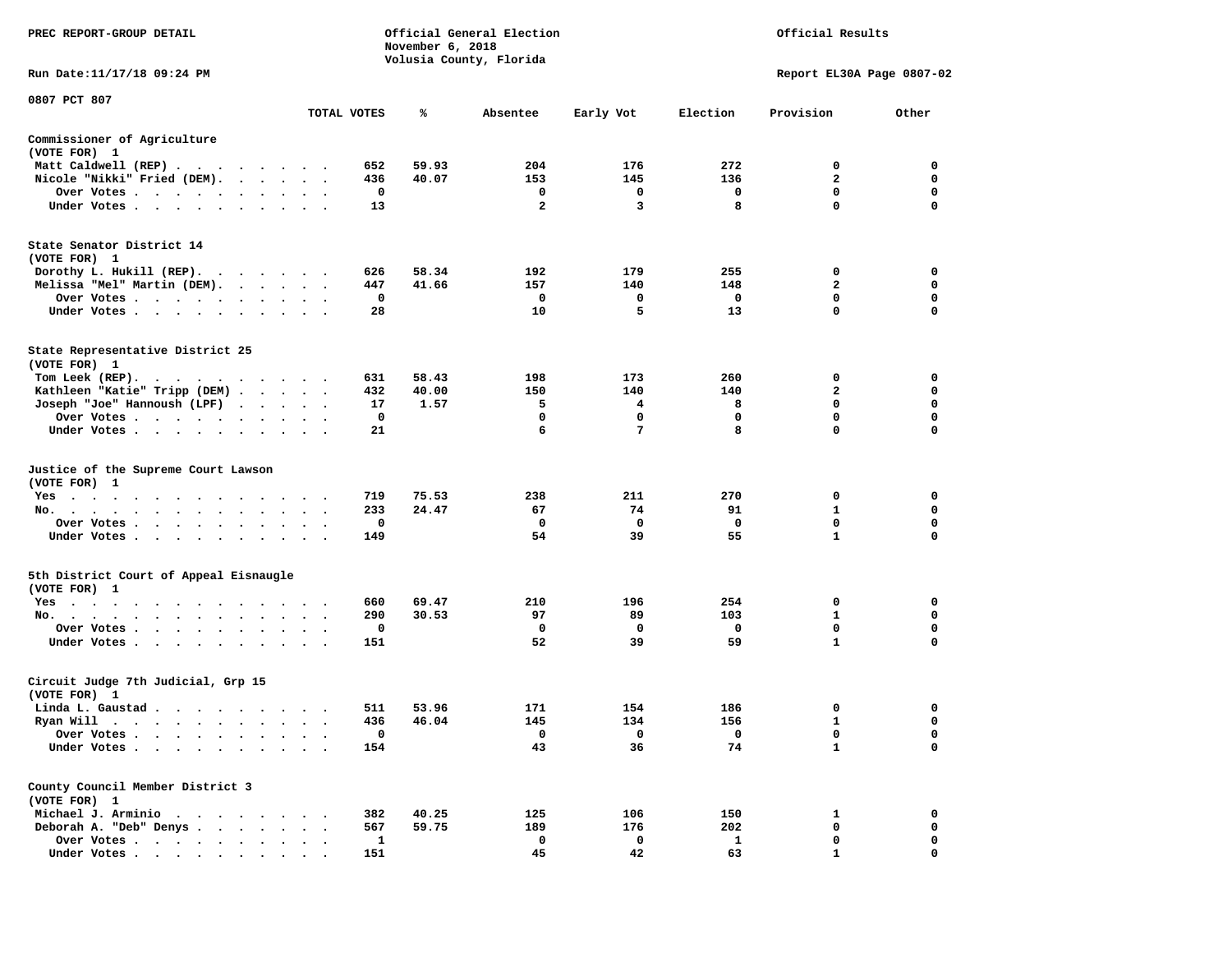PREC REPORT-GROUP DETAIL

Official General Election
November 6, 2018
Volusia County, Florida

Official Results

Run Date:11/17/18 09:24 PM

Report EL30A Page 0807-02

0807 PCT 807

| | TOTAL VOTES | % | Absentee | Early Vot | Election | Provision | Other |
|---|---|---|---|---|---|---|---|
| **Commissioner of Agriculture** | | | | | | | |
| (VOTE FOR) 1 | | | | | | | |
| Matt Caldwell (REP) | 652 | 59.93 | 204 | 176 | 272 | 0 | 0 |
| Nicole "Nikki" Fried (DEM) | 436 | 40.07 | 153 | 145 | 136 | 2 | 0 |
| Over Votes | 0 | | 0 | 0 | 0 | 0 | 0 |
| Under Votes | 13 | | 2 | 3 | 8 | 0 | 0 |
| **State Senator District 14** | | | | | | | |
| (VOTE FOR) 1 | | | | | | | |
| Dorothy L. Hukill (REP) | 626 | 58.34 | 192 | 179 | 255 | 0 | 0 |
| Melissa "Mel" Martin (DEM) | 447 | 41.66 | 157 | 140 | 148 | 2 | 0 |
| Over Votes | 0 | | 0 | 0 | 0 | 0 | 0 |
| Under Votes | 28 | | 10 | 5 | 13 | 0 | 0 |
| **State Representative District 25** | | | | | | | |
| (VOTE FOR) 1 | | | | | | | |
| Tom Leek (REP) | 631 | 58.43 | 198 | 173 | 260 | 0 | 0 |
| Kathleen "Katie" Tripp (DEM) | 432 | 40.00 | 150 | 140 | 140 | 2 | 0 |
| Joseph "Joe" Hannoush (LPF) | 17 | 1.57 | 5 | 4 | 8 | 0 | 0 |
| Over Votes | 0 | | 0 | 0 | 0 | 0 | 0 |
| Under Votes | 21 | | 6 | 7 | 8 | 0 | 0 |
| **Justice of the Supreme Court Lawson** | | | | | | | |
| (VOTE FOR) 1 | | | | | | | |
| Yes | 719 | 75.53 | 238 | 211 | 270 | 0 | 0 |
| No | 233 | 24.47 | 67 | 74 | 91 | 1 | 0 |
| Over Votes | 0 | | 0 | 0 | 0 | 0 | 0 |
| Under Votes | 149 | | 54 | 39 | 55 | 1 | 0 |
| **5th District Court of Appeal Eisnaugle** | | | | | | | |
| (VOTE FOR) 1 | | | | | | | |
| Yes | 660 | 69.47 | 210 | 196 | 254 | 0 | 0 |
| No | 290 | 30.53 | 97 | 89 | 103 | 1 | 0 |
| Over Votes | 0 | | 0 | 0 | 0 | 0 | 0 |
| Under Votes | 151 | | 52 | 39 | 59 | 1 | 0 |
| **Circuit Judge 7th Judicial, Grp 15** | | | | | | | |
| (VOTE FOR) 1 | | | | | | | |
| Linda L. Gaustad | 511 | 53.96 | 171 | 154 | 186 | 0 | 0 |
| Ryan Will | 436 | 46.04 | 145 | 134 | 156 | 1 | 0 |
| Over Votes | 0 | | 0 | 0 | 0 | 0 | 0 |
| Under Votes | 154 | | 43 | 36 | 74 | 1 | 0 |
| **County Council Member District 3** | | | | | | | |
| (VOTE FOR) 1 | | | | | | | |
| Michael J. Arminio | 382 | 40.25 | 125 | 106 | 150 | 1 | 0 |
| Deborah A. "Deb" Denys | 567 | 59.75 | 189 | 176 | 202 | 0 | 0 |
| Over Votes | 1 | | 0 | 0 | 1 | 0 | 0 |
| Under Votes | 151 | | 45 | 42 | 63 | 1 | 0 |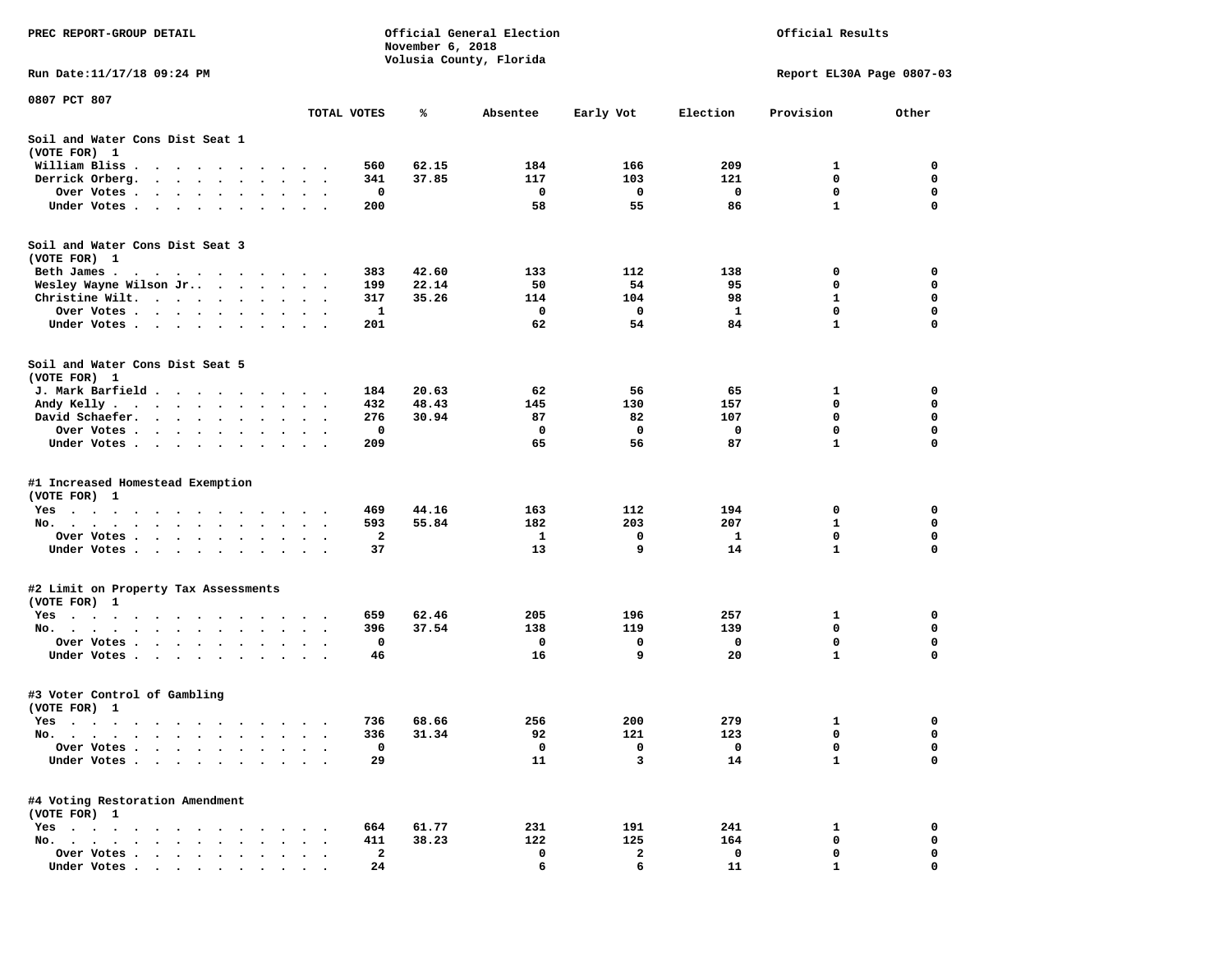PREC REPORT-GROUP DETAIL

Official General Election
November 6, 2018
Volusia County, Florida

Official Results

Run Date:11/17/18 09:24 PM

Report EL30A Page 0807-03

0807 PCT 807

| | TOTAL VOTES | % | Absentee | Early Vot | Election | Provision | Other |
|---|---|---|---|---|---|---|---|
| **Soil and Water Cons Dist Seat 1** | | | | | | | |
| (VOTE FOR) 1 | | | | | | | |
| William Bliss | 560 | 62.15 | 184 | 166 | 209 | 1 | 0 |
| Derrick Orberg | 341 | 37.85 | 117 | 103 | 121 | 0 | 0 |
| Over Votes | 0 | | 0 | 0 | 0 | 0 | 0 |
| Under Votes | 200 | | 58 | 55 | 86 | 1 | 0 |
| **Soil and Water Cons Dist Seat 3** | | | | | | | |
| (VOTE FOR) 1 | | | | | | | |
| Beth James | 383 | 42.60 | 133 | 112 | 138 | 0 | 0 |
| Wesley Wayne Wilson Jr. | 199 | 22.14 | 50 | 54 | 95 | 0 | 0 |
| Christine Wilt | 317 | 35.26 | 114 | 104 | 98 | 1 | 0 |
| Over Votes | 1 | | 0 | 0 | 1 | 0 | 0 |
| Under Votes | 201 | | 62 | 54 | 84 | 1 | 0 |
| **Soil and Water Cons Dist Seat 5** | | | | | | | |
| (VOTE FOR) 1 | | | | | | | |
| J. Mark Barfield | 184 | 20.63 | 62 | 56 | 65 | 1 | 0 |
| Andy Kelly | 432 | 48.43 | 145 | 130 | 157 | 0 | 0 |
| David Schaefer | 276 | 30.94 | 87 | 82 | 107 | 0 | 0 |
| Over Votes | 0 | | 0 | 0 | 0 | 0 | 0 |
| Under Votes | 209 | | 65 | 56 | 87 | 1 | 0 |
| **#1 Increased Homestead Exemption** | | | | | | | |
| (VOTE FOR) 1 | | | | | | | |
| Yes | 469 | 44.16 | 163 | 112 | 194 | 0 | 0 |
| No | 593 | 55.84 | 182 | 203 | 207 | 1 | 0 |
| Over Votes | 2 | | 1 | 0 | 1 | 0 | 0 |
| Under Votes | 37 | | 13 | 9 | 14 | 1 | 0 |
| **#2 Limit on Property Tax Assessments** | | | | | | | |
| (VOTE FOR) 1 | | | | | | | |
| Yes | 659 | 62.46 | 205 | 196 | 257 | 1 | 0 |
| No | 396 | 37.54 | 138 | 119 | 139 | 0 | 0 |
| Over Votes | 0 | | 0 | 0 | 0 | 0 | 0 |
| Under Votes | 46 | | 16 | 9 | 20 | 1 | 0 |
| **#3 Voter Control of Gambling** | | | | | | | |
| (VOTE FOR) 1 | | | | | | | |
| Yes | 736 | 68.66 | 256 | 200 | 279 | 1 | 0 |
| No | 336 | 31.34 | 92 | 121 | 123 | 0 | 0 |
| Over Votes | 0 | | 0 | 0 | 0 | 0 | 0 |
| Under Votes | 29 | | 11 | 3 | 14 | 1 | 0 |
| **#4 Voting Restoration Amendment** | | | | | | | |
| (VOTE FOR) 1 | | | | | | | |
| Yes | 664 | 61.77 | 231 | 191 | 241 | 1 | 0 |
| No | 411 | 38.23 | 122 | 125 | 164 | 0 | 0 |
| Over Votes | 2 | | 0 | 2 | 0 | 0 | 0 |
| Under Votes | 24 | | 6 | 6 | 11 | 1 | 0 |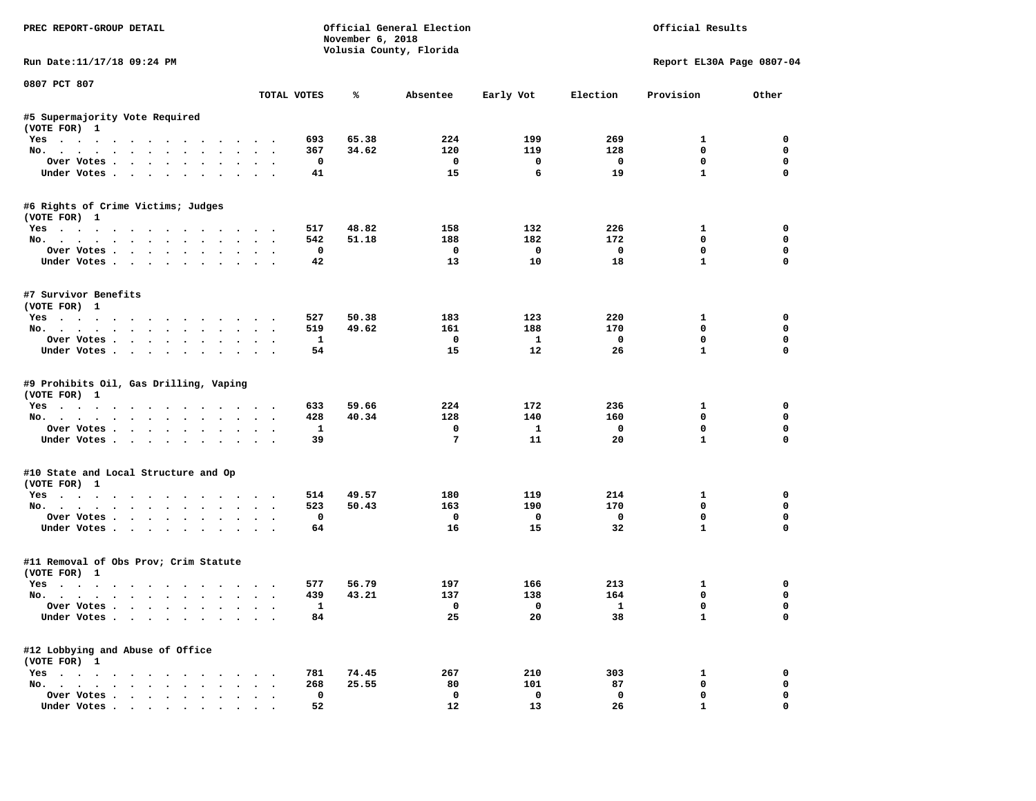PREC REPORT-GROUP DETAIL

Official General Election
November 6, 2018
Volusia County, Florida

Official Results

Run Date:11/17/18 09:24 PM

Report EL30A Page 0807-04

0807 PCT 807

| | TOTAL VOTES | % | Absentee | Early Vot | Election | Provision | Other |
|---|---|---|---|---|---|---|---|
| **#5 Supermajority Vote Required** | | | | | | | |
| (VOTE FOR) 1 | | | | | | | |
| Yes | 693 | 65.38 | 224 | 199 | 269 | 1 | 0 |
| No. | 367 | 34.62 | 120 | 119 | 128 | 0 | 0 |
| Over Votes | 0 | | 0 | 0 | 0 | 0 | 0 |
| Under Votes | 41 | | 15 | 6 | 19 | 1 | 0 |
| **#6 Rights of Crime Victims; Judges** | | | | | | | |
| (VOTE FOR) 1 | | | | | | | |
| Yes | 517 | 48.82 | 158 | 132 | 226 | 1 | 0 |
| No. | 542 | 51.18 | 188 | 182 | 172 | 0 | 0 |
| Over Votes | 0 | | 0 | 0 | 0 | 0 | 0 |
| Under Votes | 42 | | 13 | 10 | 18 | 1 | 0 |
| **#7 Survivor Benefits** | | | | | | | |
| (VOTE FOR) 1 | | | | | | | |
| Yes | 527 | 50.38 | 183 | 123 | 220 | 1 | 0 |
| No. | 519 | 49.62 | 161 | 188 | 170 | 0 | 0 |
| Over Votes | 1 | | 0 | 1 | 0 | 0 | 0 |
| Under Votes | 54 | | 15 | 12 | 26 | 1 | 0 |
| **#9 Prohibits Oil, Gas Drilling, Vaping** | | | | | | | |
| (VOTE FOR) 1 | | | | | | | |
| Yes | 633 | 59.66 | 224 | 172 | 236 | 1 | 0 |
| No. | 428 | 40.34 | 128 | 140 | 160 | 0 | 0 |
| Over Votes | 1 | | 0 | 1 | 0 | 0 | 0 |
| Under Votes | 39 | | 7 | 11 | 20 | 1 | 0 |
| **#10 State and Local Structure and Op** | | | | | | | |
| (VOTE FOR) 1 | | | | | | | |
| Yes | 514 | 49.57 | 180 | 119 | 214 | 1 | 0 |
| No. | 523 | 50.43 | 163 | 190 | 170 | 0 | 0 |
| Over Votes | 0 | | 0 | 0 | 0 | 0 | 0 |
| Under Votes | 64 | | 16 | 15 | 32 | 1 | 0 |
| **#11 Removal of Obs Prov; Crim Statute** | | | | | | | |
| (VOTE FOR) 1 | | | | | | | |
| Yes | 577 | 56.79 | 197 | 166 | 213 | 1 | 0 |
| No. | 439 | 43.21 | 137 | 138 | 164 | 0 | 0 |
| Over Votes | 1 | | 0 | 0 | 1 | 0 | 0 |
| Under Votes | 84 | | 25 | 20 | 38 | 1 | 0 |
| **#12 Lobbying and Abuse of Office** | | | | | | | |
| (VOTE FOR) 1 | | | | | | | |
| Yes | 781 | 74.45 | 267 | 210 | 303 | 1 | 0 |
| No. | 268 | 25.55 | 80 | 101 | 87 | 0 | 0 |
| Over Votes | 0 | | 0 | 0 | 0 | 0 | 0 |
| Under Votes | 52 | | 12 | 13 | 26 | 1 | 0 |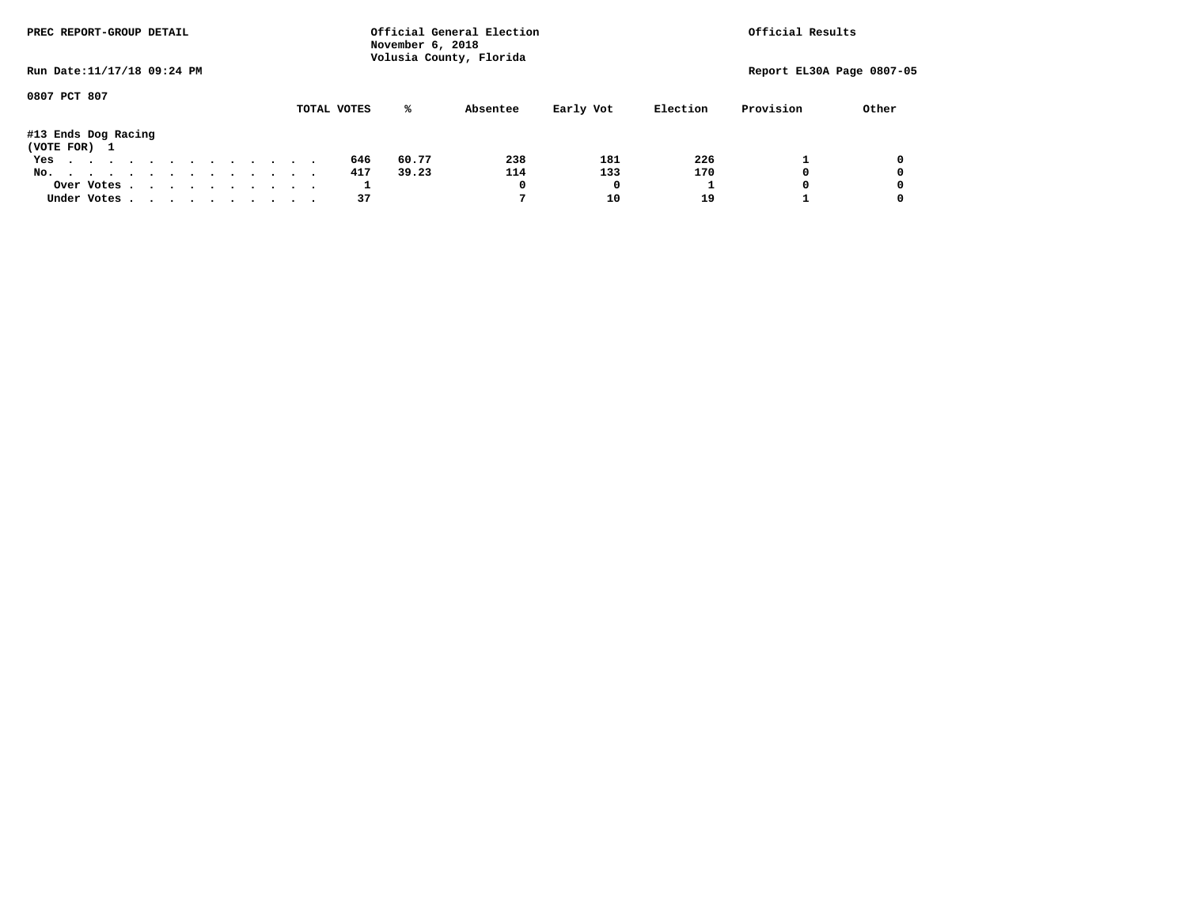PREC REPORT-GROUP DETAIL

Official General Election
November 6, 2018
Volusia County, Florida

Official Results

Run Date:11/17/18 09:24 PM

Report EL30A Page 0807-05

0807 PCT 807

#13 Ends Dog Racing
(VOTE FOR) 1

| | TOTAL VOTES | % | Absentee | Early Vot | Election | Provision | Other |
|---|---|---|---|---|---|---|---|
| Yes | 646 | 60.77 | 238 | 181 | 226 | 1 | 0 |
| No. | 417 | 39.23 | 114 | 133 | 170 | 0 | 0 |
| Over Votes | 1 | | 0 | 0 | 1 | 0 | 0 |
| Under Votes | 37 | | 7 | 10 | 19 | 1 | 0 |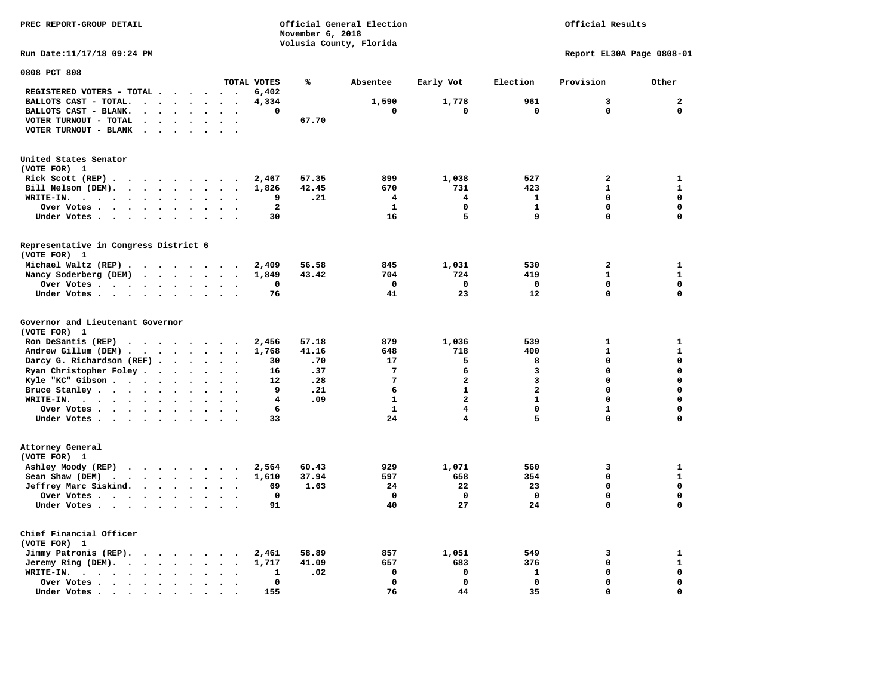PREC REPORT-GROUP DETAIL

Official General Election
November 6, 2018
Volusia County, Florida

Official Results

Run Date:11/17/18 09:24 PM

Report EL30A Page 0808-01

## 0808 PCT 808

| | TOTAL VOTES | % | Absentee | Early Vot | Election | Provision | Other |
|---|---|---|---|---|---|---|---|
| REGISTERED VOTERS - TOTAL | 6,402 | | | | | | |
| BALLOTS CAST - TOTAL. | 4,334 | | 1,590 | 1,778 | 961 | 3 | 2 |
| BALLOTS CAST - BLANK. | 0 | | 0 | 0 | 0 | 0 | 0 |
| VOTER TURNOUT - TOTAL | | 67.70 | | | | | |
| VOTER TURNOUT - BLANK | | | | | | | |

### United States Senator
(VOTE FOR) 1

| | TOTAL VOTES | % | Absentee | Early Vot | Election | Provision | Other |
|---|---|---|---|---|---|---|---|
| Rick Scott (REP) | 2,467 | 57.35 | 899 | 1,038 | 527 | 2 | 1 |
| Bill Nelson (DEM). | 1,826 | 42.45 | 670 | 731 | 423 | 1 | 1 |
| WRITE-IN. | 9 | .21 | 4 | 4 | 1 | 0 | 0 |
| Over Votes | 2 | | 1 | 0 | 1 | 0 | 0 |
| Under Votes | 30 | | 16 | 5 | 9 | 0 | 0 |

### Representative in Congress District 6
(VOTE FOR) 1

| | TOTAL VOTES | % | Absentee | Early Vot | Election | Provision | Other |
|---|---|---|---|---|---|---|---|
| Michael Waltz (REP) | 2,409 | 56.58 | 845 | 1,031 | 530 | 2 | 1 |
| Nancy Soderberg (DEM) | 1,849 | 43.42 | 704 | 724 | 419 | 1 | 1 |
| Over Votes | 0 | | 0 | 0 | 0 | 0 | 0 |
| Under Votes | 76 | | 41 | 23 | 12 | 0 | 0 |

### Governor and Lieutenant Governor
(VOTE FOR) 1

| | TOTAL VOTES | % | Absentee | Early Vot | Election | Provision | Other |
|---|---|---|---|---|---|---|---|
| Ron DeSantis (REP) | 2,456 | 57.18 | 879 | 1,036 | 539 | 1 | 1 |
| Andrew Gillum (DEM) | 1,768 | 41.16 | 648 | 718 | 400 | 1 | 1 |
| Darcy G. Richardson (REF) | 30 | .70 | 17 | 5 | 8 | 0 | 0 |
| Ryan Christopher Foley | 16 | .37 | 7 | 6 | 3 | 0 | 0 |
| Kyle "KC" Gibson | 12 | .28 | 7 | 2 | 3 | 0 | 0 |
| Bruce Stanley | 9 | .21 | 6 | 1 | 2 | 0 | 0 |
| WRITE-IN. | 4 | .09 | 1 | 2 | 1 | 0 | 0 |
| Over Votes | 6 | | 1 | 4 | 0 | 1 | 0 |
| Under Votes | 33 | | 24 | 4 | 5 | 0 | 0 |

### Attorney General
(VOTE FOR) 1

| | TOTAL VOTES | % | Absentee | Early Vot | Election | Provision | Other |
|---|---|---|---|---|---|---|---|
| Ashley Moody (REP) | 2,564 | 60.43 | 929 | 1,071 | 560 | 3 | 1 |
| Sean Shaw (DEM) | 1,610 | 37.94 | 597 | 658 | 354 | 0 | 1 |
| Jeffrey Marc Siskind. | 69 | 1.63 | 24 | 22 | 23 | 0 | 0 |
| Over Votes | 0 | | 0 | 0 | 0 | 0 | 0 |
| Under Votes | 91 | | 40 | 27 | 24 | 0 | 0 |

### Chief Financial Officer
(VOTE FOR) 1

| | TOTAL VOTES | % | Absentee | Early Vot | Election | Provision | Other |
|---|---|---|---|---|---|---|---|
| Jimmy Patronis (REP). | 2,461 | 58.89 | 857 | 1,051 | 549 | 3 | 1 |
| Jeremy Ring (DEM). | 1,717 | 41.09 | 657 | 683 | 376 | 0 | 1 |
| WRITE-IN. | 1 | .02 | 0 | 0 | 1 | 0 | 0 |
| Over Votes | 0 | | 0 | 0 | 0 | 0 | 0 |
| Under Votes | 155 | | 76 | 44 | 35 | 0 | 0 |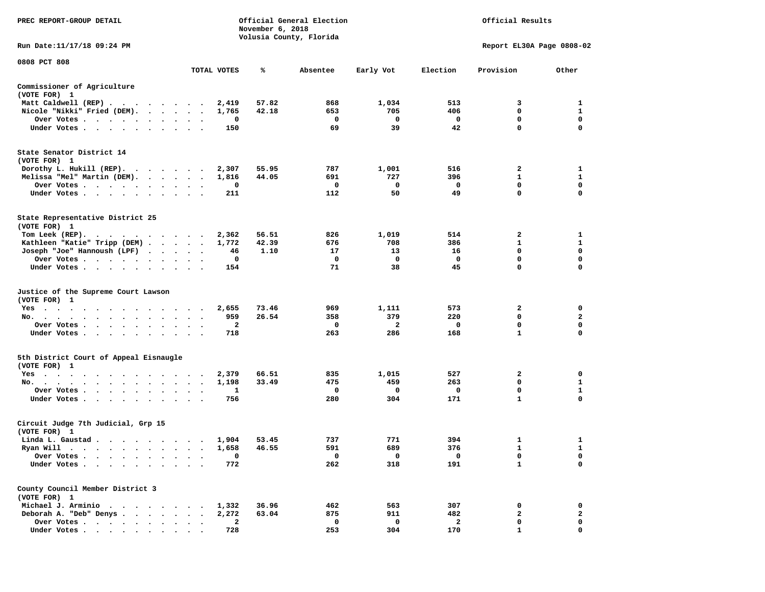PREC REPORT-GROUP DETAIL

Official General Election
November 6, 2018
Volusia County, Florida

Official Results

Run Date:11/17/18 09:24 PM

Report EL30A Page 0808-02

0808 PCT 808

| | TOTAL VOTES | % | Absentee | Early Vot | Election | Provision | Other |
|---|---|---|---|---|---|---|---|
| **Commissioner of Agriculture** | | | | | | | |
| (VOTE FOR) 1 | | | | | | | |
| Matt Caldwell (REP) | 2,419 | 57.82 | 868 | 1,034 | 513 | 3 | 1 |
| Nicole "Nikki" Fried (DEM) | 1,765 | 42.18 | 653 | 705 | 406 | 0 | 1 |
| Over Votes | 0 | | 0 | 0 | 0 | 0 | 0 |
| Under Votes | 150 | | 69 | 39 | 42 | 0 | 0 |
| **State Senator District 14** | | | | | | | |
| (VOTE FOR) 1 | | | | | | | |
| Dorothy L. Hukill (REP) | 2,307 | 55.95 | 787 | 1,001 | 516 | 2 | 1 |
| Melissa "Mel" Martin (DEM) | 1,816 | 44.05 | 691 | 727 | 396 | 1 | 1 |
| Over Votes | 0 | | 0 | 0 | 0 | 0 | 0 |
| Under Votes | 211 | | 112 | 50 | 49 | 0 | 0 |
| **State Representative District 25** | | | | | | | |
| (VOTE FOR) 1 | | | | | | | |
| Tom Leek (REP) | 2,362 | 56.51 | 826 | 1,019 | 514 | 2 | 1 |
| Kathleen "Katie" Tripp (DEM) | 1,772 | 42.39 | 676 | 708 | 386 | 1 | 1 |
| Joseph "Joe" Hannoush (LPF) | 46 | 1.10 | 17 | 13 | 16 | 0 | 0 |
| Over Votes | 0 | | 0 | 0 | 0 | 0 | 0 |
| Under Votes | 154 | | 71 | 38 | 45 | 0 | 0 |
| **Justice of the Supreme Court Lawson** | | | | | | | |
| (VOTE FOR) 1 | | | | | | | |
| Yes | 2,655 | 73.46 | 969 | 1,111 | 573 | 2 | 0 |
| No | 959 | 26.54 | 358 | 379 | 220 | 0 | 2 |
| Over Votes | 2 | | 0 | 2 | 0 | 0 | 0 |
| Under Votes | 718 | | 263 | 286 | 168 | 1 | 0 |
| **5th District Court of Appeal Eisnaugle** | | | | | | | |
| (VOTE FOR) 1 | | | | | | | |
| Yes | 2,379 | 66.51 | 835 | 1,015 | 527 | 2 | 0 |
| No | 1,198 | 33.49 | 475 | 459 | 263 | 0 | 1 |
| Over Votes | 1 | | 0 | 0 | 0 | 0 | 1 |
| Under Votes | 756 | | 280 | 304 | 171 | 1 | 0 |
| **Circuit Judge 7th Judicial, Grp 15** | | | | | | | |
| (VOTE FOR) 1 | | | | | | | |
| Linda L. Gaustad | 1,904 | 53.45 | 737 | 771 | 394 | 1 | 1 |
| Ryan Will | 1,658 | 46.55 | 591 | 689 | 376 | 1 | 1 |
| Over Votes | 0 | | 0 | 0 | 0 | 0 | 0 |
| Under Votes | 772 | | 262 | 318 | 191 | 1 | 0 |
| **County Council Member District 3** | | | | | | | |
| (VOTE FOR) 1 | | | | | | | |
| Michael J. Arminio | 1,332 | 36.96 | 462 | 563 | 307 | 0 | 0 |
| Deborah A. "Deb" Denys | 2,272 | 63.04 | 875 | 911 | 482 | 2 | 2 |
| Over Votes | 2 | | 0 | 0 | 2 | 0 | 0 |
| Under Votes | 728 | | 253 | 304 | 170 | 1 | 0 |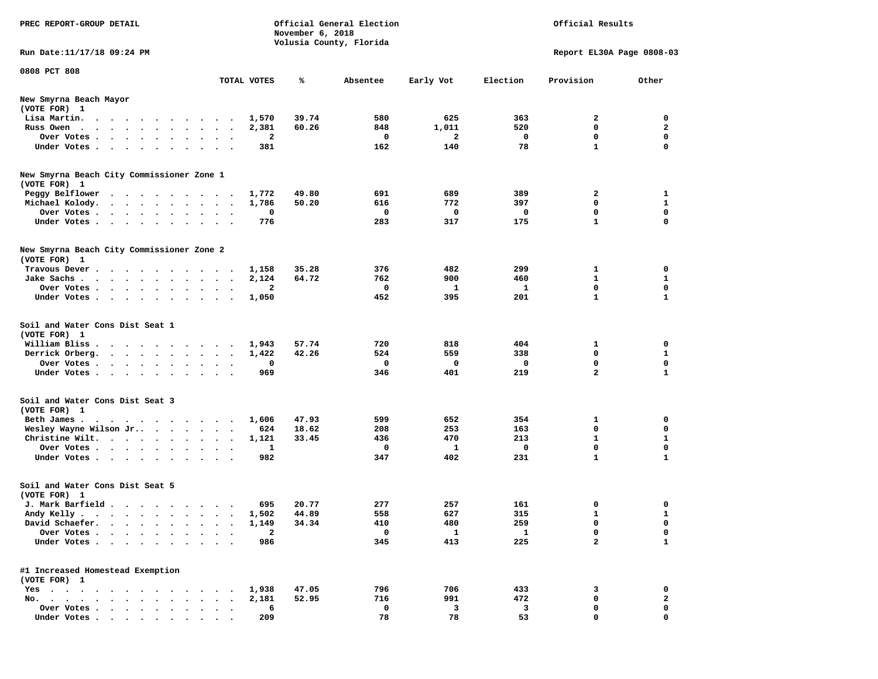PREC REPORT-GROUP DETAIL

Official General Election
November 6, 2018
Volusia County, Florida

Official Results

Run Date:11/17/18 09:24 PM

Report EL30A Page 0808-03

0808 PCT 808

| | TOTAL VOTES | % | Absentee | Early Vot | Election | Provision | Other |
|---|---|---|---|---|---|---|---|
| **New Smyrna Beach Mayor** | | | | | | | |
| **(VOTE FOR) 1** | | | | | | | |
| Lisa Martin. | 1,570 | 39.74 | 580 | 625 | 363 | 2 | 0 |
| Russ Owen | 2,381 | 60.26 | 848 | 1,011 | 520 | 0 | 2 |
| Over Votes | 2 | | 0 | 2 | 0 | 0 | 0 |
| Under Votes | 381 | | 162 | 140 | 78 | 1 | 0 |
| **New Smyrna Beach City Commissioner Zone 1** | | | | | | | |
| **(VOTE FOR) 1** | | | | | | | |
| Peggy Belflower | 1,772 | 49.80 | 691 | 689 | 389 | 2 | 1 |
| Michael Kolody. | 1,786 | 50.20 | 616 | 772 | 397 | 0 | 1 |
| Over Votes | 0 | | 0 | 0 | 0 | 0 | 0 |
| Under Votes | 776 | | 283 | 317 | 175 | 1 | 0 |
| **New Smyrna Beach City Commissioner Zone 2** | | | | | | | |
| **(VOTE FOR) 1** | | | | | | | |
| Travous Dever | 1,158 | 35.28 | 376 | 482 | 299 | 1 | 0 |
| Jake Sachs | 2,124 | 64.72 | 762 | 900 | 460 | 1 | 1 |
| Over Votes | 2 | | 0 | 1 | 1 | 0 | 0 |
| Under Votes | 1,050 | | 452 | 395 | 201 | 1 | 1 |
| **Soil and Water Cons Dist Seat 1** | | | | | | | |
| **(VOTE FOR) 1** | | | | | | | |
| William Bliss | 1,943 | 57.74 | 720 | 818 | 404 | 1 | 0 |
| Derrick Orberg. | 1,422 | 42.26 | 524 | 559 | 338 | 0 | 1 |
| Over Votes | 0 | | 0 | 0 | 0 | 0 | 0 |
| Under Votes | 969 | | 346 | 401 | 219 | 2 | 1 |
| **Soil and Water Cons Dist Seat 3** | | | | | | | |
| **(VOTE FOR) 1** | | | | | | | |
| Beth James | 1,606 | 47.93 | 599 | 652 | 354 | 1 | 0 |
| Wesley Wayne Wilson Jr.. | 624 | 18.62 | 208 | 253 | 163 | 0 | 0 |
| Christine Wilt. | 1,121 | 33.45 | 436 | 470 | 213 | 1 | 1 |
| Over Votes | 1 | | 0 | 1 | 0 | 0 | 0 |
| Under Votes | 982 | | 347 | 402 | 231 | 1 | 1 |
| **Soil and Water Cons Dist Seat 5** | | | | | | | |
| **(VOTE FOR) 1** | | | | | | | |
| J. Mark Barfield | 695 | 20.77 | 277 | 257 | 161 | 0 | 0 |
| Andy Kelly | 1,502 | 44.89 | 558 | 627 | 315 | 1 | 1 |
| David Schaefer. | 1,149 | 34.34 | 410 | 480 | 259 | 0 | 0 |
| Over Votes | 2 | | 0 | 1 | 1 | 0 | 0 |
| Under Votes | 986 | | 345 | 413 | 225 | 2 | 1 |
| **#1 Increased Homestead Exemption** | | | | | | | |
| **(VOTE FOR) 1** | | | | | | | |
| Yes | 1,938 | 47.05 | 796 | 706 | 433 | 3 | 0 |
| No. | 2,181 | 52.95 | 716 | 991 | 472 | 0 | 2 |
| Over Votes | 6 | | 0 | 3 | 3 | 0 | 0 |
| Under Votes | 209 | | 78 | 78 | 53 | 0 | 0 |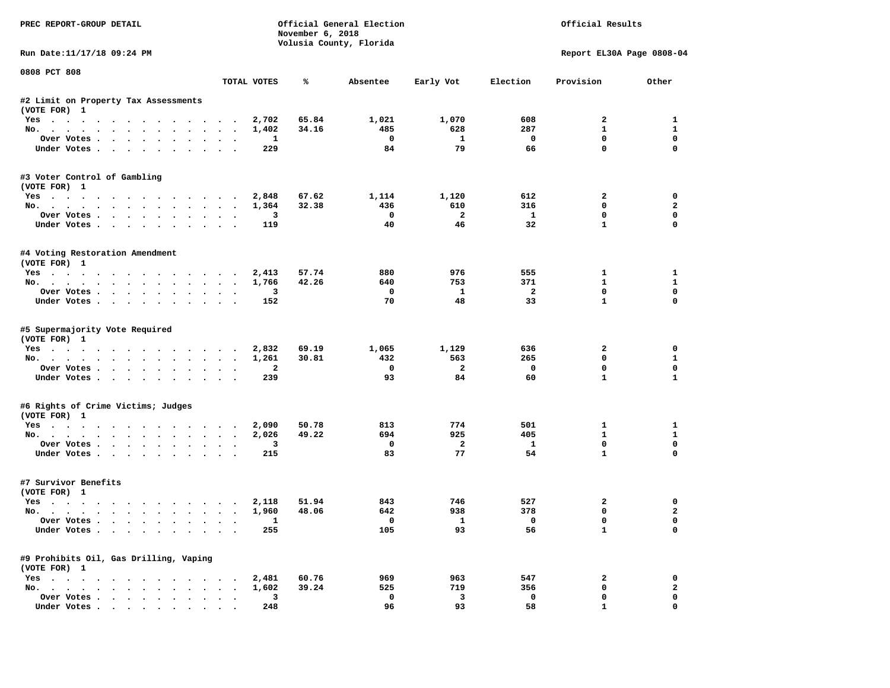PREC REPORT-GROUP DETAIL

Official General Election
November 6, 2018
Volusia County, Florida

Official Results

Run Date:11/17/18 09:24 PM

Report EL30A Page 0808-04

0808 PCT 808

| | TOTAL VOTES | % | Absentee | Early Vot | Election | Provision | Other |
|---|---|---|---|---|---|---|---|
| **#2 Limit on Property Tax Assessments** | | | | | | | |
| (VOTE FOR) 1 | | | | | | | |
| Yes | 2,702 | 65.84 | 1,021 | 1,070 | 608 | 2 | 1 |
| No. | 1,402 | 34.16 | 485 | 628 | 287 | 1 | 1 |
| Over Votes | 1 | | 0 | 1 | 0 | 0 | 0 |
| Under Votes | 229 | | 84 | 79 | 66 | 0 | 0 |
| **#3 Voter Control of Gambling** | | | | | | | |
| (VOTE FOR) 1 | | | | | | | |
| Yes | 2,848 | 67.62 | 1,114 | 1,120 | 612 | 2 | 0 |
| No. | 1,364 | 32.38 | 436 | 610 | 316 | 0 | 2 |
| Over Votes | 3 | | 0 | 2 | 1 | 0 | 0 |
| Under Votes | 119 | | 40 | 46 | 32 | 1 | 0 |
| **#4 Voting Restoration Amendment** | | | | | | | |
| (VOTE FOR) 1 | | | | | | | |
| Yes | 2,413 | 57.74 | 880 | 976 | 555 | 1 | 1 |
| No. | 1,766 | 42.26 | 640 | 753 | 371 | 1 | 1 |
| Over Votes | 3 | | 0 | 1 | 2 | 0 | 0 |
| Under Votes | 152 | | 70 | 48 | 33 | 1 | 0 |
| **#5 Supermajority Vote Required** | | | | | | | |
| (VOTE FOR) 1 | | | | | | | |
| Yes | 2,832 | 69.19 | 1,065 | 1,129 | 636 | 2 | 0 |
| No. | 1,261 | 30.81 | 432 | 563 | 265 | 0 | 1 |
| Over Votes | 2 | | 0 | 2 | 0 | 0 | 0 |
| Under Votes | 239 | | 93 | 84 | 60 | 1 | 1 |
| **#6 Rights of Crime Victims; Judges** | | | | | | | |
| (VOTE FOR) 1 | | | | | | | |
| Yes | 2,090 | 50.78 | 813 | 774 | 501 | 1 | 1 |
| No. | 2,026 | 49.22 | 694 | 925 | 405 | 1 | 1 |
| Over Votes | 3 | | 0 | 2 | 1 | 0 | 0 |
| Under Votes | 215 | | 83 | 77 | 54 | 1 | 0 |
| **#7 Survivor Benefits** | | | | | | | |
| (VOTE FOR) 1 | | | | | | | |
| Yes | 2,118 | 51.94 | 843 | 746 | 527 | 2 | 0 |
| No. | 1,960 | 48.06 | 642 | 938 | 378 | 0 | 2 |
| Over Votes | 1 | | 0 | 1 | 0 | 0 | 0 |
| Under Votes | 255 | | 105 | 93 | 56 | 1 | 0 |
| **#9 Prohibits Oil, Gas Drilling, Vaping** | | | | | | | |
| (VOTE FOR) 1 | | | | | | | |
| Yes | 2,481 | 60.76 | 969 | 963 | 547 | 2 | 0 |
| No. | 1,602 | 39.24 | 525 | 719 | 356 | 0 | 2 |
| Over Votes | 3 | | 0 | 3 | 0 | 0 | 0 |
| Under Votes | 248 | | 96 | 93 | 58 | 1 | 0 |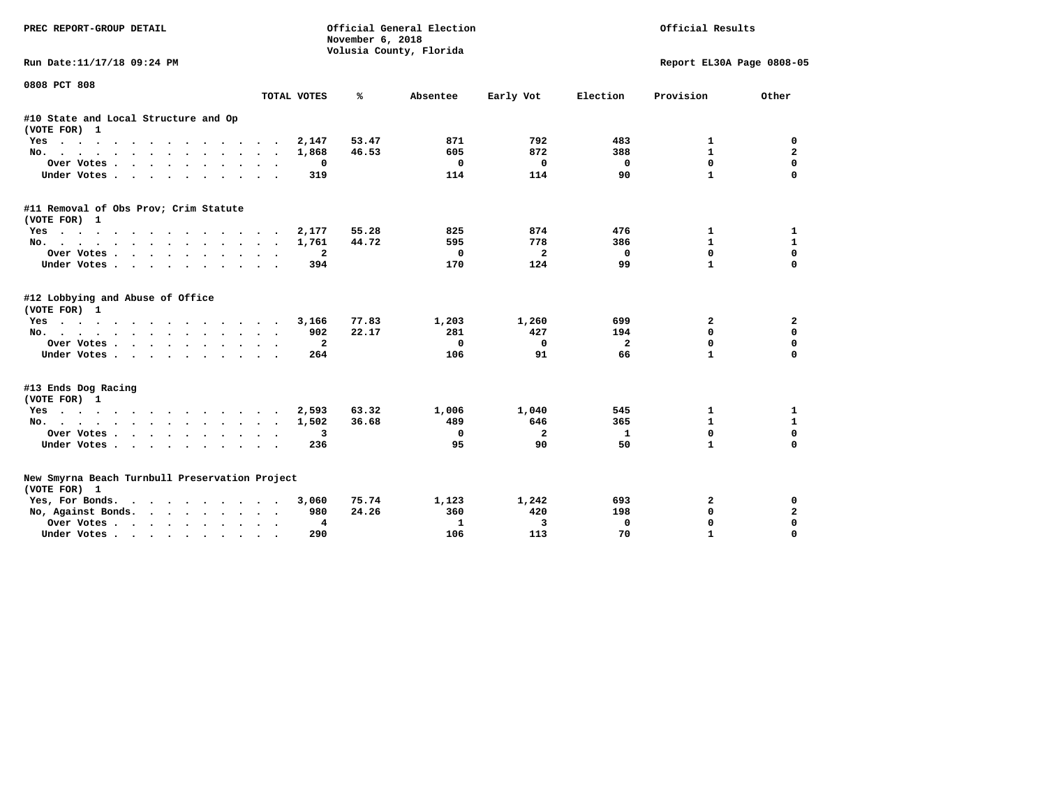PREC REPORT-GROUP DETAIL

Official General Election
November 6, 2018
Volusia County, Florida

Official Results

Run Date:11/17/18 09:24 PM

Report EL30A Page 0808-05

0808 PCT 808

| | TOTAL VOTES | % | Absentee | Early Vot | Election | Provision | Other |
|---|---|---|---|---|---|---|---|
| **#10 State and Local Structure and Op** | | | | | | | |
| (VOTE FOR) 1 | | | | | | | |
| Yes | 2,147 | 53.47 | 871 | 792 | 483 | 1 | 0 |
| No. | 1,868 | 46.53 | 605 | 872 | 388 | 1 | 2 |
| Over Votes | 0 | | 0 | 0 | 0 | 0 | 0 |
| Under Votes | 319 | | 114 | 114 | 90 | 1 | 0 |
| **#11 Removal of Obs Prov; Crim Statute** | | | | | | | |
| (VOTE FOR) 1 | | | | | | | |
| Yes | 2,177 | 55.28 | 825 | 874 | 476 | 1 | 1 |
| No. | 1,761 | 44.72 | 595 | 778 | 386 | 1 | 1 |
| Over Votes | 2 | | 0 | 2 | 0 | 0 | 0 |
| Under Votes | 394 | | 170 | 124 | 99 | 1 | 0 |
| **#12 Lobbying and Abuse of Office** | | | | | | | |
| (VOTE FOR) 1 | | | | | | | |
| Yes | 3,166 | 77.83 | 1,203 | 1,260 | 699 | 2 | 2 |
| No. | 902 | 22.17 | 281 | 427 | 194 | 0 | 0 |
| Over Votes | 2 | | 0 | 0 | 2 | 0 | 0 |
| Under Votes | 264 | | 106 | 91 | 66 | 1 | 0 |
| **#13 Ends Dog Racing** | | | | | | | |
| (VOTE FOR) 1 | | | | | | | |
| Yes | 2,593 | 63.32 | 1,006 | 1,040 | 545 | 1 | 1 |
| No. | 1,502 | 36.68 | 489 | 646 | 365 | 1 | 1 |
| Over Votes | 3 | | 0 | 2 | 1 | 0 | 0 |
| Under Votes | 236 | | 95 | 90 | 50 | 1 | 0 |
| **New Smyrna Beach Turnbull Preservation Project** | | | | | | | |
| (VOTE FOR) 1 | | | | | | | |
| Yes, For Bonds. | 3,060 | 75.74 | 1,123 | 1,242 | 693 | 2 | 0 |
| No, Against Bonds. | 980 | 24.26 | 360 | 420 | 198 | 0 | 2 |
| Over Votes | 4 | | 1 | 3 | 0 | 0 | 0 |
| Under Votes | 290 | | 106 | 113 | 70 | 1 | 0 |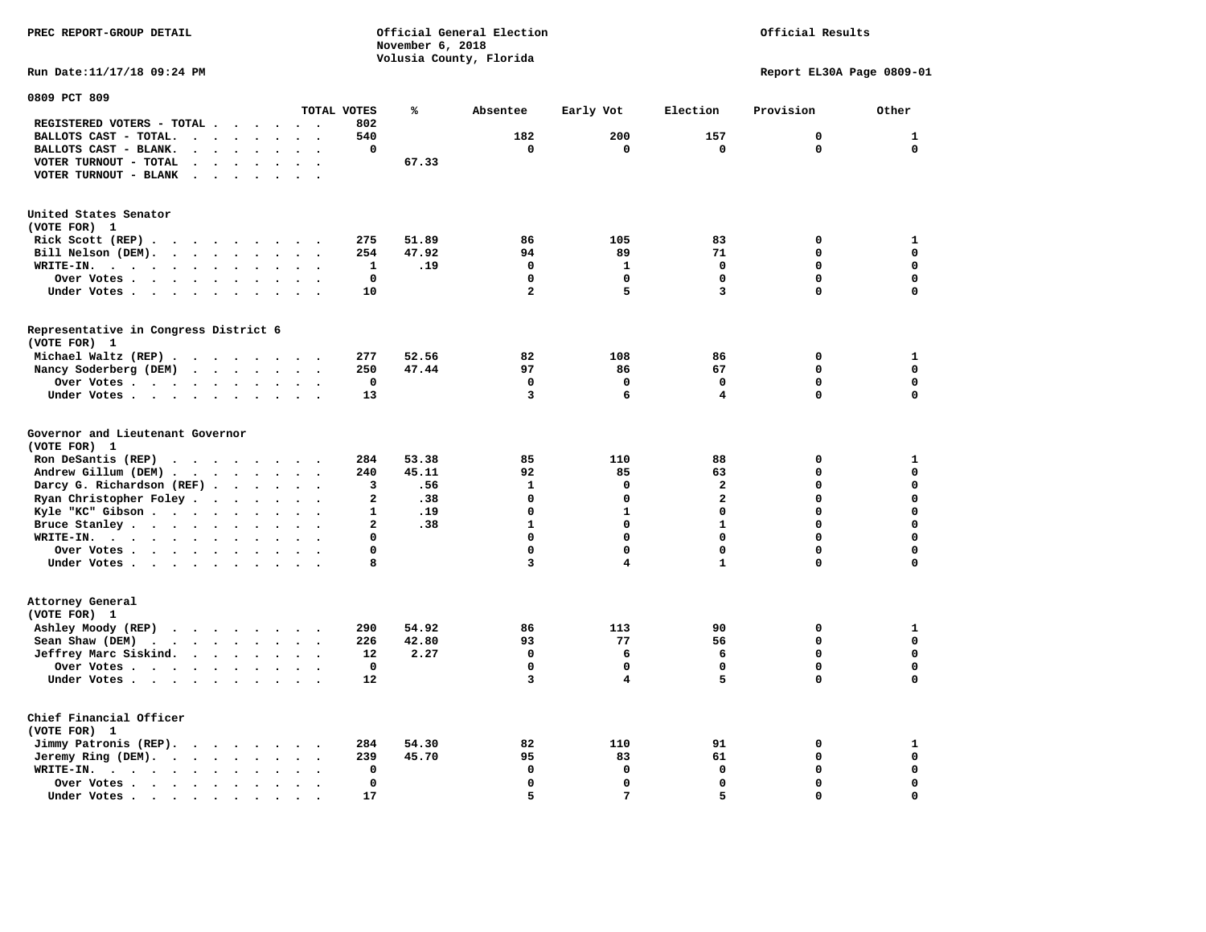PREC REPORT-GROUP DETAIL

Official General Election
November 6, 2018
Volusia County, Florida

Official Results

Run Date:11/17/18 09:24 PM

Report EL30A Page 0809-01

## 0809 PCT 809

| | TOTAL VOTES | % | Absentee | Early Vot | Election | Provision | Other |
|---|---|---|---|---|---|---|---|
| REGISTERED VOTERS - TOTAL | 802 | | | | | | |
| BALLOTS CAST - TOTAL. | 540 | | 182 | 200 | 157 | 0 | 1 |
| BALLOTS CAST - BLANK. | 0 | | 0 | 0 | 0 | 0 | 0 |
| VOTER TURNOUT - TOTAL | | 67.33 | | | | | |
| VOTER TURNOUT - BLANK | | | | | | | |

### United States Senator
(VOTE FOR) 1

| | TOTAL VOTES | % | Absentee | Early Vot | Election | Provision | Other |
|---|---|---|---|---|---|---|---|
| Rick Scott (REP) | 275 | 51.89 | 86 | 105 | 83 | 0 | 1 |
| Bill Nelson (DEM). | 254 | 47.92 | 94 | 89 | 71 | 0 | 0 |
| WRITE-IN. | 1 | .19 | 0 | 1 | 0 | 0 | 0 |
| Over Votes | 0 | | 0 | 0 | 0 | 0 | 0 |
| Under Votes | 10 | | 2 | 5 | 3 | 0 | 0 |

### Representative in Congress District 6
(VOTE FOR) 1

| | TOTAL VOTES | % | Absentee | Early Vot | Election | Provision | Other |
|---|---|---|---|---|---|---|---|
| Michael Waltz (REP) | 277 | 52.56 | 82 | 108 | 86 | 0 | 1 |
| Nancy Soderberg (DEM) | 250 | 47.44 | 97 | 86 | 67 | 0 | 0 |
| Over Votes | 0 | | 0 | 0 | 0 | 0 | 0 |
| Under Votes | 13 | | 3 | 6 | 4 | 0 | 0 |

### Governor and Lieutenant Governor
(VOTE FOR) 1

| | TOTAL VOTES | % | Absentee | Early Vot | Election | Provision | Other |
|---|---|---|---|---|---|---|---|
| Ron DeSantis (REP) | 284 | 53.38 | 85 | 110 | 88 | 0 | 1 |
| Andrew Gillum (DEM) | 240 | 45.11 | 92 | 85 | 63 | 0 | 0 |
| Darcy G. Richardson (REF) | 3 | .56 | 1 | 0 | 2 | 0 | 0 |
| Ryan Christopher Foley | 2 | .38 | 0 | 0 | 2 | 0 | 0 |
| Kyle "KC" Gibson | 1 | .19 | 0 | 1 | 0 | 0 | 0 |
| Bruce Stanley | 2 | .38 | 1 | 0 | 1 | 0 | 0 |
| WRITE-IN. | 0 | | 0 | 0 | 0 | 0 | 0 |
| Over Votes | 0 | | 0 | 0 | 0 | 0 | 0 |
| Under Votes | 8 | | 3 | 4 | 1 | 0 | 0 |

### Attorney General
(VOTE FOR) 1

| | TOTAL VOTES | % | Absentee | Early Vot | Election | Provision | Other |
|---|---|---|---|---|---|---|---|
| Ashley Moody (REP) | 290 | 54.92 | 86 | 113 | 90 | 0 | 1 |
| Sean Shaw (DEM) | 226 | 42.80 | 93 | 77 | 56 | 0 | 0 |
| Jeffrey Marc Siskind. | 12 | 2.27 | 0 | 6 | 6 | 0 | 0 |
| Over Votes | 0 | | 0 | 0 | 0 | 0 | 0 |
| Under Votes | 12 | | 3 | 4 | 5 | 0 | 0 |

### Chief Financial Officer
(VOTE FOR) 1

| | TOTAL VOTES | % | Absentee | Early Vot | Election | Provision | Other |
|---|---|---|---|---|---|---|---|
| Jimmy Patronis (REP). | 284 | 54.30 | 82 | 110 | 91 | 0 | 1 |
| Jeremy Ring (DEM). | 239 | 45.70 | 95 | 83 | 61 | 0 | 0 |
| WRITE-IN. | 0 | | 0 | 0 | 0 | 0 | 0 |
| Over Votes | 0 | | 0 | 0 | 0 | 0 | 0 |
| Under Votes | 17 | | 5 | 7 | 5 | 0 | 0 |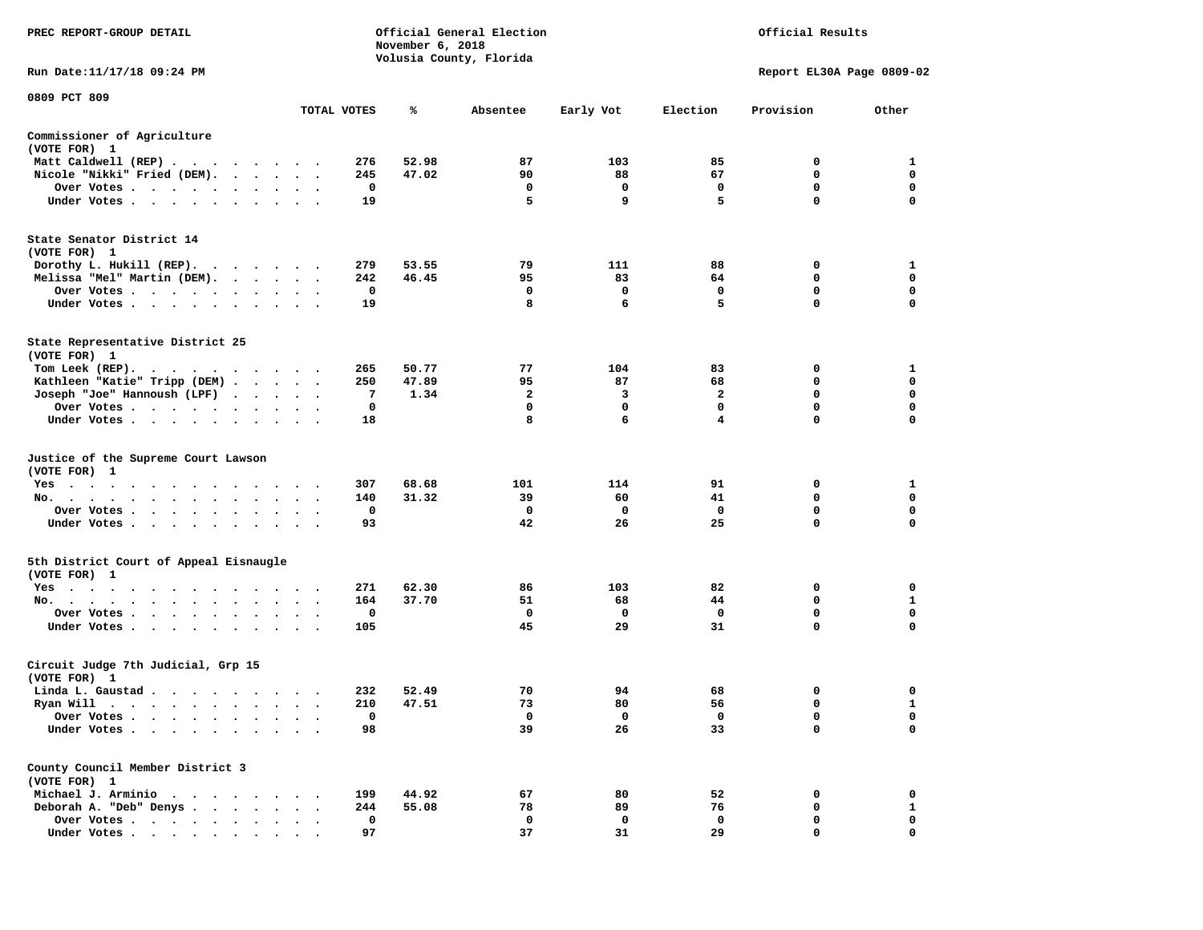PREC REPORT-GROUP DETAIL

Official General Election
November 6, 2018
Volusia County, Florida

Official Results

Run Date:11/17/18 09:24 PM

Report EL30A Page 0809-02

0809 PCT 809

| | TOTAL VOTES | % | Absentee | Early Vot | Election | Provision | Other |
|---|---|---|---|---|---|---|---|
| **Commissioner of Agriculture (VOTE FOR) 1** | | | | | | | |
| Matt Caldwell (REP) | 276 | 52.98 | 87 | 103 | 85 | 0 | 1 |
| Nicole "Nikki" Fried (DEM). | 245 | 47.02 | 90 | 88 | 67 | 0 | 0 |
| Over Votes | 0 | | 0 | 0 | 0 | 0 | 0 |
| Under Votes | 19 | | 5 | 9 | 5 | 0 | 0 |
| **State Senator District 14 (VOTE FOR) 1** | | | | | | | |
| Dorothy L. Hukill (REP). | 279 | 53.55 | 79 | 111 | 88 | 0 | 1 |
| Melissa "Mel" Martin (DEM). | 242 | 46.45 | 95 | 83 | 64 | 0 | 0 |
| Over Votes | 0 | | 0 | 0 | 0 | 0 | 0 |
| Under Votes | 19 | | 8 | 6 | 5 | 0 | 0 |
| **State Representative District 25 (VOTE FOR) 1** | | | | | | | |
| Tom Leek (REP). | 265 | 50.77 | 77 | 104 | 83 | 0 | 1 |
| Kathleen "Katie" Tripp (DEM) | 250 | 47.89 | 95 | 87 | 68 | 0 | 0 |
| Joseph "Joe" Hannoush (LPF) | 7 | 1.34 | 2 | 3 | 2 | 0 | 0 |
| Over Votes | 0 | | 0 | 0 | 0 | 0 | 0 |
| Under Votes | 18 | | 8 | 6 | 4 | 0 | 0 |
| **Justice of the Supreme Court Lawson (VOTE FOR) 1** | | | | | | | |
| Yes | 307 | 68.68 | 101 | 114 | 91 | 0 | 1 |
| No. | 140 | 31.32 | 39 | 60 | 41 | 0 | 0 |
| Over Votes | 0 | | 0 | 0 | 0 | 0 | 0 |
| Under Votes | 93 | | 42 | 26 | 25 | 0 | 0 |
| **5th District Court of Appeal Eisnaugle (VOTE FOR) 1** | | | | | | | |
| Yes | 271 | 62.30 | 86 | 103 | 82 | 0 | 0 |
| No. | 164 | 37.70 | 51 | 68 | 44 | 0 | 1 |
| Over Votes | 0 | | 0 | 0 | 0 | 0 | 0 |
| Under Votes | 105 | | 45 | 29 | 31 | 0 | 0 |
| **Circuit Judge 7th Judicial, Grp 15 (VOTE FOR) 1** | | | | | | | |
| Linda L. Gaustad | 232 | 52.49 | 70 | 94 | 68 | 0 | 0 |
| Ryan Will | 210 | 47.51 | 73 | 80 | 56 | 0 | 1 |
| Over Votes | 0 | | 0 | 0 | 0 | 0 | 0 |
| Under Votes | 98 | | 39 | 26 | 33 | 0 | 0 |
| **County Council Member District 3 (VOTE FOR) 1** | | | | | | | |
| Michael J. Arminio | 199 | 44.92 | 67 | 80 | 52 | 0 | 0 |
| Deborah A. "Deb" Denys | 244 | 55.08 | 78 | 89 | 76 | 0 | 1 |
| Over Votes | 0 | | 0 | 0 | 0 | 0 | 0 |
| Under Votes | 97 | | 37 | 31 | 29 | 0 | 0 |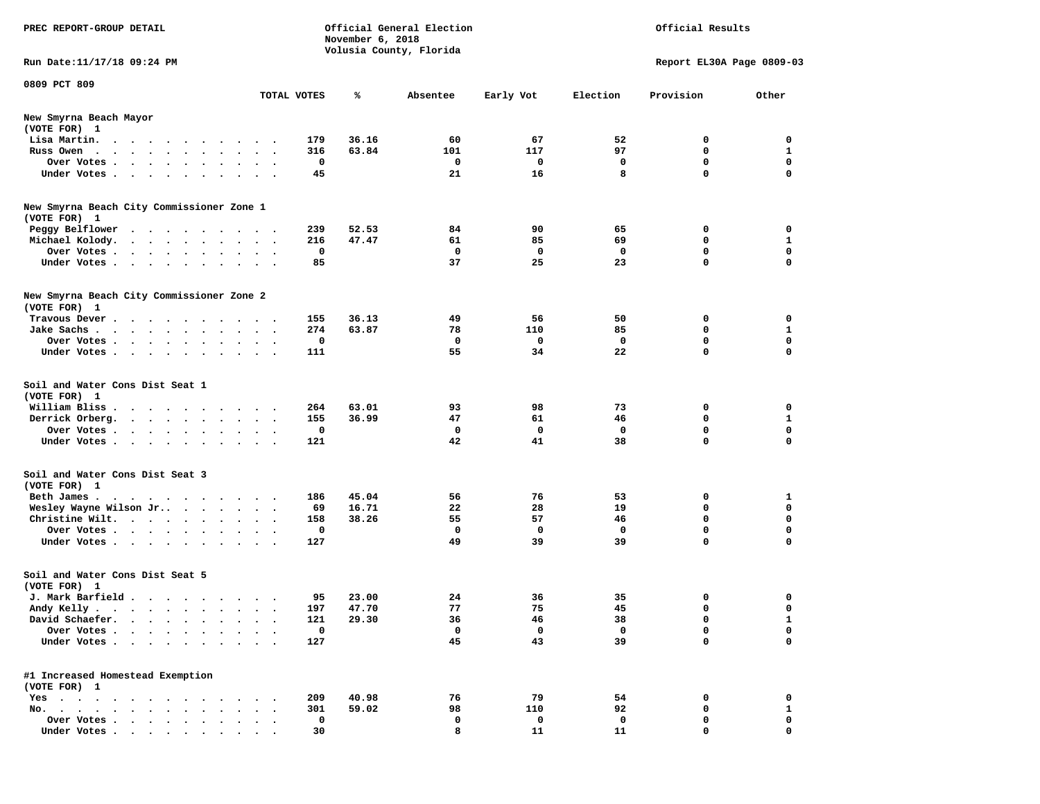PREC REPORT-GROUP DETAIL

Official General Election
November 6, 2018
Volusia County, Florida

Official Results

Run Date:11/17/18 09:24 PM

Report EL30A Page 0809-03

0809 PCT 809

| | TOTAL VOTES | % | Absentee | Early Vot | Election | Provision | Other |
|---|---|---|---|---|---|---|---|
| **New Smyrna Beach Mayor (VOTE FOR) 1** | | | | | | | |
| Lisa Martin | 179 | 36.16 | 60 | 67 | 52 | 0 | 0 |
| Russ Owen | 316 | 63.84 | 101 | 117 | 97 | 0 | 1 |
| Over Votes | 0 | | 0 | 0 | 0 | 0 | 0 |
| Under Votes | 45 | | 21 | 16 | 8 | 0 | 0 |
| **New Smyrna Beach City Commissioner Zone 1 (VOTE FOR) 1** | | | | | | | |
| Peggy Belflower | 239 | 52.53 | 84 | 90 | 65 | 0 | 0 |
| Michael Kolody | 216 | 47.47 | 61 | 85 | 69 | 0 | 1 |
| Over Votes | 0 | | 0 | 0 | 0 | 0 | 0 |
| Under Votes | 85 | | 37 | 25 | 23 | 0 | 0 |
| **New Smyrna Beach City Commissioner Zone 2 (VOTE FOR) 1** | | | | | | | |
| Travous Dever | 155 | 36.13 | 49 | 56 | 50 | 0 | 0 |
| Jake Sachs | 274 | 63.87 | 78 | 110 | 85 | 0 | 1 |
| Over Votes | 0 | | 0 | 0 | 0 | 0 | 0 |
| Under Votes | 111 | | 55 | 34 | 22 | 0 | 0 |
| **Soil and Water Cons Dist Seat 1 (VOTE FOR) 1** | | | | | | | |
| William Bliss | 264 | 63.01 | 93 | 98 | 73 | 0 | 0 |
| Derrick Orberg | 155 | 36.99 | 47 | 61 | 46 | 0 | 1 |
| Over Votes | 0 | | 0 | 0 | 0 | 0 | 0 |
| Under Votes | 121 | | 42 | 41 | 38 | 0 | 0 |
| **Soil and Water Cons Dist Seat 3 (VOTE FOR) 1** | | | | | | | |
| Beth James | 186 | 45.04 | 56 | 76 | 53 | 0 | 1 |
| Wesley Wayne Wilson Jr. | 69 | 16.71 | 22 | 28 | 19 | 0 | 0 |
| Christine Wilt | 158 | 38.26 | 55 | 57 | 46 | 0 | 0 |
| Over Votes | 0 | | 0 | 0 | 0 | 0 | 0 |
| Under Votes | 127 | | 49 | 39 | 39 | 0 | 0 |
| **Soil and Water Cons Dist Seat 5 (VOTE FOR) 1** | | | | | | | |
| J. Mark Barfield | 95 | 23.00 | 24 | 36 | 35 | 0 | 0 |
| Andy Kelly | 197 | 47.70 | 77 | 75 | 45 | 0 | 0 |
| David Schaefer | 121 | 29.30 | 36 | 46 | 38 | 0 | 1 |
| Over Votes | 0 | | 0 | 0 | 0 | 0 | 0 |
| Under Votes | 127 | | 45 | 43 | 39 | 0 | 0 |
| **#1 Increased Homestead Exemption (VOTE FOR) 1** | | | | | | | |
| Yes | 209 | 40.98 | 76 | 79 | 54 | 0 | 0 |
| No | 301 | 59.02 | 98 | 110 | 92 | 0 | 1 |
| Over Votes | 0 | | 0 | 0 | 0 | 0 | 0 |
| Under Votes | 30 | | 8 | 11 | 11 | 0 | 0 |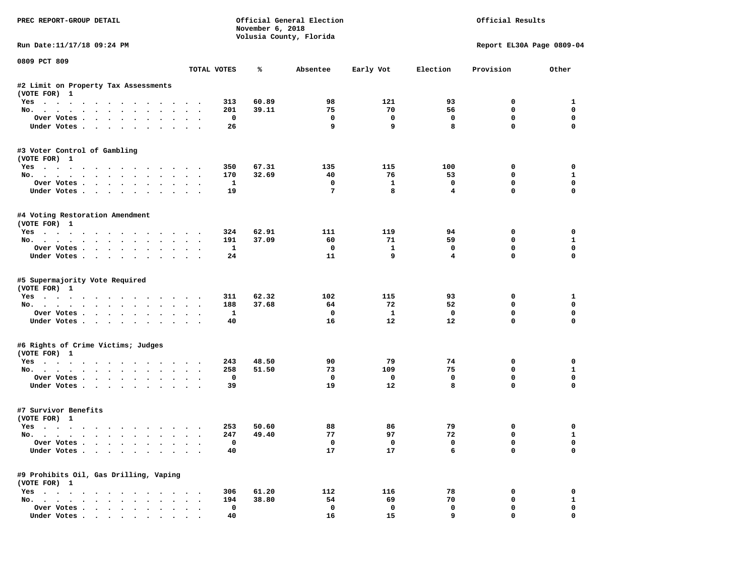PREC REPORT-GROUP DETAIL

Official General Election
November 6, 2018
Volusia County, Florida

Official Results

Run Date:11/17/18 09:24 PM

Report EL30A Page 0809-04

0809 PCT 809

| | TOTAL VOTES | % | Absentee | Early Vot | Election | Provision | Other |
|---|---|---|---|---|---|---|---|
| **#2 Limit on Property Tax Assessments** | | | | | | | |
| (VOTE FOR) 1 | | | | | | | |
| Yes | 313 | 60.89 | 98 | 121 | 93 | 0 | 1 |
| No. | 201 | 39.11 | 75 | 70 | 56 | 0 | 0 |
| Over Votes | 0 | | 0 | 0 | 0 | 0 | 0 |
| Under Votes | 26 | | 9 | 9 | 8 | 0 | 0 |
| **#3 Voter Control of Gambling** | | | | | | | |
| (VOTE FOR) 1 | | | | | | | |
| Yes | 350 | 67.31 | 135 | 115 | 100 | 0 | 0 |
| No. | 170 | 32.69 | 40 | 76 | 53 | 0 | 1 |
| Over Votes | 1 | | 0 | 1 | 0 | 0 | 0 |
| Under Votes | 19 | | 7 | 8 | 4 | 0 | 0 |
| **#4 Voting Restoration Amendment** | | | | | | | |
| (VOTE FOR) 1 | | | | | | | |
| Yes | 324 | 62.91 | 111 | 119 | 94 | 0 | 0 |
| No. | 191 | 37.09 | 60 | 71 | 59 | 0 | 1 |
| Over Votes | 1 | | 0 | 1 | 0 | 0 | 0 |
| Under Votes | 24 | | 11 | 9 | 4 | 0 | 0 |
| **#5 Supermajority Vote Required** | | | | | | | |
| (VOTE FOR) 1 | | | | | | | |
| Yes | 311 | 62.32 | 102 | 115 | 93 | 0 | 1 |
| No. | 188 | 37.68 | 64 | 72 | 52 | 0 | 0 |
| Over Votes | 1 | | 0 | 1 | 0 | 0 | 0 |
| Under Votes | 40 | | 16 | 12 | 12 | 0 | 0 |
| **#6 Rights of Crime Victims; Judges** | | | | | | | |
| (VOTE FOR) 1 | | | | | | | |
| Yes | 243 | 48.50 | 90 | 79 | 74 | 0 | 0 |
| No. | 258 | 51.50 | 73 | 109 | 75 | 0 | 1 |
| Over Votes | 0 | | 0 | 0 | 0 | 0 | 0 |
| Under Votes | 39 | | 19 | 12 | 8 | 0 | 0 |
| **#7 Survivor Benefits** | | | | | | | |
| (VOTE FOR) 1 | | | | | | | |
| Yes | 253 | 50.60 | 88 | 86 | 79 | 0 | 0 |
| No. | 247 | 49.40 | 77 | 97 | 72 | 0 | 1 |
| Over Votes | 0 | | 0 | 0 | 0 | 0 | 0 |
| Under Votes | 40 | | 17 | 17 | 6 | 0 | 0 |
| **#9 Prohibits Oil, Gas Drilling, Vaping** | | | | | | | |
| (VOTE FOR) 1 | | | | | | | |
| Yes | 306 | 61.20 | 112 | 116 | 78 | 0 | 0 |
| No. | 194 | 38.80 | 54 | 69 | 70 | 0 | 1 |
| Over Votes | 0 | | 0 | 0 | 0 | 0 | 0 |
| Under Votes | 40 | | 16 | 15 | 9 | 0 | 0 |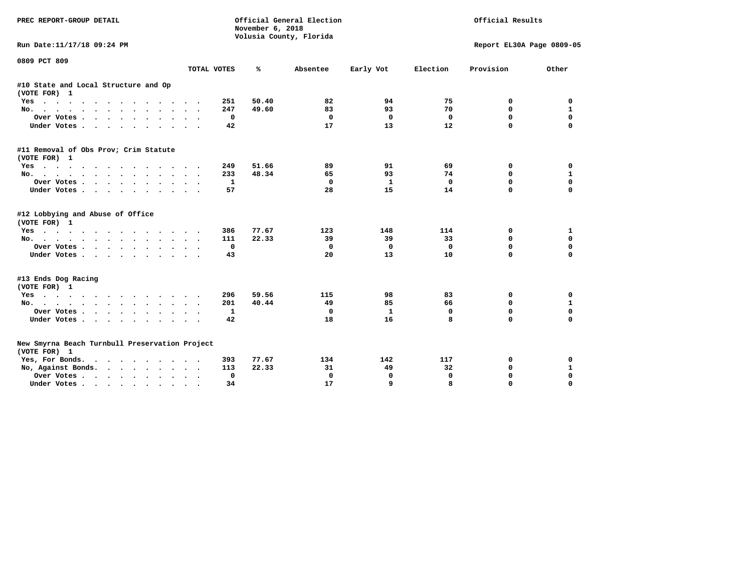PREC REPORT-GROUP DETAIL

Official General Election
November 6, 2018
Volusia County, Florida

Official Results

Run Date:11/17/18 09:24 PM

Report EL30A Page 0809-05

0809 PCT 809

| | TOTAL VOTES | % | Absentee | Early Vot | Election | Provision | Other |
|---|---|---|---|---|---|---|---|
| **#10 State and Local Structure and Op** | | | | | | | |
| (VOTE FOR) 1 | | | | | | | |
| Yes | 251 | 50.40 | 82 | 94 | 75 | 0 | 0 |
| No. | 247 | 49.60 | 83 | 93 | 70 | 0 | 1 |
| Over Votes | 0 | | 0 | 0 | 0 | 0 | 0 |
| Under Votes | 42 | | 17 | 13 | 12 | 0 | 0 |
| **#11 Removal of Obs Prov; Crim Statute** | | | | | | | |
| (VOTE FOR) 1 | | | | | | | |
| Yes | 249 | 51.66 | 89 | 91 | 69 | 0 | 0 |
| No. | 233 | 48.34 | 65 | 93 | 74 | 0 | 1 |
| Over Votes | 1 | | 0 | 1 | 0 | 0 | 0 |
| Under Votes | 57 | | 28 | 15 | 14 | 0 | 0 |
| **#12 Lobbying and Abuse of Office** | | | | | | | |
| (VOTE FOR) 1 | | | | | | | |
| Yes | 386 | 77.67 | 123 | 148 | 114 | 0 | 1 |
| No. | 111 | 22.33 | 39 | 39 | 33 | 0 | 0 |
| Over Votes | 0 | | 0 | 0 | 0 | 0 | 0 |
| Under Votes | 43 | | 20 | 13 | 10 | 0 | 0 |
| **#13 Ends Dog Racing** | | | | | | | |
| (VOTE FOR) 1 | | | | | | | |
| Yes | 296 | 59.56 | 115 | 98 | 83 | 0 | 0 |
| No. | 201 | 40.44 | 49 | 85 | 66 | 0 | 1 |
| Over Votes | 1 | | 0 | 1 | 0 | 0 | 0 |
| Under Votes | 42 | | 18 | 16 | 8 | 0 | 0 |
| **New Smyrna Beach Turnbull Preservation Project** | | | | | | | |
| (VOTE FOR) 1 | | | | | | | |
| Yes, For Bonds. | 393 | 77.67 | 134 | 142 | 117 | 0 | 0 |
| No, Against Bonds. | 113 | 22.33 | 31 | 49 | 32 | 0 | 1 |
| Over Votes | 0 | | 0 | 0 | 0 | 0 | 0 |
| Under Votes | 34 | | 17 | 9 | 8 | 0 | 0 |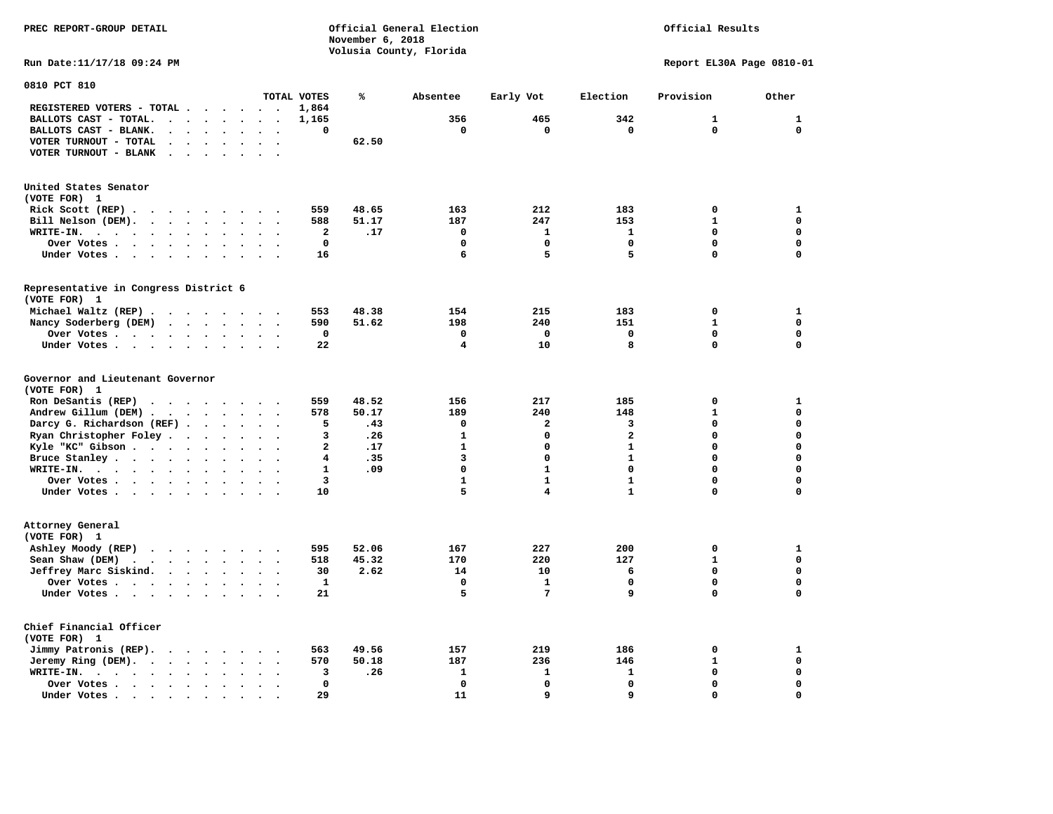PREC REPORT-GROUP DETAIL

Official General Election
November 6, 2018
Volusia County, Florida

Official Results

Run Date:11/17/18 09:24 PM

Report EL30A Page 0810-01

## 0810 PCT 810

| | TOTAL VOTES | % | Absentee | Early Vot | Election | Provision | Other |
|---|---|---|---|---|---|---|---|
| REGISTERED VOTERS - TOTAL | 1,864 | | | | | | |
| BALLOTS CAST - TOTAL. | 1,165 | | 356 | 465 | 342 | 1 | 1 |
| BALLOTS CAST - BLANK. | 0 | | 0 | 0 | 0 | 0 | 0 |
| VOTER TURNOUT - TOTAL | | 62.50 | | | | | |
| VOTER TURNOUT - BLANK | | | | | | | |

### United States Senator
(VOTE FOR) 1

| | TOTAL VOTES | % | Absentee | Early Vot | Election | Provision | Other |
|---|---|---|---|---|---|---|---|
| Rick Scott (REP) | 559 | 48.65 | 163 | 212 | 183 | 0 | 1 |
| Bill Nelson (DEM). | 588 | 51.17 | 187 | 247 | 153 | 1 | 0 |
| WRITE-IN. | 2 | .17 | 0 | 1 | 1 | 0 | 0 |
| Over Votes | 0 | | 0 | 0 | 0 | 0 | 0 |
| Under Votes | 16 | | 6 | 5 | 5 | 0 | 0 |

### Representative in Congress District 6
(VOTE FOR) 1

| | TOTAL VOTES | % | Absentee | Early Vot | Election | Provision | Other |
|---|---|---|---|---|---|---|---|
| Michael Waltz (REP) | 553 | 48.38 | 154 | 215 | 183 | 0 | 1 |
| Nancy Soderberg (DEM) | 590 | 51.62 | 198 | 240 | 151 | 1 | 0 |
| Over Votes | 0 | | 0 | 0 | 0 | 0 | 0 |
| Under Votes | 22 | | 4 | 10 | 8 | 0 | 0 |

### Governor and Lieutenant Governor
(VOTE FOR) 1

| | TOTAL VOTES | % | Absentee | Early Vot | Election | Provision | Other |
|---|---|---|---|---|---|---|---|
| Ron DeSantis (REP) | 559 | 48.52 | 156 | 217 | 185 | 0 | 1 |
| Andrew Gillum (DEM) | 578 | 50.17 | 189 | 240 | 148 | 1 | 0 |
| Darcy G. Richardson (REF) | 5 | .43 | 0 | 2 | 3 | 0 | 0 |
| Ryan Christopher Foley | 3 | .26 | 1 | 0 | 2 | 0 | 0 |
| Kyle "KC" Gibson | 2 | .17 | 1 | 0 | 1 | 0 | 0 |
| Bruce Stanley | 4 | .35 | 3 | 0 | 1 | 0 | 0 |
| WRITE-IN. | 1 | .09 | 0 | 1 | 0 | 0 | 0 |
| Over Votes | 3 | | 1 | 1 | 1 | 0 | 0 |
| Under Votes | 10 | | 5 | 4 | 1 | 0 | 0 |

### Attorney General
(VOTE FOR) 1

| | TOTAL VOTES | % | Absentee | Early Vot | Election | Provision | Other |
|---|---|---|---|---|---|---|---|
| Ashley Moody (REP) | 595 | 52.06 | 167 | 227 | 200 | 0 | 1 |
| Sean Shaw (DEM) | 518 | 45.32 | 170 | 220 | 127 | 1 | 0 |
| Jeffrey Marc Siskind. | 30 | 2.62 | 14 | 10 | 6 | 0 | 0 |
| Over Votes | 1 | | 0 | 1 | 0 | 0 | 0 |
| Under Votes | 21 | | 5 | 7 | 9 | 0 | 0 |

### Chief Financial Officer
(VOTE FOR) 1

| | TOTAL VOTES | % | Absentee | Early Vot | Election | Provision | Other |
|---|---|---|---|---|---|---|---|
| Jimmy Patronis (REP). | 563 | 49.56 | 157 | 219 | 186 | 0 | 1 |
| Jeremy Ring (DEM). | 570 | 50.18 | 187 | 236 | 146 | 1 | 0 |
| WRITE-IN. | 3 | .26 | 1 | 1 | 1 | 0 | 0 |
| Over Votes | 0 | | 0 | 0 | 0 | 0 | 0 |
| Under Votes | 29 | | 11 | 9 | 9 | 0 | 0 |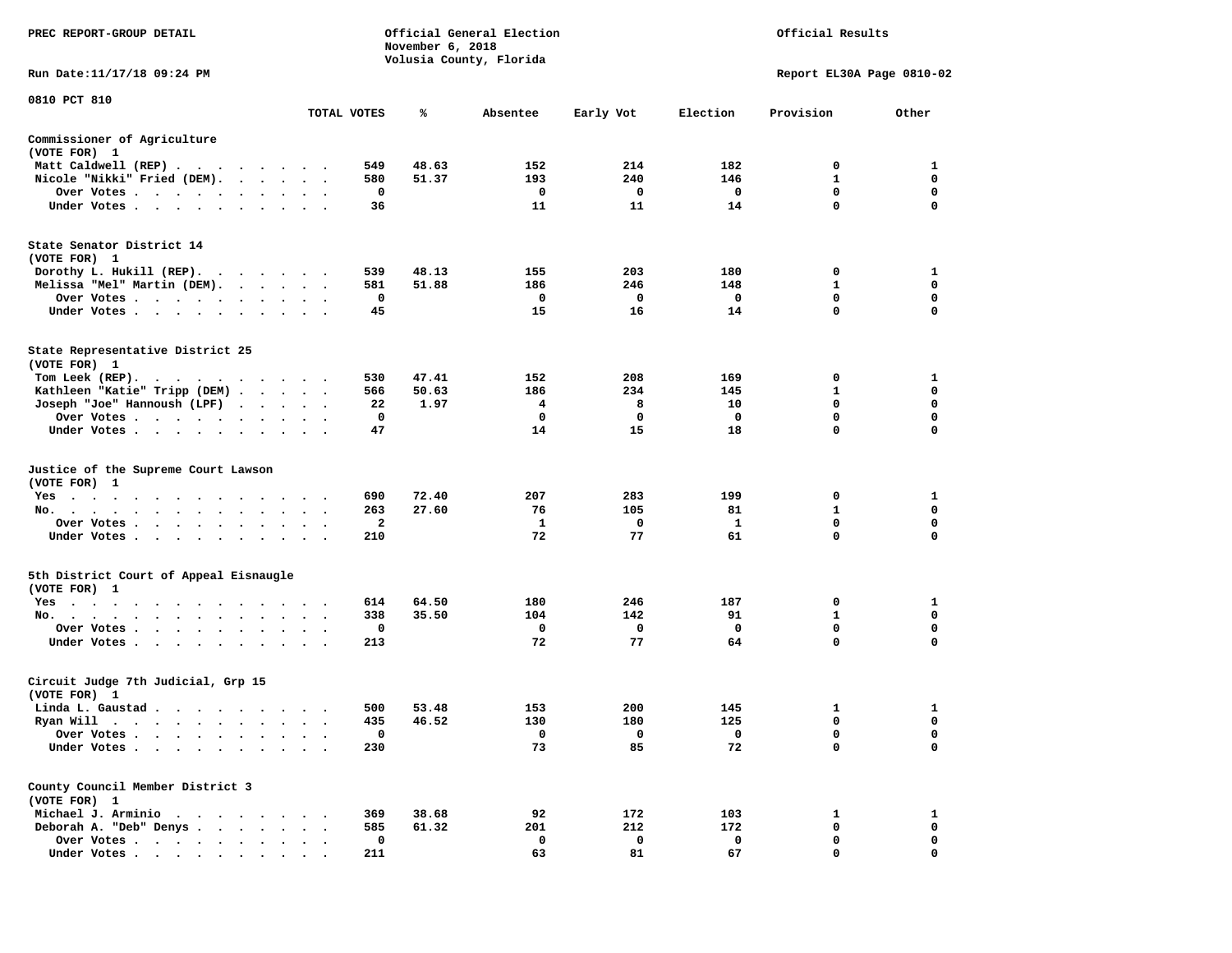PREC REPORT-GROUP DETAIL

Official General Election
November 6, 2018
Volusia County, Florida

Official Results

Run Date:11/17/18 09:24 PM

Report EL30A Page 0810-02

0810 PCT 810

| | TOTAL VOTES | % | Absentee | Early Vot | Election | Provision | Other |
|---|---|---|---|---|---|---|---|
| **Commissioner of Agriculture** | | | | | | | |
| (VOTE FOR) 1 | | | | | | | |
| Matt Caldwell (REP) | 549 | 48.63 | 152 | 214 | 182 | 0 | 1 |
| Nicole "Nikki" Fried (DEM) | 580 | 51.37 | 193 | 240 | 146 | 1 | 0 |
| Over Votes | 0 | | 0 | 0 | 0 | 0 | 0 |
| Under Votes | 36 | | 11 | 11 | 14 | 0 | 0 |
| **State Senator District 14** | | | | | | | |
| (VOTE FOR) 1 | | | | | | | |
| Dorothy L. Hukill (REP) | 539 | 48.13 | 155 | 203 | 180 | 0 | 1 |
| Melissa "Mel" Martin (DEM) | 581 | 51.88 | 186 | 246 | 148 | 1 | 0 |
| Over Votes | 0 | | 0 | 0 | 0 | 0 | 0 |
| Under Votes | 45 | | 15 | 16 | 14 | 0 | 0 |
| **State Representative District 25** | | | | | | | |
| (VOTE FOR) 1 | | | | | | | |
| Tom Leek (REP) | 530 | 47.41 | 152 | 208 | 169 | 0 | 1 |
| Kathleen "Katie" Tripp (DEM) | 566 | 50.63 | 186 | 234 | 145 | 1 | 0 |
| Joseph "Joe" Hannoush (LPF) | 22 | 1.97 | 4 | 8 | 10 | 0 | 0 |
| Over Votes | 0 | | 0 | 0 | 0 | 0 | 0 |
| Under Votes | 47 | | 14 | 15 | 18 | 0 | 0 |
| **Justice of the Supreme Court Lawson** | | | | | | | |
| (VOTE FOR) 1 | | | | | | | |
| Yes | 690 | 72.40 | 207 | 283 | 199 | 0 | 1 |
| No | 263 | 27.60 | 76 | 105 | 81 | 1 | 0 |
| Over Votes | 2 | | 1 | 0 | 1 | 0 | 0 |
| Under Votes | 210 | | 72 | 77 | 61 | 0 | 0 |
| **5th District Court of Appeal Eisnaugle** | | | | | | | |
| (VOTE FOR) 1 | | | | | | | |
| Yes | 614 | 64.50 | 180 | 246 | 187 | 0 | 1 |
| No | 338 | 35.50 | 104 | 142 | 91 | 1 | 0 |
| Over Votes | 0 | | 0 | 0 | 0 | 0 | 0 |
| Under Votes | 213 | | 72 | 77 | 64 | 0 | 0 |
| **Circuit Judge 7th Judicial, Grp 15** | | | | | | | |
| (VOTE FOR) 1 | | | | | | | |
| Linda L. Gaustad | 500 | 53.48 | 153 | 200 | 145 | 1 | 1 |
| Ryan Will | 435 | 46.52 | 130 | 180 | 125 | 0 | 0 |
| Over Votes | 0 | | 0 | 0 | 0 | 0 | 0 |
| Under Votes | 230 | | 73 | 85 | 72 | 0 | 0 |
| **County Council Member District 3** | | | | | | | |
| (VOTE FOR) 1 | | | | | | | |
| Michael J. Arminio | 369 | 38.68 | 92 | 172 | 103 | 1 | 1 |
| Deborah A. "Deb" Denys | 585 | 61.32 | 201 | 212 | 172 | 0 | 0 |
| Over Votes | 0 | | 0 | 0 | 0 | 0 | 0 |
| Under Votes | 211 | | 63 | 81 | 67 | 0 | 0 |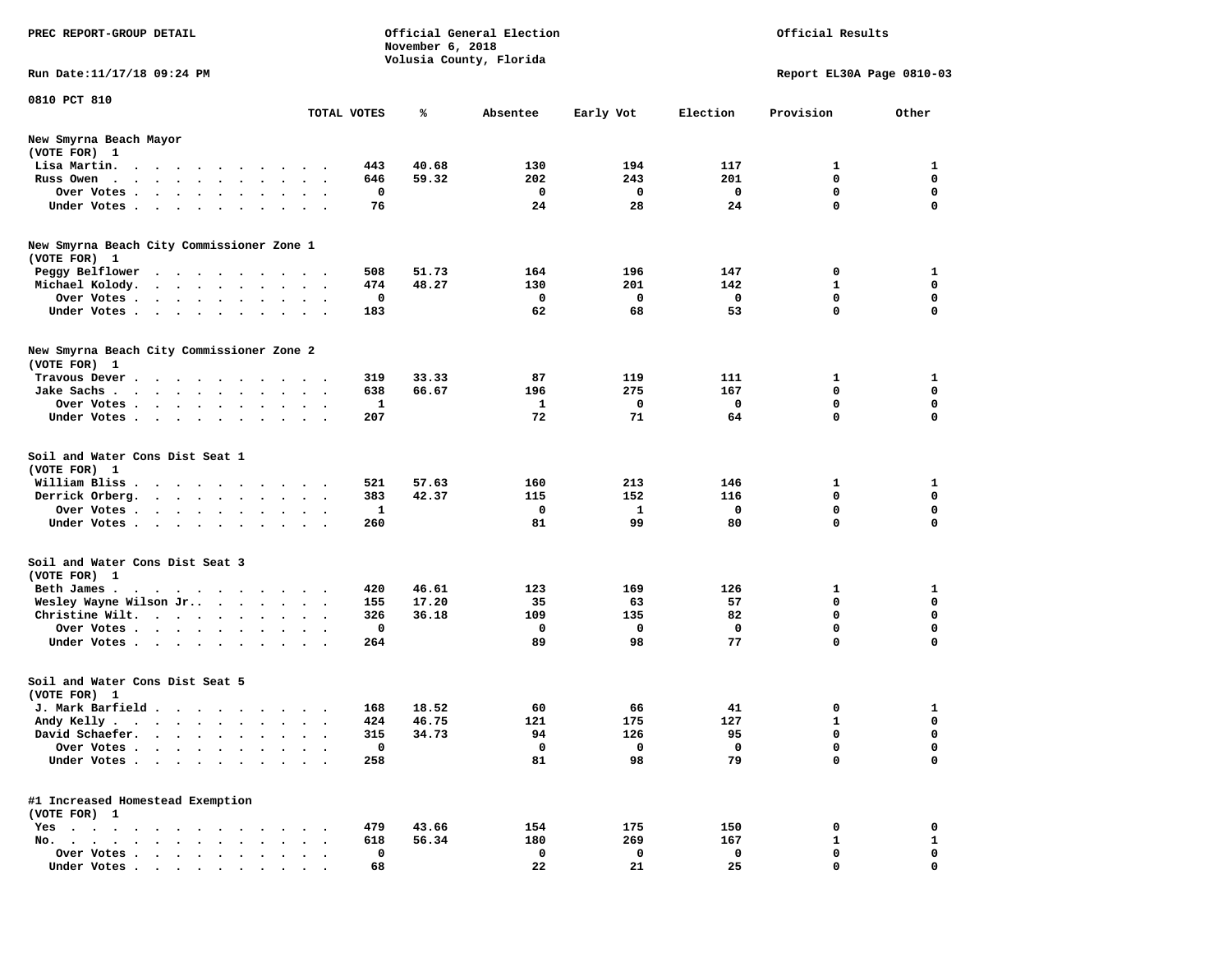PREC REPORT-GROUP DETAIL

Official General Election
November 6, 2018
Volusia County, Florida

Official Results

Run Date:11/17/18 09:24 PM

Report EL30A Page 0810-03

0810 PCT 810

| | TOTAL VOTES | % | Absentee | Early Vot | Election | Provision | Other |
|---|---|---|---|---|---|---|---|
| **New Smyrna Beach Mayor** | | | | | | | |
| (VOTE FOR) 1 | | | | | | | |
| Lisa Martin. | 443 | 40.68 | 130 | 194 | 117 | 1 | 1 |
| Russ Owen | 646 | 59.32 | 202 | 243 | 201 | 0 | 0 |
| Over Votes | 0 | | 0 | 0 | 0 | 0 | 0 |
| Under Votes | 76 | | 24 | 28 | 24 | 0 | 0 |
| **New Smyrna Beach City Commissioner Zone 1** | | | | | | | |
| (VOTE FOR) 1 | | | | | | | |
| Peggy Belflower | 508 | 51.73 | 164 | 196 | 147 | 0 | 1 |
| Michael Kolody. | 474 | 48.27 | 130 | 201 | 142 | 1 | 0 |
| Over Votes | 0 | | 0 | 0 | 0 | 0 | 0 |
| Under Votes | 183 | | 62 | 68 | 53 | 0 | 0 |
| **New Smyrna Beach City Commissioner Zone 2** | | | | | | | |
| (VOTE FOR) 1 | | | | | | | |
| Travous Dever | 319 | 33.33 | 87 | 119 | 111 | 1 | 1 |
| Jake Sachs | 638 | 66.67 | 196 | 275 | 167 | 0 | 0 |
| Over Votes | 1 | | 1 | 0 | 0 | 0 | 0 |
| Under Votes | 207 | | 72 | 71 | 64 | 0 | 0 |
| **Soil and Water Cons Dist Seat 1** | | | | | | | |
| (VOTE FOR) 1 | | | | | | | |
| William Bliss | 521 | 57.63 | 160 | 213 | 146 | 1 | 1 |
| Derrick Orberg. | 383 | 42.37 | 115 | 152 | 116 | 0 | 0 |
| Over Votes | 1 | | 0 | 1 | 0 | 0 | 0 |
| Under Votes | 260 | | 81 | 99 | 80 | 0 | 0 |
| **Soil and Water Cons Dist Seat 3** | | | | | | | |
| (VOTE FOR) 1 | | | | | | | |
| Beth James | 420 | 46.61 | 123 | 169 | 126 | 1 | 1 |
| Wesley Wayne Wilson Jr.. | 155 | 17.20 | 35 | 63 | 57 | 0 | 0 |
| Christine Wilt. | 326 | 36.18 | 109 | 135 | 82 | 0 | 0 |
| Over Votes | 0 | | 0 | 0 | 0 | 0 | 0 |
| Under Votes | 264 | | 89 | 98 | 77 | 0 | 0 |
| **Soil and Water Cons Dist Seat 5** | | | | | | | |
| (VOTE FOR) 1 | | | | | | | |
| J. Mark Barfield | 168 | 18.52 | 60 | 66 | 41 | 0 | 1 |
| Andy Kelly | 424 | 46.75 | 121 | 175 | 127 | 1 | 0 |
| David Schaefer. | 315 | 34.73 | 94 | 126 | 95 | 0 | 0 |
| Over Votes | 0 | | 0 | 0 | 0 | 0 | 0 |
| Under Votes | 258 | | 81 | 98 | 79 | 0 | 0 |
| **#1 Increased Homestead Exemption** | | | | | | | |
| (VOTE FOR) 1 | | | | | | | |
| Yes | 479 | 43.66 | 154 | 175 | 150 | 0 | 0 |
| No. | 618 | 56.34 | 180 | 269 | 167 | 1 | 1 |
| Over Votes | 0 | | 0 | 0 | 0 | 0 | 0 |
| Under Votes | 68 | | 22 | 21 | 25 | 0 | 0 |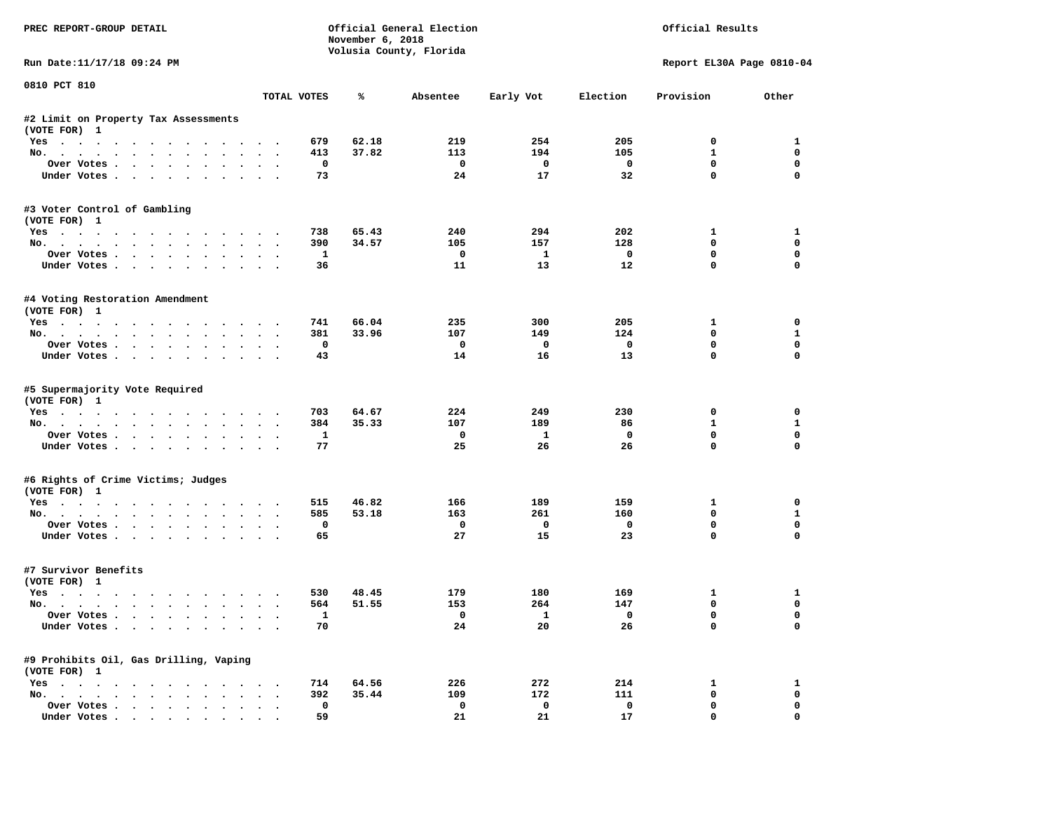PREC REPORT-GROUP DETAIL

Official General Election
November 6, 2018
Volusia County, Florida

Official Results

Run Date:11/17/18 09:24 PM

Report EL30A Page 0810-04

0810 PCT 810

| | TOTAL VOTES | % | Absentee | Early Vot | Election | Provision | Other |
|---|---|---|---|---|---|---|---|
| **#2 Limit on Property Tax Assessments** | | | | | | | |
| (VOTE FOR) 1 | | | | | | | |
| Yes | 679 | 62.18 | 219 | 254 | 205 | 0 | 1 |
| No. | 413 | 37.82 | 113 | 194 | 105 | 1 | 0 |
| Over Votes | 0 | | 0 | 0 | 0 | 0 | 0 |
| Under Votes | 73 | | 24 | 17 | 32 | 0 | 0 |
| **#3 Voter Control of Gambling** | | | | | | | |
| (VOTE FOR) 1 | | | | | | | |
| Yes | 738 | 65.43 | 240 | 294 | 202 | 1 | 1 |
| No. | 390 | 34.57 | 105 | 157 | 128 | 0 | 0 |
| Over Votes | 1 | | 0 | 1 | 0 | 0 | 0 |
| Under Votes | 36 | | 11 | 13 | 12 | 0 | 0 |
| **#4 Voting Restoration Amendment** | | | | | | | |
| (VOTE FOR) 1 | | | | | | | |
| Yes | 741 | 66.04 | 235 | 300 | 205 | 1 | 0 |
| No. | 381 | 33.96 | 107 | 149 | 124 | 0 | 1 |
| Over Votes | 0 | | 0 | 0 | 0 | 0 | 0 |
| Under Votes | 43 | | 14 | 16 | 13 | 0 | 0 |
| **#5 Supermajority Vote Required** | | | | | | | |
| (VOTE FOR) 1 | | | | | | | |
| Yes | 703 | 64.67 | 224 | 249 | 230 | 0 | 0 |
| No. | 384 | 35.33 | 107 | 189 | 86 | 1 | 1 |
| Over Votes | 1 | | 0 | 1 | 0 | 0 | 0 |
| Under Votes | 77 | | 25 | 26 | 26 | 0 | 0 |
| **#6 Rights of Crime Victims; Judges** | | | | | | | |
| (VOTE FOR) 1 | | | | | | | |
| Yes | 515 | 46.82 | 166 | 189 | 159 | 1 | 0 |
| No. | 585 | 53.18 | 163 | 261 | 160 | 0 | 1 |
| Over Votes | 0 | | 0 | 0 | 0 | 0 | 0 |
| Under Votes | 65 | | 27 | 15 | 23 | 0 | 0 |
| **#7 Survivor Benefits** | | | | | | | |
| (VOTE FOR) 1 | | | | | | | |
| Yes | 530 | 48.45 | 179 | 180 | 169 | 1 | 1 |
| No. | 564 | 51.55 | 153 | 264 | 147 | 0 | 0 |
| Over Votes | 1 | | 0 | 1 | 0 | 0 | 0 |
| Under Votes | 70 | | 24 | 20 | 26 | 0 | 0 |
| **#9 Prohibits Oil, Gas Drilling, Vaping** | | | | | | | |
| (VOTE FOR) 1 | | | | | | | |
| Yes | 714 | 64.56 | 226 | 272 | 214 | 1 | 1 |
| No. | 392 | 35.44 | 109 | 172 | 111 | 0 | 0 |
| Over Votes | 0 | | 0 | 0 | 0 | 0 | 0 |
| Under Votes | 59 | | 21 | 21 | 17 | 0 | 0 |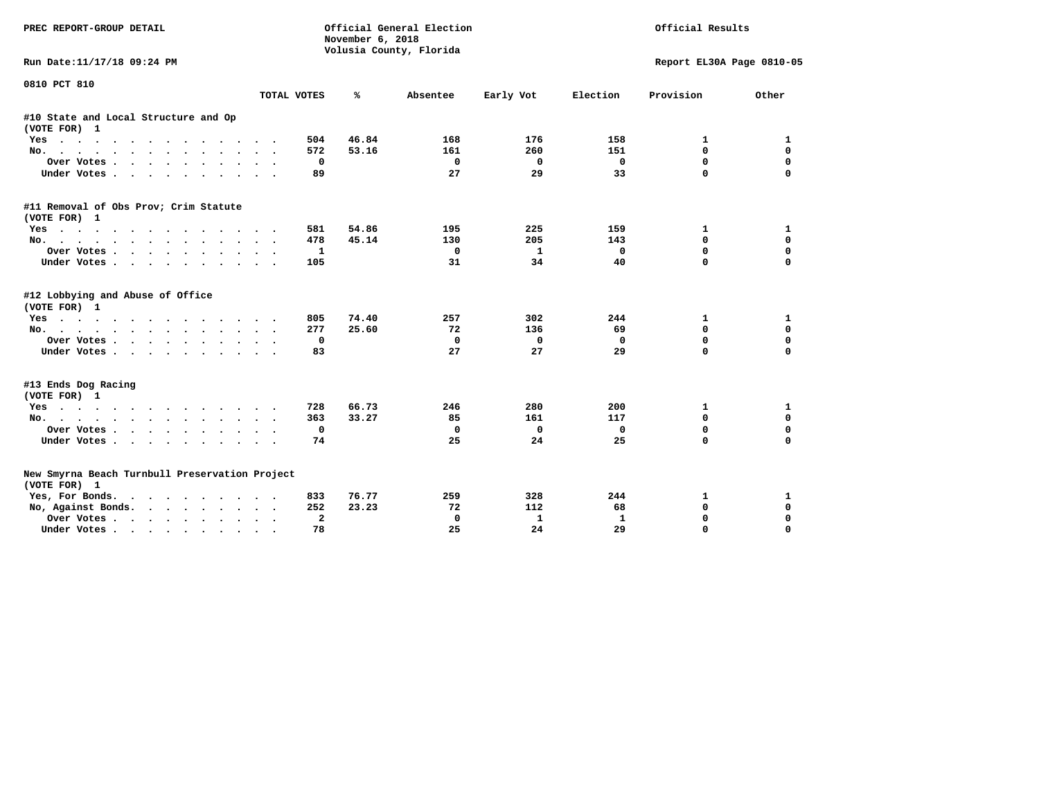PREC REPORT-GROUP DETAIL

Official General Election
November 6, 2018
Volusia County, Florida

Official Results

Run Date:11/17/18 09:24 PM

Report EL30A Page 0810-05

0810 PCT 810

| | TOTAL VOTES | % | Absentee | Early Vot | Election | Provision | Other |
|---|---|---|---|---|---|---|---|
| **#10 State and Local Structure and Op** | | | | | | | |
| **(VOTE FOR) 1** | | | | | | | |
| Yes | 504 | 46.84 | 168 | 176 | 158 | 1 | 1 |
| No. | 572 | 53.16 | 161 | 260 | 151 | 0 | 0 |
| Over Votes | 0 | | 0 | 0 | 0 | 0 | 0 |
| Under Votes | 89 | | 27 | 29 | 33 | 0 | 0 |
| **#11 Removal of Obs Prov; Crim Statute** | | | | | | | |
| **(VOTE FOR) 1** | | | | | | | |
| Yes | 581 | 54.86 | 195 | 225 | 159 | 1 | 1 |
| No. | 478 | 45.14 | 130 | 205 | 143 | 0 | 0 |
| Over Votes | 1 | | 0 | 1 | 0 | 0 | 0 |
| Under Votes | 105 | | 31 | 34 | 40 | 0 | 0 |
| **#12 Lobbying and Abuse of Office** | | | | | | | |
| **(VOTE FOR) 1** | | | | | | | |
| Yes | 805 | 74.40 | 257 | 302 | 244 | 1 | 1 |
| No. | 277 | 25.60 | 72 | 136 | 69 | 0 | 0 |
| Over Votes | 0 | | 0 | 0 | 0 | 0 | 0 |
| Under Votes | 83 | | 27 | 27 | 29 | 0 | 0 |
| **#13 Ends Dog Racing** | | | | | | | |
| **(VOTE FOR) 1** | | | | | | | |
| Yes | 728 | 66.73 | 246 | 280 | 200 | 1 | 1 |
| No. | 363 | 33.27 | 85 | 161 | 117 | 0 | 0 |
| Over Votes | 0 | | 0 | 0 | 0 | 0 | 0 |
| Under Votes | 74 | | 25 | 24 | 25 | 0 | 0 |
| **New Smyrna Beach Turnbull Preservation Project** | | | | | | | |
| **(VOTE FOR) 1** | | | | | | | |
| Yes, For Bonds. | 833 | 76.77 | 259 | 328 | 244 | 1 | 1 |
| No, Against Bonds. | 252 | 23.23 | 72 | 112 | 68 | 0 | 0 |
| Over Votes | 2 | | 0 | 1 | 1 | 0 | 0 |
| Under Votes | 78 | | 25 | 24 | 29 | 0 | 0 |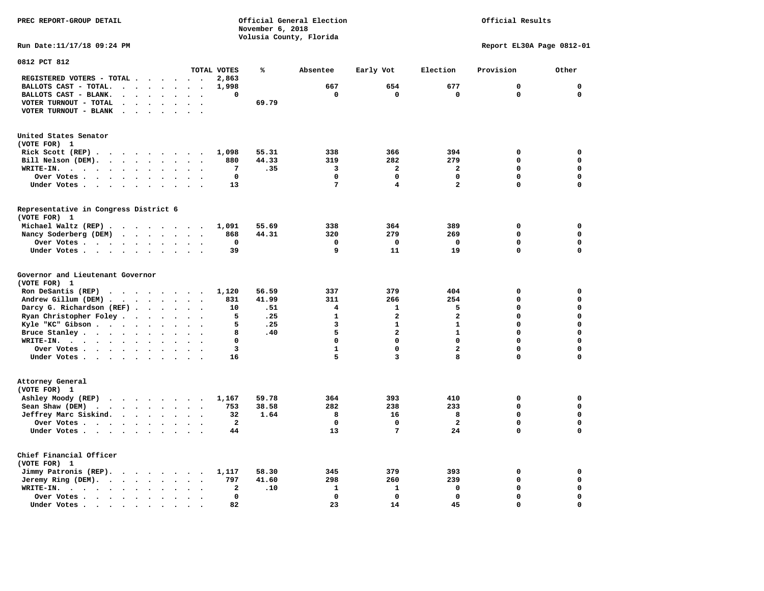PREC REPORT-GROUP DETAIL

Official General Election
November 6, 2018
Volusia County, Florida

Official Results

Run Date:11/17/18 09:24 PM

Report EL30A Page 0812-01

## 0812 PCT 812

| | TOTAL VOTES | % | Absentee | Early Vot | Election | Provision | Other |
|---|---|---|---|---|---|---|---|
| REGISTERED VOTERS - TOTAL | 2,863 | | | | | | |
| BALLOTS CAST - TOTAL. | 1,998 | | 667 | 654 | 677 | 0 | 0 |
| BALLOTS CAST - BLANK. | 0 | | 0 | 0 | 0 | 0 | 0 |
| VOTER TURNOUT - TOTAL | | 69.79 | | | | | |
| VOTER TURNOUT - BLANK | | | | | | | |

### United States Senator
(VOTE FOR) 1

| | TOTAL VOTES | % | Absentee | Early Vot | Election | Provision | Other |
|---|---|---|---|---|---|---|---|
| Rick Scott (REP) | 1,098 | 55.31 | 338 | 366 | 394 | 0 | 0 |
| Bill Nelson (DEM). | 880 | 44.33 | 319 | 282 | 279 | 0 | 0 |
| WRITE-IN. | 7 | .35 | 3 | 2 | 2 | 0 | 0 |
| Over Votes | 0 | | 0 | 0 | 0 | 0 | 0 |
| Under Votes | 13 | | 7 | 4 | 2 | 0 | 0 |

### Representative in Congress District 6
(VOTE FOR) 1

| | TOTAL VOTES | % | Absentee | Early Vot | Election | Provision | Other |
|---|---|---|---|---|---|---|---|
| Michael Waltz (REP) | 1,091 | 55.69 | 338 | 364 | 389 | 0 | 0 |
| Nancy Soderberg (DEM) | 868 | 44.31 | 320 | 279 | 269 | 0 | 0 |
| Over Votes | 0 | | 0 | 0 | 0 | 0 | 0 |
| Under Votes | 39 | | 9 | 11 | 19 | 0 | 0 |

### Governor and Lieutenant Governor
(VOTE FOR) 1

| | TOTAL VOTES | % | Absentee | Early Vot | Election | Provision | Other |
|---|---|---|---|---|---|---|---|
| Ron DeSantis (REP) | 1,120 | 56.59 | 337 | 379 | 404 | 0 | 0 |
| Andrew Gillum (DEM) | 831 | 41.99 | 311 | 266 | 254 | 0 | 0 |
| Darcy G. Richardson (REF) | 10 | .51 | 4 | 1 | 5 | 0 | 0 |
| Ryan Christopher Foley | 5 | .25 | 1 | 2 | 2 | 0 | 0 |
| Kyle "KC" Gibson | 5 | .25 | 3 | 1 | 1 | 0 | 0 |
| Bruce Stanley | 8 | .40 | 5 | 2 | 1 | 0 | 0 |
| WRITE-IN. | 0 | | 0 | 0 | 0 | 0 | 0 |
| Over Votes | 3 | | 1 | 0 | 2 | 0 | 0 |
| Under Votes | 16 | | 5 | 3 | 8 | 0 | 0 |

### Attorney General
(VOTE FOR) 1

| | TOTAL VOTES | % | Absentee | Early Vot | Election | Provision | Other |
|---|---|---|---|---|---|---|---|
| Ashley Moody (REP) | 1,167 | 59.78 | 364 | 393 | 410 | 0 | 0 |
| Sean Shaw (DEM) | 753 | 38.58 | 282 | 238 | 233 | 0 | 0 |
| Jeffrey Marc Siskind. | 32 | 1.64 | 8 | 16 | 8 | 0 | 0 |
| Over Votes | 2 | | 0 | 0 | 2 | 0 | 0 |
| Under Votes | 44 | | 13 | 7 | 24 | 0 | 0 |

### Chief Financial Officer
(VOTE FOR) 1

| | TOTAL VOTES | % | Absentee | Early Vot | Election | Provision | Other |
|---|---|---|---|---|---|---|---|
| Jimmy Patronis (REP). | 1,117 | 58.30 | 345 | 379 | 393 | 0 | 0 |
| Jeremy Ring (DEM). | 797 | 41.60 | 298 | 260 | 239 | 0 | 0 |
| WRITE-IN. | 2 | .10 | 1 | 1 | 0 | 0 | 0 |
| Over Votes | 0 | | 0 | 0 | 0 | 0 | 0 |
| Under Votes | 82 | | 23 | 14 | 45 | 0 | 0 |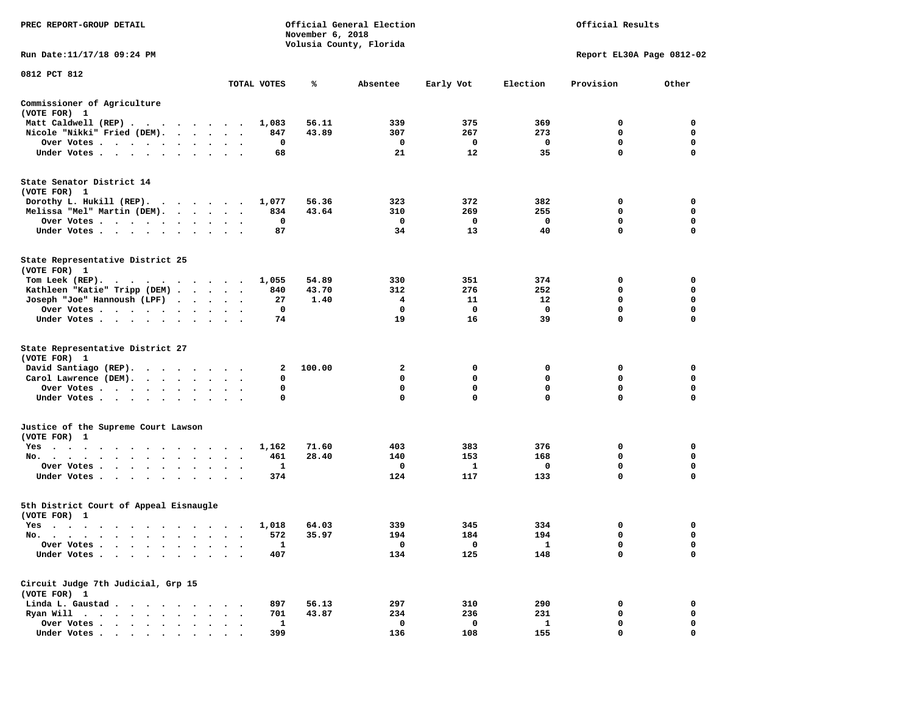PREC REPORT-GROUP DETAIL

Official General Election
November 6, 2018
Volusia County, Florida

Official Results

Run Date:11/17/18 09:24 PM

Report EL30A Page 0812-02

0812 PCT 812

| | TOTAL VOTES | % | Absentee | Early Vot | Election | Provision | Other |
|---|---|---|---|---|---|---|---|
| **Commissioner of Agriculture** | | | | | | | |
| (VOTE FOR) 1 | | | | | | | |
| Matt Caldwell (REP) | 1,083 | 56.11 | 339 | 375 | 369 | 0 | 0 |
| Nicole "Nikki" Fried (DEM) | 847 | 43.89 | 307 | 267 | 273 | 0 | 0 |
| Over Votes | 0 | | 0 | 0 | 0 | 0 | 0 |
| Under Votes | 68 | | 21 | 12 | 35 | 0 | 0 |
| **State Senator District 14** | | | | | | | |
| (VOTE FOR) 1 | | | | | | | |
| Dorothy L. Hukill (REP) | 1,077 | 56.36 | 323 | 372 | 382 | 0 | 0 |
| Melissa "Mel" Martin (DEM) | 834 | 43.64 | 310 | 269 | 255 | 0 | 0 |
| Over Votes | 0 | | 0 | 0 | 0 | 0 | 0 |
| Under Votes | 87 | | 34 | 13 | 40 | 0 | 0 |
| **State Representative District 25** | | | | | | | |
| (VOTE FOR) 1 | | | | | | | |
| Tom Leek (REP) | 1,055 | 54.89 | 330 | 351 | 374 | 0 | 0 |
| Kathleen "Katie" Tripp (DEM) | 840 | 43.70 | 312 | 276 | 252 | 0 | 0 |
| Joseph "Joe" Hannoush (LPF) | 27 | 1.40 | 4 | 11 | 12 | 0 | 0 |
| Over Votes | 0 | | 0 | 0 | 0 | 0 | 0 |
| Under Votes | 74 | | 19 | 16 | 39 | 0 | 0 |
| **State Representative District 27** | | | | | | | |
| (VOTE FOR) 1 | | | | | | | |
| David Santiago (REP) | 2 | 100.00 | 2 | 0 | 0 | 0 | 0 |
| Carol Lawrence (DEM) | 0 | | 0 | 0 | 0 | 0 | 0 |
| Over Votes | 0 | | 0 | 0 | 0 | 0 | 0 |
| Under Votes | 0 | | 0 | 0 | 0 | 0 | 0 |
| **Justice of the Supreme Court Lawson** | | | | | | | |
| (VOTE FOR) 1 | | | | | | | |
| Yes | 1,162 | 71.60 | 403 | 383 | 376 | 0 | 0 |
| No | 461 | 28.40 | 140 | 153 | 168 | 0 | 0 |
| Over Votes | 1 | | 0 | 1 | 0 | 0 | 0 |
| Under Votes | 374 | | 124 | 117 | 133 | 0 | 0 |
| **5th District Court of Appeal Eisnaugle** | | | | | | | |
| (VOTE FOR) 1 | | | | | | | |
| Yes | 1,018 | 64.03 | 339 | 345 | 334 | 0 | 0 |
| No | 572 | 35.97 | 194 | 184 | 194 | 0 | 0 |
| Over Votes | 1 | | 0 | 0 | 1 | 0 | 0 |
| Under Votes | 407 | | 134 | 125 | 148 | 0 | 0 |
| **Circuit Judge 7th Judicial, Grp 15** | | | | | | | |
| (VOTE FOR) 1 | | | | | | | |
| Linda L. Gaustad | 897 | 56.13 | 297 | 310 | 290 | 0 | 0 |
| Ryan Will | 701 | 43.87 | 234 | 236 | 231 | 0 | 0 |
| Over Votes | 1 | | 0 | 0 | 1 | 0 | 0 |
| Under Votes | 399 | | 136 | 108 | 155 | 0 | 0 |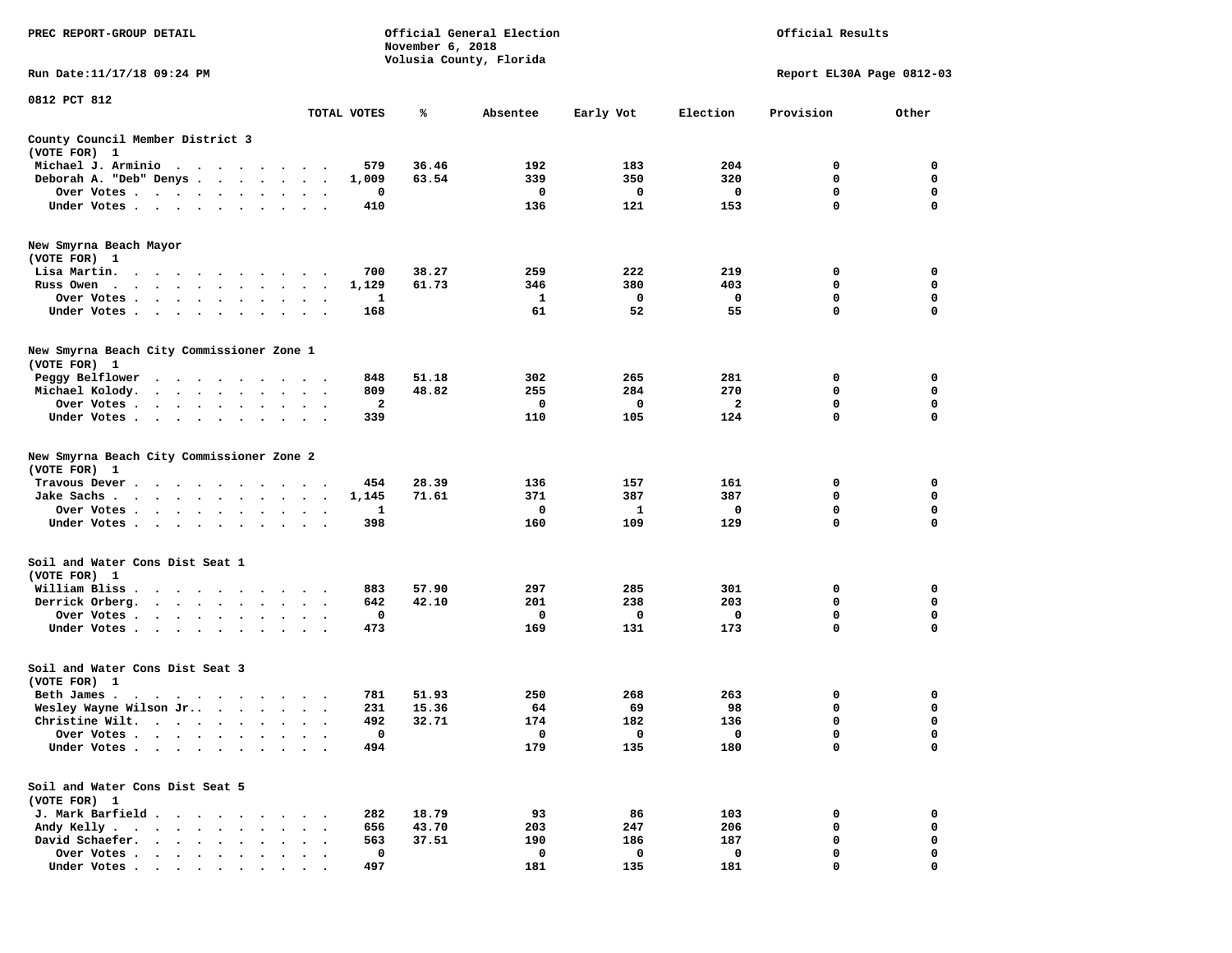PREC REPORT-GROUP DETAIL

Official General Election
November 6, 2018
Volusia County, Florida

Official Results

Run Date:11/17/18 09:24 PM

Report EL30A Page 0812-03

0812 PCT 812

| | TOTAL VOTES | % | Absentee | Early Vot | Election | Provision | Other |
|---|---|---|---|---|---|---|---|
| **County Council Member District 3** | | | | | | | |
| (VOTE FOR) 1 | | | | | | | |
| Michael J. Arminio | 579 | 36.46 | 192 | 183 | 204 | 0 | 0 |
| Deborah A. "Deb" Denys | 1,009 | 63.54 | 339 | 350 | 320 | 0 | 0 |
| Over Votes | 0 | | 0 | 0 | 0 | 0 | 0 |
| Under Votes | 410 | | 136 | 121 | 153 | 0 | 0 |
| **New Smyrna Beach Mayor** | | | | | | | |
| (VOTE FOR) 1 | | | | | | | |
| Lisa Martin. | 700 | 38.27 | 259 | 222 | 219 | 0 | 0 |
| Russ Owen | 1,129 | 61.73 | 346 | 380 | 403 | 0 | 0 |
| Over Votes | 1 | | 1 | 0 | 0 | 0 | 0 |
| Under Votes | 168 | | 61 | 52 | 55 | 0 | 0 |
| **New Smyrna Beach City Commissioner Zone 1** | | | | | | | |
| (VOTE FOR) 1 | | | | | | | |
| Peggy Belflower | 848 | 51.18 | 302 | 265 | 281 | 0 | 0 |
| Michael Kolody. | 809 | 48.82 | 255 | 284 | 270 | 0 | 0 |
| Over Votes | 2 | | 0 | 0 | 2 | 0 | 0 |
| Under Votes | 339 | | 110 | 105 | 124 | 0 | 0 |
| **New Smyrna Beach City Commissioner Zone 2** | | | | | | | |
| (VOTE FOR) 1 | | | | | | | |
| Travous Dever | 454 | 28.39 | 136 | 157 | 161 | 0 | 0 |
| Jake Sachs | 1,145 | 71.61 | 371 | 387 | 387 | 0 | 0 |
| Over Votes | 1 | | 0 | 1 | 0 | 0 | 0 |
| Under Votes | 398 | | 160 | 109 | 129 | 0 | 0 |
| **Soil and Water Cons Dist Seat 1** | | | | | | | |
| (VOTE FOR) 1 | | | | | | | |
| William Bliss | 883 | 57.90 | 297 | 285 | 301 | 0 | 0 |
| Derrick Orberg. | 642 | 42.10 | 201 | 238 | 203 | 0 | 0 |
| Over Votes | 0 | | 0 | 0 | 0 | 0 | 0 |
| Under Votes | 473 | | 169 | 131 | 173 | 0 | 0 |
| **Soil and Water Cons Dist Seat 3** | | | | | | | |
| (VOTE FOR) 1 | | | | | | | |
| Beth James | 781 | 51.93 | 250 | 268 | 263 | 0 | 0 |
| Wesley Wayne Wilson Jr. | 231 | 15.36 | 64 | 69 | 98 | 0 | 0 |
| Christine Wilt. | 492 | 32.71 | 174 | 182 | 136 | 0 | 0 |
| Over Votes | 0 | | 0 | 0 | 0 | 0 | 0 |
| Under Votes | 494 | | 179 | 135 | 180 | 0 | 0 |
| **Soil and Water Cons Dist Seat 5** | | | | | | | |
| (VOTE FOR) 1 | | | | | | | |
| J. Mark Barfield | 282 | 18.79 | 93 | 86 | 103 | 0 | 0 |
| Andy Kelly | 656 | 43.70 | 203 | 247 | 206 | 0 | 0 |
| David Schaefer. | 563 | 37.51 | 190 | 186 | 187 | 0 | 0 |
| Over Votes | 0 | | 0 | 0 | 0 | 0 | 0 |
| Under Votes | 497 | | 181 | 135 | 181 | 0 | 0 |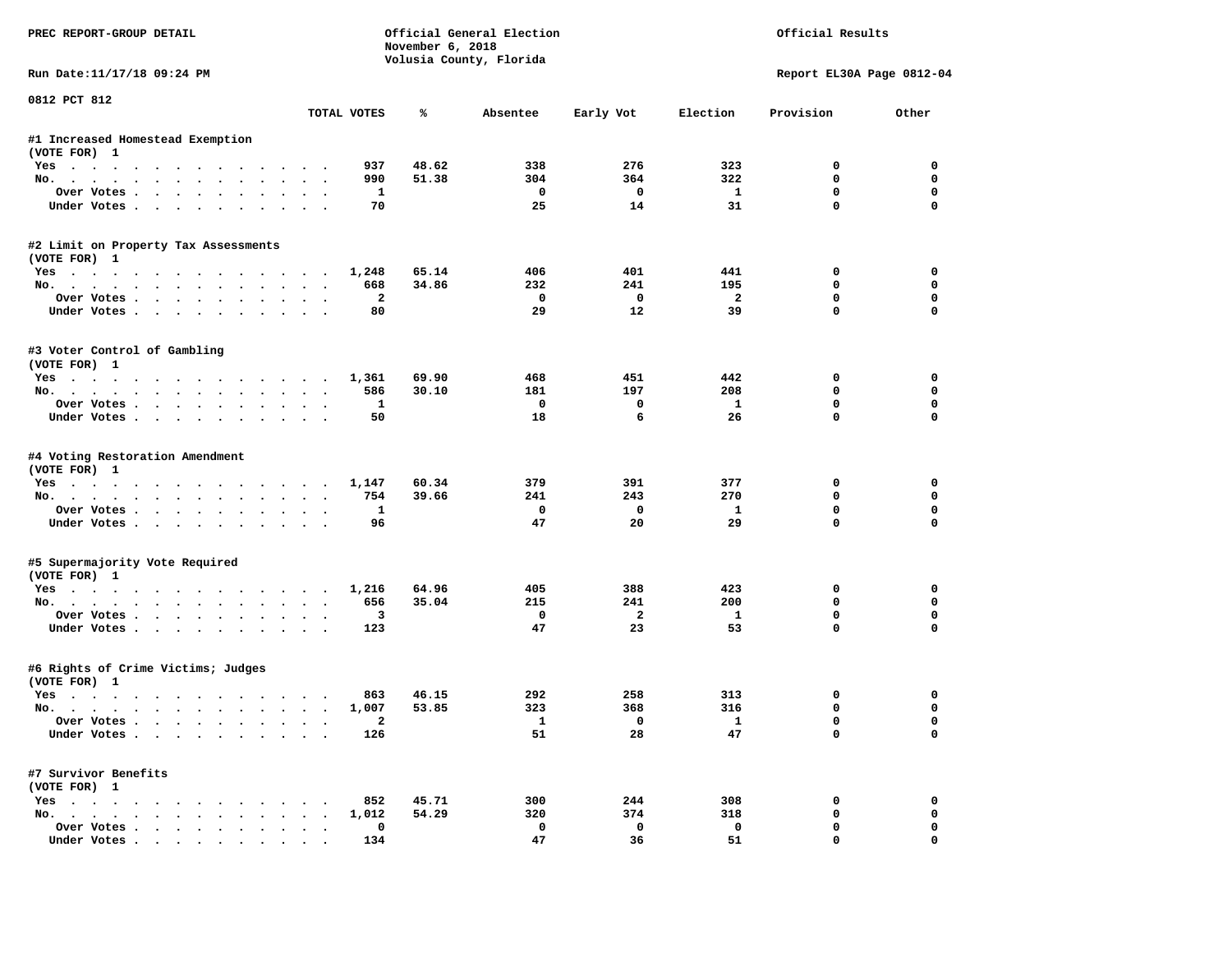PREC REPORT-GROUP DETAIL

Official General Election
November 6, 2018
Volusia County, Florida

Official Results

Run Date:11/17/18 09:24 PM

Report EL30A Page 0812-04

0812 PCT 812

| | TOTAL VOTES | % | Absentee | Early Vot | Election | Provision | Other |
|---|---|---|---|---|---|---|---|
| **#1 Increased Homestead Exemption** | | | | | | | |
| (VOTE FOR) 1 | | | | | | | |
| Yes | 937 | 48.62 | 338 | 276 | 323 | 0 | 0 |
| No. | 990 | 51.38 | 304 | 364 | 322 | 0 | 0 |
| Over Votes | 1 | | 0 | 0 | 1 | 0 | 0 |
| Under Votes | 70 | | 25 | 14 | 31 | 0 | 0 |
| **#2 Limit on Property Tax Assessments** | | | | | | | |
| (VOTE FOR) 1 | | | | | | | |
| Yes | 1,248 | 65.14 | 406 | 401 | 441 | 0 | 0 |
| No. | 668 | 34.86 | 232 | 241 | 195 | 0 | 0 |
| Over Votes | 2 | | 0 | 0 | 2 | 0 | 0 |
| Under Votes | 80 | | 29 | 12 | 39 | 0 | 0 |
| **#3 Voter Control of Gambling** | | | | | | | |
| (VOTE FOR) 1 | | | | | | | |
| Yes | 1,361 | 69.90 | 468 | 451 | 442 | 0 | 0 |
| No. | 586 | 30.10 | 181 | 197 | 208 | 0 | 0 |
| Over Votes | 1 | | 0 | 0 | 1 | 0 | 0 |
| Under Votes | 50 | | 18 | 6 | 26 | 0 | 0 |
| **#4 Voting Restoration Amendment** | | | | | | | |
| (VOTE FOR) 1 | | | | | | | |
| Yes | 1,147 | 60.34 | 379 | 391 | 377 | 0 | 0 |
| No. | 754 | 39.66 | 241 | 243 | 270 | 0 | 0 |
| Over Votes | 1 | | 0 | 0 | 1 | 0 | 0 |
| Under Votes | 96 | | 47 | 20 | 29 | 0 | 0 |
| **#5 Supermajority Vote Required** | | | | | | | |
| (VOTE FOR) 1 | | | | | | | |
| Yes | 1,216 | 64.96 | 405 | 388 | 423 | 0 | 0 |
| No. | 656 | 35.04 | 215 | 241 | 200 | 0 | 0 |
| Over Votes | 3 | | 0 | 2 | 1 | 0 | 0 |
| Under Votes | 123 | | 47 | 23 | 53 | 0 | 0 |
| **#6 Rights of Crime Victims; Judges** | | | | | | | |
| (VOTE FOR) 1 | | | | | | | |
| Yes | 863 | 46.15 | 292 | 258 | 313 | 0 | 0 |
| No. | 1,007 | 53.85 | 323 | 368 | 316 | 0 | 0 |
| Over Votes | 2 | | 1 | 0 | 1 | 0 | 0 |
| Under Votes | 126 | | 51 | 28 | 47 | 0 | 0 |
| **#7 Survivor Benefits** | | | | | | | |
| (VOTE FOR) 1 | | | | | | | |
| Yes | 852 | 45.71 | 300 | 244 | 308 | 0 | 0 |
| No. | 1,012 | 54.29 | 320 | 374 | 318 | 0 | 0 |
| Over Votes | 0 | | 0 | 0 | 0 | 0 | 0 |
| Under Votes | 134 | | 47 | 36 | 51 | 0 | 0 |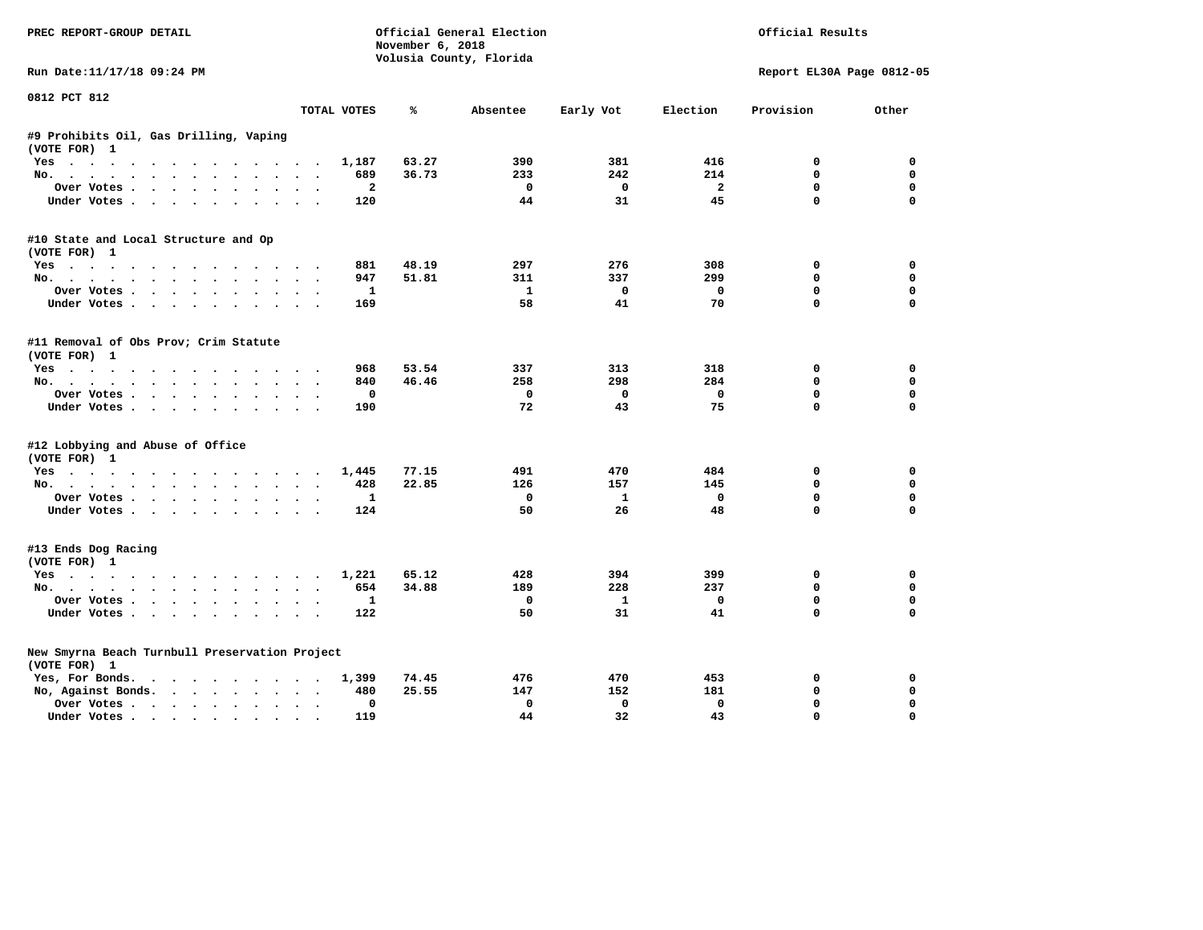PREC REPORT-GROUP DETAIL

Official General Election
November 6, 2018
Volusia County, Florida

Official Results

Run Date:11/17/18 09:24 PM

Report EL30A Page 0812-05

0812 PCT 812

| | TOTAL VOTES | % | Absentee | Early Vot | Election | Provision | Other |
|---|---|---|---|---|---|---|---|
| **#9 Prohibits Oil, Gas Drilling, Vaping** | | | | | | | |
| (VOTE FOR) 1 | | | | | | | |
| Yes | 1,187 | 63.27 | 390 | 381 | 416 | 0 | 0 |
| No. | 689 | 36.73 | 233 | 242 | 214 | 0 | 0 |
| Over Votes | 2 | | 0 | 0 | 2 | 0 | 0 |
| Under Votes | 120 | | 44 | 31 | 45 | 0 | 0 |
| **#10 State and Local Structure and Op** | | | | | | | |
| (VOTE FOR) 1 | | | | | | | |
| Yes | 881 | 48.19 | 297 | 276 | 308 | 0 | 0 |
| No. | 947 | 51.81 | 311 | 337 | 299 | 0 | 0 |
| Over Votes | 1 | | 1 | 0 | 0 | 0 | 0 |
| Under Votes | 169 | | 58 | 41 | 70 | 0 | 0 |
| **#11 Removal of Obs Prov; Crim Statute** | | | | | | | |
| (VOTE FOR) 1 | | | | | | | |
| Yes | 968 | 53.54 | 337 | 313 | 318 | 0 | 0 |
| No. | 840 | 46.46 | 258 | 298 | 284 | 0 | 0 |
| Over Votes | 0 | | 0 | 0 | 0 | 0 | 0 |
| Under Votes | 190 | | 72 | 43 | 75 | 0 | 0 |
| **#12 Lobbying and Abuse of Office** | | | | | | | |
| (VOTE FOR) 1 | | | | | | | |
| Yes | 1,445 | 77.15 | 491 | 470 | 484 | 0 | 0 |
| No. | 428 | 22.85 | 126 | 157 | 145 | 0 | 0 |
| Over Votes | 1 | | 0 | 1 | 0 | 0 | 0 |
| Under Votes | 124 | | 50 | 26 | 48 | 0 | 0 |
| **#13 Ends Dog Racing** | | | | | | | |
| (VOTE FOR) 1 | | | | | | | |
| Yes | 1,221 | 65.12 | 428 | 394 | 399 | 0 | 0 |
| No. | 654 | 34.88 | 189 | 228 | 237 | 0 | 0 |
| Over Votes | 1 | | 0 | 1 | 0 | 0 | 0 |
| Under Votes | 122 | | 50 | 31 | 41 | 0 | 0 |
| **New Smyrna Beach Turnbull Preservation Project** | | | | | | | |
| (VOTE FOR) 1 | | | | | | | |
| Yes, For Bonds. | 1,399 | 74.45 | 476 | 470 | 453 | 0 | 0 |
| No, Against Bonds. | 480 | 25.55 | 147 | 152 | 181 | 0 | 0 |
| Over Votes | 0 | | 0 | 0 | 0 | 0 | 0 |
| Under Votes | 119 | | 44 | 32 | 43 | 0 | 0 |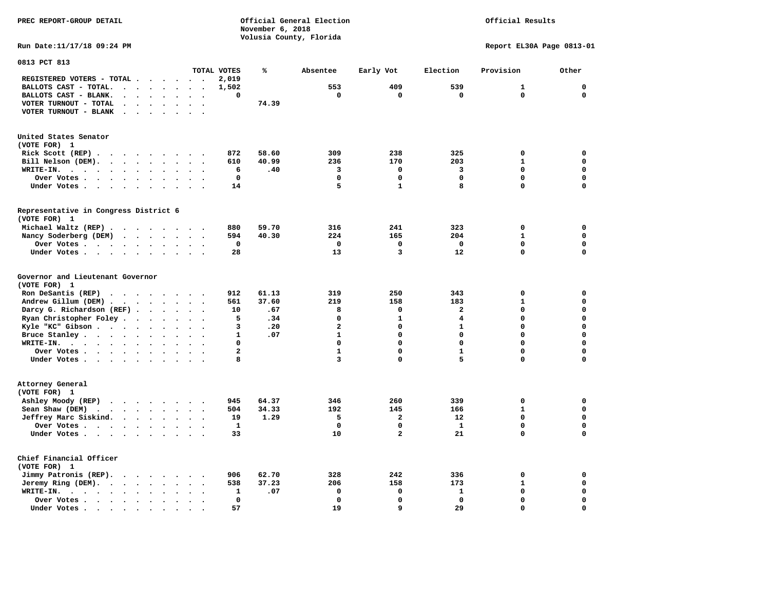PREC REPORT-GROUP DETAIL

Official General Election
November 6, 2018
Volusia County, Florida

Official Results

Run Date:11/17/18 09:24 PM

Report EL30A Page 0813-01

## 0813 PCT 813

| | TOTAL VOTES | % | Absentee | Early Vot | Election | Provision | Other |
|---|---|---|---|---|---|---|---|
| REGISTERED VOTERS - TOTAL | 2,019 | | | | | | |
| BALLOTS CAST - TOTAL. | 1,502 | | 553 | 409 | 539 | 1 | 0 |
| BALLOTS CAST - BLANK. | 0 | | 0 | 0 | 0 | 0 | 0 |
| VOTER TURNOUT - TOTAL | | 74.39 | | | | | |
| VOTER TURNOUT - BLANK | | | | | | | |

### United States Senator
(VOTE FOR) 1

| | TOTAL VOTES | % | Absentee | Early Vot | Election | Provision | Other |
|---|---|---|---|---|---|---|---|
| Rick Scott (REP) | 872 | 58.60 | 309 | 238 | 325 | 0 | 0 |
| Bill Nelson (DEM). | 610 | 40.99 | 236 | 170 | 203 | 1 | 0 |
| WRITE-IN. | 6 | .40 | 3 | 0 | 3 | 0 | 0 |
| Over Votes | 0 | | 0 | 0 | 0 | 0 | 0 |
| Under Votes | 14 | | 5 | 1 | 8 | 0 | 0 |

### Representative in Congress District 6
(VOTE FOR) 1

| | TOTAL VOTES | % | Absentee | Early Vot | Election | Provision | Other |
|---|---|---|---|---|---|---|---|
| Michael Waltz (REP) | 880 | 59.70 | 316 | 241 | 323 | 0 | 0 |
| Nancy Soderberg (DEM) | 594 | 40.30 | 224 | 165 | 204 | 1 | 0 |
| Over Votes | 0 | | 0 | 0 | 0 | 0 | 0 |
| Under Votes | 28 | | 13 | 3 | 12 | 0 | 0 |

### Governor and Lieutenant Governor
(VOTE FOR) 1

| | TOTAL VOTES | % | Absentee | Early Vot | Election | Provision | Other |
|---|---|---|---|---|---|---|---|
| Ron DeSantis (REP) | 912 | 61.13 | 319 | 250 | 343 | 0 | 0 |
| Andrew Gillum (DEM) | 561 | 37.60 | 219 | 158 | 183 | 1 | 0 |
| Darcy G. Richardson (REF) | 10 | .67 | 8 | 0 | 2 | 0 | 0 |
| Ryan Christopher Foley | 5 | .34 | 0 | 1 | 4 | 0 | 0 |
| Kyle "KC" Gibson | 3 | .20 | 2 | 0 | 1 | 0 | 0 |
| Bruce Stanley | 1 | .07 | 1 | 0 | 0 | 0 | 0 |
| WRITE-IN. | 0 | | 0 | 0 | 0 | 0 | 0 |
| Over Votes | 2 | | 1 | 0 | 1 | 0 | 0 |
| Under Votes | 8 | | 3 | 0 | 5 | 0 | 0 |

### Attorney General
(VOTE FOR) 1

| | TOTAL VOTES | % | Absentee | Early Vot | Election | Provision | Other |
|---|---|---|---|---|---|---|---|
| Ashley Moody (REP) | 945 | 64.37 | 346 | 260 | 339 | 0 | 0 |
| Sean Shaw (DEM) | 504 | 34.33 | 192 | 145 | 166 | 1 | 0 |
| Jeffrey Marc Siskind. | 19 | 1.29 | 5 | 2 | 12 | 0 | 0 |
| Over Votes | 1 | | 0 | 0 | 1 | 0 | 0 |
| Under Votes | 33 | | 10 | 2 | 21 | 0 | 0 |

### Chief Financial Officer
(VOTE FOR) 1

| | TOTAL VOTES | % | Absentee | Early Vot | Election | Provision | Other |
|---|---|---|---|---|---|---|---|
| Jimmy Patronis (REP). | 906 | 62.70 | 328 | 242 | 336 | 0 | 0 |
| Jeremy Ring (DEM). | 538 | 37.23 | 206 | 158 | 173 | 1 | 0 |
| WRITE-IN. | 1 | .07 | 0 | 0 | 1 | 0 | 0 |
| Over Votes | 0 | | 0 | 0 | 0 | 0 | 0 |
| Under Votes | 57 | | 19 | 9 | 29 | 0 | 0 |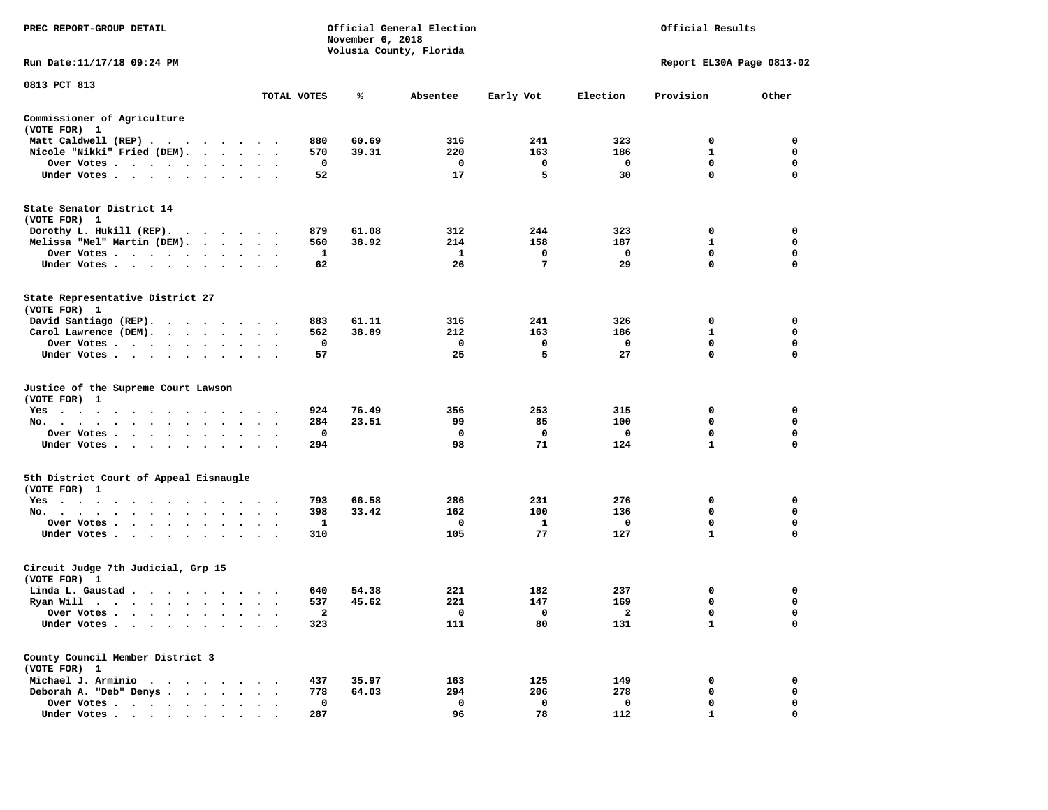PREC REPORT-GROUP DETAIL

Official General Election
November 6, 2018
Volusia County, Florida

Official Results

Run Date:11/17/18 09:24 PM

Report EL30A Page 0813-02

0813 PCT 813

| | TOTAL VOTES | % | Absentee | Early Vot | Election | Provision | Other |
|---|---|---|---|---|---|---|---|
| **Commissioner of Agriculture (VOTE FOR) 1** | | | | | | | |
| Matt Caldwell (REP) | 880 | 60.69 | 316 | 241 | 323 | 0 | 0 |
| Nicole "Nikki" Fried (DEM) | 570 | 39.31 | 220 | 163 | 186 | 1 | 0 |
| Over Votes | 0 | | 0 | 0 | 0 | 0 | 0 |
| Under Votes | 52 | | 17 | 5 | 30 | 0 | 0 |
| **State Senator District 14 (VOTE FOR) 1** | | | | | | | |
| Dorothy L. Hukill (REP) | 879 | 61.08 | 312 | 244 | 323 | 0 | 0 |
| Melissa "Mel" Martin (DEM) | 560 | 38.92 | 214 | 158 | 187 | 1 | 0 |
| Over Votes | 1 | | 1 | 0 | 0 | 0 | 0 |
| Under Votes | 62 | | 26 | 7 | 29 | 0 | 0 |
| **State Representative District 27 (VOTE FOR) 1** | | | | | | | |
| David Santiago (REP) | 883 | 61.11 | 316 | 241 | 326 | 0 | 0 |
| Carol Lawrence (DEM) | 562 | 38.89 | 212 | 163 | 186 | 1 | 0 |
| Over Votes | 0 | | 0 | 0 | 0 | 0 | 0 |
| Under Votes | 57 | | 25 | 5 | 27 | 0 | 0 |
| **Justice of the Supreme Court Lawson (VOTE FOR) 1** | | | | | | | |
| Yes | 924 | 76.49 | 356 | 253 | 315 | 0 | 0 |
| No | 284 | 23.51 | 99 | 85 | 100 | 0 | 0 |
| Over Votes | 0 | | 0 | 0 | 0 | 0 | 0 |
| Under Votes | 294 | | 98 | 71 | 124 | 1 | 0 |
| **5th District Court of Appeal Eisnaugle (VOTE FOR) 1** | | | | | | | |
| Yes | 793 | 66.58 | 286 | 231 | 276 | 0 | 0 |
| No | 398 | 33.42 | 162 | 100 | 136 | 0 | 0 |
| Over Votes | 1 | | 0 | 1 | 0 | 0 | 0 |
| Under Votes | 310 | | 105 | 77 | 127 | 1 | 0 |
| **Circuit Judge 7th Judicial, Grp 15 (VOTE FOR) 1** | | | | | | | |
| Linda L. Gaustad | 640 | 54.38 | 221 | 182 | 237 | 0 | 0 |
| Ryan Will | 537 | 45.62 | 221 | 147 | 169 | 0 | 0 |
| Over Votes | 2 | | 0 | 0 | 2 | 0 | 0 |
| Under Votes | 323 | | 111 | 80 | 131 | 1 | 0 |
| **County Council Member District 3 (VOTE FOR) 1** | | | | | | | |
| Michael J. Arminio | 437 | 35.97 | 163 | 125 | 149 | 0 | 0 |
| Deborah A. "Deb" Denys | 778 | 64.03 | 294 | 206 | 278 | 0 | 0 |
| Over Votes | 0 | | 0 | 0 | 0 | 0 | 0 |
| Under Votes | 287 | | 96 | 78 | 112 | 1 | 0 |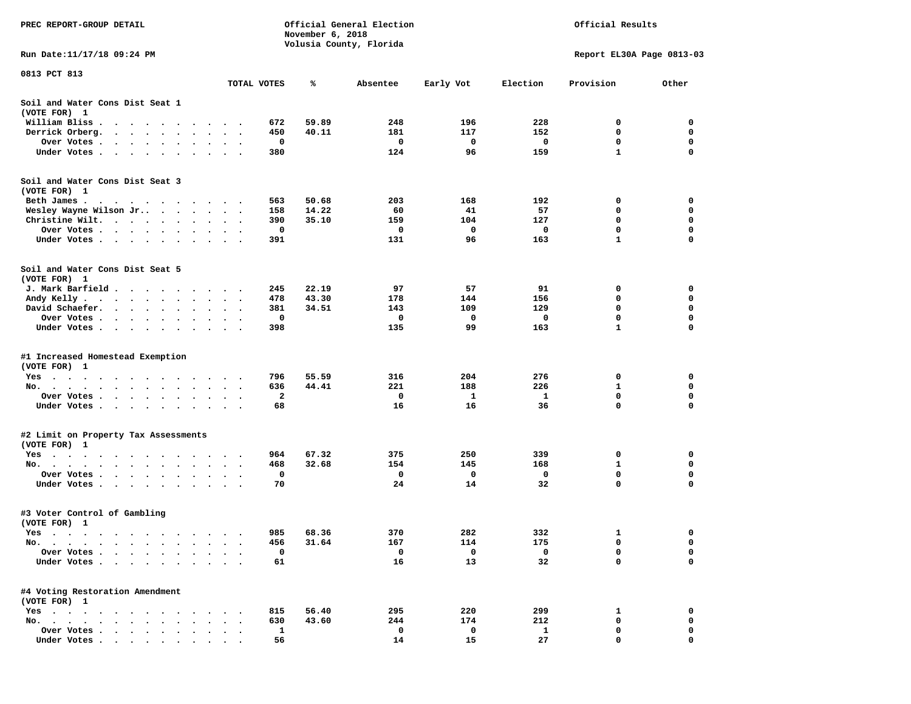PREC REPORT-GROUP DETAIL

Official General Election
November 6, 2018
Volusia County, Florida

Official Results

Run Date:11/17/18 09:24 PM

Report EL30A Page 0813-03

0813 PCT 813

| | TOTAL VOTES | % | Absentee | Early Vot | Election | Provision | Other |
|---|---|---|---|---|---|---|---|
| **Soil and Water Cons Dist Seat 1** | | | | | | | |
| (VOTE FOR) 1 | | | | | | | |
| William Bliss | 672 | 59.89 | 248 | 196 | 228 | 0 | 0 |
| Derrick Orberg | 450 | 40.11 | 181 | 117 | 152 | 0 | 0 |
| Over Votes | 0 | | 0 | 0 | 0 | 0 | 0 |
| Under Votes | 380 | | 124 | 96 | 159 | 1 | 0 |
| **Soil and Water Cons Dist Seat 3** | | | | | | | |
| (VOTE FOR) 1 | | | | | | | |
| Beth James | 563 | 50.68 | 203 | 168 | 192 | 0 | 0 |
| Wesley Wayne Wilson Jr. | 158 | 14.22 | 60 | 41 | 57 | 0 | 0 |
| Christine Wilt | 390 | 35.10 | 159 | 104 | 127 | 0 | 0 |
| Over Votes | 0 | | 0 | 0 | 0 | 0 | 0 |
| Under Votes | 391 | | 131 | 96 | 163 | 1 | 0 |
| **Soil and Water Cons Dist Seat 5** | | | | | | | |
| (VOTE FOR) 1 | | | | | | | |
| J. Mark Barfield | 245 | 22.19 | 97 | 57 | 91 | 0 | 0 |
| Andy Kelly | 478 | 43.30 | 178 | 144 | 156 | 0 | 0 |
| David Schaefer | 381 | 34.51 | 143 | 109 | 129 | 0 | 0 |
| Over Votes | 0 | | 0 | 0 | 0 | 0 | 0 |
| Under Votes | 398 | | 135 | 99 | 163 | 1 | 0 |
| **#1 Increased Homestead Exemption** | | | | | | | |
| (VOTE FOR) 1 | | | | | | | |
| Yes | 796 | 55.59 | 316 | 204 | 276 | 0 | 0 |
| No | 636 | 44.41 | 221 | 188 | 226 | 1 | 0 |
| Over Votes | 2 | | 0 | 1 | 1 | 0 | 0 |
| Under Votes | 68 | | 16 | 16 | 36 | 0 | 0 |
| **#2 Limit on Property Tax Assessments** | | | | | | | |
| (VOTE FOR) 1 | | | | | | | |
| Yes | 964 | 67.32 | 375 | 250 | 339 | 0 | 0 |
| No | 468 | 32.68 | 154 | 145 | 168 | 1 | 0 |
| Over Votes | 0 | | 0 | 0 | 0 | 0 | 0 |
| Under Votes | 70 | | 24 | 14 | 32 | 0 | 0 |
| **#3 Voter Control of Gambling** | | | | | | | |
| (VOTE FOR) 1 | | | | | | | |
| Yes | 985 | 68.36 | 370 | 282 | 332 | 1 | 0 |
| No | 456 | 31.64 | 167 | 114 | 175 | 0 | 0 |
| Over Votes | 0 | | 0 | 0 | 0 | 0 | 0 |
| Under Votes | 61 | | 16 | 13 | 32 | 0 | 0 |
| **#4 Voting Restoration Amendment** | | | | | | | |
| (VOTE FOR) 1 | | | | | | | |
| Yes | 815 | 56.40 | 295 | 220 | 299 | 1 | 0 |
| No | 630 | 43.60 | 244 | 174 | 212 | 0 | 0 |
| Over Votes | 1 | | 0 | 0 | 1 | 0 | 0 |
| Under Votes | 56 | | 14 | 15 | 27 | 0 | 0 |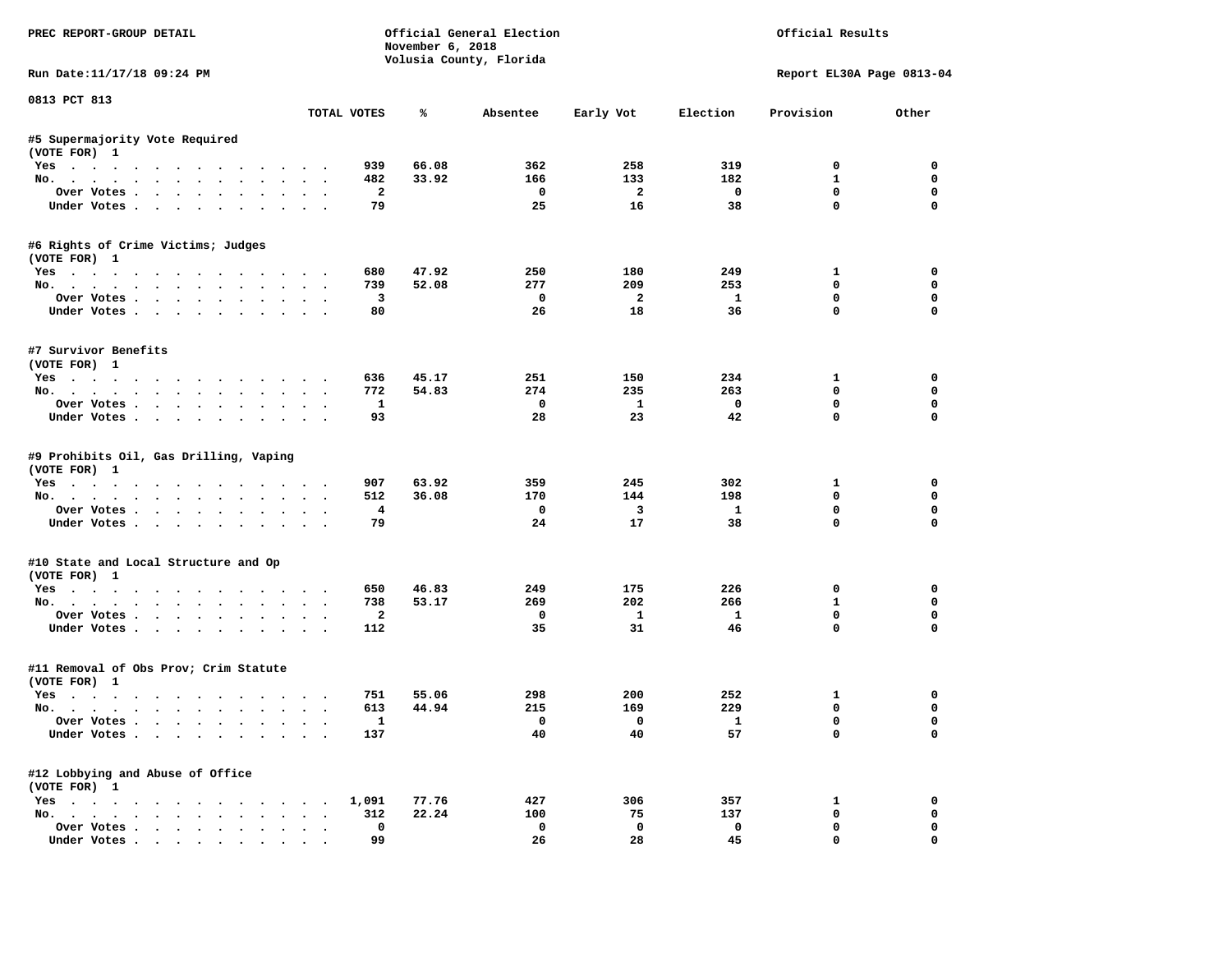PREC REPORT-GROUP DETAIL

Official General Election
November 6, 2018
Volusia County, Florida

Official Results

Run Date:11/17/18 09:24 PM

Report EL30A Page 0813-04

0813 PCT 813

| | TOTAL VOTES | % | Absentee | Early Vot | Election | Provision | Other |
|---|---|---|---|---|---|---|---|
| **#5 Supermajority Vote Required** | | | | | | | |
| (VOTE FOR) 1 | | | | | | | |
| Yes | 939 | 66.08 | 362 | 258 | 319 | 0 | 0 |
| No. | 482 | 33.92 | 166 | 133 | 182 | 1 | 0 |
| Over Votes | 2 | | 0 | 2 | 0 | 0 | 0 |
| Under Votes | 79 | | 25 | 16 | 38 | 0 | 0 |
| **#6 Rights of Crime Victims; Judges** | | | | | | | |
| (VOTE FOR) 1 | | | | | | | |
| Yes | 680 | 47.92 | 250 | 180 | 249 | 1 | 0 |
| No. | 739 | 52.08 | 277 | 209 | 253 | 0 | 0 |
| Over Votes | 3 | | 0 | 2 | 1 | 0 | 0 |
| Under Votes | 80 | | 26 | 18 | 36 | 0 | 0 |
| **#7 Survivor Benefits** | | | | | | | |
| (VOTE FOR) 1 | | | | | | | |
| Yes | 636 | 45.17 | 251 | 150 | 234 | 1 | 0 |
| No. | 772 | 54.83 | 274 | 235 | 263 | 0 | 0 |
| Over Votes | 1 | | 0 | 1 | 0 | 0 | 0 |
| Under Votes | 93 | | 28 | 23 | 42 | 0 | 0 |
| **#9 Prohibits Oil, Gas Drilling, Vaping** | | | | | | | |
| (VOTE FOR) 1 | | | | | | | |
| Yes | 907 | 63.92 | 359 | 245 | 302 | 1 | 0 |
| No. | 512 | 36.08 | 170 | 144 | 198 | 0 | 0 |
| Over Votes | 4 | | 0 | 3 | 1 | 0 | 0 |
| Under Votes | 79 | | 24 | 17 | 38 | 0 | 0 |
| **#10 State and Local Structure and Op** | | | | | | | |
| (VOTE FOR) 1 | | | | | | | |
| Yes | 650 | 46.83 | 249 | 175 | 226 | 0 | 0 |
| No. | 738 | 53.17 | 269 | 202 | 266 | 1 | 0 |
| Over Votes | 2 | | 0 | 1 | 1 | 0 | 0 |
| Under Votes | 112 | | 35 | 31 | 46 | 0 | 0 |
| **#11 Removal of Obs Prov; Crim Statute** | | | | | | | |
| (VOTE FOR) 1 | | | | | | | |
| Yes | 751 | 55.06 | 298 | 200 | 252 | 1 | 0 |
| No. | 613 | 44.94 | 215 | 169 | 229 | 0 | 0 |
| Over Votes | 1 | | 0 | 0 | 1 | 0 | 0 |
| Under Votes | 137 | | 40 | 40 | 57 | 0 | 0 |
| **#12 Lobbying and Abuse of Office** | | | | | | | |
| (VOTE FOR) 1 | | | | | | | |
| Yes | 1,091 | 77.76 | 427 | 306 | 357 | 1 | 0 |
| No. | 312 | 22.24 | 100 | 75 | 137 | 0 | 0 |
| Over Votes | 0 | | 0 | 0 | 0 | 0 | 0 |
| Under Votes | 99 | | 26 | 28 | 45 | 0 | 0 |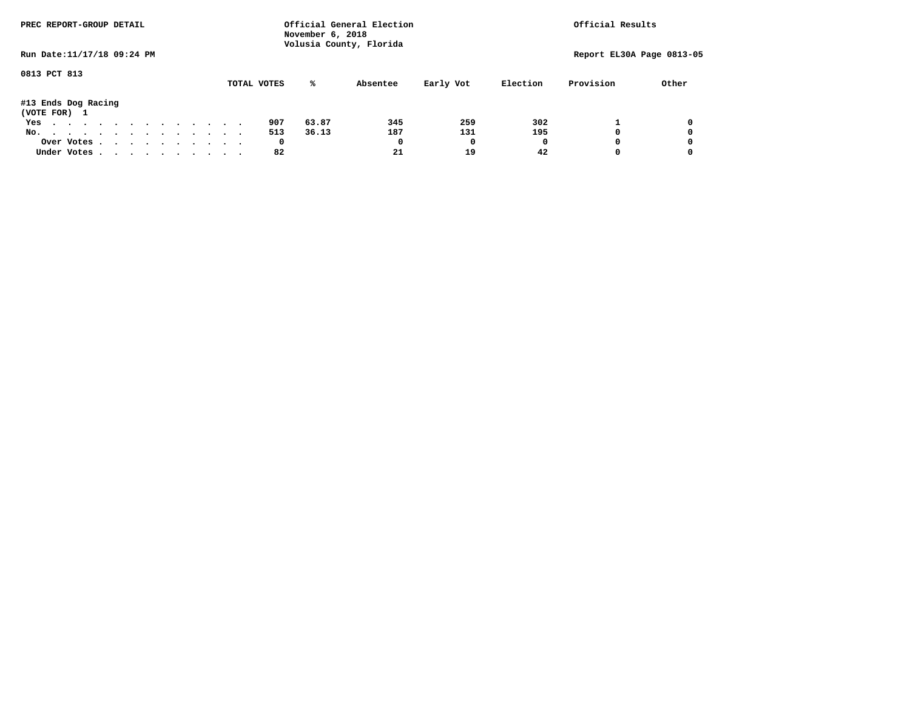PREC REPORT-GROUP DETAIL

Official General Election
November 6, 2018
Volusia County, Florida

Official Results

Run Date:11/17/18 09:24 PM

Report EL30A Page 0813-05

0813 PCT 813

#13 Ends Dog Racing
(VOTE FOR) 1

| | TOTAL VOTES | % | Absentee | Early Vot | Election | Provision | Other |
|---|---|---|---|---|---|---|---|
| Yes | 907 | 63.87 | 345 | 259 | 302 | 1 | 0 |
| No. | 513 | 36.13 | 187 | 131 | 195 | 0 | 0 |
| Over Votes | 0 | | 0 | 0 | 0 | 0 | 0 |
| Under Votes | 82 | | 21 | 19 | 42 | 0 | 0 |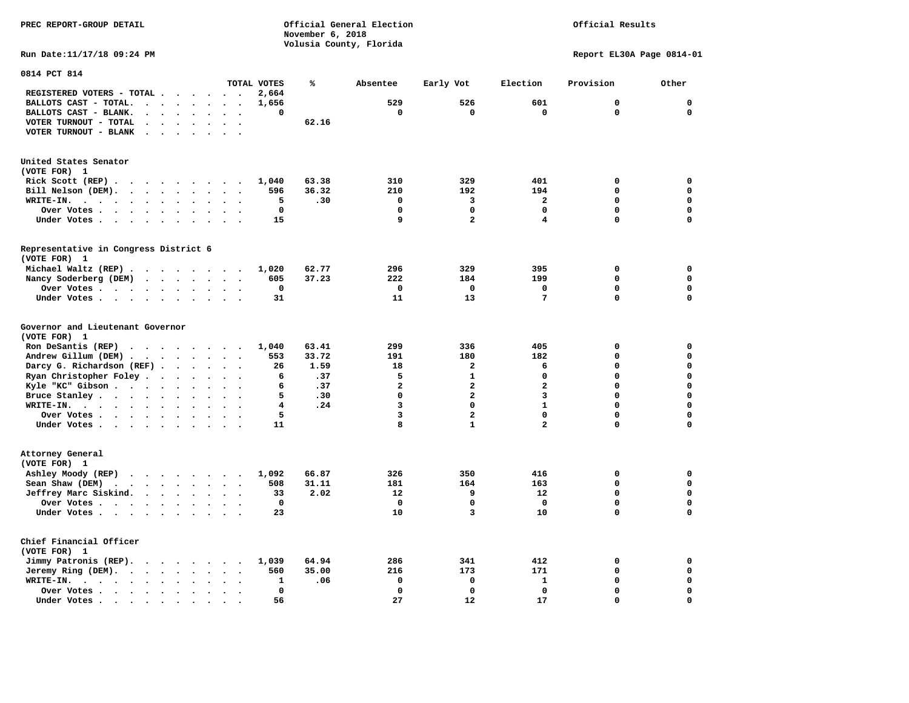PREC REPORT-GROUP DETAIL

Official General Election
November 6, 2018
Volusia County, Florida

Official Results

Run Date:11/17/18 09:24 PM

Report EL30A Page 0814-01

## 0814 PCT 814

| | TOTAL VOTES | % | Absentee | Early Vot | Election | Provision | Other |
|---|---|---|---|---|---|---|---|
| REGISTERED VOTERS - TOTAL | 2,664 | | | | | | |
| BALLOTS CAST - TOTAL. | 1,656 | | 529 | 526 | 601 | 0 | 0 |
| BALLOTS CAST - BLANK. | 0 | | 0 | 0 | 0 | 0 | 0 |
| VOTER TURNOUT - TOTAL | | 62.16 | | | | | |
| VOTER TURNOUT - BLANK | | | | | | | |

### United States Senator
(VOTE FOR) 1

| | TOTAL VOTES | % | Absentee | Early Vot | Election | Provision | Other |
|---|---|---|---|---|---|---|---|
| Rick Scott (REP) | 1,040 | 63.38 | 310 | 329 | 401 | 0 | 0 |
| Bill Nelson (DEM). | 596 | 36.32 | 210 | 192 | 194 | 0 | 0 |
| WRITE-IN. | 5 | .30 | 0 | 3 | 2 | 0 | 0 |
| Over Votes | 0 | | 0 | 0 | 0 | 0 | 0 |
| Under Votes | 15 | | 9 | 2 | 4 | 0 | 0 |

### Representative in Congress District 6
(VOTE FOR) 1

| | TOTAL VOTES | % | Absentee | Early Vot | Election | Provision | Other |
|---|---|---|---|---|---|---|---|
| Michael Waltz (REP) | 1,020 | 62.77 | 296 | 329 | 395 | 0 | 0 |
| Nancy Soderberg (DEM) | 605 | 37.23 | 222 | 184 | 199 | 0 | 0 |
| Over Votes | 0 | | 0 | 0 | 0 | 0 | 0 |
| Under Votes | 31 | | 11 | 13 | 7 | 0 | 0 |

### Governor and Lieutenant Governor
(VOTE FOR) 1

| | TOTAL VOTES | % | Absentee | Early Vot | Election | Provision | Other |
|---|---|---|---|---|---|---|---|
| Ron DeSantis (REP) | 1,040 | 63.41 | 299 | 336 | 405 | 0 | 0 |
| Andrew Gillum (DEM) | 553 | 33.72 | 191 | 180 | 182 | 0 | 0 |
| Darcy G. Richardson (REF) | 26 | 1.59 | 18 | 2 | 6 | 0 | 0 |
| Ryan Christopher Foley | 6 | .37 | 5 | 1 | 0 | 0 | 0 |
| Kyle "KC" Gibson | 6 | .37 | 2 | 2 | 2 | 0 | 0 |
| Bruce Stanley | 5 | .30 | 0 | 2 | 3 | 0 | 0 |
| WRITE-IN. | 4 | .24 | 3 | 0 | 1 | 0 | 0 |
| Over Votes | 5 | | 3 | 2 | 0 | 0 | 0 |
| Under Votes | 11 | | 8 | 1 | 2 | 0 | 0 |

### Attorney General
(VOTE FOR) 1

| | TOTAL VOTES | % | Absentee | Early Vot | Election | Provision | Other |
|---|---|---|---|---|---|---|---|
| Ashley Moody (REP) | 1,092 | 66.87 | 326 | 350 | 416 | 0 | 0 |
| Sean Shaw (DEM) | 508 | 31.11 | 181 | 164 | 163 | 0 | 0 |
| Jeffrey Marc Siskind. | 33 | 2.02 | 12 | 9 | 12 | 0 | 0 |
| Over Votes | 0 | | 0 | 0 | 0 | 0 | 0 |
| Under Votes | 23 | | 10 | 3 | 10 | 0 | 0 |

### Chief Financial Officer
(VOTE FOR) 1

| | TOTAL VOTES | % | Absentee | Early Vot | Election | Provision | Other |
|---|---|---|---|---|---|---|---|
| Jimmy Patronis (REP). | 1,039 | 64.94 | 286 | 341 | 412 | 0 | 0 |
| Jeremy Ring (DEM). | 560 | 35.00 | 216 | 173 | 171 | 0 | 0 |
| WRITE-IN. | 1 | .06 | 0 | 0 | 1 | 0 | 0 |
| Over Votes | 0 | | 0 | 0 | 0 | 0 | 0 |
| Under Votes | 56 | | 27 | 12 | 17 | 0 | 0 |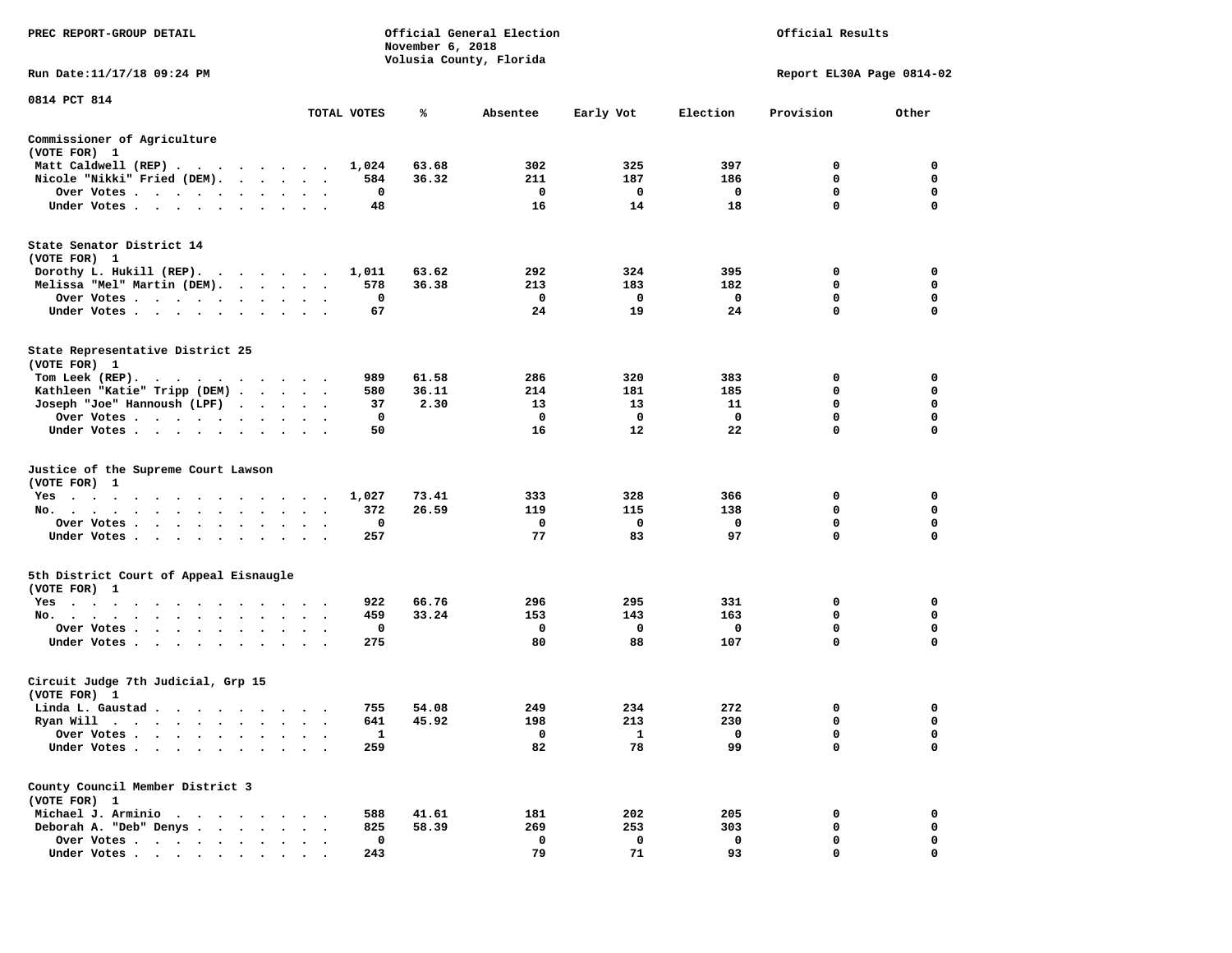PREC REPORT-GROUP DETAIL

Official General Election
November 6, 2018
Volusia County, Florida

Official Results

Run Date:11/17/18 09:24 PM

Report EL30A Page 0814-02

0814 PCT 814

| | TOTAL VOTES | % | Absentee | Early Vot | Election | Provision | Other |
|---|---|---|---|---|---|---|---|
| **Commissioner of Agriculture** | | | | | | | |
| (VOTE FOR) 1 | | | | | | | |
| Matt Caldwell (REP) | 1,024 | 63.68 | 302 | 325 | 397 | 0 | 0 |
| Nicole "Nikki" Fried (DEM) | 584 | 36.32 | 211 | 187 | 186 | 0 | 0 |
| Over Votes | 0 | | 0 | 0 | 0 | 0 | 0 |
| Under Votes | 48 | | 16 | 14 | 18 | 0 | 0 |
| **State Senator District 14** | | | | | | | |
| (VOTE FOR) 1 | | | | | | | |
| Dorothy L. Hukill (REP) | 1,011 | 63.62 | 292 | 324 | 395 | 0 | 0 |
| Melissa "Mel" Martin (DEM) | 578 | 36.38 | 213 | 183 | 182 | 0 | 0 |
| Over Votes | 0 | | 0 | 0 | 0 | 0 | 0 |
| Under Votes | 67 | | 24 | 19 | 24 | 0 | 0 |
| **State Representative District 25** | | | | | | | |
| (VOTE FOR) 1 | | | | | | | |
| Tom Leek (REP) | 989 | 61.58 | 286 | 320 | 383 | 0 | 0 |
| Kathleen "Katie" Tripp (DEM) | 580 | 36.11 | 214 | 181 | 185 | 0 | 0 |
| Joseph "Joe" Hannoush (LPF) | 37 | 2.30 | 13 | 13 | 11 | 0 | 0 |
| Over Votes | 0 | | 0 | 0 | 0 | 0 | 0 |
| Under Votes | 50 | | 16 | 12 | 22 | 0 | 0 |
| **Justice of the Supreme Court Lawson** | | | | | | | |
| (VOTE FOR) 1 | | | | | | | |
| Yes | 1,027 | 73.41 | 333 | 328 | 366 | 0 | 0 |
| No | 372 | 26.59 | 119 | 115 | 138 | 0 | 0 |
| Over Votes | 0 | | 0 | 0 | 0 | 0 | 0 |
| Under Votes | 257 | | 77 | 83 | 97 | 0 | 0 |
| **5th District Court of Appeal Eisnaugle** | | | | | | | |
| (VOTE FOR) 1 | | | | | | | |
| Yes | 922 | 66.76 | 296 | 295 | 331 | 0 | 0 |
| No | 459 | 33.24 | 153 | 143 | 163 | 0 | 0 |
| Over Votes | 0 | | 0 | 0 | 0 | 0 | 0 |
| Under Votes | 275 | | 80 | 88 | 107 | 0 | 0 |
| **Circuit Judge 7th Judicial, Grp 15** | | | | | | | |
| (VOTE FOR) 1 | | | | | | | |
| Linda L. Gaustad | 755 | 54.08 | 249 | 234 | 272 | 0 | 0 |
| Ryan Will | 641 | 45.92 | 198 | 213 | 230 | 0 | 0 |
| Over Votes | 1 | | 0 | 1 | 0 | 0 | 0 |
| Under Votes | 259 | | 82 | 78 | 99 | 0 | 0 |
| **County Council Member District 3** | | | | | | | |
| (VOTE FOR) 1 | | | | | | | |
| Michael J. Arminio | 588 | 41.61 | 181 | 202 | 205 | 0 | 0 |
| Deborah A. "Deb" Denys | 825 | 58.39 | 269 | 253 | 303 | 0 | 0 |
| Over Votes | 0 | | 0 | 0 | 0 | 0 | 0 |
| Under Votes | 243 | | 79 | 71 | 93 | 0 | 0 |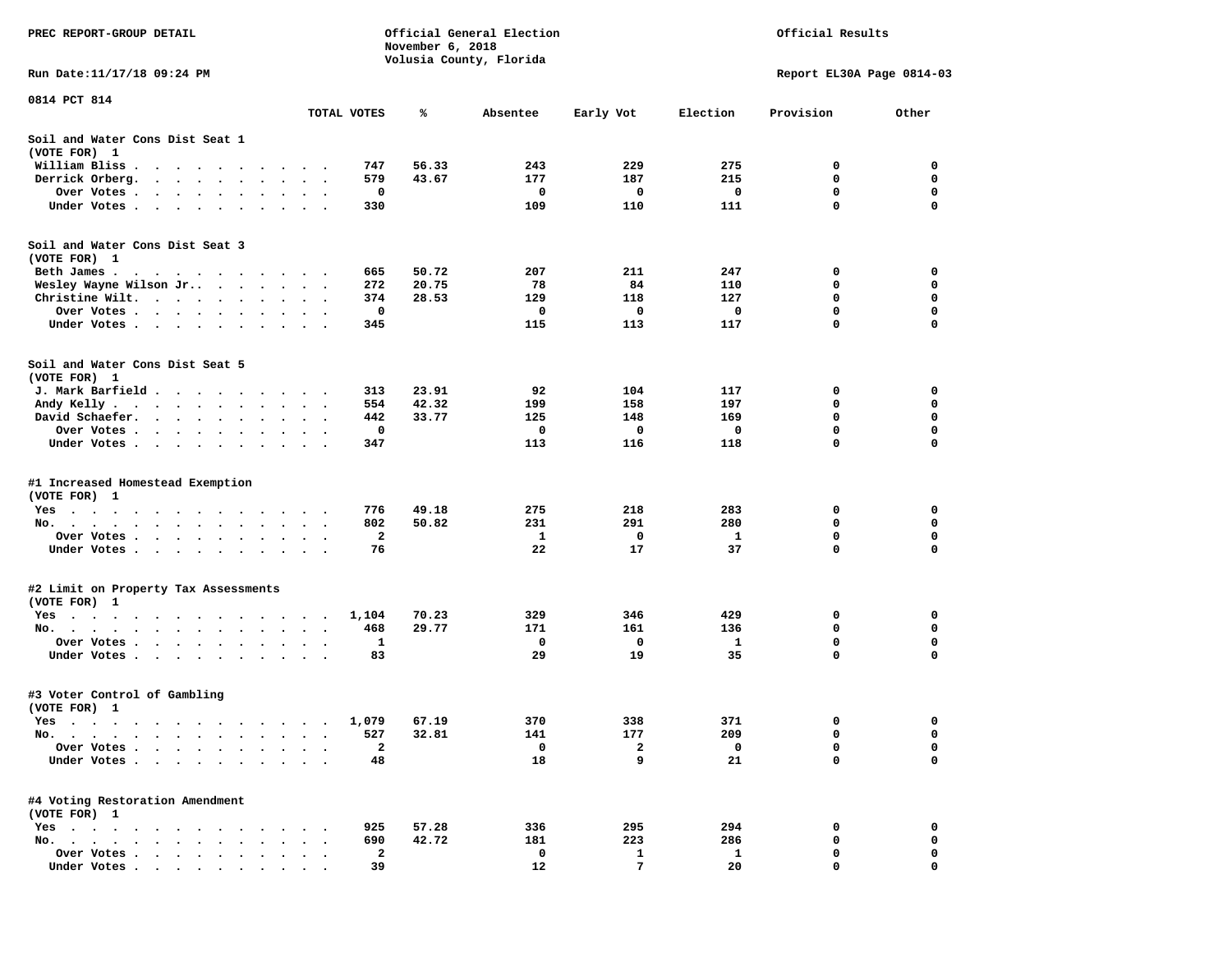PREC REPORT-GROUP DETAIL

Official General Election
November 6, 2018
Volusia County, Florida

Official Results

Run Date:11/17/18 09:24 PM

Report EL30A Page 0814-03

0814 PCT 814

| | TOTAL VOTES | % | Absentee | Early Vot | Election | Provision | Other |
|---|---|---|---|---|---|---|---|
| **Soil and Water Cons Dist Seat 1** | | | | | | | |
| (VOTE FOR) 1 | | | | | | | |
| William Bliss | 747 | 56.33 | 243 | 229 | 275 | 0 | 0 |
| Derrick Orberg | 579 | 43.67 | 177 | 187 | 215 | 0 | 0 |
| Over Votes | 0 | | 0 | 0 | 0 | 0 | 0 |
| Under Votes | 330 | | 109 | 110 | 111 | 0 | 0 |
| **Soil and Water Cons Dist Seat 3** | | | | | | | |
| (VOTE FOR) 1 | | | | | | | |
| Beth James | 665 | 50.72 | 207 | 211 | 247 | 0 | 0 |
| Wesley Wayne Wilson Jr. | 272 | 20.75 | 78 | 84 | 110 | 0 | 0 |
| Christine Wilt | 374 | 28.53 | 129 | 118 | 127 | 0 | 0 |
| Over Votes | 0 | | 0 | 0 | 0 | 0 | 0 |
| Under Votes | 345 | | 115 | 113 | 117 | 0 | 0 |
| **Soil and Water Cons Dist Seat 5** | | | | | | | |
| (VOTE FOR) 1 | | | | | | | |
| J. Mark Barfield | 313 | 23.91 | 92 | 104 | 117 | 0 | 0 |
| Andy Kelly | 554 | 42.32 | 199 | 158 | 197 | 0 | 0 |
| David Schaefer | 442 | 33.77 | 125 | 148 | 169 | 0 | 0 |
| Over Votes | 0 | | 0 | 0 | 0 | 0 | 0 |
| Under Votes | 347 | | 113 | 116 | 118 | 0 | 0 |
| **#1 Increased Homestead Exemption** | | | | | | | |
| (VOTE FOR) 1 | | | | | | | |
| Yes | 776 | 49.18 | 275 | 218 | 283 | 0 | 0 |
| No | 802 | 50.82 | 231 | 291 | 280 | 0 | 0 |
| Over Votes | 2 | | 1 | 0 | 1 | 0 | 0 |
| Under Votes | 76 | | 22 | 17 | 37 | 0 | 0 |
| **#2 Limit on Property Tax Assessments** | | | | | | | |
| (VOTE FOR) 1 | | | | | | | |
| Yes | 1,104 | 70.23 | 329 | 346 | 429 | 0 | 0 |
| No | 468 | 29.77 | 171 | 161 | 136 | 0 | 0 |
| Over Votes | 1 | | 0 | 0 | 1 | 0 | 0 |
| Under Votes | 83 | | 29 | 19 | 35 | 0 | 0 |
| **#3 Voter Control of Gambling** | | | | | | | |
| (VOTE FOR) 1 | | | | | | | |
| Yes | 1,079 | 67.19 | 370 | 338 | 371 | 0 | 0 |
| No | 527 | 32.81 | 141 | 177 | 209 | 0 | 0 |
| Over Votes | 2 | | 0 | 2 | 0 | 0 | 0 |
| Under Votes | 48 | | 18 | 9 | 21 | 0 | 0 |
| **#4 Voting Restoration Amendment** | | | | | | | |
| (VOTE FOR) 1 | | | | | | | |
| Yes | 925 | 57.28 | 336 | 295 | 294 | 0 | 0 |
| No | 690 | 42.72 | 181 | 223 | 286 | 0 | 0 |
| Over Votes | 2 | | 0 | 1 | 1 | 0 | 0 |
| Under Votes | 39 | | 12 | 7 | 20 | 0 | 0 |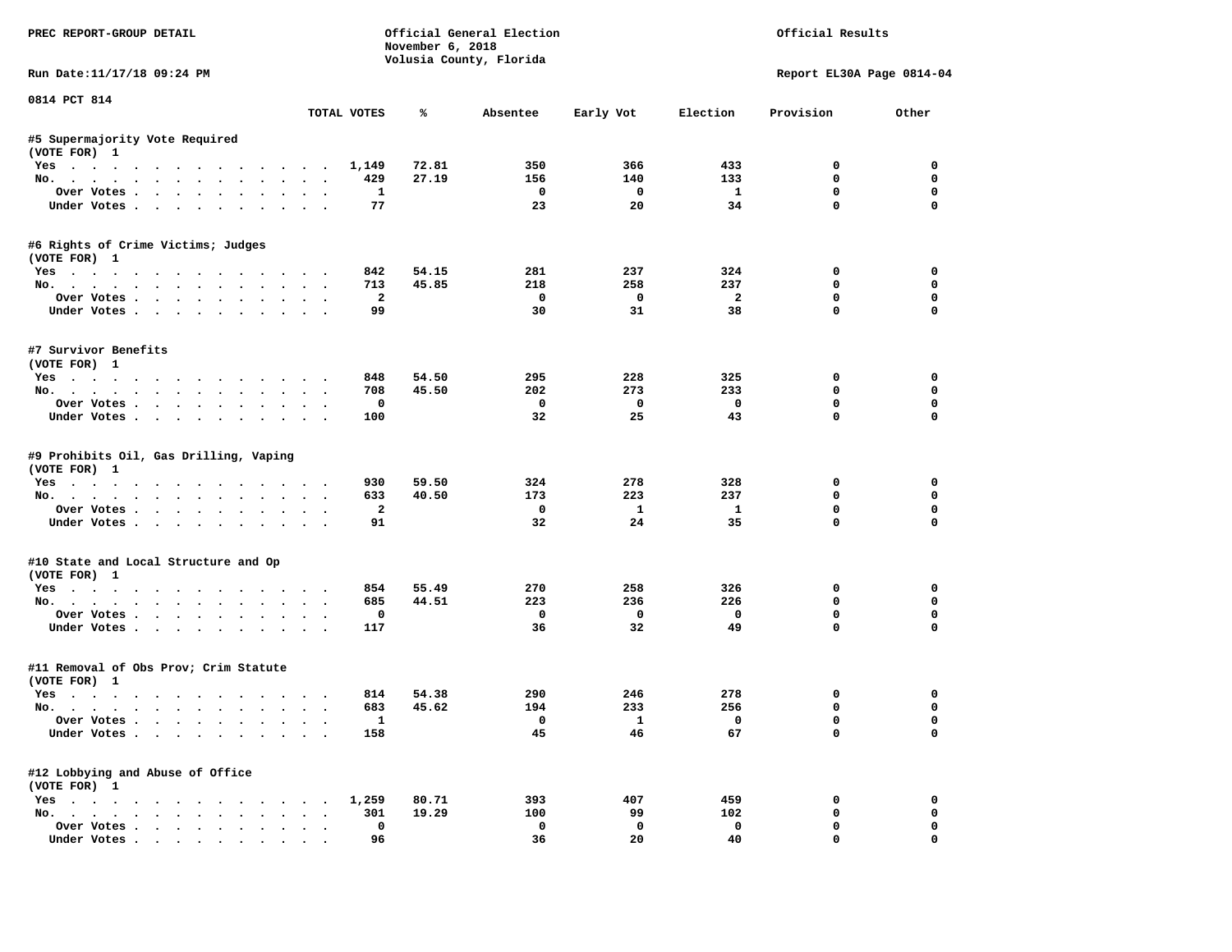PREC REPORT-GROUP DETAIL

Official General Election
November 6, 2018
Volusia County, Florida

Official Results

Run Date:11/17/18 09:24 PM

Report EL30A Page 0814-04

0814 PCT 814

| | TOTAL VOTES | % | Absentee | Early Vot | Election | Provision | Other |
|---|---|---|---|---|---|---|---|
| **#5 Supermajority Vote Required** | | | | | | | |
| (VOTE FOR) 1 | | | | | | | |
| Yes | 1,149 | 72.81 | 350 | 366 | 433 | 0 | 0 |
| No. | 429 | 27.19 | 156 | 140 | 133 | 0 | 0 |
| Over Votes | 1 | | 0 | 0 | 1 | 0 | 0 |
| Under Votes | 77 | | 23 | 20 | 34 | 0 | 0 |
| **#6 Rights of Crime Victims; Judges** | | | | | | | |
| (VOTE FOR) 1 | | | | | | | |
| Yes | 842 | 54.15 | 281 | 237 | 324 | 0 | 0 |
| No. | 713 | 45.85 | 218 | 258 | 237 | 0 | 0 |
| Over Votes | 2 | | 0 | 0 | 2 | 0 | 0 |
| Under Votes | 99 | | 30 | 31 | 38 | 0 | 0 |
| **#7 Survivor Benefits** | | | | | | | |
| (VOTE FOR) 1 | | | | | | | |
| Yes | 848 | 54.50 | 295 | 228 | 325 | 0 | 0 |
| No. | 708 | 45.50 | 202 | 273 | 233 | 0 | 0 |
| Over Votes | 0 | | 0 | 0 | 0 | 0 | 0 |
| Under Votes | 100 | | 32 | 25 | 43 | 0 | 0 |
| **#9 Prohibits Oil, Gas Drilling, Vaping** | | | | | | | |
| (VOTE FOR) 1 | | | | | | | |
| Yes | 930 | 59.50 | 324 | 278 | 328 | 0 | 0 |
| No. | 633 | 40.50 | 173 | 223 | 237 | 0 | 0 |
| Over Votes | 2 | | 0 | 1 | 1 | 0 | 0 |
| Under Votes | 91 | | 32 | 24 | 35 | 0 | 0 |
| **#10 State and Local Structure and Op** | | | | | | | |
| (VOTE FOR) 1 | | | | | | | |
| Yes | 854 | 55.49 | 270 | 258 | 326 | 0 | 0 |
| No. | 685 | 44.51 | 223 | 236 | 226 | 0 | 0 |
| Over Votes | 0 | | 0 | 0 | 0 | 0 | 0 |
| Under Votes | 117 | | 36 | 32 | 49 | 0 | 0 |
| **#11 Removal of Obs Prov; Crim Statute** | | | | | | | |
| (VOTE FOR) 1 | | | | | | | |
| Yes | 814 | 54.38 | 290 | 246 | 278 | 0 | 0 |
| No. | 683 | 45.62 | 194 | 233 | 256 | 0 | 0 |
| Over Votes | 1 | | 0 | 1 | 0 | 0 | 0 |
| Under Votes | 158 | | 45 | 46 | 67 | 0 | 0 |
| **#12 Lobbying and Abuse of Office** | | | | | | | |
| (VOTE FOR) 1 | | | | | | | |
| Yes | 1,259 | 80.71 | 393 | 407 | 459 | 0 | 0 |
| No. | 301 | 19.29 | 100 | 99 | 102 | 0 | 0 |
| Over Votes | 0 | | 0 | 0 | 0 | 0 | 0 |
| Under Votes | 96 | | 36 | 20 | 40 | 0 | 0 |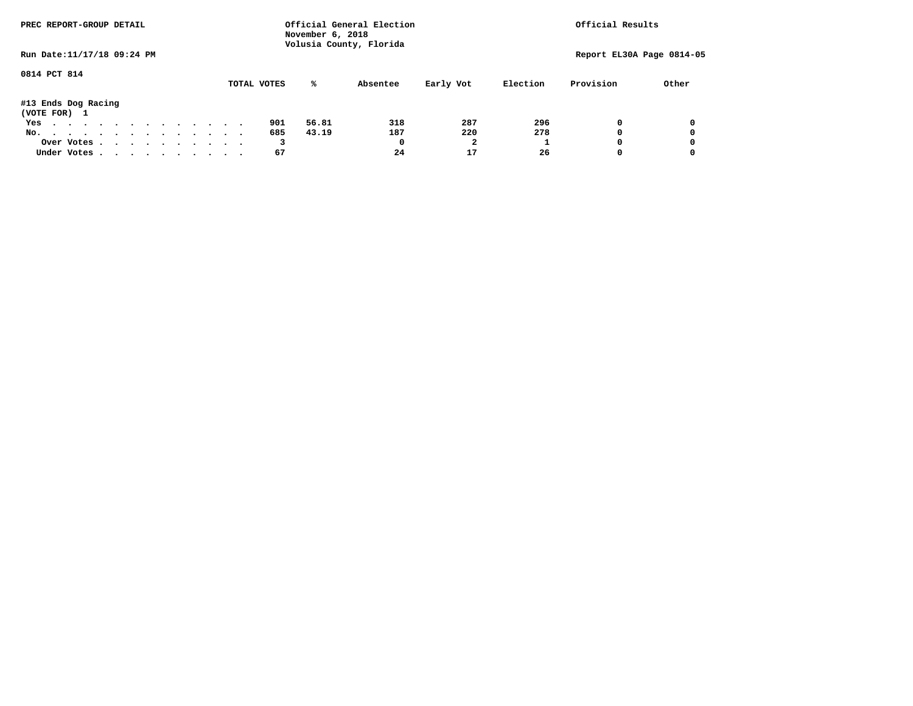PREC REPORT-GROUP DETAIL

Official General Election
November 6, 2018
Volusia County, Florida

Official Results

Run Date:11/17/18 09:24 PM

Report EL30A Page 0814-05

0814 PCT 814

#13 Ends Dog Racing
(VOTE FOR) 1

| | TOTAL VOTES | % | Absentee | Early Vot | Election | Provision | Other |
|---|---|---|---|---|---|---|---|
| Yes . . . . . . . . . . . . . . | 901 | 56.81 | 318 | 287 | 296 | 0 | 0 |
| No. . . . . . . . . . . . . . . | 685 | 43.19 | 187 | 220 | 278 | 0 | 0 |
| Over Votes . . . . . . . . . . | 3 | | 0 | 2 | 1 | 0 | 0 |
| Under Votes . . . . . . . . . . | 67 | | 24 | 17 | 26 | 0 | 0 |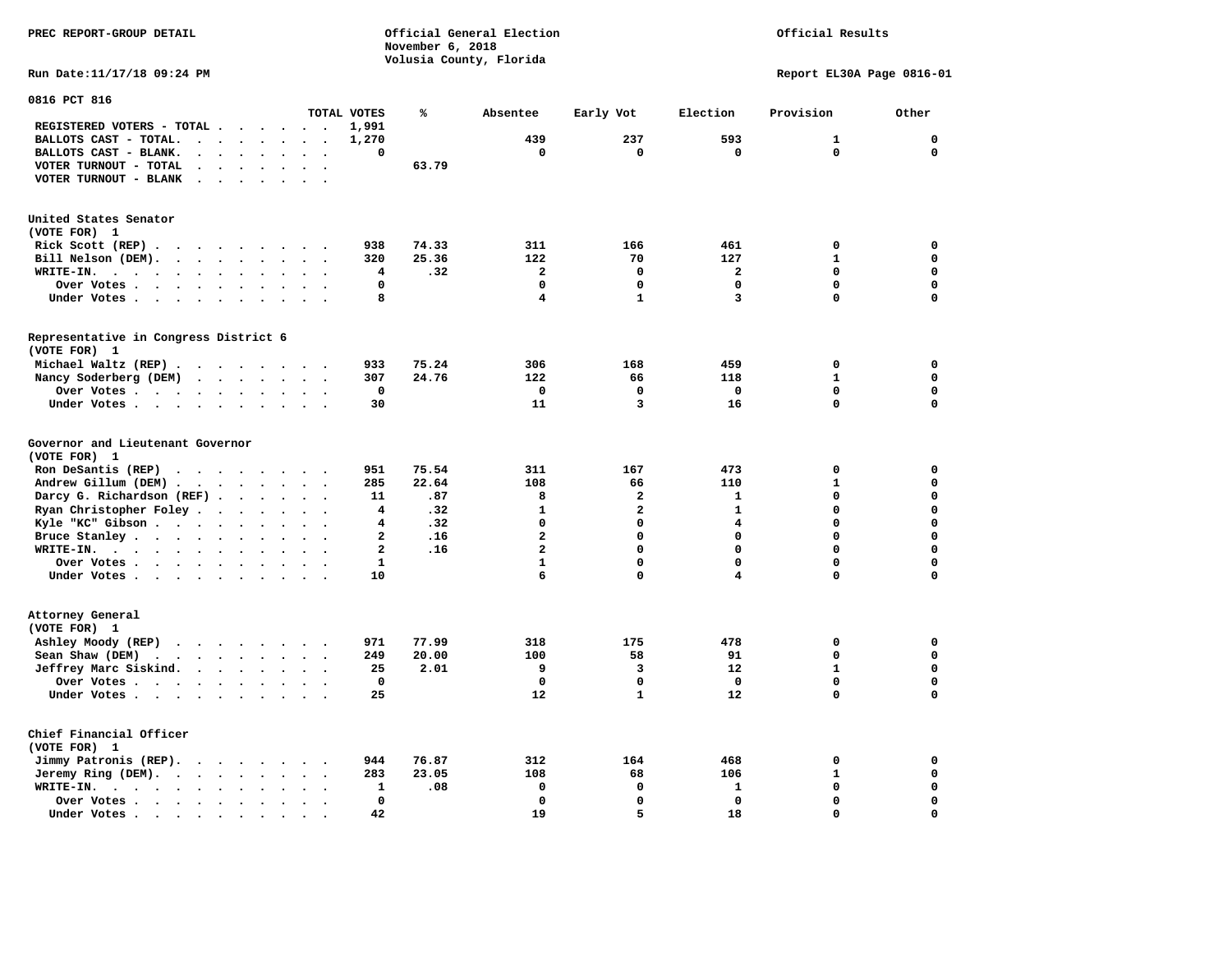PREC REPORT-GROUP DETAIL

Official General Election
November 6, 2018
Volusia County, Florida

Official Results

Run Date:11/17/18 09:24 PM

Report EL30A Page 0816-01

## 0816 PCT 816

| | TOTAL VOTES | % | Absentee | Early Vot | Election | Provision | Other |
|---|---|---|---|---|---|---|---|
| REGISTERED VOTERS - TOTAL | 1,991 | | | | | | |
| BALLOTS CAST - TOTAL. | 1,270 | | 439 | 237 | 593 | 1 | 0 |
| BALLOTS CAST - BLANK. | 0 | | 0 | 0 | 0 | 0 | 0 |
| VOTER TURNOUT - TOTAL | | 63.79 | | | | | |
| VOTER TURNOUT - BLANK | | | | | | | |

### United States Senator
(VOTE FOR) 1

| | TOTAL VOTES | % | Absentee | Early Vot | Election | Provision | Other |
|---|---|---|---|---|---|---|---|
| Rick Scott (REP) | 938 | 74.33 | 311 | 166 | 461 | 0 | 0 |
| Bill Nelson (DEM). | 320 | 25.36 | 122 | 70 | 127 | 1 | 0 |
| WRITE-IN. | 4 | .32 | 2 | 0 | 2 | 0 | 0 |
| Over Votes | 0 | | 0 | 0 | 0 | 0 | 0 |
| Under Votes | 8 | | 4 | 1 | 3 | 0 | 0 |

### Representative in Congress District 6
(VOTE FOR) 1

| | TOTAL VOTES | % | Absentee | Early Vot | Election | Provision | Other |
|---|---|---|---|---|---|---|---|
| Michael Waltz (REP) | 933 | 75.24 | 306 | 168 | 459 | 0 | 0 |
| Nancy Soderberg (DEM) | 307 | 24.76 | 122 | 66 | 118 | 1 | 0 |
| Over Votes | 0 | | 0 | 0 | 0 | 0 | 0 |
| Under Votes | 30 | | 11 | 3 | 16 | 0 | 0 |

### Governor and Lieutenant Governor
(VOTE FOR) 1

| | TOTAL VOTES | % | Absentee | Early Vot | Election | Provision | Other |
|---|---|---|---|---|---|---|---|
| Ron DeSantis (REP) | 951 | 75.54 | 311 | 167 | 473 | 0 | 0 |
| Andrew Gillum (DEM) | 285 | 22.64 | 108 | 66 | 110 | 1 | 0 |
| Darcy G. Richardson (REF) | 11 | .87 | 8 | 2 | 1 | 0 | 0 |
| Ryan Christopher Foley | 4 | .32 | 1 | 2 | 1 | 0 | 0 |
| Kyle "KC" Gibson | 4 | .32 | 0 | 0 | 4 | 0 | 0 |
| Bruce Stanley | 2 | .16 | 2 | 0 | 0 | 0 | 0 |
| WRITE-IN. | 2 | .16 | 2 | 0 | 0 | 0 | 0 |
| Over Votes | 1 | | 1 | 0 | 0 | 0 | 0 |
| Under Votes | 10 | | 6 | 0 | 4 | 0 | 0 |

### Attorney General
(VOTE FOR) 1

| | TOTAL VOTES | % | Absentee | Early Vot | Election | Provision | Other |
|---|---|---|---|---|---|---|---|
| Ashley Moody (REP) | 971 | 77.99 | 318 | 175 | 478 | 0 | 0 |
| Sean Shaw (DEM) | 249 | 20.00 | 100 | 58 | 91 | 0 | 0 |
| Jeffrey Marc Siskind. | 25 | 2.01 | 9 | 3 | 12 | 1 | 0 |
| Over Votes | 0 | | 0 | 0 | 0 | 0 | 0 |
| Under Votes | 25 | | 12 | 1 | 12 | 0 | 0 |

### Chief Financial Officer
(VOTE FOR) 1

| | TOTAL VOTES | % | Absentee | Early Vot | Election | Provision | Other |
|---|---|---|---|---|---|---|---|
| Jimmy Patronis (REP). | 944 | 76.87 | 312 | 164 | 468 | 0 | 0 |
| Jeremy Ring (DEM). | 283 | 23.05 | 108 | 68 | 106 | 1 | 0 |
| WRITE-IN. | 1 | .08 | 0 | 0 | 1 | 0 | 0 |
| Over Votes | 0 | | 0 | 0 | 0 | 0 | 0 |
| Under Votes | 42 | | 19 | 5 | 18 | 0 | 0 |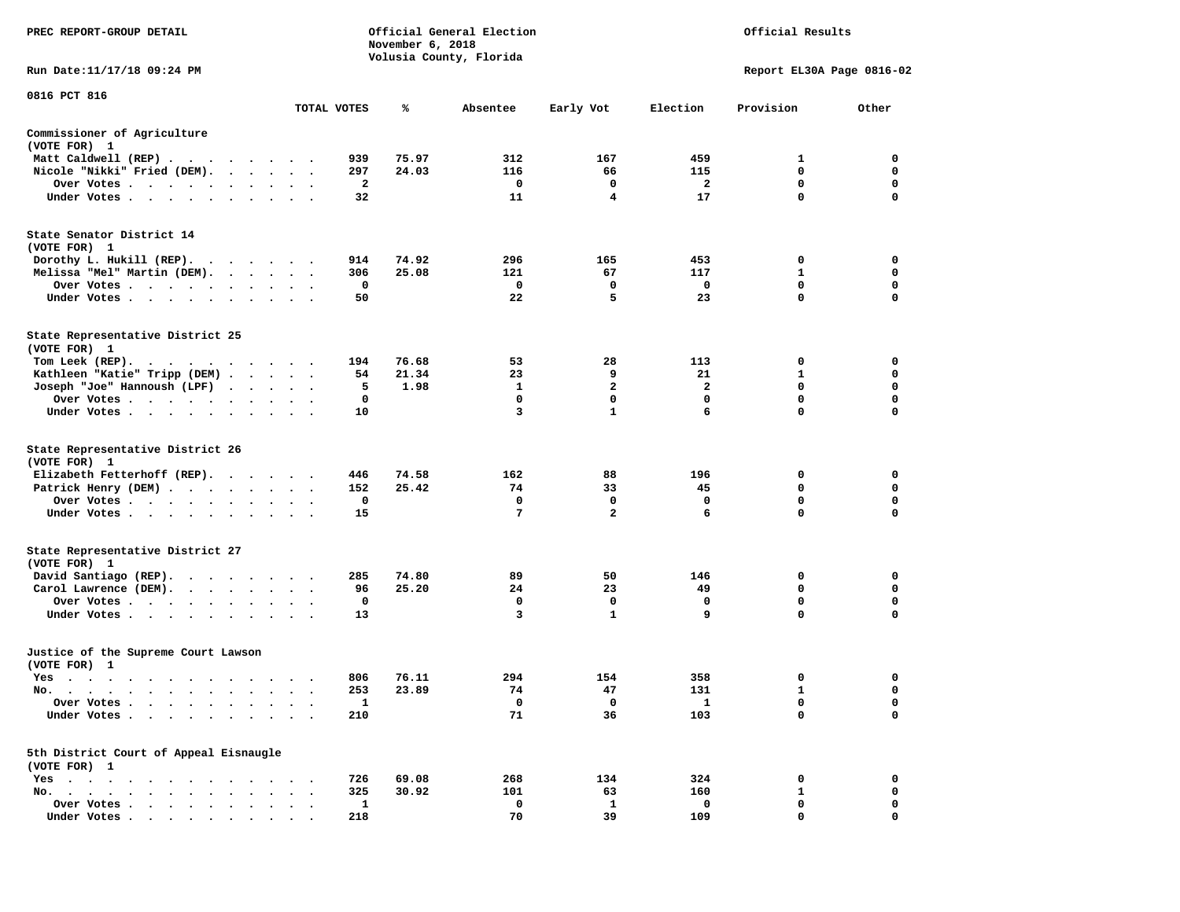PREC REPORT-GROUP DETAIL

Official General Election
November 6, 2018
Volusia County, Florida

Official Results

Run Date:11/17/18 09:24 PM

Report EL30A Page 0816-02

0816 PCT 816

| | TOTAL VOTES | % | Absentee | Early Vot | Election | Provision | Other |
|---|---|---|---|---|---|---|---|
| **Commissioner of Agriculture** | | | | | | | |
| (VOTE FOR) 1 | | | | | | | |
| Matt Caldwell (REP) | 939 | 75.97 | 312 | 167 | 459 | 1 | 0 |
| Nicole "Nikki" Fried (DEM). | 297 | 24.03 | 116 | 66 | 115 | 0 | 0 |
| Over Votes | 2 | | 0 | 0 | 2 | 0 | 0 |
| Under Votes | 32 | | 11 | 4 | 17 | 0 | 0 |
| **State Senator District 14** | | | | | | | |
| (VOTE FOR) 1 | | | | | | | |
| Dorothy L. Hukill (REP). | 914 | 74.92 | 296 | 165 | 453 | 0 | 0 |
| Melissa "Mel" Martin (DEM). | 306 | 25.08 | 121 | 67 | 117 | 1 | 0 |
| Over Votes | 0 | | 0 | 0 | 0 | 0 | 0 |
| Under Votes | 50 | | 22 | 5 | 23 | 0 | 0 |
| **State Representative District 25** | | | | | | | |
| (VOTE FOR) 1 | | | | | | | |
| Tom Leek (REP). | 194 | 76.68 | 53 | 28 | 113 | 0 | 0 |
| Kathleen "Katie" Tripp (DEM) | 54 | 21.34 | 23 | 9 | 21 | 1 | 0 |
| Joseph "Joe" Hannoush (LPF) | 5 | 1.98 | 1 | 2 | 2 | 0 | 0 |
| Over Votes | 0 | | 0 | 0 | 0 | 0 | 0 |
| Under Votes | 10 | | 3 | 1 | 6 | 0 | 0 |
| **State Representative District 26** | | | | | | | |
| (VOTE FOR) 1 | | | | | | | |
| Elizabeth Fetterhoff (REP). | 446 | 74.58 | 162 | 88 | 196 | 0 | 0 |
| Patrick Henry (DEM) | 152 | 25.42 | 74 | 33 | 45 | 0 | 0 |
| Over Votes | 0 | | 0 | 0 | 0 | 0 | 0 |
| Under Votes | 15 | | 7 | 2 | 6 | 0 | 0 |
| **State Representative District 27** | | | | | | | |
| (VOTE FOR) 1 | | | | | | | |
| David Santiago (REP). | 285 | 74.80 | 89 | 50 | 146 | 0 | 0 |
| Carol Lawrence (DEM). | 96 | 25.20 | 24 | 23 | 49 | 0 | 0 |
| Over Votes | 0 | | 0 | 0 | 0 | 0 | 0 |
| Under Votes | 13 | | 3 | 1 | 9 | 0 | 0 |
| **Justice of the Supreme Court Lawson** | | | | | | | |
| (VOTE FOR) 1 | | | | | | | |
| Yes | 806 | 76.11 | 294 | 154 | 358 | 0 | 0 |
| No. | 253 | 23.89 | 74 | 47 | 131 | 1 | 0 |
| Over Votes | 1 | | 0 | 0 | 1 | 0 | 0 |
| Under Votes | 210 | | 71 | 36 | 103 | 0 | 0 |
| **5th District Court of Appeal Eisnaugle** | | | | | | | |
| (VOTE FOR) 1 | | | | | | | |
| Yes | 726 | 69.08 | 268 | 134 | 324 | 0 | 0 |
| No. | 325 | 30.92 | 101 | 63 | 160 | 1 | 0 |
| Over Votes | 1 | | 0 | 1 | 0 | 0 | 0 |
| Under Votes | 218 | | 70 | 39 | 109 | 0 | 0 |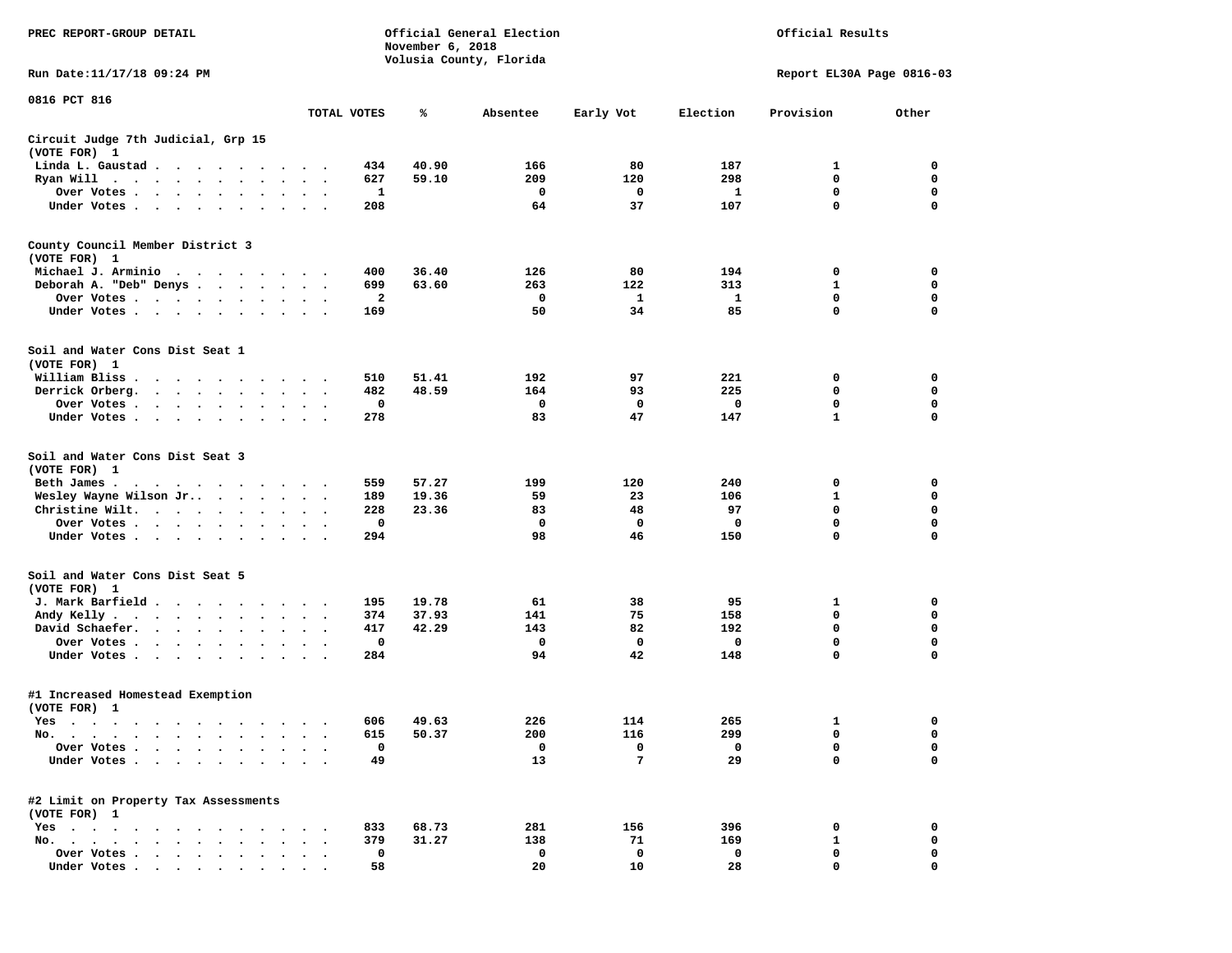PREC REPORT-GROUP DETAIL

Official General Election
November 6, 2018
Volusia County, Florida

Official Results

Run Date:11/17/18 09:24 PM

Report EL30A Page 0816-03

0816 PCT 816

| | TOTAL VOTES | % | Absentee | Early Vot | Election | Provision | Other |
|---|---|---|---|---|---|---|---|
| **Circuit Judge 7th Judicial, Grp 15** | | | | | | | |
| **(VOTE FOR) 1** | | | | | | | |
| Linda L. Gaustad | 434 | 40.90 | 166 | 80 | 187 | 1 | 0 |
| Ryan Will | 627 | 59.10 | 209 | 120 | 298 | 0 | 0 |
| Over Votes | 1 | | 0 | 0 | 1 | 0 | 0 |
| Under Votes | 208 | | 64 | 37 | 107 | 0 | 0 |
| **County Council Member District 3** | | | | | | | |
| **(VOTE FOR) 1** | | | | | | | |
| Michael J. Arminio | 400 | 36.40 | 126 | 80 | 194 | 0 | 0 |
| Deborah A. "Deb" Denys | 699 | 63.60 | 263 | 122 | 313 | 1 | 0 |
| Over Votes | 2 | | 0 | 1 | 1 | 0 | 0 |
| Under Votes | 169 | | 50 | 34 | 85 | 0 | 0 |
| **Soil and Water Cons Dist Seat 1** | | | | | | | |
| **(VOTE FOR) 1** | | | | | | | |
| William Bliss | 510 | 51.41 | 192 | 97 | 221 | 0 | 0 |
| Derrick Orberg. | 482 | 48.59 | 164 | 93 | 225 | 0 | 0 |
| Over Votes | 0 | | 0 | 0 | 0 | 0 | 0 |
| Under Votes | 278 | | 83 | 47 | 147 | 1 | 0 |
| **Soil and Water Cons Dist Seat 3** | | | | | | | |
| **(VOTE FOR) 1** | | | | | | | |
| Beth James | 559 | 57.27 | 199 | 120 | 240 | 0 | 0 |
| Wesley Wayne Wilson Jr.. | 189 | 19.36 | 59 | 23 | 106 | 1 | 0 |
| Christine Wilt. | 228 | 23.36 | 83 | 48 | 97 | 0 | 0 |
| Over Votes | 0 | | 0 | 0 | 0 | 0 | 0 |
| Under Votes | 294 | | 98 | 46 | 150 | 0 | 0 |
| **Soil and Water Cons Dist Seat 5** | | | | | | | |
| **(VOTE FOR) 1** | | | | | | | |
| J. Mark Barfield | 195 | 19.78 | 61 | 38 | 95 | 1 | 0 |
| Andy Kelly | 374 | 37.93 | 141 | 75 | 158 | 0 | 0 |
| David Schaefer. | 417 | 42.29 | 143 | 82 | 192 | 0 | 0 |
| Over Votes | 0 | | 0 | 0 | 0 | 0 | 0 |
| Under Votes | 284 | | 94 | 42 | 148 | 0 | 0 |
| **#1 Increased Homestead Exemption** | | | | | | | |
| **(VOTE FOR) 1** | | | | | | | |
| Yes | 606 | 49.63 | 226 | 114 | 265 | 1 | 0 |
| No. | 615 | 50.37 | 200 | 116 | 299 | 0 | 0 |
| Over Votes | 0 | | 0 | 0 | 0 | 0 | 0 |
| Under Votes | 49 | | 13 | 7 | 29 | 0 | 0 |
| **#2 Limit on Property Tax Assessments** | | | | | | | |
| **(VOTE FOR) 1** | | | | | | | |
| Yes | 833 | 68.73 | 281 | 156 | 396 | 0 | 0 |
| No. | 379 | 31.27 | 138 | 71 | 169 | 1 | 0 |
| Over Votes | 0 | | 0 | 0 | 0 | 0 | 0 |
| Under Votes | 58 | | 20 | 10 | 28 | 0 | 0 |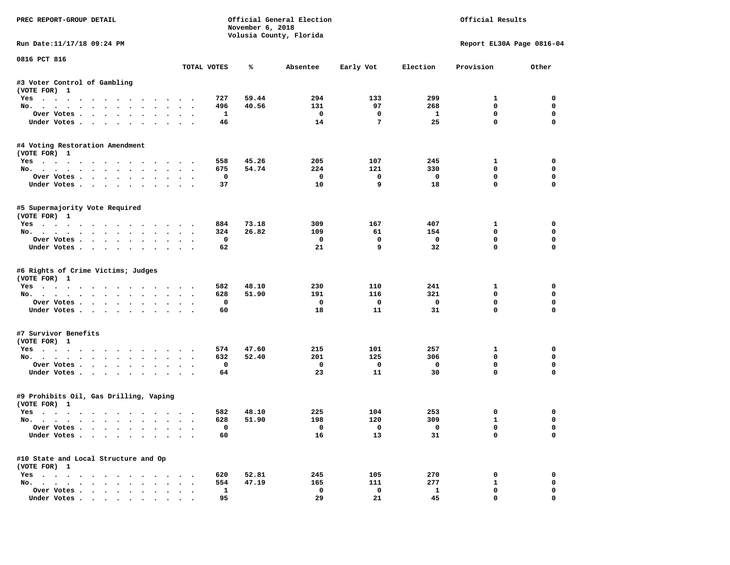PREC REPORT-GROUP DETAIL

Official General Election
November 6, 2018
Volusia County, Florida

Official Results

Run Date:11/17/18 09:24 PM

Report EL30A Page 0816-04

0816 PCT 816

| | TOTAL VOTES | % | Absentee | Early Vot | Election | Provision | Other |
|---|---|---|---|---|---|---|---|
| **#3 Voter Control of Gambling** | | | | | | | |
| (VOTE FOR) 1 | | | | | | | |
| Yes | 727 | 59.44 | 294 | 133 | 299 | 1 | 0 |
| No. | 496 | 40.56 | 131 | 97 | 268 | 0 | 0 |
| Over Votes | 1 | | 0 | 0 | 1 | 0 | 0 |
| Under Votes | 46 | | 14 | 7 | 25 | 0 | 0 |
| **#4 Voting Restoration Amendment** | | | | | | | |
| (VOTE FOR) 1 | | | | | | | |
| Yes | 558 | 45.26 | 205 | 107 | 245 | 1 | 0 |
| No. | 675 | 54.74 | 224 | 121 | 330 | 0 | 0 |
| Over Votes | 0 | | 0 | 0 | 0 | 0 | 0 |
| Under Votes | 37 | | 10 | 9 | 18 | 0 | 0 |
| **#5 Supermajority Vote Required** | | | | | | | |
| (VOTE FOR) 1 | | | | | | | |
| Yes | 884 | 73.18 | 309 | 167 | 407 | 1 | 0 |
| No. | 324 | 26.82 | 109 | 61 | 154 | 0 | 0 |
| Over Votes | 0 | | 0 | 0 | 0 | 0 | 0 |
| Under Votes | 62 | | 21 | 9 | 32 | 0 | 0 |
| **#6 Rights of Crime Victims; Judges** | | | | | | | |
| (VOTE FOR) 1 | | | | | | | |
| Yes | 582 | 48.10 | 230 | 110 | 241 | 1 | 0 |
| No. | 628 | 51.90 | 191 | 116 | 321 | 0 | 0 |
| Over Votes | 0 | | 0 | 0 | 0 | 0 | 0 |
| Under Votes | 60 | | 18 | 11 | 31 | 0 | 0 |
| **#7 Survivor Benefits** | | | | | | | |
| (VOTE FOR) 1 | | | | | | | |
| Yes | 574 | 47.60 | 215 | 101 | 257 | 1 | 0 |
| No. | 632 | 52.40 | 201 | 125 | 306 | 0 | 0 |
| Over Votes | 0 | | 0 | 0 | 0 | 0 | 0 |
| Under Votes | 64 | | 23 | 11 | 30 | 0 | 0 |
| **#9 Prohibits Oil, Gas Drilling, Vaping** | | | | | | | |
| (VOTE FOR) 1 | | | | | | | |
| Yes | 582 | 48.10 | 225 | 104 | 253 | 0 | 0 |
| No. | 628 | 51.90 | 198 | 120 | 309 | 1 | 0 |
| Over Votes | 0 | | 0 | 0 | 0 | 0 | 0 |
| Under Votes | 60 | | 16 | 13 | 31 | 0 | 0 |
| **#10 State and Local Structure and Op** | | | | | | | |
| (VOTE FOR) 1 | | | | | | | |
| Yes | 620 | 52.81 | 245 | 105 | 270 | 0 | 0 |
| No. | 554 | 47.19 | 165 | 111 | 277 | 1 | 0 |
| Over Votes | 1 | | 0 | 0 | 1 | 0 | 0 |
| Under Votes | 95 | | 29 | 21 | 45 | 0 | 0 |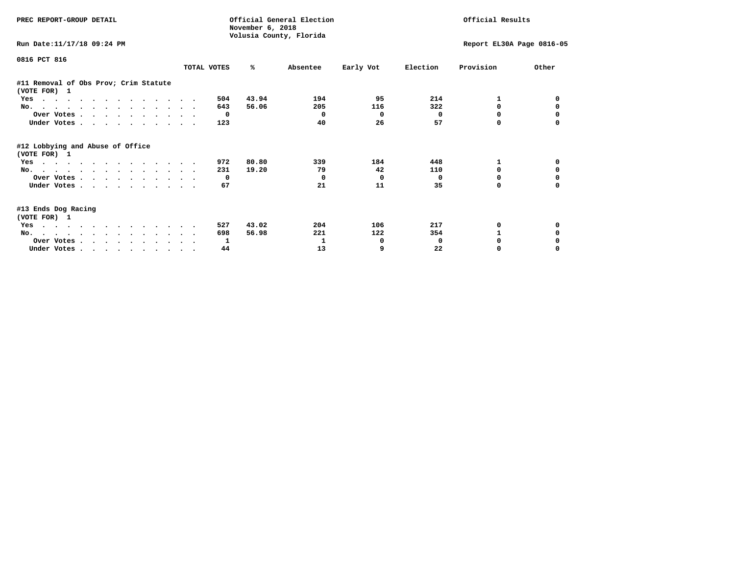PREC REPORT-GROUP DETAIL

Official General Election
November 6, 2018
Volusia County, Florida

Official Results

Run Date:11/17/18 09:24 PM

Report EL30A Page 0816-05

0816 PCT 816

| | TOTAL VOTES | % | Absentee | Early Vot | Election | Provision | Other |
|---|---|---|---|---|---|---|---|
| **#11 Removal of Obs Prov; Crim Statute** | | | | | | | |
| (VOTE FOR) 1 | | | | | | | |
| Yes | 504 | 43.94 | 194 | 95 | 214 | 1 | 0 |
| No. | 643 | 56.06 | 205 | 116 | 322 | 0 | 0 |
| Over Votes | 0 | | 0 | 0 | 0 | 0 | 0 |
| Under Votes | 123 | | 40 | 26 | 57 | 0 | 0 |
| **#12 Lobbying and Abuse of Office** | | | | | | | |
| (VOTE FOR) 1 | | | | | | | |
| Yes | 972 | 80.80 | 339 | 184 | 448 | 1 | 0 |
| No. | 231 | 19.20 | 79 | 42 | 110 | 0 | 0 |
| Over Votes | 0 | | 0 | 0 | 0 | 0 | 0 |
| Under Votes | 67 | | 21 | 11 | 35 | 0 | 0 |
| **#13 Ends Dog Racing** | | | | | | | |
| (VOTE FOR) 1 | | | | | | | |
| Yes | 527 | 43.02 | 204 | 106 | 217 | 0 | 0 |
| No. | 698 | 56.98 | 221 | 122 | 354 | 1 | 0 |
| Over Votes | 1 | | 1 | 0 | 0 | 0 | 0 |
| Under Votes | 44 | | 13 | 9 | 22 | 0 | 0 |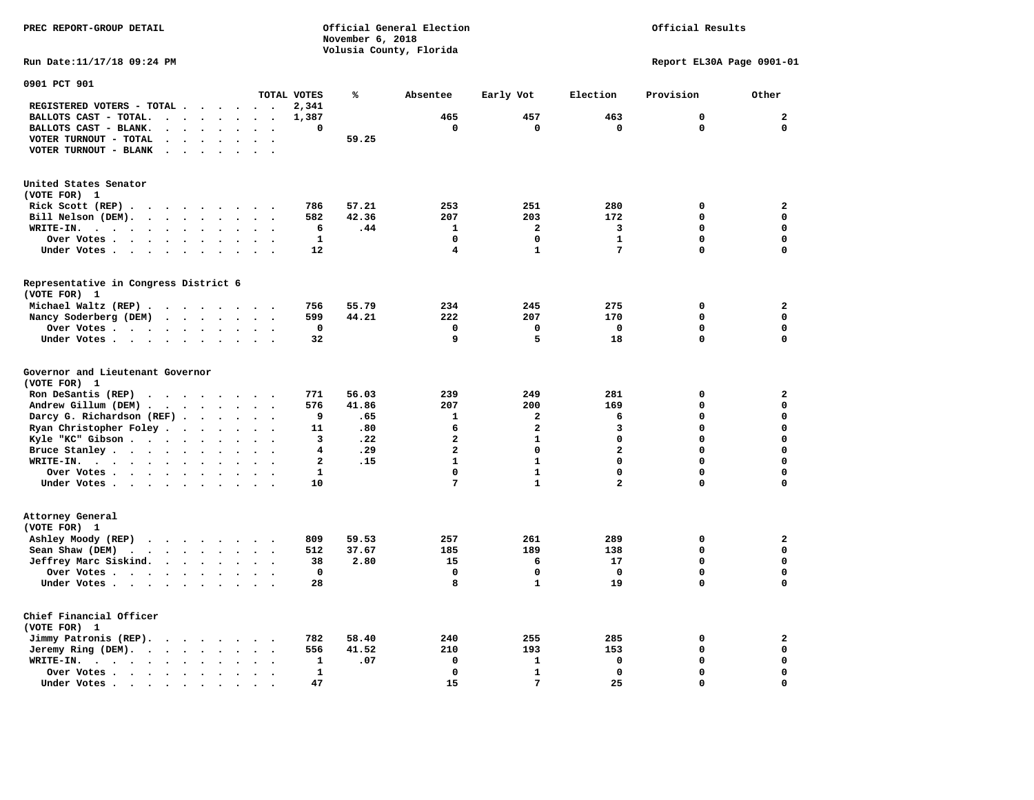PREC REPORT-GROUP DETAIL

Official General Election
November 6, 2018
Volusia County, Florida

Official Results

Run Date:11/17/18 09:24 PM

Report EL30A Page 0901-01

## 0901 PCT 901

| | TOTAL VOTES | % | Absentee | Early Vot | Election | Provision | Other |
|---|---|---|---|---|---|---|---|
| REGISTERED VOTERS - TOTAL | 2,341 | | | | | | |
| BALLOTS CAST - TOTAL. | 1,387 | | 465 | 457 | 463 | 0 | 2 |
| BALLOTS CAST - BLANK. | 0 | | 0 | 0 | 0 | 0 | 0 |
| VOTER TURNOUT - TOTAL | | 59.25 | | | | | |
| VOTER TURNOUT - BLANK | | | | | | | |

### United States Senator
(VOTE FOR) 1

| | TOTAL VOTES | % | Absentee | Early Vot | Election | Provision | Other |
|---|---|---|---|---|---|---|---|
| Rick Scott (REP) | 786 | 57.21 | 253 | 251 | 280 | 0 | 2 |
| Bill Nelson (DEM). | 582 | 42.36 | 207 | 203 | 172 | 0 | 0 |
| WRITE-IN. | 6 | .44 | 1 | 2 | 3 | 0 | 0 |
| Over Votes | 1 | | 0 | 0 | 1 | 0 | 0 |
| Under Votes | 12 | | 4 | 1 | 7 | 0 | 0 |

### Representative in Congress District 6
(VOTE FOR) 1

| | TOTAL VOTES | % | Absentee | Early Vot | Election | Provision | Other |
|---|---|---|---|---|---|---|---|
| Michael Waltz (REP) | 756 | 55.79 | 234 | 245 | 275 | 0 | 2 |
| Nancy Soderberg (DEM) | 599 | 44.21 | 222 | 207 | 170 | 0 | 0 |
| Over Votes | 0 | | 0 | 0 | 0 | 0 | 0 |
| Under Votes | 32 | | 9 | 5 | 18 | 0 | 0 |

### Governor and Lieutenant Governor
(VOTE FOR) 1

| | TOTAL VOTES | % | Absentee | Early Vot | Election | Provision | Other |
|---|---|---|---|---|---|---|---|
| Ron DeSantis (REP) | 771 | 56.03 | 239 | 249 | 281 | 0 | 2 |
| Andrew Gillum (DEM) | 576 | 41.86 | 207 | 200 | 169 | 0 | 0 |
| Darcy G. Richardson (REF) | 9 | .65 | 1 | 2 | 6 | 0 | 0 |
| Ryan Christopher Foley | 11 | .80 | 6 | 2 | 3 | 0 | 0 |
| Kyle "KC" Gibson | 3 | .22 | 2 | 1 | 0 | 0 | 0 |
| Bruce Stanley | 4 | .29 | 2 | 0 | 2 | 0 | 0 |
| WRITE-IN. | 2 | .15 | 1 | 1 | 0 | 0 | 0 |
| Over Votes | 1 | | 0 | 1 | 0 | 0 | 0 |
| Under Votes | 10 | | 7 | 1 | 2 | 0 | 0 |

### Attorney General
(VOTE FOR) 1

| | TOTAL VOTES | % | Absentee | Early Vot | Election | Provision | Other |
|---|---|---|---|---|---|---|---|
| Ashley Moody (REP) | 809 | 59.53 | 257 | 261 | 289 | 0 | 2 |
| Sean Shaw (DEM) | 512 | 37.67 | 185 | 189 | 138 | 0 | 0 |
| Jeffrey Marc Siskind. | 38 | 2.80 | 15 | 6 | 17 | 0 | 0 |
| Over Votes | 0 | | 0 | 0 | 0 | 0 | 0 |
| Under Votes | 28 | | 8 | 1 | 19 | 0 | 0 |

### Chief Financial Officer
(VOTE FOR) 1

| | TOTAL VOTES | % | Absentee | Early Vot | Election | Provision | Other |
|---|---|---|---|---|---|---|---|
| Jimmy Patronis (REP). | 782 | 58.40 | 240 | 255 | 285 | 0 | 2 |
| Jeremy Ring (DEM). | 556 | 41.52 | 210 | 193 | 153 | 0 | 0 |
| WRITE-IN. | 1 | .07 | 0 | 1 | 0 | 0 | 0 |
| Over Votes | 1 | | 0 | 1 | 0 | 0 | 0 |
| Under Votes | 47 | | 15 | 7 | 25 | 0 | 0 |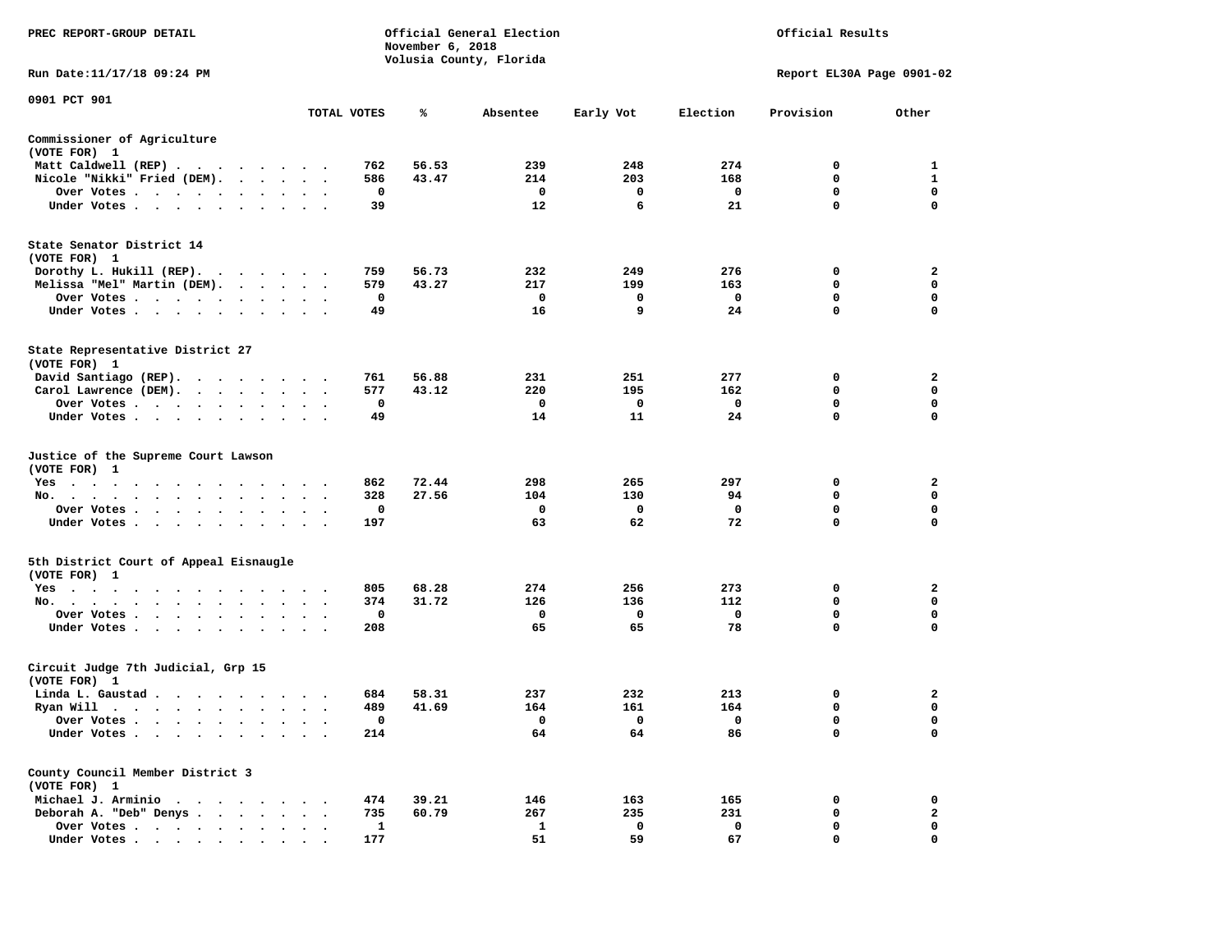PREC REPORT-GROUP DETAIL

Official General Election
November 6, 2018
Volusia County, Florida

Official Results

Run Date:11/17/18 09:24 PM

Report EL30A Page 0901-02

0901 PCT 901

| | TOTAL VOTES | % | Absentee | Early Vot | Election | Provision | Other |
|---|---|---|---|---|---|---|---|
| **Commissioner of Agriculture** | | | | | | | |
| (VOTE FOR) 1 | | | | | | | |
| Matt Caldwell (REP) | 762 | 56.53 | 239 | 248 | 274 | 0 | 1 |
| Nicole "Nikki" Fried (DEM) | 586 | 43.47 | 214 | 203 | 168 | 0 | 1 |
| Over Votes | 0 | | 0 | 0 | 0 | 0 | 0 |
| Under Votes | 39 | | 12 | 6 | 21 | 0 | 0 |
| **State Senator District 14** | | | | | | | |
| (VOTE FOR) 1 | | | | | | | |
| Dorothy L. Hukill (REP) | 759 | 56.73 | 232 | 249 | 276 | 0 | 2 |
| Melissa "Mel" Martin (DEM) | 579 | 43.27 | 217 | 199 | 163 | 0 | 0 |
| Over Votes | 0 | | 0 | 0 | 0 | 0 | 0 |
| Under Votes | 49 | | 16 | 9 | 24 | 0 | 0 |
| **State Representative District 27** | | | | | | | |
| (VOTE FOR) 1 | | | | | | | |
| David Santiago (REP) | 761 | 56.88 | 231 | 251 | 277 | 0 | 2 |
| Carol Lawrence (DEM) | 577 | 43.12 | 220 | 195 | 162 | 0 | 0 |
| Over Votes | 0 | | 0 | 0 | 0 | 0 | 0 |
| Under Votes | 49 | | 14 | 11 | 24 | 0 | 0 |
| **Justice of the Supreme Court Lawson** | | | | | | | |
| (VOTE FOR) 1 | | | | | | | |
| Yes | 862 | 72.44 | 298 | 265 | 297 | 0 | 2 |
| No | 328 | 27.56 | 104 | 130 | 94 | 0 | 0 |
| Over Votes | 0 | | 0 | 0 | 0 | 0 | 0 |
| Under Votes | 197 | | 63 | 62 | 72 | 0 | 0 |
| **5th District Court of Appeal Eisnaugle** | | | | | | | |
| (VOTE FOR) 1 | | | | | | | |
| Yes | 805 | 68.28 | 274 | 256 | 273 | 0 | 2 |
| No | 374 | 31.72 | 126 | 136 | 112 | 0 | 0 |
| Over Votes | 0 | | 0 | 0 | 0 | 0 | 0 |
| Under Votes | 208 | | 65 | 65 | 78 | 0 | 0 |
| **Circuit Judge 7th Judicial, Grp 15** | | | | | | | |
| (VOTE FOR) 1 | | | | | | | |
| Linda L. Gaustad | 684 | 58.31 | 237 | 232 | 213 | 0 | 2 |
| Ryan Will | 489 | 41.69 | 164 | 161 | 164 | 0 | 0 |
| Over Votes | 0 | | 0 | 0 | 0 | 0 | 0 |
| Under Votes | 214 | | 64 | 64 | 86 | 0 | 0 |
| **County Council Member District 3** | | | | | | | |
| (VOTE FOR) 1 | | | | | | | |
| Michael J. Arminio | 474 | 39.21 | 146 | 163 | 165 | 0 | 0 |
| Deborah A. "Deb" Denys | 735 | 60.79 | 267 | 235 | 231 | 0 | 2 |
| Over Votes | 1 | | 1 | 0 | 0 | 0 | 0 |
| Under Votes | 177 | | 51 | 59 | 67 | 0 | 0 |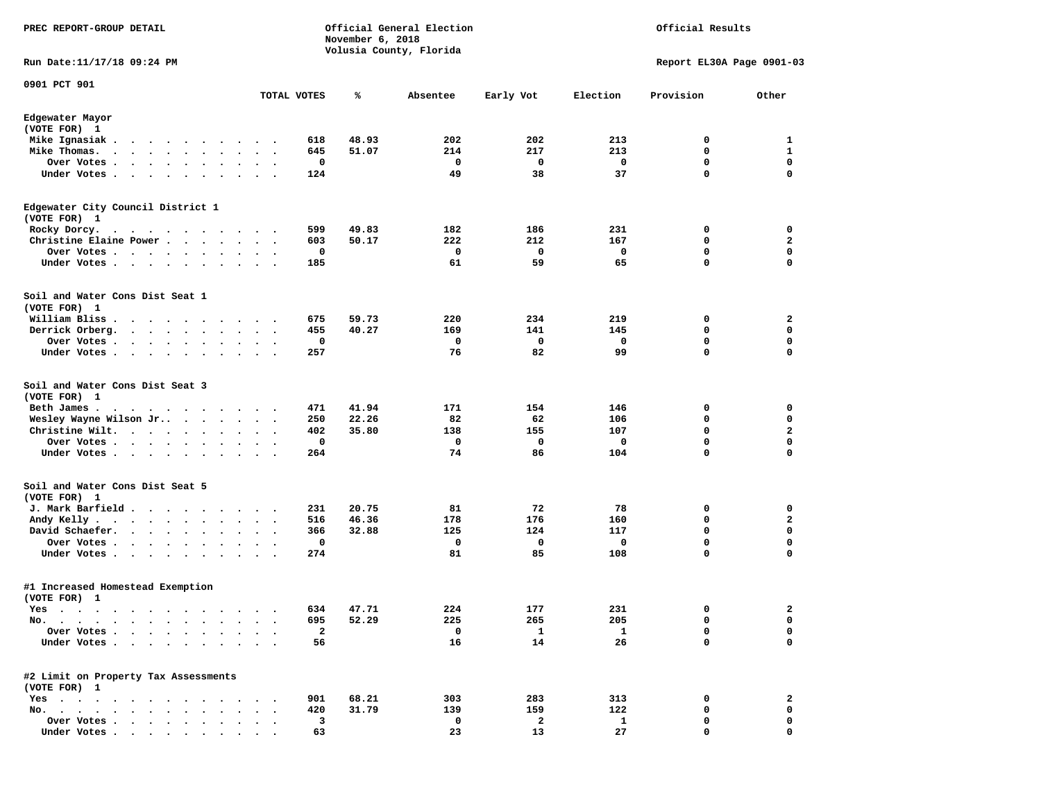PREC REPORT-GROUP DETAIL

Official General Election
November 6, 2018
Volusia County, Florida

Official Results

Run Date:11/17/18 09:24 PM

Report EL30A Page 0901-03

0901 PCT 901

| | TOTAL VOTES | % | Absentee | Early Vot | Election | Provision | Other |
|---|---|---|---|---|---|---|---|
| **Edgewater Mayor** | | | | | | | |
| (VOTE FOR) 1 | | | | | | | |
| Mike Ignasiak | 618 | 48.93 | 202 | 202 | 213 | 0 | 1 |
| Mike Thomas. | 645 | 51.07 | 214 | 217 | 213 | 0 | 1 |
| Over Votes | 0 | | 0 | 0 | 0 | 0 | 0 |
| Under Votes | 124 | | 49 | 38 | 37 | 0 | 0 |
| **Edgewater City Council District 1** | | | | | | | |
| (VOTE FOR) 1 | | | | | | | |
| Rocky Dorcy. | 599 | 49.83 | 182 | 186 | 231 | 0 | 0 |
| Christine Elaine Power | 603 | 50.17 | 222 | 212 | 167 | 0 | 2 |
| Over Votes | 0 | | 0 | 0 | 0 | 0 | 0 |
| Under Votes | 185 | | 61 | 59 | 65 | 0 | 0 |
| **Soil and Water Cons Dist Seat 1** | | | | | | | |
| (VOTE FOR) 1 | | | | | | | |
| William Bliss | 675 | 59.73 | 220 | 234 | 219 | 0 | 2 |
| Derrick Orberg. | 455 | 40.27 | 169 | 141 | 145 | 0 | 0 |
| Over Votes | 0 | | 0 | 0 | 0 | 0 | 0 |
| Under Votes | 257 | | 76 | 82 | 99 | 0 | 0 |
| **Soil and Water Cons Dist Seat 3** | | | | | | | |
| (VOTE FOR) 1 | | | | | | | |
| Beth James | 471 | 41.94 | 171 | 154 | 146 | 0 | 0 |
| Wesley Wayne Wilson Jr.. | 250 | 22.26 | 82 | 62 | 106 | 0 | 0 |
| Christine Wilt. | 402 | 35.80 | 138 | 155 | 107 | 0 | 2 |
| Over Votes | 0 | | 0 | 0 | 0 | 0 | 0 |
| Under Votes | 264 | | 74 | 86 | 104 | 0 | 0 |
| **Soil and Water Cons Dist Seat 5** | | | | | | | |
| (VOTE FOR) 1 | | | | | | | |
| J. Mark Barfield | 231 | 20.75 | 81 | 72 | 78 | 0 | 0 |
| Andy Kelly | 516 | 46.36 | 178 | 176 | 160 | 0 | 2 |
| David Schaefer. | 366 | 32.88 | 125 | 124 | 117 | 0 | 0 |
| Over Votes | 0 | | 0 | 0 | 0 | 0 | 0 |
| Under Votes | 274 | | 81 | 85 | 108 | 0 | 0 |
| **#1 Increased Homestead Exemption** | | | | | | | |
| (VOTE FOR) 1 | | | | | | | |
| Yes | 634 | 47.71 | 224 | 177 | 231 | 0 | 2 |
| No. | 695 | 52.29 | 225 | 265 | 205 | 0 | 0 |
| Over Votes | 2 | | 0 | 1 | 1 | 0 | 0 |
| Under Votes | 56 | | 16 | 14 | 26 | 0 | 0 |
| **#2 Limit on Property Tax Assessments** | | | | | | | |
| (VOTE FOR) 1 | | | | | | | |
| Yes | 901 | 68.21 | 303 | 283 | 313 | 0 | 2 |
| No. | 420 | 31.79 | 139 | 159 | 122 | 0 | 0 |
| Over Votes | 3 | | 0 | 2 | 1 | 0 | 0 |
| Under Votes | 63 | | 23 | 13 | 27 | 0 | 0 |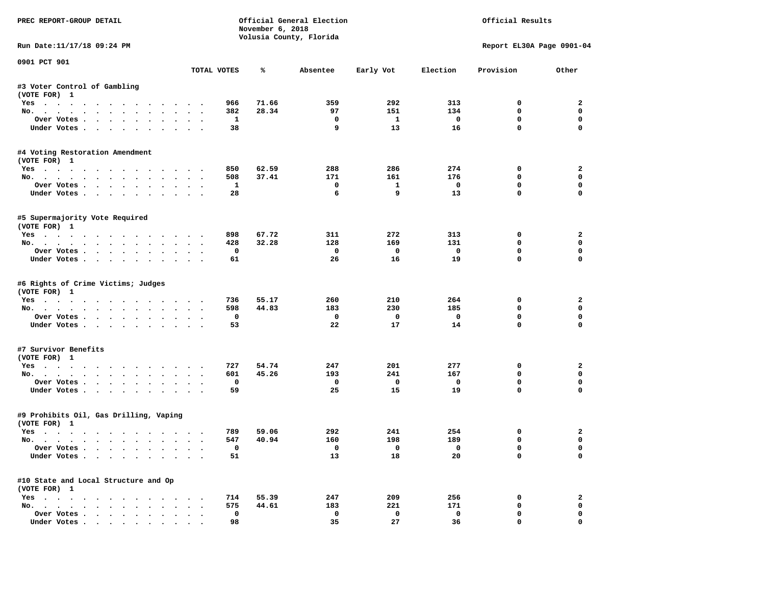PREC REPORT-GROUP DETAIL

Official General Election
November 6, 2018
Volusia County, Florida

Official Results

Run Date:11/17/18 09:24 PM

Report EL30A Page 0901-04

0901 PCT 901

| | TOTAL VOTES | % | Absentee | Early Vot | Election | Provision | Other |
|---|---|---|---|---|---|---|---|
| **#3 Voter Control of Gambling** | | | | | | | |
| (VOTE FOR) 1 | | | | | | | |
| Yes | 966 | 71.66 | 359 | 292 | 313 | 0 | 2 |
| No. | 382 | 28.34 | 97 | 151 | 134 | 0 | 0 |
| Over Votes | 1 | | 0 | 1 | 0 | 0 | 0 |
| Under Votes | 38 | | 9 | 13 | 16 | 0 | 0 |
| **#4 Voting Restoration Amendment** | | | | | | | |
| (VOTE FOR) 1 | | | | | | | |
| Yes | 850 | 62.59 | 288 | 286 | 274 | 0 | 2 |
| No. | 508 | 37.41 | 171 | 161 | 176 | 0 | 0 |
| Over Votes | 1 | | 0 | 1 | 0 | 0 | 0 |
| Under Votes | 28 | | 6 | 9 | 13 | 0 | 0 |
| **#5 Supermajority Vote Required** | | | | | | | |
| (VOTE FOR) 1 | | | | | | | |
| Yes | 898 | 67.72 | 311 | 272 | 313 | 0 | 2 |
| No. | 428 | 32.28 | 128 | 169 | 131 | 0 | 0 |
| Over Votes | 0 | | 0 | 0 | 0 | 0 | 0 |
| Under Votes | 61 | | 26 | 16 | 19 | 0 | 0 |
| **#6 Rights of Crime Victims; Judges** | | | | | | | |
| (VOTE FOR) 1 | | | | | | | |
| Yes | 736 | 55.17 | 260 | 210 | 264 | 0 | 2 |
| No. | 598 | 44.83 | 183 | 230 | 185 | 0 | 0 |
| Over Votes | 0 | | 0 | 0 | 0 | 0 | 0 |
| Under Votes | 53 | | 22 | 17 | 14 | 0 | 0 |
| **#7 Survivor Benefits** | | | | | | | |
| (VOTE FOR) 1 | | | | | | | |
| Yes | 727 | 54.74 | 247 | 201 | 277 | 0 | 2 |
| No. | 601 | 45.26 | 193 | 241 | 167 | 0 | 0 |
| Over Votes | 0 | | 0 | 0 | 0 | 0 | 0 |
| Under Votes | 59 | | 25 | 15 | 19 | 0 | 0 |
| **#9 Prohibits Oil, Gas Drilling, Vaping** | | | | | | | |
| (VOTE FOR) 1 | | | | | | | |
| Yes | 789 | 59.06 | 292 | 241 | 254 | 0 | 2 |
| No. | 547 | 40.94 | 160 | 198 | 189 | 0 | 0 |
| Over Votes | 0 | | 0 | 0 | 0 | 0 | 0 |
| Under Votes | 51 | | 13 | 18 | 20 | 0 | 0 |
| **#10 State and Local Structure and Op** | | | | | | | |
| (VOTE FOR) 1 | | | | | | | |
| Yes | 714 | 55.39 | 247 | 209 | 256 | 0 | 2 |
| No. | 575 | 44.61 | 183 | 221 | 171 | 0 | 0 |
| Over Votes | 0 | | 0 | 0 | 0 | 0 | 0 |
| Under Votes | 98 | | 35 | 27 | 36 | 0 | 0 |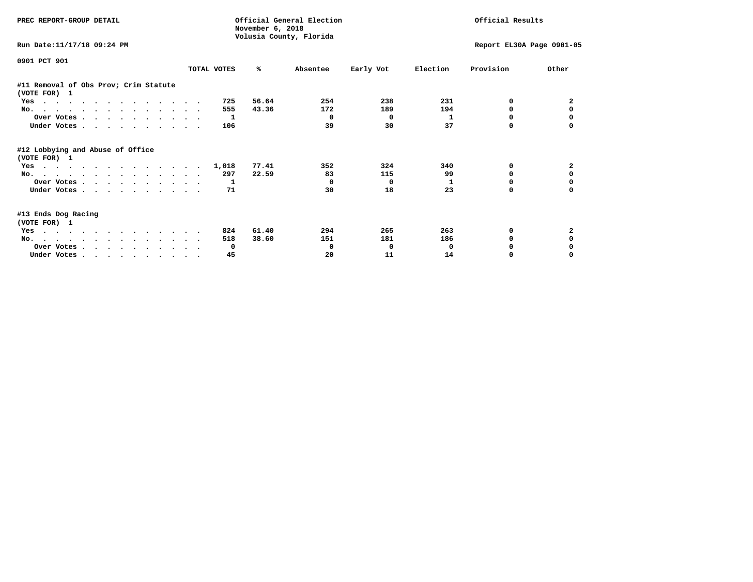PREC REPORT-GROUP DETAIL

Official General Election
November 6, 2018
Volusia County, Florida

Official Results

Run Date:11/17/18 09:24 PM

Report EL30A Page 0901-05

0901 PCT 901

| | TOTAL VOTES | % | Absentee | Early Vot | Election | Provision | Other |
|---|---|---|---|---|---|---|---|
| **#11 Removal of Obs Prov; Crim Statute** | | | | | | | |
| **(VOTE FOR) 1** | | | | | | | |
| Yes | 725 | 56.64 | 254 | 238 | 231 | 0 | 2 |
| No. | 555 | 43.36 | 172 | 189 | 194 | 0 | 0 |
| Over Votes | 1 | | 0 | 0 | 1 | 0 | 0 |
| Under Votes | 106 | | 39 | 30 | 37 | 0 | 0 |
| **#12 Lobbying and Abuse of Office** | | | | | | | |
| **(VOTE FOR) 1** | | | | | | | |
| Yes | 1,018 | 77.41 | 352 | 324 | 340 | 0 | 2 |
| No. | 297 | 22.59 | 83 | 115 | 99 | 0 | 0 |
| Over Votes | 1 | | 0 | 0 | 1 | 0 | 0 |
| Under Votes | 71 | | 30 | 18 | 23 | 0 | 0 |
| **#13 Ends Dog Racing** | | | | | | | |
| **(VOTE FOR) 1** | | | | | | | |
| Yes | 824 | 61.40 | 294 | 265 | 263 | 0 | 2 |
| No. | 518 | 38.60 | 151 | 181 | 186 | 0 | 0 |
| Over Votes | 0 | | 0 | 0 | 0 | 0 | 0 |
| Under Votes | 45 | | 20 | 11 | 14 | 0 | 0 |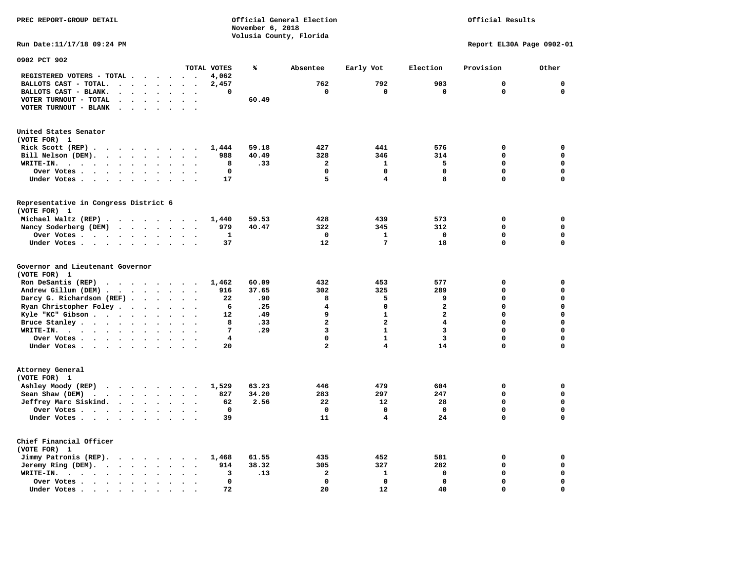PREC REPORT-GROUP DETAIL

Official General Election
November 6, 2018
Volusia County, Florida

Official Results

Run Date:11/17/18 09:24 PM

Report EL30A Page 0902-01

## 0902 PCT 902

| | TOTAL VOTES | % | Absentee | Early Vot | Election | Provision | Other |
|---|---|---|---|---|---|---|---|
| REGISTERED VOTERS - TOTAL | 4,062 | | | | | | |
| BALLOTS CAST - TOTAL. | 2,457 | | 762 | 792 | 903 | 0 | 0 |
| BALLOTS CAST - BLANK. | 0 | | 0 | 0 | 0 | 0 | 0 |
| VOTER TURNOUT - TOTAL | | 60.49 | | | | | |
| VOTER TURNOUT - BLANK | | | | | | | |

### United States Senator
(VOTE FOR) 1

| | TOTAL VOTES | % | Absentee | Early Vot | Election | Provision | Other |
|---|---|---|---|---|---|---|---|
| Rick Scott (REP) | 1,444 | 59.18 | 427 | 441 | 576 | 0 | 0 |
| Bill Nelson (DEM). | 988 | 40.49 | 328 | 346 | 314 | 0 | 0 |
| WRITE-IN. | 8 | .33 | 2 | 1 | 5 | 0 | 0 |
| Over Votes | 0 | | 0 | 0 | 0 | 0 | 0 |
| Under Votes | 17 | | 5 | 4 | 8 | 0 | 0 |

### Representative in Congress District 6
(VOTE FOR) 1

| | TOTAL VOTES | % | Absentee | Early Vot | Election | Provision | Other |
|---|---|---|---|---|---|---|---|
| Michael Waltz (REP) | 1,440 | 59.53 | 428 | 439 | 573 | 0 | 0 |
| Nancy Soderberg (DEM) | 979 | 40.47 | 322 | 345 | 312 | 0 | 0 |
| Over Votes | 1 | | 0 | 1 | 0 | 0 | 0 |
| Under Votes | 37 | | 12 | 7 | 18 | 0 | 0 |

### Governor and Lieutenant Governor
(VOTE FOR) 1

| | TOTAL VOTES | % | Absentee | Early Vot | Election | Provision | Other |
|---|---|---|---|---|---|---|---|
| Ron DeSantis (REP) | 1,462 | 60.09 | 432 | 453 | 577 | 0 | 0 |
| Andrew Gillum (DEM) | 916 | 37.65 | 302 | 325 | 289 | 0 | 0 |
| Darcy G. Richardson (REF) | 22 | .90 | 8 | 5 | 9 | 0 | 0 |
| Ryan Christopher Foley | 6 | .25 | 4 | 0 | 2 | 0 | 0 |
| Kyle "KC" Gibson | 12 | .49 | 9 | 1 | 2 | 0 | 0 |
| Bruce Stanley | 8 | .33 | 2 | 2 | 4 | 0 | 0 |
| WRITE-IN. | 7 | .29 | 3 | 1 | 3 | 0 | 0 |
| Over Votes | 4 | | 0 | 1 | 3 | 0 | 0 |
| Under Votes | 20 | | 2 | 4 | 14 | 0 | 0 |

### Attorney General
(VOTE FOR) 1

| | TOTAL VOTES | % | Absentee | Early Vot | Election | Provision | Other |
|---|---|---|---|---|---|---|---|
| Ashley Moody (REP) | 1,529 | 63.23 | 446 | 479 | 604 | 0 | 0 |
| Sean Shaw (DEM) | 827 | 34.20 | 283 | 297 | 247 | 0 | 0 |
| Jeffrey Marc Siskind. | 62 | 2.56 | 22 | 12 | 28 | 0 | 0 |
| Over Votes | 0 | | 0 | 0 | 0 | 0 | 0 |
| Under Votes | 39 | | 11 | 4 | 24 | 0 | 0 |

### Chief Financial Officer
(VOTE FOR) 1

| | TOTAL VOTES | % | Absentee | Early Vot | Election | Provision | Other |
|---|---|---|---|---|---|---|---|
| Jimmy Patronis (REP). | 1,468 | 61.55 | 435 | 452 | 581 | 0 | 0 |
| Jeremy Ring (DEM). | 914 | 38.32 | 305 | 327 | 282 | 0 | 0 |
| WRITE-IN. | 3 | .13 | 2 | 1 | 0 | 0 | 0 |
| Over Votes | 0 | | 0 | 0 | 0 | 0 | 0 |
| Under Votes | 72 | | 20 | 12 | 40 | 0 | 0 |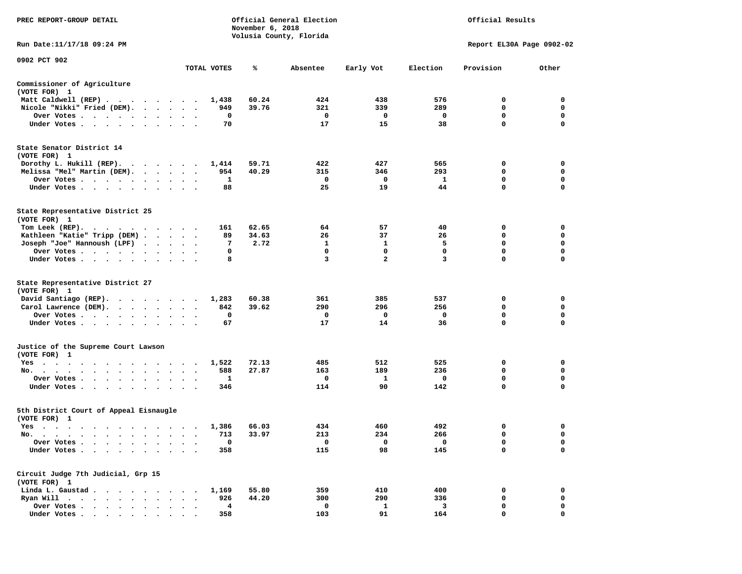PREC REPORT-GROUP DETAIL

Official General Election
November 6, 2018
Volusia County, Florida

Official Results

Run Date:11/17/18 09:24 PM

Report EL30A Page 0902-02

0902 PCT 902

| | TOTAL VOTES | % | Absentee | Early Vot | Election | Provision | Other |
|---|---|---|---|---|---|---|---|
| **Commissioner of Agriculture** | | | | | | | |
| (VOTE FOR) 1 | | | | | | | |
| Matt Caldwell (REP) | 1,438 | 60.24 | 424 | 438 | 576 | 0 | 0 |
| Nicole "Nikki" Fried (DEM) | 949 | 39.76 | 321 | 339 | 289 | 0 | 0 |
| Over Votes | 0 | | 0 | 0 | 0 | 0 | 0 |
| Under Votes | 70 | | 17 | 15 | 38 | 0 | 0 |
| **State Senator District 14** | | | | | | | |
| (VOTE FOR) 1 | | | | | | | |
| Dorothy L. Hukill (REP) | 1,414 | 59.71 | 422 | 427 | 565 | 0 | 0 |
| Melissa "Mel" Martin (DEM) | 954 | 40.29 | 315 | 346 | 293 | 0 | 0 |
| Over Votes | 1 | | 0 | 0 | 1 | 0 | 0 |
| Under Votes | 88 | | 25 | 19 | 44 | 0 | 0 |
| **State Representative District 25** | | | | | | | |
| (VOTE FOR) 1 | | | | | | | |
| Tom Leek (REP) | 161 | 62.65 | 64 | 57 | 40 | 0 | 0 |
| Kathleen "Katie" Tripp (DEM) | 89 | 34.63 | 26 | 37 | 26 | 0 | 0 |
| Joseph "Joe" Hannoush (LPF) | 7 | 2.72 | 1 | 1 | 5 | 0 | 0 |
| Over Votes | 0 | | 0 | 0 | 0 | 0 | 0 |
| Under Votes | 8 | | 3 | 2 | 3 | 0 | 0 |
| **State Representative District 27** | | | | | | | |
| (VOTE FOR) 1 | | | | | | | |
| David Santiago (REP) | 1,283 | 60.38 | 361 | 385 | 537 | 0 | 0 |
| Carol Lawrence (DEM) | 842 | 39.62 | 290 | 296 | 256 | 0 | 0 |
| Over Votes | 0 | | 0 | 0 | 0 | 0 | 0 |
| Under Votes | 67 | | 17 | 14 | 36 | 0 | 0 |
| **Justice of the Supreme Court Lawson** | | | | | | | |
| (VOTE FOR) 1 | | | | | | | |
| Yes | 1,522 | 72.13 | 485 | 512 | 525 | 0 | 0 |
| No | 588 | 27.87 | 163 | 189 | 236 | 0 | 0 |
| Over Votes | 1 | | 0 | 1 | 0 | 0 | 0 |
| Under Votes | 346 | | 114 | 90 | 142 | 0 | 0 |
| **5th District Court of Appeal Eisnaugle** | | | | | | | |
| (VOTE FOR) 1 | | | | | | | |
| Yes | 1,386 | 66.03 | 434 | 460 | 492 | 0 | 0 |
| No | 713 | 33.97 | 213 | 234 | 266 | 0 | 0 |
| Over Votes | 0 | | 0 | 0 | 0 | 0 | 0 |
| Under Votes | 358 | | 115 | 98 | 145 | 0 | 0 |
| **Circuit Judge 7th Judicial, Grp 15** | | | | | | | |
| (VOTE FOR) 1 | | | | | | | |
| Linda L. Gaustad | 1,169 | 55.80 | 359 | 410 | 400 | 0 | 0 |
| Ryan Will | 926 | 44.20 | 300 | 290 | 336 | 0 | 0 |
| Over Votes | 4 | | 0 | 1 | 3 | 0 | 0 |
| Under Votes | 358 | | 103 | 91 | 164 | 0 | 0 |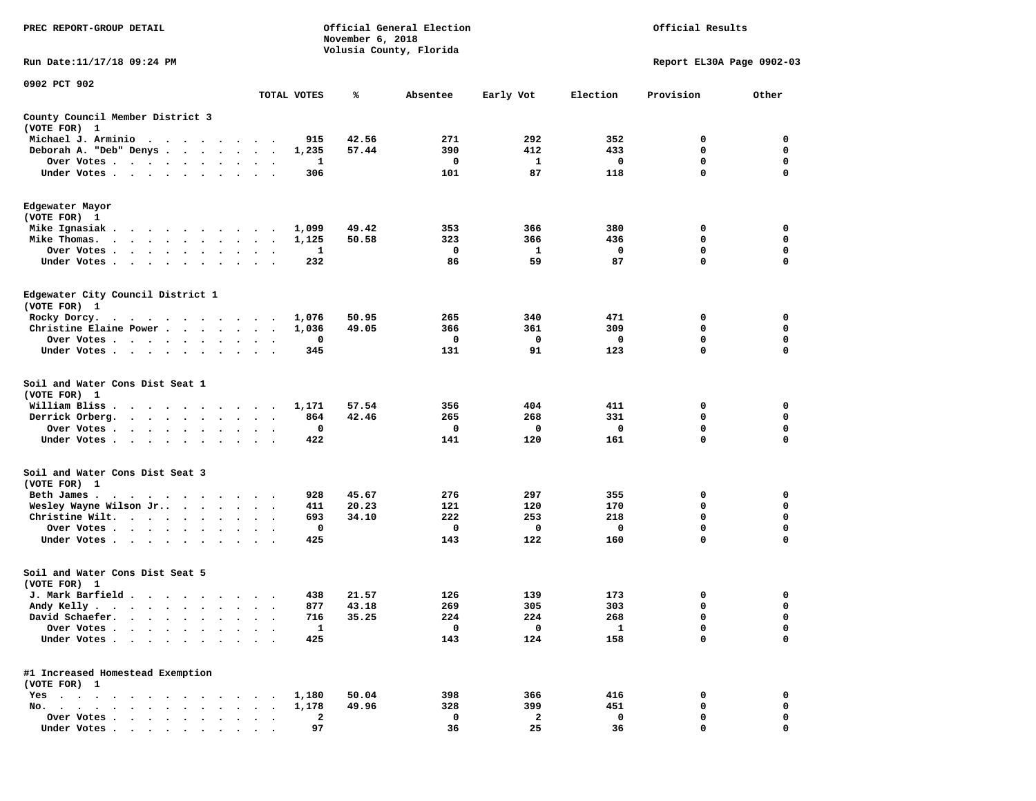PREC REPORT-GROUP DETAIL

Official General Election
November 6, 2018
Volusia County, Florida

Official Results

Run Date:11/17/18 09:24 PM

Report EL30A Page 0902-03

0902 PCT 902

| | TOTAL VOTES | % | Absentee | Early Vot | Election | Provision | Other |
|---|---|---|---|---|---|---|---|
| **County Council Member District 3** | | | | | | | |
| **(VOTE FOR) 1** | | | | | | | |
| Michael J. Arminio | 915 | 42.56 | 271 | 292 | 352 | 0 | 0 |
| Deborah A. "Deb" Denys | 1,235 | 57.44 | 390 | 412 | 433 | 0 | 0 |
| Over Votes | 1 | | 0 | 1 | 0 | 0 | 0 |
| Under Votes | 306 | | 101 | 87 | 118 | 0 | 0 |
| **Edgewater Mayor** | | | | | | | |
| **(VOTE FOR) 1** | | | | | | | |
| Mike Ignasiak | 1,099 | 49.42 | 353 | 366 | 380 | 0 | 0 |
| Mike Thomas | 1,125 | 50.58 | 323 | 366 | 436 | 0 | 0 |
| Over Votes | 1 | | 0 | 1 | 0 | 0 | 0 |
| Under Votes | 232 | | 86 | 59 | 87 | 0 | 0 |
| **Edgewater City Council District 1** | | | | | | | |
| **(VOTE FOR) 1** | | | | | | | |
| Rocky Dorcy | 1,076 | 50.95 | 265 | 340 | 471 | 0 | 0 |
| Christine Elaine Power | 1,036 | 49.05 | 366 | 361 | 309 | 0 | 0 |
| Over Votes | 0 | | 0 | 0 | 0 | 0 | 0 |
| Under Votes | 345 | | 131 | 91 | 123 | 0 | 0 |
| **Soil and Water Cons Dist Seat 1** | | | | | | | |
| **(VOTE FOR) 1** | | | | | | | |
| William Bliss | 1,171 | 57.54 | 356 | 404 | 411 | 0 | 0 |
| Derrick Orberg | 864 | 42.46 | 265 | 268 | 331 | 0 | 0 |
| Over Votes | 0 | | 0 | 0 | 0 | 0 | 0 |
| Under Votes | 422 | | 141 | 120 | 161 | 0 | 0 |
| **Soil and Water Cons Dist Seat 3** | | | | | | | |
| **(VOTE FOR) 1** | | | | | | | |
| Beth James | 928 | 45.67 | 276 | 297 | 355 | 0 | 0 |
| Wesley Wayne Wilson Jr. | 411 | 20.23 | 121 | 120 | 170 | 0 | 0 |
| Christine Wilt | 693 | 34.10 | 222 | 253 | 218 | 0 | 0 |
| Over Votes | 0 | | 0 | 0 | 0 | 0 | 0 |
| Under Votes | 425 | | 143 | 122 | 160 | 0 | 0 |
| **Soil and Water Cons Dist Seat 5** | | | | | | | |
| **(VOTE FOR) 1** | | | | | | | |
| J. Mark Barfield | 438 | 21.57 | 126 | 139 | 173 | 0 | 0 |
| Andy Kelly | 877 | 43.18 | 269 | 305 | 303 | 0 | 0 |
| David Schaefer | 716 | 35.25 | 224 | 224 | 268 | 0 | 0 |
| Over Votes | 1 | | 0 | 0 | 1 | 0 | 0 |
| Under Votes | 425 | | 143 | 124 | 158 | 0 | 0 |
| **#1 Increased Homestead Exemption** | | | | | | | |
| **(VOTE FOR) 1** | | | | | | | |
| Yes | 1,180 | 50.04 | 398 | 366 | 416 | 0 | 0 |
| No | 1,178 | 49.96 | 328 | 399 | 451 | 0 | 0 |
| Over Votes | 2 | | 0 | 2 | 0 | 0 | 0 |
| Under Votes | 97 | | 36 | 25 | 36 | 0 | 0 |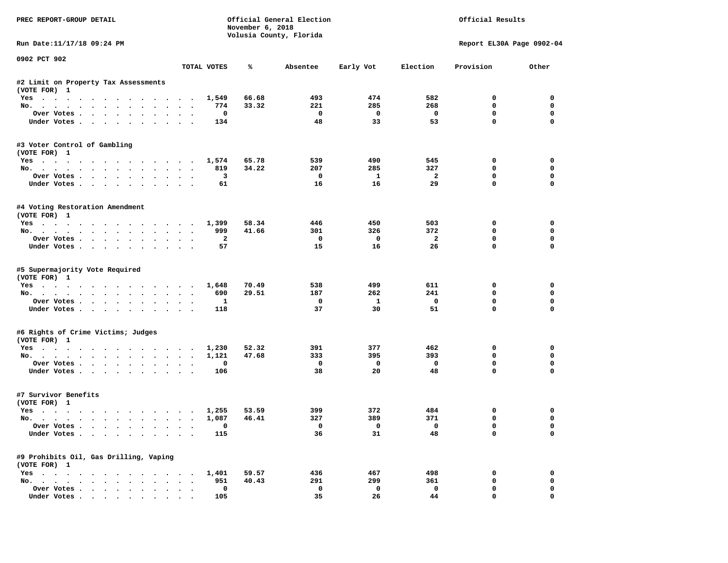PREC REPORT-GROUP DETAIL

Official General Election
November 6, 2018
Volusia County, Florida

Official Results

Run Date:11/17/18 09:24 PM

Report EL30A Page 0902-04

0902 PCT 902

| | TOTAL VOTES | % | Absentee | Early Vot | Election | Provision | Other |
|---|---|---|---|---|---|---|---|
| **#2 Limit on Property Tax Assessments** | | | | | | | |
| (VOTE FOR) 1 | | | | | | | |
| Yes | 1,549 | 66.68 | 493 | 474 | 582 | 0 | 0 |
| No. | 774 | 33.32 | 221 | 285 | 268 | 0 | 0 |
| Over Votes | 0 | | 0 | 0 | 0 | 0 | 0 |
| Under Votes | 134 | | 48 | 33 | 53 | 0 | 0 |
| **#3 Voter Control of Gambling** | | | | | | | |
| (VOTE FOR) 1 | | | | | | | |
| Yes | 1,574 | 65.78 | 539 | 490 | 545 | 0 | 0 |
| No. | 819 | 34.22 | 207 | 285 | 327 | 0 | 0 |
| Over Votes | 3 | | 0 | 1 | 2 | 0 | 0 |
| Under Votes | 61 | | 16 | 16 | 29 | 0 | 0 |
| **#4 Voting Restoration Amendment** | | | | | | | |
| (VOTE FOR) 1 | | | | | | | |
| Yes | 1,399 | 58.34 | 446 | 450 | 503 | 0 | 0 |
| No. | 999 | 41.66 | 301 | 326 | 372 | 0 | 0 |
| Over Votes | 2 | | 0 | 0 | 2 | 0 | 0 |
| Under Votes | 57 | | 15 | 16 | 26 | 0 | 0 |
| **#5 Supermajority Vote Required** | | | | | | | |
| (VOTE FOR) 1 | | | | | | | |
| Yes | 1,648 | 70.49 | 538 | 499 | 611 | 0 | 0 |
| No. | 690 | 29.51 | 187 | 262 | 241 | 0 | 0 |
| Over Votes | 1 | | 0 | 1 | 0 | 0 | 0 |
| Under Votes | 118 | | 37 | 30 | 51 | 0 | 0 |
| **#6 Rights of Crime Victims; Judges** | | | | | | | |
| (VOTE FOR) 1 | | | | | | | |
| Yes | 1,230 | 52.32 | 391 | 377 | 462 | 0 | 0 |
| No. | 1,121 | 47.68 | 333 | 395 | 393 | 0 | 0 |
| Over Votes | 0 | | 0 | 0 | 0 | 0 | 0 |
| Under Votes | 106 | | 38 | 20 | 48 | 0 | 0 |
| **#7 Survivor Benefits** | | | | | | | |
| (VOTE FOR) 1 | | | | | | | |
| Yes | 1,255 | 53.59 | 399 | 372 | 484 | 0 | 0 |
| No. | 1,087 | 46.41 | 327 | 389 | 371 | 0 | 0 |
| Over Votes | 0 | | 0 | 0 | 0 | 0 | 0 |
| Under Votes | 115 | | 36 | 31 | 48 | 0 | 0 |
| **#9 Prohibits Oil, Gas Drilling, Vaping** | | | | | | | |
| (VOTE FOR) 1 | | | | | | | |
| Yes | 1,401 | 59.57 | 436 | 467 | 498 | 0 | 0 |
| No. | 951 | 40.43 | 291 | 299 | 361 | 0 | 0 |
| Over Votes | 0 | | 0 | 0 | 0 | 0 | 0 |
| Under Votes | 105 | | 35 | 26 | 44 | 0 | 0 |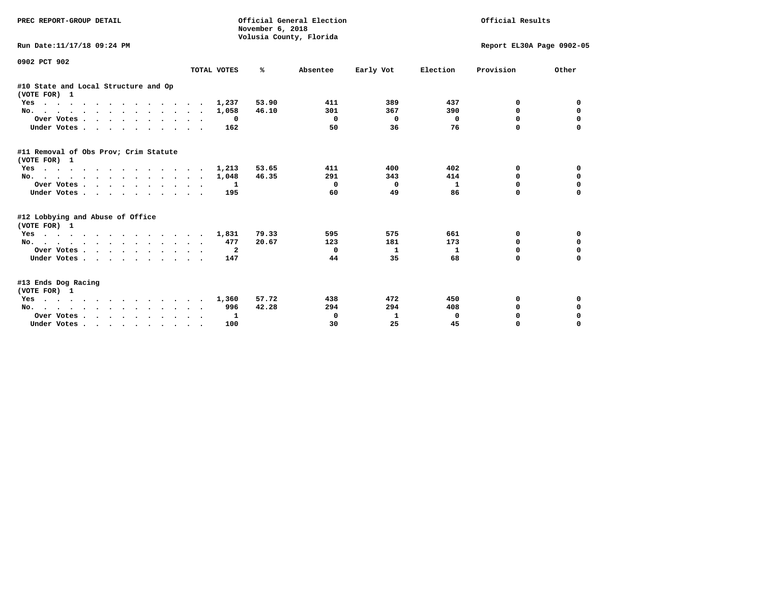PREC REPORT-GROUP DETAIL

Official General Election
November 6, 2018
Volusia County, Florida

Official Results

Run Date:11/17/18 09:24 PM

Report EL30A Page 0902-05

0902 PCT 902

| | TOTAL VOTES | % | Absentee | Early Vot | Election | Provision | Other |
|---|---|---|---|---|---|---|---|
| **#10 State and Local Structure and Op (VOTE FOR) 1** | | | | | | | |
| Yes | 1,237 | 53.90 | 411 | 389 | 437 | 0 | 0 |
| No. | 1,058 | 46.10 | 301 | 367 | 390 | 0 | 0 |
| Over Votes | 0 | | 0 | 0 | 0 | 0 | 0 |
| Under Votes | 162 | | 50 | 36 | 76 | 0 | 0 |
| **#11 Removal of Obs Prov; Crim Statute (VOTE FOR) 1** | | | | | | | |
| Yes | 1,213 | 53.65 | 411 | 400 | 402 | 0 | 0 |
| No. | 1,048 | 46.35 | 291 | 343 | 414 | 0 | 0 |
| Over Votes | 1 | | 0 | 0 | 1 | 0 | 0 |
| Under Votes | 195 | | 60 | 49 | 86 | 0 | 0 |
| **#12 Lobbying and Abuse of Office (VOTE FOR) 1** | | | | | | | |
| Yes | 1,831 | 79.33 | 595 | 575 | 661 | 0 | 0 |
| No. | 477 | 20.67 | 123 | 181 | 173 | 0 | 0 |
| Over Votes | 2 | | 0 | 1 | 1 | 0 | 0 |
| Under Votes | 147 | | 44 | 35 | 68 | 0 | 0 |
| **#13 Ends Dog Racing (VOTE FOR) 1** | | | | | | | |
| Yes | 1,360 | 57.72 | 438 | 472 | 450 | 0 | 0 |
| No. | 996 | 42.28 | 294 | 294 | 408 | 0 | 0 |
| Over Votes | 1 | | 0 | 1 | 0 | 0 | 0 |
| Under Votes | 100 | | 30 | 25 | 45 | 0 | 0 |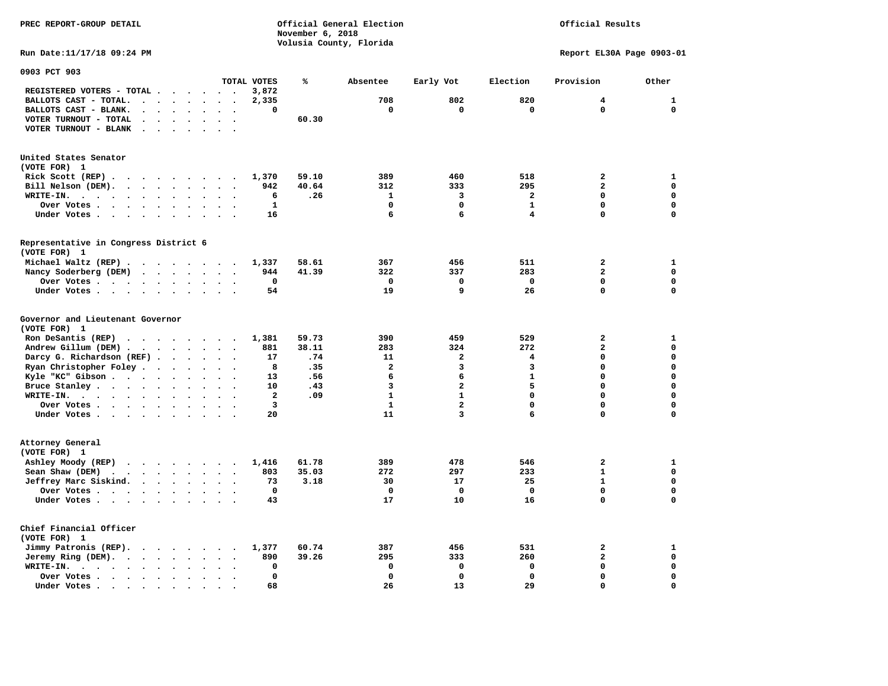PREC REPORT-GROUP DETAIL

Official General Election
November 6, 2018
Volusia County, Florida

Official Results

Run Date:11/17/18 09:24 PM

Report EL30A Page 0903-01

0903 PCT 903

| | TOTAL VOTES | % | Absentee | Early Vot | Election | Provision | Other |
|---|---|---|---|---|---|---|---|
| REGISTERED VOTERS - TOTAL | 3,872 | | | | | | |
| BALLOTS CAST - TOTAL. | 2,335 | | 708 | 802 | 820 | 4 | 1 |
| BALLOTS CAST - BLANK. | 0 | | 0 | 0 | 0 | 0 | 0 |
| VOTER TURNOUT - TOTAL | | 60.30 | | | | | |
| VOTER TURNOUT - BLANK | | | | | | | |

United States Senator
(VOTE FOR) 1

| | TOTAL VOTES | % | Absentee | Early Vot | Election | Provision | Other |
|---|---|---|---|---|---|---|---|
| Rick Scott (REP) | 1,370 | 59.10 | 389 | 460 | 518 | 2 | 1 |
| Bill Nelson (DEM). | 942 | 40.64 | 312 | 333 | 295 | 2 | 0 |
| WRITE-IN. | 6 | .26 | 1 | 3 | 2 | 0 | 0 |
| Over Votes | 1 | | 0 | 0 | 1 | 0 | 0 |
| Under Votes | 16 | | 6 | 6 | 4 | 0 | 0 |

Representative in Congress District 6
(VOTE FOR) 1

| | TOTAL VOTES | % | Absentee | Early Vot | Election | Provision | Other |
|---|---|---|---|---|---|---|---|
| Michael Waltz (REP) | 1,337 | 58.61 | 367 | 456 | 511 | 2 | 1 |
| Nancy Soderberg (DEM) | 944 | 41.39 | 322 | 337 | 283 | 2 | 0 |
| Over Votes | 0 | | 0 | 0 | 0 | 0 | 0 |
| Under Votes | 54 | | 19 | 9 | 26 | 0 | 0 |

Governor and Lieutenant Governor
(VOTE FOR) 1

| | TOTAL VOTES | % | Absentee | Early Vot | Election | Provision | Other |
|---|---|---|---|---|---|---|---|
| Ron DeSantis (REP) | 1,381 | 59.73 | 390 | 459 | 529 | 2 | 1 |
| Andrew Gillum (DEM) | 881 | 38.11 | 283 | 324 | 272 | 2 | 0 |
| Darcy G. Richardson (REF) | 17 | .74 | 11 | 2 | 4 | 0 | 0 |
| Ryan Christopher Foley | 8 | .35 | 2 | 3 | 3 | 0 | 0 |
| Kyle "KC" Gibson | 13 | .56 | 6 | 6 | 1 | 0 | 0 |
| Bruce Stanley | 10 | .43 | 3 | 2 | 5 | 0 | 0 |
| WRITE-IN. | 2 | .09 | 1 | 1 | 0 | 0 | 0 |
| Over Votes | 3 | | 1 | 2 | 0 | 0 | 0 |
| Under Votes | 20 | | 11 | 3 | 6 | 0 | 0 |

Attorney General
(VOTE FOR) 1

| | TOTAL VOTES | % | Absentee | Early Vot | Election | Provision | Other |
|---|---|---|---|---|---|---|---|
| Ashley Moody (REP) | 1,416 | 61.78 | 389 | 478 | 546 | 2 | 1 |
| Sean Shaw (DEM) | 803 | 35.03 | 272 | 297 | 233 | 1 | 0 |
| Jeffrey Marc Siskind. | 73 | 3.18 | 30 | 17 | 25 | 1 | 0 |
| Over Votes | 0 | | 0 | 0 | 0 | 0 | 0 |
| Under Votes | 43 | | 17 | 10 | 16 | 0 | 0 |

Chief Financial Officer
(VOTE FOR) 1

| | TOTAL VOTES | % | Absentee | Early Vot | Election | Provision | Other |
|---|---|---|---|---|---|---|---|
| Jimmy Patronis (REP). | 1,377 | 60.74 | 387 | 456 | 531 | 2 | 1 |
| Jeremy Ring (DEM). | 890 | 39.26 | 295 | 333 | 260 | 2 | 0 |
| WRITE-IN. | 0 | | 0 | 0 | 0 | 0 | 0 |
| Over Votes | 0 | | 0 | 0 | 0 | 0 | 0 |
| Under Votes | 68 | | 26 | 13 | 29 | 0 | 0 |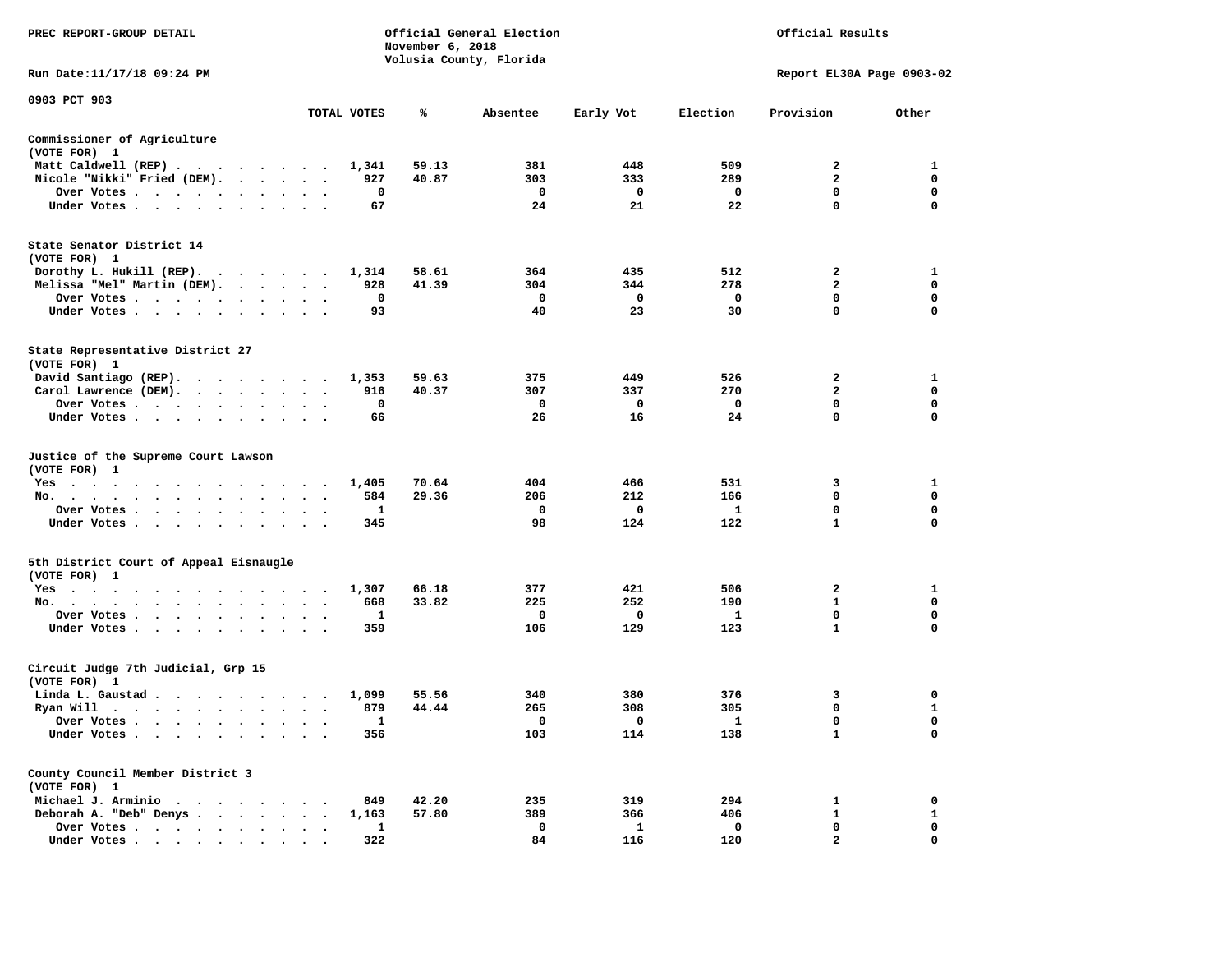PREC REPORT-GROUP DETAIL

Official General Election
November 6, 2018
Volusia County, Florida

Official Results

Run Date:11/17/18 09:24 PM

Report EL30A Page 0903-02

0903 PCT 903

| | TOTAL VOTES | % | Absentee | Early Vot | Election | Provision | Other |
|---|---|---|---|---|---|---|---|
| **Commissioner of Agriculture** | | | | | | | |
| (VOTE FOR) 1 | | | | | | | |
| Matt Caldwell (REP) | 1,341 | 59.13 | 381 | 448 | 509 | 2 | 1 |
| Nicole "Nikki" Fried (DEM) | 927 | 40.87 | 303 | 333 | 289 | 2 | 0 |
| Over Votes | 0 | | 0 | 0 | 0 | 0 | 0 |
| Under Votes | 67 | | 24 | 21 | 22 | 0 | 0 |
| **State Senator District 14** | | | | | | | |
| (VOTE FOR) 1 | | | | | | | |
| Dorothy L. Hukill (REP) | 1,314 | 58.61 | 364 | 435 | 512 | 2 | 1 |
| Melissa "Mel" Martin (DEM) | 928 | 41.39 | 304 | 344 | 278 | 2 | 0 |
| Over Votes | 0 | | 0 | 0 | 0 | 0 | 0 |
| Under Votes | 93 | | 40 | 23 | 30 | 0 | 0 |
| **State Representative District 27** | | | | | | | |
| (VOTE FOR) 1 | | | | | | | |
| David Santiago (REP) | 1,353 | 59.63 | 375 | 449 | 526 | 2 | 1 |
| Carol Lawrence (DEM) | 916 | 40.37 | 307 | 337 | 270 | 2 | 0 |
| Over Votes | 0 | | 0 | 0 | 0 | 0 | 0 |
| Under Votes | 66 | | 26 | 16 | 24 | 0 | 0 |
| **Justice of the Supreme Court Lawson** | | | | | | | |
| (VOTE FOR) 1 | | | | | | | |
| Yes | 1,405 | 70.64 | 404 | 466 | 531 | 3 | 1 |
| No | 584 | 29.36 | 206 | 212 | 166 | 0 | 0 |
| Over Votes | 1 | | 0 | 0 | 1 | 0 | 0 |
| Under Votes | 345 | | 98 | 124 | 122 | 1 | 0 |
| **5th District Court of Appeal Eisnaugle** | | | | | | | |
| (VOTE FOR) 1 | | | | | | | |
| Yes | 1,307 | 66.18 | 377 | 421 | 506 | 2 | 1 |
| No | 668 | 33.82 | 225 | 252 | 190 | 1 | 0 |
| Over Votes | 1 | | 0 | 0 | 1 | 0 | 0 |
| Under Votes | 359 | | 106 | 129 | 123 | 1 | 0 |
| **Circuit Judge 7th Judicial, Grp 15** | | | | | | | |
| (VOTE FOR) 1 | | | | | | | |
| Linda L. Gaustad | 1,099 | 55.56 | 340 | 380 | 376 | 3 | 0 |
| Ryan Will | 879 | 44.44 | 265 | 308 | 305 | 0 | 1 |
| Over Votes | 1 | | 0 | 0 | 1 | 0 | 0 |
| Under Votes | 356 | | 103 | 114 | 138 | 1 | 0 |
| **County Council Member District 3** | | | | | | | |
| (VOTE FOR) 1 | | | | | | | |
| Michael J. Arminio | 849 | 42.20 | 235 | 319 | 294 | 1 | 0 |
| Deborah A. "Deb" Denys | 1,163 | 57.80 | 389 | 366 | 406 | 1 | 1 |
| Over Votes | 1 | | 0 | 1 | 0 | 0 | 0 |
| Under Votes | 322 | | 84 | 116 | 120 | 2 | 0 |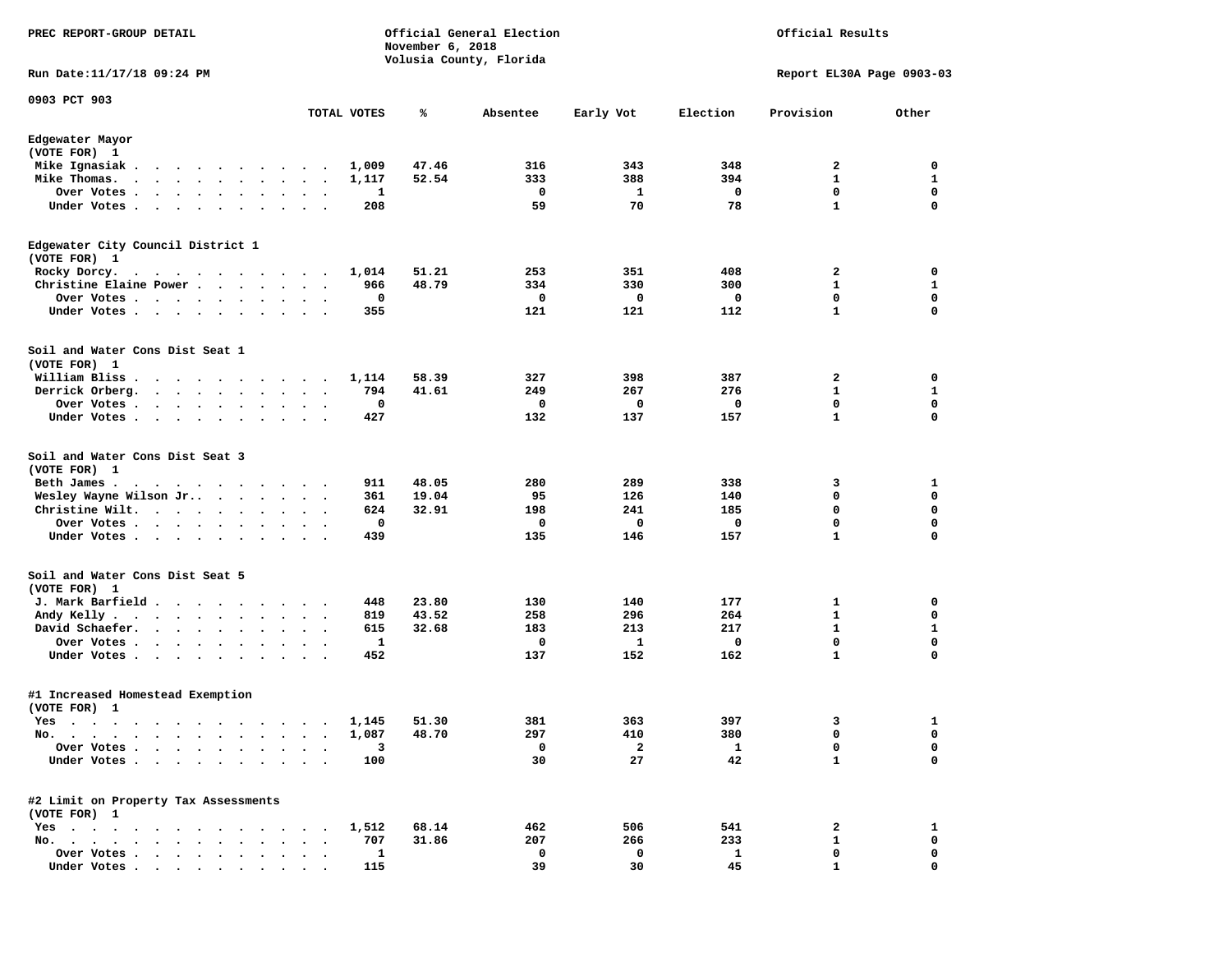PREC REPORT-GROUP DETAIL

Official General Election
November 6, 2018
Volusia County, Florida

Official Results

Run Date:11/17/18 09:24 PM

Report EL30A Page 0903-03

0903 PCT 903

| | TOTAL VOTES | % | Absentee | Early Vot | Election | Provision | Other |
|---|---|---|---|---|---|---|---|
| **Edgewater Mayor** | | | | | | | |
| (VOTE FOR) 1 | | | | | | | |
| Mike Ignasiak | 1,009 | 47.46 | 316 | 343 | 348 | 2 | 0 |
| Mike Thomas | 1,117 | 52.54 | 333 | 388 | 394 | 1 | 1 |
| Over Votes | 1 | | 0 | 1 | 0 | 0 | 0 |
| Under Votes | 208 | | 59 | 70 | 78 | 1 | 0 |
| **Edgewater City Council District 1** | | | | | | | |
| (VOTE FOR) 1 | | | | | | | |
| Rocky Dorcy | 1,014 | 51.21 | 253 | 351 | 408 | 2 | 0 |
| Christine Elaine Power | 966 | 48.79 | 334 | 330 | 300 | 1 | 1 |
| Over Votes | 0 | | 0 | 0 | 0 | 0 | 0 |
| Under Votes | 355 | | 121 | 121 | 112 | 1 | 0 |
| **Soil and Water Cons Dist Seat 1** | | | | | | | |
| (VOTE FOR) 1 | | | | | | | |
| William Bliss | 1,114 | 58.39 | 327 | 398 | 387 | 2 | 0 |
| Derrick Orberg | 794 | 41.61 | 249 | 267 | 276 | 1 | 1 |
| Over Votes | 0 | | 0 | 0 | 0 | 0 | 0 |
| Under Votes | 427 | | 132 | 137 | 157 | 1 | 0 |
| **Soil and Water Cons Dist Seat 3** | | | | | | | |
| (VOTE FOR) 1 | | | | | | | |
| Beth James | 911 | 48.05 | 280 | 289 | 338 | 3 | 1 |
| Wesley Wayne Wilson Jr. | 361 | 19.04 | 95 | 126 | 140 | 0 | 0 |
| Christine Wilt | 624 | 32.91 | 198 | 241 | 185 | 0 | 0 |
| Over Votes | 0 | | 0 | 0 | 0 | 0 | 0 |
| Under Votes | 439 | | 135 | 146 | 157 | 1 | 0 |
| **Soil and Water Cons Dist Seat 5** | | | | | | | |
| (VOTE FOR) 1 | | | | | | | |
| J. Mark Barfield | 448 | 23.80 | 130 | 140 | 177 | 1 | 0 |
| Andy Kelly | 819 | 43.52 | 258 | 296 | 264 | 1 | 0 |
| David Schaefer | 615 | 32.68 | 183 | 213 | 217 | 1 | 1 |
| Over Votes | 1 | | 0 | 1 | 0 | 0 | 0 |
| Under Votes | 452 | | 137 | 152 | 162 | 1 | 0 |
| **#1 Increased Homestead Exemption** | | | | | | | |
| (VOTE FOR) 1 | | | | | | | |
| Yes | 1,145 | 51.30 | 381 | 363 | 397 | 3 | 1 |
| No | 1,087 | 48.70 | 297 | 410 | 380 | 0 | 0 |
| Over Votes | 3 | | 0 | 2 | 1 | 0 | 0 |
| Under Votes | 100 | | 30 | 27 | 42 | 1 | 0 |
| **#2 Limit on Property Tax Assessments** | | | | | | | |
| (VOTE FOR) 1 | | | | | | | |
| Yes | 1,512 | 68.14 | 462 | 506 | 541 | 2 | 1 |
| No | 707 | 31.86 | 207 | 266 | 233 | 1 | 0 |
| Over Votes | 1 | | 0 | 0 | 1 | 0 | 0 |
| Under Votes | 115 | | 39 | 30 | 45 | 1 | 0 |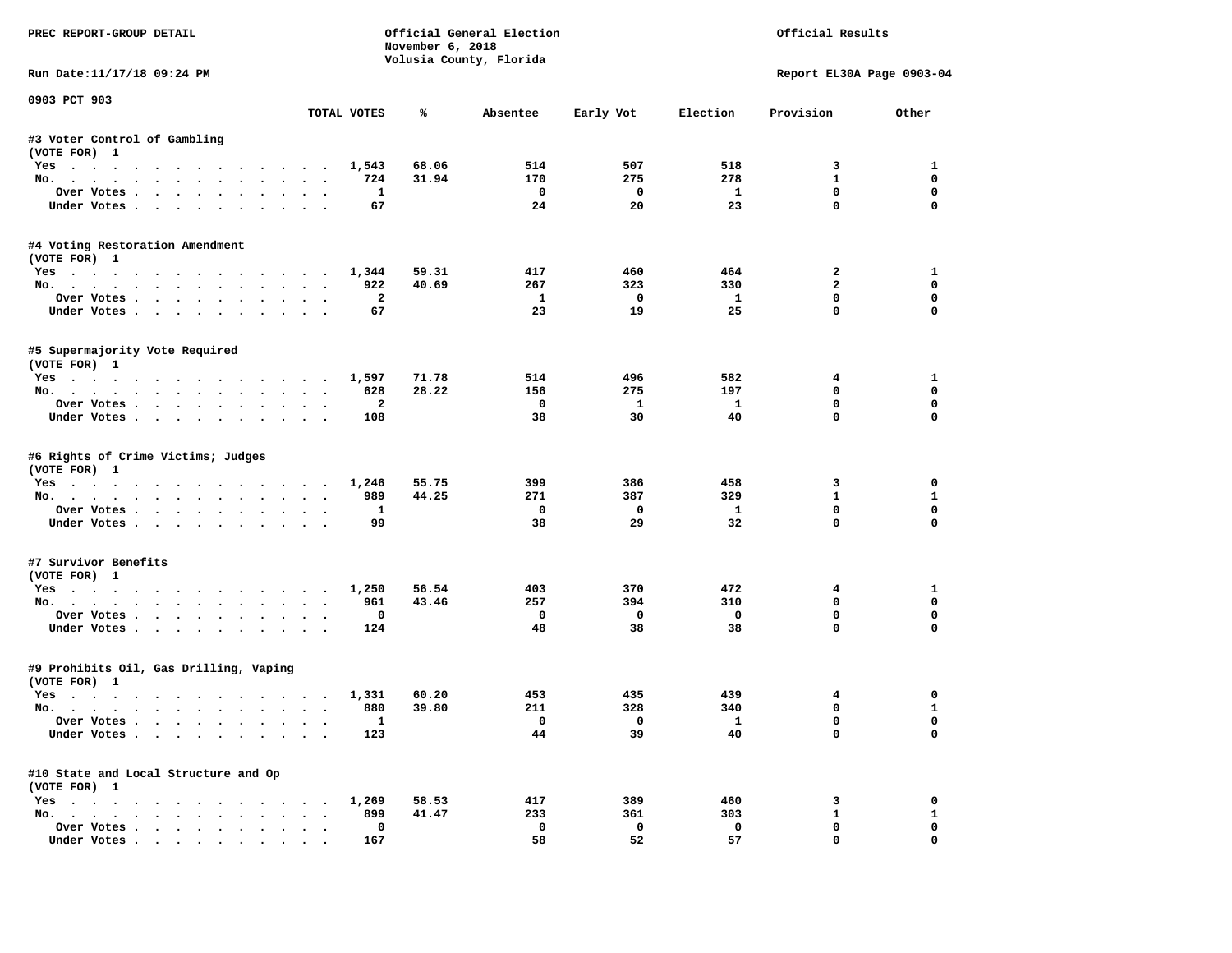PREC REPORT-GROUP DETAIL

Official General Election
November 6, 2018
Volusia County, Florida

Official Results

Run Date:11/17/18 09:24 PM

Report EL30A Page 0903-04

0903 PCT 903

| | TOTAL VOTES | % | Absentee | Early Vot | Election | Provision | Other |
|---|---|---|---|---|---|---|---|
| **#3 Voter Control of Gambling** | | | | | | | |
| (VOTE FOR) 1 | | | | | | | |
| Yes | 1,543 | 68.06 | 514 | 507 | 518 | 3 | 1 |
| No. | 724 | 31.94 | 170 | 275 | 278 | 1 | 0 |
| Over Votes | 1 | | 0 | 0 | 1 | 0 | 0 |
| Under Votes | 67 | | 24 | 20 | 23 | 0 | 0 |
| **#4 Voting Restoration Amendment** | | | | | | | |
| (VOTE FOR) 1 | | | | | | | |
| Yes | 1,344 | 59.31 | 417 | 460 | 464 | 2 | 1 |
| No. | 922 | 40.69 | 267 | 323 | 330 | 2 | 0 |
| Over Votes | 2 | | 1 | 0 | 1 | 0 | 0 |
| Under Votes | 67 | | 23 | 19 | 25 | 0 | 0 |
| **#5 Supermajority Vote Required** | | | | | | | |
| (VOTE FOR) 1 | | | | | | | |
| Yes | 1,597 | 71.78 | 514 | 496 | 582 | 4 | 1 |
| No. | 628 | 28.22 | 156 | 275 | 197 | 0 | 0 |
| Over Votes | 2 | | 0 | 1 | 1 | 0 | 0 |
| Under Votes | 108 | | 38 | 30 | 40 | 0 | 0 |
| **#6 Rights of Crime Victims; Judges** | | | | | | | |
| (VOTE FOR) 1 | | | | | | | |
| Yes | 1,246 | 55.75 | 399 | 386 | 458 | 3 | 0 |
| No. | 989 | 44.25 | 271 | 387 | 329 | 1 | 1 |
| Over Votes | 1 | | 0 | 0 | 1 | 0 | 0 |
| Under Votes | 99 | | 38 | 29 | 32 | 0 | 0 |
| **#7 Survivor Benefits** | | | | | | | |
| (VOTE FOR) 1 | | | | | | | |
| Yes | 1,250 | 56.54 | 403 | 370 | 472 | 4 | 1 |
| No. | 961 | 43.46 | 257 | 394 | 310 | 0 | 0 |
| Over Votes | 0 | | 0 | 0 | 0 | 0 | 0 |
| Under Votes | 124 | | 48 | 38 | 38 | 0 | 0 |
| **#9 Prohibits Oil, Gas Drilling, Vaping** | | | | | | | |
| (VOTE FOR) 1 | | | | | | | |
| Yes | 1,331 | 60.20 | 453 | 435 | 439 | 4 | 0 |
| No. | 880 | 39.80 | 211 | 328 | 340 | 0 | 1 |
| Over Votes | 1 | | 0 | 0 | 1 | 0 | 0 |
| Under Votes | 123 | | 44 | 39 | 40 | 0 | 0 |
| **#10 State and Local Structure and Op** | | | | | | | |
| (VOTE FOR) 1 | | | | | | | |
| Yes | 1,269 | 58.53 | 417 | 389 | 460 | 3 | 0 |
| No. | 899 | 41.47 | 233 | 361 | 303 | 1 | 1 |
| Over Votes | 0 | | 0 | 0 | 0 | 0 | 0 |
| Under Votes | 167 | | 58 | 52 | 57 | 0 | 0 |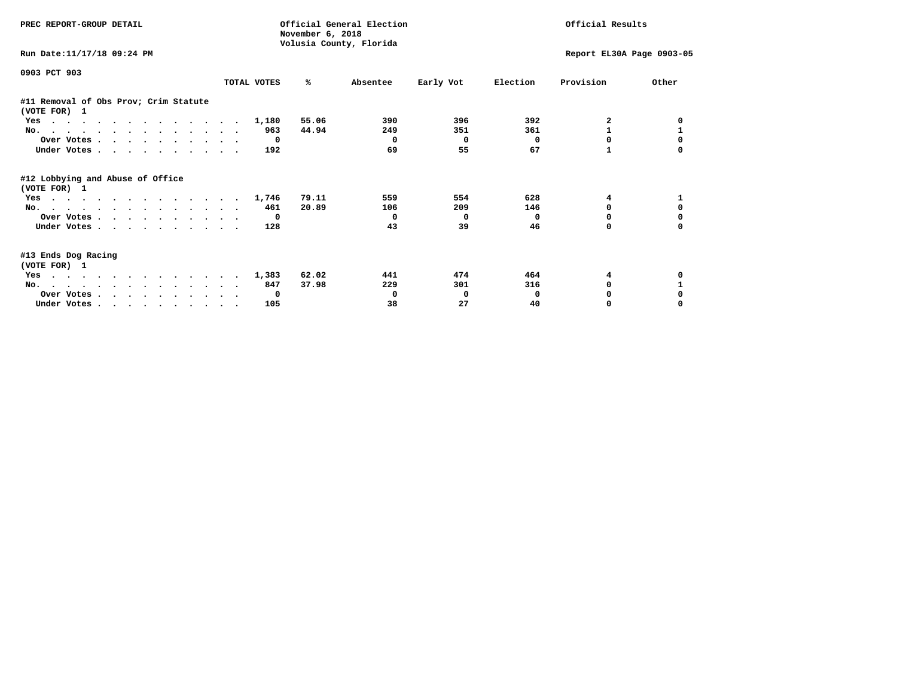PREC REPORT-GROUP DETAIL

Official General Election
November 6, 2018
Volusia County, Florida

Official Results

Run Date:11/17/18 09:24 PM

Report EL30A Page 0903-05

0903 PCT 903

| | TOTAL VOTES | % | Absentee | Early Vot | Election | Provision | Other |
|---|---|---|---|---|---|---|---|
| **#11 Removal of Obs Prov; Crim Statute** | | | | | | | |
| **(VOTE FOR) 1** | | | | | | | |
| Yes | 1,180 | 55.06 | 390 | 396 | 392 | 2 | 0 |
| No. | 963 | 44.94 | 249 | 351 | 361 | 1 | 1 |
| Over Votes | 0 | | 0 | 0 | 0 | 0 | 0 |
| Under Votes | 192 | | 69 | 55 | 67 | 1 | 0 |
| **#12 Lobbying and Abuse of Office** | | | | | | | |
| **(VOTE FOR) 1** | | | | | | | |
| Yes | 1,746 | 79.11 | 559 | 554 | 628 | 4 | 1 |
| No. | 461 | 20.89 | 106 | 209 | 146 | 0 | 0 |
| Over Votes | 0 | | 0 | 0 | 0 | 0 | 0 |
| Under Votes | 128 | | 43 | 39 | 46 | 0 | 0 |
| **#13 Ends Dog Racing** | | | | | | | |
| **(VOTE FOR) 1** | | | | | | | |
| Yes | 1,383 | 62.02 | 441 | 474 | 464 | 4 | 0 |
| No. | 847 | 37.98 | 229 | 301 | 316 | 0 | 1 |
| Over Votes | 0 | | 0 | 0 | 0 | 0 | 0 |
| Under Votes | 105 | | 38 | 27 | 40 | 0 | 0 |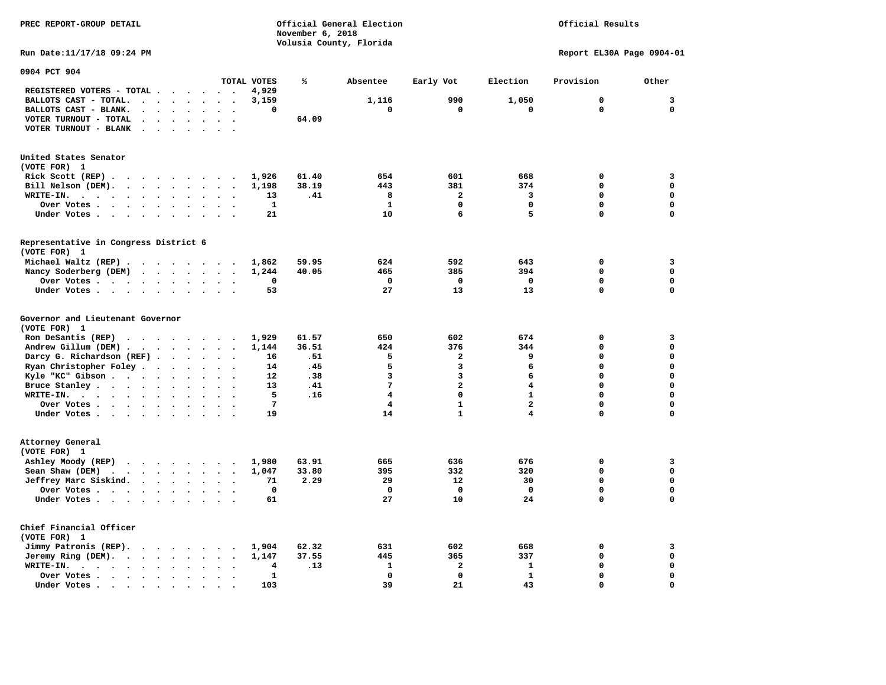PREC REPORT-GROUP DETAIL

Official General Election
November 6, 2018
Volusia County, Florida

Official Results

Run Date:11/17/18 09:24 PM

Report EL30A Page 0904-01

## 0904 PCT 904

| | TOTAL VOTES | % | Absentee | Early Vot | Election | Provision | Other |
|---|---|---|---|---|---|---|---|
| REGISTERED VOTERS - TOTAL | 4,929 | | | | | | |
| BALLOTS CAST - TOTAL. | 3,159 | | 1,116 | 990 | 1,050 | 0 | 3 |
| BALLOTS CAST - BLANK. | 0 | | 0 | 0 | 0 | 0 | 0 |
| VOTER TURNOUT - TOTAL | | 64.09 | | | | | |
| VOTER TURNOUT - BLANK | | | | | | | |

### United States Senator (VOTE FOR) 1

| | TOTAL VOTES | % | Absentee | Early Vot | Election | Provision | Other |
|---|---|---|---|---|---|---|---|
| Rick Scott (REP) | 1,926 | 61.40 | 654 | 601 | 668 | 0 | 3 |
| Bill Nelson (DEM). | 1,198 | 38.19 | 443 | 381 | 374 | 0 | 0 |
| WRITE-IN. | 13 | .41 | 8 | 2 | 3 | 0 | 0 |
| Over Votes | 1 | | 1 | 0 | 0 | 0 | 0 |
| Under Votes | 21 | | 10 | 6 | 5 | 0 | 0 |

### Representative in Congress District 6 (VOTE FOR) 1

| | TOTAL VOTES | % | Absentee | Early Vot | Election | Provision | Other |
|---|---|---|---|---|---|---|---|
| Michael Waltz (REP) | 1,862 | 59.95 | 624 | 592 | 643 | 0 | 3 |
| Nancy Soderberg (DEM) | 1,244 | 40.05 | 465 | 385 | 394 | 0 | 0 |
| Over Votes | 0 | | 0 | 0 | 0 | 0 | 0 |
| Under Votes | 53 | | 27 | 13 | 13 | 0 | 0 |

### Governor and Lieutenant Governor (VOTE FOR) 1

| | TOTAL VOTES | % | Absentee | Early Vot | Election | Provision | Other |
|---|---|---|---|---|---|---|---|
| Ron DeSantis (REP) | 1,929 | 61.57 | 650 | 602 | 674 | 0 | 3 |
| Andrew Gillum (DEM) | 1,144 | 36.51 | 424 | 376 | 344 | 0 | 0 |
| Darcy G. Richardson (REF) | 16 | .51 | 5 | 2 | 9 | 0 | 0 |
| Ryan Christopher Foley | 14 | .45 | 5 | 3 | 6 | 0 | 0 |
| Kyle "KC" Gibson | 12 | .38 | 3 | 3 | 6 | 0 | 0 |
| Bruce Stanley | 13 | .41 | 7 | 2 | 4 | 0 | 0 |
| WRITE-IN. | 5 | .16 | 4 | 0 | 1 | 0 | 0 |
| Over Votes | 7 | | 4 | 1 | 2 | 0 | 0 |
| Under Votes | 19 | | 14 | 1 | 4 | 0 | 0 |

### Attorney General (VOTE FOR) 1

| | TOTAL VOTES | % | Absentee | Early Vot | Election | Provision | Other |
|---|---|---|---|---|---|---|---|
| Ashley Moody (REP) | 1,980 | 63.91 | 665 | 636 | 676 | 0 | 3 |
| Sean Shaw (DEM) | 1,047 | 33.80 | 395 | 332 | 320 | 0 | 0 |
| Jeffrey Marc Siskind. | 71 | 2.29 | 29 | 12 | 30 | 0 | 0 |
| Over Votes | 0 | | 0 | 0 | 0 | 0 | 0 |
| Under Votes | 61 | | 27 | 10 | 24 | 0 | 0 |

### Chief Financial Officer (VOTE FOR) 1

| | TOTAL VOTES | % | Absentee | Early Vot | Election | Provision | Other |
|---|---|---|---|---|---|---|---|
| Jimmy Patronis (REP). | 1,904 | 62.32 | 631 | 602 | 668 | 0 | 3 |
| Jeremy Ring (DEM). | 1,147 | 37.55 | 445 | 365 | 337 | 0 | 0 |
| WRITE-IN. | 4 | .13 | 1 | 2 | 1 | 0 | 0 |
| Over Votes | 1 | | 0 | 0 | 1 | 0 | 0 |
| Under Votes | 103 | | 39 | 21 | 43 | 0 | 0 |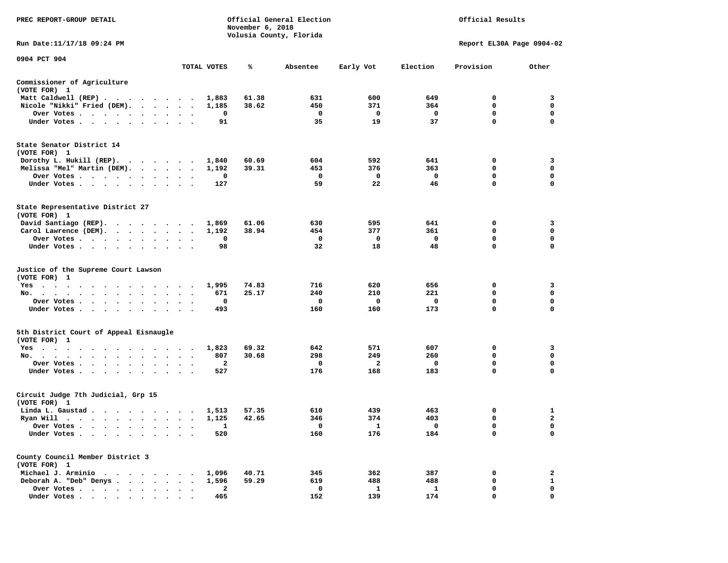PREC REPORT-GROUP DETAIL

Official General Election
November 6, 2018
Volusia County, Florida

Official Results

Run Date:11/17/18 09:24 PM

Report EL30A Page 0904-02

0904 PCT 904

| | TOTAL VOTES | % | Absentee | Early Vot | Election | Provision | Other |
|---|---|---|---|---|---|---|---|
| **Commissioner of Agriculture** | | | | | | | |
| (VOTE FOR) 1 | | | | | | | |
| Matt Caldwell (REP) | 1,883 | 61.38 | 631 | 600 | 649 | 0 | 3 |
| Nicole "Nikki" Fried (DEM) | 1,185 | 38.62 | 450 | 371 | 364 | 0 | 0 |
| Over Votes | 0 | | 0 | 0 | 0 | 0 | 0 |
| Under Votes | 91 | | 35 | 19 | 37 | 0 | 0 |
| **State Senator District 14** | | | | | | | |
| (VOTE FOR) 1 | | | | | | | |
| Dorothy L. Hukill (REP) | 1,840 | 60.69 | 604 | 592 | 641 | 0 | 3 |
| Melissa "Mel" Martin (DEM) | 1,192 | 39.31 | 453 | 376 | 363 | 0 | 0 |
| Over Votes | 0 | | 0 | 0 | 0 | 0 | 0 |
| Under Votes | 127 | | 59 | 22 | 46 | 0 | 0 |
| **State Representative District 27** | | | | | | | |
| (VOTE FOR) 1 | | | | | | | |
| David Santiago (REP) | 1,869 | 61.06 | 630 | 595 | 641 | 0 | 3 |
| Carol Lawrence (DEM) | 1,192 | 38.94 | 454 | 377 | 361 | 0 | 0 |
| Over Votes | 0 | | 0 | 0 | 0 | 0 | 0 |
| Under Votes | 98 | | 32 | 18 | 48 | 0 | 0 |
| **Justice of the Supreme Court Lawson** | | | | | | | |
| (VOTE FOR) 1 | | | | | | | |
| Yes | 1,995 | 74.83 | 716 | 620 | 656 | 0 | 3 |
| No | 671 | 25.17 | 240 | 210 | 221 | 0 | 0 |
| Over Votes | 0 | | 0 | 0 | 0 | 0 | 0 |
| Under Votes | 493 | | 160 | 160 | 173 | 0 | 0 |
| **5th District Court of Appeal Eisnaugle** | | | | | | | |
| (VOTE FOR) 1 | | | | | | | |
| Yes | 1,823 | 69.32 | 642 | 571 | 607 | 0 | 3 |
| No | 807 | 30.68 | 298 | 249 | 260 | 0 | 0 |
| Over Votes | 2 | | 0 | 2 | 0 | 0 | 0 |
| Under Votes | 527 | | 176 | 168 | 183 | 0 | 0 |
| **Circuit Judge 7th Judicial, Grp 15** | | | | | | | |
| (VOTE FOR) 1 | | | | | | | |
| Linda L. Gaustad | 1,513 | 57.35 | 610 | 439 | 463 | 0 | 1 |
| Ryan Will | 1,125 | 42.65 | 346 | 374 | 403 | 0 | 2 |
| Over Votes | 1 | | 0 | 1 | 0 | 0 | 0 |
| Under Votes | 520 | | 160 | 176 | 184 | 0 | 0 |
| **County Council Member District 3** | | | | | | | |
| (VOTE FOR) 1 | | | | | | | |
| Michael J. Arminio | 1,096 | 40.71 | 345 | 362 | 387 | 0 | 2 |
| Deborah A. "Deb" Denys | 1,596 | 59.29 | 619 | 488 | 488 | 0 | 1 |
| Over Votes | 2 | | 0 | 1 | 1 | 0 | 0 |
| Under Votes | 465 | | 152 | 139 | 174 | 0 | 0 |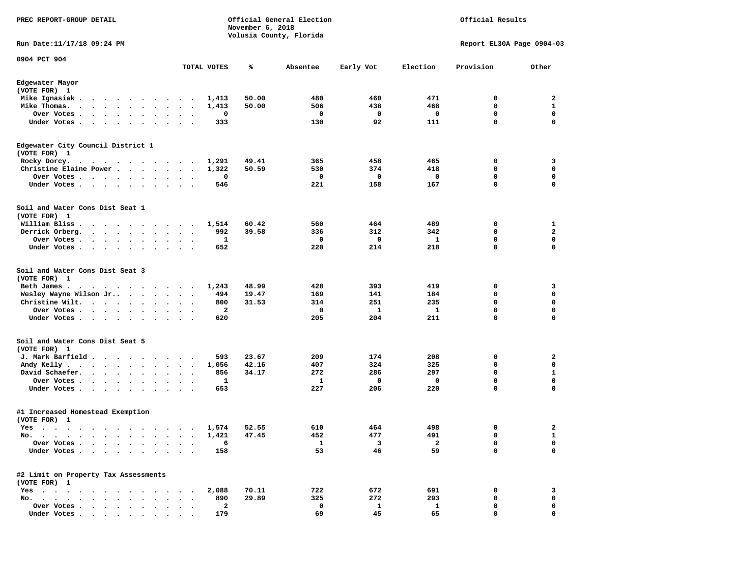PREC REPORT-GROUP DETAIL

Official General Election
November 6, 2018
Volusia County, Florida

Official Results

Run Date:11/17/18 09:24 PM

Report EL30A Page 0904-03

0904 PCT 904

| | TOTAL VOTES | % | Absentee | Early Vot | Election | Provision | Other |
|---|---|---|---|---|---|---|---|
| **Edgewater Mayor** | | | | | | | |
| (VOTE FOR) 1 | | | | | | | |
| Mike Ignasiak | 1,413 | 50.00 | 480 | 460 | 471 | 0 | 2 |
| Mike Thomas. | 1,413 | 50.00 | 506 | 438 | 468 | 0 | 1 |
| Over Votes | 0 | | 0 | 0 | 0 | 0 | 0 |
| Under Votes | 333 | | 130 | 92 | 111 | 0 | 0 |
| **Edgewater City Council District 1** | | | | | | | |
| (VOTE FOR) 1 | | | | | | | |
| Rocky Dorcy. | 1,291 | 49.41 | 365 | 458 | 465 | 0 | 3 |
| Christine Elaine Power | 1,322 | 50.59 | 530 | 374 | 418 | 0 | 0 |
| Over Votes | 0 | | 0 | 0 | 0 | 0 | 0 |
| Under Votes | 546 | | 221 | 158 | 167 | 0 | 0 |
| **Soil and Water Cons Dist Seat 1** | | | | | | | |
| (VOTE FOR) 1 | | | | | | | |
| William Bliss | 1,514 | 60.42 | 560 | 464 | 489 | 0 | 1 |
| Derrick Orberg. | 992 | 39.58 | 336 | 312 | 342 | 0 | 2 |
| Over Votes | 1 | | 0 | 0 | 1 | 0 | 0 |
| Under Votes | 652 | | 220 | 214 | 218 | 0 | 0 |
| **Soil and Water Cons Dist Seat 3** | | | | | | | |
| (VOTE FOR) 1 | | | | | | | |
| Beth James | 1,243 | 48.99 | 428 | 393 | 419 | 0 | 3 |
| Wesley Wayne Wilson Jr. | 494 | 19.47 | 169 | 141 | 184 | 0 | 0 |
| Christine Wilt. | 800 | 31.53 | 314 | 251 | 235 | 0 | 0 |
| Over Votes | 2 | | 0 | 1 | 1 | 0 | 0 |
| Under Votes | 620 | | 205 | 204 | 211 | 0 | 0 |
| **Soil and Water Cons Dist Seat 5** | | | | | | | |
| (VOTE FOR) 1 | | | | | | | |
| J. Mark Barfield | 593 | 23.67 | 209 | 174 | 208 | 0 | 2 |
| Andy Kelly | 1,056 | 42.16 | 407 | 324 | 325 | 0 | 0 |
| David Schaefer. | 856 | 34.17 | 272 | 286 | 297 | 0 | 1 |
| Over Votes | 1 | | 1 | 0 | 0 | 0 | 0 |
| Under Votes | 653 | | 227 | 206 | 220 | 0 | 0 |
| **#1 Increased Homestead Exemption** | | | | | | | |
| (VOTE FOR) 1 | | | | | | | |
| Yes | 1,574 | 52.55 | 610 | 464 | 498 | 0 | 2 |
| No. | 1,421 | 47.45 | 452 | 477 | 491 | 0 | 1 |
| Over Votes | 6 | | 1 | 3 | 2 | 0 | 0 |
| Under Votes | 158 | | 53 | 46 | 59 | 0 | 0 |
| **#2 Limit on Property Tax Assessments** | | | | | | | |
| (VOTE FOR) 1 | | | | | | | |
| Yes | 2,088 | 70.11 | 722 | 672 | 691 | 0 | 3 |
| No. | 890 | 29.89 | 325 | 272 | 293 | 0 | 0 |
| Over Votes | 2 | | 0 | 1 | 1 | 0 | 0 |
| Under Votes | 179 | | 69 | 45 | 65 | 0 | 0 |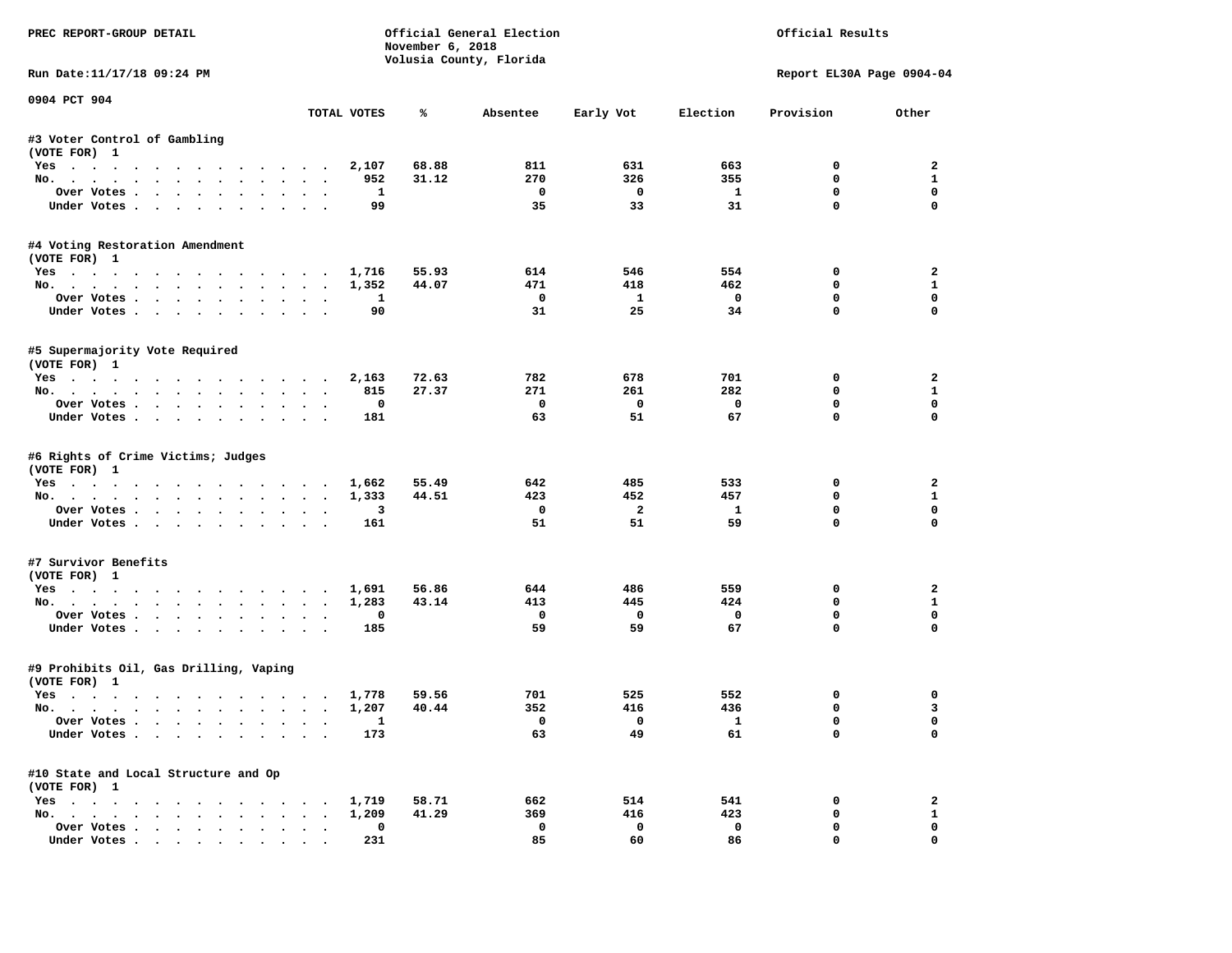PREC REPORT-GROUP DETAIL

Official General Election
November 6, 2018
Volusia County, Florida

Official Results

Run Date:11/17/18 09:24 PM

Report EL30A Page 0904-04

0904 PCT 904

| | TOTAL VOTES | % | Absentee | Early Vot | Election | Provision | Other |
|---|---|---|---|---|---|---|---|
| **#3 Voter Control of Gambling** | | | | | | | |
| (VOTE FOR) 1 | | | | | | | |
| Yes | 2,107 | 68.88 | 811 | 631 | 663 | 0 | 2 |
| No. | 952 | 31.12 | 270 | 326 | 355 | 0 | 1 |
| Over Votes | 1 | | 0 | 0 | 1 | 0 | 0 |
| Under Votes | 99 | | 35 | 33 | 31 | 0 | 0 |
| **#4 Voting Restoration Amendment** | | | | | | | |
| (VOTE FOR) 1 | | | | | | | |
| Yes | 1,716 | 55.93 | 614 | 546 | 554 | 0 | 2 |
| No. | 1,352 | 44.07 | 471 | 418 | 462 | 0 | 1 |
| Over Votes | 1 | | 0 | 1 | 0 | 0 | 0 |
| Under Votes | 90 | | 31 | 25 | 34 | 0 | 0 |
| **#5 Supermajority Vote Required** | | | | | | | |
| (VOTE FOR) 1 | | | | | | | |
| Yes | 2,163 | 72.63 | 782 | 678 | 701 | 0 | 2 |
| No. | 815 | 27.37 | 271 | 261 | 282 | 0 | 1 |
| Over Votes | 0 | | 0 | 0 | 0 | 0 | 0 |
| Under Votes | 181 | | 63 | 51 | 67 | 0 | 0 |
| **#6 Rights of Crime Victims; Judges** | | | | | | | |
| (VOTE FOR) 1 | | | | | | | |
| Yes | 1,662 | 55.49 | 642 | 485 | 533 | 0 | 2 |
| No. | 1,333 | 44.51 | 423 | 452 | 457 | 0 | 1 |
| Over Votes | 3 | | 0 | 2 | 1 | 0 | 0 |
| Under Votes | 161 | | 51 | 51 | 59 | 0 | 0 |
| **#7 Survivor Benefits** | | | | | | | |
| (VOTE FOR) 1 | | | | | | | |
| Yes | 1,691 | 56.86 | 644 | 486 | 559 | 0 | 2 |
| No. | 1,283 | 43.14 | 413 | 445 | 424 | 0 | 1 |
| Over Votes | 0 | | 0 | 0 | 0 | 0 | 0 |
| Under Votes | 185 | | 59 | 59 | 67 | 0 | 0 |
| **#9 Prohibits Oil, Gas Drilling, Vaping** | | | | | | | |
| (VOTE FOR) 1 | | | | | | | |
| Yes | 1,778 | 59.56 | 701 | 525 | 552 | 0 | 0 |
| No. | 1,207 | 40.44 | 352 | 416 | 436 | 0 | 3 |
| Over Votes | 1 | | 0 | 0 | 1 | 0 | 0 |
| Under Votes | 173 | | 63 | 49 | 61 | 0 | 0 |
| **#10 State and Local Structure and Op** | | | | | | | |
| (VOTE FOR) 1 | | | | | | | |
| Yes | 1,719 | 58.71 | 662 | 514 | 541 | 0 | 2 |
| No. | 1,209 | 41.29 | 369 | 416 | 423 | 0 | 1 |
| Over Votes | 0 | | 0 | 0 | 0 | 0 | 0 |
| Under Votes | 231 | | 85 | 60 | 86 | 0 | 0 |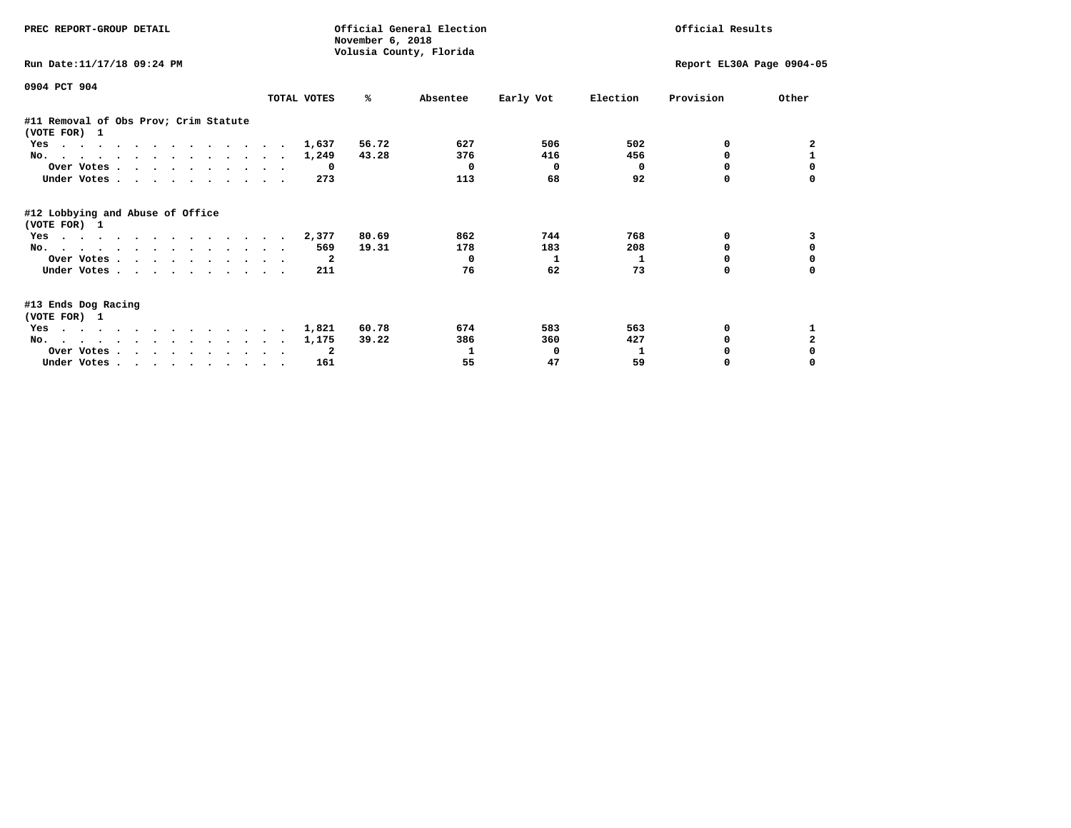PREC REPORT-GROUP DETAIL

Official General Election
November 6, 2018
Volusia County, Florida

Official Results

Run Date:11/17/18 09:24 PM

Report EL30A Page 0904-05

0904 PCT 904

| | TOTAL VOTES | % | Absentee | Early Vot | Election | Provision | Other |
|---|---|---|---|---|---|---|---|
| **#11 Removal of Obs Prov; Crim Statute** | | | | | | | |
| **(VOTE FOR) 1** | | | | | | | |
| Yes | 1,637 | 56.72 | 627 | 506 | 502 | 0 | 2 |
| No. | 1,249 | 43.28 | 376 | 416 | 456 | 0 | 1 |
| Over Votes | 0 | | 0 | 0 | 0 | 0 | 0 |
| Under Votes | 273 | | 113 | 68 | 92 | 0 | 0 |
| **#12 Lobbying and Abuse of Office** | | | | | | | |
| **(VOTE FOR) 1** | | | | | | | |
| Yes | 2,377 | 80.69 | 862 | 744 | 768 | 0 | 3 |
| No. | 569 | 19.31 | 178 | 183 | 208 | 0 | 0 |
| Over Votes | 2 | | 0 | 1 | 1 | 0 | 0 |
| Under Votes | 211 | | 76 | 62 | 73 | 0 | 0 |
| **#13 Ends Dog Racing** | | | | | | | |
| **(VOTE FOR) 1** | | | | | | | |
| Yes | 1,821 | 60.78 | 674 | 583 | 563 | 0 | 1 |
| No. | 1,175 | 39.22 | 386 | 360 | 427 | 0 | 2 |
| Over Votes | 2 | | 1 | 0 | 1 | 0 | 0 |
| Under Votes | 161 | | 55 | 47 | 59 | 0 | 0 |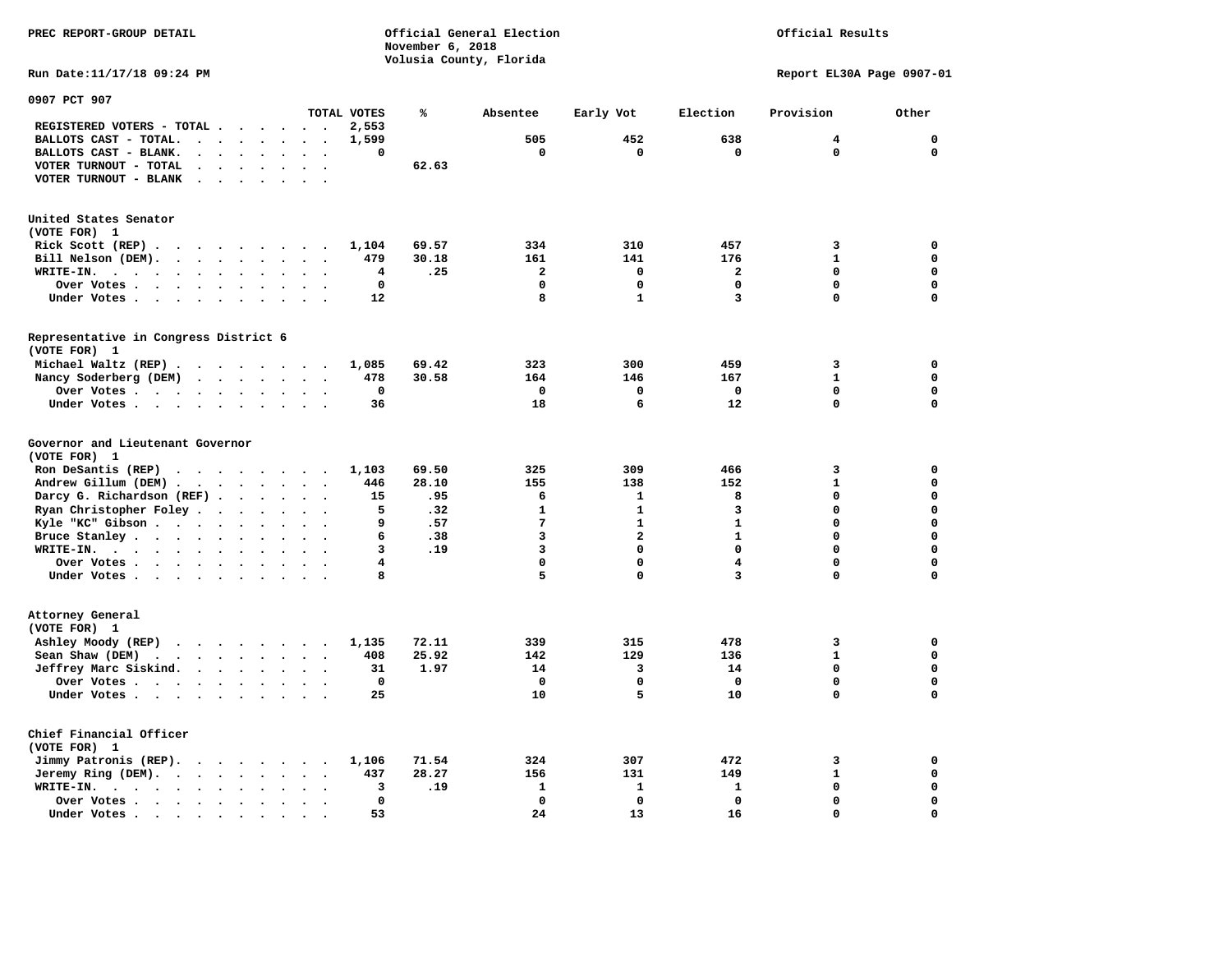PREC REPORT-GROUP DETAIL

Official General Election
November 6, 2018
Volusia County, Florida

Official Results

Run Date:11/17/18 09:24 PM

Report EL30A Page 0907-01

## 0907 PCT 907

| | TOTAL VOTES | % | Absentee | Early Vot | Election | Provision | Other |
|---|---|---|---|---|---|---|---|
| REGISTERED VOTERS - TOTAL | 2,553 | | | | | | |
| BALLOTS CAST - TOTAL. | 1,599 | | 505 | 452 | 638 | 4 | 0 |
| BALLOTS CAST - BLANK. | 0 | | 0 | 0 | 0 | 0 | 0 |
| VOTER TURNOUT - TOTAL | | 62.63 | | | | | |
| VOTER TURNOUT - BLANK | | | | | | | |

### United States Senator
(VOTE FOR) 1

| | TOTAL VOTES | % | Absentee | Early Vot | Election | Provision | Other |
|---|---|---|---|---|---|---|---|
| Rick Scott (REP) | 1,104 | 69.57 | 334 | 310 | 457 | 3 | 0 |
| Bill Nelson (DEM). | 479 | 30.18 | 161 | 141 | 176 | 1 | 0 |
| WRITE-IN. | 4 | .25 | 2 | 0 | 2 | 0 | 0 |
| Over Votes | 0 | | 0 | 0 | 0 | 0 | 0 |
| Under Votes | 12 | | 8 | 1 | 3 | 0 | 0 |

### Representative in Congress District 6
(VOTE FOR) 1

| | TOTAL VOTES | % | Absentee | Early Vot | Election | Provision | Other |
|---|---|---|---|---|---|---|---|
| Michael Waltz (REP) | 1,085 | 69.42 | 323 | 300 | 459 | 3 | 0 |
| Nancy Soderberg (DEM) | 478 | 30.58 | 164 | 146 | 167 | 1 | 0 |
| Over Votes | 0 | | 0 | 0 | 0 | 0 | 0 |
| Under Votes | 36 | | 18 | 6 | 12 | 0 | 0 |

### Governor and Lieutenant Governor
(VOTE FOR) 1

| | TOTAL VOTES | % | Absentee | Early Vot | Election | Provision | Other |
|---|---|---|---|---|---|---|---|
| Ron DeSantis (REP) | 1,103 | 69.50 | 325 | 309 | 466 | 3 | 0 |
| Andrew Gillum (DEM) | 446 | 28.10 | 155 | 138 | 152 | 1 | 0 |
| Darcy G. Richardson (REF) | 15 | .95 | 6 | 1 | 8 | 0 | 0 |
| Ryan Christopher Foley | 5 | .32 | 1 | 1 | 3 | 0 | 0 |
| Kyle "KC" Gibson | 9 | .57 | 7 | 1 | 1 | 0 | 0 |
| Bruce Stanley | 6 | .38 | 3 | 2 | 1 | 0 | 0 |
| WRITE-IN. | 3 | .19 | 3 | 0 | 0 | 0 | 0 |
| Over Votes | 4 | | 0 | 0 | 4 | 0 | 0 |
| Under Votes | 8 | | 5 | 0 | 3 | 0 | 0 |

### Attorney General
(VOTE FOR) 1

| | TOTAL VOTES | % | Absentee | Early Vot | Election | Provision | Other |
|---|---|---|---|---|---|---|---|
| Ashley Moody (REP) | 1,135 | 72.11 | 339 | 315 | 478 | 3 | 0 |
| Sean Shaw (DEM) | 408 | 25.92 | 142 | 129 | 136 | 1 | 0 |
| Jeffrey Marc Siskind. | 31 | 1.97 | 14 | 3 | 14 | 0 | 0 |
| Over Votes | 0 | | 0 | 0 | 0 | 0 | 0 |
| Under Votes | 25 | | 10 | 5 | 10 | 0 | 0 |

### Chief Financial Officer
(VOTE FOR) 1

| | TOTAL VOTES | % | Absentee | Early Vot | Election | Provision | Other |
|---|---|---|---|---|---|---|---|
| Jimmy Patronis (REP). | 1,106 | 71.54 | 324 | 307 | 472 | 3 | 0 |
| Jeremy Ring (DEM). | 437 | 28.27 | 156 | 131 | 149 | 1 | 0 |
| WRITE-IN. | 3 | .19 | 1 | 1 | 1 | 0 | 0 |
| Over Votes | 0 | | 0 | 0 | 0 | 0 | 0 |
| Under Votes | 53 | | 24 | 13 | 16 | 0 | 0 |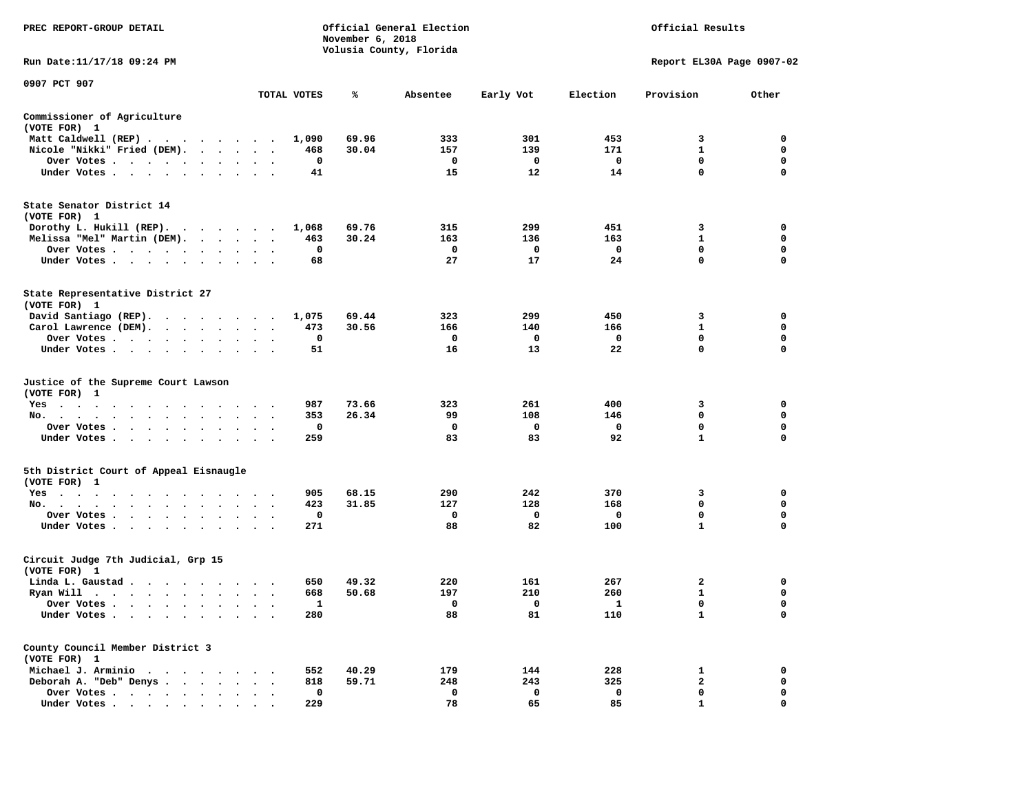PREC REPORT-GROUP DETAIL

Official General Election
November 6, 2018
Volusia County, Florida

Official Results

Run Date:11/17/18 09:24 PM

Report EL30A Page 0907-02

0907 PCT 907

| | TOTAL VOTES | % | Absentee | Early Vot | Election | Provision | Other |
|---|---|---|---|---|---|---|---|
| **Commissioner of Agriculture** | | | | | | | |
| (VOTE FOR) 1 | | | | | | | |
| Matt Caldwell (REP) | 1,090 | 69.96 | 333 | 301 | 453 | 3 | 0 |
| Nicole "Nikki" Fried (DEM) | 468 | 30.04 | 157 | 139 | 171 | 1 | 0 |
| Over Votes | 0 | | 0 | 0 | 0 | 0 | 0 |
| Under Votes | 41 | | 15 | 12 | 14 | 0 | 0 |
| **State Senator District 14** | | | | | | | |
| (VOTE FOR) 1 | | | | | | | |
| Dorothy L. Hukill (REP) | 1,068 | 69.76 | 315 | 299 | 451 | 3 | 0 |
| Melissa "Mel" Martin (DEM) | 463 | 30.24 | 163 | 136 | 163 | 1 | 0 |
| Over Votes | 0 | | 0 | 0 | 0 | 0 | 0 |
| Under Votes | 68 | | 27 | 17 | 24 | 0 | 0 |
| **State Representative District 27** | | | | | | | |
| (VOTE FOR) 1 | | | | | | | |
| David Santiago (REP) | 1,075 | 69.44 | 323 | 299 | 450 | 3 | 0 |
| Carol Lawrence (DEM) | 473 | 30.56 | 166 | 140 | 166 | 1 | 0 |
| Over Votes | 0 | | 0 | 0 | 0 | 0 | 0 |
| Under Votes | 51 | | 16 | 13 | 22 | 0 | 0 |
| **Justice of the Supreme Court Lawson** | | | | | | | |
| (VOTE FOR) 1 | | | | | | | |
| Yes | 987 | 73.66 | 323 | 261 | 400 | 3 | 0 |
| No | 353 | 26.34 | 99 | 108 | 146 | 0 | 0 |
| Over Votes | 0 | | 0 | 0 | 0 | 0 | 0 |
| Under Votes | 259 | | 83 | 83 | 92 | 1 | 0 |
| **5th District Court of Appeal Eisnaugle** | | | | | | | |
| (VOTE FOR) 1 | | | | | | | |
| Yes | 905 | 68.15 | 290 | 242 | 370 | 3 | 0 |
| No | 423 | 31.85 | 127 | 128 | 168 | 0 | 0 |
| Over Votes | 0 | | 0 | 0 | 0 | 0 | 0 |
| Under Votes | 271 | | 88 | 82 | 100 | 1 | 0 |
| **Circuit Judge 7th Judicial, Grp 15** | | | | | | | |
| (VOTE FOR) 1 | | | | | | | |
| Linda L. Gaustad | 650 | 49.32 | 220 | 161 | 267 | 2 | 0 |
| Ryan Will | 668 | 50.68 | 197 | 210 | 260 | 1 | 0 |
| Over Votes | 1 | | 0 | 0 | 1 | 0 | 0 |
| Under Votes | 280 | | 88 | 81 | 110 | 1 | 0 |
| **County Council Member District 3** | | | | | | | |
| (VOTE FOR) 1 | | | | | | | |
| Michael J. Arminio | 552 | 40.29 | 179 | 144 | 228 | 1 | 0 |
| Deborah A. "Deb" Denys | 818 | 59.71 | 248 | 243 | 325 | 2 | 0 |
| Over Votes | 0 | | 0 | 0 | 0 | 0 | 0 |
| Under Votes | 229 | | 78 | 65 | 85 | 1 | 0 |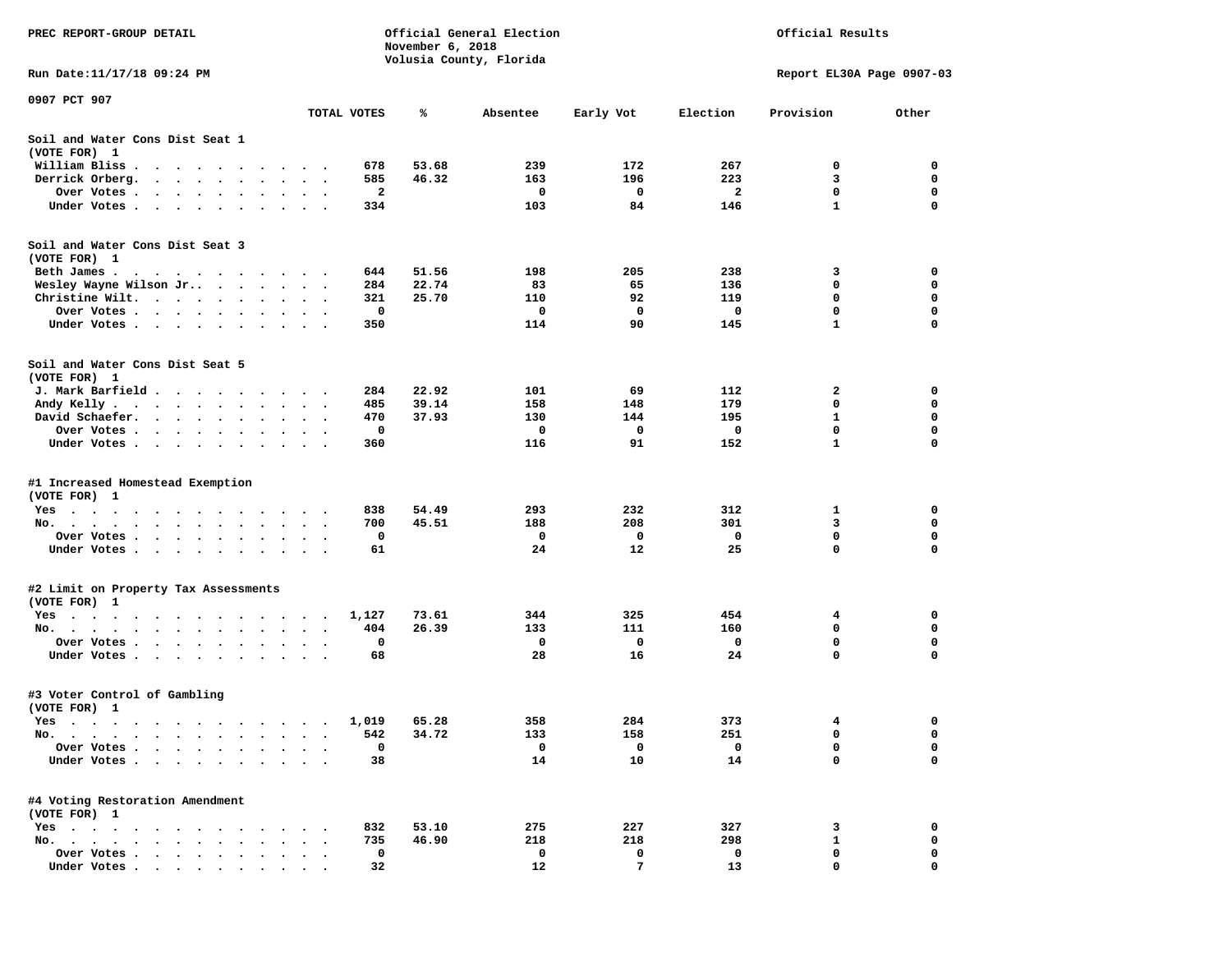PREC REPORT-GROUP DETAIL

Official General Election
November 6, 2018
Volusia County, Florida

Official Results

Run Date:11/17/18 09:24 PM

Report EL30A Page 0907-03

0907 PCT 907

| | TOTAL VOTES | % | Absentee | Early Vot | Election | Provision | Other |
|---|---|---|---|---|---|---|---|
| **Soil and Water Cons Dist Seat 1** | | | | | | | |
| (VOTE FOR) 1 | | | | | | | |
| William Bliss | 678 | 53.68 | 239 | 172 | 267 | 0 | 0 |
| Derrick Orberg. | 585 | 46.32 | 163 | 196 | 223 | 3 | 0 |
| Over Votes | 2 | | 0 | 0 | 2 | 0 | 0 |
| Under Votes | 334 | | 103 | 84 | 146 | 1 | 0 |
| **Soil and Water Cons Dist Seat 3** | | | | | | | |
| (VOTE FOR) 1 | | | | | | | |
| Beth James | 644 | 51.56 | 198 | 205 | 238 | 3 | 0 |
| Wesley Wayne Wilson Jr. | 284 | 22.74 | 83 | 65 | 136 | 0 | 0 |
| Christine Wilt. | 321 | 25.70 | 110 | 92 | 119 | 0 | 0 |
| Over Votes | 0 | | 0 | 0 | 0 | 0 | 0 |
| Under Votes | 350 | | 114 | 90 | 145 | 1 | 0 |
| **Soil and Water Cons Dist Seat 5** | | | | | | | |
| (VOTE FOR) 1 | | | | | | | |
| J. Mark Barfield | 284 | 22.92 | 101 | 69 | 112 | 2 | 0 |
| Andy Kelly | 485 | 39.14 | 158 | 148 | 179 | 0 | 0 |
| David Schaefer. | 470 | 37.93 | 130 | 144 | 195 | 1 | 0 |
| Over Votes | 0 | | 0 | 0 | 0 | 0 | 0 |
| Under Votes | 360 | | 116 | 91 | 152 | 1 | 0 |
| **#1 Increased Homestead Exemption** | | | | | | | |
| (VOTE FOR) 1 | | | | | | | |
| Yes | 838 | 54.49 | 293 | 232 | 312 | 1 | 0 |
| No. | 700 | 45.51 | 188 | 208 | 301 | 3 | 0 |
| Over Votes | 0 | | 0 | 0 | 0 | 0 | 0 |
| Under Votes | 61 | | 24 | 12 | 25 | 0 | 0 |
| **#2 Limit on Property Tax Assessments** | | | | | | | |
| (VOTE FOR) 1 | | | | | | | |
| Yes | 1,127 | 73.61 | 344 | 325 | 454 | 4 | 0 |
| No. | 404 | 26.39 | 133 | 111 | 160 | 0 | 0 |
| Over Votes | 0 | | 0 | 0 | 0 | 0 | 0 |
| Under Votes | 68 | | 28 | 16 | 24 | 0 | 0 |
| **#3 Voter Control of Gambling** | | | | | | | |
| (VOTE FOR) 1 | | | | | | | |
| Yes | 1,019 | 65.28 | 358 | 284 | 373 | 4 | 0 |
| No. | 542 | 34.72 | 133 | 158 | 251 | 0 | 0 |
| Over Votes | 0 | | 0 | 0 | 0 | 0 | 0 |
| Under Votes | 38 | | 14 | 10 | 14 | 0 | 0 |
| **#4 Voting Restoration Amendment** | | | | | | | |
| (VOTE FOR) 1 | | | | | | | |
| Yes | 832 | 53.10 | 275 | 227 | 327 | 3 | 0 |
| No. | 735 | 46.90 | 218 | 218 | 298 | 1 | 0 |
| Over Votes | 0 | | 0 | 0 | 0 | 0 | 0 |
| Under Votes | 32 | | 12 | 7 | 13 | 0 | 0 |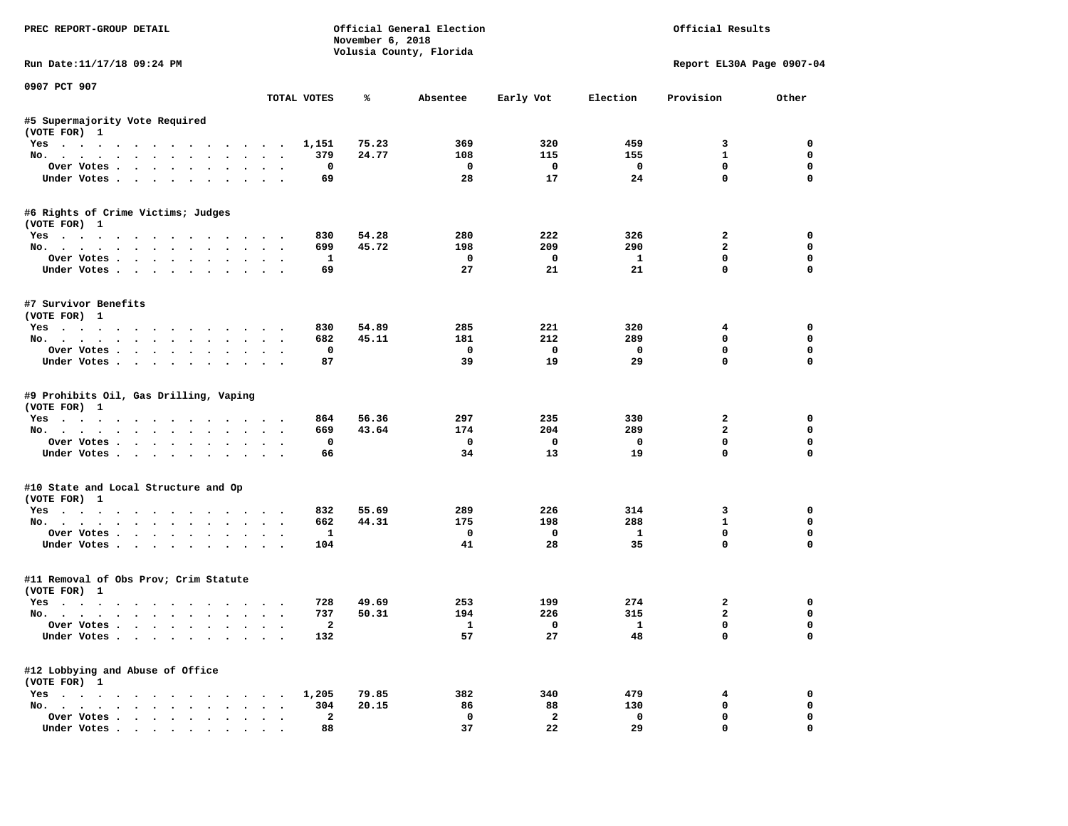PREC REPORT-GROUP DETAIL

Official General Election
November 6, 2018
Volusia County, Florida

Official Results

Run Date:11/17/18 09:24 PM

Report EL30A Page 0907-04

0907 PCT 907

| | TOTAL VOTES | % | Absentee | Early Vot | Election | Provision | Other |
|---|---|---|---|---|---|---|---|
| **#5 Supermajority Vote Required** | | | | | | | |
| (VOTE FOR) 1 | | | | | | | |
| Yes | 1,151 | 75.23 | 369 | 320 | 459 | 3 | 0 |
| No. | 379 | 24.77 | 108 | 115 | 155 | 1 | 0 |
| Over Votes | 0 | | 0 | 0 | 0 | 0 | 0 |
| Under Votes | 69 | | 28 | 17 | 24 | 0 | 0 |
| **#6 Rights of Crime Victims; Judges** | | | | | | | |
| (VOTE FOR) 1 | | | | | | | |
| Yes | 830 | 54.28 | 280 | 222 | 326 | 2 | 0 |
| No. | 699 | 45.72 | 198 | 209 | 290 | 2 | 0 |
| Over Votes | 1 | | 0 | 0 | 1 | 0 | 0 |
| Under Votes | 69 | | 27 | 21 | 21 | 0 | 0 |
| **#7 Survivor Benefits** | | | | | | | |
| (VOTE FOR) 1 | | | | | | | |
| Yes | 830 | 54.89 | 285 | 221 | 320 | 4 | 0 |
| No. | 682 | 45.11 | 181 | 212 | 289 | 0 | 0 |
| Over Votes | 0 | | 0 | 0 | 0 | 0 | 0 |
| Under Votes | 87 | | 39 | 19 | 29 | 0 | 0 |
| **#9 Prohibits Oil, Gas Drilling, Vaping** | | | | | | | |
| (VOTE FOR) 1 | | | | | | | |
| Yes | 864 | 56.36 | 297 | 235 | 330 | 2 | 0 |
| No. | 669 | 43.64 | 174 | 204 | 289 | 2 | 0 |
| Over Votes | 0 | | 0 | 0 | 0 | 0 | 0 |
| Under Votes | 66 | | 34 | 13 | 19 | 0 | 0 |
| **#10 State and Local Structure and Op** | | | | | | | |
| (VOTE FOR) 1 | | | | | | | |
| Yes | 832 | 55.69 | 289 | 226 | 314 | 3 | 0 |
| No. | 662 | 44.31 | 175 | 198 | 288 | 1 | 0 |
| Over Votes | 1 | | 0 | 0 | 1 | 0 | 0 |
| Under Votes | 104 | | 41 | 28 | 35 | 0 | 0 |
| **#11 Removal of Obs Prov; Crim Statute** | | | | | | | |
| (VOTE FOR) 1 | | | | | | | |
| Yes | 728 | 49.69 | 253 | 199 | 274 | 2 | 0 |
| No. | 737 | 50.31 | 194 | 226 | 315 | 2 | 0 |
| Over Votes | 2 | | 1 | 0 | 1 | 0 | 0 |
| Under Votes | 132 | | 57 | 27 | 48 | 0 | 0 |
| **#12 Lobbying and Abuse of Office** | | | | | | | |
| (VOTE FOR) 1 | | | | | | | |
| Yes | 1,205 | 79.85 | 382 | 340 | 479 | 4 | 0 |
| No. | 304 | 20.15 | 86 | 88 | 130 | 0 | 0 |
| Over Votes | 2 | | 0 | 2 | 0 | 0 | 0 |
| Under Votes | 88 | | 37 | 22 | 29 | 0 | 0 |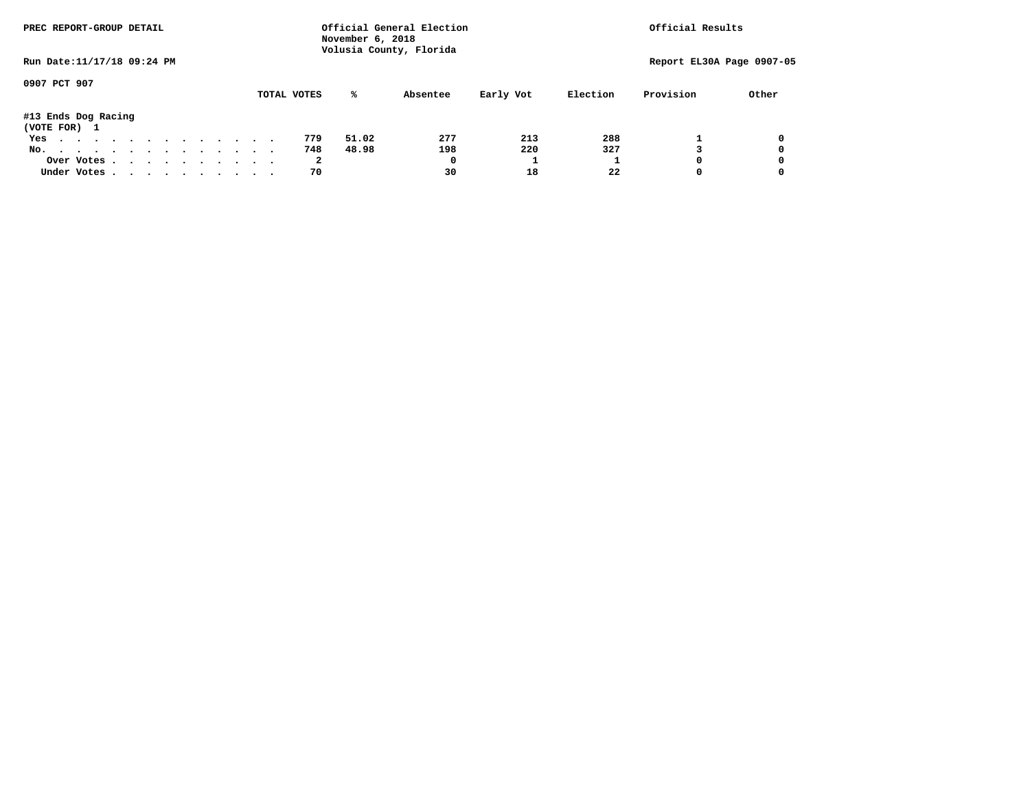PREC REPORT-GROUP DETAIL

Official General Election
November 6, 2018
Volusia County, Florida

Official Results

Run Date:11/17/18 09:24 PM

Report EL30A Page 0907-05

0907 PCT 907

#13 Ends Dog Racing
(VOTE FOR) 1

| | TOTAL VOTES | % | Absentee | Early Vot | Election | Provision | Other |
|---|---|---|---|---|---|---|---|
| Yes | 779 | 51.02 | 277 | 213 | 288 | 1 | 0 |
| No. | 748 | 48.98 | 198 | 220 | 327 | 3 | 0 |
| Over Votes | 2 | | 0 | 1 | 1 | 0 | 0 |
| Under Votes | 70 | | 30 | 18 | 22 | 0 | 0 |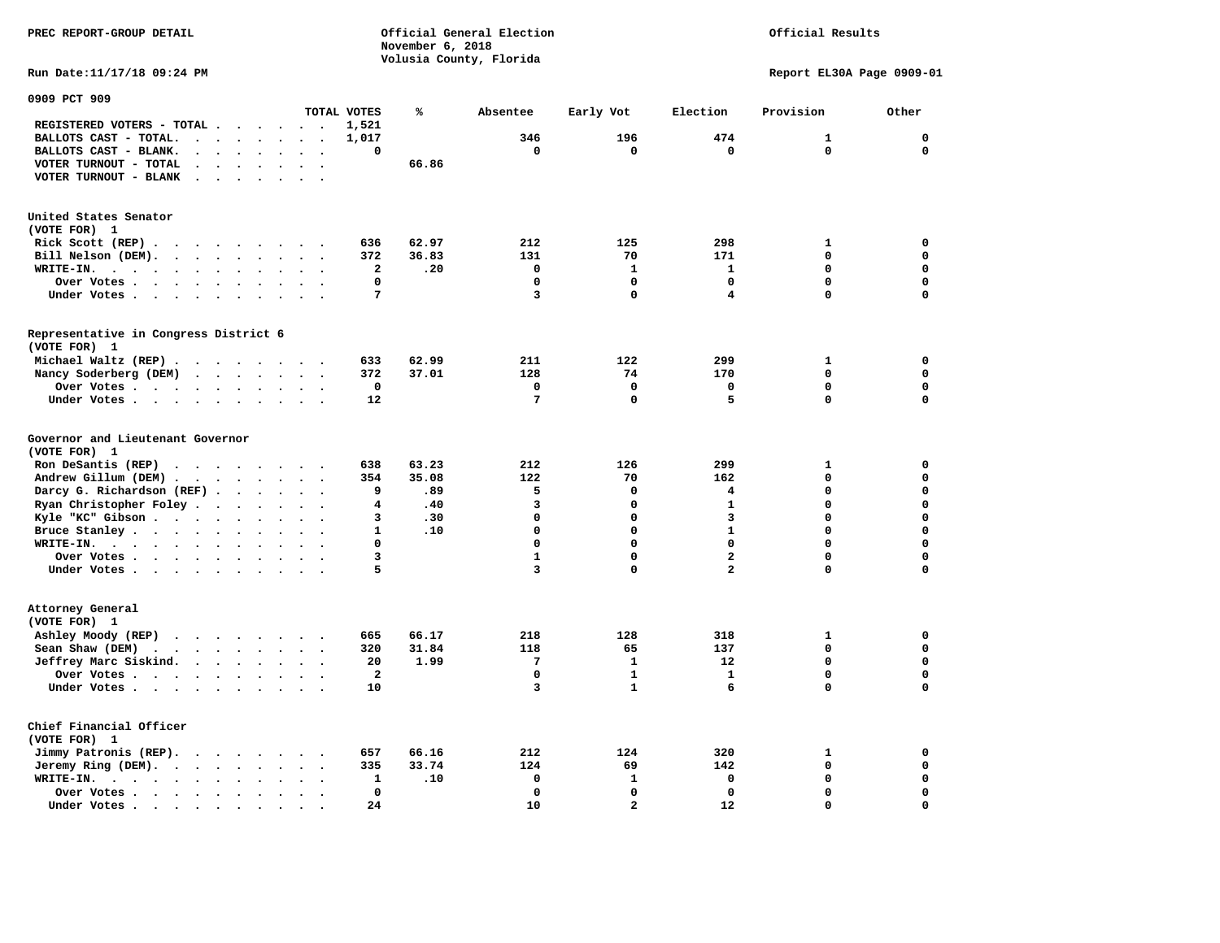PREC REPORT-GROUP DETAIL

Official General Election
November 6, 2018
Volusia County, Florida

Official Results

Run Date:11/17/18 09:24 PM

Report EL30A Page 0909-01

## 0909 PCT 909

| | TOTAL VOTES | % | Absentee | Early Vot | Election | Provision | Other |
|---|---|---|---|---|---|---|---|
| REGISTERED VOTERS - TOTAL | 1,521 | | | | | | |
| BALLOTS CAST - TOTAL. | 1,017 | | 346 | 196 | 474 | 1 | 0 |
| BALLOTS CAST - BLANK. | 0 | | 0 | 0 | 0 | 0 | 0 |
| VOTER TURNOUT - TOTAL | | 66.86 | | | | | |
| VOTER TURNOUT - BLANK | | | | | | | |

### United States Senator
(VOTE FOR) 1

| | TOTAL VOTES | % | Absentee | Early Vot | Election | Provision | Other |
|---|---|---|---|---|---|---|---|
| Rick Scott (REP) | 636 | 62.97 | 212 | 125 | 298 | 1 | 0 |
| Bill Nelson (DEM). | 372 | 36.83 | 131 | 70 | 171 | 0 | 0 |
| WRITE-IN. | 2 | .20 | 0 | 1 | 1 | 0 | 0 |
| Over Votes | 0 | | 0 | 0 | 0 | 0 | 0 |
| Under Votes | 7 | | 3 | 0 | 4 | 0 | 0 |

### Representative in Congress District 6
(VOTE FOR) 1

| | TOTAL VOTES | % | Absentee | Early Vot | Election | Provision | Other |
|---|---|---|---|---|---|---|---|
| Michael Waltz (REP) | 633 | 62.99 | 211 | 122 | 299 | 1 | 0 |
| Nancy Soderberg (DEM) | 372 | 37.01 | 128 | 74 | 170 | 0 | 0 |
| Over Votes | 0 | | 0 | 0 | 0 | 0 | 0 |
| Under Votes | 12 | | 7 | 0 | 5 | 0 | 0 |

### Governor and Lieutenant Governor
(VOTE FOR) 1

| | TOTAL VOTES | % | Absentee | Early Vot | Election | Provision | Other |
|---|---|---|---|---|---|---|---|
| Ron DeSantis (REP) | 638 | 63.23 | 212 | 126 | 299 | 1 | 0 |
| Andrew Gillum (DEM) | 354 | 35.08 | 122 | 70 | 162 | 0 | 0 |
| Darcy G. Richardson (REF) | 9 | .89 | 5 | 0 | 4 | 0 | 0 |
| Ryan Christopher Foley | 4 | .40 | 3 | 0 | 1 | 0 | 0 |
| Kyle "KC" Gibson | 3 | .30 | 0 | 0 | 3 | 0 | 0 |
| Bruce Stanley | 1 | .10 | 0 | 0 | 1 | 0 | 0 |
| WRITE-IN. | 0 | | 0 | 0 | 0 | 0 | 0 |
| Over Votes | 3 | | 1 | 0 | 2 | 0 | 0 |
| Under Votes | 5 | | 3 | 0 | 2 | 0 | 0 |

### Attorney General
(VOTE FOR) 1

| | TOTAL VOTES | % | Absentee | Early Vot | Election | Provision | Other |
|---|---|---|---|---|---|---|---|
| Ashley Moody (REP) | 665 | 66.17 | 218 | 128 | 318 | 1 | 0 |
| Sean Shaw (DEM) | 320 | 31.84 | 118 | 65 | 137 | 0 | 0 |
| Jeffrey Marc Siskind. | 20 | 1.99 | 7 | 1 | 12 | 0 | 0 |
| Over Votes | 2 | | 0 | 1 | 1 | 0 | 0 |
| Under Votes | 10 | | 3 | 1 | 6 | 0 | 0 |

### Chief Financial Officer
(VOTE FOR) 1

| | TOTAL VOTES | % | Absentee | Early Vot | Election | Provision | Other |
|---|---|---|---|---|---|---|---|
| Jimmy Patronis (REP). | 657 | 66.16 | 212 | 124 | 320 | 1 | 0 |
| Jeremy Ring (DEM). | 335 | 33.74 | 124 | 69 | 142 | 0 | 0 |
| WRITE-IN. | 1 | .10 | 0 | 1 | 0 | 0 | 0 |
| Over Votes | 0 | | 0 | 0 | 0 | 0 | 0 |
| Under Votes | 24 | | 10 | 2 | 12 | 0 | 0 |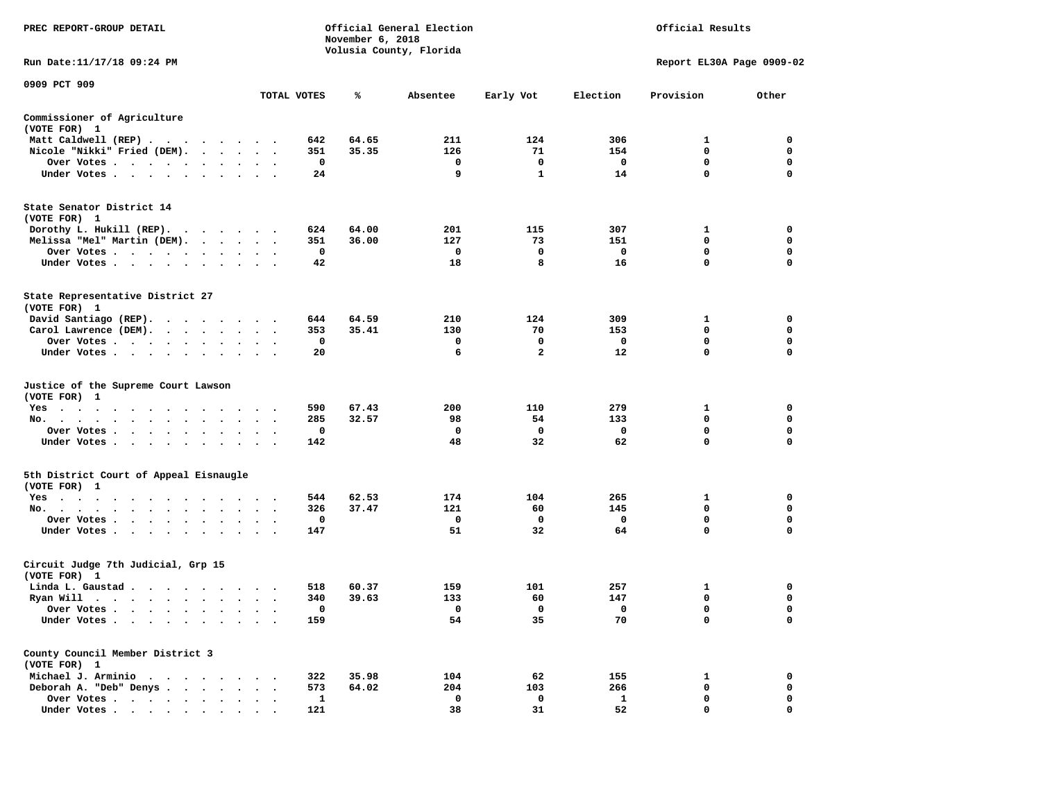PREC REPORT-GROUP DETAIL

Official General Election
November 6, 2018
Volusia County, Florida

Official Results

Run Date:11/17/18 09:24 PM

Report EL30A Page 0909-02

0909 PCT 909

| | TOTAL VOTES | % | Absentee | Early Vot | Election | Provision | Other |
|---|---|---|---|---|---|---|---|
| **Commissioner of Agriculture (VOTE FOR) 1** | | | | | | | |
| Matt Caldwell (REP) | 642 | 64.65 | 211 | 124 | 306 | 1 | 0 |
| Nicole "Nikki" Fried (DEM) | 351 | 35.35 | 126 | 71 | 154 | 0 | 0 |
| Over Votes | 0 | | 0 | 0 | 0 | 0 | 0 |
| Under Votes | 24 | | 9 | 1 | 14 | 0 | 0 |
| **State Senator District 14 (VOTE FOR) 1** | | | | | | | |
| Dorothy L. Hukill (REP) | 624 | 64.00 | 201 | 115 | 307 | 1 | 0 |
| Melissa "Mel" Martin (DEM) | 351 | 36.00 | 127 | 73 | 151 | 0 | 0 |
| Over Votes | 0 | | 0 | 0 | 0 | 0 | 0 |
| Under Votes | 42 | | 18 | 8 | 16 | 0 | 0 |
| **State Representative District 27 (VOTE FOR) 1** | | | | | | | |
| David Santiago (REP) | 644 | 64.59 | 210 | 124 | 309 | 1 | 0 |
| Carol Lawrence (DEM) | 353 | 35.41 | 130 | 70 | 153 | 0 | 0 |
| Over Votes | 0 | | 0 | 0 | 0 | 0 | 0 |
| Under Votes | 20 | | 6 | 2 | 12 | 0 | 0 |
| **Justice of the Supreme Court Lawson (VOTE FOR) 1** | | | | | | | |
| Yes | 590 | 67.43 | 200 | 110 | 279 | 1 | 0 |
| No | 285 | 32.57 | 98 | 54 | 133 | 0 | 0 |
| Over Votes | 0 | | 0 | 0 | 0 | 0 | 0 |
| Under Votes | 142 | | 48 | 32 | 62 | 0 | 0 |
| **5th District Court of Appeal Eisnaugle (VOTE FOR) 1** | | | | | | | |
| Yes | 544 | 62.53 | 174 | 104 | 265 | 1 | 0 |
| No | 326 | 37.47 | 121 | 60 | 145 | 0 | 0 |
| Over Votes | 0 | | 0 | 0 | 0 | 0 | 0 |
| Under Votes | 147 | | 51 | 32 | 64 | 0 | 0 |
| **Circuit Judge 7th Judicial, Grp 15 (VOTE FOR) 1** | | | | | | | |
| Linda L. Gaustad | 518 | 60.37 | 159 | 101 | 257 | 1 | 0 |
| Ryan Will | 340 | 39.63 | 133 | 60 | 147 | 0 | 0 |
| Over Votes | 0 | | 0 | 0 | 0 | 0 | 0 |
| Under Votes | 159 | | 54 | 35 | 70 | 0 | 0 |
| **County Council Member District 3 (VOTE FOR) 1** | | | | | | | |
| Michael J. Arminio | 322 | 35.98 | 104 | 62 | 155 | 1 | 0 |
| Deborah A. "Deb" Denys | 573 | 64.02 | 204 | 103 | 266 | 0 | 0 |
| Over Votes | 1 | | 0 | 0 | 1 | 0 | 0 |
| Under Votes | 121 | | 38 | 31 | 52 | 0 | 0 |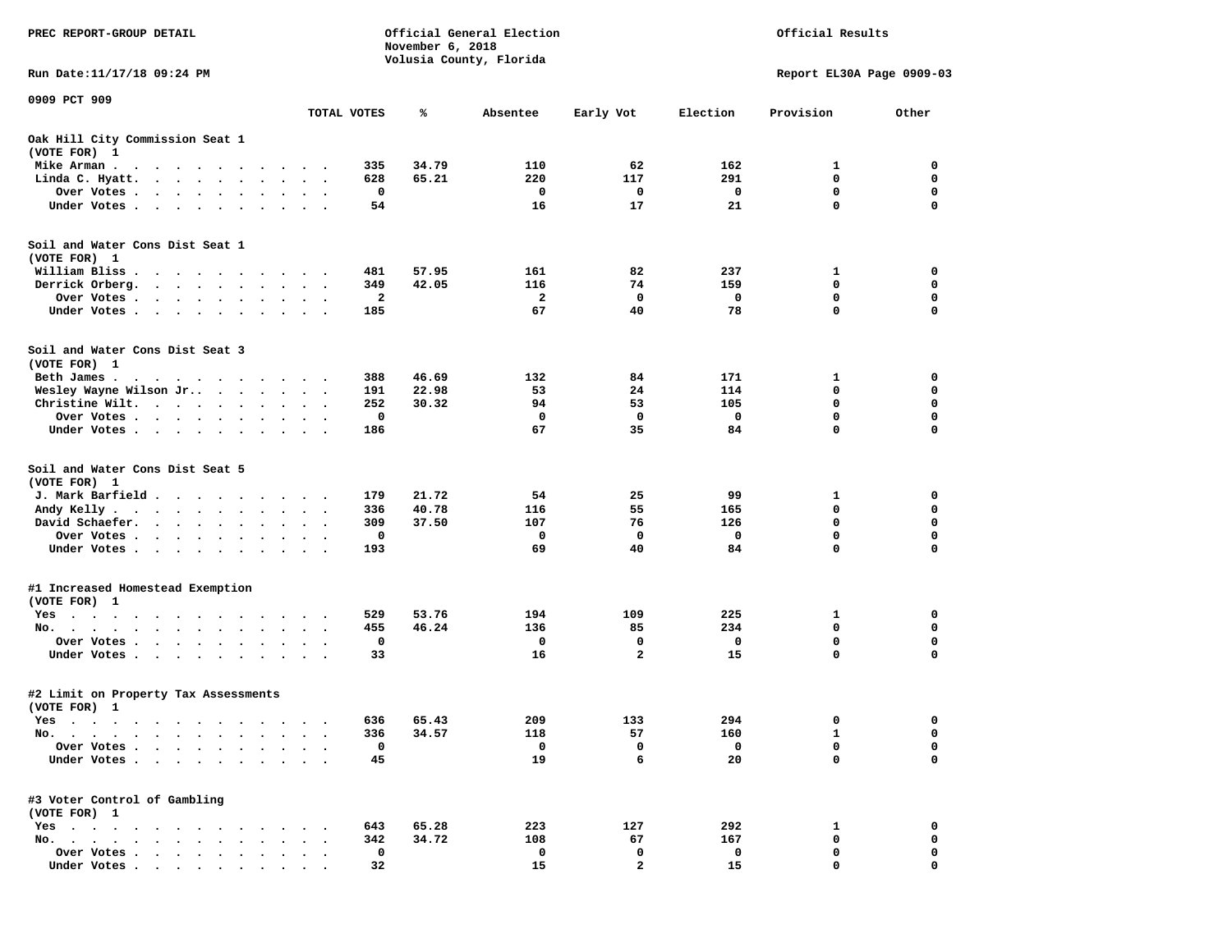PREC REPORT-GROUP DETAIL — Official General Election, November 6, 2018, Volusia County, Florida — Official Results

Run Date:11/17/18 09:24 PM — Report EL30A Page 0909-03

**0909 PCT 909**

| | TOTAL VOTES | % | Absentee | Early Vot | Election | Provision | Other |
|---|---|---|---|---|---|---|---|
| **Oak Hill City Commission Seat 1 (VOTE FOR) 1** | | | | | | | |
| Mike Arman | 335 | 34.79 | 110 | 62 | 162 | 1 | 0 |
| Linda C. Hyatt | 628 | 65.21 | 220 | 117 | 291 | 0 | 0 |
| Over Votes | 0 | | 0 | 0 | 0 | 0 | 0 |
| Under Votes | 54 | | 16 | 17 | 21 | 0 | 0 |
| **Soil and Water Cons Dist Seat 1 (VOTE FOR) 1** | | | | | | | |
| William Bliss | 481 | 57.95 | 161 | 82 | 237 | 1 | 0 |
| Derrick Orberg | 349 | 42.05 | 116 | 74 | 159 | 0 | 0 |
| Over Votes | 2 | | 2 | 0 | 0 | 0 | 0 |
| Under Votes | 185 | | 67 | 40 | 78 | 0 | 0 |
| **Soil and Water Cons Dist Seat 3 (VOTE FOR) 1** | | | | | | | |
| Beth James | 388 | 46.69 | 132 | 84 | 171 | 1 | 0 |
| Wesley Wayne Wilson Jr. | 191 | 22.98 | 53 | 24 | 114 | 0 | 0 |
| Christine Wilt | 252 | 30.32 | 94 | 53 | 105 | 0 | 0 |
| Over Votes | 0 | | 0 | 0 | 0 | 0 | 0 |
| Under Votes | 186 | | 67 | 35 | 84 | 0 | 0 |
| **Soil and Water Cons Dist Seat 5 (VOTE FOR) 1** | | | | | | | |
| J. Mark Barfield | 179 | 21.72 | 54 | 25 | 99 | 1 | 0 |
| Andy Kelly | 336 | 40.78 | 116 | 55 | 165 | 0 | 0 |
| David Schaefer | 309 | 37.50 | 107 | 76 | 126 | 0 | 0 |
| Over Votes | 0 | | 0 | 0 | 0 | 0 | 0 |
| Under Votes | 193 | | 69 | 40 | 84 | 0 | 0 |
| **#1 Increased Homestead Exemption (VOTE FOR) 1** | | | | | | | |
| Yes | 529 | 53.76 | 194 | 109 | 225 | 1 | 0 |
| No | 455 | 46.24 | 136 | 85 | 234 | 0 | 0 |
| Over Votes | 0 | | 0 | 0 | 0 | 0 | 0 |
| Under Votes | 33 | | 16 | 2 | 15 | 0 | 0 |
| **#2 Limit on Property Tax Assessments (VOTE FOR) 1** | | | | | | | |
| Yes | 636 | 65.43 | 209 | 133 | 294 | 0 | 0 |
| No | 336 | 34.57 | 118 | 57 | 160 | 1 | 0 |
| Over Votes | 0 | | 0 | 0 | 0 | 0 | 0 |
| Under Votes | 45 | | 19 | 6 | 20 | 0 | 0 |
| **#3 Voter Control of Gambling (VOTE FOR) 1** | | | | | | | |
| Yes | 643 | 65.28 | 223 | 127 | 292 | 1 | 0 |
| No | 342 | 34.72 | 108 | 67 | 167 | 0 | 0 |
| Over Votes | 0 | | 0 | 0 | 0 | 0 | 0 |
| Under Votes | 32 | | 15 | 2 | 15 | 0 | 0 |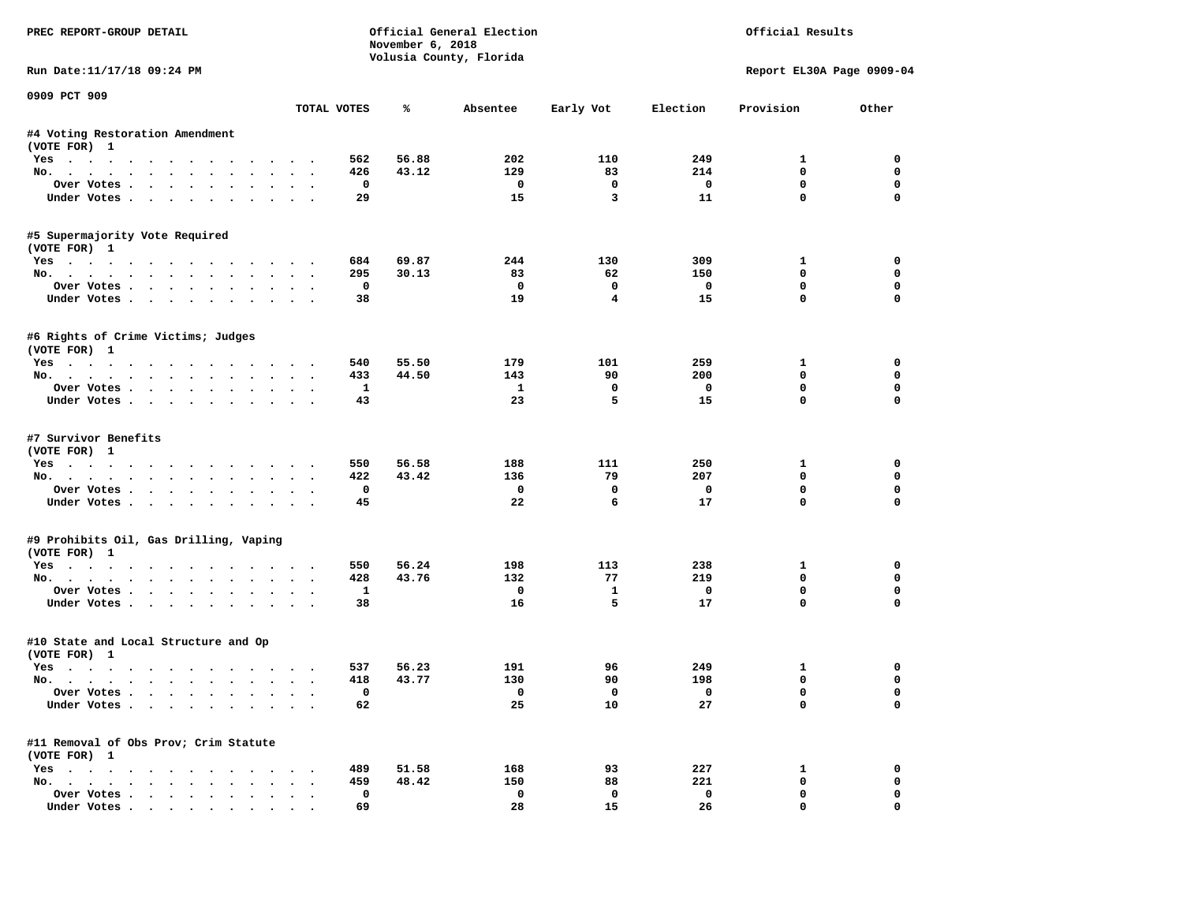PREC REPORT-GROUP DETAIL

Official General Election
November 6, 2018
Volusia County, Florida

Official Results

Run Date:11/17/18 09:24 PM

Report EL30A Page 0909-04

0909 PCT 909

| | TOTAL VOTES | % | Absentee | Early Vot | Election | Provision | Other |
|---|---|---|---|---|---|---|---|
| **#4 Voting Restoration Amendment** | | | | | | | |
| (VOTE FOR) 1 | | | | | | | |
| Yes | 562 | 56.88 | 202 | 110 | 249 | 1 | 0 |
| No. | 426 | 43.12 | 129 | 83 | 214 | 0 | 0 |
| Over Votes | 0 | | 0 | 0 | 0 | 0 | 0 |
| Under Votes | 29 | | 15 | 3 | 11 | 0 | 0 |
| **#5 Supermajority Vote Required** | | | | | | | |
| (VOTE FOR) 1 | | | | | | | |
| Yes | 684 | 69.87 | 244 | 130 | 309 | 1 | 0 |
| No. | 295 | 30.13 | 83 | 62 | 150 | 0 | 0 |
| Over Votes | 0 | | 0 | 0 | 0 | 0 | 0 |
| Under Votes | 38 | | 19 | 4 | 15 | 0 | 0 |
| **#6 Rights of Crime Victims; Judges** | | | | | | | |
| (VOTE FOR) 1 | | | | | | | |
| Yes | 540 | 55.50 | 179 | 101 | 259 | 1 | 0 |
| No. | 433 | 44.50 | 143 | 90 | 200 | 0 | 0 |
| Over Votes | 1 | | 1 | 0 | 0 | 0 | 0 |
| Under Votes | 43 | | 23 | 5 | 15 | 0 | 0 |
| **#7 Survivor Benefits** | | | | | | | |
| (VOTE FOR) 1 | | | | | | | |
| Yes | 550 | 56.58 | 188 | 111 | 250 | 1 | 0 |
| No. | 422 | 43.42 | 136 | 79 | 207 | 0 | 0 |
| Over Votes | 0 | | 0 | 0 | 0 | 0 | 0 |
| Under Votes | 45 | | 22 | 6 | 17 | 0 | 0 |
| **#9 Prohibits Oil, Gas Drilling, Vaping** | | | | | | | |
| (VOTE FOR) 1 | | | | | | | |
| Yes | 550 | 56.24 | 198 | 113 | 238 | 1 | 0 |
| No. | 428 | 43.76 | 132 | 77 | 219 | 0 | 0 |
| Over Votes | 1 | | 0 | 1 | 0 | 0 | 0 |
| Under Votes | 38 | | 16 | 5 | 17 | 0 | 0 |
| **#10 State and Local Structure and Op** | | | | | | | |
| (VOTE FOR) 1 | | | | | | | |
| Yes | 537 | 56.23 | 191 | 96 | 249 | 1 | 0 |
| No. | 418 | 43.77 | 130 | 90 | 198 | 0 | 0 |
| Over Votes | 0 | | 0 | 0 | 0 | 0 | 0 |
| Under Votes | 62 | | 25 | 10 | 27 | 0 | 0 |
| **#11 Removal of Obs Prov; Crim Statute** | | | | | | | |
| (VOTE FOR) 1 | | | | | | | |
| Yes | 489 | 51.58 | 168 | 93 | 227 | 1 | 0 |
| No. | 459 | 48.42 | 150 | 88 | 221 | 0 | 0 |
| Over Votes | 0 | | 0 | 0 | 0 | 0 | 0 |
| Under Votes | 69 | | 28 | 15 | 26 | 0 | 0 |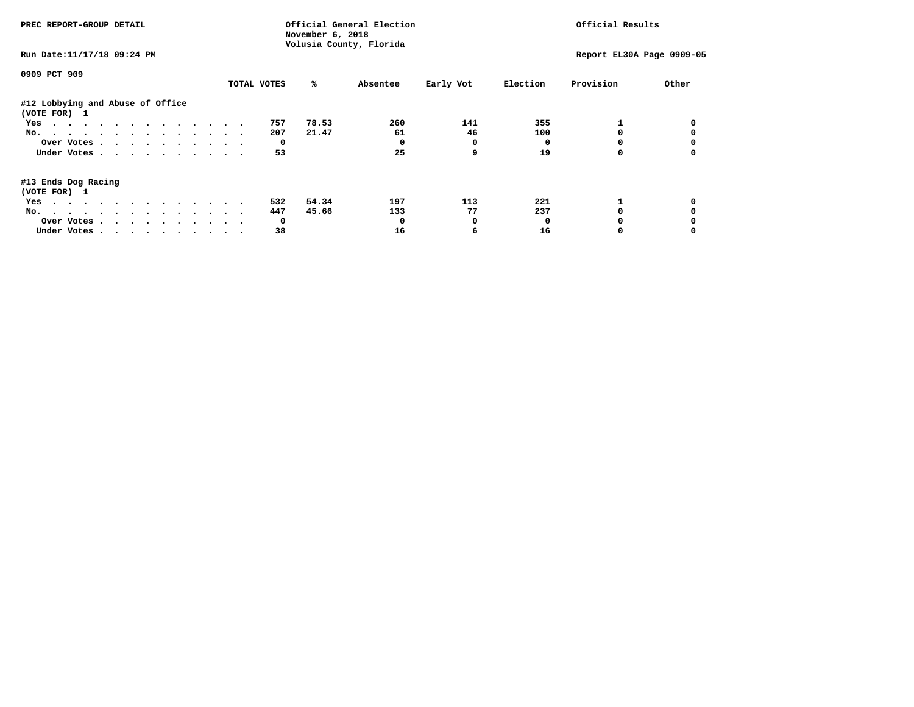PREC REPORT-GROUP DETAIL

Official General Election
November 6, 2018
Volusia County, Florida

Official Results

Run Date:11/17/18 09:24 PM

Report EL30A Page 0909-05

0909 PCT 909

| | TOTAL VOTES | % | Absentee | Early Vot | Election | Provision | Other |
|---|---|---|---|---|---|---|---|
| **#12 Lobbying and Abuse of Office** | | | | | | | |
| **(VOTE FOR) 1** | | | | | | | |
| Yes | 757 | 78.53 | 260 | 141 | 355 | 1 | 0 |
| No. | 207 | 21.47 | 61 | 46 | 100 | 0 | 0 |
| Over Votes | 0 | | 0 | 0 | 0 | 0 | 0 |
| Under Votes | 53 | | 25 | 9 | 19 | 0 | 0 |
| **#13 Ends Dog Racing** | | | | | | | |
| **(VOTE FOR) 1** | | | | | | | |
| Yes | 532 | 54.34 | 197 | 113 | 221 | 1 | 0 |
| No. | 447 | 45.66 | 133 | 77 | 237 | 0 | 0 |
| Over Votes | 0 | | 0 | 0 | 0 | 0 | 0 |
| Under Votes | 38 | | 16 | 6 | 16 | 0 | 0 |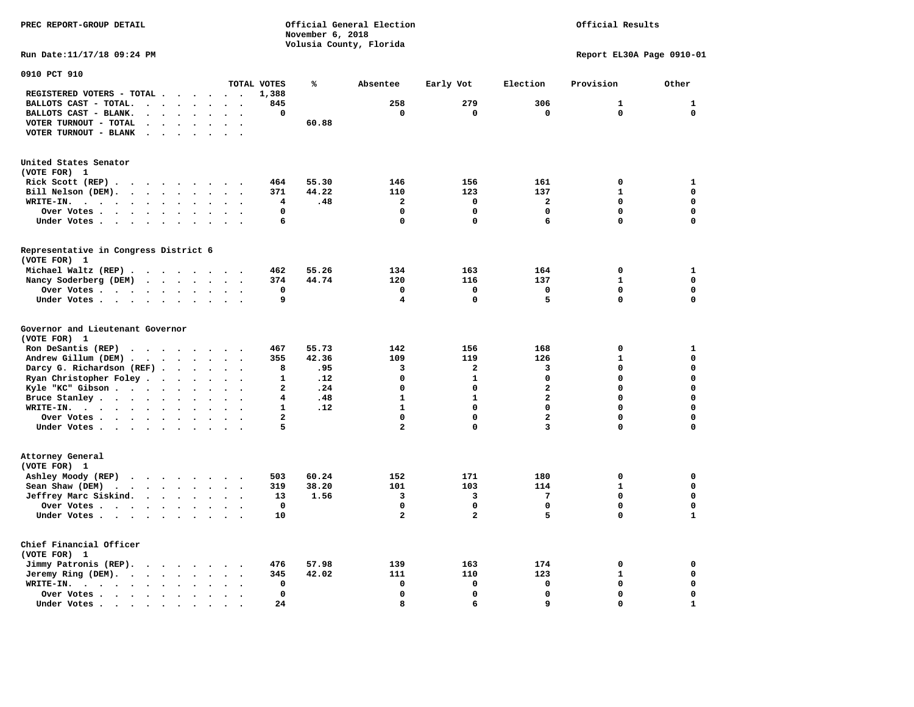PREC REPORT-GROUP DETAIL

Official General Election
November 6, 2018
Volusia County, Florida

Official Results

Run Date:11/17/18 09:24 PM

Report EL30A Page 0910-01

## 0910 PCT 910

| | TOTAL VOTES | % | Absentee | Early Vot | Election | Provision | Other |
|---|---|---|---|---|---|---|---|
| REGISTERED VOTERS - TOTAL | 1,388 | | | | | | |
| BALLOTS CAST - TOTAL. | 845 | | 258 | 279 | 306 | 1 | 1 |
| BALLOTS CAST - BLANK. | 0 | | 0 | 0 | 0 | 0 | 0 |
| VOTER TURNOUT - TOTAL | | 60.88 | | | | | |
| VOTER TURNOUT - BLANK | | | | | | | |

### United States Senator
(VOTE FOR) 1

| | TOTAL VOTES | % | Absentee | Early Vot | Election | Provision | Other |
|---|---|---|---|---|---|---|---|
| Rick Scott (REP) | 464 | 55.30 | 146 | 156 | 161 | 0 | 1 |
| Bill Nelson (DEM). | 371 | 44.22 | 110 | 123 | 137 | 1 | 0 |
| WRITE-IN. | 4 | .48 | 2 | 0 | 2 | 0 | 0 |
| Over Votes | 0 | | 0 | 0 | 0 | 0 | 0 |
| Under Votes | 6 | | 0 | 0 | 6 | 0 | 0 |

### Representative in Congress District 6
(VOTE FOR) 1

| | TOTAL VOTES | % | Absentee | Early Vot | Election | Provision | Other |
|---|---|---|---|---|---|---|---|
| Michael Waltz (REP) | 462 | 55.26 | 134 | 163 | 164 | 0 | 1 |
| Nancy Soderberg (DEM) | 374 | 44.74 | 120 | 116 | 137 | 1 | 0 |
| Over Votes | 0 | | 0 | 0 | 0 | 0 | 0 |
| Under Votes | 9 | | 4 | 0 | 5 | 0 | 0 |

### Governor and Lieutenant Governor
(VOTE FOR) 1

| | TOTAL VOTES | % | Absentee | Early Vot | Election | Provision | Other |
|---|---|---|---|---|---|---|---|
| Ron DeSantis (REP) | 467 | 55.73 | 142 | 156 | 168 | 0 | 1 |
| Andrew Gillum (DEM) | 355 | 42.36 | 109 | 119 | 126 | 1 | 0 |
| Darcy G. Richardson (REF) | 8 | .95 | 3 | 2 | 3 | 0 | 0 |
| Ryan Christopher Foley | 1 | .12 | 0 | 1 | 0 | 0 | 0 |
| Kyle "KC" Gibson | 2 | .24 | 0 | 0 | 2 | 0 | 0 |
| Bruce Stanley | 4 | .48 | 1 | 1 | 2 | 0 | 0 |
| WRITE-IN. | 1 | .12 | 1 | 0 | 0 | 0 | 0 |
| Over Votes | 2 | | 0 | 0 | 2 | 0 | 0 |
| Under Votes | 5 | | 2 | 0 | 3 | 0 | 0 |

### Attorney General
(VOTE FOR) 1

| | TOTAL VOTES | % | Absentee | Early Vot | Election | Provision | Other |
|---|---|---|---|---|---|---|---|
| Ashley Moody (REP) | 503 | 60.24 | 152 | 171 | 180 | 0 | 0 |
| Sean Shaw (DEM) | 319 | 38.20 | 101 | 103 | 114 | 1 | 0 |
| Jeffrey Marc Siskind. | 13 | 1.56 | 3 | 3 | 7 | 0 | 0 |
| Over Votes | 0 | | 0 | 0 | 0 | 0 | 0 |
| Under Votes | 10 | | 2 | 2 | 5 | 0 | 1 |

### Chief Financial Officer
(VOTE FOR) 1

| | TOTAL VOTES | % | Absentee | Early Vot | Election | Provision | Other |
|---|---|---|---|---|---|---|---|
| Jimmy Patronis (REP). | 476 | 57.98 | 139 | 163 | 174 | 0 | 0 |
| Jeremy Ring (DEM). | 345 | 42.02 | 111 | 110 | 123 | 1 | 0 |
| WRITE-IN. | 0 | | 0 | 0 | 0 | 0 | 0 |
| Over Votes | 0 | | 0 | 0 | 0 | 0 | 0 |
| Under Votes | 24 | | 8 | 6 | 9 | 0 | 1 |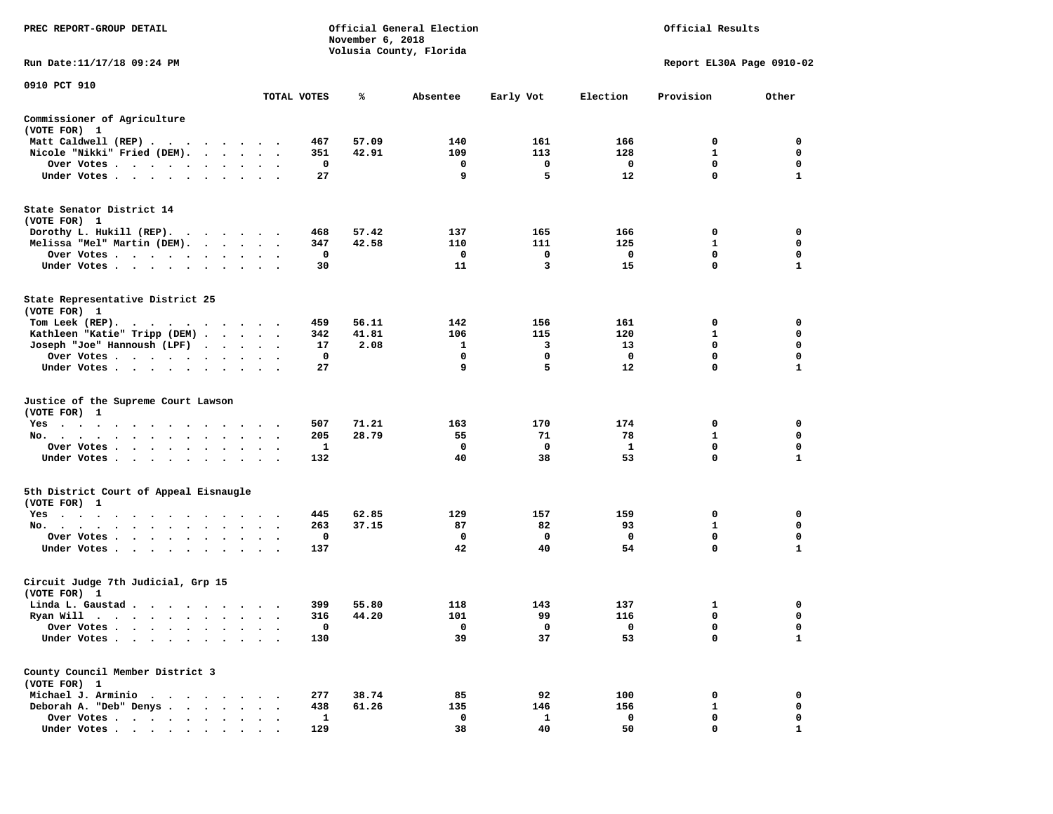PREC REPORT-GROUP DETAIL

Official General Election
November 6, 2018
Volusia County, Florida

Official Results

Run Date:11/17/18 09:24 PM

Report EL30A Page 0910-02

0910 PCT 910

| | TOTAL VOTES | % | Absentee | Early Vot | Election | Provision | Other |
|---|---|---|---|---|---|---|---|
| **Commissioner of Agriculture** | | | | | | | |
| (VOTE FOR) 1 | | | | | | | |
| Matt Caldwell (REP) | 467 | 57.09 | 140 | 161 | 166 | 0 | 0 |
| Nicole "Nikki" Fried (DEM) | 351 | 42.91 | 109 | 113 | 128 | 1 | 0 |
| Over Votes | 0 | | 0 | 0 | 0 | 0 | 0 |
| Under Votes | 27 | | 9 | 5 | 12 | 0 | 1 |
| **State Senator District 14** | | | | | | | |
| (VOTE FOR) 1 | | | | | | | |
| Dorothy L. Hukill (REP) | 468 | 57.42 | 137 | 165 | 166 | 0 | 0 |
| Melissa "Mel" Martin (DEM) | 347 | 42.58 | 110 | 111 | 125 | 1 | 0 |
| Over Votes | 0 | | 0 | 0 | 0 | 0 | 0 |
| Under Votes | 30 | | 11 | 3 | 15 | 0 | 1 |
| **State Representative District 25** | | | | | | | |
| (VOTE FOR) 1 | | | | | | | |
| Tom Leek (REP) | 459 | 56.11 | 142 | 156 | 161 | 0 | 0 |
| Kathleen "Katie" Tripp (DEM) | 342 | 41.81 | 106 | 115 | 120 | 1 | 0 |
| Joseph "Joe" Hannoush (LPF) | 17 | 2.08 | 1 | 3 | 13 | 0 | 0 |
| Over Votes | 0 | | 0 | 0 | 0 | 0 | 0 |
| Under Votes | 27 | | 9 | 5 | 12 | 0 | 1 |
| **Justice of the Supreme Court Lawson** | | | | | | | |
| (VOTE FOR) 1 | | | | | | | |
| Yes | 507 | 71.21 | 163 | 170 | 174 | 0 | 0 |
| No | 205 | 28.79 | 55 | 71 | 78 | 1 | 0 |
| Over Votes | 1 | | 0 | 0 | 1 | 0 | 0 |
| Under Votes | 132 | | 40 | 38 | 53 | 0 | 1 |
| **5th District Court of Appeal Eisnaugle** | | | | | | | |
| (VOTE FOR) 1 | | | | | | | |
| Yes | 445 | 62.85 | 129 | 157 | 159 | 0 | 0 |
| No | 263 | 37.15 | 87 | 82 | 93 | 1 | 0 |
| Over Votes | 0 | | 0 | 0 | 0 | 0 | 0 |
| Under Votes | 137 | | 42 | 40 | 54 | 0 | 1 |
| **Circuit Judge 7th Judicial, Grp 15** | | | | | | | |
| (VOTE FOR) 1 | | | | | | | |
| Linda L. Gaustad | 399 | 55.80 | 118 | 143 | 137 | 1 | 0 |
| Ryan Will | 316 | 44.20 | 101 | 99 | 116 | 0 | 0 |
| Over Votes | 0 | | 0 | 0 | 0 | 0 | 0 |
| Under Votes | 130 | | 39 | 37 | 53 | 0 | 1 |
| **County Council Member District 3** | | | | | | | |
| (VOTE FOR) 1 | | | | | | | |
| Michael J. Arminio | 277 | 38.74 | 85 | 92 | 100 | 0 | 0 |
| Deborah A. "Deb" Denys | 438 | 61.26 | 135 | 146 | 156 | 1 | 0 |
| Over Votes | 1 | | 0 | 1 | 0 | 0 | 0 |
| Under Votes | 129 | | 38 | 40 | 50 | 0 | 1 |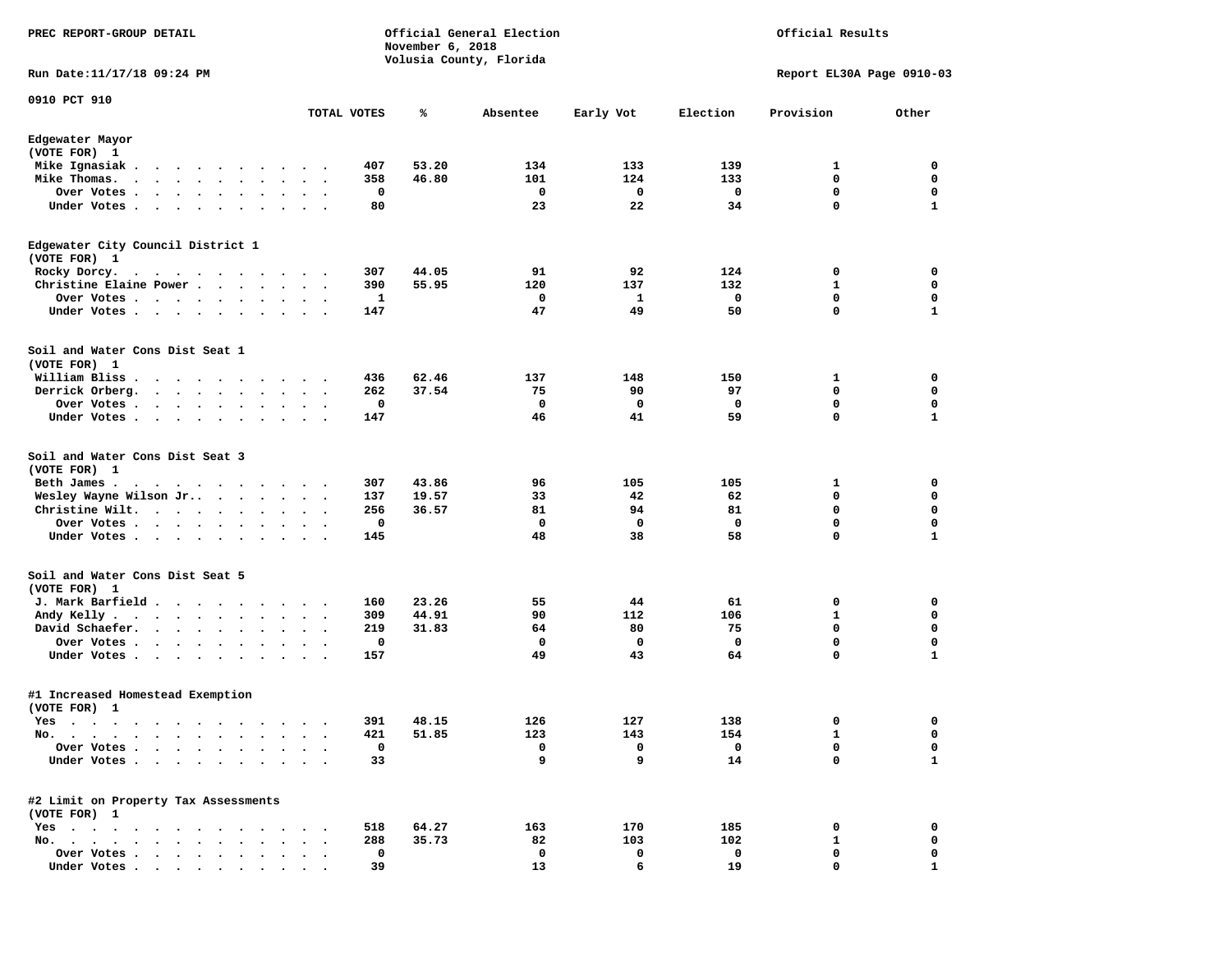PREC REPORT-GROUP DETAIL

Official General Election
November 6, 2018
Volusia County, Florida

Official Results

Run Date:11/17/18 09:24 PM

Report EL30A Page 0910-03

0910 PCT 910

| | TOTAL VOTES | % | Absentee | Early Vot | Election | Provision | Other |
|---|---|---|---|---|---|---|---|
| **Edgewater Mayor** | | | | | | | |
| (VOTE FOR) 1 | | | | | | | |
| Mike Ignasiak | 407 | 53.20 | 134 | 133 | 139 | 1 | 0 |
| Mike Thomas. | 358 | 46.80 | 101 | 124 | 133 | 0 | 0 |
| Over Votes | 0 | | 0 | 0 | 0 | 0 | 0 |
| Under Votes | 80 | | 23 | 22 | 34 | 0 | 1 |
| **Edgewater City Council District 1** | | | | | | | |
| (VOTE FOR) 1 | | | | | | | |
| Rocky Dorcy. | 307 | 44.05 | 91 | 92 | 124 | 0 | 0 |
| Christine Elaine Power | 390 | 55.95 | 120 | 137 | 132 | 1 | 0 |
| Over Votes | 1 | | 0 | 1 | 0 | 0 | 0 |
| Under Votes | 147 | | 47 | 49 | 50 | 0 | 1 |
| **Soil and Water Cons Dist Seat 1** | | | | | | | |
| (VOTE FOR) 1 | | | | | | | |
| William Bliss | 436 | 62.46 | 137 | 148 | 150 | 1 | 0 |
| Derrick Orberg. | 262 | 37.54 | 75 | 90 | 97 | 0 | 0 |
| Over Votes | 0 | | 0 | 0 | 0 | 0 | 0 |
| Under Votes | 147 | | 46 | 41 | 59 | 0 | 1 |
| **Soil and Water Cons Dist Seat 3** | | | | | | | |
| (VOTE FOR) 1 | | | | | | | |
| Beth James | 307 | 43.86 | 96 | 105 | 105 | 1 | 0 |
| Wesley Wayne Wilson Jr.. | 137 | 19.57 | 33 | 42 | 62 | 0 | 0 |
| Christine Wilt. | 256 | 36.57 | 81 | 94 | 81 | 0 | 0 |
| Over Votes | 0 | | 0 | 0 | 0 | 0 | 0 |
| Under Votes | 145 | | 48 | 38 | 58 | 0 | 1 |
| **Soil and Water Cons Dist Seat 5** | | | | | | | |
| (VOTE FOR) 1 | | | | | | | |
| J. Mark Barfield | 160 | 23.26 | 55 | 44 | 61 | 0 | 0 |
| Andy Kelly | 309 | 44.91 | 90 | 112 | 106 | 1 | 0 |
| David Schaefer. | 219 | 31.83 | 64 | 80 | 75 | 0 | 0 |
| Over Votes | 0 | | 0 | 0 | 0 | 0 | 0 |
| Under Votes | 157 | | 49 | 43 | 64 | 0 | 1 |
| **#1 Increased Homestead Exemption** | | | | | | | |
| (VOTE FOR) 1 | | | | | | | |
| Yes | 391 | 48.15 | 126 | 127 | 138 | 0 | 0 |
| No. | 421 | 51.85 | 123 | 143 | 154 | 1 | 0 |
| Over Votes | 0 | | 0 | 0 | 0 | 0 | 0 |
| Under Votes | 33 | | 9 | 9 | 14 | 0 | 1 |
| **#2 Limit on Property Tax Assessments** | | | | | | | |
| (VOTE FOR) 1 | | | | | | | |
| Yes | 518 | 64.27 | 163 | 170 | 185 | 0 | 0 |
| No. | 288 | 35.73 | 82 | 103 | 102 | 1 | 0 |
| Over Votes | 0 | | 0 | 0 | 0 | 0 | 0 |
| Under Votes | 39 | | 13 | 6 | 19 | 0 | 1 |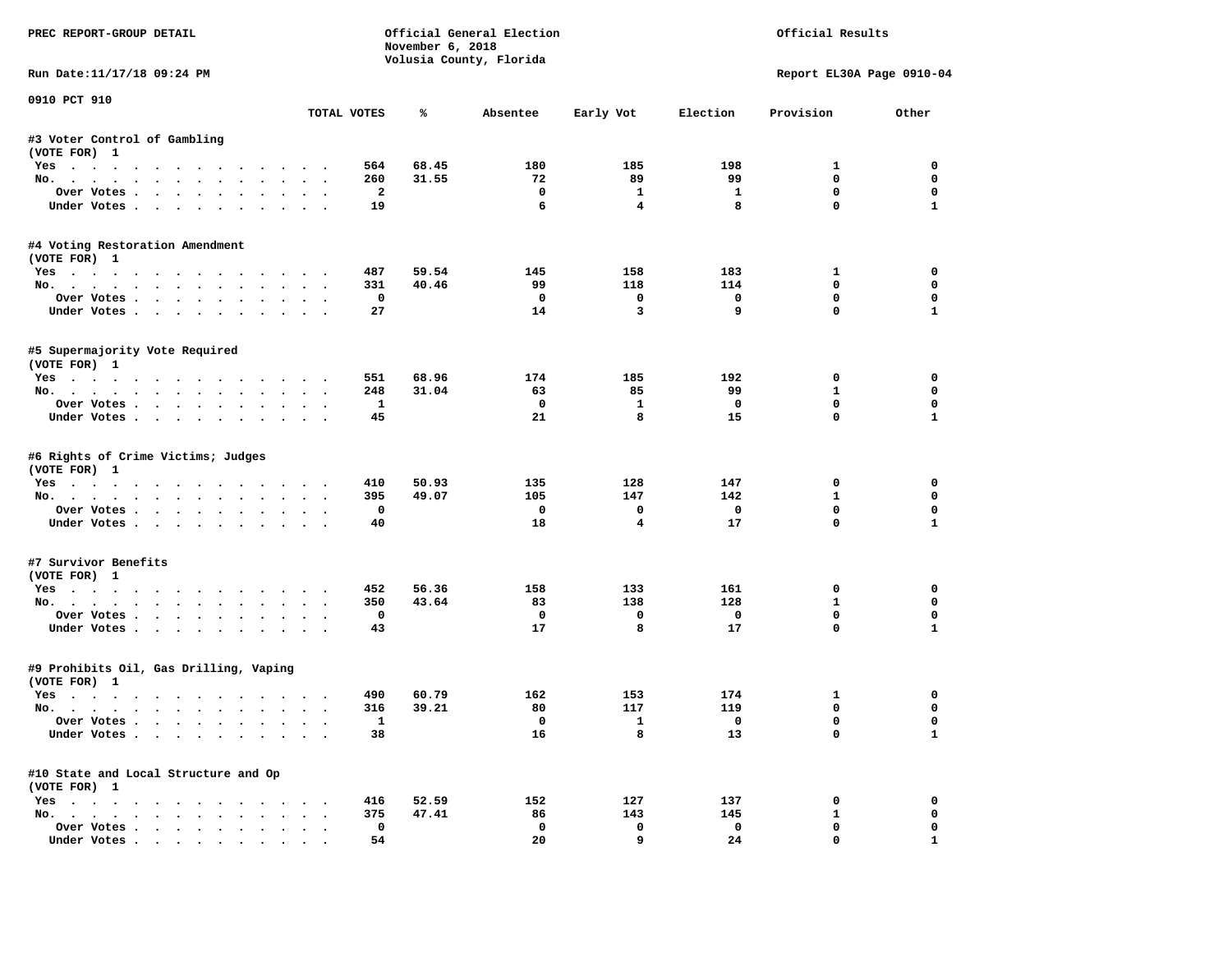PREC REPORT-GROUP DETAIL

Official General Election
November 6, 2018
Volusia County, Florida

Official Results

Run Date:11/17/18 09:24 PM

Report EL30A Page 0910-04

0910 PCT 910

| | TOTAL VOTES | % | Absentee | Early Vot | Election | Provision | Other |
|---|---|---|---|---|---|---|---|
| **#3 Voter Control of Gambling** | | | | | | | |
| (VOTE FOR) 1 | | | | | | | |
| Yes | 564 | 68.45 | 180 | 185 | 198 | 1 | 0 |
| No. | 260 | 31.55 | 72 | 89 | 99 | 0 | 0 |
| Over Votes | 2 | | 0 | 1 | 1 | 0 | 0 |
| Under Votes | 19 | | 6 | 4 | 8 | 0 | 1 |
| **#4 Voting Restoration Amendment** | | | | | | | |
| (VOTE FOR) 1 | | | | | | | |
| Yes | 487 | 59.54 | 145 | 158 | 183 | 1 | 0 |
| No. | 331 | 40.46 | 99 | 118 | 114 | 0 | 0 |
| Over Votes | 0 | | 0 | 0 | 0 | 0 | 0 |
| Under Votes | 27 | | 14 | 3 | 9 | 0 | 1 |
| **#5 Supermajority Vote Required** | | | | | | | |
| (VOTE FOR) 1 | | | | | | | |
| Yes | 551 | 68.96 | 174 | 185 | 192 | 0 | 0 |
| No. | 248 | 31.04 | 63 | 85 | 99 | 1 | 0 |
| Over Votes | 1 | | 0 | 1 | 0 | 0 | 0 |
| Under Votes | 45 | | 21 | 8 | 15 | 0 | 1 |
| **#6 Rights of Crime Victims; Judges** | | | | | | | |
| (VOTE FOR) 1 | | | | | | | |
| Yes | 410 | 50.93 | 135 | 128 | 147 | 0 | 0 |
| No. | 395 | 49.07 | 105 | 147 | 142 | 1 | 0 |
| Over Votes | 0 | | 0 | 0 | 0 | 0 | 0 |
| Under Votes | 40 | | 18 | 4 | 17 | 0 | 1 |
| **#7 Survivor Benefits** | | | | | | | |
| (VOTE FOR) 1 | | | | | | | |
| Yes | 452 | 56.36 | 158 | 133 | 161 | 0 | 0 |
| No. | 350 | 43.64 | 83 | 138 | 128 | 1 | 0 |
| Over Votes | 0 | | 0 | 0 | 0 | 0 | 0 |
| Under Votes | 43 | | 17 | 8 | 17 | 0 | 1 |
| **#9 Prohibits Oil, Gas Drilling, Vaping** | | | | | | | |
| (VOTE FOR) 1 | | | | | | | |
| Yes | 490 | 60.79 | 162 | 153 | 174 | 1 | 0 |
| No. | 316 | 39.21 | 80 | 117 | 119 | 0 | 0 |
| Over Votes | 1 | | 0 | 1 | 0 | 0 | 0 |
| Under Votes | 38 | | 16 | 8 | 13 | 0 | 1 |
| **#10 State and Local Structure and Op** | | | | | | | |
| (VOTE FOR) 1 | | | | | | | |
| Yes | 416 | 52.59 | 152 | 127 | 137 | 0 | 0 |
| No. | 375 | 47.41 | 86 | 143 | 145 | 1 | 0 |
| Over Votes | 0 | | 0 | 0 | 0 | 0 | 0 |
| Under Votes | 54 | | 20 | 9 | 24 | 0 | 1 |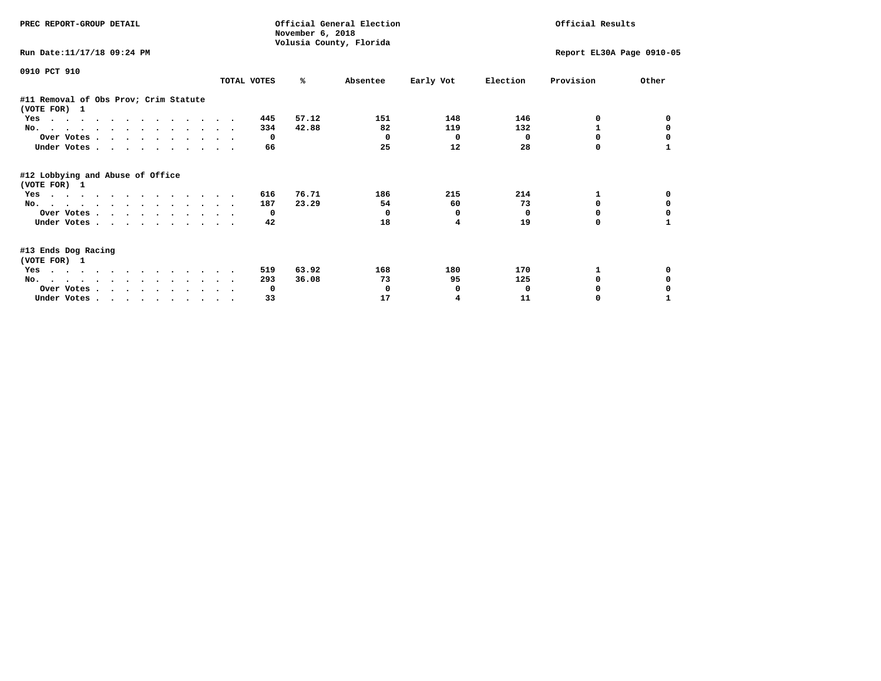PREC REPORT-GROUP DETAIL

Official General Election
November 6, 2018
Volusia County, Florida

Official Results

Run Date:11/17/18 09:24 PM

Report EL30A Page 0910-05

0910 PCT 910

| | TOTAL VOTES | % | Absentee | Early Vot | Election | Provision | Other |
|---|---|---|---|---|---|---|---|
| **#11 Removal of Obs Prov; Crim Statute** | | | | | | | |
| **(VOTE FOR) 1** | | | | | | | |
| Yes | 445 | 57.12 | 151 | 148 | 146 | 0 | 0 |
| No. | 334 | 42.88 | 82 | 119 | 132 | 1 | 0 |
| Over Votes | 0 | | 0 | 0 | 0 | 0 | 0 |
| Under Votes | 66 | | 25 | 12 | 28 | 0 | 1 |
| **#12 Lobbying and Abuse of Office** | | | | | | | |
| **(VOTE FOR) 1** | | | | | | | |
| Yes | 616 | 76.71 | 186 | 215 | 214 | 1 | 0 |
| No. | 187 | 23.29 | 54 | 60 | 73 | 0 | 0 |
| Over Votes | 0 | | 0 | 0 | 0 | 0 | 0 |
| Under Votes | 42 | | 18 | 4 | 19 | 0 | 1 |
| **#13 Ends Dog Racing** | | | | | | | |
| **(VOTE FOR) 1** | | | | | | | |
| Yes | 519 | 63.92 | 168 | 180 | 170 | 1 | 0 |
| No. | 293 | 36.08 | 73 | 95 | 125 | 0 | 0 |
| Over Votes | 0 | | 0 | 0 | 0 | 0 | 0 |
| Under Votes | 33 | | 17 | 4 | 11 | 0 | 1 |